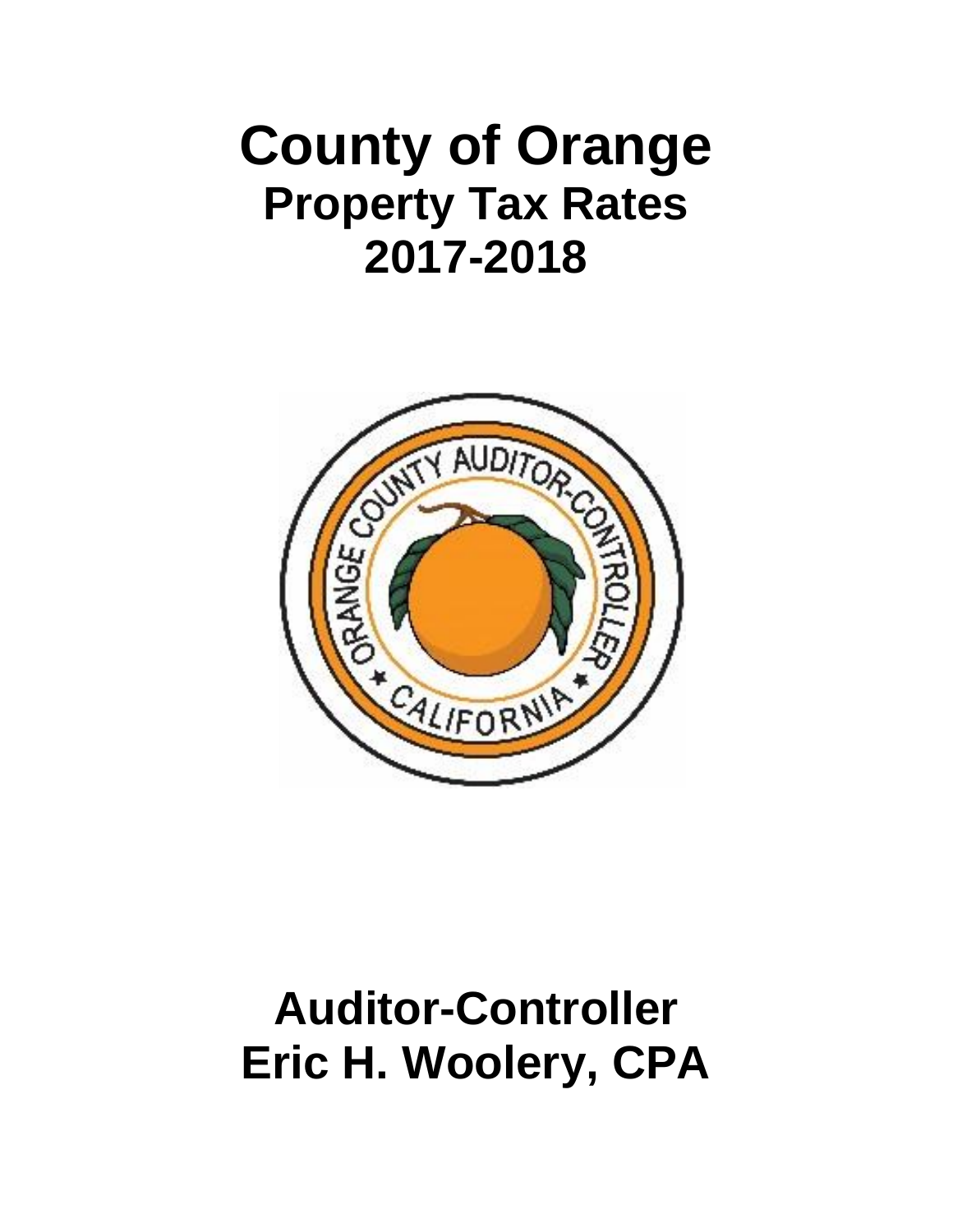# County of Orange
## Property Tax Rates
## 2017-2018

# Auditor-Controller
# Eric H. Woolery, CPA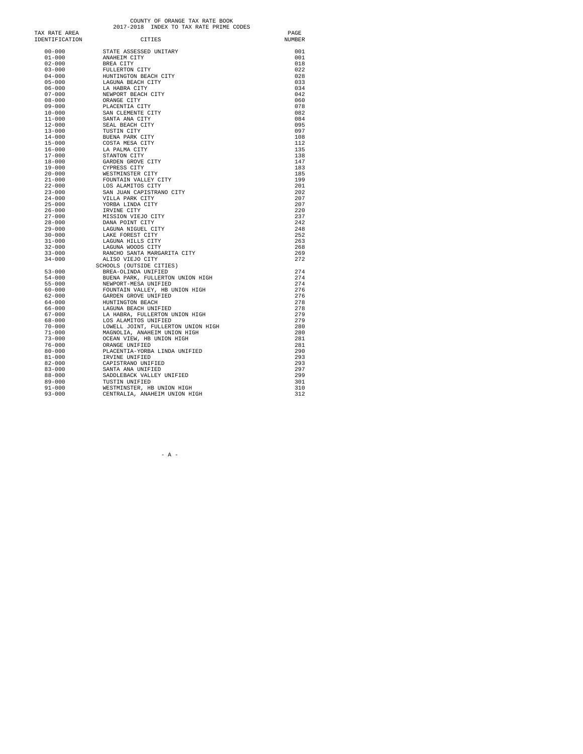# COUNTY OF ORANGE TAX RATE BOOK
## 2017-2018 INDEX TO TAX RATE PRIME CODES

| TAX RATE AREA IDENTIFICATION | CITIES | PAGE NUMBER |
|---|---|---|
| 00-000 | STATE ASSESSED UNITARY | 001 |
| 01-000 | ANAHEIM CITY | 001 |
| 02-000 | BREA CITY | 018 |
| 03-000 | FULLERTON CITY | 022 |
| 04-000 | HUNTINGTON BEACH CITY | 028 |
| 05-000 | LAGUNA BEACH CITY | 033 |
| 06-000 | LA HABRA CITY | 034 |
| 07-000 | NEWPORT BEACH CITY | 042 |
| 08-000 | ORANGE CITY | 060 |
| 09-000 | PLACENTIA CITY | 078 |
| 10-000 | SAN CLEMENTE CITY | 082 |
| 11-000 | SANTA ANA CITY | 084 |
| 12-000 | SEAL BEACH CITY | 095 |
| 13-000 | TUSTIN CITY | 097 |
| 14-000 | BUENA PARK CITY | 108 |
| 15-000 | COSTA MESA CITY | 112 |
| 16-000 | LA PALMA CITY | 135 |
| 17-000 | STANTON CITY | 138 |
| 18-000 | GARDEN GROVE CITY | 147 |
| 19-000 | CYPRESS CITY | 183 |
| 20-000 | WESTMINSTER CITY | 185 |
| 21-000 | FOUNTAIN VALLEY CITY | 199 |
| 22-000 | LOS ALAMITOS CITY | 201 |
| 23-000 | SAN JUAN CAPISTRANO CITY | 202 |
| 24-000 | VILLA PARK CITY | 207 |
| 25-000 | YORBA LINDA CITY | 207 |
| 26-000 | IRVINE CITY | 220 |
| 27-000 | MISSION VIEJO CITY | 237 |
| 28-000 | DANA POINT CITY | 242 |
| 29-000 | LAGUNA NIGUEL CITY | 248 |
| 30-000 | LAKE FOREST CITY | 252 |
| 31-000 | LAGUNA HILLS CITY | 263 |
| 32-000 | LAGUNA WOODS CITY | 268 |
| 33-000 | RANCHO SANTA MARGARITA CITY | 269 |
| 34-000 | ALISO VIEJO CITY | 272 |
| | SCHOOLS (OUTSIDE CITIES) | |
| 53-000 | BREA-OLINDA UNIFIED | 274 |
| 54-000 | BUENA PARK, FULLERTON UNION HIGH | 274 |
| 55-000 | NEWPORT-MESA UNIFIED | 274 |
| 60-000 | FOUNTAIN VALLEY, HB UNION HIGH | 276 |
| 62-000 | GARDEN GROVE UNIFIED | 276 |
| 64-000 | HUNTINGTON BEACH | 278 |
| 66-000 | LAGUNA BEACH UNIFIED | 278 |
| 67-000 | LA HABRA, FULLERTON UNION HIGH | 279 |
| 68-000 | LOS ALAMITOS UNIFIED | 279 |
| 70-000 | LOWELL JOINT, FULLERTON UNION HIGH | 280 |
| 71-000 | MAGNOLIA, ANAHEIM UNION HIGH | 280 |
| 73-000 | OCEAN VIEW, HB UNION HIGH | 281 |
| 76-000 | ORANGE UNIFIED | 281 |
| 80-000 | PLACENTIA-YORBA LINDA UNIFIED | 290 |
| 81-000 | IRVINE UNIFIED | 293 |
| 82-000 | CAPISTRANO UNIFIED | 293 |
| 83-000 | SANTA ANA UNIFIED | 297 |
| 88-000 | SADDLEBACK VALLEY UNIFIED | 299 |
| 89-000 | TUSTIN UNIFIED | 301 |
| 91-000 | WESTMINSTER, HB UNION HIGH | 310 |
| 93-000 | CENTRALIA, ANAHEIM UNION HIGH | 312 |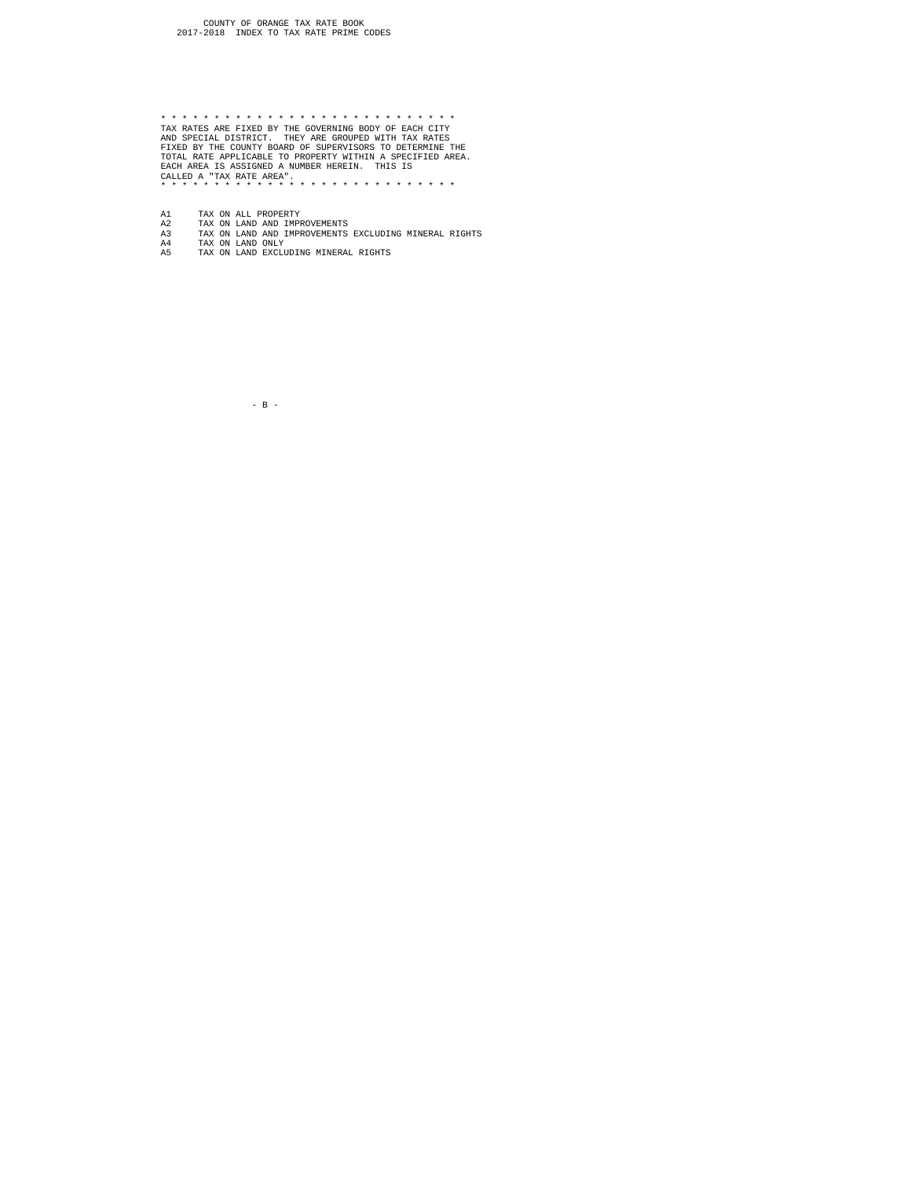COUNTY OF ORANGE TAX RATE BOOK
2017-2018 INDEX TO TAX RATE PRIME CODES

* * * * * * * * * * * * * * * * * * * * * * * * * * * * *
TAX RATES ARE FIXED BY THE GOVERNING BODY OF EACH CITY AND SPECIAL DISTRICT. THEY ARE GROUPED WITH TAX RATES FIXED BY THE COUNTY BOARD OF SUPERVISORS TO DETERMINE THE TOTAL RATE APPLICABLE TO PROPERTY WITHIN A SPECIFIED AREA. EACH AREA IS ASSIGNED A NUMBER HEREIN. THIS IS CALLED A "TAX RATE AREA".
* * * * * * * * * * * * * * * * * * * * * * * * * * * * *

| | |
|---|---|
| A1 | TAX ON ALL PROPERTY |
| A2 | TAX ON LAND AND IMPROVEMENTS |
| A3 | TAX ON LAND AND IMPROVEMENTS EXCLUDING MINERAL RIGHTS |
| A4 | TAX ON LAND ONLY |
| A5 | TAX ON LAND EXCLUDING MINERAL RIGHTS |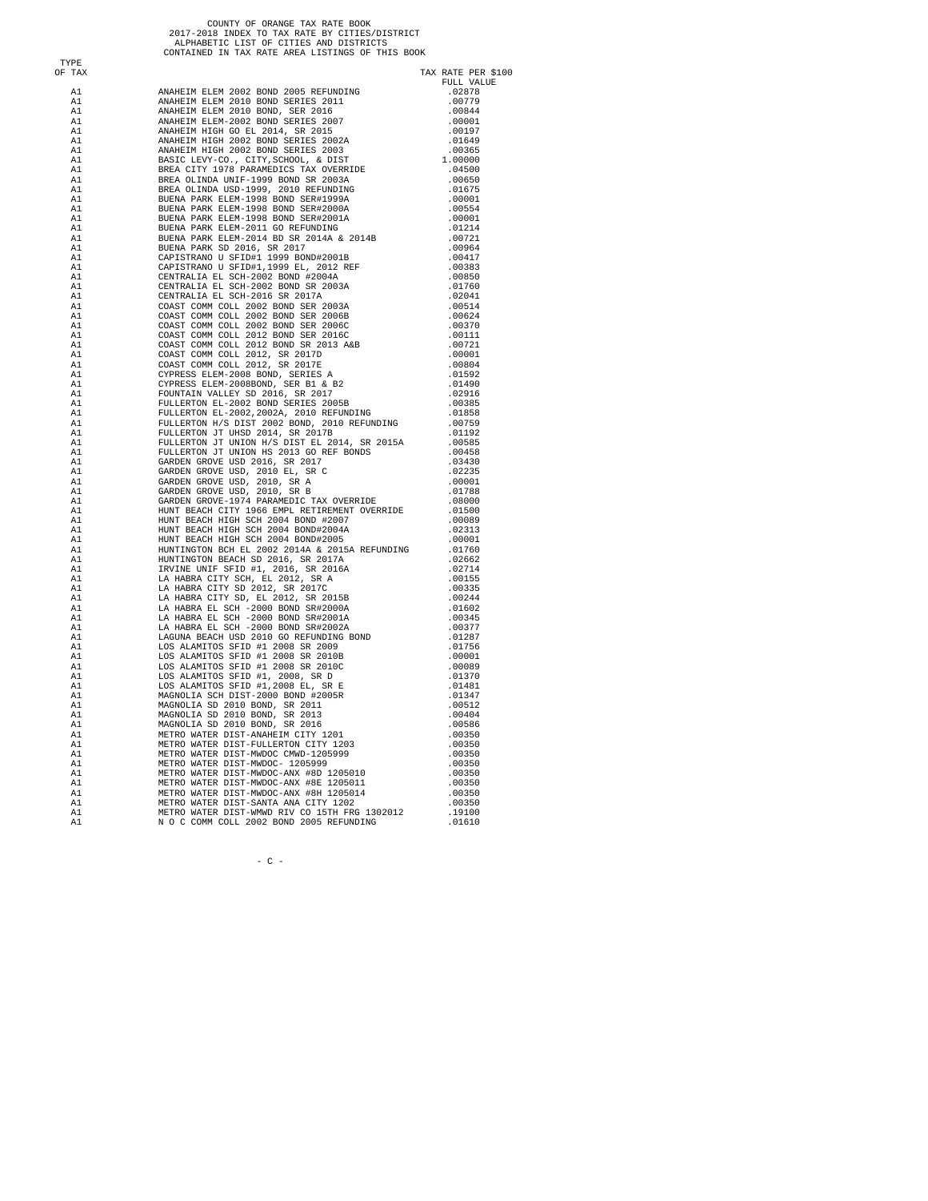COUNTY OF ORANGE TAX RATE BOOK
2017-2018 INDEX TO TAX RATE BY CITIES/DISTRICT
ALPHABETIC LIST OF CITIES AND DISTRICTS
CONTAINED IN TAX RATE AREA LISTINGS OF THIS BOOK

| TYPE OF TAX | | TAX RATE PER $100 FULL VALUE |
|---|---|---|
| A1 | ANAHEIM ELEM 2002 BOND 2005 REFUNDING | .02878 |
| A1 | ANAHEIM ELEM 2010 BOND SERIES 2011 | .00779 |
| A1 | ANAHEIM ELEM 2010 BOND, SER 2016 | .00844 |
| A1 | ANAHEIM ELEM-2002 BOND SERIES 2007 | .00001 |
| A1 | ANAHEIM HIGH GO EL 2014, SR 2015 | .00197 |
| A1 | ANAHEIM HIGH 2002 BOND SERIES 2002A | .01649 |
| A1 | ANAHEIM HIGH 2002 BOND SERIES 2003 | .00365 |
| A1 | BASIC LEVY-CO., CITY,SCHOOL, & DIST | 1.00000 |
| A1 | BREA CITY 1978 PARAMEDICS TAX OVERRIDE | .04500 |
| A1 | BREA OLINDA UNIF-1999 BOND SR 2003A | .00650 |
| A1 | BREA OLINDA USD-1999, 2010 REFUNDING | .01675 |
| A1 | BUENA PARK ELEM-1998 BOND SER#1999A | .00001 |
| A1 | BUENA PARK ELEM-1998 BOND SER#2000A | .00554 |
| A1 | BUENA PARK ELEM-1998 BOND SER#2001A | .00001 |
| A1 | BUENA PARK ELEM-2011 GO REFUNDING | .01214 |
| A1 | BUENA PARK ELEM-2014 BD SR 2014A & 2014B | .00721 |
| A1 | BUENA PARK SD 2016, SR 2017 | .00964 |
| A1 | CAPISTRANO U SFID#1 1999 BOND#2001B | .00417 |
| A1 | CAPISTRANO U SFID#1,1999 EL, 2012 REF | .00383 |
| A1 | CENTRALIA EL SCH-2002 BOND #2004A | .00850 |
| A1 | CENTRALIA EL SCH-2002 BOND SR 2003A | .01760 |
| A1 | CENTRALIA EL SCH-2016 SR 2017A | .02041 |
| A1 | COAST COMM COLL 2002 BOND SER 2003A | .00514 |
| A1 | COAST COMM COLL 2002 BOND SER 2006B | .00624 |
| A1 | COAST COMM COLL 2002 BOND SER 2006C | .00370 |
| A1 | COAST COMM COLL 2012 BOND SER 2016C | .00111 |
| A1 | COAST COMM COLL 2012 BOND SR 2013 A&B | .00721 |
| A1 | COAST COMM COLL 2012, SR 2017D | .00001 |
| A1 | COAST COMM COLL 2012, SR 2017E | .00804 |
| A1 | CYPRESS ELEM-2008 BOND, SERIES A | .01592 |
| A1 | CYPRESS ELEM-2008BOND, SER B1 & B2 | .01490 |
| A1 | FOUNTAIN VALLEY SD 2016, SR 2017 | .02916 |
| A1 | FULLERTON EL-2002 BOND SERIES 2005B | .00385 |
| A1 | FULLERTON EL-2002,2002A, 2010 REFUNDING | .01858 |
| A1 | FULLERTON H/S DIST 2002 BOND, 2010 REFUNDING | .00759 |
| A1 | FULLERTON JT UHSD 2014, SR 2017B | .01192 |
| A1 | FULLERTON JT UNION H/S DIST EL 2014, SR 2015A | .00585 |
| A1 | FULLERTON JT UNION HS 2013 GO REF BONDS | .00458 |
| A1 | GARDEN GROVE USD 2016, SR 2017 | .03430 |
| A1 | GARDEN GROVE USD, 2010 EL, SR C | .02235 |
| A1 | GARDEN GROVE USD, 2010, SR A | .00001 |
| A1 | GARDEN GROVE USD, 2010, SR B | .01788 |
| A1 | GARDEN GROVE-1974 PARAMEDIC TAX OVERRIDE | .08000 |
| A1 | HUNT BEACH CITY 1966 EMPL RETIREMENT OVERRIDE | .01500 |
| A1 | HUNT BEACH HIGH SCH 2004 BOND #2007 | .00089 |
| A1 | HUNT BEACH HIGH SCH 2004 BOND#2004A | .02313 |
| A1 | HUNT BEACH HIGH SCH 2004 BOND#2005 | .00001 |
| A1 | HUNTINGTON BCH EL 2002 2014A & 2015A REFUNDING | .01760 |
| A1 | HUNTINGTON BEACH SD 2016, SR 2017A | .02662 |
| A1 | IRVINE UNIF SFID #1, 2016, SR 2016A | .02714 |
| A1 | LA HABRA CITY SCH, EL 2012, SR A | .00155 |
| A1 | LA HABRA CITY SD 2012, SR 2017C | .00335 |
| A1 | LA HABRA CITY SD, EL 2012, SR 2015B | .00244 |
| A1 | LA HABRA EL SCH -2000 BOND SR#2000A | .01602 |
| A1 | LA HABRA EL SCH -2000 BOND SR#2001A | .00345 |
| A1 | LA HABRA EL SCH -2000 BOND SR#2002A | .00377 |
| A1 | LAGUNA BEACH USD 2010 GO REFUNDING BOND | .01287 |
| A1 | LOS ALAMITOS SFID #1 2008 SR 2009 | .01756 |
| A1 | LOS ALAMITOS SFID #1 2008 SR 2010B | .00001 |
| A1 | LOS ALAMITOS SFID #1 2008 SR 2010C | .00089 |
| A1 | LOS ALAMITOS SFID #1, 2008, SR D | .01370 |
| A1 | LOS ALAMITOS SFID #1,2008 EL, SR E | .01481 |
| A1 | MAGNOLIA SCH DIST-2000 BOND #2005R | .01347 |
| A1 | MAGNOLIA SD 2010 BOND, SR 2011 | .00512 |
| A1 | MAGNOLIA SD 2010 BOND, SR 2013 | .00404 |
| A1 | MAGNOLIA SD 2010 BOND, SR 2016 | .00586 |
| A1 | METRO WATER DIST-ANAHEIM CITY 1201 | .00350 |
| A1 | METRO WATER DIST-FULLERTON CITY 1203 | .00350 |
| A1 | METRO WATER DIST-MWDOC CMWD-1205999 | .00350 |
| A1 | METRO WATER DIST-MWDOC- 1205999 | .00350 |
| A1 | METRO WATER DIST-MWDOC-ANX #8D 1205010 | .00350 |
| A1 | METRO WATER DIST-MWDOC-ANX #8E 1205011 | .00350 |
| A1 | METRO WATER DIST-MWDOC-ANX #8H 1205014 | .00350 |
| A1 | METRO WATER DIST-SANTA ANA CITY 1202 | .00350 |
| A1 | METRO WATER DIST-WMWD RIV CO 15TH FRG 1302012 | .19100 |
| A1 | N O C COMM COLL 2002 BOND 2005 REFUNDING | .01610 |

- C -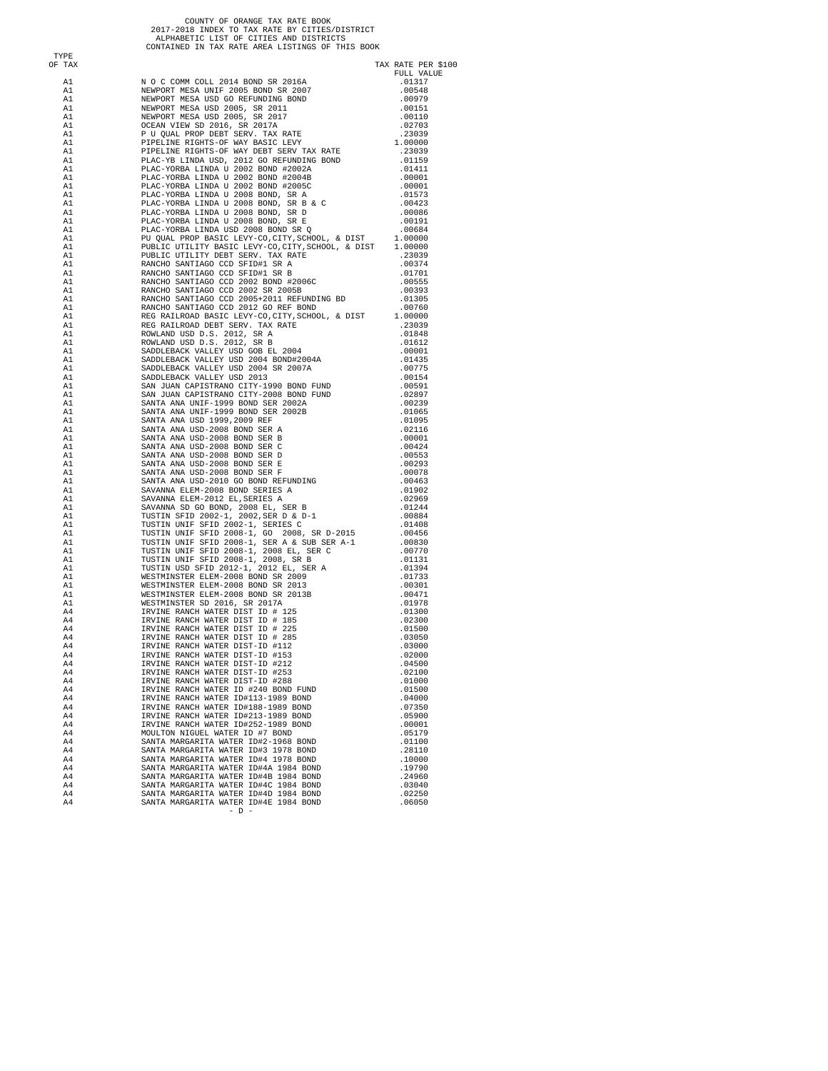COUNTY OF ORANGE TAX RATE BOOK
2017-2018 INDEX TO TAX RATE BY CITIES/DISTRICT
ALPHABETIC LIST OF CITIES AND DISTRICTS
CONTAINED IN TAX RATE AREA LISTINGS OF THIS BOOK

| TYPE OF TAX | | TAX RATE PER $100 FULL VALUE |
|---|---|---|
| A1 | N O C COMM COLL 2014 BOND SR 2016A | .01317 |
| A1 | NEWPORT MESA UNIF 2005 BOND SR 2007 | .00548 |
| A1 | NEWPORT MESA USD GO REFUNDING BOND | .00979 |
| A1 | NEWPORT MESA USD 2005, SR 2011 | .00151 |
| A1 | NEWPORT MESA USD 2005, SR 2017 | .00110 |
| A1 | OCEAN VIEW SD 2016, SR 2017A | .02703 |
| A1 | P U QUAL PROP DEBT SERV. TAX RATE | .23039 |
| A1 | PIPELINE RIGHTS-OF WAY BASIC LEVY | 1.00000 |
| A1 | PIPELINE RIGHTS-OF WAY DEBT SERV TAX RATE | .23039 |
| A1 | PLAC-YB LINDA USD, 2012 GO REFUNDING BOND | .01159 |
| A1 | PLAC-YORBA LINDA U 2002 BOND #2002A | .01411 |
| A1 | PLAC-YORBA LINDA U 2002 BOND #2004B | .00001 |
| A1 | PLAC-YORBA LINDA U 2002 BOND #2005C | .00001 |
| A1 | PLAC-YORBA LINDA U 2008 BOND, SR A | .01573 |
| A1 | PLAC-YORBA LINDA U 2008 BOND, SR B & C | .00423 |
| A1 | PLAC-YORBA LINDA U 2008 BOND, SR D | .00086 |
| A1 | PLAC-YORBA LINDA U 2008 BOND, SR E | .00191 |
| A1 | PLAC-YORBA LINDA USD 2008 BOND SR Q | .00684 |
| A1 | PU QUAL PROP BASIC LEVY-CO,CITY,SCHOOL, & DIST | 1.00000 |
| A1 | PUBLIC UTILITY BASIC LEVY-CO,CITY,SCHOOL, & DIST | 1.00000 |
| A1 | PUBLIC UTILITY DEBT SERV. TAX RATE | .23039 |
| A1 | RANCHO SANTIAGO CCD SFID#1 SR A | .00374 |
| A1 | RANCHO SANTIAGO CCD SFID#1 SR B | .01701 |
| A1 | RANCHO SANTIAGO CCD 2002 BOND #2006C | .00555 |
| A1 | RANCHO SANTIAGO CCD 2002 SR 2005B | .00393 |
| A1 | RANCHO SANTIAGO CCD 2005+2011 REFUNDING BD | .01305 |
| A1 | RANCHO SANTIAGO CCD 2012 GO REF BOND | .00760 |
| A1 | REG RAILROAD BASIC LEVY-CO,CITY,SCHOOL, & DIST | 1.00000 |
| A1 | REG RAILROAD DEBT SERV. TAX RATE | .23039 |
| A1 | ROWLAND USD D.S. 2012, SR A | .01848 |
| A1 | ROWLAND USD D.S. 2012, SR B | .01612 |
| A1 | SADDLEBACK VALLEY USD GOB EL 2004 | .00001 |
| A1 | SADDLEBACK VALLEY USD 2004 BOND#2004A | .01435 |
| A1 | SADDLEBACK VALLEY USD 2004 SR 2007A | .00775 |
| A1 | SADDLEBACK VALLEY USD 2013 | .00154 |
| A1 | SAN JUAN CAPISTRANO CITY-1990 BOND FUND | .00591 |
| A1 | SAN JUAN CAPISTRANO CITY-2008 BOND FUND | .02897 |
| A1 | SANTA ANA UNIF-1999 BOND SER 2002A | .00239 |
| A1 | SANTA ANA UNIF-1999 BOND SER 2002B | .01065 |
| A1 | SANTA ANA USD 1999,2009 REF | .01095 |
| A1 | SANTA ANA USD-2008 BOND SER A | .02116 |
| A1 | SANTA ANA USD-2008 BOND SER B | .00001 |
| A1 | SANTA ANA USD-2008 BOND SER C | .00424 |
| A1 | SANTA ANA USD-2008 BOND SER D | .00553 |
| A1 | SANTA ANA USD-2008 BOND SER E | .00293 |
| A1 | SANTA ANA USD-2008 BOND SER F | .00078 |
| A1 | SANTA ANA USD-2010 GO BOND REFUNDING | .00463 |
| A1 | SAVANNA ELEM-2008 BOND SERIES A | .01902 |
| A1 | SAVANNA ELEM-2012 EL,SERIES A | .02969 |
| A1 | SAVANNA SD GO BOND, 2008 EL, SER B | .01244 |
| A1 | TUSTIN SFID 2002-1, 2002,SER D & D-1 | .00884 |
| A1 | TUSTIN UNIF SFID 2002-1, SERIES C | .01408 |
| A1 | TUSTIN UNIF SFID 2008-1, GO 2008, SR D-2015 | .00456 |
| A1 | TUSTIN UNIF SFID 2008-1, SER A & SUB SER A-1 | .00830 |
| A1 | TUSTIN UNIF SFID 2008-1, 2008 EL, SER C | .00770 |
| A1 | TUSTIN UNIF SFID 2008-1, 2008, SR B | .01131 |
| A1 | TUSTIN USD SFID 2012-1, 2012 EL, SER A | .01394 |
| A1 | WESTMINSTER ELEM-2008 BOND SR 2009 | .01733 |
| A1 | WESTMINSTER ELEM-2008 BOND SR 2013 | .00301 |
| A1 | WESTMINSTER ELEM-2008 BOND SR 2013B | .00471 |
| A1 | WESTMINSTER SD 2016, SR 2017A | .01978 |
| A4 | IRVINE RANCH WATER DIST ID # 125 | .01300 |
| A4 | IRVINE RANCH WATER DIST ID # 185 | .02300 |
| A4 | IRVINE RANCH WATER DIST ID # 225 | .01500 |
| A4 | IRVINE RANCH WATER DIST ID # 285 | .03050 |
| A4 | IRVINE RANCH WATER DIST-ID #112 | .03000 |
| A4 | IRVINE RANCH WATER DIST-ID #153 | .02000 |
| A4 | IRVINE RANCH WATER DIST-ID #212 | .04500 |
| A4 | IRVINE RANCH WATER DIST-ID #253 | .02100 |
| A4 | IRVINE RANCH WATER DIST-ID #288 | .01000 |
| A4 | IRVINE RANCH WATER ID #240 BOND FUND | .01500 |
| A4 | IRVINE RANCH WATER ID#113-1989 BOND | .04000 |
| A4 | IRVINE RANCH WATER ID#188-1989 BOND | .07350 |
| A4 | IRVINE RANCH WATER ID#213-1989 BOND | .05900 |
| A4 | IRVINE RANCH WATER ID#252-1989 BOND | .00001 |
| A4 | MOULTON NIGUEL WATER ID #7 BOND | .05179 |
| A4 | SANTA MARGARITA WATER ID#2-1968 BOND | .01100 |
| A4 | SANTA MARGARITA WATER ID#3 1978 BOND | .28110 |
| A4 | SANTA MARGARITA WATER ID#4 1978 BOND | .10000 |
| A4 | SANTA MARGARITA WATER ID#4A 1984 BOND | .19790 |
| A4 | SANTA MARGARITA WATER ID#4B 1984 BOND | .24960 |
| A4 | SANTA MARGARITA WATER ID#4C 1984 BOND | .03040 |
| A4 | SANTA MARGARITA WATER ID#4D 1984 BOND | .02250 |
| A4 | SANTA MARGARITA WATER ID#4E 1984 BOND | .06050 |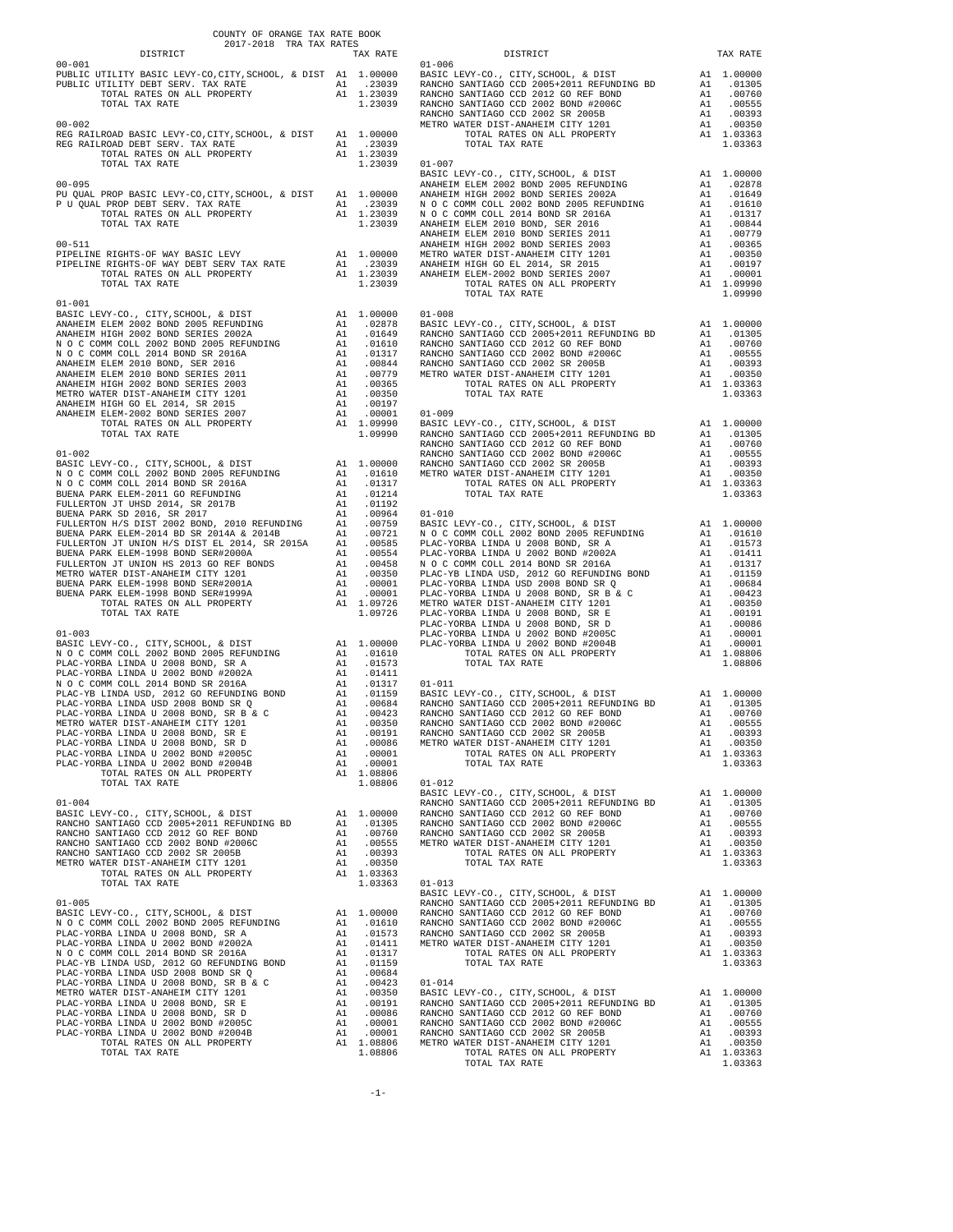COUNTY OF ORANGE TAX RATE BOOK
2017-2018 TRA TAX RATES

| DISTRICT | | TAX RATE |
|---|---|---|
| **00-001** | | |
| PUBLIC UTILITY BASIC LEVY-CO,CITY,SCHOOL, & DIST | A1 | 1.00000 |
| PUBLIC UTILITY DEBT SERV. TAX RATE | A1 | .23039 |
| TOTAL RATES ON ALL PROPERTY | A1 | 1.23039 |
| TOTAL TAX RATE | | 1.23039 |
| **00-002** | | |
| REG RAILROAD BASIC LEVY-CO,CITY,SCHOOL, & DIST | A1 | 1.00000 |
| REG RAILROAD DEBT SERV. TAX RATE | A1 | .23039 |
| TOTAL RATES ON ALL PROPERTY | A1 | 1.23039 |
| TOTAL TAX RATE | | 1.23039 |
| **00-095** | | |
| PU QUAL PROP BASIC LEVY-CO,CITY,SCHOOL, & DIST | A1 | 1.00000 |
| P U QUAL PROP DEBT SERV. TAX RATE | A1 | .23039 |
| TOTAL RATES ON ALL PROPERTY | A1 | 1.23039 |
| TOTAL TAX RATE | | 1.23039 |
| **00-511** | | |
| PIPELINE RIGHTS-OF WAY BASIC LEVY | A1 | 1.00000 |
| PIPELINE RIGHTS-OF WAY DEBT SERV TAX RATE | A1 | .23039 |
| TOTAL RATES ON ALL PROPERTY | A1 | 1.23039 |
| TOTAL TAX RATE | | 1.23039 |
| **01-001** | | |
| BASIC LEVY-CO., CITY,SCHOOL, & DIST | A1 | 1.00000 |
| ANAHEIM ELEM 2002 BOND 2005 REFUNDING | A1 | .02878 |
| ANAHEIM HIGH 2002 BOND SERIES 2002A | A1 | .01649 |
| N O C COMM COLL 2002 BOND 2005 REFUNDING | A1 | .01610 |
| N O C COMM COLL 2014 BOND SR 2016A | A1 | .01317 |
| ANAHEIM ELEM 2010 BOND, SER 2016 | A1 | .00844 |
| ANAHEIM ELEM 2010 BOND SERIES 2011 | A1 | .00779 |
| ANAHEIM HIGH 2002 BOND SERIES 2003 | A1 | .00365 |
| METRO WATER DIST-ANAHEIM CITY 1201 | A1 | .00350 |
| ANAHEIM HIGH GO EL 2014, SR 2015 | A1 | .00197 |
| ANAHEIM ELEM-2002 BOND SERIES 2007 | A1 | .00001 |
| TOTAL RATES ON ALL PROPERTY | A1 | 1.09990 |
| TOTAL TAX RATE | | 1.09990 |
| **01-002** | | |
| BASIC LEVY-CO., CITY,SCHOOL, & DIST | A1 | 1.00000 |
| N O C COMM COLL 2002 BOND 2005 REFUNDING | A1 | .01610 |
| N O C COMM COLL 2014 BOND SR 2016A | A1 | .01317 |
| BUENA PARK ELEM-2011 GO REFUNDING | A1 | .01214 |
| FULLERTON JT UHSD 2014, SR 2017B | A1 | .01192 |
| BUENA PARK SD 2016, SR 2017 | A1 | .00964 |
| FULLERTON H/S DIST 2002 BOND, 2010 REFUNDING | A1 | .00759 |
| BUENA PARK ELEM-2014 BD SR 2014A & 2014B | A1 | .00721 |
| FULLERTON JT UNION H/S DIST EL 2014, SR 2015A | A1 | .00585 |
| BUENA PARK ELEM-1998 BOND SER#2000A | A1 | .00554 |
| FULLERTON JT UNION HS 2013 GO REF BONDS | A1 | .00458 |
| METRO WATER DIST-ANAHEIM CITY 1201 | A1 | .00350 |
| BUENA PARK ELEM-1998 BOND SER#2001A | A1 | .00001 |
| BUENA PARK ELEM-1998 BOND SER#1999A | A1 | .00001 |
| TOTAL RATES ON ALL PROPERTY | A1 | 1.09726 |
| TOTAL TAX RATE | | 1.09726 |
| **01-003** | | |
| BASIC LEVY-CO., CITY,SCHOOL, & DIST | A1 | 1.00000 |
| N O C COMM COLL 2002 BOND 2005 REFUNDING | A1 | .01610 |
| PLAC-YORBA LINDA U 2008 BOND, SR A | A1 | .01573 |
| PLAC-YORBA LINDA U 2002 BOND #2002A | A1 | .01411 |
| N O C COMM COLL 2014 BOND SR 2016A | A1 | .01317 |
| PLAC-YB LINDA USD, 2012 GO REFUNDING BOND | A1 | .01159 |
| PLAC-YORBA LINDA USD 2008 BOND SR Q | A1 | .00684 |
| PLAC-YORBA LINDA U 2008 BOND, SR B & C | A1 | .00423 |
| METRO WATER DIST-ANAHEIM CITY 1201 | A1 | .00350 |
| PLAC-YORBA LINDA U 2008 BOND, SR E | A1 | .00191 |
| PLAC-YORBA LINDA U 2008 BOND, SR D | A1 | .00086 |
| PLAC-YORBA LINDA U 2002 BOND #2005C | A1 | .00001 |
| PLAC-YORBA LINDA U 2002 BOND #2004B | A1 | .00001 |
| TOTAL RATES ON ALL PROPERTY | A1 | 1.08806 |
| TOTAL TAX RATE | | 1.08806 |
| **01-004** | | |
| BASIC LEVY-CO., CITY,SCHOOL, & DIST | A1 | 1.00000 |
| RANCHO SANTIAGO CCD 2005+2011 REFUNDING BD | A1 | .01305 |
| RANCHO SANTIAGO CCD 2012 GO REF BOND | A1 | .00760 |
| RANCHO SANTIAGO CCD 2002 BOND #2006C | A1 | .00555 |
| RANCHO SANTIAGO CCD 2002 SR 2005B | A1 | .00393 |
| METRO WATER DIST-ANAHEIM CITY 1201 | A1 | .00350 |
| TOTAL RATES ON ALL PROPERTY | A1 | 1.03363 |
| TOTAL TAX RATE | | 1.03363 |
| **01-005** | | |
| BASIC LEVY-CO., CITY,SCHOOL, & DIST | A1 | 1.00000 |
| N O C COMM COLL 2002 BOND 2005 REFUNDING | A1 | .01610 |
| PLAC-YORBA LINDA U 2008 BOND, SR A | A1 | .01573 |
| PLAC-YORBA LINDA U 2002 BOND #2002A | A1 | .01411 |
| N O C COMM COLL 2014 BOND SR 2016A | A1 | .01317 |
| PLAC-YB LINDA USD, 2012 GO REFUNDING BOND | A1 | .01159 |
| PLAC-YORBA LINDA USD 2008 BOND SR Q | A1 | .00684 |
| PLAC-YORBA LINDA U 2008 BOND, SR B & C | A1 | .00423 |
| METRO WATER DIST-ANAHEIM CITY 1201 | A1 | .00350 |
| PLAC-YORBA LINDA U 2008 BOND, SR E | A1 | .00191 |
| PLAC-YORBA LINDA U 2008 BOND, SR D | A1 | .00086 |
| PLAC-YORBA LINDA U 2002 BOND #2005C | A1 | .00001 |
| PLAC-YORBA LINDA U 2002 BOND #2004B | A1 | .00001 |
| TOTAL RATES ON ALL PROPERTY | A1 | 1.08806 |
| TOTAL TAX RATE | | 1.08806 |
| **01-006** | | |
| BASIC LEVY-CO., CITY,SCHOOL, & DIST | A1 | 1.00000 |
| RANCHO SANTIAGO CCD 2005+2011 REFUNDING BD | A1 | .01305 |
| RANCHO SANTIAGO CCD 2012 GO REF BOND | A1 | .00760 |
| RANCHO SANTIAGO CCD 2002 BOND #2006C | A1 | .00555 |
| RANCHO SANTIAGO CCD 2002 SR 2005B | A1 | .00393 |
| METRO WATER DIST-ANAHEIM CITY 1201 | A1 | .00350 |
| TOTAL RATES ON ALL PROPERTY | A1 | 1.03363 |
| TOTAL TAX RATE | | 1.03363 |
| **01-007** | | |
| BASIC LEVY-CO., CITY,SCHOOL, & DIST | A1 | 1.00000 |
| ANAHEIM ELEM 2002 BOND 2005 REFUNDING | A1 | .02878 |
| ANAHEIM HIGH 2002 BOND SERIES 2002A | A1 | .01649 |
| N O C COMM COLL 2002 BOND 2005 REFUNDING | A1 | .01610 |
| N O C COMM COLL 2014 BOND SR 2016A | A1 | .01317 |
| ANAHEIM ELEM 2010 BOND, SER 2016 | A1 | .00844 |
| ANAHEIM ELEM 2010 BOND SERIES 2011 | A1 | .00779 |
| ANAHEIM HIGH 2002 BOND SERIES 2003 | A1 | .00365 |
| METRO WATER DIST-ANAHEIM CITY 1201 | A1 | .00350 |
| ANAHEIM HIGH GO EL 2014, SR 2015 | A1 | .00197 |
| ANAHEIM ELEM-2002 BOND SERIES 2007 | A1 | .00001 |
| TOTAL RATES ON ALL PROPERTY | A1 | 1.09990 |
| TOTAL TAX RATE | | 1.09990 |
| **01-008** | | |
| BASIC LEVY-CO., CITY,SCHOOL, & DIST | A1 | 1.00000 |
| RANCHO SANTIAGO CCD 2005+2011 REFUNDING BD | A1 | .01305 |
| RANCHO SANTIAGO CCD 2012 GO REF BOND | A1 | .00760 |
| RANCHO SANTIAGO CCD 2002 BOND #2006C | A1 | .00555 |
| RANCHO SANTIAGO CCD 2002 SR 2005B | A1 | .00393 |
| METRO WATER DIST-ANAHEIM CITY 1201 | A1 | .00350 |
| TOTAL RATES ON ALL PROPERTY | A1 | 1.03363 |
| TOTAL TAX RATE | | 1.03363 |
| **01-009** | | |
| BASIC LEVY-CO., CITY,SCHOOL, & DIST | A1 | 1.00000 |
| RANCHO SANTIAGO CCD 2005+2011 REFUNDING BD | A1 | .01305 |
| RANCHO SANTIAGO CCD 2012 GO REF BOND | A1 | .00760 |
| RANCHO SANTIAGO CCD 2002 BOND #2006C | A1 | .00555 |
| RANCHO SANTIAGO CCD 2002 SR 2005B | A1 | .00393 |
| METRO WATER DIST-ANAHEIM CITY 1201 | A1 | .00350 |
| TOTAL RATES ON ALL PROPERTY | A1 | 1.03363 |
| TOTAL TAX RATE | | 1.03363 |
| **01-010** | | |
| BASIC LEVY-CO., CITY,SCHOOL, & DIST | A1 | 1.00000 |
| N O C COMM COLL 2002 BOND 2005 REFUNDING | A1 | .01610 |
| PLAC-YORBA LINDA U 2008 BOND, SR A | A1 | .01573 |
| PLAC-YORBA LINDA U 2002 BOND #2002A | A1 | .01411 |
| N O C COMM COLL 2014 BOND SR 2016A | A1 | .01317 |
| PLAC-YB LINDA USD, 2012 GO REFUNDING BOND | A1 | .01159 |
| PLAC-YORBA LINDA USD 2008 BOND SR Q | A1 | .00684 |
| PLAC-YORBA LINDA U 2008 BOND, SR B & C | A1 | .00423 |
| METRO WATER DIST-ANAHEIM CITY 1201 | A1 | .00350 |
| PLAC-YORBA LINDA U 2008 BOND, SR E | A1 | .00191 |
| PLAC-YORBA LINDA U 2008 BOND, SR D | A1 | .00086 |
| PLAC-YORBA LINDA U 2002 BOND #2005C | A1 | .00001 |
| PLAC-YORBA LINDA U 2002 BOND #2004B | A1 | .00001 |
| TOTAL RATES ON ALL PROPERTY | A1 | 1.08806 |
| TOTAL TAX RATE | | 1.08806 |
| **01-011** | | |
| BASIC LEVY-CO., CITY,SCHOOL, & DIST | A1 | 1.00000 |
| RANCHO SANTIAGO CCD 2005+2011 REFUNDING BD | A1 | .01305 |
| RANCHO SANTIAGO CCD 2012 GO REF BOND | A1 | .00760 |
| RANCHO SANTIAGO CCD 2002 BOND #2006C | A1 | .00555 |
| RANCHO SANTIAGO CCD 2002 SR 2005B | A1 | .00393 |
| METRO WATER DIST-ANAHEIM CITY 1201 | A1 | .00350 |
| TOTAL RATES ON ALL PROPERTY | A1 | 1.03363 |
| TOTAL TAX RATE | | 1.03363 |
| **01-012** | | |
| BASIC LEVY-CO., CITY,SCHOOL, & DIST | A1 | 1.00000 |
| RANCHO SANTIAGO CCD 2005+2011 REFUNDING BD | A1 | .01305 |
| RANCHO SANTIAGO CCD 2012 GO REF BOND | A1 | .00760 |
| RANCHO SANTIAGO CCD 2002 BOND #2006C | A1 | .00555 |
| RANCHO SANTIAGO CCD 2002 SR 2005B | A1 | .00393 |
| METRO WATER DIST-ANAHEIM CITY 1201 | A1 | .00350 |
| TOTAL RATES ON ALL PROPERTY | A1 | 1.03363 |
| TOTAL TAX RATE | | 1.03363 |
| **01-013** | | |
| BASIC LEVY-CO., CITY,SCHOOL, & DIST | A1 | 1.00000 |
| RANCHO SANTIAGO CCD 2005+2011 REFUNDING BD | A1 | .01305 |
| RANCHO SANTIAGO CCD 2012 GO REF BOND | A1 | .00760 |
| RANCHO SANTIAGO CCD 2002 BOND #2006C | A1 | .00555 |
| RANCHO SANTIAGO CCD 2002 SR 2005B | A1 | .00393 |
| METRO WATER DIST-ANAHEIM CITY 1201 | A1 | .00350 |
| TOTAL RATES ON ALL PROPERTY | A1 | 1.03363 |
| TOTAL TAX RATE | | 1.03363 |
| **01-014** | | |
| BASIC LEVY-CO., CITY,SCHOOL, & DIST | A1 | 1.00000 |
| RANCHO SANTIAGO CCD 2005+2011 REFUNDING BD | A1 | .01305 |
| RANCHO SANTIAGO CCD 2012 GO REF BOND | A1 | .00760 |
| RANCHO SANTIAGO CCD 2002 BOND #2006C | A1 | .00555 |
| RANCHO SANTIAGO CCD 2002 SR 2005B | A1 | .00393 |
| METRO WATER DIST-ANAHEIM CITY 1201 | A1 | .00350 |
| TOTAL RATES ON ALL PROPERTY | A1 | 1.03363 |
| TOTAL TAX RATE | | 1.03363 |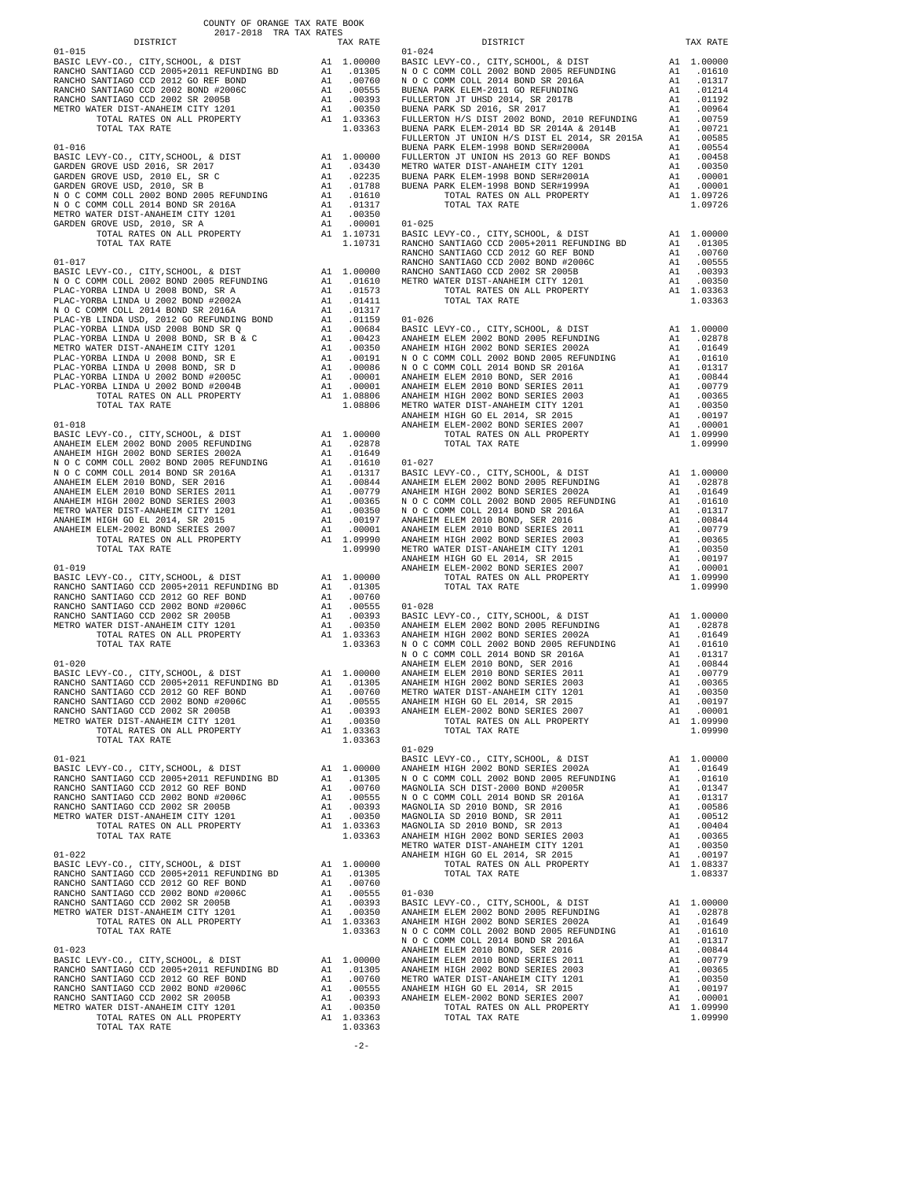COUNTY OF ORANGE TAX RATE BOOK
2017-2018 TRA TAX RATES

| DISTRICT | | TAX RATE |
|---|---|---|
| **01-015** | | |
| BASIC LEVY-CO., CITY,SCHOOL, & DIST | A1 | 1.00000 |
| RANCHO SANTIAGO CCD 2005+2011 REFUNDING BD | A1 | .01305 |
| RANCHO SANTIAGO CCD 2012 GO REF BOND | A1 | .00760 |
| RANCHO SANTIAGO CCD 2002 BOND #2006C | A1 | .00555 |
| RANCHO SANTIAGO CCD 2002 SR 2005B | A1 | .00393 |
| METRO WATER DIST-ANAHEIM CITY 1201 | A1 | .00350 |
| TOTAL RATES ON ALL PROPERTY | A1 | 1.03363 |
| TOTAL TAX RATE | | 1.03363 |
| **01-016** | | |
| BASIC LEVY-CO., CITY,SCHOOL, & DIST | A1 | 1.00000 |
| GARDEN GROVE USD 2016, SR 2017 | A1 | .03430 |
| GARDEN GROVE USD, 2010 EL, SR C | A1 | .02235 |
| GARDEN GROVE USD, 2010, SR B | A1 | .01788 |
| N O C COMM COLL 2002 BOND 2005 REFUNDING | A1 | .01610 |
| N O C COMM COLL 2014 BOND SR 2016A | A1 | .01317 |
| METRO WATER DIST-ANAHEIM CITY 1201 | A1 | .00350 |
| GARDEN GROVE USD, 2010, SR A | A1 | .00001 |
| TOTAL RATES ON ALL PROPERTY | A1 | 1.10731 |
| TOTAL TAX RATE | | 1.10731 |
| **01-017** | | |
| BASIC LEVY-CO., CITY,SCHOOL, & DIST | A1 | 1.00000 |
| N O C COMM COLL 2002 BOND 2005 REFUNDING | A1 | .01610 |
| PLAC-YORBA LINDA U 2008 BOND, SR A | A1 | .01573 |
| PLAC-YORBA LINDA U 2002 BOND #2002A | A1 | .01411 |
| N O C COMM COLL 2014 BOND SR 2016A | A1 | .01317 |
| PLAC-YB LINDA USD, 2012 GO REFUNDING BOND | A1 | .01159 |
| PLAC-YORBA LINDA USD 2008 BOND SR Q | A1 | .00684 |
| PLAC-YORBA LINDA U 2008 BOND, SR B & C | A1 | .00423 |
| METRO WATER DIST-ANAHEIM CITY 1201 | A1 | .00350 |
| PLAC-YORBA LINDA U 2008 BOND, SR E | A1 | .00191 |
| PLAC-YORBA LINDA U 2008 BOND, SR D | A1 | .00086 |
| PLAC-YORBA LINDA U 2002 BOND #2005C | A1 | .00001 |
| PLAC-YORBA LINDA U 2002 BOND #2004B | A1 | .00001 |
| TOTAL RATES ON ALL PROPERTY | A1 | 1.08806 |
| TOTAL TAX RATE | | 1.08806 |
| **01-018** | | |
| BASIC LEVY-CO., CITY,SCHOOL, & DIST | A1 | 1.00000 |
| ANAHEIM ELEM 2002 BOND 2005 REFUNDING | A1 | .02878 |
| ANAHEIM HIGH 2002 BOND SERIES 2002A | A1 | .01649 |
| N O C COMM COLL 2002 BOND 2005 REFUNDING | A1 | .01610 |
| N O C COMM COLL 2014 BOND SR 2016A | A1 | .01317 |
| ANAHEIM ELEM 2010 BOND, SER 2016 | A1 | .00844 |
| ANAHEIM ELEM 2010 BOND SERIES 2011 | A1 | .00779 |
| ANAHEIM HIGH 2002 BOND SERIES 2003 | A1 | .00365 |
| METRO WATER DIST-ANAHEIM CITY 1201 | A1 | .00350 |
| ANAHEIM HIGH GO EL 2014, SR 2015 | A1 | .00197 |
| ANAHEIM ELEM-2002 BOND SERIES 2007 | A1 | .00001 |
| TOTAL RATES ON ALL PROPERTY | A1 | 1.09990 |
| TOTAL TAX RATE | | 1.09990 |
| **01-019** | | |
| BASIC LEVY-CO., CITY,SCHOOL, & DIST | A1 | 1.00000 |
| RANCHO SANTIAGO CCD 2005+2011 REFUNDING BD | A1 | .01305 |
| RANCHO SANTIAGO CCD 2012 GO REF BOND | A1 | .00760 |
| RANCHO SANTIAGO CCD 2002 BOND #2006C | A1 | .00555 |
| RANCHO SANTIAGO CCD 2002 SR 2005B | A1 | .00393 |
| METRO WATER DIST-ANAHEIM CITY 1201 | A1 | .00350 |
| TOTAL RATES ON ALL PROPERTY | A1 | 1.03363 |
| TOTAL TAX RATE | | 1.03363 |
| **01-020** | | |
| BASIC LEVY-CO., CITY,SCHOOL, & DIST | A1 | 1.00000 |
| RANCHO SANTIAGO CCD 2005+2011 REFUNDING BD | A1 | .01305 |
| RANCHO SANTIAGO CCD 2012 GO REF BOND | A1 | .00760 |
| RANCHO SANTIAGO CCD 2002 BOND #2006C | A1 | .00555 |
| RANCHO SANTIAGO CCD 2002 SR 2005B | A1 | .00393 |
| METRO WATER DIST-ANAHEIM CITY 1201 | A1 | .00350 |
| TOTAL RATES ON ALL PROPERTY | A1 | 1.03363 |
| TOTAL TAX RATE | | 1.03363 |
| **01-021** | | |
| BASIC LEVY-CO., CITY,SCHOOL, & DIST | A1 | 1.00000 |
| RANCHO SANTIAGO CCD 2005+2011 REFUNDING BD | A1 | .01305 |
| RANCHO SANTIAGO CCD 2012 GO REF BOND | A1 | .00760 |
| RANCHO SANTIAGO CCD 2002 BOND #2006C | A1 | .00555 |
| RANCHO SANTIAGO CCD 2002 SR 2005B | A1 | .00393 |
| METRO WATER DIST-ANAHEIM CITY 1201 | A1 | .00350 |
| TOTAL RATES ON ALL PROPERTY | A1 | 1.03363 |
| TOTAL TAX RATE | | 1.03363 |
| **01-022** | | |
| BASIC LEVY-CO., CITY,SCHOOL, & DIST | A1 | 1.00000 |
| RANCHO SANTIAGO CCD 2005+2011 REFUNDING BD | A1 | .01305 |
| RANCHO SANTIAGO CCD 2012 GO REF BOND | A1 | .00760 |
| RANCHO SANTIAGO CCD 2002 BOND #2006C | A1 | .00555 |
| RANCHO SANTIAGO CCD 2002 SR 2005B | A1 | .00393 |
| METRO WATER DIST-ANAHEIM CITY 1201 | A1 | .00350 |
| TOTAL RATES ON ALL PROPERTY | A1 | 1.03363 |
| TOTAL TAX RATE | | 1.03363 |
| **01-023** | | |
| BASIC LEVY-CO., CITY,SCHOOL, & DIST | A1 | 1.00000 |
| RANCHO SANTIAGO CCD 2005+2011 REFUNDING BD | A1 | .01305 |
| RANCHO SANTIAGO CCD 2012 GO REF BOND | A1 | .00760 |
| RANCHO SANTIAGO CCD 2002 BOND #2006C | A1 | .00555 |
| RANCHO SANTIAGO CCD 2002 SR 2005B | A1 | .00393 |
| METRO WATER DIST-ANAHEIM CITY 1201 | A1 | .00350 |
| TOTAL RATES ON ALL PROPERTY | A1 | 1.03363 |
| TOTAL TAX RATE | | 1.03363 |
| **01-024** | | |
| BASIC LEVY-CO., CITY,SCHOOL, & DIST | A1 | 1.00000 |
| N O C COMM COLL 2002 BOND 2005 REFUNDING | A1 | .01610 |
| N O C COMM COLL 2014 BOND SR 2016A | A1 | .01317 |
| BUENA PARK ELEM-2011 GO REFUNDING | A1 | .01214 |
| FULLERTON JT UHSD 2014, SR 2017B | A1 | .01192 |
| BUENA PARK SD 2016, SR 2017 | A1 | .00964 |
| FULLERTON H/S DIST 2002 BOND, 2010 REFUNDING | A1 | .00759 |
| BUENA PARK ELEM-2014 BD SR 2014A & 2014B | A1 | .00721 |
| FULLERTON JT UNION H/S DIST EL 2014, SR 2015A | A1 | .00585 |
| BUENA PARK ELEM-1998 BOND SER#2000A | A1 | .00554 |
| FULLERTON JT UNION HS 2013 GO REF BONDS | A1 | .00458 |
| METRO WATER DIST-ANAHEIM CITY 1201 | A1 | .00350 |
| BUENA PARK ELEM-1998 BOND SER#2001A | A1 | .00001 |
| BUENA PARK ELEM-1998 BOND SER#1999A | A1 | .00001 |
| TOTAL RATES ON ALL PROPERTY | A1 | 1.09726 |
| TOTAL TAX RATE | | 1.09726 |
| **01-025** | | |
| BASIC LEVY-CO., CITY,SCHOOL, & DIST | A1 | 1.00000 |
| RANCHO SANTIAGO CCD 2005+2011 REFUNDING BD | A1 | .01305 |
| RANCHO SANTIAGO CCD 2012 GO REF BOND | A1 | .00760 |
| RANCHO SANTIAGO CCD 2002 BOND #2006C | A1 | .00555 |
| RANCHO SANTIAGO CCD 2002 SR 2005B | A1 | .00393 |
| METRO WATER DIST-ANAHEIM CITY 1201 | A1 | .00350 |
| TOTAL RATES ON ALL PROPERTY | A1 | 1.03363 |
| TOTAL TAX RATE | | 1.03363 |
| **01-026** | | |
| BASIC LEVY-CO., CITY,SCHOOL, & DIST | A1 | 1.00000 |
| ANAHEIM ELEM 2002 BOND 2005 REFUNDING | A1 | .02878 |
| ANAHEIM HIGH 2002 BOND SERIES 2002A | A1 | .01649 |
| N O C COMM COLL 2002 BOND 2005 REFUNDING | A1 | .01610 |
| N O C COMM COLL 2014 BOND SR 2016A | A1 | .01317 |
| ANAHEIM ELEM 2010 BOND, SER 2016 | A1 | .00844 |
| ANAHEIM ELEM 2010 BOND SERIES 2011 | A1 | .00779 |
| ANAHEIM HIGH 2002 BOND SERIES 2003 | A1 | .00365 |
| METRO WATER DIST-ANAHEIM CITY 1201 | A1 | .00350 |
| ANAHEIM HIGH GO EL 2014, SR 2015 | A1 | .00197 |
| ANAHEIM ELEM-2002 BOND SERIES 2007 | A1 | .00001 |
| TOTAL RATES ON ALL PROPERTY | A1 | 1.09990 |
| TOTAL TAX RATE | | 1.09990 |
| **01-027** | | |
| BASIC LEVY-CO., CITY,SCHOOL, & DIST | A1 | 1.00000 |
| ANAHEIM ELEM 2002 BOND 2005 REFUNDING | A1 | .02878 |
| ANAHEIM HIGH 2002 BOND SERIES 2002A | A1 | .01649 |
| N O C COMM COLL 2002 BOND 2005 REFUNDING | A1 | .01610 |
| N O C COMM COLL 2014 BOND SR 2016A | A1 | .01317 |
| ANAHEIM ELEM 2010 BOND, SER 2016 | A1 | .00844 |
| ANAHEIM ELEM 2010 BOND SERIES 2011 | A1 | .00779 |
| ANAHEIM HIGH 2002 BOND SERIES 2003 | A1 | .00365 |
| METRO WATER DIST-ANAHEIM CITY 1201 | A1 | .00350 |
| ANAHEIM HIGH GO EL 2014, SR 2015 | A1 | .00197 |
| ANAHEIM ELEM-2002 BOND SERIES 2007 | A1 | .00001 |
| TOTAL RATES ON ALL PROPERTY | A1 | 1.09990 |
| TOTAL TAX RATE | | 1.09990 |
| **01-028** | | |
| BASIC LEVY-CO., CITY,SCHOOL, & DIST | A1 | 1.00000 |
| ANAHEIM ELEM 2002 BOND 2005 REFUNDING | A1 | .02878 |
| ANAHEIM HIGH 2002 BOND SERIES 2002A | A1 | .01649 |
| N O C COMM COLL 2002 BOND 2005 REFUNDING | A1 | .01610 |
| N O C COMM COLL 2014 BOND SR 2016A | A1 | .01317 |
| ANAHEIM ELEM 2010 BOND, SER 2016 | A1 | .00844 |
| ANAHEIM ELEM 2010 BOND SERIES 2011 | A1 | .00779 |
| ANAHEIM HIGH 2002 BOND SERIES 2003 | A1 | .00365 |
| METRO WATER DIST-ANAHEIM CITY 1201 | A1 | .00350 |
| ANAHEIM HIGH GO EL 2014, SR 2015 | A1 | .00197 |
| ANAHEIM ELEM-2002 BOND SERIES 2007 | A1 | .00001 |
| TOTAL RATES ON ALL PROPERTY | A1 | 1.09990 |
| TOTAL TAX RATE | | 1.09990 |
| **01-029** | | |
| BASIC LEVY-CO., CITY,SCHOOL, & DIST | A1 | 1.00000 |
| ANAHEIM HIGH 2002 BOND SERIES 2002A | A1 | .01649 |
| N O C COMM COLL 2002 BOND 2005 REFUNDING | A1 | .01610 |
| MAGNOLIA SCH DIST-2000 BOND #2005R | A1 | .01347 |
| N O C COMM COLL 2014 BOND SR 2016A | A1 | .01317 |
| MAGNOLIA SD 2010 BOND, SR 2016 | A1 | .00586 |
| MAGNOLIA SD 2010 BOND, SR 2011 | A1 | .00512 |
| MAGNOLIA SD 2010 BOND, SR 2013 | A1 | .00404 |
| ANAHEIM HIGH 2002 BOND SERIES 2003 | A1 | .00365 |
| METRO WATER DIST-ANAHEIM CITY 1201 | A1 | .00350 |
| ANAHEIM HIGH GO EL 2014, SR 2015 | A1 | .00197 |
| TOTAL RATES ON ALL PROPERTY | A1 | 1.08337 |
| TOTAL TAX RATE | | 1.08337 |
| **01-030** | | |
| BASIC LEVY-CO., CITY,SCHOOL, & DIST | A1 | 1.00000 |
| ANAHEIM ELEM 2002 BOND 2005 REFUNDING | A1 | .02878 |
| ANAHEIM HIGH 2002 BOND SERIES 2002A | A1 | .01649 |
| N O C COMM COLL 2002 BOND 2005 REFUNDING | A1 | .01610 |
| N O C COMM COLL 2014 BOND SR 2016A | A1 | .01317 |
| ANAHEIM ELEM 2010 BOND, SER 2016 | A1 | .00844 |
| ANAHEIM ELEM 2010 BOND SERIES 2011 | A1 | .00779 |
| ANAHEIM HIGH 2002 BOND SERIES 2003 | A1 | .00365 |
| METRO WATER DIST-ANAHEIM CITY 1201 | A1 | .00350 |
| ANAHEIM HIGH GO EL 2014, SR 2015 | A1 | .00197 |
| ANAHEIM ELEM-2002 BOND SERIES 2007 | A1 | .00001 |
| TOTAL RATES ON ALL PROPERTY | A1 | 1.09990 |
| TOTAL TAX RATE | | 1.09990 |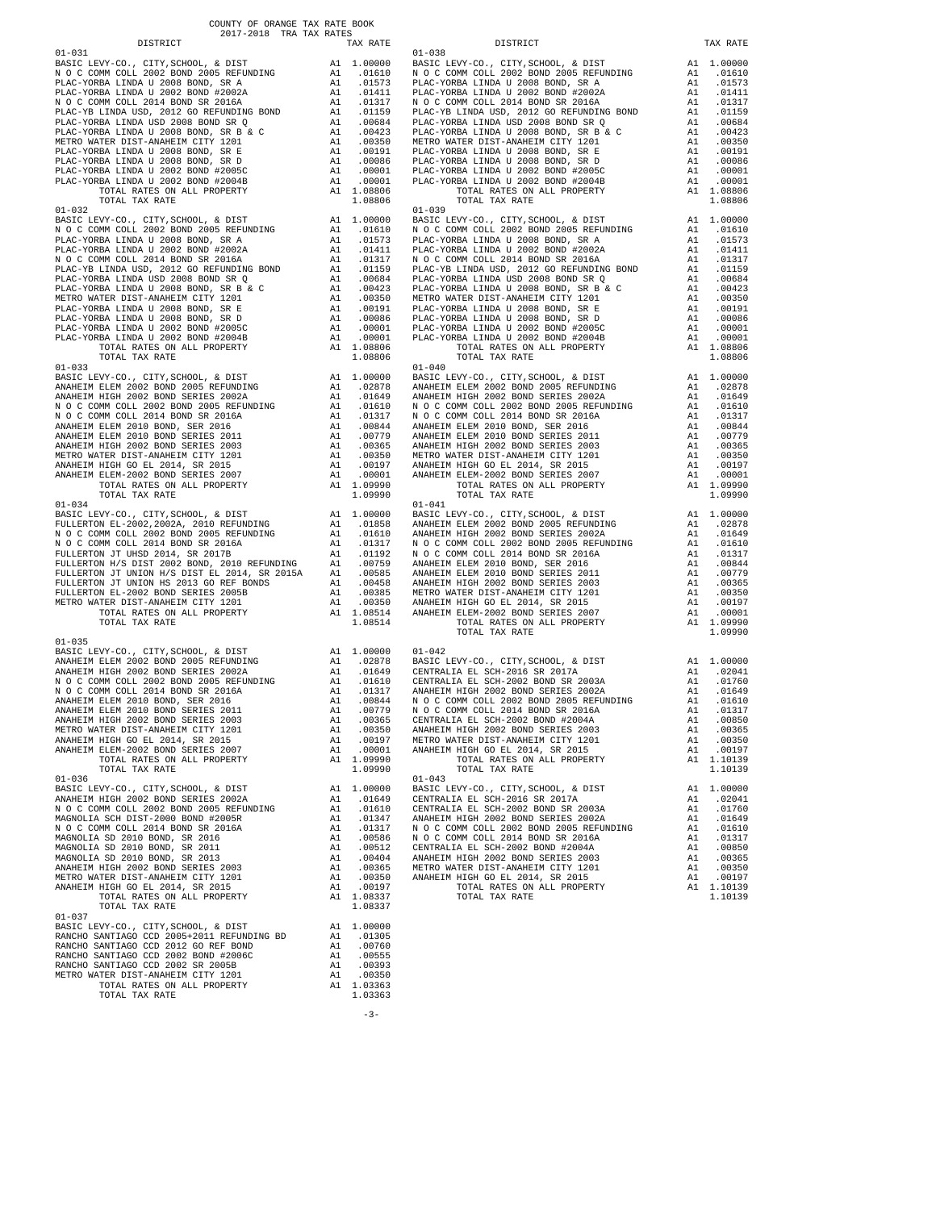COUNTY OF ORANGE TAX RATE BOOK
2017-2018 TRA TAX RATES

| DISTRICT | | TAX RATE |
|---|---|---|
| **01-031** | | |
| BASIC LEVY-CO., CITY,SCHOOL, & DIST | A1 | 1.00000 |
| N O C COMM COLL 2002 BOND 2005 REFUNDING | A1 | .01610 |
| PLAC-YORBA LINDA U 2008 BOND, SR A | A1 | .01573 |
| PLAC-YORBA LINDA U 2002 BOND #2002A | A1 | .01411 |
| N O C COMM COLL 2014 BOND SR 2016A | A1 | .01317 |
| PLAC-YB LINDA USD, 2012 GO REFUNDING BOND | A1 | .01159 |
| PLAC-YORBA LINDA USD 2008 BOND SR Q | A1 | .00684 |
| PLAC-YORBA LINDA U 2008 BOND, SR B & C | A1 | .00423 |
| METRO WATER DIST-ANAHEIM CITY 1201 | A1 | .00350 |
| PLAC-YORBA LINDA U 2008 BOND, SR E | A1 | .00191 |
| PLAC-YORBA LINDA U 2008 BOND, SR D | A1 | .00086 |
| PLAC-YORBA LINDA U 2002 BOND #2005C | A1 | .00001 |
| PLAC-YORBA LINDA U 2002 BOND #2004B | A1 | .00001 |
| TOTAL RATES ON ALL PROPERTY | A1 | 1.08806 |
| TOTAL TAX RATE | | 1.08806 |
| **01-032** | | |
| BASIC LEVY-CO., CITY,SCHOOL, & DIST | A1 | 1.00000 |
| N O C COMM COLL 2002 BOND 2005 REFUNDING | A1 | .01610 |
| PLAC-YORBA LINDA U 2008 BOND, SR A | A1 | .01573 |
| PLAC-YORBA LINDA U 2002 BOND #2002A | A1 | .01411 |
| N O C COMM COLL 2014 BOND SR 2016A | A1 | .01317 |
| PLAC-YB LINDA USD, 2012 GO REFUNDING BOND | A1 | .01159 |
| PLAC-YORBA LINDA USD 2008 BOND SR Q | A1 | .00684 |
| PLAC-YORBA LINDA U 2008 BOND, SR B & C | A1 | .00423 |
| METRO WATER DIST-ANAHEIM CITY 1201 | A1 | .00350 |
| PLAC-YORBA LINDA U 2008 BOND, SR E | A1 | .00191 |
| PLAC-YORBA LINDA U 2008 BOND, SR D | A1 | .00086 |
| PLAC-YORBA LINDA U 2002 BOND #2005C | A1 | .00001 |
| PLAC-YORBA LINDA U 2002 BOND #2004B | A1 | .00001 |
| TOTAL RATES ON ALL PROPERTY | A1 | 1.08806 |
| TOTAL TAX RATE | | 1.08806 |
| **01-033** | | |
| BASIC LEVY-CO., CITY,SCHOOL, & DIST | A1 | 1.00000 |
| ANAHEIM ELEM 2002 BOND 2005 REFUNDING | A1 | .02878 |
| ANAHEIM HIGH 2002 BOND SERIES 2002A | A1 | .01649 |
| N O C COMM COLL 2002 BOND 2005 REFUNDING | A1 | .01610 |
| N O C COMM COLL 2014 BOND SR 2016A | A1 | .01317 |
| ANAHEIM ELEM 2010 BOND, SER 2016 | A1 | .00844 |
| ANAHEIM ELEM 2010 BOND SERIES 2011 | A1 | .00779 |
| ANAHEIM HIGH 2002 BOND SERIES 2003 | A1 | .00365 |
| METRO WATER DIST-ANAHEIM CITY 1201 | A1 | .00350 |
| ANAHEIM HIGH GO EL 2014, SR 2015 | A1 | .00197 |
| ANAHEIM ELEM-2002 BOND SERIES 2007 | A1 | .00001 |
| TOTAL RATES ON ALL PROPERTY | A1 | 1.09990 |
| TOTAL TAX RATE | | 1.09990 |
| **01-034** | | |
| BASIC LEVY-CO., CITY,SCHOOL, & DIST | A1 | 1.00000 |
| FULLERTON EL-2002,2002A, 2010 REFUNDING | A1 | .01858 |
| N O C COMM COLL 2002 BOND 2005 REFUNDING | A1 | .01610 |
| N O C COMM COLL 2014 BOND SR 2016A | A1 | .01317 |
| FULLERTON JT UHSD 2014, SR 2017B | A1 | .01192 |
| FULLERTON H/S DIST 2002 BOND, 2010 REFUNDING | A1 | .00759 |
| FULLERTON JT UNION H/S DIST EL 2014, SR 2015A | A1 | .00585 |
| FULLERTON JT UNION HS 2013 GO REF BONDS | A1 | .00458 |
| FULLERTON EL-2002 BOND SERIES 2005B | A1 | .00385 |
| METRO WATER DIST-ANAHEIM CITY 1201 | A1 | .00350 |
| TOTAL RATES ON ALL PROPERTY | A1 | 1.08514 |
| TOTAL TAX RATE | | 1.08514 |
| **01-035** | | |
| BASIC LEVY-CO., CITY,SCHOOL, & DIST | A1 | 1.00000 |
| ANAHEIM ELEM 2002 BOND 2005 REFUNDING | A1 | .02878 |
| ANAHEIM HIGH 2002 BOND SERIES 2002A | A1 | .01649 |
| N O C COMM COLL 2002 BOND 2005 REFUNDING | A1 | .01610 |
| N O C COMM COLL 2014 BOND SR 2016A | A1 | .01317 |
| ANAHEIM ELEM 2010 BOND, SER 2016 | A1 | .00844 |
| ANAHEIM ELEM 2010 BOND SERIES 2011 | A1 | .00779 |
| ANAHEIM HIGH 2002 BOND SERIES 2003 | A1 | .00365 |
| METRO WATER DIST-ANAHEIM CITY 1201 | A1 | .00350 |
| ANAHEIM HIGH GO EL 2014, SR 2015 | A1 | .00197 |
| ANAHEIM ELEM-2002 BOND SERIES 2007 | A1 | .00001 |
| TOTAL RATES ON ALL PROPERTY | A1 | 1.09990 |
| TOTAL TAX RATE | | 1.09990 |
| **01-036** | | |
| BASIC LEVY-CO., CITY,SCHOOL, & DIST | A1 | 1.00000 |
| ANAHEIM HIGH 2002 BOND SERIES 2002A | A1 | .01649 |
| N O C COMM COLL 2002 BOND 2005 REFUNDING | A1 | .01610 |
| MAGNOLIA SCH DIST-2000 BOND #2005R | A1 | .01347 |
| N O C COMM COLL 2014 BOND SR 2016A | A1 | .01317 |
| MAGNOLIA SD 2010 BOND, SR 2016 | A1 | .00586 |
| MAGNOLIA SD 2010 BOND, SR 2011 | A1 | .00512 |
| MAGNOLIA SD 2010 BOND, SR 2013 | A1 | .00404 |
| ANAHEIM HIGH 2002 BOND SERIES 2003 | A1 | .00365 |
| METRO WATER DIST-ANAHEIM CITY 1201 | A1 | .00350 |
| ANAHEIM HIGH GO EL 2014, SR 2015 | A1 | .00197 |
| TOTAL RATES ON ALL PROPERTY | A1 | 1.08337 |
| TOTAL TAX RATE | | 1.08337 |
| **01-037** | | |
| BASIC LEVY-CO., CITY,SCHOOL, & DIST | A1 | 1.00000 |
| RANCHO SANTIAGO CCD 2005+2011 REFUNDING BD | A1 | .01305 |
| RANCHO SANTIAGO CCD 2012 GO REF BOND | A1 | .00760 |
| RANCHO SANTIAGO CCD 2002 BOND #2006C | A1 | .00555 |
| RANCHO SANTIAGO CCD 2002 SR 2005B | A1 | .00393 |
| METRO WATER DIST-ANAHEIM CITY 1201 | A1 | .00350 |
| TOTAL RATES ON ALL PROPERTY | A1 | 1.03363 |
| TOTAL TAX RATE | | 1.03363 |
| **01-038** | | |
| BASIC LEVY-CO., CITY,SCHOOL, & DIST | A1 | 1.00000 |
| N O C COMM COLL 2002 BOND 2005 REFUNDING | A1 | .01610 |
| PLAC-YORBA LINDA U 2008 BOND, SR A | A1 | .01573 |
| PLAC-YORBA LINDA U 2002 BOND #2002A | A1 | .01411 |
| N O C COMM COLL 2014 BOND SR 2016A | A1 | .01317 |
| PLAC-YB LINDA USD, 2012 GO REFUNDING BOND | A1 | .01159 |
| PLAC-YORBA LINDA USD 2008 BOND SR Q | A1 | .00684 |
| PLAC-YORBA LINDA U 2008 BOND, SR B & C | A1 | .00423 |
| METRO WATER DIST-ANAHEIM CITY 1201 | A1 | .00350 |
| PLAC-YORBA LINDA U 2008 BOND, SR E | A1 | .00191 |
| PLAC-YORBA LINDA U 2008 BOND, SR D | A1 | .00086 |
| PLAC-YORBA LINDA U 2002 BOND #2005C | A1 | .00001 |
| PLAC-YORBA LINDA U 2002 BOND #2004B | A1 | .00001 |
| TOTAL RATES ON ALL PROPERTY | A1 | 1.08806 |
| TOTAL TAX RATE | | 1.08806 |
| **01-039** | | |
| BASIC LEVY-CO., CITY,SCHOOL, & DIST | A1 | 1.00000 |
| N O C COMM COLL 2002 BOND 2005 REFUNDING | A1 | .01610 |
| PLAC-YORBA LINDA U 2008 BOND, SR A | A1 | .01573 |
| PLAC-YORBA LINDA U 2002 BOND #2002A | A1 | .01411 |
| N O C COMM COLL 2014 BOND SR 2016A | A1 | .01317 |
| PLAC-YB LINDA USD, 2012 GO REFUNDING BOND | A1 | .01159 |
| PLAC-YORBA LINDA USD 2008 BOND SR Q | A1 | .00684 |
| PLAC-YORBA LINDA U 2008 BOND, SR B & C | A1 | .00423 |
| METRO WATER DIST-ANAHEIM CITY 1201 | A1 | .00350 |
| PLAC-YORBA LINDA U 2008 BOND, SR E | A1 | .00191 |
| PLAC-YORBA LINDA U 2008 BOND, SR D | A1 | .00086 |
| PLAC-YORBA LINDA U 2002 BOND #2005C | A1 | .00001 |
| PLAC-YORBA LINDA U 2002 BOND #2004B | A1 | .00001 |
| TOTAL RATES ON ALL PROPERTY | A1 | 1.08806 |
| TOTAL TAX RATE | | 1.08806 |
| **01-040** | | |
| BASIC LEVY-CO., CITY,SCHOOL, & DIST | A1 | 1.00000 |
| ANAHEIM ELEM 2002 BOND 2005 REFUNDING | A1 | .02878 |
| ANAHEIM HIGH 2002 BOND SERIES 2002A | A1 | .01649 |
| N O C COMM COLL 2002 BOND 2005 REFUNDING | A1 | .01610 |
| N O C COMM COLL 2014 BOND SR 2016A | A1 | .01317 |
| ANAHEIM ELEM 2010 BOND, SER 2016 | A1 | .00844 |
| ANAHEIM ELEM 2010 BOND SERIES 2011 | A1 | .00779 |
| ANAHEIM HIGH 2002 BOND SERIES 2003 | A1 | .00365 |
| METRO WATER DIST-ANAHEIM CITY 1201 | A1 | .00350 |
| ANAHEIM HIGH GO EL 2014, SR 2015 | A1 | .00197 |
| ANAHEIM ELEM-2002 BOND SERIES 2007 | A1 | .00001 |
| TOTAL RATES ON ALL PROPERTY | A1 | 1.09990 |
| TOTAL TAX RATE | | 1.09990 |
| **01-041** | | |
| BASIC LEVY-CO., CITY,SCHOOL, & DIST | A1 | 1.00000 |
| ANAHEIM ELEM 2002 BOND 2005 REFUNDING | A1 | .02878 |
| ANAHEIM HIGH 2002 BOND SERIES 2002A | A1 | .01649 |
| N O C COMM COLL 2002 BOND 2005 REFUNDING | A1 | .01610 |
| N O C COMM COLL 2014 BOND SR 2016A | A1 | .01317 |
| ANAHEIM ELEM 2010 BOND, SER 2016 | A1 | .00844 |
| ANAHEIM ELEM 2010 BOND SERIES 2011 | A1 | .00779 |
| ANAHEIM HIGH 2002 BOND SERIES 2003 | A1 | .00365 |
| METRO WATER DIST-ANAHEIM CITY 1201 | A1 | .00350 |
| ANAHEIM HIGH GO EL 2014, SR 2015 | A1 | .00197 |
| ANAHEIM ELEM-2002 BOND SERIES 2007 | A1 | .00001 |
| TOTAL RATES ON ALL PROPERTY | A1 | 1.09990 |
| TOTAL TAX RATE | | 1.09990 |
| **01-042** | | |
| BASIC LEVY-CO., CITY,SCHOOL, & DIST | A1 | 1.00000 |
| CENTRALIA EL SCH-2016 SR 2017A | A1 | .02041 |
| CENTRALIA EL SCH-2002 BOND SR 2003A | A1 | .01760 |
| ANAHEIM HIGH 2002 BOND SERIES 2002A | A1 | .01649 |
| N O C COMM COLL 2002 BOND 2005 REFUNDING | A1 | .01610 |
| N O C COMM COLL 2014 BOND SR 2016A | A1 | .01317 |
| CENTRALIA EL SCH-2002 BOND #2004A | A1 | .00850 |
| ANAHEIM HIGH 2002 BOND SERIES 2003 | A1 | .00365 |
| METRO WATER DIST-ANAHEIM CITY 1201 | A1 | .00350 |
| ANAHEIM HIGH GO EL 2014, SR 2015 | A1 | .00197 |
| TOTAL RATES ON ALL PROPERTY | A1 | 1.10139 |
| TOTAL TAX RATE | | 1.10139 |
| **01-043** | | |
| BASIC LEVY-CO., CITY,SCHOOL, & DIST | A1 | 1.00000 |
| CENTRALIA EL SCH-2016 SR 2017A | A1 | .02041 |
| CENTRALIA EL SCH-2002 BOND SR 2003A | A1 | .01760 |
| ANAHEIM HIGH 2002 BOND SERIES 2002A | A1 | .01649 |
| N O C COMM COLL 2002 BOND 2005 REFUNDING | A1 | .01610 |
| N O C COMM COLL 2014 BOND SR 2016A | A1 | .01317 |
| CENTRALIA EL SCH-2002 BOND #2004A | A1 | .00850 |
| ANAHEIM HIGH 2002 BOND SERIES 2003 | A1 | .00365 |
| METRO WATER DIST-ANAHEIM CITY 1201 | A1 | .00350 |
| ANAHEIM HIGH GO EL 2014, SR 2015 | A1 | .00197 |
| TOTAL RATES ON ALL PROPERTY | A1 | 1.10139 |
| TOTAL TAX RATE | | 1.10139 |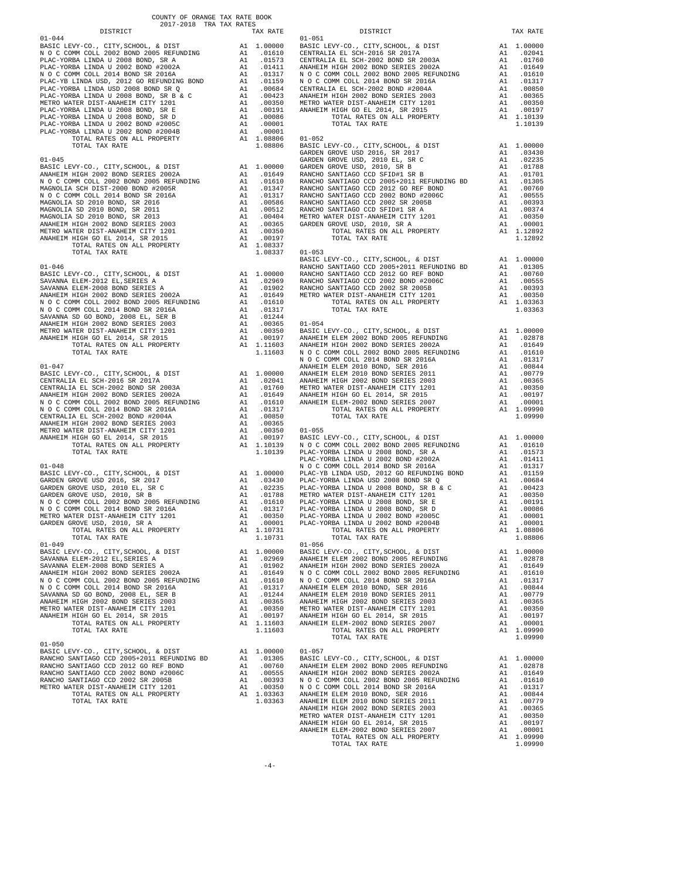COUNTY OF ORANGE TAX RATE BOOK
2017-2018 TRA TAX RATES

| DISTRICT | | TAX RATE |
|---|---|---|
| **01-044** | | |
| BASIC LEVY-CO., CITY,SCHOOL, & DIST | A1 | 1.00000 |
| N O C COMM COLL 2002 BOND 2005 REFUNDING | A1 | .01610 |
| PLAC-YORBA LINDA U 2008 BOND, SR A | A1 | .01573 |
| PLAC-YORBA LINDA U 2002 BOND #2002A | A1 | .01411 |
| N O C COMM COLL 2014 BOND SR 2016A | A1 | .01317 |
| PLAC-YB LINDA USD, 2012 GO REFUNDING BOND | A1 | .01159 |
| PLAC-YORBA LINDA USD 2008 BOND SR Q | A1 | .00684 |
| PLAC-YORBA LINDA U 2008 BOND, SR B & C | A1 | .00423 |
| METRO WATER DIST-ANAHEIM CITY 1201 | A1 | .00350 |
| PLAC-YORBA LINDA U 2008 BOND, SR E | A1 | .00191 |
| PLAC-YORBA LINDA U 2008 BOND, SR D | A1 | .00086 |
| PLAC-YORBA LINDA U 2002 BOND #2005C | A1 | .00001 |
| PLAC-YORBA LINDA U 2002 BOND #2004B | A1 | .00001 |
| TOTAL RATES ON ALL PROPERTY | A1 | 1.08806 |
| TOTAL TAX RATE | | 1.08806 |
| **01-045** | | |
| BASIC LEVY-CO., CITY,SCHOOL, & DIST | A1 | 1.00000 |
| ANAHEIM HIGH 2002 BOND SERIES 2002A | A1 | .01649 |
| N O C COMM COLL 2002 BOND 2005 REFUNDING | A1 | .01610 |
| MAGNOLIA SCH DIST-2000 BOND #2005R | A1 | .01347 |
| N O C COMM COLL 2014 BOND SR 2016A | A1 | .01317 |
| MAGNOLIA SD 2010 BOND, SR 2016 | A1 | .00586 |
| MAGNOLIA SD 2010 BOND, SR 2011 | A1 | .00512 |
| MAGNOLIA SD 2010 BOND, SR 2013 | A1 | .00404 |
| ANAHEIM HIGH 2002 BOND SERIES 2003 | A1 | .00365 |
| METRO WATER DIST-ANAHEIM CITY 1201 | A1 | .00350 |
| ANAHEIM HIGH GO EL 2014, SR 2015 | A1 | .00197 |
| TOTAL RATES ON ALL PROPERTY | A1 | 1.08337 |
| TOTAL TAX RATE | | 1.08337 |
| **01-046** | | |
| BASIC LEVY-CO., CITY,SCHOOL, & DIST | A1 | 1.00000 |
| SAVANNA ELEM-2012 EL,SERIES A | A1 | .02969 |
| SAVANNA ELEM-2008 BOND SERIES A | A1 | .01902 |
| ANAHEIM HIGH 2002 BOND SERIES 2002A | A1 | .01649 |
| N O C COMM COLL 2002 BOND 2005 REFUNDING | A1 | .01610 |
| N O C COMM COLL 2014 BOND SR 2016A | A1 | .01317 |
| SAVANNA SD GO BOND, 2008 EL, SER B | A1 | .01244 |
| ANAHEIM HIGH 2002 BOND SERIES 2003 | A1 | .00365 |
| METRO WATER DIST-ANAHEIM CITY 1201 | A1 | .00350 |
| ANAHEIM HIGH GO EL 2014, SR 2015 | A1 | .00197 |
| TOTAL RATES ON ALL PROPERTY | A1 | 1.11603 |
| TOTAL TAX RATE | | 1.11603 |
| **01-047** | | |
| BASIC LEVY-CO., CITY,SCHOOL, & DIST | A1 | 1.00000 |
| CENTRALIA EL SCH-2016 SR 2017A | A1 | .02041 |
| CENTRALIA EL SCH-2002 BOND SR 2003A | A1 | .01760 |
| ANAHEIM HIGH 2002 BOND SERIES 2002A | A1 | .01649 |
| N O C COMM COLL 2002 BOND 2005 REFUNDING | A1 | .01610 |
| N O C COMM COLL 2014 BOND SR 2016A | A1 | .01317 |
| CENTRALIA EL SCH-2002 BOND #2004A | A1 | .00850 |
| ANAHEIM HIGH 2002 BOND SERIES 2003 | A1 | .00365 |
| METRO WATER DIST-ANAHEIM CITY 1201 | A1 | .00350 |
| ANAHEIM HIGH GO EL 2014, SR 2015 | A1 | .00197 |
| TOTAL RATES ON ALL PROPERTY | A1 | 1.10139 |
| TOTAL TAX RATE | | 1.10139 |
| **01-048** | | |
| BASIC LEVY-CO., CITY,SCHOOL, & DIST | A1 | 1.00000 |
| GARDEN GROVE USD 2016, SR 2017 | A1 | .03430 |
| GARDEN GROVE USD, 2010 EL, SR C | A1 | .02235 |
| GARDEN GROVE USD, 2010, SR B | A1 | .01788 |
| N O C COMM COLL 2002 BOND 2005 REFUNDING | A1 | .01610 |
| N O C COMM COLL 2014 BOND SR 2016A | A1 | .01317 |
| METRO WATER DIST-ANAHEIM CITY 1201 | A1 | .00350 |
| GARDEN GROVE USD, 2010, SR A | A1 | .00001 |
| TOTAL RATES ON ALL PROPERTY | A1 | 1.10731 |
| TOTAL TAX RATE | | 1.10731 |
| **01-049** | | |
| BASIC LEVY-CO., CITY,SCHOOL, & DIST | A1 | 1.00000 |
| SAVANNA ELEM-2012 EL,SERIES A | A1 | .02969 |
| SAVANNA ELEM-2008 BOND SERIES A | A1 | .01902 |
| ANAHEIM HIGH 2002 BOND SERIES 2002A | A1 | .01649 |
| N O C COMM COLL 2002 BOND 2005 REFUNDING | A1 | .01610 |
| N O C COMM COLL 2014 BOND SR 2016A | A1 | .01317 |
| SAVANNA SD GO BOND, 2008 EL, SER B | A1 | .01244 |
| ANAHEIM HIGH 2002 BOND SERIES 2003 | A1 | .00365 |
| METRO WATER DIST-ANAHEIM CITY 1201 | A1 | .00350 |
| ANAHEIM HIGH GO EL 2014, SR 2015 | A1 | .00197 |
| TOTAL RATES ON ALL PROPERTY | A1 | 1.11603 |
| TOTAL TAX RATE | | 1.11603 |
| **01-050** | | |
| BASIC LEVY-CO., CITY,SCHOOL, & DIST | A1 | 1.00000 |
| RANCHO SANTIAGO CCD 2005+2011 REFUNDING BD | A1 | .01305 |
| RANCHO SANTIAGO CCD 2012 GO REF BOND | A1 | .00760 |
| RANCHO SANTIAGO CCD 2002 BOND #2006C | A1 | .00555 |
| RANCHO SANTIAGO CCD 2002 SR 2005B | A1 | .00393 |
| METRO WATER DIST-ANAHEIM CITY 1201 | A1 | .00350 |
| TOTAL RATES ON ALL PROPERTY | A1 | 1.03363 |
| TOTAL TAX RATE | | 1.03363 |
| **01-051** | | |
| BASIC LEVY-CO., CITY,SCHOOL, & DIST | A1 | 1.00000 |
| CENTRALIA EL SCH-2016 SR 2017A | A1 | .02041 |
| CENTRALIA EL SCH-2002 BOND SR 2003A | A1 | .01760 |
| ANAHEIM HIGH 2002 BOND SERIES 2002A | A1 | .01649 |
| N O C COMM COLL 2002 BOND 2005 REFUNDING | A1 | .01610 |
| N O C COMM COLL 2014 BOND SR 2016A | A1 | .01317 |
| CENTRALIA EL SCH-2002 BOND #2004A | A1 | .00850 |
| ANAHEIM HIGH 2002 BOND SERIES 2003 | A1 | .00365 |
| METRO WATER DIST-ANAHEIM CITY 1201 | A1 | .00350 |
| ANAHEIM HIGH GO EL 2014, SR 2015 | A1 | .00197 |
| TOTAL RATES ON ALL PROPERTY | A1 | 1.10139 |
| TOTAL TAX RATE | | 1.10139 |
| **01-052** | | |
| BASIC LEVY-CO., CITY,SCHOOL, & DIST | A1 | 1.00000 |
| GARDEN GROVE USD 2016, SR 2017 | A1 | .03430 |
| GARDEN GROVE USD, 2010 EL, SR C | A1 | .02235 |
| GARDEN GROVE USD, 2010, SR B | A1 | .01788 |
| RANCHO SANTIAGO CCD SFID#1 SR B | A1 | .01701 |
| RANCHO SANTIAGO CCD 2005+2011 REFUNDING BD | A1 | .01305 |
| RANCHO SANTIAGO CCD 2012 GO REF BOND | A1 | .00760 |
| RANCHO SANTIAGO CCD 2002 BOND #2006C | A1 | .00555 |
| RANCHO SANTIAGO CCD 2002 SR 2005B | A1 | .00393 |
| RANCHO SANTIAGO CCD SFID#1 SR A | A1 | .00374 |
| METRO WATER DIST-ANAHEIM CITY 1201 | A1 | .00350 |
| GARDEN GROVE USD, 2010, SR A | A1 | .00001 |
| TOTAL RATES ON ALL PROPERTY | A1 | 1.12892 |
| TOTAL TAX RATE | | 1.12892 |
| **01-053** | | |
| BASIC LEVY-CO., CITY,SCHOOL, & DIST | A1 | 1.00000 |
| RANCHO SANTIAGO CCD 2005+2011 REFUNDING BD | A1 | .01305 |
| RANCHO SANTIAGO CCD 2012 GO REF BOND | A1 | .00760 |
| RANCHO SANTIAGO CCD 2002 BOND #2006C | A1 | .00555 |
| RANCHO SANTIAGO CCD 2002 SR 2005B | A1 | .00393 |
| METRO WATER DIST-ANAHEIM CITY 1201 | A1 | .00350 |
| TOTAL RATES ON ALL PROPERTY | A1 | 1.03363 |
| TOTAL TAX RATE | | 1.03363 |
| **01-054** | | |
| BASIC LEVY-CO., CITY,SCHOOL, & DIST | A1 | 1.00000 |
| ANAHEIM ELEM 2002 BOND 2005 REFUNDING | A1 | .02878 |
| ANAHEIM HIGH 2002 BOND SERIES 2002A | A1 | .01649 |
| N O C COMM COLL 2002 BOND 2005 REFUNDING | A1 | .01610 |
| N O C COMM COLL 2014 BOND SR 2016A | A1 | .01317 |
| ANAHEIM ELEM 2010 BOND, SER 2016 | A1 | .00844 |
| ANAHEIM ELEM 2010 BOND SERIES 2011 | A1 | .00779 |
| ANAHEIM HIGH 2002 BOND SERIES 2003 | A1 | .00365 |
| METRO WATER DIST-ANAHEIM CITY 1201 | A1 | .00350 |
| ANAHEIM HIGH GO EL 2014, SR 2015 | A1 | .00197 |
| ANAHEIM ELEM-2002 BOND SERIES 2007 | A1 | .00001 |
| TOTAL RATES ON ALL PROPERTY | A1 | 1.09990 |
| TOTAL TAX RATE | | 1.09990 |
| **01-055** | | |
| BASIC LEVY-CO., CITY,SCHOOL, & DIST | A1 | 1.00000 |
| N O C COMM COLL 2002 BOND 2005 REFUNDING | A1 | .01610 |
| PLAC-YORBA LINDA U 2008 BOND, SR A | A1 | .01573 |
| PLAC-YORBA LINDA U 2002 BOND #2002A | A1 | .01411 |
| N O C COMM COLL 2014 BOND SR 2016A | A1 | .01317 |
| PLAC-YB LINDA USD, 2012 GO REFUNDING BOND | A1 | .01159 |
| PLAC-YORBA LINDA USD 2008 BOND SR Q | A1 | .00684 |
| PLAC-YORBA LINDA U 2008 BOND, SR B & C | A1 | .00423 |
| METRO WATER DIST-ANAHEIM CITY 1201 | A1 | .00350 |
| PLAC-YORBA LINDA U 2008 BOND, SR E | A1 | .00191 |
| PLAC-YORBA LINDA U 2008 BOND, SR D | A1 | .00086 |
| PLAC-YORBA LINDA U 2002 BOND #2005C | A1 | .00001 |
| PLAC-YORBA LINDA U 2002 BOND #2004B | A1 | .00001 |
| TOTAL RATES ON ALL PROPERTY | A1 | 1.08806 |
| TOTAL TAX RATE | | 1.08806 |
| **01-056** | | |
| BASIC LEVY-CO., CITY,SCHOOL, & DIST | A1 | 1.00000 |
| ANAHEIM ELEM 2002 BOND 2005 REFUNDING | A1 | .02878 |
| ANAHEIM HIGH 2002 BOND SERIES 2002A | A1 | .01649 |
| N O C COMM COLL 2002 BOND 2005 REFUNDING | A1 | .01610 |
| N O C COMM COLL 2014 BOND SR 2016A | A1 | .01317 |
| ANAHEIM ELEM 2010 BOND, SER 2016 | A1 | .00844 |
| ANAHEIM ELEM 2010 BOND SERIES 2011 | A1 | .00779 |
| ANAHEIM HIGH 2002 BOND SERIES 2003 | A1 | .00365 |
| METRO WATER DIST-ANAHEIM CITY 1201 | A1 | .00350 |
| ANAHEIM HIGH GO EL 2014, SR 2015 | A1 | .00197 |
| ANAHEIM ELEM-2002 BOND SERIES 2007 | A1 | .00001 |
| TOTAL RATES ON ALL PROPERTY | A1 | 1.09990 |
| TOTAL TAX RATE | | 1.09990 |
| **01-057** | | |
| BASIC LEVY-CO., CITY,SCHOOL, & DIST | A1 | 1.00000 |
| ANAHEIM ELEM 2002 BOND 2005 REFUNDING | A1 | .02878 |
| ANAHEIM HIGH 2002 BOND SERIES 2002A | A1 | .01649 |
| N O C COMM COLL 2002 BOND 2005 REFUNDING | A1 | .01610 |
| N O C COMM COLL 2014 BOND SR 2016A | A1 | .01317 |
| ANAHEIM ELEM 2010 BOND, SER 2016 | A1 | .00844 |
| ANAHEIM ELEM 2010 BOND SERIES 2011 | A1 | .00779 |
| ANAHEIM HIGH 2002 BOND SERIES 2003 | A1 | .00365 |
| METRO WATER DIST-ANAHEIM CITY 1201 | A1 | .00350 |
| ANAHEIM HIGH GO EL 2014, SR 2015 | A1 | .00197 |
| ANAHEIM ELEM-2002 BOND SERIES 2007 | A1 | .00001 |
| TOTAL RATES ON ALL PROPERTY | A1 | 1.09990 |
| TOTAL TAX RATE | | 1.09990 |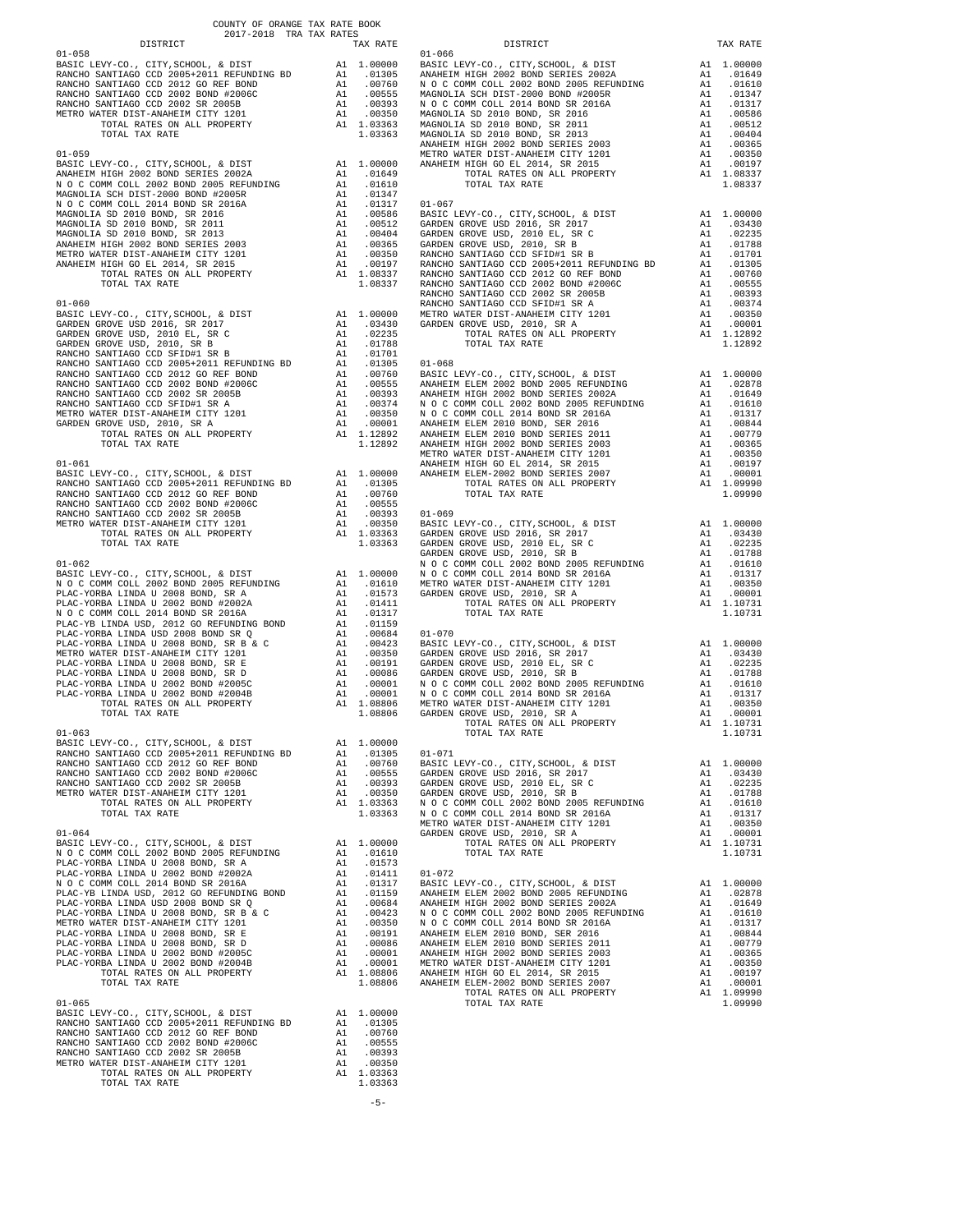COUNTY OF ORANGE TAX RATE BOOK
2017-2018 TRA TAX RATES

| DISTRICT | | TAX RATE |
|---|---|---|
| **01-058** | | |
| BASIC LEVY-CO., CITY,SCHOOL, & DIST | A1 | 1.00000 |
| RANCHO SANTIAGO CCD 2005+2011 REFUNDING BD | A1 | .01305 |
| RANCHO SANTIAGO CCD 2012 GO REF BOND | A1 | .00760 |
| RANCHO SANTIAGO CCD 2002 BOND #2006C | A1 | .00555 |
| RANCHO SANTIAGO CCD 2002 SR 2005B | A1 | .00393 |
| METRO WATER DIST-ANAHEIM CITY 1201 | A1 | .00350 |
| TOTAL RATES ON ALL PROPERTY | A1 | 1.03363 |
| TOTAL TAX RATE | | 1.03363 |
| **01-059** | | |
| BASIC LEVY-CO., CITY,SCHOOL, & DIST | A1 | 1.00000 |
| ANAHEIM HIGH 2002 BOND SERIES 2002A | A1 | .01649 |
| N O C COMM COLL 2002 BOND 2005 REFUNDING | A1 | .01610 |
| MAGNOLIA SCH DIST-2000 BOND #2005R | A1 | .01347 |
| N O C COMM COLL 2014 BOND SR 2016A | A1 | .01317 |
| MAGNOLIA SD 2010 BOND, SR 2016 | A1 | .00586 |
| MAGNOLIA SD 2010 BOND, SR 2011 | A1 | .00512 |
| MAGNOLIA SD 2010 BOND, SR 2013 | A1 | .00404 |
| ANAHEIM HIGH 2002 BOND SERIES 2003 | A1 | .00365 |
| METRO WATER DIST-ANAHEIM CITY 1201 | A1 | .00350 |
| ANAHEIM HIGH GO EL 2014, SR 2015 | A1 | .00197 |
| TOTAL RATES ON ALL PROPERTY | A1 | 1.08337 |
| TOTAL TAX RATE | | 1.08337 |
| **01-060** | | |
| BASIC LEVY-CO., CITY,SCHOOL, & DIST | A1 | 1.00000 |
| GARDEN GROVE USD 2016, SR 2017 | A1 | .03430 |
| GARDEN GROVE USD, 2010 EL, SR C | A1 | .02235 |
| GARDEN GROVE USD, 2010, SR B | A1 | .01788 |
| RANCHO SANTIAGO CCD SFID#1 SR B | A1 | .01701 |
| RANCHO SANTIAGO CCD 2005+2011 REFUNDING BD | A1 | .01305 |
| RANCHO SANTIAGO CCD 2012 GO REF BOND | A1 | .00760 |
| RANCHO SANTIAGO CCD 2002 BOND #2006C | A1 | .00555 |
| RANCHO SANTIAGO CCD 2002 SR 2005B | A1 | .00393 |
| RANCHO SANTIAGO CCD SFID#1 SR A | A1 | .00374 |
| METRO WATER DIST-ANAHEIM CITY 1201 | A1 | .00350 |
| GARDEN GROVE USD, 2010, SR A | A1 | .00001 |
| TOTAL RATES ON ALL PROPERTY | A1 | 1.12892 |
| TOTAL TAX RATE | | 1.12892 |
| **01-061** | | |
| BASIC LEVY-CO., CITY,SCHOOL, & DIST | A1 | 1.00000 |
| RANCHO SANTIAGO CCD 2005+2011 REFUNDING BD | A1 | .01305 |
| RANCHO SANTIAGO CCD 2012 GO REF BOND | A1 | .00760 |
| RANCHO SANTIAGO CCD 2002 BOND #2006C | A1 | .00555 |
| RANCHO SANTIAGO CCD 2002 SR 2005B | A1 | .00393 |
| METRO WATER DIST-ANAHEIM CITY 1201 | A1 | .00350 |
| TOTAL RATES ON ALL PROPERTY | A1 | 1.03363 |
| TOTAL TAX RATE | | 1.03363 |
| **01-062** | | |
| BASIC LEVY-CO., CITY,SCHOOL, & DIST | A1 | 1.00000 |
| N O C COMM COLL 2002 BOND 2005 REFUNDING | A1 | .01610 |
| PLAC-YORBA LINDA U 2008 BOND, SR A | A1 | .01573 |
| PLAC-YORBA LINDA U 2002 BOND #2002A | A1 | .01411 |
| N O C COMM COLL 2014 BOND SR 2016A | A1 | .01317 |
| PLAC-YB LINDA USD, 2012 GO REFUNDING BOND | A1 | .01159 |
| PLAC-YORBA LINDA USD 2008 BOND SR Q | A1 | .00684 |
| PLAC-YORBA LINDA U 2008 BOND, SR B & C | A1 | .00423 |
| METRO WATER DIST-ANAHEIM CITY 1201 | A1 | .00350 |
| PLAC-YORBA LINDA U 2008 BOND, SR E | A1 | .00191 |
| PLAC-YORBA LINDA U 2008 BOND, SR D | A1 | .00086 |
| PLAC-YORBA LINDA U 2002 BOND #2005C | A1 | .00001 |
| PLAC-YORBA LINDA U 2002 BOND #2004B | A1 | .00001 |
| TOTAL RATES ON ALL PROPERTY | A1 | 1.08806 |
| TOTAL TAX RATE | | 1.08806 |
| **01-063** | | |
| BASIC LEVY-CO., CITY,SCHOOL, & DIST | A1 | 1.00000 |
| RANCHO SANTIAGO CCD 2005+2011 REFUNDING BD | A1 | .01305 |
| RANCHO SANTIAGO CCD 2012 GO REF BOND | A1 | .00760 |
| RANCHO SANTIAGO CCD 2002 BOND #2006C | A1 | .00555 |
| RANCHO SANTIAGO CCD 2002 SR 2005B | A1 | .00393 |
| METRO WATER DIST-ANAHEIM CITY 1201 | A1 | .00350 |
| TOTAL RATES ON ALL PROPERTY | A1 | 1.03363 |
| TOTAL TAX RATE | | 1.03363 |
| **01-064** | | |
| BASIC LEVY-CO., CITY,SCHOOL, & DIST | A1 | 1.00000 |
| N O C COMM COLL 2002 BOND 2005 REFUNDING | A1 | .01610 |
| PLAC-YORBA LINDA U 2008 BOND, SR A | A1 | .01573 |
| PLAC-YORBA LINDA U 2002 BOND #2002A | A1 | .01411 |
| N O C COMM COLL 2014 BOND SR 2016A | A1 | .01317 |
| PLAC-YB LINDA USD, 2012 GO REFUNDING BOND | A1 | .01159 |
| PLAC-YORBA LINDA USD 2008 BOND SR Q | A1 | .00684 |
| PLAC-YORBA LINDA U 2008 BOND, SR B & C | A1 | .00423 |
| METRO WATER DIST-ANAHEIM CITY 1201 | A1 | .00350 |
| PLAC-YORBA LINDA U 2008 BOND, SR E | A1 | .00191 |
| PLAC-YORBA LINDA U 2008 BOND, SR D | A1 | .00086 |
| PLAC-YORBA LINDA U 2002 BOND #2005C | A1 | .00001 |
| PLAC-YORBA LINDA U 2002 BOND #2004B | A1 | .00001 |
| TOTAL RATES ON ALL PROPERTY | A1 | 1.08806 |
| TOTAL TAX RATE | | 1.08806 |
| **01-065** | | |
| BASIC LEVY-CO., CITY,SCHOOL, & DIST | A1 | 1.00000 |
| RANCHO SANTIAGO CCD 2005+2011 REFUNDING BD | A1 | .01305 |
| RANCHO SANTIAGO CCD 2012 GO REF BOND | A1 | .00760 |
| RANCHO SANTIAGO CCD 2002 BOND #2006C | A1 | .00555 |
| RANCHO SANTIAGO CCD 2002 SR 2005B | A1 | .00393 |
| METRO WATER DIST-ANAHEIM CITY 1201 | A1 | .00350 |
| TOTAL RATES ON ALL PROPERTY | A1 | 1.03363 |
| TOTAL TAX RATE | | 1.03363 |
| **01-066** | | |
| BASIC LEVY-CO., CITY,SCHOOL, & DIST | A1 | 1.00000 |
| ANAHEIM HIGH 2002 BOND SERIES 2002A | A1 | .01649 |
| N O C COMM COLL 2002 BOND 2005 REFUNDING | A1 | .01610 |
| MAGNOLIA SCH DIST-2000 BOND #2005R | A1 | .01347 |
| N O C COMM COLL 2014 BOND SR 2016A | A1 | .01317 |
| MAGNOLIA SD 2010 BOND, SR 2016 | A1 | .00586 |
| MAGNOLIA SD 2010 BOND, SR 2011 | A1 | .00512 |
| MAGNOLIA SD 2010 BOND, SR 2013 | A1 | .00404 |
| ANAHEIM HIGH 2002 BOND SERIES 2003 | A1 | .00365 |
| METRO WATER DIST-ANAHEIM CITY 1201 | A1 | .00350 |
| ANAHEIM HIGH GO EL 2014, SR 2015 | A1 | .00197 |
| TOTAL RATES ON ALL PROPERTY | A1 | 1.08337 |
| TOTAL TAX RATE | | 1.08337 |
| **01-067** | | |
| BASIC LEVY-CO., CITY,SCHOOL, & DIST | A1 | 1.00000 |
| GARDEN GROVE USD 2016, SR 2017 | A1 | .03430 |
| GARDEN GROVE USD, 2010 EL, SR C | A1 | .02235 |
| GARDEN GROVE USD, 2010, SR B | A1 | .01788 |
| RANCHO SANTIAGO CCD SFID#1 SR B | A1 | .01701 |
| RANCHO SANTIAGO CCD 2005+2011 REFUNDING BD | A1 | .01305 |
| RANCHO SANTIAGO CCD 2012 GO REF BOND | A1 | .00760 |
| RANCHO SANTIAGO CCD 2002 BOND #2006C | A1 | .00555 |
| RANCHO SANTIAGO CCD 2002 SR 2005B | A1 | .00393 |
| RANCHO SANTIAGO CCD SFID#1 SR A | A1 | .00374 |
| METRO WATER DIST-ANAHEIM CITY 1201 | A1 | .00350 |
| GARDEN GROVE USD, 2010, SR A | A1 | .00001 |
| TOTAL RATES ON ALL PROPERTY | A1 | 1.12892 |
| TOTAL TAX RATE | | 1.12892 |
| **01-068** | | |
| BASIC LEVY-CO., CITY,SCHOOL, & DIST | A1 | 1.00000 |
| ANAHEIM ELEM 2002 BOND 2005 REFUNDING | A1 | .02878 |
| ANAHEIM HIGH 2002 BOND SERIES 2002A | A1 | .01649 |
| N O C COMM COLL 2002 BOND 2005 REFUNDING | A1 | .01610 |
| N O C COMM COLL 2014 BOND SR 2016A | A1 | .01317 |
| ANAHEIM ELEM 2010 BOND, SER 2016 | A1 | .00844 |
| ANAHEIM ELEM 2010 BOND SERIES 2011 | A1 | .00779 |
| ANAHEIM HIGH 2002 BOND SERIES 2003 | A1 | .00365 |
| METRO WATER DIST-ANAHEIM CITY 1201 | A1 | .00350 |
| ANAHEIM HIGH GO EL 2014, SR 2015 | A1 | .00197 |
| ANAHEIM ELEM-2002 BOND SERIES 2007 | A1 | .00001 |
| TOTAL RATES ON ALL PROPERTY | A1 | 1.09990 |
| TOTAL TAX RATE | | 1.09990 |
| **01-069** | | |
| BASIC LEVY-CO., CITY,SCHOOL, & DIST | A1 | 1.00000 |
| GARDEN GROVE USD 2016, SR 2017 | A1 | .03430 |
| GARDEN GROVE USD, 2010 EL, SR C | A1 | .02235 |
| GARDEN GROVE USD, 2010, SR B | A1 | .01788 |
| N O C COMM COLL 2002 BOND 2005 REFUNDING | A1 | .01610 |
| N O C COMM COLL 2014 BOND SR 2016A | A1 | .01317 |
| METRO WATER DIST-ANAHEIM CITY 1201 | A1 | .00350 |
| GARDEN GROVE USD, 2010, SR A | A1 | .00001 |
| TOTAL RATES ON ALL PROPERTY | A1 | 1.10731 |
| TOTAL TAX RATE | | 1.10731 |
| **01-070** | | |
| BASIC LEVY-CO., CITY,SCHOOL, & DIST | A1 | 1.00000 |
| GARDEN GROVE USD 2016, SR 2017 | A1 | .03430 |
| GARDEN GROVE USD, 2010 EL, SR C | A1 | .02235 |
| GARDEN GROVE USD, 2010, SR B | A1 | .01788 |
| N O C COMM COLL 2002 BOND 2005 REFUNDING | A1 | .01610 |
| N O C COMM COLL 2014 BOND SR 2016A | A1 | .01317 |
| METRO WATER DIST-ANAHEIM CITY 1201 | A1 | .00350 |
| GARDEN GROVE USD, 2010, SR A | A1 | .00001 |
| TOTAL RATES ON ALL PROPERTY | A1 | 1.10731 |
| TOTAL TAX RATE | | 1.10731 |
| **01-071** | | |
| BASIC LEVY-CO., CITY,SCHOOL, & DIST | A1 | 1.00000 |
| GARDEN GROVE USD 2016, SR 2017 | A1 | .03430 |
| GARDEN GROVE USD, 2010 EL, SR C | A1 | .02235 |
| GARDEN GROVE USD, 2010, SR B | A1 | .01788 |
| N O C COMM COLL 2002 BOND 2005 REFUNDING | A1 | .01610 |
| N O C COMM COLL 2014 BOND SR 2016A | A1 | .01317 |
| METRO WATER DIST-ANAHEIM CITY 1201 | A1 | .00350 |
| GARDEN GROVE USD, 2010, SR A | A1 | .00001 |
| TOTAL RATES ON ALL PROPERTY | A1 | 1.10731 |
| TOTAL TAX RATE | | 1.10731 |
| **01-072** | | |
| BASIC LEVY-CO., CITY,SCHOOL, & DIST | A1 | 1.00000 |
| ANAHEIM ELEM 2002 BOND 2005 REFUNDING | A1 | .02878 |
| ANAHEIM HIGH 2002 BOND SERIES 2002A | A1 | .01649 |
| N O C COMM COLL 2002 BOND 2005 REFUNDING | A1 | .01610 |
| N O C COMM COLL 2014 BOND SR 2016A | A1 | .01317 |
| ANAHEIM ELEM 2010 BOND, SER 2016 | A1 | .00844 |
| ANAHEIM ELEM 2010 BOND SERIES 2011 | A1 | .00779 |
| ANAHEIM HIGH 2002 BOND SERIES 2003 | A1 | .00365 |
| METRO WATER DIST-ANAHEIM CITY 1201 | A1 | .00350 |
| ANAHEIM HIGH GO EL 2014, SR 2015 | A1 | .00197 |
| ANAHEIM ELEM-2002 BOND SERIES 2007 | A1 | .00001 |
| TOTAL RATES ON ALL PROPERTY | A1 | 1.09990 |
| TOTAL TAX RATE | | 1.09990 |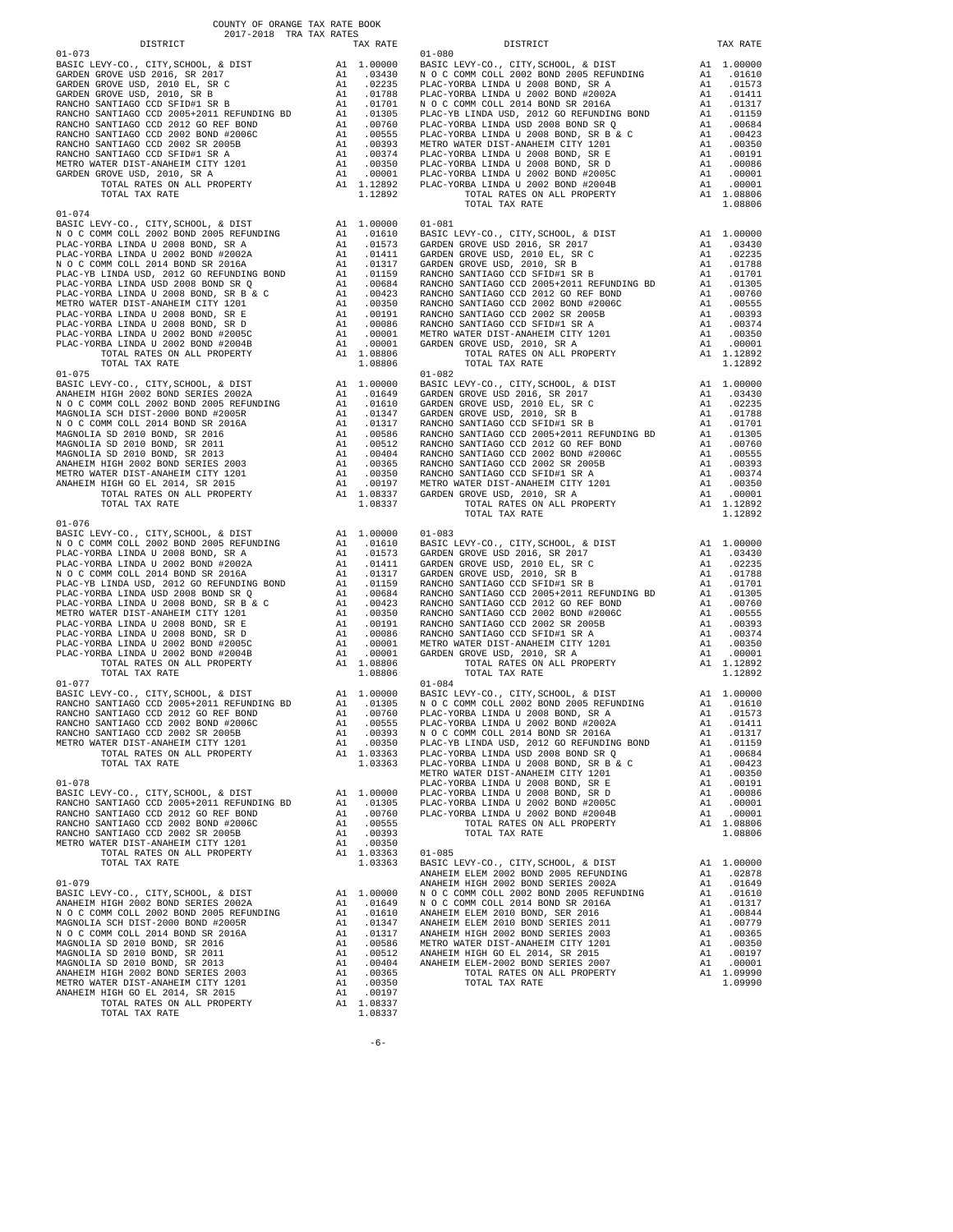COUNTY OF ORANGE TAX RATE BOOK
2017-2018 TRA TAX RATES

| DISTRICT | | TAX RATE |
|---|---|---|
| **01-073** | | |
| BASIC LEVY-CO., CITY,SCHOOL, & DIST | A1 | 1.00000 |
| GARDEN GROVE USD 2016, SR 2017 | A1 | .03430 |
| GARDEN GROVE USD, 2010 EL, SR C | A1 | .02235 |
| GARDEN GROVE USD, 2010, SR B | A1 | .01788 |
| RANCHO SANTIAGO CCD SFID#1 SR B | A1 | .01701 |
| RANCHO SANTIAGO CCD 2005+2011 REFUNDING BD | A1 | .01305 |
| RANCHO SANTIAGO CCD 2012 GO REF BOND | A1 | .00760 |
| RANCHO SANTIAGO CCD 2002 BOND #2006C | A1 | .00555 |
| RANCHO SANTIAGO CCD 2002 SR 2005B | A1 | .00393 |
| RANCHO SANTIAGO CCD SFID#1 SR A | A1 | .00374 |
| METRO WATER DIST-ANAHEIM CITY 1201 | A1 | .00350 |
| GARDEN GROVE USD, 2010, SR A | A1 | .00001 |
| TOTAL RATES ON ALL PROPERTY | A1 | 1.12892 |
| TOTAL TAX RATE | | 1.12892 |
| **01-074** | | |
| BASIC LEVY-CO., CITY,SCHOOL, & DIST | A1 | 1.00000 |
| N O C COMM COLL 2002 BOND 2005 REFUNDING | A1 | .01610 |
| PLAC-YORBA LINDA U 2008 BOND, SR A | A1 | .01573 |
| PLAC-YORBA LINDA U 2002 BOND #2002A | A1 | .01411 |
| N O C COMM COLL 2014 BOND SR 2016A | A1 | .01317 |
| PLAC-YB LINDA USD, 2012 GO REFUNDING BOND | A1 | .01159 |
| PLAC-YORBA LINDA USD 2008 BOND SR Q | A1 | .00684 |
| PLAC-YORBA LINDA U 2008 BOND, SR B & C | A1 | .00423 |
| METRO WATER DIST-ANAHEIM CITY 1201 | A1 | .00350 |
| PLAC-YORBA LINDA U 2008 BOND, SR E | A1 | .00191 |
| PLAC-YORBA LINDA U 2008 BOND, SR D | A1 | .00086 |
| PLAC-YORBA LINDA U 2002 BOND #2005C | A1 | .00001 |
| PLAC-YORBA LINDA U 2002 BOND #2004B | A1 | .00001 |
| TOTAL RATES ON ALL PROPERTY | A1 | 1.08806 |
| TOTAL TAX RATE | | 1.08806 |
| **01-075** | | |
| BASIC LEVY-CO., CITY,SCHOOL, & DIST | A1 | 1.00000 |
| ANAHEIM HIGH 2002 BOND SERIES 2002A | A1 | .01649 |
| N O C COMM COLL 2002 BOND 2005 REFUNDING | A1 | .01610 |
| MAGNOLIA SCH DIST-2000 BOND #2005R | A1 | .01347 |
| N O C COMM COLL 2014 BOND SR 2016A | A1 | .01317 |
| MAGNOLIA SD 2010 BOND, SR 2016 | A1 | .00586 |
| MAGNOLIA SD 2010 BOND, SR 2011 | A1 | .00512 |
| MAGNOLIA SD 2010 BOND, SR 2013 | A1 | .00404 |
| ANAHEIM HIGH 2002 BOND SERIES 2003 | A1 | .00365 |
| METRO WATER DIST-ANAHEIM CITY 1201 | A1 | .00350 |
| ANAHEIM HIGH GO EL 2014, SR 2015 | A1 | .00197 |
| TOTAL RATES ON ALL PROPERTY | A1 | 1.08337 |
| TOTAL TAX RATE | | 1.08337 |
| **01-076** | | |
| BASIC LEVY-CO., CITY,SCHOOL, & DIST | A1 | 1.00000 |
| N O C COMM COLL 2002 BOND 2005 REFUNDING | A1 | .01610 |
| PLAC-YORBA LINDA U 2008 BOND, SR A | A1 | .01573 |
| PLAC-YORBA LINDA U 2002 BOND #2002A | A1 | .01411 |
| N O C COMM COLL 2014 BOND SR 2016A | A1 | .01317 |
| PLAC-YB LINDA USD, 2012 GO REFUNDING BOND | A1 | .01159 |
| PLAC-YORBA LINDA USD 2008 BOND SR Q | A1 | .00684 |
| PLAC-YORBA LINDA U 2008 BOND, SR B & C | A1 | .00423 |
| METRO WATER DIST-ANAHEIM CITY 1201 | A1 | .00350 |
| PLAC-YORBA LINDA U 2008 BOND, SR E | A1 | .00191 |
| PLAC-YORBA LINDA U 2008 BOND, SR D | A1 | .00086 |
| PLAC-YORBA LINDA U 2002 BOND #2005C | A1 | .00001 |
| PLAC-YORBA LINDA U 2002 BOND #2004B | A1 | .00001 |
| TOTAL RATES ON ALL PROPERTY | A1 | 1.08806 |
| TOTAL TAX RATE | | 1.08806 |
| **01-077** | | |
| BASIC LEVY-CO., CITY,SCHOOL, & DIST | A1 | 1.00000 |
| RANCHO SANTIAGO CCD 2005+2011 REFUNDING BD | A1 | .01305 |
| RANCHO SANTIAGO CCD 2012 GO REF BOND | A1 | .00760 |
| RANCHO SANTIAGO CCD 2002 BOND #2006C | A1 | .00555 |
| RANCHO SANTIAGO CCD 2002 SR 2005B | A1 | .00393 |
| METRO WATER DIST-ANAHEIM CITY 1201 | A1 | .00350 |
| TOTAL RATES ON ALL PROPERTY | A1 | 1.03363 |
| TOTAL TAX RATE | | 1.03363 |
| **01-078** | | |
| BASIC LEVY-CO., CITY,SCHOOL, & DIST | A1 | 1.00000 |
| RANCHO SANTIAGO CCD 2005+2011 REFUNDING BD | A1 | .01305 |
| RANCHO SANTIAGO CCD 2012 GO REF BOND | A1 | .00760 |
| RANCHO SANTIAGO CCD 2002 BOND #2006C | A1 | .00555 |
| RANCHO SANTIAGO CCD 2002 SR 2005B | A1 | .00393 |
| METRO WATER DIST-ANAHEIM CITY 1201 | A1 | .00350 |
| TOTAL RATES ON ALL PROPERTY | A1 | 1.03363 |
| TOTAL TAX RATE | | 1.03363 |
| **01-079** | | |
| BASIC LEVY-CO., CITY,SCHOOL, & DIST | A1 | 1.00000 |
| ANAHEIM HIGH 2002 BOND SERIES 2002A | A1 | .01649 |
| N O C COMM COLL 2002 BOND 2005 REFUNDING | A1 | .01610 |
| MAGNOLIA SCH DIST-2000 BOND #2005R | A1 | .01347 |
| N O C COMM COLL 2014 BOND SR 2016A | A1 | .01317 |
| MAGNOLIA SD 2010 BOND, SR 2016 | A1 | .00586 |
| MAGNOLIA SD 2010 BOND, SR 2011 | A1 | .00512 |
| MAGNOLIA SD 2010 BOND, SR 2013 | A1 | .00404 |
| ANAHEIM HIGH 2002 BOND SERIES 2003 | A1 | .00365 |
| METRO WATER DIST-ANAHEIM CITY 1201 | A1 | .00350 |
| ANAHEIM HIGH GO EL 2014, SR 2015 | A1 | .00197 |
| TOTAL RATES ON ALL PROPERTY | A1 | 1.08337 |
| TOTAL TAX RATE | | 1.08337 |
| **01-080** | | |
| BASIC LEVY-CO., CITY,SCHOOL, & DIST | A1 | 1.00000 |
| N O C COMM COLL 2002 BOND 2005 REFUNDING | A1 | .01610 |
| PLAC-YORBA LINDA U 2008 BOND, SR A | A1 | .01573 |
| PLAC-YORBA LINDA U 2002 BOND #2002A | A1 | .01411 |
| N O C COMM COLL 2014 BOND SR 2016A | A1 | .01317 |
| PLAC-YB LINDA USD, 2012 GO REFUNDING BOND | A1 | .01159 |
| PLAC-YORBA LINDA USD 2008 BOND SR Q | A1 | .00684 |
| PLAC-YORBA LINDA U 2008 BOND, SR B & C | A1 | .00423 |
| METRO WATER DIST-ANAHEIM CITY 1201 | A1 | .00350 |
| PLAC-YORBA LINDA U 2008 BOND, SR E | A1 | .00191 |
| PLAC-YORBA LINDA U 2008 BOND, SR D | A1 | .00086 |
| PLAC-YORBA LINDA U 2002 BOND #2005C | A1 | .00001 |
| PLAC-YORBA LINDA U 2002 BOND #2004B | A1 | .00001 |
| TOTAL RATES ON ALL PROPERTY | A1 | 1.08806 |
| TOTAL TAX RATE | | 1.08806 |
| **01-081** | | |
| BASIC LEVY-CO., CITY,SCHOOL, & DIST | A1 | 1.00000 |
| GARDEN GROVE USD 2016, SR 2017 | A1 | .03430 |
| GARDEN GROVE USD, 2010 EL, SR C | A1 | .02235 |
| GARDEN GROVE USD, 2010, SR B | A1 | .01788 |
| RANCHO SANTIAGO CCD SFID#1 SR B | A1 | .01701 |
| RANCHO SANTIAGO CCD 2005+2011 REFUNDING BD | A1 | .01305 |
| RANCHO SANTIAGO CCD 2012 GO REF BOND | A1 | .00760 |
| RANCHO SANTIAGO CCD 2002 BOND #2006C | A1 | .00555 |
| RANCHO SANTIAGO CCD 2002 SR 2005B | A1 | .00393 |
| RANCHO SANTIAGO CCD SFID#1 SR A | A1 | .00374 |
| METRO WATER DIST-ANAHEIM CITY 1201 | A1 | .00350 |
| GARDEN GROVE USD, 2010, SR A | A1 | .00001 |
| TOTAL RATES ON ALL PROPERTY | A1 | 1.12892 |
| TOTAL TAX RATE | | 1.12892 |
| **01-082** | | |
| BASIC LEVY-CO., CITY,SCHOOL, & DIST | A1 | 1.00000 |
| GARDEN GROVE USD 2016, SR 2017 | A1 | .03430 |
| GARDEN GROVE USD, 2010 EL, SR C | A1 | .02235 |
| GARDEN GROVE USD, 2010, SR B | A1 | .01788 |
| RANCHO SANTIAGO CCD SFID#1 SR B | A1 | .01701 |
| RANCHO SANTIAGO CCD 2005+2011 REFUNDING BD | A1 | .01305 |
| RANCHO SANTIAGO CCD 2012 GO REF BOND | A1 | .00760 |
| RANCHO SANTIAGO CCD 2002 BOND #2006C | A1 | .00555 |
| RANCHO SANTIAGO CCD 2002 SR 2005B | A1 | .00393 |
| RANCHO SANTIAGO CCD SFID#1 SR A | A1 | .00374 |
| METRO WATER DIST-ANAHEIM CITY 1201 | A1 | .00350 |
| GARDEN GROVE USD, 2010, SR A | A1 | .00001 |
| TOTAL RATES ON ALL PROPERTY | A1 | 1.12892 |
| TOTAL TAX RATE | | 1.12892 |
| **01-083** | | |
| BASIC LEVY-CO., CITY,SCHOOL, & DIST | A1 | 1.00000 |
| GARDEN GROVE USD 2016, SR 2017 | A1 | .03430 |
| GARDEN GROVE USD, 2010 EL, SR C | A1 | .02235 |
| GARDEN GROVE USD, 2010, SR B | A1 | .01788 |
| RANCHO SANTIAGO CCD SFID#1 SR B | A1 | .01701 |
| RANCHO SANTIAGO CCD 2005+2011 REFUNDING BD | A1 | .01305 |
| RANCHO SANTIAGO CCD 2012 GO REF BOND | A1 | .00760 |
| RANCHO SANTIAGO CCD 2002 BOND #2006C | A1 | .00555 |
| RANCHO SANTIAGO CCD 2002 SR 2005B | A1 | .00393 |
| RANCHO SANTIAGO CCD SFID#1 SR A | A1 | .00374 |
| METRO WATER DIST-ANAHEIM CITY 1201 | A1 | .00350 |
| GARDEN GROVE USD, 2010, SR A | A1 | .00001 |
| TOTAL RATES ON ALL PROPERTY | A1 | 1.12892 |
| TOTAL TAX RATE | | 1.12892 |
| **01-084** | | |
| BASIC LEVY-CO., CITY,SCHOOL, & DIST | A1 | 1.00000 |
| N O C COMM COLL 2002 BOND 2005 REFUNDING | A1 | .01610 |
| PLAC-YORBA LINDA U 2008 BOND, SR A | A1 | .01573 |
| PLAC-YORBA LINDA U 2002 BOND #2002A | A1 | .01411 |
| N O C COMM COLL 2014 BOND SR 2016A | A1 | .01317 |
| PLAC-YB LINDA USD, 2012 GO REFUNDING BOND | A1 | .01159 |
| PLAC-YORBA LINDA USD 2008 BOND SR Q | A1 | .00684 |
| PLAC-YORBA LINDA U 2008 BOND, SR B & C | A1 | .00423 |
| METRO WATER DIST-ANAHEIM CITY 1201 | A1 | .00350 |
| PLAC-YORBA LINDA U 2008 BOND, SR E | A1 | .00191 |
| PLAC-YORBA LINDA U 2008 BOND, SR D | A1 | .00086 |
| PLAC-YORBA LINDA U 2002 BOND #2005C | A1 | .00001 |
| PLAC-YORBA LINDA U 2002 BOND #2004B | A1 | .00001 |
| TOTAL RATES ON ALL PROPERTY | A1 | 1.08806 |
| TOTAL TAX RATE | | 1.08806 |
| **01-085** | | |
| BASIC LEVY-CO., CITY,SCHOOL, & DIST | A1 | 1.00000 |
| ANAHEIM ELEM 2002 BOND 2005 REFUNDING | A1 | .02878 |
| ANAHEIM HIGH 2002 BOND SERIES 2002A | A1 | .01649 |
| N O C COMM COLL 2002 BOND 2005 REFUNDING | A1 | .01610 |
| N O C COMM COLL 2014 BOND SR 2016A | A1 | .01317 |
| ANAHEIM ELEM 2010 BOND, SER 2016 | A1 | .00844 |
| ANAHEIM ELEM 2010 BOND SERIES 2011 | A1 | .00779 |
| ANAHEIM HIGH 2002 BOND SERIES 2003 | A1 | .00365 |
| METRO WATER DIST-ANAHEIM CITY 1201 | A1 | .00350 |
| ANAHEIM HIGH GO EL 2014, SR 2015 | A1 | .00197 |
| ANAHEIM ELEM-2002 BOND SERIES 2007 | A1 | .00001 |
| TOTAL RATES ON ALL PROPERTY | A1 | 1.09990 |
| TOTAL TAX RATE | | 1.09990 |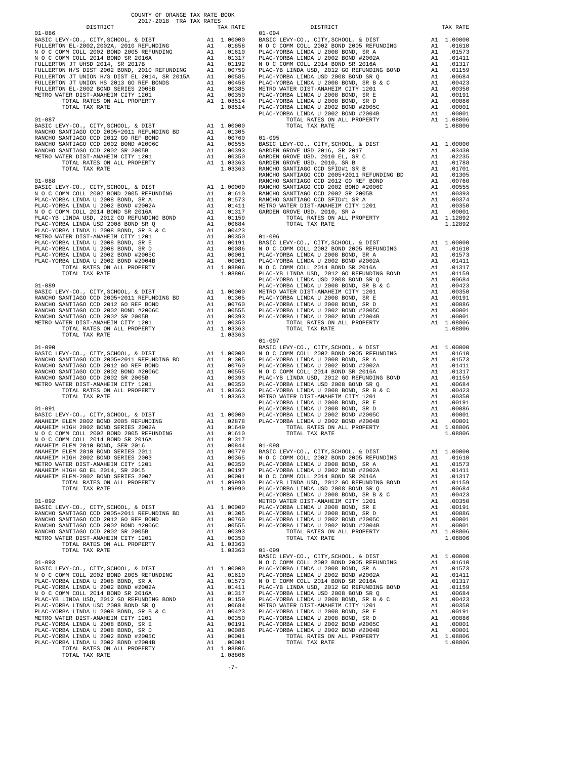COUNTY OF ORANGE TAX RATE BOOK
2017-2018 TRA TAX RATES

| DISTRICT | | TAX RATE |
|---|---|---|
| **01-086** | | |
| BASIC LEVY-CO., CITY,SCHOOL, & DIST | A1 | 1.00000 |
| FULLERTON EL-2002,2002A, 2010 REFUNDING | A1 | .01858 |
| N O C COMM COLL 2002 BOND 2005 REFUNDING | A1 | .01610 |
| N O C COMM COLL 2014 BOND SR 2016A | A1 | .01317 |
| FULLERTON JT UHSD 2014, SR 2017B | A1 | .01192 |
| FULLERTON H/S DIST 2002 BOND, 2010 REFUNDING | A1 | .00759 |
| FULLERTON JT UNION H/S DIST EL 2014, SR 2015A | A1 | .00585 |
| FULLERTON JT UNION HS 2013 GO REF BONDS | A1 | .00458 |
| FULLERTON EL-2002 BOND SERIES 2005B | A1 | .00385 |
| METRO WATER DIST-ANAHEIM CITY 1201 | A1 | .00350 |
| TOTAL RATES ON ALL PROPERTY | A1 | 1.08514 |
| TOTAL TAX RATE | | 1.08514 |
| **01-087** | | |
| BASIC LEVY-CO., CITY,SCHOOL, & DIST | A1 | 1.00000 |
| RANCHO SANTIAGO CCD 2005+2011 REFUNDING BD | A1 | .01305 |
| RANCHO SANTIAGO CCD 2012 GO REF BOND | A1 | .00760 |
| RANCHO SANTIAGO CCD 2002 BOND #2006C | A1 | .00555 |
| RANCHO SANTIAGO CCD 2002 SR 2005B | A1 | .00393 |
| METRO WATER DIST-ANAHEIM CITY 1201 | A1 | .00350 |
| TOTAL RATES ON ALL PROPERTY | A1 | 1.03363 |
| TOTAL TAX RATE | | 1.03363 |
| **01-088** | | |
| BASIC LEVY-CO., CITY,SCHOOL, & DIST | A1 | 1.00000 |
| N O C COMM COLL 2002 BOND 2005 REFUNDING | A1 | .01610 |
| PLAC-YORBA LINDA U 2008 BOND, SR A | A1 | .01573 |
| PLAC-YORBA LINDA U 2002 BOND #2002A | A1 | .01411 |
| N O C COMM COLL 2014 BOND SR 2016A | A1 | .01317 |
| PLAC-YB LINDA USD, 2012 GO REFUNDING BOND | A1 | .01159 |
| PLAC-YORBA LINDA USD 2008 BOND SR Q | A1 | .00684 |
| PLAC-YORBA LINDA U 2008 BOND, SR B & C | A1 | .00423 |
| METRO WATER DIST-ANAHEIM CITY 1201 | A1 | .00350 |
| PLAC-YORBA LINDA U 2008 BOND, SR E | A1 | .00191 |
| PLAC-YORBA LINDA U 2008 BOND, SR D | A1 | .00086 |
| PLAC-YORBA LINDA U 2002 BOND #2005C | A1 | .00001 |
| PLAC-YORBA LINDA U 2002 BOND #2004B | A1 | .00001 |
| TOTAL RATES ON ALL PROPERTY | A1 | 1.08806 |
| TOTAL TAX RATE | | 1.08806 |
| **01-089** | | |
| BASIC LEVY-CO., CITY,SCHOOL, & DIST | A1 | 1.00000 |
| RANCHO SANTIAGO CCD 2005+2011 REFUNDING BD | A1 | .01305 |
| RANCHO SANTIAGO CCD 2012 GO REF BOND | A1 | .00760 |
| RANCHO SANTIAGO CCD 2002 BOND #2006C | A1 | .00555 |
| RANCHO SANTIAGO CCD 2002 SR 2005B | A1 | .00393 |
| METRO WATER DIST-ANAHEIM CITY 1201 | A1 | .00350 |
| TOTAL RATES ON ALL PROPERTY | A1 | 1.03363 |
| TOTAL TAX RATE | | 1.03363 |
| **01-090** | | |
| BASIC LEVY-CO., CITY,SCHOOL, & DIST | A1 | 1.00000 |
| RANCHO SANTIAGO CCD 2005+2011 REFUNDING BD | A1 | .01305 |
| RANCHO SANTIAGO CCD 2012 GO REF BOND | A1 | .00760 |
| RANCHO SANTIAGO CCD 2002 BOND #2006C | A1 | .00555 |
| RANCHO SANTIAGO CCD 2002 SR 2005B | A1 | .00393 |
| METRO WATER DIST-ANAHEIM CITY 1201 | A1 | .00350 |
| TOTAL RATES ON ALL PROPERTY | A1 | 1.03363 |
| TOTAL TAX RATE | | 1.03363 |
| **01-091** | | |
| BASIC LEVY-CO., CITY,SCHOOL, & DIST | A1 | 1.00000 |
| ANAHEIM ELEM 2002 BOND 2005 REFUNDING | A1 | .02878 |
| ANAHEIM HIGH 2002 BOND SERIES 2002A | A1 | .01649 |
| N O C COMM COLL 2002 BOND 2005 REFUNDING | A1 | .01610 |
| N O C COMM COLL 2014 BOND SR 2016A | A1 | .01317 |
| ANAHEIM ELEM 2010 BOND, SER 2016 | A1 | .00844 |
| ANAHEIM ELEM 2010 BOND SERIES 2011 | A1 | .00779 |
| ANAHEIM HIGH 2002 BOND SERIES 2003 | A1 | .00365 |
| METRO WATER DIST-ANAHEIM CITY 1201 | A1 | .00350 |
| ANAHEIM HIGH GO EL 2014, SR 2015 | A1 | .00197 |
| ANAHEIM ELEM-2002 BOND SERIES 2007 | A1 | .00001 |
| TOTAL RATES ON ALL PROPERTY | A1 | 1.09990 |
| TOTAL TAX RATE | | 1.09990 |
| **01-092** | | |
| BASIC LEVY-CO., CITY,SCHOOL, & DIST | A1 | 1.00000 |
| RANCHO SANTIAGO CCD 2005+2011 REFUNDING BD | A1 | .01305 |
| RANCHO SANTIAGO CCD 2012 GO REF BOND | A1 | .00760 |
| RANCHO SANTIAGO CCD 2002 BOND #2006C | A1 | .00555 |
| RANCHO SANTIAGO CCD 2002 SR 2005B | A1 | .00393 |
| METRO WATER DIST-ANAHEIM CITY 1201 | A1 | .00350 |
| TOTAL RATES ON ALL PROPERTY | A1 | 1.03363 |
| TOTAL TAX RATE | | 1.03363 |
| **01-093** | | |
| BASIC LEVY-CO., CITY,SCHOOL, & DIST | A1 | 1.00000 |
| N O C COMM COLL 2002 BOND 2005 REFUNDING | A1 | .01610 |
| PLAC-YORBA LINDA U 2008 BOND, SR A | A1 | .01573 |
| PLAC-YORBA LINDA U 2002 BOND #2002A | A1 | .01411 |
| N O C COMM COLL 2014 BOND SR 2016A | A1 | .01317 |
| PLAC-YB LINDA USD, 2012 GO REFUNDING BOND | A1 | .01159 |
| PLAC-YORBA LINDA USD 2008 BOND SR Q | A1 | .00684 |
| PLAC-YORBA LINDA U 2008 BOND, SR B & C | A1 | .00423 |
| METRO WATER DIST-ANAHEIM CITY 1201 | A1 | .00350 |
| PLAC-YORBA LINDA U 2008 BOND, SR E | A1 | .00191 |
| PLAC-YORBA LINDA U 2008 BOND, SR D | A1 | .00086 |
| PLAC-YORBA LINDA U 2002 BOND #2005C | A1 | .00001 |
| PLAC-YORBA LINDA U 2002 BOND #2004B | A1 | .00001 |
| TOTAL RATES ON ALL PROPERTY | A1 | 1.08806 |
| TOTAL TAX RATE | | 1.08806 |
| **01-094** | | |
| BASIC LEVY-CO., CITY,SCHOOL, & DIST | A1 | 1.00000 |
| N O C COMM COLL 2002 BOND 2005 REFUNDING | A1 | .01610 |
| PLAC-YORBA LINDA U 2008 BOND, SR A | A1 | .01573 |
| PLAC-YORBA LINDA U 2002 BOND #2002A | A1 | .01411 |
| N O C COMM COLL 2014 BOND SR 2016A | A1 | .01317 |
| PLAC-YB LINDA USD, 2012 GO REFUNDING BOND | A1 | .01159 |
| PLAC-YORBA LINDA USD 2008 BOND SR Q | A1 | .00684 |
| PLAC-YORBA LINDA U 2008 BOND, SR B & C | A1 | .00423 |
| METRO WATER DIST-ANAHEIM CITY 1201 | A1 | .00350 |
| PLAC-YORBA LINDA U 2008 BOND, SR E | A1 | .00191 |
| PLAC-YORBA LINDA U 2008 BOND, SR D | A1 | .00086 |
| PLAC-YORBA LINDA U 2002 BOND #2005C | A1 | .00001 |
| PLAC-YORBA LINDA U 2002 BOND #2004B | A1 | .00001 |
| TOTAL RATES ON ALL PROPERTY | A1 | 1.08806 |
| TOTAL TAX RATE | | 1.08806 |
| **01-095** | | |
| BASIC LEVY-CO., CITY,SCHOOL, & DIST | A1 | 1.00000 |
| GARDEN GROVE USD 2016, SR 2017 | A1 | .03430 |
| GARDEN GROVE USD, 2010 EL, SR C | A1 | .02235 |
| GARDEN GROVE USD, 2010, SR B | A1 | .01788 |
| RANCHO SANTIAGO CCD SFID#1 SR B | A1 | .01701 |
| RANCHO SANTIAGO CCD 2005+2011 REFUNDING BD | A1 | .01305 |
| RANCHO SANTIAGO CCD 2012 GO REF BOND | A1 | .00760 |
| RANCHO SANTIAGO CCD 2002 BOND #2006C | A1 | .00555 |
| RANCHO SANTIAGO CCD 2002 SR 2005B | A1 | .00393 |
| RANCHO SANTIAGO CCD SFID#1 SR A | A1 | .00374 |
| METRO WATER DIST-ANAHEIM CITY 1201 | A1 | .00350 |
| GARDEN GROVE USD, 2010, SR A | A1 | .00001 |
| TOTAL RATES ON ALL PROPERTY | A1 | 1.12892 |
| TOTAL TAX RATE | | 1.12892 |
| **01-096** | | |
| BASIC LEVY-CO., CITY,SCHOOL, & DIST | A1 | 1.00000 |
| N O C COMM COLL 2002 BOND 2005 REFUNDING | A1 | .01610 |
| PLAC-YORBA LINDA U 2008 BOND, SR A | A1 | .01573 |
| PLAC-YORBA LINDA U 2002 BOND #2002A | A1 | .01411 |
| N O C COMM COLL 2014 BOND SR 2016A | A1 | .01317 |
| PLAC-YB LINDA USD, 2012 GO REFUNDING BOND | A1 | .01159 |
| PLAC-YORBA LINDA USD 2008 BOND SR Q | A1 | .00684 |
| PLAC-YORBA LINDA U 2008 BOND, SR B & C | A1 | .00423 |
| METRO WATER DIST-ANAHEIM CITY 1201 | A1 | .00350 |
| PLAC-YORBA LINDA U 2008 BOND, SR E | A1 | .00191 |
| PLAC-YORBA LINDA U 2008 BOND, SR D | A1 | .00086 |
| PLAC-YORBA LINDA U 2002 BOND #2005C | A1 | .00001 |
| PLAC-YORBA LINDA U 2002 BOND #2004B | A1 | .00001 |
| TOTAL RATES ON ALL PROPERTY | A1 | 1.08806 |
| TOTAL TAX RATE | | 1.08806 |
| **01-097** | | |
| BASIC LEVY-CO., CITY,SCHOOL, & DIST | A1 | 1.00000 |
| N O C COMM COLL 2002 BOND 2005 REFUNDING | A1 | .01610 |
| PLAC-YORBA LINDA U 2008 BOND, SR A | A1 | .01573 |
| PLAC-YORBA LINDA U 2002 BOND #2002A | A1 | .01411 |
| N O C COMM COLL 2014 BOND SR 2016A | A1 | .01317 |
| PLAC-YB LINDA USD, 2012 GO REFUNDING BOND | A1 | .01159 |
| PLAC-YORBA LINDA USD 2008 BOND SR Q | A1 | .00684 |
| PLAC-YORBA LINDA U 2008 BOND, SR B & C | A1 | .00423 |
| METRO WATER DIST-ANAHEIM CITY 1201 | A1 | .00350 |
| PLAC-YORBA LINDA U 2008 BOND, SR E | A1 | .00191 |
| PLAC-YORBA LINDA U 2008 BOND, SR D | A1 | .00086 |
| PLAC-YORBA LINDA U 2002 BOND #2005C | A1 | .00001 |
| PLAC-YORBA LINDA U 2002 BOND #2004B | A1 | .00001 |
| TOTAL RATES ON ALL PROPERTY | A1 | 1.08806 |
| TOTAL TAX RATE | | 1.08806 |
| **01-098** | | |
| BASIC LEVY-CO., CITY,SCHOOL, & DIST | A1 | 1.00000 |
| N O C COMM COLL 2002 BOND 2005 REFUNDING | A1 | .01610 |
| PLAC-YORBA LINDA U 2008 BOND, SR A | A1 | .01573 |
| PLAC-YORBA LINDA U 2002 BOND #2002A | A1 | .01411 |
| N O C COMM COLL 2014 BOND SR 2016A | A1 | .01317 |
| PLAC-YB LINDA USD, 2012 GO REFUNDING BOND | A1 | .01159 |
| PLAC-YORBA LINDA USD 2008 BOND SR Q | A1 | .00684 |
| PLAC-YORBA LINDA U 2008 BOND, SR B & C | A1 | .00423 |
| METRO WATER DIST-ANAHEIM CITY 1201 | A1 | .00350 |
| PLAC-YORBA LINDA U 2008 BOND, SR E | A1 | .00191 |
| PLAC-YORBA LINDA U 2008 BOND, SR D | A1 | .00086 |
| PLAC-YORBA LINDA U 2002 BOND #2005C | A1 | .00001 |
| PLAC-YORBA LINDA U 2002 BOND #2004B | A1 | .00001 |
| TOTAL RATES ON ALL PROPERTY | A1 | 1.08806 |
| TOTAL TAX RATE | | 1.08806 |
| **01-099** | | |
| BASIC LEVY-CO., CITY,SCHOOL, & DIST | A1 | 1.00000 |
| N O C COMM COLL 2002 BOND 2005 REFUNDING | A1 | .01610 |
| PLAC-YORBA LINDA U 2008 BOND, SR A | A1 | .01573 |
| PLAC-YORBA LINDA U 2002 BOND #2002A | A1 | .01411 |
| N O C COMM COLL 2014 BOND SR 2016A | A1 | .01317 |
| PLAC-YB LINDA USD, 2012 GO REFUNDING BOND | A1 | .01159 |
| PLAC-YORBA LINDA USD 2008 BOND SR Q | A1 | .00684 |
| PLAC-YORBA LINDA U 2008 BOND, SR B & C | A1 | .00423 |
| METRO WATER DIST-ANAHEIM CITY 1201 | A1 | .00350 |
| PLAC-YORBA LINDA U 2008 BOND, SR E | A1 | .00191 |
| PLAC-YORBA LINDA U 2008 BOND, SR D | A1 | .00086 |
| PLAC-YORBA LINDA U 2002 BOND #2005C | A1 | .00001 |
| PLAC-YORBA LINDA U 2002 BOND #2004B | A1 | .00001 |
| TOTAL RATES ON ALL PROPERTY | A1 | 1.08806 |
| TOTAL TAX RATE | | 1.08806 |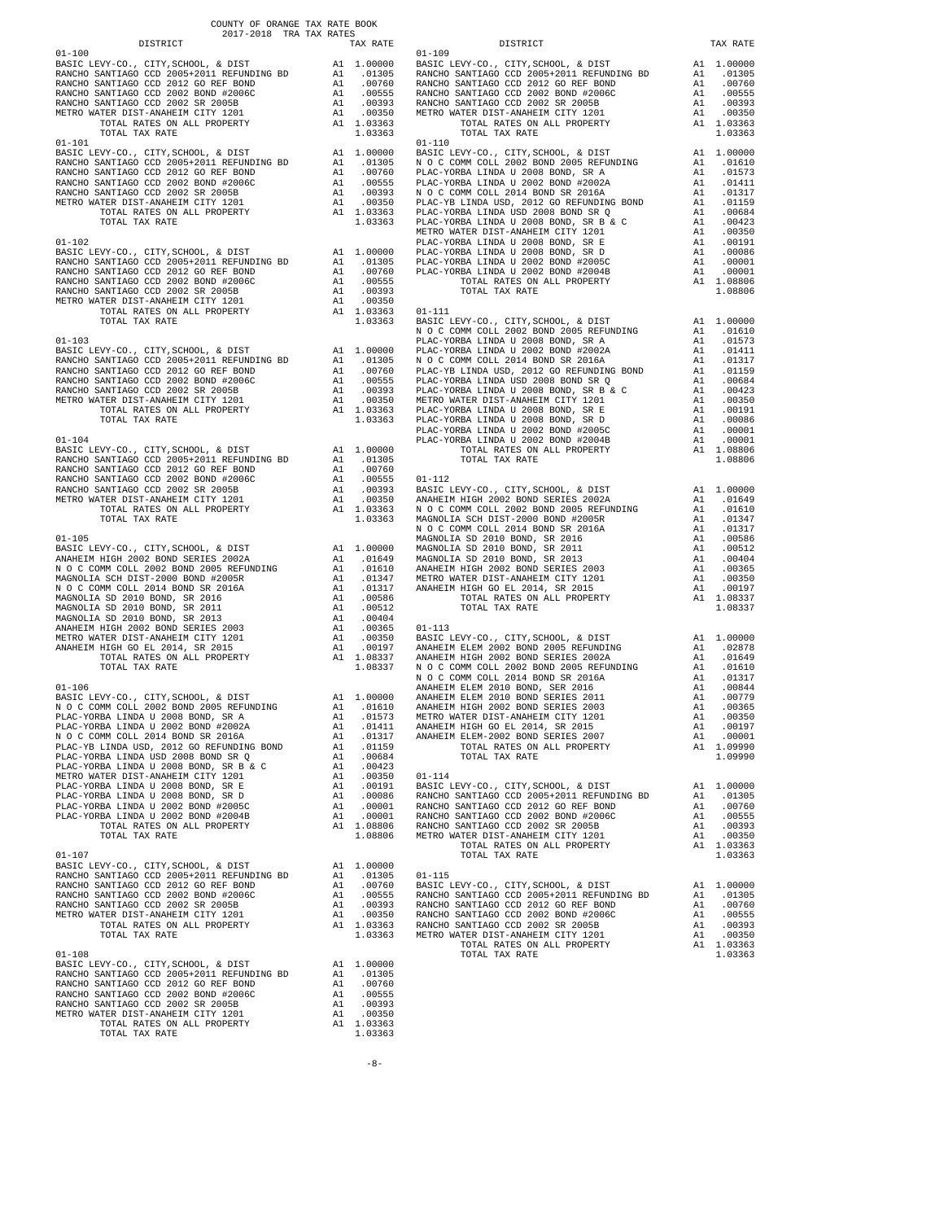COUNTY OF ORANGE TAX RATE BOOK
2017-2018 TRA TAX RATES

| DISTRICT | | TAX RATE |
|---|---|---|
| **01-100** | | |
| BASIC LEVY-CO., CITY,SCHOOL, & DIST | A1 | 1.00000 |
| RANCHO SANTIAGO CCD 2005+2011 REFUNDING BD | A1 | .01305 |
| RANCHO SANTIAGO CCD 2012 GO REF BOND | A1 | .00760 |
| RANCHO SANTIAGO CCD 2002 BOND #2006C | A1 | .00555 |
| RANCHO SANTIAGO CCD 2002 SR 2005B | A1 | .00393 |
| METRO WATER DIST-ANAHEIM CITY 1201 | A1 | .00350 |
| TOTAL RATES ON ALL PROPERTY | A1 | 1.03363 |
| TOTAL TAX RATE | | 1.03363 |
| **01-101** | | |
| BASIC LEVY-CO., CITY,SCHOOL, & DIST | A1 | 1.00000 |
| RANCHO SANTIAGO CCD 2005+2011 REFUNDING BD | A1 | .01305 |
| RANCHO SANTIAGO CCD 2012 GO REF BOND | A1 | .00760 |
| RANCHO SANTIAGO CCD 2002 BOND #2006C | A1 | .00555 |
| RANCHO SANTIAGO CCD 2002 SR 2005B | A1 | .00393 |
| METRO WATER DIST-ANAHEIM CITY 1201 | A1 | .00350 |
| TOTAL RATES ON ALL PROPERTY | A1 | 1.03363 |
| TOTAL TAX RATE | | 1.03363 |
| **01-102** | | |
| BASIC LEVY-CO., CITY,SCHOOL, & DIST | A1 | 1.00000 |
| RANCHO SANTIAGO CCD 2005+2011 REFUNDING BD | A1 | .01305 |
| RANCHO SANTIAGO CCD 2012 GO REF BOND | A1 | .00760 |
| RANCHO SANTIAGO CCD 2002 BOND #2006C | A1 | .00555 |
| RANCHO SANTIAGO CCD 2002 SR 2005B | A1 | .00393 |
| METRO WATER DIST-ANAHEIM CITY 1201 | A1 | .00350 |
| TOTAL RATES ON ALL PROPERTY | A1 | 1.03363 |
| TOTAL TAX RATE | | 1.03363 |
| **01-103** | | |
| BASIC LEVY-CO., CITY,SCHOOL, & DIST | A1 | 1.00000 |
| RANCHO SANTIAGO CCD 2005+2011 REFUNDING BD | A1 | .01305 |
| RANCHO SANTIAGO CCD 2012 GO REF BOND | A1 | .00760 |
| RANCHO SANTIAGO CCD 2002 BOND #2006C | A1 | .00555 |
| RANCHO SANTIAGO CCD 2002 SR 2005B | A1 | .00393 |
| METRO WATER DIST-ANAHEIM CITY 1201 | A1 | .00350 |
| TOTAL RATES ON ALL PROPERTY | A1 | 1.03363 |
| TOTAL TAX RATE | | 1.03363 |
| **01-104** | | |
| BASIC LEVY-CO., CITY,SCHOOL, & DIST | A1 | 1.00000 |
| RANCHO SANTIAGO CCD 2005+2011 REFUNDING BD | A1 | .01305 |
| RANCHO SANTIAGO CCD 2012 GO REF BOND | A1 | .00760 |
| RANCHO SANTIAGO CCD 2002 BOND #2006C | A1 | .00555 |
| RANCHO SANTIAGO CCD 2002 SR 2005B | A1 | .00393 |
| METRO WATER DIST-ANAHEIM CITY 1201 | A1 | .00350 |
| TOTAL RATES ON ALL PROPERTY | A1 | 1.03363 |
| TOTAL TAX RATE | | 1.03363 |
| **01-105** | | |
| BASIC LEVY-CO., CITY,SCHOOL, & DIST | A1 | 1.00000 |
| ANAHEIM HIGH 2002 BOND SERIES 2002A | A1 | .01649 |
| N O C COMM COLL 2002 BOND 2005 REFUNDING | A1 | .01610 |
| MAGNOLIA SCH DIST-2000 BOND #2005R | A1 | .01347 |
| N O C COMM COLL 2014 BOND SR 2016A | A1 | .01317 |
| MAGNOLIA SD 2010 BOND, SR 2016 | A1 | .00586 |
| MAGNOLIA SD 2010 BOND, SR 2011 | A1 | .00512 |
| MAGNOLIA SD 2010 BOND, SR 2013 | A1 | .00404 |
| ANAHEIM HIGH 2002 BOND SERIES 2003 | A1 | .00365 |
| METRO WATER DIST-ANAHEIM CITY 1201 | A1 | .00350 |
| ANAHEIM HIGH GO EL 2014, SR 2015 | A1 | .00197 |
| TOTAL RATES ON ALL PROPERTY | A1 | 1.08337 |
| TOTAL TAX RATE | | 1.08337 |
| **01-106** | | |
| BASIC LEVY-CO., CITY,SCHOOL, & DIST | A1 | 1.00000 |
| N O C COMM COLL 2002 BOND 2005 REFUNDING | A1 | .01610 |
| PLAC-YORBA LINDA U 2008 BOND, SR A | A1 | .01573 |
| PLAC-YORBA LINDA U 2002 BOND #2002A | A1 | .01411 |
| N O C COMM COLL 2014 BOND SR 2016A | A1 | .01317 |
| PLAC-YB LINDA USD, 2012 GO REFUNDING BOND | A1 | .01159 |
| PLAC-YORBA LINDA USD 2008 BOND SR Q | A1 | .00684 |
| PLAC-YORBA LINDA U 2008 BOND, SR B & C | A1 | .00423 |
| METRO WATER DIST-ANAHEIM CITY 1201 | A1 | .00350 |
| PLAC-YORBA LINDA U 2008 BOND, SR E | A1 | .00191 |
| PLAC-YORBA LINDA U 2008 BOND, SR D | A1 | .00086 |
| PLAC-YORBA LINDA U 2002 BOND #2005C | A1 | .00001 |
| PLAC-YORBA LINDA U 2002 BOND #2004B | A1 | .00001 |
| TOTAL RATES ON ALL PROPERTY | A1 | 1.08806 |
| TOTAL TAX RATE | | 1.08806 |
| **01-107** | | |
| BASIC LEVY-CO., CITY,SCHOOL, & DIST | A1 | 1.00000 |
| RANCHO SANTIAGO CCD 2005+2011 REFUNDING BD | A1 | .01305 |
| RANCHO SANTIAGO CCD 2012 GO REF BOND | A1 | .00760 |
| RANCHO SANTIAGO CCD 2002 BOND #2006C | A1 | .00555 |
| RANCHO SANTIAGO CCD 2002 SR 2005B | A1 | .00393 |
| METRO WATER DIST-ANAHEIM CITY 1201 | A1 | .00350 |
| TOTAL RATES ON ALL PROPERTY | A1 | 1.03363 |
| TOTAL TAX RATE | | 1.03363 |
| **01-108** | | |
| BASIC LEVY-CO., CITY,SCHOOL, & DIST | A1 | 1.00000 |
| RANCHO SANTIAGO CCD 2005+2011 REFUNDING BD | A1 | .01305 |
| RANCHO SANTIAGO CCD 2012 GO REF BOND | A1 | .00760 |
| RANCHO SANTIAGO CCD 2002 BOND #2006C | A1 | .00555 |
| RANCHO SANTIAGO CCD 2002 SR 2005B | A1 | .00393 |
| METRO WATER DIST-ANAHEIM CITY 1201 | A1 | .00350 |
| TOTAL RATES ON ALL PROPERTY | A1 | 1.03363 |
| TOTAL TAX RATE | | 1.03363 |
| **01-109** | | |
| BASIC LEVY-CO., CITY,SCHOOL, & DIST | A1 | 1.00000 |
| RANCHO SANTIAGO CCD 2005+2011 REFUNDING BD | A1 | .01305 |
| RANCHO SANTIAGO CCD 2012 GO REF BOND | A1 | .00760 |
| RANCHO SANTIAGO CCD 2002 BOND #2006C | A1 | .00555 |
| RANCHO SANTIAGO CCD 2002 SR 2005B | A1 | .00393 |
| METRO WATER DIST-ANAHEIM CITY 1201 | A1 | .00350 |
| TOTAL RATES ON ALL PROPERTY | A1 | 1.03363 |
| TOTAL TAX RATE | | 1.03363 |
| **01-110** | | |
| BASIC LEVY-CO., CITY,SCHOOL, & DIST | A1 | 1.00000 |
| N O C COMM COLL 2002 BOND 2005 REFUNDING | A1 | .01610 |
| PLAC-YORBA LINDA U 2008 BOND, SR A | A1 | .01573 |
| PLAC-YORBA LINDA U 2002 BOND #2002A | A1 | .01411 |
| N O C COMM COLL 2014 BOND SR 2016A | A1 | .01317 |
| PLAC-YB LINDA USD, 2012 GO REFUNDING BOND | A1 | .01159 |
| PLAC-YORBA LINDA USD 2008 BOND SR Q | A1 | .00684 |
| PLAC-YORBA LINDA U 2008 BOND, SR B & C | A1 | .00423 |
| METRO WATER DIST-ANAHEIM CITY 1201 | A1 | .00350 |
| PLAC-YORBA LINDA U 2008 BOND, SR E | A1 | .00191 |
| PLAC-YORBA LINDA U 2008 BOND, SR D | A1 | .00086 |
| PLAC-YORBA LINDA U 2002 BOND #2005C | A1 | .00001 |
| PLAC-YORBA LINDA U 2002 BOND #2004B | A1 | .00001 |
| TOTAL RATES ON ALL PROPERTY | A1 | 1.08806 |
| TOTAL TAX RATE | | 1.08806 |
| **01-111** | | |
| BASIC LEVY-CO., CITY,SCHOOL, & DIST | A1 | 1.00000 |
| N O C COMM COLL 2002 BOND 2005 REFUNDING | A1 | .01610 |
| PLAC-YORBA LINDA U 2008 BOND, SR A | A1 | .01573 |
| PLAC-YORBA LINDA U 2002 BOND #2002A | A1 | .01411 |
| N O C COMM COLL 2014 BOND SR 2016A | A1 | .01317 |
| PLAC-YB LINDA USD, 2012 GO REFUNDING BOND | A1 | .01159 |
| PLAC-YORBA LINDA USD 2008 BOND SR Q | A1 | .00684 |
| PLAC-YORBA LINDA U 2008 BOND, SR B & C | A1 | .00423 |
| METRO WATER DIST-ANAHEIM CITY 1201 | A1 | .00350 |
| PLAC-YORBA LINDA U 2008 BOND, SR E | A1 | .00191 |
| PLAC-YORBA LINDA U 2008 BOND, SR D | A1 | .00086 |
| PLAC-YORBA LINDA U 2002 BOND #2005C | A1 | .00001 |
| PLAC-YORBA LINDA U 2002 BOND #2004B | A1 | .00001 |
| TOTAL RATES ON ALL PROPERTY | A1 | 1.08806 |
| TOTAL TAX RATE | | 1.08806 |
| **01-112** | | |
| BASIC LEVY-CO., CITY,SCHOOL, & DIST | A1 | 1.00000 |
| ANAHEIM HIGH 2002 BOND SERIES 2002A | A1 | .01649 |
| N O C COMM COLL 2002 BOND 2005 REFUNDING | A1 | .01610 |
| MAGNOLIA SCH DIST-2000 BOND #2005R | A1 | .01347 |
| N O C COMM COLL 2014 BOND SR 2016A | A1 | .01317 |
| MAGNOLIA SD 2010 BOND, SR 2016 | A1 | .00586 |
| MAGNOLIA SD 2010 BOND, SR 2011 | A1 | .00512 |
| MAGNOLIA SD 2010 BOND, SR 2013 | A1 | .00404 |
| ANAHEIM HIGH 2002 BOND SERIES 2003 | A1 | .00365 |
| METRO WATER DIST-ANAHEIM CITY 1201 | A1 | .00350 |
| ANAHEIM HIGH GO EL 2014, SR 2015 | A1 | .00197 |
| TOTAL RATES ON ALL PROPERTY | A1 | 1.08337 |
| TOTAL TAX RATE | | 1.08337 |
| **01-113** | | |
| BASIC LEVY-CO., CITY,SCHOOL, & DIST | A1 | 1.00000 |
| ANAHEIM ELEM 2002 BOND 2005 REFUNDING | A1 | .02878 |
| ANAHEIM HIGH 2002 BOND SERIES 2002A | A1 | .01649 |
| N O C COMM COLL 2002 BOND 2005 REFUNDING | A1 | .01610 |
| N O C COMM COLL 2014 BOND SR 2016A | A1 | .01317 |
| ANAHEIM ELEM 2010 BOND, SER 2016 | A1 | .00844 |
| ANAHEIM ELEM 2010 BOND SERIES 2011 | A1 | .00779 |
| ANAHEIM HIGH 2002 BOND SERIES 2003 | A1 | .00365 |
| METRO WATER DIST-ANAHEIM CITY 1201 | A1 | .00350 |
| ANAHEIM HIGH GO EL 2014, SR 2015 | A1 | .00197 |
| ANAHEIM ELEM-2002 BOND SERIES 2007 | A1 | .00001 |
| TOTAL RATES ON ALL PROPERTY | A1 | 1.09990 |
| TOTAL TAX RATE | | 1.09990 |
| **01-114** | | |
| BASIC LEVY-CO., CITY,SCHOOL, & DIST | A1 | 1.00000 |
| RANCHO SANTIAGO CCD 2005+2011 REFUNDING BD | A1 | .01305 |
| RANCHO SANTIAGO CCD 2012 GO REF BOND | A1 | .00760 |
| RANCHO SANTIAGO CCD 2002 BOND #2006C | A1 | .00555 |
| RANCHO SANTIAGO CCD 2002 SR 2005B | A1 | .00393 |
| METRO WATER DIST-ANAHEIM CITY 1201 | A1 | .00350 |
| TOTAL RATES ON ALL PROPERTY | A1 | 1.03363 |
| TOTAL TAX RATE | | 1.03363 |
| **01-115** | | |
| BASIC LEVY-CO., CITY,SCHOOL, & DIST | A1 | 1.00000 |
| RANCHO SANTIAGO CCD 2005+2011 REFUNDING BD | A1 | .01305 |
| RANCHO SANTIAGO CCD 2012 GO REF BOND | A1 | .00760 |
| RANCHO SANTIAGO CCD 2002 BOND #2006C | A1 | .00555 |
| RANCHO SANTIAGO CCD 2002 SR 2005B | A1 | .00393 |
| METRO WATER DIST-ANAHEIM CITY 1201 | A1 | .00350 |
| TOTAL RATES ON ALL PROPERTY | A1 | 1.03363 |
| TOTAL TAX RATE | | 1.03363 |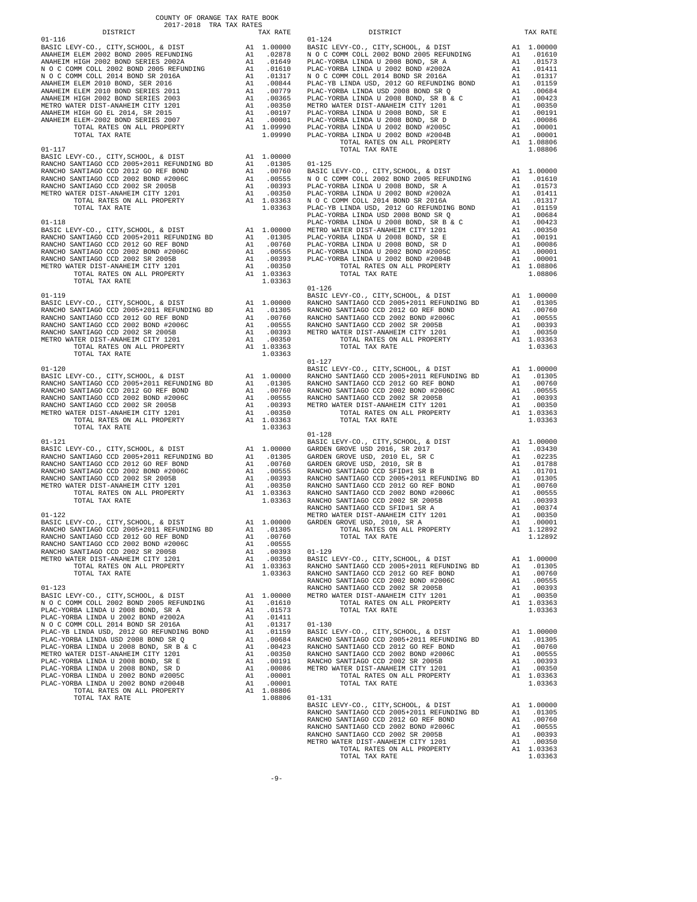COUNTY OF ORANGE TAX RATE BOOK
2017-2018 TRA TAX RATES

| DISTRICT | | TAX RATE |
|---|---|---|
| **01-116** | | |
| BASIC LEVY-CO., CITY,SCHOOL, & DIST | A1 | 1.00000 |
| ANAHEIM ELEM 2002 BOND 2005 REFUNDING | A1 | .02878 |
| ANAHEIM HIGH 2002 BOND SERIES 2002A | A1 | .01649 |
| N O C COMM COLL 2002 BOND 2005 REFUNDING | A1 | .01610 |
| N O C COMM COLL 2014 BOND SR 2016A | A1 | .01317 |
| ANAHEIM ELEM 2010 BOND, SER 2016 | A1 | .00844 |
| ANAHEIM ELEM 2010 BOND SERIES 2011 | A1 | .00779 |
| ANAHEIM HIGH 2002 BOND SERIES 2003 | A1 | .00365 |
| METRO WATER DIST-ANAHEIM CITY 1201 | A1 | .00350 |
| ANAHEIM HIGH GO EL 2014, SR 2015 | A1 | .00197 |
| ANAHEIM ELEM-2002 BOND SERIES 2007 | A1 | .00001 |
| TOTAL RATES ON ALL PROPERTY | A1 | 1.09990 |
| TOTAL TAX RATE | | 1.09990 |
| **01-117** | | |
| BASIC LEVY-CO., CITY,SCHOOL, & DIST | A1 | 1.00000 |
| RANCHO SANTIAGO CCD 2005+2011 REFUNDING BD | A1 | .01305 |
| RANCHO SANTIAGO CCD 2012 GO REF BOND | A1 | .00760 |
| RANCHO SANTIAGO CCD 2002 BOND #2006C | A1 | .00555 |
| RANCHO SANTIAGO CCD 2002 SR 2005B | A1 | .00393 |
| METRO WATER DIST-ANAHEIM CITY 1201 | A1 | .00350 |
| TOTAL RATES ON ALL PROPERTY | A1 | 1.03363 |
| TOTAL TAX RATE | | 1.03363 |
| **01-118** | | |
| BASIC LEVY-CO., CITY,SCHOOL, & DIST | A1 | 1.00000 |
| RANCHO SANTIAGO CCD 2005+2011 REFUNDING BD | A1 | .01305 |
| RANCHO SANTIAGO CCD 2012 GO REF BOND | A1 | .00760 |
| RANCHO SANTIAGO CCD 2002 BOND #2006C | A1 | .00555 |
| RANCHO SANTIAGO CCD 2002 SR 2005B | A1 | .00393 |
| METRO WATER DIST-ANAHEIM CITY 1201 | A1 | .00350 |
| TOTAL RATES ON ALL PROPERTY | A1 | 1.03363 |
| TOTAL TAX RATE | | 1.03363 |
| **01-119** | | |
| BASIC LEVY-CO., CITY,SCHOOL, & DIST | A1 | 1.00000 |
| RANCHO SANTIAGO CCD 2005+2011 REFUNDING BD | A1 | .01305 |
| RANCHO SANTIAGO CCD 2012 GO REF BOND | A1 | .00760 |
| RANCHO SANTIAGO CCD 2002 BOND #2006C | A1 | .00555 |
| RANCHO SANTIAGO CCD 2002 SR 2005B | A1 | .00393 |
| METRO WATER DIST-ANAHEIM CITY 1201 | A1 | .00350 |
| TOTAL RATES ON ALL PROPERTY | A1 | 1.03363 |
| TOTAL TAX RATE | | 1.03363 |
| **01-120** | | |
| BASIC LEVY-CO., CITY,SCHOOL, & DIST | A1 | 1.00000 |
| RANCHO SANTIAGO CCD 2005+2011 REFUNDING BD | A1 | .01305 |
| RANCHO SANTIAGO CCD 2012 GO REF BOND | A1 | .00760 |
| RANCHO SANTIAGO CCD 2002 BOND #2006C | A1 | .00555 |
| RANCHO SANTIAGO CCD 2002 SR 2005B | A1 | .00393 |
| METRO WATER DIST-ANAHEIM CITY 1201 | A1 | .00350 |
| TOTAL RATES ON ALL PROPERTY | A1 | 1.03363 |
| TOTAL TAX RATE | | 1.03363 |
| **01-121** | | |
| BASIC LEVY-CO., CITY,SCHOOL, & DIST | A1 | 1.00000 |
| RANCHO SANTIAGO CCD 2005+2011 REFUNDING BD | A1 | .01305 |
| RANCHO SANTIAGO CCD 2012 GO REF BOND | A1 | .00760 |
| RANCHO SANTIAGO CCD 2002 BOND #2006C | A1 | .00555 |
| RANCHO SANTIAGO CCD 2002 SR 2005B | A1 | .00393 |
| METRO WATER DIST-ANAHEIM CITY 1201 | A1 | .00350 |
| TOTAL RATES ON ALL PROPERTY | A1 | 1.03363 |
| TOTAL TAX RATE | | 1.03363 |
| **01-122** | | |
| BASIC LEVY-CO., CITY,SCHOOL, & DIST | A1 | 1.00000 |
| RANCHO SANTIAGO CCD 2005+2011 REFUNDING BD | A1 | .01305 |
| RANCHO SANTIAGO CCD 2012 GO REF BOND | A1 | .00760 |
| RANCHO SANTIAGO CCD 2002 BOND #2006C | A1 | .00555 |
| RANCHO SANTIAGO CCD 2002 SR 2005B | A1 | .00393 |
| METRO WATER DIST-ANAHEIM CITY 1201 | A1 | .00350 |
| TOTAL RATES ON ALL PROPERTY | A1 | 1.03363 |
| TOTAL TAX RATE | | 1.03363 |
| **01-123** | | |
| BASIC LEVY-CO., CITY,SCHOOL, & DIST | A1 | 1.00000 |
| N O C COMM COLL 2002 BOND 2005 REFUNDING | A1 | .01610 |
| PLAC-YORBA LINDA U 2008 BOND, SR A | A1 | .01573 |
| PLAC-YORBA LINDA U 2002 BOND #2002A | A1 | .01411 |
| N O C COMM COLL 2014 BOND SR 2016A | A1 | .01317 |
| PLAC-YB LINDA USD, 2012 GO REFUNDING BOND | A1 | .01159 |
| PLAC-YORBA LINDA USD 2008 BOND SR Q | A1 | .00684 |
| PLAC-YORBA LINDA U 2008 BOND, SR B & C | A1 | .00423 |
| METRO WATER DIST-ANAHEIM CITY 1201 | A1 | .00350 |
| PLAC-YORBA LINDA U 2008 BOND, SR E | A1 | .00191 |
| PLAC-YORBA LINDA U 2008 BOND, SR D | A1 | .00086 |
| PLAC-YORBA LINDA U 2002 BOND #2005C | A1 | .00001 |
| PLAC-YORBA LINDA U 2002 BOND #2004B | A1 | .00001 |
| TOTAL RATES ON ALL PROPERTY | A1 | 1.08806 |
| TOTAL TAX RATE | | 1.08806 |
| **01-124** | | |
| BASIC LEVY-CO., CITY,SCHOOL, & DIST | A1 | 1.00000 |
| N O C COMM COLL 2002 BOND 2005 REFUNDING | A1 | .01610 |
| PLAC-YORBA LINDA U 2008 BOND, SR A | A1 | .01573 |
| PLAC-YORBA LINDA U 2002 BOND #2002A | A1 | .01411 |
| N O C COMM COLL 2014 BOND SR 2016A | A1 | .01317 |
| PLAC-YB LINDA USD, 2012 GO REFUNDING BOND | A1 | .01159 |
| PLAC-YORBA LINDA USD 2008 BOND SR Q | A1 | .00684 |
| PLAC-YORBA LINDA U 2008 BOND, SR B & C | A1 | .00423 |
| METRO WATER DIST-ANAHEIM CITY 1201 | A1 | .00350 |
| PLAC-YORBA LINDA U 2008 BOND, SR E | A1 | .00191 |
| PLAC-YORBA LINDA U 2008 BOND, SR D | A1 | .00086 |
| PLAC-YORBA LINDA U 2002 BOND #2005C | A1 | .00001 |
| PLAC-YORBA LINDA U 2002 BOND #2004B | A1 | .00001 |
| TOTAL RATES ON ALL PROPERTY | A1 | 1.08806 |
| TOTAL TAX RATE | | 1.08806 |
| **01-125** | | |
| BASIC LEVY-CO., CITY,SCHOOL, & DIST | A1 | 1.00000 |
| N O C COMM COLL 2002 BOND 2005 REFUNDING | A1 | .01610 |
| PLAC-YORBA LINDA U 2008 BOND, SR A | A1 | .01573 |
| PLAC-YORBA LINDA U 2002 BOND #2002A | A1 | .01411 |
| N O C COMM COLL 2014 BOND SR 2016A | A1 | .01317 |
| PLAC-YB LINDA USD, 2012 GO REFUNDING BOND | A1 | .01159 |
| PLAC-YORBA LINDA USD 2008 BOND SR Q | A1 | .00684 |
| PLAC-YORBA LINDA U 2008 BOND, SR B & C | A1 | .00423 |
| METRO WATER DIST-ANAHEIM CITY 1201 | A1 | .00350 |
| PLAC-YORBA LINDA U 2008 BOND, SR E | A1 | .00191 |
| PLAC-YORBA LINDA U 2008 BOND, SR D | A1 | .00086 |
| PLAC-YORBA LINDA U 2002 BOND #2005C | A1 | .00001 |
| PLAC-YORBA LINDA U 2002 BOND #2004B | A1 | .00001 |
| TOTAL RATES ON ALL PROPERTY | A1 | 1.08806 |
| TOTAL TAX RATE | | 1.08806 |
| **01-126** | | |
| BASIC LEVY-CO., CITY,SCHOOL, & DIST | A1 | 1.00000 |
| RANCHO SANTIAGO CCD 2005+2011 REFUNDING BD | A1 | .01305 |
| RANCHO SANTIAGO CCD 2012 GO REF BOND | A1 | .00760 |
| RANCHO SANTIAGO CCD 2002 BOND #2006C | A1 | .00555 |
| RANCHO SANTIAGO CCD 2002 SR 2005B | A1 | .00393 |
| METRO WATER DIST-ANAHEIM CITY 1201 | A1 | .00350 |
| TOTAL RATES ON ALL PROPERTY | A1 | 1.03363 |
| TOTAL TAX RATE | | 1.03363 |
| **01-127** | | |
| BASIC LEVY-CO., CITY,SCHOOL, & DIST | A1 | 1.00000 |
| RANCHO SANTIAGO CCD 2005+2011 REFUNDING BD | A1 | .01305 |
| RANCHO SANTIAGO CCD 2012 GO REF BOND | A1 | .00760 |
| RANCHO SANTIAGO CCD 2002 BOND #2006C | A1 | .00555 |
| RANCHO SANTIAGO CCD 2002 SR 2005B | A1 | .00393 |
| METRO WATER DIST-ANAHEIM CITY 1201 | A1 | .00350 |
| TOTAL RATES ON ALL PROPERTY | A1 | 1.03363 |
| TOTAL TAX RATE | | 1.03363 |
| **01-128** | | |
| BASIC LEVY-CO., CITY,SCHOOL, & DIST | A1 | 1.00000 |
| GARDEN GROVE USD 2016, SR 2017 | A1 | .03430 |
| GARDEN GROVE USD, 2010 EL, SR C | A1 | .02235 |
| GARDEN GROVE USD, 2010, SR B | A1 | .01788 |
| RANCHO SANTIAGO CCD SFID#1 SR B | A1 | .01701 |
| RANCHO SANTIAGO CCD 2005+2011 REFUNDING BD | A1 | .01305 |
| RANCHO SANTIAGO CCD 2012 GO REF BOND | A1 | .00760 |
| RANCHO SANTIAGO CCD 2002 BOND #2006C | A1 | .00555 |
| RANCHO SANTIAGO CCD 2002 SR 2005B | A1 | .00393 |
| RANCHO SANTIAGO CCD SFID#1 SR A | A1 | .00374 |
| METRO WATER DIST-ANAHEIM CITY 1201 | A1 | .00350 |
| GARDEN GROVE USD, 2010, SR A | A1 | .00001 |
| TOTAL RATES ON ALL PROPERTY | A1 | 1.12892 |
| TOTAL TAX RATE | | 1.12892 |
| **01-129** | | |
| BASIC LEVY-CO., CITY,SCHOOL, & DIST | A1 | 1.00000 |
| RANCHO SANTIAGO CCD 2005+2011 REFUNDING BD | A1 | .01305 |
| RANCHO SANTIAGO CCD 2012 GO REF BOND | A1 | .00760 |
| RANCHO SANTIAGO CCD 2002 BOND #2006C | A1 | .00555 |
| RANCHO SANTIAGO CCD 2002 SR 2005B | A1 | .00393 |
| METRO WATER DIST-ANAHEIM CITY 1201 | A1 | .00350 |
| TOTAL RATES ON ALL PROPERTY | A1 | 1.03363 |
| TOTAL TAX RATE | | 1.03363 |
| **01-130** | | |
| BASIC LEVY-CO., CITY,SCHOOL, & DIST | A1 | 1.00000 |
| RANCHO SANTIAGO CCD 2005+2011 REFUNDING BD | A1 | .01305 |
| RANCHO SANTIAGO CCD 2012 GO REF BOND | A1 | .00760 |
| RANCHO SANTIAGO CCD 2002 BOND #2006C | A1 | .00555 |
| RANCHO SANTIAGO CCD 2002 SR 2005B | A1 | .00393 |
| METRO WATER DIST-ANAHEIM CITY 1201 | A1 | .00350 |
| TOTAL RATES ON ALL PROPERTY | A1 | 1.03363 |
| TOTAL TAX RATE | | 1.03363 |
| **01-131** | | |
| BASIC LEVY-CO., CITY,SCHOOL, & DIST | A1 | 1.00000 |
| RANCHO SANTIAGO CCD 2005+2011 REFUNDING BD | A1 | .01305 |
| RANCHO SANTIAGO CCD 2012 GO REF BOND | A1 | .00760 |
| RANCHO SANTIAGO CCD 2002 BOND #2006C | A1 | .00555 |
| RANCHO SANTIAGO CCD 2002 SR 2005B | A1 | .00393 |
| METRO WATER DIST-ANAHEIM CITY 1201 | A1 | .00350 |
| TOTAL RATES ON ALL PROPERTY | A1 | 1.03363 |
| TOTAL TAX RATE | | 1.03363 |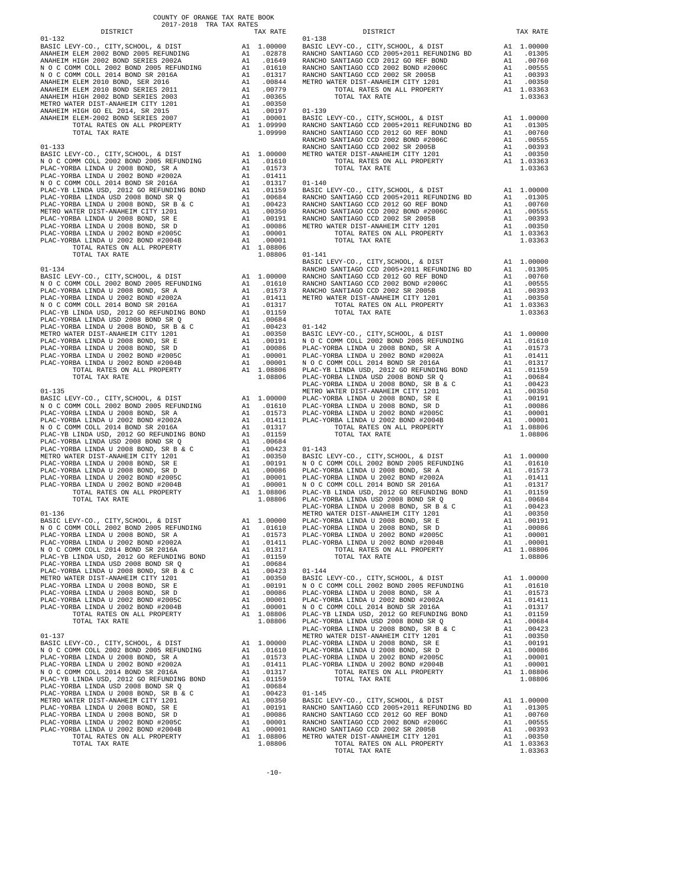COUNTY OF ORANGE TAX RATE BOOK
2017-2018 TRA TAX RATES

| DISTRICT | | TAX RATE |
|---|---|---|
| **01-132** | | |
| BASIC LEVY-CO., CITY,SCHOOL, & DIST | A1 | 1.00000 |
| ANAHEIM ELEM 2002 BOND 2005 REFUNDING | A1 | .02878 |
| ANAHEIM HIGH 2002 BOND SERIES 2002A | A1 | .01649 |
| N O C COMM COLL 2002 BOND 2005 REFUNDING | A1 | .01610 |
| N O C COMM COLL 2014 BOND SR 2016A | A1 | .01317 |
| ANAHEIM ELEM 2010 BOND, SER 2016 | A1 | .00844 |
| ANAHEIM ELEM 2010 BOND SERIES 2011 | A1 | .00779 |
| ANAHEIM HIGH 2002 BOND SERIES 2003 | A1 | .00365 |
| METRO WATER DIST-ANAHEIM CITY 1201 | A1 | .00350 |
| ANAHEIM HIGH GO EL 2014, SR 2015 | A1 | .00197 |
| ANAHEIM ELEM-2002 BOND SERIES 2007 | A1 | .00001 |
| TOTAL RATES ON ALL PROPERTY | A1 | 1.09990 |
| TOTAL TAX RATE | | 1.09990 |
| **01-133** | | |
| BASIC LEVY-CO., CITY,SCHOOL, & DIST | A1 | 1.00000 |
| N O C COMM COLL 2002 BOND 2005 REFUNDING | A1 | .01610 |
| PLAC-YORBA LINDA U 2008 BOND, SR A | A1 | .01573 |
| PLAC-YORBA LINDA U 2002 BOND #2002A | A1 | .01411 |
| N O C COMM COLL 2014 BOND SR 2016A | A1 | .01317 |
| PLAC-YB LINDA USD, 2012 GO REFUNDING BOND | A1 | .01159 |
| PLAC-YORBA LINDA USD 2008 BOND SR Q | A1 | .00684 |
| PLAC-YORBA LINDA U 2008 BOND, SR B & C | A1 | .00423 |
| METRO WATER DIST-ANAHEIM CITY 1201 | A1 | .00350 |
| PLAC-YORBA LINDA U 2008 BOND, SR E | A1 | .00191 |
| PLAC-YORBA LINDA U 2008 BOND, SR D | A1 | .00086 |
| PLAC-YORBA LINDA U 2002 BOND #2005C | A1 | .00001 |
| PLAC-YORBA LINDA U 2002 BOND #2004B | A1 | .00001 |
| TOTAL RATES ON ALL PROPERTY | A1 | 1.08806 |
| TOTAL TAX RATE | | 1.08806 |
| **01-134** | | |
| BASIC LEVY-CO., CITY,SCHOOL, & DIST | A1 | 1.00000 |
| N O C COMM COLL 2002 BOND 2005 REFUNDING | A1 | .01610 |
| PLAC-YORBA LINDA U 2008 BOND, SR A | A1 | .01573 |
| PLAC-YORBA LINDA U 2002 BOND #2002A | A1 | .01411 |
| N O C COMM COLL 2014 BOND SR 2016A | A1 | .01317 |
| PLAC-YB LINDA USD, 2012 GO REFUNDING BOND | A1 | .01159 |
| PLAC-YORBA LINDA USD 2008 BOND SR Q | A1 | .00684 |
| PLAC-YORBA LINDA U 2008 BOND, SR B & C | A1 | .00423 |
| METRO WATER DIST-ANAHEIM CITY 1201 | A1 | .00350 |
| PLAC-YORBA LINDA U 2008 BOND, SR E | A1 | .00191 |
| PLAC-YORBA LINDA U 2008 BOND, SR D | A1 | .00086 |
| PLAC-YORBA LINDA U 2002 BOND #2005C | A1 | .00001 |
| PLAC-YORBA LINDA U 2002 BOND #2004B | A1 | .00001 |
| TOTAL RATES ON ALL PROPERTY | A1 | 1.08806 |
| TOTAL TAX RATE | | 1.08806 |
| **01-135** | | |
| BASIC LEVY-CO., CITY,SCHOOL, & DIST | A1 | 1.00000 |
| N O C COMM COLL 2002 BOND 2005 REFUNDING | A1 | .01610 |
| PLAC-YORBA LINDA U 2008 BOND, SR A | A1 | .01573 |
| PLAC-YORBA LINDA U 2002 BOND #2002A | A1 | .01411 |
| N O C COMM COLL 2014 BOND SR 2016A | A1 | .01317 |
| PLAC-YB LINDA USD, 2012 GO REFUNDING BOND | A1 | .01159 |
| PLAC-YORBA LINDA USD 2008 BOND SR Q | A1 | .00684 |
| PLAC-YORBA LINDA U 2008 BOND, SR B & C | A1 | .00423 |
| METRO WATER DIST-ANAHEIM CITY 1201 | A1 | .00350 |
| PLAC-YORBA LINDA U 2008 BOND, SR E | A1 | .00191 |
| PLAC-YORBA LINDA U 2008 BOND, SR D | A1 | .00086 |
| PLAC-YORBA LINDA U 2002 BOND #2005C | A1 | .00001 |
| PLAC-YORBA LINDA U 2002 BOND #2004B | A1 | .00001 |
| TOTAL RATES ON ALL PROPERTY | A1 | 1.08806 |
| TOTAL TAX RATE | | 1.08806 |
| **01-136** | | |
| BASIC LEVY-CO., CITY,SCHOOL, & DIST | A1 | 1.00000 |
| N O C COMM COLL 2002 BOND 2005 REFUNDING | A1 | .01610 |
| PLAC-YORBA LINDA U 2008 BOND, SR A | A1 | .01573 |
| PLAC-YORBA LINDA U 2002 BOND #2002A | A1 | .01411 |
| N O C COMM COLL 2014 BOND SR 2016A | A1 | .01317 |
| PLAC-YB LINDA USD, 2012 GO REFUNDING BOND | A1 | .01159 |
| PLAC-YORBA LINDA USD 2008 BOND SR Q | A1 | .00684 |
| PLAC-YORBA LINDA U 2008 BOND, SR B & C | A1 | .00423 |
| METRO WATER DIST-ANAHEIM CITY 1201 | A1 | .00350 |
| PLAC-YORBA LINDA U 2008 BOND, SR E | A1 | .00191 |
| PLAC-YORBA LINDA U 2008 BOND, SR D | A1 | .00086 |
| PLAC-YORBA LINDA U 2002 BOND #2005C | A1 | .00001 |
| PLAC-YORBA LINDA U 2002 BOND #2004B | A1 | .00001 |
| TOTAL RATES ON ALL PROPERTY | A1 | 1.08806 |
| TOTAL TAX RATE | | 1.08806 |
| **01-137** | | |
| BASIC LEVY-CO., CITY,SCHOOL, & DIST | A1 | 1.00000 |
| N O C COMM COLL 2002 BOND 2005 REFUNDING | A1 | .01610 |
| PLAC-YORBA LINDA U 2008 BOND, SR A | A1 | .01573 |
| PLAC-YORBA LINDA U 2002 BOND #2002A | A1 | .01411 |
| N O C COMM COLL 2014 BOND SR 2016A | A1 | .01317 |
| PLAC-YB LINDA USD, 2012 GO REFUNDING BOND | A1 | .01159 |
| PLAC-YORBA LINDA USD 2008 BOND SR Q | A1 | .00684 |
| PLAC-YORBA LINDA U 2008 BOND, SR B & C | A1 | .00423 |
| METRO WATER DIST-ANAHEIM CITY 1201 | A1 | .00350 |
| PLAC-YORBA LINDA U 2008 BOND, SR E | A1 | .00191 |
| PLAC-YORBA LINDA U 2008 BOND, SR D | A1 | .00086 |
| PLAC-YORBA LINDA U 2002 BOND #2005C | A1 | .00001 |
| PLAC-YORBA LINDA U 2002 BOND #2004B | A1 | .00001 |
| TOTAL RATES ON ALL PROPERTY | A1 | 1.08806 |
| TOTAL TAX RATE | | 1.08806 |
| **01-138** | | |
| BASIC LEVY-CO., CITY,SCHOOL, & DIST | A1 | 1.00000 |
| RANCHO SANTIAGO CCD 2005+2011 REFUNDING BD | A1 | .01305 |
| RANCHO SANTIAGO CCD 2012 GO REF BOND | A1 | .00760 |
| RANCHO SANTIAGO CCD 2002 BOND #2006C | A1 | .00555 |
| RANCHO SANTIAGO CCD 2002 SR 2005B | A1 | .00393 |
| METRO WATER DIST-ANAHEIM CITY 1201 | A1 | .00350 |
| TOTAL RATES ON ALL PROPERTY | A1 | 1.03363 |
| TOTAL TAX RATE | | 1.03363 |
| **01-139** | | |
| BASIC LEVY-CO., CITY,SCHOOL, & DIST | A1 | 1.00000 |
| RANCHO SANTIAGO CCD 2005+2011 REFUNDING BD | A1 | .01305 |
| RANCHO SANTIAGO CCD 2012 GO REF BOND | A1 | .00760 |
| RANCHO SANTIAGO CCD 2002 BOND #2006C | A1 | .00555 |
| RANCHO SANTIAGO CCD 2002 SR 2005B | A1 | .00393 |
| METRO WATER DIST-ANAHEIM CITY 1201 | A1 | .00350 |
| TOTAL RATES ON ALL PROPERTY | A1 | 1.03363 |
| TOTAL TAX RATE | | 1.03363 |
| **01-140** | | |
| BASIC LEVY-CO., CITY,SCHOOL, & DIST | A1 | 1.00000 |
| RANCHO SANTIAGO CCD 2005+2011 REFUNDING BD | A1 | .01305 |
| RANCHO SANTIAGO CCD 2012 GO REF BOND | A1 | .00760 |
| RANCHO SANTIAGO CCD 2002 BOND #2006C | A1 | .00555 |
| RANCHO SANTIAGO CCD 2002 SR 2005B | A1 | .00393 |
| METRO WATER DIST-ANAHEIM CITY 1201 | A1 | .00350 |
| TOTAL RATES ON ALL PROPERTY | A1 | 1.03363 |
| TOTAL TAX RATE | | 1.03363 |
| **01-141** | | |
| BASIC LEVY-CO., CITY,SCHOOL, & DIST | A1 | 1.00000 |
| RANCHO SANTIAGO CCD 2005+2011 REFUNDING BD | A1 | .01305 |
| RANCHO SANTIAGO CCD 2012 GO REF BOND | A1 | .00760 |
| RANCHO SANTIAGO CCD 2002 BOND #2006C | A1 | .00555 |
| RANCHO SANTIAGO CCD 2002 SR 2005B | A1 | .00393 |
| METRO WATER DIST-ANAHEIM CITY 1201 | A1 | .00350 |
| TOTAL RATES ON ALL PROPERTY | A1 | 1.03363 |
| TOTAL TAX RATE | | 1.03363 |
| **01-142** | | |
| BASIC LEVY-CO., CITY,SCHOOL, & DIST | A1 | 1.00000 |
| N O C COMM COLL 2002 BOND 2005 REFUNDING | A1 | .01610 |
| PLAC-YORBA LINDA U 2008 BOND, SR A | A1 | .01573 |
| PLAC-YORBA LINDA U 2002 BOND #2002A | A1 | .01411 |
| N O C COMM COLL 2014 BOND SR 2016A | A1 | .01317 |
| PLAC-YB LINDA USD, 2012 GO REFUNDING BOND | A1 | .01159 |
| PLAC-YORBA LINDA USD 2008 BOND SR Q | A1 | .00684 |
| PLAC-YORBA LINDA U 2008 BOND, SR B & C | A1 | .00423 |
| METRO WATER DIST-ANAHEIM CITY 1201 | A1 | .00350 |
| PLAC-YORBA LINDA U 2008 BOND, SR E | A1 | .00191 |
| PLAC-YORBA LINDA U 2008 BOND, SR D | A1 | .00086 |
| PLAC-YORBA LINDA U 2002 BOND #2005C | A1 | .00001 |
| PLAC-YORBA LINDA U 2002 BOND #2004B | A1 | .00001 |
| TOTAL RATES ON ALL PROPERTY | A1 | 1.08806 |
| TOTAL TAX RATE | | 1.08806 |
| **01-143** | | |
| BASIC LEVY-CO., CITY,SCHOOL, & DIST | A1 | 1.00000 |
| N O C COMM COLL 2002 BOND 2005 REFUNDING | A1 | .01610 |
| PLAC-YORBA LINDA U 2008 BOND, SR A | A1 | .01573 |
| PLAC-YORBA LINDA U 2002 BOND #2002A | A1 | .01411 |
| N O C COMM COLL 2014 BOND SR 2016A | A1 | .01317 |
| PLAC-YB LINDA USD, 2012 GO REFUNDING BOND | A1 | .01159 |
| PLAC-YORBA LINDA USD 2008 BOND SR Q | A1 | .00684 |
| PLAC-YORBA LINDA U 2008 BOND, SR B & C | A1 | .00423 |
| METRO WATER DIST-ANAHEIM CITY 1201 | A1 | .00350 |
| PLAC-YORBA LINDA U 2008 BOND, SR E | A1 | .00191 |
| PLAC-YORBA LINDA U 2008 BOND, SR D | A1 | .00086 |
| PLAC-YORBA LINDA U 2002 BOND #2005C | A1 | .00001 |
| PLAC-YORBA LINDA U 2002 BOND #2004B | A1 | .00001 |
| TOTAL RATES ON ALL PROPERTY | A1 | 1.08806 |
| TOTAL TAX RATE | | 1.08806 |
| **01-144** | | |
| BASIC LEVY-CO., CITY,SCHOOL, & DIST | A1 | 1.00000 |
| N O C COMM COLL 2002 BOND 2005 REFUNDING | A1 | .01610 |
| PLAC-YORBA LINDA U 2008 BOND, SR A | A1 | .01573 |
| PLAC-YORBA LINDA U 2002 BOND #2002A | A1 | .01411 |
| N O C COMM COLL 2014 BOND SR 2016A | A1 | .01317 |
| PLAC-YB LINDA USD, 2012 GO REFUNDING BOND | A1 | .01159 |
| PLAC-YORBA LINDA USD 2008 BOND SR Q | A1 | .00684 |
| PLAC-YORBA LINDA U 2008 BOND, SR B & C | A1 | .00423 |
| METRO WATER DIST-ANAHEIM CITY 1201 | A1 | .00350 |
| PLAC-YORBA LINDA U 2008 BOND, SR E | A1 | .00191 |
| PLAC-YORBA LINDA U 2008 BOND, SR D | A1 | .00086 |
| PLAC-YORBA LINDA U 2002 BOND #2005C | A1 | .00001 |
| PLAC-YORBA LINDA U 2002 BOND #2004B | A1 | .00001 |
| TOTAL RATES ON ALL PROPERTY | A1 | 1.08806 |
| TOTAL TAX RATE | | 1.08806 |
| **01-145** | | |
| BASIC LEVY-CO., CITY,SCHOOL, & DIST | A1 | 1.00000 |
| RANCHO SANTIAGO CCD 2005+2011 REFUNDING BD | A1 | .01305 |
| RANCHO SANTIAGO CCD 2012 GO REF BOND | A1 | .00760 |
| RANCHO SANTIAGO CCD 2002 BOND #2006C | A1 | .00555 |
| RANCHO SANTIAGO CCD 2002 SR 2005B | A1 | .00393 |
| METRO WATER DIST-ANAHEIM CITY 1201 | A1 | .00350 |
| TOTAL RATES ON ALL PROPERTY | A1 | 1.03363 |
| TOTAL TAX RATE | | 1.03363 |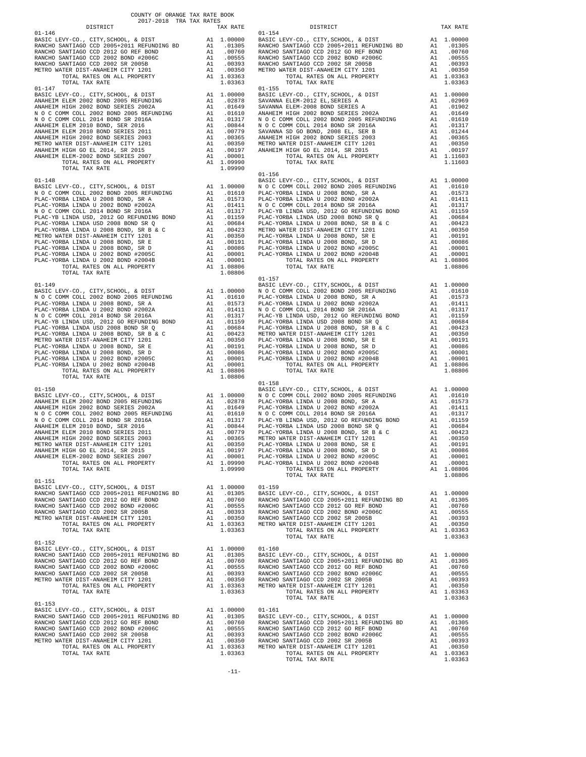COUNTY OF ORANGE TAX RATE BOOK
2017-2018 TRA TAX RATES

| DISTRICT | | TAX RATE |
|---|---|---|
| **01-146** | | |
| BASIC LEVY-CO., CITY,SCHOOL, & DIST | A1 | 1.00000 |
| RANCHO SANTIAGO CCD 2005+2011 REFUNDING BD | A1 | .01305 |
| RANCHO SANTIAGO CCD 2012 GO REF BOND | A1 | .00760 |
| RANCHO SANTIAGO CCD 2002 BOND #2006C | A1 | .00555 |
| RANCHO SANTIAGO CCD 2002 SR 2005B | A1 | .00393 |
| METRO WATER DIST-ANAHEIM CITY 1201 | A1 | .00350 |
| TOTAL RATES ON ALL PROPERTY | A1 | 1.03363 |
| TOTAL TAX RATE | | 1.03363 |
| **01-147** | | |
| BASIC LEVY-CO., CITY,SCHOOL, & DIST | A1 | 1.00000 |
| ANAHEIM ELEM 2002 BOND 2005 REFUNDING | A1 | .02878 |
| ANAHEIM HIGH 2002 BOND SERIES 2002A | A1 | .01649 |
| N O C COMM COLL 2002 BOND 2005 REFUNDING | A1 | .01610 |
| N O C COMM COLL 2014 BOND SR 2016A | A1 | .01317 |
| ANAHEIM ELEM 2010 BOND, SER 2016 | A1 | .00844 |
| ANAHEIM ELEM 2010 BOND SERIES 2011 | A1 | .00779 |
| ANAHEIM HIGH 2002 BOND SERIES 2003 | A1 | .00365 |
| METRO WATER DIST-ANAHEIM CITY 1201 | A1 | .00350 |
| ANAHEIM HIGH GO EL 2014, SR 2015 | A1 | .00197 |
| ANAHEIM ELEM-2002 BOND SERIES 2007 | A1 | .00001 |
| TOTAL RATES ON ALL PROPERTY | A1 | 1.09990 |
| TOTAL TAX RATE | | 1.09990 |
| **01-148** | | |
| BASIC LEVY-CO., CITY,SCHOOL, & DIST | A1 | 1.00000 |
| N O C COMM COLL 2002 BOND 2005 REFUNDING | A1 | .01610 |
| PLAC-YORBA LINDA U 2008 BOND, SR A | A1 | .01573 |
| PLAC-YORBA LINDA U 2002 BOND #2002A | A1 | .01411 |
| N O C COMM COLL 2014 BOND SR 2016A | A1 | .01317 |
| PLAC-YB LINDA USD, 2012 GO REFUNDING BOND | A1 | .01159 |
| PLAC-YORBA LINDA USD 2008 BOND SR Q | A1 | .00684 |
| PLAC-YORBA LINDA U 2008 BOND, SR B & C | A1 | .00423 |
| METRO WATER DIST-ANAHEIM CITY 1201 | A1 | .00350 |
| PLAC-YORBA LINDA U 2008 BOND, SR E | A1 | .00191 |
| PLAC-YORBA LINDA U 2008 BOND, SR D | A1 | .00086 |
| PLAC-YORBA LINDA U 2002 BOND #2005C | A1 | .00001 |
| PLAC-YORBA LINDA U 2002 BOND #2004B | A1 | .00001 |
| TOTAL RATES ON ALL PROPERTY | A1 | 1.08806 |
| TOTAL TAX RATE | | 1.08806 |
| **01-149** | | |
| BASIC LEVY-CO., CITY,SCHOOL, & DIST | A1 | 1.00000 |
| N O C COMM COLL 2002 BOND 2005 REFUNDING | A1 | .01610 |
| PLAC-YORBA LINDA U 2008 BOND, SR A | A1 | .01573 |
| PLAC-YORBA LINDA U 2002 BOND #2002A | A1 | .01411 |
| N O C COMM COLL 2014 BOND SR 2016A | A1 | .01317 |
| PLAC-YB LINDA USD, 2012 GO REFUNDING BOND | A1 | .01159 |
| PLAC-YORBA LINDA USD 2008 BOND SR Q | A1 | .00684 |
| PLAC-YORBA LINDA U 2008 BOND, SR B & C | A1 | .00423 |
| METRO WATER DIST-ANAHEIM CITY 1201 | A1 | .00350 |
| PLAC-YORBA LINDA U 2008 BOND, SR E | A1 | .00191 |
| PLAC-YORBA LINDA U 2008 BOND, SR D | A1 | .00086 |
| PLAC-YORBA LINDA U 2002 BOND #2005C | A1 | .00001 |
| PLAC-YORBA LINDA U 2002 BOND #2004B | A1 | .00001 |
| TOTAL RATES ON ALL PROPERTY | A1 | 1.08806 |
| TOTAL TAX RATE | | 1.08806 |
| **01-150** | | |
| BASIC LEVY-CO., CITY,SCHOOL, & DIST | A1 | 1.00000 |
| ANAHEIM ELEM 2002 BOND 2005 REFUNDING | A1 | .02878 |
| ANAHEIM HIGH 2002 BOND SERIES 2002A | A1 | .01649 |
| N O C COMM COLL 2002 BOND 2005 REFUNDING | A1 | .01610 |
| N O C COMM COLL 2014 BOND SR 2016A | A1 | .01317 |
| ANAHEIM ELEM 2010 BOND, SER 2016 | A1 | .00844 |
| ANAHEIM ELEM 2010 BOND SERIES 2011 | A1 | .00779 |
| ANAHEIM HIGH 2002 BOND SERIES 2003 | A1 | .00365 |
| METRO WATER DIST-ANAHEIM CITY 1201 | A1 | .00350 |
| ANAHEIM HIGH GO EL 2014, SR 2015 | A1 | .00197 |
| ANAHEIM ELEM-2002 BOND SERIES 2007 | A1 | .00001 |
| TOTAL RATES ON ALL PROPERTY | A1 | 1.09990 |
| TOTAL TAX RATE | | 1.09990 |
| **01-151** | | |
| BASIC LEVY-CO., CITY,SCHOOL, & DIST | A1 | 1.00000 |
| RANCHO SANTIAGO CCD 2005+2011 REFUNDING BD | A1 | .01305 |
| RANCHO SANTIAGO CCD 2012 GO REF BOND | A1 | .00760 |
| RANCHO SANTIAGO CCD 2002 BOND #2006C | A1 | .00555 |
| RANCHO SANTIAGO CCD 2002 SR 2005B | A1 | .00393 |
| METRO WATER DIST-ANAHEIM CITY 1201 | A1 | .00350 |
| TOTAL RATES ON ALL PROPERTY | A1 | 1.03363 |
| TOTAL TAX RATE | | 1.03363 |
| **01-152** | | |
| BASIC LEVY-CO., CITY,SCHOOL, & DIST | A1 | 1.00000 |
| RANCHO SANTIAGO CCD 2005+2011 REFUNDING BD | A1 | .01305 |
| RANCHO SANTIAGO CCD 2012 GO REF BOND | A1 | .00760 |
| RANCHO SANTIAGO CCD 2002 BOND #2006C | A1 | .00555 |
| RANCHO SANTIAGO CCD 2002 SR 2005B | A1 | .00393 |
| METRO WATER DIST-ANAHEIM CITY 1201 | A1 | .00350 |
| TOTAL RATES ON ALL PROPERTY | A1 | 1.03363 |
| TOTAL TAX RATE | | 1.03363 |
| **01-153** | | |
| BASIC LEVY-CO., CITY,SCHOOL, & DIST | A1 | 1.00000 |
| RANCHO SANTIAGO CCD 2005+2011 REFUNDING BD | A1 | .01305 |
| RANCHO SANTIAGO CCD 2012 GO REF BOND | A1 | .00760 |
| RANCHO SANTIAGO CCD 2002 BOND #2006C | A1 | .00555 |
| RANCHO SANTIAGO CCD 2002 SR 2005B | A1 | .00393 |
| METRO WATER DIST-ANAHEIM CITY 1201 | A1 | .00350 |
| TOTAL RATES ON ALL PROPERTY | A1 | 1.03363 |
| TOTAL TAX RATE | | 1.03363 |
| **01-154** | | |
| BASIC LEVY-CO., CITY,SCHOOL, & DIST | A1 | 1.00000 |
| RANCHO SANTIAGO CCD 2005+2011 REFUNDING BD | A1 | .01305 |
| RANCHO SANTIAGO CCD 2012 GO REF BOND | A1 | .00760 |
| RANCHO SANTIAGO CCD 2002 BOND #2006C | A1 | .00555 |
| RANCHO SANTIAGO CCD 2002 SR 2005B | A1 | .00393 |
| METRO WATER DIST-ANAHEIM CITY 1201 | A1 | .00350 |
| TOTAL RATES ON ALL PROPERTY | A1 | 1.03363 |
| TOTAL TAX RATE | | 1.03363 |
| **01-155** | | |
| BASIC LEVY-CO., CITY,SCHOOL, & DIST | A1 | 1.00000 |
| SAVANNA ELEM-2012 EL,SERIES A | A1 | .02969 |
| SAVANNA ELEM-2008 BOND SERIES A | A1 | .01902 |
| ANAHEIM HIGH 2002 BOND SERIES 2002A | A1 | .01649 |
| N O C COMM COLL 2002 BOND 2005 REFUNDING | A1 | .01610 |
| N O C COMM COLL 2014 BOND SR 2016A | A1 | .01317 |
| SAVANNA SD GO BOND, 2008 EL, SER B | A1 | .01244 |
| ANAHEIM HIGH 2002 BOND SERIES 2003 | A1 | .00365 |
| METRO WATER DIST-ANAHEIM CITY 1201 | A1 | .00350 |
| ANAHEIM HIGH GO EL 2014, SR 2015 | A1 | .00197 |
| TOTAL RATES ON ALL PROPERTY | A1 | 1.11603 |
| TOTAL TAX RATE | | 1.11603 |
| **01-156** | | |
| BASIC LEVY-CO., CITY,SCHOOL, & DIST | A1 | 1.00000 |
| N O C COMM COLL 2002 BOND 2005 REFUNDING | A1 | .01610 |
| PLAC-YORBA LINDA U 2008 BOND, SR A | A1 | .01573 |
| PLAC-YORBA LINDA U 2002 BOND #2002A | A1 | .01411 |
| N O C COMM COLL 2014 BOND SR 2016A | A1 | .01317 |
| PLAC-YB LINDA USD, 2012 GO REFUNDING BOND | A1 | .01159 |
| PLAC-YORBA LINDA USD 2008 BOND SR Q | A1 | .00684 |
| PLAC-YORBA LINDA U 2008 BOND, SR B & C | A1 | .00423 |
| METRO WATER DIST-ANAHEIM CITY 1201 | A1 | .00350 |
| PLAC-YORBA LINDA U 2008 BOND, SR E | A1 | .00191 |
| PLAC-YORBA LINDA U 2008 BOND, SR D | A1 | .00086 |
| PLAC-YORBA LINDA U 2002 BOND #2005C | A1 | .00001 |
| PLAC-YORBA LINDA U 2002 BOND #2004B | A1 | .00001 |
| TOTAL RATES ON ALL PROPERTY | A1 | 1.08806 |
| TOTAL TAX RATE | | 1.08806 |
| **01-157** | | |
| BASIC LEVY-CO., CITY,SCHOOL, & DIST | A1 | 1.00000 |
| N O C COMM COLL 2002 BOND 2005 REFUNDING | A1 | .01610 |
| PLAC-YORBA LINDA U 2008 BOND, SR A | A1 | .01573 |
| PLAC-YORBA LINDA U 2002 BOND #2002A | A1 | .01411 |
| N O C COMM COLL 2014 BOND SR 2016A | A1 | .01317 |
| PLAC-YB LINDA USD, 2012 GO REFUNDING BOND | A1 | .01159 |
| PLAC-YORBA LINDA USD 2008 BOND SR Q | A1 | .00684 |
| PLAC-YORBA LINDA U 2008 BOND, SR B & C | A1 | .00423 |
| METRO WATER DIST-ANAHEIM CITY 1201 | A1 | .00350 |
| PLAC-YORBA LINDA U 2008 BOND, SR E | A1 | .00191 |
| PLAC-YORBA LINDA U 2008 BOND, SR D | A1 | .00086 |
| PLAC-YORBA LINDA U 2002 BOND #2005C | A1 | .00001 |
| PLAC-YORBA LINDA U 2002 BOND #2004B | A1 | .00001 |
| TOTAL RATES ON ALL PROPERTY | A1 | 1.08806 |
| TOTAL TAX RATE | | 1.08806 |
| **01-158** | | |
| BASIC LEVY-CO., CITY,SCHOOL, & DIST | A1 | 1.00000 |
| N O C COMM COLL 2002 BOND 2005 REFUNDING | A1 | .01610 |
| PLAC-YORBA LINDA U 2008 BOND, SR A | A1 | .01573 |
| PLAC-YORBA LINDA U 2002 BOND #2002A | A1 | .01411 |
| N O C COMM COLL 2014 BOND SR 2016A | A1 | .01317 |
| PLAC-YB LINDA USD, 2012 GO REFUNDING BOND | A1 | .01159 |
| PLAC-YORBA LINDA USD 2008 BOND SR Q | A1 | .00684 |
| PLAC-YORBA LINDA U 2008 BOND, SR B & C | A1 | .00423 |
| METRO WATER DIST-ANAHEIM CITY 1201 | A1 | .00350 |
| PLAC-YORBA LINDA U 2008 BOND, SR E | A1 | .00191 |
| PLAC-YORBA LINDA U 2008 BOND, SR D | A1 | .00086 |
| PLAC-YORBA LINDA U 2002 BOND #2005C | A1 | .00001 |
| PLAC-YORBA LINDA U 2002 BOND #2004B | A1 | .00001 |
| TOTAL RATES ON ALL PROPERTY | A1 | 1.08806 |
| TOTAL TAX RATE | | 1.08806 |
| **01-159** | | |
| BASIC LEVY-CO., CITY,SCHOOL, & DIST | A1 | 1.00000 |
| RANCHO SANTIAGO CCD 2005+2011 REFUNDING BD | A1 | .01305 |
| RANCHO SANTIAGO CCD 2012 GO REF BOND | A1 | .00760 |
| RANCHO SANTIAGO CCD 2002 BOND #2006C | A1 | .00555 |
| RANCHO SANTIAGO CCD 2002 SR 2005B | A1 | .00393 |
| METRO WATER DIST-ANAHEIM CITY 1201 | A1 | .00350 |
| TOTAL RATES ON ALL PROPERTY | A1 | 1.03363 |
| TOTAL TAX RATE | | 1.03363 |
| **01-160** | | |
| BASIC LEVY-CO., CITY,SCHOOL, & DIST | A1 | 1.00000 |
| RANCHO SANTIAGO CCD 2005+2011 REFUNDING BD | A1 | .01305 |
| RANCHO SANTIAGO CCD 2012 GO REF BOND | A1 | .00760 |
| RANCHO SANTIAGO CCD 2002 BOND #2006C | A1 | .00555 |
| RANCHO SANTIAGO CCD 2002 SR 2005B | A1 | .00393 |
| METRO WATER DIST-ANAHEIM CITY 1201 | A1 | .00350 |
| TOTAL RATES ON ALL PROPERTY | A1 | 1.03363 |
| TOTAL TAX RATE | | 1.03363 |
| **01-161** | | |
| BASIC LEVY-CO., CITY,SCHOOL, & DIST | A1 | 1.00000 |
| RANCHO SANTIAGO CCD 2005+2011 REFUNDING BD | A1 | .01305 |
| RANCHO SANTIAGO CCD 2012 GO REF BOND | A1 | .00760 |
| RANCHO SANTIAGO CCD 2002 BOND #2006C | A1 | .00555 |
| RANCHO SANTIAGO CCD 2002 SR 2005B | A1 | .00393 |
| METRO WATER DIST-ANAHEIM CITY 1201 | A1 | .00350 |
| TOTAL RATES ON ALL PROPERTY | A1 | 1.03363 |
| TOTAL TAX RATE | | 1.03363 |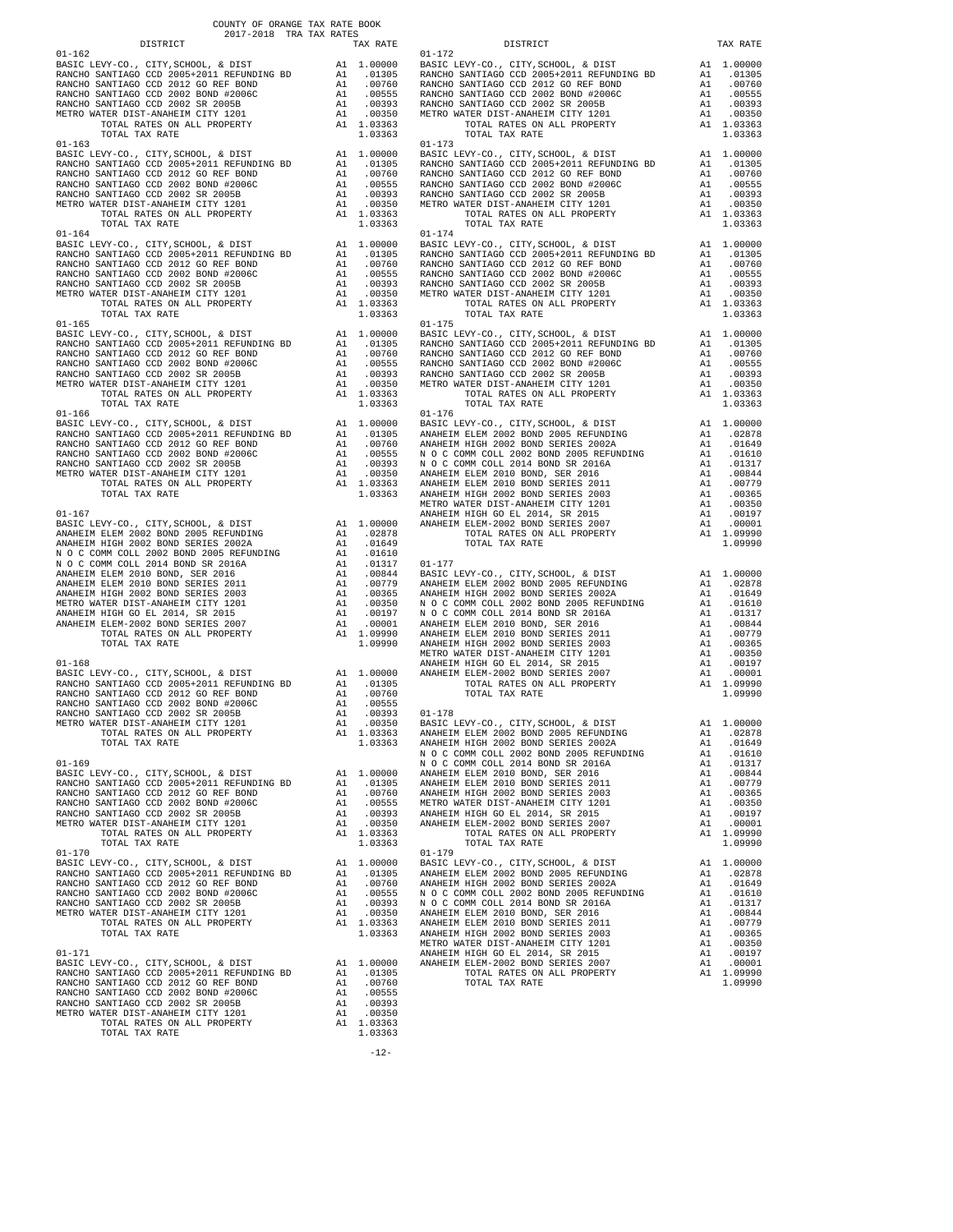COUNTY OF ORANGE TAX RATE BOOK
2017-2018 TRA TAX RATES

| DISTRICT | | TAX RATE |
|---|---|---|
| 01-162 | | |
| BASIC LEVY-CO., CITY,SCHOOL, & DIST | A1 | 1.00000 |
| RANCHO SANTIAGO CCD 2005+2011 REFUNDING BD | A1 | .01305 |
| RANCHO SANTIAGO CCD 2012 GO REF BOND | A1 | .00760 |
| RANCHO SANTIAGO CCD 2002 BOND #2006C | A1 | .00555 |
| RANCHO SANTIAGO CCD 2002 SR 2005B | A1 | .00393 |
| METRO WATER DIST-ANAHEIM CITY 1201 | A1 | .00350 |
| TOTAL RATES ON ALL PROPERTY | A1 | 1.03363 |
| TOTAL TAX RATE | | 1.03363 |
| 01-163 | | |
| BASIC LEVY-CO., CITY,SCHOOL, & DIST | A1 | 1.00000 |
| RANCHO SANTIAGO CCD 2005+2011 REFUNDING BD | A1 | .01305 |
| RANCHO SANTIAGO CCD 2012 GO REF BOND | A1 | .00760 |
| RANCHO SANTIAGO CCD 2002 BOND #2006C | A1 | .00555 |
| RANCHO SANTIAGO CCD 2002 SR 2005B | A1 | .00393 |
| METRO WATER DIST-ANAHEIM CITY 1201 | A1 | .00350 |
| TOTAL RATES ON ALL PROPERTY | A1 | 1.03363 |
| TOTAL TAX RATE | | 1.03363 |
| 01-164 | | |
| BASIC LEVY-CO., CITY,SCHOOL, & DIST | A1 | 1.00000 |
| RANCHO SANTIAGO CCD 2005+2011 REFUNDING BD | A1 | .01305 |
| RANCHO SANTIAGO CCD 2012 GO REF BOND | A1 | .00760 |
| RANCHO SANTIAGO CCD 2002 BOND #2006C | A1 | .00555 |
| RANCHO SANTIAGO CCD 2002 SR 2005B | A1 | .00393 |
| METRO WATER DIST-ANAHEIM CITY 1201 | A1 | .00350 |
| TOTAL RATES ON ALL PROPERTY | A1 | 1.03363 |
| TOTAL TAX RATE | | 1.03363 |
| 01-165 | | |
| BASIC LEVY-CO., CITY,SCHOOL, & DIST | A1 | 1.00000 |
| RANCHO SANTIAGO CCD 2005+2011 REFUNDING BD | A1 | .01305 |
| RANCHO SANTIAGO CCD 2012 GO REF BOND | A1 | .00760 |
| RANCHO SANTIAGO CCD 2002 BOND #2006C | A1 | .00555 |
| RANCHO SANTIAGO CCD 2002 SR 2005B | A1 | .00393 |
| METRO WATER DIST-ANAHEIM CITY 1201 | A1 | .00350 |
| TOTAL RATES ON ALL PROPERTY | A1 | 1.03363 |
| TOTAL TAX RATE | | 1.03363 |
| 01-166 | | |
| BASIC LEVY-CO., CITY,SCHOOL, & DIST | A1 | 1.00000 |
| RANCHO SANTIAGO CCD 2005+2011 REFUNDING BD | A1 | .01305 |
| RANCHO SANTIAGO CCD 2012 GO REF BOND | A1 | .00760 |
| RANCHO SANTIAGO CCD 2002 BOND #2006C | A1 | .00555 |
| RANCHO SANTIAGO CCD 2002 SR 2005B | A1 | .00393 |
| METRO WATER DIST-ANAHEIM CITY 1201 | A1 | .00350 |
| TOTAL RATES ON ALL PROPERTY | A1 | 1.03363 |
| TOTAL TAX RATE | | 1.03363 |
| 01-167 | | |
| BASIC LEVY-CO., CITY,SCHOOL, & DIST | A1 | 1.00000 |
| ANAHEIM ELEM 2002 BOND 2005 REFUNDING | A1 | .02878 |
| ANAHEIM HIGH 2002 BOND SERIES 2002A | A1 | .01649 |
| N O C COMM COLL 2002 BOND 2005 REFUNDING | A1 | .01610 |
| N O C COMM COLL 2014 BOND SR 2016A | A1 | .01317 |
| ANAHEIM ELEM 2010 BOND, SER 2016 | A1 | .00844 |
| ANAHEIM ELEM 2010 BOND SERIES 2011 | A1 | .00779 |
| ANAHEIM HIGH 2002 BOND SERIES 2003 | A1 | .00365 |
| METRO WATER DIST-ANAHEIM CITY 1201 | A1 | .00350 |
| ANAHEIM HIGH GO EL 2014, SR 2015 | A1 | .00197 |
| ANAHEIM ELEM-2002 BOND SERIES 2007 | A1 | .00001 |
| TOTAL RATES ON ALL PROPERTY | A1 | 1.09990 |
| TOTAL TAX RATE | | 1.09990 |
| 01-168 | | |
| BASIC LEVY-CO., CITY,SCHOOL, & DIST | A1 | 1.00000 |
| RANCHO SANTIAGO CCD 2005+2011 REFUNDING BD | A1 | .01305 |
| RANCHO SANTIAGO CCD 2012 GO REF BOND | A1 | .00760 |
| RANCHO SANTIAGO CCD 2002 BOND #2006C | A1 | .00555 |
| RANCHO SANTIAGO CCD 2002 SR 2005B | A1 | .00393 |
| METRO WATER DIST-ANAHEIM CITY 1201 | A1 | .00350 |
| TOTAL RATES ON ALL PROPERTY | A1 | 1.03363 |
| TOTAL TAX RATE | | 1.03363 |
| 01-169 | | |
| BASIC LEVY-CO., CITY,SCHOOL, & DIST | A1 | 1.00000 |
| RANCHO SANTIAGO CCD 2005+2011 REFUNDING BD | A1 | .01305 |
| RANCHO SANTIAGO CCD 2012 GO REF BOND | A1 | .00760 |
| RANCHO SANTIAGO CCD 2002 BOND #2006C | A1 | .00555 |
| RANCHO SANTIAGO CCD 2002 SR 2005B | A1 | .00393 |
| METRO WATER DIST-ANAHEIM CITY 1201 | A1 | .00350 |
| TOTAL RATES ON ALL PROPERTY | A1 | 1.03363 |
| TOTAL TAX RATE | | 1.03363 |
| 01-170 | | |
| BASIC LEVY-CO., CITY,SCHOOL, & DIST | A1 | 1.00000 |
| RANCHO SANTIAGO CCD 2005+2011 REFUNDING BD | A1 | .01305 |
| RANCHO SANTIAGO CCD 2012 GO REF BOND | A1 | .00760 |
| RANCHO SANTIAGO CCD 2002 BOND #2006C | A1 | .00555 |
| RANCHO SANTIAGO CCD 2002 SR 2005B | A1 | .00393 |
| METRO WATER DIST-ANAHEIM CITY 1201 | A1 | .00350 |
| TOTAL RATES ON ALL PROPERTY | A1 | 1.03363 |
| TOTAL TAX RATE | | 1.03363 |
| 01-171 | | |
| BASIC LEVY-CO., CITY,SCHOOL, & DIST | A1 | 1.00000 |
| RANCHO SANTIAGO CCD 2005+2011 REFUNDING BD | A1 | .01305 |
| RANCHO SANTIAGO CCD 2012 GO REF BOND | A1 | .00760 |
| RANCHO SANTIAGO CCD 2002 BOND #2006C | A1 | .00555 |
| RANCHO SANTIAGO CCD 2002 SR 2005B | A1 | .00393 |
| METRO WATER DIST-ANAHEIM CITY 1201 | A1 | .00350 |
| TOTAL RATES ON ALL PROPERTY | A1 | 1.03363 |
| TOTAL TAX RATE | | 1.03363 |
| 01-172 | | |
| BASIC LEVY-CO., CITY,SCHOOL, & DIST | A1 | 1.00000 |
| RANCHO SANTIAGO CCD 2005+2011 REFUNDING BD | A1 | .01305 |
| RANCHO SANTIAGO CCD 2012 GO REF BOND | A1 | .00760 |
| RANCHO SANTIAGO CCD 2002 BOND #2006C | A1 | .00555 |
| RANCHO SANTIAGO CCD 2002 SR 2005B | A1 | .00393 |
| METRO WATER DIST-ANAHEIM CITY 1201 | A1 | .00350 |
| TOTAL RATES ON ALL PROPERTY | A1 | 1.03363 |
| TOTAL TAX RATE | | 1.03363 |
| 01-173 | | |
| BASIC LEVY-CO., CITY,SCHOOL, & DIST | A1 | 1.00000 |
| RANCHO SANTIAGO CCD 2005+2011 REFUNDING BD | A1 | .01305 |
| RANCHO SANTIAGO CCD 2012 GO REF BOND | A1 | .00760 |
| RANCHO SANTIAGO CCD 2002 BOND #2006C | A1 | .00555 |
| RANCHO SANTIAGO CCD 2002 SR 2005B | A1 | .00393 |
| METRO WATER DIST-ANAHEIM CITY 1201 | A1 | .00350 |
| TOTAL RATES ON ALL PROPERTY | A1 | 1.03363 |
| TOTAL TAX RATE | | 1.03363 |
| 01-174 | | |
| BASIC LEVY-CO., CITY,SCHOOL, & DIST | A1 | 1.00000 |
| RANCHO SANTIAGO CCD 2005+2011 REFUNDING BD | A1 | .01305 |
| RANCHO SANTIAGO CCD 2012 GO REF BOND | A1 | .00760 |
| RANCHO SANTIAGO CCD 2002 BOND #2006C | A1 | .00555 |
| RANCHO SANTIAGO CCD 2002 SR 2005B | A1 | .00393 |
| METRO WATER DIST-ANAHEIM CITY 1201 | A1 | .00350 |
| TOTAL RATES ON ALL PROPERTY | A1 | 1.03363 |
| TOTAL TAX RATE | | 1.03363 |
| 01-175 | | |
| BASIC LEVY-CO., CITY,SCHOOL, & DIST | A1 | 1.00000 |
| RANCHO SANTIAGO CCD 2005+2011 REFUNDING BD | A1 | .01305 |
| RANCHO SANTIAGO CCD 2012 GO REF BOND | A1 | .00760 |
| RANCHO SANTIAGO CCD 2002 BOND #2006C | A1 | .00555 |
| RANCHO SANTIAGO CCD 2002 SR 2005B | A1 | .00393 |
| METRO WATER DIST-ANAHEIM CITY 1201 | A1 | .00350 |
| TOTAL RATES ON ALL PROPERTY | A1 | 1.03363 |
| TOTAL TAX RATE | | 1.03363 |
| 01-176 | | |
| BASIC LEVY-CO., CITY,SCHOOL, & DIST | A1 | 1.00000 |
| ANAHEIM ELEM 2002 BOND 2005 REFUNDING | A1 | .02878 |
| ANAHEIM HIGH 2002 BOND SERIES 2002A | A1 | .01649 |
| N O C COMM COLL 2002 BOND 2005 REFUNDING | A1 | .01610 |
| N O C COMM COLL 2014 BOND SR 2016A | A1 | .01317 |
| ANAHEIM ELEM 2010 BOND, SER 2016 | A1 | .00844 |
| ANAHEIM ELEM 2010 BOND SERIES 2011 | A1 | .00779 |
| ANAHEIM HIGH 2002 BOND SERIES 2003 | A1 | .00365 |
| METRO WATER DIST-ANAHEIM CITY 1201 | A1 | .00350 |
| ANAHEIM HIGH GO EL 2014, SR 2015 | A1 | .00197 |
| ANAHEIM ELEM-2002 BOND SERIES 2007 | A1 | .00001 |
| TOTAL RATES ON ALL PROPERTY | A1 | 1.09990 |
| TOTAL TAX RATE | | 1.09990 |
| 01-177 | | |
| BASIC LEVY-CO., CITY,SCHOOL, & DIST | A1 | 1.00000 |
| ANAHEIM ELEM 2002 BOND 2005 REFUNDING | A1 | .02878 |
| ANAHEIM HIGH 2002 BOND SERIES 2002A | A1 | .01649 |
| N O C COMM COLL 2002 BOND 2005 REFUNDING | A1 | .01610 |
| N O C COMM COLL 2014 BOND SR 2016A | A1 | .01317 |
| ANAHEIM ELEM 2010 BOND, SER 2016 | A1 | .00844 |
| ANAHEIM ELEM 2010 BOND SERIES 2011 | A1 | .00779 |
| ANAHEIM HIGH 2002 BOND SERIES 2003 | A1 | .00365 |
| METRO WATER DIST-ANAHEIM CITY 1201 | A1 | .00350 |
| ANAHEIM HIGH GO EL 2014, SR 2015 | A1 | .00197 |
| ANAHEIM ELEM-2002 BOND SERIES 2007 | A1 | .00001 |
| TOTAL RATES ON ALL PROPERTY | A1 | 1.09990 |
| TOTAL TAX RATE | | 1.09990 |
| 01-178 | | |
| BASIC LEVY-CO., CITY,SCHOOL, & DIST | A1 | 1.00000 |
| ANAHEIM ELEM 2002 BOND 2005 REFUNDING | A1 | .02878 |
| ANAHEIM HIGH 2002 BOND SERIES 2002A | A1 | .01649 |
| N O C COMM COLL 2002 BOND 2005 REFUNDING | A1 | .01610 |
| N O C COMM COLL 2014 BOND SR 2016A | A1 | .01317 |
| ANAHEIM ELEM 2010 BOND, SER 2016 | A1 | .00844 |
| ANAHEIM ELEM 2010 BOND SERIES 2011 | A1 | .00779 |
| ANAHEIM HIGH 2002 BOND SERIES 2003 | A1 | .00365 |
| METRO WATER DIST-ANAHEIM CITY 1201 | A1 | .00350 |
| ANAHEIM HIGH GO EL 2014, SR 2015 | A1 | .00197 |
| ANAHEIM ELEM-2002 BOND SERIES 2007 | A1 | .00001 |
| TOTAL RATES ON ALL PROPERTY | A1 | 1.09990 |
| TOTAL TAX RATE | | 1.09990 |
| 01-179 | | |
| BASIC LEVY-CO., CITY,SCHOOL, & DIST | A1 | 1.00000 |
| ANAHEIM ELEM 2002 BOND 2005 REFUNDING | A1 | .02878 |
| ANAHEIM HIGH 2002 BOND SERIES 2002A | A1 | .01649 |
| N O C COMM COLL 2002 BOND 2005 REFUNDING | A1 | .01610 |
| N O C COMM COLL 2014 BOND SR 2016A | A1 | .01317 |
| ANAHEIM ELEM 2010 BOND, SER 2016 | A1 | .00844 |
| ANAHEIM ELEM 2010 BOND SERIES 2011 | A1 | .00779 |
| ANAHEIM HIGH 2002 BOND SERIES 2003 | A1 | .00365 |
| METRO WATER DIST-ANAHEIM CITY 1201 | A1 | .00350 |
| ANAHEIM HIGH GO EL 2014, SR 2015 | A1 | .00197 |
| ANAHEIM ELEM-2002 BOND SERIES 2007 | A1 | .00001 |
| TOTAL RATES ON ALL PROPERTY | A1 | 1.09990 |
| TOTAL TAX RATE | | 1.09990 |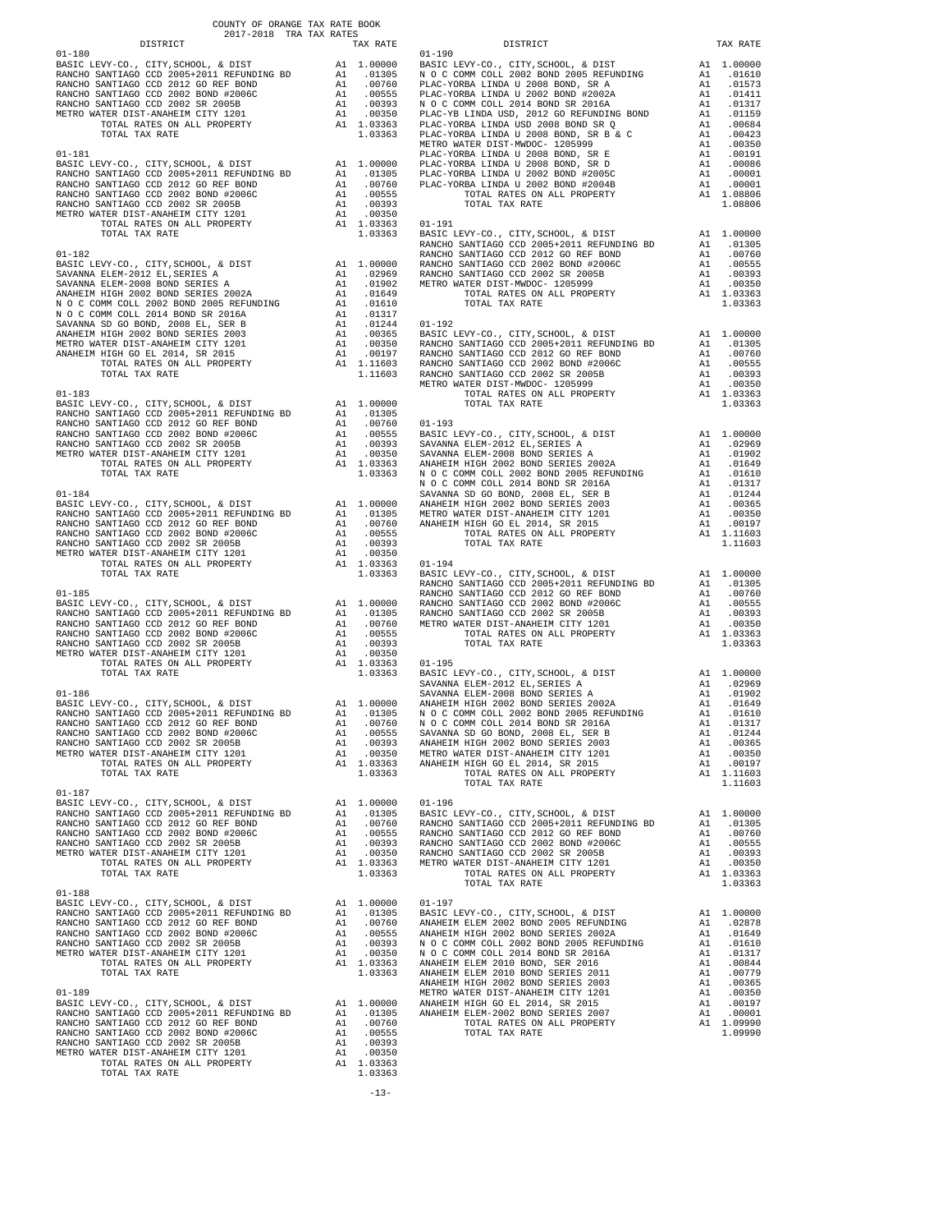COUNTY OF ORANGE TAX RATE BOOK
2017-2018 TRA TAX RATES

| DISTRICT | | TAX RATE |
|---|---|---|
| 01-180 | | |
| BASIC LEVY-CO., CITY,SCHOOL, & DIST | A1 | 1.00000 |
| RANCHO SANTIAGO CCD 2005+2011 REFUNDING BD | A1 | .01305 |
| RANCHO SANTIAGO CCD 2012 GO REF BOND | A1 | .00760 |
| RANCHO SANTIAGO CCD 2002 BOND #2006C | A1 | .00555 |
| RANCHO SANTIAGO CCD 2002 SR 2005B | A1 | .00393 |
| METRO WATER DIST-ANAHEIM CITY 1201 | A1 | .00350 |
| TOTAL RATES ON ALL PROPERTY | A1 | 1.03363 |
| TOTAL TAX RATE | | 1.03363 |
| 01-181 | | |
| BASIC LEVY-CO., CITY,SCHOOL, & DIST | A1 | 1.00000 |
| RANCHO SANTIAGO CCD 2005+2011 REFUNDING BD | A1 | .01305 |
| RANCHO SANTIAGO CCD 2012 GO REF BOND | A1 | .00760 |
| RANCHO SANTIAGO CCD 2002 BOND #2006C | A1 | .00555 |
| RANCHO SANTIAGO CCD 2002 SR 2005B | A1 | .00393 |
| METRO WATER DIST-ANAHEIM CITY 1201 | A1 | .00350 |
| TOTAL RATES ON ALL PROPERTY | A1 | 1.03363 |
| TOTAL TAX RATE | | 1.03363 |
| 01-182 | | |
| BASIC LEVY-CO., CITY,SCHOOL, & DIST | A1 | 1.00000 |
| SAVANNA ELEM-2012 EL,SERIES A | A1 | .02969 |
| SAVANNA ELEM-2008 BOND SERIES A | A1 | .01902 |
| ANAHEIM HIGH 2002 BOND SERIES 2002A | A1 | .01649 |
| N O C COMM COLL 2002 BOND 2005 REFUNDING | A1 | .01610 |
| N O C COMM COLL 2014 BOND SR 2016A | A1 | .01317 |
| SAVANNA SD GO BOND, 2008 EL, SER B | A1 | .01244 |
| ANAHEIM HIGH 2002 BOND SERIES 2003 | A1 | .00365 |
| METRO WATER DIST-ANAHEIM CITY 1201 | A1 | .00350 |
| ANAHEIM HIGH GO EL 2014, SR 2015 | A1 | .00197 |
| TOTAL RATES ON ALL PROPERTY | A1 | 1.11603 |
| TOTAL TAX RATE | | 1.11603 |
| 01-183 | | |
| BASIC LEVY-CO., CITY,SCHOOL, & DIST | A1 | 1.00000 |
| RANCHO SANTIAGO CCD 2005+2011 REFUNDING BD | A1 | .01305 |
| RANCHO SANTIAGO CCD 2012 GO REF BOND | A1 | .00760 |
| RANCHO SANTIAGO CCD 2002 BOND #2006C | A1 | .00555 |
| RANCHO SANTIAGO CCD 2002 SR 2005B | A1 | .00393 |
| METRO WATER DIST-ANAHEIM CITY 1201 | A1 | .00350 |
| TOTAL RATES ON ALL PROPERTY | A1 | 1.03363 |
| TOTAL TAX RATE | | 1.03363 |
| 01-184 | | |
| BASIC LEVY-CO., CITY,SCHOOL, & DIST | A1 | 1.00000 |
| RANCHO SANTIAGO CCD 2005+2011 REFUNDING BD | A1 | .01305 |
| RANCHO SANTIAGO CCD 2012 GO REF BOND | A1 | .00760 |
| RANCHO SANTIAGO CCD 2002 BOND #2006C | A1 | .00555 |
| RANCHO SANTIAGO CCD 2002 SR 2005B | A1 | .00393 |
| METRO WATER DIST-ANAHEIM CITY 1201 | A1 | .00350 |
| TOTAL RATES ON ALL PROPERTY | A1 | 1.03363 |
| TOTAL TAX RATE | | 1.03363 |
| 01-185 | | |
| BASIC LEVY-CO., CITY,SCHOOL, & DIST | A1 | 1.00000 |
| RANCHO SANTIAGO CCD 2005+2011 REFUNDING BD | A1 | .01305 |
| RANCHO SANTIAGO CCD 2012 GO REF BOND | A1 | .00760 |
| RANCHO SANTIAGO CCD 2002 BOND #2006C | A1 | .00555 |
| RANCHO SANTIAGO CCD 2002 SR 2005B | A1 | .00393 |
| METRO WATER DIST-ANAHEIM CITY 1201 | A1 | .00350 |
| TOTAL RATES ON ALL PROPERTY | A1 | 1.03363 |
| TOTAL TAX RATE | | 1.03363 |
| 01-186 | | |
| BASIC LEVY-CO., CITY,SCHOOL, & DIST | A1 | 1.00000 |
| RANCHO SANTIAGO CCD 2005+2011 REFUNDING BD | A1 | .01305 |
| RANCHO SANTIAGO CCD 2012 GO REF BOND | A1 | .00760 |
| RANCHO SANTIAGO CCD 2002 BOND #2006C | A1 | .00555 |
| RANCHO SANTIAGO CCD 2002 SR 2005B | A1 | .00393 |
| METRO WATER DIST-ANAHEIM CITY 1201 | A1 | .00350 |
| TOTAL RATES ON ALL PROPERTY | A1 | 1.03363 |
| TOTAL TAX RATE | | 1.03363 |
| 01-187 | | |
| BASIC LEVY-CO., CITY,SCHOOL, & DIST | A1 | 1.00000 |
| RANCHO SANTIAGO CCD 2005+2011 REFUNDING BD | A1 | .01305 |
| RANCHO SANTIAGO CCD 2012 GO REF BOND | A1 | .00760 |
| RANCHO SANTIAGO CCD 2002 BOND #2006C | A1 | .00555 |
| RANCHO SANTIAGO CCD 2002 SR 2005B | A1 | .00393 |
| METRO WATER DIST-ANAHEIM CITY 1201 | A1 | .00350 |
| TOTAL RATES ON ALL PROPERTY | A1 | 1.03363 |
| TOTAL TAX RATE | | 1.03363 |
| 01-188 | | |
| BASIC LEVY-CO., CITY,SCHOOL, & DIST | A1 | 1.00000 |
| RANCHO SANTIAGO CCD 2005+2011 REFUNDING BD | A1 | .01305 |
| RANCHO SANTIAGO CCD 2012 GO REF BOND | A1 | .00760 |
| RANCHO SANTIAGO CCD 2002 BOND #2006C | A1 | .00555 |
| RANCHO SANTIAGO CCD 2002 SR 2005B | A1 | .00393 |
| METRO WATER DIST-ANAHEIM CITY 1201 | A1 | .00350 |
| TOTAL RATES ON ALL PROPERTY | A1 | 1.03363 |
| TOTAL TAX RATE | | 1.03363 |
| 01-189 | | |
| BASIC LEVY-CO., CITY,SCHOOL, & DIST | A1 | 1.00000 |
| RANCHO SANTIAGO CCD 2005+2011 REFUNDING BD | A1 | .01305 |
| RANCHO SANTIAGO CCD 2012 GO REF BOND | A1 | .00760 |
| RANCHO SANTIAGO CCD 2002 BOND #2006C | A1 | .00555 |
| RANCHO SANTIAGO CCD 2002 SR 2005B | A1 | .00393 |
| METRO WATER DIST-ANAHEIM CITY 1201 | A1 | .00350 |
| TOTAL RATES ON ALL PROPERTY | A1 | 1.03363 |
| TOTAL TAX RATE | | 1.03363 |
| 01-190 | | |
| BASIC LEVY-CO., CITY,SCHOOL, & DIST | A1 | 1.00000 |
| N O C COMM COLL 2002 BOND 2005 REFUNDING | A1 | .01610 |
| PLAC-YORBA LINDA U 2008 BOND, SR A | A1 | .01573 |
| PLAC-YORBA LINDA U 2002 BOND #2002A | A1 | .01411 |
| N O C COMM COLL 2014 BOND SR 2016A | A1 | .01317 |
| PLAC-YB LINDA USD, 2012 GO REFUNDING BOND | A1 | .01159 |
| PLAC-YORBA LINDA USD 2008 BOND SR Q | A1 | .00684 |
| PLAC-YORBA LINDA U 2008 BOND, SR B & C | A1 | .00423 |
| METRO WATER DIST-MWDOC- 1205999 | A1 | .00350 |
| PLAC-YORBA LINDA U 2008 BOND, SR E | A1 | .00191 |
| PLAC-YORBA LINDA U 2008 BOND, SR D | A1 | .00086 |
| PLAC-YORBA LINDA U 2002 BOND #2005C | A1 | .00001 |
| PLAC-YORBA LINDA U 2002 BOND #2004B | A1 | .00001 |
| TOTAL RATES ON ALL PROPERTY | A1 | 1.08806 |
| TOTAL TAX RATE | | 1.08806 |
| 01-191 | | |
| BASIC LEVY-CO., CITY,SCHOOL, & DIST | A1 | 1.00000 |
| RANCHO SANTIAGO CCD 2005+2011 REFUNDING BD | A1 | .01305 |
| RANCHO SANTIAGO CCD 2012 GO REF BOND | A1 | .00760 |
| RANCHO SANTIAGO CCD 2002 BOND #2006C | A1 | .00555 |
| RANCHO SANTIAGO CCD 2002 SR 2005B | A1 | .00393 |
| METRO WATER DIST-MWDOC- 1205999 | A1 | .00350 |
| TOTAL RATES ON ALL PROPERTY | A1 | 1.03363 |
| TOTAL TAX RATE | | 1.03363 |
| 01-192 | | |
| BASIC LEVY-CO., CITY,SCHOOL, & DIST | A1 | 1.00000 |
| RANCHO SANTIAGO CCD 2005+2011 REFUNDING BD | A1 | .01305 |
| RANCHO SANTIAGO CCD 2012 GO REF BOND | A1 | .00760 |
| RANCHO SANTIAGO CCD 2002 BOND #2006C | A1 | .00555 |
| RANCHO SANTIAGO CCD 2002 SR 2005B | A1 | .00393 |
| METRO WATER DIST-MWDOC- 1205999 | A1 | .00350 |
| TOTAL RATES ON ALL PROPERTY | A1 | 1.03363 |
| TOTAL TAX RATE | | 1.03363 |
| 01-193 | | |
| BASIC LEVY-CO., CITY,SCHOOL, & DIST | A1 | 1.00000 |
| SAVANNA ELEM-2012 EL,SERIES A | A1 | .02969 |
| SAVANNA ELEM-2008 BOND SERIES A | A1 | .01902 |
| ANAHEIM HIGH 2002 BOND SERIES 2002A | A1 | .01649 |
| N O C COMM COLL 2002 BOND 2005 REFUNDING | A1 | .01610 |
| N O C COMM COLL 2014 BOND SR 2016A | A1 | .01317 |
| SAVANNA SD GO BOND, 2008 EL, SER B | A1 | .01244 |
| ANAHEIM HIGH 2002 BOND SERIES 2003 | A1 | .00365 |
| METRO WATER DIST-ANAHEIM CITY 1201 | A1 | .00350 |
| ANAHEIM HIGH GO EL 2014, SR 2015 | A1 | .00197 |
| TOTAL RATES ON ALL PROPERTY | A1 | 1.11603 |
| TOTAL TAX RATE | | 1.11603 |
| 01-194 | | |
| BASIC LEVY-CO., CITY,SCHOOL, & DIST | A1 | 1.00000 |
| RANCHO SANTIAGO CCD 2005+2011 REFUNDING BD | A1 | .01305 |
| RANCHO SANTIAGO CCD 2012 GO REF BOND | A1 | .00760 |
| RANCHO SANTIAGO CCD 2002 BOND #2006C | A1 | .00555 |
| RANCHO SANTIAGO CCD 2002 SR 2005B | A1 | .00393 |
| METRO WATER DIST-ANAHEIM CITY 1201 | A1 | .00350 |
| TOTAL RATES ON ALL PROPERTY | A1 | 1.03363 |
| TOTAL TAX RATE | | 1.03363 |
| 01-195 | | |
| BASIC LEVY-CO., CITY,SCHOOL, & DIST | A1 | 1.00000 |
| SAVANNA ELEM-2012 EL,SERIES A | A1 | .02969 |
| SAVANNA ELEM-2008 BOND SERIES A | A1 | .01902 |
| ANAHEIM HIGH 2002 BOND SERIES 2002A | A1 | .01649 |
| N O C COMM COLL 2002 BOND 2005 REFUNDING | A1 | .01610 |
| N O C COMM COLL 2014 BOND SR 2016A | A1 | .01317 |
| SAVANNA SD GO BOND, 2008 EL, SER B | A1 | .01244 |
| ANAHEIM HIGH 2002 BOND SERIES 2003 | A1 | .00365 |
| METRO WATER DIST-ANAHEIM CITY 1201 | A1 | .00350 |
| ANAHEIM HIGH GO EL 2014, SR 2015 | A1 | .00197 |
| TOTAL RATES ON ALL PROPERTY | A1 | 1.11603 |
| TOTAL TAX RATE | | 1.11603 |
| 01-196 | | |
| BASIC LEVY-CO., CITY,SCHOOL, & DIST | A1 | 1.00000 |
| RANCHO SANTIAGO CCD 2005+2011 REFUNDING BD | A1 | .01305 |
| RANCHO SANTIAGO CCD 2012 GO REF BOND | A1 | .00760 |
| RANCHO SANTIAGO CCD 2002 BOND #2006C | A1 | .00555 |
| RANCHO SANTIAGO CCD 2002 SR 2005B | A1 | .00393 |
| METRO WATER DIST-ANAHEIM CITY 1201 | A1 | .00350 |
| TOTAL RATES ON ALL PROPERTY | A1 | 1.03363 |
| TOTAL TAX RATE | | 1.03363 |
| 01-197 | | |
| BASIC LEVY-CO., CITY,SCHOOL, & DIST | A1 | 1.00000 |
| ANAHEIM ELEM 2002 BOND 2005 REFUNDING | A1 | .02878 |
| ANAHEIM HIGH 2002 BOND SERIES 2002A | A1 | .01649 |
| N O C COMM COLL 2002 BOND 2005 REFUNDING | A1 | .01610 |
| N O C COMM COLL 2014 BOND SR 2016A | A1 | .01317 |
| ANAHEIM ELEM 2010 BOND, SER 2016 | A1 | .00844 |
| ANAHEIM ELEM 2010 BOND SERIES 2011 | A1 | .00779 |
| ANAHEIM HIGH 2002 BOND SERIES 2003 | A1 | .00365 |
| METRO WATER DIST-ANAHEIM CITY 1201 | A1 | .00350 |
| ANAHEIM HIGH GO EL 2014, SR 2015 | A1 | .00197 |
| ANAHEIM ELEM-2002 BOND SERIES 2007 | A1 | .00001 |
| TOTAL RATES ON ALL PROPERTY | A1 | 1.09990 |
| TOTAL TAX RATE | | 1.09990 |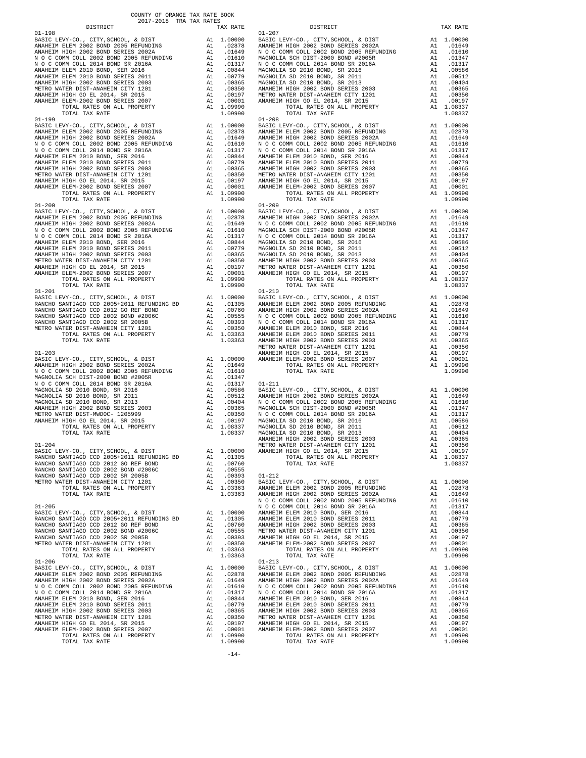COUNTY OF ORANGE TAX RATE BOOK
2017-2018 TRA TAX RATES

| DISTRICT | | TAX RATE |
|---|---|---|
| **01-198** | | |
| BASIC LEVY-CO., CITY,SCHOOL, & DIST | A1 | 1.00000 |
| ANAHEIM ELEM 2002 BOND 2005 REFUNDING | A1 | .02878 |
| ANAHEIM HIGH 2002 BOND SERIES 2002A | A1 | .01649 |
| N O C COMM COLL 2002 BOND 2005 REFUNDING | A1 | .01610 |
| N O C COMM COLL 2014 BOND SR 2016A | A1 | .01317 |
| ANAHEIM ELEM 2010 BOND, SER 2016 | A1 | .00844 |
| ANAHEIM ELEM 2010 BOND SERIES 2011 | A1 | .00779 |
| ANAHEIM HIGH 2002 BOND SERIES 2003 | A1 | .00365 |
| METRO WATER DIST-ANAHEIM CITY 1201 | A1 | .00350 |
| ANAHEIM HIGH GO EL 2014, SR 2015 | A1 | .00197 |
| ANAHEIM ELEM-2002 BOND SERIES 2007 | A1 | .00001 |
| TOTAL RATES ON ALL PROPERTY | A1 | 1.09990 |
| TOTAL TAX RATE | | 1.09990 |
| **01-199** | | |
| BASIC LEVY-CO., CITY,SCHOOL, & DIST | A1 | 1.00000 |
| ANAHEIM ELEM 2002 BOND 2005 REFUNDING | A1 | .02878 |
| ANAHEIM HIGH 2002 BOND SERIES 2002A | A1 | .01649 |
| N O C COMM COLL 2002 BOND 2005 REFUNDING | A1 | .01610 |
| N O C COMM COLL 2014 BOND SR 2016A | A1 | .01317 |
| ANAHEIM ELEM 2010 BOND, SER 2016 | A1 | .00844 |
| ANAHEIM ELEM 2010 BOND SERIES 2011 | A1 | .00779 |
| ANAHEIM HIGH 2002 BOND SERIES 2003 | A1 | .00365 |
| METRO WATER DIST-ANAHEIM CITY 1201 | A1 | .00350 |
| ANAHEIM HIGH GO EL 2014, SR 2015 | A1 | .00197 |
| ANAHEIM ELEM-2002 BOND SERIES 2007 | A1 | .00001 |
| TOTAL RATES ON ALL PROPERTY | A1 | 1.09990 |
| TOTAL TAX RATE | | 1.09990 |
| **01-200** | | |
| BASIC LEVY-CO., CITY,SCHOOL, & DIST | A1 | 1.00000 |
| ANAHEIM ELEM 2002 BOND 2005 REFUNDING | A1 | .02878 |
| ANAHEIM HIGH 2002 BOND SERIES 2002A | A1 | .01649 |
| N O C COMM COLL 2002 BOND 2005 REFUNDING | A1 | .01610 |
| N O C COMM COLL 2014 BOND SR 2016A | A1 | .01317 |
| ANAHEIM ELEM 2010 BOND, SER 2016 | A1 | .00844 |
| ANAHEIM ELEM 2010 BOND SERIES 2011 | A1 | .00779 |
| ANAHEIM HIGH 2002 BOND SERIES 2003 | A1 | .00365 |
| METRO WATER DIST-ANAHEIM CITY 1201 | A1 | .00350 |
| ANAHEIM HIGH GO EL 2014, SR 2015 | A1 | .00197 |
| ANAHEIM ELEM-2002 BOND SERIES 2007 | A1 | .00001 |
| TOTAL RATES ON ALL PROPERTY | A1 | 1.09990 |
| TOTAL TAX RATE | | 1.09990 |
| **01-201** | | |
| BASIC LEVY-CO., CITY,SCHOOL, & DIST | A1 | 1.00000 |
| RANCHO SANTIAGO CCD 2005+2011 REFUNDING BD | A1 | .01305 |
| RANCHO SANTIAGO CCD 2012 GO REF BOND | A1 | .00760 |
| RANCHO SANTIAGO CCD 2002 BOND #2006C | A1 | .00555 |
| RANCHO SANTIAGO CCD 2002 SR 2005B | A1 | .00393 |
| METRO WATER DIST-ANAHEIM CITY 1201 | A1 | .00350 |
| TOTAL RATES ON ALL PROPERTY | A1 | 1.03363 |
| TOTAL TAX RATE | | 1.03363 |
| **01-203** | | |
| BASIC LEVY-CO., CITY,SCHOOL, & DIST | A1 | 1.00000 |
| ANAHEIM HIGH 2002 BOND SERIES 2002A | A1 | .01649 |
| N O C COMM COLL 2002 BOND 2005 REFUNDING | A1 | .01610 |
| MAGNOLIA SCH DIST-2000 BOND #2005R | A1 | .01347 |
| N O C COMM COLL 2014 BOND SR 2016A | A1 | .01317 |
| MAGNOLIA SD 2010 BOND, SR 2016 | A1 | .00586 |
| MAGNOLIA SD 2010 BOND, SR 2011 | A1 | .00512 |
| MAGNOLIA SD 2010 BOND, SR 2013 | A1 | .00404 |
| ANAHEIM HIGH 2002 BOND SERIES 2003 | A1 | .00365 |
| METRO WATER DIST-MWDOC- 1205999 | A1 | .00350 |
| ANAHEIM HIGH GO EL 2014, SR 2015 | A1 | .00197 |
| TOTAL RATES ON ALL PROPERTY | A1 | 1.08337 |
| TOTAL TAX RATE | | 1.08337 |
| **01-204** | | |
| BASIC LEVY-CO., CITY,SCHOOL, & DIST | A1 | 1.00000 |
| RANCHO SANTIAGO CCD 2005+2011 REFUNDING BD | A1 | .01305 |
| RANCHO SANTIAGO CCD 2012 GO REF BOND | A1 | .00760 |
| RANCHO SANTIAGO CCD 2002 BOND #2006C | A1 | .00555 |
| RANCHO SANTIAGO CCD 2002 SR 2005B | A1 | .00393 |
| METRO WATER DIST-ANAHEIM CITY 1201 | A1 | .00350 |
| TOTAL RATES ON ALL PROPERTY | A1 | 1.03363 |
| TOTAL TAX RATE | | 1.03363 |
| **01-205** | | |
| BASIC LEVY-CO., CITY,SCHOOL, & DIST | A1 | 1.00000 |
| RANCHO SANTIAGO CCD 2005+2011 REFUNDING BD | A1 | .01305 |
| RANCHO SANTIAGO CCD 2012 GO REF BOND | A1 | .00760 |
| RANCHO SANTIAGO CCD 2002 BOND #2006C | A1 | .00555 |
| RANCHO SANTIAGO CCD 2002 SR 2005B | A1 | .00393 |
| METRO WATER DIST-ANAHEIM CITY 1201 | A1 | .00350 |
| TOTAL RATES ON ALL PROPERTY | A1 | 1.03363 |
| TOTAL TAX RATE | | 1.03363 |
| **01-206** | | |
| BASIC LEVY-CO., CITY,SCHOOL, & DIST | A1 | 1.00000 |
| ANAHEIM ELEM 2002 BOND 2005 REFUNDING | A1 | .02878 |
| ANAHEIM HIGH 2002 BOND SERIES 2002A | A1 | .01649 |
| N O C COMM COLL 2002 BOND 2005 REFUNDING | A1 | .01610 |
| N O C COMM COLL 2014 BOND SR 2016A | A1 | .01317 |
| ANAHEIM ELEM 2010 BOND, SER 2016 | A1 | .00844 |
| ANAHEIM ELEM 2010 BOND SERIES 2011 | A1 | .00779 |
| ANAHEIM HIGH 2002 BOND SERIES 2003 | A1 | .00365 |
| METRO WATER DIST-ANAHEIM CITY 1201 | A1 | .00350 |
| ANAHEIM HIGH GO EL 2014, SR 2015 | A1 | .00197 |
| ANAHEIM ELEM-2002 BOND SERIES 2007 | A1 | .00001 |
| TOTAL RATES ON ALL PROPERTY | A1 | 1.09990 |
| TOTAL TAX RATE | | 1.09990 |
| **01-207** | | |
| BASIC LEVY-CO., CITY,SCHOOL, & DIST | A1 | 1.00000 |
| ANAHEIM HIGH 2002 BOND SERIES 2002A | A1 | .01649 |
| N O C COMM COLL 2002 BOND 2005 REFUNDING | A1 | .01610 |
| MAGNOLIA SCH DIST-2000 BOND #2005R | A1 | .01347 |
| N O C COMM COLL 2014 BOND SR 2016A | A1 | .01317 |
| MAGNOLIA SD 2010 BOND, SR 2016 | A1 | .00586 |
| MAGNOLIA SD 2010 BOND, SR 2011 | A1 | .00512 |
| MAGNOLIA SD 2010 BOND, SR 2013 | A1 | .00404 |
| ANAHEIM HIGH 2002 BOND SERIES 2003 | A1 | .00365 |
| METRO WATER DIST-ANAHEIM CITY 1201 | A1 | .00350 |
| ANAHEIM HIGH GO EL 2014, SR 2015 | A1 | .00197 |
| TOTAL RATES ON ALL PROPERTY | A1 | 1.08337 |
| TOTAL TAX RATE | | 1.08337 |
| **01-208** | | |
| BASIC LEVY-CO., CITY,SCHOOL, & DIST | A1 | 1.00000 |
| ANAHEIM ELEM 2002 BOND 2005 REFUNDING | A1 | .02878 |
| ANAHEIM HIGH 2002 BOND SERIES 2002A | A1 | .01649 |
| N O C COMM COLL 2002 BOND 2005 REFUNDING | A1 | .01610 |
| N O C COMM COLL 2014 BOND SR 2016A | A1 | .01317 |
| ANAHEIM ELEM 2010 BOND, SER 2016 | A1 | .00844 |
| ANAHEIM ELEM 2010 BOND SERIES 2011 | A1 | .00779 |
| ANAHEIM HIGH 2002 BOND SERIES 2003 | A1 | .00365 |
| METRO WATER DIST-ANAHEIM CITY 1201 | A1 | .00350 |
| ANAHEIM HIGH GO EL 2014, SR 2015 | A1 | .00197 |
| ANAHEIM ELEM-2002 BOND SERIES 2007 | A1 | .00001 |
| TOTAL RATES ON ALL PROPERTY | A1 | 1.09990 |
| TOTAL TAX RATE | | 1.09990 |
| **01-209** | | |
| BASIC LEVY-CO., CITY,SCHOOL, & DIST | A1 | 1.00000 |
| ANAHEIM HIGH 2002 BOND SERIES 2002A | A1 | .01649 |
| N O C COMM COLL 2002 BOND 2005 REFUNDING | A1 | .01610 |
| MAGNOLIA SCH DIST-2000 BOND #2005R | A1 | .01347 |
| N O C COMM COLL 2014 BOND SR 2016A | A1 | .01317 |
| MAGNOLIA SD 2010 BOND, SR 2016 | A1 | .00586 |
| MAGNOLIA SD 2010 BOND, SR 2011 | A1 | .00512 |
| MAGNOLIA SD 2010 BOND, SR 2013 | A1 | .00404 |
| ANAHEIM HIGH 2002 BOND SERIES 2003 | A1 | .00365 |
| METRO WATER DIST-ANAHEIM CITY 1201 | A1 | .00350 |
| ANAHEIM HIGH GO EL 2014, SR 2015 | A1 | .00197 |
| TOTAL RATES ON ALL PROPERTY | A1 | 1.08337 |
| TOTAL TAX RATE | | 1.08337 |
| **01-210** | | |
| BASIC LEVY-CO., CITY,SCHOOL, & DIST | A1 | 1.00000 |
| ANAHEIM ELEM 2002 BOND 2005 REFUNDING | A1 | .02878 |
| ANAHEIM HIGH 2002 BOND SERIES 2002A | A1 | .01649 |
| N O C COMM COLL 2002 BOND 2005 REFUNDING | A1 | .01610 |
| N O C COMM COLL 2014 BOND SR 2016A | A1 | .01317 |
| ANAHEIM ELEM 2010 BOND, SER 2016 | A1 | .00844 |
| ANAHEIM ELEM 2010 BOND SERIES 2011 | A1 | .00779 |
| ANAHEIM HIGH 2002 BOND SERIES 2003 | A1 | .00365 |
| METRO WATER DIST-ANAHEIM CITY 1201 | A1 | .00350 |
| ANAHEIM HIGH GO EL 2014, SR 2015 | A1 | .00197 |
| ANAHEIM ELEM-2002 BOND SERIES 2007 | A1 | .00001 |
| TOTAL RATES ON ALL PROPERTY | A1 | 1.09990 |
| TOTAL TAX RATE | | 1.09990 |
| **01-211** | | |
| BASIC LEVY-CO., CITY,SCHOOL, & DIST | A1 | 1.00000 |
| ANAHEIM HIGH 2002 BOND SERIES 2002A | A1 | .01649 |
| N O C COMM COLL 2002 BOND 2005 REFUNDING | A1 | .01610 |
| MAGNOLIA SCH DIST-2000 BOND #2005R | A1 | .01347 |
| N O C COMM COLL 2014 BOND SR 2016A | A1 | .01317 |
| MAGNOLIA SD 2010 BOND, SR 2016 | A1 | .00586 |
| MAGNOLIA SD 2010 BOND, SR 2011 | A1 | .00512 |
| MAGNOLIA SD 2010 BOND, SR 2013 | A1 | .00404 |
| ANAHEIM HIGH 2002 BOND SERIES 2003 | A1 | .00365 |
| METRO WATER DIST-ANAHEIM CITY 1201 | A1 | .00350 |
| ANAHEIM HIGH GO EL 2014, SR 2015 | A1 | .00197 |
| TOTAL RATES ON ALL PROPERTY | A1 | 1.08337 |
| TOTAL TAX RATE | | 1.08337 |
| **01-212** | | |
| BASIC LEVY-CO., CITY,SCHOOL, & DIST | A1 | 1.00000 |
| ANAHEIM ELEM 2002 BOND 2005 REFUNDING | A1 | .02878 |
| ANAHEIM HIGH 2002 BOND SERIES 2002A | A1 | .01649 |
| N O C COMM COLL 2002 BOND 2005 REFUNDING | A1 | .01610 |
| N O C COMM COLL 2014 BOND SR 2016A | A1 | .01317 |
| ANAHEIM ELEM 2010 BOND, SER 2016 | A1 | .00844 |
| ANAHEIM ELEM 2010 BOND SERIES 2011 | A1 | .00779 |
| ANAHEIM HIGH 2002 BOND SERIES 2003 | A1 | .00365 |
| METRO WATER DIST-ANAHEIM CITY 1201 | A1 | .00350 |
| ANAHEIM HIGH GO EL 2014, SR 2015 | A1 | .00197 |
| ANAHEIM ELEM-2002 BOND SERIES 2007 | A1 | .00001 |
| TOTAL RATES ON ALL PROPERTY | A1 | 1.09990 |
| TOTAL TAX RATE | | 1.09990 |
| **01-213** | | |
| BASIC LEVY-CO., CITY,SCHOOL, & DIST | A1 | 1.00000 |
| ANAHEIM ELEM 2002 BOND 2005 REFUNDING | A1 | .02878 |
| ANAHEIM HIGH 2002 BOND SERIES 2002A | A1 | .01649 |
| N O C COMM COLL 2002 BOND 2005 REFUNDING | A1 | .01610 |
| N O C COMM COLL 2014 BOND SR 2016A | A1 | .01317 |
| ANAHEIM ELEM 2010 BOND, SER 2016 | A1 | .00844 |
| ANAHEIM ELEM 2010 BOND SERIES 2011 | A1 | .00779 |
| ANAHEIM HIGH 2002 BOND SERIES 2003 | A1 | .00365 |
| METRO WATER DIST-ANAHEIM CITY 1201 | A1 | .00350 |
| ANAHEIM HIGH GO EL 2014, SR 2015 | A1 | .00197 |
| ANAHEIM ELEM-2002 BOND SERIES 2007 | A1 | .00001 |
| TOTAL RATES ON ALL PROPERTY | A1 | 1.09990 |
| TOTAL TAX RATE | | 1.09990 |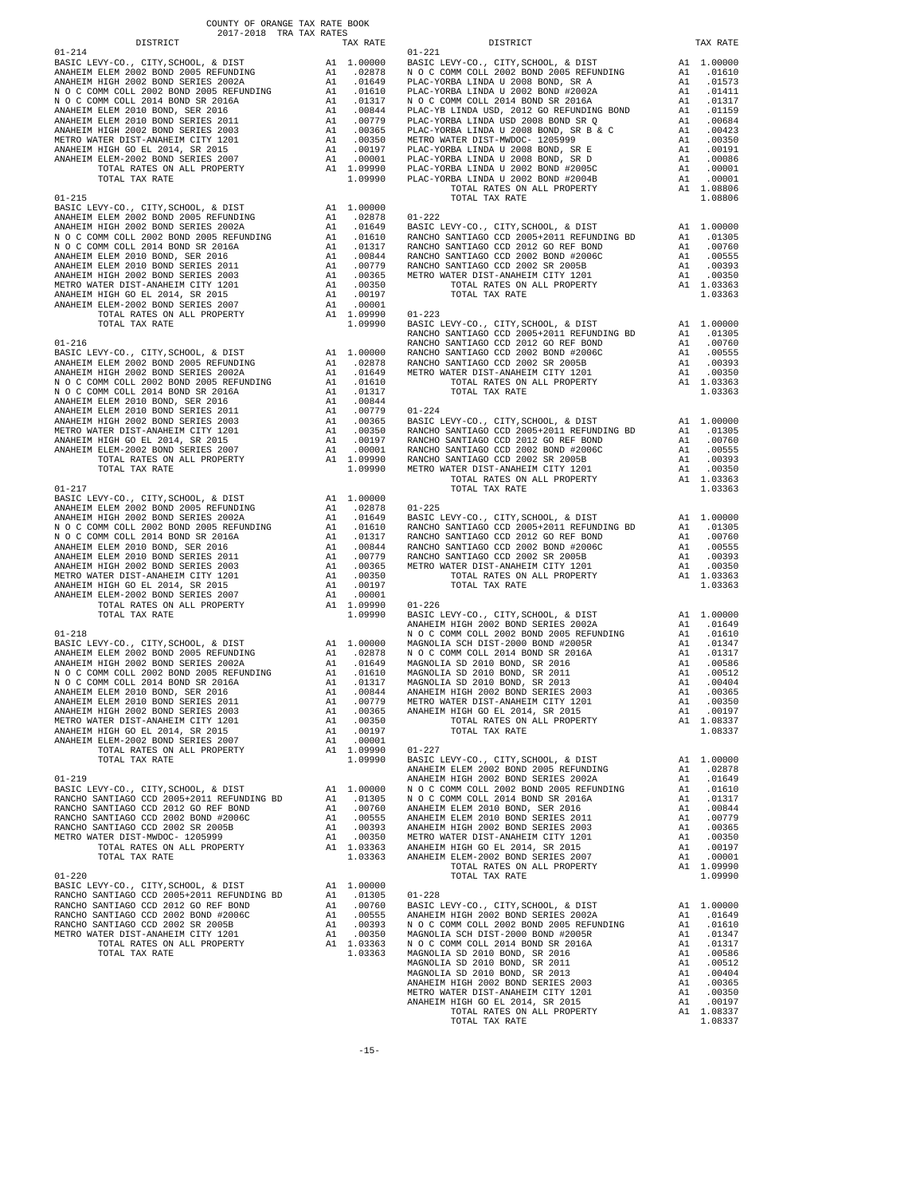COUNTY OF ORANGE TAX RATE BOOK
2017-2018 TRA TAX RATES

| DISTRICT | | TAX RATE |
|---|---|---|
| **01-214** | | |
| BASIC LEVY-CO., CITY,SCHOOL, & DIST | A1 | 1.00000 |
| ANAHEIM ELEM 2002 BOND 2005 REFUNDING | A1 | .02878 |
| ANAHEIM HIGH 2002 BOND SERIES 2002A | A1 | .01649 |
| N O C COMM COLL 2002 BOND 2005 REFUNDING | A1 | .01610 |
| N O C COMM COLL 2014 BOND SR 2016A | A1 | .01317 |
| ANAHEIM ELEM 2010 BOND, SER 2016 | A1 | .00844 |
| ANAHEIM ELEM 2010 BOND SERIES 2011 | A1 | .00779 |
| ANAHEIM HIGH 2002 BOND SERIES 2003 | A1 | .00365 |
| METRO WATER DIST-ANAHEIM CITY 1201 | A1 | .00350 |
| ANAHEIM HIGH GO EL 2014, SR 2015 | A1 | .00197 |
| ANAHEIM ELEM-2002 BOND SERIES 2007 | A1 | .00001 |
| TOTAL RATES ON ALL PROPERTY | A1 | 1.09990 |
| TOTAL TAX RATE | | 1.09990 |
| **01-215** | | |
| BASIC LEVY-CO., CITY,SCHOOL, & DIST | A1 | 1.00000 |
| ANAHEIM ELEM 2002 BOND 2005 REFUNDING | A1 | .02878 |
| ANAHEIM HIGH 2002 BOND SERIES 2002A | A1 | .01649 |
| N O C COMM COLL 2002 BOND 2005 REFUNDING | A1 | .01610 |
| N O C COMM COLL 2014 BOND SR 2016A | A1 | .01317 |
| ANAHEIM ELEM 2010 BOND, SER 2016 | A1 | .00844 |
| ANAHEIM ELEM 2010 BOND SERIES 2011 | A1 | .00779 |
| ANAHEIM HIGH 2002 BOND SERIES 2003 | A1 | .00365 |
| METRO WATER DIST-ANAHEIM CITY 1201 | A1 | .00350 |
| ANAHEIM HIGH GO EL 2014, SR 2015 | A1 | .00197 |
| ANAHEIM ELEM-2002 BOND SERIES 2007 | A1 | .00001 |
| TOTAL RATES ON ALL PROPERTY | A1 | 1.09990 |
| TOTAL TAX RATE | | 1.09990 |
| **01-216** | | |
| BASIC LEVY-CO., CITY,SCHOOL, & DIST | A1 | 1.00000 |
| ANAHEIM ELEM 2002 BOND 2005 REFUNDING | A1 | .02878 |
| ANAHEIM HIGH 2002 BOND SERIES 2002A | A1 | .01649 |
| N O C COMM COLL 2002 BOND 2005 REFUNDING | A1 | .01610 |
| N O C COMM COLL 2014 BOND SR 2016A | A1 | .01317 |
| ANAHEIM ELEM 2010 BOND, SER 2016 | A1 | .00844 |
| ANAHEIM ELEM 2010 BOND SERIES 2011 | A1 | .00779 |
| ANAHEIM HIGH 2002 BOND SERIES 2003 | A1 | .00365 |
| METRO WATER DIST-ANAHEIM CITY 1201 | A1 | .00350 |
| ANAHEIM HIGH GO EL 2014, SR 2015 | A1 | .00197 |
| ANAHEIM ELEM-2002 BOND SERIES 2007 | A1 | .00001 |
| TOTAL RATES ON ALL PROPERTY | A1 | 1.09990 |
| TOTAL TAX RATE | | 1.09990 |
| **01-217** | | |
| BASIC LEVY-CO., CITY,SCHOOL, & DIST | A1 | 1.00000 |
| ANAHEIM ELEM 2002 BOND 2005 REFUNDING | A1 | .02878 |
| ANAHEIM HIGH 2002 BOND SERIES 2002A | A1 | .01649 |
| N O C COMM COLL 2002 BOND 2005 REFUNDING | A1 | .01610 |
| N O C COMM COLL 2014 BOND SR 2016A | A1 | .01317 |
| ANAHEIM ELEM 2010 BOND, SER 2016 | A1 | .00844 |
| ANAHEIM ELEM 2010 BOND SERIES 2011 | A1 | .00779 |
| ANAHEIM HIGH 2002 BOND SERIES 2003 | A1 | .00365 |
| METRO WATER DIST-ANAHEIM CITY 1201 | A1 | .00350 |
| ANAHEIM HIGH GO EL 2014, SR 2015 | A1 | .00197 |
| ANAHEIM ELEM-2002 BOND SERIES 2007 | A1 | .00001 |
| TOTAL RATES ON ALL PROPERTY | A1 | 1.09990 |
| TOTAL TAX RATE | | 1.09990 |
| **01-218** | | |
| BASIC LEVY-CO., CITY,SCHOOL, & DIST | A1 | 1.00000 |
| ANAHEIM ELEM 2002 BOND 2005 REFUNDING | A1 | .02878 |
| ANAHEIM HIGH 2002 BOND SERIES 2002A | A1 | .01649 |
| N O C COMM COLL 2002 BOND 2005 REFUNDING | A1 | .01610 |
| N O C COMM COLL 2014 BOND SR 2016A | A1 | .01317 |
| ANAHEIM ELEM 2010 BOND, SER 2016 | A1 | .00844 |
| ANAHEIM ELEM 2010 BOND SERIES 2011 | A1 | .00779 |
| ANAHEIM HIGH 2002 BOND SERIES 2003 | A1 | .00365 |
| METRO WATER DIST-ANAHEIM CITY 1201 | A1 | .00350 |
| ANAHEIM HIGH GO EL 2014, SR 2015 | A1 | .00197 |
| ANAHEIM ELEM-2002 BOND SERIES 2007 | A1 | .00001 |
| TOTAL RATES ON ALL PROPERTY | A1 | 1.09990 |
| TOTAL TAX RATE | | 1.09990 |
| **01-219** | | |
| BASIC LEVY-CO., CITY,SCHOOL, & DIST | A1 | 1.00000 |
| RANCHO SANTIAGO CCD 2005+2011 REFUNDING BD | A1 | .01305 |
| RANCHO SANTIAGO CCD 2012 GO REF BOND | A1 | .00760 |
| RANCHO SANTIAGO CCD 2002 BOND #2006C | A1 | .00555 |
| RANCHO SANTIAGO CCD 2002 SR 2005B | A1 | .00393 |
| METRO WATER DIST-MWDOC- 1205999 | A1 | .00350 |
| TOTAL RATES ON ALL PROPERTY | A1 | 1.03363 |
| TOTAL TAX RATE | | 1.03363 |
| **01-220** | | |
| BASIC LEVY-CO., CITY,SCHOOL, & DIST | A1 | 1.00000 |
| RANCHO SANTIAGO CCD 2005+2011 REFUNDING BD | A1 | .01305 |
| RANCHO SANTIAGO CCD 2012 GO REF BOND | A1 | .00760 |
| RANCHO SANTIAGO CCD 2002 BOND #2006C | A1 | .00555 |
| RANCHO SANTIAGO CCD 2002 SR 2005B | A1 | .00393 |
| METRO WATER DIST-ANAHEIM CITY 1201 | A1 | .00350 |
| TOTAL RATES ON ALL PROPERTY | A1 | 1.03363 |
| TOTAL TAX RATE | | 1.03363 |
| **01-221** | | |
| BASIC LEVY-CO., CITY,SCHOOL, & DIST | A1 | 1.00000 |
| N O C COMM COLL 2002 BOND 2005 REFUNDING | A1 | .01610 |
| PLAC-YORBA LINDA U 2008 BOND, SR A | A1 | .01573 |
| PLAC-YORBA LINDA U 2002 BOND #2002A | A1 | .01411 |
| N O C COMM COLL 2014 BOND SR 2016A | A1 | .01317 |
| PLAC-YB LINDA USD, 2012 GO REFUNDING BOND | A1 | .01159 |
| PLAC-YORBA LINDA USD 2008 BOND SR Q | A1 | .00684 |
| PLAC-YORBA LINDA U 2008 BOND, SR B & C | A1 | .00423 |
| METRO WATER DIST-MWDOC- 1205999 | A1 | .00350 |
| PLAC-YORBA LINDA U 2008 BOND, SR E | A1 | .00191 |
| PLAC-YORBA LINDA U 2008 BOND, SR D | A1 | .00086 |
| PLAC-YORBA LINDA U 2002 BOND #2005C | A1 | .00001 |
| PLAC-YORBA LINDA U 2002 BOND #2004B | A1 | .00001 |
| TOTAL RATES ON ALL PROPERTY | A1 | 1.08806 |
| TOTAL TAX RATE | | 1.08806 |
| **01-222** | | |
| BASIC LEVY-CO., CITY,SCHOOL, & DIST | A1 | 1.00000 |
| RANCHO SANTIAGO CCD 2005+2011 REFUNDING BD | A1 | .01305 |
| RANCHO SANTIAGO CCD 2012 GO REF BOND | A1 | .00760 |
| RANCHO SANTIAGO CCD 2002 BOND #2006C | A1 | .00555 |
| RANCHO SANTIAGO CCD 2002 SR 2005B | A1 | .00393 |
| METRO WATER DIST-ANAHEIM CITY 1201 | A1 | .00350 |
| TOTAL RATES ON ALL PROPERTY | A1 | 1.03363 |
| TOTAL TAX RATE | | 1.03363 |
| **01-223** | | |
| BASIC LEVY-CO., CITY,SCHOOL, & DIST | A1 | 1.00000 |
| RANCHO SANTIAGO CCD 2005+2011 REFUNDING BD | A1 | .01305 |
| RANCHO SANTIAGO CCD 2012 GO REF BOND | A1 | .00760 |
| RANCHO SANTIAGO CCD 2002 BOND #2006C | A1 | .00555 |
| RANCHO SANTIAGO CCD 2002 SR 2005B | A1 | .00393 |
| METRO WATER DIST-ANAHEIM CITY 1201 | A1 | .00350 |
| TOTAL RATES ON ALL PROPERTY | A1 | 1.03363 |
| TOTAL TAX RATE | | 1.03363 |
| **01-224** | | |
| BASIC LEVY-CO., CITY,SCHOOL, & DIST | A1 | 1.00000 |
| RANCHO SANTIAGO CCD 2005+2011 REFUNDING BD | A1 | .01305 |
| RANCHO SANTIAGO CCD 2012 GO REF BOND | A1 | .00760 |
| RANCHO SANTIAGO CCD 2002 BOND #2006C | A1 | .00555 |
| RANCHO SANTIAGO CCD 2002 SR 2005B | A1 | .00393 |
| METRO WATER DIST-ANAHEIM CITY 1201 | A1 | .00350 |
| TOTAL RATES ON ALL PROPERTY | A1 | 1.03363 |
| TOTAL TAX RATE | | 1.03363 |
| **01-225** | | |
| BASIC LEVY-CO., CITY,SCHOOL, & DIST | A1 | 1.00000 |
| RANCHO SANTIAGO CCD 2005+2011 REFUNDING BD | A1 | .01305 |
| RANCHO SANTIAGO CCD 2012 GO REF BOND | A1 | .00760 |
| RANCHO SANTIAGO CCD 2002 BOND #2006C | A1 | .00555 |
| RANCHO SANTIAGO CCD 2002 SR 2005B | A1 | .00393 |
| METRO WATER DIST-ANAHEIM CITY 1201 | A1 | .00350 |
| TOTAL RATES ON ALL PROPERTY | A1 | 1.03363 |
| TOTAL TAX RATE | | 1.03363 |
| **01-226** | | |
| BASIC LEVY-CO., CITY,SCHOOL, & DIST | A1 | 1.00000 |
| ANAHEIM HIGH 2002 BOND SERIES 2002A | A1 | .01649 |
| N O C COMM COLL 2002 BOND 2005 REFUNDING | A1 | .01610 |
| MAGNOLIA SCH DIST-2000 BOND #2005R | A1 | .01347 |
| N O C COMM COLL 2014 BOND SR 2016A | A1 | .01317 |
| MAGNOLIA SD 2010 BOND, SR 2016 | A1 | .00586 |
| MAGNOLIA SD 2010 BOND, SR 2011 | A1 | .00512 |
| MAGNOLIA SD 2010 BOND, SR 2013 | A1 | .00404 |
| ANAHEIM HIGH 2002 BOND SERIES 2003 | A1 | .00365 |
| METRO WATER DIST-ANAHEIM CITY 1201 | A1 | .00350 |
| ANAHEIM HIGH GO EL 2014, SR 2015 | A1 | .00197 |
| TOTAL RATES ON ALL PROPERTY | A1 | 1.08337 |
| TOTAL TAX RATE | | 1.08337 |
| **01-227** | | |
| BASIC LEVY-CO., CITY,SCHOOL, & DIST | A1 | 1.00000 |
| ANAHEIM ELEM 2002 BOND 2005 REFUNDING | A1 | .02878 |
| ANAHEIM HIGH 2002 BOND SERIES 2002A | A1 | .01649 |
| N O C COMM COLL 2002 BOND 2005 REFUNDING | A1 | .01610 |
| N O C COMM COLL 2014 BOND SR 2016A | A1 | .01317 |
| ANAHEIM ELEM 2010 BOND, SER 2016 | A1 | .00844 |
| ANAHEIM ELEM 2010 BOND SERIES 2011 | A1 | .00779 |
| ANAHEIM HIGH 2002 BOND SERIES 2003 | A1 | .00365 |
| METRO WATER DIST-ANAHEIM CITY 1201 | A1 | .00350 |
| ANAHEIM HIGH GO EL 2014, SR 2015 | A1 | .00197 |
| ANAHEIM ELEM-2002 BOND SERIES 2007 | A1 | .00001 |
| TOTAL RATES ON ALL PROPERTY | A1 | 1.09990 |
| TOTAL TAX RATE | | 1.09990 |
| **01-228** | | |
| BASIC LEVY-CO., CITY,SCHOOL, & DIST | A1 | 1.00000 |
| ANAHEIM HIGH 2002 BOND SERIES 2002A | A1 | .01649 |
| N O C COMM COLL 2002 BOND 2005 REFUNDING | A1 | .01610 |
| MAGNOLIA SCH DIST-2000 BOND #2005R | A1 | .01347 |
| N O C COMM COLL 2014 BOND SR 2016A | A1 | .01317 |
| MAGNOLIA SD 2010 BOND, SR 2016 | A1 | .00586 |
| MAGNOLIA SD 2010 BOND, SR 2011 | A1 | .00512 |
| MAGNOLIA SD 2010 BOND, SR 2013 | A1 | .00404 |
| ANAHEIM HIGH 2002 BOND SERIES 2003 | A1 | .00365 |
| METRO WATER DIST-ANAHEIM CITY 1201 | A1 | .00350 |
| ANAHEIM HIGH GO EL 2014, SR 2015 | A1 | .00197 |
| TOTAL RATES ON ALL PROPERTY | A1 | 1.08337 |
| TOTAL TAX RATE | | 1.08337 |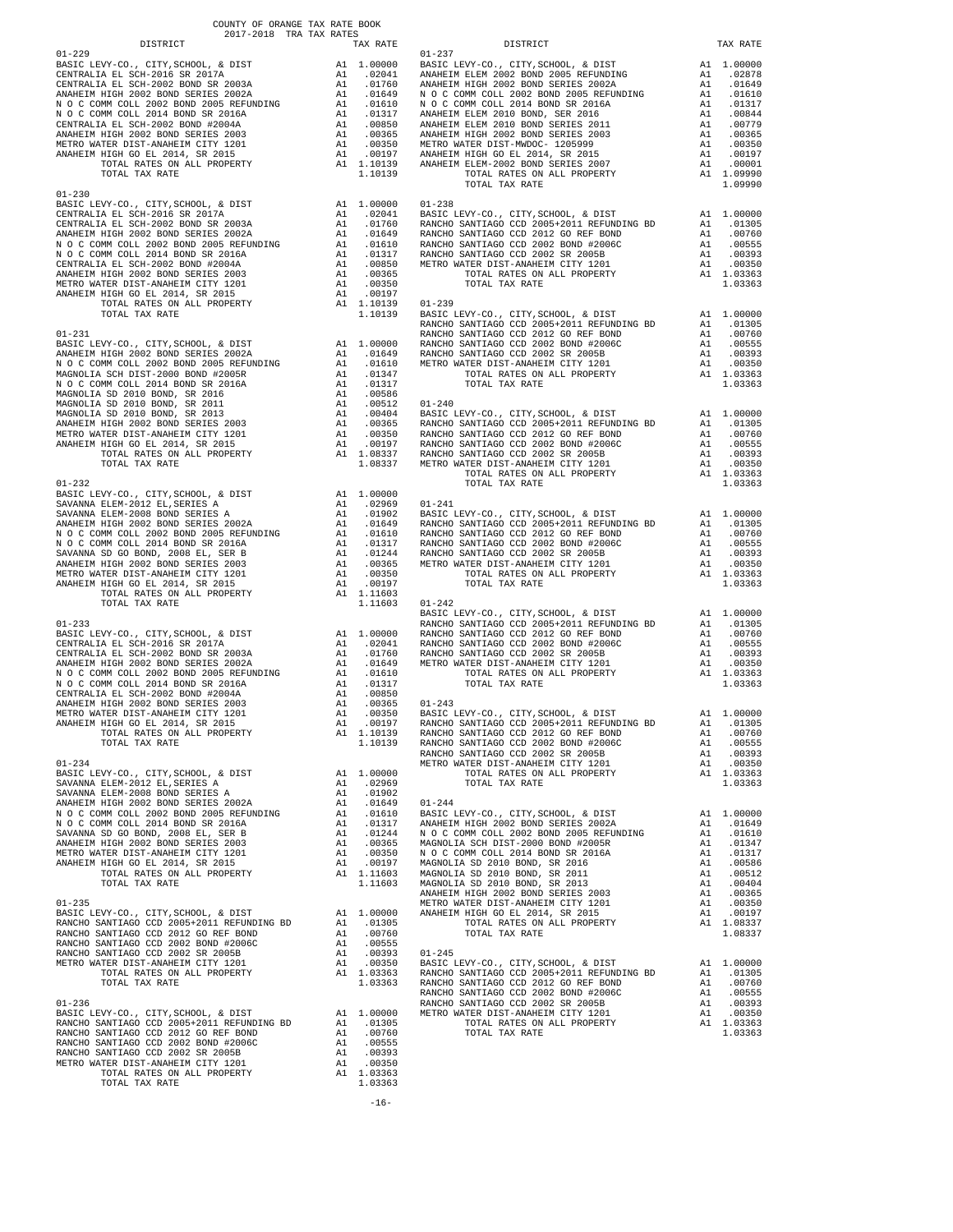COUNTY OF ORANGE TAX RATE BOOK
2017-2018 TRA TAX RATES

| DISTRICT | | TAX RATE |
|---|---|---|
| **01-229** | | |
| BASIC LEVY-CO., CITY,SCHOOL, & DIST | A1 | 1.00000 |
| CENTRALIA EL SCH-2016 SR 2017A | A1 | .02041 |
| CENTRALIA EL SCH-2002 BOND SR 2003A | A1 | .01760 |
| ANAHEIM HIGH 2002 BOND SERIES 2002A | A1 | .01649 |
| N O C COMM COLL 2002 BOND 2005 REFUNDING | A1 | .01610 |
| N O C COMM COLL 2014 BOND SR 2016A | A1 | .01317 |
| CENTRALIA EL SCH-2002 BOND #2004A | A1 | .00850 |
| ANAHEIM HIGH 2002 BOND SERIES 2003 | A1 | .00365 |
| METRO WATER DIST-ANAHEIM CITY 1201 | A1 | .00350 |
| ANAHEIM HIGH GO EL 2014, SR 2015 | A1 | .00197 |
| TOTAL RATES ON ALL PROPERTY | A1 | 1.10139 |
| TOTAL TAX RATE | | 1.10139 |
| **01-230** | | |
| BASIC LEVY-CO., CITY,SCHOOL, & DIST | A1 | 1.00000 |
| CENTRALIA EL SCH-2016 SR 2017A | A1 | .02041 |
| CENTRALIA EL SCH-2002 BOND SR 2003A | A1 | .01760 |
| ANAHEIM HIGH 2002 BOND SERIES 2002A | A1 | .01649 |
| N O C COMM COLL 2002 BOND 2005 REFUNDING | A1 | .01610 |
| N O C COMM COLL 2014 BOND SR 2016A | A1 | .01317 |
| CENTRALIA EL SCH-2002 BOND #2004A | A1 | .00850 |
| ANAHEIM HIGH 2002 BOND SERIES 2003 | A1 | .00365 |
| METRO WATER DIST-ANAHEIM CITY 1201 | A1 | .00350 |
| ANAHEIM HIGH GO EL 2014, SR 2015 | A1 | .00197 |
| TOTAL RATES ON ALL PROPERTY | A1 | 1.10139 |
| TOTAL TAX RATE | | 1.10139 |
| **01-231** | | |
| BASIC LEVY-CO., CITY,SCHOOL, & DIST | A1 | 1.00000 |
| ANAHEIM HIGH 2002 BOND SERIES 2002A | A1 | .01649 |
| N O C COMM COLL 2002 BOND 2005 REFUNDING | A1 | .01610 |
| MAGNOLIA SCH DIST-2000 BOND #2005R | A1 | .01347 |
| N O C COMM COLL 2014 BOND SR 2016A | A1 | .01317 |
| MAGNOLIA SD 2010 BOND, SR 2016 | A1 | .00586 |
| MAGNOLIA SD 2010 BOND, SR 2011 | A1 | .00512 |
| MAGNOLIA SD 2010 BOND, SR 2013 | A1 | .00404 |
| ANAHEIM HIGH 2002 BOND SERIES 2003 | A1 | .00365 |
| METRO WATER DIST-ANAHEIM CITY 1201 | A1 | .00350 |
| ANAHEIM HIGH GO EL 2014, SR 2015 | A1 | .00197 |
| TOTAL RATES ON ALL PROPERTY | A1 | 1.08337 |
| TOTAL TAX RATE | | 1.08337 |
| **01-232** | | |
| BASIC LEVY-CO., CITY,SCHOOL, & DIST | A1 | 1.00000 |
| SAVANNA ELEM-2012 EL,SERIES A | A1 | .02969 |
| SAVANNA ELEM-2008 BOND SERIES A | A1 | .01902 |
| ANAHEIM HIGH 2002 BOND SERIES 2002A | A1 | .01649 |
| N O C COMM COLL 2002 BOND 2005 REFUNDING | A1 | .01610 |
| N O C COMM COLL 2014 BOND SR 2016A | A1 | .01317 |
| SAVANNA SD GO BOND, 2008 EL, SER B | A1 | .01244 |
| ANAHEIM HIGH 2002 BOND SERIES 2003 | A1 | .00365 |
| METRO WATER DIST-ANAHEIM CITY 1201 | A1 | .00350 |
| ANAHEIM HIGH GO EL 2014, SR 2015 | A1 | .00197 |
| TOTAL RATES ON ALL PROPERTY | A1 | 1.11603 |
| TOTAL TAX RATE | | 1.11603 |
| **01-233** | | |
| BASIC LEVY-CO., CITY,SCHOOL, & DIST | A1 | 1.00000 |
| CENTRALIA EL SCH-2016 SR 2017A | A1 | .02041 |
| CENTRALIA EL SCH-2002 BOND SR 2003A | A1 | .01760 |
| ANAHEIM HIGH 2002 BOND SERIES 2002A | A1 | .01649 |
| N O C COMM COLL 2002 BOND 2005 REFUNDING | A1 | .01610 |
| N O C COMM COLL 2014 BOND SR 2016A | A1 | .01317 |
| CENTRALIA EL SCH-2002 BOND #2004A | A1 | .00850 |
| ANAHEIM HIGH 2002 BOND SERIES 2003 | A1 | .00365 |
| METRO WATER DIST-ANAHEIM CITY 1201 | A1 | .00350 |
| ANAHEIM HIGH GO EL 2014, SR 2015 | A1 | .00197 |
| TOTAL RATES ON ALL PROPERTY | A1 | 1.10139 |
| TOTAL TAX RATE | | 1.10139 |
| **01-234** | | |
| BASIC LEVY-CO., CITY,SCHOOL, & DIST | A1 | 1.00000 |
| SAVANNA ELEM-2012 EL,SERIES A | A1 | .02969 |
| SAVANNA ELEM-2008 BOND SERIES A | A1 | .01902 |
| ANAHEIM HIGH 2002 BOND SERIES 2002A | A1 | .01649 |
| N O C COMM COLL 2002 BOND 2005 REFUNDING | A1 | .01610 |
| N O C COMM COLL 2014 BOND SR 2016A | A1 | .01317 |
| SAVANNA SD GO BOND, 2008 EL, SER B | A1 | .01244 |
| ANAHEIM HIGH 2002 BOND SERIES 2003 | A1 | .00365 |
| METRO WATER DIST-ANAHEIM CITY 1201 | A1 | .00350 |
| ANAHEIM HIGH GO EL 2014, SR 2015 | A1 | .00197 |
| TOTAL RATES ON ALL PROPERTY | A1 | 1.11603 |
| TOTAL TAX RATE | | 1.11603 |
| **01-235** | | |
| BASIC LEVY-CO., CITY,SCHOOL, & DIST | A1 | 1.00000 |
| RANCHO SANTIAGO CCD 2005+2011 REFUNDING BD | A1 | .01305 |
| RANCHO SANTIAGO CCD 2012 GO REF BOND | A1 | .00760 |
| RANCHO SANTIAGO CCD 2002 BOND #2006C | A1 | .00555 |
| RANCHO SANTIAGO CCD 2002 SR 2005B | A1 | .00393 |
| METRO WATER DIST-ANAHEIM CITY 1201 | A1 | .00350 |
| TOTAL RATES ON ALL PROPERTY | A1 | 1.03363 |
| TOTAL TAX RATE | | 1.03363 |
| **01-236** | | |
| BASIC LEVY-CO., CITY,SCHOOL, & DIST | A1 | 1.00000 |
| RANCHO SANTIAGO CCD 2005+2011 REFUNDING BD | A1 | .01305 |
| RANCHO SANTIAGO CCD 2012 GO REF BOND | A1 | .00760 |
| RANCHO SANTIAGO CCD 2002 BOND #2006C | A1 | .00555 |
| RANCHO SANTIAGO CCD 2002 SR 2005B | A1 | .00393 |
| METRO WATER DIST-ANAHEIM CITY 1201 | A1 | .00350 |
| TOTAL RATES ON ALL PROPERTY | A1 | 1.03363 |
| TOTAL TAX RATE | | 1.03363 |
| **01-237** | | |
| BASIC LEVY-CO., CITY,SCHOOL, & DIST | A1 | 1.00000 |
| ANAHEIM ELEM 2002 BOND 2005 REFUNDING | A1 | .02878 |
| ANAHEIM HIGH 2002 BOND SERIES 2002A | A1 | .01649 |
| N O C COMM COLL 2002 BOND 2005 REFUNDING | A1 | .01610 |
| N O C COMM COLL 2014 BOND SR 2016A | A1 | .01317 |
| ANAHEIM ELEM 2010 BOND, SER 2016 | A1 | .00844 |
| ANAHEIM ELEM 2010 BOND SERIES 2011 | A1 | .00779 |
| ANAHEIM HIGH 2002 BOND SERIES 2003 | A1 | .00365 |
| METRO WATER DIST-MWDOC- 1205999 | A1 | .00350 |
| ANAHEIM HIGH GO EL 2014, SR 2015 | A1 | .00197 |
| ANAHEIM ELEM-2002 BOND SERIES 2007 | A1 | .00001 |
| TOTAL RATES ON ALL PROPERTY | A1 | 1.09990 |
| TOTAL TAX RATE | | 1.09990 |
| **01-238** | | |
| BASIC LEVY-CO., CITY,SCHOOL, & DIST | A1 | 1.00000 |
| RANCHO SANTIAGO CCD 2005+2011 REFUNDING BD | A1 | .01305 |
| RANCHO SANTIAGO CCD 2012 GO REF BOND | A1 | .00760 |
| RANCHO SANTIAGO CCD 2002 BOND #2006C | A1 | .00555 |
| RANCHO SANTIAGO CCD 2002 SR 2005B | A1 | .00393 |
| METRO WATER DIST-ANAHEIM CITY 1201 | A1 | .00350 |
| TOTAL RATES ON ALL PROPERTY | A1 | 1.03363 |
| TOTAL TAX RATE | | 1.03363 |
| **01-239** | | |
| BASIC LEVY-CO., CITY,SCHOOL, & DIST | A1 | 1.00000 |
| RANCHO SANTIAGO CCD 2005+2011 REFUNDING BD | A1 | .01305 |
| RANCHO SANTIAGO CCD 2012 GO REF BOND | A1 | .00760 |
| RANCHO SANTIAGO CCD 2002 BOND #2006C | A1 | .00555 |
| RANCHO SANTIAGO CCD 2002 SR 2005B | A1 | .00393 |
| METRO WATER DIST-ANAHEIM CITY 1201 | A1 | .00350 |
| TOTAL RATES ON ALL PROPERTY | A1 | 1.03363 |
| TOTAL TAX RATE | | 1.03363 |
| **01-240** | | |
| BASIC LEVY-CO., CITY,SCHOOL, & DIST | A1 | 1.00000 |
| RANCHO SANTIAGO CCD 2005+2011 REFUNDING BD | A1 | .01305 |
| RANCHO SANTIAGO CCD 2012 GO REF BOND | A1 | .00760 |
| RANCHO SANTIAGO CCD 2002 BOND #2006C | A1 | .00555 |
| RANCHO SANTIAGO CCD 2002 SR 2005B | A1 | .00393 |
| METRO WATER DIST-ANAHEIM CITY 1201 | A1 | .00350 |
| TOTAL RATES ON ALL PROPERTY | A1 | 1.03363 |
| TOTAL TAX RATE | | 1.03363 |
| **01-241** | | |
| BASIC LEVY-CO., CITY,SCHOOL, & DIST | A1 | 1.00000 |
| RANCHO SANTIAGO CCD 2005+2011 REFUNDING BD | A1 | .01305 |
| RANCHO SANTIAGO CCD 2012 GO REF BOND | A1 | .00760 |
| RANCHO SANTIAGO CCD 2002 BOND #2006C | A1 | .00555 |
| RANCHO SANTIAGO CCD 2002 SR 2005B | A1 | .00393 |
| METRO WATER DIST-ANAHEIM CITY 1201 | A1 | .00350 |
| TOTAL RATES ON ALL PROPERTY | A1 | 1.03363 |
| TOTAL TAX RATE | | 1.03363 |
| **01-242** | | |
| BASIC LEVY-CO., CITY,SCHOOL, & DIST | A1 | 1.00000 |
| RANCHO SANTIAGO CCD 2005+2011 REFUNDING BD | A1 | .01305 |
| RANCHO SANTIAGO CCD 2012 GO REF BOND | A1 | .00760 |
| RANCHO SANTIAGO CCD 2002 BOND #2006C | A1 | .00555 |
| RANCHO SANTIAGO CCD 2002 SR 2005B | A1 | .00393 |
| METRO WATER DIST-ANAHEIM CITY 1201 | A1 | .00350 |
| TOTAL RATES ON ALL PROPERTY | A1 | 1.03363 |
| TOTAL TAX RATE | | 1.03363 |
| **01-243** | | |
| BASIC LEVY-CO., CITY,SCHOOL, & DIST | A1 | 1.00000 |
| RANCHO SANTIAGO CCD 2005+2011 REFUNDING BD | A1 | .01305 |
| RANCHO SANTIAGO CCD 2012 GO REF BOND | A1 | .00760 |
| RANCHO SANTIAGO CCD 2002 BOND #2006C | A1 | .00555 |
| RANCHO SANTIAGO CCD 2002 SR 2005B | A1 | .00393 |
| METRO WATER DIST-ANAHEIM CITY 1201 | A1 | .00350 |
| TOTAL RATES ON ALL PROPERTY | A1 | 1.03363 |
| TOTAL TAX RATE | | 1.03363 |
| **01-244** | | |
| BASIC LEVY-CO., CITY,SCHOOL, & DIST | A1 | 1.00000 |
| ANAHEIM HIGH 2002 BOND SERIES 2002A | A1 | .01649 |
| N O C COMM COLL 2002 BOND 2005 REFUNDING | A1 | .01610 |
| MAGNOLIA SCH DIST-2000 BOND #2005R | A1 | .01347 |
| N O C COMM COLL 2014 BOND SR 2016A | A1 | .01317 |
| MAGNOLIA SD 2010 BOND, SR 2016 | A1 | .00586 |
| MAGNOLIA SD 2010 BOND, SR 2011 | A1 | .00512 |
| MAGNOLIA SD 2010 BOND, SR 2013 | A1 | .00404 |
| ANAHEIM HIGH 2002 BOND SERIES 2003 | A1 | .00365 |
| METRO WATER DIST-ANAHEIM CITY 1201 | A1 | .00350 |
| ANAHEIM HIGH GO EL 2014, SR 2015 | A1 | .00197 |
| TOTAL RATES ON ALL PROPERTY | A1 | 1.08337 |
| TOTAL TAX RATE | | 1.08337 |
| **01-245** | | |
| BASIC LEVY-CO., CITY,SCHOOL, & DIST | A1 | 1.00000 |
| RANCHO SANTIAGO CCD 2005+2011 REFUNDING BD | A1 | .01305 |
| RANCHO SANTIAGO CCD 2012 GO REF BOND | A1 | .00760 |
| RANCHO SANTIAGO CCD 2002 BOND #2006C | A1 | .00555 |
| RANCHO SANTIAGO CCD 2002 SR 2005B | A1 | .00393 |
| METRO WATER DIST-ANAHEIM CITY 1201 | A1 | .00350 |
| TOTAL RATES ON ALL PROPERTY | A1 | 1.03363 |
| TOTAL TAX RATE | | 1.03363 |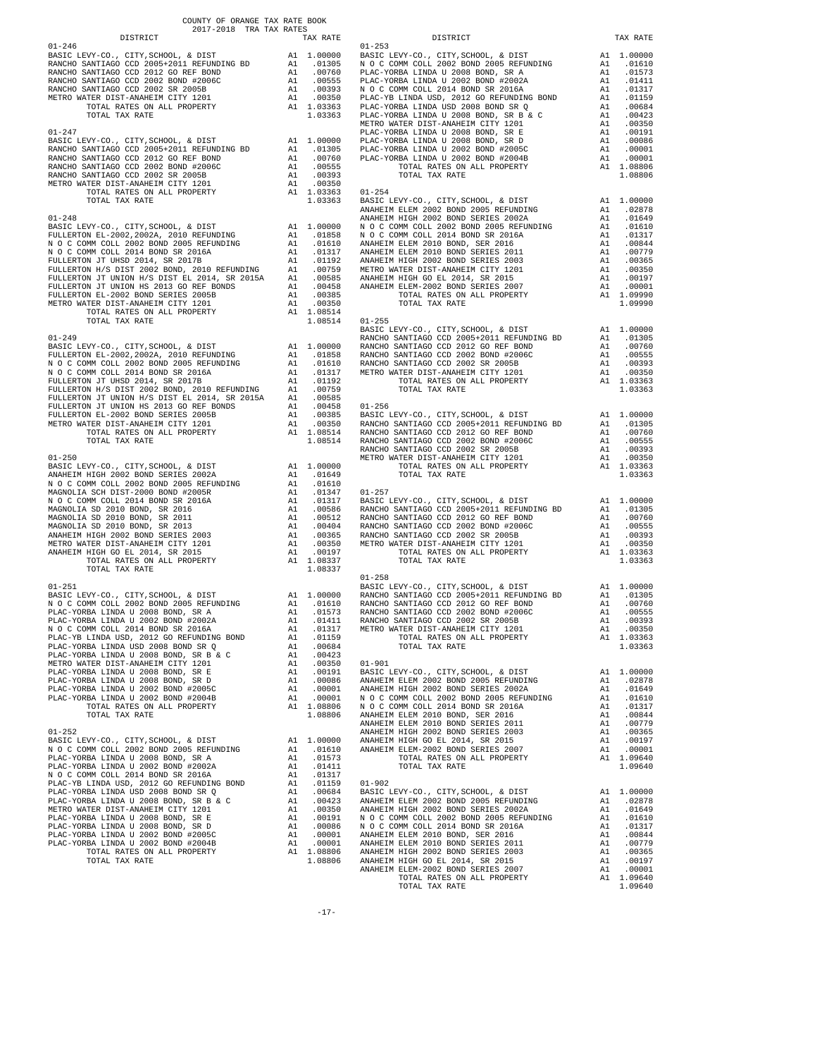COUNTY OF ORANGE TAX RATE BOOK
2017-2018 TRA TAX RATES

| DISTRICT | | TAX RATE |
|---|---|---|
| 01-246 | | |
| BASIC LEVY-CO., CITY,SCHOOL, & DIST | A1 | 1.00000 |
| RANCHO SANTIAGO CCD 2005+2011 REFUNDING BD | A1 | .01305 |
| RANCHO SANTIAGO CCD 2012 GO REF BOND | A1 | .00760 |
| RANCHO SANTIAGO CCD 2002 BOND #2006C | A1 | .00555 |
| RANCHO SANTIAGO CCD 2002 SR 2005B | A1 | .00393 |
| METRO WATER DIST-ANAHEIM CITY 1201 | A1 | .00350 |
| TOTAL RATES ON ALL PROPERTY | A1 | 1.03363 |
| TOTAL TAX RATE | | 1.03363 |
| 01-247 | | |
| BASIC LEVY-CO., CITY,SCHOOL, & DIST | A1 | 1.00000 |
| RANCHO SANTIAGO CCD 2005+2011 REFUNDING BD | A1 | .01305 |
| RANCHO SANTIAGO CCD 2012 GO REF BOND | A1 | .00760 |
| RANCHO SANTIAGO CCD 2002 BOND #2006C | A1 | .00555 |
| RANCHO SANTIAGO CCD 2002 SR 2005B | A1 | .00393 |
| METRO WATER DIST-ANAHEIM CITY 1201 | A1 | .00350 |
| TOTAL RATES ON ALL PROPERTY | A1 | 1.03363 |
| TOTAL TAX RATE | | 1.03363 |
| 01-248 | | |
| BASIC LEVY-CO., CITY,SCHOOL, & DIST | A1 | 1.00000 |
| FULLERTON EL-2002,2002A, 2010 REFUNDING | A1 | .01858 |
| N O C COMM COLL 2002 BOND 2005 REFUNDING | A1 | .01610 |
| N O C COMM COLL 2014 BOND SR 2016A | A1 | .01317 |
| FULLERTON JT UHSD 2014, SR 2017B | A1 | .01192 |
| FULLERTON H/S DIST 2002 BOND, 2010 REFUNDING | A1 | .00759 |
| FULLERTON JT UNION H/S DIST EL 2014, SR 2015A | A1 | .00585 |
| FULLERTON JT UNION HS 2013 GO REF BONDS | A1 | .00458 |
| FULLERTON EL-2002 BOND SERIES 2005B | A1 | .00385 |
| METRO WATER DIST-ANAHEIM CITY 1201 | A1 | .00350 |
| TOTAL RATES ON ALL PROPERTY | A1 | 1.08514 |
| TOTAL TAX RATE | | 1.08514 |
| 01-249 | | |
| BASIC LEVY-CO., CITY,SCHOOL, & DIST | A1 | 1.00000 |
| FULLERTON EL-2002,2002A, 2010 REFUNDING | A1 | .01858 |
| N O C COMM COLL 2002 BOND 2005 REFUNDING | A1 | .01610 |
| N O C COMM COLL 2014 BOND SR 2016A | A1 | .01317 |
| FULLERTON JT UHSD 2014, SR 2017B | A1 | .01192 |
| FULLERTON H/S DIST 2002 BOND, 2010 REFUNDING | A1 | .00759 |
| FULLERTON JT UNION H/S DIST EL 2014, SR 2015A | A1 | .00585 |
| FULLERTON JT UNION HS 2013 GO REF BONDS | A1 | .00458 |
| FULLERTON EL-2002 BOND SERIES 2005B | A1 | .00385 |
| METRO WATER DIST-ANAHEIM CITY 1201 | A1 | .00350 |
| TOTAL RATES ON ALL PROPERTY | A1 | 1.08514 |
| TOTAL TAX RATE | | 1.08514 |
| 01-250 | | |
| BASIC LEVY-CO., CITY,SCHOOL, & DIST | A1 | 1.00000 |
| ANAHEIM HIGH 2002 BOND SERIES 2002A | A1 | .01649 |
| N O C COMM COLL 2002 BOND 2005 REFUNDING | A1 | .01610 |
| MAGNOLIA SCH DIST-2000 BOND #2005R | A1 | .01347 |
| N O C COMM COLL 2014 BOND SR 2016A | A1 | .01317 |
| MAGNOLIA SD 2010 BOND, SR 2016 | A1 | .00586 |
| MAGNOLIA SD 2010 BOND, SR 2011 | A1 | .00512 |
| MAGNOLIA SD 2010 BOND, SR 2013 | A1 | .00404 |
| ANAHEIM HIGH 2002 BOND SERIES 2003 | A1 | .00365 |
| METRO WATER DIST-ANAHEIM CITY 1201 | A1 | .00350 |
| ANAHEIM HIGH GO EL 2014, SR 2015 | A1 | .00197 |
| TOTAL RATES ON ALL PROPERTY | A1 | 1.08337 |
| TOTAL TAX RATE | | 1.08337 |
| 01-251 | | |
| BASIC LEVY-CO., CITY,SCHOOL, & DIST | A1 | 1.00000 |
| N O C COMM COLL 2002 BOND 2005 REFUNDING | A1 | .01610 |
| PLAC-YORBA LINDA U 2008 BOND, SR A | A1 | .01573 |
| PLAC-YORBA LINDA U 2002 BOND #2002A | A1 | .01411 |
| N O C COMM COLL 2014 BOND SR 2016A | A1 | .01317 |
| PLAC-YB LINDA USD, 2012 GO REFUNDING BOND | A1 | .01159 |
| PLAC-YORBA LINDA USD 2008 BOND SR Q | A1 | .00684 |
| PLAC-YORBA LINDA U 2008 BOND, SR B & C | A1 | .00423 |
| METRO WATER DIST-ANAHEIM CITY 1201 | A1 | .00350 |
| PLAC-YORBA LINDA U 2008 BOND, SR E | A1 | .00191 |
| PLAC-YORBA LINDA U 2008 BOND, SR D | A1 | .00086 |
| PLAC-YORBA LINDA U 2002 BOND #2005C | A1 | .00001 |
| PLAC-YORBA LINDA U 2002 BOND #2004B | A1 | .00001 |
| TOTAL RATES ON ALL PROPERTY | A1 | 1.08806 |
| TOTAL TAX RATE | | 1.08806 |
| 01-252 | | |
| BASIC LEVY-CO., CITY,SCHOOL, & DIST | A1 | 1.00000 |
| N O C COMM COLL 2002 BOND 2005 REFUNDING | A1 | .01610 |
| PLAC-YORBA LINDA U 2008 BOND, SR A | A1 | .01573 |
| PLAC-YORBA LINDA U 2002 BOND #2002A | A1 | .01411 |
| N O C COMM COLL 2014 BOND SR 2016A | A1 | .01317 |
| PLAC-YB LINDA USD, 2012 GO REFUNDING BOND | A1 | .01159 |
| PLAC-YORBA LINDA USD 2008 BOND SR Q | A1 | .00684 |
| PLAC-YORBA LINDA U 2008 BOND, SR B & C | A1 | .00423 |
| METRO WATER DIST-ANAHEIM CITY 1201 | A1 | .00350 |
| PLAC-YORBA LINDA U 2008 BOND, SR E | A1 | .00191 |
| PLAC-YORBA LINDA U 2008 BOND, SR D | A1 | .00086 |
| PLAC-YORBA LINDA U 2002 BOND #2005C | A1 | .00001 |
| PLAC-YORBA LINDA U 2002 BOND #2004B | A1 | .00001 |
| TOTAL RATES ON ALL PROPERTY | A1 | 1.08806 |
| TOTAL TAX RATE | | 1.08806 |
| 01-253 | | |
| BASIC LEVY-CO., CITY,SCHOOL, & DIST | A1 | 1.00000 |
| N O C COMM COLL 2002 BOND 2005 REFUNDING | A1 | .01610 |
| PLAC-YORBA LINDA U 2008 BOND, SR A | A1 | .01573 |
| PLAC-YORBA LINDA U 2002 BOND #2002A | A1 | .01411 |
| N O C COMM COLL 2014 BOND SR 2016A | A1 | .01317 |
| PLAC-YB LINDA USD, 2012 GO REFUNDING BOND | A1 | .01159 |
| PLAC-YORBA LINDA USD 2008 BOND SR Q | A1 | .00684 |
| PLAC-YORBA LINDA U 2008 BOND, SR B & C | A1 | .00423 |
| METRO WATER DIST-ANAHEIM CITY 1201 | A1 | .00350 |
| PLAC-YORBA LINDA U 2008 BOND, SR E | A1 | .00191 |
| PLAC-YORBA LINDA U 2008 BOND, SR D | A1 | .00086 |
| PLAC-YORBA LINDA U 2002 BOND #2005C | A1 | .00001 |
| PLAC-YORBA LINDA U 2002 BOND #2004B | A1 | .00001 |
| TOTAL RATES ON ALL PROPERTY | A1 | 1.08806 |
| TOTAL TAX RATE | | 1.08806 |
| 01-254 | | |
| BASIC LEVY-CO., CITY,SCHOOL, & DIST | A1 | 1.00000 |
| ANAHEIM ELEM 2002 BOND 2005 REFUNDING | A1 | .02878 |
| ANAHEIM HIGH 2002 BOND SERIES 2002A | A1 | .01649 |
| N O C COMM COLL 2002 BOND 2005 REFUNDING | A1 | .01610 |
| N O C COMM COLL 2014 BOND SR 2016A | A1 | .01317 |
| ANAHEIM ELEM 2010 BOND, SER 2016 | A1 | .00844 |
| ANAHEIM ELEM 2010 BOND SERIES 2011 | A1 | .00779 |
| ANAHEIM HIGH 2002 BOND SERIES 2003 | A1 | .00365 |
| METRO WATER DIST-ANAHEIM CITY 1201 | A1 | .00350 |
| ANAHEIM HIGH GO EL 2014, SR 2015 | A1 | .00197 |
| ANAHEIM ELEM-2002 BOND SERIES 2007 | A1 | .00001 |
| TOTAL RATES ON ALL PROPERTY | A1 | 1.09990 |
| TOTAL TAX RATE | | 1.09990 |
| 01-255 | | |
| BASIC LEVY-CO., CITY,SCHOOL, & DIST | A1 | 1.00000 |
| RANCHO SANTIAGO CCD 2005+2011 REFUNDING BD | A1 | .01305 |
| RANCHO SANTIAGO CCD 2012 GO REF BOND | A1 | .00760 |
| RANCHO SANTIAGO CCD 2002 BOND #2006C | A1 | .00555 |
| RANCHO SANTIAGO CCD 2002 SR 2005B | A1 | .00393 |
| METRO WATER DIST-ANAHEIM CITY 1201 | A1 | .00350 |
| TOTAL RATES ON ALL PROPERTY | A1 | 1.03363 |
| TOTAL TAX RATE | | 1.03363 |
| 01-256 | | |
| BASIC LEVY-CO., CITY,SCHOOL, & DIST | A1 | 1.00000 |
| RANCHO SANTIAGO CCD 2005+2011 REFUNDING BD | A1 | .01305 |
| RANCHO SANTIAGO CCD 2012 GO REF BOND | A1 | .00760 |
| RANCHO SANTIAGO CCD 2002 BOND #2006C | A1 | .00555 |
| RANCHO SANTIAGO CCD 2002 SR 2005B | A1 | .00393 |
| METRO WATER DIST-ANAHEIM CITY 1201 | A1 | .00350 |
| TOTAL RATES ON ALL PROPERTY | A1 | 1.03363 |
| TOTAL TAX RATE | | 1.03363 |
| 01-257 | | |
| BASIC LEVY-CO., CITY,SCHOOL, & DIST | A1 | 1.00000 |
| RANCHO SANTIAGO CCD 2005+2011 REFUNDING BD | A1 | .01305 |
| RANCHO SANTIAGO CCD 2012 GO REF BOND | A1 | .00760 |
| RANCHO SANTIAGO CCD 2002 BOND #2006C | A1 | .00555 |
| RANCHO SANTIAGO CCD 2002 SR 2005B | A1 | .00393 |
| METRO WATER DIST-ANAHEIM CITY 1201 | A1 | .00350 |
| TOTAL RATES ON ALL PROPERTY | A1 | 1.03363 |
| TOTAL TAX RATE | | 1.03363 |
| 01-258 | | |
| BASIC LEVY-CO., CITY,SCHOOL, & DIST | A1 | 1.00000 |
| RANCHO SANTIAGO CCD 2005+2011 REFUNDING BD | A1 | .01305 |
| RANCHO SANTIAGO CCD 2012 GO REF BOND | A1 | .00760 |
| RANCHO SANTIAGO CCD 2002 BOND #2006C | A1 | .00555 |
| RANCHO SANTIAGO CCD 2002 SR 2005B | A1 | .00393 |
| METRO WATER DIST-ANAHEIM CITY 1201 | A1 | .00350 |
| TOTAL RATES ON ALL PROPERTY | A1 | 1.03363 |
| TOTAL TAX RATE | | 1.03363 |
| 01-901 | | |
| BASIC LEVY-CO., CITY,SCHOOL, & DIST | A1 | 1.00000 |
| ANAHEIM ELEM 2002 BOND 2005 REFUNDING | A1 | .02878 |
| ANAHEIM HIGH 2002 BOND SERIES 2002A | A1 | .01649 |
| N O C COMM COLL 2002 BOND 2005 REFUNDING | A1 | .01610 |
| N O C COMM COLL 2014 BOND SR 2016A | A1 | .01317 |
| ANAHEIM ELEM 2010 BOND, SER 2016 | A1 | .00844 |
| ANAHEIM ELEM 2010 BOND SERIES 2011 | A1 | .00779 |
| ANAHEIM HIGH 2002 BOND SERIES 2003 | A1 | .00365 |
| ANAHEIM HIGH GO EL 2014, SR 2015 | A1 | .00197 |
| ANAHEIM ELEM-2002 BOND SERIES 2007 | A1 | .00001 |
| TOTAL RATES ON ALL PROPERTY | A1 | 1.09640 |
| TOTAL TAX RATE | | 1.09640 |
| 01-902 | | |
| BASIC LEVY-CO., CITY,SCHOOL, & DIST | A1 | 1.00000 |
| ANAHEIM ELEM 2002 BOND 2005 REFUNDING | A1 | .02878 |
| ANAHEIM HIGH 2002 BOND SERIES 2002A | A1 | .01649 |
| N O C COMM COLL 2002 BOND 2005 REFUNDING | A1 | .01610 |
| N O C COMM COLL 2014 BOND SR 2016A | A1 | .01317 |
| ANAHEIM ELEM 2010 BOND, SER 2016 | A1 | .00844 |
| ANAHEIM ELEM 2010 BOND SERIES 2011 | A1 | .00779 |
| ANAHEIM HIGH 2002 BOND SERIES 2003 | A1 | .00365 |
| ANAHEIM HIGH GO EL 2014, SR 2015 | A1 | .00197 |
| ANAHEIM ELEM-2002 BOND SERIES 2007 | A1 | .00001 |
| TOTAL RATES ON ALL PROPERTY | A1 | 1.09640 |
| TOTAL TAX RATE | | 1.09640 |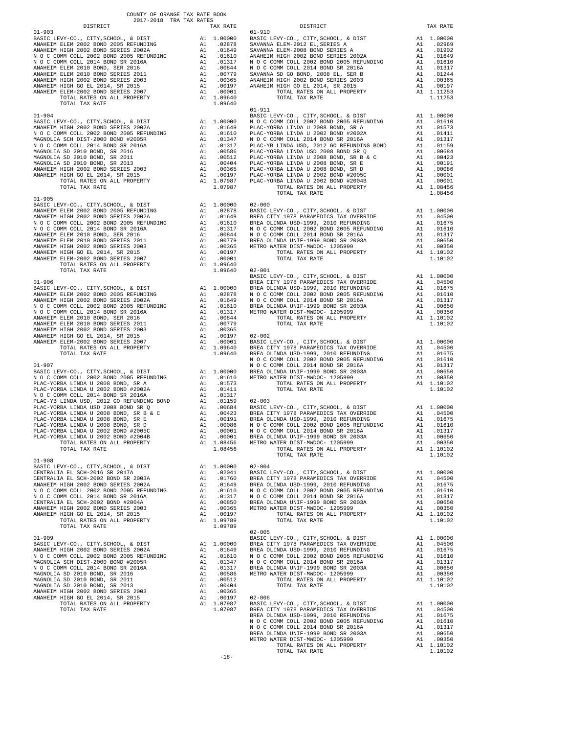COUNTY OF ORANGE TAX RATE BOOK
2017-2018 TRA TAX RATES

| DISTRICT | | TAX RATE |
|---|---|---|
| **01-903** | | |
| BASIC LEVY-CO., CITY,SCHOOL, & DIST | A1 | 1.00000 |
| ANAHEIM ELEM 2002 BOND 2005 REFUNDING | A1 | .02878 |
| ANAHEIM HIGH 2002 BOND SERIES 2002A | A1 | .01649 |
| N O C COMM COLL 2002 BOND 2005 REFUNDING | A1 | .01610 |
| N O C COMM COLL 2014 BOND SR 2016A | A1 | .01317 |
| ANAHEIM ELEM 2010 BOND, SER 2016 | A1 | .00844 |
| ANAHEIM ELEM 2010 BOND SERIES 2011 | A1 | .00779 |
| ANAHEIM HIGH 2002 BOND SERIES 2003 | A1 | .00365 |
| ANAHEIM HIGH GO EL 2014, SR 2015 | A1 | .00197 |
| ANAHEIM ELEM-2002 BOND SERIES 2007 | A1 | .00001 |
| TOTAL RATES ON ALL PROPERTY | A1 | 1.09640 |
| TOTAL TAX RATE | | 1.09640 |
| **01-904** | | |
| BASIC LEVY-CO., CITY,SCHOOL, & DIST | A1 | 1.00000 |
| ANAHEIM HIGH 2002 BOND SERIES 2002A | A1 | .01649 |
| N O C COMM COLL 2002 BOND 2005 REFUNDING | A1 | .01610 |
| MAGNOLIA SCH DIST-2000 BOND #2005R | A1 | .01347 |
| N O C COMM COLL 2014 BOND SR 2016A | A1 | .01317 |
| MAGNOLIA SD 2010 BOND, SR 2016 | A1 | .00586 |
| MAGNOLIA SD 2010 BOND, SR 2011 | A1 | .00512 |
| MAGNOLIA SD 2010 BOND, SR 2013 | A1 | .00404 |
| ANAHEIM HIGH 2002 BOND SERIES 2003 | A1 | .00365 |
| ANAHEIM HIGH GO EL 2014, SR 2015 | A1 | .00197 |
| TOTAL RATES ON ALL PROPERTY | A1 | 1.07987 |
| TOTAL TAX RATE | | 1.07987 |
| **01-905** | | |
| BASIC LEVY-CO., CITY,SCHOOL, & DIST | A1 | 1.00000 |
| ANAHEIM ELEM 2002 BOND 2005 REFUNDING | A1 | .02878 |
| ANAHEIM HIGH 2002 BOND SERIES 2002A | A1 | .01649 |
| N O C COMM COLL 2002 BOND 2005 REFUNDING | A1 | .01610 |
| N O C COMM COLL 2014 BOND SR 2016A | A1 | .01317 |
| ANAHEIM ELEM 2010 BOND, SER 2016 | A1 | .00844 |
| ANAHEIM ELEM 2010 BOND SERIES 2011 | A1 | .00779 |
| ANAHEIM HIGH 2002 BOND SERIES 2003 | A1 | .00365 |
| ANAHEIM HIGH GO EL 2014, SR 2015 | A1 | .00197 |
| ANAHEIM ELEM-2002 BOND SERIES 2007 | A1 | .00001 |
| TOTAL RATES ON ALL PROPERTY | A1 | 1.09640 |
| TOTAL TAX RATE | | 1.09640 |
| **01-906** | | |
| BASIC LEVY-CO., CITY,SCHOOL, & DIST | A1 | 1.00000 |
| ANAHEIM ELEM 2002 BOND 2005 REFUNDING | A1 | .02878 |
| ANAHEIM HIGH 2002 BOND SERIES 2002A | A1 | .01649 |
| N O C COMM COLL 2002 BOND 2005 REFUNDING | A1 | .01610 |
| N O C COMM COLL 2014 BOND SR 2016A | A1 | .01317 |
| ANAHEIM ELEM 2010 BOND, SER 2016 | A1 | .00844 |
| ANAHEIM ELEM 2010 BOND SERIES 2011 | A1 | .00779 |
| ANAHEIM HIGH 2002 BOND SERIES 2003 | A1 | .00365 |
| ANAHEIM HIGH GO EL 2014, SR 2015 | A1 | .00197 |
| ANAHEIM ELEM-2002 BOND SERIES 2007 | A1 | .00001 |
| TOTAL RATES ON ALL PROPERTY | A1 | 1.09640 |
| TOTAL TAX RATE | | 1.09640 |
| **01-907** | | |
| BASIC LEVY-CO., CITY,SCHOOL, & DIST | A1 | 1.00000 |
| N O C COMM COLL 2002 BOND 2005 REFUNDING | A1 | .01610 |
| PLAC-YORBA LINDA U 2008 BOND, SR A | A1 | .01573 |
| PLAC-YORBA LINDA U 2002 BOND #2002A | A1 | .01411 |
| N O C COMM COLL 2014 BOND SR 2016A | A1 | .01317 |
| PLAC-YB LINDA USD, 2012 GO REFUNDING BOND | A1 | .01159 |
| PLAC-YORBA LINDA USD 2008 BOND SR Q | A1 | .00684 |
| PLAC-YORBA LINDA U 2008 BOND, SR B & C | A1 | .00423 |
| PLAC-YORBA LINDA U 2008 BOND, SR E | A1 | .00191 |
| PLAC-YORBA LINDA U 2008 BOND, SR D | A1 | .00086 |
| PLAC-YORBA LINDA U 2002 BOND #2005C | A1 | .00001 |
| PLAC-YORBA LINDA U 2002 BOND #2004B | A1 | .00001 |
| TOTAL RATES ON ALL PROPERTY | A1 | 1.08456 |
| TOTAL TAX RATE | | 1.08456 |
| **01-908** | | |
| BASIC LEVY-CO., CITY,SCHOOL, & DIST | A1 | 1.00000 |
| CENTRALIA EL SCH-2016 SR 2017A | A1 | .02041 |
| CENTRALIA EL SCH-2002 BOND SR 2003A | A1 | .01760 |
| ANAHEIM HIGH 2002 BOND SERIES 2002A | A1 | .01649 |
| N O C COMM COLL 2002 BOND 2005 REFUNDING | A1 | .01610 |
| N O C COMM COLL 2014 BOND SR 2016A | A1 | .01317 |
| CENTRALIA EL SCH-2002 BOND #2004A | A1 | .00850 |
| ANAHEIM HIGH 2002 BOND SERIES 2003 | A1 | .00365 |
| ANAHEIM HIGH GO EL 2014, SR 2015 | A1 | .00197 |
| TOTAL RATES ON ALL PROPERTY | A1 | 1.09789 |
| TOTAL TAX RATE | | 1.09789 |
| **01-909** | | |
| BASIC LEVY-CO., CITY,SCHOOL, & DIST | A1 | 1.00000 |
| ANAHEIM HIGH 2002 BOND SERIES 2002A | A1 | .01649 |
| N O C COMM COLL 2002 BOND 2005 REFUNDING | A1 | .01610 |
| MAGNOLIA SCH DIST-2000 BOND #2005R | A1 | .01347 |
| N O C COMM COLL 2014 BOND SR 2016A | A1 | .01317 |
| MAGNOLIA SD 2010 BOND, SR 2016 | A1 | .00586 |
| MAGNOLIA SD 2010 BOND, SR 2011 | A1 | .00512 |
| MAGNOLIA SD 2010 BOND, SR 2013 | A1 | .00404 |
| ANAHEIM HIGH 2002 BOND SERIES 2003 | A1 | .00365 |
| ANAHEIM HIGH GO EL 2014, SR 2015 | A1 | .00197 |
| TOTAL RATES ON ALL PROPERTY | A1 | 1.07987 |
| TOTAL TAX RATE | | 1.07987 |
| **01-910** | | |
| BASIC LEVY-CO., CITY,SCHOOL, & DIST | A1 | 1.00000 |
| SAVANNA ELEM-2012 EL,SERIES A | A1 | .02969 |
| SAVANNA ELEM-2008 BOND SERIES A | A1 | .01902 |
| ANAHEIM HIGH 2002 BOND SERIES 2002A | A1 | .01649 |
| N O C COMM COLL 2002 BOND 2005 REFUNDING | A1 | .01610 |
| N O C COMM COLL 2014 BOND SR 2016A | A1 | .01317 |
| SAVANNA SD GO BOND, 2008 EL, SER B | A1 | .01244 |
| ANAHEIM HIGH 2002 BOND SERIES 2003 | A1 | .00365 |
| ANAHEIM HIGH GO EL 2014, SR 2015 | A1 | .00197 |
| TOTAL RATES ON ALL PROPERTY | A1 | 1.11253 |
| TOTAL TAX RATE | | 1.11253 |
| **01-911** | | |
| BASIC LEVY-CO., CITY,SCHOOL, & DIST | A1 | 1.00000 |
| N O C COMM COLL 2002 BOND 2005 REFUNDING | A1 | .01610 |
| PLAC-YORBA LINDA U 2008 BOND, SR A | A1 | .01573 |
| PLAC-YORBA LINDA U 2002 BOND #2002A | A1 | .01411 |
| N O C COMM COLL 2014 BOND SR 2016A | A1 | .01317 |
| PLAC-YB LINDA USD, 2012 GO REFUNDING BOND | A1 | .01159 |
| PLAC-YORBA LINDA USD 2008 BOND SR Q | A1 | .00684 |
| PLAC-YORBA LINDA U 2008 BOND, SR B & C | A1 | .00423 |
| PLAC-YORBA LINDA U 2008 BOND, SR E | A1 | .00191 |
| PLAC-YORBA LINDA U 2008 BOND, SR D | A1 | .00086 |
| PLAC-YORBA LINDA U 2002 BOND #2005C | A1 | .00001 |
| PLAC-YORBA LINDA U 2002 BOND #2004B | A1 | .00001 |
| TOTAL RATES ON ALL PROPERTY | A1 | 1.08456 |
| TOTAL TAX RATE | | 1.08456 |
| **02-000** | | |
| BASIC LEVY-CO., CITY,SCHOOL, & DIST | A1 | 1.00000 |
| BREA CITY 1978 PARAMEDICS TAX OVERRIDE | A1 | .04500 |
| BREA OLINDA USD-1999, 2010 REFUNDING | A1 | .01675 |
| N O C COMM COLL 2002 BOND 2005 REFUNDING | A1 | .01610 |
| N O C COMM COLL 2014 BOND SR 2016A | A1 | .01317 |
| BREA OLINDA UNIF-1999 BOND SR 2003A | A1 | .00650 |
| METRO WATER DIST-MWDOC- 1205999 | A1 | .00350 |
| TOTAL RATES ON ALL PROPERTY | A1 | 1.10102 |
| TOTAL TAX RATE | | 1.10102 |
| **02-001** | | |
| BASIC LEVY-CO., CITY,SCHOOL, & DIST | A1 | 1.00000 |
| BREA CITY 1978 PARAMEDICS TAX OVERRIDE | A1 | .04500 |
| BREA OLINDA USD-1999, 2010 REFUNDING | A1 | .01675 |
| N O C COMM COLL 2002 BOND 2005 REFUNDING | A1 | .01610 |
| N O C COMM COLL 2014 BOND SR 2016A | A1 | .01317 |
| BREA OLINDA UNIF-1999 BOND SR 2003A | A1 | .00650 |
| METRO WATER DIST-MWDOC- 1205999 | A1 | .00350 |
| TOTAL RATES ON ALL PROPERTY | A1 | 1.10102 |
| TOTAL TAX RATE | | 1.10102 |
| **02-002** | | |
| BASIC LEVY-CO., CITY,SCHOOL, & DIST | A1 | 1.00000 |
| BREA CITY 1978 PARAMEDICS TAX OVERRIDE | A1 | .04500 |
| BREA OLINDA USD-1999, 2010 REFUNDING | A1 | .01675 |
| N O C COMM COLL 2002 BOND 2005 REFUNDING | A1 | .01610 |
| N O C COMM COLL 2014 BOND SR 2016A | A1 | .01317 |
| BREA OLINDA UNIF-1999 BOND SR 2003A | A1 | .00650 |
| METRO WATER DIST-MWDOC- 1205999 | A1 | .00350 |
| TOTAL RATES ON ALL PROPERTY | A1 | 1.10102 |
| TOTAL TAX RATE | | 1.10102 |
| **02-003** | | |
| BASIC LEVY-CO., CITY,SCHOOL, & DIST | A1 | 1.00000 |
| BREA CITY 1978 PARAMEDICS TAX OVERRIDE | A1 | .04500 |
| BREA OLINDA USD-1999, 2010 REFUNDING | A1 | .01675 |
| N O C COMM COLL 2002 BOND 2005 REFUNDING | A1 | .01610 |
| N O C COMM COLL 2014 BOND SR 2016A | A1 | .01317 |
| BREA OLINDA UNIF-1999 BOND SR 2003A | A1 | .00650 |
| METRO WATER DIST-MWDOC- 1205999 | A1 | .00350 |
| TOTAL RATES ON ALL PROPERTY | A1 | 1.10102 |
| TOTAL TAX RATE | | 1.10102 |
| **02-004** | | |
| BASIC LEVY-CO., CITY,SCHOOL, & DIST | A1 | 1.00000 |
| BREA CITY 1978 PARAMEDICS TAX OVERRIDE | A1 | .04500 |
| BREA OLINDA USD-1999, 2010 REFUNDING | A1 | .01675 |
| N O C COMM COLL 2002 BOND 2005 REFUNDING | A1 | .01610 |
| N O C COMM COLL 2014 BOND SR 2016A | A1 | .01317 |
| BREA OLINDA UNIF-1999 BOND SR 2003A | A1 | .00650 |
| METRO WATER DIST-MWDOC- 1205999 | A1 | .00350 |
| TOTAL RATES ON ALL PROPERTY | A1 | 1.10102 |
| TOTAL TAX RATE | | 1.10102 |
| **02-005** | | |
| BASIC LEVY-CO., CITY,SCHOOL, & DIST | A1 | 1.00000 |
| BREA CITY 1978 PARAMEDICS TAX OVERRIDE | A1 | .04500 |
| BREA OLINDA USD-1999, 2010 REFUNDING | A1 | .01675 |
| N O C COMM COLL 2002 BOND 2005 REFUNDING | A1 | .01610 |
| N O C COMM COLL 2014 BOND SR 2016A | A1 | .01317 |
| BREA OLINDA UNIF-1999 BOND SR 2003A | A1 | .00650 |
| METRO WATER DIST-MWDOC- 1205999 | A1 | .00350 |
| TOTAL RATES ON ALL PROPERTY | A1 | 1.10102 |
| TOTAL TAX RATE | | 1.10102 |
| **02-006** | | |
| BASIC LEVY-CO., CITY,SCHOOL, & DIST | A1 | 1.00000 |
| BREA CITY 1978 PARAMEDICS TAX OVERRIDE | A1 | .04500 |
| BREA OLINDA USD-1999, 2010 REFUNDING | A1 | .01675 |
| N O C COMM COLL 2002 BOND 2005 REFUNDING | A1 | .01610 |
| N O C COMM COLL 2014 BOND SR 2016A | A1 | .01317 |
| BREA OLINDA UNIF-1999 BOND SR 2003A | A1 | .00650 |
| METRO WATER DIST-MWDOC- 1205999 | A1 | .00350 |
| TOTAL RATES ON ALL PROPERTY | A1 | 1.10102 |
| TOTAL TAX RATE | | 1.10102 |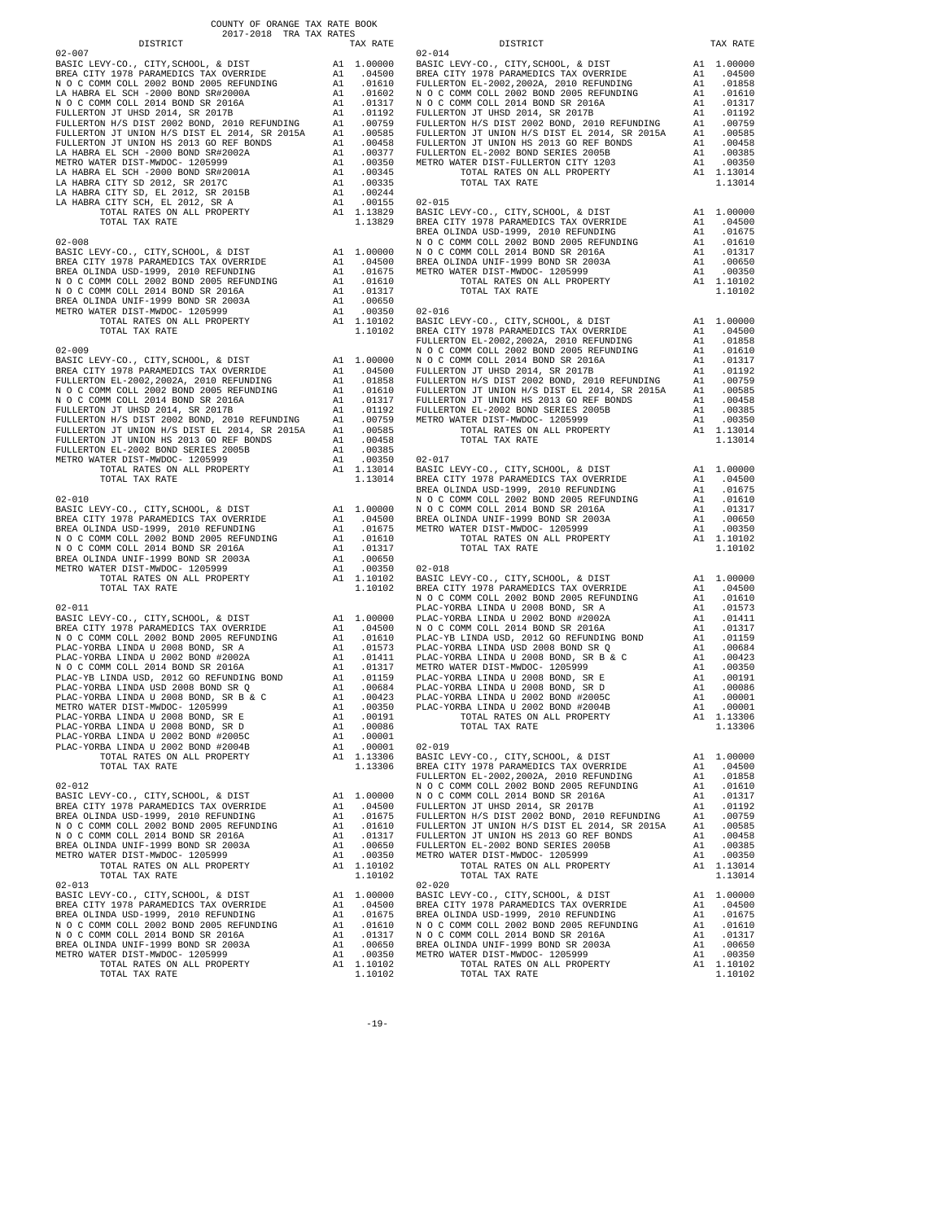COUNTY OF ORANGE TAX RATE BOOK
2017-2018 TRA TAX RATES

| DISTRICT | | TAX RATE |
|---|---|---|
| **02-007** | | |
| BASIC LEVY-CO., CITY,SCHOOL, & DIST | A1 | 1.00000 |
| BREA CITY 1978 PARAMEDICS TAX OVERRIDE | A1 | .04500 |
| N O C COMM COLL 2002 BOND 2005 REFUNDING | A1 | .01610 |
| LA HABRA EL SCH -2000 BOND SR#2000A | A1 | .01602 |
| N O C COMM COLL 2014 BOND SR 2016A | A1 | .01317 |
| FULLERTON JT UHSD 2014, SR 2017B | A1 | .01192 |
| FULLERTON H/S DIST 2002 BOND, 2010 REFUNDING | A1 | .00759 |
| FULLERTON JT UNION H/S DIST EL 2014, SR 2015A | A1 | .00585 |
| FULLERTON JT UNION HS 2013 GO REF BONDS | A1 | .00458 |
| LA HABRA EL SCH -2000 BOND SR#2002A | A1 | .00377 |
| METRO WATER DIST-MWDOC- 1205999 | A1 | .00350 |
| LA HABRA EL SCH -2000 BOND SR#2001A | A1 | .00345 |
| LA HABRA CITY SD 2012, SR 2017C | A1 | .00335 |
| LA HABRA CITY SD, EL 2012, SR 2015B | A1 | .00244 |
| LA HABRA CITY SCH, EL 2012, SR A | A1 | .00155 |
| TOTAL RATES ON ALL PROPERTY | A1 | 1.13829 |
| TOTAL TAX RATE | | 1.13829 |
| **02-008** | | |
| BASIC LEVY-CO., CITY,SCHOOL, & DIST | A1 | 1.00000 |
| BREA CITY 1978 PARAMEDICS TAX OVERRIDE | A1 | .04500 |
| BREA OLINDA USD-1999, 2010 REFUNDING | A1 | .01675 |
| N O C COMM COLL 2002 BOND 2005 REFUNDING | A1 | .01610 |
| N O C COMM COLL 2014 BOND SR 2016A | A1 | .01317 |
| BREA OLINDA UNIF-1999 BOND SR 2003A | A1 | .00650 |
| METRO WATER DIST-MWDOC- 1205999 | A1 | .00350 |
| TOTAL RATES ON ALL PROPERTY | A1 | 1.10102 |
| TOTAL TAX RATE | | 1.10102 |
| **02-009** | | |
| BASIC LEVY-CO., CITY,SCHOOL, & DIST | A1 | 1.00000 |
| BREA CITY 1978 PARAMEDICS TAX OVERRIDE | A1 | .04500 |
| FULLERTON EL-2002,2002A, 2010 REFUNDING | A1 | .01858 |
| N O C COMM COLL 2002 BOND 2005 REFUNDING | A1 | .01610 |
| N O C COMM COLL 2014 BOND SR 2016A | A1 | .01317 |
| FULLERTON JT UHSD 2014, SR 2017B | A1 | .01192 |
| FULLERTON H/S DIST 2002 BOND, 2010 REFUNDING | A1 | .00759 |
| FULLERTON JT UNION H/S DIST EL 2014, SR 2015A | A1 | .00585 |
| FULLERTON JT UNION HS 2013 GO REF BONDS | A1 | .00458 |
| FULLERTON EL-2002 BOND SERIES 2005B | A1 | .00385 |
| METRO WATER DIST-MWDOC- 1205999 | A1 | .00350 |
| TOTAL RATES ON ALL PROPERTY | A1 | 1.13014 |
| TOTAL TAX RATE | | 1.13014 |
| **02-010** | | |
| BASIC LEVY-CO., CITY,SCHOOL, & DIST | A1 | 1.00000 |
| BREA CITY 1978 PARAMEDICS TAX OVERRIDE | A1 | .04500 |
| BREA OLINDA USD-1999, 2010 REFUNDING | A1 | .01675 |
| N O C COMM COLL 2002 BOND 2005 REFUNDING | A1 | .01610 |
| N O C COMM COLL 2014 BOND SR 2016A | A1 | .01317 |
| BREA OLINDA UNIF-1999 BOND SR 2003A | A1 | .00650 |
| METRO WATER DIST-MWDOC- 1205999 | A1 | .00350 |
| TOTAL RATES ON ALL PROPERTY | A1 | 1.10102 |
| TOTAL TAX RATE | | 1.10102 |
| **02-011** | | |
| BASIC LEVY-CO., CITY,SCHOOL, & DIST | A1 | 1.00000 |
| BREA CITY 1978 PARAMEDICS TAX OVERRIDE | A1 | .04500 |
| N O C COMM COLL 2002 BOND 2005 REFUNDING | A1 | .01610 |
| PLAC-YORBA LINDA U 2008 BOND, SR A | A1 | .01573 |
| PLAC-YORBA LINDA U 2002 BOND #2002A | A1 | .01411 |
| N O C COMM COLL 2014 BOND SR 2016A | A1 | .01317 |
| PLAC-YB LINDA USD, 2012 GO REFUNDING BOND | A1 | .01159 |
| PLAC-YORBA LINDA USD 2008 BOND SR Q | A1 | .00684 |
| PLAC-YORBA LINDA U 2008 BOND, SR B & C | A1 | .00423 |
| METRO WATER DIST-MWDOC- 1205999 | A1 | .00350 |
| PLAC-YORBA LINDA U 2008 BOND, SR E | A1 | .00191 |
| PLAC-YORBA LINDA U 2008 BOND, SR D | A1 | .00086 |
| PLAC-YORBA LINDA U 2002 BOND #2005C | A1 | .00001 |
| PLAC-YORBA LINDA U 2002 BOND #2004B | A1 | .00001 |
| TOTAL RATES ON ALL PROPERTY | A1 | 1.13306 |
| TOTAL TAX RATE | | 1.13306 |
| **02-012** | | |
| BASIC LEVY-CO., CITY,SCHOOL, & DIST | A1 | 1.00000 |
| BREA CITY 1978 PARAMEDICS TAX OVERRIDE | A1 | .04500 |
| BREA OLINDA USD-1999, 2010 REFUNDING | A1 | .01675 |
| N O C COMM COLL 2002 BOND 2005 REFUNDING | A1 | .01610 |
| N O C COMM COLL 2014 BOND SR 2016A | A1 | .01317 |
| BREA OLINDA UNIF-1999 BOND SR 2003A | A1 | .00650 |
| METRO WATER DIST-MWDOC- 1205999 | A1 | .00350 |
| TOTAL RATES ON ALL PROPERTY | A1 | 1.10102 |
| TOTAL TAX RATE | | 1.10102 |
| **02-013** | | |
| BASIC LEVY-CO., CITY,SCHOOL, & DIST | A1 | 1.00000 |
| BREA CITY 1978 PARAMEDICS TAX OVERRIDE | A1 | .04500 |
| BREA OLINDA USD-1999, 2010 REFUNDING | A1 | .01675 |
| N O C COMM COLL 2002 BOND 2005 REFUNDING | A1 | .01610 |
| N O C COMM COLL 2014 BOND SR 2016A | A1 | .01317 |
| BREA OLINDA UNIF-1999 BOND SR 2003A | A1 | .00650 |
| METRO WATER DIST-MWDOC- 1205999 | A1 | .00350 |
| TOTAL RATES ON ALL PROPERTY | A1 | 1.10102 |
| TOTAL TAX RATE | | 1.10102 |
| **02-014** | | |
| BASIC LEVY-CO., CITY,SCHOOL, & DIST | A1 | 1.00000 |
| BREA CITY 1978 PARAMEDICS TAX OVERRIDE | A1 | .04500 |
| FULLERTON EL-2002,2002A, 2010 REFUNDING | A1 | .01858 |
| N O C COMM COLL 2002 BOND 2005 REFUNDING | A1 | .01610 |
| N O C COMM COLL 2014 BOND SR 2016A | A1 | .01317 |
| FULLERTON JT UHSD 2014, SR 2017B | A1 | .01192 |
| FULLERTON H/S DIST 2002 BOND, 2010 REFUNDING | A1 | .00759 |
| FULLERTON JT UNION H/S DIST EL 2014, SR 2015A | A1 | .00585 |
| FULLERTON JT UNION HS 2013 GO REF BONDS | A1 | .00458 |
| FULLERTON EL-2002 BOND SERIES 2005B | A1 | .00385 |
| METRO WATER DIST-FULLERTON CITY 1203 | A1 | .00350 |
| TOTAL RATES ON ALL PROPERTY | A1 | 1.13014 |
| TOTAL TAX RATE | | 1.13014 |
| **02-015** | | |
| BASIC LEVY-CO., CITY,SCHOOL, & DIST | A1 | 1.00000 |
| BREA CITY 1978 PARAMEDICS TAX OVERRIDE | A1 | .04500 |
| BREA OLINDA USD-1999, 2010 REFUNDING | A1 | .01675 |
| N O C COMM COLL 2002 BOND 2005 REFUNDING | A1 | .01610 |
| N O C COMM COLL 2014 BOND SR 2016A | A1 | .01317 |
| BREA OLINDA UNIF-1999 BOND SR 2003A | A1 | .00650 |
| METRO WATER DIST-MWDOC- 1205999 | A1 | .00350 |
| TOTAL RATES ON ALL PROPERTY | A1 | 1.10102 |
| TOTAL TAX RATE | | 1.10102 |
| **02-016** | | |
| BASIC LEVY-CO., CITY,SCHOOL, & DIST | A1 | 1.00000 |
| BREA CITY 1978 PARAMEDICS TAX OVERRIDE | A1 | .04500 |
| FULLERTON EL-2002,2002A, 2010 REFUNDING | A1 | .01858 |
| N O C COMM COLL 2002 BOND 2005 REFUNDING | A1 | .01610 |
| N O C COMM COLL 2014 BOND SR 2016A | A1 | .01317 |
| FULLERTON JT UHSD 2014, SR 2017B | A1 | .01192 |
| FULLERTON H/S DIST 2002 BOND, 2010 REFUNDING | A1 | .00759 |
| FULLERTON JT UNION H/S DIST EL 2014, SR 2015A | A1 | .00585 |
| FULLERTON JT UNION HS 2013 GO REF BONDS | A1 | .00458 |
| FULLERTON EL-2002 BOND SERIES 2005B | A1 | .00385 |
| METRO WATER DIST-MWDOC- 1205999 | A1 | .00350 |
| TOTAL RATES ON ALL PROPERTY | A1 | 1.13014 |
| TOTAL TAX RATE | | 1.13014 |
| **02-017** | | |
| BASIC LEVY-CO., CITY,SCHOOL, & DIST | A1 | 1.00000 |
| BREA CITY 1978 PARAMEDICS TAX OVERRIDE | A1 | .04500 |
| BREA OLINDA USD-1999, 2010 REFUNDING | A1 | .01675 |
| N O C COMM COLL 2002 BOND 2005 REFUNDING | A1 | .01610 |
| N O C COMM COLL 2014 BOND SR 2016A | A1 | .01317 |
| BREA OLINDA UNIF-1999 BOND SR 2003A | A1 | .00650 |
| METRO WATER DIST-MWDOC- 1205999 | A1 | .00350 |
| TOTAL RATES ON ALL PROPERTY | A1 | 1.10102 |
| TOTAL TAX RATE | | 1.10102 |
| **02-018** | | |
| BASIC LEVY-CO., CITY,SCHOOL, & DIST | A1 | 1.00000 |
| BREA CITY 1978 PARAMEDICS TAX OVERRIDE | A1 | .04500 |
| N O C COMM COLL 2002 BOND 2005 REFUNDING | A1 | .01610 |
| PLAC-YORBA LINDA U 2008 BOND, SR A | A1 | .01573 |
| PLAC-YORBA LINDA U 2002 BOND #2002A | A1 | .01411 |
| N O C COMM COLL 2014 BOND SR 2016A | A1 | .01317 |
| PLAC-YB LINDA USD, 2012 GO REFUNDING BOND | A1 | .01159 |
| PLAC-YORBA LINDA USD 2008 BOND SR Q | A1 | .00684 |
| PLAC-YORBA LINDA U 2008 BOND, SR B & C | A1 | .00423 |
| METRO WATER DIST-MWDOC- 1205999 | A1 | .00350 |
| PLAC-YORBA LINDA U 2008 BOND, SR E | A1 | .00191 |
| PLAC-YORBA LINDA U 2008 BOND, SR D | A1 | .00086 |
| PLAC-YORBA LINDA U 2002 BOND #2005C | A1 | .00001 |
| PLAC-YORBA LINDA U 2002 BOND #2004B | A1 | .00001 |
| TOTAL RATES ON ALL PROPERTY | A1 | 1.13306 |
| TOTAL TAX RATE | | 1.13306 |
| **02-019** | | |
| BASIC LEVY-CO., CITY,SCHOOL, & DIST | A1 | 1.00000 |
| BREA CITY 1978 PARAMEDICS TAX OVERRIDE | A1 | .04500 |
| FULLERTON EL-2002,2002A, 2010 REFUNDING | A1 | .01858 |
| N O C COMM COLL 2002 BOND 2005 REFUNDING | A1 | .01610 |
| N O C COMM COLL 2014 BOND SR 2016A | A1 | .01317 |
| FULLERTON JT UHSD 2014, SR 2017B | A1 | .01192 |
| FULLERTON H/S DIST 2002 BOND, 2010 REFUNDING | A1 | .00759 |
| FULLERTON JT UNION H/S DIST EL 2014, SR 2015A | A1 | .00585 |
| FULLERTON JT UNION HS 2013 GO REF BONDS | A1 | .00458 |
| FULLERTON EL-2002 BOND SERIES 2005B | A1 | .00385 |
| METRO WATER DIST-MWDOC- 1205999 | A1 | .00350 |
| TOTAL RATES ON ALL PROPERTY | A1 | 1.13014 |
| TOTAL TAX RATE | | 1.13014 |
| **02-020** | | |
| BASIC LEVY-CO., CITY,SCHOOL, & DIST | A1 | 1.00000 |
| BREA CITY 1978 PARAMEDICS TAX OVERRIDE | A1 | .04500 |
| BREA OLINDA USD-1999, 2010 REFUNDING | A1 | .01675 |
| N O C COMM COLL 2002 BOND 2005 REFUNDING | A1 | .01610 |
| N O C COMM COLL 2014 BOND SR 2016A | A1 | .01317 |
| BREA OLINDA UNIF-1999 BOND SR 2003A | A1 | .00650 |
| METRO WATER DIST-MWDOC- 1205999 | A1 | .00350 |
| TOTAL RATES ON ALL PROPERTY | A1 | 1.10102 |
| TOTAL TAX RATE | | 1.10102 |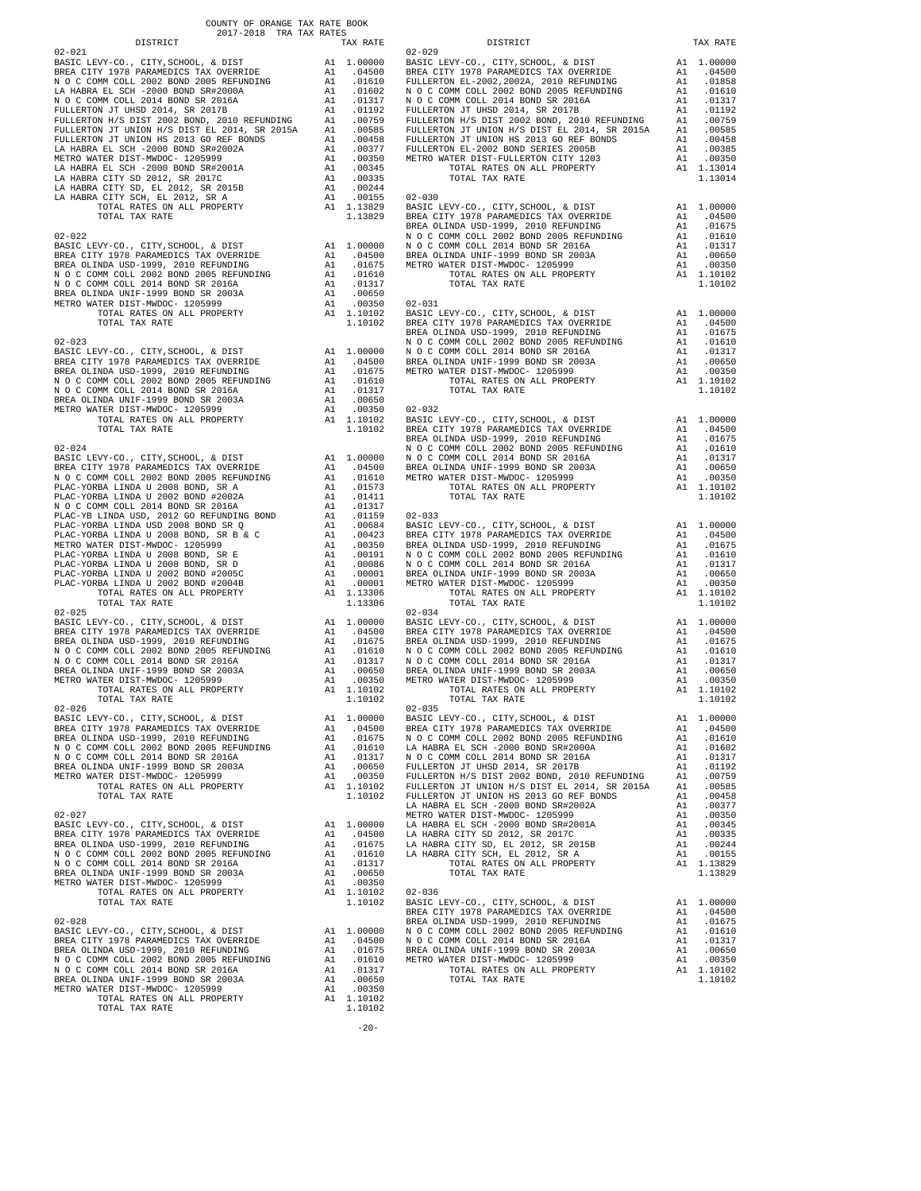COUNTY OF ORANGE TAX RATE BOOK
2017-2018 TRA TAX RATES

| DISTRICT | | TAX RATE |
|---|---|---|
| **02-021** | | |
| BASIC LEVY-CO., CITY,SCHOOL, & DIST | A1 | 1.00000 |
| BREA CITY 1978 PARAMEDICS TAX OVERRIDE | A1 | .04500 |
| N O C COMM COLL 2002 BOND 2005 REFUNDING | A1 | .01610 |
| LA HABRA EL SCH -2000 BOND SR#2000A | A1 | .01602 |
| N O C COMM COLL 2014 BOND SR 2016A | A1 | .01317 |
| FULLERTON JT UHSD 2014, SR 2017B | A1 | .01192 |
| FULLERTON H/S DIST 2002 BOND, 2010 REFUNDING | A1 | .00759 |
| FULLERTON JT UNION H/S DIST EL 2014, SR 2015A | A1 | .00585 |
| FULLERTON JT UNION HS 2013 GO REF BONDS | A1 | .00458 |
| LA HABRA EL SCH -2000 BOND SR#2002A | A1 | .00377 |
| METRO WATER DIST-MWDOC- 1205999 | A1 | .00350 |
| LA HABRA EL SCH -2000 BOND SR#2001A | A1 | .00345 |
| LA HABRA CITY SD 2012, SR 2017C | A1 | .00335 |
| LA HABRA CITY SD, EL 2012, SR 2015B | A1 | .00244 |
| LA HABRA CITY SCH, EL 2012, SR A | A1 | .00155 |
| TOTAL RATES ON ALL PROPERTY | A1 | 1.13829 |
| TOTAL TAX RATE | | 1.13829 |
| **02-022** | | |
| BASIC LEVY-CO., CITY,SCHOOL, & DIST | A1 | 1.00000 |
| BREA CITY 1978 PARAMEDICS TAX OVERRIDE | A1 | .04500 |
| BREA OLINDA USD-1999, 2010 REFUNDING | A1 | .01675 |
| N O C COMM COLL 2002 BOND 2005 REFUNDING | A1 | .01610 |
| N O C COMM COLL 2014 BOND SR 2016A | A1 | .01317 |
| BREA OLINDA UNIF-1999 BOND SR 2003A | A1 | .00650 |
| METRO WATER DIST-MWDOC- 1205999 | A1 | .00350 |
| TOTAL RATES ON ALL PROPERTY | A1 | 1.10102 |
| TOTAL TAX RATE | | 1.10102 |
| **02-023** | | |
| BASIC LEVY-CO., CITY,SCHOOL, & DIST | A1 | 1.00000 |
| BREA CITY 1978 PARAMEDICS TAX OVERRIDE | A1 | .04500 |
| BREA OLINDA USD-1999, 2010 REFUNDING | A1 | .01675 |
| N O C COMM COLL 2002 BOND 2005 REFUNDING | A1 | .01610 |
| N O C COMM COLL 2014 BOND SR 2016A | A1 | .01317 |
| BREA OLINDA UNIF-1999 BOND SR 2003A | A1 | .00650 |
| METRO WATER DIST-MWDOC- 1205999 | A1 | .00350 |
| TOTAL RATES ON ALL PROPERTY | A1 | 1.10102 |
| TOTAL TAX RATE | | 1.10102 |
| **02-024** | | |
| BASIC LEVY-CO., CITY,SCHOOL, & DIST | A1 | 1.00000 |
| BREA CITY 1978 PARAMEDICS TAX OVERRIDE | A1 | .04500 |
| N O C COMM COLL 2002 BOND 2005 REFUNDING | A1 | .01610 |
| PLAC-YORBA LINDA U 2008 BOND, SR A | A1 | .01573 |
| PLAC-YORBA LINDA U 2002 BOND #2002A | A1 | .01411 |
| N O C COMM COLL 2014 BOND SR 2016A | A1 | .01317 |
| PLAC-YB LINDA USD, 2012 GO REFUNDING BOND | A1 | .01159 |
| PLAC-YORBA LINDA USD 2008 BOND SR Q | A1 | .00684 |
| PLAC-YORBA LINDA U 2008 BOND, SR B & C | A1 | .00423 |
| METRO WATER DIST-MWDOC- 1205999 | A1 | .00350 |
| PLAC-YORBA LINDA U 2008 BOND, SR E | A1 | .00191 |
| PLAC-YORBA LINDA U 2008 BOND, SR D | A1 | .00086 |
| PLAC-YORBA LINDA U 2002 BOND #2005C | A1 | .00001 |
| PLAC-YORBA LINDA U 2002 BOND #2004B | A1 | .00001 |
| TOTAL RATES ON ALL PROPERTY | A1 | 1.13306 |
| TOTAL TAX RATE | | 1.13306 |
| **02-025** | | |
| BASIC LEVY-CO., CITY,SCHOOL, & DIST | A1 | 1.00000 |
| BREA CITY 1978 PARAMEDICS TAX OVERRIDE | A1 | .04500 |
| BREA OLINDA USD-1999, 2010 REFUNDING | A1 | .01675 |
| N O C COMM COLL 2002 BOND 2005 REFUNDING | A1 | .01610 |
| N O C COMM COLL 2014 BOND SR 2016A | A1 | .01317 |
| BREA OLINDA UNIF-1999 BOND SR 2003A | A1 | .00650 |
| METRO WATER DIST-MWDOC- 1205999 | A1 | .00350 |
| TOTAL RATES ON ALL PROPERTY | A1 | 1.10102 |
| TOTAL TAX RATE | | 1.10102 |
| **02-026** | | |
| BASIC LEVY-CO., CITY,SCHOOL, & DIST | A1 | 1.00000 |
| BREA CITY 1978 PARAMEDICS TAX OVERRIDE | A1 | .04500 |
| BREA OLINDA USD-1999, 2010 REFUNDING | A1 | .01675 |
| N O C COMM COLL 2002 BOND 2005 REFUNDING | A1 | .01610 |
| N O C COMM COLL 2014 BOND SR 2016A | A1 | .01317 |
| BREA OLINDA UNIF-1999 BOND SR 2003A | A1 | .00650 |
| METRO WATER DIST-MWDOC- 1205999 | A1 | .00350 |
| TOTAL RATES ON ALL PROPERTY | A1 | 1.10102 |
| TOTAL TAX RATE | | 1.10102 |
| **02-027** | | |
| BASIC LEVY-CO., CITY,SCHOOL, & DIST | A1 | 1.00000 |
| BREA CITY 1978 PARAMEDICS TAX OVERRIDE | A1 | .04500 |
| BREA OLINDA USD-1999, 2010 REFUNDING | A1 | .01675 |
| N O C COMM COLL 2002 BOND 2005 REFUNDING | A1 | .01610 |
| N O C COMM COLL 2014 BOND SR 2016A | A1 | .01317 |
| BREA OLINDA UNIF-1999 BOND SR 2003A | A1 | .00650 |
| METRO WATER DIST-MWDOC- 1205999 | A1 | .00350 |
| TOTAL RATES ON ALL PROPERTY | A1 | 1.10102 |
| TOTAL TAX RATE | | 1.10102 |
| **02-028** | | |
| BASIC LEVY-CO., CITY,SCHOOL, & DIST | A1 | 1.00000 |
| BREA CITY 1978 PARAMEDICS TAX OVERRIDE | A1 | .04500 |
| BREA OLINDA USD-1999, 2010 REFUNDING | A1 | .01675 |
| N O C COMM COLL 2002 BOND 2005 REFUNDING | A1 | .01610 |
| N O C COMM COLL 2014 BOND SR 2016A | A1 | .01317 |
| BREA OLINDA UNIF-1999 BOND SR 2003A | A1 | .00650 |
| METRO WATER DIST-MWDOC- 1205999 | A1 | .00350 |
| TOTAL RATES ON ALL PROPERTY | A1 | 1.10102 |
| TOTAL TAX RATE | | 1.10102 |
| **02-029** | | |
| BASIC LEVY-CO., CITY,SCHOOL, & DIST | A1 | 1.00000 |
| BREA CITY 1978 PARAMEDICS TAX OVERRIDE | A1 | .04500 |
| FULLERTON EL-2002,2002A, 2010 REFUNDING | A1 | .01858 |
| N O C COMM COLL 2002 BOND 2005 REFUNDING | A1 | .01610 |
| N O C COMM COLL 2014 BOND SR 2016A | A1 | .01317 |
| FULLERTON JT UHSD 2014, SR 2017B | A1 | .01192 |
| FULLERTON H/S DIST 2002 BOND, 2010 REFUNDING | A1 | .00759 |
| FULLERTON JT UNION H/S DIST EL 2014, SR 2015A | A1 | .00585 |
| FULLERTON JT UNION HS 2013 GO REF BONDS | A1 | .00458 |
| FULLERTON EL-2002 BOND SERIES 2005B | A1 | .00385 |
| METRO WATER DIST-FULLERTON CITY 1203 | A1 | .00350 |
| TOTAL RATES ON ALL PROPERTY | A1 | 1.13014 |
| TOTAL TAX RATE | | 1.13014 |
| **02-030** | | |
| BASIC LEVY-CO., CITY,SCHOOL, & DIST | A1 | 1.00000 |
| BREA CITY 1978 PARAMEDICS TAX OVERRIDE | A1 | .04500 |
| BREA OLINDA USD-1999, 2010 REFUNDING | A1 | .01675 |
| N O C COMM COLL 2002 BOND 2005 REFUNDING | A1 | .01610 |
| N O C COMM COLL 2014 BOND SR 2016A | A1 | .01317 |
| BREA OLINDA UNIF-1999 BOND SR 2003A | A1 | .00650 |
| METRO WATER DIST-MWDOC- 1205999 | A1 | .00350 |
| TOTAL RATES ON ALL PROPERTY | A1 | 1.10102 |
| TOTAL TAX RATE | | 1.10102 |
| **02-031** | | |
| BASIC LEVY-CO., CITY,SCHOOL, & DIST | A1 | 1.00000 |
| BREA CITY 1978 PARAMEDICS TAX OVERRIDE | A1 | .04500 |
| BREA OLINDA USD-1999, 2010 REFUNDING | A1 | .01675 |
| N O C COMM COLL 2002 BOND 2005 REFUNDING | A1 | .01610 |
| N O C COMM COLL 2014 BOND SR 2016A | A1 | .01317 |
| BREA OLINDA UNIF-1999 BOND SR 2003A | A1 | .00650 |
| METRO WATER DIST-MWDOC- 1205999 | A1 | .00350 |
| TOTAL RATES ON ALL PROPERTY | A1 | 1.10102 |
| TOTAL TAX RATE | | 1.10102 |
| **02-032** | | |
| BASIC LEVY-CO., CITY,SCHOOL, & DIST | A1 | 1.00000 |
| BREA CITY 1978 PARAMEDICS TAX OVERRIDE | A1 | .04500 |
| BREA OLINDA USD-1999, 2010 REFUNDING | A1 | .01675 |
| N O C COMM COLL 2002 BOND 2005 REFUNDING | A1 | .01610 |
| N O C COMM COLL 2014 BOND SR 2016A | A1 | .01317 |
| BREA OLINDA UNIF-1999 BOND SR 2003A | A1 | .00650 |
| METRO WATER DIST-MWDOC- 1205999 | A1 | .00350 |
| TOTAL RATES ON ALL PROPERTY | A1 | 1.10102 |
| TOTAL TAX RATE | | 1.10102 |
| **02-033** | | |
| BASIC LEVY-CO., CITY,SCHOOL, & DIST | A1 | 1.00000 |
| BREA CITY 1978 PARAMEDICS TAX OVERRIDE | A1 | .04500 |
| BREA OLINDA USD-1999, 2010 REFUNDING | A1 | .01675 |
| N O C COMM COLL 2002 BOND 2005 REFUNDING | A1 | .01610 |
| N O C COMM COLL 2014 BOND SR 2016A | A1 | .01317 |
| BREA OLINDA UNIF-1999 BOND SR 2003A | A1 | .00650 |
| METRO WATER DIST-MWDOC- 1205999 | A1 | .00350 |
| TOTAL RATES ON ALL PROPERTY | A1 | 1.10102 |
| TOTAL TAX RATE | | 1.10102 |
| **02-034** | | |
| BASIC LEVY-CO., CITY,SCHOOL, & DIST | A1 | 1.00000 |
| BREA CITY 1978 PARAMEDICS TAX OVERRIDE | A1 | .04500 |
| BREA OLINDA USD-1999, 2010 REFUNDING | A1 | .01675 |
| N O C COMM COLL 2002 BOND 2005 REFUNDING | A1 | .01610 |
| N O C COMM COLL 2014 BOND SR 2016A | A1 | .01317 |
| BREA OLINDA UNIF-1999 BOND SR 2003A | A1 | .00650 |
| METRO WATER DIST-MWDOC- 1205999 | A1 | .00350 |
| TOTAL RATES ON ALL PROPERTY | A1 | 1.10102 |
| TOTAL TAX RATE | | 1.10102 |
| **02-035** | | |
| BASIC LEVY-CO., CITY,SCHOOL, & DIST | A1 | 1.00000 |
| BREA CITY 1978 PARAMEDICS TAX OVERRIDE | A1 | .04500 |
| N O C COMM COLL 2002 BOND 2005 REFUNDING | A1 | .01610 |
| LA HABRA EL SCH -2000 BOND SR#2000A | A1 | .01602 |
| N O C COMM COLL 2014 BOND SR 2016A | A1 | .01317 |
| FULLERTON JT UHSD 2014, SR 2017B | A1 | .01192 |
| FULLERTON H/S DIST 2002 BOND, 2010 REFUNDING | A1 | .00759 |
| FULLERTON JT UNION H/S DIST EL 2014, SR 2015A | A1 | .00585 |
| FULLERTON JT UNION HS 2013 GO REF BONDS | A1 | .00458 |
| LA HABRA EL SCH -2000 BOND SR#2002A | A1 | .00377 |
| METRO WATER DIST-MWDOC- 1205999 | A1 | .00350 |
| LA HABRA EL SCH -2000 BOND SR#2001A | A1 | .00345 |
| LA HABRA CITY SD 2012, SR 2017C | A1 | .00335 |
| LA HABRA CITY SD, EL 2012, SR 2015B | A1 | .00244 |
| LA HABRA CITY SCH, EL 2012, SR A | A1 | .00155 |
| TOTAL RATES ON ALL PROPERTY | A1 | 1.13829 |
| TOTAL TAX RATE | | 1.13829 |
| **02-036** | | |
| BASIC LEVY-CO., CITY,SCHOOL, & DIST | A1 | 1.00000 |
| BREA CITY 1978 PARAMEDICS TAX OVERRIDE | A1 | .04500 |
| BREA OLINDA USD-1999, 2010 REFUNDING | A1 | .01675 |
| N O C COMM COLL 2002 BOND 2005 REFUNDING | A1 | .01610 |
| N O C COMM COLL 2014 BOND SR 2016A | A1 | .01317 |
| BREA OLINDA UNIF-1999 BOND SR 2003A | A1 | .00650 |
| METRO WATER DIST-MWDOC- 1205999 | A1 | .00350 |
| TOTAL RATES ON ALL PROPERTY | A1 | 1.10102 |
| TOTAL TAX RATE | | 1.10102 |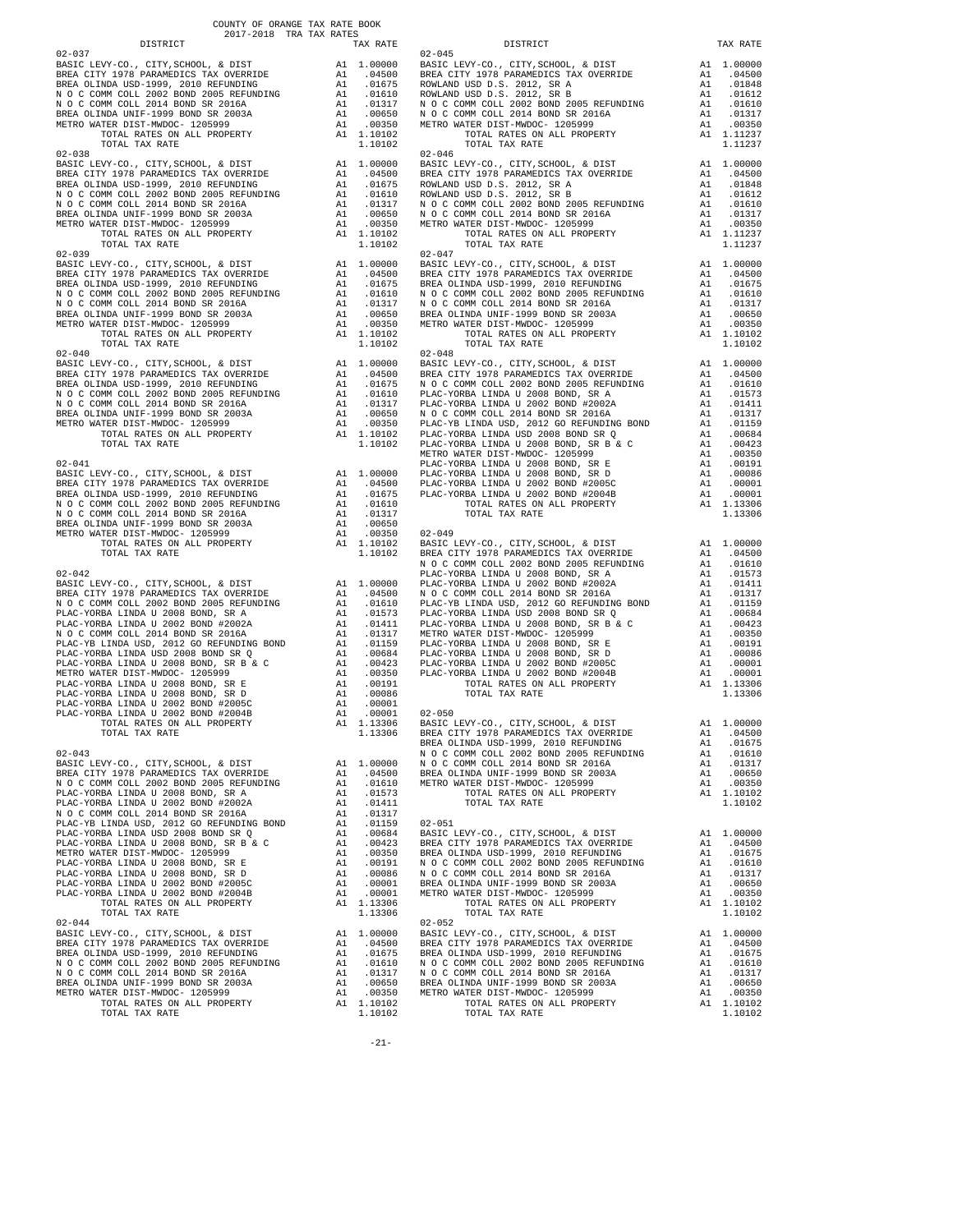COUNTY OF ORANGE TAX RATE BOOK
2017-2018 TRA TAX RATES

| DISTRICT | | TAX RATE |
|---|---|---|
| **02-037** | | |
| BASIC LEVY-CO., CITY,SCHOOL, & DIST | A1 | 1.00000 |
| BREA CITY 1978 PARAMEDICS TAX OVERRIDE | A1 | .04500 |
| BREA OLINDA USD-1999, 2010 REFUNDING | A1 | .01675 |
| N O C COMM COLL 2002 BOND 2005 REFUNDING | A1 | .01610 |
| N O C COMM COLL 2014 BOND SR 2016A | A1 | .01317 |
| BREA OLINDA UNIF-1999 BOND SR 2003A | A1 | .00650 |
| METRO WATER DIST-MWDOC- 1205999 | A1 | .00350 |
| TOTAL RATES ON ALL PROPERTY | A1 | 1.10102 |
| TOTAL TAX RATE | | 1.10102 |
| **02-038** | | |
| BASIC LEVY-CO., CITY,SCHOOL, & DIST | A1 | 1.00000 |
| BREA CITY 1978 PARAMEDICS TAX OVERRIDE | A1 | .04500 |
| BREA OLINDA USD-1999, 2010 REFUNDING | A1 | .01675 |
| N O C COMM COLL 2002 BOND 2005 REFUNDING | A1 | .01610 |
| N O C COMM COLL 2014 BOND SR 2016A | A1 | .01317 |
| BREA OLINDA UNIF-1999 BOND SR 2003A | A1 | .00650 |
| METRO WATER DIST-MWDOC- 1205999 | A1 | .00350 |
| TOTAL RATES ON ALL PROPERTY | A1 | 1.10102 |
| TOTAL TAX RATE | | 1.10102 |
| **02-039** | | |
| BASIC LEVY-CO., CITY,SCHOOL, & DIST | A1 | 1.00000 |
| BREA CITY 1978 PARAMEDICS TAX OVERRIDE | A1 | .04500 |
| BREA OLINDA USD-1999, 2010 REFUNDING | A1 | .01675 |
| N O C COMM COLL 2002 BOND 2005 REFUNDING | A1 | .01610 |
| N O C COMM COLL 2014 BOND SR 2016A | A1 | .01317 |
| BREA OLINDA UNIF-1999 BOND SR 2003A | A1 | .00650 |
| METRO WATER DIST-MWDOC- 1205999 | A1 | .00350 |
| TOTAL RATES ON ALL PROPERTY | A1 | 1.10102 |
| TOTAL TAX RATE | | 1.10102 |
| **02-040** | | |
| BASIC LEVY-CO., CITY,SCHOOL, & DIST | A1 | 1.00000 |
| BREA CITY 1978 PARAMEDICS TAX OVERRIDE | A1 | .04500 |
| BREA OLINDA USD-1999, 2010 REFUNDING | A1 | .01675 |
| N O C COMM COLL 2002 BOND 2005 REFUNDING | A1 | .01610 |
| N O C COMM COLL 2014 BOND SR 2016A | A1 | .01317 |
| BREA OLINDA UNIF-1999 BOND SR 2003A | A1 | .00650 |
| METRO WATER DIST-MWDOC- 1205999 | A1 | .00350 |
| TOTAL RATES ON ALL PROPERTY | A1 | 1.10102 |
| TOTAL TAX RATE | | 1.10102 |
| **02-041** | | |
| BASIC LEVY-CO., CITY,SCHOOL, & DIST | A1 | 1.00000 |
| BREA CITY 1978 PARAMEDICS TAX OVERRIDE | A1 | .04500 |
| BREA OLINDA USD-1999, 2010 REFUNDING | A1 | .01675 |
| N O C COMM COLL 2002 BOND 2005 REFUNDING | A1 | .01610 |
| N O C COMM COLL 2014 BOND SR 2016A | A1 | .01317 |
| BREA OLINDA UNIF-1999 BOND SR 2003A | A1 | .00650 |
| METRO WATER DIST-MWDOC- 1205999 | A1 | .00350 |
| TOTAL RATES ON ALL PROPERTY | A1 | 1.10102 |
| TOTAL TAX RATE | | 1.10102 |
| **02-042** | | |
| BASIC LEVY-CO., CITY,SCHOOL, & DIST | A1 | 1.00000 |
| BREA CITY 1978 PARAMEDICS TAX OVERRIDE | A1 | .04500 |
| N O C COMM COLL 2002 BOND 2005 REFUNDING | A1 | .01610 |
| PLAC-YORBA LINDA U 2008 BOND, SR A | A1 | .01573 |
| PLAC-YORBA LINDA U 2002 BOND #2002A | A1 | .01411 |
| N O C COMM COLL 2014 BOND SR 2016A | A1 | .01317 |
| PLAC-YB LINDA USD, 2012 GO REFUNDING BOND | A1 | .01159 |
| PLAC-YORBA LINDA USD 2008 BOND SR Q | A1 | .00684 |
| PLAC-YORBA LINDA U 2008 BOND, SR B & C | A1 | .00423 |
| METRO WATER DIST-MWDOC- 1205999 | A1 | .00350 |
| PLAC-YORBA LINDA U 2008 BOND, SR E | A1 | .00191 |
| PLAC-YORBA LINDA U 2008 BOND, SR D | A1 | .00086 |
| PLAC-YORBA LINDA U 2002 BOND #2005C | A1 | .00001 |
| PLAC-YORBA LINDA U 2002 BOND #2004B | A1 | .00001 |
| TOTAL RATES ON ALL PROPERTY | A1 | 1.13306 |
| TOTAL TAX RATE | | 1.13306 |
| **02-043** | | |
| BASIC LEVY-CO., CITY,SCHOOL, & DIST | A1 | 1.00000 |
| BREA CITY 1978 PARAMEDICS TAX OVERRIDE | A1 | .04500 |
| N O C COMM COLL 2002 BOND 2005 REFUNDING | A1 | .01610 |
| PLAC-YORBA LINDA U 2008 BOND, SR A | A1 | .01573 |
| PLAC-YORBA LINDA U 2002 BOND #2002A | A1 | .01411 |
| N O C COMM COLL 2014 BOND SR 2016A | A1 | .01317 |
| PLAC-YB LINDA USD, 2012 GO REFUNDING BOND | A1 | .01159 |
| PLAC-YORBA LINDA USD 2008 BOND SR Q | A1 | .00684 |
| PLAC-YORBA LINDA U 2008 BOND, SR B & C | A1 | .00423 |
| METRO WATER DIST-MWDOC- 1205999 | A1 | .00350 |
| PLAC-YORBA LINDA U 2008 BOND, SR E | A1 | .00191 |
| PLAC-YORBA LINDA U 2008 BOND, SR D | A1 | .00086 |
| PLAC-YORBA LINDA U 2002 BOND #2005C | A1 | .00001 |
| PLAC-YORBA LINDA U 2002 BOND #2004B | A1 | .00001 |
| TOTAL RATES ON ALL PROPERTY | A1 | 1.13306 |
| TOTAL TAX RATE | | 1.13306 |
| **02-044** | | |
| BASIC LEVY-CO., CITY,SCHOOL, & DIST | A1 | 1.00000 |
| BREA CITY 1978 PARAMEDICS TAX OVERRIDE | A1 | .04500 |
| BREA OLINDA USD-1999, 2010 REFUNDING | A1 | .01675 |
| N O C COMM COLL 2002 BOND 2005 REFUNDING | A1 | .01610 |
| N O C COMM COLL 2014 BOND SR 2016A | A1 | .01317 |
| BREA OLINDA UNIF-1999 BOND SR 2003A | A1 | .00650 |
| METRO WATER DIST-MWDOC- 1205999 | A1 | .00350 |
| TOTAL RATES ON ALL PROPERTY | A1 | 1.10102 |
| TOTAL TAX RATE | | 1.10102 |
| **02-045** | | |
| BASIC LEVY-CO., CITY,SCHOOL, & DIST | A1 | 1.00000 |
| BREA CITY 1978 PARAMEDICS TAX OVERRIDE | A1 | .04500 |
| ROWLAND USD D.S. 2012, SR A | A1 | .01848 |
| ROWLAND USD D.S. 2012, SR B | A1 | .01612 |
| N O C COMM COLL 2002 BOND 2005 REFUNDING | A1 | .01610 |
| N O C COMM COLL 2014 BOND SR 2016A | A1 | .01317 |
| METRO WATER DIST-MWDOC- 1205999 | A1 | .00350 |
| TOTAL RATES ON ALL PROPERTY | A1 | 1.11237 |
| TOTAL TAX RATE | | 1.11237 |
| **02-046** | | |
| BASIC LEVY-CO., CITY,SCHOOL, & DIST | A1 | 1.00000 |
| BREA CITY 1978 PARAMEDICS TAX OVERRIDE | A1 | .04500 |
| ROWLAND USD D.S. 2012, SR A | A1 | .01848 |
| ROWLAND USD D.S. 2012, SR B | A1 | .01612 |
| N O C COMM COLL 2002 BOND 2005 REFUNDING | A1 | .01610 |
| N O C COMM COLL 2014 BOND SR 2016A | A1 | .01317 |
| METRO WATER DIST-MWDOC- 1205999 | A1 | .00350 |
| TOTAL RATES ON ALL PROPERTY | A1 | 1.11237 |
| TOTAL TAX RATE | | 1.11237 |
| **02-047** | | |
| BASIC LEVY-CO., CITY,SCHOOL, & DIST | A1 | 1.00000 |
| BREA CITY 1978 PARAMEDICS TAX OVERRIDE | A1 | .04500 |
| BREA OLINDA USD-1999, 2010 REFUNDING | A1 | .01675 |
| N O C COMM COLL 2002 BOND 2005 REFUNDING | A1 | .01610 |
| N O C COMM COLL 2014 BOND SR 2016A | A1 | .01317 |
| BREA OLINDA UNIF-1999 BOND SR 2003A | A1 | .00650 |
| METRO WATER DIST-MWDOC- 1205999 | A1 | .00350 |
| TOTAL RATES ON ALL PROPERTY | A1 | 1.10102 |
| TOTAL TAX RATE | | 1.10102 |
| **02-048** | | |
| BASIC LEVY-CO., CITY,SCHOOL, & DIST | A1 | 1.00000 |
| BREA CITY 1978 PARAMEDICS TAX OVERRIDE | A1 | .04500 |
| N O C COMM COLL 2002 BOND 2005 REFUNDING | A1 | .01610 |
| PLAC-YORBA LINDA U 2008 BOND, SR A | A1 | .01573 |
| PLAC-YORBA LINDA U 2002 BOND #2002A | A1 | .01411 |
| N O C COMM COLL 2014 BOND SR 2016A | A1 | .01317 |
| PLAC-YB LINDA USD, 2012 GO REFUNDING BOND | A1 | .01159 |
| PLAC-YORBA LINDA USD 2008 BOND SR Q | A1 | .00684 |
| PLAC-YORBA LINDA U 2008 BOND, SR B & C | A1 | .00423 |
| METRO WATER DIST-MWDOC- 1205999 | A1 | .00350 |
| PLAC-YORBA LINDA U 2008 BOND, SR E | A1 | .00191 |
| PLAC-YORBA LINDA U 2008 BOND, SR D | A1 | .00086 |
| PLAC-YORBA LINDA U 2002 BOND #2005C | A1 | .00001 |
| PLAC-YORBA LINDA U 2002 BOND #2004B | A1 | .00001 |
| TOTAL RATES ON ALL PROPERTY | A1 | 1.13306 |
| TOTAL TAX RATE | | 1.13306 |
| **02-049** | | |
| BASIC LEVY-CO., CITY,SCHOOL, & DIST | A1 | 1.00000 |
| BREA CITY 1978 PARAMEDICS TAX OVERRIDE | A1 | .04500 |
| N O C COMM COLL 2002 BOND 2005 REFUNDING | A1 | .01610 |
| PLAC-YORBA LINDA U 2008 BOND, SR A | A1 | .01573 |
| PLAC-YORBA LINDA U 2002 BOND #2002A | A1 | .01411 |
| N O C COMM COLL 2014 BOND SR 2016A | A1 | .01317 |
| PLAC-YB LINDA USD, 2012 GO REFUNDING BOND | A1 | .01159 |
| PLAC-YORBA LINDA USD 2008 BOND SR Q | A1 | .00684 |
| PLAC-YORBA LINDA U 2008 BOND, SR B & C | A1 | .00423 |
| METRO WATER DIST-MWDOC- 1205999 | A1 | .00350 |
| PLAC-YORBA LINDA U 2008 BOND, SR E | A1 | .00191 |
| PLAC-YORBA LINDA U 2008 BOND, SR D | A1 | .00086 |
| PLAC-YORBA LINDA U 2002 BOND #2005C | A1 | .00001 |
| PLAC-YORBA LINDA U 2002 BOND #2004B | A1 | .00001 |
| TOTAL RATES ON ALL PROPERTY | A1 | 1.13306 |
| TOTAL TAX RATE | | 1.13306 |
| **02-050** | | |
| BASIC LEVY-CO., CITY,SCHOOL, & DIST | A1 | 1.00000 |
| BREA CITY 1978 PARAMEDICS TAX OVERRIDE | A1 | .04500 |
| BREA OLINDA USD-1999, 2010 REFUNDING | A1 | .01675 |
| N O C COMM COLL 2002 BOND 2005 REFUNDING | A1 | .01610 |
| N O C COMM COLL 2014 BOND SR 2016A | A1 | .01317 |
| BREA OLINDA UNIF-1999 BOND SR 2003A | A1 | .00650 |
| METRO WATER DIST-MWDOC- 1205999 | A1 | .00350 |
| TOTAL RATES ON ALL PROPERTY | A1 | 1.10102 |
| TOTAL TAX RATE | | 1.10102 |
| **02-051** | | |
| BASIC LEVY-CO., CITY,SCHOOL, & DIST | A1 | 1.00000 |
| BREA CITY 1978 PARAMEDICS TAX OVERRIDE | A1 | .04500 |
| BREA OLINDA USD-1999, 2010 REFUNDING | A1 | .01675 |
| N O C COMM COLL 2002 BOND 2005 REFUNDING | A1 | .01610 |
| N O C COMM COLL 2014 BOND SR 2016A | A1 | .01317 |
| BREA OLINDA UNIF-1999 BOND SR 2003A | A1 | .00650 |
| METRO WATER DIST-MWDOC- 1205999 | A1 | .00350 |
| TOTAL RATES ON ALL PROPERTY | A1 | 1.10102 |
| TOTAL TAX RATE | | 1.10102 |
| **02-052** | | |
| BASIC LEVY-CO., CITY,SCHOOL, & DIST | A1 | 1.00000 |
| BREA CITY 1978 PARAMEDICS TAX OVERRIDE | A1 | .04500 |
| BREA OLINDA USD-1999, 2010 REFUNDING | A1 | .01675 |
| N O C COMM COLL 2002 BOND 2005 REFUNDING | A1 | .01610 |
| N O C COMM COLL 2014 BOND SR 2016A | A1 | .01317 |
| BREA OLINDA UNIF-1999 BOND SR 2003A | A1 | .00650 |
| METRO WATER DIST-MWDOC- 1205999 | A1 | .00350 |
| TOTAL RATES ON ALL PROPERTY | A1 | 1.10102 |
| TOTAL TAX RATE | | 1.10102 |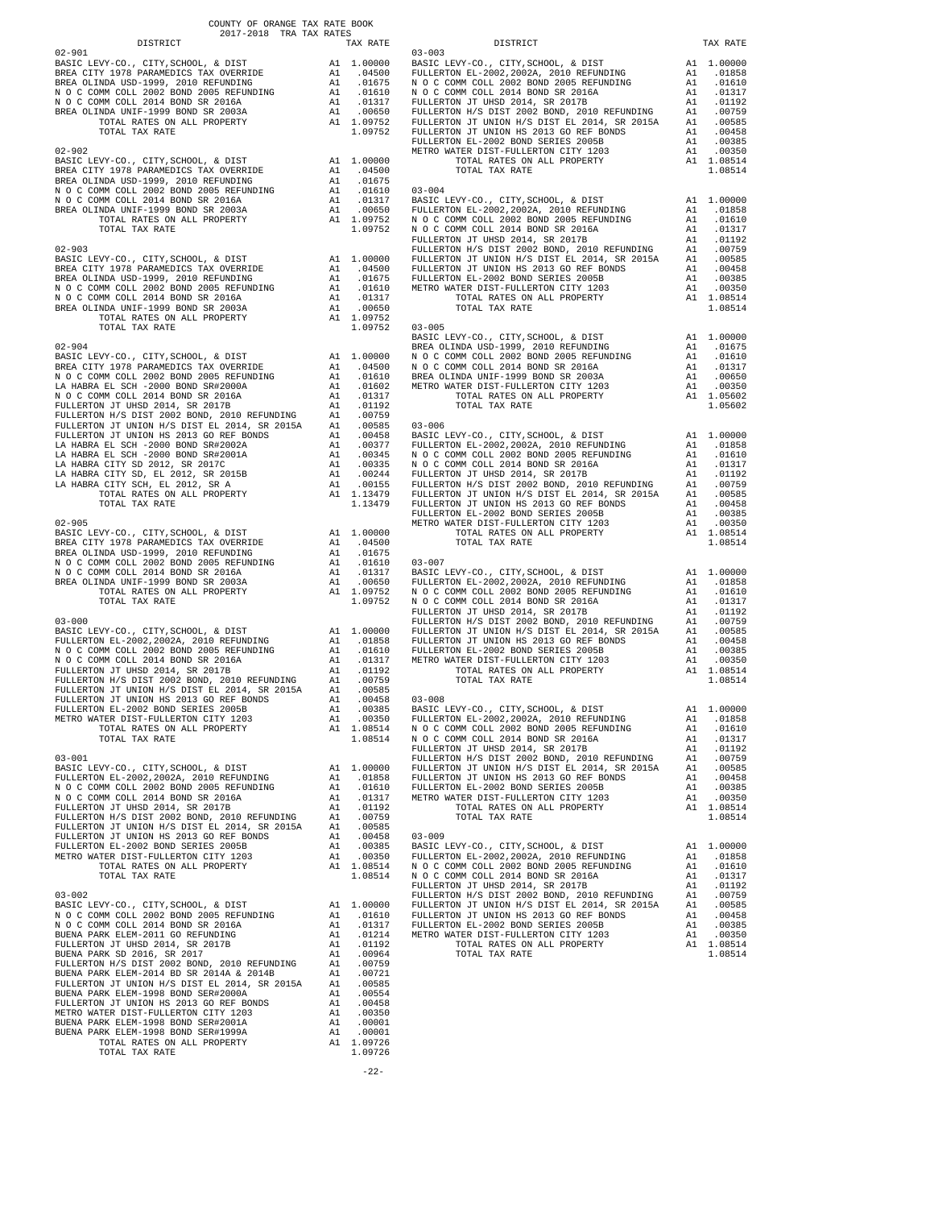COUNTY OF ORANGE TAX RATE BOOK
2017-2018 TRA TAX RATES

| DISTRICT | | TAX RATE |
|---|---|---|
| **02-901** | | |
| BASIC LEVY-CO., CITY,SCHOOL, & DIST | A1 | 1.00000 |
| BREA CITY 1978 PARAMEDICS TAX OVERRIDE | A1 | .04500 |
| BREA OLINDA USD-1999, 2010 REFUNDING | A1 | .01675 |
| N O C COMM COLL 2002 BOND 2005 REFUNDING | A1 | .01610 |
| N O C COMM COLL 2014 BOND SR 2016A | A1 | .01317 |
| BREA OLINDA UNIF-1999 BOND SR 2003A | A1 | .00650 |
| TOTAL RATES ON ALL PROPERTY | A1 | 1.09752 |
| TOTAL TAX RATE | | 1.09752 |
| **02-902** | | |
| BASIC LEVY-CO., CITY,SCHOOL, & DIST | A1 | 1.00000 |
| BREA CITY 1978 PARAMEDICS TAX OVERRIDE | A1 | .04500 |
| BREA OLINDA USD-1999, 2010 REFUNDING | A1 | .01675 |
| N O C COMM COLL 2002 BOND 2005 REFUNDING | A1 | .01610 |
| N O C COMM COLL 2014 BOND SR 2016A | A1 | .01317 |
| BREA OLINDA UNIF-1999 BOND SR 2003A | A1 | .00650 |
| TOTAL RATES ON ALL PROPERTY | A1 | 1.09752 |
| TOTAL TAX RATE | | 1.09752 |
| **02-903** | | |
| BASIC LEVY-CO., CITY,SCHOOL, & DIST | A1 | 1.00000 |
| BREA CITY 1978 PARAMEDICS TAX OVERRIDE | A1 | .04500 |
| BREA OLINDA USD-1999, 2010 REFUNDING | A1 | .01675 |
| N O C COMM COLL 2002 BOND 2005 REFUNDING | A1 | .01610 |
| N O C COMM COLL 2014 BOND SR 2016A | A1 | .01317 |
| BREA OLINDA UNIF-1999 BOND SR 2003A | A1 | .00650 |
| TOTAL RATES ON ALL PROPERTY | A1 | 1.09752 |
| TOTAL TAX RATE | | 1.09752 |
| **02-904** | | |
| BASIC LEVY-CO., CITY,SCHOOL, & DIST | A1 | 1.00000 |
| BREA CITY 1978 PARAMEDICS TAX OVERRIDE | A1 | .04500 |
| N O C COMM COLL 2002 BOND 2005 REFUNDING | A1 | .01610 |
| LA HABRA EL SCH -2000 BOND SR#2000A | A1 | .01602 |
| N O C COMM COLL 2014 BOND SR 2016A | A1 | .01317 |
| FULLERTON JT UHSD 2014, SR 2017B | A1 | .01192 |
| FULLERTON H/S DIST 2002 BOND, 2010 REFUNDING | A1 | .00759 |
| FULLERTON JT UNION H/S DIST EL 2014, SR 2015A | A1 | .00585 |
| FULLERTON JT UNION HS 2013 GO REF BONDS | A1 | .00458 |
| LA HABRA EL SCH -2000 BOND SR#2002A | A1 | .00377 |
| LA HABRA EL SCH -2000 BOND SR#2001A | A1 | .00345 |
| LA HABRA CITY SD 2012, SR 2017C | A1 | .00335 |
| LA HABRA CITY SD, EL 2012, SR 2015B | A1 | .00244 |
| LA HABRA CITY SCH, EL 2012, SR A | A1 | .00155 |
| TOTAL RATES ON ALL PROPERTY | A1 | 1.13479 |
| TOTAL TAX RATE | | 1.13479 |
| **02-905** | | |
| BASIC LEVY-CO., CITY,SCHOOL, & DIST | A1 | 1.00000 |
| BREA CITY 1978 PARAMEDICS TAX OVERRIDE | A1 | .04500 |
| BREA OLINDA USD-1999, 2010 REFUNDING | A1 | .01675 |
| N O C COMM COLL 2002 BOND 2005 REFUNDING | A1 | .01610 |
| N O C COMM COLL 2014 BOND SR 2016A | A1 | .01317 |
| BREA OLINDA UNIF-1999 BOND SR 2003A | A1 | .00650 |
| TOTAL RATES ON ALL PROPERTY | A1 | 1.09752 |
| TOTAL TAX RATE | | 1.09752 |
| **03-000** | | |
| BASIC LEVY-CO., CITY,SCHOOL, & DIST | A1 | 1.00000 |
| FULLERTON EL-2002,2002A, 2010 REFUNDING | A1 | .01858 |
| N O C COMM COLL 2002 BOND 2005 REFUNDING | A1 | .01610 |
| N O C COMM COLL 2014 BOND SR 2016A | A1 | .01317 |
| FULLERTON JT UHSD 2014, SR 2017B | A1 | .01192 |
| FULLERTON H/S DIST 2002 BOND, 2010 REFUNDING | A1 | .00759 |
| FULLERTON JT UNION H/S DIST EL 2014, SR 2015A | A1 | .00585 |
| FULLERTON JT UNION HS 2013 GO REF BONDS | A1 | .00458 |
| FULLERTON EL-2002 BOND SERIES 2005B | A1 | .00385 |
| METRO WATER DIST-FULLERTON CITY 1203 | A1 | .00350 |
| TOTAL RATES ON ALL PROPERTY | A1 | 1.08514 |
| TOTAL TAX RATE | | 1.08514 |
| **03-001** | | |
| BASIC LEVY-CO., CITY,SCHOOL, & DIST | A1 | 1.00000 |
| FULLERTON EL-2002,2002A, 2010 REFUNDING | A1 | .01858 |
| N O C COMM COLL 2002 BOND 2005 REFUNDING | A1 | .01610 |
| N O C COMM COLL 2014 BOND SR 2016A | A1 | .01317 |
| FULLERTON JT UHSD 2014, SR 2017B | A1 | .01192 |
| FULLERTON H/S DIST 2002 BOND, 2010 REFUNDING | A1 | .00759 |
| FULLERTON JT UNION H/S DIST EL 2014, SR 2015A | A1 | .00585 |
| FULLERTON JT UNION HS 2013 GO REF BONDS | A1 | .00458 |
| FULLERTON EL-2002 BOND SERIES 2005B | A1 | .00385 |
| METRO WATER DIST-FULLERTON CITY 1203 | A1 | .00350 |
| TOTAL RATES ON ALL PROPERTY | A1 | 1.08514 |
| TOTAL TAX RATE | | 1.08514 |
| **03-002** | | |
| BASIC LEVY-CO., CITY,SCHOOL, & DIST | A1 | 1.00000 |
| N O C COMM COLL 2002 BOND 2005 REFUNDING | A1 | .01610 |
| N O C COMM COLL 2014 BOND SR 2016A | A1 | .01317 |
| BUENA PARK ELEM-2011 GO REFUNDING | A1 | .01214 |
| FULLERTON JT UHSD 2014, SR 2017B | A1 | .01192 |
| BUENA PARK SD 2016, SR 2017 | A1 | .00964 |
| FULLERTON H/S DIST 2002 BOND, 2010 REFUNDING | A1 | .00759 |
| BUENA PARK ELEM-2014 BD SR 2014A & 2014B | A1 | .00721 |
| FULLERTON JT UNION H/S DIST EL 2014, SR 2015A | A1 | .00585 |
| BUENA PARK ELEM-1998 BOND SER#2000A | A1 | .00554 |
| FULLERTON JT UNION HS 2013 GO REF BONDS | A1 | .00458 |
| METRO WATER DIST-FULLERTON CITY 1203 | A1 | .00350 |
| BUENA PARK ELEM-1998 BOND SER#2001A | A1 | .00001 |
| BUENA PARK ELEM-1998 BOND SER#1999A | A1 | .00001 |
| TOTAL RATES ON ALL PROPERTY | A1 | 1.09726 |
| TOTAL TAX RATE | | 1.09726 |
| **03-003** | | |
| BASIC LEVY-CO., CITY,SCHOOL, & DIST | A1 | 1.00000 |
| FULLERTON EL-2002,2002A, 2010 REFUNDING | A1 | .01858 |
| N O C COMM COLL 2002 BOND 2005 REFUNDING | A1 | .01610 |
| N O C COMM COLL 2014 BOND SR 2016A | A1 | .01317 |
| FULLERTON JT UHSD 2014, SR 2017B | A1 | .01192 |
| FULLERTON H/S DIST 2002 BOND, 2010 REFUNDING | A1 | .00759 |
| FULLERTON JT UNION H/S DIST EL 2014, SR 2015A | A1 | .00585 |
| FULLERTON JT UNION HS 2013 GO REF BONDS | A1 | .00458 |
| FULLERTON EL-2002 BOND SERIES 2005B | A1 | .00385 |
| METRO WATER DIST-FULLERTON CITY 1203 | A1 | .00350 |
| TOTAL RATES ON ALL PROPERTY | A1 | 1.08514 |
| TOTAL TAX RATE | | 1.08514 |
| **03-004** | | |
| BASIC LEVY-CO., CITY,SCHOOL, & DIST | A1 | 1.00000 |
| FULLERTON EL-2002,2002A, 2010 REFUNDING | A1 | .01858 |
| N O C COMM COLL 2002 BOND 2005 REFUNDING | A1 | .01610 |
| N O C COMM COLL 2014 BOND SR 2016A | A1 | .01317 |
| FULLERTON JT UHSD 2014, SR 2017B | A1 | .01192 |
| FULLERTON H/S DIST 2002 BOND, 2010 REFUNDING | A1 | .00759 |
| FULLERTON JT UNION H/S DIST EL 2014, SR 2015A | A1 | .00585 |
| FULLERTON JT UNION HS 2013 GO REF BONDS | A1 | .00458 |
| FULLERTON EL-2002 BOND SERIES 2005B | A1 | .00385 |
| METRO WATER DIST-FULLERTON CITY 1203 | A1 | .00350 |
| TOTAL RATES ON ALL PROPERTY | A1 | 1.08514 |
| TOTAL TAX RATE | | 1.08514 |
| **03-005** | | |
| BASIC LEVY-CO., CITY,SCHOOL, & DIST | A1 | 1.00000 |
| BREA OLINDA USD-1999, 2010 REFUNDING | A1 | .01675 |
| N O C COMM COLL 2002 BOND 2005 REFUNDING | A1 | .01610 |
| N O C COMM COLL 2014 BOND SR 2016A | A1 | .01317 |
| BREA OLINDA UNIF-1999 BOND SR 2003A | A1 | .00650 |
| METRO WATER DIST-FULLERTON CITY 1203 | A1 | .00350 |
| TOTAL RATES ON ALL PROPERTY | A1 | 1.05602 |
| TOTAL TAX RATE | | 1.05602 |
| **03-006** | | |
| BASIC LEVY-CO., CITY,SCHOOL, & DIST | A1 | 1.00000 |
| FULLERTON EL-2002,2002A, 2010 REFUNDING | A1 | .01858 |
| N O C COMM COLL 2002 BOND 2005 REFUNDING | A1 | .01610 |
| N O C COMM COLL 2014 BOND SR 2016A | A1 | .01317 |
| FULLERTON JT UHSD 2014, SR 2017B | A1 | .01192 |
| FULLERTON H/S DIST 2002 BOND, 2010 REFUNDING | A1 | .00759 |
| FULLERTON JT UNION H/S DIST EL 2014, SR 2015A | A1 | .00585 |
| FULLERTON JT UNION HS 2013 GO REF BONDS | A1 | .00458 |
| FULLERTON EL-2002 BOND SERIES 2005B | A1 | .00385 |
| METRO WATER DIST-FULLERTON CITY 1203 | A1 | .00350 |
| TOTAL RATES ON ALL PROPERTY | A1 | 1.08514 |
| TOTAL TAX RATE | | 1.08514 |
| **03-007** | | |
| BASIC LEVY-CO., CITY,SCHOOL, & DIST | A1 | 1.00000 |
| FULLERTON EL-2002,2002A, 2010 REFUNDING | A1 | .01858 |
| N O C COMM COLL 2002 BOND 2005 REFUNDING | A1 | .01610 |
| N O C COMM COLL 2014 BOND SR 2016A | A1 | .01317 |
| FULLERTON JT UHSD 2014, SR 2017B | A1 | .01192 |
| FULLERTON H/S DIST 2002 BOND, 2010 REFUNDING | A1 | .00759 |
| FULLERTON JT UNION H/S DIST EL 2014, SR 2015A | A1 | .00585 |
| FULLERTON JT UNION HS 2013 GO REF BONDS | A1 | .00458 |
| FULLERTON EL-2002 BOND SERIES 2005B | A1 | .00385 |
| METRO WATER DIST-FULLERTON CITY 1203 | A1 | .00350 |
| TOTAL RATES ON ALL PROPERTY | A1 | 1.08514 |
| TOTAL TAX RATE | | 1.08514 |
| **03-008** | | |
| BASIC LEVY-CO., CITY,SCHOOL, & DIST | A1 | 1.00000 |
| FULLERTON EL-2002,2002A, 2010 REFUNDING | A1 | .01858 |
| N O C COMM COLL 2002 BOND 2005 REFUNDING | A1 | .01610 |
| N O C COMM COLL 2014 BOND SR 2016A | A1 | .01317 |
| FULLERTON JT UHSD 2014, SR 2017B | A1 | .01192 |
| FULLERTON H/S DIST 2002 BOND, 2010 REFUNDING | A1 | .00759 |
| FULLERTON JT UNION H/S DIST EL 2014, SR 2015A | A1 | .00585 |
| FULLERTON JT UNION HS 2013 GO REF BONDS | A1 | .00458 |
| FULLERTON EL-2002 BOND SERIES 2005B | A1 | .00385 |
| METRO WATER DIST-FULLERTON CITY 1203 | A1 | .00350 |
| TOTAL RATES ON ALL PROPERTY | A1 | 1.08514 |
| TOTAL TAX RATE | | 1.08514 |
| **03-009** | | |
| BASIC LEVY-CO., CITY,SCHOOL, & DIST | A1 | 1.00000 |
| FULLERTON EL-2002,2002A, 2010 REFUNDING | A1 | .01858 |
| N O C COMM COLL 2002 BOND 2005 REFUNDING | A1 | .01610 |
| N O C COMM COLL 2014 BOND SR 2016A | A1 | .01317 |
| FULLERTON JT UHSD 2014, SR 2017B | A1 | .01192 |
| FULLERTON H/S DIST 2002 BOND, 2010 REFUNDING | A1 | .00759 |
| FULLERTON JT UNION H/S DIST EL 2014, SR 2015A | A1 | .00585 |
| FULLERTON JT UNION HS 2013 GO REF BONDS | A1 | .00458 |
| FULLERTON EL-2002 BOND SERIES 2005B | A1 | .00385 |
| METRO WATER DIST-FULLERTON CITY 1203 | A1 | .00350 |
| TOTAL RATES ON ALL PROPERTY | A1 | 1.08514 |
| TOTAL TAX RATE | | 1.08514 |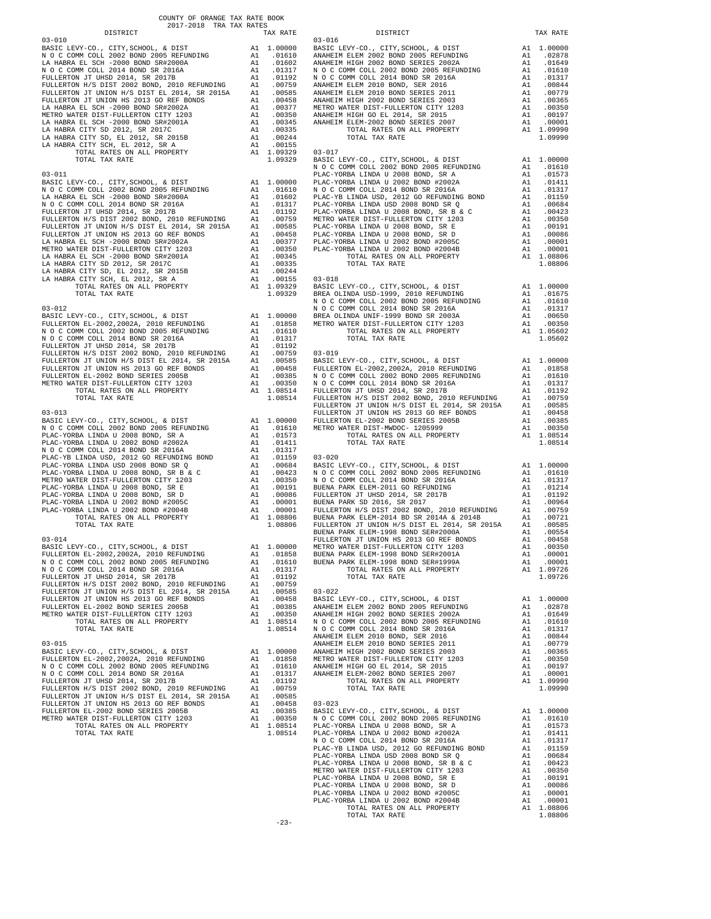COUNTY OF ORANGE TAX RATE BOOK
2017-2018 TRA TAX RATES

| DISTRICT | | TAX RATE |
|---|---|---|
| **03-010** | | |
| BASIC LEVY-CO., CITY,SCHOOL, & DIST | A1 | 1.00000 |
| N O C COMM COLL 2002 BOND 2005 REFUNDING | A1 | .01610 |
| LA HABRA EL SCH -2000 BOND SR#2000A | A1 | .01602 |
| N O C COMM COLL 2014 BOND SR 2016A | A1 | .01317 |
| FULLERTON JT UHSD 2014, SR 2017B | A1 | .01192 |
| FULLERTON H/S DIST 2002 BOND, 2010 REFUNDING | A1 | .00759 |
| FULLERTON JT UNION H/S DIST EL 2014, SR 2015A | A1 | .00585 |
| FULLERTON JT UNION HS 2013 GO REF BONDS | A1 | .00458 |
| LA HABRA EL SCH -2000 BOND SR#2002A | A1 | .00377 |
| METRO WATER DIST-FULLERTON CITY 1203 | A1 | .00350 |
| LA HABRA EL SCH -2000 BOND SR#2001A | A1 | .00345 |
| LA HABRA CITY SD 2012, SR 2017C | A1 | .00335 |
| LA HABRA CITY SD, EL 2012, SR 2015B | A1 | .00244 |
| LA HABRA CITY SCH, EL 2012, SR A | A1 | .00155 |
| TOTAL RATES ON ALL PROPERTY | A1 | 1.09329 |
| TOTAL TAX RATE | | 1.09329 |
| **03-011** | | |
| BASIC LEVY-CO., CITY,SCHOOL, & DIST | A1 | 1.00000 |
| N O C COMM COLL 2002 BOND 2005 REFUNDING | A1 | .01610 |
| LA HABRA EL SCH -2000 BOND SR#2000A | A1 | .01602 |
| N O C COMM COLL 2014 BOND SR 2016A | A1 | .01317 |
| FULLERTON JT UHSD 2014, SR 2017B | A1 | .01192 |
| FULLERTON H/S DIST 2002 BOND, 2010 REFUNDING | A1 | .00759 |
| FULLERTON JT UNION H/S DIST EL 2014, SR 2015A | A1 | .00585 |
| FULLERTON JT UNION HS 2013 GO REF BONDS | A1 | .00458 |
| LA HABRA EL SCH -2000 BOND SR#2002A | A1 | .00377 |
| METRO WATER DIST-FULLERTON CITY 1203 | A1 | .00350 |
| LA HABRA EL SCH -2000 BOND SR#2001A | A1 | .00345 |
| LA HABRA CITY SD 2012, SR 2017C | A1 | .00335 |
| LA HABRA CITY SD, EL 2012, SR 2015B | A1 | .00244 |
| LA HABRA CITY SCH, EL 2012, SR A | A1 | .00155 |
| TOTAL RATES ON ALL PROPERTY | A1 | 1.09329 |
| TOTAL TAX RATE | | 1.09329 |
| **03-012** | | |
| BASIC LEVY-CO., CITY,SCHOOL, & DIST | A1 | 1.00000 |
| FULLERTON EL-2002,2002A, 2010 REFUNDING | A1 | .01858 |
| N O C COMM COLL 2002 BOND 2005 REFUNDING | A1 | .01610 |
| N O C COMM COLL 2014 BOND SR 2016A | A1 | .01317 |
| FULLERTON JT UHSD 2014, SR 2017B | A1 | .01192 |
| FULLERTON H/S DIST 2002 BOND, 2010 REFUNDING | A1 | .00759 |
| FULLERTON JT UNION H/S DIST EL 2014, SR 2015A | A1 | .00585 |
| FULLERTON JT UNION HS 2013 GO REF BONDS | A1 | .00458 |
| FULLERTON EL-2002 BOND SERIES 2005B | A1 | .00385 |
| METRO WATER DIST-FULLERTON CITY 1203 | A1 | .00350 |
| TOTAL RATES ON ALL PROPERTY | A1 | 1.08514 |
| TOTAL TAX RATE | | 1.08514 |
| **03-013** | | |
| BASIC LEVY-CO., CITY,SCHOOL, & DIST | A1 | 1.00000 |
| N O C COMM COLL 2002 BOND 2005 REFUNDING | A1 | .01610 |
| PLAC-YORBA LINDA U 2008 BOND, SR A | A1 | .01573 |
| PLAC-YORBA LINDA U 2002 BOND #2002A | A1 | .01411 |
| N O C COMM COLL 2014 BOND SR 2016A | A1 | .01317 |
| PLAC-YB LINDA USD, 2012 GO REFUNDING BOND | A1 | .01159 |
| PLAC-YORBA LINDA USD 2008 BOND SR Q | A1 | .00684 |
| PLAC-YORBA LINDA U 2008 BOND, SR B & C | A1 | .00423 |
| METRO WATER DIST-FULLERTON CITY 1203 | A1 | .00350 |
| PLAC-YORBA LINDA U 2008 BOND, SR E | A1 | .00191 |
| PLAC-YORBA LINDA U 2008 BOND, SR D | A1 | .00086 |
| PLAC-YORBA LINDA U 2002 BOND #2005C | A1 | .00001 |
| PLAC-YORBA LINDA U 2002 BOND #2004B | A1 | .00001 |
| TOTAL RATES ON ALL PROPERTY | A1 | 1.08806 |
| TOTAL TAX RATE | | 1.08806 |
| **03-014** | | |
| BASIC LEVY-CO., CITY,SCHOOL, & DIST | A1 | 1.00000 |
| FULLERTON EL-2002,2002A, 2010 REFUNDING | A1 | .01858 |
| N O C COMM COLL 2002 BOND 2005 REFUNDING | A1 | .01610 |
| N O C COMM COLL 2014 BOND SR 2016A | A1 | .01317 |
| FULLERTON JT UHSD 2014, SR 2017B | A1 | .01192 |
| FULLERTON H/S DIST 2002 BOND, 2010 REFUNDING | A1 | .00759 |
| FULLERTON JT UNION H/S DIST EL 2014, SR 2015A | A1 | .00585 |
| FULLERTON JT UNION HS 2013 GO REF BONDS | A1 | .00458 |
| FULLERTON EL-2002 BOND SERIES 2005B | A1 | .00385 |
| METRO WATER DIST-FULLERTON CITY 1203 | A1 | .00350 |
| TOTAL RATES ON ALL PROPERTY | A1 | 1.08514 |
| TOTAL TAX RATE | | 1.08514 |
| **03-015** | | |
| BASIC LEVY-CO., CITY,SCHOOL, & DIST | A1 | 1.00000 |
| FULLERTON EL-2002,2002A, 2010 REFUNDING | A1 | .01858 |
| N O C COMM COLL 2002 BOND 2005 REFUNDING | A1 | .01610 |
| N O C COMM COLL 2014 BOND SR 2016A | A1 | .01317 |
| FULLERTON JT UHSD 2014, SR 2017B | A1 | .01192 |
| FULLERTON H/S DIST 2002 BOND, 2010 REFUNDING | A1 | .00759 |
| FULLERTON JT UNION H/S DIST EL 2014, SR 2015A | A1 | .00585 |
| FULLERTON JT UNION HS 2013 GO REF BONDS | A1 | .00458 |
| FULLERTON EL-2002 BOND SERIES 2005B | A1 | .00385 |
| METRO WATER DIST-FULLERTON CITY 1203 | A1 | .00350 |
| TOTAL RATES ON ALL PROPERTY | A1 | 1.08514 |
| TOTAL TAX RATE | | 1.08514 |
| **03-016** | | |
| BASIC LEVY-CO., CITY,SCHOOL, & DIST | A1 | 1.00000 |
| ANAHEIM ELEM 2002 BOND 2005 REFUNDING | A1 | .02878 |
| ANAHEIM HIGH 2002 BOND SERIES 2002A | A1 | .01649 |
| N O C COMM COLL 2002 BOND 2005 REFUNDING | A1 | .01610 |
| N O C COMM COLL 2014 BOND SR 2016A | A1 | .01317 |
| ANAHEIM ELEM 2010 BOND, SER 2016 | A1 | .00844 |
| ANAHEIM ELEM 2010 BOND SERIES 2011 | A1 | .00779 |
| ANAHEIM HIGH 2002 BOND SERIES 2003 | A1 | .00365 |
| METRO WATER DIST-FULLERTON CITY 1203 | A1 | .00350 |
| ANAHEIM HIGH GO EL 2014, SR 2015 | A1 | .00197 |
| ANAHEIM ELEM-2002 BOND SERIES 2007 | A1 | .00001 |
| TOTAL RATES ON ALL PROPERTY | A1 | 1.09990 |
| TOTAL TAX RATE | | 1.09990 |
| **03-017** | | |
| BASIC LEVY-CO., CITY,SCHOOL, & DIST | A1 | 1.00000 |
| N O C COMM COLL 2002 BOND 2005 REFUNDING | A1 | .01610 |
| PLAC-YORBA LINDA U 2008 BOND, SR A | A1 | .01573 |
| PLAC-YORBA LINDA U 2002 BOND #2002A | A1 | .01411 |
| N O C COMM COLL 2014 BOND SR 2016A | A1 | .01317 |
| PLAC-YB LINDA USD, 2012 GO REFUNDING BOND | A1 | .01159 |
| PLAC-YORBA LINDA USD 2008 BOND SR Q | A1 | .00684 |
| PLAC-YORBA LINDA U 2008 BOND, SR B & C | A1 | .00423 |
| METRO WATER DIST-FULLERTON CITY 1203 | A1 | .00350 |
| PLAC-YORBA LINDA U 2008 BOND, SR E | A1 | .00191 |
| PLAC-YORBA LINDA U 2008 BOND, SR D | A1 | .00086 |
| PLAC-YORBA LINDA U 2002 BOND #2005C | A1 | .00001 |
| PLAC-YORBA LINDA U 2002 BOND #2004B | A1 | .00001 |
| TOTAL RATES ON ALL PROPERTY | A1 | 1.08806 |
| TOTAL TAX RATE | | 1.08806 |
| **03-018** | | |
| BASIC LEVY-CO., CITY,SCHOOL, & DIST | A1 | 1.00000 |
| BREA OLINDA USD-1999, 2010 REFUNDING | A1 | .01675 |
| N O C COMM COLL 2002 BOND 2005 REFUNDING | A1 | .01610 |
| N O C COMM COLL 2014 BOND SR 2016A | A1 | .01317 |
| BREA OLINDA UNIF-1999 BOND SR 2003A | A1 | .00650 |
| METRO WATER DIST-FULLERTON CITY 1203 | A1 | .00350 |
| TOTAL RATES ON ALL PROPERTY | A1 | 1.05602 |
| TOTAL TAX RATE | | 1.05602 |
| **03-019** | | |
| BASIC LEVY-CO., CITY,SCHOOL, & DIST | A1 | 1.00000 |
| FULLERTON EL-2002,2002A, 2010 REFUNDING | A1 | .01858 |
| N O C COMM COLL 2002 BOND 2005 REFUNDING | A1 | .01610 |
| N O C COMM COLL 2014 BOND SR 2016A | A1 | .01317 |
| FULLERTON JT UHSD 2014, SR 2017B | A1 | .01192 |
| FULLERTON H/S DIST 2002 BOND, 2010 REFUNDING | A1 | .00759 |
| FULLERTON JT UNION H/S DIST EL 2014, SR 2015A | A1 | .00585 |
| FULLERTON JT UNION HS 2013 GO REF BONDS | A1 | .00458 |
| FULLERTON EL-2002 BOND SERIES 2005B | A1 | .00385 |
| METRO WATER DIST-MWDOC- 1205999 | A1 | .00350 |
| TOTAL RATES ON ALL PROPERTY | A1 | 1.08514 |
| TOTAL TAX RATE | | 1.08514 |
| **03-020** | | |
| BASIC LEVY-CO., CITY,SCHOOL, & DIST | A1 | 1.00000 |
| N O C COMM COLL 2002 BOND 2005 REFUNDING | A1 | .01610 |
| N O C COMM COLL 2014 BOND SR 2016A | A1 | .01317 |
| BUENA PARK ELEM-2011 GO REFUNDING | A1 | .01214 |
| FULLERTON JT UHSD 2014, SR 2017B | A1 | .01192 |
| BUENA PARK SD 2016, SR 2017 | A1 | .00964 |
| FULLERTON H/S DIST 2002 BOND, 2010 REFUNDING | A1 | .00759 |
| BUENA PARK ELEM-2014 BD SR 2014A & 2014B | A1 | .00721 |
| FULLERTON JT UNION H/S DIST EL 2014, SR 2015A | A1 | .00585 |
| BUENA PARK ELEM-1998 BOND SER#2000A | A1 | .00554 |
| FULLERTON JT UNION HS 2013 GO REF BONDS | A1 | .00458 |
| METRO WATER DIST-FULLERTON CITY 1203 | A1 | .00350 |
| BUENA PARK ELEM-1998 BOND SER#2001A | A1 | .00001 |
| BUENA PARK ELEM-1998 BOND SER#1999A | A1 | .00001 |
| TOTAL RATES ON ALL PROPERTY | A1 | 1.09726 |
| TOTAL TAX RATE | | 1.09726 |
| **03-022** | | |
| BASIC LEVY-CO., CITY,SCHOOL, & DIST | A1 | 1.00000 |
| ANAHEIM ELEM 2002 BOND 2005 REFUNDING | A1 | .02878 |
| ANAHEIM HIGH 2002 BOND SERIES 2002A | A1 | .01649 |
| N O C COMM COLL 2002 BOND 2005 REFUNDING | A1 | .01610 |
| N O C COMM COLL 2014 BOND SR 2016A | A1 | .01317 |
| ANAHEIM ELEM 2010 BOND, SER 2016 | A1 | .00844 |
| ANAHEIM ELEM 2010 BOND SERIES 2011 | A1 | .00779 |
| ANAHEIM HIGH 2002 BOND SERIES 2003 | A1 | .00365 |
| METRO WATER DIST-FULLERTON CITY 1203 | A1 | .00350 |
| ANAHEIM HIGH GO EL 2014, SR 2015 | A1 | .00197 |
| ANAHEIM ELEM-2002 BOND SERIES 2007 | A1 | .00001 |
| TOTAL RATES ON ALL PROPERTY | A1 | 1.09990 |
| TOTAL TAX RATE | | 1.09990 |
| **03-023** | | |
| BASIC LEVY-CO., CITY,SCHOOL, & DIST | A1 | 1.00000 |
| N O C COMM COLL 2002 BOND 2005 REFUNDING | A1 | .01610 |
| PLAC-YORBA LINDA U 2008 BOND, SR A | A1 | .01573 |
| PLAC-YORBA LINDA U 2002 BOND #2002A | A1 | .01411 |
| N O C COMM COLL 2014 BOND SR 2016A | A1 | .01317 |
| PLAC-YB LINDA USD, 2012 GO REFUNDING BOND | A1 | .01159 |
| PLAC-YORBA LINDA USD 2008 BOND SR Q | A1 | .00684 |
| PLAC-YORBA LINDA U 2008 BOND, SR B & C | A1 | .00423 |
| METRO WATER DIST-FULLERTON CITY 1203 | A1 | .00350 |
| PLAC-YORBA LINDA U 2008 BOND, SR E | A1 | .00191 |
| PLAC-YORBA LINDA U 2008 BOND, SR D | A1 | .00086 |
| PLAC-YORBA LINDA U 2002 BOND #2005C | A1 | .00001 |
| PLAC-YORBA LINDA U 2002 BOND #2004B | A1 | .00001 |
| TOTAL RATES ON ALL PROPERTY | A1 | 1.08806 |
| TOTAL TAX RATE | | 1.08806 |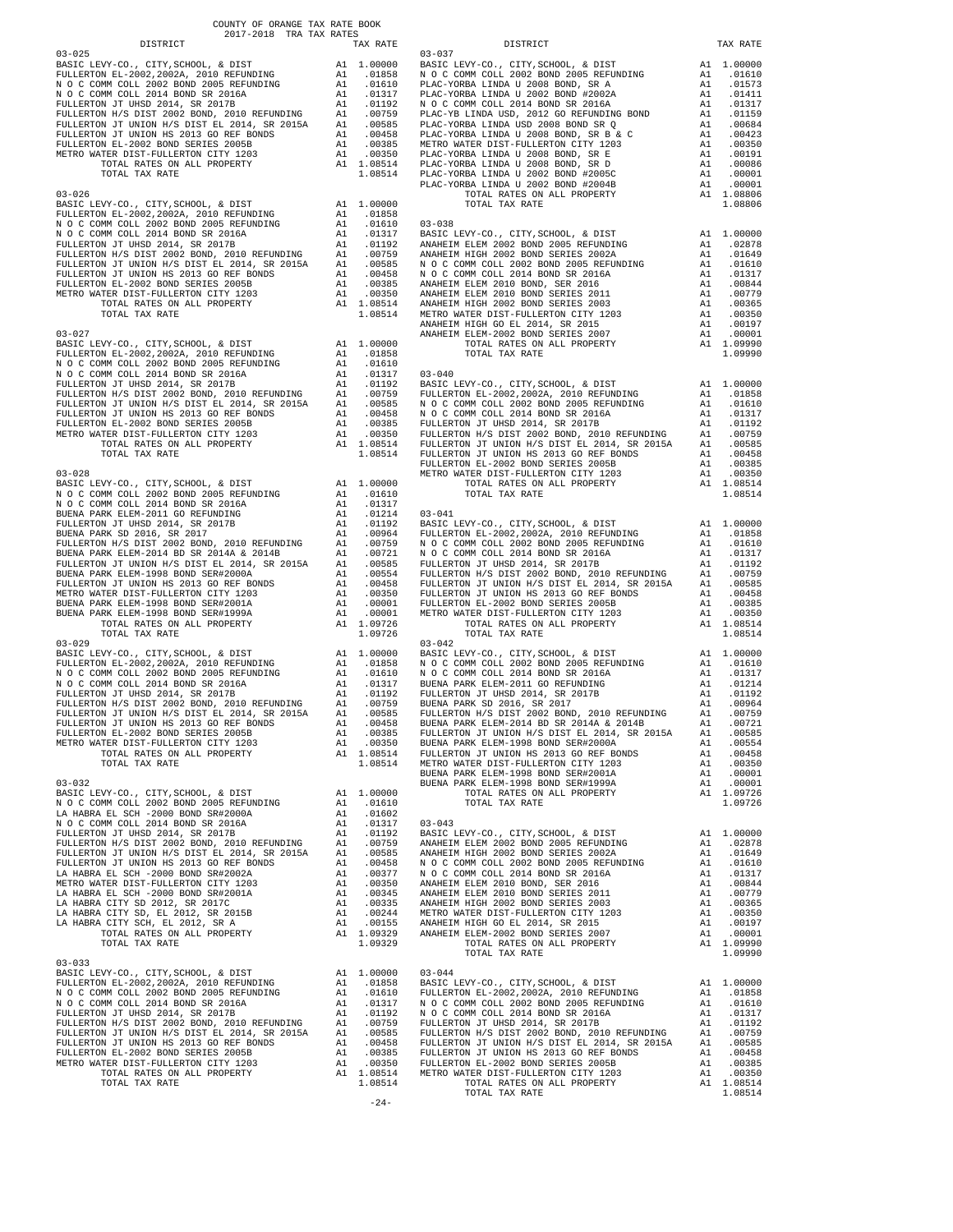COUNTY OF ORANGE TAX RATE BOOK
2017-2018 TRA TAX RATES

| DISTRICT | | TAX RATE |
|---|---|---|
| **03-025** | | |
| BASIC LEVY-CO., CITY,SCHOOL, & DIST | A1 | 1.00000 |
| FULLERTON EL-2002,2002A, 2010 REFUNDING | A1 | .01858 |
| N O C COMM COLL 2002 BOND 2005 REFUNDING | A1 | .01610 |
| N O C COMM COLL 2014 BOND SR 2016A | A1 | .01317 |
| FULLERTON JT UHSD 2014, SR 2017B | A1 | .01192 |
| FULLERTON H/S DIST 2002 BOND, 2010 REFUNDING | A1 | .00759 |
| FULLERTON JT UNION H/S DIST EL 2014, SR 2015A | A1 | .00585 |
| FULLERTON JT UNION HS 2013 GO REF BONDS | A1 | .00458 |
| FULLERTON EL-2002 BOND SERIES 2005B | A1 | .00385 |
| METRO WATER DIST-FULLERTON CITY 1203 | A1 | .00350 |
| TOTAL RATES ON ALL PROPERTY | A1 | 1.08514 |
| TOTAL TAX RATE | | 1.08514 |
| **03-026** | | |
| BASIC LEVY-CO., CITY,SCHOOL, & DIST | A1 | 1.00000 |
| FULLERTON EL-2002,2002A, 2010 REFUNDING | A1 | .01858 |
| N O C COMM COLL 2002 BOND 2005 REFUNDING | A1 | .01610 |
| N O C COMM COLL 2014 BOND SR 2016A | A1 | .01317 |
| FULLERTON JT UHSD 2014, SR 2017B | A1 | .01192 |
| FULLERTON H/S DIST 2002 BOND, 2010 REFUNDING | A1 | .00759 |
| FULLERTON JT UNION H/S DIST EL 2014, SR 2015A | A1 | .00585 |
| FULLERTON JT UNION HS 2013 GO REF BONDS | A1 | .00458 |
| FULLERTON EL-2002 BOND SERIES 2005B | A1 | .00385 |
| METRO WATER DIST-FULLERTON CITY 1203 | A1 | .00350 |
| TOTAL RATES ON ALL PROPERTY | A1 | 1.08514 |
| TOTAL TAX RATE | | 1.08514 |
| **03-027** | | |
| BASIC LEVY-CO., CITY,SCHOOL, & DIST | A1 | 1.00000 |
| FULLERTON EL-2002,2002A, 2010 REFUNDING | A1 | .01858 |
| N O C COMM COLL 2002 BOND 2005 REFUNDING | A1 | .01610 |
| N O C COMM COLL 2014 BOND SR 2016A | A1 | .01317 |
| FULLERTON JT UHSD 2014, SR 2017B | A1 | .01192 |
| FULLERTON H/S DIST 2002 BOND, 2010 REFUNDING | A1 | .00759 |
| FULLERTON JT UNION H/S DIST EL 2014, SR 2015A | A1 | .00585 |
| FULLERTON JT UNION HS 2013 GO REF BONDS | A1 | .00458 |
| FULLERTON EL-2002 BOND SERIES 2005B | A1 | .00385 |
| METRO WATER DIST-FULLERTON CITY 1203 | A1 | .00350 |
| TOTAL RATES ON ALL PROPERTY | A1 | 1.08514 |
| TOTAL TAX RATE | | 1.08514 |
| **03-028** | | |
| BASIC LEVY-CO., CITY,SCHOOL, & DIST | A1 | 1.00000 |
| N O C COMM COLL 2002 BOND 2005 REFUNDING | A1 | .01610 |
| N O C COMM COLL 2014 BOND SR 2016A | A1 | .01317 |
| BUENA PARK ELEM-2011 GO REFUNDING | A1 | .01214 |
| FULLERTON JT UHSD 2014, SR 2017B | A1 | .01192 |
| BUENA PARK SD 2016, SR 2017 | A1 | .00964 |
| FULLERTON H/S DIST 2002 BOND, 2010 REFUNDING | A1 | .00759 |
| BUENA PARK ELEM-2014 BD SR 2014A & 2014B | A1 | .00721 |
| FULLERTON JT UNION H/S DIST EL 2014, SR 2015A | A1 | .00585 |
| BUENA PARK ELEM-1998 BOND SER#2000A | A1 | .00554 |
| FULLERTON JT UNION HS 2013 GO REF BONDS | A1 | .00458 |
| METRO WATER DIST-FULLERTON CITY 1203 | A1 | .00350 |
| BUENA PARK ELEM-1998 BOND SER#2001A | A1 | .00001 |
| BUENA PARK ELEM-1998 BOND SER#1999A | A1 | .00001 |
| TOTAL RATES ON ALL PROPERTY | A1 | 1.09726 |
| TOTAL TAX RATE | | 1.09726 |
| **03-029** | | |
| BASIC LEVY-CO., CITY,SCHOOL, & DIST | A1 | 1.00000 |
| FULLERTON EL-2002,2002A, 2010 REFUNDING | A1 | .01858 |
| N O C COMM COLL 2002 BOND 2005 REFUNDING | A1 | .01610 |
| N O C COMM COLL 2014 BOND SR 2016A | A1 | .01317 |
| FULLERTON JT UHSD 2014, SR 2017B | A1 | .01192 |
| FULLERTON H/S DIST 2002 BOND, 2010 REFUNDING | A1 | .00759 |
| FULLERTON JT UNION H/S DIST EL 2014, SR 2015A | A1 | .00585 |
| FULLERTON JT UNION HS 2013 GO REF BONDS | A1 | .00458 |
| FULLERTON EL-2002 BOND SERIES 2005B | A1 | .00385 |
| METRO WATER DIST-FULLERTON CITY 1203 | A1 | .00350 |
| TOTAL RATES ON ALL PROPERTY | A1 | 1.08514 |
| TOTAL TAX RATE | | 1.08514 |
| **03-032** | | |
| BASIC LEVY-CO., CITY,SCHOOL, & DIST | A1 | 1.00000 |
| N O C COMM COLL 2002 BOND 2005 REFUNDING | A1 | .01610 |
| LA HABRA EL SCH -2000 BOND SR#2000A | A1 | .01602 |
| N O C COMM COLL 2014 BOND SR 2016A | A1 | .01317 |
| FULLERTON JT UHSD 2014, SR 2017B | A1 | .01192 |
| FULLERTON H/S DIST 2002 BOND, 2010 REFUNDING | A1 | .00759 |
| FULLERTON JT UNION H/S DIST EL 2014, SR 2015A | A1 | .00585 |
| FULLERTON JT UNION HS 2013 GO REF BONDS | A1 | .00458 |
| LA HABRA EL SCH -2000 BOND SR#2002A | A1 | .00377 |
| METRO WATER DIST-FULLERTON CITY 1203 | A1 | .00350 |
| LA HABRA EL SCH -2000 BOND SR#2001A | A1 | .00345 |
| LA HABRA CITY SD 2012, SR 2017C | A1 | .00335 |
| LA HABRA CITY SD, EL 2012, SR 2015B | A1 | .00244 |
| LA HABRA CITY SCH, EL 2012, SR A | A1 | .00155 |
| TOTAL RATES ON ALL PROPERTY | A1 | 1.09329 |
| TOTAL TAX RATE | | 1.09329 |
| **03-033** | | |
| BASIC LEVY-CO., CITY,SCHOOL, & DIST | A1 | 1.00000 |
| FULLERTON EL-2002,2002A, 2010 REFUNDING | A1 | .01858 |
| N O C COMM COLL 2002 BOND 2005 REFUNDING | A1 | .01610 |
| N O C COMM COLL 2014 BOND SR 2016A | A1 | .01317 |
| FULLERTON JT UHSD 2014, SR 2017B | A1 | .01192 |
| FULLERTON H/S DIST 2002 BOND, 2010 REFUNDING | A1 | .00759 |
| FULLERTON JT UNION H/S DIST EL 2014, SR 2015A | A1 | .00585 |
| FULLERTON JT UNION HS 2013 GO REF BONDS | A1 | .00458 |
| FULLERTON EL-2002 BOND SERIES 2005B | A1 | .00385 |
| METRO WATER DIST-FULLERTON CITY 1203 | A1 | .00350 |
| TOTAL RATES ON ALL PROPERTY | A1 | 1.08514 |
| TOTAL TAX RATE | | 1.08514 |
| **03-037** | | |
| BASIC LEVY-CO., CITY,SCHOOL, & DIST | A1 | 1.00000 |
| N O C COMM COLL 2002 BOND 2005 REFUNDING | A1 | .01610 |
| PLAC-YORBA LINDA U 2008 BOND, SR A | A1 | .01573 |
| PLAC-YORBA LINDA U 2002 BOND #2002A | A1 | .01411 |
| N O C COMM COLL 2014 BOND SR 2016A | A1 | .01317 |
| PLAC-YB LINDA USD, 2012 GO REFUNDING BOND | A1 | .01159 |
| PLAC-YORBA LINDA USD 2008 BOND SR Q | A1 | .00684 |
| PLAC-YORBA LINDA U 2008 BOND, SR B & C | A1 | .00423 |
| METRO WATER DIST-FULLERTON CITY 1203 | A1 | .00350 |
| PLAC-YORBA LINDA U 2008 BOND, SR E | A1 | .00191 |
| PLAC-YORBA LINDA U 2008 BOND, SR D | A1 | .00086 |
| PLAC-YORBA LINDA U 2002 BOND #2005C | A1 | .00001 |
| PLAC-YORBA LINDA U 2002 BOND #2004B | A1 | .00001 |
| TOTAL RATES ON ALL PROPERTY | A1 | 1.08806 |
| TOTAL TAX RATE | | 1.08806 |
| **03-038** | | |
| BASIC LEVY-CO., CITY,SCHOOL, & DIST | A1 | 1.00000 |
| ANAHEIM ELEM 2002 BOND 2005 REFUNDING | A1 | .02878 |
| ANAHEIM HIGH 2002 BOND SERIES 2002A | A1 | .01649 |
| N O C COMM COLL 2002 BOND 2005 REFUNDING | A1 | .01610 |
| N O C COMM COLL 2014 BOND SR 2016A | A1 | .01317 |
| ANAHEIM ELEM 2010 BOND, SER 2016 | A1 | .00844 |
| ANAHEIM ELEM 2010 BOND SERIES 2011 | A1 | .00779 |
| ANAHEIM HIGH 2002 BOND SERIES 2003 | A1 | .00365 |
| METRO WATER DIST-FULLERTON CITY 1203 | A1 | .00350 |
| ANAHEIM HIGH GO EL 2014, SR 2015 | A1 | .00197 |
| ANAHEIM ELEM-2002 BOND SERIES 2007 | A1 | .00001 |
| TOTAL RATES ON ALL PROPERTY | A1 | 1.09990 |
| TOTAL TAX RATE | | 1.09990 |
| **03-040** | | |
| BASIC LEVY-CO., CITY,SCHOOL, & DIST | A1 | 1.00000 |
| FULLERTON EL-2002,2002A, 2010 REFUNDING | A1 | .01858 |
| N O C COMM COLL 2002 BOND 2005 REFUNDING | A1 | .01610 |
| N O C COMM COLL 2014 BOND SR 2016A | A1 | .01317 |
| FULLERTON JT UHSD 2014, SR 2017B | A1 | .01192 |
| FULLERTON H/S DIST 2002 BOND, 2010 REFUNDING | A1 | .00759 |
| FULLERTON JT UNION H/S DIST EL 2014, SR 2015A | A1 | .00585 |
| FULLERTON JT UNION HS 2013 GO REF BONDS | A1 | .00458 |
| FULLERTON EL-2002 BOND SERIES 2005B | A1 | .00385 |
| METRO WATER DIST-FULLERTON CITY 1203 | A1 | .00350 |
| TOTAL RATES ON ALL PROPERTY | A1 | 1.08514 |
| TOTAL TAX RATE | | 1.08514 |
| **03-041** | | |
| BASIC LEVY-CO., CITY,SCHOOL, & DIST | A1 | 1.00000 |
| FULLERTON EL-2002,2002A, 2010 REFUNDING | A1 | .01858 |
| N O C COMM COLL 2002 BOND 2005 REFUNDING | A1 | .01610 |
| N O C COMM COLL 2014 BOND SR 2016A | A1 | .01317 |
| FULLERTON JT UHSD 2014, SR 2017B | A1 | .01192 |
| FULLERTON H/S DIST 2002 BOND, 2010 REFUNDING | A1 | .00759 |
| FULLERTON JT UNION H/S DIST EL 2014, SR 2015A | A1 | .00585 |
| FULLERTON JT UNION HS 2013 GO REF BONDS | A1 | .00458 |
| FULLERTON EL-2002 BOND SERIES 2005B | A1 | .00385 |
| METRO WATER DIST-FULLERTON CITY 1203 | A1 | .00350 |
| TOTAL RATES ON ALL PROPERTY | A1 | 1.08514 |
| TOTAL TAX RATE | | 1.08514 |
| **03-042** | | |
| BASIC LEVY-CO., CITY,SCHOOL, & DIST | A1 | 1.00000 |
| N O C COMM COLL 2002 BOND 2005 REFUNDING | A1 | .01610 |
| N O C COMM COLL 2014 BOND SR 2016A | A1 | .01317 |
| BUENA PARK ELEM-2011 GO REFUNDING | A1 | .01214 |
| FULLERTON JT UHSD 2014, SR 2017B | A1 | .01192 |
| BUENA PARK SD 2016, SR 2017 | A1 | .00964 |
| FULLERTON H/S DIST 2002 BOND, 2010 REFUNDING | A1 | .00759 |
| BUENA PARK ELEM-2014 BD SR 2014A & 2014B | A1 | .00721 |
| FULLERTON JT UNION H/S DIST EL 2014, SR 2015A | A1 | .00585 |
| BUENA PARK ELEM-1998 BOND SER#2000A | A1 | .00554 |
| FULLERTON JT UNION HS 2013 GO REF BONDS | A1 | .00458 |
| METRO WATER DIST-FULLERTON CITY 1203 | A1 | .00350 |
| BUENA PARK ELEM-1998 BOND SER#2001A | A1 | .00001 |
| BUENA PARK ELEM-1998 BOND SER#1999A | A1 | .00001 |
| TOTAL RATES ON ALL PROPERTY | A1 | 1.09726 |
| TOTAL TAX RATE | | 1.09726 |
| **03-043** | | |
| BASIC LEVY-CO., CITY,SCHOOL, & DIST | A1 | 1.00000 |
| ANAHEIM ELEM 2002 BOND 2005 REFUNDING | A1 | .02878 |
| ANAHEIM HIGH 2002 BOND SERIES 2002A | A1 | .01649 |
| N O C COMM COLL 2002 BOND 2005 REFUNDING | A1 | .01610 |
| N O C COMM COLL 2014 BOND SR 2016A | A1 | .01317 |
| ANAHEIM ELEM 2010 BOND, SER 2016 | A1 | .00844 |
| ANAHEIM ELEM 2010 BOND SERIES 2011 | A1 | .00779 |
| ANAHEIM HIGH 2002 BOND SERIES 2003 | A1 | .00365 |
| METRO WATER DIST-FULLERTON CITY 1203 | A1 | .00350 |
| ANAHEIM HIGH GO EL 2014, SR 2015 | A1 | .00197 |
| ANAHEIM ELEM-2002 BOND SERIES 2007 | A1 | .00001 |
| TOTAL RATES ON ALL PROPERTY | A1 | 1.09990 |
| TOTAL TAX RATE | | 1.09990 |
| **03-044** | | |
| BASIC LEVY-CO., CITY,SCHOOL, & DIST | A1 | 1.00000 |
| FULLERTON EL-2002,2002A, 2010 REFUNDING | A1 | .01858 |
| N O C COMM COLL 2002 BOND 2005 REFUNDING | A1 | .01610 |
| N O C COMM COLL 2014 BOND SR 2016A | A1 | .01317 |
| FULLERTON JT UHSD 2014, SR 2017B | A1 | .01192 |
| FULLERTON H/S DIST 2002 BOND, 2010 REFUNDING | A1 | .00759 |
| FULLERTON JT UNION H/S DIST EL 2014, SR 2015A | A1 | .00585 |
| FULLERTON JT UNION HS 2013 GO REF BONDS | A1 | .00458 |
| FULLERTON EL-2002 BOND SERIES 2005B | A1 | .00385 |
| METRO WATER DIST-FULLERTON CITY 1203 | A1 | .00350 |
| TOTAL RATES ON ALL PROPERTY | A1 | 1.08514 |
| TOTAL TAX RATE | | 1.08514 |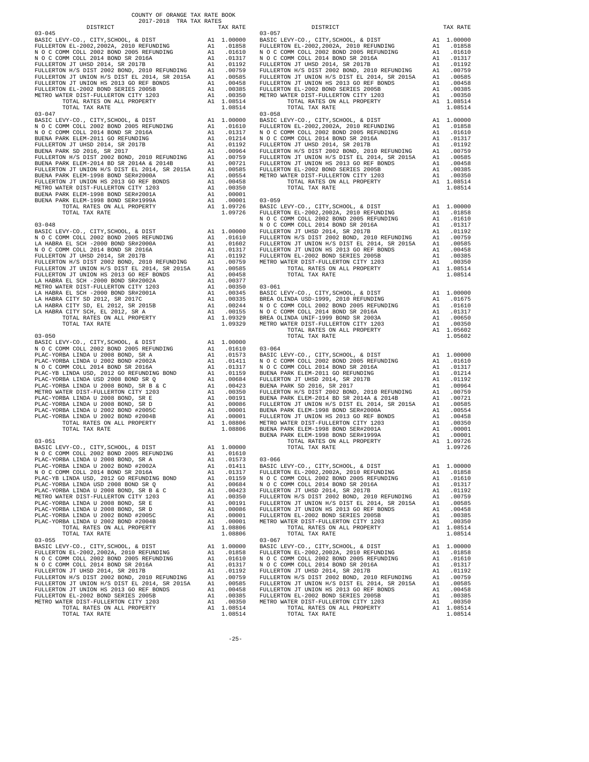COUNTY OF ORANGE TAX RATE BOOK
2017-2018 TRA TAX RATES

| DISTRICT | | TAX RATE |
|---|---|---|
| **03-045** | | |
| BASIC LEVY-CO., CITY,SCHOOL, & DIST | A1 | 1.00000 |
| FULLERTON EL-2002,2002A, 2010 REFUNDING | A1 | .01858 |
| N O C COMM COLL 2002 BOND 2005 REFUNDING | A1 | .01610 |
| N O C COMM COLL 2014 BOND SR 2016A | A1 | .01317 |
| FULLERTON JT UHSD 2014, SR 2017B | A1 | .01192 |
| FULLERTON H/S DIST 2002 BOND, 2010 REFUNDING | A1 | .00759 |
| FULLERTON JT UNION H/S DIST EL 2014, SR 2015A | A1 | .00585 |
| FULLERTON JT UNION HS 2013 GO REF BONDS | A1 | .00458 |
| FULLERTON EL-2002 BOND SERIES 2005B | A1 | .00385 |
| METRO WATER DIST-FULLERTON CITY 1203 | A1 | .00350 |
| TOTAL RATES ON ALL PROPERTY | A1 | 1.08514 |
| TOTAL TAX RATE | | 1.08514 |
| **03-047** | | |
| BASIC LEVY-CO., CITY,SCHOOL, & DIST | A1 | 1.00000 |
| N O C COMM COLL 2002 BOND 2005 REFUNDING | A1 | .01610 |
| N O C COMM COLL 2014 BOND SR 2016A | A1 | .01317 |
| BUENA PARK ELEM-2011 GO REFUNDING | A1 | .01214 |
| FULLERTON JT UHSD 2014, SR 2017B | A1 | .01192 |
| BUENA PARK SD 2016, SR 2017 | A1 | .00964 |
| FULLERTON H/S DIST 2002 BOND, 2010 REFUNDING | A1 | .00759 |
| BUENA PARK ELEM-2014 BD SR 2014A & 2014B | A1 | .00721 |
| FULLERTON JT UNION H/S DIST EL 2014, SR 2015A | A1 | .00585 |
| BUENA PARK ELEM-1998 BOND SER#2000A | A1 | .00554 |
| FULLERTON JT UNION HS 2013 GO REF BONDS | A1 | .00458 |
| METRO WATER DIST-FULLERTON CITY 1203 | A1 | .00350 |
| BUENA PARK ELEM-1998 BOND SER#2001A | A1 | .00001 |
| BUENA PARK ELEM-1998 BOND SER#1999A | A1 | .00001 |
| TOTAL RATES ON ALL PROPERTY | A1 | 1.09726 |
| TOTAL TAX RATE | | 1.09726 |
| **03-048** | | |
| BASIC LEVY-CO., CITY,SCHOOL, & DIST | A1 | 1.00000 |
| N O C COMM COLL 2002 BOND 2005 REFUNDING | A1 | .01610 |
| LA HABRA EL SCH -2000 BOND SR#2000A | A1 | .01602 |
| N O C COMM COLL 2014 BOND SR 2016A | A1 | .01317 |
| FULLERTON JT UHSD 2014, SR 2017B | A1 | .01192 |
| FULLERTON H/S DIST 2002 BOND, 2010 REFUNDING | A1 | .00759 |
| FULLERTON JT UNION H/S DIST EL 2014, SR 2015A | A1 | .00585 |
| FULLERTON JT UNION HS 2013 GO REF BONDS | A1 | .00458 |
| LA HABRA EL SCH -2000 BOND SR#2002A | A1 | .00377 |
| METRO WATER DIST-FULLERTON CITY 1203 | A1 | .00350 |
| LA HABRA EL SCH -2000 BOND SR#2001A | A1 | .00345 |
| LA HABRA CITY SD 2012, SR 2017C | A1 | .00335 |
| LA HABRA CITY SD, EL 2012, SR 2015B | A1 | .00244 |
| LA HABRA CITY SCH, EL 2012, SR A | A1 | .00155 |
| TOTAL RATES ON ALL PROPERTY | A1 | 1.09329 |
| TOTAL TAX RATE | | 1.09329 |
| **03-050** | | |
| BASIC LEVY-CO., CITY,SCHOOL, & DIST | A1 | 1.00000 |
| N O C COMM COLL 2002 BOND 2005 REFUNDING | A1 | .01610 |
| PLAC-YORBA LINDA U 2008 BOND, SR A | A1 | .01573 |
| PLAC-YORBA LINDA U 2002 BOND #2002A | A1 | .01411 |
| N O C COMM COLL 2014 BOND SR 2016A | A1 | .01317 |
| PLAC-YB LINDA USD, 2012 GO REFUNDING BOND | A1 | .01159 |
| PLAC-YORBA LINDA USD 2008 BOND SR Q | A1 | .00684 |
| PLAC-YORBA LINDA U 2008 BOND, SR B & C | A1 | .00423 |
| METRO WATER DIST-FULLERTON CITY 1203 | A1 | .00350 |
| PLAC-YORBA LINDA U 2008 BOND, SR E | A1 | .00191 |
| PLAC-YORBA LINDA U 2008 BOND, SR D | A1 | .00086 |
| PLAC-YORBA LINDA U 2002 BOND #2005C | A1 | .00001 |
| PLAC-YORBA LINDA U 2002 BOND #2004B | A1 | .00001 |
| TOTAL RATES ON ALL PROPERTY | A1 | 1.08806 |
| TOTAL TAX RATE | | 1.08806 |
| **03-051** | | |
| BASIC LEVY-CO., CITY,SCHOOL, & DIST | A1 | 1.00000 |
| N O C COMM COLL 2002 BOND 2005 REFUNDING | A1 | .01610 |
| PLAC-YORBA LINDA U 2008 BOND, SR A | A1 | .01573 |
| PLAC-YORBA LINDA U 2002 BOND #2002A | A1 | .01411 |
| N O C COMM COLL 2014 BOND SR 2016A | A1 | .01317 |
| PLAC-YB LINDA USD, 2012 GO REFUNDING BOND | A1 | .01159 |
| PLAC-YORBA LINDA USD 2008 BOND SR Q | A1 | .00684 |
| PLAC-YORBA LINDA U 2008 BOND, SR B & C | A1 | .00423 |
| METRO WATER DIST-FULLERTON CITY 1203 | A1 | .00350 |
| PLAC-YORBA LINDA U 2008 BOND, SR E | A1 | .00191 |
| PLAC-YORBA LINDA U 2008 BOND, SR D | A1 | .00086 |
| PLAC-YORBA LINDA U 2002 BOND #2005C | A1 | .00001 |
| PLAC-YORBA LINDA U 2002 BOND #2004B | A1 | .00001 |
| TOTAL RATES ON ALL PROPERTY | A1 | 1.08806 |
| TOTAL TAX RATE | | 1.08806 |
| **03-055** | | |
| BASIC LEVY-CO., CITY,SCHOOL, & DIST | A1 | 1.00000 |
| FULLERTON EL-2002,2002A, 2010 REFUNDING | A1 | .01858 |
| N O C COMM COLL 2002 BOND 2005 REFUNDING | A1 | .01610 |
| N O C COMM COLL 2014 BOND SR 2016A | A1 | .01317 |
| FULLERTON JT UHSD 2014, SR 2017B | A1 | .01192 |
| FULLERTON H/S DIST 2002 BOND, 2010 REFUNDING | A1 | .00759 |
| FULLERTON JT UNION H/S DIST EL 2014, SR 2015A | A1 | .00585 |
| FULLERTON JT UNION HS 2013 GO REF BONDS | A1 | .00458 |
| FULLERTON EL-2002 BOND SERIES 2005B | A1 | .00385 |
| METRO WATER DIST-FULLERTON CITY 1203 | A1 | .00350 |
| TOTAL RATES ON ALL PROPERTY | A1 | 1.08514 |
| TOTAL TAX RATE | | 1.08514 |
| **03-057** | | |
| BASIC LEVY-CO., CITY,SCHOOL, & DIST | A1 | 1.00000 |
| FULLERTON EL-2002,2002A, 2010 REFUNDING | A1 | .01858 |
| N O C COMM COLL 2002 BOND 2005 REFUNDING | A1 | .01610 |
| N O C COMM COLL 2014 BOND SR 2016A | A1 | .01317 |
| FULLERTON JT UHSD 2014, SR 2017B | A1 | .01192 |
| FULLERTON H/S DIST 2002 BOND, 2010 REFUNDING | A1 | .00759 |
| FULLERTON JT UNION H/S DIST EL 2014, SR 2015A | A1 | .00585 |
| FULLERTON JT UNION HS 2013 GO REF BONDS | A1 | .00458 |
| FULLERTON EL-2002 BOND SERIES 2005B | A1 | .00385 |
| METRO WATER DIST-FULLERTON CITY 1203 | A1 | .00350 |
| TOTAL RATES ON ALL PROPERTY | A1 | 1.08514 |
| TOTAL TAX RATE | | 1.08514 |
| **03-058** | | |
| BASIC LEVY-CO., CITY,SCHOOL, & DIST | A1 | 1.00000 |
| FULLERTON EL-2002,2002A, 2010 REFUNDING | A1 | .01858 |
| N O C COMM COLL 2002 BOND 2005 REFUNDING | A1 | .01610 |
| N O C COMM COLL 2014 BOND SR 2016A | A1 | .01317 |
| FULLERTON JT UHSD 2014, SR 2017B | A1 | .01192 |
| FULLERTON H/S DIST 2002 BOND, 2010 REFUNDING | A1 | .00759 |
| FULLERTON JT UNION H/S DIST EL 2014, SR 2015A | A1 | .00585 |
| FULLERTON JT UNION HS 2013 GO REF BONDS | A1 | .00458 |
| FULLERTON EL-2002 BOND SERIES 2005B | A1 | .00385 |
| METRO WATER DIST-FULLERTON CITY 1203 | A1 | .00350 |
| TOTAL RATES ON ALL PROPERTY | A1 | 1.08514 |
| TOTAL TAX RATE | | 1.08514 |
| **03-059** | | |
| BASIC LEVY-CO., CITY,SCHOOL, & DIST | A1 | 1.00000 |
| FULLERTON EL-2002,2002A, 2010 REFUNDING | A1 | .01858 |
| N O C COMM COLL 2002 BOND 2005 REFUNDING | A1 | .01610 |
| N O C COMM COLL 2014 BOND SR 2016A | A1 | .01317 |
| FULLERTON JT UHSD 2014, SR 2017B | A1 | .01192 |
| FULLERTON H/S DIST 2002 BOND, 2010 REFUNDING | A1 | .00759 |
| FULLERTON JT UNION H/S DIST EL 2014, SR 2015A | A1 | .00585 |
| FULLERTON JT UNION HS 2013 GO REF BONDS | A1 | .00458 |
| FULLERTON EL-2002 BOND SERIES 2005B | A1 | .00385 |
| METRO WATER DIST-FULLERTON CITY 1203 | A1 | .00350 |
| TOTAL RATES ON ALL PROPERTY | A1 | 1.08514 |
| TOTAL TAX RATE | | 1.08514 |
| **03-061** | | |
| BASIC LEVY-CO., CITY,SCHOOL, & DIST | A1 | 1.00000 |
| BREA OLINDA USD-1999, 2010 REFUNDING | A1 | .01675 |
| N O C COMM COLL 2002 BOND 2005 REFUNDING | A1 | .01610 |
| N O C COMM COLL 2014 BOND SR 2016A | A1 | .01317 |
| BREA OLINDA UNIF-1999 BOND SR 2003A | A1 | .00650 |
| METRO WATER DIST-FULLERTON CITY 1203 | A1 | .00350 |
| TOTAL RATES ON ALL PROPERTY | A1 | 1.05602 |
| TOTAL TAX RATE | | 1.05602 |
| **03-064** | | |
| BASIC LEVY-CO., CITY,SCHOOL, & DIST | A1 | 1.00000 |
| N O C COMM COLL 2002 BOND 2005 REFUNDING | A1 | .01610 |
| N O C COMM COLL 2014 BOND SR 2016A | A1 | .01317 |
| BUENA PARK ELEM-2011 GO REFUNDING | A1 | .01214 |
| FULLERTON JT UHSD 2014, SR 2017B | A1 | .01192 |
| BUENA PARK SD 2016, SR 2017 | A1 | .00964 |
| FULLERTON H/S DIST 2002 BOND, 2010 REFUNDING | A1 | .00759 |
| BUENA PARK ELEM-2014 BD SR 2014A & 2014B | A1 | .00721 |
| FULLERTON JT UNION H/S DIST EL 2014, SR 2015A | A1 | .00585 |
| BUENA PARK ELEM-1998 BOND SER#2000A | A1 | .00554 |
| FULLERTON JT UNION HS 2013 GO REF BONDS | A1 | .00458 |
| METRO WATER DIST-FULLERTON CITY 1203 | A1 | .00350 |
| BUENA PARK ELEM-1998 BOND SER#2001A | A1 | .00001 |
| BUENA PARK ELEM-1998 BOND SER#1999A | A1 | .00001 |
| TOTAL RATES ON ALL PROPERTY | A1 | 1.09726 |
| TOTAL TAX RATE | | 1.09726 |
| **03-066** | | |
| BASIC LEVY-CO., CITY,SCHOOL, & DIST | A1 | 1.00000 |
| FULLERTON EL-2002,2002A, 2010 REFUNDING | A1 | .01858 |
| N O C COMM COLL 2002 BOND 2005 REFUNDING | A1 | .01610 |
| N O C COMM COLL 2014 BOND SR 2016A | A1 | .01317 |
| FULLERTON JT UHSD 2014, SR 2017B | A1 | .01192 |
| FULLERTON H/S DIST 2002 BOND, 2010 REFUNDING | A1 | .00759 |
| FULLERTON JT UNION H/S DIST EL 2014, SR 2015A | A1 | .00585 |
| FULLERTON JT UNION HS 2013 GO REF BONDS | A1 | .00458 |
| FULLERTON EL-2002 BOND SERIES 2005B | A1 | .00385 |
| METRO WATER DIST-FULLERTON CITY 1203 | A1 | .00350 |
| TOTAL RATES ON ALL PROPERTY | A1 | 1.08514 |
| TOTAL TAX RATE | | 1.08514 |
| **03-067** | | |
| BASIC LEVY-CO., CITY,SCHOOL, & DIST | A1 | 1.00000 |
| FULLERTON EL-2002,2002A, 2010 REFUNDING | A1 | .01858 |
| N O C COMM COLL 2002 BOND 2005 REFUNDING | A1 | .01610 |
| N O C COMM COLL 2014 BOND SR 2016A | A1 | .01317 |
| FULLERTON JT UHSD 2014, SR 2017B | A1 | .01192 |
| FULLERTON H/S DIST 2002 BOND, 2010 REFUNDING | A1 | .00759 |
| FULLERTON JT UNION H/S DIST EL 2014, SR 2015A | A1 | .00585 |
| FULLERTON JT UNION HS 2013 GO REF BONDS | A1 | .00458 |
| FULLERTON EL-2002 BOND SERIES 2005B | A1 | .00385 |
| METRO WATER DIST-FULLERTON CITY 1203 | A1 | .00350 |
| TOTAL RATES ON ALL PROPERTY | A1 | 1.08514 |
| TOTAL TAX RATE | | 1.08514 |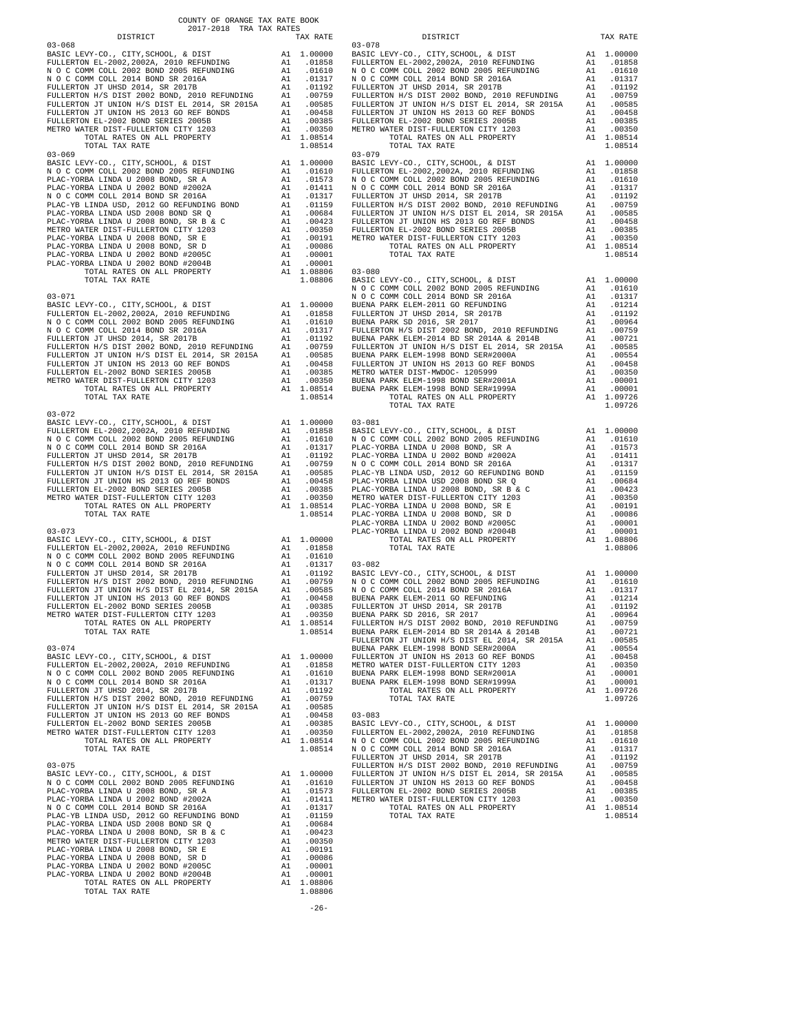COUNTY OF ORANGE TAX RATE BOOK
2017-2018 TRA TAX RATES

| DISTRICT | | TAX RATE |
|---|---|---|
| **03-068** | | |
| BASIC LEVY-CO., CITY,SCHOOL, & DIST | A1 | 1.00000 |
| FULLERTON EL-2002,2002A, 2010 REFUNDING | A1 | .01858 |
| N O C COMM COLL 2002 BOND 2005 REFUNDING | A1 | .01610 |
| N O C COMM COLL 2014 BOND SR 2016A | A1 | .01317 |
| FULLERTON JT UHSD 2014, SR 2017B | A1 | .01192 |
| FULLERTON H/S DIST 2002 BOND, 2010 REFUNDING | A1 | .00759 |
| FULLERTON JT UNION H/S DIST EL 2014, SR 2015A | A1 | .00585 |
| FULLERTON JT UNION HS 2013 GO REF BONDS | A1 | .00458 |
| FULLERTON EL-2002 BOND SERIES 2005B | A1 | .00385 |
| METRO WATER DIST-FULLERTON CITY 1203 | A1 | .00350 |
| TOTAL RATES ON ALL PROPERTY | A1 | 1.08514 |
| TOTAL TAX RATE | | 1.08514 |
| **03-069** | | |
| BASIC LEVY-CO., CITY,SCHOOL, & DIST | A1 | 1.00000 |
| N O C COMM COLL 2002 BOND 2005 REFUNDING | A1 | .01610 |
| PLAC-YORBA LINDA U 2008 BOND, SR A | A1 | .01573 |
| PLAC-YORBA LINDA U 2002 BOND #2002A | A1 | .01411 |
| N O C COMM COLL 2014 BOND SR 2016A | A1 | .01317 |
| PLAC-YB LINDA USD, 2012 GO REFUNDING BOND | A1 | .01159 |
| PLAC-YORBA LINDA USD 2008 BOND SR Q | A1 | .00684 |
| PLAC-YORBA LINDA U 2008 BOND, SR B & C | A1 | .00423 |
| METRO WATER DIST-FULLERTON CITY 1203 | A1 | .00350 |
| PLAC-YORBA LINDA U 2008 BOND, SR E | A1 | .00191 |
| PLAC-YORBA LINDA U 2008 BOND, SR D | A1 | .00086 |
| PLAC-YORBA LINDA U 2002 BOND #2005C | A1 | .00001 |
| PLAC-YORBA LINDA U 2002 BOND #2004B | A1 | .00001 |
| TOTAL RATES ON ALL PROPERTY | A1 | 1.08806 |
| TOTAL TAX RATE | | 1.08806 |
| **03-071** | | |
| BASIC LEVY-CO., CITY,SCHOOL, & DIST | A1 | 1.00000 |
| FULLERTON EL-2002,2002A, 2010 REFUNDING | A1 | .01858 |
| N O C COMM COLL 2002 BOND 2005 REFUNDING | A1 | .01610 |
| N O C COMM COLL 2014 BOND SR 2016A | A1 | .01317 |
| FULLERTON JT UHSD 2014, SR 2017B | A1 | .01192 |
| FULLERTON H/S DIST 2002 BOND, 2010 REFUNDING | A1 | .00759 |
| FULLERTON JT UNION H/S DIST EL 2014, SR 2015A | A1 | .00585 |
| FULLERTON JT UNION HS 2013 GO REF BONDS | A1 | .00458 |
| FULLERTON EL-2002 BOND SERIES 2005B | A1 | .00385 |
| METRO WATER DIST-FULLERTON CITY 1203 | A1 | .00350 |
| TOTAL RATES ON ALL PROPERTY | A1 | 1.08514 |
| TOTAL TAX RATE | | 1.08514 |
| **03-072** | | |
| BASIC LEVY-CO., CITY,SCHOOL, & DIST | A1 | 1.00000 |
| FULLERTON EL-2002,2002A, 2010 REFUNDING | A1 | .01858 |
| N O C COMM COLL 2002 BOND 2005 REFUNDING | A1 | .01610 |
| N O C COMM COLL 2014 BOND SR 2016A | A1 | .01317 |
| FULLERTON JT UHSD 2014, SR 2017B | A1 | .01192 |
| FULLERTON H/S DIST 2002 BOND, 2010 REFUNDING | A1 | .00759 |
| FULLERTON JT UNION H/S DIST EL 2014, SR 2015A | A1 | .00585 |
| FULLERTON JT UNION HS 2013 GO REF BONDS | A1 | .00458 |
| FULLERTON EL-2002 BOND SERIES 2005B | A1 | .00385 |
| METRO WATER DIST-FULLERTON CITY 1203 | A1 | .00350 |
| TOTAL RATES ON ALL PROPERTY | A1 | 1.08514 |
| TOTAL TAX RATE | | 1.08514 |
| **03-073** | | |
| BASIC LEVY-CO., CITY,SCHOOL, & DIST | A1 | 1.00000 |
| FULLERTON EL-2002,2002A, 2010 REFUNDING | A1 | .01858 |
| N O C COMM COLL 2002 BOND 2005 REFUNDING | A1 | .01610 |
| N O C COMM COLL 2014 BOND SR 2016A | A1 | .01317 |
| FULLERTON JT UHSD 2014, SR 2017B | A1 | .01192 |
| FULLERTON H/S DIST 2002 BOND, 2010 REFUNDING | A1 | .00759 |
| FULLERTON JT UNION H/S DIST EL 2014, SR 2015A | A1 | .00585 |
| FULLERTON JT UNION HS 2013 GO REF BONDS | A1 | .00458 |
| FULLERTON EL-2002 BOND SERIES 2005B | A1 | .00385 |
| METRO WATER DIST-FULLERTON CITY 1203 | A1 | .00350 |
| TOTAL RATES ON ALL PROPERTY | A1 | 1.08514 |
| TOTAL TAX RATE | | 1.08514 |
| **03-074** | | |
| BASIC LEVY-CO., CITY,SCHOOL, & DIST | A1 | 1.00000 |
| FULLERTON EL-2002,2002A, 2010 REFUNDING | A1 | .01858 |
| N O C COMM COLL 2002 BOND 2005 REFUNDING | A1 | .01610 |
| N O C COMM COLL 2014 BOND SR 2016A | A1 | .01317 |
| FULLERTON JT UHSD 2014, SR 2017B | A1 | .01192 |
| FULLERTON H/S DIST 2002 BOND, 2010 REFUNDING | A1 | .00759 |
| FULLERTON JT UNION H/S DIST EL 2014, SR 2015A | A1 | .00585 |
| FULLERTON JT UNION HS 2013 GO REF BONDS | A1 | .00458 |
| FULLERTON EL-2002 BOND SERIES 2005B | A1 | .00385 |
| METRO WATER DIST-FULLERTON CITY 1203 | A1 | .00350 |
| TOTAL RATES ON ALL PROPERTY | A1 | 1.08514 |
| TOTAL TAX RATE | | 1.08514 |
| **03-075** | | |
| BASIC LEVY-CO., CITY,SCHOOL, & DIST | A1 | 1.00000 |
| N O C COMM COLL 2002 BOND 2005 REFUNDING | A1 | .01610 |
| PLAC-YORBA LINDA U 2008 BOND, SR A | A1 | .01573 |
| PLAC-YORBA LINDA U 2002 BOND #2002A | A1 | .01411 |
| N O C COMM COLL 2014 BOND SR 2016A | A1 | .01317 |
| PLAC-YB LINDA USD, 2012 GO REFUNDING BOND | A1 | .01159 |
| PLAC-YORBA LINDA USD 2008 BOND SR Q | A1 | .00684 |
| PLAC-YORBA LINDA U 2008 BOND, SR B & C | A1 | .00423 |
| METRO WATER DIST-FULLERTON CITY 1203 | A1 | .00350 |
| PLAC-YORBA LINDA U 2008 BOND, SR E | A1 | .00191 |
| PLAC-YORBA LINDA U 2008 BOND, SR D | A1 | .00086 |
| PLAC-YORBA LINDA U 2002 BOND #2005C | A1 | .00001 |
| PLAC-YORBA LINDA U 2002 BOND #2004B | A1 | .00001 |
| TOTAL RATES ON ALL PROPERTY | A1 | 1.08806 |
| TOTAL TAX RATE | | 1.08806 |
| **03-078** | | |
| BASIC LEVY-CO., CITY,SCHOOL, & DIST | A1 | 1.00000 |
| FULLERTON EL-2002,2002A, 2010 REFUNDING | A1 | .01858 |
| N O C COMM COLL 2002 BOND 2005 REFUNDING | A1 | .01610 |
| N O C COMM COLL 2014 BOND SR 2016A | A1 | .01317 |
| FULLERTON JT UHSD 2014, SR 2017B | A1 | .01192 |
| FULLERTON H/S DIST 2002 BOND, 2010 REFUNDING | A1 | .00759 |
| FULLERTON JT UNION H/S DIST EL 2014, SR 2015A | A1 | .00585 |
| FULLERTON JT UNION HS 2013 GO REF BONDS | A1 | .00458 |
| FULLERTON EL-2002 BOND SERIES 2005B | A1 | .00385 |
| METRO WATER DIST-FULLERTON CITY 1203 | A1 | .00350 |
| TOTAL RATES ON ALL PROPERTY | A1 | 1.08514 |
| TOTAL TAX RATE | | 1.08514 |
| **03-079** | | |
| BASIC LEVY-CO., CITY,SCHOOL, & DIST | A1 | 1.00000 |
| FULLERTON EL-2002,2002A, 2010 REFUNDING | A1 | .01858 |
| N O C COMM COLL 2002 BOND 2005 REFUNDING | A1 | .01610 |
| N O C COMM COLL 2014 BOND SR 2016A | A1 | .01317 |
| FULLERTON JT UHSD 2014, SR 2017B | A1 | .01192 |
| FULLERTON H/S DIST 2002 BOND, 2010 REFUNDING | A1 | .00759 |
| FULLERTON JT UNION H/S DIST EL 2014, SR 2015A | A1 | .00585 |
| FULLERTON JT UNION HS 2013 GO REF BONDS | A1 | .00458 |
| FULLERTON EL-2002 BOND SERIES 2005B | A1 | .00385 |
| METRO WATER DIST-FULLERTON CITY 1203 | A1 | .00350 |
| TOTAL RATES ON ALL PROPERTY | A1 | 1.08514 |
| TOTAL TAX RATE | | 1.08514 |
| **03-080** | | |
| BASIC LEVY-CO., CITY,SCHOOL, & DIST | A1 | 1.00000 |
| N O C COMM COLL 2002 BOND 2005 REFUNDING | A1 | .01610 |
| N O C COMM COLL 2014 BOND SR 2016A | A1 | .01317 |
| BUENA PARK ELEM-2011 GO REFUNDING | A1 | .01214 |
| FULLERTON JT UHSD 2014, SR 2017B | A1 | .01192 |
| BUENA PARK SD 2016, SR 2017 | A1 | .00964 |
| FULLERTON H/S DIST 2002 BOND, 2010 REFUNDING | A1 | .00759 |
| BUENA PARK ELEM-2014 BD SR 2014A & 2014B | A1 | .00721 |
| FULLERTON JT UNION H/S DIST EL 2014, SR 2015A | A1 | .00585 |
| BUENA PARK ELEM-1998 BOND SER#2000A | A1 | .00554 |
| FULLERTON JT UNION HS 2013 GO REF BONDS | A1 | .00458 |
| METRO WATER DIST-MWDOC- 1205999 | A1 | .00350 |
| BUENA PARK ELEM-1998 BOND SER#2001A | A1 | .00001 |
| BUENA PARK ELEM-1998 BOND SER#1999A | A1 | .00001 |
| TOTAL RATES ON ALL PROPERTY | A1 | 1.09726 |
| TOTAL TAX RATE | | 1.09726 |
| **03-081** | | |
| BASIC LEVY-CO., CITY,SCHOOL, & DIST | A1 | 1.00000 |
| N O C COMM COLL 2002 BOND 2005 REFUNDING | A1 | .01610 |
| PLAC-YORBA LINDA U 2008 BOND, SR A | A1 | .01573 |
| PLAC-YORBA LINDA U 2002 BOND #2002A | A1 | .01411 |
| N O C COMM COLL 2014 BOND SR 2016A | A1 | .01317 |
| PLAC-YB LINDA USD, 2012 GO REFUNDING BOND | A1 | .01159 |
| PLAC-YORBA LINDA USD 2008 BOND SR Q | A1 | .00684 |
| PLAC-YORBA LINDA U 2008 BOND, SR B & C | A1 | .00423 |
| METRO WATER DIST-FULLERTON CITY 1203 | A1 | .00350 |
| PLAC-YORBA LINDA U 2008 BOND, SR E | A1 | .00191 |
| PLAC-YORBA LINDA U 2008 BOND, SR D | A1 | .00086 |
| PLAC-YORBA LINDA U 2002 BOND #2005C | A1 | .00001 |
| PLAC-YORBA LINDA U 2002 BOND #2004B | A1 | .00001 |
| TOTAL RATES ON ALL PROPERTY | A1 | 1.08806 |
| TOTAL TAX RATE | | 1.08806 |
| **03-082** | | |
| BASIC LEVY-CO., CITY,SCHOOL, & DIST | A1 | 1.00000 |
| N O C COMM COLL 2002 BOND 2005 REFUNDING | A1 | .01610 |
| N O C COMM COLL 2014 BOND SR 2016A | A1 | .01317 |
| BUENA PARK ELEM-2011 GO REFUNDING | A1 | .01214 |
| FULLERTON JT UHSD 2014, SR 2017B | A1 | .01192 |
| BUENA PARK SD 2016, SR 2017 | A1 | .00964 |
| FULLERTON H/S DIST 2002 BOND, 2010 REFUNDING | A1 | .00759 |
| BUENA PARK ELEM-2014 BD SR 2014A & 2014B | A1 | .00721 |
| FULLERTON JT UNION H/S DIST EL 2014, SR 2015A | A1 | .00585 |
| BUENA PARK ELEM-1998 BOND SER#2000A | A1 | .00554 |
| FULLERTON JT UNION HS 2013 GO REF BONDS | A1 | .00458 |
| METRO WATER DIST-FULLERTON CITY 1203 | A1 | .00350 |
| BUENA PARK ELEM-1998 BOND SER#2001A | A1 | .00001 |
| BUENA PARK ELEM-1998 BOND SER#1999A | A1 | .00001 |
| TOTAL RATES ON ALL PROPERTY | A1 | 1.09726 |
| TOTAL TAX RATE | | 1.09726 |
| **03-083** | | |
| BASIC LEVY-CO., CITY,SCHOOL, & DIST | A1 | 1.00000 |
| FULLERTON EL-2002,2002A, 2010 REFUNDING | A1 | .01858 |
| N O C COMM COLL 2002 BOND 2005 REFUNDING | A1 | .01610 |
| N O C COMM COLL 2014 BOND SR 2016A | A1 | .01317 |
| FULLERTON JT UHSD 2014, SR 2017B | A1 | .01192 |
| FULLERTON H/S DIST 2002 BOND, 2010 REFUNDING | A1 | .00759 |
| FULLERTON JT UNION H/S DIST EL 2014, SR 2015A | A1 | .00585 |
| FULLERTON JT UNION HS 2013 GO REF BONDS | A1 | .00458 |
| FULLERTON EL-2002 BOND SERIES 2005B | A1 | .00385 |
| METRO WATER DIST-FULLERTON CITY 1203 | A1 | .00350 |
| TOTAL RATES ON ALL PROPERTY | A1 | 1.08514 |
| TOTAL TAX RATE | | 1.08514 |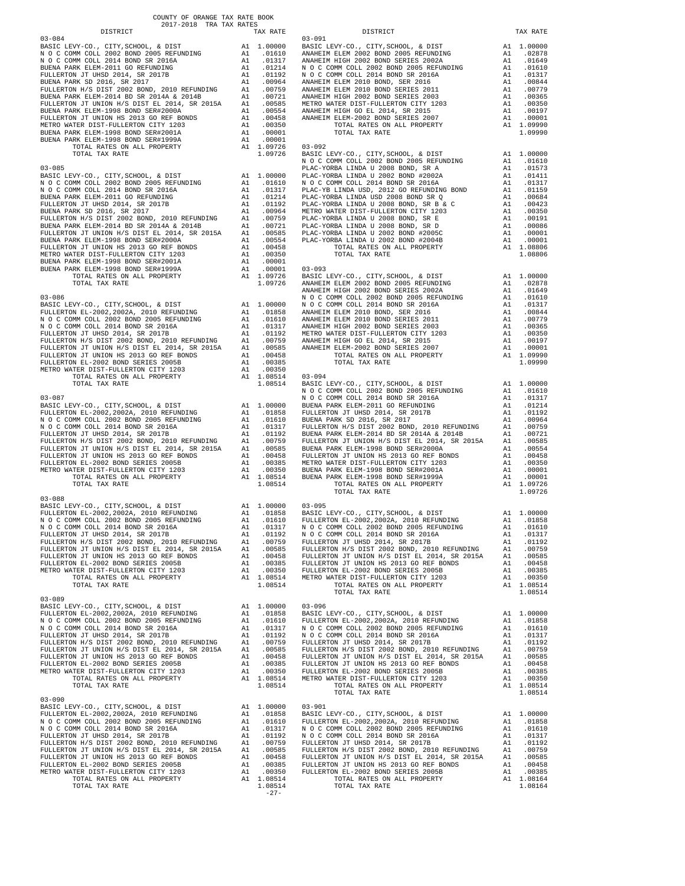COUNTY OF ORANGE TAX RATE BOOK
2017-2018 TRA TAX RATES

| DISTRICT | | TAX RATE |
|---|---|---|
| **03-084** | | |
| BASIC LEVY-CO., CITY,SCHOOL, & DIST | A1 | 1.00000 |
| N O C COMM COLL 2002 BOND 2005 REFUNDING | A1 | .01610 |
| N O C COMM COLL 2014 BOND SR 2016A | A1 | .01317 |
| BUENA PARK ELEM-2011 GO REFUNDING | A1 | .01214 |
| FULLERTON JT UHSD 2014, SR 2017B | A1 | .01192 |
| BUENA PARK SD 2016, SR 2017 | A1 | .00964 |
| FULLERTON H/S DIST 2002 BOND, 2010 REFUNDING | A1 | .00759 |
| BUENA PARK ELEM-2014 BD SR 2014A & 2014B | A1 | .00721 |
| FULLERTON JT UNION H/S DIST EL 2014, SR 2015A | A1 | .00585 |
| BUENA PARK ELEM-1998 BOND SER#2000A | A1 | .00554 |
| FULLERTON JT UNION HS 2013 GO REF BONDS | A1 | .00458 |
| METRO WATER DIST-FULLERTON CITY 1203 | A1 | .00350 |
| BUENA PARK ELEM-1998 BOND SER#2001A | A1 | .00001 |
| BUENA PARK ELEM-1998 BOND SER#1999A | A1 | .00001 |
| TOTAL RATES ON ALL PROPERTY | A1 | 1.09726 |
| TOTAL TAX RATE | | 1.09726 |
| **03-085** | | |
| BASIC LEVY-CO., CITY,SCHOOL, & DIST | A1 | 1.00000 |
| N O C COMM COLL 2002 BOND 2005 REFUNDING | A1 | .01610 |
| N O C COMM COLL 2014 BOND SR 2016A | A1 | .01317 |
| BUENA PARK ELEM-2011 GO REFUNDING | A1 | .01214 |
| FULLERTON JT UHSD 2014, SR 2017B | A1 | .01192 |
| BUENA PARK SD 2016, SR 2017 | A1 | .00964 |
| FULLERTON H/S DIST 2002 BOND, 2010 REFUNDING | A1 | .00759 |
| BUENA PARK ELEM-2014 BD SR 2014A & 2014B | A1 | .00721 |
| FULLERTON JT UNION H/S DIST EL 2014, SR 2015A | A1 | .00585 |
| BUENA PARK ELEM-1998 BOND SER#2000A | A1 | .00554 |
| FULLERTON JT UNION HS 2013 GO REF BONDS | A1 | .00458 |
| METRO WATER DIST-FULLERTON CITY 1203 | A1 | .00350 |
| BUENA PARK ELEM-1998 BOND SER#2001A | A1 | .00001 |
| BUENA PARK ELEM-1998 BOND SER#1999A | A1 | .00001 |
| TOTAL RATES ON ALL PROPERTY | A1 | 1.09726 |
| TOTAL TAX RATE | | 1.09726 |
| **03-086** | | |
| BASIC LEVY-CO., CITY,SCHOOL, & DIST | A1 | 1.00000 |
| FULLERTON EL-2002,2002A, 2010 REFUNDING | A1 | .01858 |
| N O C COMM COLL 2002 BOND 2005 REFUNDING | A1 | .01610 |
| N O C COMM COLL 2014 BOND SR 2016A | A1 | .01317 |
| FULLERTON JT UHSD 2014, SR 2017B | A1 | .01192 |
| FULLERTON H/S DIST 2002 BOND, 2010 REFUNDING | A1 | .00759 |
| FULLERTON JT UNION H/S DIST EL 2014, SR 2015A | A1 | .00585 |
| FULLERTON JT UNION HS 2013 GO REF BONDS | A1 | .00458 |
| FULLERTON EL-2002 BOND SERIES 2005B | A1 | .00385 |
| METRO WATER DIST-FULLERTON CITY 1203 | A1 | .00350 |
| TOTAL RATES ON ALL PROPERTY | A1 | 1.08514 |
| TOTAL TAX RATE | | 1.08514 |
| **03-087** | | |
| BASIC LEVY-CO., CITY,SCHOOL, & DIST | A1 | 1.00000 |
| FULLERTON EL-2002,2002A, 2010 REFUNDING | A1 | .01858 |
| N O C COMM COLL 2002 BOND 2005 REFUNDING | A1 | .01610 |
| N O C COMM COLL 2014 BOND SR 2016A | A1 | .01317 |
| FULLERTON JT UHSD 2014, SR 2017B | A1 | .01192 |
| FULLERTON H/S DIST 2002 BOND, 2010 REFUNDING | A1 | .00759 |
| FULLERTON JT UNION H/S DIST EL 2014, SR 2015A | A1 | .00585 |
| FULLERTON JT UNION HS 2013 GO REF BONDS | A1 | .00458 |
| FULLERTON EL-2002 BOND SERIES 2005B | A1 | .00385 |
| METRO WATER DIST-FULLERTON CITY 1203 | A1 | .00350 |
| TOTAL RATES ON ALL PROPERTY | A1 | 1.08514 |
| TOTAL TAX RATE | | 1.08514 |
| **03-088** | | |
| BASIC LEVY-CO., CITY,SCHOOL, & DIST | A1 | 1.00000 |
| FULLERTON EL-2002,2002A, 2010 REFUNDING | A1 | .01858 |
| N O C COMM COLL 2002 BOND 2005 REFUNDING | A1 | .01610 |
| N O C COMM COLL 2014 BOND SR 2016A | A1 | .01317 |
| FULLERTON JT UHSD 2014, SR 2017B | A1 | .01192 |
| FULLERTON H/S DIST 2002 BOND, 2010 REFUNDING | A1 | .00759 |
| FULLERTON JT UNION H/S DIST EL 2014, SR 2015A | A1 | .00585 |
| FULLERTON JT UNION HS 2013 GO REF BONDS | A1 | .00458 |
| FULLERTON EL-2002 BOND SERIES 2005B | A1 | .00385 |
| METRO WATER DIST-FULLERTON CITY 1203 | A1 | .00350 |
| TOTAL RATES ON ALL PROPERTY | A1 | 1.08514 |
| TOTAL TAX RATE | | 1.08514 |
| **03-089** | | |
| BASIC LEVY-CO., CITY,SCHOOL, & DIST | A1 | 1.00000 |
| FULLERTON EL-2002,2002A, 2010 REFUNDING | A1 | .01858 |
| N O C COMM COLL 2002 BOND 2005 REFUNDING | A1 | .01610 |
| N O C COMM COLL 2014 BOND SR 2016A | A1 | .01317 |
| FULLERTON JT UHSD 2014, SR 2017B | A1 | .01192 |
| FULLERTON H/S DIST 2002 BOND, 2010 REFUNDING | A1 | .00759 |
| FULLERTON JT UNION H/S DIST EL 2014, SR 2015A | A1 | .00585 |
| FULLERTON JT UNION HS 2013 GO REF BONDS | A1 | .00458 |
| FULLERTON EL-2002 BOND SERIES 2005B | A1 | .00385 |
| METRO WATER DIST-FULLERTON CITY 1203 | A1 | .00350 |
| TOTAL RATES ON ALL PROPERTY | A1 | 1.08514 |
| TOTAL TAX RATE | | 1.08514 |
| **03-090** | | |
| BASIC LEVY-CO., CITY,SCHOOL, & DIST | A1 | 1.00000 |
| FULLERTON EL-2002,2002A, 2010 REFUNDING | A1 | .01858 |
| N O C COMM COLL 2002 BOND 2005 REFUNDING | A1 | .01610 |
| N O C COMM COLL 2014 BOND SR 2016A | A1 | .01317 |
| FULLERTON JT UHSD 2014, SR 2017B | A1 | .01192 |
| FULLERTON H/S DIST 2002 BOND, 2010 REFUNDING | A1 | .00759 |
| FULLERTON JT UNION H/S DIST EL 2014, SR 2015A | A1 | .00585 |
| FULLERTON JT UNION HS 2013 GO REF BONDS | A1 | .00458 |
| FULLERTON EL-2002 BOND SERIES 2005B | A1 | .00385 |
| METRO WATER DIST-FULLERTON CITY 1203 | A1 | .00350 |
| TOTAL RATES ON ALL PROPERTY | A1 | 1.08514 |
| TOTAL TAX RATE | | 1.08514 |
| **03-091** | | |
| BASIC LEVY-CO., CITY,SCHOOL, & DIST | A1 | 1.00000 |
| ANAHEIM ELEM 2002 BOND 2005 REFUNDING | A1 | .02878 |
| ANAHEIM HIGH 2002 BOND SERIES 2002A | A1 | .01649 |
| N O C COMM COLL 2002 BOND 2005 REFUNDING | A1 | .01610 |
| N O C COMM COLL 2014 BOND SR 2016A | A1 | .01317 |
| ANAHEIM ELEM 2010 BOND, SER 2016 | A1 | .00844 |
| ANAHEIM ELEM 2010 BOND SERIES 2011 | A1 | .00779 |
| ANAHEIM HIGH 2002 BOND SERIES 2003 | A1 | .00365 |
| METRO WATER DIST-FULLERTON CITY 1203 | A1 | .00350 |
| ANAHEIM HIGH GO EL 2014, SR 2015 | A1 | .00197 |
| ANAHEIM ELEM-2002 BOND SERIES 2007 | A1 | .00001 |
| TOTAL RATES ON ALL PROPERTY | A1 | 1.09990 |
| TOTAL TAX RATE | | 1.09990 |
| **03-092** | | |
| BASIC LEVY-CO., CITY,SCHOOL, & DIST | A1 | 1.00000 |
| N O C COMM COLL 2002 BOND 2005 REFUNDING | A1 | .01610 |
| PLAC-YORBA LINDA U 2008 BOND, SR A | A1 | .01573 |
| PLAC-YORBA LINDA U 2002 BOND #2002A | A1 | .01411 |
| N O C COMM COLL 2014 BOND SR 2016A | A1 | .01317 |
| PLAC-YB LINDA USD, 2012 GO REFUNDING BOND | A1 | .01159 |
| PLAC-YORBA LINDA USD 2008 BOND SR Q | A1 | .00684 |
| PLAC-YORBA LINDA U 2008 BOND, SR B & C | A1 | .00423 |
| METRO WATER DIST-FULLERTON CITY 1203 | A1 | .00350 |
| PLAC-YORBA LINDA U 2008 BOND, SR E | A1 | .00191 |
| PLAC-YORBA LINDA U 2008 BOND, SR D | A1 | .00086 |
| PLAC-YORBA LINDA U 2002 BOND #2005C | A1 | .00001 |
| PLAC-YORBA LINDA U 2002 BOND #2004B | A1 | .00001 |
| TOTAL RATES ON ALL PROPERTY | A1 | 1.08806 |
| TOTAL TAX RATE | | 1.08806 |
| **03-093** | | |
| BASIC LEVY-CO., CITY,SCHOOL, & DIST | A1 | 1.00000 |
| ANAHEIM ELEM 2002 BOND 2005 REFUNDING | A1 | .02878 |
| ANAHEIM HIGH 2002 BOND SERIES 2002A | A1 | .01649 |
| N O C COMM COLL 2002 BOND 2005 REFUNDING | A1 | .01610 |
| N O C COMM COLL 2014 BOND SR 2016A | A1 | .01317 |
| ANAHEIM ELEM 2010 BOND, SER 2016 | A1 | .00844 |
| ANAHEIM ELEM 2010 BOND SERIES 2011 | A1 | .00779 |
| ANAHEIM HIGH 2002 BOND SERIES 2003 | A1 | .00365 |
| METRO WATER DIST-FULLERTON CITY 1203 | A1 | .00350 |
| ANAHEIM HIGH GO EL 2014, SR 2015 | A1 | .00197 |
| ANAHEIM ELEM-2002 BOND SERIES 2007 | A1 | .00001 |
| TOTAL RATES ON ALL PROPERTY | A1 | 1.09990 |
| TOTAL TAX RATE | | 1.09990 |
| **03-094** | | |
| BASIC LEVY-CO., CITY,SCHOOL, & DIST | A1 | 1.00000 |
| N O C COMM COLL 2002 BOND 2005 REFUNDING | A1 | .01610 |
| N O C COMM COLL 2014 BOND SR 2016A | A1 | .01317 |
| BUENA PARK ELEM-2011 GO REFUNDING | A1 | .01214 |
| FULLERTON JT UHSD 2014, SR 2017B | A1 | .01192 |
| BUENA PARK SD 2016, SR 2017 | A1 | .00964 |
| FULLERTON H/S DIST 2002 BOND, 2010 REFUNDING | A1 | .00759 |
| BUENA PARK ELEM-2014 BD SR 2014A & 2014B | A1 | .00721 |
| FULLERTON JT UNION H/S DIST EL 2014, SR 2015A | A1 | .00585 |
| BUENA PARK ELEM-1998 BOND SER#2000A | A1 | .00554 |
| FULLERTON JT UNION HS 2013 GO REF BONDS | A1 | .00458 |
| METRO WATER DIST-FULLERTON CITY 1203 | A1 | .00350 |
| BUENA PARK ELEM-1998 BOND SER#2001A | A1 | .00001 |
| BUENA PARK ELEM-1998 BOND SER#1999A | A1 | .00001 |
| TOTAL RATES ON ALL PROPERTY | A1 | 1.09726 |
| TOTAL TAX RATE | | 1.09726 |
| **03-095** | | |
| BASIC LEVY-CO., CITY,SCHOOL, & DIST | A1 | 1.00000 |
| FULLERTON EL-2002,2002A, 2010 REFUNDING | A1 | .01858 |
| N O C COMM COLL 2002 BOND 2005 REFUNDING | A1 | .01610 |
| N O C COMM COLL 2014 BOND SR 2016A | A1 | .01317 |
| FULLERTON JT UHSD 2014, SR 2017B | A1 | .01192 |
| FULLERTON H/S DIST 2002 BOND, 2010 REFUNDING | A1 | .00759 |
| FULLERTON JT UNION H/S DIST EL 2014, SR 2015A | A1 | .00585 |
| FULLERTON JT UNION HS 2013 GO REF BONDS | A1 | .00458 |
| FULLERTON EL-2002 BOND SERIES 2005B | A1 | .00385 |
| METRO WATER DIST-FULLERTON CITY 1203 | A1 | .00350 |
| TOTAL RATES ON ALL PROPERTY | A1 | 1.08514 |
| TOTAL TAX RATE | | 1.08514 |
| **03-096** | | |
| BASIC LEVY-CO., CITY,SCHOOL, & DIST | A1 | 1.00000 |
| FULLERTON EL-2002,2002A, 2010 REFUNDING | A1 | .01858 |
| N O C COMM COLL 2002 BOND 2005 REFUNDING | A1 | .01610 |
| N O C COMM COLL 2014 BOND SR 2016A | A1 | .01317 |
| FULLERTON JT UHSD 2014, SR 2017B | A1 | .01192 |
| FULLERTON H/S DIST 2002 BOND, 2010 REFUNDING | A1 | .00759 |
| FULLERTON JT UNION H/S DIST EL 2014, SR 2015A | A1 | .00585 |
| FULLERTON JT UNION HS 2013 GO REF BONDS | A1 | .00458 |
| FULLERTON EL-2002 BOND SERIES 2005B | A1 | .00385 |
| METRO WATER DIST-FULLERTON CITY 1203 | A1 | .00350 |
| TOTAL RATES ON ALL PROPERTY | A1 | 1.08514 |
| TOTAL TAX RATE | | 1.08514 |
| **03-901** | | |
| BASIC LEVY-CO., CITY,SCHOOL, & DIST | A1 | 1.00000 |
| FULLERTON EL-2002,2002A, 2010 REFUNDING | A1 | .01858 |
| N O C COMM COLL 2002 BOND 2005 REFUNDING | A1 | .01610 |
| N O C COMM COLL 2014 BOND SR 2016A | A1 | .01317 |
| FULLERTON JT UHSD 2014, SR 2017B | A1 | .01192 |
| FULLERTON H/S DIST 2002 BOND, 2010 REFUNDING | A1 | .00759 |
| FULLERTON JT UNION H/S DIST EL 2014, SR 2015A | A1 | .00585 |
| FULLERTON JT UNION HS 2013 GO REF BONDS | A1 | .00458 |
| FULLERTON EL-2002 BOND SERIES 2005B | A1 | .00385 |
| TOTAL RATES ON ALL PROPERTY | A1 | 1.08164 |
| TOTAL TAX RATE | | 1.08164 |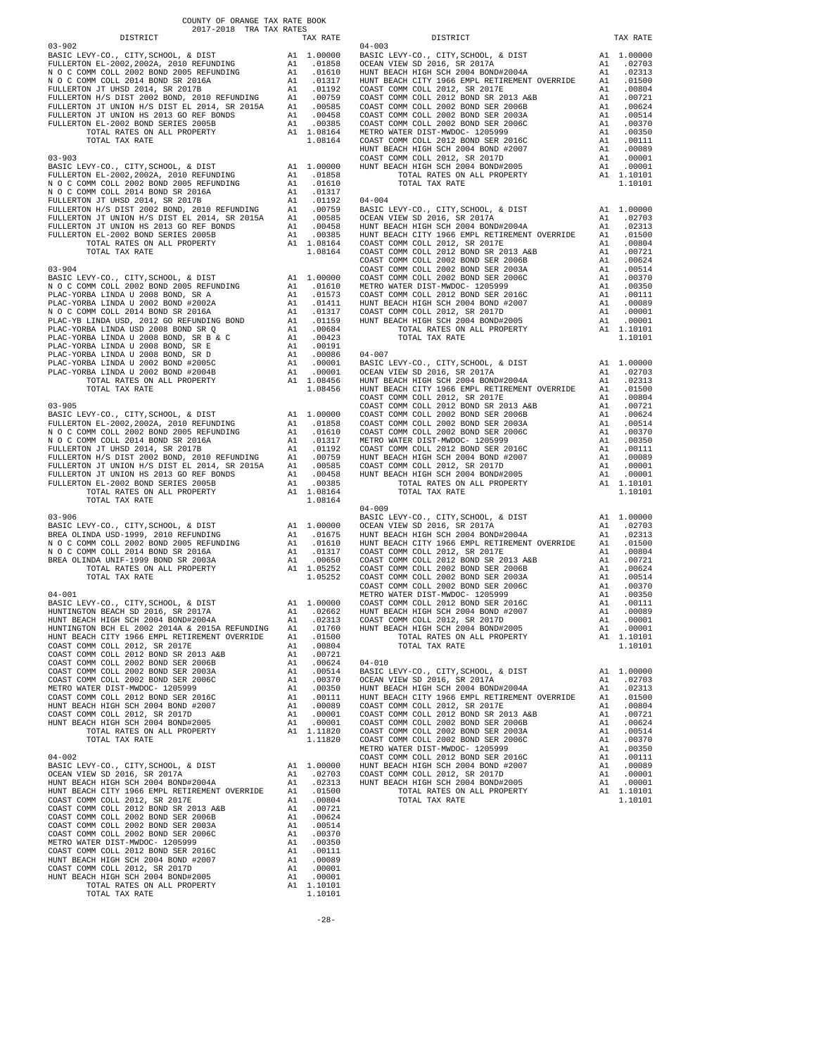COUNTY OF ORANGE TAX RATE BOOK
2017-2018 TRA TAX RATES

### 03-902

| DISTRICT | | TAX RATE |
|---|---|---|
| BASIC LEVY-CO., CITY,SCHOOL, & DIST | A1 | 1.00000 |
| FULLERTON EL-2002,2002A, 2010 REFUNDING | A1 | .01858 |
| N O C COMM COLL 2002 BOND 2005 REFUNDING | A1 | .01610 |
| N O C COMM COLL 2014 BOND SR 2016A | A1 | .01317 |
| FULLERTON JT UHSD 2014, SR 2017B | A1 | .01192 |
| FULLERTON H/S DIST 2002 BOND, 2010 REFUNDING | A1 | .00759 |
| FULLERTON JT UNION H/S DIST EL 2014, SR 2015A | A1 | .00585 |
| FULLERTON JT UNION HS 2013 GO REF BONDS | A1 | .00458 |
| FULLERTON EL-2002 BOND SERIES 2005B | A1 | .00385 |
| TOTAL RATES ON ALL PROPERTY | A1 | 1.08164 |
| TOTAL TAX RATE | | 1.08164 |

### 03-903

| DISTRICT | | TAX RATE |
|---|---|---|
| BASIC LEVY-CO., CITY,SCHOOL, & DIST | A1 | 1.00000 |
| FULLERTON EL-2002,2002A, 2010 REFUNDING | A1 | .01858 |
| N O C COMM COLL 2002 BOND 2005 REFUNDING | A1 | .01610 |
| N O C COMM COLL 2014 BOND SR 2016A | A1 | .01317 |
| FULLERTON JT UHSD 2014, SR 2017B | A1 | .01192 |
| FULLERTON H/S DIST 2002 BOND, 2010 REFUNDING | A1 | .00759 |
| FULLERTON JT UNION H/S DIST EL 2014, SR 2015A | A1 | .00585 |
| FULLERTON JT UNION HS 2013 GO REF BONDS | A1 | .00458 |
| FULLERTON EL-2002 BOND SERIES 2005B | A1 | .00385 |
| TOTAL RATES ON ALL PROPERTY | A1 | 1.08164 |
| TOTAL TAX RATE | | 1.08164 |

### 03-904

| DISTRICT | | TAX RATE |
|---|---|---|
| BASIC LEVY-CO., CITY,SCHOOL, & DIST | A1 | 1.00000 |
| N O C COMM COLL 2002 BOND 2005 REFUNDING | A1 | .01610 |
| PLAC-YORBA LINDA U 2008 BOND, SR A | A1 | .01573 |
| PLAC-YORBA LINDA U 2002 BOND #2002A | A1 | .01411 |
| N O C COMM COLL 2014 BOND SR 2016A | A1 | .01317 |
| PLAC-YB LINDA USD, 2012 GO REFUNDING BOND | A1 | .01159 |
| PLAC-YORBA LINDA USD 2008 BOND SR Q | A1 | .00684 |
| PLAC-YORBA LINDA U 2008 BOND, SR B & C | A1 | .00423 |
| PLAC-YORBA LINDA U 2008 BOND, SR E | A1 | .00191 |
| PLAC-YORBA LINDA U 2008 BOND, SR D | A1 | .00086 |
| PLAC-YORBA LINDA U 2002 BOND #2005C | A1 | .00001 |
| PLAC-YORBA LINDA U 2002 BOND #2004B | A1 | .00001 |
| TOTAL RATES ON ALL PROPERTY | A1 | 1.08456 |
| TOTAL TAX RATE | | 1.08456 |

### 03-905

| DISTRICT | | TAX RATE |
|---|---|---|
| BASIC LEVY-CO., CITY,SCHOOL, & DIST | A1 | 1.00000 |
| FULLERTON EL-2002,2002A, 2010 REFUNDING | A1 | .01858 |
| N O C COMM COLL 2002 BOND 2005 REFUNDING | A1 | .01610 |
| N O C COMM COLL 2014 BOND SR 2016A | A1 | .01317 |
| FULLERTON JT UHSD 2014, SR 2017B | A1 | .01192 |
| FULLERTON H/S DIST 2002 BOND, 2010 REFUNDING | A1 | .00759 |
| FULLERTON JT UNION H/S DIST EL 2014, SR 2015A | A1 | .00585 |
| FULLERTON JT UNION HS 2013 GO REF BONDS | A1 | .00458 |
| FULLERTON EL-2002 BOND SERIES 2005B | A1 | .00385 |
| TOTAL RATES ON ALL PROPERTY | A1 | 1.08164 |
| TOTAL TAX RATE | | 1.08164 |

### 03-906

| DISTRICT | | TAX RATE |
|---|---|---|
| BASIC LEVY-CO., CITY,SCHOOL, & DIST | A1 | 1.00000 |
| BREA OLINDA USD-1999, 2010 REFUNDING | A1 | .01675 |
| N O C COMM COLL 2002 BOND 2005 REFUNDING | A1 | .01610 |
| N O C COMM COLL 2014 BOND SR 2016A | A1 | .01317 |
| BREA OLINDA UNIF-1999 BOND SR 2003A | A1 | .00650 |
| TOTAL RATES ON ALL PROPERTY | A1 | 1.05252 |
| TOTAL TAX RATE | | 1.05252 |

### 04-001

| DISTRICT | | TAX RATE |
|---|---|---|
| BASIC LEVY-CO., CITY,SCHOOL, & DIST | A1 | 1.00000 |
| HUNTINGTON BEACH SD 2016, SR 2017A | A1 | .02662 |
| HUNT BEACH HIGH SCH 2004 BOND#2004A | A1 | .02313 |
| HUNTINGTON BCH EL 2002 2014A & 2015A REFUNDING | A1 | .01760 |
| HUNT BEACH CITY 1966 EMPL RETIREMENT OVERRIDE | A1 | .01500 |
| COAST COMM COLL 2012, SR 2017E | A1 | .00804 |
| COAST COMM COLL 2012 BOND SR 2013 A&B | A1 | .00721 |
| COAST COMM COLL 2002 BOND SER 2006B | A1 | .00624 |
| COAST COMM COLL 2002 BOND SER 2003A | A1 | .00514 |
| COAST COMM COLL 2002 BOND SER 2006C | A1 | .00370 |
| METRO WATER DIST-MWDOC- 1205999 | A1 | .00350 |
| COAST COMM COLL 2012 BOND SER 2016C | A1 | .00111 |
| HUNT BEACH HIGH SCH 2004 BOND #2007 | A1 | .00089 |
| COAST COMM COLL 2012, SR 2017D | A1 | .00001 |
| HUNT BEACH HIGH SCH 2004 BOND#2005 | A1 | .00001 |
| TOTAL RATES ON ALL PROPERTY | A1 | 1.11820 |
| TOTAL TAX RATE | | 1.11820 |

### 04-002

| DISTRICT | | TAX RATE |
|---|---|---|
| BASIC LEVY-CO., CITY,SCHOOL, & DIST | A1 | 1.00000 |
| OCEAN VIEW SD 2016, SR 2017A | A1 | .02703 |
| HUNT BEACH HIGH SCH 2004 BOND#2004A | A1 | .02313 |
| HUNT BEACH CITY 1966 EMPL RETIREMENT OVERRIDE | A1 | .01500 |
| COAST COMM COLL 2012, SR 2017E | A1 | .00804 |
| COAST COMM COLL 2012 BOND SR 2013 A&B | A1 | .00721 |
| COAST COMM COLL 2002 BOND SER 2006B | A1 | .00624 |
| COAST COMM COLL 2002 BOND SER 2003A | A1 | .00514 |
| COAST COMM COLL 2002 BOND SER 2006C | A1 | .00370 |
| METRO WATER DIST-MWDOC- 1205999 | A1 | .00350 |
| COAST COMM COLL 2012 BOND SER 2016C | A1 | .00111 |
| HUNT BEACH HIGH SCH 2004 BOND #2007 | A1 | .00089 |
| COAST COMM COLL 2012, SR 2017D | A1 | .00001 |
| HUNT BEACH HIGH SCH 2004 BOND#2005 | A1 | .00001 |
| TOTAL RATES ON ALL PROPERTY | A1 | 1.10101 |
| TOTAL TAX RATE | | 1.10101 |

### 04-003

| DISTRICT | | TAX RATE |
|---|---|---|
| BASIC LEVY-CO., CITY,SCHOOL, & DIST | A1 | 1.00000 |
| OCEAN VIEW SD 2016, SR 2017A | A1 | .02703 |
| HUNT BEACH HIGH SCH 2004 BOND#2004A | A1 | .02313 |
| HUNT BEACH CITY 1966 EMPL RETIREMENT OVERRIDE | A1 | .01500 |
| COAST COMM COLL 2012, SR 2017E | A1 | .00804 |
| COAST COMM COLL 2012 BOND SR 2013 A&B | A1 | .00721 |
| COAST COMM COLL 2002 BOND SER 2006B | A1 | .00624 |
| COAST COMM COLL 2002 BOND SER 2003A | A1 | .00514 |
| COAST COMM COLL 2002 BOND SER 2006C | A1 | .00370 |
| METRO WATER DIST-MWDOC- 1205999 | A1 | .00350 |
| COAST COMM COLL 2012 BOND SER 2016C | A1 | .00111 |
| HUNT BEACH HIGH SCH 2004 BOND #2007 | A1 | .00089 |
| COAST COMM COLL 2012, SR 2017D | A1 | .00001 |
| HUNT BEACH HIGH SCH 2004 BOND#2005 | A1 | .00001 |
| TOTAL RATES ON ALL PROPERTY | A1 | 1.10101 |
| TOTAL TAX RATE | | 1.10101 |

### 04-004

| DISTRICT | | TAX RATE |
|---|---|---|
| BASIC LEVY-CO., CITY,SCHOOL, & DIST | A1 | 1.00000 |
| OCEAN VIEW SD 2016, SR 2017A | A1 | .02703 |
| HUNT BEACH HIGH SCH 2004 BOND#2004A | A1 | .02313 |
| HUNT BEACH CITY 1966 EMPL RETIREMENT OVERRIDE | A1 | .01500 |
| COAST COMM COLL 2012, SR 2017E | A1 | .00804 |
| COAST COMM COLL 2012 BOND SR 2013 A&B | A1 | .00721 |
| COAST COMM COLL 2002 BOND SER 2006B | A1 | .00624 |
| COAST COMM COLL 2002 BOND SER 2003A | A1 | .00514 |
| COAST COMM COLL 2002 BOND SER 2006C | A1 | .00370 |
| METRO WATER DIST-MWDOC- 1205999 | A1 | .00350 |
| COAST COMM COLL 2012 BOND SER 2016C | A1 | .00111 |
| HUNT BEACH HIGH SCH 2004 BOND #2007 | A1 | .00089 |
| COAST COMM COLL 2012, SR 2017D | A1 | .00001 |
| HUNT BEACH HIGH SCH 2004 BOND#2005 | A1 | .00001 |
| TOTAL RATES ON ALL PROPERTY | A1 | 1.10101 |
| TOTAL TAX RATE | | 1.10101 |

### 04-007

| DISTRICT | | TAX RATE |
|---|---|---|
| BASIC LEVY-CO., CITY,SCHOOL, & DIST | A1 | 1.00000 |
| OCEAN VIEW SD 2016, SR 2017A | A1 | .02703 |
| HUNT BEACH HIGH SCH 2004 BOND#2004A | A1 | .02313 |
| HUNT BEACH CITY 1966 EMPL RETIREMENT OVERRIDE | A1 | .01500 |
| COAST COMM COLL 2012, SR 2017E | A1 | .00804 |
| COAST COMM COLL 2012 BOND SR 2013 A&B | A1 | .00721 |
| COAST COMM COLL 2002 BOND SER 2006B | A1 | .00624 |
| COAST COMM COLL 2002 BOND SER 2003A | A1 | .00514 |
| COAST COMM COLL 2002 BOND SER 2006C | A1 | .00370 |
| METRO WATER DIST-MWDOC- 1205999 | A1 | .00350 |
| COAST COMM COLL 2012 BOND SER 2016C | A1 | .00111 |
| HUNT BEACH HIGH SCH 2004 BOND #2007 | A1 | .00089 |
| COAST COMM COLL 2012, SR 2017D | A1 | .00001 |
| HUNT BEACH HIGH SCH 2004 BOND#2005 | A1 | .00001 |
| TOTAL RATES ON ALL PROPERTY | A1 | 1.10101 |
| TOTAL TAX RATE | | 1.10101 |

### 04-009

| DISTRICT | | TAX RATE |
|---|---|---|
| BASIC LEVY-CO., CITY,SCHOOL, & DIST | A1 | 1.00000 |
| OCEAN VIEW SD 2016, SR 2017A | A1 | .02703 |
| HUNT BEACH HIGH SCH 2004 BOND#2004A | A1 | .02313 |
| HUNT BEACH CITY 1966 EMPL RETIREMENT OVERRIDE | A1 | .01500 |
| COAST COMM COLL 2012, SR 2017E | A1 | .00804 |
| COAST COMM COLL 2012 BOND SR 2013 A&B | A1 | .00721 |
| COAST COMM COLL 2002 BOND SER 2006B | A1 | .00624 |
| COAST COMM COLL 2002 BOND SER 2003A | A1 | .00514 |
| COAST COMM COLL 2002 BOND SER 2006C | A1 | .00370 |
| METRO WATER DIST-MWDOC- 1205999 | A1 | .00350 |
| COAST COMM COLL 2012 BOND SER 2016C | A1 | .00111 |
| HUNT BEACH HIGH SCH 2004 BOND #2007 | A1 | .00089 |
| COAST COMM COLL 2012, SR 2017D | A1 | .00001 |
| HUNT BEACH HIGH SCH 2004 BOND#2005 | A1 | .00001 |
| TOTAL RATES ON ALL PROPERTY | A1 | 1.10101 |
| TOTAL TAX RATE | | 1.10101 |

### 04-010

| DISTRICT | | TAX RATE |
|---|---|---|
| BASIC LEVY-CO., CITY,SCHOOL, & DIST | A1 | 1.00000 |
| OCEAN VIEW SD 2016, SR 2017A | A1 | .02703 |
| HUNT BEACH HIGH SCH 2004 BOND#2004A | A1 | .02313 |
| HUNT BEACH CITY 1966 EMPL RETIREMENT OVERRIDE | A1 | .01500 |
| COAST COMM COLL 2012, SR 2017E | A1 | .00804 |
| COAST COMM COLL 2012 BOND SR 2013 A&B | A1 | .00721 |
| COAST COMM COLL 2002 BOND SER 2006B | A1 | .00624 |
| COAST COMM COLL 2002 BOND SER 2003A | A1 | .00514 |
| COAST COMM COLL 2002 BOND SER 2006C | A1 | .00370 |
| METRO WATER DIST-MWDOC- 1205999 | A1 | .00350 |
| COAST COMM COLL 2012 BOND SER 2016C | A1 | .00111 |
| HUNT BEACH HIGH SCH 2004 BOND #2007 | A1 | .00089 |
| COAST COMM COLL 2012, SR 2017D | A1 | .00001 |
| HUNT BEACH HIGH SCH 2004 BOND#2005 | A1 | .00001 |
| TOTAL RATES ON ALL PROPERTY | A1 | 1.10101 |
| TOTAL TAX RATE | | 1.10101 |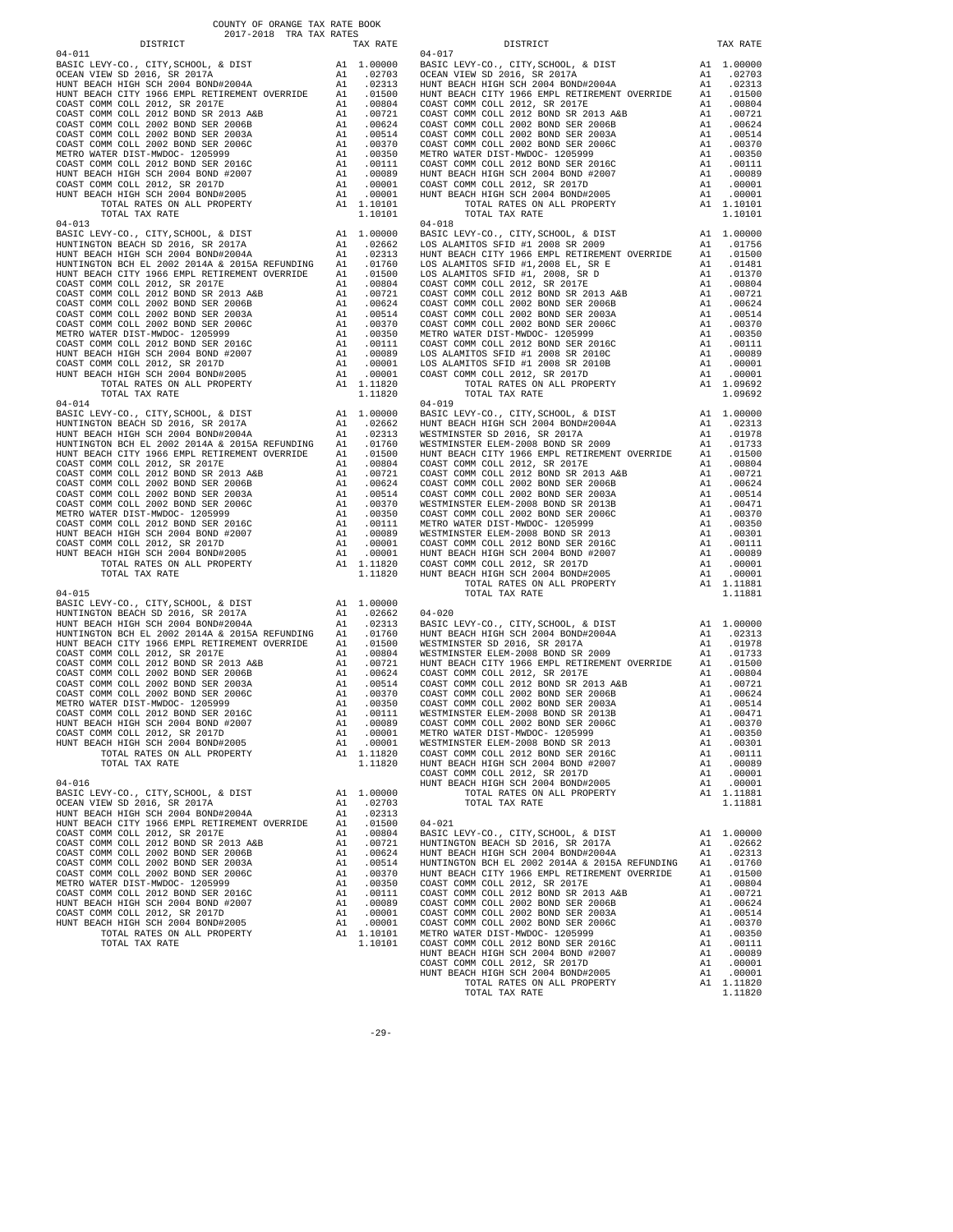COUNTY OF ORANGE TAX RATE BOOK
2017-2018 TRA TAX RATES

| DISTRICT | | TAX RATE |
|---|---|---|
| 04-011 | | |
| BASIC LEVY-CO., CITY,SCHOOL, & DIST | A1 | 1.00000 |
| OCEAN VIEW SD 2016, SR 2017A | A1 | .02703 |
| HUNT BEACH HIGH SCH 2004 BOND#2004A | A1 | .02313 |
| HUNT BEACH CITY 1966 EMPL RETIREMENT OVERRIDE | A1 | .01500 |
| COAST COMM COLL 2012, SR 2017E | A1 | .00804 |
| COAST COMM COLL 2012 BOND SR 2013 A&B | A1 | .00721 |
| COAST COMM COLL 2002 BOND SER 2006B | A1 | .00624 |
| COAST COMM COLL 2002 BOND SER 2003A | A1 | .00514 |
| COAST COMM COLL 2002 BOND SER 2006C | A1 | .00370 |
| METRO WATER DIST-MWDOC- 1205999 | A1 | .00350 |
| COAST COMM COLL 2012 BOND SER 2016C | A1 | .00111 |
| HUNT BEACH HIGH SCH 2004 BOND #2007 | A1 | .00089 |
| COAST COMM COLL 2012, SR 2017D | A1 | .00001 |
| HUNT BEACH HIGH SCH 2004 BOND#2005 | A1 | .00001 |
| TOTAL RATES ON ALL PROPERTY | A1 | 1.10101 |
| TOTAL TAX RATE | | 1.10101 |
| 04-013 | | |
| BASIC LEVY-CO., CITY,SCHOOL, & DIST | A1 | 1.00000 |
| HUNTINGTON BEACH SD 2016, SR 2017A | A1 | .02662 |
| HUNT BEACH HIGH SCH 2004 BOND#2004A | A1 | .02313 |
| HUNTINGTON BCH EL 2002 2014A & 2015A REFUNDING | A1 | .01760 |
| HUNT BEACH CITY 1966 EMPL RETIREMENT OVERRIDE | A1 | .01500 |
| COAST COMM COLL 2012, SR 2017E | A1 | .00804 |
| COAST COMM COLL 2012 BOND SR 2013 A&B | A1 | .00721 |
| COAST COMM COLL 2002 BOND SER 2006B | A1 | .00624 |
| COAST COMM COLL 2002 BOND SER 2003A | A1 | .00514 |
| COAST COMM COLL 2002 BOND SER 2006C | A1 | .00370 |
| METRO WATER DIST-MWDOC- 1205999 | A1 | .00350 |
| COAST COMM COLL 2012 BOND SER 2016C | A1 | .00111 |
| HUNT BEACH HIGH SCH 2004 BOND #2007 | A1 | .00089 |
| COAST COMM COLL 2012, SR 2017D | A1 | .00001 |
| HUNT BEACH HIGH SCH 2004 BOND#2005 | A1 | .00001 |
| TOTAL RATES ON ALL PROPERTY | A1 | 1.11820 |
| TOTAL TAX RATE | | 1.11820 |
| 04-014 | | |
| BASIC LEVY-CO., CITY,SCHOOL, & DIST | A1 | 1.00000 |
| HUNTINGTON BEACH SD 2016, SR 2017A | A1 | .02662 |
| HUNT BEACH HIGH SCH 2004 BOND#2004A | A1 | .02313 |
| HUNTINGTON BCH EL 2002 2014A & 2015A REFUNDING | A1 | .01760 |
| HUNT BEACH CITY 1966 EMPL RETIREMENT OVERRIDE | A1 | .01500 |
| COAST COMM COLL 2012, SR 2017E | A1 | .00804 |
| COAST COMM COLL 2012 BOND SR 2013 A&B | A1 | .00721 |
| COAST COMM COLL 2002 BOND SER 2006B | A1 | .00624 |
| COAST COMM COLL 2002 BOND SER 2003A | A1 | .00514 |
| COAST COMM COLL 2002 BOND SER 2006C | A1 | .00370 |
| METRO WATER DIST-MWDOC- 1205999 | A1 | .00350 |
| COAST COMM COLL 2012 BOND SER 2016C | A1 | .00111 |
| HUNT BEACH HIGH SCH 2004 BOND #2007 | A1 | .00089 |
| COAST COMM COLL 2012, SR 2017D | A1 | .00001 |
| HUNT BEACH HIGH SCH 2004 BOND#2005 | A1 | .00001 |
| TOTAL RATES ON ALL PROPERTY | A1 | 1.11820 |
| TOTAL TAX RATE | | 1.11820 |
| 04-015 | | |
| BASIC LEVY-CO., CITY,SCHOOL, & DIST | A1 | 1.00000 |
| HUNTINGTON BEACH SD 2016, SR 2017A | A1 | .02662 |
| HUNT BEACH HIGH SCH 2004 BOND#2004A | A1 | .02313 |
| HUNTINGTON BCH EL 2002 2014A & 2015A REFUNDING | A1 | .01760 |
| HUNT BEACH CITY 1966 EMPL RETIREMENT OVERRIDE | A1 | .01500 |
| COAST COMM COLL 2012, SR 2017E | A1 | .00804 |
| COAST COMM COLL 2012 BOND SR 2013 A&B | A1 | .00721 |
| COAST COMM COLL 2002 BOND SER 2006B | A1 | .00624 |
| COAST COMM COLL 2002 BOND SER 2003A | A1 | .00514 |
| COAST COMM COLL 2002 BOND SER 2006C | A1 | .00370 |
| METRO WATER DIST-MWDOC- 1205999 | A1 | .00350 |
| COAST COMM COLL 2012 BOND SER 2016C | A1 | .00111 |
| HUNT BEACH HIGH SCH 2004 BOND #2007 | A1 | .00089 |
| COAST COMM COLL 2012, SR 2017D | A1 | .00001 |
| HUNT BEACH HIGH SCH 2004 BOND#2005 | A1 | .00001 |
| TOTAL RATES ON ALL PROPERTY | A1 | 1.11820 |
| TOTAL TAX RATE | | 1.11820 |
| 04-016 | | |
| BASIC LEVY-CO., CITY,SCHOOL, & DIST | A1 | 1.00000 |
| OCEAN VIEW SD 2016, SR 2017A | A1 | .02703 |
| HUNT BEACH HIGH SCH 2004 BOND#2004A | A1 | .02313 |
| HUNT BEACH CITY 1966 EMPL RETIREMENT OVERRIDE | A1 | .01500 |
| COAST COMM COLL 2012, SR 2017E | A1 | .00804 |
| COAST COMM COLL 2012 BOND SR 2013 A&B | A1 | .00721 |
| COAST COMM COLL 2002 BOND SER 2006B | A1 | .00624 |
| COAST COMM COLL 2002 BOND SER 2003A | A1 | .00514 |
| COAST COMM COLL 2002 BOND SER 2006C | A1 | .00370 |
| METRO WATER DIST-MWDOC- 1205999 | A1 | .00350 |
| COAST COMM COLL 2012 BOND SER 2016C | A1 | .00111 |
| HUNT BEACH HIGH SCH 2004 BOND #2007 | A1 | .00089 |
| COAST COMM COLL 2012, SR 2017D | A1 | .00001 |
| HUNT BEACH HIGH SCH 2004 BOND#2005 | A1 | .00001 |
| TOTAL RATES ON ALL PROPERTY | A1 | 1.10101 |
| TOTAL TAX RATE | | 1.10101 |
| 04-017 | | |
| BASIC LEVY-CO., CITY,SCHOOL, & DIST | A1 | 1.00000 |
| OCEAN VIEW SD 2016, SR 2017A | A1 | .02703 |
| HUNT BEACH HIGH SCH 2004 BOND#2004A | A1 | .02313 |
| HUNT BEACH CITY 1966 EMPL RETIREMENT OVERRIDE | A1 | .01500 |
| COAST COMM COLL 2012, SR 2017E | A1 | .00804 |
| COAST COMM COLL 2012 BOND SR 2013 A&B | A1 | .00721 |
| COAST COMM COLL 2002 BOND SER 2006B | A1 | .00624 |
| COAST COMM COLL 2002 BOND SER 2003A | A1 | .00514 |
| COAST COMM COLL 2002 BOND SER 2006C | A1 | .00370 |
| METRO WATER DIST-MWDOC- 1205999 | A1 | .00350 |
| COAST COMM COLL 2012 BOND SER 2016C | A1 | .00111 |
| HUNT BEACH HIGH SCH 2004 BOND #2007 | A1 | .00089 |
| COAST COMM COLL 2012, SR 2017D | A1 | .00001 |
| HUNT BEACH HIGH SCH 2004 BOND#2005 | A1 | .00001 |
| TOTAL RATES ON ALL PROPERTY | A1 | 1.10101 |
| TOTAL TAX RATE | | 1.10101 |
| 04-018 | | |
| BASIC LEVY-CO., CITY,SCHOOL, & DIST | A1 | 1.00000 |
| LOS ALAMITOS SFID #1 2008 SR 2009 | A1 | .01756 |
| HUNT BEACH CITY 1966 EMPL RETIREMENT OVERRIDE | A1 | .01500 |
| LOS ALAMITOS SFID #1,2008 EL, SR E | A1 | .01481 |
| LOS ALAMITOS SFID #1, 2008, SR D | A1 | .01370 |
| COAST COMM COLL 2012, SR 2017E | A1 | .00804 |
| COAST COMM COLL 2012 BOND SR 2013 A&B | A1 | .00721 |
| COAST COMM COLL 2002 BOND SER 2006B | A1 | .00624 |
| COAST COMM COLL 2002 BOND SER 2003A | A1 | .00514 |
| COAST COMM COLL 2002 BOND SER 2006C | A1 | .00370 |
| METRO WATER DIST-MWDOC- 1205999 | A1 | .00350 |
| COAST COMM COLL 2012 BOND SER 2016C | A1 | .00111 |
| LOS ALAMITOS SFID #1 2008 SR 2010C | A1 | .00089 |
| LOS ALAMITOS SFID #1 2008 SR 2010B | A1 | .00001 |
| COAST COMM COLL 2012, SR 2017D | A1 | .00001 |
| TOTAL RATES ON ALL PROPERTY | A1 | 1.09692 |
| TOTAL TAX RATE | | 1.09692 |
| 04-019 | | |
| BASIC LEVY-CO., CITY,SCHOOL, & DIST | A1 | 1.00000 |
| HUNT BEACH HIGH SCH 2004 BOND#2004A | A1 | .02313 |
| WESTMINSTER SD 2016, SR 2017A | A1 | .01978 |
| WESTMINSTER ELEM-2008 BOND SR 2009 | A1 | .01733 |
| HUNT BEACH CITY 1966 EMPL RETIREMENT OVERRIDE | A1 | .01500 |
| COAST COMM COLL 2012, SR 2017E | A1 | .00804 |
| COAST COMM COLL 2012 BOND SR 2013 A&B | A1 | .00721 |
| COAST COMM COLL 2002 BOND SER 2006B | A1 | .00624 |
| COAST COMM COLL 2002 BOND SER 2003A | A1 | .00514 |
| WESTMINSTER ELEM-2008 BOND SR 2013B | A1 | .00471 |
| COAST COMM COLL 2002 BOND SER 2006C | A1 | .00370 |
| METRO WATER DIST-MWDOC- 1205999 | A1 | .00350 |
| WESTMINSTER ELEM-2008 BOND SR 2013 | A1 | .00301 |
| COAST COMM COLL 2012 BOND SER 2016C | A1 | .00111 |
| HUNT BEACH HIGH SCH 2004 BOND #2007 | A1 | .00089 |
| COAST COMM COLL 2012, SR 2017D | A1 | .00001 |
| HUNT BEACH HIGH SCH 2004 BOND#2005 | A1 | .00001 |
| TOTAL RATES ON ALL PROPERTY | A1 | 1.11881 |
| TOTAL TAX RATE | | 1.11881 |
| 04-020 | | |
| BASIC LEVY-CO., CITY,SCHOOL, & DIST | A1 | 1.00000 |
| HUNT BEACH HIGH SCH 2004 BOND#2004A | A1 | .02313 |
| WESTMINSTER SD 2016, SR 2017A | A1 | .01978 |
| WESTMINSTER ELEM-2008 BOND SR 2009 | A1 | .01733 |
| HUNT BEACH CITY 1966 EMPL RETIREMENT OVERRIDE | A1 | .01500 |
| COAST COMM COLL 2012, SR 2017E | A1 | .00804 |
| COAST COMM COLL 2012 BOND SR 2013 A&B | A1 | .00721 |
| COAST COMM COLL 2002 BOND SER 2006B | A1 | .00624 |
| COAST COMM COLL 2002 BOND SER 2003A | A1 | .00514 |
| WESTMINSTER ELEM-2008 BOND SR 2013B | A1 | .00471 |
| COAST COMM COLL 2002 BOND SER 2006C | A1 | .00370 |
| METRO WATER DIST-MWDOC- 1205999 | A1 | .00350 |
| WESTMINSTER ELEM-2008 BOND SR 2013 | A1 | .00301 |
| COAST COMM COLL 2012 BOND SER 2016C | A1 | .00111 |
| HUNT BEACH HIGH SCH 2004 BOND #2007 | A1 | .00089 |
| COAST COMM COLL 2012, SR 2017D | A1 | .00001 |
| HUNT BEACH HIGH SCH 2004 BOND#2005 | A1 | .00001 |
| TOTAL RATES ON ALL PROPERTY | A1 | 1.11881 |
| TOTAL TAX RATE | | 1.11881 |
| 04-021 | | |
| BASIC LEVY-CO., CITY,SCHOOL, & DIST | A1 | 1.00000 |
| HUNTINGTON BEACH SD 2016, SR 2017A | A1 | .02662 |
| HUNT BEACH HIGH SCH 2004 BOND#2004A | A1 | .02313 |
| HUNTINGTON BCH EL 2002 2014A & 2015A REFUNDING | A1 | .01760 |
| HUNT BEACH CITY 1966 EMPL RETIREMENT OVERRIDE | A1 | .01500 |
| COAST COMM COLL 2012, SR 2017E | A1 | .00804 |
| COAST COMM COLL 2012 BOND SR 2013 A&B | A1 | .00721 |
| COAST COMM COLL 2002 BOND SER 2006B | A1 | .00624 |
| COAST COMM COLL 2002 BOND SER 2003A | A1 | .00514 |
| COAST COMM COLL 2002 BOND SER 2006C | A1 | .00370 |
| METRO WATER DIST-MWDOC- 1205999 | A1 | .00350 |
| COAST COMM COLL 2012 BOND SER 2016C | A1 | .00111 |
| HUNT BEACH HIGH SCH 2004 BOND #2007 | A1 | .00089 |
| COAST COMM COLL 2012, SR 2017D | A1 | .00001 |
| HUNT BEACH HIGH SCH 2004 BOND#2005 | A1 | .00001 |
| TOTAL RATES ON ALL PROPERTY | A1 | 1.11820 |
| TOTAL TAX RATE | | 1.11820 |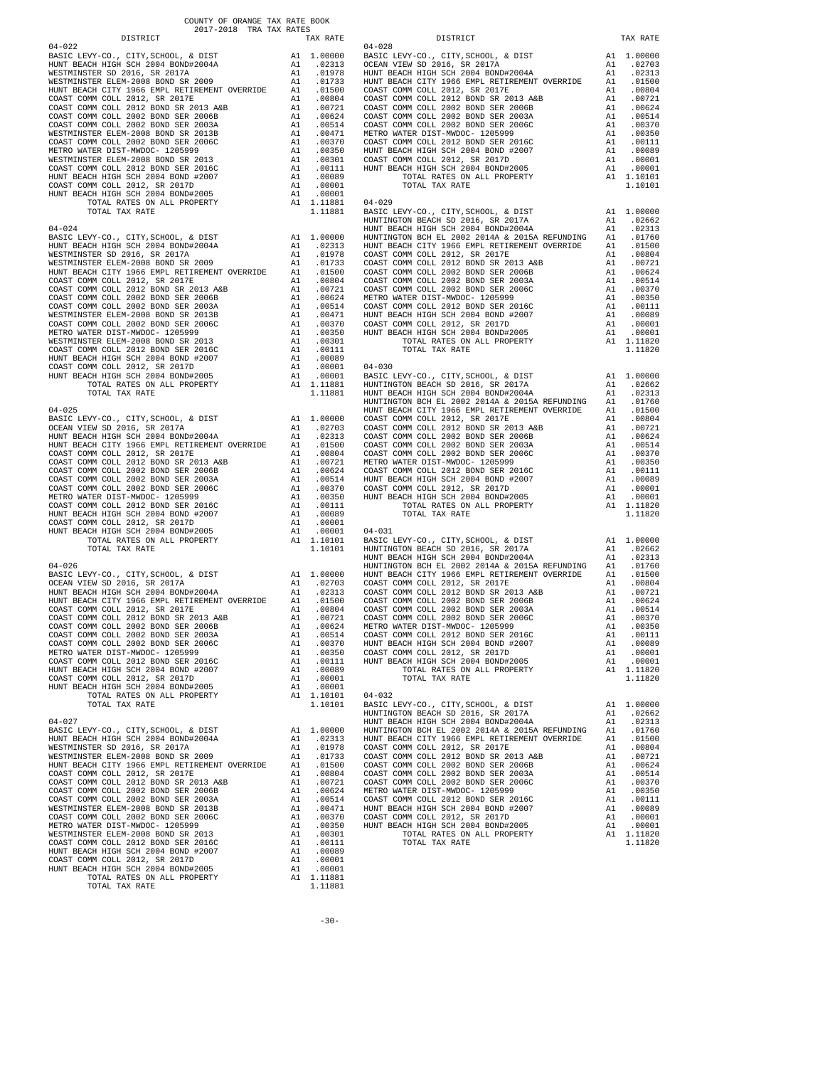COUNTY OF ORANGE TAX RATE BOOK
2017-2018 TRA TAX RATES

**04-022**

| DISTRICT | | TAX RATE |
|---|---|---|
| BASIC LEVY-CO., CITY,SCHOOL, & DIST | A1 | 1.00000 |
| HUNT BEACH HIGH SCH 2004 BOND#2004A | A1 | .02313 |
| WESTMINSTER SD 2016, SR 2017A | A1 | .01978 |
| WESTMINSTER ELEM-2008 BOND SR 2009 | A1 | .01733 |
| HUNT BEACH CITY 1966 EMPL RETIREMENT OVERRIDE | A1 | .01500 |
| COAST COMM COLL 2012, SR 2017E | A1 | .00804 |
| COAST COMM COLL 2012 BOND SR 2013 A&B | A1 | .00721 |
| COAST COMM COLL 2002 BOND SER 2006B | A1 | .00624 |
| COAST COMM COLL 2002 BOND SER 2003A | A1 | .00514 |
| WESTMINSTER ELEM-2008 BOND SR 2013B | A1 | .00471 |
| COAST COMM COLL 2002 BOND SER 2006C | A1 | .00370 |
| METRO WATER DIST-MWDOC- 1205999 | A1 | .00350 |
| WESTMINSTER ELEM-2008 BOND SR 2013 | A1 | .00301 |
| COAST COMM COLL 2012 BOND SER 2016C | A1 | .00111 |
| HUNT BEACH HIGH SCH 2004 BOND #2007 | A1 | .00089 |
| COAST COMM COLL 2012, SR 2017D | A1 | .00001 |
| HUNT BEACH HIGH SCH 2004 BOND#2005 | A1 | .00001 |
| TOTAL RATES ON ALL PROPERTY | A1 | 1.11881 |
| TOTAL TAX RATE | | 1.11881 |

**04-024**

| DISTRICT | | TAX RATE |
|---|---|---|
| BASIC LEVY-CO., CITY,SCHOOL, & DIST | A1 | 1.00000 |
| HUNT BEACH HIGH SCH 2004 BOND#2004A | A1 | .02313 |
| WESTMINSTER SD 2016, SR 2017A | A1 | .01978 |
| WESTMINSTER ELEM-2008 BOND SR 2009 | A1 | .01733 |
| HUNT BEACH CITY 1966 EMPL RETIREMENT OVERRIDE | A1 | .01500 |
| COAST COMM COLL 2012, SR 2017E | A1 | .00804 |
| COAST COMM COLL 2012 BOND SR 2013 A&B | A1 | .00721 |
| COAST COMM COLL 2002 BOND SER 2006B | A1 | .00624 |
| COAST COMM COLL 2002 BOND SER 2003A | A1 | .00514 |
| WESTMINSTER ELEM-2008 BOND SR 2013B | A1 | .00471 |
| COAST COMM COLL 2002 BOND SER 2006C | A1 | .00370 |
| METRO WATER DIST-MWDOC- 1205999 | A1 | .00350 |
| WESTMINSTER ELEM-2008 BOND SR 2013 | A1 | .00301 |
| COAST COMM COLL 2012 BOND SER 2016C | A1 | .00111 |
| HUNT BEACH HIGH SCH 2004 BOND #2007 | A1 | .00089 |
| COAST COMM COLL 2012, SR 2017D | A1 | .00001 |
| HUNT BEACH HIGH SCH 2004 BOND#2005 | A1 | .00001 |
| TOTAL RATES ON ALL PROPERTY | A1 | 1.11881 |
| TOTAL TAX RATE | | 1.11881 |

**04-025**

| DISTRICT | | TAX RATE |
|---|---|---|
| BASIC LEVY-CO., CITY,SCHOOL, & DIST | A1 | 1.00000 |
| OCEAN VIEW SD 2016, SR 2017A | A1 | .02703 |
| HUNT BEACH HIGH SCH 2004 BOND#2004A | A1 | .02313 |
| HUNT BEACH CITY 1966 EMPL RETIREMENT OVERRIDE | A1 | .01500 |
| COAST COMM COLL 2012, SR 2017E | A1 | .00804 |
| COAST COMM COLL 2012 BOND SR 2013 A&B | A1 | .00721 |
| COAST COMM COLL 2002 BOND SER 2006B | A1 | .00624 |
| COAST COMM COLL 2002 BOND SER 2003A | A1 | .00514 |
| COAST COMM COLL 2002 BOND SER 2006C | A1 | .00370 |
| METRO WATER DIST-MWDOC- 1205999 | A1 | .00350 |
| COAST COMM COLL 2012 BOND SER 2016C | A1 | .00111 |
| HUNT BEACH HIGH SCH 2004 BOND #2007 | A1 | .00089 |
| COAST COMM COLL 2012, SR 2017D | A1 | .00001 |
| HUNT BEACH HIGH SCH 2004 BOND#2005 | A1 | .00001 |
| TOTAL RATES ON ALL PROPERTY | A1 | 1.10101 |
| TOTAL TAX RATE | | 1.10101 |

**04-026**

| DISTRICT | | TAX RATE |
|---|---|---|
| BASIC LEVY-CO., CITY,SCHOOL, & DIST | A1 | 1.00000 |
| OCEAN VIEW SD 2016, SR 2017A | A1 | .02703 |
| HUNT BEACH HIGH SCH 2004 BOND#2004A | A1 | .02313 |
| HUNT BEACH CITY 1966 EMPL RETIREMENT OVERRIDE | A1 | .01500 |
| COAST COMM COLL 2012, SR 2017E | A1 | .00804 |
| COAST COMM COLL 2012 BOND SR 2013 A&B | A1 | .00721 |
| COAST COMM COLL 2002 BOND SER 2006B | A1 | .00624 |
| COAST COMM COLL 2002 BOND SER 2003A | A1 | .00514 |
| COAST COMM COLL 2002 BOND SER 2006C | A1 | .00370 |
| METRO WATER DIST-MWDOC- 1205999 | A1 | .00350 |
| COAST COMM COLL 2012 BOND SER 2016C | A1 | .00111 |
| HUNT BEACH HIGH SCH 2004 BOND #2007 | A1 | .00089 |
| COAST COMM COLL 2012, SR 2017D | A1 | .00001 |
| HUNT BEACH HIGH SCH 2004 BOND#2005 | A1 | .00001 |
| TOTAL RATES ON ALL PROPERTY | A1 | 1.10101 |
| TOTAL TAX RATE | | 1.10101 |

**04-027**

| DISTRICT | | TAX RATE |
|---|---|---|
| BASIC LEVY-CO., CITY,SCHOOL, & DIST | A1 | 1.00000 |
| HUNT BEACH HIGH SCH 2004 BOND#2004A | A1 | .02313 |
| WESTMINSTER SD 2016, SR 2017A | A1 | .01978 |
| WESTMINSTER ELEM-2008 BOND SR 2009 | A1 | .01733 |
| HUNT BEACH CITY 1966 EMPL RETIREMENT OVERRIDE | A1 | .01500 |
| COAST COMM COLL 2012, SR 2017E | A1 | .00804 |
| COAST COMM COLL 2012 BOND SR 2013 A&B | A1 | .00721 |
| COAST COMM COLL 2002 BOND SER 2006B | A1 | .00624 |
| COAST COMM COLL 2002 BOND SER 2003A | A1 | .00514 |
| WESTMINSTER ELEM-2008 BOND SR 2013B | A1 | .00471 |
| COAST COMM COLL 2002 BOND SER 2006C | A1 | .00370 |
| METRO WATER DIST-MWDOC- 1205999 | A1 | .00350 |
| WESTMINSTER ELEM-2008 BOND SR 2013 | A1 | .00301 |
| COAST COMM COLL 2012 BOND SER 2016C | A1 | .00111 |
| HUNT BEACH HIGH SCH 2004 BOND #2007 | A1 | .00089 |
| COAST COMM COLL 2012, SR 2017D | A1 | .00001 |
| HUNT BEACH HIGH SCH 2004 BOND#2005 | A1 | .00001 |
| TOTAL RATES ON ALL PROPERTY | A1 | 1.11881 |
| TOTAL TAX RATE | | 1.11881 |

**04-028**

| DISTRICT | | TAX RATE |
|---|---|---|
| BASIC LEVY-CO., CITY,SCHOOL, & DIST | A1 | 1.00000 |
| OCEAN VIEW SD 2016, SR 2017A | A1 | .02703 |
| HUNT BEACH HIGH SCH 2004 BOND#2004A | A1 | .02313 |
| HUNT BEACH CITY 1966 EMPL RETIREMENT OVERRIDE | A1 | .01500 |
| COAST COMM COLL 2012, SR 2017E | A1 | .00804 |
| COAST COMM COLL 2012 BOND SR 2013 A&B | A1 | .00721 |
| COAST COMM COLL 2002 BOND SER 2006B | A1 | .00624 |
| COAST COMM COLL 2002 BOND SER 2003A | A1 | .00514 |
| COAST COMM COLL 2002 BOND SER 2006C | A1 | .00370 |
| METRO WATER DIST-MWDOC- 1205999 | A1 | .00350 |
| COAST COMM COLL 2012 BOND SER 2016C | A1 | .00111 |
| HUNT BEACH HIGH SCH 2004 BOND #2007 | A1 | .00089 |
| COAST COMM COLL 2012, SR 2017D | A1 | .00001 |
| HUNT BEACH HIGH SCH 2004 BOND#2005 | A1 | .00001 |
| TOTAL RATES ON ALL PROPERTY | A1 | 1.10101 |
| TOTAL TAX RATE | | 1.10101 |

**04-029**

| DISTRICT | | TAX RATE |
|---|---|---|
| BASIC LEVY-CO., CITY,SCHOOL, & DIST | A1 | 1.00000 |
| HUNTINGTON BEACH SD 2016, SR 2017A | A1 | .02662 |
| HUNT BEACH HIGH SCH 2004 BOND#2004A | A1 | .02313 |
| HUNTINGTON BCH EL 2002 2014A & 2015A REFUNDING | A1 | .01760 |
| HUNT BEACH CITY 1966 EMPL RETIREMENT OVERRIDE | A1 | .01500 |
| COAST COMM COLL 2012, SR 2017E | A1 | .00804 |
| COAST COMM COLL 2012 BOND SR 2013 A&B | A1 | .00721 |
| COAST COMM COLL 2002 BOND SER 2006B | A1 | .00624 |
| COAST COMM COLL 2002 BOND SER 2003A | A1 | .00514 |
| COAST COMM COLL 2002 BOND SER 2006C | A1 | .00370 |
| METRO WATER DIST-MWDOC- 1205999 | A1 | .00350 |
| COAST COMM COLL 2012 BOND SER 2016C | A1 | .00111 |
| HUNT BEACH HIGH SCH 2004 BOND #2007 | A1 | .00089 |
| COAST COMM COLL 2012, SR 2017D | A1 | .00001 |
| HUNT BEACH HIGH SCH 2004 BOND#2005 | A1 | .00001 |
| TOTAL RATES ON ALL PROPERTY | A1 | 1.11820 |
| TOTAL TAX RATE | | 1.11820 |

**04-030**

| DISTRICT | | TAX RATE |
|---|---|---|
| BASIC LEVY-CO., CITY,SCHOOL, & DIST | A1 | 1.00000 |
| HUNTINGTON BEACH SD 2016, SR 2017A | A1 | .02662 |
| HUNT BEACH HIGH SCH 2004 BOND#2004A | A1 | .02313 |
| HUNTINGTON BCH EL 2002 2014A & 2015A REFUNDING | A1 | .01760 |
| HUNT BEACH CITY 1966 EMPL RETIREMENT OVERRIDE | A1 | .01500 |
| COAST COMM COLL 2012, SR 2017E | A1 | .00804 |
| COAST COMM COLL 2012 BOND SR 2013 A&B | A1 | .00721 |
| COAST COMM COLL 2002 BOND SER 2006B | A1 | .00624 |
| COAST COMM COLL 2002 BOND SER 2003A | A1 | .00514 |
| COAST COMM COLL 2002 BOND SER 2006C | A1 | .00370 |
| METRO WATER DIST-MWDOC- 1205999 | A1 | .00350 |
| COAST COMM COLL 2012 BOND SER 2016C | A1 | .00111 |
| HUNT BEACH HIGH SCH 2004 BOND #2007 | A1 | .00089 |
| COAST COMM COLL 2012, SR 2017D | A1 | .00001 |
| HUNT BEACH HIGH SCH 2004 BOND#2005 | A1 | .00001 |
| TOTAL RATES ON ALL PROPERTY | A1 | 1.11820 |
| TOTAL TAX RATE | | 1.11820 |

**04-031**

| DISTRICT | | TAX RATE |
|---|---|---|
| BASIC LEVY-CO., CITY,SCHOOL, & DIST | A1 | 1.00000 |
| HUNTINGTON BEACH SD 2016, SR 2017A | A1 | .02662 |
| HUNT BEACH HIGH SCH 2004 BOND#2004A | A1 | .02313 |
| HUNTINGTON BCH EL 2002 2014A & 2015A REFUNDING | A1 | .01760 |
| HUNT BEACH CITY 1966 EMPL RETIREMENT OVERRIDE | A1 | .01500 |
| COAST COMM COLL 2012, SR 2017E | A1 | .00804 |
| COAST COMM COLL 2012 BOND SR 2013 A&B | A1 | .00721 |
| COAST COMM COLL 2002 BOND SER 2006B | A1 | .00624 |
| COAST COMM COLL 2002 BOND SER 2003A | A1 | .00514 |
| COAST COMM COLL 2002 BOND SER 2006C | A1 | .00370 |
| METRO WATER DIST-MWDOC- 1205999 | A1 | .00350 |
| COAST COMM COLL 2012 BOND SER 2016C | A1 | .00111 |
| HUNT BEACH HIGH SCH 2004 BOND #2007 | A1 | .00089 |
| COAST COMM COLL 2012, SR 2017D | A1 | .00001 |
| HUNT BEACH HIGH SCH 2004 BOND#2005 | A1 | .00001 |
| TOTAL RATES ON ALL PROPERTY | A1 | 1.11820 |
| TOTAL TAX RATE | | 1.11820 |

**04-032**

| DISTRICT | | TAX RATE |
|---|---|---|
| BASIC LEVY-CO., CITY,SCHOOL, & DIST | A1 | 1.00000 |
| HUNTINGTON BEACH SD 2016, SR 2017A | A1 | .02662 |
| HUNT BEACH HIGH SCH 2004 BOND#2004A | A1 | .02313 |
| HUNTINGTON BCH EL 2002 2014A & 2015A REFUNDING | A1 | .01760 |
| HUNT BEACH CITY 1966 EMPL RETIREMENT OVERRIDE | A1 | .01500 |
| COAST COMM COLL 2012, SR 2017E | A1 | .00804 |
| COAST COMM COLL 2012 BOND SR 2013 A&B | A1 | .00721 |
| COAST COMM COLL 2002 BOND SER 2006B | A1 | .00624 |
| COAST COMM COLL 2002 BOND SER 2003A | A1 | .00514 |
| COAST COMM COLL 2002 BOND SER 2006C | A1 | .00370 |
| METRO WATER DIST-MWDOC- 1205999 | A1 | .00350 |
| COAST COMM COLL 2012 BOND SER 2016C | A1 | .00111 |
| HUNT BEACH HIGH SCH 2004 BOND #2007 | A1 | .00089 |
| COAST COMM COLL 2012, SR 2017D | A1 | .00001 |
| HUNT BEACH HIGH SCH 2004 BOND#2005 | A1 | .00001 |
| TOTAL RATES ON ALL PROPERTY | A1 | 1.11820 |
| TOTAL TAX RATE | | 1.11820 |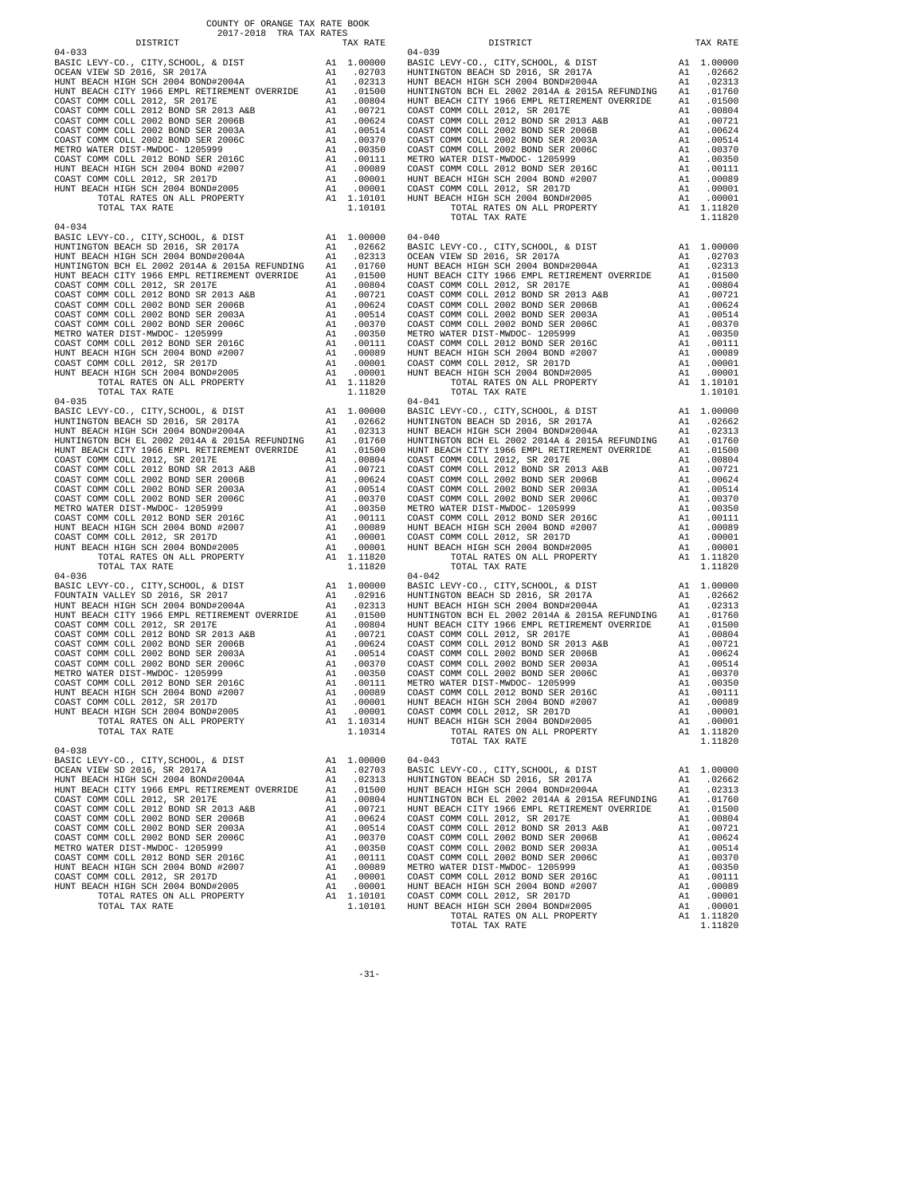COUNTY OF ORANGE TAX RATE BOOK
2017-2018 TRA TAX RATES

### 04-033

| DISTRICT | | TAX RATE |
|---|---|---|
| BASIC LEVY-CO., CITY,SCHOOL, & DIST | A1 | 1.00000 |
| OCEAN VIEW SD 2016, SR 2017A | A1 | .02703 |
| HUNT BEACH HIGH SCH 2004 BOND#2004A | A1 | .02313 |
| HUNT BEACH CITY 1966 EMPL RETIREMENT OVERRIDE | A1 | .01500 |
| COAST COMM COLL 2012, SR 2017E | A1 | .00804 |
| COAST COMM COLL 2012 BOND SR 2013 A&B | A1 | .00721 |
| COAST COMM COLL 2002 BOND SER 2006B | A1 | .00624 |
| COAST COMM COLL 2002 BOND SER 2003A | A1 | .00514 |
| COAST COMM COLL 2002 BOND SER 2006C | A1 | .00370 |
| METRO WATER DIST-MWDOC- 1205999 | A1 | .00350 |
| COAST COMM COLL 2012 BOND SER 2016C | A1 | .00111 |
| HUNT BEACH HIGH SCH 2004 BOND #2007 | A1 | .00089 |
| COAST COMM COLL 2012, SR 2017D | A1 | .00001 |
| HUNT BEACH HIGH SCH 2004 BOND#2005 | A1 | .00001 |
| TOTAL RATES ON ALL PROPERTY | A1 | 1.10101 |
| TOTAL TAX RATE | | 1.10101 |

### 04-034

| DISTRICT | | TAX RATE |
|---|---|---|
| BASIC LEVY-CO., CITY,SCHOOL, & DIST | A1 | 1.00000 |
| HUNTINGTON BEACH SD 2016, SR 2017A | A1 | .02662 |
| HUNT BEACH HIGH SCH 2004 BOND#2004A | A1 | .02313 |
| HUNTINGTON BCH EL 2002 2014A & 2015A REFUNDING | A1 | .01760 |
| HUNT BEACH CITY 1966 EMPL RETIREMENT OVERRIDE | A1 | .01500 |
| COAST COMM COLL 2012, SR 2017E | A1 | .00804 |
| COAST COMM COLL 2012 BOND SR 2013 A&B | A1 | .00721 |
| COAST COMM COLL 2002 BOND SER 2006B | A1 | .00624 |
| COAST COMM COLL 2002 BOND SER 2003A | A1 | .00514 |
| COAST COMM COLL 2002 BOND SER 2006C | A1 | .00370 |
| METRO WATER DIST-MWDOC- 1205999 | A1 | .00350 |
| COAST COMM COLL 2012 BOND SER 2016C | A1 | .00111 |
| HUNT BEACH HIGH SCH 2004 BOND #2007 | A1 | .00089 |
| COAST COMM COLL 2012, SR 2017D | A1 | .00001 |
| HUNT BEACH HIGH SCH 2004 BOND#2005 | A1 | .00001 |
| TOTAL RATES ON ALL PROPERTY | A1 | 1.11820 |
| TOTAL TAX RATE | | 1.11820 |

### 04-035

| DISTRICT | | TAX RATE |
|---|---|---|
| BASIC LEVY-CO., CITY,SCHOOL, & DIST | A1 | 1.00000 |
| HUNTINGTON BEACH SD 2016, SR 2017A | A1 | .02662 |
| HUNT BEACH HIGH SCH 2004 BOND#2004A | A1 | .02313 |
| HUNTINGTON BCH EL 2002 2014A & 2015A REFUNDING | A1 | .01760 |
| HUNT BEACH CITY 1966 EMPL RETIREMENT OVERRIDE | A1 | .01500 |
| COAST COMM COLL 2012, SR 2017E | A1 | .00804 |
| COAST COMM COLL 2012 BOND SR 2013 A&B | A1 | .00721 |
| COAST COMM COLL 2002 BOND SER 2006B | A1 | .00624 |
| COAST COMM COLL 2002 BOND SER 2003A | A1 | .00514 |
| COAST COMM COLL 2002 BOND SER 2006C | A1 | .00370 |
| METRO WATER DIST-MWDOC- 1205999 | A1 | .00350 |
| COAST COMM COLL 2012 BOND SER 2016C | A1 | .00111 |
| HUNT BEACH HIGH SCH 2004 BOND #2007 | A1 | .00089 |
| COAST COMM COLL 2012, SR 2017D | A1 | .00001 |
| HUNT BEACH HIGH SCH 2004 BOND#2005 | A1 | .00001 |
| TOTAL RATES ON ALL PROPERTY | A1 | 1.11820 |
| TOTAL TAX RATE | | 1.11820 |

### 04-036

| DISTRICT | | TAX RATE |
|---|---|---|
| BASIC LEVY-CO., CITY,SCHOOL, & DIST | A1 | 1.00000 |
| FOUNTAIN VALLEY SD 2016, SR 2017 | A1 | .02916 |
| HUNT BEACH HIGH SCH 2004 BOND#2004A | A1 | .02313 |
| HUNT BEACH CITY 1966 EMPL RETIREMENT OVERRIDE | A1 | .01500 |
| COAST COMM COLL 2012, SR 2017E | A1 | .00804 |
| COAST COMM COLL 2012 BOND SR 2013 A&B | A1 | .00721 |
| COAST COMM COLL 2002 BOND SER 2006B | A1 | .00624 |
| COAST COMM COLL 2002 BOND SER 2003A | A1 | .00514 |
| COAST COMM COLL 2002 BOND SER 2006C | A1 | .00370 |
| METRO WATER DIST-MWDOC- 1205999 | A1 | .00350 |
| COAST COMM COLL 2012 BOND SER 2016C | A1 | .00111 |
| HUNT BEACH HIGH SCH 2004 BOND #2007 | A1 | .00089 |
| COAST COMM COLL 2012, SR 2017D | A1 | .00001 |
| HUNT BEACH HIGH SCH 2004 BOND#2005 | A1 | .00001 |
| TOTAL RATES ON ALL PROPERTY | A1 | 1.10314 |
| TOTAL TAX RATE | | 1.10314 |

### 04-038

| DISTRICT | | TAX RATE |
|---|---|---|
| BASIC LEVY-CO., CITY,SCHOOL, & DIST | A1 | 1.00000 |
| OCEAN VIEW SD 2016, SR 2017A | A1 | .02703 |
| HUNT BEACH HIGH SCH 2004 BOND#2004A | A1 | .02313 |
| HUNT BEACH CITY 1966 EMPL RETIREMENT OVERRIDE | A1 | .01500 |
| COAST COMM COLL 2012, SR 2017E | A1 | .00804 |
| COAST COMM COLL 2012 BOND SR 2013 A&B | A1 | .00721 |
| COAST COMM COLL 2002 BOND SER 2006B | A1 | .00624 |
| COAST COMM COLL 2002 BOND SER 2003A | A1 | .00514 |
| COAST COMM COLL 2002 BOND SER 2006C | A1 | .00370 |
| METRO WATER DIST-MWDOC- 1205999 | A1 | .00350 |
| COAST COMM COLL 2012 BOND SER 2016C | A1 | .00111 |
| HUNT BEACH HIGH SCH 2004 BOND #2007 | A1 | .00089 |
| COAST COMM COLL 2012, SR 2017D | A1 | .00001 |
| HUNT BEACH HIGH SCH 2004 BOND#2005 | A1 | .00001 |
| TOTAL RATES ON ALL PROPERTY | A1 | 1.10101 |
| TOTAL TAX RATE | | 1.10101 |

### 04-039

| DISTRICT | | TAX RATE |
|---|---|---|
| BASIC LEVY-CO., CITY,SCHOOL, & DIST | A1 | 1.00000 |
| HUNTINGTON BEACH SD 2016, SR 2017A | A1 | .02662 |
| HUNT BEACH HIGH SCH 2004 BOND#2004A | A1 | .02313 |
| HUNTINGTON BCH EL 2002 2014A & 2015A REFUNDING | A1 | .01760 |
| HUNT BEACH CITY 1966 EMPL RETIREMENT OVERRIDE | A1 | .01500 |
| COAST COMM COLL 2012, SR 2017E | A1 | .00804 |
| COAST COMM COLL 2012 BOND SR 2013 A&B | A1 | .00721 |
| COAST COMM COLL 2002 BOND SER 2006B | A1 | .00624 |
| COAST COMM COLL 2002 BOND SER 2003A | A1 | .00514 |
| COAST COMM COLL 2002 BOND SER 2006C | A1 | .00370 |
| METRO WATER DIST-MWDOC- 1205999 | A1 | .00350 |
| COAST COMM COLL 2012 BOND SER 2016C | A1 | .00111 |
| HUNT BEACH HIGH SCH 2004 BOND #2007 | A1 | .00089 |
| COAST COMM COLL 2012, SR 2017D | A1 | .00001 |
| HUNT BEACH HIGH SCH 2004 BOND#2005 | A1 | .00001 |
| TOTAL RATES ON ALL PROPERTY | A1 | 1.11820 |
| TOTAL TAX RATE | | 1.11820 |

### 04-040

| DISTRICT | | TAX RATE |
|---|---|---|
| BASIC LEVY-CO., CITY,SCHOOL, & DIST | A1 | 1.00000 |
| OCEAN VIEW SD 2016, SR 2017A | A1 | .02703 |
| HUNT BEACH HIGH SCH 2004 BOND#2004A | A1 | .02313 |
| HUNT BEACH CITY 1966 EMPL RETIREMENT OVERRIDE | A1 | .01500 |
| COAST COMM COLL 2012, SR 2017E | A1 | .00804 |
| COAST COMM COLL 2012 BOND SR 2013 A&B | A1 | .00721 |
| COAST COMM COLL 2002 BOND SER 2006B | A1 | .00624 |
| COAST COMM COLL 2002 BOND SER 2003A | A1 | .00514 |
| COAST COMM COLL 2002 BOND SER 2006C | A1 | .00370 |
| METRO WATER DIST-MWDOC- 1205999 | A1 | .00350 |
| COAST COMM COLL 2012 BOND SER 2016C | A1 | .00111 |
| HUNT BEACH HIGH SCH 2004 BOND #2007 | A1 | .00089 |
| COAST COMM COLL 2012, SR 2017D | A1 | .00001 |
| HUNT BEACH HIGH SCH 2004 BOND#2005 | A1 | .00001 |
| TOTAL RATES ON ALL PROPERTY | A1 | 1.10101 |
| TOTAL TAX RATE | | 1.10101 |

### 04-041

| DISTRICT | | TAX RATE |
|---|---|---|
| BASIC LEVY-CO., CITY,SCHOOL, & DIST | A1 | 1.00000 |
| HUNTINGTON BEACH SD 2016, SR 2017A | A1 | .02662 |
| HUNT BEACH HIGH SCH 2004 BOND#2004A | A1 | .02313 |
| HUNTINGTON BCH EL 2002 2014A & 2015A REFUNDING | A1 | .01760 |
| HUNT BEACH CITY 1966 EMPL RETIREMENT OVERRIDE | A1 | .01500 |
| COAST COMM COLL 2012, SR 2017E | A1 | .00804 |
| COAST COMM COLL 2012 BOND SR 2013 A&B | A1 | .00721 |
| COAST COMM COLL 2002 BOND SER 2006B | A1 | .00624 |
| COAST COMM COLL 2002 BOND SER 2003A | A1 | .00514 |
| COAST COMM COLL 2002 BOND SER 2006C | A1 | .00370 |
| METRO WATER DIST-MWDOC- 1205999 | A1 | .00350 |
| COAST COMM COLL 2012 BOND SER 2016C | A1 | .00111 |
| HUNT BEACH HIGH SCH 2004 BOND #2007 | A1 | .00089 |
| COAST COMM COLL 2012, SR 2017D | A1 | .00001 |
| HUNT BEACH HIGH SCH 2004 BOND#2005 | A1 | .00001 |
| TOTAL RATES ON ALL PROPERTY | A1 | 1.11820 |
| TOTAL TAX RATE | | 1.11820 |

### 04-042

| DISTRICT | | TAX RATE |
|---|---|---|
| BASIC LEVY-CO., CITY,SCHOOL, & DIST | A1 | 1.00000 |
| HUNTINGTON BEACH SD 2016, SR 2017A | A1 | .02662 |
| HUNT BEACH HIGH SCH 2004 BOND#2004A | A1 | .02313 |
| HUNTINGTON BCH EL 2002 2014A & 2015A REFUNDING | A1 | .01760 |
| HUNT BEACH CITY 1966 EMPL RETIREMENT OVERRIDE | A1 | .01500 |
| COAST COMM COLL 2012, SR 2017E | A1 | .00804 |
| COAST COMM COLL 2012 BOND SR 2013 A&B | A1 | .00721 |
| COAST COMM COLL 2002 BOND SER 2006B | A1 | .00624 |
| COAST COMM COLL 2002 BOND SER 2003A | A1 | .00514 |
| COAST COMM COLL 2002 BOND SER 2006C | A1 | .00370 |
| METRO WATER DIST-MWDOC- 1205999 | A1 | .00350 |
| COAST COMM COLL 2012 BOND SER 2016C | A1 | .00111 |
| HUNT BEACH HIGH SCH 2004 BOND #2007 | A1 | .00089 |
| COAST COMM COLL 2012, SR 2017D | A1 | .00001 |
| HUNT BEACH HIGH SCH 2004 BOND#2005 | A1 | .00001 |
| TOTAL RATES ON ALL PROPERTY | A1 | 1.11820 |
| TOTAL TAX RATE | | 1.11820 |

### 04-043

| DISTRICT | | TAX RATE |
|---|---|---|
| BASIC LEVY-CO., CITY,SCHOOL, & DIST | A1 | 1.00000 |
| HUNTINGTON BEACH SD 2016, SR 2017A | A1 | .02662 |
| HUNT BEACH HIGH SCH 2004 BOND#2004A | A1 | .02313 |
| HUNTINGTON BCH EL 2002 2014A & 2015A REFUNDING | A1 | .01760 |
| HUNT BEACH CITY 1966 EMPL RETIREMENT OVERRIDE | A1 | .01500 |
| COAST COMM COLL 2012, SR 2017E | A1 | .00804 |
| COAST COMM COLL 2012 BOND SR 2013 A&B | A1 | .00721 |
| COAST COMM COLL 2002 BOND SER 2006B | A1 | .00624 |
| COAST COMM COLL 2002 BOND SER 2003A | A1 | .00514 |
| COAST COMM COLL 2002 BOND SER 2006C | A1 | .00370 |
| METRO WATER DIST-MWDOC- 1205999 | A1 | .00350 |
| COAST COMM COLL 2012 BOND SER 2016C | A1 | .00111 |
| HUNT BEACH HIGH SCH 2004 BOND #2007 | A1 | .00089 |
| COAST COMM COLL 2012, SR 2017D | A1 | .00001 |
| HUNT BEACH HIGH SCH 2004 BOND#2005 | A1 | .00001 |
| TOTAL RATES ON ALL PROPERTY | A1 | 1.11820 |
| TOTAL TAX RATE | | 1.11820 |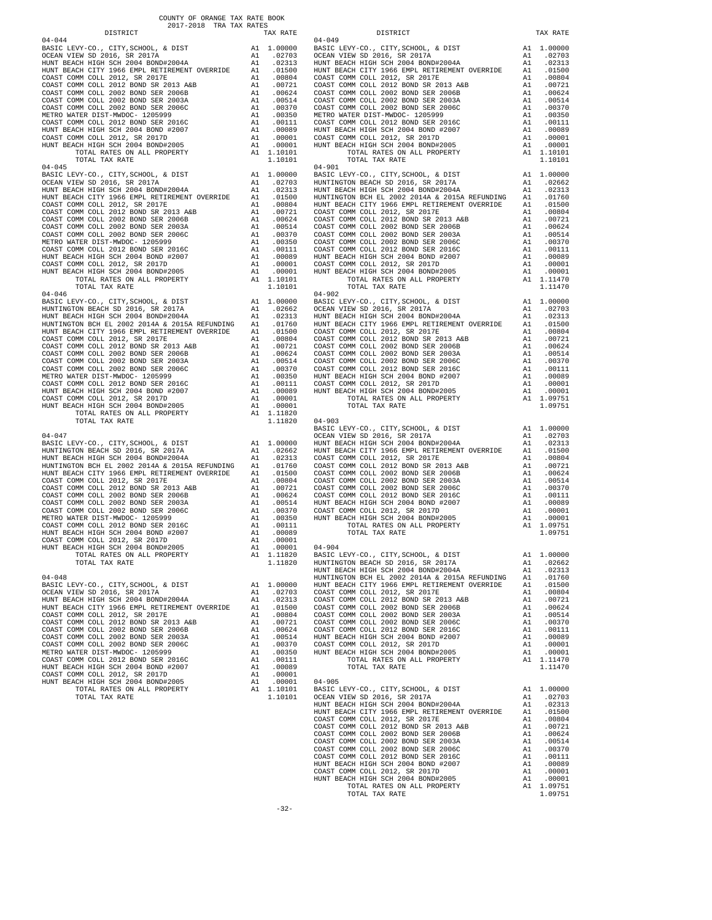COUNTY OF ORANGE TAX RATE BOOK
2017-2018 TRA TAX RATES

| DISTRICT | | TAX RATE |
|---|---|---|
| **04-044** | | |
| BASIC LEVY-CO., CITY,SCHOOL, & DIST | A1 | 1.00000 |
| OCEAN VIEW SD 2016, SR 2017A | A1 | .02703 |
| HUNT BEACH HIGH SCH 2004 BOND#2004A | A1 | .02313 |
| HUNT BEACH CITY 1966 EMPL RETIREMENT OVERRIDE | A1 | .01500 |
| COAST COMM COLL 2012, SR 2017E | A1 | .00804 |
| COAST COMM COLL 2012 BOND SR 2013 A&B | A1 | .00721 |
| COAST COMM COLL 2002 BOND SER 2006B | A1 | .00624 |
| COAST COMM COLL 2002 BOND SER 2003A | A1 | .00514 |
| COAST COMM COLL 2002 BOND SER 2006C | A1 | .00370 |
| METRO WATER DIST-MWDOC- 1205999 | A1 | .00350 |
| COAST COMM COLL 2012 BOND SER 2016C | A1 | .00111 |
| HUNT BEACH HIGH SCH 2004 BOND #2007 | A1 | .00089 |
| COAST COMM COLL 2012, SR 2017D | A1 | .00001 |
| HUNT BEACH HIGH SCH 2004 BOND#2005 | A1 | .00001 |
| TOTAL RATES ON ALL PROPERTY | A1 | 1.10101 |
| TOTAL TAX RATE | | 1.10101 |
| **04-045** | | |
| BASIC LEVY-CO., CITY,SCHOOL, & DIST | A1 | 1.00000 |
| OCEAN VIEW SD 2016, SR 2017A | A1 | .02703 |
| HUNT BEACH HIGH SCH 2004 BOND#2004A | A1 | .02313 |
| HUNT BEACH CITY 1966 EMPL RETIREMENT OVERRIDE | A1 | .01500 |
| COAST COMM COLL 2012, SR 2017E | A1 | .00804 |
| COAST COMM COLL 2012 BOND SR 2013 A&B | A1 | .00721 |
| COAST COMM COLL 2002 BOND SER 2006B | A1 | .00624 |
| COAST COMM COLL 2002 BOND SER 2003A | A1 | .00514 |
| COAST COMM COLL 2002 BOND SER 2006C | A1 | .00370 |
| METRO WATER DIST-MWDOC- 1205999 | A1 | .00350 |
| COAST COMM COLL 2012 BOND SER 2016C | A1 | .00111 |
| HUNT BEACH HIGH SCH 2004 BOND #2007 | A1 | .00089 |
| COAST COMM COLL 2012, SR 2017D | A1 | .00001 |
| HUNT BEACH HIGH SCH 2004 BOND#2005 | A1 | .00001 |
| TOTAL RATES ON ALL PROPERTY | A1 | 1.10101 |
| TOTAL TAX RATE | | 1.10101 |
| **04-046** | | |
| BASIC LEVY-CO., CITY,SCHOOL, & DIST | A1 | 1.00000 |
| HUNTINGTON BEACH SD 2016, SR 2017A | A1 | .02662 |
| HUNT BEACH HIGH SCH 2004 BOND#2004A | A1 | .02313 |
| HUNTINGTON BCH EL 2002 2014A & 2015A REFUNDING | A1 | .01760 |
| HUNT BEACH CITY 1966 EMPL RETIREMENT OVERRIDE | A1 | .01500 |
| COAST COMM COLL 2012, SR 2017E | A1 | .00804 |
| COAST COMM COLL 2012 BOND SR 2013 A&B | A1 | .00721 |
| COAST COMM COLL 2002 BOND SER 2006B | A1 | .00624 |
| COAST COMM COLL 2002 BOND SER 2003A | A1 | .00514 |
| COAST COMM COLL 2002 BOND SER 2006C | A1 | .00370 |
| METRO WATER DIST-MWDOC- 1205999 | A1 | .00350 |
| COAST COMM COLL 2012 BOND SER 2016C | A1 | .00111 |
| HUNT BEACH HIGH SCH 2004 BOND #2007 | A1 | .00089 |
| COAST COMM COLL 2012, SR 2017D | A1 | .00001 |
| HUNT BEACH HIGH SCH 2004 BOND#2005 | A1 | .00001 |
| TOTAL RATES ON ALL PROPERTY | A1 | 1.11820 |
| TOTAL TAX RATE | | 1.11820 |
| **04-047** | | |
| BASIC LEVY-CO., CITY,SCHOOL, & DIST | A1 | 1.00000 |
| HUNTINGTON BEACH SD 2016, SR 2017A | A1 | .02662 |
| HUNT BEACH HIGH SCH 2004 BOND#2004A | A1 | .02313 |
| HUNTINGTON BCH EL 2002 2014A & 2015A REFUNDING | A1 | .01760 |
| HUNT BEACH CITY 1966 EMPL RETIREMENT OVERRIDE | A1 | .01500 |
| COAST COMM COLL 2012, SR 2017E | A1 | .00804 |
| COAST COMM COLL 2012 BOND SR 2013 A&B | A1 | .00721 |
| COAST COMM COLL 2002 BOND SER 2006B | A1 | .00624 |
| COAST COMM COLL 2002 BOND SER 2003A | A1 | .00514 |
| COAST COMM COLL 2002 BOND SER 2006C | A1 | .00370 |
| METRO WATER DIST-MWDOC- 1205999 | A1 | .00350 |
| COAST COMM COLL 2012 BOND SER 2016C | A1 | .00111 |
| HUNT BEACH HIGH SCH 2004 BOND #2007 | A1 | .00089 |
| COAST COMM COLL 2012, SR 2017D | A1 | .00001 |
| HUNT BEACH HIGH SCH 2004 BOND#2005 | A1 | .00001 |
| TOTAL RATES ON ALL PROPERTY | A1 | 1.11820 |
| TOTAL TAX RATE | | 1.11820 |
| **04-048** | | |
| BASIC LEVY-CO., CITY,SCHOOL, & DIST | A1 | 1.00000 |
| OCEAN VIEW SD 2016, SR 2017A | A1 | .02703 |
| HUNT BEACH HIGH SCH 2004 BOND#2004A | A1 | .02313 |
| HUNT BEACH CITY 1966 EMPL RETIREMENT OVERRIDE | A1 | .01500 |
| COAST COMM COLL 2012, SR 2017E | A1 | .00804 |
| COAST COMM COLL 2012 BOND SR 2013 A&B | A1 | .00721 |
| COAST COMM COLL 2002 BOND SER 2006B | A1 | .00624 |
| COAST COMM COLL 2002 BOND SER 2003A | A1 | .00514 |
| COAST COMM COLL 2002 BOND SER 2006C | A1 | .00370 |
| METRO WATER DIST-MWDOC- 1205999 | A1 | .00350 |
| COAST COMM COLL 2012 BOND SER 2016C | A1 | .00111 |
| HUNT BEACH HIGH SCH 2004 BOND #2007 | A1 | .00089 |
| COAST COMM COLL 2012, SR 2017D | A1 | .00001 |
| HUNT BEACH HIGH SCH 2004 BOND#2005 | A1 | .00001 |
| TOTAL RATES ON ALL PROPERTY | A1 | 1.10101 |
| TOTAL TAX RATE | | 1.10101 |
| **04-049** | | |
| BASIC LEVY-CO., CITY,SCHOOL, & DIST | A1 | 1.00000 |
| OCEAN VIEW SD 2016, SR 2017A | A1 | .02703 |
| HUNT BEACH HIGH SCH 2004 BOND#2004A | A1 | .02313 |
| HUNT BEACH CITY 1966 EMPL RETIREMENT OVERRIDE | A1 | .01500 |
| COAST COMM COLL 2012, SR 2017E | A1 | .00804 |
| COAST COMM COLL 2012 BOND SR 2013 A&B | A1 | .00721 |
| COAST COMM COLL 2002 BOND SER 2006B | A1 | .00624 |
| COAST COMM COLL 2002 BOND SER 2003A | A1 | .00514 |
| COAST COMM COLL 2002 BOND SER 2006C | A1 | .00370 |
| METRO WATER DIST-MWDOC- 1205999 | A1 | .00350 |
| COAST COMM COLL 2012 BOND SER 2016C | A1 | .00111 |
| HUNT BEACH HIGH SCH 2004 BOND #2007 | A1 | .00089 |
| COAST COMM COLL 2012, SR 2017D | A1 | .00001 |
| HUNT BEACH HIGH SCH 2004 BOND#2005 | A1 | .00001 |
| TOTAL RATES ON ALL PROPERTY | A1 | 1.10101 |
| TOTAL TAX RATE | | 1.10101 |
| **04-901** | | |
| BASIC LEVY-CO., CITY,SCHOOL, & DIST | A1 | 1.00000 |
| HUNTINGTON BEACH SD 2016, SR 2017A | A1 | .02662 |
| HUNT BEACH HIGH SCH 2004 BOND#2004A | A1 | .02313 |
| HUNTINGTON BCH EL 2002 2014A & 2015A REFUNDING | A1 | .01760 |
| HUNT BEACH CITY 1966 EMPL RETIREMENT OVERRIDE | A1 | .01500 |
| COAST COMM COLL 2012, SR 2017E | A1 | .00804 |
| COAST COMM COLL 2012 BOND SR 2013 A&B | A1 | .00721 |
| COAST COMM COLL 2002 BOND SER 2006B | A1 | .00624 |
| COAST COMM COLL 2002 BOND SER 2003A | A1 | .00514 |
| COAST COMM COLL 2002 BOND SER 2006C | A1 | .00370 |
| COAST COMM COLL 2012 BOND SER 2016C | A1 | .00111 |
| HUNT BEACH HIGH SCH 2004 BOND #2007 | A1 | .00089 |
| COAST COMM COLL 2012, SR 2017D | A1 | .00001 |
| HUNT BEACH HIGH SCH 2004 BOND#2005 | A1 | .00001 |
| TOTAL RATES ON ALL PROPERTY | A1 | 1.11470 |
| TOTAL TAX RATE | | 1.11470 |
| **04-902** | | |
| BASIC LEVY-CO., CITY,SCHOOL, & DIST | A1 | 1.00000 |
| OCEAN VIEW SD 2016, SR 2017A | A1 | .02703 |
| HUNT BEACH HIGH SCH 2004 BOND#2004A | A1 | .02313 |
| HUNT BEACH CITY 1966 EMPL RETIREMENT OVERRIDE | A1 | .01500 |
| COAST COMM COLL 2012, SR 2017E | A1 | .00804 |
| COAST COMM COLL 2012 BOND SR 2013 A&B | A1 | .00721 |
| COAST COMM COLL 2002 BOND SER 2006B | A1 | .00624 |
| COAST COMM COLL 2002 BOND SER 2003A | A1 | .00514 |
| COAST COMM COLL 2002 BOND SER 2006C | A1 | .00370 |
| COAST COMM COLL 2012 BOND SER 2016C | A1 | .00111 |
| HUNT BEACH HIGH SCH 2004 BOND #2007 | A1 | .00089 |
| COAST COMM COLL 2012, SR 2017D | A1 | .00001 |
| HUNT BEACH HIGH SCH 2004 BOND#2005 | A1 | .00001 |
| TOTAL RATES ON ALL PROPERTY | A1 | 1.09751 |
| TOTAL TAX RATE | | 1.09751 |
| **04-903** | | |
| BASIC LEVY-CO., CITY,SCHOOL, & DIST | A1 | 1.00000 |
| OCEAN VIEW SD 2016, SR 2017A | A1 | .02703 |
| HUNT BEACH HIGH SCH 2004 BOND#2004A | A1 | .02313 |
| HUNT BEACH CITY 1966 EMPL RETIREMENT OVERRIDE | A1 | .01500 |
| COAST COMM COLL 2012, SR 2017E | A1 | .00804 |
| COAST COMM COLL 2012 BOND SR 2013 A&B | A1 | .00721 |
| COAST COMM COLL 2002 BOND SER 2006B | A1 | .00624 |
| COAST COMM COLL 2002 BOND SER 2003A | A1 | .00514 |
| COAST COMM COLL 2002 BOND SER 2006C | A1 | .00370 |
| COAST COMM COLL 2012 BOND SER 2016C | A1 | .00111 |
| HUNT BEACH HIGH SCH 2004 BOND #2007 | A1 | .00089 |
| COAST COMM COLL 2012, SR 2017D | A1 | .00001 |
| HUNT BEACH HIGH SCH 2004 BOND#2005 | A1 | .00001 |
| TOTAL RATES ON ALL PROPERTY | A1 | 1.09751 |
| TOTAL TAX RATE | | 1.09751 |
| **04-904** | | |
| BASIC LEVY-CO., CITY,SCHOOL, & DIST | A1 | 1.00000 |
| HUNTINGTON BEACH SD 2016, SR 2017A | A1 | .02662 |
| HUNT BEACH HIGH SCH 2004 BOND#2004A | A1 | .02313 |
| HUNTINGTON BCH EL 2002 2014A & 2015A REFUNDING | A1 | .01760 |
| HUNT BEACH CITY 1966 EMPL RETIREMENT OVERRIDE | A1 | .01500 |
| COAST COMM COLL 2012, SR 2017E | A1 | .00804 |
| COAST COMM COLL 2012 BOND SR 2013 A&B | A1 | .00721 |
| COAST COMM COLL 2002 BOND SER 2006B | A1 | .00624 |
| COAST COMM COLL 2002 BOND SER 2003A | A1 | .00514 |
| COAST COMM COLL 2002 BOND SER 2006C | A1 | .00370 |
| COAST COMM COLL 2012 BOND SER 2016C | A1 | .00111 |
| HUNT BEACH HIGH SCH 2004 BOND #2007 | A1 | .00089 |
| COAST COMM COLL 2012, SR 2017D | A1 | .00001 |
| HUNT BEACH HIGH SCH 2004 BOND#2005 | A1 | .00001 |
| TOTAL RATES ON ALL PROPERTY | A1 | 1.11470 |
| TOTAL TAX RATE | | 1.11470 |
| **04-905** | | |
| BASIC LEVY-CO., CITY,SCHOOL, & DIST | A1 | 1.00000 |
| OCEAN VIEW SD 2016, SR 2017A | A1 | .02703 |
| HUNT BEACH HIGH SCH 2004 BOND#2004A | A1 | .02313 |
| HUNT BEACH CITY 1966 EMPL RETIREMENT OVERRIDE | A1 | .01500 |
| COAST COMM COLL 2012, SR 2017E | A1 | .00804 |
| COAST COMM COLL 2012 BOND SR 2013 A&B | A1 | .00721 |
| COAST COMM COLL 2002 BOND SER 2006B | A1 | .00624 |
| COAST COMM COLL 2002 BOND SER 2003A | A1 | .00514 |
| COAST COMM COLL 2002 BOND SER 2006C | A1 | .00370 |
| COAST COMM COLL 2012 BOND SER 2016C | A1 | .00111 |
| HUNT BEACH HIGH SCH 2004 BOND #2007 | A1 | .00089 |
| COAST COMM COLL 2012, SR 2017D | A1 | .00001 |
| HUNT BEACH HIGH SCH 2004 BOND#2005 | A1 | .00001 |
| TOTAL RATES ON ALL PROPERTY | A1 | 1.09751 |
| TOTAL TAX RATE | | 1.09751 |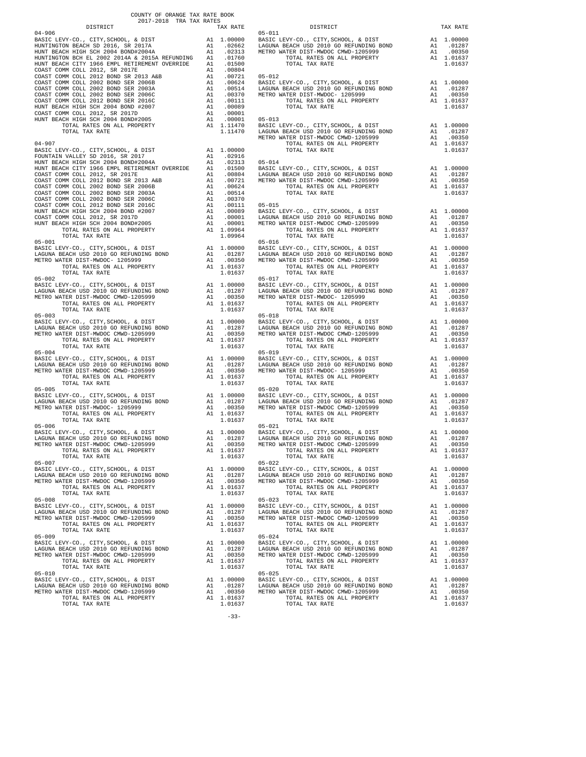COUNTY OF ORANGE TAX RATE BOOK
2017-2018 TRA TAX RATES

| DISTRICT | | TAX RATE |
|---|---|---|
| **04-906** | | |
| BASIC LEVY-CO., CITY,SCHOOL, & DIST | A1 | 1.00000 |
| HUNTINGTON BEACH SD 2016, SR 2017A | A1 | .02662 |
| HUNT BEACH HIGH SCH 2004 BOND#2004A | A1 | .02313 |
| HUNTINGTON BCH EL 2002 2014A & 2015A REFUNDING | A1 | .01760 |
| HUNT BEACH CITY 1966 EMPL RETIREMENT OVERRIDE | A1 | .01500 |
| COAST COMM COLL 2012, SR 2017E | A1 | .00804 |
| COAST COMM COLL 2012 BOND SR 2013 A&B | A1 | .00721 |
| COAST COMM COLL 2002 BOND SER 2006B | A1 | .00624 |
| COAST COMM COLL 2002 BOND SER 2003A | A1 | .00514 |
| COAST COMM COLL 2002 BOND SER 2006C | A1 | .00370 |
| COAST COMM COLL 2012 BOND SER 2016C | A1 | .00111 |
| HUNT BEACH HIGH SCH 2004 BOND #2007 | A1 | .00089 |
| COAST COMM COLL 2012, SR 2017D | A1 | .00001 |
| HUNT BEACH HIGH SCH 2004 BOND#2005 | A1 | .00001 |
| TOTAL RATES ON ALL PROPERTY | A1 | 1.11470 |
| TOTAL TAX RATE | | 1.11470 |
| **04-907** | | |
| BASIC LEVY-CO., CITY,SCHOOL, & DIST | A1 | 1.00000 |
| FOUNTAIN VALLEY SD 2016, SR 2017 | A1 | .02916 |
| HUNT BEACH HIGH SCH 2004 BOND#2004A | A1 | .02313 |
| HUNT BEACH CITY 1966 EMPL RETIREMENT OVERRIDE | A1 | .01500 |
| COAST COMM COLL 2012, SR 2017E | A1 | .00804 |
| COAST COMM COLL 2012 BOND SR 2013 A&B | A1 | .00721 |
| COAST COMM COLL 2002 BOND SER 2006B | A1 | .00624 |
| COAST COMM COLL 2002 BOND SER 2003A | A1 | .00514 |
| COAST COMM COLL 2002 BOND SER 2006C | A1 | .00370 |
| COAST COMM COLL 2012 BOND SER 2016C | A1 | .00111 |
| HUNT BEACH HIGH SCH 2004 BOND #2007 | A1 | .00089 |
| COAST COMM COLL 2012, SR 2017D | A1 | .00001 |
| HUNT BEACH HIGH SCH 2004 BOND#2005 | A1 | .00001 |
| TOTAL RATES ON ALL PROPERTY | A1 | 1.09964 |
| TOTAL TAX RATE | | 1.09964 |
| **05-001** | | |
| BASIC LEVY-CO., CITY,SCHOOL, & DIST | A1 | 1.00000 |
| LAGUNA BEACH USD 2010 GO REFUNDING BOND | A1 | .01287 |
| METRO WATER DIST-MWDOC- 1205999 | A1 | .00350 |
| TOTAL RATES ON ALL PROPERTY | A1 | 1.01637 |
| TOTAL TAX RATE | | 1.01637 |
| **05-002** | | |
| BASIC LEVY-CO., CITY,SCHOOL, & DIST | A1 | 1.00000 |
| LAGUNA BEACH USD 2010 GO REFUNDING BOND | A1 | .01287 |
| METRO WATER DIST-MWDOC CMWD-1205999 | A1 | .00350 |
| TOTAL RATES ON ALL PROPERTY | A1 | 1.01637 |
| TOTAL TAX RATE | | 1.01637 |
| **05-003** | | |
| BASIC LEVY-CO., CITY,SCHOOL, & DIST | A1 | 1.00000 |
| LAGUNA BEACH USD 2010 GO REFUNDING BOND | A1 | .01287 |
| METRO WATER DIST-MWDOC CMWD-1205999 | A1 | .00350 |
| TOTAL RATES ON ALL PROPERTY | A1 | 1.01637 |
| TOTAL TAX RATE | | 1.01637 |
| **05-004** | | |
| BASIC LEVY-CO., CITY,SCHOOL, & DIST | A1 | 1.00000 |
| LAGUNA BEACH USD 2010 GO REFUNDING BOND | A1 | .01287 |
| METRO WATER DIST-MWDOC CMWD-1205999 | A1 | .00350 |
| TOTAL RATES ON ALL PROPERTY | A1 | 1.01637 |
| TOTAL TAX RATE | | 1.01637 |
| **05-005** | | |
| BASIC LEVY-CO., CITY,SCHOOL, & DIST | A1 | 1.00000 |
| LAGUNA BEACH USD 2010 GO REFUNDING BOND | A1 | .01287 |
| METRO WATER DIST-MWDOC- 1205999 | A1 | .00350 |
| TOTAL RATES ON ALL PROPERTY | A1 | 1.01637 |
| TOTAL TAX RATE | | 1.01637 |
| **05-006** | | |
| BASIC LEVY-CO., CITY,SCHOOL, & DIST | A1 | 1.00000 |
| LAGUNA BEACH USD 2010 GO REFUNDING BOND | A1 | .01287 |
| METRO WATER DIST-MWDOC CMWD-1205999 | A1 | .00350 |
| TOTAL RATES ON ALL PROPERTY | A1 | 1.01637 |
| TOTAL TAX RATE | | 1.01637 |
| **05-007** | | |
| BASIC LEVY-CO., CITY,SCHOOL, & DIST | A1 | 1.00000 |
| LAGUNA BEACH USD 2010 GO REFUNDING BOND | A1 | .01287 |
| METRO WATER DIST-MWDOC CMWD-1205999 | A1 | .00350 |
| TOTAL RATES ON ALL PROPERTY | A1 | 1.01637 |
| TOTAL TAX RATE | | 1.01637 |
| **05-008** | | |
| BASIC LEVY-CO., CITY,SCHOOL, & DIST | A1 | 1.00000 |
| LAGUNA BEACH USD 2010 GO REFUNDING BOND | A1 | .01287 |
| METRO WATER DIST-MWDOC CMWD-1205999 | A1 | .00350 |
| TOTAL RATES ON ALL PROPERTY | A1 | 1.01637 |
| TOTAL TAX RATE | | 1.01637 |
| **05-009** | | |
| BASIC LEVY-CO., CITY,SCHOOL, & DIST | A1 | 1.00000 |
| LAGUNA BEACH USD 2010 GO REFUNDING BOND | A1 | .01287 |
| METRO WATER DIST-MWDOC CMWD-1205999 | A1 | .00350 |
| TOTAL RATES ON ALL PROPERTY | A1 | 1.01637 |
| TOTAL TAX RATE | | 1.01637 |
| **05-010** | | |
| BASIC LEVY-CO., CITY,SCHOOL, & DIST | A1 | 1.00000 |
| LAGUNA BEACH USD 2010 GO REFUNDING BOND | A1 | .01287 |
| METRO WATER DIST-MWDOC CMWD-1205999 | A1 | .00350 |
| TOTAL RATES ON ALL PROPERTY | A1 | 1.01637 |
| TOTAL TAX RATE | | 1.01637 |
| **05-011** | | |
| BASIC LEVY-CO., CITY,SCHOOL, & DIST | A1 | 1.00000 |
| LAGUNA BEACH USD 2010 GO REFUNDING BOND | A1 | .01287 |
| METRO WATER DIST-MWDOC CMWD-1205999 | A1 | .00350 |
| TOTAL RATES ON ALL PROPERTY | A1 | 1.01637 |
| TOTAL TAX RATE | | 1.01637 |
| **05-012** | | |
| BASIC LEVY-CO., CITY,SCHOOL, & DIST | A1 | 1.00000 |
| LAGUNA BEACH USD 2010 GO REFUNDING BOND | A1 | .01287 |
| METRO WATER DIST-MWDOC- 1205999 | A1 | .00350 |
| TOTAL RATES ON ALL PROPERTY | A1 | 1.01637 |
| TOTAL TAX RATE | | 1.01637 |
| **05-013** | | |
| BASIC LEVY-CO., CITY,SCHOOL, & DIST | A1 | 1.00000 |
| LAGUNA BEACH USD 2010 GO REFUNDING BOND | A1 | .01287 |
| METRO WATER DIST-MWDOC CMWD-1205999 | A1 | .00350 |
| TOTAL RATES ON ALL PROPERTY | A1 | 1.01637 |
| TOTAL TAX RATE | | 1.01637 |
| **05-014** | | |
| BASIC LEVY-CO., CITY,SCHOOL, & DIST | A1 | 1.00000 |
| LAGUNA BEACH USD 2010 GO REFUNDING BOND | A1 | .01287 |
| METRO WATER DIST-MWDOC CMWD-1205999 | A1 | .00350 |
| TOTAL RATES ON ALL PROPERTY | A1 | 1.01637 |
| TOTAL TAX RATE | | 1.01637 |
| **05-015** | | |
| BASIC LEVY-CO., CITY,SCHOOL, & DIST | A1 | 1.00000 |
| LAGUNA BEACH USD 2010 GO REFUNDING BOND | A1 | .01287 |
| METRO WATER DIST-MWDOC CMWD-1205999 | A1 | .00350 |
| TOTAL RATES ON ALL PROPERTY | A1 | 1.01637 |
| TOTAL TAX RATE | | 1.01637 |
| **05-016** | | |
| BASIC LEVY-CO., CITY,SCHOOL, & DIST | A1 | 1.00000 |
| LAGUNA BEACH USD 2010 GO REFUNDING BOND | A1 | .01287 |
| METRO WATER DIST-MWDOC CMWD-1205999 | A1 | .00350 |
| TOTAL RATES ON ALL PROPERTY | A1 | 1.01637 |
| TOTAL TAX RATE | | 1.01637 |
| **05-017** | | |
| BASIC LEVY-CO., CITY,SCHOOL, & DIST | A1 | 1.00000 |
| LAGUNA BEACH USD 2010 GO REFUNDING BOND | A1 | .01287 |
| METRO WATER DIST-MWDOC- 1205999 | A1 | .00350 |
| TOTAL RATES ON ALL PROPERTY | A1 | 1.01637 |
| TOTAL TAX RATE | | 1.01637 |
| **05-018** | | |
| BASIC LEVY-CO., CITY,SCHOOL, & DIST | A1 | 1.00000 |
| LAGUNA BEACH USD 2010 GO REFUNDING BOND | A1 | .01287 |
| METRO WATER DIST-MWDOC CMWD-1205999 | A1 | .00350 |
| TOTAL RATES ON ALL PROPERTY | A1 | 1.01637 |
| TOTAL TAX RATE | | 1.01637 |
| **05-019** | | |
| BASIC LEVY-CO., CITY,SCHOOL, & DIST | A1 | 1.00000 |
| LAGUNA BEACH USD 2010 GO REFUNDING BOND | A1 | .01287 |
| METRO WATER DIST-MWDOC- 1205999 | A1 | .00350 |
| TOTAL RATES ON ALL PROPERTY | A1 | 1.01637 |
| TOTAL TAX RATE | | 1.01637 |
| **05-020** | | |
| BASIC LEVY-CO., CITY,SCHOOL, & DIST | A1 | 1.00000 |
| LAGUNA BEACH USD 2010 GO REFUNDING BOND | A1 | .01287 |
| METRO WATER DIST-MWDOC CMWD-1205999 | A1 | .00350 |
| TOTAL RATES ON ALL PROPERTY | A1 | 1.01637 |
| TOTAL TAX RATE | | 1.01637 |
| **05-021** | | |
| BASIC LEVY-CO., CITY,SCHOOL, & DIST | A1 | 1.00000 |
| LAGUNA BEACH USD 2010 GO REFUNDING BOND | A1 | .01287 |
| METRO WATER DIST-MWDOC CMWD-1205999 | A1 | .00350 |
| TOTAL RATES ON ALL PROPERTY | A1 | 1.01637 |
| TOTAL TAX RATE | | 1.01637 |
| **05-022** | | |
| BASIC LEVY-CO., CITY,SCHOOL, & DIST | A1 | 1.00000 |
| LAGUNA BEACH USD 2010 GO REFUNDING BOND | A1 | .01287 |
| METRO WATER DIST-MWDOC CMWD-1205999 | A1 | .00350 |
| TOTAL RATES ON ALL PROPERTY | A1 | 1.01637 |
| TOTAL TAX RATE | | 1.01637 |
| **05-023** | | |
| BASIC LEVY-CO., CITY,SCHOOL, & DIST | A1 | 1.00000 |
| LAGUNA BEACH USD 2010 GO REFUNDING BOND | A1 | .01287 |
| METRO WATER DIST-MWDOC CMWD-1205999 | A1 | .00350 |
| TOTAL RATES ON ALL PROPERTY | A1 | 1.01637 |
| TOTAL TAX RATE | | 1.01637 |
| **05-024** | | |
| BASIC LEVY-CO., CITY,SCHOOL, & DIST | A1 | 1.00000 |
| LAGUNA BEACH USD 2010 GO REFUNDING BOND | A1 | .01287 |
| METRO WATER DIST-MWDOC CMWD-1205999 | A1 | .00350 |
| TOTAL RATES ON ALL PROPERTY | A1 | 1.01637 |
| TOTAL TAX RATE | | 1.01637 |
| **05-025** | | |
| BASIC LEVY-CO., CITY,SCHOOL, & DIST | A1 | 1.00000 |
| LAGUNA BEACH USD 2010 GO REFUNDING BOND | A1 | .01287 |
| METRO WATER DIST-MWDOC CMWD-1205999 | A1 | .00350 |
| TOTAL RATES ON ALL PROPERTY | A1 | 1.01637 |
| TOTAL TAX RATE | | 1.01637 |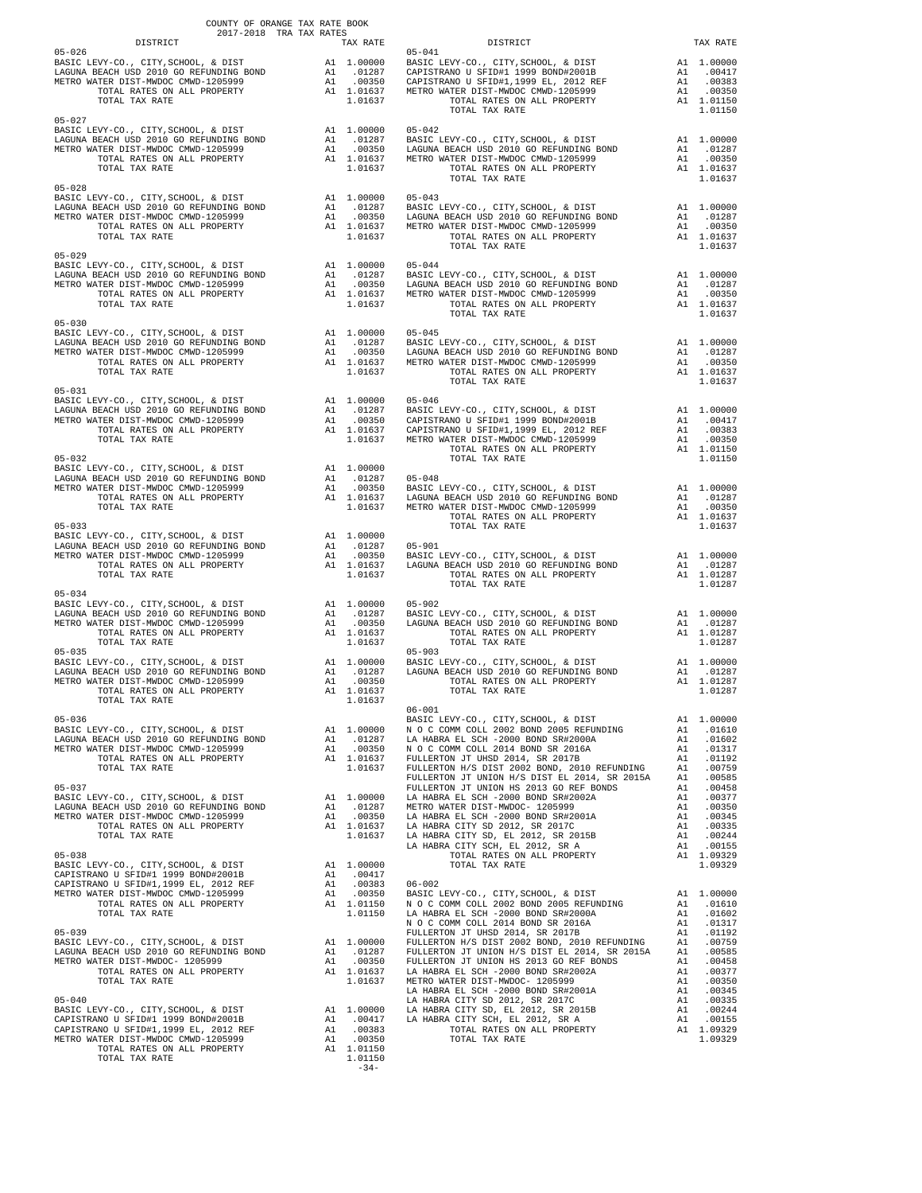COUNTY OF ORANGE TAX RATE BOOK
2017-2018 TRA TAX RATES

| DISTRICT | | TAX RATE |
|---|---|---|
| **05-026** | | |
| BASIC LEVY-CO., CITY,SCHOOL, & DIST | A1 | 1.00000 |
| LAGUNA BEACH USD 2010 GO REFUNDING BOND | A1 | .01287 |
| METRO WATER DIST-MWDOC CMWD-1205999 | A1 | .00350 |
| TOTAL RATES ON ALL PROPERTY | A1 | 1.01637 |
| TOTAL TAX RATE | | 1.01637 |
| **05-027** | | |
| BASIC LEVY-CO., CITY,SCHOOL, & DIST | A1 | 1.00000 |
| LAGUNA BEACH USD 2010 GO REFUNDING BOND | A1 | .01287 |
| METRO WATER DIST-MWDOC CMWD-1205999 | A1 | .00350 |
| TOTAL RATES ON ALL PROPERTY | A1 | 1.01637 |
| TOTAL TAX RATE | | 1.01637 |
| **05-028** | | |
| BASIC LEVY-CO., CITY,SCHOOL, & DIST | A1 | 1.00000 |
| LAGUNA BEACH USD 2010 GO REFUNDING BOND | A1 | .01287 |
| METRO WATER DIST-MWDOC CMWD-1205999 | A1 | .00350 |
| TOTAL RATES ON ALL PROPERTY | A1 | 1.01637 |
| TOTAL TAX RATE | | 1.01637 |
| **05-029** | | |
| BASIC LEVY-CO., CITY,SCHOOL, & DIST | A1 | 1.00000 |
| LAGUNA BEACH USD 2010 GO REFUNDING BOND | A1 | .01287 |
| METRO WATER DIST-MWDOC CMWD-1205999 | A1 | .00350 |
| TOTAL RATES ON ALL PROPERTY | A1 | 1.01637 |
| TOTAL TAX RATE | | 1.01637 |
| **05-030** | | |
| BASIC LEVY-CO., CITY,SCHOOL, & DIST | A1 | 1.00000 |
| LAGUNA BEACH USD 2010 GO REFUNDING BOND | A1 | .01287 |
| METRO WATER DIST-MWDOC CMWD-1205999 | A1 | .00350 |
| TOTAL RATES ON ALL PROPERTY | A1 | 1.01637 |
| TOTAL TAX RATE | | 1.01637 |
| **05-031** | | |
| BASIC LEVY-CO., CITY,SCHOOL, & DIST | A1 | 1.00000 |
| LAGUNA BEACH USD 2010 GO REFUNDING BOND | A1 | .01287 |
| METRO WATER DIST-MWDOC CMWD-1205999 | A1 | .00350 |
| TOTAL RATES ON ALL PROPERTY | A1 | 1.01637 |
| TOTAL TAX RATE | | 1.01637 |
| **05-032** | | |
| BASIC LEVY-CO., CITY,SCHOOL, & DIST | A1 | 1.00000 |
| LAGUNA BEACH USD 2010 GO REFUNDING BOND | A1 | .01287 |
| METRO WATER DIST-MWDOC CMWD-1205999 | A1 | .00350 |
| TOTAL RATES ON ALL PROPERTY | A1 | 1.01637 |
| TOTAL TAX RATE | | 1.01637 |
| **05-033** | | |
| BASIC LEVY-CO., CITY,SCHOOL, & DIST | A1 | 1.00000 |
| LAGUNA BEACH USD 2010 GO REFUNDING BOND | A1 | .01287 |
| METRO WATER DIST-MWDOC CMWD-1205999 | A1 | .00350 |
| TOTAL RATES ON ALL PROPERTY | A1 | 1.01637 |
| TOTAL TAX RATE | | 1.01637 |
| **05-034** | | |
| BASIC LEVY-CO., CITY,SCHOOL, & DIST | A1 | 1.00000 |
| LAGUNA BEACH USD 2010 GO REFUNDING BOND | A1 | .01287 |
| METRO WATER DIST-MWDOC CMWD-1205999 | A1 | .00350 |
| TOTAL RATES ON ALL PROPERTY | A1 | 1.01637 |
| TOTAL TAX RATE | | 1.01637 |
| **05-035** | | |
| BASIC LEVY-CO., CITY,SCHOOL, & DIST | A1 | 1.00000 |
| LAGUNA BEACH USD 2010 GO REFUNDING BOND | A1 | .01287 |
| METRO WATER DIST-MWDOC CMWD-1205999 | A1 | .00350 |
| TOTAL RATES ON ALL PROPERTY | A1 | 1.01637 |
| TOTAL TAX RATE | | 1.01637 |
| **05-036** | | |
| BASIC LEVY-CO., CITY,SCHOOL, & DIST | A1 | 1.00000 |
| LAGUNA BEACH USD 2010 GO REFUNDING BOND | A1 | .01287 |
| METRO WATER DIST-MWDOC CMWD-1205999 | A1 | .00350 |
| TOTAL RATES ON ALL PROPERTY | A1 | 1.01637 |
| TOTAL TAX RATE | | 1.01637 |
| **05-037** | | |
| BASIC LEVY-CO., CITY,SCHOOL, & DIST | A1 | 1.00000 |
| LAGUNA BEACH USD 2010 GO REFUNDING BOND | A1 | .01287 |
| METRO WATER DIST-MWDOC CMWD-1205999 | A1 | .00350 |
| TOTAL RATES ON ALL PROPERTY | A1 | 1.01637 |
| TOTAL TAX RATE | | 1.01637 |
| **05-038** | | |
| BASIC LEVY-CO., CITY,SCHOOL, & DIST | A1 | 1.00000 |
| CAPISTRANO U SFID#1 1999 BOND#2001B | A1 | .00417 |
| CAPISTRANO U SFID#1,1999 EL, 2012 REF | A1 | .00383 |
| METRO WATER DIST-MWDOC CMWD-1205999 | A1 | .00350 |
| TOTAL RATES ON ALL PROPERTY | A1 | 1.01150 |
| TOTAL TAX RATE | | 1.01150 |
| **05-039** | | |
| BASIC LEVY-CO., CITY,SCHOOL, & DIST | A1 | 1.00000 |
| LAGUNA BEACH USD 2010 GO REFUNDING BOND | A1 | .01287 |
| METRO WATER DIST-MWDOC- 1205999 | A1 | .00350 |
| TOTAL RATES ON ALL PROPERTY | A1 | 1.01637 |
| TOTAL TAX RATE | | 1.01637 |
| **05-040** | | |
| BASIC LEVY-CO., CITY,SCHOOL, & DIST | A1 | 1.00000 |
| CAPISTRANO U SFID#1 1999 BOND#2001B | A1 | .00417 |
| CAPISTRANO U SFID#1,1999 EL, 2012 REF | A1 | .00383 |
| METRO WATER DIST-MWDOC CMWD-1205999 | A1 | .00350 |
| TOTAL RATES ON ALL PROPERTY | A1 | 1.01150 |
| TOTAL TAX RATE | | 1.01150 |
| **05-041** | | |
| BASIC LEVY-CO., CITY,SCHOOL, & DIST | A1 | 1.00000 |
| CAPISTRANO U SFID#1 1999 BOND#2001B | A1 | .00417 |
| CAPISTRANO U SFID#1,1999 EL, 2012 REF | A1 | .00383 |
| METRO WATER DIST-MWDOC CMWD-1205999 | A1 | .00350 |
| TOTAL RATES ON ALL PROPERTY | A1 | 1.01150 |
| TOTAL TAX RATE | | 1.01150 |
| **05-042** | | |
| BASIC LEVY-CO., CITY,SCHOOL, & DIST | A1 | 1.00000 |
| LAGUNA BEACH USD 2010 GO REFUNDING BOND | A1 | .01287 |
| METRO WATER DIST-MWDOC CMWD-1205999 | A1 | .00350 |
| TOTAL RATES ON ALL PROPERTY | A1 | 1.01637 |
| TOTAL TAX RATE | | 1.01637 |
| **05-043** | | |
| BASIC LEVY-CO., CITY,SCHOOL, & DIST | A1 | 1.00000 |
| LAGUNA BEACH USD 2010 GO REFUNDING BOND | A1 | .01287 |
| METRO WATER DIST-MWDOC CMWD-1205999 | A1 | .00350 |
| TOTAL RATES ON ALL PROPERTY | A1 | 1.01637 |
| TOTAL TAX RATE | | 1.01637 |
| **05-044** | | |
| BASIC LEVY-CO., CITY,SCHOOL, & DIST | A1 | 1.00000 |
| LAGUNA BEACH USD 2010 GO REFUNDING BOND | A1 | .01287 |
| METRO WATER DIST-MWDOC CMWD-1205999 | A1 | .00350 |
| TOTAL RATES ON ALL PROPERTY | A1 | 1.01637 |
| TOTAL TAX RATE | | 1.01637 |
| **05-045** | | |
| BASIC LEVY-CO., CITY,SCHOOL, & DIST | A1 | 1.00000 |
| LAGUNA BEACH USD 2010 GO REFUNDING BOND | A1 | .01287 |
| METRO WATER DIST-MWDOC CMWD-1205999 | A1 | .00350 |
| TOTAL RATES ON ALL PROPERTY | A1 | 1.01637 |
| TOTAL TAX RATE | | 1.01637 |
| **05-046** | | |
| BASIC LEVY-CO., CITY,SCHOOL, & DIST | A1 | 1.00000 |
| CAPISTRANO U SFID#1 1999 BOND#2001B | A1 | .00417 |
| CAPISTRANO U SFID#1,1999 EL, 2012 REF | A1 | .00383 |
| METRO WATER DIST-MWDOC CMWD-1205999 | A1 | .00350 |
| TOTAL RATES ON ALL PROPERTY | A1 | 1.01150 |
| TOTAL TAX RATE | | 1.01150 |
| **05-048** | | |
| BASIC LEVY-CO., CITY,SCHOOL, & DIST | A1 | 1.00000 |
| LAGUNA BEACH USD 2010 GO REFUNDING BOND | A1 | .01287 |
| METRO WATER DIST-MWDOC CMWD-1205999 | A1 | .00350 |
| TOTAL RATES ON ALL PROPERTY | A1 | 1.01637 |
| TOTAL TAX RATE | | 1.01637 |
| **05-901** | | |
| BASIC LEVY-CO., CITY,SCHOOL, & DIST | A1 | 1.00000 |
| LAGUNA BEACH USD 2010 GO REFUNDING BOND | A1 | .01287 |
| TOTAL RATES ON ALL PROPERTY | A1 | 1.01287 |
| TOTAL TAX RATE | | 1.01287 |
| **05-902** | | |
| BASIC LEVY-CO., CITY,SCHOOL, & DIST | A1 | 1.00000 |
| LAGUNA BEACH USD 2010 GO REFUNDING BOND | A1 | .01287 |
| TOTAL RATES ON ALL PROPERTY | A1 | 1.01287 |
| TOTAL TAX RATE | | 1.01287 |
| **05-903** | | |
| BASIC LEVY-CO., CITY,SCHOOL, & DIST | A1 | 1.00000 |
| LAGUNA BEACH USD 2010 GO REFUNDING BOND | A1 | .01287 |
| TOTAL RATES ON ALL PROPERTY | A1 | 1.01287 |
| TOTAL TAX RATE | | 1.01287 |
| **06-001** | | |
| BASIC LEVY-CO., CITY,SCHOOL, & DIST | A1 | 1.00000 |
| N O C COMM COLL 2002 BOND 2005 REFUNDING | A1 | .01610 |
| LA HABRA EL SCH -2000 BOND SR#2000A | A1 | .01602 |
| N O C COMM COLL 2014 BOND SR 2016A | A1 | .01317 |
| FULLERTON JT UHSD 2014, SR 2017B | A1 | .01192 |
| FULLERTON H/S DIST 2002 BOND, 2010 REFUNDING | A1 | .00759 |
| FULLERTON JT UNION H/S DIST EL 2014, SR 2015A | A1 | .00585 |
| FULLERTON JT UNION HS 2013 GO REF BONDS | A1 | .00458 |
| LA HABRA EL SCH -2000 BOND SR#2002A | A1 | .00377 |
| METRO WATER DIST-MWDOC- 1205999 | A1 | .00350 |
| LA HABRA EL SCH -2000 BOND SR#2001A | A1 | .00345 |
| LA HABRA CITY SD 2012, SR 2017C | A1 | .00335 |
| LA HABRA CITY SD, EL 2012, SR 2015B | A1 | .00244 |
| LA HABRA CITY SCH, EL 2012, SR A | A1 | .00155 |
| TOTAL RATES ON ALL PROPERTY | A1 | 1.09329 |
| TOTAL TAX RATE | | 1.09329 |
| **06-002** | | |
| BASIC LEVY-CO., CITY,SCHOOL, & DIST | A1 | 1.00000 |
| N O C COMM COLL 2002 BOND 2005 REFUNDING | A1 | .01610 |
| LA HABRA EL SCH -2000 BOND SR#2000A | A1 | .01602 |
| N O C COMM COLL 2014 BOND SR 2016A | A1 | .01317 |
| FULLERTON JT UHSD 2014, SR 2017B | A1 | .01192 |
| FULLERTON H/S DIST 2002 BOND, 2010 REFUNDING | A1 | .00759 |
| FULLERTON JT UNION H/S DIST EL 2014, SR 2015A | A1 | .00585 |
| FULLERTON JT UNION HS 2013 GO REF BONDS | A1 | .00458 |
| LA HABRA EL SCH -2000 BOND SR#2002A | A1 | .00377 |
| METRO WATER DIST-MWDOC- 1205999 | A1 | .00350 |
| LA HABRA EL SCH -2000 BOND SR#2001A | A1 | .00345 |
| LA HABRA CITY SD 2012, SR 2017C | A1 | .00335 |
| LA HABRA CITY SD, EL 2012, SR 2015B | A1 | .00244 |
| LA HABRA CITY SCH, EL 2012, SR A | A1 | .00155 |
| TOTAL RATES ON ALL PROPERTY | A1 | 1.09329 |
| TOTAL TAX RATE | | 1.09329 |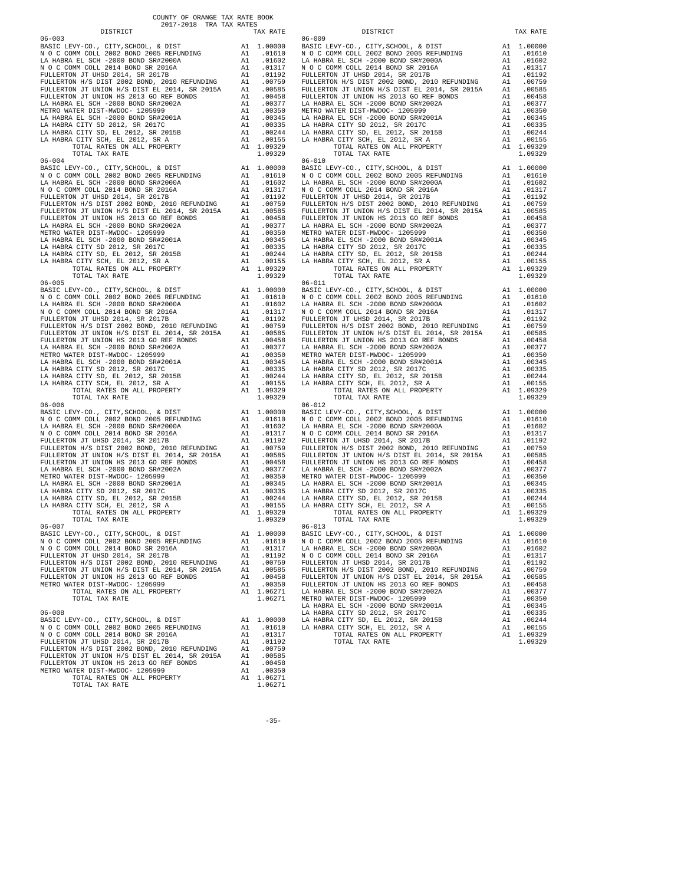COUNTY OF ORANGE TAX RATE BOOK
2017-2018 TRA TAX RATES

| DISTRICT | | TAX RATE |
|---|---|---|
| **06-003** | | |
| BASIC LEVY-CO., CITY,SCHOOL, & DIST | A1 | 1.00000 |
| N O C COMM COLL 2002 BOND 2005 REFUNDING | A1 | .01610 |
| LA HABRA EL SCH -2000 BOND SR#2000A | A1 | .01602 |
| N O C COMM COLL 2014 BOND SR 2016A | A1 | .01317 |
| FULLERTON JT UHSD 2014, SR 2017B | A1 | .01192 |
| FULLERTON H/S DIST 2002 BOND, 2010 REFUNDING | A1 | .00759 |
| FULLERTON JT UNION H/S DIST EL 2014, SR 2015A | A1 | .00585 |
| FULLERTON JT UNION HS 2013 GO REF BONDS | A1 | .00458 |
| LA HABRA EL SCH -2000 BOND SR#2002A | A1 | .00377 |
| METRO WATER DIST-MWDOC- 1205999 | A1 | .00350 |
| LA HABRA EL SCH -2000 BOND SR#2001A | A1 | .00345 |
| LA HABRA CITY SD 2012, SR 2017C | A1 | .00335 |
| LA HABRA CITY SD, EL 2012, SR 2015B | A1 | .00244 |
| LA HABRA CITY SCH, EL 2012, SR A | A1 | .00155 |
| TOTAL RATES ON ALL PROPERTY | A1 | 1.09329 |
| TOTAL TAX RATE | | 1.09329 |
| **06-004** | | |
| BASIC LEVY-CO., CITY,SCHOOL, & DIST | A1 | 1.00000 |
| N O C COMM COLL 2002 BOND 2005 REFUNDING | A1 | .01610 |
| LA HABRA EL SCH -2000 BOND SR#2000A | A1 | .01602 |
| N O C COMM COLL 2014 BOND SR 2016A | A1 | .01317 |
| FULLERTON JT UHSD 2014, SR 2017B | A1 | .01192 |
| FULLERTON H/S DIST 2002 BOND, 2010 REFUNDING | A1 | .00759 |
| FULLERTON JT UNION H/S DIST EL 2014, SR 2015A | A1 | .00585 |
| FULLERTON JT UNION HS 2013 GO REF BONDS | A1 | .00458 |
| LA HABRA EL SCH -2000 BOND SR#2002A | A1 | .00377 |
| METRO WATER DIST-MWDOC- 1205999 | A1 | .00350 |
| LA HABRA EL SCH -2000 BOND SR#2001A | A1 | .00345 |
| LA HABRA CITY SD 2012, SR 2017C | A1 | .00335 |
| LA HABRA CITY SD, EL 2012, SR 2015B | A1 | .00244 |
| LA HABRA CITY SCH, EL 2012, SR A | A1 | .00155 |
| TOTAL RATES ON ALL PROPERTY | A1 | 1.09329 |
| TOTAL TAX RATE | | 1.09329 |
| **06-005** | | |
| BASIC LEVY-CO., CITY,SCHOOL, & DIST | A1 | 1.00000 |
| N O C COMM COLL 2002 BOND 2005 REFUNDING | A1 | .01610 |
| LA HABRA EL SCH -2000 BOND SR#2000A | A1 | .01602 |
| N O C COMM COLL 2014 BOND SR 2016A | A1 | .01317 |
| FULLERTON JT UHSD 2014, SR 2017B | A1 | .01192 |
| FULLERTON H/S DIST 2002 BOND, 2010 REFUNDING | A1 | .00759 |
| FULLERTON JT UNION H/S DIST EL 2014, SR 2015A | A1 | .00585 |
| FULLERTON JT UNION HS 2013 GO REF BONDS | A1 | .00458 |
| LA HABRA EL SCH -2000 BOND SR#2002A | A1 | .00377 |
| METRO WATER DIST-MWDOC- 1205999 | A1 | .00350 |
| LA HABRA EL SCH -2000 BOND SR#2001A | A1 | .00345 |
| LA HABRA CITY SD 2012, SR 2017C | A1 | .00335 |
| LA HABRA CITY SD, EL 2012, SR 2015B | A1 | .00244 |
| LA HABRA CITY SCH, EL 2012, SR A | A1 | .00155 |
| TOTAL RATES ON ALL PROPERTY | A1 | 1.09329 |
| TOTAL TAX RATE | | 1.09329 |
| **06-006** | | |
| BASIC LEVY-CO., CITY,SCHOOL, & DIST | A1 | 1.00000 |
| N O C COMM COLL 2002 BOND 2005 REFUNDING | A1 | .01610 |
| LA HABRA EL SCH -2000 BOND SR#2000A | A1 | .01602 |
| N O C COMM COLL 2014 BOND SR 2016A | A1 | .01317 |
| FULLERTON JT UHSD 2014, SR 2017B | A1 | .01192 |
| FULLERTON H/S DIST 2002 BOND, 2010 REFUNDING | A1 | .00759 |
| FULLERTON JT UNION H/S DIST EL 2014, SR 2015A | A1 | .00585 |
| FULLERTON JT UNION HS 2013 GO REF BONDS | A1 | .00458 |
| LA HABRA EL SCH -2000 BOND SR#2002A | A1 | .00377 |
| METRO WATER DIST-MWDOC- 1205999 | A1 | .00350 |
| LA HABRA EL SCH -2000 BOND SR#2001A | A1 | .00345 |
| LA HABRA CITY SD 2012, SR 2017C | A1 | .00335 |
| LA HABRA CITY SD, EL 2012, SR 2015B | A1 | .00244 |
| LA HABRA CITY SCH, EL 2012, SR A | A1 | .00155 |
| TOTAL RATES ON ALL PROPERTY | A1 | 1.09329 |
| TOTAL TAX RATE | | 1.09329 |
| **06-007** | | |
| BASIC LEVY-CO., CITY,SCHOOL, & DIST | A1 | 1.00000 |
| N O C COMM COLL 2002 BOND 2005 REFUNDING | A1 | .01610 |
| N O C COMM COLL 2014 BOND SR 2016A | A1 | .01317 |
| FULLERTON JT UHSD 2014, SR 2017B | A1 | .01192 |
| FULLERTON H/S DIST 2002 BOND, 2010 REFUNDING | A1 | .00759 |
| FULLERTON JT UNION H/S DIST EL 2014, SR 2015A | A1 | .00585 |
| FULLERTON JT UNION HS 2013 GO REF BONDS | A1 | .00458 |
| METRO WATER DIST-MWDOC- 1205999 | A1 | .00350 |
| TOTAL RATES ON ALL PROPERTY | A1 | 1.06271 |
| TOTAL TAX RATE | | 1.06271 |
| **06-008** | | |
| BASIC LEVY-CO., CITY,SCHOOL, & DIST | A1 | 1.00000 |
| N O C COMM COLL 2002 BOND 2005 REFUNDING | A1 | .01610 |
| N O C COMM COLL 2014 BOND SR 2016A | A1 | .01317 |
| FULLERTON JT UHSD 2014, SR 2017B | A1 | .01192 |
| FULLERTON H/S DIST 2002 BOND, 2010 REFUNDING | A1 | .00759 |
| FULLERTON JT UNION H/S DIST EL 2014, SR 2015A | A1 | .00585 |
| FULLERTON JT UNION HS 2013 GO REF BONDS | A1 | .00458 |
| METRO WATER DIST-MWDOC- 1205999 | A1 | .00350 |
| TOTAL RATES ON ALL PROPERTY | A1 | 1.06271 |
| TOTAL TAX RATE | | 1.06271 |
| **06-009** | | |
| BASIC LEVY-CO., CITY,SCHOOL, & DIST | A1 | 1.00000 |
| N O C COMM COLL 2002 BOND 2005 REFUNDING | A1 | .01610 |
| LA HABRA EL SCH -2000 BOND SR#2000A | A1 | .01602 |
| N O C COMM COLL 2014 BOND SR 2016A | A1 | .01317 |
| FULLERTON JT UHSD 2014, SR 2017B | A1 | .01192 |
| FULLERTON H/S DIST 2002 BOND, 2010 REFUNDING | A1 | .00759 |
| FULLERTON JT UNION H/S DIST EL 2014, SR 2015A | A1 | .00585 |
| FULLERTON JT UNION HS 2013 GO REF BONDS | A1 | .00458 |
| LA HABRA EL SCH -2000 BOND SR#2002A | A1 | .00377 |
| METRO WATER DIST-MWDOC- 1205999 | A1 | .00350 |
| LA HABRA EL SCH -2000 BOND SR#2001A | A1 | .00345 |
| LA HABRA CITY SD 2012, SR 2017C | A1 | .00335 |
| LA HABRA CITY SD, EL 2012, SR 2015B | A1 | .00244 |
| LA HABRA CITY SCH, EL 2012, SR A | A1 | .00155 |
| TOTAL RATES ON ALL PROPERTY | A1 | 1.09329 |
| TOTAL TAX RATE | | 1.09329 |
| **06-010** | | |
| BASIC LEVY-CO., CITY,SCHOOL, & DIST | A1 | 1.00000 |
| N O C COMM COLL 2002 BOND 2005 REFUNDING | A1 | .01610 |
| LA HABRA EL SCH -2000 BOND SR#2000A | A1 | .01602 |
| N O C COMM COLL 2014 BOND SR 2016A | A1 | .01317 |
| FULLERTON JT UHSD 2014, SR 2017B | A1 | .01192 |
| FULLERTON H/S DIST 2002 BOND, 2010 REFUNDING | A1 | .00759 |
| FULLERTON JT UNION H/S DIST EL 2014, SR 2015A | A1 | .00585 |
| FULLERTON JT UNION HS 2013 GO REF BONDS | A1 | .00458 |
| LA HABRA EL SCH -2000 BOND SR#2002A | A1 | .00377 |
| METRO WATER DIST-MWDOC- 1205999 | A1 | .00350 |
| LA HABRA EL SCH -2000 BOND SR#2001A | A1 | .00345 |
| LA HABRA CITY SD 2012, SR 2017C | A1 | .00335 |
| LA HABRA CITY SD, EL 2012, SR 2015B | A1 | .00244 |
| LA HABRA CITY SCH, EL 2012, SR A | A1 | .00155 |
| TOTAL RATES ON ALL PROPERTY | A1 | 1.09329 |
| TOTAL TAX RATE | | 1.09329 |
| **06-011** | | |
| BASIC LEVY-CO., CITY,SCHOOL, & DIST | A1 | 1.00000 |
| N O C COMM COLL 2002 BOND 2005 REFUNDING | A1 | .01610 |
| LA HABRA EL SCH -2000 BOND SR#2000A | A1 | .01602 |
| N O C COMM COLL 2014 BOND SR 2016A | A1 | .01317 |
| FULLERTON JT UHSD 2014, SR 2017B | A1 | .01192 |
| FULLERTON H/S DIST 2002 BOND, 2010 REFUNDING | A1 | .00759 |
| FULLERTON JT UNION H/S DIST EL 2014, SR 2015A | A1 | .00585 |
| FULLERTON JT UNION HS 2013 GO REF BONDS | A1 | .00458 |
| LA HABRA EL SCH -2000 BOND SR#2002A | A1 | .00377 |
| METRO WATER DIST-MWDOC- 1205999 | A1 | .00350 |
| LA HABRA EL SCH -2000 BOND SR#2001A | A1 | .00345 |
| LA HABRA CITY SD 2012, SR 2017C | A1 | .00335 |
| LA HABRA CITY SD, EL 2012, SR 2015B | A1 | .00244 |
| LA HABRA CITY SCH, EL 2012, SR A | A1 | .00155 |
| TOTAL RATES ON ALL PROPERTY | A1 | 1.09329 |
| TOTAL TAX RATE | | 1.09329 |
| **06-012** | | |
| BASIC LEVY-CO., CITY,SCHOOL, & DIST | A1 | 1.00000 |
| N O C COMM COLL 2002 BOND 2005 REFUNDING | A1 | .01610 |
| LA HABRA EL SCH -2000 BOND SR#2000A | A1 | .01602 |
| N O C COMM COLL 2014 BOND SR 2016A | A1 | .01317 |
| FULLERTON JT UHSD 2014, SR 2017B | A1 | .01192 |
| FULLERTON H/S DIST 2002 BOND, 2010 REFUNDING | A1 | .00759 |
| FULLERTON JT UNION H/S DIST EL 2014, SR 2015A | A1 | .00585 |
| FULLERTON JT UNION HS 2013 GO REF BONDS | A1 | .00458 |
| LA HABRA EL SCH -2000 BOND SR#2002A | A1 | .00377 |
| METRO WATER DIST-MWDOC- 1205999 | A1 | .00350 |
| LA HABRA EL SCH -2000 BOND SR#2001A | A1 | .00345 |
| LA HABRA CITY SD 2012, SR 2017C | A1 | .00335 |
| LA HABRA CITY SD, EL 2012, SR 2015B | A1 | .00244 |
| LA HABRA CITY SCH, EL 2012, SR A | A1 | .00155 |
| TOTAL RATES ON ALL PROPERTY | A1 | 1.09329 |
| TOTAL TAX RATE | | 1.09329 |
| **06-013** | | |
| BASIC LEVY-CO., CITY,SCHOOL, & DIST | A1 | 1.00000 |
| N O C COMM COLL 2002 BOND 2005 REFUNDING | A1 | .01610 |
| LA HABRA EL SCH -2000 BOND SR#2000A | A1 | .01602 |
| N O C COMM COLL 2014 BOND SR 2016A | A1 | .01317 |
| FULLERTON JT UHSD 2014, SR 2017B | A1 | .01192 |
| FULLERTON H/S DIST 2002 BOND, 2010 REFUNDING | A1 | .00759 |
| FULLERTON JT UNION H/S DIST EL 2014, SR 2015A | A1 | .00585 |
| FULLERTON JT UNION HS 2013 GO REF BONDS | A1 | .00458 |
| LA HABRA EL SCH -2000 BOND SR#2002A | A1 | .00377 |
| METRO WATER DIST-MWDOC- 1205999 | A1 | .00350 |
| LA HABRA EL SCH -2000 BOND SR#2001A | A1 | .00345 |
| LA HABRA CITY SD 2012, SR 2017C | A1 | .00335 |
| LA HABRA CITY SD, EL 2012, SR 2015B | A1 | .00244 |
| LA HABRA CITY SCH, EL 2012, SR A | A1 | .00155 |
| TOTAL RATES ON ALL PROPERTY | A1 | 1.09329 |
| TOTAL TAX RATE | | 1.09329 |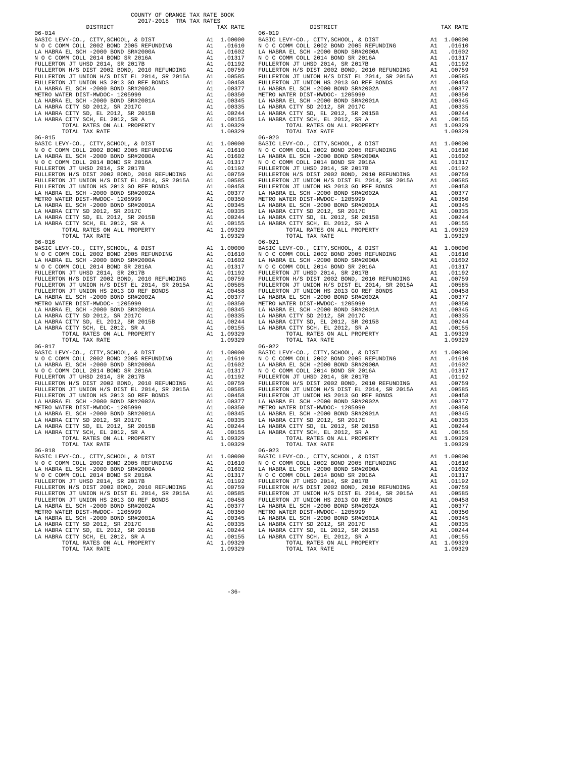**06-014**

| DISTRICT | | TAX RATE |
|---|---|---|
| BASIC LEVY-CO., CITY,SCHOOL, & DIST | A1 | 1.00000 |
| N O C COMM COLL 2002 BOND 2005 REFUNDING | A1 | .01610 |
| LA HABRA EL SCH -2000 BOND SR#2000A | A1 | .01602 |
| N O C COMM COLL 2014 BOND SR 2016A | A1 | .01317 |
| FULLERTON JT UHSD 2014, SR 2017B | A1 | .01192 |
| FULLERTON H/S DIST 2002 BOND, 2010 REFUNDING | A1 | .00759 |
| FULLERTON JT UNION H/S DIST EL 2014, SR 2015A | A1 | .00585 |
| FULLERTON JT UNION HS 2013 GO REF BONDS | A1 | .00458 |
| LA HABRA EL SCH -2000 BOND SR#2002A | A1 | .00377 |
| METRO WATER DIST-MWDOC- 1205999 | A1 | .00350 |
| LA HABRA EL SCH -2000 BOND SR#2001A | A1 | .00345 |
| LA HABRA CITY SD 2012, SR 2017C | A1 | .00335 |
| LA HABRA CITY SD, EL 2012, SR 2015B | A1 | .00244 |
| LA HABRA CITY SCH, EL 2012, SR A | A1 | .00155 |
| TOTAL RATES ON ALL PROPERTY | A1 | 1.09329 |
| TOTAL TAX RATE | | 1.09329 |

**06-015**

| DISTRICT | | TAX RATE |
|---|---|---|
| BASIC LEVY-CO., CITY,SCHOOL, & DIST | A1 | 1.00000 |
| N O C COMM COLL 2002 BOND 2005 REFUNDING | A1 | .01610 |
| LA HABRA EL SCH -2000 BOND SR#2000A | A1 | .01602 |
| N O C COMM COLL 2014 BOND SR 2016A | A1 | .01317 |
| FULLERTON JT UHSD 2014, SR 2017B | A1 | .01192 |
| FULLERTON H/S DIST 2002 BOND, 2010 REFUNDING | A1 | .00759 |
| FULLERTON JT UNION H/S DIST EL 2014, SR 2015A | A1 | .00585 |
| FULLERTON JT UNION HS 2013 GO REF BONDS | A1 | .00458 |
| LA HABRA EL SCH -2000 BOND SR#2002A | A1 | .00377 |
| METRO WATER DIST-MWDOC- 1205999 | A1 | .00350 |
| LA HABRA EL SCH -2000 BOND SR#2001A | A1 | .00345 |
| LA HABRA CITY SD 2012, SR 2017C | A1 | .00335 |
| LA HABRA CITY SD, EL 2012, SR 2015B | A1 | .00244 |
| LA HABRA CITY SCH, EL 2012, SR A | A1 | .00155 |
| TOTAL RATES ON ALL PROPERTY | A1 | 1.09329 |
| TOTAL TAX RATE | | 1.09329 |

**06-016**

| DISTRICT | | TAX RATE |
|---|---|---|
| BASIC LEVY-CO., CITY,SCHOOL, & DIST | A1 | 1.00000 |
| N O C COMM COLL 2002 BOND 2005 REFUNDING | A1 | .01610 |
| LA HABRA EL SCH -2000 BOND SR#2000A | A1 | .01602 |
| N O C COMM COLL 2014 BOND SR 2016A | A1 | .01317 |
| FULLERTON JT UHSD 2014, SR 2017B | A1 | .01192 |
| FULLERTON H/S DIST 2002 BOND, 2010 REFUNDING | A1 | .00759 |
| FULLERTON JT UNION H/S DIST EL 2014, SR 2015A | A1 | .00585 |
| FULLERTON JT UNION HS 2013 GO REF BONDS | A1 | .00458 |
| LA HABRA EL SCH -2000 BOND SR#2002A | A1 | .00377 |
| METRO WATER DIST-MWDOC- 1205999 | A1 | .00350 |
| LA HABRA EL SCH -2000 BOND SR#2001A | A1 | .00345 |
| LA HABRA CITY SD 2012, SR 2017C | A1 | .00335 |
| LA HABRA CITY SD, EL 2012, SR 2015B | A1 | .00244 |
| LA HABRA CITY SCH, EL 2012, SR A | A1 | .00155 |
| TOTAL RATES ON ALL PROPERTY | A1 | 1.09329 |
| TOTAL TAX RATE | | 1.09329 |

**06-017**

| DISTRICT | | TAX RATE |
|---|---|---|
| BASIC LEVY-CO., CITY,SCHOOL, & DIST | A1 | 1.00000 |
| N O C COMM COLL 2002 BOND 2005 REFUNDING | A1 | .01610 |
| LA HABRA EL SCH -2000 BOND SR#2000A | A1 | .01602 |
| N O C COMM COLL 2014 BOND SR 2016A | A1 | .01317 |
| FULLERTON JT UHSD 2014, SR 2017B | A1 | .01192 |
| FULLERTON H/S DIST 2002 BOND, 2010 REFUNDING | A1 | .00759 |
| FULLERTON JT UNION H/S DIST EL 2014, SR 2015A | A1 | .00585 |
| FULLERTON JT UNION HS 2013 GO REF BONDS | A1 | .00458 |
| LA HABRA EL SCH -2000 BOND SR#2002A | A1 | .00377 |
| METRO WATER DIST-MWDOC- 1205999 | A1 | .00350 |
| LA HABRA EL SCH -2000 BOND SR#2001A | A1 | .00345 |
| LA HABRA CITY SD 2012, SR 2017C | A1 | .00335 |
| LA HABRA CITY SD, EL 2012, SR 2015B | A1 | .00244 |
| LA HABRA CITY SCH, EL 2012, SR A | A1 | .00155 |
| TOTAL RATES ON ALL PROPERTY | A1 | 1.09329 |
| TOTAL TAX RATE | | 1.09329 |

**06-018**

| DISTRICT | | TAX RATE |
|---|---|---|
| BASIC LEVY-CO., CITY,SCHOOL, & DIST | A1 | 1.00000 |
| N O C COMM COLL 2002 BOND 2005 REFUNDING | A1 | .01610 |
| LA HABRA EL SCH -2000 BOND SR#2000A | A1 | .01602 |
| N O C COMM COLL 2014 BOND SR 2016A | A1 | .01317 |
| FULLERTON JT UHSD 2014, SR 2017B | A1 | .01192 |
| FULLERTON H/S DIST 2002 BOND, 2010 REFUNDING | A1 | .00759 |
| FULLERTON JT UNION H/S DIST EL 2014, SR 2015A | A1 | .00585 |
| FULLERTON JT UNION HS 2013 GO REF BONDS | A1 | .00458 |
| LA HABRA EL SCH -2000 BOND SR#2002A | A1 | .00377 |
| METRO WATER DIST-MWDOC- 1205999 | A1 | .00350 |
| LA HABRA EL SCH -2000 BOND SR#2001A | A1 | .00345 |
| LA HABRA CITY SD 2012, SR 2017C | A1 | .00335 |
| LA HABRA CITY SD, EL 2012, SR 2015B | A1 | .00244 |
| LA HABRA CITY SCH, EL 2012, SR A | A1 | .00155 |
| TOTAL RATES ON ALL PROPERTY | A1 | 1.09329 |
| TOTAL TAX RATE | | 1.09329 |

**06-019**

| DISTRICT | | TAX RATE |
|---|---|---|
| BASIC LEVY-CO., CITY,SCHOOL, & DIST | A1 | 1.00000 |
| N O C COMM COLL 2002 BOND 2005 REFUNDING | A1 | .01610 |
| LA HABRA EL SCH -2000 BOND SR#2000A | A1 | .01602 |
| N O C COMM COLL 2014 BOND SR 2016A | A1 | .01317 |
| FULLERTON JT UHSD 2014, SR 2017B | A1 | .01192 |
| FULLERTON H/S DIST 2002 BOND, 2010 REFUNDING | A1 | .00759 |
| FULLERTON JT UNION H/S DIST EL 2014, SR 2015A | A1 | .00585 |
| FULLERTON JT UNION HS 2013 GO REF BONDS | A1 | .00458 |
| LA HABRA EL SCH -2000 BOND SR#2002A | A1 | .00377 |
| METRO WATER DIST-MWDOC- 1205999 | A1 | .00350 |
| LA HABRA EL SCH -2000 BOND SR#2001A | A1 | .00345 |
| LA HABRA CITY SD 2012, SR 2017C | A1 | .00335 |
| LA HABRA CITY SD, EL 2012, SR 2015B | A1 | .00244 |
| LA HABRA CITY SCH, EL 2012, SR A | A1 | .00155 |
| TOTAL RATES ON ALL PROPERTY | A1 | 1.09329 |
| TOTAL TAX RATE | | 1.09329 |

**06-020**

| DISTRICT | | TAX RATE |
|---|---|---|
| BASIC LEVY-CO., CITY,SCHOOL, & DIST | A1 | 1.00000 |
| N O C COMM COLL 2002 BOND 2005 REFUNDING | A1 | .01610 |
| LA HABRA EL SCH -2000 BOND SR#2000A | A1 | .01602 |
| N O C COMM COLL 2014 BOND SR 2016A | A1 | .01317 |
| FULLERTON JT UHSD 2014, SR 2017B | A1 | .01192 |
| FULLERTON H/S DIST 2002 BOND, 2010 REFUNDING | A1 | .00759 |
| FULLERTON JT UNION H/S DIST EL 2014, SR 2015A | A1 | .00585 |
| FULLERTON JT UNION HS 2013 GO REF BONDS | A1 | .00458 |
| LA HABRA EL SCH -2000 BOND SR#2002A | A1 | .00377 |
| METRO WATER DIST-MWDOC- 1205999 | A1 | .00350 |
| LA HABRA EL SCH -2000 BOND SR#2001A | A1 | .00345 |
| LA HABRA CITY SD 2012, SR 2017C | A1 | .00335 |
| LA HABRA CITY SD, EL 2012, SR 2015B | A1 | .00244 |
| LA HABRA CITY SCH, EL 2012, SR A | A1 | .00155 |
| TOTAL RATES ON ALL PROPERTY | A1 | 1.09329 |
| TOTAL TAX RATE | | 1.09329 |

**06-021**

| DISTRICT | | TAX RATE |
|---|---|---|
| BASIC LEVY-CO., CITY,SCHOOL, & DIST | A1 | 1.00000 |
| N O C COMM COLL 2002 BOND 2005 REFUNDING | A1 | .01610 |
| LA HABRA EL SCH -2000 BOND SR#2000A | A1 | .01602 |
| N O C COMM COLL 2014 BOND SR 2016A | A1 | .01317 |
| FULLERTON JT UHSD 2014, SR 2017B | A1 | .01192 |
| FULLERTON H/S DIST 2002 BOND, 2010 REFUNDING | A1 | .00759 |
| FULLERTON JT UNION H/S DIST EL 2014, SR 2015A | A1 | .00585 |
| FULLERTON JT UNION HS 2013 GO REF BONDS | A1 | .00458 |
| LA HABRA EL SCH -2000 BOND SR#2002A | A1 | .00377 |
| METRO WATER DIST-MWDOC- 1205999 | A1 | .00350 |
| LA HABRA EL SCH -2000 BOND SR#2001A | A1 | .00345 |
| LA HABRA CITY SD 2012, SR 2017C | A1 | .00335 |
| LA HABRA CITY SD, EL 2012, SR 2015B | A1 | .00244 |
| LA HABRA CITY SCH, EL 2012, SR A | A1 | .00155 |
| TOTAL RATES ON ALL PROPERTY | A1 | 1.09329 |
| TOTAL TAX RATE | | 1.09329 |

**06-022**

| DISTRICT | | TAX RATE |
|---|---|---|
| BASIC LEVY-CO., CITY,SCHOOL, & DIST | A1 | 1.00000 |
| N O C COMM COLL 2002 BOND 2005 REFUNDING | A1 | .01610 |
| LA HABRA EL SCH -2000 BOND SR#2000A | A1 | .01602 |
| N O C COMM COLL 2014 BOND SR 2016A | A1 | .01317 |
| FULLERTON JT UHSD 2014, SR 2017B | A1 | .01192 |
| FULLERTON H/S DIST 2002 BOND, 2010 REFUNDING | A1 | .00759 |
| FULLERTON JT UNION H/S DIST EL 2014, SR 2015A | A1 | .00585 |
| FULLERTON JT UNION HS 2013 GO REF BONDS | A1 | .00458 |
| LA HABRA EL SCH -2000 BOND SR#2002A | A1 | .00377 |
| METRO WATER DIST-MWDOC- 1205999 | A1 | .00350 |
| LA HABRA EL SCH -2000 BOND SR#2001A | A1 | .00345 |
| LA HABRA CITY SD 2012, SR 2017C | A1 | .00335 |
| LA HABRA CITY SD, EL 2012, SR 2015B | A1 | .00244 |
| LA HABRA CITY SCH, EL 2012, SR A | A1 | .00155 |
| TOTAL RATES ON ALL PROPERTY | A1 | 1.09329 |
| TOTAL TAX RATE | | 1.09329 |

**06-023**

| DISTRICT | | TAX RATE |
|---|---|---|
| BASIC LEVY-CO., CITY,SCHOOL, & DIST | A1 | 1.00000 |
| N O C COMM COLL 2002 BOND 2005 REFUNDING | A1 | .01610 |
| LA HABRA EL SCH -2000 BOND SR#2000A | A1 | .01602 |
| N O C COMM COLL 2014 BOND SR 2016A | A1 | .01317 |
| FULLERTON JT UHSD 2014, SR 2017B | A1 | .01192 |
| FULLERTON H/S DIST 2002 BOND, 2010 REFUNDING | A1 | .00759 |
| FULLERTON JT UNION H/S DIST EL 2014, SR 2015A | A1 | .00585 |
| FULLERTON JT UNION HS 2013 GO REF BONDS | A1 | .00458 |
| LA HABRA EL SCH -2000 BOND SR#2002A | A1 | .00377 |
| METRO WATER DIST-MWDOC- 1205999 | A1 | .00350 |
| LA HABRA EL SCH -2000 BOND SR#2001A | A1 | .00345 |
| LA HABRA CITY SD 2012, SR 2017C | A1 | .00335 |
| LA HABRA CITY SD, EL 2012, SR 2015B | A1 | .00244 |
| LA HABRA CITY SCH, EL 2012, SR A | A1 | .00155 |
| TOTAL RATES ON ALL PROPERTY | A1 | 1.09329 |
| TOTAL TAX RATE | | 1.09329 |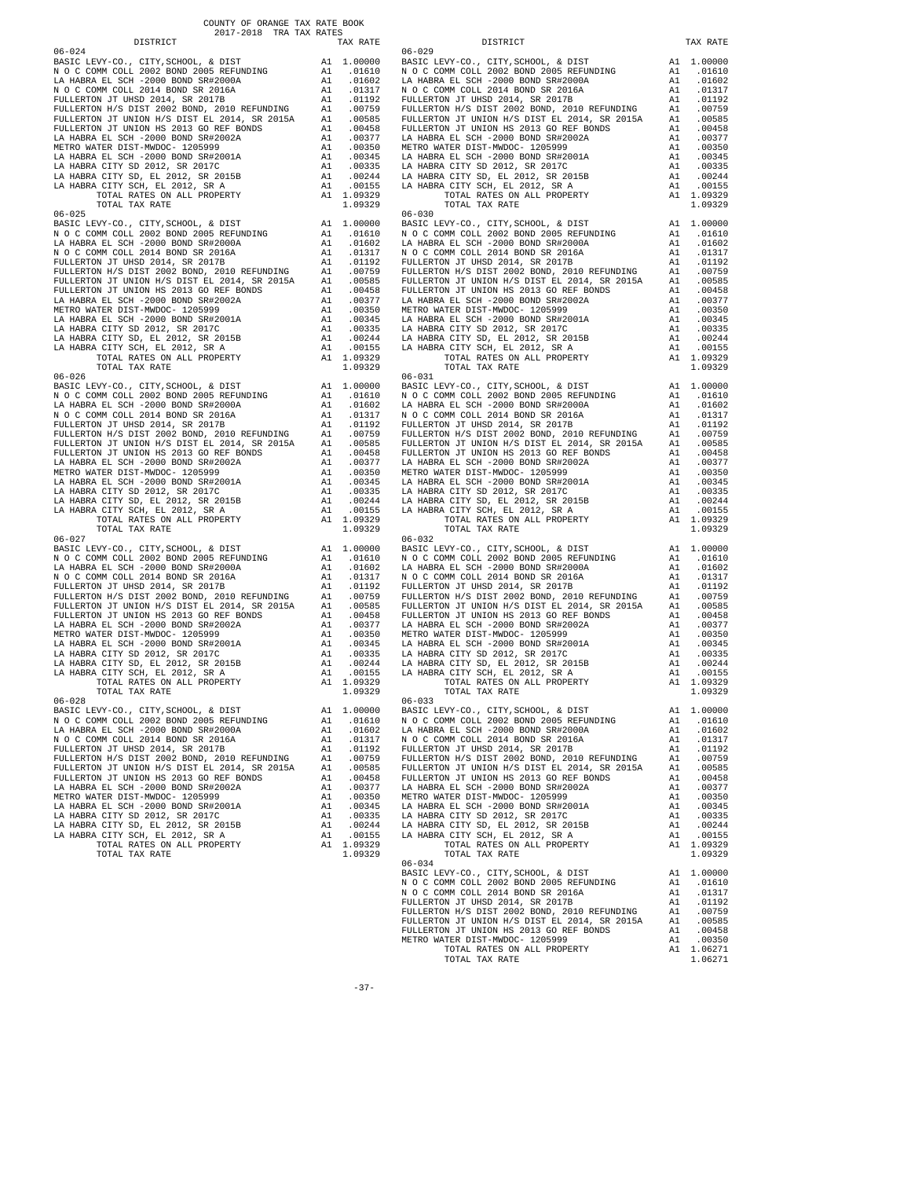COUNTY OF ORANGE TAX RATE BOOK
2017-2018 TRA TAX RATES

| DISTRICT | | TAX RATE |
|---|---|---|
| 06-024 | | |
| BASIC LEVY-CO., CITY,SCHOOL, & DIST | A1 | 1.00000 |
| N O C COMM COLL 2002 BOND 2005 REFUNDING | A1 | .01610 |
| LA HABRA EL SCH -2000 BOND SR#2000A | A1 | .01602 |
| N O C COMM COLL 2014 BOND SR 2016A | A1 | .01317 |
| FULLERTON JT UHSD 2014, SR 2017B | A1 | .01192 |
| FULLERTON H/S DIST 2002 BOND, 2010 REFUNDING | A1 | .00759 |
| FULLERTON JT UNION H/S DIST EL 2014, SR 2015A | A1 | .00585 |
| FULLERTON JT UNION HS 2013 GO REF BONDS | A1 | .00458 |
| LA HABRA EL SCH -2000 BOND SR#2002A | A1 | .00377 |
| METRO WATER DIST-MWDOC- 1205999 | A1 | .00350 |
| LA HABRA EL SCH -2000 BOND SR#2001A | A1 | .00345 |
| LA HABRA CITY SD 2012, SR 2017C | A1 | .00335 |
| LA HABRA CITY SD, EL 2012, SR 2015B | A1 | .00244 |
| LA HABRA CITY SCH, EL 2012, SR A | A1 | .00155 |
| TOTAL RATES ON ALL PROPERTY | A1 | 1.09329 |
| TOTAL TAX RATE | | 1.09329 |
| 06-025 | | |
| BASIC LEVY-CO., CITY,SCHOOL, & DIST | A1 | 1.00000 |
| N O C COMM COLL 2002 BOND 2005 REFUNDING | A1 | .01610 |
| LA HABRA EL SCH -2000 BOND SR#2000A | A1 | .01602 |
| N O C COMM COLL 2014 BOND SR 2016A | A1 | .01317 |
| FULLERTON JT UHSD 2014, SR 2017B | A1 | .01192 |
| FULLERTON H/S DIST 2002 BOND, 2010 REFUNDING | A1 | .00759 |
| FULLERTON JT UNION H/S DIST EL 2014, SR 2015A | A1 | .00585 |
| FULLERTON JT UNION HS 2013 GO REF BONDS | A1 | .00458 |
| LA HABRA EL SCH -2000 BOND SR#2002A | A1 | .00377 |
| METRO WATER DIST-MWDOC- 1205999 | A1 | .00350 |
| LA HABRA EL SCH -2000 BOND SR#2001A | A1 | .00345 |
| LA HABRA CITY SD 2012, SR 2017C | A1 | .00335 |
| LA HABRA CITY SD, EL 2012, SR 2015B | A1 | .00244 |
| LA HABRA CITY SCH, EL 2012, SR A | A1 | .00155 |
| TOTAL RATES ON ALL PROPERTY | A1 | 1.09329 |
| TOTAL TAX RATE | | 1.09329 |
| 06-026 | | |
| BASIC LEVY-CO., CITY,SCHOOL, & DIST | A1 | 1.00000 |
| N O C COMM COLL 2002 BOND 2005 REFUNDING | A1 | .01610 |
| LA HABRA EL SCH -2000 BOND SR#2000A | A1 | .01602 |
| N O C COMM COLL 2014 BOND SR 2016A | A1 | .01317 |
| FULLERTON JT UHSD 2014, SR 2017B | A1 | .01192 |
| FULLERTON H/S DIST 2002 BOND, 2010 REFUNDING | A1 | .00759 |
| FULLERTON JT UNION H/S DIST EL 2014, SR 2015A | A1 | .00585 |
| FULLERTON JT UNION HS 2013 GO REF BONDS | A1 | .00458 |
| LA HABRA EL SCH -2000 BOND SR#2002A | A1 | .00377 |
| METRO WATER DIST-MWDOC- 1205999 | A1 | .00350 |
| LA HABRA EL SCH -2000 BOND SR#2001A | A1 | .00345 |
| LA HABRA CITY SD 2012, SR 2017C | A1 | .00335 |
| LA HABRA CITY SD, EL 2012, SR 2015B | A1 | .00244 |
| LA HABRA CITY SCH, EL 2012, SR A | A1 | .00155 |
| TOTAL RATES ON ALL PROPERTY | A1 | 1.09329 |
| TOTAL TAX RATE | | 1.09329 |
| 06-027 | | |
| BASIC LEVY-CO., CITY,SCHOOL, & DIST | A1 | 1.00000 |
| N O C COMM COLL 2002 BOND 2005 REFUNDING | A1 | .01610 |
| LA HABRA EL SCH -2000 BOND SR#2000A | A1 | .01602 |
| N O C COMM COLL 2014 BOND SR 2016A | A1 | .01317 |
| FULLERTON JT UHSD 2014, SR 2017B | A1 | .01192 |
| FULLERTON H/S DIST 2002 BOND, 2010 REFUNDING | A1 | .00759 |
| FULLERTON JT UNION H/S DIST EL 2014, SR 2015A | A1 | .00585 |
| FULLERTON JT UNION HS 2013 GO REF BONDS | A1 | .00458 |
| LA HABRA EL SCH -2000 BOND SR#2002A | A1 | .00377 |
| METRO WATER DIST-MWDOC- 1205999 | A1 | .00350 |
| LA HABRA EL SCH -2000 BOND SR#2001A | A1 | .00345 |
| LA HABRA CITY SD 2012, SR 2017C | A1 | .00335 |
| LA HABRA CITY SD, EL 2012, SR 2015B | A1 | .00244 |
| LA HABRA CITY SCH, EL 2012, SR A | A1 | .00155 |
| TOTAL RATES ON ALL PROPERTY | A1 | 1.09329 |
| TOTAL TAX RATE | | 1.09329 |
| 06-028 | | |
| BASIC LEVY-CO., CITY,SCHOOL, & DIST | A1 | 1.00000 |
| N O C COMM COLL 2002 BOND 2005 REFUNDING | A1 | .01610 |
| LA HABRA EL SCH -2000 BOND SR#2000A | A1 | .01602 |
| N O C COMM COLL 2014 BOND SR 2016A | A1 | .01317 |
| FULLERTON JT UHSD 2014, SR 2017B | A1 | .01192 |
| FULLERTON H/S DIST 2002 BOND, 2010 REFUNDING | A1 | .00759 |
| FULLERTON JT UNION H/S DIST EL 2014, SR 2015A | A1 | .00585 |
| FULLERTON JT UNION HS 2013 GO REF BONDS | A1 | .00458 |
| LA HABRA EL SCH -2000 BOND SR#2002A | A1 | .00377 |
| METRO WATER DIST-MWDOC- 1205999 | A1 | .00350 |
| LA HABRA EL SCH -2000 BOND SR#2001A | A1 | .00345 |
| LA HABRA CITY SD 2012, SR 2017C | A1 | .00335 |
| LA HABRA CITY SD, EL 2012, SR 2015B | A1 | .00244 |
| LA HABRA CITY SCH, EL 2012, SR A | A1 | .00155 |
| TOTAL RATES ON ALL PROPERTY | A1 | 1.09329 |
| TOTAL TAX RATE | | 1.09329 |
| 06-029 | | |
| BASIC LEVY-CO., CITY,SCHOOL, & DIST | A1 | 1.00000 |
| N O C COMM COLL 2002 BOND 2005 REFUNDING | A1 | .01610 |
| LA HABRA EL SCH -2000 BOND SR#2000A | A1 | .01602 |
| N O C COMM COLL 2014 BOND SR 2016A | A1 | .01317 |
| FULLERTON JT UHSD 2014, SR 2017B | A1 | .01192 |
| FULLERTON H/S DIST 2002 BOND, 2010 REFUNDING | A1 | .00759 |
| FULLERTON JT UNION H/S DIST EL 2014, SR 2015A | A1 | .00585 |
| FULLERTON JT UNION HS 2013 GO REF BONDS | A1 | .00458 |
| LA HABRA EL SCH -2000 BOND SR#2002A | A1 | .00377 |
| METRO WATER DIST-MWDOC- 1205999 | A1 | .00350 |
| LA HABRA EL SCH -2000 BOND SR#2001A | A1 | .00345 |
| LA HABRA CITY SD 2012, SR 2017C | A1 | .00335 |
| LA HABRA CITY SD, EL 2012, SR 2015B | A1 | .00244 |
| LA HABRA CITY SCH, EL 2012, SR A | A1 | .00155 |
| TOTAL RATES ON ALL PROPERTY | A1 | 1.09329 |
| TOTAL TAX RATE | | 1.09329 |
| 06-030 | | |
| BASIC LEVY-CO., CITY,SCHOOL, & DIST | A1 | 1.00000 |
| N O C COMM COLL 2002 BOND 2005 REFUNDING | A1 | .01610 |
| LA HABRA EL SCH -2000 BOND SR#2000A | A1 | .01602 |
| N O C COMM COLL 2014 BOND SR 2016A | A1 | .01317 |
| FULLERTON JT UHSD 2014, SR 2017B | A1 | .01192 |
| FULLERTON H/S DIST 2002 BOND, 2010 REFUNDING | A1 | .00759 |
| FULLERTON JT UNION H/S DIST EL 2014, SR 2015A | A1 | .00585 |
| FULLERTON JT UNION HS 2013 GO REF BONDS | A1 | .00458 |
| LA HABRA EL SCH -2000 BOND SR#2002A | A1 | .00377 |
| METRO WATER DIST-MWDOC- 1205999 | A1 | .00350 |
| LA HABRA EL SCH -2000 BOND SR#2001A | A1 | .00345 |
| LA HABRA CITY SD 2012, SR 2017C | A1 | .00335 |
| LA HABRA CITY SD, EL 2012, SR 2015B | A1 | .00244 |
| LA HABRA CITY SCH, EL 2012, SR A | A1 | .00155 |
| TOTAL RATES ON ALL PROPERTY | A1 | 1.09329 |
| TOTAL TAX RATE | | 1.09329 |
| 06-031 | | |
| BASIC LEVY-CO., CITY,SCHOOL, & DIST | A1 | 1.00000 |
| N O C COMM COLL 2002 BOND 2005 REFUNDING | A1 | .01610 |
| LA HABRA EL SCH -2000 BOND SR#2000A | A1 | .01602 |
| N O C COMM COLL 2014 BOND SR 2016A | A1 | .01317 |
| FULLERTON JT UHSD 2014, SR 2017B | A1 | .01192 |
| FULLERTON H/S DIST 2002 BOND, 2010 REFUNDING | A1 | .00759 |
| FULLERTON JT UNION H/S DIST EL 2014, SR 2015A | A1 | .00585 |
| FULLERTON JT UNION HS 2013 GO REF BONDS | A1 | .00458 |
| LA HABRA EL SCH -2000 BOND SR#2002A | A1 | .00377 |
| METRO WATER DIST-MWDOC- 1205999 | A1 | .00350 |
| LA HABRA EL SCH -2000 BOND SR#2001A | A1 | .00345 |
| LA HABRA CITY SD 2012, SR 2017C | A1 | .00335 |
| LA HABRA CITY SD, EL 2012, SR 2015B | A1 | .00244 |
| LA HABRA CITY SCH, EL 2012, SR A | A1 | .00155 |
| TOTAL RATES ON ALL PROPERTY | A1 | 1.09329 |
| TOTAL TAX RATE | | 1.09329 |
| 06-032 | | |
| BASIC LEVY-CO., CITY,SCHOOL, & DIST | A1 | 1.00000 |
| N O C COMM COLL 2002 BOND 2005 REFUNDING | A1 | .01610 |
| LA HABRA EL SCH -2000 BOND SR#2000A | A1 | .01602 |
| N O C COMM COLL 2014 BOND SR 2016A | A1 | .01317 |
| FULLERTON JT UHSD 2014, SR 2017B | A1 | .01192 |
| FULLERTON H/S DIST 2002 BOND, 2010 REFUNDING | A1 | .00759 |
| FULLERTON JT UNION H/S DIST EL 2014, SR 2015A | A1 | .00585 |
| FULLERTON JT UNION HS 2013 GO REF BONDS | A1 | .00458 |
| LA HABRA EL SCH -2000 BOND SR#2002A | A1 | .00377 |
| METRO WATER DIST-MWDOC- 1205999 | A1 | .00350 |
| LA HABRA EL SCH -2000 BOND SR#2001A | A1 | .00345 |
| LA HABRA CITY SD 2012, SR 2017C | A1 | .00335 |
| LA HABRA CITY SD, EL 2012, SR 2015B | A1 | .00244 |
| LA HABRA CITY SCH, EL 2012, SR A | A1 | .00155 |
| TOTAL RATES ON ALL PROPERTY | A1 | 1.09329 |
| TOTAL TAX RATE | | 1.09329 |
| 06-033 | | |
| BASIC LEVY-CO., CITY,SCHOOL, & DIST | A1 | 1.00000 |
| N O C COMM COLL 2002 BOND 2005 REFUNDING | A1 | .01610 |
| LA HABRA EL SCH -2000 BOND SR#2000A | A1 | .01602 |
| N O C COMM COLL 2014 BOND SR 2016A | A1 | .01317 |
| FULLERTON JT UHSD 2014, SR 2017B | A1 | .01192 |
| FULLERTON H/S DIST 2002 BOND, 2010 REFUNDING | A1 | .00759 |
| FULLERTON JT UNION H/S DIST EL 2014, SR 2015A | A1 | .00585 |
| FULLERTON JT UNION HS 2013 GO REF BONDS | A1 | .00458 |
| LA HABRA EL SCH -2000 BOND SR#2002A | A1 | .00377 |
| METRO WATER DIST-MWDOC- 1205999 | A1 | .00350 |
| LA HABRA EL SCH -2000 BOND SR#2001A | A1 | .00345 |
| LA HABRA CITY SD 2012, SR 2017C | A1 | .00335 |
| LA HABRA CITY SD, EL 2012, SR 2015B | A1 | .00244 |
| LA HABRA CITY SCH, EL 2012, SR A | A1 | .00155 |
| TOTAL RATES ON ALL PROPERTY | A1 | 1.09329 |
| TOTAL TAX RATE | | 1.09329 |
| 06-034 | | |
| BASIC LEVY-CO., CITY,SCHOOL, & DIST | A1 | 1.00000 |
| N O C COMM COLL 2002 BOND 2005 REFUNDING | A1 | .01610 |
| N O C COMM COLL 2014 BOND SR 2016A | A1 | .01317 |
| FULLERTON JT UHSD 2014, SR 2017B | A1 | .01192 |
| FULLERTON H/S DIST 2002 BOND, 2010 REFUNDING | A1 | .00759 |
| FULLERTON JT UNION H/S DIST EL 2014, SR 2015A | A1 | .00585 |
| FULLERTON JT UNION HS 2013 GO REF BONDS | A1 | .00458 |
| METRO WATER DIST-MWDOC- 1205999 | A1 | .00350 |
| TOTAL RATES ON ALL PROPERTY | A1 | 1.06271 |
| TOTAL TAX RATE | | 1.06271 |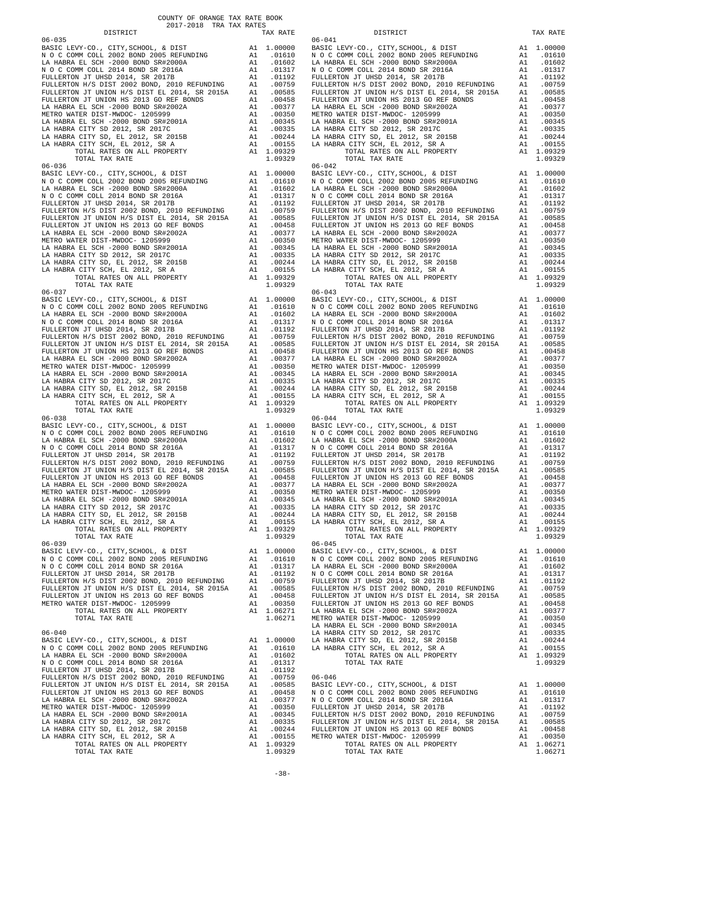COUNTY OF ORANGE TAX RATE BOOK
2017-2018 TRA TAX RATES

| DISTRICT | | TAX RATE |
|---|---|---|
| 06-035 | | |
| BASIC LEVY-CO., CITY,SCHOOL, & DIST | A1 | 1.00000 |
| N O C COMM COLL 2002 BOND 2005 REFUNDING | A1 | .01610 |
| LA HABRA EL SCH -2000 BOND SR#2000A | A1 | .01602 |
| N O C COMM COLL 2014 BOND SR 2016A | A1 | .01317 |
| FULLERTON JT UHSD 2014, SR 2017B | A1 | .01192 |
| FULLERTON H/S DIST 2002 BOND, 2010 REFUNDING | A1 | .00759 |
| FULLERTON JT UNION H/S DIST EL 2014, SR 2015A | A1 | .00585 |
| FULLERTON JT UNION HS 2013 GO REF BONDS | A1 | .00458 |
| LA HABRA EL SCH -2000 BOND SR#2002A | A1 | .00377 |
| METRO WATER DIST-MWDOC- 1205999 | A1 | .00350 |
| LA HABRA EL SCH -2000 BOND SR#2001A | A1 | .00345 |
| LA HABRA CITY SD 2012, SR 2017C | A1 | .00335 |
| LA HABRA CITY SD, EL 2012, SR 2015B | A1 | .00244 |
| LA HABRA CITY SCH, EL 2012, SR A | A1 | .00155 |
| TOTAL RATES ON ALL PROPERTY | A1 | 1.09329 |
| TOTAL TAX RATE | | 1.09329 |
| 06-036 | | |
| BASIC LEVY-CO., CITY,SCHOOL, & DIST | A1 | 1.00000 |
| N O C COMM COLL 2002 BOND 2005 REFUNDING | A1 | .01610 |
| LA HABRA EL SCH -2000 BOND SR#2000A | A1 | .01602 |
| N O C COMM COLL 2014 BOND SR 2016A | A1 | .01317 |
| FULLERTON JT UHSD 2014, SR 2017B | A1 | .01192 |
| FULLERTON H/S DIST 2002 BOND, 2010 REFUNDING | A1 | .00759 |
| FULLERTON JT UNION H/S DIST EL 2014, SR 2015A | A1 | .00585 |
| FULLERTON JT UNION HS 2013 GO REF BONDS | A1 | .00458 |
| LA HABRA EL SCH -2000 BOND SR#2002A | A1 | .00377 |
| METRO WATER DIST-MWDOC- 1205999 | A1 | .00350 |
| LA HABRA EL SCH -2000 BOND SR#2001A | A1 | .00345 |
| LA HABRA CITY SD 2012, SR 2017C | A1 | .00335 |
| LA HABRA CITY SD, EL 2012, SR 2015B | A1 | .00244 |
| LA HABRA CITY SCH, EL 2012, SR A | A1 | .00155 |
| TOTAL RATES ON ALL PROPERTY | A1 | 1.09329 |
| TOTAL TAX RATE | | 1.09329 |
| 06-037 | | |
| BASIC LEVY-CO., CITY,SCHOOL, & DIST | A1 | 1.00000 |
| N O C COMM COLL 2002 BOND 2005 REFUNDING | A1 | .01610 |
| LA HABRA EL SCH -2000 BOND SR#2000A | A1 | .01602 |
| N O C COMM COLL 2014 BOND SR 2016A | A1 | .01317 |
| FULLERTON JT UHSD 2014, SR 2017B | A1 | .01192 |
| FULLERTON H/S DIST 2002 BOND, 2010 REFUNDING | A1 | .00759 |
| FULLERTON JT UNION H/S DIST EL 2014, SR 2015A | A1 | .00585 |
| FULLERTON JT UNION HS 2013 GO REF BONDS | A1 | .00458 |
| LA HABRA EL SCH -2000 BOND SR#2002A | A1 | .00377 |
| METRO WATER DIST-MWDOC- 1205999 | A1 | .00350 |
| LA HABRA EL SCH -2000 BOND SR#2001A | A1 | .00345 |
| LA HABRA CITY SD 2012, SR 2017C | A1 | .00335 |
| LA HABRA CITY SD, EL 2012, SR 2015B | A1 | .00244 |
| LA HABRA CITY SCH, EL 2012, SR A | A1 | .00155 |
| TOTAL RATES ON ALL PROPERTY | A1 | 1.09329 |
| TOTAL TAX RATE | | 1.09329 |
| 06-038 | | |
| BASIC LEVY-CO., CITY,SCHOOL, & DIST | A1 | 1.00000 |
| N O C COMM COLL 2002 BOND 2005 REFUNDING | A1 | .01610 |
| LA HABRA EL SCH -2000 BOND SR#2000A | A1 | .01602 |
| N O C COMM COLL 2014 BOND SR 2016A | A1 | .01317 |
| FULLERTON JT UHSD 2014, SR 2017B | A1 | .01192 |
| FULLERTON H/S DIST 2002 BOND, 2010 REFUNDING | A1 | .00759 |
| FULLERTON JT UNION H/S DIST EL 2014, SR 2015A | A1 | .00585 |
| FULLERTON JT UNION HS 2013 GO REF BONDS | A1 | .00458 |
| LA HABRA EL SCH -2000 BOND SR#2002A | A1 | .00377 |
| METRO WATER DIST-MWDOC- 1205999 | A1 | .00350 |
| LA HABRA EL SCH -2000 BOND SR#2001A | A1 | .00345 |
| LA HABRA CITY SD 2012, SR 2017C | A1 | .00335 |
| LA HABRA CITY SD, EL 2012, SR 2015B | A1 | .00244 |
| LA HABRA CITY SCH, EL 2012, SR A | A1 | .00155 |
| TOTAL RATES ON ALL PROPERTY | A1 | 1.09329 |
| TOTAL TAX RATE | | 1.09329 |
| 06-039 | | |
| BASIC LEVY-CO., CITY,SCHOOL, & DIST | A1 | 1.00000 |
| N O C COMM COLL 2002 BOND 2005 REFUNDING | A1 | .01610 |
| N O C COMM COLL 2014 BOND SR 2016A | A1 | .01317 |
| FULLERTON JT UHSD 2014, SR 2017B | A1 | .01192 |
| FULLERTON H/S DIST 2002 BOND, 2010 REFUNDING | A1 | .00759 |
| FULLERTON JT UNION H/S DIST EL 2014, SR 2015A | A1 | .00585 |
| FULLERTON JT UNION HS 2013 GO REF BONDS | A1 | .00458 |
| METRO WATER DIST-MWDOC- 1205999 | A1 | .00350 |
| TOTAL RATES ON ALL PROPERTY | A1 | 1.06271 |
| TOTAL TAX RATE | | 1.06271 |
| 06-040 | | |
| BASIC LEVY-CO., CITY,SCHOOL, & DIST | A1 | 1.00000 |
| N O C COMM COLL 2002 BOND 2005 REFUNDING | A1 | .01610 |
| LA HABRA EL SCH -2000 BOND SR#2000A | A1 | .01602 |
| N O C COMM COLL 2014 BOND SR 2016A | A1 | .01317 |
| FULLERTON JT UHSD 2014, SR 2017B | A1 | .01192 |
| FULLERTON H/S DIST 2002 BOND, 2010 REFUNDING | A1 | .00759 |
| FULLERTON JT UNION H/S DIST EL 2014, SR 2015A | A1 | .00585 |
| FULLERTON JT UNION HS 2013 GO REF BONDS | A1 | .00458 |
| LA HABRA EL SCH -2000 BOND SR#2002A | A1 | .00377 |
| METRO WATER DIST-MWDOC- 1205999 | A1 | .00350 |
| LA HABRA EL SCH -2000 BOND SR#2001A | A1 | .00345 |
| LA HABRA CITY SD 2012, SR 2017C | A1 | .00335 |
| LA HABRA CITY SD, EL 2012, SR 2015B | A1 | .00244 |
| LA HABRA CITY SCH, EL 2012, SR A | A1 | .00155 |
| TOTAL RATES ON ALL PROPERTY | A1 | 1.09329 |
| TOTAL TAX RATE | | 1.09329 |
| 06-041 | | |
| BASIC LEVY-CO., CITY,SCHOOL, & DIST | A1 | 1.00000 |
| N O C COMM COLL 2002 BOND 2005 REFUNDING | A1 | .01610 |
| LA HABRA EL SCH -2000 BOND SR#2000A | A1 | .01602 |
| N O C COMM COLL 2014 BOND SR 2016A | A1 | .01317 |
| FULLERTON JT UHSD 2014, SR 2017B | A1 | .01192 |
| FULLERTON H/S DIST 2002 BOND, 2010 REFUNDING | A1 | .00759 |
| FULLERTON JT UNION H/S DIST EL 2014, SR 2015A | A1 | .00585 |
| FULLERTON JT UNION HS 2013 GO REF BONDS | A1 | .00458 |
| LA HABRA EL SCH -2000 BOND SR#2002A | A1 | .00377 |
| METRO WATER DIST-MWDOC- 1205999 | A1 | .00350 |
| LA HABRA EL SCH -2000 BOND SR#2001A | A1 | .00345 |
| LA HABRA CITY SD 2012, SR 2017C | A1 | .00335 |
| LA HABRA CITY SD, EL 2012, SR 2015B | A1 | .00244 |
| LA HABRA CITY SCH, EL 2012, SR A | A1 | .00155 |
| TOTAL RATES ON ALL PROPERTY | A1 | 1.09329 |
| TOTAL TAX RATE | | 1.09329 |
| 06-042 | | |
| BASIC LEVY-CO., CITY,SCHOOL, & DIST | A1 | 1.00000 |
| N O C COMM COLL 2002 BOND 2005 REFUNDING | A1 | .01610 |
| LA HABRA EL SCH -2000 BOND SR#2000A | A1 | .01602 |
| N O C COMM COLL 2014 BOND SR 2016A | A1 | .01317 |
| FULLERTON JT UHSD 2014, SR 2017B | A1 | .01192 |
| FULLERTON H/S DIST 2002 BOND, 2010 REFUNDING | A1 | .00759 |
| FULLERTON JT UNION H/S DIST EL 2014, SR 2015A | A1 | .00585 |
| FULLERTON JT UNION HS 2013 GO REF BONDS | A1 | .00458 |
| LA HABRA EL SCH -2000 BOND SR#2002A | A1 | .00377 |
| METRO WATER DIST-MWDOC- 1205999 | A1 | .00350 |
| LA HABRA EL SCH -2000 BOND SR#2001A | A1 | .00345 |
| LA HABRA CITY SD 2012, SR 2017C | A1 | .00335 |
| LA HABRA CITY SD, EL 2012, SR 2015B | A1 | .00244 |
| LA HABRA CITY SCH, EL 2012, SR A | A1 | .00155 |
| TOTAL RATES ON ALL PROPERTY | A1 | 1.09329 |
| TOTAL TAX RATE | | 1.09329 |
| 06-043 | | |
| BASIC LEVY-CO., CITY,SCHOOL, & DIST | A1 | 1.00000 |
| N O C COMM COLL 2002 BOND 2005 REFUNDING | A1 | .01610 |
| LA HABRA EL SCH -2000 BOND SR#2000A | A1 | .01602 |
| N O C COMM COLL 2014 BOND SR 2016A | A1 | .01317 |
| FULLERTON JT UHSD 2014, SR 2017B | A1 | .01192 |
| FULLERTON H/S DIST 2002 BOND, 2010 REFUNDING | A1 | .00759 |
| FULLERTON JT UNION H/S DIST EL 2014, SR 2015A | A1 | .00585 |
| FULLERTON JT UNION HS 2013 GO REF BONDS | A1 | .00458 |
| LA HABRA EL SCH -2000 BOND SR#2002A | A1 | .00377 |
| METRO WATER DIST-MWDOC- 1205999 | A1 | .00350 |
| LA HABRA EL SCH -2000 BOND SR#2001A | A1 | .00345 |
| LA HABRA CITY SD 2012, SR 2017C | A1 | .00335 |
| LA HABRA CITY SD, EL 2012, SR 2015B | A1 | .00244 |
| LA HABRA CITY SCH, EL 2012, SR A | A1 | .00155 |
| TOTAL RATES ON ALL PROPERTY | A1 | 1.09329 |
| TOTAL TAX RATE | | 1.09329 |
| 06-044 | | |
| BASIC LEVY-CO., CITY,SCHOOL, & DIST | A1 | 1.00000 |
| N O C COMM COLL 2002 BOND 2005 REFUNDING | A1 | .01610 |
| LA HABRA EL SCH -2000 BOND SR#2000A | A1 | .01602 |
| N O C COMM COLL 2014 BOND SR 2016A | A1 | .01317 |
| FULLERTON JT UHSD 2014, SR 2017B | A1 | .01192 |
| FULLERTON H/S DIST 2002 BOND, 2010 REFUNDING | A1 | .00759 |
| FULLERTON JT UNION H/S DIST EL 2014, SR 2015A | A1 | .00585 |
| FULLERTON JT UNION HS 2013 GO REF BONDS | A1 | .00458 |
| LA HABRA EL SCH -2000 BOND SR#2002A | A1 | .00377 |
| METRO WATER DIST-MWDOC- 1205999 | A1 | .00350 |
| LA HABRA EL SCH -2000 BOND SR#2001A | A1 | .00345 |
| LA HABRA CITY SD 2012, SR 2017C | A1 | .00335 |
| LA HABRA CITY SD, EL 2012, SR 2015B | A1 | .00244 |
| LA HABRA CITY SCH, EL 2012, SR A | A1 | .00155 |
| TOTAL RATES ON ALL PROPERTY | A1 | 1.09329 |
| TOTAL TAX RATE | | 1.09329 |
| 06-045 | | |
| BASIC LEVY-CO., CITY,SCHOOL, & DIST | A1 | 1.00000 |
| N O C COMM COLL 2002 BOND 2005 REFUNDING | A1 | .01610 |
| LA HABRA EL SCH -2000 BOND SR#2000A | A1 | .01602 |
| N O C COMM COLL 2014 BOND SR 2016A | A1 | .01317 |
| FULLERTON JT UHSD 2014, SR 2017B | A1 | .01192 |
| FULLERTON H/S DIST 2002 BOND, 2010 REFUNDING | A1 | .00759 |
| FULLERTON JT UNION H/S DIST EL 2014, SR 2015A | A1 | .00585 |
| FULLERTON JT UNION HS 2013 GO REF BONDS | A1 | .00458 |
| LA HABRA EL SCH -2000 BOND SR#2002A | A1 | .00377 |
| METRO WATER DIST-MWDOC- 1205999 | A1 | .00350 |
| LA HABRA EL SCH -2000 BOND SR#2001A | A1 | .00345 |
| LA HABRA CITY SD 2012, SR 2017C | A1 | .00335 |
| LA HABRA CITY SD, EL 2012, SR 2015B | A1 | .00244 |
| LA HABRA CITY SCH, EL 2012, SR A | A1 | .00155 |
| TOTAL RATES ON ALL PROPERTY | A1 | 1.09329 |
| TOTAL TAX RATE | | 1.09329 |
| 06-046 | | |
| BASIC LEVY-CO., CITY,SCHOOL, & DIST | A1 | 1.00000 |
| N O C COMM COLL 2002 BOND 2005 REFUNDING | A1 | .01610 |
| N O C COMM COLL 2014 BOND SR 2016A | A1 | .01317 |
| FULLERTON JT UHSD 2014, SR 2017B | A1 | .01192 |
| FULLERTON H/S DIST 2002 BOND, 2010 REFUNDING | A1 | .00759 |
| FULLERTON JT UNION H/S DIST EL 2014, SR 2015A | A1 | .00585 |
| FULLERTON JT UNION HS 2013 GO REF BONDS | A1 | .00458 |
| METRO WATER DIST-MWDOC- 1205999 | A1 | .00350 |
| TOTAL RATES ON ALL PROPERTY | A1 | 1.06271 |
| TOTAL TAX RATE | | 1.06271 |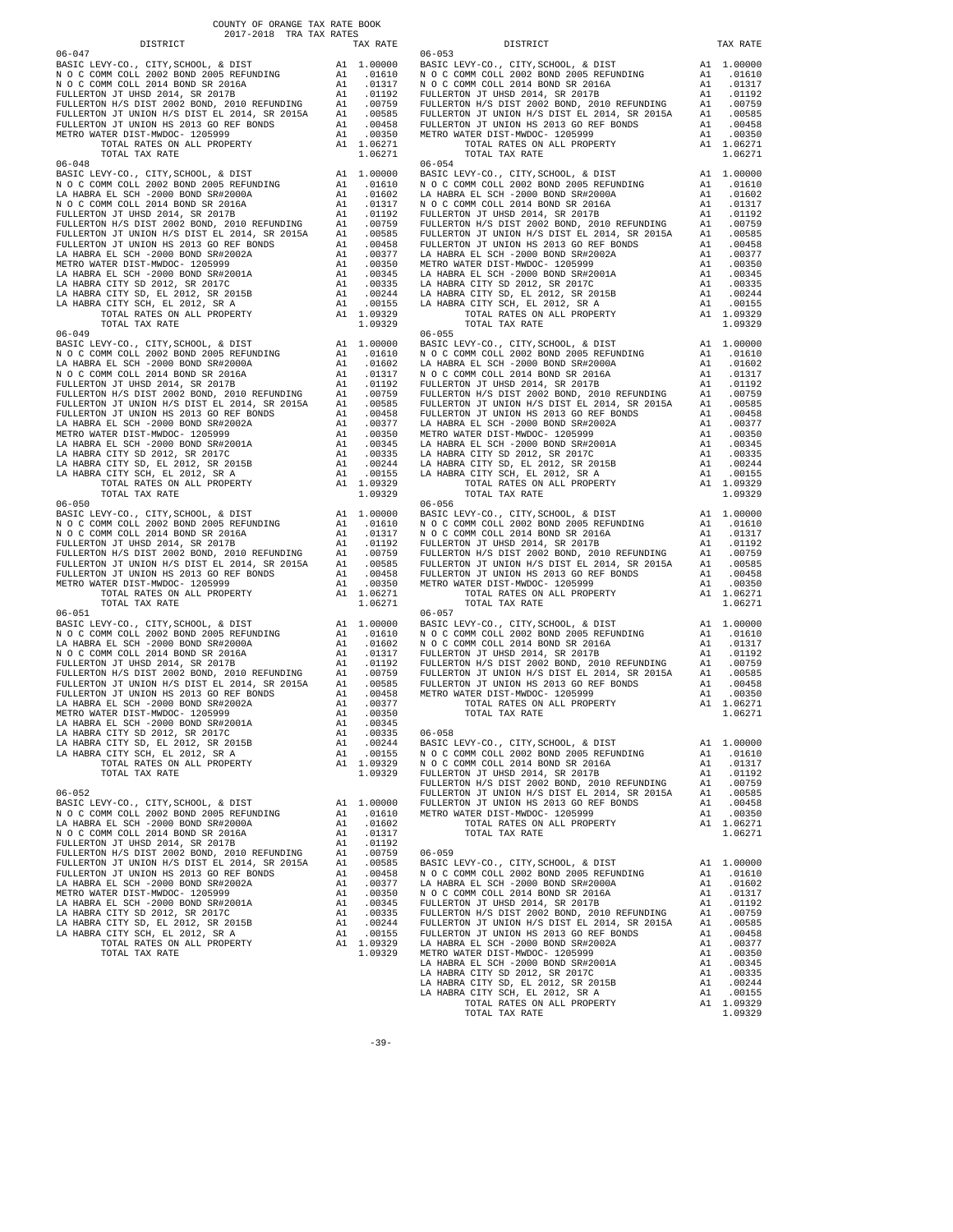COUNTY OF ORANGE TAX RATE BOOK
2017-2018 TRA TAX RATES

| DISTRICT | | TAX RATE |
|---|---|---|
| 06-047 | | |
| BASIC LEVY-CO., CITY,SCHOOL, & DIST | A1 | 1.00000 |
| N O C COMM COLL 2002 BOND 2005 REFUNDING | A1 | .01610 |
| N O C COMM COLL 2014 BOND SR 2016A | A1 | .01317 |
| FULLERTON JT UHSD 2014, SR 2017B | A1 | .01192 |
| FULLERTON H/S DIST 2002 BOND, 2010 REFUNDING | A1 | .00759 |
| FULLERTON JT UNION H/S DIST EL 2014, SR 2015A | A1 | .00585 |
| FULLERTON JT UNION HS 2013 GO REF BONDS | A1 | .00458 |
| METRO WATER DIST-MWDOC- 1205999 | A1 | .00350 |
| TOTAL RATES ON ALL PROPERTY | A1 | 1.06271 |
| TOTAL TAX RATE | | 1.06271 |
| 06-048 | | |
| BASIC LEVY-CO., CITY,SCHOOL, & DIST | A1 | 1.00000 |
| N O C COMM COLL 2002 BOND 2005 REFUNDING | A1 | .01610 |
| LA HABRA EL SCH -2000 BOND SR#2000A | A1 | .01602 |
| N O C COMM COLL 2014 BOND SR 2016A | A1 | .01317 |
| FULLERTON JT UHSD 2014, SR 2017B | A1 | .01192 |
| FULLERTON H/S DIST 2002 BOND, 2010 REFUNDING | A1 | .00759 |
| FULLERTON JT UNION H/S DIST EL 2014, SR 2015A | A1 | .00585 |
| FULLERTON JT UNION HS 2013 GO REF BONDS | A1 | .00458 |
| LA HABRA EL SCH -2000 BOND SR#2002A | A1 | .00377 |
| METRO WATER DIST-MWDOC- 1205999 | A1 | .00350 |
| LA HABRA EL SCH -2000 BOND SR#2001A | A1 | .00345 |
| LA HABRA CITY SD 2012, SR 2017C | A1 | .00335 |
| LA HABRA CITY SD, EL 2012, SR 2015B | A1 | .00244 |
| LA HABRA CITY SCH, EL 2012, SR A | A1 | .00155 |
| TOTAL RATES ON ALL PROPERTY | A1 | 1.09329 |
| TOTAL TAX RATE | | 1.09329 |
| 06-049 | | |
| BASIC LEVY-CO., CITY,SCHOOL, & DIST | A1 | 1.00000 |
| N O C COMM COLL 2002 BOND 2005 REFUNDING | A1 | .01610 |
| LA HABRA EL SCH -2000 BOND SR#2000A | A1 | .01602 |
| N O C COMM COLL 2014 BOND SR 2016A | A1 | .01317 |
| FULLERTON JT UHSD 2014, SR 2017B | A1 | .01192 |
| FULLERTON H/S DIST 2002 BOND, 2010 REFUNDING | A1 | .00759 |
| FULLERTON JT UNION H/S DIST EL 2014, SR 2015A | A1 | .00585 |
| FULLERTON JT UNION HS 2013 GO REF BONDS | A1 | .00458 |
| LA HABRA EL SCH -2000 BOND SR#2002A | A1 | .00377 |
| METRO WATER DIST-MWDOC- 1205999 | A1 | .00350 |
| LA HABRA EL SCH -2000 BOND SR#2001A | A1 | .00345 |
| LA HABRA CITY SD 2012, SR 2017C | A1 | .00335 |
| LA HABRA CITY SD, EL 2012, SR 2015B | A1 | .00244 |
| LA HABRA CITY SCH, EL 2012, SR A | A1 | .00155 |
| TOTAL RATES ON ALL PROPERTY | A1 | 1.09329 |
| TOTAL TAX RATE | | 1.09329 |
| 06-050 | | |
| BASIC LEVY-CO., CITY,SCHOOL, & DIST | A1 | 1.00000 |
| N O C COMM COLL 2002 BOND 2005 REFUNDING | A1 | .01610 |
| N O C COMM COLL 2014 BOND SR 2016A | A1 | .01317 |
| FULLERTON JT UHSD 2014, SR 2017B | A1 | .01192 |
| FULLERTON H/S DIST 2002 BOND, 2010 REFUNDING | A1 | .00759 |
| FULLERTON JT UNION H/S DIST EL 2014, SR 2015A | A1 | .00585 |
| FULLERTON JT UNION HS 2013 GO REF BONDS | A1 | .00458 |
| METRO WATER DIST-MWDOC- 1205999 | A1 | .00350 |
| TOTAL RATES ON ALL PROPERTY | A1 | 1.06271 |
| TOTAL TAX RATE | | 1.06271 |
| 06-051 | | |
| BASIC LEVY-CO., CITY,SCHOOL, & DIST | A1 | 1.00000 |
| N O C COMM COLL 2002 BOND 2005 REFUNDING | A1 | .01610 |
| LA HABRA EL SCH -2000 BOND SR#2000A | A1 | .01602 |
| N O C COMM COLL 2014 BOND SR 2016A | A1 | .01317 |
| FULLERTON JT UHSD 2014, SR 2017B | A1 | .01192 |
| FULLERTON H/S DIST 2002 BOND, 2010 REFUNDING | A1 | .00759 |
| FULLERTON JT UNION H/S DIST EL 2014, SR 2015A | A1 | .00585 |
| FULLERTON JT UNION HS 2013 GO REF BONDS | A1 | .00458 |
| LA HABRA EL SCH -2000 BOND SR#2002A | A1 | .00377 |
| METRO WATER DIST-MWDOC- 1205999 | A1 | .00350 |
| LA HABRA EL SCH -2000 BOND SR#2001A | A1 | .00345 |
| LA HABRA CITY SD 2012, SR 2017C | A1 | .00335 |
| LA HABRA CITY SD, EL 2012, SR 2015B | A1 | .00244 |
| LA HABRA CITY SCH, EL 2012, SR A | A1 | .00155 |
| TOTAL RATES ON ALL PROPERTY | A1 | 1.09329 |
| TOTAL TAX RATE | | 1.09329 |
| 06-052 | | |
| BASIC LEVY-CO., CITY,SCHOOL, & DIST | A1 | 1.00000 |
| N O C COMM COLL 2002 BOND 2005 REFUNDING | A1 | .01610 |
| LA HABRA EL SCH -2000 BOND SR#2000A | A1 | .01602 |
| N O C COMM COLL 2014 BOND SR 2016A | A1 | .01317 |
| FULLERTON JT UHSD 2014, SR 2017B | A1 | .01192 |
| FULLERTON H/S DIST 2002 BOND, 2010 REFUNDING | A1 | .00759 |
| FULLERTON JT UNION H/S DIST EL 2014, SR 2015A | A1 | .00585 |
| FULLERTON JT UNION HS 2013 GO REF BONDS | A1 | .00458 |
| LA HABRA EL SCH -2000 BOND SR#2002A | A1 | .00377 |
| METRO WATER DIST-MWDOC- 1205999 | A1 | .00350 |
| LA HABRA EL SCH -2000 BOND SR#2001A | A1 | .00345 |
| LA HABRA CITY SD 2012, SR 2017C | A1 | .00335 |
| LA HABRA CITY SD, EL 2012, SR 2015B | A1 | .00244 |
| LA HABRA CITY SCH, EL 2012, SR A | A1 | .00155 |
| TOTAL RATES ON ALL PROPERTY | A1 | 1.09329 |
| TOTAL TAX RATE | | 1.09329 |
| 06-053 | | |
| BASIC LEVY-CO., CITY,SCHOOL, & DIST | A1 | 1.00000 |
| N O C COMM COLL 2002 BOND 2005 REFUNDING | A1 | .01610 |
| N O C COMM COLL 2014 BOND SR 2016A | A1 | .01317 |
| FULLERTON JT UHSD 2014, SR 2017B | A1 | .01192 |
| FULLERTON H/S DIST 2002 BOND, 2010 REFUNDING | A1 | .00759 |
| FULLERTON JT UNION H/S DIST EL 2014, SR 2015A | A1 | .00585 |
| FULLERTON JT UNION HS 2013 GO REF BONDS | A1 | .00458 |
| METRO WATER DIST-MWDOC- 1205999 | A1 | .00350 |
| TOTAL RATES ON ALL PROPERTY | A1 | 1.06271 |
| TOTAL TAX RATE | | 1.06271 |
| 06-054 | | |
| BASIC LEVY-CO., CITY,SCHOOL, & DIST | A1 | 1.00000 |
| N O C COMM COLL 2002 BOND 2005 REFUNDING | A1 | .01610 |
| LA HABRA EL SCH -2000 BOND SR#2000A | A1 | .01602 |
| N O C COMM COLL 2014 BOND SR 2016A | A1 | .01317 |
| FULLERTON JT UHSD 2014, SR 2017B | A1 | .01192 |
| FULLERTON H/S DIST 2002 BOND, 2010 REFUNDING | A1 | .00759 |
| FULLERTON JT UNION H/S DIST EL 2014, SR 2015A | A1 | .00585 |
| FULLERTON JT UNION HS 2013 GO REF BONDS | A1 | .00458 |
| LA HABRA EL SCH -2000 BOND SR#2002A | A1 | .00377 |
| METRO WATER DIST-MWDOC- 1205999 | A1 | .00350 |
| LA HABRA EL SCH -2000 BOND SR#2001A | A1 | .00345 |
| LA HABRA CITY SD 2012, SR 2017C | A1 | .00335 |
| LA HABRA CITY SD, EL 2012, SR 2015B | A1 | .00244 |
| LA HABRA CITY SCH, EL 2012, SR A | A1 | .00155 |
| TOTAL RATES ON ALL PROPERTY | A1 | 1.09329 |
| TOTAL TAX RATE | | 1.09329 |
| 06-055 | | |
| BASIC LEVY-CO., CITY,SCHOOL, & DIST | A1 | 1.00000 |
| N O C COMM COLL 2002 BOND 2005 REFUNDING | A1 | .01610 |
| LA HABRA EL SCH -2000 BOND SR#2000A | A1 | .01602 |
| N O C COMM COLL 2014 BOND SR 2016A | A1 | .01317 |
| FULLERTON JT UHSD 2014, SR 2017B | A1 | .01192 |
| FULLERTON H/S DIST 2002 BOND, 2010 REFUNDING | A1 | .00759 |
| FULLERTON JT UNION H/S DIST EL 2014, SR 2015A | A1 | .00585 |
| FULLERTON JT UNION HS 2013 GO REF BONDS | A1 | .00458 |
| LA HABRA EL SCH -2000 BOND SR#2002A | A1 | .00377 |
| METRO WATER DIST-MWDOC- 1205999 | A1 | .00350 |
| LA HABRA EL SCH -2000 BOND SR#2001A | A1 | .00345 |
| LA HABRA CITY SD 2012, SR 2017C | A1 | .00335 |
| LA HABRA CITY SD, EL 2012, SR 2015B | A1 | .00244 |
| LA HABRA CITY SCH, EL 2012, SR A | A1 | .00155 |
| TOTAL RATES ON ALL PROPERTY | A1 | 1.09329 |
| TOTAL TAX RATE | | 1.09329 |
| 06-056 | | |
| BASIC LEVY-CO., CITY,SCHOOL, & DIST | A1 | 1.00000 |
| N O C COMM COLL 2002 BOND 2005 REFUNDING | A1 | .01610 |
| N O C COMM COLL 2014 BOND SR 2016A | A1 | .01317 |
| FULLERTON JT UHSD 2014, SR 2017B | A1 | .01192 |
| FULLERTON H/S DIST 2002 BOND, 2010 REFUNDING | A1 | .00759 |
| FULLERTON JT UNION H/S DIST EL 2014, SR 2015A | A1 | .00585 |
| FULLERTON JT UNION HS 2013 GO REF BONDS | A1 | .00458 |
| METRO WATER DIST-MWDOC- 1205999 | A1 | .00350 |
| TOTAL RATES ON ALL PROPERTY | A1 | 1.06271 |
| TOTAL TAX RATE | | 1.06271 |
| 06-057 | | |
| BASIC LEVY-CO., CITY,SCHOOL, & DIST | A1 | 1.00000 |
| N O C COMM COLL 2002 BOND 2005 REFUNDING | A1 | .01610 |
| N O C COMM COLL 2014 BOND SR 2016A | A1 | .01317 |
| FULLERTON JT UHSD 2014, SR 2017B | A1 | .01192 |
| FULLERTON H/S DIST 2002 BOND, 2010 REFUNDING | A1 | .00759 |
| FULLERTON JT UNION H/S DIST EL 2014, SR 2015A | A1 | .00585 |
| FULLERTON JT UNION HS 2013 GO REF BONDS | A1 | .00458 |
| METRO WATER DIST-MWDOC- 1205999 | A1 | .00350 |
| TOTAL RATES ON ALL PROPERTY | A1 | 1.06271 |
| TOTAL TAX RATE | | 1.06271 |
| 06-058 | | |
| BASIC LEVY-CO., CITY,SCHOOL, & DIST | A1 | 1.00000 |
| N O C COMM COLL 2002 BOND 2005 REFUNDING | A1 | .01610 |
| N O C COMM COLL 2014 BOND SR 2016A | A1 | .01317 |
| FULLERTON JT UHSD 2014, SR 2017B | A1 | .01192 |
| FULLERTON H/S DIST 2002 BOND, 2010 REFUNDING | A1 | .00759 |
| FULLERTON JT UNION H/S DIST EL 2014, SR 2015A | A1 | .00585 |
| FULLERTON JT UNION HS 2013 GO REF BONDS | A1 | .00458 |
| METRO WATER DIST-MWDOC- 1205999 | A1 | .00350 |
| TOTAL RATES ON ALL PROPERTY | A1 | 1.06271 |
| TOTAL TAX RATE | | 1.06271 |
| 06-059 | | |
| BASIC LEVY-CO., CITY,SCHOOL, & DIST | A1 | 1.00000 |
| N O C COMM COLL 2002 BOND 2005 REFUNDING | A1 | .01610 |
| LA HABRA EL SCH -2000 BOND SR#2000A | A1 | .01602 |
| N O C COMM COLL 2014 BOND SR 2016A | A1 | .01317 |
| FULLERTON JT UHSD 2014, SR 2017B | A1 | .01192 |
| FULLERTON H/S DIST 2002 BOND, 2010 REFUNDING | A1 | .00759 |
| FULLERTON JT UNION H/S DIST EL 2014, SR 2015A | A1 | .00585 |
| FULLERTON JT UNION HS 2013 GO REF BONDS | A1 | .00458 |
| LA HABRA EL SCH -2000 BOND SR#2002A | A1 | .00377 |
| METRO WATER DIST-MWDOC- 1205999 | A1 | .00350 |
| LA HABRA EL SCH -2000 BOND SR#2001A | A1 | .00345 |
| LA HABRA CITY SD 2012, SR 2017C | A1 | .00335 |
| LA HABRA CITY SD, EL 2012, SR 2015B | A1 | .00244 |
| LA HABRA CITY SCH, EL 2012, SR A | A1 | .00155 |
| TOTAL RATES ON ALL PROPERTY | A1 | 1.09329 |
| TOTAL TAX RATE | | 1.09329 |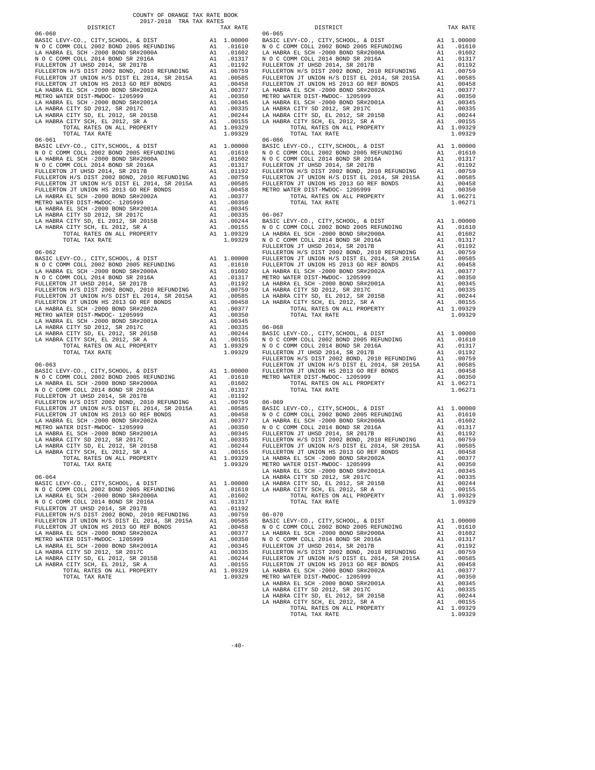COUNTY OF ORANGE TAX RATE BOOK
2017-2018 TRA TAX RATES

| DISTRICT | | TAX RATE |
|---|---|---|
| **06-060** | | |
| BASIC LEVY-CO., CITY,SCHOOL, & DIST | A1 | 1.00000 |
| N O C COMM COLL 2002 BOND 2005 REFUNDING | A1 | .01610 |
| LA HABRA EL SCH -2000 BOND SR#2000A | A1 | .01602 |
| N O C COMM COLL 2014 BOND SR 2016A | A1 | .01317 |
| FULLERTON JT UHSD 2014, SR 2017B | A1 | .01192 |
| FULLERTON H/S DIST 2002 BOND, 2010 REFUNDING | A1 | .00759 |
| FULLERTON JT UNION H/S DIST EL 2014, SR 2015A | A1 | .00585 |
| FULLERTON JT UNION HS 2013 GO REF BONDS | A1 | .00458 |
| LA HABRA EL SCH -2000 BOND SR#2002A | A1 | .00377 |
| METRO WATER DIST-MWDOC- 1205999 | A1 | .00350 |
| LA HABRA EL SCH -2000 BOND SR#2001A | A1 | .00345 |
| LA HABRA CITY SD 2012, SR 2017C | A1 | .00335 |
| LA HABRA CITY SD, EL 2012, SR 2015B | A1 | .00244 |
| LA HABRA CITY SCH, EL 2012, SR A | A1 | .00155 |
| TOTAL RATES ON ALL PROPERTY | A1 | 1.09329 |
| TOTAL TAX RATE | | 1.09329 |
| **06-061** | | |
| BASIC LEVY-CO., CITY,SCHOOL, & DIST | A1 | 1.00000 |
| N O C COMM COLL 2002 BOND 2005 REFUNDING | A1 | .01610 |
| LA HABRA EL SCH -2000 BOND SR#2000A | A1 | .01602 |
| N O C COMM COLL 2014 BOND SR 2016A | A1 | .01317 |
| FULLERTON JT UHSD 2014, SR 2017B | A1 | .01192 |
| FULLERTON H/S DIST 2002 BOND, 2010 REFUNDING | A1 | .00759 |
| FULLERTON JT UNION H/S DIST EL 2014, SR 2015A | A1 | .00585 |
| FULLERTON JT UNION HS 2013 GO REF BONDS | A1 | .00458 |
| LA HABRA EL SCH -2000 BOND SR#2002A | A1 | .00377 |
| METRO WATER DIST-MWDOC- 1205999 | A1 | .00350 |
| LA HABRA EL SCH -2000 BOND SR#2001A | A1 | .00345 |
| LA HABRA CITY SD 2012, SR 2017C | A1 | .00335 |
| LA HABRA CITY SD, EL 2012, SR 2015B | A1 | .00244 |
| LA HABRA CITY SCH, EL 2012, SR A | A1 | .00155 |
| TOTAL RATES ON ALL PROPERTY | A1 | 1.09329 |
| TOTAL TAX RATE | | 1.09329 |
| **06-062** | | |
| BASIC LEVY-CO., CITY,SCHOOL, & DIST | A1 | 1.00000 |
| N O C COMM COLL 2002 BOND 2005 REFUNDING | A1 | .01610 |
| LA HABRA EL SCH -2000 BOND SR#2000A | A1 | .01602 |
| N O C COMM COLL 2014 BOND SR 2016A | A1 | .01317 |
| FULLERTON JT UHSD 2014, SR 2017B | A1 | .01192 |
| FULLERTON H/S DIST 2002 BOND, 2010 REFUNDING | A1 | .00759 |
| FULLERTON JT UNION H/S DIST EL 2014, SR 2015A | A1 | .00585 |
| FULLERTON JT UNION HS 2013 GO REF BONDS | A1 | .00458 |
| LA HABRA EL SCH -2000 BOND SR#2002A | A1 | .00377 |
| METRO WATER DIST-MWDOC- 1205999 | A1 | .00350 |
| LA HABRA EL SCH -2000 BOND SR#2001A | A1 | .00345 |
| LA HABRA CITY SD 2012, SR 2017C | A1 | .00335 |
| LA HABRA CITY SD, EL 2012, SR 2015B | A1 | .00244 |
| LA HABRA CITY SCH, EL 2012, SR A | A1 | .00155 |
| TOTAL RATES ON ALL PROPERTY | A1 | 1.09329 |
| TOTAL TAX RATE | | 1.09329 |
| **06-063** | | |
| BASIC LEVY-CO., CITY,SCHOOL, & DIST | A1 | 1.00000 |
| N O C COMM COLL 2002 BOND 2005 REFUNDING | A1 | .01610 |
| LA HABRA EL SCH -2000 BOND SR#2000A | A1 | .01602 |
| N O C COMM COLL 2014 BOND SR 2016A | A1 | .01317 |
| FULLERTON JT UHSD 2014, SR 2017B | A1 | .01192 |
| FULLERTON H/S DIST 2002 BOND, 2010 REFUNDING | A1 | .00759 |
| FULLERTON JT UNION H/S DIST EL 2014, SR 2015A | A1 | .00585 |
| FULLERTON JT UNION HS 2013 GO REF BONDS | A1 | .00458 |
| LA HABRA EL SCH -2000 BOND SR#2002A | A1 | .00377 |
| METRO WATER DIST-MWDOC- 1205999 | A1 | .00350 |
| LA HABRA EL SCH -2000 BOND SR#2001A | A1 | .00345 |
| LA HABRA CITY SD 2012, SR 2017C | A1 | .00335 |
| LA HABRA CITY SD, EL 2012, SR 2015B | A1 | .00244 |
| LA HABRA CITY SCH, EL 2012, SR A | A1 | .00155 |
| TOTAL RATES ON ALL PROPERTY | A1 | 1.09329 |
| TOTAL TAX RATE | | 1.09329 |
| **06-064** | | |
| BASIC LEVY-CO., CITY,SCHOOL, & DIST | A1 | 1.00000 |
| N O C COMM COLL 2002 BOND 2005 REFUNDING | A1 | .01610 |
| LA HABRA EL SCH -2000 BOND SR#2000A | A1 | .01602 |
| N O C COMM COLL 2014 BOND SR 2016A | A1 | .01317 |
| FULLERTON JT UHSD 2014, SR 2017B | A1 | .01192 |
| FULLERTON H/S DIST 2002 BOND, 2010 REFUNDING | A1 | .00759 |
| FULLERTON JT UNION H/S DIST EL 2014, SR 2015A | A1 | .00585 |
| FULLERTON JT UNION HS 2013 GO REF BONDS | A1 | .00458 |
| LA HABRA EL SCH -2000 BOND SR#2002A | A1 | .00377 |
| METRO WATER DIST-MWDOC- 1205999 | A1 | .00350 |
| LA HABRA EL SCH -2000 BOND SR#2001A | A1 | .00345 |
| LA HABRA CITY SD 2012, SR 2017C | A1 | .00335 |
| LA HABRA CITY SD, EL 2012, SR 2015B | A1 | .00244 |
| LA HABRA CITY SCH, EL 2012, SR A | A1 | .00155 |
| TOTAL RATES ON ALL PROPERTY | A1 | 1.09329 |
| TOTAL TAX RATE | | 1.09329 |
| **06-065** | | |
| BASIC LEVY-CO., CITY,SCHOOL, & DIST | A1 | 1.00000 |
| N O C COMM COLL 2002 BOND 2005 REFUNDING | A1 | .01610 |
| LA HABRA EL SCH -2000 BOND SR#2000A | A1 | .01602 |
| N O C COMM COLL 2014 BOND SR 2016A | A1 | .01317 |
| FULLERTON JT UHSD 2014, SR 2017B | A1 | .01192 |
| FULLERTON H/S DIST 2002 BOND, 2010 REFUNDING | A1 | .00759 |
| FULLERTON JT UNION H/S DIST EL 2014, SR 2015A | A1 | .00585 |
| FULLERTON JT UNION HS 2013 GO REF BONDS | A1 | .00458 |
| LA HABRA EL SCH -2000 BOND SR#2002A | A1 | .00377 |
| METRO WATER DIST-MWDOC- 1205999 | A1 | .00350 |
| LA HABRA EL SCH -2000 BOND SR#2001A | A1 | .00345 |
| LA HABRA CITY SD 2012, SR 2017C | A1 | .00335 |
| LA HABRA CITY SD, EL 2012, SR 2015B | A1 | .00244 |
| LA HABRA CITY SCH, EL 2012, SR A | A1 | .00155 |
| TOTAL RATES ON ALL PROPERTY | A1 | 1.09329 |
| TOTAL TAX RATE | | 1.09329 |
| **06-066** | | |
| BASIC LEVY-CO., CITY,SCHOOL, & DIST | A1 | 1.00000 |
| N O C COMM COLL 2002 BOND 2005 REFUNDING | A1 | .01610 |
| N O C COMM COLL 2014 BOND SR 2016A | A1 | .01317 |
| FULLERTON JT UHSD 2014, SR 2017B | A1 | .01192 |
| FULLERTON H/S DIST 2002 BOND, 2010 REFUNDING | A1 | .00759 |
| FULLERTON JT UNION H/S DIST EL 2014, SR 2015A | A1 | .00585 |
| FULLERTON JT UNION HS 2013 GO REF BONDS | A1 | .00458 |
| METRO WATER DIST-MWDOC- 1205999 | A1 | .00350 |
| TOTAL RATES ON ALL PROPERTY | A1 | 1.06271 |
| TOTAL TAX RATE | | 1.06271 |
| **06-067** | | |
| BASIC LEVY-CO., CITY,SCHOOL, & DIST | A1 | 1.00000 |
| N O C COMM COLL 2002 BOND 2005 REFUNDING | A1 | .01610 |
| LA HABRA EL SCH -2000 BOND SR#2000A | A1 | .01602 |
| N O C COMM COLL 2014 BOND SR 2016A | A1 | .01317 |
| FULLERTON JT UHSD 2014, SR 2017B | A1 | .01192 |
| FULLERTON H/S DIST 2002 BOND, 2010 REFUNDING | A1 | .00759 |
| FULLERTON JT UNION H/S DIST EL 2014, SR 2015A | A1 | .00585 |
| FULLERTON JT UNION HS 2013 GO REF BONDS | A1 | .00458 |
| LA HABRA EL SCH -2000 BOND SR#2002A | A1 | .00377 |
| METRO WATER DIST-MWDOC- 1205999 | A1 | .00350 |
| LA HABRA EL SCH -2000 BOND SR#2001A | A1 | .00345 |
| LA HABRA CITY SD 2012, SR 2017C | A1 | .00335 |
| LA HABRA CITY SD, EL 2012, SR 2015B | A1 | .00244 |
| LA HABRA CITY SCH, EL 2012, SR A | A1 | .00155 |
| TOTAL RATES ON ALL PROPERTY | A1 | 1.09329 |
| TOTAL TAX RATE | | 1.09329 |
| **06-068** | | |
| BASIC LEVY-CO., CITY,SCHOOL, & DIST | A1 | 1.00000 |
| N O C COMM COLL 2002 BOND 2005 REFUNDING | A1 | .01610 |
| N O C COMM COLL 2014 BOND SR 2016A | A1 | .01317 |
| FULLERTON JT UHSD 2014, SR 2017B | A1 | .01192 |
| FULLERTON H/S DIST 2002 BOND, 2010 REFUNDING | A1 | .00759 |
| FULLERTON JT UNION H/S DIST EL 2014, SR 2015A | A1 | .00585 |
| FULLERTON JT UNION HS 2013 GO REF BONDS | A1 | .00458 |
| METRO WATER DIST-MWDOC- 1205999 | A1 | .00350 |
| TOTAL RATES ON ALL PROPERTY | A1 | 1.06271 |
| TOTAL TAX RATE | | 1.06271 |
| **06-069** | | |
| BASIC LEVY-CO., CITY,SCHOOL, & DIST | A1 | 1.00000 |
| N O C COMM COLL 2002 BOND 2005 REFUNDING | A1 | .01610 |
| LA HABRA EL SCH -2000 BOND SR#2000A | A1 | .01602 |
| N O C COMM COLL 2014 BOND SR 2016A | A1 | .01317 |
| FULLERTON JT UHSD 2014, SR 2017B | A1 | .01192 |
| FULLERTON H/S DIST 2002 BOND, 2010 REFUNDING | A1 | .00759 |
| FULLERTON JT UNION H/S DIST EL 2014, SR 2015A | A1 | .00585 |
| FULLERTON JT UNION HS 2013 GO REF BONDS | A1 | .00458 |
| LA HABRA EL SCH -2000 BOND SR#2002A | A1 | .00377 |
| METRO WATER DIST-MWDOC- 1205999 | A1 | .00350 |
| LA HABRA EL SCH -2000 BOND SR#2001A | A1 | .00345 |
| LA HABRA CITY SD 2012, SR 2017C | A1 | .00335 |
| LA HABRA CITY SD, EL 2012, SR 2015B | A1 | .00244 |
| LA HABRA CITY SCH, EL 2012, SR A | A1 | .00155 |
| TOTAL RATES ON ALL PROPERTY | A1 | 1.09329 |
| TOTAL TAX RATE | | 1.09329 |
| **06-070** | | |
| BASIC LEVY-CO., CITY,SCHOOL, & DIST | A1 | 1.00000 |
| N O C COMM COLL 2002 BOND 2005 REFUNDING | A1 | .01610 |
| LA HABRA EL SCH -2000 BOND SR#2000A | A1 | .01602 |
| N O C COMM COLL 2014 BOND SR 2016A | A1 | .01317 |
| FULLERTON JT UHSD 2014, SR 2017B | A1 | .01192 |
| FULLERTON H/S DIST 2002 BOND, 2010 REFUNDING | A1 | .00759 |
| FULLERTON JT UNION H/S DIST EL 2014, SR 2015A | A1 | .00585 |
| FULLERTON JT UNION HS 2013 GO REF BONDS | A1 | .00458 |
| LA HABRA EL SCH -2000 BOND SR#2002A | A1 | .00377 |
| METRO WATER DIST-MWDOC- 1205999 | A1 | .00350 |
| LA HABRA EL SCH -2000 BOND SR#2001A | A1 | .00345 |
| LA HABRA CITY SD 2012, SR 2017C | A1 | .00335 |
| LA HABRA CITY SD, EL 2012, SR 2015B | A1 | .00244 |
| LA HABRA CITY SCH, EL 2012, SR A | A1 | .00155 |
| TOTAL RATES ON ALL PROPERTY | A1 | 1.09329 |
| TOTAL TAX RATE | | 1.09329 |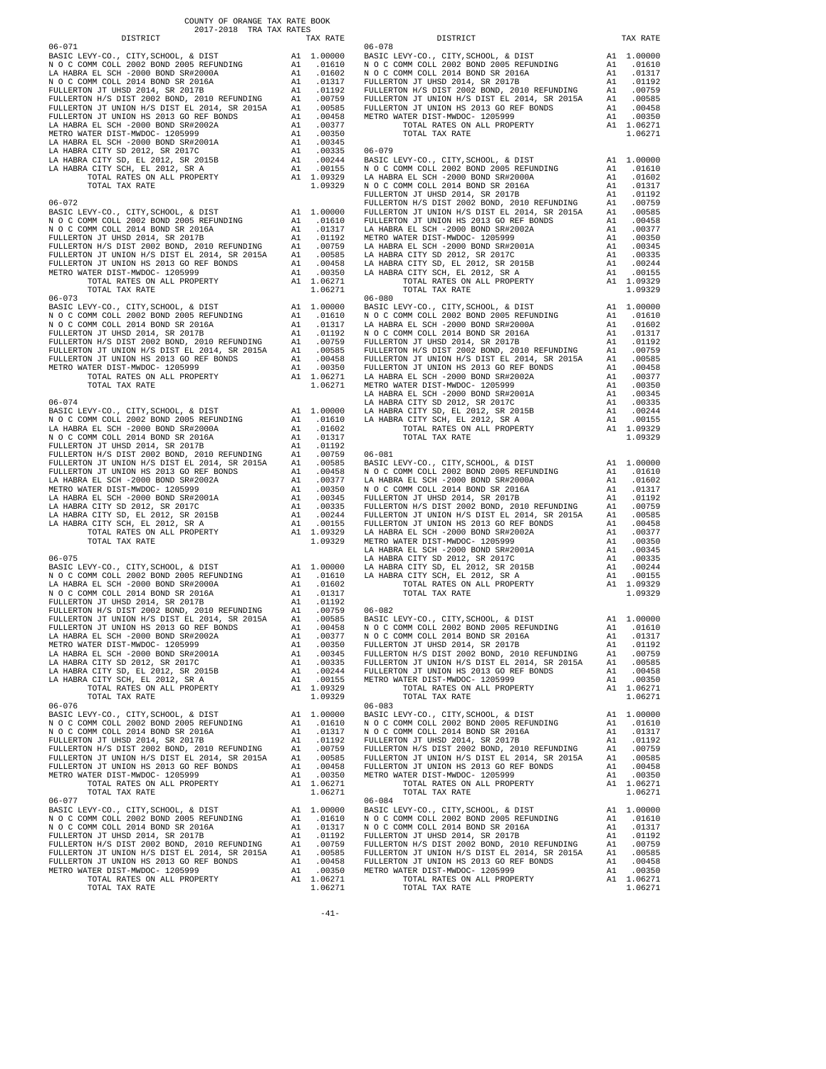COUNTY OF ORANGE TAX RATE BOOK
2017-2018 TRA TAX RATES

| DISTRICT | | TAX RATE |
|---|---|---|
| **06-071** | | |
| BASIC LEVY-CO., CITY,SCHOOL, & DIST | A1 | 1.00000 |
| N O C COMM COLL 2002 BOND 2005 REFUNDING | A1 | .01610 |
| LA HABRA EL SCH -2000 BOND SR#2000A | A1 | .01602 |
| N O C COMM COLL 2014 BOND SR 2016A | A1 | .01317 |
| FULLERTON JT UHSD 2014, SR 2017B | A1 | .01192 |
| FULLERTON H/S DIST 2002 BOND, 2010 REFUNDING | A1 | .00759 |
| FULLERTON JT UNION H/S DIST EL 2014, SR 2015A | A1 | .00585 |
| FULLERTON JT UNION HS 2013 GO REF BONDS | A1 | .00458 |
| LA HABRA EL SCH -2000 BOND SR#2002A | A1 | .00377 |
| METRO WATER DIST-MWDOC- 1205999 | A1 | .00350 |
| LA HABRA EL SCH -2000 BOND SR#2001A | A1 | .00345 |
| LA HABRA CITY SD 2012, SR 2017C | A1 | .00335 |
| LA HABRA CITY SD, EL 2012, SR 2015B | A1 | .00244 |
| LA HABRA CITY SCH, EL 2012, SR A | A1 | .00155 |
| TOTAL RATES ON ALL PROPERTY | A1 | 1.09329 |
| TOTAL TAX RATE | | 1.09329 |
| **06-072** | | |
| BASIC LEVY-CO., CITY,SCHOOL, & DIST | A1 | 1.00000 |
| N O C COMM COLL 2002 BOND 2005 REFUNDING | A1 | .01610 |
| N O C COMM COLL 2014 BOND SR 2016A | A1 | .01317 |
| FULLERTON JT UHSD 2014, SR 2017B | A1 | .01192 |
| FULLERTON H/S DIST 2002 BOND, 2010 REFUNDING | A1 | .00759 |
| FULLERTON JT UNION H/S DIST EL 2014, SR 2015A | A1 | .00585 |
| FULLERTON JT UNION HS 2013 GO REF BONDS | A1 | .00458 |
| METRO WATER DIST-MWDOC- 1205999 | A1 | .00350 |
| TOTAL RATES ON ALL PROPERTY | A1 | 1.06271 |
| TOTAL TAX RATE | | 1.06271 |
| **06-073** | | |
| BASIC LEVY-CO., CITY,SCHOOL, & DIST | A1 | 1.00000 |
| N O C COMM COLL 2002 BOND 2005 REFUNDING | A1 | .01610 |
| N O C COMM COLL 2014 BOND SR 2016A | A1 | .01317 |
| FULLERTON JT UHSD 2014, SR 2017B | A1 | .01192 |
| FULLERTON H/S DIST 2002 BOND, 2010 REFUNDING | A1 | .00759 |
| FULLERTON JT UNION H/S DIST EL 2014, SR 2015A | A1 | .00585 |
| FULLERTON JT UNION HS 2013 GO REF BONDS | A1 | .00458 |
| METRO WATER DIST-MWDOC- 1205999 | A1 | .00350 |
| TOTAL RATES ON ALL PROPERTY | A1 | 1.06271 |
| TOTAL TAX RATE | | 1.06271 |
| **06-074** | | |
| BASIC LEVY-CO., CITY,SCHOOL, & DIST | A1 | 1.00000 |
| N O C COMM COLL 2002 BOND 2005 REFUNDING | A1 | .01610 |
| LA HABRA EL SCH -2000 BOND SR#2000A | A1 | .01602 |
| N O C COMM COLL 2014 BOND SR 2016A | A1 | .01317 |
| FULLERTON JT UHSD 2014, SR 2017B | A1 | .01192 |
| FULLERTON H/S DIST 2002 BOND, 2010 REFUNDING | A1 | .00759 |
| FULLERTON JT UNION H/S DIST EL 2014, SR 2015A | A1 | .00585 |
| FULLERTON JT UNION HS 2013 GO REF BONDS | A1 | .00458 |
| LA HABRA EL SCH -2000 BOND SR#2002A | A1 | .00377 |
| METRO WATER DIST-MWDOC- 1205999 | A1 | .00350 |
| LA HABRA EL SCH -2000 BOND SR#2001A | A1 | .00345 |
| LA HABRA CITY SD 2012, SR 2017C | A1 | .00335 |
| LA HABRA CITY SD, EL 2012, SR 2015B | A1 | .00244 |
| LA HABRA CITY SCH, EL 2012, SR A | A1 | .00155 |
| TOTAL RATES ON ALL PROPERTY | A1 | 1.09329 |
| TOTAL TAX RATE | | 1.09329 |
| **06-075** | | |
| BASIC LEVY-CO., CITY,SCHOOL, & DIST | A1 | 1.00000 |
| N O C COMM COLL 2002 BOND 2005 REFUNDING | A1 | .01610 |
| LA HABRA EL SCH -2000 BOND SR#2000A | A1 | .01602 |
| N O C COMM COLL 2014 BOND SR 2016A | A1 | .01317 |
| FULLERTON JT UHSD 2014, SR 2017B | A1 | .01192 |
| FULLERTON H/S DIST 2002 BOND, 2010 REFUNDING | A1 | .00759 |
| FULLERTON JT UNION H/S DIST EL 2014, SR 2015A | A1 | .00585 |
| FULLERTON JT UNION HS 2013 GO REF BONDS | A1 | .00458 |
| LA HABRA EL SCH -2000 BOND SR#2002A | A1 | .00377 |
| METRO WATER DIST-MWDOC- 1205999 | A1 | .00350 |
| LA HABRA EL SCH -2000 BOND SR#2001A | A1 | .00345 |
| LA HABRA CITY SD 2012, SR 2017C | A1 | .00335 |
| LA HABRA CITY SD, EL 2012, SR 2015B | A1 | .00244 |
| LA HABRA CITY SCH, EL 2012, SR A | A1 | .00155 |
| TOTAL RATES ON ALL PROPERTY | A1 | 1.09329 |
| TOTAL TAX RATE | | 1.09329 |
| **06-076** | | |
| BASIC LEVY-CO., CITY,SCHOOL, & DIST | A1 | 1.00000 |
| N O C COMM COLL 2002 BOND 2005 REFUNDING | A1 | .01610 |
| N O C COMM COLL 2014 BOND SR 2016A | A1 | .01317 |
| FULLERTON JT UHSD 2014, SR 2017B | A1 | .01192 |
| FULLERTON H/S DIST 2002 BOND, 2010 REFUNDING | A1 | .00759 |
| FULLERTON JT UNION H/S DIST EL 2014, SR 2015A | A1 | .00585 |
| FULLERTON JT UNION HS 2013 GO REF BONDS | A1 | .00458 |
| METRO WATER DIST-MWDOC- 1205999 | A1 | .00350 |
| TOTAL RATES ON ALL PROPERTY | A1 | 1.06271 |
| TOTAL TAX RATE | | 1.06271 |
| **06-077** | | |
| BASIC LEVY-CO., CITY,SCHOOL, & DIST | A1 | 1.00000 |
| N O C COMM COLL 2002 BOND 2005 REFUNDING | A1 | .01610 |
| N O C COMM COLL 2014 BOND SR 2016A | A1 | .01317 |
| FULLERTON JT UHSD 2014, SR 2017B | A1 | .01192 |
| FULLERTON H/S DIST 2002 BOND, 2010 REFUNDING | A1 | .00759 |
| FULLERTON JT UNION H/S DIST EL 2014, SR 2015A | A1 | .00585 |
| FULLERTON JT UNION HS 2013 GO REF BONDS | A1 | .00458 |
| METRO WATER DIST-MWDOC- 1205999 | A1 | .00350 |
| TOTAL RATES ON ALL PROPERTY | A1 | 1.06271 |
| TOTAL TAX RATE | | 1.06271 |
| **06-078** | | |
| BASIC LEVY-CO., CITY,SCHOOL, & DIST | A1 | 1.00000 |
| N O C COMM COLL 2002 BOND 2005 REFUNDING | A1 | .01610 |
| N O C COMM COLL 2014 BOND SR 2016A | A1 | .01317 |
| FULLERTON JT UHSD 2014, SR 2017B | A1 | .01192 |
| FULLERTON H/S DIST 2002 BOND, 2010 REFUNDING | A1 | .00759 |
| FULLERTON JT UNION H/S DIST EL 2014, SR 2015A | A1 | .00585 |
| FULLERTON JT UNION HS 2013 GO REF BONDS | A1 | .00458 |
| METRO WATER DIST-MWDOC- 1205999 | A1 | .00350 |
| TOTAL RATES ON ALL PROPERTY | A1 | 1.06271 |
| TOTAL TAX RATE | | 1.06271 |
| **06-079** | | |
| BASIC LEVY-CO., CITY,SCHOOL, & DIST | A1 | 1.00000 |
| N O C COMM COLL 2002 BOND 2005 REFUNDING | A1 | .01610 |
| LA HABRA EL SCH -2000 BOND SR#2000A | A1 | .01602 |
| N O C COMM COLL 2014 BOND SR 2016A | A1 | .01317 |
| FULLERTON JT UHSD 2014, SR 2017B | A1 | .01192 |
| FULLERTON H/S DIST 2002 BOND, 2010 REFUNDING | A1 | .00759 |
| FULLERTON JT UNION H/S DIST EL 2014, SR 2015A | A1 | .00585 |
| FULLERTON JT UNION HS 2013 GO REF BONDS | A1 | .00458 |
| LA HABRA EL SCH -2000 BOND SR#2002A | A1 | .00377 |
| METRO WATER DIST-MWDOC- 1205999 | A1 | .00350 |
| LA HABRA EL SCH -2000 BOND SR#2001A | A1 | .00345 |
| LA HABRA CITY SD 2012, SR 2017C | A1 | .00335 |
| LA HABRA CITY SD, EL 2012, SR 2015B | A1 | .00244 |
| LA HABRA CITY SCH, EL 2012, SR A | A1 | .00155 |
| TOTAL RATES ON ALL PROPERTY | A1 | 1.09329 |
| TOTAL TAX RATE | | 1.09329 |
| **06-080** | | |
| BASIC LEVY-CO., CITY,SCHOOL, & DIST | A1 | 1.00000 |
| N O C COMM COLL 2002 BOND 2005 REFUNDING | A1 | .01610 |
| LA HABRA EL SCH -2000 BOND SR#2000A | A1 | .01602 |
| N O C COMM COLL 2014 BOND SR 2016A | A1 | .01317 |
| FULLERTON JT UHSD 2014, SR 2017B | A1 | .01192 |
| FULLERTON H/S DIST 2002 BOND, 2010 REFUNDING | A1 | .00759 |
| FULLERTON JT UNION H/S DIST EL 2014, SR 2015A | A1 | .00585 |
| FULLERTON JT UNION HS 2013 GO REF BONDS | A1 | .00458 |
| LA HABRA EL SCH -2000 BOND SR#2002A | A1 | .00377 |
| METRO WATER DIST-MWDOC- 1205999 | A1 | .00350 |
| LA HABRA EL SCH -2000 BOND SR#2001A | A1 | .00345 |
| LA HABRA CITY SD 2012, SR 2017C | A1 | .00335 |
| LA HABRA CITY SD, EL 2012, SR 2015B | A1 | .00244 |
| LA HABRA CITY SCH, EL 2012, SR A | A1 | .00155 |
| TOTAL RATES ON ALL PROPERTY | A1 | 1.09329 |
| TOTAL TAX RATE | | 1.09329 |
| **06-081** | | |
| BASIC LEVY-CO., CITY,SCHOOL, & DIST | A1 | 1.00000 |
| N O C COMM COLL 2002 BOND 2005 REFUNDING | A1 | .01610 |
| LA HABRA EL SCH -2000 BOND SR#2000A | A1 | .01602 |
| N O C COMM COLL 2014 BOND SR 2016A | A1 | .01317 |
| FULLERTON JT UHSD 2014, SR 2017B | A1 | .01192 |
| FULLERTON H/S DIST 2002 BOND, 2010 REFUNDING | A1 | .00759 |
| FULLERTON JT UNION H/S DIST EL 2014, SR 2015A | A1 | .00585 |
| FULLERTON JT UNION HS 2013 GO REF BONDS | A1 | .00458 |
| LA HABRA EL SCH -2000 BOND SR#2002A | A1 | .00377 |
| METRO WATER DIST-MWDOC- 1205999 | A1 | .00350 |
| LA HABRA EL SCH -2000 BOND SR#2001A | A1 | .00345 |
| LA HABRA CITY SD 2012, SR 2017C | A1 | .00335 |
| LA HABRA CITY SD, EL 2012, SR 2015B | A1 | .00244 |
| LA HABRA CITY SCH, EL 2012, SR A | A1 | .00155 |
| TOTAL RATES ON ALL PROPERTY | A1 | 1.09329 |
| TOTAL TAX RATE | | 1.09329 |
| **06-082** | | |
| BASIC LEVY-CO., CITY,SCHOOL, & DIST | A1 | 1.00000 |
| N O C COMM COLL 2002 BOND 2005 REFUNDING | A1 | .01610 |
| N O C COMM COLL 2014 BOND SR 2016A | A1 | .01317 |
| FULLERTON JT UHSD 2014, SR 2017B | A1 | .01192 |
| FULLERTON H/S DIST 2002 BOND, 2010 REFUNDING | A1 | .00759 |
| FULLERTON JT UNION H/S DIST EL 2014, SR 2015A | A1 | .00585 |
| FULLERTON JT UNION HS 2013 GO REF BONDS | A1 | .00458 |
| METRO WATER DIST-MWDOC- 1205999 | A1 | .00350 |
| TOTAL RATES ON ALL PROPERTY | A1 | 1.06271 |
| TOTAL TAX RATE | | 1.06271 |
| **06-083** | | |
| BASIC LEVY-CO., CITY,SCHOOL, & DIST | A1 | 1.00000 |
| N O C COMM COLL 2002 BOND 2005 REFUNDING | A1 | .01610 |
| N O C COMM COLL 2014 BOND SR 2016A | A1 | .01317 |
| FULLERTON JT UHSD 2014, SR 2017B | A1 | .01192 |
| FULLERTON H/S DIST 2002 BOND, 2010 REFUNDING | A1 | .00759 |
| FULLERTON JT UNION H/S DIST EL 2014, SR 2015A | A1 | .00585 |
| FULLERTON JT UNION HS 2013 GO REF BONDS | A1 | .00458 |
| METRO WATER DIST-MWDOC- 1205999 | A1 | .00350 |
| TOTAL RATES ON ALL PROPERTY | A1 | 1.06271 |
| TOTAL TAX RATE | | 1.06271 |
| **06-084** | | |
| BASIC LEVY-CO., CITY,SCHOOL, & DIST | A1 | 1.00000 |
| N O C COMM COLL 2002 BOND 2005 REFUNDING | A1 | .01610 |
| N O C COMM COLL 2014 BOND SR 2016A | A1 | .01317 |
| FULLERTON JT UHSD 2014, SR 2017B | A1 | .01192 |
| FULLERTON H/S DIST 2002 BOND, 2010 REFUNDING | A1 | .00759 |
| FULLERTON JT UNION H/S DIST EL 2014, SR 2015A | A1 | .00585 |
| FULLERTON JT UNION HS 2013 GO REF BONDS | A1 | .00458 |
| METRO WATER DIST-MWDOC- 1205999 | A1 | .00350 |
| TOTAL RATES ON ALL PROPERTY | A1 | 1.06271 |
| TOTAL TAX RATE | | 1.06271 |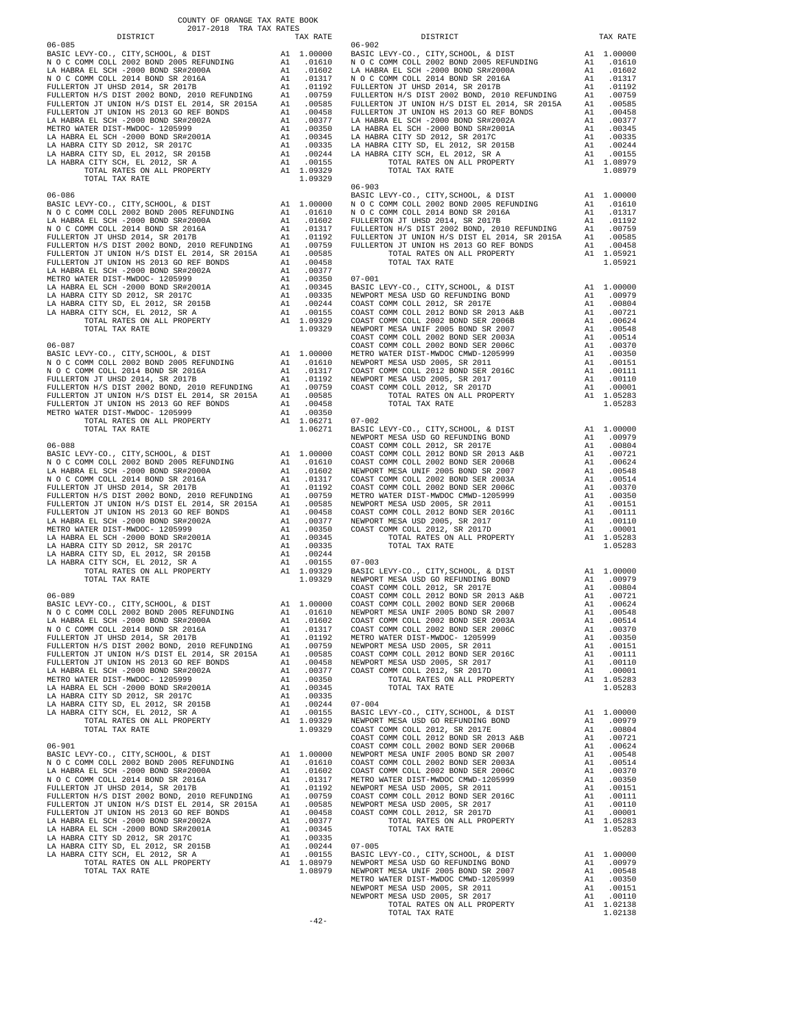COUNTY OF ORANGE TAX RATE BOOK
2017-2018 TRA TAX RATES

| DISTRICT | | TAX RATE |
|---|---|---|
| **06-085** | | |
| BASIC LEVY-CO., CITY,SCHOOL, & DIST | A1 | 1.00000 |
| N O C COMM COLL 2002 BOND 2005 REFUNDING | A1 | .01610 |
| LA HABRA EL SCH -2000 BOND SR#2000A | A1 | .01602 |
| N O C COMM COLL 2014 BOND SR 2016A | A1 | .01317 |
| FULLERTON JT UHSD 2014, SR 2017B | A1 | .01192 |
| FULLERTON H/S DIST 2002 BOND, 2010 REFUNDING | A1 | .00759 |
| FULLERTON JT UNION H/S DIST EL 2014, SR 2015A | A1 | .00585 |
| FULLERTON JT UNION HS 2013 GO REF BONDS | A1 | .00458 |
| LA HABRA EL SCH -2000 BOND SR#2002A | A1 | .00377 |
| METRO WATER DIST-MWDOC- 1205999 | A1 | .00350 |
| LA HABRA EL SCH -2000 BOND SR#2001A | A1 | .00345 |
| LA HABRA CITY SD 2012, SR 2017C | A1 | .00335 |
| LA HABRA CITY SD, EL 2012, SR 2015B | A1 | .00244 |
| LA HABRA CITY SCH, EL 2012, SR A | A1 | .00155 |
| TOTAL RATES ON ALL PROPERTY | A1 | 1.09329 |
| TOTAL TAX RATE | | 1.09329 |
| **06-086** | | |
| BASIC LEVY-CO., CITY,SCHOOL, & DIST | A1 | 1.00000 |
| N O C COMM COLL 2002 BOND 2005 REFUNDING | A1 | .01610 |
| LA HABRA EL SCH -2000 BOND SR#2000A | A1 | .01602 |
| N O C COMM COLL 2014 BOND SR 2016A | A1 | .01317 |
| FULLERTON JT UHSD 2014, SR 2017B | A1 | .01192 |
| FULLERTON H/S DIST 2002 BOND, 2010 REFUNDING | A1 | .00759 |
| FULLERTON JT UNION H/S DIST EL 2014, SR 2015A | A1 | .00585 |
| FULLERTON JT UNION HS 2013 GO REF BONDS | A1 | .00458 |
| LA HABRA EL SCH -2000 BOND SR#2002A | A1 | .00377 |
| METRO WATER DIST-MWDOC- 1205999 | A1 | .00350 |
| LA HABRA EL SCH -2000 BOND SR#2001A | A1 | .00345 |
| LA HABRA CITY SD 2012, SR 2017C | A1 | .00335 |
| LA HABRA CITY SD, EL 2012, SR 2015B | A1 | .00244 |
| LA HABRA CITY SCH, EL 2012, SR A | A1 | .00155 |
| TOTAL RATES ON ALL PROPERTY | A1 | 1.09329 |
| TOTAL TAX RATE | | 1.09329 |
| **06-087** | | |
| BASIC LEVY-CO., CITY,SCHOOL, & DIST | A1 | 1.00000 |
| N O C COMM COLL 2002 BOND 2005 REFUNDING | A1 | .01610 |
| N O C COMM COLL 2014 BOND SR 2016A | A1 | .01317 |
| FULLERTON JT UHSD 2014, SR 2017B | A1 | .01192 |
| FULLERTON H/S DIST 2002 BOND, 2010 REFUNDING | A1 | .00759 |
| FULLERTON JT UNION H/S DIST EL 2014, SR 2015A | A1 | .00585 |
| FULLERTON JT UNION HS 2013 GO REF BONDS | A1 | .00458 |
| METRO WATER DIST-MWDOC- 1205999 | A1 | .00350 |
| TOTAL RATES ON ALL PROPERTY | A1 | 1.06271 |
| TOTAL TAX RATE | | 1.06271 |
| **06-088** | | |
| BASIC LEVY-CO., CITY,SCHOOL, & DIST | A1 | 1.00000 |
| N O C COMM COLL 2002 BOND 2005 REFUNDING | A1 | .01610 |
| LA HABRA EL SCH -2000 BOND SR#2000A | A1 | .01602 |
| N O C COMM COLL 2014 BOND SR 2016A | A1 | .01317 |
| FULLERTON JT UHSD 2014, SR 2017B | A1 | .01192 |
| FULLERTON H/S DIST 2002 BOND, 2010 REFUNDING | A1 | .00759 |
| FULLERTON JT UNION H/S DIST EL 2014, SR 2015A | A1 | .00585 |
| FULLERTON JT UNION HS 2013 GO REF BONDS | A1 | .00458 |
| LA HABRA EL SCH -2000 BOND SR#2002A | A1 | .00377 |
| METRO WATER DIST-MWDOC- 1205999 | A1 | .00350 |
| LA HABRA EL SCH -2000 BOND SR#2001A | A1 | .00345 |
| LA HABRA CITY SD 2012, SR 2017C | A1 | .00335 |
| LA HABRA CITY SD, EL 2012, SR 2015B | A1 | .00244 |
| LA HABRA CITY SCH, EL 2012, SR A | A1 | .00155 |
| TOTAL RATES ON ALL PROPERTY | A1 | 1.09329 |
| TOTAL TAX RATE | | 1.09329 |
| **06-089** | | |
| BASIC LEVY-CO., CITY,SCHOOL, & DIST | A1 | 1.00000 |
| N O C COMM COLL 2002 BOND 2005 REFUNDING | A1 | .01610 |
| LA HABRA EL SCH -2000 BOND SR#2000A | A1 | .01602 |
| N O C COMM COLL 2014 BOND SR 2016A | A1 | .01317 |
| FULLERTON JT UHSD 2014, SR 2017B | A1 | .01192 |
| FULLERTON H/S DIST 2002 BOND, 2010 REFUNDING | A1 | .00759 |
| FULLERTON JT UNION H/S DIST EL 2014, SR 2015A | A1 | .00585 |
| FULLERTON JT UNION HS 2013 GO REF BONDS | A1 | .00458 |
| LA HABRA EL SCH -2000 BOND SR#2002A | A1 | .00377 |
| METRO WATER DIST-MWDOC- 1205999 | A1 | .00350 |
| LA HABRA EL SCH -2000 BOND SR#2001A | A1 | .00345 |
| LA HABRA CITY SD 2012, SR 2017C | A1 | .00335 |
| LA HABRA CITY SD, EL 2012, SR 2015B | A1 | .00244 |
| LA HABRA CITY SCH, EL 2012, SR A | A1 | .00155 |
| TOTAL RATES ON ALL PROPERTY | A1 | 1.09329 |
| TOTAL TAX RATE | | 1.09329 |
| **06-901** | | |
| BASIC LEVY-CO., CITY,SCHOOL, & DIST | A1 | 1.00000 |
| N O C COMM COLL 2002 BOND 2005 REFUNDING | A1 | .01610 |
| LA HABRA EL SCH -2000 BOND SR#2000A | A1 | .01602 |
| N O C COMM COLL 2014 BOND SR 2016A | A1 | .01317 |
| FULLERTON JT UHSD 2014, SR 2017B | A1 | .01192 |
| FULLERTON H/S DIST 2002 BOND, 2010 REFUNDING | A1 | .00759 |
| FULLERTON JT UNION H/S DIST EL 2014, SR 2015A | A1 | .00585 |
| FULLERTON JT UNION HS 2013 GO REF BONDS | A1 | .00458 |
| LA HABRA EL SCH -2000 BOND SR#2002A | A1 | .00377 |
| LA HABRA EL SCH -2000 BOND SR#2001A | A1 | .00345 |
| LA HABRA CITY SD 2012, SR 2017C | A1 | .00335 |
| LA HABRA CITY SD, EL 2012, SR 2015B | A1 | .00244 |
| LA HABRA CITY SCH, EL 2012, SR A | A1 | .00155 |
| TOTAL RATES ON ALL PROPERTY | A1 | 1.08979 |
| TOTAL TAX RATE | | 1.08979 |
| **06-902** | | |
| BASIC LEVY-CO., CITY,SCHOOL, & DIST | A1 | 1.00000 |
| N O C COMM COLL 2002 BOND 2005 REFUNDING | A1 | .01610 |
| LA HABRA EL SCH -2000 BOND SR#2000A | A1 | .01602 |
| N O C COMM COLL 2014 BOND SR 2016A | A1 | .01317 |
| FULLERTON JT UHSD 2014, SR 2017B | A1 | .01192 |
| FULLERTON H/S DIST 2002 BOND, 2010 REFUNDING | A1 | .00759 |
| FULLERTON JT UNION H/S DIST EL 2014, SR 2015A | A1 | .00585 |
| FULLERTON JT UNION HS 2013 GO REF BONDS | A1 | .00458 |
| LA HABRA EL SCH -2000 BOND SR#2002A | A1 | .00377 |
| LA HABRA EL SCH -2000 BOND SR#2001A | A1 | .00345 |
| LA HABRA CITY SD 2012, SR 2017C | A1 | .00335 |
| LA HABRA CITY SD, EL 2012, SR 2015B | A1 | .00244 |
| LA HABRA CITY SCH, EL 2012, SR A | A1 | .00155 |
| TOTAL RATES ON ALL PROPERTY | A1 | 1.08979 |
| TOTAL TAX RATE | | 1.08979 |
| **06-903** | | |
| BASIC LEVY-CO., CITY,SCHOOL, & DIST | A1 | 1.00000 |
| N O C COMM COLL 2002 BOND 2005 REFUNDING | A1 | .01610 |
| N O C COMM COLL 2014 BOND SR 2016A | A1 | .01317 |
| FULLERTON JT UHSD 2014, SR 2017B | A1 | .01192 |
| FULLERTON H/S DIST 2002 BOND, 2010 REFUNDING | A1 | .00759 |
| FULLERTON JT UNION H/S DIST EL 2014, SR 2015A | A1 | .00585 |
| FULLERTON JT UNION HS 2013 GO REF BONDS | A1 | .00458 |
| TOTAL RATES ON ALL PROPERTY | A1 | 1.05921 |
| TOTAL TAX RATE | | 1.05921 |
| **07-001** | | |
| BASIC LEVY-CO., CITY,SCHOOL, & DIST | A1 | 1.00000 |
| NEWPORT MESA USD GO REFUNDING BOND | A1 | .00979 |
| COAST COMM COLL 2012, SR 2017E | A1 | .00804 |
| COAST COMM COLL 2012 BOND SR 2013 A&B | A1 | .00721 |
| COAST COMM COLL 2002 BOND SER 2006B | A1 | .00624 |
| NEWPORT MESA UNIF 2005 BOND SR 2007 | A1 | .00548 |
| COAST COMM COLL 2002 BOND SER 2003A | A1 | .00514 |
| COAST COMM COLL 2002 BOND SER 2006C | A1 | .00370 |
| METRO WATER DIST-MWDOC CMWD-1205999 | A1 | .00350 |
| NEWPORT MESA USD 2005, SR 2011 | A1 | .00151 |
| COAST COMM COLL 2012 BOND SER 2016C | A1 | .00111 |
| NEWPORT MESA USD 2005, SR 2017 | A1 | .00110 |
| COAST COMM COLL 2012, SR 2017D | A1 | .00001 |
| TOTAL RATES ON ALL PROPERTY | A1 | 1.05283 |
| TOTAL TAX RATE | | 1.05283 |
| **07-002** | | |
| BASIC LEVY-CO., CITY,SCHOOL, & DIST | A1 | 1.00000 |
| NEWPORT MESA USD GO REFUNDING BOND | A1 | .00979 |
| COAST COMM COLL 2012, SR 2017E | A1 | .00804 |
| COAST COMM COLL 2012 BOND SR 2013 A&B | A1 | .00721 |
| COAST COMM COLL 2002 BOND SER 2006B | A1 | .00624 |
| NEWPORT MESA UNIF 2005 BOND SR 2007 | A1 | .00548 |
| COAST COMM COLL 2002 BOND SER 2003A | A1 | .00514 |
| COAST COMM COLL 2002 BOND SER 2006C | A1 | .00370 |
| METRO WATER DIST-MWDOC CMWD-1205999 | A1 | .00350 |
| NEWPORT MESA USD 2005, SR 2011 | A1 | .00151 |
| COAST COMM COLL 2012 BOND SER 2016C | A1 | .00111 |
| NEWPORT MESA USD 2005, SR 2017 | A1 | .00110 |
| COAST COMM COLL 2012, SR 2017D | A1 | .00001 |
| TOTAL RATES ON ALL PROPERTY | A1 | 1.05283 |
| TOTAL TAX RATE | | 1.05283 |
| **07-003** | | |
| BASIC LEVY-CO., CITY,SCHOOL, & DIST | A1 | 1.00000 |
| NEWPORT MESA USD GO REFUNDING BOND | A1 | .00979 |
| COAST COMM COLL 2012, SR 2017E | A1 | .00804 |
| COAST COMM COLL 2012 BOND SR 2013 A&B | A1 | .00721 |
| COAST COMM COLL 2002 BOND SER 2006B | A1 | .00624 |
| NEWPORT MESA UNIF 2005 BOND SR 2007 | A1 | .00548 |
| COAST COMM COLL 2002 BOND SER 2003A | A1 | .00514 |
| COAST COMM COLL 2002 BOND SER 2006C | A1 | .00370 |
| METRO WATER DIST-MWDOC- 1205999 | A1 | .00350 |
| NEWPORT MESA USD 2005, SR 2011 | A1 | .00151 |
| COAST COMM COLL 2012 BOND SER 2016C | A1 | .00111 |
| NEWPORT MESA USD 2005, SR 2017 | A1 | .00110 |
| COAST COMM COLL 2012, SR 2017D | A1 | .00001 |
| TOTAL RATES ON ALL PROPERTY | A1 | 1.05283 |
| TOTAL TAX RATE | | 1.05283 |
| **07-004** | | |
| BASIC LEVY-CO., CITY,SCHOOL, & DIST | A1 | 1.00000 |
| NEWPORT MESA USD GO REFUNDING BOND | A1 | .00979 |
| COAST COMM COLL 2012, SR 2017E | A1 | .00804 |
| COAST COMM COLL 2012 BOND SR 2013 A&B | A1 | .00721 |
| COAST COMM COLL 2002 BOND SER 2006B | A1 | .00624 |
| NEWPORT MESA UNIF 2005 BOND SR 2007 | A1 | .00548 |
| COAST COMM COLL 2002 BOND SER 2003A | A1 | .00514 |
| COAST COMM COLL 2002 BOND SER 2006C | A1 | .00370 |
| METRO WATER DIST-MWDOC CMWD-1205999 | A1 | .00350 |
| NEWPORT MESA USD 2005, SR 2011 | A1 | .00151 |
| COAST COMM COLL 2012 BOND SER 2016C | A1 | .00111 |
| NEWPORT MESA USD 2005, SR 2017 | A1 | .00110 |
| COAST COMM COLL 2012, SR 2017D | A1 | .00001 |
| TOTAL RATES ON ALL PROPERTY | A1 | 1.05283 |
| TOTAL TAX RATE | | 1.05283 |
| **07-005** | | |
| BASIC LEVY-CO., CITY,SCHOOL, & DIST | A1 | 1.00000 |
| NEWPORT MESA USD GO REFUNDING BOND | A1 | .00979 |
| NEWPORT MESA UNIF 2005 BOND SR 2007 | A1 | .00548 |
| METRO WATER DIST-MWDOC CMWD-1205999 | A1 | .00350 |
| NEWPORT MESA USD 2005, SR 2011 | A1 | .00151 |
| NEWPORT MESA USD 2005, SR 2017 | A1 | .00110 |
| TOTAL RATES ON ALL PROPERTY | A1 | 1.02138 |
| TOTAL TAX RATE | | 1.02138 |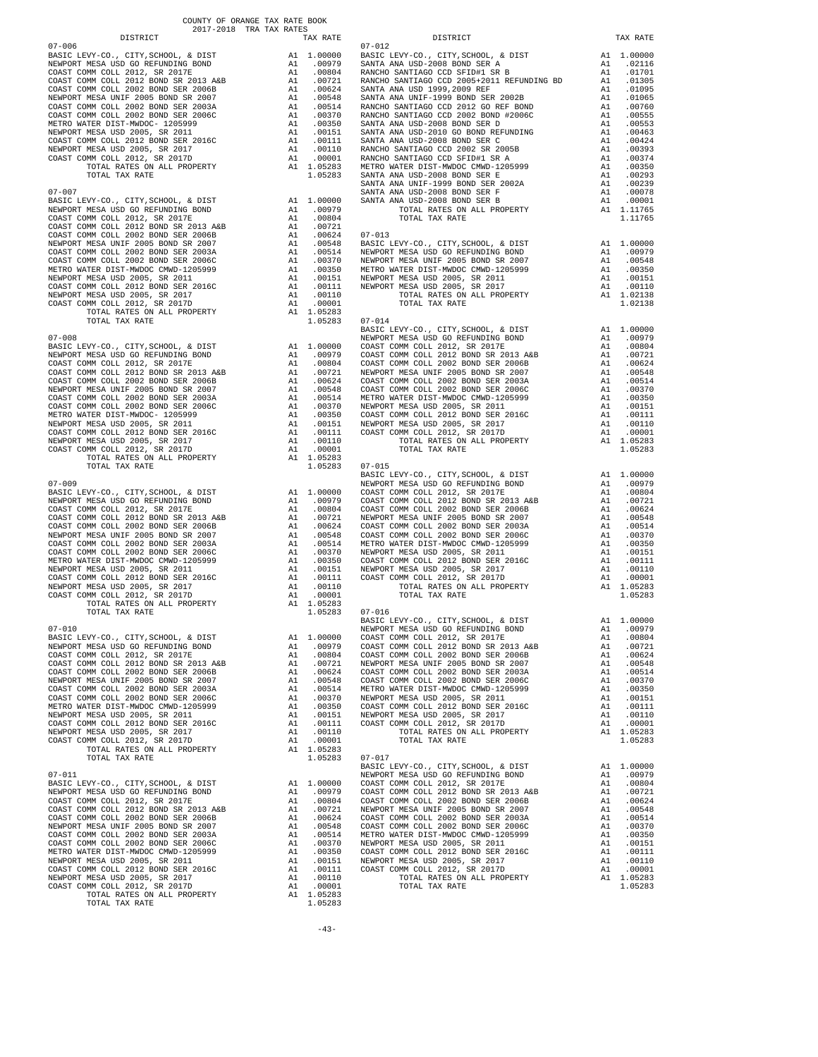COUNTY OF ORANGE TAX RATE BOOK
2017-2018 TRA TAX RATES

| DISTRICT | | TAX RATE |
|---|---|---|
| **07-006** | | |
| BASIC LEVY-CO., CITY,SCHOOL, & DIST | A1 | 1.00000 |
| NEWPORT MESA USD GO REFUNDING BOND | A1 | .00979 |
| COAST COMM COLL 2012, SR 2017E | A1 | .00804 |
| COAST COMM COLL 2012 BOND SR 2013 A&B | A1 | .00721 |
| COAST COMM COLL 2002 BOND SER 2006B | A1 | .00624 |
| NEWPORT MESA UNIF 2005 BOND SR 2007 | A1 | .00548 |
| COAST COMM COLL 2002 BOND SER 2003A | A1 | .00514 |
| COAST COMM COLL 2002 BOND SER 2006C | A1 | .00370 |
| METRO WATER DIST-MWDOC- 1205999 | A1 | .00350 |
| NEWPORT MESA USD 2005, SR 2011 | A1 | .00151 |
| COAST COMM COLL 2012 BOND SER 2016C | A1 | .00111 |
| NEWPORT MESA USD 2005, SR 2017 | A1 | .00110 |
| COAST COMM COLL 2012, SR 2017D | A1 | .00001 |
| TOTAL RATES ON ALL PROPERTY | A1 | 1.05283 |
| TOTAL TAX RATE | | 1.05283 |
| **07-007** | | |
| BASIC LEVY-CO., CITY,SCHOOL, & DIST | A1 | 1.00000 |
| NEWPORT MESA USD GO REFUNDING BOND | A1 | .00979 |
| COAST COMM COLL 2012, SR 2017E | A1 | .00804 |
| COAST COMM COLL 2012 BOND SR 2013 A&B | A1 | .00721 |
| COAST COMM COLL 2002 BOND SER 2006B | A1 | .00624 |
| NEWPORT MESA UNIF 2005 BOND SR 2007 | A1 | .00548 |
| COAST COMM COLL 2002 BOND SER 2003A | A1 | .00514 |
| COAST COMM COLL 2002 BOND SER 2006C | A1 | .00370 |
| METRO WATER DIST-MWDOC CMWD-1205999 | A1 | .00350 |
| NEWPORT MESA USD 2005, SR 2011 | A1 | .00151 |
| COAST COMM COLL 2012 BOND SER 2016C | A1 | .00111 |
| NEWPORT MESA USD 2005, SR 2017 | A1 | .00110 |
| COAST COMM COLL 2012, SR 2017D | A1 | .00001 |
| TOTAL RATES ON ALL PROPERTY | A1 | 1.05283 |
| TOTAL TAX RATE | | 1.05283 |
| **07-008** | | |
| BASIC LEVY-CO., CITY,SCHOOL, & DIST | A1 | 1.00000 |
| NEWPORT MESA USD GO REFUNDING BOND | A1 | .00979 |
| COAST COMM COLL 2012, SR 2017E | A1 | .00804 |
| COAST COMM COLL 2012 BOND SR 2013 A&B | A1 | .00721 |
| COAST COMM COLL 2002 BOND SER 2006B | A1 | .00624 |
| NEWPORT MESA UNIF 2005 BOND SR 2007 | A1 | .00548 |
| COAST COMM COLL 2002 BOND SER 2003A | A1 | .00514 |
| COAST COMM COLL 2002 BOND SER 2006C | A1 | .00370 |
| METRO WATER DIST-MWDOC- 1205999 | A1 | .00350 |
| NEWPORT MESA USD 2005, SR 2011 | A1 | .00151 |
| COAST COMM COLL 2012 BOND SER 2016C | A1 | .00111 |
| NEWPORT MESA USD 2005, SR 2017 | A1 | .00110 |
| COAST COMM COLL 2012, SR 2017D | A1 | .00001 |
| TOTAL RATES ON ALL PROPERTY | A1 | 1.05283 |
| TOTAL TAX RATE | | 1.05283 |
| **07-009** | | |
| BASIC LEVY-CO., CITY,SCHOOL, & DIST | A1 | 1.00000 |
| NEWPORT MESA USD GO REFUNDING BOND | A1 | .00979 |
| COAST COMM COLL 2012, SR 2017E | A1 | .00804 |
| COAST COMM COLL 2012 BOND SR 2013 A&B | A1 | .00721 |
| COAST COMM COLL 2002 BOND SER 2006B | A1 | .00624 |
| NEWPORT MESA UNIF 2005 BOND SR 2007 | A1 | .00548 |
| COAST COMM COLL 2002 BOND SER 2003A | A1 | .00514 |
| COAST COMM COLL 2002 BOND SER 2006C | A1 | .00370 |
| METRO WATER DIST-MWDOC CMWD-1205999 | A1 | .00350 |
| NEWPORT MESA USD 2005, SR 2011 | A1 | .00151 |
| COAST COMM COLL 2012 BOND SER 2016C | A1 | .00111 |
| NEWPORT MESA USD 2005, SR 2017 | A1 | .00110 |
| COAST COMM COLL 2012, SR 2017D | A1 | .00001 |
| TOTAL RATES ON ALL PROPERTY | A1 | 1.05283 |
| TOTAL TAX RATE | | 1.05283 |
| **07-010** | | |
| BASIC LEVY-CO., CITY,SCHOOL, & DIST | A1 | 1.00000 |
| NEWPORT MESA USD GO REFUNDING BOND | A1 | .00979 |
| COAST COMM COLL 2012, SR 2017E | A1 | .00804 |
| COAST COMM COLL 2012 BOND SR 2013 A&B | A1 | .00721 |
| COAST COMM COLL 2002 BOND SER 2006B | A1 | .00624 |
| NEWPORT MESA UNIF 2005 BOND SR 2007 | A1 | .00548 |
| COAST COMM COLL 2002 BOND SER 2003A | A1 | .00514 |
| COAST COMM COLL 2002 BOND SER 2006C | A1 | .00370 |
| METRO WATER DIST-MWDOC CMWD-1205999 | A1 | .00350 |
| NEWPORT MESA USD 2005, SR 2011 | A1 | .00151 |
| COAST COMM COLL 2012 BOND SER 2016C | A1 | .00111 |
| NEWPORT MESA USD 2005, SR 2017 | A1 | .00110 |
| COAST COMM COLL 2012, SR 2017D | A1 | .00001 |
| TOTAL RATES ON ALL PROPERTY | A1 | 1.05283 |
| TOTAL TAX RATE | | 1.05283 |
| **07-011** | | |
| BASIC LEVY-CO., CITY,SCHOOL, & DIST | A1 | 1.00000 |
| NEWPORT MESA USD GO REFUNDING BOND | A1 | .00979 |
| COAST COMM COLL 2012, SR 2017E | A1 | .00804 |
| COAST COMM COLL 2012 BOND SR 2013 A&B | A1 | .00721 |
| COAST COMM COLL 2002 BOND SER 2006B | A1 | .00624 |
| NEWPORT MESA UNIF 2005 BOND SR 2007 | A1 | .00548 |
| COAST COMM COLL 2002 BOND SER 2003A | A1 | .00514 |
| COAST COMM COLL 2002 BOND SER 2006C | A1 | .00370 |
| METRO WATER DIST-MWDOC CMWD-1205999 | A1 | .00350 |
| NEWPORT MESA USD 2005, SR 2011 | A1 | .00151 |
| COAST COMM COLL 2012 BOND SER 2016C | A1 | .00111 |
| NEWPORT MESA USD 2005, SR 2017 | A1 | .00110 |
| COAST COMM COLL 2012, SR 2017D | A1 | .00001 |
| TOTAL RATES ON ALL PROPERTY | A1 | 1.05283 |
| TOTAL TAX RATE | | 1.05283 |
| **07-012** | | |
| BASIC LEVY-CO., CITY,SCHOOL, & DIST | A1 | 1.00000 |
| SANTA ANA USD-2008 BOND SER A | A1 | .02116 |
| RANCHO SANTIAGO CCD SFID#1 SR B | A1 | .01701 |
| RANCHO SANTIAGO CCD 2005+2011 REFUNDING BD | A1 | .01305 |
| SANTA ANA USD 1999,2009 REF | A1 | .01095 |
| SANTA ANA UNIF-1999 BOND SER 2002B | A1 | .01065 |
| RANCHO SANTIAGO CCD 2012 GO REF BOND | A1 | .00760 |
| RANCHO SANTIAGO CCD 2002 BOND #2006C | A1 | .00555 |
| SANTA ANA USD-2008 BOND SER D | A1 | .00553 |
| SANTA ANA USD-2010 GO BOND REFUNDING | A1 | .00463 |
| SANTA ANA USD-2008 BOND SER C | A1 | .00424 |
| RANCHO SANTIAGO CCD 2002 SR 2005B | A1 | .00393 |
| RANCHO SANTIAGO CCD SFID#1 SR A | A1 | .00374 |
| METRO WATER DIST-MWDOC CMWD-1205999 | A1 | .00350 |
| SANTA ANA USD-2008 BOND SER E | A1 | .00293 |
| SANTA ANA UNIF-1999 BOND SER 2002A | A1 | .00239 |
| SANTA ANA USD-2008 BOND SER F | A1 | .00078 |
| SANTA ANA USD-2008 BOND SER B | A1 | .00001 |
| TOTAL RATES ON ALL PROPERTY | A1 | 1.11765 |
| TOTAL TAX RATE | | 1.11765 |
| **07-013** | | |
| BASIC LEVY-CO., CITY,SCHOOL, & DIST | A1 | 1.00000 |
| NEWPORT MESA USD GO REFUNDING BOND | A1 | .00979 |
| NEWPORT MESA UNIF 2005 BOND SR 2007 | A1 | .00548 |
| METRO WATER DIST-MWDOC CMWD-1205999 | A1 | .00350 |
| NEWPORT MESA USD 2005, SR 2011 | A1 | .00151 |
| NEWPORT MESA USD 2005, SR 2017 | A1 | .00110 |
| TOTAL RATES ON ALL PROPERTY | A1 | 1.02138 |
| TOTAL TAX RATE | | 1.02138 |
| **07-014** | | |
| BASIC LEVY-CO., CITY,SCHOOL, & DIST | A1 | 1.00000 |
| NEWPORT MESA USD GO REFUNDING BOND | A1 | .00979 |
| COAST COMM COLL 2012, SR 2017E | A1 | .00804 |
| COAST COMM COLL 2012 BOND SR 2013 A&B | A1 | .00721 |
| COAST COMM COLL 2002 BOND SER 2006B | A1 | .00624 |
| NEWPORT MESA UNIF 2005 BOND SR 2007 | A1 | .00548 |
| COAST COMM COLL 2002 BOND SER 2003A | A1 | .00514 |
| COAST COMM COLL 2002 BOND SER 2006C | A1 | .00370 |
| METRO WATER DIST-MWDOC CMWD-1205999 | A1 | .00350 |
| NEWPORT MESA USD 2005, SR 2011 | A1 | .00151 |
| COAST COMM COLL 2012 BOND SER 2016C | A1 | .00111 |
| NEWPORT MESA USD 2005, SR 2017 | A1 | .00110 |
| COAST COMM COLL 2012, SR 2017D | A1 | .00001 |
| TOTAL RATES ON ALL PROPERTY | A1 | 1.05283 |
| TOTAL TAX RATE | | 1.05283 |
| **07-015** | | |
| BASIC LEVY-CO., CITY,SCHOOL, & DIST | A1 | 1.00000 |
| NEWPORT MESA USD GO REFUNDING BOND | A1 | .00979 |
| COAST COMM COLL 2012, SR 2017E | A1 | .00804 |
| COAST COMM COLL 2012 BOND SR 2013 A&B | A1 | .00721 |
| COAST COMM COLL 2002 BOND SER 2006B | A1 | .00624 |
| NEWPORT MESA UNIF 2005 BOND SR 2007 | A1 | .00548 |
| COAST COMM COLL 2002 BOND SER 2003A | A1 | .00514 |
| COAST COMM COLL 2002 BOND SER 2006C | A1 | .00370 |
| METRO WATER DIST-MWDOC CMWD-1205999 | A1 | .00350 |
| NEWPORT MESA USD 2005, SR 2011 | A1 | .00151 |
| COAST COMM COLL 2012 BOND SER 2016C | A1 | .00111 |
| NEWPORT MESA USD 2005, SR 2017 | A1 | .00110 |
| COAST COMM COLL 2012, SR 2017D | A1 | .00001 |
| TOTAL RATES ON ALL PROPERTY | A1 | 1.05283 |
| TOTAL TAX RATE | | 1.05283 |
| **07-016** | | |
| BASIC LEVY-CO., CITY,SCHOOL, & DIST | A1 | 1.00000 |
| NEWPORT MESA USD GO REFUNDING BOND | A1 | .00979 |
| COAST COMM COLL 2012, SR 2017E | A1 | .00804 |
| COAST COMM COLL 2012 BOND SR 2013 A&B | A1 | .00721 |
| COAST COMM COLL 2002 BOND SER 2006B | A1 | .00624 |
| NEWPORT MESA UNIF 2005 BOND SR 2007 | A1 | .00548 |
| COAST COMM COLL 2002 BOND SER 2003A | A1 | .00514 |
| COAST COMM COLL 2002 BOND SER 2006C | A1 | .00370 |
| METRO WATER DIST-MWDOC CMWD-1205999 | A1 | .00350 |
| NEWPORT MESA USD 2005, SR 2011 | A1 | .00151 |
| COAST COMM COLL 2012 BOND SER 2016C | A1 | .00111 |
| NEWPORT MESA USD 2005, SR 2017 | A1 | .00110 |
| COAST COMM COLL 2012, SR 2017D | A1 | .00001 |
| TOTAL RATES ON ALL PROPERTY | A1 | 1.05283 |
| TOTAL TAX RATE | | 1.05283 |
| **07-017** | | |
| BASIC LEVY-CO., CITY,SCHOOL, & DIST | A1 | 1.00000 |
| NEWPORT MESA USD GO REFUNDING BOND | A1 | .00979 |
| COAST COMM COLL 2012, SR 2017E | A1 | .00804 |
| COAST COMM COLL 2012 BOND SR 2013 A&B | A1 | .00721 |
| COAST COMM COLL 2002 BOND SER 2006B | A1 | .00624 |
| NEWPORT MESA UNIF 2005 BOND SR 2007 | A1 | .00548 |
| COAST COMM COLL 2002 BOND SER 2003A | A1 | .00514 |
| COAST COMM COLL 2002 BOND SER 2006C | A1 | .00370 |
| METRO WATER DIST-MWDOC CMWD-1205999 | A1 | .00350 |
| NEWPORT MESA USD 2005, SR 2011 | A1 | .00151 |
| COAST COMM COLL 2012 BOND SER 2016C | A1 | .00111 |
| NEWPORT MESA USD 2005, SR 2017 | A1 | .00110 |
| COAST COMM COLL 2012, SR 2017D | A1 | .00001 |
| TOTAL RATES ON ALL PROPERTY | A1 | 1.05283 |
| TOTAL TAX RATE | | 1.05283 |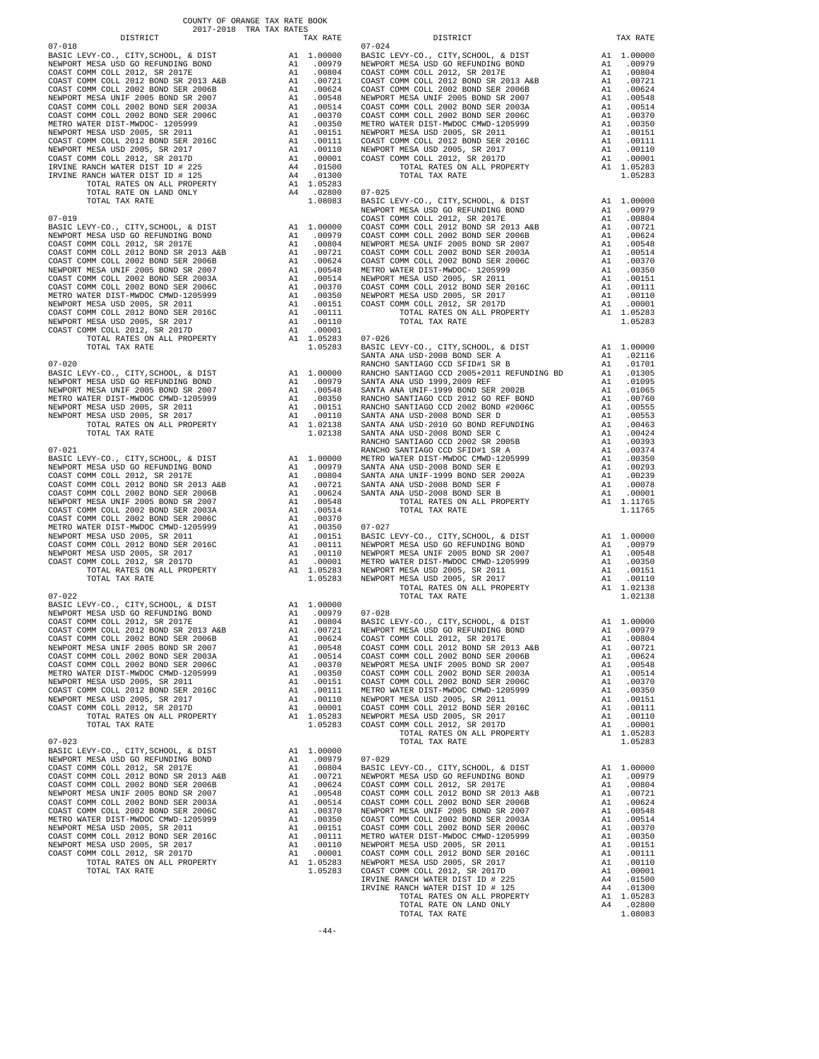COUNTY OF ORANGE TAX RATE BOOK
2017-2018 TRA TAX RATES

| DISTRICT | | TAX RATE |
|---|---|---|
| 07-018 | | |
| BASIC LEVY-CO., CITY,SCHOOL, & DIST | A1 | 1.00000 |
| NEWPORT MESA USD GO REFUNDING BOND | A1 | .00979 |
| COAST COMM COLL 2012, SR 2017E | A1 | .00804 |
| COAST COMM COLL 2012 BOND SR 2013 A&B | A1 | .00721 |
| COAST COMM COLL 2002 BOND SER 2006B | A1 | .00624 |
| NEWPORT MESA UNIF 2005 BOND SR 2007 | A1 | .00548 |
| COAST COMM COLL 2002 BOND SER 2003A | A1 | .00514 |
| COAST COMM COLL 2002 BOND SER 2006C | A1 | .00370 |
| METRO WATER DIST-MWDOC- 1205999 | A1 | .00350 |
| NEWPORT MESA USD 2005, SR 2011 | A1 | .00151 |
| COAST COMM COLL 2012 BOND SER 2016C | A1 | .00111 |
| NEWPORT MESA USD 2005, SR 2017 | A1 | .00110 |
| COAST COMM COLL 2012, SR 2017D | A1 | .00001 |
| IRVINE RANCH WATER DIST ID # 225 | A4 | .01500 |
| IRVINE RANCH WATER DIST ID # 125 | A4 | .01300 |
| TOTAL RATES ON ALL PROPERTY | A1 | 1.05283 |
| TOTAL RATE ON LAND ONLY | A4 | .02800 |
| TOTAL TAX RATE | | 1.08083 |
| 07-019 | | |
| BASIC LEVY-CO., CITY,SCHOOL, & DIST | A1 | 1.00000 |
| NEWPORT MESA USD GO REFUNDING BOND | A1 | .00979 |
| COAST COMM COLL 2012, SR 2017E | A1 | .00804 |
| COAST COMM COLL 2012 BOND SR 2013 A&B | A1 | .00721 |
| COAST COMM COLL 2002 BOND SER 2006B | A1 | .00624 |
| NEWPORT MESA UNIF 2005 BOND SR 2007 | A1 | .00548 |
| COAST COMM COLL 2002 BOND SER 2003A | A1 | .00514 |
| COAST COMM COLL 2002 BOND SER 2006C | A1 | .00370 |
| METRO WATER DIST-MWDOC CMWD-1205999 | A1 | .00350 |
| NEWPORT MESA USD 2005, SR 2011 | A1 | .00151 |
| COAST COMM COLL 2012 BOND SER 2016C | A1 | .00111 |
| NEWPORT MESA USD 2005, SR 2017 | A1 | .00110 |
| COAST COMM COLL 2012, SR 2017D | A1 | .00001 |
| TOTAL RATES ON ALL PROPERTY | A1 | 1.05283 |
| TOTAL TAX RATE | | 1.05283 |
| 07-020 | | |
| BASIC LEVY-CO., CITY,SCHOOL, & DIST | A1 | 1.00000 |
| NEWPORT MESA USD GO REFUNDING BOND | A1 | .00979 |
| NEWPORT MESA UNIF 2005 BOND SR 2007 | A1 | .00548 |
| METRO WATER DIST-MWDOC CMWD-1205999 | A1 | .00350 |
| NEWPORT MESA USD 2005, SR 2011 | A1 | .00151 |
| NEWPORT MESA USD 2005, SR 2017 | A1 | .00110 |
| TOTAL RATES ON ALL PROPERTY | A1 | 1.02138 |
| TOTAL TAX RATE | | 1.02138 |
| 07-021 | | |
| BASIC LEVY-CO., CITY,SCHOOL, & DIST | A1 | 1.00000 |
| NEWPORT MESA USD GO REFUNDING BOND | A1 | .00979 |
| COAST COMM COLL 2012, SR 2017E | A1 | .00804 |
| COAST COMM COLL 2012 BOND SR 2013 A&B | A1 | .00721 |
| COAST COMM COLL 2002 BOND SER 2006B | A1 | .00624 |
| NEWPORT MESA UNIF 2005 BOND SR 2007 | A1 | .00548 |
| COAST COMM COLL 2002 BOND SER 2003A | A1 | .00514 |
| COAST COMM COLL 2002 BOND SER 2006C | A1 | .00370 |
| METRO WATER DIST-MWDOC CMWD-1205999 | A1 | .00350 |
| NEWPORT MESA USD 2005, SR 2011 | A1 | .00151 |
| COAST COMM COLL 2012 BOND SER 2016C | A1 | .00111 |
| NEWPORT MESA USD 2005, SR 2017 | A1 | .00110 |
| COAST COMM COLL 2012, SR 2017D | A1 | .00001 |
| TOTAL RATES ON ALL PROPERTY | A1 | 1.05283 |
| TOTAL TAX RATE | | 1.05283 |
| 07-022 | | |
| BASIC LEVY-CO., CITY,SCHOOL, & DIST | A1 | 1.00000 |
| NEWPORT MESA USD GO REFUNDING BOND | A1 | .00979 |
| COAST COMM COLL 2012, SR 2017E | A1 | .00804 |
| COAST COMM COLL 2012 BOND SR 2013 A&B | A1 | .00721 |
| COAST COMM COLL 2002 BOND SER 2006B | A1 | .00624 |
| NEWPORT MESA UNIF 2005 BOND SR 2007 | A1 | .00548 |
| COAST COMM COLL 2002 BOND SER 2003A | A1 | .00514 |
| COAST COMM COLL 2002 BOND SER 2006C | A1 | .00370 |
| METRO WATER DIST-MWDOC CMWD-1205999 | A1 | .00350 |
| NEWPORT MESA USD 2005, SR 2011 | A1 | .00151 |
| COAST COMM COLL 2012 BOND SER 2016C | A1 | .00111 |
| NEWPORT MESA USD 2005, SR 2017 | A1 | .00110 |
| COAST COMM COLL 2012, SR 2017D | A1 | .00001 |
| TOTAL RATES ON ALL PROPERTY | A1 | 1.05283 |
| TOTAL TAX RATE | | 1.05283 |
| 07-023 | | |
| BASIC LEVY-CO., CITY,SCHOOL, & DIST | A1 | 1.00000 |
| NEWPORT MESA USD GO REFUNDING BOND | A1 | .00979 |
| COAST COMM COLL 2012, SR 2017E | A1 | .00804 |
| COAST COMM COLL 2012 BOND SR 2013 A&B | A1 | .00721 |
| COAST COMM COLL 2002 BOND SER 2006B | A1 | .00624 |
| NEWPORT MESA UNIF 2005 BOND SR 2007 | A1 | .00548 |
| COAST COMM COLL 2002 BOND SER 2003A | A1 | .00514 |
| COAST COMM COLL 2002 BOND SER 2006C | A1 | .00370 |
| METRO WATER DIST-MWDOC CMWD-1205999 | A1 | .00350 |
| NEWPORT MESA USD 2005, SR 2011 | A1 | .00151 |
| COAST COMM COLL 2012 BOND SER 2016C | A1 | .00111 |
| NEWPORT MESA USD 2005, SR 2017 | A1 | .00110 |
| COAST COMM COLL 2012, SR 2017D | A1 | .00001 |
| TOTAL RATES ON ALL PROPERTY | A1 | 1.05283 |
| TOTAL TAX RATE | | 1.05283 |
| 07-024 | | |
| BASIC LEVY-CO., CITY,SCHOOL, & DIST | A1 | 1.00000 |
| NEWPORT MESA USD GO REFUNDING BOND | A1 | .00979 |
| COAST COMM COLL 2012, SR 2017E | A1 | .00804 |
| COAST COMM COLL 2012 BOND SR 2013 A&B | A1 | .00721 |
| COAST COMM COLL 2002 BOND SER 2006B | A1 | .00624 |
| NEWPORT MESA UNIF 2005 BOND SR 2007 | A1 | .00548 |
| COAST COMM COLL 2002 BOND SER 2003A | A1 | .00514 |
| COAST COMM COLL 2002 BOND SER 2006C | A1 | .00370 |
| METRO WATER DIST-MWDOC- 1205999 | A1 | .00350 |
| NEWPORT MESA USD 2005, SR 2011 | A1 | .00151 |
| COAST COMM COLL 2012 BOND SER 2016C | A1 | .00111 |
| NEWPORT MESA USD 2005, SR 2017 | A1 | .00110 |
| COAST COMM COLL 2012, SR 2017D | A1 | .00001 |
| TOTAL RATES ON ALL PROPERTY | A1 | 1.05283 |
| TOTAL TAX RATE | | 1.05283 |
| 07-025 | | |
| BASIC LEVY-CO., CITY,SCHOOL, & DIST | A1 | 1.00000 |
| NEWPORT MESA USD GO REFUNDING BOND | A1 | .00979 |
| COAST COMM COLL 2012, SR 2017E | A1 | .00804 |
| COAST COMM COLL 2012 BOND SR 2013 A&B | A1 | .00721 |
| COAST COMM COLL 2002 BOND SER 2006B | A1 | .00624 |
| NEWPORT MESA UNIF 2005 BOND SR 2007 | A1 | .00548 |
| COAST COMM COLL 2002 BOND SER 2003A | A1 | .00514 |
| COAST COMM COLL 2002 BOND SER 2006C | A1 | .00370 |
| METRO WATER DIST-MWDOC- 1205999 | A1 | .00350 |
| NEWPORT MESA USD 2005, SR 2011 | A1 | .00151 |
| COAST COMM COLL 2012 BOND SER 2016C | A1 | .00111 |
| NEWPORT MESA USD 2005, SR 2017 | A1 | .00110 |
| COAST COMM COLL 2012, SR 2017D | A1 | .00001 |
| TOTAL RATES ON ALL PROPERTY | A1 | 1.05283 |
| TOTAL TAX RATE | | 1.05283 |
| 07-026 | | |
| BASIC LEVY-CO., CITY,SCHOOL, & DIST | A1 | 1.00000 |
| SANTA ANA USD-2008 BOND SER A | A1 | .02116 |
| RANCHO SANTIAGO CCD SFID#1 SR B | A1 | .01701 |
| RANCHO SANTIAGO CCD 2005+2011 REFUNDING BD | A1 | .01305 |
| SANTA ANA USD 1999,2009 REF | A1 | .01095 |
| SANTA ANA UNIF-1999 BOND SER 2002B | A1 | .01065 |
| RANCHO SANTIAGO CCD 2012 GO REF BOND | A1 | .00760 |
| RANCHO SANTIAGO CCD 2002 BOND #2006C | A1 | .00555 |
| SANTA ANA USD-2008 BOND SER D | A1 | .00553 |
| SANTA ANA USD-2010 GO BOND REFUNDING | A1 | .00463 |
| SANTA ANA USD-2008 BOND SER C | A1 | .00424 |
| RANCHO SANTIAGO CCD 2002 SR 2005B | A1 | .00393 |
| RANCHO SANTIAGO CCD SFID#1 SR A | A1 | .00374 |
| METRO WATER DIST-MWDOC CMWD-1205999 | A1 | .00350 |
| SANTA ANA USD-2008 BOND SER E | A1 | .00293 |
| SANTA ANA UNIF-1999 BOND SER 2002A | A1 | .00239 |
| SANTA ANA USD-2008 BOND SER F | A1 | .00078 |
| SANTA ANA USD-2008 BOND SER B | A1 | .00001 |
| TOTAL RATES ON ALL PROPERTY | A1 | 1.11765 |
| TOTAL TAX RATE | | 1.11765 |
| 07-027 | | |
| BASIC LEVY-CO., CITY,SCHOOL, & DIST | A1 | 1.00000 |
| NEWPORT MESA USD GO REFUNDING BOND | A1 | .00979 |
| NEWPORT MESA UNIF 2005 BOND SR 2007 | A1 | .00548 |
| METRO WATER DIST-MWDOC CMWD-1205999 | A1 | .00350 |
| NEWPORT MESA USD 2005, SR 2011 | A1 | .00151 |
| NEWPORT MESA USD 2005, SR 2017 | A1 | .00110 |
| TOTAL RATES ON ALL PROPERTY | A1 | 1.02138 |
| TOTAL TAX RATE | | 1.02138 |
| 07-028 | | |
| BASIC LEVY-CO., CITY,SCHOOL, & DIST | A1 | 1.00000 |
| NEWPORT MESA USD GO REFUNDING BOND | A1 | .00979 |
| COAST COMM COLL 2012, SR 2017E | A1 | .00804 |
| COAST COMM COLL 2012 BOND SR 2013 A&B | A1 | .00721 |
| COAST COMM COLL 2002 BOND SER 2006B | A1 | .00624 |
| NEWPORT MESA UNIF 2005 BOND SR 2007 | A1 | .00548 |
| COAST COMM COLL 2002 BOND SER 2003A | A1 | .00514 |
| COAST COMM COLL 2002 BOND SER 2006C | A1 | .00370 |
| METRO WATER DIST-MWDOC CMWD-1205999 | A1 | .00350 |
| NEWPORT MESA USD 2005, SR 2011 | A1 | .00151 |
| COAST COMM COLL 2012 BOND SER 2016C | A1 | .00111 |
| NEWPORT MESA USD 2005, SR 2017 | A1 | .00110 |
| COAST COMM COLL 2012, SR 2017D | A1 | .00001 |
| TOTAL RATES ON ALL PROPERTY | A1 | 1.05283 |
| TOTAL TAX RATE | | 1.05283 |
| 07-029 | | |
| BASIC LEVY-CO., CITY,SCHOOL, & DIST | A1 | 1.00000 |
| NEWPORT MESA USD GO REFUNDING BOND | A1 | .00979 |
| COAST COMM COLL 2012, SR 2017E | A1 | .00804 |
| COAST COMM COLL 2012 BOND SR 2013 A&B | A1 | .00721 |
| COAST COMM COLL 2002 BOND SER 2006B | A1 | .00624 |
| NEWPORT MESA UNIF 2005 BOND SR 2007 | A1 | .00548 |
| COAST COMM COLL 2002 BOND SER 2003A | A1 | .00514 |
| COAST COMM COLL 2002 BOND SER 2006C | A1 | .00370 |
| METRO WATER DIST-MWDOC CMWD-1205999 | A1 | .00350 |
| NEWPORT MESA USD 2005, SR 2011 | A1 | .00151 |
| COAST COMM COLL 2012 BOND SER 2016C | A1 | .00111 |
| NEWPORT MESA USD 2005, SR 2017 | A1 | .00110 |
| COAST COMM COLL 2012, SR 2017D | A1 | .00001 |
| IRVINE RANCH WATER DIST ID # 225 | A4 | .01500 |
| IRVINE RANCH WATER DIST ID # 125 | A4 | .01300 |
| TOTAL RATES ON ALL PROPERTY | A1 | 1.05283 |
| TOTAL RATE ON LAND ONLY | A4 | .02800 |
| TOTAL TAX RATE | | 1.08083 |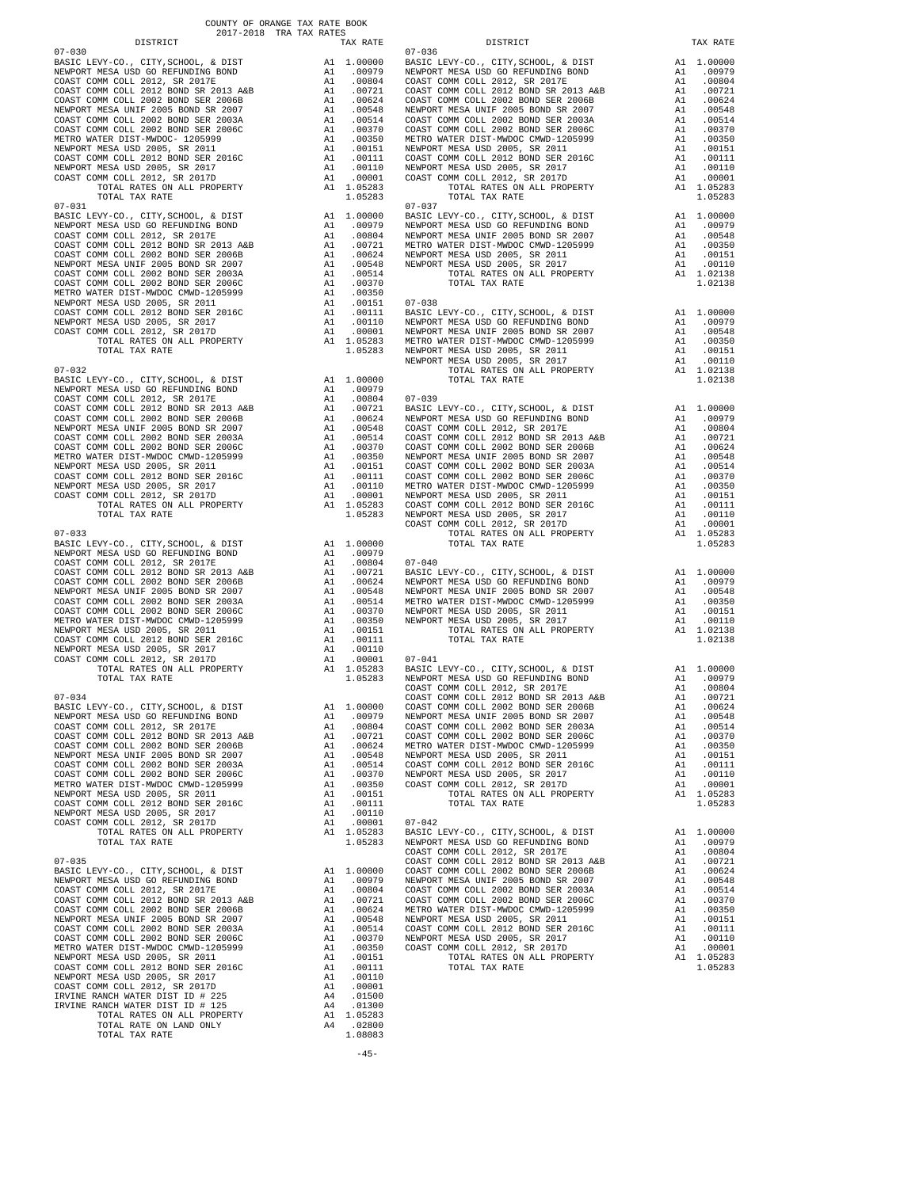COUNTY OF ORANGE TAX RATE BOOK
2017-2018 TRA TAX RATES

| DISTRICT | | TAX RATE |
|---|---|---|
| **07-030** | | |
| BASIC LEVY-CO., CITY,SCHOOL, & DIST | A1 | 1.00000 |
| NEWPORT MESA USD GO REFUNDING BOND | A1 | .00979 |
| COAST COMM COLL 2012, SR 2017E | A1 | .00804 |
| COAST COMM COLL 2012 BOND SR 2013 A&B | A1 | .00721 |
| COAST COMM COLL 2002 BOND SER 2006B | A1 | .00624 |
| NEWPORT MESA UNIF 2005 BOND SR 2007 | A1 | .00548 |
| COAST COMM COLL 2002 BOND SER 2003A | A1 | .00514 |
| COAST COMM COLL 2002 BOND SER 2006C | A1 | .00370 |
| METRO WATER DIST-MWDOC- 1205999 | A1 | .00350 |
| NEWPORT MESA USD 2005, SR 2011 | A1 | .00151 |
| COAST COMM COLL 2012 BOND SER 2016C | A1 | .00111 |
| NEWPORT MESA USD 2005, SR 2017 | A1 | .00110 |
| COAST COMM COLL 2012, SR 2017D | A1 | .00001 |
| TOTAL RATES ON ALL PROPERTY | A1 | 1.05283 |
| TOTAL TAX RATE | | 1.05283 |
| **07-031** | | |
| BASIC LEVY-CO., CITY,SCHOOL, & DIST | A1 | 1.00000 |
| NEWPORT MESA USD GO REFUNDING BOND | A1 | .00979 |
| COAST COMM COLL 2012, SR 2017E | A1 | .00804 |
| COAST COMM COLL 2012 BOND SR 2013 A&B | A1 | .00721 |
| COAST COMM COLL 2002 BOND SER 2006B | A1 | .00624 |
| NEWPORT MESA UNIF 2005 BOND SR 2007 | A1 | .00548 |
| COAST COMM COLL 2002 BOND SER 2003A | A1 | .00514 |
| COAST COMM COLL 2002 BOND SER 2006C | A1 | .00370 |
| METRO WATER DIST-MWDOC CMWD-1205999 | A1 | .00350 |
| NEWPORT MESA USD 2005, SR 2011 | A1 | .00151 |
| COAST COMM COLL 2012 BOND SER 2016C | A1 | .00111 |
| NEWPORT MESA USD 2005, SR 2017 | A1 | .00110 |
| COAST COMM COLL 2012, SR 2017D | A1 | .00001 |
| TOTAL RATES ON ALL PROPERTY | A1 | 1.05283 |
| TOTAL TAX RATE | | 1.05283 |
| **07-032** | | |
| BASIC LEVY-CO., CITY,SCHOOL, & DIST | A1 | 1.00000 |
| NEWPORT MESA USD GO REFUNDING BOND | A1 | .00979 |
| COAST COMM COLL 2012, SR 2017E | A1 | .00804 |
| COAST COMM COLL 2012 BOND SR 2013 A&B | A1 | .00721 |
| COAST COMM COLL 2002 BOND SER 2006B | A1 | .00624 |
| NEWPORT MESA UNIF 2005 BOND SR 2007 | A1 | .00548 |
| COAST COMM COLL 2002 BOND SER 2003A | A1 | .00514 |
| COAST COMM COLL 2002 BOND SER 2006C | A1 | .00370 |
| METRO WATER DIST-MWDOC CMWD-1205999 | A1 | .00350 |
| NEWPORT MESA USD 2005, SR 2011 | A1 | .00151 |
| COAST COMM COLL 2012 BOND SER 2016C | A1 | .00111 |
| NEWPORT MESA USD 2005, SR 2017 | A1 | .00110 |
| COAST COMM COLL 2012, SR 2017D | A1 | .00001 |
| TOTAL RATES ON ALL PROPERTY | A1 | 1.05283 |
| TOTAL TAX RATE | | 1.05283 |
| **07-033** | | |
| BASIC LEVY-CO., CITY,SCHOOL, & DIST | A1 | 1.00000 |
| NEWPORT MESA USD GO REFUNDING BOND | A1 | .00979 |
| COAST COMM COLL 2012, SR 2017E | A1 | .00804 |
| COAST COMM COLL 2012 BOND SR 2013 A&B | A1 | .00721 |
| COAST COMM COLL 2002 BOND SER 2006B | A1 | .00624 |
| NEWPORT MESA UNIF 2005 BOND SR 2007 | A1 | .00548 |
| COAST COMM COLL 2002 BOND SER 2003A | A1 | .00514 |
| COAST COMM COLL 2002 BOND SER 2006C | A1 | .00370 |
| METRO WATER DIST-MWDOC CMWD-1205999 | A1 | .00350 |
| NEWPORT MESA USD 2005, SR 2011 | A1 | .00151 |
| COAST COMM COLL 2012 BOND SER 2016C | A1 | .00111 |
| NEWPORT MESA USD 2005, SR 2017 | A1 | .00110 |
| COAST COMM COLL 2012, SR 2017D | A1 | .00001 |
| TOTAL RATES ON ALL PROPERTY | A1 | 1.05283 |
| TOTAL TAX RATE | | 1.05283 |
| **07-034** | | |
| BASIC LEVY-CO., CITY,SCHOOL, & DIST | A1 | 1.00000 |
| NEWPORT MESA USD GO REFUNDING BOND | A1 | .00979 |
| COAST COMM COLL 2012, SR 2017E | A1 | .00804 |
| COAST COMM COLL 2012 BOND SR 2013 A&B | A1 | .00721 |
| COAST COMM COLL 2002 BOND SER 2006B | A1 | .00624 |
| NEWPORT MESA UNIF 2005 BOND SR 2007 | A1 | .00548 |
| COAST COMM COLL 2002 BOND SER 2003A | A1 | .00514 |
| COAST COMM COLL 2002 BOND SER 2006C | A1 | .00370 |
| METRO WATER DIST-MWDOC CMWD-1205999 | A1 | .00350 |
| NEWPORT MESA USD 2005, SR 2011 | A1 | .00151 |
| COAST COMM COLL 2012 BOND SER 2016C | A1 | .00111 |
| NEWPORT MESA USD 2005, SR 2017 | A1 | .00110 |
| COAST COMM COLL 2012, SR 2017D | A1 | .00001 |
| TOTAL RATES ON ALL PROPERTY | A1 | 1.05283 |
| TOTAL TAX RATE | | 1.05283 |
| **07-035** | | |
| BASIC LEVY-CO., CITY,SCHOOL, & DIST | A1 | 1.00000 |
| NEWPORT MESA USD GO REFUNDING BOND | A1 | .00979 |
| COAST COMM COLL 2012, SR 2017E | A1 | .00804 |
| COAST COMM COLL 2012 BOND SR 2013 A&B | A1 | .00721 |
| COAST COMM COLL 2002 BOND SER 2006B | A1 | .00624 |
| NEWPORT MESA UNIF 2005 BOND SR 2007 | A1 | .00548 |
| COAST COMM COLL 2002 BOND SER 2003A | A1 | .00514 |
| COAST COMM COLL 2002 BOND SER 2006C | A1 | .00370 |
| METRO WATER DIST-MWDOC CMWD-1205999 | A1 | .00350 |
| NEWPORT MESA USD 2005, SR 2011 | A1 | .00151 |
| COAST COMM COLL 2012 BOND SER 2016C | A1 | .00111 |
| NEWPORT MESA USD 2005, SR 2017 | A1 | .00110 |
| COAST COMM COLL 2012, SR 2017D | A1 | .00001 |
| IRVINE RANCH WATER DIST ID # 225 | A4 | .01500 |
| IRVINE RANCH WATER DIST ID # 125 | A4 | .01300 |
| TOTAL RATES ON ALL PROPERTY | A1 | 1.05283 |
| TOTAL RATE ON LAND ONLY | A4 | .02800 |
| TOTAL TAX RATE | | 1.08083 |
| **07-036** | | |
| BASIC LEVY-CO., CITY,SCHOOL, & DIST | A1 | 1.00000 |
| NEWPORT MESA USD GO REFUNDING BOND | A1 | .00979 |
| COAST COMM COLL 2012, SR 2017E | A1 | .00804 |
| COAST COMM COLL 2012 BOND SR 2013 A&B | A1 | .00721 |
| COAST COMM COLL 2002 BOND SER 2006B | A1 | .00624 |
| NEWPORT MESA UNIF 2005 BOND SR 2007 | A1 | .00548 |
| COAST COMM COLL 2002 BOND SER 2003A | A1 | .00514 |
| COAST COMM COLL 2002 BOND SER 2006C | A1 | .00370 |
| METRO WATER DIST-MWDOC CMWD-1205999 | A1 | .00350 |
| NEWPORT MESA USD 2005, SR 2011 | A1 | .00151 |
| COAST COMM COLL 2012 BOND SER 2016C | A1 | .00111 |
| NEWPORT MESA USD 2005, SR 2017 | A1 | .00110 |
| COAST COMM COLL 2012, SR 2017D | A1 | .00001 |
| TOTAL RATES ON ALL PROPERTY | A1 | 1.05283 |
| TOTAL TAX RATE | | 1.05283 |
| **07-037** | | |
| BASIC LEVY-CO., CITY,SCHOOL, & DIST | A1 | 1.00000 |
| NEWPORT MESA USD GO REFUNDING BOND | A1 | .00979 |
| NEWPORT MESA UNIF 2005 BOND SR 2007 | A1 | .00548 |
| METRO WATER DIST-MWDOC CMWD-1205999 | A1 | .00350 |
| NEWPORT MESA USD 2005, SR 2011 | A1 | .00151 |
| NEWPORT MESA USD 2005, SR 2017 | A1 | .00110 |
| TOTAL RATES ON ALL PROPERTY | A1 | 1.02138 |
| TOTAL TAX RATE | | 1.02138 |
| **07-038** | | |
| BASIC LEVY-CO., CITY,SCHOOL, & DIST | A1 | 1.00000 |
| NEWPORT MESA USD GO REFUNDING BOND | A1 | .00979 |
| NEWPORT MESA UNIF 2005 BOND SR 2007 | A1 | .00548 |
| METRO WATER DIST-MWDOC CMWD-1205999 | A1 | .00350 |
| NEWPORT MESA USD 2005, SR 2011 | A1 | .00151 |
| NEWPORT MESA USD 2005, SR 2017 | A1 | .00110 |
| TOTAL RATES ON ALL PROPERTY | A1 | 1.02138 |
| TOTAL TAX RATE | | 1.02138 |
| **07-039** | | |
| BASIC LEVY-CO., CITY,SCHOOL, & DIST | A1 | 1.00000 |
| NEWPORT MESA USD GO REFUNDING BOND | A1 | .00979 |
| COAST COMM COLL 2012, SR 2017E | A1 | .00804 |
| COAST COMM COLL 2012 BOND SR 2013 A&B | A1 | .00721 |
| COAST COMM COLL 2002 BOND SER 2006B | A1 | .00624 |
| NEWPORT MESA UNIF 2005 BOND SR 2007 | A1 | .00548 |
| COAST COMM COLL 2002 BOND SER 2003A | A1 | .00514 |
| COAST COMM COLL 2002 BOND SER 2006C | A1 | .00370 |
| METRO WATER DIST-MWDOC CMWD-1205999 | A1 | .00350 |
| NEWPORT MESA USD 2005, SR 2011 | A1 | .00151 |
| COAST COMM COLL 2012 BOND SER 2016C | A1 | .00111 |
| NEWPORT MESA USD 2005, SR 2017 | A1 | .00110 |
| COAST COMM COLL 2012, SR 2017D | A1 | .00001 |
| TOTAL RATES ON ALL PROPERTY | A1 | 1.05283 |
| TOTAL TAX RATE | | 1.05283 |
| **07-040** | | |
| BASIC LEVY-CO., CITY,SCHOOL, & DIST | A1 | 1.00000 |
| NEWPORT MESA USD GO REFUNDING BOND | A1 | .00979 |
| NEWPORT MESA UNIF 2005 BOND SR 2007 | A1 | .00548 |
| METRO WATER DIST-MWDOC CMWD-1205999 | A1 | .00350 |
| NEWPORT MESA USD 2005, SR 2011 | A1 | .00151 |
| NEWPORT MESA USD 2005, SR 2017 | A1 | .00110 |
| TOTAL RATES ON ALL PROPERTY | A1 | 1.02138 |
| TOTAL TAX RATE | | 1.02138 |
| **07-041** | | |
| BASIC LEVY-CO., CITY,SCHOOL, & DIST | A1 | 1.00000 |
| NEWPORT MESA USD GO REFUNDING BOND | A1 | .00979 |
| COAST COMM COLL 2012, SR 2017E | A1 | .00804 |
| COAST COMM COLL 2012 BOND SR 2013 A&B | A1 | .00721 |
| COAST COMM COLL 2002 BOND SER 2006B | A1 | .00624 |
| NEWPORT MESA UNIF 2005 BOND SR 2007 | A1 | .00548 |
| COAST COMM COLL 2002 BOND SER 2003A | A1 | .00514 |
| COAST COMM COLL 2002 BOND SER 2006C | A1 | .00370 |
| METRO WATER DIST-MWDOC CMWD-1205999 | A1 | .00350 |
| NEWPORT MESA USD 2005, SR 2011 | A1 | .00151 |
| COAST COMM COLL 2012 BOND SER 2016C | A1 | .00111 |
| NEWPORT MESA USD 2005, SR 2017 | A1 | .00110 |
| COAST COMM COLL 2012, SR 2017D | A1 | .00001 |
| TOTAL RATES ON ALL PROPERTY | A1 | 1.05283 |
| TOTAL TAX RATE | | 1.05283 |
| **07-042** | | |
| BASIC LEVY-CO., CITY,SCHOOL, & DIST | A1 | 1.00000 |
| NEWPORT MESA USD GO REFUNDING BOND | A1 | .00979 |
| COAST COMM COLL 2012, SR 2017E | A1 | .00804 |
| COAST COMM COLL 2012 BOND SR 2013 A&B | A1 | .00721 |
| COAST COMM COLL 2002 BOND SER 2006B | A1 | .00624 |
| NEWPORT MESA UNIF 2005 BOND SR 2007 | A1 | .00548 |
| COAST COMM COLL 2002 BOND SER 2003A | A1 | .00514 |
| COAST COMM COLL 2002 BOND SER 2006C | A1 | .00370 |
| METRO WATER DIST-MWDOC CMWD-1205999 | A1 | .00350 |
| NEWPORT MESA USD 2005, SR 2011 | A1 | .00151 |
| COAST COMM COLL 2012 BOND SER 2016C | A1 | .00111 |
| NEWPORT MESA USD 2005, SR 2017 | A1 | .00110 |
| COAST COMM COLL 2012, SR 2017D | A1 | .00001 |
| TOTAL RATES ON ALL PROPERTY | A1 | 1.05283 |
| TOTAL TAX RATE | | 1.05283 |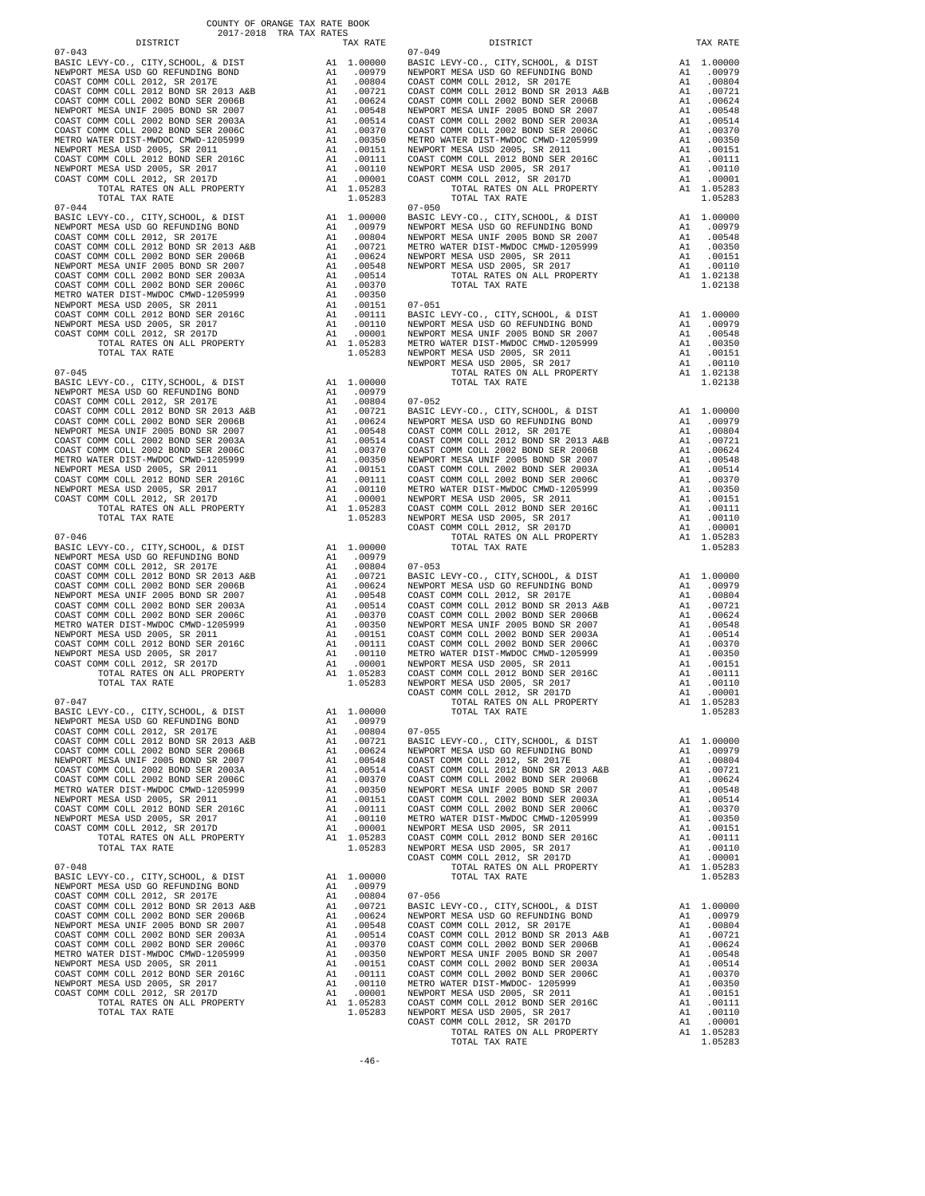COUNTY OF ORANGE TAX RATE BOOK
2017-2018 TRA TAX RATES

| DISTRICT | | TAX RATE |
|---|---|---|
| 07-043 | | |
| BASIC LEVY-CO., CITY,SCHOOL, & DIST | A1 | 1.00000 |
| NEWPORT MESA USD GO REFUNDING BOND | A1 | .00979 |
| COAST COMM COLL 2012, SR 2017E | A1 | .00804 |
| COAST COMM COLL 2012 BOND SR 2013 A&B | A1 | .00721 |
| COAST COMM COLL 2002 BOND SER 2006B | A1 | .00624 |
| NEWPORT MESA UNIF 2005 BOND SR 2007 | A1 | .00548 |
| COAST COMM COLL 2002 BOND SER 2003A | A1 | .00514 |
| COAST COMM COLL 2002 BOND SER 2006C | A1 | .00370 |
| METRO WATER DIST-MWDOC CMWD-1205999 | A1 | .00350 |
| NEWPORT MESA USD 2005, SR 2011 | A1 | .00151 |
| COAST COMM COLL 2012 BOND SER 2016C | A1 | .00111 |
| NEWPORT MESA USD 2005, SR 2017 | A1 | .00110 |
| COAST COMM COLL 2012, SR 2017D | A1 | .00001 |
| TOTAL RATES ON ALL PROPERTY | A1 | 1.05283 |
| TOTAL TAX RATE | | 1.05283 |
| 07-044 | | |
| BASIC LEVY-CO., CITY,SCHOOL, & DIST | A1 | 1.00000 |
| NEWPORT MESA USD GO REFUNDING BOND | A1 | .00979 |
| COAST COMM COLL 2012, SR 2017E | A1 | .00804 |
| COAST COMM COLL 2012 BOND SR 2013 A&B | A1 | .00721 |
| COAST COMM COLL 2002 BOND SER 2006B | A1 | .00624 |
| NEWPORT MESA UNIF 2005 BOND SR 2007 | A1 | .00548 |
| COAST COMM COLL 2002 BOND SER 2003A | A1 | .00514 |
| COAST COMM COLL 2002 BOND SER 2006C | A1 | .00370 |
| METRO WATER DIST-MWDOC CMWD-1205999 | A1 | .00350 |
| NEWPORT MESA USD 2005, SR 2011 | A1 | .00151 |
| COAST COMM COLL 2012 BOND SER 2016C | A1 | .00111 |
| NEWPORT MESA USD 2005, SR 2017 | A1 | .00110 |
| COAST COMM COLL 2012, SR 2017D | A1 | .00001 |
| TOTAL RATES ON ALL PROPERTY | A1 | 1.05283 |
| TOTAL TAX RATE | | 1.05283 |
| 07-045 | | |
| BASIC LEVY-CO., CITY,SCHOOL, & DIST | A1 | 1.00000 |
| NEWPORT MESA USD GO REFUNDING BOND | A1 | .00979 |
| COAST COMM COLL 2012, SR 2017E | A1 | .00804 |
| COAST COMM COLL 2012 BOND SR 2013 A&B | A1 | .00721 |
| COAST COMM COLL 2002 BOND SER 2006B | A1 | .00624 |
| NEWPORT MESA UNIF 2005 BOND SR 2007 | A1 | .00548 |
| COAST COMM COLL 2002 BOND SER 2003A | A1 | .00514 |
| COAST COMM COLL 2002 BOND SER 2006C | A1 | .00370 |
| METRO WATER DIST-MWDOC CMWD-1205999 | A1 | .00350 |
| NEWPORT MESA USD 2005, SR 2011 | A1 | .00151 |
| COAST COMM COLL 2012 BOND SER 2016C | A1 | .00111 |
| NEWPORT MESA USD 2005, SR 2017 | A1 | .00110 |
| COAST COMM COLL 2012, SR 2017D | A1 | .00001 |
| TOTAL RATES ON ALL PROPERTY | A1 | 1.05283 |
| TOTAL TAX RATE | | 1.05283 |
| 07-046 | | |
| BASIC LEVY-CO., CITY,SCHOOL, & DIST | A1 | 1.00000 |
| NEWPORT MESA USD GO REFUNDING BOND | A1 | .00979 |
| COAST COMM COLL 2012, SR 2017E | A1 | .00804 |
| COAST COMM COLL 2012 BOND SR 2013 A&B | A1 | .00721 |
| COAST COMM COLL 2002 BOND SER 2006B | A1 | .00624 |
| NEWPORT MESA UNIF 2005 BOND SR 2007 | A1 | .00548 |
| COAST COMM COLL 2002 BOND SER 2003A | A1 | .00514 |
| COAST COMM COLL 2002 BOND SER 2006C | A1 | .00370 |
| METRO WATER DIST-MWDOC CMWD-1205999 | A1 | .00350 |
| NEWPORT MESA USD 2005, SR 2011 | A1 | .00151 |
| COAST COMM COLL 2012 BOND SER 2016C | A1 | .00111 |
| NEWPORT MESA USD 2005, SR 2017 | A1 | .00110 |
| COAST COMM COLL 2012, SR 2017D | A1 | .00001 |
| TOTAL RATES ON ALL PROPERTY | A1 | 1.05283 |
| TOTAL TAX RATE | | 1.05283 |
| 07-047 | | |
| BASIC LEVY-CO., CITY,SCHOOL, & DIST | A1 | 1.00000 |
| NEWPORT MESA USD GO REFUNDING BOND | A1 | .00979 |
| COAST COMM COLL 2012, SR 2017E | A1 | .00804 |
| COAST COMM COLL 2012 BOND SR 2013 A&B | A1 | .00721 |
| COAST COMM COLL 2002 BOND SER 2006B | A1 | .00624 |
| NEWPORT MESA UNIF 2005 BOND SR 2007 | A1 | .00548 |
| COAST COMM COLL 2002 BOND SER 2003A | A1 | .00514 |
| COAST COMM COLL 2002 BOND SER 2006C | A1 | .00370 |
| METRO WATER DIST-MWDOC CMWD-1205999 | A1 | .00350 |
| NEWPORT MESA USD 2005, SR 2011 | A1 | .00151 |
| COAST COMM COLL 2012 BOND SER 2016C | A1 | .00111 |
| NEWPORT MESA USD 2005, SR 2017 | A1 | .00110 |
| COAST COMM COLL 2012, SR 2017D | A1 | .00001 |
| TOTAL RATES ON ALL PROPERTY | A1 | 1.05283 |
| TOTAL TAX RATE | | 1.05283 |
| 07-048 | | |
| BASIC LEVY-CO., CITY,SCHOOL, & DIST | A1 | 1.00000 |
| NEWPORT MESA USD GO REFUNDING BOND | A1 | .00979 |
| COAST COMM COLL 2012, SR 2017E | A1 | .00804 |
| COAST COMM COLL 2012 BOND SR 2013 A&B | A1 | .00721 |
| COAST COMM COLL 2002 BOND SER 2006B | A1 | .00624 |
| NEWPORT MESA UNIF 2005 BOND SR 2007 | A1 | .00548 |
| COAST COMM COLL 2002 BOND SER 2003A | A1 | .00514 |
| COAST COMM COLL 2002 BOND SER 2006C | A1 | .00370 |
| METRO WATER DIST-MWDOC CMWD-1205999 | A1 | .00350 |
| NEWPORT MESA USD 2005, SR 2011 | A1 | .00151 |
| COAST COMM COLL 2012 BOND SER 2016C | A1 | .00111 |
| NEWPORT MESA USD 2005, SR 2017 | A1 | .00110 |
| COAST COMM COLL 2012, SR 2017D | A1 | .00001 |
| TOTAL RATES ON ALL PROPERTY | A1 | 1.05283 |
| TOTAL TAX RATE | | 1.05283 |
| 07-049 | | |
| BASIC LEVY-CO., CITY,SCHOOL, & DIST | A1 | 1.00000 |
| NEWPORT MESA USD GO REFUNDING BOND | A1 | .00979 |
| COAST COMM COLL 2012, SR 2017E | A1 | .00804 |
| COAST COMM COLL 2012 BOND SR 2013 A&B | A1 | .00721 |
| COAST COMM COLL 2002 BOND SER 2006B | A1 | .00624 |
| NEWPORT MESA UNIF 2005 BOND SR 2007 | A1 | .00548 |
| COAST COMM COLL 2002 BOND SER 2003A | A1 | .00514 |
| COAST COMM COLL 2002 BOND SER 2006C | A1 | .00370 |
| METRO WATER DIST-MWDOC CMWD-1205999 | A1 | .00350 |
| NEWPORT MESA USD 2005, SR 2011 | A1 | .00151 |
| COAST COMM COLL 2012 BOND SER 2016C | A1 | .00111 |
| NEWPORT MESA USD 2005, SR 2017 | A1 | .00110 |
| COAST COMM COLL 2012, SR 2017D | A1 | .00001 |
| TOTAL RATES ON ALL PROPERTY | A1 | 1.05283 |
| TOTAL TAX RATE | | 1.05283 |
| 07-050 | | |
| BASIC LEVY-CO., CITY,SCHOOL, & DIST | A1 | 1.00000 |
| NEWPORT MESA USD GO REFUNDING BOND | A1 | .00979 |
| NEWPORT MESA UNIF 2005 BOND SR 2007 | A1 | .00548 |
| METRO WATER DIST-MWDOC CMWD-1205999 | A1 | .00350 |
| NEWPORT MESA USD 2005, SR 2011 | A1 | .00151 |
| NEWPORT MESA USD 2005, SR 2017 | A1 | .00110 |
| TOTAL RATES ON ALL PROPERTY | A1 | 1.02138 |
| TOTAL TAX RATE | | 1.02138 |
| 07-051 | | |
| BASIC LEVY-CO., CITY,SCHOOL, & DIST | A1 | 1.00000 |
| NEWPORT MESA USD GO REFUNDING BOND | A1 | .00979 |
| NEWPORT MESA UNIF 2005 BOND SR 2007 | A1 | .00548 |
| METRO WATER DIST-MWDOC CMWD-1205999 | A1 | .00350 |
| NEWPORT MESA USD 2005, SR 2011 | A1 | .00151 |
| NEWPORT MESA USD 2005, SR 2017 | A1 | .00110 |
| TOTAL RATES ON ALL PROPERTY | A1 | 1.02138 |
| TOTAL TAX RATE | | 1.02138 |
| 07-052 | | |
| BASIC LEVY-CO., CITY,SCHOOL, & DIST | A1 | 1.00000 |
| NEWPORT MESA USD GO REFUNDING BOND | A1 | .00979 |
| COAST COMM COLL 2012, SR 2017E | A1 | .00804 |
| COAST COMM COLL 2012 BOND SR 2013 A&B | A1 | .00721 |
| COAST COMM COLL 2002 BOND SER 2006B | A1 | .00624 |
| NEWPORT MESA UNIF 2005 BOND SR 2007 | A1 | .00548 |
| COAST COMM COLL 2002 BOND SER 2003A | A1 | .00514 |
| COAST COMM COLL 2002 BOND SER 2006C | A1 | .00370 |
| METRO WATER DIST-MWDOC CMWD-1205999 | A1 | .00350 |
| NEWPORT MESA USD 2005, SR 2011 | A1 | .00151 |
| COAST COMM COLL 2012 BOND SER 2016C | A1 | .00111 |
| NEWPORT MESA USD 2005, SR 2017 | A1 | .00110 |
| COAST COMM COLL 2012, SR 2017D | A1 | .00001 |
| TOTAL RATES ON ALL PROPERTY | A1 | 1.05283 |
| TOTAL TAX RATE | | 1.05283 |
| 07-053 | | |
| BASIC LEVY-CO., CITY,SCHOOL, & DIST | A1 | 1.00000 |
| NEWPORT MESA USD GO REFUNDING BOND | A1 | .00979 |
| COAST COMM COLL 2012, SR 2017E | A1 | .00804 |
| COAST COMM COLL 2012 BOND SR 2013 A&B | A1 | .00721 |
| COAST COMM COLL 2002 BOND SER 2006B | A1 | .00624 |
| NEWPORT MESA UNIF 2005 BOND SR 2007 | A1 | .00548 |
| COAST COMM COLL 2002 BOND SER 2003A | A1 | .00514 |
| COAST COMM COLL 2002 BOND SER 2006C | A1 | .00370 |
| METRO WATER DIST-MWDOC CMWD-1205999 | A1 | .00350 |
| NEWPORT MESA USD 2005, SR 2011 | A1 | .00151 |
| COAST COMM COLL 2012 BOND SER 2016C | A1 | .00111 |
| NEWPORT MESA USD 2005, SR 2017 | A1 | .00110 |
| COAST COMM COLL 2012, SR 2017D | A1 | .00001 |
| TOTAL RATES ON ALL PROPERTY | A1 | 1.05283 |
| TOTAL TAX RATE | | 1.05283 |
| 07-055 | | |
| BASIC LEVY-CO., CITY,SCHOOL, & DIST | A1 | 1.00000 |
| NEWPORT MESA USD GO REFUNDING BOND | A1 | .00979 |
| COAST COMM COLL 2012, SR 2017E | A1 | .00804 |
| COAST COMM COLL 2012 BOND SR 2013 A&B | A1 | .00721 |
| COAST COMM COLL 2002 BOND SER 2006B | A1 | .00624 |
| NEWPORT MESA UNIF 2005 BOND SR 2007 | A1 | .00548 |
| COAST COMM COLL 2002 BOND SER 2003A | A1 | .00514 |
| COAST COMM COLL 2002 BOND SER 2006C | A1 | .00370 |
| METRO WATER DIST-MWDOC CMWD-1205999 | A1 | .00350 |
| NEWPORT MESA USD 2005, SR 2011 | A1 | .00151 |
| COAST COMM COLL 2012 BOND SER 2016C | A1 | .00111 |
| NEWPORT MESA USD 2005, SR 2017 | A1 | .00110 |
| COAST COMM COLL 2012, SR 2017D | A1 | .00001 |
| TOTAL RATES ON ALL PROPERTY | A1 | 1.05283 |
| TOTAL TAX RATE | | 1.05283 |
| 07-056 | | |
| BASIC LEVY-CO., CITY,SCHOOL, & DIST | A1 | 1.00000 |
| NEWPORT MESA USD GO REFUNDING BOND | A1 | .00979 |
| COAST COMM COLL 2012, SR 2017E | A1 | .00804 |
| COAST COMM COLL 2012 BOND SR 2013 A&B | A1 | .00721 |
| COAST COMM COLL 2002 BOND SER 2006B | A1 | .00624 |
| NEWPORT MESA UNIF 2005 BOND SR 2007 | A1 | .00548 |
| COAST COMM COLL 2002 BOND SER 2003A | A1 | .00514 |
| COAST COMM COLL 2002 BOND SER 2006C | A1 | .00370 |
| METRO WATER DIST-MWDOC- 1205999 | A1 | .00350 |
| NEWPORT MESA USD 2005, SR 2011 | A1 | .00151 |
| COAST COMM COLL 2012 BOND SER 2016C | A1 | .00111 |
| NEWPORT MESA USD 2005, SR 2017 | A1 | .00110 |
| COAST COMM COLL 2012, SR 2017D | A1 | .00001 |
| TOTAL RATES ON ALL PROPERTY | A1 | 1.05283 |
| TOTAL TAX RATE | | 1.05283 |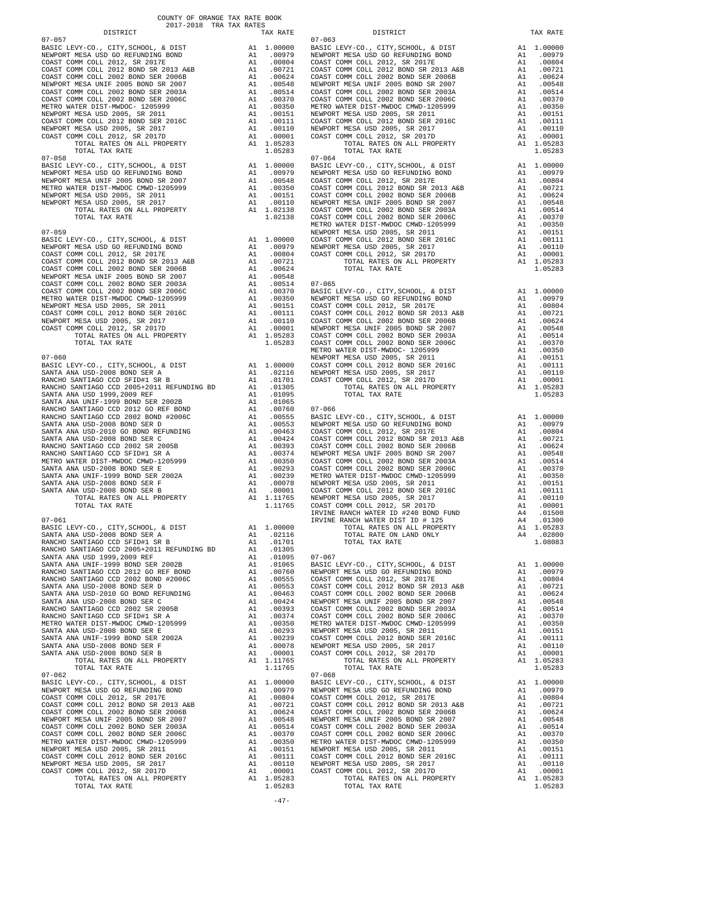COUNTY OF ORANGE TAX RATE BOOK
2017-2018 TRA TAX RATES

| DISTRICT | | TAX RATE |
|---|---|---|
| **07-057** | | |
| BASIC LEVY-CO., CITY,SCHOOL, & DIST | A1 | 1.00000 |
| NEWPORT MESA USD GO REFUNDING BOND | A1 | .00979 |
| COAST COMM COLL 2012, SR 2017E | A1 | .00804 |
| COAST COMM COLL 2012 BOND SR 2013 A&B | A1 | .00721 |
| COAST COMM COLL 2002 BOND SER 2006B | A1 | .00624 |
| NEWPORT MESA UNIF 2005 BOND SR 2007 | A1 | .00548 |
| COAST COMM COLL 2002 BOND SER 2003A | A1 | .00514 |
| COAST COMM COLL 2002 BOND SER 2006C | A1 | .00370 |
| METRO WATER DIST-MWDOC- 1205999 | A1 | .00350 |
| NEWPORT MESA USD 2005, SR 2011 | A1 | .00151 |
| COAST COMM COLL 2012 BOND SER 2016C | A1 | .00111 |
| NEWPORT MESA USD 2005, SR 2017 | A1 | .00110 |
| COAST COMM COLL 2012, SR 2017D | A1 | .00001 |
| TOTAL RATES ON ALL PROPERTY | A1 | 1.05283 |
| TOTAL TAX RATE | | 1.05283 |
| **07-058** | | |
| BASIC LEVY-CO., CITY,SCHOOL, & DIST | A1 | 1.00000 |
| NEWPORT MESA USD GO REFUNDING BOND | A1 | .00979 |
| NEWPORT MESA UNIF 2005 BOND SR 2007 | A1 | .00548 |
| METRO WATER DIST-MWDOC CMWD-1205999 | A1 | .00350 |
| NEWPORT MESA USD 2005, SR 2011 | A1 | .00151 |
| NEWPORT MESA USD 2005, SR 2017 | A1 | .00110 |
| TOTAL RATES ON ALL PROPERTY | A1 | 1.02138 |
| TOTAL TAX RATE | | 1.02138 |
| **07-059** | | |
| BASIC LEVY-CO., CITY,SCHOOL, & DIST | A1 | 1.00000 |
| NEWPORT MESA USD GO REFUNDING BOND | A1 | .00979 |
| COAST COMM COLL 2012, SR 2017E | A1 | .00804 |
| COAST COMM COLL 2012 BOND SR 2013 A&B | A1 | .00721 |
| COAST COMM COLL 2002 BOND SER 2006B | A1 | .00624 |
| NEWPORT MESA UNIF 2005 BOND SR 2007 | A1 | .00548 |
| COAST COMM COLL 2002 BOND SER 2003A | A1 | .00514 |
| COAST COMM COLL 2002 BOND SER 2006C | A1 | .00370 |
| METRO WATER DIST-MWDOC CMWD-1205999 | A1 | .00350 |
| NEWPORT MESA USD 2005, SR 2011 | A1 | .00151 |
| COAST COMM COLL 2012 BOND SER 2016C | A1 | .00111 |
| NEWPORT MESA USD 2005, SR 2017 | A1 | .00110 |
| COAST COMM COLL 2012, SR 2017D | A1 | .00001 |
| TOTAL RATES ON ALL PROPERTY | A1 | 1.05283 |
| TOTAL TAX RATE | | 1.05283 |
| **07-060** | | |
| BASIC LEVY-CO., CITY,SCHOOL, & DIST | A1 | 1.00000 |
| SANTA ANA USD-2008 BOND SER A | A1 | .02116 |
| RANCHO SANTIAGO CCD SFID#1 SR B | A1 | .01701 |
| RANCHO SANTIAGO CCD 2005+2011 REFUNDING BD | A1 | .01305 |
| SANTA ANA USD 1999,2009 REF | A1 | .01095 |
| SANTA ANA UNIF-1999 BOND SER 2002B | A1 | .01065 |
| RANCHO SANTIAGO CCD 2012 GO REF BOND | A1 | .00760 |
| RANCHO SANTIAGO CCD 2002 BOND #2006C | A1 | .00555 |
| SANTA ANA USD-2008 BOND SER D | A1 | .00553 |
| SANTA ANA USD-2010 GO BOND REFUNDING | A1 | .00463 |
| SANTA ANA USD-2008 BOND SER C | A1 | .00424 |
| RANCHO SANTIAGO CCD 2002 SR 2005B | A1 | .00393 |
| RANCHO SANTIAGO CCD SFID#1 SR A | A1 | .00374 |
| METRO WATER DIST-MWDOC CMWD-1205999 | A1 | .00350 |
| SANTA ANA USD-2008 BOND SER E | A1 | .00293 |
| SANTA ANA UNIF-1999 BOND SER 2002A | A1 | .00239 |
| SANTA ANA USD-2008 BOND SER F | A1 | .00078 |
| SANTA ANA USD-2008 BOND SER B | A1 | .00001 |
| TOTAL RATES ON ALL PROPERTY | A1 | 1.11765 |
| TOTAL TAX RATE | | 1.11765 |
| **07-061** | | |
| BASIC LEVY-CO., CITY,SCHOOL, & DIST | A1 | 1.00000 |
| SANTA ANA USD-2008 BOND SER A | A1 | .02116 |
| RANCHO SANTIAGO CCD SFID#1 SR B | A1 | .01701 |
| RANCHO SANTIAGO CCD 2005+2011 REFUNDING BD | A1 | .01305 |
| SANTA ANA USD 1999,2009 REF | A1 | .01095 |
| SANTA ANA UNIF-1999 BOND SER 2002B | A1 | .01065 |
| RANCHO SANTIAGO CCD 2012 GO REF BOND | A1 | .00760 |
| RANCHO SANTIAGO CCD 2002 BOND #2006C | A1 | .00555 |
| SANTA ANA USD-2008 BOND SER D | A1 | .00553 |
| SANTA ANA USD-2010 GO BOND REFUNDING | A1 | .00463 |
| SANTA ANA USD-2008 BOND SER C | A1 | .00424 |
| RANCHO SANTIAGO CCD 2002 SR 2005B | A1 | .00393 |
| RANCHO SANTIAGO CCD SFID#1 SR A | A1 | .00374 |
| METRO WATER DIST-MWDOC CMWD-1205999 | A1 | .00350 |
| SANTA ANA USD-2008 BOND SER E | A1 | .00293 |
| SANTA ANA UNIF-1999 BOND SER 2002A | A1 | .00239 |
| SANTA ANA USD-2008 BOND SER F | A1 | .00078 |
| SANTA ANA USD-2008 BOND SER B | A1 | .00001 |
| TOTAL RATES ON ALL PROPERTY | A1 | 1.11765 |
| TOTAL TAX RATE | | 1.11765 |
| **07-062** | | |
| BASIC LEVY-CO., CITY,SCHOOL, & DIST | A1 | 1.00000 |
| NEWPORT MESA USD GO REFUNDING BOND | A1 | .00979 |
| COAST COMM COLL 2012, SR 2017E | A1 | .00804 |
| COAST COMM COLL 2012 BOND SR 2013 A&B | A1 | .00721 |
| COAST COMM COLL 2002 BOND SER 2006B | A1 | .00624 |
| NEWPORT MESA UNIF 2005 BOND SR 2007 | A1 | .00548 |
| COAST COMM COLL 2002 BOND SER 2003A | A1 | .00514 |
| COAST COMM COLL 2002 BOND SER 2006C | A1 | .00370 |
| METRO WATER DIST-MWDOC CMWD-1205999 | A1 | .00350 |
| NEWPORT MESA USD 2005, SR 2011 | A1 | .00151 |
| COAST COMM COLL 2012 BOND SER 2016C | A1 | .00111 |
| NEWPORT MESA USD 2005, SR 2017 | A1 | .00110 |
| COAST COMM COLL 2012, SR 2017D | A1 | .00001 |
| TOTAL RATES ON ALL PROPERTY | A1 | 1.05283 |
| TOTAL TAX RATE | | 1.05283 |
| **07-063** | | |
| BASIC LEVY-CO., CITY,SCHOOL, & DIST | A1 | 1.00000 |
| NEWPORT MESA USD GO REFUNDING BOND | A1 | .00979 |
| COAST COMM COLL 2012, SR 2017E | A1 | .00804 |
| COAST COMM COLL 2012 BOND SR 2013 A&B | A1 | .00721 |
| COAST COMM COLL 2002 BOND SER 2006B | A1 | .00624 |
| NEWPORT MESA UNIF 2005 BOND SR 2007 | A1 | .00548 |
| COAST COMM COLL 2002 BOND SER 2003A | A1 | .00514 |
| COAST COMM COLL 2002 BOND SER 2006C | A1 | .00370 |
| METRO WATER DIST-MWDOC CMWD-1205999 | A1 | .00350 |
| NEWPORT MESA USD 2005, SR 2011 | A1 | .00151 |
| COAST COMM COLL 2012 BOND SER 2016C | A1 | .00111 |
| NEWPORT MESA USD 2005, SR 2017 | A1 | .00110 |
| COAST COMM COLL 2012, SR 2017D | A1 | .00001 |
| TOTAL RATES ON ALL PROPERTY | A1 | 1.05283 |
| TOTAL TAX RATE | | 1.05283 |
| **07-064** | | |
| BASIC LEVY-CO., CITY,SCHOOL, & DIST | A1 | 1.00000 |
| NEWPORT MESA USD GO REFUNDING BOND | A1 | .00979 |
| COAST COMM COLL 2012, SR 2017E | A1 | .00804 |
| COAST COMM COLL 2012 BOND SR 2013 A&B | A1 | .00721 |
| COAST COMM COLL 2002 BOND SER 2006B | A1 | .00624 |
| NEWPORT MESA UNIF 2005 BOND SR 2007 | A1 | .00548 |
| COAST COMM COLL 2002 BOND SER 2003A | A1 | .00514 |
| COAST COMM COLL 2002 BOND SER 2006C | A1 | .00370 |
| METRO WATER DIST-MWDOC CMWD-1205999 | A1 | .00350 |
| NEWPORT MESA USD 2005, SR 2011 | A1 | .00151 |
| COAST COMM COLL 2012 BOND SER 2016C | A1 | .00111 |
| NEWPORT MESA USD 2005, SR 2017 | A1 | .00110 |
| COAST COMM COLL 2012, SR 2017D | A1 | .00001 |
| TOTAL RATES ON ALL PROPERTY | A1 | 1.05283 |
| TOTAL TAX RATE | | 1.05283 |
| **07-065** | | |
| BASIC LEVY-CO., CITY,SCHOOL, & DIST | A1 | 1.00000 |
| NEWPORT MESA USD GO REFUNDING BOND | A1 | .00979 |
| COAST COMM COLL 2012, SR 2017E | A1 | .00804 |
| COAST COMM COLL 2012 BOND SR 2013 A&B | A1 | .00721 |
| COAST COMM COLL 2002 BOND SER 2006B | A1 | .00624 |
| NEWPORT MESA UNIF 2005 BOND SR 2007 | A1 | .00548 |
| COAST COMM COLL 2002 BOND SER 2003A | A1 | .00514 |
| COAST COMM COLL 2002 BOND SER 2006C | A1 | .00370 |
| METRO WATER DIST-MWDOC- 1205999 | A1 | .00350 |
| NEWPORT MESA USD 2005, SR 2011 | A1 | .00151 |
| COAST COMM COLL 2012 BOND SER 2016C | A1 | .00111 |
| NEWPORT MESA USD 2005, SR 2017 | A1 | .00110 |
| COAST COMM COLL 2012, SR 2017D | A1 | .00001 |
| TOTAL RATES ON ALL PROPERTY | A1 | 1.05283 |
| TOTAL TAX RATE | | 1.05283 |
| **07-066** | | |
| BASIC LEVY-CO., CITY,SCHOOL, & DIST | A1 | 1.00000 |
| NEWPORT MESA USD GO REFUNDING BOND | A1 | .00979 |
| COAST COMM COLL 2012, SR 2017E | A1 | .00804 |
| COAST COMM COLL 2012 BOND SR 2013 A&B | A1 | .00721 |
| COAST COMM COLL 2002 BOND SER 2006B | A1 | .00624 |
| NEWPORT MESA UNIF 2005 BOND SR 2007 | A1 | .00548 |
| COAST COMM COLL 2002 BOND SER 2003A | A1 | .00514 |
| COAST COMM COLL 2002 BOND SER 2006C | A1 | .00370 |
| METRO WATER DIST-MWDOC CMWD-1205999 | A1 | .00350 |
| NEWPORT MESA USD 2005, SR 2011 | A1 | .00151 |
| COAST COMM COLL 2012 BOND SER 2016C | A1 | .00111 |
| NEWPORT MESA USD 2005, SR 2017 | A1 | .00110 |
| COAST COMM COLL 2012, SR 2017D | A1 | .00001 |
| IRVINE RANCH WATER ID #240 BOND FUND | A4 | .01500 |
| IRVINE RANCH WATER DIST ID # 125 | A4 | .01300 |
| TOTAL RATES ON ALL PROPERTY | A1 | 1.05283 |
| TOTAL RATE ON LAND ONLY | A4 | .02800 |
| TOTAL TAX RATE | | 1.08083 |
| **07-067** | | |
| BASIC LEVY-CO., CITY,SCHOOL, & DIST | A1 | 1.00000 |
| NEWPORT MESA USD GO REFUNDING BOND | A1 | .00979 |
| COAST COMM COLL 2012, SR 2017E | A1 | .00804 |
| COAST COMM COLL 2012 BOND SR 2013 A&B | A1 | .00721 |
| COAST COMM COLL 2002 BOND SER 2006B | A1 | .00624 |
| NEWPORT MESA UNIF 2005 BOND SR 2007 | A1 | .00548 |
| COAST COMM COLL 2002 BOND SER 2003A | A1 | .00514 |
| COAST COMM COLL 2002 BOND SER 2006C | A1 | .00370 |
| METRO WATER DIST-MWDOC CMWD-1205999 | A1 | .00350 |
| NEWPORT MESA USD 2005, SR 2011 | A1 | .00151 |
| COAST COMM COLL 2012 BOND SER 2016C | A1 | .00111 |
| NEWPORT MESA USD 2005, SR 2017 | A1 | .00110 |
| COAST COMM COLL 2012, SR 2017D | A1 | .00001 |
| TOTAL RATES ON ALL PROPERTY | A1 | 1.05283 |
| TOTAL TAX RATE | | 1.05283 |
| **07-068** | | |
| BASIC LEVY-CO., CITY,SCHOOL, & DIST | A1 | 1.00000 |
| NEWPORT MESA USD GO REFUNDING BOND | A1 | .00979 |
| COAST COMM COLL 2012, SR 2017E | A1 | .00804 |
| COAST COMM COLL 2012 BOND SR 2013 A&B | A1 | .00721 |
| COAST COMM COLL 2002 BOND SER 2006B | A1 | .00624 |
| NEWPORT MESA UNIF 2005 BOND SR 2007 | A1 | .00548 |
| COAST COMM COLL 2002 BOND SER 2003A | A1 | .00514 |
| COAST COMM COLL 2002 BOND SER 2006C | A1 | .00370 |
| METRO WATER DIST-MWDOC CMWD-1205999 | A1 | .00350 |
| NEWPORT MESA USD 2005, SR 2011 | A1 | .00151 |
| COAST COMM COLL 2012 BOND SER 2016C | A1 | .00111 |
| NEWPORT MESA USD 2005, SR 2017 | A1 | .00110 |
| COAST COMM COLL 2012, SR 2017D | A1 | .00001 |
| TOTAL RATES ON ALL PROPERTY | A1 | 1.05283 |
| TOTAL TAX RATE | | 1.05283 |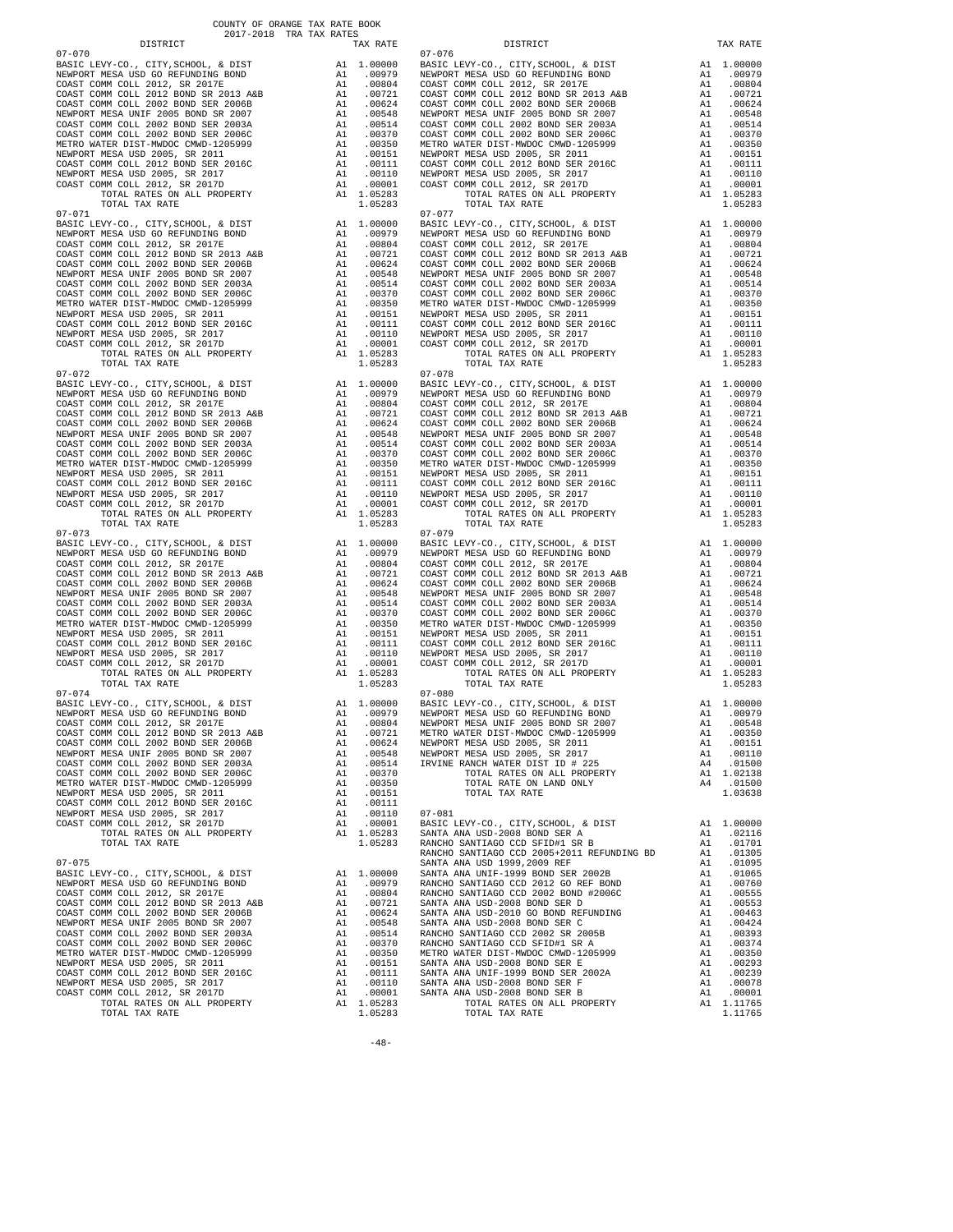COUNTY OF ORANGE TAX RATE BOOK
2017-2018 TRA TAX RATES

| DISTRICT | | TAX RATE |
|---|---|---|
| 07-070 | | |
| BASIC LEVY-CO., CITY,SCHOOL, & DIST | A1 | 1.00000 |
| NEWPORT MESA USD GO REFUNDING BOND | A1 | .00979 |
| COAST COMM COLL 2012, SR 2017E | A1 | .00804 |
| COAST COMM COLL 2012 BOND SR 2013 A&B | A1 | .00721 |
| COAST COMM COLL 2002 BOND SER 2006B | A1 | .00624 |
| NEWPORT MESA UNIF 2005 BOND SR 2007 | A1 | .00548 |
| COAST COMM COLL 2002 BOND SER 2003A | A1 | .00514 |
| COAST COMM COLL 2002 BOND SER 2006C | A1 | .00370 |
| METRO WATER DIST-MWDOC CMWD-1205999 | A1 | .00350 |
| NEWPORT MESA USD 2005, SR 2011 | A1 | .00151 |
| COAST COMM COLL 2012 BOND SER 2016C | A1 | .00111 |
| NEWPORT MESA USD 2005, SR 2017 | A1 | .00110 |
| COAST COMM COLL 2012, SR 2017D | A1 | .00001 |
| TOTAL RATES ON ALL PROPERTY | A1 | 1.05283 |
| TOTAL TAX RATE | | 1.05283 |
| 07-071 | | |
| BASIC LEVY-CO., CITY,SCHOOL, & DIST | A1 | 1.00000 |
| NEWPORT MESA USD GO REFUNDING BOND | A1 | .00979 |
| COAST COMM COLL 2012, SR 2017E | A1 | .00804 |
| COAST COMM COLL 2012 BOND SR 2013 A&B | A1 | .00721 |
| COAST COMM COLL 2002 BOND SER 2006B | A1 | .00624 |
| NEWPORT MESA UNIF 2005 BOND SR 2007 | A1 | .00548 |
| COAST COMM COLL 2002 BOND SER 2003A | A1 | .00514 |
| COAST COMM COLL 2002 BOND SER 2006C | A1 | .00370 |
| METRO WATER DIST-MWDOC CMWD-1205999 | A1 | .00350 |
| NEWPORT MESA USD 2005, SR 2011 | A1 | .00151 |
| COAST COMM COLL 2012 BOND SER 2016C | A1 | .00111 |
| NEWPORT MESA USD 2005, SR 2017 | A1 | .00110 |
| COAST COMM COLL 2012, SR 2017D | A1 | .00001 |
| TOTAL RATES ON ALL PROPERTY | A1 | 1.05283 |
| TOTAL TAX RATE | | 1.05283 |
| 07-072 | | |
| BASIC LEVY-CO., CITY,SCHOOL, & DIST | A1 | 1.00000 |
| NEWPORT MESA USD GO REFUNDING BOND | A1 | .00979 |
| COAST COMM COLL 2012, SR 2017E | A1 | .00804 |
| COAST COMM COLL 2012 BOND SR 2013 A&B | A1 | .00721 |
| COAST COMM COLL 2002 BOND SER 2006B | A1 | .00624 |
| NEWPORT MESA UNIF 2005 BOND SR 2007 | A1 | .00548 |
| COAST COMM COLL 2002 BOND SER 2003A | A1 | .00514 |
| COAST COMM COLL 2002 BOND SER 2006C | A1 | .00370 |
| METRO WATER DIST-MWDOC CMWD-1205999 | A1 | .00350 |
| NEWPORT MESA USD 2005, SR 2011 | A1 | .00151 |
| COAST COMM COLL 2012 BOND SER 2016C | A1 | .00111 |
| NEWPORT MESA USD 2005, SR 2017 | A1 | .00110 |
| COAST COMM COLL 2012, SR 2017D | A1 | .00001 |
| TOTAL RATES ON ALL PROPERTY | A1 | 1.05283 |
| TOTAL TAX RATE | | 1.05283 |
| 07-073 | | |
| BASIC LEVY-CO., CITY,SCHOOL, & DIST | A1 | 1.00000 |
| NEWPORT MESA USD GO REFUNDING BOND | A1 | .00979 |
| COAST COMM COLL 2012, SR 2017E | A1 | .00804 |
| COAST COMM COLL 2012 BOND SR 2013 A&B | A1 | .00721 |
| COAST COMM COLL 2002 BOND SER 2006B | A1 | .00624 |
| NEWPORT MESA UNIF 2005 BOND SR 2007 | A1 | .00548 |
| COAST COMM COLL 2002 BOND SER 2003A | A1 | .00514 |
| COAST COMM COLL 2002 BOND SER 2006C | A1 | .00370 |
| METRO WATER DIST-MWDOC CMWD-1205999 | A1 | .00350 |
| NEWPORT MESA USD 2005, SR 2011 | A1 | .00151 |
| COAST COMM COLL 2012 BOND SER 2016C | A1 | .00111 |
| NEWPORT MESA USD 2005, SR 2017 | A1 | .00110 |
| COAST COMM COLL 2012, SR 2017D | A1 | .00001 |
| TOTAL RATES ON ALL PROPERTY | A1 | 1.05283 |
| TOTAL TAX RATE | | 1.05283 |
| 07-074 | | |
| BASIC LEVY-CO., CITY,SCHOOL, & DIST | A1 | 1.00000 |
| NEWPORT MESA USD GO REFUNDING BOND | A1 | .00979 |
| COAST COMM COLL 2012, SR 2017E | A1 | .00804 |
| COAST COMM COLL 2012 BOND SR 2013 A&B | A1 | .00721 |
| COAST COMM COLL 2002 BOND SER 2006B | A1 | .00624 |
| NEWPORT MESA UNIF 2005 BOND SR 2007 | A1 | .00548 |
| COAST COMM COLL 2002 BOND SER 2003A | A1 | .00514 |
| COAST COMM COLL 2002 BOND SER 2006C | A1 | .00370 |
| METRO WATER DIST-MWDOC CMWD-1205999 | A1 | .00350 |
| NEWPORT MESA USD 2005, SR 2011 | A1 | .00151 |
| COAST COMM COLL 2012 BOND SER 2016C | A1 | .00111 |
| NEWPORT MESA USD 2005, SR 2017 | A1 | .00110 |
| COAST COMM COLL 2012, SR 2017D | A1 | .00001 |
| TOTAL RATES ON ALL PROPERTY | A1 | 1.05283 |
| TOTAL TAX RATE | | 1.05283 |
| 07-075 | | |
| BASIC LEVY-CO., CITY,SCHOOL, & DIST | A1 | 1.00000 |
| NEWPORT MESA USD GO REFUNDING BOND | A1 | .00979 |
| COAST COMM COLL 2012, SR 2017E | A1 | .00804 |
| COAST COMM COLL 2012 BOND SR 2013 A&B | A1 | .00721 |
| COAST COMM COLL 2002 BOND SER 2006B | A1 | .00624 |
| NEWPORT MESA UNIF 2005 BOND SR 2007 | A1 | .00548 |
| COAST COMM COLL 2002 BOND SER 2003A | A1 | .00514 |
| COAST COMM COLL 2002 BOND SER 2006C | A1 | .00370 |
| METRO WATER DIST-MWDOC CMWD-1205999 | A1 | .00350 |
| NEWPORT MESA USD 2005, SR 2011 | A1 | .00151 |
| COAST COMM COLL 2012 BOND SER 2016C | A1 | .00111 |
| NEWPORT MESA USD 2005, SR 2017 | A1 | .00110 |
| COAST COMM COLL 2012, SR 2017D | A1 | .00001 |
| TOTAL RATES ON ALL PROPERTY | A1 | 1.05283 |
| TOTAL TAX RATE | | 1.05283 |
| 07-076 | | |
| BASIC LEVY-CO., CITY,SCHOOL, & DIST | A1 | 1.00000 |
| NEWPORT MESA USD GO REFUNDING BOND | A1 | .00979 |
| COAST COMM COLL 2012, SR 2017E | A1 | .00804 |
| COAST COMM COLL 2012 BOND SR 2013 A&B | A1 | .00721 |
| COAST COMM COLL 2002 BOND SER 2006B | A1 | .00624 |
| NEWPORT MESA UNIF 2005 BOND SR 2007 | A1 | .00548 |
| COAST COMM COLL 2002 BOND SER 2003A | A1 | .00514 |
| COAST COMM COLL 2002 BOND SER 2006C | A1 | .00370 |
| METRO WATER DIST-MWDOC CMWD-1205999 | A1 | .00350 |
| NEWPORT MESA USD 2005, SR 2011 | A1 | .00151 |
| COAST COMM COLL 2012 BOND SER 2016C | A1 | .00111 |
| NEWPORT MESA USD 2005, SR 2017 | A1 | .00110 |
| COAST COMM COLL 2012, SR 2017D | A1 | .00001 |
| TOTAL RATES ON ALL PROPERTY | A1 | 1.05283 |
| TOTAL TAX RATE | | 1.05283 |
| 07-077 | | |
| BASIC LEVY-CO., CITY,SCHOOL, & DIST | A1 | 1.00000 |
| NEWPORT MESA USD GO REFUNDING BOND | A1 | .00979 |
| COAST COMM COLL 2012, SR 2017E | A1 | .00804 |
| COAST COMM COLL 2012 BOND SR 2013 A&B | A1 | .00721 |
| COAST COMM COLL 2002 BOND SER 2006B | A1 | .00624 |
| NEWPORT MESA UNIF 2005 BOND SR 2007 | A1 | .00548 |
| COAST COMM COLL 2002 BOND SER 2003A | A1 | .00514 |
| COAST COMM COLL 2002 BOND SER 2006C | A1 | .00370 |
| METRO WATER DIST-MWDOC CMWD-1205999 | A1 | .00350 |
| NEWPORT MESA USD 2005, SR 2011 | A1 | .00151 |
| COAST COMM COLL 2012 BOND SER 2016C | A1 | .00111 |
| NEWPORT MESA USD 2005, SR 2017 | A1 | .00110 |
| COAST COMM COLL 2012, SR 2017D | A1 | .00001 |
| TOTAL RATES ON ALL PROPERTY | A1 | 1.05283 |
| TOTAL TAX RATE | | 1.05283 |
| 07-078 | | |
| BASIC LEVY-CO., CITY,SCHOOL, & DIST | A1 | 1.00000 |
| NEWPORT MESA USD GO REFUNDING BOND | A1 | .00979 |
| COAST COMM COLL 2012, SR 2017E | A1 | .00804 |
| COAST COMM COLL 2012 BOND SR 2013 A&B | A1 | .00721 |
| COAST COMM COLL 2002 BOND SER 2006B | A1 | .00624 |
| NEWPORT MESA UNIF 2005 BOND SR 2007 | A1 | .00548 |
| COAST COMM COLL 2002 BOND SER 2003A | A1 | .00514 |
| COAST COMM COLL 2002 BOND SER 2006C | A1 | .00370 |
| METRO WATER DIST-MWDOC CMWD-1205999 | A1 | .00350 |
| NEWPORT MESA USD 2005, SR 2011 | A1 | .00151 |
| COAST COMM COLL 2012 BOND SER 2016C | A1 | .00111 |
| NEWPORT MESA USD 2005, SR 2017 | A1 | .00110 |
| COAST COMM COLL 2012, SR 2017D | A1 | .00001 |
| TOTAL RATES ON ALL PROPERTY | A1 | 1.05283 |
| TOTAL TAX RATE | | 1.05283 |
| 07-079 | | |
| BASIC LEVY-CO., CITY,SCHOOL, & DIST | A1 | 1.00000 |
| NEWPORT MESA USD GO REFUNDING BOND | A1 | .00979 |
| COAST COMM COLL 2012, SR 2017E | A1 | .00804 |
| COAST COMM COLL 2012 BOND SR 2013 A&B | A1 | .00721 |
| COAST COMM COLL 2002 BOND SER 2006B | A1 | .00624 |
| NEWPORT MESA UNIF 2005 BOND SR 2007 | A1 | .00548 |
| COAST COMM COLL 2002 BOND SER 2003A | A1 | .00514 |
| COAST COMM COLL 2002 BOND SER 2006C | A1 | .00370 |
| METRO WATER DIST-MWDOC CMWD-1205999 | A1 | .00350 |
| NEWPORT MESA USD 2005, SR 2011 | A1 | .00151 |
| COAST COMM COLL 2012 BOND SER 2016C | A1 | .00111 |
| NEWPORT MESA USD 2005, SR 2017 | A1 | .00110 |
| COAST COMM COLL 2012, SR 2017D | A1 | .00001 |
| TOTAL RATES ON ALL PROPERTY | A1 | 1.05283 |
| TOTAL TAX RATE | | 1.05283 |
| 07-080 | | |
| BASIC LEVY-CO., CITY,SCHOOL, & DIST | A1 | 1.00000 |
| NEWPORT MESA USD GO REFUNDING BOND | A1 | .00979 |
| NEWPORT MESA UNIF 2005 BOND SR 2007 | A1 | .00548 |
| METRO WATER DIST-MWDOC CMWD-1205999 | A1 | .00350 |
| NEWPORT MESA USD 2005, SR 2011 | A1 | .00151 |
| NEWPORT MESA USD 2005, SR 2017 | A1 | .00110 |
| IRVINE RANCH WATER DIST ID # 225 | A4 | .01500 |
| TOTAL RATES ON ALL PROPERTY | A1 | 1.02138 |
| TOTAL RATE ON LAND ONLY | A4 | .01500 |
| TOTAL TAX RATE | | 1.03638 |
| 07-081 | | |
| BASIC LEVY-CO., CITY,SCHOOL, & DIST | A1 | 1.00000 |
| SANTA ANA USD-2008 BOND SER A | A1 | .02116 |
| RANCHO SANTIAGO CCD SFID#1 SR B | A1 | .01701 |
| RANCHO SANTIAGO CCD 2005+2011 REFUNDING BD | A1 | .01305 |
| SANTA ANA USD 1999,2009 REF | A1 | .01095 |
| SANTA ANA UNIF-1999 BOND SER 2002B | A1 | .01065 |
| RANCHO SANTIAGO CCD 2012 GO REF BOND | A1 | .00760 |
| RANCHO SANTIAGO CCD 2002 BOND #2006C | A1 | .00555 |
| SANTA ANA USD-2008 BOND SER D | A1 | .00553 |
| SANTA ANA USD-2010 GO BOND REFUNDING | A1 | .00463 |
| SANTA ANA USD-2008 BOND SER C | A1 | .00424 |
| RANCHO SANTIAGO CCD 2002 SR 2005B | A1 | .00393 |
| RANCHO SANTIAGO CCD SFID#1 SR A | A1 | .00374 |
| METRO WATER DIST-MWDOC CMWD-1205999 | A1 | .00350 |
| SANTA ANA USD-2008 BOND SER E | A1 | .00293 |
| SANTA ANA UNIF-1999 BOND SER 2002A | A1 | .00239 |
| SANTA ANA USD-2008 BOND SER F | A1 | .00078 |
| SANTA ANA USD-2008 BOND SER B | A1 | .00001 |
| TOTAL RATES ON ALL PROPERTY | A1 | 1.11765 |
| TOTAL TAX RATE | | 1.11765 |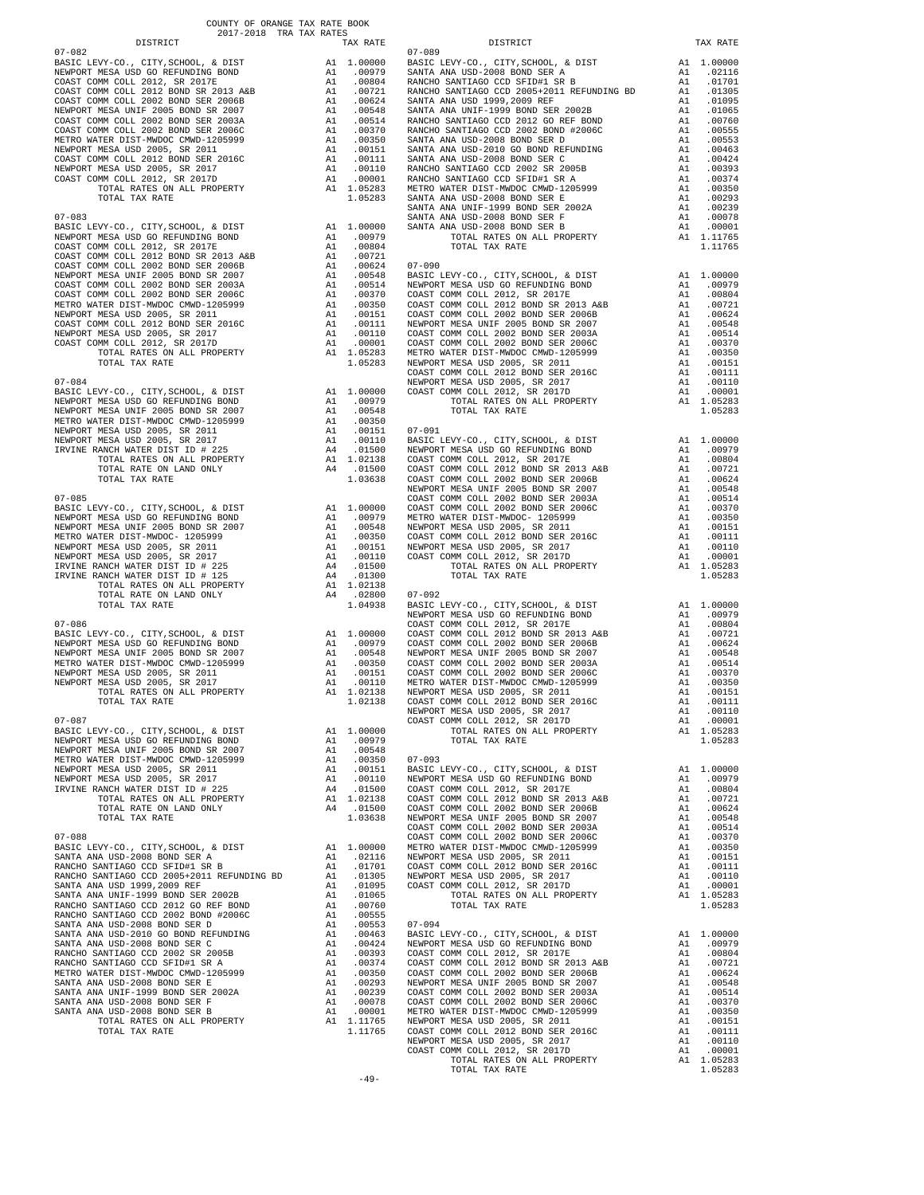COUNTY OF ORANGE TAX RATE BOOK
2017-2018 TRA TAX RATES

| DISTRICT | | TAX RATE |
|---|---|---|
| **07-082** | | |
| BASIC LEVY-CO., CITY,SCHOOL, & DIST | A1 | 1.00000 |
| NEWPORT MESA USD GO REFUNDING BOND | A1 | .00979 |
| COAST COMM COLL 2012, SR 2017E | A1 | .00804 |
| COAST COMM COLL 2012 BOND SR 2013 A&B | A1 | .00721 |
| COAST COMM COLL 2002 BOND SER 2006B | A1 | .00624 |
| NEWPORT MESA UNIF 2005 BOND SR 2007 | A1 | .00548 |
| COAST COMM COLL 2002 BOND SER 2003A | A1 | .00514 |
| COAST COMM COLL 2002 BOND SER 2006C | A1 | .00370 |
| METRO WATER DIST-MWDOC CMWD-1205999 | A1 | .00350 |
| NEWPORT MESA USD 2005, SR 2011 | A1 | .00151 |
| COAST COMM COLL 2012 BOND SER 2016C | A1 | .00111 |
| NEWPORT MESA USD 2005, SR 2017 | A1 | .00110 |
| COAST COMM COLL 2012, SR 2017D | A1 | .00001 |
| TOTAL RATES ON ALL PROPERTY | A1 | 1.05283 |
| TOTAL TAX RATE | | 1.05283 |
| **07-083** | | |
| BASIC LEVY-CO., CITY,SCHOOL, & DIST | A1 | 1.00000 |
| NEWPORT MESA USD GO REFUNDING BOND | A1 | .00979 |
| COAST COMM COLL 2012, SR 2017E | A1 | .00804 |
| COAST COMM COLL 2012 BOND SR 2013 A&B | A1 | .00721 |
| COAST COMM COLL 2002 BOND SER 2006B | A1 | .00624 |
| NEWPORT MESA UNIF 2005 BOND SR 2007 | A1 | .00548 |
| COAST COMM COLL 2002 BOND SER 2003A | A1 | .00514 |
| COAST COMM COLL 2002 BOND SER 2006C | A1 | .00370 |
| METRO WATER DIST-MWDOC CMWD-1205999 | A1 | .00350 |
| NEWPORT MESA USD 2005, SR 2011 | A1 | .00151 |
| COAST COMM COLL 2012 BOND SER 2016C | A1 | .00111 |
| NEWPORT MESA USD 2005, SR 2017 | A1 | .00110 |
| COAST COMM COLL 2012, SR 2017D | A1 | .00001 |
| TOTAL RATES ON ALL PROPERTY | A1 | 1.05283 |
| TOTAL TAX RATE | | 1.05283 |
| **07-084** | | |
| BASIC LEVY-CO., CITY,SCHOOL, & DIST | A1 | 1.00000 |
| NEWPORT MESA USD GO REFUNDING BOND | A1 | .00979 |
| NEWPORT MESA UNIF 2005 BOND SR 2007 | A1 | .00548 |
| METRO WATER DIST-MWDOC CMWD-1205999 | A1 | .00350 |
| NEWPORT MESA USD 2005, SR 2011 | A1 | .00151 |
| NEWPORT MESA USD 2005, SR 2017 | A1 | .00110 |
| IRVINE RANCH WATER DIST # 225 | A4 | .01500 |
| TOTAL RATES ON ALL PROPERTY | A1 | 1.02138 |
| TOTAL RATE ON LAND ONLY | A4 | .01500 |
| TOTAL TAX RATE | | 1.03638 |
| **07-085** | | |
| BASIC LEVY-CO., CITY,SCHOOL, & DIST | A1 | 1.00000 |
| NEWPORT MESA USD GO REFUNDING BOND | A1 | .00979 |
| NEWPORT MESA UNIF 2005 BOND SR 2007 | A1 | .00548 |
| METRO WATER DIST-MWDOC- 1205999 | A1 | .00350 |
| NEWPORT MESA USD 2005, SR 2011 | A1 | .00151 |
| NEWPORT MESA USD 2005, SR 2017 | A1 | .00110 |
| IRVINE RANCH WATER DIST ID # 225 | A4 | .01500 |
| IRVINE RANCH WATER DIST ID # 125 | A4 | .01300 |
| TOTAL RATES ON ALL PROPERTY | A1 | 1.02138 |
| TOTAL RATE ON LAND ONLY | A4 | .02800 |
| TOTAL TAX RATE | | 1.04938 |
| **07-086** | | |
| BASIC LEVY-CO., CITY,SCHOOL, & DIST | A1 | 1.00000 |
| NEWPORT MESA USD GO REFUNDING BOND | A1 | .00979 |
| NEWPORT MESA UNIF 2005 BOND SR 2007 | A1 | .00548 |
| METRO WATER DIST-MWDOC CMWD-1205999 | A1 | .00350 |
| NEWPORT MESA USD 2005, SR 2011 | A1 | .00151 |
| NEWPORT MESA USD 2005, SR 2017 | A1 | .00110 |
| TOTAL RATES ON ALL PROPERTY | A1 | 1.02138 |
| TOTAL TAX RATE | | 1.02138 |
| **07-087** | | |
| BASIC LEVY-CO., CITY,SCHOOL, & DIST | A1 | 1.00000 |
| NEWPORT MESA USD GO REFUNDING BOND | A1 | .00979 |
| NEWPORT MESA UNIF 2005 BOND SR 2007 | A1 | .00548 |
| METRO WATER DIST-MWDOC CMWD-1205999 | A1 | .00350 |
| NEWPORT MESA USD 2005, SR 2011 | A1 | .00151 |
| NEWPORT MESA USD 2005, SR 2017 | A1 | .00110 |
| IRVINE RANCH WATER DIST # 225 | A4 | .01500 |
| TOTAL RATES ON ALL PROPERTY | A1 | 1.02138 |
| TOTAL RATE ON LAND ONLY | A4 | .01500 |
| TOTAL TAX RATE | | 1.03638 |
| **07-088** | | |
| BASIC LEVY-CO., CITY,SCHOOL, & DIST | A1 | 1.00000 |
| SANTA ANA USD-2008 BOND SER A | A1 | .02116 |
| RANCHO SANTIAGO CCD SFID#1 SR B | A1 | .01701 |
| RANCHO SANTIAGO CCD 2005+2011 REFUNDING BD | A1 | .01305 |
| SANTA ANA USD 1999,2009 REF | A1 | .01095 |
| SANTA ANA UNIF-1999 BOND SER 2002B | A1 | .01065 |
| RANCHO SANTIAGO CCD 2012 GO REF BOND | A1 | .00760 |
| RANCHO SANTIAGO CCD 2002 BOND #2006C | A1 | .00555 |
| SANTA ANA USD-2008 BOND SER D | A1 | .00553 |
| SANTA ANA USD-2010 GO BOND REFUNDING | A1 | .00463 |
| SANTA ANA USD-2008 BOND SER C | A1 | .00424 |
| RANCHO SANTIAGO CCD 2002 SR 2005B | A1 | .00393 |
| RANCHO SANTIAGO CCD SFID#1 SR A | A1 | .00374 |
| METRO WATER DIST-MWDOC CMWD-1205999 | A1 | .00350 |
| SANTA ANA USD-2008 BOND SER E | A1 | .00293 |
| SANTA ANA UNIF-1999 BOND SER 2002A | A1 | .00239 |
| SANTA ANA USD-2008 BOND SER F | A1 | .00078 |
| SANTA ANA USD-2008 BOND SER B | A1 | .00001 |
| TOTAL RATES ON ALL PROPERTY | A1 | 1.11765 |
| TOTAL TAX RATE | | 1.11765 |
| **07-089** | | |
| BASIC LEVY-CO., CITY,SCHOOL, & DIST | A1 | 1.00000 |
| SANTA ANA USD-2008 BOND SER A | A1 | .02116 |
| RANCHO SANTIAGO CCD SFID#1 SR B | A1 | .01701 |
| RANCHO SANTIAGO CCD 2005+2011 REFUNDING BD | A1 | .01305 |
| SANTA ANA USD 1999,2009 REF | A1 | .01095 |
| SANTA ANA UNIF-1999 BOND SER 2002B | A1 | .01065 |
| RANCHO SANTIAGO CCD 2012 GO REF BOND | A1 | .00760 |
| RANCHO SANTIAGO CCD 2002 BOND #2006C | A1 | .00555 |
| SANTA ANA USD-2008 BOND SER D | A1 | .00553 |
| SANTA ANA USD-2010 GO BOND REFUNDING | A1 | .00463 |
| SANTA ANA USD-2008 BOND SER C | A1 | .00424 |
| RANCHO SANTIAGO CCD 2002 SR 2005B | A1 | .00393 |
| RANCHO SANTIAGO CCD SFID#1 SR A | A1 | .00374 |
| METRO WATER DIST-MWDOC CMWD-1205999 | A1 | .00350 |
| SANTA ANA USD-2008 BOND SER E | A1 | .00293 |
| SANTA ANA UNIF-1999 BOND SER 2002A | A1 | .00239 |
| SANTA ANA USD-2008 BOND SER F | A1 | .00078 |
| SANTA ANA USD-2008 BOND SER B | A1 | .00001 |
| TOTAL RATES ON ALL PROPERTY | A1 | 1.11765 |
| TOTAL TAX RATE | | 1.11765 |
| **07-090** | | |
| BASIC LEVY-CO., CITY,SCHOOL, & DIST | A1 | 1.00000 |
| NEWPORT MESA USD GO REFUNDING BOND | A1 | .00979 |
| COAST COMM COLL 2012, SR 2017E | A1 | .00804 |
| COAST COMM COLL 2012 BOND SR 2013 A&B | A1 | .00721 |
| COAST COMM COLL 2002 BOND SER 2006B | A1 | .00624 |
| NEWPORT MESA UNIF 2005 BOND SR 2007 | A1 | .00548 |
| COAST COMM COLL 2002 BOND SER 2003A | A1 | .00514 |
| COAST COMM COLL 2002 BOND SER 2006C | A1 | .00370 |
| METRO WATER DIST-MWDOC CMWD-1205999 | A1 | .00350 |
| NEWPORT MESA USD 2005, SR 2011 | A1 | .00151 |
| COAST COMM COLL 2012 BOND SER 2016C | A1 | .00111 |
| NEWPORT MESA USD 2005, SR 2017 | A1 | .00110 |
| COAST COMM COLL 2012, SR 2017D | A1 | .00001 |
| TOTAL RATES ON ALL PROPERTY | A1 | 1.05283 |
| TOTAL TAX RATE | | 1.05283 |
| **07-091** | | |
| BASIC LEVY-CO., CITY,SCHOOL, & DIST | A1 | 1.00000 |
| NEWPORT MESA USD GO REFUNDING BOND | A1 | .00979 |
| COAST COMM COLL 2012, SR 2017E | A1 | .00804 |
| COAST COMM COLL 2012 BOND SR 2013 A&B | A1 | .00721 |
| COAST COMM COLL 2002 BOND SER 2006B | A1 | .00624 |
| NEWPORT MESA UNIF 2005 BOND SR 2007 | A1 | .00548 |
| COAST COMM COLL 2002 BOND SER 2003A | A1 | .00514 |
| COAST COMM COLL 2002 BOND SER 2006C | A1 | .00370 |
| METRO WATER DIST-MWDOC- 1205999 | A1 | .00350 |
| NEWPORT MESA USD 2005, SR 2011 | A1 | .00151 |
| COAST COMM COLL 2012 BOND SER 2016C | A1 | .00111 |
| NEWPORT MESA USD 2005, SR 2017 | A1 | .00110 |
| COAST COMM COLL 2012, SR 2017D | A1 | .00001 |
| TOTAL RATES ON ALL PROPERTY | A1 | 1.05283 |
| TOTAL TAX RATE | | 1.05283 |
| **07-092** | | |
| BASIC LEVY-CO., CITY,SCHOOL, & DIST | A1 | 1.00000 |
| NEWPORT MESA USD GO REFUNDING BOND | A1 | .00979 |
| COAST COMM COLL 2012, SR 2017E | A1 | .00804 |
| COAST COMM COLL 2012 BOND SR 2013 A&B | A1 | .00721 |
| COAST COMM COLL 2002 BOND SER 2006B | A1 | .00624 |
| NEWPORT MESA UNIF 2005 BOND SR 2007 | A1 | .00548 |
| COAST COMM COLL 2002 BOND SER 2003A | A1 | .00514 |
| COAST COMM COLL 2002 BOND SER 2006C | A1 | .00370 |
| METRO WATER DIST-MWDOC CMWD-1205999 | A1 | .00350 |
| NEWPORT MESA USD 2005, SR 2011 | A1 | .00151 |
| COAST COMM COLL 2012 BOND SER 2016C | A1 | .00111 |
| NEWPORT MESA USD 2005, SR 2017 | A1 | .00110 |
| COAST COMM COLL 2012, SR 2017D | A1 | .00001 |
| TOTAL RATES ON ALL PROPERTY | A1 | 1.05283 |
| TOTAL TAX RATE | | 1.05283 |
| **07-093** | | |
| BASIC LEVY-CO., CITY,SCHOOL, & DIST | A1 | 1.00000 |
| NEWPORT MESA USD GO REFUNDING BOND | A1 | .00979 |
| COAST COMM COLL 2012, SR 2017E | A1 | .00804 |
| COAST COMM COLL 2012 BOND SR 2013 A&B | A1 | .00721 |
| COAST COMM COLL 2002 BOND SER 2006B | A1 | .00624 |
| NEWPORT MESA UNIF 2005 BOND SR 2007 | A1 | .00548 |
| COAST COMM COLL 2002 BOND SER 2003A | A1 | .00514 |
| COAST COMM COLL 2002 BOND SER 2006C | A1 | .00370 |
| METRO WATER DIST-MWDOC CMWD-1205999 | A1 | .00350 |
| NEWPORT MESA USD 2005, SR 2011 | A1 | .00151 |
| COAST COMM COLL 2012 BOND SER 2016C | A1 | .00111 |
| NEWPORT MESA USD 2005, SR 2017 | A1 | .00110 |
| COAST COMM COLL 2012, SR 2017D | A1 | .00001 |
| TOTAL RATES ON ALL PROPERTY | A1 | 1.05283 |
| TOTAL TAX RATE | | 1.05283 |
| **07-094** | | |
| BASIC LEVY-CO., CITY,SCHOOL, & DIST | A1 | 1.00000 |
| NEWPORT MESA USD GO REFUNDING BOND | A1 | .00979 |
| COAST COMM COLL 2012, SR 2017E | A1 | .00804 |
| COAST COMM COLL 2012 BOND SR 2013 A&B | A1 | .00721 |
| COAST COMM COLL 2002 BOND SER 2006B | A1 | .00624 |
| NEWPORT MESA UNIF 2005 BOND SR 2007 | A1 | .00548 |
| COAST COMM COLL 2002 BOND SER 2003A | A1 | .00514 |
| COAST COMM COLL 2002 BOND SER 2006C | A1 | .00370 |
| METRO WATER DIST-MWDOC CMWD-1205999 | A1 | .00350 |
| NEWPORT MESA USD 2005, SR 2011 | A1 | .00151 |
| COAST COMM COLL 2012 BOND SER 2016C | A1 | .00111 |
| NEWPORT MESA USD 2005, SR 2017 | A1 | .00110 |
| COAST COMM COLL 2012, SR 2017D | A1 | .00001 |
| TOTAL RATES ON ALL PROPERTY | A1 | 1.05283 |
| TOTAL TAX RATE | | 1.05283 |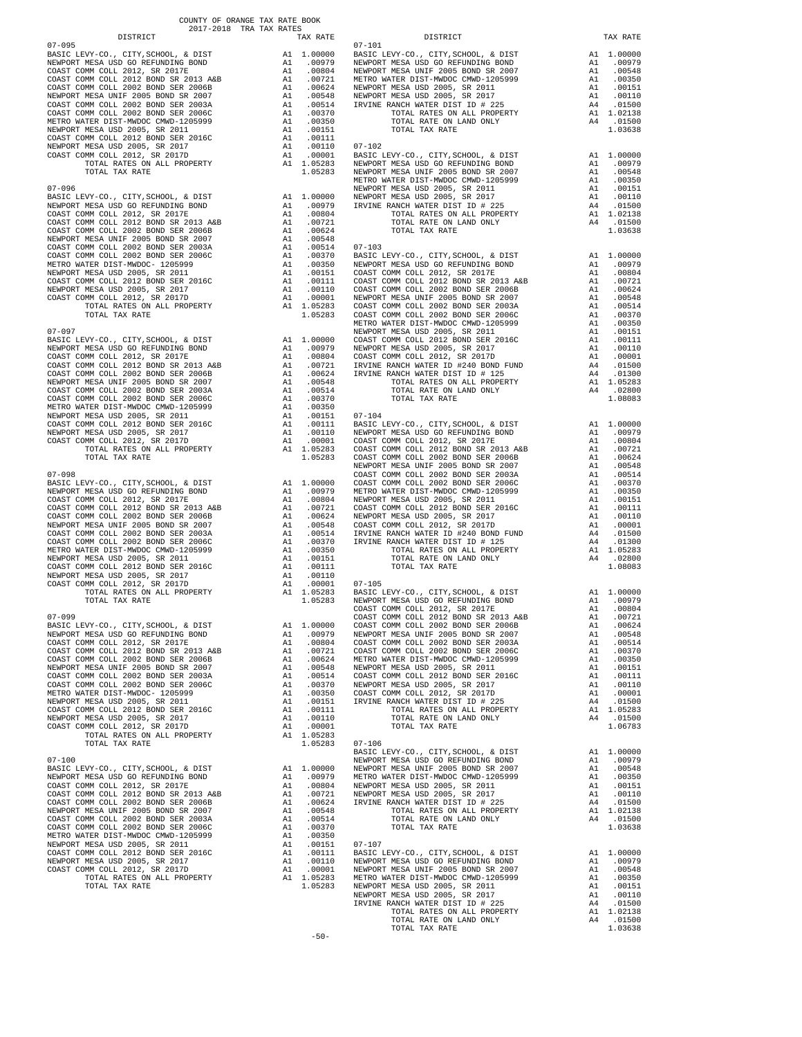COUNTY OF ORANGE TAX RATE BOOK
2017-2018 TRA TAX RATES

| DISTRICT | | TAX RATE |
|---|---|---|
| **07-095** | | |
| BASIC LEVY-CO., CITY,SCHOOL, & DIST | A1 | 1.00000 |
| NEWPORT MESA USD GO REFUNDING BOND | A1 | .00979 |
| COAST COMM COLL 2012, SR 2017E | A1 | .00804 |
| COAST COMM COLL 2012 BOND SR 2013 A&B | A1 | .00721 |
| COAST COMM COLL 2002 BOND SER 2006B | A1 | .00624 |
| NEWPORT MESA UNIF 2005 BOND SR 2007 | A1 | .00548 |
| COAST COMM COLL 2002 BOND SER 2003A | A1 | .00514 |
| COAST COMM COLL 2002 BOND SER 2006C | A1 | .00370 |
| METRO WATER DIST-MWDOC CMWD-1205999 | A1 | .00350 |
| NEWPORT MESA USD 2005, SR 2011 | A1 | .00151 |
| COAST COMM COLL 2012 BOND SER 2016C | A1 | .00111 |
| NEWPORT MESA USD 2005, SR 2017 | A1 | .00110 |
| COAST COMM COLL 2012, SR 2017D | A1 | .00001 |
| TOTAL RATES ON ALL PROPERTY | A1 | 1.05283 |
| TOTAL TAX RATE | | 1.05283 |
| **07-096** | | |
| BASIC LEVY-CO., CITY,SCHOOL, & DIST | A1 | 1.00000 |
| NEWPORT MESA USD GO REFUNDING BOND | A1 | .00979 |
| COAST COMM COLL 2012, SR 2017E | A1 | .00804 |
| COAST COMM COLL 2012 BOND SR 2013 A&B | A1 | .00721 |
| COAST COMM COLL 2002 BOND SER 2006B | A1 | .00624 |
| NEWPORT MESA UNIF 2005 BOND SR 2007 | A1 | .00548 |
| COAST COMM COLL 2002 BOND SER 2003A | A1 | .00514 |
| COAST COMM COLL 2002 BOND SER 2006C | A1 | .00370 |
| METRO WATER DIST-MWDOC- 1205999 | A1 | .00350 |
| NEWPORT MESA USD 2005, SR 2011 | A1 | .00151 |
| COAST COMM COLL 2012 BOND SER 2016C | A1 | .00111 |
| NEWPORT MESA USD 2005, SR 2017 | A1 | .00110 |
| COAST COMM COLL 2012, SR 2017D | A1 | .00001 |
| TOTAL RATES ON ALL PROPERTY | A1 | 1.05283 |
| TOTAL TAX RATE | | 1.05283 |
| **07-097** | | |
| BASIC LEVY-CO., CITY,SCHOOL, & DIST | A1 | 1.00000 |
| NEWPORT MESA USD GO REFUNDING BOND | A1 | .00979 |
| COAST COMM COLL 2012, SR 2017E | A1 | .00804 |
| COAST COMM COLL 2012 BOND SR 2013 A&B | A1 | .00721 |
| COAST COMM COLL 2002 BOND SER 2006B | A1 | .00624 |
| NEWPORT MESA UNIF 2005 BOND SR 2007 | A1 | .00548 |
| COAST COMM COLL 2002 BOND SER 2003A | A1 | .00514 |
| COAST COMM COLL 2002 BOND SER 2006C | A1 | .00370 |
| METRO WATER DIST-MWDOC CMWD-1205999 | A1 | .00350 |
| NEWPORT MESA USD 2005, SR 2011 | A1 | .00151 |
| COAST COMM COLL 2012 BOND SER 2016C | A1 | .00111 |
| NEWPORT MESA USD 2005, SR 2017 | A1 | .00110 |
| COAST COMM COLL 2012, SR 2017D | A1 | .00001 |
| TOTAL RATES ON ALL PROPERTY | A1 | 1.05283 |
| TOTAL TAX RATE | | 1.05283 |
| **07-098** | | |
| BASIC LEVY-CO., CITY,SCHOOL, & DIST | A1 | 1.00000 |
| NEWPORT MESA USD GO REFUNDING BOND | A1 | .00979 |
| COAST COMM COLL 2012, SR 2017E | A1 | .00804 |
| COAST COMM COLL 2012 BOND SR 2013 A&B | A1 | .00721 |
| COAST COMM COLL 2002 BOND SER 2006B | A1 | .00624 |
| NEWPORT MESA UNIF 2005 BOND SR 2007 | A1 | .00548 |
| COAST COMM COLL 2002 BOND SER 2003A | A1 | .00514 |
| COAST COMM COLL 2002 BOND SER 2006C | A1 | .00370 |
| METRO WATER DIST-MWDOC CMWD-1205999 | A1 | .00350 |
| NEWPORT MESA USD 2005, SR 2011 | A1 | .00151 |
| COAST COMM COLL 2012 BOND SER 2016C | A1 | .00111 |
| NEWPORT MESA USD 2005, SR 2017 | A1 | .00110 |
| COAST COMM COLL 2012, SR 2017D | A1 | .00001 |
| TOTAL RATES ON ALL PROPERTY | A1 | 1.05283 |
| TOTAL TAX RATE | | 1.05283 |
| **07-099** | | |
| BASIC LEVY-CO., CITY,SCHOOL, & DIST | A1 | 1.00000 |
| NEWPORT MESA USD GO REFUNDING BOND | A1 | .00979 |
| COAST COMM COLL 2012, SR 2017E | A1 | .00804 |
| COAST COMM COLL 2012 BOND SR 2013 A&B | A1 | .00721 |
| COAST COMM COLL 2002 BOND SER 2006B | A1 | .00624 |
| NEWPORT MESA UNIF 2005 BOND SR 2007 | A1 | .00548 |
| COAST COMM COLL 2002 BOND SER 2003A | A1 | .00514 |
| COAST COMM COLL 2002 BOND SER 2006C | A1 | .00370 |
| METRO WATER DIST-MWDOC- 1205999 | A1 | .00350 |
| NEWPORT MESA USD 2005, SR 2011 | A1 | .00151 |
| COAST COMM COLL 2012 BOND SER 2016C | A1 | .00111 |
| NEWPORT MESA USD 2005, SR 2017 | A1 | .00110 |
| COAST COMM COLL 2012, SR 2017D | A1 | .00001 |
| TOTAL RATES ON ALL PROPERTY | A1 | 1.05283 |
| TOTAL TAX RATE | | 1.05283 |
| **07-100** | | |
| BASIC LEVY-CO., CITY,SCHOOL, & DIST | A1 | 1.00000 |
| NEWPORT MESA USD GO REFUNDING BOND | A1 | .00979 |
| COAST COMM COLL 2012, SR 2017E | A1 | .00804 |
| COAST COMM COLL 2012 BOND SR 2013 A&B | A1 | .00721 |
| COAST COMM COLL 2002 BOND SER 2006B | A1 | .00624 |
| NEWPORT MESA UNIF 2005 BOND SR 2007 | A1 | .00548 |
| COAST COMM COLL 2002 BOND SER 2003A | A1 | .00514 |
| COAST COMM COLL 2002 BOND SER 2006C | A1 | .00370 |
| METRO WATER DIST-MWDOC CMWD-1205999 | A1 | .00350 |
| NEWPORT MESA USD 2005, SR 2011 | A1 | .00151 |
| COAST COMM COLL 2012 BOND SER 2016C | A1 | .00111 |
| NEWPORT MESA USD 2005, SR 2017 | A1 | .00110 |
| COAST COMM COLL 2012, SR 2017D | A1 | .00001 |
| TOTAL RATES ON ALL PROPERTY | A1 | 1.05283 |
| TOTAL TAX RATE | | 1.05283 |
| **07-101** | | |
| BASIC LEVY-CO., CITY,SCHOOL, & DIST | A1 | 1.00000 |
| NEWPORT MESA USD GO REFUNDING BOND | A1 | .00979 |
| NEWPORT MESA UNIF 2005 BOND SR 2007 | A1 | .00548 |
| METRO WATER DIST-MWDOC CMWD-1205999 | A1 | .00350 |
| NEWPORT MESA USD 2005, SR 2011 | A1 | .00151 |
| NEWPORT MESA USD 2005, SR 2017 | A1 | .00110 |
| IRVINE RANCH WATER DIST ID # 225 | A4 | .01500 |
| TOTAL RATES ON ALL PROPERTY | A1 | 1.02138 |
| TOTAL RATE ON LAND ONLY | A4 | .01500 |
| TOTAL TAX RATE | | 1.03638 |
| **07-102** | | |
| BASIC LEVY-CO., CITY,SCHOOL, & DIST | A1 | 1.00000 |
| NEWPORT MESA USD GO REFUNDING BOND | A1 | .00979 |
| NEWPORT MESA UNIF 2005 BOND SR 2007 | A1 | .00548 |
| METRO WATER DIST-MWDOC CMWD-1205999 | A1 | .00350 |
| NEWPORT MESA USD 2005, SR 2011 | A1 | .00151 |
| NEWPORT MESA USD 2005, SR 2017 | A1 | .00110 |
| IRVINE RANCH WATER DIST ID # 225 | A4 | .01500 |
| TOTAL RATES ON ALL PROPERTY | A1 | 1.02138 |
| TOTAL RATE ON LAND ONLY | A4 | .01500 |
| TOTAL TAX RATE | | 1.03638 |
| **07-103** | | |
| BASIC LEVY-CO., CITY,SCHOOL, & DIST | A1 | 1.00000 |
| NEWPORT MESA USD GO REFUNDING BOND | A1 | .00979 |
| COAST COMM COLL 2012, SR 2017E | A1 | .00804 |
| COAST COMM COLL 2012 BOND SR 2013 A&B | A1 | .00721 |
| COAST COMM COLL 2002 BOND SER 2006B | A1 | .00624 |
| NEWPORT MESA UNIF 2005 BOND SR 2007 | A1 | .00548 |
| COAST COMM COLL 2002 BOND SER 2003A | A1 | .00514 |
| COAST COMM COLL 2002 BOND SER 2006C | A1 | .00370 |
| METRO WATER DIST-MWDOC CMWD-1205999 | A1 | .00350 |
| NEWPORT MESA USD 2005, SR 2011 | A1 | .00151 |
| COAST COMM COLL 2012 BOND SER 2016C | A1 | .00111 |
| NEWPORT MESA USD 2005, SR 2017 | A1 | .00110 |
| COAST COMM COLL 2012, SR 2017D | A1 | .00001 |
| IRVINE RANCH WATER ID #240 BOND FUND | A4 | .01500 |
| IRVINE RANCH WATER DIST ID # 125 | A4 | .01300 |
| TOTAL RATES ON ALL PROPERTY | A1 | 1.05283 |
| TOTAL RATE ON LAND ONLY | A4 | .02800 |
| TOTAL TAX RATE | | 1.08083 |
| **07-104** | | |
| BASIC LEVY-CO., CITY,SCHOOL, & DIST | A1 | 1.00000 |
| NEWPORT MESA USD GO REFUNDING BOND | A1 | .00979 |
| COAST COMM COLL 2012, SR 2017E | A1 | .00804 |
| COAST COMM COLL 2012 BOND SR 2013 A&B | A1 | .00721 |
| COAST COMM COLL 2002 BOND SER 2006B | A1 | .00624 |
| NEWPORT MESA UNIF 2005 BOND SR 2007 | A1 | .00548 |
| COAST COMM COLL 2002 BOND SER 2003A | A1 | .00514 |
| COAST COMM COLL 2002 BOND SER 2006C | A1 | .00370 |
| METRO WATER DIST-MWDOC CMWD-1205999 | A1 | .00350 |
| NEWPORT MESA USD 2005, SR 2011 | A1 | .00151 |
| COAST COMM COLL 2012 BOND SER 2016C | A1 | .00111 |
| NEWPORT MESA USD 2005, SR 2017 | A1 | .00110 |
| COAST COMM COLL 2012, SR 2017D | A1 | .00001 |
| IRVINE RANCH WATER ID #240 BOND FUND | A4 | .01500 |
| IRVINE RANCH WATER DIST ID # 125 | A4 | .01300 |
| TOTAL RATES ON ALL PROPERTY | A1 | 1.05283 |
| TOTAL RATE ON LAND ONLY | A4 | .02800 |
| TOTAL TAX RATE | | 1.08083 |
| **07-105** | | |
| BASIC LEVY-CO., CITY,SCHOOL, & DIST | A1 | 1.00000 |
| NEWPORT MESA USD GO REFUNDING BOND | A1 | .00979 |
| COAST COMM COLL 2012, SR 2017E | A1 | .00804 |
| COAST COMM COLL 2012 BOND SR 2013 A&B | A1 | .00721 |
| COAST COMM COLL 2002 BOND SER 2006B | A1 | .00624 |
| NEWPORT MESA UNIF 2005 BOND SR 2007 | A1 | .00548 |
| COAST COMM COLL 2002 BOND SER 2003A | A1 | .00514 |
| COAST COMM COLL 2002 BOND SER 2006C | A1 | .00370 |
| METRO WATER DIST-MWDOC CMWD-1205999 | A1 | .00350 |
| NEWPORT MESA USD 2005, SR 2011 | A1 | .00151 |
| COAST COMM COLL 2012 BOND SER 2016C | A1 | .00111 |
| NEWPORT MESA USD 2005, SR 2017 | A1 | .00110 |
| COAST COMM COLL 2012, SR 2017D | A1 | .00001 |
| IRVINE RANCH WATER DIST ID # 225 | A4 | .01500 |
| TOTAL RATES ON ALL PROPERTY | A1 | 1.05283 |
| TOTAL RATE ON LAND ONLY | A4 | .01500 |
| TOTAL TAX RATE | | 1.06783 |
| **07-106** | | |
| BASIC LEVY-CO., CITY,SCHOOL, & DIST | A1 | 1.00000 |
| NEWPORT MESA USD GO REFUNDING BOND | A1 | .00979 |
| NEWPORT MESA UNIF 2005 BOND SR 2007 | A1 | .00548 |
| METRO WATER DIST-MWDOC CMWD-1205999 | A1 | .00350 |
| NEWPORT MESA USD 2005, SR 2011 | A1 | .00151 |
| NEWPORT MESA USD 2005, SR 2017 | A1 | .00110 |
| IRVINE RANCH WATER DIST ID # 225 | A4 | .01500 |
| TOTAL RATES ON ALL PROPERTY | A1 | 1.02138 |
| TOTAL RATE ON LAND ONLY | A4 | .01500 |
| TOTAL TAX RATE | | 1.03638 |
| **07-107** | | |
| BASIC LEVY-CO., CITY,SCHOOL, & DIST | A1 | 1.00000 |
| NEWPORT MESA USD GO REFUNDING BOND | A1 | .00979 |
| NEWPORT MESA UNIF 2005 BOND SR 2007 | A1 | .00548 |
| METRO WATER DIST-MWDOC CMWD-1205999 | A1 | .00350 |
| NEWPORT MESA USD 2005, SR 2011 | A1 | .00151 |
| NEWPORT MESA USD 2005, SR 2017 | A1 | .00110 |
| IRVINE RANCH WATER DIST ID # 225 | A4 | .01500 |
| TOTAL RATES ON ALL PROPERTY | A1 | 1.02138 |
| TOTAL RATE ON LAND ONLY | A4 | .01500 |
| TOTAL TAX RATE | | 1.03638 |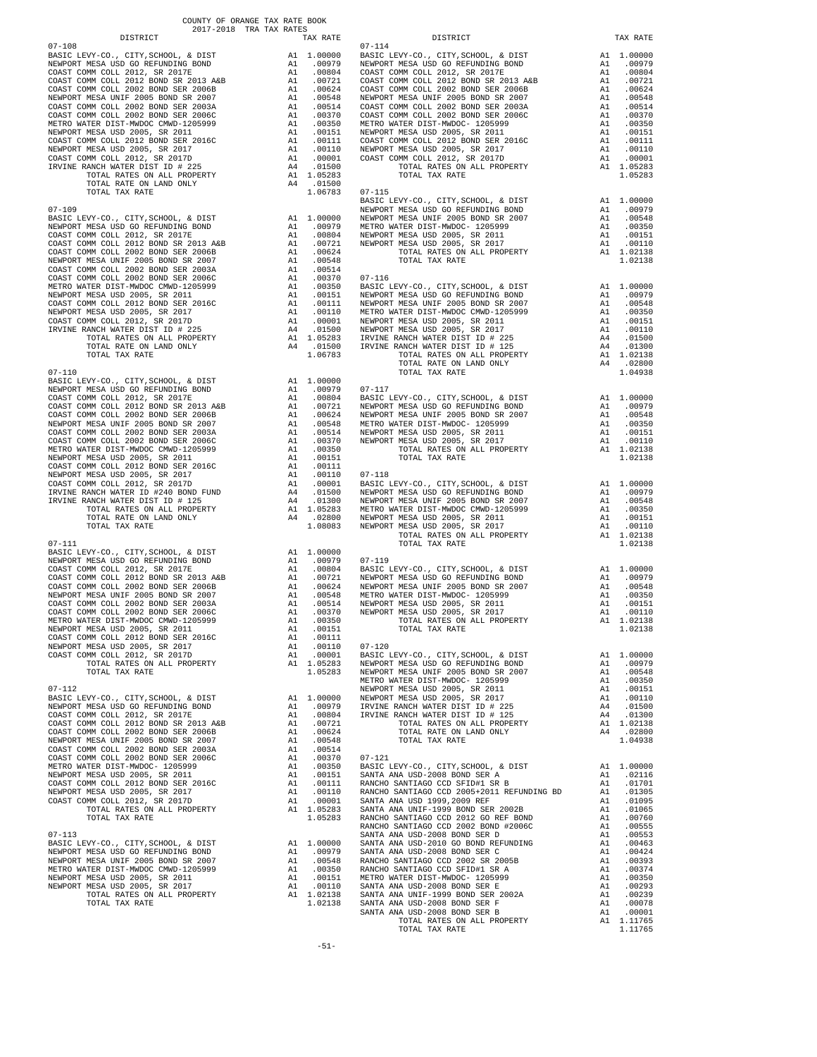COUNTY OF ORANGE TAX RATE BOOK
2017-2018 TRA TAX RATES

| DISTRICT | | TAX RATE |
|---|---|---|
| **07-108** | | |
| BASIC LEVY-CO., CITY,SCHOOL, & DIST | A1 | 1.00000 |
| NEWPORT MESA USD GO REFUNDING BOND | A1 | .00979 |
| COAST COMM COLL 2012, SR 2017E | A1 | .00804 |
| COAST COMM COLL 2012 BOND SR 2013 A&B | A1 | .00721 |
| COAST COMM COLL 2002 BOND SER 2006B | A1 | .00624 |
| NEWPORT MESA UNIF 2005 BOND SR 2007 | A1 | .00548 |
| COAST COMM COLL 2002 BOND SER 2003A | A1 | .00514 |
| COAST COMM COLL 2002 BOND SER 2006C | A1 | .00370 |
| METRO WATER DIST-MWDOC CMWD-1205999 | A1 | .00350 |
| NEWPORT MESA USD 2005, SR 2011 | A1 | .00151 |
| COAST COMM COLL 2012 BOND SER 2016C | A1 | .00111 |
| NEWPORT MESA USD 2005, SR 2017 | A1 | .00110 |
| COAST COMM COLL 2012, SR 2017D | A1 | .00001 |
| IRVINE RANCH WATER DIST ID # 225 | A4 | .01500 |
| TOTAL RATES ON ALL PROPERTY | A1 | 1.05283 |
| TOTAL RATE ON LAND ONLY | A4 | .01500 |
| TOTAL TAX RATE | | 1.06783 |
| **07-109** | | |
| BASIC LEVY-CO., CITY,SCHOOL, & DIST | A1 | 1.00000 |
| NEWPORT MESA USD GO REFUNDING BOND | A1 | .00979 |
| COAST COMM COLL 2012, SR 2017E | A1 | .00804 |
| COAST COMM COLL 2012 BOND SR 2013 A&B | A1 | .00721 |
| COAST COMM COLL 2002 BOND SER 2006B | A1 | .00624 |
| NEWPORT MESA UNIF 2005 BOND SR 2007 | A1 | .00548 |
| COAST COMM COLL 2002 BOND SER 2003A | A1 | .00514 |
| COAST COMM COLL 2002 BOND SER 2006C | A1 | .00370 |
| METRO WATER DIST-MWDOC CMWD-1205999 | A1 | .00350 |
| NEWPORT MESA USD 2005, SR 2011 | A1 | .00151 |
| COAST COMM COLL 2012 BOND SER 2016C | A1 | .00111 |
| NEWPORT MESA USD 2005, SR 2017 | A1 | .00110 |
| COAST COMM COLL 2012, SR 2017D | A1 | .00001 |
| IRVINE RANCH WATER DIST ID # 225 | A4 | .01500 |
| TOTAL RATES ON ALL PROPERTY | A1 | 1.05283 |
| TOTAL RATE ON LAND ONLY | A4 | .01500 |
| TOTAL TAX RATE | | 1.06783 |
| **07-110** | | |
| BASIC LEVY-CO., CITY,SCHOOL, & DIST | A1 | 1.00000 |
| NEWPORT MESA USD GO REFUNDING BOND | A1 | .00979 |
| COAST COMM COLL 2012, SR 2017E | A1 | .00804 |
| COAST COMM COLL 2012 BOND SR 2013 A&B | A1 | .00721 |
| COAST COMM COLL 2002 BOND SER 2006B | A1 | .00624 |
| NEWPORT MESA UNIF 2005 BOND SR 2007 | A1 | .00548 |
| COAST COMM COLL 2002 BOND SER 2003A | A1 | .00514 |
| COAST COMM COLL 2002 BOND SER 2006C | A1 | .00370 |
| METRO WATER DIST-MWDOC CMWD-1205999 | A1 | .00350 |
| NEWPORT MESA USD 2005, SR 2011 | A1 | .00151 |
| COAST COMM COLL 2012 BOND SER 2016C | A1 | .00111 |
| NEWPORT MESA USD 2005, SR 2017 | A1 | .00110 |
| COAST COMM COLL 2012, SR 2017D | A1 | .00001 |
| IRVINE RANCH WATER ID #240 BOND FUND | A4 | .01500 |
| IRVINE RANCH WATER DIST ID # 125 | A4 | .01300 |
| TOTAL RATES ON ALL PROPERTY | A1 | 1.05283 |
| TOTAL RATE ON LAND ONLY | A4 | .02800 |
| TOTAL TAX RATE | | 1.08083 |
| **07-111** | | |
| BASIC LEVY-CO., CITY,SCHOOL, & DIST | A1 | 1.00000 |
| NEWPORT MESA USD GO REFUNDING BOND | A1 | .00979 |
| COAST COMM COLL 2012, SR 2017E | A1 | .00804 |
| COAST COMM COLL 2012 BOND SR 2013 A&B | A1 | .00721 |
| COAST COMM COLL 2002 BOND SER 2006B | A1 | .00624 |
| NEWPORT MESA UNIF 2005 BOND SR 2007 | A1 | .00548 |
| COAST COMM COLL 2002 BOND SER 2003A | A1 | .00514 |
| COAST COMM COLL 2002 BOND SER 2006C | A1 | .00370 |
| METRO WATER DIST-MWDOC CMWD-1205999 | A1 | .00350 |
| NEWPORT MESA USD 2005, SR 2011 | A1 | .00151 |
| COAST COMM COLL 2012 BOND SER 2016C | A1 | .00111 |
| NEWPORT MESA USD 2005, SR 2017 | A1 | .00110 |
| COAST COMM COLL 2012, SR 2017D | A1 | .00001 |
| TOTAL RATES ON ALL PROPERTY | A1 | 1.05283 |
| TOTAL TAX RATE | | 1.05283 |
| **07-112** | | |
| BASIC LEVY-CO., CITY,SCHOOL, & DIST | A1 | 1.00000 |
| NEWPORT MESA USD GO REFUNDING BOND | A1 | .00979 |
| COAST COMM COLL 2012, SR 2017E | A1 | .00804 |
| COAST COMM COLL 2012 BOND SR 2013 A&B | A1 | .00721 |
| COAST COMM COLL 2002 BOND SER 2006B | A1 | .00624 |
| NEWPORT MESA UNIF 2005 BOND SR 2007 | A1 | .00548 |
| COAST COMM COLL 2002 BOND SER 2003A | A1 | .00514 |
| COAST COMM COLL 2002 BOND SER 2006C | A1 | .00370 |
| METRO WATER DIST-MWDOC- 1205999 | A1 | .00350 |
| NEWPORT MESA USD 2005, SR 2011 | A1 | .00151 |
| COAST COMM COLL 2012 BOND SER 2016C | A1 | .00111 |
| NEWPORT MESA USD 2005, SR 2017 | A1 | .00110 |
| COAST COMM COLL 2012, SR 2017D | A1 | .00001 |
| TOTAL RATES ON ALL PROPERTY | A1 | 1.05283 |
| TOTAL TAX RATE | | 1.05283 |
| **07-113** | | |
| BASIC LEVY-CO., CITY,SCHOOL, & DIST | A1 | 1.00000 |
| NEWPORT MESA USD GO REFUNDING BOND | A1 | .00979 |
| NEWPORT MESA UNIF 2005 BOND SR 2007 | A1 | .00548 |
| METRO WATER DIST-MWDOC CMWD-1205999 | A1 | .00350 |
| NEWPORT MESA USD 2005, SR 2011 | A1 | .00151 |
| NEWPORT MESA USD 2005, SR 2017 | A1 | .00110 |
| TOTAL RATES ON ALL PROPERTY | A1 | 1.02138 |
| TOTAL TAX RATE | | 1.02138 |
| **07-114** | | |
| BASIC LEVY-CO., CITY,SCHOOL, & DIST | A1 | 1.00000 |
| NEWPORT MESA USD GO REFUNDING BOND | A1 | .00979 |
| COAST COMM COLL 2012, SR 2017E | A1 | .00804 |
| COAST COMM COLL 2012 BOND SR 2013 A&B | A1 | .00721 |
| COAST COMM COLL 2002 BOND SER 2006B | A1 | .00624 |
| NEWPORT MESA UNIF 2005 BOND SR 2007 | A1 | .00548 |
| COAST COMM COLL 2002 BOND SER 2003A | A1 | .00514 |
| COAST COMM COLL 2002 BOND SER 2006C | A1 | .00370 |
| METRO WATER DIST-MWDOC- 1205999 | A1 | .00350 |
| NEWPORT MESA USD 2005, SR 2011 | A1 | .00151 |
| COAST COMM COLL 2012 BOND SER 2016C | A1 | .00111 |
| NEWPORT MESA USD 2005, SR 2017 | A1 | .00110 |
| COAST COMM COLL 2012, SR 2017D | A1 | .00001 |
| TOTAL RATES ON ALL PROPERTY | A1 | 1.05283 |
| TOTAL TAX RATE | | 1.05283 |
| **07-115** | | |
| BASIC LEVY-CO., CITY,SCHOOL, & DIST | A1 | 1.00000 |
| NEWPORT MESA USD GO REFUNDING BOND | A1 | .00979 |
| NEWPORT MESA UNIF 2005 BOND SR 2007 | A1 | .00548 |
| METRO WATER DIST-MWDOC- 1205999 | A1 | .00350 |
| NEWPORT MESA USD 2005, SR 2011 | A1 | .00151 |
| NEWPORT MESA USD 2005, SR 2017 | A1 | .00110 |
| TOTAL RATES ON ALL PROPERTY | A1 | 1.02138 |
| TOTAL TAX RATE | | 1.02138 |
| **07-116** | | |
| BASIC LEVY-CO., CITY,SCHOOL, & DIST | A1 | 1.00000 |
| NEWPORT MESA USD GO REFUNDING BOND | A1 | .00979 |
| NEWPORT MESA UNIF 2005 BOND SR 2007 | A1 | .00548 |
| METRO WATER DIST-MWDOC CMWD-1205999 | A1 | .00350 |
| NEWPORT MESA USD 2005, SR 2011 | A1 | .00151 |
| NEWPORT MESA USD 2005, SR 2017 | A1 | .00110 |
| IRVINE RANCH WATER DIST ID # 225 | A4 | .01500 |
| IRVINE RANCH WATER DIST ID # 125 | A4 | .01300 |
| TOTAL RATES ON ALL PROPERTY | A1 | 1.02138 |
| TOTAL RATE ON LAND ONLY | A4 | .02800 |
| TOTAL TAX RATE | | 1.04938 |
| **07-117** | | |
| BASIC LEVY-CO., CITY,SCHOOL, & DIST | A1 | 1.00000 |
| NEWPORT MESA USD GO REFUNDING BOND | A1 | .00979 |
| NEWPORT MESA UNIF 2005 BOND SR 2007 | A1 | .00548 |
| METRO WATER DIST-MWDOC- 1205999 | A1 | .00350 |
| NEWPORT MESA USD 2005, SR 2011 | A1 | .00151 |
| NEWPORT MESA USD 2005, SR 2017 | A1 | .00110 |
| TOTAL RATES ON ALL PROPERTY | A1 | 1.02138 |
| TOTAL TAX RATE | | 1.02138 |
| **07-118** | | |
| BASIC LEVY-CO., CITY,SCHOOL, & DIST | A1 | 1.00000 |
| NEWPORT MESA USD GO REFUNDING BOND | A1 | .00979 |
| NEWPORT MESA UNIF 2005 BOND SR 2007 | A1 | .00548 |
| METRO WATER DIST-MWDOC CMWD-1205999 | A1 | .00350 |
| NEWPORT MESA USD 2005, SR 2011 | A1 | .00151 |
| NEWPORT MESA USD 2005, SR 2017 | A1 | .00110 |
| TOTAL RATES ON ALL PROPERTY | A1 | 1.02138 |
| TOTAL TAX RATE | | 1.02138 |
| **07-119** | | |
| BASIC LEVY-CO., CITY,SCHOOL, & DIST | A1 | 1.00000 |
| NEWPORT MESA USD GO REFUNDING BOND | A1 | .00979 |
| NEWPORT MESA UNIF 2005 BOND SR 2007 | A1 | .00548 |
| METRO WATER DIST-MWDOC- 1205999 | A1 | .00350 |
| NEWPORT MESA USD 2005, SR 2011 | A1 | .00151 |
| NEWPORT MESA USD 2005, SR 2017 | A1 | .00110 |
| TOTAL RATES ON ALL PROPERTY | A1 | 1.02138 |
| TOTAL TAX RATE | | 1.02138 |
| **07-120** | | |
| BASIC LEVY-CO., CITY,SCHOOL, & DIST | A1 | 1.00000 |
| NEWPORT MESA USD GO REFUNDING BOND | A1 | .00979 |
| NEWPORT MESA UNIF 2005 BOND SR 2007 | A1 | .00548 |
| METRO WATER DIST-MWDOC- 1205999 | A1 | .00350 |
| NEWPORT MESA USD 2005, SR 2011 | A1 | .00151 |
| NEWPORT MESA USD 2005, SR 2017 | A1 | .00110 |
| IRVINE RANCH WATER DIST ID # 225 | A4 | .01500 |
| IRVINE RANCH WATER DIST ID # 125 | A4 | .01300 |
| TOTAL RATES ON ALL PROPERTY | A1 | 1.02138 |
| TOTAL RATE ON LAND ONLY | A4 | .02800 |
| TOTAL TAX RATE | | 1.04938 |
| **07-121** | | |
| BASIC LEVY-CO., CITY,SCHOOL, & DIST | A1 | 1.00000 |
| SANTA ANA USD-2008 BOND SER A | A1 | .02116 |
| RANCHO SANTIAGO CCD SFID#1 SR B | A1 | .01701 |
| RANCHO SANTIAGO CCD 2005+2011 REFUNDING BD | A1 | .01305 |
| SANTA ANA USD 1999,2009 REF | A1 | .01095 |
| SANTA ANA UNIF-1999 BOND SER 2002B | A1 | .01065 |
| RANCHO SANTIAGO CCD 2012 GO REF BOND | A1 | .00760 |
| RANCHO SANTIAGO CCD 2002 BOND #2006C | A1 | .00555 |
| SANTA ANA USD-2008 BOND SER D | A1 | .00553 |
| SANTA ANA USD-2010 GO BOND REFUNDING | A1 | .00463 |
| SANTA ANA USD-2008 BOND SER C | A1 | .00424 |
| RANCHO SANTIAGO CCD 2002 SR 2005B | A1 | .00393 |
| RANCHO SANTIAGO CCD SFID#1 SR A | A1 | .00374 |
| METRO WATER DIST-MWDOC- 1205999 | A1 | .00350 |
| SANTA ANA USD-2008 BOND SER E | A1 | .00293 |
| SANTA ANA UNIF-1999 BOND SER 2002A | A1 | .00239 |
| SANTA ANA USD-2008 BOND SER F | A1 | .00078 |
| SANTA ANA USD-2008 BOND SER B | A1 | .00001 |
| TOTAL RATES ON ALL PROPERTY | A1 | 1.11765 |
| TOTAL TAX RATE | | 1.11765 |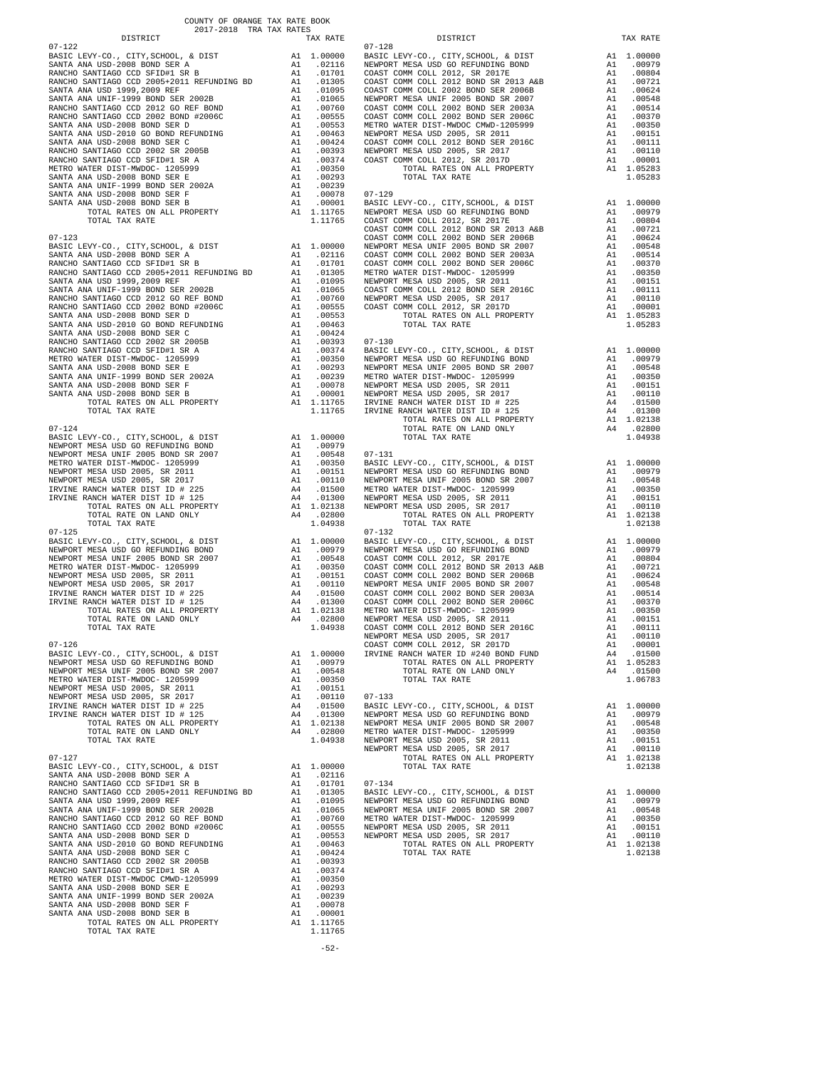COUNTY OF ORANGE TAX RATE BOOK
2017-2018 TRA TAX RATES

| DISTRICT | | TAX RATE |
|---|---|---|
| **07-122** | | |
| BASIC LEVY-CO., CITY,SCHOOL, & DIST | A1 | 1.00000 |
| SANTA ANA USD-2008 BOND SER A | A1 | .02116 |
| RANCHO SANTIAGO CCD SFID#1 SR B | A1 | .01701 |
| RANCHO SANTIAGO CCD 2005+2011 REFUNDING BD | A1 | .01305 |
| SANTA ANA USD 1999,2009 REF | A1 | .01095 |
| SANTA ANA UNIF-1999 BOND SER 2002B | A1 | .01065 |
| RANCHO SANTIAGO CCD 2012 GO REF BOND | A1 | .00760 |
| RANCHO SANTIAGO CCD 2002 BOND #2006C | A1 | .00555 |
| SANTA ANA USD-2008 BOND SER D | A1 | .00553 |
| SANTA ANA USD-2010 GO BOND REFUNDING | A1 | .00463 |
| SANTA ANA USD-2008 BOND SER C | A1 | .00424 |
| RANCHO SANTIAGO CCD 2002 SR 2005B | A1 | .00393 |
| RANCHO SANTIAGO CCD SFID#1 SR A | A1 | .00374 |
| METRO WATER DIST-MWDOC- 1205999 | A1 | .00350 |
| SANTA ANA USD-2008 BOND SER E | A1 | .00293 |
| SANTA ANA UNIF-1999 BOND SER 2002A | A1 | .00239 |
| SANTA ANA USD-2008 BOND SER F | A1 | .00078 |
| SANTA ANA USD-2008 BOND SER B | A1 | .00001 |
| TOTAL RATES ON ALL PROPERTY | A1 | 1.11765 |
| TOTAL TAX RATE | | 1.11765 |
| **07-123** | | |
| BASIC LEVY-CO., CITY,SCHOOL, & DIST | A1 | 1.00000 |
| SANTA ANA USD-2008 BOND SER A | A1 | .02116 |
| RANCHO SANTIAGO CCD SFID#1 SR B | A1 | .01701 |
| RANCHO SANTIAGO CCD 2005+2011 REFUNDING BD | A1 | .01305 |
| SANTA ANA USD 1999,2009 REF | A1 | .01095 |
| SANTA ANA UNIF-1999 BOND SER 2002B | A1 | .01065 |
| RANCHO SANTIAGO CCD 2012 GO REF BOND | A1 | .00760 |
| RANCHO SANTIAGO CCD 2002 BOND #2006C | A1 | .00555 |
| SANTA ANA USD-2008 BOND SER D | A1 | .00553 |
| SANTA ANA USD-2010 GO BOND REFUNDING | A1 | .00463 |
| SANTA ANA USD-2008 BOND SER C | A1 | .00424 |
| RANCHO SANTIAGO CCD 2002 SR 2005B | A1 | .00393 |
| RANCHO SANTIAGO CCD SFID#1 SR A | A1 | .00374 |
| METRO WATER DIST-MWDOC- 1205999 | A1 | .00350 |
| SANTA ANA USD-2008 BOND SER E | A1 | .00293 |
| SANTA ANA UNIF-1999 BOND SER 2002A | A1 | .00239 |
| SANTA ANA USD-2008 BOND SER F | A1 | .00078 |
| SANTA ANA USD-2008 BOND SER B | A1 | .00001 |
| TOTAL RATES ON ALL PROPERTY | A1 | 1.11765 |
| TOTAL TAX RATE | | 1.11765 |
| **07-124** | | |
| BASIC LEVY-CO., CITY,SCHOOL, & DIST | A1 | 1.00000 |
| NEWPORT MESA USD GO REFUNDING BOND | A1 | .00979 |
| NEWPORT MESA UNIF 2005 BOND SR 2007 | A1 | .00548 |
| METRO WATER DIST-MWDOC- 1205999 | A1 | .00350 |
| NEWPORT MESA USD 2005, SR 2011 | A1 | .00151 |
| NEWPORT MESA USD 2005, SR 2017 | A1 | .00110 |
| IRVINE RANCH WATER DIST ID # 225 | A4 | .01500 |
| IRVINE RANCH WATER DIST ID # 125 | A4 | .01300 |
| TOTAL RATES ON ALL PROPERTY | A1 | 1.02138 |
| TOTAL RATE ON LAND ONLY | A4 | .02800 |
| TOTAL TAX RATE | | 1.04938 |
| **07-125** | | |
| BASIC LEVY-CO., CITY,SCHOOL, & DIST | A1 | 1.00000 |
| NEWPORT MESA USD GO REFUNDING BOND | A1 | .00979 |
| NEWPORT MESA UNIF 2005 BOND SR 2007 | A1 | .00548 |
| METRO WATER DIST-MWDOC- 1205999 | A1 | .00350 |
| NEWPORT MESA USD 2005, SR 2011 | A1 | .00151 |
| NEWPORT MESA USD 2005, SR 2017 | A1 | .00110 |
| IRVINE RANCH WATER DIST ID # 225 | A4 | .01500 |
| IRVINE RANCH WATER DIST ID # 125 | A4 | .01300 |
| TOTAL RATES ON ALL PROPERTY | A1 | 1.02138 |
| TOTAL RATE ON LAND ONLY | A4 | .02800 |
| TOTAL TAX RATE | | 1.04938 |
| **07-126** | | |
| BASIC LEVY-CO., CITY,SCHOOL, & DIST | A1 | 1.00000 |
| NEWPORT MESA USD GO REFUNDING BOND | A1 | .00979 |
| NEWPORT MESA UNIF 2005 BOND SR 2007 | A1 | .00548 |
| METRO WATER DIST-MWDOC- 1205999 | A1 | .00350 |
| NEWPORT MESA USD 2005, SR 2011 | A1 | .00151 |
| NEWPORT MESA USD 2005, SR 2017 | A1 | .00110 |
| IRVINE RANCH WATER DIST ID # 225 | A4 | .01500 |
| IRVINE RANCH WATER DIST ID # 125 | A4 | .01300 |
| TOTAL RATES ON ALL PROPERTY | A1 | 1.02138 |
| TOTAL RATE ON LAND ONLY | A4 | .02800 |
| TOTAL TAX RATE | | 1.04938 |
| **07-127** | | |
| BASIC LEVY-CO., CITY,SCHOOL, & DIST | A1 | 1.00000 |
| SANTA ANA USD-2008 BOND SER A | A1 | .02116 |
| RANCHO SANTIAGO CCD SFID#1 SR B | A1 | .01701 |
| RANCHO SANTIAGO CCD 2005+2011 REFUNDING BD | A1 | .01305 |
| SANTA ANA USD 1999,2009 REF | A1 | .01095 |
| SANTA ANA UNIF-1999 BOND SER 2002B | A1 | .01065 |
| RANCHO SANTIAGO CCD 2012 GO REF BOND | A1 | .00760 |
| RANCHO SANTIAGO CCD 2002 BOND #2006C | A1 | .00555 |
| SANTA ANA USD-2008 BOND SER D | A1 | .00553 |
| SANTA ANA USD-2010 GO BOND REFUNDING | A1 | .00463 |
| SANTA ANA USD-2008 BOND SER C | A1 | .00424 |
| RANCHO SANTIAGO CCD 2002 SR 2005B | A1 | .00393 |
| RANCHO SANTIAGO CCD SFID#1 SR A | A1 | .00374 |
| METRO WATER DIST-MWDOC CMWD-1205999 | A1 | .00350 |
| SANTA ANA USD-2008 BOND SER E | A1 | .00293 |
| SANTA ANA UNIF-1999 BOND SER 2002A | A1 | .00239 |
| SANTA ANA USD-2008 BOND SER F | A1 | .00078 |
| SANTA ANA USD-2008 BOND SER B | A1 | .00001 |
| TOTAL RATES ON ALL PROPERTY | A1 | 1.11765 |
| TOTAL TAX RATE | | 1.11765 |
| **07-128** | | |
| BASIC LEVY-CO., CITY,SCHOOL, & DIST | A1 | 1.00000 |
| NEWPORT MESA USD GO REFUNDING BOND | A1 | .00979 |
| COAST COMM COLL 2012, SR 2017E | A1 | .00804 |
| COAST COMM COLL 2012 BOND SR 2013 A&B | A1 | .00721 |
| COAST COMM COLL 2002 BOND SER 2006B | A1 | .00624 |
| NEWPORT MESA UNIF 2005 BOND SR 2007 | A1 | .00548 |
| COAST COMM COLL 2002 BOND SER 2003A | A1 | .00514 |
| COAST COMM COLL 2002 BOND SER 2006C | A1 | .00370 |
| METRO WATER DIST-MWDOC CMWD-1205999 | A1 | .00350 |
| NEWPORT MESA USD 2005, SR 2011 | A1 | .00151 |
| COAST COMM COLL 2012 BOND SER 2016C | A1 | .00111 |
| NEWPORT MESA USD 2005, SR 2017 | A1 | .00110 |
| COAST COMM COLL 2012, SR 2017D | A1 | .00001 |
| TOTAL RATES ON ALL PROPERTY | A1 | 1.05283 |
| TOTAL TAX RATE | | 1.05283 |
| **07-129** | | |
| BASIC LEVY-CO., CITY,SCHOOL, & DIST | A1 | 1.00000 |
| NEWPORT MESA USD GO REFUNDING BOND | A1 | .00979 |
| COAST COMM COLL 2012, SR 2017E | A1 | .00804 |
| COAST COMM COLL 2012 BOND SR 2013 A&B | A1 | .00721 |
| COAST COMM COLL 2002 BOND SER 2006B | A1 | .00624 |
| NEWPORT MESA UNIF 2005 BOND SR 2007 | A1 | .00548 |
| COAST COMM COLL 2002 BOND SER 2003A | A1 | .00514 |
| COAST COMM COLL 2002 BOND SER 2006C | A1 | .00370 |
| METRO WATER DIST-MWDOC- 1205999 | A1 | .00350 |
| NEWPORT MESA USD 2005, SR 2011 | A1 | .00151 |
| COAST COMM COLL 2012 BOND SER 2016C | A1 | .00111 |
| NEWPORT MESA USD 2005, SR 2017 | A1 | .00110 |
| COAST COMM COLL 2012, SR 2017D | A1 | .00001 |
| TOTAL RATES ON ALL PROPERTY | A1 | 1.05283 |
| TOTAL TAX RATE | | 1.05283 |
| **07-130** | | |
| BASIC LEVY-CO., CITY,SCHOOL, & DIST | A1 | 1.00000 |
| NEWPORT MESA USD GO REFUNDING BOND | A1 | .00979 |
| NEWPORT MESA UNIF 2005 BOND SR 2007 | A1 | .00548 |
| METRO WATER DIST-MWDOC- 1205999 | A1 | .00350 |
| NEWPORT MESA USD 2005, SR 2011 | A1 | .00151 |
| NEWPORT MESA USD 2005, SR 2017 | A1 | .00110 |
| IRVINE RANCH WATER DIST ID # 225 | A4 | .01500 |
| IRVINE RANCH WATER DIST ID # 125 | A4 | .01300 |
| TOTAL RATES ON ALL PROPERTY | A1 | 1.02138 |
| TOTAL RATE ON LAND ONLY | A4 | .02800 |
| TOTAL TAX RATE | | 1.04938 |
| **07-131** | | |
| BASIC LEVY-CO., CITY,SCHOOL, & DIST | A1 | 1.00000 |
| NEWPORT MESA USD GO REFUNDING BOND | A1 | .00979 |
| NEWPORT MESA UNIF 2005 BOND SR 2007 | A1 | .00548 |
| METRO WATER DIST-MWDOC- 1205999 | A1 | .00350 |
| NEWPORT MESA USD 2005, SR 2011 | A1 | .00151 |
| NEWPORT MESA USD 2005, SR 2017 | A1 | .00110 |
| TOTAL RATES ON ALL PROPERTY | A1 | 1.02138 |
| TOTAL TAX RATE | | 1.02138 |
| **07-132** | | |
| BASIC LEVY-CO., CITY,SCHOOL, & DIST | A1 | 1.00000 |
| NEWPORT MESA USD GO REFUNDING BOND | A1 | .00979 |
| COAST COMM COLL 2012, SR 2017E | A1 | .00804 |
| COAST COMM COLL 2012 BOND SR 2013 A&B | A1 | .00721 |
| COAST COMM COLL 2002 BOND SER 2006B | A1 | .00624 |
| NEWPORT MESA UNIF 2005 BOND SR 2007 | A1 | .00548 |
| COAST COMM COLL 2002 BOND SER 2003A | A1 | .00514 |
| COAST COMM COLL 2002 BOND SER 2006C | A1 | .00370 |
| METRO WATER DIST-MWDOC- 1205999 | A1 | .00350 |
| NEWPORT MESA USD 2005, SR 2011 | A1 | .00151 |
| COAST COMM COLL 2012 BOND SER 2016C | A1 | .00111 |
| NEWPORT MESA USD 2005, SR 2017 | A1 | .00110 |
| COAST COMM COLL 2012, SR 2017D | A1 | .00001 |
| IRVINE RANCH WATER ID #240 BOND FUND | A4 | .01500 |
| TOTAL RATES ON ALL PROPERTY | A1 | 1.05283 |
| TOTAL RATE ON LAND ONLY | A4 | .01500 |
| TOTAL TAX RATE | | 1.06783 |
| **07-133** | | |
| BASIC LEVY-CO., CITY,SCHOOL, & DIST | A1 | 1.00000 |
| NEWPORT MESA USD GO REFUNDING BOND | A1 | .00979 |
| NEWPORT MESA UNIF 2005 BOND SR 2007 | A1 | .00548 |
| METRO WATER DIST-MWDOC- 1205999 | A1 | .00350 |
| NEWPORT MESA USD 2005, SR 2011 | A1 | .00151 |
| NEWPORT MESA USD 2005, SR 2017 | A1 | .00110 |
| TOTAL RATES ON ALL PROPERTY | A1 | 1.02138 |
| TOTAL TAX RATE | | 1.02138 |
| **07-134** | | |
| BASIC LEVY-CO., CITY,SCHOOL, & DIST | A1 | 1.00000 |
| NEWPORT MESA USD GO REFUNDING BOND | A1 | .00979 |
| NEWPORT MESA UNIF 2005 BOND SR 2007 | A1 | .00548 |
| METRO WATER DIST-MWDOC- 1205999 | A1 | .00350 |
| NEWPORT MESA USD 2005, SR 2011 | A1 | .00151 |
| NEWPORT MESA USD 2005, SR 2017 | A1 | .00110 |
| TOTAL RATES ON ALL PROPERTY | A1 | 1.02138 |
| TOTAL TAX RATE | | 1.02138 |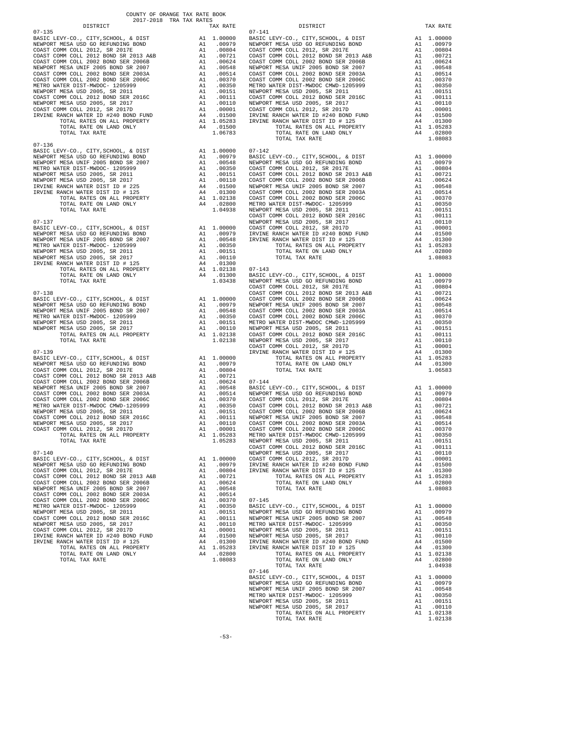COUNTY OF ORANGE TAX RATE BOOK
2017-2018 TRA TAX RATES

| DISTRICT | | TAX RATE |
|---|---|---|
| **07-135** | | |
| BASIC LEVY-CO., CITY,SCHOOL, & DIST | A1 | 1.00000 |
| NEWPORT MESA USD GO REFUNDING BOND | A1 | .00979 |
| COAST COMM COLL 2012, SR 2017E | A1 | .00804 |
| COAST COMM COLL 2012 BOND SR 2013 A&B | A1 | .00721 |
| COAST COMM COLL 2002 BOND SER 2006B | A1 | .00624 |
| NEWPORT MESA UNIF 2005 BOND SR 2007 | A1 | .00548 |
| COAST COMM COLL 2002 BOND SER 2003A | A1 | .00514 |
| COAST COMM COLL 2002 BOND SER 2006C | A1 | .00370 |
| METRO WATER DIST-MWDOC- 1205999 | A1 | .00350 |
| NEWPORT MESA USD 2005, SR 2011 | A1 | .00151 |
| COAST COMM COLL 2012 BOND SER 2016C | A1 | .00111 |
| NEWPORT MESA USD 2005, SR 2017 | A1 | .00110 |
| COAST COMM COLL 2012, SR 2017D | A1 | .00001 |
| IRVINE RANCH WATER ID #240 BOND FUND | A4 | .01500 |
| TOTAL RATES ON ALL PROPERTY | A1 | 1.05283 |
| TOTAL RATE ON LAND ONLY | A4 | .01500 |
| TOTAL TAX RATE | | 1.06783 |
| **07-136** | | |
| BASIC LEVY-CO., CITY,SCHOOL, & DIST | A1 | 1.00000 |
| NEWPORT MESA USD GO REFUNDING BOND | A1 | .00979 |
| NEWPORT MESA UNIF 2005 BOND SR 2007 | A1 | .00548 |
| METRO WATER DIST-MWDOC- 1205999 | A1 | .00350 |
| NEWPORT MESA USD 2005, SR 2011 | A1 | .00151 |
| NEWPORT MESA USD 2005, SR 2017 | A1 | .00110 |
| IRVINE RANCH WATER DIST ID # 225 | A4 | .01500 |
| IRVINE RANCH WATER DIST ID # 125 | A4 | .01300 |
| TOTAL RATES ON ALL PROPERTY | A1 | 1.02138 |
| TOTAL RATE ON LAND ONLY | A4 | .02800 |
| TOTAL TAX RATE | | 1.04938 |
| **07-137** | | |
| BASIC LEVY-CO., CITY,SCHOOL, & DIST | A1 | 1.00000 |
| NEWPORT MESA USD GO REFUNDING BOND | A1 | .00979 |
| NEWPORT MESA UNIF 2005 BOND SR 2007 | A1 | .00548 |
| METRO WATER DIST-MWDOC- 1205999 | A1 | .00350 |
| NEWPORT MESA USD 2005, SR 2011 | A1 | .00151 |
| NEWPORT MESA USD 2005, SR 2017 | A1 | .00110 |
| IRVINE RANCH WATER DIST ID # 125 | A4 | .01300 |
| TOTAL RATES ON ALL PROPERTY | A1 | 1.02138 |
| TOTAL RATE ON LAND ONLY | A4 | .01300 |
| TOTAL TAX RATE | | 1.03438 |
| **07-138** | | |
| BASIC LEVY-CO., CITY,SCHOOL, & DIST | A1 | 1.00000 |
| NEWPORT MESA USD GO REFUNDING BOND | A1 | .00979 |
| NEWPORT MESA UNIF 2005 BOND SR 2007 | A1 | .00548 |
| METRO WATER DIST-MWDOC- 1205999 | A1 | .00350 |
| NEWPORT MESA USD 2005, SR 2011 | A1 | .00151 |
| NEWPORT MESA USD 2005, SR 2017 | A1 | .00110 |
| TOTAL RATES ON ALL PROPERTY | A1 | 1.02138 |
| TOTAL TAX RATE | | 1.02138 |
| **07-139** | | |
| BASIC LEVY-CO., CITY,SCHOOL, & DIST | A1 | 1.00000 |
| NEWPORT MESA USD GO REFUNDING BOND | A1 | .00979 |
| COAST COMM COLL 2012, SR 2017E | A1 | .00804 |
| COAST COMM COLL 2012 BOND SR 2013 A&B | A1 | .00721 |
| COAST COMM COLL 2002 BOND SER 2006B | A1 | .00624 |
| NEWPORT MESA UNIF 2005 BOND SR 2007 | A1 | .00548 |
| COAST COMM COLL 2002 BOND SER 2003A | A1 | .00514 |
| COAST COMM COLL 2002 BOND SER 2006C | A1 | .00370 |
| METRO WATER DIST-MWDOC CMWD-1205999 | A1 | .00350 |
| NEWPORT MESA USD 2005, SR 2011 | A1 | .00151 |
| COAST COMM COLL 2012 BOND SER 2016C | A1 | .00111 |
| NEWPORT MESA USD 2005, SR 2017 | A1 | .00110 |
| COAST COMM COLL 2012, SR 2017D | A1 | .00001 |
| TOTAL RATES ON ALL PROPERTY | A1 | 1.05283 |
| TOTAL TAX RATE | | 1.05283 |
| **07-140** | | |
| BASIC LEVY-CO., CITY,SCHOOL, & DIST | A1 | 1.00000 |
| NEWPORT MESA USD GO REFUNDING BOND | A1 | .00979 |
| COAST COMM COLL 2012, SR 2017E | A1 | .00804 |
| COAST COMM COLL 2012 BOND SR 2013 A&B | A1 | .00721 |
| COAST COMM COLL 2002 BOND SER 2006B | A1 | .00624 |
| NEWPORT MESA UNIF 2005 BOND SR 2007 | A1 | .00548 |
| COAST COMM COLL 2002 BOND SER 2003A | A1 | .00514 |
| COAST COMM COLL 2002 BOND SER 2006C | A1 | .00370 |
| METRO WATER DIST-MWDOC- 1205999 | A1 | .00350 |
| NEWPORT MESA USD 2005, SR 2011 | A1 | .00151 |
| COAST COMM COLL 2012 BOND SER 2016C | A1 | .00111 |
| NEWPORT MESA USD 2005, SR 2017 | A1 | .00110 |
| COAST COMM COLL 2012, SR 2017D | A1 | .00001 |
| IRVINE RANCH WATER ID #240 BOND FUND | A4 | .01500 |
| IRVINE RANCH WATER DIST ID # 125 | A4 | .01300 |
| TOTAL RATES ON ALL PROPERTY | A1 | 1.05283 |
| TOTAL RATE ON LAND ONLY | A4 | .02800 |
| TOTAL TAX RATE | | 1.08083 |
| **07-141** | | |
| BASIC LEVY-CO., CITY,SCHOOL, & DIST | A1 | 1.00000 |
| NEWPORT MESA USD GO REFUNDING BOND | A1 | .00979 |
| COAST COMM COLL 2012, SR 2017E | A1 | .00804 |
| COAST COMM COLL 2012 BOND SR 2013 A&B | A1 | .00721 |
| COAST COMM COLL 2002 BOND SER 2006B | A1 | .00624 |
| NEWPORT MESA UNIF 2005 BOND SR 2007 | A1 | .00548 |
| COAST COMM COLL 2002 BOND SER 2003A | A1 | .00514 |
| COAST COMM COLL 2002 BOND SER 2006C | A1 | .00370 |
| METRO WATER DIST-MWDOC CMWD-1205999 | A1 | .00350 |
| NEWPORT MESA USD 2005, SR 2011 | A1 | .00151 |
| COAST COMM COLL 2012 BOND SER 2016C | A1 | .00111 |
| NEWPORT MESA USD 2005, SR 2017 | A1 | .00110 |
| COAST COMM COLL 2012, SR 2017D | A1 | .00001 |
| IRVINE RANCH WATER ID #240 BOND FUND | A4 | .01500 |
| IRVINE RANCH WATER DIST ID # 125 | A4 | .01300 |
| TOTAL RATES ON ALL PROPERTY | A1 | 1.05283 |
| TOTAL RATE ON LAND ONLY | A4 | .02800 |
| TOTAL TAX RATE | | 1.08083 |
| **07-142** | | |
| BASIC LEVY-CO., CITY,SCHOOL, & DIST | A1 | 1.00000 |
| NEWPORT MESA USD GO REFUNDING BOND | A1 | .00979 |
| COAST COMM COLL 2012, SR 2017E | A1 | .00804 |
| COAST COMM COLL 2012 BOND SR 2013 A&B | A1 | .00721 |
| COAST COMM COLL 2002 BOND SER 2006B | A1 | .00624 |
| NEWPORT MESA UNIF 2005 BOND SR 2007 | A1 | .00548 |
| COAST COMM COLL 2002 BOND SER 2003A | A1 | .00514 |
| COAST COMM COLL 2002 BOND SER 2006C | A1 | .00370 |
| METRO WATER DIST-MWDOC- 1205999 | A1 | .00350 |
| NEWPORT MESA USD 2005, SR 2011 | A1 | .00151 |
| COAST COMM COLL 2012 BOND SER 2016C | A1 | .00111 |
| NEWPORT MESA USD 2005, SR 2017 | A1 | .00110 |
| COAST COMM COLL 2012, SR 2017D | A1 | .00001 |
| IRVINE RANCH WATER ID #240 BOND FUND | A4 | .01500 |
| IRVINE RANCH WATER DIST ID # 125 | A4 | .01300 |
| TOTAL RATES ON ALL PROPERTY | A1 | 1.05283 |
| TOTAL RATE ON LAND ONLY | A4 | .02800 |
| TOTAL TAX RATE | | 1.08083 |
| **07-143** | | |
| BASIC LEVY-CO., CITY,SCHOOL, & DIST | A1 | 1.00000 |
| NEWPORT MESA USD GO REFUNDING BOND | A1 | .00979 |
| COAST COMM COLL 2012, SR 2017E | A1 | .00804 |
| COAST COMM COLL 2012 BOND SR 2013 A&B | A1 | .00721 |
| COAST COMM COLL 2002 BOND SER 2006B | A1 | .00624 |
| NEWPORT MESA UNIF 2005 BOND SR 2007 | A1 | .00548 |
| COAST COMM COLL 2002 BOND SER 2003A | A1 | .00514 |
| COAST COMM COLL 2002 BOND SER 2006C | A1 | .00370 |
| METRO WATER DIST-MWDOC CMWD-1205999 | A1 | .00350 |
| NEWPORT MESA USD 2005, SR 2011 | A1 | .00151 |
| COAST COMM COLL 2012 BOND SER 2016C | A1 | .00111 |
| NEWPORT MESA USD 2005, SR 2017 | A1 | .00110 |
| COAST COMM COLL 2012, SR 2017D | A1 | .00001 |
| IRVINE RANCH WATER DIST ID # 125 | A4 | .01300 |
| TOTAL RATES ON ALL PROPERTY | A1 | 1.05283 |
| TOTAL RATE ON LAND ONLY | A4 | .01300 |
| TOTAL TAX RATE | | 1.06583 |
| **07-144** | | |
| BASIC LEVY-CO., CITY,SCHOOL, & DIST | A1 | 1.00000 |
| NEWPORT MESA USD GO REFUNDING BOND | A1 | .00979 |
| COAST COMM COLL 2012, SR 2017E | A1 | .00804 |
| COAST COMM COLL 2012 BOND SR 2013 A&B | A1 | .00721 |
| COAST COMM COLL 2002 BOND SER 2006B | A1 | .00624 |
| NEWPORT MESA UNIF 2005 BOND SR 2007 | A1 | .00548 |
| COAST COMM COLL 2002 BOND SER 2003A | A1 | .00514 |
| COAST COMM COLL 2002 BOND SER 2006C | A1 | .00370 |
| METRO WATER DIST-MWDOC CMWD-1205999 | A1 | .00350 |
| NEWPORT MESA USD 2005, SR 2011 | A1 | .00151 |
| COAST COMM COLL 2012 BOND SER 2016C | A1 | .00111 |
| NEWPORT MESA USD 2005, SR 2017 | A1 | .00110 |
| COAST COMM COLL 2012, SR 2017D | A1 | .00001 |
| IRVINE RANCH WATER ID #240 BOND FUND | A4 | .01500 |
| IRVINE RANCH WATER DIST ID # 125 | A4 | .01300 |
| TOTAL RATES ON ALL PROPERTY | A1 | 1.05283 |
| TOTAL RATE ON LAND ONLY | A4 | .02800 |
| TOTAL TAX RATE | | 1.08083 |
| **07-145** | | |
| BASIC LEVY-CO., CITY,SCHOOL, & DIST | A1 | 1.00000 |
| NEWPORT MESA USD GO REFUNDING BOND | A1 | .00979 |
| NEWPORT MESA UNIF 2005 BOND SR 2007 | A1 | .00548 |
| METRO WATER DIST-MWDOC- 1205999 | A1 | .00350 |
| NEWPORT MESA USD 2005, SR 2011 | A1 | .00151 |
| NEWPORT MESA USD 2005, SR 2017 | A1 | .00110 |
| IRVINE RANCH WATER ID #240 BOND FUND | A4 | .01500 |
| IRVINE RANCH WATER DIST ID # 125 | A4 | .01300 |
| TOTAL RATES ON ALL PROPERTY | A1 | 1.02138 |
| TOTAL RATE ON LAND ONLY | A4 | .02800 |
| TOTAL TAX RATE | | 1.04938 |
| **07-146** | | |
| BASIC LEVY-CO., CITY,SCHOOL, & DIST | A1 | 1.00000 |
| NEWPORT MESA USD GO REFUNDING BOND | A1 | .00979 |
| NEWPORT MESA UNIF 2005 BOND SR 2007 | A1 | .00548 |
| METRO WATER DIST-MWDOC- 1205999 | A1 | .00350 |
| NEWPORT MESA USD 2005, SR 2011 | A1 | .00151 |
| NEWPORT MESA USD 2005, SR 2017 | A1 | .00110 |
| TOTAL RATES ON ALL PROPERTY | A1 | 1.02138 |
| TOTAL TAX RATE | | 1.02138 |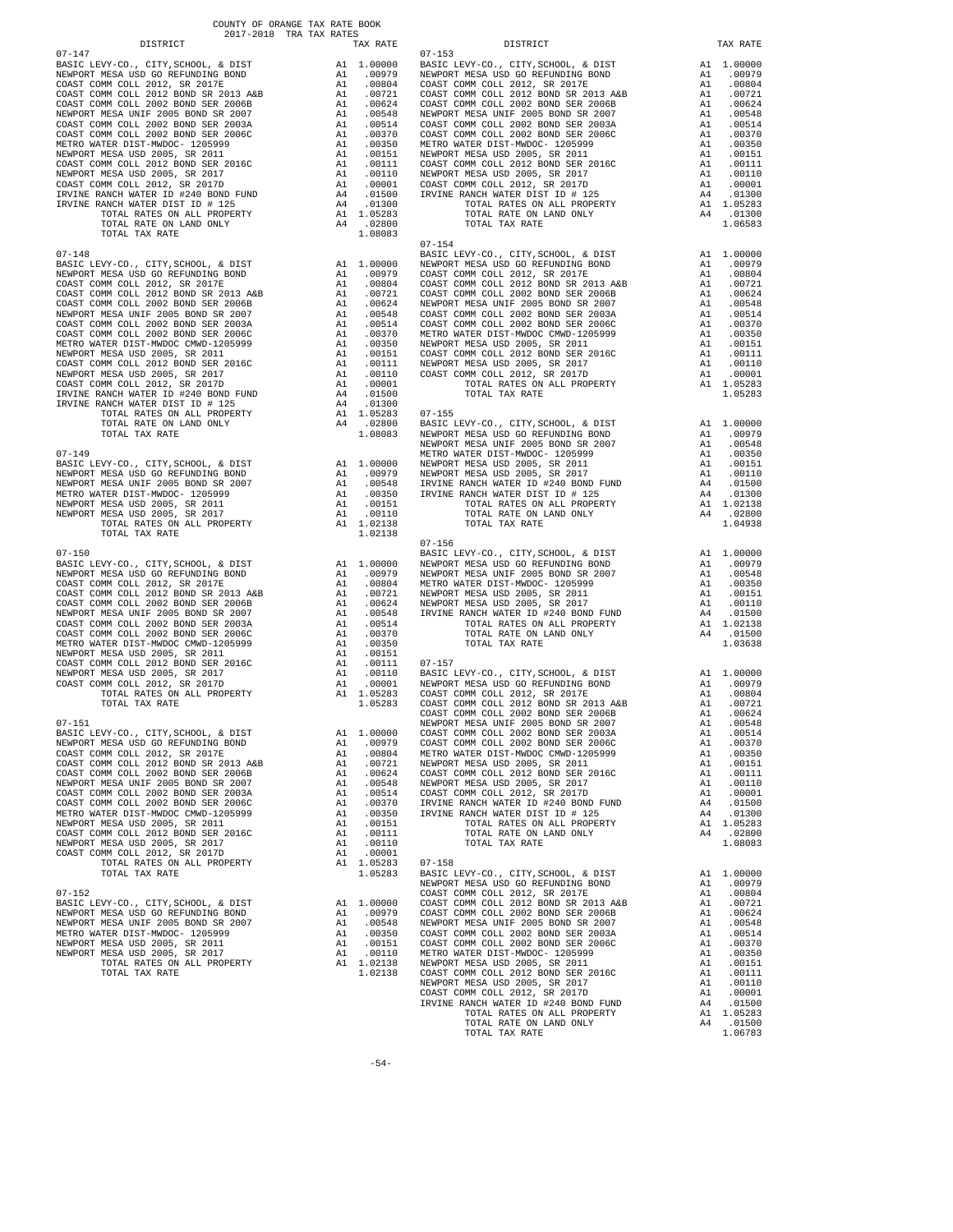COUNTY OF ORANGE TAX RATE BOOK
2017-2018 TRA TAX RATES

### 07-147

| DISTRICT | | TAX RATE |
|---|---|---|
| BASIC LEVY-CO., CITY,SCHOOL, & DIST | A1 | 1.00000 |
| NEWPORT MESA USD GO REFUNDING BOND | A1 | .00979 |
| COAST COMM COLL 2012, SR 2017E | A1 | .00804 |
| COAST COMM COLL 2012 BOND SR 2013 A&B | A1 | .00721 |
| COAST COMM COLL 2002 BOND SER 2006B | A1 | .00624 |
| NEWPORT MESA UNIF 2005 BOND SR 2007 | A1 | .00548 |
| COAST COMM COLL 2002 BOND SER 2003A | A1 | .00514 |
| COAST COMM COLL 2002 BOND SER 2006C | A1 | .00370 |
| METRO WATER DIST-MWDOC- 1205999 | A1 | .00350 |
| NEWPORT MESA USD 2005, SR 2011 | A1 | .00151 |
| COAST COMM COLL 2012 BOND SER 2016C | A1 | .00111 |
| NEWPORT MESA USD 2005, SR 2017 | A1 | .00110 |
| COAST COMM COLL 2012, SR 2017D | A1 | .00001 |
| IRVINE RANCH WATER ID #240 BOND FUND | A4 | .01500 |
| IRVINE RANCH WATER DIST ID # 125 | A4 | .01300 |
| TOTAL RATES ON ALL PROPERTY | A1 | 1.05283 |
| TOTAL RATE ON LAND ONLY | A4 | .02800 |
| TOTAL TAX RATE | | 1.08083 |

### 07-148

| DISTRICT | | TAX RATE |
|---|---|---|
| BASIC LEVY-CO., CITY,SCHOOL, & DIST | A1 | 1.00000 |
| NEWPORT MESA USD GO REFUNDING BOND | A1 | .00979 |
| COAST COMM COLL 2012, SR 2017E | A1 | .00804 |
| COAST COMM COLL 2012 BOND SR 2013 A&B | A1 | .00721 |
| COAST COMM COLL 2002 BOND SER 2006B | A1 | .00624 |
| NEWPORT MESA UNIF 2005 BOND SR 2007 | A1 | .00548 |
| COAST COMM COLL 2002 BOND SER 2003A | A1 | .00514 |
| COAST COMM COLL 2002 BOND SER 2006C | A1 | .00370 |
| METRO WATER DIST-MWDOC CMWD-1205999 | A1 | .00350 |
| NEWPORT MESA USD 2005, SR 2011 | A1 | .00151 |
| COAST COMM COLL 2012 BOND SER 2016C | A1 | .00111 |
| NEWPORT MESA USD 2005, SR 2017 | A1 | .00110 |
| COAST COMM COLL 2012, SR 2017D | A1 | .00001 |
| IRVINE RANCH WATER ID #240 BOND FUND | A4 | .01500 |
| IRVINE RANCH WATER DIST ID # 125 | A4 | .01300 |
| TOTAL RATES ON ALL PROPERTY | A1 | 1.05283 |
| TOTAL RATE ON LAND ONLY | A4 | .02800 |
| TOTAL TAX RATE | | 1.08083 |

### 07-149

| DISTRICT | | TAX RATE |
|---|---|---|
| BASIC LEVY-CO., CITY,SCHOOL, & DIST | A1 | 1.00000 |
| NEWPORT MESA USD GO REFUNDING BOND | A1 | .00979 |
| NEWPORT MESA UNIF 2005 BOND SR 2007 | A1 | .00548 |
| METRO WATER DIST-MWDOC- 1205999 | A1 | .00350 |
| NEWPORT MESA USD 2005, SR 2011 | A1 | .00151 |
| NEWPORT MESA USD 2005, SR 2017 | A1 | .00110 |
| TOTAL RATES ON ALL PROPERTY | A1 | 1.02138 |
| TOTAL TAX RATE | | 1.02138 |

### 07-150

| DISTRICT | | TAX RATE |
|---|---|---|
| BASIC LEVY-CO., CITY,SCHOOL, & DIST | A1 | 1.00000 |
| NEWPORT MESA USD GO REFUNDING BOND | A1 | .00979 |
| COAST COMM COLL 2012, SR 2017E | A1 | .00804 |
| COAST COMM COLL 2012 BOND SR 2013 A&B | A1 | .00721 |
| COAST COMM COLL 2002 BOND SER 2006B | A1 | .00624 |
| NEWPORT MESA UNIF 2005 BOND SR 2007 | A1 | .00548 |
| COAST COMM COLL 2002 BOND SER 2003A | A1 | .00514 |
| COAST COMM COLL 2002 BOND SER 2006C | A1 | .00370 |
| METRO WATER DIST-MWDOC CMWD-1205999 | A1 | .00350 |
| NEWPORT MESA USD 2005, SR 2011 | A1 | .00151 |
| COAST COMM COLL 2012 BOND SER 2016C | A1 | .00111 |
| NEWPORT MESA USD 2005, SR 2017 | A1 | .00110 |
| COAST COMM COLL 2012, SR 2017D | A1 | .00001 |
| TOTAL RATES ON ALL PROPERTY | A1 | 1.05283 |
| TOTAL TAX RATE | | 1.05283 |

### 07-151

| DISTRICT | | TAX RATE |
|---|---|---|
| BASIC LEVY-CO., CITY,SCHOOL, & DIST | A1 | 1.00000 |
| NEWPORT MESA USD GO REFUNDING BOND | A1 | .00979 |
| COAST COMM COLL 2012, SR 2017E | A1 | .00804 |
| COAST COMM COLL 2012 BOND SR 2013 A&B | A1 | .00721 |
| COAST COMM COLL 2002 BOND SER 2006B | A1 | .00624 |
| NEWPORT MESA UNIF 2005 BOND SR 2007 | A1 | .00548 |
| COAST COMM COLL 2002 BOND SER 2003A | A1 | .00514 |
| COAST COMM COLL 2002 BOND SER 2006C | A1 | .00370 |
| METRO WATER DIST-MWDOC CMWD-1205999 | A1 | .00350 |
| NEWPORT MESA USD 2005, SR 2011 | A1 | .00151 |
| COAST COMM COLL 2012 BOND SER 2016C | A1 | .00111 |
| NEWPORT MESA USD 2005, SR 2017 | A1 | .00110 |
| COAST COMM COLL 2012, SR 2017D | A1 | .00001 |
| TOTAL RATES ON ALL PROPERTY | A1 | 1.05283 |
| TOTAL TAX RATE | | 1.05283 |

### 07-152

| DISTRICT | | TAX RATE |
|---|---|---|
| BASIC LEVY-CO., CITY,SCHOOL, & DIST | A1 | 1.00000 |
| NEWPORT MESA USD GO REFUNDING BOND | A1 | .00979 |
| NEWPORT MESA UNIF 2005 BOND SR 2007 | A1 | .00548 |
| METRO WATER DIST-MWDOC- 1205999 | A1 | .00350 |
| NEWPORT MESA USD 2005, SR 2011 | A1 | .00151 |
| NEWPORT MESA USD 2005, SR 2017 | A1 | .00110 |
| TOTAL RATES ON ALL PROPERTY | A1 | 1.02138 |
| TOTAL TAX RATE | | 1.02138 |

### 07-153

| DISTRICT | | TAX RATE |
|---|---|---|
| BASIC LEVY-CO., CITY,SCHOOL, & DIST | A1 | 1.00000 |
| NEWPORT MESA USD GO REFUNDING BOND | A1 | .00979 |
| COAST COMM COLL 2012, SR 2017E | A1 | .00804 |
| COAST COMM COLL 2012 BOND SR 2013 A&B | A1 | .00721 |
| COAST COMM COLL 2002 BOND SER 2006B | A1 | .00624 |
| NEWPORT MESA UNIF 2005 BOND SR 2007 | A1 | .00548 |
| COAST COMM COLL 2002 BOND SER 2003A | A1 | .00514 |
| COAST COMM COLL 2002 BOND SER 2006C | A1 | .00370 |
| METRO WATER DIST-MWDOC- 1205999 | A1 | .00350 |
| NEWPORT MESA USD 2005, SR 2011 | A1 | .00151 |
| COAST COMM COLL 2012 BOND SER 2016C | A1 | .00111 |
| NEWPORT MESA USD 2005, SR 2017 | A1 | .00110 |
| COAST COMM COLL 2012, SR 2017D | A1 | .00001 |
| IRVINE RANCH WATER DIST ID # 125 | A4 | .01300 |
| TOTAL RATES ON ALL PROPERTY | A1 | 1.05283 |
| TOTAL RATE ON LAND ONLY | A4 | .01300 |
| TOTAL TAX RATE | | 1.06583 |

### 07-154

| DISTRICT | | TAX RATE |
|---|---|---|
| BASIC LEVY-CO., CITY,SCHOOL, & DIST | A1 | 1.00000 |
| NEWPORT MESA USD GO REFUNDING BOND | A1 | .00979 |
| COAST COMM COLL 2012, SR 2017E | A1 | .00804 |
| COAST COMM COLL 2012 BOND SR 2013 A&B | A1 | .00721 |
| COAST COMM COLL 2002 BOND SER 2006B | A1 | .00624 |
| NEWPORT MESA UNIF 2005 BOND SR 2007 | A1 | .00548 |
| COAST COMM COLL 2002 BOND SER 2003A | A1 | .00514 |
| COAST COMM COLL 2002 BOND SER 2006C | A1 | .00370 |
| METRO WATER DIST-MWDOC CMWD-1205999 | A1 | .00350 |
| NEWPORT MESA USD 2005, SR 2011 | A1 | .00151 |
| COAST COMM COLL 2012 BOND SER 2016C | A1 | .00111 |
| NEWPORT MESA USD 2005, SR 2017 | A1 | .00110 |
| COAST COMM COLL 2012, SR 2017D | A1 | .00001 |
| TOTAL RATES ON ALL PROPERTY | A1 | 1.05283 |
| TOTAL TAX RATE | | 1.05283 |

### 07-155

| DISTRICT | | TAX RATE |
|---|---|---|
| BASIC LEVY-CO., CITY,SCHOOL, & DIST | A1 | 1.00000 |
| NEWPORT MESA USD GO REFUNDING BOND | A1 | .00979 |
| NEWPORT MESA UNIF 2005 BOND SR 2007 | A1 | .00548 |
| METRO WATER DIST-MWDOC- 1205999 | A1 | .00350 |
| NEWPORT MESA USD 2005, SR 2011 | A1 | .00151 |
| NEWPORT MESA USD 2005, SR 2017 | A1 | .00110 |
| IRVINE RANCH WATER ID #240 BOND FUND | A4 | .01500 |
| IRVINE RANCH WATER DIST ID # 125 | A4 | .01300 |
| TOTAL RATES ON ALL PROPERTY | A1 | 1.02138 |
| TOTAL RATE ON LAND ONLY | A4 | .02800 |
| TOTAL TAX RATE | | 1.04938 |

### 07-156

| DISTRICT | | TAX RATE |
|---|---|---|
| BASIC LEVY-CO., CITY,SCHOOL, & DIST | A1 | 1.00000 |
| NEWPORT MESA USD GO REFUNDING BOND | A1 | .00979 |
| NEWPORT MESA UNIF 2005 BOND SR 2007 | A1 | .00548 |
| METRO WATER DIST-MWDOC- 1205999 | A1 | .00350 |
| NEWPORT MESA USD 2005, SR 2011 | A1 | .00151 |
| NEWPORT MESA USD 2005, SR 2017 | A1 | .00110 |
| IRVINE RANCH WATER ID #240 BOND FUND | A4 | .01500 |
| TOTAL RATES ON ALL PROPERTY | A1 | 1.02138 |
| TOTAL RATE ON LAND ONLY | A4 | .01500 |
| TOTAL TAX RATE | | 1.03638 |

### 07-157

| DISTRICT | | TAX RATE |
|---|---|---|
| BASIC LEVY-CO., CITY,SCHOOL, & DIST | A1 | 1.00000 |
| NEWPORT MESA USD GO REFUNDING BOND | A1 | .00979 |
| COAST COMM COLL 2012, SR 2017E | A1 | .00804 |
| COAST COMM COLL 2012 BOND SR 2013 A&B | A1 | .00721 |
| COAST COMM COLL 2002 BOND SER 2006B | A1 | .00624 |
| NEWPORT MESA UNIF 2005 BOND SR 2007 | A1 | .00548 |
| COAST COMM COLL 2002 BOND SER 2003A | A1 | .00514 |
| COAST COMM COLL 2002 BOND SER 2006C | A1 | .00370 |
| METRO WATER DIST-MWDOC CMWD-1205999 | A1 | .00350 |
| NEWPORT MESA USD 2005, SR 2011 | A1 | .00151 |
| COAST COMM COLL 2012 BOND SER 2016C | A1 | .00111 |
| NEWPORT MESA USD 2005, SR 2017 | A1 | .00110 |
| COAST COMM COLL 2012, SR 2017D | A1 | .00001 |
| IRVINE RANCH WATER ID #240 BOND FUND | A4 | .01500 |
| IRVINE RANCH WATER DIST ID # 125 | A4 | .01300 |
| TOTAL RATES ON ALL PROPERTY | A1 | 1.05283 |
| TOTAL RATE ON LAND ONLY | A4 | .02800 |
| TOTAL TAX RATE | | 1.08083 |

### 07-158

| DISTRICT | | TAX RATE |
|---|---|---|
| BASIC LEVY-CO., CITY,SCHOOL, & DIST | A1 | 1.00000 |
| NEWPORT MESA USD GO REFUNDING BOND | A1 | .00979 |
| COAST COMM COLL 2012, SR 2017E | A1 | .00804 |
| COAST COMM COLL 2012 BOND SR 2013 A&B | A1 | .00721 |
| COAST COMM COLL 2002 BOND SER 2006B | A1 | .00624 |
| NEWPORT MESA UNIF 2005 BOND SR 2007 | A1 | .00548 |
| COAST COMM COLL 2002 BOND SER 2003A | A1 | .00514 |
| COAST COMM COLL 2002 BOND SER 2006C | A1 | .00370 |
| METRO WATER DIST-MWDOC- 1205999 | A1 | .00350 |
| NEWPORT MESA USD 2005, SR 2011 | A1 | .00151 |
| COAST COMM COLL 2012 BOND SER 2016C | A1 | .00111 |
| NEWPORT MESA USD 2005, SR 2017 | A1 | .00110 |
| COAST COMM COLL 2012, SR 2017D | A1 | .00001 |
| IRVINE RANCH WATER ID #240 BOND FUND | A4 | .01500 |
| TOTAL RATES ON ALL PROPERTY | A1 | 1.05283 |
| TOTAL RATE ON LAND ONLY | A4 | .01500 |
| TOTAL TAX RATE | | 1.06783 |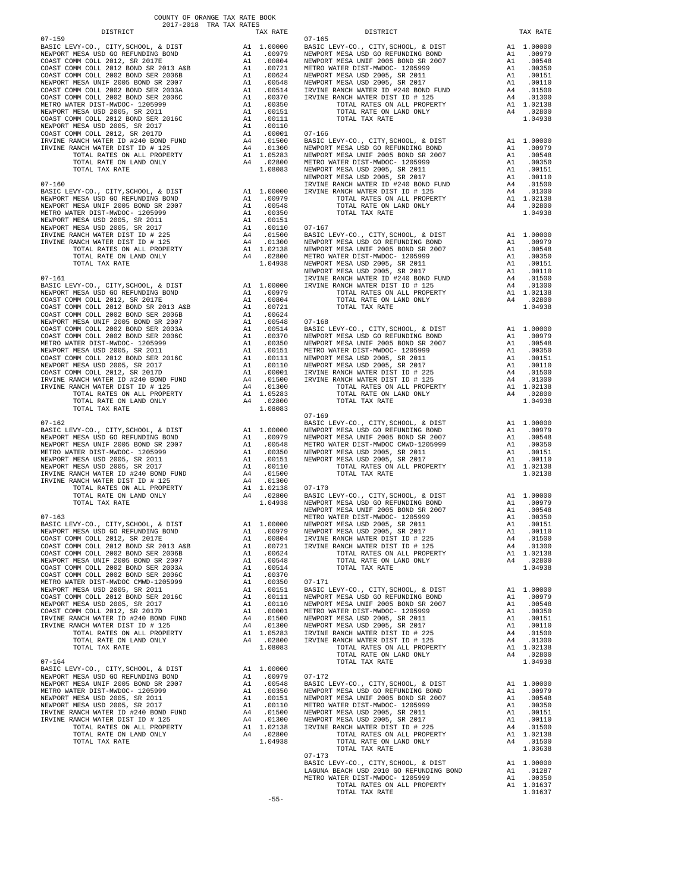COUNTY OF ORANGE TAX RATE BOOK
2017-2018 TRA TAX RATES

| DISTRICT | | TAX RATE |
|---|---|---|
| **07-159** | | |
| BASIC LEVY-CO., CITY,SCHOOL, & DIST | A1 | 1.00000 |
| NEWPORT MESA USD GO REFUNDING BOND | A1 | .00979 |
| COAST COMM COLL 2012, SR 2017E | A1 | .00804 |
| COAST COMM COLL 2012 BOND SR 2013 A&B | A1 | .00721 |
| COAST COMM COLL 2002 BOND SER 2006B | A1 | .00624 |
| NEWPORT MESA UNIF 2005 BOND SR 2007 | A1 | .00548 |
| COAST COMM COLL 2002 BOND SER 2003A | A1 | .00514 |
| COAST COMM COLL 2002 BOND SER 2006C | A1 | .00370 |
| METRO WATER DIST-MWDOC- 1205999 | A1 | .00350 |
| NEWPORT MESA USD 2005, SR 2011 | A1 | .00151 |
| COAST COMM COLL 2012 BOND SER 2016C | A1 | .00111 |
| NEWPORT MESA USD 2005, SR 2017 | A1 | .00110 |
| COAST COMM COLL 2012, SR 2017D | A1 | .00001 |
| IRVINE RANCH WATER ID #240 BOND FUND | A4 | .01500 |
| IRVINE RANCH WATER DIST ID # 125 | A4 | .01300 |
| TOTAL RATES ON ALL PROPERTY | A1 | 1.05283 |
| TOTAL RATE ON LAND ONLY | A4 | .02800 |
| TOTAL TAX RATE | | 1.08083 |
| **07-160** | | |
| BASIC LEVY-CO., CITY,SCHOOL, & DIST | A1 | 1.00000 |
| NEWPORT MESA USD GO REFUNDING BOND | A1 | .00979 |
| NEWPORT MESA UNIF 2005 BOND SR 2007 | A1 | .00548 |
| METRO WATER DIST-MWDOC- 1205999 | A1 | .00350 |
| NEWPORT MESA USD 2005, SR 2011 | A1 | .00151 |
| NEWPORT MESA USD 2005, SR 2017 | A1 | .00110 |
| IRVINE RANCH WATER DIST ID # 225 | A4 | .01500 |
| IRVINE RANCH WATER DIST ID # 125 | A4 | .01300 |
| TOTAL RATES ON ALL PROPERTY | A1 | 1.02138 |
| TOTAL RATE ON LAND ONLY | A4 | .02800 |
| TOTAL TAX RATE | | 1.04938 |
| **07-161** | | |
| BASIC LEVY-CO., CITY,SCHOOL, & DIST | A1 | 1.00000 |
| NEWPORT MESA USD GO REFUNDING BOND | A1 | .00979 |
| COAST COMM COLL 2012, SR 2017E | A1 | .00804 |
| COAST COMM COLL 2012 BOND SR 2013 A&B | A1 | .00721 |
| COAST COMM COLL 2002 BOND SER 2006B | A1 | .00624 |
| NEWPORT MESA UNIF 2005 BOND SR 2007 | A1 | .00548 |
| COAST COMM COLL 2002 BOND SER 2003A | A1 | .00514 |
| COAST COMM COLL 2002 BOND SER 2006C | A1 | .00370 |
| METRO WATER DIST-MWDOC- 1205999 | A1 | .00350 |
| NEWPORT MESA USD 2005, SR 2011 | A1 | .00151 |
| COAST COMM COLL 2012 BOND SER 2016C | A1 | .00111 |
| NEWPORT MESA USD 2005, SR 2017 | A1 | .00110 |
| COAST COMM COLL 2012, SR 2017D | A1 | .00001 |
| IRVINE RANCH WATER ID #240 BOND FUND | A4 | .01500 |
| IRVINE RANCH WATER DIST ID # 125 | A4 | .01300 |
| TOTAL RATES ON ALL PROPERTY | A1 | 1.05283 |
| TOTAL RATE ON LAND ONLY | A4 | .02800 |
| TOTAL TAX RATE | | 1.08083 |
| **07-162** | | |
| BASIC LEVY-CO., CITY,SCHOOL, & DIST | A1 | 1.00000 |
| NEWPORT MESA USD GO REFUNDING BOND | A1 | .00979 |
| NEWPORT MESA UNIF 2005 BOND SR 2007 | A1 | .00548 |
| METRO WATER DIST-MWDOC- 1205999 | A1 | .00350 |
| NEWPORT MESA USD 2005, SR 2011 | A1 | .00151 |
| NEWPORT MESA USD 2005, SR 2017 | A1 | .00110 |
| IRVINE RANCH WATER ID #240 BOND FUND | A4 | .01500 |
| IRVINE RANCH WATER DIST ID # 125 | A4 | .01300 |
| TOTAL RATES ON ALL PROPERTY | A1 | 1.02138 |
| TOTAL RATE ON LAND ONLY | A4 | .02800 |
| TOTAL TAX RATE | | 1.04938 |
| **07-163** | | |
| BASIC LEVY-CO., CITY,SCHOOL, & DIST | A1 | 1.00000 |
| NEWPORT MESA USD GO REFUNDING BOND | A1 | .00979 |
| COAST COMM COLL 2012, SR 2017E | A1 | .00804 |
| COAST COMM COLL 2012 BOND SR 2013 A&B | A1 | .00721 |
| COAST COMM COLL 2002 BOND SER 2006B | A1 | .00624 |
| NEWPORT MESA UNIF 2005 BOND SR 2007 | A1 | .00548 |
| COAST COMM COLL 2002 BOND SER 2003A | A1 | .00514 |
| COAST COMM COLL 2002 BOND SER 2006C | A1 | .00370 |
| METRO WATER DIST-MWDOC CMWD-1205999 | A1 | .00350 |
| NEWPORT MESA USD 2005, SR 2011 | A1 | .00151 |
| COAST COMM COLL 2012 BOND SER 2016C | A1 | .00111 |
| NEWPORT MESA USD 2005, SR 2017 | A1 | .00110 |
| COAST COMM COLL 2012, SR 2017D | A1 | .00001 |
| IRVINE RANCH WATER ID #240 BOND FUND | A4 | .01500 |
| IRVINE RANCH WATER DIST ID # 125 | A4 | .01300 |
| TOTAL RATES ON ALL PROPERTY | A1 | 1.05283 |
| TOTAL RATE ON LAND ONLY | A4 | .02800 |
| TOTAL TAX RATE | | 1.08083 |
| **07-164** | | |
| BASIC LEVY-CO., CITY,SCHOOL, & DIST | A1 | 1.00000 |
| NEWPORT MESA USD GO REFUNDING BOND | A1 | .00979 |
| NEWPORT MESA UNIF 2005 BOND SR 2007 | A1 | .00548 |
| METRO WATER DIST-MWDOC- 1205999 | A1 | .00350 |
| NEWPORT MESA USD 2005, SR 2011 | A1 | .00151 |
| NEWPORT MESA USD 2005, SR 2017 | A1 | .00110 |
| IRVINE RANCH WATER ID #240 BOND FUND | A4 | .01500 |
| IRVINE RANCH WATER DIST ID # 125 | A4 | .01300 |
| TOTAL RATES ON ALL PROPERTY | A1 | 1.02138 |
| TOTAL RATE ON LAND ONLY | A4 | .02800 |
| TOTAL TAX RATE | | 1.04938 |
| **07-165** | | |
| BASIC LEVY-CO., CITY,SCHOOL, & DIST | A1 | 1.00000 |
| NEWPORT MESA USD GO REFUNDING BOND | A1 | .00979 |
| NEWPORT MESA UNIF 2005 BOND SR 2007 | A1 | .00548 |
| METRO WATER DIST-MWDOC- 1205999 | A1 | .00350 |
| NEWPORT MESA USD 2005, SR 2011 | A1 | .00151 |
| NEWPORT MESA USD 2005, SR 2017 | A1 | .00110 |
| IRVINE RANCH WATER ID #240 BOND FUND | A4 | .01500 |
| IRVINE RANCH WATER DIST ID # 125 | A4 | .01300 |
| TOTAL RATES ON ALL PROPERTY | A1 | 1.02138 |
| TOTAL RATE ON LAND ONLY | A4 | .02800 |
| TOTAL TAX RATE | | 1.04938 |
| **07-166** | | |
| BASIC LEVY-CO., CITY,SCHOOL, & DIST | A1 | 1.00000 |
| NEWPORT MESA USD GO REFUNDING BOND | A1 | .00979 |
| NEWPORT MESA UNIF 2005 BOND SR 2007 | A1 | .00548 |
| METRO WATER DIST-MWDOC- 1205999 | A1 | .00350 |
| NEWPORT MESA USD 2005, SR 2011 | A1 | .00151 |
| NEWPORT MESA USD 2005, SR 2017 | A1 | .00110 |
| IRVINE RANCH WATER ID #240 BOND FUND | A4 | .01500 |
| IRVINE RANCH WATER DIST ID # 125 | A4 | .01300 |
| TOTAL RATES ON ALL PROPERTY | A1 | 1.02138 |
| TOTAL RATE ON LAND ONLY | A4 | .02800 |
| TOTAL TAX RATE | | 1.04938 |
| **07-167** | | |
| BASIC LEVY-CO., CITY,SCHOOL, & DIST | A1 | 1.00000 |
| NEWPORT MESA USD GO REFUNDING BOND | A1 | .00979 |
| NEWPORT MESA UNIF 2005 BOND SR 2007 | A1 | .00548 |
| METRO WATER DIST-MWDOC- 1205999 | A1 | .00350 |
| NEWPORT MESA USD 2005, SR 2011 | A1 | .00151 |
| NEWPORT MESA USD 2005, SR 2017 | A1 | .00110 |
| IRVINE RANCH WATER ID #240 BOND FUND | A4 | .01500 |
| IRVINE RANCH WATER DIST ID # 125 | A4 | .01300 |
| TOTAL RATES ON ALL PROPERTY | A1 | 1.02138 |
| TOTAL RATE ON LAND ONLY | A4 | .02800 |
| TOTAL TAX RATE | | 1.04938 |
| **07-168** | | |
| BASIC LEVY-CO., CITY,SCHOOL, & DIST | A1 | 1.00000 |
| NEWPORT MESA USD GO REFUNDING BOND | A1 | .00979 |
| NEWPORT MESA UNIF 2005 BOND SR 2007 | A1 | .00548 |
| METRO WATER DIST-MWDOC- 1205999 | A1 | .00350 |
| NEWPORT MESA USD 2005, SR 2011 | A1 | .00151 |
| NEWPORT MESA USD 2005, SR 2017 | A1 | .00110 |
| IRVINE RANCH WATER DIST ID # 225 | A4 | .01500 |
| IRVINE RANCH WATER DIST ID # 125 | A4 | .01300 |
| TOTAL RATES ON ALL PROPERTY | A1 | 1.02138 |
| TOTAL RATE ON LAND ONLY | A4 | .02800 |
| TOTAL TAX RATE | | 1.04938 |
| **07-169** | | |
| BASIC LEVY-CO., CITY,SCHOOL, & DIST | A1 | 1.00000 |
| NEWPORT MESA USD GO REFUNDING BOND | A1 | .00979 |
| NEWPORT MESA UNIF 2005 BOND SR 2007 | A1 | .00548 |
| METRO WATER DIST-MWDOC CMWD-1205999 | A1 | .00350 |
| NEWPORT MESA USD 2005, SR 2011 | A1 | .00151 |
| NEWPORT MESA USD 2005, SR 2017 | A1 | .00110 |
| TOTAL RATES ON ALL PROPERTY | A1 | 1.02138 |
| TOTAL TAX RATE | | 1.02138 |
| **07-170** | | |
| BASIC LEVY-CO., CITY,SCHOOL, & DIST | A1 | 1.00000 |
| NEWPORT MESA USD GO REFUNDING BOND | A1 | .00979 |
| NEWPORT MESA UNIF 2005 BOND SR 2007 | A1 | .00548 |
| METRO WATER DIST-MWDOC- 1205999 | A1 | .00350 |
| NEWPORT MESA USD 2005, SR 2011 | A1 | .00151 |
| NEWPORT MESA USD 2005, SR 2017 | A1 | .00110 |
| IRVINE RANCH WATER DIST ID # 225 | A4 | .01500 |
| IRVINE RANCH WATER DIST ID # 125 | A4 | .01300 |
| TOTAL RATES ON ALL PROPERTY | A1 | 1.02138 |
| TOTAL RATE ON LAND ONLY | A4 | .02800 |
| TOTAL TAX RATE | | 1.04938 |
| **07-171** | | |
| BASIC LEVY-CO., CITY,SCHOOL, & DIST | A1 | 1.00000 |
| NEWPORT MESA USD GO REFUNDING BOND | A1 | .00979 |
| NEWPORT MESA UNIF 2005 BOND SR 2007 | A1 | .00548 |
| METRO WATER DIST-MWDOC- 1205999 | A1 | .00350 |
| NEWPORT MESA USD 2005, SR 2011 | A1 | .00151 |
| NEWPORT MESA USD 2005, SR 2017 | A1 | .00110 |
| IRVINE RANCH WATER DIST ID # 225 | A4 | .01500 |
| IRVINE RANCH WATER DIST ID # 125 | A4 | .01300 |
| TOTAL RATES ON ALL PROPERTY | A1 | 1.02138 |
| TOTAL RATE ON LAND ONLY | A4 | .02800 |
| TOTAL TAX RATE | | 1.04938 |
| **07-172** | | |
| BASIC LEVY-CO., CITY,SCHOOL, & DIST | A1 | 1.00000 |
| NEWPORT MESA USD GO REFUNDING BOND | A1 | .00979 |
| NEWPORT MESA UNIF 2005 BOND SR 2007 | A1 | .00548 |
| METRO WATER DIST-MWDOC- 1205999 | A1 | .00350 |
| NEWPORT MESA USD 2005, SR 2011 | A1 | .00151 |
| NEWPORT MESA USD 2005, SR 2017 | A1 | .00110 |
| IRVINE RANCH WATER DIST ID # 225 | A4 | .01500 |
| TOTAL RATES ON ALL PROPERTY | A1 | 1.02138 |
| TOTAL RATE ON LAND ONLY | A4 | .01500 |
| TOTAL TAX RATE | | 1.03638 |
| **07-173** | | |
| BASIC LEVY-CO., CITY,SCHOOL, & DIST | A1 | 1.00000 |
| LAGUNA BEACH USD 2010 GO REFUNDING BOND | A1 | .01287 |
| METRO WATER DIST-MWDOC- 1205999 | A1 | .00350 |
| TOTAL RATES ON ALL PROPERTY | A1 | 1.01637 |
| TOTAL TAX RATE | | 1.01637 |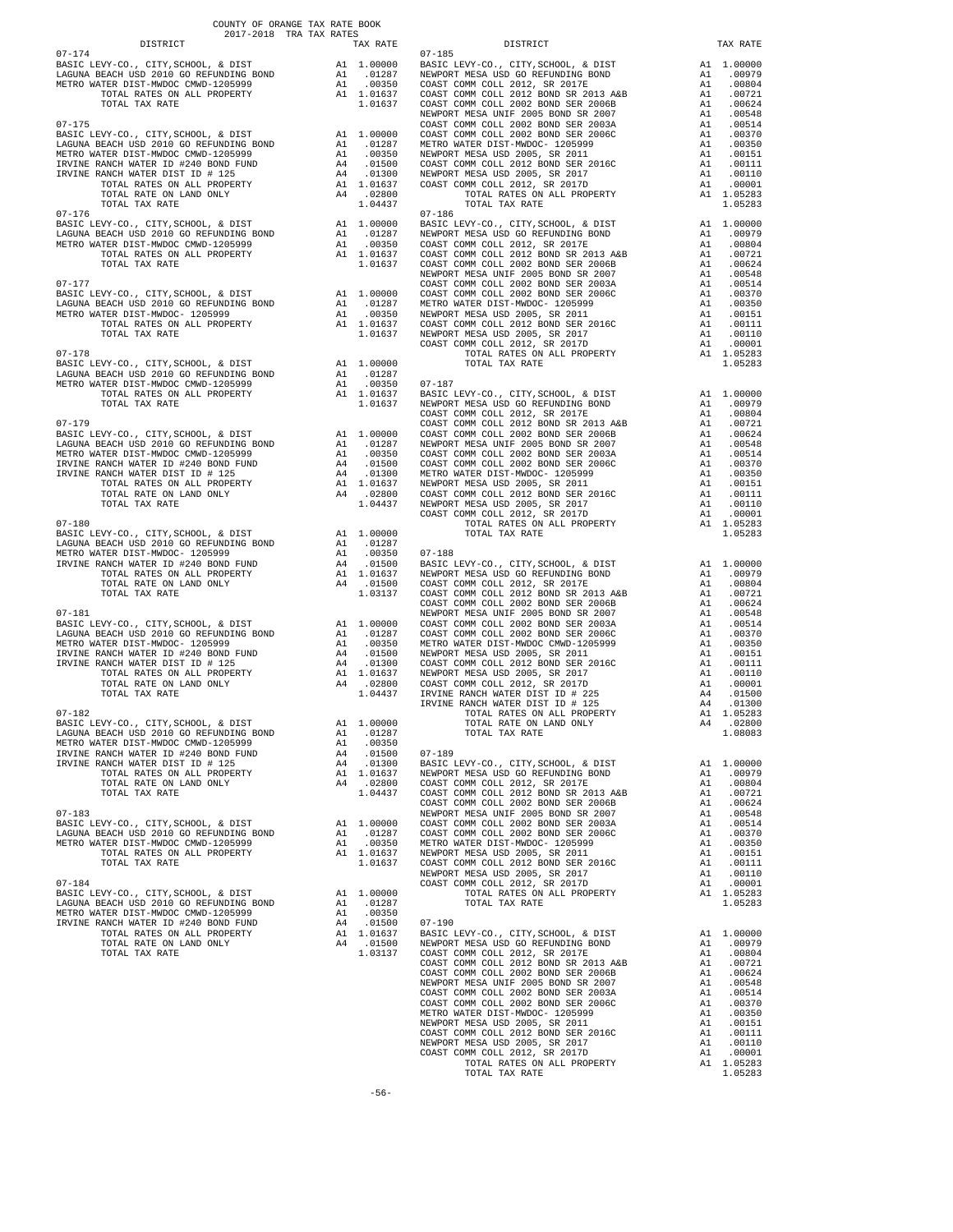COUNTY OF ORANGE TAX RATE BOOK
2017-2018 TRA TAX RATES

| DISTRICT | | TAX RATE |
|---|---|---|
| **07-174** | | |
| BASIC LEVY-CO., CITY,SCHOOL, & DIST | A1 | 1.00000 |
| LAGUNA BEACH USD 2010 GO REFUNDING BOND | A1 | .01287 |
| METRO WATER DIST-MWDOC CMWD-1205999 | A1 | .00350 |
| TOTAL RATES ON ALL PROPERTY | A1 | 1.01637 |
| TOTAL TAX RATE | | 1.01637 |
| **07-175** | | |
| BASIC LEVY-CO., CITY,SCHOOL, & DIST | A1 | 1.00000 |
| LAGUNA BEACH USD 2010 GO REFUNDING BOND | A1 | .01287 |
| METRO WATER DIST-MWDOC CMWD-1205999 | A1 | .00350 |
| IRVINE RANCH WATER ID #240 BOND FUND | A4 | .01500 |
| IRVINE RANCH WATER DIST ID # 125 | A4 | .01300 |
| TOTAL RATES ON ALL PROPERTY | A1 | 1.01637 |
| TOTAL RATE ON LAND ONLY | A4 | .02800 |
| TOTAL TAX RATE | | 1.04437 |
| **07-176** | | |
| BASIC LEVY-CO., CITY,SCHOOL, & DIST | A1 | 1.00000 |
| LAGUNA BEACH USD 2010 GO REFUNDING BOND | A1 | .01287 |
| METRO WATER DIST-MWDOC CMWD-1205999 | A1 | .00350 |
| TOTAL RATES ON ALL PROPERTY | A1 | 1.01637 |
| TOTAL TAX RATE | | 1.01637 |
| **07-177** | | |
| BASIC LEVY-CO., CITY,SCHOOL, & DIST | A1 | 1.00000 |
| LAGUNA BEACH USD 2010 GO REFUNDING BOND | A1 | .01287 |
| METRO WATER DIST-MWDOC- 1205999 | A1 | .00350 |
| TOTAL RATES ON ALL PROPERTY | A1 | 1.01637 |
| TOTAL TAX RATE | | 1.01637 |
| **07-178** | | |
| BASIC LEVY-CO., CITY,SCHOOL, & DIST | A1 | 1.00000 |
| LAGUNA BEACH USD 2010 GO REFUNDING BOND | A1 | .01287 |
| METRO WATER DIST-MWDOC CMWD-1205999 | A1 | .00350 |
| TOTAL RATES ON ALL PROPERTY | A1 | 1.01637 |
| TOTAL TAX RATE | | 1.01637 |
| **07-179** | | |
| BASIC LEVY-CO., CITY,SCHOOL, & DIST | A1 | 1.00000 |
| LAGUNA BEACH USD 2010 GO REFUNDING BOND | A1 | .01287 |
| METRO WATER DIST-MWDOC CMWD-1205999 | A1 | .00350 |
| IRVINE RANCH WATER ID #240 BOND FUND | A4 | .01500 |
| IRVINE RANCH WATER DIST ID # 125 | A4 | .01300 |
| TOTAL RATES ON ALL PROPERTY | A1 | 1.01637 |
| TOTAL RATE ON LAND ONLY | A4 | .02800 |
| TOTAL TAX RATE | | 1.04437 |
| **07-180** | | |
| BASIC LEVY-CO., CITY,SCHOOL, & DIST | A1 | 1.00000 |
| LAGUNA BEACH USD 2010 GO REFUNDING BOND | A1 | .01287 |
| METRO WATER DIST-MWDOC- 1205999 | A1 | .00350 |
| IRVINE RANCH WATER ID #240 BOND FUND | A4 | .01500 |
| TOTAL RATES ON ALL PROPERTY | A1 | 1.01637 |
| TOTAL RATE ON LAND ONLY | A4 | .01500 |
| TOTAL TAX RATE | | 1.03137 |
| **07-181** | | |
| BASIC LEVY-CO., CITY,SCHOOL, & DIST | A1 | 1.00000 |
| LAGUNA BEACH USD 2010 GO REFUNDING BOND | A1 | .01287 |
| METRO WATER DIST-MWDOC- 1205999 | A1 | .00350 |
| IRVINE RANCH WATER ID #240 BOND FUND | A4 | .01500 |
| IRVINE RANCH WATER DIST ID # 125 | A4 | .01300 |
| TOTAL RATES ON ALL PROPERTY | A1 | 1.01637 |
| TOTAL RATE ON LAND ONLY | A4 | .02800 |
| TOTAL TAX RATE | | 1.04437 |
| **07-182** | | |
| BASIC LEVY-CO., CITY,SCHOOL, & DIST | A1 | 1.00000 |
| LAGUNA BEACH USD 2010 GO REFUNDING BOND | A1 | .01287 |
| METRO WATER DIST-MWDOC CMWD-1205999 | A1 | .00350 |
| IRVINE RANCH WATER ID #240 BOND FUND | A4 | .01500 |
| IRVINE RANCH WATER DIST ID # 125 | A4 | .01300 |
| TOTAL RATES ON ALL PROPERTY | A1 | 1.01637 |
| TOTAL RATE ON LAND ONLY | A4 | .02800 |
| TOTAL TAX RATE | | 1.04437 |
| **07-183** | | |
| BASIC LEVY-CO., CITY,SCHOOL, & DIST | A1 | 1.00000 |
| LAGUNA BEACH USD 2010 GO REFUNDING BOND | A1 | .01287 |
| METRO WATER DIST-MWDOC CMWD-1205999 | A1 | .00350 |
| TOTAL RATES ON ALL PROPERTY | A1 | 1.01637 |
| TOTAL TAX RATE | | 1.01637 |
| **07-184** | | |
| BASIC LEVY-CO., CITY,SCHOOL, & DIST | A1 | 1.00000 |
| LAGUNA BEACH USD 2010 GO REFUNDING BOND | A1 | .01287 |
| METRO WATER DIST-MWDOC CMWD-1205999 | A1 | .00350 |
| IRVINE RANCH WATER ID #240 BOND FUND | A4 | .01500 |
| TOTAL RATES ON ALL PROPERTY | A1 | 1.01637 |
| TOTAL RATE ON LAND ONLY | A4 | .01500 |
| TOTAL TAX RATE | | 1.03137 |
| **07-185** | | |
| BASIC LEVY-CO., CITY,SCHOOL, & DIST | A1 | 1.00000 |
| NEWPORT MESA USD GO REFUNDING BOND | A1 | .00979 |
| COAST COMM COLL 2012, SR 2017E | A1 | .00804 |
| COAST COMM COLL 2012 BOND SR 2013 A&B | A1 | .00721 |
| COAST COMM COLL 2002 BOND SER 2006B | A1 | .00624 |
| NEWPORT MESA UNIF 2005 BOND SR 2007 | A1 | .00548 |
| COAST COMM COLL 2002 BOND SER 2003A | A1 | .00514 |
| COAST COMM COLL 2002 BOND SER 2006C | A1 | .00370 |
| METRO WATER DIST-MWDOC- 1205999 | A1 | .00350 |
| NEWPORT MESA USD 2005, SR 2011 | A1 | .00151 |
| COAST COMM COLL 2012 BOND SER 2016C | A1 | .00111 |
| NEWPORT MESA USD 2005, SR 2017 | A1 | .00110 |
| COAST COMM COLL 2012, SR 2017D | A1 | .00001 |
| TOTAL RATES ON ALL PROPERTY | A1 | 1.05283 |
| TOTAL TAX RATE | | 1.05283 |
| **07-186** | | |
| BASIC LEVY-CO., CITY,SCHOOL, & DIST | A1 | 1.00000 |
| NEWPORT MESA USD GO REFUNDING BOND | A1 | .00979 |
| COAST COMM COLL 2012, SR 2017E | A1 | .00804 |
| COAST COMM COLL 2012 BOND SR 2013 A&B | A1 | .00721 |
| COAST COMM COLL 2002 BOND SER 2006B | A1 | .00624 |
| NEWPORT MESA UNIF 2005 BOND SR 2007 | A1 | .00548 |
| COAST COMM COLL 2002 BOND SER 2003A | A1 | .00514 |
| COAST COMM COLL 2002 BOND SER 2006C | A1 | .00370 |
| METRO WATER DIST-MWDOC- 1205999 | A1 | .00350 |
| NEWPORT MESA USD 2005, SR 2011 | A1 | .00151 |
| COAST COMM COLL 2012 BOND SER 2016C | A1 | .00111 |
| NEWPORT MESA USD 2005, SR 2017 | A1 | .00110 |
| COAST COMM COLL 2012, SR 2017D | A1 | .00001 |
| TOTAL RATES ON ALL PROPERTY | A1 | 1.05283 |
| TOTAL TAX RATE | | 1.05283 |
| **07-187** | | |
| BASIC LEVY-CO., CITY,SCHOOL, & DIST | A1 | 1.00000 |
| NEWPORT MESA USD GO REFUNDING BOND | A1 | .00979 |
| COAST COMM COLL 2012, SR 2017E | A1 | .00804 |
| COAST COMM COLL 2012 BOND SR 2013 A&B | A1 | .00721 |
| COAST COMM COLL 2002 BOND SER 2006B | A1 | .00624 |
| NEWPORT MESA UNIF 2005 BOND SR 2007 | A1 | .00548 |
| COAST COMM COLL 2002 BOND SER 2003A | A1 | .00514 |
| COAST COMM COLL 2002 BOND SER 2006C | A1 | .00370 |
| METRO WATER DIST-MWDOC- 1205999 | A1 | .00350 |
| NEWPORT MESA USD 2005, SR 2011 | A1 | .00151 |
| COAST COMM COLL 2012 BOND SER 2016C | A1 | .00111 |
| NEWPORT MESA USD 2005, SR 2017 | A1 | .00110 |
| COAST COMM COLL 2012, SR 2017D | A1 | .00001 |
| TOTAL RATES ON ALL PROPERTY | A1 | 1.05283 |
| TOTAL TAX RATE | | 1.05283 |
| **07-188** | | |
| BASIC LEVY-CO., CITY,SCHOOL, & DIST | A1 | 1.00000 |
| NEWPORT MESA USD GO REFUNDING BOND | A1 | .00979 |
| COAST COMM COLL 2012, SR 2017E | A1 | .00804 |
| COAST COMM COLL 2012 BOND SR 2013 A&B | A1 | .00721 |
| COAST COMM COLL 2002 BOND SER 2006B | A1 | .00624 |
| NEWPORT MESA UNIF 2005 BOND SR 2007 | A1 | .00548 |
| COAST COMM COLL 2002 BOND SER 2003A | A1 | .00514 |
| COAST COMM COLL 2002 BOND SER 2006C | A1 | .00370 |
| METRO WATER DIST-MWDOC CMWD-1205999 | A1 | .00350 |
| NEWPORT MESA USD 2005, SR 2011 | A1 | .00151 |
| COAST COMM COLL 2012 BOND SER 2016C | A1 | .00111 |
| NEWPORT MESA USD 2005, SR 2017 | A1 | .00110 |
| COAST COMM COLL 2012, SR 2017D | A1 | .00001 |
| IRVINE RANCH WATER DIST ID # 225 | A4 | .01500 |
| IRVINE RANCH WATER DIST ID # 125 | A4 | .01300 |
| TOTAL RATES ON ALL PROPERTY | A1 | 1.05283 |
| TOTAL RATE ON LAND ONLY | A4 | .02800 |
| TOTAL TAX RATE | | 1.08083 |
| **07-189** | | |
| BASIC LEVY-CO., CITY,SCHOOL, & DIST | A1 | 1.00000 |
| NEWPORT MESA USD GO REFUNDING BOND | A1 | .00979 |
| COAST COMM COLL 2012, SR 2017E | A1 | .00804 |
| COAST COMM COLL 2012 BOND SR 2013 A&B | A1 | .00721 |
| COAST COMM COLL 2002 BOND SER 2006B | A1 | .00624 |
| NEWPORT MESA UNIF 2005 BOND SR 2007 | A1 | .00548 |
| COAST COMM COLL 2002 BOND SER 2003A | A1 | .00514 |
| COAST COMM COLL 2002 BOND SER 2006C | A1 | .00370 |
| METRO WATER DIST-MWDOC- 1205999 | A1 | .00350 |
| NEWPORT MESA USD 2005, SR 2011 | A1 | .00151 |
| COAST COMM COLL 2012 BOND SER 2016C | A1 | .00111 |
| NEWPORT MESA USD 2005, SR 2017 | A1 | .00110 |
| COAST COMM COLL 2012, SR 2017D | A1 | .00001 |
| TOTAL RATES ON ALL PROPERTY | A1 | 1.05283 |
| TOTAL TAX RATE | | 1.05283 |
| **07-190** | | |
| BASIC LEVY-CO., CITY,SCHOOL, & DIST | A1 | 1.00000 |
| NEWPORT MESA USD GO REFUNDING BOND | A1 | .00979 |
| COAST COMM COLL 2012, SR 2017E | A1 | .00804 |
| COAST COMM COLL 2012 BOND SR 2013 A&B | A1 | .00721 |
| COAST COMM COLL 2002 BOND SER 2006B | A1 | .00624 |
| NEWPORT MESA UNIF 2005 BOND SR 2007 | A1 | .00548 |
| COAST COMM COLL 2002 BOND SER 2003A | A1 | .00514 |
| COAST COMM COLL 2002 BOND SER 2006C | A1 | .00370 |
| METRO WATER DIST-MWDOC- 1205999 | A1 | .00350 |
| NEWPORT MESA USD 2005, SR 2011 | A1 | .00151 |
| COAST COMM COLL 2012 BOND SER 2016C | A1 | .00111 |
| NEWPORT MESA USD 2005, SR 2017 | A1 | .00110 |
| COAST COMM COLL 2012, SR 2017D | A1 | .00001 |
| TOTAL RATES ON ALL PROPERTY | A1 | 1.05283 |
| TOTAL TAX RATE | | 1.05283 |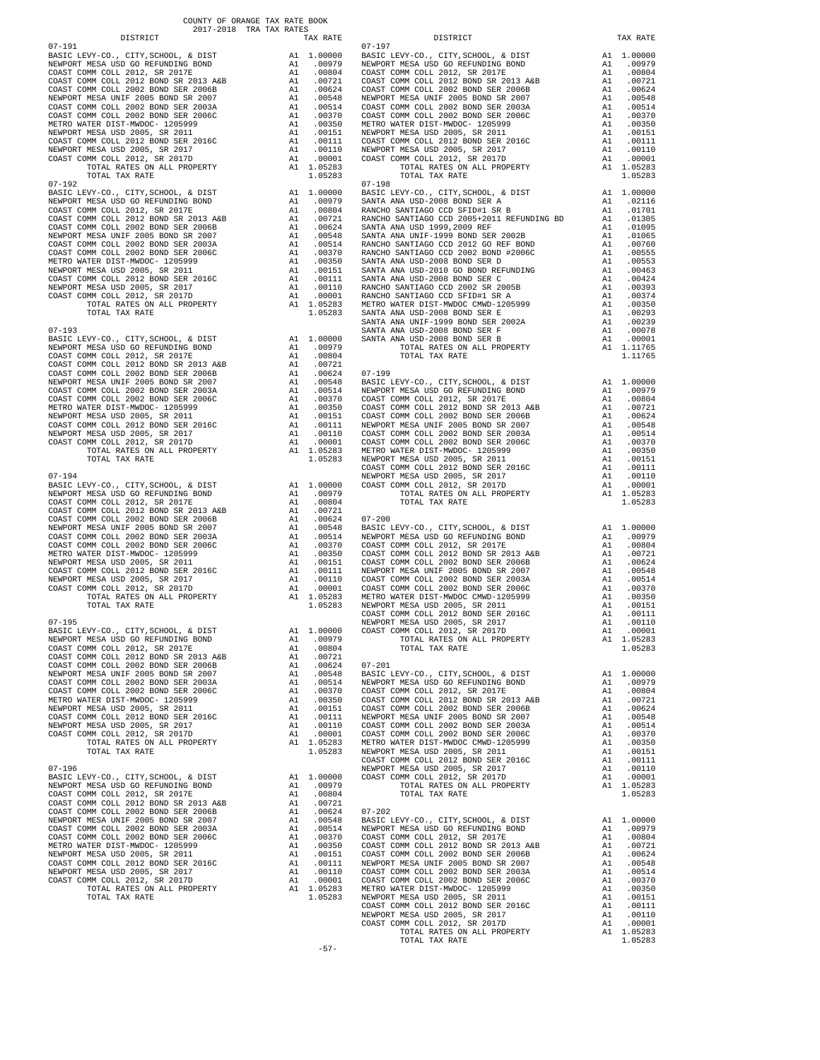COUNTY OF ORANGE TAX RATE BOOK
2017-2018 TRA TAX RATES

| DISTRICT | TAX RATE |
|---|---|
| 07-191 | |
| BASIC LEVY-CO., CITY,SCHOOL, & DIST | A1 1.00000 |
| NEWPORT MESA USD GO REFUNDING BOND | A1 .00979 |
| COAST COMM COLL 2012, SR 2017E | A1 .00804 |
| COAST COMM COLL 2012 BOND SR 2013 A&B | A1 .00721 |
| COAST COMM COLL 2002 BOND SER 2006B | A1 .00624 |
| NEWPORT MESA UNIF 2005 BOND SR 2007 | A1 .00548 |
| COAST COMM COLL 2002 BOND SER 2003A | A1 .00514 |
| COAST COMM COLL 2002 BOND SER 2006C | A1 .00370 |
| METRO WATER DIST-MWDOC- 1205999 | A1 .00350 |
| NEWPORT MESA USD 2005, SR 2011 | A1 .00151 |
| COAST COMM COLL 2012 BOND SER 2016C | A1 .00111 |
| NEWPORT MESA USD 2005, SR 2017 | A1 .00110 |
| COAST COMM COLL 2012, SR 2017D | A1 .00001 |
| TOTAL RATES ON ALL PROPERTY | A1 1.05283 |
| TOTAL TAX RATE | 1.05283 |
| 07-192 | |
| BASIC LEVY-CO., CITY,SCHOOL, & DIST | A1 1.00000 |
| NEWPORT MESA USD GO REFUNDING BOND | A1 .00979 |
| COAST COMM COLL 2012, SR 2017E | A1 .00804 |
| COAST COMM COLL 2012 BOND SR 2013 A&B | A1 .00721 |
| COAST COMM COLL 2002 BOND SER 2006B | A1 .00624 |
| NEWPORT MESA UNIF 2005 BOND SR 2007 | A1 .00548 |
| COAST COMM COLL 2002 BOND SER 2003A | A1 .00514 |
| COAST COMM COLL 2002 BOND SER 2006C | A1 .00370 |
| METRO WATER DIST-MWDOC- 1205999 | A1 .00350 |
| NEWPORT MESA USD 2005, SR 2011 | A1 .00151 |
| COAST COMM COLL 2012 BOND SER 2016C | A1 .00111 |
| NEWPORT MESA USD 2005, SR 2017 | A1 .00110 |
| COAST COMM COLL 2012, SR 2017D | A1 .00001 |
| TOTAL RATES ON ALL PROPERTY | A1 1.05283 |
| TOTAL TAX RATE | 1.05283 |
| 07-193 | |
| BASIC LEVY-CO., CITY,SCHOOL, & DIST | A1 1.00000 |
| NEWPORT MESA USD GO REFUNDING BOND | A1 .00979 |
| COAST COMM COLL 2012, SR 2017E | A1 .00804 |
| COAST COMM COLL 2012 BOND SR 2013 A&B | A1 .00721 |
| COAST COMM COLL 2002 BOND SER 2006B | A1 .00624 |
| NEWPORT MESA UNIF 2005 BOND SR 2007 | A1 .00548 |
| COAST COMM COLL 2002 BOND SER 2003A | A1 .00514 |
| COAST COMM COLL 2002 BOND SER 2006C | A1 .00370 |
| METRO WATER DIST-MWDOC- 1205999 | A1 .00350 |
| NEWPORT MESA USD 2005, SR 2011 | A1 .00151 |
| COAST COMM COLL 2012 BOND SER 2016C | A1 .00111 |
| NEWPORT MESA USD 2005, SR 2017 | A1 .00110 |
| COAST COMM COLL 2012, SR 2017D | A1 .00001 |
| TOTAL RATES ON ALL PROPERTY | A1 1.05283 |
| TOTAL TAX RATE | 1.05283 |
| 07-194 | |
| BASIC LEVY-CO., CITY,SCHOOL, & DIST | A1 1.00000 |
| NEWPORT MESA USD GO REFUNDING BOND | A1 .00979 |
| COAST COMM COLL 2012, SR 2017E | A1 .00804 |
| COAST COMM COLL 2012 BOND SR 2013 A&B | A1 .00721 |
| COAST COMM COLL 2002 BOND SER 2006B | A1 .00624 |
| NEWPORT MESA UNIF 2005 BOND SR 2007 | A1 .00548 |
| COAST COMM COLL 2002 BOND SER 2003A | A1 .00514 |
| COAST COMM COLL 2002 BOND SER 2006C | A1 .00370 |
| METRO WATER DIST-MWDOC- 1205999 | A1 .00350 |
| NEWPORT MESA USD 2005, SR 2011 | A1 .00151 |
| COAST COMM COLL 2012 BOND SER 2016C | A1 .00111 |
| NEWPORT MESA USD 2005, SR 2017 | A1 .00110 |
| COAST COMM COLL 2012, SR 2017D | A1 .00001 |
| TOTAL RATES ON ALL PROPERTY | A1 1.05283 |
| TOTAL TAX RATE | 1.05283 |
| 07-195 | |
| BASIC LEVY-CO., CITY,SCHOOL, & DIST | A1 1.00000 |
| NEWPORT MESA USD GO REFUNDING BOND | A1 .00979 |
| COAST COMM COLL 2012, SR 2017E | A1 .00804 |
| COAST COMM COLL 2012 BOND SR 2013 A&B | A1 .00721 |
| COAST COMM COLL 2002 BOND SER 2006B | A1 .00624 |
| NEWPORT MESA UNIF 2005 BOND SR 2007 | A1 .00548 |
| COAST COMM COLL 2002 BOND SER 2003A | A1 .00514 |
| COAST COMM COLL 2002 BOND SER 2006C | A1 .00370 |
| METRO WATER DIST-MWDOC- 1205999 | A1 .00350 |
| NEWPORT MESA USD 2005, SR 2011 | A1 .00151 |
| COAST COMM COLL 2012 BOND SER 2016C | A1 .00111 |
| NEWPORT MESA USD 2005, SR 2017 | A1 .00110 |
| COAST COMM COLL 2012, SR 2017D | A1 .00001 |
| TOTAL RATES ON ALL PROPERTY | A1 1.05283 |
| TOTAL TAX RATE | 1.05283 |
| 07-196 | |
| BASIC LEVY-CO., CITY,SCHOOL, & DIST | A1 1.00000 |
| NEWPORT MESA USD GO REFUNDING BOND | A1 .00979 |
| COAST COMM COLL 2012, SR 2017E | A1 .00804 |
| COAST COMM COLL 2012 BOND SR 2013 A&B | A1 .00721 |
| COAST COMM COLL 2002 BOND SER 2006B | A1 .00624 |
| NEWPORT MESA UNIF 2005 BOND SR 2007 | A1 .00548 |
| COAST COMM COLL 2002 BOND SER 2003A | A1 .00514 |
| COAST COMM COLL 2002 BOND SER 2006C | A1 .00370 |
| METRO WATER DIST-MWDOC- 1205999 | A1 .00350 |
| NEWPORT MESA USD 2005, SR 2011 | A1 .00151 |
| COAST COMM COLL 2012 BOND SER 2016C | A1 .00111 |
| NEWPORT MESA USD 2005, SR 2017 | A1 .00110 |
| COAST COMM COLL 2012, SR 2017D | A1 .00001 |
| TOTAL RATES ON ALL PROPERTY | A1 1.05283 |
| TOTAL TAX RATE | 1.05283 |
| 07-197 | |
| BASIC LEVY-CO., CITY,SCHOOL, & DIST | A1 1.00000 |
| NEWPORT MESA USD GO REFUNDING BOND | A1 .00979 |
| COAST COMM COLL 2012, SR 2017E | A1 .00804 |
| COAST COMM COLL 2012 BOND SR 2013 A&B | A1 .00721 |
| COAST COMM COLL 2002 BOND SER 2006B | A1 .00624 |
| NEWPORT MESA UNIF 2005 BOND SR 2007 | A1 .00548 |
| COAST COMM COLL 2002 BOND SER 2003A | A1 .00514 |
| COAST COMM COLL 2002 BOND SER 2006C | A1 .00370 |
| METRO WATER DIST-MWDOC- 1205999 | A1 .00350 |
| NEWPORT MESA USD 2005, SR 2011 | A1 .00151 |
| COAST COMM COLL 2012 BOND SER 2016C | A1 .00111 |
| NEWPORT MESA USD 2005, SR 2017 | A1 .00110 |
| COAST COMM COLL 2012, SR 2017D | A1 .00001 |
| TOTAL RATES ON ALL PROPERTY | A1 1.05283 |
| TOTAL TAX RATE | 1.05283 |
| 07-198 | |
| BASIC LEVY-CO., CITY,SCHOOL, & DIST | A1 1.00000 |
| SANTA ANA USD-2008 BOND SER A | A1 .02116 |
| RANCHO SANTIAGO CCD SFID#1 SR B | A1 .01701 |
| RANCHO SANTIAGO CCD 2005+2011 REFUNDING BD | A1 .01305 |
| SANTA ANA USD 1999,2009 REF | A1 .01095 |
| SANTA ANA UNIF-1999 BOND SER 2002B | A1 .01065 |
| RANCHO SANTIAGO CCD 2012 GO REF BOND | A1 .00760 |
| RANCHO SANTIAGO CCD 2002 BOND #2006C | A1 .00555 |
| SANTA ANA USD-2008 BOND SER D | A1 .00553 |
| SANTA ANA USD-2010 GO BOND REFUNDING | A1 .00463 |
| SANTA ANA USD-2008 BOND SER C | A1 .00424 |
| RANCHO SANTIAGO CCD 2002 SR 2005B | A1 .00393 |
| RANCHO SANTIAGO CCD SFID#1 SR A | A1 .00374 |
| METRO WATER DIST-MWDOC CMWD-1205999 | A1 .00350 |
| SANTA ANA USD-2008 BOND SER E | A1 .00293 |
| SANTA ANA UNIF-1999 BOND SER 2002A | A1 .00239 |
| SANTA ANA USD-2008 BOND SER F | A1 .00078 |
| SANTA ANA USD-2008 BOND SER B | A1 .00001 |
| TOTAL RATES ON ALL PROPERTY | A1 1.11765 |
| TOTAL TAX RATE | 1.11765 |
| 07-199 | |
| BASIC LEVY-CO., CITY,SCHOOL, & DIST | A1 1.00000 |
| NEWPORT MESA USD GO REFUNDING BOND | A1 .00979 |
| COAST COMM COLL 2012, SR 2017E | A1 .00804 |
| COAST COMM COLL 2012 BOND SR 2013 A&B | A1 .00721 |
| COAST COMM COLL 2002 BOND SER 2006B | A1 .00624 |
| NEWPORT MESA UNIF 2005 BOND SR 2007 | A1 .00548 |
| COAST COMM COLL 2002 BOND SER 2003A | A1 .00514 |
| COAST COMM COLL 2002 BOND SER 2006C | A1 .00370 |
| METRO WATER DIST-MWDOC- 1205999 | A1 .00350 |
| NEWPORT MESA USD 2005, SR 2011 | A1 .00151 |
| COAST COMM COLL 2012 BOND SER 2016C | A1 .00111 |
| NEWPORT MESA USD 2005, SR 2017 | A1 .00110 |
| COAST COMM COLL 2012, SR 2017D | A1 .00001 |
| TOTAL RATES ON ALL PROPERTY | A1 1.05283 |
| TOTAL TAX RATE | 1.05283 |
| 07-200 | |
| BASIC LEVY-CO., CITY,SCHOOL, & DIST | A1 1.00000 |
| NEWPORT MESA USD GO REFUNDING BOND | A1 .00979 |
| COAST COMM COLL 2012, SR 2017E | A1 .00804 |
| COAST COMM COLL 2012 BOND SR 2013 A&B | A1 .00721 |
| COAST COMM COLL 2002 BOND SER 2006B | A1 .00624 |
| NEWPORT MESA UNIF 2005 BOND SR 2007 | A1 .00548 |
| COAST COMM COLL 2002 BOND SER 2003A | A1 .00514 |
| COAST COMM COLL 2002 BOND SER 2006C | A1 .00370 |
| METRO WATER DIST-MWDOC CMWD-1205999 | A1 .00350 |
| NEWPORT MESA USD 2005, SR 2011 | A1 .00151 |
| COAST COMM COLL 2012 BOND SER 2016C | A1 .00111 |
| NEWPORT MESA USD 2005, SR 2017 | A1 .00110 |
| COAST COMM COLL 2012, SR 2017D | A1 .00001 |
| TOTAL RATES ON ALL PROPERTY | A1 1.05283 |
| TOTAL TAX RATE | 1.05283 |
| 07-201 | |
| BASIC LEVY-CO., CITY,SCHOOL, & DIST | A1 1.00000 |
| NEWPORT MESA USD GO REFUNDING BOND | A1 .00979 |
| COAST COMM COLL 2012, SR 2017E | A1 .00804 |
| COAST COMM COLL 2012 BOND SR 2013 A&B | A1 .00721 |
| COAST COMM COLL 2002 BOND SER 2006B | A1 .00624 |
| NEWPORT MESA UNIF 2005 BOND SR 2007 | A1 .00548 |
| COAST COMM COLL 2002 BOND SER 2003A | A1 .00514 |
| COAST COMM COLL 2002 BOND SER 2006C | A1 .00370 |
| METRO WATER DIST-MWDOC CMWD-1205999 | A1 .00350 |
| NEWPORT MESA USD 2005, SR 2011 | A1 .00151 |
| COAST COMM COLL 2012 BOND SER 2016C | A1 .00111 |
| NEWPORT MESA USD 2005, SR 2017 | A1 .00110 |
| COAST COMM COLL 2012, SR 2017D | A1 .00001 |
| TOTAL RATES ON ALL PROPERTY | A1 1.05283 |
| TOTAL TAX RATE | 1.05283 |
| 07-202 | |
| BASIC LEVY-CO., CITY,SCHOOL, & DIST | A1 1.00000 |
| NEWPORT MESA USD GO REFUNDING BOND | A1 .00979 |
| COAST COMM COLL 2012, SR 2017E | A1 .00804 |
| COAST COMM COLL 2012 BOND SR 2013 A&B | A1 .00721 |
| COAST COMM COLL 2002 BOND SER 2006B | A1 .00624 |
| NEWPORT MESA UNIF 2005 BOND SR 2007 | A1 .00548 |
| COAST COMM COLL 2002 BOND SER 2003A | A1 .00514 |
| COAST COMM COLL 2002 BOND SER 2006C | A1 .00370 |
| METRO WATER DIST-MWDOC- 1205999 | A1 .00350 |
| NEWPORT MESA USD 2005, SR 2011 | A1 .00151 |
| COAST COMM COLL 2012 BOND SER 2016C | A1 .00111 |
| NEWPORT MESA USD 2005, SR 2017 | A1 .00110 |
| COAST COMM COLL 2012, SR 2017D | A1 .00001 |
| TOTAL RATES ON ALL PROPERTY | A1 1.05283 |
| TOTAL TAX RATE | 1.05283 |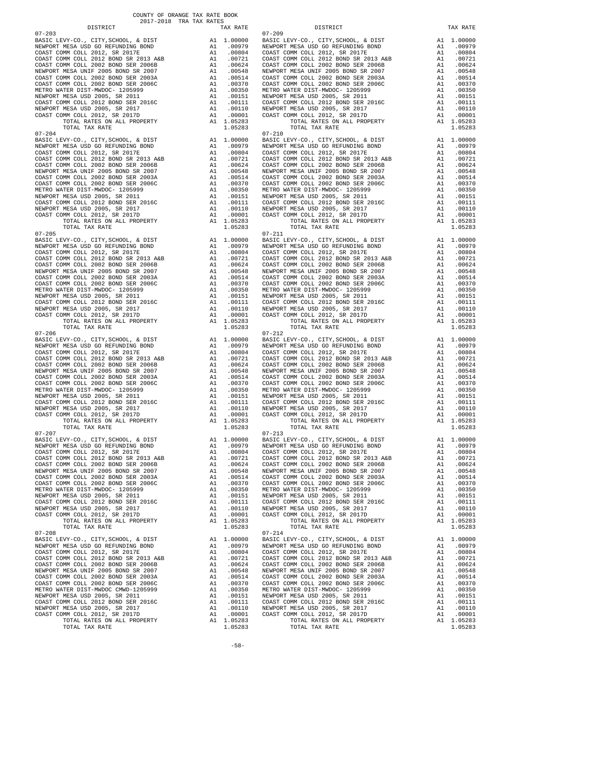COUNTY OF ORANGE TAX RATE BOOK
2017-2018 TRA TAX RATES

| DISTRICT | | TAX RATE | DISTRICT | | TAX RATE |
|---|---|---|---|---|---|
| 07-203 | | | 07-209 | | |
| BASIC LEVY-CO., CITY,SCHOOL, & DIST | A1 | 1.00000 | BASIC LEVY-CO., CITY,SCHOOL, & DIST | A1 | 1.00000 |
| NEWPORT MESA USD GO REFUNDING BOND | A1 | .00979 | NEWPORT MESA USD GO REFUNDING BOND | A1 | .00979 |
| COAST COMM COLL 2012, SR 2017E | A1 | .00804 | COAST COMM COLL 2012, SR 2017E | A1 | .00804 |
| COAST COMM COLL 2012 BOND SR 2013 A&B | A1 | .00721 | COAST COMM COLL 2012 BOND SR 2013 A&B | A1 | .00721 |
| COAST COMM COLL 2002 BOND SER 2006B | A1 | .00624 | COAST COMM COLL 2002 BOND SER 2006B | A1 | .00624 |
| NEWPORT MESA UNIF 2005 BOND SR 2007 | A1 | .00548 | NEWPORT MESA UNIF 2005 BOND SR 2007 | A1 | .00548 |
| COAST COMM COLL 2002 BOND SER 2003A | A1 | .00514 | COAST COMM COLL 2002 BOND SER 2003A | A1 | .00514 |
| COAST COMM COLL 2002 BOND SER 2006C | A1 | .00370 | COAST COMM COLL 2002 BOND SER 2006C | A1 | .00370 |
| METRO WATER DIST-MWDOC- 1205999 | A1 | .00350 | METRO WATER DIST-MWDOC- 1205999 | A1 | .00350 |
| NEWPORT MESA USD 2005, SR 2011 | A1 | .00151 | NEWPORT MESA USD 2005, SR 2011 | A1 | .00151 |
| COAST COMM COLL 2012 BOND SER 2016C | A1 | .00111 | COAST COMM COLL 2012 BOND SER 2016C | A1 | .00111 |
| NEWPORT MESA USD 2005, SR 2017 | A1 | .00110 | NEWPORT MESA USD 2005, SR 2017 | A1 | .00110 |
| COAST COMM COLL 2012, SR 2017D | A1 | .00001 | COAST COMM COLL 2012, SR 2017D | A1 | .00001 |
| TOTAL RATES ON ALL PROPERTY | A1 | 1.05283 | TOTAL RATES ON ALL PROPERTY | A1 | 1.05283 |
| TOTAL TAX RATE | | 1.05283 | TOTAL TAX RATE | | 1.05283 |
| 07-204 | | | 07-210 | | |
| BASIC LEVY-CO., CITY,SCHOOL, & DIST | A1 | 1.00000 | BASIC LEVY-CO., CITY,SCHOOL, & DIST | A1 | 1.00000 |
| NEWPORT MESA USD GO REFUNDING BOND | A1 | .00979 | NEWPORT MESA USD GO REFUNDING BOND | A1 | .00979 |
| COAST COMM COLL 2012, SR 2017E | A1 | .00804 | COAST COMM COLL 2012, SR 2017E | A1 | .00804 |
| COAST COMM COLL 2012 BOND SR 2013 A&B | A1 | .00721 | COAST COMM COLL 2012 BOND SR 2013 A&B | A1 | .00721 |
| COAST COMM COLL 2002 BOND SER 2006B | A1 | .00624 | COAST COMM COLL 2002 BOND SER 2006B | A1 | .00624 |
| NEWPORT MESA UNIF 2005 BOND SR 2007 | A1 | .00548 | NEWPORT MESA UNIF 2005 BOND SR 2007 | A1 | .00548 |
| COAST COMM COLL 2002 BOND SER 2003A | A1 | .00514 | COAST COMM COLL 2002 BOND SER 2003A | A1 | .00514 |
| COAST COMM COLL 2002 BOND SER 2006C | A1 | .00370 | COAST COMM COLL 2002 BOND SER 2006C | A1 | .00370 |
| METRO WATER DIST-MWDOC- 1205999 | A1 | .00350 | METRO WATER DIST-MWDOC- 1205999 | A1 | .00350 |
| NEWPORT MESA USD 2005, SR 2011 | A1 | .00151 | NEWPORT MESA USD 2005, SR 2011 | A1 | .00151 |
| COAST COMM COLL 2012 BOND SER 2016C | A1 | .00111 | COAST COMM COLL 2012 BOND SER 2016C | A1 | .00111 |
| NEWPORT MESA USD 2005, SR 2017 | A1 | .00110 | NEWPORT MESA USD 2005, SR 2017 | A1 | .00110 |
| COAST COMM COLL 2012, SR 2017D | A1 | .00001 | COAST COMM COLL 2012, SR 2017D | A1 | .00001 |
| TOTAL RATES ON ALL PROPERTY | A1 | 1.05283 | TOTAL RATES ON ALL PROPERTY | A1 | 1.05283 |
| TOTAL TAX RATE | | 1.05283 | TOTAL TAX RATE | | 1.05283 |
| 07-205 | | | 07-211 | | |
| BASIC LEVY-CO., CITY,SCHOOL, & DIST | A1 | 1.00000 | BASIC LEVY-CO., CITY,SCHOOL, & DIST | A1 | 1.00000 |
| NEWPORT MESA USD GO REFUNDING BOND | A1 | .00979 | NEWPORT MESA USD GO REFUNDING BOND | A1 | .00979 |
| COAST COMM COLL 2012, SR 2017E | A1 | .00804 | COAST COMM COLL 2012, SR 2017E | A1 | .00804 |
| COAST COMM COLL 2012 BOND SR 2013 A&B | A1 | .00721 | COAST COMM COLL 2012 BOND SR 2013 A&B | A1 | .00721 |
| COAST COMM COLL 2002 BOND SER 2006B | A1 | .00624 | COAST COMM COLL 2002 BOND SER 2006B | A1 | .00624 |
| NEWPORT MESA UNIF 2005 BOND SR 2007 | A1 | .00548 | NEWPORT MESA UNIF 2005 BOND SR 2007 | A1 | .00548 |
| COAST COMM COLL 2002 BOND SER 2003A | A1 | .00514 | COAST COMM COLL 2002 BOND SER 2003A | A1 | .00514 |
| COAST COMM COLL 2002 BOND SER 2006C | A1 | .00370 | COAST COMM COLL 2002 BOND SER 2006C | A1 | .00370 |
| METRO WATER DIST-MWDOC- 1205999 | A1 | .00350 | METRO WATER DIST-MWDOC- 1205999 | A1 | .00350 |
| NEWPORT MESA USD 2005, SR 2011 | A1 | .00151 | NEWPORT MESA USD 2005, SR 2011 | A1 | .00151 |
| COAST COMM COLL 2012 BOND SER 2016C | A1 | .00111 | COAST COMM COLL 2012 BOND SER 2016C | A1 | .00111 |
| NEWPORT MESA USD 2005, SR 2017 | A1 | .00110 | NEWPORT MESA USD 2005, SR 2017 | A1 | .00110 |
| COAST COMM COLL 2012, SR 2017D | A1 | .00001 | COAST COMM COLL 2012, SR 2017D | A1 | .00001 |
| TOTAL RATES ON ALL PROPERTY | A1 | 1.05283 | TOTAL RATES ON ALL PROPERTY | A1 | 1.05283 |
| TOTAL TAX RATE | | 1.05283 | TOTAL TAX RATE | | 1.05283 |
| 07-206 | | | 07-212 | | |
| BASIC LEVY-CO., CITY,SCHOOL, & DIST | A1 | 1.00000 | BASIC LEVY-CO., CITY,SCHOOL, & DIST | A1 | 1.00000 |
| NEWPORT MESA USD GO REFUNDING BOND | A1 | .00979 | NEWPORT MESA USD GO REFUNDING BOND | A1 | .00979 |
| COAST COMM COLL 2012, SR 2017E | A1 | .00804 | COAST COMM COLL 2012, SR 2017E | A1 | .00804 |
| COAST COMM COLL 2012 BOND SR 2013 A&B | A1 | .00721 | COAST COMM COLL 2012 BOND SR 2013 A&B | A1 | .00721 |
| COAST COMM COLL 2002 BOND SER 2006B | A1 | .00624 | COAST COMM COLL 2002 BOND SER 2006B | A1 | .00624 |
| NEWPORT MESA UNIF 2005 BOND SR 2007 | A1 | .00548 | NEWPORT MESA UNIF 2005 BOND SR 2007 | A1 | .00548 |
| COAST COMM COLL 2002 BOND SER 2003A | A1 | .00514 | COAST COMM COLL 2002 BOND SER 2003A | A1 | .00514 |
| COAST COMM COLL 2002 BOND SER 2006C | A1 | .00370 | COAST COMM COLL 2002 BOND SER 2006C | A1 | .00370 |
| METRO WATER DIST-MWDOC- 1205999 | A1 | .00350 | METRO WATER DIST-MWDOC- 1205999 | A1 | .00350 |
| NEWPORT MESA USD 2005, SR 2011 | A1 | .00151 | NEWPORT MESA USD 2005, SR 2011 | A1 | .00151 |
| COAST COMM COLL 2012 BOND SER 2016C | A1 | .00111 | COAST COMM COLL 2012 BOND SER 2016C | A1 | .00111 |
| NEWPORT MESA USD 2005, SR 2017 | A1 | .00110 | NEWPORT MESA USD 2005, SR 2017 | A1 | .00110 |
| COAST COMM COLL 2012, SR 2017D | A1 | .00001 | COAST COMM COLL 2012, SR 2017D | A1 | .00001 |
| TOTAL RATES ON ALL PROPERTY | A1 | 1.05283 | TOTAL RATES ON ALL PROPERTY | A1 | 1.05283 |
| TOTAL TAX RATE | | 1.05283 | TOTAL TAX RATE | | 1.05283 |
| 07-207 | | | 07-213 | | |
| BASIC LEVY-CO., CITY,SCHOOL, & DIST | A1 | 1.00000 | BASIC LEVY-CO., CITY,SCHOOL, & DIST | A1 | 1.00000 |
| NEWPORT MESA USD GO REFUNDING BOND | A1 | .00979 | NEWPORT MESA USD GO REFUNDING BOND | A1 | .00979 |
| COAST COMM COLL 2012, SR 2017E | A1 | .00804 | COAST COMM COLL 2012, SR 2017E | A1 | .00804 |
| COAST COMM COLL 2012 BOND SR 2013 A&B | A1 | .00721 | COAST COMM COLL 2012 BOND SR 2013 A&B | A1 | .00721 |
| COAST COMM COLL 2002 BOND SER 2006B | A1 | .00624 | COAST COMM COLL 2002 BOND SER 2006B | A1 | .00624 |
| NEWPORT MESA UNIF 2005 BOND SR 2007 | A1 | .00548 | NEWPORT MESA UNIF 2005 BOND SR 2007 | A1 | .00548 |
| COAST COMM COLL 2002 BOND SER 2003A | A1 | .00514 | COAST COMM COLL 2002 BOND SER 2003A | A1 | .00514 |
| COAST COMM COLL 2002 BOND SER 2006C | A1 | .00370 | COAST COMM COLL 2002 BOND SER 2006C | A1 | .00370 |
| METRO WATER DIST-MWDOC- 1205999 | A1 | .00350 | METRO WATER DIST-MWDOC- 1205999 | A1 | .00350 |
| NEWPORT MESA USD 2005, SR 2011 | A1 | .00151 | NEWPORT MESA USD 2005, SR 2011 | A1 | .00151 |
| COAST COMM COLL 2012 BOND SER 2016C | A1 | .00111 | COAST COMM COLL 2012 BOND SER 2016C | A1 | .00111 |
| NEWPORT MESA USD 2005, SR 2017 | A1 | .00110 | NEWPORT MESA USD 2005, SR 2017 | A1 | .00110 |
| COAST COMM COLL 2012, SR 2017D | A1 | .00001 | COAST COMM COLL 2012, SR 2017D | A1 | .00001 |
| TOTAL RATES ON ALL PROPERTY | A1 | 1.05283 | TOTAL RATES ON ALL PROPERTY | A1 | 1.05283 |
| TOTAL TAX RATE | | 1.05283 | TOTAL TAX RATE | | 1.05283 |
| 07-208 | | | 07-214 | | |
| BASIC LEVY-CO., CITY,SCHOOL, & DIST | A1 | 1.00000 | BASIC LEVY-CO., CITY,SCHOOL, & DIST | A1 | 1.00000 |
| NEWPORT MESA USD GO REFUNDING BOND | A1 | .00979 | NEWPORT MESA USD GO REFUNDING BOND | A1 | .00979 |
| COAST COMM COLL 2012, SR 2017E | A1 | .00804 | COAST COMM COLL 2012, SR 2017E | A1 | .00804 |
| COAST COMM COLL 2012 BOND SR 2013 A&B | A1 | .00721 | COAST COMM COLL 2012 BOND SR 2013 A&B | A1 | .00721 |
| COAST COMM COLL 2002 BOND SER 2006B | A1 | .00624 | COAST COMM COLL 2002 BOND SER 2006B | A1 | .00624 |
| NEWPORT MESA UNIF 2005 BOND SR 2007 | A1 | .00548 | NEWPORT MESA UNIF 2005 BOND SR 2007 | A1 | .00548 |
| COAST COMM COLL 2002 BOND SER 2003A | A1 | .00514 | COAST COMM COLL 2002 BOND SER 2003A | A1 | .00514 |
| COAST COMM COLL 2002 BOND SER 2006C | A1 | .00370 | COAST COMM COLL 2002 BOND SER 2006C | A1 | .00370 |
| METRO WATER DIST-MWDOC CMWD-1205999 | A1 | .00350 | METRO WATER DIST-MWDOC- 1205999 | A1 | .00350 |
| NEWPORT MESA USD 2005, SR 2011 | A1 | .00151 | NEWPORT MESA USD 2005, SR 2011 | A1 | .00151 |
| COAST COMM COLL 2012 BOND SER 2016C | A1 | .00111 | COAST COMM COLL 2012 BOND SER 2016C | A1 | .00111 |
| NEWPORT MESA USD 2005, SR 2017 | A1 | .00110 | NEWPORT MESA USD 2005, SR 2017 | A1 | .00110 |
| COAST COMM COLL 2012, SR 2017D | A1 | .00001 | COAST COMM COLL 2012, SR 2017D | A1 | .00001 |
| TOTAL RATES ON ALL PROPERTY | A1 | 1.05283 | TOTAL RATES ON ALL PROPERTY | A1 | 1.05283 |
| TOTAL TAX RATE | | 1.05283 | TOTAL TAX RATE | | 1.05283 |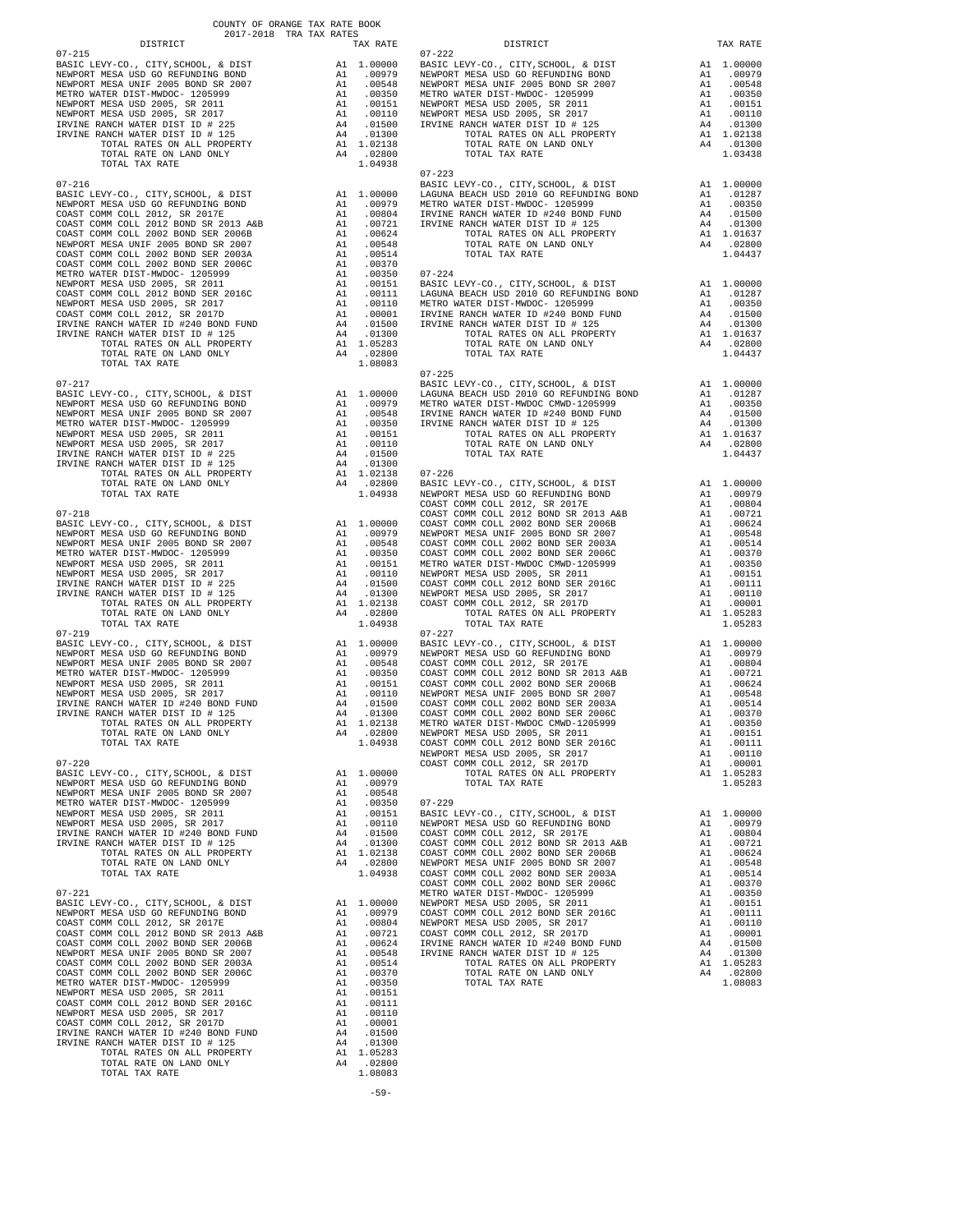COUNTY OF ORANGE TAX RATE BOOK
2017-2018 TRA TAX RATES

| DISTRICT | | TAX RATE |
|---|---|---|
| **07-215** | | |
| BASIC LEVY-CO., CITY,SCHOOL, & DIST | A1 | 1.00000 |
| NEWPORT MESA USD GO REFUNDING BOND | A1 | .00979 |
| NEWPORT MESA UNIF 2005 BOND SR 2007 | A1 | .00548 |
| METRO WATER DIST-MWDOC- 1205999 | A1 | .00350 |
| NEWPORT MESA USD 2005, SR 2011 | A1 | .00151 |
| NEWPORT MESA USD 2005, SR 2017 | A1 | .00110 |
| IRVINE RANCH WATER DIST ID # 225 | A4 | .01500 |
| IRVINE RANCH WATER DIST ID # 125 | A4 | .01300 |
| TOTAL RATES ON ALL PROPERTY | A1 | 1.02138 |
| TOTAL RATE ON LAND ONLY | A4 | .02800 |
| TOTAL TAX RATE | | 1.04938 |
| **07-216** | | |
| BASIC LEVY-CO., CITY,SCHOOL, & DIST | A1 | 1.00000 |
| NEWPORT MESA USD GO REFUNDING BOND | A1 | .00979 |
| COAST COMM COLL 2012, SR 2017E | A1 | .00804 |
| COAST COMM COLL 2012 BOND SR 2013 A&B | A1 | .00721 |
| COAST COMM COLL 2002 BOND SER 2006B | A1 | .00624 |
| NEWPORT MESA UNIF 2005 BOND SR 2007 | A1 | .00548 |
| COAST COMM COLL 2002 BOND SER 2003A | A1 | .00514 |
| COAST COMM COLL 2002 BOND SER 2006C | A1 | .00370 |
| METRO WATER DIST-MWDOC- 1205999 | A1 | .00350 |
| NEWPORT MESA USD 2005, SR 2011 | A1 | .00151 |
| COAST COMM COLL 2012 BOND SER 2016C | A1 | .00111 |
| NEWPORT MESA USD 2005, SR 2017 | A1 | .00110 |
| COAST COMM COLL 2012, SR 2017D | A1 | .00001 |
| IRVINE RANCH WATER ID #240 BOND FUND | A4 | .01500 |
| IRVINE RANCH WATER DIST ID # 125 | A4 | .01300 |
| TOTAL RATES ON ALL PROPERTY | A1 | 1.05283 |
| TOTAL RATE ON LAND ONLY | A4 | .02800 |
| TOTAL TAX RATE | | 1.08083 |
| **07-217** | | |
| BASIC LEVY-CO., CITY,SCHOOL, & DIST | A1 | 1.00000 |
| NEWPORT MESA USD GO REFUNDING BOND | A1 | .00979 |
| NEWPORT MESA UNIF 2005 BOND SR 2007 | A1 | .00548 |
| METRO WATER DIST-MWDOC- 1205999 | A1 | .00350 |
| NEWPORT MESA USD 2005, SR 2011 | A1 | .00151 |
| NEWPORT MESA USD 2005, SR 2017 | A1 | .00110 |
| IRVINE RANCH WATER DIST ID # 225 | A4 | .01500 |
| IRVINE RANCH WATER DIST ID # 125 | A4 | .01300 |
| TOTAL RATES ON ALL PROPERTY | A1 | 1.02138 |
| TOTAL RATE ON LAND ONLY | A4 | .02800 |
| TOTAL TAX RATE | | 1.04938 |
| **07-218** | | |
| BASIC LEVY-CO., CITY,SCHOOL, & DIST | A1 | 1.00000 |
| NEWPORT MESA USD GO REFUNDING BOND | A1 | .00979 |
| NEWPORT MESA UNIF 2005 BOND SR 2007 | A1 | .00548 |
| METRO WATER DIST-MWDOC- 1205999 | A1 | .00350 |
| NEWPORT MESA USD 2005, SR 2011 | A1 | .00151 |
| NEWPORT MESA USD 2005, SR 2017 | A1 | .00110 |
| IRVINE RANCH WATER DIST ID # 225 | A4 | .01500 |
| IRVINE RANCH WATER DIST ID # 125 | A4 | .01300 |
| TOTAL RATES ON ALL PROPERTY | A1 | 1.02138 |
| TOTAL RATE ON LAND ONLY | A4 | .02800 |
| TOTAL TAX RATE | | 1.04938 |
| **07-219** | | |
| BASIC LEVY-CO., CITY,SCHOOL, & DIST | A1 | 1.00000 |
| NEWPORT MESA USD GO REFUNDING BOND | A1 | .00979 |
| NEWPORT MESA UNIF 2005 BOND SR 2007 | A1 | .00548 |
| METRO WATER DIST-MWDOC- 1205999 | A1 | .00350 |
| NEWPORT MESA USD 2005, SR 2011 | A1 | .00151 |
| NEWPORT MESA USD 2005, SR 2017 | A1 | .00110 |
| IRVINE RANCH WATER ID #240 BOND FUND | A4 | .01500 |
| IRVINE RANCH WATER DIST ID # 125 | A4 | .01300 |
| TOTAL RATES ON ALL PROPERTY | A1 | 1.02138 |
| TOTAL RATE ON LAND ONLY | A4 | .02800 |
| TOTAL TAX RATE | | 1.04938 |
| **07-220** | | |
| BASIC LEVY-CO., CITY,SCHOOL, & DIST | A1 | 1.00000 |
| NEWPORT MESA USD GO REFUNDING BOND | A1 | .00979 |
| NEWPORT MESA UNIF 2005 BOND SR 2007 | A1 | .00548 |
| METRO WATER DIST-MWDOC- 1205999 | A1 | .00350 |
| NEWPORT MESA USD 2005, SR 2011 | A1 | .00151 |
| NEWPORT MESA USD 2005, SR 2017 | A1 | .00110 |
| IRVINE RANCH WATER ID #240 BOND FUND | A4 | .01500 |
| IRVINE RANCH WATER DIST ID # 125 | A4 | .01300 |
| TOTAL RATES ON ALL PROPERTY | A1 | 1.02138 |
| TOTAL RATE ON LAND ONLY | A4 | .02800 |
| TOTAL TAX RATE | | 1.04938 |
| **07-221** | | |
| BASIC LEVY-CO., CITY,SCHOOL, & DIST | A1 | 1.00000 |
| NEWPORT MESA USD GO REFUNDING BOND | A1 | .00979 |
| COAST COMM COLL 2012, SR 2017E | A1 | .00804 |
| COAST COMM COLL 2012 BOND SR 2013 A&B | A1 | .00721 |
| COAST COMM COLL 2002 BOND SER 2006B | A1 | .00624 |
| NEWPORT MESA UNIF 2005 BOND SR 2007 | A1 | .00548 |
| COAST COMM COLL 2002 BOND SER 2003A | A1 | .00514 |
| COAST COMM COLL 2002 BOND SER 2006C | A1 | .00370 |
| METRO WATER DIST-MWDOC- 1205999 | A1 | .00350 |
| NEWPORT MESA USD 2005, SR 2011 | A1 | .00151 |
| COAST COMM COLL 2012 BOND SER 2016C | A1 | .00111 |
| NEWPORT MESA USD 2005, SR 2017 | A1 | .00110 |
| COAST COMM COLL 2012, SR 2017D | A1 | .00001 |
| IRVINE RANCH WATER ID #240 BOND FUND | A4 | .01500 |
| IRVINE RANCH WATER DIST ID # 125 | A4 | .01300 |
| TOTAL RATES ON ALL PROPERTY | A1 | 1.05283 |
| TOTAL RATE ON LAND ONLY | A4 | .02800 |
| TOTAL TAX RATE | | 1.08083 |
| **07-222** | | |
| BASIC LEVY-CO., CITY,SCHOOL, & DIST | A1 | 1.00000 |
| NEWPORT MESA USD GO REFUNDING BOND | A1 | .00979 |
| NEWPORT MESA UNIF 2005 BOND SR 2007 | A1 | .00548 |
| METRO WATER DIST-MWDOC- 1205999 | A1 | .00350 |
| NEWPORT MESA USD 2005, SR 2011 | A1 | .00151 |
| NEWPORT MESA USD 2005, SR 2017 | A1 | .00110 |
| IRVINE RANCH WATER DIST ID # 125 | A4 | .01300 |
| TOTAL RATES ON ALL PROPERTY | A1 | 1.02138 |
| TOTAL RATE ON LAND ONLY | A4 | .01300 |
| TOTAL TAX RATE | | 1.03438 |
| **07-223** | | |
| BASIC LEVY-CO., CITY,SCHOOL, & DIST | A1 | 1.00000 |
| LAGUNA BEACH USD 2010 GO REFUNDING BOND | A1 | .01287 |
| METRO WATER DIST-MWDOC- 1205999 | A1 | .00350 |
| IRVINE RANCH WATER ID #240 BOND FUND | A4 | .01500 |
| IRVINE RANCH WATER DIST ID # 125 | A4 | .01300 |
| TOTAL RATES ON ALL PROPERTY | A1 | 1.01637 |
| TOTAL RATE ON LAND ONLY | A4 | .02800 |
| TOTAL TAX RATE | | 1.04437 |
| **07-224** | | |
| BASIC LEVY-CO., CITY,SCHOOL, & DIST | A1 | 1.00000 |
| LAGUNA BEACH USD 2010 GO REFUNDING BOND | A1 | .01287 |
| METRO WATER DIST-MWDOC- 1205999 | A1 | .00350 |
| IRVINE RANCH WATER ID #240 BOND FUND | A4 | .01500 |
| IRVINE RANCH WATER DIST ID # 125 | A4 | .01300 |
| TOTAL RATES ON ALL PROPERTY | A1 | 1.01637 |
| TOTAL RATE ON LAND ONLY | A4 | .02800 |
| TOTAL TAX RATE | | 1.04437 |
| **07-225** | | |
| BASIC LEVY-CO., CITY,SCHOOL, & DIST | A1 | 1.00000 |
| LAGUNA BEACH USD 2010 GO REFUNDING BOND | A1 | .01287 |
| METRO WATER DIST-MWDOC CMWD-1205999 | A1 | .00350 |
| IRVINE RANCH WATER ID #240 BOND FUND | A4 | .01500 |
| IRVINE RANCH WATER DIST ID # 125 | A4 | .01300 |
| TOTAL RATES ON ALL PROPERTY | A1 | 1.01637 |
| TOTAL RATE ON LAND ONLY | A4 | .02800 |
| TOTAL TAX RATE | | 1.04437 |
| **07-226** | | |
| BASIC LEVY-CO., CITY,SCHOOL, & DIST | A1 | 1.00000 |
| NEWPORT MESA USD GO REFUNDING BOND | A1 | .00979 |
| COAST COMM COLL 2012, SR 2017E | A1 | .00804 |
| COAST COMM COLL 2012 BOND SR 2013 A&B | A1 | .00721 |
| COAST COMM COLL 2002 BOND SER 2006B | A1 | .00624 |
| NEWPORT MESA UNIF 2005 BOND SR 2007 | A1 | .00548 |
| COAST COMM COLL 2002 BOND SER 2003A | A1 | .00514 |
| COAST COMM COLL 2002 BOND SER 2006C | A1 | .00370 |
| METRO WATER DIST-MWDOC CMWD-1205999 | A1 | .00350 |
| NEWPORT MESA USD 2005, SR 2011 | A1 | .00151 |
| COAST COMM COLL 2012 BOND SER 2016C | A1 | .00111 |
| NEWPORT MESA USD 2005, SR 2017 | A1 | .00110 |
| COAST COMM COLL 2012, SR 2017D | A1 | .00001 |
| TOTAL RATES ON ALL PROPERTY | A1 | 1.05283 |
| TOTAL TAX RATE | | 1.05283 |
| **07-227** | | |
| BASIC LEVY-CO., CITY,SCHOOL, & DIST | A1 | 1.00000 |
| NEWPORT MESA USD GO REFUNDING BOND | A1 | .00979 |
| COAST COMM COLL 2012, SR 2017E | A1 | .00804 |
| COAST COMM COLL 2012 BOND SR 2013 A&B | A1 | .00721 |
| COAST COMM COLL 2002 BOND SER 2006B | A1 | .00624 |
| NEWPORT MESA UNIF 2005 BOND SR 2007 | A1 | .00548 |
| COAST COMM COLL 2002 BOND SER 2003A | A1 | .00514 |
| COAST COMM COLL 2002 BOND SER 2006C | A1 | .00370 |
| METRO WATER DIST-MWDOC CMWD-1205999 | A1 | .00350 |
| NEWPORT MESA USD 2005, SR 2011 | A1 | .00151 |
| COAST COMM COLL 2012 BOND SER 2016C | A1 | .00111 |
| NEWPORT MESA USD 2005, SR 2017 | A1 | .00110 |
| COAST COMM COLL 2012, SR 2017D | A1 | .00001 |
| TOTAL RATES ON ALL PROPERTY | A1 | 1.05283 |
| TOTAL TAX RATE | | 1.05283 |
| **07-229** | | |
| BASIC LEVY-CO., CITY,SCHOOL, & DIST | A1 | 1.00000 |
| NEWPORT MESA USD GO REFUNDING BOND | A1 | .00979 |
| COAST COMM COLL 2012, SR 2017E | A1 | .00804 |
| COAST COMM COLL 2012 BOND SR 2013 A&B | A1 | .00721 |
| COAST COMM COLL 2002 BOND SER 2006B | A1 | .00624 |
| NEWPORT MESA UNIF 2005 BOND SR 2007 | A1 | .00548 |
| COAST COMM COLL 2002 BOND SER 2003A | A1 | .00514 |
| COAST COMM COLL 2002 BOND SER 2006C | A1 | .00370 |
| METRO WATER DIST-MWDOC- 1205999 | A1 | .00350 |
| NEWPORT MESA USD 2005, SR 2011 | A1 | .00151 |
| COAST COMM COLL 2012 BOND SER 2016C | A1 | .00111 |
| NEWPORT MESA USD 2005, SR 2017 | A1 | .00110 |
| COAST COMM COLL 2012, SR 2017D | A1 | .00001 |
| IRVINE RANCH WATER ID #240 BOND FUND | A4 | .01500 |
| IRVINE RANCH WATER DIST ID # 125 | A4 | .01300 |
| TOTAL RATES ON ALL PROPERTY | A1 | 1.05283 |
| TOTAL RATE ON LAND ONLY | A4 | .02800 |
| TOTAL TAX RATE | | 1.08083 |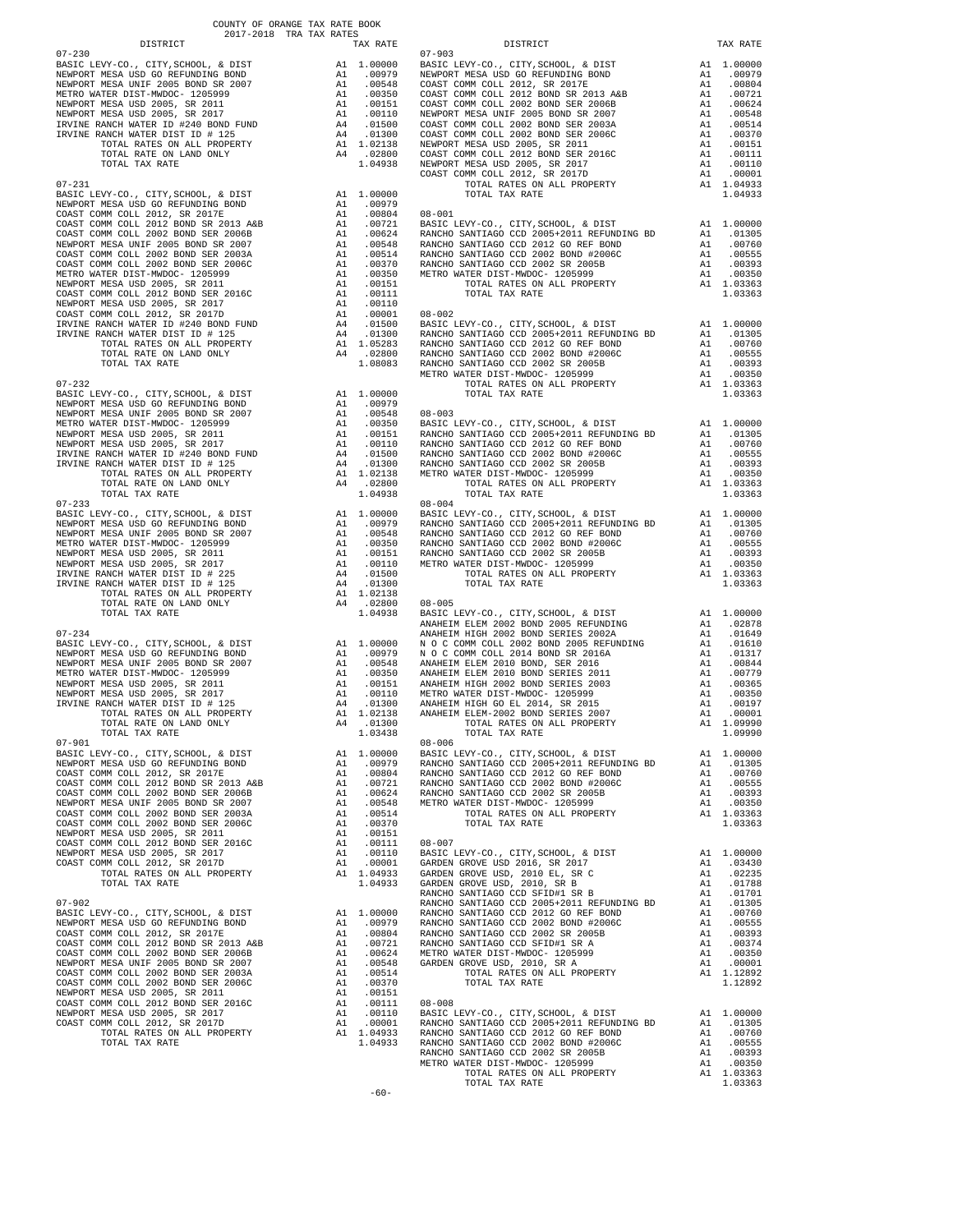COUNTY OF ORANGE TAX RATE BOOK
2017-2018 TRA TAX RATES

| DISTRICT | | TAX RATE |
|---|---|---|
| **07-230** | | |
| BASIC LEVY-CO., CITY,SCHOOL, & DIST | A1 | 1.00000 |
| NEWPORT MESA USD GO REFUNDING BOND | A1 | .00979 |
| NEWPORT MESA UNIF 2005 BOND SR 2007 | A1 | .00548 |
| METRO WATER DIST-MWDOC- 1205999 | A1 | .00350 |
| NEWPORT MESA USD 2005, SR 2011 | A1 | .00151 |
| NEWPORT MESA USD 2005, SR 2017 | A1 | .00110 |
| IRVINE RANCH WATER ID #240 BOND FUND | A4 | .01500 |
| IRVINE RANCH WATER DIST ID # 125 | A4 | .01300 |
| TOTAL RATES ON ALL PROPERTY | A1 | 1.02138 |
| TOTAL RATE ON LAND ONLY | A4 | .02800 |
| TOTAL TAX RATE | | 1.04938 |
| **07-231** | | |
| BASIC LEVY-CO., CITY,SCHOOL, & DIST | A1 | 1.00000 |
| NEWPORT MESA USD GO REFUNDING BOND | A1 | .00979 |
| COAST COMM COLL 2012, SR 2017E | A1 | .00804 |
| COAST COMM COLL 2012 BOND SR 2013 A&B | A1 | .00721 |
| COAST COMM COLL 2002 BOND SER 2006B | A1 | .00624 |
| NEWPORT MESA UNIF 2005 BOND SR 2007 | A1 | .00548 |
| COAST COMM COLL 2002 BOND SER 2003A | A1 | .00514 |
| COAST COMM COLL 2002 BOND SER 2006C | A1 | .00370 |
| METRO WATER DIST-MWDOC- 1205999 | A1 | .00350 |
| NEWPORT MESA USD 2005, SR 2011 | A1 | .00151 |
| COAST COMM COLL 2012 BOND SER 2016C | A1 | .00111 |
| NEWPORT MESA USD 2005, SR 2017 | A1 | .00110 |
| COAST COMM COLL 2012, SR 2017D | A1 | .00001 |
| IRVINE RANCH WATER ID #240 BOND FUND | A4 | .01500 |
| IRVINE RANCH WATER DIST ID # 125 | A4 | .01300 |
| TOTAL RATES ON ALL PROPERTY | A1 | 1.05283 |
| TOTAL RATE ON LAND ONLY | A4 | .02800 |
| TOTAL TAX RATE | | 1.08083 |
| **07-232** | | |
| BASIC LEVY-CO., CITY,SCHOOL, & DIST | A1 | 1.00000 |
| NEWPORT MESA USD GO REFUNDING BOND | A1 | .00979 |
| NEWPORT MESA UNIF 2005 BOND SR 2007 | A1 | .00548 |
| METRO WATER DIST-MWDOC- 1205999 | A1 | .00350 |
| NEWPORT MESA USD 2005, SR 2011 | A1 | .00151 |
| NEWPORT MESA USD 2005, SR 2017 | A1 | .00110 |
| IRVINE RANCH WATER ID #240 BOND FUND | A4 | .01500 |
| IRVINE RANCH WATER DIST ID # 125 | A4 | .01300 |
| TOTAL RATES ON ALL PROPERTY | A1 | 1.02138 |
| TOTAL RATE ON LAND ONLY | A4 | .02800 |
| TOTAL TAX RATE | | 1.04938 |
| **07-233** | | |
| BASIC LEVY-CO., CITY,SCHOOL, & DIST | A1 | 1.00000 |
| NEWPORT MESA USD GO REFUNDING BOND | A1 | .00979 |
| NEWPORT MESA UNIF 2005 BOND SR 2007 | A1 | .00548 |
| METRO WATER DIST-MWDOC- 1205999 | A1 | .00350 |
| NEWPORT MESA USD 2005, SR 2011 | A1 | .00151 |
| NEWPORT MESA USD 2005, SR 2017 | A1 | .00110 |
| IRVINE RANCH WATER DIST ID # 225 | A4 | .01500 |
| IRVINE RANCH WATER DIST ID # 125 | A4 | .01300 |
| TOTAL RATES ON ALL PROPERTY | A1 | 1.02138 |
| TOTAL RATE ON LAND ONLY | A4 | .02800 |
| TOTAL TAX RATE | | 1.04938 |
| **07-234** | | |
| BASIC LEVY-CO., CITY,SCHOOL, & DIST | A1 | 1.00000 |
| NEWPORT MESA USD GO REFUNDING BOND | A1 | .00979 |
| NEWPORT MESA UNIF 2005 BOND SR 2007 | A1 | .00548 |
| METRO WATER DIST-MWDOC- 1205999 | A1 | .00350 |
| NEWPORT MESA USD 2005, SR 2011 | A1 | .00151 |
| NEWPORT MESA USD 2005, SR 2017 | A1 | .00110 |
| IRVINE RANCH WATER DIST ID # 125 | A4 | .01300 |
| TOTAL RATES ON ALL PROPERTY | A1 | 1.02138 |
| TOTAL RATE ON LAND ONLY | A4 | .01300 |
| TOTAL TAX RATE | | 1.03438 |
| **07-901** | | |
| BASIC LEVY-CO., CITY,SCHOOL, & DIST | A1 | 1.00000 |
| NEWPORT MESA USD GO REFUNDING BOND | A1 | .00979 |
| COAST COMM COLL 2012, SR 2017E | A1 | .00804 |
| COAST COMM COLL 2012 BOND SR 2013 A&B | A1 | .00721 |
| COAST COMM COLL 2002 BOND SER 2006B | A1 | .00624 |
| NEWPORT MESA UNIF 2005 BOND SR 2007 | A1 | .00548 |
| COAST COMM COLL 2002 BOND SER 2003A | A1 | .00514 |
| COAST COMM COLL 2002 BOND SER 2006C | A1 | .00370 |
| NEWPORT MESA USD 2005, SR 2011 | A1 | .00151 |
| COAST COMM COLL 2012 BOND SER 2016C | A1 | .00111 |
| NEWPORT MESA USD 2005, SR 2017 | A1 | .00110 |
| COAST COMM COLL 2012, SR 2017D | A1 | .00001 |
| TOTAL RATES ON ALL PROPERTY | A1 | 1.04933 |
| TOTAL TAX RATE | | 1.04933 |
| **07-902** | | |
| BASIC LEVY-CO., CITY,SCHOOL, & DIST | A1 | 1.00000 |
| NEWPORT MESA USD GO REFUNDING BOND | A1 | .00979 |
| COAST COMM COLL 2012, SR 2017E | A1 | .00804 |
| COAST COMM COLL 2012 BOND SR 2013 A&B | A1 | .00721 |
| COAST COMM COLL 2002 BOND SER 2006B | A1 | .00624 |
| NEWPORT MESA UNIF 2005 BOND SR 2007 | A1 | .00548 |
| COAST COMM COLL 2002 BOND SER 2003A | A1 | .00514 |
| COAST COMM COLL 2002 BOND SER 2006C | A1 | .00370 |
| NEWPORT MESA USD 2005, SR 2011 | A1 | .00151 |
| COAST COMM COLL 2012 BOND SER 2016C | A1 | .00111 |
| NEWPORT MESA USD 2005, SR 2017 | A1 | .00110 |
| COAST COMM COLL 2012, SR 2017D | A1 | .00001 |
| TOTAL RATES ON ALL PROPERTY | A1 | 1.04933 |
| TOTAL TAX RATE | | 1.04933 |
| **07-903** | | |
| BASIC LEVY-CO., CITY,SCHOOL, & DIST | A1 | 1.00000 |
| NEWPORT MESA USD GO REFUNDING BOND | A1 | .00979 |
| COAST COMM COLL 2012, SR 2017E | A1 | .00804 |
| COAST COMM COLL 2012 BOND SR 2013 A&B | A1 | .00721 |
| COAST COMM COLL 2002 BOND SER 2006B | A1 | .00624 |
| NEWPORT MESA UNIF 2005 BOND SR 2007 | A1 | .00548 |
| COAST COMM COLL 2002 BOND SER 2003A | A1 | .00514 |
| COAST COMM COLL 2002 BOND SER 2006C | A1 | .00370 |
| NEWPORT MESA USD 2005, SR 2011 | A1 | .00151 |
| COAST COMM COLL 2012 BOND SER 2016C | A1 | .00111 |
| NEWPORT MESA USD 2005, SR 2017 | A1 | .00110 |
| COAST COMM COLL 2012, SR 2017D | A1 | .00001 |
| TOTAL RATES ON ALL PROPERTY | A1 | 1.04933 |
| TOTAL TAX RATE | | 1.04933 |
| **08-001** | | |
| BASIC LEVY-CO., CITY,SCHOOL, & DIST | A1 | 1.00000 |
| RANCHO SANTIAGO CCD 2005+2011 REFUNDING BD | A1 | .01305 |
| RANCHO SANTIAGO CCD 2012 GO REF BOND | A1 | .00760 |
| RANCHO SANTIAGO CCD 2002 BOND #2006C | A1 | .00555 |
| RANCHO SANTIAGO CCD 2002 SR 2005B | A1 | .00393 |
| METRO WATER DIST-MWDOC- 1205999 | A1 | .00350 |
| TOTAL RATES ON ALL PROPERTY | A1 | 1.03363 |
| TOTAL TAX RATE | | 1.03363 |
| **08-002** | | |
| BASIC LEVY-CO., CITY,SCHOOL, & DIST | A1 | 1.00000 |
| RANCHO SANTIAGO CCD 2005+2011 REFUNDING BD | A1 | .01305 |
| RANCHO SANTIAGO CCD 2012 GO REF BOND | A1 | .00760 |
| RANCHO SANTIAGO CCD 2002 BOND #2006C | A1 | .00555 |
| RANCHO SANTIAGO CCD 2002 SR 2005B | A1 | .00393 |
| METRO WATER DIST-MWDOC- 1205999 | A1 | .00350 |
| TOTAL RATES ON ALL PROPERTY | A1 | 1.03363 |
| TOTAL TAX RATE | | 1.03363 |
| **08-003** | | |
| BASIC LEVY-CO., CITY,SCHOOL, & DIST | A1 | 1.00000 |
| RANCHO SANTIAGO CCD 2005+2011 REFUNDING BD | A1 | .01305 |
| RANCHO SANTIAGO CCD 2012 GO REF BOND | A1 | .00760 |
| RANCHO SANTIAGO CCD 2002 BOND #2006C | A1 | .00555 |
| RANCHO SANTIAGO CCD 2002 SR 2005B | A1 | .00393 |
| METRO WATER DIST-MWDOC- 1205999 | A1 | .00350 |
| TOTAL RATES ON ALL PROPERTY | A1 | 1.03363 |
| TOTAL TAX RATE | | 1.03363 |
| **08-004** | | |
| BASIC LEVY-CO., CITY,SCHOOL, & DIST | A1 | 1.00000 |
| RANCHO SANTIAGO CCD 2005+2011 REFUNDING BD | A1 | .01305 |
| RANCHO SANTIAGO CCD 2012 GO REF BOND | A1 | .00760 |
| RANCHO SANTIAGO CCD 2002 BOND #2006C | A1 | .00555 |
| RANCHO SANTIAGO CCD 2002 SR 2005B | A1 | .00393 |
| METRO WATER DIST-MWDOC- 1205999 | A1 | .00350 |
| TOTAL RATES ON ALL PROPERTY | A1 | 1.03363 |
| TOTAL TAX RATE | | 1.03363 |
| **08-005** | | |
| BASIC LEVY-CO., CITY,SCHOOL, & DIST | A1 | 1.00000 |
| ANAHEIM ELEM 2002 BOND 2005 REFUNDING | A1 | .02878 |
| ANAHEIM HIGH 2002 BOND SERIES 2002A | A1 | .01649 |
| N O C COMM COLL 2002 BOND 2005 REFUNDING | A1 | .01610 |
| N O C COMM COLL 2014 BOND SR 2016A | A1 | .01317 |
| ANAHEIM ELEM 2010 BOND, SER 2016 | A1 | .00844 |
| ANAHEIM ELEM 2010 BOND SERIES 2011 | A1 | .00779 |
| ANAHEIM HIGH 2002 BOND SERIES 2003 | A1 | .00365 |
| METRO WATER DIST-MWDOC- 1205999 | A1 | .00350 |
| ANAHEIM HIGH GO EL 2014, SR 2015 | A1 | .00197 |
| ANAHEIM ELEM-2002 BOND SERIES 2007 | A1 | .00001 |
| TOTAL RATES ON ALL PROPERTY | A1 | 1.09990 |
| TOTAL TAX RATE | | 1.09990 |
| **08-006** | | |
| BASIC LEVY-CO., CITY,SCHOOL, & DIST | A1 | 1.00000 |
| RANCHO SANTIAGO CCD 2005+2011 REFUNDING BD | A1 | .01305 |
| RANCHO SANTIAGO CCD 2012 GO REF BOND | A1 | .00760 |
| RANCHO SANTIAGO CCD 2002 BOND #2006C | A1 | .00555 |
| RANCHO SANTIAGO CCD 2002 SR 2005B | A1 | .00393 |
| METRO WATER DIST-MWDOC- 1205999 | A1 | .00350 |
| TOTAL RATES ON ALL PROPERTY | A1 | 1.03363 |
| TOTAL TAX RATE | | 1.03363 |
| **08-007** | | |
| BASIC LEVY-CO., CITY,SCHOOL, & DIST | A1 | 1.00000 |
| GARDEN GROVE USD 2016, SR 2017 | A1 | .03430 |
| GARDEN GROVE USD, 2010 EL, SR C | A1 | .02235 |
| GARDEN GROVE USD, 2010, SR B | A1 | .01788 |
| RANCHO SANTIAGO CCD SFID#1 SR B | A1 | .01701 |
| RANCHO SANTIAGO CCD 2005+2011 REFUNDING BD | A1 | .01305 |
| RANCHO SANTIAGO CCD 2012 GO REF BOND | A1 | .00760 |
| RANCHO SANTIAGO CCD 2002 BOND #2006C | A1 | .00555 |
| RANCHO SANTIAGO CCD 2002 SR 2005B | A1 | .00393 |
| RANCHO SANTIAGO CCD SFID#1 SR A | A1 | .00374 |
| METRO WATER DIST-MWDOC- 1205999 | A1 | .00350 |
| GARDEN GROVE USD, 2010, SR A | A1 | .00001 |
| TOTAL RATES ON ALL PROPERTY | A1 | 1.12892 |
| TOTAL TAX RATE | | 1.12892 |
| **08-008** | | |
| BASIC LEVY-CO., CITY,SCHOOL, & DIST | A1 | 1.00000 |
| RANCHO SANTIAGO CCD 2005+2011 REFUNDING BD | A1 | .01305 |
| RANCHO SANTIAGO CCD 2012 GO REF BOND | A1 | .00760 |
| RANCHO SANTIAGO CCD 2002 BOND #2006C | A1 | .00555 |
| RANCHO SANTIAGO CCD 2002 SR 2005B | A1 | .00393 |
| METRO WATER DIST-MWDOC- 1205999 | A1 | .00350 |
| TOTAL RATES ON ALL PROPERTY | A1 | 1.03363 |
| TOTAL TAX RATE | | 1.03363 |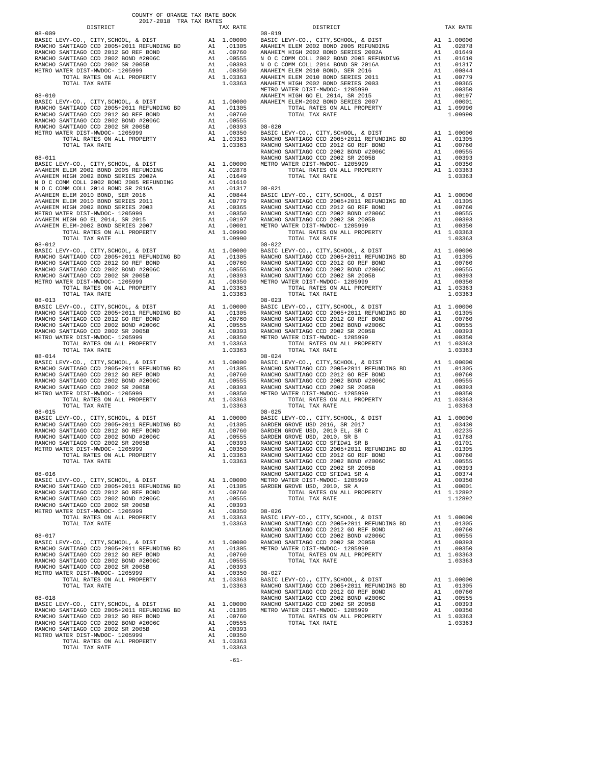COUNTY OF ORANGE TAX RATE BOOK
2017-2018 TRA TAX RATES

| DISTRICT | | TAX RATE |
|---|---|---|
| **08-009** | | |
| BASIC LEVY-CO., CITY,SCHOOL, & DIST | A1 | 1.00000 |
| RANCHO SANTIAGO CCD 2005+2011 REFUNDING BD | A1 | .01305 |
| RANCHO SANTIAGO CCD 2012 GO REF BOND | A1 | .00760 |
| RANCHO SANTIAGO CCD 2002 BOND #2006C | A1 | .00555 |
| RANCHO SANTIAGO CCD 2002 SR 2005B | A1 | .00393 |
| METRO WATER DIST-MWDOC- 1205999 | A1 | .00350 |
| TOTAL RATES ON ALL PROPERTY | A1 | 1.03363 |
| TOTAL TAX RATE | | 1.03363 |
| **08-010** | | |
| BASIC LEVY-CO., CITY,SCHOOL, & DIST | A1 | 1.00000 |
| RANCHO SANTIAGO CCD 2005+2011 REFUNDING BD | A1 | .01305 |
| RANCHO SANTIAGO CCD 2012 GO REF BOND | A1 | .00760 |
| RANCHO SANTIAGO CCD 2002 BOND #2006C | A1 | .00555 |
| RANCHO SANTIAGO CCD 2002 SR 2005B | A1 | .00393 |
| METRO WATER DIST-MWDOC- 1205999 | A1 | .00350 |
| TOTAL RATES ON ALL PROPERTY | A1 | 1.03363 |
| TOTAL TAX RATE | | 1.03363 |
| **08-011** | | |
| BASIC LEVY-CO., CITY,SCHOOL, & DIST | A1 | 1.00000 |
| ANAHEIM ELEM 2002 BOND 2005 REFUNDING | A1 | .02878 |
| ANAHEIM HIGH 2002 BOND SERIES 2002A | A1 | .01649 |
| N O C COMM COLL 2002 BOND 2005 REFUNDING | A1 | .01610 |
| N O C COMM COLL 2014 BOND SR 2016A | A1 | .01317 |
| ANAHEIM ELEM 2010 BOND, SER 2016 | A1 | .00844 |
| ANAHEIM ELEM 2010 BOND SERIES 2011 | A1 | .00779 |
| ANAHEIM HIGH 2002 BOND SERIES 2003 | A1 | .00365 |
| METRO WATER DIST-MWDOC- 1205999 | A1 | .00350 |
| ANAHEIM HIGH GO EL 2014, SR 2015 | A1 | .00197 |
| ANAHEIM ELEM-2002 BOND SERIES 2007 | A1 | .00001 |
| TOTAL RATES ON ALL PROPERTY | A1 | 1.09990 |
| TOTAL TAX RATE | | 1.09990 |
| **08-012** | | |
| BASIC LEVY-CO., CITY,SCHOOL, & DIST | A1 | 1.00000 |
| RANCHO SANTIAGO CCD 2005+2011 REFUNDING BD | A1 | .01305 |
| RANCHO SANTIAGO CCD 2012 GO REF BOND | A1 | .00760 |
| RANCHO SANTIAGO CCD 2002 BOND #2006C | A1 | .00555 |
| RANCHO SANTIAGO CCD 2002 SR 2005B | A1 | .00393 |
| METRO WATER DIST-MWDOC- 1205999 | A1 | .00350 |
| TOTAL RATES ON ALL PROPERTY | A1 | 1.03363 |
| TOTAL TAX RATE | | 1.03363 |
| **08-013** | | |
| BASIC LEVY-CO., CITY,SCHOOL, & DIST | A1 | 1.00000 |
| RANCHO SANTIAGO CCD 2005+2011 REFUNDING BD | A1 | .01305 |
| RANCHO SANTIAGO CCD 2012 GO REF BOND | A1 | .00760 |
| RANCHO SANTIAGO CCD 2002 BOND #2006C | A1 | .00555 |
| RANCHO SANTIAGO CCD 2002 SR 2005B | A1 | .00393 |
| METRO WATER DIST-MWDOC- 1205999 | A1 | .00350 |
| TOTAL RATES ON ALL PROPERTY | A1 | 1.03363 |
| TOTAL TAX RATE | | 1.03363 |
| **08-014** | | |
| BASIC LEVY-CO., CITY,SCHOOL, & DIST | A1 | 1.00000 |
| RANCHO SANTIAGO CCD 2005+2011 REFUNDING BD | A1 | .01305 |
| RANCHO SANTIAGO CCD 2012 GO REF BOND | A1 | .00760 |
| RANCHO SANTIAGO CCD 2002 BOND #2006C | A1 | .00555 |
| RANCHO SANTIAGO CCD 2002 SR 2005B | A1 | .00393 |
| METRO WATER DIST-MWDOC- 1205999 | A1 | .00350 |
| TOTAL RATES ON ALL PROPERTY | A1 | 1.03363 |
| TOTAL TAX RATE | | 1.03363 |
| **08-015** | | |
| BASIC LEVY-CO., CITY,SCHOOL, & DIST | A1 | 1.00000 |
| RANCHO SANTIAGO CCD 2005+2011 REFUNDING BD | A1 | .01305 |
| RANCHO SANTIAGO CCD 2012 GO REF BOND | A1 | .00760 |
| RANCHO SANTIAGO CCD 2002 BOND #2006C | A1 | .00555 |
| RANCHO SANTIAGO CCD 2002 SR 2005B | A1 | .00393 |
| METRO WATER DIST-MWDOC- 1205999 | A1 | .00350 |
| TOTAL RATES ON ALL PROPERTY | A1 | 1.03363 |
| TOTAL TAX RATE | | 1.03363 |
| **08-016** | | |
| BASIC LEVY-CO., CITY,SCHOOL, & DIST | A1 | 1.00000 |
| RANCHO SANTIAGO CCD 2005+2011 REFUNDING BD | A1 | .01305 |
| RANCHO SANTIAGO CCD 2012 GO REF BOND | A1 | .00760 |
| RANCHO SANTIAGO CCD 2002 BOND #2006C | A1 | .00555 |
| RANCHO SANTIAGO CCD 2002 SR 2005B | A1 | .00393 |
| METRO WATER DIST-MWDOC- 1205999 | A1 | .00350 |
| TOTAL RATES ON ALL PROPERTY | A1 | 1.03363 |
| TOTAL TAX RATE | | 1.03363 |
| **08-017** | | |
| BASIC LEVY-CO., CITY,SCHOOL, & DIST | A1 | 1.00000 |
| RANCHO SANTIAGO CCD 2005+2011 REFUNDING BD | A1 | .01305 |
| RANCHO SANTIAGO CCD 2012 GO REF BOND | A1 | .00760 |
| RANCHO SANTIAGO CCD 2002 BOND #2006C | A1 | .00555 |
| RANCHO SANTIAGO CCD 2002 SR 2005B | A1 | .00393 |
| METRO WATER DIST-MWDOC- 1205999 | A1 | .00350 |
| TOTAL RATES ON ALL PROPERTY | A1 | 1.03363 |
| TOTAL TAX RATE | | 1.03363 |
| **08-018** | | |
| BASIC LEVY-CO., CITY,SCHOOL, & DIST | A1 | 1.00000 |
| RANCHO SANTIAGO CCD 2005+2011 REFUNDING BD | A1 | .01305 |
| RANCHO SANTIAGO CCD 2012 GO REF BOND | A1 | .00760 |
| RANCHO SANTIAGO CCD 2002 BOND #2006C | A1 | .00555 |
| RANCHO SANTIAGO CCD 2002 SR 2005B | A1 | .00393 |
| METRO WATER DIST-MWDOC- 1205999 | A1 | .00350 |
| TOTAL RATES ON ALL PROPERTY | A1 | 1.03363 |
| TOTAL TAX RATE | | 1.03363 |
| **08-019** | | |
| BASIC LEVY-CO., CITY,SCHOOL, & DIST | A1 | 1.00000 |
| ANAHEIM ELEM 2002 BOND 2005 REFUNDING | A1 | .02878 |
| ANAHEIM HIGH 2002 BOND SERIES 2002A | A1 | .01649 |
| N O C COMM COLL 2002 BOND 2005 REFUNDING | A1 | .01610 |
| N O C COMM COLL 2014 BOND SR 2016A | A1 | .01317 |
| ANAHEIM ELEM 2010 BOND, SER 2016 | A1 | .00844 |
| ANAHEIM ELEM 2010 BOND SERIES 2011 | A1 | .00779 |
| ANAHEIM HIGH 2002 BOND SERIES 2003 | A1 | .00365 |
| METRO WATER DIST-MWDOC- 1205999 | A1 | .00350 |
| ANAHEIM HIGH GO EL 2014, SR 2015 | A1 | .00197 |
| ANAHEIM ELEM-2002 BOND SERIES 2007 | A1 | .00001 |
| TOTAL RATES ON ALL PROPERTY | A1 | 1.09990 |
| TOTAL TAX RATE | | 1.09990 |
| **08-020** | | |
| BASIC LEVY-CO., CITY,SCHOOL, & DIST | A1 | 1.00000 |
| RANCHO SANTIAGO CCD 2005+2011 REFUNDING BD | A1 | .01305 |
| RANCHO SANTIAGO CCD 2012 GO REF BOND | A1 | .00760 |
| RANCHO SANTIAGO CCD 2002 BOND #2006C | A1 | .00555 |
| RANCHO SANTIAGO CCD 2002 SR 2005B | A1 | .00393 |
| METRO WATER DIST-MWDOC- 1205999 | A1 | .00350 |
| TOTAL RATES ON ALL PROPERTY | A1 | 1.03363 |
| TOTAL TAX RATE | | 1.03363 |
| **08-021** | | |
| BASIC LEVY-CO., CITY,SCHOOL, & DIST | A1 | 1.00000 |
| RANCHO SANTIAGO CCD 2005+2011 REFUNDING BD | A1 | .01305 |
| RANCHO SANTIAGO CCD 2012 GO REF BOND | A1 | .00760 |
| RANCHO SANTIAGO CCD 2002 BOND #2006C | A1 | .00555 |
| RANCHO SANTIAGO CCD 2002 SR 2005B | A1 | .00393 |
| METRO WATER DIST-MWDOC- 1205999 | A1 | .00350 |
| TOTAL RATES ON ALL PROPERTY | A1 | 1.03363 |
| TOTAL TAX RATE | | 1.03363 |
| **08-022** | | |
| BASIC LEVY-CO., CITY,SCHOOL, & DIST | A1 | 1.00000 |
| RANCHO SANTIAGO CCD 2005+2011 REFUNDING BD | A1 | .01305 |
| RANCHO SANTIAGO CCD 2012 GO REF BOND | A1 | .00760 |
| RANCHO SANTIAGO CCD 2002 BOND #2006C | A1 | .00555 |
| RANCHO SANTIAGO CCD 2002 SR 2005B | A1 | .00393 |
| METRO WATER DIST-MWDOC- 1205999 | A1 | .00350 |
| TOTAL RATES ON ALL PROPERTY | A1 | 1.03363 |
| TOTAL TAX RATE | | 1.03363 |
| **08-023** | | |
| BASIC LEVY-CO., CITY,SCHOOL, & DIST | A1 | 1.00000 |
| RANCHO SANTIAGO CCD 2005+2011 REFUNDING BD | A1 | .01305 |
| RANCHO SANTIAGO CCD 2012 GO REF BOND | A1 | .00760 |
| RANCHO SANTIAGO CCD 2002 BOND #2006C | A1 | .00555 |
| RANCHO SANTIAGO CCD 2002 SR 2005B | A1 | .00393 |
| METRO WATER DIST-MWDOC- 1205999 | A1 | .00350 |
| TOTAL RATES ON ALL PROPERTY | A1 | 1.03363 |
| TOTAL TAX RATE | | 1.03363 |
| **08-024** | | |
| BASIC LEVY-CO., CITY,SCHOOL, & DIST | A1 | 1.00000 |
| RANCHO SANTIAGO CCD 2005+2011 REFUNDING BD | A1 | .01305 |
| RANCHO SANTIAGO CCD 2012 GO REF BOND | A1 | .00760 |
| RANCHO SANTIAGO CCD 2002 BOND #2006C | A1 | .00555 |
| RANCHO SANTIAGO CCD 2002 SR 2005B | A1 | .00393 |
| METRO WATER DIST-MWDOC- 1205999 | A1 | .00350 |
| TOTAL RATES ON ALL PROPERTY | A1 | 1.03363 |
| TOTAL TAX RATE | | 1.03363 |
| **08-025** | | |
| BASIC LEVY-CO., CITY,SCHOOL, & DIST | A1 | 1.00000 |
| GARDEN GROVE USD 2016, SR 2017 | A1 | .03430 |
| GARDEN GROVE USD, 2010 EL, SR C | A1 | .02235 |
| GARDEN GROVE USD, 2010, SR B | A1 | .01788 |
| RANCHO SANTIAGO CCD SFID#1 SR B | A1 | .01701 |
| RANCHO SANTIAGO CCD 2005+2011 REFUNDING BD | A1 | .01305 |
| RANCHO SANTIAGO CCD 2012 GO REF BOND | A1 | .00760 |
| RANCHO SANTIAGO CCD 2002 BOND #2006C | A1 | .00555 |
| RANCHO SANTIAGO CCD 2002 SR 2005B | A1 | .00393 |
| RANCHO SANTIAGO CCD SFID#1 SR A | A1 | .00374 |
| METRO WATER DIST-MWDOC- 1205999 | A1 | .00350 |
| GARDEN GROVE USD, 2010, SR A | A1 | .00001 |
| TOTAL RATES ON ALL PROPERTY | A1 | 1.12892 |
| TOTAL TAX RATE | | 1.12892 |
| **08-026** | | |
| BASIC LEVY-CO., CITY,SCHOOL, & DIST | A1 | 1.00000 |
| RANCHO SANTIAGO CCD 2005+2011 REFUNDING BD | A1 | .01305 |
| RANCHO SANTIAGO CCD 2012 GO REF BOND | A1 | .00760 |
| RANCHO SANTIAGO CCD 2002 BOND #2006C | A1 | .00555 |
| RANCHO SANTIAGO CCD 2002 SR 2005B | A1 | .00393 |
| METRO WATER DIST-MWDOC- 1205999 | A1 | .00350 |
| TOTAL RATES ON ALL PROPERTY | A1 | 1.03363 |
| TOTAL TAX RATE | | 1.03363 |
| **08-027** | | |
| BASIC LEVY-CO., CITY,SCHOOL, & DIST | A1 | 1.00000 |
| RANCHO SANTIAGO CCD 2005+2011 REFUNDING BD | A1 | .01305 |
| RANCHO SANTIAGO CCD 2012 GO REF BOND | A1 | .00760 |
| RANCHO SANTIAGO CCD 2002 BOND #2006C | A1 | .00555 |
| RANCHO SANTIAGO CCD 2002 SR 2005B | A1 | .00393 |
| METRO WATER DIST-MWDOC- 1205999 | A1 | .00350 |
| TOTAL RATES ON ALL PROPERTY | A1 | 1.03363 |
| TOTAL TAX RATE | | 1.03363 |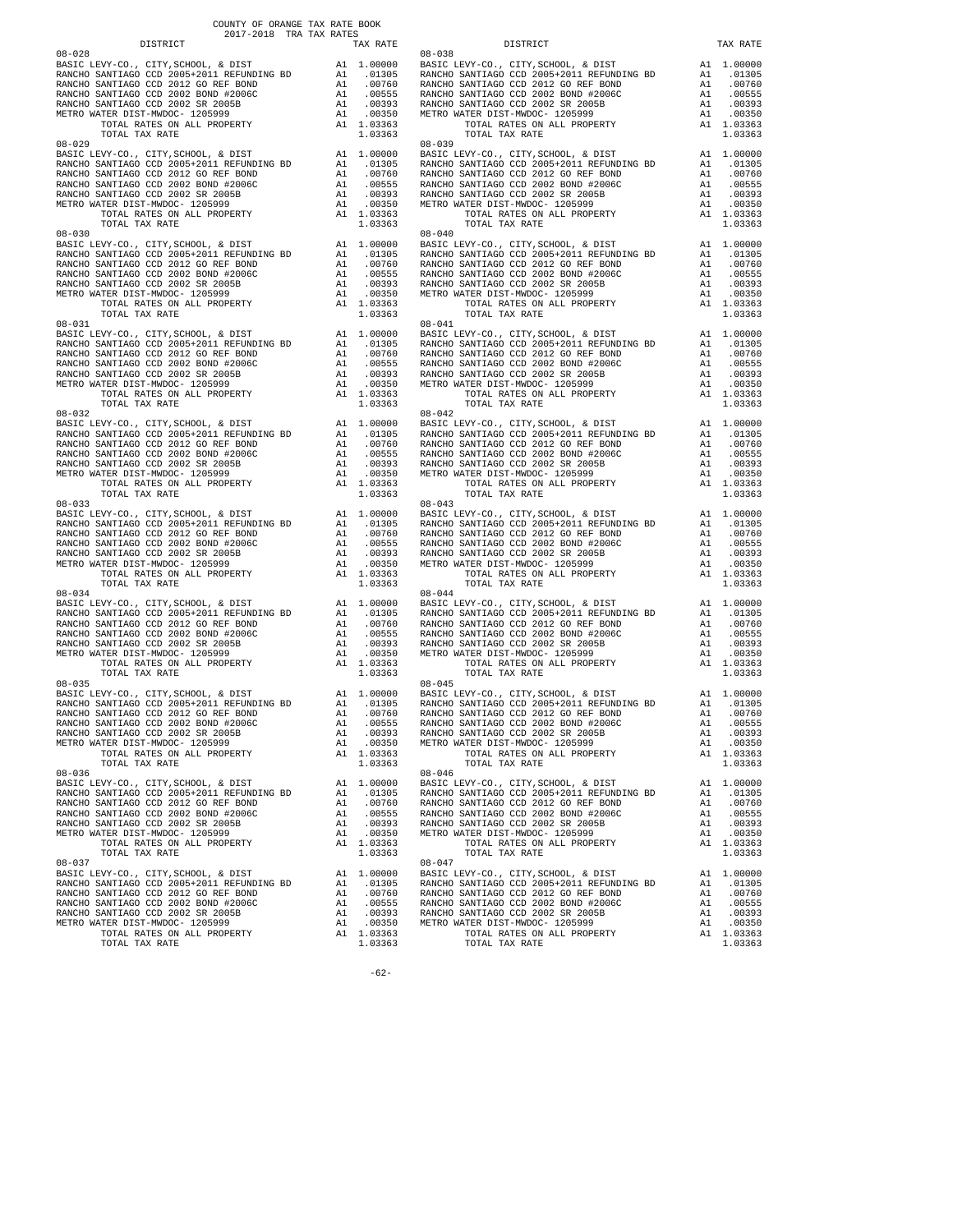COUNTY OF ORANGE TAX RATE BOOK
2017-2018 TRA TAX RATES

| DISTRICT | | TAX RATE |
|---|---|---|
| 08-028 | | |
| BASIC LEVY-CO., CITY,SCHOOL, & DIST | A1 | 1.00000 |
| RANCHO SANTIAGO CCD 2005+2011 REFUNDING BD | A1 | .01305 |
| RANCHO SANTIAGO CCD 2012 GO REF BOND | A1 | .00760 |
| RANCHO SANTIAGO CCD 2002 BOND #2006C | A1 | .00555 |
| RANCHO SANTIAGO CCD 2002 SR 2005B | A1 | .00393 |
| METRO WATER DIST-MWDOC- 1205999 | A1 | .00350 |
| TOTAL RATES ON ALL PROPERTY | A1 | 1.03363 |
| TOTAL TAX RATE | | 1.03363 |
| 08-029 | | |
| BASIC LEVY-CO., CITY,SCHOOL, & DIST | A1 | 1.00000 |
| RANCHO SANTIAGO CCD 2005+2011 REFUNDING BD | A1 | .01305 |
| RANCHO SANTIAGO CCD 2012 GO REF BOND | A1 | .00760 |
| RANCHO SANTIAGO CCD 2002 BOND #2006C | A1 | .00555 |
| RANCHO SANTIAGO CCD 2002 SR 2005B | A1 | .00393 |
| METRO WATER DIST-MWDOC- 1205999 | A1 | .00350 |
| TOTAL RATES ON ALL PROPERTY | A1 | 1.03363 |
| TOTAL TAX RATE | | 1.03363 |
| 08-030 | | |
| BASIC LEVY-CO., CITY,SCHOOL, & DIST | A1 | 1.00000 |
| RANCHO SANTIAGO CCD 2005+2011 REFUNDING BD | A1 | .01305 |
| RANCHO SANTIAGO CCD 2012 GO REF BOND | A1 | .00760 |
| RANCHO SANTIAGO CCD 2002 BOND #2006C | A1 | .00555 |
| RANCHO SANTIAGO CCD 2002 SR 2005B | A1 | .00393 |
| METRO WATER DIST-MWDOC- 1205999 | A1 | .00350 |
| TOTAL RATES ON ALL PROPERTY | A1 | 1.03363 |
| TOTAL TAX RATE | | 1.03363 |
| 08-031 | | |
| BASIC LEVY-CO., CITY,SCHOOL, & DIST | A1 | 1.00000 |
| RANCHO SANTIAGO CCD 2005+2011 REFUNDING BD | A1 | .01305 |
| RANCHO SANTIAGO CCD 2012 GO REF BOND | A1 | .00760 |
| RANCHO SANTIAGO CCD 2002 BOND #2006C | A1 | .00555 |
| RANCHO SANTIAGO CCD 2002 SR 2005B | A1 | .00393 |
| METRO WATER DIST-MWDOC- 1205999 | A1 | .00350 |
| TOTAL RATES ON ALL PROPERTY | A1 | 1.03363 |
| TOTAL TAX RATE | | 1.03363 |
| 08-032 | | |
| BASIC LEVY-CO., CITY,SCHOOL, & DIST | A1 | 1.00000 |
| RANCHO SANTIAGO CCD 2005+2011 REFUNDING BD | A1 | .01305 |
| RANCHO SANTIAGO CCD 2012 GO REF BOND | A1 | .00760 |
| RANCHO SANTIAGO CCD 2002 BOND #2006C | A1 | .00555 |
| RANCHO SANTIAGO CCD 2002 SR 2005B | A1 | .00393 |
| METRO WATER DIST-MWDOC- 1205999 | A1 | .00350 |
| TOTAL RATES ON ALL PROPERTY | A1 | 1.03363 |
| TOTAL TAX RATE | | 1.03363 |
| 08-033 | | |
| BASIC LEVY-CO., CITY,SCHOOL, & DIST | A1 | 1.00000 |
| RANCHO SANTIAGO CCD 2005+2011 REFUNDING BD | A1 | .01305 |
| RANCHO SANTIAGO CCD 2012 GO REF BOND | A1 | .00760 |
| RANCHO SANTIAGO CCD 2002 BOND #2006C | A1 | .00555 |
| RANCHO SANTIAGO CCD 2002 SR 2005B | A1 | .00393 |
| METRO WATER DIST-MWDOC- 1205999 | A1 | .00350 |
| TOTAL RATES ON ALL PROPERTY | A1 | 1.03363 |
| TOTAL TAX RATE | | 1.03363 |
| 08-034 | | |
| BASIC LEVY-CO., CITY,SCHOOL, & DIST | A1 | 1.00000 |
| RANCHO SANTIAGO CCD 2005+2011 REFUNDING BD | A1 | .01305 |
| RANCHO SANTIAGO CCD 2012 GO REF BOND | A1 | .00760 |
| RANCHO SANTIAGO CCD 2002 BOND #2006C | A1 | .00555 |
| RANCHO SANTIAGO CCD 2002 SR 2005B | A1 | .00393 |
| METRO WATER DIST-MWDOC- 1205999 | A1 | .00350 |
| TOTAL RATES ON ALL PROPERTY | A1 | 1.03363 |
| TOTAL TAX RATE | | 1.03363 |
| 08-035 | | |
| BASIC LEVY-CO., CITY,SCHOOL, & DIST | A1 | 1.00000 |
| RANCHO SANTIAGO CCD 2005+2011 REFUNDING BD | A1 | .01305 |
| RANCHO SANTIAGO CCD 2012 GO REF BOND | A1 | .00760 |
| RANCHO SANTIAGO CCD 2002 BOND #2006C | A1 | .00555 |
| RANCHO SANTIAGO CCD 2002 SR 2005B | A1 | .00393 |
| METRO WATER DIST-MWDOC- 1205999 | A1 | .00350 |
| TOTAL RATES ON ALL PROPERTY | A1 | 1.03363 |
| TOTAL TAX RATE | | 1.03363 |
| 08-036 | | |
| BASIC LEVY-CO., CITY,SCHOOL, & DIST | A1 | 1.00000 |
| RANCHO SANTIAGO CCD 2005+2011 REFUNDING BD | A1 | .01305 |
| RANCHO SANTIAGO CCD 2012 GO REF BOND | A1 | .00760 |
| RANCHO SANTIAGO CCD 2002 BOND #2006C | A1 | .00555 |
| RANCHO SANTIAGO CCD 2002 SR 2005B | A1 | .00393 |
| METRO WATER DIST-MWDOC- 1205999 | A1 | .00350 |
| TOTAL RATES ON ALL PROPERTY | A1 | 1.03363 |
| TOTAL TAX RATE | | 1.03363 |
| 08-037 | | |
| BASIC LEVY-CO., CITY,SCHOOL, & DIST | A1 | 1.00000 |
| RANCHO SANTIAGO CCD 2005+2011 REFUNDING BD | A1 | .01305 |
| RANCHO SANTIAGO CCD 2012 GO REF BOND | A1 | .00760 |
| RANCHO SANTIAGO CCD 2002 BOND #2006C | A1 | .00555 |
| RANCHO SANTIAGO CCD 2002 SR 2005B | A1 | .00393 |
| METRO WATER DIST-MWDOC- 1205999 | A1 | .00350 |
| TOTAL RATES ON ALL PROPERTY | A1 | 1.03363 |
| TOTAL TAX RATE | | 1.03363 |
| 08-038 | | |
| BASIC LEVY-CO., CITY,SCHOOL, & DIST | A1 | 1.00000 |
| RANCHO SANTIAGO CCD 2005+2011 REFUNDING BD | A1 | .01305 |
| RANCHO SANTIAGO CCD 2012 GO REF BOND | A1 | .00760 |
| RANCHO SANTIAGO CCD 2002 BOND #2006C | A1 | .00555 |
| RANCHO SANTIAGO CCD 2002 SR 2005B | A1 | .00393 |
| METRO WATER DIST-MWDOC- 1205999 | A1 | .00350 |
| TOTAL RATES ON ALL PROPERTY | A1 | 1.03363 |
| TOTAL TAX RATE | | 1.03363 |
| 08-039 | | |
| BASIC LEVY-CO., CITY,SCHOOL, & DIST | A1 | 1.00000 |
| RANCHO SANTIAGO CCD 2005+2011 REFUNDING BD | A1 | .01305 |
| RANCHO SANTIAGO CCD 2012 GO REF BOND | A1 | .00760 |
| RANCHO SANTIAGO CCD 2002 BOND #2006C | A1 | .00555 |
| RANCHO SANTIAGO CCD 2002 SR 2005B | A1 | .00393 |
| METRO WATER DIST-MWDOC- 1205999 | A1 | .00350 |
| TOTAL RATES ON ALL PROPERTY | A1 | 1.03363 |
| TOTAL TAX RATE | | 1.03363 |
| 08-040 | | |
| BASIC LEVY-CO., CITY,SCHOOL, & DIST | A1 | 1.00000 |
| RANCHO SANTIAGO CCD 2005+2011 REFUNDING BD | A1 | .01305 |
| RANCHO SANTIAGO CCD 2012 GO REF BOND | A1 | .00760 |
| RANCHO SANTIAGO CCD 2002 BOND #2006C | A1 | .00555 |
| RANCHO SANTIAGO CCD 2002 SR 2005B | A1 | .00393 |
| METRO WATER DIST-MWDOC- 1205999 | A1 | .00350 |
| TOTAL RATES ON ALL PROPERTY | A1 | 1.03363 |
| TOTAL TAX RATE | | 1.03363 |
| 08-041 | | |
| BASIC LEVY-CO., CITY,SCHOOL, & DIST | A1 | 1.00000 |
| RANCHO SANTIAGO CCD 2005+2011 REFUNDING BD | A1 | .01305 |
| RANCHO SANTIAGO CCD 2012 GO REF BOND | A1 | .00760 |
| RANCHO SANTIAGO CCD 2002 BOND #2006C | A1 | .00555 |
| RANCHO SANTIAGO CCD 2002 SR 2005B | A1 | .00393 |
| METRO WATER DIST-MWDOC- 1205999 | A1 | .00350 |
| TOTAL RATES ON ALL PROPERTY | A1 | 1.03363 |
| TOTAL TAX RATE | | 1.03363 |
| 08-042 | | |
| BASIC LEVY-CO., CITY,SCHOOL, & DIST | A1 | 1.00000 |
| RANCHO SANTIAGO CCD 2005+2011 REFUNDING BD | A1 | .01305 |
| RANCHO SANTIAGO CCD 2012 GO REF BOND | A1 | .00760 |
| RANCHO SANTIAGO CCD 2002 BOND #2006C | A1 | .00555 |
| RANCHO SANTIAGO CCD 2002 SR 2005B | A1 | .00393 |
| METRO WATER DIST-MWDOC- 1205999 | A1 | .00350 |
| TOTAL RATES ON ALL PROPERTY | A1 | 1.03363 |
| TOTAL TAX RATE | | 1.03363 |
| 08-043 | | |
| BASIC LEVY-CO., CITY,SCHOOL, & DIST | A1 | 1.00000 |
| RANCHO SANTIAGO CCD 2005+2011 REFUNDING BD | A1 | .01305 |
| RANCHO SANTIAGO CCD 2012 GO REF BOND | A1 | .00760 |
| RANCHO SANTIAGO CCD 2002 BOND #2006C | A1 | .00555 |
| RANCHO SANTIAGO CCD 2002 SR 2005B | A1 | .00393 |
| METRO WATER DIST-MWDOC- 1205999 | A1 | .00350 |
| TOTAL RATES ON ALL PROPERTY | A1 | 1.03363 |
| TOTAL TAX RATE | | 1.03363 |
| 08-044 | | |
| BASIC LEVY-CO., CITY,SCHOOL, & DIST | A1 | 1.00000 |
| RANCHO SANTIAGO CCD 2005+2011 REFUNDING BD | A1 | .01305 |
| RANCHO SANTIAGO CCD 2012 GO REF BOND | A1 | .00760 |
| RANCHO SANTIAGO CCD 2002 BOND #2006C | A1 | .00555 |
| RANCHO SANTIAGO CCD 2002 SR 2005B | A1 | .00393 |
| METRO WATER DIST-MWDOC- 1205999 | A1 | .00350 |
| TOTAL RATES ON ALL PROPERTY | A1 | 1.03363 |
| TOTAL TAX RATE | | 1.03363 |
| 08-045 | | |
| BASIC LEVY-CO., CITY,SCHOOL, & DIST | A1 | 1.00000 |
| RANCHO SANTIAGO CCD 2005+2011 REFUNDING BD | A1 | .01305 |
| RANCHO SANTIAGO CCD 2012 GO REF BOND | A1 | .00760 |
| RANCHO SANTIAGO CCD 2002 BOND #2006C | A1 | .00555 |
| RANCHO SANTIAGO CCD 2002 SR 2005B | A1 | .00393 |
| METRO WATER DIST-MWDOC- 1205999 | A1 | .00350 |
| TOTAL RATES ON ALL PROPERTY | A1 | 1.03363 |
| TOTAL TAX RATE | | 1.03363 |
| 08-046 | | |
| BASIC LEVY-CO., CITY,SCHOOL, & DIST | A1 | 1.00000 |
| RANCHO SANTIAGO CCD 2005+2011 REFUNDING BD | A1 | .01305 |
| RANCHO SANTIAGO CCD 2012 GO REF BOND | A1 | .00760 |
| RANCHO SANTIAGO CCD 2002 BOND #2006C | A1 | .00555 |
| RANCHO SANTIAGO CCD 2002 SR 2005B | A1 | .00393 |
| METRO WATER DIST-MWDOC- 1205999 | A1 | .00350 |
| TOTAL RATES ON ALL PROPERTY | A1 | 1.03363 |
| TOTAL TAX RATE | | 1.03363 |
| 08-047 | | |
| BASIC LEVY-CO., CITY,SCHOOL, & DIST | A1 | 1.00000 |
| RANCHO SANTIAGO CCD 2005+2011 REFUNDING BD | A1 | .01305 |
| RANCHO SANTIAGO CCD 2012 GO REF BOND | A1 | .00760 |
| RANCHO SANTIAGO CCD 2002 BOND #2006C | A1 | .00555 |
| RANCHO SANTIAGO CCD 2002 SR 2005B | A1 | .00393 |
| METRO WATER DIST-MWDOC- 1205999 | A1 | .00350 |
| TOTAL RATES ON ALL PROPERTY | A1 | 1.03363 |
| TOTAL TAX RATE | | 1.03363 |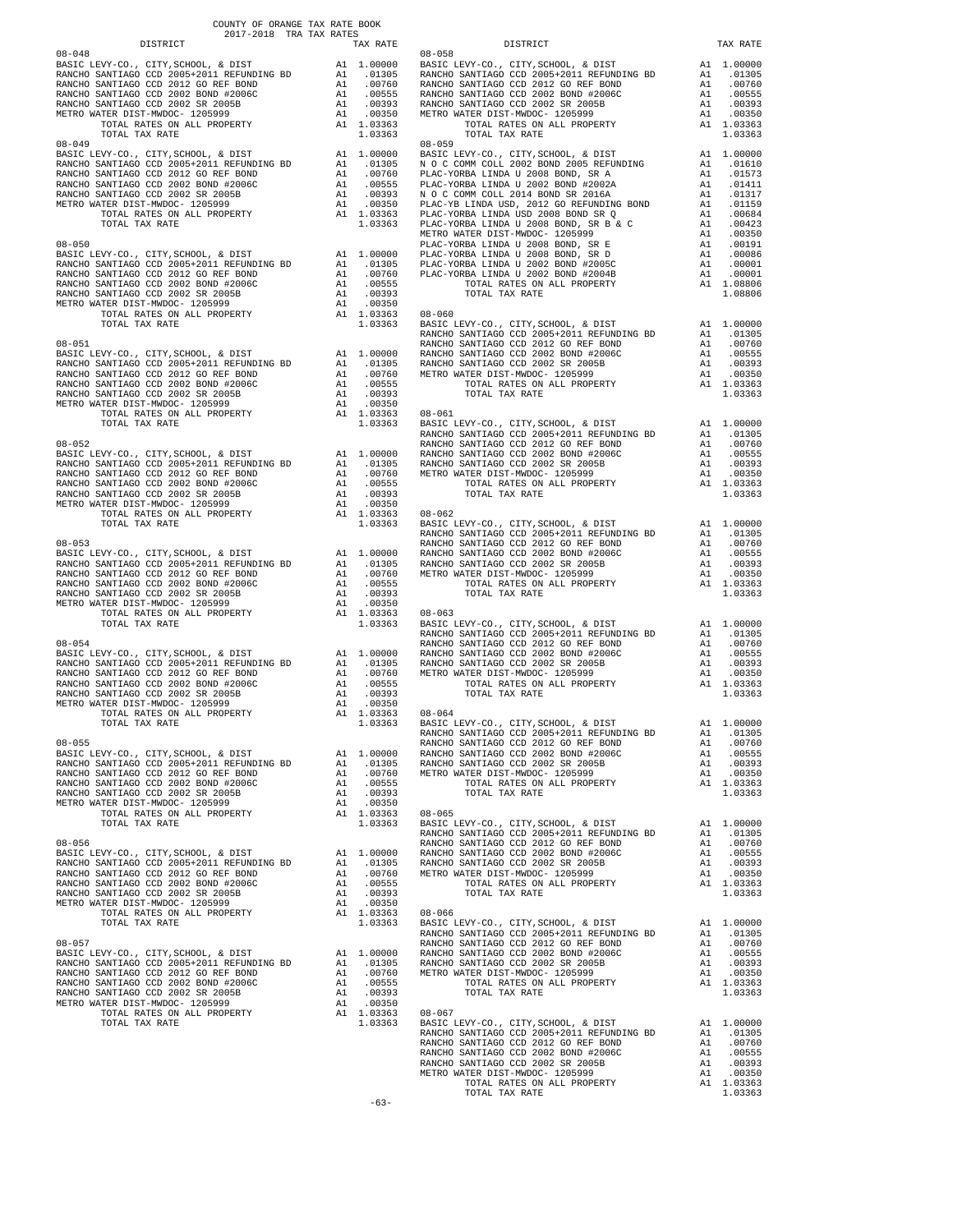COUNTY OF ORANGE TAX RATE BOOK
2017-2018 TRA TAX RATES

| DISTRICT | | TAX RATE |
|---|---|---|
| **08-048** | | |
| BASIC LEVY-CO., CITY,SCHOOL, & DIST | A1 | 1.00000 |
| RANCHO SANTIAGO CCD 2005+2011 REFUNDING BD | A1 | .01305 |
| RANCHO SANTIAGO CCD 2012 GO REF BOND | A1 | .00760 |
| RANCHO SANTIAGO CCD 2002 BOND #2006C | A1 | .00555 |
| RANCHO SANTIAGO CCD 2002 SR 2005B | A1 | .00393 |
| METRO WATER DIST-MWDOC- 1205999 | A1 | .00350 |
| TOTAL RATES ON ALL PROPERTY | A1 | 1.03363 |
| TOTAL TAX RATE | | 1.03363 |
| **08-049** | | |
| BASIC LEVY-CO., CITY,SCHOOL, & DIST | A1 | 1.00000 |
| RANCHO SANTIAGO CCD 2005+2011 REFUNDING BD | A1 | .01305 |
| RANCHO SANTIAGO CCD 2012 GO REF BOND | A1 | .00760 |
| RANCHO SANTIAGO CCD 2002 BOND #2006C | A1 | .00555 |
| RANCHO SANTIAGO CCD 2002 SR 2005B | A1 | .00393 |
| METRO WATER DIST-MWDOC- 1205999 | A1 | .00350 |
| TOTAL RATES ON ALL PROPERTY | A1 | 1.03363 |
| TOTAL TAX RATE | | 1.03363 |
| **08-050** | | |
| BASIC LEVY-CO., CITY,SCHOOL, & DIST | A1 | 1.00000 |
| RANCHO SANTIAGO CCD 2005+2011 REFUNDING BD | A1 | .01305 |
| RANCHO SANTIAGO CCD 2012 GO REF BOND | A1 | .00760 |
| RANCHO SANTIAGO CCD 2002 BOND #2006C | A1 | .00555 |
| RANCHO SANTIAGO CCD 2002 SR 2005B | A1 | .00393 |
| METRO WATER DIST-MWDOC- 1205999 | A1 | .00350 |
| TOTAL RATES ON ALL PROPERTY | A1 | 1.03363 |
| TOTAL TAX RATE | | 1.03363 |
| **08-051** | | |
| BASIC LEVY-CO., CITY,SCHOOL, & DIST | A1 | 1.00000 |
| RANCHO SANTIAGO CCD 2005+2011 REFUNDING BD | A1 | .01305 |
| RANCHO SANTIAGO CCD 2012 GO REF BOND | A1 | .00760 |
| RANCHO SANTIAGO CCD 2002 BOND #2006C | A1 | .00555 |
| RANCHO SANTIAGO CCD 2002 SR 2005B | A1 | .00393 |
| METRO WATER DIST-MWDOC- 1205999 | A1 | .00350 |
| TOTAL RATES ON ALL PROPERTY | A1 | 1.03363 |
| TOTAL TAX RATE | | 1.03363 |
| **08-052** | | |
| BASIC LEVY-CO., CITY,SCHOOL, & DIST | A1 | 1.00000 |
| RANCHO SANTIAGO CCD 2005+2011 REFUNDING BD | A1 | .01305 |
| RANCHO SANTIAGO CCD 2012 GO REF BOND | A1 | .00760 |
| RANCHO SANTIAGO CCD 2002 BOND #2006C | A1 | .00555 |
| RANCHO SANTIAGO CCD 2002 SR 2005B | A1 | .00393 |
| METRO WATER DIST-MWDOC- 1205999 | A1 | .00350 |
| TOTAL RATES ON ALL PROPERTY | A1 | 1.03363 |
| TOTAL TAX RATE | | 1.03363 |
| **08-053** | | |
| BASIC LEVY-CO., CITY,SCHOOL, & DIST | A1 | 1.00000 |
| RANCHO SANTIAGO CCD 2005+2011 REFUNDING BD | A1 | .01305 |
| RANCHO SANTIAGO CCD 2012 GO REF BOND | A1 | .00760 |
| RANCHO SANTIAGO CCD 2002 BOND #2006C | A1 | .00555 |
| RANCHO SANTIAGO CCD 2002 SR 2005B | A1 | .00393 |
| METRO WATER DIST-MWDOC- 1205999 | A1 | .00350 |
| TOTAL RATES ON ALL PROPERTY | A1 | 1.03363 |
| TOTAL TAX RATE | | 1.03363 |
| **08-054** | | |
| BASIC LEVY-CO., CITY,SCHOOL, & DIST | A1 | 1.00000 |
| RANCHO SANTIAGO CCD 2005+2011 REFUNDING BD | A1 | .01305 |
| RANCHO SANTIAGO CCD 2012 GO REF BOND | A1 | .00760 |
| RANCHO SANTIAGO CCD 2002 BOND #2006C | A1 | .00555 |
| RANCHO SANTIAGO CCD 2002 SR 2005B | A1 | .00393 |
| METRO WATER DIST-MWDOC- 1205999 | A1 | .00350 |
| TOTAL RATES ON ALL PROPERTY | A1 | 1.03363 |
| TOTAL TAX RATE | | 1.03363 |
| **08-055** | | |
| BASIC LEVY-CO., CITY,SCHOOL, & DIST | A1 | 1.00000 |
| RANCHO SANTIAGO CCD 2005+2011 REFUNDING BD | A1 | .01305 |
| RANCHO SANTIAGO CCD 2012 GO REF BOND | A1 | .00760 |
| RANCHO SANTIAGO CCD 2002 BOND #2006C | A1 | .00555 |
| RANCHO SANTIAGO CCD 2002 SR 2005B | A1 | .00393 |
| METRO WATER DIST-MWDOC- 1205999 | A1 | .00350 |
| TOTAL RATES ON ALL PROPERTY | A1 | 1.03363 |
| TOTAL TAX RATE | | 1.03363 |
| **08-056** | | |
| BASIC LEVY-CO., CITY,SCHOOL, & DIST | A1 | 1.00000 |
| RANCHO SANTIAGO CCD 2005+2011 REFUNDING BD | A1 | .01305 |
| RANCHO SANTIAGO CCD 2012 GO REF BOND | A1 | .00760 |
| RANCHO SANTIAGO CCD 2002 BOND #2006C | A1 | .00555 |
| RANCHO SANTIAGO CCD 2002 SR 2005B | A1 | .00393 |
| METRO WATER DIST-MWDOC- 1205999 | A1 | .00350 |
| TOTAL RATES ON ALL PROPERTY | A1 | 1.03363 |
| TOTAL TAX RATE | | 1.03363 |
| **08-057** | | |
| BASIC LEVY-CO., CITY,SCHOOL, & DIST | A1 | 1.00000 |
| RANCHO SANTIAGO CCD 2005+2011 REFUNDING BD | A1 | .01305 |
| RANCHO SANTIAGO CCD 2012 GO REF BOND | A1 | .00760 |
| RANCHO SANTIAGO CCD 2002 BOND #2006C | A1 | .00555 |
| RANCHO SANTIAGO CCD 2002 SR 2005B | A1 | .00393 |
| METRO WATER DIST-MWDOC- 1205999 | A1 | .00350 |
| TOTAL RATES ON ALL PROPERTY | A1 | 1.03363 |
| TOTAL TAX RATE | | 1.03363 |
| **08-058** | | |
| BASIC LEVY-CO., CITY,SCHOOL, & DIST | A1 | 1.00000 |
| RANCHO SANTIAGO CCD 2005+2011 REFUNDING BD | A1 | .01305 |
| RANCHO SANTIAGO CCD 2012 GO REF BOND | A1 | .00760 |
| RANCHO SANTIAGO CCD 2002 BOND #2006C | A1 | .00555 |
| RANCHO SANTIAGO CCD 2002 SR 2005B | A1 | .00393 |
| METRO WATER DIST-MWDOC- 1205999 | A1 | .00350 |
| TOTAL RATES ON ALL PROPERTY | A1 | 1.03363 |
| TOTAL TAX RATE | | 1.03363 |
| **08-059** | | |
| BASIC LEVY-CO., CITY,SCHOOL, & DIST | A1 | 1.00000 |
| N O C COMM COLL 2002 BOND 2005 REFUNDING | A1 | .01610 |
| PLAC-YORBA LINDA U 2008 BOND, SR A | A1 | .01573 |
| PLAC-YORBA LINDA U 2002 BOND #2002A | A1 | .01411 |
| N O C COMM COLL 2014 BOND SR 2016A | A1 | .01317 |
| PLAC-YB LINDA USD, 2012 GO REFUNDING BOND | A1 | .01159 |
| PLAC-YORBA LINDA USD 2008 BOND SR Q | A1 | .00684 |
| PLAC-YORBA LINDA U 2008 BOND, SR B & C | A1 | .00423 |
| METRO WATER DIST-MWDOC- 1205999 | A1 | .00350 |
| PLAC-YORBA LINDA U 2008 BOND, SR E | A1 | .00191 |
| PLAC-YORBA LINDA U 2008 BOND, SR D | A1 | .00086 |
| PLAC-YORBA LINDA U 2002 BOND #2005C | A1 | .00001 |
| PLAC-YORBA LINDA U 2002 BOND #2004B | A1 | .00001 |
| TOTAL RATES ON ALL PROPERTY | A1 | 1.08806 |
| TOTAL TAX RATE | | 1.08806 |
| **08-060** | | |
| BASIC LEVY-CO., CITY,SCHOOL, & DIST | A1 | 1.00000 |
| RANCHO SANTIAGO CCD 2005+2011 REFUNDING BD | A1 | .01305 |
| RANCHO SANTIAGO CCD 2012 GO REF BOND | A1 | .00760 |
| RANCHO SANTIAGO CCD 2002 BOND #2006C | A1 | .00555 |
| RANCHO SANTIAGO CCD 2002 SR 2005B | A1 | .00393 |
| METRO WATER DIST-MWDOC- 1205999 | A1 | .00350 |
| TOTAL RATES ON ALL PROPERTY | A1 | 1.03363 |
| TOTAL TAX RATE | | 1.03363 |
| **08-061** | | |
| BASIC LEVY-CO., CITY,SCHOOL, & DIST | A1 | 1.00000 |
| RANCHO SANTIAGO CCD 2005+2011 REFUNDING BD | A1 | .01305 |
| RANCHO SANTIAGO CCD 2012 GO REF BOND | A1 | .00760 |
| RANCHO SANTIAGO CCD 2002 BOND #2006C | A1 | .00555 |
| RANCHO SANTIAGO CCD 2002 SR 2005B | A1 | .00393 |
| METRO WATER DIST-MWDOC- 1205999 | A1 | .00350 |
| TOTAL RATES ON ALL PROPERTY | A1 | 1.03363 |
| TOTAL TAX RATE | | 1.03363 |
| **08-062** | | |
| BASIC LEVY-CO., CITY,SCHOOL, & DIST | A1 | 1.00000 |
| RANCHO SANTIAGO CCD 2005+2011 REFUNDING BD | A1 | .01305 |
| RANCHO SANTIAGO CCD 2012 GO REF BOND | A1 | .00760 |
| RANCHO SANTIAGO CCD 2002 BOND #2006C | A1 | .00555 |
| RANCHO SANTIAGO CCD 2002 SR 2005B | A1 | .00393 |
| METRO WATER DIST-MWDOC- 1205999 | A1 | .00350 |
| TOTAL RATES ON ALL PROPERTY | A1 | 1.03363 |
| TOTAL TAX RATE | | 1.03363 |
| **08-063** | | |
| BASIC LEVY-CO., CITY,SCHOOL, & DIST | A1 | 1.00000 |
| RANCHO SANTIAGO CCD 2005+2011 REFUNDING BD | A1 | .01305 |
| RANCHO SANTIAGO CCD 2012 GO REF BOND | A1 | .00760 |
| RANCHO SANTIAGO CCD 2002 BOND #2006C | A1 | .00555 |
| RANCHO SANTIAGO CCD 2002 SR 2005B | A1 | .00393 |
| METRO WATER DIST-MWDOC- 1205999 | A1 | .00350 |
| TOTAL RATES ON ALL PROPERTY | A1 | 1.03363 |
| TOTAL TAX RATE | | 1.03363 |
| **08-064** | | |
| BASIC LEVY-CO., CITY,SCHOOL, & DIST | A1 | 1.00000 |
| RANCHO SANTIAGO CCD 2005+2011 REFUNDING BD | A1 | .01305 |
| RANCHO SANTIAGO CCD 2012 GO REF BOND | A1 | .00760 |
| RANCHO SANTIAGO CCD 2002 BOND #2006C | A1 | .00555 |
| RANCHO SANTIAGO CCD 2002 SR 2005B | A1 | .00393 |
| METRO WATER DIST-MWDOC- 1205999 | A1 | .00350 |
| TOTAL RATES ON ALL PROPERTY | A1 | 1.03363 |
| TOTAL TAX RATE | | 1.03363 |
| **08-065** | | |
| BASIC LEVY-CO., CITY,SCHOOL, & DIST | A1 | 1.00000 |
| RANCHO SANTIAGO CCD 2005+2011 REFUNDING BD | A1 | .01305 |
| RANCHO SANTIAGO CCD 2012 GO REF BOND | A1 | .00760 |
| RANCHO SANTIAGO CCD 2002 BOND #2006C | A1 | .00555 |
| RANCHO SANTIAGO CCD 2002 SR 2005B | A1 | .00393 |
| METRO WATER DIST-MWDOC- 1205999 | A1 | .00350 |
| TOTAL RATES ON ALL PROPERTY | A1 | 1.03363 |
| TOTAL TAX RATE | | 1.03363 |
| **08-066** | | |
| BASIC LEVY-CO., CITY,SCHOOL, & DIST | A1 | 1.00000 |
| RANCHO SANTIAGO CCD 2005+2011 REFUNDING BD | A1 | .01305 |
| RANCHO SANTIAGO CCD 2012 GO REF BOND | A1 | .00760 |
| RANCHO SANTIAGO CCD 2002 BOND #2006C | A1 | .00555 |
| RANCHO SANTIAGO CCD 2002 SR 2005B | A1 | .00393 |
| METRO WATER DIST-MWDOC- 1205999 | A1 | .00350 |
| TOTAL RATES ON ALL PROPERTY | A1 | 1.03363 |
| TOTAL TAX RATE | | 1.03363 |
| **08-067** | | |
| BASIC LEVY-CO., CITY,SCHOOL, & DIST | A1 | 1.00000 |
| RANCHO SANTIAGO CCD 2005+2011 REFUNDING BD | A1 | .01305 |
| RANCHO SANTIAGO CCD 2012 GO REF BOND | A1 | .00760 |
| RANCHO SANTIAGO CCD 2002 BOND #2006C | A1 | .00555 |
| RANCHO SANTIAGO CCD 2002 SR 2005B | A1 | .00393 |
| METRO WATER DIST-MWDOC- 1205999 | A1 | .00350 |
| TOTAL RATES ON ALL PROPERTY | A1 | 1.03363 |
| TOTAL TAX RATE | | 1.03363 |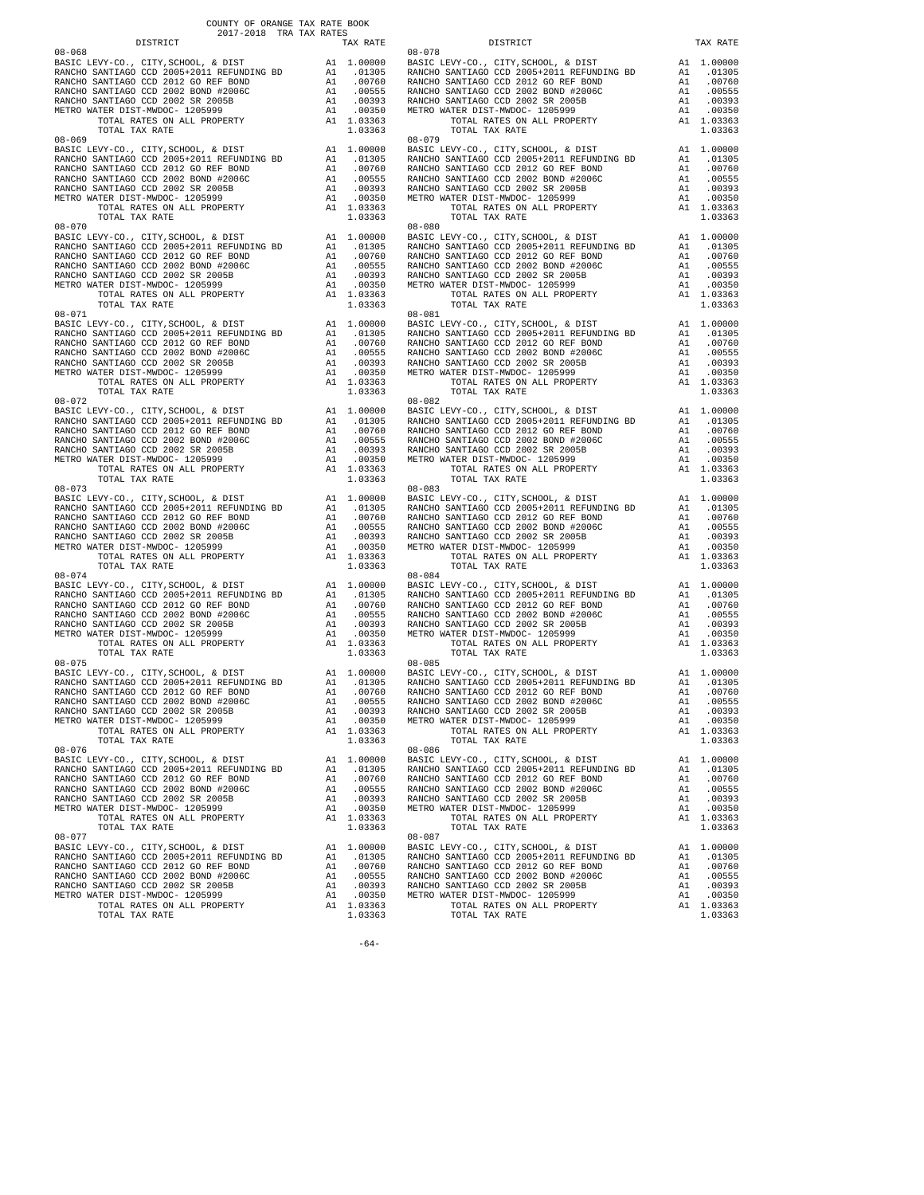COUNTY OF ORANGE TAX RATE BOOK
2017-2018 TRA TAX RATES

| DISTRICT | | TAX RATE |
|---|---|---|
| 08-068 | | |
| BASIC LEVY-CO., CITY,SCHOOL, & DIST | A1 | 1.00000 |
| RANCHO SANTIAGO CCD 2005+2011 REFUNDING BD | A1 | .01305 |
| RANCHO SANTIAGO CCD 2012 GO REF BOND | A1 | .00760 |
| RANCHO SANTIAGO CCD 2002 BOND #2006C | A1 | .00555 |
| RANCHO SANTIAGO CCD 2002 SR 2005B | A1 | .00393 |
| METRO WATER DIST-MWDOC- 1205999 | A1 | .00350 |
| TOTAL RATES ON ALL PROPERTY | A1 | 1.03363 |
| TOTAL TAX RATE | | 1.03363 |
| 08-069 | | |
| BASIC LEVY-CO., CITY,SCHOOL, & DIST | A1 | 1.00000 |
| RANCHO SANTIAGO CCD 2005+2011 REFUNDING BD | A1 | .01305 |
| RANCHO SANTIAGO CCD 2012 GO REF BOND | A1 | .00760 |
| RANCHO SANTIAGO CCD 2002 BOND #2006C | A1 | .00555 |
| RANCHO SANTIAGO CCD 2002 SR 2005B | A1 | .00393 |
| METRO WATER DIST-MWDOC- 1205999 | A1 | .00350 |
| TOTAL RATES ON ALL PROPERTY | A1 | 1.03363 |
| TOTAL TAX RATE | | 1.03363 |
| 08-070 | | |
| BASIC LEVY-CO., CITY,SCHOOL, & DIST | A1 | 1.00000 |
| RANCHO SANTIAGO CCD 2005+2011 REFUNDING BD | A1 | .01305 |
| RANCHO SANTIAGO CCD 2012 GO REF BOND | A1 | .00760 |
| RANCHO SANTIAGO CCD 2002 BOND #2006C | A1 | .00555 |
| RANCHO SANTIAGO CCD 2002 SR 2005B | A1 | .00393 |
| METRO WATER DIST-MWDOC- 1205999 | A1 | .00350 |
| TOTAL RATES ON ALL PROPERTY | A1 | 1.03363 |
| TOTAL TAX RATE | | 1.03363 |
| 08-071 | | |
| BASIC LEVY-CO., CITY,SCHOOL, & DIST | A1 | 1.00000 |
| RANCHO SANTIAGO CCD 2005+2011 REFUNDING BD | A1 | .01305 |
| RANCHO SANTIAGO CCD 2012 GO REF BOND | A1 | .00760 |
| RANCHO SANTIAGO CCD 2002 BOND #2006C | A1 | .00555 |
| RANCHO SANTIAGO CCD 2002 SR 2005B | A1 | .00393 |
| METRO WATER DIST-MWDOC- 1205999 | A1 | .00350 |
| TOTAL RATES ON ALL PROPERTY | A1 | 1.03363 |
| TOTAL TAX RATE | | 1.03363 |
| 08-072 | | |
| BASIC LEVY-CO., CITY,SCHOOL, & DIST | A1 | 1.00000 |
| RANCHO SANTIAGO CCD 2005+2011 REFUNDING BD | A1 | .01305 |
| RANCHO SANTIAGO CCD 2012 GO REF BOND | A1 | .00760 |
| RANCHO SANTIAGO CCD 2002 BOND #2006C | A1 | .00555 |
| RANCHO SANTIAGO CCD 2002 SR 2005B | A1 | .00393 |
| METRO WATER DIST-MWDOC- 1205999 | A1 | .00350 |
| TOTAL RATES ON ALL PROPERTY | A1 | 1.03363 |
| TOTAL TAX RATE | | 1.03363 |
| 08-073 | | |
| BASIC LEVY-CO., CITY,SCHOOL, & DIST | A1 | 1.00000 |
| RANCHO SANTIAGO CCD 2005+2011 REFUNDING BD | A1 | .01305 |
| RANCHO SANTIAGO CCD 2012 GO REF BOND | A1 | .00760 |
| RANCHO SANTIAGO CCD 2002 BOND #2006C | A1 | .00555 |
| RANCHO SANTIAGO CCD 2002 SR 2005B | A1 | .00393 |
| METRO WATER DIST-MWDOC- 1205999 | A1 | .00350 |
| TOTAL RATES ON ALL PROPERTY | A1 | 1.03363 |
| TOTAL TAX RATE | | 1.03363 |
| 08-074 | | |
| BASIC LEVY-CO., CITY,SCHOOL, & DIST | A1 | 1.00000 |
| RANCHO SANTIAGO CCD 2005+2011 REFUNDING BD | A1 | .01305 |
| RANCHO SANTIAGO CCD 2012 GO REF BOND | A1 | .00760 |
| RANCHO SANTIAGO CCD 2002 BOND #2006C | A1 | .00555 |
| RANCHO SANTIAGO CCD 2002 SR 2005B | A1 | .00393 |
| METRO WATER DIST-MWDOC- 1205999 | A1 | .00350 |
| TOTAL RATES ON ALL PROPERTY | A1 | 1.03363 |
| TOTAL TAX RATE | | 1.03363 |
| 08-075 | | |
| BASIC LEVY-CO., CITY,SCHOOL, & DIST | A1 | 1.00000 |
| RANCHO SANTIAGO CCD 2005+2011 REFUNDING BD | A1 | .01305 |
| RANCHO SANTIAGO CCD 2012 GO REF BOND | A1 | .00760 |
| RANCHO SANTIAGO CCD 2002 BOND #2006C | A1 | .00555 |
| RANCHO SANTIAGO CCD 2002 SR 2005B | A1 | .00393 |
| METRO WATER DIST-MWDOC- 1205999 | A1 | .00350 |
| TOTAL RATES ON ALL PROPERTY | A1 | 1.03363 |
| TOTAL TAX RATE | | 1.03363 |
| 08-076 | | |
| BASIC LEVY-CO., CITY,SCHOOL, & DIST | A1 | 1.00000 |
| RANCHO SANTIAGO CCD 2005+2011 REFUNDING BD | A1 | .01305 |
| RANCHO SANTIAGO CCD 2012 GO REF BOND | A1 | .00760 |
| RANCHO SANTIAGO CCD 2002 BOND #2006C | A1 | .00555 |
| RANCHO SANTIAGO CCD 2002 SR 2005B | A1 | .00393 |
| METRO WATER DIST-MWDOC- 1205999 | A1 | .00350 |
| TOTAL RATES ON ALL PROPERTY | A1 | 1.03363 |
| TOTAL TAX RATE | | 1.03363 |
| 08-077 | | |
| BASIC LEVY-CO., CITY,SCHOOL, & DIST | A1 | 1.00000 |
| RANCHO SANTIAGO CCD 2005+2011 REFUNDING BD | A1 | .01305 |
| RANCHO SANTIAGO CCD 2012 GO REF BOND | A1 | .00760 |
| RANCHO SANTIAGO CCD 2002 BOND #2006C | A1 | .00555 |
| RANCHO SANTIAGO CCD 2002 SR 2005B | A1 | .00393 |
| METRO WATER DIST-MWDOC- 1205999 | A1 | .00350 |
| TOTAL RATES ON ALL PROPERTY | A1 | 1.03363 |
| TOTAL TAX RATE | | 1.03363 |
| 08-078 | | |
| BASIC LEVY-CO., CITY,SCHOOL, & DIST | A1 | 1.00000 |
| RANCHO SANTIAGO CCD 2005+2011 REFUNDING BD | A1 | .01305 |
| RANCHO SANTIAGO CCD 2012 GO REF BOND | A1 | .00760 |
| RANCHO SANTIAGO CCD 2002 BOND #2006C | A1 | .00555 |
| RANCHO SANTIAGO CCD 2002 SR 2005B | A1 | .00393 |
| METRO WATER DIST-MWDOC- 1205999 | A1 | .00350 |
| TOTAL RATES ON ALL PROPERTY | A1 | 1.03363 |
| TOTAL TAX RATE | | 1.03363 |
| 08-079 | | |
| BASIC LEVY-CO., CITY,SCHOOL, & DIST | A1 | 1.00000 |
| RANCHO SANTIAGO CCD 2005+2011 REFUNDING BD | A1 | .01305 |
| RANCHO SANTIAGO CCD 2012 GO REF BOND | A1 | .00760 |
| RANCHO SANTIAGO CCD 2002 BOND #2006C | A1 | .00555 |
| RANCHO SANTIAGO CCD 2002 SR 2005B | A1 | .00393 |
| METRO WATER DIST-MWDOC- 1205999 | A1 | .00350 |
| TOTAL RATES ON ALL PROPERTY | A1 | 1.03363 |
| TOTAL TAX RATE | | 1.03363 |
| 08-080 | | |
| BASIC LEVY-CO., CITY,SCHOOL, & DIST | A1 | 1.00000 |
| RANCHO SANTIAGO CCD 2005+2011 REFUNDING BD | A1 | .01305 |
| RANCHO SANTIAGO CCD 2012 GO REF BOND | A1 | .00760 |
| RANCHO SANTIAGO CCD 2002 BOND #2006C | A1 | .00555 |
| RANCHO SANTIAGO CCD 2002 SR 2005B | A1 | .00393 |
| METRO WATER DIST-MWDOC- 1205999 | A1 | .00350 |
| TOTAL RATES ON ALL PROPERTY | A1 | 1.03363 |
| TOTAL TAX RATE | | 1.03363 |
| 08-081 | | |
| BASIC LEVY-CO., CITY,SCHOOL, & DIST | A1 | 1.00000 |
| RANCHO SANTIAGO CCD 2005+2011 REFUNDING BD | A1 | .01305 |
| RANCHO SANTIAGO CCD 2012 GO REF BOND | A1 | .00760 |
| RANCHO SANTIAGO CCD 2002 BOND #2006C | A1 | .00555 |
| RANCHO SANTIAGO CCD 2002 SR 2005B | A1 | .00393 |
| METRO WATER DIST-MWDOC- 1205999 | A1 | .00350 |
| TOTAL RATES ON ALL PROPERTY | A1 | 1.03363 |
| TOTAL TAX RATE | | 1.03363 |
| 08-082 | | |
| BASIC LEVY-CO., CITY,SCHOOL, & DIST | A1 | 1.00000 |
| RANCHO SANTIAGO CCD 2005+2011 REFUNDING BD | A1 | .01305 |
| RANCHO SANTIAGO CCD 2012 GO REF BOND | A1 | .00760 |
| RANCHO SANTIAGO CCD 2002 BOND #2006C | A1 | .00555 |
| RANCHO SANTIAGO CCD 2002 SR 2005B | A1 | .00393 |
| METRO WATER DIST-MWDOC- 1205999 | A1 | .00350 |
| TOTAL RATES ON ALL PROPERTY | A1 | 1.03363 |
| TOTAL TAX RATE | | 1.03363 |
| 08-083 | | |
| BASIC LEVY-CO., CITY,SCHOOL, & DIST | A1 | 1.00000 |
| RANCHO SANTIAGO CCD 2005+2011 REFUNDING BD | A1 | .01305 |
| RANCHO SANTIAGO CCD 2012 GO REF BOND | A1 | .00760 |
| RANCHO SANTIAGO CCD 2002 BOND #2006C | A1 | .00555 |
| RANCHO SANTIAGO CCD 2002 SR 2005B | A1 | .00393 |
| METRO WATER DIST-MWDOC- 1205999 | A1 | .00350 |
| TOTAL RATES ON ALL PROPERTY | A1 | 1.03363 |
| TOTAL TAX RATE | | 1.03363 |
| 08-084 | | |
| BASIC LEVY-CO., CITY,SCHOOL, & DIST | A1 | 1.00000 |
| RANCHO SANTIAGO CCD 2005+2011 REFUNDING BD | A1 | .01305 |
| RANCHO SANTIAGO CCD 2012 GO REF BOND | A1 | .00760 |
| RANCHO SANTIAGO CCD 2002 BOND #2006C | A1 | .00555 |
| RANCHO SANTIAGO CCD 2002 SR 2005B | A1 | .00393 |
| METRO WATER DIST-MWDOC- 1205999 | A1 | .00350 |
| TOTAL RATES ON ALL PROPERTY | A1 | 1.03363 |
| TOTAL TAX RATE | | 1.03363 |
| 08-085 | | |
| BASIC LEVY-CO., CITY,SCHOOL, & DIST | A1 | 1.00000 |
| RANCHO SANTIAGO CCD 2005+2011 REFUNDING BD | A1 | .01305 |
| RANCHO SANTIAGO CCD 2012 GO REF BOND | A1 | .00760 |
| RANCHO SANTIAGO CCD 2002 BOND #2006C | A1 | .00555 |
| RANCHO SANTIAGO CCD 2002 SR 2005B | A1 | .00393 |
| METRO WATER DIST-MWDOC- 1205999 | A1 | .00350 |
| TOTAL RATES ON ALL PROPERTY | A1 | 1.03363 |
| TOTAL TAX RATE | | 1.03363 |
| 08-086 | | |
| BASIC LEVY-CO., CITY,SCHOOL, & DIST | A1 | 1.00000 |
| RANCHO SANTIAGO CCD 2005+2011 REFUNDING BD | A1 | .01305 |
| RANCHO SANTIAGO CCD 2012 GO REF BOND | A1 | .00760 |
| RANCHO SANTIAGO CCD 2002 BOND #2006C | A1 | .00555 |
| RANCHO SANTIAGO CCD 2002 SR 2005B | A1 | .00393 |
| METRO WATER DIST-MWDOC- 1205999 | A1 | .00350 |
| TOTAL RATES ON ALL PROPERTY | A1 | 1.03363 |
| TOTAL TAX RATE | | 1.03363 |
| 08-087 | | |
| BASIC LEVY-CO., CITY,SCHOOL, & DIST | A1 | 1.00000 |
| RANCHO SANTIAGO CCD 2005+2011 REFUNDING BD | A1 | .01305 |
| RANCHO SANTIAGO CCD 2012 GO REF BOND | A1 | .00760 |
| RANCHO SANTIAGO CCD 2002 BOND #2006C | A1 | .00555 |
| RANCHO SANTIAGO CCD 2002 SR 2005B | A1 | .00393 |
| METRO WATER DIST-MWDOC- 1205999 | A1 | .00350 |
| TOTAL RATES ON ALL PROPERTY | A1 | 1.03363 |
| TOTAL TAX RATE | | 1.03363 |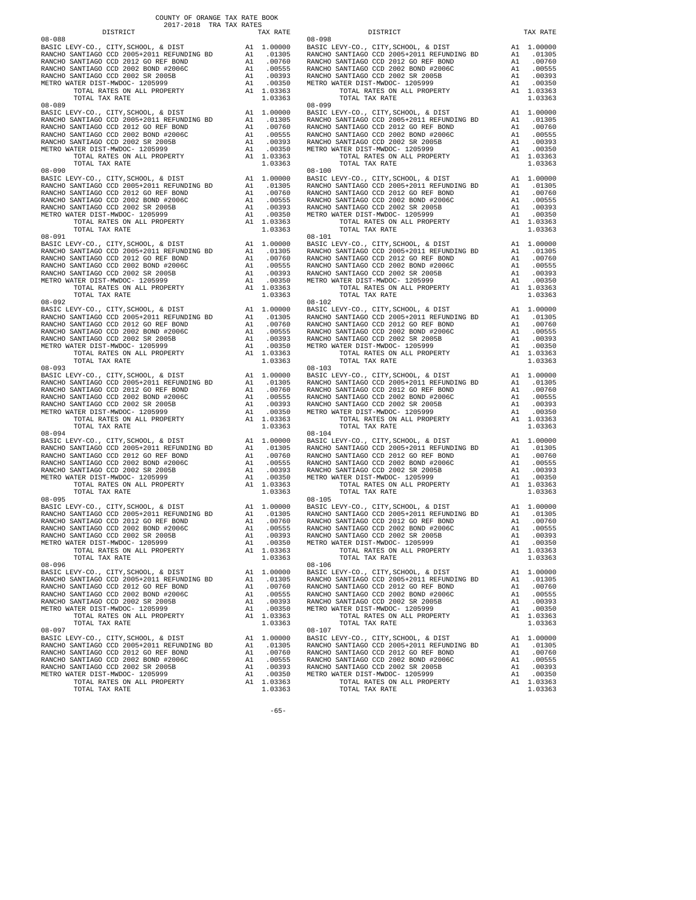COUNTY OF ORANGE TAX RATE BOOK
2017-2018 TRA TAX RATES

| DISTRICT | | TAX RATE |
|---|---|---|
| 08-088 | | |
| BASIC LEVY-CO., CITY,SCHOOL, & DIST | A1 | 1.00000 |
| RANCHO SANTIAGO CCD 2005+2011 REFUNDING BD | A1 | .01305 |
| RANCHO SANTIAGO CCD 2012 GO REF BOND | A1 | .00760 |
| RANCHO SANTIAGO CCD 2002 BOND #2006C | A1 | .00555 |
| RANCHO SANTIAGO CCD 2002 SR 2005B | A1 | .00393 |
| METRO WATER DIST-MWDOC- 1205999 | A1 | .00350 |
| TOTAL RATES ON ALL PROPERTY | A1 | 1.03363 |
| TOTAL TAX RATE | | 1.03363 |
| 08-089 | | |
| BASIC LEVY-CO., CITY,SCHOOL, & DIST | A1 | 1.00000 |
| RANCHO SANTIAGO CCD 2005+2011 REFUNDING BD | A1 | .01305 |
| RANCHO SANTIAGO CCD 2012 GO REF BOND | A1 | .00760 |
| RANCHO SANTIAGO CCD 2002 BOND #2006C | A1 | .00555 |
| RANCHO SANTIAGO CCD 2002 SR 2005B | A1 | .00393 |
| METRO WATER DIST-MWDOC- 1205999 | A1 | .00350 |
| TOTAL RATES ON ALL PROPERTY | A1 | 1.03363 |
| TOTAL TAX RATE | | 1.03363 |
| 08-090 | | |
| BASIC LEVY-CO., CITY,SCHOOL, & DIST | A1 | 1.00000 |
| RANCHO SANTIAGO CCD 2005+2011 REFUNDING BD | A1 | .01305 |
| RANCHO SANTIAGO CCD 2012 GO REF BOND | A1 | .00760 |
| RANCHO SANTIAGO CCD 2002 BOND #2006C | A1 | .00555 |
| RANCHO SANTIAGO CCD 2002 SR 2005B | A1 | .00393 |
| METRO WATER DIST-MWDOC- 1205999 | A1 | .00350 |
| TOTAL RATES ON ALL PROPERTY | A1 | 1.03363 |
| TOTAL TAX RATE | | 1.03363 |
| 08-091 | | |
| BASIC LEVY-CO., CITY,SCHOOL, & DIST | A1 | 1.00000 |
| RANCHO SANTIAGO CCD 2005+2011 REFUNDING BD | A1 | .01305 |
| RANCHO SANTIAGO CCD 2012 GO REF BOND | A1 | .00760 |
| RANCHO SANTIAGO CCD 2002 BOND #2006C | A1 | .00555 |
| RANCHO SANTIAGO CCD 2002 SR 2005B | A1 | .00393 |
| METRO WATER DIST-MWDOC- 1205999 | A1 | .00350 |
| TOTAL RATES ON ALL PROPERTY | A1 | 1.03363 |
| TOTAL TAX RATE | | 1.03363 |
| 08-092 | | |
| BASIC LEVY-CO., CITY,SCHOOL, & DIST | A1 | 1.00000 |
| RANCHO SANTIAGO CCD 2005+2011 REFUNDING BD | A1 | .01305 |
| RANCHO SANTIAGO CCD 2012 GO REF BOND | A1 | .00760 |
| RANCHO SANTIAGO CCD 2002 BOND #2006C | A1 | .00555 |
| RANCHO SANTIAGO CCD 2002 SR 2005B | A1 | .00393 |
| METRO WATER DIST-MWDOC- 1205999 | A1 | .00350 |
| TOTAL RATES ON ALL PROPERTY | A1 | 1.03363 |
| TOTAL TAX RATE | | 1.03363 |
| 08-093 | | |
| BASIC LEVY-CO., CITY,SCHOOL, & DIST | A1 | 1.00000 |
| RANCHO SANTIAGO CCD 2005+2011 REFUNDING BD | A1 | .01305 |
| RANCHO SANTIAGO CCD 2012 GO REF BOND | A1 | .00760 |
| RANCHO SANTIAGO CCD 2002 BOND #2006C | A1 | .00555 |
| RANCHO SANTIAGO CCD 2002 SR 2005B | A1 | .00393 |
| METRO WATER DIST-MWDOC- 1205999 | A1 | .00350 |
| TOTAL RATES ON ALL PROPERTY | A1 | 1.03363 |
| TOTAL TAX RATE | | 1.03363 |
| 08-094 | | |
| BASIC LEVY-CO., CITY,SCHOOL, & DIST | A1 | 1.00000 |
| RANCHO SANTIAGO CCD 2005+2011 REFUNDING BD | A1 | .01305 |
| RANCHO SANTIAGO CCD 2012 GO REF BOND | A1 | .00760 |
| RANCHO SANTIAGO CCD 2002 BOND #2006C | A1 | .00555 |
| RANCHO SANTIAGO CCD 2002 SR 2005B | A1 | .00393 |
| METRO WATER DIST-MWDOC- 1205999 | A1 | .00350 |
| TOTAL RATES ON ALL PROPERTY | A1 | 1.03363 |
| TOTAL TAX RATE | | 1.03363 |
| 08-095 | | |
| BASIC LEVY-CO., CITY,SCHOOL, & DIST | A1 | 1.00000 |
| RANCHO SANTIAGO CCD 2005+2011 REFUNDING BD | A1 | .01305 |
| RANCHO SANTIAGO CCD 2012 GO REF BOND | A1 | .00760 |
| RANCHO SANTIAGO CCD 2002 BOND #2006C | A1 | .00555 |
| RANCHO SANTIAGO CCD 2002 SR 2005B | A1 | .00393 |
| METRO WATER DIST-MWDOC- 1205999 | A1 | .00350 |
| TOTAL RATES ON ALL PROPERTY | A1 | 1.03363 |
| TOTAL TAX RATE | | 1.03363 |
| 08-096 | | |
| BASIC LEVY-CO., CITY,SCHOOL, & DIST | A1 | 1.00000 |
| RANCHO SANTIAGO CCD 2005+2011 REFUNDING BD | A1 | .01305 |
| RANCHO SANTIAGO CCD 2012 GO REF BOND | A1 | .00760 |
| RANCHO SANTIAGO CCD 2002 BOND #2006C | A1 | .00555 |
| RANCHO SANTIAGO CCD 2002 SR 2005B | A1 | .00393 |
| METRO WATER DIST-MWDOC- 1205999 | A1 | .00350 |
| TOTAL RATES ON ALL PROPERTY | A1 | 1.03363 |
| TOTAL TAX RATE | | 1.03363 |
| 08-097 | | |
| BASIC LEVY-CO., CITY,SCHOOL, & DIST | A1 | 1.00000 |
| RANCHO SANTIAGO CCD 2005+2011 REFUNDING BD | A1 | .01305 |
| RANCHO SANTIAGO CCD 2012 GO REF BOND | A1 | .00760 |
| RANCHO SANTIAGO CCD 2002 BOND #2006C | A1 | .00555 |
| RANCHO SANTIAGO CCD 2002 SR 2005B | A1 | .00393 |
| METRO WATER DIST-MWDOC- 1205999 | A1 | .00350 |
| TOTAL RATES ON ALL PROPERTY | A1 | 1.03363 |
| TOTAL TAX RATE | | 1.03363 |
| 08-098 | | |
| BASIC LEVY-CO., CITY,SCHOOL, & DIST | A1 | 1.00000 |
| RANCHO SANTIAGO CCD 2005+2011 REFUNDING BD | A1 | .01305 |
| RANCHO SANTIAGO CCD 2012 GO REF BOND | A1 | .00760 |
| RANCHO SANTIAGO CCD 2002 BOND #2006C | A1 | .00555 |
| RANCHO SANTIAGO CCD 2002 SR 2005B | A1 | .00393 |
| METRO WATER DIST-MWDOC- 1205999 | A1 | .00350 |
| TOTAL RATES ON ALL PROPERTY | A1 | 1.03363 |
| TOTAL TAX RATE | | 1.03363 |
| 08-099 | | |
| BASIC LEVY-CO., CITY,SCHOOL, & DIST | A1 | 1.00000 |
| RANCHO SANTIAGO CCD 2005+2011 REFUNDING BD | A1 | .01305 |
| RANCHO SANTIAGO CCD 2012 GO REF BOND | A1 | .00760 |
| RANCHO SANTIAGO CCD 2002 BOND #2006C | A1 | .00555 |
| RANCHO SANTIAGO CCD 2002 SR 2005B | A1 | .00393 |
| METRO WATER DIST-MWDOC- 1205999 | A1 | .00350 |
| TOTAL RATES ON ALL PROPERTY | A1 | 1.03363 |
| TOTAL TAX RATE | | 1.03363 |
| 08-100 | | |
| BASIC LEVY-CO., CITY,SCHOOL, & DIST | A1 | 1.00000 |
| RANCHO SANTIAGO CCD 2005+2011 REFUNDING BD | A1 | .01305 |
| RANCHO SANTIAGO CCD 2012 GO REF BOND | A1 | .00760 |
| RANCHO SANTIAGO CCD 2002 BOND #2006C | A1 | .00555 |
| RANCHO SANTIAGO CCD 2002 SR 2005B | A1 | .00393 |
| METRO WATER DIST-MWDOC- 1205999 | A1 | .00350 |
| TOTAL RATES ON ALL PROPERTY | A1 | 1.03363 |
| TOTAL TAX RATE | | 1.03363 |
| 08-101 | | |
| BASIC LEVY-CO., CITY,SCHOOL, & DIST | A1 | 1.00000 |
| RANCHO SANTIAGO CCD 2005+2011 REFUNDING BD | A1 | .01305 |
| RANCHO SANTIAGO CCD 2012 GO REF BOND | A1 | .00760 |
| RANCHO SANTIAGO CCD 2002 BOND #2006C | A1 | .00555 |
| RANCHO SANTIAGO CCD 2002 SR 2005B | A1 | .00393 |
| METRO WATER DIST-MWDOC- 1205999 | A1 | .00350 |
| TOTAL RATES ON ALL PROPERTY | A1 | 1.03363 |
| TOTAL TAX RATE | | 1.03363 |
| 08-102 | | |
| BASIC LEVY-CO., CITY,SCHOOL, & DIST | A1 | 1.00000 |
| RANCHO SANTIAGO CCD 2005+2011 REFUNDING BD | A1 | .01305 |
| RANCHO SANTIAGO CCD 2012 GO REF BOND | A1 | .00760 |
| RANCHO SANTIAGO CCD 2002 BOND #2006C | A1 | .00555 |
| RANCHO SANTIAGO CCD 2002 SR 2005B | A1 | .00393 |
| METRO WATER DIST-MWDOC- 1205999 | A1 | .00350 |
| TOTAL RATES ON ALL PROPERTY | A1 | 1.03363 |
| TOTAL TAX RATE | | 1.03363 |
| 08-103 | | |
| BASIC LEVY-CO., CITY,SCHOOL, & DIST | A1 | 1.00000 |
| RANCHO SANTIAGO CCD 2005+2011 REFUNDING BD | A1 | .01305 |
| RANCHO SANTIAGO CCD 2012 GO REF BOND | A1 | .00760 |
| RANCHO SANTIAGO CCD 2002 BOND #2006C | A1 | .00555 |
| RANCHO SANTIAGO CCD 2002 SR 2005B | A1 | .00393 |
| METRO WATER DIST-MWDOC- 1205999 | A1 | .00350 |
| TOTAL RATES ON ALL PROPERTY | A1 | 1.03363 |
| TOTAL TAX RATE | | 1.03363 |
| 08-104 | | |
| BASIC LEVY-CO., CITY,SCHOOL, & DIST | A1 | 1.00000 |
| RANCHO SANTIAGO CCD 2005+2011 REFUNDING BD | A1 | .01305 |
| RANCHO SANTIAGO CCD 2012 GO REF BOND | A1 | .00760 |
| RANCHO SANTIAGO CCD 2002 BOND #2006C | A1 | .00555 |
| RANCHO SANTIAGO CCD 2002 SR 2005B | A1 | .00393 |
| METRO WATER DIST-MWDOC- 1205999 | A1 | .00350 |
| TOTAL RATES ON ALL PROPERTY | A1 | 1.03363 |
| TOTAL TAX RATE | | 1.03363 |
| 08-105 | | |
| BASIC LEVY-CO., CITY,SCHOOL, & DIST | A1 | 1.00000 |
| RANCHO SANTIAGO CCD 2005+2011 REFUNDING BD | A1 | .01305 |
| RANCHO SANTIAGO CCD 2012 GO REF BOND | A1 | .00760 |
| RANCHO SANTIAGO CCD 2002 BOND #2006C | A1 | .00555 |
| RANCHO SANTIAGO CCD 2002 SR 2005B | A1 | .00393 |
| METRO WATER DIST-MWDOC- 1205999 | A1 | .00350 |
| TOTAL RATES ON ALL PROPERTY | A1 | 1.03363 |
| TOTAL TAX RATE | | 1.03363 |
| 08-106 | | |
| BASIC LEVY-CO., CITY,SCHOOL, & DIST | A1 | 1.00000 |
| RANCHO SANTIAGO CCD 2005+2011 REFUNDING BD | A1 | .01305 |
| RANCHO SANTIAGO CCD 2012 GO REF BOND | A1 | .00760 |
| RANCHO SANTIAGO CCD 2002 BOND #2006C | A1 | .00555 |
| RANCHO SANTIAGO CCD 2002 SR 2005B | A1 | .00393 |
| METRO WATER DIST-MWDOC- 1205999 | A1 | .00350 |
| TOTAL RATES ON ALL PROPERTY | A1 | 1.03363 |
| TOTAL TAX RATE | | 1.03363 |
| 08-107 | | |
| BASIC LEVY-CO., CITY,SCHOOL, & DIST | A1 | 1.00000 |
| RANCHO SANTIAGO CCD 2005+2011 REFUNDING BD | A1 | .01305 |
| RANCHO SANTIAGO CCD 2012 GO REF BOND | A1 | .00760 |
| RANCHO SANTIAGO CCD 2002 BOND #2006C | A1 | .00555 |
| RANCHO SANTIAGO CCD 2002 SR 2005B | A1 | .00393 |
| METRO WATER DIST-MWDOC- 1205999 | A1 | .00350 |
| TOTAL RATES ON ALL PROPERTY | A1 | 1.03363 |
| TOTAL TAX RATE | | 1.03363 |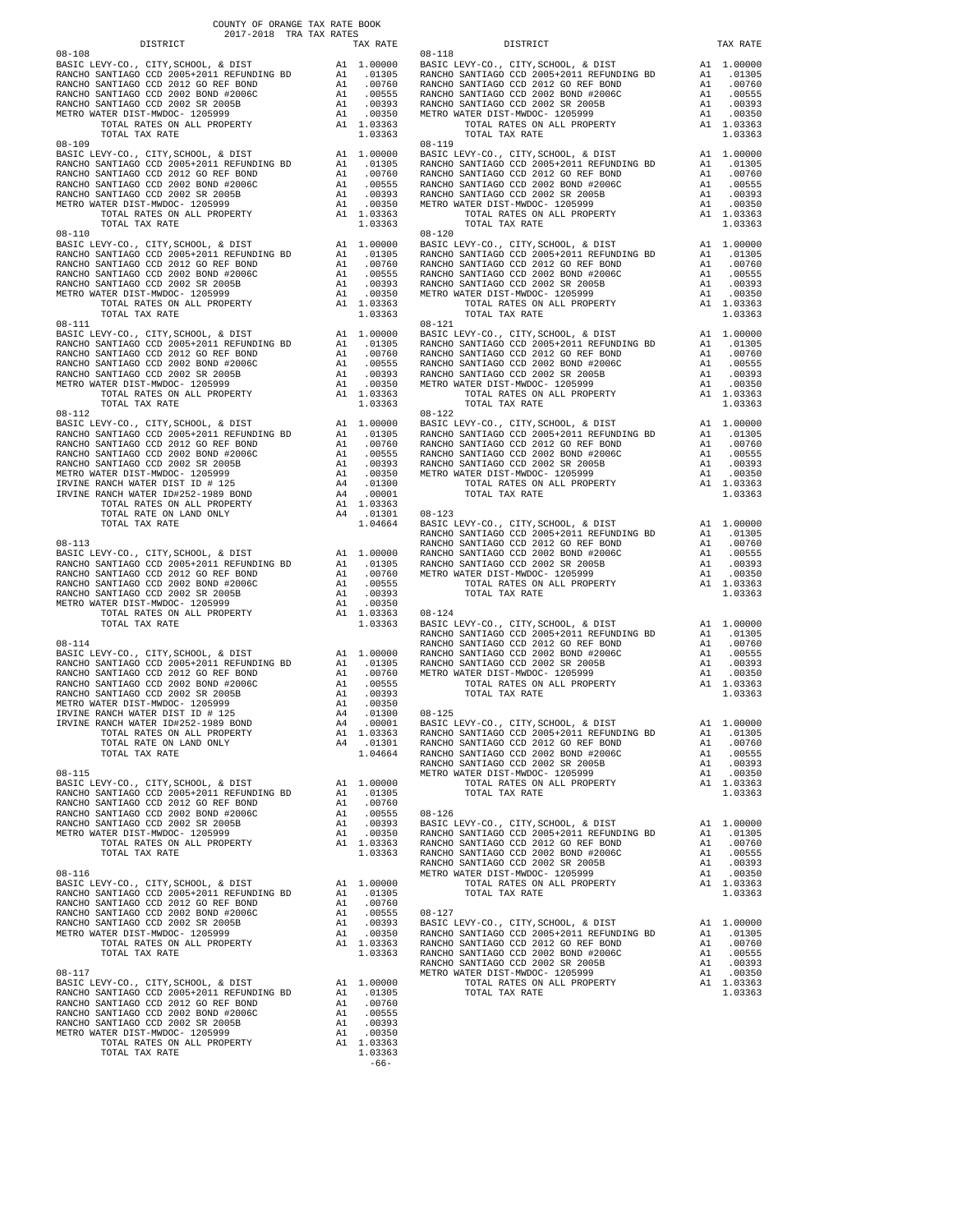COUNTY OF ORANGE TAX RATE BOOK
2017-2018 TRA TAX RATES

| DISTRICT | | TAX RATE |
|---|---|---|
| 08-108 | | |
| BASIC LEVY-CO., CITY,SCHOOL, & DIST | A1 | 1.00000 |
| RANCHO SANTIAGO CCD 2005+2011 REFUNDING BD | A1 | .01305 |
| RANCHO SANTIAGO CCD 2012 GO REF BOND | A1 | .00760 |
| RANCHO SANTIAGO CCD 2002 BOND #2006C | A1 | .00555 |
| RANCHO SANTIAGO CCD 2002 SR 2005B | A1 | .00393 |
| METRO WATER DIST-MWDOC- 1205999 | A1 | .00350 |
| TOTAL RATES ON ALL PROPERTY | A1 | 1.03363 |
| TOTAL TAX RATE | | 1.03363 |
| 08-109 | | |
| BASIC LEVY-CO., CITY,SCHOOL, & DIST | A1 | 1.00000 |
| RANCHO SANTIAGO CCD 2005+2011 REFUNDING BD | A1 | .01305 |
| RANCHO SANTIAGO CCD 2012 GO REF BOND | A1 | .00760 |
| RANCHO SANTIAGO CCD 2002 BOND #2006C | A1 | .00555 |
| RANCHO SANTIAGO CCD 2002 SR 2005B | A1 | .00393 |
| METRO WATER DIST-MWDOC- 1205999 | A1 | .00350 |
| TOTAL RATES ON ALL PROPERTY | A1 | 1.03363 |
| TOTAL TAX RATE | | 1.03363 |
| 08-110 | | |
| BASIC LEVY-CO., CITY,SCHOOL, & DIST | A1 | 1.00000 |
| RANCHO SANTIAGO CCD 2005+2011 REFUNDING BD | A1 | .01305 |
| RANCHO SANTIAGO CCD 2012 GO REF BOND | A1 | .00760 |
| RANCHO SANTIAGO CCD 2002 BOND #2006C | A1 | .00555 |
| RANCHO SANTIAGO CCD 2002 SR 2005B | A1 | .00393 |
| METRO WATER DIST-MWDOC- 1205999 | A1 | .00350 |
| TOTAL RATES ON ALL PROPERTY | A1 | 1.03363 |
| TOTAL TAX RATE | | 1.03363 |
| 08-111 | | |
| BASIC LEVY-CO., CITY,SCHOOL, & DIST | A1 | 1.00000 |
| RANCHO SANTIAGO CCD 2005+2011 REFUNDING BD | A1 | .01305 |
| RANCHO SANTIAGO CCD 2012 GO REF BOND | A1 | .00760 |
| RANCHO SANTIAGO CCD 2002 BOND #2006C | A1 | .00555 |
| RANCHO SANTIAGO CCD 2002 SR 2005B | A1 | .00393 |
| METRO WATER DIST-MWDOC- 1205999 | A1 | .00350 |
| TOTAL RATES ON ALL PROPERTY | A1 | 1.03363 |
| TOTAL TAX RATE | | 1.03363 |
| 08-112 | | |
| BASIC LEVY-CO., CITY,SCHOOL, & DIST | A1 | 1.00000 |
| RANCHO SANTIAGO CCD 2005+2011 REFUNDING BD | A1 | .01305 |
| RANCHO SANTIAGO CCD 2012 GO REF BOND | A1 | .00760 |
| RANCHO SANTIAGO CCD 2002 BOND #2006C | A1 | .00555 |
| RANCHO SANTIAGO CCD 2002 SR 2005B | A1 | .00393 |
| METRO WATER DIST-MWDOC- 1205999 | A1 | .00350 |
| IRVINE RANCH WATER DIST ID # 125 | A4 | .01300 |
| IRVINE RANCH WATER ID#252-1989 BOND | A4 | .00001 |
| TOTAL RATES ON ALL PROPERTY | A1 | 1.03363 |
| TOTAL RATE ON LAND ONLY | A4 | .01301 |
| TOTAL TAX RATE | | 1.04664 |
| 08-113 | | |
| BASIC LEVY-CO., CITY,SCHOOL, & DIST | A1 | 1.00000 |
| RANCHO SANTIAGO CCD 2005+2011 REFUNDING BD | A1 | .01305 |
| RANCHO SANTIAGO CCD 2012 GO REF BOND | A1 | .00760 |
| RANCHO SANTIAGO CCD 2002 BOND #2006C | A1 | .00555 |
| RANCHO SANTIAGO CCD 2002 SR 2005B | A1 | .00393 |
| METRO WATER DIST-MWDOC- 1205999 | A1 | .00350 |
| TOTAL RATES ON ALL PROPERTY | A1 | 1.03363 |
| TOTAL TAX RATE | | 1.03363 |
| 08-114 | | |
| BASIC LEVY-CO., CITY,SCHOOL, & DIST | A1 | 1.00000 |
| RANCHO SANTIAGO CCD 2005+2011 REFUNDING BD | A1 | .01305 |
| RANCHO SANTIAGO CCD 2012 GO REF BOND | A1 | .00760 |
| RANCHO SANTIAGO CCD 2002 BOND #2006C | A1 | .00555 |
| RANCHO SANTIAGO CCD 2002 SR 2005B | A1 | .00393 |
| METRO WATER DIST-MWDOC- 1205999 | A1 | .00350 |
| IRVINE RANCH WATER DIST ID # 125 | A4 | .01300 |
| IRVINE RANCH WATER ID#252-1989 BOND | A4 | .00001 |
| TOTAL RATES ON ALL PROPERTY | A1 | 1.03363 |
| TOTAL RATE ON LAND ONLY | A4 | .01301 |
| TOTAL TAX RATE | | 1.04664 |
| 08-115 | | |
| BASIC LEVY-CO., CITY,SCHOOL, & DIST | A1 | 1.00000 |
| RANCHO SANTIAGO CCD 2005+2011 REFUNDING BD | A1 | .01305 |
| RANCHO SANTIAGO CCD 2012 GO REF BOND | A1 | .00760 |
| RANCHO SANTIAGO CCD 2002 BOND #2006C | A1 | .00555 |
| RANCHO SANTIAGO CCD 2002 SR 2005B | A1 | .00393 |
| METRO WATER DIST-MWDOC- 1205999 | A1 | .00350 |
| TOTAL RATES ON ALL PROPERTY | A1 | 1.03363 |
| TOTAL TAX RATE | | 1.03363 |
| 08-116 | | |
| BASIC LEVY-CO., CITY,SCHOOL, & DIST | A1 | 1.00000 |
| RANCHO SANTIAGO CCD 2005+2011 REFUNDING BD | A1 | .01305 |
| RANCHO SANTIAGO CCD 2012 GO REF BOND | A1 | .00760 |
| RANCHO SANTIAGO CCD 2002 BOND #2006C | A1 | .00555 |
| RANCHO SANTIAGO CCD 2002 SR 2005B | A1 | .00393 |
| METRO WATER DIST-MWDOC- 1205999 | A1 | .00350 |
| TOTAL RATES ON ALL PROPERTY | A1 | 1.03363 |
| TOTAL TAX RATE | | 1.03363 |
| 08-117 | | |
| BASIC LEVY-CO., CITY,SCHOOL, & DIST | A1 | 1.00000 |
| RANCHO SANTIAGO CCD 2005+2011 REFUNDING BD | A1 | .01305 |
| RANCHO SANTIAGO CCD 2012 GO REF BOND | A1 | .00760 |
| RANCHO SANTIAGO CCD 2002 BOND #2006C | A1 | .00555 |
| RANCHO SANTIAGO CCD 2002 SR 2005B | A1 | .00393 |
| METRO WATER DIST-MWDOC- 1205999 | A1 | .00350 |
| TOTAL RATES ON ALL PROPERTY | A1 | 1.03363 |
| TOTAL TAX RATE | | 1.03363 |
| 08-118 | | |
| BASIC LEVY-CO., CITY,SCHOOL, & DIST | A1 | 1.00000 |
| RANCHO SANTIAGO CCD 2005+2011 REFUNDING BD | A1 | .01305 |
| RANCHO SANTIAGO CCD 2012 GO REF BOND | A1 | .00760 |
| RANCHO SANTIAGO CCD 2002 BOND #2006C | A1 | .00555 |
| RANCHO SANTIAGO CCD 2002 SR 2005B | A1 | .00393 |
| METRO WATER DIST-MWDOC- 1205999 | A1 | .00350 |
| TOTAL RATES ON ALL PROPERTY | A1 | 1.03363 |
| TOTAL TAX RATE | | 1.03363 |
| 08-119 | | |
| BASIC LEVY-CO., CITY,SCHOOL, & DIST | A1 | 1.00000 |
| RANCHO SANTIAGO CCD 2005+2011 REFUNDING BD | A1 | .01305 |
| RANCHO SANTIAGO CCD 2012 GO REF BOND | A1 | .00760 |
| RANCHO SANTIAGO CCD 2002 BOND #2006C | A1 | .00555 |
| RANCHO SANTIAGO CCD 2002 SR 2005B | A1 | .00393 |
| METRO WATER DIST-MWDOC- 1205999 | A1 | .00350 |
| TOTAL RATES ON ALL PROPERTY | A1 | 1.03363 |
| TOTAL TAX RATE | | 1.03363 |
| 08-120 | | |
| BASIC LEVY-CO., CITY,SCHOOL, & DIST | A1 | 1.00000 |
| RANCHO SANTIAGO CCD 2005+2011 REFUNDING BD | A1 | .01305 |
| RANCHO SANTIAGO CCD 2012 GO REF BOND | A1 | .00760 |
| RANCHO SANTIAGO CCD 2002 BOND #2006C | A1 | .00555 |
| RANCHO SANTIAGO CCD 2002 SR 2005B | A1 | .00393 |
| METRO WATER DIST-MWDOC- 1205999 | A1 | .00350 |
| TOTAL RATES ON ALL PROPERTY | A1 | 1.03363 |
| TOTAL TAX RATE | | 1.03363 |
| 08-121 | | |
| BASIC LEVY-CO., CITY,SCHOOL, & DIST | A1 | 1.00000 |
| RANCHO SANTIAGO CCD 2005+2011 REFUNDING BD | A1 | .01305 |
| RANCHO SANTIAGO CCD 2012 GO REF BOND | A1 | .00760 |
| RANCHO SANTIAGO CCD 2002 BOND #2006C | A1 | .00555 |
| RANCHO SANTIAGO CCD 2002 SR 2005B | A1 | .00393 |
| METRO WATER DIST-MWDOC- 1205999 | A1 | .00350 |
| TOTAL RATES ON ALL PROPERTY | A1 | 1.03363 |
| TOTAL TAX RATE | | 1.03363 |
| 08-122 | | |
| BASIC LEVY-CO., CITY,SCHOOL, & DIST | A1 | 1.00000 |
| RANCHO SANTIAGO CCD 2005+2011 REFUNDING BD | A1 | .01305 |
| RANCHO SANTIAGO CCD 2012 GO REF BOND | A1 | .00760 |
| RANCHO SANTIAGO CCD 2002 BOND #2006C | A1 | .00555 |
| RANCHO SANTIAGO CCD 2002 SR 2005B | A1 | .00393 |
| METRO WATER DIST-MWDOC- 1205999 | A1 | .00350 |
| TOTAL RATES ON ALL PROPERTY | A1 | 1.03363 |
| TOTAL TAX RATE | | 1.03363 |
| 08-123 | | |
| BASIC LEVY-CO., CITY,SCHOOL, & DIST | A1 | 1.00000 |
| RANCHO SANTIAGO CCD 2005+2011 REFUNDING BD | A1 | .01305 |
| RANCHO SANTIAGO CCD 2012 GO REF BOND | A1 | .00760 |
| RANCHO SANTIAGO CCD 2002 BOND #2006C | A1 | .00555 |
| RANCHO SANTIAGO CCD 2002 SR 2005B | A1 | .00393 |
| METRO WATER DIST-MWDOC- 1205999 | A1 | .00350 |
| TOTAL RATES ON ALL PROPERTY | A1 | 1.03363 |
| TOTAL TAX RATE | | 1.03363 |
| 08-124 | | |
| BASIC LEVY-CO., CITY,SCHOOL, & DIST | A1 | 1.00000 |
| RANCHO SANTIAGO CCD 2005+2011 REFUNDING BD | A1 | .01305 |
| RANCHO SANTIAGO CCD 2012 GO REF BOND | A1 | .00760 |
| RANCHO SANTIAGO CCD 2002 BOND #2006C | A1 | .00555 |
| RANCHO SANTIAGO CCD 2002 SR 2005B | A1 | .00393 |
| METRO WATER DIST-MWDOC- 1205999 | A1 | .00350 |
| TOTAL RATES ON ALL PROPERTY | A1 | 1.03363 |
| TOTAL TAX RATE | | 1.03363 |
| 08-125 | | |
| BASIC LEVY-CO., CITY,SCHOOL, & DIST | A1 | 1.00000 |
| RANCHO SANTIAGO CCD 2005+2011 REFUNDING BD | A1 | .01305 |
| RANCHO SANTIAGO CCD 2012 GO REF BOND | A1 | .00760 |
| RANCHO SANTIAGO CCD 2002 BOND #2006C | A1 | .00555 |
| RANCHO SANTIAGO CCD 2002 SR 2005B | A1 | .00393 |
| METRO WATER DIST-MWDOC- 1205999 | A1 | .00350 |
| TOTAL RATES ON ALL PROPERTY | A1 | 1.03363 |
| TOTAL TAX RATE | | 1.03363 |
| 08-126 | | |
| BASIC LEVY-CO., CITY,SCHOOL, & DIST | A1 | 1.00000 |
| RANCHO SANTIAGO CCD 2005+2011 REFUNDING BD | A1 | .01305 |
| RANCHO SANTIAGO CCD 2012 GO REF BOND | A1 | .00760 |
| RANCHO SANTIAGO CCD 2002 BOND #2006C | A1 | .00555 |
| RANCHO SANTIAGO CCD 2002 SR 2005B | A1 | .00393 |
| METRO WATER DIST-MWDOC- 1205999 | A1 | .00350 |
| TOTAL RATES ON ALL PROPERTY | A1 | 1.03363 |
| TOTAL TAX RATE | | 1.03363 |
| 08-127 | | |
| BASIC LEVY-CO., CITY,SCHOOL, & DIST | A1 | 1.00000 |
| RANCHO SANTIAGO CCD 2005+2011 REFUNDING BD | A1 | .01305 |
| RANCHO SANTIAGO CCD 2012 GO REF BOND | A1 | .00760 |
| RANCHO SANTIAGO CCD 2002 BOND #2006C | A1 | .00555 |
| RANCHO SANTIAGO CCD 2002 SR 2005B | A1 | .00393 |
| METRO WATER DIST-MWDOC- 1205999 | A1 | .00350 |
| TOTAL RATES ON ALL PROPERTY | A1 | 1.03363 |
| TOTAL TAX RATE | | 1.03363 |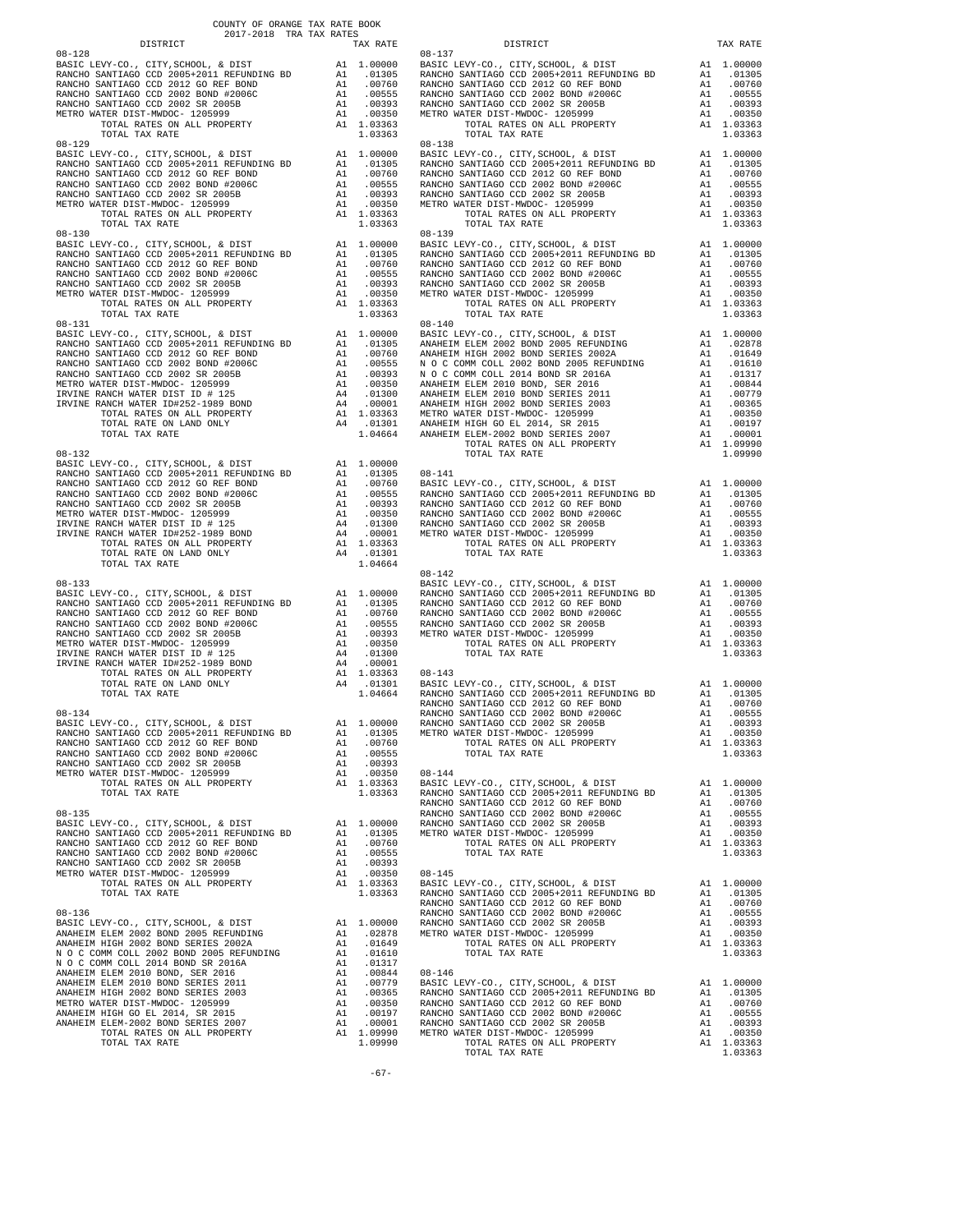COUNTY OF ORANGE TAX RATE BOOK
2017-2018 TRA TAX RATES

| DISTRICT | | TAX RATE |
|---|---|---|
| **08-128** | | |
| BASIC LEVY-CO., CITY,SCHOOL, & DIST | A1 | 1.00000 |
| RANCHO SANTIAGO CCD 2005+2011 REFUNDING BD | A1 | .01305 |
| RANCHO SANTIAGO CCD 2012 GO REF BOND | A1 | .00760 |
| RANCHO SANTIAGO CCD 2002 BOND #2006C | A1 | .00555 |
| RANCHO SANTIAGO CCD 2002 SR 2005B | A1 | .00393 |
| METRO WATER DIST-MWDOC- 1205999 | A1 | .00350 |
| TOTAL RATES ON ALL PROPERTY | A1 | 1.03363 |
| TOTAL TAX RATE | | 1.03363 |
| **08-129** | | |
| BASIC LEVY-CO., CITY,SCHOOL, & DIST | A1 | 1.00000 |
| RANCHO SANTIAGO CCD 2005+2011 REFUNDING BD | A1 | .01305 |
| RANCHO SANTIAGO CCD 2012 GO REF BOND | A1 | .00760 |
| RANCHO SANTIAGO CCD 2002 BOND #2006C | A1 | .00555 |
| RANCHO SANTIAGO CCD 2002 SR 2005B | A1 | .00393 |
| METRO WATER DIST-MWDOC- 1205999 | A1 | .00350 |
| TOTAL RATES ON ALL PROPERTY | A1 | 1.03363 |
| TOTAL TAX RATE | | 1.03363 |
| **08-130** | | |
| BASIC LEVY-CO., CITY,SCHOOL, & DIST | A1 | 1.00000 |
| RANCHO SANTIAGO CCD 2005+2011 REFUNDING BD | A1 | .01305 |
| RANCHO SANTIAGO CCD 2012 GO REF BOND | A1 | .00760 |
| RANCHO SANTIAGO CCD 2002 BOND #2006C | A1 | .00555 |
| RANCHO SANTIAGO CCD 2002 SR 2005B | A1 | .00393 |
| METRO WATER DIST-MWDOC- 1205999 | A1 | .00350 |
| TOTAL RATES ON ALL PROPERTY | A1 | 1.03363 |
| TOTAL TAX RATE | | 1.03363 |
| **08-131** | | |
| BASIC LEVY-CO., CITY,SCHOOL, & DIST | A1 | 1.00000 |
| RANCHO SANTIAGO CCD 2005+2011 REFUNDING BD | A1 | .01305 |
| RANCHO SANTIAGO CCD 2012 GO REF BOND | A1 | .00760 |
| RANCHO SANTIAGO CCD 2002 BOND #2006C | A1 | .00555 |
| RANCHO SANTIAGO CCD 2002 SR 2005B | A1 | .00393 |
| METRO WATER DIST-MWDOC- 1205999 | A1 | .00350 |
| IRVINE RANCH WATER DIST ID # 125 | A4 | .01300 |
| IRVINE RANCH WATER ID#252-1989 BOND | A4 | .00001 |
| TOTAL RATES ON ALL PROPERTY | A1 | 1.03363 |
| TOTAL RATE ON LAND ONLY | A4 | .01301 |
| TOTAL TAX RATE | | 1.04664 |
| **08-132** | | |
| BASIC LEVY-CO., CITY,SCHOOL, & DIST | A1 | 1.00000 |
| RANCHO SANTIAGO CCD 2005+2011 REFUNDING BD | A1 | .01305 |
| RANCHO SANTIAGO CCD 2012 GO REF BOND | A1 | .00760 |
| RANCHO SANTIAGO CCD 2002 BOND #2006C | A1 | .00555 |
| RANCHO SANTIAGO CCD 2002 SR 2005B | A1 | .00393 |
| METRO WATER DIST-MWDOC- 1205999 | A1 | .00350 |
| IRVINE RANCH WATER DIST ID # 125 | A4 | .01300 |
| IRVINE RANCH WATER ID#252-1989 BOND | A4 | .00001 |
| TOTAL RATES ON ALL PROPERTY | A1 | 1.03363 |
| TOTAL RATE ON LAND ONLY | A4 | .01301 |
| TOTAL TAX RATE | | 1.04664 |
| **08-133** | | |
| BASIC LEVY-CO., CITY,SCHOOL, & DIST | A1 | 1.00000 |
| RANCHO SANTIAGO CCD 2005+2011 REFUNDING BD | A1 | .01305 |
| RANCHO SANTIAGO CCD 2012 GO REF BOND | A1 | .00760 |
| RANCHO SANTIAGO CCD 2002 BOND #2006C | A1 | .00555 |
| RANCHO SANTIAGO CCD 2002 SR 2005B | A1 | .00393 |
| METRO WATER DIST-MWDOC- 1205999 | A1 | .00350 |
| IRVINE RANCH WATER DIST ID # 125 | A4 | .01300 |
| IRVINE RANCH WATER ID#252-1989 BOND | A4 | .00001 |
| TOTAL RATES ON ALL PROPERTY | A1 | 1.03363 |
| TOTAL RATE ON LAND ONLY | A4 | .01301 |
| TOTAL TAX RATE | | 1.04664 |
| **08-134** | | |
| BASIC LEVY-CO., CITY,SCHOOL, & DIST | A1 | 1.00000 |
| RANCHO SANTIAGO CCD 2005+2011 REFUNDING BD | A1 | .01305 |
| RANCHO SANTIAGO CCD 2012 GO REF BOND | A1 | .00760 |
| RANCHO SANTIAGO CCD 2002 BOND #2006C | A1 | .00555 |
| RANCHO SANTIAGO CCD 2002 SR 2005B | A1 | .00393 |
| METRO WATER DIST-MWDOC- 1205999 | A1 | .00350 |
| TOTAL RATES ON ALL PROPERTY | A1 | 1.03363 |
| TOTAL TAX RATE | | 1.03363 |
| **08-135** | | |
| BASIC LEVY-CO., CITY,SCHOOL, & DIST | A1 | 1.00000 |
| RANCHO SANTIAGO CCD 2005+2011 REFUNDING BD | A1 | .01305 |
| RANCHO SANTIAGO CCD 2012 GO REF BOND | A1 | .00760 |
| RANCHO SANTIAGO CCD 2002 BOND #2006C | A1 | .00555 |
| RANCHO SANTIAGO CCD 2002 SR 2005B | A1 | .00393 |
| METRO WATER DIST-MWDOC- 1205999 | A1 | .00350 |
| TOTAL RATES ON ALL PROPERTY | A1 | 1.03363 |
| TOTAL TAX RATE | | 1.03363 |
| **08-136** | | |
| BASIC LEVY-CO., CITY,SCHOOL, & DIST | A1 | 1.00000 |
| ANAHEIM ELEM 2002 BOND 2005 REFUNDING | A1 | .02878 |
| ANAHEIM HIGH 2002 BOND SERIES 2002A | A1 | .01649 |
| N O C COMM COLL 2002 BOND 2005 REFUNDING | A1 | .01610 |
| N O C COMM COLL 2014 BOND SR 2016A | A1 | .01317 |
| ANAHEIM ELEM 2010 BOND, SER 2016 | A1 | .00844 |
| ANAHEIM ELEM 2010 BOND SERIES 2011 | A1 | .00779 |
| ANAHEIM HIGH 2002 BOND SERIES 2003 | A1 | .00365 |
| METRO WATER DIST-MWDOC- 1205999 | A1 | .00350 |
| ANAHEIM HIGH GO EL 2014, SR 2015 | A1 | .00197 |
| ANAHEIM ELEM-2002 BOND SERIES 2007 | A1 | .00001 |
| TOTAL RATES ON ALL PROPERTY | A1 | 1.09990 |
| TOTAL TAX RATE | | 1.09990 |
| **08-137** | | |
| BASIC LEVY-CO., CITY,SCHOOL, & DIST | A1 | 1.00000 |
| RANCHO SANTIAGO CCD 2005+2011 REFUNDING BD | A1 | .01305 |
| RANCHO SANTIAGO CCD 2012 GO REF BOND | A1 | .00760 |
| RANCHO SANTIAGO CCD 2002 BOND #2006C | A1 | .00555 |
| RANCHO SANTIAGO CCD 2002 SR 2005B | A1 | .00393 |
| METRO WATER DIST-MWDOC- 1205999 | A1 | .00350 |
| TOTAL RATES ON ALL PROPERTY | A1 | 1.03363 |
| TOTAL TAX RATE | | 1.03363 |
| **08-138** | | |
| BASIC LEVY-CO., CITY,SCHOOL, & DIST | A1 | 1.00000 |
| RANCHO SANTIAGO CCD 2005+2011 REFUNDING BD | A1 | .01305 |
| RANCHO SANTIAGO CCD 2012 GO REF BOND | A1 | .00760 |
| RANCHO SANTIAGO CCD 2002 BOND #2006C | A1 | .00555 |
| RANCHO SANTIAGO CCD 2002 SR 2005B | A1 | .00393 |
| METRO WATER DIST-MWDOC- 1205999 | A1 | .00350 |
| TOTAL RATES ON ALL PROPERTY | A1 | 1.03363 |
| TOTAL TAX RATE | | 1.03363 |
| **08-139** | | |
| BASIC LEVY-CO., CITY,SCHOOL, & DIST | A1 | 1.00000 |
| RANCHO SANTIAGO CCD 2005+2011 REFUNDING BD | A1 | .01305 |
| RANCHO SANTIAGO CCD 2012 GO REF BOND | A1 | .00760 |
| RANCHO SANTIAGO CCD 2002 BOND #2006C | A1 | .00555 |
| RANCHO SANTIAGO CCD 2002 SR 2005B | A1 | .00393 |
| METRO WATER DIST-MWDOC- 1205999 | A1 | .00350 |
| TOTAL RATES ON ALL PROPERTY | A1 | 1.03363 |
| TOTAL TAX RATE | | 1.03363 |
| **08-140** | | |
| BASIC LEVY-CO., CITY,SCHOOL, & DIST | A1 | 1.00000 |
| ANAHEIM ELEM 2002 BOND 2005 REFUNDING | A1 | .02878 |
| ANAHEIM HIGH 2002 BOND SERIES 2002A | A1 | .01649 |
| N O C COMM COLL 2002 BOND 2005 REFUNDING | A1 | .01610 |
| N O C COMM COLL 2014 BOND SR 2016A | A1 | .01317 |
| ANAHEIM ELEM 2010 BOND, SER 2016 | A1 | .00844 |
| ANAHEIM ELEM 2010 BOND SERIES 2011 | A1 | .00779 |
| ANAHEIM HIGH 2002 BOND SERIES 2003 | A1 | .00365 |
| METRO WATER DIST-MWDOC- 1205999 | A1 | .00350 |
| ANAHEIM HIGH GO EL 2014, SR 2015 | A1 | .00197 |
| ANAHEIM ELEM-2002 BOND SERIES 2007 | A1 | .00001 |
| TOTAL RATES ON ALL PROPERTY | A1 | 1.09990 |
| TOTAL TAX RATE | | 1.09990 |
| **08-141** | | |
| BASIC LEVY-CO., CITY,SCHOOL, & DIST | A1 | 1.00000 |
| RANCHO SANTIAGO CCD 2005+2011 REFUNDING BD | A1 | .01305 |
| RANCHO SANTIAGO CCD 2012 GO REF BOND | A1 | .00760 |
| RANCHO SANTIAGO CCD 2002 BOND #2006C | A1 | .00555 |
| RANCHO SANTIAGO CCD 2002 SR 2005B | A1 | .00393 |
| METRO WATER DIST-MWDOC- 1205999 | A1 | .00350 |
| TOTAL RATES ON ALL PROPERTY | A1 | 1.03363 |
| TOTAL TAX RATE | | 1.03363 |
| **08-142** | | |
| BASIC LEVY-CO., CITY,SCHOOL, & DIST | A1 | 1.00000 |
| RANCHO SANTIAGO CCD 2005+2011 REFUNDING BD | A1 | .01305 |
| RANCHO SANTIAGO CCD 2012 GO REF BOND | A1 | .00760 |
| RANCHO SANTIAGO CCD 2002 BOND #2006C | A1 | .00555 |
| RANCHO SANTIAGO CCD 2002 SR 2005B | A1 | .00393 |
| METRO WATER DIST-MWDOC- 1205999 | A1 | .00350 |
| TOTAL RATES ON ALL PROPERTY | A1 | 1.03363 |
| TOTAL TAX RATE | | 1.03363 |
| **08-143** | | |
| BASIC LEVY-CO., CITY,SCHOOL, & DIST | A1 | 1.00000 |
| RANCHO SANTIAGO CCD 2005+2011 REFUNDING BD | A1 | .01305 |
| RANCHO SANTIAGO CCD 2012 GO REF BOND | A1 | .00760 |
| RANCHO SANTIAGO CCD 2002 BOND #2006C | A1 | .00555 |
| RANCHO SANTIAGO CCD 2002 SR 2005B | A1 | .00393 |
| METRO WATER DIST-MWDOC- 1205999 | A1 | .00350 |
| TOTAL RATES ON ALL PROPERTY | A1 | 1.03363 |
| TOTAL TAX RATE | | 1.03363 |
| **08-144** | | |
| BASIC LEVY-CO., CITY,SCHOOL, & DIST | A1 | 1.00000 |
| RANCHO SANTIAGO CCD 2005+2011 REFUNDING BD | A1 | .01305 |
| RANCHO SANTIAGO CCD 2012 GO REF BOND | A1 | .00760 |
| RANCHO SANTIAGO CCD 2002 BOND #2006C | A1 | .00555 |
| RANCHO SANTIAGO CCD 2002 SR 2005B | A1 | .00393 |
| METRO WATER DIST-MWDOC- 1205999 | A1 | .00350 |
| TOTAL RATES ON ALL PROPERTY | A1 | 1.03363 |
| TOTAL TAX RATE | | 1.03363 |
| **08-145** | | |
| BASIC LEVY-CO., CITY,SCHOOL, & DIST | A1 | 1.00000 |
| RANCHO SANTIAGO CCD 2005+2011 REFUNDING BD | A1 | .01305 |
| RANCHO SANTIAGO CCD 2012 GO REF BOND | A1 | .00760 |
| RANCHO SANTIAGO CCD 2002 BOND #2006C | A1 | .00555 |
| RANCHO SANTIAGO CCD 2002 SR 2005B | A1 | .00393 |
| METRO WATER DIST-MWDOC- 1205999 | A1 | .00350 |
| TOTAL RATES ON ALL PROPERTY | A1 | 1.03363 |
| TOTAL TAX RATE | | 1.03363 |
| **08-146** | | |
| BASIC LEVY-CO., CITY,SCHOOL, & DIST | A1 | 1.00000 |
| RANCHO SANTIAGO CCD 2005+2011 REFUNDING BD | A1 | .01305 |
| RANCHO SANTIAGO CCD 2012 GO REF BOND | A1 | .00760 |
| RANCHO SANTIAGO CCD 2002 BOND #2006C | A1 | .00555 |
| RANCHO SANTIAGO CCD 2002 SR 2005B | A1 | .00393 |
| METRO WATER DIST-MWDOC- 1205999 | A1 | .00350 |
| TOTAL RATES ON ALL PROPERTY | A1 | 1.03363 |
| TOTAL TAX RATE | | 1.03363 |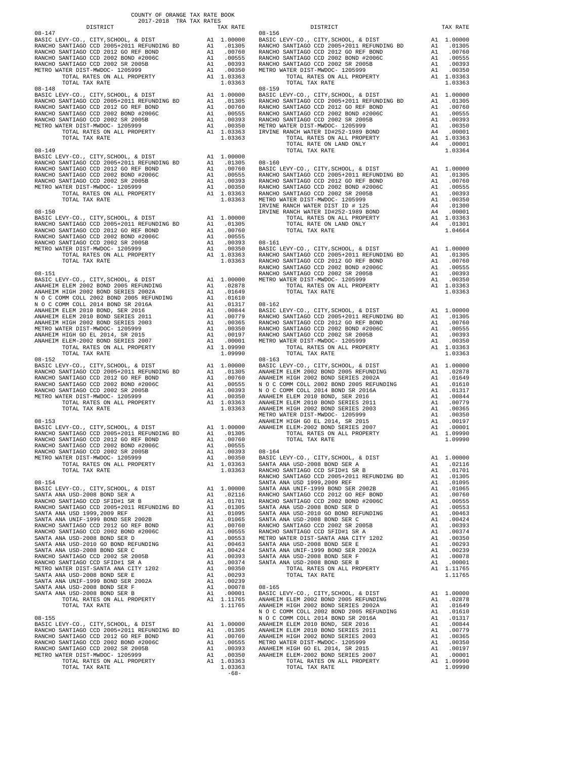COUNTY OF ORANGE TAX RATE BOOK
2017-2018 TRA TAX RATES

| DISTRICT | | TAX RATE |
|---|---|---|
| **08-147** | | |
| BASIC LEVY-CO., CITY,SCHOOL, & DIST | A1 | 1.00000 |
| RANCHO SANTIAGO CCD 2005+2011 REFUNDING BD | A1 | .01305 |
| RANCHO SANTIAGO CCD 2012 GO REF BOND | A1 | .00760 |
| RANCHO SANTIAGO CCD 2002 BOND #2006C | A1 | .00555 |
| RANCHO SANTIAGO CCD 2002 SR 2005B | A1 | .00393 |
| METRO WATER DIST-MWDOC- 1205999 | A1 | .00350 |
| TOTAL RATES ON ALL PROPERTY | A1 | 1.03363 |
| TOTAL TAX RATE | | 1.03363 |
| **08-148** | | |
| BASIC LEVY-CO., CITY,SCHOOL, & DIST | A1 | 1.00000 |
| RANCHO SANTIAGO CCD 2005+2011 REFUNDING BD | A1 | .01305 |
| RANCHO SANTIAGO CCD 2012 GO REF BOND | A1 | .00760 |
| RANCHO SANTIAGO CCD 2002 BOND #2006C | A1 | .00555 |
| RANCHO SANTIAGO CCD 2002 SR 2005B | A1 | .00393 |
| METRO WATER DIST-MWDOC- 1205999 | A1 | .00350 |
| TOTAL RATES ON ALL PROPERTY | A1 | 1.03363 |
| TOTAL TAX RATE | | 1.03363 |
| **08-149** | | |
| BASIC LEVY-CO., CITY,SCHOOL, & DIST | A1 | 1.00000 |
| RANCHO SANTIAGO CCD 2005+2011 REFUNDING BD | A1 | .01305 |
| RANCHO SANTIAGO CCD 2012 GO REF BOND | A1 | .00760 |
| RANCHO SANTIAGO CCD 2002 BOND #2006C | A1 | .00555 |
| RANCHO SANTIAGO CCD 2002 SR 2005B | A1 | .00393 |
| METRO WATER DIST-MWDOC- 1205999 | A1 | .00350 |
| TOTAL RATES ON ALL PROPERTY | A1 | 1.03363 |
| TOTAL TAX RATE | | 1.03363 |
| **08-150** | | |
| BASIC LEVY-CO., CITY,SCHOOL, & DIST | A1 | 1.00000 |
| RANCHO SANTIAGO CCD 2005+2011 REFUNDING BD | A1 | .01305 |
| RANCHO SANTIAGO CCD 2012 GO REF BOND | A1 | .00760 |
| RANCHO SANTIAGO CCD 2002 BOND #2006C | A1 | .00555 |
| RANCHO SANTIAGO CCD 2002 SR 2005B | A1 | .00393 |
| METRO WATER DIST-MWDOC- 1205999 | A1 | .00350 |
| TOTAL RATES ON ALL PROPERTY | A1 | 1.03363 |
| TOTAL TAX RATE | | 1.03363 |
| **08-151** | | |
| BASIC LEVY-CO., CITY,SCHOOL, & DIST | A1 | 1.00000 |
| ANAHEIM ELEM 2002 BOND 2005 REFUNDING | A1 | .02878 |
| ANAHEIM HIGH 2002 BOND SERIES 2002A | A1 | .01649 |
| N O C COMM COLL 2002 BOND 2005 REFUNDING | A1 | .01610 |
| N O C COMM COLL 2014 BOND SR 2016A | A1 | .01317 |
| ANAHEIM ELEM 2010 BOND, SER 2016 | A1 | .00844 |
| ANAHEIM ELEM 2010 BOND SERIES 2011 | A1 | .00779 |
| ANAHEIM HIGH 2002 BOND SERIES 2003 | A1 | .00365 |
| METRO WATER DIST-MWDOC- 1205999 | A1 | .00350 |
| ANAHEIM HIGH GO EL 2014, SR 2015 | A1 | .00197 |
| ANAHEIM ELEM-2002 BOND SERIES 2007 | A1 | .00001 |
| TOTAL RATES ON ALL PROPERTY | A1 | 1.09990 |
| TOTAL TAX RATE | | 1.09990 |
| **08-152** | | |
| BASIC LEVY-CO., CITY,SCHOOL, & DIST | A1 | 1.00000 |
| RANCHO SANTIAGO CCD 2005+2011 REFUNDING BD | A1 | .01305 |
| RANCHO SANTIAGO CCD 2012 GO REF BOND | A1 | .00760 |
| RANCHO SANTIAGO CCD 2002 BOND #2006C | A1 | .00555 |
| RANCHO SANTIAGO CCD 2002 SR 2005B | A1 | .00393 |
| METRO WATER DIST-MWDOC- 1205999 | A1 | .00350 |
| TOTAL RATES ON ALL PROPERTY | A1 | 1.03363 |
| TOTAL TAX RATE | | 1.03363 |
| **08-153** | | |
| BASIC LEVY-CO., CITY,SCHOOL, & DIST | A1 | 1.00000 |
| RANCHO SANTIAGO CCD 2005+2011 REFUNDING BD | A1 | .01305 |
| RANCHO SANTIAGO CCD 2012 GO REF BOND | A1 | .00760 |
| RANCHO SANTIAGO CCD 2002 BOND #2006C | A1 | .00555 |
| RANCHO SANTIAGO CCD 2002 SR 2005B | A1 | .00393 |
| METRO WATER DIST-MWDOC- 1205999 | A1 | .00350 |
| TOTAL RATES ON ALL PROPERTY | A1 | 1.03363 |
| TOTAL TAX RATE | | 1.03363 |
| **08-154** | | |
| BASIC LEVY-CO., CITY,SCHOOL, & DIST | A1 | 1.00000 |
| SANTA ANA USD-2008 BOND SER A | A1 | .02116 |
| RANCHO SANTIAGO CCD SFID#1 SR B | A1 | .01701 |
| RANCHO SANTIAGO CCD 2005+2011 REFUNDING BD | A1 | .01305 |
| SANTA ANA USD 1999,2009 REF | A1 | .01095 |
| SANTA ANA UNIF-1999 BOND SER 2002B | A1 | .01065 |
| RANCHO SANTIAGO CCD 2012 GO REF BOND | A1 | .00760 |
| RANCHO SANTIAGO CCD 2002 BOND #2006C | A1 | .00555 |
| SANTA ANA USD-2008 BOND SER D | A1 | .00553 |
| SANTA ANA USD-2010 GO BOND REFUNDING | A1 | .00463 |
| SANTA ANA USD-2008 BOND SER C | A1 | .00424 |
| RANCHO SANTIAGO CCD 2002 SR 2005B | A1 | .00393 |
| RANCHO SANTIAGO CCD SFID#1 SR A | A1 | .00374 |
| METRO WATER DIST-SANTA ANA CITY 1202 | A1 | .00350 |
| SANTA ANA USD-2008 BOND SER E | A1 | .00293 |
| SANTA ANA UNIF-1999 BOND SER 2002A | A1 | .00239 |
| SANTA ANA USD-2008 BOND SER F | A1 | .00078 |
| SANTA ANA USD-2008 BOND SER B | A1 | .00001 |
| TOTAL RATES ON ALL PROPERTY | A1 | 1.11765 |
| TOTAL TAX RATE | | 1.11765 |
| **08-155** | | |
| BASIC LEVY-CO., CITY,SCHOOL, & DIST | A1 | 1.00000 |
| RANCHO SANTIAGO CCD 2005+2011 REFUNDING BD | A1 | .01305 |
| RANCHO SANTIAGO CCD 2012 GO REF BOND | A1 | .00760 |
| RANCHO SANTIAGO CCD 2002 BOND #2006C | A1 | .00555 |
| RANCHO SANTIAGO CCD 2002 SR 2005B | A1 | .00393 |
| METRO WATER DIST-MWDOC- 1205999 | A1 | .00350 |
| TOTAL RATES ON ALL PROPERTY | A1 | 1.03363 |
| TOTAL TAX RATE | | 1.03363 |
| **08-156** | | |
| BASIC LEVY-CO., CITY,SCHOOL, & DIST | A1 | 1.00000 |
| RANCHO SANTIAGO CCD 2005+2011 REFUNDING BD | A1 | .01305 |
| RANCHO SANTIAGO CCD 2012 GO REF BOND | A1 | .00760 |
| RANCHO SANTIAGO CCD 2002 BOND #2006C | A1 | .00555 |
| RANCHO SANTIAGO CCD 2002 SR 2005B | A1 | .00393 |
| METRO WATER DIST-MWDOC- 1205999 | A1 | .00350 |
| TOTAL RATES ON ALL PROPERTY | A1 | 1.03363 |
| TOTAL TAX RATE | | 1.03363 |
| **08-159** | | |
| BASIC LEVY-CO., CITY,SCHOOL, & DIST | A1 | 1.00000 |
| RANCHO SANTIAGO CCD 2005+2011 REFUNDING BD | A1 | .01305 |
| RANCHO SANTIAGO CCD 2012 GO REF BOND | A1 | .00760 |
| RANCHO SANTIAGO CCD 2002 BOND #2006C | A1 | .00555 |
| RANCHO SANTIAGO CCD 2002 SR 2005B | A1 | .00393 |
| METRO WATER DIST-MWDOC- 1205999 | A1 | .00350 |
| IRVINE RANCH WATER ID#252-1989 BOND | A4 | .00001 |
| TOTAL RATES ON ALL PROPERTY | A1 | 1.03363 |
| TOTAL RATE ON LAND ONLY | A4 | .00001 |
| TOTAL TAX RATE | | 1.03364 |
| **08-160** | | |
| BASIC LEVY-CO., CITY,SCHOOL, & DIST | A1 | 1.00000 |
| RANCHO SANTIAGO CCD 2005+2011 REFUNDING BD | A1 | .01305 |
| RANCHO SANTIAGO CCD 2012 GO REF BOND | A1 | .00760 |
| RANCHO SANTIAGO CCD 2002 BOND #2006C | A1 | .00555 |
| RANCHO SANTIAGO CCD 2002 SR 2005B | A1 | .00393 |
| METRO WATER DIST-MWDOC- 1205999 | A1 | .00350 |
| IRVINE RANCH WATER DIST ID # 125 | A4 | .01300 |
| IRVINE RANCH WATER ID#252-1989 BOND | A4 | .00001 |
| TOTAL RATES ON ALL PROPERTY | A1 | 1.03363 |
| TOTAL RATE ON LAND ONLY | A4 | .01301 |
| TOTAL TAX RATE | | 1.04664 |
| **08-161** | | |
| BASIC LEVY-CO., CITY,SCHOOL, & DIST | A1 | 1.00000 |
| RANCHO SANTIAGO CCD 2005+2011 REFUNDING BD | A1 | .01305 |
| RANCHO SANTIAGO CCD 2012 GO REF BOND | A1 | .00760 |
| RANCHO SANTIAGO CCD 2002 BOND #2006C | A1 | .00555 |
| RANCHO SANTIAGO CCD 2002 SR 2005B | A1 | .00393 |
| METRO WATER DIST-MWDOC- 1205999 | A1 | .00350 |
| TOTAL RATES ON ALL PROPERTY | A1 | 1.03363 |
| TOTAL TAX RATE | | 1.03363 |
| **08-162** | | |
| BASIC LEVY-CO., CITY,SCHOOL, & DIST | A1 | 1.00000 |
| RANCHO SANTIAGO CCD 2005+2011 REFUNDING BD | A1 | .01305 |
| RANCHO SANTIAGO CCD 2012 GO REF BOND | A1 | .00760 |
| RANCHO SANTIAGO CCD 2002 BOND #2006C | A1 | .00555 |
| RANCHO SANTIAGO CCD 2002 SR 2005B | A1 | .00393 |
| METRO WATER DIST-MWDOC- 1205999 | A1 | .00350 |
| TOTAL RATES ON ALL PROPERTY | A1 | 1.03363 |
| TOTAL TAX RATE | | 1.03363 |
| **08-163** | | |
| BASIC LEVY-CO., CITY,SCHOOL, & DIST | A1 | 1.00000 |
| ANAHEIM ELEM 2002 BOND 2005 REFUNDING | A1 | .02878 |
| ANAHEIM HIGH 2002 BOND SERIES 2002A | A1 | .01649 |
| N O C COMM COLL 2002 BOND 2005 REFUNDING | A1 | .01610 |
| N O C COMM COLL 2014 BOND SR 2016A | A1 | .01317 |
| ANAHEIM ELEM 2010 BOND, SER 2016 | A1 | .00844 |
| ANAHEIM ELEM 2010 BOND SERIES 2011 | A1 | .00779 |
| ANAHEIM HIGH 2002 BOND SERIES 2003 | A1 | .00365 |
| METRO WATER DIST-MWDOC- 1205999 | A1 | .00350 |
| ANAHEIM HIGH GO EL 2014, SR 2015 | A1 | .00197 |
| ANAHEIM ELEM-2002 BOND SERIES 2007 | A1 | .00001 |
| TOTAL RATES ON ALL PROPERTY | A1 | 1.09990 |
| TOTAL TAX RATE | | 1.09990 |
| **08-164** | | |
| BASIC LEVY-CO., CITY,SCHOOL, & DIST | A1 | 1.00000 |
| SANTA ANA USD-2008 BOND SER A | A1 | .02116 |
| RANCHO SANTIAGO CCD SFID#1 SR B | A1 | .01701 |
| RANCHO SANTIAGO CCD 2005+2011 REFUNDING BD | A1 | .01305 |
| SANTA ANA USD 1999,2009 REF | A1 | .01095 |
| SANTA ANA UNIF-1999 BOND SER 2002B | A1 | .01065 |
| RANCHO SANTIAGO CCD 2012 GO REF BOND | A1 | .00760 |
| RANCHO SANTIAGO CCD 2002 BOND #2006C | A1 | .00555 |
| SANTA ANA USD-2008 BOND SER D | A1 | .00553 |
| SANTA ANA USD-2010 GO BOND REFUNDING | A1 | .00463 |
| SANTA ANA USD-2008 BOND SER C | A1 | .00424 |
| RANCHO SANTIAGO CCD 2002 SR 2005B | A1 | .00393 |
| RANCHO SANTIAGO CCD SFID#1 SR A | A1 | .00374 |
| METRO WATER DIST-SANTA ANA CITY 1202 | A1 | .00350 |
| SANTA ANA USD-2008 BOND SER E | A1 | .00293 |
| SANTA ANA UNIF-1999 BOND SER 2002A | A1 | .00239 |
| SANTA ANA USD-2008 BOND SER F | A1 | .00078 |
| SANTA ANA USD-2008 BOND SER B | A1 | .00001 |
| TOTAL RATES ON ALL PROPERTY | A1 | 1.11765 |
| TOTAL TAX RATE | | 1.11765 |
| **08-165** | | |
| BASIC LEVY-CO., CITY,SCHOOL, & DIST | A1 | 1.00000 |
| ANAHEIM ELEM 2002 BOND 2005 REFUNDING | A1 | .02878 |
| ANAHEIM HIGH 2002 BOND SERIES 2002A | A1 | .01649 |
| N O C COMM COLL 2002 BOND 2005 REFUNDING | A1 | .01610 |
| N O C COMM COLL 2014 BOND SR 2016A | A1 | .01317 |
| ANAHEIM ELEM 2010 BOND, SER 2016 | A1 | .00844 |
| ANAHEIM ELEM 2010 BOND SERIES 2011 | A1 | .00779 |
| ANAHEIM HIGH 2002 BOND SERIES 2003 | A1 | .00365 |
| METRO WATER DIST-MWDOC- 1205999 | A1 | .00350 |
| ANAHEIM HIGH GO EL 2014, SR 2015 | A1 | .00197 |
| ANAHEIM ELEM-2002 BOND SERIES 2007 | A1 | .00001 |
| TOTAL RATES ON ALL PROPERTY | A1 | 1.09990 |
| TOTAL TAX RATE | | 1.09990 |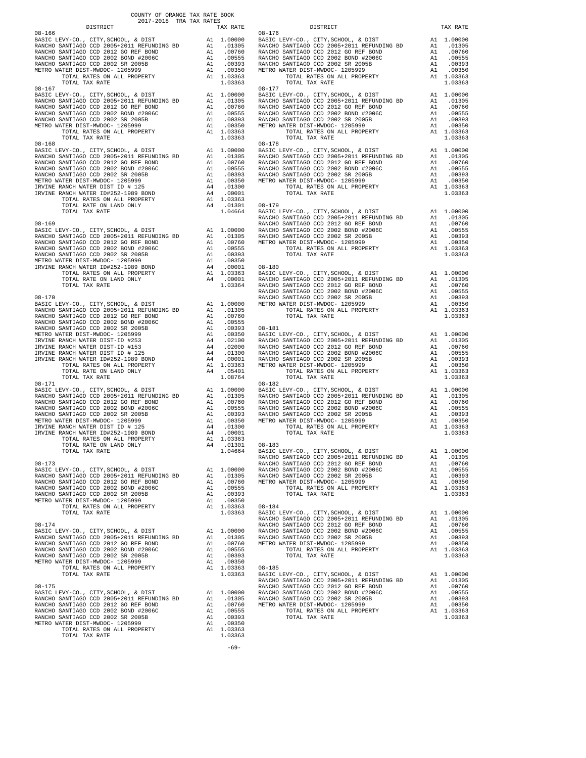COUNTY OF ORANGE TAX RATE BOOK
2017-2018 TRA TAX RATES

| DISTRICT | | TAX RATE |
|---|---|---|
| **08-166** | | |
| BASIC LEVY-CO., CITY,SCHOOL, & DIST | A1 | 1.00000 |
| RANCHO SANTIAGO CCD 2005+2011 REFUNDING BD | A1 | .01305 |
| RANCHO SANTIAGO CCD 2012 GO REF BOND | A1 | .00760 |
| RANCHO SANTIAGO CCD 2002 BOND #2006C | A1 | .00555 |
| RANCHO SANTIAGO CCD 2002 SR 2005B | A1 | .00393 |
| METRO WATER DIST-MWDOC- 1205999 | A1 | .00350 |
| TOTAL RATES ON ALL PROPERTY | A1 | 1.03363 |
| TOTAL TAX RATE | | 1.03363 |
| **08-167** | | |
| BASIC LEVY-CO., CITY,SCHOOL, & DIST | A1 | 1.00000 |
| RANCHO SANTIAGO CCD 2005+2011 REFUNDING BD | A1 | .01305 |
| RANCHO SANTIAGO CCD 2012 GO REF BOND | A1 | .00760 |
| RANCHO SANTIAGO CCD 2002 BOND #2006C | A1 | .00555 |
| RANCHO SANTIAGO CCD 2002 SR 2005B | A1 | .00393 |
| METRO WATER DIST-MWDOC- 1205999 | A1 | .00350 |
| TOTAL RATES ON ALL PROPERTY | A1 | 1.03363 |
| TOTAL TAX RATE | | 1.03363 |
| **08-168** | | |
| BASIC LEVY-CO., CITY,SCHOOL, & DIST | A1 | 1.00000 |
| RANCHO SANTIAGO CCD 2005+2011 REFUNDING BD | A1 | .01305 |
| RANCHO SANTIAGO CCD 2012 GO REF BOND | A1 | .00760 |
| RANCHO SANTIAGO CCD 2002 BOND #2006C | A1 | .00555 |
| RANCHO SANTIAGO CCD 2002 SR 2005B | A1 | .00393 |
| METRO WATER DIST-MWDOC- 1205999 | A1 | .00350 |
| IRVINE RANCH WATER DIST ID # 125 | A4 | .01300 |
| IRVINE RANCH WATER ID#252-1989 BOND | A4 | .00001 |
| TOTAL RATES ON ALL PROPERTY | A1 | 1.03363 |
| TOTAL RATE ON LAND ONLY | A4 | .01301 |
| TOTAL TAX RATE | | 1.04664 |
| **08-169** | | |
| BASIC LEVY-CO., CITY,SCHOOL, & DIST | A1 | 1.00000 |
| RANCHO SANTIAGO CCD 2005+2011 REFUNDING BD | A1 | .01305 |
| RANCHO SANTIAGO CCD 2012 GO REF BOND | A1 | .00760 |
| RANCHO SANTIAGO CCD 2002 BOND #2006C | A1 | .00555 |
| RANCHO SANTIAGO CCD 2002 SR 2005B | A1 | .00393 |
| METRO WATER DIST-MWDOC- 1205999 | A1 | .00350 |
| IRVINE RANCH WATER ID#252-1989 BOND | A4 | .00001 |
| TOTAL RATES ON ALL PROPERTY | A1 | 1.03363 |
| TOTAL RATE ON LAND ONLY | A4 | .00001 |
| TOTAL TAX RATE | | 1.03364 |
| **08-170** | | |
| BASIC LEVY-CO., CITY,SCHOOL, & DIST | A1 | 1.00000 |
| RANCHO SANTIAGO CCD 2005+2011 REFUNDING BD | A1 | .01305 |
| RANCHO SANTIAGO CCD 2012 GO REF BOND | A1 | .00760 |
| RANCHO SANTIAGO CCD 2002 BOND #2006C | A1 | .00555 |
| RANCHO SANTIAGO CCD 2002 SR 2005B | A1 | .00393 |
| METRO WATER DIST-MWDOC- 1205999 | A1 | .00350 |
| IRVINE RANCH WATER DIST-ID #253 | A4 | .02100 |
| IRVINE RANCH WATER DIST-ID #153 | A4 | .02000 |
| IRVINE RANCH WATER DIST ID # 125 | A4 | .01300 |
| IRVINE RANCH WATER ID#252-1989 BOND | A4 | .00001 |
| TOTAL RATES ON ALL PROPERTY | A1 | 1.03363 |
| TOTAL RATE ON LAND ONLY | A4 | .05401 |
| TOTAL TAX RATE | | 1.08764 |
| **08-171** | | |
| BASIC LEVY-CO., CITY,SCHOOL, & DIST | A1 | 1.00000 |
| RANCHO SANTIAGO CCD 2005+2011 REFUNDING BD | A1 | .01305 |
| RANCHO SANTIAGO CCD 2012 GO REF BOND | A1 | .00760 |
| RANCHO SANTIAGO CCD 2002 BOND #2006C | A1 | .00555 |
| RANCHO SANTIAGO CCD 2002 SR 2005B | A1 | .00393 |
| METRO WATER DIST-MWDOC- 1205999 | A1 | .00350 |
| IRVINE RANCH WATER DIST ID # 125 | A4 | .01300 |
| IRVINE RANCH WATER ID#252-1989 BOND | A4 | .00001 |
| TOTAL RATES ON ALL PROPERTY | A1 | 1.03363 |
| TOTAL RATE ON LAND ONLY | A4 | .01301 |
| TOTAL TAX RATE | | 1.04664 |
| **08-173** | | |
| BASIC LEVY-CO., CITY,SCHOOL, & DIST | A1 | 1.00000 |
| RANCHO SANTIAGO CCD 2005+2011 REFUNDING BD | A1 | .01305 |
| RANCHO SANTIAGO CCD 2012 GO REF BOND | A1 | .00760 |
| RANCHO SANTIAGO CCD 2002 BOND #2006C | A1 | .00555 |
| RANCHO SANTIAGO CCD 2002 SR 2005B | A1 | .00393 |
| METRO WATER DIST-MWDOC- 1205999 | A1 | .00350 |
| TOTAL RATES ON ALL PROPERTY | A1 | 1.03363 |
| TOTAL TAX RATE | | 1.03363 |
| **08-174** | | |
| BASIC LEVY-CO., CITY,SCHOOL, & DIST | A1 | 1.00000 |
| RANCHO SANTIAGO CCD 2005+2011 REFUNDING BD | A1 | .01305 |
| RANCHO SANTIAGO CCD 2012 GO REF BOND | A1 | .00760 |
| RANCHO SANTIAGO CCD 2002 BOND #2006C | A1 | .00555 |
| RANCHO SANTIAGO CCD 2002 SR 2005B | A1 | .00393 |
| METRO WATER DIST-MWDOC- 1205999 | A1 | .00350 |
| TOTAL RATES ON ALL PROPERTY | A1 | 1.03363 |
| TOTAL TAX RATE | | 1.03363 |
| **08-175** | | |
| BASIC LEVY-CO., CITY,SCHOOL, & DIST | A1 | 1.00000 |
| RANCHO SANTIAGO CCD 2005+2011 REFUNDING BD | A1 | .01305 |
| RANCHO SANTIAGO CCD 2012 GO REF BOND | A1 | .00760 |
| RANCHO SANTIAGO CCD 2002 BOND #2006C | A1 | .00555 |
| RANCHO SANTIAGO CCD 2002 SR 2005B | A1 | .00393 |
| METRO WATER DIST-MWDOC- 1205999 | A1 | .00350 |
| TOTAL RATES ON ALL PROPERTY | A1 | 1.03363 |
| TOTAL TAX RATE | | 1.03363 |
| **08-176** | | |
| BASIC LEVY-CO., CITY,SCHOOL, & DIST | A1 | 1.00000 |
| RANCHO SANTIAGO CCD 2005+2011 REFUNDING BD | A1 | .01305 |
| RANCHO SANTIAGO CCD 2012 GO REF BOND | A1 | .00760 |
| RANCHO SANTIAGO CCD 2002 BOND #2006C | A1 | .00555 |
| RANCHO SANTIAGO CCD 2002 SR 2005B | A1 | .00393 |
| METRO WATER DIST-MWDOC- 1205999 | A1 | .00350 |
| TOTAL RATES ON ALL PROPERTY | A1 | 1.03363 |
| TOTAL TAX RATE | | 1.03363 |
| **08-177** | | |
| BASIC LEVY-CO., CITY,SCHOOL, & DIST | A1 | 1.00000 |
| RANCHO SANTIAGO CCD 2005+2011 REFUNDING BD | A1 | .01305 |
| RANCHO SANTIAGO CCD 2012 GO REF BOND | A1 | .00760 |
| RANCHO SANTIAGO CCD 2002 BOND #2006C | A1 | .00555 |
| RANCHO SANTIAGO CCD 2002 SR 2005B | A1 | .00393 |
| METRO WATER DIST-MWDOC- 1205999 | A1 | .00350 |
| TOTAL RATES ON ALL PROPERTY | A1 | 1.03363 |
| TOTAL TAX RATE | | 1.03363 |
| **08-178** | | |
| BASIC LEVY-CO., CITY,SCHOOL, & DIST | A1 | 1.00000 |
| RANCHO SANTIAGO CCD 2005+2011 REFUNDING BD | A1 | .01305 |
| RANCHO SANTIAGO CCD 2012 GO REF BOND | A1 | .00760 |
| RANCHO SANTIAGO CCD 2002 BOND #2006C | A1 | .00555 |
| RANCHO SANTIAGO CCD 2002 SR 2005B | A1 | .00393 |
| METRO WATER DIST-MWDOC- 1205999 | A1 | .00350 |
| TOTAL RATES ON ALL PROPERTY | A1 | 1.03363 |
| TOTAL TAX RATE | | 1.03363 |
| **08-179** | | |
| BASIC LEVY-CO., CITY,SCHOOL, & DIST | A1 | 1.00000 |
| RANCHO SANTIAGO CCD 2005+2011 REFUNDING BD | A1 | .01305 |
| RANCHO SANTIAGO CCD 2012 GO REF BOND | A1 | .00760 |
| RANCHO SANTIAGO CCD 2002 BOND #2006C | A1 | .00555 |
| RANCHO SANTIAGO CCD 2002 SR 2005B | A1 | .00393 |
| METRO WATER DIST-MWDOC- 1205999 | A1 | .00350 |
| TOTAL RATES ON ALL PROPERTY | A1 | 1.03363 |
| TOTAL TAX RATE | | 1.03363 |
| **08-180** | | |
| BASIC LEVY-CO., CITY,SCHOOL, & DIST | A1 | 1.00000 |
| RANCHO SANTIAGO CCD 2005+2011 REFUNDING BD | A1 | .01305 |
| RANCHO SANTIAGO CCD 2012 GO REF BOND | A1 | .00760 |
| RANCHO SANTIAGO CCD 2002 BOND #2006C | A1 | .00555 |
| RANCHO SANTIAGO CCD 2002 SR 2005B | A1 | .00393 |
| METRO WATER DIST-MWDOC- 1205999 | A1 | .00350 |
| TOTAL RATES ON ALL PROPERTY | A1 | 1.03363 |
| TOTAL TAX RATE | | 1.03363 |
| **08-181** | | |
| BASIC LEVY-CO., CITY,SCHOOL, & DIST | A1 | 1.00000 |
| RANCHO SANTIAGO CCD 2005+2011 REFUNDING BD | A1 | .01305 |
| RANCHO SANTIAGO CCD 2012 GO REF BOND | A1 | .00760 |
| RANCHO SANTIAGO CCD 2002 BOND #2006C | A1 | .00555 |
| RANCHO SANTIAGO CCD 2002 SR 2005B | A1 | .00393 |
| METRO WATER DIST-MWDOC- 1205999 | A1 | .00350 |
| TOTAL RATES ON ALL PROPERTY | A1 | 1.03363 |
| TOTAL TAX RATE | | 1.03363 |
| **08-182** | | |
| BASIC LEVY-CO., CITY,SCHOOL, & DIST | A1 | 1.00000 |
| RANCHO SANTIAGO CCD 2005+2011 REFUNDING BD | A1 | .01305 |
| RANCHO SANTIAGO CCD 2012 GO REF BOND | A1 | .00760 |
| RANCHO SANTIAGO CCD 2002 BOND #2006C | A1 | .00555 |
| RANCHO SANTIAGO CCD 2002 SR 2005B | A1 | .00393 |
| METRO WATER DIST-MWDOC- 1205999 | A1 | .00350 |
| TOTAL RATES ON ALL PROPERTY | A1 | 1.03363 |
| TOTAL TAX RATE | | 1.03363 |
| **08-183** | | |
| BASIC LEVY-CO., CITY,SCHOOL, & DIST | A1 | 1.00000 |
| RANCHO SANTIAGO CCD 2005+2011 REFUNDING BD | A1 | .01305 |
| RANCHO SANTIAGO CCD 2012 GO REF BOND | A1 | .00760 |
| RANCHO SANTIAGO CCD 2002 BOND #2006C | A1 | .00555 |
| RANCHO SANTIAGO CCD 2002 SR 2005B | A1 | .00393 |
| METRO WATER DIST-MWDOC- 1205999 | A1 | .00350 |
| TOTAL RATES ON ALL PROPERTY | A1 | 1.03363 |
| TOTAL TAX RATE | | 1.03363 |
| **08-184** | | |
| BASIC LEVY-CO., CITY,SCHOOL, & DIST | A1 | 1.00000 |
| RANCHO SANTIAGO CCD 2005+2011 REFUNDING BD | A1 | .01305 |
| RANCHO SANTIAGO CCD 2012 GO REF BOND | A1 | .00760 |
| RANCHO SANTIAGO CCD 2002 BOND #2006C | A1 | .00555 |
| RANCHO SANTIAGO CCD 2002 SR 2005B | A1 | .00393 |
| METRO WATER DIST-MWDOC- 1205999 | A1 | .00350 |
| TOTAL RATES ON ALL PROPERTY | A1 | 1.03363 |
| TOTAL TAX RATE | | 1.03363 |
| **08-185** | | |
| BASIC LEVY-CO., CITY,SCHOOL, & DIST | A1 | 1.00000 |
| RANCHO SANTIAGO CCD 2005+2011 REFUNDING BD | A1 | .01305 |
| RANCHO SANTIAGO CCD 2012 GO REF BOND | A1 | .00760 |
| RANCHO SANTIAGO CCD 2002 BOND #2006C | A1 | .00555 |
| RANCHO SANTIAGO CCD 2002 SR 2005B | A1 | .00393 |
| METRO WATER DIST-MWDOC- 1205999 | A1 | .00350 |
| TOTAL RATES ON ALL PROPERTY | A1 | 1.03363 |
| TOTAL TAX RATE | | 1.03363 |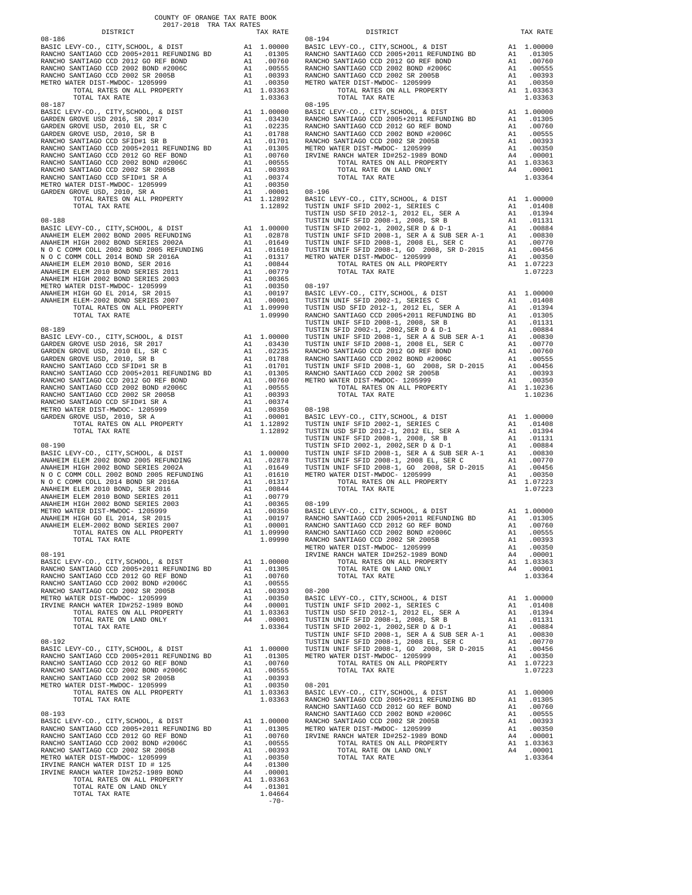COUNTY OF ORANGE TAX RATE BOOK
2017-2018 TRA TAX RATES

| DISTRICT | | TAX RATE |
|---|---|---|
| **08-186** | | |
| BASIC LEVY-CO., CITY,SCHOOL, & DIST | A1 | 1.00000 |
| RANCHO SANTIAGO CCD 2005+2011 REFUNDING BD | A1 | .01305 |
| RANCHO SANTIAGO CCD 2012 GO REF BOND | A1 | .00760 |
| RANCHO SANTIAGO CCD 2002 BOND #2006C | A1 | .00555 |
| RANCHO SANTIAGO CCD 2002 SR 2005B | A1 | .00393 |
| METRO WATER DIST-MWDOC- 1205999 | A1 | .00350 |
| TOTAL RATES ON ALL PROPERTY | A1 | 1.03363 |
| TOTAL TAX RATE | | 1.03363 |
| **08-187** | | |
| BASIC LEVY-CO., CITY,SCHOOL, & DIST | A1 | 1.00000 |
| GARDEN GROVE USD 2016, SR 2017 | A1 | .03430 |
| GARDEN GROVE USD, 2010 EL, SR C | A1 | .02235 |
| GARDEN GROVE USD, 2010, SR B | A1 | .01788 |
| RANCHO SANTIAGO CCD SFID#1 SR B | A1 | .01701 |
| RANCHO SANTIAGO CCD 2005+2011 REFUNDING BD | A1 | .01305 |
| RANCHO SANTIAGO CCD 2012 GO REF BOND | A1 | .00760 |
| RANCHO SANTIAGO CCD 2002 BOND #2006C | A1 | .00555 |
| RANCHO SANTIAGO CCD 2002 SR 2005B | A1 | .00393 |
| RANCHO SANTIAGO CCD SFID#1 SR A | A1 | .00374 |
| METRO WATER DIST-MWDOC- 1205999 | A1 | .00350 |
| GARDEN GROVE USD, 2010, SR A | A1 | .00001 |
| TOTAL RATES ON ALL PROPERTY | A1 | 1.12892 |
| TOTAL TAX RATE | | 1.12892 |
| **08-188** | | |
| BASIC LEVY-CO., CITY,SCHOOL, & DIST | A1 | 1.00000 |
| ANAHEIM ELEM 2002 BOND 2005 REFUNDING | A1 | .02878 |
| ANAHEIM HIGH 2002 BOND SERIES 2002A | A1 | .01649 |
| N O C COMM COLL 2002 BOND 2005 REFUNDING | A1 | .01610 |
| N O C COMM COLL 2014 BOND SR 2016A | A1 | .01317 |
| ANAHEIM ELEM 2010 BOND, SER 2016 | A1 | .00844 |
| ANAHEIM ELEM 2010 BOND SERIES 2011 | A1 | .00779 |
| ANAHEIM HIGH 2002 BOND SERIES 2003 | A1 | .00365 |
| METRO WATER DIST-MWDOC- 1205999 | A1 | .00350 |
| ANAHEIM HIGH GO EL 2014, SR 2015 | A1 | .00197 |
| ANAHEIM ELEM-2002 BOND SERIES 2007 | A1 | .00001 |
| TOTAL RATES ON ALL PROPERTY | A1 | 1.09990 |
| TOTAL TAX RATE | | 1.09990 |
| **08-189** | | |
| BASIC LEVY-CO., CITY,SCHOOL, & DIST | A1 | 1.00000 |
| GARDEN GROVE USD 2016, SR 2017 | A1 | .03430 |
| GARDEN GROVE USD, 2010 EL, SR C | A1 | .02235 |
| GARDEN GROVE USD, 2010, SR B | A1 | .01788 |
| RANCHO SANTIAGO CCD SFID#1 SR B | A1 | .01701 |
| RANCHO SANTIAGO CCD 2005+2011 REFUNDING BD | A1 | .01305 |
| RANCHO SANTIAGO CCD 2012 GO REF BOND | A1 | .00760 |
| RANCHO SANTIAGO CCD 2002 BOND #2006C | A1 | .00555 |
| RANCHO SANTIAGO CCD 2002 SR 2005B | A1 | .00393 |
| RANCHO SANTIAGO CCD SFID#1 SR A | A1 | .00374 |
| METRO WATER DIST-MWDOC- 1205999 | A1 | .00350 |
| GARDEN GROVE USD, 2010, SR A | A1 | .00001 |
| TOTAL RATES ON ALL PROPERTY | A1 | 1.12892 |
| TOTAL TAX RATE | | 1.12892 |
| **08-190** | | |
| BASIC LEVY-CO., CITY,SCHOOL, & DIST | A1 | 1.00000 |
| ANAHEIM ELEM 2002 BOND 2005 REFUNDING | A1 | .02878 |
| ANAHEIM HIGH 2002 BOND SERIES 2002A | A1 | .01649 |
| N O C COMM COLL 2002 BOND 2005 REFUNDING | A1 | .01610 |
| N O C COMM COLL 2014 BOND SR 2016A | A1 | .01317 |
| ANAHEIM ELEM 2010 BOND, SER 2016 | A1 | .00844 |
| ANAHEIM ELEM 2010 BOND SERIES 2011 | A1 | .00779 |
| ANAHEIM HIGH 2002 BOND SERIES 2003 | A1 | .00365 |
| METRO WATER DIST-MWDOC- 1205999 | A1 | .00350 |
| ANAHEIM HIGH GO EL 2014, SR 2015 | A1 | .00197 |
| ANAHEIM ELEM-2002 BOND SERIES 2007 | A1 | .00001 |
| TOTAL RATES ON ALL PROPERTY | A1 | 1.09990 |
| TOTAL TAX RATE | | 1.09990 |
| **08-191** | | |
| BASIC LEVY-CO., CITY,SCHOOL, & DIST | A1 | 1.00000 |
| RANCHO SANTIAGO CCD 2005+2011 REFUNDING BD | A1 | .01305 |
| RANCHO SANTIAGO CCD 2012 GO REF BOND | A1 | .00760 |
| RANCHO SANTIAGO CCD 2002 BOND #2006C | A1 | .00555 |
| RANCHO SANTIAGO CCD 2002 SR 2005B | A1 | .00393 |
| METRO WATER DIST-MWDOC- 1205999 | A1 | .00350 |
| IRVINE RANCH WATER ID#252-1989 BOND | A4 | .00001 |
| TOTAL RATES ON ALL PROPERTY | A1 | 1.03363 |
| TOTAL RATE ON LAND ONLY | A4 | .00001 |
| TOTAL TAX RATE | | 1.03364 |
| **08-192** | | |
| BASIC LEVY-CO., CITY,SCHOOL, & DIST | A1 | 1.00000 |
| RANCHO SANTIAGO CCD 2005+2011 REFUNDING BD | A1 | .01305 |
| RANCHO SANTIAGO CCD 2012 GO REF BOND | A1 | .00760 |
| RANCHO SANTIAGO CCD 2002 BOND #2006C | A1 | .00555 |
| RANCHO SANTIAGO CCD 2002 SR 2005B | A1 | .00393 |
| METRO WATER DIST-MWDOC- 1205999 | A1 | .00350 |
| TOTAL RATES ON ALL PROPERTY | A1 | 1.03363 |
| TOTAL TAX RATE | | 1.03363 |
| **08-193** | | |
| BASIC LEVY-CO., CITY,SCHOOL, & DIST | A1 | 1.00000 |
| RANCHO SANTIAGO CCD 2005+2011 REFUNDING BD | A1 | .01305 |
| RANCHO SANTIAGO CCD 2012 GO REF BOND | A1 | .00760 |
| RANCHO SANTIAGO CCD 2002 BOND #2006C | A1 | .00555 |
| RANCHO SANTIAGO CCD 2002 SR 2005B | A1 | .00393 |
| METRO WATER DIST-MWDOC- 1205999 | A1 | .00350 |
| IRVINE RANCH WATER DIST ID # 125 | A4 | .01300 |
| IRVINE RANCH WATER ID#252-1989 BOND | A4 | .00001 |
| TOTAL RATES ON ALL PROPERTY | A1 | 1.03363 |
| TOTAL RATE ON LAND ONLY | A4 | .01301 |
| TOTAL TAX RATE | | 1.04664 |
| **08-194** | | |
| BASIC LEVY-CO., CITY,SCHOOL, & DIST | A1 | 1.00000 |
| RANCHO SANTIAGO CCD 2005+2011 REFUNDING BD | A1 | .01305 |
| RANCHO SANTIAGO CCD 2012 GO REF BOND | A1 | .00760 |
| RANCHO SANTIAGO CCD 2002 BOND #2006C | A1 | .00555 |
| RANCHO SANTIAGO CCD 2002 SR 2005B | A1 | .00393 |
| METRO WATER DIST-MWDOC- 1205999 | A1 | .00350 |
| TOTAL RATES ON ALL PROPERTY | A1 | 1.03363 |
| TOTAL TAX RATE | | 1.03363 |
| **08-195** | | |
| BASIC LEVY-CO., CITY,SCHOOL, & DIST | A1 | 1.00000 |
| RANCHO SANTIAGO CCD 2005+2011 REFUNDING BD | A1 | .01305 |
| RANCHO SANTIAGO CCD 2012 GO REF BOND | A1 | .00760 |
| RANCHO SANTIAGO CCD 2002 BOND #2006C | A1 | .00555 |
| RANCHO SANTIAGO CCD 2002 SR 2005B | A1 | .00393 |
| METRO WATER DIST-MWDOC- 1205999 | A1 | .00350 |
| IRVINE RANCH WATER ID#252-1989 BOND | A4 | .00001 |
| TOTAL RATES ON ALL PROPERTY | A1 | 1.03363 |
| TOTAL RATE ON LAND ONLY | A4 | .00001 |
| TOTAL TAX RATE | | 1.03364 |
| **08-196** | | |
| BASIC LEVY-CO., CITY,SCHOOL, & DIST | A1 | 1.00000 |
| TUSTIN UNIF SFID 2002-1, SERIES C | A1 | .01408 |
| TUSTIN USD SFID 2012-1, 2012 EL, SER A | A1 | .01394 |
| TUSTIN UNIF SFID 2008-1, 2008, SR B | A1 | .01131 |
| TUSTIN SFID 2002-1, 2002,SER D & D-1 | A1 | .00884 |
| TUSTIN UNIF SFID 2008-1, SER A & SUB SER A-1 | A1 | .00830 |
| TUSTIN UNIF SFID 2008-1, 2008 EL, SER C | A1 | .00770 |
| TUSTIN UNIF SFID 2008-1, GO 2008, SR D-2015 | A1 | .00456 |
| METRO WATER DIST-MWDOC- 1205999 | A1 | .00350 |
| TOTAL RATES ON ALL PROPERTY | A1 | 1.07223 |
| TOTAL TAX RATE | | 1.07223 |
| **08-197** | | |
| BASIC LEVY-CO., CITY,SCHOOL, & DIST | A1 | 1.00000 |
| TUSTIN UNIF SFID 2002-1, SERIES C | A1 | .01408 |
| TUSTIN USD SFID 2012-1, 2012 EL, SER A | A1 | .01394 |
| RANCHO SANTIAGO CCD 2005+2011 REFUNDING BD | A1 | .01305 |
| TUSTIN UNIF SFID 2008-1, 2008, SR B | A1 | .01131 |
| TUSTIN SFID 2002-1, 2002,SER D & D-1 | A1 | .00884 |
| TUSTIN UNIF SFID 2008-1, SER A & SUB SER A-1 | A1 | .00830 |
| TUSTIN UNIF SFID 2008-1, 2008 EL, SER C | A1 | .00770 |
| RANCHO SANTIAGO CCD 2012 GO REF BOND | A1 | .00760 |
| RANCHO SANTIAGO CCD 2002 BOND #2006C | A1 | .00555 |
| TUSTIN UNIF SFID 2008-1, GO 2008, SR D-2015 | A1 | .00456 |
| RANCHO SANTIAGO CCD 2002 SR 2005B | A1 | .00393 |
| METRO WATER DIST-MWDOC- 1205999 | A1 | .00350 |
| TOTAL RATES ON ALL PROPERTY | A1 | 1.10236 |
| TOTAL TAX RATE | | 1.10236 |
| **08-198** | | |
| BASIC LEVY-CO., CITY,SCHOOL, & DIST | A1 | 1.00000 |
| TUSTIN UNIF SFID 2002-1, SERIES C | A1 | .01408 |
| TUSTIN USD SFID 2012-1, 2012 EL, SER A | A1 | .01394 |
| TUSTIN UNIF SFID 2008-1, 2008, SR B | A1 | .01131 |
| TUSTIN SFID 2002-1, 2002,SER D & D-1 | A1 | .00884 |
| TUSTIN UNIF SFID 2008-1, SER A & SUB SER A-1 | A1 | .00830 |
| TUSTIN UNIF SFID 2008-1, 2008 EL, SER C | A1 | .00770 |
| TUSTIN UNIF SFID 2008-1, GO 2008, SR D-2015 | A1 | .00456 |
| METRO WATER DIST-MWDOC- 1205999 | A1 | .00350 |
| TOTAL RATES ON ALL PROPERTY | A1 | 1.07223 |
| TOTAL TAX RATE | | 1.07223 |
| **08-199** | | |
| BASIC LEVY-CO., CITY,SCHOOL, & DIST | A1 | 1.00000 |
| RANCHO SANTIAGO CCD 2005+2011 REFUNDING BD | A1 | .01305 |
| RANCHO SANTIAGO CCD 2012 GO REF BOND | A1 | .00760 |
| RANCHO SANTIAGO CCD 2002 BOND #2006C | A1 | .00555 |
| RANCHO SANTIAGO CCD 2002 SR 2005B | A1 | .00393 |
| METRO WATER DIST-MWDOC- 1205999 | A1 | .00350 |
| IRVINE RANCH WATER ID#252-1989 BOND | A4 | .00001 |
| TOTAL RATES ON ALL PROPERTY | A1 | 1.03363 |
| TOTAL RATE ON LAND ONLY | A4 | .00001 |
| TOTAL TAX RATE | | 1.03364 |
| **08-200** | | |
| BASIC LEVY-CO., CITY,SCHOOL, & DIST | A1 | 1.00000 |
| TUSTIN UNIF SFID 2002-1, SERIES C | A1 | .01408 |
| TUSTIN USD SFID 2012-1, 2012 EL, SER A | A1 | .01394 |
| TUSTIN UNIF SFID 2008-1, 2008, SR B | A1 | .01131 |
| TUSTIN SFID 2002-1, 2002,SER D & D-1 | A1 | .00884 |
| TUSTIN UNIF SFID 2008-1, SER A & SUB SER A-1 | A1 | .00830 |
| TUSTIN UNIF SFID 2008-1, 2008 EL, SER C | A1 | .00770 |
| TUSTIN UNIF SFID 2008-1, GO 2008, SR D-2015 | A1 | .00456 |
| METRO WATER DIST-MWDOC- 1205999 | A1 | .00350 |
| TOTAL RATES ON ALL PROPERTY | A1 | 1.07223 |
| TOTAL TAX RATE | | 1.07223 |
| **08-201** | | |
| BASIC LEVY-CO., CITY,SCHOOL, & DIST | A1 | 1.00000 |
| RANCHO SANTIAGO CCD 2005+2011 REFUNDING BD | A1 | .01305 |
| RANCHO SANTIAGO CCD 2012 GO REF BOND | A1 | .00760 |
| RANCHO SANTIAGO CCD 2002 BOND #2006C | A1 | .00555 |
| RANCHO SANTIAGO CCD 2002 SR 2005B | A1 | .00393 |
| METRO WATER DIST-MWDOC- 1205999 | A1 | .00350 |
| IRVINE RANCH WATER ID#252-1989 BOND | A4 | .00001 |
| TOTAL RATES ON ALL PROPERTY | A1 | 1.03363 |
| TOTAL RATE ON LAND ONLY | A4 | .00001 |
| TOTAL TAX RATE | | 1.03364 |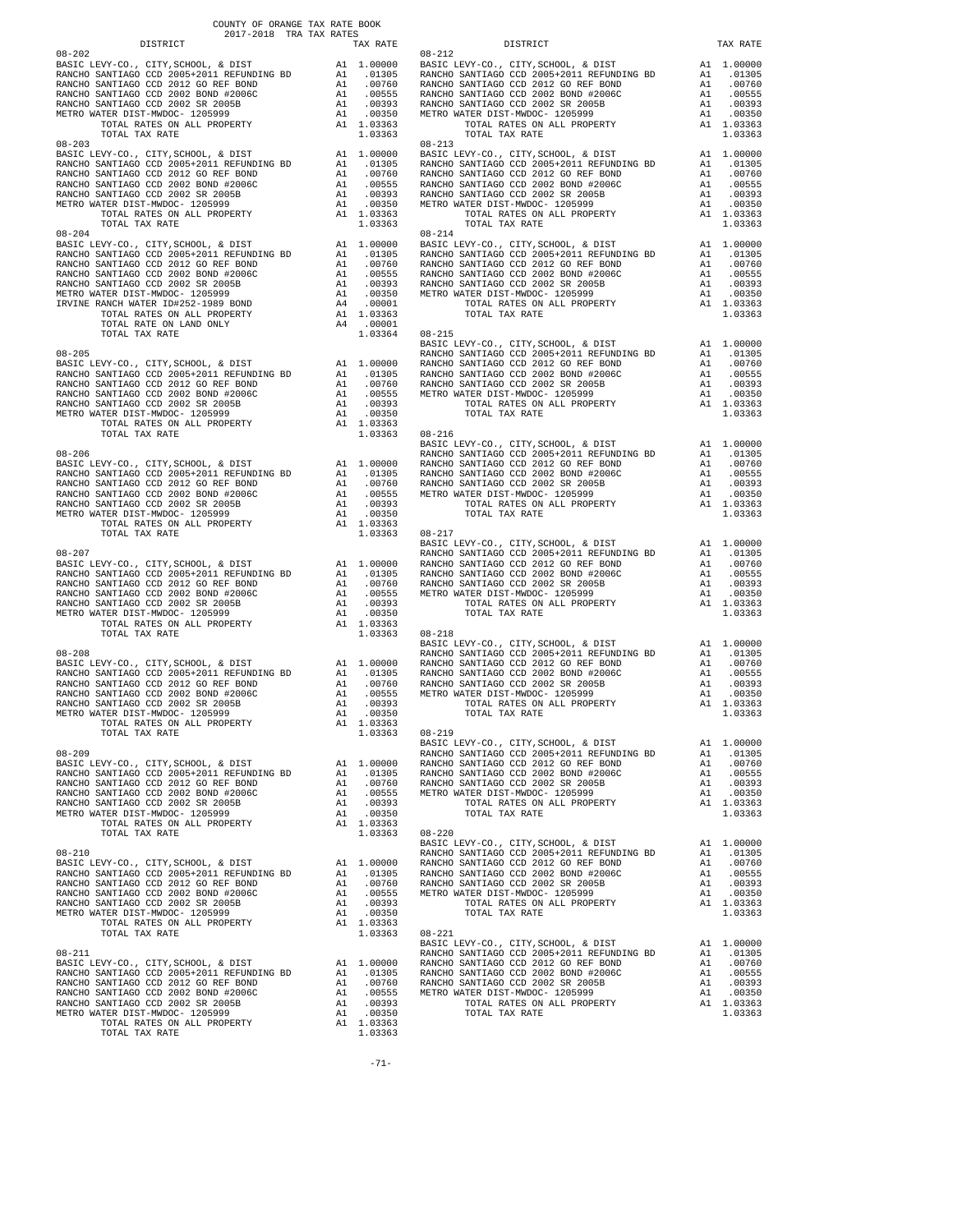COUNTY OF ORANGE TAX RATE BOOK
2017-2018 TRA TAX RATES

| DISTRICT | | TAX RATE |
|---|---|---|
| **08-202** | | |
| BASIC LEVY-CO., CITY,SCHOOL, & DIST | A1 | 1.00000 |
| RANCHO SANTIAGO CCD 2005+2011 REFUNDING BD | A1 | .01305 |
| RANCHO SANTIAGO CCD 2012 GO REF BOND | A1 | .00760 |
| RANCHO SANTIAGO CCD 2002 BOND #2006C | A1 | .00555 |
| RANCHO SANTIAGO CCD 2002 SR 2005B | A1 | .00393 |
| METRO WATER DIST-MWDOC- 1205999 | A1 | .00350 |
| TOTAL RATES ON ALL PROPERTY | A1 | 1.03363 |
| TOTAL TAX RATE | | 1.03363 |
| **08-203** | | |
| BASIC LEVY-CO., CITY,SCHOOL, & DIST | A1 | 1.00000 |
| RANCHO SANTIAGO CCD 2005+2011 REFUNDING BD | A1 | .01305 |
| RANCHO SANTIAGO CCD 2012 GO REF BOND | A1 | .00760 |
| RANCHO SANTIAGO CCD 2002 BOND #2006C | A1 | .00555 |
| RANCHO SANTIAGO CCD 2002 SR 2005B | A1 | .00393 |
| METRO WATER DIST-MWDOC- 1205999 | A1 | .00350 |
| TOTAL RATES ON ALL PROPERTY | A1 | 1.03363 |
| TOTAL TAX RATE | | 1.03363 |
| **08-204** | | |
| BASIC LEVY-CO., CITY,SCHOOL, & DIST | A1 | 1.00000 |
| RANCHO SANTIAGO CCD 2005+2011 REFUNDING BD | A1 | .01305 |
| RANCHO SANTIAGO CCD 2012 GO REF BOND | A1 | .00760 |
| RANCHO SANTIAGO CCD 2002 BOND #2006C | A1 | .00555 |
| RANCHO SANTIAGO CCD 2002 SR 2005B | A1 | .00393 |
| METRO WATER DIST-MWDOC- 1205999 | A1 | .00350 |
| IRVINE RANCH WATER ID#252-1989 BOND | A4 | .00001 |
| TOTAL RATES ON ALL PROPERTY | A1 | 1.03363 |
| TOTAL RATE ON LAND ONLY | A4 | .00001 |
| TOTAL TAX RATE | | 1.03364 |
| **08-205** | | |
| BASIC LEVY-CO., CITY,SCHOOL, & DIST | A1 | 1.00000 |
| RANCHO SANTIAGO CCD 2005+2011 REFUNDING BD | A1 | .01305 |
| RANCHO SANTIAGO CCD 2012 GO REF BOND | A1 | .00760 |
| RANCHO SANTIAGO CCD 2002 BOND #2006C | A1 | .00555 |
| RANCHO SANTIAGO CCD 2002 SR 2005B | A1 | .00393 |
| METRO WATER DIST-MWDOC- 1205999 | A1 | .00350 |
| TOTAL RATES ON ALL PROPERTY | A1 | 1.03363 |
| TOTAL TAX RATE | | 1.03363 |
| **08-206** | | |
| BASIC LEVY-CO., CITY,SCHOOL, & DIST | A1 | 1.00000 |
| RANCHO SANTIAGO CCD 2005+2011 REFUNDING BD | A1 | .01305 |
| RANCHO SANTIAGO CCD 2012 GO REF BOND | A1 | .00760 |
| RANCHO SANTIAGO CCD 2002 BOND #2006C | A1 | .00555 |
| RANCHO SANTIAGO CCD 2002 SR 2005B | A1 | .00393 |
| METRO WATER DIST-MWDOC- 1205999 | A1 | .00350 |
| TOTAL RATES ON ALL PROPERTY | A1 | 1.03363 |
| TOTAL TAX RATE | | 1.03363 |
| **08-207** | | |
| BASIC LEVY-CO., CITY,SCHOOL, & DIST | A1 | 1.00000 |
| RANCHO SANTIAGO CCD 2005+2011 REFUNDING BD | A1 | .01305 |
| RANCHO SANTIAGO CCD 2012 GO REF BOND | A1 | .00760 |
| RANCHO SANTIAGO CCD 2002 BOND #2006C | A1 | .00555 |
| RANCHO SANTIAGO CCD 2002 SR 2005B | A1 | .00393 |
| METRO WATER DIST-MWDOC- 1205999 | A1 | .00350 |
| TOTAL RATES ON ALL PROPERTY | A1 | 1.03363 |
| TOTAL TAX RATE | | 1.03363 |
| **08-208** | | |
| BASIC LEVY-CO., CITY,SCHOOL, & DIST | A1 | 1.00000 |
| RANCHO SANTIAGO CCD 2005+2011 REFUNDING BD | A1 | .01305 |
| RANCHO SANTIAGO CCD 2012 GO REF BOND | A1 | .00760 |
| RANCHO SANTIAGO CCD 2002 BOND #2006C | A1 | .00555 |
| RANCHO SANTIAGO CCD 2002 SR 2005B | A1 | .00393 |
| METRO WATER DIST-MWDOC- 1205999 | A1 | .00350 |
| TOTAL RATES ON ALL PROPERTY | A1 | 1.03363 |
| TOTAL TAX RATE | | 1.03363 |
| **08-209** | | |
| BASIC LEVY-CO., CITY,SCHOOL, & DIST | A1 | 1.00000 |
| RANCHO SANTIAGO CCD 2005+2011 REFUNDING BD | A1 | .01305 |
| RANCHO SANTIAGO CCD 2012 GO REF BOND | A1 | .00760 |
| RANCHO SANTIAGO CCD 2002 BOND #2006C | A1 | .00555 |
| RANCHO SANTIAGO CCD 2002 SR 2005B | A1 | .00393 |
| METRO WATER DIST-MWDOC- 1205999 | A1 | .00350 |
| TOTAL RATES ON ALL PROPERTY | A1 | 1.03363 |
| TOTAL TAX RATE | | 1.03363 |
| **08-210** | | |
| BASIC LEVY-CO., CITY,SCHOOL, & DIST | A1 | 1.00000 |
| RANCHO SANTIAGO CCD 2005+2011 REFUNDING BD | A1 | .01305 |
| RANCHO SANTIAGO CCD 2012 GO REF BOND | A1 | .00760 |
| RANCHO SANTIAGO CCD 2002 BOND #2006C | A1 | .00555 |
| RANCHO SANTIAGO CCD 2002 SR 2005B | A1 | .00393 |
| METRO WATER DIST-MWDOC- 1205999 | A1 | .00350 |
| TOTAL RATES ON ALL PROPERTY | A1 | 1.03363 |
| TOTAL TAX RATE | | 1.03363 |
| **08-211** | | |
| BASIC LEVY-CO., CITY,SCHOOL, & DIST | A1 | 1.00000 |
| RANCHO SANTIAGO CCD 2005+2011 REFUNDING BD | A1 | .01305 |
| RANCHO SANTIAGO CCD 2012 GO REF BOND | A1 | .00760 |
| RANCHO SANTIAGO CCD 2002 BOND #2006C | A1 | .00555 |
| RANCHO SANTIAGO CCD 2002 SR 2005B | A1 | .00393 |
| METRO WATER DIST-MWDOC- 1205999 | A1 | .00350 |
| TOTAL RATES ON ALL PROPERTY | A1 | 1.03363 |
| TOTAL TAX RATE | | 1.03363 |
| **08-212** | | |
| BASIC LEVY-CO., CITY,SCHOOL, & DIST | A1 | 1.00000 |
| RANCHO SANTIAGO CCD 2005+2011 REFUNDING BD | A1 | .01305 |
| RANCHO SANTIAGO CCD 2012 GO REF BOND | A1 | .00760 |
| RANCHO SANTIAGO CCD 2002 BOND #2006C | A1 | .00555 |
| RANCHO SANTIAGO CCD 2002 SR 2005B | A1 | .00393 |
| METRO WATER DIST-MWDOC- 1205999 | A1 | .00350 |
| TOTAL RATES ON ALL PROPERTY | A1 | 1.03363 |
| TOTAL TAX RATE | | 1.03363 |
| **08-213** | | |
| BASIC LEVY-CO., CITY,SCHOOL, & DIST | A1 | 1.00000 |
| RANCHO SANTIAGO CCD 2005+2011 REFUNDING BD | A1 | .01305 |
| RANCHO SANTIAGO CCD 2012 GO REF BOND | A1 | .00760 |
| RANCHO SANTIAGO CCD 2002 BOND #2006C | A1 | .00555 |
| RANCHO SANTIAGO CCD 2002 SR 2005B | A1 | .00393 |
| METRO WATER DIST-MWDOC- 1205999 | A1 | .00350 |
| TOTAL RATES ON ALL PROPERTY | A1 | 1.03363 |
| TOTAL TAX RATE | | 1.03363 |
| **08-214** | | |
| BASIC LEVY-CO., CITY,SCHOOL, & DIST | A1 | 1.00000 |
| RANCHO SANTIAGO CCD 2005+2011 REFUNDING BD | A1 | .01305 |
| RANCHO SANTIAGO CCD 2012 GO REF BOND | A1 | .00760 |
| RANCHO SANTIAGO CCD 2002 BOND #2006C | A1 | .00555 |
| RANCHO SANTIAGO CCD 2002 SR 2005B | A1 | .00393 |
| METRO WATER DIST-MWDOC- 1205999 | A1 | .00350 |
| TOTAL RATES ON ALL PROPERTY | A1 | 1.03363 |
| TOTAL TAX RATE | | 1.03363 |
| **08-215** | | |
| BASIC LEVY-CO., CITY,SCHOOL, & DIST | A1 | 1.00000 |
| RANCHO SANTIAGO CCD 2005+2011 REFUNDING BD | A1 | .01305 |
| RANCHO SANTIAGO CCD 2012 GO REF BOND | A1 | .00760 |
| RANCHO SANTIAGO CCD 2002 BOND #2006C | A1 | .00555 |
| RANCHO SANTIAGO CCD 2002 SR 2005B | A1 | .00393 |
| METRO WATER DIST-MWDOC- 1205999 | A1 | .00350 |
| TOTAL RATES ON ALL PROPERTY | A1 | 1.03363 |
| TOTAL TAX RATE | | 1.03363 |
| **08-216** | | |
| BASIC LEVY-CO., CITY,SCHOOL, & DIST | A1 | 1.00000 |
| RANCHO SANTIAGO CCD 2005+2011 REFUNDING BD | A1 | .01305 |
| RANCHO SANTIAGO CCD 2012 GO REF BOND | A1 | .00760 |
| RANCHO SANTIAGO CCD 2002 BOND #2006C | A1 | .00555 |
| RANCHO SANTIAGO CCD 2002 SR 2005B | A1 | .00393 |
| METRO WATER DIST-MWDOC- 1205999 | A1 | .00350 |
| TOTAL RATES ON ALL PROPERTY | A1 | 1.03363 |
| TOTAL TAX RATE | | 1.03363 |
| **08-217** | | |
| BASIC LEVY-CO., CITY,SCHOOL, & DIST | A1 | 1.00000 |
| RANCHO SANTIAGO CCD 2005+2011 REFUNDING BD | A1 | .01305 |
| RANCHO SANTIAGO CCD 2012 GO REF BOND | A1 | .00760 |
| RANCHO SANTIAGO CCD 2002 BOND #2006C | A1 | .00555 |
| RANCHO SANTIAGO CCD 2002 SR 2005B | A1 | .00393 |
| METRO WATER DIST-MWDOC- 1205999 | A1 | .00350 |
| TOTAL RATES ON ALL PROPERTY | A1 | 1.03363 |
| TOTAL TAX RATE | | 1.03363 |
| **08-218** | | |
| BASIC LEVY-CO., CITY,SCHOOL, & DIST | A1 | 1.00000 |
| RANCHO SANTIAGO CCD 2005+2011 REFUNDING BD | A1 | .01305 |
| RANCHO SANTIAGO CCD 2012 GO REF BOND | A1 | .00760 |
| RANCHO SANTIAGO CCD 2002 BOND #2006C | A1 | .00555 |
| RANCHO SANTIAGO CCD 2002 SR 2005B | A1 | .00393 |
| METRO WATER DIST-MWDOC- 1205999 | A1 | .00350 |
| TOTAL RATES ON ALL PROPERTY | A1 | 1.03363 |
| TOTAL TAX RATE | | 1.03363 |
| **08-219** | | |
| BASIC LEVY-CO., CITY,SCHOOL, & DIST | A1 | 1.00000 |
| RANCHO SANTIAGO CCD 2005+2011 REFUNDING BD | A1 | .01305 |
| RANCHO SANTIAGO CCD 2012 GO REF BOND | A1 | .00760 |
| RANCHO SANTIAGO CCD 2002 BOND #2006C | A1 | .00555 |
| RANCHO SANTIAGO CCD 2002 SR 2005B | A1 | .00393 |
| METRO WATER DIST-MWDOC- 1205999 | A1 | .00350 |
| TOTAL RATES ON ALL PROPERTY | A1 | 1.03363 |
| TOTAL TAX RATE | | 1.03363 |
| **08-220** | | |
| BASIC LEVY-CO., CITY,SCHOOL, & DIST | A1 | 1.00000 |
| RANCHO SANTIAGO CCD 2005+2011 REFUNDING BD | A1 | .01305 |
| RANCHO SANTIAGO CCD 2012 GO REF BOND | A1 | .00760 |
| RANCHO SANTIAGO CCD 2002 BOND #2006C | A1 | .00555 |
| RANCHO SANTIAGO CCD 2002 SR 2005B | A1 | .00393 |
| METRO WATER DIST-MWDOC- 1205999 | A1 | .00350 |
| TOTAL RATES ON ALL PROPERTY | A1 | 1.03363 |
| TOTAL TAX RATE | | 1.03363 |
| **08-221** | | |
| BASIC LEVY-CO., CITY,SCHOOL, & DIST | A1 | 1.00000 |
| RANCHO SANTIAGO CCD 2005+2011 REFUNDING BD | A1 | .01305 |
| RANCHO SANTIAGO CCD 2012 GO REF BOND | A1 | .00760 |
| RANCHO SANTIAGO CCD 2002 BOND #2006C | A1 | .00555 |
| RANCHO SANTIAGO CCD 2002 SR 2005B | A1 | .00393 |
| METRO WATER DIST-MWDOC- 1205999 | A1 | .00350 |
| TOTAL RATES ON ALL PROPERTY | A1 | 1.03363 |
| TOTAL TAX RATE | | 1.03363 |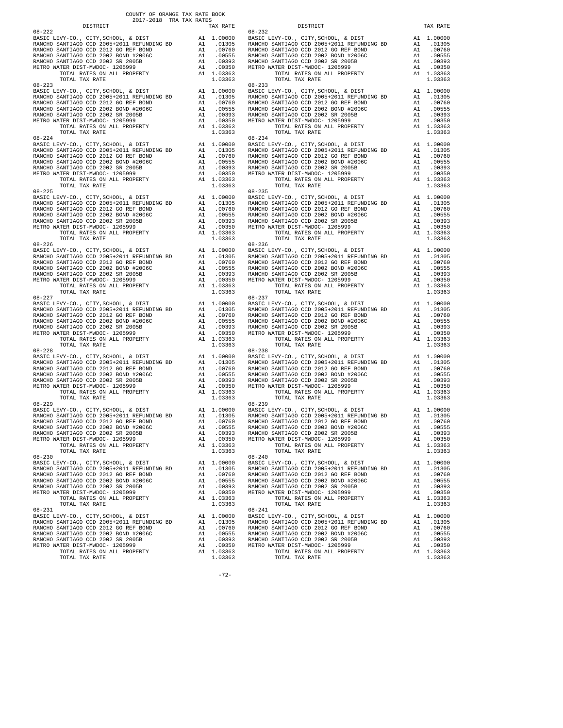COUNTY OF ORANGE TAX RATE BOOK
2017-2018 TRA TAX RATES

| DISTRICT | | TAX RATE |
|---|---|---|
| 08-222 | | |
| BASIC LEVY-CO., CITY,SCHOOL, & DIST | A1 | 1.00000 |
| RANCHO SANTIAGO CCD 2005+2011 REFUNDING BD | A1 | .01305 |
| RANCHO SANTIAGO CCD 2012 GO REF BOND | A1 | .00760 |
| RANCHO SANTIAGO CCD 2002 BOND #2006C | A1 | .00555 |
| RANCHO SANTIAGO CCD 2002 SR 2005B | A1 | .00393 |
| METRO WATER DIST-MWDOC- 1205999 | A1 | .00350 |
| TOTAL RATES ON ALL PROPERTY | A1 | 1.03363 |
| TOTAL TAX RATE | | 1.03363 |
| 08-223 | | |
| BASIC LEVY-CO., CITY,SCHOOL, & DIST | A1 | 1.00000 |
| RANCHO SANTIAGO CCD 2005+2011 REFUNDING BD | A1 | .01305 |
| RANCHO SANTIAGO CCD 2012 GO REF BOND | A1 | .00760 |
| RANCHO SANTIAGO CCD 2002 BOND #2006C | A1 | .00555 |
| RANCHO SANTIAGO CCD 2002 SR 2005B | A1 | .00393 |
| METRO WATER DIST-MWDOC- 1205999 | A1 | .00350 |
| TOTAL RATES ON ALL PROPERTY | A1 | 1.03363 |
| TOTAL TAX RATE | | 1.03363 |
| 08-224 | | |
| BASIC LEVY-CO., CITY,SCHOOL, & DIST | A1 | 1.00000 |
| RANCHO SANTIAGO CCD 2005+2011 REFUNDING BD | A1 | .01305 |
| RANCHO SANTIAGO CCD 2012 GO REF BOND | A1 | .00760 |
| RANCHO SANTIAGO CCD 2002 BOND #2006C | A1 | .00555 |
| RANCHO SANTIAGO CCD 2002 SR 2005B | A1 | .00393 |
| METRO WATER DIST-MWDOC- 1205999 | A1 | .00350 |
| TOTAL RATES ON ALL PROPERTY | A1 | 1.03363 |
| TOTAL TAX RATE | | 1.03363 |
| 08-225 | | |
| BASIC LEVY-CO., CITY,SCHOOL, & DIST | A1 | 1.00000 |
| RANCHO SANTIAGO CCD 2005+2011 REFUNDING BD | A1 | .01305 |
| RANCHO SANTIAGO CCD 2012 GO REF BOND | A1 | .00760 |
| RANCHO SANTIAGO CCD 2002 BOND #2006C | A1 | .00555 |
| RANCHO SANTIAGO CCD 2002 SR 2005B | A1 | .00393 |
| METRO WATER DIST-MWDOC- 1205999 | A1 | .00350 |
| TOTAL RATES ON ALL PROPERTY | A1 | 1.03363 |
| TOTAL TAX RATE | | 1.03363 |
| 08-226 | | |
| BASIC LEVY-CO., CITY,SCHOOL, & DIST | A1 | 1.00000 |
| RANCHO SANTIAGO CCD 2005+2011 REFUNDING BD | A1 | .01305 |
| RANCHO SANTIAGO CCD 2012 GO REF BOND | A1 | .00760 |
| RANCHO SANTIAGO CCD 2002 BOND #2006C | A1 | .00555 |
| RANCHO SANTIAGO CCD 2002 SR 2005B | A1 | .00393 |
| METRO WATER DIST-MWDOC- 1205999 | A1 | .00350 |
| TOTAL RATES ON ALL PROPERTY | A1 | 1.03363 |
| TOTAL TAX RATE | | 1.03363 |
| 08-227 | | |
| BASIC LEVY-CO., CITY,SCHOOL, & DIST | A1 | 1.00000 |
| RANCHO SANTIAGO CCD 2005+2011 REFUNDING BD | A1 | .01305 |
| RANCHO SANTIAGO CCD 2012 GO REF BOND | A1 | .00760 |
| RANCHO SANTIAGO CCD 2002 BOND #2006C | A1 | .00555 |
| RANCHO SANTIAGO CCD 2002 SR 2005B | A1 | .00393 |
| METRO WATER DIST-MWDOC- 1205999 | A1 | .00350 |
| TOTAL RATES ON ALL PROPERTY | A1 | 1.03363 |
| TOTAL TAX RATE | | 1.03363 |
| 08-228 | | |
| BASIC LEVY-CO., CITY,SCHOOL, & DIST | A1 | 1.00000 |
| RANCHO SANTIAGO CCD 2005+2011 REFUNDING BD | A1 | .01305 |
| RANCHO SANTIAGO CCD 2012 GO REF BOND | A1 | .00760 |
| RANCHO SANTIAGO CCD 2002 BOND #2006C | A1 | .00555 |
| RANCHO SANTIAGO CCD 2002 SR 2005B | A1 | .00393 |
| METRO WATER DIST-MWDOC- 1205999 | A1 | .00350 |
| TOTAL RATES ON ALL PROPERTY | A1 | 1.03363 |
| TOTAL TAX RATE | | 1.03363 |
| 08-229 | | |
| BASIC LEVY-CO., CITY,SCHOOL, & DIST | A1 | 1.00000 |
| RANCHO SANTIAGO CCD 2005+2011 REFUNDING BD | A1 | .01305 |
| RANCHO SANTIAGO CCD 2012 GO REF BOND | A1 | .00760 |
| RANCHO SANTIAGO CCD 2002 BOND #2006C | A1 | .00555 |
| RANCHO SANTIAGO CCD 2002 SR 2005B | A1 | .00393 |
| METRO WATER DIST-MWDOC- 1205999 | A1 | .00350 |
| TOTAL RATES ON ALL PROPERTY | A1 | 1.03363 |
| TOTAL TAX RATE | | 1.03363 |
| 08-230 | | |
| BASIC LEVY-CO., CITY,SCHOOL, & DIST | A1 | 1.00000 |
| RANCHO SANTIAGO CCD 2005+2011 REFUNDING BD | A1 | .01305 |
| RANCHO SANTIAGO CCD 2012 GO REF BOND | A1 | .00760 |
| RANCHO SANTIAGO CCD 2002 BOND #2006C | A1 | .00555 |
| RANCHO SANTIAGO CCD 2002 SR 2005B | A1 | .00393 |
| METRO WATER DIST-MWDOC- 1205999 | A1 | .00350 |
| TOTAL RATES ON ALL PROPERTY | A1 | 1.03363 |
| TOTAL TAX RATE | | 1.03363 |
| 08-231 | | |
| BASIC LEVY-CO., CITY,SCHOOL, & DIST | A1 | 1.00000 |
| RANCHO SANTIAGO CCD 2005+2011 REFUNDING BD | A1 | .01305 |
| RANCHO SANTIAGO CCD 2012 GO REF BOND | A1 | .00760 |
| RANCHO SANTIAGO CCD 2002 BOND #2006C | A1 | .00555 |
| RANCHO SANTIAGO CCD 2002 SR 2005B | A1 | .00393 |
| METRO WATER DIST-MWDOC- 1205999 | A1 | .00350 |
| TOTAL RATES ON ALL PROPERTY | A1 | 1.03363 |
| TOTAL TAX RATE | | 1.03363 |
| 08-232 | | |
| BASIC LEVY-CO., CITY,SCHOOL, & DIST | A1 | 1.00000 |
| RANCHO SANTIAGO CCD 2005+2011 REFUNDING BD | A1 | .01305 |
| RANCHO SANTIAGO CCD 2012 GO REF BOND | A1 | .00760 |
| RANCHO SANTIAGO CCD 2002 BOND #2006C | A1 | .00555 |
| RANCHO SANTIAGO CCD 2002 SR 2005B | A1 | .00393 |
| METRO WATER DIST-MWDOC- 1205999 | A1 | .00350 |
| TOTAL RATES ON ALL PROPERTY | A1 | 1.03363 |
| TOTAL TAX RATE | | 1.03363 |
| 08-233 | | |
| BASIC LEVY-CO., CITY,SCHOOL, & DIST | A1 | 1.00000 |
| RANCHO SANTIAGO CCD 2005+2011 REFUNDING BD | A1 | .01305 |
| RANCHO SANTIAGO CCD 2012 GO REF BOND | A1 | .00760 |
| RANCHO SANTIAGO CCD 2002 BOND #2006C | A1 | .00555 |
| RANCHO SANTIAGO CCD 2002 SR 2005B | A1 | .00393 |
| METRO WATER DIST-MWDOC- 1205999 | A1 | .00350 |
| TOTAL RATES ON ALL PROPERTY | A1 | 1.03363 |
| TOTAL TAX RATE | | 1.03363 |
| 08-234 | | |
| BASIC LEVY-CO., CITY,SCHOOL, & DIST | A1 | 1.00000 |
| RANCHO SANTIAGO CCD 2005+2011 REFUNDING BD | A1 | .01305 |
| RANCHO SANTIAGO CCD 2012 GO REF BOND | A1 | .00760 |
| RANCHO SANTIAGO CCD 2002 BOND #2006C | A1 | .00555 |
| RANCHO SANTIAGO CCD 2002 SR 2005B | A1 | .00393 |
| METRO WATER DIST-MWDOC- 1205999 | A1 | .00350 |
| TOTAL RATES ON ALL PROPERTY | A1 | 1.03363 |
| TOTAL TAX RATE | | 1.03363 |
| 08-235 | | |
| BASIC LEVY-CO., CITY,SCHOOL, & DIST | A1 | 1.00000 |
| RANCHO SANTIAGO CCD 2005+2011 REFUNDING BD | A1 | .01305 |
| RANCHO SANTIAGO CCD 2012 GO REF BOND | A1 | .00760 |
| RANCHO SANTIAGO CCD 2002 BOND #2006C | A1 | .00555 |
| RANCHO SANTIAGO CCD 2002 SR 2005B | A1 | .00393 |
| METRO WATER DIST-MWDOC- 1205999 | A1 | .00350 |
| TOTAL RATES ON ALL PROPERTY | A1 | 1.03363 |
| TOTAL TAX RATE | | 1.03363 |
| 08-236 | | |
| BASIC LEVY-CO., CITY,SCHOOL, & DIST | A1 | 1.00000 |
| RANCHO SANTIAGO CCD 2005+2011 REFUNDING BD | A1 | .01305 |
| RANCHO SANTIAGO CCD 2012 GO REF BOND | A1 | .00760 |
| RANCHO SANTIAGO CCD 2002 BOND #2006C | A1 | .00555 |
| RANCHO SANTIAGO CCD 2002 SR 2005B | A1 | .00393 |
| METRO WATER DIST-MWDOC- 1205999 | A1 | .00350 |
| TOTAL RATES ON ALL PROPERTY | A1 | 1.03363 |
| TOTAL TAX RATE | | 1.03363 |
| 08-237 | | |
| BASIC LEVY-CO., CITY,SCHOOL, & DIST | A1 | 1.00000 |
| RANCHO SANTIAGO CCD 2005+2011 REFUNDING BD | A1 | .01305 |
| RANCHO SANTIAGO CCD 2012 GO REF BOND | A1 | .00760 |
| RANCHO SANTIAGO CCD 2002 BOND #2006C | A1 | .00555 |
| RANCHO SANTIAGO CCD 2002 SR 2005B | A1 | .00393 |
| METRO WATER DIST-MWDOC- 1205999 | A1 | .00350 |
| TOTAL RATES ON ALL PROPERTY | A1 | 1.03363 |
| TOTAL TAX RATE | | 1.03363 |
| 08-238 | | |
| BASIC LEVY-CO., CITY,SCHOOL, & DIST | A1 | 1.00000 |
| RANCHO SANTIAGO CCD 2005+2011 REFUNDING BD | A1 | .01305 |
| RANCHO SANTIAGO CCD 2012 GO REF BOND | A1 | .00760 |
| RANCHO SANTIAGO CCD 2002 BOND #2006C | A1 | .00555 |
| RANCHO SANTIAGO CCD 2002 SR 2005B | A1 | .00393 |
| METRO WATER DIST-MWDOC- 1205999 | A1 | .00350 |
| TOTAL RATES ON ALL PROPERTY | A1 | 1.03363 |
| TOTAL TAX RATE | | 1.03363 |
| 08-239 | | |
| BASIC LEVY-CO., CITY,SCHOOL, & DIST | A1 | 1.00000 |
| RANCHO SANTIAGO CCD 2005+2011 REFUNDING BD | A1 | .01305 |
| RANCHO SANTIAGO CCD 2012 GO REF BOND | A1 | .00760 |
| RANCHO SANTIAGO CCD 2002 BOND #2006C | A1 | .00555 |
| RANCHO SANTIAGO CCD 2002 SR 2005B | A1 | .00393 |
| METRO WATER DIST-MWDOC- 1205999 | A1 | .00350 |
| TOTAL RATES ON ALL PROPERTY | A1 | 1.03363 |
| TOTAL TAX RATE | | 1.03363 |
| 08-240 | | |
| BASIC LEVY-CO., CITY,SCHOOL, & DIST | A1 | 1.00000 |
| RANCHO SANTIAGO CCD 2005+2011 REFUNDING BD | A1 | .01305 |
| RANCHO SANTIAGO CCD 2012 GO REF BOND | A1 | .00760 |
| RANCHO SANTIAGO CCD 2002 BOND #2006C | A1 | .00555 |
| RANCHO SANTIAGO CCD 2002 SR 2005B | A1 | .00393 |
| METRO WATER DIST-MWDOC- 1205999 | A1 | .00350 |
| TOTAL RATES ON ALL PROPERTY | A1 | 1.03363 |
| TOTAL TAX RATE | | 1.03363 |
| 08-241 | | |
| BASIC LEVY-CO., CITY,SCHOOL, & DIST | A1 | 1.00000 |
| RANCHO SANTIAGO CCD 2005+2011 REFUNDING BD | A1 | .01305 |
| RANCHO SANTIAGO CCD 2012 GO REF BOND | A1 | .00760 |
| RANCHO SANTIAGO CCD 2002 BOND #2006C | A1 | .00555 |
| RANCHO SANTIAGO CCD 2002 SR 2005B | A1 | .00393 |
| METRO WATER DIST-MWDOC- 1205999 | A1 | .00350 |
| TOTAL RATES ON ALL PROPERTY | A1 | 1.03363 |
| TOTAL TAX RATE | | 1.03363 |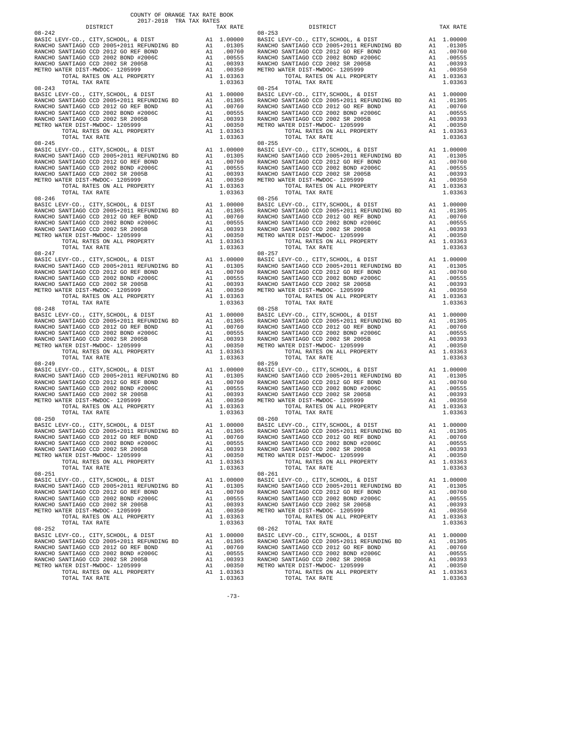COUNTY OF ORANGE TAX RATE BOOK
2017-2018 TRA TAX RATES

| DISTRICT | | TAX RATE |
|---|---|---|
| 08-242 | | |
| BASIC LEVY-CO., CITY,SCHOOL, & DIST | A1 | 1.00000 |
| RANCHO SANTIAGO CCD 2005+2011 REFUNDING BD | A1 | .01305 |
| RANCHO SANTIAGO CCD 2012 GO REF BOND | A1 | .00760 |
| RANCHO SANTIAGO CCD 2002 BOND #2006C | A1 | .00555 |
| RANCHO SANTIAGO CCD 2002 SR 2005B | A1 | .00393 |
| METRO WATER DIST-MWDOC- 1205999 | A1 | .00350 |
| TOTAL RATES ON ALL PROPERTY | A1 | 1.03363 |
| TOTAL TAX RATE | | 1.03363 |
| 08-243 | | |
| BASIC LEVY-CO., CITY,SCHOOL, & DIST | A1 | 1.00000 |
| RANCHO SANTIAGO CCD 2005+2011 REFUNDING BD | A1 | .01305 |
| RANCHO SANTIAGO CCD 2012 GO REF BOND | A1 | .00760 |
| RANCHO SANTIAGO CCD 2002 BOND #2006C | A1 | .00555 |
| RANCHO SANTIAGO CCD 2002 SR 2005B | A1 | .00393 |
| METRO WATER DIST-MWDOC- 1205999 | A1 | .00350 |
| TOTAL RATES ON ALL PROPERTY | A1 | 1.03363 |
| TOTAL TAX RATE | | 1.03363 |
| 08-245 | | |
| BASIC LEVY-CO., CITY,SCHOOL, & DIST | A1 | 1.00000 |
| RANCHO SANTIAGO CCD 2005+2011 REFUNDING BD | A1 | .01305 |
| RANCHO SANTIAGO CCD 2012 GO REF BOND | A1 | .00760 |
| RANCHO SANTIAGO CCD 2002 BOND #2006C | A1 | .00555 |
| RANCHO SANTIAGO CCD 2002 SR 2005B | A1 | .00393 |
| METRO WATER DIST-MWDOC- 1205999 | A1 | .00350 |
| TOTAL RATES ON ALL PROPERTY | A1 | 1.03363 |
| TOTAL TAX RATE | | 1.03363 |
| 08-246 | | |
| BASIC LEVY-CO., CITY,SCHOOL, & DIST | A1 | 1.00000 |
| RANCHO SANTIAGO CCD 2005+2011 REFUNDING BD | A1 | .01305 |
| RANCHO SANTIAGO CCD 2012 GO REF BOND | A1 | .00760 |
| RANCHO SANTIAGO CCD 2002 BOND #2006C | A1 | .00555 |
| RANCHO SANTIAGO CCD 2002 SR 2005B | A1 | .00393 |
| METRO WATER DIST-MWDOC- 1205999 | A1 | .00350 |
| TOTAL RATES ON ALL PROPERTY | A1 | 1.03363 |
| TOTAL TAX RATE | | 1.03363 |
| 08-247 | | |
| BASIC LEVY-CO., CITY,SCHOOL, & DIST | A1 | 1.00000 |
| RANCHO SANTIAGO CCD 2005+2011 REFUNDING BD | A1 | .01305 |
| RANCHO SANTIAGO CCD 2012 GO REF BOND | A1 | .00760 |
| RANCHO SANTIAGO CCD 2002 BOND #2006C | A1 | .00555 |
| RANCHO SANTIAGO CCD 2002 SR 2005B | A1 | .00393 |
| METRO WATER DIST-MWDOC- 1205999 | A1 | .00350 |
| TOTAL RATES ON ALL PROPERTY | A1 | 1.03363 |
| TOTAL TAX RATE | | 1.03363 |
| 08-248 | | |
| BASIC LEVY-CO., CITY,SCHOOL, & DIST | A1 | 1.00000 |
| RANCHO SANTIAGO CCD 2005+2011 REFUNDING BD | A1 | .01305 |
| RANCHO SANTIAGO CCD 2012 GO REF BOND | A1 | .00760 |
| RANCHO SANTIAGO CCD 2002 BOND #2006C | A1 | .00555 |
| RANCHO SANTIAGO CCD 2002 SR 2005B | A1 | .00393 |
| METRO WATER DIST-MWDOC- 1205999 | A1 | .00350 |
| TOTAL RATES ON ALL PROPERTY | A1 | 1.03363 |
| TOTAL TAX RATE | | 1.03363 |
| 08-249 | | |
| BASIC LEVY-CO., CITY,SCHOOL, & DIST | A1 | 1.00000 |
| RANCHO SANTIAGO CCD 2005+2011 REFUNDING BD | A1 | .01305 |
| RANCHO SANTIAGO CCD 2012 GO REF BOND | A1 | .00760 |
| RANCHO SANTIAGO CCD 2002 BOND #2006C | A1 | .00555 |
| RANCHO SANTIAGO CCD 2002 SR 2005B | A1 | .00393 |
| METRO WATER DIST-MWDOC- 1205999 | A1 | .00350 |
| TOTAL RATES ON ALL PROPERTY | A1 | 1.03363 |
| TOTAL TAX RATE | | 1.03363 |
| 08-250 | | |
| BASIC LEVY-CO., CITY,SCHOOL, & DIST | A1 | 1.00000 |
| RANCHO SANTIAGO CCD 2005+2011 REFUNDING BD | A1 | .01305 |
| RANCHO SANTIAGO CCD 2012 GO REF BOND | A1 | .00760 |
| RANCHO SANTIAGO CCD 2002 BOND #2006C | A1 | .00555 |
| RANCHO SANTIAGO CCD 2002 SR 2005B | A1 | .00393 |
| METRO WATER DIST-MWDOC- 1205999 | A1 | .00350 |
| TOTAL RATES ON ALL PROPERTY | A1 | 1.03363 |
| TOTAL TAX RATE | | 1.03363 |
| 08-251 | | |
| BASIC LEVY-CO., CITY,SCHOOL, & DIST | A1 | 1.00000 |
| RANCHO SANTIAGO CCD 2005+2011 REFUNDING BD | A1 | .01305 |
| RANCHO SANTIAGO CCD 2012 GO REF BOND | A1 | .00760 |
| RANCHO SANTIAGO CCD 2002 BOND #2006C | A1 | .00555 |
| RANCHO SANTIAGO CCD 2002 SR 2005B | A1 | .00393 |
| METRO WATER DIST-MWDOC- 1205999 | A1 | .00350 |
| TOTAL RATES ON ALL PROPERTY | A1 | 1.03363 |
| TOTAL TAX RATE | | 1.03363 |
| 08-252 | | |
| BASIC LEVY-CO., CITY,SCHOOL, & DIST | A1 | 1.00000 |
| RANCHO SANTIAGO CCD 2005+2011 REFUNDING BD | A1 | .01305 |
| RANCHO SANTIAGO CCD 2012 GO REF BOND | A1 | .00760 |
| RANCHO SANTIAGO CCD 2002 BOND #2006C | A1 | .00555 |
| RANCHO SANTIAGO CCD 2002 SR 2005B | A1 | .00393 |
| METRO WATER DIST-MWDOC- 1205999 | A1 | .00350 |
| TOTAL RATES ON ALL PROPERTY | A1 | 1.03363 |
| TOTAL TAX RATE | | 1.03363 |
| 08-253 | | |
| BASIC LEVY-CO., CITY,SCHOOL, & DIST | A1 | 1.00000 |
| RANCHO SANTIAGO CCD 2005+2011 REFUNDING BD | A1 | .01305 |
| RANCHO SANTIAGO CCD 2012 GO REF BOND | A1 | .00760 |
| RANCHO SANTIAGO CCD 2002 BOND #2006C | A1 | .00555 |
| RANCHO SANTIAGO CCD 2002 SR 2005B | A1 | .00393 |
| METRO WATER DIST-MWDOC- 1205999 | A1 | .00350 |
| TOTAL RATES ON ALL PROPERTY | A1 | 1.03363 |
| TOTAL TAX RATE | | 1.03363 |
| 08-254 | | |
| BASIC LEVY-CO., CITY,SCHOOL, & DIST | A1 | 1.00000 |
| RANCHO SANTIAGO CCD 2005+2011 REFUNDING BD | A1 | .01305 |
| RANCHO SANTIAGO CCD 2012 GO REF BOND | A1 | .00760 |
| RANCHO SANTIAGO CCD 2002 BOND #2006C | A1 | .00555 |
| RANCHO SANTIAGO CCD 2002 SR 2005B | A1 | .00393 |
| METRO WATER DIST-MWDOC- 1205999 | A1 | .00350 |
| TOTAL RATES ON ALL PROPERTY | A1 | 1.03363 |
| TOTAL TAX RATE | | 1.03363 |
| 08-255 | | |
| BASIC LEVY-CO., CITY,SCHOOL, & DIST | A1 | 1.00000 |
| RANCHO SANTIAGO CCD 2005+2011 REFUNDING BD | A1 | .01305 |
| RANCHO SANTIAGO CCD 2012 GO REF BOND | A1 | .00760 |
| RANCHO SANTIAGO CCD 2002 BOND #2006C | A1 | .00555 |
| RANCHO SANTIAGO CCD 2002 SR 2005B | A1 | .00393 |
| METRO WATER DIST-MWDOC- 1205999 | A1 | .00350 |
| TOTAL RATES ON ALL PROPERTY | A1 | 1.03363 |
| TOTAL TAX RATE | | 1.03363 |
| 08-256 | | |
| BASIC LEVY-CO., CITY,SCHOOL, & DIST | A1 | 1.00000 |
| RANCHO SANTIAGO CCD 2005+2011 REFUNDING BD | A1 | .01305 |
| RANCHO SANTIAGO CCD 2012 GO REF BOND | A1 | .00760 |
| RANCHO SANTIAGO CCD 2002 BOND #2006C | A1 | .00555 |
| RANCHO SANTIAGO CCD 2002 SR 2005B | A1 | .00393 |
| METRO WATER DIST-MWDOC- 1205999 | A1 | .00350 |
| TOTAL RATES ON ALL PROPERTY | A1 | 1.03363 |
| TOTAL TAX RATE | | 1.03363 |
| 08-257 | | |
| BASIC LEVY-CO., CITY,SCHOOL, & DIST | A1 | 1.00000 |
| RANCHO SANTIAGO CCD 2005+2011 REFUNDING BD | A1 | .01305 |
| RANCHO SANTIAGO CCD 2012 GO REF BOND | A1 | .00760 |
| RANCHO SANTIAGO CCD 2002 BOND #2006C | A1 | .00555 |
| RANCHO SANTIAGO CCD 2002 SR 2005B | A1 | .00393 |
| METRO WATER DIST-MWDOC- 1205999 | A1 | .00350 |
| TOTAL RATES ON ALL PROPERTY | A1 | 1.03363 |
| TOTAL TAX RATE | | 1.03363 |
| 08-258 | | |
| BASIC LEVY-CO., CITY,SCHOOL, & DIST | A1 | 1.00000 |
| RANCHO SANTIAGO CCD 2005+2011 REFUNDING BD | A1 | .01305 |
| RANCHO SANTIAGO CCD 2012 GO REF BOND | A1 | .00760 |
| RANCHO SANTIAGO CCD 2002 BOND #2006C | A1 | .00555 |
| RANCHO SANTIAGO CCD 2002 SR 2005B | A1 | .00393 |
| METRO WATER DIST-MWDOC- 1205999 | A1 | .00350 |
| TOTAL RATES ON ALL PROPERTY | A1 | 1.03363 |
| TOTAL TAX RATE | | 1.03363 |
| 08-259 | | |
| BASIC LEVY-CO., CITY,SCHOOL, & DIST | A1 | 1.00000 |
| RANCHO SANTIAGO CCD 2005+2011 REFUNDING BD | A1 | .01305 |
| RANCHO SANTIAGO CCD 2012 GO REF BOND | A1 | .00760 |
| RANCHO SANTIAGO CCD 2002 BOND #2006C | A1 | .00555 |
| RANCHO SANTIAGO CCD 2002 SR 2005B | A1 | .00393 |
| METRO WATER DIST-MWDOC- 1205999 | A1 | .00350 |
| TOTAL RATES ON ALL PROPERTY | A1 | 1.03363 |
| TOTAL TAX RATE | | 1.03363 |
| 08-260 | | |
| BASIC LEVY-CO., CITY,SCHOOL, & DIST | A1 | 1.00000 |
| RANCHO SANTIAGO CCD 2005+2011 REFUNDING BD | A1 | .01305 |
| RANCHO SANTIAGO CCD 2012 GO REF BOND | A1 | .00760 |
| RANCHO SANTIAGO CCD 2002 BOND #2006C | A1 | .00555 |
| RANCHO SANTIAGO CCD 2002 SR 2005B | A1 | .00393 |
| METRO WATER DIST-MWDOC- 1205999 | A1 | .00350 |
| TOTAL RATES ON ALL PROPERTY | A1 | 1.03363 |
| TOTAL TAX RATE | | 1.03363 |
| 08-261 | | |
| BASIC LEVY-CO., CITY,SCHOOL, & DIST | A1 | 1.00000 |
| RANCHO SANTIAGO CCD 2005+2011 REFUNDING BD | A1 | .01305 |
| RANCHO SANTIAGO CCD 2012 GO REF BOND | A1 | .00760 |
| RANCHO SANTIAGO CCD 2002 BOND #2006C | A1 | .00555 |
| RANCHO SANTIAGO CCD 2002 SR 2005B | A1 | .00393 |
| METRO WATER DIST-MWDOC- 1205999 | A1 | .00350 |
| TOTAL RATES ON ALL PROPERTY | A1 | 1.03363 |
| TOTAL TAX RATE | | 1.03363 |
| 08-262 | | |
| BASIC LEVY-CO., CITY,SCHOOL, & DIST | A1 | 1.00000 |
| RANCHO SANTIAGO CCD 2005+2011 REFUNDING BD | A1 | .01305 |
| RANCHO SANTIAGO CCD 2012 GO REF BOND | A1 | .00760 |
| RANCHO SANTIAGO CCD 2002 BOND #2006C | A1 | .00555 |
| RANCHO SANTIAGO CCD 2002 SR 2005B | A1 | .00393 |
| METRO WATER DIST-MWDOC- 1205999 | A1 | .00350 |
| TOTAL RATES ON ALL PROPERTY | A1 | 1.03363 |
| TOTAL TAX RATE | | 1.03363 |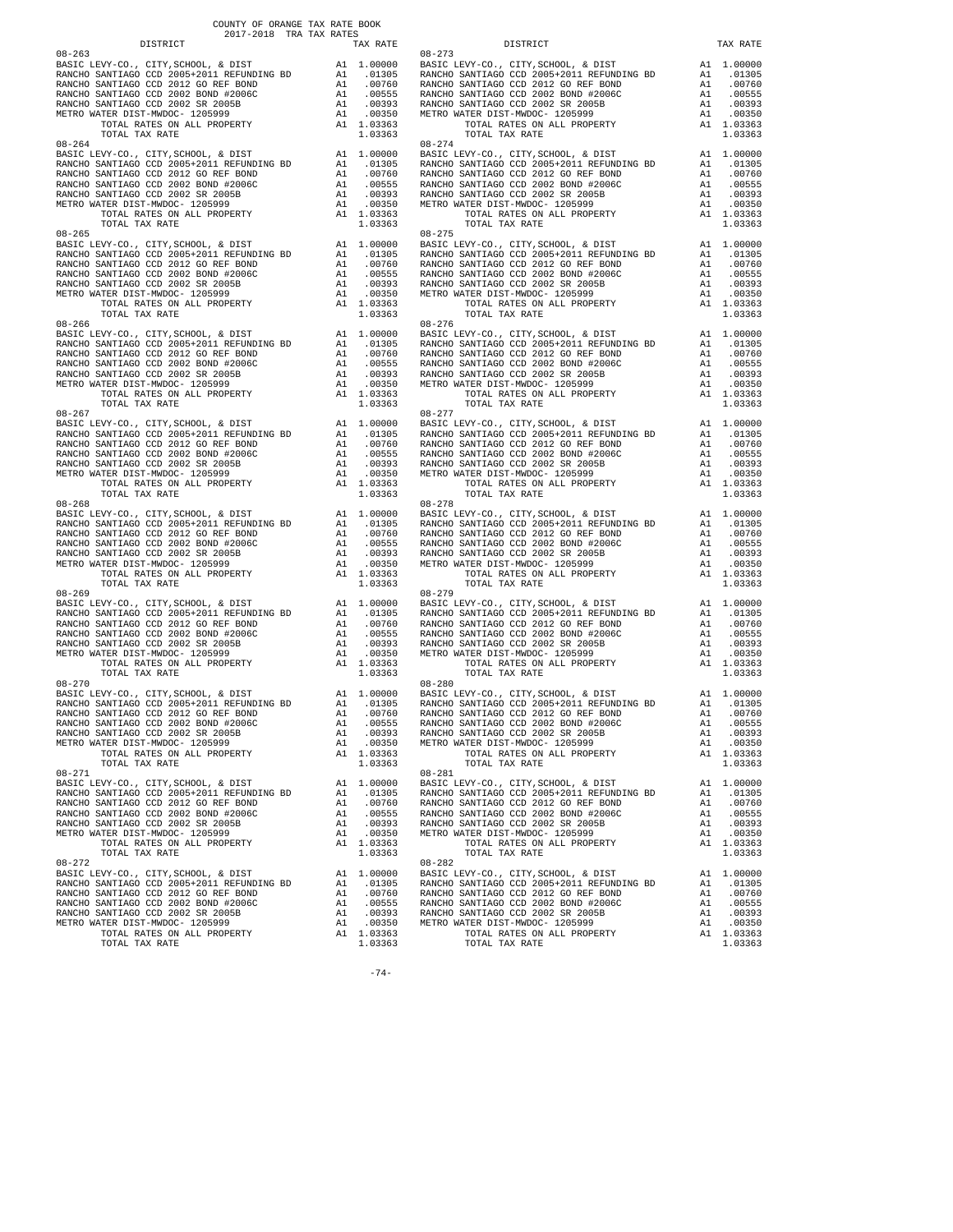COUNTY OF ORANGE TAX RATE BOOK
2017-2018 TRA TAX RATES

| DISTRICT | | TAX RATE |
|---|---|---|
| 08-263 | | |
| BASIC LEVY-CO., CITY,SCHOOL, & DIST | A1 | 1.00000 |
| RANCHO SANTIAGO CCD 2005+2011 REFUNDING BD | A1 | .01305 |
| RANCHO SANTIAGO CCD 2012 GO REF BOND | A1 | .00760 |
| RANCHO SANTIAGO CCD 2002 BOND #2006C | A1 | .00555 |
| RANCHO SANTIAGO CCD 2002 SR 2005B | A1 | .00393 |
| METRO WATER DIST-MWDOC- 1205999 | A1 | .00350 |
| TOTAL RATES ON ALL PROPERTY | A1 | 1.03363 |
| TOTAL TAX RATE | | 1.03363 |
| 08-264 | | |
| BASIC LEVY-CO., CITY,SCHOOL, & DIST | A1 | 1.00000 |
| RANCHO SANTIAGO CCD 2005+2011 REFUNDING BD | A1 | .01305 |
| RANCHO SANTIAGO CCD 2012 GO REF BOND | A1 | .00760 |
| RANCHO SANTIAGO CCD 2002 BOND #2006C | A1 | .00555 |
| RANCHO SANTIAGO CCD 2002 SR 2005B | A1 | .00393 |
| METRO WATER DIST-MWDOC- 1205999 | A1 | .00350 |
| TOTAL RATES ON ALL PROPERTY | A1 | 1.03363 |
| TOTAL TAX RATE | | 1.03363 |
| 08-265 | | |
| BASIC LEVY-CO., CITY,SCHOOL, & DIST | A1 | 1.00000 |
| RANCHO SANTIAGO CCD 2005+2011 REFUNDING BD | A1 | .01305 |
| RANCHO SANTIAGO CCD 2012 GO REF BOND | A1 | .00760 |
| RANCHO SANTIAGO CCD 2002 BOND #2006C | A1 | .00555 |
| RANCHO SANTIAGO CCD 2002 SR 2005B | A1 | .00393 |
| METRO WATER DIST-MWDOC- 1205999 | A1 | .00350 |
| TOTAL RATES ON ALL PROPERTY | A1 | 1.03363 |
| TOTAL TAX RATE | | 1.03363 |
| 08-266 | | |
| BASIC LEVY-CO., CITY,SCHOOL, & DIST | A1 | 1.00000 |
| RANCHO SANTIAGO CCD 2005+2011 REFUNDING BD | A1 | .01305 |
| RANCHO SANTIAGO CCD 2012 GO REF BOND | A1 | .00760 |
| RANCHO SANTIAGO CCD 2002 BOND #2006C | A1 | .00555 |
| RANCHO SANTIAGO CCD 2002 SR 2005B | A1 | .00393 |
| METRO WATER DIST-MWDOC- 1205999 | A1 | .00350 |
| TOTAL RATES ON ALL PROPERTY | A1 | 1.03363 |
| TOTAL TAX RATE | | 1.03363 |
| 08-267 | | |
| BASIC LEVY-CO., CITY,SCHOOL, & DIST | A1 | 1.00000 |
| RANCHO SANTIAGO CCD 2005+2011 REFUNDING BD | A1 | .01305 |
| RANCHO SANTIAGO CCD 2012 GO REF BOND | A1 | .00760 |
| RANCHO SANTIAGO CCD 2002 BOND #2006C | A1 | .00555 |
| RANCHO SANTIAGO CCD 2002 SR 2005B | A1 | .00393 |
| METRO WATER DIST-MWDOC- 1205999 | A1 | .00350 |
| TOTAL RATES ON ALL PROPERTY | A1 | 1.03363 |
| TOTAL TAX RATE | | 1.03363 |
| 08-268 | | |
| BASIC LEVY-CO., CITY,SCHOOL, & DIST | A1 | 1.00000 |
| RANCHO SANTIAGO CCD 2005+2011 REFUNDING BD | A1 | .01305 |
| RANCHO SANTIAGO CCD 2012 GO REF BOND | A1 | .00760 |
| RANCHO SANTIAGO CCD 2002 BOND #2006C | A1 | .00555 |
| RANCHO SANTIAGO CCD 2002 SR 2005B | A1 | .00393 |
| METRO WATER DIST-MWDOC- 1205999 | A1 | .00350 |
| TOTAL RATES ON ALL PROPERTY | A1 | 1.03363 |
| TOTAL TAX RATE | | 1.03363 |
| 08-269 | | |
| BASIC LEVY-CO., CITY,SCHOOL, & DIST | A1 | 1.00000 |
| RANCHO SANTIAGO CCD 2005+2011 REFUNDING BD | A1 | .01305 |
| RANCHO SANTIAGO CCD 2012 GO REF BOND | A1 | .00760 |
| RANCHO SANTIAGO CCD 2002 BOND #2006C | A1 | .00555 |
| RANCHO SANTIAGO CCD 2002 SR 2005B | A1 | .00393 |
| METRO WATER DIST-MWDOC- 1205999 | A1 | .00350 |
| TOTAL RATES ON ALL PROPERTY | A1 | 1.03363 |
| TOTAL TAX RATE | | 1.03363 |
| 08-270 | | |
| BASIC LEVY-CO., CITY,SCHOOL, & DIST | A1 | 1.00000 |
| RANCHO SANTIAGO CCD 2005+2011 REFUNDING BD | A1 | .01305 |
| RANCHO SANTIAGO CCD 2012 GO REF BOND | A1 | .00760 |
| RANCHO SANTIAGO CCD 2002 BOND #2006C | A1 | .00555 |
| RANCHO SANTIAGO CCD 2002 SR 2005B | A1 | .00393 |
| METRO WATER DIST-MWDOC- 1205999 | A1 | .00350 |
| TOTAL RATES ON ALL PROPERTY | A1 | 1.03363 |
| TOTAL TAX RATE | | 1.03363 |
| 08-271 | | |
| BASIC LEVY-CO., CITY,SCHOOL, & DIST | A1 | 1.00000 |
| RANCHO SANTIAGO CCD 2005+2011 REFUNDING BD | A1 | .01305 |
| RANCHO SANTIAGO CCD 2012 GO REF BOND | A1 | .00760 |
| RANCHO SANTIAGO CCD 2002 BOND #2006C | A1 | .00555 |
| RANCHO SANTIAGO CCD 2002 SR 2005B | A1 | .00393 |
| METRO WATER DIST-MWDOC- 1205999 | A1 | .00350 |
| TOTAL RATES ON ALL PROPERTY | A1 | 1.03363 |
| TOTAL TAX RATE | | 1.03363 |
| 08-272 | | |
| BASIC LEVY-CO., CITY,SCHOOL, & DIST | A1 | 1.00000 |
| RANCHO SANTIAGO CCD 2005+2011 REFUNDING BD | A1 | .01305 |
| RANCHO SANTIAGO CCD 2012 GO REF BOND | A1 | .00760 |
| RANCHO SANTIAGO CCD 2002 BOND #2006C | A1 | .00555 |
| RANCHO SANTIAGO CCD 2002 SR 2005B | A1 | .00393 |
| METRO WATER DIST-MWDOC- 1205999 | A1 | .00350 |
| TOTAL RATES ON ALL PROPERTY | A1 | 1.03363 |
| TOTAL TAX RATE | | 1.03363 |
| 08-273 | | |
| BASIC LEVY-CO., CITY,SCHOOL, & DIST | A1 | 1.00000 |
| RANCHO SANTIAGO CCD 2005+2011 REFUNDING BD | A1 | .01305 |
| RANCHO SANTIAGO CCD 2012 GO REF BOND | A1 | .00760 |
| RANCHO SANTIAGO CCD 2002 BOND #2006C | A1 | .00555 |
| RANCHO SANTIAGO CCD 2002 SR 2005B | A1 | .00393 |
| METRO WATER DIST-MWDOC- 1205999 | A1 | .00350 |
| TOTAL RATES ON ALL PROPERTY | A1 | 1.03363 |
| TOTAL TAX RATE | | 1.03363 |
| 08-274 | | |
| BASIC LEVY-CO., CITY,SCHOOL, & DIST | A1 | 1.00000 |
| RANCHO SANTIAGO CCD 2005+2011 REFUNDING BD | A1 | .01305 |
| RANCHO SANTIAGO CCD 2012 GO REF BOND | A1 | .00760 |
| RANCHO SANTIAGO CCD 2002 BOND #2006C | A1 | .00555 |
| RANCHO SANTIAGO CCD 2002 SR 2005B | A1 | .00393 |
| METRO WATER DIST-MWDOC- 1205999 | A1 | .00350 |
| TOTAL RATES ON ALL PROPERTY | A1 | 1.03363 |
| TOTAL TAX RATE | | 1.03363 |
| 08-275 | | |
| BASIC LEVY-CO., CITY,SCHOOL, & DIST | A1 | 1.00000 |
| RANCHO SANTIAGO CCD 2005+2011 REFUNDING BD | A1 | .01305 |
| RANCHO SANTIAGO CCD 2012 GO REF BOND | A1 | .00760 |
| RANCHO SANTIAGO CCD 2002 BOND #2006C | A1 | .00555 |
| RANCHO SANTIAGO CCD 2002 SR 2005B | A1 | .00393 |
| METRO WATER DIST-MWDOC- 1205999 | A1 | .00350 |
| TOTAL RATES ON ALL PROPERTY | A1 | 1.03363 |
| TOTAL TAX RATE | | 1.03363 |
| 08-276 | | |
| BASIC LEVY-CO., CITY,SCHOOL, & DIST | A1 | 1.00000 |
| RANCHO SANTIAGO CCD 2005+2011 REFUNDING BD | A1 | .01305 |
| RANCHO SANTIAGO CCD 2012 GO REF BOND | A1 | .00760 |
| RANCHO SANTIAGO CCD 2002 BOND #2006C | A1 | .00555 |
| RANCHO SANTIAGO CCD 2002 SR 2005B | A1 | .00393 |
| METRO WATER DIST-MWDOC- 1205999 | A1 | .00350 |
| TOTAL RATES ON ALL PROPERTY | A1 | 1.03363 |
| TOTAL TAX RATE | | 1.03363 |
| 08-277 | | |
| BASIC LEVY-CO., CITY,SCHOOL, & DIST | A1 | 1.00000 |
| RANCHO SANTIAGO CCD 2005+2011 REFUNDING BD | A1 | .01305 |
| RANCHO SANTIAGO CCD 2012 GO REF BOND | A1 | .00760 |
| RANCHO SANTIAGO CCD 2002 BOND #2006C | A1 | .00555 |
| RANCHO SANTIAGO CCD 2002 SR 2005B | A1 | .00393 |
| METRO WATER DIST-MWDOC- 1205999 | A1 | .00350 |
| TOTAL RATES ON ALL PROPERTY | A1 | 1.03363 |
| TOTAL TAX RATE | | 1.03363 |
| 08-278 | | |
| BASIC LEVY-CO., CITY,SCHOOL, & DIST | A1 | 1.00000 |
| RANCHO SANTIAGO CCD 2005+2011 REFUNDING BD | A1 | .01305 |
| RANCHO SANTIAGO CCD 2012 GO REF BOND | A1 | .00760 |
| RANCHO SANTIAGO CCD 2002 BOND #2006C | A1 | .00555 |
| RANCHO SANTIAGO CCD 2002 SR 2005B | A1 | .00393 |
| METRO WATER DIST-MWDOC- 1205999 | A1 | .00350 |
| TOTAL RATES ON ALL PROPERTY | A1 | 1.03363 |
| TOTAL TAX RATE | | 1.03363 |
| 08-279 | | |
| BASIC LEVY-CO., CITY,SCHOOL, & DIST | A1 | 1.00000 |
| RANCHO SANTIAGO CCD 2005+2011 REFUNDING BD | A1 | .01305 |
| RANCHO SANTIAGO CCD 2012 GO REF BOND | A1 | .00760 |
| RANCHO SANTIAGO CCD 2002 BOND #2006C | A1 | .00555 |
| RANCHO SANTIAGO CCD 2002 SR 2005B | A1 | .00393 |
| METRO WATER DIST-MWDOC- 1205999 | A1 | .00350 |
| TOTAL RATES ON ALL PROPERTY | A1 | 1.03363 |
| TOTAL TAX RATE | | 1.03363 |
| 08-280 | | |
| BASIC LEVY-CO., CITY,SCHOOL, & DIST | A1 | 1.00000 |
| RANCHO SANTIAGO CCD 2005+2011 REFUNDING BD | A1 | .01305 |
| RANCHO SANTIAGO CCD 2012 GO REF BOND | A1 | .00760 |
| RANCHO SANTIAGO CCD 2002 BOND #2006C | A1 | .00555 |
| RANCHO SANTIAGO CCD 2002 SR 2005B | A1 | .00393 |
| METRO WATER DIST-MWDOC- 1205999 | A1 | .00350 |
| TOTAL RATES ON ALL PROPERTY | A1 | 1.03363 |
| TOTAL TAX RATE | | 1.03363 |
| 08-281 | | |
| BASIC LEVY-CO., CITY,SCHOOL, & DIST | A1 | 1.00000 |
| RANCHO SANTIAGO CCD 2005+2011 REFUNDING BD | A1 | .01305 |
| RANCHO SANTIAGO CCD 2012 GO REF BOND | A1 | .00760 |
| RANCHO SANTIAGO CCD 2002 BOND #2006C | A1 | .00555 |
| RANCHO SANTIAGO CCD 2002 SR 2005B | A1 | .00393 |
| METRO WATER DIST-MWDOC- 1205999 | A1 | .00350 |
| TOTAL RATES ON ALL PROPERTY | A1 | 1.03363 |
| TOTAL TAX RATE | | 1.03363 |
| 08-282 | | |
| BASIC LEVY-CO., CITY,SCHOOL, & DIST | A1 | 1.00000 |
| RANCHO SANTIAGO CCD 2005+2011 REFUNDING BD | A1 | .01305 |
| RANCHO SANTIAGO CCD 2012 GO REF BOND | A1 | .00760 |
| RANCHO SANTIAGO CCD 2002 BOND #2006C | A1 | .00555 |
| RANCHO SANTIAGO CCD 2002 SR 2005B | A1 | .00393 |
| METRO WATER DIST-MWDOC- 1205999 | A1 | .00350 |
| TOTAL RATES ON ALL PROPERTY | A1 | 1.03363 |
| TOTAL TAX RATE | | 1.03363 |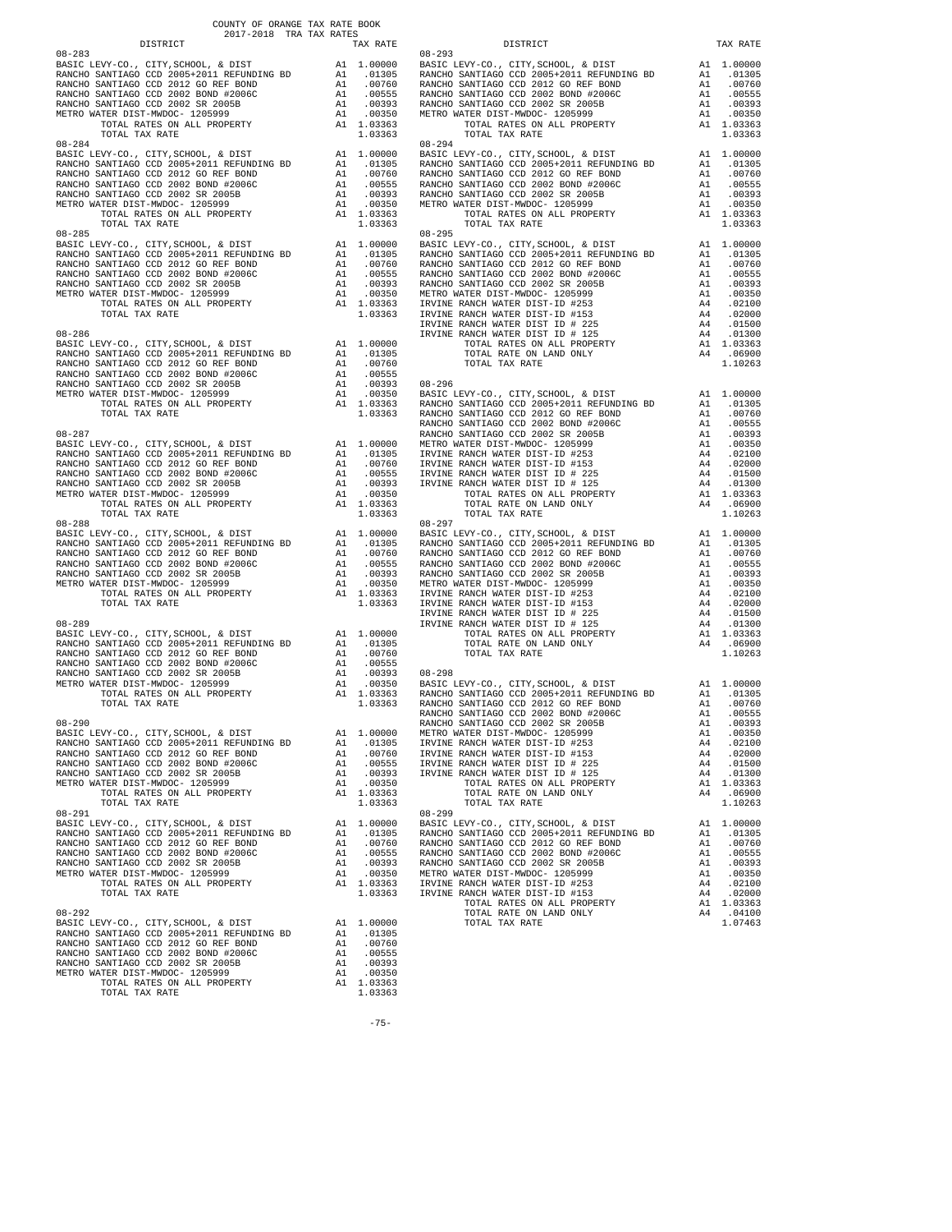COUNTY OF ORANGE TAX RATE BOOK
2017-2018 TRA TAX RATES

| DISTRICT | | TAX RATE |
|---|---|---|
| **08-283** | | |
| BASIC LEVY-CO., CITY,SCHOOL, & DIST | A1 | 1.00000 |
| RANCHO SANTIAGO CCD 2005+2011 REFUNDING BD | A1 | .01305 |
| RANCHO SANTIAGO CCD 2012 GO REF BOND | A1 | .00760 |
| RANCHO SANTIAGO CCD 2002 BOND #2006C | A1 | .00555 |
| RANCHO SANTIAGO CCD 2002 SR 2005B | A1 | .00393 |
| METRO WATER DIST-MWDOC- 1205999 | A1 | .00350 |
| TOTAL RATES ON ALL PROPERTY | A1 | 1.03363 |
| TOTAL TAX RATE | | 1.03363 |
| **08-284** | | |
| BASIC LEVY-CO., CITY,SCHOOL, & DIST | A1 | 1.00000 |
| RANCHO SANTIAGO CCD 2005+2011 REFUNDING BD | A1 | .01305 |
| RANCHO SANTIAGO CCD 2012 GO REF BOND | A1 | .00760 |
| RANCHO SANTIAGO CCD 2002 BOND #2006C | A1 | .00555 |
| RANCHO SANTIAGO CCD 2002 SR 2005B | A1 | .00393 |
| METRO WATER DIST-MWDOC- 1205999 | A1 | .00350 |
| TOTAL RATES ON ALL PROPERTY | A1 | 1.03363 |
| TOTAL TAX RATE | | 1.03363 |
| **08-285** | | |
| BASIC LEVY-CO., CITY,SCHOOL, & DIST | A1 | 1.00000 |
| RANCHO SANTIAGO CCD 2005+2011 REFUNDING BD | A1 | .01305 |
| RANCHO SANTIAGO CCD 2012 GO REF BOND | A1 | .00760 |
| RANCHO SANTIAGO CCD 2002 BOND #2006C | A1 | .00555 |
| RANCHO SANTIAGO CCD 2002 SR 2005B | A1 | .00393 |
| METRO WATER DIST-MWDOC- 1205999 | A1 | .00350 |
| TOTAL RATES ON ALL PROPERTY | A1 | 1.03363 |
| TOTAL TAX RATE | | 1.03363 |
| **08-286** | | |
| BASIC LEVY-CO., CITY,SCHOOL, & DIST | A1 | 1.00000 |
| RANCHO SANTIAGO CCD 2005+2011 REFUNDING BD | A1 | .01305 |
| RANCHO SANTIAGO CCD 2012 GO REF BOND | A1 | .00760 |
| RANCHO SANTIAGO CCD 2002 BOND #2006C | A1 | .00555 |
| RANCHO SANTIAGO CCD 2002 SR 2005B | A1 | .00393 |
| METRO WATER DIST-MWDOC- 1205999 | A1 | .00350 |
| TOTAL RATES ON ALL PROPERTY | A1 | 1.03363 |
| TOTAL TAX RATE | | 1.03363 |
| **08-287** | | |
| BASIC LEVY-CO., CITY,SCHOOL, & DIST | A1 | 1.00000 |
| RANCHO SANTIAGO CCD 2005+2011 REFUNDING BD | A1 | .01305 |
| RANCHO SANTIAGO CCD 2012 GO REF BOND | A1 | .00760 |
| RANCHO SANTIAGO CCD 2002 BOND #2006C | A1 | .00555 |
| RANCHO SANTIAGO CCD 2002 SR 2005B | A1 | .00393 |
| METRO WATER DIST-MWDOC- 1205999 | A1 | .00350 |
| TOTAL RATES ON ALL PROPERTY | A1 | 1.03363 |
| TOTAL TAX RATE | | 1.03363 |
| **08-288** | | |
| BASIC LEVY-CO., CITY,SCHOOL, & DIST | A1 | 1.00000 |
| RANCHO SANTIAGO CCD 2005+2011 REFUNDING BD | A1 | .01305 |
| RANCHO SANTIAGO CCD 2012 GO REF BOND | A1 | .00760 |
| RANCHO SANTIAGO CCD 2002 BOND #2006C | A1 | .00555 |
| RANCHO SANTIAGO CCD 2002 SR 2005B | A1 | .00393 |
| METRO WATER DIST-MWDOC- 1205999 | A1 | .00350 |
| TOTAL RATES ON ALL PROPERTY | A1 | 1.03363 |
| TOTAL TAX RATE | | 1.03363 |
| **08-289** | | |
| BASIC LEVY-CO., CITY,SCHOOL, & DIST | A1 | 1.00000 |
| RANCHO SANTIAGO CCD 2005+2011 REFUNDING BD | A1 | .01305 |
| RANCHO SANTIAGO CCD 2012 GO REF BOND | A1 | .00760 |
| RANCHO SANTIAGO CCD 2002 BOND #2006C | A1 | .00555 |
| RANCHO SANTIAGO CCD 2002 SR 2005B | A1 | .00393 |
| METRO WATER DIST-MWDOC- 1205999 | A1 | .00350 |
| TOTAL RATES ON ALL PROPERTY | A1 | 1.03363 |
| TOTAL TAX RATE | | 1.03363 |
| **08-290** | | |
| BASIC LEVY-CO., CITY,SCHOOL, & DIST | A1 | 1.00000 |
| RANCHO SANTIAGO CCD 2005+2011 REFUNDING BD | A1 | .01305 |
| RANCHO SANTIAGO CCD 2012 GO REF BOND | A1 | .00760 |
| RANCHO SANTIAGO CCD 2002 BOND #2006C | A1 | .00555 |
| RANCHO SANTIAGO CCD 2002 SR 2005B | A1 | .00393 |
| METRO WATER DIST-MWDOC- 1205999 | A1 | .00350 |
| TOTAL RATES ON ALL PROPERTY | A1 | 1.03363 |
| TOTAL TAX RATE | | 1.03363 |
| **08-291** | | |
| BASIC LEVY-CO., CITY,SCHOOL, & DIST | A1 | 1.00000 |
| RANCHO SANTIAGO CCD 2005+2011 REFUNDING BD | A1 | .01305 |
| RANCHO SANTIAGO CCD 2012 GO REF BOND | A1 | .00760 |
| RANCHO SANTIAGO CCD 2002 BOND #2006C | A1 | .00555 |
| RANCHO SANTIAGO CCD 2002 SR 2005B | A1 | .00393 |
| METRO WATER DIST-MWDOC- 1205999 | A1 | .00350 |
| TOTAL RATES ON ALL PROPERTY | A1 | 1.03363 |
| TOTAL TAX RATE | | 1.03363 |
| **08-292** | | |
| BASIC LEVY-CO., CITY,SCHOOL, & DIST | A1 | 1.00000 |
| RANCHO SANTIAGO CCD 2005+2011 REFUNDING BD | A1 | .01305 |
| RANCHO SANTIAGO CCD 2012 GO REF BOND | A1 | .00760 |
| RANCHO SANTIAGO CCD 2002 BOND #2006C | A1 | .00555 |
| RANCHO SANTIAGO CCD 2002 SR 2005B | A1 | .00393 |
| METRO WATER DIST-MWDOC- 1205999 | A1 | .00350 |
| TOTAL RATES ON ALL PROPERTY | A1 | 1.03363 |
| TOTAL TAX RATE | | 1.03363 |
| **08-293** | | |
| BASIC LEVY-CO., CITY,SCHOOL, & DIST | A1 | 1.00000 |
| RANCHO SANTIAGO CCD 2005+2011 REFUNDING BD | A1 | .01305 |
| RANCHO SANTIAGO CCD 2012 GO REF BOND | A1 | .00760 |
| RANCHO SANTIAGO CCD 2002 BOND #2006C | A1 | .00555 |
| RANCHO SANTIAGO CCD 2002 SR 2005B | A1 | .00393 |
| METRO WATER DIST-MWDOC- 1205999 | A1 | .00350 |
| TOTAL RATES ON ALL PROPERTY | A1 | 1.03363 |
| TOTAL TAX RATE | | 1.03363 |
| **08-294** | | |
| BASIC LEVY-CO., CITY,SCHOOL, & DIST | A1 | 1.00000 |
| RANCHO SANTIAGO CCD 2005+2011 REFUNDING BD | A1 | .01305 |
| RANCHO SANTIAGO CCD 2012 GO REF BOND | A1 | .00760 |
| RANCHO SANTIAGO CCD 2002 BOND #2006C | A1 | .00555 |
| RANCHO SANTIAGO CCD 2002 SR 2005B | A1 | .00393 |
| METRO WATER DIST-MWDOC- 1205999 | A1 | .00350 |
| TOTAL RATES ON ALL PROPERTY | A1 | 1.03363 |
| TOTAL TAX RATE | | 1.03363 |
| **08-295** | | |
| BASIC LEVY-CO., CITY,SCHOOL, & DIST | A1 | 1.00000 |
| RANCHO SANTIAGO CCD 2005+2011 REFUNDING BD | A1 | .01305 |
| RANCHO SANTIAGO CCD 2012 GO REF BOND | A1 | .00760 |
| RANCHO SANTIAGO CCD 2002 BOND #2006C | A1 | .00555 |
| RANCHO SANTIAGO CCD 2002 SR 2005B | A1 | .00393 |
| METRO WATER DIST-MWDOC- 1205999 | A1 | .00350 |
| IRVINE RANCH WATER DIST-ID #253 | A4 | .02100 |
| IRVINE RANCH WATER DIST-ID #153 | A4 | .02000 |
| IRVINE RANCH WATER DIST ID # 225 | A4 | .01500 |
| IRVINE RANCH WATER DIST ID # 125 | A4 | .01300 |
| TOTAL RATES ON ALL PROPERTY | A1 | 1.03363 |
| TOTAL RATE ON LAND ONLY | A4 | .06900 |
| TOTAL TAX RATE | | 1.10263 |
| **08-296** | | |
| BASIC LEVY-CO., CITY,SCHOOL, & DIST | A1 | 1.00000 |
| RANCHO SANTIAGO CCD 2005+2011 REFUNDING BD | A1 | .01305 |
| RANCHO SANTIAGO CCD 2012 GO REF BOND | A1 | .00760 |
| RANCHO SANTIAGO CCD 2002 BOND #2006C | A1 | .00555 |
| RANCHO SANTIAGO CCD 2002 SR 2005B | A1 | .00393 |
| METRO WATER DIST-MWDOC- 1205999 | A1 | .00350 |
| IRVINE RANCH WATER DIST-ID #253 | A4 | .02100 |
| IRVINE RANCH WATER DIST-ID #153 | A4 | .02000 |
| IRVINE RANCH WATER DIST ID # 225 | A4 | .01500 |
| IRVINE RANCH WATER DIST ID # 125 | A4 | .01300 |
| TOTAL RATES ON ALL PROPERTY | A1 | 1.03363 |
| TOTAL RATE ON LAND ONLY | A4 | .06900 |
| TOTAL TAX RATE | | 1.10263 |
| **08-297** | | |
| BASIC LEVY-CO., CITY,SCHOOL, & DIST | A1 | 1.00000 |
| RANCHO SANTIAGO CCD 2005+2011 REFUNDING BD | A1 | .01305 |
| RANCHO SANTIAGO CCD 2012 GO REF BOND | A1 | .00760 |
| RANCHO SANTIAGO CCD 2002 BOND #2006C | A1 | .00555 |
| RANCHO SANTIAGO CCD 2002 SR 2005B | A1 | .00393 |
| METRO WATER DIST-MWDOC- 1205999 | A1 | .00350 |
| IRVINE RANCH WATER DIST-ID #253 | A4 | .02100 |
| IRVINE RANCH WATER DIST-ID #153 | A4 | .02000 |
| IRVINE RANCH WATER DIST ID # 225 | A4 | .01500 |
| IRVINE RANCH WATER DIST ID # 125 | A4 | .01300 |
| TOTAL RATES ON ALL PROPERTY | A1 | 1.03363 |
| TOTAL RATE ON LAND ONLY | A4 | .06900 |
| TOTAL TAX RATE | | 1.10263 |
| **08-298** | | |
| BASIC LEVY-CO., CITY,SCHOOL, & DIST | A1 | 1.00000 |
| RANCHO SANTIAGO CCD 2005+2011 REFUNDING BD | A1 | .01305 |
| RANCHO SANTIAGO CCD 2012 GO REF BOND | A1 | .00760 |
| RANCHO SANTIAGO CCD 2002 BOND #2006C | A1 | .00555 |
| RANCHO SANTIAGO CCD 2002 SR 2005B | A1 | .00393 |
| METRO WATER DIST-MWDOC- 1205999 | A1 | .00350 |
| IRVINE RANCH WATER DIST-ID #253 | A4 | .02100 |
| IRVINE RANCH WATER DIST-ID #153 | A4 | .02000 |
| IRVINE RANCH WATER DIST ID # 225 | A4 | .01500 |
| IRVINE RANCH WATER DIST ID # 125 | A4 | .01300 |
| TOTAL RATES ON ALL PROPERTY | A1 | 1.03363 |
| TOTAL RATE ON LAND ONLY | A4 | .06900 |
| TOTAL TAX RATE | | 1.10263 |
| **08-299** | | |
| BASIC LEVY-CO., CITY,SCHOOL, & DIST | A1 | 1.00000 |
| RANCHO SANTIAGO CCD 2005+2011 REFUNDING BD | A1 | .01305 |
| RANCHO SANTIAGO CCD 2012 GO REF BOND | A1 | .00760 |
| RANCHO SANTIAGO CCD 2002 BOND #2006C | A1 | .00555 |
| RANCHO SANTIAGO CCD 2002 SR 2005B | A1 | .00393 |
| METRO WATER DIST-MWDOC- 1205999 | A1 | .00350 |
| IRVINE RANCH WATER DIST-ID #253 | A4 | .02100 |
| IRVINE RANCH WATER DIST-ID #153 | A4 | .02000 |
| TOTAL RATES ON ALL PROPERTY | A1 | 1.03363 |
| TOTAL RATE ON LAND ONLY | A4 | .04100 |
| TOTAL TAX RATE | | 1.07463 |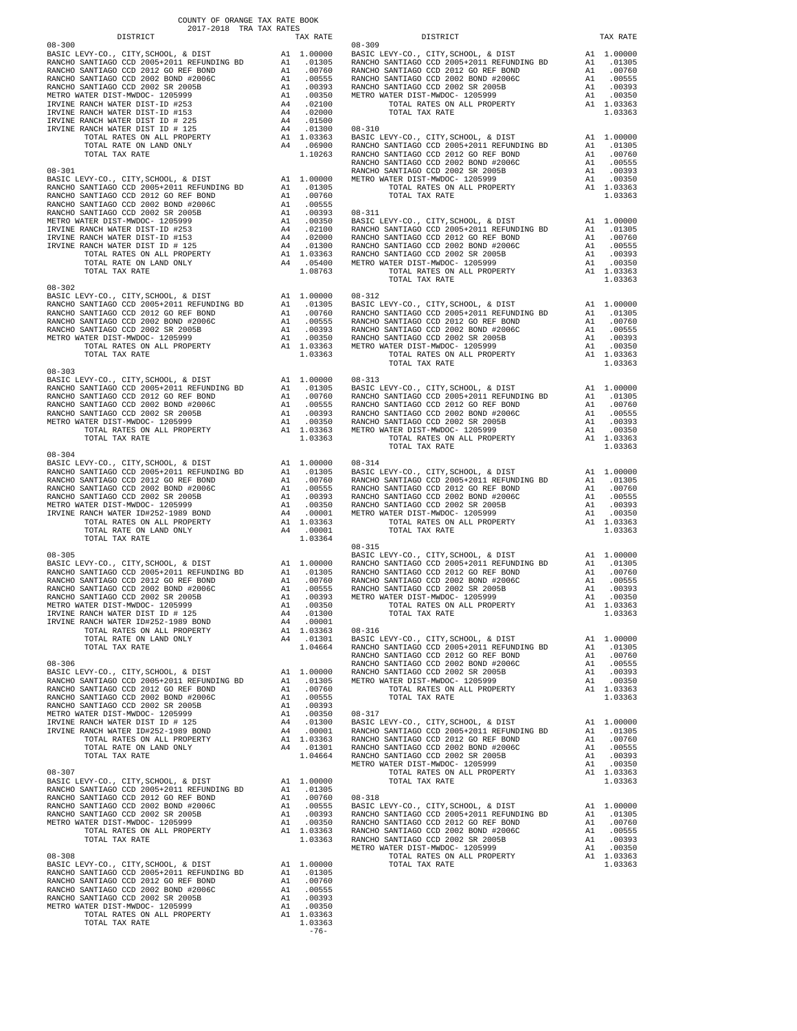COUNTY OF ORANGE TAX RATE BOOK
2017-2018 TRA TAX RATES

| DISTRICT | | TAX RATE |
|---|---|---|
| **08-300** | | |
| BASIC LEVY-CO., CITY,SCHOOL, & DIST | A1 | 1.00000 |
| RANCHO SANTIAGO CCD 2005+2011 REFUNDING BD | A1 | .01305 |
| RANCHO SANTIAGO CCD 2012 GO REF BOND | A1 | .00760 |
| RANCHO SANTIAGO CCD 2002 BOND #2006C | A1 | .00555 |
| RANCHO SANTIAGO CCD 2002 SR 2005B | A1 | .00393 |
| METRO WATER DIST-MWDOC- 1205999 | A1 | .00350 |
| IRVINE RANCH WATER DIST-ID #253 | A4 | .02100 |
| IRVINE RANCH WATER DIST-ID #153 | A4 | .02000 |
| IRVINE RANCH WATER DIST ID # 225 | A4 | .01500 |
| IRVINE RANCH WATER DIST ID # 125 | A4 | .01300 |
| TOTAL RATES ON ALL PROPERTY | A1 | 1.03363 |
| TOTAL RATE ON LAND ONLY | A4 | .06900 |
| TOTAL TAX RATE | | 1.10263 |
| **08-301** | | |
| BASIC LEVY-CO., CITY,SCHOOL, & DIST | A1 | 1.00000 |
| RANCHO SANTIAGO CCD 2005+2011 REFUNDING BD | A1 | .01305 |
| RANCHO SANTIAGO CCD 2012 GO REF BOND | A1 | .00760 |
| RANCHO SANTIAGO CCD 2002 BOND #2006C | A1 | .00555 |
| RANCHO SANTIAGO CCD 2002 SR 2005B | A1 | .00393 |
| METRO WATER DIST-MWDOC- 1205999 | A1 | .00350 |
| IRVINE RANCH WATER DIST-ID #253 | A4 | .02100 |
| IRVINE RANCH WATER DIST-ID #153 | A4 | .02000 |
| IRVINE RANCH WATER DIST ID # 125 | A4 | .01300 |
| TOTAL RATES ON ALL PROPERTY | A1 | 1.03363 |
| TOTAL RATE ON LAND ONLY | A4 | .05400 |
| TOTAL TAX RATE | | 1.08763 |
| **08-302** | | |
| BASIC LEVY-CO., CITY,SCHOOL, & DIST | A1 | 1.00000 |
| RANCHO SANTIAGO CCD 2005+2011 REFUNDING BD | A1 | .01305 |
| RANCHO SANTIAGO CCD 2012 GO REF BOND | A1 | .00760 |
| RANCHO SANTIAGO CCD 2002 BOND #2006C | A1 | .00555 |
| RANCHO SANTIAGO CCD 2002 SR 2005B | A1 | .00393 |
| METRO WATER DIST-MWDOC- 1205999 | A1 | .00350 |
| TOTAL RATES ON ALL PROPERTY | A1 | 1.03363 |
| TOTAL TAX RATE | | 1.03363 |
| **08-303** | | |
| BASIC LEVY-CO., CITY,SCHOOL, & DIST | A1 | 1.00000 |
| RANCHO SANTIAGO CCD 2005+2011 REFUNDING BD | A1 | .01305 |
| RANCHO SANTIAGO CCD 2012 GO REF BOND | A1 | .00760 |
| RANCHO SANTIAGO CCD 2002 BOND #2006C | A1 | .00555 |
| RANCHO SANTIAGO CCD 2002 SR 2005B | A1 | .00393 |
| METRO WATER DIST-MWDOC- 1205999 | A1 | .00350 |
| TOTAL RATES ON ALL PROPERTY | A1 | 1.03363 |
| TOTAL TAX RATE | | 1.03363 |
| **08-304** | | |
| BASIC LEVY-CO., CITY,SCHOOL, & DIST | A1 | 1.00000 |
| RANCHO SANTIAGO CCD 2005+2011 REFUNDING BD | A1 | .01305 |
| RANCHO SANTIAGO CCD 2012 GO REF BOND | A1 | .00760 |
| RANCHO SANTIAGO CCD 2002 BOND #2006C | A1 | .00555 |
| RANCHO SANTIAGO CCD 2002 SR 2005B | A1 | .00393 |
| METRO WATER DIST-MWDOC- 1205999 | A1 | .00350 |
| IRVINE RANCH WATER ID#252-1989 BOND | A4 | .00001 |
| TOTAL RATES ON ALL PROPERTY | A1 | 1.03363 |
| TOTAL RATE ON LAND ONLY | A4 | .00001 |
| TOTAL TAX RATE | | 1.03364 |
| **08-305** | | |
| BASIC LEVY-CO., CITY,SCHOOL, & DIST | A1 | 1.00000 |
| RANCHO SANTIAGO CCD 2005+2011 REFUNDING BD | A1 | .01305 |
| RANCHO SANTIAGO CCD 2012 GO REF BOND | A1 | .00760 |
| RANCHO SANTIAGO CCD 2002 BOND #2006C | A1 | .00555 |
| RANCHO SANTIAGO CCD 2002 SR 2005B | A1 | .00393 |
| METRO WATER DIST-MWDOC- 1205999 | A1 | .00350 |
| IRVINE RANCH WATER DIST ID # 125 | A4 | .01300 |
| IRVINE RANCH WATER ID#252-1989 BOND | A4 | .00001 |
| TOTAL RATES ON ALL PROPERTY | A1 | 1.03363 |
| TOTAL RATE ON LAND ONLY | A4 | .01301 |
| TOTAL TAX RATE | | 1.04664 |
| **08-306** | | |
| BASIC LEVY-CO., CITY,SCHOOL, & DIST | A1 | 1.00000 |
| RANCHO SANTIAGO CCD 2005+2011 REFUNDING BD | A1 | .01305 |
| RANCHO SANTIAGO CCD 2012 GO REF BOND | A1 | .00760 |
| RANCHO SANTIAGO CCD 2002 BOND #2006C | A1 | .00555 |
| RANCHO SANTIAGO CCD 2002 SR 2005B | A1 | .00393 |
| METRO WATER DIST-MWDOC- 1205999 | A1 | .00350 |
| IRVINE RANCH WATER DIST ID # 125 | A4 | .01300 |
| IRVINE RANCH WATER ID#252-1989 BOND | A4 | .00001 |
| TOTAL RATES ON ALL PROPERTY | A1 | 1.03363 |
| TOTAL RATE ON LAND ONLY | A4 | .01301 |
| TOTAL TAX RATE | | 1.04664 |
| **08-307** | | |
| BASIC LEVY-CO., CITY,SCHOOL, & DIST | A1 | 1.00000 |
| RANCHO SANTIAGO CCD 2005+2011 REFUNDING BD | A1 | .01305 |
| RANCHO SANTIAGO CCD 2012 GO REF BOND | A1 | .00760 |
| RANCHO SANTIAGO CCD 2002 BOND #2006C | A1 | .00555 |
| RANCHO SANTIAGO CCD 2002 SR 2005B | A1 | .00393 |
| METRO WATER DIST-MWDOC- 1205999 | A1 | .00350 |
| TOTAL RATES ON ALL PROPERTY | A1 | 1.03363 |
| TOTAL TAX RATE | | 1.03363 |
| **08-308** | | |
| BASIC LEVY-CO., CITY,SCHOOL, & DIST | A1 | 1.00000 |
| RANCHO SANTIAGO CCD 2005+2011 REFUNDING BD | A1 | .01305 |
| RANCHO SANTIAGO CCD 2012 GO REF BOND | A1 | .00760 |
| RANCHO SANTIAGO CCD 2002 BOND #2006C | A1 | .00555 |
| RANCHO SANTIAGO CCD 2002 SR 2005B | A1 | .00393 |
| METRO WATER DIST-MWDOC- 1205999 | A1 | .00350 |
| TOTAL RATES ON ALL PROPERTY | A1 | 1.03363 |
| TOTAL TAX RATE | | 1.03363 |
| **08-309** | | |
| BASIC LEVY-CO., CITY,SCHOOL, & DIST | A1 | 1.00000 |
| RANCHO SANTIAGO CCD 2005+2011 REFUNDING BD | A1 | .01305 |
| RANCHO SANTIAGO CCD 2012 GO REF BOND | A1 | .00760 |
| RANCHO SANTIAGO CCD 2002 BOND #2006C | A1 | .00555 |
| RANCHO SANTIAGO CCD 2002 SR 2005B | A1 | .00393 |
| METRO WATER DIST-MWDOC- 1205999 | A1 | .00350 |
| TOTAL RATES ON ALL PROPERTY | A1 | 1.03363 |
| TOTAL TAX RATE | | 1.03363 |
| **08-310** | | |
| BASIC LEVY-CO., CITY,SCHOOL, & DIST | A1 | 1.00000 |
| RANCHO SANTIAGO CCD 2005+2011 REFUNDING BD | A1 | .01305 |
| RANCHO SANTIAGO CCD 2012 GO REF BOND | A1 | .00760 |
| RANCHO SANTIAGO CCD 2002 BOND #2006C | A1 | .00555 |
| RANCHO SANTIAGO CCD 2002 SR 2005B | A1 | .00393 |
| METRO WATER DIST-MWDOC- 1205999 | A1 | .00350 |
| TOTAL RATES ON ALL PROPERTY | A1 | 1.03363 |
| TOTAL TAX RATE | | 1.03363 |
| **08-311** | | |
| BASIC LEVY-CO., CITY,SCHOOL, & DIST | A1 | 1.00000 |
| RANCHO SANTIAGO CCD 2005+2011 REFUNDING BD | A1 | .01305 |
| RANCHO SANTIAGO CCD 2012 GO REF BOND | A1 | .00760 |
| RANCHO SANTIAGO CCD 2002 BOND #2006C | A1 | .00555 |
| RANCHO SANTIAGO CCD 2002 SR 2005B | A1 | .00393 |
| METRO WATER DIST-MWDOC- 1205999 | A1 | .00350 |
| TOTAL RATES ON ALL PROPERTY | A1 | 1.03363 |
| TOTAL TAX RATE | | 1.03363 |
| **08-312** | | |
| BASIC LEVY-CO., CITY,SCHOOL, & DIST | A1 | 1.00000 |
| RANCHO SANTIAGO CCD 2005+2011 REFUNDING BD | A1 | .01305 |
| RANCHO SANTIAGO CCD 2012 GO REF BOND | A1 | .00760 |
| RANCHO SANTIAGO CCD 2002 BOND #2006C | A1 | .00555 |
| RANCHO SANTIAGO CCD 2002 SR 2005B | A1 | .00393 |
| METRO WATER DIST-MWDOC- 1205999 | A1 | .00350 |
| TOTAL RATES ON ALL PROPERTY | A1 | 1.03363 |
| TOTAL TAX RATE | | 1.03363 |
| **08-313** | | |
| BASIC LEVY-CO., CITY,SCHOOL, & DIST | A1 | 1.00000 |
| RANCHO SANTIAGO CCD 2005+2011 REFUNDING BD | A1 | .01305 |
| RANCHO SANTIAGO CCD 2012 GO REF BOND | A1 | .00760 |
| RANCHO SANTIAGO CCD 2002 BOND #2006C | A1 | .00555 |
| RANCHO SANTIAGO CCD 2002 SR 2005B | A1 | .00393 |
| METRO WATER DIST-MWDOC- 1205999 | A1 | .00350 |
| TOTAL RATES ON ALL PROPERTY | A1 | 1.03363 |
| TOTAL TAX RATE | | 1.03363 |
| **08-314** | | |
| BASIC LEVY-CO., CITY,SCHOOL, & DIST | A1 | 1.00000 |
| RANCHO SANTIAGO CCD 2005+2011 REFUNDING BD | A1 | .01305 |
| RANCHO SANTIAGO CCD 2012 GO REF BOND | A1 | .00760 |
| RANCHO SANTIAGO CCD 2002 BOND #2006C | A1 | .00555 |
| RANCHO SANTIAGO CCD 2002 SR 2005B | A1 | .00393 |
| METRO WATER DIST-MWDOC- 1205999 | A1 | .00350 |
| TOTAL RATES ON ALL PROPERTY | A1 | 1.03363 |
| TOTAL TAX RATE | | 1.03363 |
| **08-315** | | |
| BASIC LEVY-CO., CITY,SCHOOL, & DIST | A1 | 1.00000 |
| RANCHO SANTIAGO CCD 2005+2011 REFUNDING BD | A1 | .01305 |
| RANCHO SANTIAGO CCD 2012 GO REF BOND | A1 | .00760 |
| RANCHO SANTIAGO CCD 2002 BOND #2006C | A1 | .00555 |
| RANCHO SANTIAGO CCD 2002 SR 2005B | A1 | .00393 |
| METRO WATER DIST-MWDOC- 1205999 | A1 | .00350 |
| TOTAL RATES ON ALL PROPERTY | A1 | 1.03363 |
| TOTAL TAX RATE | | 1.03363 |
| **08-316** | | |
| BASIC LEVY-CO., CITY,SCHOOL, & DIST | A1 | 1.00000 |
| RANCHO SANTIAGO CCD 2005+2011 REFUNDING BD | A1 | .01305 |
| RANCHO SANTIAGO CCD 2012 GO REF BOND | A1 | .00760 |
| RANCHO SANTIAGO CCD 2002 BOND #2006C | A1 | .00555 |
| RANCHO SANTIAGO CCD 2002 SR 2005B | A1 | .00393 |
| METRO WATER DIST-MWDOC- 1205999 | A1 | .00350 |
| TOTAL RATES ON ALL PROPERTY | A1 | 1.03363 |
| TOTAL TAX RATE | | 1.03363 |
| **08-317** | | |
| BASIC LEVY-CO., CITY,SCHOOL, & DIST | A1 | 1.00000 |
| RANCHO SANTIAGO CCD 2005+2011 REFUNDING BD | A1 | .01305 |
| RANCHO SANTIAGO CCD 2012 GO REF BOND | A1 | .00760 |
| RANCHO SANTIAGO CCD 2002 BOND #2006C | A1 | .00555 |
| RANCHO SANTIAGO CCD 2002 SR 2005B | A1 | .00393 |
| METRO WATER DIST-MWDOC- 1205999 | A1 | .00350 |
| TOTAL RATES ON ALL PROPERTY | A1 | 1.03363 |
| TOTAL TAX RATE | | 1.03363 |
| **08-318** | | |
| BASIC LEVY-CO., CITY,SCHOOL, & DIST | A1 | 1.00000 |
| RANCHO SANTIAGO CCD 2005+2011 REFUNDING BD | A1 | .01305 |
| RANCHO SANTIAGO CCD 2012 GO REF BOND | A1 | .00760 |
| RANCHO SANTIAGO CCD 2002 BOND #2006C | A1 | .00555 |
| RANCHO SANTIAGO CCD 2002 SR 2005B | A1 | .00393 |
| METRO WATER DIST-MWDOC- 1205999 | A1 | .00350 |
| TOTAL RATES ON ALL PROPERTY | A1 | 1.03363 |
| TOTAL TAX RATE | | 1.03363 |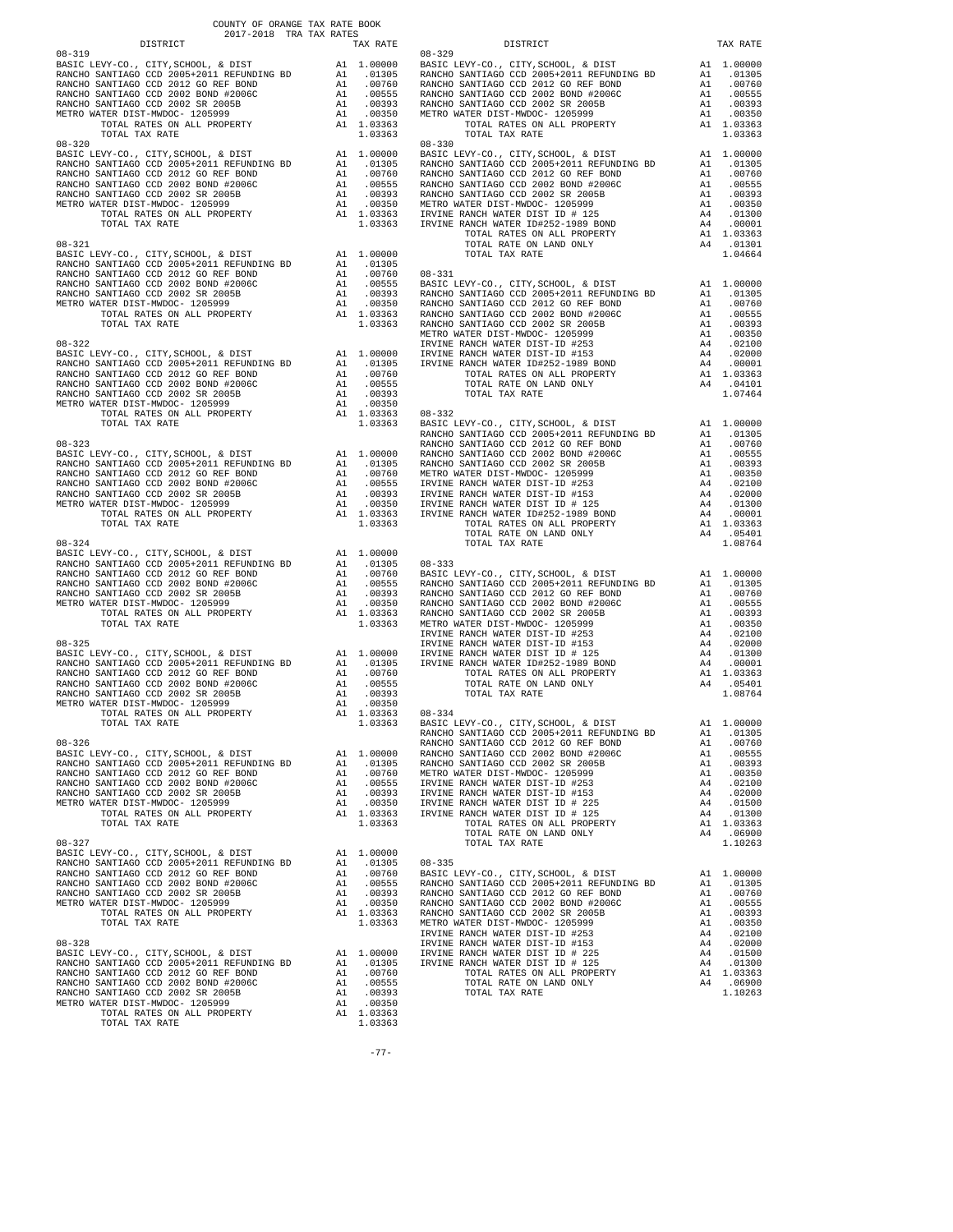COUNTY OF ORANGE TAX RATE BOOK
2017-2018 TRA TAX RATES

| DISTRICT | | TAX RATE |
|---|---|---|
| **08-319** | | |
| BASIC LEVY-CO., CITY,SCHOOL, & DIST | A1 | 1.00000 |
| RANCHO SANTIAGO CCD 2005+2011 REFUNDING BD | A1 | .01305 |
| RANCHO SANTIAGO CCD 2012 GO REF BOND | A1 | .00760 |
| RANCHO SANTIAGO CCD 2002 BOND #2006C | A1 | .00555 |
| RANCHO SANTIAGO CCD 2002 SR 2005B | A1 | .00393 |
| METRO WATER DIST-MWDOC- 1205999 | A1 | .00350 |
| TOTAL RATES ON ALL PROPERTY | A1 | 1.03363 |
| TOTAL TAX RATE | | 1.03363 |
| **08-320** | | |
| BASIC LEVY-CO., CITY,SCHOOL, & DIST | A1 | 1.00000 |
| RANCHO SANTIAGO CCD 2005+2011 REFUNDING BD | A1 | .01305 |
| RANCHO SANTIAGO CCD 2012 GO REF BOND | A1 | .00760 |
| RANCHO SANTIAGO CCD 2002 BOND #2006C | A1 | .00555 |
| RANCHO SANTIAGO CCD 2002 SR 2005B | A1 | .00393 |
| METRO WATER DIST-MWDOC- 1205999 | A1 | .00350 |
| TOTAL RATES ON ALL PROPERTY | A1 | 1.03363 |
| TOTAL TAX RATE | | 1.03363 |
| **08-321** | | |
| BASIC LEVY-CO., CITY,SCHOOL, & DIST | A1 | 1.00000 |
| RANCHO SANTIAGO CCD 2005+2011 REFUNDING BD | A1 | .01305 |
| RANCHO SANTIAGO CCD 2012 GO REF BOND | A1 | .00760 |
| RANCHO SANTIAGO CCD 2002 BOND #2006C | A1 | .00555 |
| RANCHO SANTIAGO CCD 2002 SR 2005B | A1 | .00393 |
| METRO WATER DIST-MWDOC- 1205999 | A1 | .00350 |
| TOTAL RATES ON ALL PROPERTY | A1 | 1.03363 |
| TOTAL TAX RATE | | 1.03363 |
| **08-322** | | |
| BASIC LEVY-CO., CITY,SCHOOL, & DIST | A1 | 1.00000 |
| RANCHO SANTIAGO CCD 2005+2011 REFUNDING BD | A1 | .01305 |
| RANCHO SANTIAGO CCD 2012 GO REF BOND | A1 | .00760 |
| RANCHO SANTIAGO CCD 2002 BOND #2006C | A1 | .00555 |
| RANCHO SANTIAGO CCD 2002 SR 2005B | A1 | .00393 |
| METRO WATER DIST-MWDOC- 1205999 | A1 | .00350 |
| TOTAL RATES ON ALL PROPERTY | A1 | 1.03363 |
| TOTAL TAX RATE | | 1.03363 |
| **08-323** | | |
| BASIC LEVY-CO., CITY,SCHOOL, & DIST | A1 | 1.00000 |
| RANCHO SANTIAGO CCD 2005+2011 REFUNDING BD | A1 | .01305 |
| RANCHO SANTIAGO CCD 2012 GO REF BOND | A1 | .00760 |
| RANCHO SANTIAGO CCD 2002 BOND #2006C | A1 | .00555 |
| RANCHO SANTIAGO CCD 2002 SR 2005B | A1 | .00393 |
| METRO WATER DIST-MWDOC- 1205999 | A1 | .00350 |
| TOTAL RATES ON ALL PROPERTY | A1 | 1.03363 |
| TOTAL TAX RATE | | 1.03363 |
| **08-324** | | |
| BASIC LEVY-CO., CITY,SCHOOL, & DIST | A1 | 1.00000 |
| RANCHO SANTIAGO CCD 2005+2011 REFUNDING BD | A1 | .01305 |
| RANCHO SANTIAGO CCD 2012 GO REF BOND | A1 | .00760 |
| RANCHO SANTIAGO CCD 2002 BOND #2006C | A1 | .00555 |
| RANCHO SANTIAGO CCD 2002 SR 2005B | A1 | .00393 |
| METRO WATER DIST-MWDOC- 1205999 | A1 | .00350 |
| TOTAL RATES ON ALL PROPERTY | A1 | 1.03363 |
| TOTAL TAX RATE | | 1.03363 |
| **08-325** | | |
| BASIC LEVY-CO., CITY,SCHOOL, & DIST | A1 | 1.00000 |
| RANCHO SANTIAGO CCD 2005+2011 REFUNDING BD | A1 | .01305 |
| RANCHO SANTIAGO CCD 2012 GO REF BOND | A1 | .00760 |
| RANCHO SANTIAGO CCD 2002 BOND #2006C | A1 | .00555 |
| RANCHO SANTIAGO CCD 2002 SR 2005B | A1 | .00393 |
| METRO WATER DIST-MWDOC- 1205999 | A1 | .00350 |
| TOTAL RATES ON ALL PROPERTY | A1 | 1.03363 |
| TOTAL TAX RATE | | 1.03363 |
| **08-326** | | |
| BASIC LEVY-CO., CITY,SCHOOL, & DIST | A1 | 1.00000 |
| RANCHO SANTIAGO CCD 2005+2011 REFUNDING BD | A1 | .01305 |
| RANCHO SANTIAGO CCD 2012 GO REF BOND | A1 | .00760 |
| RANCHO SANTIAGO CCD 2002 BOND #2006C | A1 | .00555 |
| RANCHO SANTIAGO CCD 2002 SR 2005B | A1 | .00393 |
| METRO WATER DIST-MWDOC- 1205999 | A1 | .00350 |
| TOTAL RATES ON ALL PROPERTY | A1 | 1.03363 |
| TOTAL TAX RATE | | 1.03363 |
| **08-327** | | |
| BASIC LEVY-CO., CITY,SCHOOL, & DIST | A1 | 1.00000 |
| RANCHO SANTIAGO CCD 2005+2011 REFUNDING BD | A1 | .01305 |
| RANCHO SANTIAGO CCD 2012 GO REF BOND | A1 | .00760 |
| RANCHO SANTIAGO CCD 2002 BOND #2006C | A1 | .00555 |
| RANCHO SANTIAGO CCD 2002 SR 2005B | A1 | .00393 |
| METRO WATER DIST-MWDOC- 1205999 | A1 | .00350 |
| TOTAL RATES ON ALL PROPERTY | A1 | 1.03363 |
| TOTAL TAX RATE | | 1.03363 |
| **08-328** | | |
| BASIC LEVY-CO., CITY,SCHOOL, & DIST | A1 | 1.00000 |
| RANCHO SANTIAGO CCD 2005+2011 REFUNDING BD | A1 | .01305 |
| RANCHO SANTIAGO CCD 2012 GO REF BOND | A1 | .00760 |
| RANCHO SANTIAGO CCD 2002 BOND #2006C | A1 | .00555 |
| RANCHO SANTIAGO CCD 2002 SR 2005B | A1 | .00393 |
| METRO WATER DIST-MWDOC- 1205999 | A1 | .00350 |
| TOTAL RATES ON ALL PROPERTY | A1 | 1.03363 |
| TOTAL TAX RATE | | 1.03363 |
| **08-329** | | |
| BASIC LEVY-CO., CITY,SCHOOL, & DIST | A1 | 1.00000 |
| RANCHO SANTIAGO CCD 2005+2011 REFUNDING BD | A1 | .01305 |
| RANCHO SANTIAGO CCD 2012 GO REF BOND | A1 | .00760 |
| RANCHO SANTIAGO CCD 2002 BOND #2006C | A1 | .00555 |
| RANCHO SANTIAGO CCD 2002 SR 2005B | A1 | .00393 |
| METRO WATER DIST-MWDOC- 1205999 | A1 | .00350 |
| TOTAL RATES ON ALL PROPERTY | A1 | 1.03363 |
| TOTAL TAX RATE | | 1.03363 |
| **08-330** | | |
| BASIC LEVY-CO., CITY,SCHOOL, & DIST | A1 | 1.00000 |
| RANCHO SANTIAGO CCD 2005+2011 REFUNDING BD | A1 | .01305 |
| RANCHO SANTIAGO CCD 2012 GO REF BOND | A1 | .00760 |
| RANCHO SANTIAGO CCD 2002 BOND #2006C | A1 | .00555 |
| RANCHO SANTIAGO CCD 2002 SR 2005B | A1 | .00393 |
| METRO WATER DIST-MWDOC- 1205999 | A1 | .00350 |
| IRVINE RANCH WATER DIST ID # 125 | A4 | .01300 |
| IRVINE RANCH WATER ID#252-1989 BOND | A4 | .00001 |
| TOTAL RATES ON ALL PROPERTY | A1 | 1.03363 |
| TOTAL RATE ON LAND ONLY | A4 | .01301 |
| TOTAL TAX RATE | | 1.04664 |
| **08-331** | | |
| BASIC LEVY-CO., CITY,SCHOOL, & DIST | A1 | 1.00000 |
| RANCHO SANTIAGO CCD 2005+2011 REFUNDING BD | A1 | .01305 |
| RANCHO SANTIAGO CCD 2012 GO REF BOND | A1 | .00760 |
| RANCHO SANTIAGO CCD 2002 BOND #2006C | A1 | .00555 |
| RANCHO SANTIAGO CCD 2002 SR 2005B | A1 | .00393 |
| METRO WATER DIST-MWDOC- 1205999 | A1 | .00350 |
| IRVINE RANCH WATER DIST-ID #253 | A4 | .02100 |
| IRVINE RANCH WATER DIST-ID #153 | A4 | .02000 |
| IRVINE RANCH WATER ID#252-1989 BOND | A4 | .00001 |
| TOTAL RATES ON ALL PROPERTY | A1 | 1.03363 |
| TOTAL RATE ON LAND ONLY | A4 | .04101 |
| TOTAL TAX RATE | | 1.07464 |
| **08-332** | | |
| BASIC LEVY-CO., CITY,SCHOOL, & DIST | A1 | 1.00000 |
| RANCHO SANTIAGO CCD 2005+2011 REFUNDING BD | A1 | .01305 |
| RANCHO SANTIAGO CCD 2012 GO REF BOND | A1 | .00760 |
| RANCHO SANTIAGO CCD 2002 BOND #2006C | A1 | .00555 |
| RANCHO SANTIAGO CCD 2002 SR 2005B | A1 | .00393 |
| METRO WATER DIST-MWDOC- 1205999 | A1 | .00350 |
| IRVINE RANCH WATER DIST-ID #253 | A4 | .02100 |
| IRVINE RANCH WATER DIST-ID #153 | A4 | .02000 |
| IRVINE RANCH WATER DIST ID # 125 | A4 | .01300 |
| IRVINE RANCH WATER ID#252-1989 BOND | A4 | .00001 |
| TOTAL RATES ON ALL PROPERTY | A1 | 1.03363 |
| TOTAL RATE ON LAND ONLY | A4 | .05401 |
| TOTAL TAX RATE | | 1.08764 |
| **08-333** | | |
| BASIC LEVY-CO., CITY,SCHOOL, & DIST | A1 | 1.00000 |
| RANCHO SANTIAGO CCD 2005+2011 REFUNDING BD | A1 | .01305 |
| RANCHO SANTIAGO CCD 2012 GO REF BOND | A1 | .00760 |
| RANCHO SANTIAGO CCD 2002 BOND #2006C | A1 | .00555 |
| RANCHO SANTIAGO CCD 2002 SR 2005B | A1 | .00393 |
| METRO WATER DIST-MWDOC- 1205999 | A1 | .00350 |
| IRVINE RANCH WATER DIST-ID #253 | A4 | .02100 |
| IRVINE RANCH WATER DIST-ID #153 | A4 | .02000 |
| IRVINE RANCH WATER DIST ID # 125 | A4 | .01300 |
| IRVINE RANCH WATER ID#252-1989 BOND | A4 | .00001 |
| TOTAL RATES ON ALL PROPERTY | A1 | 1.03363 |
| TOTAL RATE ON LAND ONLY | A4 | .05401 |
| TOTAL TAX RATE | | 1.08764 |
| **08-334** | | |
| BASIC LEVY-CO., CITY,SCHOOL, & DIST | A1 | 1.00000 |
| RANCHO SANTIAGO CCD 2005+2011 REFUNDING BD | A1 | .01305 |
| RANCHO SANTIAGO CCD 2012 GO REF BOND | A1 | .00760 |
| RANCHO SANTIAGO CCD 2002 BOND #2006C | A1 | .00555 |
| RANCHO SANTIAGO CCD 2002 SR 2005B | A1 | .00393 |
| METRO WATER DIST-MWDOC- 1205999 | A1 | .00350 |
| IRVINE RANCH WATER DIST-ID #253 | A4 | .02100 |
| IRVINE RANCH WATER DIST-ID #153 | A4 | .02000 |
| IRVINE RANCH WATER DIST ID # 225 | A4 | .01500 |
| IRVINE RANCH WATER DIST ID # 125 | A4 | .01300 |
| TOTAL RATES ON ALL PROPERTY | A1 | 1.03363 |
| TOTAL RATE ON LAND ONLY | A4 | .06900 |
| TOTAL TAX RATE | | 1.10263 |
| **08-335** | | |
| BASIC LEVY-CO., CITY,SCHOOL, & DIST | A1 | 1.00000 |
| RANCHO SANTIAGO CCD 2005+2011 REFUNDING BD | A1 | .01305 |
| RANCHO SANTIAGO CCD 2012 GO REF BOND | A1 | .00760 |
| RANCHO SANTIAGO CCD 2002 BOND #2006C | A1 | .00555 |
| RANCHO SANTIAGO CCD 2002 SR 2005B | A1 | .00393 |
| METRO WATER DIST-MWDOC- 1205999 | A1 | .00350 |
| IRVINE RANCH WATER DIST-ID #253 | A4 | .02100 |
| IRVINE RANCH WATER DIST-ID #153 | A4 | .02000 |
| IRVINE RANCH WATER DIST ID # 225 | A4 | .01500 |
| IRVINE RANCH WATER DIST ID # 125 | A4 | .01300 |
| TOTAL RATES ON ALL PROPERTY | A1 | 1.03363 |
| TOTAL RATE ON LAND ONLY | A4 | .06900 |
| TOTAL TAX RATE | | 1.10263 |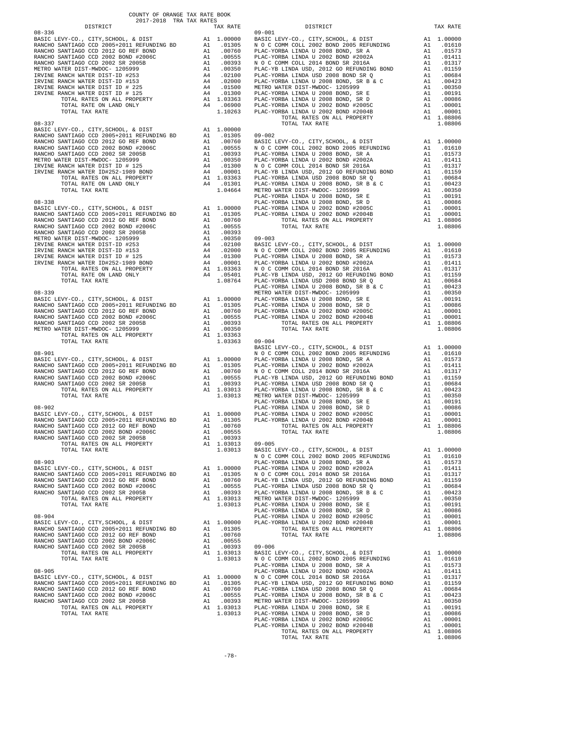COUNTY OF ORANGE TAX RATE BOOK
2017-2018 TRA TAX RATES

**08-336**

| DISTRICT | | TAX RATE |
|---|---|---|
| BASIC LEVY-CO., CITY,SCHOOL, & DIST | A1 | 1.00000 |
| RANCHO SANTIAGO CCD 2005+2011 REFUNDING BD | A1 | .01305 |
| RANCHO SANTIAGO CCD 2012 GO REF BOND | A1 | .00760 |
| RANCHO SANTIAGO CCD 2002 BOND #2006C | A1 | .00555 |
| RANCHO SANTIAGO CCD 2002 SR 2005B | A1 | .00393 |
| METRO WATER DIST-MWDOC- 1205999 | A1 | .00350 |
| IRVINE RANCH WATER DIST-ID #253 | A4 | .02100 |
| IRVINE RANCH WATER DIST-ID #153 | A4 | .02000 |
| IRVINE RANCH WATER DIST ID # 225 | A4 | .01500 |
| IRVINE RANCH WATER DIST ID # 125 | A4 | .01300 |
| TOTAL RATES ON ALL PROPERTY | A1 | 1.03363 |
| TOTAL RATE ON LAND ONLY | A4 | .06900 |
| TOTAL TAX RATE | | 1.10263 |

**08-337**

| DISTRICT | | TAX RATE |
|---|---|---|
| BASIC LEVY-CO., CITY,SCHOOL, & DIST | A1 | 1.00000 |
| RANCHO SANTIAGO CCD 2005+2011 REFUNDING BD | A1 | .01305 |
| RANCHO SANTIAGO CCD 2012 GO REF BOND | A1 | .00760 |
| RANCHO SANTIAGO CCD 2002 BOND #2006C | A1 | .00555 |
| RANCHO SANTIAGO CCD 2002 SR 2005B | A1 | .00393 |
| METRO WATER DIST-MWDOC- 1205999 | A1 | .00350 |
| IRVINE RANCH WATER DIST ID # 125 | A4 | .01300 |
| IRVINE RANCH WATER ID#252-1989 BOND | A4 | .00001 |
| TOTAL RATES ON ALL PROPERTY | A1 | 1.03363 |
| TOTAL RATE ON LAND ONLY | A4 | .01301 |
| TOTAL TAX RATE | | 1.04664 |

**08-338**

| DISTRICT | | TAX RATE |
|---|---|---|
| BASIC LEVY-CO., CITY,SCHOOL, & DIST | A1 | 1.00000 |
| RANCHO SANTIAGO CCD 2005+2011 REFUNDING BD | A1 | .01305 |
| RANCHO SANTIAGO CCD 2012 GO REF BOND | A1 | .00760 |
| RANCHO SANTIAGO CCD 2002 BOND #2006C | A1 | .00555 |
| RANCHO SANTIAGO CCD 2002 SR 2005B | A1 | .00393 |
| METRO WATER DIST-MWDOC- 1205999 | A1 | .00350 |
| IRVINE RANCH WATER DIST-ID #253 | A4 | .02100 |
| IRVINE RANCH WATER DIST-ID #153 | A4 | .02000 |
| IRVINE RANCH WATER DIST ID # 125 | A4 | .01300 |
| IRVINE RANCH WATER ID#252-1989 BOND | A4 | .00001 |
| TOTAL RATES ON ALL PROPERTY | A1 | 1.03363 |
| TOTAL RATE ON LAND ONLY | A4 | .05401 |
| TOTAL TAX RATE | | 1.08764 |

**08-339**

| DISTRICT | | TAX RATE |
|---|---|---|
| BASIC LEVY-CO., CITY,SCHOOL, & DIST | A1 | 1.00000 |
| RANCHO SANTIAGO CCD 2005+2011 REFUNDING BD | A1 | .01305 |
| RANCHO SANTIAGO CCD 2012 GO REF BOND | A1 | .00760 |
| RANCHO SANTIAGO CCD 2002 BOND #2006C | A1 | .00555 |
| RANCHO SANTIAGO CCD 2002 SR 2005B | A1 | .00393 |
| METRO WATER DIST-MWDOC- 1205999 | A1 | .00350 |
| TOTAL RATES ON ALL PROPERTY | A1 | 1.03363 |
| TOTAL TAX RATE | | 1.03363 |

**08-901, 08-902, 08-903, 08-904, 08-905** (each identical)

| DISTRICT | | TAX RATE |
|---|---|---|
| BASIC LEVY-CO., CITY,SCHOOL, & DIST | A1 | 1.00000 |
| RANCHO SANTIAGO CCD 2005+2011 REFUNDING BD | A1 | .01305 |
| RANCHO SANTIAGO CCD 2012 GO REF BOND | A1 | .00760 |
| RANCHO SANTIAGO CCD 2002 BOND #2006C | A1 | .00555 |
| RANCHO SANTIAGO CCD 2002 SR 2005B | A1 | .00393 |
| TOTAL RATES ON ALL PROPERTY | A1 | 1.03013 |
| TOTAL TAX RATE | | 1.03013 |

**09-001, 09-002, 09-003, 09-004, 09-005, 09-006** (each identical)

| DISTRICT | | TAX RATE |
|---|---|---|
| BASIC LEVY-CO., CITY,SCHOOL, & DIST | A1 | 1.00000 |
| N O C COMM COLL 2002 BOND 2005 REFUNDING | A1 | .01610 |
| PLAC-YORBA LINDA U 2008 BOND, SR A | A1 | .01573 |
| PLAC-YORBA LINDA U 2002 BOND #2002A | A1 | .01411 |
| N O C COMM COLL 2014 BOND SR 2016A | A1 | .01317 |
| PLAC-YB LINDA USD, 2012 GO REFUNDING BOND | A1 | .01159 |
| PLAC-YORBA LINDA USD 2008 BOND SR Q | A1 | .00684 |
| PLAC-YORBA LINDA U 2008 BOND, SR B & C | A1 | .00423 |
| METRO WATER DIST-MWDOC- 1205999 | A1 | .00350 |
| PLAC-YORBA LINDA U 2008 BOND, SR E | A1 | .00191 |
| PLAC-YORBA LINDA U 2008 BOND, SR D | A1 | .00086 |
| PLAC-YORBA LINDA U 2002 BOND #2005C | A1 | .00001 |
| PLAC-YORBA LINDA U 2002 BOND #2004B | A1 | .00001 |
| TOTAL RATES ON ALL PROPERTY | A1 | 1.08806 |
| TOTAL TAX RATE | | 1.08806 |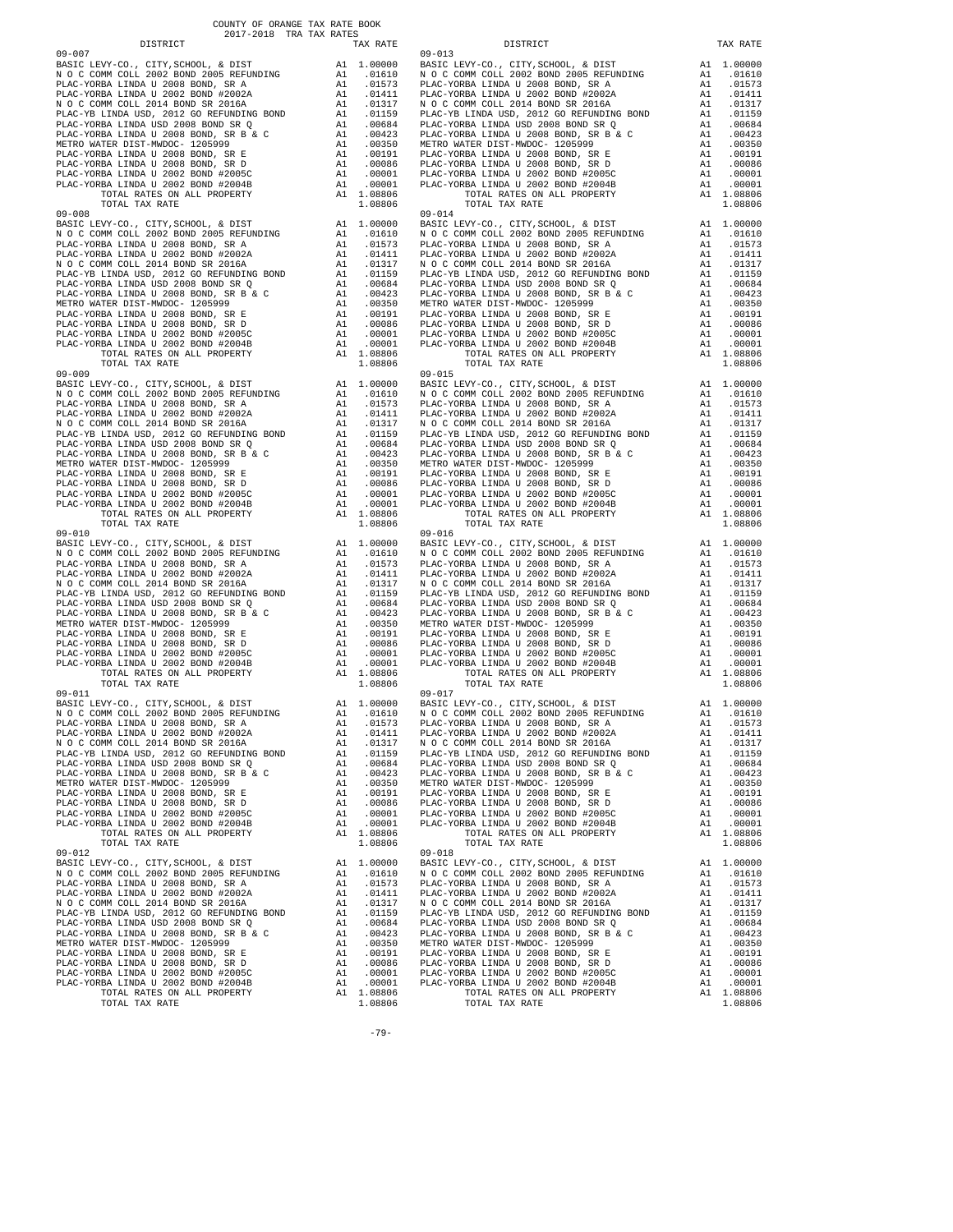COUNTY OF ORANGE TAX RATE BOOK
2017-2018 TRA TAX RATES

| DISTRICT | | TAX RATE |
|---|---|---|
| 09-007 | | |
| BASIC LEVY-CO., CITY,SCHOOL, & DIST | A1 | 1.00000 |
| N O C COMM COLL 2002 BOND 2005 REFUNDING | A1 | .01610 |
| PLAC-YORBA LINDA U 2008 BOND, SR A | A1 | .01573 |
| PLAC-YORBA LINDA U 2002 BOND #2002A | A1 | .01411 |
| N O C COMM COLL 2014 BOND SR 2016A | A1 | .01317 |
| PLAC-YB LINDA USD, 2012 GO REFUNDING BOND | A1 | .01159 |
| PLAC-YORBA LINDA USD 2008 BOND SR Q | A1 | .00684 |
| PLAC-YORBA LINDA U 2008 BOND, SR B & C | A1 | .00423 |
| METRO WATER DIST-MWDOC- 1205999 | A1 | .00350 |
| PLAC-YORBA LINDA U 2008 BOND, SR E | A1 | .00191 |
| PLAC-YORBA LINDA U 2008 BOND, SR D | A1 | .00086 |
| PLAC-YORBA LINDA U 2002 BOND #2005C | A1 | .00001 |
| PLAC-YORBA LINDA U 2002 BOND #2004B | A1 | .00001 |
| TOTAL RATES ON ALL PROPERTY | A1 | 1.08806 |
| TOTAL TAX RATE | | 1.08806 |
| 09-008 | | |
| BASIC LEVY-CO., CITY,SCHOOL, & DIST | A1 | 1.00000 |
| N O C COMM COLL 2002 BOND 2005 REFUNDING | A1 | .01610 |
| PLAC-YORBA LINDA U 2008 BOND, SR A | A1 | .01573 |
| PLAC-YORBA LINDA U 2002 BOND #2002A | A1 | .01411 |
| N O C COMM COLL 2014 BOND SR 2016A | A1 | .01317 |
| PLAC-YB LINDA USD, 2012 GO REFUNDING BOND | A1 | .01159 |
| PLAC-YORBA LINDA USD 2008 BOND SR Q | A1 | .00684 |
| PLAC-YORBA LINDA U 2008 BOND, SR B & C | A1 | .00423 |
| METRO WATER DIST-MWDOC- 1205999 | A1 | .00350 |
| PLAC-YORBA LINDA U 2008 BOND, SR E | A1 | .00191 |
| PLAC-YORBA LINDA U 2008 BOND, SR D | A1 | .00086 |
| PLAC-YORBA LINDA U 2002 BOND #2005C | A1 | .00001 |
| PLAC-YORBA LINDA U 2002 BOND #2004B | A1 | .00001 |
| TOTAL RATES ON ALL PROPERTY | A1 | 1.08806 |
| TOTAL TAX RATE | | 1.08806 |
| 09-009 | | |
| BASIC LEVY-CO., CITY,SCHOOL, & DIST | A1 | 1.00000 |
| N O C COMM COLL 2002 BOND 2005 REFUNDING | A1 | .01610 |
| PLAC-YORBA LINDA U 2008 BOND, SR A | A1 | .01573 |
| PLAC-YORBA LINDA U 2002 BOND #2002A | A1 | .01411 |
| N O C COMM COLL 2014 BOND SR 2016A | A1 | .01317 |
| PLAC-YB LINDA USD, 2012 GO REFUNDING BOND | A1 | .01159 |
| PLAC-YORBA LINDA USD 2008 BOND SR Q | A1 | .00684 |
| PLAC-YORBA LINDA U 2008 BOND, SR B & C | A1 | .00423 |
| METRO WATER DIST-MWDOC- 1205999 | A1 | .00350 |
| PLAC-YORBA LINDA U 2008 BOND, SR E | A1 | .00191 |
| PLAC-YORBA LINDA U 2008 BOND, SR D | A1 | .00086 |
| PLAC-YORBA LINDA U 2002 BOND #2005C | A1 | .00001 |
| PLAC-YORBA LINDA U 2002 BOND #2004B | A1 | .00001 |
| TOTAL RATES ON ALL PROPERTY | A1 | 1.08806 |
| TOTAL TAX RATE | | 1.08806 |
| 09-010 | | |
| BASIC LEVY-CO., CITY,SCHOOL, & DIST | A1 | 1.00000 |
| N O C COMM COLL 2002 BOND 2005 REFUNDING | A1 | .01610 |
| PLAC-YORBA LINDA U 2008 BOND, SR A | A1 | .01573 |
| PLAC-YORBA LINDA U 2002 BOND #2002A | A1 | .01411 |
| N O C COMM COLL 2014 BOND SR 2016A | A1 | .01317 |
| PLAC-YB LINDA USD, 2012 GO REFUNDING BOND | A1 | .01159 |
| PLAC-YORBA LINDA USD 2008 BOND SR Q | A1 | .00684 |
| PLAC-YORBA LINDA U 2008 BOND, SR B & C | A1 | .00423 |
| METRO WATER DIST-MWDOC- 1205999 | A1 | .00350 |
| PLAC-YORBA LINDA U 2008 BOND, SR E | A1 | .00191 |
| PLAC-YORBA LINDA U 2008 BOND, SR D | A1 | .00086 |
| PLAC-YORBA LINDA U 2002 BOND #2005C | A1 | .00001 |
| PLAC-YORBA LINDA U 2002 BOND #2004B | A1 | .00001 |
| TOTAL RATES ON ALL PROPERTY | A1 | 1.08806 |
| TOTAL TAX RATE | | 1.08806 |
| 09-011 | | |
| BASIC LEVY-CO., CITY,SCHOOL, & DIST | A1 | 1.00000 |
| N O C COMM COLL 2002 BOND 2005 REFUNDING | A1 | .01610 |
| PLAC-YORBA LINDA U 2008 BOND, SR A | A1 | .01573 |
| PLAC-YORBA LINDA U 2002 BOND #2002A | A1 | .01411 |
| N O C COMM COLL 2014 BOND SR 2016A | A1 | .01317 |
| PLAC-YB LINDA USD, 2012 GO REFUNDING BOND | A1 | .01159 |
| PLAC-YORBA LINDA USD 2008 BOND SR Q | A1 | .00684 |
| PLAC-YORBA LINDA U 2008 BOND, SR B & C | A1 | .00423 |
| METRO WATER DIST-MWDOC- 1205999 | A1 | .00350 |
| PLAC-YORBA LINDA U 2008 BOND, SR E | A1 | .00191 |
| PLAC-YORBA LINDA U 2008 BOND, SR D | A1 | .00086 |
| PLAC-YORBA LINDA U 2002 BOND #2005C | A1 | .00001 |
| PLAC-YORBA LINDA U 2002 BOND #2004B | A1 | .00001 |
| TOTAL RATES ON ALL PROPERTY | A1 | 1.08806 |
| TOTAL TAX RATE | | 1.08806 |
| 09-012 | | |
| BASIC LEVY-CO., CITY,SCHOOL, & DIST | A1 | 1.00000 |
| N O C COMM COLL 2002 BOND 2005 REFUNDING | A1 | .01610 |
| PLAC-YORBA LINDA U 2008 BOND, SR A | A1 | .01573 |
| PLAC-YORBA LINDA U 2002 BOND #2002A | A1 | .01411 |
| N O C COMM COLL 2014 BOND SR 2016A | A1 | .01317 |
| PLAC-YB LINDA USD, 2012 GO REFUNDING BOND | A1 | .01159 |
| PLAC-YORBA LINDA USD 2008 BOND SR Q | A1 | .00684 |
| PLAC-YORBA LINDA U 2008 BOND, SR B & C | A1 | .00423 |
| METRO WATER DIST-MWDOC- 1205999 | A1 | .00350 |
| PLAC-YORBA LINDA U 2008 BOND, SR E | A1 | .00191 |
| PLAC-YORBA LINDA U 2008 BOND, SR D | A1 | .00086 |
| PLAC-YORBA LINDA U 2002 BOND #2005C | A1 | .00001 |
| PLAC-YORBA LINDA U 2002 BOND #2004B | A1 | .00001 |
| TOTAL RATES ON ALL PROPERTY | A1 | 1.08806 |
| TOTAL TAX RATE | | 1.08806 |
| 09-013 | | |
| BASIC LEVY-CO., CITY,SCHOOL, & DIST | A1 | 1.00000 |
| N O C COMM COLL 2002 BOND 2005 REFUNDING | A1 | .01610 |
| PLAC-YORBA LINDA U 2008 BOND, SR A | A1 | .01573 |
| PLAC-YORBA LINDA U 2002 BOND #2002A | A1 | .01411 |
| N O C COMM COLL 2014 BOND SR 2016A | A1 | .01317 |
| PLAC-YB LINDA USD, 2012 GO REFUNDING BOND | A1 | .01159 |
| PLAC-YORBA LINDA USD 2008 BOND SR Q | A1 | .00684 |
| PLAC-YORBA LINDA U 2008 BOND, SR B & C | A1 | .00423 |
| METRO WATER DIST-MWDOC- 1205999 | A1 | .00350 |
| PLAC-YORBA LINDA U 2008 BOND, SR E | A1 | .00191 |
| PLAC-YORBA LINDA U 2008 BOND, SR D | A1 | .00086 |
| PLAC-YORBA LINDA U 2002 BOND #2005C | A1 | .00001 |
| PLAC-YORBA LINDA U 2002 BOND #2004B | A1 | .00001 |
| TOTAL RATES ON ALL PROPERTY | A1 | 1.08806 |
| TOTAL TAX RATE | | 1.08806 |
| 09-014 | | |
| BASIC LEVY-CO., CITY,SCHOOL, & DIST | A1 | 1.00000 |
| N O C COMM COLL 2002 BOND 2005 REFUNDING | A1 | .01610 |
| PLAC-YORBA LINDA U 2008 BOND, SR A | A1 | .01573 |
| PLAC-YORBA LINDA U 2002 BOND #2002A | A1 | .01411 |
| N O C COMM COLL 2014 BOND SR 2016A | A1 | .01317 |
| PLAC-YB LINDA USD, 2012 GO REFUNDING BOND | A1 | .01159 |
| PLAC-YORBA LINDA USD 2008 BOND SR Q | A1 | .00684 |
| PLAC-YORBA LINDA U 2008 BOND, SR B & C | A1 | .00423 |
| METRO WATER DIST-MWDOC- 1205999 | A1 | .00350 |
| PLAC-YORBA LINDA U 2008 BOND, SR E | A1 | .00191 |
| PLAC-YORBA LINDA U 2008 BOND, SR D | A1 | .00086 |
| PLAC-YORBA LINDA U 2002 BOND #2005C | A1 | .00001 |
| PLAC-YORBA LINDA U 2002 BOND #2004B | A1 | .00001 |
| TOTAL RATES ON ALL PROPERTY | A1 | 1.08806 |
| TOTAL TAX RATE | | 1.08806 |
| 09-015 | | |
| BASIC LEVY-CO., CITY,SCHOOL, & DIST | A1 | 1.00000 |
| N O C COMM COLL 2002 BOND 2005 REFUNDING | A1 | .01610 |
| PLAC-YORBA LINDA U 2008 BOND, SR A | A1 | .01573 |
| PLAC-YORBA LINDA U 2002 BOND #2002A | A1 | .01411 |
| N O C COMM COLL 2014 BOND SR 2016A | A1 | .01317 |
| PLAC-YB LINDA USD, 2012 GO REFUNDING BOND | A1 | .01159 |
| PLAC-YORBA LINDA USD 2008 BOND SR Q | A1 | .00684 |
| PLAC-YORBA LINDA U 2008 BOND, SR B & C | A1 | .00423 |
| METRO WATER DIST-MWDOC- 1205999 | A1 | .00350 |
| PLAC-YORBA LINDA U 2008 BOND, SR E | A1 | .00191 |
| PLAC-YORBA LINDA U 2008 BOND, SR D | A1 | .00086 |
| PLAC-YORBA LINDA U 2002 BOND #2005C | A1 | .00001 |
| PLAC-YORBA LINDA U 2002 BOND #2004B | A1 | .00001 |
| TOTAL RATES ON ALL PROPERTY | A1 | 1.08806 |
| TOTAL TAX RATE | | 1.08806 |
| 09-016 | | |
| BASIC LEVY-CO., CITY,SCHOOL, & DIST | A1 | 1.00000 |
| N O C COMM COLL 2002 BOND 2005 REFUNDING | A1 | .01610 |
| PLAC-YORBA LINDA U 2008 BOND, SR A | A1 | .01573 |
| PLAC-YORBA LINDA U 2002 BOND #2002A | A1 | .01411 |
| N O C COMM COLL 2014 BOND SR 2016A | A1 | .01317 |
| PLAC-YB LINDA USD, 2012 GO REFUNDING BOND | A1 | .01159 |
| PLAC-YORBA LINDA USD 2008 BOND SR Q | A1 | .00684 |
| PLAC-YORBA LINDA U 2008 BOND, SR B & C | A1 | .00423 |
| METRO WATER DIST-MWDOC- 1205999 | A1 | .00350 |
| PLAC-YORBA LINDA U 2008 BOND, SR E | A1 | .00191 |
| PLAC-YORBA LINDA U 2008 BOND, SR D | A1 | .00086 |
| PLAC-YORBA LINDA U 2002 BOND #2005C | A1 | .00001 |
| PLAC-YORBA LINDA U 2002 BOND #2004B | A1 | .00001 |
| TOTAL RATES ON ALL PROPERTY | A1 | 1.08806 |
| TOTAL TAX RATE | | 1.08806 |
| 09-017 | | |
| BASIC LEVY-CO., CITY,SCHOOL, & DIST | A1 | 1.00000 |
| N O C COMM COLL 2002 BOND 2005 REFUNDING | A1 | .01610 |
| PLAC-YORBA LINDA U 2008 BOND, SR A | A1 | .01573 |
| PLAC-YORBA LINDA U 2002 BOND #2002A | A1 | .01411 |
| N O C COMM COLL 2014 BOND SR 2016A | A1 | .01317 |
| PLAC-YB LINDA USD, 2012 GO REFUNDING BOND | A1 | .01159 |
| PLAC-YORBA LINDA USD 2008 BOND SR Q | A1 | .00684 |
| PLAC-YORBA LINDA U 2008 BOND, SR B & C | A1 | .00423 |
| METRO WATER DIST-MWDOC- 1205999 | A1 | .00350 |
| PLAC-YORBA LINDA U 2008 BOND, SR E | A1 | .00191 |
| PLAC-YORBA LINDA U 2008 BOND, SR D | A1 | .00086 |
| PLAC-YORBA LINDA U 2002 BOND #2005C | A1 | .00001 |
| PLAC-YORBA LINDA U 2002 BOND #2004B | A1 | .00001 |
| TOTAL RATES ON ALL PROPERTY | A1 | 1.08806 |
| TOTAL TAX RATE | | 1.08806 |
| 09-018 | | |
| BASIC LEVY-CO., CITY,SCHOOL, & DIST | A1 | 1.00000 |
| N O C COMM COLL 2002 BOND 2005 REFUNDING | A1 | .01610 |
| PLAC-YORBA LINDA U 2008 BOND, SR A | A1 | .01573 |
| PLAC-YORBA LINDA U 2002 BOND #2002A | A1 | .01411 |
| N O C COMM COLL 2014 BOND SR 2016A | A1 | .01317 |
| PLAC-YB LINDA USD, 2012 GO REFUNDING BOND | A1 | .01159 |
| PLAC-YORBA LINDA USD 2008 BOND SR Q | A1 | .00684 |
| PLAC-YORBA LINDA U 2008 BOND, SR B & C | A1 | .00423 |
| METRO WATER DIST-MWDOC- 1205999 | A1 | .00350 |
| PLAC-YORBA LINDA U 2008 BOND, SR E | A1 | .00191 |
| PLAC-YORBA LINDA U 2008 BOND, SR D | A1 | .00086 |
| PLAC-YORBA LINDA U 2002 BOND #2005C | A1 | .00001 |
| PLAC-YORBA LINDA U 2002 BOND #2004B | A1 | .00001 |
| TOTAL RATES ON ALL PROPERTY | A1 | 1.08806 |
| TOTAL TAX RATE | | 1.08806 |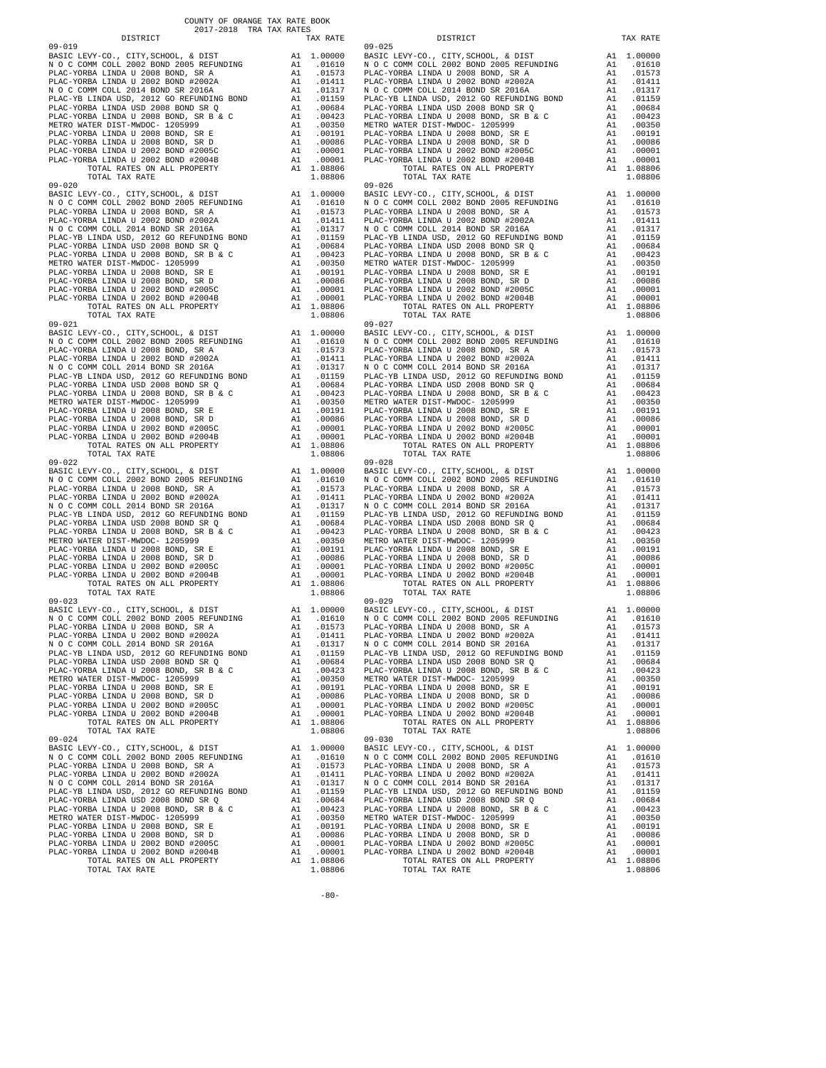COUNTY OF ORANGE TAX RATE BOOK
2017-2018 TRA TAX RATES

| DISTRICT | | TAX RATE |
|---|---|---|
| 09-019 | | |
| BASIC LEVY-CO., CITY,SCHOOL, & DIST | A1 | 1.00000 |
| N O C COMM COLL 2002 BOND 2005 REFUNDING | A1 | .01610 |
| PLAC-YORBA LINDA U 2008 BOND, SR A | A1 | .01573 |
| PLAC-YORBA LINDA U 2002 BOND #2002A | A1 | .01411 |
| N O C COMM COLL 2014 BOND SR 2016A | A1 | .01317 |
| PLAC-YB LINDA USD, 2012 GO REFUNDING BOND | A1 | .01159 |
| PLAC-YORBA LINDA USD 2008 BOND SR Q | A1 | .00684 |
| PLAC-YORBA LINDA U 2008 BOND, SR B & C | A1 | .00423 |
| METRO WATER DIST-MWDOC- 1205999 | A1 | .00350 |
| PLAC-YORBA LINDA U 2008 BOND, SR E | A1 | .00191 |
| PLAC-YORBA LINDA U 2008 BOND, SR D | A1 | .00086 |
| PLAC-YORBA LINDA U 2002 BOND #2005C | A1 | .00001 |
| PLAC-YORBA LINDA U 2002 BOND #2004B | A1 | .00001 |
| TOTAL RATES ON ALL PROPERTY | A1 | 1.08806 |
| TOTAL TAX RATE | | 1.08806 |
| 09-020 | | |
| BASIC LEVY-CO., CITY,SCHOOL, & DIST | A1 | 1.00000 |
| N O C COMM COLL 2002 BOND 2005 REFUNDING | A1 | .01610 |
| PLAC-YORBA LINDA U 2008 BOND, SR A | A1 | .01573 |
| PLAC-YORBA LINDA U 2002 BOND #2002A | A1 | .01411 |
| N O C COMM COLL 2014 BOND SR 2016A | A1 | .01317 |
| PLAC-YB LINDA USD, 2012 GO REFUNDING BOND | A1 | .01159 |
| PLAC-YORBA LINDA USD 2008 BOND SR Q | A1 | .00684 |
| PLAC-YORBA LINDA U 2008 BOND, SR B & C | A1 | .00423 |
| METRO WATER DIST-MWDOC- 1205999 | A1 | .00350 |
| PLAC-YORBA LINDA U 2008 BOND, SR E | A1 | .00191 |
| PLAC-YORBA LINDA U 2008 BOND, SR D | A1 | .00086 |
| PLAC-YORBA LINDA U 2002 BOND #2005C | A1 | .00001 |
| PLAC-YORBA LINDA U 2002 BOND #2004B | A1 | .00001 |
| TOTAL RATES ON ALL PROPERTY | A1 | 1.08806 |
| TOTAL TAX RATE | | 1.08806 |
| 09-021 | | |
| BASIC LEVY-CO., CITY,SCHOOL, & DIST | A1 | 1.00000 |
| N O C COMM COLL 2002 BOND 2005 REFUNDING | A1 | .01610 |
| PLAC-YORBA LINDA U 2008 BOND, SR A | A1 | .01573 |
| PLAC-YORBA LINDA U 2002 BOND #2002A | A1 | .01411 |
| N O C COMM COLL 2014 BOND SR 2016A | A1 | .01317 |
| PLAC-YB LINDA USD, 2012 GO REFUNDING BOND | A1 | .01159 |
| PLAC-YORBA LINDA USD 2008 BOND SR Q | A1 | .00684 |
| PLAC-YORBA LINDA U 2008 BOND, SR B & C | A1 | .00423 |
| METRO WATER DIST-MWDOC- 1205999 | A1 | .00350 |
| PLAC-YORBA LINDA U 2008 BOND, SR E | A1 | .00191 |
| PLAC-YORBA LINDA U 2008 BOND, SR D | A1 | .00086 |
| PLAC-YORBA LINDA U 2002 BOND #2005C | A1 | .00001 |
| PLAC-YORBA LINDA U 2002 BOND #2004B | A1 | .00001 |
| TOTAL RATES ON ALL PROPERTY | A1 | 1.08806 |
| TOTAL TAX RATE | | 1.08806 |
| 09-022 | | |
| BASIC LEVY-CO., CITY,SCHOOL, & DIST | A1 | 1.00000 |
| N O C COMM COLL 2002 BOND 2005 REFUNDING | A1 | .01610 |
| PLAC-YORBA LINDA U 2008 BOND, SR A | A1 | .01573 |
| PLAC-YORBA LINDA U 2002 BOND #2002A | A1 | .01411 |
| N O C COMM COLL 2014 BOND SR 2016A | A1 | .01317 |
| PLAC-YB LINDA USD, 2012 GO REFUNDING BOND | A1 | .01159 |
| PLAC-YORBA LINDA USD 2008 BOND SR Q | A1 | .00684 |
| PLAC-YORBA LINDA U 2008 BOND, SR B & C | A1 | .00423 |
| METRO WATER DIST-MWDOC- 1205999 | A1 | .00350 |
| PLAC-YORBA LINDA U 2008 BOND, SR E | A1 | .00191 |
| PLAC-YORBA LINDA U 2008 BOND, SR D | A1 | .00086 |
| PLAC-YORBA LINDA U 2002 BOND #2005C | A1 | .00001 |
| PLAC-YORBA LINDA U 2002 BOND #2004B | A1 | .00001 |
| TOTAL RATES ON ALL PROPERTY | A1 | 1.08806 |
| TOTAL TAX RATE | | 1.08806 |
| 09-023 | | |
| BASIC LEVY-CO., CITY,SCHOOL, & DIST | A1 | 1.00000 |
| N O C COMM COLL 2002 BOND 2005 REFUNDING | A1 | .01610 |
| PLAC-YORBA LINDA U 2008 BOND, SR A | A1 | .01573 |
| PLAC-YORBA LINDA U 2002 BOND #2002A | A1 | .01411 |
| N O C COMM COLL 2014 BOND SR 2016A | A1 | .01317 |
| PLAC-YB LINDA USD, 2012 GO REFUNDING BOND | A1 | .01159 |
| PLAC-YORBA LINDA USD 2008 BOND SR Q | A1 | .00684 |
| PLAC-YORBA LINDA U 2008 BOND, SR B & C | A1 | .00423 |
| METRO WATER DIST-MWDOC- 1205999 | A1 | .00350 |
| PLAC-YORBA LINDA U 2008 BOND, SR E | A1 | .00191 |
| PLAC-YORBA LINDA U 2008 BOND, SR D | A1 | .00086 |
| PLAC-YORBA LINDA U 2002 BOND #2005C | A1 | .00001 |
| PLAC-YORBA LINDA U 2002 BOND #2004B | A1 | .00001 |
| TOTAL RATES ON ALL PROPERTY | A1 | 1.08806 |
| TOTAL TAX RATE | | 1.08806 |
| 09-024 | | |
| BASIC LEVY-CO., CITY,SCHOOL, & DIST | A1 | 1.00000 |
| N O C COMM COLL 2002 BOND 2005 REFUNDING | A1 | .01610 |
| PLAC-YORBA LINDA U 2008 BOND, SR A | A1 | .01573 |
| PLAC-YORBA LINDA U 2002 BOND #2002A | A1 | .01411 |
| N O C COMM COLL 2014 BOND SR 2016A | A1 | .01317 |
| PLAC-YB LINDA USD, 2012 GO REFUNDING BOND | A1 | .01159 |
| PLAC-YORBA LINDA USD 2008 BOND SR Q | A1 | .00684 |
| PLAC-YORBA LINDA U 2008 BOND, SR B & C | A1 | .00423 |
| METRO WATER DIST-MWDOC- 1205999 | A1 | .00350 |
| PLAC-YORBA LINDA U 2008 BOND, SR E | A1 | .00191 |
| PLAC-YORBA LINDA U 2008 BOND, SR D | A1 | .00086 |
| PLAC-YORBA LINDA U 2002 BOND #2005C | A1 | .00001 |
| PLAC-YORBA LINDA U 2002 BOND #2004B | A1 | .00001 |
| TOTAL RATES ON ALL PROPERTY | A1 | 1.08806 |
| TOTAL TAX RATE | | 1.08806 |
| 09-025 | | |
| BASIC LEVY-CO., CITY,SCHOOL, & DIST | A1 | 1.00000 |
| N O C COMM COLL 2002 BOND 2005 REFUNDING | A1 | .01610 |
| PLAC-YORBA LINDA U 2008 BOND, SR A | A1 | .01573 |
| PLAC-YORBA LINDA U 2002 BOND #2002A | A1 | .01411 |
| N O C COMM COLL 2014 BOND SR 2016A | A1 | .01317 |
| PLAC-YB LINDA USD, 2012 GO REFUNDING BOND | A1 | .01159 |
| PLAC-YORBA LINDA USD 2008 BOND SR Q | A1 | .00684 |
| PLAC-YORBA LINDA U 2008 BOND, SR B & C | A1 | .00423 |
| METRO WATER DIST-MWDOC- 1205999 | A1 | .00350 |
| PLAC-YORBA LINDA U 2008 BOND, SR E | A1 | .00191 |
| PLAC-YORBA LINDA U 2008 BOND, SR D | A1 | .00086 |
| PLAC-YORBA LINDA U 2002 BOND #2005C | A1 | .00001 |
| PLAC-YORBA LINDA U 2002 BOND #2004B | A1 | .00001 |
| TOTAL RATES ON ALL PROPERTY | A1 | 1.08806 |
| TOTAL TAX RATE | | 1.08806 |
| 09-026 | | |
| BASIC LEVY-CO., CITY,SCHOOL, & DIST | A1 | 1.00000 |
| N O C COMM COLL 2002 BOND 2005 REFUNDING | A1 | .01610 |
| PLAC-YORBA LINDA U 2008 BOND, SR A | A1 | .01573 |
| PLAC-YORBA LINDA U 2002 BOND #2002A | A1 | .01411 |
| N O C COMM COLL 2014 BOND SR 2016A | A1 | .01317 |
| PLAC-YB LINDA USD, 2012 GO REFUNDING BOND | A1 | .01159 |
| PLAC-YORBA LINDA USD 2008 BOND SR Q | A1 | .00684 |
| PLAC-YORBA LINDA U 2008 BOND, SR B & C | A1 | .00423 |
| METRO WATER DIST-MWDOC- 1205999 | A1 | .00350 |
| PLAC-YORBA LINDA U 2008 BOND, SR E | A1 | .00191 |
| PLAC-YORBA LINDA U 2008 BOND, SR D | A1 | .00086 |
| PLAC-YORBA LINDA U 2002 BOND #2005C | A1 | .00001 |
| PLAC-YORBA LINDA U 2002 BOND #2004B | A1 | .00001 |
| TOTAL RATES ON ALL PROPERTY | A1 | 1.08806 |
| TOTAL TAX RATE | | 1.08806 |
| 09-027 | | |
| BASIC LEVY-CO., CITY,SCHOOL, & DIST | A1 | 1.00000 |
| N O C COMM COLL 2002 BOND 2005 REFUNDING | A1 | .01610 |
| PLAC-YORBA LINDA U 2008 BOND, SR A | A1 | .01573 |
| PLAC-YORBA LINDA U 2002 BOND #2002A | A1 | .01411 |
| N O C COMM COLL 2014 BOND SR 2016A | A1 | .01317 |
| PLAC-YB LINDA USD, 2012 GO REFUNDING BOND | A1 | .01159 |
| PLAC-YORBA LINDA USD 2008 BOND SR Q | A1 | .00684 |
| PLAC-YORBA LINDA U 2008 BOND, SR B & C | A1 | .00423 |
| METRO WATER DIST-MWDOC- 1205999 | A1 | .00350 |
| PLAC-YORBA LINDA U 2008 BOND, SR E | A1 | .00191 |
| PLAC-YORBA LINDA U 2008 BOND, SR D | A1 | .00086 |
| PLAC-YORBA LINDA U 2002 BOND #2005C | A1 | .00001 |
| PLAC-YORBA LINDA U 2002 BOND #2004B | A1 | .00001 |
| TOTAL RATES ON ALL PROPERTY | A1 | 1.08806 |
| TOTAL TAX RATE | | 1.08806 |
| 09-028 | | |
| BASIC LEVY-CO., CITY,SCHOOL, & DIST | A1 | 1.00000 |
| N O C COMM COLL 2002 BOND 2005 REFUNDING | A1 | .01610 |
| PLAC-YORBA LINDA U 2008 BOND, SR A | A1 | .01573 |
| PLAC-YORBA LINDA U 2002 BOND #2002A | A1 | .01411 |
| N O C COMM COLL 2014 BOND SR 2016A | A1 | .01317 |
| PLAC-YB LINDA USD, 2012 GO REFUNDING BOND | A1 | .01159 |
| PLAC-YORBA LINDA USD 2008 BOND SR Q | A1 | .00684 |
| PLAC-YORBA LINDA U 2008 BOND, SR B & C | A1 | .00423 |
| METRO WATER DIST-MWDOC- 1205999 | A1 | .00350 |
| PLAC-YORBA LINDA U 2008 BOND, SR E | A1 | .00191 |
| PLAC-YORBA LINDA U 2008 BOND, SR D | A1 | .00086 |
| PLAC-YORBA LINDA U 2002 BOND #2005C | A1 | .00001 |
| PLAC-YORBA LINDA U 2002 BOND #2004B | A1 | .00001 |
| TOTAL RATES ON ALL PROPERTY | A1 | 1.08806 |
| TOTAL TAX RATE | | 1.08806 |
| 09-029 | | |
| BASIC LEVY-CO., CITY,SCHOOL, & DIST | A1 | 1.00000 |
| N O C COMM COLL 2002 BOND 2005 REFUNDING | A1 | .01610 |
| PLAC-YORBA LINDA U 2008 BOND, SR A | A1 | .01573 |
| PLAC-YORBA LINDA U 2002 BOND #2002A | A1 | .01411 |
| N O C COMM COLL 2014 BOND SR 2016A | A1 | .01317 |
| PLAC-YB LINDA USD, 2012 GO REFUNDING BOND | A1 | .01159 |
| PLAC-YORBA LINDA USD 2008 BOND SR Q | A1 | .00684 |
| PLAC-YORBA LINDA U 2008 BOND, SR B & C | A1 | .00423 |
| METRO WATER DIST-MWDOC- 1205999 | A1 | .00350 |
| PLAC-YORBA LINDA U 2008 BOND, SR E | A1 | .00191 |
| PLAC-YORBA LINDA U 2008 BOND, SR D | A1 | .00086 |
| PLAC-YORBA LINDA U 2002 BOND #2005C | A1 | .00001 |
| PLAC-YORBA LINDA U 2002 BOND #2004B | A1 | .00001 |
| TOTAL RATES ON ALL PROPERTY | A1 | 1.08806 |
| TOTAL TAX RATE | | 1.08806 |
| 09-030 | | |
| BASIC LEVY-CO., CITY,SCHOOL, & DIST | A1 | 1.00000 |
| N O C COMM COLL 2002 BOND 2005 REFUNDING | A1 | .01610 |
| PLAC-YORBA LINDA U 2008 BOND, SR A | A1 | .01573 |
| PLAC-YORBA LINDA U 2002 BOND #2002A | A1 | .01411 |
| N O C COMM COLL 2014 BOND SR 2016A | A1 | .01317 |
| PLAC-YB LINDA USD, 2012 GO REFUNDING BOND | A1 | .01159 |
| PLAC-YORBA LINDA USD 2008 BOND SR Q | A1 | .00684 |
| PLAC-YORBA LINDA U 2008 BOND, SR B & C | A1 | .00423 |
| METRO WATER DIST-MWDOC- 1205999 | A1 | .00350 |
| PLAC-YORBA LINDA U 2008 BOND, SR E | A1 | .00191 |
| PLAC-YORBA LINDA U 2008 BOND, SR D | A1 | .00086 |
| PLAC-YORBA LINDA U 2002 BOND #2005C | A1 | .00001 |
| PLAC-YORBA LINDA U 2002 BOND #2004B | A1 | .00001 |
| TOTAL RATES ON ALL PROPERTY | A1 | 1.08806 |
| TOTAL TAX RATE | | 1.08806 |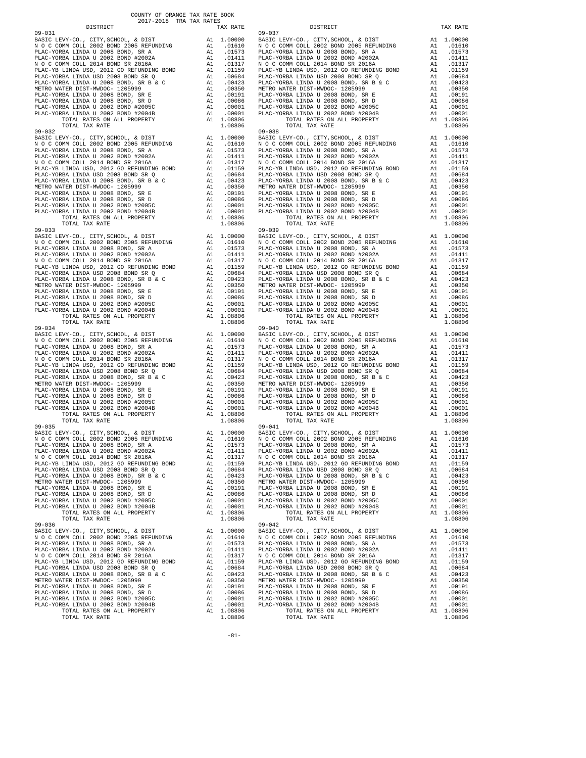COUNTY OF ORANGE TAX RATE BOOK
2017-2018 TRA TAX RATES

| DISTRICT | | TAX RATE |
|---|---|---|
| **09-031** | | |
| BASIC LEVY-CO., CITY,SCHOOL, & DIST | A1 | 1.00000 |
| N O C COMM COLL 2002 BOND 2005 REFUNDING | A1 | .01610 |
| PLAC-YORBA LINDA U 2008 BOND, SR A | A1 | .01573 |
| PLAC-YORBA LINDA U 2002 BOND #2002A | A1 | .01411 |
| N O C COMM COLL 2014 BOND SR 2016A | A1 | .01317 |
| PLAC-YB LINDA USD, 2012 GO REFUNDING BOND | A1 | .01159 |
| PLAC-YORBA LINDA USD 2008 BOND SR Q | A1 | .00684 |
| PLAC-YORBA LINDA U 2008 BOND, SR B & C | A1 | .00423 |
| METRO WATER DIST-MWDOC- 1205999 | A1 | .00350 |
| PLAC-YORBA LINDA U 2008 BOND, SR E | A1 | .00191 |
| PLAC-YORBA LINDA U 2008 BOND, SR D | A1 | .00086 |
| PLAC-YORBA LINDA U 2002 BOND #2005C | A1 | .00001 |
| PLAC-YORBA LINDA U 2002 BOND #2004B | A1 | .00001 |
| TOTAL RATES ON ALL PROPERTY | A1 | 1.08806 |
| TOTAL TAX RATE | | 1.08806 |
| **09-032** | | |
| BASIC LEVY-CO., CITY,SCHOOL, & DIST | A1 | 1.00000 |
| N O C COMM COLL 2002 BOND 2005 REFUNDING | A1 | .01610 |
| PLAC-YORBA LINDA U 2008 BOND, SR A | A1 | .01573 |
| PLAC-YORBA LINDA U 2002 BOND #2002A | A1 | .01411 |
| N O C COMM COLL 2014 BOND SR 2016A | A1 | .01317 |
| PLAC-YB LINDA USD, 2012 GO REFUNDING BOND | A1 | .01159 |
| PLAC-YORBA LINDA USD 2008 BOND SR Q | A1 | .00684 |
| PLAC-YORBA LINDA U 2008 BOND, SR B & C | A1 | .00423 |
| METRO WATER DIST-MWDOC- 1205999 | A1 | .00350 |
| PLAC-YORBA LINDA U 2008 BOND, SR E | A1 | .00191 |
| PLAC-YORBA LINDA U 2008 BOND, SR D | A1 | .00086 |
| PLAC-YORBA LINDA U 2002 BOND #2005C | A1 | .00001 |
| PLAC-YORBA LINDA U 2002 BOND #2004B | A1 | .00001 |
| TOTAL RATES ON ALL PROPERTY | A1 | 1.08806 |
| TOTAL TAX RATE | | 1.08806 |
| **09-033** | | |
| BASIC LEVY-CO., CITY,SCHOOL, & DIST | A1 | 1.00000 |
| N O C COMM COLL 2002 BOND 2005 REFUNDING | A1 | .01610 |
| PLAC-YORBA LINDA U 2008 BOND, SR A | A1 | .01573 |
| PLAC-YORBA LINDA U 2002 BOND #2002A | A1 | .01411 |
| N O C COMM COLL 2014 BOND SR 2016A | A1 | .01317 |
| PLAC-YB LINDA USD, 2012 GO REFUNDING BOND | A1 | .01159 |
| PLAC-YORBA LINDA USD 2008 BOND SR Q | A1 | .00684 |
| PLAC-YORBA LINDA U 2008 BOND, SR B & C | A1 | .00423 |
| METRO WATER DIST-MWDOC- 1205999 | A1 | .00350 |
| PLAC-YORBA LINDA U 2008 BOND, SR E | A1 | .00191 |
| PLAC-YORBA LINDA U 2008 BOND, SR D | A1 | .00086 |
| PLAC-YORBA LINDA U 2002 BOND #2005C | A1 | .00001 |
| PLAC-YORBA LINDA U 2002 BOND #2004B | A1 | .00001 |
| TOTAL RATES ON ALL PROPERTY | A1 | 1.08806 |
| TOTAL TAX RATE | | 1.08806 |
| **09-034** | | |
| BASIC LEVY-CO., CITY,SCHOOL, & DIST | A1 | 1.00000 |
| N O C COMM COLL 2002 BOND 2005 REFUNDING | A1 | .01610 |
| PLAC-YORBA LINDA U 2008 BOND, SR A | A1 | .01573 |
| PLAC-YORBA LINDA U 2002 BOND #2002A | A1 | .01411 |
| N O C COMM COLL 2014 BOND SR 2016A | A1 | .01317 |
| PLAC-YB LINDA USD, 2012 GO REFUNDING BOND | A1 | .01159 |
| PLAC-YORBA LINDA USD 2008 BOND SR Q | A1 | .00684 |
| PLAC-YORBA LINDA U 2008 BOND, SR B & C | A1 | .00423 |
| METRO WATER DIST-MWDOC- 1205999 | A1 | .00350 |
| PLAC-YORBA LINDA U 2008 BOND, SR E | A1 | .00191 |
| PLAC-YORBA LINDA U 2008 BOND, SR D | A1 | .00086 |
| PLAC-YORBA LINDA U 2002 BOND #2005C | A1 | .00001 |
| PLAC-YORBA LINDA U 2002 BOND #2004B | A1 | .00001 |
| TOTAL RATES ON ALL PROPERTY | A1 | 1.08806 |
| TOTAL TAX RATE | | 1.08806 |
| **09-035** | | |
| BASIC LEVY-CO., CITY,SCHOOL, & DIST | A1 | 1.00000 |
| N O C COMM COLL 2002 BOND 2005 REFUNDING | A1 | .01610 |
| PLAC-YORBA LINDA U 2008 BOND, SR A | A1 | .01573 |
| PLAC-YORBA LINDA U 2002 BOND #2002A | A1 | .01411 |
| N O C COMM COLL 2014 BOND SR 2016A | A1 | .01317 |
| PLAC-YB LINDA USD, 2012 GO REFUNDING BOND | A1 | .01159 |
| PLAC-YORBA LINDA USD 2008 BOND SR Q | A1 | .00684 |
| PLAC-YORBA LINDA U 2008 BOND, SR B & C | A1 | .00423 |
| METRO WATER DIST-MWDOC- 1205999 | A1 | .00350 |
| PLAC-YORBA LINDA U 2008 BOND, SR E | A1 | .00191 |
| PLAC-YORBA LINDA U 2008 BOND, SR D | A1 | .00086 |
| PLAC-YORBA LINDA U 2002 BOND #2005C | A1 | .00001 |
| PLAC-YORBA LINDA U 2002 BOND #2004B | A1 | .00001 |
| TOTAL RATES ON ALL PROPERTY | A1 | 1.08806 |
| TOTAL TAX RATE | | 1.08806 |
| **09-036** | | |
| BASIC LEVY-CO., CITY,SCHOOL, & DIST | A1 | 1.00000 |
| N O C COMM COLL 2002 BOND 2005 REFUNDING | A1 | .01610 |
| PLAC-YORBA LINDA U 2008 BOND, SR A | A1 | .01573 |
| PLAC-YORBA LINDA U 2002 BOND #2002A | A1 | .01411 |
| N O C COMM COLL 2014 BOND SR 2016A | A1 | .01317 |
| PLAC-YB LINDA USD, 2012 GO REFUNDING BOND | A1 | .01159 |
| PLAC-YORBA LINDA USD 2008 BOND SR Q | A1 | .00684 |
| PLAC-YORBA LINDA U 2008 BOND, SR B & C | A1 | .00423 |
| METRO WATER DIST-MWDOC- 1205999 | A1 | .00350 |
| PLAC-YORBA LINDA U 2008 BOND, SR E | A1 | .00191 |
| PLAC-YORBA LINDA U 2008 BOND, SR D | A1 | .00086 |
| PLAC-YORBA LINDA U 2002 BOND #2005C | A1 | .00001 |
| PLAC-YORBA LINDA U 2002 BOND #2004B | A1 | .00001 |
| TOTAL RATES ON ALL PROPERTY | A1 | 1.08806 |
| TOTAL TAX RATE | | 1.08806 |
| **09-037** | | |
| BASIC LEVY-CO., CITY,SCHOOL, & DIST | A1 | 1.00000 |
| N O C COMM COLL 2002 BOND 2005 REFUNDING | A1 | .01610 |
| PLAC-YORBA LINDA U 2008 BOND, SR A | A1 | .01573 |
| PLAC-YORBA LINDA U 2002 BOND #2002A | A1 | .01411 |
| N O C COMM COLL 2014 BOND SR 2016A | A1 | .01317 |
| PLAC-YB LINDA USD, 2012 GO REFUNDING BOND | A1 | .01159 |
| PLAC-YORBA LINDA USD 2008 BOND SR Q | A1 | .00684 |
| PLAC-YORBA LINDA U 2008 BOND, SR B & C | A1 | .00423 |
| METRO WATER DIST-MWDOC- 1205999 | A1 | .00350 |
| PLAC-YORBA LINDA U 2008 BOND, SR E | A1 | .00191 |
| PLAC-YORBA LINDA U 2008 BOND, SR D | A1 | .00086 |
| PLAC-YORBA LINDA U 2002 BOND #2005C | A1 | .00001 |
| PLAC-YORBA LINDA U 2002 BOND #2004B | A1 | .00001 |
| TOTAL RATES ON ALL PROPERTY | A1 | 1.08806 |
| TOTAL TAX RATE | | 1.08806 |
| **09-038** | | |
| BASIC LEVY-CO., CITY,SCHOOL, & DIST | A1 | 1.00000 |
| N O C COMM COLL 2002 BOND 2005 REFUNDING | A1 | .01610 |
| PLAC-YORBA LINDA U 2008 BOND, SR A | A1 | .01573 |
| PLAC-YORBA LINDA U 2002 BOND #2002A | A1 | .01411 |
| N O C COMM COLL 2014 BOND SR 2016A | A1 | .01317 |
| PLAC-YB LINDA USD, 2012 GO REFUNDING BOND | A1 | .01159 |
| PLAC-YORBA LINDA USD 2008 BOND SR Q | A1 | .00684 |
| PLAC-YORBA LINDA U 2008 BOND, SR B & C | A1 | .00423 |
| METRO WATER DIST-MWDOC- 1205999 | A1 | .00350 |
| PLAC-YORBA LINDA U 2008 BOND, SR E | A1 | .00191 |
| PLAC-YORBA LINDA U 2008 BOND, SR D | A1 | .00086 |
| PLAC-YORBA LINDA U 2002 BOND #2005C | A1 | .00001 |
| PLAC-YORBA LINDA U 2002 BOND #2004B | A1 | .00001 |
| TOTAL RATES ON ALL PROPERTY | A1 | 1.08806 |
| TOTAL TAX RATE | | 1.08806 |
| **09-039** | | |
| BASIC LEVY-CO., CITY,SCHOOL, & DIST | A1 | 1.00000 |
| N O C COMM COLL 2002 BOND 2005 REFUNDING | A1 | .01610 |
| PLAC-YORBA LINDA U 2008 BOND, SR A | A1 | .01573 |
| PLAC-YORBA LINDA U 2002 BOND #2002A | A1 | .01411 |
| N O C COMM COLL 2014 BOND SR 2016A | A1 | .01317 |
| PLAC-YB LINDA USD, 2012 GO REFUNDING BOND | A1 | .01159 |
| PLAC-YORBA LINDA USD 2008 BOND SR Q | A1 | .00684 |
| PLAC-YORBA LINDA U 2008 BOND, SR B & C | A1 | .00423 |
| METRO WATER DIST-MWDOC- 1205999 | A1 | .00350 |
| PLAC-YORBA LINDA U 2008 BOND, SR E | A1 | .00191 |
| PLAC-YORBA LINDA U 2008 BOND, SR D | A1 | .00086 |
| PLAC-YORBA LINDA U 2002 BOND #2005C | A1 | .00001 |
| PLAC-YORBA LINDA U 2002 BOND #2004B | A1 | .00001 |
| TOTAL RATES ON ALL PROPERTY | A1 | 1.08806 |
| TOTAL TAX RATE | | 1.08806 |
| **09-040** | | |
| BASIC LEVY-CO., CITY,SCHOOL, & DIST | A1 | 1.00000 |
| N O C COMM COLL 2002 BOND 2005 REFUNDING | A1 | .01610 |
| PLAC-YORBA LINDA U 2008 BOND, SR A | A1 | .01573 |
| PLAC-YORBA LINDA U 2002 BOND #2002A | A1 | .01411 |
| N O C COMM COLL 2014 BOND SR 2016A | A1 | .01317 |
| PLAC-YB LINDA USD, 2012 GO REFUNDING BOND | A1 | .01159 |
| PLAC-YORBA LINDA USD 2008 BOND SR Q | A1 | .00684 |
| PLAC-YORBA LINDA U 2008 BOND, SR B & C | A1 | .00423 |
| METRO WATER DIST-MWDOC- 1205999 | A1 | .00350 |
| PLAC-YORBA LINDA U 2008 BOND, SR E | A1 | .00191 |
| PLAC-YORBA LINDA U 2008 BOND, SR D | A1 | .00086 |
| PLAC-YORBA LINDA U 2002 BOND #2005C | A1 | .00001 |
| PLAC-YORBA LINDA U 2002 BOND #2004B | A1 | .00001 |
| TOTAL RATES ON ALL PROPERTY | A1 | 1.08806 |
| TOTAL TAX RATE | | 1.08806 |
| **09-041** | | |
| BASIC LEVY-CO., CITY,SCHOOL, & DIST | A1 | 1.00000 |
| N O C COMM COLL 2002 BOND 2005 REFUNDING | A1 | .01610 |
| PLAC-YORBA LINDA U 2008 BOND, SR A | A1 | .01573 |
| PLAC-YORBA LINDA U 2002 BOND #2002A | A1 | .01411 |
| N O C COMM COLL 2014 BOND SR 2016A | A1 | .01317 |
| PLAC-YB LINDA USD, 2012 GO REFUNDING BOND | A1 | .01159 |
| PLAC-YORBA LINDA USD 2008 BOND SR Q | A1 | .00684 |
| PLAC-YORBA LINDA U 2008 BOND, SR B & C | A1 | .00423 |
| METRO WATER DIST-MWDOC- 1205999 | A1 | .00350 |
| PLAC-YORBA LINDA U 2008 BOND, SR E | A1 | .00191 |
| PLAC-YORBA LINDA U 2008 BOND, SR D | A1 | .00086 |
| PLAC-YORBA LINDA U 2002 BOND #2005C | A1 | .00001 |
| PLAC-YORBA LINDA U 2002 BOND #2004B | A1 | .00001 |
| TOTAL RATES ON ALL PROPERTY | A1 | 1.08806 |
| TOTAL TAX RATE | | 1.08806 |
| **09-042** | | |
| BASIC LEVY-CO., CITY,SCHOOL, & DIST | A1 | 1.00000 |
| N O C COMM COLL 2002 BOND 2005 REFUNDING | A1 | .01610 |
| PLAC-YORBA LINDA U 2008 BOND, SR A | A1 | .01573 |
| PLAC-YORBA LINDA U 2002 BOND #2002A | A1 | .01411 |
| N O C COMM COLL 2014 BOND SR 2016A | A1 | .01317 |
| PLAC-YB LINDA USD, 2012 GO REFUNDING BOND | A1 | .01159 |
| PLAC-YORBA LINDA USD 2008 BOND SR Q | A1 | .00684 |
| PLAC-YORBA LINDA U 2008 BOND, SR B & C | A1 | .00423 |
| METRO WATER DIST-MWDOC- 1205999 | A1 | .00350 |
| PLAC-YORBA LINDA U 2008 BOND, SR E | A1 | .00191 |
| PLAC-YORBA LINDA U 2008 BOND, SR D | A1 | .00086 |
| PLAC-YORBA LINDA U 2002 BOND #2005C | A1 | .00001 |
| PLAC-YORBA LINDA U 2002 BOND #2004B | A1 | .00001 |
| TOTAL RATES ON ALL PROPERTY | A1 | 1.08806 |
| TOTAL TAX RATE | | 1.08806 |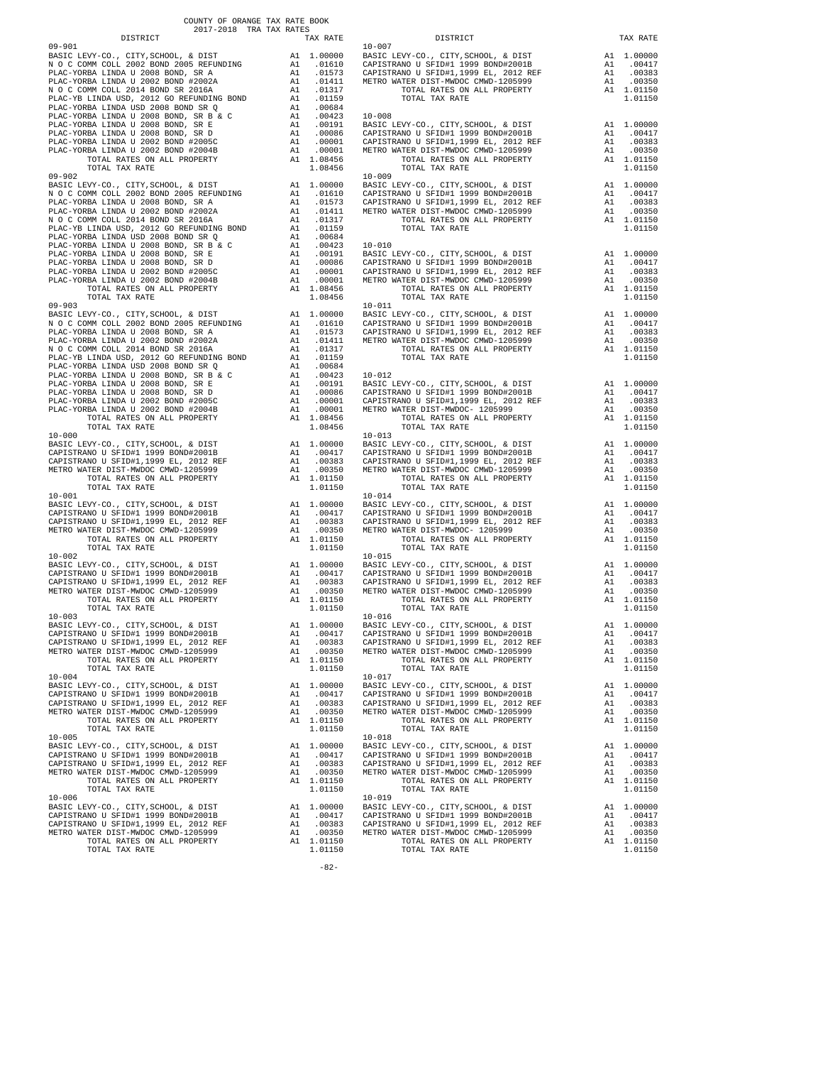COUNTY OF ORANGE TAX RATE BOOK
2017-2018 TRA TAX RATES

| DISTRICT | | TAX RATE |
|---|---|---|
| 09-901 | | |
| BASIC LEVY-CO., CITY,SCHOOL, & DIST | A1 | 1.00000 |
| N O C COMM COLL 2002 BOND 2005 REFUNDING | A1 | .01610 |
| PLAC-YORBA LINDA U 2008 BOND, SR A | A1 | .01573 |
| PLAC-YORBA LINDA U 2002 BOND #2002A | A1 | .01411 |
| N O C COMM COLL 2014 BOND SR 2016A | A1 | .01317 |
| PLAC-YB LINDA USD, 2012 GO REFUNDING BOND | A1 | .01159 |
| PLAC-YORBA LINDA USD 2008 BOND SR Q | A1 | .00684 |
| PLAC-YORBA LINDA U 2008 BOND, SR B & C | A1 | .00423 |
| PLAC-YORBA LINDA U 2008 BOND, SR E | A1 | .00191 |
| PLAC-YORBA LINDA U 2008 BOND, SR D | A1 | .00086 |
| PLAC-YORBA LINDA U 2002 BOND #2005C | A1 | .00001 |
| PLAC-YORBA LINDA U 2002 BOND #2004B | A1 | .00001 |
| TOTAL RATES ON ALL PROPERTY | A1 | 1.08456 |
| TOTAL TAX RATE | | 1.08456 |
| 09-902 | | |
| BASIC LEVY-CO., CITY,SCHOOL, & DIST | A1 | 1.00000 |
| N O C COMM COLL 2002 BOND 2005 REFUNDING | A1 | .01610 |
| PLAC-YORBA LINDA U 2008 BOND, SR A | A1 | .01573 |
| PLAC-YORBA LINDA U 2002 BOND #2002A | A1 | .01411 |
| N O C COMM COLL 2014 BOND SR 2016A | A1 | .01317 |
| PLAC-YB LINDA USD, 2012 GO REFUNDING BOND | A1 | .01159 |
| PLAC-YORBA LINDA USD 2008 BOND SR Q | A1 | .00684 |
| PLAC-YORBA LINDA U 2008 BOND, SR B & C | A1 | .00423 |
| PLAC-YORBA LINDA U 2008 BOND, SR E | A1 | .00191 |
| PLAC-YORBA LINDA U 2008 BOND, SR D | A1 | .00086 |
| PLAC-YORBA LINDA U 2002 BOND #2005C | A1 | .00001 |
| PLAC-YORBA LINDA U 2002 BOND #2004B | A1 | .00001 |
| TOTAL RATES ON ALL PROPERTY | A1 | 1.08456 |
| TOTAL TAX RATE | | 1.08456 |
| 09-903 | | |
| BASIC LEVY-CO., CITY,SCHOOL, & DIST | A1 | 1.00000 |
| N O C COMM COLL 2002 BOND 2005 REFUNDING | A1 | .01610 |
| PLAC-YORBA LINDA U 2008 BOND, SR A | A1 | .01573 |
| PLAC-YORBA LINDA U 2002 BOND #2002A | A1 | .01411 |
| N O C COMM COLL 2014 BOND SR 2016A | A1 | .01317 |
| PLAC-YB LINDA USD, 2012 GO REFUNDING BOND | A1 | .01159 |
| PLAC-YORBA LINDA USD 2008 BOND SR Q | A1 | .00684 |
| PLAC-YORBA LINDA U 2008 BOND, SR B & C | A1 | .00423 |
| PLAC-YORBA LINDA U 2008 BOND, SR E | A1 | .00191 |
| PLAC-YORBA LINDA U 2008 BOND, SR D | A1 | .00086 |
| PLAC-YORBA LINDA U 2002 BOND #2005C | A1 | .00001 |
| PLAC-YORBA LINDA U 2002 BOND #2004B | A1 | .00001 |
| TOTAL RATES ON ALL PROPERTY | A1 | 1.08456 |
| TOTAL TAX RATE | | 1.08456 |
| 10-000 | | |
| BASIC LEVY-CO., CITY,SCHOOL, & DIST | A1 | 1.00000 |
| CAPISTRANO U SFID#1 1999 BOND#2001B | A1 | .00417 |
| CAPISTRANO U SFID#1,1999 EL, 2012 REF | A1 | .00383 |
| METRO WATER DIST-MWDOC CMWD-1205999 | A1 | .00350 |
| TOTAL RATES ON ALL PROPERTY | A1 | 1.01150 |
| TOTAL TAX RATE | | 1.01150 |
| 10-001 | | |
| BASIC LEVY-CO., CITY,SCHOOL, & DIST | A1 | 1.00000 |
| CAPISTRANO U SFID#1 1999 BOND#2001B | A1 | .00417 |
| CAPISTRANO U SFID#1,1999 EL, 2012 REF | A1 | .00383 |
| METRO WATER DIST-MWDOC CMWD-1205999 | A1 | .00350 |
| TOTAL RATES ON ALL PROPERTY | A1 | 1.01150 |
| TOTAL TAX RATE | | 1.01150 |
| 10-002 | | |
| BASIC LEVY-CO., CITY,SCHOOL, & DIST | A1 | 1.00000 |
| CAPISTRANO U SFID#1 1999 BOND#2001B | A1 | .00417 |
| CAPISTRANO U SFID#1,1999 EL, 2012 REF | A1 | .00383 |
| METRO WATER DIST-MWDOC CMWD-1205999 | A1 | .00350 |
| TOTAL RATES ON ALL PROPERTY | A1 | 1.01150 |
| TOTAL TAX RATE | | 1.01150 |
| 10-003 | | |
| BASIC LEVY-CO., CITY,SCHOOL, & DIST | A1 | 1.00000 |
| CAPISTRANO U SFID#1 1999 BOND#2001B | A1 | .00417 |
| CAPISTRANO U SFID#1,1999 EL, 2012 REF | A1 | .00383 |
| METRO WATER DIST-MWDOC CMWD-1205999 | A1 | .00350 |
| TOTAL RATES ON ALL PROPERTY | A1 | 1.01150 |
| TOTAL TAX RATE | | 1.01150 |
| 10-004 | | |
| BASIC LEVY-CO., CITY,SCHOOL, & DIST | A1 | 1.00000 |
| CAPISTRANO U SFID#1 1999 BOND#2001B | A1 | .00417 |
| CAPISTRANO U SFID#1,1999 EL, 2012 REF | A1 | .00383 |
| METRO WATER DIST-MWDOC CMWD-1205999 | A1 | .00350 |
| TOTAL RATES ON ALL PROPERTY | A1 | 1.01150 |
| TOTAL TAX RATE | | 1.01150 |
| 10-005 | | |
| BASIC LEVY-CO., CITY,SCHOOL, & DIST | A1 | 1.00000 |
| CAPISTRANO U SFID#1 1999 BOND#2001B | A1 | .00417 |
| CAPISTRANO U SFID#1,1999 EL, 2012 REF | A1 | .00383 |
| METRO WATER DIST-MWDOC CMWD-1205999 | A1 | .00350 |
| TOTAL RATES ON ALL PROPERTY | A1 | 1.01150 |
| TOTAL TAX RATE | | 1.01150 |
| 10-006 | | |
| BASIC LEVY-CO., CITY,SCHOOL, & DIST | A1 | 1.00000 |
| CAPISTRANO U SFID#1 1999 BOND#2001B | A1 | .00417 |
| CAPISTRANO U SFID#1,1999 EL, 2012 REF | A1 | .00383 |
| METRO WATER DIST-MWDOC CMWD-1205999 | A1 | .00350 |
| TOTAL RATES ON ALL PROPERTY | A1 | 1.01150 |
| TOTAL TAX RATE | | 1.01150 |
| 10-007 | | |
| BASIC LEVY-CO., CITY,SCHOOL, & DIST | A1 | 1.00000 |
| CAPISTRANO U SFID#1 1999 BOND#2001B | A1 | .00417 |
| CAPISTRANO U SFID#1,1999 EL, 2012 REF | A1 | .00383 |
| METRO WATER DIST-MWDOC CMWD-1205999 | A1 | .00350 |
| TOTAL RATES ON ALL PROPERTY | A1 | 1.01150 |
| TOTAL TAX RATE | | 1.01150 |
| 10-008 | | |
| BASIC LEVY-CO., CITY,SCHOOL, & DIST | A1 | 1.00000 |
| CAPISTRANO U SFID#1 1999 BOND#2001B | A1 | .00417 |
| CAPISTRANO U SFID#1,1999 EL, 2012 REF | A1 | .00383 |
| METRO WATER DIST-MWDOC CMWD-1205999 | A1 | .00350 |
| TOTAL RATES ON ALL PROPERTY | A1 | 1.01150 |
| TOTAL TAX RATE | | 1.01150 |
| 10-009 | | |
| BASIC LEVY-CO., CITY,SCHOOL, & DIST | A1 | 1.00000 |
| CAPISTRANO U SFID#1 1999 BOND#2001B | A1 | .00417 |
| CAPISTRANO U SFID#1,1999 EL, 2012 REF | A1 | .00383 |
| METRO WATER DIST-MWDOC CMWD-1205999 | A1 | .00350 |
| TOTAL RATES ON ALL PROPERTY | A1 | 1.01150 |
| TOTAL TAX RATE | | 1.01150 |
| 10-010 | | |
| BASIC LEVY-CO., CITY,SCHOOL, & DIST | A1 | 1.00000 |
| CAPISTRANO U SFID#1 1999 BOND#2001B | A1 | .00417 |
| CAPISTRANO U SFID#1,1999 EL, 2012 REF | A1 | .00383 |
| METRO WATER DIST-MWDOC CMWD-1205999 | A1 | .00350 |
| TOTAL RATES ON ALL PROPERTY | A1 | 1.01150 |
| TOTAL TAX RATE | | 1.01150 |
| 10-011 | | |
| BASIC LEVY-CO., CITY,SCHOOL, & DIST | A1 | 1.00000 |
| CAPISTRANO U SFID#1 1999 BOND#2001B | A1 | .00417 |
| CAPISTRANO U SFID#1,1999 EL, 2012 REF | A1 | .00383 |
| METRO WATER DIST-MWDOC CMWD-1205999 | A1 | .00350 |
| TOTAL RATES ON ALL PROPERTY | A1 | 1.01150 |
| TOTAL TAX RATE | | 1.01150 |
| 10-012 | | |
| BASIC LEVY-CO., CITY,SCHOOL, & DIST | A1 | 1.00000 |
| CAPISTRANO U SFID#1 1999 BOND#2001B | A1 | .00417 |
| CAPISTRANO U SFID#1,1999 EL, 2012 REF | A1 | .00383 |
| METRO WATER DIST-MWDOC- 1205999 | A1 | .00350 |
| TOTAL RATES ON ALL PROPERTY | A1 | 1.01150 |
| TOTAL TAX RATE | | 1.01150 |
| 10-013 | | |
| BASIC LEVY-CO., CITY,SCHOOL, & DIST | A1 | 1.00000 |
| CAPISTRANO U SFID#1 1999 BOND#2001B | A1 | .00417 |
| CAPISTRANO U SFID#1,1999 EL, 2012 REF | A1 | .00383 |
| METRO WATER DIST-MWDOC CMWD-1205999 | A1 | .00350 |
| TOTAL RATES ON ALL PROPERTY | A1 | 1.01150 |
| TOTAL TAX RATE | | 1.01150 |
| 10-014 | | |
| BASIC LEVY-CO., CITY,SCHOOL, & DIST | A1 | 1.00000 |
| CAPISTRANO U SFID#1 1999 BOND#2001B | A1 | .00417 |
| CAPISTRANO U SFID#1,1999 EL, 2012 REF | A1 | .00383 |
| METRO WATER DIST-MWDOC- 1205999 | A1 | .00350 |
| TOTAL RATES ON ALL PROPERTY | A1 | 1.01150 |
| TOTAL TAX RATE | | 1.01150 |
| 10-015 | | |
| BASIC LEVY-CO., CITY,SCHOOL, & DIST | A1 | 1.00000 |
| CAPISTRANO U SFID#1 1999 BOND#2001B | A1 | .00417 |
| CAPISTRANO U SFID#1,1999 EL, 2012 REF | A1 | .00383 |
| METRO WATER DIST-MWDOC CMWD-1205999 | A1 | .00350 |
| TOTAL RATES ON ALL PROPERTY | A1 | 1.01150 |
| TOTAL TAX RATE | | 1.01150 |
| 10-016 | | |
| BASIC LEVY-CO., CITY,SCHOOL, & DIST | A1 | 1.00000 |
| CAPISTRANO U SFID#1 1999 BOND#2001B | A1 | .00417 |
| CAPISTRANO U SFID#1,1999 EL, 2012 REF | A1 | .00383 |
| METRO WATER DIST-MWDOC CMWD-1205999 | A1 | .00350 |
| TOTAL RATES ON ALL PROPERTY | A1 | 1.01150 |
| TOTAL TAX RATE | | 1.01150 |
| 10-017 | | |
| BASIC LEVY-CO., CITY,SCHOOL, & DIST | A1 | 1.00000 |
| CAPISTRANO U SFID#1 1999 BOND#2001B | A1 | .00417 |
| CAPISTRANO U SFID#1,1999 EL, 2012 REF | A1 | .00383 |
| METRO WATER DIST-MWDOC CMWD-1205999 | A1 | .00350 |
| TOTAL RATES ON ALL PROPERTY | A1 | 1.01150 |
| TOTAL TAX RATE | | 1.01150 |
| 10-018 | | |
| BASIC LEVY-CO., CITY,SCHOOL, & DIST | A1 | 1.00000 |
| CAPISTRANO U SFID#1 1999 BOND#2001B | A1 | .00417 |
| CAPISTRANO U SFID#1,1999 EL, 2012 REF | A1 | .00383 |
| METRO WATER DIST-MWDOC CMWD-1205999 | A1 | .00350 |
| TOTAL RATES ON ALL PROPERTY | A1 | 1.01150 |
| TOTAL TAX RATE | | 1.01150 |
| 10-019 | | |
| BASIC LEVY-CO., CITY,SCHOOL, & DIST | A1 | 1.00000 |
| CAPISTRANO U SFID#1 1999 BOND#2001B | A1 | .00417 |
| CAPISTRANO U SFID#1,1999 EL, 2012 REF | A1 | .00383 |
| METRO WATER DIST-MWDOC CMWD-1205999 | A1 | .00350 |
| TOTAL RATES ON ALL PROPERTY | A1 | 1.01150 |
| TOTAL TAX RATE | | 1.01150 |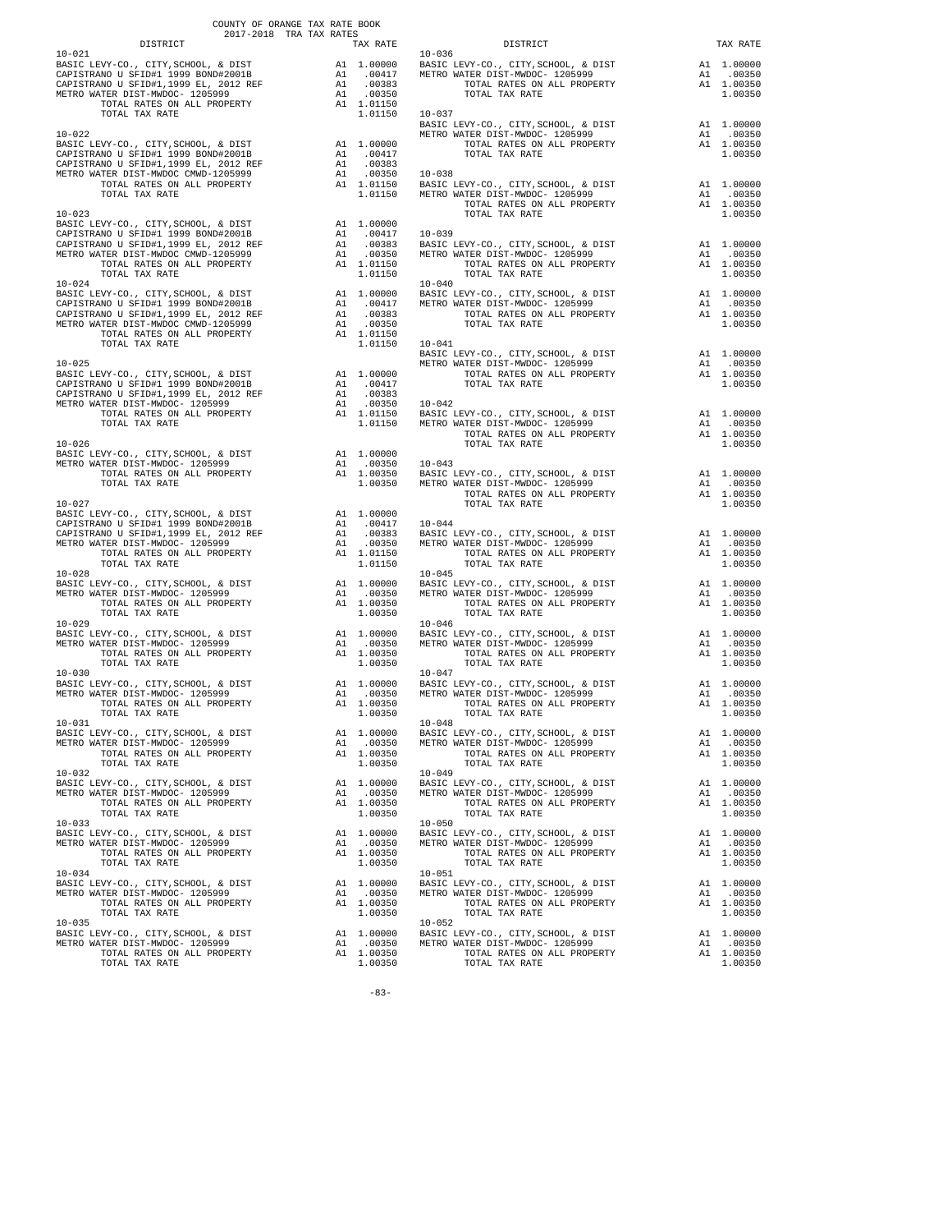COUNTY OF ORANGE TAX RATE BOOK
2017-2018 TRA TAX RATES

| DISTRICT | | TAX RATE |
|---|---|---|
| **10-021** | | |
| BASIC LEVY-CO., CITY,SCHOOL, & DIST | A1 | 1.00000 |
| CAPISTRANO U SFID#1 1999 BOND#2001B | A1 | .00417 |
| CAPISTRANO U SFID#1,1999 EL, 2012 REF | A1 | .00383 |
| METRO WATER DIST-MWDOC- 1205999 | A1 | .00350 |
| TOTAL RATES ON ALL PROPERTY | A1 | 1.01150 |
| TOTAL TAX RATE | | 1.01150 |
| **10-022** | | |
| BASIC LEVY-CO., CITY,SCHOOL, & DIST | A1 | 1.00000 |
| CAPISTRANO U SFID#1 1999 BOND#2001B | A1 | .00417 |
| CAPISTRANO U SFID#1,1999 EL, 2012 REF | A1 | .00383 |
| METRO WATER DIST-MWDOC CMWD-1205999 | A1 | .00350 |
| TOTAL RATES ON ALL PROPERTY | A1 | 1.01150 |
| TOTAL TAX RATE | | 1.01150 |
| **10-023** | | |
| BASIC LEVY-CO., CITY,SCHOOL, & DIST | A1 | 1.00000 |
| CAPISTRANO U SFID#1 1999 BOND#2001B | A1 | .00417 |
| CAPISTRANO U SFID#1,1999 EL, 2012 REF | A1 | .00383 |
| METRO WATER DIST-MWDOC CMWD-1205999 | A1 | .00350 |
| TOTAL RATES ON ALL PROPERTY | A1 | 1.01150 |
| TOTAL TAX RATE | | 1.01150 |
| **10-024** | | |
| BASIC LEVY-CO., CITY,SCHOOL, & DIST | A1 | 1.00000 |
| CAPISTRANO U SFID#1 1999 BOND#2001B | A1 | .00417 |
| CAPISTRANO U SFID#1,1999 EL, 2012 REF | A1 | .00383 |
| METRO WATER DIST-MWDOC CMWD-1205999 | A1 | .00350 |
| TOTAL RATES ON ALL PROPERTY | A1 | 1.01150 |
| TOTAL TAX RATE | | 1.01150 |
| **10-025** | | |
| BASIC LEVY-CO., CITY,SCHOOL, & DIST | A1 | 1.00000 |
| CAPISTRANO U SFID#1 1999 BOND#2001B | A1 | .00417 |
| CAPISTRANO U SFID#1,1999 EL, 2012 REF | A1 | .00383 |
| METRO WATER DIST-MWDOC- 1205999 | A1 | .00350 |
| TOTAL RATES ON ALL PROPERTY | A1 | 1.01150 |
| TOTAL TAX RATE | | 1.01150 |
| **10-026** | | |
| BASIC LEVY-CO., CITY,SCHOOL, & DIST | A1 | 1.00000 |
| METRO WATER DIST-MWDOC- 1205999 | A1 | .00350 |
| TOTAL RATES ON ALL PROPERTY | A1 | 1.00350 |
| TOTAL TAX RATE | | 1.00350 |
| **10-027** | | |
| BASIC LEVY-CO., CITY,SCHOOL, & DIST | A1 | 1.00000 |
| CAPISTRANO U SFID#1 1999 BOND#2001B | A1 | .00417 |
| CAPISTRANO U SFID#1,1999 EL, 2012 REF | A1 | .00383 |
| METRO WATER DIST-MWDOC- 1205999 | A1 | .00350 |
| TOTAL RATES ON ALL PROPERTY | A1 | 1.01150 |
| TOTAL TAX RATE | | 1.01150 |
| **10-028** | | |
| BASIC LEVY-CO., CITY,SCHOOL, & DIST | A1 | 1.00000 |
| METRO WATER DIST-MWDOC- 1205999 | A1 | .00350 |
| TOTAL RATES ON ALL PROPERTY | A1 | 1.00350 |
| TOTAL TAX RATE | | 1.00350 |
| **10-029** | | |
| BASIC LEVY-CO., CITY,SCHOOL, & DIST | A1 | 1.00000 |
| METRO WATER DIST-MWDOC- 1205999 | A1 | .00350 |
| TOTAL RATES ON ALL PROPERTY | A1 | 1.00350 |
| TOTAL TAX RATE | | 1.00350 |
| **10-030** | | |
| BASIC LEVY-CO., CITY,SCHOOL, & DIST | A1 | 1.00000 |
| METRO WATER DIST-MWDOC- 1205999 | A1 | .00350 |
| TOTAL RATES ON ALL PROPERTY | A1 | 1.00350 |
| TOTAL TAX RATE | | 1.00350 |
| **10-031** | | |
| BASIC LEVY-CO., CITY,SCHOOL, & DIST | A1 | 1.00000 |
| METRO WATER DIST-MWDOC- 1205999 | A1 | .00350 |
| TOTAL RATES ON ALL PROPERTY | A1 | 1.00350 |
| TOTAL TAX RATE | | 1.00350 |
| **10-032** | | |
| BASIC LEVY-CO., CITY,SCHOOL, & DIST | A1 | 1.00000 |
| METRO WATER DIST-MWDOC- 1205999 | A1 | .00350 |
| TOTAL RATES ON ALL PROPERTY | A1 | 1.00350 |
| TOTAL TAX RATE | | 1.00350 |
| **10-033** | | |
| BASIC LEVY-CO., CITY,SCHOOL, & DIST | A1 | 1.00000 |
| METRO WATER DIST-MWDOC- 1205999 | A1 | .00350 |
| TOTAL RATES ON ALL PROPERTY | A1 | 1.00350 |
| TOTAL TAX RATE | | 1.00350 |
| **10-034** | | |
| BASIC LEVY-CO., CITY,SCHOOL, & DIST | A1 | 1.00000 |
| METRO WATER DIST-MWDOC- 1205999 | A1 | .00350 |
| TOTAL RATES ON ALL PROPERTY | A1 | 1.00350 |
| TOTAL TAX RATE | | 1.00350 |
| **10-035** | | |
| BASIC LEVY-CO., CITY,SCHOOL, & DIST | A1 | 1.00000 |
| METRO WATER DIST-MWDOC- 1205999 | A1 | .00350 |
| TOTAL RATES ON ALL PROPERTY | A1 | 1.00350 |
| TOTAL TAX RATE | | 1.00350 |
| **10-036** | | |
| BASIC LEVY-CO., CITY,SCHOOL, & DIST | A1 | 1.00000 |
| METRO WATER DIST-MWDOC- 1205999 | A1 | .00350 |
| TOTAL RATES ON ALL PROPERTY | A1 | 1.00350 |
| TOTAL TAX RATE | | 1.00350 |
| **10-037** | | |
| BASIC LEVY-CO., CITY,SCHOOL, & DIST | A1 | 1.00000 |
| METRO WATER DIST-MWDOC- 1205999 | A1 | .00350 |
| TOTAL RATES ON ALL PROPERTY | A1 | 1.00350 |
| TOTAL TAX RATE | | 1.00350 |
| **10-038** | | |
| BASIC LEVY-CO., CITY,SCHOOL, & DIST | A1 | 1.00000 |
| METRO WATER DIST-MWDOC- 1205999 | A1 | .00350 |
| TOTAL RATES ON ALL PROPERTY | A1 | 1.00350 |
| TOTAL TAX RATE | | 1.00350 |
| **10-039** | | |
| BASIC LEVY-CO., CITY,SCHOOL, & DIST | A1 | 1.00000 |
| METRO WATER DIST-MWDOC- 1205999 | A1 | .00350 |
| TOTAL RATES ON ALL PROPERTY | A1 | 1.00350 |
| TOTAL TAX RATE | | 1.00350 |
| **10-040** | | |
| BASIC LEVY-CO., CITY,SCHOOL, & DIST | A1 | 1.00000 |
| METRO WATER DIST-MWDOC- 1205999 | A1 | .00350 |
| TOTAL RATES ON ALL PROPERTY | A1 | 1.00350 |
| TOTAL TAX RATE | | 1.00350 |
| **10-041** | | |
| BASIC LEVY-CO., CITY,SCHOOL, & DIST | A1 | 1.00000 |
| METRO WATER DIST-MWDOC- 1205999 | A1 | .00350 |
| TOTAL RATES ON ALL PROPERTY | A1 | 1.00350 |
| TOTAL TAX RATE | | 1.00350 |
| **10-042** | | |
| BASIC LEVY-CO., CITY,SCHOOL, & DIST | A1 | 1.00000 |
| METRO WATER DIST-MWDOC- 1205999 | A1 | .00350 |
| TOTAL RATES ON ALL PROPERTY | A1 | 1.00350 |
| TOTAL TAX RATE | | 1.00350 |
| **10-043** | | |
| BASIC LEVY-CO., CITY,SCHOOL, & DIST | A1 | 1.00000 |
| METRO WATER DIST-MWDOC- 1205999 | A1 | .00350 |
| TOTAL RATES ON ALL PROPERTY | A1 | 1.00350 |
| TOTAL TAX RATE | | 1.00350 |
| **10-044** | | |
| BASIC LEVY-CO., CITY,SCHOOL, & DIST | A1 | 1.00000 |
| METRO WATER DIST-MWDOC- 1205999 | A1 | .00350 |
| TOTAL RATES ON ALL PROPERTY | A1 | 1.00350 |
| TOTAL TAX RATE | | 1.00350 |
| **10-045** | | |
| BASIC LEVY-CO., CITY,SCHOOL, & DIST | A1 | 1.00000 |
| METRO WATER DIST-MWDOC- 1205999 | A1 | .00350 |
| TOTAL RATES ON ALL PROPERTY | A1 | 1.00350 |
| TOTAL TAX RATE | | 1.00350 |
| **10-046** | | |
| BASIC LEVY-CO., CITY,SCHOOL, & DIST | A1 | 1.00000 |
| METRO WATER DIST-MWDOC- 1205999 | A1 | .00350 |
| TOTAL RATES ON ALL PROPERTY | A1 | 1.00350 |
| TOTAL TAX RATE | | 1.00350 |
| **10-047** | | |
| BASIC LEVY-CO., CITY,SCHOOL, & DIST | A1 | 1.00000 |
| METRO WATER DIST-MWDOC- 1205999 | A1 | .00350 |
| TOTAL RATES ON ALL PROPERTY | A1 | 1.00350 |
| TOTAL TAX RATE | | 1.00350 |
| **10-048** | | |
| BASIC LEVY-CO., CITY,SCHOOL, & DIST | A1 | 1.00000 |
| METRO WATER DIST-MWDOC- 1205999 | A1 | .00350 |
| TOTAL RATES ON ALL PROPERTY | A1 | 1.00350 |
| TOTAL TAX RATE | | 1.00350 |
| **10-049** | | |
| BASIC LEVY-CO., CITY,SCHOOL, & DIST | A1 | 1.00000 |
| METRO WATER DIST-MWDOC- 1205999 | A1 | .00350 |
| TOTAL RATES ON ALL PROPERTY | A1 | 1.00350 |
| TOTAL TAX RATE | | 1.00350 |
| **10-050** | | |
| BASIC LEVY-CO., CITY,SCHOOL, & DIST | A1 | 1.00000 |
| METRO WATER DIST-MWDOC- 1205999 | A1 | .00350 |
| TOTAL RATES ON ALL PROPERTY | A1 | 1.00350 |
| TOTAL TAX RATE | | 1.00350 |
| **10-051** | | |
| BASIC LEVY-CO., CITY,SCHOOL, & DIST | A1 | 1.00000 |
| METRO WATER DIST-MWDOC- 1205999 | A1 | .00350 |
| TOTAL RATES ON ALL PROPERTY | A1 | 1.00350 |
| TOTAL TAX RATE | | 1.00350 |
| **10-052** | | |
| BASIC LEVY-CO., CITY,SCHOOL, & DIST | A1 | 1.00000 |
| METRO WATER DIST-MWDOC- 1205999 | A1 | .00350 |
| TOTAL RATES ON ALL PROPERTY | A1 | 1.00350 |
| TOTAL TAX RATE | | 1.00350 |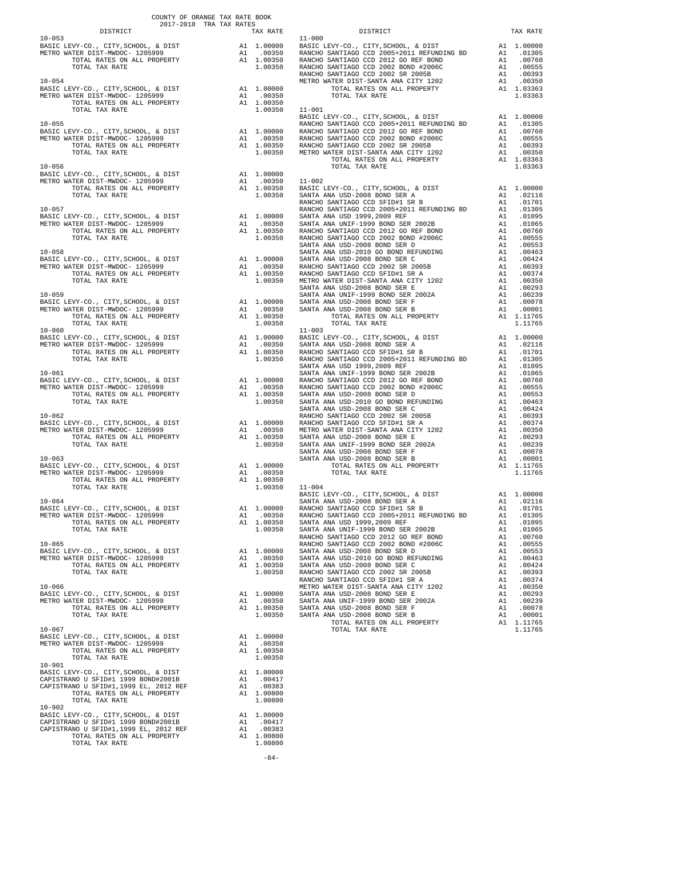COUNTY OF ORANGE TAX RATE BOOK
2017-2018 TRA TAX RATES

| DISTRICT | | TAX RATE |
|---|---|---|
| 10-053 | | |
| BASIC LEVY-CO., CITY,SCHOOL, & DIST | A1 | 1.00000 |
| METRO WATER DIST-MWDOC- 1205999 | A1 | .00350 |
| TOTAL RATES ON ALL PROPERTY | A1 | 1.00350 |
| TOTAL TAX RATE | | 1.00350 |
| 10-054 | | |
| BASIC LEVY-CO., CITY,SCHOOL, & DIST | A1 | 1.00000 |
| METRO WATER DIST-MWDOC- 1205999 | A1 | .00350 |
| TOTAL RATES ON ALL PROPERTY | A1 | 1.00350 |
| TOTAL TAX RATE | | 1.00350 |
| 10-055 | | |
| BASIC LEVY-CO., CITY,SCHOOL, & DIST | A1 | 1.00000 |
| METRO WATER DIST-MWDOC- 1205999 | A1 | .00350 |
| TOTAL RATES ON ALL PROPERTY | A1 | 1.00350 |
| TOTAL TAX RATE | | 1.00350 |
| 10-056 | | |
| BASIC LEVY-CO., CITY,SCHOOL, & DIST | A1 | 1.00000 |
| METRO WATER DIST-MWDOC- 1205999 | A1 | .00350 |
| TOTAL RATES ON ALL PROPERTY | A1 | 1.00350 |
| TOTAL TAX RATE | | 1.00350 |
| 10-057 | | |
| BASIC LEVY-CO., CITY,SCHOOL, & DIST | A1 | 1.00000 |
| METRO WATER DIST-MWDOC- 1205999 | A1 | .00350 |
| TOTAL RATES ON ALL PROPERTY | A1 | 1.00350 |
| TOTAL TAX RATE | | 1.00350 |
| 10-058 | | |
| BASIC LEVY-CO., CITY,SCHOOL, & DIST | A1 | 1.00000 |
| METRO WATER DIST-MWDOC- 1205999 | A1 | .00350 |
| TOTAL RATES ON ALL PROPERTY | A1 | 1.00350 |
| TOTAL TAX RATE | | 1.00350 |
| 10-059 | | |
| BASIC LEVY-CO., CITY,SCHOOL, & DIST | A1 | 1.00000 |
| METRO WATER DIST-MWDOC- 1205999 | A1 | .00350 |
| TOTAL RATES ON ALL PROPERTY | A1 | 1.00350 |
| TOTAL TAX RATE | | 1.00350 |
| 10-060 | | |
| BASIC LEVY-CO., CITY,SCHOOL, & DIST | A1 | 1.00000 |
| METRO WATER DIST-MWDOC- 1205999 | A1 | .00350 |
| TOTAL RATES ON ALL PROPERTY | A1 | 1.00350 |
| TOTAL TAX RATE | | 1.00350 |
| 10-061 | | |
| BASIC LEVY-CO., CITY,SCHOOL, & DIST | A1 | 1.00000 |
| METRO WATER DIST-MWDOC- 1205999 | A1 | .00350 |
| TOTAL RATES ON ALL PROPERTY | A1 | 1.00350 |
| TOTAL TAX RATE | | 1.00350 |
| 10-062 | | |
| BASIC LEVY-CO., CITY,SCHOOL, & DIST | A1 | 1.00000 |
| METRO WATER DIST-MWDOC- 1205999 | A1 | .00350 |
| TOTAL RATES ON ALL PROPERTY | A1 | 1.00350 |
| TOTAL TAX RATE | | 1.00350 |
| 10-063 | | |
| BASIC LEVY-CO., CITY,SCHOOL, & DIST | A1 | 1.00000 |
| METRO WATER DIST-MWDOC- 1205999 | A1 | .00350 |
| TOTAL RATES ON ALL PROPERTY | A1 | 1.00350 |
| TOTAL TAX RATE | | 1.00350 |
| 10-064 | | |
| BASIC LEVY-CO., CITY,SCHOOL, & DIST | A1 | 1.00000 |
| METRO WATER DIST-MWDOC- 1205999 | A1 | .00350 |
| TOTAL RATES ON ALL PROPERTY | A1 | 1.00350 |
| TOTAL TAX RATE | | 1.00350 |
| 10-065 | | |
| BASIC LEVY-CO., CITY,SCHOOL, & DIST | A1 | 1.00000 |
| METRO WATER DIST-MWDOC- 1205999 | A1 | .00350 |
| TOTAL RATES ON ALL PROPERTY | A1 | 1.00350 |
| TOTAL TAX RATE | | 1.00350 |
| 10-066 | | |
| BASIC LEVY-CO., CITY,SCHOOL, & DIST | A1 | 1.00000 |
| METRO WATER DIST-MWDOC- 1205999 | A1 | .00350 |
| TOTAL RATES ON ALL PROPERTY | A1 | 1.00350 |
| TOTAL TAX RATE | | 1.00350 |
| 10-067 | | |
| BASIC LEVY-CO., CITY,SCHOOL, & DIST | A1 | 1.00000 |
| METRO WATER DIST-MWDOC- 1205999 | A1 | .00350 |
| TOTAL RATES ON ALL PROPERTY | A1 | 1.00350 |
| TOTAL TAX RATE | | 1.00350 |
| 10-901 | | |
| BASIC LEVY-CO., CITY,SCHOOL, & DIST | A1 | 1.00000 |
| CAPISTRANO U SFID#1 1999 BOND#2001B | A1 | .00417 |
| CAPISTRANO U SFID#1,1999 EL, 2012 REF | A1 | .00383 |
| TOTAL RATES ON ALL PROPERTY | A1 | 1.00800 |
| TOTAL TAX RATE | | 1.00800 |
| 10-902 | | |
| BASIC LEVY-CO., CITY,SCHOOL, & DIST | A1 | 1.00000 |
| CAPISTRANO U SFID#1 1999 BOND#2001B | A1 | .00417 |
| CAPISTRANO U SFID#1,1999 EL, 2012 REF | A1 | .00383 |
| TOTAL RATES ON ALL PROPERTY | A1 | 1.00800 |
| TOTAL TAX RATE | | 1.00800 |
| 11-000 | | |
| BASIC LEVY-CO., CITY,SCHOOL, & DIST | A1 | 1.00000 |
| RANCHO SANTIAGO CCD 2005+2011 REFUNDING BD | A1 | .01305 |
| RANCHO SANTIAGO CCD 2012 GO REF BOND | A1 | .00760 |
| RANCHO SANTIAGO CCD 2002 BOND #2006C | A1 | .00555 |
| RANCHO SANTIAGO CCD 2002 SR 2005B | A1 | .00393 |
| METRO WATER DIST-SANTA ANA CITY 1202 | A1 | .00350 |
| TOTAL RATES ON ALL PROPERTY | A1 | 1.03363 |
| TOTAL TAX RATE | | 1.03363 |
| 11-001 | | |
| BASIC LEVY-CO., CITY,SCHOOL, & DIST | A1 | 1.00000 |
| RANCHO SANTIAGO CCD 2005+2011 REFUNDING BD | A1 | .01305 |
| RANCHO SANTIAGO CCD 2012 GO REF BOND | A1 | .00760 |
| RANCHO SANTIAGO CCD 2002 BOND #2006C | A1 | .00555 |
| RANCHO SANTIAGO CCD 2002 SR 2005B | A1 | .00393 |
| METRO WATER DIST-SANTA ANA CITY 1202 | A1 | .00350 |
| TOTAL RATES ON ALL PROPERTY | A1 | 1.03363 |
| TOTAL TAX RATE | | 1.03363 |
| 11-002 | | |
| BASIC LEVY-CO., CITY,SCHOOL, & DIST | A1 | 1.00000 |
| SANTA ANA USD-2008 BOND SER A | A1 | .02116 |
| RANCHO SANTIAGO CCD SFID#1 SR B | A1 | .01701 |
| RANCHO SANTIAGO CCD 2005+2011 REFUNDING BD | A1 | .01305 |
| SANTA ANA USD 1999,2009 REF | A1 | .01095 |
| SANTA ANA UNIF-1999 BOND SER 2002B | A1 | .01065 |
| RANCHO SANTIAGO CCD 2012 GO REF BOND | A1 | .00760 |
| RANCHO SANTIAGO CCD 2002 BOND #2006C | A1 | .00555 |
| SANTA ANA USD-2008 BOND SER D | A1 | .00553 |
| SANTA ANA USD-2010 GO BOND REFUNDING | A1 | .00463 |
| SANTA ANA USD-2008 BOND SER C | A1 | .00424 |
| RANCHO SANTIAGO CCD 2002 SR 2005B | A1 | .00393 |
| RANCHO SANTIAGO CCD SFID#1 SR A | A1 | .00374 |
| METRO WATER DIST-SANTA ANA CITY 1202 | A1 | .00350 |
| SANTA ANA USD-2008 BOND SER E | A1 | .00293 |
| SANTA ANA UNIF-1999 BOND SER 2002A | A1 | .00239 |
| SANTA ANA USD-2008 BOND SER F | A1 | .00078 |
| SANTA ANA USD-2008 BOND SER B | A1 | .00001 |
| TOTAL RATES ON ALL PROPERTY | A1 | 1.11765 |
| TOTAL TAX RATE | | 1.11765 |
| 11-003 | | |
| BASIC LEVY-CO., CITY,SCHOOL, & DIST | A1 | 1.00000 |
| SANTA ANA USD-2008 BOND SER A | A1 | .02116 |
| RANCHO SANTIAGO CCD SFID#1 SR B | A1 | .01701 |
| RANCHO SANTIAGO CCD 2005+2011 REFUNDING BD | A1 | .01305 |
| SANTA ANA USD 1999,2009 REF | A1 | .01095 |
| SANTA ANA UNIF-1999 BOND SER 2002B | A1 | .01065 |
| RANCHO SANTIAGO CCD 2012 GO REF BOND | A1 | .00760 |
| RANCHO SANTIAGO CCD 2002 BOND #2006C | A1 | .00555 |
| SANTA ANA USD-2008 BOND SER D | A1 | .00553 |
| SANTA ANA USD-2010 GO BOND REFUNDING | A1 | .00463 |
| SANTA ANA USD-2008 BOND SER C | A1 | .00424 |
| RANCHO SANTIAGO CCD 2002 SR 2005B | A1 | .00393 |
| RANCHO SANTIAGO CCD SFID#1 SR A | A1 | .00374 |
| METRO WATER DIST-SANTA ANA CITY 1202 | A1 | .00350 |
| SANTA ANA USD-2008 BOND SER E | A1 | .00293 |
| SANTA ANA UNIF-1999 BOND SER 2002A | A1 | .00239 |
| SANTA ANA USD-2008 BOND SER F | A1 | .00078 |
| SANTA ANA USD-2008 BOND SER B | A1 | .00001 |
| TOTAL RATES ON ALL PROPERTY | A1 | 1.11765 |
| TOTAL TAX RATE | | 1.11765 |
| 11-004 | | |
| BASIC LEVY-CO., CITY,SCHOOL, & DIST | A1 | 1.00000 |
| SANTA ANA USD-2008 BOND SER A | A1 | .02116 |
| RANCHO SANTIAGO CCD SFID#1 SR B | A1 | .01701 |
| RANCHO SANTIAGO CCD 2005+2011 REFUNDING BD | A1 | .01305 |
| SANTA ANA USD 1999,2009 REF | A1 | .01095 |
| SANTA ANA UNIF-1999 BOND SER 2002B | A1 | .01065 |
| RANCHO SANTIAGO CCD 2012 GO REF BOND | A1 | .00760 |
| RANCHO SANTIAGO CCD 2002 BOND #2006C | A1 | .00555 |
| SANTA ANA USD-2008 BOND SER D | A1 | .00553 |
| SANTA ANA USD-2010 GO BOND REFUNDING | A1 | .00463 |
| SANTA ANA USD-2008 BOND SER C | A1 | .00424 |
| RANCHO SANTIAGO CCD 2002 SR 2005B | A1 | .00393 |
| RANCHO SANTIAGO CCD SFID#1 SR A | A1 | .00374 |
| METRO WATER DIST-SANTA ANA CITY 1202 | A1 | .00350 |
| SANTA ANA USD-2008 BOND SER E | A1 | .00293 |
| SANTA ANA UNIF-1999 BOND SER 2002A | A1 | .00239 |
| SANTA ANA USD-2008 BOND SER F | A1 | .00078 |
| SANTA ANA USD-2008 BOND SER B | A1 | .00001 |
| TOTAL RATES ON ALL PROPERTY | A1 | 1.11765 |
| TOTAL TAX RATE | | 1.11765 |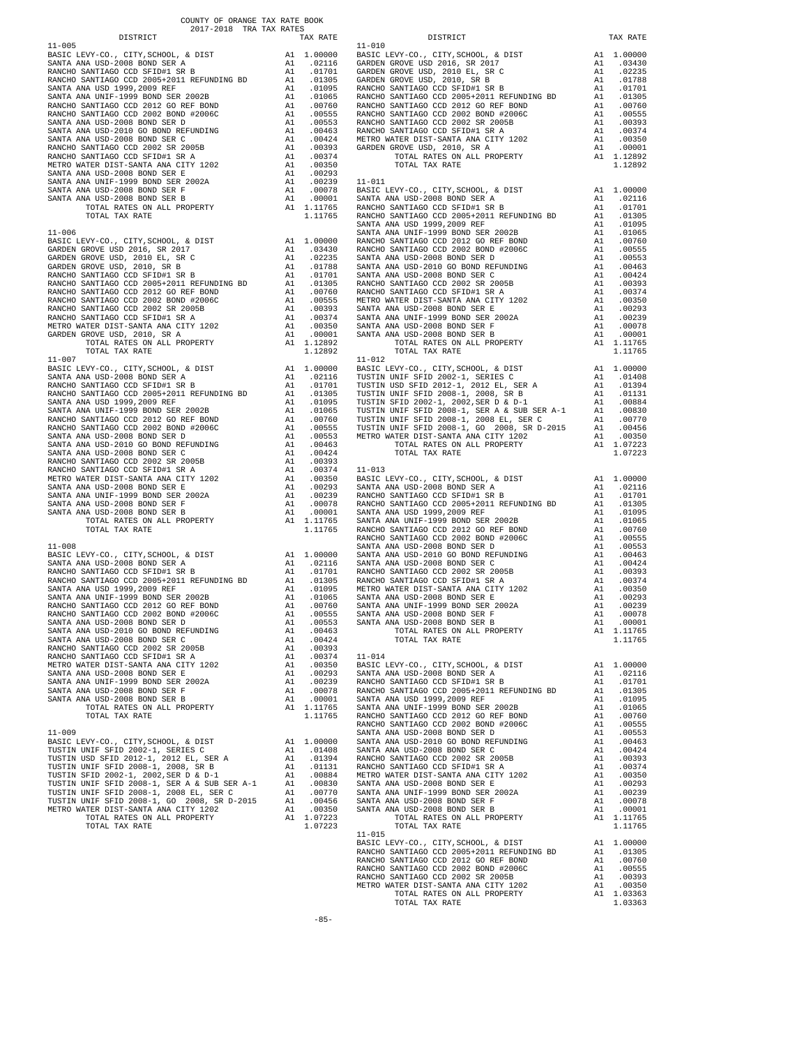COUNTY OF ORANGE TAX RATE BOOK
2017-2018 TRA TAX RATES

| DISTRICT | | TAX RATE |
|---|---|---|
| **11-005** | | |
| BASIC LEVY-CO., CITY,SCHOOL, & DIST | A1 | 1.00000 |
| SANTA ANA USD-2008 BOND SER A | A1 | .02116 |
| RANCHO SANTIAGO CCD SFID#1 SR B | A1 | .01701 |
| RANCHO SANTIAGO CCD 2005+2011 REFUNDING BD | A1 | .01305 |
| SANTA ANA USD 1999,2009 REF | A1 | .01095 |
| SANTA ANA UNIF-1999 BOND SER 2002B | A1 | .01065 |
| RANCHO SANTIAGO CCD 2012 GO REF BOND | A1 | .00760 |
| RANCHO SANTIAGO CCD 2002 BOND #2006C | A1 | .00555 |
| SANTA ANA USD-2008 BOND SER D | A1 | .00553 |
| SANTA ANA USD-2010 GO BOND REFUNDING | A1 | .00463 |
| SANTA ANA USD-2008 BOND SER C | A1 | .00424 |
| RANCHO SANTIAGO CCD 2002 SR 2005B | A1 | .00393 |
| RANCHO SANTIAGO CCD SFID#1 SR A | A1 | .00374 |
| METRO WATER DIST-SANTA ANA CITY 1202 | A1 | .00350 |
| SANTA ANA USD-2008 BOND SER E | A1 | .00293 |
| SANTA ANA UNIF-1999 BOND SER 2002A | A1 | .00239 |
| SANTA ANA USD-2008 BOND SER F | A1 | .00078 |
| SANTA ANA USD-2008 BOND SER B | A1 | .00001 |
| TOTAL RATES ON ALL PROPERTY | A1 | 1.11765 |
| TOTAL TAX RATE | | 1.11765 |
| **11-006** | | |
| BASIC LEVY-CO., CITY,SCHOOL, & DIST | A1 | 1.00000 |
| GARDEN GROVE USD 2016, SR 2017 | A1 | .03430 |
| GARDEN GROVE USD, 2010 EL, SR C | A1 | .02235 |
| GARDEN GROVE USD, 2010, SR B | A1 | .01788 |
| RANCHO SANTIAGO CCD SFID#1 SR B | A1 | .01701 |
| RANCHO SANTIAGO CCD 2005+2011 REFUNDING BD | A1 | .01305 |
| RANCHO SANTIAGO CCD 2012 GO REF BOND | A1 | .00760 |
| RANCHO SANTIAGO CCD 2002 BOND #2006C | A1 | .00555 |
| RANCHO SANTIAGO CCD 2002 SR 2005B | A1 | .00393 |
| RANCHO SANTIAGO CCD SFID#1 SR A | A1 | .00374 |
| METRO WATER DIST-SANTA ANA CITY 1202 | A1 | .00350 |
| GARDEN GROVE USD, 2010, SR A | A1 | .00001 |
| TOTAL RATES ON ALL PROPERTY | A1 | 1.12892 |
| TOTAL TAX RATE | | 1.12892 |
| **11-007** | | |
| BASIC LEVY-CO., CITY,SCHOOL, & DIST | A1 | 1.00000 |
| SANTA ANA USD-2008 BOND SER A | A1 | .02116 |
| RANCHO SANTIAGO CCD SFID#1 SR B | A1 | .01701 |
| RANCHO SANTIAGO CCD 2005+2011 REFUNDING BD | A1 | .01305 |
| SANTA ANA USD 1999,2009 REF | A1 | .01095 |
| SANTA ANA UNIF-1999 BOND SER 2002B | A1 | .01065 |
| RANCHO SANTIAGO CCD 2012 GO REF BOND | A1 | .00760 |
| RANCHO SANTIAGO CCD 2002 BOND #2006C | A1 | .00555 |
| SANTA ANA USD-2008 BOND SER D | A1 | .00553 |
| SANTA ANA USD-2010 GO BOND REFUNDING | A1 | .00463 |
| SANTA ANA USD-2008 BOND SER C | A1 | .00424 |
| RANCHO SANTIAGO CCD 2002 SR 2005B | A1 | .00393 |
| RANCHO SANTIAGO CCD SFID#1 SR A | A1 | .00374 |
| METRO WATER DIST-SANTA ANA CITY 1202 | A1 | .00350 |
| SANTA ANA USD-2008 BOND SER E | A1 | .00293 |
| SANTA ANA UNIF-1999 BOND SER 2002A | A1 | .00239 |
| SANTA ANA USD-2008 BOND SER F | A1 | .00078 |
| SANTA ANA USD-2008 BOND SER B | A1 | .00001 |
| TOTAL RATES ON ALL PROPERTY | A1 | 1.11765 |
| TOTAL TAX RATE | | 1.11765 |
| **11-008** | | |
| BASIC LEVY-CO., CITY,SCHOOL, & DIST | A1 | 1.00000 |
| SANTA ANA USD-2008 BOND SER A | A1 | .02116 |
| RANCHO SANTIAGO CCD SFID#1 SR B | A1 | .01701 |
| RANCHO SANTIAGO CCD 2005+2011 REFUNDING BD | A1 | .01305 |
| SANTA ANA USD 1999,2009 REF | A1 | .01095 |
| SANTA ANA UNIF-1999 BOND SER 2002B | A1 | .01065 |
| RANCHO SANTIAGO CCD 2012 GO REF BOND | A1 | .00760 |
| RANCHO SANTIAGO CCD 2002 BOND #2006C | A1 | .00555 |
| SANTA ANA USD-2008 BOND SER D | A1 | .00553 |
| SANTA ANA USD-2010 GO BOND REFUNDING | A1 | .00463 |
| SANTA ANA USD-2008 BOND SER C | A1 | .00424 |
| RANCHO SANTIAGO CCD 2002 SR 2005B | A1 | .00393 |
| RANCHO SANTIAGO CCD SFID#1 SR A | A1 | .00374 |
| METRO WATER DIST-SANTA ANA CITY 1202 | A1 | .00350 |
| SANTA ANA USD-2008 BOND SER E | A1 | .00293 |
| SANTA ANA UNIF-1999 BOND SER 2002A | A1 | .00239 |
| SANTA ANA USD-2008 BOND SER F | A1 | .00078 |
| SANTA ANA USD-2008 BOND SER B | A1 | .00001 |
| TOTAL RATES ON ALL PROPERTY | A1 | 1.11765 |
| TOTAL TAX RATE | | 1.11765 |
| **11-009** | | |
| BASIC LEVY-CO., CITY,SCHOOL, & DIST | A1 | 1.00000 |
| TUSTIN UNIF SFID 2002-1, SERIES C | A1 | .01408 |
| TUSTIN USD SFID 2012-1, 2012 EL, SER A | A1 | .01394 |
| TUSTIN UNIF SFID 2008-1, 2008, SR B | A1 | .01131 |
| TUSTIN SFID 2002-1, 2002,SER D & D-1 | A1 | .00884 |
| TUSTIN UNIF SFID 2008-1, SER A & SUB SER A-1 | A1 | .00830 |
| TUSTIN UNIF SFID 2008-1, 2008 EL, SER C | A1 | .00770 |
| TUSTIN UNIF SFID 2008-1, GO 2008, SR D-2015 | A1 | .00456 |
| METRO WATER DIST-SANTA ANA CITY 1202 | A1 | .00350 |
| TOTAL RATES ON ALL PROPERTY | A1 | 1.07223 |
| TOTAL TAX RATE | | 1.07223 |
| **11-010** | | |
| BASIC LEVY-CO., CITY,SCHOOL, & DIST | A1 | 1.00000 |
| GARDEN GROVE USD 2016, SR 2017 | A1 | .03430 |
| GARDEN GROVE USD, 2010 EL, SR C | A1 | .02235 |
| GARDEN GROVE USD, 2010, SR B | A1 | .01788 |
| RANCHO SANTIAGO CCD SFID#1 SR B | A1 | .01701 |
| RANCHO SANTIAGO CCD 2005+2011 REFUNDING BD | A1 | .01305 |
| RANCHO SANTIAGO CCD 2012 GO REF BOND | A1 | .00760 |
| RANCHO SANTIAGO CCD 2002 BOND #2006C | A1 | .00555 |
| RANCHO SANTIAGO CCD 2002 SR 2005B | A1 | .00393 |
| RANCHO SANTIAGO CCD SFID#1 SR A | A1 | .00374 |
| METRO WATER DIST-SANTA ANA CITY 1202 | A1 | .00350 |
| GARDEN GROVE USD, 2010, SR A | A1 | .00001 |
| TOTAL RATES ON ALL PROPERTY | A1 | 1.12892 |
| TOTAL TAX RATE | | 1.12892 |
| **11-011** | | |
| BASIC LEVY-CO., CITY,SCHOOL, & DIST | A1 | 1.00000 |
| SANTA ANA USD-2008 BOND SER A | A1 | .02116 |
| RANCHO SANTIAGO CCD SFID#1 SR B | A1 | .01701 |
| RANCHO SANTIAGO CCD 2005+2011 REFUNDING BD | A1 | .01305 |
| SANTA ANA USD 1999,2009 REF | A1 | .01095 |
| SANTA ANA UNIF-1999 BOND SER 2002B | A1 | .01065 |
| RANCHO SANTIAGO CCD 2012 GO REF BOND | A1 | .00760 |
| RANCHO SANTIAGO CCD 2002 BOND #2006C | A1 | .00555 |
| SANTA ANA USD-2008 BOND SER D | A1 | .00553 |
| SANTA ANA USD-2010 GO BOND REFUNDING | A1 | .00463 |
| SANTA ANA USD-2008 BOND SER C | A1 | .00424 |
| RANCHO SANTIAGO CCD 2002 SR 2005B | A1 | .00393 |
| RANCHO SANTIAGO CCD SFID#1 SR A | A1 | .00374 |
| METRO WATER DIST-SANTA ANA CITY 1202 | A1 | .00350 |
| SANTA ANA USD-2008 BOND SER E | A1 | .00293 |
| SANTA ANA UNIF-1999 BOND SER 2002A | A1 | .00239 |
| SANTA ANA USD-2008 BOND SER F | A1 | .00078 |
| SANTA ANA USD-2008 BOND SER B | A1 | .00001 |
| TOTAL RATES ON ALL PROPERTY | A1 | 1.11765 |
| TOTAL TAX RATE | | 1.11765 |
| **11-012** | | |
| BASIC LEVY-CO., CITY,SCHOOL, & DIST | A1 | 1.00000 |
| TUSTIN UNIF SFID 2002-1, SERIES C | A1 | .01408 |
| TUSTIN USD SFID 2012-1, 2012 EL, SER A | A1 | .01394 |
| TUSTIN UNIF SFID 2008-1, 2008, SR B | A1 | .01131 |
| TUSTIN SFID 2002-1, 2002,SER D & D-1 | A1 | .00884 |
| TUSTIN UNIF SFID 2008-1, SER A & SUB SER A-1 | A1 | .00830 |
| TUSTIN UNIF SFID 2008-1, 2008 EL, SER C | A1 | .00770 |
| TUSTIN UNIF SFID 2008-1, GO 2008, SR D-2015 | A1 | .00456 |
| METRO WATER DIST-SANTA ANA CITY 1202 | A1 | .00350 |
| TOTAL RATES ON ALL PROPERTY | A1 | 1.07223 |
| TOTAL TAX RATE | | 1.07223 |
| **11-013** | | |
| BASIC LEVY-CO., CITY,SCHOOL, & DIST | A1 | 1.00000 |
| SANTA ANA USD-2008 BOND SER A | A1 | .02116 |
| RANCHO SANTIAGO CCD SFID#1 SR B | A1 | .01701 |
| RANCHO SANTIAGO CCD 2005+2011 REFUNDING BD | A1 | .01305 |
| SANTA ANA USD 1999,2009 REF | A1 | .01095 |
| SANTA ANA UNIF-1999 BOND SER 2002B | A1 | .01065 |
| RANCHO SANTIAGO CCD 2012 GO REF BOND | A1 | .00760 |
| RANCHO SANTIAGO CCD 2002 BOND #2006C | A1 | .00555 |
| SANTA ANA USD-2008 BOND SER D | A1 | .00553 |
| SANTA ANA USD-2010 GO BOND REFUNDING | A1 | .00463 |
| SANTA ANA USD-2008 BOND SER C | A1 | .00424 |
| RANCHO SANTIAGO CCD 2002 SR 2005B | A1 | .00393 |
| RANCHO SANTIAGO CCD SFID#1 SR A | A1 | .00374 |
| METRO WATER DIST-SANTA ANA CITY 1202 | A1 | .00350 |
| SANTA ANA USD-2008 BOND SER E | A1 | .00293 |
| SANTA ANA UNIF-1999 BOND SER 2002A | A1 | .00239 |
| SANTA ANA USD-2008 BOND SER F | A1 | .00078 |
| SANTA ANA USD-2008 BOND SER B | A1 | .00001 |
| TOTAL RATES ON ALL PROPERTY | A1 | 1.11765 |
| TOTAL TAX RATE | | 1.11765 |
| **11-014** | | |
| BASIC LEVY-CO., CITY,SCHOOL, & DIST | A1 | 1.00000 |
| SANTA ANA USD-2008 BOND SER A | A1 | .02116 |
| RANCHO SANTIAGO CCD SFID#1 SR B | A1 | .01701 |
| RANCHO SANTIAGO CCD 2005+2011 REFUNDING BD | A1 | .01305 |
| SANTA ANA USD 1999,2009 REF | A1 | .01095 |
| SANTA ANA UNIF-1999 BOND SER 2002B | A1 | .01065 |
| RANCHO SANTIAGO CCD 2012 GO REF BOND | A1 | .00760 |
| RANCHO SANTIAGO CCD 2002 BOND #2006C | A1 | .00555 |
| SANTA ANA USD-2008 BOND SER D | A1 | .00553 |
| SANTA ANA USD-2010 GO BOND REFUNDING | A1 | .00463 |
| SANTA ANA USD-2008 BOND SER C | A1 | .00424 |
| RANCHO SANTIAGO CCD 2002 SR 2005B | A1 | .00393 |
| RANCHO SANTIAGO CCD SFID#1 SR A | A1 | .00374 |
| METRO WATER DIST-SANTA ANA CITY 1202 | A1 | .00350 |
| SANTA ANA USD-2008 BOND SER E | A1 | .00293 |
| SANTA ANA UNIF-1999 BOND SER 2002A | A1 | .00239 |
| SANTA ANA USD-2008 BOND SER F | A1 | .00078 |
| SANTA ANA USD-2008 BOND SER B | A1 | .00001 |
| TOTAL RATES ON ALL PROPERTY | A1 | 1.11765 |
| TOTAL TAX RATE | | 1.11765 |
| **11-015** | | |
| BASIC LEVY-CO., CITY,SCHOOL, & DIST | A1 | 1.00000 |
| RANCHO SANTIAGO CCD 2005+2011 REFUNDING BD | A1 | .01305 |
| RANCHO SANTIAGO CCD 2012 GO REF BOND | A1 | .00760 |
| RANCHO SANTIAGO CCD 2002 BOND #2006C | A1 | .00555 |
| RANCHO SANTIAGO CCD 2002 SR 2005B | A1 | .00393 |
| METRO WATER DIST-SANTA ANA CITY 1202 | A1 | .00350 |
| TOTAL RATES ON ALL PROPERTY | A1 | 1.03363 |
| TOTAL TAX RATE | | 1.03363 |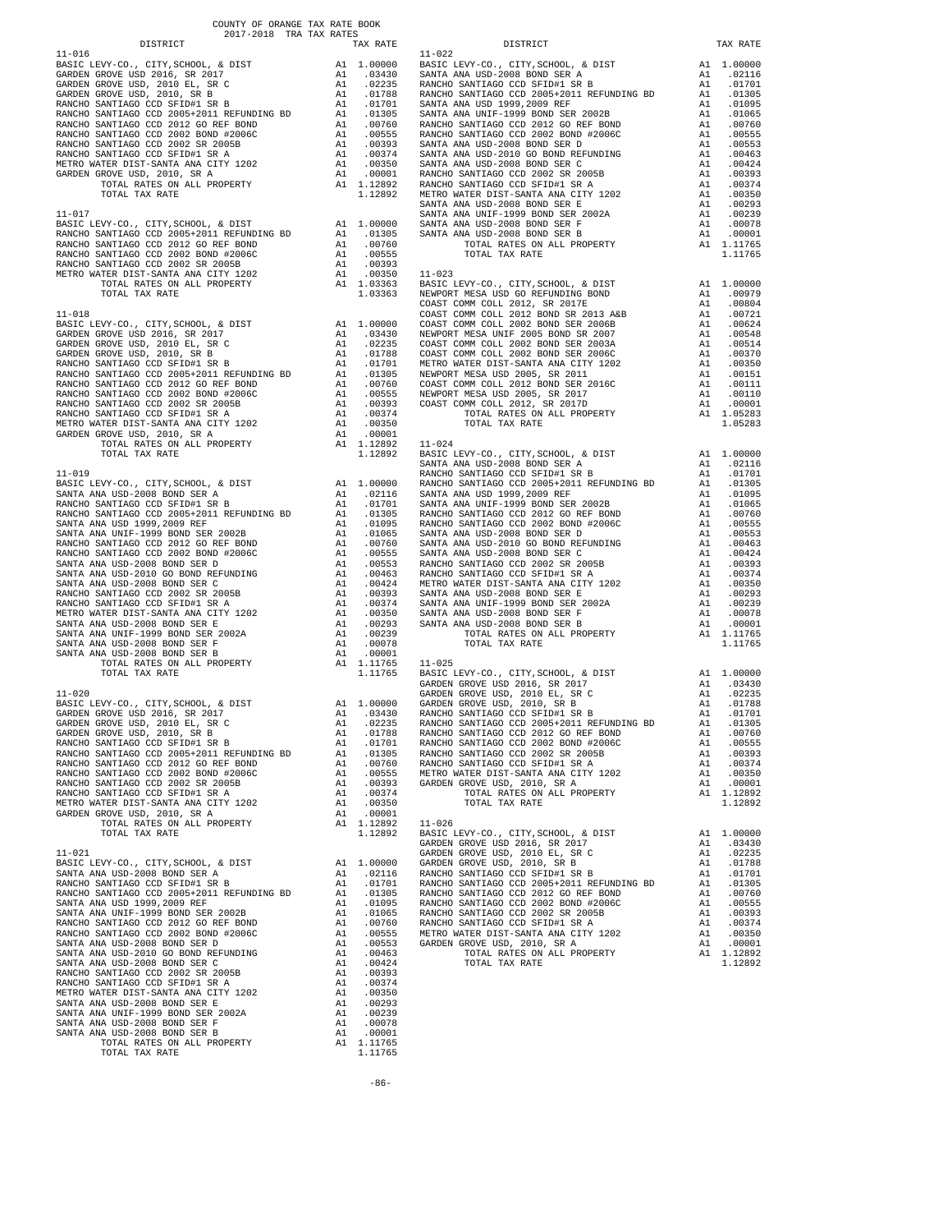COUNTY OF ORANGE TAX RATE BOOK
2017-2018 TRA TAX RATES

| DISTRICT | | TAX RATE |
|---|---|---|
| **11-016** | | |
| BASIC LEVY-CO., CITY,SCHOOL, & DIST | A1 | 1.00000 |
| GARDEN GROVE USD 2016, SR 2017 | A1 | .03430 |
| GARDEN GROVE USD, 2010 EL, SR C | A1 | .02235 |
| GARDEN GROVE USD, 2010, SR B | A1 | .01788 |
| RANCHO SANTIAGO CCD SFID#1 SR B | A1 | .01701 |
| RANCHO SANTIAGO CCD 2005+2011 REFUNDING BD | A1 | .01305 |
| RANCHO SANTIAGO CCD 2012 GO REF BOND | A1 | .00760 |
| RANCHO SANTIAGO CCD 2002 BOND #2006C | A1 | .00555 |
| RANCHO SANTIAGO CCD 2002 SR 2005B | A1 | .00393 |
| RANCHO SANTIAGO CCD SFID#1 SR A | A1 | .00374 |
| METRO WATER DIST-SANTA ANA CITY 1202 | A1 | .00350 |
| GARDEN GROVE USD, 2010, SR A | A1 | .00001 |
| TOTAL RATES ON ALL PROPERTY | A1 | 1.12892 |
| TOTAL TAX RATE | | 1.12892 |
| **11-017** | | |
| BASIC LEVY-CO., CITY,SCHOOL, & DIST | A1 | 1.00000 |
| RANCHO SANTIAGO CCD 2005+2011 REFUNDING BD | A1 | .01305 |
| RANCHO SANTIAGO CCD 2012 GO REF BOND | A1 | .00760 |
| RANCHO SANTIAGO CCD 2002 BOND #2006C | A1 | .00555 |
| RANCHO SANTIAGO CCD 2002 SR 2005B | A1 | .00393 |
| METRO WATER DIST-SANTA ANA CITY 1202 | A1 | .00350 |
| TOTAL RATES ON ALL PROPERTY | A1 | 1.03363 |
| TOTAL TAX RATE | | 1.03363 |
| **11-018** | | |
| BASIC LEVY-CO., CITY,SCHOOL, & DIST | A1 | 1.00000 |
| GARDEN GROVE USD 2016, SR 2017 | A1 | .03430 |
| GARDEN GROVE USD, 2010 EL, SR C | A1 | .02235 |
| GARDEN GROVE USD, 2010, SR B | A1 | .01788 |
| RANCHO SANTIAGO CCD SFID#1 SR B | A1 | .01701 |
| RANCHO SANTIAGO CCD 2005+2011 REFUNDING BD | A1 | .01305 |
| RANCHO SANTIAGO CCD 2012 GO REF BOND | A1 | .00760 |
| RANCHO SANTIAGO CCD 2002 BOND #2006C | A1 | .00555 |
| RANCHO SANTIAGO CCD 2002 SR 2005B | A1 | .00393 |
| RANCHO SANTIAGO CCD SFID#1 SR A | A1 | .00374 |
| METRO WATER DIST-SANTA ANA CITY 1202 | A1 | .00350 |
| GARDEN GROVE USD, 2010, SR A | A1 | .00001 |
| TOTAL RATES ON ALL PROPERTY | A1 | 1.12892 |
| TOTAL TAX RATE | | 1.12892 |
| **11-019** | | |
| BASIC LEVY-CO., CITY,SCHOOL, & DIST | A1 | 1.00000 |
| SANTA ANA USD-2008 BOND SER A | A1 | .02116 |
| RANCHO SANTIAGO CCD SFID#1 SR B | A1 | .01701 |
| RANCHO SANTIAGO CCD 2005+2011 REFUNDING BD | A1 | .01305 |
| SANTA ANA USD 1999,2009 REF | A1 | .01095 |
| SANTA ANA UNIF-1999 BOND SER 2002B | A1 | .01065 |
| RANCHO SANTIAGO CCD 2012 GO REF BOND | A1 | .00760 |
| RANCHO SANTIAGO CCD 2002 BOND #2006C | A1 | .00555 |
| SANTA ANA USD-2008 BOND SER D | A1 | .00553 |
| SANTA ANA USD-2010 GO BOND REFUNDING | A1 | .00463 |
| SANTA ANA USD-2008 BOND SER C | A1 | .00424 |
| RANCHO SANTIAGO CCD 2002 SR 2005B | A1 | .00393 |
| RANCHO SANTIAGO CCD SFID#1 SR A | A1 | .00374 |
| METRO WATER DIST-SANTA ANA CITY 1202 | A1 | .00350 |
| SANTA ANA USD-2008 BOND SER E | A1 | .00293 |
| SANTA ANA UNIF-1999 BOND SER 2002A | A1 | .00239 |
| SANTA ANA USD-2008 BOND SER F | A1 | .00078 |
| SANTA ANA USD-2008 BOND SER B | A1 | .00001 |
| TOTAL RATES ON ALL PROPERTY | A1 | 1.11765 |
| TOTAL TAX RATE | | 1.11765 |
| **11-020** | | |
| BASIC LEVY-CO., CITY,SCHOOL, & DIST | A1 | 1.00000 |
| GARDEN GROVE USD 2016, SR 2017 | A1 | .03430 |
| GARDEN GROVE USD, 2010 EL, SR C | A1 | .02235 |
| GARDEN GROVE USD, 2010, SR B | A1 | .01788 |
| RANCHO SANTIAGO CCD SFID#1 SR B | A1 | .01701 |
| RANCHO SANTIAGO CCD 2005+2011 REFUNDING BD | A1 | .01305 |
| RANCHO SANTIAGO CCD 2012 GO REF BOND | A1 | .00760 |
| RANCHO SANTIAGO CCD 2002 BOND #2006C | A1 | .00555 |
| RANCHO SANTIAGO CCD 2002 SR 2005B | A1 | .00393 |
| RANCHO SANTIAGO CCD SFID#1 SR A | A1 | .00374 |
| METRO WATER DIST-SANTA ANA CITY 1202 | A1 | .00350 |
| GARDEN GROVE USD, 2010, SR A | A1 | .00001 |
| TOTAL RATES ON ALL PROPERTY | A1 | 1.12892 |
| TOTAL TAX RATE | | 1.12892 |
| **11-021** | | |
| BASIC LEVY-CO., CITY,SCHOOL, & DIST | A1 | 1.00000 |
| SANTA ANA USD-2008 BOND SER A | A1 | .02116 |
| RANCHO SANTIAGO CCD SFID#1 SR B | A1 | .01701 |
| RANCHO SANTIAGO CCD 2005+2011 REFUNDING BD | A1 | .01305 |
| SANTA ANA USD 1999,2009 REF | A1 | .01095 |
| SANTA ANA UNIF-1999 BOND SER 2002B | A1 | .01065 |
| RANCHO SANTIAGO CCD 2012 GO REF BOND | A1 | .00760 |
| RANCHO SANTIAGO CCD 2002 BOND #2006C | A1 | .00555 |
| SANTA ANA USD-2008 BOND SER D | A1 | .00553 |
| SANTA ANA USD-2010 GO BOND REFUNDING | A1 | .00463 |
| SANTA ANA USD-2008 BOND SER C | A1 | .00424 |
| RANCHO SANTIAGO CCD 2002 SR 2005B | A1 | .00393 |
| RANCHO SANTIAGO CCD SFID#1 SR A | A1 | .00374 |
| METRO WATER DIST-SANTA ANA CITY 1202 | A1 | .00350 |
| SANTA ANA USD-2008 BOND SER E | A1 | .00293 |
| SANTA ANA UNIF-1999 BOND SER 2002A | A1 | .00239 |
| SANTA ANA USD-2008 BOND SER F | A1 | .00078 |
| SANTA ANA USD-2008 BOND SER B | A1 | .00001 |
| TOTAL RATES ON ALL PROPERTY | A1 | 1.11765 |
| TOTAL TAX RATE | | 1.11765 |
| **11-022** | | |
| BASIC LEVY-CO., CITY,SCHOOL, & DIST | A1 | 1.00000 |
| SANTA ANA USD-2008 BOND SER A | A1 | .02116 |
| RANCHO SANTIAGO CCD SFID#1 SR B | A1 | .01701 |
| RANCHO SANTIAGO CCD 2005+2011 REFUNDING BD | A1 | .01305 |
| SANTA ANA USD 1999,2009 REF | A1 | .01095 |
| SANTA ANA UNIF-1999 BOND SER 2002B | A1 | .01065 |
| RANCHO SANTIAGO CCD 2012 GO REF BOND | A1 | .00760 |
| RANCHO SANTIAGO CCD 2002 BOND #2006C | A1 | .00555 |
| SANTA ANA USD-2008 BOND SER D | A1 | .00553 |
| SANTA ANA USD-2010 GO BOND REFUNDING | A1 | .00463 |
| SANTA ANA USD-2008 BOND SER C | A1 | .00424 |
| RANCHO SANTIAGO CCD 2002 SR 2005B | A1 | .00393 |
| RANCHO SANTIAGO CCD SFID#1 SR A | A1 | .00374 |
| METRO WATER DIST-SANTA ANA CITY 1202 | A1 | .00350 |
| SANTA ANA USD-2008 BOND SER E | A1 | .00293 |
| SANTA ANA UNIF-1999 BOND SER 2002A | A1 | .00239 |
| SANTA ANA USD-2008 BOND SER F | A1 | .00078 |
| SANTA ANA USD-2008 BOND SER B | A1 | .00001 |
| TOTAL RATES ON ALL PROPERTY | A1 | 1.11765 |
| TOTAL TAX RATE | | 1.11765 |
| **11-023** | | |
| BASIC LEVY-CO., CITY,SCHOOL, & DIST | A1 | 1.00000 |
| NEWPORT MESA USD GO REFUNDING BOND | A1 | .00979 |
| COAST COMM COLL 2012, SR 2017E | A1 | .00804 |
| COAST COMM COLL 2012 BOND SR 2013 A&B | A1 | .00721 |
| COAST COMM COLL 2002 BOND SER 2006B | A1 | .00624 |
| NEWPORT MESA UNIF 2005 BOND SR 2007 | A1 | .00548 |
| COAST COMM COLL 2002 BOND SER 2003A | A1 | .00514 |
| COAST COMM COLL 2002 BOND SER 2006C | A1 | .00370 |
| METRO WATER DIST-SANTA ANA CITY 1202 | A1 | .00350 |
| NEWPORT MESA USD 2005, SR 2011 | A1 | .00151 |
| COAST COMM COLL 2012 BOND SER 2016C | A1 | .00111 |
| NEWPORT MESA USD 2005, SR 2017 | A1 | .00110 |
| COAST COMM COLL 2012, SR 2017D | A1 | .00001 |
| TOTAL RATES ON ALL PROPERTY | A1 | 1.05283 |
| TOTAL TAX RATE | | 1.05283 |
| **11-024** | | |
| BASIC LEVY-CO., CITY,SCHOOL, & DIST | A1 | 1.00000 |
| SANTA ANA USD-2008 BOND SER A | A1 | .02116 |
| RANCHO SANTIAGO CCD SFID#1 SR B | A1 | .01701 |
| RANCHO SANTIAGO CCD 2005+2011 REFUNDING BD | A1 | .01305 |
| SANTA ANA USD 1999,2009 REF | A1 | .01095 |
| SANTA ANA UNIF-1999 BOND SER 2002B | A1 | .01065 |
| RANCHO SANTIAGO CCD 2012 GO REF BOND | A1 | .00760 |
| RANCHO SANTIAGO CCD 2002 BOND #2006C | A1 | .00555 |
| SANTA ANA USD-2008 BOND SER D | A1 | .00553 |
| SANTA ANA USD-2010 GO BOND REFUNDING | A1 | .00463 |
| SANTA ANA USD-2008 BOND SER C | A1 | .00424 |
| RANCHO SANTIAGO CCD 2002 SR 2005B | A1 | .00393 |
| RANCHO SANTIAGO CCD SFID#1 SR A | A1 | .00374 |
| METRO WATER DIST-SANTA ANA CITY 1202 | A1 | .00350 |
| SANTA ANA USD-2008 BOND SER E | A1 | .00293 |
| SANTA ANA UNIF-1999 BOND SER 2002A | A1 | .00239 |
| SANTA ANA USD-2008 BOND SER F | A1 | .00078 |
| SANTA ANA USD-2008 BOND SER B | A1 | .00001 |
| TOTAL RATES ON ALL PROPERTY | A1 | 1.11765 |
| TOTAL TAX RATE | | 1.11765 |
| **11-025** | | |
| BASIC LEVY-CO., CITY,SCHOOL, & DIST | A1 | 1.00000 |
| GARDEN GROVE USD 2016, SR 2017 | A1 | .03430 |
| GARDEN GROVE USD, 2010 EL, SR C | A1 | .02235 |
| GARDEN GROVE USD, 2010, SR B | A1 | .01788 |
| RANCHO SANTIAGO CCD SFID#1 SR B | A1 | .01701 |
| RANCHO SANTIAGO CCD 2005+2011 REFUNDING BD | A1 | .01305 |
| RANCHO SANTIAGO CCD 2012 GO REF BOND | A1 | .00760 |
| RANCHO SANTIAGO CCD 2002 BOND #2006C | A1 | .00555 |
| RANCHO SANTIAGO CCD 2002 SR 2005B | A1 | .00393 |
| RANCHO SANTIAGO CCD SFID#1 SR A | A1 | .00374 |
| METRO WATER DIST-SANTA ANA CITY 1202 | A1 | .00350 |
| GARDEN GROVE USD, 2010, SR A | A1 | .00001 |
| TOTAL RATES ON ALL PROPERTY | A1 | 1.12892 |
| TOTAL TAX RATE | | 1.12892 |
| **11-026** | | |
| BASIC LEVY-CO., CITY,SCHOOL, & DIST | A1 | 1.00000 |
| GARDEN GROVE USD 2016, SR 2017 | A1 | .03430 |
| GARDEN GROVE USD, 2010 EL, SR C | A1 | .02235 |
| GARDEN GROVE USD, 2010, SR B | A1 | .01788 |
| RANCHO SANTIAGO CCD SFID#1 SR B | A1 | .01701 |
| RANCHO SANTIAGO CCD 2005+2011 REFUNDING BD | A1 | .01305 |
| RANCHO SANTIAGO CCD 2012 GO REF BOND | A1 | .00760 |
| RANCHO SANTIAGO CCD 2002 BOND #2006C | A1 | .00555 |
| RANCHO SANTIAGO CCD 2002 SR 2005B | A1 | .00393 |
| RANCHO SANTIAGO CCD SFID#1 SR A | A1 | .00374 |
| METRO WATER DIST-SANTA ANA CITY 1202 | A1 | .00350 |
| GARDEN GROVE USD, 2010, SR A | A1 | .00001 |
| TOTAL RATES ON ALL PROPERTY | A1 | 1.12892 |
| TOTAL TAX RATE | | 1.12892 |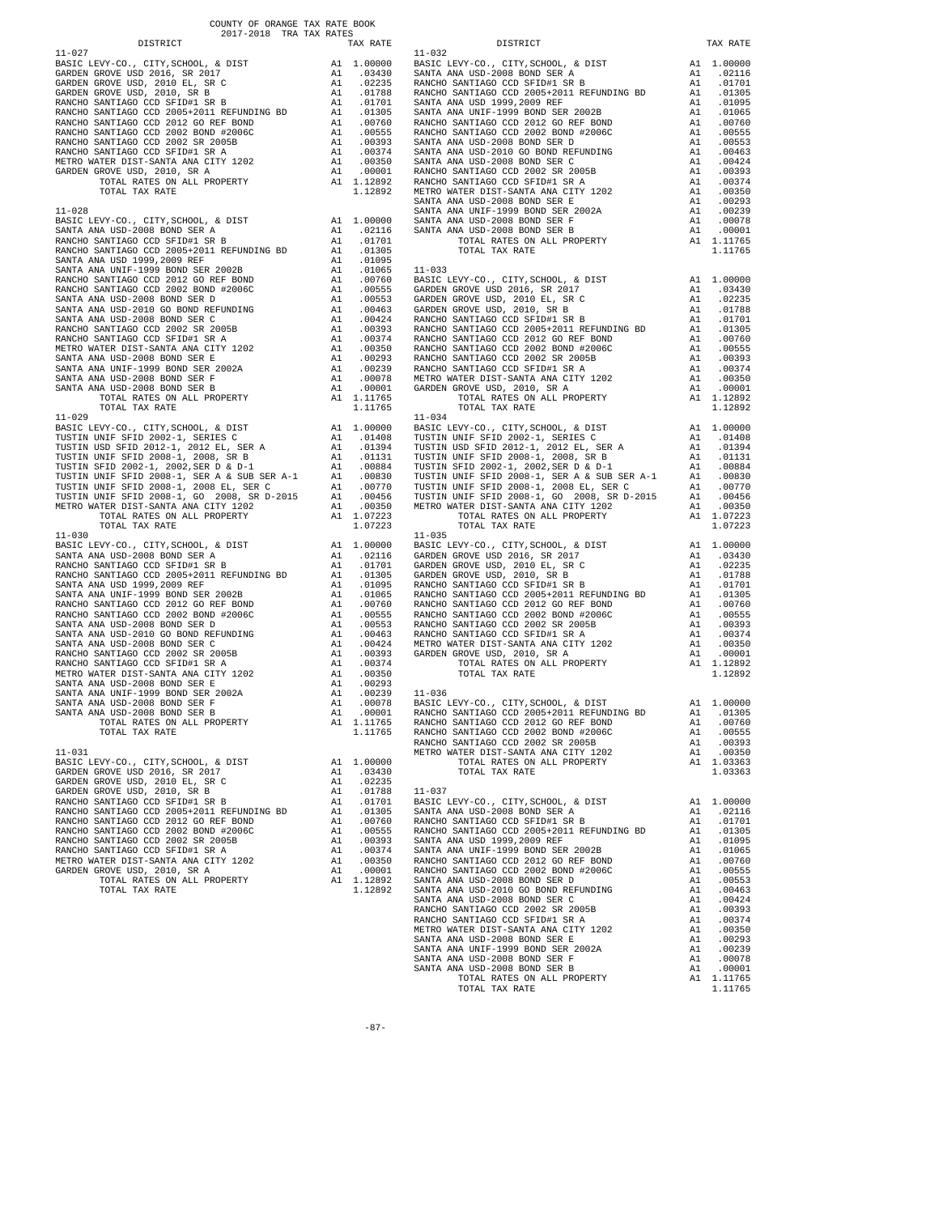COUNTY OF ORANGE TAX RATE BOOK
2017-2018 TRA TAX RATES

| DISTRICT | | TAX RATE |
|---|---|---|
| **11-027** | | |
| BASIC LEVY-CO., CITY,SCHOOL, & DIST | A1 | 1.00000 |
| GARDEN GROVE USD 2016, SR 2017 | A1 | .03430 |
| GARDEN GROVE USD, 2010 EL, SR C | A1 | .02235 |
| GARDEN GROVE USD, 2010, SR B | A1 | .01788 |
| RANCHO SANTIAGO CCD SFID#1 SR B | A1 | .01701 |
| RANCHO SANTIAGO CCD 2005+2011 REFUNDING BD | A1 | .01305 |
| RANCHO SANTIAGO CCD 2012 GO REF BOND | A1 | .00760 |
| RANCHO SANTIAGO CCD 2002 BOND #2006C | A1 | .00555 |
| RANCHO SANTIAGO CCD 2002 SR 2005B | A1 | .00393 |
| RANCHO SANTIAGO CCD SFID#1 SR A | A1 | .00374 |
| METRO WATER DIST-SANTA ANA CITY 1202 | A1 | .00350 |
| GARDEN GROVE USD, 2010, SR A | A1 | .00001 |
| TOTAL RATES ON ALL PROPERTY | A1 | 1.12892 |
| TOTAL TAX RATE | | 1.12892 |
| **11-028** | | |
| BASIC LEVY-CO., CITY,SCHOOL, & DIST | A1 | 1.00000 |
| SANTA ANA USD-2008 BOND SER A | A1 | .02116 |
| RANCHO SANTIAGO CCD SFID#1 SR B | A1 | .01701 |
| RANCHO SANTIAGO CCD 2005+2011 REFUNDING BD | A1 | .01305 |
| SANTA ANA USD 1999,2009 REF | A1 | .01095 |
| SANTA ANA UNIF-1999 BOND SER 2002B | A1 | .01065 |
| RANCHO SANTIAGO CCD 2012 GO REF BOND | A1 | .00760 |
| RANCHO SANTIAGO CCD 2002 BOND #2006C | A1 | .00555 |
| SANTA ANA USD-2008 BOND SER D | A1 | .00553 |
| SANTA ANA USD-2010 GO BOND REFUNDING | A1 | .00463 |
| SANTA ANA USD-2008 BOND SER C | A1 | .00424 |
| RANCHO SANTIAGO CCD 2002 SR 2005B | A1 | .00393 |
| RANCHO SANTIAGO CCD SFID#1 SR A | A1 | .00374 |
| METRO WATER DIST-SANTA ANA CITY 1202 | A1 | .00350 |
| SANTA ANA USD-2008 BOND SER E | A1 | .00293 |
| SANTA ANA UNIF-1999 BOND SER 2002A | A1 | .00239 |
| SANTA ANA USD-2008 BOND SER F | A1 | .00078 |
| SANTA ANA USD-2008 BOND SER B | A1 | .00001 |
| TOTAL RATES ON ALL PROPERTY | A1 | 1.11765 |
| TOTAL TAX RATE | | 1.11765 |
| **11-029** | | |
| BASIC LEVY-CO., CITY,SCHOOL, & DIST | A1 | 1.00000 |
| TUSTIN UNIF SFID 2002-1, SERIES C | A1 | .01408 |
| TUSTIN USD SFID 2012-1, 2012 EL, SER A | A1 | .01394 |
| TUSTIN UNIF SFID 2008-1, 2008, SR B | A1 | .01131 |
| TUSTIN SFID 2002-1, 2002,SER D & D-1 | A1 | .00884 |
| TUSTIN UNIF SFID 2008-1, SER A & SUB SER A-1 | A1 | .00830 |
| TUSTIN UNIF SFID 2008-1, 2008 EL, SER C | A1 | .00770 |
| TUSTIN UNIF SFID 2008-1, GO 2008, SR D-2015 | A1 | .00456 |
| METRO WATER DIST-SANTA ANA CITY 1202 | A1 | .00350 |
| TOTAL RATES ON ALL PROPERTY | A1 | 1.07223 |
| TOTAL TAX RATE | | 1.07223 |
| **11-030** | | |
| BASIC LEVY-CO., CITY,SCHOOL, & DIST | A1 | 1.00000 |
| SANTA ANA USD-2008 BOND SER A | A1 | .02116 |
| RANCHO SANTIAGO CCD SFID#1 SR B | A1 | .01701 |
| RANCHO SANTIAGO CCD 2005+2011 REFUNDING BD | A1 | .01305 |
| SANTA ANA USD 1999,2009 REF | A1 | .01095 |
| SANTA ANA UNIF-1999 BOND SER 2002B | A1 | .01065 |
| RANCHO SANTIAGO CCD 2012 GO REF BOND | A1 | .00760 |
| RANCHO SANTIAGO CCD 2002 BOND #2006C | A1 | .00555 |
| SANTA ANA USD-2008 BOND SER D | A1 | .00553 |
| SANTA ANA USD-2010 GO BOND REFUNDING | A1 | .00463 |
| SANTA ANA USD-2008 BOND SER C | A1 | .00424 |
| RANCHO SANTIAGO CCD 2002 SR 2005B | A1 | .00393 |
| RANCHO SANTIAGO CCD SFID#1 SR A | A1 | .00374 |
| METRO WATER DIST-SANTA ANA CITY 1202 | A1 | .00350 |
| SANTA ANA USD-2008 BOND SER E | A1 | .00293 |
| SANTA ANA UNIF-1999 BOND SER 2002A | A1 | .00239 |
| SANTA ANA USD-2008 BOND SER F | A1 | .00078 |
| SANTA ANA USD-2008 BOND SER B | A1 | .00001 |
| TOTAL RATES ON ALL PROPERTY | A1 | 1.11765 |
| TOTAL TAX RATE | | 1.11765 |
| **11-031** | | |
| BASIC LEVY-CO., CITY,SCHOOL, & DIST | A1 | 1.00000 |
| GARDEN GROVE USD 2016, SR 2017 | A1 | .03430 |
| GARDEN GROVE USD, 2010 EL, SR C | A1 | .02235 |
| GARDEN GROVE USD, 2010, SR B | A1 | .01788 |
| RANCHO SANTIAGO CCD SFID#1 SR B | A1 | .01701 |
| RANCHO SANTIAGO CCD 2005+2011 REFUNDING BD | A1 | .01305 |
| RANCHO SANTIAGO CCD 2012 GO REF BOND | A1 | .00760 |
| RANCHO SANTIAGO CCD 2002 BOND #2006C | A1 | .00555 |
| RANCHO SANTIAGO CCD 2002 SR 2005B | A1 | .00393 |
| RANCHO SANTIAGO CCD SFID#1 SR A | A1 | .00374 |
| METRO WATER DIST-SANTA ANA CITY 1202 | A1 | .00350 |
| GARDEN GROVE USD, 2010, SR A | A1 | .00001 |
| TOTAL RATES ON ALL PROPERTY | A1 | 1.12892 |
| TOTAL TAX RATE | | 1.12892 |
| **11-032** | | |
| BASIC LEVY-CO., CITY,SCHOOL, & DIST | A1 | 1.00000 |
| SANTA ANA USD-2008 BOND SER A | A1 | .02116 |
| RANCHO SANTIAGO CCD SFID#1 SR B | A1 | .01701 |
| RANCHO SANTIAGO CCD 2005+2011 REFUNDING BD | A1 | .01305 |
| SANTA ANA USD 1999,2009 REF | A1 | .01095 |
| SANTA ANA UNIF-1999 BOND SER 2002B | A1 | .01065 |
| RANCHO SANTIAGO CCD 2012 GO REF BOND | A1 | .00760 |
| RANCHO SANTIAGO CCD 2002 BOND #2006C | A1 | .00555 |
| SANTA ANA USD-2008 BOND SER D | A1 | .00553 |
| SANTA ANA USD-2010 GO BOND REFUNDING | A1 | .00463 |
| SANTA ANA USD-2008 BOND SER C | A1 | .00424 |
| RANCHO SANTIAGO CCD 2002 SR 2005B | A1 | .00393 |
| RANCHO SANTIAGO CCD SFID#1 SR A | A1 | .00374 |
| METRO WATER DIST-SANTA ANA CITY 1202 | A1 | .00350 |
| SANTA ANA USD-2008 BOND SER E | A1 | .00293 |
| SANTA ANA UNIF-1999 BOND SER 2002A | A1 | .00239 |
| SANTA ANA USD-2008 BOND SER F | A1 | .00078 |
| SANTA ANA USD-2008 BOND SER B | A1 | .00001 |
| TOTAL RATES ON ALL PROPERTY | A1 | 1.11765 |
| TOTAL TAX RATE | | 1.11765 |
| **11-033** | | |
| BASIC LEVY-CO., CITY,SCHOOL, & DIST | A1 | 1.00000 |
| GARDEN GROVE USD 2016, SR 2017 | A1 | .03430 |
| GARDEN GROVE USD, 2010 EL, SR C | A1 | .02235 |
| GARDEN GROVE USD, 2010, SR B | A1 | .01788 |
| RANCHO SANTIAGO CCD SFID#1 SR B | A1 | .01701 |
| RANCHO SANTIAGO CCD 2005+2011 REFUNDING BD | A1 | .01305 |
| RANCHO SANTIAGO CCD 2012 GO REF BOND | A1 | .00760 |
| RANCHO SANTIAGO CCD 2002 BOND #2006C | A1 | .00555 |
| RANCHO SANTIAGO CCD 2002 SR 2005B | A1 | .00393 |
| RANCHO SANTIAGO CCD SFID#1 SR A | A1 | .00374 |
| METRO WATER DIST-SANTA ANA CITY 1202 | A1 | .00350 |
| GARDEN GROVE USD, 2010, SR A | A1 | .00001 |
| TOTAL RATES ON ALL PROPERTY | A1 | 1.12892 |
| TOTAL TAX RATE | | 1.12892 |
| **11-034** | | |
| BASIC LEVY-CO., CITY,SCHOOL, & DIST | A1 | 1.00000 |
| TUSTIN UNIF SFID 2002-1, SERIES C | A1 | .01408 |
| TUSTIN USD SFID 2012-1, 2012 EL, SER A | A1 | .01394 |
| TUSTIN UNIF SFID 2008-1, 2008, SR B | A1 | .01131 |
| TUSTIN SFID 2002-1, 2002,SER D & D-1 | A1 | .00884 |
| TUSTIN UNIF SFID 2008-1, SER A & SUB SER A-1 | A1 | .00830 |
| TUSTIN UNIF SFID 2008-1, 2008 EL, SER C | A1 | .00770 |
| TUSTIN UNIF SFID 2008-1, GO 2008, SR D-2015 | A1 | .00456 |
| METRO WATER DIST-SANTA ANA CITY 1202 | A1 | .00350 |
| TOTAL RATES ON ALL PROPERTY | A1 | 1.07223 |
| TOTAL TAX RATE | | 1.07223 |
| **11-035** | | |
| BASIC LEVY-CO., CITY,SCHOOL, & DIST | A1 | 1.00000 |
| GARDEN GROVE USD 2016, SR 2017 | A1 | .03430 |
| GARDEN GROVE USD, 2010 EL, SR C | A1 | .02235 |
| GARDEN GROVE USD, 2010, SR B | A1 | .01788 |
| RANCHO SANTIAGO CCD SFID#1 SR B | A1 | .01701 |
| RANCHO SANTIAGO CCD 2005+2011 REFUNDING BD | A1 | .01305 |
| RANCHO SANTIAGO CCD 2012 GO REF BOND | A1 | .00760 |
| RANCHO SANTIAGO CCD 2002 BOND #2006C | A1 | .00555 |
| RANCHO SANTIAGO CCD 2002 SR 2005B | A1 | .00393 |
| RANCHO SANTIAGO CCD SFID#1 SR A | A1 | .00374 |
| METRO WATER DIST-SANTA ANA CITY 1202 | A1 | .00350 |
| GARDEN GROVE USD, 2010, SR A | A1 | .00001 |
| TOTAL RATES ON ALL PROPERTY | A1 | 1.12892 |
| TOTAL TAX RATE | | 1.12892 |
| **11-036** | | |
| BASIC LEVY-CO., CITY,SCHOOL, & DIST | A1 | 1.00000 |
| RANCHO SANTIAGO CCD 2005+2011 REFUNDING BD | A1 | .01305 |
| RANCHO SANTIAGO CCD 2012 GO REF BOND | A1 | .00760 |
| RANCHO SANTIAGO CCD 2002 BOND #2006C | A1 | .00555 |
| RANCHO SANTIAGO CCD 2002 SR 2005B | A1 | .00393 |
| METRO WATER DIST-SANTA ANA CITY 1202 | A1 | .00350 |
| TOTAL RATES ON ALL PROPERTY | A1 | 1.03363 |
| TOTAL TAX RATE | | 1.03363 |
| **11-037** | | |
| BASIC LEVY-CO., CITY,SCHOOL, & DIST | A1 | 1.00000 |
| SANTA ANA USD-2008 BOND SER A | A1 | .02116 |
| RANCHO SANTIAGO CCD SFID#1 SR B | A1 | .01701 |
| RANCHO SANTIAGO CCD 2005+2011 REFUNDING BD | A1 | .01305 |
| SANTA ANA USD 1999,2009 REF | A1 | .01095 |
| SANTA ANA UNIF-1999 BOND SER 2002B | A1 | .01065 |
| RANCHO SANTIAGO CCD 2012 GO REF BOND | A1 | .00760 |
| RANCHO SANTIAGO CCD 2002 BOND #2006C | A1 | .00555 |
| SANTA ANA USD-2008 BOND SER D | A1 | .00553 |
| SANTA ANA USD-2010 GO BOND REFUNDING | A1 | .00463 |
| SANTA ANA USD-2008 BOND SER C | A1 | .00424 |
| RANCHO SANTIAGO CCD 2002 SR 2005B | A1 | .00393 |
| RANCHO SANTIAGO CCD SFID#1 SR A | A1 | .00374 |
| METRO WATER DIST-SANTA ANA CITY 1202 | A1 | .00350 |
| SANTA ANA USD-2008 BOND SER E | A1 | .00293 |
| SANTA ANA UNIF-1999 BOND SER 2002A | A1 | .00239 |
| SANTA ANA USD-2008 BOND SER F | A1 | .00078 |
| SANTA ANA USD-2008 BOND SER B | A1 | .00001 |
| TOTAL RATES ON ALL PROPERTY | A1 | 1.11765 |
| TOTAL TAX RATE | | 1.11765 |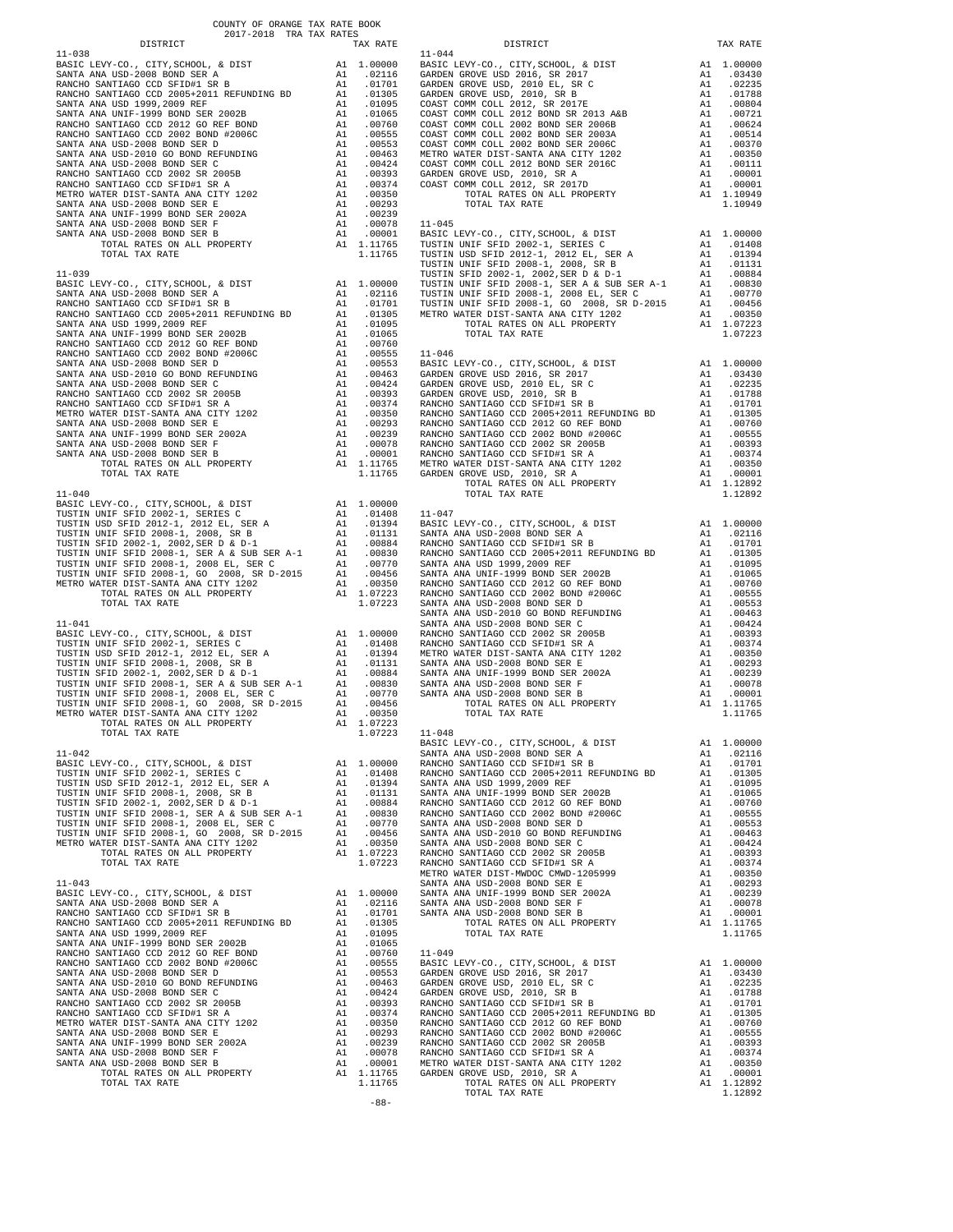COUNTY OF ORANGE TAX RATE BOOK
2017-2018 TRA TAX RATES

**11-038**

| DISTRICT | | TAX RATE |
|---|---|---|
| BASIC LEVY-CO., CITY,SCHOOL, & DIST | A1 | 1.00000 |
| SANTA ANA USD-2008 BOND SER A | A1 | .02116 |
| RANCHO SANTIAGO CCD SFID#1 SR B | A1 | .01701 |
| RANCHO SANTIAGO CCD 2005+2011 REFUNDING BD | A1 | .01305 |
| SANTA ANA USD 1999,2009 REF | A1 | .01095 |
| SANTA ANA UNIF-1999 BOND SER 2002B | A1 | .01065 |
| RANCHO SANTIAGO CCD 2012 GO REF BOND | A1 | .00760 |
| RANCHO SANTIAGO CCD 2002 BOND #2006C | A1 | .00555 |
| SANTA ANA USD-2008 BOND SER D | A1 | .00553 |
| SANTA ANA USD-2010 GO BOND REFUNDING | A1 | .00463 |
| SANTA ANA USD-2008 BOND SER C | A1 | .00424 |
| RANCHO SANTIAGO CCD 2002 SR 2005B | A1 | .00393 |
| RANCHO SANTIAGO CCD SFID#1 SR A | A1 | .00374 |
| METRO WATER DIST-SANTA ANA CITY 1202 | A1 | .00350 |
| SANTA ANA USD-2008 BOND SER E | A1 | .00293 |
| SANTA ANA UNIF-1999 BOND SER 2002A | A1 | .00239 |
| SANTA ANA USD-2008 BOND SER F | A1 | .00078 |
| SANTA ANA USD-2008 BOND SER B | A1 | .00001 |
| TOTAL RATES ON ALL PROPERTY | A1 | 1.11765 |
| TOTAL TAX RATE | | 1.11765 |

**11-039**

| DISTRICT | | TAX RATE |
|---|---|---|
| BASIC LEVY-CO., CITY,SCHOOL, & DIST | A1 | 1.00000 |
| SANTA ANA USD-2008 BOND SER A | A1 | .02116 |
| RANCHO SANTIAGO CCD SFID#1 SR B | A1 | .01701 |
| RANCHO SANTIAGO CCD 2005+2011 REFUNDING BD | A1 | .01305 |
| SANTA ANA USD 1999,2009 REF | A1 | .01095 |
| SANTA ANA UNIF-1999 BOND SER 2002B | A1 | .01065 |
| RANCHO SANTIAGO CCD 2012 GO REF BOND | A1 | .00760 |
| RANCHO SANTIAGO CCD 2002 BOND #2006C | A1 | .00555 |
| SANTA ANA USD-2008 BOND SER D | A1 | .00553 |
| SANTA ANA USD-2010 GO BOND REFUNDING | A1 | .00463 |
| SANTA ANA USD-2008 BOND SER C | A1 | .00424 |
| RANCHO SANTIAGO CCD 2002 SR 2005B | A1 | .00393 |
| RANCHO SANTIAGO CCD SFID#1 SR A | A1 | .00374 |
| METRO WATER DIST-SANTA ANA CITY 1202 | A1 | .00350 |
| SANTA ANA USD-2008 BOND SER E | A1 | .00293 |
| SANTA ANA UNIF-1999 BOND SER 2002A | A1 | .00239 |
| SANTA ANA USD-2008 BOND SER F | A1 | .00078 |
| SANTA ANA USD-2008 BOND SER B | A1 | .00001 |
| TOTAL RATES ON ALL PROPERTY | A1 | 1.11765 |
| TOTAL TAX RATE | | 1.11765 |

**11-040**

| DISTRICT | | TAX RATE |
|---|---|---|
| BASIC LEVY-CO., CITY,SCHOOL, & DIST | A1 | 1.00000 |
| TUSTIN UNIF SFID 2002-1, SERIES C | A1 | .01408 |
| TUSTIN USD SFID 2012-1, 2012 EL, SER A | A1 | .01394 |
| TUSTIN UNIF SFID 2008-1, 2008, SR B | A1 | .01131 |
| TUSTIN SFID 2002-1, 2002,SER D & D-1 | A1 | .00884 |
| TUSTIN UNIF SFID 2008-1, SER A & SUB SER A-1 | A1 | .00830 |
| TUSTIN UNIF SFID 2008-1, 2008 EL, SER C | A1 | .00770 |
| TUSTIN UNIF SFID 2008-1, GO 2008, SR D-2015 | A1 | .00456 |
| METRO WATER DIST-SANTA ANA CITY 1202 | A1 | .00350 |
| TOTAL RATES ON ALL PROPERTY | A1 | 1.07223 |
| TOTAL TAX RATE | | 1.07223 |

**11-041**

| DISTRICT | | TAX RATE |
|---|---|---|
| BASIC LEVY-CO., CITY,SCHOOL, & DIST | A1 | 1.00000 |
| TUSTIN UNIF SFID 2002-1, SERIES C | A1 | .01408 |
| TUSTIN USD SFID 2012-1, 2012 EL, SER A | A1 | .01394 |
| TUSTIN UNIF SFID 2008-1, 2008, SR B | A1 | .01131 |
| TUSTIN SFID 2002-1, 2002,SER D & D-1 | A1 | .00884 |
| TUSTIN UNIF SFID 2008-1, SER A & SUB SER A-1 | A1 | .00830 |
| TUSTIN UNIF SFID 2008-1, 2008 EL, SER C | A1 | .00770 |
| TUSTIN UNIF SFID 2008-1, GO 2008, SR D-2015 | A1 | .00456 |
| METRO WATER DIST-SANTA ANA CITY 1202 | A1 | .00350 |
| TOTAL RATES ON ALL PROPERTY | A1 | 1.07223 |
| TOTAL TAX RATE | | 1.07223 |

**11-042**

| DISTRICT | | TAX RATE |
|---|---|---|
| BASIC LEVY-CO., CITY,SCHOOL, & DIST | A1 | 1.00000 |
| TUSTIN UNIF SFID 2002-1, SERIES C | A1 | .01408 |
| TUSTIN USD SFID 2012-1, 2012 EL, SER A | A1 | .01394 |
| TUSTIN UNIF SFID 2008-1, 2008, SR B | A1 | .01131 |
| TUSTIN SFID 2002-1, 2002,SER D & D-1 | A1 | .00884 |
| TUSTIN UNIF SFID 2008-1, SER A & SUB SER A-1 | A1 | .00830 |
| TUSTIN UNIF SFID 2008-1, 2008 EL, SER C | A1 | .00770 |
| TUSTIN UNIF SFID 2008-1, GO 2008, SR D-2015 | A1 | .00456 |
| METRO WATER DIST-SANTA ANA CITY 1202 | A1 | .00350 |
| TOTAL RATES ON ALL PROPERTY | A1 | 1.07223 |
| TOTAL TAX RATE | | 1.07223 |

**11-043**

| DISTRICT | | TAX RATE |
|---|---|---|
| BASIC LEVY-CO., CITY,SCHOOL, & DIST | A1 | 1.00000 |
| SANTA ANA USD-2008 BOND SER A | A1 | .02116 |
| RANCHO SANTIAGO CCD SFID#1 SR B | A1 | .01701 |
| RANCHO SANTIAGO CCD 2005+2011 REFUNDING BD | A1 | .01305 |
| SANTA ANA USD 1999,2009 REF | A1 | .01095 |
| SANTA ANA UNIF-1999 BOND SER 2002B | A1 | .01065 |
| RANCHO SANTIAGO CCD 2012 GO REF BOND | A1 | .00760 |
| RANCHO SANTIAGO CCD 2002 BOND #2006C | A1 | .00555 |
| SANTA ANA USD-2008 BOND SER D | A1 | .00553 |
| SANTA ANA USD-2010 GO BOND REFUNDING | A1 | .00463 |
| SANTA ANA USD-2008 BOND SER C | A1 | .00424 |
| RANCHO SANTIAGO CCD 2002 SR 2005B | A1 | .00393 |
| RANCHO SANTIAGO CCD SFID#1 SR A | A1 | .00374 |
| METRO WATER DIST-SANTA ANA CITY 1202 | A1 | .00350 |
| SANTA ANA USD-2008 BOND SER E | A1 | .00293 |
| SANTA ANA UNIF-1999 BOND SER 2002A | A1 | .00239 |
| SANTA ANA USD-2008 BOND SER F | A1 | .00078 |
| SANTA ANA USD-2008 BOND SER B | A1 | .00001 |
| TOTAL RATES ON ALL PROPERTY | A1 | 1.11765 |
| TOTAL TAX RATE | | 1.11765 |

**11-044**

| DISTRICT | | TAX RATE |
|---|---|---|
| BASIC LEVY-CO., CITY,SCHOOL, & DIST | A1 | 1.00000 |
| GARDEN GROVE USD 2016, SR 2017 | A1 | .03430 |
| GARDEN GROVE USD, 2010 EL, SR C | A1 | .02235 |
| GARDEN GROVE USD, 2010, SR B | A1 | .01788 |
| COAST COMM COLL 2012, SR 2017E | A1 | .00804 |
| COAST COMM COLL 2012 BOND SER 2013 A&B | A1 | .00721 |
| COAST COMM COLL 2002 BOND SER 2006B | A1 | .00624 |
| COAST COMM COLL 2002 BOND SER 2003A | A1 | .00514 |
| COAST COMM COLL 2002 BOND SER 2006C | A1 | .00370 |
| METRO WATER DIST-SANTA ANA CITY 1202 | A1 | .00350 |
| COAST COMM COLL 2012 BOND SER 2016C | A1 | .00111 |
| GARDEN GROVE USD, 2010, SR A | A1 | .00001 |
| COAST COMM COLL 2012, SR 2017D | A1 | .00001 |
| TOTAL RATES ON ALL PROPERTY | A1 | 1.10949 |
| TOTAL TAX RATE | | 1.10949 |

**11-045**

| DISTRICT | | TAX RATE |
|---|---|---|
| BASIC LEVY-CO., CITY,SCHOOL, & DIST | A1 | 1.00000 |
| TUSTIN UNIF SFID 2002-1, SERIES C | A1 | .01408 |
| TUSTIN USD SFID 2012-1, 2012 EL, SER A | A1 | .01394 |
| TUSTIN UNIF SFID 2008-1, 2008, SR B | A1 | .01131 |
| TUSTIN SFID 2002-1, 2002,SER D & D-1 | A1 | .00884 |
| TUSTIN UNIF SFID 2008-1, SER A & SUB SER A-1 | A1 | .00830 |
| TUSTIN UNIF SFID 2008-1, 2008 EL, SER C | A1 | .00770 |
| TUSTIN UNIF SFID 2008-1, GO 2008, SR D-2015 | A1 | .00456 |
| METRO WATER DIST-SANTA ANA CITY 1202 | A1 | .00350 |
| TOTAL RATES ON ALL PROPERTY | A1 | 1.07223 |
| TOTAL TAX RATE | | 1.07223 |

**11-046**

| DISTRICT | | TAX RATE |
|---|---|---|
| BASIC LEVY-CO., CITY,SCHOOL, & DIST | A1 | 1.00000 |
| GARDEN GROVE USD 2016, SR 2017 | A1 | .03430 |
| GARDEN GROVE USD, 2010 EL, SR C | A1 | .02235 |
| GARDEN GROVE USD, 2010, SR B | A1 | .01788 |
| RANCHO SANTIAGO CCD SFID#1 SR B | A1 | .01701 |
| RANCHO SANTIAGO CCD 2005+2011 REFUNDING BD | A1 | .01305 |
| RANCHO SANTIAGO CCD 2012 GO REF BOND | A1 | .00760 |
| RANCHO SANTIAGO CCD 2002 BOND #2006C | A1 | .00555 |
| RANCHO SANTIAGO CCD 2002 SR 2005B | A1 | .00393 |
| RANCHO SANTIAGO CCD SFID#1 SR A | A1 | .00374 |
| METRO WATER DIST-SANTA ANA CITY 1202 | A1 | .00350 |
| GARDEN GROVE USD, 2010, SR A | A1 | .00001 |
| TOTAL RATES ON ALL PROPERTY | A1 | 1.12892 |
| TOTAL TAX RATE | | 1.12892 |

**11-047**

| DISTRICT | | TAX RATE |
|---|---|---|
| BASIC LEVY-CO., CITY,SCHOOL, & DIST | A1 | 1.00000 |
| SANTA ANA USD-2008 BOND SER A | A1 | .02116 |
| RANCHO SANTIAGO CCD SFID#1 SR B | A1 | .01701 |
| RANCHO SANTIAGO CCD 2005+2011 REFUNDING BD | A1 | .01305 |
| SANTA ANA USD 1999,2009 REF | A1 | .01095 |
| SANTA ANA UNIF-1999 BOND SER 2002B | A1 | .01065 |
| RANCHO SANTIAGO CCD 2012 GO REF BOND | A1 | .00760 |
| RANCHO SANTIAGO CCD 2002 BOND #2006C | A1 | .00555 |
| SANTA ANA USD-2008 BOND SER D | A1 | .00553 |
| SANTA ANA USD-2010 GO BOND REFUNDING | A1 | .00463 |
| SANTA ANA USD-2008 BOND SER C | A1 | .00424 |
| RANCHO SANTIAGO CCD 2002 SR 2005B | A1 | .00393 |
| RANCHO SANTIAGO CCD SFID#1 SR A | A1 | .00374 |
| METRO WATER DIST-SANTA ANA CITY 1202 | A1 | .00350 |
| SANTA ANA USD-2008 BOND SER E | A1 | .00293 |
| SANTA ANA UNIF-1999 BOND SER 2002A | A1 | .00239 |
| SANTA ANA USD-2008 BOND SER F | A1 | .00078 |
| SANTA ANA USD-2008 BOND SER B | A1 | .00001 |
| TOTAL RATES ON ALL PROPERTY | A1 | 1.11765 |
| TOTAL TAX RATE | | 1.11765 |

**11-048**

| DISTRICT | | TAX RATE |
|---|---|---|
| BASIC LEVY-CO., CITY,SCHOOL, & DIST | A1 | 1.00000 |
| SANTA ANA USD-2008 BOND SER A | A1 | .02116 |
| RANCHO SANTIAGO CCD SFID#1 SR B | A1 | .01701 |
| RANCHO SANTIAGO CCD 2005+2011 REFUNDING BD | A1 | .01305 |
| SANTA ANA USD 1999,2009 REF | A1 | .01095 |
| SANTA ANA UNIF-1999 BOND SER 2002B | A1 | .01065 |
| RANCHO SANTIAGO CCD 2012 GO REF BOND | A1 | .00760 |
| RANCHO SANTIAGO CCD 2002 BOND #2006C | A1 | .00555 |
| SANTA ANA USD-2008 BOND SER D | A1 | .00553 |
| SANTA ANA USD-2010 GO BOND REFUNDING | A1 | .00463 |
| SANTA ANA USD-2008 BOND SER C | A1 | .00424 |
| RANCHO SANTIAGO CCD 2002 SR 2005B | A1 | .00393 |
| RANCHO SANTIAGO CCD SFID#1 SR A | A1 | .00374 |
| METRO WATER DIST-MWDOC CMWD-1205999 | A1 | .00350 |
| SANTA ANA USD-2008 BOND SER E | A1 | .00293 |
| SANTA ANA UNIF-1999 BOND SER 2002A | A1 | .00239 |
| SANTA ANA USD-2008 BOND SER F | A1 | .00078 |
| SANTA ANA USD-2008 BOND SER B | A1 | .00001 |
| TOTAL RATES ON ALL PROPERTY | A1 | 1.11765 |
| TOTAL TAX RATE | | 1.11765 |

**11-049**

| DISTRICT | | TAX RATE |
|---|---|---|
| BASIC LEVY-CO., CITY,SCHOOL, & DIST | A1 | 1.00000 |
| GARDEN GROVE USD 2016, SR 2017 | A1 | .03430 |
| GARDEN GROVE USD, 2010 EL, SR C | A1 | .02235 |
| GARDEN GROVE USD, 2010, SR B | A1 | .01788 |
| RANCHO SANTIAGO CCD SFID#1 SR B | A1 | .01701 |
| RANCHO SANTIAGO CCD 2005+2011 REFUNDING BD | A1 | .01305 |
| RANCHO SANTIAGO CCD 2012 GO REF BOND | A1 | .00760 |
| RANCHO SANTIAGO CCD 2002 BOND #2006C | A1 | .00555 |
| RANCHO SANTIAGO CCD 2002 SR 2005B | A1 | .00393 |
| RANCHO SANTIAGO CCD SFID#1 SR A | A1 | .00374 |
| METRO WATER DIST-SANTA ANA CITY 1202 | A1 | .00350 |
| GARDEN GROVE USD, 2010, SR A | A1 | .00001 |
| TOTAL RATES ON ALL PROPERTY | A1 | 1.12892 |
| TOTAL TAX RATE | | 1.12892 |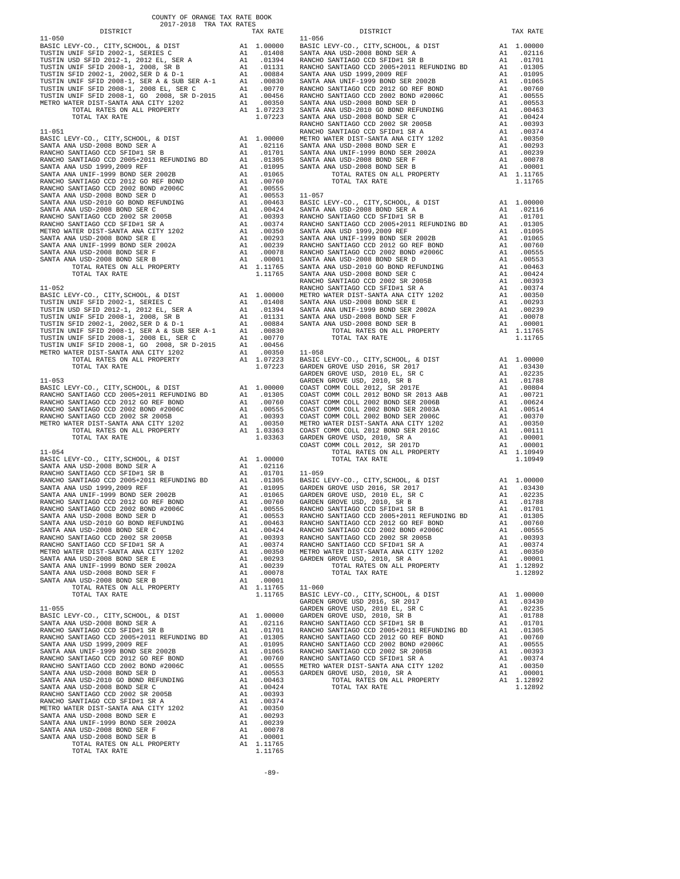COUNTY OF ORANGE TAX RATE BOOK
2017-2018 TRA TAX RATES

| DISTRICT | | TAX RATE |
|---|---|---|
| **11-050** | | |
| BASIC LEVY-CO., CITY,SCHOOL, & DIST | A1 | 1.00000 |
| TUSTIN UNIF SFID 2002-1, SERIES C | A1 | .01408 |
| TUSTIN USD SFID 2012-1, 2012 EL, SER A | A1 | .01394 |
| TUSTIN UNIF SFID 2008-1, 2008, SR B | A1 | .01131 |
| TUSTIN SFID 2002-1, 2002,SER D & D-1 | A1 | .00884 |
| TUSTIN UNIF SFID 2008-1, SER A & SUB SER A-1 | A1 | .00830 |
| TUSTIN UNIF SFID 2008-1, 2008 EL, SER C | A1 | .00770 |
| TUSTIN UNIF SFID 2008-1, GO 2008, SR D-2015 | A1 | .00456 |
| METRO WATER DIST-SANTA ANA CITY 1202 | A1 | .00350 |
| TOTAL RATES ON ALL PROPERTY | A1 | 1.07223 |
| TOTAL TAX RATE | | 1.07223 |
| **11-051** | | |
| BASIC LEVY-CO., CITY,SCHOOL, & DIST | A1 | 1.00000 |
| SANTA ANA USD-2008 BOND SER A | A1 | .02116 |
| RANCHO SANTIAGO CCD SFID#1 SR B | A1 | .01701 |
| RANCHO SANTIAGO CCD 2005+2011 REFUNDING BD | A1 | .01305 |
| SANTA ANA USD 1999,2009 REF | A1 | .01095 |
| SANTA ANA UNIF-1999 BOND SER 2002B | A1 | .01065 |
| RANCHO SANTIAGO CCD 2012 GO REF BOND | A1 | .00760 |
| RANCHO SANTIAGO CCD 2002 BOND #2006C | A1 | .00555 |
| SANTA ANA USD-2008 BOND SER D | A1 | .00553 |
| SANTA ANA USD-2010 GO BOND REFUNDING | A1 | .00463 |
| SANTA ANA USD-2008 BOND SER C | A1 | .00424 |
| RANCHO SANTIAGO CCD 2002 SR 2005B | A1 | .00393 |
| RANCHO SANTIAGO CCD SFID#1 SR A | A1 | .00374 |
| METRO WATER DIST-SANTA ANA CITY 1202 | A1 | .00350 |
| SANTA ANA USD-2008 BOND SER E | A1 | .00293 |
| SANTA ANA UNIF-1999 BOND SER 2002A | A1 | .00239 |
| SANTA ANA USD-2008 BOND SER F | A1 | .00078 |
| SANTA ANA USD-2008 BOND SER B | A1 | .00001 |
| TOTAL RATES ON ALL PROPERTY | A1 | 1.11765 |
| TOTAL TAX RATE | | 1.11765 |
| **11-052** | | |
| BASIC LEVY-CO., CITY,SCHOOL, & DIST | A1 | 1.00000 |
| TUSTIN UNIF SFID 2002-1, SERIES C | A1 | .01408 |
| TUSTIN USD SFID 2012-1, 2012 EL, SER A | A1 | .01394 |
| TUSTIN UNIF SFID 2008-1, 2008, SR B | A1 | .01131 |
| TUSTIN SFID 2002-1, 2002,SER D & D-1 | A1 | .00884 |
| TUSTIN UNIF SFID 2008-1, SER A & SUB SER A-1 | A1 | .00830 |
| TUSTIN UNIF SFID 2008-1, 2008 EL, SER C | A1 | .00770 |
| TUSTIN UNIF SFID 2008-1, GO 2008, SR D-2015 | A1 | .00456 |
| METRO WATER DIST-SANTA ANA CITY 1202 | A1 | .00350 |
| TOTAL RATES ON ALL PROPERTY | A1 | 1.07223 |
| TOTAL TAX RATE | | 1.07223 |
| **11-053** | | |
| BASIC LEVY-CO., CITY,SCHOOL, & DIST | A1 | 1.00000 |
| RANCHO SANTIAGO CCD 2005+2011 REFUNDING BD | A1 | .01305 |
| RANCHO SANTIAGO CCD 2012 GO REF BOND | A1 | .00760 |
| RANCHO SANTIAGO CCD 2002 BOND #2006C | A1 | .00555 |
| RANCHO SANTIAGO CCD 2002 SR 2005B | A1 | .00393 |
| METRO WATER DIST-SANTA ANA CITY 1202 | A1 | .00350 |
| TOTAL RATES ON ALL PROPERTY | A1 | 1.03363 |
| TOTAL TAX RATE | | 1.03363 |
| **11-054** | | |
| BASIC LEVY-CO., CITY,SCHOOL, & DIST | A1 | 1.00000 |
| SANTA ANA USD-2008 BOND SER A | A1 | .02116 |
| RANCHO SANTIAGO CCD SFID#1 SR B | A1 | .01701 |
| RANCHO SANTIAGO CCD 2005+2011 REFUNDING BD | A1 | .01305 |
| SANTA ANA USD 1999,2009 REF | A1 | .01095 |
| SANTA ANA UNIF-1999 BOND SER 2002B | A1 | .01065 |
| RANCHO SANTIAGO CCD 2012 GO REF BOND | A1 | .00760 |
| RANCHO SANTIAGO CCD 2002 BOND #2006C | A1 | .00555 |
| SANTA ANA USD-2008 BOND SER D | A1 | .00553 |
| SANTA ANA USD-2010 GO BOND REFUNDING | A1 | .00463 |
| SANTA ANA USD-2008 BOND SER C | A1 | .00424 |
| RANCHO SANTIAGO CCD 2002 SR 2005B | A1 | .00393 |
| RANCHO SANTIAGO CCD SFID#1 SR A | A1 | .00374 |
| METRO WATER DIST-SANTA ANA CITY 1202 | A1 | .00350 |
| SANTA ANA USD-2008 BOND SER E | A1 | .00293 |
| SANTA ANA UNIF-1999 BOND SER 2002A | A1 | .00239 |
| SANTA ANA USD-2008 BOND SER F | A1 | .00078 |
| SANTA ANA USD-2008 BOND SER B | A1 | .00001 |
| TOTAL RATES ON ALL PROPERTY | A1 | 1.11765 |
| TOTAL TAX RATE | | 1.11765 |
| **11-055** | | |
| BASIC LEVY-CO., CITY,SCHOOL, & DIST | A1 | 1.00000 |
| SANTA ANA USD-2008 BOND SER A | A1 | .02116 |
| RANCHO SANTIAGO CCD SFID#1 SR B | A1 | .01701 |
| RANCHO SANTIAGO CCD 2005+2011 REFUNDING BD | A1 | .01305 |
| SANTA ANA USD 1999,2009 REF | A1 | .01095 |
| SANTA ANA UNIF-1999 BOND SER 2002B | A1 | .01065 |
| RANCHO SANTIAGO CCD 2012 GO REF BOND | A1 | .00760 |
| RANCHO SANTIAGO CCD 2002 BOND #2006C | A1 | .00555 |
| SANTA ANA USD-2008 BOND SER D | A1 | .00553 |
| SANTA ANA USD-2010 GO BOND REFUNDING | A1 | .00463 |
| SANTA ANA USD-2008 BOND SER C | A1 | .00424 |
| RANCHO SANTIAGO CCD 2002 SR 2005B | A1 | .00393 |
| RANCHO SANTIAGO CCD SFID#1 SR A | A1 | .00374 |
| METRO WATER DIST-SANTA ANA CITY 1202 | A1 | .00350 |
| SANTA ANA USD-2008 BOND SER E | A1 | .00293 |
| SANTA ANA UNIF-1999 BOND SER 2002A | A1 | .00239 |
| SANTA ANA USD-2008 BOND SER F | A1 | .00078 |
| SANTA ANA USD-2008 BOND SER B | A1 | .00001 |
| TOTAL RATES ON ALL PROPERTY | A1 | 1.11765 |
| TOTAL TAX RATE | | 1.11765 |
| **11-056** | | |
| BASIC LEVY-CO., CITY,SCHOOL, & DIST | A1 | 1.00000 |
| SANTA ANA USD-2008 BOND SER A | A1 | .02116 |
| RANCHO SANTIAGO CCD SFID#1 SR B | A1 | .01701 |
| RANCHO SANTIAGO CCD 2005+2011 REFUNDING BD | A1 | .01305 |
| SANTA ANA USD 1999,2009 REF | A1 | .01095 |
| SANTA ANA UNIF-1999 BOND SER 2002B | A1 | .01065 |
| RANCHO SANTIAGO CCD 2012 GO REF BOND | A1 | .00760 |
| RANCHO SANTIAGO CCD 2002 BOND #2006C | A1 | .00555 |
| SANTA ANA USD-2008 BOND SER D | A1 | .00553 |
| SANTA ANA USD-2010 GO BOND REFUNDING | A1 | .00463 |
| SANTA ANA USD-2008 BOND SER C | A1 | .00424 |
| RANCHO SANTIAGO CCD 2002 SR 2005B | A1 | .00393 |
| RANCHO SANTIAGO CCD SFID#1 SR A | A1 | .00374 |
| METRO WATER DIST-SANTA ANA CITY 1202 | A1 | .00350 |
| SANTA ANA USD-2008 BOND SER E | A1 | .00293 |
| SANTA ANA UNIF-1999 BOND SER 2002A | A1 | .00239 |
| SANTA ANA USD-2008 BOND SER F | A1 | .00078 |
| SANTA ANA USD-2008 BOND SER B | A1 | .00001 |
| TOTAL RATES ON ALL PROPERTY | A1 | 1.11765 |
| TOTAL TAX RATE | | 1.11765 |
| **11-057** | | |
| BASIC LEVY-CO., CITY,SCHOOL, & DIST | A1 | 1.00000 |
| SANTA ANA USD-2008 BOND SER A | A1 | .02116 |
| RANCHO SANTIAGO CCD SFID#1 SR B | A1 | .01701 |
| RANCHO SANTIAGO CCD 2005+2011 REFUNDING BD | A1 | .01305 |
| SANTA ANA USD 1999,2009 REF | A1 | .01095 |
| SANTA ANA UNIF-1999 BOND SER 2002B | A1 | .01065 |
| RANCHO SANTIAGO CCD 2012 GO REF BOND | A1 | .00760 |
| RANCHO SANTIAGO CCD 2002 BOND #2006C | A1 | .00555 |
| SANTA ANA USD-2008 BOND SER D | A1 | .00553 |
| SANTA ANA USD-2010 GO BOND REFUNDING | A1 | .00463 |
| SANTA ANA USD-2008 BOND SER C | A1 | .00424 |
| RANCHO SANTIAGO CCD 2002 SR 2005B | A1 | .00393 |
| RANCHO SANTIAGO CCD SFID#1 SR A | A1 | .00374 |
| METRO WATER DIST-SANTA ANA CITY 1202 | A1 | .00350 |
| SANTA ANA USD-2008 BOND SER E | A1 | .00293 |
| SANTA ANA UNIF-1999 BOND SER 2002A | A1 | .00239 |
| SANTA ANA USD-2008 BOND SER F | A1 | .00078 |
| SANTA ANA USD-2008 BOND SER B | A1 | .00001 |
| TOTAL RATES ON ALL PROPERTY | A1 | 1.11765 |
| TOTAL TAX RATE | | 1.11765 |
| **11-058** | | |
| BASIC LEVY-CO., CITY,SCHOOL, & DIST | A1 | 1.00000 |
| GARDEN GROVE USD 2016, SR 2017 | A1 | .03430 |
| GARDEN GROVE USD, 2010 EL, SR C | A1 | .02235 |
| GARDEN GROVE USD, 2010, SR B | A1 | .01788 |
| COAST COMM COLL 2012, SR 2017E | A1 | .00804 |
| COAST COMM COLL 2012 BOND SER 2013 A&B | A1 | .00721 |
| COAST COMM COLL 2002 BOND SER 2006B | A1 | .00624 |
| COAST COMM COLL 2002 BOND SER 2003A | A1 | .00514 |
| COAST COMM COLL 2002 BOND SER 2006C | A1 | .00370 |
| METRO WATER DIST-SANTA ANA CITY 1202 | A1 | .00350 |
| COAST COMM COLL 2012 BOND SER 2016C | A1 | .00111 |
| GARDEN GROVE USD, 2010, SR A | A1 | .00001 |
| COAST COMM COLL 2012, SR 2017D | A1 | .00001 |
| TOTAL RATES ON ALL PROPERTY | A1 | 1.10949 |
| TOTAL TAX RATE | | 1.10949 |
| **11-059** | | |
| BASIC LEVY-CO., CITY,SCHOOL, & DIST | A1 | 1.00000 |
| GARDEN GROVE USD 2016, SR 2017 | A1 | .03430 |
| GARDEN GROVE USD, 2010 EL, SR C | A1 | .02235 |
| GARDEN GROVE USD, 2010, SR B | A1 | .01788 |
| RANCHO SANTIAGO CCD SFID#1 SR B | A1 | .01701 |
| RANCHO SANTIAGO CCD 2005+2011 REFUNDING BD | A1 | .01305 |
| RANCHO SANTIAGO CCD 2012 GO REF BOND | A1 | .00760 |
| RANCHO SANTIAGO CCD 2002 BOND #2006C | A1 | .00555 |
| RANCHO SANTIAGO CCD 2002 SR 2005B | A1 | .00393 |
| RANCHO SANTIAGO CCD SFID#1 SR A | A1 | .00374 |
| METRO WATER DIST-SANTA ANA CITY 1202 | A1 | .00350 |
| GARDEN GROVE USD, 2010, SR A | A1 | .00001 |
| TOTAL RATES ON ALL PROPERTY | A1 | 1.12892 |
| TOTAL TAX RATE | | 1.12892 |
| **11-060** | | |
| BASIC LEVY-CO., CITY,SCHOOL, & DIST | A1 | 1.00000 |
| GARDEN GROVE USD 2016, SR 2017 | A1 | .03430 |
| GARDEN GROVE USD, 2010 EL, SR C | A1 | .02235 |
| GARDEN GROVE USD, 2010, SR B | A1 | .01788 |
| RANCHO SANTIAGO CCD SFID#1 SR B | A1 | .01701 |
| RANCHO SANTIAGO CCD 2005+2011 REFUNDING BD | A1 | .01305 |
| RANCHO SANTIAGO CCD 2012 GO REF BOND | A1 | .00760 |
| RANCHO SANTIAGO CCD 2002 BOND #2006C | A1 | .00555 |
| RANCHO SANTIAGO CCD 2002 SR 2005B | A1 | .00393 |
| RANCHO SANTIAGO CCD SFID#1 SR A | A1 | .00374 |
| METRO WATER DIST-SANTA ANA CITY 1202 | A1 | .00350 |
| GARDEN GROVE USD, 2010, SR A | A1 | .00001 |
| TOTAL RATES ON ALL PROPERTY | A1 | 1.12892 |
| TOTAL TAX RATE | | 1.12892 |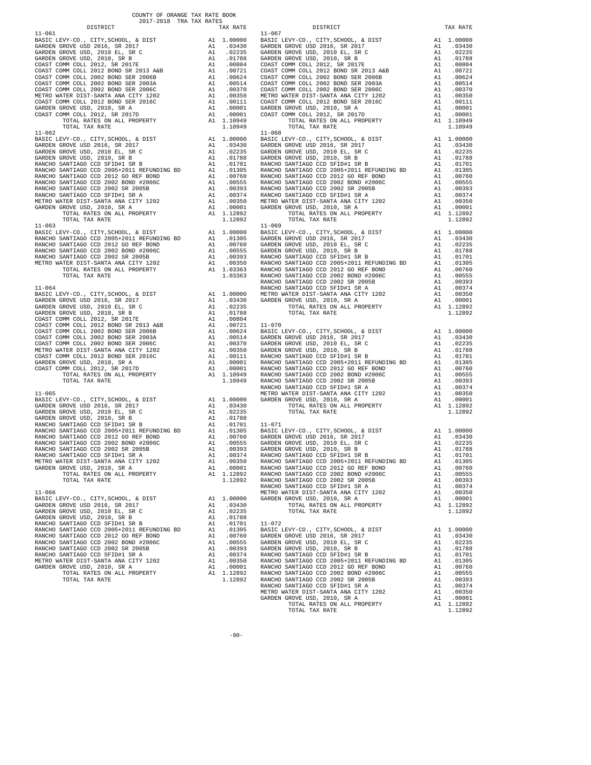COUNTY OF ORANGE TAX RATE BOOK
2017-2018 TRA TAX RATES

| DISTRICT | | TAX RATE |
|---|---|---|
| **11-061** | | |
| BASIC LEVY-CO., CITY,SCHOOL, & DIST | A1 | 1.00000 |
| GARDEN GROVE USD 2016, SR 2017 | A1 | .03430 |
| GARDEN GROVE USD, 2010 EL, SR C | A1 | .02235 |
| GARDEN GROVE USD, 2010, SR B | A1 | .01788 |
| COAST COMM COLL 2012, SR 2017E | A1 | .00804 |
| COAST COMM COLL 2012 BOND SR 2013 A&B | A1 | .00721 |
| COAST COMM COLL 2002 BOND SER 2006B | A1 | .00624 |
| COAST COMM COLL 2002 BOND SER 2003A | A1 | .00514 |
| COAST COMM COLL 2002 BOND SER 2006C | A1 | .00370 |
| METRO WATER DIST-SANTA ANA CITY 1202 | A1 | .00350 |
| COAST COMM COLL 2012 BOND SER 2016C | A1 | .00111 |
| GARDEN GROVE USD, 2010, SR A | A1 | .00001 |
| COAST COMM COLL 2012, SR 2017D | A1 | .00001 |
| TOTAL RATES ON ALL PROPERTY | A1 | 1.10949 |
| TOTAL TAX RATE | | 1.10949 |
| **11-062** | | |
| BASIC LEVY-CO., CITY,SCHOOL, & DIST | A1 | 1.00000 |
| GARDEN GROVE USD 2016, SR 2017 | A1 | .03430 |
| GARDEN GROVE USD, 2010 EL, SR C | A1 | .02235 |
| GARDEN GROVE USD, 2010, SR B | A1 | .01788 |
| RANCHO SANTIAGO CCD SFID#1 SR B | A1 | .01701 |
| RANCHO SANTIAGO CCD 2005+2011 REFUNDING BD | A1 | .01305 |
| RANCHO SANTIAGO CCD 2012 GO REF BOND | A1 | .00760 |
| RANCHO SANTIAGO CCD 2002 BOND #2006C | A1 | .00555 |
| RANCHO SANTIAGO CCD 2002 SR 2005B | A1 | .00393 |
| RANCHO SANTIAGO CCD SFID#1 SR A | A1 | .00374 |
| METRO WATER DIST-SANTA ANA CITY 1202 | A1 | .00350 |
| GARDEN GROVE USD, 2010, SR A | A1 | .00001 |
| TOTAL RATES ON ALL PROPERTY | A1 | 1.12892 |
| TOTAL TAX RATE | | 1.12892 |
| **11-063** | | |
| BASIC LEVY-CO., CITY,SCHOOL, & DIST | A1 | 1.00000 |
| RANCHO SANTIAGO CCD 2005+2011 REFUNDING BD | A1 | .01305 |
| RANCHO SANTIAGO CCD 2012 GO REF BOND | A1 | .00760 |
| RANCHO SANTIAGO CCD 2002 BOND #2006C | A1 | .00555 |
| RANCHO SANTIAGO CCD 2002 SR 2005B | A1 | .00393 |
| METRO WATER DIST-SANTA ANA CITY 1202 | A1 | .00350 |
| TOTAL RATES ON ALL PROPERTY | A1 | 1.03363 |
| TOTAL TAX RATE | | 1.03363 |
| **11-064** | | |
| BASIC LEVY-CO., CITY,SCHOOL, & DIST | A1 | 1.00000 |
| GARDEN GROVE USD 2016, SR 2017 | A1 | .03430 |
| GARDEN GROVE USD, 2010 EL, SR C | A1 | .02235 |
| GARDEN GROVE USD, 2010, SR B | A1 | .01788 |
| COAST COMM COLL 2012, SR 2017E | A1 | .00804 |
| COAST COMM COLL 2012 BOND SR 2013 A&B | A1 | .00721 |
| COAST COMM COLL 2002 BOND SER 2006B | A1 | .00624 |
| COAST COMM COLL 2002 BOND SER 2003A | A1 | .00514 |
| COAST COMM COLL 2002 BOND SER 2006C | A1 | .00370 |
| METRO WATER DIST-SANTA ANA CITY 1202 | A1 | .00350 |
| COAST COMM COLL 2012 BOND SER 2016C | A1 | .00111 |
| GARDEN GROVE USD, 2010, SR A | A1 | .00001 |
| COAST COMM COLL 2012, SR 2017D | A1 | .00001 |
| TOTAL RATES ON ALL PROPERTY | A1 | 1.10949 |
| TOTAL TAX RATE | | 1.10949 |
| **11-065** | | |
| BASIC LEVY-CO., CITY,SCHOOL, & DIST | A1 | 1.00000 |
| GARDEN GROVE USD 2016, SR 2017 | A1 | .03430 |
| GARDEN GROVE USD, 2010 EL, SR C | A1 | .02235 |
| GARDEN GROVE USD, 2010, SR B | A1 | .01788 |
| RANCHO SANTIAGO CCD SFID#1 SR B | A1 | .01701 |
| RANCHO SANTIAGO CCD 2005+2011 REFUNDING BD | A1 | .01305 |
| RANCHO SANTIAGO CCD 2012 GO REF BOND | A1 | .00760 |
| RANCHO SANTIAGO CCD 2002 BOND #2006C | A1 | .00555 |
| RANCHO SANTIAGO CCD 2002 SR 2005B | A1 | .00393 |
| RANCHO SANTIAGO CCD SFID#1 SR A | A1 | .00374 |
| METRO WATER DIST-SANTA ANA CITY 1202 | A1 | .00350 |
| GARDEN GROVE USD, 2010, SR A | A1 | .00001 |
| TOTAL RATES ON ALL PROPERTY | A1 | 1.12892 |
| TOTAL TAX RATE | | 1.12892 |
| **11-066** | | |
| BASIC LEVY-CO., CITY,SCHOOL, & DIST | A1 | 1.00000 |
| GARDEN GROVE USD 2016, SR 2017 | A1 | .03430 |
| GARDEN GROVE USD, 2010 EL, SR C | A1 | .02235 |
| GARDEN GROVE USD, 2010, SR B | A1 | .01788 |
| RANCHO SANTIAGO CCD SFID#1 SR B | A1 | .01701 |
| RANCHO SANTIAGO CCD 2005+2011 REFUNDING BD | A1 | .01305 |
| RANCHO SANTIAGO CCD 2012 GO REF BOND | A1 | .00760 |
| RANCHO SANTIAGO CCD 2002 BOND #2006C | A1 | .00555 |
| RANCHO SANTIAGO CCD 2002 SR 2005B | A1 | .00393 |
| RANCHO SANTIAGO CCD SFID#1 SR A | A1 | .00374 |
| METRO WATER DIST-SANTA ANA CITY 1202 | A1 | .00350 |
| GARDEN GROVE USD, 2010, SR A | A1 | .00001 |
| TOTAL RATES ON ALL PROPERTY | A1 | 1.12892 |
| TOTAL TAX RATE | | 1.12892 |
| **11-067** | | |
| BASIC LEVY-CO., CITY,SCHOOL, & DIST | A1 | 1.00000 |
| GARDEN GROVE USD 2016, SR 2017 | A1 | .03430 |
| GARDEN GROVE USD, 2010 EL, SR C | A1 | .02235 |
| GARDEN GROVE USD, 2010, SR B | A1 | .01788 |
| COAST COMM COLL 2012, SR 2017E | A1 | .00804 |
| COAST COMM COLL 2012 BOND SR 2013 A&B | A1 | .00721 |
| COAST COMM COLL 2002 BOND SER 2006B | A1 | .00624 |
| COAST COMM COLL 2002 BOND SER 2003A | A1 | .00514 |
| COAST COMM COLL 2002 BOND SER 2006C | A1 | .00370 |
| METRO WATER DIST-SANTA ANA CITY 1202 | A1 | .00350 |
| COAST COMM COLL 2012 BOND SER 2016C | A1 | .00111 |
| GARDEN GROVE USD, 2010, SR A | A1 | .00001 |
| COAST COMM COLL 2012, SR 2017D | A1 | .00001 |
| TOTAL RATES ON ALL PROPERTY | A1 | 1.10949 |
| TOTAL TAX RATE | | 1.10949 |
| **11-068** | | |
| BASIC LEVY-CO., CITY,SCHOOL, & DIST | A1 | 1.00000 |
| GARDEN GROVE USD 2016, SR 2017 | A1 | .03430 |
| GARDEN GROVE USD, 2010 EL, SR C | A1 | .02235 |
| GARDEN GROVE USD, 2010, SR B | A1 | .01788 |
| RANCHO SANTIAGO CCD SFID#1 SR B | A1 | .01701 |
| RANCHO SANTIAGO CCD 2005+2011 REFUNDING BD | A1 | .01305 |
| RANCHO SANTIAGO CCD 2012 GO REF BOND | A1 | .00760 |
| RANCHO SANTIAGO CCD 2002 BOND #2006C | A1 | .00555 |
| RANCHO SANTIAGO CCD 2002 SR 2005B | A1 | .00393 |
| RANCHO SANTIAGO CCD SFID#1 SR A | A1 | .00374 |
| METRO WATER DIST-SANTA ANA CITY 1202 | A1 | .00350 |
| GARDEN GROVE USD, 2010, SR A | A1 | .00001 |
| TOTAL RATES ON ALL PROPERTY | A1 | 1.12892 |
| TOTAL TAX RATE | | 1.12892 |
| **11-069** | | |
| BASIC LEVY-CO., CITY,SCHOOL, & DIST | A1 | 1.00000 |
| GARDEN GROVE USD 2016, SR 2017 | A1 | .03430 |
| GARDEN GROVE USD, 2010 EL, SR C | A1 | .02235 |
| GARDEN GROVE USD, 2010, SR B | A1 | .01788 |
| RANCHO SANTIAGO CCD SFID#1 SR B | A1 | .01701 |
| RANCHO SANTIAGO CCD 2005+2011 REFUNDING BD | A1 | .01305 |
| RANCHO SANTIAGO CCD 2012 GO REF BOND | A1 | .00760 |
| RANCHO SANTIAGO CCD 2002 BOND #2006C | A1 | .00555 |
| RANCHO SANTIAGO CCD 2002 SR 2005B | A1 | .00393 |
| RANCHO SANTIAGO CCD SFID#1 SR A | A1 | .00374 |
| METRO WATER DIST-SANTA ANA CITY 1202 | A1 | .00350 |
| GARDEN GROVE USD, 2010, SR A | A1 | .00001 |
| TOTAL RATES ON ALL PROPERTY | A1 | 1.12892 |
| TOTAL TAX RATE | | 1.12892 |
| **11-070** | | |
| BASIC LEVY-CO., CITY,SCHOOL, & DIST | A1 | 1.00000 |
| GARDEN GROVE USD 2016, SR 2017 | A1 | .03430 |
| GARDEN GROVE USD, 2010 EL, SR C | A1 | .02235 |
| GARDEN GROVE USD, 2010, SR B | A1 | .01788 |
| RANCHO SANTIAGO CCD SFID#1 SR B | A1 | .01701 |
| RANCHO SANTIAGO CCD 2005+2011 REFUNDING BD | A1 | .01305 |
| RANCHO SANTIAGO CCD 2012 GO REF BOND | A1 | .00760 |
| RANCHO SANTIAGO CCD 2002 BOND #2006C | A1 | .00555 |
| RANCHO SANTIAGO CCD 2002 SR 2005B | A1 | .00393 |
| RANCHO SANTIAGO CCD SFID#1 SR A | A1 | .00374 |
| METRO WATER DIST-SANTA ANA CITY 1202 | A1 | .00350 |
| GARDEN GROVE USD, 2010, SR A | A1 | .00001 |
| TOTAL RATES ON ALL PROPERTY | A1 | 1.12892 |
| TOTAL TAX RATE | | 1.12892 |
| **11-071** | | |
| BASIC LEVY-CO., CITY,SCHOOL, & DIST | A1 | 1.00000 |
| GARDEN GROVE USD 2016, SR 2017 | A1 | .03430 |
| GARDEN GROVE USD, 2010 EL, SR C | A1 | .02235 |
| GARDEN GROVE USD, 2010, SR B | A1 | .01788 |
| RANCHO SANTIAGO CCD SFID#1 SR B | A1 | .01701 |
| RANCHO SANTIAGO CCD 2005+2011 REFUNDING BD | A1 | .01305 |
| RANCHO SANTIAGO CCD 2012 GO REF BOND | A1 | .00760 |
| RANCHO SANTIAGO CCD 2002 BOND #2006C | A1 | .00555 |
| RANCHO SANTIAGO CCD 2002 SR 2005B | A1 | .00393 |
| RANCHO SANTIAGO CCD SFID#1 SR A | A1 | .00374 |
| METRO WATER DIST-SANTA ANA CITY 1202 | A1 | .00350 |
| GARDEN GROVE USD, 2010, SR A | A1 | .00001 |
| TOTAL RATES ON ALL PROPERTY | A1 | 1.12892 |
| TOTAL TAX RATE | | 1.12892 |
| **11-072** | | |
| BASIC LEVY-CO., CITY,SCHOOL, & DIST | A1 | 1.00000 |
| GARDEN GROVE USD 2016, SR 2017 | A1 | .03430 |
| GARDEN GROVE USD, 2010 EL, SR C | A1 | .02235 |
| GARDEN GROVE USD, 2010, SR B | A1 | .01788 |
| RANCHO SANTIAGO CCD SFID#1 SR B | A1 | .01701 |
| RANCHO SANTIAGO CCD 2005+2011 REFUNDING BD | A1 | .01305 |
| RANCHO SANTIAGO CCD 2012 GO REF BOND | A1 | .00760 |
| RANCHO SANTIAGO CCD 2002 BOND #2006C | A1 | .00555 |
| RANCHO SANTIAGO CCD 2002 SR 2005B | A1 | .00393 |
| RANCHO SANTIAGO CCD SFID#1 SR A | A1 | .00374 |
| METRO WATER DIST-SANTA ANA CITY 1202 | A1 | .00350 |
| GARDEN GROVE USD, 2010, SR A | A1 | .00001 |
| TOTAL RATES ON ALL PROPERTY | A1 | 1.12892 |
| TOTAL TAX RATE | | 1.12892 |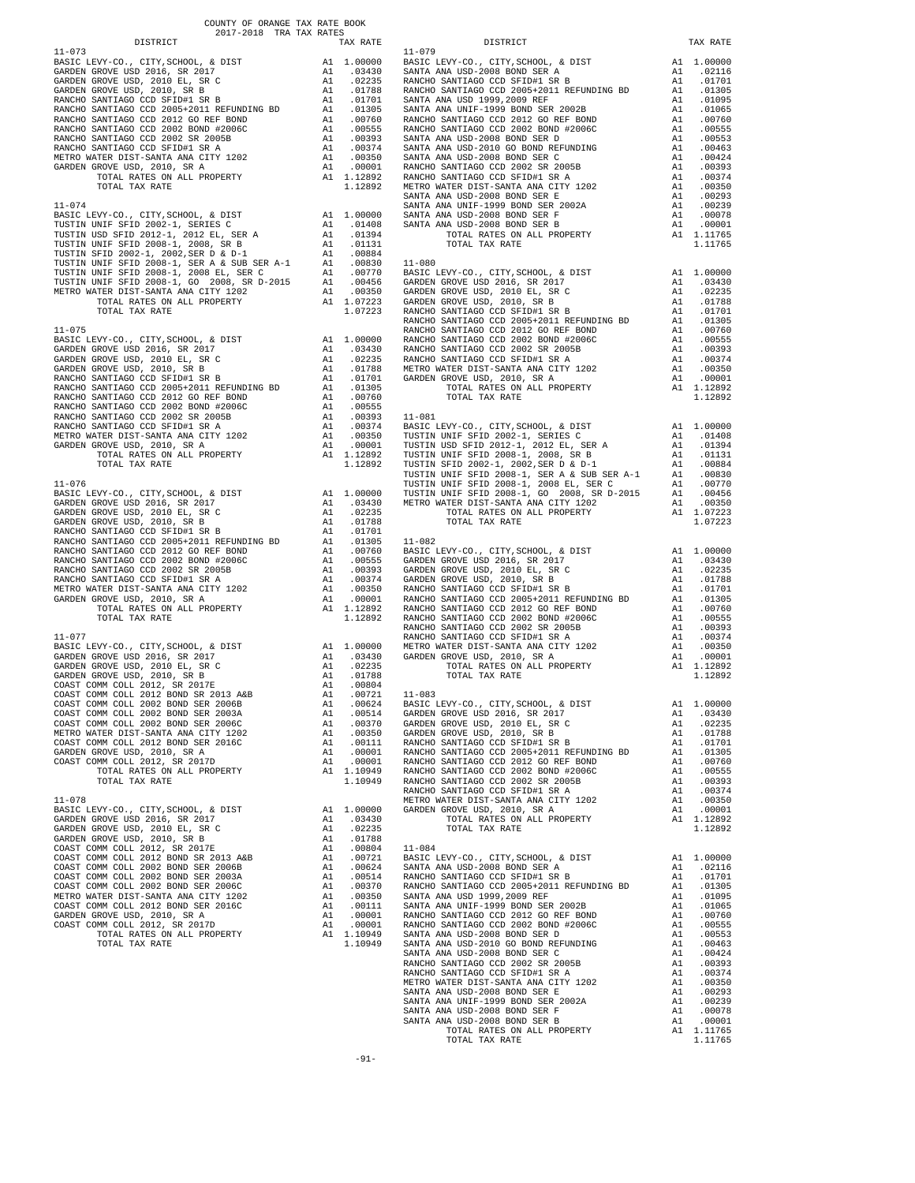COUNTY OF ORANGE TAX RATE BOOK
2017-2018 TRA TAX RATES

| DISTRICT | | TAX RATE |
|---|---|---|
| **11-073** | | |
| BASIC LEVY-CO., CITY,SCHOOL, & DIST | A1 | 1.00000 |
| GARDEN GROVE USD 2016, SR 2017 | A1 | .03430 |
| GARDEN GROVE USD, 2010 EL, SR C | A1 | .02235 |
| GARDEN GROVE USD, 2010, SR B | A1 | .01788 |
| RANCHO SANTIAGO CCD SFID#1 SR B | A1 | .01701 |
| RANCHO SANTIAGO CCD 2005+2011 REFUNDING BD | A1 | .01305 |
| RANCHO SANTIAGO CCD 2012 GO REF BOND | A1 | .00760 |
| RANCHO SANTIAGO CCD 2002 BOND #2006C | A1 | .00555 |
| RANCHO SANTIAGO CCD 2002 SR 2005B | A1 | .00393 |
| RANCHO SANTIAGO CCD SFID#1 SR A | A1 | .00374 |
| METRO WATER DIST-SANTA ANA CITY 1202 | A1 | .00350 |
| GARDEN GROVE USD, 2010, SR A | A1 | .00001 |
| TOTAL RATES ON ALL PROPERTY | A1 | 1.12892 |
| TOTAL TAX RATE | | 1.12892 |
| **11-074** | | |
| BASIC LEVY-CO., CITY,SCHOOL, & DIST | A1 | 1.00000 |
| TUSTIN UNIF SFID 2002-1, SERIES C | A1 | .01408 |
| TUSTIN USD SFID 2012-1, 2012 EL, SER A | A1 | .01394 |
| TUSTIN UNIF SFID 2008-1, 2008, SR B | A1 | .01131 |
| TUSTIN SFID 2002-1, 2002,SER D & D-1 | A1 | .00884 |
| TUSTIN UNIF SFID 2008-1, SER A & SUB SER A-1 | A1 | .00830 |
| TUSTIN UNIF SFID 2008-1, 2008 EL, SER C | A1 | .00770 |
| TUSTIN UNIF SFID 2008-1, GO 2008, SR D-2015 | A1 | .00456 |
| METRO WATER DIST-SANTA ANA CITY 1202 | A1 | .00350 |
| TOTAL RATES ON ALL PROPERTY | A1 | 1.07223 |
| TOTAL TAX RATE | | 1.07223 |
| **11-075** | | |
| BASIC LEVY-CO., CITY,SCHOOL, & DIST | A1 | 1.00000 |
| GARDEN GROVE USD 2016, SR 2017 | A1 | .03430 |
| GARDEN GROVE USD, 2010 EL, SR C | A1 | .02235 |
| GARDEN GROVE USD, 2010, SR B | A1 | .01788 |
| RANCHO SANTIAGO CCD SFID#1 SR B | A1 | .01701 |
| RANCHO SANTIAGO CCD 2005+2011 REFUNDING BD | A1 | .01305 |
| RANCHO SANTIAGO CCD 2012 GO REF BOND | A1 | .00760 |
| RANCHO SANTIAGO CCD 2002 BOND #2006C | A1 | .00555 |
| RANCHO SANTIAGO CCD 2002 SR 2005B | A1 | .00393 |
| RANCHO SANTIAGO CCD SFID#1 SR A | A1 | .00374 |
| METRO WATER DIST-SANTA ANA CITY 1202 | A1 | .00350 |
| GARDEN GROVE USD, 2010, SR A | A1 | .00001 |
| TOTAL RATES ON ALL PROPERTY | A1 | 1.12892 |
| TOTAL TAX RATE | | 1.12892 |
| **11-076** | | |
| BASIC LEVY-CO., CITY,SCHOOL, & DIST | A1 | 1.00000 |
| GARDEN GROVE USD 2016, SR 2017 | A1 | .03430 |
| GARDEN GROVE USD, 2010 EL, SR C | A1 | .02235 |
| GARDEN GROVE USD, 2010, SR B | A1 | .01788 |
| RANCHO SANTIAGO CCD SFID#1 SR B | A1 | .01701 |
| RANCHO SANTIAGO CCD 2005+2011 REFUNDING BD | A1 | .01305 |
| RANCHO SANTIAGO CCD 2012 GO REF BOND | A1 | .00760 |
| RANCHO SANTIAGO CCD 2002 BOND #2006C | A1 | .00555 |
| RANCHO SANTIAGO CCD 2002 SR 2005B | A1 | .00393 |
| RANCHO SANTIAGO CCD SFID#1 SR A | A1 | .00374 |
| METRO WATER DIST-SANTA ANA CITY 1202 | A1 | .00350 |
| GARDEN GROVE USD, 2010, SR A | A1 | .00001 |
| TOTAL RATES ON ALL PROPERTY | A1 | 1.12892 |
| TOTAL TAX RATE | | 1.12892 |
| **11-077** | | |
| BASIC LEVY-CO., CITY,SCHOOL, & DIST | A1 | 1.00000 |
| GARDEN GROVE USD 2016, SR 2017 | A1 | .03430 |
| GARDEN GROVE USD, 2010 EL, SR C | A1 | .02235 |
| GARDEN GROVE USD, 2010, SR B | A1 | .01788 |
| COAST COMM COLL 2012, SR 2017E | A1 | .00804 |
| COAST COMM COLL 2012 BOND SR 2013 A&B | A1 | .00721 |
| COAST COMM COLL 2002 BOND SER 2006B | A1 | .00624 |
| COAST COMM COLL 2002 BOND SER 2003A | A1 | .00514 |
| COAST COMM COLL 2002 BOND SER 2006C | A1 | .00370 |
| METRO WATER DIST-SANTA ANA CITY 1202 | A1 | .00350 |
| COAST COMM COLL 2012 BOND SER 2016C | A1 | .00111 |
| GARDEN GROVE USD, 2010, SR A | A1 | .00001 |
| COAST COMM COLL 2012, SR 2017D | A1 | .00001 |
| TOTAL RATES ON ALL PROPERTY | A1 | 1.10949 |
| TOTAL TAX RATE | | 1.10949 |
| **11-078** | | |
| BASIC LEVY-CO., CITY,SCHOOL, & DIST | A1 | 1.00000 |
| GARDEN GROVE USD 2016, SR 2017 | A1 | .03430 |
| GARDEN GROVE USD, 2010 EL, SR C | A1 | .02235 |
| GARDEN GROVE USD, 2010, SR B | A1 | .01788 |
| COAST COMM COLL 2012, SR 2017E | A1 | .00804 |
| COAST COMM COLL 2012 BOND SR 2013 A&B | A1 | .00721 |
| COAST COMM COLL 2002 BOND SER 2006B | A1 | .00624 |
| COAST COMM COLL 2002 BOND SER 2003A | A1 | .00514 |
| COAST COMM COLL 2002 BOND SER 2006C | A1 | .00370 |
| METRO WATER DIST-SANTA ANA CITY 1202 | A1 | .00350 |
| COAST COMM COLL 2012 BOND SER 2016C | A1 | .00111 |
| GARDEN GROVE USD, 2010, SR A | A1 | .00001 |
| COAST COMM COLL 2012, SR 2017D | A1 | .00001 |
| TOTAL RATES ON ALL PROPERTY | A1 | 1.10949 |
| TOTAL TAX RATE | | 1.10949 |
| **11-079** | | |
| BASIC LEVY-CO., CITY,SCHOOL, & DIST | A1 | 1.00000 |
| SANTA ANA USD-2008 BOND SER A | A1 | .02116 |
| RANCHO SANTIAGO CCD SFID#1 SR B | A1 | .01701 |
| RANCHO SANTIAGO CCD 2005+2011 REFUNDING BD | A1 | .01305 |
| SANTA ANA USD 1999,2009 REF | A1 | .01095 |
| SANTA ANA UNIF-1999 BOND SER 2002B | A1 | .01065 |
| RANCHO SANTIAGO CCD 2012 GO REF BOND | A1 | .00760 |
| RANCHO SANTIAGO CCD 2002 BOND #2006C | A1 | .00555 |
| SANTA ANA USD-2008 BOND SER D | A1 | .00553 |
| SANTA ANA USD-2010 GO BOND REFUNDING | A1 | .00463 |
| SANTA ANA USD-2008 BOND SER C | A1 | .00424 |
| RANCHO SANTIAGO CCD 2002 SR 2005B | A1 | .00393 |
| RANCHO SANTIAGO CCD SFID#1 SR A | A1 | .00374 |
| METRO WATER DIST-SANTA ANA CITY 1202 | A1 | .00350 |
| SANTA ANA USD-2008 BOND SER E | A1 | .00293 |
| SANTA ANA UNIF-1999 BOND SER 2002A | A1 | .00239 |
| SANTA ANA USD-2008 BOND SER F | A1 | .00078 |
| SANTA ANA USD-2008 BOND SER B | A1 | .00001 |
| TOTAL RATES ON ALL PROPERTY | A1 | 1.11765 |
| TOTAL TAX RATE | | 1.11765 |
| **11-080** | | |
| BASIC LEVY-CO., CITY,SCHOOL, & DIST | A1 | 1.00000 |
| GARDEN GROVE USD 2016, SR 2017 | A1 | .03430 |
| GARDEN GROVE USD, 2010 EL, SR C | A1 | .02235 |
| GARDEN GROVE USD, 2010, SR B | A1 | .01788 |
| RANCHO SANTIAGO CCD SFID#1 SR B | A1 | .01701 |
| RANCHO SANTIAGO CCD 2005+2011 REFUNDING BD | A1 | .01305 |
| RANCHO SANTIAGO CCD 2012 GO REF BOND | A1 | .00760 |
| RANCHO SANTIAGO CCD 2002 BOND #2006C | A1 | .00555 |
| RANCHO SANTIAGO CCD 2002 SR 2005B | A1 | .00393 |
| RANCHO SANTIAGO CCD SFID#1 SR A | A1 | .00374 |
| METRO WATER DIST-SANTA ANA CITY 1202 | A1 | .00350 |
| GARDEN GROVE USD, 2010, SR A | A1 | .00001 |
| TOTAL RATES ON ALL PROPERTY | A1 | 1.12892 |
| TOTAL TAX RATE | | 1.12892 |
| **11-081** | | |
| BASIC LEVY-CO., CITY,SCHOOL, & DIST | A1 | 1.00000 |
| TUSTIN UNIF SFID 2002-1, SERIES C | A1 | .01408 |
| TUSTIN USD SFID 2012-1, 2012 EL, SER A | A1 | .01394 |
| TUSTIN UNIF SFID 2008-1, 2008, SR B | A1 | .01131 |
| TUSTIN SFID 2002-1, 2002,SER D & D-1 | A1 | .00884 |
| TUSTIN UNIF SFID 2008-1, SER A & SUB SER A-1 | A1 | .00830 |
| TUSTIN UNIF SFID 2008-1, 2008 EL, SER C | A1 | .00770 |
| TUSTIN UNIF SFID 2008-1, GO 2008, SR D-2015 | A1 | .00456 |
| METRO WATER DIST-SANTA ANA CITY 1202 | A1 | .00350 |
| TOTAL RATES ON ALL PROPERTY | A1 | 1.07223 |
| TOTAL TAX RATE | | 1.07223 |
| **11-082** | | |
| BASIC LEVY-CO., CITY,SCHOOL, & DIST | A1 | 1.00000 |
| GARDEN GROVE USD 2016, SR 2017 | A1 | .03430 |
| GARDEN GROVE USD, 2010 EL, SR C | A1 | .02235 |
| GARDEN GROVE USD, 2010, SR B | A1 | .01788 |
| RANCHO SANTIAGO CCD SFID#1 SR B | A1 | .01701 |
| RANCHO SANTIAGO CCD 2005+2011 REFUNDING BD | A1 | .01305 |
| RANCHO SANTIAGO CCD 2012 GO REF BOND | A1 | .00760 |
| RANCHO SANTIAGO CCD 2002 BOND #2006C | A1 | .00555 |
| RANCHO SANTIAGO CCD 2002 SR 2005B | A1 | .00393 |
| RANCHO SANTIAGO CCD SFID#1 SR A | A1 | .00374 |
| METRO WATER DIST-SANTA ANA CITY 1202 | A1 | .00350 |
| GARDEN GROVE USD, 2010, SR A | A1 | .00001 |
| TOTAL RATES ON ALL PROPERTY | A1 | 1.12892 |
| TOTAL TAX RATE | | 1.12892 |
| **11-083** | | |
| BASIC LEVY-CO., CITY,SCHOOL, & DIST | A1 | 1.00000 |
| GARDEN GROVE USD 2016, SR 2017 | A1 | .03430 |
| GARDEN GROVE USD, 2010 EL, SR C | A1 | .02235 |
| GARDEN GROVE USD, 2010, SR B | A1 | .01788 |
| RANCHO SANTIAGO CCD SFID#1 SR B | A1 | .01701 |
| RANCHO SANTIAGO CCD 2005+2011 REFUNDING BD | A1 | .01305 |
| RANCHO SANTIAGO CCD 2012 GO REF BOND | A1 | .00760 |
| RANCHO SANTIAGO CCD 2002 BOND #2006C | A1 | .00555 |
| RANCHO SANTIAGO CCD 2002 SR 2005B | A1 | .00393 |
| RANCHO SANTIAGO CCD SFID#1 SR A | A1 | .00374 |
| METRO WATER DIST-SANTA ANA CITY 1202 | A1 | .00350 |
| GARDEN GROVE USD, 2010, SR A | A1 | .00001 |
| TOTAL RATES ON ALL PROPERTY | A1 | 1.12892 |
| TOTAL TAX RATE | | 1.12892 |
| **11-084** | | |
| BASIC LEVY-CO., CITY,SCHOOL, & DIST | A1 | 1.00000 |
| SANTA ANA USD-2008 BOND SER A | A1 | .02116 |
| RANCHO SANTIAGO CCD SFID#1 SR B | A1 | .01701 |
| RANCHO SANTIAGO CCD 2005+2011 REFUNDING BD | A1 | .01305 |
| SANTA ANA USD 1999,2009 REF | A1 | .01095 |
| SANTA ANA UNIF-1999 BOND SER 2002B | A1 | .01065 |
| RANCHO SANTIAGO CCD 2012 GO REF BOND | A1 | .00760 |
| RANCHO SANTIAGO CCD 2002 BOND #2006C | A1 | .00555 |
| SANTA ANA USD-2008 BOND SER D | A1 | .00553 |
| SANTA ANA USD-2010 GO BOND REFUNDING | A1 | .00463 |
| SANTA ANA USD-2008 BOND SER C | A1 | .00424 |
| RANCHO SANTIAGO CCD 2002 SR 2005B | A1 | .00393 |
| RANCHO SANTIAGO CCD SFID#1 SR A | A1 | .00374 |
| METRO WATER DIST-SANTA ANA CITY 1202 | A1 | .00350 |
| SANTA ANA USD-2008 BOND SER E | A1 | .00293 |
| SANTA ANA UNIF-1999 BOND SER 2002A | A1 | .00239 |
| SANTA ANA USD-2008 BOND SER F | A1 | .00078 |
| SANTA ANA USD-2008 BOND SER B | A1 | .00001 |
| TOTAL RATES ON ALL PROPERTY | A1 | 1.11765 |
| TOTAL TAX RATE | | 1.11765 |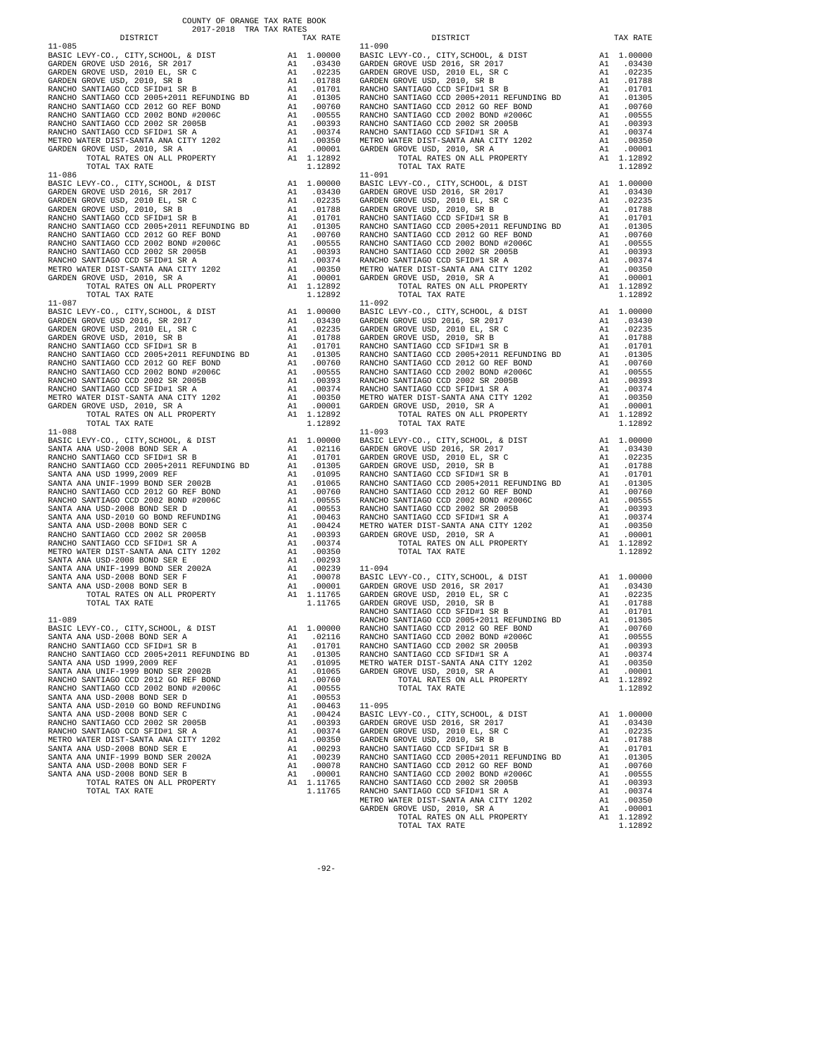COUNTY OF ORANGE TAX RATE BOOK
2017-2018 TRA TAX RATES

| DISTRICT | | TAX RATE |
|---|---|---|
| **11-085** | | |
| BASIC LEVY-CO., CITY,SCHOOL, & DIST | A1 | 1.00000 |
| GARDEN GROVE USD 2016, SR 2017 | A1 | .03430 |
| GARDEN GROVE USD, 2010 EL, SR C | A1 | .02235 |
| GARDEN GROVE USD, 2010, SR B | A1 | .01788 |
| RANCHO SANTIAGO CCD SFID#1 SR B | A1 | .01701 |
| RANCHO SANTIAGO CCD 2005+2011 REFUNDING BD | A1 | .01305 |
| RANCHO SANTIAGO CCD 2012 GO REF BOND | A1 | .00760 |
| RANCHO SANTIAGO CCD 2002 BOND #2006C | A1 | .00555 |
| RANCHO SANTIAGO CCD 2002 SR 2005B | A1 | .00393 |
| RANCHO SANTIAGO CCD SFID#1 SR A | A1 | .00374 |
| METRO WATER DIST-SANTA ANA CITY 1202 | A1 | .00350 |
| GARDEN GROVE USD, 2010, SR A | A1 | .00001 |
| TOTAL RATES ON ALL PROPERTY | A1 | 1.12892 |
| TOTAL TAX RATE | | 1.12892 |
| **11-086** | | |
| BASIC LEVY-CO., CITY,SCHOOL, & DIST | A1 | 1.00000 |
| GARDEN GROVE USD 2016, SR 2017 | A1 | .03430 |
| GARDEN GROVE USD, 2010 EL, SR C | A1 | .02235 |
| GARDEN GROVE USD, 2010, SR B | A1 | .01788 |
| RANCHO SANTIAGO CCD SFID#1 SR B | A1 | .01701 |
| RANCHO SANTIAGO CCD 2005+2011 REFUNDING BD | A1 | .01305 |
| RANCHO SANTIAGO CCD 2012 GO REF BOND | A1 | .00760 |
| RANCHO SANTIAGO CCD 2002 BOND #2006C | A1 | .00555 |
| RANCHO SANTIAGO CCD 2002 SR 2005B | A1 | .00393 |
| RANCHO SANTIAGO CCD SFID#1 SR A | A1 | .00374 |
| METRO WATER DIST-SANTA ANA CITY 1202 | A1 | .00350 |
| GARDEN GROVE USD, 2010, SR A | A1 | .00001 |
| TOTAL RATES ON ALL PROPERTY | A1 | 1.12892 |
| TOTAL TAX RATE | | 1.12892 |
| **11-087** | | |
| BASIC LEVY-CO., CITY,SCHOOL, & DIST | A1 | 1.00000 |
| GARDEN GROVE USD 2016, SR 2017 | A1 | .03430 |
| GARDEN GROVE USD, 2010 EL, SR C | A1 | .02235 |
| GARDEN GROVE USD, 2010, SR B | A1 | .01788 |
| RANCHO SANTIAGO CCD SFID#1 SR B | A1 | .01701 |
| RANCHO SANTIAGO CCD 2005+2011 REFUNDING BD | A1 | .01305 |
| RANCHO SANTIAGO CCD 2012 GO REF BOND | A1 | .00760 |
| RANCHO SANTIAGO CCD 2002 BOND #2006C | A1 | .00555 |
| RANCHO SANTIAGO CCD 2002 SR 2005B | A1 | .00393 |
| RANCHO SANTIAGO CCD SFID#1 SR A | A1 | .00374 |
| METRO WATER DIST-SANTA ANA CITY 1202 | A1 | .00350 |
| GARDEN GROVE USD, 2010, SR A | A1 | .00001 |
| TOTAL RATES ON ALL PROPERTY | A1 | 1.12892 |
| TOTAL TAX RATE | | 1.12892 |
| **11-088** | | |
| BASIC LEVY-CO., CITY,SCHOOL, & DIST | A1 | 1.00000 |
| SANTA ANA USD-2008 BOND SER A | A1 | .02116 |
| RANCHO SANTIAGO CCD SFID#1 SR B | A1 | .01701 |
| RANCHO SANTIAGO CCD 2005+2011 REFUNDING BD | A1 | .01305 |
| SANTA ANA USD 1999,2009 REF | A1 | .01095 |
| SANTA ANA UNIF-1999 BOND SER 2002B | A1 | .01065 |
| RANCHO SANTIAGO CCD 2012 GO REF BOND | A1 | .00760 |
| RANCHO SANTIAGO CCD 2002 BOND #2006C | A1 | .00555 |
| SANTA ANA USD-2008 BOND SER D | A1 | .00553 |
| SANTA ANA USD-2010 GO BOND REFUNDING | A1 | .00463 |
| SANTA ANA USD-2008 BOND SER C | A1 | .00424 |
| RANCHO SANTIAGO CCD 2002 SR 2005B | A1 | .00393 |
| RANCHO SANTIAGO CCD SFID#1 SR A | A1 | .00374 |
| METRO WATER DIST-SANTA ANA CITY 1202 | A1 | .00350 |
| SANTA ANA USD-2008 BOND SER E | A1 | .00293 |
| SANTA ANA UNIF-1999 BOND SER 2002A | A1 | .00239 |
| SANTA ANA USD-2008 BOND SER F | A1 | .00078 |
| SANTA ANA USD-2008 BOND SER B | A1 | .00001 |
| TOTAL RATES ON ALL PROPERTY | A1 | 1.11765 |
| TOTAL TAX RATE | | 1.11765 |
| **11-089** | | |
| BASIC LEVY-CO., CITY,SCHOOL, & DIST | A1 | 1.00000 |
| SANTA ANA USD-2008 BOND SER A | A1 | .02116 |
| RANCHO SANTIAGO CCD SFID#1 SR B | A1 | .01701 |
| RANCHO SANTIAGO CCD 2005+2011 REFUNDING BD | A1 | .01305 |
| SANTA ANA USD 1999,2009 REF | A1 | .01095 |
| SANTA ANA UNIF-1999 BOND SER 2002B | A1 | .01065 |
| RANCHO SANTIAGO CCD 2012 GO REF BOND | A1 | .00760 |
| RANCHO SANTIAGO CCD 2002 BOND #2006C | A1 | .00555 |
| SANTA ANA USD-2008 BOND SER D | A1 | .00553 |
| SANTA ANA USD-2010 GO BOND REFUNDING | A1 | .00463 |
| SANTA ANA USD-2008 BOND SER C | A1 | .00424 |
| RANCHO SANTIAGO CCD 2002 SR 2005B | A1 | .00393 |
| RANCHO SANTIAGO CCD SFID#1 SR A | A1 | .00374 |
| METRO WATER DIST-SANTA ANA CITY 1202 | A1 | .00350 |
| SANTA ANA USD-2008 BOND SER E | A1 | .00293 |
| SANTA ANA UNIF-1999 BOND SER 2002A | A1 | .00239 |
| SANTA ANA USD-2008 BOND SER F | A1 | .00078 |
| SANTA ANA USD-2008 BOND SER B | A1 | .00001 |
| TOTAL RATES ON ALL PROPERTY | A1 | 1.11765 |
| TOTAL TAX RATE | | 1.11765 |
| **11-090** | | |
| BASIC LEVY-CO., CITY,SCHOOL, & DIST | A1 | 1.00000 |
| GARDEN GROVE USD 2016, SR 2017 | A1 | .03430 |
| GARDEN GROVE USD, 2010 EL, SR C | A1 | .02235 |
| GARDEN GROVE USD, 2010, SR B | A1 | .01788 |
| RANCHO SANTIAGO CCD SFID#1 SR B | A1 | .01701 |
| RANCHO SANTIAGO CCD 2005+2011 REFUNDING BD | A1 | .01305 |
| RANCHO SANTIAGO CCD 2012 GO REF BOND | A1 | .00760 |
| RANCHO SANTIAGO CCD 2002 BOND #2006C | A1 | .00555 |
| RANCHO SANTIAGO CCD 2002 SR 2005B | A1 | .00393 |
| RANCHO SANTIAGO CCD SFID#1 SR A | A1 | .00374 |
| METRO WATER DIST-SANTA ANA CITY 1202 | A1 | .00350 |
| GARDEN GROVE USD, 2010, SR A | A1 | .00001 |
| TOTAL RATES ON ALL PROPERTY | A1 | 1.12892 |
| TOTAL TAX RATE | | 1.12892 |
| **11-091** | | |
| BASIC LEVY-CO., CITY,SCHOOL, & DIST | A1 | 1.00000 |
| GARDEN GROVE USD 2016, SR 2017 | A1 | .03430 |
| GARDEN GROVE USD, 2010 EL, SR C | A1 | .02235 |
| GARDEN GROVE USD, 2010, SR B | A1 | .01788 |
| RANCHO SANTIAGO CCD SFID#1 SR B | A1 | .01701 |
| RANCHO SANTIAGO CCD 2005+2011 REFUNDING BD | A1 | .01305 |
| RANCHO SANTIAGO CCD 2012 GO REF BOND | A1 | .00760 |
| RANCHO SANTIAGO CCD 2002 BOND #2006C | A1 | .00555 |
| RANCHO SANTIAGO CCD 2002 SR 2005B | A1 | .00393 |
| RANCHO SANTIAGO CCD SFID#1 SR A | A1 | .00374 |
| METRO WATER DIST-SANTA ANA CITY 1202 | A1 | .00350 |
| GARDEN GROVE USD, 2010, SR A | A1 | .00001 |
| TOTAL RATES ON ALL PROPERTY | A1 | 1.12892 |
| TOTAL TAX RATE | | 1.12892 |
| **11-092** | | |
| BASIC LEVY-CO., CITY,SCHOOL, & DIST | A1 | 1.00000 |
| GARDEN GROVE USD 2016, SR 2017 | A1 | .03430 |
| GARDEN GROVE USD, 2010 EL, SR C | A1 | .02235 |
| GARDEN GROVE USD, 2010, SR B | A1 | .01788 |
| RANCHO SANTIAGO CCD SFID#1 SR B | A1 | .01701 |
| RANCHO SANTIAGO CCD 2005+2011 REFUNDING BD | A1 | .01305 |
| RANCHO SANTIAGO CCD 2012 GO REF BOND | A1 | .00760 |
| RANCHO SANTIAGO CCD 2002 BOND #2006C | A1 | .00555 |
| RANCHO SANTIAGO CCD 2002 SR 2005B | A1 | .00393 |
| RANCHO SANTIAGO CCD SFID#1 SR A | A1 | .00374 |
| METRO WATER DIST-SANTA ANA CITY 1202 | A1 | .00350 |
| GARDEN GROVE USD, 2010, SR A | A1 | .00001 |
| TOTAL RATES ON ALL PROPERTY | A1 | 1.12892 |
| TOTAL TAX RATE | | 1.12892 |
| **11-093** | | |
| BASIC LEVY-CO., CITY,SCHOOL, & DIST | A1 | 1.00000 |
| GARDEN GROVE USD 2016, SR 2017 | A1 | .03430 |
| GARDEN GROVE USD, 2010 EL, SR C | A1 | .02235 |
| GARDEN GROVE USD, 2010, SR B | A1 | .01788 |
| RANCHO SANTIAGO CCD SFID#1 SR B | A1 | .01701 |
| RANCHO SANTIAGO CCD 2005+2011 REFUNDING BD | A1 | .01305 |
| RANCHO SANTIAGO CCD 2012 GO REF BOND | A1 | .00760 |
| RANCHO SANTIAGO CCD 2002 BOND #2006C | A1 | .00555 |
| RANCHO SANTIAGO CCD 2002 SR 2005B | A1 | .00393 |
| RANCHO SANTIAGO CCD SFID#1 SR A | A1 | .00374 |
| METRO WATER DIST-SANTA ANA CITY 1202 | A1 | .00350 |
| GARDEN GROVE USD, 2010, SR A | A1 | .00001 |
| TOTAL RATES ON ALL PROPERTY | A1 | 1.12892 |
| TOTAL TAX RATE | | 1.12892 |
| **11-094** | | |
| BASIC LEVY-CO., CITY,SCHOOL, & DIST | A1 | 1.00000 |
| GARDEN GROVE USD 2016, SR 2017 | A1 | .03430 |
| GARDEN GROVE USD, 2010 EL, SR C | A1 | .02235 |
| GARDEN GROVE USD, 2010, SR B | A1 | .01788 |
| RANCHO SANTIAGO CCD SFID#1 SR B | A1 | .01701 |
| RANCHO SANTIAGO CCD 2005+2011 REFUNDING BD | A1 | .01305 |
| RANCHO SANTIAGO CCD 2012 GO REF BOND | A1 | .00760 |
| RANCHO SANTIAGO CCD 2002 BOND #2006C | A1 | .00555 |
| RANCHO SANTIAGO CCD 2002 SR 2005B | A1 | .00393 |
| RANCHO SANTIAGO CCD SFID#1 SR A | A1 | .00374 |
| METRO WATER DIST-SANTA ANA CITY 1202 | A1 | .00350 |
| GARDEN GROVE USD, 2010, SR A | A1 | .00001 |
| TOTAL RATES ON ALL PROPERTY | A1 | 1.12892 |
| TOTAL TAX RATE | | 1.12892 |
| **11-095** | | |
| BASIC LEVY-CO., CITY,SCHOOL, & DIST | A1 | 1.00000 |
| GARDEN GROVE USD 2016, SR 2017 | A1 | .03430 |
| GARDEN GROVE USD, 2010 EL, SR C | A1 | .02235 |
| GARDEN GROVE USD, 2010, SR B | A1 | .01788 |
| RANCHO SANTIAGO CCD SFID#1 SR B | A1 | .01701 |
| RANCHO SANTIAGO CCD 2005+2011 REFUNDING BD | A1 | .01305 |
| RANCHO SANTIAGO CCD 2012 GO REF BOND | A1 | .00760 |
| RANCHO SANTIAGO CCD 2002 BOND #2006C | A1 | .00555 |
| RANCHO SANTIAGO CCD 2002 SR 2005B | A1 | .00393 |
| RANCHO SANTIAGO CCD SFID#1 SR A | A1 | .00374 |
| METRO WATER DIST-SANTA ANA CITY 1202 | A1 | .00350 |
| GARDEN GROVE USD, 2010, SR A | A1 | .00001 |
| TOTAL RATES ON ALL PROPERTY | A1 | 1.12892 |
| TOTAL TAX RATE | | 1.12892 |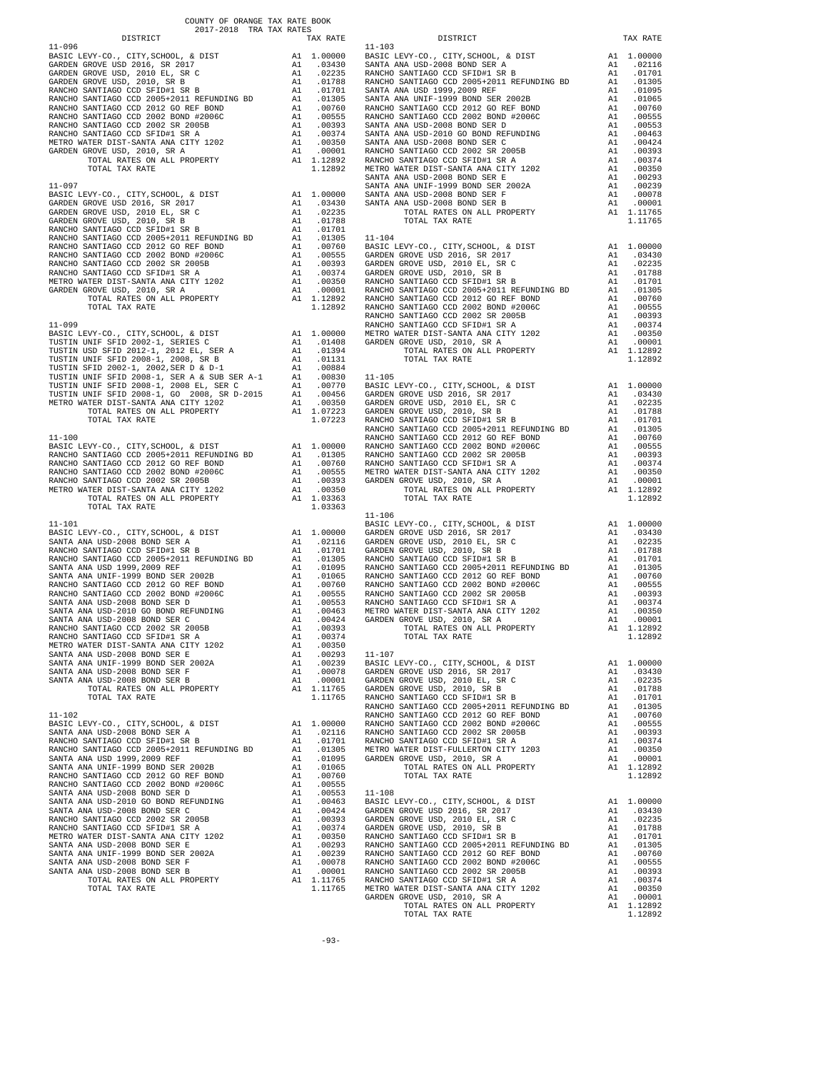COUNTY OF ORANGE TAX RATE BOOK
2017-2018 TRA TAX RATES

| DISTRICT | | TAX RATE |
|---|---|---|
| **11-096** | | |
| BASIC LEVY-CO., CITY,SCHOOL, & DIST | A1 | 1.00000 |
| GARDEN GROVE USD 2016, SR 2017 | A1 | .03430 |
| GARDEN GROVE USD, 2010 EL, SR C | A1 | .02235 |
| GARDEN GROVE USD, 2010, SR B | A1 | .01788 |
| RANCHO SANTIAGO CCD SFID#1 SR B | A1 | .01701 |
| RANCHO SANTIAGO CCD 2005+2011 REFUNDING BD | A1 | .01305 |
| RANCHO SANTIAGO CCD 2012 GO REF BOND | A1 | .00760 |
| RANCHO SANTIAGO CCD 2002 BOND #2006C | A1 | .00555 |
| RANCHO SANTIAGO CCD 2002 SR 2005B | A1 | .00393 |
| RANCHO SANTIAGO CCD SFID#1 SR A | A1 | .00374 |
| METRO WATER DIST-SANTA ANA CITY 1202 | A1 | .00350 |
| GARDEN GROVE USD, 2010, SR A | A1 | .00001 |
| TOTAL RATES ON ALL PROPERTY | A1 | 1.12892 |
| TOTAL TAX RATE | | 1.12892 |
| **11-097** | | |
| BASIC LEVY-CO., CITY,SCHOOL, & DIST | A1 | 1.00000 |
| GARDEN GROVE USD 2016, SR 2017 | A1 | .03430 |
| GARDEN GROVE USD, 2010 EL, SR C | A1 | .02235 |
| GARDEN GROVE USD, 2010, SR B | A1 | .01788 |
| RANCHO SANTIAGO CCD SFID#1 SR B | A1 | .01701 |
| RANCHO SANTIAGO CCD 2005+2011 REFUNDING BD | A1 | .01305 |
| RANCHO SANTIAGO CCD 2012 GO REF BOND | A1 | .00760 |
| RANCHO SANTIAGO CCD 2002 BOND #2006C | A1 | .00555 |
| RANCHO SANTIAGO CCD 2002 SR 2005B | A1 | .00393 |
| RANCHO SANTIAGO CCD SFID#1 SR A | A1 | .00374 |
| METRO WATER DIST-SANTA ANA CITY 1202 | A1 | .00350 |
| GARDEN GROVE USD, 2010, SR A | A1 | .00001 |
| TOTAL RATES ON ALL PROPERTY | A1 | 1.12892 |
| TOTAL TAX RATE | | 1.12892 |
| **11-099** | | |
| BASIC LEVY-CO., CITY,SCHOOL, & DIST | A1 | 1.00000 |
| TUSTIN UNIF SFID 2002-1, SERIES C | A1 | .01408 |
| TUSTIN USD SFID 2012-1, 2012 EL, SER A | A1 | .01394 |
| TUSTIN UNIF SFID 2008-1, 2008, SR B | A1 | .01131 |
| TUSTIN SFID 2002-1, 2002,SER D & D-1 | A1 | .00884 |
| TUSTIN UNIF SFID 2008-1, SER A & SUB SER A-1 | A1 | .00830 |
| TUSTIN UNIF SFID 2008-1, 2008 EL, SER C | A1 | .00770 |
| TUSTIN UNIF SFID 2008-1, GO 2008, SR D-2015 | A1 | .00456 |
| METRO WATER DIST-SANTA ANA CITY 1202 | A1 | .00350 |
| TOTAL RATES ON ALL PROPERTY | A1 | 1.07223 |
| TOTAL TAX RATE | | 1.07223 |
| **11-100** | | |
| BASIC LEVY-CO., CITY,SCHOOL, & DIST | A1 | 1.00000 |
| RANCHO SANTIAGO CCD 2005+2011 REFUNDING BD | A1 | .01305 |
| RANCHO SANTIAGO CCD 2012 GO REF BOND | A1 | .00760 |
| RANCHO SANTIAGO CCD 2002 BOND #2006C | A1 | .00555 |
| RANCHO SANTIAGO CCD 2002 SR 2005B | A1 | .00393 |
| METRO WATER DIST-SANTA ANA CITY 1202 | A1 | .00350 |
| TOTAL RATES ON ALL PROPERTY | A1 | 1.03363 |
| TOTAL TAX RATE | | 1.03363 |
| **11-101** | | |
| BASIC LEVY-CO., CITY,SCHOOL, & DIST | A1 | 1.00000 |
| SANTA ANA USD-2008 BOND SER A | A1 | .02116 |
| RANCHO SANTIAGO CCD SFID#1 SR B | A1 | .01701 |
| RANCHO SANTIAGO CCD 2005+2011 REFUNDING BD | A1 | .01305 |
| SANTA ANA USD 1999,2009 REF | A1 | .01095 |
| SANTA ANA UNIF-1999 BOND SER 2002B | A1 | .01065 |
| RANCHO SANTIAGO CCD 2012 GO REF BOND | A1 | .00760 |
| RANCHO SANTIAGO CCD 2002 BOND #2006C | A1 | .00555 |
| SANTA ANA USD-2008 BOND SER D | A1 | .00553 |
| SANTA ANA USD-2010 GO BOND REFUNDING | A1 | .00463 |
| SANTA ANA USD-2008 BOND SER C | A1 | .00424 |
| RANCHO SANTIAGO CCD 2002 SR 2005B | A1 | .00393 |
| RANCHO SANTIAGO CCD SFID#1 SR A | A1 | .00374 |
| METRO WATER DIST-SANTA ANA CITY 1202 | A1 | .00350 |
| SANTA ANA USD-2008 BOND SER E | A1 | .00293 |
| SANTA ANA UNIF-1999 BOND SER 2002A | A1 | .00239 |
| SANTA ANA USD-2008 BOND SER F | A1 | .00078 |
| SANTA ANA USD-2008 BOND SER B | A1 | .00001 |
| TOTAL RATES ON ALL PROPERTY | A1 | 1.11765 |
| TOTAL TAX RATE | | 1.11765 |
| **11-102** | | |
| BASIC LEVY-CO., CITY,SCHOOL, & DIST | A1 | 1.00000 |
| SANTA ANA USD-2008 BOND SER A | A1 | .02116 |
| RANCHO SANTIAGO CCD SFID#1 SR B | A1 | .01701 |
| RANCHO SANTIAGO CCD 2005+2011 REFUNDING BD | A1 | .01305 |
| SANTA ANA USD 1999,2009 REF | A1 | .01095 |
| SANTA ANA UNIF-1999 BOND SER 2002B | A1 | .01065 |
| RANCHO SANTIAGO CCD 2012 GO REF BOND | A1 | .00760 |
| RANCHO SANTIAGO CCD 2002 BOND #2006C | A1 | .00555 |
| SANTA ANA USD-2008 BOND SER D | A1 | .00553 |
| SANTA ANA USD-2010 GO BOND REFUNDING | A1 | .00463 |
| SANTA ANA USD-2008 BOND SER C | A1 | .00424 |
| RANCHO SANTIAGO CCD 2002 SR 2005B | A1 | .00393 |
| RANCHO SANTIAGO CCD SFID#1 SR A | A1 | .00374 |
| METRO WATER DIST-SANTA ANA CITY 1202 | A1 | .00350 |
| SANTA ANA USD-2008 BOND SER E | A1 | .00293 |
| SANTA ANA UNIF-1999 BOND SER 2002A | A1 | .00239 |
| SANTA ANA USD-2008 BOND SER F | A1 | .00078 |
| SANTA ANA USD-2008 BOND SER B | A1 | .00001 |
| TOTAL RATES ON ALL PROPERTY | A1 | 1.11765 |
| TOTAL TAX RATE | | 1.11765 |
| **11-103** | | |
| BASIC LEVY-CO., CITY,SCHOOL, & DIST | A1 | 1.00000 |
| SANTA ANA USD-2008 BOND SER A | A1 | .02116 |
| RANCHO SANTIAGO CCD SFID#1 SR B | A1 | .01701 |
| RANCHO SANTIAGO CCD 2005+2011 REFUNDING BD | A1 | .01305 |
| SANTA ANA USD 1999,2009 REF | A1 | .01095 |
| SANTA ANA UNIF-1999 BOND SER 2002B | A1 | .01065 |
| RANCHO SANTIAGO CCD 2012 GO REF BOND | A1 | .00760 |
| RANCHO SANTIAGO CCD 2002 BOND #2006C | A1 | .00555 |
| SANTA ANA USD-2008 BOND SER D | A1 | .00553 |
| SANTA ANA USD-2010 GO BOND REFUNDING | A1 | .00463 |
| SANTA ANA USD-2008 BOND SER C | A1 | .00424 |
| RANCHO SANTIAGO CCD 2002 SR 2005B | A1 | .00393 |
| RANCHO SANTIAGO CCD SFID#1 SR A | A1 | .00374 |
| METRO WATER DIST-SANTA ANA CITY 1202 | A1 | .00350 |
| SANTA ANA USD-2008 BOND SER E | A1 | .00293 |
| SANTA ANA UNIF-1999 BOND SER 2002A | A1 | .00239 |
| SANTA ANA USD-2008 BOND SER F | A1 | .00078 |
| SANTA ANA USD-2008 BOND SER B | A1 | .00001 |
| TOTAL RATES ON ALL PROPERTY | A1 | 1.11765 |
| TOTAL TAX RATE | | 1.11765 |
| **11-104** | | |
| BASIC LEVY-CO., CITY,SCHOOL, & DIST | A1 | 1.00000 |
| GARDEN GROVE USD 2016, SR 2017 | A1 | .03430 |
| GARDEN GROVE USD, 2010 EL, SR C | A1 | .02235 |
| GARDEN GROVE USD, 2010, SR B | A1 | .01788 |
| RANCHO SANTIAGO CCD SFID#1 SR B | A1 | .01701 |
| RANCHO SANTIAGO CCD 2005+2011 REFUNDING BD | A1 | .01305 |
| RANCHO SANTIAGO CCD 2012 GO REF BOND | A1 | .00760 |
| RANCHO SANTIAGO CCD 2002 BOND #2006C | A1 | .00555 |
| RANCHO SANTIAGO CCD 2002 SR 2005B | A1 | .00393 |
| RANCHO SANTIAGO CCD SFID#1 SR A | A1 | .00374 |
| METRO WATER DIST-SANTA ANA CITY 1202 | A1 | .00350 |
| GARDEN GROVE USD, 2010, SR A | A1 | .00001 |
| TOTAL RATES ON ALL PROPERTY | A1 | 1.12892 |
| TOTAL TAX RATE | | 1.12892 |
| **11-105** | | |
| BASIC LEVY-CO., CITY,SCHOOL, & DIST | A1 | 1.00000 |
| GARDEN GROVE USD 2016, SR 2017 | A1 | .03430 |
| GARDEN GROVE USD, 2010 EL, SR C | A1 | .02235 |
| GARDEN GROVE USD, 2010, SR B | A1 | .01788 |
| RANCHO SANTIAGO CCD SFID#1 SR B | A1 | .01701 |
| RANCHO SANTIAGO CCD 2005+2011 REFUNDING BD | A1 | .01305 |
| RANCHO SANTIAGO CCD 2012 GO REF BOND | A1 | .00760 |
| RANCHO SANTIAGO CCD 2002 BOND #2006C | A1 | .00555 |
| RANCHO SANTIAGO CCD 2002 SR 2005B | A1 | .00393 |
| RANCHO SANTIAGO CCD SFID#1 SR A | A1 | .00374 |
| METRO WATER DIST-SANTA ANA CITY 1202 | A1 | .00350 |
| GARDEN GROVE USD, 2010, SR A | A1 | .00001 |
| TOTAL RATES ON ALL PROPERTY | A1 | 1.12892 |
| TOTAL TAX RATE | | 1.12892 |
| **11-106** | | |
| BASIC LEVY-CO., CITY,SCHOOL, & DIST | A1 | 1.00000 |
| GARDEN GROVE USD 2016, SR 2017 | A1 | .03430 |
| GARDEN GROVE USD, 2010 EL, SR C | A1 | .02235 |
| GARDEN GROVE USD, 2010, SR B | A1 | .01788 |
| RANCHO SANTIAGO CCD SFID#1 SR B | A1 | .01701 |
| RANCHO SANTIAGO CCD 2005+2011 REFUNDING BD | A1 | .01305 |
| RANCHO SANTIAGO CCD 2012 GO REF BOND | A1 | .00760 |
| RANCHO SANTIAGO CCD 2002 BOND #2006C | A1 | .00555 |
| RANCHO SANTIAGO CCD 2002 SR 2005B | A1 | .00393 |
| RANCHO SANTIAGO CCD SFID#1 SR A | A1 | .00374 |
| METRO WATER DIST-SANTA ANA CITY 1202 | A1 | .00350 |
| GARDEN GROVE USD, 2010, SR A | A1 | .00001 |
| TOTAL RATES ON ALL PROPERTY | A1 | 1.12892 |
| TOTAL TAX RATE | | 1.12892 |
| **11-107** | | |
| BASIC LEVY-CO., CITY,SCHOOL, & DIST | A1 | 1.00000 |
| GARDEN GROVE USD 2016, SR 2017 | A1 | .03430 |
| GARDEN GROVE USD, 2010 EL, SR C | A1 | .02235 |
| GARDEN GROVE USD, 2010, SR B | A1 | .01788 |
| RANCHO SANTIAGO CCD SFID#1 SR B | A1 | .01701 |
| RANCHO SANTIAGO CCD 2005+2011 REFUNDING BD | A1 | .01305 |
| RANCHO SANTIAGO CCD 2012 GO REF BOND | A1 | .00760 |
| RANCHO SANTIAGO CCD 2002 BOND #2006C | A1 | .00555 |
| RANCHO SANTIAGO CCD 2002 SR 2005B | A1 | .00393 |
| RANCHO SANTIAGO CCD SFID#1 SR A | A1 | .00374 |
| METRO WATER DIST-FULLERTON CITY 1203 | A1 | .00350 |
| GARDEN GROVE USD, 2010, SR A | A1 | .00001 |
| TOTAL RATES ON ALL PROPERTY | A1 | 1.12892 |
| TOTAL TAX RATE | | 1.12892 |
| **11-108** | | |
| BASIC LEVY-CO., CITY,SCHOOL, & DIST | A1 | 1.00000 |
| GARDEN GROVE USD 2016, SR 2017 | A1 | .03430 |
| GARDEN GROVE USD, 2010 EL, SR C | A1 | .02235 |
| GARDEN GROVE USD, 2010, SR B | A1 | .01788 |
| RANCHO SANTIAGO CCD SFID#1 SR B | A1 | .01701 |
| RANCHO SANTIAGO CCD 2005+2011 REFUNDING BD | A1 | .01305 |
| RANCHO SANTIAGO CCD 2012 GO REF BOND | A1 | .00760 |
| RANCHO SANTIAGO CCD 2002 BOND #2006C | A1 | .00555 |
| RANCHO SANTIAGO CCD 2002 SR 2005B | A1 | .00393 |
| RANCHO SANTIAGO CCD SFID#1 SR A | A1 | .00374 |
| METRO WATER DIST-SANTA ANA CITY 1202 | A1 | .00350 |
| GARDEN GROVE USD, 2010, SR A | A1 | .00001 |
| TOTAL RATES ON ALL PROPERTY | A1 | 1.12892 |
| TOTAL TAX RATE | | 1.12892 |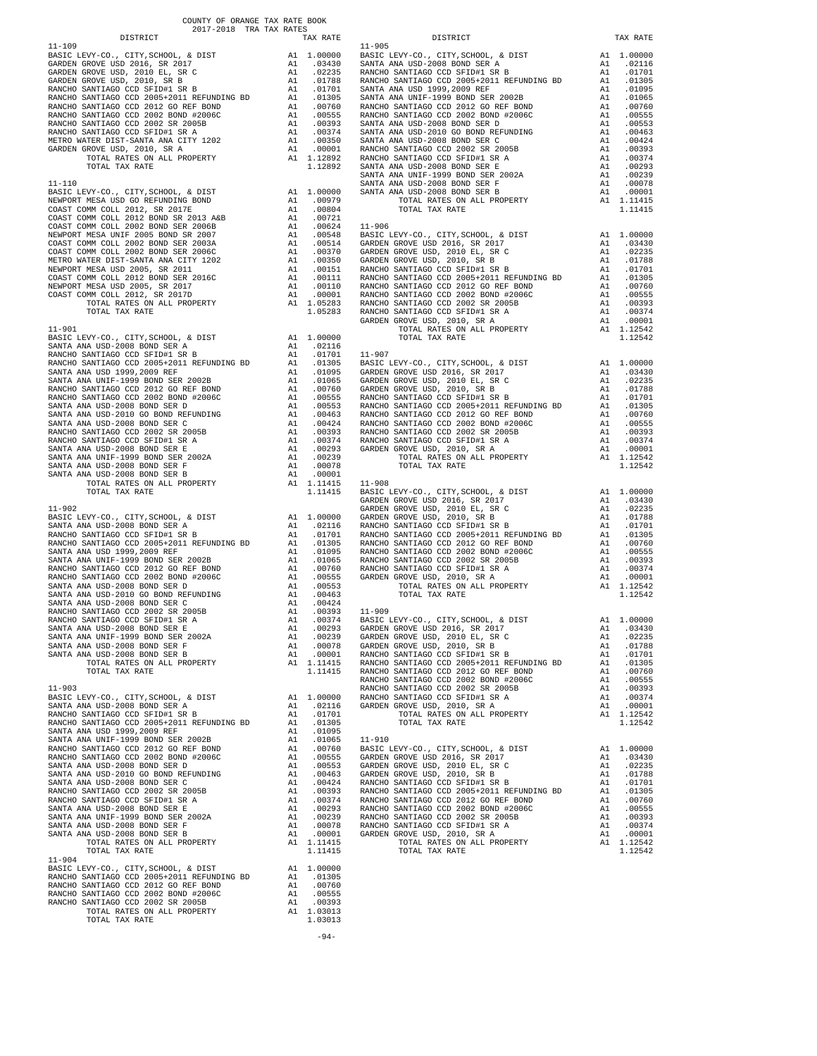COUNTY OF ORANGE TAX RATE BOOK
2017-2018 TRA TAX RATES

| DISTRICT | | TAX RATE |
|---|---|---|
| **11-109** | | |
| BASIC LEVY-CO., CITY,SCHOOL, & DIST | A1 | 1.00000 |
| GARDEN GROVE USD 2016, SR 2017 | A1 | .03430 |
| GARDEN GROVE USD, 2010 EL, SR C | A1 | .02235 |
| GARDEN GROVE USD, 2010, SR B | A1 | .01788 |
| RANCHO SANTIAGO CCD SFID#1 SR B | A1 | .01701 |
| RANCHO SANTIAGO CCD 2005+2011 REFUNDING BD | A1 | .01305 |
| RANCHO SANTIAGO CCD 2012 GO REF BOND | A1 | .00760 |
| RANCHO SANTIAGO CCD 2002 BOND #2006C | A1 | .00555 |
| RANCHO SANTIAGO CCD 2002 SR 2005B | A1 | .00393 |
| RANCHO SANTIAGO CCD SFID#1 SR A | A1 | .00374 |
| METRO WATER DIST-SANTA ANA CITY 1202 | A1 | .00350 |
| GARDEN GROVE USD, 2010, SR A | A1 | .00001 |
| TOTAL RATES ON ALL PROPERTY | A1 | 1.12892 |
| TOTAL TAX RATE | | 1.12892 |
| **11-110** | | |
| BASIC LEVY-CO., CITY,SCHOOL, & DIST | A1 | 1.00000 |
| NEWPORT MESA USD GO REFUNDING BOND | A1 | .00979 |
| COAST COMM COLL 2012, SR 2017E | A1 | .00804 |
| COAST COMM COLL 2012 BOND SR 2013 A&B | A1 | .00721 |
| COAST COMM COLL 2002 BOND SER 2006B | A1 | .00624 |
| NEWPORT MESA UNIF 2005 BOND SR 2007 | A1 | .00548 |
| COAST COMM COLL 2002 BOND SER 2003A | A1 | .00514 |
| COAST COMM COLL 2002 BOND SER 2006C | A1 | .00370 |
| METRO WATER DIST-SANTA ANA CITY 1202 | A1 | .00350 |
| NEWPORT MESA USD 2005, SR 2011 | A1 | .00151 |
| COAST COMM COLL 2012 BOND SER 2016C | A1 | .00111 |
| NEWPORT MESA USD 2005, SR 2017 | A1 | .00110 |
| COAST COMM COLL 2012, SR 2017D | A1 | .00001 |
| TOTAL RATES ON ALL PROPERTY | A1 | 1.05283 |
| TOTAL TAX RATE | | 1.05283 |
| **11-901** | | |
| BASIC LEVY-CO., CITY,SCHOOL, & DIST | A1 | 1.00000 |
| SANTA ANA USD-2008 BOND SER A | A1 | .02116 |
| RANCHO SANTIAGO CCD SFID#1 SR B | A1 | .01701 |
| RANCHO SANTIAGO CCD 2005+2011 REFUNDING BD | A1 | .01305 |
| SANTA ANA USD 1999,2009 REF | A1 | .01095 |
| SANTA ANA UNIF-1999 BOND SER 2002B | A1 | .01065 |
| RANCHO SANTIAGO CCD 2012 GO REF BOND | A1 | .00760 |
| RANCHO SANTIAGO CCD 2002 BOND #2006C | A1 | .00555 |
| SANTA ANA USD-2008 BOND SER D | A1 | .00553 |
| SANTA ANA USD-2010 GO BOND REFUNDING | A1 | .00463 |
| SANTA ANA USD-2008 BOND SER C | A1 | .00424 |
| RANCHO SANTIAGO CCD 2002 SR 2005B | A1 | .00393 |
| RANCHO SANTIAGO CCD SFID#1 SR A | A1 | .00374 |
| SANTA ANA USD-2008 BOND SER E | A1 | .00293 |
| SANTA ANA UNIF-1999 BOND SER 2002A | A1 | .00239 |
| SANTA ANA USD-2008 BOND SER F | A1 | .00078 |
| SANTA ANA USD-2008 BOND SER B | A1 | .00001 |
| TOTAL RATES ON ALL PROPERTY | A1 | 1.11415 |
| TOTAL TAX RATE | | 1.11415 |
| **11-902** | | |
| BASIC LEVY-CO., CITY,SCHOOL, & DIST | A1 | 1.00000 |
| SANTA ANA USD-2008 BOND SER A | A1 | .02116 |
| RANCHO SANTIAGO CCD SFID#1 SR B | A1 | .01701 |
| RANCHO SANTIAGO CCD 2005+2011 REFUNDING BD | A1 | .01305 |
| SANTA ANA USD 1999,2009 REF | A1 | .01095 |
| SANTA ANA UNIF-1999 BOND SER 2002B | A1 | .01065 |
| RANCHO SANTIAGO CCD 2012 GO REF BOND | A1 | .00760 |
| RANCHO SANTIAGO CCD 2002 BOND #2006C | A1 | .00555 |
| SANTA ANA USD-2008 BOND SER D | A1 | .00553 |
| SANTA ANA USD-2010 GO BOND REFUNDING | A1 | .00463 |
| SANTA ANA USD-2008 BOND SER C | A1 | .00424 |
| RANCHO SANTIAGO CCD 2002 SR 2005B | A1 | .00393 |
| RANCHO SANTIAGO CCD SFID#1 SR A | A1 | .00374 |
| SANTA ANA USD-2008 BOND SER E | A1 | .00293 |
| SANTA ANA UNIF-1999 BOND SER 2002A | A1 | .00239 |
| SANTA ANA USD-2008 BOND SER F | A1 | .00078 |
| SANTA ANA USD-2008 BOND SER B | A1 | .00001 |
| TOTAL RATES ON ALL PROPERTY | A1 | 1.11415 |
| TOTAL TAX RATE | | 1.11415 |
| **11-903** | | |
| BASIC LEVY-CO., CITY,SCHOOL, & DIST | A1 | 1.00000 |
| SANTA ANA USD-2008 BOND SER A | A1 | .02116 |
| RANCHO SANTIAGO CCD SFID#1 SR B | A1 | .01701 |
| RANCHO SANTIAGO CCD 2005+2011 REFUNDING BD | A1 | .01305 |
| SANTA ANA USD 1999,2009 REF | A1 | .01095 |
| SANTA ANA UNIF-1999 BOND SER 2002B | A1 | .01065 |
| RANCHO SANTIAGO CCD 2012 GO REF BOND | A1 | .00760 |
| RANCHO SANTIAGO CCD 2002 BOND #2006C | A1 | .00555 |
| SANTA ANA USD-2008 BOND SER D | A1 | .00553 |
| SANTA ANA USD-2010 GO BOND REFUNDING | A1 | .00463 |
| SANTA ANA USD-2008 BOND SER C | A1 | .00424 |
| RANCHO SANTIAGO CCD 2002 SR 2005B | A1 | .00393 |
| RANCHO SANTIAGO CCD SFID#1 SR A | A1 | .00374 |
| SANTA ANA USD-2008 BOND SER E | A1 | .00293 |
| SANTA ANA UNIF-1999 BOND SER 2002A | A1 | .00239 |
| SANTA ANA USD-2008 BOND SER F | A1 | .00078 |
| SANTA ANA USD-2008 BOND SER B | A1 | .00001 |
| TOTAL RATES ON ALL PROPERTY | A1 | 1.11415 |
| TOTAL TAX RATE | | 1.11415 |
| **11-904** | | |
| BASIC LEVY-CO., CITY,SCHOOL, & DIST | A1 | 1.00000 |
| RANCHO SANTIAGO CCD 2005+2011 REFUNDING BD | A1 | .01305 |
| RANCHO SANTIAGO CCD 2012 GO REF BOND | A1 | .00760 |
| RANCHO SANTIAGO CCD 2002 BOND #2006C | A1 | .00555 |
| RANCHO SANTIAGO CCD 2002 SR 2005B | A1 | .00393 |
| TOTAL RATES ON ALL PROPERTY | A1 | 1.03013 |
| TOTAL TAX RATE | | 1.03013 |
| **11-905** | | |
| BASIC LEVY-CO., CITY,SCHOOL, & DIST | A1 | 1.00000 |
| SANTA ANA USD-2008 BOND SER A | A1 | .02116 |
| RANCHO SANTIAGO CCD SFID#1 SR B | A1 | .01701 |
| RANCHO SANTIAGO CCD 2005+2011 REFUNDING BD | A1 | .01305 |
| SANTA ANA USD 1999,2009 REF | A1 | .01095 |
| SANTA ANA UNIF-1999 BOND SER 2002B | A1 | .01065 |
| RANCHO SANTIAGO CCD 2012 GO REF BOND | A1 | .00760 |
| RANCHO SANTIAGO CCD 2002 BOND #2006C | A1 | .00555 |
| SANTA ANA USD-2008 BOND SER D | A1 | .00553 |
| SANTA ANA USD-2010 GO BOND REFUNDING | A1 | .00463 |
| SANTA ANA USD-2008 BOND SER C | A1 | .00424 |
| RANCHO SANTIAGO CCD 2002 SR 2005B | A1 | .00393 |
| RANCHO SANTIAGO CCD SFID#1 SR A | A1 | .00374 |
| SANTA ANA USD-2008 BOND SER E | A1 | .00293 |
| SANTA ANA UNIF-1999 BOND SER 2002A | A1 | .00239 |
| SANTA ANA USD-2008 BOND SER F | A1 | .00078 |
| SANTA ANA USD-2008 BOND SER B | A1 | .00001 |
| TOTAL RATES ON ALL PROPERTY | A1 | 1.11415 |
| TOTAL TAX RATE | | 1.11415 |
| **11-906** | | |
| BASIC LEVY-CO., CITY,SCHOOL, & DIST | A1 | 1.00000 |
| GARDEN GROVE USD 2016, SR 2017 | A1 | .03430 |
| GARDEN GROVE USD, 2010 EL, SR C | A1 | .02235 |
| GARDEN GROVE USD, 2010, SR B | A1 | .01788 |
| RANCHO SANTIAGO CCD SFID#1 SR B | A1 | .01701 |
| RANCHO SANTIAGO CCD 2005+2011 REFUNDING BD | A1 | .01305 |
| RANCHO SANTIAGO CCD 2012 GO REF BOND | A1 | .00760 |
| RANCHO SANTIAGO CCD 2002 BOND #2006C | A1 | .00555 |
| RANCHO SANTIAGO CCD 2002 SR 2005B | A1 | .00393 |
| RANCHO SANTIAGO CCD SFID#1 SR A | A1 | .00374 |
| GARDEN GROVE USD, 2010, SR A | A1 | .00001 |
| TOTAL RATES ON ALL PROPERTY | A1 | 1.12542 |
| TOTAL TAX RATE | | 1.12542 |
| **11-907** | | |
| BASIC LEVY-CO., CITY,SCHOOL, & DIST | A1 | 1.00000 |
| GARDEN GROVE USD 2016, SR 2017 | A1 | .03430 |
| GARDEN GROVE USD, 2010 EL, SR C | A1 | .02235 |
| GARDEN GROVE USD, 2010, SR B | A1 | .01788 |
| RANCHO SANTIAGO CCD SFID#1 SR B | A1 | .01701 |
| RANCHO SANTIAGO CCD 2005+2011 REFUNDING BD | A1 | .01305 |
| RANCHO SANTIAGO CCD 2012 GO REF BOND | A1 | .00760 |
| RANCHO SANTIAGO CCD 2002 BOND #2006C | A1 | .00555 |
| RANCHO SANTIAGO CCD 2002 SR 2005B | A1 | .00393 |
| RANCHO SANTIAGO CCD SFID#1 SR A | A1 | .00374 |
| GARDEN GROVE USD, 2010, SR A | A1 | .00001 |
| TOTAL RATES ON ALL PROPERTY | A1 | 1.12542 |
| TOTAL TAX RATE | | 1.12542 |
| **11-908** | | |
| BASIC LEVY-CO., CITY,SCHOOL, & DIST | A1 | 1.00000 |
| GARDEN GROVE USD 2016, SR 2017 | A1 | .03430 |
| GARDEN GROVE USD, 2010 EL, SR C | A1 | .02235 |
| GARDEN GROVE USD, 2010, SR B | A1 | .01788 |
| RANCHO SANTIAGO CCD SFID#1 SR B | A1 | .01701 |
| RANCHO SANTIAGO CCD 2005+2011 REFUNDING BD | A1 | .01305 |
| RANCHO SANTIAGO CCD 2012 GO REF BOND | A1 | .00760 |
| RANCHO SANTIAGO CCD 2002 BOND #2006C | A1 | .00555 |
| RANCHO SANTIAGO CCD 2002 SR 2005B | A1 | .00393 |
| RANCHO SANTIAGO CCD SFID#1 SR A | A1 | .00374 |
| GARDEN GROVE USD, 2010, SR A | A1 | .00001 |
| TOTAL RATES ON ALL PROPERTY | A1 | 1.12542 |
| TOTAL TAX RATE | | 1.12542 |
| **11-909** | | |
| BASIC LEVY-CO., CITY,SCHOOL, & DIST | A1 | 1.00000 |
| GARDEN GROVE USD 2016, SR 2017 | A1 | .03430 |
| GARDEN GROVE USD, 2010 EL, SR C | A1 | .02235 |
| GARDEN GROVE USD, 2010, SR B | A1 | .01788 |
| RANCHO SANTIAGO CCD SFID#1 SR B | A1 | .01701 |
| RANCHO SANTIAGO CCD 2005+2011 REFUNDING BD | A1 | .01305 |
| RANCHO SANTIAGO CCD 2012 GO REF BOND | A1 | .00760 |
| RANCHO SANTIAGO CCD 2002 BOND #2006C | A1 | .00555 |
| RANCHO SANTIAGO CCD 2002 SR 2005B | A1 | .00393 |
| RANCHO SANTIAGO CCD SFID#1 SR A | A1 | .00374 |
| GARDEN GROVE USD, 2010, SR A | A1 | .00001 |
| TOTAL RATES ON ALL PROPERTY | A1 | 1.12542 |
| TOTAL TAX RATE | | 1.12542 |
| **11-910** | | |
| BASIC LEVY-CO., CITY,SCHOOL, & DIST | A1 | 1.00000 |
| GARDEN GROVE USD 2016, SR 2017 | A1 | .03430 |
| GARDEN GROVE USD, 2010 EL, SR C | A1 | .02235 |
| GARDEN GROVE USD, 2010, SR B | A1 | .01788 |
| RANCHO SANTIAGO CCD SFID#1 SR B | A1 | .01701 |
| RANCHO SANTIAGO CCD 2005+2011 REFUNDING BD | A1 | .01305 |
| RANCHO SANTIAGO CCD 2012 GO REF BOND | A1 | .00760 |
| RANCHO SANTIAGO CCD 2002 BOND #2006C | A1 | .00555 |
| RANCHO SANTIAGO CCD 2002 SR 2005B | A1 | .00393 |
| RANCHO SANTIAGO CCD SFID#1 SR A | A1 | .00374 |
| GARDEN GROVE USD, 2010, SR A | A1 | .00001 |
| TOTAL RATES ON ALL PROPERTY | A1 | 1.12542 |
| TOTAL TAX RATE | | 1.12542 |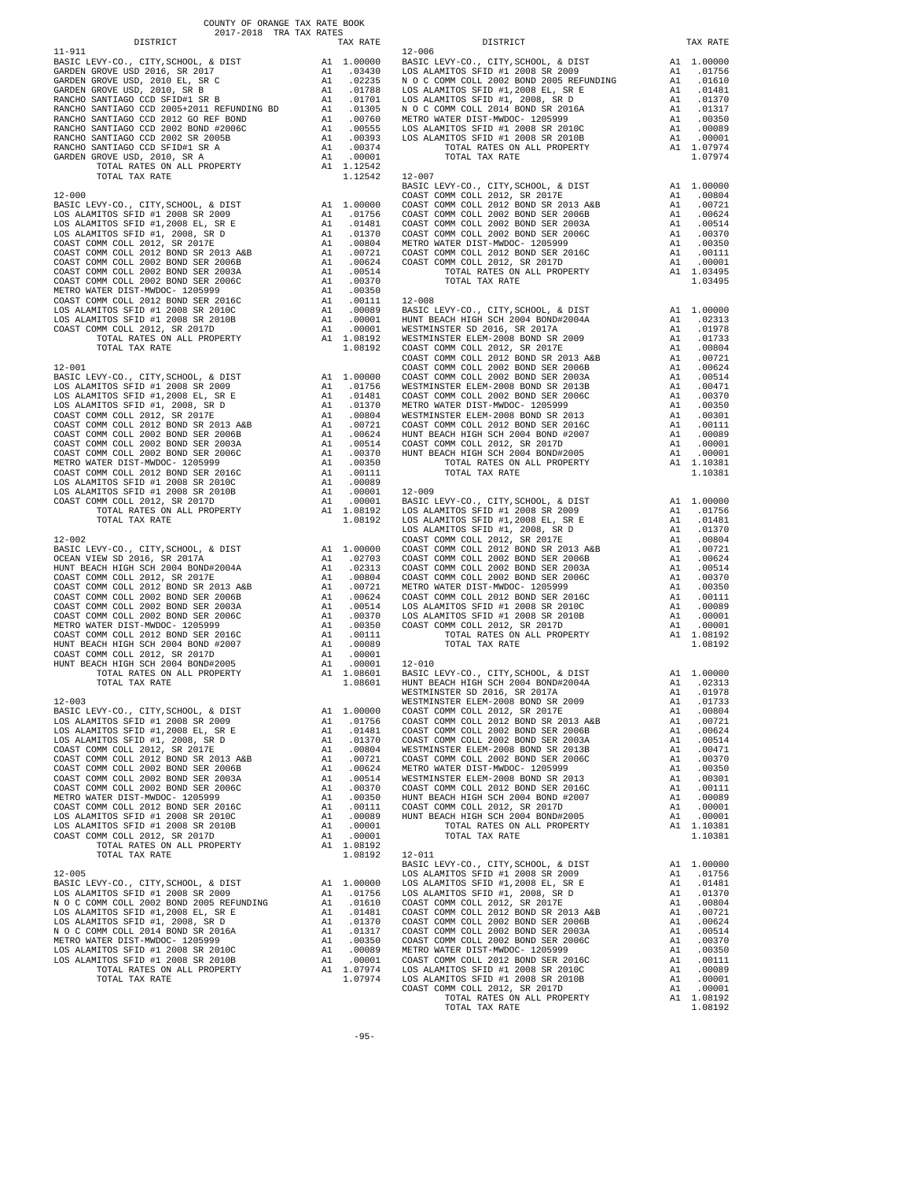COUNTY OF ORANGE TAX RATE BOOK
2017-2018 TRA TAX RATES

| DISTRICT | | TAX RATE |
|---|---|---|
| **11-911** | | |
| BASIC LEVY-CO., CITY,SCHOOL, & DIST | A1 | 1.00000 |
| GARDEN GROVE USD 2016, SR 2017 | A1 | .03430 |
| GARDEN GROVE USD, 2010 EL, SR C | A1 | .02235 |
| GARDEN GROVE USD, 2010, SR B | A1 | .01788 |
| RANCHO SANTIAGO CCD SFID#1 SR B | A1 | .01701 |
| RANCHO SANTIAGO CCD 2005+2011 REFUNDING BD | A1 | .01305 |
| RANCHO SANTIAGO CCD 2012 GO REF BOND | A1 | .00760 |
| RANCHO SANTIAGO CCD 2002 BOND #2006C | A1 | .00555 |
| RANCHO SANTIAGO CCD 2002 SR 2005B | A1 | .00393 |
| RANCHO SANTIAGO CCD SFID#1 SR A | A1 | .00374 |
| GARDEN GROVE USD, 2010, SR A | A1 | .00001 |
| TOTAL RATES ON ALL PROPERTY | A1 | 1.12542 |
| TOTAL TAX RATE | | 1.12542 |
| **12-000** | | |
| BASIC LEVY-CO., CITY,SCHOOL, & DIST | A1 | 1.00000 |
| LOS ALAMITOS SFID #1 2008 SR 2009 | A1 | .01756 |
| LOS ALAMITOS SFID #1,2008 EL, SR E | A1 | .01481 |
| LOS ALAMITOS SFID #1, 2008, SR D | A1 | .01370 |
| COAST COMM COLL 2012, SR 2017E | A1 | .00804 |
| COAST COMM COLL 2012 BOND SR 2013 A&B | A1 | .00721 |
| COAST COMM COLL 2002 BOND SER 2006B | A1 | .00624 |
| COAST COMM COLL 2002 BOND SER 2003A | A1 | .00514 |
| COAST COMM COLL 2002 BOND SER 2006C | A1 | .00370 |
| METRO WATER DIST-MWDOC- 1205999 | A1 | .00350 |
| COAST COMM COLL 2012 BOND SER 2016C | A1 | .00111 |
| LOS ALAMITOS SFID #1 2008 SR 2010C | A1 | .00089 |
| LOS ALAMITOS SFID #1 2008 SR 2010B | A1 | .00001 |
| COAST COMM COLL 2012, SR 2017D | A1 | .00001 |
| TOTAL RATES ON ALL PROPERTY | A1 | 1.08192 |
| TOTAL TAX RATE | | 1.08192 |
| **12-001** | | |
| BASIC LEVY-CO., CITY,SCHOOL, & DIST | A1 | 1.00000 |
| LOS ALAMITOS SFID #1 2008 SR 2009 | A1 | .01756 |
| LOS ALAMITOS SFID #1,2008 EL, SR E | A1 | .01481 |
| LOS ALAMITOS SFID #1, 2008, SR D | A1 | .01370 |
| COAST COMM COLL 2012, SR 2017E | A1 | .00804 |
| COAST COMM COLL 2012 BOND SR 2013 A&B | A1 | .00721 |
| COAST COMM COLL 2002 BOND SER 2006B | A1 | .00624 |
| COAST COMM COLL 2002 BOND SER 2003A | A1 | .00514 |
| COAST COMM COLL 2002 BOND SER 2006C | A1 | .00370 |
| METRO WATER DIST-MWDOC- 1205999 | A1 | .00350 |
| COAST COMM COLL 2012 BOND SER 2016C | A1 | .00111 |
| LOS ALAMITOS SFID #1 2008 SR 2010C | A1 | .00089 |
| LOS ALAMITOS SFID #1 2008 SR 2010B | A1 | .00001 |
| COAST COMM COLL 2012, SR 2017D | A1 | .00001 |
| TOTAL RATES ON ALL PROPERTY | A1 | 1.08192 |
| TOTAL TAX RATE | | 1.08192 |
| **12-002** | | |
| BASIC LEVY-CO., CITY,SCHOOL, & DIST | A1 | 1.00000 |
| OCEAN VIEW SD 2016, SR 2017A | A1 | .02703 |
| HUNT BEACH HIGH SCH 2004 BOND#2004A | A1 | .02313 |
| COAST COMM COLL 2012, SR 2017E | A1 | .00804 |
| COAST COMM COLL 2012 BOND SR 2013 A&B | A1 | .00721 |
| COAST COMM COLL 2002 BOND SER 2006B | A1 | .00624 |
| COAST COMM COLL 2002 BOND SER 2003A | A1 | .00514 |
| COAST COMM COLL 2002 BOND SER 2006C | A1 | .00370 |
| METRO WATER DIST-MWDOC- 1205999 | A1 | .00350 |
| COAST COMM COLL 2012 BOND SER 2016C | A1 | .00111 |
| HUNT BEACH HIGH SCH 2004 BOND #2007 | A1 | .00089 |
| COAST COMM COLL 2012, SR 2017D | A1 | .00001 |
| HUNT BEACH HIGH SCH 2004 BOND#2005 | A1 | .00001 |
| TOTAL RATES ON ALL PROPERTY | A1 | 1.08601 |
| TOTAL TAX RATE | | 1.08601 |
| **12-003** | | |
| BASIC LEVY-CO., CITY,SCHOOL, & DIST | A1 | 1.00000 |
| LOS ALAMITOS SFID #1 2008 SR 2009 | A1 | .01756 |
| LOS ALAMITOS SFID #1,2008 EL, SR E | A1 | .01481 |
| LOS ALAMITOS SFID #1, 2008, SR D | A1 | .01370 |
| COAST COMM COLL 2012, SR 2017E | A1 | .00804 |
| COAST COMM COLL 2012 BOND SR 2013 A&B | A1 | .00721 |
| COAST COMM COLL 2002 BOND SER 2006B | A1 | .00624 |
| COAST COMM COLL 2002 BOND SER 2003A | A1 | .00514 |
| COAST COMM COLL 2002 BOND SER 2006C | A1 | .00370 |
| METRO WATER DIST-MWDOC- 1205999 | A1 | .00350 |
| COAST COMM COLL 2012 BOND SER 2016C | A1 | .00111 |
| LOS ALAMITOS SFID #1 2008 SR 2010C | A1 | .00089 |
| LOS ALAMITOS SFID #1 2008 SR 2010B | A1 | .00001 |
| COAST COMM COLL 2012, SR 2017D | A1 | .00001 |
| TOTAL RATES ON ALL PROPERTY | A1 | 1.08192 |
| TOTAL TAX RATE | | 1.08192 |
| **12-005** | | |
| BASIC LEVY-CO., CITY,SCHOOL, & DIST | A1 | 1.00000 |
| LOS ALAMITOS SFID #1 2008 SR 2009 | A1 | .01756 |
| N O C COMM COLL 2002 BOND 2005 REFUNDING | A1 | .01610 |
| LOS ALAMITOS SFID #1,2008 EL, SR E | A1 | .01481 |
| LOS ALAMITOS SFID #1, 2008, SR D | A1 | .01370 |
| N O C COMM COLL 2014 BOND SR 2016A | A1 | .01317 |
| METRO WATER DIST-MWDOC- 1205999 | A1 | .00350 |
| LOS ALAMITOS SFID #1 2008 SR 2010C | A1 | .00089 |
| LOS ALAMITOS SFID #1 2008 SR 2010B | A1 | .00001 |
| TOTAL RATES ON ALL PROPERTY | A1 | 1.07974 |
| TOTAL TAX RATE | | 1.07974 |
| **12-006** | | |
| BASIC LEVY-CO., CITY,SCHOOL, & DIST | A1 | 1.00000 |
| LOS ALAMITOS SFID #1 2008 SR 2009 | A1 | .01756 |
| N O C COMM COLL 2002 BOND 2005 REFUNDING | A1 | .01610 |
| LOS ALAMITOS SFID #1,2008 EL, SR E | A1 | .01481 |
| LOS ALAMITOS SFID #1, 2008, SR D | A1 | .01370 |
| N O C COMM COLL 2014 BOND SR 2016A | A1 | .01317 |
| METRO WATER DIST-MWDOC- 1205999 | A1 | .00350 |
| LOS ALAMITOS SFID #1 2008 SR 2010C | A1 | .00089 |
| LOS ALAMITOS SFID #1 2008 SR 2010B | A1 | .00001 |
| TOTAL RATES ON ALL PROPERTY | A1 | 1.07974 |
| TOTAL TAX RATE | | 1.07974 |
| **12-007** | | |
| BASIC LEVY-CO., CITY,SCHOOL, & DIST | A1 | 1.00000 |
| COAST COMM COLL 2012, SR 2017E | A1 | .00804 |
| COAST COMM COLL 2012 BOND SR 2013 A&B | A1 | .00721 |
| COAST COMM COLL 2002 BOND SER 2006B | A1 | .00624 |
| COAST COMM COLL 2002 BOND SER 2003A | A1 | .00514 |
| COAST COMM COLL 2002 BOND SER 2006C | A1 | .00370 |
| METRO WATER DIST-MWDOC- 1205999 | A1 | .00350 |
| COAST COMM COLL 2012 BOND SER 2016C | A1 | .00111 |
| COAST COMM COLL 2012, SR 2017D | A1 | .00001 |
| TOTAL RATES ON ALL PROPERTY | A1 | 1.03495 |
| TOTAL TAX RATE | | 1.03495 |
| **12-008** | | |
| BASIC LEVY-CO., CITY,SCHOOL, & DIST | A1 | 1.00000 |
| HUNT BEACH HIGH SCH 2004 BOND#2004A | A1 | .02313 |
| WESTMINSTER SD 2016, SR 2017A | A1 | .01978 |
| WESTMINSTER ELEM-2008 BOND SR 2009 | A1 | .01733 |
| COAST COMM COLL 2012, SR 2017E | A1 | .00804 |
| COAST COMM COLL 2012 BOND SR 2013 A&B | A1 | .00721 |
| COAST COMM COLL 2002 BOND SER 2006B | A1 | .00624 |
| COAST COMM COLL 2002 BOND SER 2003A | A1 | .00514 |
| WESTMINSTER ELEM-2008 BOND SR 2013B | A1 | .00471 |
| COAST COMM COLL 2002 BOND SER 2006C | A1 | .00370 |
| METRO WATER DIST-MWDOC- 1205999 | A1 | .00350 |
| WESTMINSTER ELEM-2008 BOND SER 2013 | A1 | .00301 |
| COAST COMM COLL 2012 BOND SER 2016C | A1 | .00111 |
| HUNT BEACH HIGH SCH 2004 BOND #2007 | A1 | .00089 |
| COAST COMM COLL 2012, SR 2017D | A1 | .00001 |
| HUNT BEACH HIGH SCH 2004 BOND#2005 | A1 | .00001 |
| TOTAL RATES ON ALL PROPERTY | A1 | 1.10381 |
| TOTAL TAX RATE | | 1.10381 |
| **12-009** | | |
| BASIC LEVY-CO., CITY,SCHOOL, & DIST | A1 | 1.00000 |
| LOS ALAMITOS SFID #1 2008 SR 2009 | A1 | .01756 |
| LOS ALAMITOS SFID #1,2008 EL, SR E | A1 | .01481 |
| LOS ALAMITOS SFID #1, 2008, SR D | A1 | .01370 |
| COAST COMM COLL 2012, SR 2017E | A1 | .00804 |
| COAST COMM COLL 2012 BOND SR 2013 A&B | A1 | .00721 |
| COAST COMM COLL 2002 BOND SER 2006B | A1 | .00624 |
| COAST COMM COLL 2002 BOND SER 2003A | A1 | .00514 |
| COAST COMM COLL 2002 BOND SER 2006C | A1 | .00370 |
| METRO WATER DIST-MWDOC- 1205999 | A1 | .00350 |
| COAST COMM COLL 2012 BOND SER 2016C | A1 | .00111 |
| LOS ALAMITOS SFID #1 2008 SR 2010C | A1 | .00089 |
| LOS ALAMITOS SFID #1 2008 SR 2010B | A1 | .00001 |
| COAST COMM COLL 2012, SR 2017D | A1 | .00001 |
| TOTAL RATES ON ALL PROPERTY | A1 | 1.08192 |
| TOTAL TAX RATE | | 1.08192 |
| **12-010** | | |
| BASIC LEVY-CO., CITY,SCHOOL, & DIST | A1 | 1.00000 |
| HUNT BEACH HIGH SCH 2004 BOND#2004A | A1 | .02313 |
| WESTMINSTER SD 2016, SR 2017A | A1 | .01978 |
| WESTMINSTER ELEM-2008 BOND SR 2009 | A1 | .01733 |
| COAST COMM COLL 2012, SR 2017E | A1 | .00804 |
| COAST COMM COLL 2012 BOND SR 2013 A&B | A1 | .00721 |
| COAST COMM COLL 2002 BOND SER 2006B | A1 | .00624 |
| COAST COMM COLL 2002 BOND SER 2003A | A1 | .00514 |
| WESTMINSTER ELEM-2008 BOND SR 2013B | A1 | .00471 |
| COAST COMM COLL 2002 BOND SER 2006C | A1 | .00370 |
| METRO WATER DIST-MWDOC- 1205999 | A1 | .00350 |
| WESTMINSTER ELEM-2008 BOND SER 2013 | A1 | .00301 |
| COAST COMM COLL 2012 BOND SER 2016C | A1 | .00111 |
| HUNT BEACH HIGH SCH 2004 BOND #2007 | A1 | .00089 |
| COAST COMM COLL 2012, SR 2017D | A1 | .00001 |
| HUNT BEACH HIGH SCH 2004 BOND#2005 | A1 | .00001 |
| TOTAL RATES ON ALL PROPERTY | A1 | 1.10381 |
| TOTAL TAX RATE | | 1.10381 |
| **12-011** | | |
| BASIC LEVY-CO., CITY,SCHOOL, & DIST | A1 | 1.00000 |
| LOS ALAMITOS SFID #1 2008 SR 2009 | A1 | .01756 |
| LOS ALAMITOS SFID #1,2008 EL, SR E | A1 | .01481 |
| LOS ALAMITOS SFID #1, 2008, SR D | A1 | .01370 |
| COAST COMM COLL 2012, SR 2017E | A1 | .00804 |
| COAST COMM COLL 2012 BOND SR 2013 A&B | A1 | .00721 |
| COAST COMM COLL 2002 BOND SER 2006B | A1 | .00624 |
| COAST COMM COLL 2002 BOND SER 2003A | A1 | .00514 |
| COAST COMM COLL 2002 BOND SER 2006C | A1 | .00370 |
| METRO WATER DIST-MWDOC- 1205999 | A1 | .00350 |
| COAST COMM COLL 2012 BOND SER 2016C | A1 | .00111 |
| LOS ALAMITOS SFID #1 2008 SR 2010C | A1 | .00089 |
| LOS ALAMITOS SFID #1 2008 SR 2010B | A1 | .00001 |
| COAST COMM COLL 2012, SR 2017D | A1 | .00001 |
| TOTAL RATES ON ALL PROPERTY | A1 | 1.08192 |
| TOTAL TAX RATE | | 1.08192 |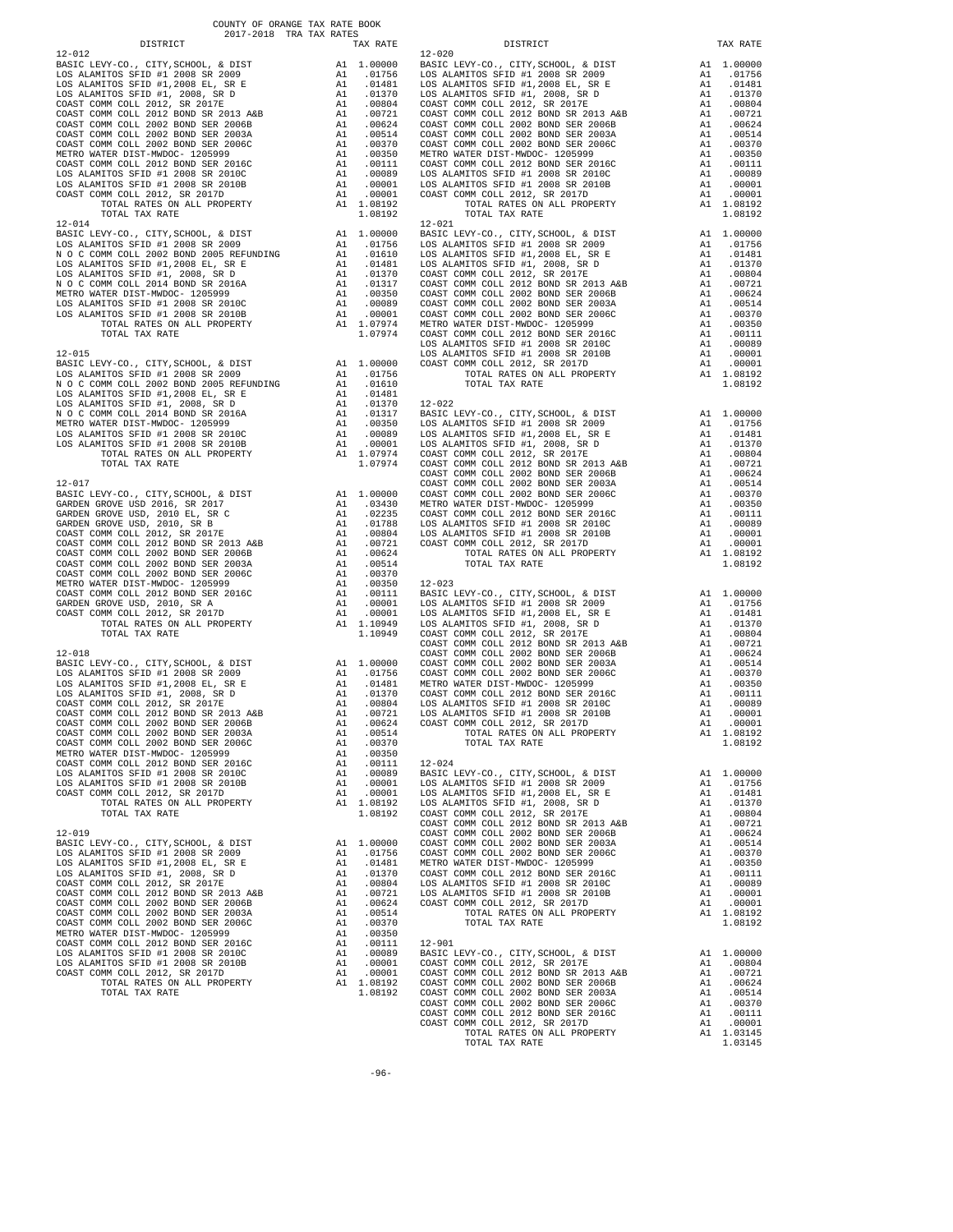COUNTY OF ORANGE TAX RATE BOOK
2017-2018 TRA TAX RATES

| DISTRICT | | TAX RATE |
|---|---|---|
| **12-012** | | |
| BASIC LEVY-CO., CITY,SCHOOL, & DIST | A1 | 1.00000 |
| LOS ALAMITOS SFID #1 2008 SR 2009 | A1 | .01756 |
| LOS ALAMITOS SFID #1,2008 EL, SR E | A1 | .01481 |
| LOS ALAMITOS SFID #1, 2008, SR D | A1 | .01370 |
| COAST COMM COLL 2012, SR 2017E | A1 | .00804 |
| COAST COMM COLL 2012 BOND SR 2013 A&B | A1 | .00721 |
| COAST COMM COLL 2002 BOND SER 2006B | A1 | .00624 |
| COAST COMM COLL 2002 BOND SER 2003A | A1 | .00514 |
| COAST COMM COLL 2002 BOND SER 2006C | A1 | .00370 |
| METRO WATER DIST-MWDOC- 1205999 | A1 | .00350 |
| COAST COMM COLL 2012 BOND SER 2016C | A1 | .00111 |
| LOS ALAMITOS SFID #1 2008 SR 2010C | A1 | .00089 |
| LOS ALAMITOS SFID #1 2008 SR 2010B | A1 | .00001 |
| COAST COMM COLL 2012, SR 2017D | A1 | .00001 |
| TOTAL RATES ON ALL PROPERTY | A1 | 1.08192 |
| TOTAL TAX RATE | | 1.08192 |
| **12-014** | | |
| BASIC LEVY-CO., CITY,SCHOOL, & DIST | A1 | 1.00000 |
| LOS ALAMITOS SFID #1 2008 SR 2009 | A1 | .01756 |
| N O C COMM COLL 2002 BOND 2005 REFUNDING | A1 | .01610 |
| LOS ALAMITOS SFID #1,2008 EL, SR E | A1 | .01481 |
| LOS ALAMITOS SFID #1, 2008, SR D | A1 | .01370 |
| N O C COMM COLL 2014 BOND SR 2016A | A1 | .01317 |
| METRO WATER DIST-MWDOC- 1205999 | A1 | .00350 |
| LOS ALAMITOS SFID #1 2008 SR 2010C | A1 | .00089 |
| LOS ALAMITOS SFID #1 2008 SR 2010B | A1 | .00001 |
| TOTAL RATES ON ALL PROPERTY | A1 | 1.07974 |
| TOTAL TAX RATE | | 1.07974 |
| **12-015** | | |
| BASIC LEVY-CO., CITY,SCHOOL, & DIST | A1 | 1.00000 |
| LOS ALAMITOS SFID #1 2008 SR 2009 | A1 | .01756 |
| N O C COMM COLL 2002 BOND 2005 REFUNDING | A1 | .01610 |
| LOS ALAMITOS SFID #1,2008 EL, SR E | A1 | .01481 |
| LOS ALAMITOS SFID #1, 2008, SR D | A1 | .01370 |
| N O C COMM COLL 2014 BOND SR 2016A | A1 | .01317 |
| METRO WATER DIST-MWDOC- 1205999 | A1 | .00350 |
| LOS ALAMITOS SFID #1 2008 SR 2010C | A1 | .00089 |
| LOS ALAMITOS SFID #1 2008 SR 2010B | A1 | .00001 |
| TOTAL RATES ON ALL PROPERTY | A1 | 1.07974 |
| TOTAL TAX RATE | | 1.07974 |
| **12-017** | | |
| BASIC LEVY-CO., CITY,SCHOOL, & DIST | A1 | 1.00000 |
| GARDEN GROVE USD 2016, SR 2017 | A1 | .03430 |
| GARDEN GROVE USD, 2010 EL, SR C | A1 | .02235 |
| GARDEN GROVE USD, 2010, SR B | A1 | .01788 |
| COAST COMM COLL 2012, SR 2017E | A1 | .00804 |
| COAST COMM COLL 2012 BOND SR 2013 A&B | A1 | .00721 |
| COAST COMM COLL 2002 BOND SER 2006B | A1 | .00624 |
| COAST COMM COLL 2002 BOND SER 2003A | A1 | .00514 |
| COAST COMM COLL 2002 BOND SER 2006C | A1 | .00370 |
| METRO WATER DIST-MWDOC- 1205999 | A1 | .00350 |
| COAST COMM COLL 2012 BOND SER 2016C | A1 | .00111 |
| GARDEN GROVE USD, 2010, SR A | A1 | .00001 |
| COAST COMM COLL 2012, SR 2017D | A1 | .00001 |
| TOTAL RATES ON ALL PROPERTY | A1 | 1.10949 |
| TOTAL TAX RATE | | 1.10949 |
| **12-018** | | |
| BASIC LEVY-CO., CITY,SCHOOL, & DIST | A1 | 1.00000 |
| LOS ALAMITOS SFID #1 2008 SR 2009 | A1 | .01756 |
| LOS ALAMITOS SFID #1,2008 EL, SR E | A1 | .01481 |
| LOS ALAMITOS SFID #1, 2008, SR D | A1 | .01370 |
| COAST COMM COLL 2012, SR 2017E | A1 | .00804 |
| COAST COMM COLL 2012 BOND SR 2013 A&B | A1 | .00721 |
| COAST COMM COLL 2002 BOND SER 2006B | A1 | .00624 |
| COAST COMM COLL 2002 BOND SER 2003A | A1 | .00514 |
| COAST COMM COLL 2002 BOND SER 2006C | A1 | .00370 |
| METRO WATER DIST-MWDOC- 1205999 | A1 | .00350 |
| COAST COMM COLL 2012 BOND SER 2016C | A1 | .00111 |
| LOS ALAMITOS SFID #1 2008 SR 2010C | A1 | .00089 |
| LOS ALAMITOS SFID #1 2008 SR 2010B | A1 | .00001 |
| COAST COMM COLL 2012, SR 2017D | A1 | .00001 |
| TOTAL RATES ON ALL PROPERTY | A1 | 1.08192 |
| TOTAL TAX RATE | | 1.08192 |
| **12-019** | | |
| BASIC LEVY-CO., CITY,SCHOOL, & DIST | A1 | 1.00000 |
| LOS ALAMITOS SFID #1 2008 SR 2009 | A1 | .01756 |
| LOS ALAMITOS SFID #1,2008 EL, SR E | A1 | .01481 |
| LOS ALAMITOS SFID #1, 2008, SR D | A1 | .01370 |
| COAST COMM COLL 2012, SR 2017E | A1 | .00804 |
| COAST COMM COLL 2012 BOND SR 2013 A&B | A1 | .00721 |
| COAST COMM COLL 2002 BOND SER 2006B | A1 | .00624 |
| COAST COMM COLL 2002 BOND SER 2003A | A1 | .00514 |
| COAST COMM COLL 2002 BOND SER 2006C | A1 | .00370 |
| METRO WATER DIST-MWDOC- 1205999 | A1 | .00350 |
| COAST COMM COLL 2012 BOND SER 2016C | A1 | .00111 |
| LOS ALAMITOS SFID #1 2008 SR 2010C | A1 | .00089 |
| LOS ALAMITOS SFID #1 2008 SR 2010B | A1 | .00001 |
| COAST COMM COLL 2012, SR 2017D | A1 | .00001 |
| TOTAL RATES ON ALL PROPERTY | A1 | 1.08192 |
| TOTAL TAX RATE | | 1.08192 |
| **12-020** | | |
| BASIC LEVY-CO., CITY,SCHOOL, & DIST | A1 | 1.00000 |
| LOS ALAMITOS SFID #1 2008 SR 2009 | A1 | .01756 |
| LOS ALAMITOS SFID #1,2008 EL, SR E | A1 | .01481 |
| LOS ALAMITOS SFID #1, 2008, SR D | A1 | .01370 |
| COAST COMM COLL 2012, SR 2017E | A1 | .00804 |
| COAST COMM COLL 2012 BOND SR 2013 A&B | A1 | .00721 |
| COAST COMM COLL 2002 BOND SER 2006B | A1 | .00624 |
| COAST COMM COLL 2002 BOND SER 2003A | A1 | .00514 |
| COAST COMM COLL 2002 BOND SER 2006C | A1 | .00370 |
| METRO WATER DIST-MWDOC- 1205999 | A1 | .00350 |
| COAST COMM COLL 2012 BOND SER 2016C | A1 | .00111 |
| LOS ALAMITOS SFID #1 2008 SR 2010C | A1 | .00089 |
| LOS ALAMITOS SFID #1 2008 SR 2010B | A1 | .00001 |
| COAST COMM COLL 2012, SR 2017D | A1 | .00001 |
| TOTAL RATES ON ALL PROPERTY | A1 | 1.08192 |
| TOTAL TAX RATE | | 1.08192 |
| **12-021** | | |
| BASIC LEVY-CO., CITY,SCHOOL, & DIST | A1 | 1.00000 |
| LOS ALAMITOS SFID #1 2008 SR 2009 | A1 | .01756 |
| LOS ALAMITOS SFID #1,2008 EL, SR E | A1 | .01481 |
| LOS ALAMITOS SFID #1, 2008, SR D | A1 | .01370 |
| COAST COMM COLL 2012, SR 2017E | A1 | .00804 |
| COAST COMM COLL 2012 BOND SR 2013 A&B | A1 | .00721 |
| COAST COMM COLL 2002 BOND SER 2006B | A1 | .00624 |
| COAST COMM COLL 2002 BOND SER 2003A | A1 | .00514 |
| COAST COMM COLL 2002 BOND SER 2006C | A1 | .00370 |
| METRO WATER DIST-MWDOC- 1205999 | A1 | .00350 |
| COAST COMM COLL 2012 BOND SER 2016C | A1 | .00111 |
| LOS ALAMITOS SFID #1 2008 SR 2010C | A1 | .00089 |
| LOS ALAMITOS SFID #1 2008 SR 2010B | A1 | .00001 |
| COAST COMM COLL 2012, SR 2017D | A1 | .00001 |
| TOTAL RATES ON ALL PROPERTY | A1 | 1.08192 |
| TOTAL TAX RATE | | 1.08192 |
| **12-022** | | |
| BASIC LEVY-CO., CITY,SCHOOL, & DIST | A1 | 1.00000 |
| LOS ALAMITOS SFID #1 2008 SR 2009 | A1 | .01756 |
| LOS ALAMITOS SFID #1,2008 EL, SR E | A1 | .01481 |
| LOS ALAMITOS SFID #1, 2008, SR D | A1 | .01370 |
| COAST COMM COLL 2012, SR 2017E | A1 | .00804 |
| COAST COMM COLL 2012 BOND SR 2013 A&B | A1 | .00721 |
| COAST COMM COLL 2002 BOND SER 2006B | A1 | .00624 |
| COAST COMM COLL 2002 BOND SER 2003A | A1 | .00514 |
| COAST COMM COLL 2002 BOND SER 2006C | A1 | .00370 |
| METRO WATER DIST-MWDOC- 1205999 | A1 | .00350 |
| COAST COMM COLL 2012 BOND SER 2016C | A1 | .00111 |
| LOS ALAMITOS SFID #1 2008 SR 2010C | A1 | .00089 |
| LOS ALAMITOS SFID #1 2008 SR 2010B | A1 | .00001 |
| COAST COMM COLL 2012, SR 2017D | A1 | .00001 |
| TOTAL RATES ON ALL PROPERTY | A1 | 1.08192 |
| TOTAL TAX RATE | | 1.08192 |
| **12-023** | | |
| BASIC LEVY-CO., CITY,SCHOOL, & DIST | A1 | 1.00000 |
| LOS ALAMITOS SFID #1 2008 SR 2009 | A1 | .01756 |
| LOS ALAMITOS SFID #1,2008 EL, SR E | A1 | .01481 |
| LOS ALAMITOS SFID #1, 2008, SR D | A1 | .01370 |
| COAST COMM COLL 2012, SR 2017E | A1 | .00804 |
| COAST COMM COLL 2012 BOND SR 2013 A&B | A1 | .00721 |
| COAST COMM COLL 2002 BOND SER 2006B | A1 | .00624 |
| COAST COMM COLL 2002 BOND SER 2003A | A1 | .00514 |
| COAST COMM COLL 2002 BOND SER 2006C | A1 | .00370 |
| METRO WATER DIST-MWDOC- 1205999 | A1 | .00350 |
| COAST COMM COLL 2012 BOND SER 2016C | A1 | .00111 |
| LOS ALAMITOS SFID #1 2008 SR 2010C | A1 | .00089 |
| LOS ALAMITOS SFID #1 2008 SR 2010B | A1 | .00001 |
| COAST COMM COLL 2012, SR 2017D | A1 | .00001 |
| TOTAL RATES ON ALL PROPERTY | A1 | 1.08192 |
| TOTAL TAX RATE | | 1.08192 |
| **12-024** | | |
| BASIC LEVY-CO., CITY,SCHOOL, & DIST | A1 | 1.00000 |
| LOS ALAMITOS SFID #1 2008 SR 2009 | A1 | .01756 |
| LOS ALAMITOS SFID #1,2008 EL, SR E | A1 | .01481 |
| LOS ALAMITOS SFID #1, 2008, SR D | A1 | .01370 |
| COAST COMM COLL 2012, SR 2017E | A1 | .00804 |
| COAST COMM COLL 2012 BOND SR 2013 A&B | A1 | .00721 |
| COAST COMM COLL 2002 BOND SER 2006B | A1 | .00624 |
| COAST COMM COLL 2002 BOND SER 2003A | A1 | .00514 |
| COAST COMM COLL 2002 BOND SER 2006C | A1 | .00370 |
| METRO WATER DIST-MWDOC- 1205999 | A1 | .00350 |
| COAST COMM COLL 2012 BOND SER 2016C | A1 | .00111 |
| LOS ALAMITOS SFID #1 2008 SR 2010C | A1 | .00089 |
| LOS ALAMITOS SFID #1 2008 SR 2010B | A1 | .00001 |
| COAST COMM COLL 2012, SR 2017D | A1 | .00001 |
| TOTAL RATES ON ALL PROPERTY | A1 | 1.08192 |
| TOTAL TAX RATE | | 1.08192 |
| **12-901** | | |
| BASIC LEVY-CO., CITY,SCHOOL, & DIST | A1 | 1.00000 |
| COAST COMM COLL 2012, SR 2017E | A1 | .00804 |
| COAST COMM COLL 2012 BOND SR 2013 A&B | A1 | .00721 |
| COAST COMM COLL 2002 BOND SER 2006B | A1 | .00624 |
| COAST COMM COLL 2002 BOND SER 2003A | A1 | .00514 |
| COAST COMM COLL 2002 BOND SER 2006C | A1 | .00370 |
| COAST COMM COLL 2012 BOND SER 2016C | A1 | .00111 |
| COAST COMM COLL 2012, SR 2017D | A1 | .00001 |
| TOTAL RATES ON ALL PROPERTY | A1 | 1.03145 |
| TOTAL TAX RATE | | 1.03145 |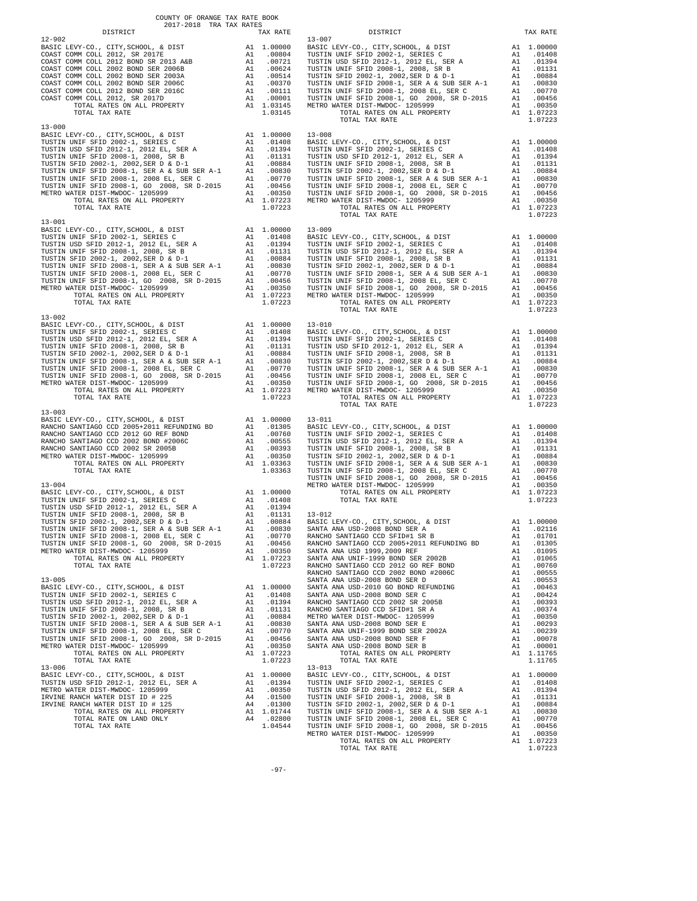COUNTY OF ORANGE TAX RATE BOOK
2017-2018 TRA TAX RATES

| DISTRICT | | TAX RATE |
|---|---|---|
| **12-902** | | |
| BASIC LEVY-CO., CITY,SCHOOL, & DIST | A1 | 1.00000 |
| COAST COMM COLL 2012, SR 2017E | A1 | .00804 |
| COAST COMM COLL 2012 BOND SR 2013 A&B | A1 | .00721 |
| COAST COMM COLL 2002 BOND SER 2006B | A1 | .00624 |
| COAST COMM COLL 2002 BOND SER 2003A | A1 | .00514 |
| COAST COMM COLL 2002 BOND SER 2006C | A1 | .00370 |
| COAST COMM COLL 2012 BOND SER 2016C | A1 | .00111 |
| COAST COMM COLL 2012, SR 2017D | A1 | .00001 |
| TOTAL RATES ON ALL PROPERTY | A1 | 1.03145 |
| TOTAL TAX RATE | | 1.03145 |
| **13-000** | | |
| BASIC LEVY-CO., CITY,SCHOOL, & DIST | A1 | 1.00000 |
| TUSTIN UNIF SFID 2002-1, SERIES C | A1 | .01408 |
| TUSTIN USD SFID 2012-1, 2012 EL, SER A | A1 | .01394 |
| TUSTIN UNIF SFID 2008-1, 2008, SR B | A1 | .01131 |
| TUSTIN SFID 2002-1, 2002,SER D & D-1 | A1 | .00884 |
| TUSTIN UNIF SFID 2008-1, SER A & SUB SER A-1 | A1 | .00830 |
| TUSTIN UNIF SFID 2008-1, 2008 EL, SER C | A1 | .00770 |
| TUSTIN UNIF SFID 2008-1, GO 2008, SR D-2015 | A1 | .00456 |
| METRO WATER DIST-MWDOC- 1205999 | A1 | .00350 |
| TOTAL RATES ON ALL PROPERTY | A1 | 1.07223 |
| TOTAL TAX RATE | | 1.07223 |
| **13-001** | | |
| BASIC LEVY-CO., CITY,SCHOOL, & DIST | A1 | 1.00000 |
| TUSTIN UNIF SFID 2002-1, SERIES C | A1 | .01408 |
| TUSTIN USD SFID 2012-1, 2012 EL, SER A | A1 | .01394 |
| TUSTIN UNIF SFID 2008-1, 2008, SR B | A1 | .01131 |
| TUSTIN SFID 2002-1, 2002,SER D & D-1 | A1 | .00884 |
| TUSTIN UNIF SFID 2008-1, SER A & SUB SER A-1 | A1 | .00830 |
| TUSTIN UNIF SFID 2008-1, 2008 EL, SER C | A1 | .00770 |
| TUSTIN UNIF SFID 2008-1, GO 2008, SR D-2015 | A1 | .00456 |
| METRO WATER DIST-MWDOC- 1205999 | A1 | .00350 |
| TOTAL RATES ON ALL PROPERTY | A1 | 1.07223 |
| TOTAL TAX RATE | | 1.07223 |
| **13-002** | | |
| BASIC LEVY-CO., CITY,SCHOOL, & DIST | A1 | 1.00000 |
| TUSTIN UNIF SFID 2002-1, SERIES C | A1 | .01408 |
| TUSTIN USD SFID 2012-1, 2012 EL, SER A | A1 | .01394 |
| TUSTIN UNIF SFID 2008-1, 2008, SR B | A1 | .01131 |
| TUSTIN SFID 2002-1, 2002,SER D & D-1 | A1 | .00884 |
| TUSTIN UNIF SFID 2008-1, SER A & SUB SER A-1 | A1 | .00830 |
| TUSTIN UNIF SFID 2008-1, 2008 EL, SER C | A1 | .00770 |
| TUSTIN UNIF SFID 2008-1, GO 2008, SR D-2015 | A1 | .00456 |
| METRO WATER DIST-MWDOC- 1205999 | A1 | .00350 |
| TOTAL RATES ON ALL PROPERTY | A1 | 1.07223 |
| TOTAL TAX RATE | | 1.07223 |
| **13-003** | | |
| BASIC LEVY-CO., CITY,SCHOOL, & DIST | A1 | 1.00000 |
| RANCHO SANTIAGO CCD 2005+2011 REFUNDING BD | A1 | .01305 |
| RANCHO SANTIAGO CCD 2012 GO REF BOND | A1 | .00760 |
| RANCHO SANTIAGO CCD 2002 BOND #2006C | A1 | .00555 |
| RANCHO SANTIAGO CCD 2002 SR 2005B | A1 | .00393 |
| METRO WATER DIST-MWDOC- 1205999 | A1 | .00350 |
| TOTAL RATES ON ALL PROPERTY | A1 | 1.03363 |
| TOTAL TAX RATE | | 1.03363 |
| **13-004** | | |
| BASIC LEVY-CO., CITY,SCHOOL, & DIST | A1 | 1.00000 |
| TUSTIN UNIF SFID 2002-1, SERIES C | A1 | .01408 |
| TUSTIN USD SFID 2012-1, 2012 EL, SER A | A1 | .01394 |
| TUSTIN UNIF SFID 2008-1, 2008, SR B | A1 | .01131 |
| TUSTIN SFID 2002-1, 2002,SER D & D-1 | A1 | .00884 |
| TUSTIN UNIF SFID 2008-1, SER A & SUB SER A-1 | A1 | .00830 |
| TUSTIN UNIF SFID 2008-1, 2008 EL, SER C | A1 | .00770 |
| TUSTIN UNIF SFID 2008-1, GO 2008, SR D-2015 | A1 | .00456 |
| METRO WATER DIST-MWDOC- 1205999 | A1 | .00350 |
| TOTAL RATES ON ALL PROPERTY | A1 | 1.07223 |
| TOTAL TAX RATE | | 1.07223 |
| **13-005** | | |
| BASIC LEVY-CO., CITY,SCHOOL, & DIST | A1 | 1.00000 |
| TUSTIN UNIF SFID 2002-1, SERIES C | A1 | .01408 |
| TUSTIN USD SFID 2012-1, 2012 EL, SER A | A1 | .01394 |
| TUSTIN UNIF SFID 2008-1, 2008, SR B | A1 | .01131 |
| TUSTIN SFID 2002-1, 2002,SER D & D-1 | A1 | .00884 |
| TUSTIN UNIF SFID 2008-1, SER A & SUB SER A-1 | A1 | .00830 |
| TUSTIN UNIF SFID 2008-1, 2008 EL, SER C | A1 | .00770 |
| TUSTIN UNIF SFID 2008-1, GO 2008, SR D-2015 | A1 | .00456 |
| METRO WATER DIST-MWDOC- 1205999 | A1 | .00350 |
| TOTAL RATES ON ALL PROPERTY | A1 | 1.07223 |
| TOTAL TAX RATE | | 1.07223 |
| **13-006** | | |
| BASIC LEVY-CO., CITY,SCHOOL, & DIST | A1 | 1.00000 |
| TUSTIN USD SFID 2012-1, 2012 EL, SER A | A1 | .01394 |
| METRO WATER DIST-MWDOC- 1205999 | A1 | .00350 |
| IRVINE RANCH WATER DIST ID # 225 | A4 | .01500 |
| IRVINE RANCH WATER DIST ID # 125 | A4 | .01300 |
| TOTAL RATES ON ALL PROPERTY | A1 | 1.01744 |
| TOTAL RATE ON LAND ONLY | A4 | .02800 |
| TOTAL TAX RATE | | 1.04544 |
| **13-007** | | |
| BASIC LEVY-CO., CITY,SCHOOL, & DIST | A1 | 1.00000 |
| TUSTIN UNIF SFID 2002-1, SERIES C | A1 | .01408 |
| TUSTIN USD SFID 2012-1, 2012 EL, SER A | A1 | .01394 |
| TUSTIN UNIF SFID 2008-1, 2008, SR B | A1 | .01131 |
| TUSTIN SFID 2002-1, 2002,SER D & D-1 | A1 | .00884 |
| TUSTIN UNIF SFID 2008-1, SER A & SUB SER A-1 | A1 | .00830 |
| TUSTIN UNIF SFID 2008-1, 2008 EL, SER C | A1 | .00770 |
| TUSTIN UNIF SFID 2008-1, GO 2008, SR D-2015 | A1 | .00456 |
| METRO WATER DIST-MWDOC- 1205999 | A1 | .00350 |
| TOTAL RATES ON ALL PROPERTY | A1 | 1.07223 |
| TOTAL TAX RATE | | 1.07223 |
| **13-008** | | |
| BASIC LEVY-CO., CITY,SCHOOL, & DIST | A1 | 1.00000 |
| TUSTIN UNIF SFID 2002-1, SERIES C | A1 | .01408 |
| TUSTIN USD SFID 2012-1, 2012 EL, SER A | A1 | .01394 |
| TUSTIN UNIF SFID 2008-1, 2008, SR B | A1 | .01131 |
| TUSTIN SFID 2002-1, 2002,SER D & D-1 | A1 | .00884 |
| TUSTIN UNIF SFID 2008-1, SER A & SUB SER A-1 | A1 | .00830 |
| TUSTIN UNIF SFID 2008-1, 2008 EL, SER C | A1 | .00770 |
| TUSTIN UNIF SFID 2008-1, GO 2008, SR D-2015 | A1 | .00456 |
| METRO WATER DIST-MWDOC- 1205999 | A1 | .00350 |
| TOTAL RATES ON ALL PROPERTY | A1 | 1.07223 |
| TOTAL TAX RATE | | 1.07223 |
| **13-009** | | |
| BASIC LEVY-CO., CITY,SCHOOL, & DIST | A1 | 1.00000 |
| TUSTIN UNIF SFID 2002-1, SERIES C | A1 | .01408 |
| TUSTIN USD SFID 2012-1, 2012 EL, SER A | A1 | .01394 |
| TUSTIN UNIF SFID 2008-1, 2008, SR B | A1 | .01131 |
| TUSTIN SFID 2002-1, 2002,SER D & D-1 | A1 | .00884 |
| TUSTIN UNIF SFID 2008-1, SER A & SUB SER A-1 | A1 | .00830 |
| TUSTIN UNIF SFID 2008-1, 2008 EL, SER C | A1 | .00770 |
| TUSTIN UNIF SFID 2008-1, GO 2008, SR D-2015 | A1 | .00456 |
| METRO WATER DIST-MWDOC- 1205999 | A1 | .00350 |
| TOTAL RATES ON ALL PROPERTY | A1 | 1.07223 |
| TOTAL TAX RATE | | 1.07223 |
| **13-010** | | |
| BASIC LEVY-CO., CITY,SCHOOL, & DIST | A1 | 1.00000 |
| TUSTIN UNIF SFID 2002-1, SERIES C | A1 | .01408 |
| TUSTIN USD SFID 2012-1, 2012 EL, SER A | A1 | .01394 |
| TUSTIN UNIF SFID 2008-1, 2008, SR B | A1 | .01131 |
| TUSTIN SFID 2002-1, 2002,SER D & D-1 | A1 | .00884 |
| TUSTIN UNIF SFID 2008-1, SER A & SUB SER A-1 | A1 | .00830 |
| TUSTIN UNIF SFID 2008-1, 2008 EL, SER C | A1 | .00770 |
| TUSTIN UNIF SFID 2008-1, GO 2008, SR D-2015 | A1 | .00456 |
| METRO WATER DIST-MWDOC- 1205999 | A1 | .00350 |
| TOTAL RATES ON ALL PROPERTY | A1 | 1.07223 |
| TOTAL TAX RATE | | 1.07223 |
| **13-011** | | |
| BASIC LEVY-CO., CITY,SCHOOL, & DIST | A1 | 1.00000 |
| TUSTIN UNIF SFID 2002-1, SERIES C | A1 | .01408 |
| TUSTIN USD SFID 2012-1, 2012 EL, SER A | A1 | .01394 |
| TUSTIN UNIF SFID 2008-1, 2008, SR B | A1 | .01131 |
| TUSTIN SFID 2002-1, 2002,SER D & D-1 | A1 | .00884 |
| TUSTIN UNIF SFID 2008-1, SER A & SUB SER A-1 | A1 | .00830 |
| TUSTIN UNIF SFID 2008-1, 2008 EL, SER C | A1 | .00770 |
| TUSTIN UNIF SFID 2008-1, GO 2008, SR D-2015 | A1 | .00456 |
| METRO WATER DIST-MWDOC- 1205999 | A1 | .00350 |
| TOTAL RATES ON ALL PROPERTY | A1 | 1.07223 |
| TOTAL TAX RATE | | 1.07223 |
| **13-012** | | |
| BASIC LEVY-CO., CITY,SCHOOL, & DIST | A1 | 1.00000 |
| SANTA ANA USD-2008 BOND SER A | A1 | .02116 |
| RANCHO SANTIAGO CCD SFID#1 SR B | A1 | .01701 |
| RANCHO SANTIAGO CCD 2005+2011 REFUNDING BD | A1 | .01305 |
| SANTA ANA USD 1999,2009 REF | A1 | .01095 |
| SANTA ANA UNIF-1999 BOND SER 2002B | A1 | .01065 |
| RANCHO SANTIAGO CCD 2012 GO REF BOND | A1 | .00760 |
| RANCHO SANTIAGO CCD 2002 BOND #2006C | A1 | .00555 |
| SANTA ANA USD-2008 BOND SER D | A1 | .00553 |
| SANTA ANA USD-2010 GO BOND REFUNDING | A1 | .00463 |
| SANTA ANA USD-2008 BOND SER C | A1 | .00424 |
| RANCHO SANTIAGO CCD 2002 SR 2005B | A1 | .00393 |
| RANCHO SANTIAGO CCD SFID#1 SR A | A1 | .00374 |
| METRO WATER DIST-MWDOC- 1205999 | A1 | .00350 |
| SANTA ANA USD-2008 BOND SER E | A1 | .00293 |
| SANTA ANA UNIF-1999 BOND SER 2002A | A1 | .00239 |
| SANTA ANA USD-2008 BOND SER F | A1 | .00078 |
| SANTA ANA USD-2008 BOND SER B | A1 | .00001 |
| TOTAL RATES ON ALL PROPERTY | A1 | 1.11765 |
| TOTAL TAX RATE | | 1.11765 |
| **13-013** | | |
| BASIC LEVY-CO., CITY,SCHOOL, & DIST | A1 | 1.00000 |
| TUSTIN UNIF SFID 2002-1, SERIES C | A1 | .01408 |
| TUSTIN USD SFID 2012-1, 2012 EL, SER A | A1 | .01394 |
| TUSTIN UNIF SFID 2008-1, 2008, SR B | A1 | .01131 |
| TUSTIN SFID 2002-1, 2002,SER D & D-1 | A1 | .00884 |
| TUSTIN UNIF SFID 2008-1, SER A & SUB SER A-1 | A1 | .00830 |
| TUSTIN UNIF SFID 2008-1, 2008 EL, SER C | A1 | .00770 |
| TUSTIN UNIF SFID 2008-1, GO 2008, SR D-2015 | A1 | .00456 |
| METRO WATER DIST-MWDOC- 1205999 | A1 | .00350 |
| TOTAL RATES ON ALL PROPERTY | A1 | 1.07223 |
| TOTAL TAX RATE | | 1.07223 |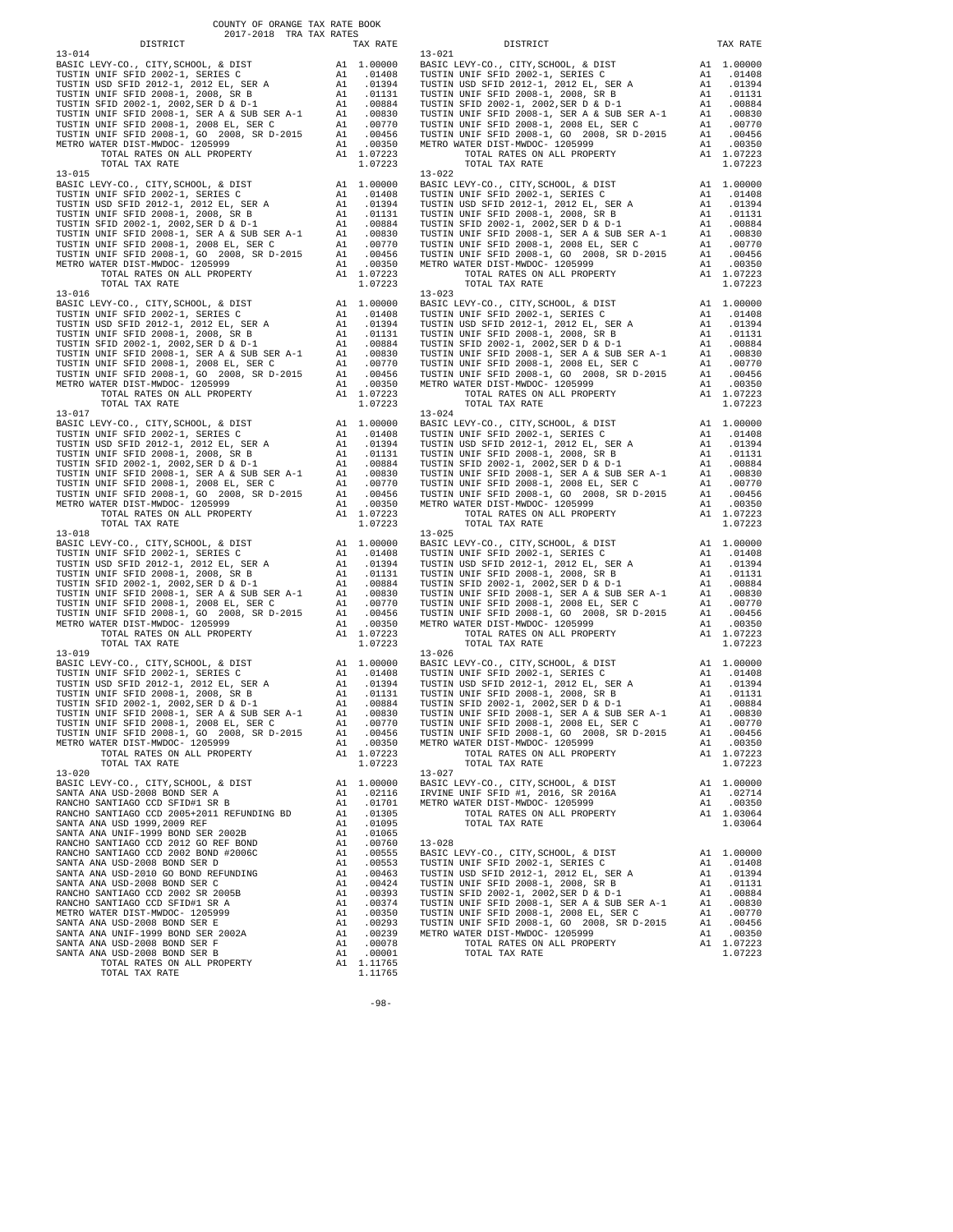COUNTY OF ORANGE TAX RATE BOOK
2017-2018 TRA TAX RATES

| DISTRICT | | TAX RATE |
|---|---|---|
| **13-014** | | |
| BASIC LEVY-CO., CITY,SCHOOL, & DIST | A1 | 1.00000 |
| TUSTIN UNIF SFID 2002-1, SERIES C | A1 | .01408 |
| TUSTIN USD SFID 2012-1, 2012 EL, SER A | A1 | .01394 |
| TUSTIN UNIF SFID 2008-1, 2008, SR B | A1 | .01131 |
| TUSTIN SFID 2002-1, 2002,SER D & D-1 | A1 | .00884 |
| TUSTIN UNIF SFID 2008-1, SER A & SUB SER A-1 | A1 | .00830 |
| TUSTIN UNIF SFID 2008-1, 2008 EL, SER C | A1 | .00770 |
| TUSTIN UNIF SFID 2008-1, GO 2008, SR D-2015 | A1 | .00456 |
| METRO WATER DIST-MWDOC- 1205999 | A1 | .00350 |
| TOTAL RATES ON ALL PROPERTY | A1 | 1.07223 |
| TOTAL TAX RATE | | 1.07223 |
| **13-015** | | |
| BASIC LEVY-CO., CITY,SCHOOL, & DIST | A1 | 1.00000 |
| TUSTIN UNIF SFID 2002-1, SERIES C | A1 | .01408 |
| TUSTIN USD SFID 2012-1, 2012 EL, SER A | A1 | .01394 |
| TUSTIN UNIF SFID 2008-1, 2008, SR B | A1 | .01131 |
| TUSTIN SFID 2002-1, 2002,SER D & D-1 | A1 | .00884 |
| TUSTIN UNIF SFID 2008-1, SER A & SUB SER A-1 | A1 | .00830 |
| TUSTIN UNIF SFID 2008-1, 2008 EL, SER C | A1 | .00770 |
| TUSTIN UNIF SFID 2008-1, GO 2008, SR D-2015 | A1 | .00456 |
| METRO WATER DIST-MWDOC- 1205999 | A1 | .00350 |
| TOTAL RATES ON ALL PROPERTY | A1 | 1.07223 |
| TOTAL TAX RATE | | 1.07223 |
| **13-016** | | |
| BASIC LEVY-CO., CITY,SCHOOL, & DIST | A1 | 1.00000 |
| TUSTIN UNIF SFID 2002-1, SERIES C | A1 | .01408 |
| TUSTIN USD SFID 2012-1, 2012 EL, SER A | A1 | .01394 |
| TUSTIN UNIF SFID 2008-1, 2008, SR B | A1 | .01131 |
| TUSTIN SFID 2002-1, 2002,SER D & D-1 | A1 | .00884 |
| TUSTIN UNIF SFID 2008-1, SER A & SUB SER A-1 | A1 | .00830 |
| TUSTIN UNIF SFID 2008-1, 2008 EL, SER C | A1 | .00770 |
| TUSTIN UNIF SFID 2008-1, GO 2008, SR D-2015 | A1 | .00456 |
| METRO WATER DIST-MWDOC- 1205999 | A1 | .00350 |
| TOTAL RATES ON ALL PROPERTY | A1 | 1.07223 |
| TOTAL TAX RATE | | 1.07223 |
| **13-017** | | |
| BASIC LEVY-CO., CITY,SCHOOL, & DIST | A1 | 1.00000 |
| TUSTIN UNIF SFID 2002-1, SERIES C | A1 | .01408 |
| TUSTIN USD SFID 2012-1, 2012 EL, SER A | A1 | .01394 |
| TUSTIN UNIF SFID 2008-1, 2008, SR B | A1 | .01131 |
| TUSTIN SFID 2002-1, 2002,SER D & D-1 | A1 | .00884 |
| TUSTIN UNIF SFID 2008-1, SER A & SUB SER A-1 | A1 | .00830 |
| TUSTIN UNIF SFID 2008-1, 2008 EL, SER C | A1 | .00770 |
| TUSTIN UNIF SFID 2008-1, GO 2008, SR D-2015 | A1 | .00456 |
| METRO WATER DIST-MWDOC- 1205999 | A1 | .00350 |
| TOTAL RATES ON ALL PROPERTY | A1 | 1.07223 |
| TOTAL TAX RATE | | 1.07223 |
| **13-018** | | |
| BASIC LEVY-CO., CITY,SCHOOL, & DIST | A1 | 1.00000 |
| TUSTIN UNIF SFID 2002-1, SERIES C | A1 | .01408 |
| TUSTIN USD SFID 2012-1, 2012 EL, SER A | A1 | .01394 |
| TUSTIN UNIF SFID 2008-1, 2008, SR B | A1 | .01131 |
| TUSTIN SFID 2002-1, 2002,SER D & D-1 | A1 | .00884 |
| TUSTIN UNIF SFID 2008-1, SER A & SUB SER A-1 | A1 | .00830 |
| TUSTIN UNIF SFID 2008-1, 2008 EL, SER C | A1 | .00770 |
| TUSTIN UNIF SFID 2008-1, GO 2008, SR D-2015 | A1 | .00456 |
| METRO WATER DIST-MWDOC- 1205999 | A1 | .00350 |
| TOTAL RATES ON ALL PROPERTY | A1 | 1.07223 |
| TOTAL TAX RATE | | 1.07223 |
| **13-019** | | |
| BASIC LEVY-CO., CITY,SCHOOL, & DIST | A1 | 1.00000 |
| TUSTIN UNIF SFID 2002-1, SERIES C | A1 | .01408 |
| TUSTIN USD SFID 2012-1, 2012 EL, SER A | A1 | .01394 |
| TUSTIN UNIF SFID 2008-1, 2008, SR B | A1 | .01131 |
| TUSTIN SFID 2002-1, 2002,SER D & D-1 | A1 | .00884 |
| TUSTIN UNIF SFID 2008-1, SER A & SUB SER A-1 | A1 | .00830 |
| TUSTIN UNIF SFID 2008-1, 2008 EL, SER C | A1 | .00770 |
| TUSTIN UNIF SFID 2008-1, GO 2008, SR D-2015 | A1 | .00456 |
| METRO WATER DIST-MWDOC- 1205999 | A1 | .00350 |
| TOTAL RATES ON ALL PROPERTY | A1 | 1.07223 |
| TOTAL TAX RATE | | 1.07223 |
| **13-020** | | |
| BASIC LEVY-CO., CITY,SCHOOL, & DIST | A1 | 1.00000 |
| SANTA ANA USD-2008 BOND SER A | A1 | .02116 |
| RANCHO SANTIAGO CCD SFID#1 SR B | A1 | .01701 |
| RANCHO SANTIAGO CCD 2005+2011 REFUNDING BD | A1 | .01305 |
| SANTA ANA USD 1999,2009 REF | A1 | .01095 |
| SANTA ANA UNIF-1999 BOND SER 2002B | A1 | .01065 |
| RANCHO SANTIAGO CCD 2012 GO REF BOND | A1 | .00760 |
| RANCHO SANTIAGO CCD 2002 BOND #2006C | A1 | .00555 |
| SANTA ANA USD-2008 BOND SER D | A1 | .00553 |
| SANTA ANA USD-2010 GO BOND REFUNDING | A1 | .00463 |
| SANTA ANA USD-2008 BOND SER C | A1 | .00424 |
| RANCHO SANTIAGO CCD 2002 SR 2005B | A1 | .00393 |
| RANCHO SANTIAGO CCD SFID#1 SR A | A1 | .00374 |
| METRO WATER DIST-MWDOC- 1205999 | A1 | .00350 |
| SANTA ANA USD-2008 BOND SER E | A1 | .00293 |
| SANTA ANA UNIF-1999 BOND SER 2002A | A1 | .00239 |
| SANTA ANA USD-2008 BOND SER F | A1 | .00078 |
| SANTA ANA USD-2008 BOND SER B | A1 | .00001 |
| TOTAL RATES ON ALL PROPERTY | A1 | 1.11765 |
| TOTAL TAX RATE | | 1.11765 |
| **13-021** | | |
| BASIC LEVY-CO., CITY,SCHOOL, & DIST | A1 | 1.00000 |
| TUSTIN UNIF SFID 2002-1, SERIES C | A1 | .01408 |
| TUSTIN USD SFID 2012-1, 2012 EL, SER A | A1 | .01394 |
| TUSTIN UNIF SFID 2008-1, 2008, SR B | A1 | .01131 |
| TUSTIN SFID 2002-1, 2002,SER D & D-1 | A1 | .00884 |
| TUSTIN UNIF SFID 2008-1, SER A & SUB SER A-1 | A1 | .00830 |
| TUSTIN UNIF SFID 2008-1, 2008 EL, SER C | A1 | .00770 |
| TUSTIN UNIF SFID 2008-1, GO 2008, SR D-2015 | A1 | .00456 |
| METRO WATER DIST-MWDOC- 1205999 | A1 | .00350 |
| TOTAL RATES ON ALL PROPERTY | A1 | 1.07223 |
| TOTAL TAX RATE | | 1.07223 |
| **13-022** | | |
| BASIC LEVY-CO., CITY,SCHOOL, & DIST | A1 | 1.00000 |
| TUSTIN UNIF SFID 2002-1, SERIES C | A1 | .01408 |
| TUSTIN USD SFID 2012-1, 2012 EL, SER A | A1 | .01394 |
| TUSTIN UNIF SFID 2008-1, 2008, SR B | A1 | .01131 |
| TUSTIN SFID 2002-1, 2002,SER D & D-1 | A1 | .00884 |
| TUSTIN UNIF SFID 2008-1, SER A & SUB SER A-1 | A1 | .00830 |
| TUSTIN UNIF SFID 2008-1, 2008 EL, SER C | A1 | .00770 |
| TUSTIN UNIF SFID 2008-1, GO 2008, SR D-2015 | A1 | .00456 |
| METRO WATER DIST-MWDOC- 1205999 | A1 | .00350 |
| TOTAL RATES ON ALL PROPERTY | A1 | 1.07223 |
| TOTAL TAX RATE | | 1.07223 |
| **13-023** | | |
| BASIC LEVY-CO., CITY,SCHOOL, & DIST | A1 | 1.00000 |
| TUSTIN UNIF SFID 2002-1, SERIES C | A1 | .01408 |
| TUSTIN USD SFID 2012-1, 2012 EL, SER A | A1 | .01394 |
| TUSTIN UNIF SFID 2008-1, 2008, SR B | A1 | .01131 |
| TUSTIN SFID 2002-1, 2002,SER D & D-1 | A1 | .00884 |
| TUSTIN UNIF SFID 2008-1, SER A & SUB SER A-1 | A1 | .00830 |
| TUSTIN UNIF SFID 2008-1, 2008 EL, SER C | A1 | .00770 |
| TUSTIN UNIF SFID 2008-1, GO 2008, SR D-2015 | A1 | .00456 |
| METRO WATER DIST-MWDOC- 1205999 | A1 | .00350 |
| TOTAL RATES ON ALL PROPERTY | A1 | 1.07223 |
| TOTAL TAX RATE | | 1.07223 |
| **13-024** | | |
| BASIC LEVY-CO., CITY,SCHOOL, & DIST | A1 | 1.00000 |
| TUSTIN UNIF SFID 2002-1, SERIES C | A1 | .01408 |
| TUSTIN USD SFID 2012-1, 2012 EL, SER A | A1 | .01394 |
| TUSTIN UNIF SFID 2008-1, 2008, SR B | A1 | .01131 |
| TUSTIN SFID 2002-1, 2002,SER D & D-1 | A1 | .00884 |
| TUSTIN UNIF SFID 2008-1, SER A & SUB SER A-1 | A1 | .00830 |
| TUSTIN UNIF SFID 2008-1, 2008 EL, SER C | A1 | .00770 |
| TUSTIN UNIF SFID 2008-1, GO 2008, SR D-2015 | A1 | .00456 |
| METRO WATER DIST-MWDOC- 1205999 | A1 | .00350 |
| TOTAL RATES ON ALL PROPERTY | A1 | 1.07223 |
| TOTAL TAX RATE | | 1.07223 |
| **13-025** | | |
| BASIC LEVY-CO., CITY,SCHOOL, & DIST | A1 | 1.00000 |
| TUSTIN UNIF SFID 2002-1, SERIES C | A1 | .01408 |
| TUSTIN USD SFID 2012-1, 2012 EL, SER A | A1 | .01394 |
| TUSTIN UNIF SFID 2008-1, 2008, SR B | A1 | .01131 |
| TUSTIN SFID 2002-1, 2002,SER D & D-1 | A1 | .00884 |
| TUSTIN UNIF SFID 2008-1, SER A & SUB SER A-1 | A1 | .00830 |
| TUSTIN UNIF SFID 2008-1, 2008 EL, SER C | A1 | .00770 |
| TUSTIN UNIF SFID 2008-1, GO 2008, SR D-2015 | A1 | .00456 |
| METRO WATER DIST-MWDOC- 1205999 | A1 | .00350 |
| TOTAL RATES ON ALL PROPERTY | A1 | 1.07223 |
| TOTAL TAX RATE | | 1.07223 |
| **13-026** | | |
| BASIC LEVY-CO., CITY,SCHOOL, & DIST | A1 | 1.00000 |
| TUSTIN UNIF SFID 2002-1, SERIES C | A1 | .01408 |
| TUSTIN USD SFID 2012-1, 2012 EL, SER A | A1 | .01394 |
| TUSTIN UNIF SFID 2008-1, 2008, SR B | A1 | .01131 |
| TUSTIN SFID 2002-1, 2002,SER D & D-1 | A1 | .00884 |
| TUSTIN UNIF SFID 2008-1, SER A & SUB SER A-1 | A1 | .00830 |
| TUSTIN UNIF SFID 2008-1, 2008 EL, SER C | A1 | .00770 |
| TUSTIN UNIF SFID 2008-1, GO 2008, SR D-2015 | A1 | .00456 |
| METRO WATER DIST-MWDOC- 1205999 | A1 | .00350 |
| TOTAL RATES ON ALL PROPERTY | A1 | 1.07223 |
| TOTAL TAX RATE | | 1.07223 |
| **13-027** | | |
| BASIC LEVY-CO., CITY,SCHOOL, & DIST | A1 | 1.00000 |
| IRVINE UNIF SFID #1, 2016, SR 2016A | A1 | .02714 |
| METRO WATER DIST-MWDOC- 1205999 | A1 | .00350 |
| TOTAL RATES ON ALL PROPERTY | A1 | 1.03064 |
| TOTAL TAX RATE | | 1.03064 |
| **13-028** | | |
| BASIC LEVY-CO., CITY,SCHOOL, & DIST | A1 | 1.00000 |
| TUSTIN UNIF SFID 2002-1, SERIES C | A1 | .01408 |
| TUSTIN USD SFID 2012-1, 2012 EL, SER A | A1 | .01394 |
| TUSTIN UNIF SFID 2008-1, 2008, SR B | A1 | .01131 |
| TUSTIN SFID 2002-1, 2002,SER D & D-1 | A1 | .00884 |
| TUSTIN UNIF SFID 2008-1, SER A & SUB SER A-1 | A1 | .00830 |
| TUSTIN UNIF SFID 2008-1, 2008 EL, SER C | A1 | .00770 |
| TUSTIN UNIF SFID 2008-1, GO 2008, SR D-2015 | A1 | .00456 |
| METRO WATER DIST-MWDOC- 1205999 | A1 | .00350 |
| TOTAL RATES ON ALL PROPERTY | A1 | 1.07223 |
| TOTAL TAX RATE | | 1.07223 |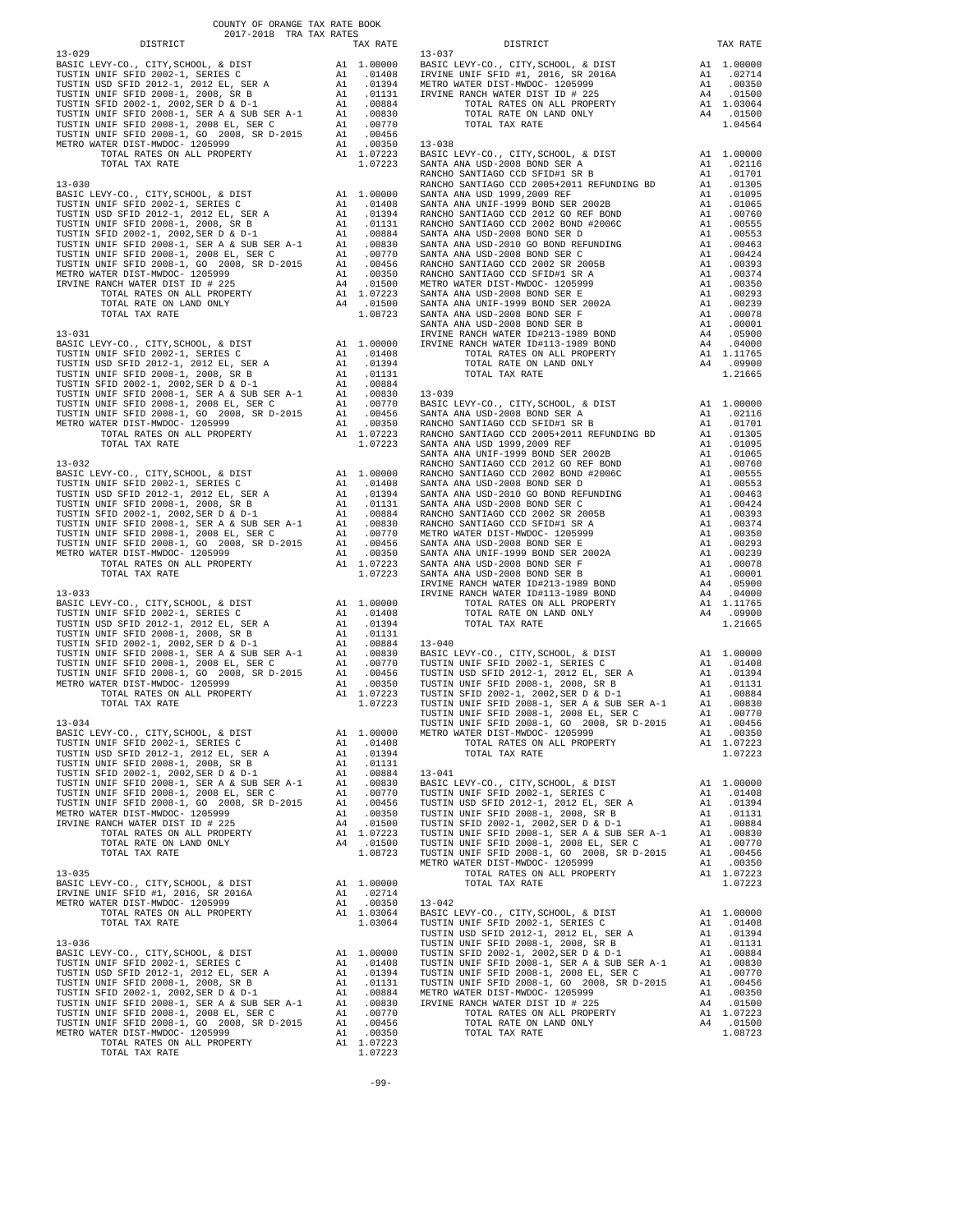COUNTY OF ORANGE TAX RATE BOOK
2017-2018 TRA TAX RATES

| DISTRICT | | TAX RATE |
|---|---|---|
| 13-029 | | |
| BASIC LEVY-CO., CITY,SCHOOL, & DIST | A1 | 1.00000 |
| TUSTIN UNIF SFID 2002-1, SERIES C | A1 | .01408 |
| TUSTIN USD SFID 2012-1, 2012 EL, SER A | A1 | .01394 |
| TUSTIN UNIF SFID 2008-1, 2008, SR B | A1 | .01131 |
| TUSTIN SFID 2002-1, 2002,SER D & D-1 | A1 | .00884 |
| TUSTIN UNIF SFID 2008-1, SER A & SUB SER A-1 | A1 | .00830 |
| TUSTIN UNIF SFID 2008-1, 2008 EL, SER C | A1 | .00770 |
| TUSTIN UNIF SFID 2008-1, GO 2008, SR D-2015 | A1 | .00456 |
| METRO WATER DIST-MWDOC- 1205999 | A1 | .00350 |
| TOTAL RATES ON ALL PROPERTY | A1 | 1.07223 |
| TOTAL TAX RATE | | 1.07223 |
| 13-030 | | |
| BASIC LEVY-CO., CITY,SCHOOL, & DIST | A1 | 1.00000 |
| TUSTIN UNIF SFID 2002-1, SERIES C | A1 | .01408 |
| TUSTIN USD SFID 2012-1, 2012 EL, SER A | A1 | .01394 |
| TUSTIN UNIF SFID 2008-1, 2008, SR B | A1 | .01131 |
| TUSTIN SFID 2002-1, 2002,SER D & D-1 | A1 | .00884 |
| TUSTIN UNIF SFID 2008-1, SER A & SUB SER A-1 | A1 | .00830 |
| TUSTIN UNIF SFID 2008-1, 2008 EL, SER C | A1 | .00770 |
| TUSTIN UNIF SFID 2008-1, GO 2008, SR D-2015 | A1 | .00456 |
| METRO WATER DIST-MWDOC- 1205999 | A1 | .00350 |
| IRVINE RANCH WATER DIST ID # 225 | A4 | .01500 |
| TOTAL RATES ON ALL PROPERTY | A1 | 1.07223 |
| TOTAL RATE ON LAND ONLY | A4 | .01500 |
| TOTAL TAX RATE | | 1.08723 |
| 13-031 | | |
| BASIC LEVY-CO., CITY,SCHOOL, & DIST | A1 | 1.00000 |
| TUSTIN UNIF SFID 2002-1, SERIES C | A1 | .01408 |
| TUSTIN USD SFID 2012-1, 2012 EL, SER A | A1 | .01394 |
| TUSTIN UNIF SFID 2008-1, 2008, SR B | A1 | .01131 |
| TUSTIN SFID 2002-1, 2002,SER D & D-1 | A1 | .00884 |
| TUSTIN UNIF SFID 2008-1, SER A & SUB SER A-1 | A1 | .00830 |
| TUSTIN UNIF SFID 2008-1, 2008 EL, SER C | A1 | .00770 |
| TUSTIN UNIF SFID 2008-1, GO 2008, SR D-2015 | A1 | .00456 |
| METRO WATER DIST-MWDOC- 1205999 | A1 | .00350 |
| TOTAL RATES ON ALL PROPERTY | A1 | 1.07223 |
| TOTAL TAX RATE | | 1.07223 |
| 13-032 | | |
| BASIC LEVY-CO., CITY,SCHOOL, & DIST | A1 | 1.00000 |
| TUSTIN UNIF SFID 2002-1, SERIES C | A1 | .01408 |
| TUSTIN USD SFID 2012-1, 2012 EL, SER A | A1 | .01394 |
| TUSTIN UNIF SFID 2008-1, 2008, SR B | A1 | .01131 |
| TUSTIN SFID 2002-1, 2002,SER D & D-1 | A1 | .00884 |
| TUSTIN UNIF SFID 2008-1, SER A & SUB SER A-1 | A1 | .00830 |
| TUSTIN UNIF SFID 2008-1, 2008 EL, SER C | A1 | .00770 |
| TUSTIN UNIF SFID 2008-1, GO 2008, SR D-2015 | A1 | .00456 |
| METRO WATER DIST-MWDOC- 1205999 | A1 | .00350 |
| TOTAL RATES ON ALL PROPERTY | A1 | 1.07223 |
| TOTAL TAX RATE | | 1.07223 |
| 13-033 | | |
| BASIC LEVY-CO., CITY,SCHOOL, & DIST | A1 | 1.00000 |
| TUSTIN UNIF SFID 2002-1, SERIES C | A1 | .01408 |
| TUSTIN USD SFID 2012-1, 2012 EL, SER A | A1 | .01394 |
| TUSTIN UNIF SFID 2008-1, 2008, SR B | A1 | .01131 |
| TUSTIN SFID 2002-1, 2002,SER D & D-1 | A1 | .00884 |
| TUSTIN UNIF SFID 2008-1, SER A & SUB SER A-1 | A1 | .00830 |
| TUSTIN UNIF SFID 2008-1, 2008 EL, SER C | A1 | .00770 |
| TUSTIN UNIF SFID 2008-1, GO 2008, SR D-2015 | A1 | .00456 |
| METRO WATER DIST-MWDOC- 1205999 | A1 | .00350 |
| TOTAL RATES ON ALL PROPERTY | A1 | 1.07223 |
| TOTAL TAX RATE | | 1.07223 |
| 13-034 | | |
| BASIC LEVY-CO., CITY,SCHOOL, & DIST | A1 | 1.00000 |
| TUSTIN UNIF SFID 2002-1, SERIES C | A1 | .01408 |
| TUSTIN USD SFID 2012-1, 2012 EL, SER A | A1 | .01394 |
| TUSTIN UNIF SFID 2008-1, 2008, SR B | A1 | .01131 |
| TUSTIN SFID 2002-1, 2002,SER D & D-1 | A1 | .00884 |
| TUSTIN UNIF SFID 2008-1, SER A & SUB SER A-1 | A1 | .00830 |
| TUSTIN UNIF SFID 2008-1, 2008 EL, SER C | A1 | .00770 |
| TUSTIN UNIF SFID 2008-1, GO 2008, SR D-2015 | A1 | .00456 |
| METRO WATER DIST-MWDOC- 1205999 | A1 | .00350 |
| IRVINE RANCH WATER DIST ID # 225 | A4 | .01500 |
| TOTAL RATES ON ALL PROPERTY | A1 | 1.07223 |
| TOTAL RATE ON LAND ONLY | A4 | .01500 |
| TOTAL TAX RATE | | 1.08723 |
| 13-035 | | |
| BASIC LEVY-CO., CITY,SCHOOL, & DIST | A1 | 1.00000 |
| IRVINE UNIF SFID #1, 2016, SR 2016A | A1 | .02714 |
| METRO WATER DIST-MWDOC- 1205999 | A1 | .00350 |
| TOTAL RATES ON ALL PROPERTY | A1 | 1.03064 |
| TOTAL TAX RATE | | 1.03064 |
| 13-036 | | |
| BASIC LEVY-CO., CITY,SCHOOL, & DIST | A1 | 1.00000 |
| TUSTIN UNIF SFID 2002-1, SERIES C | A1 | .01408 |
| TUSTIN USD SFID 2012-1, 2012 EL, SER A | A1 | .01394 |
| TUSTIN UNIF SFID 2008-1, 2008, SR B | A1 | .01131 |
| TUSTIN SFID 2002-1, 2002,SER D & D-1 | A1 | .00884 |
| TUSTIN UNIF SFID 2008-1, SER A & SUB SER A-1 | A1 | .00830 |
| TUSTIN UNIF SFID 2008-1, 2008 EL, SER C | A1 | .00770 |
| TUSTIN UNIF SFID 2008-1, GO 2008, SR D-2015 | A1 | .00456 |
| METRO WATER DIST-MWDOC- 1205999 | A1 | .00350 |
| TOTAL RATES ON ALL PROPERTY | A1 | 1.07223 |
| TOTAL TAX RATE | | 1.07223 |
| 13-037 | | |
| BASIC LEVY-CO., CITY,SCHOOL, & DIST | A1 | 1.00000 |
| IRVINE UNIF SFID #1, 2016, SR 2016A | A1 | .02714 |
| METRO WATER DIST-MWDOC- 1205999 | A1 | .00350 |
| IRVINE RANCH WATER DIST # 225 | A4 | .01500 |
| TOTAL RATES ON ALL PROPERTY | A1 | 1.03064 |
| TOTAL RATE ON LAND ONLY | A4 | .01500 |
| TOTAL TAX RATE | | 1.04564 |
| 13-038 | | |
| BASIC LEVY-CO., CITY,SCHOOL, & DIST | A1 | 1.00000 |
| SANTA ANA USD-2008 BOND SER A | A1 | .02116 |
| RANCHO SANTIAGO CCD SFID#1 SR B | A1 | .01701 |
| RANCHO SANTIAGO CCD 2005+2011 REFUNDING BD | A1 | .01305 |
| SANTA ANA USD 1999,2009 REF | A1 | .01095 |
| SANTA ANA UNIF-1999 BOND SER 2002B | A1 | .01065 |
| RANCHO SANTIAGO CCD 2012 GO REF BOND | A1 | .00760 |
| RANCHO SANTIAGO CCD 2002 BOND #2006C | A1 | .00555 |
| SANTA ANA USD-2008 BOND SER D | A1 | .00553 |
| SANTA ANA USD-2010 GO BOND REFUNDING | A1 | .00463 |
| SANTA ANA USD-2008 BOND SER C | A1 | .00424 |
| RANCHO SANTIAGO CCD 2002 SR 2005B | A1 | .00393 |
| RANCHO SANTIAGO CCD SFID#1 SR A | A1 | .00374 |
| METRO WATER DIST-MWDOC- 1205999 | A1 | .00350 |
| SANTA ANA USD-2008 BOND SER E | A1 | .00293 |
| SANTA ANA UNIF-1999 BOND SER 2002A | A1 | .00239 |
| SANTA ANA USD-2008 BOND SER F | A1 | .00078 |
| SANTA ANA USD-2008 BOND SER B | A1 | .00001 |
| IRVINE RANCH WATER ID#213-1989 BOND | A4 | .05900 |
| IRVINE RANCH WATER ID#113-1989 BOND | A4 | .04000 |
| TOTAL RATES ON ALL PROPERTY | A1 | 1.11765 |
| TOTAL RATE ON LAND ONLY | A4 | .09900 |
| TOTAL TAX RATE | | 1.21665 |
| 13-039 | | |
| BASIC LEVY-CO., CITY,SCHOOL, & DIST | A1 | 1.00000 |
| SANTA ANA USD-2008 BOND SER A | A1 | .02116 |
| RANCHO SANTIAGO CCD SFID#1 SR B | A1 | .01701 |
| RANCHO SANTIAGO CCD 2005+2011 REFUNDING BD | A1 | .01305 |
| SANTA ANA USD 1999,2009 REF | A1 | .01095 |
| SANTA ANA UNIF-1999 BOND SER 2002B | A1 | .01065 |
| RANCHO SANTIAGO CCD 2012 GO REF BOND | A1 | .00760 |
| RANCHO SANTIAGO CCD 2002 BOND #2006C | A1 | .00555 |
| SANTA ANA USD-2008 BOND SER D | A1 | .00553 |
| SANTA ANA USD-2010 GO BOND REFUNDING | A1 | .00463 |
| SANTA ANA USD-2008 BOND SER C | A1 | .00424 |
| RANCHO SANTIAGO CCD 2002 SR 2005B | A1 | .00393 |
| RANCHO SANTIAGO CCD SFID#1 SR A | A1 | .00374 |
| METRO WATER DIST-MWDOC- 1205999 | A1 | .00350 |
| SANTA ANA USD-2008 BOND SER E | A1 | .00293 |
| SANTA ANA UNIF-1999 BOND SER 2002A | A1 | .00239 |
| SANTA ANA USD-2008 BOND SER F | A1 | .00078 |
| SANTA ANA USD-2008 BOND SER B | A1 | .00001 |
| IRVINE RANCH WATER ID#213-1989 BOND | A4 | .05900 |
| IRVINE RANCH WATER ID#113-1989 BOND | A4 | .04000 |
| TOTAL RATES ON ALL PROPERTY | A1 | 1.11765 |
| TOTAL RATE ON LAND ONLY | A4 | .09900 |
| TOTAL TAX RATE | | 1.21665 |
| 13-040 | | |
| BASIC LEVY-CO., CITY,SCHOOL, & DIST | A1 | 1.00000 |
| TUSTIN UNIF SFID 2002-1, SERIES C | A1 | .01408 |
| TUSTIN USD SFID 2012-1, 2012 EL, SER A | A1 | .01394 |
| TUSTIN UNIF SFID 2008-1, 2008, SR B | A1 | .01131 |
| TUSTIN SFID 2002-1, 2002,SER D & D-1 | A1 | .00884 |
| TUSTIN UNIF SFID 2008-1, SER A & SUB SER A-1 | A1 | .00830 |
| TUSTIN UNIF SFID 2008-1, 2008 EL, SER C | A1 | .00770 |
| TUSTIN UNIF SFID 2008-1, GO 2008, SR D-2015 | A1 | .00456 |
| METRO WATER DIST-MWDOC- 1205999 | A1 | .00350 |
| TOTAL RATES ON ALL PROPERTY | A1 | 1.07223 |
| TOTAL TAX RATE | | 1.07223 |
| 13-041 | | |
| BASIC LEVY-CO., CITY,SCHOOL, & DIST | A1 | 1.00000 |
| TUSTIN UNIF SFID 2002-1, SERIES C | A1 | .01408 |
| TUSTIN USD SFID 2012-1, 2012 EL, SER A | A1 | .01394 |
| TUSTIN UNIF SFID 2008-1, 2008, SR B | A1 | .01131 |
| TUSTIN SFID 2002-1, 2002,SER D & D-1 | A1 | .00884 |
| TUSTIN UNIF SFID 2008-1, SER A & SUB SER A-1 | A1 | .00830 |
| TUSTIN UNIF SFID 2008-1, 2008 EL, SER C | A1 | .00770 |
| TUSTIN UNIF SFID 2008-1, GO 2008, SR D-2015 | A1 | .00456 |
| METRO WATER DIST-MWDOC- 1205999 | A1 | .00350 |
| TOTAL RATES ON ALL PROPERTY | A1 | 1.07223 |
| TOTAL TAX RATE | | 1.07223 |
| 13-042 | | |
| BASIC LEVY-CO., CITY,SCHOOL, & DIST | A1 | 1.00000 |
| TUSTIN UNIF SFID 2002-1, SERIES C | A1 | .01408 |
| TUSTIN USD SFID 2012-1, 2012 EL, SER A | A1 | .01394 |
| TUSTIN UNIF SFID 2008-1, 2008, SR B | A1 | .01131 |
| TUSTIN SFID 2002-1, 2002,SER D & D-1 | A1 | .00884 |
| TUSTIN UNIF SFID 2008-1, SER A & SUB SER A-1 | A1 | .00830 |
| TUSTIN UNIF SFID 2008-1, 2008 EL, SER C | A1 | .00770 |
| TUSTIN UNIF SFID 2008-1, GO 2008, SR D-2015 | A1 | .00456 |
| METRO WATER DIST-MWDOC- 1205999 | A1 | .00350 |
| IRVINE RANCH WATER DIST ID # 225 | A4 | .01500 |
| TOTAL RATES ON ALL PROPERTY | A1 | 1.07223 |
| TOTAL RATE ON LAND ONLY | A4 | .01500 |
| TOTAL TAX RATE | | 1.08723 |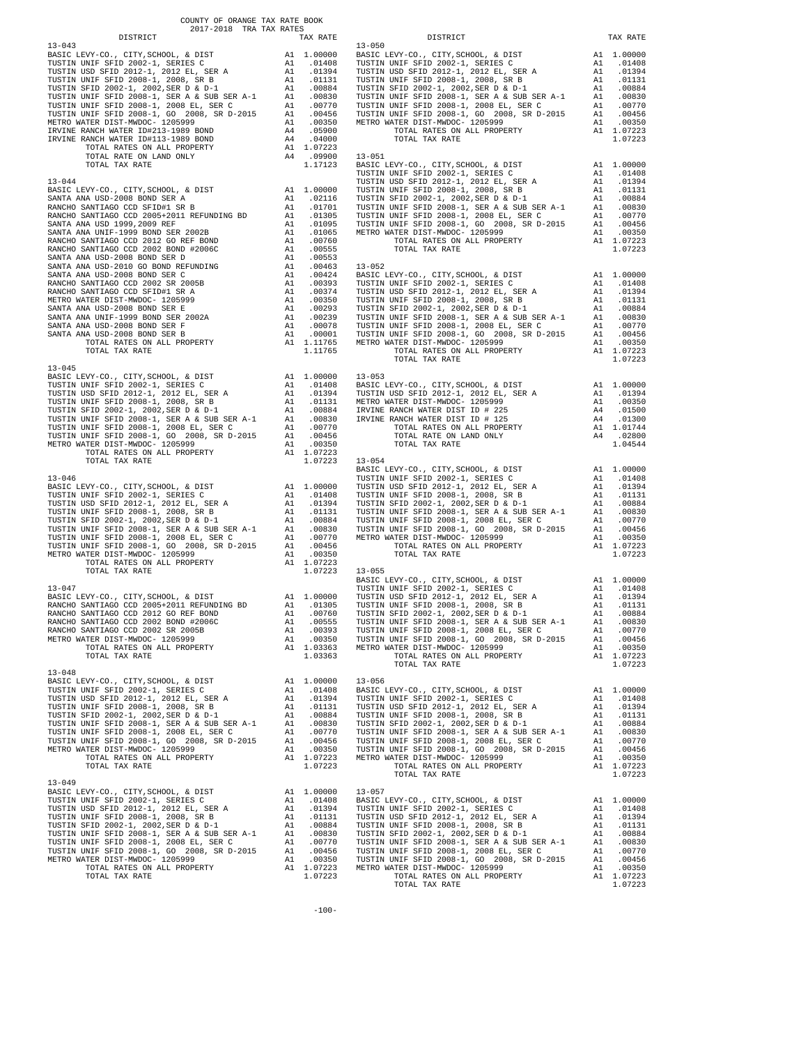COUNTY OF ORANGE TAX RATE BOOK
2017-2018 TRA TAX RATES

| DISTRICT | | TAX RATE |
|---|---|---|
| **13-043** | | |
| BASIC LEVY-CO., CITY,SCHOOL, & DIST | A1 | 1.00000 |
| TUSTIN UNIF SFID 2002-1, SERIES C | A1 | .01408 |
| TUSTIN USD SFID 2012-1, 2012 EL, SER A | A1 | .01394 |
| TUSTIN UNIF SFID 2008-1, 2008, SR B | A1 | .01131 |
| TUSTIN SFID 2002-1, 2002,SER D & D-1 | A1 | .00884 |
| TUSTIN UNIF SFID 2008-1, SER A & SUB SER A-1 | A1 | .00830 |
| TUSTIN UNIF SFID 2008-1 2008 EL, SER C | A1 | .00770 |
| TUSTIN UNIF SFID 2008-1, GO 2008, SR D-2015 | A1 | .00456 |
| METRO WATER DIST-MWDOC- 1205999 | A1 | .00350 |
| IRVINE RANCH WATER ID#213-1989 BOND | A4 | .05900 |
| IRVINE RANCH WATER ID#113-1989 BOND | A4 | .04000 |
| TOTAL RATES ON ALL PROPERTY | A1 | 1.07223 |
| TOTAL RATE ON LAND ONLY | A4 | .09900 |
| TOTAL TAX RATE | | 1.17123 |
| **13-044** | | |
| BASIC LEVY-CO., CITY,SCHOOL, & DIST | A1 | 1.00000 |
| SANTA ANA USD-2008 BOND SER A | A1 | .02116 |
| RANCHO SANTIAGO CCD SFID#1 SR B | A1 | .01701 |
| RANCHO SANTIAGO CCD 2005+2011 REFUNDING BD | A1 | .01305 |
| SANTA ANA USD 1999,2009 REF | A1 | .01095 |
| SANTA ANA UNIF-1999 BOND SER 2002B | A1 | .01065 |
| RANCHO SANTIAGO CCD 2012 GO REF BOND | A1 | .00760 |
| RANCHO SANTIAGO CCD 2002 BOND #2006C | A1 | .00555 |
| SANTA ANA USD-2008 BOND SER D | A1 | .00553 |
| SANTA ANA USD-2010 GO BOND REFUNDING | A1 | .00463 |
| SANTA ANA USD-2008 BOND SER C | A1 | .00424 |
| RANCHO SANTIAGO CCD 2002 SR 2005B | A1 | .00393 |
| RANCHO SANTIAGO CCD SFID#1 SR A | A1 | .00374 |
| METRO WATER DIST-MWDOC- 1205999 | A1 | .00350 |
| SANTA ANA USD-2008 BOND SER E | A1 | .00293 |
| SANTA ANA UNIF-1999 BOND SER 2002A | A1 | .00239 |
| SANTA ANA USD-2008 BOND SER F | A1 | .00078 |
| SANTA ANA USD-2008 BOND SER B | A1 | .00001 |
| TOTAL RATES ON ALL PROPERTY | A1 | 1.11765 |
| TOTAL TAX RATE | | 1.11765 |
| **13-045** | | |
| BASIC LEVY-CO., CITY,SCHOOL, & DIST | A1 | 1.00000 |
| TUSTIN UNIF SFID 2002-1, SERIES C | A1 | .01408 |
| TUSTIN USD SFID 2012-1, 2012 EL, SER A | A1 | .01394 |
| TUSTIN UNIF SFID 2008-1, 2008, SR B | A1 | .01131 |
| TUSTIN SFID 2002-1, 2002,SER D & D-1 | A1 | .00884 |
| TUSTIN UNIF SFID 2008-1, SER A & SUB SER A-1 | A1 | .00830 |
| TUSTIN UNIF SFID 2008-1 2008 EL, SER C | A1 | .00770 |
| TUSTIN UNIF SFID 2008-1, GO 2008, SR D-2015 | A1 | .00456 |
| METRO WATER DIST-MWDOC- 1205999 | A1 | .00350 |
| TOTAL RATES ON ALL PROPERTY | A1 | 1.07223 |
| TOTAL TAX RATE | | 1.07223 |
| **13-046** | | |
| BASIC LEVY-CO., CITY,SCHOOL, & DIST | A1 | 1.00000 |
| TUSTIN UNIF SFID 2002-1, SERIES C | A1 | .01408 |
| TUSTIN USD SFID 2012-1, 2012 EL, SER A | A1 | .01394 |
| TUSTIN UNIF SFID 2008-1, 2008, SR B | A1 | .01131 |
| TUSTIN SFID 2002-1, 2002,SER D & D-1 | A1 | .00884 |
| TUSTIN UNIF SFID 2008-1, SER A & SUB SER A-1 | A1 | .00830 |
| TUSTIN UNIF SFID 2008-1 2008 EL, SER C | A1 | .00770 |
| TUSTIN UNIF SFID 2008-1, GO 2008, SR D-2015 | A1 | .00456 |
| METRO WATER DIST-MWDOC- 1205999 | A1 | .00350 |
| TOTAL RATES ON ALL PROPERTY | A1 | 1.07223 |
| TOTAL TAX RATE | | 1.07223 |
| **13-047** | | |
| BASIC LEVY-CO., CITY,SCHOOL, & DIST | A1 | 1.00000 |
| RANCHO SANTIAGO CCD 2005+2011 REFUNDING BD | A1 | .01305 |
| RANCHO SANTIAGO CCD 2012 GO REF BOND | A1 | .00760 |
| RANCHO SANTIAGO CCD 2002 BOND #2006C | A1 | .00555 |
| RANCHO SANTIAGO CCD 2002 SR 2005B | A1 | .00393 |
| METRO WATER DIST-MWDOC- 1205999 | A1 | .00350 |
| TOTAL RATES ON ALL PROPERTY | A1 | 1.03363 |
| TOTAL TAX RATE | | 1.03363 |
| **13-048** | | |
| BASIC LEVY-CO., CITY,SCHOOL, & DIST | A1 | 1.00000 |
| TUSTIN UNIF SFID 2002-1, SERIES C | A1 | .01408 |
| TUSTIN USD SFID 2012-1, 2012 EL, SER A | A1 | .01394 |
| TUSTIN UNIF SFID 2008-1, 2008, SR B | A1 | .01131 |
| TUSTIN SFID 2002-1, 2002,SER D & D-1 | A1 | .00884 |
| TUSTIN UNIF SFID 2008-1, SER A & SUB SER A-1 | A1 | .00830 |
| TUSTIN UNIF SFID 2008-1 2008 EL, SER C | A1 | .00770 |
| TUSTIN UNIF SFID 2008-1, GO 2008, SR D-2015 | A1 | .00456 |
| METRO WATER DIST-MWDOC- 1205999 | A1 | .00350 |
| TOTAL RATES ON ALL PROPERTY | A1 | 1.07223 |
| TOTAL TAX RATE | | 1.07223 |
| **13-049** | | |
| BASIC LEVY-CO., CITY,SCHOOL, & DIST | A1 | 1.00000 |
| TUSTIN UNIF SFID 2002-1, SERIES C | A1 | .01408 |
| TUSTIN USD SFID 2012-1, 2012 EL, SER A | A1 | .01394 |
| TUSTIN UNIF SFID 2008-1, 2008, SR B | A1 | .01131 |
| TUSTIN SFID 2002-1, 2002,SER D & D-1 | A1 | .00884 |
| TUSTIN UNIF SFID 2008-1, SER A & SUB SER A-1 | A1 | .00830 |
| TUSTIN UNIF SFID 2008-1 2008 EL, SER C | A1 | .00770 |
| TUSTIN UNIF SFID 2008-1, GO 2008, SR D-2015 | A1 | .00456 |
| METRO WATER DIST-MWDOC- 1205999 | A1 | .00350 |
| TOTAL RATES ON ALL PROPERTY | A1 | 1.07223 |
| TOTAL TAX RATE | | 1.07223 |
| **13-050** | | |
| BASIC LEVY-CO., CITY,SCHOOL, & DIST | A1 | 1.00000 |
| TUSTIN UNIF SFID 2002-1, SERIES C | A1 | .01408 |
| TUSTIN USD SFID 2012-1, 2012 EL, SER A | A1 | .01394 |
| TUSTIN UNIF SFID 2008-1, 2008, SR B | A1 | .01131 |
| TUSTIN SFID 2002-1, 2002,SER D & D-1 | A1 | .00884 |
| TUSTIN UNIF SFID 2008-1, SER A & SUB SER A-1 | A1 | .00830 |
| TUSTIN UNIF SFID 2008-1 2008 EL, SER C | A1 | .00770 |
| TUSTIN UNIF SFID 2008-1, GO 2008, SR D-2015 | A1 | .00456 |
| METRO WATER DIST-MWDOC- 1205999 | A1 | .00350 |
| TOTAL RATES ON ALL PROPERTY | A1 | 1.07223 |
| TOTAL TAX RATE | | 1.07223 |
| **13-051** | | |
| BASIC LEVY-CO., CITY,SCHOOL, & DIST | A1 | 1.00000 |
| TUSTIN UNIF SFID 2002-1, SERIES C | A1 | .01408 |
| TUSTIN USD SFID 2012-1, 2012 EL, SER A | A1 | .01394 |
| TUSTIN UNIF SFID 2008-1, 2008, SR B | A1 | .01131 |
| TUSTIN SFID 2002-1, 2002,SER D & D-1 | A1 | .00884 |
| TUSTIN UNIF SFID 2008-1, SER A & SUB SER A-1 | A1 | .00830 |
| TUSTIN UNIF SFID 2008-1 2008 EL, SER C | A1 | .00770 |
| TUSTIN UNIF SFID 2008-1, GO 2008, SR D-2015 | A1 | .00456 |
| METRO WATER DIST-MWDOC- 1205999 | A1 | .00350 |
| TOTAL RATES ON ALL PROPERTY | A1 | 1.07223 |
| TOTAL TAX RATE | | 1.07223 |
| **13-052** | | |
| BASIC LEVY-CO., CITY,SCHOOL, & DIST | A1 | 1.00000 |
| TUSTIN UNIF SFID 2002-1, SERIES C | A1 | .01408 |
| TUSTIN USD SFID 2012-1, 2012 EL, SER A | A1 | .01394 |
| TUSTIN UNIF SFID 2008-1, 2008, SR B | A1 | .01131 |
| TUSTIN SFID 2002-1, 2002,SER D & D-1 | A1 | .00884 |
| TUSTIN UNIF SFID 2008-1, SER A & SUB SER A-1 | A1 | .00830 |
| TUSTIN UNIF SFID 2008-1 2008 EL, SER C | A1 | .00770 |
| TUSTIN UNIF SFID 2008-1, GO 2008, SR D-2015 | A1 | .00456 |
| METRO WATER DIST-MWDOC- 1205999 | A1 | .00350 |
| TOTAL RATES ON ALL PROPERTY | A1 | 1.07223 |
| TOTAL TAX RATE | | 1.07223 |
| **13-053** | | |
| BASIC LEVY-CO., CITY,SCHOOL, & DIST | A1 | 1.00000 |
| TUSTIN USD SFID 2012-1, 2012 EL, SER A | A1 | .01394 |
| METRO WATER DIST-MWDOC- 1205999 | A1 | .00350 |
| IRVINE RANCH WATER DIST ID # 225 | A4 | .01500 |
| IRVINE RANCH WATER DIST ID # 125 | A4 | .01300 |
| TOTAL RATES ON ALL PROPERTY | A1 | 1.01744 |
| TOTAL RATE ON LAND ONLY | A4 | .02800 |
| TOTAL TAX RATE | | 1.04544 |
| **13-054** | | |
| BASIC LEVY-CO., CITY,SCHOOL, & DIST | A1 | 1.00000 |
| TUSTIN UNIF SFID 2002-1, SERIES C | A1 | .01408 |
| TUSTIN USD SFID 2012-1, 2012 EL, SER A | A1 | .01394 |
| TUSTIN UNIF SFID 2008-1, 2008, SR B | A1 | .01131 |
| TUSTIN SFID 2002-1, 2002,SER D & D-1 | A1 | .00884 |
| TUSTIN UNIF SFID 2008-1, SER A & SUB SER A-1 | A1 | .00830 |
| TUSTIN UNIF SFID 2008-1 2008 EL, SER C | A1 | .00770 |
| TUSTIN UNIF SFID 2008-1, GO 2008, SR D-2015 | A1 | .00456 |
| METRO WATER DIST-MWDOC- 1205999 | A1 | .00350 |
| TOTAL RATES ON ALL PROPERTY | A1 | 1.07223 |
| TOTAL TAX RATE | | 1.07223 |
| **13-055** | | |
| BASIC LEVY-CO., CITY,SCHOOL, & DIST | A1 | 1.00000 |
| TUSTIN UNIF SFID 2002-1, SERIES C | A1 | .01408 |
| TUSTIN USD SFID 2012-1, 2012 EL, SER A | A1 | .01394 |
| TUSTIN UNIF SFID 2008-1, 2008, SR B | A1 | .01131 |
| TUSTIN SFID 2002-1, 2002,SER D & D-1 | A1 | .00884 |
| TUSTIN UNIF SFID 2008-1, SER A & SUB SER A-1 | A1 | .00830 |
| TUSTIN UNIF SFID 2008-1 2008 EL, SER C | A1 | .00770 |
| TUSTIN UNIF SFID 2008-1, GO 2008, SR D-2015 | A1 | .00456 |
| METRO WATER DIST-MWDOC- 1205999 | A1 | .00350 |
| TOTAL RATES ON ALL PROPERTY | A1 | 1.07223 |
| TOTAL TAX RATE | | 1.07223 |
| **13-056** | | |
| BASIC LEVY-CO., CITY,SCHOOL, & DIST | A1 | 1.00000 |
| TUSTIN UNIF SFID 2002-1, SERIES C | A1 | .01408 |
| TUSTIN USD SFID 2012-1, 2012 EL, SER A | A1 | .01394 |
| TUSTIN UNIF SFID 2008-1, 2008, SR B | A1 | .01131 |
| TUSTIN SFID 2002-1, 2002,SER D & D-1 | A1 | .00884 |
| TUSTIN UNIF SFID 2008-1, SER A & SUB SER A-1 | A1 | .00830 |
| TUSTIN UNIF SFID 2008-1 2008 EL, SER C | A1 | .00770 |
| TUSTIN UNIF SFID 2008-1, GO 2008, SR D-2015 | A1 | .00456 |
| METRO WATER DIST-MWDOC- 1205999 | A1 | .00350 |
| TOTAL RATES ON ALL PROPERTY | A1 | 1.07223 |
| TOTAL TAX RATE | | 1.07223 |
| **13-057** | | |
| BASIC LEVY-CO., CITY,SCHOOL, & DIST | A1 | 1.00000 |
| TUSTIN UNIF SFID 2002-1, SERIES C | A1 | .01408 |
| TUSTIN USD SFID 2012-1, 2012 EL, SER A | A1 | .01394 |
| TUSTIN UNIF SFID 2008-1, 2008, SR B | A1 | .01131 |
| TUSTIN SFID 2002-1, 2002,SER D & D-1 | A1 | .00884 |
| TUSTIN UNIF SFID 2008-1, SER A & SUB SER A-1 | A1 | .00830 |
| TUSTIN UNIF SFID 2008-1 2008 EL, SER C | A1 | .00770 |
| TUSTIN UNIF SFID 2008-1, GO 2008, SR D-2015 | A1 | .00456 |
| METRO WATER DIST-MWDOC- 1205999 | A1 | .00350 |
| TOTAL RATES ON ALL PROPERTY | A1 | 1.07223 |
| TOTAL TAX RATE | | 1.07223 |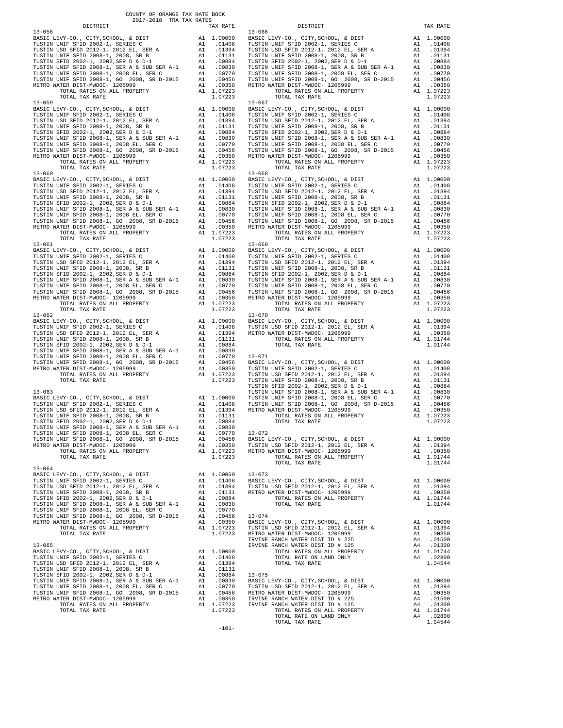COUNTY OF ORANGE TAX RATE BOOK
2017-2018 TRA TAX RATES

| DISTRICT | | TAX RATE |
|---|---|---|
| 13-058 | | |
| BASIC LEVY-CO., CITY,SCHOOL, & DIST | A1 | 1.00000 |
| TUSTIN UNIF SFID 2002-1, SERIES C | A1 | .01408 |
| TUSTIN USD SFID 2012-1, 2012 EL, SER A | A1 | .01394 |
| TUSTIN UNIF SFID 2008-1, 2008, SR B | A1 | .01131 |
| TUSTIN SFID 2002-1, 2002,SER D & D-1 | A1 | .00884 |
| TUSTIN UNIF SFID 2008-1, SER A & SUB SER A-1 | A1 | .00830 |
| TUSTIN UNIF SFID 2008-1, 2008 EL, SER C | A1 | .00770 |
| TUSTIN UNIF SFID 2008-1, GO 2008, SR D-2015 | A1 | .00456 |
| METRO WATER DIST-MWDOC- 1205999 | A1 | .00350 |
| TOTAL RATES ON ALL PROPERTY | A1 | 1.07223 |
| TOTAL TAX RATE | | 1.07223 |
| 13-059 | | |
| BASIC LEVY-CO., CITY,SCHOOL, & DIST | A1 | 1.00000 |
| TUSTIN UNIF SFID 2002-1, SERIES C | A1 | .01408 |
| TUSTIN USD SFID 2012-1, 2012 EL, SER A | A1 | .01394 |
| TUSTIN UNIF SFID 2008-1, 2008, SR B | A1 | .01131 |
| TUSTIN SFID 2002-1, 2002,SER D & D-1 | A1 | .00884 |
| TUSTIN UNIF SFID 2008-1, SER A & SUB SER A-1 | A1 | .00830 |
| TUSTIN UNIF SFID 2008-1, 2008 EL, SER C | A1 | .00770 |
| TUSTIN UNIF SFID 2008-1, GO 2008, SR D-2015 | A1 | .00456 |
| METRO WATER DIST-MWDOC- 1205999 | A1 | .00350 |
| TOTAL RATES ON ALL PROPERTY | A1 | 1.07223 |
| TOTAL TAX RATE | | 1.07223 |
| 13-060 | | |
| BASIC LEVY-CO., CITY,SCHOOL, & DIST | A1 | 1.00000 |
| TUSTIN UNIF SFID 2002-1, SERIES C | A1 | .01408 |
| TUSTIN USD SFID 2012-1, 2012 EL, SER A | A1 | .01394 |
| TUSTIN UNIF SFID 2008-1, 2008, SR B | A1 | .01131 |
| TUSTIN SFID 2002-1, 2002,SER D & D-1 | A1 | .00884 |
| TUSTIN UNIF SFID 2008-1, SER A & SUB SER A-1 | A1 | .00830 |
| TUSTIN UNIF SFID 2008-1, 2008 EL, SER C | A1 | .00770 |
| TUSTIN UNIF SFID 2008-1, GO 2008, SR D-2015 | A1 | .00456 |
| METRO WATER DIST-MWDOC- 1205999 | A1 | .00350 |
| TOTAL RATES ON ALL PROPERTY | A1 | 1.07223 |
| TOTAL TAX RATE | | 1.07223 |
| 13-061 | | |
| BASIC LEVY-CO., CITY,SCHOOL, & DIST | A1 | 1.00000 |
| TUSTIN UNIF SFID 2002-1, SERIES C | A1 | .01408 |
| TUSTIN USD SFID 2012-1, 2012 EL, SER A | A1 | .01394 |
| TUSTIN UNIF SFID 2008-1, 2008, SR B | A1 | .01131 |
| TUSTIN SFID 2002-1, 2002,SER D & D-1 | A1 | .00884 |
| TUSTIN UNIF SFID 2008-1, SER A & SUB SER A-1 | A1 | .00830 |
| TUSTIN UNIF SFID 2008-1, 2008 EL, SER C | A1 | .00770 |
| TUSTIN UNIF SFID 2008-1, GO 2008, SR D-2015 | A1 | .00456 |
| METRO WATER DIST-MWDOC- 1205999 | A1 | .00350 |
| TOTAL RATES ON ALL PROPERTY | A1 | 1.07223 |
| TOTAL TAX RATE | | 1.07223 |
| 13-062 | | |
| BASIC LEVY-CO., CITY,SCHOOL, & DIST | A1 | 1.00000 |
| TUSTIN UNIF SFID 2002-1, SERIES C | A1 | .01408 |
| TUSTIN USD SFID 2012-1, 2012 EL, SER A | A1 | .01394 |
| TUSTIN UNIF SFID 2008-1, 2008, SR B | A1 | .01131 |
| TUSTIN SFID 2002-1, 2002,SER D & D-1 | A1 | .00884 |
| TUSTIN UNIF SFID 2008-1, SER A & SUB SER A-1 | A1 | .00830 |
| TUSTIN UNIF SFID 2008-1, 2008 EL, SER C | A1 | .00770 |
| TUSTIN UNIF SFID 2008-1, GO 2008, SR D-2015 | A1 | .00456 |
| METRO WATER DIST-MWDOC- 1205999 | A1 | .00350 |
| TOTAL RATES ON ALL PROPERTY | A1 | 1.07223 |
| TOTAL TAX RATE | | 1.07223 |
| 13-063 | | |
| BASIC LEVY-CO., CITY,SCHOOL, & DIST | A1 | 1.00000 |
| TUSTIN UNIF SFID 2002-1, SERIES C | A1 | .01408 |
| TUSTIN USD SFID 2012-1, 2012 EL, SER A | A1 | .01394 |
| TUSTIN UNIF SFID 2008-1, 2008, SR B | A1 | .01131 |
| TUSTIN SFID 2002-1, 2002,SER D & D-1 | A1 | .00884 |
| TUSTIN UNIF SFID 2008-1, SER A & SUB SER A-1 | A1 | .00830 |
| TUSTIN UNIF SFID 2008-1, 2008 EL, SER C | A1 | .00770 |
| TUSTIN UNIF SFID 2008-1, GO 2008, SR D-2015 | A1 | .00456 |
| METRO WATER DIST-MWDOC- 1205999 | A1 | .00350 |
| TOTAL RATES ON ALL PROPERTY | A1 | 1.07223 |
| TOTAL TAX RATE | | 1.07223 |
| 13-064 | | |
| BASIC LEVY-CO., CITY,SCHOOL, & DIST | A1 | 1.00000 |
| TUSTIN UNIF SFID 2002-1, SERIES C | A1 | .01408 |
| TUSTIN USD SFID 2012-1, 2012 EL, SER A | A1 | .01394 |
| TUSTIN UNIF SFID 2008-1, 2008, SR B | A1 | .01131 |
| TUSTIN SFID 2002-1, 2002,SER D & D-1 | A1 | .00884 |
| TUSTIN UNIF SFID 2008-1, SER A & SUB SER A-1 | A1 | .00830 |
| TUSTIN UNIF SFID 2008-1, 2008 EL, SER C | A1 | .00770 |
| TUSTIN UNIF SFID 2008-1, GO 2008, SR D-2015 | A1 | .00456 |
| METRO WATER DIST-MWDOC- 1205999 | A1 | .00350 |
| TOTAL RATES ON ALL PROPERTY | A1 | 1.07223 |
| TOTAL TAX RATE | | 1.07223 |
| 13-065 | | |
| BASIC LEVY-CO., CITY,SCHOOL, & DIST | A1 | 1.00000 |
| TUSTIN UNIF SFID 2002-1, SERIES C | A1 | .01408 |
| TUSTIN USD SFID 2012-1, 2012 EL, SER A | A1 | .01394 |
| TUSTIN UNIF SFID 2008-1, 2008, SR B | A1 | .01131 |
| TUSTIN SFID 2002-1, 2002,SER D & D-1 | A1 | .00884 |
| TUSTIN UNIF SFID 2008-1, SER A & SUB SER A-1 | A1 | .00830 |
| TUSTIN UNIF SFID 2008-1, 2008 EL, SER C | A1 | .00770 |
| TUSTIN UNIF SFID 2008-1, GO 2008, SR D-2015 | A1 | .00456 |
| METRO WATER DIST-MWDOC- 1205999 | A1 | .00350 |
| TOTAL RATES ON ALL PROPERTY | A1 | 1.07223 |
| TOTAL TAX RATE | | 1.07223 |
| 13-066 | | |
| BASIC LEVY-CO., CITY,SCHOOL, & DIST | A1 | 1.00000 |
| TUSTIN UNIF SFID 2002-1, SERIES C | A1 | .01408 |
| TUSTIN USD SFID 2012-1, 2012 EL, SER A | A1 | .01394 |
| TUSTIN UNIF SFID 2008-1, 2008, SR B | A1 | .01131 |
| TUSTIN SFID 2002-1, 2002,SER D & D-1 | A1 | .00884 |
| TUSTIN UNIF SFID 2008-1, SER A & SUB SER A-1 | A1 | .00830 |
| TUSTIN UNIF SFID 2008-1, 2008 EL, SER C | A1 | .00770 |
| TUSTIN UNIF SFID 2008-1, GO 2008, SR D-2015 | A1 | .00456 |
| METRO WATER DIST-MWDOC- 1205999 | A1 | .00350 |
| TOTAL RATES ON ALL PROPERTY | A1 | 1.07223 |
| TOTAL TAX RATE | | 1.07223 |
| 13-067 | | |
| BASIC LEVY-CO., CITY,SCHOOL, & DIST | A1 | 1.00000 |
| TUSTIN UNIF SFID 2002-1, SERIES C | A1 | .01408 |
| TUSTIN USD SFID 2012-1, 2012 EL, SER A | A1 | .01394 |
| TUSTIN UNIF SFID 2008-1, 2008, SR B | A1 | .01131 |
| TUSTIN SFID 2002-1, 2002,SER D & D-1 | A1 | .00884 |
| TUSTIN UNIF SFID 2008-1, SER A & SUB SER A-1 | A1 | .00830 |
| TUSTIN UNIF SFID 2008-1, 2008 EL, SER C | A1 | .00770 |
| TUSTIN UNIF SFID 2008-1, GO 2008, SR D-2015 | A1 | .00456 |
| METRO WATER DIST-MWDOC- 1205999 | A1 | .00350 |
| TOTAL RATES ON ALL PROPERTY | A1 | 1.07223 |
| TOTAL TAX RATE | | 1.07223 |
| 13-068 | | |
| BASIC LEVY-CO., CITY,SCHOOL, & DIST | A1 | 1.00000 |
| TUSTIN UNIF SFID 2002-1, SERIES C | A1 | .01408 |
| TUSTIN USD SFID 2012-1, 2012 EL, SER A | A1 | .01394 |
| TUSTIN UNIF SFID 2008-1, 2008, SR B | A1 | .01131 |
| TUSTIN SFID 2002-1, 2002,SER D & D-1 | A1 | .00884 |
| TUSTIN UNIF SFID 2008-1, SER A & SUB SER A-1 | A1 | .00830 |
| TUSTIN UNIF SFID 2008-1, 2008 EL, SER C | A1 | .00770 |
| TUSTIN UNIF SFID 2008-1, GO 2008, SR D-2015 | A1 | .00456 |
| METRO WATER DIST-MWDOC- 1205999 | A1 | .00350 |
| TOTAL RATES ON ALL PROPERTY | A1 | 1.07223 |
| TOTAL TAX RATE | | 1.07223 |
| 13-069 | | |
| BASIC LEVY-CO., CITY,SCHOOL, & DIST | A1 | 1.00000 |
| TUSTIN UNIF SFID 2002-1, SERIES C | A1 | .01408 |
| TUSTIN USD SFID 2012-1, 2012 EL, SER A | A1 | .01394 |
| TUSTIN UNIF SFID 2008-1, 2008, SR B | A1 | .01131 |
| TUSTIN SFID 2002-1, 2002,SER D & D-1 | A1 | .00884 |
| TUSTIN UNIF SFID 2008-1, SER A & SUB SER A-1 | A1 | .00830 |
| TUSTIN UNIF SFID 2008-1, 2008 EL, SER C | A1 | .00770 |
| TUSTIN UNIF SFID 2008-1, GO 2008, SR D-2015 | A1 | .00456 |
| METRO WATER DIST-MWDOC- 1205999 | A1 | .00350 |
| TOTAL RATES ON ALL PROPERTY | A1 | 1.07223 |
| TOTAL TAX RATE | | 1.07223 |
| 13-070 | | |
| BASIC LEVY-CO., CITY,SCHOOL, & DIST | A1 | 1.00000 |
| TUSTIN USD SFID 2012-1, 2012 EL, SER A | A1 | .01394 |
| METRO WATER DIST-MWDOC- 1205999 | A1 | .00350 |
| TOTAL RATES ON ALL PROPERTY | A1 | 1.01744 |
| TOTAL TAX RATE | | 1.01744 |
| 13-071 | | |
| BASIC LEVY-CO., CITY,SCHOOL, & DIST | A1 | 1.00000 |
| TUSTIN UNIF SFID 2002-1, SERIES C | A1 | .01408 |
| TUSTIN USD SFID 2012-1, 2012 EL, SER A | A1 | .01394 |
| TUSTIN UNIF SFID 2008-1, 2008, SR B | A1 | .01131 |
| TUSTIN SFID 2002-1, 2002,SER D & D-1 | A1 | .00884 |
| TUSTIN UNIF SFID 2008-1, SER A & SUB SER A-1 | A1 | .00830 |
| TUSTIN UNIF SFID 2008-1, 2008 EL, SER C | A1 | .00770 |
| TUSTIN UNIF SFID 2008-1, GO 2008, SR D-2015 | A1 | .00456 |
| METRO WATER DIST-MWDOC- 1205999 | A1 | .00350 |
| TOTAL RATES ON ALL PROPERTY | A1 | 1.07223 |
| TOTAL TAX RATE | | 1.07223 |
| 13-072 | | |
| BASIC LEVY-CO., CITY,SCHOOL, & DIST | A1 | 1.00000 |
| TUSTIN USD SFID 2012-1, 2012 EL, SER A | A1 | .01394 |
| METRO WATER DIST-MWDOC- 1205999 | A1 | .00350 |
| TOTAL RATES ON ALL PROPERTY | A1 | 1.01744 |
| TOTAL TAX RATE | | 1.01744 |
| 13-073 | | |
| BASIC LEVY-CO., CITY,SCHOOL, & DIST | A1 | 1.00000 |
| TUSTIN USD SFID 2012-1, 2012 EL, SER A | A1 | .01394 |
| METRO WATER DIST-MWDOC- 1205999 | A1 | .00350 |
| TOTAL RATES ON ALL PROPERTY | A1 | 1.01744 |
| TOTAL TAX RATE | | 1.01744 |
| 13-074 | | |
| BASIC LEVY-CO., CITY,SCHOOL, & DIST | A1 | 1.00000 |
| TUSTIN USD SFID 2012-1, 2012 EL, SER A | A1 | .01394 |
| METRO WATER DIST-MWDOC- 1205999 | A1 | .00350 |
| IRVINE RANCH WATER DIST ID # 225 | A4 | .01500 |
| IRVINE RANCH WATER DIST ID # 125 | A4 | .01300 |
| TOTAL RATES ON ALL PROPERTY | A1 | 1.01744 |
| TOTAL RATE ON LAND ONLY | A4 | .02800 |
| TOTAL TAX RATE | | 1.04544 |
| 13-075 | | |
| BASIC LEVY-CO., CITY,SCHOOL, & DIST | A1 | 1.00000 |
| TUSTIN USD SFID 2012-1, 2012 EL, SER A | A1 | .01394 |
| METRO WATER DIST-MWDOC- 1205999 | A1 | .00350 |
| IRVINE RANCH WATER DIST ID # 225 | A4 | .01500 |
| IRVINE RANCH WATER DIST ID # 125 | A4 | .01300 |
| TOTAL RATES ON ALL PROPERTY | A1 | 1.01744 |
| TOTAL RATE ON LAND ONLY | A4 | .02800 |
| TOTAL TAX RATE | | 1.04544 |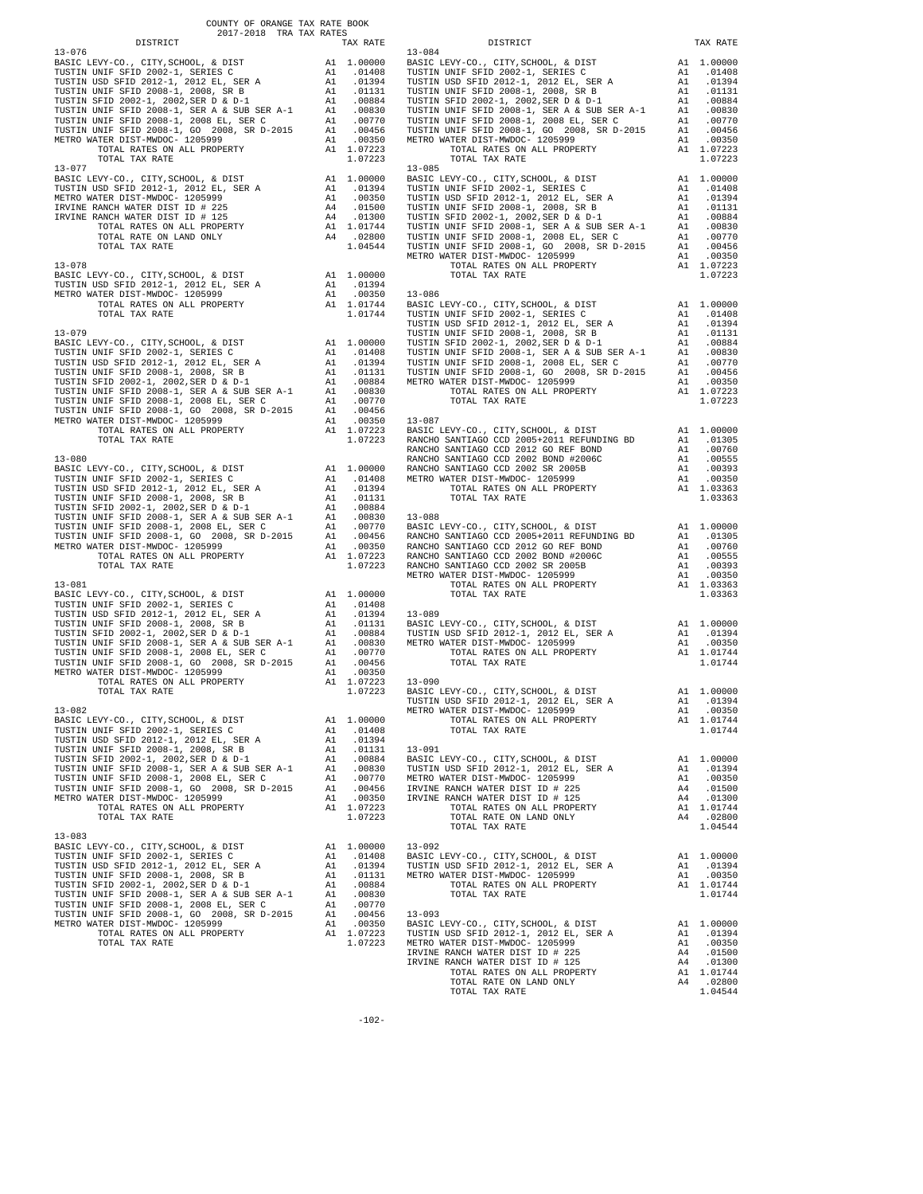COUNTY OF ORANGE TAX RATE BOOK
2017-2018 TRA TAX RATES

| DISTRICT | | TAX RATE |
|---|---|---|
| **13-076** | | |
| BASIC LEVY-CO., CITY,SCHOOL, & DIST | A1 | 1.00000 |
| TUSTIN UNIF SFID 2002-1, SERIES C | A1 | .01408 |
| TUSTIN USD SFID 2012-1, 2012 EL, SER A | A1 | .01394 |
| TUSTIN UNIF SFID 2008-1, 2008, SR B | A1 | .01131 |
| TUSTIN SFID 2002-1, 2002,SER D & D-1 | A1 | .00884 |
| TUSTIN UNIF SFID 2008-1, SER A & SUB SER A-1 | A1 | .00830 |
| TUSTIN UNIF SFID 2008-1, 2008 EL, SER C | A1 | .00770 |
| TUSTIN UNIF SFID 2008-1, GO 2008, SR D-2015 | A1 | .00456 |
| METRO WATER DIST-MWDOC- 1205999 | A1 | .00350 |
| TOTAL RATES ON ALL PROPERTY | A1 | 1.07223 |
| TOTAL TAX RATE | | 1.07223 |
| **13-077** | | |
| BASIC LEVY-CO., CITY,SCHOOL, & DIST | A1 | 1.00000 |
| TUSTIN USD SFID 2012-1, 2012 EL, SER A | A1 | .01394 |
| METRO WATER DIST-MWDOC- 1205999 | A1 | .00350 |
| IRVINE RANCH WATER DIST ID # 225 | A4 | .01500 |
| IRVINE RANCH WATER DIST ID # 125 | A4 | .01300 |
| TOTAL RATES ON ALL PROPERTY | A1 | 1.01744 |
| TOTAL RATE ON LAND ONLY | A4 | .02800 |
| TOTAL TAX RATE | | 1.04544 |
| **13-078** | | |
| BASIC LEVY-CO., CITY,SCHOOL, & DIST | A1 | 1.00000 |
| TUSTIN USD SFID 2012-1, 2012 EL, SER A | A1 | .01394 |
| METRO WATER DIST-MWDOC- 1205999 | A1 | .00350 |
| TOTAL RATES ON ALL PROPERTY | A1 | 1.01744 |
| TOTAL TAX RATE | | 1.01744 |
| **13-079** | | |
| BASIC LEVY-CO., CITY,SCHOOL, & DIST | A1 | 1.00000 |
| TUSTIN UNIF SFID 2002-1, SERIES C | A1 | .01408 |
| TUSTIN USD SFID 2012-1, 2012 EL, SER A | A1 | .01394 |
| TUSTIN UNIF SFID 2008-1, 2008, SR B | A1 | .01131 |
| TUSTIN SFID 2002-1, 2002,SER D & D-1 | A1 | .00884 |
| TUSTIN UNIF SFID 2008-1, SER A & SUB SER A-1 | A1 | .00830 |
| TUSTIN UNIF SFID 2008-1, 2008 EL, SER C | A1 | .00770 |
| TUSTIN UNIF SFID 2008-1, GO 2008, SR D-2015 | A1 | .00456 |
| METRO WATER DIST-MWDOC- 1205999 | A1 | .00350 |
| TOTAL RATES ON ALL PROPERTY | A1 | 1.07223 |
| TOTAL TAX RATE | | 1.07223 |
| **13-080** | | |
| BASIC LEVY-CO., CITY,SCHOOL, & DIST | A1 | 1.00000 |
| TUSTIN UNIF SFID 2002-1, SERIES C | A1 | .01408 |
| TUSTIN USD SFID 2012-1, 2012 EL, SER A | A1 | .01394 |
| TUSTIN UNIF SFID 2008-1, 2008, SR B | A1 | .01131 |
| TUSTIN SFID 2002-1, 2002,SER D & D-1 | A1 | .00884 |
| TUSTIN UNIF SFID 2008-1, SER A & SUB SER A-1 | A1 | .00830 |
| TUSTIN UNIF SFID 2008-1, 2008 EL, SER C | A1 | .00770 |
| TUSTIN UNIF SFID 2008-1, GO 2008, SR D-2015 | A1 | .00456 |
| METRO WATER DIST-MWDOC- 1205999 | A1 | .00350 |
| TOTAL RATES ON ALL PROPERTY | A1 | 1.07223 |
| TOTAL TAX RATE | | 1.07223 |
| **13-081** | | |
| BASIC LEVY-CO., CITY,SCHOOL, & DIST | A1 | 1.00000 |
| TUSTIN UNIF SFID 2002-1, SERIES C | A1 | .01408 |
| TUSTIN USD SFID 2012-1, 2012 EL, SER A | A1 | .01394 |
| TUSTIN UNIF SFID 2008-1, 2008, SR B | A1 | .01131 |
| TUSTIN SFID 2002-1, 2002,SER D & D-1 | A1 | .00884 |
| TUSTIN UNIF SFID 2008-1, SER A & SUB SER A-1 | A1 | .00830 |
| TUSTIN UNIF SFID 2008-1, 2008 EL, SER C | A1 | .00770 |
| TUSTIN UNIF SFID 2008-1, GO 2008, SR D-2015 | A1 | .00456 |
| METRO WATER DIST-MWDOC- 1205999 | A1 | .00350 |
| TOTAL RATES ON ALL PROPERTY | A1 | 1.07223 |
| TOTAL TAX RATE | | 1.07223 |
| **13-082** | | |
| BASIC LEVY-CO., CITY,SCHOOL, & DIST | A1 | 1.00000 |
| TUSTIN UNIF SFID 2002-1, SERIES C | A1 | .01408 |
| TUSTIN USD SFID 2012-1, 2012 EL, SER A | A1 | .01394 |
| TUSTIN UNIF SFID 2008-1, 2008, SR B | A1 | .01131 |
| TUSTIN SFID 2002-1, 2002,SER D & D-1 | A1 | .00884 |
| TUSTIN UNIF SFID 2008-1, SER A & SUB SER A-1 | A1 | .00830 |
| TUSTIN UNIF SFID 2008-1, 2008 EL, SER C | A1 | .00770 |
| TUSTIN UNIF SFID 2008-1, GO 2008, SR D-2015 | A1 | .00456 |
| METRO WATER DIST-MWDOC- 1205999 | A1 | .00350 |
| TOTAL RATES ON ALL PROPERTY | A1 | 1.07223 |
| TOTAL TAX RATE | | 1.07223 |
| **13-083** | | |
| BASIC LEVY-CO., CITY,SCHOOL, & DIST | A1 | 1.00000 |
| TUSTIN UNIF SFID 2002-1, SERIES C | A1 | .01408 |
| TUSTIN USD SFID 2012-1, 2012 EL, SER A | A1 | .01394 |
| TUSTIN UNIF SFID 2008-1, 2008, SR B | A1 | .01131 |
| TUSTIN SFID 2002-1, 2002,SER D & D-1 | A1 | .00884 |
| TUSTIN UNIF SFID 2008-1, SER A & SUB SER A-1 | A1 | .00830 |
| TUSTIN UNIF SFID 2008-1, 2008 EL, SER C | A1 | .00770 |
| TUSTIN UNIF SFID 2008-1, GO 2008, SR D-2015 | A1 | .00456 |
| METRO WATER DIST-MWDOC- 1205999 | A1 | .00350 |
| TOTAL RATES ON ALL PROPERTY | A1 | 1.07223 |
| TOTAL TAX RATE | | 1.07223 |
| **13-084** | | |
| BASIC LEVY-CO., CITY,SCHOOL, & DIST | A1 | 1.00000 |
| TUSTIN UNIF SFID 2002-1, SERIES C | A1 | .01408 |
| TUSTIN USD SFID 2012-1, 2012 EL, SER A | A1 | .01394 |
| TUSTIN UNIF SFID 2008-1, 2008, SR B | A1 | .01131 |
| TUSTIN SFID 2002-1, 2002,SER D & D-1 | A1 | .00884 |
| TUSTIN UNIF SFID 2008-1, SER A & SUB SER A-1 | A1 | .00830 |
| TUSTIN UNIF SFID 2008-1, 2008 EL, SER C | A1 | .00770 |
| TUSTIN UNIF SFID 2008-1, GO 2008, SR D-2015 | A1 | .00456 |
| METRO WATER DIST-MWDOC- 1205999 | A1 | .00350 |
| TOTAL RATES ON ALL PROPERTY | A1 | 1.07223 |
| TOTAL TAX RATE | | 1.07223 |
| **13-085** | | |
| BASIC LEVY-CO., CITY,SCHOOL, & DIST | A1 | 1.00000 |
| TUSTIN UNIF SFID 2002-1, SERIES C | A1 | .01408 |
| TUSTIN USD SFID 2012-1, 2012 EL, SER A | A1 | .01394 |
| TUSTIN UNIF SFID 2008-1, 2008, SR B | A1 | .01131 |
| TUSTIN SFID 2002-1, 2002,SER D & D-1 | A1 | .00884 |
| TUSTIN UNIF SFID 2008-1, SER A & SUB SER A-1 | A1 | .00830 |
| TUSTIN UNIF SFID 2008-1, 2008 EL, SER C | A1 | .00770 |
| TUSTIN UNIF SFID 2008-1, GO 2008, SR D-2015 | A1 | .00456 |
| METRO WATER DIST-MWDOC- 1205999 | A1 | .00350 |
| TOTAL RATES ON ALL PROPERTY | A1 | 1.07223 |
| TOTAL TAX RATE | | 1.07223 |
| **13-086** | | |
| BASIC LEVY-CO., CITY,SCHOOL, & DIST | A1 | 1.00000 |
| TUSTIN UNIF SFID 2002-1, SERIES C | A1 | .01408 |
| TUSTIN USD SFID 2012-1, 2012 EL, SER A | A1 | .01394 |
| TUSTIN UNIF SFID 2008-1, 2008, SR B | A1 | .01131 |
| TUSTIN SFID 2002-1, 2002,SER D & D-1 | A1 | .00884 |
| TUSTIN UNIF SFID 2008-1, SER A & SUB SER A-1 | A1 | .00830 |
| TUSTIN UNIF SFID 2008-1, 2008 EL, SER C | A1 | .00770 |
| TUSTIN UNIF SFID 2008-1, GO 2008, SR D-2015 | A1 | .00456 |
| METRO WATER DIST-MWDOC- 1205999 | A1 | .00350 |
| TOTAL RATES ON ALL PROPERTY | A1 | 1.07223 |
| TOTAL TAX RATE | | 1.07223 |
| **13-087** | | |
| BASIC LEVY-CO., CITY,SCHOOL, & DIST | A1 | 1.00000 |
| RANCHO SANTIAGO CCD 2005+2011 REFUNDING BD | A1 | .01305 |
| RANCHO SANTIAGO CCD 2012 GO REF BOND | A1 | .00760 |
| RANCHO SANTIAGO CCD 2002 BOND #2006C | A1 | .00555 |
| RANCHO SANTIAGO CCD 2002 SR 2005B | A1 | .00393 |
| METRO WATER DIST-MWDOC- 1205999 | A1 | .00350 |
| TOTAL RATES ON ALL PROPERTY | A1 | 1.03363 |
| TOTAL TAX RATE | | 1.03363 |
| **13-088** | | |
| BASIC LEVY-CO., CITY,SCHOOL, & DIST | A1 | 1.00000 |
| RANCHO SANTIAGO CCD 2005+2011 REFUNDING BD | A1 | .01305 |
| RANCHO SANTIAGO CCD 2012 GO REF BOND | A1 | .00760 |
| RANCHO SANTIAGO CCD 2002 BOND #2006C | A1 | .00555 |
| RANCHO SANTIAGO CCD 2002 SR 2005B | A1 | .00393 |
| METRO WATER DIST-MWDOC- 1205999 | A1 | .00350 |
| TOTAL RATES ON ALL PROPERTY | A1 | 1.03363 |
| TOTAL TAX RATE | | 1.03363 |
| **13-089** | | |
| BASIC LEVY-CO., CITY,SCHOOL, & DIST | A1 | 1.00000 |
| TUSTIN USD SFID 2012-1, 2012 EL, SER A | A1 | .01394 |
| METRO WATER DIST-MWDOC- 1205999 | A1 | .00350 |
| TOTAL RATES ON ALL PROPERTY | A1 | 1.01744 |
| TOTAL TAX RATE | | 1.01744 |
| **13-090** | | |
| BASIC LEVY-CO., CITY,SCHOOL, & DIST | A1 | 1.00000 |
| TUSTIN USD SFID 2012-1, 2012 EL, SER A | A1 | .01394 |
| METRO WATER DIST-MWDOC- 1205999 | A1 | .00350 |
| TOTAL RATES ON ALL PROPERTY | A1 | 1.01744 |
| TOTAL TAX RATE | | 1.01744 |
| **13-091** | | |
| BASIC LEVY-CO., CITY,SCHOOL, & DIST | A1 | 1.00000 |
| TUSTIN USD SFID 2012-1, 2012 EL, SER A | A1 | .01394 |
| METRO WATER DIST-MWDOC- 1205999 | A1 | .00350 |
| IRVINE RANCH WATER DIST ID # 225 | A4 | .01500 |
| IRVINE RANCH WATER DIST ID # 125 | A4 | .01300 |
| TOTAL RATES ON ALL PROPERTY | A1 | 1.01744 |
| TOTAL RATE ON LAND ONLY | A4 | .02800 |
| TOTAL TAX RATE | | 1.04544 |
| **13-092** | | |
| BASIC LEVY-CO., CITY,SCHOOL, & DIST | A1 | 1.00000 |
| TUSTIN USD SFID 2012-1, 2012 EL, SER A | A1 | .01394 |
| METRO WATER DIST-MWDOC- 1205999 | A1 | .00350 |
| TOTAL RATES ON ALL PROPERTY | A1 | 1.01744 |
| TOTAL TAX RATE | | 1.01744 |
| **13-093** | | |
| BASIC LEVY-CO., CITY,SCHOOL, & DIST | A1 | 1.00000 |
| TUSTIN USD SFID 2012-1, 2012 EL, SER A | A1 | .01394 |
| METRO WATER DIST-MWDOC- 1205999 | A1 | .00350 |
| IRVINE RANCH WATER DIST ID # 225 | A4 | .01500 |
| IRVINE RANCH WATER DIST ID # 125 | A4 | .01300 |
| TOTAL RATES ON ALL PROPERTY | A1 | 1.01744 |
| TOTAL RATE ON LAND ONLY | A4 | .02800 |
| TOTAL TAX RATE | | 1.04544 |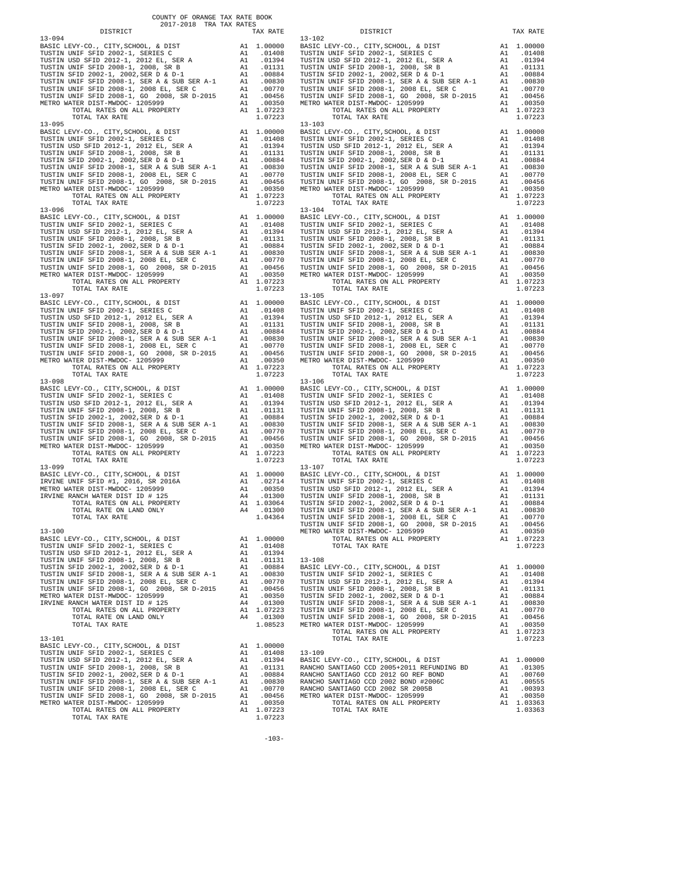COUNTY OF ORANGE TAX RATE BOOK
2017-2018 TRA TAX RATES

| DISTRICT | | TAX RATE |
|---|---|---|
| **13-094** | | |
| BASIC LEVY-CO., CITY,SCHOOL, & DIST | A1 | 1.00000 |
| TUSTIN UNIF SFID 2002-1, SERIES C | A1 | .01408 |
| TUSTIN USD SFID 2012-1, 2012 EL, SER A | A1 | .01394 |
| TUSTIN UNIF SFID 2008-1, 2008, SR B | A1 | .01131 |
| TUSTIN SFID 2002-1, 2002,SER D & D-1 | A1 | .00884 |
| TUSTIN UNIF SFID 2008-1, SER A & SUB SER A-1 | A1 | .00830 |
| TUSTIN UNIF SFID 2008-1, 2008 EL, SER C | A1 | .00770 |
| TUSTIN UNIF SFID 2008-1, GO 2008, SR D-2015 | A1 | .00456 |
| METRO WATER DIST-MWDOC- 1205999 | A1 | .00350 |
| TOTAL RATES ON ALL PROPERTY | A1 | 1.07223 |
| TOTAL TAX RATE | | 1.07223 |
| **13-095** | | |
| BASIC LEVY-CO., CITY,SCHOOL, & DIST | A1 | 1.00000 |
| TUSTIN UNIF SFID 2002-1, SERIES C | A1 | .01408 |
| TUSTIN USD SFID 2012-1, 2012 EL, SER A | A1 | .01394 |
| TUSTIN UNIF SFID 2008-1, 2008, SR B | A1 | .01131 |
| TUSTIN SFID 2002-1, 2002,SER D & D-1 | A1 | .00884 |
| TUSTIN UNIF SFID 2008-1, SER A & SUB SER A-1 | A1 | .00830 |
| TUSTIN UNIF SFID 2008-1, 2008 EL, SER C | A1 | .00770 |
| TUSTIN UNIF SFID 2008-1, GO 2008, SR D-2015 | A1 | .00456 |
| METRO WATER DIST-MWDOC- 1205999 | A1 | .00350 |
| TOTAL RATES ON ALL PROPERTY | A1 | 1.07223 |
| TOTAL TAX RATE | | 1.07223 |
| **13-096** | | |
| BASIC LEVY-CO., CITY,SCHOOL, & DIST | A1 | 1.00000 |
| TUSTIN UNIF SFID 2002-1, SERIES C | A1 | .01408 |
| TUSTIN USD SFID 2012-1, 2012 EL, SER A | A1 | .01394 |
| TUSTIN UNIF SFID 2008-1, 2008, SR B | A1 | .01131 |
| TUSTIN SFID 2002-1, 2002,SER D & D-1 | A1 | .00884 |
| TUSTIN UNIF SFID 2008-1, SER A & SUB SER A-1 | A1 | .00830 |
| TUSTIN UNIF SFID 2008-1, 2008 EL, SER C | A1 | .00770 |
| TUSTIN UNIF SFID 2008-1, GO 2008, SR D-2015 | A1 | .00456 |
| METRO WATER DIST-MWDOC- 1205999 | A1 | .00350 |
| TOTAL RATES ON ALL PROPERTY | A1 | 1.07223 |
| TOTAL TAX RATE | | 1.07223 |
| **13-097** | | |
| BASIC LEVY-CO., CITY,SCHOOL, & DIST | A1 | 1.00000 |
| TUSTIN UNIF SFID 2002-1, SERIES C | A1 | .01408 |
| TUSTIN USD SFID 2012-1, 2012 EL, SER A | A1 | .01394 |
| TUSTIN UNIF SFID 2008-1, 2008, SR B | A1 | .01131 |
| TUSTIN SFID 2002-1, 2002,SER D & D-1 | A1 | .00884 |
| TUSTIN UNIF SFID 2008-1, SER A & SUB SER A-1 | A1 | .00830 |
| TUSTIN UNIF SFID 2008-1, 2008 EL, SER C | A1 | .00770 |
| TUSTIN UNIF SFID 2008-1, GO 2008, SR D-2015 | A1 | .00456 |
| METRO WATER DIST-MWDOC- 1205999 | A1 | .00350 |
| TOTAL RATES ON ALL PROPERTY | A1 | 1.07223 |
| TOTAL TAX RATE | | 1.07223 |
| **13-098** | | |
| BASIC LEVY-CO., CITY,SCHOOL, & DIST | A1 | 1.00000 |
| TUSTIN UNIF SFID 2002-1, SERIES C | A1 | .01408 |
| TUSTIN USD SFID 2012-1, 2012 EL, SER A | A1 | .01394 |
| TUSTIN UNIF SFID 2008-1, 2008, SR B | A1 | .01131 |
| TUSTIN SFID 2002-1, 2002,SER D & D-1 | A1 | .00884 |
| TUSTIN UNIF SFID 2008-1, SER A & SUB SER A-1 | A1 | .00830 |
| TUSTIN UNIF SFID 2008-1, 2008 EL, SER C | A1 | .00770 |
| TUSTIN UNIF SFID 2008-1, GO 2008, SR D-2015 | A1 | .00456 |
| METRO WATER DIST-MWDOC- 1205999 | A1 | .00350 |
| TOTAL RATES ON ALL PROPERTY | A1 | 1.07223 |
| TOTAL TAX RATE | | 1.07223 |
| **13-099** | | |
| BASIC LEVY-CO., CITY,SCHOOL, & DIST | A1 | 1.00000 |
| IRVINE UNIF SFID #1, 2016, SR 2016A | A1 | .02714 |
| METRO WATER DIST-MWDOC- 1205999 | A1 | .00350 |
| IRVINE RANCH WATER DIST # 125 | A4 | .01300 |
| TOTAL RATES ON ALL PROPERTY | A1 | 1.03064 |
| TOTAL RATE ON LAND ONLY | A4 | .01300 |
| TOTAL TAX RATE | | 1.04364 |
| **13-100** | | |
| BASIC LEVY-CO., CITY,SCHOOL, & DIST | A1 | 1.00000 |
| TUSTIN UNIF SFID 2002-1, SERIES C | A1 | .01408 |
| TUSTIN USD SFID 2012-1, 2012 EL, SER A | A1 | .01394 |
| TUSTIN UNIF SFID 2008-1, 2008, SR B | A1 | .01131 |
| TUSTIN SFID 2002-1, 2002,SER D & D-1 | A1 | .00884 |
| TUSTIN UNIF SFID 2008-1, SER A & SUB SER A-1 | A1 | .00830 |
| TUSTIN UNIF SFID 2008-1, 2008 EL, SER C | A1 | .00770 |
| TUSTIN UNIF SFID 2008-1, GO 2008, SR D-2015 | A1 | .00456 |
| METRO WATER DIST-MWDOC- 1205999 | A1 | .00350 |
| IRVINE RANCH WATER DIST # 125 | A4 | .01300 |
| TOTAL RATES ON ALL PROPERTY | A1 | 1.07223 |
| TOTAL RATE ON LAND ONLY | A4 | .01300 |
| TOTAL TAX RATE | | 1.08523 |
| **13-101** | | |
| BASIC LEVY-CO., CITY,SCHOOL, & DIST | A1 | 1.00000 |
| TUSTIN UNIF SFID 2002-1, SERIES C | A1 | .01408 |
| TUSTIN USD SFID 2012-1, 2012 EL, SER A | A1 | .01394 |
| TUSTIN UNIF SFID 2008-1, 2008, SR B | A1 | .01131 |
| TUSTIN SFID 2002-1, 2002,SER D & D-1 | A1 | .00884 |
| TUSTIN UNIF SFID 2008-1, SER A & SUB SER A-1 | A1 | .00830 |
| TUSTIN UNIF SFID 2008-1, 2008 EL, SER C | A1 | .00770 |
| TUSTIN UNIF SFID 2008-1, GO 2008, SR D-2015 | A1 | .00456 |
| METRO WATER DIST-MWDOC- 1205999 | A1 | .00350 |
| TOTAL RATES ON ALL PROPERTY | A1 | 1.07223 |
| TOTAL TAX RATE | | 1.07223 |
| **13-102** | | |
| BASIC LEVY-CO., CITY,SCHOOL, & DIST | A1 | 1.00000 |
| TUSTIN UNIF SFID 2002-1, SERIES C | A1 | .01408 |
| TUSTIN USD SFID 2012-1, 2012 EL, SER A | A1 | .01394 |
| TUSTIN UNIF SFID 2008-1, 2008, SR B | A1 | .01131 |
| TUSTIN SFID 2002-1, 2002,SER D & D-1 | A1 | .00884 |
| TUSTIN UNIF SFID 2008-1, SER A & SUB SER A-1 | A1 | .00830 |
| TUSTIN UNIF SFID 2008-1, 2008 EL, SER C | A1 | .00770 |
| TUSTIN UNIF SFID 2008-1, GO 2008, SR D-2015 | A1 | .00456 |
| METRO WATER DIST-MWDOC- 1205999 | A1 | .00350 |
| TOTAL RATES ON ALL PROPERTY | A1 | 1.07223 |
| TOTAL TAX RATE | | 1.07223 |
| **13-103** | | |
| BASIC LEVY-CO., CITY,SCHOOL, & DIST | A1 | 1.00000 |
| TUSTIN UNIF SFID 2002-1, SERIES C | A1 | .01408 |
| TUSTIN USD SFID 2012-1, 2012 EL, SER A | A1 | .01394 |
| TUSTIN UNIF SFID 2008-1, 2008, SR B | A1 | .01131 |
| TUSTIN SFID 2002-1, 2002,SER D & D-1 | A1 | .00884 |
| TUSTIN UNIF SFID 2008-1, SER A & SUB SER A-1 | A1 | .00830 |
| TUSTIN UNIF SFID 2008-1, 2008 EL, SER C | A1 | .00770 |
| TUSTIN UNIF SFID 2008-1, GO 2008, SR D-2015 | A1 | .00456 |
| METRO WATER DIST-MWDOC- 1205999 | A1 | .00350 |
| TOTAL RATES ON ALL PROPERTY | A1 | 1.07223 |
| TOTAL TAX RATE | | 1.07223 |
| **13-104** | | |
| BASIC LEVY-CO., CITY,SCHOOL, & DIST | A1 | 1.00000 |
| TUSTIN UNIF SFID 2002-1, SERIES C | A1 | .01408 |
| TUSTIN USD SFID 2012-1, 2012 EL, SER A | A1 | .01394 |
| TUSTIN UNIF SFID 2008-1, 2008, SR B | A1 | .01131 |
| TUSTIN SFID 2002-1, 2002,SER D & D-1 | A1 | .00884 |
| TUSTIN UNIF SFID 2008-1, SER A & SUB SER A-1 | A1 | .00830 |
| TUSTIN UNIF SFID 2008-1, 2008 EL, SER C | A1 | .00770 |
| TUSTIN UNIF SFID 2008-1, GO 2008, SR D-2015 | A1 | .00456 |
| METRO WATER DIST-MWDOC- 1205999 | A1 | .00350 |
| TOTAL RATES ON ALL PROPERTY | A1 | 1.07223 |
| TOTAL TAX RATE | | 1.07223 |
| **13-105** | | |
| BASIC LEVY-CO., CITY,SCHOOL, & DIST | A1 | 1.00000 |
| TUSTIN UNIF SFID 2002-1, SERIES C | A1 | .01408 |
| TUSTIN USD SFID 2012-1, 2012 EL, SER A | A1 | .01394 |
| TUSTIN UNIF SFID 2008-1, 2008, SR B | A1 | .01131 |
| TUSTIN SFID 2002-1, 2002,SER D & D-1 | A1 | .00884 |
| TUSTIN UNIF SFID 2008-1, SER A & SUB SER A-1 | A1 | .00830 |
| TUSTIN UNIF SFID 2008-1, 2008 EL, SER C | A1 | .00770 |
| TUSTIN UNIF SFID 2008-1, GO 2008, SR D-2015 | A1 | .00456 |
| METRO WATER DIST-MWDOC- 1205999 | A1 | .00350 |
| TOTAL RATES ON ALL PROPERTY | A1 | 1.07223 |
| TOTAL TAX RATE | | 1.07223 |
| **13-106** | | |
| BASIC LEVY-CO., CITY,SCHOOL, & DIST | A1 | 1.00000 |
| TUSTIN UNIF SFID 2002-1, SERIES C | A1 | .01408 |
| TUSTIN USD SFID 2012-1, 2012 EL, SER A | A1 | .01394 |
| TUSTIN UNIF SFID 2008-1, 2008, SR B | A1 | .01131 |
| TUSTIN SFID 2002-1, 2002,SER D & D-1 | A1 | .00884 |
| TUSTIN UNIF SFID 2008-1, SER A & SUB SER A-1 | A1 | .00830 |
| TUSTIN UNIF SFID 2008-1, 2008 EL, SER C | A1 | .00770 |
| TUSTIN UNIF SFID 2008-1, GO 2008, SR D-2015 | A1 | .00456 |
| METRO WATER DIST-MWDOC- 1205999 | A1 | .00350 |
| TOTAL RATES ON ALL PROPERTY | A1 | 1.07223 |
| TOTAL TAX RATE | | 1.07223 |
| **13-107** | | |
| BASIC LEVY-CO., CITY,SCHOOL, & DIST | A1 | 1.00000 |
| TUSTIN UNIF SFID 2002-1, SERIES C | A1 | .01408 |
| TUSTIN USD SFID 2012-1, 2012 EL, SER A | A1 | .01394 |
| TUSTIN UNIF SFID 2008-1, 2008, SR B | A1 | .01131 |
| TUSTIN SFID 2002-1, 2002,SER D & D-1 | A1 | .00884 |
| TUSTIN UNIF SFID 2008-1, SER A & SUB SER A-1 | A1 | .00830 |
| TUSTIN UNIF SFID 2008-1, 2008 EL, SER C | A1 | .00770 |
| TUSTIN UNIF SFID 2008-1, GO 2008, SR D-2015 | A1 | .00456 |
| METRO WATER DIST-MWDOC- 1205999 | A1 | .00350 |
| TOTAL RATES ON ALL PROPERTY | A1 | 1.07223 |
| TOTAL TAX RATE | | 1.07223 |
| **13-108** | | |
| BASIC LEVY-CO., CITY,SCHOOL, & DIST | A1 | 1.00000 |
| TUSTIN UNIF SFID 2002-1, SERIES C | A1 | .01408 |
| TUSTIN USD SFID 2012-1, 2012 EL, SER A | A1 | .01394 |
| TUSTIN UNIF SFID 2008-1, 2008, SR B | A1 | .01131 |
| TUSTIN SFID 2002-1, 2002,SER D & D-1 | A1 | .00884 |
| TUSTIN UNIF SFID 2008-1, SER A & SUB SER A-1 | A1 | .00830 |
| TUSTIN UNIF SFID 2008-1, 2008 EL, SER C | A1 | .00770 |
| TUSTIN UNIF SFID 2008-1, GO 2008, SR D-2015 | A1 | .00456 |
| METRO WATER DIST-MWDOC- 1205999 | A1 | .00350 |
| TOTAL RATES ON ALL PROPERTY | A1 | 1.07223 |
| TOTAL TAX RATE | | 1.07223 |
| **13-109** | | |
| BASIC LEVY-CO., CITY,SCHOOL, & DIST | A1 | 1.00000 |
| RANCHO SANTIAGO CCD 2005+2011 REFUNDING BD | A1 | .01305 |
| RANCHO SANTIAGO CCD 2012 GO REF BOND | A1 | .00760 |
| RANCHO SANTIAGO CCD 2002 BOND #2006C | A1 | .00555 |
| RANCHO SANTIAGO CCD 2002 SR 2005B | A1 | .00393 |
| METRO WATER DIST-MWDOC- 1205999 | A1 | .00350 |
| TOTAL RATES ON ALL PROPERTY | A1 | 1.03363 |
| TOTAL TAX RATE | | 1.03363 |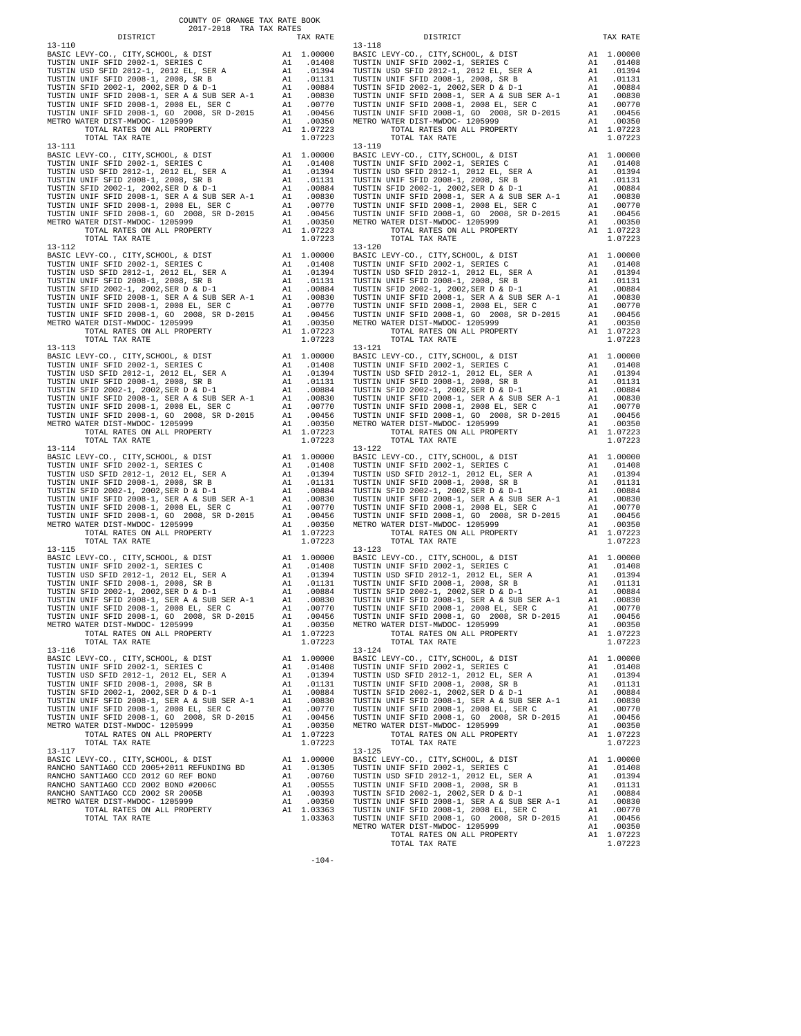COUNTY OF ORANGE TAX RATE BOOK
2017-2018 TRA TAX RATES

| DISTRICT | | TAX RATE |
|---|---|---|
| 13-110 | | |
| BASIC LEVY-CO., CITY,SCHOOL, & DIST | A1 | 1.00000 |
| TUSTIN UNIF SFID 2002-1, SERIES C | A1 | .01408 |
| TUSTIN USD SFID 2012-1, 2012 EL, SER A | A1 | .01394 |
| TUSTIN UNIF SFID 2008-1, 2008, SR B | A1 | .01131 |
| TUSTIN SFID 2002-1, 2002,SER D & D-1 | A1 | .00884 |
| TUSTIN UNIF SFID 2008-1, SER A & SUB SER A-1 | A1 | .00830 |
| TUSTIN UNIF SFID 2008-1, 2008 EL, SER C | A1 | .00770 |
| TUSTIN UNIF SFID 2008-1, GO 2008, SR D-2015 | A1 | .00456 |
| METRO WATER DIST-MWDOC- 1205999 | A1 | .00350 |
| TOTAL RATES ON ALL PROPERTY | A1 | 1.07223 |
| TOTAL TAX RATE | | 1.07223 |
| 13-111 | | |
| BASIC LEVY-CO., CITY,SCHOOL, & DIST | A1 | 1.00000 |
| TUSTIN UNIF SFID 2002-1, SERIES C | A1 | .01408 |
| TUSTIN USD SFID 2012-1, 2012 EL, SER A | A1 | .01394 |
| TUSTIN UNIF SFID 2008-1, 2008, SR B | A1 | .01131 |
| TUSTIN SFID 2002-1, 2002,SER D & D-1 | A1 | .00884 |
| TUSTIN UNIF SFID 2008-1, SER A & SUB SER A-1 | A1 | .00830 |
| TUSTIN UNIF SFID 2008-1, 2008 EL, SER C | A1 | .00770 |
| TUSTIN UNIF SFID 2008-1, GO 2008, SR D-2015 | A1 | .00456 |
| METRO WATER DIST-MWDOC- 1205999 | A1 | .00350 |
| TOTAL RATES ON ALL PROPERTY | A1 | 1.07223 |
| TOTAL TAX RATE | | 1.07223 |
| 13-112 | | |
| BASIC LEVY-CO., CITY,SCHOOL, & DIST | A1 | 1.00000 |
| TUSTIN UNIF SFID 2002-1, SERIES C | A1 | .01408 |
| TUSTIN USD SFID 2012-1, 2012 EL, SER A | A1 | .01394 |
| TUSTIN UNIF SFID 2008-1, 2008, SR B | A1 | .01131 |
| TUSTIN SFID 2002-1, 2002,SER D & D-1 | A1 | .00884 |
| TUSTIN UNIF SFID 2008-1, SER A & SUB SER A-1 | A1 | .00830 |
| TUSTIN UNIF SFID 2008-1, 2008 EL, SER C | A1 | .00770 |
| TUSTIN UNIF SFID 2008-1, GO 2008, SR D-2015 | A1 | .00456 |
| METRO WATER DIST-MWDOC- 1205999 | A1 | .00350 |
| TOTAL RATES ON ALL PROPERTY | A1 | 1.07223 |
| TOTAL TAX RATE | | 1.07223 |
| 13-113 | | |
| BASIC LEVY-CO., CITY,SCHOOL, & DIST | A1 | 1.00000 |
| TUSTIN UNIF SFID 2002-1, SERIES C | A1 | .01408 |
| TUSTIN USD SFID 2012-1, 2012 EL, SER A | A1 | .01394 |
| TUSTIN UNIF SFID 2008-1, 2008, SR B | A1 | .01131 |
| TUSTIN SFID 2002-1, 2002,SER D & D-1 | A1 | .00884 |
| TUSTIN UNIF SFID 2008-1, SER A & SUB SER A-1 | A1 | .00830 |
| TUSTIN UNIF SFID 2008-1, 2008 EL, SER C | A1 | .00770 |
| TUSTIN UNIF SFID 2008-1, GO 2008, SR D-2015 | A1 | .00456 |
| METRO WATER DIST-MWDOC- 1205999 | A1 | .00350 |
| TOTAL RATES ON ALL PROPERTY | A1 | 1.07223 |
| TOTAL TAX RATE | | 1.07223 |
| 13-114 | | |
| BASIC LEVY-CO., CITY,SCHOOL, & DIST | A1 | 1.00000 |
| TUSTIN UNIF SFID 2002-1, SERIES C | A1 | .01408 |
| TUSTIN USD SFID 2012-1, 2012 EL, SER A | A1 | .01394 |
| TUSTIN UNIF SFID 2008-1, 2008, SR B | A1 | .01131 |
| TUSTIN SFID 2002-1, 2002,SER D & D-1 | A1 | .00884 |
| TUSTIN UNIF SFID 2008-1, SER A & SUB SER A-1 | A1 | .00830 |
| TUSTIN UNIF SFID 2008-1, 2008 EL, SER C | A1 | .00770 |
| TUSTIN UNIF SFID 2008-1, GO 2008, SR D-2015 | A1 | .00456 |
| METRO WATER DIST-MWDOC- 1205999 | A1 | .00350 |
| TOTAL RATES ON ALL PROPERTY | A1 | 1.07223 |
| TOTAL TAX RATE | | 1.07223 |
| 13-115 | | |
| BASIC LEVY-CO., CITY,SCHOOL, & DIST | A1 | 1.00000 |
| TUSTIN UNIF SFID 2002-1, SERIES C | A1 | .01408 |
| TUSTIN USD SFID 2012-1, 2012 EL, SER A | A1 | .01394 |
| TUSTIN UNIF SFID 2008-1, 2008, SR B | A1 | .01131 |
| TUSTIN SFID 2002-1, 2002,SER D & D-1 | A1 | .00884 |
| TUSTIN UNIF SFID 2008-1, SER A & SUB SER A-1 | A1 | .00830 |
| TUSTIN UNIF SFID 2008-1, 2008 EL, SER C | A1 | .00770 |
| TUSTIN UNIF SFID 2008-1, GO 2008, SR D-2015 | A1 | .00456 |
| METRO WATER DIST-MWDOC- 1205999 | A1 | .00350 |
| TOTAL RATES ON ALL PROPERTY | A1 | 1.07223 |
| TOTAL TAX RATE | | 1.07223 |
| 13-116 | | |
| BASIC LEVY-CO., CITY,SCHOOL, & DIST | A1 | 1.00000 |
| TUSTIN UNIF SFID 2002-1, SERIES C | A1 | .01408 |
| TUSTIN USD SFID 2012-1, 2012 EL, SER A | A1 | .01394 |
| TUSTIN UNIF SFID 2008-1, 2008, SR B | A1 | .01131 |
| TUSTIN SFID 2002-1, 2002,SER D & D-1 | A1 | .00884 |
| TUSTIN UNIF SFID 2008-1, SER A & SUB SER A-1 | A1 | .00830 |
| TUSTIN UNIF SFID 2008-1, 2008 EL, SER C | A1 | .00770 |
| TUSTIN UNIF SFID 2008-1, GO 2008, SR D-2015 | A1 | .00456 |
| METRO WATER DIST-MWDOC- 1205999 | A1 | .00350 |
| TOTAL RATES ON ALL PROPERTY | A1 | 1.07223 |
| TOTAL TAX RATE | | 1.07223 |
| 13-117 | | |
| BASIC LEVY-CO., CITY,SCHOOL, & DIST | A1 | 1.00000 |
| RANCHO SANTIAGO CCD 2005+2011 REFUNDING BD | A1 | .01305 |
| RANCHO SANTIAGO CCD 2012 GO REF BOND | A1 | .00760 |
| RANCHO SANTIAGO CCD 2002 BOND #2006C | A1 | .00555 |
| RANCHO SANTIAGO CCD 2002 SR 2005B | A1 | .00393 |
| METRO WATER DIST-MWDOC- 1205999 | A1 | .00350 |
| TOTAL RATES ON ALL PROPERTY | A1 | 1.03363 |
| TOTAL TAX RATE | | 1.03363 |
| 13-118 | | |
| BASIC LEVY-CO., CITY,SCHOOL, & DIST | A1 | 1.00000 |
| TUSTIN UNIF SFID 2002-1, SERIES C | A1 | .01408 |
| TUSTIN USD SFID 2012-1, 2012 EL, SER A | A1 | .01394 |
| TUSTIN UNIF SFID 2008-1, 2008, SR B | A1 | .01131 |
| TUSTIN SFID 2002-1, 2002,SER D & D-1 | A1 | .00884 |
| TUSTIN UNIF SFID 2008-1, SER A & SUB SER A-1 | A1 | .00830 |
| TUSTIN UNIF SFID 2008-1, 2008 EL, SER C | A1 | .00770 |
| TUSTIN UNIF SFID 2008-1, GO 2008, SR D-2015 | A1 | .00456 |
| METRO WATER DIST-MWDOC- 1205999 | A1 | .00350 |
| TOTAL RATES ON ALL PROPERTY | A1 | 1.07223 |
| TOTAL TAX RATE | | 1.07223 |
| 13-119 | | |
| BASIC LEVY-CO., CITY,SCHOOL, & DIST | A1 | 1.00000 |
| TUSTIN UNIF SFID 2002-1, SERIES C | A1 | .01408 |
| TUSTIN USD SFID 2012-1, 2012 EL, SER A | A1 | .01394 |
| TUSTIN UNIF SFID 2008-1, 2008, SR B | A1 | .01131 |
| TUSTIN SFID 2002-1, 2002,SER D & D-1 | A1 | .00884 |
| TUSTIN UNIF SFID 2008-1, SER A & SUB SER A-1 | A1 | .00830 |
| TUSTIN UNIF SFID 2008-1, 2008 EL, SER C | A1 | .00770 |
| TUSTIN UNIF SFID 2008-1, GO 2008, SR D-2015 | A1 | .00456 |
| METRO WATER DIST-MWDOC- 1205999 | A1 | .00350 |
| TOTAL RATES ON ALL PROPERTY | A1 | 1.07223 |
| TOTAL TAX RATE | | 1.07223 |
| 13-120 | | |
| BASIC LEVY-CO., CITY,SCHOOL, & DIST | A1 | 1.00000 |
| TUSTIN UNIF SFID 2002-1, SERIES C | A1 | .01408 |
| TUSTIN USD SFID 2012-1, 2012 EL, SER A | A1 | .01394 |
| TUSTIN UNIF SFID 2008-1, 2008, SR B | A1 | .01131 |
| TUSTIN SFID 2002-1, 2002,SER D & D-1 | A1 | .00884 |
| TUSTIN UNIF SFID 2008-1, SER A & SUB SER A-1 | A1 | .00830 |
| TUSTIN UNIF SFID 2008-1, 2008 EL, SER C | A1 | .00770 |
| TUSTIN UNIF SFID 2008-1, GO 2008, SR D-2015 | A1 | .00456 |
| METRO WATER DIST-MWDOC- 1205999 | A1 | .00350 |
| TOTAL RATES ON ALL PROPERTY | A1 | 1.07223 |
| TOTAL TAX RATE | | 1.07223 |
| 13-121 | | |
| BASIC LEVY-CO., CITY,SCHOOL, & DIST | A1 | 1.00000 |
| TUSTIN UNIF SFID 2002-1, SERIES C | A1 | .01408 |
| TUSTIN USD SFID 2012-1, 2012 EL, SER A | A1 | .01394 |
| TUSTIN UNIF SFID 2008-1, 2008, SR B | A1 | .01131 |
| TUSTIN SFID 2002-1, 2002,SER D & D-1 | A1 | .00884 |
| TUSTIN UNIF SFID 2008-1, SER A & SUB SER A-1 | A1 | .00830 |
| TUSTIN UNIF SFID 2008-1, 2008 EL, SER C | A1 | .00770 |
| TUSTIN UNIF SFID 2008-1, GO 2008, SR D-2015 | A1 | .00456 |
| METRO WATER DIST-MWDOC- 1205999 | A1 | .00350 |
| TOTAL RATES ON ALL PROPERTY | A1 | 1.07223 |
| TOTAL TAX RATE | | 1.07223 |
| 13-122 | | |
| BASIC LEVY-CO., CITY,SCHOOL, & DIST | A1 | 1.00000 |
| TUSTIN UNIF SFID 2002-1, SERIES C | A1 | .01408 |
| TUSTIN USD SFID 2012-1, 2012 EL, SER A | A1 | .01394 |
| TUSTIN UNIF SFID 2008-1, 2008, SR B | A1 | .01131 |
| TUSTIN SFID 2002-1, 2002,SER D & D-1 | A1 | .00884 |
| TUSTIN UNIF SFID 2008-1, SER A & SUB SER A-1 | A1 | .00830 |
| TUSTIN UNIF SFID 2008-1, 2008 EL, SER C | A1 | .00770 |
| TUSTIN UNIF SFID 2008-1, GO 2008, SR D-2015 | A1 | .00456 |
| METRO WATER DIST-MWDOC- 1205999 | A1 | .00350 |
| TOTAL RATES ON ALL PROPERTY | A1 | 1.07223 |
| TOTAL TAX RATE | | 1.07223 |
| 13-123 | | |
| BASIC LEVY-CO., CITY,SCHOOL, & DIST | A1 | 1.00000 |
| TUSTIN UNIF SFID 2002-1, SERIES C | A1 | .01408 |
| TUSTIN USD SFID 2012-1, 2012 EL, SER A | A1 | .01394 |
| TUSTIN UNIF SFID 2008-1, 2008, SR B | A1 | .01131 |
| TUSTIN SFID 2002-1, 2002,SER D & D-1 | A1 | .00884 |
| TUSTIN UNIF SFID 2008-1, SER A & SUB SER A-1 | A1 | .00830 |
| TUSTIN UNIF SFID 2008-1, 2008 EL, SER C | A1 | .00770 |
| TUSTIN UNIF SFID 2008-1, GO 2008, SR D-2015 | A1 | .00456 |
| METRO WATER DIST-MWDOC- 1205999 | A1 | .00350 |
| TOTAL RATES ON ALL PROPERTY | A1 | 1.07223 |
| TOTAL TAX RATE | | 1.07223 |
| 13-124 | | |
| BASIC LEVY-CO., CITY,SCHOOL, & DIST | A1 | 1.00000 |
| TUSTIN UNIF SFID 2002-1, SERIES C | A1 | .01408 |
| TUSTIN USD SFID 2012-1, 2012 EL, SER A | A1 | .01394 |
| TUSTIN UNIF SFID 2008-1, 2008, SR B | A1 | .01131 |
| TUSTIN SFID 2002-1, 2002,SER D & D-1 | A1 | .00884 |
| TUSTIN UNIF SFID 2008-1, SER A & SUB SER A-1 | A1 | .00830 |
| TUSTIN UNIF SFID 2008-1, 2008 EL, SER C | A1 | .00770 |
| TUSTIN UNIF SFID 2008-1, GO 2008, SR D-2015 | A1 | .00456 |
| METRO WATER DIST-MWDOC- 1205999 | A1 | .00350 |
| TOTAL RATES ON ALL PROPERTY | A1 | 1.07223 |
| TOTAL TAX RATE | | 1.07223 |
| 13-125 | | |
| BASIC LEVY-CO., CITY,SCHOOL, & DIST | A1 | 1.00000 |
| TUSTIN UNIF SFID 2002-1, SERIES C | A1 | .01408 |
| TUSTIN USD SFID 2012-1, 2012 EL, SER A | A1 | .01394 |
| TUSTIN UNIF SFID 2008-1, 2008, SR B | A1 | .01131 |
| TUSTIN SFID 2002-1, 2002,SER D & D-1 | A1 | .00884 |
| TUSTIN UNIF SFID 2008-1, SER A & SUB SER A-1 | A1 | .00830 |
| TUSTIN UNIF SFID 2008-1, 2008 EL, SER C | A1 | .00770 |
| TUSTIN UNIF SFID 2008-1, GO 2008, SR D-2015 | A1 | .00456 |
| METRO WATER DIST-MWDOC- 1205999 | A1 | .00350 |
| TOTAL RATES ON ALL PROPERTY | A1 | 1.07223 |
| TOTAL TAX RATE | | 1.07223 |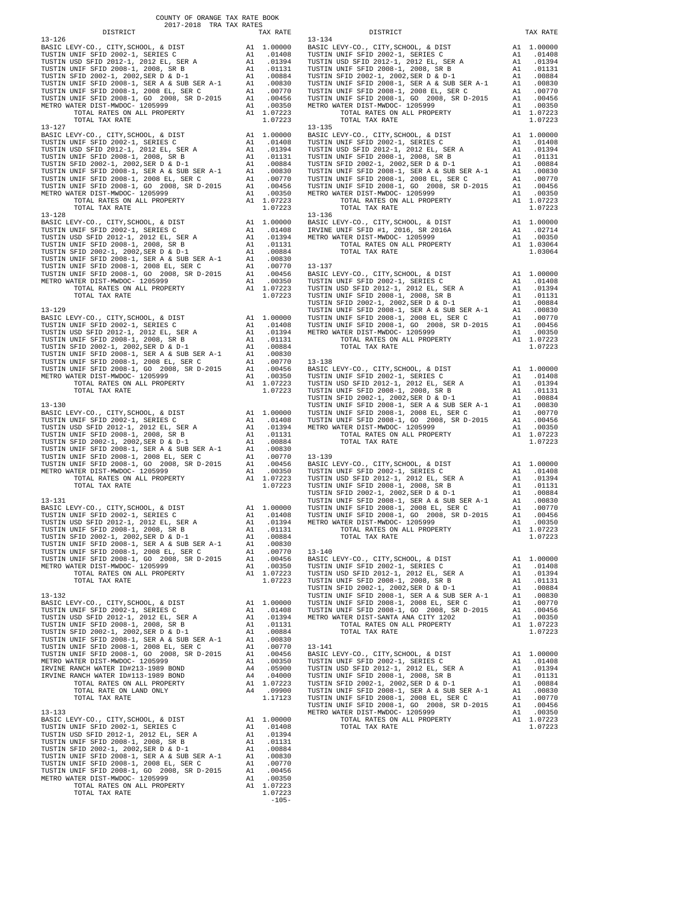COUNTY OF ORANGE TAX RATE BOOK
2017-2018 TRA TAX RATES

| DISTRICT | | TAX RATE |
|---|---|---|
| **13-126** | | |
| BASIC LEVY-CO., CITY,SCHOOL, & DIST | A1 | 1.00000 |
| TUSTIN UNIF SFID 2002-1, SERIES C | A1 | .01408 |
| TUSTIN USD SFID 2012-1, 2012 EL, SER A | A1 | .01394 |
| TUSTIN UNIF SFID 2008-1, 2008, SR B | A1 | .01131 |
| TUSTIN SFID 2002-1, 2002,SER D & D-1 | A1 | .00884 |
| TUSTIN UNIF SFID 2008-1, SER A & SUB SER A-1 | A1 | .00830 |
| TUSTIN UNIF SFID 2008-1, 2008 EL, SER C | A1 | .00770 |
| TUSTIN UNIF SFID 2008-1, GO 2008, SR D-2015 | A1 | .00456 |
| METRO WATER DIST-MWDOC- 1205999 | A1 | .00350 |
| TOTAL RATES ON ALL PROPERTY | A1 | 1.07223 |
| TOTAL TAX RATE | | 1.07223 |
| **13-127** | | |
| BASIC LEVY-CO., CITY,SCHOOL, & DIST | A1 | 1.00000 |
| TUSTIN UNIF SFID 2002-1, SERIES C | A1 | .01408 |
| TUSTIN USD SFID 2012-1, 2012 EL, SER A | A1 | .01394 |
| TUSTIN UNIF SFID 2008-1, 2008, SR B | A1 | .01131 |
| TUSTIN SFID 2002-1, 2002,SER D & D-1 | A1 | .00884 |
| TUSTIN UNIF SFID 2008-1, SER A & SUB SER A-1 | A1 | .00830 |
| TUSTIN UNIF SFID 2008-1, 2008 EL, SER C | A1 | .00770 |
| TUSTIN UNIF SFID 2008-1, GO 2008, SR D-2015 | A1 | .00456 |
| METRO WATER DIST-MWDOC- 1205999 | A1 | .00350 |
| TOTAL RATES ON ALL PROPERTY | A1 | 1.07223 |
| TOTAL TAX RATE | | 1.07223 |
| **13-128** | | |
| BASIC LEVY-CO., CITY,SCHOOL, & DIST | A1 | 1.00000 |
| TUSTIN UNIF SFID 2002-1, SERIES C | A1 | .01408 |
| TUSTIN USD SFID 2012-1, 2012 EL, SER A | A1 | .01394 |
| TUSTIN UNIF SFID 2008-1, 2008, SR B | A1 | .01131 |
| TUSTIN SFID 2002-1, 2002,SER D & D-1 | A1 | .00884 |
| TUSTIN UNIF SFID 2008-1, SER A & SUB SER A-1 | A1 | .00830 |
| TUSTIN UNIF SFID 2008-1, 2008 EL, SER C | A1 | .00770 |
| TUSTIN UNIF SFID 2008-1, GO 2008, SR D-2015 | A1 | .00456 |
| METRO WATER DIST-MWDOC- 1205999 | A1 | .00350 |
| TOTAL RATES ON ALL PROPERTY | A1 | 1.07223 |
| TOTAL TAX RATE | | 1.07223 |
| **13-129** | | |
| BASIC LEVY-CO., CITY,SCHOOL, & DIST | A1 | 1.00000 |
| TUSTIN UNIF SFID 2002-1, SERIES C | A1 | .01408 |
| TUSTIN USD SFID 2012-1, 2012 EL, SER A | A1 | .01394 |
| TUSTIN UNIF SFID 2008-1, 2008, SR B | A1 | .01131 |
| TUSTIN SFID 2002-1, 2002,SER D & D-1 | A1 | .00884 |
| TUSTIN UNIF SFID 2008-1, SER A & SUB SER A-1 | A1 | .00830 |
| TUSTIN UNIF SFID 2008-1, 2008 EL, SER C | A1 | .00770 |
| TUSTIN UNIF SFID 2008-1, GO 2008, SR D-2015 | A1 | .00456 |
| METRO WATER DIST-MWDOC- 1205999 | A1 | .00350 |
| TOTAL RATES ON ALL PROPERTY | A1 | 1.07223 |
| TOTAL TAX RATE | | 1.07223 |
| **13-130** | | |
| BASIC LEVY-CO., CITY,SCHOOL, & DIST | A1 | 1.00000 |
| TUSTIN UNIF SFID 2002-1, SERIES C | A1 | .01408 |
| TUSTIN USD SFID 2012-1, 2012 EL, SER A | A1 | .01394 |
| TUSTIN UNIF SFID 2008-1, 2008, SR B | A1 | .01131 |
| TUSTIN SFID 2002-1, 2002,SER D & D-1 | A1 | .00884 |
| TUSTIN UNIF SFID 2008-1, SER A & SUB SER A-1 | A1 | .00830 |
| TUSTIN UNIF SFID 2008-1, 2008 EL, SER C | A1 | .00770 |
| TUSTIN UNIF SFID 2008-1, GO 2008, SR D-2015 | A1 | .00456 |
| METRO WATER DIST-MWDOC- 1205999 | A1 | .00350 |
| TOTAL RATES ON ALL PROPERTY | A1 | 1.07223 |
| TOTAL TAX RATE | | 1.07223 |
| **13-131** | | |
| BASIC LEVY-CO., CITY,SCHOOL, & DIST | A1 | 1.00000 |
| TUSTIN UNIF SFID 2002-1, SERIES C | A1 | .01408 |
| TUSTIN USD SFID 2012-1, 2012 EL, SER A | A1 | .01394 |
| TUSTIN UNIF SFID 2008-1, 2008, SR B | A1 | .01131 |
| TUSTIN SFID 2002-1, 2002,SER D & D-1 | A1 | .00884 |
| TUSTIN UNIF SFID 2008-1, SER A & SUB SER A-1 | A1 | .00830 |
| TUSTIN UNIF SFID 2008-1, 2008 EL, SER C | A1 | .00770 |
| TUSTIN UNIF SFID 2008-1, GO 2008, SR D-2015 | A1 | .00456 |
| METRO WATER DIST-MWDOC- 1205999 | A1 | .00350 |
| TOTAL RATES ON ALL PROPERTY | A1 | 1.07223 |
| TOTAL TAX RATE | | 1.07223 |
| **13-132** | | |
| BASIC LEVY-CO., CITY,SCHOOL, & DIST | A1 | 1.00000 |
| TUSTIN UNIF SFID 2002-1, SERIES C | A1 | .01408 |
| TUSTIN USD SFID 2012-1, 2012 EL, SER A | A1 | .01394 |
| TUSTIN UNIF SFID 2008-1, 2008, SR B | A1 | .01131 |
| TUSTIN SFID 2002-1, 2002,SER D & D-1 | A1 | .00884 |
| TUSTIN UNIF SFID 2008-1, SER A & SUB SER A-1 | A1 | .00830 |
| TUSTIN UNIF SFID 2008-1, 2008 EL, SER C | A1 | .00770 |
| TUSTIN UNIF SFID 2008-1, GO 2008, SR D-2015 | A1 | .00456 |
| METRO WATER DIST-MWDOC- 1205999 | A1 | .00350 |
| IRVINE RANCH WATER ID#213-1989 BOND | A4 | .05900 |
| IRVINE RANCH WATER ID#113-1989 BOND | A4 | .04000 |
| TOTAL RATES ON ALL PROPERTY | A1 | 1.07223 |
| TOTAL RATE ON LAND ONLY | A4 | .09900 |
| TOTAL TAX RATE | | 1.17123 |
| **13-133** | | |
| BASIC LEVY-CO., CITY,SCHOOL, & DIST | A1 | 1.00000 |
| TUSTIN UNIF SFID 2002-1, SERIES C | A1 | .01408 |
| TUSTIN USD SFID 2012-1, 2012 EL, SER A | A1 | .01394 |
| TUSTIN UNIF SFID 2008-1, 2008, SR B | A1 | .01131 |
| TUSTIN SFID 2002-1, 2002,SER D & D-1 | A1 | .00884 |
| TUSTIN UNIF SFID 2008-1, SER A & SUB SER A-1 | A1 | .00830 |
| TUSTIN UNIF SFID 2008-1, 2008 EL, SER C | A1 | .00770 |
| TUSTIN UNIF SFID 2008-1, GO 2008, SR D-2015 | A1 | .00456 |
| METRO WATER DIST-MWDOC- 1205999 | A1 | .00350 |
| TOTAL RATES ON ALL PROPERTY | A1 | 1.07223 |
| TOTAL TAX RATE | | 1.07223 |
| **13-134** | | |
| BASIC LEVY-CO., CITY,SCHOOL, & DIST | A1 | 1.00000 |
| TUSTIN UNIF SFID 2002-1, SERIES C | A1 | .01408 |
| TUSTIN USD SFID 2012-1, 2012 EL, SER A | A1 | .01394 |
| TUSTIN UNIF SFID 2008-1, 2008, SR B | A1 | .01131 |
| TUSTIN SFID 2002-1, 2002,SER D & D-1 | A1 | .00884 |
| TUSTIN UNIF SFID 2008-1, SER A & SUB SER A-1 | A1 | .00830 |
| TUSTIN UNIF SFID 2008-1, 2008 EL, SER C | A1 | .00770 |
| TUSTIN UNIF SFID 2008-1, GO 2008, SR D-2015 | A1 | .00456 |
| METRO WATER DIST-MWDOC- 1205999 | A1 | .00350 |
| TOTAL RATES ON ALL PROPERTY | A1 | 1.07223 |
| TOTAL TAX RATE | | 1.07223 |
| **13-135** | | |
| BASIC LEVY-CO., CITY,SCHOOL, & DIST | A1 | 1.00000 |
| TUSTIN UNIF SFID 2002-1, SERIES C | A1 | .01408 |
| TUSTIN USD SFID 2012-1, 2012 EL, SER A | A1 | .01394 |
| TUSTIN UNIF SFID 2008-1, 2008, SR B | A1 | .01131 |
| TUSTIN SFID 2002-1, 2002,SER D & D-1 | A1 | .00884 |
| TUSTIN UNIF SFID 2008-1, SER A & SUB SER A-1 | A1 | .00830 |
| TUSTIN UNIF SFID 2008-1, 2008 EL, SER C | A1 | .00770 |
| TUSTIN UNIF SFID 2008-1, GO 2008, SR D-2015 | A1 | .00456 |
| METRO WATER DIST-MWDOC- 1205999 | A1 | .00350 |
| TOTAL RATES ON ALL PROPERTY | A1 | 1.07223 |
| TOTAL TAX RATE | | 1.07223 |
| **13-136** | | |
| BASIC LEVY-CO., CITY,SCHOOL, & DIST | A1 | 1.00000 |
| IRVINE UNIF SFID #1, 2016, SR 2016A | A1 | .02714 |
| METRO WATER DIST-MWDOC- 1205999 | A1 | .00350 |
| TOTAL RATES ON ALL PROPERTY | A1 | 1.03064 |
| TOTAL TAX RATE | | 1.03064 |
| **13-137** | | |
| BASIC LEVY-CO., CITY,SCHOOL, & DIST | A1 | 1.00000 |
| TUSTIN UNIF SFID 2002-1, SERIES C | A1 | .01408 |
| TUSTIN USD SFID 2012-1, 2012 EL, SER A | A1 | .01394 |
| TUSTIN UNIF SFID 2008-1, 2008, SR B | A1 | .01131 |
| TUSTIN SFID 2002-1, 2002,SER D & D-1 | A1 | .00884 |
| TUSTIN UNIF SFID 2008-1, SER A & SUB SER A-1 | A1 | .00830 |
| TUSTIN UNIF SFID 2008-1, 2008 EL, SER C | A1 | .00770 |
| TUSTIN UNIF SFID 2008-1, GO 2008, SR D-2015 | A1 | .00456 |
| METRO WATER DIST-MWDOC- 1205999 | A1 | .00350 |
| TOTAL RATES ON ALL PROPERTY | A1 | 1.07223 |
| TOTAL TAX RATE | | 1.07223 |
| **13-138** | | |
| BASIC LEVY-CO., CITY,SCHOOL, & DIST | A1 | 1.00000 |
| TUSTIN UNIF SFID 2002-1, SERIES C | A1 | .01408 |
| TUSTIN USD SFID 2012-1, 2012 EL, SER A | A1 | .01394 |
| TUSTIN UNIF SFID 2008-1, 2008, SR B | A1 | .01131 |
| TUSTIN SFID 2002-1, 2002,SER D & D-1 | A1 | .00884 |
| TUSTIN UNIF SFID 2008-1, SER A & SUB SER A-1 | A1 | .00830 |
| TUSTIN UNIF SFID 2008-1, 2008 EL, SER C | A1 | .00770 |
| TUSTIN UNIF SFID 2008-1, GO 2008, SR D-2015 | A1 | .00456 |
| METRO WATER DIST-MWDOC- 1205999 | A1 | .00350 |
| TOTAL RATES ON ALL PROPERTY | A1 | 1.07223 |
| TOTAL TAX RATE | | 1.07223 |
| **13-139** | | |
| BASIC LEVY-CO., CITY,SCHOOL, & DIST | A1 | 1.00000 |
| TUSTIN UNIF SFID 2002-1, SERIES C | A1 | .01408 |
| TUSTIN USD SFID 2012-1, 2012 EL, SER A | A1 | .01394 |
| TUSTIN UNIF SFID 2008-1, 2008, SR B | A1 | .01131 |
| TUSTIN SFID 2002-1, 2002,SER D & D-1 | A1 | .00884 |
| TUSTIN UNIF SFID 2008-1, SER A & SUB SER A-1 | A1 | .00830 |
| TUSTIN UNIF SFID 2008-1, 2008 EL, SER C | A1 | .00770 |
| TUSTIN UNIF SFID 2008-1, GO 2008, SR D-2015 | A1 | .00456 |
| METRO WATER DIST-MWDOC- 1205999 | A1 | .00350 |
| TOTAL RATES ON ALL PROPERTY | A1 | 1.07223 |
| TOTAL TAX RATE | | 1.07223 |
| **13-140** | | |
| BASIC LEVY-CO., CITY,SCHOOL, & DIST | A1 | 1.00000 |
| TUSTIN UNIF SFID 2002-1, SERIES C | A1 | .01408 |
| TUSTIN USD SFID 2012-1, 2012 EL, SER A | A1 | .01394 |
| TUSTIN UNIF SFID 2008-1, 2008, SR B | A1 | .01131 |
| TUSTIN SFID 2002-1, 2002,SER D & D-1 | A1 | .00884 |
| TUSTIN UNIF SFID 2008-1, SER A & SUB SER A-1 | A1 | .00830 |
| TUSTIN UNIF SFID 2008-1, 2008 EL, SER C | A1 | .00770 |
| TUSTIN UNIF SFID 2008-1, GO 2008, SR D-2015 | A1 | .00456 |
| METRO WATER DIST-SANTA ANA CITY 1202 | A1 | .00350 |
| TOTAL RATES ON ALL PROPERTY | A1 | 1.07223 |
| TOTAL TAX RATE | | 1.07223 |
| **13-141** | | |
| BASIC LEVY-CO., CITY,SCHOOL, & DIST | A1 | 1.00000 |
| TUSTIN UNIF SFID 2002-1, SERIES C | A1 | .01408 |
| TUSTIN USD SFID 2012-1, 2012 EL, SER A | A1 | .01394 |
| TUSTIN UNIF SFID 2008-1, 2008, SR B | A1 | .01131 |
| TUSTIN SFID 2002-1, 2002,SER D & D-1 | A1 | .00884 |
| TUSTIN UNIF SFID 2008-1, SER A & SUB SER A-1 | A1 | .00830 |
| TUSTIN UNIF SFID 2008-1, 2008 EL, SER C | A1 | .00770 |
| TUSTIN UNIF SFID 2008-1, GO 2008, SR D-2015 | A1 | .00456 |
| METRO WATER DIST-MWDOC- 1205999 | A1 | .00350 |
| TOTAL RATES ON ALL PROPERTY | A1 | 1.07223 |
| TOTAL TAX RATE | | 1.07223 |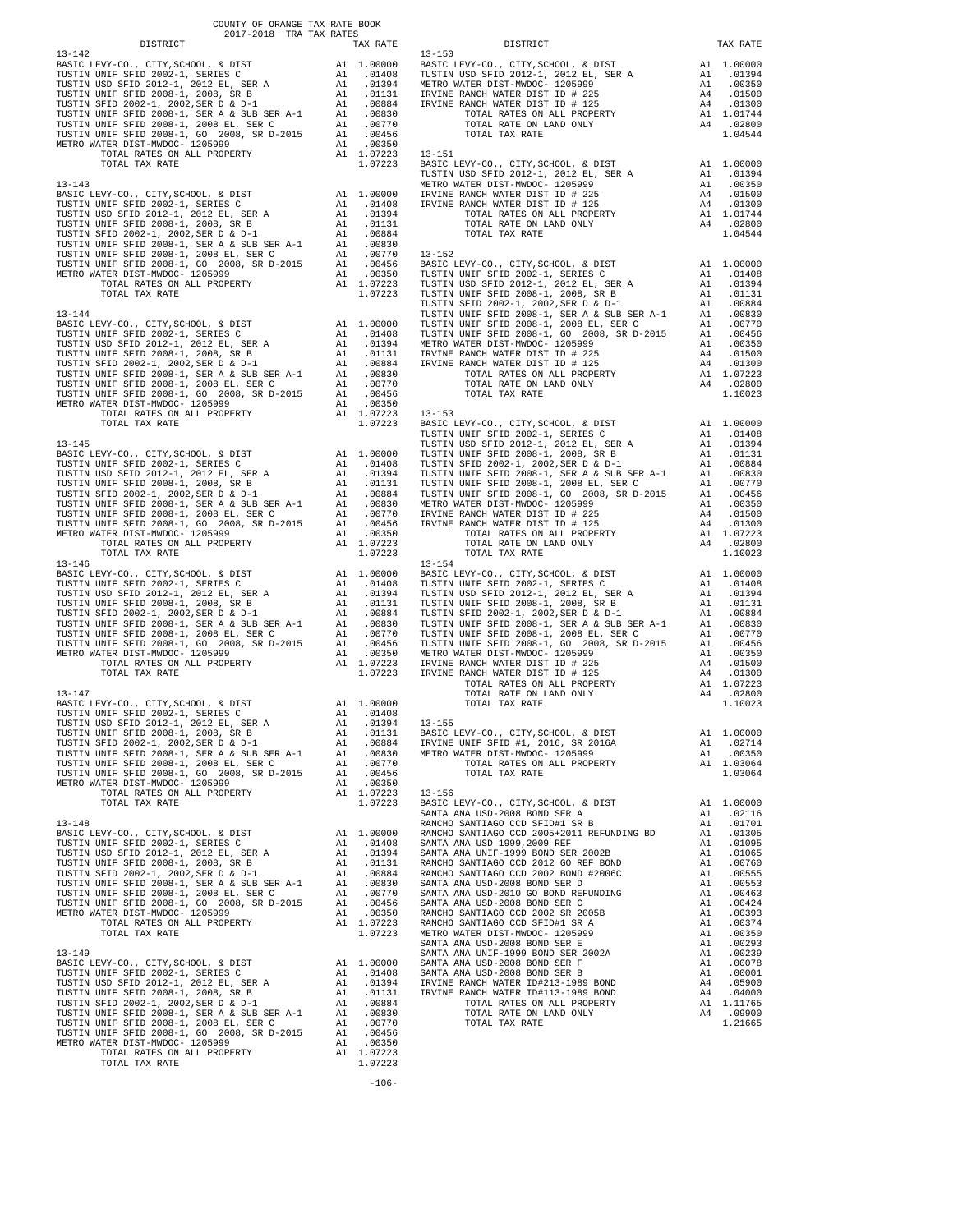COUNTY OF ORANGE TAX RATE BOOK
2017-2018 TRA TAX RATES

| DISTRICT | | TAX RATE |
|---|---|---|
| **13-142** | | |
| BASIC LEVY-CO., CITY,SCHOOL, & DIST | A1 | 1.00000 |
| TUSTIN UNIF SFID 2002-1, SERIES C | A1 | .01408 |
| TUSTIN USD SFID 2012-1, 2012 EL, SER A | A1 | .01394 |
| TUSTIN UNIF SFID 2008-1, 2008, SR B | A1 | .01131 |
| TUSTIN SFID 2002-1, 2002,SER D & D-1 | A1 | .00884 |
| TUSTIN UNIF SFID 2008-1, SER A & SUB SER A-1 | A1 | .00830 |
| TUSTIN UNIF SFID 2008-1, 2008 EL, SER C | A1 | .00770 |
| TUSTIN UNIF SFID 2008-1, GO 2008, SR D-2015 | A1 | .00456 |
| METRO WATER DIST-MWDOC- 1205999 | A1 | .00350 |
| TOTAL RATES ON ALL PROPERTY | A1 | 1.07223 |
| TOTAL TAX RATE | | 1.07223 |
| **13-143** | | |
| BASIC LEVY-CO., CITY,SCHOOL, & DIST | A1 | 1.00000 |
| TUSTIN UNIF SFID 2002-1, SERIES C | A1 | .01408 |
| TUSTIN USD SFID 2012-1, 2012 EL, SER A | A1 | .01394 |
| TUSTIN UNIF SFID 2008-1, 2008, SR B | A1 | .01131 |
| TUSTIN SFID 2002-1, 2002,SER D & D-1 | A1 | .00884 |
| TUSTIN UNIF SFID 2008-1, SER A & SUB SER A-1 | A1 | .00830 |
| TUSTIN UNIF SFID 2008-1, 2008 EL, SER C | A1 | .00770 |
| TUSTIN UNIF SFID 2008-1, GO 2008, SR D-2015 | A1 | .00456 |
| METRO WATER DIST-MWDOC- 1205999 | A1 | .00350 |
| TOTAL RATES ON ALL PROPERTY | A1 | 1.07223 |
| TOTAL TAX RATE | | 1.07223 |
| **13-144** | | |
| BASIC LEVY-CO., CITY,SCHOOL, & DIST | A1 | 1.00000 |
| TUSTIN UNIF SFID 2002-1, SERIES C | A1 | .01408 |
| TUSTIN USD SFID 2012-1, 2012 EL, SER A | A1 | .01394 |
| TUSTIN UNIF SFID 2008-1, 2008, SR B | A1 | .01131 |
| TUSTIN SFID 2002-1, 2002,SER D & D-1 | A1 | .00884 |
| TUSTIN UNIF SFID 2008-1, SER A & SUB SER A-1 | A1 | .00830 |
| TUSTIN UNIF SFID 2008-1, 2008 EL, SER C | A1 | .00770 |
| TUSTIN UNIF SFID 2008-1, GO 2008, SR D-2015 | A1 | .00456 |
| METRO WATER DIST-MWDOC- 1205999 | A1 | .00350 |
| TOTAL RATES ON ALL PROPERTY | A1 | 1.07223 |
| TOTAL TAX RATE | | 1.07223 |
| **13-145** | | |
| BASIC LEVY-CO., CITY,SCHOOL, & DIST | A1 | 1.00000 |
| TUSTIN UNIF SFID 2002-1, SERIES C | A1 | .01408 |
| TUSTIN USD SFID 2012-1, 2012 EL, SER A | A1 | .01394 |
| TUSTIN UNIF SFID 2008-1, 2008, SR B | A1 | .01131 |
| TUSTIN SFID 2002-1, 2002,SER D & D-1 | A1 | .00884 |
| TUSTIN UNIF SFID 2008-1, SER A & SUB SER A-1 | A1 | .00830 |
| TUSTIN UNIF SFID 2008-1, 2008 EL, SER C | A1 | .00770 |
| TUSTIN UNIF SFID 2008-1, GO 2008, SR D-2015 | A1 | .00456 |
| METRO WATER DIST-MWDOC- 1205999 | A1 | .00350 |
| TOTAL RATES ON ALL PROPERTY | A1 | 1.07223 |
| TOTAL TAX RATE | | 1.07223 |
| **13-146** | | |
| BASIC LEVY-CO., CITY,SCHOOL, & DIST | A1 | 1.00000 |
| TUSTIN UNIF SFID 2002-1, SERIES C | A1 | .01408 |
| TUSTIN USD SFID 2012-1, 2012 EL, SER A | A1 | .01394 |
| TUSTIN UNIF SFID 2008-1, 2008, SR B | A1 | .01131 |
| TUSTIN SFID 2002-1, 2002,SER D & D-1 | A1 | .00884 |
| TUSTIN UNIF SFID 2008-1, SER A & SUB SER A-1 | A1 | .00830 |
| TUSTIN UNIF SFID 2008-1, 2008 EL, SER C | A1 | .00770 |
| TUSTIN UNIF SFID 2008-1, GO 2008, SR D-2015 | A1 | .00456 |
| METRO WATER DIST-MWDOC- 1205999 | A1 | .00350 |
| TOTAL RATES ON ALL PROPERTY | A1 | 1.07223 |
| TOTAL TAX RATE | | 1.07223 |
| **13-147** | | |
| BASIC LEVY-CO., CITY,SCHOOL, & DIST | A1 | 1.00000 |
| TUSTIN UNIF SFID 2002-1, SERIES C | A1 | .01408 |
| TUSTIN USD SFID 2012-1, 2012 EL, SER A | A1 | .01394 |
| TUSTIN UNIF SFID 2008-1, 2008, SR B | A1 | .01131 |
| TUSTIN SFID 2002-1, 2002,SER D & D-1 | A1 | .00884 |
| TUSTIN UNIF SFID 2008-1, SER A & SUB SER A-1 | A1 | .00830 |
| TUSTIN UNIF SFID 2008-1, 2008 EL, SER C | A1 | .00770 |
| TUSTIN UNIF SFID 2008-1, GO 2008, SR D-2015 | A1 | .00456 |
| METRO WATER DIST-MWDOC- 1205999 | A1 | .00350 |
| TOTAL RATES ON ALL PROPERTY | A1 | 1.07223 |
| TOTAL TAX RATE | | 1.07223 |
| **13-148** | | |
| BASIC LEVY-CO., CITY,SCHOOL, & DIST | A1 | 1.00000 |
| TUSTIN UNIF SFID 2002-1, SERIES C | A1 | .01408 |
| TUSTIN USD SFID 2012-1, 2012 EL, SER A | A1 | .01394 |
| TUSTIN UNIF SFID 2008-1, 2008, SR B | A1 | .01131 |
| TUSTIN SFID 2002-1, 2002,SER D & D-1 | A1 | .00884 |
| TUSTIN UNIF SFID 2008-1, SER A & SUB SER A-1 | A1 | .00830 |
| TUSTIN UNIF SFID 2008-1, 2008 EL, SER C | A1 | .00770 |
| TUSTIN UNIF SFID 2008-1, GO 2008, SR D-2015 | A1 | .00456 |
| METRO WATER DIST-MWDOC- 1205999 | A1 | .00350 |
| TOTAL RATES ON ALL PROPERTY | A1 | 1.07223 |
| TOTAL TAX RATE | | 1.07223 |
| **13-149** | | |
| BASIC LEVY-CO., CITY,SCHOOL, & DIST | A1 | 1.00000 |
| TUSTIN UNIF SFID 2002-1, SERIES C | A1 | .01408 |
| TUSTIN USD SFID 2012-1, 2012 EL, SER A | A1 | .01394 |
| TUSTIN UNIF SFID 2008-1, 2008, SR B | A1 | .01131 |
| TUSTIN SFID 2002-1, 2002,SER D & D-1 | A1 | .00884 |
| TUSTIN UNIF SFID 2008-1, SER A & SUB SER A-1 | A1 | .00830 |
| TUSTIN UNIF SFID 2008-1, 2008 EL, SER C | A1 | .00770 |
| TUSTIN UNIF SFID 2008-1, GO 2008, SR D-2015 | A1 | .00456 |
| METRO WATER DIST-MWDOC- 1205999 | A1 | .00350 |
| TOTAL RATES ON ALL PROPERTY | A1 | 1.07223 |
| TOTAL TAX RATE | | 1.07223 |
| **13-150** | | |
| BASIC LEVY-CO., CITY,SCHOOL, & DIST | A1 | 1.00000 |
| TUSTIN USD SFID 2012-1, 2012 EL, SER A | A1 | .01394 |
| METRO WATER DIST-MWDOC- 1205999 | A1 | .00350 |
| IRVINE RANCH WATER DIST ID # 225 | A4 | .01500 |
| IRVINE RANCH WATER DIST ID # 125 | A4 | .01300 |
| TOTAL RATES ON ALL PROPERTY | A1 | 1.01744 |
| TOTAL RATE ON LAND ONLY | A4 | .02800 |
| TOTAL TAX RATE | | 1.04544 |
| **13-151** | | |
| BASIC LEVY-CO., CITY,SCHOOL, & DIST | A1 | 1.00000 |
| TUSTIN USD SFID 2012-1, 2012 EL, SER A | A1 | .01394 |
| METRO WATER DIST-MWDOC- 1205999 | A1 | .00350 |
| IRVINE RANCH WATER DIST ID # 225 | A4 | .01500 |
| IRVINE RANCH WATER DIST ID # 125 | A4 | .01300 |
| TOTAL RATES ON ALL PROPERTY | A1 | 1.01744 |
| TOTAL RATE ON LAND ONLY | A4 | .02800 |
| TOTAL TAX RATE | | 1.04544 |
| **13-152** | | |
| BASIC LEVY-CO., CITY,SCHOOL, & DIST | A1 | 1.00000 |
| TUSTIN UNIF SFID 2002-1, SERIES C | A1 | .01408 |
| TUSTIN USD SFID 2012-1, 2012 EL, SER A | A1 | .01394 |
| TUSTIN UNIF SFID 2008-1, 2008, SR B | A1 | .01131 |
| TUSTIN SFID 2002-1, 2002,SER D & D-1 | A1 | .00884 |
| TUSTIN UNIF SFID 2008-1, SER A & SUB SER A-1 | A1 | .00830 |
| TUSTIN UNIF SFID 2008-1, 2008 EL, SER C | A1 | .00770 |
| TUSTIN UNIF SFID 2008-1, GO 2008, SR D-2015 | A1 | .00456 |
| METRO WATER DIST-MWDOC- 1205999 | A1 | .00350 |
| IRVINE RANCH WATER DIST ID # 225 | A4 | .01500 |
| IRVINE RANCH WATER DIST ID # 125 | A4 | .01300 |
| TOTAL RATES ON ALL PROPERTY | A1 | 1.07223 |
| TOTAL RATE ON LAND ONLY | A4 | .02800 |
| TOTAL TAX RATE | | 1.10023 |
| **13-153** | | |
| BASIC LEVY-CO., CITY,SCHOOL, & DIST | A1 | 1.00000 |
| TUSTIN UNIF SFID 2002-1, SERIES C | A1 | .01408 |
| TUSTIN USD SFID 2012-1, 2012 EL, SER A | A1 | .01394 |
| TUSTIN UNIF SFID 2008-1, 2008, SR B | A1 | .01131 |
| TUSTIN SFID 2002-1, 2002,SER D & D-1 | A1 | .00884 |
| TUSTIN UNIF SFID 2008-1, SER A & SUB SER A-1 | A1 | .00830 |
| TUSTIN UNIF SFID 2008-1, 2008 EL, SER C | A1 | .00770 |
| TUSTIN UNIF SFID 2008-1, GO 2008, SR D-2015 | A1 | .00456 |
| METRO WATER DIST-MWDOC- 1205999 | A1 | .00350 |
| IRVINE RANCH WATER DIST ID # 225 | A4 | .01500 |
| IRVINE RANCH WATER DIST ID # 125 | A4 | .01300 |
| TOTAL RATES ON ALL PROPERTY | A1 | 1.07223 |
| TOTAL RATE ON LAND ONLY | A4 | .02800 |
| TOTAL TAX RATE | | 1.10023 |
| **13-154** | | |
| BASIC LEVY-CO., CITY,SCHOOL, & DIST | A1 | 1.00000 |
| TUSTIN UNIF SFID 2002-1, SERIES C | A1 | .01408 |
| TUSTIN USD SFID 2012-1, 2012 EL, SER A | A1 | .01394 |
| TUSTIN UNIF SFID 2008-1, 2008, SR B | A1 | .01131 |
| TUSTIN SFID 2002-1, 2002,SER D & D-1 | A1 | .00884 |
| TUSTIN UNIF SFID 2008-1, SER A & SUB SER A-1 | A1 | .00830 |
| TUSTIN UNIF SFID 2008-1, 2008 EL, SER C | A1 | .00770 |
| TUSTIN UNIF SFID 2008-1, GO 2008, SR D-2015 | A1 | .00456 |
| METRO WATER DIST-MWDOC- 1205999 | A1 | .00350 |
| IRVINE RANCH WATER DIST ID # 225 | A4 | .01500 |
| IRVINE RANCH WATER DIST ID # 125 | A4 | .01300 |
| TOTAL RATES ON ALL PROPERTY | A1 | 1.07223 |
| TOTAL RATE ON LAND ONLY | A4 | .02800 |
| TOTAL TAX RATE | | 1.10023 |
| **13-155** | | |
| BASIC LEVY-CO., CITY,SCHOOL, & DIST | A1 | 1.00000 |
| IRVINE UNIF SFID #1, 2016, SR 2016A | A1 | .02714 |
| METRO WATER DIST-MWDOC- 1205999 | A1 | .00350 |
| TOTAL RATES ON ALL PROPERTY | A1 | 1.03064 |
| TOTAL TAX RATE | | 1.03064 |
| **13-156** | | |
| BASIC LEVY-CO., CITY,SCHOOL, & DIST | A1 | 1.00000 |
| SANTA ANA USD-2008 BOND SER A | A1 | .02116 |
| RANCHO SANTIAGO CCD SFID#1 SR B | A1 | .01701 |
| RANCHO SANTIAGO CCD 2005+2011 REFUNDING BD | A1 | .01305 |
| SANTA ANA USD 1999,2009 REF | A1 | .01095 |
| SANTA ANA UNIF-1999 BOND SER 2002B | A1 | .01065 |
| RANCHO SANTIAGO CCD 2012 GO REF BOND | A1 | .00760 |
| RANCHO SANTIAGO CCD 2002 BOND #2006C | A1 | .00555 |
| SANTA ANA USD-2008 BOND SER D | A1 | .00553 |
| SANTA ANA USD-2010 GO BOND REFUNDING | A1 | .00463 |
| SANTA ANA USD-2008 BOND SER C | A1 | .00424 |
| RANCHO SANTIAGO CCD 2002 SR 2005B | A1 | .00393 |
| RANCHO SANTIAGO CCD SFID#1 SR A | A1 | .00374 |
| METRO WATER DIST-MWDOC- 1205999 | A1 | .00350 |
| SANTA ANA USD-2008 BOND SER E | A1 | .00293 |
| SANTA ANA UNIF-1999 BOND SER 2002A | A1 | .00239 |
| SANTA ANA USD-2008 BOND SER F | A1 | .00078 |
| SANTA ANA USD-2008 BOND SER B | A1 | .00001 |
| IRVINE RANCH WATER ID#213-1989 BOND | A4 | .05900 |
| IRVINE RANCH WATER ID#113-1989 BOND | A4 | .04000 |
| TOTAL RATES ON ALL PROPERTY | A1 | 1.11765 |
| TOTAL RATE ON LAND ONLY | A4 | .09900 |
| TOTAL TAX RATE | | 1.21665 |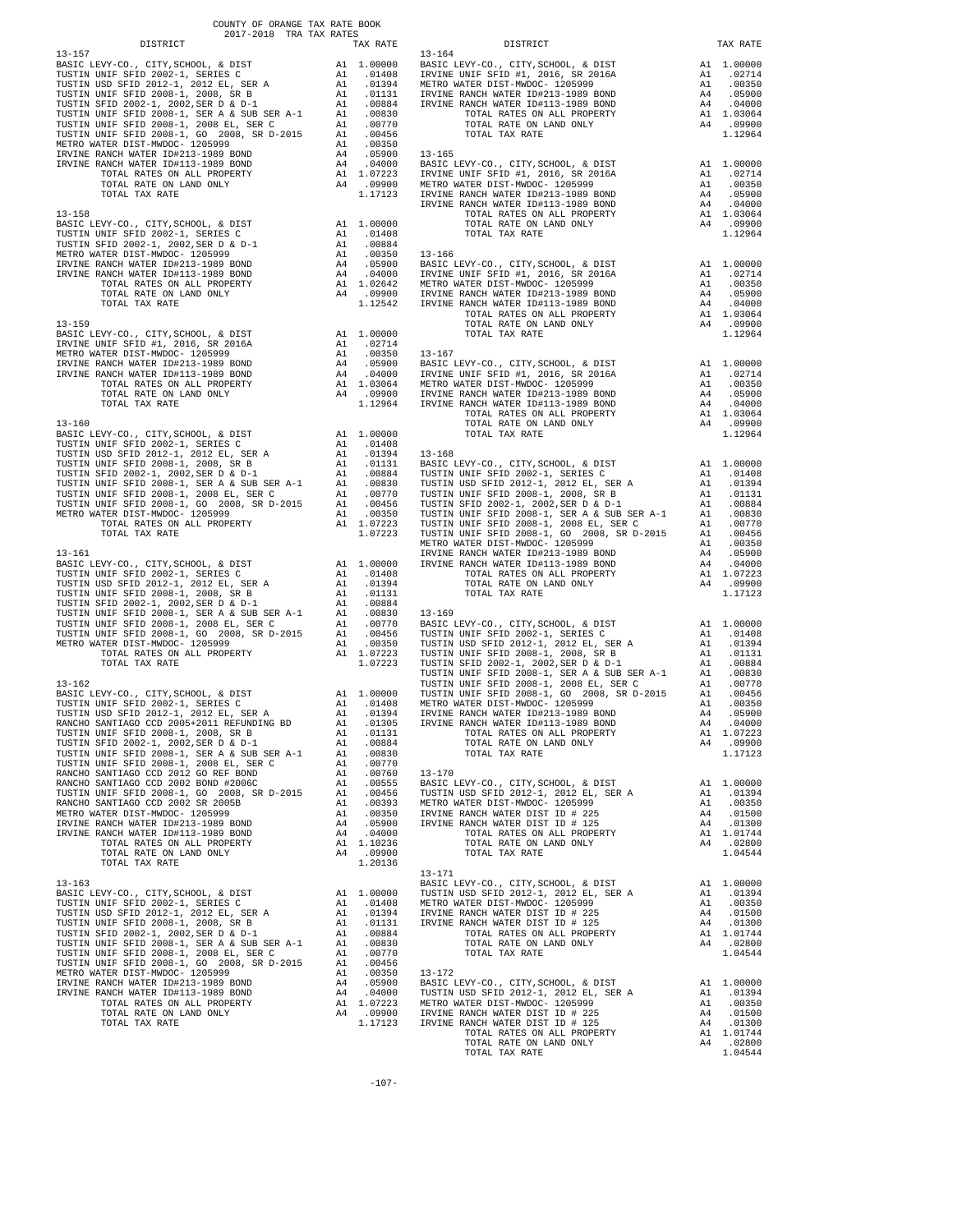COUNTY OF ORANGE TAX RATE BOOK
2017-2018 TRA TAX RATES

| DISTRICT | | TAX RATE |
|---|---|---|
| **13-157** | | |
| BASIC LEVY-CO., CITY,SCHOOL, & DIST | A1 | 1.00000 |
| TUSTIN UNIF SFID 2002-1, SERIES C | A1 | .01408 |
| TUSTIN USD SFID 2012-1, 2012 EL, SER A | A1 | .01394 |
| TUSTIN UNIF SFID 2008-1, 2008, SR B | A1 | .01131 |
| TUSTIN SFID 2002-1, 2002,SER D & D-1 | A1 | .00884 |
| TUSTIN UNIF SFID 2008-1, SER A & SUB SER A-1 | A1 | .00830 |
| TUSTIN UNIF SFID 2008-1, 2008 EL, SER C | A1 | .00770 |
| TUSTIN UNIF SFID 2008-1, GO 2008, SR D-2015 | A1 | .00456 |
| METRO WATER DIST-MWDOC- 1205999 | A1 | .00350 |
| IRVINE RANCH WATER ID#213-1989 BOND | A4 | .05900 |
| IRVINE RANCH WATER ID#113-1989 BOND | A4 | .04000 |
| TOTAL RATES ON ALL PROPERTY | A1 | 1.07223 |
| TOTAL RATE ON LAND ONLY | A4 | .09900 |
| TOTAL TAX RATE | | 1.17123 |
| **13-158** | | |
| BASIC LEVY-CO., CITY,SCHOOL, & DIST | A1 | 1.00000 |
| TUSTIN UNIF SFID 2002-1, SERIES C | A1 | .01408 |
| TUSTIN SFID 2002-1, 2002,SER D & D-1 | A1 | .00884 |
| METRO WATER DIST-MWDOC- 1205999 | A1 | .00350 |
| IRVINE RANCH WATER ID#213-1989 BOND | A4 | .05900 |
| IRVINE RANCH WATER ID#113-1989 BOND | A4 | .04000 |
| TOTAL RATES ON ALL PROPERTY | A1 | 1.02642 |
| TOTAL RATE ON LAND ONLY | A4 | .09900 |
| TOTAL TAX RATE | | 1.12542 |
| **13-159** | | |
| BASIC LEVY-CO., CITY,SCHOOL, & DIST | A1 | 1.00000 |
| IRVINE UNIF SFID #1, 2016, SR 2016A | A1 | .02714 |
| METRO WATER DIST-MWDOC- 1205999 | A1 | .00350 |
| IRVINE RANCH WATER ID#213-1989 BOND | A4 | .05900 |
| IRVINE RANCH WATER ID#113-1989 BOND | A4 | .04000 |
| TOTAL RATES ON ALL PROPERTY | A1 | 1.03064 |
| TOTAL RATE ON LAND ONLY | A4 | .09900 |
| TOTAL TAX RATE | | 1.12964 |
| **13-160** | | |
| BASIC LEVY-CO., CITY,SCHOOL, & DIST | A1 | 1.00000 |
| TUSTIN UNIF SFID 2002-1, SERIES C | A1 | .01408 |
| TUSTIN USD SFID 2012-1, 2012 EL, SER A | A1 | .01394 |
| TUSTIN UNIF SFID 2008-1, 2008, SR B | A1 | .01131 |
| TUSTIN SFID 2002-1, 2002,SER D & D-1 | A1 | .00884 |
| TUSTIN UNIF SFID 2008-1, SER A & SUB SER A-1 | A1 | .00830 |
| TUSTIN UNIF SFID 2008-1, 2008 EL, SER C | A1 | .00770 |
| TUSTIN UNIF SFID 2008-1, GO 2008, SR D-2015 | A1 | .00456 |
| METRO WATER DIST-MWDOC- 1205999 | A1 | .00350 |
| TOTAL RATES ON ALL PROPERTY | A1 | 1.07223 |
| TOTAL TAX RATE | | 1.07223 |
| **13-161** | | |
| BASIC LEVY-CO., CITY,SCHOOL, & DIST | A1 | 1.00000 |
| TUSTIN UNIF SFID 2002-1, SERIES C | A1 | .01408 |
| TUSTIN USD SFID 2012-1, 2012 EL, SER A | A1 | .01394 |
| TUSTIN UNIF SFID 2008-1, 2008, SR B | A1 | .01131 |
| TUSTIN SFID 2002-1, 2002,SER D & D-1 | A1 | .00884 |
| TUSTIN UNIF SFID 2008-1, SER A & SUB SER A-1 | A1 | .00830 |
| TUSTIN UNIF SFID 2008-1, 2008 EL, SER C | A1 | .00770 |
| TUSTIN UNIF SFID 2008-1, GO 2008, SR D-2015 | A1 | .00456 |
| METRO WATER DIST-MWDOC- 1205999 | A1 | .00350 |
| TOTAL RATES ON ALL PROPERTY | A1 | 1.07223 |
| TOTAL TAX RATE | | 1.07223 |
| **13-162** | | |
| BASIC LEVY-CO., CITY,SCHOOL, & DIST | A1 | 1.00000 |
| TUSTIN UNIF SFID 2002-1, SERIES C | A1 | .01408 |
| TUSTIN USD SFID 2012-1, 2012 EL, SER A | A1 | .01394 |
| RANCHO SANTIAGO CCD 2005+2011 REFUNDING BD | A1 | .01305 |
| TUSTIN UNIF SFID 2008-1, 2008, SR B | A1 | .01131 |
| TUSTIN SFID 2002-1, 2002,SER D & D-1 | A1 | .00884 |
| TUSTIN UNIF SFID 2008-1, SER A & SUB SER A-1 | A1 | .00830 |
| TUSTIN UNIF SFID 2008-1, 2008 EL, SER C | A1 | .00770 |
| RANCHO SANTIAGO CCD 2012 GO REF BOND | A1 | .00760 |
| RANCHO SANTIAGO CCD 2002 BOND #2006C | A1 | .00555 |
| TUSTIN UNIF SFID 2008-1, GO 2008, SR D-2015 | A1 | .00456 |
| RANCHO SANTIAGO CCD 2002 SR 2005B | A1 | .00393 |
| METRO WATER DIST-MWDOC- 1205999 | A1 | .00350 |
| IRVINE RANCH WATER ID#213-1989 BOND | A4 | .05900 |
| IRVINE RANCH WATER ID#113-1989 BOND | A4 | .04000 |
| TOTAL RATES ON ALL PROPERTY | A1 | 1.10236 |
| TOTAL RATE ON LAND ONLY | A4 | .09900 |
| TOTAL TAX RATE | | 1.20136 |
| **13-163** | | |
| BASIC LEVY-CO., CITY,SCHOOL, & DIST | A1 | 1.00000 |
| TUSTIN UNIF SFID 2002-1, SERIES C | A1 | .01408 |
| TUSTIN USD SFID 2012-1, 2012 EL, SER A | A1 | .01394 |
| TUSTIN UNIF SFID 2008-1, 2008, SR B | A1 | .01131 |
| TUSTIN SFID 2002-1, 2002,SER D & D-1 | A1 | .00884 |
| TUSTIN UNIF SFID 2008-1, SER A & SUB SER A-1 | A1 | .00830 |
| TUSTIN UNIF SFID 2008-1, 2008 EL, SER C | A1 | .00770 |
| TUSTIN UNIF SFID 2008-1, GO 2008, SR D-2015 | A1 | .00456 |
| METRO WATER DIST-MWDOC- 1205999 | A1 | .00350 |
| IRVINE RANCH WATER ID#213-1989 BOND | A4 | .05900 |
| IRVINE RANCH WATER ID#113-1989 BOND | A4 | .04000 |
| TOTAL RATES ON ALL PROPERTY | A1 | 1.07223 |
| TOTAL RATE ON LAND ONLY | A4 | .09900 |
| TOTAL TAX RATE | | 1.17123 |
| **13-164** | | |
| BASIC LEVY-CO., CITY,SCHOOL, & DIST | A1 | 1.00000 |
| IRVINE UNIF SFID #1, 2016, SR 2016A | A1 | .02714 |
| METRO WATER DIST-MWDOC- 1205999 | A1 | .00350 |
| IRVINE RANCH WATER ID#213-1989 BOND | A4 | .05900 |
| IRVINE RANCH WATER ID#113-1989 BOND | A4 | .04000 |
| TOTAL RATES ON ALL PROPERTY | A1 | 1.03064 |
| TOTAL RATE ON LAND ONLY | A4 | .09900 |
| TOTAL TAX RATE | | 1.12964 |
| **13-165** | | |
| BASIC LEVY-CO., CITY,SCHOOL, & DIST | A1 | 1.00000 |
| IRVINE UNIF SFID #1, 2016, SR 2016A | A1 | .02714 |
| METRO WATER DIST-MWDOC- 1205999 | A1 | .00350 |
| IRVINE RANCH WATER ID#213-1989 BOND | A4 | .05900 |
| IRVINE RANCH WATER ID#113-1989 BOND | A4 | .04000 |
| TOTAL RATES ON ALL PROPERTY | A1 | 1.03064 |
| TOTAL RATE ON LAND ONLY | A4 | .09900 |
| TOTAL TAX RATE | | 1.12964 |
| **13-166** | | |
| BASIC LEVY-CO., CITY,SCHOOL, & DIST | A1 | 1.00000 |
| IRVINE UNIF SFID #1, 2016, SR 2016A | A1 | .02714 |
| METRO WATER DIST-MWDOC- 1205999 | A1 | .00350 |
| IRVINE RANCH WATER ID#213-1989 BOND | A4 | .05900 |
| IRVINE RANCH WATER ID#113-1989 BOND | A4 | .04000 |
| TOTAL RATES ON ALL PROPERTY | A1 | 1.03064 |
| TOTAL RATE ON LAND ONLY | A4 | .09900 |
| TOTAL TAX RATE | | 1.12964 |
| **13-167** | | |
| BASIC LEVY-CO., CITY,SCHOOL, & DIST | A1 | 1.00000 |
| IRVINE UNIF SFID #1, 2016, SR 2016A | A1 | .02714 |
| METRO WATER DIST-MWDOC- 1205999 | A1 | .00350 |
| IRVINE RANCH WATER ID#213-1989 BOND | A4 | .05900 |
| IRVINE RANCH WATER ID#113-1989 BOND | A4 | .04000 |
| TOTAL RATES ON ALL PROPERTY | A1 | 1.03064 |
| TOTAL RATE ON LAND ONLY | A4 | .09900 |
| TOTAL TAX RATE | | 1.12964 |
| **13-168** | | |
| BASIC LEVY-CO., CITY,SCHOOL, & DIST | A1 | 1.00000 |
| TUSTIN UNIF SFID 2002-1, SERIES C | A1 | .01408 |
| TUSTIN USD SFID 2012-1, 2012 EL, SER A | A1 | .01394 |
| TUSTIN UNIF SFID 2008-1, 2008, SR B | A1 | .01131 |
| TUSTIN SFID 2002-1, 2002,SER D & D-1 | A1 | .00884 |
| TUSTIN UNIF SFID 2008-1, SER A & SUB SER A-1 | A1 | .00830 |
| TUSTIN UNIF SFID 2008-1, 2008 EL, SER C | A1 | .00770 |
| TUSTIN UNIF SFID 2008-1, GO 2008, SR D-2015 | A1 | .00456 |
| METRO WATER DIST-MWDOC- 1205999 | A1 | .00350 |
| IRVINE RANCH WATER ID#213-1989 BOND | A4 | .05900 |
| IRVINE RANCH WATER ID#113-1989 BOND | A4 | .04000 |
| TOTAL RATES ON ALL PROPERTY | A1 | 1.07223 |
| TOTAL RATE ON LAND ONLY | A4 | .09900 |
| TOTAL TAX RATE | | 1.17123 |
| **13-169** | | |
| BASIC LEVY-CO., CITY,SCHOOL, & DIST | A1 | 1.00000 |
| TUSTIN UNIF SFID 2002-1, SERIES C | A1 | .01408 |
| TUSTIN USD SFID 2012-1, 2012 EL, SER A | A1 | .01394 |
| TUSTIN UNIF SFID 2008-1, 2008, SR B | A1 | .01131 |
| TUSTIN SFID 2002-1, 2002,SER D & D-1 | A1 | .00884 |
| TUSTIN UNIF SFID 2008-1, SER A & SUB SER A-1 | A1 | .00830 |
| TUSTIN UNIF SFID 2008-1, 2008 EL, SER C | A1 | .00770 |
| TUSTIN UNIF SFID 2008-1, GO 2008, SR D-2015 | A1 | .00456 |
| METRO WATER DIST-MWDOC- 1205999 | A1 | .00350 |
| IRVINE RANCH WATER ID#213-1989 BOND | A4 | .05900 |
| IRVINE RANCH WATER ID#113-1989 BOND | A4 | .04000 |
| TOTAL RATES ON ALL PROPERTY | A1 | 1.07223 |
| TOTAL RATE ON LAND ONLY | A4 | .09900 |
| TOTAL TAX RATE | | 1.17123 |
| **13-170** | | |
| BASIC LEVY-CO., CITY,SCHOOL, & DIST | A1 | 1.00000 |
| TUSTIN USD SFID 2012-1, 2012 EL, SER A | A1 | .01394 |
| METRO WATER DIST-MWDOC- 1205999 | A1 | .00350 |
| IRVINE RANCH WATER DIST ID # 225 | A4 | .01500 |
| IRVINE RANCH WATER DIST ID # 125 | A4 | .01300 |
| TOTAL RATES ON ALL PROPERTY | A1 | 1.01744 |
| TOTAL RATE ON LAND ONLY | A4 | .02800 |
| TOTAL TAX RATE | | 1.04544 |
| **13-171** | | |
| BASIC LEVY-CO., CITY,SCHOOL, & DIST | A1 | 1.00000 |
| TUSTIN USD SFID 2012-1, 2012 EL, SER A | A1 | .01394 |
| METRO WATER DIST-MWDOC- 1205999 | A1 | .00350 |
| IRVINE RANCH WATER DIST ID # 225 | A4 | .01500 |
| IRVINE RANCH WATER DIST ID # 125 | A4 | .01300 |
| TOTAL RATES ON ALL PROPERTY | A1 | 1.01744 |
| TOTAL RATE ON LAND ONLY | A4 | .02800 |
| TOTAL TAX RATE | | 1.04544 |
| **13-172** | | |
| BASIC LEVY-CO., CITY,SCHOOL, & DIST | A1 | 1.00000 |
| TUSTIN USD SFID 2012-1, 2012 EL, SER A | A1 | .01394 |
| METRO WATER DIST-MWDOC- 1205999 | A1 | .00350 |
| IRVINE RANCH WATER DIST ID # 225 | A4 | .01500 |
| IRVINE RANCH WATER DIST ID # 125 | A4 | .01300 |
| TOTAL RATES ON ALL PROPERTY | A1 | 1.01744 |
| TOTAL RATE ON LAND ONLY | A4 | .02800 |
| TOTAL TAX RATE | | 1.04544 |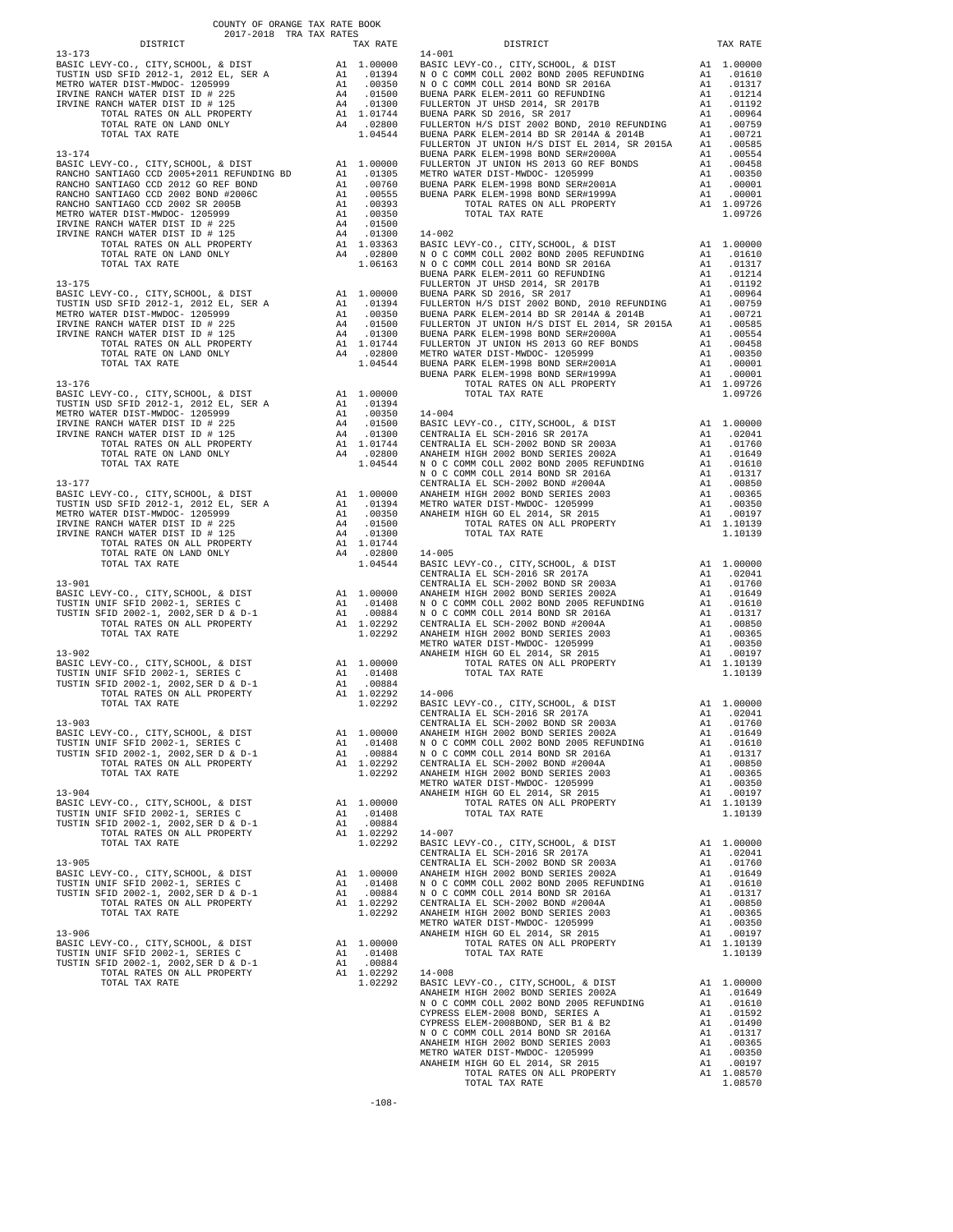COUNTY OF ORANGE TAX RATE BOOK
2017-2018 TRA TAX RATES

| DISTRICT | | TAX RATE |
|---|---|---|
| **13-173** | | |
| BASIC LEVY-CO., CITY,SCHOOL, & DIST | A1 | 1.00000 |
| TUSTIN USD SFID 2012-1, 2012 EL, SER A | A1 | .01394 |
| METRO WATER DIST-MWDOC- 1205999 | A1 | .00350 |
| IRVINE RANCH WATER DIST ID # 225 | A4 | .01500 |
| IRVINE RANCH WATER DIST ID # 125 | A4 | .01300 |
| TOTAL RATES ON ALL PROPERTY | A1 | 1.01744 |
| TOTAL RATE ON LAND ONLY | A4 | .02800 |
| TOTAL TAX RATE | | 1.04544 |
| **13-174** | | |
| BASIC LEVY-CO., CITY,SCHOOL, & DIST | A1 | 1.00000 |
| RANCHO SANTIAGO CCD 2005+2011 REFUNDING BD | A1 | .01305 |
| RANCHO SANTIAGO CCD 2012 GO REF BOND | A1 | .00760 |
| RANCHO SANTIAGO CCD 2002 BOND #2006C | A1 | .00555 |
| RANCHO SANTIAGO CCD 2002 SR 2005B | A1 | .00393 |
| METRO WATER DIST-MWDOC- 1205999 | A1 | .00350 |
| IRVINE RANCH WATER DIST ID # 225 | A4 | .01500 |
| IRVINE RANCH WATER DIST ID # 125 | A4 | .01300 |
| TOTAL RATES ON ALL PROPERTY | A1 | 1.03363 |
| TOTAL RATE ON LAND ONLY | A4 | .02800 |
| TOTAL TAX RATE | | 1.06163 |
| **13-175** | | |
| BASIC LEVY-CO., CITY,SCHOOL, & DIST | A1 | 1.00000 |
| TUSTIN USD SFID 2012-1, 2012 EL, SER A | A1 | .01394 |
| METRO WATER DIST-MWDOC- 1205999 | A1 | .00350 |
| IRVINE RANCH WATER DIST ID # 225 | A4 | .01500 |
| IRVINE RANCH WATER DIST ID # 125 | A4 | .01300 |
| TOTAL RATES ON ALL PROPERTY | A1 | 1.01744 |
| TOTAL RATE ON LAND ONLY | A4 | .02800 |
| TOTAL TAX RATE | | 1.04544 |
| **13-176** | | |
| BASIC LEVY-CO., CITY,SCHOOL, & DIST | A1 | 1.00000 |
| TUSTIN USD SFID 2012-1, 2012 EL, SER A | A1 | .01394 |
| METRO WATER DIST-MWDOC- 1205999 | A1 | .00350 |
| IRVINE RANCH WATER DIST ID # 225 | A4 | .01500 |
| IRVINE RANCH WATER DIST ID # 125 | A4 | .01300 |
| TOTAL RATES ON ALL PROPERTY | A1 | 1.01744 |
| TOTAL RATE ON LAND ONLY | A4 | .02800 |
| TOTAL TAX RATE | | 1.04544 |
| **13-177** | | |
| BASIC LEVY-CO., CITY,SCHOOL, & DIST | A1 | 1.00000 |
| TUSTIN USD SFID 2012-1, 2012 EL, SER A | A1 | .01394 |
| METRO WATER DIST-MWDOC- 1205999 | A1 | .00350 |
| IRVINE RANCH WATER DIST ID # 225 | A4 | .01500 |
| IRVINE RANCH WATER DIST ID # 125 | A4 | .01300 |
| TOTAL RATES ON ALL PROPERTY | A1 | 1.01744 |
| TOTAL RATE ON LAND ONLY | A4 | .02800 |
| TOTAL TAX RATE | | 1.04544 |
| **13-901** | | |
| BASIC LEVY-CO., CITY,SCHOOL, & DIST | A1 | 1.00000 |
| TUSTIN UNIF SFID 2002-1, SERIES C | A1 | .01408 |
| TUSTIN SFID 2002-1, 2002,SER D & D-1 | A1 | .00884 |
| TOTAL RATES ON ALL PROPERTY | A1 | 1.02292 |
| TOTAL TAX RATE | | 1.02292 |
| **13-902** | | |
| BASIC LEVY-CO., CITY,SCHOOL, & DIST | A1 | 1.00000 |
| TUSTIN UNIF SFID 2002-1, SERIES C | A1 | .01408 |
| TUSTIN SFID 2002-1, 2002,SER D & D-1 | A1 | .00884 |
| TOTAL RATES ON ALL PROPERTY | A1 | 1.02292 |
| TOTAL TAX RATE | | 1.02292 |
| **13-903** | | |
| BASIC LEVY-CO., CITY,SCHOOL, & DIST | A1 | 1.00000 |
| TUSTIN UNIF SFID 2002-1, SERIES C | A1 | .01408 |
| TUSTIN SFID 2002-1, 2002,SER D & D-1 | A1 | .00884 |
| TOTAL RATES ON ALL PROPERTY | A1 | 1.02292 |
| TOTAL TAX RATE | | 1.02292 |
| **13-904** | | |
| BASIC LEVY-CO., CITY,SCHOOL, & DIST | A1 | 1.00000 |
| TUSTIN UNIF SFID 2002-1, SERIES C | A1 | .01408 |
| TUSTIN SFID 2002-1, 2002,SER D & D-1 | A1 | .00884 |
| TOTAL RATES ON ALL PROPERTY | A1 | 1.02292 |
| TOTAL TAX RATE | | 1.02292 |
| **13-905** | | |
| BASIC LEVY-CO., CITY,SCHOOL, & DIST | A1 | 1.00000 |
| TUSTIN UNIF SFID 2002-1, SERIES C | A1 | .01408 |
| TUSTIN SFID 2002-1, 2002,SER D & D-1 | A1 | .00884 |
| TOTAL RATES ON ALL PROPERTY | A1 | 1.02292 |
| TOTAL TAX RATE | | 1.02292 |
| **13-906** | | |
| BASIC LEVY-CO., CITY,SCHOOL, & DIST | A1 | 1.00000 |
| TUSTIN UNIF SFID 2002-1, SERIES C | A1 | .01408 |
| TUSTIN SFID 2002-1, 2002,SER D & D-1 | A1 | .00884 |
| TOTAL RATES ON ALL PROPERTY | A1 | 1.02292 |
| TOTAL TAX RATE | | 1.02292 |
| **14-001** | | |
| BASIC LEVY-CO., CITY,SCHOOL, & DIST | A1 | 1.00000 |
| N O C COMM COLL 2002 BOND 2005 REFUNDING | A1 | .01610 |
| N O C COMM COLL 2014 BOND SR 2016A | A1 | .01317 |
| BUENA PARK ELEM-2011 GO REFUNDING | A1 | .01214 |
| FULLERTON JT UHSD 2014, SR 2017B | A1 | .01192 |
| BUENA PARK SD 2016, SR 2017 | A1 | .00964 |
| FULLERTON H/S DIST 2002 BOND, 2010 REFUNDING | A1 | .00759 |
| BUENA PARK ELEM-2014 BD SR 2014A & 2014B | A1 | .00721 |
| FULLERTON JT UNION H/S DIST EL 2014, SR 2015A | A1 | .00585 |
| BUENA PARK ELEM-1998 BOND SER#2000A | A1 | .00554 |
| FULLERTON JT UNION HS 2013 GO REF BONDS | A1 | .00458 |
| METRO WATER DIST-MWDOC- 1205999 | A1 | .00350 |
| BUENA PARK ELEM-1998 BOND SER#2001A | A1 | .00001 |
| BUENA PARK ELEM-1998 BOND SER#1999A | A1 | .00001 |
| TOTAL RATES ON ALL PROPERTY | A1 | 1.09726 |
| TOTAL TAX RATE | | 1.09726 |
| **14-002** | | |
| BASIC LEVY-CO., CITY,SCHOOL, & DIST | A1 | 1.00000 |
| N O C COMM COLL 2002 BOND 2005 REFUNDING | A1 | .01610 |
| N O C COMM COLL 2014 BOND SR 2016A | A1 | .01317 |
| BUENA PARK ELEM-2011 GO REFUNDING | A1 | .01214 |
| FULLERTON JT UHSD 2014, SR 2017B | A1 | .01192 |
| BUENA PARK SD 2016, SR 2017 | A1 | .00964 |
| FULLERTON H/S DIST 2002 BOND, 2010 REFUNDING | A1 | .00759 |
| BUENA PARK ELEM-2014 BD SR 2014A & 2014B | A1 | .00721 |
| FULLERTON JT UNION H/S DIST EL 2014, SR 2015A | A1 | .00585 |
| BUENA PARK ELEM-1998 BOND SER#2000A | A1 | .00554 |
| FULLERTON JT UNION HS 2013 GO REF BONDS | A1 | .00458 |
| METRO WATER DIST-MWDOC- 1205999 | A1 | .00350 |
| BUENA PARK ELEM-1998 BOND SER#2001A | A1 | .00001 |
| BUENA PARK ELEM-1998 BOND SER#1999A | A1 | .00001 |
| TOTAL RATES ON ALL PROPERTY | A1 | 1.09726 |
| TOTAL TAX RATE | | 1.09726 |
| **14-004** | | |
| BASIC LEVY-CO., CITY,SCHOOL, & DIST | A1 | 1.00000 |
| CENTRALIA EL SCH-2016 SR 2017A | A1 | .02041 |
| CENTRALIA EL SCH-2002 BOND SR 2003A | A1 | .01760 |
| ANAHEIM HIGH 2002 BOND SERIES 2002A | A1 | .01649 |
| N O C COMM COLL 2002 BOND 2005 REFUNDING | A1 | .01610 |
| N O C COMM COLL 2014 BOND SR 2016A | A1 | .01317 |
| CENTRALIA EL SCH-2002 BOND #2004A | A1 | .00850 |
| ANAHEIM HIGH 2002 BOND SERIES 2003 | A1 | .00365 |
| METRO WATER DIST-MWDOC- 1205999 | A1 | .00350 |
| ANAHEIM HIGH GO EL 2014, SR 2015 | A1 | .00197 |
| TOTAL RATES ON ALL PROPERTY | A1 | 1.10139 |
| TOTAL TAX RATE | | 1.10139 |
| **14-005** | | |
| BASIC LEVY-CO., CITY,SCHOOL, & DIST | A1 | 1.00000 |
| CENTRALIA EL SCH-2016 SR 2017A | A1 | .02041 |
| CENTRALIA EL SCH-2002 BOND SR 2003A | A1 | .01760 |
| ANAHEIM HIGH 2002 BOND SERIES 2002A | A1 | .01649 |
| N O C COMM COLL 2002 BOND 2005 REFUNDING | A1 | .01610 |
| N O C COMM COLL 2014 BOND SR 2016A | A1 | .01317 |
| CENTRALIA EL SCH-2002 BOND #2004A | A1 | .00850 |
| ANAHEIM HIGH 2002 BOND SERIES 2003 | A1 | .00365 |
| METRO WATER DIST-MWDOC- 1205999 | A1 | .00350 |
| ANAHEIM HIGH GO EL 2014, SR 2015 | A1 | .00197 |
| TOTAL RATES ON ALL PROPERTY | A1 | 1.10139 |
| TOTAL TAX RATE | | 1.10139 |
| **14-006** | | |
| BASIC LEVY-CO., CITY,SCHOOL, & DIST | A1 | 1.00000 |
| CENTRALIA EL SCH-2016 SR 2017A | A1 | .02041 |
| CENTRALIA EL SCH-2002 BOND SR 2003A | A1 | .01760 |
| ANAHEIM HIGH 2002 BOND SERIES 2002A | A1 | .01649 |
| N O C COMM COLL 2002 BOND 2005 REFUNDING | A1 | .01610 |
| N O C COMM COLL 2014 BOND SR 2016A | A1 | .01317 |
| CENTRALIA EL SCH-2002 BOND #2004A | A1 | .00850 |
| ANAHEIM HIGH 2002 BOND SERIES 2003 | A1 | .00365 |
| METRO WATER DIST-MWDOC- 1205999 | A1 | .00350 |
| ANAHEIM HIGH GO EL 2014, SR 2015 | A1 | .00197 |
| TOTAL RATES ON ALL PROPERTY | A1 | 1.10139 |
| TOTAL TAX RATE | | 1.10139 |
| **14-007** | | |
| BASIC LEVY-CO., CITY,SCHOOL, & DIST | A1 | 1.00000 |
| CENTRALIA EL SCH-2016 SR 2017A | A1 | .02041 |
| CENTRALIA EL SCH-2002 BOND SR 2003A | A1 | .01760 |
| ANAHEIM HIGH 2002 BOND SERIES 2002A | A1 | .01649 |
| N O C COMM COLL 2002 BOND 2005 REFUNDING | A1 | .01610 |
| N O C COMM COLL 2014 BOND SR 2016A | A1 | .01317 |
| CENTRALIA EL SCH-2002 BOND #2004A | A1 | .00850 |
| ANAHEIM HIGH 2002 BOND SERIES 2003 | A1 | .00365 |
| METRO WATER DIST-MWDOC- 1205999 | A1 | .00350 |
| ANAHEIM HIGH GO EL 2014, SR 2015 | A1 | .00197 |
| TOTAL RATES ON ALL PROPERTY | A1 | 1.10139 |
| TOTAL TAX RATE | | 1.10139 |
| **14-008** | | |
| BASIC LEVY-CO., CITY,SCHOOL, & DIST | A1 | 1.00000 |
| ANAHEIM HIGH 2002 BOND SERIES 2002A | A1 | .01649 |
| N O C COMM COLL 2002 BOND 2005 REFUNDING | A1 | .01610 |
| CYPRESS ELEM-2008 BOND, SERIES A | A1 | .01592 |
| CYPRESS ELEM-2008BOND, SER B1 & B2 | A1 | .01490 |
| N O C COMM COLL 2014 BOND SR 2016A | A1 | .01317 |
| ANAHEIM HIGH 2002 BOND SERIES 2003 | A1 | .00365 |
| METRO WATER DIST-MWDOC- 1205999 | A1 | .00350 |
| ANAHEIM HIGH GO EL 2014, SR 2015 | A1 | .00197 |
| TOTAL RATES ON ALL PROPERTY | A1 | 1.08570 |
| TOTAL TAX RATE | | 1.08570 |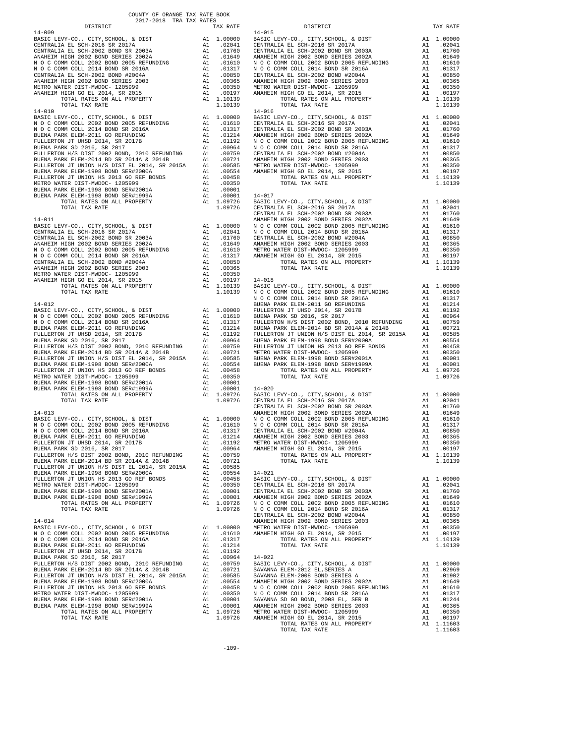COUNTY OF ORANGE TAX RATE BOOK
2017-2018 TRA TAX RATES

**14-009**

| DISTRICT | | TAX RATE |
|---|---|---|
| BASIC LEVY-CO., CITY,SCHOOL, & DIST | A1 | 1.00000 |
| CENTRALIA EL SCH-2016 SR 2017A | A1 | .02041 |
| CENTRALIA EL SCH-2002 BOND SR 2003A | A1 | .01760 |
| ANAHEIM HIGH 2002 BOND SERIES 2002A | A1 | .01649 |
| N O C COMM COLL 2002 BOND 2005 REFUNDING | A1 | .01610 |
| N O C COMM COLL 2014 BOND SR 2016A | A1 | .01317 |
| CENTRALIA EL SCH-2002 BOND #2004A | A1 | .00850 |
| ANAHEIM HIGH 2002 BOND SERIES 2003 | A1 | .00365 |
| METRO WATER DIST-MWDOC- 1205999 | A1 | .00350 |
| ANAHEIM HIGH GO EL 2014, SR 2015 | A1 | .00197 |
| TOTAL RATES ON ALL PROPERTY | A1 | 1.10139 |
| TOTAL TAX RATE | | 1.10139 |

**14-010**

| DISTRICT | | TAX RATE |
|---|---|---|
| BASIC LEVY-CO., CITY,SCHOOL, & DIST | A1 | 1.00000 |
| N O C COMM COLL 2002 BOND 2005 REFUNDING | A1 | .01610 |
| N O C COMM COLL 2014 BOND SR 2016A | A1 | .01317 |
| BUENA PARK ELEM-2011 GO REFUNDING | A1 | .01214 |
| FULLERTON JT UHSD 2014, SR 2017B | A1 | .01192 |
| BUENA PARK SD 2016, SR 2017 | A1 | .00964 |
| FULLERTON H/S DIST 2002 BOND, 2010 REFUNDING | A1 | .00759 |
| BUENA PARK ELEM-2014 BD SR 2014A & 2014B | A1 | .00721 |
| FULLERTON JT UNION H/S DIST EL 2014, SR 2015A | A1 | .00585 |
| BUENA PARK ELEM-1998 BOND SER#2000A | A1 | .00554 |
| FULLERTON JT UNION HS 2013 GO REF BONDS | A1 | .00458 |
| METRO WATER DIST-MWDOC- 1205999 | A1 | .00350 |
| BUENA PARK ELEM-1998 BOND SER#2001A | A1 | .00001 |
| BUENA PARK ELEM-1998 BOND SER#1999A | A1 | .00001 |
| TOTAL RATES ON ALL PROPERTY | A1 | 1.09726 |
| TOTAL TAX RATE | | 1.09726 |

**14-011**

| DISTRICT | | TAX RATE |
|---|---|---|
| BASIC LEVY-CO., CITY,SCHOOL, & DIST | A1 | 1.00000 |
| CENTRALIA EL SCH-2016 SR 2017A | A1 | .02041 |
| CENTRALIA EL SCH-2002 BOND SR 2003A | A1 | .01760 |
| ANAHEIM HIGH 2002 BOND SERIES 2002A | A1 | .01649 |
| N O C COMM COLL 2002 BOND 2005 REFUNDING | A1 | .01610 |
| N O C COMM COLL 2014 BOND SR 2016A | A1 | .01317 |
| CENTRALIA EL SCH-2002 BOND #2004A | A1 | .00850 |
| ANAHEIM HIGH 2002 BOND SERIES 2003 | A1 | .00365 |
| METRO WATER DIST-MWDOC- 1205999 | A1 | .00350 |
| ANAHEIM HIGH GO EL 2014, SR 2015 | A1 | .00197 |
| TOTAL RATES ON ALL PROPERTY | A1 | 1.10139 |
| TOTAL TAX RATE | | 1.10139 |

**14-012**

| DISTRICT | | TAX RATE |
|---|---|---|
| BASIC LEVY-CO., CITY,SCHOOL, & DIST | A1 | 1.00000 |
| N O C COMM COLL 2002 BOND 2005 REFUNDING | A1 | .01610 |
| N O C COMM COLL 2014 BOND SR 2016A | A1 | .01317 |
| BUENA PARK ELEM-2011 GO REFUNDING | A1 | .01214 |
| FULLERTON JT UHSD 2014, SR 2017B | A1 | .01192 |
| BUENA PARK SD 2016, SR 2017 | A1 | .00964 |
| FULLERTON H/S DIST 2002 BOND, 2010 REFUNDING | A1 | .00759 |
| BUENA PARK ELEM-2014 BD SR 2014A & 2014B | A1 | .00721 |
| FULLERTON JT UNION H/S DIST EL 2014, SR 2015A | A1 | .00585 |
| BUENA PARK ELEM-1998 BOND SER#2000A | A1 | .00554 |
| FULLERTON JT UNION HS 2013 GO REF BONDS | A1 | .00458 |
| METRO WATER DIST-MWDOC- 1205999 | A1 | .00350 |
| BUENA PARK ELEM-1998 BOND SER#2001A | A1 | .00001 |
| BUENA PARK ELEM-1998 BOND SER#1999A | A1 | .00001 |
| TOTAL RATES ON ALL PROPERTY | A1 | 1.09726 |
| TOTAL TAX RATE | | 1.09726 |

**14-013**

| DISTRICT | | TAX RATE |
|---|---|---|
| BASIC LEVY-CO., CITY,SCHOOL, & DIST | A1 | 1.00000 |
| N O C COMM COLL 2002 BOND 2005 REFUNDING | A1 | .01610 |
| N O C COMM COLL 2014 BOND SR 2016A | A1 | .01317 |
| BUENA PARK ELEM-2011 GO REFUNDING | A1 | .01214 |
| FULLERTON JT UHSD 2014, SR 2017B | A1 | .01192 |
| BUENA PARK SD 2016, SR 2017 | A1 | .00964 |
| FULLERTON H/S DIST 2002 BOND, 2010 REFUNDING | A1 | .00759 |
| BUENA PARK ELEM-2014 BD SR 2014A & 2014B | A1 | .00721 |
| FULLERTON JT UNION H/S DIST EL 2014, SR 2015A | A1 | .00585 |
| BUENA PARK ELEM-1998 BOND SER#2000A | A1 | .00554 |
| FULLERTON JT UNION HS 2013 GO REF BONDS | A1 | .00458 |
| METRO WATER DIST-MWDOC- 1205999 | A1 | .00350 |
| BUENA PARK ELEM-1998 BOND SER#2001A | A1 | .00001 |
| BUENA PARK ELEM-1998 BOND SER#1999A | A1 | .00001 |
| TOTAL RATES ON ALL PROPERTY | A1 | 1.09726 |
| TOTAL TAX RATE | | 1.09726 |

**14-014**

| DISTRICT | | TAX RATE |
|---|---|---|
| BASIC LEVY-CO., CITY,SCHOOL, & DIST | A1 | 1.00000 |
| N O C COMM COLL 2002 BOND 2005 REFUNDING | A1 | .01610 |
| N O C COMM COLL 2014 BOND SR 2016A | A1 | .01317 |
| BUENA PARK ELEM-2011 GO REFUNDING | A1 | .01214 |
| FULLERTON JT UHSD 2014, SR 2017B | A1 | .01192 |
| BUENA PARK SD 2016, SR 2017 | A1 | .00964 |
| FULLERTON H/S DIST 2002 BOND, 2010 REFUNDING | A1 | .00759 |
| BUENA PARK ELEM-2014 BD SR 2014A & 2014B | A1 | .00721 |
| FULLERTON JT UNION H/S DIST EL 2014, SR 2015A | A1 | .00585 |
| BUENA PARK ELEM-1998 BOND SER#2000A | A1 | .00554 |
| FULLERTON JT UNION HS 2013 GO REF BONDS | A1 | .00458 |
| METRO WATER DIST-MWDOC- 1205999 | A1 | .00350 |
| BUENA PARK ELEM-1998 BOND SER#2001A | A1 | .00001 |
| BUENA PARK ELEM-1998 BOND SER#1999A | A1 | .00001 |
| TOTAL RATES ON ALL PROPERTY | A1 | 1.09726 |
| TOTAL TAX RATE | | 1.09726 |

**14-015**

| DISTRICT | | TAX RATE |
|---|---|---|
| BASIC LEVY-CO., CITY,SCHOOL, & DIST | A1 | 1.00000 |
| CENTRALIA EL SCH-2016 SR 2017A | A1 | .02041 |
| CENTRALIA EL SCH-2002 BOND SR 2003A | A1 | .01760 |
| ANAHEIM HIGH 2002 BOND SERIES 2002A | A1 | .01649 |
| N O C COMM COLL 2002 BOND 2005 REFUNDING | A1 | .01610 |
| N O C COMM COLL 2014 BOND SR 2016A | A1 | .01317 |
| CENTRALIA EL SCH-2002 BOND #2004A | A1 | .00850 |
| ANAHEIM HIGH 2002 BOND SERIES 2003 | A1 | .00365 |
| METRO WATER DIST-MWDOC- 1205999 | A1 | .00350 |
| ANAHEIM HIGH GO EL 2014, SR 2015 | A1 | .00197 |
| TOTAL RATES ON ALL PROPERTY | A1 | 1.10139 |
| TOTAL TAX RATE | | 1.10139 |

**14-016**

| DISTRICT | | TAX RATE |
|---|---|---|
| BASIC LEVY-CO., CITY,SCHOOL, & DIST | A1 | 1.00000 |
| CENTRALIA EL SCH-2016 SR 2017A | A1 | .02041 |
| CENTRALIA EL SCH-2002 BOND SR 2003A | A1 | .01760 |
| ANAHEIM HIGH 2002 BOND SERIES 2002A | A1 | .01649 |
| N O C COMM COLL 2002 BOND 2005 REFUNDING | A1 | .01610 |
| N O C COMM COLL 2014 BOND SR 2016A | A1 | .01317 |
| CENTRALIA EL SCH-2002 BOND #2004A | A1 | .00850 |
| ANAHEIM HIGH 2002 BOND SERIES 2003 | A1 | .00365 |
| METRO WATER DIST-MWDOC- 1205999 | A1 | .00350 |
| ANAHEIM HIGH GO EL 2014, SR 2015 | A1 | .00197 |
| TOTAL RATES ON ALL PROPERTY | A1 | 1.10139 |
| TOTAL TAX RATE | | 1.10139 |

**14-017**

| DISTRICT | | TAX RATE |
|---|---|---|
| BASIC LEVY-CO., CITY,SCHOOL, & DIST | A1 | 1.00000 |
| CENTRALIA EL SCH-2016 SR 2017A | A1 | .02041 |
| CENTRALIA EL SCH-2002 BOND SR 2003A | A1 | .01760 |
| ANAHEIM HIGH 2002 BOND SERIES 2002A | A1 | .01649 |
| N O C COMM COLL 2002 BOND 2005 REFUNDING | A1 | .01610 |
| N O C COMM COLL 2014 BOND SR 2016A | A1 | .01317 |
| CENTRALIA EL SCH-2002 BOND #2004A | A1 | .00850 |
| ANAHEIM HIGH 2002 BOND SERIES 2003 | A1 | .00365 |
| METRO WATER DIST-MWDOC- 1205999 | A1 | .00350 |
| ANAHEIM HIGH GO EL 2014, SR 2015 | A1 | .00197 |
| TOTAL RATES ON ALL PROPERTY | A1 | 1.10139 |
| TOTAL TAX RATE | | 1.10139 |

**14-018**

| DISTRICT | | TAX RATE |
|---|---|---|
| BASIC LEVY-CO., CITY,SCHOOL, & DIST | A1 | 1.00000 |
| N O C COMM COLL 2002 BOND 2005 REFUNDING | A1 | .01610 |
| N O C COMM COLL 2014 BOND SR 2016A | A1 | .01317 |
| BUENA PARK ELEM-2011 GO REFUNDING | A1 | .01214 |
| FULLERTON JT UHSD 2014, SR 2017B | A1 | .01192 |
| BUENA PARK SD 2016, SR 2017 | A1 | .00964 |
| FULLERTON H/S DIST 2002 BOND, 2010 REFUNDING | A1 | .00759 |
| BUENA PARK ELEM-2014 BD SR 2014A & 2014B | A1 | .00721 |
| FULLERTON JT UNION H/S DIST EL 2014, SR 2015A | A1 | .00585 |
| BUENA PARK ELEM-1998 BOND SER#2000A | A1 | .00554 |
| FULLERTON JT UNION HS 2013 GO REF BONDS | A1 | .00458 |
| METRO WATER DIST-MWDOC- 1205999 | A1 | .00350 |
| BUENA PARK ELEM-1998 BOND SER#2001A | A1 | .00001 |
| BUENA PARK ELEM-1998 BOND SER#1999A | A1 | .00001 |
| TOTAL RATES ON ALL PROPERTY | A1 | 1.09726 |
| TOTAL TAX RATE | | 1.09726 |

**14-020**

| DISTRICT | | TAX RATE |
|---|---|---|
| BASIC LEVY-CO., CITY,SCHOOL, & DIST | A1 | 1.00000 |
| CENTRALIA EL SCH-2016 SR 2017A | A1 | .02041 |
| CENTRALIA EL SCH-2002 BOND SR 2003A | A1 | .01760 |
| ANAHEIM HIGH 2002 BOND SERIES 2002A | A1 | .01649 |
| N O C COMM COLL 2002 BOND 2005 REFUNDING | A1 | .01610 |
| N O C COMM COLL 2014 BOND SR 2016A | A1 | .01317 |
| CENTRALIA EL SCH-2002 BOND #2004A | A1 | .00850 |
| ANAHEIM HIGH 2002 BOND SERIES 2003 | A1 | .00365 |
| METRO WATER DIST-MWDOC- 1205999 | A1 | .00350 |
| ANAHEIM HIGH GO EL 2014, SR 2015 | A1 | .00197 |
| TOTAL RATES ON ALL PROPERTY | A1 | 1.10139 |
| TOTAL TAX RATE | | 1.10139 |

**14-021**

| DISTRICT | | TAX RATE |
|---|---|---|
| BASIC LEVY-CO., CITY,SCHOOL, & DIST | A1 | 1.00000 |
| CENTRALIA EL SCH-2016 SR 2017A | A1 | .02041 |
| CENTRALIA EL SCH-2002 BOND SR 2003A | A1 | .01760 |
| ANAHEIM HIGH 2002 BOND SERIES 2002A | A1 | .01649 |
| N O C COMM COLL 2002 BOND 2005 REFUNDING | A1 | .01610 |
| N O C COMM COLL 2014 BOND SR 2016A | A1 | .01317 |
| CENTRALIA EL SCH-2002 BOND #2004A | A1 | .00850 |
| ANAHEIM HIGH 2002 BOND SERIES 2003 | A1 | .00365 |
| METRO WATER DIST-MWDOC- 1205999 | A1 | .00350 |
| ANAHEIM HIGH GO EL 2014, SR 2015 | A1 | .00197 |
| TOTAL RATES ON ALL PROPERTY | A1 | 1.10139 |
| TOTAL TAX RATE | | 1.10139 |

**14-022**

| DISTRICT | | TAX RATE |
|---|---|---|
| BASIC LEVY-CO., CITY,SCHOOL, & DIST | A1 | 1.00000 |
| SAVANNA ELEM-2012 EL,SERIES A | A1 | .02969 |
| SAVANNA ELEM-2008 BOND SERIES A | A1 | .01902 |
| ANAHEIM HIGH 2002 BOND SERIES 2002A | A1 | .01649 |
| N O C COMM COLL 2002 BOND 2005 REFUNDING | A1 | .01610 |
| N O C COMM COLL 2014 BOND SR 2016A | A1 | .01317 |
| SAVANNA SD GO BOND, 2008 EL, SER B | A1 | .01244 |
| ANAHEIM HIGH 2002 BOND SERIES 2003 | A1 | .00365 |
| METRO WATER DIST-MWDOC- 1205999 | A1 | .00350 |
| ANAHEIM HIGH GO EL 2014, SR 2015 | A1 | .00197 |
| TOTAL RATES ON ALL PROPERTY | A1 | 1.11603 |
| TOTAL TAX RATE | | 1.11603 |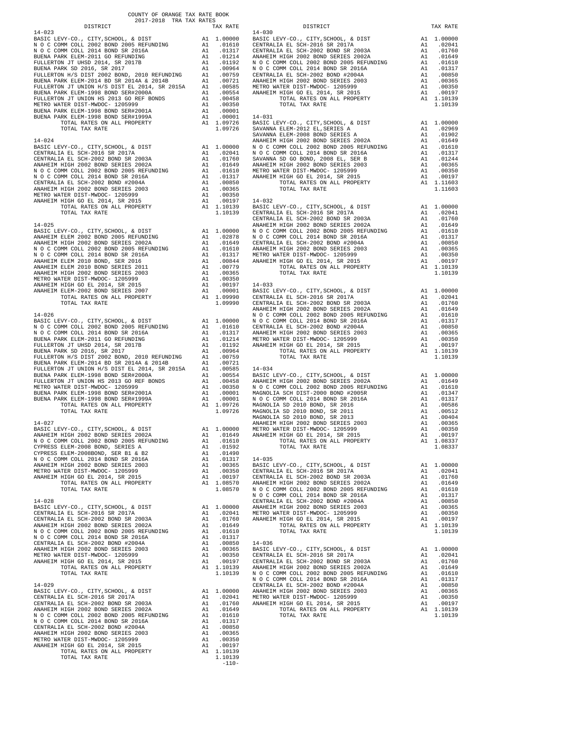COUNTY OF ORANGE TAX RATE BOOK
2017-2018 TRA TAX RATES

| DISTRICT | | TAX RATE |
|---|---|---|
| **14-023** | | |
| BASIC LEVY-CO., CITY,SCHOOL, & DIST | A1 | 1.00000 |
| N O C COMM COLL 2002 BOND 2005 REFUNDING | A1 | .01610 |
| N O C COMM COLL 2014 BOND SR 2016A | A1 | .01317 |
| BUENA PARK ELEM-2011 GO REFUNDING | A1 | .01214 |
| FULLERTON JT UHSD 2014, SR 2017B | A1 | .01192 |
| BUENA PARK SD 2016, SR 2017 | A1 | .00964 |
| FULLERTON H/S DIST 2002 BOND, 2010 REFUNDING | A1 | .00759 |
| BUENA PARK ELEM-2014 BD SR 2014A & 2014B | A1 | .00721 |
| FULLERTON JT UNION H/S DIST EL 2014, SR 2015A | A1 | .00585 |
| BUENA PARK ELEM-1998 BOND SER#2000A | A1 | .00554 |
| FULLERTON JT UNION HS 2013 GO REF BONDS | A1 | .00458 |
| METRO WATER DIST-MWDOC- 1205999 | A1 | .00350 |
| BUENA PARK ELEM-1998 BOND SER#2001A | A1 | .00001 |
| BUENA PARK ELEM-1998 BOND SER#1999A | A1 | .00001 |
| TOTAL RATES ON ALL PROPERTY | A1 | 1.09726 |
| TOTAL TAX RATE | | 1.09726 |
| **14-024** | | |
| BASIC LEVY-CO., CITY,SCHOOL, & DIST | A1 | 1.00000 |
| CENTRALIA EL SCH-2016 SR 2017A | A1 | .02041 |
| CENTRALIA EL SCH-2002 BOND SR 2003A | A1 | .01760 |
| ANAHEIM HIGH 2002 BOND SERIES 2002A | A1 | .01649 |
| N O C COMM COLL 2002 BOND 2005 REFUNDING | A1 | .01610 |
| N O C COMM COLL 2014 BOND SR 2016A | A1 | .01317 |
| CENTRALIA EL SCH-2002 BOND #2004A | A1 | .00850 |
| ANAHEIM HIGH 2002 BOND SERIES 2003 | A1 | .00365 |
| METRO WATER DIST-MWDOC- 1205999 | A1 | .00350 |
| ANAHEIM HIGH GO EL 2014, SR 2015 | A1 | .00197 |
| TOTAL RATES ON ALL PROPERTY | A1 | 1.10139 |
| TOTAL TAX RATE | | 1.10139 |
| **14-025** | | |
| BASIC LEVY-CO., CITY,SCHOOL, & DIST | A1 | 1.00000 |
| ANAHEIM ELEM 2002 BOND 2005 REFUNDING | A1 | .02878 |
| ANAHEIM HIGH 2002 BOND SERIES 2002A | A1 | .01649 |
| N O C COMM COLL 2002 BOND 2005 REFUNDING | A1 | .01610 |
| N O C COMM COLL 2014 BOND SR 2016A | A1 | .01317 |
| ANAHEIM ELEM 2010 BOND, SER 2016 | A1 | .00844 |
| ANAHEIM ELEM 2010 BOND SERIES 2011 | A1 | .00779 |
| ANAHEIM HIGH 2002 BOND SERIES 2003 | A1 | .00365 |
| METRO WATER DIST-MWDOC- 1205999 | A1 | .00350 |
| ANAHEIM HIGH GO EL 2014, SR 2015 | A1 | .00197 |
| ANAHEIM ELEM-2002 BOND SERIES 2007 | A1 | .00001 |
| TOTAL RATES ON ALL PROPERTY | A1 | 1.09990 |
| TOTAL TAX RATE | | 1.09990 |
| **14-026** | | |
| BASIC LEVY-CO., CITY,SCHOOL, & DIST | A1 | 1.00000 |
| N O C COMM COLL 2002 BOND 2005 REFUNDING | A1 | .01610 |
| N O C COMM COLL 2014 BOND SR 2016A | A1 | .01317 |
| BUENA PARK ELEM-2011 GO REFUNDING | A1 | .01214 |
| FULLERTON JT UHSD 2014, SR 2017B | A1 | .01192 |
| BUENA PARK SD 2016, SR 2017 | A1 | .00964 |
| FULLERTON H/S DIST 2002 BOND, 2010 REFUNDING | A1 | .00759 |
| BUENA PARK ELEM-2014 BD SR 2014A & 2014B | A1 | .00721 |
| FULLERTON JT UNION H/S DIST EL 2014, SR 2015A | A1 | .00585 |
| BUENA PARK ELEM-1998 BOND SER#2000A | A1 | .00554 |
| FULLERTON JT UNION HS 2013 GO REF BONDS | A1 | .00458 |
| METRO WATER DIST-MWDOC- 1205999 | A1 | .00350 |
| BUENA PARK ELEM-1998 BOND SER#2001A | A1 | .00001 |
| BUENA PARK ELEM-1998 BOND SER#1999A | A1 | .00001 |
| TOTAL RATES ON ALL PROPERTY | A1 | 1.09726 |
| TOTAL TAX RATE | | 1.09726 |
| **14-027** | | |
| BASIC LEVY-CO., CITY,SCHOOL, & DIST | A1 | 1.00000 |
| ANAHEIM HIGH 2002 BOND SERIES 2002A | A1 | .01649 |
| N O C COMM COLL 2002 BOND 2005 REFUNDING | A1 | .01610 |
| CYPRESS ELEM-2008 BOND, SERIES A | A1 | .01592 |
| CYPRESS ELEM-2008BOND, SER B1 & B2 | A1 | .01490 |
| N O C COMM COLL 2014 BOND SR 2016A | A1 | .01317 |
| ANAHEIM HIGH 2002 BOND SERIES 2003 | A1 | .00365 |
| METRO WATER DIST-MWDOC- 1205999 | A1 | .00350 |
| ANAHEIM HIGH GO EL 2014, SR 2015 | A1 | .00197 |
| TOTAL RATES ON ALL PROPERTY | A1 | 1.08570 |
| TOTAL TAX RATE | | 1.08570 |
| **14-028** | | |
| BASIC LEVY-CO., CITY,SCHOOL, & DIST | A1 | 1.00000 |
| CENTRALIA EL SCH-2016 SR 2017A | A1 | .02041 |
| CENTRALIA EL SCH-2002 BOND SR 2003A | A1 | .01760 |
| ANAHEIM HIGH 2002 BOND SERIES 2002A | A1 | .01649 |
| N O C COMM COLL 2002 BOND 2005 REFUNDING | A1 | .01610 |
| N O C COMM COLL 2014 BOND SR 2016A | A1 | .01317 |
| CENTRALIA EL SCH-2002 BOND #2004A | A1 | .00850 |
| ANAHEIM HIGH 2002 BOND SERIES 2003 | A1 | .00365 |
| METRO WATER DIST-MWDOC- 1205999 | A1 | .00350 |
| ANAHEIM HIGH GO EL 2014, SR 2015 | A1 | .00197 |
| TOTAL RATES ON ALL PROPERTY | A1 | 1.10139 |
| TOTAL TAX RATE | | 1.10139 |
| **14-029** | | |
| BASIC LEVY-CO., CITY,SCHOOL, & DIST | A1 | 1.00000 |
| CENTRALIA EL SCH-2016 SR 2017A | A1 | .02041 |
| CENTRALIA EL SCH-2002 BOND SR 2003A | A1 | .01760 |
| ANAHEIM HIGH 2002 BOND SERIES 2002A | A1 | .01649 |
| N O C COMM COLL 2002 BOND 2005 REFUNDING | A1 | .01610 |
| N O C COMM COLL 2014 BOND SR 2016A | A1 | .01317 |
| CENTRALIA EL SCH-2002 BOND #2004A | A1 | .00850 |
| ANAHEIM HIGH 2002 BOND SERIES 2003 | A1 | .00365 |
| METRO WATER DIST-MWDOC- 1205999 | A1 | .00350 |
| ANAHEIM HIGH GO EL 2014, SR 2015 | A1 | .00197 |
| TOTAL RATES ON ALL PROPERTY | A1 | 1.10139 |
| TOTAL TAX RATE | | 1.10139 |
| **14-030** | | |
| BASIC LEVY-CO., CITY,SCHOOL, & DIST | A1 | 1.00000 |
| CENTRALIA EL SCH-2016 SR 2017A | A1 | .02041 |
| CENTRALIA EL SCH-2002 BOND SR 2003A | A1 | .01760 |
| ANAHEIM HIGH 2002 BOND SERIES 2002A | A1 | .01649 |
| N O C COMM COLL 2002 BOND 2005 REFUNDING | A1 | .01610 |
| N O C COMM COLL 2014 BOND SR 2016A | A1 | .01317 |
| CENTRALIA EL SCH-2002 BOND #2004A | A1 | .00850 |
| ANAHEIM HIGH 2002 BOND SERIES 2003 | A1 | .00365 |
| METRO WATER DIST-MWDOC- 1205999 | A1 | .00350 |
| ANAHEIM HIGH GO EL 2014, SR 2015 | A1 | .00197 |
| TOTAL RATES ON ALL PROPERTY | A1 | 1.10139 |
| TOTAL TAX RATE | | 1.10139 |
| **14-031** | | |
| BASIC LEVY-CO., CITY,SCHOOL, & DIST | A1 | 1.00000 |
| SAVANNA ELEM-2012 EL,SERIES A | A1 | .02969 |
| SAVANNA ELEM-2008 BOND SERIES A | A1 | .01902 |
| ANAHEIM HIGH 2002 BOND SERIES 2002A | A1 | .01649 |
| N O C COMM COLL 2002 BOND 2005 REFUNDING | A1 | .01610 |
| N O C COMM COLL 2014 BOND SR 2016A | A1 | .01317 |
| SAVANNA SD GO BOND, 2008 EL, SER B | A1 | .01244 |
| ANAHEIM HIGH 2002 BOND SERIES 2003 | A1 | .00365 |
| METRO WATER DIST-MWDOC- 1205999 | A1 | .00350 |
| ANAHEIM HIGH GO EL 2014, SR 2015 | A1 | .00197 |
| TOTAL RATES ON ALL PROPERTY | A1 | 1.11603 |
| TOTAL TAX RATE | | 1.11603 |
| **14-032** | | |
| BASIC LEVY-CO., CITY,SCHOOL, & DIST | A1 | 1.00000 |
| CENTRALIA EL SCH-2016 SR 2017A | A1 | .02041 |
| CENTRALIA EL SCH-2002 BOND SR 2003A | A1 | .01760 |
| ANAHEIM HIGH 2002 BOND SERIES 2002A | A1 | .01649 |
| N O C COMM COLL 2002 BOND 2005 REFUNDING | A1 | .01610 |
| N O C COMM COLL 2014 BOND SR 2016A | A1 | .01317 |
| CENTRALIA EL SCH-2002 BOND #2004A | A1 | .00850 |
| ANAHEIM HIGH 2002 BOND SERIES 2003 | A1 | .00365 |
| METRO WATER DIST-MWDOC- 1205999 | A1 | .00350 |
| ANAHEIM HIGH GO EL 2014, SR 2015 | A1 | .00197 |
| TOTAL RATES ON ALL PROPERTY | A1 | 1.10139 |
| TOTAL TAX RATE | | 1.10139 |
| **14-033** | | |
| BASIC LEVY-CO., CITY,SCHOOL, & DIST | A1 | 1.00000 |
| CENTRALIA EL SCH-2016 SR 2017A | A1 | .02041 |
| CENTRALIA EL SCH-2002 BOND SR 2003A | A1 | .01760 |
| ANAHEIM HIGH 2002 BOND SERIES 2002A | A1 | .01649 |
| N O C COMM COLL 2002 BOND 2005 REFUNDING | A1 | .01610 |
| N O C COMM COLL 2014 BOND SR 2016A | A1 | .01317 |
| CENTRALIA EL SCH-2002 BOND #2004A | A1 | .00850 |
| ANAHEIM HIGH 2002 BOND SERIES 2003 | A1 | .00365 |
| METRO WATER DIST-MWDOC- 1205999 | A1 | .00350 |
| ANAHEIM HIGH GO EL 2014, SR 2015 | A1 | .00197 |
| TOTAL RATES ON ALL PROPERTY | A1 | 1.10139 |
| TOTAL TAX RATE | | 1.10139 |
| **14-034** | | |
| BASIC LEVY-CO., CITY,SCHOOL, & DIST | A1 | 1.00000 |
| ANAHEIM HIGH 2002 BOND SERIES 2002A | A1 | .01649 |
| N O C COMM COLL 2002 BOND 2005 REFUNDING | A1 | .01610 |
| MAGNOLIA SCH DIST-2000 BOND #2005R | A1 | .01347 |
| N O C COMM COLL 2014 BOND SR 2016A | A1 | .01317 |
| MAGNOLIA SD 2010 BOND, SR 2016 | A1 | .00586 |
| MAGNOLIA SD 2010 BOND, SR 2011 | A1 | .00512 |
| MAGNOLIA SD 2010 BOND, SR 2013 | A1 | .00404 |
| ANAHEIM HIGH 2002 BOND SERIES 2003 | A1 | .00365 |
| METRO WATER DIST-MWDOC- 1205999 | A1 | .00350 |
| ANAHEIM HIGH GO EL 2014, SR 2015 | A1 | .00197 |
| TOTAL RATES ON ALL PROPERTY | A1 | 1.08337 |
| TOTAL TAX RATE | | 1.08337 |
| **14-035** | | |
| BASIC LEVY-CO., CITY,SCHOOL, & DIST | A1 | 1.00000 |
| CENTRALIA EL SCH-2016 SR 2017A | A1 | .02041 |
| CENTRALIA EL SCH-2002 BOND SR 2003A | A1 | .01760 |
| ANAHEIM HIGH 2002 BOND SERIES 2002A | A1 | .01649 |
| N O C COMM COLL 2002 BOND 2005 REFUNDING | A1 | .01610 |
| N O C COMM COLL 2014 BOND SR 2016A | A1 | .01317 |
| CENTRALIA EL SCH-2002 BOND #2004A | A1 | .00850 |
| ANAHEIM HIGH 2002 BOND SERIES 2003 | A1 | .00365 |
| METRO WATER DIST-MWDOC- 1205999 | A1 | .00350 |
| ANAHEIM HIGH GO EL 2014, SR 2015 | A1 | .00197 |
| TOTAL RATES ON ALL PROPERTY | A1 | 1.10139 |
| TOTAL TAX RATE | | 1.10139 |
| **14-036** | | |
| BASIC LEVY-CO., CITY,SCHOOL, & DIST | A1 | 1.00000 |
| CENTRALIA EL SCH-2016 SR 2017A | A1 | .02041 |
| CENTRALIA EL SCH-2002 BOND SR 2003A | A1 | .01760 |
| ANAHEIM HIGH 2002 BOND SERIES 2002A | A1 | .01649 |
| N O C COMM COLL 2002 BOND 2005 REFUNDING | A1 | .01610 |
| N O C COMM COLL 2014 BOND SR 2016A | A1 | .01317 |
| CENTRALIA EL SCH-2002 BOND #2004A | A1 | .00850 |
| ANAHEIM HIGH 2002 BOND SERIES 2003 | A1 | .00365 |
| METRO WATER DIST-MWDOC- 1205999 | A1 | .00350 |
| ANAHEIM HIGH GO EL 2014, SR 2015 | A1 | .00197 |
| TOTAL RATES ON ALL PROPERTY | A1 | 1.10139 |
| TOTAL TAX RATE | | 1.10139 |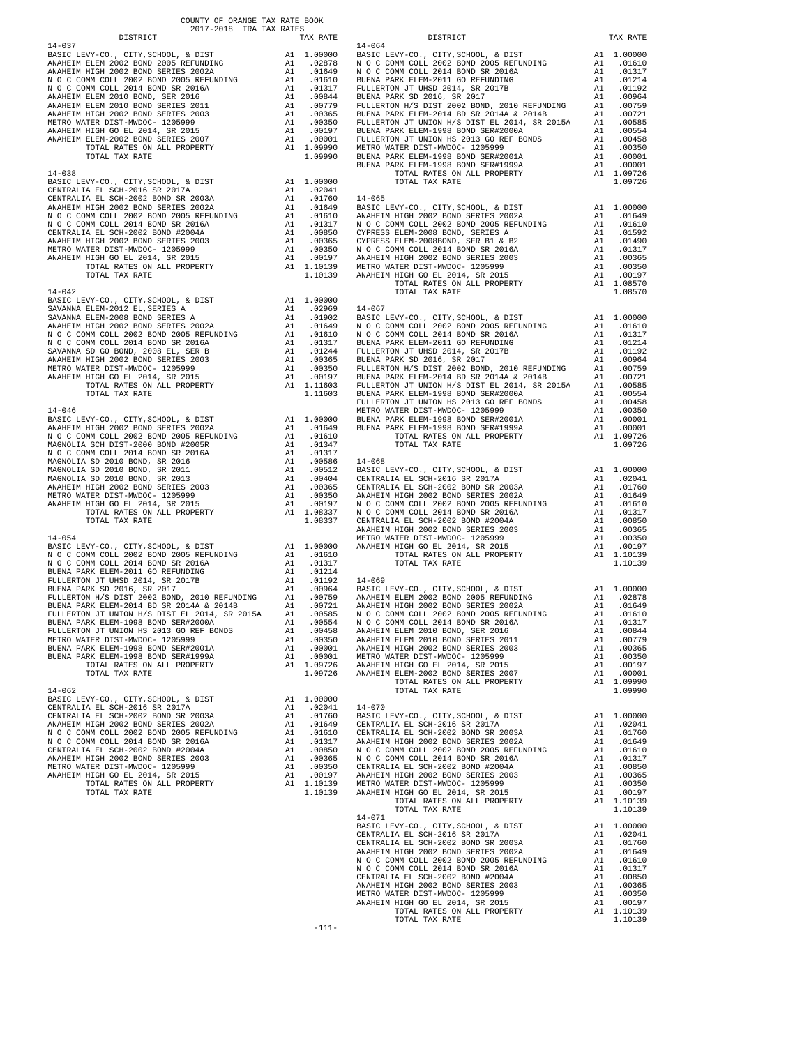COUNTY OF ORANGE TAX RATE BOOK
2017-2018 TRA TAX RATES

| DISTRICT | | TAX RATE |
|---|---|---|
| **14-037** | | |
| BASIC LEVY-CO., CITY,SCHOOL, & DIST | A1 | 1.00000 |
| ANAHEIM ELEM 2002 BOND 2005 REFUNDING | A1 | .02878 |
| ANAHEIM HIGH 2002 BOND SERIES 2002A | A1 | .01649 |
| N O C COMM COLL 2002 BOND 2005 REFUNDING | A1 | .01610 |
| N O C COMM COLL 2014 BOND SR 2016A | A1 | .01317 |
| ANAHEIM ELEM 2010 BOND, SER 2016 | A1 | .00844 |
| ANAHEIM ELEM 2010 BOND SERIES 2011 | A1 | .00779 |
| ANAHEIM HIGH 2002 BOND SERIES 2003 | A1 | .00365 |
| METRO WATER DIST-MWDOC- 1205999 | A1 | .00350 |
| ANAHEIM HIGH GO EL 2014, SR 2015 | A1 | .00197 |
| ANAHEIM ELEM-2002 BOND SERIES 2007 | A1 | .00001 |
| TOTAL RATES ON ALL PROPERTY | A1 | 1.09990 |
| TOTAL TAX RATE | | 1.09990 |
| **14-038** | | |
| BASIC LEVY-CO., CITY,SCHOOL, & DIST | A1 | 1.00000 |
| CENTRALIA EL SCH-2016 SR 2017A | A1 | .02041 |
| CENTRALIA EL SCH-2002 BOND SR 2003A | A1 | .01760 |
| ANAHEIM HIGH 2002 BOND SERIES 2002A | A1 | .01649 |
| N O C COMM COLL 2002 BOND 2005 REFUNDING | A1 | .01610 |
| N O C COMM COLL 2014 BOND SR 2016A | A1 | .01317 |
| CENTRALIA EL SCH-2002 BOND #2004A | A1 | .00850 |
| ANAHEIM HIGH 2002 BOND SERIES 2003 | A1 | .00365 |
| METRO WATER DIST-MWDOC- 1205999 | A1 | .00350 |
| ANAHEIM HIGH GO EL 2014, SR 2015 | A1 | .00197 |
| TOTAL RATES ON ALL PROPERTY | A1 | 1.10139 |
| TOTAL TAX RATE | | 1.10139 |
| **14-042** | | |
| BASIC LEVY-CO., CITY,SCHOOL, & DIST | A1 | 1.00000 |
| SAVANNA ELEM-2012 EL,SERIES A | A1 | .02969 |
| SAVANNA ELEM-2008 BOND SERIES A | A1 | .01902 |
| ANAHEIM HIGH 2002 BOND SERIES 2002A | A1 | .01649 |
| N O C COMM COLL 2002 BOND 2005 REFUNDING | A1 | .01610 |
| N O C COMM COLL 2014 BOND SR 2016A | A1 | .01317 |
| SAVANNA SD GO BOND, 2008 EL, SER B | A1 | .01244 |
| ANAHEIM HIGH 2002 BOND SERIES 2003 | A1 | .00365 |
| METRO WATER DIST-MWDOC- 1205999 | A1 | .00350 |
| ANAHEIM HIGH GO EL 2014, SR 2015 | A1 | .00197 |
| TOTAL RATES ON ALL PROPERTY | A1 | 1.11603 |
| TOTAL TAX RATE | | 1.11603 |
| **14-046** | | |
| BASIC LEVY-CO., CITY,SCHOOL, & DIST | A1 | 1.00000 |
| ANAHEIM HIGH 2002 BOND SERIES 2002A | A1 | .01649 |
| N O C COMM COLL 2002 BOND 2005 REFUNDING | A1 | .01610 |
| MAGNOLIA SCH DIST-2000 BOND #2005R | A1 | .01347 |
| N O C COMM COLL 2014 BOND SR 2016A | A1 | .01317 |
| MAGNOLIA SD 2010 BOND, SR 2016 | A1 | .00586 |
| MAGNOLIA SD 2010 BOND, SR 2011 | A1 | .00512 |
| MAGNOLIA SD 2010 BOND, SR 2013 | A1 | .00404 |
| ANAHEIM HIGH 2002 BOND SERIES 2003 | A1 | .00365 |
| METRO WATER DIST-MWDOC- 1205999 | A1 | .00350 |
| ANAHEIM HIGH GO EL 2014, SR 2015 | A1 | .00197 |
| TOTAL RATES ON ALL PROPERTY | A1 | 1.08337 |
| TOTAL TAX RATE | | 1.08337 |
| **14-054** | | |
| BASIC LEVY-CO., CITY,SCHOOL, & DIST | A1 | 1.00000 |
| N O C COMM COLL 2002 BOND 2005 REFUNDING | A1 | .01610 |
| N O C COMM COLL 2014 BOND SR 2016A | A1 | .01317 |
| BUENA PARK ELEM-2011 GO REFUNDING | A1 | .01214 |
| FULLERTON JT UHSD 2014, SR 2017B | A1 | .01192 |
| BUENA PARK SD 2016, SR 2017 | A1 | .00964 |
| FULLERTON H/S DIST 2002 BOND, 2010 REFUNDING | A1 | .00759 |
| BUENA PARK ELEM-2014 BD SR 2014A & 2014B | A1 | .00721 |
| FULLERTON JT UNION H/S DIST EL 2014, SR 2015A | A1 | .00585 |
| BUENA PARK ELEM-1998 BOND SER#2000A | A1 | .00554 |
| FULLERTON JT UNION HS 2013 GO REF BONDS | A1 | .00458 |
| METRO WATER DIST-MWDOC- 1205999 | A1 | .00350 |
| BUENA PARK ELEM-1998 BOND SER#2001A | A1 | .00001 |
| BUENA PARK ELEM-1998 BOND SER#1999A | A1 | .00001 |
| TOTAL RATES ON ALL PROPERTY | A1 | 1.09726 |
| TOTAL TAX RATE | | 1.09726 |
| **14-062** | | |
| BASIC LEVY-CO., CITY,SCHOOL, & DIST | A1 | 1.00000 |
| CENTRALIA EL SCH-2016 SR 2017A | A1 | .02041 |
| CENTRALIA EL SCH-2002 BOND SR 2003A | A1 | .01760 |
| ANAHEIM HIGH 2002 BOND SERIES 2002A | A1 | .01649 |
| N O C COMM COLL 2002 BOND 2005 REFUNDING | A1 | .01610 |
| N O C COMM COLL 2014 BOND SR 2016A | A1 | .01317 |
| CENTRALIA EL SCH-2002 BOND #2004A | A1 | .00850 |
| ANAHEIM HIGH 2002 BOND SERIES 2003 | A1 | .00365 |
| METRO WATER DIST-MWDOC- 1205999 | A1 | .00350 |
| ANAHEIM HIGH GO EL 2014, SR 2015 | A1 | .00197 |
| TOTAL RATES ON ALL PROPERTY | A1 | 1.10139 |
| TOTAL TAX RATE | | 1.10139 |
| **14-064** | | |
| BASIC LEVY-CO., CITY,SCHOOL, & DIST | A1 | 1.00000 |
| N O C COMM COLL 2002 BOND 2005 REFUNDING | A1 | .01610 |
| N O C COMM COLL 2014 BOND SR 2016A | A1 | .01317 |
| BUENA PARK ELEM-2011 GO REFUNDING | A1 | .01214 |
| FULLERTON JT UHSD 2014, SR 2017B | A1 | .01192 |
| BUENA PARK SD 2016, SR 2017 | A1 | .00964 |
| FULLERTON H/S DIST 2002 BOND, 2010 REFUNDING | A1 | .00759 |
| BUENA PARK ELEM-2014 BD SR 2014A & 2014B | A1 | .00721 |
| FULLERTON JT UNION H/S DIST EL 2014, SR 2015A | A1 | .00585 |
| BUENA PARK ELEM-1998 BOND SER#2000A | A1 | .00554 |
| FULLERTON JT UNION HS 2013 GO REF BONDS | A1 | .00458 |
| METRO WATER DIST-MWDOC- 1205999 | A1 | .00350 |
| BUENA PARK ELEM-1998 BOND SER#2001A | A1 | .00001 |
| BUENA PARK ELEM-1998 BOND SER#1999A | A1 | .00001 |
| TOTAL RATES ON ALL PROPERTY | A1 | 1.09726 |
| TOTAL TAX RATE | | 1.09726 |
| **14-065** | | |
| BASIC LEVY-CO., CITY,SCHOOL, & DIST | A1 | 1.00000 |
| ANAHEIM HIGH 2002 BOND SERIES 2002A | A1 | .01649 |
| N O C COMM COLL 2002 BOND 2005 REFUNDING | A1 | .01610 |
| CYPRESS ELEM-2008 BOND, SERIES A | A1 | .01592 |
| CYPRESS ELEM-2008BOND, SER B1 & B2 | A1 | .01490 |
| N O C COMM COLL 2014 BOND SR 2016A | A1 | .01317 |
| ANAHEIM HIGH 2002 BOND SERIES 2003 | A1 | .00365 |
| METRO WATER DIST-MWDOC- 1205999 | A1 | .00350 |
| ANAHEIM HIGH GO EL 2014, SR 2015 | A1 | .00197 |
| TOTAL RATES ON ALL PROPERTY | A1 | 1.08570 |
| TOTAL TAX RATE | | 1.08570 |
| **14-067** | | |
| BASIC LEVY-CO., CITY,SCHOOL, & DIST | A1 | 1.00000 |
| N O C COMM COLL 2002 BOND 2005 REFUNDING | A1 | .01610 |
| N O C COMM COLL 2014 BOND SR 2016A | A1 | .01317 |
| BUENA PARK ELEM-2011 GO REFUNDING | A1 | .01214 |
| FULLERTON JT UHSD 2014, SR 2017B | A1 | .01192 |
| BUENA PARK SD 2016, SR 2017 | A1 | .00964 |
| FULLERTON H/S DIST 2002 BOND, 2010 REFUNDING | A1 | .00759 |
| BUENA PARK ELEM-2014 BD SR 2014A & 2014B | A1 | .00721 |
| FULLERTON JT UNION H/S DIST EL 2014, SR 2015A | A1 | .00585 |
| BUENA PARK ELEM-1998 BOND SER#2000A | A1 | .00554 |
| FULLERTON JT UNION HS 2013 GO REF BONDS | A1 | .00458 |
| METRO WATER DIST-MWDOC- 1205999 | A1 | .00350 |
| BUENA PARK ELEM-1998 BOND SER#2001A | A1 | .00001 |
| BUENA PARK ELEM-1998 BOND SER#1999A | A1 | .00001 |
| TOTAL RATES ON ALL PROPERTY | A1 | 1.09726 |
| TOTAL TAX RATE | | 1.09726 |
| **14-068** | | |
| BASIC LEVY-CO., CITY,SCHOOL, & DIST | A1 | 1.00000 |
| CENTRALIA EL SCH-2016 SR 2017A | A1 | .02041 |
| CENTRALIA EL SCH-2002 BOND SR 2003A | A1 | .01760 |
| ANAHEIM HIGH 2002 BOND SERIES 2002A | A1 | .01649 |
| N O C COMM COLL 2002 BOND 2005 REFUNDING | A1 | .01610 |
| N O C COMM COLL 2014 BOND SR 2016A | A1 | .01317 |
| CENTRALIA EL SCH-2002 BOND #2004A | A1 | .00850 |
| ANAHEIM HIGH 2002 BOND SERIES 2003 | A1 | .00365 |
| METRO WATER DIST-MWDOC- 1205999 | A1 | .00350 |
| ANAHEIM HIGH GO EL 2014, SR 2015 | A1 | .00197 |
| TOTAL RATES ON ALL PROPERTY | A1 | 1.10139 |
| TOTAL TAX RATE | | 1.10139 |
| **14-069** | | |
| BASIC LEVY-CO., CITY,SCHOOL, & DIST | A1 | 1.00000 |
| ANAHEIM ELEM 2002 BOND 2005 REFUNDING | A1 | .02878 |
| ANAHEIM HIGH 2002 BOND SERIES 2002A | A1 | .01649 |
| N O C COMM COLL 2002 BOND 2005 REFUNDING | A1 | .01610 |
| N O C COMM COLL 2014 BOND SR 2016A | A1 | .01317 |
| ANAHEIM ELEM 2010 BOND, SER 2016 | A1 | .00844 |
| ANAHEIM ELEM 2010 BOND SERIES 2011 | A1 | .00779 |
| ANAHEIM HIGH 2002 BOND SERIES 2003 | A1 | .00365 |
| METRO WATER DIST-MWDOC- 1205999 | A1 | .00350 |
| ANAHEIM HIGH GO EL 2014, SR 2015 | A1 | .00197 |
| ANAHEIM ELEM-2002 BOND SERIES 2007 | A1 | .00001 |
| TOTAL RATES ON ALL PROPERTY | A1 | 1.09990 |
| TOTAL TAX RATE | | 1.09990 |
| **14-070** | | |
| BASIC LEVY-CO., CITY,SCHOOL, & DIST | A1 | 1.00000 |
| CENTRALIA EL SCH-2016 SR 2017A | A1 | .02041 |
| CENTRALIA EL SCH-2002 BOND SR 2003A | A1 | .01760 |
| ANAHEIM HIGH 2002 BOND SERIES 2002A | A1 | .01649 |
| N O C COMM COLL 2002 BOND 2005 REFUNDING | A1 | .01610 |
| N O C COMM COLL 2014 BOND SR 2016A | A1 | .01317 |
| CENTRALIA EL SCH-2002 BOND #2004A | A1 | .00850 |
| ANAHEIM HIGH 2002 BOND SERIES 2003 | A1 | .00365 |
| METRO WATER DIST-MWDOC- 1205999 | A1 | .00350 |
| ANAHEIM HIGH GO EL 2014, SR 2015 | A1 | .00197 |
| TOTAL RATES ON ALL PROPERTY | A1 | 1.10139 |
| TOTAL TAX RATE | | 1.10139 |
| **14-071** | | |
| BASIC LEVY-CO., CITY,SCHOOL, & DIST | A1 | 1.00000 |
| CENTRALIA EL SCH-2016 SR 2017A | A1 | .02041 |
| CENTRALIA EL SCH-2002 BOND SR 2003A | A1 | .01760 |
| ANAHEIM HIGH 2002 BOND SERIES 2002A | A1 | .01649 |
| N O C COMM COLL 2002 BOND 2005 REFUNDING | A1 | .01610 |
| N O C COMM COLL 2014 BOND SR 2016A | A1 | .01317 |
| CENTRALIA EL SCH-2002 BOND #2004A | A1 | .00850 |
| ANAHEIM HIGH 2002 BOND SERIES 2003 | A1 | .00365 |
| METRO WATER DIST-MWDOC- 1205999 | A1 | .00350 |
| ANAHEIM HIGH GO EL 2014, SR 2015 | A1 | .00197 |
| TOTAL RATES ON ALL PROPERTY | A1 | 1.10139 |
| TOTAL TAX RATE | | 1.10139 |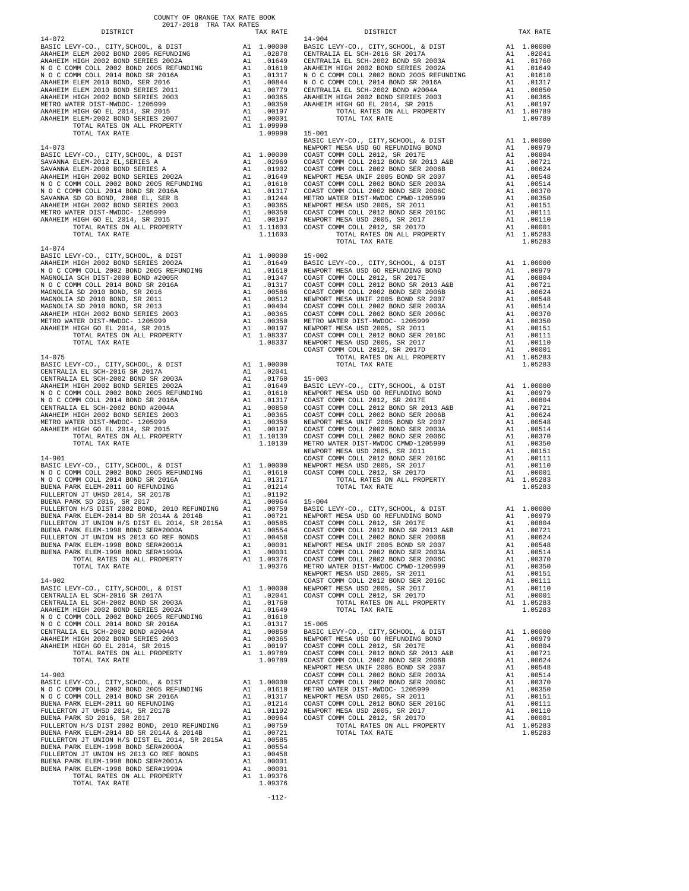COUNTY OF ORANGE TAX RATE BOOK
2017-2018 TRA TAX RATES

| DISTRICT | | TAX RATE |
|---|---|---|
| **14-072** | | |
| BASIC LEVY-CO., CITY,SCHOOL, & DIST | A1 | 1.00000 |
| ANAHEIM ELEM 2002 BOND 2005 REFUNDING | A1 | .02878 |
| ANAHEIM HIGH 2002 BOND SERIES 2002A | A1 | .01649 |
| N O C COMM COLL 2002 BOND 2005 REFUNDING | A1 | .01610 |
| N O C COMM COLL 2014 BOND SR 2016A | A1 | .01317 |
| ANAHEIM ELEM 2010 BOND, SER 2016 | A1 | .00844 |
| ANAHEIM ELEM 2010 BOND SERIES 2011 | A1 | .00779 |
| ANAHEIM HIGH 2002 BOND SERIES 2003 | A1 | .00365 |
| METRO WATER DIST-MWDOC- 1205999 | A1 | .00350 |
| ANAHEIM HIGH GO EL 2014, SR 2015 | A1 | .00197 |
| ANAHEIM ELEM-2002 BOND SERIES 2007 | A1 | .00001 |
| TOTAL RATES ON ALL PROPERTY | A1 | 1.09990 |
| TOTAL TAX RATE | | 1.09990 |
| **14-073** | | |
| BASIC LEVY-CO., CITY,SCHOOL, & DIST | A1 | 1.00000 |
| SAVANNA ELEM-2012 EL,SERIES A | A1 | .02969 |
| SAVANNA ELEM-2008 BOND SERIES A | A1 | .01902 |
| ANAHEIM HIGH 2002 BOND SERIES 2002A | A1 | .01649 |
| N O C COMM COLL 2002 BOND 2005 REFUNDING | A1 | .01610 |
| N O C COMM COLL 2014 BOND SR 2016A | A1 | .01317 |
| SAVANNA SD GO BOND, 2008 EL, SER B | A1 | .01244 |
| ANAHEIM HIGH 2002 BOND SERIES 2003 | A1 | .00365 |
| METRO WATER DIST-MWDOC- 1205999 | A1 | .00350 |
| ANAHEIM HIGH GO EL 2014, SR 2015 | A1 | .00197 |
| TOTAL RATES ON ALL PROPERTY | A1 | 1.11603 |
| TOTAL TAX RATE | | 1.11603 |
| **14-074** | | |
| BASIC LEVY-CO., CITY,SCHOOL, & DIST | A1 | 1.00000 |
| ANAHEIM HIGH 2002 BOND SERIES 2002A | A1 | .01649 |
| N O C COMM COLL 2002 BOND 2005 REFUNDING | A1 | .01610 |
| MAGNOLIA SCH DIST-2000 BOND #2005R | A1 | .01347 |
| N O C COMM COLL 2014 BOND SR 2016A | A1 | .01317 |
| MAGNOLIA SD 2010 BOND, SR 2016 | A1 | .00586 |
| MAGNOLIA SD 2010 BOND, SR 2011 | A1 | .00512 |
| MAGNOLIA SD 2010 BOND, SR 2013 | A1 | .00404 |
| ANAHEIM HIGH 2002 BOND SERIES 2003 | A1 | .00365 |
| METRO WATER DIST-MWDOC- 1205999 | A1 | .00350 |
| ANAHEIM HIGH GO EL 2014, SR 2015 | A1 | .00197 |
| TOTAL RATES ON ALL PROPERTY | A1 | 1.08337 |
| TOTAL TAX RATE | | 1.08337 |
| **14-075** | | |
| BASIC LEVY-CO., CITY,SCHOOL, & DIST | A1 | 1.00000 |
| CENTRALIA EL SCH-2016 SR 2017A | A1 | .02041 |
| CENTRALIA EL SCH-2002 BOND SR 2003A | A1 | .01760 |
| ANAHEIM HIGH 2002 BOND SERIES 2002A | A1 | .01649 |
| N O C COMM COLL 2002 BOND 2005 REFUNDING | A1 | .01610 |
| N O C COMM COLL 2014 BOND SR 2016A | A1 | .01317 |
| CENTRALIA EL SCH-2002 BOND #2004A | A1 | .00850 |
| ANAHEIM HIGH 2002 BOND SERIES 2003 | A1 | .00365 |
| METRO WATER DIST-MWDOC- 1205999 | A1 | .00350 |
| ANAHEIM HIGH GO EL 2014, SR 2015 | A1 | .00197 |
| TOTAL RATES ON ALL PROPERTY | A1 | 1.10139 |
| TOTAL TAX RATE | | 1.10139 |
| **14-901** | | |
| BASIC LEVY-CO., CITY,SCHOOL, & DIST | A1 | 1.00000 |
| N O C COMM COLL 2002 BOND 2005 REFUNDING | A1 | .01610 |
| N O C COMM COLL 2014 BOND SR 2016A | A1 | .01317 |
| BUENA PARK ELEM-2011 GO REFUNDING | A1 | .01214 |
| FULLERTON JT UHSD 2014, SR 2017B | A1 | .01192 |
| BUENA PARK SD 2016, SR 2017 | A1 | .00964 |
| FULLERTON H/S DIST 2002 BOND, 2010 REFUNDING | A1 | .00759 |
| BUENA PARK ELEM-2014 BD SR 2014A & 2014B | A1 | .00721 |
| FULLERTON JT UNION H/S DIST EL 2014, SR 2015A | A1 | .00585 |
| BUENA PARK ELEM-1998 BOND SER#2000A | A1 | .00554 |
| FULLERTON JT UNION HS 2013 GO REF BONDS | A1 | .00458 |
| BUENA PARK ELEM-1998 BOND SER#2001A | A1 | .00001 |
| BUENA PARK ELEM-1998 BOND SER#1999A | A1 | .00001 |
| TOTAL RATES ON ALL PROPERTY | A1 | 1.09376 |
| TOTAL TAX RATE | | 1.09376 |
| **14-902** | | |
| BASIC LEVY-CO., CITY,SCHOOL, & DIST | A1 | 1.00000 |
| CENTRALIA EL SCH-2016 SR 2017A | A1 | .02041 |
| CENTRALIA EL SCH-2002 BOND SR 2003A | A1 | .01760 |
| ANAHEIM HIGH 2002 BOND SERIES 2002A | A1 | .01649 |
| N O C COMM COLL 2002 BOND 2005 REFUNDING | A1 | .01610 |
| N O C COMM COLL 2014 BOND SR 2016A | A1 | .01317 |
| CENTRALIA EL SCH-2002 BOND #2004A | A1 | .00850 |
| ANAHEIM HIGH 2002 BOND SERIES 2003 | A1 | .00365 |
| ANAHEIM HIGH GO EL 2014, SR 2015 | A1 | .00197 |
| TOTAL RATES ON ALL PROPERTY | A1 | 1.09789 |
| TOTAL TAX RATE | | 1.09789 |
| **14-903** | | |
| BASIC LEVY-CO., CITY,SCHOOL, & DIST | A1 | 1.00000 |
| N O C COMM COLL 2002 BOND 2005 REFUNDING | A1 | .01610 |
| N O C COMM COLL 2014 BOND SR 2016A | A1 | .01317 |
| BUENA PARK ELEM-2011 GO REFUNDING | A1 | .01214 |
| FULLERTON JT UHSD 2014, SR 2017B | A1 | .01192 |
| BUENA PARK SD 2016, SR 2017 | A1 | .00964 |
| FULLERTON H/S DIST 2002 BOND, 2010 REFUNDING | A1 | .00759 |
| BUENA PARK ELEM-2014 BD SR 2014A & 2014B | A1 | .00721 |
| FULLERTON JT UNION H/S DIST EL 2014, SR 2015A | A1 | .00585 |
| BUENA PARK ELEM-1998 BOND SER#2000A | A1 | .00554 |
| FULLERTON JT UNION HS 2013 GO REF BONDS | A1 | .00458 |
| BUENA PARK ELEM-1998 BOND SER#2001A | A1 | .00001 |
| BUENA PARK ELEM-1998 BOND SER#1999A | A1 | .00001 |
| TOTAL RATES ON ALL PROPERTY | A1 | 1.09376 |
| TOTAL TAX RATE | | 1.09376 |
| **14-904** | | |
| BASIC LEVY-CO., CITY,SCHOOL, & DIST | A1 | 1.00000 |
| CENTRALIA EL SCH-2016 SR 2017A | A1 | .02041 |
| CENTRALIA EL SCH-2002 BOND SR 2003A | A1 | .01760 |
| ANAHEIM HIGH 2002 BOND SERIES 2002A | A1 | .01649 |
| N O C COMM COLL 2002 BOND 2005 REFUNDING | A1 | .01610 |
| N O C COMM COLL 2014 BOND SR 2016A | A1 | .01317 |
| CENTRALIA EL SCH-2002 BOND #2004A | A1 | .00850 |
| ANAHEIM HIGH 2002 BOND SERIES 2003 | A1 | .00365 |
| ANAHEIM HIGH GO EL 2014, SR 2015 | A1 | .00197 |
| TOTAL RATES ON ALL PROPERTY | A1 | 1.09789 |
| TOTAL TAX RATE | | 1.09789 |
| **15-001** | | |
| BASIC LEVY-CO., CITY,SCHOOL, & DIST | A1 | 1.00000 |
| NEWPORT MESA USD GO REFUNDING BOND | A1 | .00979 |
| COAST COMM COLL 2012, SR 2017E | A1 | .00804 |
| COAST COMM COLL 2012 BOND SR 2013 A&B | A1 | .00721 |
| COAST COMM COLL 2002 BOND SER 2006B | A1 | .00624 |
| NEWPORT MESA UNIF 2005 BOND SR 2007 | A1 | .00548 |
| COAST COMM COLL 2002 BOND SER 2003A | A1 | .00514 |
| COAST COMM COLL 2002 BOND SER 2006C | A1 | .00370 |
| METRO WATER DIST-MWDOC CMWD-1205999 | A1 | .00350 |
| NEWPORT MESA USD 2005, SR 2011 | A1 | .00151 |
| COAST COMM COLL 2012 BOND SER 2016C | A1 | .00111 |
| NEWPORT MESA USD 2005, SR 2017 | A1 | .00110 |
| COAST COMM COLL 2012, SR 2017D | A1 | .00001 |
| TOTAL RATES ON ALL PROPERTY | A1 | 1.05283 |
| TOTAL TAX RATE | | 1.05283 |
| **15-002** | | |
| BASIC LEVY-CO., CITY,SCHOOL, & DIST | A1 | 1.00000 |
| NEWPORT MESA USD GO REFUNDING BOND | A1 | .00979 |
| COAST COMM COLL 2012, SR 2017E | A1 | .00804 |
| COAST COMM COLL 2012 BOND SR 2013 A&B | A1 | .00721 |
| COAST COMM COLL 2002 BOND SER 2006B | A1 | .00624 |
| NEWPORT MESA UNIF 2005 BOND SR 2007 | A1 | .00548 |
| COAST COMM COLL 2002 BOND SER 2003A | A1 | .00514 |
| COAST COMM COLL 2002 BOND SER 2006C | A1 | .00370 |
| METRO WATER DIST-MWDOC- 1205999 | A1 | .00350 |
| NEWPORT MESA USD 2005, SR 2011 | A1 | .00151 |
| COAST COMM COLL 2012 BOND SER 2016C | A1 | .00111 |
| NEWPORT MESA USD 2005, SR 2017 | A1 | .00110 |
| COAST COMM COLL 2012, SR 2017D | A1 | .00001 |
| TOTAL RATES ON ALL PROPERTY | A1 | 1.05283 |
| TOTAL TAX RATE | | 1.05283 |
| **15-003** | | |
| BASIC LEVY-CO., CITY,SCHOOL, & DIST | A1 | 1.00000 |
| NEWPORT MESA USD GO REFUNDING BOND | A1 | .00979 |
| COAST COMM COLL 2012, SR 2017E | A1 | .00804 |
| COAST COMM COLL 2012 BOND SR 2013 A&B | A1 | .00721 |
| COAST COMM COLL 2002 BOND SER 2006B | A1 | .00624 |
| NEWPORT MESA UNIF 2005 BOND SR 2007 | A1 | .00548 |
| COAST COMM COLL 2002 BOND SER 2003A | A1 | .00514 |
| COAST COMM COLL 2002 BOND SER 2006C | A1 | .00370 |
| METRO WATER DIST-MWDOC CMWD-1205999 | A1 | .00350 |
| NEWPORT MESA USD 2005, SR 2011 | A1 | .00151 |
| COAST COMM COLL 2012 BOND SER 2016C | A1 | .00111 |
| NEWPORT MESA USD 2005, SR 2017 | A1 | .00110 |
| COAST COMM COLL 2012, SR 2017D | A1 | .00001 |
| TOTAL RATES ON ALL PROPERTY | A1 | 1.05283 |
| TOTAL TAX RATE | | 1.05283 |
| **15-004** | | |
| BASIC LEVY-CO., CITY,SCHOOL, & DIST | A1 | 1.00000 |
| NEWPORT MESA USD GO REFUNDING BOND | A1 | .00979 |
| COAST COMM COLL 2012, SR 2017E | A1 | .00804 |
| COAST COMM COLL 2012 BOND SR 2013 A&B | A1 | .00721 |
| COAST COMM COLL 2002 BOND SER 2006B | A1 | .00624 |
| NEWPORT MESA UNIF 2005 BOND SR 2007 | A1 | .00548 |
| COAST COMM COLL 2002 BOND SER 2003A | A1 | .00514 |
| COAST COMM COLL 2002 BOND SER 2006C | A1 | .00370 |
| METRO WATER DIST-MWDOC CMWD-1205999 | A1 | .00350 |
| NEWPORT MESA USD 2005, SR 2011 | A1 | .00151 |
| COAST COMM COLL 2012 BOND SER 2016C | A1 | .00111 |
| NEWPORT MESA USD 2005, SR 2017 | A1 | .00110 |
| COAST COMM COLL 2012, SR 2017D | A1 | .00001 |
| TOTAL RATES ON ALL PROPERTY | A1 | 1.05283 |
| TOTAL TAX RATE | | 1.05283 |
| **15-005** | | |
| BASIC LEVY-CO., CITY,SCHOOL, & DIST | A1 | 1.00000 |
| NEWPORT MESA USD GO REFUNDING BOND | A1 | .00979 |
| COAST COMM COLL 2012, SR 2017E | A1 | .00804 |
| COAST COMM COLL 2012 BOND SR 2013 A&B | A1 | .00721 |
| COAST COMM COLL 2002 BOND SER 2006B | A1 | .00624 |
| NEWPORT MESA UNIF 2005 BOND SR 2007 | A1 | .00548 |
| COAST COMM COLL 2002 BOND SER 2003A | A1 | .00514 |
| COAST COMM COLL 2002 BOND SER 2006C | A1 | .00370 |
| METRO WATER DIST-MWDOC- 1205999 | A1 | .00350 |
| NEWPORT MESA USD 2005, SR 2011 | A1 | .00151 |
| COAST COMM COLL 2012 BOND SER 2016C | A1 | .00111 |
| NEWPORT MESA USD 2005, SR 2017 | A1 | .00110 |
| COAST COMM COLL 2012, SR 2017D | A1 | .00001 |
| TOTAL RATES ON ALL PROPERTY | A1 | 1.05283 |
| TOTAL TAX RATE | | 1.05283 |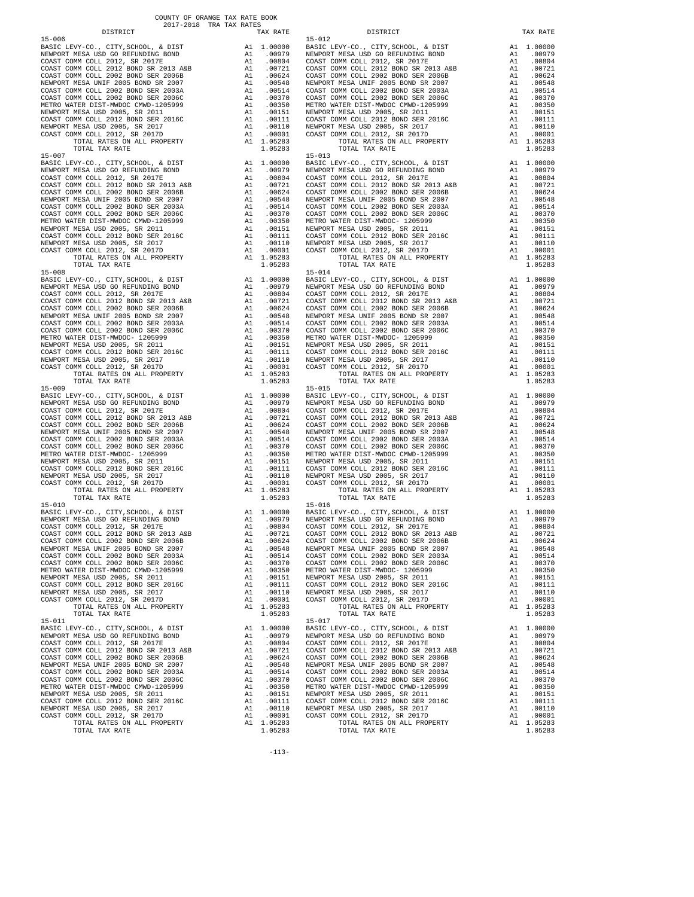COUNTY OF ORANGE TAX RATE BOOK
2017-2018 TRA TAX RATES

| DISTRICT | | TAX RATE |
|---|---|---|
| **15-006** | | |
| BASIC LEVY-CO., CITY,SCHOOL, & DIST | A1 | 1.00000 |
| NEWPORT MESA USD GO REFUNDING BOND | A1 | .00979 |
| COAST COMM COLL 2012, SR 2017E | A1 | .00804 |
| COAST COMM COLL 2012 BOND SR 2013 A&B | A1 | .00721 |
| COAST COMM COLL 2002 BOND SER 2006B | A1 | .00624 |
| NEWPORT MESA UNIF 2005 BOND SR 2007 | A1 | .00548 |
| COAST COMM COLL 2002 BOND SER 2003A | A1 | .00514 |
| COAST COMM COLL 2002 BOND SER 2006C | A1 | .00370 |
| METRO WATER DIST-MWDOC CMWD-1205999 | A1 | .00350 |
| NEWPORT MESA USD 2005, SR 2011 | A1 | .00151 |
| COAST COMM COLL 2012 BOND SER 2016C | A1 | .00111 |
| NEWPORT MESA USD 2005, SR 2017 | A1 | .00110 |
| COAST COMM COLL 2012, SR 2017D | A1 | .00001 |
| TOTAL RATES ON ALL PROPERTY | A1 | 1.05283 |
| TOTAL TAX RATE | | 1.05283 |
| **15-007** | | |
| BASIC LEVY-CO., CITY,SCHOOL, & DIST | A1 | 1.00000 |
| NEWPORT MESA USD GO REFUNDING BOND | A1 | .00979 |
| COAST COMM COLL 2012, SR 2017E | A1 | .00804 |
| COAST COMM COLL 2012 BOND SR 2013 A&B | A1 | .00721 |
| COAST COMM COLL 2002 BOND SER 2006B | A1 | .00624 |
| NEWPORT MESA UNIF 2005 BOND SR 2007 | A1 | .00548 |
| COAST COMM COLL 2002 BOND SER 2003A | A1 | .00514 |
| COAST COMM COLL 2002 BOND SER 2006C | A1 | .00370 |
| METRO WATER DIST-MWDOC CMWD-1205999 | A1 | .00350 |
| NEWPORT MESA USD 2005, SR 2011 | A1 | .00151 |
| COAST COMM COLL 2012 BOND SER 2016C | A1 | .00111 |
| NEWPORT MESA USD 2005, SR 2017 | A1 | .00110 |
| COAST COMM COLL 2012, SR 2017D | A1 | .00001 |
| TOTAL RATES ON ALL PROPERTY | A1 | 1.05283 |
| TOTAL TAX RATE | | 1.05283 |
| **15-008** | | |
| BASIC LEVY-CO., CITY,SCHOOL, & DIST | A1 | 1.00000 |
| NEWPORT MESA USD GO REFUNDING BOND | A1 | .00979 |
| COAST COMM COLL 2012, SR 2017E | A1 | .00804 |
| COAST COMM COLL 2012 BOND SR 2013 A&B | A1 | .00721 |
| COAST COMM COLL 2002 BOND SER 2006B | A1 | .00624 |
| NEWPORT MESA UNIF 2005 BOND SR 2007 | A1 | .00548 |
| COAST COMM COLL 2002 BOND SER 2003A | A1 | .00514 |
| COAST COMM COLL 2002 BOND SER 2006C | A1 | .00370 |
| METRO WATER DIST-MWDOC- 1205999 | A1 | .00350 |
| NEWPORT MESA USD 2005, SR 2011 | A1 | .00151 |
| COAST COMM COLL 2012 BOND SER 2016C | A1 | .00111 |
| NEWPORT MESA USD 2005, SR 2017 | A1 | .00110 |
| COAST COMM COLL 2012, SR 2017D | A1 | .00001 |
| TOTAL RATES ON ALL PROPERTY | A1 | 1.05283 |
| TOTAL TAX RATE | | 1.05283 |
| **15-009** | | |
| BASIC LEVY-CO., CITY,SCHOOL, & DIST | A1 | 1.00000 |
| NEWPORT MESA USD GO REFUNDING BOND | A1 | .00979 |
| COAST COMM COLL 2012, SR 2017E | A1 | .00804 |
| COAST COMM COLL 2012 BOND SR 2013 A&B | A1 | .00721 |
| COAST COMM COLL 2002 BOND SER 2006B | A1 | .00624 |
| NEWPORT MESA UNIF 2005 BOND SR 2007 | A1 | .00548 |
| COAST COMM COLL 2002 BOND SER 2003A | A1 | .00514 |
| COAST COMM COLL 2002 BOND SER 2006C | A1 | .00370 |
| METRO WATER DIST-MWDOC- 1205999 | A1 | .00350 |
| NEWPORT MESA USD 2005, SR 2011 | A1 | .00151 |
| COAST COMM COLL 2012 BOND SER 2016C | A1 | .00111 |
| NEWPORT MESA USD 2005, SR 2017 | A1 | .00110 |
| COAST COMM COLL 2012, SR 2017D | A1 | .00001 |
| TOTAL RATES ON ALL PROPERTY | A1 | 1.05283 |
| TOTAL TAX RATE | | 1.05283 |
| **15-010** | | |
| BASIC LEVY-CO., CITY,SCHOOL, & DIST | A1 | 1.00000 |
| NEWPORT MESA USD GO REFUNDING BOND | A1 | .00979 |
| COAST COMM COLL 2012, SR 2017E | A1 | .00804 |
| COAST COMM COLL 2012 BOND SR 2013 A&B | A1 | .00721 |
| COAST COMM COLL 2002 BOND SER 2006B | A1 | .00624 |
| NEWPORT MESA UNIF 2005 BOND SR 2007 | A1 | .00548 |
| COAST COMM COLL 2002 BOND SER 2003A | A1 | .00514 |
| COAST COMM COLL 2002 BOND SER 2006C | A1 | .00370 |
| METRO WATER DIST-MWDOC CMWD-1205999 | A1 | .00350 |
| NEWPORT MESA USD 2005, SR 2011 | A1 | .00151 |
| COAST COMM COLL 2012 BOND SER 2016C | A1 | .00111 |
| NEWPORT MESA USD 2005, SR 2017 | A1 | .00110 |
| COAST COMM COLL 2012, SR 2017D | A1 | .00001 |
| TOTAL RATES ON ALL PROPERTY | A1 | 1.05283 |
| TOTAL TAX RATE | | 1.05283 |
| **15-011** | | |
| BASIC LEVY-CO., CITY,SCHOOL, & DIST | A1 | 1.00000 |
| NEWPORT MESA USD GO REFUNDING BOND | A1 | .00979 |
| COAST COMM COLL 2012, SR 2017E | A1 | .00804 |
| COAST COMM COLL 2012 BOND SR 2013 A&B | A1 | .00721 |
| COAST COMM COLL 2002 BOND SER 2006B | A1 | .00624 |
| NEWPORT MESA UNIF 2005 BOND SR 2007 | A1 | .00548 |
| COAST COMM COLL 2002 BOND SER 2003A | A1 | .00514 |
| COAST COMM COLL 2002 BOND SER 2006C | A1 | .00370 |
| METRO WATER DIST-MWDOC CMWD-1205999 | A1 | .00350 |
| NEWPORT MESA USD 2005, SR 2011 | A1 | .00151 |
| COAST COMM COLL 2012 BOND SER 2016C | A1 | .00111 |
| NEWPORT MESA USD 2005, SR 2017 | A1 | .00110 |
| COAST COMM COLL 2012, SR 2017D | A1 | .00001 |
| TOTAL RATES ON ALL PROPERTY | A1 | 1.05283 |
| TOTAL TAX RATE | | 1.05283 |
| **15-012** | | |
| BASIC LEVY-CO., CITY,SCHOOL, & DIST | A1 | 1.00000 |
| NEWPORT MESA USD GO REFUNDING BOND | A1 | .00979 |
| COAST COMM COLL 2012, SR 2017E | A1 | .00804 |
| COAST COMM COLL 2012 BOND SR 2013 A&B | A1 | .00721 |
| COAST COMM COLL 2002 BOND SER 2006B | A1 | .00624 |
| NEWPORT MESA UNIF 2005 BOND SR 2007 | A1 | .00548 |
| COAST COMM COLL 2002 BOND SER 2003A | A1 | .00514 |
| COAST COMM COLL 2002 BOND SER 2006C | A1 | .00370 |
| METRO WATER DIST-MWDOC CMWD-1205999 | A1 | .00350 |
| NEWPORT MESA USD 2005, SR 2011 | A1 | .00151 |
| COAST COMM COLL 2012 BOND SER 2016C | A1 | .00111 |
| NEWPORT MESA USD 2005, SR 2017 | A1 | .00110 |
| COAST COMM COLL 2012, SR 2017D | A1 | .00001 |
| TOTAL RATES ON ALL PROPERTY | A1 | 1.05283 |
| TOTAL TAX RATE | | 1.05283 |
| **15-013** | | |
| BASIC LEVY-CO., CITY,SCHOOL, & DIST | A1 | 1.00000 |
| NEWPORT MESA USD GO REFUNDING BOND | A1 | .00979 |
| COAST COMM COLL 2012, SR 2017E | A1 | .00804 |
| COAST COMM COLL 2012 BOND SR 2013 A&B | A1 | .00721 |
| COAST COMM COLL 2002 BOND SER 2006B | A1 | .00624 |
| NEWPORT MESA UNIF 2005 BOND SR 2007 | A1 | .00548 |
| COAST COMM COLL 2002 BOND SER 2003A | A1 | .00514 |
| COAST COMM COLL 2002 BOND SER 2006C | A1 | .00370 |
| METRO WATER DIST-MWDOC- 1205999 | A1 | .00350 |
| NEWPORT MESA USD 2005, SR 2011 | A1 | .00151 |
| COAST COMM COLL 2012 BOND SER 2016C | A1 | .00111 |
| NEWPORT MESA USD 2005, SR 2017 | A1 | .00110 |
| COAST COMM COLL 2012, SR 2017D | A1 | .00001 |
| TOTAL RATES ON ALL PROPERTY | A1 | 1.05283 |
| TOTAL TAX RATE | | 1.05283 |
| **15-014** | | |
| BASIC LEVY-CO., CITY,SCHOOL, & DIST | A1 | 1.00000 |
| NEWPORT MESA USD GO REFUNDING BOND | A1 | .00979 |
| COAST COMM COLL 2012, SR 2017E | A1 | .00804 |
| COAST COMM COLL 2012 BOND SR 2013 A&B | A1 | .00721 |
| COAST COMM COLL 2002 BOND SER 2006B | A1 | .00624 |
| NEWPORT MESA UNIF 2005 BOND SR 2007 | A1 | .00548 |
| COAST COMM COLL 2002 BOND SER 2003A | A1 | .00514 |
| COAST COMM COLL 2002 BOND SER 2006C | A1 | .00370 |
| METRO WATER DIST-MWDOC- 1205999 | A1 | .00350 |
| NEWPORT MESA USD 2005, SR 2011 | A1 | .00151 |
| COAST COMM COLL 2012 BOND SER 2016C | A1 | .00111 |
| NEWPORT MESA USD 2005, SR 2017 | A1 | .00110 |
| COAST COMM COLL 2012, SR 2017D | A1 | .00001 |
| TOTAL RATES ON ALL PROPERTY | A1 | 1.05283 |
| TOTAL TAX RATE | | 1.05283 |
| **15-015** | | |
| BASIC LEVY-CO., CITY,SCHOOL, & DIST | A1 | 1.00000 |
| NEWPORT MESA USD GO REFUNDING BOND | A1 | .00979 |
| COAST COMM COLL 2012, SR 2017E | A1 | .00804 |
| COAST COMM COLL 2012 BOND SR 2013 A&B | A1 | .00721 |
| COAST COMM COLL 2002 BOND SER 2006B | A1 | .00624 |
| NEWPORT MESA UNIF 2005 BOND SR 2007 | A1 | .00548 |
| COAST COMM COLL 2002 BOND SER 2003A | A1 | .00514 |
| COAST COMM COLL 2002 BOND SER 2006C | A1 | .00370 |
| METRO WATER DIST-MWDOC CMWD-1205999 | A1 | .00350 |
| NEWPORT MESA USD 2005, SR 2011 | A1 | .00151 |
| COAST COMM COLL 2012 BOND SER 2016C | A1 | .00111 |
| NEWPORT MESA USD 2005, SR 2017 | A1 | .00110 |
| COAST COMM COLL 2012, SR 2017D | A1 | .00001 |
| TOTAL RATES ON ALL PROPERTY | A1 | 1.05283 |
| TOTAL TAX RATE | | 1.05283 |
| **15-016** | | |
| BASIC LEVY-CO., CITY,SCHOOL, & DIST | A1 | 1.00000 |
| NEWPORT MESA USD GO REFUNDING BOND | A1 | .00979 |
| COAST COMM COLL 2012, SR 2017E | A1 | .00804 |
| COAST COMM COLL 2012 BOND SR 2013 A&B | A1 | .00721 |
| COAST COMM COLL 2002 BOND SER 2006B | A1 | .00624 |
| NEWPORT MESA UNIF 2005 BOND SR 2007 | A1 | .00548 |
| COAST COMM COLL 2002 BOND SER 2003A | A1 | .00514 |
| COAST COMM COLL 2002 BOND SER 2006C | A1 | .00370 |
| METRO WATER DIST-MWDOC- 1205999 | A1 | .00350 |
| NEWPORT MESA USD 2005, SR 2011 | A1 | .00151 |
| COAST COMM COLL 2012 BOND SER 2016C | A1 | .00111 |
| NEWPORT MESA USD 2005, SR 2017 | A1 | .00110 |
| COAST COMM COLL 2012, SR 2017D | A1 | .00001 |
| TOTAL RATES ON ALL PROPERTY | A1 | 1.05283 |
| TOTAL TAX RATE | | 1.05283 |
| **15-017** | | |
| BASIC LEVY-CO., CITY,SCHOOL, & DIST | A1 | 1.00000 |
| NEWPORT MESA USD GO REFUNDING BOND | A1 | .00979 |
| COAST COMM COLL 2012, SR 2017E | A1 | .00804 |
| COAST COMM COLL 2012 BOND SR 2013 A&B | A1 | .00721 |
| COAST COMM COLL 2002 BOND SER 2006B | A1 | .00624 |
| NEWPORT MESA UNIF 2005 BOND SR 2007 | A1 | .00548 |
| COAST COMM COLL 2002 BOND SER 2003A | A1 | .00514 |
| COAST COMM COLL 2002 BOND SER 2006C | A1 | .00370 |
| METRO WATER DIST-MWDOC CMWD-1205999 | A1 | .00350 |
| NEWPORT MESA USD 2005, SR 2011 | A1 | .00151 |
| COAST COMM COLL 2012 BOND SER 2016C | A1 | .00111 |
| NEWPORT MESA USD 2005, SR 2017 | A1 | .00110 |
| COAST COMM COLL 2012, SR 2017D | A1 | .00001 |
| TOTAL RATES ON ALL PROPERTY | A1 | 1.05283 |
| TOTAL TAX RATE | | 1.05283 |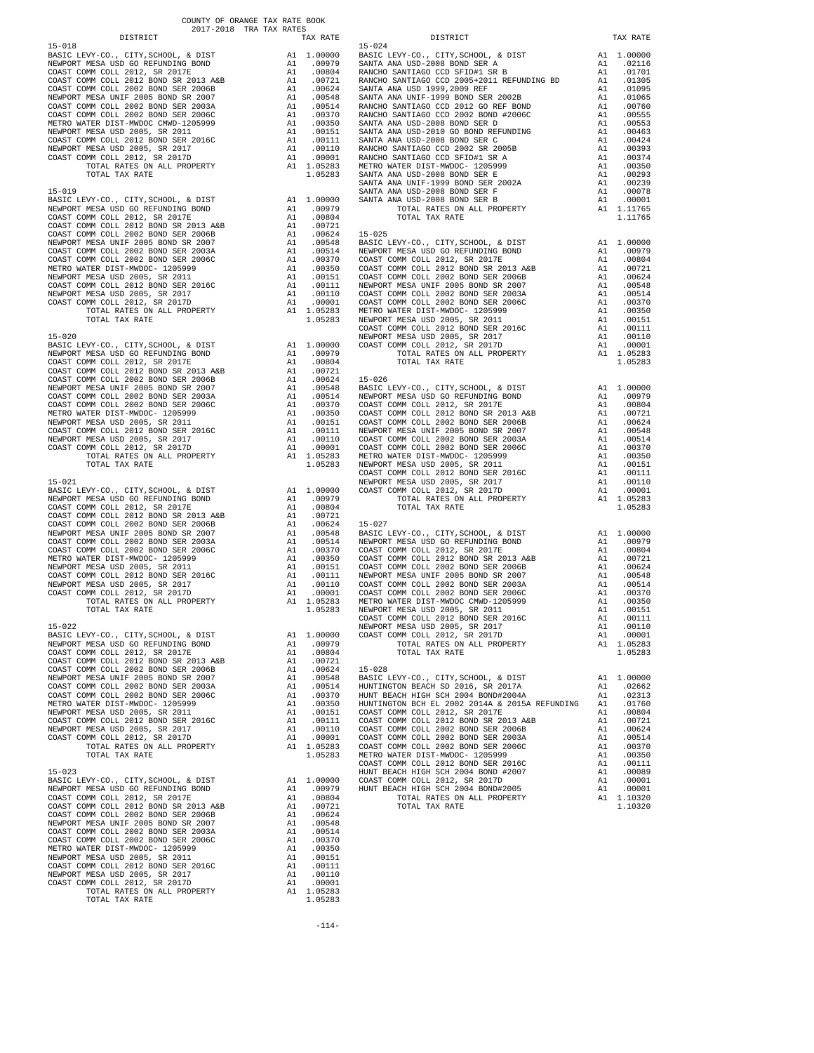COUNTY OF ORANGE TAX RATE BOOK
2017-2018 TRA TAX RATES

| DISTRICT | | TAX RATE |
|---|---|---|
| **15-018** | | |
| BASIC LEVY-CO., CITY,SCHOOL, & DIST | A1 | 1.00000 |
| NEWPORT MESA USD GO REFUNDING BOND | A1 | .00979 |
| COAST COMM COLL 2012, SR 2017E | A1 | .00804 |
| COAST COMM COLL 2012 BOND SR 2013 A&B | A1 | .00721 |
| COAST COMM COLL 2002 BOND SER 2006B | A1 | .00624 |
| NEWPORT MESA UNIF 2005 BOND SR 2007 | A1 | .00548 |
| COAST COMM COLL 2002 BOND SER 2003A | A1 | .00514 |
| COAST COMM COLL 2002 BOND SER 2006C | A1 | .00370 |
| METRO WATER DIST-MWDOC CMWD-1205999 | A1 | .00350 |
| NEWPORT MESA USD 2005, SR 2011 | A1 | .00151 |
| COAST COMM COLL 2012 BOND SER 2016C | A1 | .00111 |
| NEWPORT MESA USD 2005, SR 2017 | A1 | .00110 |
| COAST COMM COLL 2012, SR 2017D | A1 | .00001 |
| TOTAL RATES ON ALL PROPERTY | A1 | 1.05283 |
| TOTAL TAX RATE | | 1.05283 |
| **15-019** | | |
| BASIC LEVY-CO., CITY,SCHOOL, & DIST | A1 | 1.00000 |
| NEWPORT MESA USD GO REFUNDING BOND | A1 | .00979 |
| COAST COMM COLL 2012, SR 2017E | A1 | .00804 |
| COAST COMM COLL 2012 BOND SR 2013 A&B | A1 | .00721 |
| COAST COMM COLL 2002 BOND SER 2006B | A1 | .00624 |
| NEWPORT MESA UNIF 2005 BOND SR 2007 | A1 | .00548 |
| COAST COMM COLL 2002 BOND SER 2003A | A1 | .00514 |
| COAST COMM COLL 2002 BOND SER 2006C | A1 | .00370 |
| METRO WATER DIST-MWDOC- 1205999 | A1 | .00350 |
| NEWPORT MESA USD 2005, SR 2011 | A1 | .00151 |
| COAST COMM COLL 2012 BOND SER 2016C | A1 | .00111 |
| NEWPORT MESA USD 2005, SR 2017 | A1 | .00110 |
| COAST COMM COLL 2012, SR 2017D | A1 | .00001 |
| TOTAL RATES ON ALL PROPERTY | A1 | 1.05283 |
| TOTAL TAX RATE | | 1.05283 |
| **15-020** | | |
| BASIC LEVY-CO., CITY,SCHOOL, & DIST | A1 | 1.00000 |
| NEWPORT MESA USD GO REFUNDING BOND | A1 | .00979 |
| COAST COMM COLL 2012, SR 2017E | A1 | .00804 |
| COAST COMM COLL 2012 BOND SR 2013 A&B | A1 | .00721 |
| COAST COMM COLL 2002 BOND SER 2006B | A1 | .00624 |
| NEWPORT MESA UNIF 2005 BOND SR 2007 | A1 | .00548 |
| COAST COMM COLL 2002 BOND SER 2003A | A1 | .00514 |
| COAST COMM COLL 2002 BOND SER 2006C | A1 | .00370 |
| METRO WATER DIST-MWDOC- 1205999 | A1 | .00350 |
| NEWPORT MESA USD 2005, SR 2011 | A1 | .00151 |
| COAST COMM COLL 2012 BOND SER 2016C | A1 | .00111 |
| NEWPORT MESA USD 2005, SR 2017 | A1 | .00110 |
| COAST COMM COLL 2012, SR 2017D | A1 | .00001 |
| TOTAL RATES ON ALL PROPERTY | A1 | 1.05283 |
| TOTAL TAX RATE | | 1.05283 |
| **15-021** | | |
| BASIC LEVY-CO., CITY,SCHOOL, & DIST | A1 | 1.00000 |
| NEWPORT MESA USD GO REFUNDING BOND | A1 | .00979 |
| COAST COMM COLL 2012, SR 2017E | A1 | .00804 |
| COAST COMM COLL 2012 BOND SR 2013 A&B | A1 | .00721 |
| COAST COMM COLL 2002 BOND SER 2006B | A1 | .00624 |
| NEWPORT MESA UNIF 2005 BOND SR 2007 | A1 | .00548 |
| COAST COMM COLL 2002 BOND SER 2003A | A1 | .00514 |
| COAST COMM COLL 2002 BOND SER 2006C | A1 | .00370 |
| METRO WATER DIST-MWDOC- 1205999 | A1 | .00350 |
| NEWPORT MESA USD 2005, SR 2011 | A1 | .00151 |
| COAST COMM COLL 2012 BOND SER 2016C | A1 | .00111 |
| NEWPORT MESA USD 2005, SR 2017 | A1 | .00110 |
| COAST COMM COLL 2012, SR 2017D | A1 | .00001 |
| TOTAL RATES ON ALL PROPERTY | A1 | 1.05283 |
| TOTAL TAX RATE | | 1.05283 |
| **15-022** | | |
| BASIC LEVY-CO., CITY,SCHOOL, & DIST | A1 | 1.00000 |
| NEWPORT MESA USD GO REFUNDING BOND | A1 | .00979 |
| COAST COMM COLL 2012, SR 2017E | A1 | .00804 |
| COAST COMM COLL 2012 BOND SR 2013 A&B | A1 | .00721 |
| COAST COMM COLL 2002 BOND SER 2006B | A1 | .00624 |
| NEWPORT MESA UNIF 2005 BOND SR 2007 | A1 | .00548 |
| COAST COMM COLL 2002 BOND SER 2003A | A1 | .00514 |
| COAST COMM COLL 2002 BOND SER 2006C | A1 | .00370 |
| METRO WATER DIST-MWDOC- 1205999 | A1 | .00350 |
| NEWPORT MESA USD 2005, SR 2011 | A1 | .00151 |
| COAST COMM COLL 2012 BOND SER 2016C | A1 | .00111 |
| NEWPORT MESA USD 2005, SR 2017 | A1 | .00110 |
| COAST COMM COLL 2012, SR 2017D | A1 | .00001 |
| TOTAL RATES ON ALL PROPERTY | A1 | 1.05283 |
| TOTAL TAX RATE | | 1.05283 |
| **15-023** | | |
| BASIC LEVY-CO., CITY,SCHOOL, & DIST | A1 | 1.00000 |
| NEWPORT MESA USD GO REFUNDING BOND | A1 | .00979 |
| COAST COMM COLL 2012, SR 2017E | A1 | .00804 |
| COAST COMM COLL 2012 BOND SR 2013 A&B | A1 | .00721 |
| COAST COMM COLL 2002 BOND SER 2006B | A1 | .00624 |
| NEWPORT MESA UNIF 2005 BOND SR 2007 | A1 | .00548 |
| COAST COMM COLL 2002 BOND SER 2003A | A1 | .00514 |
| COAST COMM COLL 2002 BOND SER 2006C | A1 | .00370 |
| METRO WATER DIST-MWDOC- 1205999 | A1 | .00350 |
| NEWPORT MESA USD 2005, SR 2011 | A1 | .00151 |
| COAST COMM COLL 2012 BOND SER 2016C | A1 | .00111 |
| NEWPORT MESA USD 2005, SR 2017 | A1 | .00110 |
| COAST COMM COLL 2012, SR 2017D | A1 | .00001 |
| TOTAL RATES ON ALL PROPERTY | A1 | 1.05283 |
| TOTAL TAX RATE | | 1.05283 |
| **15-024** | | |
| BASIC LEVY-CO., CITY,SCHOOL, & DIST | A1 | 1.00000 |
| SANTA ANA USD-2008 BOND SER A | A1 | .02116 |
| RANCHO SANTIAGO CCD SFID#1 SR B | A1 | .01701 |
| RANCHO SANTIAGO CCD 2005+2011 REFUNDING BD | A1 | .01305 |
| SANTA ANA USD 1999,2009 REF | A1 | .01095 |
| SANTA ANA UNIF-1999 BOND SER 2002B | A1 | .01065 |
| RANCHO SANTIAGO CCD 2012 GO REF BOND | A1 | .00760 |
| RANCHO SANTIAGO CCD 2002 BOND #2006C | A1 | .00555 |
| SANTA ANA USD-2008 BOND SER D | A1 | .00553 |
| SANTA ANA USD-2010 GO BOND REFUNDING | A1 | .00463 |
| SANTA ANA USD-2008 BOND SER C | A1 | .00424 |
| RANCHO SANTIAGO CCD 2002 SR 2005B | A1 | .00393 |
| RANCHO SANTIAGO CCD SFID#1 SR A | A1 | .00374 |
| METRO WATER DIST-MWDOC- 1205999 | A1 | .00350 |
| SANTA ANA USD-2008 BOND SER E | A1 | .00293 |
| SANTA ANA UNIF-1999 BOND SER 2002A | A1 | .00239 |
| SANTA ANA USD-2008 BOND SER F | A1 | .00078 |
| SANTA ANA USD-2008 BOND SER B | A1 | .00001 |
| TOTAL RATES ON ALL PROPERTY | A1 | 1.11765 |
| TOTAL TAX RATE | | 1.11765 |
| **15-025** | | |
| BASIC LEVY-CO., CITY,SCHOOL, & DIST | A1 | 1.00000 |
| NEWPORT MESA USD GO REFUNDING BOND | A1 | .00979 |
| COAST COMM COLL 2012, SR 2017E | A1 | .00804 |
| COAST COMM COLL 2012 BOND SR 2013 A&B | A1 | .00721 |
| COAST COMM COLL 2002 BOND SER 2006B | A1 | .00624 |
| NEWPORT MESA UNIF 2005 BOND SR 2007 | A1 | .00548 |
| COAST COMM COLL 2002 BOND SER 2003A | A1 | .00514 |
| COAST COMM COLL 2002 BOND SER 2006C | A1 | .00370 |
| METRO WATER DIST-MWDOC- 1205999 | A1 | .00350 |
| NEWPORT MESA USD 2005, SR 2011 | A1 | .00151 |
| COAST COMM COLL 2012 BOND SER 2016C | A1 | .00111 |
| NEWPORT MESA USD 2005, SR 2017 | A1 | .00110 |
| COAST COMM COLL 2012, SR 2017D | A1 | .00001 |
| TOTAL RATES ON ALL PROPERTY | A1 | 1.05283 |
| TOTAL TAX RATE | | 1.05283 |
| **15-026** | | |
| BASIC LEVY-CO., CITY,SCHOOL, & DIST | A1 | 1.00000 |
| NEWPORT MESA USD GO REFUNDING BOND | A1 | .00979 |
| COAST COMM COLL 2012, SR 2017E | A1 | .00804 |
| COAST COMM COLL 2012 BOND SR 2013 A&B | A1 | .00721 |
| COAST COMM COLL 2002 BOND SER 2006B | A1 | .00624 |
| NEWPORT MESA UNIF 2005 BOND SR 2007 | A1 | .00548 |
| COAST COMM COLL 2002 BOND SER 2003A | A1 | .00514 |
| COAST COMM COLL 2002 BOND SER 2006C | A1 | .00370 |
| METRO WATER DIST-MWDOC- 1205999 | A1 | .00350 |
| NEWPORT MESA USD 2005, SR 2011 | A1 | .00151 |
| COAST COMM COLL 2012 BOND SER 2016C | A1 | .00111 |
| NEWPORT MESA USD 2005, SR 2017 | A1 | .00110 |
| COAST COMM COLL 2012, SR 2017D | A1 | .00001 |
| TOTAL RATES ON ALL PROPERTY | A1 | 1.05283 |
| TOTAL TAX RATE | | 1.05283 |
| **15-027** | | |
| BASIC LEVY-CO., CITY,SCHOOL, & DIST | A1 | 1.00000 |
| NEWPORT MESA USD GO REFUNDING BOND | A1 | .00979 |
| COAST COMM COLL 2012, SR 2017E | A1 | .00804 |
| COAST COMM COLL 2012 BOND SR 2013 A&B | A1 | .00721 |
| COAST COMM COLL 2002 BOND SER 2006B | A1 | .00624 |
| NEWPORT MESA UNIF 2005 BOND SR 2007 | A1 | .00548 |
| COAST COMM COLL 2002 BOND SER 2003A | A1 | .00514 |
| COAST COMM COLL 2002 BOND SER 2006C | A1 | .00370 |
| METRO WATER DIST-MWDOC CMWD-1205999 | A1 | .00350 |
| NEWPORT MESA USD 2005, SR 2011 | A1 | .00151 |
| COAST COMM COLL 2012 BOND SER 2016C | A1 | .00111 |
| NEWPORT MESA USD 2005, SR 2017 | A1 | .00110 |
| COAST COMM COLL 2012, SR 2017D | A1 | .00001 |
| TOTAL RATES ON ALL PROPERTY | A1 | 1.05283 |
| TOTAL TAX RATE | | 1.05283 |
| **15-028** | | |
| BASIC LEVY-CO., CITY,SCHOOL, & DIST | A1 | 1.00000 |
| HUNTINGTON BEACH SD 2016, SR 2017A | A1 | .02662 |
| HUNT BEACH HIGH SCH 2004 BOND#2004A | A1 | .02313 |
| HUNTINGTON BCH EL 2002 2014A & 2015A REFUNDING | A1 | .01760 |
| COAST COMM COLL 2012, SR 2017E | A1 | .00804 |
| COAST COMM COLL 2012 BOND SR 2013 A&B | A1 | .00721 |
| COAST COMM COLL 2002 BOND SER 2006B | A1 | .00624 |
| COAST COMM COLL 2002 BOND SER 2003A | A1 | .00514 |
| COAST COMM COLL 2002 BOND SER 2006C | A1 | .00370 |
| METRO WATER DIST-MWDOC- 1205999 | A1 | .00350 |
| COAST COMM COLL 2012 BOND SER 2016C | A1 | .00111 |
| HUNT BEACH HIGH SCH 2004 BOND #2007 | A1 | .00089 |
| COAST COMM COLL 2012, SR 2017D | A1 | .00001 |
| HUNT BEACH HIGH SCH 2004 BOND#2005 | A1 | .00001 |
| TOTAL RATES ON ALL PROPERTY | A1 | 1.10320 |
| TOTAL TAX RATE | | 1.10320 |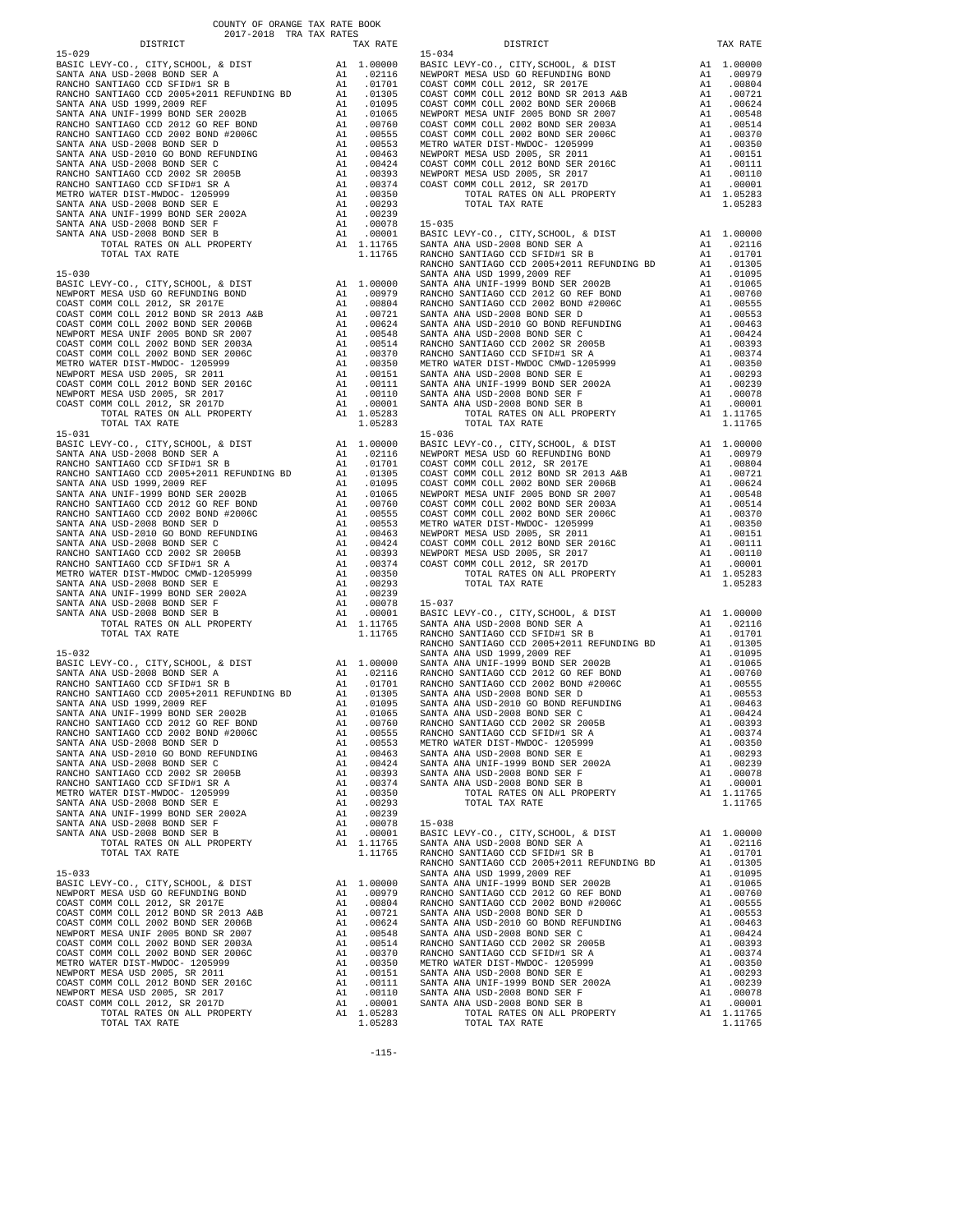COUNTY OF ORANGE TAX RATE BOOK
2017-2018 TRA TAX RATES

| DISTRICT | | TAX RATE |
|---|---|---|
| **15-029** | | |
| BASIC LEVY-CO., CITY,SCHOOL, & DIST | A1 | 1.00000 |
| SANTA ANA USD-2008 BOND SER A | A1 | .02116 |
| RANCHO SANTIAGO CCD SFID#1 SR B | A1 | .01701 |
| RANCHO SANTIAGO CCD 2005+2011 REFUNDING BD | A1 | .01305 |
| SANTA ANA USD 1999,2009 REF | A1 | .01095 |
| SANTA ANA UNIF-1999 BOND SER 2002B | A1 | .01065 |
| RANCHO SANTIAGO CCD 2012 GO REF BOND | A1 | .00760 |
| RANCHO SANTIAGO CCD 2002 BOND #2006C | A1 | .00555 |
| SANTA ANA USD-2008 BOND SER D | A1 | .00553 |
| SANTA ANA USD-2010 GO BOND REFUNDING | A1 | .00463 |
| SANTA ANA USD-2008 BOND SER C | A1 | .00424 |
| RANCHO SANTIAGO CCD 2002 SR 2005B | A1 | .00393 |
| RANCHO SANTIAGO CCD SFID#1 SR A | A1 | .00374 |
| METRO WATER DIST-MWDOC- 1205999 | A1 | .00350 |
| SANTA ANA USD-2008 BOND SER E | A1 | .00293 |
| SANTA ANA UNIF-1999 BOND SER 2002A | A1 | .00239 |
| SANTA ANA USD-2008 BOND SER F | A1 | .00078 |
| SANTA ANA USD-2008 BOND SER B | A1 | .00001 |
| TOTAL RATES ON ALL PROPERTY | A1 | 1.11765 |
| TOTAL TAX RATE | | 1.11765 |
| **15-030** | | |
| BASIC LEVY-CO., CITY,SCHOOL, & DIST | A1 | 1.00000 |
| NEWPORT MESA USD GO REFUNDING BOND | A1 | .00979 |
| COAST COMM COLL 2012, SR 2017E | A1 | .00804 |
| COAST COMM COLL 2012 BOND SR 2013 A&B | A1 | .00721 |
| COAST COMM COLL 2002 BOND SER 2006B | A1 | .00624 |
| NEWPORT MESA UNIF 2005 BOND SR 2007 | A1 | .00548 |
| COAST COMM COLL 2002 BOND SER 2003A | A1 | .00514 |
| COAST COMM COLL 2002 BOND SER 2006C | A1 | .00370 |
| METRO WATER DIST-MWDOC- 1205999 | A1 | .00350 |
| NEWPORT MESA USD 2005, SR 2011 | A1 | .00151 |
| COAST COMM COLL 2012 BOND SER 2016C | A1 | .00111 |
| NEWPORT MESA USD 2005, SR 2017 | A1 | .00110 |
| COAST COMM COLL 2012, SR 2017D | A1 | .00001 |
| TOTAL RATES ON ALL PROPERTY | A1 | 1.05283 |
| TOTAL TAX RATE | | 1.05283 |
| **15-031** | | |
| BASIC LEVY-CO., CITY,SCHOOL, & DIST | A1 | 1.00000 |
| SANTA ANA USD-2008 BOND SER A | A1 | .02116 |
| RANCHO SANTIAGO CCD SFID#1 SR B | A1 | .01701 |
| RANCHO SANTIAGO CCD 2005+2011 REFUNDING BD | A1 | .01305 |
| SANTA ANA USD 1999,2009 REF | A1 | .01095 |
| SANTA ANA UNIF-1999 BOND SER 2002B | A1 | .01065 |
| RANCHO SANTIAGO CCD 2012 GO REF BOND | A1 | .00760 |
| RANCHO SANTIAGO CCD 2002 BOND #2006C | A1 | .00555 |
| SANTA ANA USD-2008 BOND SER D | A1 | .00553 |
| SANTA ANA USD-2010 GO BOND REFUNDING | A1 | .00463 |
| SANTA ANA USD-2008 BOND SER C | A1 | .00424 |
| RANCHO SANTIAGO CCD 2002 SR 2005B | A1 | .00393 |
| RANCHO SANTIAGO CCD SFID#1 SR A | A1 | .00374 |
| METRO WATER DIST-MWDOC CMWD-1205999 | A1 | .00350 |
| SANTA ANA USD-2008 BOND SER E | A1 | .00293 |
| SANTA ANA UNIF-1999 BOND SER 2002A | A1 | .00239 |
| SANTA ANA USD-2008 BOND SER F | A1 | .00078 |
| SANTA ANA USD-2008 BOND SER B | A1 | .00001 |
| TOTAL RATES ON ALL PROPERTY | A1 | 1.11765 |
| TOTAL TAX RATE | | 1.11765 |
| **15-032** | | |
| BASIC LEVY-CO., CITY,SCHOOL, & DIST | A1 | 1.00000 |
| SANTA ANA USD-2008 BOND SER A | A1 | .02116 |
| RANCHO SANTIAGO CCD SFID#1 SR B | A1 | .01701 |
| RANCHO SANTIAGO CCD 2005+2011 REFUNDING BD | A1 | .01305 |
| SANTA ANA USD 1999,2009 REF | A1 | .01095 |
| SANTA ANA UNIF-1999 BOND SER 2002B | A1 | .01065 |
| RANCHO SANTIAGO CCD 2012 GO REF BOND | A1 | .00760 |
| RANCHO SANTIAGO CCD 2002 BOND #2006C | A1 | .00555 |
| SANTA ANA USD-2008 BOND SER D | A1 | .00553 |
| SANTA ANA USD-2010 GO BOND REFUNDING | A1 | .00463 |
| SANTA ANA USD-2008 BOND SER C | A1 | .00424 |
| RANCHO SANTIAGO CCD 2002 SR 2005B | A1 | .00393 |
| RANCHO SANTIAGO CCD SFID#1 SR A | A1 | .00374 |
| METRO WATER DIST-MWDOC- 1205999 | A1 | .00350 |
| SANTA ANA USD-2008 BOND SER E | A1 | .00293 |
| SANTA ANA UNIF-1999 BOND SER 2002A | A1 | .00239 |
| SANTA ANA USD-2008 BOND SER F | A1 | .00078 |
| SANTA ANA USD-2008 BOND SER B | A1 | .00001 |
| TOTAL RATES ON ALL PROPERTY | A1 | 1.11765 |
| TOTAL TAX RATE | | 1.11765 |
| **15-033** | | |
| BASIC LEVY-CO., CITY,SCHOOL, & DIST | A1 | 1.00000 |
| NEWPORT MESA USD GO REFUNDING BOND | A1 | .00979 |
| COAST COMM COLL 2012, SR 2017E | A1 | .00804 |
| COAST COMM COLL 2012 BOND SR 2013 A&B | A1 | .00721 |
| COAST COMM COLL 2002 BOND SER 2006B | A1 | .00624 |
| NEWPORT MESA UNIF 2005 BOND SR 2007 | A1 | .00548 |
| COAST COMM COLL 2002 BOND SER 2003A | A1 | .00514 |
| COAST COMM COLL 2002 BOND SER 2006C | A1 | .00370 |
| METRO WATER DIST-MWDOC- 1205999 | A1 | .00350 |
| NEWPORT MESA USD 2005, SR 2011 | A1 | .00151 |
| COAST COMM COLL 2012 BOND SER 2016C | A1 | .00111 |
| NEWPORT MESA USD 2005, SR 2017 | A1 | .00110 |
| COAST COMM COLL 2012, SR 2017D | A1 | .00001 |
| TOTAL RATES ON ALL PROPERTY | A1 | 1.05283 |
| TOTAL TAX RATE | | 1.05283 |
| **15-034** | | |
| BASIC LEVY-CO., CITY,SCHOOL, & DIST | A1 | 1.00000 |
| NEWPORT MESA USD GO REFUNDING BOND | A1 | .00979 |
| COAST COMM COLL 2012, SR 2017E | A1 | .00804 |
| COAST COMM COLL 2012 BOND SR 2013 A&B | A1 | .00721 |
| COAST COMM COLL 2002 BOND SER 2006B | A1 | .00624 |
| NEWPORT MESA UNIF 2005 BOND SR 2007 | A1 | .00548 |
| COAST COMM COLL 2002 BOND SER 2003A | A1 | .00514 |
| COAST COMM COLL 2002 BOND SER 2006C | A1 | .00370 |
| METRO WATER DIST-MWDOC- 1205999 | A1 | .00350 |
| NEWPORT MESA USD 2005, SR 2011 | A1 | .00151 |
| COAST COMM COLL 2012 BOND SER 2016C | A1 | .00111 |
| NEWPORT MESA USD 2005, SR 2017 | A1 | .00110 |
| COAST COMM COLL 2012, SR 2017D | A1 | .00001 |
| TOTAL RATES ON ALL PROPERTY | A1 | 1.05283 |
| TOTAL TAX RATE | | 1.05283 |
| **15-035** | | |
| BASIC LEVY-CO., CITY,SCHOOL, & DIST | A1 | 1.00000 |
| SANTA ANA USD-2008 BOND SER A | A1 | .02116 |
| RANCHO SANTIAGO CCD SFID#1 SR B | A1 | .01701 |
| RANCHO SANTIAGO CCD 2005+2011 REFUNDING BD | A1 | .01305 |
| SANTA ANA USD 1999,2009 REF | A1 | .01095 |
| SANTA ANA UNIF-1999 BOND SER 2002B | A1 | .01065 |
| RANCHO SANTIAGO CCD 2012 GO REF BOND | A1 | .00760 |
| RANCHO SANTIAGO CCD 2002 BOND #2006C | A1 | .00555 |
| SANTA ANA USD-2008 BOND SER D | A1 | .00553 |
| SANTA ANA USD-2010 GO BOND REFUNDING | A1 | .00463 |
| SANTA ANA USD-2008 BOND SER C | A1 | .00424 |
| RANCHO SANTIAGO CCD 2002 SR 2005B | A1 | .00393 |
| RANCHO SANTIAGO CCD SFID#1 SR A | A1 | .00374 |
| METRO WATER DIST-MWDOC CMWD-1205999 | A1 | .00350 |
| SANTA ANA USD-2008 BOND SER E | A1 | .00293 |
| SANTA ANA UNIF-1999 BOND SER 2002A | A1 | .00239 |
| SANTA ANA USD-2008 BOND SER F | A1 | .00078 |
| SANTA ANA USD-2008 BOND SER B | A1 | .00001 |
| TOTAL RATES ON ALL PROPERTY | A1 | 1.11765 |
| TOTAL TAX RATE | | 1.11765 |
| **15-036** | | |
| BASIC LEVY-CO., CITY,SCHOOL, & DIST | A1 | 1.00000 |
| NEWPORT MESA USD GO REFUNDING BOND | A1 | .00979 |
| COAST COMM COLL 2012, SR 2017E | A1 | .00804 |
| COAST COMM COLL 2012 BOND SR 2013 A&B | A1 | .00721 |
| COAST COMM COLL 2002 BOND SER 2006B | A1 | .00624 |
| NEWPORT MESA UNIF 2005 BOND SR 2007 | A1 | .00548 |
| COAST COMM COLL 2002 BOND SER 2003A | A1 | .00514 |
| COAST COMM COLL 2002 BOND SER 2006C | A1 | .00370 |
| METRO WATER DIST-MWDOC- 1205999 | A1 | .00350 |
| NEWPORT MESA USD 2005, SR 2011 | A1 | .00151 |
| COAST COMM COLL 2012 BOND SER 2016C | A1 | .00111 |
| NEWPORT MESA USD 2005, SR 2017 | A1 | .00110 |
| COAST COMM COLL 2012, SR 2017D | A1 | .00001 |
| TOTAL RATES ON ALL PROPERTY | A1 | 1.05283 |
| TOTAL TAX RATE | | 1.05283 |
| **15-037** | | |
| BASIC LEVY-CO., CITY,SCHOOL, & DIST | A1 | 1.00000 |
| SANTA ANA USD-2008 BOND SER A | A1 | .02116 |
| RANCHO SANTIAGO CCD SFID#1 SR B | A1 | .01701 |
| RANCHO SANTIAGO CCD 2005+2011 REFUNDING BD | A1 | .01305 |
| SANTA ANA USD 1999,2009 REF | A1 | .01095 |
| SANTA ANA UNIF-1999 BOND SER 2002B | A1 | .01065 |
| RANCHO SANTIAGO CCD 2012 GO REF BOND | A1 | .00760 |
| RANCHO SANTIAGO CCD 2002 BOND #2006C | A1 | .00555 |
| SANTA ANA USD-2008 BOND SER D | A1 | .00553 |
| SANTA ANA USD-2010 GO BOND REFUNDING | A1 | .00463 |
| SANTA ANA USD-2008 BOND SER C | A1 | .00424 |
| RANCHO SANTIAGO CCD 2002 SR 2005B | A1 | .00393 |
| RANCHO SANTIAGO CCD SFID#1 SR A | A1 | .00374 |
| METRO WATER DIST-MWDOC- 1205999 | A1 | .00350 |
| SANTA ANA USD-2008 BOND SER E | A1 | .00293 |
| SANTA ANA UNIF-1999 BOND SER 2002A | A1 | .00239 |
| SANTA ANA USD-2008 BOND SER F | A1 | .00078 |
| SANTA ANA USD-2008 BOND SER B | A1 | .00001 |
| TOTAL RATES ON ALL PROPERTY | A1 | 1.11765 |
| TOTAL TAX RATE | | 1.11765 |
| **15-038** | | |
| BASIC LEVY-CO., CITY,SCHOOL, & DIST | A1 | 1.00000 |
| SANTA ANA USD-2008 BOND SER A | A1 | .02116 |
| RANCHO SANTIAGO CCD SFID#1 SR B | A1 | .01701 |
| RANCHO SANTIAGO CCD 2005+2011 REFUNDING BD | A1 | .01305 |
| SANTA ANA USD 1999,2009 REF | A1 | .01095 |
| SANTA ANA UNIF-1999 BOND SER 2002B | A1 | .01065 |
| RANCHO SANTIAGO CCD 2012 GO REF BOND | A1 | .00760 |
| RANCHO SANTIAGO CCD 2002 BOND #2006C | A1 | .00555 |
| SANTA ANA USD-2008 BOND SER D | A1 | .00553 |
| SANTA ANA USD-2010 GO BOND REFUNDING | A1 | .00463 |
| SANTA ANA USD-2008 BOND SER C | A1 | .00424 |
| RANCHO SANTIAGO CCD 2002 SR 2005B | A1 | .00393 |
| RANCHO SANTIAGO CCD SFID#1 SR A | A1 | .00374 |
| METRO WATER DIST-MWDOC- 1205999 | A1 | .00350 |
| SANTA ANA USD-2008 BOND SER E | A1 | .00293 |
| SANTA ANA UNIF-1999 BOND SER 2002A | A1 | .00239 |
| SANTA ANA USD-2008 BOND SER F | A1 | .00078 |
| SANTA ANA USD-2008 BOND SER B | A1 | .00001 |
| TOTAL RATES ON ALL PROPERTY | A1 | 1.11765 |
| TOTAL TAX RATE | | 1.11765 |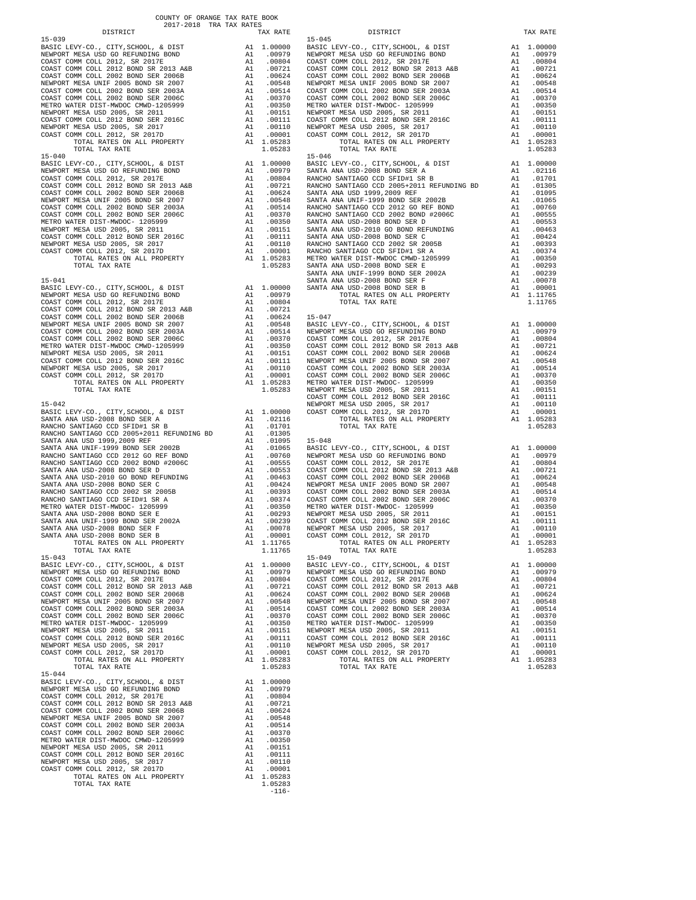COUNTY OF ORANGE TAX RATE BOOK
2017-2018 TRA TAX RATES

| DISTRICT | | TAX RATE |
|---|---|---|
| 15-039 | | |
| BASIC LEVY-CO., CITY,SCHOOL, & DIST | A1 | 1.00000 |
| NEWPORT MESA USD GO REFUNDING BOND | A1 | .00979 |
| COAST COMM COLL 2012, SR 2017E | A1 | .00804 |
| COAST COMM COLL 2012 BOND SR 2013 A&B | A1 | .00721 |
| COAST COMM COLL 2002 BOND SER 2006B | A1 | .00624 |
| NEWPORT MESA UNIF 2005 BOND SR 2007 | A1 | .00548 |
| COAST COMM COLL 2002 BOND SER 2003A | A1 | .00514 |
| COAST COMM COLL 2002 BOND SER 2006C | A1 | .00370 |
| METRO WATER DIST-MWDOC CMWD-1205999 | A1 | .00350 |
| NEWPORT MESA USD 2005, SER 2011 | A1 | .00151 |
| COAST COMM COLL 2012 BOND SER 2016C | A1 | .00111 |
| NEWPORT MESA USD 2005, SR 2017 | A1 | .00110 |
| COAST COMM COLL 2012, SR 2017D | A1 | .00001 |
| TOTAL RATES ON ALL PROPERTY | A1 | 1.05283 |
| TOTAL TAX RATE | | 1.05283 |
| 15-040 | | |
| BASIC LEVY-CO., CITY,SCHOOL, & DIST | A1 | 1.00000 |
| NEWPORT MESA USD GO REFUNDING BOND | A1 | .00979 |
| COAST COMM COLL 2012, SR 2017E | A1 | .00804 |
| COAST COMM COLL 2012 BOND SR 2013 A&B | A1 | .00721 |
| COAST COMM COLL 2002 BOND SER 2006B | A1 | .00624 |
| NEWPORT MESA UNIF 2005 BOND SR 2007 | A1 | .00548 |
| COAST COMM COLL 2002 BOND SER 2003A | A1 | .00514 |
| COAST COMM COLL 2002 BOND SER 2006C | A1 | .00370 |
| METRO WATER DIST-MWDOC- 1205999 | A1 | .00350 |
| NEWPORT MESA USD 2005, SER 2011 | A1 | .00151 |
| COAST COMM COLL 2012 BOND SER 2016C | A1 | .00111 |
| NEWPORT MESA USD 2005, SR 2017 | A1 | .00110 |
| COAST COMM COLL 2012, SR 2017D | A1 | .00001 |
| TOTAL RATES ON ALL PROPERTY | A1 | 1.05283 |
| TOTAL TAX RATE | | 1.05283 |
| 15-041 | | |
| BASIC LEVY-CO., CITY,SCHOOL, & DIST | A1 | 1.00000 |
| NEWPORT MESA USD GO REFUNDING BOND | A1 | .00979 |
| COAST COMM COLL 2012, SR 2017E | A1 | .00804 |
| COAST COMM COLL 2012 BOND SR 2013 A&B | A1 | .00721 |
| COAST COMM COLL 2002 BOND SER 2006B | A1 | .00624 |
| NEWPORT MESA UNIF 2005 BOND SR 2007 | A1 | .00548 |
| COAST COMM COLL 2002 BOND SER 2003A | A1 | .00514 |
| COAST COMM COLL 2002 BOND SER 2006C | A1 | .00370 |
| METRO WATER DIST-MWDOC CMWD-1205999 | A1 | .00350 |
| NEWPORT MESA USD 2005, SER 2011 | A1 | .00151 |
| COAST COMM COLL 2012 BOND SER 2016C | A1 | .00111 |
| NEWPORT MESA USD 2005, SR 2017 | A1 | .00110 |
| COAST COMM COLL 2012, SR 2017D | A1 | .00001 |
| TOTAL RATES ON ALL PROPERTY | A1 | 1.05283 |
| TOTAL TAX RATE | | 1.05283 |
| 15-042 | | |
| BASIC LEVY-CO., CITY,SCHOOL, & DIST | A1 | 1.00000 |
| SANTA ANA USD-2008 BOND SER A | A1 | .02116 |
| RANCHO SANTIAGO CCD SFID#1 SR B | A1 | .01701 |
| RANCHO SANTIAGO CCD 2005+2011 REFUNDING BD | A1 | .01305 |
| SANTA ANA USD 1999,2009 REF | A1 | .01095 |
| SANTA ANA UNIF-1999 BOND SER 2002B | A1 | .01065 |
| RANCHO SANTIAGO CCD 2012 GO REF BOND | A1 | .00760 |
| RANCHO SANTIAGO CCD 2002 BOND #2006C | A1 | .00555 |
| SANTA ANA USD-2008 BOND SER D | A1 | .00553 |
| SANTA ANA USD-2010 GO BOND REFUNDING | A1 | .00463 |
| SANTA ANA USD-2008 BOND SER C | A1 | .00424 |
| RANCHO SANTIAGO CCD 2002 SR 2005B | A1 | .00393 |
| RANCHO SANTIAGO CCD SFID#1 SR A | A1 | .00374 |
| METRO WATER DIST-MWDOC- 1205999 | A1 | .00350 |
| SANTA ANA USD-2008 BOND SER E | A1 | .00293 |
| SANTA ANA UNIF-1999 BOND SER 2002A | A1 | .00239 |
| SANTA ANA USD-2008 BOND SER F | A1 | .00078 |
| SANTA ANA USD-2008 BOND SER B | A1 | .00001 |
| TOTAL RATES ON ALL PROPERTY | A1 | 1.11765 |
| TOTAL TAX RATE | | 1.11765 |
| 15-043 | | |
| BASIC LEVY-CO., CITY,SCHOOL, & DIST | A1 | 1.00000 |
| NEWPORT MESA USD GO REFUNDING BOND | A1 | .00979 |
| COAST COMM COLL 2012, SR 2017E | A1 | .00804 |
| COAST COMM COLL 2012 BOND SR 2013 A&B | A1 | .00721 |
| COAST COMM COLL 2002 BOND SER 2006B | A1 | .00624 |
| NEWPORT MESA UNIF 2005 BOND SR 2007 | A1 | .00548 |
| COAST COMM COLL 2002 BOND SER 2003A | A1 | .00514 |
| COAST COMM COLL 2002 BOND SER 2006C | A1 | .00370 |
| METRO WATER DIST-MWDOC- 1205999 | A1 | .00350 |
| NEWPORT MESA USD 2005, SER 2011 | A1 | .00151 |
| COAST COMM COLL 2012 BOND SER 2016C | A1 | .00111 |
| NEWPORT MESA USD 2005, SR 2017 | A1 | .00110 |
| COAST COMM COLL 2012, SR 2017D | A1 | .00001 |
| TOTAL RATES ON ALL PROPERTY | A1 | 1.05283 |
| TOTAL TAX RATE | | 1.05283 |
| 15-044 | | |
| BASIC LEVY-CO., CITY,SCHOOL, & DIST | A1 | 1.00000 |
| NEWPORT MESA USD GO REFUNDING BOND | A1 | .00979 |
| COAST COMM COLL 2012, SR 2017E | A1 | .00804 |
| COAST COMM COLL 2012 BOND SR 2013 A&B | A1 | .00721 |
| COAST COMM COLL 2002 BOND SER 2006B | A1 | .00624 |
| NEWPORT MESA UNIF 2005 BOND SR 2007 | A1 | .00548 |
| COAST COMM COLL 2002 BOND SER 2003A | A1 | .00514 |
| COAST COMM COLL 2002 BOND SER 2006C | A1 | .00370 |
| METRO WATER DIST-MWDOC CMWD-1205999 | A1 | .00350 |
| NEWPORT MESA USD 2005, SER 2011 | A1 | .00151 |
| COAST COMM COLL 2012 BOND SER 2016C | A1 | .00111 |
| NEWPORT MESA USD 2005, SR 2017 | A1 | .00110 |
| COAST COMM COLL 2012, SR 2017D | A1 | .00001 |
| TOTAL RATES ON ALL PROPERTY | A1 | 1.05283 |
| TOTAL TAX RATE | | 1.05283 |
| 15-045 | | |
| BASIC LEVY-CO., CITY,SCHOOL, & DIST | A1 | 1.00000 |
| NEWPORT MESA USD GO REFUNDING BOND | A1 | .00979 |
| COAST COMM COLL 2012, SR 2017E | A1 | .00804 |
| COAST COMM COLL 2012 BOND SR 2013 A&B | A1 | .00721 |
| COAST COMM COLL 2002 BOND SER 2006B | A1 | .00624 |
| NEWPORT MESA UNIF 2005 BOND SR 2007 | A1 | .00548 |
| COAST COMM COLL 2002 BOND SER 2003A | A1 | .00514 |
| COAST COMM COLL 2002 BOND SER 2006C | A1 | .00370 |
| METRO WATER DIST-MWDOC- 1205999 | A1 | .00350 |
| NEWPORT MESA USD 2005, SER 2011 | A1 | .00151 |
| COAST COMM COLL 2012 BOND SER 2016C | A1 | .00111 |
| NEWPORT MESA USD 2005, SR 2017 | A1 | .00110 |
| COAST COMM COLL 2012, SR 2017D | A1 | .00001 |
| TOTAL RATES ON ALL PROPERTY | A1 | 1.05283 |
| TOTAL TAX RATE | | 1.05283 |
| 15-046 | | |
| BASIC LEVY-CO., CITY,SCHOOL, & DIST | A1 | 1.00000 |
| SANTA ANA USD-2008 BOND SER A | A1 | .02116 |
| RANCHO SANTIAGO CCD SFID#1 SR B | A1 | .01701 |
| RANCHO SANTIAGO CCD 2005+2011 REFUNDING BD | A1 | .01305 |
| SANTA ANA USD 1999,2009 REF | A1 | .01095 |
| SANTA ANA UNIF-1999 BOND SER 2002B | A1 | .01065 |
| RANCHO SANTIAGO CCD 2012 GO REF BOND | A1 | .00760 |
| RANCHO SANTIAGO CCD 2002 BOND #2006C | A1 | .00555 |
| SANTA ANA USD-2008 BOND SER D | A1 | .00553 |
| SANTA ANA USD-2010 GO BOND REFUNDING | A1 | .00463 |
| SANTA ANA USD-2008 BOND SER C | A1 | .00424 |
| RANCHO SANTIAGO CCD 2002 SR 2005B | A1 | .00393 |
| RANCHO SANTIAGO CCD SFID#1 SR A | A1 | .00374 |
| METRO WATER DIST-MWDOC CMWD-1205999 | A1 | .00350 |
| SANTA ANA USD-2008 BOND SER E | A1 | .00293 |
| SANTA ANA UNIF-1999 BOND SER 2002A | A1 | .00239 |
| SANTA ANA USD-2008 BOND SER F | A1 | .00078 |
| SANTA ANA USD-2008 BOND SER B | A1 | .00001 |
| TOTAL RATES ON ALL PROPERTY | A1 | 1.11765 |
| TOTAL TAX RATE | | 1.11765 |
| 15-047 | | |
| BASIC LEVY-CO., CITY,SCHOOL, & DIST | A1 | 1.00000 |
| NEWPORT MESA USD GO REFUNDING BOND | A1 | .00979 |
| COAST COMM COLL 2012, SR 2017E | A1 | .00804 |
| COAST COMM COLL 2012 BOND SR 2013 A&B | A1 | .00721 |
| COAST COMM COLL 2002 BOND SER 2006B | A1 | .00624 |
| NEWPORT MESA UNIF 2005 BOND SR 2007 | A1 | .00548 |
| COAST COMM COLL 2002 BOND SER 2003A | A1 | .00514 |
| COAST COMM COLL 2002 BOND SER 2006C | A1 | .00370 |
| METRO WATER DIST-MWDOC- 1205999 | A1 | .00350 |
| NEWPORT MESA USD 2005, SER 2011 | A1 | .00151 |
| COAST COMM COLL 2012 BOND SER 2016C | A1 | .00111 |
| NEWPORT MESA USD 2005, SR 2017 | A1 | .00110 |
| COAST COMM COLL 2012, SR 2017D | A1 | .00001 |
| TOTAL RATES ON ALL PROPERTY | A1 | 1.05283 |
| TOTAL TAX RATE | | 1.05283 |
| 15-048 | | |
| BASIC LEVY-CO., CITY,SCHOOL, & DIST | A1 | 1.00000 |
| NEWPORT MESA USD GO REFUNDING BOND | A1 | .00979 |
| COAST COMM COLL 2012, SR 2017E | A1 | .00804 |
| COAST COMM COLL 2012 BOND SR 2013 A&B | A1 | .00721 |
| COAST COMM COLL 2002 BOND SER 2006B | A1 | .00624 |
| NEWPORT MESA UNIF 2005 BOND SR 2007 | A1 | .00548 |
| COAST COMM COLL 2002 BOND SER 2003A | A1 | .00514 |
| COAST COMM COLL 2002 BOND SER 2006C | A1 | .00370 |
| METRO WATER DIST-MWDOC- 1205999 | A1 | .00350 |
| NEWPORT MESA USD 2005, SER 2011 | A1 | .00151 |
| COAST COMM COLL 2012 BOND SER 2016C | A1 | .00111 |
| NEWPORT MESA USD 2005, SR 2017 | A1 | .00110 |
| COAST COMM COLL 2012, SR 2017D | A1 | .00001 |
| TOTAL RATES ON ALL PROPERTY | A1 | 1.05283 |
| TOTAL TAX RATE | | 1.05283 |
| 15-049 | | |
| BASIC LEVY-CO., CITY,SCHOOL, & DIST | A1 | 1.00000 |
| NEWPORT MESA USD GO REFUNDING BOND | A1 | .00979 |
| COAST COMM COLL 2012, SR 2017E | A1 | .00804 |
| COAST COMM COLL 2012 BOND SR 2013 A&B | A1 | .00721 |
| COAST COMM COLL 2002 BOND SER 2006B | A1 | .00624 |
| NEWPORT MESA UNIF 2005 BOND SR 2007 | A1 | .00548 |
| COAST COMM COLL 2002 BOND SER 2003A | A1 | .00514 |
| COAST COMM COLL 2002 BOND SER 2006C | A1 | .00370 |
| METRO WATER DIST-MWDOC- 1205999 | A1 | .00350 |
| NEWPORT MESA USD 2005, SER 2011 | A1 | .00151 |
| COAST COMM COLL 2012 BOND SER 2016C | A1 | .00111 |
| NEWPORT MESA USD 2005, SR 2017 | A1 | .00110 |
| COAST COMM COLL 2012, SR 2017D | A1 | .00001 |
| TOTAL RATES ON ALL PROPERTY | A1 | 1.05283 |
| TOTAL TAX RATE | | 1.05283 |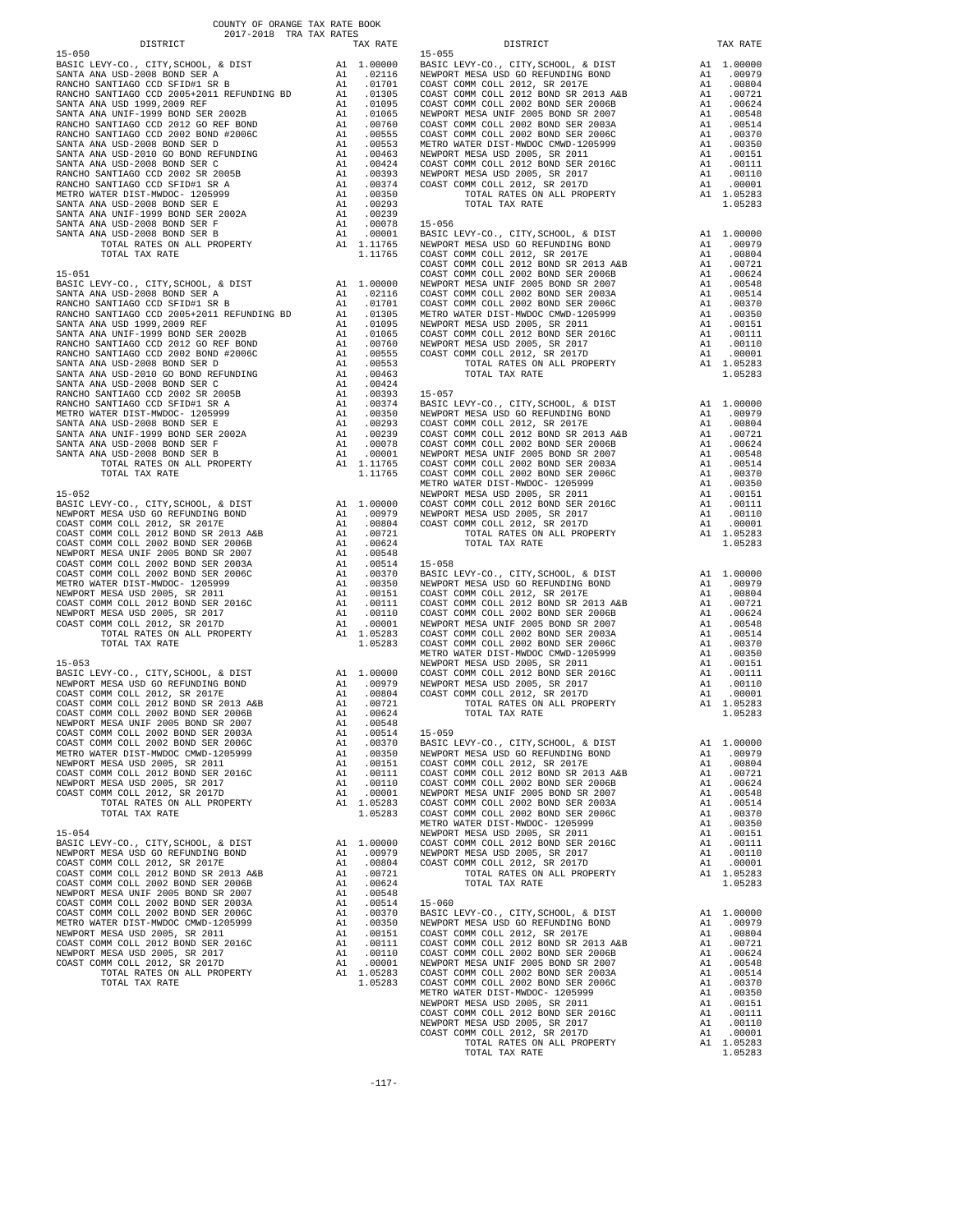COUNTY OF ORANGE TAX RATE BOOK
2017-2018 TRA TAX RATES

| DISTRICT | | TAX RATE |
|---|---|---|
| **15-050** | | |
| BASIC LEVY-CO., CITY,SCHOOL, & DIST | A1 | 1.00000 |
| SANTA ANA USD-2008 BOND SER A | A1 | .02116 |
| RANCHO SANTIAGO CCD SFID#1 SR B | A1 | .01701 |
| RANCHO SANTIAGO CCD 2005+2011 REFUNDING BD | A1 | .01305 |
| SANTA ANA USD 1999,2009 REF | A1 | .01095 |
| SANTA ANA UNIF-1999 BOND SER 2002B | A1 | .01065 |
| RANCHO SANTIAGO CCD 2012 GO REF BOND | A1 | .00760 |
| RANCHO SANTIAGO CCD 2002 BOND #2006C | A1 | .00555 |
| SANTA ANA USD-2008 BOND SER D | A1 | .00553 |
| SANTA ANA USD-2010 GO BOND REFUNDING | A1 | .00463 |
| SANTA ANA USD-2008 BOND SER C | A1 | .00424 |
| RANCHO SANTIAGO CCD 2002 SR 2005B | A1 | .00393 |
| RANCHO SANTIAGO CCD SFID#1 SR A | A1 | .00374 |
| METRO WATER DIST-MWDOC- 1205999 | A1 | .00350 |
| SANTA ANA USD-2008 BOND SER E | A1 | .00293 |
| SANTA ANA UNIF-1999 BOND SER 2002A | A1 | .00239 |
| SANTA ANA USD-2008 BOND SER F | A1 | .00078 |
| SANTA ANA USD-2008 BOND SER B | A1 | .00001 |
| TOTAL RATES ON ALL PROPERTY | A1 | 1.11765 |
| TOTAL TAX RATE | | 1.11765 |
| **15-051** | | |
| BASIC LEVY-CO., CITY,SCHOOL, & DIST | A1 | 1.00000 |
| SANTA ANA USD-2008 BOND SER A | A1 | .02116 |
| RANCHO SANTIAGO CCD SFID#1 SR B | A1 | .01701 |
| RANCHO SANTIAGO CCD 2005+2011 REFUNDING BD | A1 | .01305 |
| SANTA ANA USD 1999,2009 REF | A1 | .01095 |
| SANTA ANA UNIF-1999 BOND SER 2002B | A1 | .01065 |
| RANCHO SANTIAGO CCD 2012 GO REF BOND | A1 | .00760 |
| RANCHO SANTIAGO CCD 2002 BOND #2006C | A1 | .00555 |
| SANTA ANA USD-2008 BOND SER D | A1 | .00553 |
| SANTA ANA USD-2010 GO BOND REFUNDING | A1 | .00463 |
| SANTA ANA USD-2008 BOND SER C | A1 | .00424 |
| RANCHO SANTIAGO CCD 2002 SR 2005B | A1 | .00393 |
| RANCHO SANTIAGO CCD SFID#1 SR A | A1 | .00374 |
| METRO WATER DIST-MWDOC- 1205999 | A1 | .00350 |
| SANTA ANA USD-2008 BOND SER E | A1 | .00293 |
| SANTA ANA UNIF-1999 BOND SER 2002A | A1 | .00239 |
| SANTA ANA USD-2008 BOND SER F | A1 | .00078 |
| SANTA ANA USD-2008 BOND SER B | A1 | .00001 |
| TOTAL RATES ON ALL PROPERTY | A1 | 1.11765 |
| TOTAL TAX RATE | | 1.11765 |
| **15-052** | | |
| BASIC LEVY-CO., CITY,SCHOOL, & DIST | A1 | 1.00000 |
| NEWPORT MESA USD GO REFUNDING BOND | A1 | .00979 |
| COAST COMM COLL 2012, SR 2017E | A1 | .00804 |
| COAST COMM COLL 2012 BOND SR 2013 A&B | A1 | .00721 |
| COAST COMM COLL 2002 BOND SER 2006B | A1 | .00624 |
| NEWPORT MESA UNIF 2005 BOND SR 2007 | A1 | .00548 |
| COAST COMM COLL 2002 BOND SER 2003A | A1 | .00514 |
| COAST COMM COLL 2002 BOND SER 2006C | A1 | .00370 |
| METRO WATER DIST-MWDOC- 1205999 | A1 | .00350 |
| NEWPORT MESA USD 2005, SR 2011 | A1 | .00151 |
| COAST COMM COLL 2012 BOND SER 2016C | A1 | .00111 |
| NEWPORT MESA USD 2005, SR 2017 | A1 | .00110 |
| COAST COMM COLL 2012, SR 2017D | A1 | .00001 |
| TOTAL RATES ON ALL PROPERTY | A1 | 1.05283 |
| TOTAL TAX RATE | | 1.05283 |
| **15-053** | | |
| BASIC LEVY-CO., CITY,SCHOOL, & DIST | A1 | 1.00000 |
| NEWPORT MESA USD GO REFUNDING BOND | A1 | .00979 |
| COAST COMM COLL 2012, SR 2017E | A1 | .00804 |
| COAST COMM COLL 2012 BOND SR 2013 A&B | A1 | .00721 |
| COAST COMM COLL 2002 BOND SER 2006B | A1 | .00624 |
| NEWPORT MESA UNIF 2005 BOND SR 2007 | A1 | .00548 |
| COAST COMM COLL 2002 BOND SER 2003A | A1 | .00514 |
| COAST COMM COLL 2002 BOND SER 2006C | A1 | .00370 |
| METRO WATER DIST-MWDOC CMWD-1205999 | A1 | .00350 |
| NEWPORT MESA USD 2005, SR 2011 | A1 | .00151 |
| COAST COMM COLL 2012 BOND SER 2016C | A1 | .00111 |
| NEWPORT MESA USD 2005, SR 2017 | A1 | .00110 |
| COAST COMM COLL 2012, SR 2017D | A1 | .00001 |
| TOTAL RATES ON ALL PROPERTY | A1 | 1.05283 |
| TOTAL TAX RATE | | 1.05283 |
| **15-054** | | |
| BASIC LEVY-CO., CITY,SCHOOL, & DIST | A1 | 1.00000 |
| NEWPORT MESA USD GO REFUNDING BOND | A1 | .00979 |
| COAST COMM COLL 2012, SR 2017E | A1 | .00804 |
| COAST COMM COLL 2012 BOND SR 2013 A&B | A1 | .00721 |
| COAST COMM COLL 2002 BOND SER 2006B | A1 | .00624 |
| NEWPORT MESA UNIF 2005 BOND SR 2007 | A1 | .00548 |
| COAST COMM COLL 2002 BOND SER 2003A | A1 | .00514 |
| COAST COMM COLL 2002 BOND SER 2006C | A1 | .00370 |
| METRO WATER DIST-MWDOC CMWD-1205999 | A1 | .00350 |
| NEWPORT MESA USD 2005, SR 2011 | A1 | .00151 |
| COAST COMM COLL 2012 BOND SER 2016C | A1 | .00111 |
| NEWPORT MESA USD 2005, SR 2017 | A1 | .00110 |
| COAST COMM COLL 2012, SR 2017D | A1 | .00001 |
| TOTAL RATES ON ALL PROPERTY | A1 | 1.05283 |
| TOTAL TAX RATE | | 1.05283 |
| **15-055** | | |
| BASIC LEVY-CO., CITY,SCHOOL, & DIST | A1 | 1.00000 |
| NEWPORT MESA USD GO REFUNDING BOND | A1 | .00979 |
| COAST COMM COLL 2012, SR 2017E | A1 | .00804 |
| COAST COMM COLL 2012 BOND SR 2013 A&B | A1 | .00721 |
| COAST COMM COLL 2002 BOND SER 2006B | A1 | .00624 |
| NEWPORT MESA UNIF 2005 BOND SR 2007 | A1 | .00548 |
| COAST COMM COLL 2002 BOND SER 2003A | A1 | .00514 |
| COAST COMM COLL 2002 BOND SER 2006C | A1 | .00370 |
| METRO WATER DIST-MWDOC CMWD-1205999 | A1 | .00350 |
| NEWPORT MESA USD 2005, SR 2011 | A1 | .00151 |
| COAST COMM COLL 2012 BOND SER 2016C | A1 | .00111 |
| NEWPORT MESA USD 2005, SR 2017 | A1 | .00110 |
| COAST COMM COLL 2012, SR 2017D | A1 | .00001 |
| TOTAL RATES ON ALL PROPERTY | A1 | 1.05283 |
| TOTAL TAX RATE | | 1.05283 |
| **15-056** | | |
| BASIC LEVY-CO., CITY,SCHOOL, & DIST | A1 | 1.00000 |
| NEWPORT MESA USD GO REFUNDING BOND | A1 | .00979 |
| COAST COMM COLL 2012, SR 2017E | A1 | .00804 |
| COAST COMM COLL 2012 BOND SR 2013 A&B | A1 | .00721 |
| COAST COMM COLL 2002 BOND SER 2006B | A1 | .00624 |
| NEWPORT MESA UNIF 2005 BOND SR 2007 | A1 | .00548 |
| COAST COMM COLL 2002 BOND SER 2003A | A1 | .00514 |
| COAST COMM COLL 2002 BOND SER 2006C | A1 | .00370 |
| METRO WATER DIST-MWDOC CMWD-1205999 | A1 | .00350 |
| NEWPORT MESA USD 2005, SR 2011 | A1 | .00151 |
| COAST COMM COLL 2012 BOND SER 2016C | A1 | .00111 |
| NEWPORT MESA USD 2005, SR 2017 | A1 | .00110 |
| COAST COMM COLL 2012, SR 2017D | A1 | .00001 |
| TOTAL RATES ON ALL PROPERTY | A1 | 1.05283 |
| TOTAL TAX RATE | | 1.05283 |
| **15-057** | | |
| BASIC LEVY-CO., CITY,SCHOOL, & DIST | A1 | 1.00000 |
| NEWPORT MESA USD GO REFUNDING BOND | A1 | .00979 |
| COAST COMM COLL 2012, SR 2017E | A1 | .00804 |
| COAST COMM COLL 2012 BOND SR 2013 A&B | A1 | .00721 |
| COAST COMM COLL 2002 BOND SER 2006B | A1 | .00624 |
| NEWPORT MESA UNIF 2005 BOND SR 2007 | A1 | .00548 |
| COAST COMM COLL 2002 BOND SER 2003A | A1 | .00514 |
| COAST COMM COLL 2002 BOND SER 2006C | A1 | .00370 |
| METRO WATER DIST-MWDOC- 1205999 | A1 | .00350 |
| NEWPORT MESA USD 2005, SR 2011 | A1 | .00151 |
| COAST COMM COLL 2012 BOND SER 2016C | A1 | .00111 |
| NEWPORT MESA USD 2005, SR 2017 | A1 | .00110 |
| COAST COMM COLL 2012, SR 2017D | A1 | .00001 |
| TOTAL RATES ON ALL PROPERTY | A1 | 1.05283 |
| TOTAL TAX RATE | | 1.05283 |
| **15-058** | | |
| BASIC LEVY-CO., CITY,SCHOOL, & DIST | A1 | 1.00000 |
| NEWPORT MESA USD GO REFUNDING BOND | A1 | .00979 |
| COAST COMM COLL 2012, SR 2017E | A1 | .00804 |
| COAST COMM COLL 2012 BOND SR 2013 A&B | A1 | .00721 |
| COAST COMM COLL 2002 BOND SER 2006B | A1 | .00624 |
| NEWPORT MESA UNIF 2005 BOND SR 2007 | A1 | .00548 |
| COAST COMM COLL 2002 BOND SER 2003A | A1 | .00514 |
| COAST COMM COLL 2002 BOND SER 2006C | A1 | .00370 |
| METRO WATER DIST-MWDOC CMWD-1205999 | A1 | .00350 |
| NEWPORT MESA USD 2005, SR 2011 | A1 | .00151 |
| COAST COMM COLL 2012 BOND SER 2016C | A1 | .00111 |
| NEWPORT MESA USD 2005, SR 2017 | A1 | .00110 |
| COAST COMM COLL 2012, SR 2017D | A1 | .00001 |
| TOTAL RATES ON ALL PROPERTY | A1 | 1.05283 |
| TOTAL TAX RATE | | 1.05283 |
| **15-059** | | |
| BASIC LEVY-CO., CITY,SCHOOL, & DIST | A1 | 1.00000 |
| NEWPORT MESA USD GO REFUNDING BOND | A1 | .00979 |
| COAST COMM COLL 2012, SR 2017E | A1 | .00804 |
| COAST COMM COLL 2012 BOND SR 2013 A&B | A1 | .00721 |
| COAST COMM COLL 2002 BOND SER 2006B | A1 | .00624 |
| NEWPORT MESA UNIF 2005 BOND SR 2007 | A1 | .00548 |
| COAST COMM COLL 2002 BOND SER 2003A | A1 | .00514 |
| COAST COMM COLL 2002 BOND SER 2006C | A1 | .00370 |
| METRO WATER DIST-MWDOC- 1205999 | A1 | .00350 |
| NEWPORT MESA USD 2005, SR 2011 | A1 | .00151 |
| COAST COMM COLL 2012 BOND SER 2016C | A1 | .00111 |
| NEWPORT MESA USD 2005, SR 2017 | A1 | .00110 |
| COAST COMM COLL 2012, SR 2017D | A1 | .00001 |
| TOTAL RATES ON ALL PROPERTY | A1 | 1.05283 |
| TOTAL TAX RATE | | 1.05283 |
| **15-060** | | |
| BASIC LEVY-CO., CITY,SCHOOL, & DIST | A1 | 1.00000 |
| NEWPORT MESA USD GO REFUNDING BOND | A1 | .00979 |
| COAST COMM COLL 2012, SR 2017E | A1 | .00804 |
| COAST COMM COLL 2012 BOND SR 2013 A&B | A1 | .00721 |
| COAST COMM COLL 2002 BOND SER 2006B | A1 | .00624 |
| NEWPORT MESA UNIF 2005 BOND SR 2007 | A1 | .00548 |
| COAST COMM COLL 2002 BOND SER 2003A | A1 | .00514 |
| COAST COMM COLL 2002 BOND SER 2006C | A1 | .00370 |
| METRO WATER DIST-MWDOC- 1205999 | A1 | .00350 |
| NEWPORT MESA USD 2005, SR 2011 | A1 | .00151 |
| COAST COMM COLL 2012 BOND SER 2016C | A1 | .00111 |
| NEWPORT MESA USD 2005, SR 2017 | A1 | .00110 |
| COAST COMM COLL 2012, SR 2017D | A1 | .00001 |
| TOTAL RATES ON ALL PROPERTY | A1 | 1.05283 |
| TOTAL TAX RATE | | 1.05283 |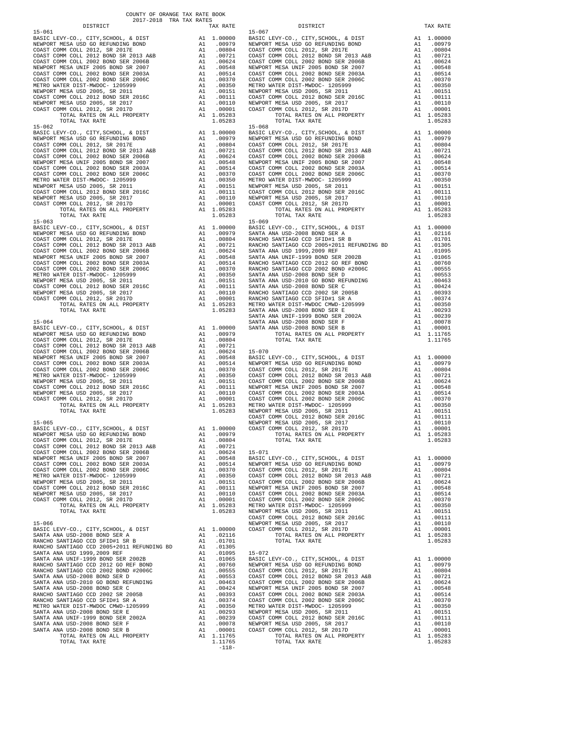COUNTY OF ORANGE TAX RATE BOOK
2017-2018 TRA TAX RATES

| DISTRICT | | TAX RATE |
|---|---|---|
| 15-061 | | |
| BASIC LEVY-CO., CITY,SCHOOL, & DIST | A1 | 1.00000 |
| NEWPORT MESA USD GO REFUNDING BOND | A1 | .00979 |
| COAST COMM COLL 2012, SR 2017E | A1 | .00804 |
| COAST COMM COLL 2012 BOND SR 2013 A&B | A1 | .00721 |
| COAST COMM COLL 2002 BOND SER 2006B | A1 | .00624 |
| NEWPORT MESA UNIF 2005 BOND SR 2007 | A1 | .00548 |
| COAST COMM COLL 2002 BOND SER 2003A | A1 | .00514 |
| COAST COMM COLL 2002 BOND SER 2006C | A1 | .00370 |
| METRO WATER DIST-MWDOC- 1205999 | A1 | .00350 |
| NEWPORT MESA USD 2005, SER 2011 | A1 | .00151 |
| COAST COMM COLL 2012 BOND SER 2016C | A1 | .00111 |
| NEWPORT MESA USD 2005, SR 2017 | A1 | .00110 |
| COAST COMM COLL 2012, SR 2017D | A1 | .00001 |
| TOTAL RATES ON ALL PROPERTY | A1 | 1.05283 |
| TOTAL TAX RATE | | 1.05283 |
| 15-062 | | |
| BASIC LEVY-CO., CITY,SCHOOL, & DIST | A1 | 1.00000 |
| NEWPORT MESA USD GO REFUNDING BOND | A1 | .00979 |
| COAST COMM COLL 2012, SR 2017E | A1 | .00804 |
| COAST COMM COLL 2012 BOND SR 2013 A&B | A1 | .00721 |
| COAST COMM COLL 2002 BOND SER 2006B | A1 | .00624 |
| NEWPORT MESA UNIF 2005 BOND SR 2007 | A1 | .00548 |
| COAST COMM COLL 2002 BOND SER 2003A | A1 | .00514 |
| COAST COMM COLL 2002 BOND SER 2006C | A1 | .00370 |
| METRO WATER DIST-MWDOC- 1205999 | A1 | .00350 |
| NEWPORT MESA USD 2005, SER 2011 | A1 | .00151 |
| COAST COMM COLL 2012 BOND SER 2016C | A1 | .00111 |
| NEWPORT MESA USD 2005, SR 2017 | A1 | .00110 |
| COAST COMM COLL 2012, SR 2017D | A1 | .00001 |
| TOTAL RATES ON ALL PROPERTY | A1 | 1.05283 |
| TOTAL TAX RATE | | 1.05283 |
| 15-063 | | |
| BASIC LEVY-CO., CITY,SCHOOL, & DIST | A1 | 1.00000 |
| NEWPORT MESA USD GO REFUNDING BOND | A1 | .00979 |
| COAST COMM COLL 2012, SR 2017E | A1 | .00804 |
| COAST COMM COLL 2012 BOND SR 2013 A&B | A1 | .00721 |
| COAST COMM COLL 2002 BOND SER 2006B | A1 | .00624 |
| NEWPORT MESA UNIF 2005 BOND SR 2007 | A1 | .00548 |
| COAST COMM COLL 2002 BOND SER 2003A | A1 | .00514 |
| COAST COMM COLL 2002 BOND SER 2006C | A1 | .00370 |
| METRO WATER DIST-MWDOC- 1205999 | A1 | .00350 |
| NEWPORT MESA USD 2005, SER 2011 | A1 | .00151 |
| COAST COMM COLL 2012 BOND SER 2016C | A1 | .00111 |
| NEWPORT MESA USD 2005, SR 2017 | A1 | .00110 |
| COAST COMM COLL 2012, SR 2017D | A1 | .00001 |
| TOTAL RATES ON ALL PROPERTY | A1 | 1.05283 |
| TOTAL TAX RATE | | 1.05283 |
| 15-064 | | |
| BASIC LEVY-CO., CITY,SCHOOL, & DIST | A1 | 1.00000 |
| NEWPORT MESA USD GO REFUNDING BOND | A1 | .00979 |
| COAST COMM COLL 2012, SR 2017E | A1 | .00804 |
| COAST COMM COLL 2012 BOND SR 2013 A&B | A1 | .00721 |
| COAST COMM COLL 2002 BOND SER 2006B | A1 | .00624 |
| NEWPORT MESA UNIF 2005 BOND SR 2007 | A1 | .00548 |
| COAST COMM COLL 2002 BOND SER 2003A | A1 | .00514 |
| COAST COMM COLL 2002 BOND SER 2006C | A1 | .00370 |
| METRO WATER DIST-MWDOC- 1205999 | A1 | .00350 |
| NEWPORT MESA USD 2005, SER 2011 | A1 | .00151 |
| COAST COMM COLL 2012 BOND SER 2016C | A1 | .00111 |
| NEWPORT MESA USD 2005, SR 2017 | A1 | .00110 |
| COAST COMM COLL 2012, SR 2017D | A1 | .00001 |
| TOTAL RATES ON ALL PROPERTY | A1 | 1.05283 |
| TOTAL TAX RATE | | 1.05283 |
| 15-065 | | |
| BASIC LEVY-CO., CITY,SCHOOL, & DIST | A1 | 1.00000 |
| NEWPORT MESA USD GO REFUNDING BOND | A1 | .00979 |
| COAST COMM COLL 2012, SR 2017E | A1 | .00804 |
| COAST COMM COLL 2012 BOND SR 2013 A&B | A1 | .00721 |
| COAST COMM COLL 2002 BOND SER 2006B | A1 | .00624 |
| NEWPORT MESA UNIF 2005 BOND SR 2007 | A1 | .00548 |
| COAST COMM COLL 2002 BOND SER 2003A | A1 | .00514 |
| COAST COMM COLL 2002 BOND SER 2006C | A1 | .00370 |
| METRO WATER DIST-MWDOC- 1205999 | A1 | .00350 |
| NEWPORT MESA USD 2005, SER 2011 | A1 | .00151 |
| COAST COMM COLL 2012 BOND SER 2016C | A1 | .00111 |
| NEWPORT MESA USD 2005, SR 2017 | A1 | .00110 |
| COAST COMM COLL 2012, SR 2017D | A1 | .00001 |
| TOTAL RATES ON ALL PROPERTY | A1 | 1.05283 |
| TOTAL TAX RATE | | 1.05283 |
| 15-066 | | |
| BASIC LEVY-CO., CITY,SCHOOL, & DIST | A1 | 1.00000 |
| SANTA ANA USD-2008 BOND SER A | A1 | .02116 |
| RANCHO SANTIAGO CCD SFID#1 SR B | A1 | .01701 |
| RANCHO SANTIAGO CCD 2005+2011 REFUNDING BD | A1 | .01305 |
| SANTA ANA USD 1999,2009 REF | A1 | .01095 |
| SANTA ANA UNIF-1999 BOND SER 2002B | A1 | .01065 |
| RANCHO SANTIAGO CCD 2012 GO REF BOND | A1 | .00760 |
| RANCHO SANTIAGO CCD 2002 BOND #2006C | A1 | .00555 |
| SANTA ANA USD-2008 BOND SER D | A1 | .00553 |
| SANTA ANA USD-2010 GO BOND REFUNDING | A1 | .00463 |
| SANTA ANA USD-2008 BOND SER C | A1 | .00424 |
| RANCHO SANTIAGO CCD 2002 SR 2005B | A1 | .00393 |
| RANCHO SANTIAGO CCD SFID#1 SR A | A1 | .00374 |
| METRO WATER DIST-MWDOC CMWD-1205999 | A1 | .00350 |
| SANTA ANA USD-2008 BOND SER E | A1 | .00293 |
| SANTA ANA UNIF-1999 BOND SER 2002A | A1 | .00239 |
| SANTA ANA USD-2008 BOND SER F | A1 | .00078 |
| SANTA ANA USD-2008 BOND SER B | A1 | .00001 |
| TOTAL RATES ON ALL PROPERTY | A1 | 1.11765 |
| TOTAL TAX RATE | | 1.11765 |
| 15-067 | | |
| BASIC LEVY-CO., CITY,SCHOOL, & DIST | A1 | 1.00000 |
| NEWPORT MESA USD GO REFUNDING BOND | A1 | .00979 |
| COAST COMM COLL 2012, SR 2017E | A1 | .00804 |
| COAST COMM COLL 2012 BOND SR 2013 A&B | A1 | .00721 |
| COAST COMM COLL 2002 BOND SER 2006B | A1 | .00624 |
| NEWPORT MESA UNIF 2005 BOND SR 2007 | A1 | .00548 |
| COAST COMM COLL 2002 BOND SER 2003A | A1 | .00514 |
| COAST COMM COLL 2002 BOND SER 2006C | A1 | .00370 |
| METRO WATER DIST-MWDOC- 1205999 | A1 | .00350 |
| NEWPORT MESA USD 2005, SER 2011 | A1 | .00151 |
| COAST COMM COLL 2012 BOND SER 2016C | A1 | .00111 |
| NEWPORT MESA USD 2005, SR 2017 | A1 | .00110 |
| COAST COMM COLL 2012, SR 2017D | A1 | .00001 |
| TOTAL RATES ON ALL PROPERTY | A1 | 1.05283 |
| TOTAL TAX RATE | | 1.05283 |
| 15-068 | | |
| BASIC LEVY-CO., CITY,SCHOOL, & DIST | A1 | 1.00000 |
| NEWPORT MESA USD GO REFUNDING BOND | A1 | .00979 |
| COAST COMM COLL 2012, SR 2017E | A1 | .00804 |
| COAST COMM COLL 2012 BOND SR 2013 A&B | A1 | .00721 |
| COAST COMM COLL 2002 BOND SER 2006B | A1 | .00624 |
| NEWPORT MESA UNIF 2005 BOND SR 2007 | A1 | .00548 |
| COAST COMM COLL 2002 BOND SER 2003A | A1 | .00514 |
| COAST COMM COLL 2002 BOND SER 2006C | A1 | .00370 |
| METRO WATER DIST-MWDOC- 1205999 | A1 | .00350 |
| NEWPORT MESA USD 2005, SER 2011 | A1 | .00151 |
| COAST COMM COLL 2012 BOND SER 2016C | A1 | .00111 |
| NEWPORT MESA USD 2005, SR 2017 | A1 | .00110 |
| COAST COMM COLL 2012, SR 2017D | A1 | .00001 |
| TOTAL RATES ON ALL PROPERTY | A1 | 1.05283 |
| TOTAL TAX RATE | | 1.05283 |
| 15-069 | | |
| BASIC LEVY-CO., CITY,SCHOOL, & DIST | A1 | 1.00000 |
| SANTA ANA USD-2008 BOND SER A | A1 | .02116 |
| RANCHO SANTIAGO CCD SFID#1 SR B | A1 | .01701 |
| RANCHO SANTIAGO CCD 2005+2011 REFUNDING BD | A1 | .01305 |
| SANTA ANA USD 1999,2009 REF | A1 | .01095 |
| SANTA ANA UNIF-1999 BOND SER 2002B | A1 | .01065 |
| RANCHO SANTIAGO CCD 2012 GO REF BOND | A1 | .00760 |
| RANCHO SANTIAGO CCD 2002 BOND #2006C | A1 | .00555 |
| SANTA ANA USD-2008 BOND SER D | A1 | .00553 |
| SANTA ANA USD-2010 GO BOND REFUNDING | A1 | .00463 |
| SANTA ANA USD-2008 BOND SER C | A1 | .00424 |
| RANCHO SANTIAGO CCD 2002 SR 2005B | A1 | .00393 |
| RANCHO SANTIAGO CCD SFID#1 SR A | A1 | .00374 |
| METRO WATER DIST-MWDOC CMWD-1205999 | A1 | .00350 |
| SANTA ANA USD-2008 BOND SER E | A1 | .00293 |
| SANTA ANA UNIF-1999 BOND SER 2002A | A1 | .00239 |
| SANTA ANA USD-2008 BOND SER F | A1 | .00078 |
| SANTA ANA USD-2008 BOND SER B | A1 | .00001 |
| TOTAL RATES ON ALL PROPERTY | A1 | 1.11765 |
| TOTAL TAX RATE | | 1.11765 |
| 15-070 | | |
| BASIC LEVY-CO., CITY,SCHOOL, & DIST | A1 | 1.00000 |
| NEWPORT MESA USD GO REFUNDING BOND | A1 | .00979 |
| COAST COMM COLL 2012, SR 2017E | A1 | .00804 |
| COAST COMM COLL 2012 BOND SR 2013 A&B | A1 | .00721 |
| COAST COMM COLL 2002 BOND SER 2006B | A1 | .00624 |
| NEWPORT MESA UNIF 2005 BOND SR 2007 | A1 | .00548 |
| COAST COMM COLL 2002 BOND SER 2003A | A1 | .00514 |
| COAST COMM COLL 2002 BOND SER 2006C | A1 | .00370 |
| METRO WATER DIST-MWDOC- 1205999 | A1 | .00350 |
| NEWPORT MESA USD 2005, SER 2011 | A1 | .00151 |
| COAST COMM COLL 2012 BOND SER 2016C | A1 | .00111 |
| NEWPORT MESA USD 2005, SR 2017 | A1 | .00110 |
| COAST COMM COLL 2012, SR 2017D | A1 | .00001 |
| TOTAL RATES ON ALL PROPERTY | A1 | 1.05283 |
| TOTAL TAX RATE | | 1.05283 |
| 15-071 | | |
| BASIC LEVY-CO., CITY,SCHOOL, & DIST | A1 | 1.00000 |
| NEWPORT MESA USD GO REFUNDING BOND | A1 | .00979 |
| COAST COMM COLL 2012, SR 2017E | A1 | .00804 |
| COAST COMM COLL 2012 BOND SR 2013 A&B | A1 | .00721 |
| COAST COMM COLL 2002 BOND SER 2006B | A1 | .00624 |
| NEWPORT MESA UNIF 2005 BOND SR 2007 | A1 | .00548 |
| COAST COMM COLL 2002 BOND SER 2003A | A1 | .00514 |
| COAST COMM COLL 2002 BOND SER 2006C | A1 | .00370 |
| METRO WATER DIST-MWDOC- 1205999 | A1 | .00350 |
| NEWPORT MESA USD 2005, SER 2011 | A1 | .00151 |
| COAST COMM COLL 2012 BOND SER 2016C | A1 | .00111 |
| NEWPORT MESA USD 2005, SR 2017 | A1 | .00110 |
| COAST COMM COLL 2012, SR 2017D | A1 | .00001 |
| TOTAL RATES ON ALL PROPERTY | A1 | 1.05283 |
| TOTAL TAX RATE | | 1.05283 |
| 15-072 | | |
| BASIC LEVY-CO., CITY,SCHOOL, & DIST | A1 | 1.00000 |
| NEWPORT MESA USD GO REFUNDING BOND | A1 | .00979 |
| COAST COMM COLL 2012, SR 2017E | A1 | .00804 |
| COAST COMM COLL 2012 BOND SR 2013 A&B | A1 | .00721 |
| COAST COMM COLL 2002 BOND SER 2006B | A1 | .00624 |
| NEWPORT MESA UNIF 2005 BOND SR 2007 | A1 | .00548 |
| COAST COMM COLL 2002 BOND SER 2003A | A1 | .00514 |
| COAST COMM COLL 2002 BOND SER 2006C | A1 | .00370 |
| METRO WATER DIST-MWDOC- 1205999 | A1 | .00350 |
| NEWPORT MESA USD 2005, SER 2011 | A1 | .00151 |
| COAST COMM COLL 2012 BOND SER 2016C | A1 | .00111 |
| NEWPORT MESA USD 2005, SR 2017 | A1 | .00110 |
| COAST COMM COLL 2012, SR 2017D | A1 | .00001 |
| TOTAL RATES ON ALL PROPERTY | A1 | 1.05283 |
| TOTAL TAX RATE | | 1.05283 |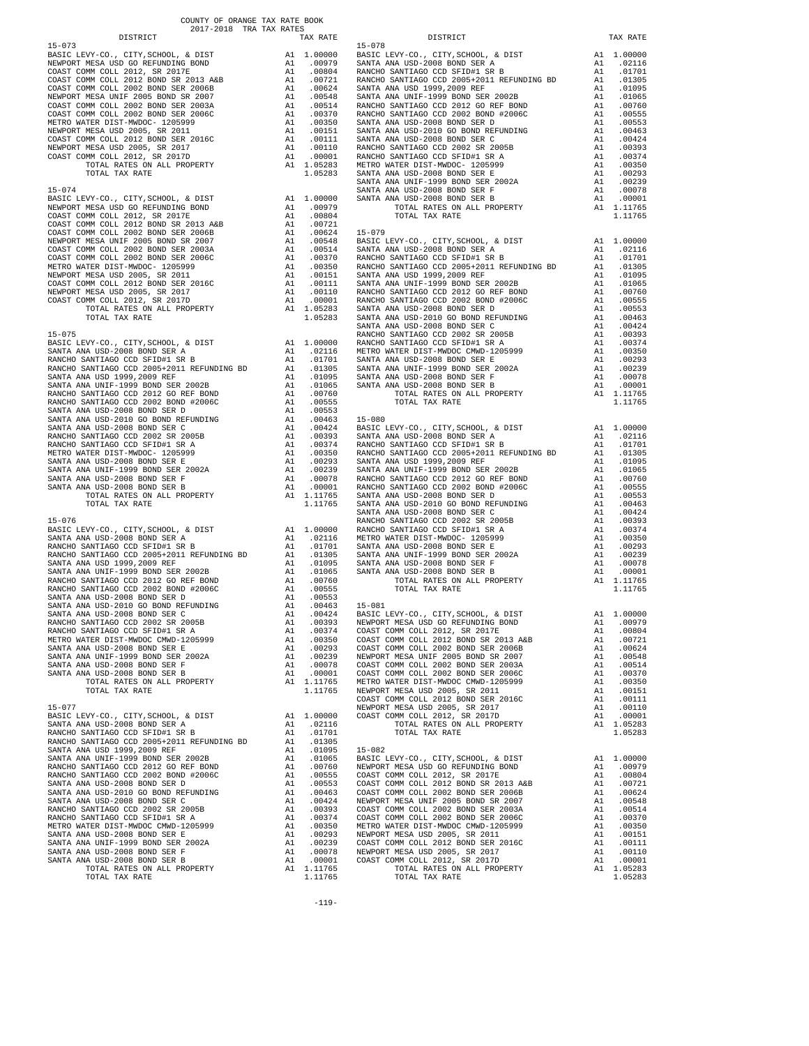COUNTY OF ORANGE TAX RATE BOOK
2017-2018 TRA TAX RATES

**15-073**

| DISTRICT | | TAX RATE |
|---|---|---|
| BASIC LEVY-CO., CITY,SCHOOL, & DIST | A1 | 1.00000 |
| NEWPORT MESA USD GO REFUNDING BOND | A1 | .00979 |
| COAST COMM COLL 2012, SR 2017E | A1 | .00804 |
| COAST COMM COLL 2012 BOND SR 2013 A&B | A1 | .00721 |
| COAST COMM COLL 2002 BOND SER 2006B | A1 | .00624 |
| NEWPORT MESA UNIF 2005 BOND SR 2007 | A1 | .00548 |
| COAST COMM COLL 2002 BOND SER 2003A | A1 | .00514 |
| COAST COMM COLL 2002 BOND SER 2006C | A1 | .00370 |
| METRO WATER DIST-MWDOC- 1205999 | A1 | .00350 |
| NEWPORT MESA USD 2005, SR 2011 | A1 | .00151 |
| COAST COMM COLL 2012 BOND SER 2016C | A1 | .00111 |
| NEWPORT MESA USD 2005, SR 2017 | A1 | .00110 |
| COAST COMM COLL 2012, SR 2017D | A1 | .00001 |
| TOTAL RATES ON ALL PROPERTY | A1 | 1.05283 |
| TOTAL TAX RATE | | 1.05283 |

**15-074**

| DISTRICT | | TAX RATE |
|---|---|---|
| BASIC LEVY-CO., CITY,SCHOOL, & DIST | A1 | 1.00000 |
| NEWPORT MESA USD GO REFUNDING BOND | A1 | .00979 |
| COAST COMM COLL 2012, SR 2017E | A1 | .00804 |
| COAST COMM COLL 2012 BOND SR 2013 A&B | A1 | .00721 |
| COAST COMM COLL 2002 BOND SER 2006B | A1 | .00624 |
| NEWPORT MESA UNIF 2005 BOND SR 2007 | A1 | .00548 |
| COAST COMM COLL 2002 BOND SER 2003A | A1 | .00514 |
| COAST COMM COLL 2002 BOND SER 2006C | A1 | .00370 |
| METRO WATER DIST-MWDOC- 1205999 | A1 | .00350 |
| NEWPORT MESA USD 2005, SR 2011 | A1 | .00151 |
| COAST COMM COLL 2012 BOND SER 2016C | A1 | .00111 |
| NEWPORT MESA USD 2005, SR 2017 | A1 | .00110 |
| COAST COMM COLL 2012, SR 2017D | A1 | .00001 |
| TOTAL RATES ON ALL PROPERTY | A1 | 1.05283 |
| TOTAL TAX RATE | | 1.05283 |

**15-075**

| DISTRICT | | TAX RATE |
|---|---|---|
| BASIC LEVY-CO., CITY,SCHOOL, & DIST | A1 | 1.00000 |
| SANTA ANA USD-2008 BOND SER A | A1 | .02116 |
| RANCHO SANTIAGO CCD SFID#1 SR B | A1 | .01701 |
| RANCHO SANTIAGO CCD 2005+2011 REFUNDING BD | A1 | .01305 |
| SANTA ANA USD 1999,2009 REF | A1 | .01095 |
| SANTA ANA UNIF-1999 BOND SER 2002B | A1 | .01065 |
| RANCHO SANTIAGO CCD 2012 GO REF BOND | A1 | .00760 |
| RANCHO SANTIAGO CCD 2002 BOND #2006C | A1 | .00555 |
| SANTA ANA USD-2008 BOND SER D | A1 | .00553 |
| SANTA ANA USD-2010 GO BOND REFUNDING | A1 | .00463 |
| SANTA ANA USD-2008 BOND SER C | A1 | .00424 |
| RANCHO SANTIAGO CCD 2002 SR 2005B | A1 | .00393 |
| RANCHO SANTIAGO CCD SFID#1 SR A | A1 | .00374 |
| METRO WATER DIST-MWDOC- 1205999 | A1 | .00350 |
| SANTA ANA USD-2008 BOND SER E | A1 | .00293 |
| SANTA ANA UNIF-1999 BOND SER 2002A | A1 | .00239 |
| SANTA ANA USD-2008 BOND SER F | A1 | .00078 |
| SANTA ANA USD-2008 BOND SER B | A1 | .00001 |
| TOTAL RATES ON ALL PROPERTY | A1 | 1.11765 |
| TOTAL TAX RATE | | 1.11765 |

**15-076**

| DISTRICT | | TAX RATE |
|---|---|---|
| BASIC LEVY-CO., CITY,SCHOOL, & DIST | A1 | 1.00000 |
| SANTA ANA USD-2008 BOND SER A | A1 | .02116 |
| RANCHO SANTIAGO CCD SFID#1 SR B | A1 | .01701 |
| RANCHO SANTIAGO CCD 2005+2011 REFUNDING BD | A1 | .01305 |
| SANTA ANA USD 1999,2009 REF | A1 | .01095 |
| SANTA ANA UNIF-1999 BOND SER 2002B | A1 | .01065 |
| RANCHO SANTIAGO CCD 2012 GO REF BOND | A1 | .00760 |
| RANCHO SANTIAGO CCD 2002 BOND #2006C | A1 | .00555 |
| SANTA ANA USD-2008 BOND SER D | A1 | .00553 |
| SANTA ANA USD-2010 GO BOND REFUNDING | A1 | .00463 |
| SANTA ANA USD-2008 BOND SER C | A1 | .00424 |
| RANCHO SANTIAGO CCD 2002 SR 2005B | A1 | .00393 |
| RANCHO SANTIAGO CCD SFID#1 SR A | A1 | .00374 |
| METRO WATER DIST-MWDOC CMWD-1205999 | A1 | .00350 |
| SANTA ANA USD-2008 BOND SER E | A1 | .00293 |
| SANTA ANA UNIF-1999 BOND SER 2002A | A1 | .00239 |
| SANTA ANA USD-2008 BOND SER F | A1 | .00078 |
| SANTA ANA USD-2008 BOND SER B | A1 | .00001 |
| TOTAL RATES ON ALL PROPERTY | A1 | 1.11765 |
| TOTAL TAX RATE | | 1.11765 |

**15-077**

| DISTRICT | | TAX RATE |
|---|---|---|
| BASIC LEVY-CO., CITY,SCHOOL, & DIST | A1 | 1.00000 |
| SANTA ANA USD-2008 BOND SER A | A1 | .02116 |
| RANCHO SANTIAGO CCD SFID#1 SR B | A1 | .01701 |
| RANCHO SANTIAGO CCD 2005+2011 REFUNDING BD | A1 | .01305 |
| SANTA ANA USD 1999,2009 REF | A1 | .01095 |
| SANTA ANA UNIF-1999 BOND SER 2002B | A1 | .01065 |
| RANCHO SANTIAGO CCD 2012 GO REF BOND | A1 | .00760 |
| RANCHO SANTIAGO CCD 2002 BOND #2006C | A1 | .00555 |
| SANTA ANA USD-2008 BOND SER D | A1 | .00553 |
| SANTA ANA USD-2010 GO BOND REFUNDING | A1 | .00463 |
| SANTA ANA USD-2008 BOND SER C | A1 | .00424 |
| RANCHO SANTIAGO CCD 2002 SR 2005B | A1 | .00393 |
| RANCHO SANTIAGO CCD SFID#1 SR A | A1 | .00374 |
| METRO WATER DIST-MWDOC CMWD-1205999 | A1 | .00350 |
| SANTA ANA USD-2008 BOND SER E | A1 | .00293 |
| SANTA ANA UNIF-1999 BOND SER 2002A | A1 | .00239 |
| SANTA ANA USD-2008 BOND SER F | A1 | .00078 |
| SANTA ANA USD-2008 BOND SER B | A1 | .00001 |
| TOTAL RATES ON ALL PROPERTY | A1 | 1.11765 |
| TOTAL TAX RATE | | 1.11765 |

**15-078**

| DISTRICT | | TAX RATE |
|---|---|---|
| BASIC LEVY-CO., CITY,SCHOOL, & DIST | A1 | 1.00000 |
| SANTA ANA USD-2008 BOND SER A | A1 | .02116 |
| RANCHO SANTIAGO CCD SFID#1 SR B | A1 | .01701 |
| RANCHO SANTIAGO CCD 2005+2011 REFUNDING BD | A1 | .01305 |
| SANTA ANA USD 1999,2009 REF | A1 | .01095 |
| SANTA ANA UNIF-1999 BOND SER 2002B | A1 | .01065 |
| RANCHO SANTIAGO CCD 2012 GO REF BOND | A1 | .00760 |
| RANCHO SANTIAGO CCD 2002 BOND #2006C | A1 | .00555 |
| SANTA ANA USD-2008 BOND SER D | A1 | .00553 |
| SANTA ANA USD-2010 GO BOND REFUNDING | A1 | .00463 |
| SANTA ANA USD-2008 BOND SER C | A1 | .00424 |
| RANCHO SANTIAGO CCD 2002 SR 2005B | A1 | .00393 |
| RANCHO SANTIAGO CCD SFID#1 SR A | A1 | .00374 |
| METRO WATER DIST-MWDOC- 1205999 | A1 | .00350 |
| SANTA ANA USD-2008 BOND SER E | A1 | .00293 |
| SANTA ANA UNIF-1999 BOND SER 2002A | A1 | .00239 |
| SANTA ANA USD-2008 BOND SER F | A1 | .00078 |
| SANTA ANA USD-2008 BOND SER B | A1 | .00001 |
| TOTAL RATES ON ALL PROPERTY | A1 | 1.11765 |
| TOTAL TAX RATE | | 1.11765 |

**15-079**

| DISTRICT | | TAX RATE |
|---|---|---|
| BASIC LEVY-CO., CITY,SCHOOL, & DIST | A1 | 1.00000 |
| SANTA ANA USD-2008 BOND SER A | A1 | .02116 |
| RANCHO SANTIAGO CCD SFID#1 SR B | A1 | .01701 |
| RANCHO SANTIAGO CCD 2005+2011 REFUNDING BD | A1 | .01305 |
| SANTA ANA USD 1999,2009 REF | A1 | .01095 |
| SANTA ANA UNIF-1999 BOND SER 2002B | A1 | .01065 |
| RANCHO SANTIAGO CCD 2012 GO REF BOND | A1 | .00760 |
| RANCHO SANTIAGO CCD 2002 BOND #2006C | A1 | .00555 |
| SANTA ANA USD-2008 BOND SER D | A1 | .00553 |
| SANTA ANA USD-2010 GO BOND REFUNDING | A1 | .00463 |
| SANTA ANA USD-2008 BOND SER C | A1 | .00424 |
| RANCHO SANTIAGO CCD 2002 SR 2005B | A1 | .00393 |
| RANCHO SANTIAGO CCD SFID#1 SR A | A1 | .00374 |
| METRO WATER DIST-MWDOC CMWD-1205999 | A1 | .00350 |
| SANTA ANA USD-2008 BOND SER E | A1 | .00293 |
| SANTA ANA UNIF-1999 BOND SER 2002A | A1 | .00239 |
| SANTA ANA USD-2008 BOND SER F | A1 | .00078 |
| SANTA ANA USD-2008 BOND SER B | A1 | .00001 |
| TOTAL RATES ON ALL PROPERTY | A1 | 1.11765 |
| TOTAL TAX RATE | | 1.11765 |

**15-080**

| DISTRICT | | TAX RATE |
|---|---|---|
| BASIC LEVY-CO., CITY,SCHOOL, & DIST | A1 | 1.00000 |
| SANTA ANA USD-2008 BOND SER A | A1 | .02116 |
| RANCHO SANTIAGO CCD SFID#1 SR B | A1 | .01701 |
| RANCHO SANTIAGO CCD 2005+2011 REFUNDING BD | A1 | .01305 |
| SANTA ANA USD 1999,2009 REF | A1 | .01095 |
| SANTA ANA UNIF-1999 BOND SER 2002B | A1 | .01065 |
| RANCHO SANTIAGO CCD 2012 GO REF BOND | A1 | .00760 |
| RANCHO SANTIAGO CCD 2002 BOND #2006C | A1 | .00555 |
| SANTA ANA USD-2008 BOND SER D | A1 | .00553 |
| SANTA ANA USD-2010 GO BOND REFUNDING | A1 | .00463 |
| SANTA ANA USD-2008 BOND SER C | A1 | .00424 |
| RANCHO SANTIAGO CCD 2002 SR 2005B | A1 | .00393 |
| RANCHO SANTIAGO CCD SFID#1 SR A | A1 | .00374 |
| METRO WATER DIST-MWDOC- 1205999 | A1 | .00350 |
| SANTA ANA USD-2008 BOND SER E | A1 | .00293 |
| SANTA ANA UNIF-1999 BOND SER 2002A | A1 | .00239 |
| SANTA ANA USD-2008 BOND SER F | A1 | .00078 |
| SANTA ANA USD-2008 BOND SER B | A1 | .00001 |
| TOTAL RATES ON ALL PROPERTY | A1 | 1.11765 |
| TOTAL TAX RATE | | 1.11765 |

**15-081**

| DISTRICT | | TAX RATE |
|---|---|---|
| BASIC LEVY-CO., CITY,SCHOOL, & DIST | A1 | 1.00000 |
| NEWPORT MESA USD GO REFUNDING BOND | A1 | .00979 |
| COAST COMM COLL 2012, SR 2017E | A1 | .00804 |
| COAST COMM COLL 2012 BOND SR 2013 A&B | A1 | .00721 |
| COAST COMM COLL 2002 BOND SER 2006B | A1 | .00624 |
| NEWPORT MESA UNIF 2005 BOND SR 2007 | A1 | .00548 |
| COAST COMM COLL 2002 BOND SER 2003A | A1 | .00514 |
| COAST COMM COLL 2002 BOND SER 2006C | A1 | .00370 |
| METRO WATER DIST-MWDOC CMWD-1205999 | A1 | .00350 |
| NEWPORT MESA USD 2005, SR 2011 | A1 | .00151 |
| COAST COMM COLL 2012 BOND SER 2016C | A1 | .00111 |
| NEWPORT MESA USD 2005, SR 2017 | A1 | .00110 |
| COAST COMM COLL 2012, SR 2017D | A1 | .00001 |
| TOTAL RATES ON ALL PROPERTY | A1 | 1.05283 |
| TOTAL TAX RATE | | 1.05283 |

**15-082**

| DISTRICT | | TAX RATE |
|---|---|---|
| BASIC LEVY-CO., CITY,SCHOOL, & DIST | A1 | 1.00000 |
| NEWPORT MESA USD GO REFUNDING BOND | A1 | .00979 |
| COAST COMM COLL 2012, SR 2017E | A1 | .00804 |
| COAST COMM COLL 2012 BOND SR 2013 A&B | A1 | .00721 |
| COAST COMM COLL 2002 BOND SER 2006B | A1 | .00624 |
| NEWPORT MESA UNIF 2005 BOND SR 2007 | A1 | .00548 |
| COAST COMM COLL 2002 BOND SER 2003A | A1 | .00514 |
| COAST COMM COLL 2002 BOND SER 2006C | A1 | .00370 |
| METRO WATER DIST-MWDOC CMWD-1205999 | A1 | .00350 |
| NEWPORT MESA USD 2005, SR 2011 | A1 | .00151 |
| COAST COMM COLL 2012 BOND SER 2016C | A1 | .00111 |
| NEWPORT MESA USD 2005, SR 2017 | A1 | .00110 |
| COAST COMM COLL 2012, SR 2017D | A1 | .00001 |
| TOTAL RATES ON ALL PROPERTY | A1 | 1.05283 |
| TOTAL TAX RATE | | 1.05283 |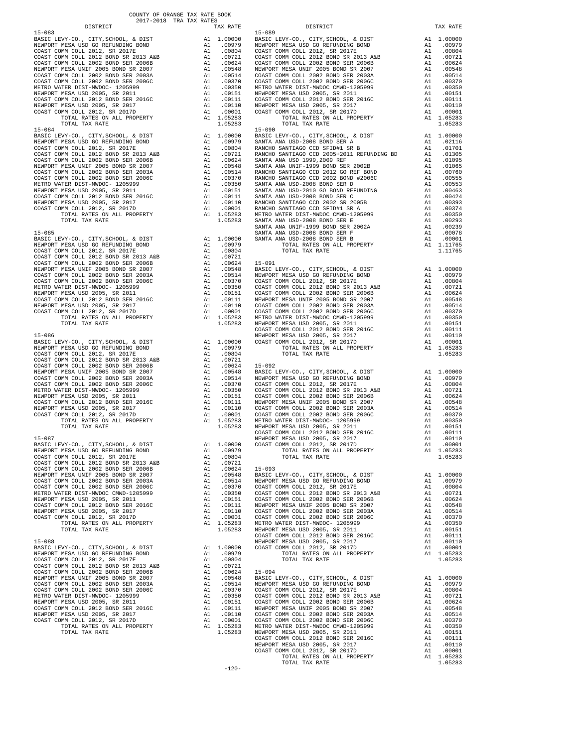COUNTY OF ORANGE TAX RATE BOOK
2017-2018 TRA TAX RATES

| DISTRICT | | TAX RATE |
|---|---|---|
| **15-083** | | |
| BASIC LEVY-CO., CITY,SCHOOL, & DIST | A1 | 1.00000 |
| NEWPORT MESA USD GO REFUNDING BOND | A1 | .00979 |
| COAST COMM COLL 2012, SR 2017E | A1 | .00804 |
| COAST COMM COLL 2012 BOND SR 2013 A&B | A1 | .00721 |
| COAST COMM COLL 2002 BOND SER 2006B | A1 | .00624 |
| NEWPORT MESA UNIF 2005 BOND SR 2007 | A1 | .00548 |
| COAST COMM COLL 2002 BOND SER 2003A | A1 | .00514 |
| COAST COMM COLL 2002 BOND SER 2006C | A1 | .00370 |
| METRO WATER DIST-MWDOC- 1205999 | A1 | .00350 |
| NEWPORT MESA USD 2005, SR 2011 | A1 | .00151 |
| COAST COMM COLL 2012 BOND SER 2016C | A1 | .00111 |
| NEWPORT MESA USD 2005, SR 2017 | A1 | .00110 |
| COAST COMM COLL 2012, SR 2017D | A1 | .00001 |
| TOTAL RATES ON ALL PROPERTY | A1 | 1.05283 |
| TOTAL TAX RATE | | 1.05283 |
| **15-084** | | |
| BASIC LEVY-CO., CITY,SCHOOL, & DIST | A1 | 1.00000 |
| NEWPORT MESA USD GO REFUNDING BOND | A1 | .00979 |
| COAST COMM COLL 2012, SR 2017E | A1 | .00804 |
| COAST COMM COLL 2012 BOND SR 2013 A&B | A1 | .00721 |
| COAST COMM COLL 2002 BOND SER 2006B | A1 | .00624 |
| NEWPORT MESA UNIF 2005 BOND SR 2007 | A1 | .00548 |
| COAST COMM COLL 2002 BOND SER 2003A | A1 | .00514 |
| COAST COMM COLL 2002 BOND SER 2006C | A1 | .00370 |
| METRO WATER DIST-MWDOC- 1205999 | A1 | .00350 |
| NEWPORT MESA USD 2005, SR 2011 | A1 | .00151 |
| COAST COMM COLL 2012 BOND SER 2016C | A1 | .00111 |
| NEWPORT MESA USD 2005, SR 2017 | A1 | .00110 |
| COAST COMM COLL 2012, SR 2017D | A1 | .00001 |
| TOTAL RATES ON ALL PROPERTY | A1 | 1.05283 |
| TOTAL TAX RATE | | 1.05283 |
| **15-085** | | |
| BASIC LEVY-CO., CITY,SCHOOL, & DIST | A1 | 1.00000 |
| NEWPORT MESA USD GO REFUNDING BOND | A1 | .00979 |
| COAST COMM COLL 2012, SR 2017E | A1 | .00804 |
| COAST COMM COLL 2012 BOND SR 2013 A&B | A1 | .00721 |
| COAST COMM COLL 2002 BOND SER 2006B | A1 | .00624 |
| NEWPORT MESA UNIF 2005 BOND SR 2007 | A1 | .00548 |
| COAST COMM COLL 2002 BOND SER 2003A | A1 | .00514 |
| COAST COMM COLL 2002 BOND SER 2006C | A1 | .00370 |
| METRO WATER DIST-MWDOC- 1205999 | A1 | .00350 |
| NEWPORT MESA USD 2005, SR 2011 | A1 | .00151 |
| COAST COMM COLL 2012 BOND SER 2016C | A1 | .00111 |
| NEWPORT MESA USD 2005, SR 2017 | A1 | .00110 |
| COAST COMM COLL 2012, SR 2017D | A1 | .00001 |
| TOTAL RATES ON ALL PROPERTY | A1 | 1.05283 |
| TOTAL TAX RATE | | 1.05283 |
| **15-086** | | |
| BASIC LEVY-CO., CITY,SCHOOL, & DIST | A1 | 1.00000 |
| NEWPORT MESA USD GO REFUNDING BOND | A1 | .00979 |
| COAST COMM COLL 2012, SR 2017E | A1 | .00804 |
| COAST COMM COLL 2012 BOND SR 2013 A&B | A1 | .00721 |
| COAST COMM COLL 2002 BOND SER 2006B | A1 | .00624 |
| NEWPORT MESA UNIF 2005 BOND SR 2007 | A1 | .00548 |
| COAST COMM COLL 2002 BOND SER 2003A | A1 | .00514 |
| COAST COMM COLL 2002 BOND SER 2006C | A1 | .00370 |
| METRO WATER DIST-MWDOC- 1205999 | A1 | .00350 |
| NEWPORT MESA USD 2005, SR 2011 | A1 | .00151 |
| COAST COMM COLL 2012 BOND SER 2016C | A1 | .00111 |
| NEWPORT MESA USD 2005, SR 2017 | A1 | .00110 |
| COAST COMM COLL 2012, SR 2017D | A1 | .00001 |
| TOTAL RATES ON ALL PROPERTY | A1 | 1.05283 |
| TOTAL TAX RATE | | 1.05283 |
| **15-087** | | |
| BASIC LEVY-CO., CITY,SCHOOL, & DIST | A1 | 1.00000 |
| NEWPORT MESA USD GO REFUNDING BOND | A1 | .00979 |
| COAST COMM COLL 2012, SR 2017E | A1 | .00804 |
| COAST COMM COLL 2012 BOND SR 2013 A&B | A1 | .00721 |
| COAST COMM COLL 2002 BOND SER 2006B | A1 | .00624 |
| NEWPORT MESA UNIF 2005 BOND SR 2007 | A1 | .00548 |
| COAST COMM COLL 2002 BOND SER 2003A | A1 | .00514 |
| COAST COMM COLL 2002 BOND SER 2006C | A1 | .00370 |
| METRO WATER DIST-MWDOC CMWD-1205999 | A1 | .00350 |
| NEWPORT MESA USD 2005, SR 2011 | A1 | .00151 |
| COAST COMM COLL 2012 BOND SER 2016C | A1 | .00111 |
| NEWPORT MESA USD 2005, SR 2017 | A1 | .00110 |
| COAST COMM COLL 2012, SR 2017D | A1 | .00001 |
| TOTAL RATES ON ALL PROPERTY | A1 | 1.05283 |
| TOTAL TAX RATE | | 1.05283 |
| **15-088** | | |
| BASIC LEVY-CO., CITY,SCHOOL, & DIST | A1 | 1.00000 |
| NEWPORT MESA USD GO REFUNDING BOND | A1 | .00979 |
| COAST COMM COLL 2012, SR 2017E | A1 | .00804 |
| COAST COMM COLL 2012 BOND SR 2013 A&B | A1 | .00721 |
| COAST COMM COLL 2002 BOND SER 2006B | A1 | .00624 |
| NEWPORT MESA UNIF 2005 BOND SR 2007 | A1 | .00548 |
| COAST COMM COLL 2002 BOND SER 2003A | A1 | .00514 |
| COAST COMM COLL 2002 BOND SER 2006C | A1 | .00370 |
| METRO WATER DIST-MWDOC- 1205999 | A1 | .00350 |
| NEWPORT MESA USD 2005, SR 2011 | A1 | .00151 |
| COAST COMM COLL 2012 BOND SER 2016C | A1 | .00111 |
| NEWPORT MESA USD 2005, SR 2017 | A1 | .00110 |
| COAST COMM COLL 2012, SR 2017D | A1 | .00001 |
| TOTAL RATES ON ALL PROPERTY | A1 | 1.05283 |
| TOTAL TAX RATE | | 1.05283 |
| **15-089** | | |
| BASIC LEVY-CO., CITY,SCHOOL, & DIST | A1 | 1.00000 |
| NEWPORT MESA USD GO REFUNDING BOND | A1 | .00979 |
| COAST COMM COLL 2012, SR 2017E | A1 | .00804 |
| COAST COMM COLL 2012 BOND SR 2013 A&B | A1 | .00721 |
| COAST COMM COLL 2002 BOND SER 2006B | A1 | .00624 |
| NEWPORT MESA UNIF 2005 BOND SR 2007 | A1 | .00548 |
| COAST COMM COLL 2002 BOND SER 2003A | A1 | .00514 |
| COAST COMM COLL 2002 BOND SER 2006C | A1 | .00370 |
| METRO WATER DIST-MWDOC CMWD-1205999 | A1 | .00350 |
| NEWPORT MESA USD 2005, SR 2011 | A1 | .00151 |
| COAST COMM COLL 2012 BOND SER 2016C | A1 | .00111 |
| NEWPORT MESA USD 2005, SR 2017 | A1 | .00110 |
| COAST COMM COLL 2012, SR 2017D | A1 | .00001 |
| TOTAL RATES ON ALL PROPERTY | A1 | 1.05283 |
| TOTAL TAX RATE | | 1.05283 |
| **15-090** | | |
| BASIC LEVY-CO., CITY,SCHOOL, & DIST | A1 | 1.00000 |
| SANTA ANA USD-2008 BOND SER A | A1 | .02116 |
| RANCHO SANTIAGO CCD SFID#1 SR B | A1 | .01701 |
| RANCHO SANTIAGO CCD 2005+2011 REFUNDING BD | A1 | .01305 |
| SANTA ANA USD 1999,2009 REF | A1 | .01095 |
| SANTA ANA UNIF-1999 BOND SER 2002B | A1 | .01065 |
| RANCHO SANTIAGO CCD 2012 GO REF BOND | A1 | .00760 |
| RANCHO SANTIAGO CCD 2002 BOND #2006C | A1 | .00555 |
| SANTA ANA USD-2008 BOND SER D | A1 | .00553 |
| SANTA ANA USD-2010 GO BOND REFUNDING | A1 | .00463 |
| SANTA ANA USD-2008 BOND SER C | A1 | .00424 |
| RANCHO SANTIAGO CCD 2002 SR 2005B | A1 | .00393 |
| RANCHO SANTIAGO CCD SFID#1 SR A | A1 | .00374 |
| METRO WATER DIST-MWDOC CMWD-1205999 | A1 | .00350 |
| SANTA ANA USD-2008 BOND SER E | A1 | .00293 |
| SANTA ANA UNIF-1999 BOND SER 2002A | A1 | .00239 |
| SANTA ANA USD-2008 BOND SER F | A1 | .00078 |
| SANTA ANA USD-2008 BOND SER B | A1 | .00001 |
| TOTAL RATES ON ALL PROPERTY | A1 | 1.11765 |
| TOTAL TAX RATE | | 1.11765 |
| **15-091** | | |
| BASIC LEVY-CO., CITY,SCHOOL, & DIST | A1 | 1.00000 |
| NEWPORT MESA USD GO REFUNDING BOND | A1 | .00979 |
| COAST COMM COLL 2012, SR 2017E | A1 | .00804 |
| COAST COMM COLL 2012 BOND SR 2013 A&B | A1 | .00721 |
| COAST COMM COLL 2002 BOND SER 2006B | A1 | .00624 |
| NEWPORT MESA UNIF 2005 BOND SR 2007 | A1 | .00548 |
| COAST COMM COLL 2002 BOND SER 2003A | A1 | .00514 |
| COAST COMM COLL 2002 BOND SER 2006C | A1 | .00370 |
| METRO WATER DIST-MWDOC CMWD-1205999 | A1 | .00350 |
| NEWPORT MESA USD 2005, SR 2011 | A1 | .00151 |
| COAST COMM COLL 2012 BOND SER 2016C | A1 | .00111 |
| NEWPORT MESA USD 2005, SR 2017 | A1 | .00110 |
| COAST COMM COLL 2012, SR 2017D | A1 | .00001 |
| TOTAL RATES ON ALL PROPERTY | A1 | 1.05283 |
| TOTAL TAX RATE | | 1.05283 |
| **15-092** | | |
| BASIC LEVY-CO., CITY,SCHOOL, & DIST | A1 | 1.00000 |
| NEWPORT MESA USD GO REFUNDING BOND | A1 | .00979 |
| COAST COMM COLL 2012, SR 2017E | A1 | .00804 |
| COAST COMM COLL 2012 BOND SR 2013 A&B | A1 | .00721 |
| COAST COMM COLL 2002 BOND SER 2006B | A1 | .00624 |
| NEWPORT MESA UNIF 2005 BOND SR 2007 | A1 | .00548 |
| COAST COMM COLL 2002 BOND SER 2003A | A1 | .00514 |
| COAST COMM COLL 2002 BOND SER 2006C | A1 | .00370 |
| METRO WATER DIST-MWDOC- 1205999 | A1 | .00350 |
| NEWPORT MESA USD 2005, SR 2011 | A1 | .00151 |
| COAST COMM COLL 2012 BOND SER 2016C | A1 | .00111 |
| NEWPORT MESA USD 2005, SR 2017 | A1 | .00110 |
| COAST COMM COLL 2012, SR 2017D | A1 | .00001 |
| TOTAL RATES ON ALL PROPERTY | A1 | 1.05283 |
| TOTAL TAX RATE | | 1.05283 |
| **15-093** | | |
| BASIC LEVY-CO., CITY,SCHOOL, & DIST | A1 | 1.00000 |
| NEWPORT MESA USD GO REFUNDING BOND | A1 | .00979 |
| COAST COMM COLL 2012, SR 2017E | A1 | .00804 |
| COAST COMM COLL 2012 BOND SR 2013 A&B | A1 | .00721 |
| COAST COMM COLL 2002 BOND SER 2006B | A1 | .00624 |
| NEWPORT MESA UNIF 2005 BOND SR 2007 | A1 | .00548 |
| COAST COMM COLL 2002 BOND SER 2003A | A1 | .00514 |
| COAST COMM COLL 2002 BOND SER 2006C | A1 | .00370 |
| METRO WATER DIST-MWDOC- 1205999 | A1 | .00350 |
| NEWPORT MESA USD 2005, SR 2011 | A1 | .00151 |
| COAST COMM COLL 2012 BOND SER 2016C | A1 | .00111 |
| NEWPORT MESA USD 2005, SR 2017 | A1 | .00110 |
| COAST COMM COLL 2012, SR 2017D | A1 | .00001 |
| TOTAL RATES ON ALL PROPERTY | A1 | 1.05283 |
| TOTAL TAX RATE | | 1.05283 |
| **15-094** | | |
| BASIC LEVY-CO., CITY,SCHOOL, & DIST | A1 | 1.00000 |
| NEWPORT MESA USD GO REFUNDING BOND | A1 | .00979 |
| COAST COMM COLL 2012, SR 2017E | A1 | .00804 |
| COAST COMM COLL 2012 BOND SR 2013 A&B | A1 | .00721 |
| COAST COMM COLL 2002 BOND SER 2006B | A1 | .00624 |
| NEWPORT MESA UNIF 2005 BOND SR 2007 | A1 | .00548 |
| COAST COMM COLL 2002 BOND SER 2003A | A1 | .00514 |
| COAST COMM COLL 2002 BOND SER 2006C | A1 | .00370 |
| METRO WATER DIST-MWDOC CMWD-1205999 | A1 | .00350 |
| NEWPORT MESA USD 2005, SR 2011 | A1 | .00151 |
| COAST COMM COLL 2012 BOND SER 2016C | A1 | .00111 |
| NEWPORT MESA USD 2005, SR 2017 | A1 | .00110 |
| COAST COMM COLL 2012, SR 2017D | A1 | .00001 |
| TOTAL RATES ON ALL PROPERTY | A1 | 1.05283 |
| TOTAL TAX RATE | | 1.05283 |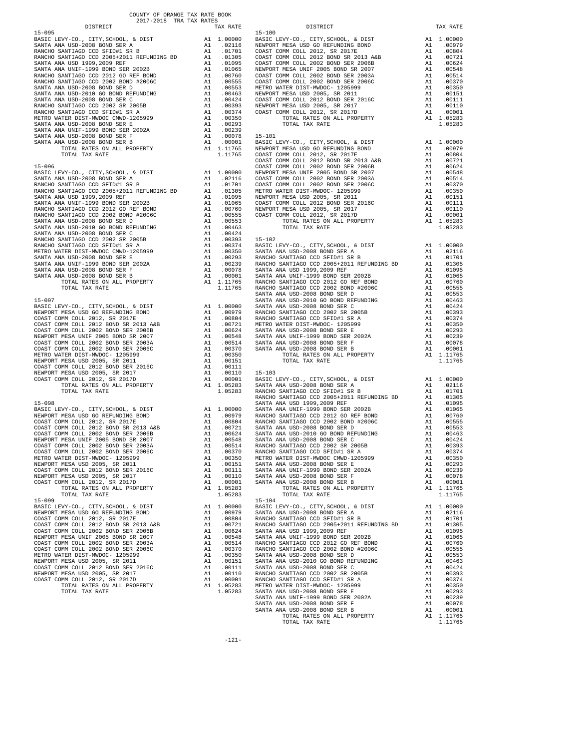COUNTY OF ORANGE TAX RATE BOOK
2017-2018 TRA TAX RATES

| DISTRICT | | TAX RATE |
|---|---|---|
| 15-095 | | |
| BASIC LEVY-CO., CITY,SCHOOL, & DIST | A1 | 1.00000 |
| SANTA ANA USD-2008 BOND SER A | A1 | .02116 |
| RANCHO SANTIAGO CCD SFID#1 SR B | A1 | .01701 |
| RANCHO SANTIAGO CCD 2005+2011 REFUNDING BD | A1 | .01305 |
| SANTA ANA USD 1999,2009 REF | A1 | .01095 |
| SANTA ANA UNIF-1999 BOND SER 2002B | A1 | .01065 |
| RANCHO SANTIAGO CCD 2012 GO REF BOND | A1 | .00760 |
| RANCHO SANTIAGO CCD 2002 BOND #2006C | A1 | .00555 |
| SANTA ANA USD-2008 BOND SER D | A1 | .00553 |
| SANTA ANA USD-2010 GO BOND REFUNDING | A1 | .00463 |
| SANTA ANA USD-2008 BOND SER C | A1 | .00424 |
| RANCHO SANTIAGO CCD 2002 SR 2005B | A1 | .00393 |
| RANCHO SANTIAGO CCD SFID#1 SR A | A1 | .00374 |
| METRO WATER DIST-MWDOC CMWD-1205999 | A1 | .00350 |
| SANTA ANA USD-2008 BOND SER E | A1 | .00293 |
| SANTA ANA UNIF-1999 BOND SER 2002A | A1 | .00239 |
| SANTA ANA USD-2008 BOND SER F | A1 | .00078 |
| SANTA ANA USD-2008 BOND SER B | A1 | .00001 |
| TOTAL RATES ON ALL PROPERTY | A1 | 1.11765 |
| TOTAL TAX RATE | | 1.11765 |
| 15-096 | | |
| BASIC LEVY-CO., CITY,SCHOOL, & DIST | A1 | 1.00000 |
| SANTA ANA USD-2008 BOND SER A | A1 | .02116 |
| RANCHO SANTIAGO CCD SFID#1 SR B | A1 | .01701 |
| RANCHO SANTIAGO CCD 2005+2011 REFUNDING BD | A1 | .01305 |
| SANTA ANA USD 1999,2009 REF | A1 | .01095 |
| SANTA ANA UNIF-1999 BOND SER 2002B | A1 | .01065 |
| RANCHO SANTIAGO CCD 2012 GO REF BOND | A1 | .00760 |
| RANCHO SANTIAGO CCD 2002 BOND #2006C | A1 | .00555 |
| SANTA ANA USD-2008 BOND SER D | A1 | .00553 |
| SANTA ANA USD-2010 GO BOND REFUNDING | A1 | .00463 |
| SANTA ANA USD-2008 BOND SER C | A1 | .00424 |
| RANCHO SANTIAGO CCD 2002 SR 2005B | A1 | .00393 |
| RANCHO SANTIAGO CCD SFID#1 SR A | A1 | .00374 |
| METRO WATER DIST-MWDOC CMWD-1205999 | A1 | .00350 |
| SANTA ANA USD-2008 BOND SER E | A1 | .00293 |
| SANTA ANA UNIF-1999 BOND SER 2002A | A1 | .00239 |
| SANTA ANA USD-2008 BOND SER F | A1 | .00078 |
| SANTA ANA USD-2008 BOND SER B | A1 | .00001 |
| TOTAL RATES ON ALL PROPERTY | A1 | 1.11765 |
| TOTAL TAX RATE | | 1.11765 |
| 15-097 | | |
| BASIC LEVY-CO., CITY,SCHOOL, & DIST | A1 | 1.00000 |
| NEWPORT MESA USD GO REFUNDING BOND | A1 | .00979 |
| COAST COMM COLL 2012, SR 2017E | A1 | .00804 |
| COAST COMM COLL 2012 BOND SR 2013 A&B | A1 | .00721 |
| COAST COMM COLL 2002 BOND SER 2006B | A1 | .00624 |
| NEWPORT MESA UNIF 2005 BOND SR 2007 | A1 | .00548 |
| COAST COMM COLL 2002 BOND SER 2003A | A1 | .00514 |
| COAST COMM COLL 2002 BOND SER 2006C | A1 | .00370 |
| METRO WATER DIST-MWDOC- 1205999 | A1 | .00350 |
| NEWPORT MESA USD 2005, SR 2011 | A1 | .00151 |
| COAST COMM COLL 2012 BOND SER 2016C | A1 | .00111 |
| NEWPORT MESA USD 2005, SR 2017 | A1 | .00110 |
| COAST COMM COLL 2012, SR 2017D | A1 | .00001 |
| TOTAL RATES ON ALL PROPERTY | A1 | 1.05283 |
| TOTAL TAX RATE | | 1.05283 |
| 15-098 | | |
| BASIC LEVY-CO., CITY,SCHOOL, & DIST | A1 | 1.00000 |
| NEWPORT MESA USD GO REFUNDING BOND | A1 | .00979 |
| COAST COMM COLL 2012, SR 2017E | A1 | .00804 |
| COAST COMM COLL 2012 BOND SR 2013 A&B | A1 | .00721 |
| COAST COMM COLL 2002 BOND SER 2006B | A1 | .00624 |
| NEWPORT MESA UNIF 2005 BOND SR 2007 | A1 | .00548 |
| COAST COMM COLL 2002 BOND SER 2003A | A1 | .00514 |
| COAST COMM COLL 2002 BOND SER 2006C | A1 | .00370 |
| METRO WATER DIST-MWDOC- 1205999 | A1 | .00350 |
| NEWPORT MESA USD 2005, SR 2011 | A1 | .00151 |
| COAST COMM COLL 2012 BOND SER 2016C | A1 | .00111 |
| NEWPORT MESA USD 2005, SR 2017 | A1 | .00110 |
| COAST COMM COLL 2012, SR 2017D | A1 | .00001 |
| TOTAL RATES ON ALL PROPERTY | A1 | 1.05283 |
| TOTAL TAX RATE | | 1.05283 |
| 15-099 | | |
| BASIC LEVY-CO., CITY,SCHOOL, & DIST | A1 | 1.00000 |
| NEWPORT MESA USD GO REFUNDING BOND | A1 | .00979 |
| COAST COMM COLL 2012, SR 2017E | A1 | .00804 |
| COAST COMM COLL 2012 BOND SR 2013 A&B | A1 | .00721 |
| COAST COMM COLL 2002 BOND SER 2006B | A1 | .00624 |
| NEWPORT MESA UNIF 2005 BOND SR 2007 | A1 | .00548 |
| COAST COMM COLL 2002 BOND SER 2003A | A1 | .00514 |
| COAST COMM COLL 2002 BOND SER 2006C | A1 | .00370 |
| METRO WATER DIST-MWDOC- 1205999 | A1 | .00350 |
| NEWPORT MESA USD 2005, SR 2011 | A1 | .00151 |
| COAST COMM COLL 2012 BOND SER 2016C | A1 | .00111 |
| NEWPORT MESA USD 2005, SR 2017 | A1 | .00110 |
| COAST COMM COLL 2012, SR 2017D | A1 | .00001 |
| TOTAL RATES ON ALL PROPERTY | A1 | 1.05283 |
| TOTAL TAX RATE | | 1.05283 |
| 15-100 | | |
| BASIC LEVY-CO., CITY,SCHOOL, & DIST | A1 | 1.00000 |
| NEWPORT MESA USD GO REFUNDING BOND | A1 | .00979 |
| COAST COMM COLL 2012, SR 2017E | A1 | .00804 |
| COAST COMM COLL 2012 BOND SR 2013 A&B | A1 | .00721 |
| COAST COMM COLL 2002 BOND SER 2006B | A1 | .00624 |
| NEWPORT MESA UNIF 2005 BOND SR 2007 | A1 | .00548 |
| COAST COMM COLL 2002 BOND SER 2003A | A1 | .00514 |
| COAST COMM COLL 2002 BOND SER 2006C | A1 | .00370 |
| METRO WATER DIST-MWDOC- 1205999 | A1 | .00350 |
| NEWPORT MESA USD 2005, SR 2011 | A1 | .00151 |
| COAST COMM COLL 2012 BOND SER 2016C | A1 | .00111 |
| NEWPORT MESA USD 2005, SR 2017 | A1 | .00110 |
| COAST COMM COLL 2012, SR 2017D | A1 | .00001 |
| TOTAL RATES ON ALL PROPERTY | A1 | 1.05283 |
| TOTAL TAX RATE | | 1.05283 |
| 15-101 | | |
| BASIC LEVY-CO., CITY,SCHOOL, & DIST | A1 | 1.00000 |
| NEWPORT MESA USD GO REFUNDING BOND | A1 | .00979 |
| COAST COMM COLL 2012, SR 2017E | A1 | .00804 |
| COAST COMM COLL 2012 BOND SR 2013 A&B | A1 | .00721 |
| COAST COMM COLL 2002 BOND SER 2006B | A1 | .00624 |
| NEWPORT MESA UNIF 2005 BOND SR 2007 | A1 | .00548 |
| COAST COMM COLL 2002 BOND SER 2003A | A1 | .00514 |
| COAST COMM COLL 2002 BOND SER 2006C | A1 | .00370 |
| METRO WATER DIST-MWDOC- 1205999 | A1 | .00350 |
| NEWPORT MESA USD 2005, SR 2011 | A1 | .00151 |
| COAST COMM COLL 2012 BOND SER 2016C | A1 | .00111 |
| NEWPORT MESA USD 2005, SR 2017 | A1 | .00110 |
| COAST COMM COLL 2012, SR 2017D | A1 | .00001 |
| TOTAL RATES ON ALL PROPERTY | A1 | 1.05283 |
| TOTAL TAX RATE | | 1.05283 |
| 15-102 | | |
| BASIC LEVY-CO., CITY,SCHOOL, & DIST | A1 | 1.00000 |
| SANTA ANA USD-2008 BOND SER A | A1 | .02116 |
| RANCHO SANTIAGO CCD SFID#1 SR B | A1 | .01701 |
| RANCHO SANTIAGO CCD 2005+2011 REFUNDING BD | A1 | .01305 |
| SANTA ANA USD 1999,2009 REF | A1 | .01095 |
| SANTA ANA UNIF-1999 BOND SER 2002B | A1 | .01065 |
| RANCHO SANTIAGO CCD 2012 GO REF BOND | A1 | .00760 |
| RANCHO SANTIAGO CCD 2002 BOND #2006C | A1 | .00555 |
| SANTA ANA USD-2008 BOND SER D | A1 | .00553 |
| SANTA ANA USD-2010 GO BOND REFUNDING | A1 | .00463 |
| SANTA ANA USD-2008 BOND SER C | A1 | .00424 |
| RANCHO SANTIAGO CCD 2002 SR 2005B | A1 | .00393 |
| RANCHO SANTIAGO CCD SFID#1 SR A | A1 | .00374 |
| METRO WATER DIST-MWDOC- 1205999 | A1 | .00350 |
| SANTA ANA USD-2008 BOND SER E | A1 | .00293 |
| SANTA ANA UNIF-1999 BOND SER 2002A | A1 | .00239 |
| SANTA ANA USD-2008 BOND SER F | A1 | .00078 |
| SANTA ANA USD-2008 BOND SER B | A1 | .00001 |
| TOTAL RATES ON ALL PROPERTY | A1 | 1.11765 |
| TOTAL TAX RATE | | 1.11765 |
| 15-103 | | |
| BASIC LEVY-CO., CITY,SCHOOL, & DIST | A1 | 1.00000 |
| SANTA ANA USD-2008 BOND SER A | A1 | .02116 |
| RANCHO SANTIAGO CCD SFID#1 SR B | A1 | .01701 |
| RANCHO SANTIAGO CCD 2005+2011 REFUNDING BD | A1 | .01305 |
| SANTA ANA USD 1999,2009 REF | A1 | .01095 |
| SANTA ANA UNIF-1999 BOND SER 2002B | A1 | .01065 |
| RANCHO SANTIAGO CCD 2012 GO REF BOND | A1 | .00760 |
| RANCHO SANTIAGO CCD 2002 BOND #2006C | A1 | .00555 |
| SANTA ANA USD-2008 BOND SER D | A1 | .00553 |
| SANTA ANA USD-2010 GO BOND REFUNDING | A1 | .00463 |
| SANTA ANA USD-2008 BOND SER C | A1 | .00424 |
| RANCHO SANTIAGO CCD 2002 SR 2005B | A1 | .00393 |
| RANCHO SANTIAGO CCD SFID#1 SR A | A1 | .00374 |
| METRO WATER DIST-MWDOC CMWD-1205999 | A1 | .00350 |
| SANTA ANA USD-2008 BOND SER E | A1 | .00293 |
| SANTA ANA UNIF-1999 BOND SER 2002A | A1 | .00239 |
| SANTA ANA USD-2008 BOND SER F | A1 | .00078 |
| SANTA ANA USD-2008 BOND SER B | A1 | .00001 |
| TOTAL RATES ON ALL PROPERTY | A1 | 1.11765 |
| TOTAL TAX RATE | | 1.11765 |
| 15-104 | | |
| BASIC LEVY-CO., CITY,SCHOOL, & DIST | A1 | 1.00000 |
| SANTA ANA USD-2008 BOND SER A | A1 | .02116 |
| RANCHO SANTIAGO CCD SFID#1 SR B | A1 | .01701 |
| RANCHO SANTIAGO CCD 2005+2011 REFUNDING BD | A1 | .01305 |
| SANTA ANA USD 1999,2009 REF | A1 | .01095 |
| SANTA ANA UNIF-1999 BOND SER 2002B | A1 | .01065 |
| RANCHO SANTIAGO CCD 2012 GO REF BOND | A1 | .00760 |
| RANCHO SANTIAGO CCD 2002 BOND #2006C | A1 | .00555 |
| SANTA ANA USD-2008 BOND SER D | A1 | .00553 |
| SANTA ANA USD-2010 GO BOND REFUNDING | A1 | .00463 |
| SANTA ANA USD-2008 BOND SER C | A1 | .00424 |
| RANCHO SANTIAGO CCD 2002 SR 2005B | A1 | .00393 |
| RANCHO SANTIAGO CCD SFID#1 SR A | A1 | .00374 |
| METRO WATER DIST-MWDOC- 1205999 | A1 | .00350 |
| SANTA ANA USD-2008 BOND SER E | A1 | .00293 |
| SANTA ANA UNIF-1999 BOND SER 2002A | A1 | .00239 |
| SANTA ANA USD-2008 BOND SER F | A1 | .00078 |
| SANTA ANA USD-2008 BOND SER B | A1 | .00001 |
| TOTAL RATES ON ALL PROPERTY | A1 | 1.11765 |
| TOTAL TAX RATE | | 1.11765 |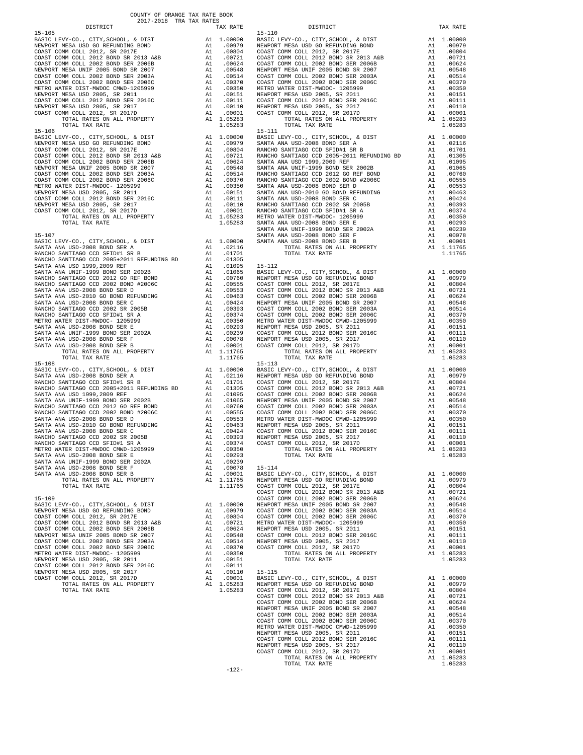COUNTY OF ORANGE TAX RATE BOOK
2017-2018 TRA TAX RATES

| DISTRICT | | TAX RATE |
|---|---|---|
| **15-105** | | |
| BASIC LEVY-CO., CITY,SCHOOL, & DIST | A1 | 1.00000 |
| NEWPORT MESA USD GO REFUNDING BOND | A1 | .00979 |
| COAST COMM COLL 2012, SR 2017E | A1 | .00804 |
| COAST COMM COLL 2012 BOND SR 2013 A&B | A1 | .00721 |
| COAST COMM COLL 2002 BOND SER 2006B | A1 | .00624 |
| NEWPORT MESA UNIF 2005 BOND SR 2007 | A1 | .00548 |
| COAST COMM COLL 2002 BOND SER 2003A | A1 | .00514 |
| COAST COMM COLL 2002 BOND SER 2006C | A1 | .00370 |
| METRO WATER DIST-MWDOC CMWD-1205999 | A1 | .00350 |
| NEWPORT MESA USD 2005, SR 2011 | A1 | .00151 |
| COAST COMM COLL 2012 BOND SER 2016C | A1 | .00111 |
| NEWPORT MESA USD 2005, SR 2017 | A1 | .00110 |
| COAST COMM COLL 2012, SR 2017D | A1 | .00001 |
| TOTAL RATES ON ALL PROPERTY | A1 | 1.05283 |
| TOTAL TAX RATE | | 1.05283 |
| **15-106** | | |
| BASIC LEVY-CO., CITY,SCHOOL, & DIST | A1 | 1.00000 |
| NEWPORT MESA USD GO REFUNDING BOND | A1 | .00979 |
| COAST COMM COLL 2012, SR 2017E | A1 | .00804 |
| COAST COMM COLL 2012 BOND SR 2013 A&B | A1 | .00721 |
| COAST COMM COLL 2002 BOND SER 2006B | A1 | .00624 |
| NEWPORT MESA UNIF 2005 BOND SR 2007 | A1 | .00548 |
| COAST COMM COLL 2002 BOND SER 2003A | A1 | .00514 |
| COAST COMM COLL 2002 BOND SER 2006C | A1 | .00370 |
| METRO WATER DIST-MWDOC- 1205999 | A1 | .00350 |
| NEWPORT MESA USD 2005, SR 2011 | A1 | .00151 |
| COAST COMM COLL 2012 BOND SER 2016C | A1 | .00111 |
| NEWPORT MESA USD 2005, SR 2017 | A1 | .00110 |
| COAST COMM COLL 2012, SR 2017D | A1 | .00001 |
| TOTAL RATES ON ALL PROPERTY | A1 | 1.05283 |
| TOTAL TAX RATE | | 1.05283 |
| **15-107** | | |
| BASIC LEVY-CO., CITY,SCHOOL, & DIST | A1 | 1.00000 |
| SANTA ANA USD-2008 BOND SER A | A1 | .02116 |
| RANCHO SANTIAGO CCD SFID#1 SR B | A1 | .01701 |
| RANCHO SANTIAGO CCD 2005+2011 REFUNDING BD | A1 | .01305 |
| SANTA ANA USD 1999,2009 REF | A1 | .01095 |
| SANTA ANA UNIF-1999 BOND SER 2002B | A1 | .01065 |
| RANCHO SANTIAGO CCD 2012 GO REF BOND | A1 | .00760 |
| RANCHO SANTIAGO CCD 2002 BOND #2006C | A1 | .00555 |
| SANTA ANA USD-2008 BOND SER D | A1 | .00553 |
| SANTA ANA USD-2010 GO BOND REFUNDING | A1 | .00463 |
| SANTA ANA USD-2008 BOND SER C | A1 | .00424 |
| RANCHO SANTIAGO CCD 2002 SR 2005B | A1 | .00393 |
| RANCHO SANTIAGO CCD SFID#1 SR A | A1 | .00374 |
| METRO WATER DIST-MWDOC- 1205999 | A1 | .00350 |
| SANTA ANA USD-2008 BOND SER E | A1 | .00293 |
| SANTA ANA UNIF-1999 BOND SER 2002A | A1 | .00239 |
| SANTA ANA USD-2008 BOND SER F | A1 | .00078 |
| SANTA ANA USD-2008 BOND SER B | A1 | .00001 |
| TOTAL RATES ON ALL PROPERTY | A1 | 1.11765 |
| TOTAL TAX RATE | | 1.11765 |
| **15-108** | | |
| BASIC LEVY-CO., CITY,SCHOOL, & DIST | A1 | 1.00000 |
| SANTA ANA USD-2008 BOND SER A | A1 | .02116 |
| RANCHO SANTIAGO CCD SFID#1 SR B | A1 | .01701 |
| RANCHO SANTIAGO CCD 2005+2011 REFUNDING BD | A1 | .01305 |
| SANTA ANA USD 1999,2009 REF | A1 | .01095 |
| SANTA ANA UNIF-1999 BOND SER 2002B | A1 | .01065 |
| RANCHO SANTIAGO CCD 2012 GO REF BOND | A1 | .00760 |
| RANCHO SANTIAGO CCD 2002 BOND #2006C | A1 | .00555 |
| SANTA ANA USD-2008 BOND SER D | A1 | .00553 |
| SANTA ANA USD-2010 GO BOND REFUNDING | A1 | .00463 |
| SANTA ANA USD-2008 BOND SER C | A1 | .00424 |
| RANCHO SANTIAGO CCD 2002 SR 2005B | A1 | .00393 |
| RANCHO SANTIAGO CCD SFID#1 SR A | A1 | .00374 |
| METRO WATER DIST-MWDOC CMWD-1205999 | A1 | .00350 |
| SANTA ANA USD-2008 BOND SER E | A1 | .00293 |
| SANTA ANA UNIF-1999 BOND SER 2002A | A1 | .00239 |
| SANTA ANA USD-2008 BOND SER F | A1 | .00078 |
| SANTA ANA USD-2008 BOND SER B | A1 | .00001 |
| TOTAL RATES ON ALL PROPERTY | A1 | 1.11765 |
| TOTAL TAX RATE | | 1.11765 |
| **15-109** | | |
| BASIC LEVY-CO., CITY,SCHOOL, & DIST | A1 | 1.00000 |
| NEWPORT MESA USD GO REFUNDING BOND | A1 | .00979 |
| COAST COMM COLL 2012, SR 2017E | A1 | .00804 |
| COAST COMM COLL 2012 BOND SR 2013 A&B | A1 | .00721 |
| COAST COMM COLL 2002 BOND SER 2006B | A1 | .00624 |
| NEWPORT MESA UNIF 2005 BOND SR 2007 | A1 | .00548 |
| COAST COMM COLL 2002 BOND SER 2003A | A1 | .00514 |
| COAST COMM COLL 2002 BOND SER 2006C | A1 | .00370 |
| METRO WATER DIST-MWDOC- 1205999 | A1 | .00350 |
| NEWPORT MESA USD 2005, SR 2011 | A1 | .00151 |
| COAST COMM COLL 2012 BOND SER 2016C | A1 | .00111 |
| NEWPORT MESA USD 2005, SR 2017 | A1 | .00110 |
| COAST COMM COLL 2012, SR 2017D | A1 | .00001 |
| TOTAL RATES ON ALL PROPERTY | A1 | 1.05283 |
| TOTAL TAX RATE | | 1.05283 |
| **15-110** | | |
| BASIC LEVY-CO., CITY,SCHOOL, & DIST | A1 | 1.00000 |
| NEWPORT MESA USD GO REFUNDING BOND | A1 | .00979 |
| COAST COMM COLL 2012, SR 2017E | A1 | .00804 |
| COAST COMM COLL 2012 BOND SR 2013 A&B | A1 | .00721 |
| COAST COMM COLL 2002 BOND SER 2006B | A1 | .00624 |
| NEWPORT MESA UNIF 2005 BOND SR 2007 | A1 | .00548 |
| COAST COMM COLL 2002 BOND SER 2003A | A1 | .00514 |
| COAST COMM COLL 2002 BOND SER 2006C | A1 | .00370 |
| METRO WATER DIST-MWDOC- 1205999 | A1 | .00350 |
| NEWPORT MESA USD 2005, SR 2011 | A1 | .00151 |
| COAST COMM COLL 2012 BOND SER 2016C | A1 | .00111 |
| NEWPORT MESA USD 2005, SR 2017 | A1 | .00110 |
| COAST COMM COLL 2012, SR 2017D | A1 | .00001 |
| TOTAL RATES ON ALL PROPERTY | A1 | 1.05283 |
| TOTAL TAX RATE | | 1.05283 |
| **15-111** | | |
| BASIC LEVY-CO., CITY,SCHOOL, & DIST | A1 | 1.00000 |
| SANTA ANA USD-2008 BOND SER A | A1 | .02116 |
| RANCHO SANTIAGO CCD SFID#1 SR B | A1 | .01701 |
| RANCHO SANTIAGO CCD 2005+2011 REFUNDING BD | A1 | .01305 |
| SANTA ANA USD 1999,2009 REF | A1 | .01095 |
| SANTA ANA UNIF-1999 BOND SER 2002B | A1 | .01065 |
| RANCHO SANTIAGO CCD 2012 GO REF BOND | A1 | .00760 |
| RANCHO SANTIAGO CCD 2002 BOND #2006C | A1 | .00555 |
| SANTA ANA USD-2008 BOND SER D | A1 | .00553 |
| SANTA ANA USD-2010 GO BOND REFUNDING | A1 | .00463 |
| SANTA ANA USD-2008 BOND SER C | A1 | .00424 |
| RANCHO SANTIAGO CCD 2002 SR 2005B | A1 | .00393 |
| RANCHO SANTIAGO CCD SFID#1 SR A | A1 | .00374 |
| METRO WATER DIST-MWDOC- 1205999 | A1 | .00350 |
| SANTA ANA USD-2008 BOND SER E | A1 | .00293 |
| SANTA ANA UNIF-1999 BOND SER 2002A | A1 | .00239 |
| SANTA ANA USD-2008 BOND SER F | A1 | .00078 |
| SANTA ANA USD-2008 BOND SER B | A1 | .00001 |
| TOTAL RATES ON ALL PROPERTY | A1 | 1.11765 |
| TOTAL TAX RATE | | 1.11765 |
| **15-112** | | |
| BASIC LEVY-CO., CITY,SCHOOL, & DIST | A1 | 1.00000 |
| NEWPORT MESA USD GO REFUNDING BOND | A1 | .00979 |
| COAST COMM COLL 2012, SR 2017E | A1 | .00804 |
| COAST COMM COLL 2012 BOND SR 2013 A&B | A1 | .00721 |
| COAST COMM COLL 2002 BOND SER 2006B | A1 | .00624 |
| NEWPORT MESA UNIF 2005 BOND SR 2007 | A1 | .00548 |
| COAST COMM COLL 2002 BOND SER 2003A | A1 | .00514 |
| COAST COMM COLL 2002 BOND SER 2006C | A1 | .00370 |
| METRO WATER DIST-MWDOC CMWD-1205999 | A1 | .00350 |
| NEWPORT MESA USD 2005, SR 2011 | A1 | .00151 |
| COAST COMM COLL 2012 BOND SER 2016C | A1 | .00111 |
| NEWPORT MESA USD 2005, SR 2017 | A1 | .00110 |
| COAST COMM COLL 2012, SR 2017D | A1 | .00001 |
| TOTAL RATES ON ALL PROPERTY | A1 | 1.05283 |
| TOTAL TAX RATE | | 1.05283 |
| **15-113** | | |
| BASIC LEVY-CO., CITY,SCHOOL, & DIST | A1 | 1.00000 |
| NEWPORT MESA USD GO REFUNDING BOND | A1 | .00979 |
| COAST COMM COLL 2012, SR 2017E | A1 | .00804 |
| COAST COMM COLL 2012 BOND SR 2013 A&B | A1 | .00721 |
| COAST COMM COLL 2002 BOND SER 2006B | A1 | .00624 |
| NEWPORT MESA UNIF 2005 BOND SR 2007 | A1 | .00548 |
| COAST COMM COLL 2002 BOND SER 2003A | A1 | .00514 |
| COAST COMM COLL 2002 BOND SER 2006C | A1 | .00370 |
| METRO WATER DIST-MWDOC CMWD-1205999 | A1 | .00350 |
| NEWPORT MESA USD 2005, SR 2011 | A1 | .00151 |
| COAST COMM COLL 2012 BOND SER 2016C | A1 | .00111 |
| NEWPORT MESA USD 2005, SR 2017 | A1 | .00110 |
| COAST COMM COLL 2012, SR 2017D | A1 | .00001 |
| TOTAL RATES ON ALL PROPERTY | A1 | 1.05283 |
| TOTAL TAX RATE | | 1.05283 |
| **15-114** | | |
| BASIC LEVY-CO., CITY,SCHOOL, & DIST | A1 | 1.00000 |
| NEWPORT MESA USD GO REFUNDING BOND | A1 | .00979 |
| COAST COMM COLL 2012, SR 2017E | A1 | .00804 |
| COAST COMM COLL 2012 BOND SR 2013 A&B | A1 | .00721 |
| COAST COMM COLL 2002 BOND SER 2006B | A1 | .00624 |
| NEWPORT MESA UNIF 2005 BOND SR 2007 | A1 | .00548 |
| COAST COMM COLL 2002 BOND SER 2003A | A1 | .00514 |
| COAST COMM COLL 2002 BOND SER 2006C | A1 | .00370 |
| METRO WATER DIST-MWDOC- 1205999 | A1 | .00350 |
| NEWPORT MESA USD 2005, SR 2011 | A1 | .00151 |
| COAST COMM COLL 2012 BOND SER 2016C | A1 | .00111 |
| NEWPORT MESA USD 2005, SR 2017 | A1 | .00110 |
| COAST COMM COLL 2012, SR 2017D | A1 | .00001 |
| TOTAL RATES ON ALL PROPERTY | A1 | 1.05283 |
| TOTAL TAX RATE | | 1.05283 |
| **15-115** | | |
| BASIC LEVY-CO., CITY,SCHOOL, & DIST | A1 | 1.00000 |
| NEWPORT MESA USD GO REFUNDING BOND | A1 | .00979 |
| COAST COMM COLL 2012, SR 2017E | A1 | .00804 |
| COAST COMM COLL 2012 BOND SR 2013 A&B | A1 | .00721 |
| COAST COMM COLL 2002 BOND SER 2006B | A1 | .00624 |
| NEWPORT MESA UNIF 2005 BOND SR 2007 | A1 | .00548 |
| COAST COMM COLL 2002 BOND SER 2003A | A1 | .00514 |
| COAST COMM COLL 2002 BOND SER 2006C | A1 | .00370 |
| METRO WATER DIST-MWDOC CMWD-1205999 | A1 | .00350 |
| NEWPORT MESA USD 2005, SR 2011 | A1 | .00151 |
| COAST COMM COLL 2012 BOND SER 2016C | A1 | .00111 |
| NEWPORT MESA USD 2005, SR 2017 | A1 | .00110 |
| COAST COMM COLL 2012, SR 2017D | A1 | .00001 |
| TOTAL RATES ON ALL PROPERTY | A1 | 1.05283 |
| TOTAL TAX RATE | | 1.05283 |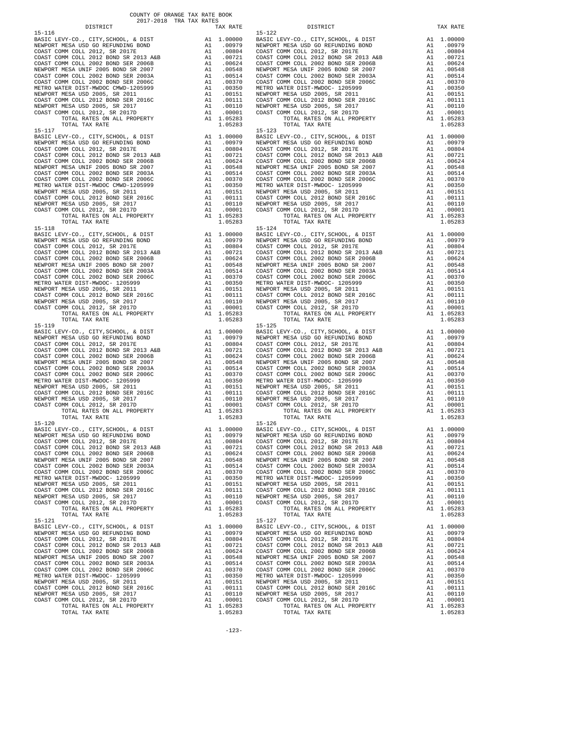COUNTY OF ORANGE TAX RATE BOOK
2017-2018 TRA TAX RATES

| DISTRICT | | TAX RATE |
|---|---|---|
| **15-116** | | |
| BASIC LEVY-CO., CITY,SCHOOL, & DIST | A1 | 1.00000 |
| NEWPORT MESA USD GO REFUNDING BOND | A1 | .00979 |
| COAST COMM COLL 2012, SR 2017E | A1 | .00804 |
| COAST COMM COLL 2012 BOND SR 2013 A&B | A1 | .00721 |
| COAST COMM COLL 2002 BOND SER 2006B | A1 | .00624 |
| NEWPORT MESA UNIF 2005 BOND SR 2007 | A1 | .00548 |
| COAST COMM COLL 2002 BOND SER 2003A | A1 | .00514 |
| COAST COMM COLL 2002 BOND SER 2006C | A1 | .00370 |
| METRO WATER DIST-MWDOC CMWD-1205999 | A1 | .00350 |
| NEWPORT MESA USD 2005, SER 2011 | A1 | .00151 |
| COAST COMM COLL 2012 BOND SER 2016C | A1 | .00111 |
| NEWPORT MESA USD 2005, SR 2017 | A1 | .00110 |
| COAST COMM COLL 2012, SR 2017D | A1 | .00001 |
| TOTAL RATES ON ALL PROPERTY | A1 | 1.05283 |
| TOTAL TAX RATE | | 1.05283 |
| **15-117** | | |
| BASIC LEVY-CO., CITY,SCHOOL, & DIST | A1 | 1.00000 |
| NEWPORT MESA USD GO REFUNDING BOND | A1 | .00979 |
| COAST COMM COLL 2012, SR 2017E | A1 | .00804 |
| COAST COMM COLL 2012 BOND SR 2013 A&B | A1 | .00721 |
| COAST COMM COLL 2002 BOND SER 2006B | A1 | .00624 |
| NEWPORT MESA UNIF 2005 BOND SR 2007 | A1 | .00548 |
| COAST COMM COLL 2002 BOND SER 2003A | A1 | .00514 |
| COAST COMM COLL 2002 BOND SER 2006C | A1 | .00370 |
| METRO WATER DIST-MWDOC CMWD-1205999 | A1 | .00350 |
| NEWPORT MESA USD 2005, SER 2011 | A1 | .00151 |
| COAST COMM COLL 2012 BOND SER 2016C | A1 | .00111 |
| NEWPORT MESA USD 2005, SR 2017 | A1 | .00110 |
| COAST COMM COLL 2012, SR 2017D | A1 | .00001 |
| TOTAL RATES ON ALL PROPERTY | A1 | 1.05283 |
| TOTAL TAX RATE | | 1.05283 |
| **15-118** | | |
| BASIC LEVY-CO., CITY,SCHOOL, & DIST | A1 | 1.00000 |
| NEWPORT MESA USD GO REFUNDING BOND | A1 | .00979 |
| COAST COMM COLL 2012, SR 2017E | A1 | .00804 |
| COAST COMM COLL 2012 BOND SR 2013 A&B | A1 | .00721 |
| COAST COMM COLL 2002 BOND SER 2006B | A1 | .00624 |
| NEWPORT MESA UNIF 2005 BOND SR 2007 | A1 | .00548 |
| COAST COMM COLL 2002 BOND SER 2003A | A1 | .00514 |
| COAST COMM COLL 2002 BOND SER 2006C | A1 | .00370 |
| METRO WATER DIST-MWDOC- 1205999 | A1 | .00350 |
| NEWPORT MESA USD 2005, SER 2011 | A1 | .00151 |
| COAST COMM COLL 2012 BOND SER 2016C | A1 | .00111 |
| NEWPORT MESA USD 2005, SR 2017 | A1 | .00110 |
| COAST COMM COLL 2012, SR 2017D | A1 | .00001 |
| TOTAL RATES ON ALL PROPERTY | A1 | 1.05283 |
| TOTAL TAX RATE | | 1.05283 |
| **15-119** | | |
| BASIC LEVY-CO., CITY,SCHOOL, & DIST | A1 | 1.00000 |
| NEWPORT MESA USD GO REFUNDING BOND | A1 | .00979 |
| COAST COMM COLL 2012, SR 2017E | A1 | .00804 |
| COAST COMM COLL 2012 BOND SR 2013 A&B | A1 | .00721 |
| COAST COMM COLL 2002 BOND SER 2006B | A1 | .00624 |
| NEWPORT MESA UNIF 2005 BOND SR 2007 | A1 | .00548 |
| COAST COMM COLL 2002 BOND SER 2003A | A1 | .00514 |
| COAST COMM COLL 2002 BOND SER 2006C | A1 | .00370 |
| METRO WATER DIST-MWDOC- 1205999 | A1 | .00350 |
| NEWPORT MESA USD 2005, SER 2011 | A1 | .00151 |
| COAST COMM COLL 2012 BOND SER 2016C | A1 | .00111 |
| NEWPORT MESA USD 2005, SR 2017 | A1 | .00110 |
| COAST COMM COLL 2012, SR 2017D | A1 | .00001 |
| TOTAL RATES ON ALL PROPERTY | A1 | 1.05283 |
| TOTAL TAX RATE | | 1.05283 |
| **15-120** | | |
| BASIC LEVY-CO., CITY,SCHOOL, & DIST | A1 | 1.00000 |
| NEWPORT MESA USD GO REFUNDING BOND | A1 | .00979 |
| COAST COMM COLL 2012, SR 2017E | A1 | .00804 |
| COAST COMM COLL 2012 BOND SR 2013 A&B | A1 | .00721 |
| COAST COMM COLL 2002 BOND SER 2006B | A1 | .00624 |
| NEWPORT MESA UNIF 2005 BOND SR 2007 | A1 | .00548 |
| COAST COMM COLL 2002 BOND SER 2003A | A1 | .00514 |
| COAST COMM COLL 2002 BOND SER 2006C | A1 | .00370 |
| METRO WATER DIST-MWDOC- 1205999 | A1 | .00350 |
| NEWPORT MESA USD 2005, SER 2011 | A1 | .00151 |
| COAST COMM COLL 2012 BOND SER 2016C | A1 | .00111 |
| NEWPORT MESA USD 2005, SR 2017 | A1 | .00110 |
| COAST COMM COLL 2012, SR 2017D | A1 | .00001 |
| TOTAL RATES ON ALL PROPERTY | A1 | 1.05283 |
| TOTAL TAX RATE | | 1.05283 |
| **15-121** | | |
| BASIC LEVY-CO., CITY,SCHOOL, & DIST | A1 | 1.00000 |
| NEWPORT MESA USD GO REFUNDING BOND | A1 | .00979 |
| COAST COMM COLL 2012, SR 2017E | A1 | .00804 |
| COAST COMM COLL 2012 BOND SR 2013 A&B | A1 | .00721 |
| COAST COMM COLL 2002 BOND SER 2006B | A1 | .00624 |
| NEWPORT MESA UNIF 2005 BOND SR 2007 | A1 | .00548 |
| COAST COMM COLL 2002 BOND SER 2003A | A1 | .00514 |
| COAST COMM COLL 2002 BOND SER 2006C | A1 | .00370 |
| METRO WATER DIST-MWDOC- 1205999 | A1 | .00350 |
| NEWPORT MESA USD 2005, SER 2011 | A1 | .00151 |
| COAST COMM COLL 2012 BOND SER 2016C | A1 | .00111 |
| NEWPORT MESA USD 2005, SR 2017 | A1 | .00110 |
| COAST COMM COLL 2012, SR 2017D | A1 | .00001 |
| TOTAL RATES ON ALL PROPERTY | A1 | 1.05283 |
| TOTAL TAX RATE | | 1.05283 |
| **15-122** | | |
| BASIC LEVY-CO., CITY,SCHOOL, & DIST | A1 | 1.00000 |
| NEWPORT MESA USD GO REFUNDING BOND | A1 | .00979 |
| COAST COMM COLL 2012, SR 2017E | A1 | .00804 |
| COAST COMM COLL 2012 BOND SR 2013 A&B | A1 | .00721 |
| COAST COMM COLL 2002 BOND SER 2006B | A1 | .00624 |
| NEWPORT MESA UNIF 2005 BOND SR 2007 | A1 | .00548 |
| COAST COMM COLL 2002 BOND SER 2003A | A1 | .00514 |
| COAST COMM COLL 2002 BOND SER 2006C | A1 | .00370 |
| METRO WATER DIST-MWDOC- 1205999 | A1 | .00350 |
| NEWPORT MESA USD 2005, SER 2011 | A1 | .00151 |
| COAST COMM COLL 2012 BOND SER 2016C | A1 | .00111 |
| NEWPORT MESA USD 2005, SR 2017 | A1 | .00110 |
| COAST COMM COLL 2012, SR 2017D | A1 | .00001 |
| TOTAL RATES ON ALL PROPERTY | A1 | 1.05283 |
| TOTAL TAX RATE | | 1.05283 |
| **15-123** | | |
| BASIC LEVY-CO., CITY,SCHOOL, & DIST | A1 | 1.00000 |
| NEWPORT MESA USD GO REFUNDING BOND | A1 | .00979 |
| COAST COMM COLL 2012, SR 2017E | A1 | .00804 |
| COAST COMM COLL 2012 BOND SR 2013 A&B | A1 | .00721 |
| COAST COMM COLL 2002 BOND SER 2006B | A1 | .00624 |
| NEWPORT MESA UNIF 2005 BOND SR 2007 | A1 | .00548 |
| COAST COMM COLL 2002 BOND SER 2003A | A1 | .00514 |
| COAST COMM COLL 2002 BOND SER 2006C | A1 | .00370 |
| METRO WATER DIST-MWDOC- 1205999 | A1 | .00350 |
| NEWPORT MESA USD 2005, SER 2011 | A1 | .00151 |
| COAST COMM COLL 2012 BOND SER 2016C | A1 | .00111 |
| NEWPORT MESA USD 2005, SR 2017 | A1 | .00110 |
| COAST COMM COLL 2012, SR 2017D | A1 | .00001 |
| TOTAL RATES ON ALL PROPERTY | A1 | 1.05283 |
| TOTAL TAX RATE | | 1.05283 |
| **15-124** | | |
| BASIC LEVY-CO., CITY,SCHOOL, & DIST | A1 | 1.00000 |
| NEWPORT MESA USD GO REFUNDING BOND | A1 | .00979 |
| COAST COMM COLL 2012, SR 2017E | A1 | .00804 |
| COAST COMM COLL 2012 BOND SR 2013 A&B | A1 | .00721 |
| COAST COMM COLL 2002 BOND SER 2006B | A1 | .00624 |
| NEWPORT MESA UNIF 2005 BOND SR 2007 | A1 | .00548 |
| COAST COMM COLL 2002 BOND SER 2003A | A1 | .00514 |
| COAST COMM COLL 2002 BOND SER 2006C | A1 | .00370 |
| METRO WATER DIST-MWDOC- 1205999 | A1 | .00350 |
| NEWPORT MESA USD 2005, SER 2011 | A1 | .00151 |
| COAST COMM COLL 2012 BOND SER 2016C | A1 | .00111 |
| NEWPORT MESA USD 2005, SR 2017 | A1 | .00110 |
| COAST COMM COLL 2012, SR 2017D | A1 | .00001 |
| TOTAL RATES ON ALL PROPERTY | A1 | 1.05283 |
| TOTAL TAX RATE | | 1.05283 |
| **15-125** | | |
| BASIC LEVY-CO., CITY,SCHOOL, & DIST | A1 | 1.00000 |
| NEWPORT MESA USD GO REFUNDING BOND | A1 | .00979 |
| COAST COMM COLL 2012, SR 2017E | A1 | .00804 |
| COAST COMM COLL 2012 BOND SR 2013 A&B | A1 | .00721 |
| COAST COMM COLL 2002 BOND SER 2006B | A1 | .00624 |
| NEWPORT MESA UNIF 2005 BOND SR 2007 | A1 | .00548 |
| COAST COMM COLL 2002 BOND SER 2003A | A1 | .00514 |
| COAST COMM COLL 2002 BOND SER 2006C | A1 | .00370 |
| METRO WATER DIST-MWDOC- 1205999 | A1 | .00350 |
| NEWPORT MESA USD 2005, SER 2011 | A1 | .00151 |
| COAST COMM COLL 2012 BOND SER 2016C | A1 | .00111 |
| NEWPORT MESA USD 2005, SR 2017 | A1 | .00110 |
| COAST COMM COLL 2012, SR 2017D | A1 | .00001 |
| TOTAL RATES ON ALL PROPERTY | A1 | 1.05283 |
| TOTAL TAX RATE | | 1.05283 |
| **15-126** | | |
| BASIC LEVY-CO., CITY,SCHOOL, & DIST | A1 | 1.00000 |
| NEWPORT MESA USD GO REFUNDING BOND | A1 | .00979 |
| COAST COMM COLL 2012, SR 2017E | A1 | .00804 |
| COAST COMM COLL 2012 BOND SR 2013 A&B | A1 | .00721 |
| COAST COMM COLL 2002 BOND SER 2006B | A1 | .00624 |
| NEWPORT MESA UNIF 2005 BOND SR 2007 | A1 | .00548 |
| COAST COMM COLL 2002 BOND SER 2003A | A1 | .00514 |
| COAST COMM COLL 2002 BOND SER 2006C | A1 | .00370 |
| METRO WATER DIST-MWDOC- 1205999 | A1 | .00350 |
| NEWPORT MESA USD 2005, SER 2011 | A1 | .00151 |
| COAST COMM COLL 2012 BOND SER 2016C | A1 | .00111 |
| NEWPORT MESA USD 2005, SR 2017 | A1 | .00110 |
| COAST COMM COLL 2012, SR 2017D | A1 | .00001 |
| TOTAL RATES ON ALL PROPERTY | A1 | 1.05283 |
| TOTAL TAX RATE | | 1.05283 |
| **15-127** | | |
| BASIC LEVY-CO., CITY,SCHOOL, & DIST | A1 | 1.00000 |
| NEWPORT MESA USD GO REFUNDING BOND | A1 | .00979 |
| COAST COMM COLL 2012, SR 2017E | A1 | .00804 |
| COAST COMM COLL 2012 BOND SR 2013 A&B | A1 | .00721 |
| COAST COMM COLL 2002 BOND SER 2006B | A1 | .00624 |
| NEWPORT MESA UNIF 2005 BOND SR 2007 | A1 | .00548 |
| COAST COMM COLL 2002 BOND SER 2003A | A1 | .00514 |
| COAST COMM COLL 2002 BOND SER 2006C | A1 | .00370 |
| METRO WATER DIST-MWDOC- 1205999 | A1 | .00350 |
| NEWPORT MESA USD 2005, SER 2011 | A1 | .00151 |
| COAST COMM COLL 2012 BOND SER 2016C | A1 | .00111 |
| NEWPORT MESA USD 2005, SR 2017 | A1 | .00110 |
| COAST COMM COLL 2012, SR 2017D | A1 | .00001 |
| TOTAL RATES ON ALL PROPERTY | A1 | 1.05283 |
| TOTAL TAX RATE | | 1.05283 |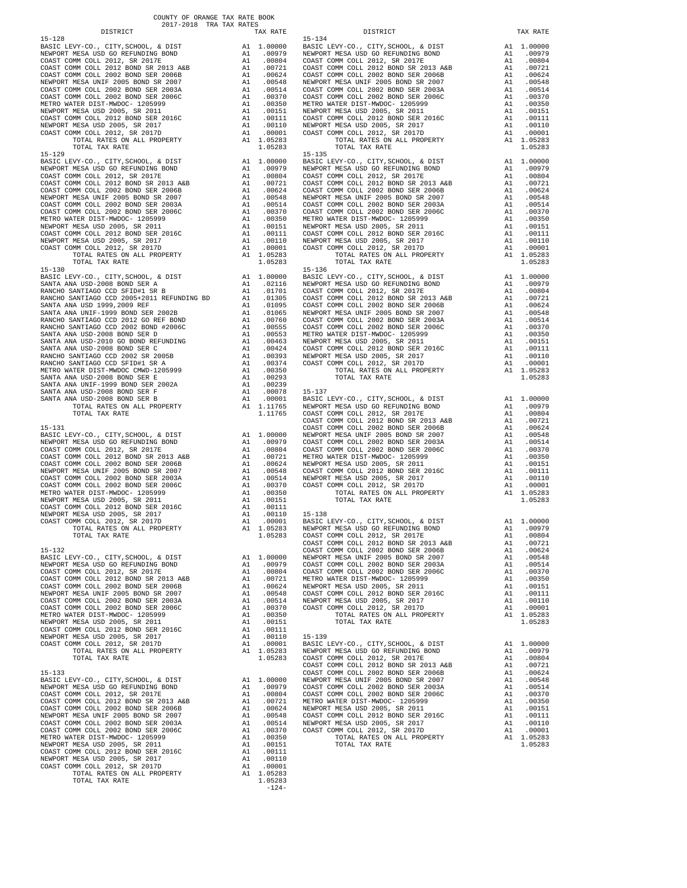COUNTY OF ORANGE TAX RATE BOOK
2017-2018 TRA TAX RATES

| DISTRICT | | TAX RATE |
|---|---|---|
| **15-128** | | |
| BASIC LEVY-CO., CITY,SCHOOL, & DIST | A1 | 1.00000 |
| NEWPORT MESA USD GO REFUNDING BOND | A1 | .00979 |
| COAST COMM COLL 2012, SR 2017E | A1 | .00804 |
| COAST COMM COLL 2012 BOND SR 2013 A&B | A1 | .00721 |
| COAST COMM COLL 2002 BOND SER 2006B | A1 | .00624 |
| NEWPORT MESA UNIF 2005 BOND SR 2007 | A1 | .00548 |
| COAST COMM COLL 2002 BOND SER 2003A | A1 | .00514 |
| COAST COMM COLL 2002 BOND SER 2006C | A1 | .00370 |
| METRO WATER DIST-MWDOC- 1205999 | A1 | .00350 |
| NEWPORT MESA USD 2005, SER 2011 | A1 | .00151 |
| COAST COMM COLL 2012 BOND SER 2016C | A1 | .00111 |
| NEWPORT MESA USD 2005, SR 2017 | A1 | .00110 |
| COAST COMM COLL 2012, SR 2017D | A1 | .00001 |
| TOTAL RATES ON ALL PROPERTY | A1 | 1.05283 |
| TOTAL TAX RATE | | 1.05283 |
| **15-129** | | |
| BASIC LEVY-CO., CITY,SCHOOL, & DIST | A1 | 1.00000 |
| NEWPORT MESA USD GO REFUNDING BOND | A1 | .00979 |
| COAST COMM COLL 2012, SR 2017E | A1 | .00804 |
| COAST COMM COLL 2012 BOND SR 2013 A&B | A1 | .00721 |
| COAST COMM COLL 2002 BOND SER 2006B | A1 | .00624 |
| NEWPORT MESA UNIF 2005 BOND SR 2007 | A1 | .00548 |
| COAST COMM COLL 2002 BOND SER 2003A | A1 | .00514 |
| COAST COMM COLL 2002 BOND SER 2006C | A1 | .00370 |
| METRO WATER DIST-MWDOC- 1205999 | A1 | .00350 |
| NEWPORT MESA USD 2005, SER 2011 | A1 | .00151 |
| COAST COMM COLL 2012 BOND SER 2016C | A1 | .00111 |
| NEWPORT MESA USD 2005, SR 2017 | A1 | .00110 |
| COAST COMM COLL 2012, SR 2017D | A1 | .00001 |
| TOTAL RATES ON ALL PROPERTY | A1 | 1.05283 |
| TOTAL TAX RATE | | 1.05283 |
| **15-130** | | |
| BASIC LEVY-CO., CITY,SCHOOL, & DIST | A1 | 1.00000 |
| SANTA ANA USD-2008 BOND SER A | A1 | .02116 |
| RANCHO SANTIAGO CCD SFID#1 SR B | A1 | .01701 |
| RANCHO SANTIAGO CCD 2005+2011 REFUNDING BD | A1 | .01305 |
| SANTA ANA USD 1999,2009 REF | A1 | .01095 |
| SANTA ANA UNIF-1999 BOND SER 2002B | A1 | .01065 |
| RANCHO SANTIAGO CCD 2012 GO REF BOND | A1 | .00760 |
| RANCHO SANTIAGO CCD 2002 BOND #2006C | A1 | .00555 |
| SANTA ANA USD-2008 BOND SER D | A1 | .00553 |
| SANTA ANA USD-2010 GO BOND REFUNDING | A1 | .00463 |
| SANTA ANA USD-2008 BOND SER C | A1 | .00424 |
| RANCHO SANTIAGO CCD 2002 SR 2005B | A1 | .00393 |
| RANCHO SANTIAGO CCD SFID#1 SR A | A1 | .00374 |
| METRO WATER DIST-MWDOC CMWD-1205999 | A1 | .00350 |
| SANTA ANA USD-2008 BOND SER E | A1 | .00293 |
| SANTA ANA UNIF-1999 BOND SER 2002A | A1 | .00239 |
| SANTA ANA USD-2008 BOND SER F | A1 | .00078 |
| SANTA ANA USD-2008 BOND SER B | A1 | .00001 |
| TOTAL RATES ON ALL PROPERTY | A1 | 1.11765 |
| TOTAL TAX RATE | | 1.11765 |
| **15-131** | | |
| BASIC LEVY-CO., CITY,SCHOOL, & DIST | A1 | 1.00000 |
| NEWPORT MESA USD GO REFUNDING BOND | A1 | .00979 |
| COAST COMM COLL 2012, SR 2017E | A1 | .00804 |
| COAST COMM COLL 2012 BOND SR 2013 A&B | A1 | .00721 |
| COAST COMM COLL 2002 BOND SER 2006B | A1 | .00624 |
| NEWPORT MESA UNIF 2005 BOND SR 2007 | A1 | .00548 |
| COAST COMM COLL 2002 BOND SER 2003A | A1 | .00514 |
| COAST COMM COLL 2002 BOND SER 2006C | A1 | .00370 |
| METRO WATER DIST-MWDOC- 1205999 | A1 | .00350 |
| NEWPORT MESA USD 2005, SER 2011 | A1 | .00151 |
| COAST COMM COLL 2012 BOND SER 2016C | A1 | .00111 |
| NEWPORT MESA USD 2005, SR 2017 | A1 | .00110 |
| COAST COMM COLL 2012, SR 2017D | A1 | .00001 |
| TOTAL RATES ON ALL PROPERTY | A1 | 1.05283 |
| TOTAL TAX RATE | | 1.05283 |
| **15-132** | | |
| BASIC LEVY-CO., CITY,SCHOOL, & DIST | A1 | 1.00000 |
| NEWPORT MESA USD GO REFUNDING BOND | A1 | .00979 |
| COAST COMM COLL 2012, SR 2017E | A1 | .00804 |
| COAST COMM COLL 2012 BOND SR 2013 A&B | A1 | .00721 |
| COAST COMM COLL 2002 BOND SER 2006B | A1 | .00624 |
| NEWPORT MESA UNIF 2005 BOND SR 2007 | A1 | .00548 |
| COAST COMM COLL 2002 BOND SER 2003A | A1 | .00514 |
| COAST COMM COLL 2002 BOND SER 2006C | A1 | .00370 |
| METRO WATER DIST-MWDOC- 1205999 | A1 | .00350 |
| NEWPORT MESA USD 2005, SER 2011 | A1 | .00151 |
| COAST COMM COLL 2012 BOND SER 2016C | A1 | .00111 |
| NEWPORT MESA USD 2005, SR 2017 | A1 | .00110 |
| COAST COMM COLL 2012, SR 2017D | A1 | .00001 |
| TOTAL RATES ON ALL PROPERTY | A1 | 1.05283 |
| TOTAL TAX RATE | | 1.05283 |
| **15-133** | | |
| BASIC LEVY-CO., CITY,SCHOOL, & DIST | A1 | 1.00000 |
| NEWPORT MESA USD GO REFUNDING BOND | A1 | .00979 |
| COAST COMM COLL 2012, SR 2017E | A1 | .00804 |
| COAST COMM COLL 2012 BOND SR 2013 A&B | A1 | .00721 |
| COAST COMM COLL 2002 BOND SER 2006B | A1 | .00624 |
| NEWPORT MESA UNIF 2005 BOND SR 2007 | A1 | .00548 |
| COAST COMM COLL 2002 BOND SER 2003A | A1 | .00514 |
| COAST COMM COLL 2002 BOND SER 2006C | A1 | .00370 |
| METRO WATER DIST-MWDOC- 1205999 | A1 | .00350 |
| NEWPORT MESA USD 2005, SER 2011 | A1 | .00151 |
| COAST COMM COLL 2012 BOND SER 2016C | A1 | .00111 |
| NEWPORT MESA USD 2005, SR 2017 | A1 | .00110 |
| COAST COMM COLL 2012, SR 2017D | A1 | .00001 |
| TOTAL RATES ON ALL PROPERTY | A1 | 1.05283 |
| TOTAL TAX RATE | | 1.05283 |
| **15-134** | | |
| BASIC LEVY-CO., CITY,SCHOOL, & DIST | A1 | 1.00000 |
| NEWPORT MESA USD GO REFUNDING BOND | A1 | .00979 |
| COAST COMM COLL 2012, SR 2017E | A1 | .00804 |
| COAST COMM COLL 2012 BOND SR 2013 A&B | A1 | .00721 |
| COAST COMM COLL 2002 BOND SER 2006B | A1 | .00624 |
| NEWPORT MESA UNIF 2005 BOND SR 2007 | A1 | .00548 |
| COAST COMM COLL 2002 BOND SER 2003A | A1 | .00514 |
| COAST COMM COLL 2002 BOND SER 2006C | A1 | .00370 |
| METRO WATER DIST-MWDOC- 1205999 | A1 | .00350 |
| NEWPORT MESA USD 2005, SER 2011 | A1 | .00151 |
| COAST COMM COLL 2012 BOND SER 2016C | A1 | .00111 |
| NEWPORT MESA USD 2005, SR 2017 | A1 | .00110 |
| COAST COMM COLL 2012, SR 2017D | A1 | .00001 |
| TOTAL RATES ON ALL PROPERTY | A1 | 1.05283 |
| TOTAL TAX RATE | | 1.05283 |
| **15-135** | | |
| BASIC LEVY-CO., CITY,SCHOOL, & DIST | A1 | 1.00000 |
| NEWPORT MESA USD GO REFUNDING BOND | A1 | .00979 |
| COAST COMM COLL 2012, SR 2017E | A1 | .00804 |
| COAST COMM COLL 2012 BOND SR 2013 A&B | A1 | .00721 |
| COAST COMM COLL 2002 BOND SER 2006B | A1 | .00624 |
| NEWPORT MESA UNIF 2005 BOND SR 2007 | A1 | .00548 |
| COAST COMM COLL 2002 BOND SER 2003A | A1 | .00514 |
| COAST COMM COLL 2002 BOND SER 2006C | A1 | .00370 |
| METRO WATER DIST-MWDOC- 1205999 | A1 | .00350 |
| NEWPORT MESA USD 2005, SER 2011 | A1 | .00151 |
| COAST COMM COLL 2012 BOND SER 2016C | A1 | .00111 |
| NEWPORT MESA USD 2005, SR 2017 | A1 | .00110 |
| COAST COMM COLL 2012, SR 2017D | A1 | .00001 |
| TOTAL RATES ON ALL PROPERTY | A1 | 1.05283 |
| TOTAL TAX RATE | | 1.05283 |
| **15-136** | | |
| BASIC LEVY-CO., CITY,SCHOOL, & DIST | A1 | 1.00000 |
| NEWPORT MESA USD GO REFUNDING BOND | A1 | .00979 |
| COAST COMM COLL 2012, SR 2017E | A1 | .00804 |
| COAST COMM COLL 2012 BOND SR 2013 A&B | A1 | .00721 |
| COAST COMM COLL 2002 BOND SER 2006B | A1 | .00624 |
| NEWPORT MESA UNIF 2005 BOND SR 2007 | A1 | .00548 |
| COAST COMM COLL 2002 BOND SER 2003A | A1 | .00514 |
| COAST COMM COLL 2002 BOND SER 2006C | A1 | .00370 |
| METRO WATER DIST-MWDOC- 1205999 | A1 | .00350 |
| NEWPORT MESA USD 2005, SER 2011 | A1 | .00151 |
| COAST COMM COLL 2012 BOND SER 2016C | A1 | .00111 |
| NEWPORT MESA USD 2005, SR 2017 | A1 | .00110 |
| COAST COMM COLL 2012, SR 2017D | A1 | .00001 |
| TOTAL RATES ON ALL PROPERTY | A1 | 1.05283 |
| TOTAL TAX RATE | | 1.05283 |
| **15-137** | | |
| BASIC LEVY-CO., CITY,SCHOOL, & DIST | A1 | 1.00000 |
| NEWPORT MESA USD GO REFUNDING BOND | A1 | .00979 |
| COAST COMM COLL 2012, SR 2017E | A1 | .00804 |
| COAST COMM COLL 2012 BOND SR 2013 A&B | A1 | .00721 |
| COAST COMM COLL 2002 BOND SER 2006B | A1 | .00624 |
| NEWPORT MESA UNIF 2005 BOND SR 2007 | A1 | .00548 |
| COAST COMM COLL 2002 BOND SER 2003A | A1 | .00514 |
| COAST COMM COLL 2002 BOND SER 2006C | A1 | .00370 |
| METRO WATER DIST-MWDOC- 1205999 | A1 | .00350 |
| NEWPORT MESA USD 2005, SER 2011 | A1 | .00151 |
| COAST COMM COLL 2012 BOND SER 2016C | A1 | .00111 |
| NEWPORT MESA USD 2005, SR 2017 | A1 | .00110 |
| COAST COMM COLL 2012, SR 2017D | A1 | .00001 |
| TOTAL RATES ON ALL PROPERTY | A1 | 1.05283 |
| TOTAL TAX RATE | | 1.05283 |
| **15-138** | | |
| BASIC LEVY-CO., CITY,SCHOOL, & DIST | A1 | 1.00000 |
| NEWPORT MESA USD GO REFUNDING BOND | A1 | .00979 |
| COAST COMM COLL 2012, SR 2017E | A1 | .00804 |
| COAST COMM COLL 2012 BOND SR 2013 A&B | A1 | .00721 |
| COAST COMM COLL 2002 BOND SER 2006B | A1 | .00624 |
| NEWPORT MESA UNIF 2005 BOND SR 2007 | A1 | .00548 |
| COAST COMM COLL 2002 BOND SER 2003A | A1 | .00514 |
| COAST COMM COLL 2002 BOND SER 2006C | A1 | .00370 |
| METRO WATER DIST-MWDOC- 1205999 | A1 | .00350 |
| NEWPORT MESA USD 2005, SER 2011 | A1 | .00151 |
| COAST COMM COLL 2012 BOND SER 2016C | A1 | .00111 |
| NEWPORT MESA USD 2005, SR 2017 | A1 | .00110 |
| COAST COMM COLL 2012, SR 2017D | A1 | .00001 |
| TOTAL RATES ON ALL PROPERTY | A1 | 1.05283 |
| TOTAL TAX RATE | | 1.05283 |
| **15-139** | | |
| BASIC LEVY-CO., CITY,SCHOOL, & DIST | A1 | 1.00000 |
| NEWPORT MESA USD GO REFUNDING BOND | A1 | .00979 |
| COAST COMM COLL 2012, SR 2017E | A1 | .00804 |
| COAST COMM COLL 2012 BOND SR 2013 A&B | A1 | .00721 |
| COAST COMM COLL 2002 BOND SER 2006B | A1 | .00624 |
| NEWPORT MESA UNIF 2005 BOND SR 2007 | A1 | .00548 |
| COAST COMM COLL 2002 BOND SER 2003A | A1 | .00514 |
| COAST COMM COLL 2002 BOND SER 2006C | A1 | .00370 |
| METRO WATER DIST-MWDOC- 1205999 | A1 | .00350 |
| NEWPORT MESA USD 2005, SER 2011 | A1 | .00151 |
| COAST COMM COLL 2012 BOND SER 2016C | A1 | .00111 |
| NEWPORT MESA USD 2005, SR 2017 | A1 | .00110 |
| COAST COMM COLL 2012, SR 2017D | A1 | .00001 |
| TOTAL RATES ON ALL PROPERTY | A1 | 1.05283 |
| TOTAL TAX RATE | | 1.05283 |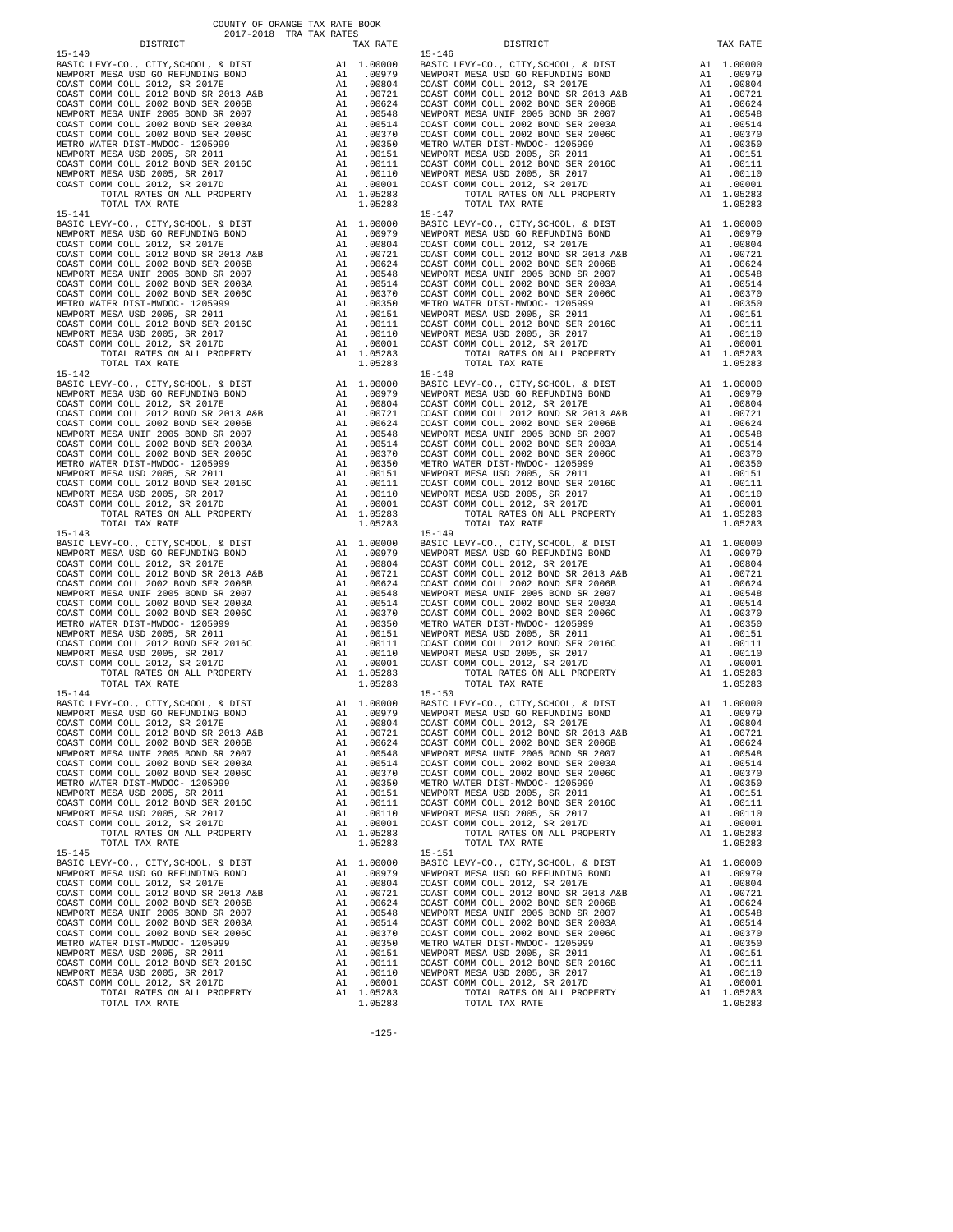COUNTY OF ORANGE TAX RATE BOOK
2017-2018 TRA TAX RATES

| DISTRICT | | TAX RATE |
|---|---|---|
| 15-140 | | |
| BASIC LEVY-CO., CITY,SCHOOL, & DIST | A1 | 1.00000 |
| NEWPORT MESA USD GO REFUNDING BOND | A1 | .00979 |
| COAST COMM COLL 2012, SR 2017E | A1 | .00804 |
| COAST COMM COLL 2012 BOND SR 2013 A&B | A1 | .00721 |
| COAST COMM COLL 2002 BOND SER 2006B | A1 | .00624 |
| NEWPORT MESA UNIF 2005 BOND SR 2007 | A1 | .00548 |
| COAST COMM COLL 2002 BOND SER 2003A | A1 | .00514 |
| COAST COMM COLL 2002 BOND SER 2006C | A1 | .00370 |
| METRO WATER DIST-MWDOC- 1205999 | A1 | .00350 |
| NEWPORT MESA USD 2005, SR 2011 | A1 | .00151 |
| COAST COMM COLL 2012 BOND SER 2016C | A1 | .00111 |
| NEWPORT MESA USD 2005, SR 2017 | A1 | .00110 |
| COAST COMM COLL 2012, SR 2017D | A1 | .00001 |
| TOTAL RATES ON ALL PROPERTY | A1 | 1.05283 |
| TOTAL TAX RATE | | 1.05283 |
| 15-141 | | |
| BASIC LEVY-CO., CITY,SCHOOL, & DIST | A1 | 1.00000 |
| NEWPORT MESA USD GO REFUNDING BOND | A1 | .00979 |
| COAST COMM COLL 2012, SR 2017E | A1 | .00804 |
| COAST COMM COLL 2012 BOND SR 2013 A&B | A1 | .00721 |
| COAST COMM COLL 2002 BOND SER 2006B | A1 | .00624 |
| NEWPORT MESA UNIF 2005 BOND SR 2007 | A1 | .00548 |
| COAST COMM COLL 2002 BOND SER 2003A | A1 | .00514 |
| COAST COMM COLL 2002 BOND SER 2006C | A1 | .00370 |
| METRO WATER DIST-MWDOC- 1205999 | A1 | .00350 |
| NEWPORT MESA USD 2005, SR 2011 | A1 | .00151 |
| COAST COMM COLL 2012 BOND SER 2016C | A1 | .00111 |
| NEWPORT MESA USD 2005, SR 2017 | A1 | .00110 |
| COAST COMM COLL 2012, SR 2017D | A1 | .00001 |
| TOTAL RATES ON ALL PROPERTY | A1 | 1.05283 |
| TOTAL TAX RATE | | 1.05283 |
| 15-142 | | |
| BASIC LEVY-CO., CITY,SCHOOL, & DIST | A1 | 1.00000 |
| NEWPORT MESA USD GO REFUNDING BOND | A1 | .00979 |
| COAST COMM COLL 2012, SR 2017E | A1 | .00804 |
| COAST COMM COLL 2012 BOND SR 2013 A&B | A1 | .00721 |
| COAST COMM COLL 2002 BOND SER 2006B | A1 | .00624 |
| NEWPORT MESA UNIF 2005 BOND SR 2007 | A1 | .00548 |
| COAST COMM COLL 2002 BOND SER 2003A | A1 | .00514 |
| COAST COMM COLL 2002 BOND SER 2006C | A1 | .00370 |
| METRO WATER DIST-MWDOC- 1205999 | A1 | .00350 |
| NEWPORT MESA USD 2005, SR 2011 | A1 | .00151 |
| COAST COMM COLL 2012 BOND SER 2016C | A1 | .00111 |
| NEWPORT MESA USD 2005, SR 2017 | A1 | .00110 |
| COAST COMM COLL 2012, SR 2017D | A1 | .00001 |
| TOTAL RATES ON ALL PROPERTY | A1 | 1.05283 |
| TOTAL TAX RATE | | 1.05283 |
| 15-143 | | |
| BASIC LEVY-CO., CITY,SCHOOL, & DIST | A1 | 1.00000 |
| NEWPORT MESA USD GO REFUNDING BOND | A1 | .00979 |
| COAST COMM COLL 2012, SR 2017E | A1 | .00804 |
| COAST COMM COLL 2012 BOND SR 2013 A&B | A1 | .00721 |
| COAST COMM COLL 2002 BOND SER 2006B | A1 | .00624 |
| NEWPORT MESA UNIF 2005 BOND SR 2007 | A1 | .00548 |
| COAST COMM COLL 2002 BOND SER 2003A | A1 | .00514 |
| COAST COMM COLL 2002 BOND SER 2006C | A1 | .00370 |
| METRO WATER DIST-MWDOC- 1205999 | A1 | .00350 |
| NEWPORT MESA USD 2005, SR 2011 | A1 | .00151 |
| COAST COMM COLL 2012 BOND SER 2016C | A1 | .00111 |
| NEWPORT MESA USD 2005, SR 2017 | A1 | .00110 |
| COAST COMM COLL 2012, SR 2017D | A1 | .00001 |
| TOTAL RATES ON ALL PROPERTY | A1 | 1.05283 |
| TOTAL TAX RATE | | 1.05283 |
| 15-144 | | |
| BASIC LEVY-CO., CITY,SCHOOL, & DIST | A1 | 1.00000 |
| NEWPORT MESA USD GO REFUNDING BOND | A1 | .00979 |
| COAST COMM COLL 2012, SR 2017E | A1 | .00804 |
| COAST COMM COLL 2012 BOND SR 2013 A&B | A1 | .00721 |
| COAST COMM COLL 2002 BOND SER 2006B | A1 | .00624 |
| NEWPORT MESA UNIF 2005 BOND SR 2007 | A1 | .00548 |
| COAST COMM COLL 2002 BOND SER 2003A | A1 | .00514 |
| COAST COMM COLL 2002 BOND SER 2006C | A1 | .00370 |
| METRO WATER DIST-MWDOC- 1205999 | A1 | .00350 |
| NEWPORT MESA USD 2005, SR 2011 | A1 | .00151 |
| COAST COMM COLL 2012 BOND SER 2016C | A1 | .00111 |
| NEWPORT MESA USD 2005, SR 2017 | A1 | .00110 |
| COAST COMM COLL 2012, SR 2017D | A1 | .00001 |
| TOTAL RATES ON ALL PROPERTY | A1 | 1.05283 |
| TOTAL TAX RATE | | 1.05283 |
| 15-145 | | |
| BASIC LEVY-CO., CITY,SCHOOL, & DIST | A1 | 1.00000 |
| NEWPORT MESA USD GO REFUNDING BOND | A1 | .00979 |
| COAST COMM COLL 2012, SR 2017E | A1 | .00804 |
| COAST COMM COLL 2012 BOND SR 2013 A&B | A1 | .00721 |
| COAST COMM COLL 2002 BOND SER 2006B | A1 | .00624 |
| NEWPORT MESA UNIF 2005 BOND SR 2007 | A1 | .00548 |
| COAST COMM COLL 2002 BOND SER 2003A | A1 | .00514 |
| COAST COMM COLL 2002 BOND SER 2006C | A1 | .00370 |
| METRO WATER DIST-MWDOC- 1205999 | A1 | .00350 |
| NEWPORT MESA USD 2005, SR 2011 | A1 | .00151 |
| COAST COMM COLL 2012 BOND SER 2016C | A1 | .00111 |
| NEWPORT MESA USD 2005, SR 2017 | A1 | .00110 |
| COAST COMM COLL 2012, SR 2017D | A1 | .00001 |
| TOTAL RATES ON ALL PROPERTY | A1 | 1.05283 |
| TOTAL TAX RATE | | 1.05283 |
| 15-146 | | |
| BASIC LEVY-CO., CITY,SCHOOL, & DIST | A1 | 1.00000 |
| NEWPORT MESA USD GO REFUNDING BOND | A1 | .00979 |
| COAST COMM COLL 2012, SR 2017E | A1 | .00804 |
| COAST COMM COLL 2012 BOND SR 2013 A&B | A1 | .00721 |
| COAST COMM COLL 2002 BOND SER 2006B | A1 | .00624 |
| NEWPORT MESA UNIF 2005 BOND SR 2007 | A1 | .00548 |
| COAST COMM COLL 2002 BOND SER 2003A | A1 | .00514 |
| COAST COMM COLL 2002 BOND SER 2006C | A1 | .00370 |
| METRO WATER DIST-MWDOC- 1205999 | A1 | .00350 |
| NEWPORT MESA USD 2005, SR 2011 | A1 | .00151 |
| COAST COMM COLL 2012 BOND SER 2016C | A1 | .00111 |
| NEWPORT MESA USD 2005, SR 2017 | A1 | .00110 |
| COAST COMM COLL 2012, SR 2017D | A1 | .00001 |
| TOTAL RATES ON ALL PROPERTY | A1 | 1.05283 |
| TOTAL TAX RATE | | 1.05283 |
| 15-147 | | |
| BASIC LEVY-CO., CITY,SCHOOL, & DIST | A1 | 1.00000 |
| NEWPORT MESA USD GO REFUNDING BOND | A1 | .00979 |
| COAST COMM COLL 2012, SR 2017E | A1 | .00804 |
| COAST COMM COLL 2012 BOND SR 2013 A&B | A1 | .00721 |
| COAST COMM COLL 2002 BOND SER 2006B | A1 | .00624 |
| NEWPORT MESA UNIF 2005 BOND SR 2007 | A1 | .00548 |
| COAST COMM COLL 2002 BOND SER 2003A | A1 | .00514 |
| COAST COMM COLL 2002 BOND SER 2006C | A1 | .00370 |
| METRO WATER DIST-MWDOC- 1205999 | A1 | .00350 |
| NEWPORT MESA USD 2005, SR 2011 | A1 | .00151 |
| COAST COMM COLL 2012 BOND SER 2016C | A1 | .00111 |
| NEWPORT MESA USD 2005, SR 2017 | A1 | .00110 |
| COAST COMM COLL 2012, SR 2017D | A1 | .00001 |
| TOTAL RATES ON ALL PROPERTY | A1 | 1.05283 |
| TOTAL TAX RATE | | 1.05283 |
| 15-148 | | |
| BASIC LEVY-CO., CITY,SCHOOL, & DIST | A1 | 1.00000 |
| NEWPORT MESA USD GO REFUNDING BOND | A1 | .00979 |
| COAST COMM COLL 2012, SR 2017E | A1 | .00804 |
| COAST COMM COLL 2012 BOND SR 2013 A&B | A1 | .00721 |
| COAST COMM COLL 2002 BOND SER 2006B | A1 | .00624 |
| NEWPORT MESA UNIF 2005 BOND SR 2007 | A1 | .00548 |
| COAST COMM COLL 2002 BOND SER 2003A | A1 | .00514 |
| COAST COMM COLL 2002 BOND SER 2006C | A1 | .00370 |
| METRO WATER DIST-MWDOC- 1205999 | A1 | .00350 |
| NEWPORT MESA USD 2005, SR 2011 | A1 | .00151 |
| COAST COMM COLL 2012 BOND SER 2016C | A1 | .00111 |
| NEWPORT MESA USD 2005, SR 2017 | A1 | .00110 |
| COAST COMM COLL 2012, SR 2017D | A1 | .00001 |
| TOTAL RATES ON ALL PROPERTY | A1 | 1.05283 |
| TOTAL TAX RATE | | 1.05283 |
| 15-149 | | |
| BASIC LEVY-CO., CITY,SCHOOL, & DIST | A1 | 1.00000 |
| NEWPORT MESA USD GO REFUNDING BOND | A1 | .00979 |
| COAST COMM COLL 2012, SR 2017E | A1 | .00804 |
| COAST COMM COLL 2012 BOND SR 2013 A&B | A1 | .00721 |
| COAST COMM COLL 2002 BOND SER 2006B | A1 | .00624 |
| NEWPORT MESA UNIF 2005 BOND SR 2007 | A1 | .00548 |
| COAST COMM COLL 2002 BOND SER 2003A | A1 | .00514 |
| COAST COMM COLL 2002 BOND SER 2006C | A1 | .00370 |
| METRO WATER DIST-MWDOC- 1205999 | A1 | .00350 |
| NEWPORT MESA USD 2005, SR 2011 | A1 | .00151 |
| COAST COMM COLL 2012 BOND SER 2016C | A1 | .00111 |
| NEWPORT MESA USD 2005, SR 2017 | A1 | .00110 |
| COAST COMM COLL 2012, SR 2017D | A1 | .00001 |
| TOTAL RATES ON ALL PROPERTY | A1 | 1.05283 |
| TOTAL TAX RATE | | 1.05283 |
| 15-150 | | |
| BASIC LEVY-CO., CITY,SCHOOL, & DIST | A1 | 1.00000 |
| NEWPORT MESA USD GO REFUNDING BOND | A1 | .00979 |
| COAST COMM COLL 2012, SR 2017E | A1 | .00804 |
| COAST COMM COLL 2012 BOND SR 2013 A&B | A1 | .00721 |
| COAST COMM COLL 2002 BOND SER 2006B | A1 | .00624 |
| NEWPORT MESA UNIF 2005 BOND SR 2007 | A1 | .00548 |
| COAST COMM COLL 2002 BOND SER 2003A | A1 | .00514 |
| COAST COMM COLL 2002 BOND SER 2006C | A1 | .00370 |
| METRO WATER DIST-MWDOC- 1205999 | A1 | .00350 |
| NEWPORT MESA USD 2005, SR 2011 | A1 | .00151 |
| COAST COMM COLL 2012 BOND SER 2016C | A1 | .00111 |
| NEWPORT MESA USD 2005, SR 2017 | A1 | .00110 |
| COAST COMM COLL 2012, SR 2017D | A1 | .00001 |
| TOTAL RATES ON ALL PROPERTY | A1 | 1.05283 |
| TOTAL TAX RATE | | 1.05283 |
| 15-151 | | |
| BASIC LEVY-CO., CITY,SCHOOL, & DIST | A1 | 1.00000 |
| NEWPORT MESA USD GO REFUNDING BOND | A1 | .00979 |
| COAST COMM COLL 2012, SR 2017E | A1 | .00804 |
| COAST COMM COLL 2012 BOND SR 2013 A&B | A1 | .00721 |
| COAST COMM COLL 2002 BOND SER 2006B | A1 | .00624 |
| NEWPORT MESA UNIF 2005 BOND SR 2007 | A1 | .00548 |
| COAST COMM COLL 2002 BOND SER 2003A | A1 | .00514 |
| COAST COMM COLL 2002 BOND SER 2006C | A1 | .00370 |
| METRO WATER DIST-MWDOC- 1205999 | A1 | .00350 |
| NEWPORT MESA USD 2005, SR 2011 | A1 | .00151 |
| COAST COMM COLL 2012 BOND SER 2016C | A1 | .00111 |
| NEWPORT MESA USD 2005, SR 2017 | A1 | .00110 |
| COAST COMM COLL 2012, SR 2017D | A1 | .00001 |
| TOTAL RATES ON ALL PROPERTY | A1 | 1.05283 |
| TOTAL TAX RATE | | 1.05283 |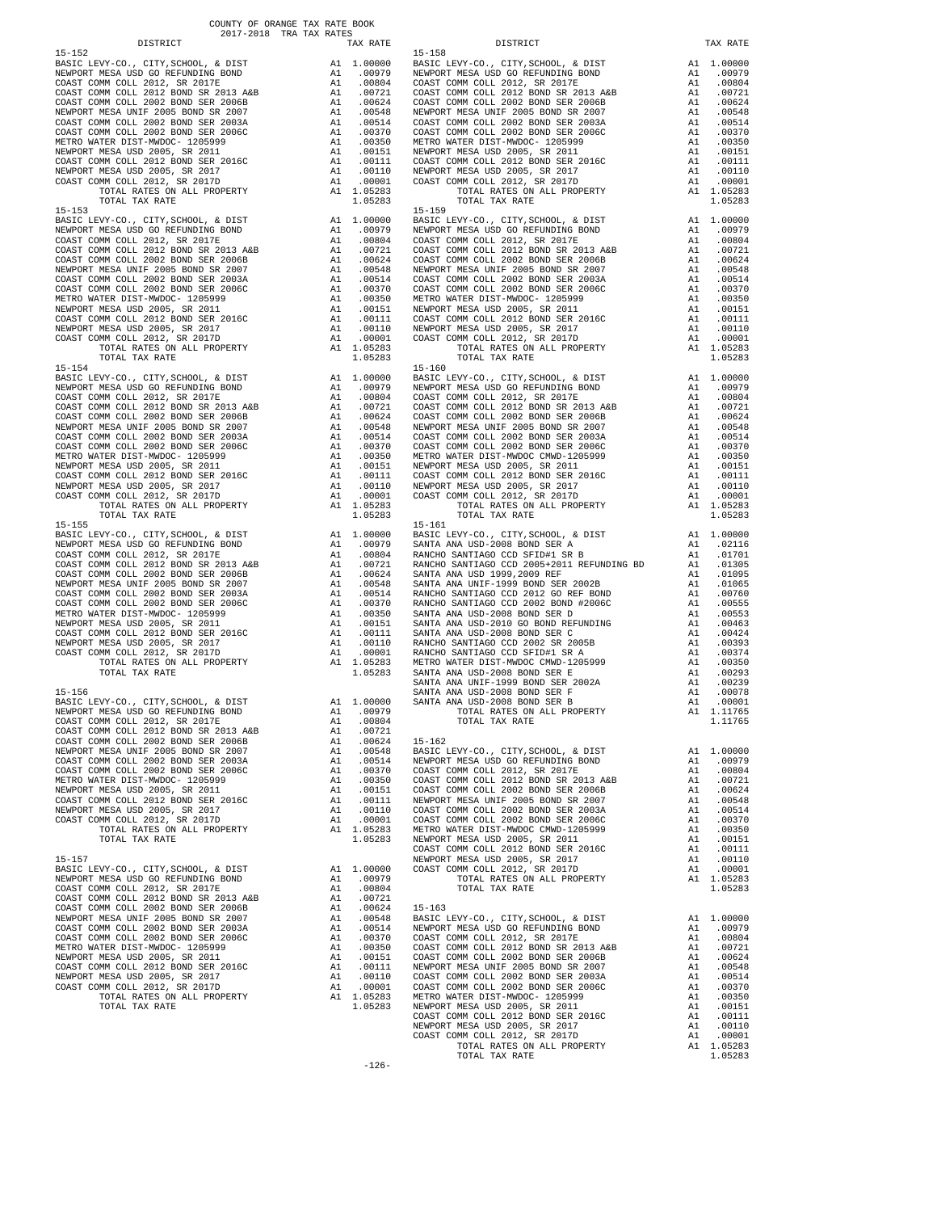COUNTY OF ORANGE TAX RATE BOOK
2017-2018 TRA TAX RATES

| DISTRICT | | TAX RATE |
|---|---|---|
| **15-152** | | |
| BASIC LEVY-CO., CITY,SCHOOL, & DIST | A1 | 1.00000 |
| NEWPORT MESA USD GO REFUNDING BOND | A1 | .00979 |
| COAST COMM COLL 2012, SR 2017E | A1 | .00804 |
| COAST COMM COLL 2012 BOND SR 2013 A&B | A1 | .00721 |
| COAST COMM COLL 2002 BOND SER 2006B | A1 | .00624 |
| NEWPORT MESA UNIF 2005 BOND SR 2007 | A1 | .00548 |
| COAST COMM COLL 2002 BOND SER 2003A | A1 | .00514 |
| COAST COMM COLL 2002 BOND SER 2006C | A1 | .00370 |
| METRO WATER DIST-MWDOC- 1205999 | A1 | .00350 |
| NEWPORT MESA USD 2005, SR 2011 | A1 | .00151 |
| COAST COMM COLL 2012 BOND SER 2016C | A1 | .00111 |
| NEWPORT MESA USD 2005, SR 2017 | A1 | .00110 |
| COAST COMM COLL 2012, SR 2017D | A1 | .00001 |
| TOTAL RATES ON ALL PROPERTY | A1 | 1.05283 |
| TOTAL TAX RATE | | 1.05283 |
| **15-153** | | |
| BASIC LEVY-CO., CITY,SCHOOL, & DIST | A1 | 1.00000 |
| NEWPORT MESA USD GO REFUNDING BOND | A1 | .00979 |
| COAST COMM COLL 2012, SR 2017E | A1 | .00804 |
| COAST COMM COLL 2012 BOND SR 2013 A&B | A1 | .00721 |
| COAST COMM COLL 2002 BOND SER 2006B | A1 | .00624 |
| NEWPORT MESA UNIF 2005 BOND SR 2007 | A1 | .00548 |
| COAST COMM COLL 2002 BOND SER 2003A | A1 | .00514 |
| COAST COMM COLL 2002 BOND SER 2006C | A1 | .00370 |
| METRO WATER DIST-MWDOC- 1205999 | A1 | .00350 |
| NEWPORT MESA USD 2005, SR 2011 | A1 | .00151 |
| COAST COMM COLL 2012 BOND SER 2016C | A1 | .00111 |
| NEWPORT MESA USD 2005, SR 2017 | A1 | .00110 |
| COAST COMM COLL 2012, SR 2017D | A1 | .00001 |
| TOTAL RATES ON ALL PROPERTY | A1 | 1.05283 |
| TOTAL TAX RATE | | 1.05283 |
| **15-154** | | |
| BASIC LEVY-CO., CITY,SCHOOL, & DIST | A1 | 1.00000 |
| NEWPORT MESA USD GO REFUNDING BOND | A1 | .00979 |
| COAST COMM COLL 2012, SR 2017E | A1 | .00804 |
| COAST COMM COLL 2012 BOND SR 2013 A&B | A1 | .00721 |
| COAST COMM COLL 2002 BOND SER 2006B | A1 | .00624 |
| NEWPORT MESA UNIF 2005 BOND SR 2007 | A1 | .00548 |
| COAST COMM COLL 2002 BOND SER 2003A | A1 | .00514 |
| COAST COMM COLL 2002 BOND SER 2006C | A1 | .00370 |
| METRO WATER DIST-MWDOC- 1205999 | A1 | .00350 |
| NEWPORT MESA USD 2005, SR 2011 | A1 | .00151 |
| COAST COMM COLL 2012 BOND SER 2016C | A1 | .00111 |
| NEWPORT MESA USD 2005, SR 2017 | A1 | .00110 |
| COAST COMM COLL 2012, SR 2017D | A1 | .00001 |
| TOTAL RATES ON ALL PROPERTY | A1 | 1.05283 |
| TOTAL TAX RATE | | 1.05283 |
| **15-155** | | |
| BASIC LEVY-CO., CITY,SCHOOL, & DIST | A1 | 1.00000 |
| NEWPORT MESA USD GO REFUNDING BOND | A1 | .00979 |
| COAST COMM COLL 2012, SR 2017E | A1 | .00804 |
| COAST COMM COLL 2012 BOND SR 2013 A&B | A1 | .00721 |
| COAST COMM COLL 2002 BOND SER 2006B | A1 | .00624 |
| NEWPORT MESA UNIF 2005 BOND SR 2007 | A1 | .00548 |
| COAST COMM COLL 2002 BOND SER 2003A | A1 | .00514 |
| COAST COMM COLL 2002 BOND SER 2006C | A1 | .00370 |
| METRO WATER DIST-MWDOC- 1205999 | A1 | .00350 |
| NEWPORT MESA USD 2005, SR 2011 | A1 | .00151 |
| COAST COMM COLL 2012 BOND SER 2016C | A1 | .00111 |
| NEWPORT MESA USD 2005, SR 2017 | A1 | .00110 |
| COAST COMM COLL 2012, SR 2017D | A1 | .00001 |
| TOTAL RATES ON ALL PROPERTY | A1 | 1.05283 |
| TOTAL TAX RATE | | 1.05283 |
| **15-156** | | |
| BASIC LEVY-CO., CITY,SCHOOL, & DIST | A1 | 1.00000 |
| NEWPORT MESA USD GO REFUNDING BOND | A1 | .00979 |
| COAST COMM COLL 2012, SR 2017E | A1 | .00804 |
| COAST COMM COLL 2012 BOND SR 2013 A&B | A1 | .00721 |
| COAST COMM COLL 2002 BOND SER 2006B | A1 | .00624 |
| NEWPORT MESA UNIF 2005 BOND SR 2007 | A1 | .00548 |
| COAST COMM COLL 2002 BOND SER 2003A | A1 | .00514 |
| COAST COMM COLL 2002 BOND SER 2006C | A1 | .00370 |
| METRO WATER DIST-MWDOC- 1205999 | A1 | .00350 |
| NEWPORT MESA USD 2005, SR 2011 | A1 | .00151 |
| COAST COMM COLL 2012 BOND SER 2016C | A1 | .00111 |
| NEWPORT MESA USD 2005, SR 2017 | A1 | .00110 |
| COAST COMM COLL 2012, SR 2017D | A1 | .00001 |
| TOTAL RATES ON ALL PROPERTY | A1 | 1.05283 |
| TOTAL TAX RATE | | 1.05283 |
| **15-157** | | |
| BASIC LEVY-CO., CITY,SCHOOL, & DIST | A1 | 1.00000 |
| NEWPORT MESA USD GO REFUNDING BOND | A1 | .00979 |
| COAST COMM COLL 2012, SR 2017E | A1 | .00804 |
| COAST COMM COLL 2012 BOND SR 2013 A&B | A1 | .00721 |
| COAST COMM COLL 2002 BOND SER 2006B | A1 | .00624 |
| NEWPORT MESA UNIF 2005 BOND SR 2007 | A1 | .00548 |
| COAST COMM COLL 2002 BOND SER 2003A | A1 | .00514 |
| COAST COMM COLL 2002 BOND SER 2006C | A1 | .00370 |
| METRO WATER DIST-MWDOC- 1205999 | A1 | .00350 |
| NEWPORT MESA USD 2005, SR 2011 | A1 | .00151 |
| COAST COMM COLL 2012 BOND SER 2016C | A1 | .00111 |
| NEWPORT MESA USD 2005, SR 2017 | A1 | .00110 |
| COAST COMM COLL 2012, SR 2017D | A1 | .00001 |
| TOTAL RATES ON ALL PROPERTY | A1 | 1.05283 |
| TOTAL TAX RATE | | 1.05283 |
| **15-158** | | |
| BASIC LEVY-CO., CITY,SCHOOL, & DIST | A1 | 1.00000 |
| NEWPORT MESA USD GO REFUNDING BOND | A1 | .00979 |
| COAST COMM COLL 2012, SR 2017E | A1 | .00804 |
| COAST COMM COLL 2012 BOND SR 2013 A&B | A1 | .00721 |
| COAST COMM COLL 2002 BOND SER 2006B | A1 | .00624 |
| NEWPORT MESA UNIF 2005 BOND SR 2007 | A1 | .00548 |
| COAST COMM COLL 2002 BOND SER 2003A | A1 | .00514 |
| COAST COMM COLL 2002 BOND SER 2006C | A1 | .00370 |
| METRO WATER DIST-MWDOC- 1205999 | A1 | .00350 |
| NEWPORT MESA USD 2005, SR 2011 | A1 | .00151 |
| COAST COMM COLL 2012 BOND SER 2016C | A1 | .00111 |
| NEWPORT MESA USD 2005, SR 2017 | A1 | .00110 |
| COAST COMM COLL 2012, SR 2017D | A1 | .00001 |
| TOTAL RATES ON ALL PROPERTY | A1 | 1.05283 |
| TOTAL TAX RATE | | 1.05283 |
| **15-159** | | |
| BASIC LEVY-CO., CITY,SCHOOL, & DIST | A1 | 1.00000 |
| NEWPORT MESA USD GO REFUNDING BOND | A1 | .00979 |
| COAST COMM COLL 2012, SR 2017E | A1 | .00804 |
| COAST COMM COLL 2012 BOND SR 2013 A&B | A1 | .00721 |
| COAST COMM COLL 2002 BOND SER 2006B | A1 | .00624 |
| NEWPORT MESA UNIF 2005 BOND SR 2007 | A1 | .00548 |
| COAST COMM COLL 2002 BOND SER 2003A | A1 | .00514 |
| COAST COMM COLL 2002 BOND SER 2006C | A1 | .00370 |
| METRO WATER DIST-MWDOC- 1205999 | A1 | .00350 |
| NEWPORT MESA USD 2005, SR 2011 | A1 | .00151 |
| COAST COMM COLL 2012 BOND SER 2016C | A1 | .00111 |
| NEWPORT MESA USD 2005, SR 2017 | A1 | .00110 |
| COAST COMM COLL 2012, SR 2017D | A1 | .00001 |
| TOTAL RATES ON ALL PROPERTY | A1 | 1.05283 |
| TOTAL TAX RATE | | 1.05283 |
| **15-160** | | |
| BASIC LEVY-CO., CITY,SCHOOL, & DIST | A1 | 1.00000 |
| NEWPORT MESA USD GO REFUNDING BOND | A1 | .00979 |
| COAST COMM COLL 2012, SR 2017E | A1 | .00804 |
| COAST COMM COLL 2012 BOND SR 2013 A&B | A1 | .00721 |
| COAST COMM COLL 2002 BOND SER 2006B | A1 | .00624 |
| NEWPORT MESA UNIF 2005 BOND SR 2007 | A1 | .00548 |
| COAST COMM COLL 2002 BOND SER 2003A | A1 | .00514 |
| COAST COMM COLL 2002 BOND SER 2006C | A1 | .00370 |
| METRO WATER DIST-MWDOC CMWD-1205999 | A1 | .00350 |
| NEWPORT MESA USD 2005, SR 2011 | A1 | .00151 |
| COAST COMM COLL 2012 BOND SER 2016C | A1 | .00111 |
| NEWPORT MESA USD 2005, SR 2017 | A1 | .00110 |
| COAST COMM COLL 2012, SR 2017D | A1 | .00001 |
| TOTAL RATES ON ALL PROPERTY | A1 | 1.05283 |
| TOTAL TAX RATE | | 1.05283 |
| **15-161** | | |
| BASIC LEVY-CO., CITY,SCHOOL, & DIST | A1 | 1.00000 |
| SANTA ANA USD-2008 BOND SER A | A1 | .02116 |
| RANCHO SANTIAGO CCD SFID#1 SR B | A1 | .01701 |
| RANCHO SANTIAGO CCD 2005+2011 REFUNDING BD | A1 | .01305 |
| SANTA ANA USD 1999,2009 REF | A1 | .01095 |
| SANTA ANA UNIF-1999 BOND SER 2002B | A1 | .01065 |
| RANCHO SANTIAGO CCD 2012 GO REF BOND | A1 | .00760 |
| RANCHO SANTIAGO CCD 2002 BOND #2006C | A1 | .00555 |
| SANTA ANA USD-2008 BOND SER D | A1 | .00553 |
| SANTA ANA USD-2010 GO BOND REFUNDING | A1 | .00463 |
| SANTA ANA USD-2008 BOND SER C | A1 | .00424 |
| RANCHO SANTIAGO CCD 2002 SR 2005B | A1 | .00393 |
| RANCHO SANTIAGO CCD SFID#1 SR A | A1 | .00374 |
| METRO WATER DIST-MWDOC CMWD-1205999 | A1 | .00350 |
| SANTA ANA USD-2008 BOND SER E | A1 | .00293 |
| SANTA ANA UNIF-1999 BOND SER 2002A | A1 | .00239 |
| SANTA ANA USD-2008 BOND SER F | A1 | .00078 |
| SANTA ANA USD-2008 BOND SER B | A1 | .00001 |
| TOTAL RATES ON ALL PROPERTY | A1 | 1.11765 |
| TOTAL TAX RATE | | 1.11765 |
| **15-162** | | |
| BASIC LEVY-CO., CITY,SCHOOL, & DIST | A1 | 1.00000 |
| NEWPORT MESA USD GO REFUNDING BOND | A1 | .00979 |
| COAST COMM COLL 2012, SR 2017E | A1 | .00804 |
| COAST COMM COLL 2012 BOND SR 2013 A&B | A1 | .00721 |
| COAST COMM COLL 2002 BOND SER 2006B | A1 | .00624 |
| NEWPORT MESA UNIF 2005 BOND SR 2007 | A1 | .00548 |
| COAST COMM COLL 2002 BOND SER 2003A | A1 | .00514 |
| COAST COMM COLL 2002 BOND SER 2006C | A1 | .00370 |
| METRO WATER DIST-MWDOC CMWD-1205999 | A1 | .00350 |
| NEWPORT MESA USD 2005, SR 2011 | A1 | .00151 |
| COAST COMM COLL 2012 BOND SER 2016C | A1 | .00111 |
| NEWPORT MESA USD 2005, SR 2017 | A1 | .00110 |
| COAST COMM COLL 2012, SR 2017D | A1 | .00001 |
| TOTAL RATES ON ALL PROPERTY | A1 | 1.05283 |
| TOTAL TAX RATE | | 1.05283 |
| **15-163** | | |
| BASIC LEVY-CO., CITY,SCHOOL, & DIST | A1 | 1.00000 |
| NEWPORT MESA USD GO REFUNDING BOND | A1 | .00979 |
| COAST COMM COLL 2012, SR 2017E | A1 | .00804 |
| COAST COMM COLL 2012 BOND SR 2013 A&B | A1 | .00721 |
| COAST COMM COLL 2002 BOND SER 2006B | A1 | .00624 |
| NEWPORT MESA UNIF 2005 BOND SR 2007 | A1 | .00548 |
| COAST COMM COLL 2002 BOND SER 2003A | A1 | .00514 |
| COAST COMM COLL 2002 BOND SER 2006C | A1 | .00370 |
| METRO WATER DIST-MWDOC- 1205999 | A1 | .00350 |
| NEWPORT MESA USD 2005, SR 2011 | A1 | .00151 |
| COAST COMM COLL 2012 BOND SER 2016C | A1 | .00111 |
| NEWPORT MESA USD 2005, SR 2017 | A1 | .00110 |
| COAST COMM COLL 2012, SR 2017D | A1 | .00001 |
| TOTAL RATES ON ALL PROPERTY | A1 | 1.05283 |
| TOTAL TAX RATE | | 1.05283 |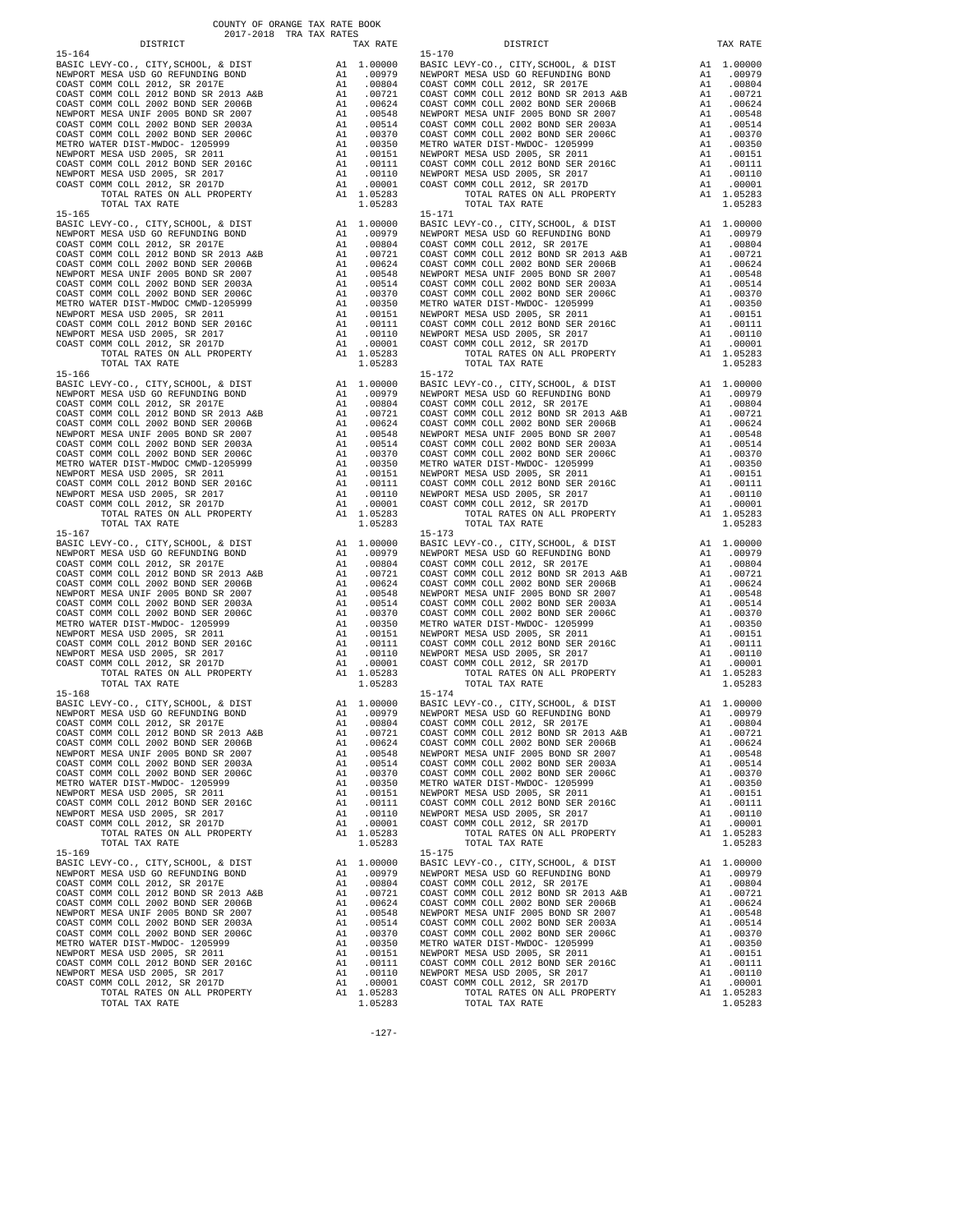COUNTY OF ORANGE TAX RATE BOOK
2017-2018 TRA TAX RATES

| DISTRICT | | TAX RATE |
|---|---|---|
| 15-164 | | |
| BASIC LEVY-CO., CITY,SCHOOL, & DIST | A1 | 1.00000 |
| NEWPORT MESA USD GO REFUNDING BOND | A1 | .00979 |
| COAST COMM COLL 2012, SR 2017E | A1 | .00804 |
| COAST COMM COLL 2012 BOND SR 2013 A&B | A1 | .00721 |
| COAST COMM COLL 2002 BOND SER 2006B | A1 | .00624 |
| NEWPORT MESA UNIF 2005 BOND SR 2007 | A1 | .00548 |
| COAST COMM COLL 2002 BOND SER 2003A | A1 | .00514 |
| COAST COMM COLL 2002 BOND SER 2006C | A1 | .00370 |
| METRO WATER DIST-MWDOC- 1205999 | A1 | .00350 |
| NEWPORT MESA USD 2005, SR 2011 | A1 | .00151 |
| COAST COMM COLL 2012 BOND SER 2016C | A1 | .00111 |
| NEWPORT MESA USD 2005, SR 2017 | A1 | .00110 |
| COAST COMM COLL 2012, SR 2017D | A1 | .00001 |
| TOTAL RATES ON ALL PROPERTY | A1 | 1.05283 |
| TOTAL TAX RATE | | 1.05283 |
| 15-165 | | |
| BASIC LEVY-CO., CITY,SCHOOL, & DIST | A1 | 1.00000 |
| NEWPORT MESA USD GO REFUNDING BOND | A1 | .00979 |
| COAST COMM COLL 2012, SR 2017E | A1 | .00804 |
| COAST COMM COLL 2012 BOND SR 2013 A&B | A1 | .00721 |
| COAST COMM COLL 2002 BOND SER 2006B | A1 | .00624 |
| NEWPORT MESA UNIF 2005 BOND SR 2007 | A1 | .00548 |
| COAST COMM COLL 2002 BOND SER 2003A | A1 | .00514 |
| COAST COMM COLL 2002 BOND SER 2006C | A1 | .00370 |
| METRO WATER DIST-MWDOC CMWD-1205999 | A1 | .00350 |
| NEWPORT MESA USD 2005, SR 2011 | A1 | .00151 |
| COAST COMM COLL 2012 BOND SER 2016C | A1 | .00111 |
| NEWPORT MESA USD 2005, SR 2017 | A1 | .00110 |
| COAST COMM COLL 2012, SR 2017D | A1 | .00001 |
| TOTAL RATES ON ALL PROPERTY | A1 | 1.05283 |
| TOTAL TAX RATE | | 1.05283 |
| 15-166 | | |
| BASIC LEVY-CO., CITY,SCHOOL, & DIST | A1 | 1.00000 |
| NEWPORT MESA USD GO REFUNDING BOND | A1 | .00979 |
| COAST COMM COLL 2012, SR 2017E | A1 | .00804 |
| COAST COMM COLL 2012 BOND SR 2013 A&B | A1 | .00721 |
| COAST COMM COLL 2002 BOND SER 2006B | A1 | .00624 |
| NEWPORT MESA UNIF 2005 BOND SR 2007 | A1 | .00548 |
| COAST COMM COLL 2002 BOND SER 2003A | A1 | .00514 |
| COAST COMM COLL 2002 BOND SER 2006C | A1 | .00370 |
| METRO WATER DIST-MWDOC CMWD-1205999 | A1 | .00350 |
| NEWPORT MESA USD 2005, SR 2011 | A1 | .00151 |
| COAST COMM COLL 2012 BOND SER 2016C | A1 | .00111 |
| NEWPORT MESA USD 2005, SR 2017 | A1 | .00110 |
| COAST COMM COLL 2012, SR 2017D | A1 | .00001 |
| TOTAL RATES ON ALL PROPERTY | A1 | 1.05283 |
| TOTAL TAX RATE | | 1.05283 |
| 15-167 | | |
| BASIC LEVY-CO., CITY,SCHOOL, & DIST | A1 | 1.00000 |
| NEWPORT MESA USD GO REFUNDING BOND | A1 | .00979 |
| COAST COMM COLL 2012, SR 2017E | A1 | .00804 |
| COAST COMM COLL 2012 BOND SR 2013 A&B | A1 | .00721 |
| COAST COMM COLL 2002 BOND SER 2006B | A1 | .00624 |
| NEWPORT MESA UNIF 2005 BOND SR 2007 | A1 | .00548 |
| COAST COMM COLL 2002 BOND SER 2003A | A1 | .00514 |
| COAST COMM COLL 2002 BOND SER 2006C | A1 | .00370 |
| METRO WATER DIST-MWDOC- 1205999 | A1 | .00350 |
| NEWPORT MESA USD 2005, SR 2011 | A1 | .00151 |
| COAST COMM COLL 2012 BOND SER 2016C | A1 | .00111 |
| NEWPORT MESA USD 2005, SR 2017 | A1 | .00110 |
| COAST COMM COLL 2012, SR 2017D | A1 | .00001 |
| TOTAL RATES ON ALL PROPERTY | A1 | 1.05283 |
| TOTAL TAX RATE | | 1.05283 |
| 15-168 | | |
| BASIC LEVY-CO., CITY,SCHOOL, & DIST | A1 | 1.00000 |
| NEWPORT MESA USD GO REFUNDING BOND | A1 | .00979 |
| COAST COMM COLL 2012, SR 2017E | A1 | .00804 |
| COAST COMM COLL 2012 BOND SR 2013 A&B | A1 | .00721 |
| COAST COMM COLL 2002 BOND SER 2006B | A1 | .00624 |
| NEWPORT MESA UNIF 2005 BOND SR 2007 | A1 | .00548 |
| COAST COMM COLL 2002 BOND SER 2003A | A1 | .00514 |
| COAST COMM COLL 2002 BOND SER 2006C | A1 | .00370 |
| METRO WATER DIST-MWDOC- 1205999 | A1 | .00350 |
| NEWPORT MESA USD 2005, SR 2011 | A1 | .00151 |
| COAST COMM COLL 2012 BOND SER 2016C | A1 | .00111 |
| NEWPORT MESA USD 2005, SR 2017 | A1 | .00110 |
| COAST COMM COLL 2012, SR 2017D | A1 | .00001 |
| TOTAL RATES ON ALL PROPERTY | A1 | 1.05283 |
| TOTAL TAX RATE | | 1.05283 |
| 15-169 | | |
| BASIC LEVY-CO., CITY,SCHOOL, & DIST | A1 | 1.00000 |
| NEWPORT MESA USD GO REFUNDING BOND | A1 | .00979 |
| COAST COMM COLL 2012, SR 2017E | A1 | .00804 |
| COAST COMM COLL 2012 BOND SR 2013 A&B | A1 | .00721 |
| COAST COMM COLL 2002 BOND SER 2006B | A1 | .00624 |
| NEWPORT MESA UNIF 2005 BOND SR 2007 | A1 | .00548 |
| COAST COMM COLL 2002 BOND SER 2003A | A1 | .00514 |
| COAST COMM COLL 2002 BOND SER 2006C | A1 | .00370 |
| METRO WATER DIST-MWDOC- 1205999 | A1 | .00350 |
| NEWPORT MESA USD 2005, SR 2011 | A1 | .00151 |
| COAST COMM COLL 2012 BOND SER 2016C | A1 | .00111 |
| NEWPORT MESA USD 2005, SR 2017 | A1 | .00110 |
| COAST COMM COLL 2012, SR 2017D | A1 | .00001 |
| TOTAL RATES ON ALL PROPERTY | A1 | 1.05283 |
| TOTAL TAX RATE | | 1.05283 |
| 15-170 | | |
| BASIC LEVY-CO., CITY,SCHOOL, & DIST | A1 | 1.00000 |
| NEWPORT MESA USD GO REFUNDING BOND | A1 | .00979 |
| COAST COMM COLL 2012, SR 2017E | A1 | .00804 |
| COAST COMM COLL 2012 BOND SR 2013 A&B | A1 | .00721 |
| COAST COMM COLL 2002 BOND SER 2006B | A1 | .00624 |
| NEWPORT MESA UNIF 2005 BOND SR 2007 | A1 | .00548 |
| COAST COMM COLL 2002 BOND SER 2003A | A1 | .00514 |
| COAST COMM COLL 2002 BOND SER 2006C | A1 | .00370 |
| METRO WATER DIST-MWDOC- 1205999 | A1 | .00350 |
| NEWPORT MESA USD 2005, SR 2011 | A1 | .00151 |
| COAST COMM COLL 2012 BOND SER 2016C | A1 | .00111 |
| NEWPORT MESA USD 2005, SR 2017 | A1 | .00110 |
| COAST COMM COLL 2012, SR 2017D | A1 | .00001 |
| TOTAL RATES ON ALL PROPERTY | A1 | 1.05283 |
| TOTAL TAX RATE | | 1.05283 |
| 15-171 | | |
| BASIC LEVY-CO., CITY,SCHOOL, & DIST | A1 | 1.00000 |
| NEWPORT MESA USD GO REFUNDING BOND | A1 | .00979 |
| COAST COMM COLL 2012, SR 2017E | A1 | .00804 |
| COAST COMM COLL 2012 BOND SR 2013 A&B | A1 | .00721 |
| COAST COMM COLL 2002 BOND SER 2006B | A1 | .00624 |
| NEWPORT MESA UNIF 2005 BOND SR 2007 | A1 | .00548 |
| COAST COMM COLL 2002 BOND SER 2003A | A1 | .00514 |
| COAST COMM COLL 2002 BOND SER 2006C | A1 | .00370 |
| METRO WATER DIST-MWDOC- 1205999 | A1 | .00350 |
| NEWPORT MESA USD 2005, SR 2011 | A1 | .00151 |
| COAST COMM COLL 2012 BOND SER 2016C | A1 | .00111 |
| NEWPORT MESA USD 2005, SR 2017 | A1 | .00110 |
| COAST COMM COLL 2012, SR 2017D | A1 | .00001 |
| TOTAL RATES ON ALL PROPERTY | A1 | 1.05283 |
| TOTAL TAX RATE | | 1.05283 |
| 15-172 | | |
| BASIC LEVY-CO., CITY,SCHOOL, & DIST | A1 | 1.00000 |
| NEWPORT MESA USD GO REFUNDING BOND | A1 | .00979 |
| COAST COMM COLL 2012, SR 2017E | A1 | .00804 |
| COAST COMM COLL 2012 BOND SR 2013 A&B | A1 | .00721 |
| COAST COMM COLL 2002 BOND SER 2006B | A1 | .00624 |
| NEWPORT MESA UNIF 2005 BOND SR 2007 | A1 | .00548 |
| COAST COMM COLL 2002 BOND SER 2003A | A1 | .00514 |
| COAST COMM COLL 2002 BOND SER 2006C | A1 | .00370 |
| METRO WATER DIST-MWDOC- 1205999 | A1 | .00350 |
| NEWPORT MESA USD 2005, SR 2011 | A1 | .00151 |
| COAST COMM COLL 2012 BOND SER 2016C | A1 | .00111 |
| NEWPORT MESA USD 2005, SR 2017 | A1 | .00110 |
| COAST COMM COLL 2012, SR 2017D | A1 | .00001 |
| TOTAL RATES ON ALL PROPERTY | A1 | 1.05283 |
| TOTAL TAX RATE | | 1.05283 |
| 15-173 | | |
| BASIC LEVY-CO., CITY,SCHOOL, & DIST | A1 | 1.00000 |
| NEWPORT MESA USD GO REFUNDING BOND | A1 | .00979 |
| COAST COMM COLL 2012, SR 2017E | A1 | .00804 |
| COAST COMM COLL 2012 BOND SR 2013 A&B | A1 | .00721 |
| COAST COMM COLL 2002 BOND SER 2006B | A1 | .00624 |
| NEWPORT MESA UNIF 2005 BOND SR 2007 | A1 | .00548 |
| COAST COMM COLL 2002 BOND SER 2003A | A1 | .00514 |
| COAST COMM COLL 2002 BOND SER 2006C | A1 | .00370 |
| METRO WATER DIST-MWDOC- 1205999 | A1 | .00350 |
| NEWPORT MESA USD 2005, SR 2011 | A1 | .00151 |
| COAST COMM COLL 2012 BOND SER 2016C | A1 | .00111 |
| NEWPORT MESA USD 2005, SR 2017 | A1 | .00110 |
| COAST COMM COLL 2012, SR 2017D | A1 | .00001 |
| TOTAL RATES ON ALL PROPERTY | A1 | 1.05283 |
| TOTAL TAX RATE | | 1.05283 |
| 15-174 | | |
| BASIC LEVY-CO., CITY,SCHOOL, & DIST | A1 | 1.00000 |
| NEWPORT MESA USD GO REFUNDING BOND | A1 | .00979 |
| COAST COMM COLL 2012, SR 2017E | A1 | .00804 |
| COAST COMM COLL 2012 BOND SR 2013 A&B | A1 | .00721 |
| COAST COMM COLL 2002 BOND SER 2006B | A1 | .00624 |
| NEWPORT MESA UNIF 2005 BOND SR 2007 | A1 | .00548 |
| COAST COMM COLL 2002 BOND SER 2003A | A1 | .00514 |
| COAST COMM COLL 2002 BOND SER 2006C | A1 | .00370 |
| METRO WATER DIST-MWDOC- 1205999 | A1 | .00350 |
| NEWPORT MESA USD 2005, SR 2011 | A1 | .00151 |
| COAST COMM COLL 2012 BOND SER 2016C | A1 | .00111 |
| NEWPORT MESA USD 2005, SR 2017 | A1 | .00110 |
| COAST COMM COLL 2012, SR 2017D | A1 | .00001 |
| TOTAL RATES ON ALL PROPERTY | A1 | 1.05283 |
| TOTAL TAX RATE | | 1.05283 |
| 15-175 | | |
| BASIC LEVY-CO., CITY,SCHOOL, & DIST | A1 | 1.00000 |
| NEWPORT MESA USD GO REFUNDING BOND | A1 | .00979 |
| COAST COMM COLL 2012, SR 2017E | A1 | .00804 |
| COAST COMM COLL 2012 BOND SR 2013 A&B | A1 | .00721 |
| COAST COMM COLL 2002 BOND SER 2006B | A1 | .00624 |
| NEWPORT MESA UNIF 2005 BOND SR 2007 | A1 | .00548 |
| COAST COMM COLL 2002 BOND SER 2003A | A1 | .00514 |
| COAST COMM COLL 2002 BOND SER 2006C | A1 | .00370 |
| METRO WATER DIST-MWDOC- 1205999 | A1 | .00350 |
| NEWPORT MESA USD 2005, SR 2011 | A1 | .00151 |
| COAST COMM COLL 2012 BOND SER 2016C | A1 | .00111 |
| NEWPORT MESA USD 2005, SR 2017 | A1 | .00110 |
| COAST COMM COLL 2012, SR 2017D | A1 | .00001 |
| TOTAL RATES ON ALL PROPERTY | A1 | 1.05283 |
| TOTAL TAX RATE | | 1.05283 |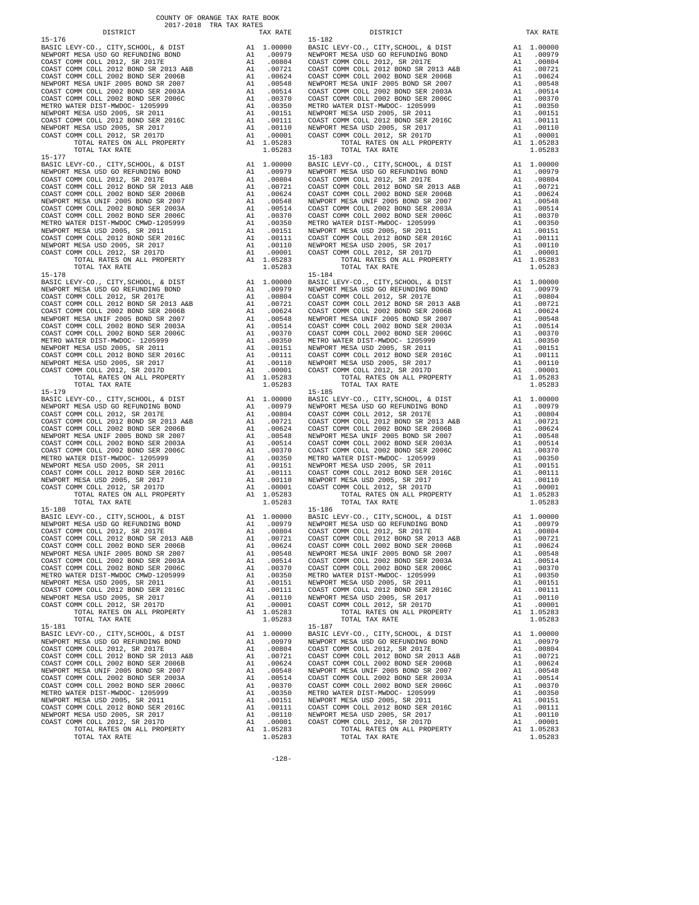COUNTY OF ORANGE TAX RATE BOOK
2017-2018 TRA TAX RATES

| DISTRICT | | TAX RATE |
|---|---|---|
| **15-176** | | |
| BASIC LEVY-CO., CITY,SCHOOL, & DIST | A1 | 1.00000 |
| NEWPORT MESA USD GO REFUNDING BOND | A1 | .00979 |
| COAST COMM COLL 2012, SR 2017E | A1 | .00804 |
| COAST COMM COLL 2012 BOND SR 2013 A&B | A1 | .00721 |
| COAST COMM COLL 2002 BOND SER 2006B | A1 | .00624 |
| NEWPORT MESA UNIF 2005 BOND SR 2007 | A1 | .00548 |
| COAST COMM COLL 2002 BOND SER 2003A | A1 | .00514 |
| COAST COMM COLL 2002 BOND SER 2006C | A1 | .00370 |
| METRO WATER DIST-MWDOC- 1205999 | A1 | .00350 |
| NEWPORT MESA USD 2005, SR 2011 | A1 | .00151 |
| COAST COMM COLL 2012 BOND SER 2016C | A1 | .00111 |
| NEWPORT MESA USD 2005, SR 2017 | A1 | .00110 |
| COAST COMM COLL 2012, SR 2017D | A1 | .00001 |
| TOTAL RATES ON ALL PROPERTY | A1 | 1.05283 |
| TOTAL TAX RATE | | 1.05283 |
| **15-177** | | |
| BASIC LEVY-CO., CITY,SCHOOL, & DIST | A1 | 1.00000 |
| NEWPORT MESA USD GO REFUNDING BOND | A1 | .00979 |
| COAST COMM COLL 2012, SR 2017E | A1 | .00804 |
| COAST COMM COLL 2012 BOND SR 2013 A&B | A1 | .00721 |
| COAST COMM COLL 2002 BOND SER 2006B | A1 | .00624 |
| NEWPORT MESA UNIF 2005 BOND SR 2007 | A1 | .00548 |
| COAST COMM COLL 2002 BOND SER 2003A | A1 | .00514 |
| COAST COMM COLL 2002 BOND SER 2006C | A1 | .00370 |
| METRO WATER DIST-MWDOC CMWD-1205999 | A1 | .00350 |
| NEWPORT MESA USD 2005, SR 2011 | A1 | .00151 |
| COAST COMM COLL 2012 BOND SER 2016C | A1 | .00111 |
| NEWPORT MESA USD 2005, SR 2017 | A1 | .00110 |
| COAST COMM COLL 2012, SR 2017D | A1 | .00001 |
| TOTAL RATES ON ALL PROPERTY | A1 | 1.05283 |
| TOTAL TAX RATE | | 1.05283 |
| **15-178** | | |
| BASIC LEVY-CO., CITY,SCHOOL, & DIST | A1 | 1.00000 |
| NEWPORT MESA USD GO REFUNDING BOND | A1 | .00979 |
| COAST COMM COLL 2012, SR 2017E | A1 | .00804 |
| COAST COMM COLL 2012 BOND SR 2013 A&B | A1 | .00721 |
| COAST COMM COLL 2002 BOND SER 2006B | A1 | .00624 |
| NEWPORT MESA UNIF 2005 BOND SR 2007 | A1 | .00548 |
| COAST COMM COLL 2002 BOND SER 2003A | A1 | .00514 |
| COAST COMM COLL 2002 BOND SER 2006C | A1 | .00370 |
| METRO WATER DIST-MWDOC- 1205999 | A1 | .00350 |
| NEWPORT MESA USD 2005, SR 2011 | A1 | .00151 |
| COAST COMM COLL 2012 BOND SER 2016C | A1 | .00111 |
| NEWPORT MESA USD 2005, SR 2017 | A1 | .00110 |
| COAST COMM COLL 2012, SR 2017D | A1 | .00001 |
| TOTAL RATES ON ALL PROPERTY | A1 | 1.05283 |
| TOTAL TAX RATE | | 1.05283 |
| **15-179** | | |
| BASIC LEVY-CO., CITY,SCHOOL, & DIST | A1 | 1.00000 |
| NEWPORT MESA USD GO REFUNDING BOND | A1 | .00979 |
| COAST COMM COLL 2012, SR 2017E | A1 | .00804 |
| COAST COMM COLL 2012 BOND SR 2013 A&B | A1 | .00721 |
| COAST COMM COLL 2002 BOND SER 2006B | A1 | .00624 |
| NEWPORT MESA UNIF 2005 BOND SR 2007 | A1 | .00548 |
| COAST COMM COLL 2002 BOND SER 2003A | A1 | .00514 |
| COAST COMM COLL 2002 BOND SER 2006C | A1 | .00370 |
| METRO WATER DIST-MWDOC- 1205999 | A1 | .00350 |
| NEWPORT MESA USD 2005, SR 2011 | A1 | .00151 |
| COAST COMM COLL 2012 BOND SER 2016C | A1 | .00111 |
| NEWPORT MESA USD 2005, SR 2017 | A1 | .00110 |
| COAST COMM COLL 2012, SR 2017D | A1 | .00001 |
| TOTAL RATES ON ALL PROPERTY | A1 | 1.05283 |
| TOTAL TAX RATE | | 1.05283 |
| **15-180** | | |
| BASIC LEVY-CO., CITY,SCHOOL, & DIST | A1 | 1.00000 |
| NEWPORT MESA USD GO REFUNDING BOND | A1 | .00979 |
| COAST COMM COLL 2012, SR 2017E | A1 | .00804 |
| COAST COMM COLL 2012 BOND SR 2013 A&B | A1 | .00721 |
| COAST COMM COLL 2002 BOND SER 2006B | A1 | .00624 |
| NEWPORT MESA UNIF 2005 BOND SR 2007 | A1 | .00548 |
| COAST COMM COLL 2002 BOND SER 2003A | A1 | .00514 |
| COAST COMM COLL 2002 BOND SER 2006C | A1 | .00370 |
| METRO WATER DIST-MWDOC CMWD-1205999 | A1 | .00350 |
| NEWPORT MESA USD 2005, SR 2011 | A1 | .00151 |
| COAST COMM COLL 2012 BOND SER 2016C | A1 | .00111 |
| NEWPORT MESA USD 2005, SR 2017 | A1 | .00110 |
| COAST COMM COLL 2012, SR 2017D | A1 | .00001 |
| TOTAL RATES ON ALL PROPERTY | A1 | 1.05283 |
| TOTAL TAX RATE | | 1.05283 |
| **15-181** | | |
| BASIC LEVY-CO., CITY,SCHOOL, & DIST | A1 | 1.00000 |
| NEWPORT MESA USD GO REFUNDING BOND | A1 | .00979 |
| COAST COMM COLL 2012, SR 2017E | A1 | .00804 |
| COAST COMM COLL 2012 BOND SR 2013 A&B | A1 | .00721 |
| COAST COMM COLL 2002 BOND SER 2006B | A1 | .00624 |
| NEWPORT MESA UNIF 2005 BOND SR 2007 | A1 | .00548 |
| COAST COMM COLL 2002 BOND SER 2003A | A1 | .00514 |
| COAST COMM COLL 2002 BOND SER 2006C | A1 | .00370 |
| METRO WATER DIST-MWDOC- 1205999 | A1 | .00350 |
| NEWPORT MESA USD 2005, SR 2011 | A1 | .00151 |
| COAST COMM COLL 2012 BOND SER 2016C | A1 | .00111 |
| NEWPORT MESA USD 2005, SR 2017 | A1 | .00110 |
| COAST COMM COLL 2012, SR 2017D | A1 | .00001 |
| TOTAL RATES ON ALL PROPERTY | A1 | 1.05283 |
| TOTAL TAX RATE | | 1.05283 |
| **15-182** | | |
| BASIC LEVY-CO., CITY,SCHOOL, & DIST | A1 | 1.00000 |
| NEWPORT MESA USD GO REFUNDING BOND | A1 | .00979 |
| COAST COMM COLL 2012, SR 2017E | A1 | .00804 |
| COAST COMM COLL 2012 BOND SR 2013 A&B | A1 | .00721 |
| COAST COMM COLL 2002 BOND SER 2006B | A1 | .00624 |
| NEWPORT MESA UNIF 2005 BOND SR 2007 | A1 | .00548 |
| COAST COMM COLL 2002 BOND SER 2003A | A1 | .00514 |
| COAST COMM COLL 2002 BOND SER 2006C | A1 | .00370 |
| METRO WATER DIST-MWDOC- 1205999 | A1 | .00350 |
| NEWPORT MESA USD 2005, SR 2011 | A1 | .00151 |
| COAST COMM COLL 2012 BOND SER 2016C | A1 | .00111 |
| NEWPORT MESA USD 2005, SR 2017 | A1 | .00110 |
| COAST COMM COLL 2012, SR 2017D | A1 | .00001 |
| TOTAL RATES ON ALL PROPERTY | A1 | 1.05283 |
| TOTAL TAX RATE | | 1.05283 |
| **15-183** | | |
| BASIC LEVY-CO., CITY,SCHOOL, & DIST | A1 | 1.00000 |
| NEWPORT MESA USD GO REFUNDING BOND | A1 | .00979 |
| COAST COMM COLL 2012, SR 2017E | A1 | .00804 |
| COAST COMM COLL 2012 BOND SR 2013 A&B | A1 | .00721 |
| COAST COMM COLL 2002 BOND SER 2006B | A1 | .00624 |
| NEWPORT MESA UNIF 2005 BOND SR 2007 | A1 | .00548 |
| COAST COMM COLL 2002 BOND SER 2003A | A1 | .00514 |
| COAST COMM COLL 2002 BOND SER 2006C | A1 | .00370 |
| METRO WATER DIST-MWDOC- 1205999 | A1 | .00350 |
| NEWPORT MESA USD 2005, SR 2011 | A1 | .00151 |
| COAST COMM COLL 2012 BOND SER 2016C | A1 | .00111 |
| NEWPORT MESA USD 2005, SR 2017 | A1 | .00110 |
| COAST COMM COLL 2012, SR 2017D | A1 | .00001 |
| TOTAL RATES ON ALL PROPERTY | A1 | 1.05283 |
| TOTAL TAX RATE | | 1.05283 |
| **15-184** | | |
| BASIC LEVY-CO., CITY,SCHOOL, & DIST | A1 | 1.00000 |
| NEWPORT MESA USD GO REFUNDING BOND | A1 | .00979 |
| COAST COMM COLL 2012, SR 2017E | A1 | .00804 |
| COAST COMM COLL 2012 BOND SR 2013 A&B | A1 | .00721 |
| COAST COMM COLL 2002 BOND SER 2006B | A1 | .00624 |
| NEWPORT MESA UNIF 2005 BOND SR 2007 | A1 | .00548 |
| COAST COMM COLL 2002 BOND SER 2003A | A1 | .00514 |
| COAST COMM COLL 2002 BOND SER 2006C | A1 | .00370 |
| METRO WATER DIST-MWDOC- 1205999 | A1 | .00350 |
| NEWPORT MESA USD 2005, SR 2011 | A1 | .00151 |
| COAST COMM COLL 2012 BOND SER 2016C | A1 | .00111 |
| NEWPORT MESA USD 2005, SR 2017 | A1 | .00110 |
| COAST COMM COLL 2012, SR 2017D | A1 | .00001 |
| TOTAL RATES ON ALL PROPERTY | A1 | 1.05283 |
| TOTAL TAX RATE | | 1.05283 |
| **15-185** | | |
| BASIC LEVY-CO., CITY,SCHOOL, & DIST | A1 | 1.00000 |
| NEWPORT MESA USD GO REFUNDING BOND | A1 | .00979 |
| COAST COMM COLL 2012, SR 2017E | A1 | .00804 |
| COAST COMM COLL 2012 BOND SR 2013 A&B | A1 | .00721 |
| COAST COMM COLL 2002 BOND SER 2006B | A1 | .00624 |
| NEWPORT MESA UNIF 2005 BOND SR 2007 | A1 | .00548 |
| COAST COMM COLL 2002 BOND SER 2003A | A1 | .00514 |
| COAST COMM COLL 2002 BOND SER 2006C | A1 | .00370 |
| METRO WATER DIST-MWDOC- 1205999 | A1 | .00350 |
| NEWPORT MESA USD 2005, SR 2011 | A1 | .00151 |
| COAST COMM COLL 2012 BOND SER 2016C | A1 | .00111 |
| NEWPORT MESA USD 2005, SR 2017 | A1 | .00110 |
| COAST COMM COLL 2012, SR 2017D | A1 | .00001 |
| TOTAL RATES ON ALL PROPERTY | A1 | 1.05283 |
| TOTAL TAX RATE | | 1.05283 |
| **15-186** | | |
| BASIC LEVY-CO., CITY,SCHOOL, & DIST | A1 | 1.00000 |
| NEWPORT MESA USD GO REFUNDING BOND | A1 | .00979 |
| COAST COMM COLL 2012, SR 2017E | A1 | .00804 |
| COAST COMM COLL 2012 BOND SR 2013 A&B | A1 | .00721 |
| COAST COMM COLL 2002 BOND SER 2006B | A1 | .00624 |
| NEWPORT MESA UNIF 2005 BOND SR 2007 | A1 | .00548 |
| COAST COMM COLL 2002 BOND SER 2003A | A1 | .00514 |
| COAST COMM COLL 2002 BOND SER 2006C | A1 | .00370 |
| METRO WATER DIST-MWDOC- 1205999 | A1 | .00350 |
| NEWPORT MESA USD 2005, SR 2011 | A1 | .00151 |
| COAST COMM COLL 2012 BOND SER 2016C | A1 | .00111 |
| NEWPORT MESA USD 2005, SR 2017 | A1 | .00110 |
| COAST COMM COLL 2012, SR 2017D | A1 | .00001 |
| TOTAL RATES ON ALL PROPERTY | A1 | 1.05283 |
| TOTAL TAX RATE | | 1.05283 |
| **15-187** | | |
| BASIC LEVY-CO., CITY,SCHOOL, & DIST | A1 | 1.00000 |
| NEWPORT MESA USD GO REFUNDING BOND | A1 | .00979 |
| COAST COMM COLL 2012, SR 2017E | A1 | .00804 |
| COAST COMM COLL 2012 BOND SR 2013 A&B | A1 | .00721 |
| COAST COMM COLL 2002 BOND SER 2006B | A1 | .00624 |
| NEWPORT MESA UNIF 2005 BOND SR 2007 | A1 | .00548 |
| COAST COMM COLL 2002 BOND SER 2003A | A1 | .00514 |
| COAST COMM COLL 2002 BOND SER 2006C | A1 | .00370 |
| METRO WATER DIST-MWDOC- 1205999 | A1 | .00350 |
| NEWPORT MESA USD 2005, SR 2011 | A1 | .00151 |
| COAST COMM COLL 2012 BOND SER 2016C | A1 | .00111 |
| NEWPORT MESA USD 2005, SR 2017 | A1 | .00110 |
| COAST COMM COLL 2012, SR 2017D | A1 | .00001 |
| TOTAL RATES ON ALL PROPERTY | A1 | 1.05283 |
| TOTAL TAX RATE | | 1.05283 |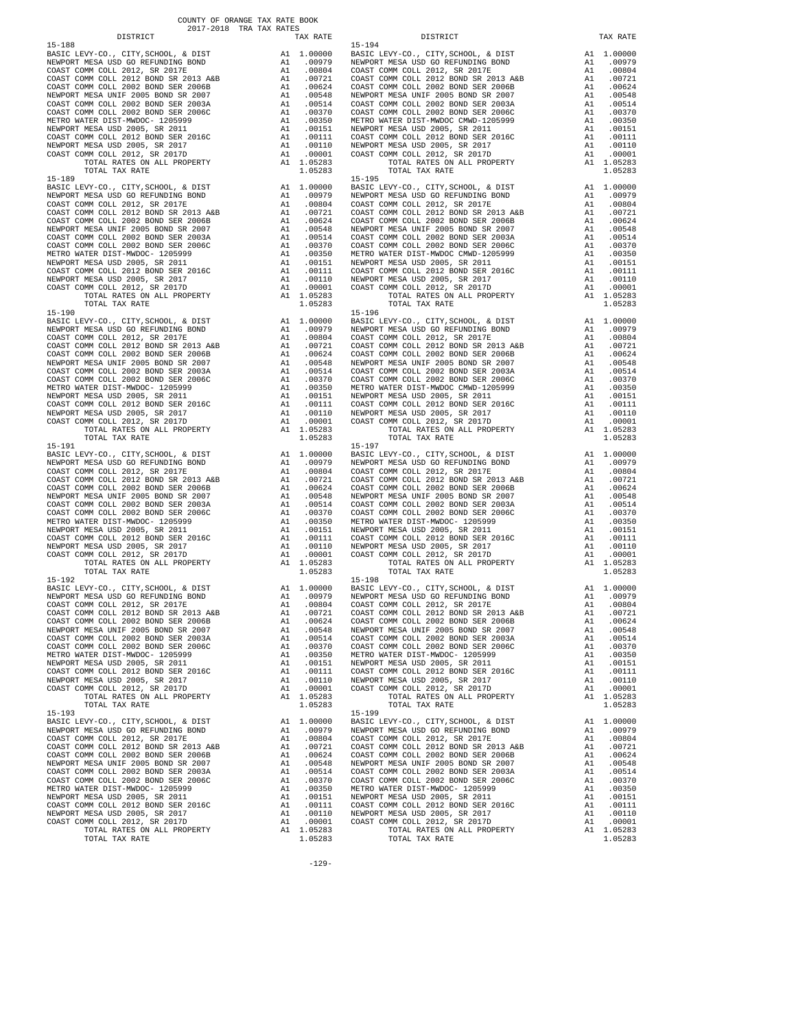COUNTY OF ORANGE TAX RATE BOOK
2017-2018 TRA TAX RATES

| DISTRICT | | TAX RATE |
|---|---|---|
| 15-188 | | |
| BASIC LEVY-CO., CITY,SCHOOL, & DIST | A1 | 1.00000 |
| NEWPORT MESA USD GO REFUNDING BOND | A1 | .00979 |
| COAST COMM COLL 2012, SR 2017E | A1 | .00804 |
| COAST COMM COLL 2012 BOND SR 2013 A&B | A1 | .00721 |
| COAST COMM COLL 2002 BOND SER 2006B | A1 | .00624 |
| NEWPORT MESA UNIF 2005 BOND SR 2007 | A1 | .00548 |
| COAST COMM COLL 2002 BOND SER 2003A | A1 | .00514 |
| COAST COMM COLL 2002 BOND SER 2006C | A1 | .00370 |
| METRO WATER DIST-MWDOC- 1205999 | A1 | .00350 |
| NEWPORT MESA USD 2005, SR 2011 | A1 | .00151 |
| COAST COMM COLL 2012 BOND SER 2016C | A1 | .00111 |
| NEWPORT MESA USD 2005, SR 2017 | A1 | .00110 |
| COAST COMM COLL 2012, SR 2017D | A1 | .00001 |
| TOTAL RATES ON ALL PROPERTY | A1 | 1.05283 |
| TOTAL TAX RATE | | 1.05283 |
| 15-189 | | |
| BASIC LEVY-CO., CITY,SCHOOL, & DIST | A1 | 1.00000 |
| NEWPORT MESA USD GO REFUNDING BOND | A1 | .00979 |
| COAST COMM COLL 2012, SR 2017E | A1 | .00804 |
| COAST COMM COLL 2012 BOND SR 2013 A&B | A1 | .00721 |
| COAST COMM COLL 2002 BOND SER 2006B | A1 | .00624 |
| NEWPORT MESA UNIF 2005 BOND SR 2007 | A1 | .00548 |
| COAST COMM COLL 2002 BOND SER 2003A | A1 | .00514 |
| COAST COMM COLL 2002 BOND SER 2006C | A1 | .00370 |
| METRO WATER DIST-MWDOC- 1205999 | A1 | .00350 |
| NEWPORT MESA USD 2005, SR 2011 | A1 | .00151 |
| COAST COMM COLL 2012 BOND SER 2016C | A1 | .00111 |
| NEWPORT MESA USD 2005, SR 2017 | A1 | .00110 |
| COAST COMM COLL 2012, SR 2017D | A1 | .00001 |
| TOTAL RATES ON ALL PROPERTY | A1 | 1.05283 |
| TOTAL TAX RATE | | 1.05283 |
| 15-190 | | |
| BASIC LEVY-CO., CITY,SCHOOL, & DIST | A1 | 1.00000 |
| NEWPORT MESA USD GO REFUNDING BOND | A1 | .00979 |
| COAST COMM COLL 2012, SR 2017E | A1 | .00804 |
| COAST COMM COLL 2012 BOND SR 2013 A&B | A1 | .00721 |
| COAST COMM COLL 2002 BOND SER 2006B | A1 | .00624 |
| NEWPORT MESA UNIF 2005 BOND SR 2007 | A1 | .00548 |
| COAST COMM COLL 2002 BOND SER 2003A | A1 | .00514 |
| COAST COMM COLL 2002 BOND SER 2006C | A1 | .00370 |
| METRO WATER DIST-MWDOC- 1205999 | A1 | .00350 |
| NEWPORT MESA USD 2005, SR 2011 | A1 | .00151 |
| COAST COMM COLL 2012 BOND SER 2016C | A1 | .00111 |
| NEWPORT MESA USD 2005, SR 2017 | A1 | .00110 |
| COAST COMM COLL 2012, SR 2017D | A1 | .00001 |
| TOTAL RATES ON ALL PROPERTY | A1 | 1.05283 |
| TOTAL TAX RATE | | 1.05283 |
| 15-191 | | |
| BASIC LEVY-CO., CITY,SCHOOL, & DIST | A1 | 1.00000 |
| NEWPORT MESA USD GO REFUNDING BOND | A1 | .00979 |
| COAST COMM COLL 2012, SR 2017E | A1 | .00804 |
| COAST COMM COLL 2012 BOND SR 2013 A&B | A1 | .00721 |
| COAST COMM COLL 2002 BOND SER 2006B | A1 | .00624 |
| NEWPORT MESA UNIF 2005 BOND SR 2007 | A1 | .00548 |
| COAST COMM COLL 2002 BOND SER 2003A | A1 | .00514 |
| COAST COMM COLL 2002 BOND SER 2006C | A1 | .00370 |
| METRO WATER DIST-MWDOC- 1205999 | A1 | .00350 |
| NEWPORT MESA USD 2005, SR 2011 | A1 | .00151 |
| COAST COMM COLL 2012 BOND SER 2016C | A1 | .00111 |
| NEWPORT MESA USD 2005, SR 2017 | A1 | .00110 |
| COAST COMM COLL 2012, SR 2017D | A1 | .00001 |
| TOTAL RATES ON ALL PROPERTY | A1 | 1.05283 |
| TOTAL TAX RATE | | 1.05283 |
| 15-192 | | |
| BASIC LEVY-CO., CITY,SCHOOL, & DIST | A1 | 1.00000 |
| NEWPORT MESA USD GO REFUNDING BOND | A1 | .00979 |
| COAST COMM COLL 2012, SR 2017E | A1 | .00804 |
| COAST COMM COLL 2012 BOND SR 2013 A&B | A1 | .00721 |
| COAST COMM COLL 2002 BOND SER 2006B | A1 | .00624 |
| NEWPORT MESA UNIF 2005 BOND SR 2007 | A1 | .00548 |
| COAST COMM COLL 2002 BOND SER 2003A | A1 | .00514 |
| COAST COMM COLL 2002 BOND SER 2006C | A1 | .00370 |
| METRO WATER DIST-MWDOC- 1205999 | A1 | .00350 |
| NEWPORT MESA USD 2005, SR 2011 | A1 | .00151 |
| COAST COMM COLL 2012 BOND SER 2016C | A1 | .00111 |
| NEWPORT MESA USD 2005, SR 2017 | A1 | .00110 |
| COAST COMM COLL 2012, SR 2017D | A1 | .00001 |
| TOTAL RATES ON ALL PROPERTY | A1 | 1.05283 |
| TOTAL TAX RATE | | 1.05283 |
| 15-193 | | |
| BASIC LEVY-CO., CITY,SCHOOL, & DIST | A1 | 1.00000 |
| NEWPORT MESA USD GO REFUNDING BOND | A1 | .00979 |
| COAST COMM COLL 2012, SR 2017E | A1 | .00804 |
| COAST COMM COLL 2012 BOND SR 2013 A&B | A1 | .00721 |
| COAST COMM COLL 2002 BOND SER 2006B | A1 | .00624 |
| NEWPORT MESA UNIF 2005 BOND SR 2007 | A1 | .00548 |
| COAST COMM COLL 2002 BOND SER 2003A | A1 | .00514 |
| COAST COMM COLL 2002 BOND SER 2006C | A1 | .00370 |
| METRO WATER DIST-MWDOC- 1205999 | A1 | .00350 |
| NEWPORT MESA USD 2005, SR 2011 | A1 | .00151 |
| COAST COMM COLL 2012 BOND SER 2016C | A1 | .00111 |
| NEWPORT MESA USD 2005, SR 2017 | A1 | .00110 |
| COAST COMM COLL 2012, SR 2017D | A1 | .00001 |
| TOTAL RATES ON ALL PROPERTY | A1 | 1.05283 |
| TOTAL TAX RATE | | 1.05283 |
| 15-194 | | |
| BASIC LEVY-CO., CITY,SCHOOL, & DIST | A1 | 1.00000 |
| NEWPORT MESA USD GO REFUNDING BOND | A1 | .00979 |
| COAST COMM COLL 2012, SR 2017E | A1 | .00804 |
| COAST COMM COLL 2012 BOND SR 2013 A&B | A1 | .00721 |
| COAST COMM COLL 2002 BOND SER 2006B | A1 | .00624 |
| NEWPORT MESA UNIF 2005 BOND SR 2007 | A1 | .00548 |
| COAST COMM COLL 2002 BOND SER 2003A | A1 | .00514 |
| COAST COMM COLL 2002 BOND SER 2006C | A1 | .00370 |
| METRO WATER DIST-MWDOC CMWD-1205999 | A1 | .00350 |
| NEWPORT MESA USD 2005, SR 2011 | A1 | .00151 |
| COAST COMM COLL 2012 BOND SER 2016C | A1 | .00111 |
| NEWPORT MESA USD 2005, SR 2017 | A1 | .00110 |
| COAST COMM COLL 2012, SR 2017D | A1 | .00001 |
| TOTAL RATES ON ALL PROPERTY | A1 | 1.05283 |
| TOTAL TAX RATE | | 1.05283 |
| 15-195 | | |
| BASIC LEVY-CO., CITY,SCHOOL, & DIST | A1 | 1.00000 |
| NEWPORT MESA USD GO REFUNDING BOND | A1 | .00979 |
| COAST COMM COLL 2012, SR 2017E | A1 | .00804 |
| COAST COMM COLL 2012 BOND SR 2013 A&B | A1 | .00721 |
| COAST COMM COLL 2002 BOND SER 2006B | A1 | .00624 |
| NEWPORT MESA UNIF 2005 BOND SR 2007 | A1 | .00548 |
| COAST COMM COLL 2002 BOND SER 2003A | A1 | .00514 |
| COAST COMM COLL 2002 BOND SER 2006C | A1 | .00370 |
| METRO WATER DIST-MWDOC CMWD-1205999 | A1 | .00350 |
| NEWPORT MESA USD 2005, SR 2011 | A1 | .00151 |
| COAST COMM COLL 2012 BOND SER 2016C | A1 | .00111 |
| NEWPORT MESA USD 2005, SR 2017 | A1 | .00110 |
| COAST COMM COLL 2012, SR 2017D | A1 | .00001 |
| TOTAL RATES ON ALL PROPERTY | A1 | 1.05283 |
| TOTAL TAX RATE | | 1.05283 |
| 15-196 | | |
| BASIC LEVY-CO., CITY,SCHOOL, & DIST | A1 | 1.00000 |
| NEWPORT MESA USD GO REFUNDING BOND | A1 | .00979 |
| COAST COMM COLL 2012, SR 2017E | A1 | .00804 |
| COAST COMM COLL 2012 BOND SR 2013 A&B | A1 | .00721 |
| COAST COMM COLL 2002 BOND SER 2006B | A1 | .00624 |
| NEWPORT MESA UNIF 2005 BOND SR 2007 | A1 | .00548 |
| COAST COMM COLL 2002 BOND SER 2003A | A1 | .00514 |
| COAST COMM COLL 2002 BOND SER 2006C | A1 | .00370 |
| METRO WATER DIST-MWDOC CMWD-1205999 | A1 | .00350 |
| NEWPORT MESA USD 2005, SR 2011 | A1 | .00151 |
| COAST COMM COLL 2012 BOND SER 2016C | A1 | .00111 |
| NEWPORT MESA USD 2005, SR 2017 | A1 | .00110 |
| COAST COMM COLL 2012, SR 2017D | A1 | .00001 |
| TOTAL RATES ON ALL PROPERTY | A1 | 1.05283 |
| TOTAL TAX RATE | | 1.05283 |
| 15-197 | | |
| BASIC LEVY-CO., CITY,SCHOOL, & DIST | A1 | 1.00000 |
| NEWPORT MESA USD GO REFUNDING BOND | A1 | .00979 |
| COAST COMM COLL 2012, SR 2017E | A1 | .00804 |
| COAST COMM COLL 2012 BOND SR 2013 A&B | A1 | .00721 |
| COAST COMM COLL 2002 BOND SER 2006B | A1 | .00624 |
| NEWPORT MESA UNIF 2005 BOND SR 2007 | A1 | .00548 |
| COAST COMM COLL 2002 BOND SER 2003A | A1 | .00514 |
| COAST COMM COLL 2002 BOND SER 2006C | A1 | .00370 |
| METRO WATER DIST-MWDOC- 1205999 | A1 | .00350 |
| NEWPORT MESA USD 2005, SR 2011 | A1 | .00151 |
| COAST COMM COLL 2012 BOND SER 2016C | A1 | .00111 |
| NEWPORT MESA USD 2005, SR 2017 | A1 | .00110 |
| COAST COMM COLL 2012, SR 2017D | A1 | .00001 |
| TOTAL RATES ON ALL PROPERTY | A1 | 1.05283 |
| TOTAL TAX RATE | | 1.05283 |
| 15-198 | | |
| BASIC LEVY-CO., CITY,SCHOOL, & DIST | A1 | 1.00000 |
| NEWPORT MESA USD GO REFUNDING BOND | A1 | .00979 |
| COAST COMM COLL 2012, SR 2017E | A1 | .00804 |
| COAST COMM COLL 2012 BOND SR 2013 A&B | A1 | .00721 |
| COAST COMM COLL 2002 BOND SER 2006B | A1 | .00624 |
| NEWPORT MESA UNIF 2005 BOND SR 2007 | A1 | .00548 |
| COAST COMM COLL 2002 BOND SER 2003A | A1 | .00514 |
| COAST COMM COLL 2002 BOND SER 2006C | A1 | .00370 |
| METRO WATER DIST-MWDOC- 1205999 | A1 | .00350 |
| NEWPORT MESA USD 2005, SR 2011 | A1 | .00151 |
| COAST COMM COLL 2012 BOND SER 2016C | A1 | .00111 |
| NEWPORT MESA USD 2005, SR 2017 | A1 | .00110 |
| COAST COMM COLL 2012, SR 2017D | A1 | .00001 |
| TOTAL RATES ON ALL PROPERTY | A1 | 1.05283 |
| TOTAL TAX RATE | | 1.05283 |
| 15-199 | | |
| BASIC LEVY-CO., CITY,SCHOOL, & DIST | A1 | 1.00000 |
| NEWPORT MESA USD GO REFUNDING BOND | A1 | .00979 |
| COAST COMM COLL 2012, SR 2017E | A1 | .00804 |
| COAST COMM COLL 2012 BOND SR 2013 A&B | A1 | .00721 |
| COAST COMM COLL 2002 BOND SER 2006B | A1 | .00624 |
| NEWPORT MESA UNIF 2005 BOND SR 2007 | A1 | .00548 |
| COAST COMM COLL 2002 BOND SER 2003A | A1 | .00514 |
| COAST COMM COLL 2002 BOND SER 2006C | A1 | .00370 |
| METRO WATER DIST-MWDOC- 1205999 | A1 | .00350 |
| NEWPORT MESA USD 2005, SR 2011 | A1 | .00151 |
| COAST COMM COLL 2012 BOND SER 2016C | A1 | .00111 |
| NEWPORT MESA USD 2005, SR 2017 | A1 | .00110 |
| COAST COMM COLL 2012, SR 2017D | A1 | .00001 |
| TOTAL RATES ON ALL PROPERTY | A1 | 1.05283 |
| TOTAL TAX RATE | | 1.05283 |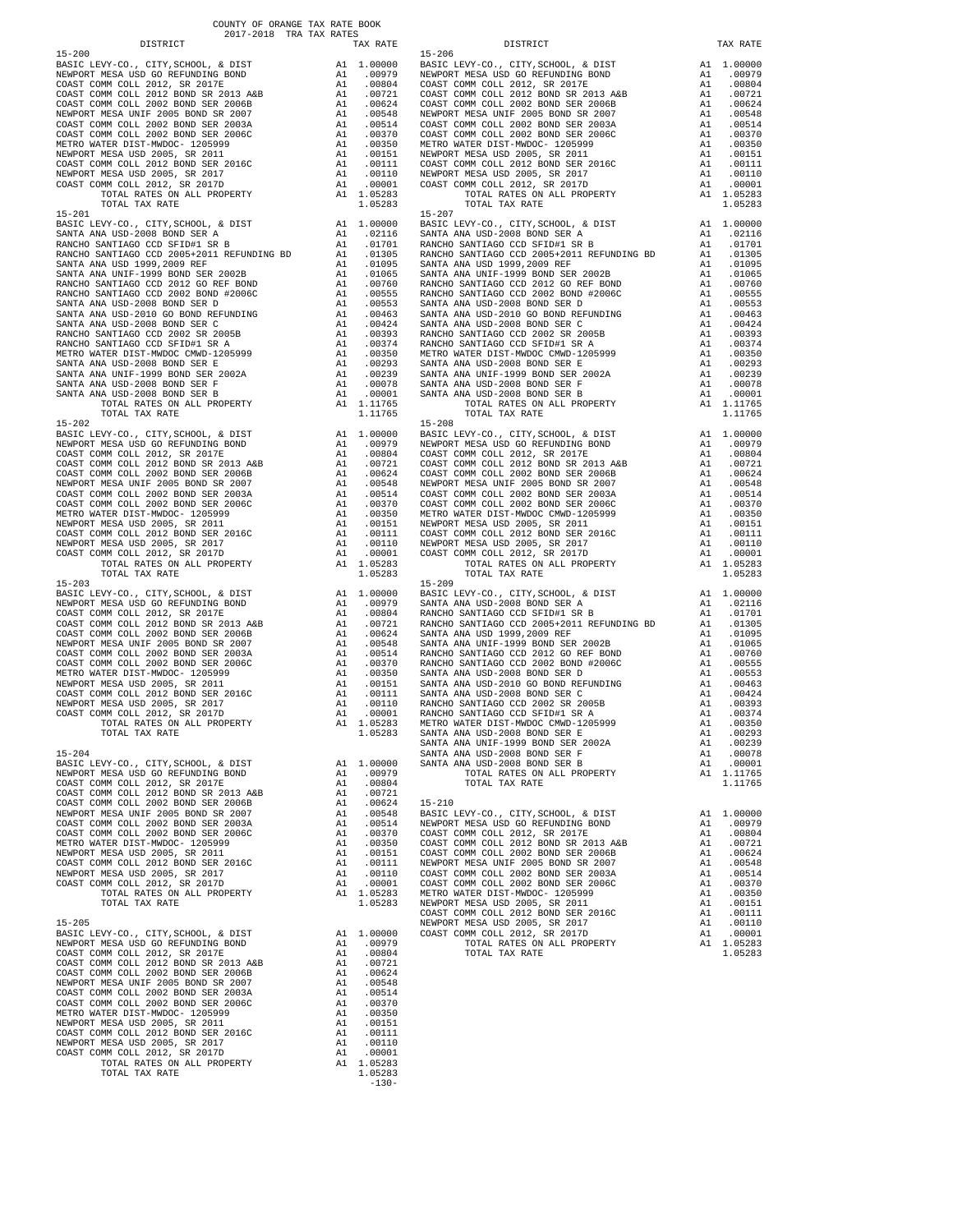COUNTY OF ORANGE TAX RATE BOOK
2017-2018 TRA TAX RATES

| DISTRICT | | TAX RATE |
|---|---|---|
| **15-200** | | |
| BASIC LEVY-CO., CITY,SCHOOL, & DIST | A1 | 1.00000 |
| NEWPORT MESA USD GO REFUNDING BOND | A1 | .00979 |
| COAST COMM COLL 2012, SR 2017E | A1 | .00804 |
| COAST COMM COLL 2012 BOND SR 2013 A&B | A1 | .00721 |
| COAST COMM COLL 2002 BOND SER 2006B | A1 | .00624 |
| NEWPORT MESA UNIF 2005 BOND SR 2007 | A1 | .00548 |
| COAST COMM COLL 2002 BOND SER 2003A | A1 | .00514 |
| COAST COMM COLL 2002 BOND SER 2006C | A1 | .00370 |
| METRO WATER DIST-MWDOC- 1205999 | A1 | .00350 |
| NEWPORT MESA USD 2005, SR 2011 | A1 | .00151 |
| COAST COMM COLL 2012 BOND SER 2016C | A1 | .00111 |
| NEWPORT MESA USD 2005, SR 2017 | A1 | .00110 |
| COAST COMM COLL 2012, SR 2017D | A1 | .00001 |
| TOTAL RATES ON ALL PROPERTY | A1 | 1.05283 |
| TOTAL TAX RATE | | 1.05283 |
| **15-201** | | |
| BASIC LEVY-CO., CITY,SCHOOL, & DIST | A1 | 1.00000 |
| SANTA ANA USD-2008 BOND SER A | A1 | .02116 |
| RANCHO SANTIAGO CCD SFID#1 SR B | A1 | .01701 |
| RANCHO SANTIAGO CCD 2005+2011 REFUNDING BD | A1 | .01305 |
| SANTA ANA USD 1999,2009 REF | A1 | .01095 |
| SANTA ANA UNIF-1999 BOND SER 2002B | A1 | .01065 |
| RANCHO SANTIAGO CCD 2012 GO REF BOND | A1 | .00760 |
| RANCHO SANTIAGO CCD 2002 BOND #2006C | A1 | .00555 |
| SANTA ANA USD-2008 BOND SER D | A1 | .00553 |
| SANTA ANA USD-2010 GO BOND REFUNDING | A1 | .00463 |
| SANTA ANA USD-2008 BOND SER C | A1 | .00424 |
| RANCHO SANTIAGO CCD 2002 SR 2005B | A1 | .00393 |
| RANCHO SANTIAGO CCD SFID#1 SR A | A1 | .00374 |
| METRO WATER DIST-MWDOC CMWD-1205999 | A1 | .00350 |
| SANTA ANA USD-2008 BOND SER E | A1 | .00293 |
| SANTA ANA UNIF-1999 BOND SER 2002A | A1 | .00239 |
| SANTA ANA USD-2008 BOND SER F | A1 | .00078 |
| SANTA ANA USD-2008 BOND SER B | A1 | .00001 |
| TOTAL RATES ON ALL PROPERTY | A1 | 1.11765 |
| TOTAL TAX RATE | | 1.11765 |
| **15-202** | | |
| BASIC LEVY-CO., CITY,SCHOOL, & DIST | A1 | 1.00000 |
| NEWPORT MESA USD GO REFUNDING BOND | A1 | .00979 |
| COAST COMM COLL 2012, SR 2017E | A1 | .00804 |
| COAST COMM COLL 2012 BOND SR 2013 A&B | A1 | .00721 |
| COAST COMM COLL 2002 BOND SER 2006B | A1 | .00624 |
| NEWPORT MESA UNIF 2005 BOND SR 2007 | A1 | .00548 |
| COAST COMM COLL 2002 BOND SER 2003A | A1 | .00514 |
| COAST COMM COLL 2002 BOND SER 2006C | A1 | .00370 |
| METRO WATER DIST-MWDOC- 1205999 | A1 | .00350 |
| NEWPORT MESA USD 2005, SR 2011 | A1 | .00151 |
| COAST COMM COLL 2012 BOND SER 2016C | A1 | .00111 |
| NEWPORT MESA USD 2005, SR 2017 | A1 | .00110 |
| COAST COMM COLL 2012, SR 2017D | A1 | .00001 |
| TOTAL RATES ON ALL PROPERTY | A1 | 1.05283 |
| TOTAL TAX RATE | | 1.05283 |
| **15-203** | | |
| BASIC LEVY-CO., CITY,SCHOOL, & DIST | A1 | 1.00000 |
| NEWPORT MESA USD GO REFUNDING BOND | A1 | .00979 |
| COAST COMM COLL 2012, SR 2017E | A1 | .00804 |
| COAST COMM COLL 2012 BOND SR 2013 A&B | A1 | .00721 |
| COAST COMM COLL 2002 BOND SER 2006B | A1 | .00624 |
| NEWPORT MESA UNIF 2005 BOND SR 2007 | A1 | .00548 |
| COAST COMM COLL 2002 BOND SER 2003A | A1 | .00514 |
| COAST COMM COLL 2002 BOND SER 2006C | A1 | .00370 |
| METRO WATER DIST-MWDOC- 1205999 | A1 | .00350 |
| NEWPORT MESA USD 2005, SR 2011 | A1 | .00151 |
| COAST COMM COLL 2012 BOND SER 2016C | A1 | .00111 |
| NEWPORT MESA USD 2005, SR 2017 | A1 | .00110 |
| COAST COMM COLL 2012, SR 2017D | A1 | .00001 |
| TOTAL RATES ON ALL PROPERTY | A1 | 1.05283 |
| TOTAL TAX RATE | | 1.05283 |
| **15-204** | | |
| BASIC LEVY-CO., CITY,SCHOOL, & DIST | A1 | 1.00000 |
| NEWPORT MESA USD GO REFUNDING BOND | A1 | .00979 |
| COAST COMM COLL 2012, SR 2017E | A1 | .00804 |
| COAST COMM COLL 2012 BOND SR 2013 A&B | A1 | .00721 |
| COAST COMM COLL 2002 BOND SER 2006B | A1 | .00624 |
| NEWPORT MESA UNIF 2005 BOND SR 2007 | A1 | .00548 |
| COAST COMM COLL 2002 BOND SER 2003A | A1 | .00514 |
| COAST COMM COLL 2002 BOND SER 2006C | A1 | .00370 |
| METRO WATER DIST-MWDOC- 1205999 | A1 | .00350 |
| NEWPORT MESA USD 2005, SR 2011 | A1 | .00151 |
| COAST COMM COLL 2012 BOND SER 2016C | A1 | .00111 |
| NEWPORT MESA USD 2005, SR 2017 | A1 | .00110 |
| COAST COMM COLL 2012, SR 2017D | A1 | .00001 |
| TOTAL RATES ON ALL PROPERTY | A1 | 1.05283 |
| TOTAL TAX RATE | | 1.05283 |
| **15-205** | | |
| BASIC LEVY-CO., CITY,SCHOOL, & DIST | A1 | 1.00000 |
| NEWPORT MESA USD GO REFUNDING BOND | A1 | .00979 |
| COAST COMM COLL 2012, SR 2017E | A1 | .00804 |
| COAST COMM COLL 2012 BOND SR 2013 A&B | A1 | .00721 |
| COAST COMM COLL 2002 BOND SER 2006B | A1 | .00624 |
| NEWPORT MESA UNIF 2005 BOND SR 2007 | A1 | .00548 |
| COAST COMM COLL 2002 BOND SER 2003A | A1 | .00514 |
| COAST COMM COLL 2002 BOND SER 2006C | A1 | .00370 |
| METRO WATER DIST-MWDOC- 1205999 | A1 | .00350 |
| NEWPORT MESA USD 2005, SR 2011 | A1 | .00151 |
| COAST COMM COLL 2012 BOND SER 2016C | A1 | .00111 |
| NEWPORT MESA USD 2005, SR 2017 | A1 | .00110 |
| COAST COMM COLL 2012, SR 2017D | A1 | .00001 |
| TOTAL RATES ON ALL PROPERTY | A1 | 1.05283 |
| TOTAL TAX RATE | | 1.05283 |
| **15-206** | | |
| BASIC LEVY-CO., CITY,SCHOOL, & DIST | A1 | 1.00000 |
| NEWPORT MESA USD GO REFUNDING BOND | A1 | .00979 |
| COAST COMM COLL 2012, SR 2017E | A1 | .00804 |
| COAST COMM COLL 2012 BOND SR 2013 A&B | A1 | .00721 |
| COAST COMM COLL 2002 BOND SER 2006B | A1 | .00624 |
| NEWPORT MESA UNIF 2005 BOND SR 2007 | A1 | .00548 |
| COAST COMM COLL 2002 BOND SER 2003A | A1 | .00514 |
| COAST COMM COLL 2002 BOND SER 2006C | A1 | .00370 |
| METRO WATER DIST-MWDOC- 1205999 | A1 | .00350 |
| NEWPORT MESA USD 2005, SR 2011 | A1 | .00151 |
| COAST COMM COLL 2012 BOND SER 2016C | A1 | .00111 |
| NEWPORT MESA USD 2005, SR 2017 | A1 | .00110 |
| COAST COMM COLL 2012, SR 2017D | A1 | .00001 |
| TOTAL RATES ON ALL PROPERTY | A1 | 1.05283 |
| TOTAL TAX RATE | | 1.05283 |
| **15-207** | | |
| BASIC LEVY-CO., CITY,SCHOOL, & DIST | A1 | 1.00000 |
| SANTA ANA USD-2008 BOND SER A | A1 | .02116 |
| RANCHO SANTIAGO CCD SFID#1 SR B | A1 | .01701 |
| RANCHO SANTIAGO CCD 2005+2011 REFUNDING BD | A1 | .01305 |
| SANTA ANA USD 1999,2009 REF | A1 | .01095 |
| SANTA ANA UNIF-1999 BOND SER 2002B | A1 | .01065 |
| RANCHO SANTIAGO CCD 2012 GO REF BOND | A1 | .00760 |
| RANCHO SANTIAGO CCD 2002 BOND #2006C | A1 | .00555 |
| SANTA ANA USD-2008 BOND SER D | A1 | .00553 |
| SANTA ANA USD-2010 GO BOND REFUNDING | A1 | .00463 |
| SANTA ANA USD-2008 BOND SER C | A1 | .00424 |
| RANCHO SANTIAGO CCD 2002 SR 2005B | A1 | .00393 |
| RANCHO SANTIAGO CCD SFID#1 SR A | A1 | .00374 |
| METRO WATER DIST-MWDOC CMWD-1205999 | A1 | .00350 |
| SANTA ANA USD-2008 BOND SER E | A1 | .00293 |
| SANTA ANA UNIF-1999 BOND SER 2002A | A1 | .00239 |
| SANTA ANA USD-2008 BOND SER F | A1 | .00078 |
| SANTA ANA USD-2008 BOND SER B | A1 | .00001 |
| TOTAL RATES ON ALL PROPERTY | A1 | 1.11765 |
| TOTAL TAX RATE | | 1.11765 |
| **15-208** | | |
| BASIC LEVY-CO., CITY,SCHOOL, & DIST | A1 | 1.00000 |
| NEWPORT MESA USD GO REFUNDING BOND | A1 | .00979 |
| COAST COMM COLL 2012, SR 2017E | A1 | .00804 |
| COAST COMM COLL 2012 BOND SR 2013 A&B | A1 | .00721 |
| COAST COMM COLL 2002 BOND SER 2006B | A1 | .00624 |
| NEWPORT MESA UNIF 2005 BOND SR 2007 | A1 | .00548 |
| COAST COMM COLL 2002 BOND SER 2003A | A1 | .00514 |
| COAST COMM COLL 2002 BOND SER 2006C | A1 | .00370 |
| METRO WATER DIST-MWDOC CMWD-1205999 | A1 | .00350 |
| NEWPORT MESA USD 2005, SR 2011 | A1 | .00151 |
| COAST COMM COLL 2012 BOND SER 2016C | A1 | .00111 |
| NEWPORT MESA USD 2005, SR 2017 | A1 | .00110 |
| COAST COMM COLL 2012, SR 2017D | A1 | .00001 |
| TOTAL RATES ON ALL PROPERTY | A1 | 1.05283 |
| TOTAL TAX RATE | | 1.05283 |
| **15-209** | | |
| BASIC LEVY-CO., CITY,SCHOOL, & DIST | A1 | 1.00000 |
| SANTA ANA USD-2008 BOND SER A | A1 | .02116 |
| RANCHO SANTIAGO CCD SFID#1 SR B | A1 | .01701 |
| RANCHO SANTIAGO CCD 2005+2011 REFUNDING BD | A1 | .01305 |
| SANTA ANA USD 1999,2009 REF | A1 | .01095 |
| SANTA ANA UNIF-1999 BOND SER 2002B | A1 | .01065 |
| RANCHO SANTIAGO CCD 2012 GO REF BOND | A1 | .00760 |
| RANCHO SANTIAGO CCD 2002 BOND #2006C | A1 | .00555 |
| SANTA ANA USD-2008 BOND SER D | A1 | .00553 |
| SANTA ANA USD-2010 GO BOND REFUNDING | A1 | .00463 |
| SANTA ANA USD-2008 BOND SER C | A1 | .00424 |
| RANCHO SANTIAGO CCD 2002 SR 2005B | A1 | .00393 |
| RANCHO SANTIAGO CCD SFID#1 SR A | A1 | .00374 |
| METRO WATER DIST-MWDOC CMWD-1205999 | A1 | .00350 |
| SANTA ANA USD-2008 BOND SER E | A1 | .00293 |
| SANTA ANA UNIF-1999 BOND SER 2002A | A1 | .00239 |
| SANTA ANA USD-2008 BOND SER F | A1 | .00078 |
| SANTA ANA USD-2008 BOND SER B | A1 | .00001 |
| TOTAL RATES ON ALL PROPERTY | A1 | 1.11765 |
| TOTAL TAX RATE | | 1.11765 |
| **15-210** | | |
| BASIC LEVY-CO., CITY,SCHOOL, & DIST | A1 | 1.00000 |
| NEWPORT MESA USD GO REFUNDING BOND | A1 | .00979 |
| COAST COMM COLL 2012, SR 2017E | A1 | .00804 |
| COAST COMM COLL 2012 BOND SR 2013 A&B | A1 | .00721 |
| COAST COMM COLL 2002 BOND SER 2006B | A1 | .00624 |
| NEWPORT MESA UNIF 2005 BOND SR 2007 | A1 | .00548 |
| COAST COMM COLL 2002 BOND SER 2003A | A1 | .00514 |
| COAST COMM COLL 2002 BOND SER 2006C | A1 | .00370 |
| METRO WATER DIST-MWDOC- 1205999 | A1 | .00350 |
| NEWPORT MESA USD 2005, SR 2011 | A1 | .00151 |
| COAST COMM COLL 2012 BOND SER 2016C | A1 | .00111 |
| NEWPORT MESA USD 2005, SR 2017 | A1 | .00110 |
| COAST COMM COLL 2012, SR 2017D | A1 | .00001 |
| TOTAL RATES ON ALL PROPERTY | A1 | 1.05283 |
| TOTAL TAX RATE | | 1.05283 |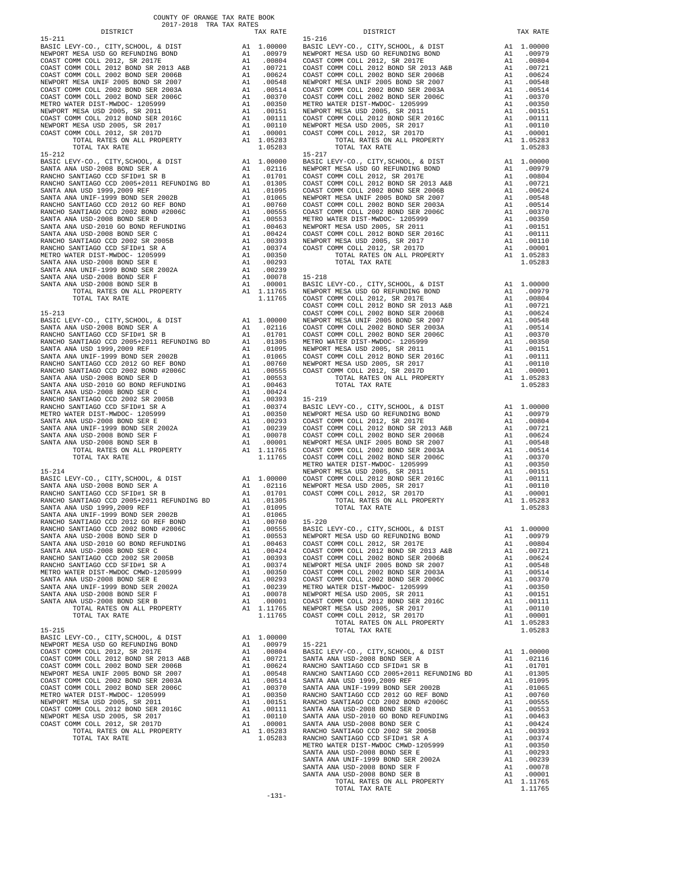COUNTY OF ORANGE TAX RATE BOOK
2017-2018 TRA TAX RATES

| DISTRICT | | TAX RATE |
|---|---|---|
| **15-211** | | |
| BASIC LEVY-CO., CITY,SCHOOL, & DIST | A1 | 1.00000 |
| NEWPORT MESA USD GO REFUNDING BOND | A1 | .00979 |
| COAST COMM COLL 2012, SR 2017E | A1 | .00804 |
| COAST COMM COLL 2012 BOND SER 2013 A&B | A1 | .00721 |
| COAST COMM COLL 2002 BOND SER 2006B | A1 | .00624 |
| NEWPORT MESA UNIF 2005 BOND SR 2007 | A1 | .00548 |
| COAST COMM COLL 2002 BOND SER 2003A | A1 | .00514 |
| COAST COMM COLL 2002 BOND SER 2006C | A1 | .00370 |
| METRO WATER DIST-MWDOC- 1205999 | A1 | .00350 |
| NEWPORT MESA USD 2005, SR 2011 | A1 | .00151 |
| COAST COMM COLL 2012 BOND SER 2016C | A1 | .00111 |
| NEWPORT MESA USD 2005, SR 2017 | A1 | .00110 |
| COAST COMM COLL 2012, SR 2017D | A1 | .00001 |
| TOTAL RATES ON ALL PROPERTY | A1 | 1.05283 |
| TOTAL TAX RATE | | 1.05283 |
| **15-212** | | |
| BASIC LEVY-CO., CITY,SCHOOL, & DIST | A1 | 1.00000 |
| SANTA ANA USD-2008 BOND SER A | A1 | .02116 |
| RANCHO SANTIAGO CCD SFID#1 SR B | A1 | .01701 |
| RANCHO SANTIAGO CCD 2005+2011 REFUNDING BD | A1 | .01305 |
| SANTA ANA USD 1999,2009 REF | A1 | .01095 |
| SANTA ANA UNIF-1999 BOND SER 2002B | A1 | .01065 |
| RANCHO SANTIAGO CCD 2012 GO REF BOND | A1 | .00760 |
| RANCHO SANTIAGO CCD 2002 BOND #2006C | A1 | .00555 |
| SANTA ANA USD-2008 BOND SER D | A1 | .00553 |
| SANTA ANA USD-2010 GO BOND REFUNDING | A1 | .00463 |
| SANTA ANA USD-2008 BOND SER C | A1 | .00424 |
| RANCHO SANTIAGO CCD 2002 SR 2005B | A1 | .00393 |
| RANCHO SANTIAGO CCD SFID#1 SR A | A1 | .00374 |
| METRO WATER DIST-MWDOC- 1205999 | A1 | .00350 |
| SANTA ANA USD-2008 BOND SER E | A1 | .00293 |
| SANTA ANA UNIF-1999 BOND SER 2002A | A1 | .00239 |
| SANTA ANA USD-2008 BOND SER F | A1 | .00078 |
| SANTA ANA USD-2008 BOND SER B | A1 | .00001 |
| TOTAL RATES ON ALL PROPERTY | A1 | 1.11765 |
| TOTAL TAX RATE | | 1.11765 |
| **15-213** | | |
| BASIC LEVY-CO., CITY,SCHOOL, & DIST | A1 | 1.00000 |
| SANTA ANA USD-2008 BOND SER A | A1 | .02116 |
| RANCHO SANTIAGO CCD SFID#1 SR B | A1 | .01701 |
| RANCHO SANTIAGO CCD 2005+2011 REFUNDING BD | A1 | .01305 |
| SANTA ANA USD 1999,2009 REF | A1 | .01095 |
| SANTA ANA UNIF-1999 BOND SER 2002B | A1 | .01065 |
| RANCHO SANTIAGO CCD 2012 GO REF BOND | A1 | .00760 |
| RANCHO SANTIAGO CCD 2002 BOND #2006C | A1 | .00555 |
| SANTA ANA USD-2008 BOND SER D | A1 | .00553 |
| SANTA ANA USD-2010 GO BOND REFUNDING | A1 | .00463 |
| SANTA ANA USD-2008 BOND SER C | A1 | .00424 |
| RANCHO SANTIAGO CCD 2002 SR 2005B | A1 | .00393 |
| RANCHO SANTIAGO CCD SFID#1 SR A | A1 | .00374 |
| METRO WATER DIST-MWDOC- 1205999 | A1 | .00350 |
| SANTA ANA USD-2008 BOND SER E | A1 | .00293 |
| SANTA ANA UNIF-1999 BOND SER 2002A | A1 | .00239 |
| SANTA ANA USD-2008 BOND SER F | A1 | .00078 |
| SANTA ANA USD-2008 BOND SER B | A1 | .00001 |
| TOTAL RATES ON ALL PROPERTY | A1 | 1.11765 |
| TOTAL TAX RATE | | 1.11765 |
| **15-214** | | |
| BASIC LEVY-CO., CITY,SCHOOL, & DIST | A1 | 1.00000 |
| SANTA ANA USD-2008 BOND SER A | A1 | .02116 |
| RANCHO SANTIAGO CCD SFID#1 SR B | A1 | .01701 |
| RANCHO SANTIAGO CCD 2005+2011 REFUNDING BD | A1 | .01305 |
| SANTA ANA USD 1999,2009 REF | A1 | .01095 |
| SANTA ANA UNIF-1999 BOND SER 2002B | A1 | .01065 |
| RANCHO SANTIAGO CCD 2012 GO REF BOND | A1 | .00760 |
| RANCHO SANTIAGO CCD 2002 BOND #2006C | A1 | .00555 |
| SANTA ANA USD-2008 BOND SER D | A1 | .00553 |
| SANTA ANA USD-2010 GO BOND REFUNDING | A1 | .00463 |
| SANTA ANA USD-2008 BOND SER C | A1 | .00424 |
| RANCHO SANTIAGO CCD 2002 SR 2005B | A1 | .00393 |
| RANCHO SANTIAGO CCD SFID#1 SR A | A1 | .00374 |
| METRO WATER DIST-MWDOC CMWD-1205999 | A1 | .00350 |
| SANTA ANA USD-2008 BOND SER E | A1 | .00293 |
| SANTA ANA UNIF-1999 BOND SER 2002A | A1 | .00239 |
| SANTA ANA USD-2008 BOND SER F | A1 | .00078 |
| SANTA ANA USD-2008 BOND SER B | A1 | .00001 |
| TOTAL RATES ON ALL PROPERTY | A1 | 1.11765 |
| TOTAL TAX RATE | | 1.11765 |
| **15-215** | | |
| BASIC LEVY-CO., CITY,SCHOOL, & DIST | A1 | 1.00000 |
| NEWPORT MESA USD GO REFUNDING BOND | A1 | .00979 |
| COAST COMM COLL 2012, SR 2017E | A1 | .00804 |
| COAST COMM COLL 2012 BOND SER 2013 A&B | A1 | .00721 |
| COAST COMM COLL 2002 BOND SER 2006B | A1 | .00624 |
| NEWPORT MESA UNIF 2005 BOND SR 2007 | A1 | .00548 |
| COAST COMM COLL 2002 BOND SER 2003A | A1 | .00514 |
| COAST COMM COLL 2002 BOND SER 2006C | A1 | .00370 |
| METRO WATER DIST-MWDOC- 1205999 | A1 | .00350 |
| NEWPORT MESA USD 2005, SR 2011 | A1 | .00151 |
| COAST COMM COLL 2012 BOND SER 2016C | A1 | .00111 |
| NEWPORT MESA USD 2005, SR 2017 | A1 | .00110 |
| COAST COMM COLL 2012, SR 2017D | A1 | .00001 |
| TOTAL RATES ON ALL PROPERTY | A1 | 1.05283 |
| TOTAL TAX RATE | | 1.05283 |
| **15-216** | | |
| BASIC LEVY-CO., CITY,SCHOOL, & DIST | A1 | 1.00000 |
| NEWPORT MESA USD GO REFUNDING BOND | A1 | .00979 |
| COAST COMM COLL 2012, SR 2017E | A1 | .00804 |
| COAST COMM COLL 2012 BOND SER 2013 A&B | A1 | .00721 |
| COAST COMM COLL 2002 BOND SER 2006B | A1 | .00624 |
| NEWPORT MESA UNIF 2005 BOND SR 2007 | A1 | .00548 |
| COAST COMM COLL 2002 BOND SER 2003A | A1 | .00514 |
| COAST COMM COLL 2002 BOND SER 2006C | A1 | .00370 |
| METRO WATER DIST-MWDOC- 1205999 | A1 | .00350 |
| NEWPORT MESA USD 2005, SR 2011 | A1 | .00151 |
| COAST COMM COLL 2012 BOND SER 2016C | A1 | .00111 |
| NEWPORT MESA USD 2005, SR 2017 | A1 | .00110 |
| COAST COMM COLL 2012, SR 2017D | A1 | .00001 |
| TOTAL RATES ON ALL PROPERTY | A1 | 1.05283 |
| TOTAL TAX RATE | | 1.05283 |
| **15-217** | | |
| BASIC LEVY-CO., CITY,SCHOOL, & DIST | A1 | 1.00000 |
| NEWPORT MESA USD GO REFUNDING BOND | A1 | .00979 |
| COAST COMM COLL 2012, SR 2017E | A1 | .00804 |
| COAST COMM COLL 2012 BOND SER 2013 A&B | A1 | .00721 |
| COAST COMM COLL 2002 BOND SER 2006B | A1 | .00624 |
| NEWPORT MESA UNIF 2005 BOND SR 2007 | A1 | .00548 |
| COAST COMM COLL 2002 BOND SER 2003A | A1 | .00514 |
| COAST COMM COLL 2002 BOND SER 2006C | A1 | .00370 |
| METRO WATER DIST-MWDOC- 1205999 | A1 | .00350 |
| NEWPORT MESA USD 2005, SR 2011 | A1 | .00151 |
| COAST COMM COLL 2012 BOND SER 2016C | A1 | .00111 |
| NEWPORT MESA USD 2005, SR 2017 | A1 | .00110 |
| COAST COMM COLL 2012, SR 2017D | A1 | .00001 |
| TOTAL RATES ON ALL PROPERTY | A1 | 1.05283 |
| TOTAL TAX RATE | | 1.05283 |
| **15-218** | | |
| BASIC LEVY-CO., CITY,SCHOOL, & DIST | A1 | 1.00000 |
| NEWPORT MESA USD GO REFUNDING BOND | A1 | .00979 |
| COAST COMM COLL 2012, SR 2017E | A1 | .00804 |
| COAST COMM COLL 2012 BOND SER 2013 A&B | A1 | .00721 |
| COAST COMM COLL 2002 BOND SER 2006B | A1 | .00624 |
| NEWPORT MESA UNIF 2005 BOND SR 2007 | A1 | .00548 |
| COAST COMM COLL 2002 BOND SER 2003A | A1 | .00514 |
| COAST COMM COLL 2002 BOND SER 2006C | A1 | .00370 |
| METRO WATER DIST-MWDOC- 1205999 | A1 | .00350 |
| NEWPORT MESA USD 2005, SR 2011 | A1 | .00151 |
| COAST COMM COLL 2012 BOND SER 2016C | A1 | .00111 |
| NEWPORT MESA USD 2005, SR 2017 | A1 | .00110 |
| COAST COMM COLL 2012, SR 2017D | A1 | .00001 |
| TOTAL RATES ON ALL PROPERTY | A1 | 1.05283 |
| TOTAL TAX RATE | | 1.05283 |
| **15-219** | | |
| BASIC LEVY-CO., CITY,SCHOOL, & DIST | A1 | 1.00000 |
| NEWPORT MESA USD GO REFUNDING BOND | A1 | .00979 |
| COAST COMM COLL 2012, SR 2017E | A1 | .00804 |
| COAST COMM COLL 2012 BOND SER 2013 A&B | A1 | .00721 |
| COAST COMM COLL 2002 BOND SER 2006B | A1 | .00624 |
| NEWPORT MESA UNIF 2005 BOND SR 2007 | A1 | .00548 |
| COAST COMM COLL 2002 BOND SER 2003A | A1 | .00514 |
| COAST COMM COLL 2002 BOND SER 2006C | A1 | .00370 |
| METRO WATER DIST-MWDOC- 1205999 | A1 | .00350 |
| NEWPORT MESA USD 2005, SR 2011 | A1 | .00151 |
| COAST COMM COLL 2012 BOND SER 2016C | A1 | .00111 |
| NEWPORT MESA USD 2005, SR 2017 | A1 | .00110 |
| COAST COMM COLL 2012, SR 2017D | A1 | .00001 |
| TOTAL RATES ON ALL PROPERTY | A1 | 1.05283 |
| TOTAL TAX RATE | | 1.05283 |
| **15-220** | | |
| BASIC LEVY-CO., CITY,SCHOOL, & DIST | A1 | 1.00000 |
| NEWPORT MESA USD GO REFUNDING BOND | A1 | .00979 |
| COAST COMM COLL 2012, SR 2017E | A1 | .00804 |
| COAST COMM COLL 2012 BOND SER 2013 A&B | A1 | .00721 |
| COAST COMM COLL 2002 BOND SER 2006B | A1 | .00624 |
| NEWPORT MESA UNIF 2005 BOND SR 2007 | A1 | .00548 |
| COAST COMM COLL 2002 BOND SER 2003A | A1 | .00514 |
| COAST COMM COLL 2002 BOND SER 2006C | A1 | .00370 |
| METRO WATER DIST-MWDOC- 1205999 | A1 | .00350 |
| NEWPORT MESA USD 2005, SR 2011 | A1 | .00151 |
| COAST COMM COLL 2012 BOND SER 2016C | A1 | .00111 |
| NEWPORT MESA USD 2005, SR 2017 | A1 | .00110 |
| COAST COMM COLL 2012, SR 2017D | A1 | .00001 |
| TOTAL RATES ON ALL PROPERTY | A1 | 1.05283 |
| TOTAL TAX RATE | | 1.05283 |
| **15-221** | | |
| BASIC LEVY-CO., CITY,SCHOOL, & DIST | A1 | 1.00000 |
| SANTA ANA USD-2008 BOND SER A | A1 | .02116 |
| RANCHO SANTIAGO CCD SFID#1 SR B | A1 | .01701 |
| RANCHO SANTIAGO CCD 2005+2011 REFUNDING BD | A1 | .01305 |
| SANTA ANA USD 1999,2009 REF | A1 | .01095 |
| SANTA ANA UNIF-1999 BOND SER 2002B | A1 | .01065 |
| RANCHO SANTIAGO CCD 2012 GO REF BOND | A1 | .00760 |
| RANCHO SANTIAGO CCD 2002 BOND #2006C | A1 | .00555 |
| SANTA ANA USD-2008 BOND SER D | A1 | .00553 |
| SANTA ANA USD-2010 GO BOND REFUNDING | A1 | .00463 |
| SANTA ANA USD-2008 BOND SER C | A1 | .00424 |
| RANCHO SANTIAGO CCD 2002 SR 2005B | A1 | .00393 |
| RANCHO SANTIAGO CCD SFID#1 SR A | A1 | .00374 |
| METRO WATER DIST-MWDOC CMWD-1205999 | A1 | .00350 |
| SANTA ANA USD-2008 BOND SER E | A1 | .00293 |
| SANTA ANA UNIF-1999 BOND SER 2002A | A1 | .00239 |
| SANTA ANA USD-2008 BOND SER F | A1 | .00078 |
| SANTA ANA USD-2008 BOND SER B | A1 | .00001 |
| TOTAL RATES ON ALL PROPERTY | A1 | 1.11765 |
| TOTAL TAX RATE | | 1.11765 |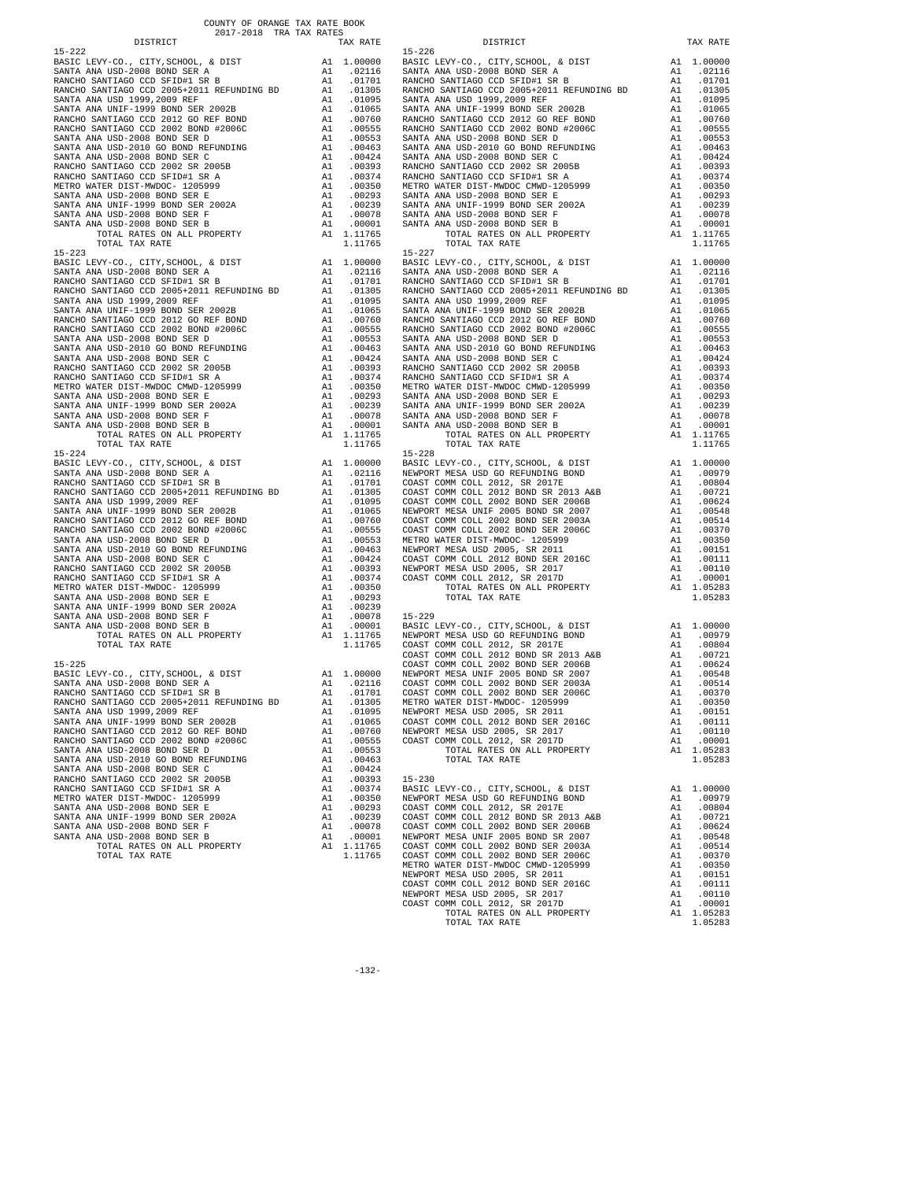COUNTY OF ORANGE TAX RATE BOOK
2017-2018 TRA TAX RATES

| DISTRICT | | TAX RATE |
|---|---|---|
| **15-222** | | |
| BASIC LEVY-CO., CITY,SCHOOL, & DIST | A1 | 1.00000 |
| SANTA ANA USD-2008 BOND SER A | A1 | .02116 |
| RANCHO SANTIAGO CCD SFID#1 SR B | A1 | .01701 |
| RANCHO SANTIAGO CCD 2005+2011 REFUNDING BD | A1 | .01305 |
| SANTA ANA USD 1999,2009 REF | A1 | .01095 |
| SANTA ANA UNIF-1999 BOND SER 2002B | A1 | .01065 |
| RANCHO SANTIAGO CCD 2012 GO REF BOND | A1 | .00760 |
| RANCHO SANTIAGO CCD 2002 BOND #2006C | A1 | .00555 |
| SANTA ANA USD-2008 BOND SER D | A1 | .00553 |
| SANTA ANA USD-2010 GO BOND REFUNDING | A1 | .00463 |
| SANTA ANA USD-2008 BOND SER C | A1 | .00424 |
| RANCHO SANTIAGO CCD 2002 SR 2005B | A1 | .00393 |
| RANCHO SANTIAGO CCD SFID#1 SR A | A1 | .00374 |
| METRO WATER DIST-MWDOC- 1205999 | A1 | .00350 |
| SANTA ANA USD-2008 BOND SER E | A1 | .00293 |
| SANTA ANA UNIF-1999 BOND SER 2002A | A1 | .00239 |
| SANTA ANA USD-2008 BOND SER F | A1 | .00078 |
| SANTA ANA USD-2008 BOND SER B | A1 | .00001 |
| TOTAL RATES ON ALL PROPERTY | A1 | 1.11765 |
| TOTAL TAX RATE | | 1.11765 |
| **15-223** | | |
| BASIC LEVY-CO., CITY,SCHOOL, & DIST | A1 | 1.00000 |
| SANTA ANA USD-2008 BOND SER A | A1 | .02116 |
| RANCHO SANTIAGO CCD SFID#1 SR B | A1 | .01701 |
| RANCHO SANTIAGO CCD 2005+2011 REFUNDING BD | A1 | .01305 |
| SANTA ANA USD 1999,2009 REF | A1 | .01095 |
| SANTA ANA UNIF-1999 BOND SER 2002B | A1 | .01065 |
| RANCHO SANTIAGO CCD 2012 GO REF BOND | A1 | .00760 |
| RANCHO SANTIAGO CCD 2002 BOND #2006C | A1 | .00555 |
| SANTA ANA USD-2008 BOND SER D | A1 | .00553 |
| SANTA ANA USD-2010 GO BOND REFUNDING | A1 | .00463 |
| SANTA ANA USD-2008 BOND SER C | A1 | .00424 |
| RANCHO SANTIAGO CCD 2002 SR 2005B | A1 | .00393 |
| RANCHO SANTIAGO CCD SFID#1 SR A | A1 | .00374 |
| METRO WATER DIST-MWDOC CMWD-1205999 | A1 | .00350 |
| SANTA ANA USD-2008 BOND SER E | A1 | .00293 |
| SANTA ANA UNIF-1999 BOND SER 2002A | A1 | .00239 |
| SANTA ANA USD-2008 BOND SER F | A1 | .00078 |
| SANTA ANA USD-2008 BOND SER B | A1 | .00001 |
| TOTAL RATES ON ALL PROPERTY | A1 | 1.11765 |
| TOTAL TAX RATE | | 1.11765 |
| **15-224** | | |
| BASIC LEVY-CO., CITY,SCHOOL, & DIST | A1 | 1.00000 |
| SANTA ANA USD-2008 BOND SER A | A1 | .02116 |
| RANCHO SANTIAGO CCD SFID#1 SR B | A1 | .01701 |
| RANCHO SANTIAGO CCD 2005+2011 REFUNDING BD | A1 | .01305 |
| SANTA ANA USD 1999,2009 REF | A1 | .01095 |
| SANTA ANA UNIF-1999 BOND SER 2002B | A1 | .01065 |
| RANCHO SANTIAGO CCD 2012 GO REF BOND | A1 | .00760 |
| RANCHO SANTIAGO CCD 2002 BOND #2006C | A1 | .00555 |
| SANTA ANA USD-2008 BOND SER D | A1 | .00553 |
| SANTA ANA USD-2010 GO BOND REFUNDING | A1 | .00463 |
| SANTA ANA USD-2008 BOND SER C | A1 | .00424 |
| RANCHO SANTIAGO CCD 2002 SR 2005B | A1 | .00393 |
| RANCHO SANTIAGO CCD SFID#1 SR A | A1 | .00374 |
| METRO WATER DIST-MWDOC- 1205999 | A1 | .00350 |
| SANTA ANA USD-2008 BOND SER E | A1 | .00293 |
| SANTA ANA UNIF-1999 BOND SER 2002A | A1 | .00239 |
| SANTA ANA USD-2008 BOND SER F | A1 | .00078 |
| SANTA ANA USD-2008 BOND SER B | A1 | .00001 |
| TOTAL RATES ON ALL PROPERTY | A1 | 1.11765 |
| TOTAL TAX RATE | | 1.11765 |
| **15-225** | | |
| BASIC LEVY-CO., CITY,SCHOOL, & DIST | A1 | 1.00000 |
| SANTA ANA USD-2008 BOND SER A | A1 | .02116 |
| RANCHO SANTIAGO CCD SFID#1 SR B | A1 | .01701 |
| RANCHO SANTIAGO CCD 2005+2011 REFUNDING BD | A1 | .01305 |
| SANTA ANA USD 1999,2009 REF | A1 | .01095 |
| SANTA ANA UNIF-1999 BOND SER 2002B | A1 | .01065 |
| RANCHO SANTIAGO CCD 2012 GO REF BOND | A1 | .00760 |
| RANCHO SANTIAGO CCD 2002 BOND #2006C | A1 | .00555 |
| SANTA ANA USD-2008 BOND SER D | A1 | .00553 |
| SANTA ANA USD-2010 GO BOND REFUNDING | A1 | .00463 |
| SANTA ANA USD-2008 BOND SER C | A1 | .00424 |
| RANCHO SANTIAGO CCD 2002 SR 2005B | A1 | .00393 |
| RANCHO SANTIAGO CCD SFID#1 SR A | A1 | .00374 |
| METRO WATER DIST-MWDOC- 1205999 | A1 | .00350 |
| SANTA ANA USD-2008 BOND SER E | A1 | .00293 |
| SANTA ANA UNIF-1999 BOND SER 2002A | A1 | .00239 |
| SANTA ANA USD-2008 BOND SER F | A1 | .00078 |
| SANTA ANA USD-2008 BOND SER B | A1 | .00001 |
| TOTAL RATES ON ALL PROPERTY | A1 | 1.11765 |
| TOTAL TAX RATE | | 1.11765 |
| **15-226** | | |
| BASIC LEVY-CO., CITY,SCHOOL, & DIST | A1 | 1.00000 |
| SANTA ANA USD-2008 BOND SER A | A1 | .02116 |
| RANCHO SANTIAGO CCD SFID#1 SR B | A1 | .01701 |
| RANCHO SANTIAGO CCD 2005+2011 REFUNDING BD | A1 | .01305 |
| SANTA ANA USD 1999,2009 REF | A1 | .01095 |
| SANTA ANA UNIF-1999 BOND SER 2002B | A1 | .01065 |
| RANCHO SANTIAGO CCD 2012 GO REF BOND | A1 | .00760 |
| RANCHO SANTIAGO CCD 2002 BOND #2006C | A1 | .00555 |
| SANTA ANA USD-2008 BOND SER D | A1 | .00553 |
| SANTA ANA USD-2010 GO BOND REFUNDING | A1 | .00463 |
| SANTA ANA USD-2008 BOND SER C | A1 | .00424 |
| RANCHO SANTIAGO CCD 2002 SR 2005B | A1 | .00393 |
| RANCHO SANTIAGO CCD SFID#1 SR A | A1 | .00374 |
| METRO WATER DIST-MWDOC CMWD-1205999 | A1 | .00350 |
| SANTA ANA USD-2008 BOND SER E | A1 | .00293 |
| SANTA ANA UNIF-1999 BOND SER 2002A | A1 | .00239 |
| SANTA ANA USD-2008 BOND SER F | A1 | .00078 |
| SANTA ANA USD-2008 BOND SER B | A1 | .00001 |
| TOTAL RATES ON ALL PROPERTY | A1 | 1.11765 |
| TOTAL TAX RATE | | 1.11765 |
| **15-227** | | |
| BASIC LEVY-CO., CITY,SCHOOL, & DIST | A1 | 1.00000 |
| SANTA ANA USD-2008 BOND SER A | A1 | .02116 |
| RANCHO SANTIAGO CCD SFID#1 SR B | A1 | .01701 |
| RANCHO SANTIAGO CCD 2005+2011 REFUNDING BD | A1 | .01305 |
| SANTA ANA USD 1999,2009 REF | A1 | .01095 |
| SANTA ANA UNIF-1999 BOND SER 2002B | A1 | .01065 |
| RANCHO SANTIAGO CCD 2012 GO REF BOND | A1 | .00760 |
| RANCHO SANTIAGO CCD 2002 BOND #2006C | A1 | .00555 |
| SANTA ANA USD-2008 BOND SER D | A1 | .00553 |
| SANTA ANA USD-2010 GO BOND REFUNDING | A1 | .00463 |
| SANTA ANA USD-2008 BOND SER C | A1 | .00424 |
| RANCHO SANTIAGO CCD 2002 SR 2005B | A1 | .00393 |
| RANCHO SANTIAGO CCD SFID#1 SR A | A1 | .00374 |
| METRO WATER DIST-MWDOC CMWD-1205999 | A1 | .00350 |
| SANTA ANA USD-2008 BOND SER E | A1 | .00293 |
| SANTA ANA UNIF-1999 BOND SER 2002A | A1 | .00239 |
| SANTA ANA USD-2008 BOND SER F | A1 | .00078 |
| SANTA ANA USD-2008 BOND SER B | A1 | .00001 |
| TOTAL RATES ON ALL PROPERTY | A1 | 1.11765 |
| TOTAL TAX RATE | | 1.11765 |
| **15-228** | | |
| BASIC LEVY-CO., CITY,SCHOOL, & DIST | A1 | 1.00000 |
| NEWPORT MESA USD GO REFUNDING BOND | A1 | .00979 |
| COAST COMM COLL 2012, SR 2017E | A1 | .00804 |
| COAST COMM COLL 2012 BOND SR 2013 A&B | A1 | .00721 |
| COAST COMM COLL 2002 BOND SER 2006B | A1 | .00624 |
| NEWPORT MESA UNIF 2005 BOND SR 2007 | A1 | .00548 |
| COAST COMM COLL 2002 BOND SER 2003A | A1 | .00514 |
| COAST COMM COLL 2002 BOND SER 2006C | A1 | .00370 |
| METRO WATER DIST-MWDOC- 1205999 | A1 | .00350 |
| NEWPORT MESA USD 2005, SR 2011 | A1 | .00151 |
| COAST COMM COLL 2012 BOND SER 2016C | A1 | .00111 |
| NEWPORT MESA USD 2005, SR 2017 | A1 | .00110 |
| COAST COMM COLL 2012, SR 2017D | A1 | .00001 |
| TOTAL RATES ON ALL PROPERTY | A1 | 1.05283 |
| TOTAL TAX RATE | | 1.05283 |
| **15-229** | | |
| BASIC LEVY-CO., CITY,SCHOOL, & DIST | A1 | 1.00000 |
| NEWPORT MESA USD GO REFUNDING BOND | A1 | .00979 |
| COAST COMM COLL 2012, SR 2017E | A1 | .00804 |
| COAST COMM COLL 2012 BOND SR 2013 A&B | A1 | .00721 |
| COAST COMM COLL 2002 BOND SER 2006B | A1 | .00624 |
| NEWPORT MESA UNIF 2005 BOND SR 2007 | A1 | .00548 |
| COAST COMM COLL 2002 BOND SER 2003A | A1 | .00514 |
| COAST COMM COLL 2002 BOND SER 2006C | A1 | .00370 |
| METRO WATER DIST-MWDOC- 1205999 | A1 | .00350 |
| NEWPORT MESA USD 2005, SR 2011 | A1 | .00151 |
| COAST COMM COLL 2012 BOND SER 2016C | A1 | .00111 |
| NEWPORT MESA USD 2005, SR 2017 | A1 | .00110 |
| COAST COMM COLL 2012, SR 2017D | A1 | .00001 |
| TOTAL RATES ON ALL PROPERTY | A1 | 1.05283 |
| TOTAL TAX RATE | | 1.05283 |
| **15-230** | | |
| BASIC LEVY-CO., CITY,SCHOOL, & DIST | A1 | 1.00000 |
| NEWPORT MESA USD GO REFUNDING BOND | A1 | .00979 |
| COAST COMM COLL 2012, SR 2017E | A1 | .00804 |
| COAST COMM COLL 2012 BOND SR 2013 A&B | A1 | .00721 |
| COAST COMM COLL 2002 BOND SER 2006B | A1 | .00624 |
| NEWPORT MESA UNIF 2005 BOND SR 2007 | A1 | .00548 |
| COAST COMM COLL 2002 BOND SER 2003A | A1 | .00514 |
| COAST COMM COLL 2002 BOND SER 2006C | A1 | .00370 |
| METRO WATER DIST-MWDOC CMWD-1205999 | A1 | .00350 |
| NEWPORT MESA USD 2005, SR 2011 | A1 | .00151 |
| COAST COMM COLL 2012 BOND SER 2016C | A1 | .00111 |
| NEWPORT MESA USD 2005, SR 2017 | A1 | .00110 |
| COAST COMM COLL 2012, SR 2017D | A1 | .00001 |
| TOTAL RATES ON ALL PROPERTY | A1 | 1.05283 |
| TOTAL TAX RATE | | 1.05283 |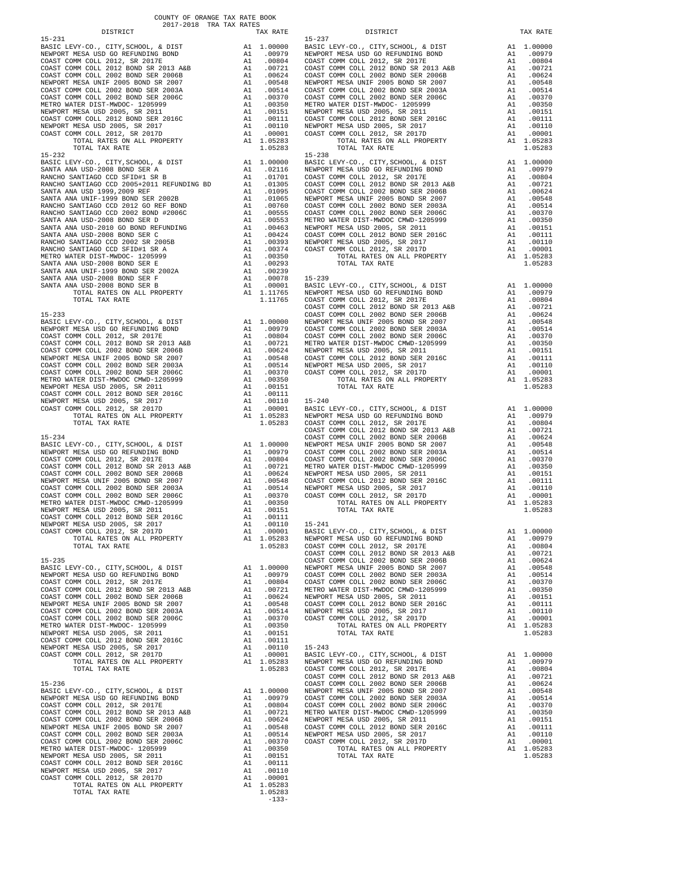COUNTY OF ORANGE TAX RATE BOOK
2017-2018 TRA TAX RATES

| DISTRICT | | TAX RATE |
|---|---|---|
| **15-231** | | |
| BASIC LEVY-CO., CITY,SCHOOL, & DIST | A1 | 1.00000 |
| NEWPORT MESA USD GO REFUNDING BOND | A1 | .00979 |
| COAST COMM COLL 2012, SR 2017E | A1 | .00804 |
| COAST COMM COLL 2012 BOND SR 2013 A&B | A1 | .00721 |
| COAST COMM COLL 2002 BOND SER 2006B | A1 | .00624 |
| NEWPORT MESA UNIF 2005 BOND SR 2007 | A1 | .00548 |
| COAST COMM COLL 2002 BOND SER 2003A | A1 | .00514 |
| COAST COMM COLL 2002 BOND SER 2006C | A1 | .00370 |
| METRO WATER DIST-MWDOC- 1205999 | A1 | .00350 |
| NEWPORT MESA USD 2005, SR 2011 | A1 | .00151 |
| COAST COMM COLL 2012 BOND SER 2016C | A1 | .00111 |
| NEWPORT MESA USD 2005, SR 2017 | A1 | .00110 |
| COAST COMM COLL 2012, SR 2017D | A1 | .00001 |
| TOTAL RATES ON ALL PROPERTY | A1 | 1.05283 |
| TOTAL TAX RATE | | 1.05283 |
| **15-232** | | |
| BASIC LEVY-CO., CITY,SCHOOL, & DIST | A1 | 1.00000 |
| SANTA ANA USD-2008 BOND SER A | A1 | .02116 |
| RANCHO SANTIAGO CCD SFID#1 SR B | A1 | .01701 |
| RANCHO SANTIAGO CCD 2005+2011 REFUNDING BD | A1 | .01305 |
| SANTA ANA USD 1999,2009 REF | A1 | .01095 |
| SANTA ANA UNIF-1999 BOND SER 2002B | A1 | .01065 |
| RANCHO SANTIAGO CCD 2012 GO REF BOND | A1 | .00760 |
| RANCHO SANTIAGO CCD 2002 BOND #2006C | A1 | .00555 |
| SANTA ANA USD-2008 BOND SER D | A1 | .00553 |
| SANTA ANA USD-2010 GO BOND REFUNDING | A1 | .00463 |
| SANTA ANA USD-2008 BOND SER C | A1 | .00424 |
| RANCHO SANTIAGO CCD 2002 SR 2005B | A1 | .00393 |
| RANCHO SANTIAGO CCD SFID#1 SR A | A1 | .00374 |
| METRO WATER DIST-MWDOC- 1205999 | A1 | .00350 |
| SANTA ANA USD-2008 BOND SER E | A1 | .00293 |
| SANTA ANA UNIF-1999 BOND SER 2002A | A1 | .00239 |
| SANTA ANA USD-2008 BOND SER F | A1 | .00078 |
| SANTA ANA USD-2008 BOND SER B | A1 | .00001 |
| TOTAL RATES ON ALL PROPERTY | A1 | 1.11765 |
| TOTAL TAX RATE | | 1.11765 |
| **15-233** | | |
| BASIC LEVY-CO., CITY,SCHOOL, & DIST | A1 | 1.00000 |
| NEWPORT MESA USD GO REFUNDING BOND | A1 | .00979 |
| COAST COMM COLL 2012, SR 2017E | A1 | .00804 |
| COAST COMM COLL 2012 BOND SR 2013 A&B | A1 | .00721 |
| COAST COMM COLL 2002 BOND SER 2006B | A1 | .00624 |
| NEWPORT MESA UNIF 2005 BOND SR 2007 | A1 | .00548 |
| COAST COMM COLL 2002 BOND SER 2003A | A1 | .00514 |
| COAST COMM COLL 2002 BOND SER 2006C | A1 | .00370 |
| METRO WATER DIST-MWDOC CMWD-1205999 | A1 | .00350 |
| NEWPORT MESA USD 2005, SR 2011 | A1 | .00151 |
| COAST COMM COLL 2012 BOND SER 2016C | A1 | .00111 |
| NEWPORT MESA USD 2005, SR 2017 | A1 | .00110 |
| COAST COMM COLL 2012, SR 2017D | A1 | .00001 |
| TOTAL RATES ON ALL PROPERTY | A1 | 1.05283 |
| TOTAL TAX RATE | | 1.05283 |
| **15-234** | | |
| BASIC LEVY-CO., CITY,SCHOOL, & DIST | A1 | 1.00000 |
| NEWPORT MESA USD GO REFUNDING BOND | A1 | .00979 |
| COAST COMM COLL 2012, SR 2017E | A1 | .00804 |
| COAST COMM COLL 2012 BOND SR 2013 A&B | A1 | .00721 |
| COAST COMM COLL 2002 BOND SER 2006B | A1 | .00624 |
| NEWPORT MESA UNIF 2005 BOND SR 2007 | A1 | .00548 |
| COAST COMM COLL 2002 BOND SER 2003A | A1 | .00514 |
| COAST COMM COLL 2002 BOND SER 2006C | A1 | .00370 |
| METRO WATER DIST-MWDOC CMWD-1205999 | A1 | .00350 |
| NEWPORT MESA USD 2005, SR 2011 | A1 | .00151 |
| COAST COMM COLL 2012 BOND SER 2016C | A1 | .00111 |
| NEWPORT MESA USD 2005, SR 2017 | A1 | .00110 |
| COAST COMM COLL 2012, SR 2017D | A1 | .00001 |
| TOTAL RATES ON ALL PROPERTY | A1 | 1.05283 |
| TOTAL TAX RATE | | 1.05283 |
| **15-235** | | |
| BASIC LEVY-CO., CITY,SCHOOL, & DIST | A1 | 1.00000 |
| NEWPORT MESA USD GO REFUNDING BOND | A1 | .00979 |
| COAST COMM COLL 2012, SR 2017E | A1 | .00804 |
| COAST COMM COLL 2012 BOND SR 2013 A&B | A1 | .00721 |
| COAST COMM COLL 2002 BOND SER 2006B | A1 | .00624 |
| NEWPORT MESA UNIF 2005 BOND SR 2007 | A1 | .00548 |
| COAST COMM COLL 2002 BOND SER 2003A | A1 | .00514 |
| COAST COMM COLL 2002 BOND SER 2006C | A1 | .00370 |
| METRO WATER DIST-MWDOC- 1205999 | A1 | .00350 |
| NEWPORT MESA USD 2005, SR 2011 | A1 | .00151 |
| COAST COMM COLL 2012 BOND SER 2016C | A1 | .00111 |
| NEWPORT MESA USD 2005, SR 2017 | A1 | .00110 |
| COAST COMM COLL 2012, SR 2017D | A1 | .00001 |
| TOTAL RATES ON ALL PROPERTY | A1 | 1.05283 |
| TOTAL TAX RATE | | 1.05283 |
| **15-236** | | |
| BASIC LEVY-CO., CITY,SCHOOL, & DIST | A1 | 1.00000 |
| NEWPORT MESA USD GO REFUNDING BOND | A1 | .00979 |
| COAST COMM COLL 2012, SR 2017E | A1 | .00804 |
| COAST COMM COLL 2012 BOND SR 2013 A&B | A1 | .00721 |
| COAST COMM COLL 2002 BOND SER 2006B | A1 | .00624 |
| NEWPORT MESA UNIF 2005 BOND SR 2007 | A1 | .00548 |
| COAST COMM COLL 2002 BOND SER 2003A | A1 | .00514 |
| COAST COMM COLL 2002 BOND SER 2006C | A1 | .00370 |
| METRO WATER DIST-MWDOC- 1205999 | A1 | .00350 |
| NEWPORT MESA USD 2005, SR 2011 | A1 | .00151 |
| COAST COMM COLL 2012 BOND SER 2016C | A1 | .00111 |
| NEWPORT MESA USD 2005, SR 2017 | A1 | .00110 |
| COAST COMM COLL 2012, SR 2017D | A1 | .00001 |
| TOTAL RATES ON ALL PROPERTY | A1 | 1.05283 |
| TOTAL TAX RATE | | 1.05283 |
| **15-237** | | |
| BASIC LEVY-CO., CITY,SCHOOL, & DIST | A1 | 1.00000 |
| NEWPORT MESA USD GO REFUNDING BOND | A1 | .00979 |
| COAST COMM COLL 2012, SR 2017E | A1 | .00804 |
| COAST COMM COLL 2012 BOND SR 2013 A&B | A1 | .00721 |
| COAST COMM COLL 2002 BOND SER 2006B | A1 | .00624 |
| NEWPORT MESA UNIF 2005 BOND SR 2007 | A1 | .00548 |
| COAST COMM COLL 2002 BOND SER 2003A | A1 | .00514 |
| COAST COMM COLL 2002 BOND SER 2006C | A1 | .00370 |
| METRO WATER DIST-MWDOC- 1205999 | A1 | .00350 |
| NEWPORT MESA USD 2005, SR 2011 | A1 | .00151 |
| COAST COMM COLL 2012 BOND SER 2016C | A1 | .00111 |
| NEWPORT MESA USD 2005, SR 2017 | A1 | .00110 |
| COAST COMM COLL 2012, SR 2017D | A1 | .00001 |
| TOTAL RATES ON ALL PROPERTY | A1 | 1.05283 |
| TOTAL TAX RATE | | 1.05283 |
| **15-238** | | |
| BASIC LEVY-CO., CITY,SCHOOL, & DIST | A1 | 1.00000 |
| NEWPORT MESA USD GO REFUNDING BOND | A1 | .00979 |
| COAST COMM COLL 2012, SR 2017E | A1 | .00804 |
| COAST COMM COLL 2012 BOND SR 2013 A&B | A1 | .00721 |
| COAST COMM COLL 2002 BOND SER 2006B | A1 | .00624 |
| NEWPORT MESA UNIF 2005 BOND SR 2007 | A1 | .00548 |
| COAST COMM COLL 2002 BOND SER 2003A | A1 | .00514 |
| COAST COMM COLL 2002 BOND SER 2006C | A1 | .00370 |
| METRO WATER DIST-MWDOC CMWD-1205999 | A1 | .00350 |
| NEWPORT MESA USD 2005, SR 2011 | A1 | .00151 |
| COAST COMM COLL 2012 BOND SER 2016C | A1 | .00111 |
| NEWPORT MESA USD 2005, SR 2017 | A1 | .00110 |
| COAST COMM COLL 2012, SR 2017D | A1 | .00001 |
| TOTAL RATES ON ALL PROPERTY | A1 | 1.05283 |
| TOTAL TAX RATE | | 1.05283 |
| **15-239** | | |
| BASIC LEVY-CO., CITY,SCHOOL, & DIST | A1 | 1.00000 |
| NEWPORT MESA USD GO REFUNDING BOND | A1 | .00979 |
| COAST COMM COLL 2012, SR 2017E | A1 | .00804 |
| COAST COMM COLL 2012 BOND SR 2013 A&B | A1 | .00721 |
| COAST COMM COLL 2002 BOND SER 2006B | A1 | .00624 |
| NEWPORT MESA UNIF 2005 BOND SR 2007 | A1 | .00548 |
| COAST COMM COLL 2002 BOND SER 2003A | A1 | .00514 |
| COAST COMM COLL 2002 BOND SER 2006C | A1 | .00370 |
| METRO WATER DIST-MWDOC CMWD-1205999 | A1 | .00350 |
| NEWPORT MESA USD 2005, SR 2011 | A1 | .00151 |
| COAST COMM COLL 2012 BOND SER 2016C | A1 | .00111 |
| NEWPORT MESA USD 2005, SR 2017 | A1 | .00110 |
| COAST COMM COLL 2012, SR 2017D | A1 | .00001 |
| TOTAL RATES ON ALL PROPERTY | A1 | 1.05283 |
| TOTAL TAX RATE | | 1.05283 |
| **15-240** | | |
| BASIC LEVY-CO., CITY,SCHOOL, & DIST | A1 | 1.00000 |
| NEWPORT MESA USD GO REFUNDING BOND | A1 | .00979 |
| COAST COMM COLL 2012, SR 2017E | A1 | .00804 |
| COAST COMM COLL 2012 BOND SR 2013 A&B | A1 | .00721 |
| COAST COMM COLL 2002 BOND SER 2006B | A1 | .00624 |
| NEWPORT MESA UNIF 2005 BOND SR 2007 | A1 | .00548 |
| COAST COMM COLL 2002 BOND SER 2003A | A1 | .00514 |
| COAST COMM COLL 2002 BOND SER 2006C | A1 | .00370 |
| METRO WATER DIST-MWDOC CMWD-1205999 | A1 | .00350 |
| NEWPORT MESA USD 2005, SR 2011 | A1 | .00151 |
| COAST COMM COLL 2012 BOND SER 2016C | A1 | .00111 |
| NEWPORT MESA USD 2005, SR 2017 | A1 | .00110 |
| COAST COMM COLL 2012, SR 2017D | A1 | .00001 |
| TOTAL RATES ON ALL PROPERTY | A1 | 1.05283 |
| TOTAL TAX RATE | | 1.05283 |
| **15-241** | | |
| BASIC LEVY-CO., CITY,SCHOOL, & DIST | A1 | 1.00000 |
| NEWPORT MESA USD GO REFUNDING BOND | A1 | .00979 |
| COAST COMM COLL 2012, SR 2017E | A1 | .00804 |
| COAST COMM COLL 2012 BOND SR 2013 A&B | A1 | .00721 |
| COAST COMM COLL 2002 BOND SER 2006B | A1 | .00624 |
| NEWPORT MESA UNIF 2005 BOND SR 2007 | A1 | .00548 |
| COAST COMM COLL 2002 BOND SER 2003A | A1 | .00514 |
| COAST COMM COLL 2002 BOND SER 2006C | A1 | .00370 |
| METRO WATER DIST-MWDOC CMWD-1205999 | A1 | .00350 |
| NEWPORT MESA USD 2005, SR 2011 | A1 | .00151 |
| COAST COMM COLL 2012 BOND SER 2016C | A1 | .00111 |
| NEWPORT MESA USD 2005, SR 2017 | A1 | .00110 |
| COAST COMM COLL 2012, SR 2017D | A1 | .00001 |
| TOTAL RATES ON ALL PROPERTY | A1 | 1.05283 |
| TOTAL TAX RATE | | 1.05283 |
| **15-243** | | |
| BASIC LEVY-CO., CITY,SCHOOL, & DIST | A1 | 1.00000 |
| NEWPORT MESA USD GO REFUNDING BOND | A1 | .00979 |
| COAST COMM COLL 2012, SR 2017E | A1 | .00804 |
| COAST COMM COLL 2012 BOND SR 2013 A&B | A1 | .00721 |
| COAST COMM COLL 2002 BOND SER 2006B | A1 | .00624 |
| NEWPORT MESA UNIF 2005 BOND SR 2007 | A1 | .00548 |
| COAST COMM COLL 2002 BOND SER 2003A | A1 | .00514 |
| COAST COMM COLL 2002 BOND SER 2006C | A1 | .00370 |
| METRO WATER DIST-MWDOC CMWD-1205999 | A1 | .00350 |
| NEWPORT MESA USD 2005, SR 2011 | A1 | .00151 |
| COAST COMM COLL 2012 BOND SER 2016C | A1 | .00111 |
| NEWPORT MESA USD 2005, SR 2017 | A1 | .00110 |
| COAST COMM COLL 2012, SR 2017D | A1 | .00001 |
| TOTAL RATES ON ALL PROPERTY | A1 | 1.05283 |
| TOTAL TAX RATE | | 1.05283 |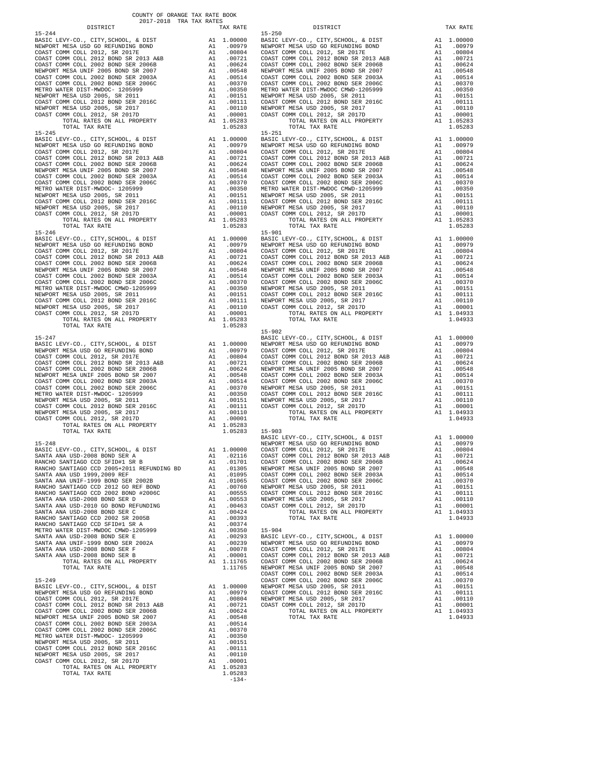COUNTY OF ORANGE TAX RATE BOOK
2017-2018 TRA TAX RATES

| DISTRICT | | TAX RATE |
|---|---|---|
| **15-244** | | |
| BASIC LEVY-CO., CITY,SCHOOL, & DIST | A1 | 1.00000 |
| NEWPORT MESA USD GO REFUNDING BOND | A1 | .00979 |
| COAST COMM COLL 2012, SR 2017E | A1 | .00804 |
| COAST COMM COLL 2012 BOND SR 2013 A&B | A1 | .00721 |
| COAST COMM COLL 2002 BOND SER 2006B | A1 | .00624 |
| NEWPORT MESA UNIF 2005 BOND SR 2007 | A1 | .00548 |
| COAST COMM COLL 2002 BOND SER 2003A | A1 | .00514 |
| COAST COMM COLL 2002 BOND SER 2006C | A1 | .00370 |
| METRO WATER DIST-MWDOC- 1205999 | A1 | .00350 |
| NEWPORT MESA USD 2005, SR 2011 | A1 | .00151 |
| COAST COMM COLL 2012 BOND SER 2016C | A1 | .00111 |
| NEWPORT MESA USD 2005, SR 2017 | A1 | .00110 |
| COAST COMM COLL 2012, SR 2017D | A1 | .00001 |
| TOTAL RATES ON ALL PROPERTY | A1 | 1.05283 |
| TOTAL TAX RATE | | 1.05283 |
| **15-245** | | |
| BASIC LEVY-CO., CITY,SCHOOL, & DIST | A1 | 1.00000 |
| NEWPORT MESA USD GO REFUNDING BOND | A1 | .00979 |
| COAST COMM COLL 2012, SR 2017E | A1 | .00804 |
| COAST COMM COLL 2012 BOND SR 2013 A&B | A1 | .00721 |
| COAST COMM COLL 2002 BOND SER 2006B | A1 | .00624 |
| NEWPORT MESA UNIF 2005 BOND SR 2007 | A1 | .00548 |
| COAST COMM COLL 2002 BOND SER 2003A | A1 | .00514 |
| COAST COMM COLL 2002 BOND SER 2006C | A1 | .00370 |
| METRO WATER DIST-MWDOC- 1205999 | A1 | .00350 |
| NEWPORT MESA USD 2005, SR 2011 | A1 | .00151 |
| COAST COMM COLL 2012 BOND SER 2016C | A1 | .00111 |
| NEWPORT MESA USD 2005, SR 2017 | A1 | .00110 |
| COAST COMM COLL 2012, SR 2017D | A1 | .00001 |
| TOTAL RATES ON ALL PROPERTY | A1 | 1.05283 |
| TOTAL TAX RATE | | 1.05283 |
| **15-246** | | |
| BASIC LEVY-CO., CITY,SCHOOL, & DIST | A1 | 1.00000 |
| NEWPORT MESA USD GO REFUNDING BOND | A1 | .00979 |
| COAST COMM COLL 2012, SR 2017E | A1 | .00804 |
| COAST COMM COLL 2012 BOND SR 2013 A&B | A1 | .00721 |
| COAST COMM COLL 2002 BOND SER 2006B | A1 | .00624 |
| NEWPORT MESA UNIF 2005 BOND SR 2007 | A1 | .00548 |
| COAST COMM COLL 2002 BOND SER 2003A | A1 | .00514 |
| COAST COMM COLL 2002 BOND SER 2006C | A1 | .00370 |
| METRO WATER DIST-MWDOC CMWD-1205999 | A1 | .00350 |
| NEWPORT MESA USD 2005, SR 2011 | A1 | .00151 |
| COAST COMM COLL 2012 BOND SER 2016C | A1 | .00111 |
| NEWPORT MESA USD 2005, SR 2017 | A1 | .00110 |
| COAST COMM COLL 2012, SR 2017D | A1 | .00001 |
| TOTAL RATES ON ALL PROPERTY | A1 | 1.05283 |
| TOTAL TAX RATE | | 1.05283 |
| **15-247** | | |
| BASIC LEVY-CO., CITY,SCHOOL, & DIST | A1 | 1.00000 |
| NEWPORT MESA USD GO REFUNDING BOND | A1 | .00979 |
| COAST COMM COLL 2012, SR 2017E | A1 | .00804 |
| COAST COMM COLL 2012 BOND SR 2013 A&B | A1 | .00721 |
| COAST COMM COLL 2002 BOND SER 2006B | A1 | .00624 |
| NEWPORT MESA UNIF 2005 BOND SR 2007 | A1 | .00548 |
| COAST COMM COLL 2002 BOND SER 2003A | A1 | .00514 |
| COAST COMM COLL 2002 BOND SER 2006C | A1 | .00370 |
| METRO WATER DIST-MWDOC- 1205999 | A1 | .00350 |
| NEWPORT MESA USD 2005, SR 2011 | A1 | .00151 |
| COAST COMM COLL 2012 BOND SER 2016C | A1 | .00111 |
| NEWPORT MESA USD 2005, SR 2017 | A1 | .00110 |
| COAST COMM COLL 2012, SR 2017D | A1 | .00001 |
| TOTAL RATES ON ALL PROPERTY | A1 | 1.05283 |
| TOTAL TAX RATE | | 1.05283 |
| **15-248** | | |
| BASIC LEVY-CO., CITY,SCHOOL, & DIST | A1 | 1.00000 |
| SANTA ANA USD-2008 BOND SER A | A1 | .02116 |
| RANCHO SANTIAGO CCD SFID#1 SR B | A1 | .01701 |
| RANCHO SANTIAGO CCD 2005+2011 REFUNDING BD | A1 | .01305 |
| SANTA ANA USD 1999,2009 REF | A1 | .01095 |
| SANTA ANA UNIF-1999 BOND SER 2002B | A1 | .01065 |
| RANCHO SANTIAGO CCD 2012 GO REF BOND | A1 | .00760 |
| RANCHO SANTIAGO CCD 2002 BOND #2006C | A1 | .00555 |
| SANTA ANA USD-2008 BOND SER D | A1 | .00553 |
| SANTA ANA USD-2010 GO BOND REFUNDING | A1 | .00463 |
| SANTA ANA USD-2008 BOND SER C | A1 | .00424 |
| RANCHO SANTIAGO CCD 2002 SR 2005B | A1 | .00393 |
| RANCHO SANTIAGO CCD SFID#1 SR A | A1 | .00374 |
| METRO WATER DIST-MWDOC CMWD-1205999 | A1 | .00350 |
| SANTA ANA USD-2008 BOND SER E | A1 | .00293 |
| SANTA ANA UNIF-1999 BOND SER 2002A | A1 | .00239 |
| SANTA ANA USD-2008 BOND SER F | A1 | .00078 |
| SANTA ANA USD-2008 BOND SER B | A1 | .00001 |
| TOTAL RATES ON ALL PROPERTY | A1 | 1.11765 |
| TOTAL TAX RATE | | 1.11765 |
| **15-249** | | |
| BASIC LEVY-CO., CITY,SCHOOL, & DIST | A1 | 1.00000 |
| NEWPORT MESA USD GO REFUNDING BOND | A1 | .00979 |
| COAST COMM COLL 2012, SR 2017E | A1 | .00804 |
| COAST COMM COLL 2012 BOND SR 2013 A&B | A1 | .00721 |
| COAST COMM COLL 2002 BOND SER 2006B | A1 | .00624 |
| NEWPORT MESA UNIF 2005 BOND SR 2007 | A1 | .00548 |
| COAST COMM COLL 2002 BOND SER 2003A | A1 | .00514 |
| COAST COMM COLL 2002 BOND SER 2006C | A1 | .00370 |
| METRO WATER DIST-MWDOC- 1205999 | A1 | .00350 |
| NEWPORT MESA USD 2005, SR 2011 | A1 | .00151 |
| COAST COMM COLL 2012 BOND SER 2016C | A1 | .00111 |
| NEWPORT MESA USD 2005, SR 2017 | A1 | .00110 |
| COAST COMM COLL 2012, SR 2017D | A1 | .00001 |
| TOTAL RATES ON ALL PROPERTY | A1 | 1.05283 |
| TOTAL TAX RATE | | 1.05283 |
| **15-250** | | |
| BASIC LEVY-CO., CITY,SCHOOL, & DIST | A1 | 1.00000 |
| NEWPORT MESA USD GO REFUNDING BOND | A1 | .00979 |
| COAST COMM COLL 2012, SR 2017E | A1 | .00804 |
| COAST COMM COLL 2012 BOND SR 2013 A&B | A1 | .00721 |
| COAST COMM COLL 2002 BOND SER 2006B | A1 | .00624 |
| NEWPORT MESA UNIF 2005 BOND SR 2007 | A1 | .00548 |
| COAST COMM COLL 2002 BOND SER 2003A | A1 | .00514 |
| COAST COMM COLL 2002 BOND SER 2006C | A1 | .00370 |
| METRO WATER DIST-MWDOC CMWD-1205999 | A1 | .00350 |
| NEWPORT MESA USD 2005, SR 2011 | A1 | .00151 |
| COAST COMM COLL 2012 BOND SER 2016C | A1 | .00111 |
| NEWPORT MESA USD 2005, SR 2017 | A1 | .00110 |
| COAST COMM COLL 2012, SR 2017D | A1 | .00001 |
| TOTAL RATES ON ALL PROPERTY | A1 | 1.05283 |
| TOTAL TAX RATE | | 1.05283 |
| **15-251** | | |
| BASIC LEVY-CO., CITY,SCHOOL, & DIST | A1 | 1.00000 |
| NEWPORT MESA USD GO REFUNDING BOND | A1 | .00979 |
| COAST COMM COLL 2012, SR 2017E | A1 | .00804 |
| COAST COMM COLL 2012 BOND SR 2013 A&B | A1 | .00721 |
| COAST COMM COLL 2002 BOND SER 2006B | A1 | .00624 |
| NEWPORT MESA UNIF 2005 BOND SR 2007 | A1 | .00548 |
| COAST COMM COLL 2002 BOND SER 2003A | A1 | .00514 |
| COAST COMM COLL 2002 BOND SER 2006C | A1 | .00370 |
| METRO WATER DIST-MWDOC CMWD-1205999 | A1 | .00350 |
| NEWPORT MESA USD 2005, SR 2011 | A1 | .00151 |
| COAST COMM COLL 2012 BOND SER 2016C | A1 | .00111 |
| NEWPORT MESA USD 2005, SR 2017 | A1 | .00110 |
| COAST COMM COLL 2012, SR 2017D | A1 | .00001 |
| TOTAL RATES ON ALL PROPERTY | A1 | 1.05283 |
| TOTAL TAX RATE | | 1.05283 |
| **15-901** | | |
| BASIC LEVY-CO., CITY,SCHOOL, & DIST | A1 | 1.00000 |
| NEWPORT MESA USD GO REFUNDING BOND | A1 | .00979 |
| COAST COMM COLL 2012, SR 2017E | A1 | .00804 |
| COAST COMM COLL 2012 BOND SR 2013 A&B | A1 | .00721 |
| COAST COMM COLL 2002 BOND SER 2006B | A1 | .00624 |
| NEWPORT MESA UNIF 2005 BOND SR 2007 | A1 | .00548 |
| COAST COMM COLL 2002 BOND SER 2003A | A1 | .00514 |
| COAST COMM COLL 2002 BOND SER 2006C | A1 | .00370 |
| NEWPORT MESA USD 2005, SR 2011 | A1 | .00151 |
| COAST COMM COLL 2012 BOND SER 2016C | A1 | .00111 |
| NEWPORT MESA USD 2005, SR 2017 | A1 | .00110 |
| COAST COMM COLL 2012, SR 2017D | A1 | .00001 |
| TOTAL RATES ON ALL PROPERTY | A1 | 1.04933 |
| TOTAL TAX RATE | | 1.04933 |
| **15-902** | | |
| BASIC LEVY-CO., CITY,SCHOOL, & DIST | A1 | 1.00000 |
| NEWPORT MESA USD GO REFUNDING BOND | A1 | .00979 |
| COAST COMM COLL 2012, SR 2017E | A1 | .00804 |
| COAST COMM COLL 2012 BOND SR 2013 A&B | A1 | .00721 |
| COAST COMM COLL 2002 BOND SER 2006B | A1 | .00624 |
| NEWPORT MESA UNIF 2005 BOND SR 2007 | A1 | .00548 |
| COAST COMM COLL 2002 BOND SER 2003A | A1 | .00514 |
| COAST COMM COLL 2002 BOND SER 2006C | A1 | .00370 |
| NEWPORT MESA USD 2005, SR 2011 | A1 | .00151 |
| COAST COMM COLL 2012 BOND SER 2016C | A1 | .00111 |
| NEWPORT MESA USD 2005, SR 2017 | A1 | .00110 |
| COAST COMM COLL 2012, SR 2017D | A1 | .00001 |
| TOTAL RATES ON ALL PROPERTY | A1 | 1.04933 |
| TOTAL TAX RATE | | 1.04933 |
| **15-903** | | |
| BASIC LEVY-CO., CITY,SCHOOL, & DIST | A1 | 1.00000 |
| NEWPORT MESA USD GO REFUNDING BOND | A1 | .00979 |
| COAST COMM COLL 2012, SR 2017E | A1 | .00804 |
| COAST COMM COLL 2012 BOND SR 2013 A&B | A1 | .00721 |
| COAST COMM COLL 2002 BOND SER 2006B | A1 | .00624 |
| NEWPORT MESA UNIF 2005 BOND SR 2007 | A1 | .00548 |
| COAST COMM COLL 2002 BOND SER 2003A | A1 | .00514 |
| COAST COMM COLL 2002 BOND SER 2006C | A1 | .00370 |
| NEWPORT MESA USD 2005, SR 2011 | A1 | .00151 |
| COAST COMM COLL 2012 BOND SER 2016C | A1 | .00111 |
| NEWPORT MESA USD 2005, SR 2017 | A1 | .00110 |
| COAST COMM COLL 2012, SR 2017D | A1 | .00001 |
| TOTAL RATES ON ALL PROPERTY | A1 | 1.04933 |
| TOTAL TAX RATE | | 1.04933 |
| **15-904** | | |
| BASIC LEVY-CO., CITY,SCHOOL, & DIST | A1 | 1.00000 |
| NEWPORT MESA USD GO REFUNDING BOND | A1 | .00979 |
| COAST COMM COLL 2012, SR 2017E | A1 | .00804 |
| COAST COMM COLL 2012 BOND SR 2013 A&B | A1 | .00721 |
| COAST COMM COLL 2002 BOND SER 2006B | A1 | .00624 |
| NEWPORT MESA UNIF 2005 BOND SR 2007 | A1 | .00548 |
| COAST COMM COLL 2002 BOND SER 2003A | A1 | .00514 |
| COAST COMM COLL 2002 BOND SER 2006C | A1 | .00370 |
| NEWPORT MESA USD 2005, SR 2011 | A1 | .00151 |
| COAST COMM COLL 2012 BOND SER 2016C | A1 | .00111 |
| NEWPORT MESA USD 2005, SR 2017 | A1 | .00110 |
| COAST COMM COLL 2012, SR 2017D | A1 | .00001 |
| TOTAL RATES ON ALL PROPERTY | A1 | 1.04933 |
| TOTAL TAX RATE | | 1.04933 |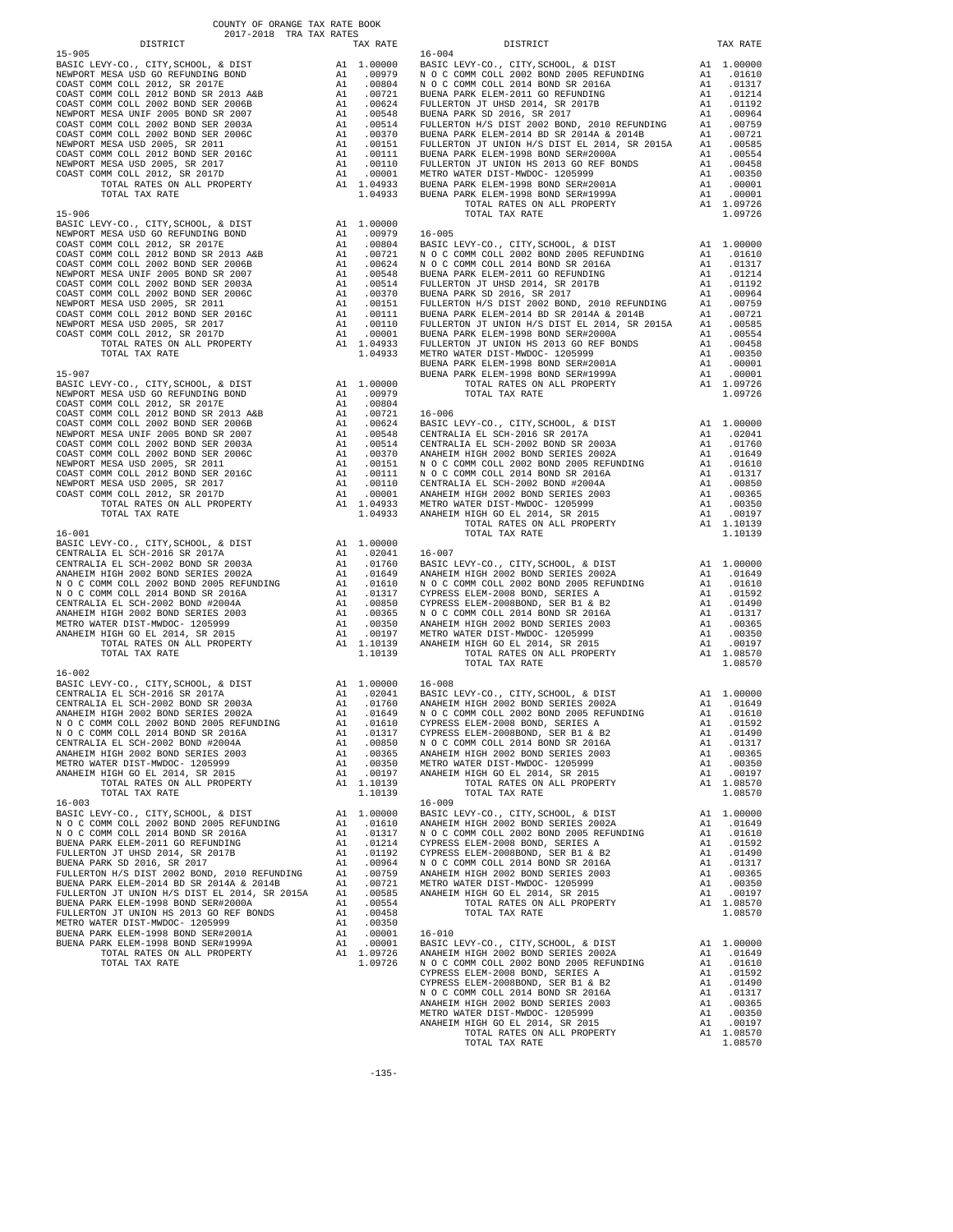COUNTY OF ORANGE TAX RATE BOOK
2017-2018 TRA TAX RATES

| DISTRICT | | TAX RATE |
|---|---|---|
| 15-905 | | |
| BASIC LEVY-CO., CITY,SCHOOL, & DIST | A1 | 1.00000 |
| NEWPORT MESA USD GO REFUNDING BOND | A1 | .00979 |
| COAST COMM COLL 2012, SR 2017E | A1 | .00804 |
| COAST COMM COLL 2012 BOND SR 2013 A&B | A1 | .00721 |
| COAST COMM COLL 2002 BOND SER 2006B | A1 | .00624 |
| NEWPORT MESA UNIF 2005 BOND SR 2007 | A1 | .00548 |
| COAST COMM COLL 2002 BOND SER 2003A | A1 | .00514 |
| COAST COMM COLL 2002 BOND SER 2006C | A1 | .00370 |
| NEWPORT MESA USD 2005, SR 2011 | A1 | .00151 |
| COAST COMM COLL 2012 BOND SER 2016C | A1 | .00111 |
| NEWPORT MESA USD 2005, SR 2017 | A1 | .00110 |
| COAST COMM COLL 2012, SR 2017D | A1 | .00001 |
| TOTAL RATES ON ALL PROPERTY | A1 | 1.04933 |
| TOTAL TAX RATE | | 1.04933 |
| 15-906 | | |
| BASIC LEVY-CO., CITY,SCHOOL, & DIST | A1 | 1.00000 |
| NEWPORT MESA USD GO REFUNDING BOND | A1 | .00979 |
| COAST COMM COLL 2012, SR 2017E | A1 | .00804 |
| COAST COMM COLL 2012 BOND SR 2013 A&B | A1 | .00721 |
| COAST COMM COLL 2002 BOND SER 2006B | A1 | .00624 |
| NEWPORT MESA UNIF 2005 BOND SR 2007 | A1 | .00548 |
| COAST COMM COLL 2002 BOND SER 2003A | A1 | .00514 |
| COAST COMM COLL 2002 BOND SER 2006C | A1 | .00370 |
| NEWPORT MESA USD 2005, SR 2011 | A1 | .00151 |
| COAST COMM COLL 2012 BOND SER 2016C | A1 | .00111 |
| NEWPORT MESA USD 2005, SR 2017 | A1 | .00110 |
| COAST COMM COLL 2012, SR 2017D | A1 | .00001 |
| TOTAL RATES ON ALL PROPERTY | A1 | 1.04933 |
| TOTAL TAX RATE | | 1.04933 |
| 15-907 | | |
| BASIC LEVY-CO., CITY,SCHOOL, & DIST | A1 | 1.00000 |
| NEWPORT MESA USD GO REFUNDING BOND | A1 | .00979 |
| COAST COMM COLL 2012, SR 2017E | A1 | .00804 |
| COAST COMM COLL 2012 BOND SR 2013 A&B | A1 | .00721 |
| COAST COMM COLL 2002 BOND SER 2006B | A1 | .00624 |
| NEWPORT MESA UNIF 2005 BOND SR 2007 | A1 | .00548 |
| COAST COMM COLL 2002 BOND SER 2003A | A1 | .00514 |
| COAST COMM COLL 2002 BOND SER 2006C | A1 | .00370 |
| NEWPORT MESA USD 2005, SR 2011 | A1 | .00151 |
| COAST COMM COLL 2012 BOND SER 2016C | A1 | .00111 |
| NEWPORT MESA USD 2005, SR 2017 | A1 | .00110 |
| COAST COMM COLL 2012, SR 2017D | A1 | .00001 |
| TOTAL RATES ON ALL PROPERTY | A1 | 1.04933 |
| TOTAL TAX RATE | | 1.04933 |
| 16-001 | | |
| BASIC LEVY-CO., CITY,SCHOOL, & DIST | A1 | 1.00000 |
| CENTRALIA EL SCH-2016 SR 2017A | A1 | .02041 |
| CENTRALIA EL SCH-2002 BOND SR 2003A | A1 | .01760 |
| ANAHEIM HIGH 2002 BOND SERIES 2002A | A1 | .01649 |
| N O C COMM COLL 2002 BOND 2005 REFUNDING | A1 | .01610 |
| N O C COMM COLL 2014 BOND SR 2016A | A1 | .01317 |
| CENTRALIA EL SCH-2002 BOND #2004A | A1 | .00850 |
| ANAHEIM HIGH 2002 BOND SERIES 2003 | A1 | .00365 |
| METRO WATER DIST-MWDOC- 1205999 | A1 | .00350 |
| ANAHEIM HIGH GO EL 2014, SR 2015 | A1 | .00197 |
| TOTAL RATES ON ALL PROPERTY | A1 | 1.10139 |
| TOTAL TAX RATE | | 1.10139 |
| 16-002 | | |
| BASIC LEVY-CO., CITY,SCHOOL, & DIST | A1 | 1.00000 |
| CENTRALIA EL SCH-2016 SR 2017A | A1 | .02041 |
| CENTRALIA EL SCH-2002 BOND SR 2003A | A1 | .01760 |
| ANAHEIM HIGH 2002 BOND SERIES 2002A | A1 | .01649 |
| N O C COMM COLL 2002 BOND 2005 REFUNDING | A1 | .01610 |
| N O C COMM COLL 2014 BOND SR 2016A | A1 | .01317 |
| CENTRALIA EL SCH-2002 BOND #2004A | A1 | .00850 |
| ANAHEIM HIGH 2002 BOND SERIES 2003 | A1 | .00365 |
| METRO WATER DIST-MWDOC- 1205999 | A1 | .00350 |
| ANAHEIM HIGH GO EL 2014, SR 2015 | A1 | .00197 |
| TOTAL RATES ON ALL PROPERTY | A1 | 1.10139 |
| TOTAL TAX RATE | | 1.10139 |
| 16-003 | | |
| BASIC LEVY-CO., CITY,SCHOOL, & DIST | A1 | 1.00000 |
| N O C COMM COLL 2002 BOND 2005 REFUNDING | A1 | .01610 |
| N O C COMM COLL 2014 BOND SR 2016A | A1 | .01317 |
| BUENA PARK ELEM-2011 GO REFUNDING | A1 | .01214 |
| FULLERTON JT UHSD 2014, SR 2017B | A1 | .01192 |
| BUENA PARK SD 2016, SR 2017 | A1 | .00964 |
| FULLERTON H/S DIST 2002 BOND, 2010 REFUNDING | A1 | .00759 |
| BUENA PARK ELEM-2014 BD SR 2014A & 2014B | A1 | .00721 |
| FULLERTON JT UNION H/S DIST EL 2014, SR 2015A | A1 | .00585 |
| BUENA PARK ELEM-1998 BOND SER#2000A | A1 | .00554 |
| FULLERTON JT UNION HS 2013 GO REF BONDS | A1 | .00458 |
| METRO WATER DIST-MWDOC- 1205999 | A1 | .00350 |
| BUENA PARK ELEM-1998 BOND SER#2001A | A1 | .00001 |
| BUENA PARK ELEM-1998 BOND SER#1999A | A1 | .00001 |
| TOTAL RATES ON ALL PROPERTY | A1 | 1.09726 |
| TOTAL TAX RATE | | 1.09726 |
| 16-004 | | |
| BASIC LEVY-CO., CITY,SCHOOL, & DIST | A1 | 1.00000 |
| N O C COMM COLL 2002 BOND 2005 REFUNDING | A1 | .01610 |
| N O C COMM COLL 2014 BOND SR 2016A | A1 | .01317 |
| BUENA PARK ELEM-2011 GO REFUNDING | A1 | .01214 |
| FULLERTON JT UHSD 2014, SR 2017B | A1 | .01192 |
| BUENA PARK SD 2016, SR 2017 | A1 | .00964 |
| FULLERTON H/S DIST 2002 BOND, 2010 REFUNDING | A1 | .00759 |
| BUENA PARK ELEM-2014 BD SR 2014A & 2014B | A1 | .00721 |
| FULLERTON JT UNION H/S DIST EL 2014, SR 2015A | A1 | .00585 |
| BUENA PARK ELEM-1998 BOND SER#2000A | A1 | .00554 |
| FULLERTON JT UNION HS 2013 GO REF BONDS | A1 | .00458 |
| METRO WATER DIST-MWDOC- 1205999 | A1 | .00350 |
| BUENA PARK ELEM-1998 BOND SER#2001A | A1 | .00001 |
| BUENA PARK ELEM-1998 BOND SER#1999A | A1 | .00001 |
| TOTAL RATES ON ALL PROPERTY | A1 | 1.09726 |
| TOTAL TAX RATE | | 1.09726 |
| 16-005 | | |
| BASIC LEVY-CO., CITY,SCHOOL, & DIST | A1 | 1.00000 |
| N O C COMM COLL 2002 BOND 2005 REFUNDING | A1 | .01610 |
| N O C COMM COLL 2014 BOND SR 2016A | A1 | .01317 |
| BUENA PARK ELEM-2011 GO REFUNDING | A1 | .01214 |
| FULLERTON JT UHSD 2014, SR 2017B | A1 | .01192 |
| BUENA PARK SD 2016, SR 2017 | A1 | .00964 |
| FULLERTON H/S DIST 2002 BOND, 2010 REFUNDING | A1 | .00759 |
| BUENA PARK ELEM-2014 BD SR 2014A & 2014B | A1 | .00721 |
| FULLERTON JT UNION H/S DIST EL 2014, SR 2015A | A1 | .00585 |
| BUENA PARK ELEM-1998 BOND SER#2000A | A1 | .00554 |
| FULLERTON JT UNION HS 2013 GO REF BONDS | A1 | .00458 |
| METRO WATER DIST-MWDOC- 1205999 | A1 | .00350 |
| BUENA PARK ELEM-1998 BOND SER#2001A | A1 | .00001 |
| BUENA PARK ELEM-1998 BOND SER#1999A | A1 | .00001 |
| TOTAL RATES ON ALL PROPERTY | A1 | 1.09726 |
| TOTAL TAX RATE | | 1.09726 |
| 16-006 | | |
| BASIC LEVY-CO., CITY,SCHOOL, & DIST | A1 | 1.00000 |
| CENTRALIA EL SCH-2016 SR 2017A | A1 | .02041 |
| CENTRALIA EL SCH-2002 BOND SR 2003A | A1 | .01760 |
| ANAHEIM HIGH 2002 BOND SERIES 2002A | A1 | .01649 |
| N O C COMM COLL 2002 BOND 2005 REFUNDING | A1 | .01610 |
| N O C COMM COLL 2014 BOND SR 2016A | A1 | .01317 |
| CENTRALIA EL SCH-2002 BOND #2004A | A1 | .00850 |
| ANAHEIM HIGH 2002 BOND SERIES 2003 | A1 | .00365 |
| METRO WATER DIST-MWDOC- 1205999 | A1 | .00350 |
| ANAHEIM HIGH GO EL 2014, SR 2015 | A1 | .00197 |
| TOTAL RATES ON ALL PROPERTY | A1 | 1.10139 |
| TOTAL TAX RATE | | 1.10139 |
| 16-007 | | |
| BASIC LEVY-CO., CITY,SCHOOL, & DIST | A1 | 1.00000 |
| ANAHEIM HIGH 2002 BOND SERIES 2002A | A1 | .01649 |
| N O C COMM COLL 2002 BOND 2005 REFUNDING | A1 | .01610 |
| CYPRESS ELEM-2008 BOND, SERIES A | A1 | .01592 |
| CYPRESS ELEM-2008BOND, SER B1 & B2 | A1 | .01490 |
| N O C COMM COLL 2014 BOND SR 2016A | A1 | .01317 |
| ANAHEIM HIGH 2002 BOND SERIES 2003 | A1 | .00365 |
| METRO WATER DIST-MWDOC- 1205999 | A1 | .00350 |
| ANAHEIM HIGH GO EL 2014, SR 2015 | A1 | .00197 |
| TOTAL RATES ON ALL PROPERTY | A1 | 1.08570 |
| TOTAL TAX RATE | | 1.08570 |
| 16-008 | | |
| BASIC LEVY-CO., CITY,SCHOOL, & DIST | A1 | 1.00000 |
| ANAHEIM HIGH 2002 BOND SERIES 2002A | A1 | .01649 |
| N O C COMM COLL 2002 BOND 2005 REFUNDING | A1 | .01610 |
| CYPRESS ELEM-2008 BOND, SERIES A | A1 | .01592 |
| CYPRESS ELEM-2008BOND, SER B1 & B2 | A1 | .01490 |
| N O C COMM COLL 2014 BOND SR 2016A | A1 | .01317 |
| ANAHEIM HIGH 2002 BOND SERIES 2003 | A1 | .00365 |
| METRO WATER DIST-MWDOC- 1205999 | A1 | .00350 |
| ANAHEIM HIGH GO EL 2014, SR 2015 | A1 | .00197 |
| TOTAL RATES ON ALL PROPERTY | A1 | 1.08570 |
| TOTAL TAX RATE | | 1.08570 |
| 16-009 | | |
| BASIC LEVY-CO., CITY,SCHOOL, & DIST | A1 | 1.00000 |
| ANAHEIM HIGH 2002 BOND SERIES 2002A | A1 | .01649 |
| N O C COMM COLL 2002 BOND 2005 REFUNDING | A1 | .01610 |
| CYPRESS ELEM-2008 BOND, SERIES A | A1 | .01592 |
| CYPRESS ELEM-2008BOND, SER B1 & B2 | A1 | .01490 |
| N O C COMM COLL 2014 BOND SR 2016A | A1 | .01317 |
| ANAHEIM HIGH 2002 BOND SERIES 2003 | A1 | .00365 |
| METRO WATER DIST-MWDOC- 1205999 | A1 | .00350 |
| ANAHEIM HIGH GO EL 2014, SR 2015 | A1 | .00197 |
| TOTAL RATES ON ALL PROPERTY | A1 | 1.08570 |
| TOTAL TAX RATE | | 1.08570 |
| 16-010 | | |
| BASIC LEVY-CO., CITY,SCHOOL, & DIST | A1 | 1.00000 |
| ANAHEIM HIGH 2002 BOND SERIES 2002A | A1 | .01649 |
| N O C COMM COLL 2002 BOND 2005 REFUNDING | A1 | .01610 |
| CYPRESS ELEM-2008 BOND, SERIES A | A1 | .01592 |
| CYPRESS ELEM-2008BOND, SER B1 & B2 | A1 | .01490 |
| N O C COMM COLL 2014 BOND SR 2016A | A1 | .01317 |
| ANAHEIM HIGH 2002 BOND SERIES 2003 | A1 | .00365 |
| METRO WATER DIST-MWDOC- 1205999 | A1 | .00350 |
| ANAHEIM HIGH GO EL 2014, SR 2015 | A1 | .00197 |
| TOTAL RATES ON ALL PROPERTY | A1 | 1.08570 |
| TOTAL TAX RATE | | 1.08570 |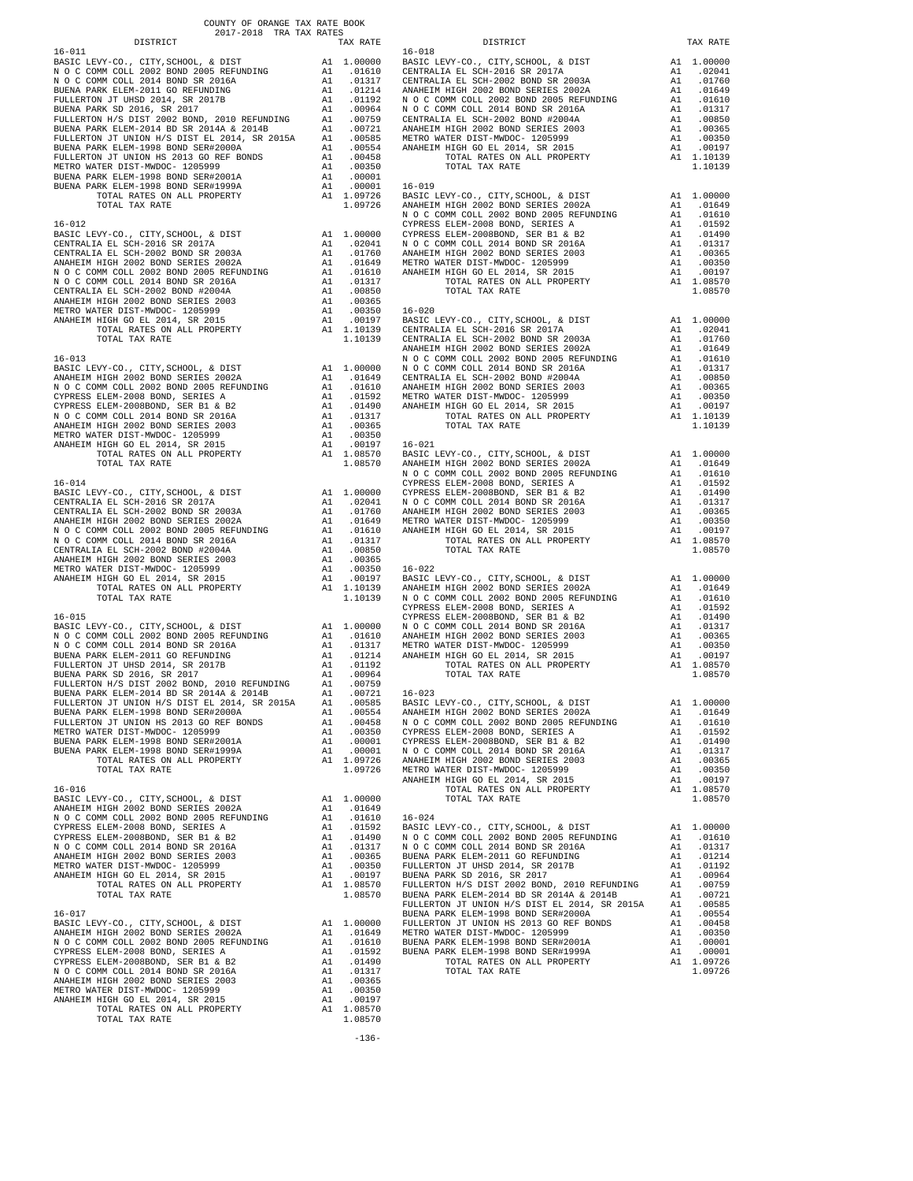COUNTY OF ORANGE TAX RATE BOOK
2017-2018 TRA TAX RATES

| DISTRICT | | TAX RATE |
|---|---|---|
| **16-011** | | |
| BASIC LEVY-CO., CITY,SCHOOL, & DIST | A1 | 1.00000 |
| N O C COMM COLL 2002 BOND 2005 REFUNDING | A1 | .01610 |
| N O C COMM COLL 2014 BOND SR 2016A | A1 | .01317 |
| BUENA PARK ELEM-2011 GO REFUNDING | A1 | .01214 |
| FULLERTON JT UHSD 2014, SR 2017B | A1 | .01192 |
| BUENA PARK SD 2016, SR 2017 | A1 | .00964 |
| FULLERTON H/S DIST 2002 BOND, 2010 REFUNDING | A1 | .00759 |
| BUENA PARK ELEM-2014 BD SR 2014A & 2014B | A1 | .00721 |
| FULLERTON JT UNION H/S DIST EL 2014, SR 2015A | A1 | .00585 |
| BUENA PARK ELEM-1998 BOND SER#2000A | A1 | .00554 |
| FULLERTON JT UNION HS 2013 GO REF BONDS | A1 | .00458 |
| METRO WATER DIST-MWDOC- 1205999 | A1 | .00350 |
| BUENA PARK ELEM-1998 BOND SER#2001A | A1 | .00001 |
| BUENA PARK ELEM-1998 BOND SER#1999A | A1 | .00001 |
| TOTAL RATES ON ALL PROPERTY | A1 | 1.09726 |
| TOTAL TAX RATE | | 1.09726 |
| **16-012** | | |
| BASIC LEVY-CO., CITY,SCHOOL, & DIST | A1 | 1.00000 |
| CENTRALIA EL SCH-2016 SR 2017A | A1 | .02041 |
| CENTRALIA EL SCH-2002 BOND SR 2003A | A1 | .01760 |
| ANAHEIM HIGH 2002 BOND SERIES 2002A | A1 | .01649 |
| N O C COMM COLL 2002 BOND 2005 REFUNDING | A1 | .01610 |
| N O C COMM COLL 2014 BOND SR 2016A | A1 | .01317 |
| CENTRALIA EL SCH-2002 BOND #2004A | A1 | .00850 |
| ANAHEIM HIGH 2002 BOND SERIES 2003 | A1 | .00365 |
| METRO WATER DIST-MWDOC- 1205999 | A1 | .00350 |
| ANAHEIM HIGH GO EL 2014, SR 2015 | A1 | .00197 |
| TOTAL RATES ON ALL PROPERTY | A1 | 1.10139 |
| TOTAL TAX RATE | | 1.10139 |
| **16-013** | | |
| BASIC LEVY-CO., CITY,SCHOOL, & DIST | A1 | 1.00000 |
| ANAHEIM HIGH 2002 BOND SERIES 2002A | A1 | .01649 |
| N O C COMM COLL 2002 BOND 2005 REFUNDING | A1 | .01610 |
| CYPRESS ELEM-2008 BOND, SERIES A | A1 | .01592 |
| CYPRESS ELEM-2008BOND, SER B1 & B2 | A1 | .01490 |
| N O C COMM COLL 2014 BOND SR 2016A | A1 | .01317 |
| ANAHEIM HIGH 2002 BOND SERIES 2003 | A1 | .00365 |
| METRO WATER DIST-MWDOC- 1205999 | A1 | .00350 |
| ANAHEIM HIGH GO EL 2014, SR 2015 | A1 | .00197 |
| TOTAL RATES ON ALL PROPERTY | A1 | 1.08570 |
| TOTAL TAX RATE | | 1.08570 |
| **16-014** | | |
| BASIC LEVY-CO., CITY,SCHOOL, & DIST | A1 | 1.00000 |
| CENTRALIA EL SCH-2016 SR 2017A | A1 | .02041 |
| CENTRALIA EL SCH-2002 BOND SR 2003A | A1 | .01760 |
| ANAHEIM HIGH 2002 BOND SERIES 2002A | A1 | .01649 |
| N O C COMM COLL 2002 BOND 2005 REFUNDING | A1 | .01610 |
| N O C COMM COLL 2014 BOND SR 2016A | A1 | .01317 |
| CENTRALIA EL SCH-2002 BOND #2004A | A1 | .00850 |
| ANAHEIM HIGH 2002 BOND SERIES 2003 | A1 | .00365 |
| METRO WATER DIST-MWDOC- 1205999 | A1 | .00350 |
| ANAHEIM HIGH GO EL 2014, SR 2015 | A1 | .00197 |
| TOTAL RATES ON ALL PROPERTY | A1 | 1.10139 |
| TOTAL TAX RATE | | 1.10139 |
| **16-015** | | |
| BASIC LEVY-CO., CITY,SCHOOL, & DIST | A1 | 1.00000 |
| N O C COMM COLL 2002 BOND 2005 REFUNDING | A1 | .01610 |
| N O C COMM COLL 2014 BOND SR 2016A | A1 | .01317 |
| BUENA PARK ELEM-2011 GO REFUNDING | A1 | .01214 |
| FULLERTON JT UHSD 2014, SR 2017B | A1 | .01192 |
| BUENA PARK SD 2016, SR 2017 | A1 | .00964 |
| FULLERTON H/S DIST 2002 BOND, 2010 REFUNDING | A1 | .00759 |
| BUENA PARK ELEM-2014 BD SR 2014A & 2014B | A1 | .00721 |
| FULLERTON JT UNION H/S DIST EL 2014, SR 2015A | A1 | .00585 |
| BUENA PARK ELEM-1998 BOND SER#2000A | A1 | .00554 |
| FULLERTON JT UNION HS 2013 GO REF BONDS | A1 | .00458 |
| METRO WATER DIST-MWDOC- 1205999 | A1 | .00350 |
| BUENA PARK ELEM-1998 BOND SER#2001A | A1 | .00001 |
| BUENA PARK ELEM-1998 BOND SER#1999A | A1 | .00001 |
| TOTAL RATES ON ALL PROPERTY | A1 | 1.09726 |
| TOTAL TAX RATE | | 1.09726 |
| **16-016** | | |
| BASIC LEVY-CO., CITY,SCHOOL, & DIST | A1 | 1.00000 |
| ANAHEIM HIGH 2002 BOND SERIES 2002A | A1 | .01649 |
| N O C COMM COLL 2002 BOND 2005 REFUNDING | A1 | .01610 |
| CYPRESS ELEM-2008 BOND, SERIES A | A1 | .01592 |
| CYPRESS ELEM-2008BOND, SER B1 & B2 | A1 | .01490 |
| N O C COMM COLL 2014 BOND SR 2016A | A1 | .01317 |
| ANAHEIM HIGH 2002 BOND SERIES 2003 | A1 | .00365 |
| METRO WATER DIST-MWDOC- 1205999 | A1 | .00350 |
| ANAHEIM HIGH GO EL 2014, SR 2015 | A1 | .00197 |
| TOTAL RATES ON ALL PROPERTY | A1 | 1.08570 |
| TOTAL TAX RATE | | 1.08570 |
| **16-017** | | |
| BASIC LEVY-CO., CITY,SCHOOL, & DIST | A1 | 1.00000 |
| ANAHEIM HIGH 2002 BOND SERIES 2002A | A1 | .01649 |
| N O C COMM COLL 2002 BOND 2005 REFUNDING | A1 | .01610 |
| CYPRESS ELEM-2008 BOND, SERIES A | A1 | .01592 |
| CYPRESS ELEM-2008BOND, SER B1 & B2 | A1 | .01490 |
| N O C COMM COLL 2014 BOND SR 2016A | A1 | .01317 |
| ANAHEIM HIGH 2002 BOND SERIES 2003 | A1 | .00365 |
| METRO WATER DIST-MWDOC- 1205999 | A1 | .00350 |
| ANAHEIM HIGH GO EL 2014, SR 2015 | A1 | .00197 |
| TOTAL RATES ON ALL PROPERTY | A1 | 1.08570 |
| TOTAL TAX RATE | | 1.08570 |
| **16-018** | | |
| BASIC LEVY-CO., CITY,SCHOOL, & DIST | A1 | 1.00000 |
| CENTRALIA EL SCH-2016 SR 2017A | A1 | .02041 |
| CENTRALIA EL SCH-2002 BOND SR 2003A | A1 | .01760 |
| ANAHEIM HIGH 2002 BOND SERIES 2002A | A1 | .01649 |
| N O C COMM COLL 2002 BOND 2005 REFUNDING | A1 | .01610 |
| N O C COMM COLL 2014 BOND SR 2016A | A1 | .01317 |
| CENTRALIA EL SCH-2002 BOND #2004A | A1 | .00850 |
| ANAHEIM HIGH 2002 BOND SERIES 2003 | A1 | .00365 |
| METRO WATER DIST-MWDOC- 1205999 | A1 | .00350 |
| ANAHEIM HIGH GO EL 2014, SR 2015 | A1 | .00197 |
| TOTAL RATES ON ALL PROPERTY | A1 | 1.10139 |
| TOTAL TAX RATE | | 1.10139 |
| **16-019** | | |
| BASIC LEVY-CO., CITY,SCHOOL, & DIST | A1 | 1.00000 |
| ANAHEIM HIGH 2002 BOND SERIES 2002A | A1 | .01649 |
| N O C COMM COLL 2002 BOND 2005 REFUNDING | A1 | .01610 |
| CYPRESS ELEM-2008 BOND, SERIES A | A1 | .01592 |
| CYPRESS ELEM-2008BOND, SER B1 & B2 | A1 | .01490 |
| N O C COMM COLL 2014 BOND SR 2016A | A1 | .01317 |
| ANAHEIM HIGH 2002 BOND SERIES 2003 | A1 | .00365 |
| METRO WATER DIST-MWDOC- 1205999 | A1 | .00350 |
| ANAHEIM HIGH GO EL 2014, SR 2015 | A1 | .00197 |
| TOTAL RATES ON ALL PROPERTY | A1 | 1.08570 |
| TOTAL TAX RATE | | 1.08570 |
| **16-020** | | |
| BASIC LEVY-CO., CITY,SCHOOL, & DIST | A1 | 1.00000 |
| CENTRALIA EL SCH-2016 SR 2017A | A1 | .02041 |
| CENTRALIA EL SCH-2002 BOND SR 2003A | A1 | .01760 |
| ANAHEIM HIGH 2002 BOND SERIES 2002A | A1 | .01649 |
| N O C COMM COLL 2002 BOND 2005 REFUNDING | A1 | .01610 |
| N O C COMM COLL 2014 BOND SR 2016A | A1 | .01317 |
| CENTRALIA EL SCH-2002 BOND #2004A | A1 | .00850 |
| ANAHEIM HIGH 2002 BOND SERIES 2003 | A1 | .00365 |
| METRO WATER DIST-MWDOC- 1205999 | A1 | .00350 |
| ANAHEIM HIGH GO EL 2014, SR 2015 | A1 | .00197 |
| TOTAL RATES ON ALL PROPERTY | A1 | 1.10139 |
| TOTAL TAX RATE | | 1.10139 |
| **16-021** | | |
| BASIC LEVY-CO., CITY,SCHOOL, & DIST | A1 | 1.00000 |
| ANAHEIM HIGH 2002 BOND SERIES 2002A | A1 | .01649 |
| N O C COMM COLL 2002 BOND 2005 REFUNDING | A1 | .01610 |
| CYPRESS ELEM-2008 BOND, SERIES A | A1 | .01592 |
| CYPRESS ELEM-2008BOND, SER B1 & B2 | A1 | .01490 |
| N O C COMM COLL 2014 BOND SR 2016A | A1 | .01317 |
| ANAHEIM HIGH 2002 BOND SERIES 2003 | A1 | .00365 |
| METRO WATER DIST-MWDOC- 1205999 | A1 | .00350 |
| ANAHEIM HIGH GO EL 2014, SR 2015 | A1 | .00197 |
| TOTAL RATES ON ALL PROPERTY | A1 | 1.08570 |
| TOTAL TAX RATE | | 1.08570 |
| **16-022** | | |
| BASIC LEVY-CO., CITY,SCHOOL, & DIST | A1 | 1.00000 |
| ANAHEIM HIGH 2002 BOND SERIES 2002A | A1 | .01649 |
| N O C COMM COLL 2002 BOND 2005 REFUNDING | A1 | .01610 |
| CYPRESS ELEM-2008 BOND, SERIES A | A1 | .01592 |
| CYPRESS ELEM-2008BOND, SER B1 & B2 | A1 | .01490 |
| N O C COMM COLL 2014 BOND SR 2016A | A1 | .01317 |
| ANAHEIM HIGH 2002 BOND SERIES 2003 | A1 | .00365 |
| METRO WATER DIST-MWDOC- 1205999 | A1 | .00350 |
| ANAHEIM HIGH GO EL 2014, SR 2015 | A1 | .00197 |
| TOTAL RATES ON ALL PROPERTY | A1 | 1.08570 |
| TOTAL TAX RATE | | 1.08570 |
| **16-023** | | |
| BASIC LEVY-CO., CITY,SCHOOL, & DIST | A1 | 1.00000 |
| ANAHEIM HIGH 2002 BOND SERIES 2002A | A1 | .01649 |
| N O C COMM COLL 2002 BOND 2005 REFUNDING | A1 | .01610 |
| CYPRESS ELEM-2008 BOND, SERIES A | A1 | .01592 |
| CYPRESS ELEM-2008BOND, SER B1 & B2 | A1 | .01490 |
| N O C COMM COLL 2014 BOND SR 2016A | A1 | .01317 |
| ANAHEIM HIGH 2002 BOND SERIES 2003 | A1 | .00365 |
| METRO WATER DIST-MWDOC- 1205999 | A1 | .00350 |
| ANAHEIM HIGH GO EL 2014, SR 2015 | A1 | .00197 |
| TOTAL RATES ON ALL PROPERTY | A1 | 1.08570 |
| TOTAL TAX RATE | | 1.08570 |
| **16-024** | | |
| BASIC LEVY-CO., CITY,SCHOOL, & DIST | A1 | 1.00000 |
| N O C COMM COLL 2002 BOND 2005 REFUNDING | A1 | .01610 |
| N O C COMM COLL 2014 BOND SR 2016A | A1 | .01317 |
| BUENA PARK ELEM-2011 GO REFUNDING | A1 | .01214 |
| FULLERTON JT UHSD 2014, SR 2017B | A1 | .01192 |
| BUENA PARK SD 2016, SR 2017 | A1 | .00964 |
| FULLERTON H/S DIST 2002 BOND, 2010 REFUNDING | A1 | .00759 |
| BUENA PARK ELEM-2014 BD SR 2014A & 2014B | A1 | .00721 |
| FULLERTON JT UNION H/S DIST EL 2014, SR 2015A | A1 | .00585 |
| BUENA PARK ELEM-1998 BOND SER#2000A | A1 | .00554 |
| FULLERTON JT UNION HS 2013 GO REF BONDS | A1 | .00458 |
| METRO WATER DIST-MWDOC- 1205999 | A1 | .00350 |
| BUENA PARK ELEM-1998 BOND SER#2001A | A1 | .00001 |
| BUENA PARK ELEM-1998 BOND SER#1999A | A1 | .00001 |
| TOTAL RATES ON ALL PROPERTY | A1 | 1.09726 |
| TOTAL TAX RATE | | 1.09726 |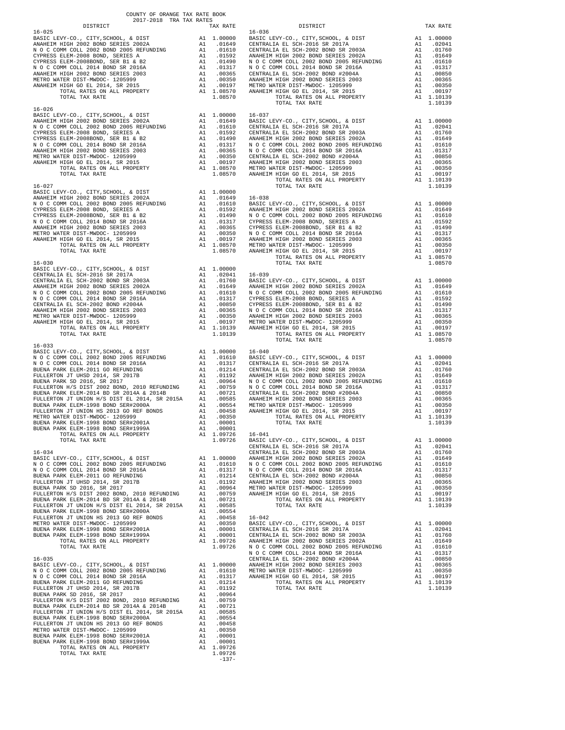COUNTY OF ORANGE TAX RATE BOOK
2017-2018 TRA TAX RATES

| DISTRICT | | TAX RATE |
|---|---|---|
| **16-025** | | |
| BASIC LEVY-CO., CITY,SCHOOL, & DIST | A1 | 1.00000 |
| ANAHEIM HIGH 2002 BOND SERIES 2002A | A1 | .01649 |
| N O C COMM COLL 2002 BOND 2005 REFUNDING | A1 | .01610 |
| CYPRESS ELEM-2008 BOND, SERIES A | A1 | .01592 |
| CYPRESS ELEM-2008BOND, SER B1 & B2 | A1 | .01490 |
| N O C COMM COLL 2014 BOND SR 2016A | A1 | .01317 |
| ANAHEIM HIGH 2002 BOND SERIES 2003 | A1 | .00365 |
| METRO WATER DIST-MWDOC- 1205999 | A1 | .00350 |
| ANAHEIM HIGH GO EL 2014, SR 2015 | A1 | .00197 |
| TOTAL RATES ON ALL PROPERTY | A1 | 1.08570 |
| TOTAL TAX RATE | | 1.08570 |
| **16-026** | | |
| BASIC LEVY-CO., CITY,SCHOOL, & DIST | A1 | 1.00000 |
| ANAHEIM HIGH 2002 BOND SERIES 2002A | A1 | .01649 |
| N O C COMM COLL 2002 BOND 2005 REFUNDING | A1 | .01610 |
| CYPRESS ELEM-2008 BOND, SERIES A | A1 | .01592 |
| CYPRESS ELEM-2008BOND, SER B1 & B2 | A1 | .01490 |
| N O C COMM COLL 2014 BOND SR 2016A | A1 | .01317 |
| ANAHEIM HIGH 2002 BOND SERIES 2003 | A1 | .00365 |
| METRO WATER DIST-MWDOC- 1205999 | A1 | .00350 |
| ANAHEIM HIGH GO EL 2014, SR 2015 | A1 | .00197 |
| TOTAL RATES ON ALL PROPERTY | A1 | 1.08570 |
| TOTAL TAX RATE | | 1.08570 |
| **16-027** | | |
| BASIC LEVY-CO., CITY,SCHOOL, & DIST | A1 | 1.00000 |
| ANAHEIM HIGH 2002 BOND SERIES 2002A | A1 | .01649 |
| N O C COMM COLL 2002 BOND 2005 REFUNDING | A1 | .01610 |
| CYPRESS ELEM-2008 BOND, SERIES A | A1 | .01592 |
| CYPRESS ELEM-2008BOND, SER B1 & B2 | A1 | .01490 |
| N O C COMM COLL 2014 BOND SR 2016A | A1 | .01317 |
| ANAHEIM HIGH 2002 BOND SERIES 2003 | A1 | .00365 |
| METRO WATER DIST-MWDOC- 1205999 | A1 | .00350 |
| ANAHEIM HIGH GO EL 2014, SR 2015 | A1 | .00197 |
| TOTAL RATES ON ALL PROPERTY | A1 | 1.08570 |
| TOTAL TAX RATE | | 1.08570 |
| **16-030** | | |
| BASIC LEVY-CO., CITY,SCHOOL, & DIST | A1 | 1.00000 |
| CENTRALIA EL SCH-2016 SR 2017A | A1 | .02041 |
| CENTRALIA EL SCH-2002 BOND SR 2003A | A1 | .01760 |
| ANAHEIM HIGH 2002 BOND SERIES 2002A | A1 | .01649 |
| N O C COMM COLL 2002 BOND 2005 REFUNDING | A1 | .01610 |
| N O C COMM COLL 2014 BOND SR 2016A | A1 | .01317 |
| CENTRALIA EL SCH-2002 BOND #2004A | A1 | .00850 |
| ANAHEIM HIGH 2002 BOND SERIES 2003 | A1 | .00365 |
| METRO WATER DIST-MWDOC- 1205999 | A1 | .00350 |
| ANAHEIM HIGH GO EL 2014, SR 2015 | A1 | .00197 |
| TOTAL RATES ON ALL PROPERTY | A1 | 1.10139 |
| TOTAL TAX RATE | | 1.10139 |
| **16-033** | | |
| BASIC LEVY-CO., CITY,SCHOOL, & DIST | A1 | 1.00000 |
| N O C COMM COLL 2002 BOND 2005 REFUNDING | A1 | .01610 |
| N O C COMM COLL 2014 BOND SR 2016A | A1 | .01317 |
| BUENA PARK ELEM-2011 GO REFUNDING | A1 | .01214 |
| FULLERTON JT UHSD 2014, SR 2017B | A1 | .01192 |
| BUENA PARK SD 2016, SR 2017 | A1 | .00964 |
| FULLERTON H/S DIST 2002 BOND, 2010 REFUNDING | A1 | .00759 |
| BUENA PARK ELEM-2014 BD SR 2014A & 2014B | A1 | .00721 |
| FULLERTON JT UNION H/S DIST EL 2014, SR 2015A | A1 | .00585 |
| BUENA PARK ELEM-1998 BOND SER#2000A | A1 | .00554 |
| FULLERTON JT UNION HS 2013 GO REF BONDS | A1 | .00458 |
| METRO WATER DIST-MWDOC- 1205999 | A1 | .00350 |
| BUENA PARK ELEM-1998 BOND SER#2001A | A1 | .00001 |
| BUENA PARK ELEM-1998 BOND SER#1999A | A1 | .00001 |
| TOTAL RATES ON ALL PROPERTY | A1 | 1.09726 |
| TOTAL TAX RATE | | 1.09726 |
| **16-034** | | |
| BASIC LEVY-CO., CITY,SCHOOL, & DIST | A1 | 1.00000 |
| N O C COMM COLL 2002 BOND 2005 REFUNDING | A1 | .01610 |
| N O C COMM COLL 2014 BOND SR 2016A | A1 | .01317 |
| BUENA PARK ELEM-2011 GO REFUNDING | A1 | .01214 |
| FULLERTON JT UHSD 2014, SR 2017B | A1 | .01192 |
| BUENA PARK SD 2016, SR 2017 | A1 | .00964 |
| FULLERTON H/S DIST 2002 BOND, 2010 REFUNDING | A1 | .00759 |
| BUENA PARK ELEM-2014 BD SR 2014A & 2014B | A1 | .00721 |
| FULLERTON JT UNION H/S DIST EL 2014, SR 2015A | A1 | .00585 |
| BUENA PARK ELEM-1998 BOND SER#2000A | A1 | .00554 |
| FULLERTON JT UNION HS 2013 GO REF BONDS | A1 | .00458 |
| METRO WATER DIST-MWDOC- 1205999 | A1 | .00350 |
| BUENA PARK ELEM-1998 BOND SER#2001A | A1 | .00001 |
| BUENA PARK ELEM-1998 BOND SER#1999A | A1 | .00001 |
| TOTAL RATES ON ALL PROPERTY | A1 | 1.09726 |
| TOTAL TAX RATE | | 1.09726 |
| **16-035** | | |
| BASIC LEVY-CO., CITY,SCHOOL, & DIST | A1 | 1.00000 |
| N O C COMM COLL 2002 BOND 2005 REFUNDING | A1 | .01610 |
| N O C COMM COLL 2014 BOND SR 2016A | A1 | .01317 |
| BUENA PARK ELEM-2011 GO REFUNDING | A1 | .01214 |
| FULLERTON JT UHSD 2014, SR 2017B | A1 | .01192 |
| BUENA PARK SD 2016, SR 2017 | A1 | .00964 |
| FULLERTON H/S DIST 2002 BOND, 2010 REFUNDING | A1 | .00759 |
| BUENA PARK ELEM-2014 BD SR 2014A & 2014B | A1 | .00721 |
| FULLERTON JT UNION H/S DIST EL 2014, SR 2015A | A1 | .00585 |
| BUENA PARK ELEM-1998 BOND SER#2000A | A1 | .00554 |
| FULLERTON JT UNION HS 2013 GO REF BONDS | A1 | .00458 |
| METRO WATER DIST-MWDOC- 1205999 | A1 | .00350 |
| BUENA PARK ELEM-1998 BOND SER#2001A | A1 | .00001 |
| BUENA PARK ELEM-1998 BOND SER#1999A | A1 | .00001 |
| TOTAL RATES ON ALL PROPERTY | A1 | 1.09726 |
| TOTAL TAX RATE | | 1.09726 |
| **16-036** | | |
| BASIC LEVY-CO., CITY,SCHOOL, & DIST | A1 | 1.00000 |
| CENTRALIA EL SCH-2016 SR 2017A | A1 | .02041 |
| CENTRALIA EL SCH-2002 BOND SR 2003A | A1 | .01760 |
| ANAHEIM HIGH 2002 BOND SERIES 2002A | A1 | .01649 |
| N O C COMM COLL 2002 BOND 2005 REFUNDING | A1 | .01610 |
| N O C COMM COLL 2014 BOND SR 2016A | A1 | .01317 |
| CENTRALIA EL SCH-2002 BOND #2004A | A1 | .00850 |
| ANAHEIM HIGH 2002 BOND SERIES 2003 | A1 | .00365 |
| METRO WATER DIST-MWDOC- 1205999 | A1 | .00350 |
| ANAHEIM HIGH GO EL 2014, SR 2015 | A1 | .00197 |
| TOTAL RATES ON ALL PROPERTY | A1 | 1.10139 |
| TOTAL TAX RATE | | 1.10139 |
| **16-037** | | |
| BASIC LEVY-CO., CITY,SCHOOL, & DIST | A1 | 1.00000 |
| CENTRALIA EL SCH-2016 SR 2017A | A1 | .02041 |
| CENTRALIA EL SCH-2002 BOND SR 2003A | A1 | .01760 |
| ANAHEIM HIGH 2002 BOND SERIES 2002A | A1 | .01649 |
| N O C COMM COLL 2002 BOND 2005 REFUNDING | A1 | .01610 |
| N O C COMM COLL 2014 BOND SR 2016A | A1 | .01317 |
| CENTRALIA EL SCH-2002 BOND #2004A | A1 | .00850 |
| ANAHEIM HIGH 2002 BOND SERIES 2003 | A1 | .00365 |
| METRO WATER DIST-MWDOC- 1205999 | A1 | .00350 |
| ANAHEIM HIGH GO EL 2014, SR 2015 | A1 | .00197 |
| TOTAL RATES ON ALL PROPERTY | A1 | 1.10139 |
| TOTAL TAX RATE | | 1.10139 |
| **16-038** | | |
| BASIC LEVY-CO., CITY,SCHOOL, & DIST | A1 | 1.00000 |
| ANAHEIM HIGH 2002 BOND SERIES 2002A | A1 | .01649 |
| N O C COMM COLL 2002 BOND 2005 REFUNDING | A1 | .01610 |
| CYPRESS ELEM-2008 BOND, SERIES A | A1 | .01592 |
| CYPRESS ELEM-2008BOND, SER B1 & B2 | A1 | .01490 |
| N O C COMM COLL 2014 BOND SR 2016A | A1 | .01317 |
| ANAHEIM HIGH 2002 BOND SERIES 2003 | A1 | .00365 |
| METRO WATER DIST-MWDOC- 1205999 | A1 | .00350 |
| ANAHEIM HIGH GO EL 2014, SR 2015 | A1 | .00197 |
| TOTAL RATES ON ALL PROPERTY | A1 | 1.08570 |
| TOTAL TAX RATE | | 1.08570 |
| **16-039** | | |
| BASIC LEVY-CO., CITY,SCHOOL, & DIST | A1 | 1.00000 |
| ANAHEIM HIGH 2002 BOND SERIES 2002A | A1 | .01649 |
| N O C COMM COLL 2002 BOND 2005 REFUNDING | A1 | .01610 |
| CYPRESS ELEM-2008 BOND, SERIES A | A1 | .01592 |
| CYPRESS ELEM-2008BOND, SER B1 & B2 | A1 | .01490 |
| N O C COMM COLL 2014 BOND SR 2016A | A1 | .01317 |
| ANAHEIM HIGH 2002 BOND SERIES 2003 | A1 | .00365 |
| METRO WATER DIST-MWDOC- 1205999 | A1 | .00350 |
| ANAHEIM HIGH GO EL 2014, SR 2015 | A1 | .00197 |
| TOTAL RATES ON ALL PROPERTY | A1 | 1.08570 |
| TOTAL TAX RATE | | 1.08570 |
| **16-040** | | |
| BASIC LEVY-CO., CITY,SCHOOL, & DIST | A1 | 1.00000 |
| CENTRALIA EL SCH-2016 SR 2017A | A1 | .02041 |
| CENTRALIA EL SCH-2002 BOND SR 2003A | A1 | .01760 |
| ANAHEIM HIGH 2002 BOND SERIES 2002A | A1 | .01649 |
| N O C COMM COLL 2002 BOND 2005 REFUNDING | A1 | .01610 |
| N O C COMM COLL 2014 BOND SR 2016A | A1 | .01317 |
| CENTRALIA EL SCH-2002 BOND #2004A | A1 | .00850 |
| ANAHEIM HIGH 2002 BOND SERIES 2003 | A1 | .00365 |
| METRO WATER DIST-MWDOC- 1205999 | A1 | .00350 |
| ANAHEIM HIGH GO EL 2014, SR 2015 | A1 | .00197 |
| TOTAL RATES ON ALL PROPERTY | A1 | 1.10139 |
| TOTAL TAX RATE | | 1.10139 |
| **16-041** | | |
| BASIC LEVY-CO., CITY,SCHOOL, & DIST | A1 | 1.00000 |
| CENTRALIA EL SCH-2016 SR 2017A | A1 | .02041 |
| CENTRALIA EL SCH-2002 BOND SR 2003A | A1 | .01760 |
| ANAHEIM HIGH 2002 BOND SERIES 2002A | A1 | .01649 |
| N O C COMM COLL 2002 BOND 2005 REFUNDING | A1 | .01610 |
| N O C COMM COLL 2014 BOND SR 2016A | A1 | .01317 |
| CENTRALIA EL SCH-2002 BOND #2004A | A1 | .00850 |
| ANAHEIM HIGH 2002 BOND SERIES 2003 | A1 | .00365 |
| METRO WATER DIST-MWDOC- 1205999 | A1 | .00350 |
| ANAHEIM HIGH GO EL 2014, SR 2015 | A1 | .00197 |
| TOTAL RATES ON ALL PROPERTY | A1 | 1.10139 |
| TOTAL TAX RATE | | 1.10139 |
| **16-042** | | |
| BASIC LEVY-CO., CITY,SCHOOL, & DIST | A1 | 1.00000 |
| CENTRALIA EL SCH-2016 SR 2017A | A1 | .02041 |
| CENTRALIA EL SCH-2002 BOND SR 2003A | A1 | .01760 |
| ANAHEIM HIGH 2002 BOND SERIES 2002A | A1 | .01649 |
| N O C COMM COLL 2002 BOND 2005 REFUNDING | A1 | .01610 |
| N O C COMM COLL 2014 BOND SR 2016A | A1 | .01317 |
| CENTRALIA EL SCH-2002 BOND #2004A | A1 | .00850 |
| ANAHEIM HIGH 2002 BOND SERIES 2003 | A1 | .00365 |
| METRO WATER DIST-MWDOC- 1205999 | A1 | .00350 |
| ANAHEIM HIGH GO EL 2014, SR 2015 | A1 | .00197 |
| TOTAL RATES ON ALL PROPERTY | A1 | 1.10139 |
| TOTAL TAX RATE | | 1.10139 |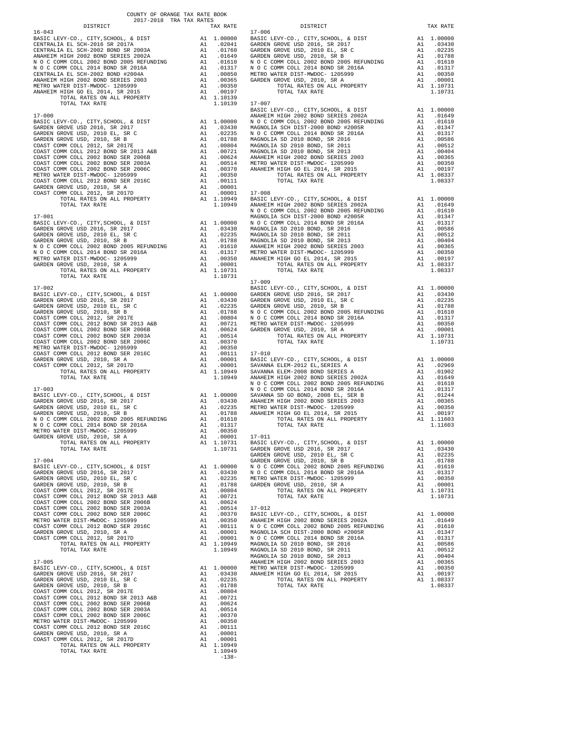COUNTY OF ORANGE TAX RATE BOOK
2017-2018 TRA TAX RATES

| DISTRICT | | TAX RATE |
|---|---|---|
| **16-043** | | |
| BASIC LEVY-CO., CITY,SCHOOL, & DIST | A1 | 1.00000 |
| CENTRALIA EL SCH-2016 SR 2017A | A1 | .02041 |
| CENTRALIA EL SCH-2002 BOND SR 2003A | A1 | .01760 |
| ANAHEIM HIGH 2002 BOND SERIES 2002A | A1 | .01649 |
| N O C COMM COLL 2002 BOND 2005 REFUNDING | A1 | .01610 |
| N O C COMM COLL 2014 BOND SR 2016A | A1 | .01317 |
| CENTRALIA EL SCH-2002 BOND #2004A | A1 | .00850 |
| ANAHEIM HIGH 2002 BOND SERIES 2003 | A1 | .00365 |
| METRO WATER DIST-MWDOC- 1205999 | A1 | .00350 |
| ANAHEIM HIGH GO EL 2014, SR 2015 | A1 | .00197 |
| TOTAL RATES ON ALL PROPERTY | A1 | 1.10139 |
| TOTAL TAX RATE | | 1.10139 |
| **17-000** | | |
| BASIC LEVY-CO., CITY,SCHOOL, & DIST | A1 | 1.00000 |
| GARDEN GROVE USD 2016, SR 2017 | A1 | .03430 |
| GARDEN GROVE USD, 2010 EL, SR C | A1 | .02235 |
| GARDEN GROVE USD, 2010, SR B | A1 | .01788 |
| COAST COMM COLL 2012, SR 2017E | A1 | .00804 |
| COAST COMM COLL 2012 BOND SR 2013 A&B | A1 | .00721 |
| COAST COMM COLL 2002 BOND SER 2006B | A1 | .00624 |
| COAST COMM COLL 2002 BOND SER 2003A | A1 | .00514 |
| COAST COMM COLL 2002 BOND SER 2006C | A1 | .00370 |
| METRO WATER DIST-MWDOC- 1205999 | A1 | .00350 |
| COAST COMM COLL 2012 BOND SER 2016C | A1 | .00111 |
| GARDEN GROVE USD, 2010, SR A | A1 | .00001 |
| COAST COMM COLL 2012, SR 2017D | A1 | .00001 |
| TOTAL RATES ON ALL PROPERTY | A1 | 1.10949 |
| TOTAL TAX RATE | | 1.10949 |
| **17-001** | | |
| BASIC LEVY-CO., CITY,SCHOOL, & DIST | A1 | 1.00000 |
| GARDEN GROVE USD 2016, SR 2017 | A1 | .03430 |
| GARDEN GROVE USD, 2010 EL, SR C | A1 | .02235 |
| GARDEN GROVE USD, 2010, SR B | A1 | .01788 |
| N O C COMM COLL 2002 BOND 2005 REFUNDING | A1 | .01610 |
| N O C COMM COLL 2014 BOND SR 2016A | A1 | .01317 |
| METRO WATER DIST-MWDOC- 1205999 | A1 | .00350 |
| GARDEN GROVE USD, 2010, SR A | A1 | .00001 |
| TOTAL RATES ON ALL PROPERTY | A1 | 1.10731 |
| TOTAL TAX RATE | | 1.10731 |
| **17-002** | | |
| BASIC LEVY-CO., CITY,SCHOOL, & DIST | A1 | 1.00000 |
| GARDEN GROVE USD 2016, SR 2017 | A1 | .03430 |
| GARDEN GROVE USD, 2010 EL, SR C | A1 | .02235 |
| GARDEN GROVE USD, 2010, SR B | A1 | .01788 |
| COAST COMM COLL 2012, SR 2017E | A1 | .00804 |
| COAST COMM COLL 2012 BOND SR 2013 A&B | A1 | .00721 |
| COAST COMM COLL 2002 BOND SER 2006B | A1 | .00624 |
| COAST COMM COLL 2002 BOND SER 2003A | A1 | .00514 |
| COAST COMM COLL 2002 BOND SER 2006C | A1 | .00370 |
| METRO WATER DIST-MWDOC- 1205999 | A1 | .00350 |
| COAST COMM COLL 2012 BOND SER 2016C | A1 | .00111 |
| GARDEN GROVE USD, 2010, SR A | A1 | .00001 |
| COAST COMM COLL 2012, SR 2017D | A1 | .00001 |
| TOTAL RATES ON ALL PROPERTY | A1 | 1.10949 |
| TOTAL TAX RATE | | 1.10949 |
| **17-003** | | |
| BASIC LEVY-CO., CITY,SCHOOL, & DIST | A1 | 1.00000 |
| GARDEN GROVE USD 2016, SR 2017 | A1 | .03430 |
| GARDEN GROVE USD, 2010 EL, SR C | A1 | .02235 |
| GARDEN GROVE USD, 2010, SR B | A1 | .01788 |
| N O C COMM COLL 2002 BOND 2005 REFUNDING | A1 | .01610 |
| N O C COMM COLL 2014 BOND SR 2016A | A1 | .01317 |
| METRO WATER DIST-MWDOC- 1205999 | A1 | .00350 |
| GARDEN GROVE USD, 2010, SR A | A1 | .00001 |
| TOTAL RATES ON ALL PROPERTY | A1 | 1.10731 |
| TOTAL TAX RATE | | 1.10731 |
| **17-004** | | |
| BASIC LEVY-CO., CITY,SCHOOL, & DIST | A1 | 1.00000 |
| GARDEN GROVE USD 2016, SR 2017 | A1 | .03430 |
| GARDEN GROVE USD, 2010 EL, SR C | A1 | .02235 |
| GARDEN GROVE USD, 2010, SR B | A1 | .01788 |
| COAST COMM COLL 2012, SR 2017E | A1 | .00804 |
| COAST COMM COLL 2012 BOND SR 2013 A&B | A1 | .00721 |
| COAST COMM COLL 2002 BOND SER 2006B | A1 | .00624 |
| COAST COMM COLL 2002 BOND SER 2003A | A1 | .00514 |
| COAST COMM COLL 2002 BOND SER 2006C | A1 | .00370 |
| METRO WATER DIST-MWDOC- 1205999 | A1 | .00350 |
| COAST COMM COLL 2012 BOND SER 2016C | A1 | .00111 |
| GARDEN GROVE USD, 2010, SR A | A1 | .00001 |
| COAST COMM COLL 2012, SR 2017D | A1 | .00001 |
| TOTAL RATES ON ALL PROPERTY | A1 | 1.10949 |
| TOTAL TAX RATE | | 1.10949 |
| **17-005** | | |
| BASIC LEVY-CO., CITY,SCHOOL, & DIST | A1 | 1.00000 |
| GARDEN GROVE USD 2016, SR 2017 | A1 | .03430 |
| GARDEN GROVE USD, 2010 EL, SR C | A1 | .02235 |
| GARDEN GROVE USD, 2010, SR B | A1 | .01788 |
| COAST COMM COLL 2012, SR 2017E | A1 | .00804 |
| COAST COMM COLL 2012 BOND SR 2013 A&B | A1 | .00721 |
| COAST COMM COLL 2002 BOND SER 2006B | A1 | .00624 |
| COAST COMM COLL 2002 BOND SER 2003A | A1 | .00514 |
| COAST COMM COLL 2002 BOND SER 2006C | A1 | .00370 |
| METRO WATER DIST-MWDOC- 1205999 | A1 | .00350 |
| COAST COMM COLL 2012 BOND SER 2016C | A1 | .00111 |
| GARDEN GROVE USD, 2010, SR A | A1 | .00001 |
| COAST COMM COLL 2012, SR 2017D | A1 | .00001 |
| TOTAL RATES ON ALL PROPERTY | A1 | 1.10949 |
| TOTAL TAX RATE | | 1.10949 |
| **17-006** | | |
| BASIC LEVY-CO., CITY,SCHOOL, & DIST | A1 | 1.00000 |
| GARDEN GROVE USD 2016, SR 2017 | A1 | .03430 |
| GARDEN GROVE USD, 2010 EL, SR C | A1 | .02235 |
| GARDEN GROVE USD, 2010, SR B | A1 | .01788 |
| N O C COMM COLL 2002 BOND 2005 REFUNDING | A1 | .01610 |
| N O C COMM COLL 2014 BOND SR 2016A | A1 | .01317 |
| METRO WATER DIST-MWDOC- 1205999 | A1 | .00350 |
| GARDEN GROVE USD, 2010, SR A | A1 | .00001 |
| TOTAL RATES ON ALL PROPERTY | A1 | 1.10731 |
| TOTAL TAX RATE | | 1.10731 |
| **17-007** | | |
| BASIC LEVY-CO., CITY,SCHOOL, & DIST | A1 | 1.00000 |
| ANAHEIM HIGH 2002 BOND SERIES 2002A | A1 | .01649 |
| N O C COMM COLL 2002 BOND 2005 REFUNDING | A1 | .01610 |
| MAGNOLIA SCH DIST-2000 BOND #2005R | A1 | .01347 |
| N O C COMM COLL 2014 BOND SR 2016A | A1 | .01317 |
| MAGNOLIA SD 2010 BOND, SR 2016 | A1 | .00586 |
| MAGNOLIA SD 2010 BOND, SR 2011 | A1 | .00512 |
| MAGNOLIA SD 2010 BOND, SR 2013 | A1 | .00404 |
| ANAHEIM HIGH 2002 BOND SERIES 2003 | A1 | .00365 |
| METRO WATER DIST-MWDOC- 1205999 | A1 | .00350 |
| ANAHEIM HIGH GO EL 2014, SR 2015 | A1 | .00197 |
| TOTAL RATES ON ALL PROPERTY | A1 | 1.08337 |
| TOTAL TAX RATE | | 1.08337 |
| **17-008** | | |
| BASIC LEVY-CO., CITY,SCHOOL, & DIST | A1 | 1.00000 |
| ANAHEIM HIGH 2002 BOND SERIES 2002A | A1 | .01649 |
| N O C COMM COLL 2002 BOND 2005 REFUNDING | A1 | .01610 |
| MAGNOLIA SCH DIST-2000 BOND #2005R | A1 | .01347 |
| N O C COMM COLL 2014 BOND SR 2016A | A1 | .01317 |
| MAGNOLIA SD 2010 BOND, SR 2016 | A1 | .00586 |
| MAGNOLIA SD 2010 BOND, SR 2011 | A1 | .00512 |
| MAGNOLIA SD 2010 BOND, SR 2013 | A1 | .00404 |
| ANAHEIM HIGH 2002 BOND SERIES 2003 | A1 | .00365 |
| METRO WATER DIST-MWDOC- 1205999 | A1 | .00350 |
| ANAHEIM HIGH GO EL 2014, SR 2015 | A1 | .00197 |
| TOTAL RATES ON ALL PROPERTY | A1 | 1.08337 |
| TOTAL TAX RATE | | 1.08337 |
| **17-009** | | |
| BASIC LEVY-CO., CITY,SCHOOL, & DIST | A1 | 1.00000 |
| GARDEN GROVE USD 2016, SR 2017 | A1 | .03430 |
| GARDEN GROVE USD, 2010 EL, SR C | A1 | .02235 |
| GARDEN GROVE USD, 2010, SR B | A1 | .01788 |
| N O C COMM COLL 2002 BOND 2005 REFUNDING | A1 | .01610 |
| N O C COMM COLL 2014 BOND SR 2016A | A1 | .01317 |
| METRO WATER DIST-MWDOC- 1205999 | A1 | .00350 |
| GARDEN GROVE USD, 2010, SR A | A1 | .00001 |
| TOTAL RATES ON ALL PROPERTY | A1 | 1.10731 |
| TOTAL TAX RATE | | 1.10731 |
| **17-010** | | |
| BASIC LEVY-CO., CITY,SCHOOL, & DIST | A1 | 1.00000 |
| SAVANNA ELEM-2012 EL,SERIES A | A1 | .02969 |
| SAVANNA ELEM-2008 BOND SERIES A | A1 | .01902 |
| ANAHEIM HIGH 2002 BOND SERIES 2002A | A1 | .01649 |
| N O C COMM COLL 2002 BOND 2005 REFUNDING | A1 | .01610 |
| N O C COMM COLL 2014 BOND SR 2016A | A1 | .01317 |
| SAVANNA SD GO BOND, 2008 EL, SER B | A1 | .01244 |
| ANAHEIM HIGH 2002 BOND SERIES 2003 | A1 | .00365 |
| METRO WATER DIST-MWDOC- 1205999 | A1 | .00350 |
| ANAHEIM HIGH GO EL 2014, SR 2015 | A1 | .00197 |
| TOTAL RATES ON ALL PROPERTY | A1 | 1.11603 |
| TOTAL TAX RATE | | 1.11603 |
| **17-011** | | |
| BASIC LEVY-CO., CITY,SCHOOL, & DIST | A1 | 1.00000 |
| GARDEN GROVE USD 2016, SR 2017 | A1 | .03430 |
| GARDEN GROVE USD, 2010 EL, SR C | A1 | .02235 |
| GARDEN GROVE USD, 2010, SR B | A1 | .01788 |
| N O C COMM COLL 2002 BOND 2005 REFUNDING | A1 | .01610 |
| N O C COMM COLL 2014 BOND SR 2016A | A1 | .01317 |
| METRO WATER DIST-MWDOC- 1205999 | A1 | .00350 |
| GARDEN GROVE USD, 2010, SR A | A1 | .00001 |
| TOTAL RATES ON ALL PROPERTY | A1 | 1.10731 |
| TOTAL TAX RATE | | 1.10731 |
| **17-012** | | |
| BASIC LEVY-CO., CITY,SCHOOL, & DIST | A1 | 1.00000 |
| ANAHEIM HIGH 2002 BOND SERIES 2002A | A1 | .01649 |
| N O C COMM COLL 2002 BOND 2005 REFUNDING | A1 | .01610 |
| MAGNOLIA SCH DIST-2000 BOND #2005R | A1 | .01347 |
| N O C COMM COLL 2014 BOND SR 2016A | A1 | .01317 |
| MAGNOLIA SD 2010 BOND, SR 2016 | A1 | .00586 |
| MAGNOLIA SD 2010 BOND, SR 2011 | A1 | .00512 |
| MAGNOLIA SD 2010 BOND, SR 2013 | A1 | .00404 |
| ANAHEIM HIGH 2002 BOND SERIES 2003 | A1 | .00365 |
| METRO WATER DIST-MWDOC- 1205999 | A1 | .00350 |
| ANAHEIM HIGH GO EL 2014, SR 2015 | A1 | .00197 |
| TOTAL RATES ON ALL PROPERTY | A1 | 1.08337 |
| TOTAL TAX RATE | | 1.08337 |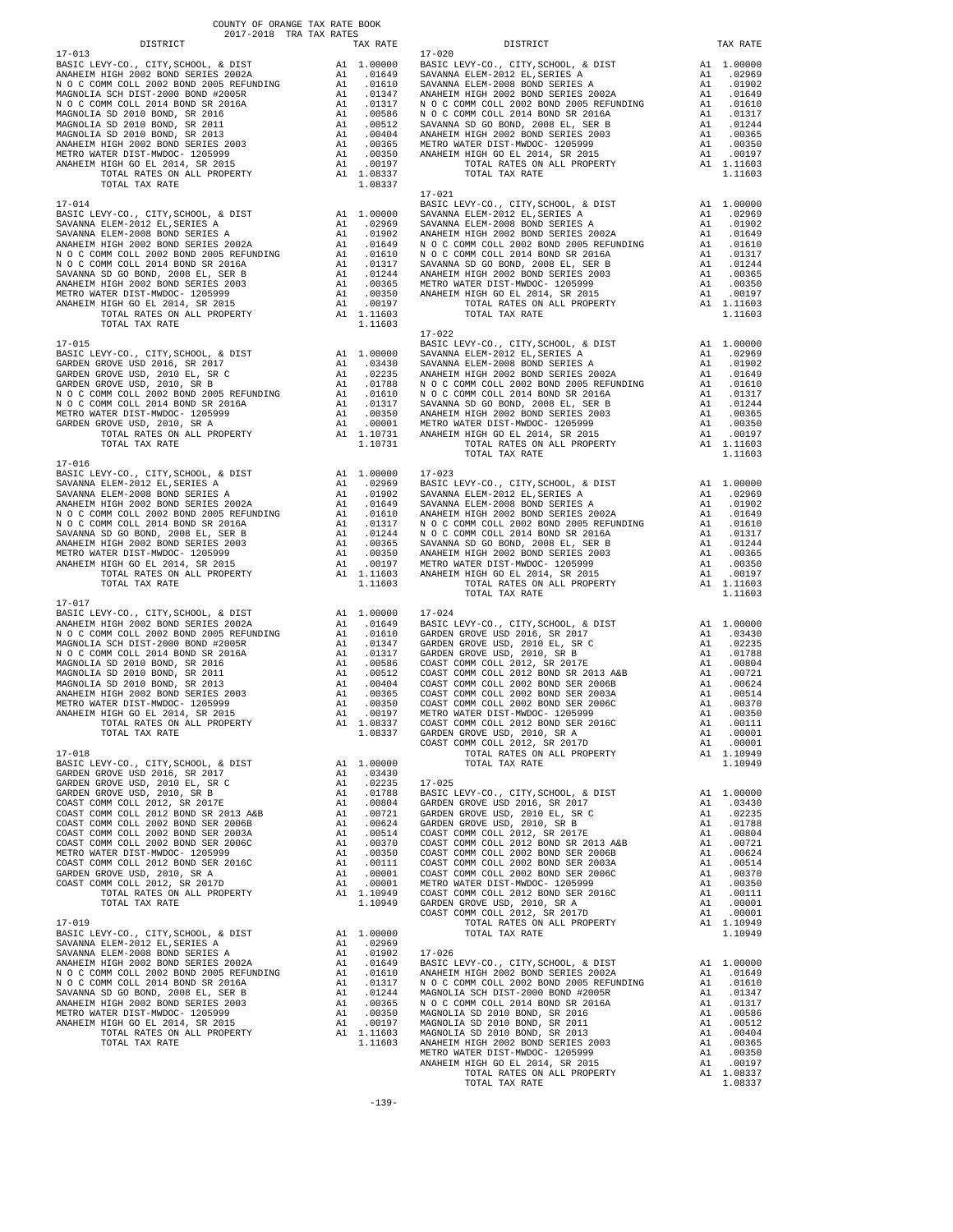COUNTY OF ORANGE TAX RATE BOOK
2017-2018 TRA TAX RATES

**17-013**

| DISTRICT | | TAX RATE |
|---|---|---|
| BASIC LEVY-CO., CITY,SCHOOL, & DIST | A1 | 1.00000 |
| ANAHEIM HIGH 2002 BOND SERIES 2002A | A1 | .01649 |
| N O C COMM COLL 2002 BOND 2005 REFUNDING | A1 | .01610 |
| MAGNOLIA SCH DIST-2000 BOND #2005R | A1 | .01347 |
| N O C COMM COLL 2014 BOND SR 2016A | A1 | .01317 |
| MAGNOLIA SD 2010 BOND, SR 2016 | A1 | .00586 |
| MAGNOLIA SD 2010 BOND, SR 2011 | A1 | .00512 |
| MAGNOLIA SD 2010 BOND, SR 2013 | A1 | .00404 |
| ANAHEIM HIGH 2002 BOND SERIES 2003 | A1 | .00365 |
| METRO WATER DIST-MWDOC- 1205999 | A1 | .00350 |
| ANAHEIM HIGH GO EL 2014, SR 2015 | A1 | .00197 |
| TOTAL RATES ON ALL PROPERTY | A1 | 1.08337 |
| TOTAL TAX RATE | | 1.08337 |

**17-014**

| DISTRICT | | TAX RATE |
|---|---|---|
| BASIC LEVY-CO., CITY,SCHOOL, & DIST | A1 | 1.00000 |
| SAVANNA ELEM-2012 EL,SERIES A | A1 | .02969 |
| SAVANNA ELEM-2008 BOND SERIES A | A1 | .01902 |
| ANAHEIM HIGH 2002 BOND SERIES 2002A | A1 | .01649 |
| N O C COMM COLL 2002 BOND 2005 REFUNDING | A1 | .01610 |
| N O C COMM COLL 2014 BOND SR 2016A | A1 | .01317 |
| SAVANNA SD GO BOND, 2008 EL, SER B | A1 | .01244 |
| ANAHEIM HIGH 2002 BOND SERIES 2003 | A1 | .00365 |
| METRO WATER DIST-MWDOC- 1205999 | A1 | .00350 |
| ANAHEIM HIGH GO EL 2014, SR 2015 | A1 | .00197 |
| TOTAL RATES ON ALL PROPERTY | A1 | 1.11603 |
| TOTAL TAX RATE | | 1.11603 |

**17-015**

| DISTRICT | | TAX RATE |
|---|---|---|
| BASIC LEVY-CO., CITY,SCHOOL, & DIST | A1 | 1.00000 |
| GARDEN GROVE USD 2016, SR 2017 | A1 | .03430 |
| GARDEN GROVE USD, 2010 EL, SR C | A1 | .02235 |
| GARDEN GROVE USD, 2010, SR B | A1 | .01788 |
| N O C COMM COLL 2002 BOND 2005 REFUNDING | A1 | .01610 |
| N O C COMM COLL 2014 BOND SR 2016A | A1 | .01317 |
| METRO WATER DIST-MWDOC- 1205999 | A1 | .00350 |
| GARDEN GROVE USD, 2010, SR A | A1 | .00001 |
| TOTAL RATES ON ALL PROPERTY | A1 | 1.10731 |
| TOTAL TAX RATE | | 1.10731 |

**17-016**

| DISTRICT | | TAX RATE |
|---|---|---|
| BASIC LEVY-CO., CITY,SCHOOL, & DIST | A1 | 1.00000 |
| SAVANNA ELEM-2012 EL,SERIES A | A1 | .02969 |
| SAVANNA ELEM-2008 BOND SERIES A | A1 | .01902 |
| ANAHEIM HIGH 2002 BOND SERIES 2002A | A1 | .01649 |
| N O C COMM COLL 2002 BOND 2005 REFUNDING | A1 | .01610 |
| N O C COMM COLL 2014 BOND SR 2016A | A1 | .01317 |
| SAVANNA SD GO BOND, 2008 EL, SER B | A1 | .01244 |
| ANAHEIM HIGH 2002 BOND SERIES 2003 | A1 | .00365 |
| METRO WATER DIST-MWDOC- 1205999 | A1 | .00350 |
| ANAHEIM HIGH GO EL 2014, SR 2015 | A1 | .00197 |
| TOTAL RATES ON ALL PROPERTY | A1 | 1.11603 |
| TOTAL TAX RATE | | 1.11603 |

**17-017**

| DISTRICT | | TAX RATE |
|---|---|---|
| BASIC LEVY-CO., CITY,SCHOOL, & DIST | A1 | 1.00000 |
| ANAHEIM HIGH 2002 BOND SERIES 2002A | A1 | .01649 |
| N O C COMM COLL 2002 BOND 2005 REFUNDING | A1 | .01610 |
| MAGNOLIA SCH DIST-2000 BOND #2005R | A1 | .01347 |
| N O C COMM COLL 2014 BOND SR 2016A | A1 | .01317 |
| MAGNOLIA SD 2010 BOND, SR 2016 | A1 | .00586 |
| MAGNOLIA SD 2010 BOND, SR 2011 | A1 | .00512 |
| MAGNOLIA SD 2010 BOND, SR 2013 | A1 | .00404 |
| ANAHEIM HIGH 2002 BOND SERIES 2003 | A1 | .00365 |
| METRO WATER DIST-MWDOC- 1205999 | A1 | .00350 |
| ANAHEIM HIGH GO EL 2014, SR 2015 | A1 | .00197 |
| TOTAL RATES ON ALL PROPERTY | A1 | 1.08337 |
| TOTAL TAX RATE | | 1.08337 |

**17-018**

| DISTRICT | | TAX RATE |
|---|---|---|
| BASIC LEVY-CO., CITY,SCHOOL, & DIST | A1 | 1.00000 |
| GARDEN GROVE USD 2016, SR 2017 | A1 | .03430 |
| GARDEN GROVE USD, 2010 EL, SR C | A1 | .02235 |
| GARDEN GROVE USD, 2010, SR B | A1 | .01788 |
| COAST COMM COLL 2012, SR 2017E | A1 | .00804 |
| COAST COMM COLL 2012 BOND SR 2013 A&B | A1 | .00721 |
| COAST COMM COLL 2002 BOND SER 2006B | A1 | .00624 |
| COAST COMM COLL 2002 BOND SER 2003A | A1 | .00514 |
| COAST COMM COLL 2002 BOND SER 2006C | A1 | .00370 |
| METRO WATER DIST-MWDOC- 1205999 | A1 | .00350 |
| COAST COMM COLL 2012 BOND SER 2016C | A1 | .00111 |
| GARDEN GROVE USD, 2010, SR A | A1 | .00001 |
| COAST COMM COLL 2012, SR 2017D | A1 | .00001 |
| TOTAL RATES ON ALL PROPERTY | A1 | 1.10949 |
| TOTAL TAX RATE | | 1.10949 |

**17-019**

| DISTRICT | | TAX RATE |
|---|---|---|
| BASIC LEVY-CO., CITY,SCHOOL, & DIST | A1 | 1.00000 |
| SAVANNA ELEM-2012 EL,SERIES A | A1 | .02969 |
| SAVANNA ELEM-2008 BOND SERIES A | A1 | .01902 |
| ANAHEIM HIGH 2002 BOND SERIES 2002A | A1 | .01649 |
| N O C COMM COLL 2002 BOND 2005 REFUNDING | A1 | .01610 |
| N O C COMM COLL 2014 BOND SR 2016A | A1 | .01317 |
| SAVANNA SD GO BOND, 2008 EL, SER B | A1 | .01244 |
| ANAHEIM HIGH 2002 BOND SERIES 2003 | A1 | .00365 |
| METRO WATER DIST-MWDOC- 1205999 | A1 | .00350 |
| ANAHEIM HIGH GO EL 2014, SR 2015 | A1 | .00197 |
| TOTAL RATES ON ALL PROPERTY | A1 | 1.11603 |
| TOTAL TAX RATE | | 1.11603 |

**17-020**

| DISTRICT | | TAX RATE |
|---|---|---|
| BASIC LEVY-CO., CITY,SCHOOL, & DIST | A1 | 1.00000 |
| SAVANNA ELEM-2012 EL,SERIES A | A1 | .02969 |
| SAVANNA ELEM-2008 BOND SERIES A | A1 | .01902 |
| ANAHEIM HIGH 2002 BOND SERIES 2002A | A1 | .01649 |
| N O C COMM COLL 2002 BOND 2005 REFUNDING | A1 | .01610 |
| N O C COMM COLL 2014 BOND SR 2016A | A1 | .01317 |
| SAVANNA SD GO BOND, 2008 EL, SER B | A1 | .01244 |
| ANAHEIM HIGH 2002 BOND SERIES 2003 | A1 | .00365 |
| METRO WATER DIST-MWDOC- 1205999 | A1 | .00350 |
| ANAHEIM HIGH GO EL 2014, SR 2015 | A1 | .00197 |
| TOTAL RATES ON ALL PROPERTY | A1 | 1.11603 |
| TOTAL TAX RATE | | 1.11603 |

**17-021**

| DISTRICT | | TAX RATE |
|---|---|---|
| BASIC LEVY-CO., CITY,SCHOOL, & DIST | A1 | 1.00000 |
| SAVANNA ELEM-2012 EL,SERIES A | A1 | .02969 |
| SAVANNA ELEM-2008 BOND SERIES A | A1 | .01902 |
| ANAHEIM HIGH 2002 BOND SERIES 2002A | A1 | .01649 |
| N O C COMM COLL 2002 BOND 2005 REFUNDING | A1 | .01610 |
| N O C COMM COLL 2014 BOND SR 2016A | A1 | .01317 |
| SAVANNA SD GO BOND, 2008 EL, SER B | A1 | .01244 |
| ANAHEIM HIGH 2002 BOND SERIES 2003 | A1 | .00365 |
| METRO WATER DIST-MWDOC- 1205999 | A1 | .00350 |
| ANAHEIM HIGH GO EL 2014, SR 2015 | A1 | .00197 |
| TOTAL RATES ON ALL PROPERTY | A1 | 1.11603 |
| TOTAL TAX RATE | | 1.11603 |

**17-022**

| DISTRICT | | TAX RATE |
|---|---|---|
| BASIC LEVY-CO., CITY,SCHOOL, & DIST | A1 | 1.00000 |
| SAVANNA ELEM-2012 EL,SERIES A | A1 | .02969 |
| SAVANNA ELEM-2008 BOND SERIES A | A1 | .01902 |
| ANAHEIM HIGH 2002 BOND SERIES 2002A | A1 | .01649 |
| N O C COMM COLL 2002 BOND 2005 REFUNDING | A1 | .01610 |
| N O C COMM COLL 2014 BOND SR 2016A | A1 | .01317 |
| SAVANNA SD GO BOND, 2008 EL, SER B | A1 | .01244 |
| ANAHEIM HIGH 2002 BOND SERIES 2003 | A1 | .00365 |
| METRO WATER DIST-MWDOC- 1205999 | A1 | .00350 |
| ANAHEIM HIGH GO EL 2014, SR 2015 | A1 | .00197 |
| TOTAL RATES ON ALL PROPERTY | A1 | 1.11603 |
| TOTAL TAX RATE | | 1.11603 |

**17-023**

| DISTRICT | | TAX RATE |
|---|---|---|
| BASIC LEVY-CO., CITY,SCHOOL, & DIST | A1 | 1.00000 |
| SAVANNA ELEM-2012 EL,SERIES A | A1 | .02969 |
| SAVANNA ELEM-2008 BOND SERIES A | A1 | .01902 |
| ANAHEIM HIGH 2002 BOND SERIES 2002A | A1 | .01649 |
| N O C COMM COLL 2002 BOND 2005 REFUNDING | A1 | .01610 |
| N O C COMM COLL 2014 BOND SR 2016A | A1 | .01317 |
| SAVANNA SD GO BOND, 2008 EL, SER B | A1 | .01244 |
| ANAHEIM HIGH 2002 BOND SERIES 2003 | A1 | .00365 |
| METRO WATER DIST-MWDOC- 1205999 | A1 | .00350 |
| ANAHEIM HIGH GO EL 2014, SR 2015 | A1 | .00197 |
| TOTAL RATES ON ALL PROPERTY | A1 | 1.11603 |
| TOTAL TAX RATE | | 1.11603 |

**17-024**

| DISTRICT | | TAX RATE |
|---|---|---|
| BASIC LEVY-CO., CITY,SCHOOL, & DIST | A1 | 1.00000 |
| GARDEN GROVE USD 2016, SR 2017 | A1 | .03430 |
| GARDEN GROVE USD, 2010 EL, SR C | A1 | .02235 |
| GARDEN GROVE USD, 2010, SR B | A1 | .01788 |
| COAST COMM COLL 2012, SR 2017E | A1 | .00804 |
| COAST COMM COLL 2012 BOND SR 2013 A&B | A1 | .00721 |
| COAST COMM COLL 2002 BOND SER 2006B | A1 | .00624 |
| COAST COMM COLL 2002 BOND SER 2003A | A1 | .00514 |
| COAST COMM COLL 2002 BOND SER 2006C | A1 | .00370 |
| METRO WATER DIST-MWDOC- 1205999 | A1 | .00350 |
| COAST COMM COLL 2012 BOND SER 2016C | A1 | .00111 |
| GARDEN GROVE USD, 2010, SR A | A1 | .00001 |
| COAST COMM COLL 2012, SR 2017D | A1 | .00001 |
| TOTAL RATES ON ALL PROPERTY | A1 | 1.10949 |
| TOTAL TAX RATE | | 1.10949 |

**17-025**

| DISTRICT | | TAX RATE |
|---|---|---|
| BASIC LEVY-CO., CITY,SCHOOL, & DIST | A1 | 1.00000 |
| GARDEN GROVE USD 2016, SR 2017 | A1 | .03430 |
| GARDEN GROVE USD, 2010 EL, SR C | A1 | .02235 |
| GARDEN GROVE USD, 2010, SR B | A1 | .01788 |
| COAST COMM COLL 2012, SR 2017E | A1 | .00804 |
| COAST COMM COLL 2012 BOND SR 2013 A&B | A1 | .00721 |
| COAST COMM COLL 2002 BOND SER 2006B | A1 | .00624 |
| COAST COMM COLL 2002 BOND SER 2003A | A1 | .00514 |
| COAST COMM COLL 2002 BOND SER 2006C | A1 | .00370 |
| METRO WATER DIST-MWDOC- 1205999 | A1 | .00350 |
| COAST COMM COLL 2012 BOND SER 2016C | A1 | .00111 |
| GARDEN GROVE USD, 2010, SR A | A1 | .00001 |
| COAST COMM COLL 2012, SR 2017D | A1 | .00001 |
| TOTAL RATES ON ALL PROPERTY | A1 | 1.10949 |
| TOTAL TAX RATE | | 1.10949 |

**17-026**

| DISTRICT | | TAX RATE |
|---|---|---|
| BASIC LEVY-CO., CITY,SCHOOL, & DIST | A1 | 1.00000 |
| ANAHEIM HIGH 2002 BOND SERIES 2002A | A1 | .01649 |
| N O C COMM COLL 2002 BOND 2005 REFUNDING | A1 | .01610 |
| MAGNOLIA SCH DIST-2000 BOND #2005R | A1 | .01347 |
| N O C COMM COLL 2014 BOND SR 2016A | A1 | .01317 |
| MAGNOLIA SD 2010 BOND, SR 2016 | A1 | .00586 |
| MAGNOLIA SD 2010 BOND, SR 2011 | A1 | .00512 |
| MAGNOLIA SD 2010 BOND, SR 2013 | A1 | .00404 |
| ANAHEIM HIGH 2002 BOND SERIES 2003 | A1 | .00365 |
| METRO WATER DIST-MWDOC- 1205999 | A1 | .00350 |
| ANAHEIM HIGH GO EL 2014, SR 2015 | A1 | .00197 |
| TOTAL RATES ON ALL PROPERTY | A1 | 1.08337 |
| TOTAL TAX RATE | | 1.08337 |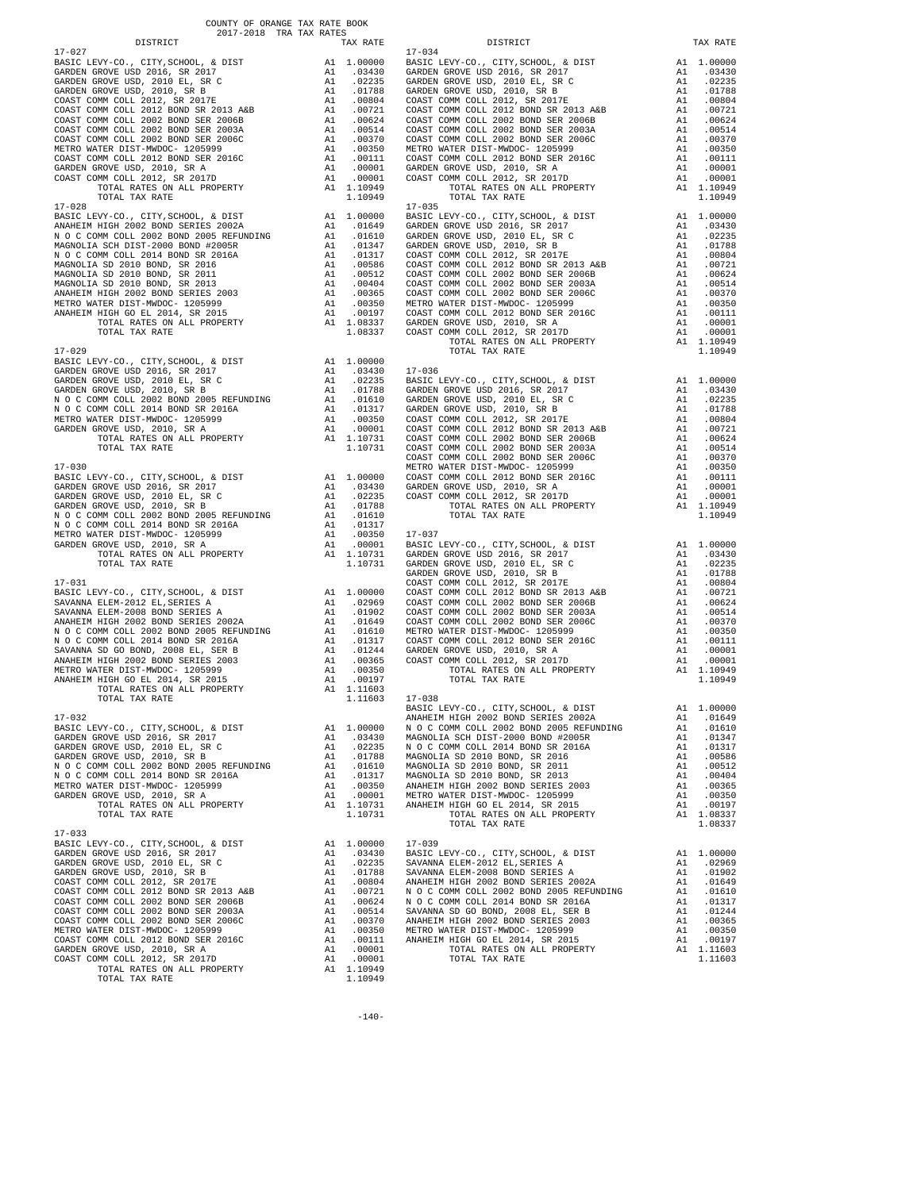COUNTY OF ORANGE TAX RATE BOOK
2017-2018 TRA TAX RATES

| DISTRICT | | TAX RATE |
|---|---|---|
| **17-027** | | |
| BASIC LEVY-CO., CITY,SCHOOL, & DIST | A1 | 1.00000 |
| GARDEN GROVE USD 2016, SR 2017 | A1 | .03430 |
| GARDEN GROVE USD, 2010 EL, SR C | A1 | .02235 |
| GARDEN GROVE USD, 2010, SR B | A1 | .01788 |
| COAST COMM COLL 2012, SR 2017E | A1 | .00804 |
| COAST COMM COLL 2012 BOND SR 2013 A&B | A1 | .00721 |
| COAST COMM COLL 2002 BOND SER 2006B | A1 | .00624 |
| COAST COMM COLL 2002 BOND SER 2003A | A1 | .00514 |
| COAST COMM COLL 2002 BOND SER 2006C | A1 | .00370 |
| METRO WATER DIST-MWDOC- 1205999 | A1 | .00350 |
| COAST COMM COLL 2012 BOND SER 2016C | A1 | .00111 |
| GARDEN GROVE USD, 2010, SR A | A1 | .00001 |
| COAST COMM COLL 2012, SR 2017D | A1 | .00001 |
| TOTAL RATES ON ALL PROPERTY | A1 | 1.10949 |
| TOTAL TAX RATE | | 1.10949 |
| **17-028** | | |
| BASIC LEVY-CO., CITY,SCHOOL, & DIST | A1 | 1.00000 |
| ANAHEIM HIGH 2002 BOND SERIES 2002A | A1 | .01649 |
| N O C COMM COLL 2002 BOND 2005 REFUNDING | A1 | .01610 |
| MAGNOLIA SCH DIST-2000 BOND #2005R | A1 | .01347 |
| N O C COMM COLL 2014 BOND SR 2016A | A1 | .01317 |
| MAGNOLIA SD 2010 BOND, SR 2016 | A1 | .00586 |
| MAGNOLIA SD 2010 BOND, SR 2011 | A1 | .00512 |
| MAGNOLIA SD 2010 BOND, SR 2013 | A1 | .00404 |
| ANAHEIM HIGH 2002 BOND SERIES 2003 | A1 | .00365 |
| METRO WATER DIST-MWDOC- 1205999 | A1 | .00350 |
| ANAHEIM HIGH GO EL 2014, SR 2015 | A1 | .00197 |
| TOTAL RATES ON ALL PROPERTY | A1 | 1.08337 |
| TOTAL TAX RATE | | 1.08337 |
| **17-029** | | |
| BASIC LEVY-CO., CITY,SCHOOL, & DIST | A1 | 1.00000 |
| GARDEN GROVE USD 2016, SR 2017 | A1 | .03430 |
| GARDEN GROVE USD, 2010 EL, SR C | A1 | .02235 |
| GARDEN GROVE USD, 2010, SR B | A1 | .01788 |
| N O C COMM COLL 2002 BOND 2005 REFUNDING | A1 | .01610 |
| N O C COMM COLL 2014 BOND SR 2016A | A1 | .01317 |
| METRO WATER DIST-MWDOC- 1205999 | A1 | .00350 |
| GARDEN GROVE USD, 2010, SR A | A1 | .00001 |
| TOTAL RATES ON ALL PROPERTY | A1 | 1.10731 |
| TOTAL TAX RATE | | 1.10731 |
| **17-030** | | |
| BASIC LEVY-CO., CITY,SCHOOL, & DIST | A1 | 1.00000 |
| GARDEN GROVE USD 2016, SR 2017 | A1 | .03430 |
| GARDEN GROVE USD, 2010 EL, SR C | A1 | .02235 |
| GARDEN GROVE USD, 2010, SR B | A1 | .01788 |
| N O C COMM COLL 2002 BOND 2005 REFUNDING | A1 | .01610 |
| N O C COMM COLL 2014 BOND SR 2016A | A1 | .01317 |
| METRO WATER DIST-MWDOC- 1205999 | A1 | .00350 |
| GARDEN GROVE USD, 2010, SR A | A1 | .00001 |
| TOTAL RATES ON ALL PROPERTY | A1 | 1.10731 |
| TOTAL TAX RATE | | 1.10731 |
| **17-031** | | |
| BASIC LEVY-CO., CITY,SCHOOL, & DIST | A1 | 1.00000 |
| SAVANNA ELEM-2012 EL,SERIES A | A1 | .02969 |
| SAVANNA ELEM-2008 BOND SERIES A | A1 | .01902 |
| ANAHEIM HIGH 2002 BOND SERIES 2002A | A1 | .01649 |
| N O C COMM COLL 2002 BOND 2005 REFUNDING | A1 | .01610 |
| N O C COMM COLL 2014 BOND SR 2016A | A1 | .01317 |
| SAVANNA SD GO BOND, 2008 EL, SER B | A1 | .01244 |
| ANAHEIM HIGH 2002 BOND SERIES 2003 | A1 | .00365 |
| METRO WATER DIST-MWDOC- 1205999 | A1 | .00350 |
| ANAHEIM HIGH GO EL 2014, SR 2015 | A1 | .00197 |
| TOTAL RATES ON ALL PROPERTY | A1 | 1.11603 |
| TOTAL TAX RATE | | 1.11603 |
| **17-032** | | |
| BASIC LEVY-CO., CITY,SCHOOL, & DIST | A1 | 1.00000 |
| GARDEN GROVE USD 2016, SR 2017 | A1 | .03430 |
| GARDEN GROVE USD, 2010 EL, SR C | A1 | .02235 |
| GARDEN GROVE USD, 2010, SR B | A1 | .01788 |
| N O C COMM COLL 2002 BOND 2005 REFUNDING | A1 | .01610 |
| N O C COMM COLL 2014 BOND SR 2016A | A1 | .01317 |
| METRO WATER DIST-MWDOC- 1205999 | A1 | .00350 |
| GARDEN GROVE USD, 2010, SR A | A1 | .00001 |
| TOTAL RATES ON ALL PROPERTY | A1 | 1.10731 |
| TOTAL TAX RATE | | 1.10731 |
| **17-033** | | |
| BASIC LEVY-CO., CITY,SCHOOL, & DIST | A1 | 1.00000 |
| GARDEN GROVE USD 2016, SR 2017 | A1 | .03430 |
| GARDEN GROVE USD, 2010 EL, SR C | A1 | .02235 |
| GARDEN GROVE USD, 2010, SR B | A1 | .01788 |
| COAST COMM COLL 2012, SR 2017E | A1 | .00804 |
| COAST COMM COLL 2012 BOND SR 2013 A&B | A1 | .00721 |
| COAST COMM COLL 2002 BOND SER 2006B | A1 | .00624 |
| COAST COMM COLL 2002 BOND SER 2003A | A1 | .00514 |
| COAST COMM COLL 2002 BOND SER 2006C | A1 | .00370 |
| METRO WATER DIST-MWDOC- 1205999 | A1 | .00350 |
| COAST COMM COLL 2012 BOND SER 2016C | A1 | .00111 |
| GARDEN GROVE USD, 2010, SR A | A1 | .00001 |
| COAST COMM COLL 2012, SR 2017D | A1 | .00001 |
| TOTAL RATES ON ALL PROPERTY | A1 | 1.10949 |
| TOTAL TAX RATE | | 1.10949 |
| **17-034** | | |
| BASIC LEVY-CO., CITY,SCHOOL, & DIST | A1 | 1.00000 |
| GARDEN GROVE USD 2016, SR 2017 | A1 | .03430 |
| GARDEN GROVE USD, 2010 EL, SR C | A1 | .02235 |
| GARDEN GROVE USD, 2010, SR B | A1 | .01788 |
| COAST COMM COLL 2012, SR 2017E | A1 | .00804 |
| COAST COMM COLL 2012 BOND SR 2013 A&B | A1 | .00721 |
| COAST COMM COLL 2002 BOND SER 2006B | A1 | .00624 |
| COAST COMM COLL 2002 BOND SER 2003A | A1 | .00514 |
| COAST COMM COLL 2002 BOND SER 2006C | A1 | .00370 |
| METRO WATER DIST-MWDOC- 1205999 | A1 | .00350 |
| COAST COMM COLL 2012 BOND SER 2016C | A1 | .00111 |
| GARDEN GROVE USD, 2010, SR A | A1 | .00001 |
| COAST COMM COLL 2012, SR 2017D | A1 | .00001 |
| TOTAL RATES ON ALL PROPERTY | A1 | 1.10949 |
| TOTAL TAX RATE | | 1.10949 |
| **17-035** | | |
| BASIC LEVY-CO., CITY,SCHOOL, & DIST | A1 | 1.00000 |
| GARDEN GROVE USD 2016, SR 2017 | A1 | .03430 |
| GARDEN GROVE USD, 2010 EL, SR C | A1 | .02235 |
| GARDEN GROVE USD, 2010, SR B | A1 | .01788 |
| COAST COMM COLL 2012, SR 2017E | A1 | .00804 |
| COAST COMM COLL 2012 BOND SR 2013 A&B | A1 | .00721 |
| COAST COMM COLL 2002 BOND SER 2006B | A1 | .00624 |
| COAST COMM COLL 2002 BOND SER 2003A | A1 | .00514 |
| COAST COMM COLL 2002 BOND SER 2006C | A1 | .00370 |
| METRO WATER DIST-MWDOC- 1205999 | A1 | .00350 |
| COAST COMM COLL 2012 BOND SER 2016C | A1 | .00111 |
| GARDEN GROVE USD, 2010, SR A | A1 | .00001 |
| COAST COMM COLL 2012, SR 2017D | A1 | .00001 |
| TOTAL RATES ON ALL PROPERTY | A1 | 1.10949 |
| TOTAL TAX RATE | | 1.10949 |
| **17-036** | | |
| BASIC LEVY-CO., CITY,SCHOOL, & DIST | A1 | 1.00000 |
| GARDEN GROVE USD 2016, SR 2017 | A1 | .03430 |
| GARDEN GROVE USD, 2010 EL, SR C | A1 | .02235 |
| GARDEN GROVE USD, 2010, SR B | A1 | .01788 |
| COAST COMM COLL 2012, SR 2017E | A1 | .00804 |
| COAST COMM COLL 2012 BOND SR 2013 A&B | A1 | .00721 |
| COAST COMM COLL 2002 BOND SER 2006B | A1 | .00624 |
| COAST COMM COLL 2002 BOND SER 2003A | A1 | .00514 |
| COAST COMM COLL 2002 BOND SER 2006C | A1 | .00370 |
| METRO WATER DIST-MWDOC- 1205999 | A1 | .00350 |
| COAST COMM COLL 2012 BOND SER 2016C | A1 | .00111 |
| GARDEN GROVE USD, 2010, SR A | A1 | .00001 |
| COAST COMM COLL 2012, SR 2017D | A1 | .00001 |
| TOTAL RATES ON ALL PROPERTY | A1 | 1.10949 |
| TOTAL TAX RATE | | 1.10949 |
| **17-037** | | |
| BASIC LEVY-CO., CITY,SCHOOL, & DIST | A1 | 1.00000 |
| GARDEN GROVE USD 2016, SR 2017 | A1 | .03430 |
| GARDEN GROVE USD, 2010 EL, SR C | A1 | .02235 |
| GARDEN GROVE USD, 2010, SR B | A1 | .01788 |
| COAST COMM COLL 2012, SR 2017E | A1 | .00804 |
| COAST COMM COLL 2012 BOND SR 2013 A&B | A1 | .00721 |
| COAST COMM COLL 2002 BOND SER 2006B | A1 | .00624 |
| COAST COMM COLL 2002 BOND SER 2003A | A1 | .00514 |
| COAST COMM COLL 2002 BOND SER 2006C | A1 | .00370 |
| METRO WATER DIST-MWDOC- 1205999 | A1 | .00350 |
| COAST COMM COLL 2012 BOND SER 2016C | A1 | .00111 |
| GARDEN GROVE USD, 2010, SR A | A1 | .00001 |
| COAST COMM COLL 2012, SR 2017D | A1 | .00001 |
| TOTAL RATES ON ALL PROPERTY | A1 | 1.10949 |
| TOTAL TAX RATE | | 1.10949 |
| **17-038** | | |
| BASIC LEVY-CO., CITY,SCHOOL, & DIST | A1 | 1.00000 |
| ANAHEIM HIGH 2002 BOND SERIES 2002A | A1 | .01649 |
| N O C COMM COLL 2002 BOND 2005 REFUNDING | A1 | .01610 |
| MAGNOLIA SCH DIST-2000 BOND #2005R | A1 | .01347 |
| N O C COMM COLL 2014 BOND SR 2016A | A1 | .01317 |
| MAGNOLIA SD 2010 BOND, SR 2016 | A1 | .00586 |
| MAGNOLIA SD 2010 BOND, SR 2011 | A1 | .00512 |
| MAGNOLIA SD 2010 BOND, SR 2013 | A1 | .00404 |
| ANAHEIM HIGH 2002 BOND SERIES 2003 | A1 | .00365 |
| METRO WATER DIST-MWDOC- 1205999 | A1 | .00350 |
| ANAHEIM HIGH GO EL 2014, SR 2015 | A1 | .00197 |
| TOTAL RATES ON ALL PROPERTY | A1 | 1.08337 |
| TOTAL TAX RATE | | 1.08337 |
| **17-039** | | |
| BASIC LEVY-CO., CITY,SCHOOL, & DIST | A1 | 1.00000 |
| SAVANNA ELEM-2012 EL,SERIES A | A1 | .02969 |
| SAVANNA ELEM-2008 BOND SERIES A | A1 | .01902 |
| ANAHEIM HIGH 2002 BOND SERIES 2002A | A1 | .01649 |
| N O C COMM COLL 2002 BOND 2005 REFUNDING | A1 | .01610 |
| N O C COMM COLL 2014 BOND SR 2016A | A1 | .01317 |
| SAVANNA SD GO BOND, 2008 EL, SER B | A1 | .01244 |
| ANAHEIM HIGH 2002 BOND SERIES 2003 | A1 | .00365 |
| METRO WATER DIST-MWDOC- 1205999 | A1 | .00350 |
| ANAHEIM HIGH GO EL 2014, SR 2015 | A1 | .00197 |
| TOTAL RATES ON ALL PROPERTY | A1 | 1.11603 |
| TOTAL TAX RATE | | 1.11603 |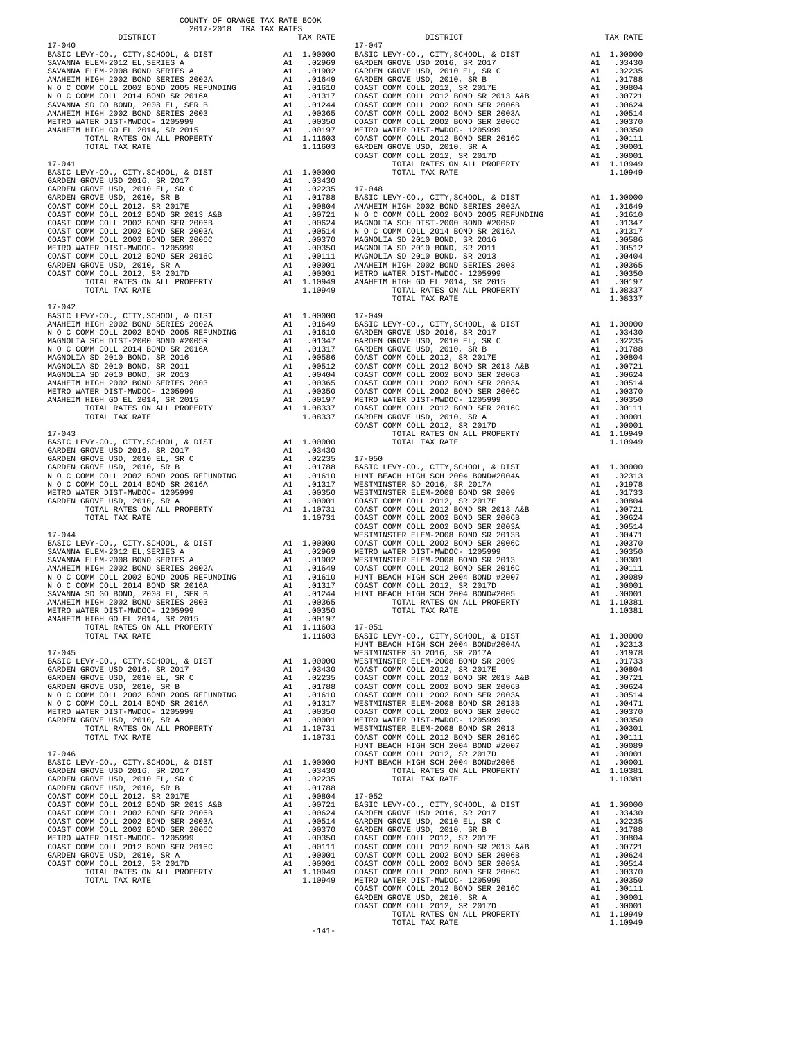COUNTY OF ORANGE TAX RATE BOOK
2017-2018 TRA TAX RATES

| DISTRICT | | TAX RATE |
|---|---|---|
| **17-040** | | |
| BASIC LEVY-CO., CITY,SCHOOL, & DIST | A1 | 1.00000 |
| SAVANNA ELEM-2012 EL,SERIES A | A1 | .02969 |
| SAVANNA ELEM-2008 BOND SERIES A | A1 | .01902 |
| ANAHEIM HIGH 2002 BOND SERIES 2002A | A1 | .01649 |
| N O C COMM COLL 2002 BOND 2005 REFUNDING | A1 | .01610 |
| N O C COMM COLL 2014 BOND SR 2016A | A1 | .01317 |
| SAVANNA SD GO BOND, 2008 EL, SER B | A1 | .01244 |
| ANAHEIM HIGH 2002 BOND SERIES 2003 | A1 | .00365 |
| METRO WATER DIST-MWDOC- 1205999 | A1 | .00350 |
| ANAHEIM HIGH GO EL 2014, SR 2015 | A1 | .00197 |
| TOTAL RATES ON ALL PROPERTY | A1 | 1.11603 |
| TOTAL TAX RATE | | 1.11603 |
| **17-041** | | |
| BASIC LEVY-CO., CITY,SCHOOL, & DIST | A1 | 1.00000 |
| GARDEN GROVE USD 2016, SR 2017 | A1 | .03430 |
| GARDEN GROVE USD, 2010 EL, SR C | A1 | .02235 |
| GARDEN GROVE USD, 2010, SR B | A1 | .01788 |
| COAST COMM COLL 2012, SR 2017E | A1 | .00804 |
| COAST COMM COLL 2012 BOND SR 2013 A&B | A1 | .00721 |
| COAST COMM COLL 2002 BOND SER 2006B | A1 | .00624 |
| COAST COMM COLL 2002 BOND SER 2003A | A1 | .00514 |
| COAST COMM COLL 2002 BOND SER 2006C | A1 | .00370 |
| METRO WATER DIST-MWDOC- 1205999 | A1 | .00350 |
| COAST COMM COLL 2012 BOND SER 2016C | A1 | .00111 |
| GARDEN GROVE USD, 2010, SR A | A1 | .00001 |
| COAST COMM COLL 2012, SR 2017D | A1 | .00001 |
| TOTAL RATES ON ALL PROPERTY | A1 | 1.10949 |
| TOTAL TAX RATE | | 1.10949 |
| **17-042** | | |
| BASIC LEVY-CO., CITY,SCHOOL, & DIST | A1 | 1.00000 |
| ANAHEIM HIGH 2002 BOND SERIES 2002A | A1 | .01649 |
| N O C COMM COLL 2002 BOND 2005 REFUNDING | A1 | .01610 |
| MAGNOLIA SCH DIST-2000 BOND #2005R | A1 | .01347 |
| N O C COMM COLL 2014 BOND SR 2016A | A1 | .01317 |
| MAGNOLIA SD 2010 BOND, SR 2016 | A1 | .00586 |
| MAGNOLIA SD 2010 BOND, SR 2011 | A1 | .00512 |
| MAGNOLIA SD 2010 BOND, SR 2013 | A1 | .00404 |
| ANAHEIM HIGH 2002 BOND SERIES 2003 | A1 | .00365 |
| METRO WATER DIST-MWDOC- 1205999 | A1 | .00350 |
| ANAHEIM HIGH GO EL 2014, SR 2015 | A1 | .00197 |
| TOTAL RATES ON ALL PROPERTY | A1 | 1.08337 |
| TOTAL TAX RATE | | 1.08337 |
| **17-043** | | |
| BASIC LEVY-CO., CITY,SCHOOL, & DIST | A1 | 1.00000 |
| GARDEN GROVE USD 2016, SR 2017 | A1 | .03430 |
| GARDEN GROVE USD, 2010 EL, SR C | A1 | .02235 |
| GARDEN GROVE USD, 2010, SR B | A1 | .01788 |
| N O C COMM COLL 2002 BOND 2005 REFUNDING | A1 | .01610 |
| N O C COMM COLL 2014 BOND SR 2016A | A1 | .01317 |
| METRO WATER DIST-MWDOC- 1205999 | A1 | .00350 |
| GARDEN GROVE USD, 2010, SR A | A1 | .00001 |
| TOTAL RATES ON ALL PROPERTY | A1 | 1.10731 |
| TOTAL TAX RATE | | 1.10731 |
| **17-044** | | |
| BASIC LEVY-CO., CITY,SCHOOL, & DIST | A1 | 1.00000 |
| SAVANNA ELEM-2012 EL,SERIES A | A1 | .02969 |
| SAVANNA ELEM-2008 BOND SERIES A | A1 | .01902 |
| ANAHEIM HIGH 2002 BOND SERIES 2002A | A1 | .01649 |
| N O C COMM COLL 2002 BOND 2005 REFUNDING | A1 | .01610 |
| N O C COMM COLL 2014 BOND SR 2016A | A1 | .01317 |
| SAVANNA SD GO BOND, 2008 EL, SER B | A1 | .01244 |
| ANAHEIM HIGH 2002 BOND SERIES 2003 | A1 | .00365 |
| METRO WATER DIST-MWDOC- 1205999 | A1 | .00350 |
| ANAHEIM HIGH GO EL 2014, SR 2015 | A1 | .00197 |
| TOTAL RATES ON ALL PROPERTY | A1 | 1.11603 |
| TOTAL TAX RATE | | 1.11603 |
| **17-045** | | |
| BASIC LEVY-CO., CITY,SCHOOL, & DIST | A1 | 1.00000 |
| GARDEN GROVE USD 2016, SR 2017 | A1 | .03430 |
| GARDEN GROVE USD, 2010 EL, SR C | A1 | .02235 |
| GARDEN GROVE USD, 2010, SR B | A1 | .01788 |
| N O C COMM COLL 2002 BOND 2005 REFUNDING | A1 | .01610 |
| N O C COMM COLL 2014 BOND SR 2016A | A1 | .01317 |
| METRO WATER DIST-MWDOC- 1205999 | A1 | .00350 |
| GARDEN GROVE USD, 2010, SR A | A1 | .00001 |
| TOTAL RATES ON ALL PROPERTY | A1 | 1.10731 |
| TOTAL TAX RATE | | 1.10731 |
| **17-046** | | |
| BASIC LEVY-CO., CITY,SCHOOL, & DIST | A1 | 1.00000 |
| GARDEN GROVE USD 2016, SR 2017 | A1 | .03430 |
| GARDEN GROVE USD, 2010 EL, SR C | A1 | .02235 |
| GARDEN GROVE USD, 2010, SR B | A1 | .01788 |
| COAST COMM COLL 2012, SR 2017E | A1 | .00804 |
| COAST COMM COLL 2012 BOND SR 2013 A&B | A1 | .00721 |
| COAST COMM COLL 2002 BOND SER 2006B | A1 | .00624 |
| COAST COMM COLL 2002 BOND SER 2003A | A1 | .00514 |
| COAST COMM COLL 2002 BOND SER 2006C | A1 | .00370 |
| METRO WATER DIST-MWDOC- 1205999 | A1 | .00350 |
| COAST COMM COLL 2012 BOND SER 2016C | A1 | .00111 |
| GARDEN GROVE USD, 2010, SR A | A1 | .00001 |
| COAST COMM COLL 2012, SR 2017D | A1 | .00001 |
| TOTAL RATES ON ALL PROPERTY | A1 | 1.10949 |
| TOTAL TAX RATE | | 1.10949 |
| **17-047** | | |
| BASIC LEVY-CO., CITY,SCHOOL, & DIST | A1 | 1.00000 |
| GARDEN GROVE USD 2016, SR 2017 | A1 | .03430 |
| GARDEN GROVE USD, 2010 EL, SR C | A1 | .02235 |
| GARDEN GROVE USD, 2010, SR B | A1 | .01788 |
| COAST COMM COLL 2012, SR 2017E | A1 | .00804 |
| COAST COMM COLL 2012 BOND SR 2013 A&B | A1 | .00721 |
| COAST COMM COLL 2002 BOND SER 2006B | A1 | .00624 |
| COAST COMM COLL 2002 BOND SER 2003A | A1 | .00514 |
| COAST COMM COLL 2002 BOND SER 2006C | A1 | .00370 |
| METRO WATER DIST-MWDOC- 1205999 | A1 | .00350 |
| COAST COMM COLL 2012 BOND SER 2016C | A1 | .00111 |
| GARDEN GROVE USD, 2010, SR A | A1 | .00001 |
| COAST COMM COLL 2012, SR 2017D | A1 | .00001 |
| TOTAL RATES ON ALL PROPERTY | A1 | 1.10949 |
| TOTAL TAX RATE | | 1.10949 |
| **17-048** | | |
| BASIC LEVY-CO., CITY,SCHOOL, & DIST | A1 | 1.00000 |
| ANAHEIM HIGH 2002 BOND SERIES 2002A | A1 | .01649 |
| N O C COMM COLL 2002 BOND 2005 REFUNDING | A1 | .01610 |
| MAGNOLIA SCH DIST-2000 BOND #2005R | A1 | .01347 |
| N O C COMM COLL 2014 BOND SR 2016A | A1 | .01317 |
| MAGNOLIA SD 2010 BOND, SR 2016 | A1 | .00586 |
| MAGNOLIA SD 2010 BOND, SR 2011 | A1 | .00512 |
| MAGNOLIA SD 2010 BOND, SR 2013 | A1 | .00404 |
| ANAHEIM HIGH 2002 BOND SERIES 2003 | A1 | .00365 |
| METRO WATER DIST-MWDOC- 1205999 | A1 | .00350 |
| ANAHEIM HIGH GO EL 2014, SR 2015 | A1 | .00197 |
| TOTAL RATES ON ALL PROPERTY | A1 | 1.08337 |
| TOTAL TAX RATE | | 1.08337 |
| **17-049** | | |
| BASIC LEVY-CO., CITY,SCHOOL, & DIST | A1 | 1.00000 |
| GARDEN GROVE USD 2016, SR 2017 | A1 | .03430 |
| GARDEN GROVE USD, 2010 EL, SR C | A1 | .02235 |
| GARDEN GROVE USD, 2010, SR B | A1 | .01788 |
| COAST COMM COLL 2012, SR 2017E | A1 | .00804 |
| COAST COMM COLL 2012 BOND SR 2013 A&B | A1 | .00721 |
| COAST COMM COLL 2002 BOND SER 2006B | A1 | .00624 |
| COAST COMM COLL 2002 BOND SER 2003A | A1 | .00514 |
| COAST COMM COLL 2002 BOND SER 2006C | A1 | .00370 |
| METRO WATER DIST-MWDOC- 1205999 | A1 | .00350 |
| COAST COMM COLL 2012 BOND SER 2016C | A1 | .00111 |
| GARDEN GROVE USD, 2010, SR A | A1 | .00001 |
| COAST COMM COLL 2012, SR 2017D | A1 | .00001 |
| TOTAL RATES ON ALL PROPERTY | A1 | 1.10949 |
| TOTAL TAX RATE | | 1.10949 |
| **17-050** | | |
| BASIC LEVY-CO., CITY,SCHOOL, & DIST | A1 | 1.00000 |
| HUNT BEACH HIGH SCH 2004 BOND#2004A | A1 | .02313 |
| WESTMINSTER SD 2016, SR 2017A | A1 | .01978 |
| WESTMINSTER ELEM-2008 BOND SR 2009 | A1 | .01733 |
| COAST COMM COLL 2012, SR 2017E | A1 | .00804 |
| COAST COMM COLL 2012 BOND SR 2013 A&B | A1 | .00721 |
| COAST COMM COLL 2002 BOND SER 2006B | A1 | .00624 |
| COAST COMM COLL 2002 BOND SER 2003A | A1 | .00514 |
| WESTMINSTER ELEM-2008 BOND SR 2013B | A1 | .00471 |
| COAST COMM COLL 2002 BOND SER 2006C | A1 | .00370 |
| METRO WATER DIST-MWDOC- 1205999 | A1 | .00350 |
| WESTMINSTER ELEM-2008 BOND SR 2013 | A1 | .00301 |
| COAST COMM COLL 2012 BOND SER 2016C | A1 | .00111 |
| HUNT BEACH HIGH SCH 2004 BOND #2007 | A1 | .00089 |
| COAST COMM COLL 2012, SR 2017D | A1 | .00001 |
| HUNT BEACH HIGH SCH 2004 BOND#2005 | A1 | .00001 |
| TOTAL RATES ON ALL PROPERTY | A1 | 1.10381 |
| TOTAL TAX RATE | | 1.10381 |
| **17-051** | | |
| BASIC LEVY-CO., CITY,SCHOOL, & DIST | A1 | 1.00000 |
| HUNT BEACH HIGH SCH 2004 BOND#2004A | A1 | .02313 |
| WESTMINSTER SD 2016, SR 2017A | A1 | .01978 |
| WESTMINSTER ELEM-2008 BOND SR 2009 | A1 | .01733 |
| COAST COMM COLL 2012, SR 2017E | A1 | .00804 |
| COAST COMM COLL 2012 BOND SR 2013 A&B | A1 | .00721 |
| COAST COMM COLL 2002 BOND SER 2006B | A1 | .00624 |
| COAST COMM COLL 2002 BOND SER 2003A | A1 | .00514 |
| WESTMINSTER ELEM-2008 BOND SR 2013B | A1 | .00471 |
| COAST COMM COLL 2002 BOND SER 2006C | A1 | .00370 |
| METRO WATER DIST-MWDOC- 1205999 | A1 | .00350 |
| WESTMINSTER ELEM-2008 BOND SR 2013 | A1 | .00301 |
| COAST COMM COLL 2012 BOND SER 2016C | A1 | .00111 |
| HUNT BEACH HIGH SCH 2004 BOND #2007 | A1 | .00089 |
| COAST COMM COLL 2012, SR 2017D | A1 | .00001 |
| HUNT BEACH HIGH SCH 2004 BOND#2005 | A1 | .00001 |
| TOTAL RATES ON ALL PROPERTY | A1 | 1.10381 |
| TOTAL TAX RATE | | 1.10381 |
| **17-052** | | |
| BASIC LEVY-CO., CITY,SCHOOL, & DIST | A1 | 1.00000 |
| GARDEN GROVE USD 2016, SR 2017 | A1 | .03430 |
| GARDEN GROVE USD, 2010 EL, SR C | A1 | .02235 |
| GARDEN GROVE USD, 2010, SR B | A1 | .01788 |
| COAST COMM COLL 2012, SR 2017E | A1 | .00804 |
| COAST COMM COLL 2012 BOND SR 2013 A&B | A1 | .00721 |
| COAST COMM COLL 2002 BOND SER 2006B | A1 | .00624 |
| COAST COMM COLL 2002 BOND SER 2003A | A1 | .00514 |
| COAST COMM COLL 2002 BOND SER 2006C | A1 | .00370 |
| METRO WATER DIST-MWDOC- 1205999 | A1 | .00350 |
| COAST COMM COLL 2012 BOND SER 2016C | A1 | .00111 |
| GARDEN GROVE USD, 2010, SR A | A1 | .00001 |
| COAST COMM COLL 2012, SR 2017D | A1 | .00001 |
| TOTAL RATES ON ALL PROPERTY | A1 | 1.10949 |
| TOTAL TAX RATE | | 1.10949 |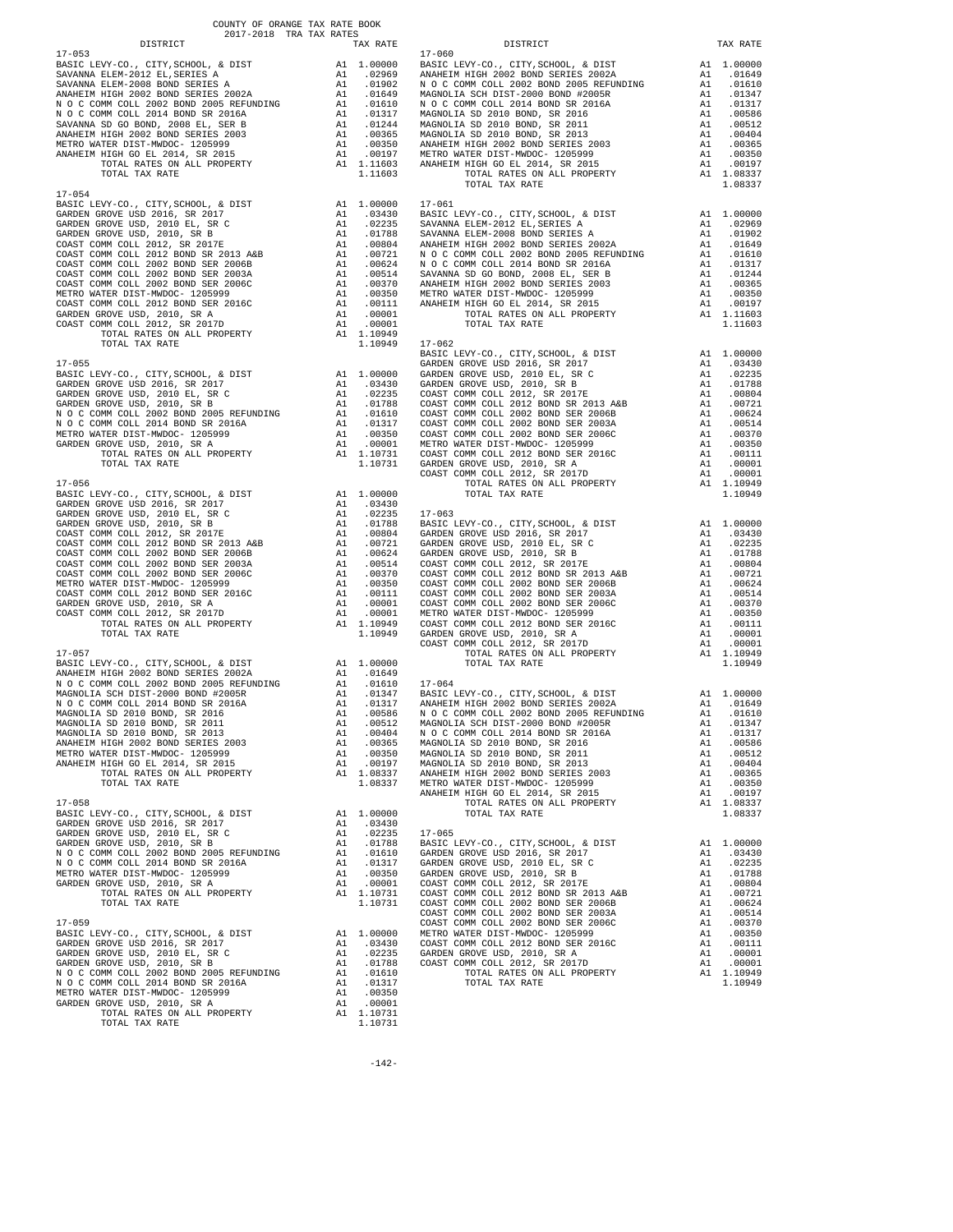COUNTY OF ORANGE TAX RATE BOOK
2017-2018 TRA TAX RATES

| DISTRICT | | TAX RATE |
|---|---|---|
| **17-053** | | |
| BASIC LEVY-CO., CITY,SCHOOL, & DIST | A1 | 1.00000 |
| SAVANNA ELEM-2012 EL,SERIES A | A1 | .02969 |
| SAVANNA ELEM-2008 BOND SERIES A | A1 | .01902 |
| ANAHEIM HIGH 2002 BOND SERIES 2002A | A1 | .01649 |
| N O C COMM COLL 2002 BOND 2005 REFUNDING | A1 | .01610 |
| N O C COMM COLL 2014 BOND SR 2016A | A1 | .01317 |
| SAVANNA SD GO BOND, 2008 EL, SER B | A1 | .01244 |
| ANAHEIM HIGH 2002 BOND SERIES 2003 | A1 | .00365 |
| METRO WATER DIST-MWDOC- 1205999 | A1 | .00350 |
| ANAHEIM HIGH GO EL 2014, SR 2015 | A1 | .00197 |
| TOTAL RATES ON ALL PROPERTY | A1 | 1.11603 |
| TOTAL TAX RATE | | 1.11603 |
| **17-054** | | |
| BASIC LEVY-CO., CITY,SCHOOL, & DIST | A1 | 1.00000 |
| GARDEN GROVE USD 2016, SR 2017 | A1 | .03430 |
| GARDEN GROVE USD, 2010 EL, SR C | A1 | .02235 |
| GARDEN GROVE USD, 2010, SR B | A1 | .01788 |
| COAST COMM COLL 2012, SR 2017E | A1 | .00804 |
| COAST COMM COLL 2012 BOND SR 2013 A&B | A1 | .00721 |
| COAST COMM COLL 2002 BOND SER 2006B | A1 | .00624 |
| COAST COMM COLL 2002 BOND SER 2003A | A1 | .00514 |
| COAST COMM COLL 2002 BOND SER 2006C | A1 | .00370 |
| METRO WATER DIST-MWDOC- 1205999 | A1 | .00350 |
| COAST COMM COLL 2012 BOND SER 2016C | A1 | .00111 |
| GARDEN GROVE USD, 2010, SR A | A1 | .00001 |
| COAST COMM COLL 2012, SR 2017D | A1 | .00001 |
| TOTAL RATES ON ALL PROPERTY | A1 | 1.10949 |
| TOTAL TAX RATE | | 1.10949 |
| **17-055** | | |
| BASIC LEVY-CO., CITY,SCHOOL, & DIST | A1 | 1.00000 |
| GARDEN GROVE USD 2016, SR 2017 | A1 | .03430 |
| GARDEN GROVE USD, 2010 EL, SR C | A1 | .02235 |
| GARDEN GROVE USD, 2010, SR B | A1 | .01788 |
| N O C COMM COLL 2002 BOND 2005 REFUNDING | A1 | .01610 |
| N O C COMM COLL 2014 BOND SR 2016A | A1 | .01317 |
| METRO WATER DIST-MWDOC- 1205999 | A1 | .00350 |
| GARDEN GROVE USD, 2010, SR A | A1 | .00001 |
| TOTAL RATES ON ALL PROPERTY | A1 | 1.10731 |
| TOTAL TAX RATE | | 1.10731 |
| **17-056** | | |
| BASIC LEVY-CO., CITY,SCHOOL, & DIST | A1 | 1.00000 |
| GARDEN GROVE USD 2016, SR 2017 | A1 | .03430 |
| GARDEN GROVE USD, 2010 EL, SR C | A1 | .02235 |
| GARDEN GROVE USD, 2010, SR B | A1 | .01788 |
| COAST COMM COLL 2012, SR 2017E | A1 | .00804 |
| COAST COMM COLL 2012 BOND SR 2013 A&B | A1 | .00721 |
| COAST COMM COLL 2002 BOND SER 2006B | A1 | .00624 |
| COAST COMM COLL 2002 BOND SER 2003A | A1 | .00514 |
| COAST COMM COLL 2002 BOND SER 2006C | A1 | .00370 |
| METRO WATER DIST-MWDOC- 1205999 | A1 | .00350 |
| COAST COMM COLL 2012 BOND SER 2016C | A1 | .00111 |
| GARDEN GROVE USD, 2010, SR A | A1 | .00001 |
| COAST COMM COLL 2012, SR 2017D | A1 | .00001 |
| TOTAL RATES ON ALL PROPERTY | A1 | 1.10949 |
| TOTAL TAX RATE | | 1.10949 |
| **17-057** | | |
| BASIC LEVY-CO., CITY,SCHOOL, & DIST | A1 | 1.00000 |
| ANAHEIM HIGH 2002 BOND SERIES 2002A | A1 | .01649 |
| N O C COMM COLL 2002 BOND 2005 REFUNDING | A1 | .01610 |
| MAGNOLIA SCH DIST-2000 BOND #2005R | A1 | .01347 |
| N O C COMM COLL 2014 BOND SR 2016A | A1 | .01317 |
| MAGNOLIA SD 2010 BOND, SR 2016 | A1 | .00586 |
| MAGNOLIA SD 2010 BOND, SR 2011 | A1 | .00512 |
| MAGNOLIA SD 2010 BOND, SR 2013 | A1 | .00404 |
| ANAHEIM HIGH 2002 BOND SERIES 2003 | A1 | .00365 |
| METRO WATER DIST-MWDOC- 1205999 | A1 | .00350 |
| ANAHEIM HIGH GO EL 2014, SR 2015 | A1 | .00197 |
| TOTAL RATES ON ALL PROPERTY | A1 | 1.08337 |
| TOTAL TAX RATE | | 1.08337 |
| **17-058** | | |
| BASIC LEVY-CO., CITY,SCHOOL, & DIST | A1 | 1.00000 |
| GARDEN GROVE USD 2016, SR 2017 | A1 | .03430 |
| GARDEN GROVE USD, 2010 EL, SR C | A1 | .02235 |
| GARDEN GROVE USD, 2010, SR B | A1 | .01788 |
| N O C COMM COLL 2002 BOND 2005 REFUNDING | A1 | .01610 |
| N O C COMM COLL 2014 BOND SR 2016A | A1 | .01317 |
| METRO WATER DIST-MWDOC- 1205999 | A1 | .00350 |
| GARDEN GROVE USD, 2010, SR A | A1 | .00001 |
| TOTAL RATES ON ALL PROPERTY | A1 | 1.10731 |
| TOTAL TAX RATE | | 1.10731 |
| **17-059** | | |
| BASIC LEVY-CO., CITY,SCHOOL, & DIST | A1 | 1.00000 |
| GARDEN GROVE USD 2016, SR 2017 | A1 | .03430 |
| GARDEN GROVE USD, 2010 EL, SR C | A1 | .02235 |
| GARDEN GROVE USD, 2010, SR B | A1 | .01788 |
| N O C COMM COLL 2002 BOND 2005 REFUNDING | A1 | .01610 |
| N O C COMM COLL 2014 BOND SR 2016A | A1 | .01317 |
| METRO WATER DIST-MWDOC- 1205999 | A1 | .00350 |
| GARDEN GROVE USD, 2010, SR A | A1 | .00001 |
| TOTAL RATES ON ALL PROPERTY | A1 | 1.10731 |
| TOTAL TAX RATE | | 1.10731 |
| **17-060** | | |
| BASIC LEVY-CO., CITY,SCHOOL, & DIST | A1 | 1.00000 |
| ANAHEIM HIGH 2002 BOND SERIES 2002A | A1 | .01649 |
| N O C COMM COLL 2002 BOND 2005 REFUNDING | A1 | .01610 |
| MAGNOLIA SCH DIST-2000 BOND #2005R | A1 | .01347 |
| N O C COMM COLL 2014 BOND SR 2016A | A1 | .01317 |
| MAGNOLIA SD 2010 BOND, SR 2016 | A1 | .00586 |
| MAGNOLIA SD 2010 BOND, SR 2011 | A1 | .00512 |
| MAGNOLIA SD 2010 BOND, SR 2013 | A1 | .00404 |
| ANAHEIM HIGH 2002 BOND SERIES 2003 | A1 | .00365 |
| METRO WATER DIST-MWDOC- 1205999 | A1 | .00350 |
| ANAHEIM HIGH GO EL 2014, SR 2015 | A1 | .00197 |
| TOTAL RATES ON ALL PROPERTY | A1 | 1.08337 |
| TOTAL TAX RATE | | 1.08337 |
| **17-061** | | |
| BASIC LEVY-CO., CITY,SCHOOL, & DIST | A1 | 1.00000 |
| SAVANNA ELEM-2012 EL,SERIES A | A1 | .02969 |
| SAVANNA ELEM-2008 BOND SERIES A | A1 | .01902 |
| ANAHEIM HIGH 2002 BOND SERIES 2002A | A1 | .01649 |
| N O C COMM COLL 2002 BOND 2005 REFUNDING | A1 | .01610 |
| N O C COMM COLL 2014 BOND SR 2016A | A1 | .01317 |
| SAVANNA SD GO BOND, 2008 EL, SER B | A1 | .01244 |
| ANAHEIM HIGH 2002 BOND SERIES 2003 | A1 | .00365 |
| METRO WATER DIST-MWDOC- 1205999 | A1 | .00350 |
| ANAHEIM HIGH GO EL 2014, SR 2015 | A1 | .00197 |
| TOTAL RATES ON ALL PROPERTY | A1 | 1.11603 |
| TOTAL TAX RATE | | 1.11603 |
| **17-062** | | |
| BASIC LEVY-CO., CITY,SCHOOL, & DIST | A1 | 1.00000 |
| GARDEN GROVE USD 2016, SR 2017 | A1 | .03430 |
| GARDEN GROVE USD, 2010 EL, SR C | A1 | .02235 |
| GARDEN GROVE USD, 2010, SR B | A1 | .01788 |
| COAST COMM COLL 2012, SR 2017E | A1 | .00804 |
| COAST COMM COLL 2012 BOND SR 2013 A&B | A1 | .00721 |
| COAST COMM COLL 2002 BOND SER 2006B | A1 | .00624 |
| COAST COMM COLL 2002 BOND SER 2003A | A1 | .00514 |
| COAST COMM COLL 2002 BOND SER 2006C | A1 | .00370 |
| METRO WATER DIST-MWDOC- 1205999 | A1 | .00350 |
| COAST COMM COLL 2012 BOND SER 2016C | A1 | .00111 |
| GARDEN GROVE USD, 2010, SR A | A1 | .00001 |
| COAST COMM COLL 2012, SR 2017D | A1 | .00001 |
| TOTAL RATES ON ALL PROPERTY | A1 | 1.10949 |
| TOTAL TAX RATE | | 1.10949 |
| **17-063** | | |
| BASIC LEVY-CO., CITY,SCHOOL, & DIST | A1 | 1.00000 |
| GARDEN GROVE USD 2016, SR 2017 | A1 | .03430 |
| GARDEN GROVE USD, 2010 EL, SR C | A1 | .02235 |
| GARDEN GROVE USD, 2010, SR B | A1 | .01788 |
| COAST COMM COLL 2012, SR 2017E | A1 | .00804 |
| COAST COMM COLL 2012 BOND SR 2013 A&B | A1 | .00721 |
| COAST COMM COLL 2002 BOND SER 2006B | A1 | .00624 |
| COAST COMM COLL 2002 BOND SER 2003A | A1 | .00514 |
| COAST COMM COLL 2002 BOND SER 2006C | A1 | .00370 |
| METRO WATER DIST-MWDOC- 1205999 | A1 | .00350 |
| COAST COMM COLL 2012 BOND SER 2016C | A1 | .00111 |
| GARDEN GROVE USD, 2010, SR A | A1 | .00001 |
| COAST COMM COLL 2012, SR 2017D | A1 | .00001 |
| TOTAL RATES ON ALL PROPERTY | A1 | 1.10949 |
| TOTAL TAX RATE | | 1.10949 |
| **17-064** | | |
| BASIC LEVY-CO., CITY,SCHOOL, & DIST | A1 | 1.00000 |
| ANAHEIM HIGH 2002 BOND SERIES 2002A | A1 | .01649 |
| N O C COMM COLL 2002 BOND 2005 REFUNDING | A1 | .01610 |
| MAGNOLIA SCH DIST-2000 BOND #2005R | A1 | .01347 |
| N O C COMM COLL 2014 BOND SR 2016A | A1 | .01317 |
| MAGNOLIA SD 2010 BOND, SR 2016 | A1 | .00586 |
| MAGNOLIA SD 2010 BOND, SR 2011 | A1 | .00512 |
| MAGNOLIA SD 2010 BOND, SR 2013 | A1 | .00404 |
| ANAHEIM HIGH 2002 BOND SERIES 2003 | A1 | .00365 |
| METRO WATER DIST-MWDOC- 1205999 | A1 | .00350 |
| ANAHEIM HIGH GO EL 2014, SR 2015 | A1 | .00197 |
| TOTAL RATES ON ALL PROPERTY | A1 | 1.08337 |
| TOTAL TAX RATE | | 1.08337 |
| **17-065** | | |
| BASIC LEVY-CO., CITY,SCHOOL, & DIST | A1 | 1.00000 |
| GARDEN GROVE USD 2016, SR 2017 | A1 | .03430 |
| GARDEN GROVE USD, 2010 EL, SR C | A1 | .02235 |
| GARDEN GROVE USD, 2010, SR B | A1 | .01788 |
| COAST COMM COLL 2012, SR 2017E | A1 | .00804 |
| COAST COMM COLL 2012 BOND SR 2013 A&B | A1 | .00721 |
| COAST COMM COLL 2002 BOND SER 2006B | A1 | .00624 |
| COAST COMM COLL 2002 BOND SER 2003A | A1 | .00514 |
| COAST COMM COLL 2002 BOND SER 2006C | A1 | .00370 |
| METRO WATER DIST-MWDOC- 1205999 | A1 | .00350 |
| COAST COMM COLL 2012 BOND SER 2016C | A1 | .00111 |
| GARDEN GROVE USD, 2010, SR A | A1 | .00001 |
| COAST COMM COLL 2012, SR 2017D | A1 | .00001 |
| TOTAL RATES ON ALL PROPERTY | A1 | 1.10949 |
| TOTAL TAX RATE | | 1.10949 |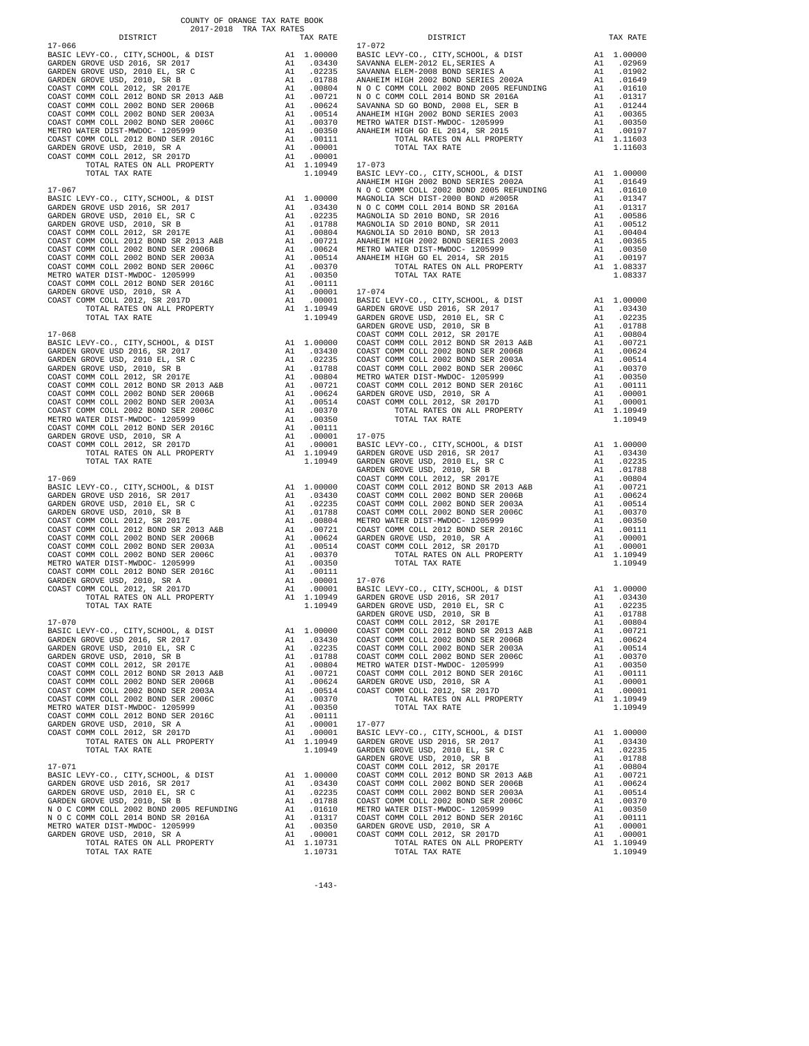COUNTY OF ORANGE TAX RATE BOOK
2017-2018 TRA TAX RATES

**17-066**

| DISTRICT | | TAX RATE |
|---|---|---|
| BASIC LEVY-CO., CITY,SCHOOL, & DIST | A1 | 1.00000 |
| GARDEN GROVE USD 2016, SR 2017 | A1 | .03430 |
| GARDEN GROVE USD, 2010 EL, SR C | A1 | .02235 |
| GARDEN GROVE USD, 2010, SR B | A1 | .01788 |
| COAST COMM COLL 2012, SR 2017E | A1 | .00804 |
| COAST COMM COLL 2012 BOND SR 2013 A&B | A1 | .00721 |
| COAST COMM COLL 2002 BOND SER 2006B | A1 | .00624 |
| COAST COMM COLL 2002 BOND SER 2003A | A1 | .00514 |
| COAST COMM COLL 2002 BOND SER 2006C | A1 | .00370 |
| METRO WATER DIST-MWDOC- 1205999 | A1 | .00350 |
| COAST COMM COLL 2012 BOND SER 2016C | A1 | .00111 |
| GARDEN GROVE USD, 2010, SR A | A1 | .00001 |
| COAST COMM COLL 2012, SR 2017D | A1 | .00001 |
| TOTAL RATES ON ALL PROPERTY | A1 | 1.10949 |
| TOTAL TAX RATE | | 1.10949 |

**17-067**

| DISTRICT | | TAX RATE |
|---|---|---|
| BASIC LEVY-CO., CITY,SCHOOL, & DIST | A1 | 1.00000 |
| GARDEN GROVE USD 2016, SR 2017 | A1 | .03430 |
| GARDEN GROVE USD, 2010 EL, SR C | A1 | .02235 |
| GARDEN GROVE USD, 2010, SR B | A1 | .01788 |
| COAST COMM COLL 2012, SR 2017E | A1 | .00804 |
| COAST COMM COLL 2012 BOND SR 2013 A&B | A1 | .00721 |
| COAST COMM COLL 2002 BOND SER 2006B | A1 | .00624 |
| COAST COMM COLL 2002 BOND SER 2003A | A1 | .00514 |
| COAST COMM COLL 2002 BOND SER 2006C | A1 | .00370 |
| METRO WATER DIST-MWDOC- 1205999 | A1 | .00350 |
| COAST COMM COLL 2012 BOND SER 2016C | A1 | .00111 |
| GARDEN GROVE USD, 2010, SR A | A1 | .00001 |
| COAST COMM COLL 2012, SR 2017D | A1 | .00001 |
| TOTAL RATES ON ALL PROPERTY | A1 | 1.10949 |
| TOTAL TAX RATE | | 1.10949 |

**17-068**

| DISTRICT | | TAX RATE |
|---|---|---|
| BASIC LEVY-CO., CITY,SCHOOL, & DIST | A1 | 1.00000 |
| GARDEN GROVE USD 2016, SR 2017 | A1 | .03430 |
| GARDEN GROVE USD, 2010 EL, SR C | A1 | .02235 |
| GARDEN GROVE USD, 2010, SR B | A1 | .01788 |
| COAST COMM COLL 2012, SR 2017E | A1 | .00804 |
| COAST COMM COLL 2012 BOND SR 2013 A&B | A1 | .00721 |
| COAST COMM COLL 2002 BOND SER 2006B | A1 | .00624 |
| COAST COMM COLL 2002 BOND SER 2003A | A1 | .00514 |
| COAST COMM COLL 2002 BOND SER 2006C | A1 | .00370 |
| METRO WATER DIST-MWDOC- 1205999 | A1 | .00350 |
| COAST COMM COLL 2012 BOND SER 2016C | A1 | .00111 |
| GARDEN GROVE USD, 2010, SR A | A1 | .00001 |
| COAST COMM COLL 2012, SR 2017D | A1 | .00001 |
| TOTAL RATES ON ALL PROPERTY | A1 | 1.10949 |
| TOTAL TAX RATE | | 1.10949 |

**17-069**

| DISTRICT | | TAX RATE |
|---|---|---|
| BASIC LEVY-CO., CITY,SCHOOL, & DIST | A1 | 1.00000 |
| GARDEN GROVE USD 2016, SR 2017 | A1 | .03430 |
| GARDEN GROVE USD, 2010 EL, SR C | A1 | .02235 |
| GARDEN GROVE USD, 2010, SR B | A1 | .01788 |
| COAST COMM COLL 2012, SR 2017E | A1 | .00804 |
| COAST COMM COLL 2012 BOND SR 2013 A&B | A1 | .00721 |
| COAST COMM COLL 2002 BOND SER 2006B | A1 | .00624 |
| COAST COMM COLL 2002 BOND SER 2003A | A1 | .00514 |
| COAST COMM COLL 2002 BOND SER 2006C | A1 | .00370 |
| METRO WATER DIST-MWDOC- 1205999 | A1 | .00350 |
| COAST COMM COLL 2012 BOND SER 2016C | A1 | .00111 |
| GARDEN GROVE USD, 2010, SR A | A1 | .00001 |
| COAST COMM COLL 2012, SR 2017D | A1 | .00001 |
| TOTAL RATES ON ALL PROPERTY | A1 | 1.10949 |
| TOTAL TAX RATE | | 1.10949 |

**17-070**

| DISTRICT | | TAX RATE |
|---|---|---|
| BASIC LEVY-CO., CITY,SCHOOL, & DIST | A1 | 1.00000 |
| GARDEN GROVE USD 2016, SR 2017 | A1 | .03430 |
| GARDEN GROVE USD, 2010 EL, SR C | A1 | .02235 |
| GARDEN GROVE USD, 2010, SR B | A1 | .01788 |
| COAST COMM COLL 2012, SR 2017E | A1 | .00804 |
| COAST COMM COLL 2012 BOND SR 2013 A&B | A1 | .00721 |
| COAST COMM COLL 2002 BOND SER 2006B | A1 | .00624 |
| COAST COMM COLL 2002 BOND SER 2003A | A1 | .00514 |
| COAST COMM COLL 2002 BOND SER 2006C | A1 | .00370 |
| METRO WATER DIST-MWDOC- 1205999 | A1 | .00350 |
| COAST COMM COLL 2012 BOND SER 2016C | A1 | .00111 |
| GARDEN GROVE USD, 2010, SR A | A1 | .00001 |
| COAST COMM COLL 2012, SR 2017D | A1 | .00001 |
| TOTAL RATES ON ALL PROPERTY | A1 | 1.10949 |
| TOTAL TAX RATE | | 1.10949 |

**17-071**

| DISTRICT | | TAX RATE |
|---|---|---|
| BASIC LEVY-CO., CITY,SCHOOL, & DIST | A1 | 1.00000 |
| GARDEN GROVE USD 2016, SR 2017 | A1 | .03430 |
| GARDEN GROVE USD, 2010 EL, SR C | A1 | .02235 |
| GARDEN GROVE USD, 2010, SR B | A1 | .01788 |
| N O C COMM COLL 2002 BOND 2005 REFUNDING | A1 | .01610 |
| N O C COMM COLL 2014 BOND SR 2016A | A1 | .01317 |
| METRO WATER DIST-MWDOC- 1205999 | A1 | .00350 |
| GARDEN GROVE USD, 2010, SR A | A1 | .00001 |
| TOTAL RATES ON ALL PROPERTY | A1 | 1.10731 |
| TOTAL TAX RATE | | 1.10731 |

**17-072**

| DISTRICT | | TAX RATE |
|---|---|---|
| BASIC LEVY-CO., CITY,SCHOOL, & DIST | A1 | 1.00000 |
| SAVANNA ELEM-2012 EL,SERIES A | A1 | .02969 |
| SAVANNA ELEM-2008 BOND SERIES A | A1 | .01902 |
| ANAHEIM HIGH 2002 BOND SERIES 2002A | A1 | .01649 |
| N O C COMM COLL 2002 BOND 2005 REFUNDING | A1 | .01610 |
| N O C COMM COLL 2014 BOND SR 2016A | A1 | .01317 |
| SAVANNA SD GO BOND, 2008 EL, SER B | A1 | .01244 |
| ANAHEIM HIGH 2002 BOND SERIES 2003 | A1 | .00365 |
| METRO WATER DIST-MWDOC- 1205999 | A1 | .00350 |
| ANAHEIM HIGH GO EL 2014, SR 2015 | A1 | .00197 |
| TOTAL RATES ON ALL PROPERTY | A1 | 1.11603 |
| TOTAL TAX RATE | | 1.11603 |

**17-073**

| DISTRICT | | TAX RATE |
|---|---|---|
| BASIC LEVY-CO., CITY,SCHOOL, & DIST | A1 | 1.00000 |
| ANAHEIM HIGH 2002 BOND SERIES 2002A | A1 | .01649 |
| N O C COMM COLL 2002 BOND 2005 REFUNDING | A1 | .01610 |
| MAGNOLIA SCH DIST-2000 BOND #2005R | A1 | .01347 |
| N O C COMM COLL 2014 BOND SR 2016A | A1 | .01317 |
| MAGNOLIA SD 2010 BOND, SR 2016 | A1 | .00586 |
| MAGNOLIA SD 2010 BOND, SR 2011 | A1 | .00512 |
| MAGNOLIA SD 2010 BOND, SR 2013 | A1 | .00404 |
| ANAHEIM HIGH 2002 BOND SERIES 2003 | A1 | .00365 |
| METRO WATER DIST-MWDOC- 1205999 | A1 | .00350 |
| ANAHEIM HIGH GO EL 2014, SR 2015 | A1 | .00197 |
| TOTAL RATES ON ALL PROPERTY | A1 | 1.08337 |
| TOTAL TAX RATE | | 1.08337 |

**17-074**

| DISTRICT | | TAX RATE |
|---|---|---|
| BASIC LEVY-CO., CITY,SCHOOL, & DIST | A1 | 1.00000 |
| GARDEN GROVE USD 2016, SR 2017 | A1 | .03430 |
| GARDEN GROVE USD, 2010 EL, SR C | A1 | .02235 |
| GARDEN GROVE USD, 2010, SR B | A1 | .01788 |
| COAST COMM COLL 2012, SR 2017E | A1 | .00804 |
| COAST COMM COLL 2012 BOND SR 2013 A&B | A1 | .00721 |
| COAST COMM COLL 2002 BOND SER 2006B | A1 | .00624 |
| COAST COMM COLL 2002 BOND SER 2003A | A1 | .00514 |
| COAST COMM COLL 2002 BOND SER 2006C | A1 | .00370 |
| METRO WATER DIST-MWDOC- 1205999 | A1 | .00350 |
| COAST COMM COLL 2012 BOND SER 2016C | A1 | .00111 |
| GARDEN GROVE USD, 2010, SR A | A1 | .00001 |
| COAST COMM COLL 2012, SR 2017D | A1 | .00001 |
| TOTAL RATES ON ALL PROPERTY | A1 | 1.10949 |
| TOTAL TAX RATE | | 1.10949 |

**17-075**

| DISTRICT | | TAX RATE |
|---|---|---|
| BASIC LEVY-CO., CITY,SCHOOL, & DIST | A1 | 1.00000 |
| GARDEN GROVE USD 2016, SR 2017 | A1 | .03430 |
| GARDEN GROVE USD, 2010 EL, SR C | A1 | .02235 |
| GARDEN GROVE USD, 2010, SR B | A1 | .01788 |
| COAST COMM COLL 2012, SR 2017E | A1 | .00804 |
| COAST COMM COLL 2012 BOND SR 2013 A&B | A1 | .00721 |
| COAST COMM COLL 2002 BOND SER 2006B | A1 | .00624 |
| COAST COMM COLL 2002 BOND SER 2003A | A1 | .00514 |
| COAST COMM COLL 2002 BOND SER 2006C | A1 | .00370 |
| METRO WATER DIST-MWDOC- 1205999 | A1 | .00350 |
| COAST COMM COLL 2012 BOND SER 2016C | A1 | .00111 |
| GARDEN GROVE USD, 2010, SR A | A1 | .00001 |
| COAST COMM COLL 2012, SR 2017D | A1 | .00001 |
| TOTAL RATES ON ALL PROPERTY | A1 | 1.10949 |
| TOTAL TAX RATE | | 1.10949 |

**17-076**

| DISTRICT | | TAX RATE |
|---|---|---|
| BASIC LEVY-CO., CITY,SCHOOL, & DIST | A1 | 1.00000 |
| GARDEN GROVE USD 2016, SR 2017 | A1 | .03430 |
| GARDEN GROVE USD, 2010 EL, SR C | A1 | .02235 |
| GARDEN GROVE USD, 2010, SR B | A1 | .01788 |
| COAST COMM COLL 2012, SR 2017E | A1 | .00804 |
| COAST COMM COLL 2012 BOND SR 2013 A&B | A1 | .00721 |
| COAST COMM COLL 2002 BOND SER 2006B | A1 | .00624 |
| COAST COMM COLL 2002 BOND SER 2003A | A1 | .00514 |
| COAST COMM COLL 2002 BOND SER 2006C | A1 | .00370 |
| METRO WATER DIST-MWDOC- 1205999 | A1 | .00350 |
| COAST COMM COLL 2012 BOND SER 2016C | A1 | .00111 |
| GARDEN GROVE USD, 2010, SR A | A1 | .00001 |
| COAST COMM COLL 2012, SR 2017D | A1 | .00001 |
| TOTAL RATES ON ALL PROPERTY | A1 | 1.10949 |
| TOTAL TAX RATE | | 1.10949 |

**17-077**

| DISTRICT | | TAX RATE |
|---|---|---|
| BASIC LEVY-CO., CITY,SCHOOL, & DIST | A1 | 1.00000 |
| GARDEN GROVE USD 2016, SR 2017 | A1 | .03430 |
| GARDEN GROVE USD, 2010 EL, SR C | A1 | .02235 |
| GARDEN GROVE USD, 2010, SR B | A1 | .01788 |
| COAST COMM COLL 2012, SR 2017E | A1 | .00804 |
| COAST COMM COLL 2012 BOND SR 2013 A&B | A1 | .00721 |
| COAST COMM COLL 2002 BOND SER 2006B | A1 | .00624 |
| COAST COMM COLL 2002 BOND SER 2003A | A1 | .00514 |
| COAST COMM COLL 2002 BOND SER 2006C | A1 | .00370 |
| METRO WATER DIST-MWDOC- 1205999 | A1 | .00350 |
| COAST COMM COLL 2012 BOND SER 2016C | A1 | .00111 |
| GARDEN GROVE USD, 2010, SR A | A1 | .00001 |
| COAST COMM COLL 2012, SR 2017D | A1 | .00001 |
| TOTAL RATES ON ALL PROPERTY | A1 | 1.10949 |
| TOTAL TAX RATE | | 1.10949 |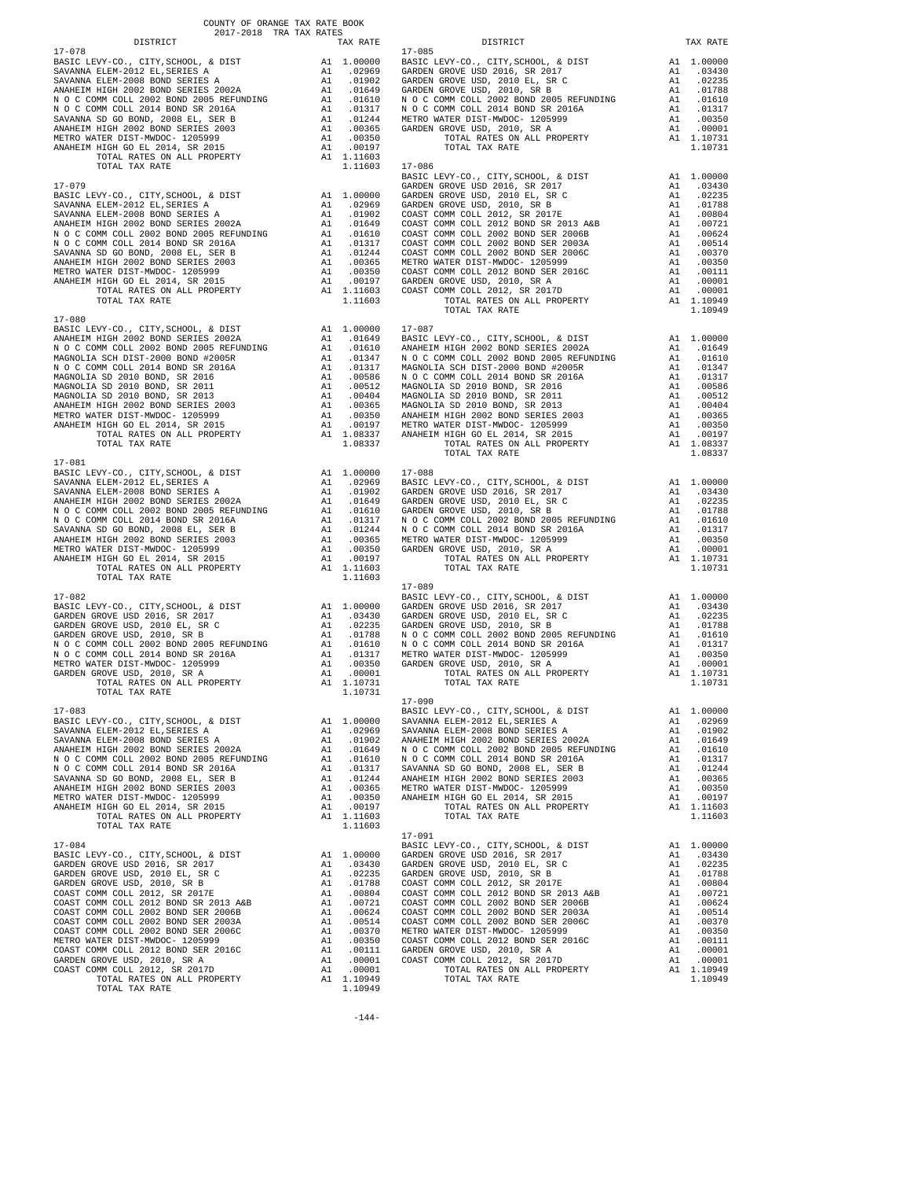COUNTY OF ORANGE TAX RATE BOOK
2017-2018 TRA TAX RATES

**17-078**

| DISTRICT | | TAX RATE |
|---|---|---|
| BASIC LEVY-CO., CITY,SCHOOL, & DIST | A1 | 1.00000 |
| SAVANNA ELEM-2012 EL,SERIES A | A1 | .02969 |
| SAVANNA ELEM-2008 BOND SERIES A | A1 | .01902 |
| ANAHEIM HIGH 2002 BOND SERIES 2002A | A1 | .01649 |
| N O C COMM COLL 2002 BOND 2005 REFUNDING | A1 | .01610 |
| N O C COMM COLL 2014 BOND SR 2016A | A1 | .01317 |
| SAVANNA SD GO BOND, 2008 EL, SER B | A1 | .01244 |
| ANAHEIM HIGH 2002 BOND SERIES 2003 | A1 | .00365 |
| METRO WATER DIST-MWDOC- 1205999 | A1 | .00350 |
| ANAHEIM HIGH GO EL 2014, SR 2015 | A1 | .00197 |
| TOTAL RATES ON ALL PROPERTY | A1 | 1.11603 |
| TOTAL TAX RATE | | 1.11603 |

**17-079**

| DISTRICT | | TAX RATE |
|---|---|---|
| BASIC LEVY-CO., CITY,SCHOOL, & DIST | A1 | 1.00000 |
| SAVANNA ELEM-2012 EL,SERIES A | A1 | .02969 |
| SAVANNA ELEM-2008 BOND SERIES A | A1 | .01902 |
| ANAHEIM HIGH 2002 BOND SERIES 2002A | A1 | .01649 |
| N O C COMM COLL 2002 BOND 2005 REFUNDING | A1 | .01610 |
| N O C COMM COLL 2014 BOND SR 2016A | A1 | .01317 |
| SAVANNA SD GO BOND, 2008 EL, SER B | A1 | .01244 |
| ANAHEIM HIGH 2002 BOND SERIES 2003 | A1 | .00365 |
| METRO WATER DIST-MWDOC- 1205999 | A1 | .00350 |
| ANAHEIM HIGH GO EL 2014, SR 2015 | A1 | .00197 |
| TOTAL RATES ON ALL PROPERTY | A1 | 1.11603 |
| TOTAL TAX RATE | | 1.11603 |

**17-080**

| DISTRICT | | TAX RATE |
|---|---|---|
| BASIC LEVY-CO., CITY,SCHOOL, & DIST | A1 | 1.00000 |
| ANAHEIM HIGH 2002 BOND SERIES 2002A | A1 | .01649 |
| N O C COMM COLL 2002 BOND 2005 REFUNDING | A1 | .01610 |
| MAGNOLIA SCH DIST-2000 BOND #2005R | A1 | .01347 |
| N O C COMM COLL 2014 BOND SR 2016A | A1 | .01317 |
| MAGNOLIA SD 2010 BOND, SR 2016 | A1 | .00586 |
| MAGNOLIA SD 2010 BOND, SR 2011 | A1 | .00512 |
| MAGNOLIA SD 2010 BOND, SR 2013 | A1 | .00404 |
| ANAHEIM HIGH 2002 BOND SERIES 2003 | A1 | .00365 |
| METRO WATER DIST-MWDOC- 1205999 | A1 | .00350 |
| ANAHEIM HIGH GO EL 2014, SR 2015 | A1 | .00197 |
| TOTAL RATES ON ALL PROPERTY | A1 | 1.08337 |
| TOTAL TAX RATE | | 1.08337 |

**17-081**

| DISTRICT | | TAX RATE |
|---|---|---|
| BASIC LEVY-CO., CITY,SCHOOL, & DIST | A1 | 1.00000 |
| SAVANNA ELEM-2012 EL,SERIES A | A1 | .02969 |
| SAVANNA ELEM-2008 BOND SERIES A | A1 | .01902 |
| ANAHEIM HIGH 2002 BOND SERIES 2002A | A1 | .01649 |
| N O C COMM COLL 2002 BOND 2005 REFUNDING | A1 | .01610 |
| N O C COMM COLL 2014 BOND SR 2016A | A1 | .01317 |
| SAVANNA SD GO BOND, 2008 EL, SER B | A1 | .01244 |
| ANAHEIM HIGH 2002 BOND SERIES 2003 | A1 | .00365 |
| METRO WATER DIST-MWDOC- 1205999 | A1 | .00350 |
| ANAHEIM HIGH GO EL 2014, SR 2015 | A1 | .00197 |
| TOTAL RATES ON ALL PROPERTY | A1 | 1.11603 |
| TOTAL TAX RATE | | 1.11603 |

**17-082**

| DISTRICT | | TAX RATE |
|---|---|---|
| BASIC LEVY-CO., CITY,SCHOOL, & DIST | A1 | 1.00000 |
| GARDEN GROVE USD 2016, SR 2017 | A1 | .03430 |
| GARDEN GROVE USD, 2010 EL, SR C | A1 | .02235 |
| GARDEN GROVE USD, 2010, SR B | A1 | .01788 |
| N O C COMM COLL 2002 BOND 2005 REFUNDING | A1 | .01610 |
| N O C COMM COLL 2014 BOND SR 2016A | A1 | .01317 |
| METRO WATER DIST-MWDOC- 1205999 | A1 | .00350 |
| GARDEN GROVE USD, 2010, SR A | A1 | .00001 |
| TOTAL RATES ON ALL PROPERTY | A1 | 1.10731 |
| TOTAL TAX RATE | | 1.10731 |

**17-083**

| DISTRICT | | TAX RATE |
|---|---|---|
| BASIC LEVY-CO., CITY,SCHOOL, & DIST | A1 | 1.00000 |
| SAVANNA ELEM-2012 EL,SERIES A | A1 | .02969 |
| SAVANNA ELEM-2008 BOND SERIES A | A1 | .01902 |
| ANAHEIM HIGH 2002 BOND SERIES 2002A | A1 | .01649 |
| N O C COMM COLL 2002 BOND 2005 REFUNDING | A1 | .01610 |
| N O C COMM COLL 2014 BOND SR 2016A | A1 | .01317 |
| SAVANNA SD GO BOND, 2008 EL, SER B | A1 | .01244 |
| ANAHEIM HIGH 2002 BOND SERIES 2003 | A1 | .00365 |
| METRO WATER DIST-MWDOC- 1205999 | A1 | .00350 |
| ANAHEIM HIGH GO EL 2014, SR 2015 | A1 | .00197 |
| TOTAL RATES ON ALL PROPERTY | A1 | 1.11603 |
| TOTAL TAX RATE | | 1.11603 |

**17-084**

| DISTRICT | | TAX RATE |
|---|---|---|
| BASIC LEVY-CO., CITY,SCHOOL, & DIST | A1 | 1.00000 |
| GARDEN GROVE USD 2016, SR 2017 | A1 | .03430 |
| GARDEN GROVE USD, 2010 EL, SR C | A1 | .02235 |
| GARDEN GROVE USD, 2010, SR B | A1 | .01788 |
| COAST COMM COLL 2012, SR 2017E | A1 | .00804 |
| COAST COMM COLL 2012 BOND SR 2013 A&B | A1 | .00721 |
| COAST COMM COLL 2002 BOND SER 2006B | A1 | .00624 |
| COAST COMM COLL 2002 BOND SER 2003A | A1 | .00514 |
| COAST COMM COLL 2002 BOND SER 2006C | A1 | .00370 |
| METRO WATER DIST-MWDOC- 1205999 | A1 | .00350 |
| COAST COMM COLL 2012 BOND SER 2016C | A1 | .00111 |
| GARDEN GROVE USD, 2010, SR A | A1 | .00001 |
| COAST COMM COLL 2012, SR 2017D | A1 | .00001 |
| TOTAL RATES ON ALL PROPERTY | A1 | 1.10949 |
| TOTAL TAX RATE | | 1.10949 |

**17-085**

| DISTRICT | | TAX RATE |
|---|---|---|
| BASIC LEVY-CO., CITY,SCHOOL, & DIST | A1 | 1.00000 |
| GARDEN GROVE USD 2016, SR 2017 | A1 | .03430 |
| GARDEN GROVE USD, 2010 EL, SR C | A1 | .02235 |
| GARDEN GROVE USD, 2010, SR B | A1 | .01788 |
| N O C COMM COLL 2002 BOND 2005 REFUNDING | A1 | .01610 |
| N O C COMM COLL 2014 BOND SR 2016A | A1 | .01317 |
| METRO WATER DIST-MWDOC- 1205999 | A1 | .00350 |
| GARDEN GROVE USD, 2010, SR A | A1 | .00001 |
| TOTAL RATES ON ALL PROPERTY | A1 | 1.10731 |
| TOTAL TAX RATE | | 1.10731 |

**17-086**

| DISTRICT | | TAX RATE |
|---|---|---|
| BASIC LEVY-CO., CITY,SCHOOL, & DIST | A1 | 1.00000 |
| GARDEN GROVE USD 2016, SR 2017 | A1 | .03430 |
| GARDEN GROVE USD, 2010 EL, SR C | A1 | .02235 |
| GARDEN GROVE USD, 2010, SR B | A1 | .01788 |
| COAST COMM COLL 2012, SR 2017E | A1 | .00804 |
| COAST COMM COLL 2012 BOND SR 2013 A&B | A1 | .00721 |
| COAST COMM COLL 2002 BOND SER 2006B | A1 | .00624 |
| COAST COMM COLL 2002 BOND SER 2003A | A1 | .00514 |
| COAST COMM COLL 2002 BOND SER 2006C | A1 | .00370 |
| METRO WATER DIST-MWDOC- 1205999 | A1 | .00350 |
| COAST COMM COLL 2012 BOND SER 2016C | A1 | .00111 |
| GARDEN GROVE USD, 2010, SR A | A1 | .00001 |
| COAST COMM COLL 2012, SR 2017D | A1 | .00001 |
| TOTAL RATES ON ALL PROPERTY | A1 | 1.10949 |
| TOTAL TAX RATE | | 1.10949 |

**17-087**

| DISTRICT | | TAX RATE |
|---|---|---|
| BASIC LEVY-CO., CITY,SCHOOL, & DIST | A1 | 1.00000 |
| ANAHEIM HIGH 2002 BOND SERIES 2002A | A1 | .01649 |
| N O C COMM COLL 2002 BOND 2005 REFUNDING | A1 | .01610 |
| MAGNOLIA SCH DIST-2000 BOND #2005R | A1 | .01347 |
| N O C COMM COLL 2014 BOND SR 2016A | A1 | .01317 |
| MAGNOLIA SD 2010 BOND, SR 2016 | A1 | .00586 |
| MAGNOLIA SD 2010 BOND, SR 2011 | A1 | .00512 |
| MAGNOLIA SD 2010 BOND, SR 2013 | A1 | .00404 |
| ANAHEIM HIGH 2002 BOND SERIES 2003 | A1 | .00365 |
| METRO WATER DIST-MWDOC- 1205999 | A1 | .00350 |
| ANAHEIM HIGH GO EL 2014, SR 2015 | A1 | .00197 |
| TOTAL RATES ON ALL PROPERTY | A1 | 1.08337 |
| TOTAL TAX RATE | | 1.08337 |

**17-088**

| DISTRICT | | TAX RATE |
|---|---|---|
| BASIC LEVY-CO., CITY,SCHOOL, & DIST | A1 | 1.00000 |
| GARDEN GROVE USD 2016, SR 2017 | A1 | .03430 |
| GARDEN GROVE USD, 2010 EL, SR C | A1 | .02235 |
| GARDEN GROVE USD, 2010, SR B | A1 | .01788 |
| N O C COMM COLL 2002 BOND 2005 REFUNDING | A1 | .01610 |
| N O C COMM COLL 2014 BOND SR 2016A | A1 | .01317 |
| METRO WATER DIST-MWDOC- 1205999 | A1 | .00350 |
| GARDEN GROVE USD, 2010, SR A | A1 | .00001 |
| TOTAL RATES ON ALL PROPERTY | A1 | 1.10731 |
| TOTAL TAX RATE | | 1.10731 |

**17-089**

| DISTRICT | | TAX RATE |
|---|---|---|
| BASIC LEVY-CO., CITY,SCHOOL, & DIST | A1 | 1.00000 |
| GARDEN GROVE USD 2016, SR 2017 | A1 | .03430 |
| GARDEN GROVE USD, 2010 EL, SR C | A1 | .02235 |
| GARDEN GROVE USD, 2010, SR B | A1 | .01788 |
| N O C COMM COLL 2002 BOND 2005 REFUNDING | A1 | .01610 |
| N O C COMM COLL 2014 BOND SR 2016A | A1 | .01317 |
| METRO WATER DIST-MWDOC- 1205999 | A1 | .00350 |
| GARDEN GROVE USD, 2010, SR A | A1 | .00001 |
| TOTAL RATES ON ALL PROPERTY | A1 | 1.10731 |
| TOTAL TAX RATE | | 1.10731 |

**17-090**

| DISTRICT | | TAX RATE |
|---|---|---|
| BASIC LEVY-CO., CITY,SCHOOL, & DIST | A1 | 1.00000 |
| SAVANNA ELEM-2012 EL,SERIES A | A1 | .02969 |
| SAVANNA ELEM-2008 BOND SERIES A | A1 | .01902 |
| ANAHEIM HIGH 2002 BOND SERIES 2002A | A1 | .01649 |
| N O C COMM COLL 2002 BOND 2005 REFUNDING | A1 | .01610 |
| N O C COMM COLL 2014 BOND SR 2016A | A1 | .01317 |
| SAVANNA SD GO BOND, 2008 EL, SER B | A1 | .01244 |
| ANAHEIM HIGH 2002 BOND SERIES 2003 | A1 | .00365 |
| METRO WATER DIST-MWDOC- 1205999 | A1 | .00350 |
| ANAHEIM HIGH GO EL 2014, SR 2015 | A1 | .00197 |
| TOTAL RATES ON ALL PROPERTY | A1 | 1.11603 |
| TOTAL TAX RATE | | 1.11603 |

**17-091**

| DISTRICT | | TAX RATE |
|---|---|---|
| BASIC LEVY-CO., CITY,SCHOOL, & DIST | A1 | 1.00000 |
| GARDEN GROVE USD 2016, SR 2017 | A1 | .03430 |
| GARDEN GROVE USD, 2010 EL, SR C | A1 | .02235 |
| GARDEN GROVE USD, 2010, SR B | A1 | .01788 |
| COAST COMM COLL 2012, SR 2017E | A1 | .00804 |
| COAST COMM COLL 2012 BOND SR 2013 A&B | A1 | .00721 |
| COAST COMM COLL 2002 BOND SER 2006B | A1 | .00624 |
| COAST COMM COLL 2002 BOND SER 2003A | A1 | .00514 |
| COAST COMM COLL 2002 BOND SER 2006C | A1 | .00370 |
| METRO WATER DIST-MWDOC- 1205999 | A1 | .00350 |
| COAST COMM COLL 2012 BOND SER 2016C | A1 | .00111 |
| GARDEN GROVE USD, 2010, SR A | A1 | .00001 |
| COAST COMM COLL 2012, SR 2017D | A1 | .00001 |
| TOTAL RATES ON ALL PROPERTY | A1 | 1.10949 |
| TOTAL TAX RATE | | 1.10949 |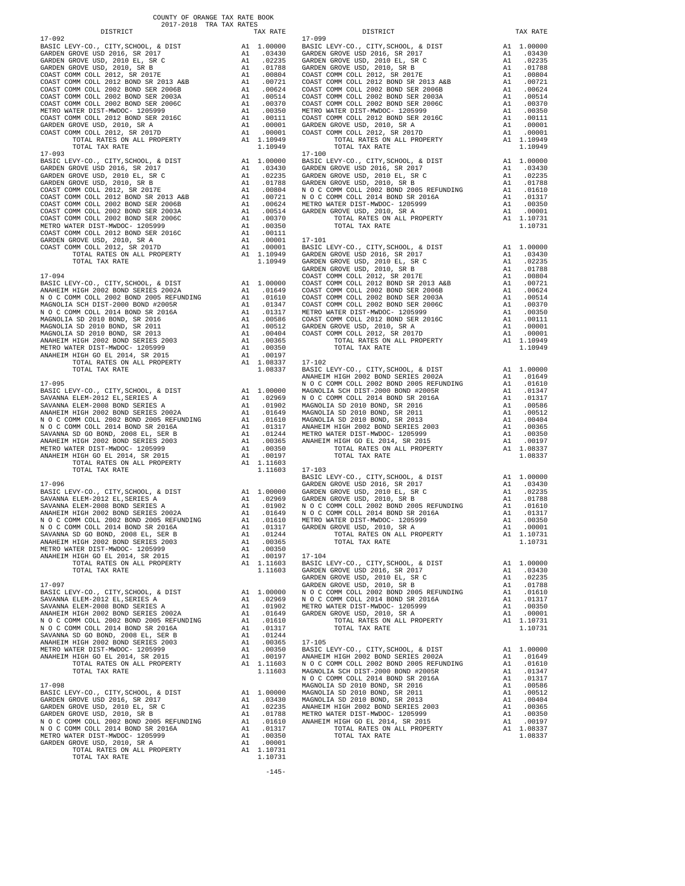COUNTY OF ORANGE TAX RATE BOOK
2017-2018 TRA TAX RATES

### 17-092

| DISTRICT | | TAX RATE |
|---|---|---|
| BASIC LEVY-CO., CITY,SCHOOL, & DIST | A1 | 1.00000 |
| GARDEN GROVE USD 2016, SR 2017 | A1 | .03430 |
| GARDEN GROVE USD, 2010 EL, SR C | A1 | .02235 |
| GARDEN GROVE USD, 2010, SR B | A1 | .01788 |
| COAST COMM COLL 2012, SR 2017E | A1 | .00804 |
| COAST COMM COLL 2012 BOND SR 2013 A&B | A1 | .00721 |
| COAST COMM COLL 2002 BOND SER 2006B | A1 | .00624 |
| COAST COMM COLL 2002 BOND SER 2003A | A1 | .00514 |
| COAST COMM COLL 2002 BOND SER 2006C | A1 | .00370 |
| METRO WATER DIST-MWDOC- 1205999 | A1 | .00350 |
| COAST COMM COLL 2012 BOND SER 2016C | A1 | .00111 |
| GARDEN GROVE USD, 2010, SR A | A1 | .00001 |
| COAST COMM COLL 2012, SR 2017D | A1 | .00001 |
| TOTAL RATES ON ALL PROPERTY | A1 | 1.10949 |
| TOTAL TAX RATE | | 1.10949 |

### 17-093

| DISTRICT | | TAX RATE |
|---|---|---|
| BASIC LEVY-CO., CITY,SCHOOL, & DIST | A1 | 1.00000 |
| GARDEN GROVE USD 2016, SR 2017 | A1 | .03430 |
| GARDEN GROVE USD, 2010 EL, SR C | A1 | .02235 |
| GARDEN GROVE USD, 2010, SR B | A1 | .01788 |
| COAST COMM COLL 2012, SR 2017E | A1 | .00804 |
| COAST COMM COLL 2012 BOND SR 2013 A&B | A1 | .00721 |
| COAST COMM COLL 2002 BOND SER 2006B | A1 | .00624 |
| COAST COMM COLL 2002 BOND SER 2003A | A1 | .00514 |
| COAST COMM COLL 2002 BOND SER 2006C | A1 | .00370 |
| METRO WATER DIST-MWDOC- 1205999 | A1 | .00350 |
| COAST COMM COLL 2012 BOND SER 2016C | A1 | .00111 |
| GARDEN GROVE USD, 2010, SR A | A1 | .00001 |
| COAST COMM COLL 2012, SR 2017D | A1 | .00001 |
| TOTAL RATES ON ALL PROPERTY | A1 | 1.10949 |
| TOTAL TAX RATE | | 1.10949 |

### 17-094

| DISTRICT | | TAX RATE |
|---|---|---|
| BASIC LEVY-CO., CITY,SCHOOL, & DIST | A1 | 1.00000 |
| ANAHEIM HIGH 2002 BOND SERIES 2002A | A1 | .01649 |
| N O C COMM COLL 2002 BOND 2005 REFUNDING | A1 | .01610 |
| MAGNOLIA SCH DIST-2000 BOND #2005R | A1 | .01347 |
| N O C COMM COLL 2014 BOND SR 2016A | A1 | .01317 |
| MAGNOLIA SD 2010 BOND, SR 2016 | A1 | .00586 |
| MAGNOLIA SD 2010 BOND, SR 2011 | A1 | .00512 |
| MAGNOLIA SD 2010 BOND, SR 2013 | A1 | .00404 |
| ANAHEIM HIGH 2002 BOND SERIES 2003 | A1 | .00365 |
| METRO WATER DIST-MWDOC- 1205999 | A1 | .00350 |
| ANAHEIM HIGH GO EL 2014, SR 2015 | A1 | .00197 |
| TOTAL RATES ON ALL PROPERTY | A1 | 1.08337 |
| TOTAL TAX RATE | | 1.08337 |

### 17-095

| DISTRICT | | TAX RATE |
|---|---|---|
| BASIC LEVY-CO., CITY,SCHOOL, & DIST | A1 | 1.00000 |
| SAVANNA ELEM-2012 EL,SERIES A | A1 | .02969 |
| SAVANNA ELEM-2008 BOND SERIES A | A1 | .01902 |
| ANAHEIM HIGH 2002 BOND SERIES 2002A | A1 | .01649 |
| N O C COMM COLL 2002 BOND 2005 REFUNDING | A1 | .01610 |
| N O C COMM COLL 2014 BOND SR 2016A | A1 | .01317 |
| SAVANNA SD GO BOND, 2008 EL, SER B | A1 | .01244 |
| ANAHEIM HIGH 2002 BOND SERIES 2003 | A1 | .00365 |
| METRO WATER DIST-MWDOC- 1205999 | A1 | .00350 |
| ANAHEIM HIGH GO EL 2014, SR 2015 | A1 | .00197 |
| TOTAL RATES ON ALL PROPERTY | A1 | 1.11603 |
| TOTAL TAX RATE | | 1.11603 |

### 17-096

| DISTRICT | | TAX RATE |
|---|---|---|
| BASIC LEVY-CO., CITY,SCHOOL, & DIST | A1 | 1.00000 |
| SAVANNA ELEM-2012 EL,SERIES A | A1 | .02969 |
| SAVANNA ELEM-2008 BOND SERIES A | A1 | .01902 |
| ANAHEIM HIGH 2002 BOND SERIES 2002A | A1 | .01649 |
| N O C COMM COLL 2002 BOND 2005 REFUNDING | A1 | .01610 |
| N O C COMM COLL 2014 BOND SR 2016A | A1 | .01317 |
| SAVANNA SD GO BOND, 2008 EL, SER B | A1 | .01244 |
| ANAHEIM HIGH 2002 BOND SERIES 2003 | A1 | .00365 |
| METRO WATER DIST-MWDOC- 1205999 | A1 | .00350 |
| ANAHEIM HIGH GO EL 2014, SR 2015 | A1 | .00197 |
| TOTAL RATES ON ALL PROPERTY | A1 | 1.11603 |
| TOTAL TAX RATE | | 1.11603 |

### 17-097

| DISTRICT | | TAX RATE |
|---|---|---|
| BASIC LEVY-CO., CITY,SCHOOL, & DIST | A1 | 1.00000 |
| SAVANNA ELEM-2012 EL,SERIES A | A1 | .02969 |
| SAVANNA ELEM-2008 BOND SERIES A | A1 | .01902 |
| ANAHEIM HIGH 2002 BOND SERIES 2002A | A1 | .01649 |
| N O C COMM COLL 2002 BOND 2005 REFUNDING | A1 | .01610 |
| N O C COMM COLL 2014 BOND SR 2016A | A1 | .01317 |
| SAVANNA SD GO BOND, 2008 EL, SER B | A1 | .01244 |
| ANAHEIM HIGH 2002 BOND SERIES 2003 | A1 | .00365 |
| METRO WATER DIST-MWDOC- 1205999 | A1 | .00350 |
| ANAHEIM HIGH GO EL 2014, SR 2015 | A1 | .00197 |
| TOTAL RATES ON ALL PROPERTY | A1 | 1.11603 |
| TOTAL TAX RATE | | 1.11603 |

### 17-098

| DISTRICT | | TAX RATE |
|---|---|---|
| BASIC LEVY-CO., CITY,SCHOOL, & DIST | A1 | 1.00000 |
| GARDEN GROVE USD 2016, SR 2017 | A1 | .03430 |
| GARDEN GROVE USD, 2010 EL, SR C | A1 | .02235 |
| GARDEN GROVE USD, 2010, SR B | A1 | .01788 |
| N O C COMM COLL 2002 BOND 2005 REFUNDING | A1 | .01610 |
| N O C COMM COLL 2014 BOND SR 2016A | A1 | .01317 |
| METRO WATER DIST-MWDOC- 1205999 | A1 | .00350 |
| GARDEN GROVE USD, 2010, SR A | A1 | .00001 |
| TOTAL RATES ON ALL PROPERTY | A1 | 1.10731 |
| TOTAL TAX RATE | | 1.10731 |

### 17-099

| DISTRICT | | TAX RATE |
|---|---|---|
| BASIC LEVY-CO., CITY,SCHOOL, & DIST | A1 | 1.00000 |
| GARDEN GROVE USD 2016, SR 2017 | A1 | .03430 |
| GARDEN GROVE USD, 2010 EL, SR C | A1 | .02235 |
| GARDEN GROVE USD, 2010, SR B | A1 | .01788 |
| COAST COMM COLL 2012, SR 2017E | A1 | .00804 |
| COAST COMM COLL 2012 BOND SR 2013 A&B | A1 | .00721 |
| COAST COMM COLL 2002 BOND SER 2006B | A1 | .00624 |
| COAST COMM COLL 2002 BOND SER 2003A | A1 | .00514 |
| COAST COMM COLL 2002 BOND SER 2006C | A1 | .00370 |
| METRO WATER DIST-MWDOC- 1205999 | A1 | .00350 |
| COAST COMM COLL 2012 BOND SER 2016C | A1 | .00111 |
| GARDEN GROVE USD, 2010, SR A | A1 | .00001 |
| COAST COMM COLL 2012, SR 2017D | A1 | .00001 |
| TOTAL RATES ON ALL PROPERTY | A1 | 1.10949 |
| TOTAL TAX RATE | | 1.10949 |

### 17-100

| DISTRICT | | TAX RATE |
|---|---|---|
| BASIC LEVY-CO., CITY,SCHOOL, & DIST | A1 | 1.00000 |
| GARDEN GROVE USD 2016, SR 2017 | A1 | .03430 |
| GARDEN GROVE USD, 2010 EL, SR C | A1 | .02235 |
| GARDEN GROVE USD, 2010, SR B | A1 | .01788 |
| N O C COMM COLL 2002 BOND 2005 REFUNDING | A1 | .01610 |
| N O C COMM COLL 2014 BOND SR 2016A | A1 | .01317 |
| METRO WATER DIST-MWDOC- 1205999 | A1 | .00350 |
| GARDEN GROVE USD, 2010, SR A | A1 | .00001 |
| TOTAL RATES ON ALL PROPERTY | A1 | 1.10731 |
| TOTAL TAX RATE | | 1.10731 |

### 17-101

| DISTRICT | | TAX RATE |
|---|---|---|
| BASIC LEVY-CO., CITY,SCHOOL, & DIST | A1 | 1.00000 |
| GARDEN GROVE USD 2016, SR 2017 | A1 | .03430 |
| GARDEN GROVE USD, 2010 EL, SR C | A1 | .02235 |
| GARDEN GROVE USD, 2010, SR B | A1 | .01788 |
| COAST COMM COLL 2012, SR 2017E | A1 | .00804 |
| COAST COMM COLL 2012 BOND SR 2013 A&B | A1 | .00721 |
| COAST COMM COLL 2002 BOND SER 2006B | A1 | .00624 |
| COAST COMM COLL 2002 BOND SER 2003A | A1 | .00514 |
| COAST COMM COLL 2002 BOND SER 2006C | A1 | .00370 |
| METRO WATER DIST-MWDOC- 1205999 | A1 | .00350 |
| COAST COMM COLL 2012 BOND SER 2016C | A1 | .00111 |
| GARDEN GROVE USD, 2010, SR A | A1 | .00001 |
| COAST COMM COLL 2012, SR 2017D | A1 | .00001 |
| TOTAL RATES ON ALL PROPERTY | A1 | 1.10949 |
| TOTAL TAX RATE | | 1.10949 |

### 17-102

| DISTRICT | | TAX RATE |
|---|---|---|
| BASIC LEVY-CO., CITY,SCHOOL, & DIST | A1 | 1.00000 |
| ANAHEIM HIGH 2002 BOND SERIES 2002A | A1 | .01649 |
| N O C COMM COLL 2002 BOND 2005 REFUNDING | A1 | .01610 |
| MAGNOLIA SCH DIST-2000 BOND #2005R | A1 | .01347 |
| N O C COMM COLL 2014 BOND SR 2016A | A1 | .01317 |
| MAGNOLIA SD 2010 BOND, SR 2016 | A1 | .00586 |
| MAGNOLIA SD 2010 BOND, SR 2011 | A1 | .00512 |
| MAGNOLIA SD 2010 BOND, SR 2013 | A1 | .00404 |
| ANAHEIM HIGH 2002 BOND SERIES 2003 | A1 | .00365 |
| METRO WATER DIST-MWDOC- 1205999 | A1 | .00350 |
| ANAHEIM HIGH GO EL 2014, SR 2015 | A1 | .00197 |
| TOTAL RATES ON ALL PROPERTY | A1 | 1.08337 |
| TOTAL TAX RATE | | 1.08337 |

### 17-103

| DISTRICT | | TAX RATE |
|---|---|---|
| BASIC LEVY-CO., CITY,SCHOOL, & DIST | A1 | 1.00000 |
| GARDEN GROVE USD 2016, SR 2017 | A1 | .03430 |
| GARDEN GROVE USD, 2010 EL, SR C | A1 | .02235 |
| GARDEN GROVE USD, 2010, SR B | A1 | .01788 |
| N O C COMM COLL 2002 BOND 2005 REFUNDING | A1 | .01610 |
| N O C COMM COLL 2014 BOND SR 2016A | A1 | .01317 |
| METRO WATER DIST-MWDOC- 1205999 | A1 | .00350 |
| GARDEN GROVE USD, 2010, SR A | A1 | .00001 |
| TOTAL RATES ON ALL PROPERTY | A1 | 1.10731 |
| TOTAL TAX RATE | | 1.10731 |

### 17-104

| DISTRICT | | TAX RATE |
|---|---|---|
| BASIC LEVY-CO., CITY,SCHOOL, & DIST | A1 | 1.00000 |
| GARDEN GROVE USD 2016, SR 2017 | A1 | .03430 |
| GARDEN GROVE USD, 2010 EL, SR C | A1 | .02235 |
| GARDEN GROVE USD, 2010, SR B | A1 | .01788 |
| N O C COMM COLL 2002 BOND 2005 REFUNDING | A1 | .01610 |
| N O C COMM COLL 2014 BOND SR 2016A | A1 | .01317 |
| METRO WATER DIST-MWDOC- 1205999 | A1 | .00350 |
| GARDEN GROVE USD, 2010, SR A | A1 | .00001 |
| TOTAL RATES ON ALL PROPERTY | A1 | 1.10731 |
| TOTAL TAX RATE | | 1.10731 |

### 17-105

| DISTRICT | | TAX RATE |
|---|---|---|
| BASIC LEVY-CO., CITY,SCHOOL, & DIST | A1 | 1.00000 |
| ANAHEIM HIGH 2002 BOND SERIES 2002A | A1 | .01649 |
| N O C COMM COLL 2002 BOND 2005 REFUNDING | A1 | .01610 |
| MAGNOLIA SCH DIST-2000 BOND #2005R | A1 | .01347 |
| N O C COMM COLL 2014 BOND SR 2016A | A1 | .01317 |
| MAGNOLIA SD 2010 BOND, SR 2016 | A1 | .00586 |
| MAGNOLIA SD 2010 BOND, SR 2011 | A1 | .00512 |
| MAGNOLIA SD 2010 BOND, SR 2013 | A1 | .00404 |
| ANAHEIM HIGH 2002 BOND SERIES 2003 | A1 | .00365 |
| METRO WATER DIST-MWDOC- 1205999 | A1 | .00350 |
| ANAHEIM HIGH GO EL 2014, SR 2015 | A1 | .00197 |
| TOTAL RATES ON ALL PROPERTY | A1 | 1.08337 |
| TOTAL TAX RATE | | 1.08337 |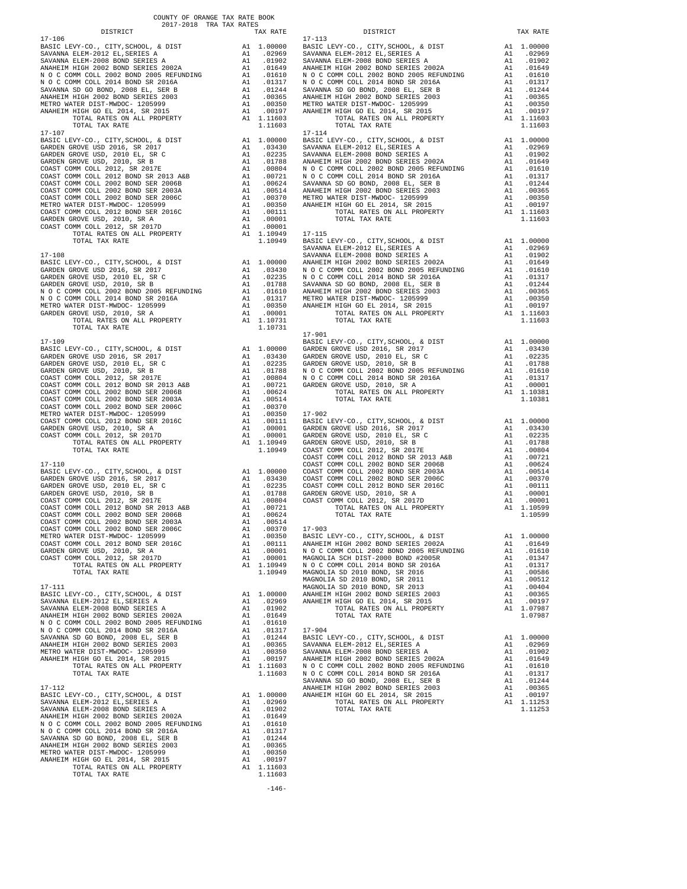COUNTY OF ORANGE TAX RATE BOOK
2017-2018 TRA TAX RATES

| DISTRICT | | TAX RATE |
|---|---|---|
| **17-106** | | |
| BASIC LEVY-CO., CITY,SCHOOL, & DIST | A1 | 1.00000 |
| SAVANNA ELEM-2012 EL,SERIES A | A1 | .02969 |
| SAVANNA ELEM-2008 BOND SERIES A | A1 | .01902 |
| ANAHEIM HIGH 2002 BOND SERIES 2002A | A1 | .01649 |
| N O C COMM COLL 2002 BOND 2005 REFUNDING | A1 | .01610 |
| N O C COMM COLL 2014 BOND SR 2016A | A1 | .01317 |
| SAVANNA SD GO BOND, 2008 EL, SER B | A1 | .01244 |
| ANAHEIM HIGH 2002 BOND SERIES 2003 | A1 | .00365 |
| METRO WATER DIST-MWDOC- 1205999 | A1 | .00350 |
| ANAHEIM HIGH GO EL 2014, SR 2015 | A1 | .00197 |
| TOTAL RATES ON ALL PROPERTY | A1 | 1.11603 |
| TOTAL TAX RATE | | 1.11603 |
| **17-107** | | |
| BASIC LEVY-CO., CITY,SCHOOL, & DIST | A1 | 1.00000 |
| GARDEN GROVE USD 2016, SR 2017 | A1 | .03430 |
| GARDEN GROVE USD, 2010 EL, SR C | A1 | .02235 |
| GARDEN GROVE USD, 2010, SR B | A1 | .01788 |
| COAST COMM COLL 2012, SR 2017E | A1 | .00804 |
| COAST COMM COLL 2012 BOND SR 2013 A&B | A1 | .00721 |
| COAST COMM COLL 2002 BOND SER 2006B | A1 | .00624 |
| COAST COMM COLL 2002 BOND SER 2003A | A1 | .00514 |
| COAST COMM COLL 2002 BOND SER 2006C | A1 | .00370 |
| METRO WATER DIST-MWDOC- 1205999 | A1 | .00350 |
| COAST COMM COLL 2012 BOND SER 2016C | A1 | .00111 |
| GARDEN GROVE USD, 2010, SR A | A1 | .00001 |
| COAST COMM COLL 2012, SR 2017D | A1 | .00001 |
| TOTAL RATES ON ALL PROPERTY | A1 | 1.10949 |
| TOTAL TAX RATE | | 1.10949 |
| **17-108** | | |
| BASIC LEVY-CO., CITY,SCHOOL, & DIST | A1 | 1.00000 |
| GARDEN GROVE USD 2016, SR 2017 | A1 | .03430 |
| GARDEN GROVE USD, 2010 EL, SR C | A1 | .02235 |
| GARDEN GROVE USD, 2010, SR B | A1 | .01788 |
| N O C COMM COLL 2002 BOND 2005 REFUNDING | A1 | .01610 |
| N O C COMM COLL 2014 BOND SR 2016A | A1 | .01317 |
| METRO WATER DIST-MWDOC- 1205999 | A1 | .00350 |
| GARDEN GROVE USD, 2010, SR A | A1 | .00001 |
| TOTAL RATES ON ALL PROPERTY | A1 | 1.10731 |
| TOTAL TAX RATE | | 1.10731 |
| **17-109** | | |
| BASIC LEVY-CO., CITY,SCHOOL, & DIST | A1 | 1.00000 |
| GARDEN GROVE USD 2016, SR 2017 | A1 | .03430 |
| GARDEN GROVE USD, 2010 EL, SR C | A1 | .02235 |
| GARDEN GROVE USD, 2010, SR B | A1 | .01788 |
| COAST COMM COLL 2012, SR 2017E | A1 | .00804 |
| COAST COMM COLL 2012 BOND SR 2013 A&B | A1 | .00721 |
| COAST COMM COLL 2002 BOND SER 2006B | A1 | .00624 |
| COAST COMM COLL 2002 BOND SER 2003A | A1 | .00514 |
| COAST COMM COLL 2002 BOND SER 2006C | A1 | .00370 |
| METRO WATER DIST-MWDOC- 1205999 | A1 | .00350 |
| COAST COMM COLL 2012 BOND SER 2016C | A1 | .00111 |
| GARDEN GROVE USD, 2010, SR A | A1 | .00001 |
| COAST COMM COLL 2012, SR 2017D | A1 | .00001 |
| TOTAL RATES ON ALL PROPERTY | A1 | 1.10949 |
| TOTAL TAX RATE | | 1.10949 |
| **17-110** | | |
| BASIC LEVY-CO., CITY,SCHOOL, & DIST | A1 | 1.00000 |
| GARDEN GROVE USD 2016, SR 2017 | A1 | .03430 |
| GARDEN GROVE USD, 2010 EL, SR C | A1 | .02235 |
| GARDEN GROVE USD, 2010, SR B | A1 | .01788 |
| COAST COMM COLL 2012, SR 2017E | A1 | .00804 |
| COAST COMM COLL 2012 BOND SR 2013 A&B | A1 | .00721 |
| COAST COMM COLL 2002 BOND SER 2006B | A1 | .00624 |
| COAST COMM COLL 2002 BOND SER 2003A | A1 | .00514 |
| COAST COMM COLL 2002 BOND SER 2006C | A1 | .00370 |
| METRO WATER DIST-MWDOC- 1205999 | A1 | .00350 |
| COAST COMM COLL 2012 BOND SER 2016C | A1 | .00111 |
| GARDEN GROVE USD, 2010, SR A | A1 | .00001 |
| COAST COMM COLL 2012, SR 2017D | A1 | .00001 |
| TOTAL RATES ON ALL PROPERTY | A1 | 1.10949 |
| TOTAL TAX RATE | | 1.10949 |
| **17-111** | | |
| BASIC LEVY-CO., CITY,SCHOOL, & DIST | A1 | 1.00000 |
| SAVANNA ELEM-2012 EL,SERIES A | A1 | .02969 |
| SAVANNA ELEM-2008 BOND SERIES A | A1 | .01902 |
| ANAHEIM HIGH 2002 BOND SERIES 2002A | A1 | .01649 |
| N O C COMM COLL 2002 BOND 2005 REFUNDING | A1 | .01610 |
| N O C COMM COLL 2014 BOND SR 2016A | A1 | .01317 |
| SAVANNA SD GO BOND, 2008 EL, SER B | A1 | .01244 |
| ANAHEIM HIGH 2002 BOND SERIES 2003 | A1 | .00365 |
| METRO WATER DIST-MWDOC- 1205999 | A1 | .00350 |
| ANAHEIM HIGH GO EL 2014, SR 2015 | A1 | .00197 |
| TOTAL RATES ON ALL PROPERTY | A1 | 1.11603 |
| TOTAL TAX RATE | | 1.11603 |
| **17-112** | | |
| BASIC LEVY-CO., CITY,SCHOOL, & DIST | A1 | 1.00000 |
| SAVANNA ELEM-2012 EL,SERIES A | A1 | .02969 |
| SAVANNA ELEM-2008 BOND SERIES A | A1 | .01902 |
| ANAHEIM HIGH 2002 BOND SERIES 2002A | A1 | .01649 |
| N O C COMM COLL 2002 BOND 2005 REFUNDING | A1 | .01610 |
| N O C COMM COLL 2014 BOND SR 2016A | A1 | .01317 |
| SAVANNA SD GO BOND, 2008 EL, SER B | A1 | .01244 |
| ANAHEIM HIGH 2002 BOND SERIES 2003 | A1 | .00365 |
| METRO WATER DIST-MWDOC- 1205999 | A1 | .00350 |
| ANAHEIM HIGH GO EL 2014, SR 2015 | A1 | .00197 |
| TOTAL RATES ON ALL PROPERTY | A1 | 1.11603 |
| TOTAL TAX RATE | | 1.11603 |
| **17-113** | | |
| BASIC LEVY-CO., CITY,SCHOOL, & DIST | A1 | 1.00000 |
| SAVANNA ELEM-2012 EL,SERIES A | A1 | .02969 |
| SAVANNA ELEM-2008 BOND SERIES A | A1 | .01902 |
| ANAHEIM HIGH 2002 BOND SERIES 2002A | A1 | .01649 |
| N O C COMM COLL 2002 BOND 2005 REFUNDING | A1 | .01610 |
| N O C COMM COLL 2014 BOND SR 2016A | A1 | .01317 |
| SAVANNA SD GO BOND, 2008 EL, SER B | A1 | .01244 |
| ANAHEIM HIGH 2002 BOND SERIES 2003 | A1 | .00365 |
| METRO WATER DIST-MWDOC- 1205999 | A1 | .00350 |
| ANAHEIM HIGH GO EL 2014, SR 2015 | A1 | .00197 |
| TOTAL RATES ON ALL PROPERTY | A1 | 1.11603 |
| TOTAL TAX RATE | | 1.11603 |
| **17-114** | | |
| BASIC LEVY-CO., CITY,SCHOOL, & DIST | A1 | 1.00000 |
| SAVANNA ELEM-2012 EL,SERIES A | A1 | .02969 |
| SAVANNA ELEM-2008 BOND SERIES A | A1 | .01902 |
| ANAHEIM HIGH 2002 BOND SERIES 2002A | A1 | .01649 |
| N O C COMM COLL 2002 BOND 2005 REFUNDING | A1 | .01610 |
| N O C COMM COLL 2014 BOND SR 2016A | A1 | .01317 |
| SAVANNA SD GO BOND, 2008 EL, SER B | A1 | .01244 |
| ANAHEIM HIGH 2002 BOND SERIES 2003 | A1 | .00365 |
| METRO WATER DIST-MWDOC- 1205999 | A1 | .00350 |
| ANAHEIM HIGH GO EL 2014, SR 2015 | A1 | .00197 |
| TOTAL RATES ON ALL PROPERTY | A1 | 1.11603 |
| TOTAL TAX RATE | | 1.11603 |
| **17-115** | | |
| BASIC LEVY-CO., CITY,SCHOOL, & DIST | A1 | 1.00000 |
| SAVANNA ELEM-2012 EL,SERIES A | A1 | .02969 |
| SAVANNA ELEM-2008 BOND SERIES A | A1 | .01902 |
| ANAHEIM HIGH 2002 BOND SERIES 2002A | A1 | .01649 |
| N O C COMM COLL 2002 BOND 2005 REFUNDING | A1 | .01610 |
| N O C COMM COLL 2014 BOND SR 2016A | A1 | .01317 |
| SAVANNA SD GO BOND, 2008 EL, SER B | A1 | .01244 |
| ANAHEIM HIGH 2002 BOND SERIES 2003 | A1 | .00365 |
| METRO WATER DIST-MWDOC- 1205999 | A1 | .00350 |
| ANAHEIM HIGH GO EL 2014, SR 2015 | A1 | .00197 |
| TOTAL RATES ON ALL PROPERTY | A1 | 1.11603 |
| TOTAL TAX RATE | | 1.11603 |
| **17-901** | | |
| BASIC LEVY-CO., CITY,SCHOOL, & DIST | A1 | 1.00000 |
| GARDEN GROVE USD 2016, SR 2017 | A1 | .03430 |
| GARDEN GROVE USD, 2010 EL, SR C | A1 | .02235 |
| GARDEN GROVE USD, 2010, SR B | A1 | .01788 |
| N O C COMM COLL 2002 BOND 2005 REFUNDING | A1 | .01610 |
| N O C COMM COLL 2014 BOND SR 2016A | A1 | .01317 |
| GARDEN GROVE USD, 2010, SR A | A1 | .00001 |
| TOTAL RATES ON ALL PROPERTY | A1 | 1.10381 |
| TOTAL TAX RATE | | 1.10381 |
| **17-902** | | |
| BASIC LEVY-CO., CITY,SCHOOL, & DIST | A1 | 1.00000 |
| GARDEN GROVE USD 2016, SR 2017 | A1 | .03430 |
| GARDEN GROVE USD, 2010 EL, SR C | A1 | .02235 |
| GARDEN GROVE USD, 2010, SR B | A1 | .01788 |
| COAST COMM COLL 2012, SR 2017E | A1 | .00804 |
| COAST COMM COLL 2012 BOND SR 2013 A&B | A1 | .00721 |
| COAST COMM COLL 2002 BOND SER 2006B | A1 | .00624 |
| COAST COMM COLL 2002 BOND SER 2003A | A1 | .00514 |
| COAST COMM COLL 2002 BOND SER 2006C | A1 | .00370 |
| COAST COMM COLL 2012 BOND SER 2016C | A1 | .00111 |
| GARDEN GROVE USD, 2010, SR A | A1 | .00001 |
| COAST COMM COLL 2012, SR 2017D | A1 | .00001 |
| TOTAL RATES ON ALL PROPERTY | A1 | 1.10599 |
| TOTAL TAX RATE | | 1.10599 |
| **17-903** | | |
| BASIC LEVY-CO., CITY,SCHOOL, & DIST | A1 | 1.00000 |
| ANAHEIM HIGH 2002 BOND SERIES 2002A | A1 | .01649 |
| N O C COMM COLL 2002 BOND 2005 REFUNDING | A1 | .01610 |
| MAGNOLIA SCH DIST-2000 BOND #2005R | A1 | .01347 |
| N O C COMM COLL 2014 BOND SR 2016A | A1 | .01317 |
| MAGNOLIA SD 2010 BOND, SR 2016 | A1 | .00586 |
| MAGNOLIA SD 2010 BOND, SR 2011 | A1 | .00512 |
| MAGNOLIA SD 2010 BOND, SR 2013 | A1 | .00404 |
| ANAHEIM HIGH 2002 BOND SERIES 2003 | A1 | .00365 |
| ANAHEIM HIGH GO EL 2014, SR 2015 | A1 | .00197 |
| TOTAL RATES ON ALL PROPERTY | A1 | 1.07987 |
| TOTAL TAX RATE | | 1.07987 |
| **17-904** | | |
| BASIC LEVY-CO., CITY,SCHOOL, & DIST | A1 | 1.00000 |
| SAVANNA ELEM-2012 EL,SERIES A | A1 | .02969 |
| SAVANNA ELEM-2008 BOND SERIES A | A1 | .01902 |
| ANAHEIM HIGH 2002 BOND SERIES 2002A | A1 | .01649 |
| N O C COMM COLL 2002 BOND 2005 REFUNDING | A1 | .01610 |
| N O C COMM COLL 2014 BOND SR 2016A | A1 | .01317 |
| SAVANNA SD GO BOND, 2008 EL, SER B | A1 | .01244 |
| ANAHEIM HIGH 2002 BOND SERIES 2003 | A1 | .00365 |
| ANAHEIM HIGH GO EL 2014, SR 2015 | A1 | .00197 |
| TOTAL RATES ON ALL PROPERTY | A1 | 1.11253 |
| TOTAL TAX RATE | | 1.11253 |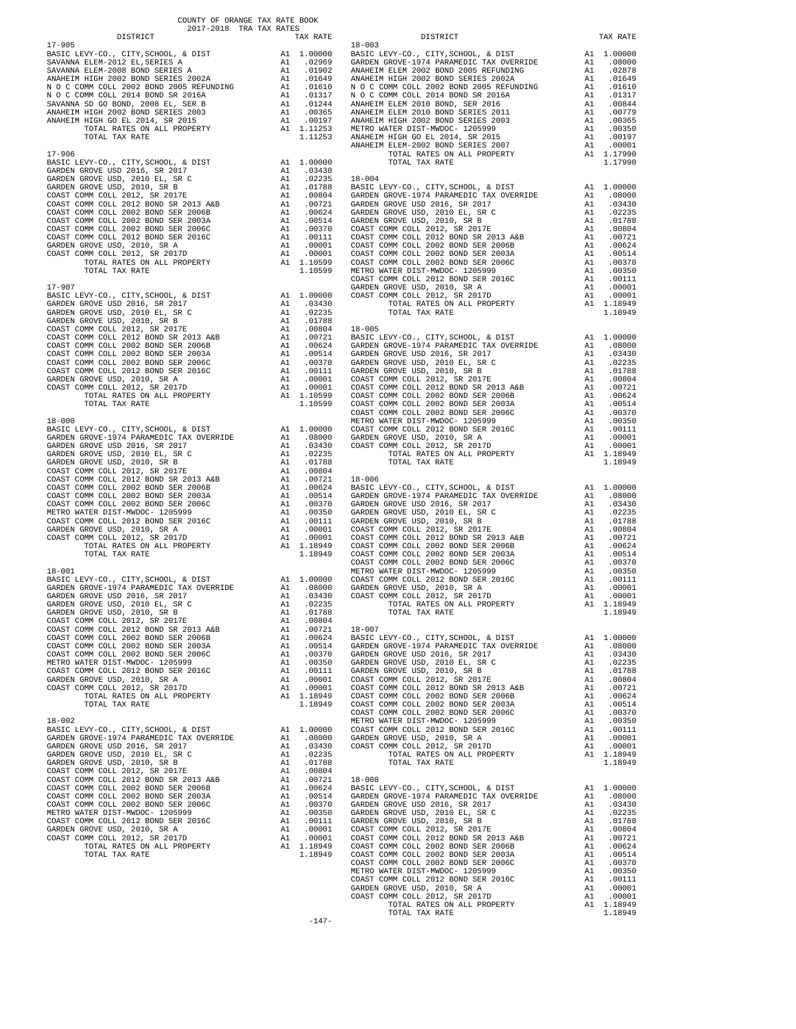COUNTY OF ORANGE TAX RATE BOOK
2017-2018 TRA TAX RATES

| DISTRICT | | TAX RATE |
|---|---|---|
| **17-905** | | |
| BASIC LEVY-CO., CITY,SCHOOL, & DIST | A1 | 1.00000 |
| SAVANNA ELEM-2012 EL,SERIES A | A1 | .02969 |
| SAVANNA ELEM-2008 BOND SERIES 2010 | A1 | .01902 |
| ANAHEIM HIGH 2002 BOND SERIES 2002A | A1 | .01649 |
| N O C COMM COLL 2002 BOND 2005 REFUNDING | A1 | .01610 |
| N O C COMM COLL 2014 BOND SR 2016A | A1 | .01317 |
| SAVANNA SD GO BOND, 2008 EL, SER B | A1 | .01244 |
| ANAHEIM HIGH 2002 BOND SERIES 2003 | A1 | .00365 |
| ANAHEIM HIGH GO EL 2014, SR 2015 | A1 | .00197 |
| TOTAL RATES ON ALL PROPERTY | A1 | 1.11253 |
| TOTAL TAX RATE | | 1.11253 |
| **17-906** | | |
| BASIC LEVY-CO., CITY,SCHOOL, & DIST | A1 | 1.00000 |
| GARDEN GROVE USD 2016, SR 2017 | A1 | .03430 |
| GARDEN GROVE USD, 2010 EL, SR C | A1 | .02235 |
| GARDEN GROVE USD, 2010, SR B | A1 | .01788 |
| COAST COMM COLL 2012, SR 2017E | A1 | .00804 |
| COAST COMM COLL 2012 BOND SR 2013 A&B | A1 | .00721 |
| COAST COMM COLL 2002 BOND SER 2006B | A1 | .00624 |
| COAST COMM COLL 2002 BOND SER 2003A | A1 | .00514 |
| COAST COMM COLL 2002 BOND SER 2006C | A1 | .00370 |
| COAST COMM COLL 2012 BOND SER 2016C | A1 | .00111 |
| GARDEN GROVE USD, 2010, SR A | A1 | .00001 |
| COAST COMM COLL 2012, SR 2017D | A1 | .00001 |
| TOTAL RATES ON ALL PROPERTY | A1 | 1.10599 |
| TOTAL TAX RATE | | 1.10599 |
| **17-907** | | |
| BASIC LEVY-CO., CITY,SCHOOL, & DIST | A1 | 1.00000 |
| GARDEN GROVE USD 2016, SR 2017 | A1 | .03430 |
| GARDEN GROVE USD, 2010 EL, SR C | A1 | .02235 |
| GARDEN GROVE USD, 2010, SR B | A1 | .01788 |
| COAST COMM COLL 2012, SR 2017E | A1 | .00804 |
| COAST COMM COLL 2012 BOND SR 2013 A&B | A1 | .00721 |
| COAST COMM COLL 2002 BOND SER 2006B | A1 | .00624 |
| COAST COMM COLL 2002 BOND SER 2003A | A1 | .00514 |
| COAST COMM COLL 2002 BOND SER 2006C | A1 | .00370 |
| COAST COMM COLL 2012 BOND SER 2016C | A1 | .00111 |
| GARDEN GROVE USD, 2010, SR A | A1 | .00001 |
| COAST COMM COLL 2012, SR 2017D | A1 | .00001 |
| TOTAL RATES ON ALL PROPERTY | A1 | 1.10599 |
| TOTAL TAX RATE | | 1.10599 |
| **18-000** | | |
| BASIC LEVY-CO., CITY,SCHOOL, & DIST | A1 | 1.00000 |
| GARDEN GROVE-1974 PARAMEDIC TAX OVERRIDE | A1 | .08000 |
| GARDEN GROVE USD 2016, SR 2017 | A1 | .03430 |
| GARDEN GROVE USD, 2010 EL, SR C | A1 | .02235 |
| GARDEN GROVE USD, 2010, SR B | A1 | .01788 |
| COAST COMM COLL 2012, SR 2017E | A1 | .00804 |
| COAST COMM COLL 2012 BOND SR 2013 A&B | A1 | .00721 |
| COAST COMM COLL 2002 BOND SER 2006B | A1 | .00624 |
| COAST COMM COLL 2002 BOND SER 2003A | A1 | .00514 |
| COAST COMM COLL 2002 BOND SER 2006C | A1 | .00370 |
| METRO WATER DIST-MWDOC- 1205999 | A1 | .00350 |
| COAST COMM COLL 2012 BOND SER 2016C | A1 | .00111 |
| GARDEN GROVE USD, 2010, SR A | A1 | .00001 |
| COAST COMM COLL 2012, SR 2017D | A1 | .00001 |
| TOTAL RATES ON ALL PROPERTY | A1 | 1.18949 |
| TOTAL TAX RATE | | 1.18949 |
| **18-001** | | |
| BASIC LEVY-CO., CITY,SCHOOL, & DIST | A1 | 1.00000 |
| GARDEN GROVE-1974 PARAMEDIC TAX OVERRIDE | A1 | .08000 |
| GARDEN GROVE USD 2016, SR 2017 | A1 | .03430 |
| GARDEN GROVE USD, 2010 EL, SR C | A1 | .02235 |
| GARDEN GROVE USD, 2010, SR B | A1 | .01788 |
| COAST COMM COLL 2012, SR 2017E | A1 | .00804 |
| COAST COMM COLL 2012 BOND SR 2013 A&B | A1 | .00721 |
| COAST COMM COLL 2002 BOND SER 2006B | A1 | .00624 |
| COAST COMM COLL 2002 BOND SER 2003A | A1 | .00514 |
| COAST COMM COLL 2002 BOND SER 2006C | A1 | .00370 |
| METRO WATER DIST-MWDOC- 1205999 | A1 | .00350 |
| COAST COMM COLL 2012 BOND SER 2016C | A1 | .00111 |
| GARDEN GROVE USD, 2010, SR A | A1 | .00001 |
| COAST COMM COLL 2012, SR 2017D | A1 | .00001 |
| TOTAL RATES ON ALL PROPERTY | A1 | 1.18949 |
| TOTAL TAX RATE | | 1.18949 |
| **18-002** | | |
| BASIC LEVY-CO., CITY,SCHOOL, & DIST | A1 | 1.00000 |
| GARDEN GROVE-1974 PARAMEDIC TAX OVERRIDE | A1 | .08000 |
| GARDEN GROVE USD 2016, SR 2017 | A1 | .03430 |
| GARDEN GROVE USD, 2010 EL, SR C | A1 | .02235 |
| GARDEN GROVE USD, 2010, SR B | A1 | .01788 |
| COAST COMM COLL 2012, SR 2017E | A1 | .00804 |
| COAST COMM COLL 2012 BOND SR 2013 A&B | A1 | .00721 |
| COAST COMM COLL 2002 BOND SER 2006B | A1 | .00624 |
| COAST COMM COLL 2002 BOND SER 2003A | A1 | .00514 |
| COAST COMM COLL 2002 BOND SER 2006C | A1 | .00370 |
| METRO WATER DIST-MWDOC- 1205999 | A1 | .00350 |
| COAST COMM COLL 2012 BOND SER 2016C | A1 | .00111 |
| GARDEN GROVE USD, 2010, SR A | A1 | .00001 |
| COAST COMM COLL 2012, SR 2017D | A1 | .00001 |
| TOTAL RATES ON ALL PROPERTY | A1 | 1.18949 |
| TOTAL TAX RATE | | 1.18949 |
| **18-003** | | |
| BASIC LEVY-CO., CITY,SCHOOL, & DIST | A1 | 1.00000 |
| GARDEN GROVE-1974 PARAMEDIC TAX OVERRIDE | A1 | .08000 |
| ANAHEIM ELEM 2002 BOND 2005 REFUNDING | A1 | .02878 |
| ANAHEIM HIGH 2002 BOND SERIES 2002A | A1 | .01649 |
| N O C COMM COLL 2002 BOND 2005 REFUNDING | A1 | .01610 |
| N O C COMM COLL 2014 BOND SR 2016A | A1 | .01317 |
| ANAHEIM ELEM 2010 BOND, SER 2016 | A1 | .00844 |
| ANAHEIM ELEM 2010 BOND SERIES 2011 | A1 | .00779 |
| ANAHEIM HIGH 2002 BOND SERIES 2003 | A1 | .00365 |
| METRO WATER DIST-MWDOC- 1205999 | A1 | .00350 |
| ANAHEIM HIGH GO EL 2014, SR 2015 | A1 | .00197 |
| ANAHEIM ELEM-2002 BOND SERIES 2007 | A1 | .00001 |
| TOTAL RATES ON ALL PROPERTY | A1 | 1.17990 |
| TOTAL TAX RATE | | 1.17990 |
| **18-004** | | |
| BASIC LEVY-CO., CITY,SCHOOL, & DIST | A1 | 1.00000 |
| GARDEN GROVE-1974 PARAMEDIC TAX OVERRIDE | A1 | .08000 |
| GARDEN GROVE USD 2016, SR 2017 | A1 | .03430 |
| GARDEN GROVE USD, 2010 EL, SR C | A1 | .02235 |
| GARDEN GROVE USD, 2010, SR B | A1 | .01788 |
| COAST COMM COLL 2012, SR 2017E | A1 | .00804 |
| COAST COMM COLL 2012 BOND SR 2013 A&B | A1 | .00721 |
| COAST COMM COLL 2002 BOND SER 2006B | A1 | .00624 |
| COAST COMM COLL 2002 BOND SER 2003A | A1 | .00514 |
| COAST COMM COLL 2002 BOND SER 2006C | A1 | .00370 |
| METRO WATER DIST-MWDOC- 1205999 | A1 | .00350 |
| COAST COMM COLL 2012 BOND SER 2016C | A1 | .00111 |
| GARDEN GROVE USD, 2010, SR A | A1 | .00001 |
| COAST COMM COLL 2012, SR 2017D | A1 | .00001 |
| TOTAL RATES ON ALL PROPERTY | A1 | 1.18949 |
| TOTAL TAX RATE | | 1.18949 |
| **18-005** | | |
| BASIC LEVY-CO., CITY,SCHOOL, & DIST | A1 | 1.00000 |
| GARDEN GROVE-1974 PARAMEDIC TAX OVERRIDE | A1 | .08000 |
| GARDEN GROVE USD 2016, SR 2017 | A1 | .03430 |
| GARDEN GROVE USD, 2010 EL, SR C | A1 | .02235 |
| GARDEN GROVE USD, 2010, SR B | A1 | .01788 |
| COAST COMM COLL 2012, SR 2017E | A1 | .00804 |
| COAST COMM COLL 2012 BOND SR 2013 A&B | A1 | .00721 |
| COAST COMM COLL 2002 BOND SER 2006B | A1 | .00624 |
| COAST COMM COLL 2002 BOND SER 2003A | A1 | .00514 |
| COAST COMM COLL 2002 BOND SER 2006C | A1 | .00370 |
| METRO WATER DIST-MWDOC- 1205999 | A1 | .00350 |
| COAST COMM COLL 2012 BOND SER 2016C | A1 | .00111 |
| GARDEN GROVE USD, 2010, SR A | A1 | .00001 |
| COAST COMM COLL 2012, SR 2017D | A1 | .00001 |
| TOTAL RATES ON ALL PROPERTY | A1 | 1.18949 |
| TOTAL TAX RATE | | 1.18949 |
| **18-006** | | |
| BASIC LEVY-CO., CITY,SCHOOL, & DIST | A1 | 1.00000 |
| GARDEN GROVE-1974 PARAMEDIC TAX OVERRIDE | A1 | .08000 |
| GARDEN GROVE USD 2016, SR 2017 | A1 | .03430 |
| GARDEN GROVE USD, 2010 EL, SR C | A1 | .02235 |
| GARDEN GROVE USD, 2010, SR B | A1 | .01788 |
| COAST COMM COLL 2012, SR 2017E | A1 | .00804 |
| COAST COMM COLL 2012 BOND SR 2013 A&B | A1 | .00721 |
| COAST COMM COLL 2002 BOND SER 2006B | A1 | .00624 |
| COAST COMM COLL 2002 BOND SER 2003A | A1 | .00514 |
| COAST COMM COLL 2002 BOND SER 2006C | A1 | .00370 |
| METRO WATER DIST-MWDOC- 1205999 | A1 | .00350 |
| COAST COMM COLL 2012 BOND SER 2016C | A1 | .00111 |
| GARDEN GROVE USD, 2010, SR A | A1 | .00001 |
| COAST COMM COLL 2012, SR 2017D | A1 | .00001 |
| TOTAL RATES ON ALL PROPERTY | A1 | 1.18949 |
| TOTAL TAX RATE | | 1.18949 |
| **18-007** | | |
| BASIC LEVY-CO., CITY,SCHOOL, & DIST | A1 | 1.00000 |
| GARDEN GROVE-1974 PARAMEDIC TAX OVERRIDE | A1 | .08000 |
| GARDEN GROVE USD 2016, SR 2017 | A1 | .03430 |
| GARDEN GROVE USD, 2010 EL, SR C | A1 | .02235 |
| GARDEN GROVE USD, 2010, SR B | A1 | .01788 |
| COAST COMM COLL 2012, SR 2017E | A1 | .00804 |
| COAST COMM COLL 2012 BOND SR 2013 A&B | A1 | .00721 |
| COAST COMM COLL 2002 BOND SER 2006B | A1 | .00624 |
| COAST COMM COLL 2002 BOND SER 2003A | A1 | .00514 |
| COAST COMM COLL 2002 BOND SER 2006C | A1 | .00370 |
| METRO WATER DIST-MWDOC- 1205999 | A1 | .00350 |
| COAST COMM COLL 2012 BOND SER 2016C | A1 | .00111 |
| GARDEN GROVE USD, 2010, SR A | A1 | .00001 |
| COAST COMM COLL 2012, SR 2017D | A1 | .00001 |
| TOTAL RATES ON ALL PROPERTY | A1 | 1.18949 |
| TOTAL TAX RATE | | 1.18949 |
| **18-008** | | |
| BASIC LEVY-CO., CITY,SCHOOL, & DIST | A1 | 1.00000 |
| GARDEN GROVE-1974 PARAMEDIC TAX OVERRIDE | A1 | .08000 |
| GARDEN GROVE USD 2016, SR 2017 | A1 | .03430 |
| GARDEN GROVE USD, 2010 EL, SR C | A1 | .02235 |
| GARDEN GROVE USD, 2010, SR B | A1 | .01788 |
| COAST COMM COLL 2012, SR 2017E | A1 | .00804 |
| COAST COMM COLL 2012 BOND SR 2013 A&B | A1 | .00721 |
| COAST COMM COLL 2002 BOND SER 2006B | A1 | .00624 |
| COAST COMM COLL 2002 BOND SER 2003A | A1 | .00514 |
| COAST COMM COLL 2002 BOND SER 2006C | A1 | .00370 |
| METRO WATER DIST-MWDOC- 1205999 | A1 | .00350 |
| COAST COMM COLL 2012 BOND SER 2016C | A1 | .00111 |
| GARDEN GROVE USD, 2010, SR A | A1 | .00001 |
| COAST COMM COLL 2012, SR 2017D | A1 | .00001 |
| TOTAL RATES ON ALL PROPERTY | A1 | 1.18949 |
| TOTAL TAX RATE | | 1.18949 |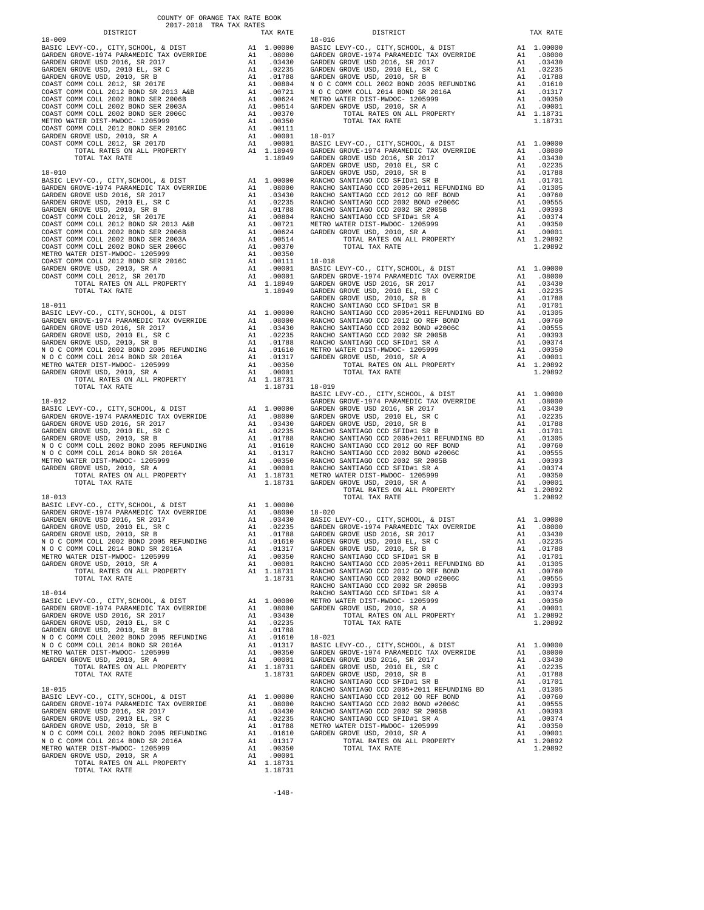COUNTY OF ORANGE TAX RATE BOOK
2017-2018 TRA TAX RATES

| DISTRICT | | TAX RATE |
|---|---|---|
| **18-009** | | |
| BASIC LEVY-CO., CITY,SCHOOL, & DIST | A1 | 1.00000 |
| GARDEN GROVE-1974 PARAMEDIC TAX OVERRIDE | A1 | .08000 |
| GARDEN GROVE USD 2016, SR 2017 | A1 | .03430 |
| GARDEN GROVE USD, 2010 EL, SR C | A1 | .02235 |
| GARDEN GROVE USD, 2010, SR B | A1 | .01788 |
| COAST COMM COLL 2012, SR 2017E | A1 | .00804 |
| COAST COMM COLL 2012 BOND SR 2013 A&B | A1 | .00721 |
| COAST COMM COLL 2002 BOND SR 2006B | A1 | .00624 |
| COAST COMM COLL 2002 BOND SR 2003A | A1 | .00514 |
| COAST COMM COLL 2002 BOND SR 2006C | A1 | .00370 |
| METRO WATER DIST-MWDOC- 1205999 | A1 | .00350 |
| COAST COMM COLL 2012 BOND SR 2016C | A1 | .00111 |
| GARDEN GROVE USD, 2010, SR A | A1 | .00001 |
| COAST COMM COLL 2012, SR 2017D | A1 | .00001 |
| TOTAL RATES ON ALL PROPERTY | A1 | 1.18949 |
| TOTAL TAX RATE | | 1.18949 |
| **18-010** | | |
| BASIC LEVY-CO., CITY,SCHOOL, & DIST | A1 | 1.00000 |
| GARDEN GROVE-1974 PARAMEDIC TAX OVERRIDE | A1 | .08000 |
| GARDEN GROVE USD 2016, SR 2017 | A1 | .03430 |
| GARDEN GROVE USD, 2010 EL, SR C | A1 | .02235 |
| GARDEN GROVE USD, 2010, SR B | A1 | .01788 |
| COAST COMM COLL 2012, SR 2017E | A1 | .00804 |
| COAST COMM COLL 2012 BOND SR 2013 A&B | A1 | .00721 |
| COAST COMM COLL 2002 BOND SR 2006B | A1 | .00624 |
| COAST COMM COLL 2002 BOND SR 2003A | A1 | .00514 |
| COAST COMM COLL 2002 BOND SR 2006C | A1 | .00370 |
| METRO WATER DIST-MWDOC- 1205999 | A1 | .00350 |
| COAST COMM COLL 2012 BOND SR 2016C | A1 | .00111 |
| GARDEN GROVE USD, 2010, SR A | A1 | .00001 |
| COAST COMM COLL 2012, SR 2017D | A1 | .00001 |
| TOTAL RATES ON ALL PROPERTY | A1 | 1.18949 |
| TOTAL TAX RATE | | 1.18949 |
| **18-011** | | |
| BASIC LEVY-CO., CITY,SCHOOL, & DIST | A1 | 1.00000 |
| GARDEN GROVE-1974 PARAMEDIC TAX OVERRIDE | A1 | .08000 |
| GARDEN GROVE USD 2016, SR 2017 | A1 | .03430 |
| GARDEN GROVE USD, 2010 EL, SR C | A1 | .02235 |
| GARDEN GROVE USD, 2010, SR B | A1 | .01788 |
| N O C COMM COLL 2002 BOND 2005 REFUNDING | A1 | .01610 |
| N O C COMM COLL 2014 BOND SR 2016A | A1 | .01317 |
| METRO WATER DIST-MWDOC- 1205999 | A1 | .00350 |
| GARDEN GROVE USD, 2010, SR A | A1 | .00001 |
| TOTAL RATES ON ALL PROPERTY | A1 | 1.18731 |
| TOTAL TAX RATE | | 1.18731 |
| **18-012** | | |
| BASIC LEVY-CO., CITY,SCHOOL, & DIST | A1 | 1.00000 |
| GARDEN GROVE-1974 PARAMEDIC TAX OVERRIDE | A1 | .08000 |
| GARDEN GROVE USD 2016, SR 2017 | A1 | .03430 |
| GARDEN GROVE USD, 2010 EL, SR C | A1 | .02235 |
| GARDEN GROVE USD, 2010, SR B | A1 | .01788 |
| N O C COMM COLL 2002 BOND 2005 REFUNDING | A1 | .01610 |
| N O C COMM COLL 2014 BOND SR 2016A | A1 | .01317 |
| METRO WATER DIST-MWDOC- 1205999 | A1 | .00350 |
| GARDEN GROVE USD, 2010, SR A | A1 | .00001 |
| TOTAL RATES ON ALL PROPERTY | A1 | 1.18731 |
| TOTAL TAX RATE | | 1.18731 |
| **18-013** | | |
| BASIC LEVY-CO., CITY,SCHOOL, & DIST | A1 | 1.00000 |
| GARDEN GROVE-1974 PARAMEDIC TAX OVERRIDE | A1 | .08000 |
| GARDEN GROVE USD 2016, SR 2017 | A1 | .03430 |
| GARDEN GROVE USD, 2010 EL, SR C | A1 | .02235 |
| GARDEN GROVE USD, 2010, SR B | A1 | .01788 |
| N O C COMM COLL 2002 BOND 2005 REFUNDING | A1 | .01610 |
| N O C COMM COLL 2014 BOND SR 2016A | A1 | .01317 |
| METRO WATER DIST-MWDOC- 1205999 | A1 | .00350 |
| GARDEN GROVE USD, 2010, SR A | A1 | .00001 |
| TOTAL RATES ON ALL PROPERTY | A1 | 1.18731 |
| TOTAL TAX RATE | | 1.18731 |
| **18-014** | | |
| BASIC LEVY-CO., CITY,SCHOOL, & DIST | A1 | 1.00000 |
| GARDEN GROVE-1974 PARAMEDIC TAX OVERRIDE | A1 | .08000 |
| GARDEN GROVE USD 2016, SR 2017 | A1 | .03430 |
| GARDEN GROVE USD, 2010 EL, SR C | A1 | .02235 |
| GARDEN GROVE USD, 2010, SR B | A1 | .01788 |
| N O C COMM COLL 2002 BOND 2005 REFUNDING | A1 | .01610 |
| N O C COMM COLL 2014 BOND SR 2016A | A1 | .01317 |
| METRO WATER DIST-MWDOC- 1205999 | A1 | .00350 |
| GARDEN GROVE USD, 2010, SR A | A1 | .00001 |
| TOTAL RATES ON ALL PROPERTY | A1 | 1.18731 |
| TOTAL TAX RATE | | 1.18731 |
| **18-015** | | |
| BASIC LEVY-CO., CITY,SCHOOL, & DIST | A1 | 1.00000 |
| GARDEN GROVE-1974 PARAMEDIC TAX OVERRIDE | A1 | .08000 |
| GARDEN GROVE USD 2016, SR 2017 | A1 | .03430 |
| GARDEN GROVE USD, 2010 EL, SR C | A1 | .02235 |
| GARDEN GROVE USD, 2010, SR B | A1 | .01788 |
| N O C COMM COLL 2002 BOND 2005 REFUNDING | A1 | .01610 |
| N O C COMM COLL 2014 BOND SR 2016A | A1 | .01317 |
| METRO WATER DIST-MWDOC- 1205999 | A1 | .00350 |
| GARDEN GROVE USD, 2010, SR A | A1 | .00001 |
| TOTAL RATES ON ALL PROPERTY | A1 | 1.18731 |
| TOTAL TAX RATE | | 1.18731 |
| **18-016** | | |
| BASIC LEVY-CO., CITY,SCHOOL, & DIST | A1 | 1.00000 |
| GARDEN GROVE-1974 PARAMEDIC TAX OVERRIDE | A1 | .08000 |
| GARDEN GROVE USD 2016, SR 2017 | A1 | .03430 |
| GARDEN GROVE USD, 2010 EL, SR C | A1 | .02235 |
| GARDEN GROVE USD, 2010, SR B | A1 | .01788 |
| N O C COMM COLL 2002 BOND 2005 REFUNDING | A1 | .01610 |
| N O C COMM COLL 2014 BOND SR 2016A | A1 | .01317 |
| METRO WATER DIST-MWDOC- 1205999 | A1 | .00350 |
| GARDEN GROVE USD, 2010, SR A | A1 | .00001 |
| TOTAL RATES ON ALL PROPERTY | A1 | 1.18731 |
| TOTAL TAX RATE | | 1.18731 |
| **18-017** | | |
| BASIC LEVY-CO., CITY,SCHOOL, & DIST | A1 | 1.00000 |
| GARDEN GROVE-1974 PARAMEDIC TAX OVERRIDE | A1 | .08000 |
| GARDEN GROVE USD 2016, SR 2017 | A1 | .03430 |
| GARDEN GROVE USD, 2010 EL, SR C | A1 | .02235 |
| GARDEN GROVE USD, 2010, SR B | A1 | .01788 |
| RANCHO SANTIAGO CCD SFID#1 SR B | A1 | .01701 |
| RANCHO SANTIAGO CCD 2005+2011 REFUNDING BD | A1 | .01305 |
| RANCHO SANTIAGO CCD 2012 GO REF BOND | A1 | .00760 |
| RANCHO SANTIAGO CCD 2002 BOND #2006C | A1 | .00555 |
| RANCHO SANTIAGO CCD 2002 SR 2005B | A1 | .00393 |
| RANCHO SANTIAGO CCD SFID#1 SR A | A1 | .00374 |
| METRO WATER DIST-MWDOC- 1205999 | A1 | .00350 |
| GARDEN GROVE USD, 2010, SR A | A1 | .00001 |
| TOTAL RATES ON ALL PROPERTY | A1 | 1.20892 |
| TOTAL TAX RATE | | 1.20892 |
| **18-018** | | |
| BASIC LEVY-CO., CITY,SCHOOL, & DIST | A1 | 1.00000 |
| GARDEN GROVE-1974 PARAMEDIC TAX OVERRIDE | A1 | .08000 |
| GARDEN GROVE USD 2016, SR 2017 | A1 | .03430 |
| GARDEN GROVE USD, 2010 EL, SR C | A1 | .02235 |
| GARDEN GROVE USD, 2010, SR B | A1 | .01788 |
| RANCHO SANTIAGO CCD SFID#1 SR B | A1 | .01701 |
| RANCHO SANTIAGO CCD 2005+2011 REFUNDING BD | A1 | .01305 |
| RANCHO SANTIAGO CCD 2012 GO REF BOND | A1 | .00760 |
| RANCHO SANTIAGO CCD 2002 BOND #2006C | A1 | .00555 |
| RANCHO SANTIAGO CCD 2002 SR 2005B | A1 | .00393 |
| RANCHO SANTIAGO CCD SFID#1 SR A | A1 | .00374 |
| METRO WATER DIST-MWDOC- 1205999 | A1 | .00350 |
| GARDEN GROVE USD, 2010, SR A | A1 | .00001 |
| TOTAL RATES ON ALL PROPERTY | A1 | 1.20892 |
| TOTAL TAX RATE | | 1.20892 |
| **18-019** | | |
| BASIC LEVY-CO., CITY,SCHOOL, & DIST | A1 | 1.00000 |
| GARDEN GROVE-1974 PARAMEDIC TAX OVERRIDE | A1 | .08000 |
| GARDEN GROVE USD 2016, SR 2017 | A1 | .03430 |
| GARDEN GROVE USD, 2010 EL, SR C | A1 | .02235 |
| GARDEN GROVE USD, 2010, SR B | A1 | .01788 |
| RANCHO SANTIAGO CCD SFID#1 SR B | A1 | .01701 |
| RANCHO SANTIAGO CCD 2005+2011 REFUNDING BD | A1 | .01305 |
| RANCHO SANTIAGO CCD 2012 GO REF BOND | A1 | .00760 |
| RANCHO SANTIAGO CCD 2002 BOND #2006C | A1 | .00555 |
| RANCHO SANTIAGO CCD 2002 SR 2005B | A1 | .00393 |
| RANCHO SANTIAGO CCD SFID#1 SR A | A1 | .00374 |
| METRO WATER DIST-MWDOC- 1205999 | A1 | .00350 |
| GARDEN GROVE USD, 2010, SR A | A1 | .00001 |
| TOTAL RATES ON ALL PROPERTY | A1 | 1.20892 |
| TOTAL TAX RATE | | 1.20892 |
| **18-020** | | |
| BASIC LEVY-CO., CITY,SCHOOL, & DIST | A1 | 1.00000 |
| GARDEN GROVE-1974 PARAMEDIC TAX OVERRIDE | A1 | .08000 |
| GARDEN GROVE USD 2016, SR 2017 | A1 | .03430 |
| GARDEN GROVE USD, 2010 EL, SR C | A1 | .02235 |
| GARDEN GROVE USD, 2010, SR B | A1 | .01788 |
| RANCHO SANTIAGO CCD SFID#1 SR B | A1 | .01701 |
| RANCHO SANTIAGO CCD 2005+2011 REFUNDING BD | A1 | .01305 |
| RANCHO SANTIAGO CCD 2012 GO REF BOND | A1 | .00760 |
| RANCHO SANTIAGO CCD 2002 BOND #2006C | A1 | .00555 |
| RANCHO SANTIAGO CCD 2002 SR 2005B | A1 | .00393 |
| RANCHO SANTIAGO CCD SFID#1 SR A | A1 | .00374 |
| METRO WATER DIST-MWDOC- 1205999 | A1 | .00350 |
| GARDEN GROVE USD, 2010, SR A | A1 | .00001 |
| TOTAL RATES ON ALL PROPERTY | A1 | 1.20892 |
| TOTAL TAX RATE | | 1.20892 |
| **18-021** | | |
| BASIC LEVY-CO., CITY,SCHOOL, & DIST | A1 | 1.00000 |
| GARDEN GROVE-1974 PARAMEDIC TAX OVERRIDE | A1 | .08000 |
| GARDEN GROVE USD 2016, SR 2017 | A1 | .03430 |
| GARDEN GROVE USD, 2010 EL, SR C | A1 | .02235 |
| GARDEN GROVE USD, 2010, SR B | A1 | .01788 |
| RANCHO SANTIAGO CCD SFID#1 SR B | A1 | .01701 |
| RANCHO SANTIAGO CCD 2005+2011 REFUNDING BD | A1 | .01305 |
| RANCHO SANTIAGO CCD 2012 GO REF BOND | A1 | .00760 |
| RANCHO SANTIAGO CCD 2002 BOND #2006C | A1 | .00555 |
| RANCHO SANTIAGO CCD 2002 SR 2005B | A1 | .00393 |
| RANCHO SANTIAGO CCD SFID#1 SR A | A1 | .00374 |
| METRO WATER DIST-MWDOC- 1205999 | A1 | .00350 |
| GARDEN GROVE USD, 2010, SR A | A1 | .00001 |
| TOTAL RATES ON ALL PROPERTY | A1 | 1.20892 |
| TOTAL TAX RATE | | 1.20892 |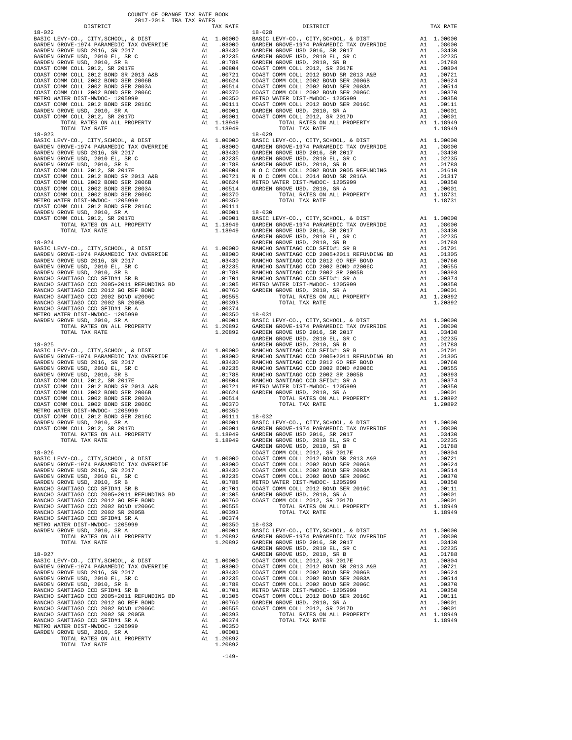COUNTY OF ORANGE TAX RATE BOOK
2017-2018 TRA TAX RATES

| DISTRICT | | TAX RATE |
|---|---|---|
| **18-022** | | |
| BASIC LEVY-CO., CITY,SCHOOL, & DIST | A1 | 1.00000 |
| GARDEN GROVE-1974 PARAMEDIC TAX OVERRIDE | A1 | .08000 |
| GARDEN GROVE USD 2016, SR 2017 | A1 | .03430 |
| GARDEN GROVE USD, 2010 EL, SR C | A1 | .02235 |
| GARDEN GROVE USD, 2010, SR B | A1 | .01788 |
| COAST COMM COLL 2012, SR 2017E | A1 | .00804 |
| COAST COMM COLL 2012 BOND SR 2013 A&B | A1 | .00721 |
| COAST COMM COLL 2002 BOND SER 2006B | A1 | .00624 |
| COAST COMM COLL 2002 BOND SER 2003A | A1 | .00514 |
| COAST COMM COLL 2002 BOND SER 2006C | A1 | .00370 |
| METRO WATER DIST-MWDOC- 1205999 | A1 | .00350 |
| COAST COMM COLL 2012 BOND SER 2016C | A1 | .00111 |
| GARDEN GROVE USD, 2010, SR A | A1 | .00001 |
| COAST COMM COLL 2012, SR 2017D | A1 | .00001 |
| TOTAL RATES ON ALL PROPERTY | A1 | 1.18949 |
| TOTAL TAX RATE | | 1.18949 |
| **18-023** | | |
| BASIC LEVY-CO., CITY,SCHOOL, & DIST | A1 | 1.00000 |
| GARDEN GROVE-1974 PARAMEDIC TAX OVERRIDE | A1 | .08000 |
| GARDEN GROVE USD 2016, SR 2017 | A1 | .03430 |
| GARDEN GROVE USD, 2010 EL, SR C | A1 | .02235 |
| GARDEN GROVE USD, 2010, SR B | A1 | .01788 |
| COAST COMM COLL 2012, SR 2017E | A1 | .00804 |
| COAST COMM COLL 2012 BOND SR 2013 A&B | A1 | .00721 |
| COAST COMM COLL 2002 BOND SER 2006B | A1 | .00624 |
| COAST COMM COLL 2002 BOND SER 2003A | A1 | .00514 |
| COAST COMM COLL 2002 BOND SER 2006C | A1 | .00370 |
| METRO WATER DIST-MWDOC- 1205999 | A1 | .00350 |
| COAST COMM COLL 2012 BOND SER 2016C | A1 | .00111 |
| GARDEN GROVE USD, 2010, SR A | A1 | .00001 |
| COAST COMM COLL 2012, SR 2017D | A1 | .00001 |
| TOTAL RATES ON ALL PROPERTY | A1 | 1.18949 |
| TOTAL TAX RATE | | 1.18949 |
| **18-024** | | |
| BASIC LEVY-CO., CITY,SCHOOL, & DIST | A1 | 1.00000 |
| GARDEN GROVE-1974 PARAMEDIC TAX OVERRIDE | A1 | .08000 |
| GARDEN GROVE USD 2016, SR 2017 | A1 | .03430 |
| GARDEN GROVE USD, 2010 EL, SR C | A1 | .02235 |
| GARDEN GROVE USD, 2010, SR B | A1 | .01788 |
| RANCHO SANTIAGO CCD SFID#1 SR B | A1 | .01701 |
| RANCHO SANTIAGO CCD 2005+2011 REFUNDING BD | A1 | .01305 |
| RANCHO SANTIAGO CCD 2012 GO REF BOND | A1 | .00760 |
| RANCHO SANTIAGO CCD 2002 BOND #2006C | A1 | .00555 |
| RANCHO SANTIAGO CCD 2002 SR 2005B | A1 | .00393 |
| RANCHO SANTIAGO CCD SFID#1 SR A | A1 | .00374 |
| METRO WATER DIST-MWDOC- 1205999 | A1 | .00350 |
| GARDEN GROVE USD, 2010, SR A | A1 | .00001 |
| TOTAL RATES ON ALL PROPERTY | A1 | 1.20892 |
| TOTAL TAX RATE | | 1.20892 |
| **18-025** | | |
| BASIC LEVY-CO., CITY,SCHOOL, & DIST | A1 | 1.00000 |
| GARDEN GROVE-1974 PARAMEDIC TAX OVERRIDE | A1 | .08000 |
| GARDEN GROVE USD 2016, SR 2017 | A1 | .03430 |
| GARDEN GROVE USD, 2010 EL, SR C | A1 | .02235 |
| GARDEN GROVE USD, 2010, SR B | A1 | .01788 |
| COAST COMM COLL 2012, SR 2017E | A1 | .00804 |
| COAST COMM COLL 2012 BOND SR 2013 A&B | A1 | .00721 |
| COAST COMM COLL 2002 BOND SER 2006B | A1 | .00624 |
| COAST COMM COLL 2002 BOND SER 2003A | A1 | .00514 |
| COAST COMM COLL 2002 BOND SER 2006C | A1 | .00370 |
| METRO WATER DIST-MWDOC- 1205999 | A1 | .00350 |
| COAST COMM COLL 2012 BOND SER 2016C | A1 | .00111 |
| GARDEN GROVE USD, 2010, SR A | A1 | .00001 |
| COAST COMM COLL 2012, SR 2017D | A1 | .00001 |
| TOTAL RATES ON ALL PROPERTY | A1 | 1.18949 |
| TOTAL TAX RATE | | 1.18949 |
| **18-026** | | |
| BASIC LEVY-CO., CITY,SCHOOL, & DIST | A1 | 1.00000 |
| GARDEN GROVE-1974 PARAMEDIC TAX OVERRIDE | A1 | .08000 |
| GARDEN GROVE USD 2016, SR 2017 | A1 | .03430 |
| GARDEN GROVE USD, 2010 EL, SR C | A1 | .02235 |
| GARDEN GROVE USD, 2010, SR B | A1 | .01788 |
| RANCHO SANTIAGO CCD SFID#1 SR B | A1 | .01701 |
| RANCHO SANTIAGO CCD 2005+2011 REFUNDING BD | A1 | .01305 |
| RANCHO SANTIAGO CCD 2012 GO REF BOND | A1 | .00760 |
| RANCHO SANTIAGO CCD 2002 BOND #2006C | A1 | .00555 |
| RANCHO SANTIAGO CCD 2002 SR 2005B | A1 | .00393 |
| RANCHO SANTIAGO CCD SFID#1 SR A | A1 | .00374 |
| METRO WATER DIST-MWDOC- 1205999 | A1 | .00350 |
| GARDEN GROVE USD, 2010, SR A | A1 | .00001 |
| TOTAL RATES ON ALL PROPERTY | A1 | 1.20892 |
| TOTAL TAX RATE | | 1.20892 |
| **18-027** | | |
| BASIC LEVY-CO., CITY,SCHOOL, & DIST | A1 | 1.00000 |
| GARDEN GROVE-1974 PARAMEDIC TAX OVERRIDE | A1 | .08000 |
| GARDEN GROVE USD 2016, SR 2017 | A1 | .03430 |
| GARDEN GROVE USD, 2010 EL, SR C | A1 | .02235 |
| GARDEN GROVE USD, 2010, SR B | A1 | .01788 |
| RANCHO SANTIAGO CCD SFID#1 SR B | A1 | .01701 |
| RANCHO SANTIAGO CCD 2005+2011 REFUNDING BD | A1 | .01305 |
| RANCHO SANTIAGO CCD 2012 GO REF BOND | A1 | .00760 |
| RANCHO SANTIAGO CCD 2002 BOND #2006C | A1 | .00555 |
| RANCHO SANTIAGO CCD 2002 SR 2005B | A1 | .00393 |
| RANCHO SANTIAGO CCD SFID#1 SR A | A1 | .00374 |
| METRO WATER DIST-MWDOC- 1205999 | A1 | .00350 |
| GARDEN GROVE USD, 2010, SR A | A1 | .00001 |
| TOTAL RATES ON ALL PROPERTY | A1 | 1.20892 |
| TOTAL TAX RATE | | 1.20892 |
| **18-028** | | |
| BASIC LEVY-CO., CITY,SCHOOL, & DIST | A1 | 1.00000 |
| GARDEN GROVE-1974 PARAMEDIC TAX OVERRIDE | A1 | .08000 |
| GARDEN GROVE USD 2016, SR 2017 | A1 | .03430 |
| GARDEN GROVE USD, 2010 EL, SR C | A1 | .02235 |
| GARDEN GROVE USD, 2010, SR B | A1 | .01788 |
| COAST COMM COLL 2012, SR 2017E | A1 | .00804 |
| COAST COMM COLL 2012 BOND SR 2013 A&B | A1 | .00721 |
| COAST COMM COLL 2002 BOND SER 2006B | A1 | .00624 |
| COAST COMM COLL 2002 BOND SER 2003A | A1 | .00514 |
| COAST COMM COLL 2002 BOND SER 2006C | A1 | .00370 |
| METRO WATER DIST-MWDOC- 1205999 | A1 | .00350 |
| COAST COMM COLL 2012 BOND SER 2016C | A1 | .00111 |
| GARDEN GROVE USD, 2010, SR A | A1 | .00001 |
| COAST COMM COLL 2012, SR 2017D | A1 | .00001 |
| TOTAL RATES ON ALL PROPERTY | A1 | 1.18949 |
| TOTAL TAX RATE | | 1.18949 |
| **18-029** | | |
| BASIC LEVY-CO., CITY,SCHOOL, & DIST | A1 | 1.00000 |
| GARDEN GROVE-1974 PARAMEDIC TAX OVERRIDE | A1 | .08000 |
| GARDEN GROVE USD 2016, SR 2017 | A1 | .03430 |
| GARDEN GROVE USD, 2010 EL, SR C | A1 | .02235 |
| GARDEN GROVE USD, 2010, SR B | A1 | .01788 |
| N O C COMM COLL 2002 BOND 2005 REFUNDING | A1 | .01610 |
| N O C COMM COLL 2014 BOND SR 2016A | A1 | .01317 |
| METRO WATER DIST-MWDOC- 1205999 | A1 | .00350 |
| GARDEN GROVE USD, 2010, SR A | A1 | .00001 |
| TOTAL RATES ON ALL PROPERTY | A1 | 1.18731 |
| TOTAL TAX RATE | | 1.18731 |
| **18-030** | | |
| BASIC LEVY-CO., CITY,SCHOOL, & DIST | A1 | 1.00000 |
| GARDEN GROVE-1974 PARAMEDIC TAX OVERRIDE | A1 | .08000 |
| GARDEN GROVE USD 2016, SR 2017 | A1 | .03430 |
| GARDEN GROVE USD, 2010 EL, SR C | A1 | .02235 |
| GARDEN GROVE USD, 2010, SR B | A1 | .01788 |
| RANCHO SANTIAGO CCD SFID#1 SR B | A1 | .01701 |
| RANCHO SANTIAGO CCD 2005+2011 REFUNDING BD | A1 | .01305 |
| RANCHO SANTIAGO CCD 2012 GO REF BOND | A1 | .00760 |
| RANCHO SANTIAGO CCD 2002 BOND #2006C | A1 | .00555 |
| RANCHO SANTIAGO CCD 2002 SR 2005B | A1 | .00393 |
| RANCHO SANTIAGO CCD SFID#1 SR A | A1 | .00374 |
| METRO WATER DIST-MWDOC- 1205999 | A1 | .00350 |
| GARDEN GROVE USD, 2010, SR A | A1 | .00001 |
| TOTAL RATES ON ALL PROPERTY | A1 | 1.20892 |
| TOTAL TAX RATE | | 1.20892 |
| **18-031** | | |
| BASIC LEVY-CO., CITY,SCHOOL, & DIST | A1 | 1.00000 |
| GARDEN GROVE-1974 PARAMEDIC TAX OVERRIDE | A1 | .08000 |
| GARDEN GROVE USD 2016, SR 2017 | A1 | .03430 |
| GARDEN GROVE USD, 2010 EL, SR C | A1 | .02235 |
| GARDEN GROVE USD, 2010, SR B | A1 | .01788 |
| RANCHO SANTIAGO CCD SFID#1 SR B | A1 | .01701 |
| RANCHO SANTIAGO CCD 2005+2011 REFUNDING BD | A1 | .01305 |
| RANCHO SANTIAGO CCD 2012 GO REF BOND | A1 | .00760 |
| RANCHO SANTIAGO CCD 2002 BOND #2006C | A1 | .00555 |
| RANCHO SANTIAGO CCD 2002 SR 2005B | A1 | .00393 |
| RANCHO SANTIAGO CCD SFID#1 SR A | A1 | .00374 |
| METRO WATER DIST-MWDOC- 1205999 | A1 | .00350 |
| GARDEN GROVE USD, 2010, SR A | A1 | .00001 |
| TOTAL RATES ON ALL PROPERTY | A1 | 1.20892 |
| TOTAL TAX RATE | | 1.20892 |
| **18-032** | | |
| BASIC LEVY-CO., CITY,SCHOOL, & DIST | A1 | 1.00000 |
| GARDEN GROVE-1974 PARAMEDIC TAX OVERRIDE | A1 | .08000 |
| GARDEN GROVE USD 2016, SR 2017 | A1 | .03430 |
| GARDEN GROVE USD, 2010 EL, SR C | A1 | .02235 |
| GARDEN GROVE USD, 2010, SR B | A1 | .01788 |
| COAST COMM COLL 2012, SR 2017E | A1 | .00804 |
| COAST COMM COLL 2012 BOND SR 2013 A&B | A1 | .00721 |
| COAST COMM COLL 2002 BOND SER 2006B | A1 | .00624 |
| COAST COMM COLL 2002 BOND SER 2003A | A1 | .00514 |
| COAST COMM COLL 2002 BOND SER 2006C | A1 | .00370 |
| METRO WATER DIST-MWDOC- 1205999 | A1 | .00350 |
| COAST COMM COLL 2012 BOND SER 2016C | A1 | .00111 |
| GARDEN GROVE USD, 2010, SR A | A1 | .00001 |
| COAST COMM COLL 2012, SR 2017D | A1 | .00001 |
| TOTAL RATES ON ALL PROPERTY | A1 | 1.18949 |
| TOTAL TAX RATE | | 1.18949 |
| **18-033** | | |
| BASIC LEVY-CO., CITY,SCHOOL, & DIST | A1 | 1.00000 |
| GARDEN GROVE-1974 PARAMEDIC TAX OVERRIDE | A1 | .08000 |
| GARDEN GROVE USD 2016, SR 2017 | A1 | .03430 |
| GARDEN GROVE USD, 2010 EL, SR C | A1 | .02235 |
| GARDEN GROVE USD, 2010, SR B | A1 | .01788 |
| COAST COMM COLL 2012, SR 2017E | A1 | .00804 |
| COAST COMM COLL 2012 BOND SR 2013 A&B | A1 | .00721 |
| COAST COMM COLL 2002 BOND SER 2006B | A1 | .00624 |
| COAST COMM COLL 2002 BOND SER 2003A | A1 | .00514 |
| COAST COMM COLL 2002 BOND SER 2006C | A1 | .00370 |
| METRO WATER DIST-MWDOC- 1205999 | A1 | .00350 |
| COAST COMM COLL 2012 BOND SER 2016C | A1 | .00111 |
| GARDEN GROVE USD, 2010, SR A | A1 | .00001 |
| COAST COMM COLL 2012, SR 2017D | A1 | .00001 |
| TOTAL RATES ON ALL PROPERTY | A1 | 1.18949 |
| TOTAL TAX RATE | | 1.18949 |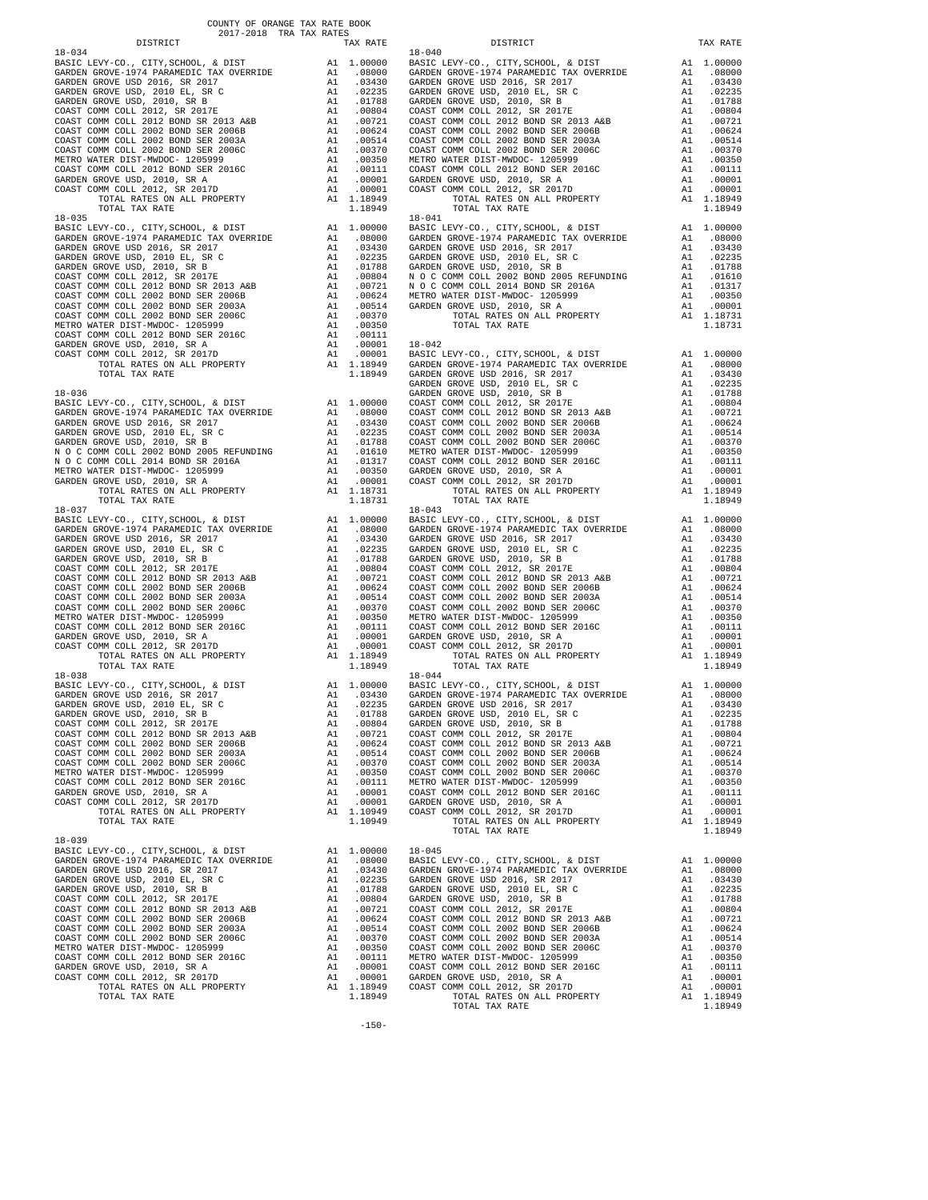COUNTY OF ORANGE TAX RATE BOOK
2017-2018 TRA TAX RATES

| DISTRICT | | TAX RATE |
|---|---|---|
| **18-034** | | |
| BASIC LEVY-CO., CITY,SCHOOL, & DIST | A1 | 1.00000 |
| GARDEN GROVE-1974 PARAMEDIC TAX OVERRIDE | A1 | .08000 |
| GARDEN GROVE USD 2016, SR 2017 | A1 | .03430 |
| GARDEN GROVE USD, 2010 EL, SR C | A1 | .02235 |
| GARDEN GROVE USD, 2010, SR B | A1 | .01788 |
| COAST COMM COLL 2012, SR 2017E | A1 | .00804 |
| COAST COMM COLL 2012 BOND SR 2013 A&B | A1 | .00721 |
| COAST COMM COLL 2002 BOND SER 2006B | A1 | .00624 |
| COAST COMM COLL 2002 BOND SER 2003A | A1 | .00514 |
| COAST COMM COLL 2002 BOND SER 2006C | A1 | .00370 |
| METRO WATER DIST-MWDOC- 1205999 | A1 | .00350 |
| COAST COMM COLL 2012 BOND SER 2016C | A1 | .00111 |
| GARDEN GROVE USD, 2010, SR A | A1 | .00001 |
| COAST COMM COLL 2012, SR 2017D | A1 | .00001 |
| TOTAL RATES ON ALL PROPERTY | A1 | 1.18949 |
| TOTAL TAX RATE | | 1.18949 |
| **18-035** | | |
| BASIC LEVY-CO., CITY,SCHOOL, & DIST | A1 | 1.00000 |
| GARDEN GROVE-1974 PARAMEDIC TAX OVERRIDE | A1 | .08000 |
| GARDEN GROVE USD 2016, SR 2017 | A1 | .03430 |
| GARDEN GROVE USD, 2010 EL, SR C | A1 | .02235 |
| GARDEN GROVE USD, 2010, SR B | A1 | .01788 |
| COAST COMM COLL 2012, SR 2017E | A1 | .00804 |
| COAST COMM COLL 2012 BOND SR 2013 A&B | A1 | .00721 |
| COAST COMM COLL 2002 BOND SER 2006B | A1 | .00624 |
| COAST COMM COLL 2002 BOND SER 2003A | A1 | .00514 |
| COAST COMM COLL 2002 BOND SER 2006C | A1 | .00370 |
| METRO WATER DIST-MWDOC- 1205999 | A1 | .00350 |
| COAST COMM COLL 2012 BOND SER 2016C | A1 | .00111 |
| GARDEN GROVE USD, 2010, SR A | A1 | .00001 |
| COAST COMM COLL 2012, SR 2017D | A1 | .00001 |
| TOTAL RATES ON ALL PROPERTY | A1 | 1.18949 |
| TOTAL TAX RATE | | 1.18949 |
| **18-036** | | |
| BASIC LEVY-CO., CITY,SCHOOL, & DIST | A1 | 1.00000 |
| GARDEN GROVE-1974 PARAMEDIC TAX OVERRIDE | A1 | .08000 |
| GARDEN GROVE USD 2016, SR 2017 | A1 | .03430 |
| GARDEN GROVE USD, 2010 EL, SR C | A1 | .02235 |
| GARDEN GROVE USD, 2010, SR B | A1 | .01788 |
| N O C COMM COLL 2002 BOND 2005 REFUNDING | A1 | .01610 |
| N O C COMM COLL 2014 BOND SR 2016A | A1 | .01317 |
| METRO WATER DIST-MWDOC- 1205999 | A1 | .00350 |
| GARDEN GROVE USD, 2010, SR A | A1 | .00001 |
| TOTAL RATES ON ALL PROPERTY | A1 | 1.18731 |
| TOTAL TAX RATE | | 1.18731 |
| **18-037** | | |
| BASIC LEVY-CO., CITY,SCHOOL, & DIST | A1 | 1.00000 |
| GARDEN GROVE-1974 PARAMEDIC TAX OVERRIDE | A1 | .08000 |
| GARDEN GROVE USD 2016, SR 2017 | A1 | .03430 |
| GARDEN GROVE USD, 2010 EL, SR C | A1 | .02235 |
| GARDEN GROVE USD, 2010, SR B | A1 | .01788 |
| COAST COMM COLL 2012, SR 2017E | A1 | .00804 |
| COAST COMM COLL 2012 BOND SR 2013 A&B | A1 | .00721 |
| COAST COMM COLL 2002 BOND SER 2006B | A1 | .00624 |
| COAST COMM COLL 2002 BOND SER 2003A | A1 | .00514 |
| COAST COMM COLL 2002 BOND SER 2006C | A1 | .00370 |
| METRO WATER DIST-MWDOC- 1205999 | A1 | .00350 |
| COAST COMM COLL 2012 BOND SER 2016C | A1 | .00111 |
| GARDEN GROVE USD, 2010, SR A | A1 | .00001 |
| COAST COMM COLL 2012, SR 2017D | A1 | .00001 |
| TOTAL RATES ON ALL PROPERTY | A1 | 1.18949 |
| TOTAL TAX RATE | | 1.18949 |
| **18-038** | | |
| BASIC LEVY-CO., CITY,SCHOOL, & DIST | A1 | 1.00000 |
| GARDEN GROVE USD 2016, SR 2017 | A1 | .03430 |
| GARDEN GROVE USD, 2010 EL, SR C | A1 | .02235 |
| GARDEN GROVE USD, 2010, SR B | A1 | .01788 |
| COAST COMM COLL 2012, SR 2017E | A1 | .00804 |
| COAST COMM COLL 2012 BOND SR 2013 A&B | A1 | .00721 |
| COAST COMM COLL 2002 BOND SER 2006B | A1 | .00624 |
| COAST COMM COLL 2002 BOND SER 2003A | A1 | .00514 |
| COAST COMM COLL 2002 BOND SER 2006C | A1 | .00370 |
| METRO WATER DIST-MWDOC- 1205999 | A1 | .00350 |
| COAST COMM COLL 2012 BOND SER 2016C | A1 | .00111 |
| GARDEN GROVE USD, 2010, SR A | A1 | .00001 |
| COAST COMM COLL 2012, SR 2017D | A1 | .00001 |
| TOTAL RATES ON ALL PROPERTY | A1 | 1.10949 |
| TOTAL TAX RATE | | 1.10949 |
| **18-039** | | |
| BASIC LEVY-CO., CITY,SCHOOL, & DIST | A1 | 1.00000 |
| GARDEN GROVE-1974 PARAMEDIC TAX OVERRIDE | A1 | .08000 |
| GARDEN GROVE USD 2016, SR 2017 | A1 | .03430 |
| GARDEN GROVE USD, 2010 EL, SR C | A1 | .02235 |
| GARDEN GROVE USD, 2010, SR B | A1 | .01788 |
| COAST COMM COLL 2012, SR 2017E | A1 | .00804 |
| COAST COMM COLL 2012 BOND SR 2013 A&B | A1 | .00721 |
| COAST COMM COLL 2002 BOND SER 2006B | A1 | .00624 |
| COAST COMM COLL 2002 BOND SER 2003A | A1 | .00514 |
| COAST COMM COLL 2002 BOND SER 2006C | A1 | .00370 |
| METRO WATER DIST-MWDOC- 1205999 | A1 | .00350 |
| COAST COMM COLL 2012 BOND SER 2016C | A1 | .00111 |
| GARDEN GROVE USD, 2010, SR A | A1 | .00001 |
| COAST COMM COLL 2012, SR 2017D | A1 | .00001 |
| TOTAL RATES ON ALL PROPERTY | A1 | 1.18949 |
| TOTAL TAX RATE | | 1.18949 |
| **18-040** | | |
| BASIC LEVY-CO., CITY,SCHOOL, & DIST | A1 | 1.00000 |
| GARDEN GROVE-1974 PARAMEDIC TAX OVERRIDE | A1 | .08000 |
| GARDEN GROVE USD 2016, SR 2017 | A1 | .03430 |
| GARDEN GROVE USD, 2010 EL, SR C | A1 | .02235 |
| GARDEN GROVE USD, 2010, SR B | A1 | .01788 |
| COAST COMM COLL 2012, SR 2017E | A1 | .00804 |
| COAST COMM COLL 2012 BOND SR 2013 A&B | A1 | .00721 |
| COAST COMM COLL 2002 BOND SER 2006B | A1 | .00624 |
| COAST COMM COLL 2002 BOND SER 2003A | A1 | .00514 |
| COAST COMM COLL 2002 BOND SER 2006C | A1 | .00370 |
| METRO WATER DIST-MWDOC- 1205999 | A1 | .00350 |
| COAST COMM COLL 2012 BOND SER 2016C | A1 | .00111 |
| GARDEN GROVE USD, 2010, SR A | A1 | .00001 |
| COAST COMM COLL 2012, SR 2017D | A1 | .00001 |
| TOTAL RATES ON ALL PROPERTY | A1 | 1.18949 |
| TOTAL TAX RATE | | 1.18949 |
| **18-041** | | |
| BASIC LEVY-CO., CITY,SCHOOL, & DIST | A1 | 1.00000 |
| GARDEN GROVE-1974 PARAMEDIC TAX OVERRIDE | A1 | .08000 |
| GARDEN GROVE USD 2016, SR 2017 | A1 | .03430 |
| GARDEN GROVE USD, 2010 EL, SR C | A1 | .02235 |
| GARDEN GROVE USD, 2010, SR B | A1 | .01788 |
| N O C COMM COLL 2002 BOND 2005 REFUNDING | A1 | .01610 |
| N O C COMM COLL 2014 BOND SR 2016A | A1 | .01317 |
| METRO WATER DIST-MWDOC- 1205999 | A1 | .00350 |
| GARDEN GROVE USD, 2010, SR A | A1 | .00001 |
| TOTAL RATES ON ALL PROPERTY | A1 | 1.18731 |
| TOTAL TAX RATE | | 1.18731 |
| **18-042** | | |
| BASIC LEVY-CO., CITY,SCHOOL, & DIST | A1 | 1.00000 |
| GARDEN GROVE-1974 PARAMEDIC TAX OVERRIDE | A1 | .08000 |
| GARDEN GROVE USD 2016, SR 2017 | A1 | .03430 |
| GARDEN GROVE USD, 2010 EL, SR C | A1 | .02235 |
| GARDEN GROVE USD, 2010, SR B | A1 | .01788 |
| COAST COMM COLL 2012, SR 2017E | A1 | .00804 |
| COAST COMM COLL 2012 BOND SR 2013 A&B | A1 | .00721 |
| COAST COMM COLL 2002 BOND SER 2006B | A1 | .00624 |
| COAST COMM COLL 2002 BOND SER 2003A | A1 | .00514 |
| COAST COMM COLL 2002 BOND SER 2006C | A1 | .00370 |
| METRO WATER DIST-MWDOC- 1205999 | A1 | .00350 |
| COAST COMM COLL 2012 BOND SER 2016C | A1 | .00111 |
| GARDEN GROVE USD, 2010, SR A | A1 | .00001 |
| COAST COMM COLL 2012, SR 2017D | A1 | .00001 |
| TOTAL RATES ON ALL PROPERTY | A1 | 1.18949 |
| TOTAL TAX RATE | | 1.18949 |
| **18-043** | | |
| BASIC LEVY-CO., CITY,SCHOOL, & DIST | A1 | 1.00000 |
| GARDEN GROVE-1974 PARAMEDIC TAX OVERRIDE | A1 | .08000 |
| GARDEN GROVE USD 2016, SR 2017 | A1 | .03430 |
| GARDEN GROVE USD, 2010 EL, SR C | A1 | .02235 |
| GARDEN GROVE USD, 2010, SR B | A1 | .01788 |
| COAST COMM COLL 2012, SR 2017E | A1 | .00804 |
| COAST COMM COLL 2012 BOND SR 2013 A&B | A1 | .00721 |
| COAST COMM COLL 2002 BOND SER 2006B | A1 | .00624 |
| COAST COMM COLL 2002 BOND SER 2003A | A1 | .00514 |
| COAST COMM COLL 2002 BOND SER 2006C | A1 | .00370 |
| METRO WATER DIST-MWDOC- 1205999 | A1 | .00350 |
| COAST COMM COLL 2012 BOND SER 2016C | A1 | .00111 |
| GARDEN GROVE USD, 2010, SR A | A1 | .00001 |
| COAST COMM COLL 2012, SR 2017D | A1 | .00001 |
| TOTAL RATES ON ALL PROPERTY | A1 | 1.18949 |
| TOTAL TAX RATE | | 1.18949 |
| **18-044** | | |
| BASIC LEVY-CO., CITY,SCHOOL, & DIST | A1 | 1.00000 |
| GARDEN GROVE-1974 PARAMEDIC TAX OVERRIDE | A1 | .08000 |
| GARDEN GROVE USD 2016, SR 2017 | A1 | .03430 |
| GARDEN GROVE USD, 2010 EL, SR C | A1 | .02235 |
| GARDEN GROVE USD, 2010, SR B | A1 | .01788 |
| COAST COMM COLL 2012, SR 2017E | A1 | .00804 |
| COAST COMM COLL 2012 BOND SR 2013 A&B | A1 | .00721 |
| COAST COMM COLL 2002 BOND SER 2006B | A1 | .00624 |
| COAST COMM COLL 2002 BOND SER 2003A | A1 | .00514 |
| COAST COMM COLL 2002 BOND SER 2006C | A1 | .00370 |
| METRO WATER DIST-MWDOC- 1205999 | A1 | .00350 |
| COAST COMM COLL 2012 BOND SER 2016C | A1 | .00111 |
| GARDEN GROVE USD, 2010, SR A | A1 | .00001 |
| COAST COMM COLL 2012, SR 2017D | A1 | .00001 |
| TOTAL RATES ON ALL PROPERTY | A1 | 1.18949 |
| TOTAL TAX RATE | | 1.18949 |
| **18-045** | | |
| BASIC LEVY-CO., CITY,SCHOOL, & DIST | A1 | 1.00000 |
| GARDEN GROVE-1974 PARAMEDIC TAX OVERRIDE | A1 | .08000 |
| GARDEN GROVE USD 2016, SR 2017 | A1 | .03430 |
| GARDEN GROVE USD, 2010 EL, SR C | A1 | .02235 |
| GARDEN GROVE USD, 2010, SR B | A1 | .01788 |
| COAST COMM COLL 2012, SR 2017E | A1 | .00804 |
| COAST COMM COLL 2012 BOND SR 2013 A&B | A1 | .00721 |
| COAST COMM COLL 2002 BOND SER 2006B | A1 | .00624 |
| COAST COMM COLL 2002 BOND SER 2003A | A1 | .00514 |
| COAST COMM COLL 2002 BOND SER 2006C | A1 | .00370 |
| METRO WATER DIST-MWDOC- 1205999 | A1 | .00350 |
| COAST COMM COLL 2012 BOND SER 2016C | A1 | .00111 |
| GARDEN GROVE USD, 2010, SR A | A1 | .00001 |
| COAST COMM COLL 2012, SR 2017D | A1 | .00001 |
| TOTAL RATES ON ALL PROPERTY | A1 | 1.18949 |
| TOTAL TAX RATE | | 1.18949 |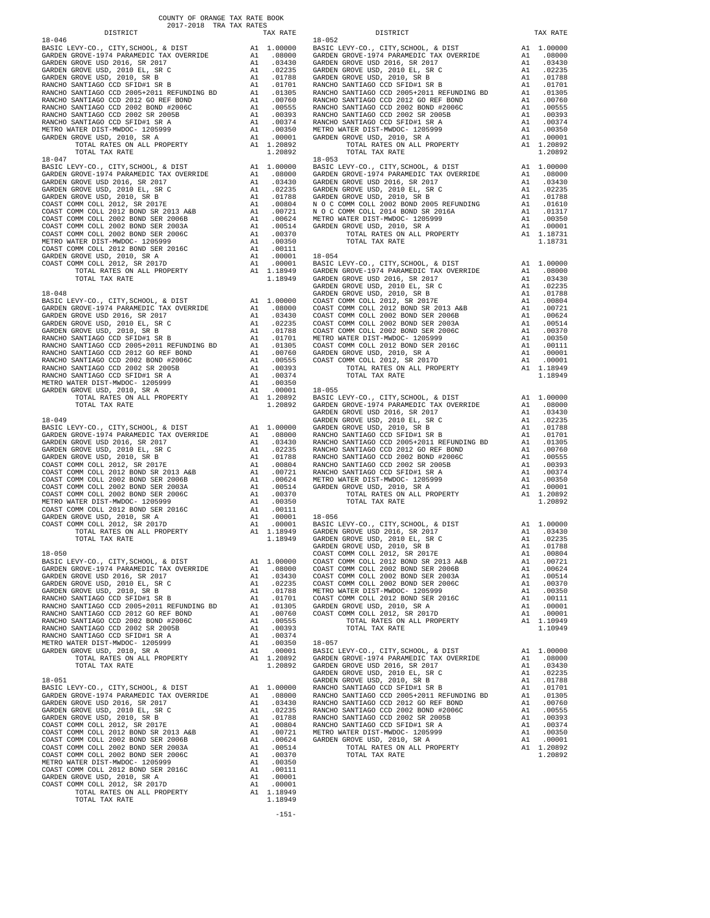COUNTY OF ORANGE TAX RATE BOOK
2017-2018 TRA TAX RATES

| DISTRICT | | TAX RATE |
|---|---|---|
| **18-046** | | |
| BASIC LEVY-CO., CITY,SCHOOL, & DIST | A1 | 1.00000 |
| GARDEN GROVE-1974 PARAMEDIC TAX OVERRIDE | A1 | .08000 |
| GARDEN GROVE USD 2016, SR 2017 | A1 | .03430 |
| GARDEN GROVE USD, 2010 EL, SR C | A1 | .02235 |
| GARDEN GROVE USD, 2010, SR B | A1 | .01788 |
| RANCHO SANTIAGO CCD SFID#1 SR B | A1 | .01701 |
| RANCHO SANTIAGO CCD 2005+2011 REFUNDING BD | A1 | .01305 |
| RANCHO SANTIAGO CCD 2012 GO REF BOND | A1 | .00760 |
| RANCHO SANTIAGO CCD 2002 BOND #2006C | A1 | .00555 |
| RANCHO SANTIAGO CCD 2002 SR 2005B | A1 | .00393 |
| RANCHO SANTIAGO CCD SFID#1 SR A | A1 | .00374 |
| METRO WATER DIST-MWDOC- 1205999 | A1 | .00350 |
| GARDEN GROVE USD, 2010, SR A | A1 | .00001 |
| TOTAL RATES ON ALL PROPERTY | A1 | 1.20892 |
| TOTAL TAX RATE | | 1.20892 |
| **18-047** | | |
| BASIC LEVY-CO., CITY,SCHOOL, & DIST | A1 | 1.00000 |
| GARDEN GROVE-1974 PARAMEDIC TAX OVERRIDE | A1 | .08000 |
| GARDEN GROVE USD 2016, SR 2017 | A1 | .03430 |
| GARDEN GROVE USD, 2010 EL, SR C | A1 | .02235 |
| GARDEN GROVE USD, 2010, SR B | A1 | .01788 |
| COAST COMM COLL 2012, SR 2017E | A1 | .00804 |
| COAST COMM COLL 2012 BOND SR 2013 A&B | A1 | .00721 |
| COAST COMM COLL 2002 BOND SER 2006B | A1 | .00624 |
| COAST COMM COLL 2002 BOND SER 2003A | A1 | .00514 |
| COAST COMM COLL 2002 BOND SER 2006C | A1 | .00370 |
| METRO WATER DIST-MWDOC- 1205999 | A1 | .00350 |
| COAST COMM COLL 2012 BOND SER 2016C | A1 | .00111 |
| GARDEN GROVE USD, 2010, SR A | A1 | .00001 |
| COAST COMM COLL 2012, SR 2017D | A1 | .00001 |
| TOTAL RATES ON ALL PROPERTY | A1 | 1.18949 |
| TOTAL TAX RATE | | 1.18949 |
| **18-048** | | |
| BASIC LEVY-CO., CITY,SCHOOL, & DIST | A1 | 1.00000 |
| GARDEN GROVE-1974 PARAMEDIC TAX OVERRIDE | A1 | .08000 |
| GARDEN GROVE USD 2016, SR 2017 | A1 | .03430 |
| GARDEN GROVE USD, 2010 EL, SR C | A1 | .02235 |
| GARDEN GROVE USD, 2010, SR B | A1 | .01788 |
| RANCHO SANTIAGO CCD SFID#1 SR B | A1 | .01701 |
| RANCHO SANTIAGO CCD 2005+2011 REFUNDING BD | A1 | .01305 |
| RANCHO SANTIAGO CCD 2012 GO REF BOND | A1 | .00760 |
| RANCHO SANTIAGO CCD 2002 BOND #2006C | A1 | .00555 |
| RANCHO SANTIAGO CCD 2002 SR 2005B | A1 | .00393 |
| RANCHO SANTIAGO CCD SFID#1 SR A | A1 | .00374 |
| METRO WATER DIST-MWDOC- 1205999 | A1 | .00350 |
| GARDEN GROVE USD, 2010, SR A | A1 | .00001 |
| TOTAL RATES ON ALL PROPERTY | A1 | 1.20892 |
| TOTAL TAX RATE | | 1.20892 |
| **18-049** | | |
| BASIC LEVY-CO., CITY,SCHOOL, & DIST | A1 | 1.00000 |
| GARDEN GROVE-1974 PARAMEDIC TAX OVERRIDE | A1 | .08000 |
| GARDEN GROVE USD 2016, SR 2017 | A1 | .03430 |
| GARDEN GROVE USD, 2010 EL, SR C | A1 | .02235 |
| GARDEN GROVE USD, 2010, SR B | A1 | .01788 |
| COAST COMM COLL 2012, SR 2017E | A1 | .00804 |
| COAST COMM COLL 2012 BOND SR 2013 A&B | A1 | .00721 |
| COAST COMM COLL 2002 BOND SER 2006B | A1 | .00624 |
| COAST COMM COLL 2002 BOND SER 2003A | A1 | .00514 |
| COAST COMM COLL 2002 BOND SER 2006C | A1 | .00370 |
| METRO WATER DIST-MWDOC- 1205999 | A1 | .00350 |
| COAST COMM COLL 2012 BOND SER 2016C | A1 | .00111 |
| GARDEN GROVE USD, 2010, SR A | A1 | .00001 |
| COAST COMM COLL 2012, SR 2017D | A1 | .00001 |
| TOTAL RATES ON ALL PROPERTY | A1 | 1.18949 |
| TOTAL TAX RATE | | 1.18949 |
| **18-050** | | |
| BASIC LEVY-CO., CITY,SCHOOL, & DIST | A1 | 1.00000 |
| GARDEN GROVE-1974 PARAMEDIC TAX OVERRIDE | A1 | .08000 |
| GARDEN GROVE USD 2016, SR 2017 | A1 | .03430 |
| GARDEN GROVE USD, 2010 EL, SR C | A1 | .02235 |
| GARDEN GROVE USD, 2010, SR B | A1 | .01788 |
| RANCHO SANTIAGO CCD SFID#1 SR B | A1 | .01701 |
| RANCHO SANTIAGO CCD 2005+2011 REFUNDING BD | A1 | .01305 |
| RANCHO SANTIAGO CCD 2012 GO REF BOND | A1 | .00760 |
| RANCHO SANTIAGO CCD 2002 BOND #2006C | A1 | .00555 |
| RANCHO SANTIAGO CCD 2002 SR 2005B | A1 | .00393 |
| RANCHO SANTIAGO CCD SFID#1 SR A | A1 | .00374 |
| METRO WATER DIST-MWDOC- 1205999 | A1 | .00350 |
| GARDEN GROVE USD, 2010, SR A | A1 | .00001 |
| TOTAL RATES ON ALL PROPERTY | A1 | 1.20892 |
| TOTAL TAX RATE | | 1.20892 |
| **18-051** | | |
| BASIC LEVY-CO., CITY,SCHOOL, & DIST | A1 | 1.00000 |
| GARDEN GROVE-1974 PARAMEDIC TAX OVERRIDE | A1 | .08000 |
| GARDEN GROVE USD 2016, SR 2017 | A1 | .03430 |
| GARDEN GROVE USD, 2010 EL, SR C | A1 | .02235 |
| GARDEN GROVE USD, 2010, SR B | A1 | .01788 |
| COAST COMM COLL 2012, SR 2017E | A1 | .00804 |
| COAST COMM COLL 2012 BOND SR 2013 A&B | A1 | .00721 |
| COAST COMM COLL 2002 BOND SER 2006B | A1 | .00624 |
| COAST COMM COLL 2002 BOND SER 2003A | A1 | .00514 |
| COAST COMM COLL 2002 BOND SER 2006C | A1 | .00370 |
| METRO WATER DIST-MWDOC- 1205999 | A1 | .00350 |
| COAST COMM COLL 2012 BOND SER 2016C | A1 | .00111 |
| GARDEN GROVE USD, 2010, SR A | A1 | .00001 |
| COAST COMM COLL 2012, SR 2017D | A1 | .00001 |
| TOTAL RATES ON ALL PROPERTY | A1 | 1.18949 |
| TOTAL TAX RATE | | 1.18949 |
| **18-052** | | |
| BASIC LEVY-CO., CITY,SCHOOL, & DIST | A1 | 1.00000 |
| GARDEN GROVE-1974 PARAMEDIC TAX OVERRIDE | A1 | .08000 |
| GARDEN GROVE USD 2016, SR 2017 | A1 | .03430 |
| GARDEN GROVE USD, 2010 EL, SR C | A1 | .02235 |
| GARDEN GROVE USD, 2010, SR B | A1 | .01788 |
| RANCHO SANTIAGO CCD SFID#1 SR B | A1 | .01701 |
| RANCHO SANTIAGO CCD 2005+2011 REFUNDING BD | A1 | .01305 |
| RANCHO SANTIAGO CCD 2012 GO REF BOND | A1 | .00760 |
| RANCHO SANTIAGO CCD 2002 BOND #2006C | A1 | .00555 |
| RANCHO SANTIAGO CCD 2002 SR 2005B | A1 | .00393 |
| RANCHO SANTIAGO CCD SFID#1 SR A | A1 | .00374 |
| METRO WATER DIST-MWDOC- 1205999 | A1 | .00350 |
| GARDEN GROVE USD, 2010, SR A | A1 | .00001 |
| TOTAL RATES ON ALL PROPERTY | A1 | 1.20892 |
| TOTAL TAX RATE | | 1.20892 |
| **18-053** | | |
| BASIC LEVY-CO., CITY,SCHOOL, & DIST | A1 | 1.00000 |
| GARDEN GROVE-1974 PARAMEDIC TAX OVERRIDE | A1 | .08000 |
| GARDEN GROVE USD 2016, SR 2017 | A1 | .03430 |
| GARDEN GROVE USD, 2010 EL, SR C | A1 | .02235 |
| GARDEN GROVE USD, 2010, SR B | A1 | .01788 |
| N O C COMM COLL 2002 BOND 2005 REFUNDING | A1 | .01610 |
| N O C COMM COLL 2014 BOND SR 2016A | A1 | .01317 |
| METRO WATER DIST-MWDOC- 1205999 | A1 | .00350 |
| GARDEN GROVE USD, 2010, SR A | A1 | .00001 |
| TOTAL RATES ON ALL PROPERTY | A1 | 1.18731 |
| TOTAL TAX RATE | | 1.18731 |
| **18-054** | | |
| BASIC LEVY-CO., CITY,SCHOOL, & DIST | A1 | 1.00000 |
| GARDEN GROVE-1974 PARAMEDIC TAX OVERRIDE | A1 | .08000 |
| GARDEN GROVE USD 2016, SR 2017 | A1 | .03430 |
| GARDEN GROVE USD, 2010 EL, SR C | A1 | .02235 |
| GARDEN GROVE USD, 2010, SR B | A1 | .01788 |
| COAST COMM COLL 2012, SR 2017E | A1 | .00804 |
| COAST COMM COLL 2012 BOND SR 2013 A&B | A1 | .00721 |
| COAST COMM COLL 2002 BOND SER 2006B | A1 | .00624 |
| COAST COMM COLL 2002 BOND SER 2003A | A1 | .00514 |
| COAST COMM COLL 2002 BOND SER 2006C | A1 | .00370 |
| METRO WATER DIST-MWDOC- 1205999 | A1 | .00350 |
| COAST COMM COLL 2012 BOND SER 2016C | A1 | .00111 |
| GARDEN GROVE USD, 2010, SR A | A1 | .00001 |
| COAST COMM COLL 2012, SR 2017D | A1 | .00001 |
| TOTAL RATES ON ALL PROPERTY | A1 | 1.18949 |
| TOTAL TAX RATE | | 1.18949 |
| **18-055** | | |
| BASIC LEVY-CO., CITY,SCHOOL, & DIST | A1 | 1.00000 |
| GARDEN GROVE-1974 PARAMEDIC TAX OVERRIDE | A1 | .08000 |
| GARDEN GROVE USD 2016, SR 2017 | A1 | .03430 |
| GARDEN GROVE USD, 2010 EL, SR C | A1 | .02235 |
| GARDEN GROVE USD, 2010, SR B | A1 | .01788 |
| RANCHO SANTIAGO CCD SFID#1 SR B | A1 | .01701 |
| RANCHO SANTIAGO CCD 2005+2011 REFUNDING BD | A1 | .01305 |
| RANCHO SANTIAGO CCD 2012 GO REF BOND | A1 | .00760 |
| RANCHO SANTIAGO CCD 2002 BOND #2006C | A1 | .00555 |
| RANCHO SANTIAGO CCD 2002 SR 2005B | A1 | .00393 |
| RANCHO SANTIAGO CCD SFID#1 SR A | A1 | .00374 |
| METRO WATER DIST-MWDOC- 1205999 | A1 | .00350 |
| GARDEN GROVE USD, 2010, SR A | A1 | .00001 |
| TOTAL RATES ON ALL PROPERTY | A1 | 1.20892 |
| TOTAL TAX RATE | | 1.20892 |
| **18-056** | | |
| BASIC LEVY-CO., CITY,SCHOOL, & DIST | A1 | 1.00000 |
| GARDEN GROVE USD 2016, SR 2017 | A1 | .03430 |
| GARDEN GROVE USD, 2010 EL, SR C | A1 | .02235 |
| GARDEN GROVE USD, 2010, SR B | A1 | .01788 |
| COAST COMM COLL 2012, SR 2017E | A1 | .00804 |
| COAST COMM COLL 2012 BOND SR 2013 A&B | A1 | .00721 |
| COAST COMM COLL 2002 BOND SER 2006B | A1 | .00624 |
| COAST COMM COLL 2002 BOND SER 2003A | A1 | .00514 |
| COAST COMM COLL 2002 BOND SER 2006C | A1 | .00370 |
| METRO WATER DIST-MWDOC- 1205999 | A1 | .00350 |
| COAST COMM COLL 2012 BOND SER 2016C | A1 | .00111 |
| GARDEN GROVE USD, 2010, SR A | A1 | .00001 |
| COAST COMM COLL 2012, SR 2017D | A1 | .00001 |
| TOTAL RATES ON ALL PROPERTY | A1 | 1.10949 |
| TOTAL TAX RATE | | 1.10949 |
| **18-057** | | |
| BASIC LEVY-CO., CITY,SCHOOL, & DIST | A1 | 1.00000 |
| GARDEN GROVE-1974 PARAMEDIC TAX OVERRIDE | A1 | .08000 |
| GARDEN GROVE USD 2016, SR 2017 | A1 | .03430 |
| GARDEN GROVE USD, 2010 EL, SR C | A1 | .02235 |
| GARDEN GROVE USD, 2010, SR B | A1 | .01788 |
| RANCHO SANTIAGO CCD SFID#1 SR B | A1 | .01701 |
| RANCHO SANTIAGO CCD 2005+2011 REFUNDING BD | A1 | .01305 |
| RANCHO SANTIAGO CCD 2012 GO REF BOND | A1 | .00760 |
| RANCHO SANTIAGO CCD 2002 BOND #2006C | A1 | .00555 |
| RANCHO SANTIAGO CCD 2002 SR 2005B | A1 | .00393 |
| RANCHO SANTIAGO CCD SFID#1 SR A | A1 | .00374 |
| METRO WATER DIST-MWDOC- 1205999 | A1 | .00350 |
| GARDEN GROVE USD, 2010, SR A | A1 | .00001 |
| TOTAL RATES ON ALL PROPERTY | A1 | 1.20892 |
| TOTAL TAX RATE | | 1.20892 |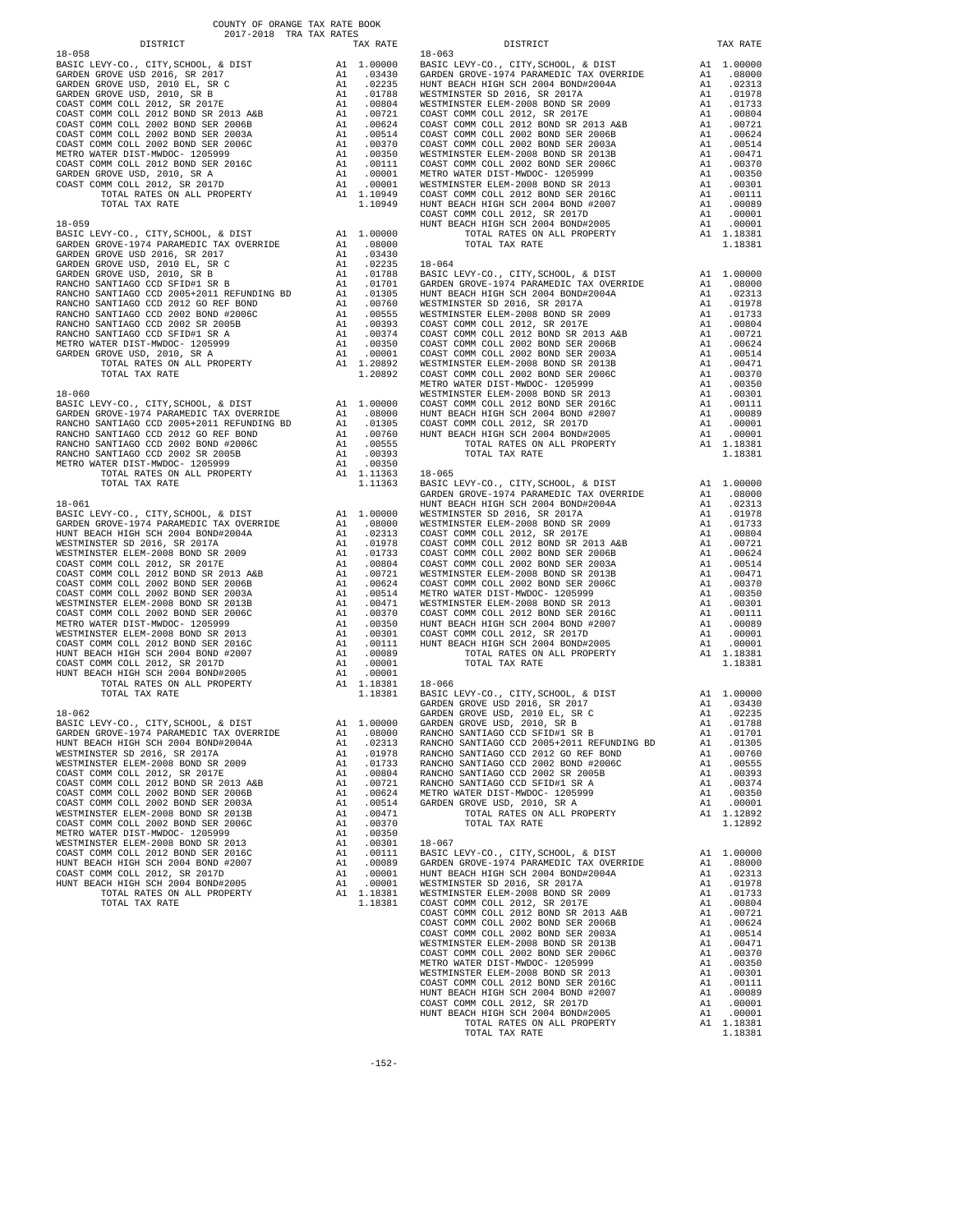COUNTY OF ORANGE TAX RATE BOOK
2017-2018 TRA TAX RATES

| DISTRICT | | TAX RATE |
|---|---|---|
| **18-058** | | |
| BASIC LEVY-CO., CITY,SCHOOL, & DIST | A1 | 1.00000 |
| GARDEN GROVE USD 2016, SR 2017 | A1 | .03430 |
| GARDEN GROVE USD, 2010 EL, SR C | A1 | .02235 |
| GARDEN GROVE USD, 2010, SR B | A1 | .01788 |
| COAST COMM COLL 2012, SR 2017E | A1 | .00804 |
| COAST COMM COLL 2012 BOND SR 2013 A&B | A1 | .00721 |
| COAST COMM COLL 2002 BOND SER 2006B | A1 | .00624 |
| COAST COMM COLL 2002 BOND SER 2003A | A1 | .00514 |
| COAST COMM COLL 2002 BOND SER 2006C | A1 | .00370 |
| METRO WATER DIST-MWDOC- 1205999 | A1 | .00350 |
| COAST COMM COLL 2012 BOND SER 2016C | A1 | .00111 |
| GARDEN GROVE USD, 2010, SR A | A1 | .00001 |
| COAST COMM COLL 2012, SR 2017D | A1 | .00001 |
| TOTAL RATES ON ALL PROPERTY | A1 | 1.10949 |
| TOTAL TAX RATE | | 1.10949 |
| **18-059** | | |
| BASIC LEVY-CO., CITY,SCHOOL, & DIST | A1 | 1.00000 |
| GARDEN GROVE-1974 PARAMEDIC TAX OVERRIDE | A1 | .08000 |
| GARDEN GROVE USD 2016, SR 2017 | A1 | .03430 |
| GARDEN GROVE USD, 2010 EL, SR C | A1 | .02235 |
| GARDEN GROVE USD, 2010, SR B | A1 | .01788 |
| RANCHO SANTIAGO CCD SFID#1 SR B | A1 | .01701 |
| RANCHO SANTIAGO CCD 2005+2011 REFUNDING BD | A1 | .01305 |
| RANCHO SANTIAGO CCD 2012 GO REF BOND | A1 | .00760 |
| RANCHO SANTIAGO CCD 2002 BOND #2006C | A1 | .00555 |
| RANCHO SANTIAGO CCD 2002 SR 2005B | A1 | .00393 |
| RANCHO SANTIAGO CCD SFID#1 SR A | A1 | .00374 |
| METRO WATER DIST-MWDOC- 1205999 | A1 | .00350 |
| GARDEN GROVE USD, 2010, SR A | A1 | .00001 |
| TOTAL RATES ON ALL PROPERTY | A1 | 1.20892 |
| TOTAL TAX RATE | | 1.20892 |
| **18-060** | | |
| BASIC LEVY-CO., CITY,SCHOOL, & DIST | A1 | 1.00000 |
| GARDEN GROVE-1974 PARAMEDIC TAX OVERRIDE | A1 | .08000 |
| RANCHO SANTIAGO CCD 2005+2011 REFUNDING BD | A1 | .01305 |
| RANCHO SANTIAGO CCD 2012 GO REF BOND | A1 | .00760 |
| RANCHO SANTIAGO CCD 2002 BOND #2006C | A1 | .00555 |
| RANCHO SANTIAGO CCD 2002 SR 2005B | A1 | .00393 |
| METRO WATER DIST-MWDOC- 1205999 | A1 | .00350 |
| TOTAL RATES ON ALL PROPERTY | A1 | 1.11363 |
| TOTAL TAX RATE | | 1.11363 |
| **18-061** | | |
| BASIC LEVY-CO., CITY,SCHOOL, & DIST | A1 | 1.00000 |
| GARDEN GROVE-1974 PARAMEDIC TAX OVERRIDE | A1 | .08000 |
| HUNT BEACH HIGH SCH 2004 BOND#2004A | A1 | .02313 |
| WESTMINSTER SD 2016, SR 2017A | A1 | .01978 |
| WESTMINSTER ELEM-2008 BOND SR 2009 | A1 | .01733 |
| COAST COMM COLL 2012, SR 2017E | A1 | .00804 |
| COAST COMM COLL 2012 BOND SR 2013 A&B | A1 | .00721 |
| COAST COMM COLL 2002 BOND SER 2006B | A1 | .00624 |
| COAST COMM COLL 2002 BOND SER 2003A | A1 | .00514 |
| WESTMINSTER ELEM-2008 BOND SR 2013B | A1 | .00471 |
| COAST COMM COLL 2002 BOND SER 2006C | A1 | .00370 |
| METRO WATER DIST-MWDOC- 1205999 | A1 | .00350 |
| WESTMINSTER ELEM-2008 BOND SR 2013 | A1 | .00301 |
| COAST COMM COLL 2012 BOND SER 2016C | A1 | .00111 |
| HUNT BEACH HIGH SCH 2004 BOND #2007 | A1 | .00089 |
| COAST COMM COLL 2012, SR 2017D | A1 | .00001 |
| HUNT BEACH HIGH SCH 2004 BOND#2005 | A1 | .00001 |
| TOTAL RATES ON ALL PROPERTY | A1 | 1.18381 |
| TOTAL TAX RATE | | 1.18381 |
| **18-062** | | |
| BASIC LEVY-CO., CITY,SCHOOL, & DIST | A1 | 1.00000 |
| GARDEN GROVE-1974 PARAMEDIC TAX OVERRIDE | A1 | .08000 |
| HUNT BEACH HIGH SCH 2004 BOND#2004A | A1 | .02313 |
| WESTMINSTER SD 2016, SR 2017A | A1 | .01978 |
| WESTMINSTER ELEM-2008 BOND SR 2009 | A1 | .01733 |
| COAST COMM COLL 2012, SR 2017E | A1 | .00804 |
| COAST COMM COLL 2012 BOND SR 2013 A&B | A1 | .00721 |
| COAST COMM COLL 2002 BOND SER 2006B | A1 | .00624 |
| COAST COMM COLL 2002 BOND SER 2003A | A1 | .00514 |
| WESTMINSTER ELEM-2008 BOND SR 2013B | A1 | .00471 |
| COAST COMM COLL 2002 BOND SER 2006C | A1 | .00370 |
| METRO WATER DIST-MWDOC- 1205999 | A1 | .00350 |
| WESTMINSTER ELEM-2008 BOND SR 2013 | A1 | .00301 |
| COAST COMM COLL 2012 BOND SER 2016C | A1 | .00111 |
| HUNT BEACH HIGH SCH 2004 BOND #2007 | A1 | .00089 |
| COAST COMM COLL 2012, SR 2017D | A1 | .00001 |
| HUNT BEACH HIGH SCH 2004 BOND#2005 | A1 | .00001 |
| TOTAL RATES ON ALL PROPERTY | A1 | 1.18381 |
| TOTAL TAX RATE | | 1.18381 |
| **18-063** | | |
| BASIC LEVY-CO., CITY,SCHOOL, & DIST | A1 | 1.00000 |
| GARDEN GROVE-1974 PARAMEDIC TAX OVERRIDE | A1 | .08000 |
| HUNT BEACH HIGH SCH 2004 BOND#2004A | A1 | .02313 |
| WESTMINSTER SD 2016, SR 2017A | A1 | .01978 |
| WESTMINSTER ELEM-2008 BOND SR 2009 | A1 | .01733 |
| COAST COMM COLL 2012, SR 2017E | A1 | .00804 |
| COAST COMM COLL 2012 BOND SR 2013 A&B | A1 | .00721 |
| COAST COMM COLL 2002 BOND SER 2006B | A1 | .00624 |
| COAST COMM COLL 2002 BOND SER 2003A | A1 | .00514 |
| WESTMINSTER ELEM-2008 BOND SR 2013B | A1 | .00471 |
| COAST COMM COLL 2002 BOND SER 2006C | A1 | .00370 |
| METRO WATER DIST-MWDOC- 1205999 | A1 | .00350 |
| WESTMINSTER ELEM-2008 BOND SR 2013 | A1 | .00301 |
| COAST COMM COLL 2012 BOND SER 2016C | A1 | .00111 |
| HUNT BEACH HIGH SCH 2004 BOND #2007 | A1 | .00089 |
| COAST COMM COLL 2012, SR 2017D | A1 | .00001 |
| HUNT BEACH HIGH SCH 2004 BOND#2005 | A1 | .00001 |
| TOTAL RATES ON ALL PROPERTY | A1 | 1.18381 |
| TOTAL TAX RATE | | 1.18381 |
| **18-064** | | |
| BASIC LEVY-CO., CITY,SCHOOL, & DIST | A1 | 1.00000 |
| GARDEN GROVE-1974 PARAMEDIC TAX OVERRIDE | A1 | .08000 |
| HUNT BEACH HIGH SCH 2004 BOND#2004A | A1 | .02313 |
| WESTMINSTER SD 2016, SR 2017A | A1 | .01978 |
| WESTMINSTER ELEM-2008 BOND SR 2009 | A1 | .01733 |
| COAST COMM COLL 2012, SR 2017E | A1 | .00804 |
| COAST COMM COLL 2012 BOND SR 2013 A&B | A1 | .00721 |
| COAST COMM COLL 2002 BOND SER 2006B | A1 | .00624 |
| COAST COMM COLL 2002 BOND SER 2003A | A1 | .00514 |
| WESTMINSTER ELEM-2008 BOND SR 2013B | A1 | .00471 |
| COAST COMM COLL 2002 BOND SER 2006C | A1 | .00370 |
| METRO WATER DIST-MWDOC- 1205999 | A1 | .00350 |
| WESTMINSTER ELEM-2008 BOND SR 2013 | A1 | .00301 |
| COAST COMM COLL 2012 BOND SER 2016C | A1 | .00111 |
| HUNT BEACH HIGH SCH 2004 BOND #2007 | A1 | .00089 |
| COAST COMM COLL 2012, SR 2017D | A1 | .00001 |
| HUNT BEACH HIGH SCH 2004 BOND#2005 | A1 | .00001 |
| TOTAL RATES ON ALL PROPERTY | A1 | 1.18381 |
| TOTAL TAX RATE | | 1.18381 |
| **18-065** | | |
| BASIC LEVY-CO., CITY,SCHOOL, & DIST | A1 | 1.00000 |
| GARDEN GROVE-1974 PARAMEDIC TAX OVERRIDE | A1 | .08000 |
| HUNT BEACH HIGH SCH 2004 BOND#2004A | A1 | .02313 |
| WESTMINSTER SD 2016, SR 2017A | A1 | .01978 |
| WESTMINSTER ELEM-2008 BOND SR 2009 | A1 | .01733 |
| COAST COMM COLL 2012, SR 2017E | A1 | .00804 |
| COAST COMM COLL 2012 BOND SR 2013 A&B | A1 | .00721 |
| COAST COMM COLL 2002 BOND SER 2006B | A1 | .00624 |
| COAST COMM COLL 2002 BOND SER 2003A | A1 | .00514 |
| WESTMINSTER ELEM-2008 BOND SR 2013B | A1 | .00471 |
| COAST COMM COLL 2002 BOND SER 2006C | A1 | .00370 |
| METRO WATER DIST-MWDOC- 1205999 | A1 | .00350 |
| WESTMINSTER ELEM-2008 BOND SR 2013 | A1 | .00301 |
| COAST COMM COLL 2012 BOND SER 2016C | A1 | .00111 |
| HUNT BEACH HIGH SCH 2004 BOND #2007 | A1 | .00089 |
| COAST COMM COLL 2012, SR 2017D | A1 | .00001 |
| HUNT BEACH HIGH SCH 2004 BOND#2005 | A1 | .00001 |
| TOTAL RATES ON ALL PROPERTY | A1 | 1.18381 |
| TOTAL TAX RATE | | 1.18381 |
| **18-066** | | |
| BASIC LEVY-CO., CITY,SCHOOL, & DIST | A1 | 1.00000 |
| GARDEN GROVE USD 2016, SR 2017 | A1 | .03430 |
| GARDEN GROVE USD, 2010 EL, SR C | A1 | .02235 |
| GARDEN GROVE USD, 2010, SR B | A1 | .01788 |
| RANCHO SANTIAGO CCD SFID#1 SR B | A1 | .01701 |
| RANCHO SANTIAGO CCD 2005+2011 REFUNDING BD | A1 | .01305 |
| RANCHO SANTIAGO CCD 2012 GO REF BOND | A1 | .00760 |
| RANCHO SANTIAGO CCD 2002 BOND #2006C | A1 | .00555 |
| RANCHO SANTIAGO CCD 2002 SR 2005B | A1 | .00393 |
| RANCHO SANTIAGO CCD SFID#1 SR A | A1 | .00374 |
| METRO WATER DIST-MWDOC- 1205999 | A1 | .00350 |
| GARDEN GROVE USD, 2010, SR A | A1 | .00001 |
| TOTAL RATES ON ALL PROPERTY | A1 | 1.12892 |
| TOTAL TAX RATE | | 1.12892 |
| **18-067** | | |
| BASIC LEVY-CO., CITY,SCHOOL, & DIST | A1 | 1.00000 |
| GARDEN GROVE-1974 PARAMEDIC TAX OVERRIDE | A1 | .08000 |
| HUNT BEACH HIGH SCH 2004 BOND#2004A | A1 | .02313 |
| WESTMINSTER SD 2016, SR 2017A | A1 | .01978 |
| WESTMINSTER ELEM-2008 BOND SR 2009 | A1 | .01733 |
| COAST COMM COLL 2012, SR 2017E | A1 | .00804 |
| COAST COMM COLL 2012 BOND SR 2013 A&B | A1 | .00721 |
| COAST COMM COLL 2002 BOND SER 2006B | A1 | .00624 |
| COAST COMM COLL 2002 BOND SER 2003A | A1 | .00514 |
| WESTMINSTER ELEM-2008 BOND SR 2013B | A1 | .00471 |
| COAST COMM COLL 2002 BOND SER 2006C | A1 | .00370 |
| METRO WATER DIST-MWDOC- 1205999 | A1 | .00350 |
| WESTMINSTER ELEM-2008 BOND SR 2013 | A1 | .00301 |
| COAST COMM COLL 2012 BOND SER 2016C | A1 | .00111 |
| HUNT BEACH HIGH SCH 2004 BOND #2007 | A1 | .00089 |
| COAST COMM COLL 2012, SR 2017D | A1 | .00001 |
| HUNT BEACH HIGH SCH 2004 BOND#2005 | A1 | .00001 |
| TOTAL RATES ON ALL PROPERTY | A1 | 1.18381 |
| TOTAL TAX RATE | | 1.18381 |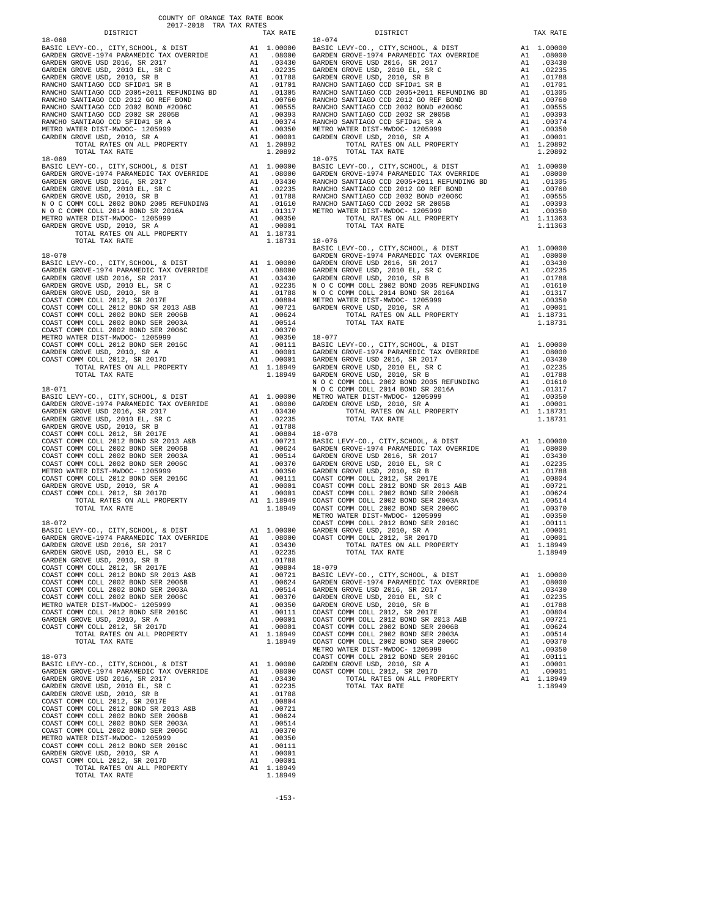COUNTY OF ORANGE TAX RATE BOOK
2017-2018 TRA TAX RATES

| DISTRICT | | TAX RATE |
|---|---|---|
| **18-068** | | |
| BASIC LEVY-CO., CITY,SCHOOL, & DIST | A1 | 1.00000 |
| GARDEN GROVE-1974 PARAMEDIC TAX OVERRIDE | A1 | .08000 |
| GARDEN GROVE USD 2016, SR 2017 | A1 | .03430 |
| GARDEN GROVE USD, 2010 EL, SR C | A1 | .02235 |
| GARDEN GROVE USD, 2010, SR B | A1 | .01788 |
| RANCHO SANTIAGO CCD SFID#1 SR B | A1 | .01701 |
| RANCHO SANTIAGO CCD 2005+2011 REFUNDING BD | A1 | .01305 |
| RANCHO SANTIAGO CCD 2012 GO REF BOND | A1 | .00760 |
| RANCHO SANTIAGO CCD 2002 BOND #2006C | A1 | .00555 |
| RANCHO SANTIAGO CCD 2002 SR 2005B | A1 | .00393 |
| RANCHO SANTIAGO CCD SFID#1 SR A | A1 | .00374 |
| METRO WATER DIST-MWDOC- 1205999 | A1 | .00350 |
| GARDEN GROVE USD, 2010, SR A | A1 | .00001 |
| TOTAL RATES ON ALL PROPERTY | A1 | 1.20892 |
| TOTAL TAX RATE | | 1.20892 |
| **18-069** | | |
| BASIC LEVY-CO., CITY,SCHOOL, & DIST | A1 | 1.00000 |
| GARDEN GROVE-1974 PARAMEDIC TAX OVERRIDE | A1 | .08000 |
| GARDEN GROVE USD 2016, SR 2017 | A1 | .03430 |
| GARDEN GROVE USD, 2010 EL, SR C | A1 | .02235 |
| GARDEN GROVE USD, 2010, SR B | A1 | .01788 |
| N O C COMM COLL 2002 BOND 2005 REFUNDING | A1 | .01610 |
| N O C COMM COLL 2014 BOND SR 2016A | A1 | .01317 |
| METRO WATER DIST-MWDOC- 1205999 | A1 | .00350 |
| GARDEN GROVE USD, 2010, SR A | A1 | .00001 |
| TOTAL RATES ON ALL PROPERTY | A1 | 1.18731 |
| TOTAL TAX RATE | | 1.18731 |
| **18-070** | | |
| BASIC LEVY-CO., CITY,SCHOOL, & DIST | A1 | 1.00000 |
| GARDEN GROVE-1974 PARAMEDIC TAX OVERRIDE | A1 | .08000 |
| GARDEN GROVE USD 2016, SR 2017 | A1 | .03430 |
| GARDEN GROVE USD, 2010 EL, SR C | A1 | .02235 |
| GARDEN GROVE USD, 2010, SR B | A1 | .01788 |
| COAST COMM COLL 2012, SR 2017E | A1 | .00804 |
| COAST COMM COLL 2012 BOND SR 2013 A&B | A1 | .00721 |
| COAST COMM COLL 2002 BOND SER 2006B | A1 | .00624 |
| COAST COMM COLL 2002 BOND SER 2003A | A1 | .00514 |
| COAST COMM COLL 2002 BOND SER 2006C | A1 | .00370 |
| METRO WATER DIST-MWDOC- 1205999 | A1 | .00350 |
| COAST COMM COLL 2012 BOND SER 2016C | A1 | .00111 |
| GARDEN GROVE USD, 2010, SR A | A1 | .00001 |
| COAST COMM COLL 2012, SR 2017D | A1 | .00001 |
| TOTAL RATES ON ALL PROPERTY | A1 | 1.18949 |
| TOTAL TAX RATE | | 1.18949 |
| **18-071** | | |
| BASIC LEVY-CO., CITY,SCHOOL, & DIST | A1 | 1.00000 |
| GARDEN GROVE-1974 PARAMEDIC TAX OVERRIDE | A1 | .08000 |
| GARDEN GROVE USD 2016, SR 2017 | A1 | .03430 |
| GARDEN GROVE USD, 2010 EL, SR C | A1 | .02235 |
| GARDEN GROVE USD, 2010, SR B | A1 | .01788 |
| COAST COMM COLL 2012, SR 2017E | A1 | .00804 |
| COAST COMM COLL 2012 BOND SR 2013 A&B | A1 | .00721 |
| COAST COMM COLL 2002 BOND SER 2006B | A1 | .00624 |
| COAST COMM COLL 2002 BOND SER 2003A | A1 | .00514 |
| COAST COMM COLL 2002 BOND SER 2006C | A1 | .00370 |
| METRO WATER DIST-MWDOC- 1205999 | A1 | .00350 |
| COAST COMM COLL 2012 BOND SER 2016C | A1 | .00111 |
| GARDEN GROVE USD, 2010, SR A | A1 | .00001 |
| COAST COMM COLL 2012, SR 2017D | A1 | .00001 |
| TOTAL RATES ON ALL PROPERTY | A1 | 1.18949 |
| TOTAL TAX RATE | | 1.18949 |
| **18-072** | | |
| BASIC LEVY-CO., CITY,SCHOOL, & DIST | A1 | 1.00000 |
| GARDEN GROVE-1974 PARAMEDIC TAX OVERRIDE | A1 | .08000 |
| GARDEN GROVE USD 2016, SR 2017 | A1 | .03430 |
| GARDEN GROVE USD, 2010 EL, SR C | A1 | .02235 |
| GARDEN GROVE USD, 2010, SR B | A1 | .01788 |
| COAST COMM COLL 2012, SR 2017E | A1 | .00804 |
| COAST COMM COLL 2012 BOND SR 2013 A&B | A1 | .00721 |
| COAST COMM COLL 2002 BOND SER 2006B | A1 | .00624 |
| COAST COMM COLL 2002 BOND SER 2003A | A1 | .00514 |
| COAST COMM COLL 2002 BOND SER 2006C | A1 | .00370 |
| METRO WATER DIST-MWDOC- 1205999 | A1 | .00350 |
| COAST COMM COLL 2012 BOND SER 2016C | A1 | .00111 |
| GARDEN GROVE USD, 2010, SR A | A1 | .00001 |
| COAST COMM COLL 2012, SR 2017D | A1 | .00001 |
| TOTAL RATES ON ALL PROPERTY | A1 | 1.18949 |
| TOTAL TAX RATE | | 1.18949 |
| **18-073** | | |
| BASIC LEVY-CO., CITY,SCHOOL, & DIST | A1 | 1.00000 |
| GARDEN GROVE-1974 PARAMEDIC TAX OVERRIDE | A1 | .08000 |
| GARDEN GROVE USD 2016, SR 2017 | A1 | .03430 |
| GARDEN GROVE USD, 2010 EL, SR C | A1 | .02235 |
| GARDEN GROVE USD, 2010, SR B | A1 | .01788 |
| COAST COMM COLL 2012, SR 2017E | A1 | .00804 |
| COAST COMM COLL 2012 BOND SR 2013 A&B | A1 | .00721 |
| COAST COMM COLL 2002 BOND SER 2006B | A1 | .00624 |
| COAST COMM COLL 2002 BOND SER 2003A | A1 | .00514 |
| COAST COMM COLL 2002 BOND SER 2006C | A1 | .00370 |
| METRO WATER DIST-MWDOC- 1205999 | A1 | .00350 |
| COAST COMM COLL 2012 BOND SER 2016C | A1 | .00111 |
| GARDEN GROVE USD, 2010, SR A | A1 | .00001 |
| COAST COMM COLL 2012, SR 2017D | A1 | .00001 |
| TOTAL RATES ON ALL PROPERTY | A1 | 1.18949 |
| TOTAL TAX RATE | | 1.18949 |
| **18-074** | | |
| BASIC LEVY-CO., CITY,SCHOOL, & DIST | A1 | 1.00000 |
| GARDEN GROVE-1974 PARAMEDIC TAX OVERRIDE | A1 | .08000 |
| GARDEN GROVE USD 2016, SR 2017 | A1 | .03430 |
| GARDEN GROVE USD, 2010 EL, SR C | A1 | .02235 |
| GARDEN GROVE USD, 2010, SR B | A1 | .01788 |
| RANCHO SANTIAGO CCD SFID#1 SR B | A1 | .01701 |
| RANCHO SANTIAGO CCD 2005+2011 REFUNDING BD | A1 | .01305 |
| RANCHO SANTIAGO CCD 2012 GO REF BOND | A1 | .00760 |
| RANCHO SANTIAGO CCD 2002 BOND #2006C | A1 | .00555 |
| RANCHO SANTIAGO CCD 2002 SR 2005B | A1 | .00393 |
| RANCHO SANTIAGO CCD SFID#1 SR A | A1 | .00374 |
| METRO WATER DIST-MWDOC- 1205999 | A1 | .00350 |
| GARDEN GROVE USD, 2010, SR A | A1 | .00001 |
| TOTAL RATES ON ALL PROPERTY | A1 | 1.20892 |
| TOTAL TAX RATE | | 1.20892 |
| **18-075** | | |
| BASIC LEVY-CO., CITY,SCHOOL, & DIST | A1 | 1.00000 |
| GARDEN GROVE-1974 PARAMEDIC TAX OVERRIDE | A1 | .08000 |
| RANCHO SANTIAGO CCD 2005+2011 REFUNDING BD | A1 | .01305 |
| RANCHO SANTIAGO CCD 2012 GO REF BOND | A1 | .00760 |
| RANCHO SANTIAGO CCD 2002 BOND #2006C | A1 | .00555 |
| RANCHO SANTIAGO CCD 2002 SR 2005B | A1 | .00393 |
| METRO WATER DIST-MWDOC- 1205999 | A1 | .00350 |
| TOTAL RATES ON ALL PROPERTY | A1 | 1.11363 |
| TOTAL TAX RATE | | 1.11363 |
| **18-076** | | |
| BASIC LEVY-CO., CITY,SCHOOL, & DIST | A1 | 1.00000 |
| GARDEN GROVE-1974 PARAMEDIC TAX OVERRIDE | A1 | .08000 |
| GARDEN GROVE USD 2016, SR 2017 | A1 | .03430 |
| GARDEN GROVE USD, 2010 EL, SR C | A1 | .02235 |
| GARDEN GROVE USD, 2010, SR B | A1 | .01788 |
| N O C COMM COLL 2002 BOND 2005 REFUNDING | A1 | .01610 |
| N O C COMM COLL 2014 BOND SR 2016A | A1 | .01317 |
| METRO WATER DIST-MWDOC- 1205999 | A1 | .00350 |
| GARDEN GROVE USD, 2010, SR A | A1 | .00001 |
| TOTAL RATES ON ALL PROPERTY | A1 | 1.18731 |
| TOTAL TAX RATE | | 1.18731 |
| **18-077** | | |
| BASIC LEVY-CO., CITY,SCHOOL, & DIST | A1 | 1.00000 |
| GARDEN GROVE-1974 PARAMEDIC TAX OVERRIDE | A1 | .08000 |
| GARDEN GROVE USD 2016, SR 2017 | A1 | .03430 |
| GARDEN GROVE USD, 2010 EL, SR C | A1 | .02235 |
| GARDEN GROVE USD, 2010, SR B | A1 | .01788 |
| N O C COMM COLL 2002 BOND 2005 REFUNDING | A1 | .01610 |
| N O C COMM COLL 2014 BOND SR 2016A | A1 | .01317 |
| METRO WATER DIST-MWDOC- 1205999 | A1 | .00350 |
| GARDEN GROVE USD, 2010, SR A | A1 | .00001 |
| TOTAL RATES ON ALL PROPERTY | A1 | 1.18731 |
| TOTAL TAX RATE | | 1.18731 |
| **18-078** | | |
| BASIC LEVY-CO., CITY,SCHOOL, & DIST | A1 | 1.00000 |
| GARDEN GROVE-1974 PARAMEDIC TAX OVERRIDE | A1 | .08000 |
| GARDEN GROVE USD 2016, SR 2017 | A1 | .03430 |
| GARDEN GROVE USD, 2010 EL, SR C | A1 | .02235 |
| GARDEN GROVE USD, 2010, SR B | A1 | .01788 |
| COAST COMM COLL 2012, SR 2017E | A1 | .00804 |
| COAST COMM COLL 2012 BOND SR 2013 A&B | A1 | .00721 |
| COAST COMM COLL 2002 BOND SER 2006B | A1 | .00624 |
| COAST COMM COLL 2002 BOND SER 2003A | A1 | .00514 |
| COAST COMM COLL 2002 BOND SER 2006C | A1 | .00370 |
| METRO WATER DIST-MWDOC- 1205999 | A1 | .00350 |
| COAST COMM COLL 2012 BOND SER 2016C | A1 | .00111 |
| GARDEN GROVE USD, 2010, SR A | A1 | .00001 |
| COAST COMM COLL 2012, SR 2017D | A1 | .00001 |
| TOTAL RATES ON ALL PROPERTY | A1 | 1.18949 |
| TOTAL TAX RATE | | 1.18949 |
| **18-079** | | |
| BASIC LEVY-CO., CITY,SCHOOL, & DIST | A1 | 1.00000 |
| GARDEN GROVE-1974 PARAMEDIC TAX OVERRIDE | A1 | .08000 |
| GARDEN GROVE USD 2016, SR 2017 | A1 | .03430 |
| GARDEN GROVE USD, 2010 EL, SR C | A1 | .02235 |
| GARDEN GROVE USD, 2010, SR B | A1 | .01788 |
| COAST COMM COLL 2012, SR 2017E | A1 | .00804 |
| COAST COMM COLL 2012 BOND SR 2013 A&B | A1 | .00721 |
| COAST COMM COLL 2002 BOND SER 2006B | A1 | .00624 |
| COAST COMM COLL 2002 BOND SER 2003A | A1 | .00514 |
| COAST COMM COLL 2002 BOND SER 2006C | A1 | .00370 |
| METRO WATER DIST-MWDOC- 1205999 | A1 | .00350 |
| COAST COMM COLL 2012 BOND SER 2016C | A1 | .00111 |
| GARDEN GROVE USD, 2010, SR A | A1 | .00001 |
| COAST COMM COLL 2012, SR 2017D | A1 | .00001 |
| TOTAL RATES ON ALL PROPERTY | A1 | 1.18949 |
| TOTAL TAX RATE | | 1.18949 |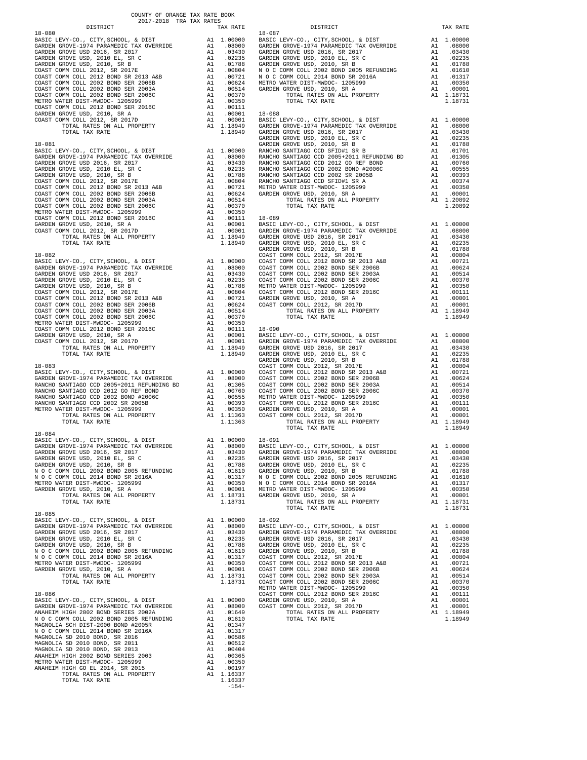COUNTY OF ORANGE TAX RATE BOOK
2017-2018 TRA TAX RATES

| DISTRICT | | TAX RATE |
|---|---|---|
| **18-080** | | |
| BASIC LEVY-CO., CITY,SCHOOL, & DIST | A1 | 1.00000 |
| GARDEN GROVE-1974 PARAMEDIC TAX OVERRIDE | A1 | .08000 |
| GARDEN GROVE USD 2016, SR 2017 | A1 | .03430 |
| GARDEN GROVE USD, 2010 EL, SR C | A1 | .02235 |
| GARDEN GROVE USD, 2010, SR B | A1 | .01788 |
| COAST COMM COLL 2012, SR 2017E | A1 | .00804 |
| COAST COMM COLL 2012 BOND SR 2013 A&B | A1 | .00721 |
| COAST COMM COLL 2002 BOND SER 2006B | A1 | .00624 |
| COAST COMM COLL 2002 BOND SER 2003A | A1 | .00514 |
| COAST COMM COLL 2002 BOND SER 2006C | A1 | .00370 |
| METRO WATER DIST-MWDOC- 1205999 | A1 | .00350 |
| COAST COMM COLL 2012 BOND SER 2016C | A1 | .00111 |
| GARDEN GROVE USD, 2010, SR A | A1 | .00001 |
| COAST COMM COLL 2012, SR 2017D | A1 | .00001 |
| TOTAL RATES ON ALL PROPERTY | A1 | 1.18949 |
| TOTAL TAX RATE | | 1.18949 |
| **18-081** | | |
| BASIC LEVY-CO., CITY,SCHOOL, & DIST | A1 | 1.00000 |
| GARDEN GROVE-1974 PARAMEDIC TAX OVERRIDE | A1 | .08000 |
| GARDEN GROVE USD 2016, SR 2017 | A1 | .03430 |
| GARDEN GROVE USD, 2010 EL, SR C | A1 | .02235 |
| GARDEN GROVE USD, 2010, SR B | A1 | .01788 |
| COAST COMM COLL 2012, SR 2017E | A1 | .00804 |
| COAST COMM COLL 2012 BOND SR 2013 A&B | A1 | .00721 |
| COAST COMM COLL 2002 BOND SER 2006B | A1 | .00624 |
| COAST COMM COLL 2002 BOND SER 2003A | A1 | .00514 |
| COAST COMM COLL 2002 BOND SER 2006C | A1 | .00370 |
| METRO WATER DIST-MWDOC- 1205999 | A1 | .00350 |
| COAST COMM COLL 2012 BOND SER 2016C | A1 | .00111 |
| GARDEN GROVE USD, 2010, SR A | A1 | .00001 |
| COAST COMM COLL 2012, SR 2017D | A1 | .00001 |
| TOTAL RATES ON ALL PROPERTY | A1 | 1.18949 |
| TOTAL TAX RATE | | 1.18949 |
| **18-082** | | |
| BASIC LEVY-CO., CITY,SCHOOL, & DIST | A1 | 1.00000 |
| GARDEN GROVE-1974 PARAMEDIC TAX OVERRIDE | A1 | .08000 |
| GARDEN GROVE USD 2016, SR 2017 | A1 | .03430 |
| GARDEN GROVE USD, 2010 EL, SR C | A1 | .02235 |
| GARDEN GROVE USD, 2010, SR B | A1 | .01788 |
| COAST COMM COLL 2012, SR 2017E | A1 | .00804 |
| COAST COMM COLL 2012 BOND SR 2013 A&B | A1 | .00721 |
| COAST COMM COLL 2002 BOND SER 2006B | A1 | .00624 |
| COAST COMM COLL 2002 BOND SER 2003A | A1 | .00514 |
| COAST COMM COLL 2002 BOND SER 2006C | A1 | .00370 |
| METRO WATER DIST-MWDOC- 1205999 | A1 | .00350 |
| COAST COMM COLL 2012 BOND SER 2016C | A1 | .00111 |
| GARDEN GROVE USD, 2010, SR A | A1 | .00001 |
| COAST COMM COLL 2012, SR 2017D | A1 | .00001 |
| TOTAL RATES ON ALL PROPERTY | A1 | 1.18949 |
| TOTAL TAX RATE | | 1.18949 |
| **18-083** | | |
| BASIC LEVY-CO., CITY,SCHOOL, & DIST | A1 | 1.00000 |
| GARDEN GROVE-1974 PARAMEDIC TAX OVERRIDE | A1 | .08000 |
| RANCHO SANTIAGO CCD 2005+2011 REFUNDING BD | A1 | .01305 |
| RANCHO SANTIAGO CCD 2012 GO REF BOND | A1 | .00760 |
| RANCHO SANTIAGO CCD 2002 BOND #2006C | A1 | .00555 |
| RANCHO SANTIAGO CCD 2002 SR 2005B | A1 | .00393 |
| METRO WATER DIST-MWDOC- 1205999 | A1 | .00350 |
| TOTAL RATES ON ALL PROPERTY | A1 | 1.11363 |
| TOTAL TAX RATE | | 1.11363 |
| **18-084** | | |
| BASIC LEVY-CO., CITY,SCHOOL, & DIST | A1 | 1.00000 |
| GARDEN GROVE-1974 PARAMEDIC TAX OVERRIDE | A1 | .08000 |
| GARDEN GROVE USD 2016, SR 2017 | A1 | .03430 |
| GARDEN GROVE USD, 2010 EL, SR C | A1 | .02235 |
| GARDEN GROVE USD, 2010, SR B | A1 | .01788 |
| N O C COMM COLL 2002 BOND 2005 REFUNDING | A1 | .01610 |
| N O C COMM COLL 2014 BOND SR 2016A | A1 | .01317 |
| METRO WATER DIST-MWDOC- 1205999 | A1 | .00350 |
| GARDEN GROVE USD, 2010, SR A | A1 | .00001 |
| TOTAL RATES ON ALL PROPERTY | A1 | 1.18731 |
| TOTAL TAX RATE | | 1.18731 |
| **18-085** | | |
| BASIC LEVY-CO., CITY,SCHOOL, & DIST | A1 | 1.00000 |
| GARDEN GROVE-1974 PARAMEDIC TAX OVERRIDE | A1 | .08000 |
| GARDEN GROVE USD 2016, SR 2017 | A1 | .03430 |
| GARDEN GROVE USD, 2010 EL, SR C | A1 | .02235 |
| GARDEN GROVE USD, 2010, SR B | A1 | .01788 |
| N O C COMM COLL 2002 BOND 2005 REFUNDING | A1 | .01610 |
| N O C COMM COLL 2014 BOND SR 2016A | A1 | .01317 |
| METRO WATER DIST-MWDOC- 1205999 | A1 | .00350 |
| GARDEN GROVE USD, 2010, SR A | A1 | .00001 |
| TOTAL RATES ON ALL PROPERTY | A1 | 1.18731 |
| TOTAL TAX RATE | | 1.18731 |
| **18-086** | | |
| BASIC LEVY-CO., CITY,SCHOOL, & DIST | A1 | 1.00000 |
| GARDEN GROVE-1974 PARAMEDIC TAX OVERRIDE | A1 | .08000 |
| ANAHEIM HIGH 2002 BOND SERIES 2002A | A1 | .01649 |
| N O C COMM COLL 2002 BOND 2005 REFUNDING | A1 | .01610 |
| MAGNOLIA SCH DIST-2000 BOND #2005R | A1 | .01347 |
| N O C COMM COLL 2014 BOND SR 2016A | A1 | .01317 |
| MAGNOLIA SD 2010 BOND, SR 2016 | A1 | .00586 |
| MAGNOLIA SD 2010 BOND, SR 2011 | A1 | .00512 |
| MAGNOLIA SD 2010 BOND, SR 2013 | A1 | .00404 |
| ANAHEIM HIGH 2002 BOND SERIES 2003 | A1 | .00365 |
| METRO WATER DIST-MWDOC- 1205999 | A1 | .00350 |
| ANAHEIM HIGH GO EL 2014, SR 2015 | A1 | .00197 |
| TOTAL RATES ON ALL PROPERTY | A1 | 1.16337 |
| TOTAL TAX RATE | | 1.16337 |
| **18-087** | | |
| BASIC LEVY-CO., CITY,SCHOOL, & DIST | A1 | 1.00000 |
| GARDEN GROVE-1974 PARAMEDIC TAX OVERRIDE | A1 | .08000 |
| GARDEN GROVE USD 2016, SR 2017 | A1 | .03430 |
| GARDEN GROVE USD, 2010 EL, SR C | A1 | .02235 |
| GARDEN GROVE USD, 2010, SR B | A1 | .01788 |
| N O C COMM COLL 2002 BOND 2005 REFUNDING | A1 | .01610 |
| N O C COMM COLL 2014 BOND SR 2016A | A1 | .01317 |
| METRO WATER DIST-MWDOC- 1205999 | A1 | .00350 |
| GARDEN GROVE USD, 2010, SR A | A1 | .00001 |
| TOTAL RATES ON ALL PROPERTY | A1 | 1.18731 |
| TOTAL TAX RATE | | 1.18731 |
| **18-088** | | |
| BASIC LEVY-CO., CITY,SCHOOL, & DIST | A1 | 1.00000 |
| GARDEN GROVE-1974 PARAMEDIC TAX OVERRIDE | A1 | .08000 |
| GARDEN GROVE USD 2016, SR 2017 | A1 | .03430 |
| GARDEN GROVE USD, 2010 EL, SR C | A1 | .02235 |
| GARDEN GROVE USD, 2010, SR B | A1 | .01788 |
| RANCHO SANTIAGO CCD SFID#1 SR B | A1 | .01701 |
| RANCHO SANTIAGO CCD 2005+2011 REFUNDING BD | A1 | .01305 |
| RANCHO SANTIAGO CCD 2012 GO REF BOND | A1 | .00760 |
| RANCHO SANTIAGO CCD 2002 BOND #2006C | A1 | .00555 |
| RANCHO SANTIAGO CCD 2002 SR 2005B | A1 | .00393 |
| RANCHO SANTIAGO CCD SFID#1 SR A | A1 | .00374 |
| METRO WATER DIST-MWDOC- 1205999 | A1 | .00350 |
| GARDEN GROVE USD, 2010, SR A | A1 | .00001 |
| TOTAL RATES ON ALL PROPERTY | A1 | 1.20892 |
| TOTAL TAX RATE | | 1.20892 |
| **18-089** | | |
| BASIC LEVY-CO., CITY,SCHOOL, & DIST | A1 | 1.00000 |
| GARDEN GROVE-1974 PARAMEDIC TAX OVERRIDE | A1 | .08000 |
| GARDEN GROVE USD 2016, SR 2017 | A1 | .03430 |
| GARDEN GROVE USD, 2010 EL, SR C | A1 | .02235 |
| GARDEN GROVE USD, 2010, SR B | A1 | .01788 |
| COAST COMM COLL 2012, SR 2017E | A1 | .00804 |
| COAST COMM COLL 2012 BOND SR 2013 A&B | A1 | .00721 |
| COAST COMM COLL 2002 BOND SER 2006B | A1 | .00624 |
| COAST COMM COLL 2002 BOND SER 2003A | A1 | .00514 |
| COAST COMM COLL 2002 BOND SER 2006C | A1 | .00370 |
| METRO WATER DIST-MWDOC- 1205999 | A1 | .00350 |
| COAST COMM COLL 2012 BOND SER 2016C | A1 | .00111 |
| GARDEN GROVE USD, 2010, SR A | A1 | .00001 |
| COAST COMM COLL 2012, SR 2017D | A1 | .00001 |
| TOTAL RATES ON ALL PROPERTY | A1 | 1.18949 |
| TOTAL TAX RATE | | 1.18949 |
| **18-090** | | |
| BASIC LEVY-CO., CITY,SCHOOL, & DIST | A1 | 1.00000 |
| GARDEN GROVE-1974 PARAMEDIC TAX OVERRIDE | A1 | .08000 |
| GARDEN GROVE USD 2016, SR 2017 | A1 | .03430 |
| GARDEN GROVE USD, 2010 EL, SR C | A1 | .02235 |
| GARDEN GROVE USD, 2010, SR B | A1 | .01788 |
| COAST COMM COLL 2012, SR 2017E | A1 | .00804 |
| COAST COMM COLL 2012 BOND SR 2013 A&B | A1 | .00721 |
| COAST COMM COLL 2002 BOND SER 2006B | A1 | .00624 |
| COAST COMM COLL 2002 BOND SER 2003A | A1 | .00514 |
| COAST COMM COLL 2002 BOND SER 2006C | A1 | .00370 |
| METRO WATER DIST-MWDOC- 1205999 | A1 | .00350 |
| COAST COMM COLL 2012 BOND SER 2016C | A1 | .00111 |
| GARDEN GROVE USD, 2010, SR A | A1 | .00001 |
| COAST COMM COLL 2012, SR 2017D | A1 | .00001 |
| TOTAL RATES ON ALL PROPERTY | A1 | 1.18949 |
| TOTAL TAX RATE | | 1.18949 |
| **18-091** | | |
| BASIC LEVY-CO., CITY,SCHOOL, & DIST | A1 | 1.00000 |
| GARDEN GROVE-1974 PARAMEDIC TAX OVERRIDE | A1 | .08000 |
| GARDEN GROVE USD 2016, SR 2017 | A1 | .03430 |
| GARDEN GROVE USD, 2010 EL, SR C | A1 | .02235 |
| GARDEN GROVE USD, 2010, SR B | A1 | .01788 |
| N O C COMM COLL 2002 BOND 2005 REFUNDING | A1 | .01610 |
| N O C COMM COLL 2014 BOND SR 2016A | A1 | .01317 |
| METRO WATER DIST-MWDOC- 1205999 | A1 | .00350 |
| GARDEN GROVE USD, 2010, SR A | A1 | .00001 |
| TOTAL RATES ON ALL PROPERTY | A1 | 1.18731 |
| TOTAL TAX RATE | | 1.18731 |
| **18-092** | | |
| BASIC LEVY-CO., CITY,SCHOOL, & DIST | A1 | 1.00000 |
| GARDEN GROVE-1974 PARAMEDIC TAX OVERRIDE | A1 | .08000 |
| GARDEN GROVE USD 2016, SR 2017 | A1 | .03430 |
| GARDEN GROVE USD, 2010 EL, SR C | A1 | .02235 |
| GARDEN GROVE USD, 2010, SR B | A1 | .01788 |
| COAST COMM COLL 2012, SR 2017E | A1 | .00804 |
| COAST COMM COLL 2012 BOND SR 2013 A&B | A1 | .00721 |
| COAST COMM COLL 2002 BOND SER 2006B | A1 | .00624 |
| COAST COMM COLL 2002 BOND SER 2003A | A1 | .00514 |
| COAST COMM COLL 2002 BOND SER 2006C | A1 | .00370 |
| METRO WATER DIST-MWDOC- 1205999 | A1 | .00350 |
| COAST COMM COLL 2012 BOND SER 2016C | A1 | .00111 |
| GARDEN GROVE USD, 2010, SR A | A1 | .00001 |
| COAST COMM COLL 2012, SR 2017D | A1 | .00001 |
| TOTAL RATES ON ALL PROPERTY | A1 | 1.18949 |
| TOTAL TAX RATE | | 1.18949 |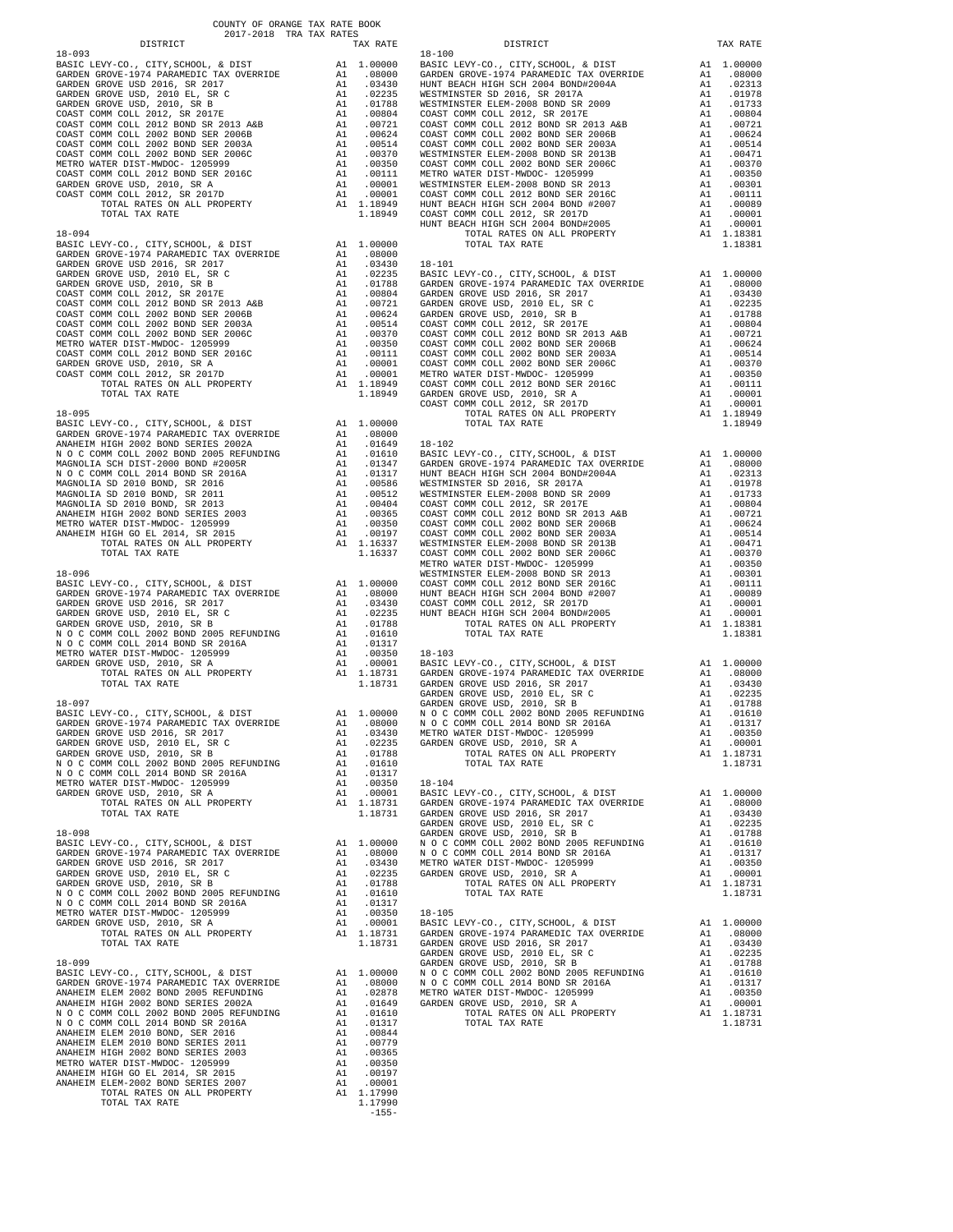COUNTY OF ORANGE TAX RATE BOOK
2017-2018 TRA TAX RATES

| DISTRICT | | TAX RATE |
|---|---|---|
| **18-093** | | |
| BASIC LEVY-CO., CITY,SCHOOL, & DIST | A1 | 1.00000 |
| GARDEN GROVE-1974 PARAMEDIC TAX OVERRIDE | A1 | .08000 |
| GARDEN GROVE USD 2016, SR 2017 | A1 | .03430 |
| GARDEN GROVE USD, 2010 EL, SR C | A1 | .02235 |
| GARDEN GROVE USD, 2010, SR B | A1 | .01788 |
| COAST COMM COLL 2012, SR 2017E | A1 | .00804 |
| COAST COMM COLL 2012 BOND SR 2013 A&B | A1 | .00721 |
| COAST COMM COLL 2002 BOND SER 2006B | A1 | .00624 |
| COAST COMM COLL 2002 BOND SER 2003A | A1 | .00514 |
| COAST COMM COLL 2002 BOND SER 2006C | A1 | .00370 |
| METRO WATER DIST-MWDOC- 1205999 | A1 | .00350 |
| COAST COMM COLL 2012 BOND SER 2016C | A1 | .00111 |
| GARDEN GROVE USD, 2010, SR A | A1 | .00001 |
| COAST COMM COLL 2012, SR 2017D | A1 | .00001 |
| TOTAL RATES ON ALL PROPERTY | A1 | 1.18949 |
| TOTAL TAX RATE | | 1.18949 |
| **18-094** | | |
| BASIC LEVY-CO., CITY,SCHOOL, & DIST | A1 | 1.00000 |
| GARDEN GROVE-1974 PARAMEDIC TAX OVERRIDE | A1 | .08000 |
| GARDEN GROVE USD 2016, SR 2017 | A1 | .03430 |
| GARDEN GROVE USD, 2010 EL, SR C | A1 | .02235 |
| GARDEN GROVE USD, 2010, SR B | A1 | .01788 |
| COAST COMM COLL 2012, SR 2017E | A1 | .00804 |
| COAST COMM COLL 2012 BOND SR 2013 A&B | A1 | .00721 |
| COAST COMM COLL 2002 BOND SER 2006B | A1 | .00624 |
| COAST COMM COLL 2002 BOND SER 2003A | A1 | .00514 |
| COAST COMM COLL 2002 BOND SER 2006C | A1 | .00370 |
| METRO WATER DIST-MWDOC- 1205999 | A1 | .00350 |
| COAST COMM COLL 2012 BOND SER 2016C | A1 | .00111 |
| GARDEN GROVE USD, 2010, SR A | A1 | .00001 |
| COAST COMM COLL 2012, SR 2017D | A1 | .00001 |
| TOTAL RATES ON ALL PROPERTY | A1 | 1.18949 |
| TOTAL TAX RATE | | 1.18949 |
| **18-095** | | |
| BASIC LEVY-CO., CITY,SCHOOL, & DIST | A1 | 1.00000 |
| GARDEN GROVE-1974 PARAMEDIC TAX OVERRIDE | A1 | .08000 |
| ANAHEIM HIGH 2002 BOND SERIES 2002A | A1 | .01649 |
| N O C COMM COLL 2002 BOND 2005 REFUNDING | A1 | .01610 |
| MAGNOLIA SCH DIST-2000 BOND #2005R | A1 | .01347 |
| N O C COMM COLL 2014 BOND SR 2016A | A1 | .01317 |
| MAGNOLIA SD 2010 BOND, SR 2016 | A1 | .00586 |
| MAGNOLIA SD 2010 BOND, SR 2011 | A1 | .00512 |
| MAGNOLIA SD 2010 BOND, SR 2013 | A1 | .00404 |
| ANAHEIM HIGH 2002 BOND SERIES 2003 | A1 | .00365 |
| METRO WATER DIST-MWDOC- 1205999 | A1 | .00350 |
| ANAHEIM HIGH GO EL 2014, SR 2015 | A1 | .00197 |
| TOTAL RATES ON ALL PROPERTY | A1 | 1.16337 |
| TOTAL TAX RATE | | 1.16337 |
| **18-096** | | |
| BASIC LEVY-CO., CITY,SCHOOL, & DIST | A1 | 1.00000 |
| GARDEN GROVE-1974 PARAMEDIC TAX OVERRIDE | A1 | .08000 |
| GARDEN GROVE USD 2016, SR 2017 | A1 | .03430 |
| GARDEN GROVE USD, 2010 EL, SR C | A1 | .02235 |
| GARDEN GROVE USD, 2010, SR B | A1 | .01788 |
| N O C COMM COLL 2002 BOND 2005 REFUNDING | A1 | .01610 |
| N O C COMM COLL 2014 BOND SR 2016A | A1 | .01317 |
| METRO WATER DIST-MWDOC- 1205999 | A1 | .00350 |
| GARDEN GROVE USD, 2010, SR A | A1 | .00001 |
| TOTAL RATES ON ALL PROPERTY | A1 | 1.18731 |
| TOTAL TAX RATE | | 1.18731 |
| **18-097** | | |
| BASIC LEVY-CO., CITY,SCHOOL, & DIST | A1 | 1.00000 |
| GARDEN GROVE-1974 PARAMEDIC TAX OVERRIDE | A1 | .08000 |
| GARDEN GROVE USD 2016, SR 2017 | A1 | .03430 |
| GARDEN GROVE USD, 2010 EL, SR C | A1 | .02235 |
| GARDEN GROVE USD, 2010, SR B | A1 | .01788 |
| N O C COMM COLL 2002 BOND 2005 REFUNDING | A1 | .01610 |
| N O C COMM COLL 2014 BOND SR 2016A | A1 | .01317 |
| METRO WATER DIST-MWDOC- 1205999 | A1 | .00350 |
| GARDEN GROVE USD, 2010, SR A | A1 | .00001 |
| TOTAL RATES ON ALL PROPERTY | A1 | 1.18731 |
| TOTAL TAX RATE | | 1.18731 |
| **18-098** | | |
| BASIC LEVY-CO., CITY,SCHOOL, & DIST | A1 | 1.00000 |
| GARDEN GROVE-1974 PARAMEDIC TAX OVERRIDE | A1 | .08000 |
| GARDEN GROVE USD 2016, SR 2017 | A1 | .03430 |
| GARDEN GROVE USD, 2010 EL, SR C | A1 | .02235 |
| GARDEN GROVE USD, 2010, SR B | A1 | .01788 |
| N O C COMM COLL 2002 BOND 2005 REFUNDING | A1 | .01610 |
| N O C COMM COLL 2014 BOND SR 2016A | A1 | .01317 |
| METRO WATER DIST-MWDOC- 1205999 | A1 | .00350 |
| GARDEN GROVE USD, 2010, SR A | A1 | .00001 |
| TOTAL RATES ON ALL PROPERTY | A1 | 1.18731 |
| TOTAL TAX RATE | | 1.18731 |
| **18-099** | | |
| BASIC LEVY-CO., CITY,SCHOOL, & DIST | A1 | 1.00000 |
| GARDEN GROVE-1974 PARAMEDIC TAX OVERRIDE | A1 | .08000 |
| ANAHEIM ELEM 2002 BOND 2005 REFUNDING | A1 | .02878 |
| ANAHEIM HIGH 2002 BOND SERIES 2002A | A1 | .01649 |
| N O C COMM COLL 2002 BOND 2005 REFUNDING | A1 | .01610 |
| N O C COMM COLL 2014 BOND SR 2016A | A1 | .01317 |
| ANAHEIM ELEM 2010 BOND, SER 2016 | A1 | .00844 |
| ANAHEIM ELEM 2010 BOND SERIES 2011 | A1 | .00779 |
| ANAHEIM HIGH 2002 BOND SERIES 2003 | A1 | .00365 |
| METRO WATER DIST-MWDOC- 1205999 | A1 | .00350 |
| ANAHEIM HIGH GO EL 2014, SR 2015 | A1 | .00197 |
| ANAHEIM ELEM-2002 BOND SERIES 2007 | A1 | .00001 |
| TOTAL RATES ON ALL PROPERTY | A1 | 1.17990 |
| TOTAL TAX RATE | | 1.17990 |
| **18-100** | | |
| BASIC LEVY-CO., CITY,SCHOOL, & DIST | A1 | 1.00000 |
| GARDEN GROVE-1974 PARAMEDIC TAX OVERRIDE | A1 | .08000 |
| HUNT BEACH HIGH SCH 2004 BOND#2004A | A1 | .02313 |
| WESTMINSTER SD 2016, SR 2017A | A1 | .01978 |
| WESTMINSTER ELEM-2008 BOND SR 2009 | A1 | .01733 |
| COAST COMM COLL 2012, SR 2017E | A1 | .00804 |
| COAST COMM COLL 2012 BOND SR 2013 A&B | A1 | .00721 |
| COAST COMM COLL 2002 BOND SER 2006B | A1 | .00624 |
| COAST COMM COLL 2002 BOND SER 2003A | A1 | .00514 |
| WESTMINSTER ELEM-2008 BOND SR 2013B | A1 | .00471 |
| COAST COMM COLL 2002 BOND SER 2006C | A1 | .00370 |
| METRO WATER DIST-MWDOC- 1205999 | A1 | .00350 |
| WESTMINSTER ELEM-2008 BOND SR 2013 | A1 | .00301 |
| COAST COMM COLL 2012 BOND SER 2016C | A1 | .00111 |
| HUNT BEACH HIGH SCH 2004 BOND #2007 | A1 | .00089 |
| COAST COMM COLL 2012, SR 2017D | A1 | .00001 |
| HUNT BEACH HIGH SCH 2004 BOND#2005 | A1 | .00001 |
| TOTAL RATES ON ALL PROPERTY | A1 | 1.18381 |
| TOTAL TAX RATE | | 1.18381 |
| **18-101** | | |
| BASIC LEVY-CO., CITY,SCHOOL, & DIST | A1 | 1.00000 |
| GARDEN GROVE-1974 PARAMEDIC TAX OVERRIDE | A1 | .08000 |
| GARDEN GROVE USD 2016, SR 2017 | A1 | .03430 |
| GARDEN GROVE USD, 2010 EL, SR C | A1 | .02235 |
| GARDEN GROVE USD, 2010, SR B | A1 | .01788 |
| COAST COMM COLL 2012, SR 2017E | A1 | .00804 |
| COAST COMM COLL 2012 BOND SR 2013 A&B | A1 | .00721 |
| COAST COMM COLL 2002 BOND SER 2006B | A1 | .00624 |
| COAST COMM COLL 2002 BOND SER 2003A | A1 | .00514 |
| COAST COMM COLL 2002 BOND SER 2006C | A1 | .00370 |
| METRO WATER DIST-MWDOC- 1205999 | A1 | .00350 |
| COAST COMM COLL 2012 BOND SER 2016C | A1 | .00111 |
| GARDEN GROVE USD, 2010, SR A | A1 | .00001 |
| COAST COMM COLL 2012, SR 2017D | A1 | .00001 |
| TOTAL RATES ON ALL PROPERTY | A1 | 1.18949 |
| TOTAL TAX RATE | | 1.18949 |
| **18-102** | | |
| BASIC LEVY-CO., CITY,SCHOOL, & DIST | A1 | 1.00000 |
| GARDEN GROVE-1974 PARAMEDIC TAX OVERRIDE | A1 | .08000 |
| HUNT BEACH HIGH SCH 2004 BOND#2004A | A1 | .02313 |
| WESTMINSTER SD 2016, SR 2017A | A1 | .01978 |
| WESTMINSTER ELEM-2008 BOND SR 2009 | A1 | .01733 |
| COAST COMM COLL 2012, SR 2017E | A1 | .00804 |
| COAST COMM COLL 2012 BOND SR 2013 A&B | A1 | .00721 |
| COAST COMM COLL 2002 BOND SER 2006B | A1 | .00624 |
| COAST COMM COLL 2002 BOND SER 2003A | A1 | .00514 |
| WESTMINSTER ELEM-2008 BOND SR 2013B | A1 | .00471 |
| COAST COMM COLL 2002 BOND SER 2006C | A1 | .00370 |
| METRO WATER DIST-MWDOC- 1205999 | A1 | .00350 |
| WESTMINSTER ELEM-2008 BOND SR 2013 | A1 | .00301 |
| COAST COMM COLL 2012 BOND SER 2016C | A1 | .00111 |
| HUNT BEACH HIGH SCH 2004 BOND #2007 | A1 | .00089 |
| COAST COMM COLL 2012, SR 2017D | A1 | .00001 |
| HUNT BEACH HIGH SCH 2004 BOND#2005 | A1 | .00001 |
| TOTAL RATES ON ALL PROPERTY | A1 | 1.18381 |
| TOTAL TAX RATE | | 1.18381 |
| **18-103** | | |
| BASIC LEVY-CO., CITY,SCHOOL, & DIST | A1 | 1.00000 |
| GARDEN GROVE-1974 PARAMEDIC TAX OVERRIDE | A1 | .08000 |
| GARDEN GROVE USD 2016, SR 2017 | A1 | .03430 |
| GARDEN GROVE USD, 2010 EL, SR C | A1 | .02235 |
| GARDEN GROVE USD, 2010, SR B | A1 | .01788 |
| N O C COMM COLL 2002 BOND 2005 REFUNDING | A1 | .01610 |
| N O C COMM COLL 2014 BOND SR 2016A | A1 | .01317 |
| METRO WATER DIST-MWDOC- 1205999 | A1 | .00350 |
| GARDEN GROVE USD, 2010, SR A | A1 | .00001 |
| TOTAL RATES ON ALL PROPERTY | A1 | 1.18731 |
| TOTAL TAX RATE | | 1.18731 |
| **18-104** | | |
| BASIC LEVY-CO., CITY,SCHOOL, & DIST | A1 | 1.00000 |
| GARDEN GROVE-1974 PARAMEDIC TAX OVERRIDE | A1 | .08000 |
| GARDEN GROVE USD 2016, SR 2017 | A1 | .03430 |
| GARDEN GROVE USD, 2010 EL, SR C | A1 | .02235 |
| GARDEN GROVE USD, 2010, SR B | A1 | .01788 |
| N O C COMM COLL 2002 BOND 2005 REFUNDING | A1 | .01610 |
| N O C COMM COLL 2014 BOND SR 2016A | A1 | .01317 |
| METRO WATER DIST-MWDOC- 1205999 | A1 | .00350 |
| GARDEN GROVE USD, 2010, SR A | A1 | .00001 |
| TOTAL RATES ON ALL PROPERTY | A1 | 1.18731 |
| TOTAL TAX RATE | | 1.18731 |
| **18-105** | | |
| BASIC LEVY-CO., CITY,SCHOOL, & DIST | A1 | 1.00000 |
| GARDEN GROVE-1974 PARAMEDIC TAX OVERRIDE | A1 | .08000 |
| GARDEN GROVE USD 2016, SR 2017 | A1 | .03430 |
| GARDEN GROVE USD, 2010 EL, SR C | A1 | .02235 |
| GARDEN GROVE USD, 2010, SR B | A1 | .01788 |
| N O C COMM COLL 2002 BOND 2005 REFUNDING | A1 | .01610 |
| N O C COMM COLL 2014 BOND SR 2016A | A1 | .01317 |
| METRO WATER DIST-MWDOC- 1205999 | A1 | .00350 |
| GARDEN GROVE USD, 2010, SR A | A1 | .00001 |
| TOTAL RATES ON ALL PROPERTY | A1 | 1.18731 |
| TOTAL TAX RATE | | 1.18731 |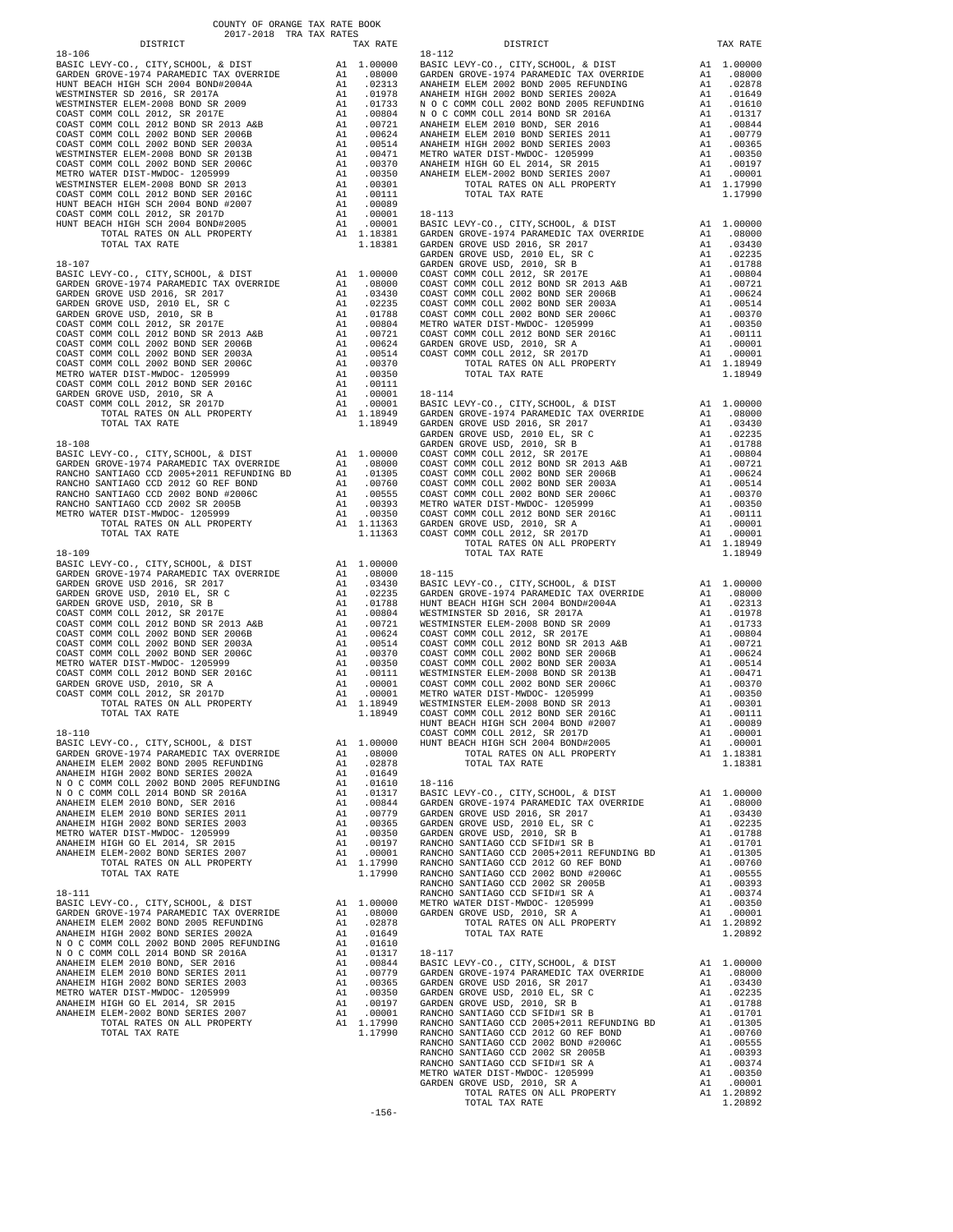COUNTY OF ORANGE TAX RATE BOOK
2017-2018 TRA TAX RATES

| DISTRICT | | TAX RATE |
|---|---|---|
| **18-106** | | |
| BASIC LEVY-CO., CITY,SCHOOL, & DIST | A1 | 1.00000 |
| GARDEN GROVE-1974 PARAMEDIC TAX OVERRIDE | A1 | .08000 |
| HUNT BEACH HIGH SCH 2004 BOND#2004A | A1 | .02313 |
| WESTMINSTER SD 2016, SR 2017A | A1 | .01978 |
| WESTMINSTER ELEM-2008 BOND SR 2009 | A1 | .01733 |
| COAST COMM COLL 2012, SR 2017E | A1 | .00804 |
| COAST COMM COLL 2012 BOND SR 2013 A&B | A1 | .00721 |
| COAST COMM COLL 2002 BOND SER 2006B | A1 | .00624 |
| COAST COMM COLL 2002 BOND SER 2003A | A1 | .00514 |
| WESTMINSTER ELEM-2008 BOND SR 2013B | A1 | .00471 |
| COAST COMM COLL 2002 BOND SER 2006C | A1 | .00370 |
| METRO WATER DIST-MWDOC- 1205999 | A1 | .00350 |
| WESTMINSTER ELEM-2008 BOND SR 2013 | A1 | .00301 |
| COAST COMM COLL 2012 BOND SER 2016C | A1 | .00111 |
| HUNT BEACH HIGH SCH 2004 BOND #2007 | A1 | .00089 |
| COAST COMM COLL 2012, SR 2017D | A1 | .00001 |
| HUNT BEACH HIGH SCH 2004 BOND#2005 | A1 | .00001 |
| TOTAL RATES ON ALL PROPERTY | A1 | 1.18381 |
| TOTAL TAX RATE | | 1.18381 |
| **18-107** | | |
| BASIC LEVY-CO., CITY,SCHOOL, & DIST | A1 | 1.00000 |
| GARDEN GROVE-1974 PARAMEDIC TAX OVERRIDE | A1 | .08000 |
| GARDEN GROVE USD 2016, SR 2017 | A1 | .03430 |
| GARDEN GROVE USD, 2010 EL, SR C | A1 | .02235 |
| GARDEN GROVE USD, 2010, SR B | A1 | .01788 |
| COAST COMM COLL 2012, SR 2017E | A1 | .00804 |
| COAST COMM COLL 2012 BOND SR 2013 A&B | A1 | .00721 |
| COAST COMM COLL 2002 BOND SER 2006B | A1 | .00624 |
| COAST COMM COLL 2002 BOND SER 2003A | A1 | .00514 |
| COAST COMM COLL 2002 BOND SER 2006C | A1 | .00370 |
| METRO WATER DIST-MWDOC- 1205999 | A1 | .00350 |
| COAST COMM COLL 2012 BOND SER 2016C | A1 | .00111 |
| GARDEN GROVE USD, 2010, SR A | A1 | .00001 |
| COAST COMM COLL 2012, SR 2017D | A1 | .00001 |
| TOTAL RATES ON ALL PROPERTY | A1 | 1.18949 |
| TOTAL TAX RATE | | 1.18949 |
| **18-108** | | |
| BASIC LEVY-CO., CITY,SCHOOL, & DIST | A1 | 1.00000 |
| GARDEN GROVE-1974 PARAMEDIC TAX OVERRIDE | A1 | .08000 |
| RANCHO SANTIAGO CCD 2005+2011 REFUNDING BD | A1 | .01305 |
| RANCHO SANTIAGO CCD 2012 GO REF BOND | A1 | .00760 |
| RANCHO SANTIAGO CCD 2002 BOND #2006C | A1 | .00555 |
| RANCHO SANTIAGO CCD 2002 SR 2005B | A1 | .00393 |
| METRO WATER DIST-MWDOC- 1205999 | A1 | .00350 |
| TOTAL RATES ON ALL PROPERTY | A1 | 1.11363 |
| TOTAL TAX RATE | | 1.11363 |
| **18-109** | | |
| BASIC LEVY-CO., CITY,SCHOOL, & DIST | A1 | 1.00000 |
| GARDEN GROVE-1974 PARAMEDIC TAX OVERRIDE | A1 | .08000 |
| GARDEN GROVE USD 2016, SR 2017 | A1 | .03430 |
| GARDEN GROVE USD, 2010 EL, SR C | A1 | .02235 |
| GARDEN GROVE USD, 2010, SR B | A1 | .01788 |
| COAST COMM COLL 2012, SR 2017E | A1 | .00804 |
| COAST COMM COLL 2012 BOND SR 2013 A&B | A1 | .00721 |
| COAST COMM COLL 2002 BOND SER 2006B | A1 | .00624 |
| COAST COMM COLL 2002 BOND SER 2003A | A1 | .00514 |
| COAST COMM COLL 2002 BOND SER 2006C | A1 | .00370 |
| METRO WATER DIST-MWDOC- 1205999 | A1 | .00350 |
| COAST COMM COLL 2012 BOND SER 2016C | A1 | .00111 |
| GARDEN GROVE USD, 2010, SR A | A1 | .00001 |
| COAST COMM COLL 2012, SR 2017D | A1 | .00001 |
| TOTAL RATES ON ALL PROPERTY | A1 | 1.18949 |
| TOTAL TAX RATE | | 1.18949 |
| **18-110** | | |
| BASIC LEVY-CO., CITY,SCHOOL, & DIST | A1 | 1.00000 |
| GARDEN GROVE-1974 PARAMEDIC TAX OVERRIDE | A1 | .08000 |
| ANAHEIM ELEM 2002 BOND 2005 REFUNDING | A1 | .02878 |
| ANAHEIM HIGH 2002 BOND SERIES 2002A | A1 | .01649 |
| N O C COMM COLL 2002 BOND 2005 REFUNDING | A1 | .01610 |
| N O C COMM COLL 2014 BOND SR 2016A | A1 | .01317 |
| ANAHEIM ELEM 2010 BOND, SER 2016 | A1 | .00844 |
| ANAHEIM ELEM 2010 BOND SERIES 2011 | A1 | .00779 |
| ANAHEIM HIGH 2002 BOND SERIES 2003 | A1 | .00365 |
| METRO WATER DIST-MWDOC- 1205999 | A1 | .00350 |
| ANAHEIM HIGH GO EL 2014, SR 2015 | A1 | .00197 |
| ANAHEIM ELEM-2002 BOND SERIES 2007 | A1 | .00001 |
| TOTAL RATES ON ALL PROPERTY | A1 | 1.17990 |
| TOTAL TAX RATE | | 1.17990 |
| **18-111** | | |
| BASIC LEVY-CO., CITY,SCHOOL, & DIST | A1 | 1.00000 |
| GARDEN GROVE-1974 PARAMEDIC TAX OVERRIDE | A1 | .08000 |
| ANAHEIM ELEM 2002 BOND 2005 REFUNDING | A1 | .02878 |
| ANAHEIM HIGH 2002 BOND SERIES 2002A | A1 | .01649 |
| N O C COMM COLL 2002 BOND 2005 REFUNDING | A1 | .01610 |
| N O C COMM COLL 2014 BOND SR 2016A | A1 | .01317 |
| ANAHEIM ELEM 2010 BOND, SER 2016 | A1 | .00844 |
| ANAHEIM ELEM 2010 BOND SERIES 2011 | A1 | .00779 |
| ANAHEIM HIGH 2002 BOND SERIES 2003 | A1 | .00365 |
| METRO WATER DIST-MWDOC- 1205999 | A1 | .00350 |
| ANAHEIM HIGH GO EL 2014, SR 2015 | A1 | .00197 |
| ANAHEIM ELEM-2002 BOND SERIES 2007 | A1 | .00001 |
| TOTAL RATES ON ALL PROPERTY | A1 | 1.17990 |
| TOTAL TAX RATE | | 1.17990 |
| **18-112** | | |
| BASIC LEVY-CO., CITY,SCHOOL, & DIST | A1 | 1.00000 |
| GARDEN GROVE-1974 PARAMEDIC TAX OVERRIDE | A1 | .08000 |
| ANAHEIM ELEM 2002 BOND 2005 REFUNDING | A1 | .02878 |
| ANAHEIM HIGH 2002 BOND SERIES 2002A | A1 | .01649 |
| N O C COMM COLL 2002 BOND 2005 REFUNDING | A1 | .01610 |
| N O C COMM COLL 2014 BOND SR 2016A | A1 | .01317 |
| ANAHEIM ELEM 2010 BOND, SER 2016 | A1 | .00844 |
| ANAHEIM ELEM 2010 BOND SERIES 2011 | A1 | .00779 |
| ANAHEIM HIGH 2002 BOND SERIES 2003 | A1 | .00365 |
| METRO WATER DIST-MWDOC- 1205999 | A1 | .00350 |
| ANAHEIM HIGH GO EL 2014, SR 2015 | A1 | .00197 |
| ANAHEIM ELEM-2002 BOND SERIES 2007 | A1 | .00001 |
| TOTAL RATES ON ALL PROPERTY | A1 | 1.17990 |
| TOTAL TAX RATE | | 1.17990 |
| **18-113** | | |
| BASIC LEVY-CO., CITY,SCHOOL, & DIST | A1 | 1.00000 |
| GARDEN GROVE-1974 PARAMEDIC TAX OVERRIDE | A1 | .08000 |
| GARDEN GROVE USD 2016, SR 2017 | A1 | .03430 |
| GARDEN GROVE USD, 2010 EL, SR C | A1 | .02235 |
| GARDEN GROVE USD, 2010, SR B | A1 | .01788 |
| COAST COMM COLL 2012, SR 2017E | A1 | .00804 |
| COAST COMM COLL 2012 BOND SR 2013 A&B | A1 | .00721 |
| COAST COMM COLL 2002 BOND SER 2006B | A1 | .00624 |
| COAST COMM COLL 2002 BOND SER 2003A | A1 | .00514 |
| COAST COMM COLL 2002 BOND SER 2006C | A1 | .00370 |
| METRO WATER DIST-MWDOC- 1205999 | A1 | .00350 |
| COAST COMM COLL 2012 BOND SER 2016C | A1 | .00111 |
| GARDEN GROVE USD, 2010, SR A | A1 | .00001 |
| COAST COMM COLL 2012, SR 2017D | A1 | .00001 |
| TOTAL RATES ON ALL PROPERTY | A1 | 1.18949 |
| TOTAL TAX RATE | | 1.18949 |
| **18-114** | | |
| BASIC LEVY-CO., CITY,SCHOOL, & DIST | A1 | 1.00000 |
| GARDEN GROVE-1974 PARAMEDIC TAX OVERRIDE | A1 | .08000 |
| GARDEN GROVE USD 2016, SR 2017 | A1 | .03430 |
| GARDEN GROVE USD, 2010 EL, SR C | A1 | .02235 |
| GARDEN GROVE USD, 2010, SR B | A1 | .01788 |
| COAST COMM COLL 2012, SR 2017E | A1 | .00804 |
| COAST COMM COLL 2012 BOND SR 2013 A&B | A1 | .00721 |
| COAST COMM COLL 2002 BOND SER 2006B | A1 | .00624 |
| COAST COMM COLL 2002 BOND SER 2003A | A1 | .00514 |
| COAST COMM COLL 2002 BOND SER 2006C | A1 | .00370 |
| METRO WATER DIST-MWDOC- 1205999 | A1 | .00350 |
| COAST COMM COLL 2012 BOND SER 2016C | A1 | .00111 |
| GARDEN GROVE USD, 2010, SR A | A1 | .00001 |
| COAST COMM COLL 2012, SR 2017D | A1 | .00001 |
| TOTAL RATES ON ALL PROPERTY | A1 | 1.18949 |
| TOTAL TAX RATE | | 1.18949 |
| **18-115** | | |
| BASIC LEVY-CO., CITY,SCHOOL, & DIST | A1 | 1.00000 |
| GARDEN GROVE-1974 PARAMEDIC TAX OVERRIDE | A1 | .08000 |
| HUNT BEACH HIGH SCH 2004 BOND#2004A | A1 | .02313 |
| WESTMINSTER SD 2016, SR 2017A | A1 | .01978 |
| WESTMINSTER ELEM-2008 BOND SR 2009 | A1 | .01733 |
| COAST COMM COLL 2012, SR 2017E | A1 | .00804 |
| COAST COMM COLL 2012 BOND SR 2013 A&B | A1 | .00721 |
| COAST COMM COLL 2002 BOND SER 2006B | A1 | .00624 |
| COAST COMM COLL 2002 BOND SER 2003A | A1 | .00514 |
| WESTMINSTER ELEM-2008 BOND SR 2013B | A1 | .00471 |
| COAST COMM COLL 2002 BOND SER 2006C | A1 | .00370 |
| METRO WATER DIST-MWDOC- 1205999 | A1 | .00350 |
| WESTMINSTER ELEM-2008 BOND SR 2013 | A1 | .00301 |
| COAST COMM COLL 2012 BOND SER 2016C | A1 | .00111 |
| HUNT BEACH HIGH SCH 2004 BOND #2007 | A1 | .00089 |
| COAST COMM COLL 2012, SR 2017D | A1 | .00001 |
| HUNT BEACH HIGH SCH 2004 BOND#2005 | A1 | .00001 |
| TOTAL RATES ON ALL PROPERTY | A1 | 1.18381 |
| TOTAL TAX RATE | | 1.18381 |
| **18-116** | | |
| BASIC LEVY-CO., CITY,SCHOOL, & DIST | A1 | 1.00000 |
| GARDEN GROVE-1974 PARAMEDIC TAX OVERRIDE | A1 | .08000 |
| GARDEN GROVE USD 2016, SR 2017 | A1 | .03430 |
| GARDEN GROVE USD, 2010 EL, SR C | A1 | .02235 |
| GARDEN GROVE USD, 2010, SR B | A1 | .01788 |
| RANCHO SANTIAGO CCD SFID#1 SR B | A1 | .01701 |
| RANCHO SANTIAGO CCD 2005+2011 REFUNDING BD | A1 | .01305 |
| RANCHO SANTIAGO CCD 2012 GO REF BOND | A1 | .00760 |
| RANCHO SANTIAGO CCD 2002 BOND #2006C | A1 | .00555 |
| RANCHO SANTIAGO CCD 2002 SR 2005B | A1 | .00393 |
| RANCHO SANTIAGO CCD SFID#1 SR A | A1 | .00374 |
| METRO WATER DIST-MWDOC- 1205999 | A1 | .00350 |
| GARDEN GROVE USD, 2010, SR A | A1 | .00001 |
| TOTAL RATES ON ALL PROPERTY | A1 | 1.20892 |
| TOTAL TAX RATE | | 1.20892 |
| **18-117** | | |
| BASIC LEVY-CO., CITY,SCHOOL, & DIST | A1 | 1.00000 |
| GARDEN GROVE-1974 PARAMEDIC TAX OVERRIDE | A1 | .08000 |
| GARDEN GROVE USD 2016, SR 2017 | A1 | .03430 |
| GARDEN GROVE USD, 2010 EL, SR C | A1 | .02235 |
| GARDEN GROVE USD, 2010, SR B | A1 | .01788 |
| RANCHO SANTIAGO CCD SFID#1 SR B | A1 | .01701 |
| RANCHO SANTIAGO CCD 2005+2011 REFUNDING BD | A1 | .01305 |
| RANCHO SANTIAGO CCD 2012 GO REF BOND | A1 | .00760 |
| RANCHO SANTIAGO CCD 2002 BOND #2006C | A1 | .00555 |
| RANCHO SANTIAGO CCD 2002 SR 2005B | A1 | .00393 |
| RANCHO SANTIAGO CCD SFID#1 SR A | A1 | .00374 |
| METRO WATER DIST-MWDOC- 1205999 | A1 | .00350 |
| GARDEN GROVE USD, 2010, SR A | A1 | .00001 |
| TOTAL RATES ON ALL PROPERTY | A1 | 1.20892 |
| TOTAL TAX RATE | | 1.20892 |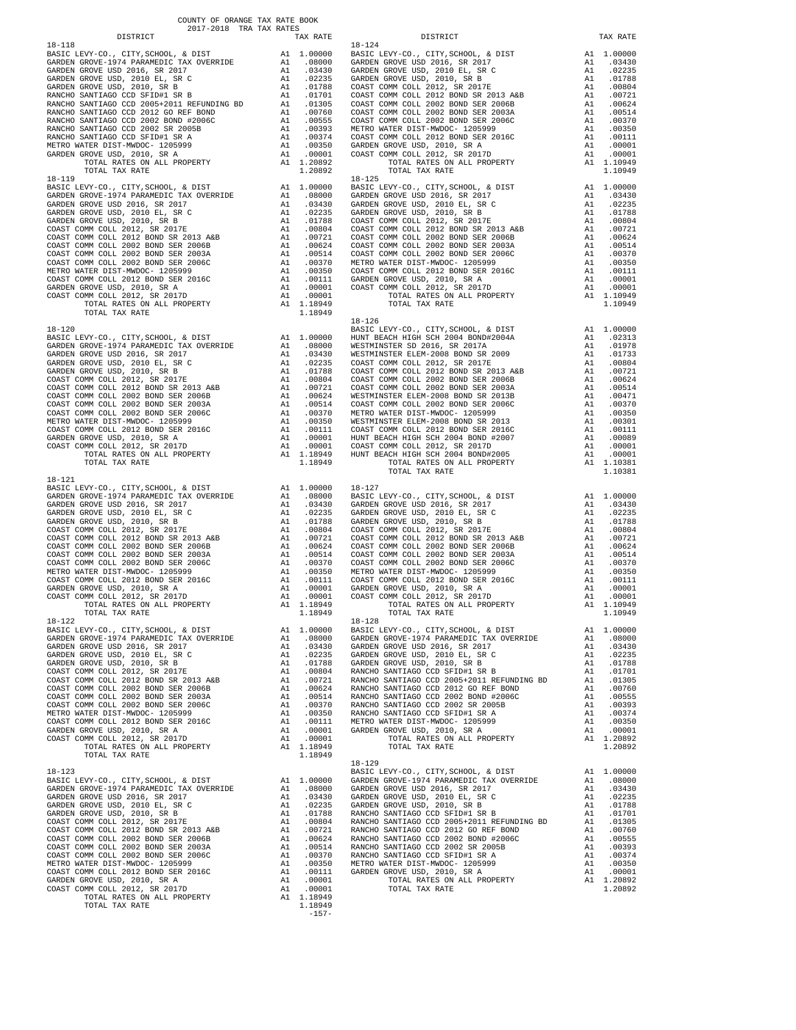COUNTY OF ORANGE TAX RATE BOOK
2017-2018 TRA TAX RATES

| DISTRICT | | TAX RATE |
|---|---|---|
| 18-118 | | |
| BASIC LEVY-CO., CITY,SCHOOL, & DIST | A1 | 1.00000 |
| GARDEN GROVE-1974 PARAMEDIC TAX OVERRIDE | A1 | .08000 |
| GARDEN GROVE USD 2016, SR 2017 | A1 | .03430 |
| GARDEN GROVE USD, 2010 EL, SR C | A1 | .02235 |
| GARDEN GROVE USD, 2010, SR B | A1 | .01788 |
| RANCHO SANTIAGO CCD SFID#1 SR B | A1 | .01701 |
| RANCHO SANTIAGO CCD 2005+2011 REFUNDING BD | A1 | .01305 |
| RANCHO SANTIAGO CCD 2012 GO REF BOND | A1 | .00760 |
| RANCHO SANTIAGO CCD 2002 BOND #2006C | A1 | .00555 |
| RANCHO SANTIAGO CCD 2002 SR 2005B | A1 | .00393 |
| RANCHO SANTIAGO CCD SFID#1 SR A | A1 | .00374 |
| METRO WATER DIST-MWDOC- 1205999 | A1 | .00350 |
| GARDEN GROVE USD, 2010, SR A | A1 | .00001 |
| TOTAL RATES ON ALL PROPERTY | A1 | 1.20892 |
| TOTAL TAX RATE | | 1.20892 |
| 18-119 | | |
| BASIC LEVY-CO., CITY,SCHOOL, & DIST | A1 | 1.00000 |
| GARDEN GROVE-1974 PARAMEDIC TAX OVERRIDE | A1 | .08000 |
| GARDEN GROVE USD 2016, SR 2017 | A1 | .03430 |
| GARDEN GROVE USD, 2010 EL, SR C | A1 | .02235 |
| GARDEN GROVE USD, 2010, SR B | A1 | .01788 |
| COAST COMM COLL 2012, SR 2017E | A1 | .00804 |
| COAST COMM COLL 2012 BOND SR 2013 A&B | A1 | .00721 |
| COAST COMM COLL 2002 BOND SER 2006B | A1 | .00624 |
| COAST COMM COLL 2002 BOND SER 2003A | A1 | .00514 |
| COAST COMM COLL 2002 BOND SER 2006C | A1 | .00370 |
| METRO WATER DIST-MWDOC- 1205999 | A1 | .00350 |
| COAST COMM COLL 2012 BOND SER 2016C | A1 | .00111 |
| GARDEN GROVE USD, 2010, SR A | A1 | .00001 |
| COAST COMM COLL 2012, SR 2017D | A1 | .00001 |
| TOTAL RATES ON ALL PROPERTY | A1 | 1.18949 |
| TOTAL TAX RATE | | 1.18949 |
| 18-120 | | |
| BASIC LEVY-CO., CITY,SCHOOL, & DIST | A1 | 1.00000 |
| GARDEN GROVE-1974 PARAMEDIC TAX OVERRIDE | A1 | .08000 |
| GARDEN GROVE USD 2016, SR 2017 | A1 | .03430 |
| GARDEN GROVE USD, 2010 EL, SR C | A1 | .02235 |
| GARDEN GROVE USD, 2010, SR B | A1 | .01788 |
| COAST COMM COLL 2012, SR 2017E | A1 | .00804 |
| COAST COMM COLL 2012 BOND SR 2013 A&B | A1 | .00721 |
| COAST COMM COLL 2002 BOND SER 2006B | A1 | .00624 |
| COAST COMM COLL 2002 BOND SER 2003A | A1 | .00514 |
| COAST COMM COLL 2002 BOND SER 2006C | A1 | .00370 |
| METRO WATER DIST-MWDOC- 1205999 | A1 | .00350 |
| COAST COMM COLL 2012 BOND SER 2016C | A1 | .00111 |
| GARDEN GROVE USD, 2010, SR A | A1 | .00001 |
| COAST COMM COLL 2012, SR 2017D | A1 | .00001 |
| TOTAL RATES ON ALL PROPERTY | A1 | 1.18949 |
| TOTAL TAX RATE | | 1.18949 |
| 18-121 | | |
| BASIC LEVY-CO., CITY,SCHOOL, & DIST | A1 | 1.00000 |
| GARDEN GROVE-1974 PARAMEDIC TAX OVERRIDE | A1 | .08000 |
| GARDEN GROVE USD 2016, SR 2017 | A1 | .03430 |
| GARDEN GROVE USD, 2010 EL, SR C | A1 | .02235 |
| GARDEN GROVE USD, 2010, SR B | A1 | .01788 |
| COAST COMM COLL 2012, SR 2017E | A1 | .00804 |
| COAST COMM COLL 2012 BOND SR 2013 A&B | A1 | .00721 |
| COAST COMM COLL 2002 BOND SER 2006B | A1 | .00624 |
| COAST COMM COLL 2002 BOND SER 2003A | A1 | .00514 |
| COAST COMM COLL 2002 BOND SER 2006C | A1 | .00370 |
| METRO WATER DIST-MWDOC- 1205999 | A1 | .00350 |
| COAST COMM COLL 2012 BOND SER 2016C | A1 | .00111 |
| GARDEN GROVE USD, 2010, SR A | A1 | .00001 |
| COAST COMM COLL 2012, SR 2017D | A1 | .00001 |
| TOTAL RATES ON ALL PROPERTY | A1 | 1.18949 |
| TOTAL TAX RATE | | 1.18949 |
| 18-122 | | |
| BASIC LEVY-CO., CITY,SCHOOL, & DIST | A1 | 1.00000 |
| GARDEN GROVE-1974 PARAMEDIC TAX OVERRIDE | A1 | .08000 |
| GARDEN GROVE USD 2016, SR 2017 | A1 | .03430 |
| GARDEN GROVE USD, 2010 EL, SR C | A1 | .02235 |
| GARDEN GROVE USD, 2010, SR B | A1 | .01788 |
| COAST COMM COLL 2012, SR 2017E | A1 | .00804 |
| COAST COMM COLL 2012 BOND SR 2013 A&B | A1 | .00721 |
| COAST COMM COLL 2002 BOND SER 2006B | A1 | .00624 |
| COAST COMM COLL 2002 BOND SER 2003A | A1 | .00514 |
| COAST COMM COLL 2002 BOND SER 2006C | A1 | .00370 |
| METRO WATER DIST-MWDOC- 1205999 | A1 | .00350 |
| COAST COMM COLL 2012 BOND SER 2016C | A1 | .00111 |
| GARDEN GROVE USD, 2010, SR A | A1 | .00001 |
| COAST COMM COLL 2012, SR 2017D | A1 | .00001 |
| TOTAL RATES ON ALL PROPERTY | A1 | 1.18949 |
| TOTAL TAX RATE | | 1.18949 |
| 18-123 | | |
| BASIC LEVY-CO., CITY,SCHOOL, & DIST | A1 | 1.00000 |
| GARDEN GROVE-1974 PARAMEDIC TAX OVERRIDE | A1 | .08000 |
| GARDEN GROVE USD 2016, SR 2017 | A1 | .03430 |
| GARDEN GROVE USD, 2010 EL, SR C | A1 | .02235 |
| GARDEN GROVE USD, 2010, SR B | A1 | .01788 |
| COAST COMM COLL 2012, SR 2017E | A1 | .00804 |
| COAST COMM COLL 2012 BOND SR 2013 A&B | A1 | .00721 |
| COAST COMM COLL 2002 BOND SER 2006B | A1 | .00624 |
| COAST COMM COLL 2002 BOND SER 2003A | A1 | .00514 |
| COAST COMM COLL 2002 BOND SER 2006C | A1 | .00370 |
| METRO WATER DIST-MWDOC- 1205999 | A1 | .00350 |
| COAST COMM COLL 2012 BOND SER 2016C | A1 | .00111 |
| GARDEN GROVE USD, 2010, SR A | A1 | .00001 |
| COAST COMM COLL 2012, SR 2017D | A1 | .00001 |
| TOTAL RATES ON ALL PROPERTY | A1 | 1.18949 |
| TOTAL TAX RATE | | 1.18949 |
| 18-124 | | |
| BASIC LEVY-CO., CITY,SCHOOL, & DIST | A1 | 1.00000 |
| GARDEN GROVE USD 2016, SR 2017 | A1 | .03430 |
| GARDEN GROVE USD, 2010 EL, SR C | A1 | .02235 |
| GARDEN GROVE USD, 2010, SR B | A1 | .01788 |
| COAST COMM COLL 2012, SR 2017E | A1 | .00804 |
| COAST COMM COLL 2012 BOND SR 2013 A&B | A1 | .00721 |
| COAST COMM COLL 2002 BOND SER 2006B | A1 | .00624 |
| COAST COMM COLL 2002 BOND SER 2003A | A1 | .00514 |
| COAST COMM COLL 2002 BOND SER 2006C | A1 | .00370 |
| METRO WATER DIST-MWDOC- 1205999 | A1 | .00350 |
| COAST COMM COLL 2012 BOND SER 2016C | A1 | .00111 |
| GARDEN GROVE USD, 2010, SR A | A1 | .00001 |
| COAST COMM COLL 2012, SR 2017D | A1 | .00001 |
| TOTAL RATES ON ALL PROPERTY | A1 | 1.10949 |
| TOTAL TAX RATE | | 1.10949 |
| 18-125 | | |
| BASIC LEVY-CO., CITY,SCHOOL, & DIST | A1 | 1.00000 |
| GARDEN GROVE USD 2016, SR 2017 | A1 | .03430 |
| GARDEN GROVE USD, 2010 EL, SR C | A1 | .02235 |
| GARDEN GROVE USD, 2010, SR B | A1 | .01788 |
| COAST COMM COLL 2012, SR 2017E | A1 | .00804 |
| COAST COMM COLL 2012 BOND SR 2013 A&B | A1 | .00721 |
| COAST COMM COLL 2002 BOND SER 2006B | A1 | .00624 |
| COAST COMM COLL 2002 BOND SER 2003A | A1 | .00514 |
| COAST COMM COLL 2002 BOND SER 2006C | A1 | .00370 |
| METRO WATER DIST-MWDOC- 1205999 | A1 | .00350 |
| COAST COMM COLL 2012 BOND SER 2016C | A1 | .00111 |
| GARDEN GROVE USD, 2010, SR A | A1 | .00001 |
| COAST COMM COLL 2012, SR 2017D | A1 | .00001 |
| TOTAL RATES ON ALL PROPERTY | A1 | 1.10949 |
| TOTAL TAX RATE | | 1.10949 |
| 18-126 | | |
| BASIC LEVY-CO., CITY,SCHOOL, & DIST | A1 | 1.00000 |
| HUNT BEACH HIGH SCH 2004 BOND#2004A | A1 | .02313 |
| WESTMINSTER SD 2016, SR 2017A | A1 | .01978 |
| WESTMINSTER ELEM-2008 BOND SR 2009 | A1 | .01733 |
| COAST COMM COLL 2012, SR 2017E | A1 | .00804 |
| COAST COMM COLL 2012 BOND SR 2013 A&B | A1 | .00721 |
| COAST COMM COLL 2002 BOND SER 2006B | A1 | .00624 |
| COAST COMM COLL 2002 BOND SER 2003A | A1 | .00514 |
| WESTMINSTER ELEM-2008 BOND SR 2013B | A1 | .00471 |
| COAST COMM COLL 2002 BOND SER 2006C | A1 | .00370 |
| METRO WATER DIST-MWDOC- 1205999 | A1 | .00350 |
| WESTMINSTER ELEM-2008 BOND SR 2013 | A1 | .00301 |
| COAST COMM COLL 2012 BOND SER 2016C | A1 | .00111 |
| HUNT BEACH HIGH SCH 2004 BOND #2007 | A1 | .00089 |
| COAST COMM COLL 2012, SR 2017D | A1 | .00001 |
| HUNT BEACH HIGH SCH 2004 BOND#2005 | A1 | .00001 |
| TOTAL RATES ON ALL PROPERTY | A1 | 1.10381 |
| TOTAL TAX RATE | | 1.10381 |
| 18-127 | | |
| BASIC LEVY-CO., CITY,SCHOOL, & DIST | A1 | 1.00000 |
| GARDEN GROVE USD 2016, SR 2017 | A1 | .03430 |
| GARDEN GROVE USD, 2010 EL, SR C | A1 | .02235 |
| GARDEN GROVE USD, 2010, SR B | A1 | .01788 |
| COAST COMM COLL 2012, SR 2017E | A1 | .00804 |
| COAST COMM COLL 2012 BOND SR 2013 A&B | A1 | .00721 |
| COAST COMM COLL 2002 BOND SER 2006B | A1 | .00624 |
| COAST COMM COLL 2002 BOND SER 2003A | A1 | .00514 |
| COAST COMM COLL 2002 BOND SER 2006C | A1 | .00370 |
| METRO WATER DIST-MWDOC- 1205999 | A1 | .00350 |
| COAST COMM COLL 2012 BOND SER 2016C | A1 | .00111 |
| GARDEN GROVE USD, 2010, SR A | A1 | .00001 |
| COAST COMM COLL 2012, SR 2017D | A1 | .00001 |
| TOTAL RATES ON ALL PROPERTY | A1 | 1.10949 |
| TOTAL TAX RATE | | 1.10949 |
| 18-128 | | |
| BASIC LEVY-CO., CITY,SCHOOL, & DIST | A1 | 1.00000 |
| GARDEN GROVE-1974 PARAMEDIC TAX OVERRIDE | A1 | .08000 |
| GARDEN GROVE USD 2016, SR 2017 | A1 | .03430 |
| GARDEN GROVE USD, 2010 EL, SR C | A1 | .02235 |
| GARDEN GROVE USD, 2010, SR B | A1 | .01788 |
| RANCHO SANTIAGO CCD SFID#1 SR B | A1 | .01701 |
| RANCHO SANTIAGO CCD 2005+2011 REFUNDING BD | A1 | .01305 |
| RANCHO SANTIAGO CCD 2012 GO REF BOND | A1 | .00760 |
| RANCHO SANTIAGO CCD 2002 BOND #2006C | A1 | .00555 |
| RANCHO SANTIAGO CCD 2002 SR 2005B | A1 | .00393 |
| RANCHO SANTIAGO CCD SFID#1 SR A | A1 | .00374 |
| METRO WATER DIST-MWDOC- 1205999 | A1 | .00350 |
| GARDEN GROVE USD, 2010, SR A | A1 | .00001 |
| TOTAL RATES ON ALL PROPERTY | A1 | 1.20892 |
| TOTAL TAX RATE | | 1.20892 |
| 18-129 | | |
| BASIC LEVY-CO., CITY,SCHOOL, & DIST | A1 | 1.00000 |
| GARDEN GROVE-1974 PARAMEDIC TAX OVERRIDE | A1 | .08000 |
| GARDEN GROVE USD 2016, SR 2017 | A1 | .03430 |
| GARDEN GROVE USD, 2010 EL, SR C | A1 | .02235 |
| GARDEN GROVE USD, 2010, SR B | A1 | .01788 |
| RANCHO SANTIAGO CCD SFID#1 SR B | A1 | .01701 |
| RANCHO SANTIAGO CCD 2005+2011 REFUNDING BD | A1 | .01305 |
| RANCHO SANTIAGO CCD 2012 GO REF BOND | A1 | .00760 |
| RANCHO SANTIAGO CCD 2002 BOND #2006C | A1 | .00555 |
| RANCHO SANTIAGO CCD 2002 SR 2005B | A1 | .00393 |
| RANCHO SANTIAGO CCD SFID#1 SR A | A1 | .00374 |
| METRO WATER DIST-MWDOC- 1205999 | A1 | .00350 |
| GARDEN GROVE USD, 2010, SR A | A1 | .00001 |
| TOTAL RATES ON ALL PROPERTY | A1 | 1.20892 |
| TOTAL TAX RATE | | 1.20892 |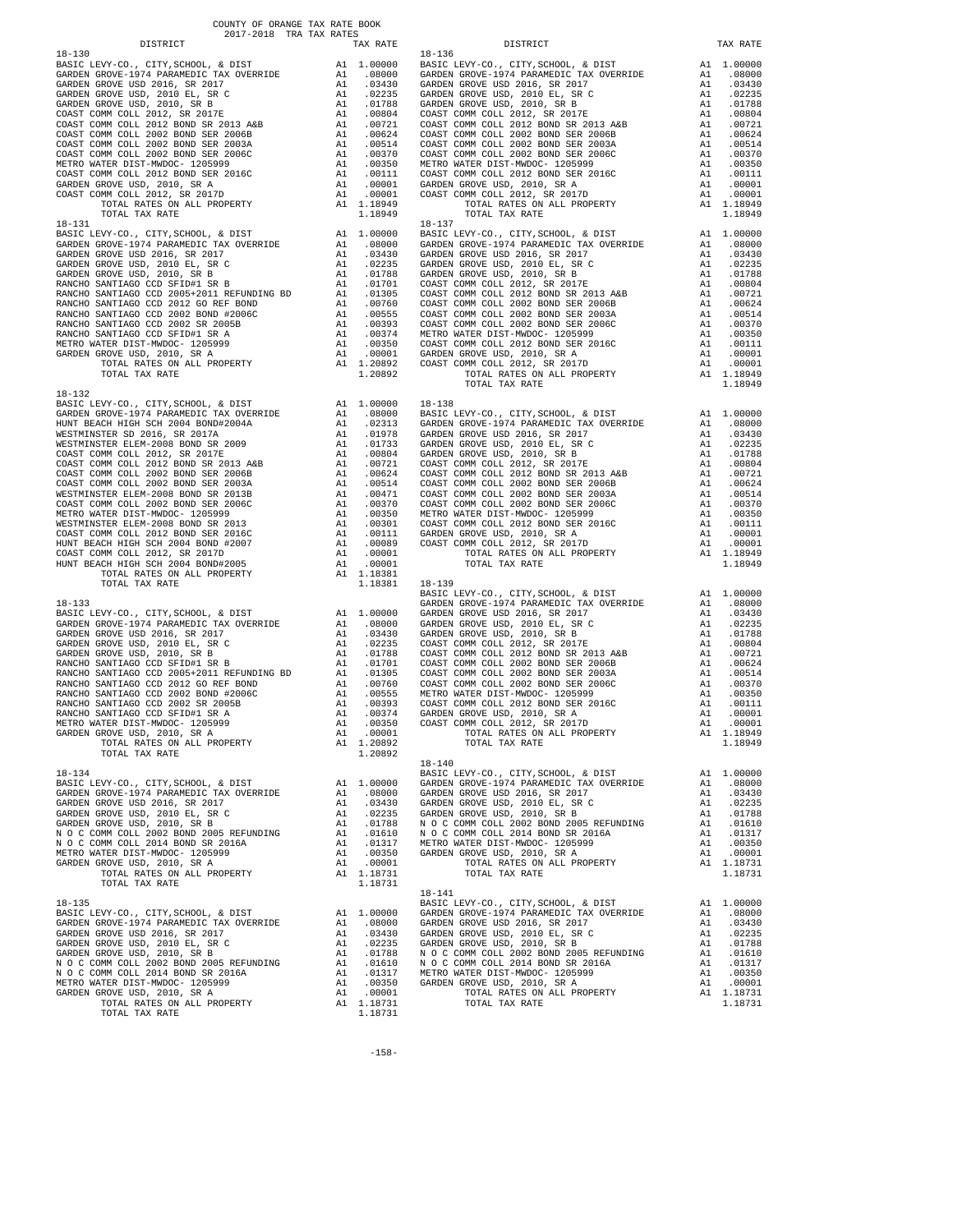COUNTY OF ORANGE TAX RATE BOOK
2017-2018 TRA TAX RATES

| DISTRICT | | TAX RATE |
|---|---|---|
| **18-130** | | |
| BASIC LEVY-CO., CITY,SCHOOL, & DIST | A1 | 1.00000 |
| GARDEN GROVE-1974 PARAMEDIC TAX OVERRIDE | A1 | .08000 |
| GARDEN GROVE USD 2016, SR 2017 | A1 | .03430 |
| GARDEN GROVE USD, 2010 EL, SR C | A1 | .02235 |
| GARDEN GROVE USD, 2010, SR B | A1 | .01788 |
| COAST COMM COLL 2012, SR 2017E | A1 | .00804 |
| COAST COMM COLL 2012 BOND SR 2013 A&B | A1 | .00721 |
| COAST COMM COLL 2002 BOND SER 2006B | A1 | .00624 |
| COAST COMM COLL 2002 BOND SER 2003A | A1 | .00514 |
| COAST COMM COLL 2002 BOND SER 2006C | A1 | .00370 |
| METRO WATER DIST-MWDOC- 1205999 | A1 | .00350 |
| COAST COMM COLL 2012 BOND SER 2016C | A1 | .00111 |
| GARDEN GROVE USD, 2010, SR A | A1 | .00001 |
| COAST COMM COLL 2012, SR 2017D | A1 | .00001 |
| TOTAL RATES ON ALL PROPERTY | A1 | 1.18949 |
| TOTAL TAX RATE | | 1.18949 |
| **18-131** | | |
| BASIC LEVY-CO., CITY,SCHOOL, & DIST | A1 | 1.00000 |
| GARDEN GROVE-1974 PARAMEDIC TAX OVERRIDE | A1 | .08000 |
| GARDEN GROVE USD 2016, SR 2017 | A1 | .03430 |
| GARDEN GROVE USD, 2010 EL, SR C | A1 | .02235 |
| GARDEN GROVE USD, 2010, SR B | A1 | .01788 |
| RANCHO SANTIAGO CCD SFID#1 SR B | A1 | .01701 |
| RANCHO SANTIAGO CCD 2005+2011 REFUNDING BD | A1 | .01305 |
| RANCHO SANTIAGO CCD 2012 GO REF BOND | A1 | .00760 |
| RANCHO SANTIAGO CCD 2002 BOND #2006C | A1 | .00555 |
| RANCHO SANTIAGO CCD 2002 SR 2005B | A1 | .00393 |
| RANCHO SANTIAGO CCD SFID#1 SR A | A1 | .00374 |
| METRO WATER DIST-MWDOC- 1205999 | A1 | .00350 |
| GARDEN GROVE USD, 2010, SR A | A1 | .00001 |
| TOTAL RATES ON ALL PROPERTY | A1 | 1.20892 |
| TOTAL TAX RATE | | 1.20892 |
| **18-132** | | |
| BASIC LEVY-CO., CITY,SCHOOL, & DIST | A1 | 1.00000 |
| GARDEN GROVE-1974 PARAMEDIC TAX OVERRIDE | A1 | .08000 |
| HUNT BEACH HIGH SCH 2004 BOND#2004A | A1 | .02313 |
| WESTMINSTER SD 2016, SR 2017A | A1 | .01978 |
| WESTMINSTER ELEM-2008 BOND SR 2009 | A1 | .01733 |
| COAST COMM COLL 2012, SR 2017E | A1 | .00804 |
| COAST COMM COLL 2012 BOND SR 2013 A&B | A1 | .00721 |
| COAST COMM COLL 2002 BOND SER 2006B | A1 | .00624 |
| COAST COMM COLL 2002 BOND SER 2003A | A1 | .00514 |
| WESTMINSTER ELEM-2008 BOND SR 2013B | A1 | .00471 |
| COAST COMM COLL 2002 BOND SER 2006C | A1 | .00370 |
| METRO WATER DIST-MWDOC- 1205999 | A1 | .00350 |
| WESTMINSTER ELEM-2008 BOND SR 2013 | A1 | .00301 |
| COAST COMM COLL 2012 BOND SER 2016C | A1 | .00111 |
| HUNT BEACH HIGH SCH 2004 BOND #2007 | A1 | .00089 |
| COAST COMM COLL 2012, SR 2017D | A1 | .00001 |
| HUNT BEACH HIGH SCH 2004 BOND#2005 | A1 | .00001 |
| TOTAL RATES ON ALL PROPERTY | A1 | 1.18381 |
| TOTAL TAX RATE | | 1.18381 |
| **18-133** | | |
| BASIC LEVY-CO., CITY,SCHOOL, & DIST | A1 | 1.00000 |
| GARDEN GROVE-1974 PARAMEDIC TAX OVERRIDE | A1 | .08000 |
| GARDEN GROVE USD 2016, SR 2017 | A1 | .03430 |
| GARDEN GROVE USD, 2010 EL, SR C | A1 | .02235 |
| GARDEN GROVE USD, 2010, SR B | A1 | .01788 |
| RANCHO SANTIAGO CCD SFID#1 SR B | A1 | .01701 |
| RANCHO SANTIAGO CCD 2005+2011 REFUNDING BD | A1 | .01305 |
| RANCHO SANTIAGO CCD 2012 GO REF BOND | A1 | .00760 |
| RANCHO SANTIAGO CCD 2002 BOND #2006C | A1 | .00555 |
| RANCHO SANTIAGO CCD 2002 SR 2005B | A1 | .00393 |
| RANCHO SANTIAGO CCD SFID#1 SR A | A1 | .00374 |
| METRO WATER DIST-MWDOC- 1205999 | A1 | .00350 |
| GARDEN GROVE USD, 2010, SR A | A1 | .00001 |
| TOTAL RATES ON ALL PROPERTY | A1 | 1.20892 |
| TOTAL TAX RATE | | 1.20892 |
| **18-134** | | |
| BASIC LEVY-CO., CITY,SCHOOL, & DIST | A1 | 1.00000 |
| GARDEN GROVE-1974 PARAMEDIC TAX OVERRIDE | A1 | .08000 |
| GARDEN GROVE USD 2016, SR 2017 | A1 | .03430 |
| GARDEN GROVE USD, 2010 EL, SR C | A1 | .02235 |
| GARDEN GROVE USD, 2010, SR B | A1 | .01788 |
| N O C COMM COLL 2002 BOND 2005 REFUNDING | A1 | .01610 |
| N O C COMM COLL 2014 BOND SR 2016A | A1 | .01317 |
| METRO WATER DIST-MWDOC- 1205999 | A1 | .00350 |
| GARDEN GROVE USD, 2010, SR A | A1 | .00001 |
| TOTAL RATES ON ALL PROPERTY | A1 | 1.18731 |
| TOTAL TAX RATE | | 1.18731 |
| **18-135** | | |
| BASIC LEVY-CO., CITY,SCHOOL, & DIST | A1 | 1.00000 |
| GARDEN GROVE-1974 PARAMEDIC TAX OVERRIDE | A1 | .08000 |
| GARDEN GROVE USD 2016, SR 2017 | A1 | .03430 |
| GARDEN GROVE USD, 2010 EL, SR C | A1 | .02235 |
| GARDEN GROVE USD, 2010, SR B | A1 | .01788 |
| N O C COMM COLL 2002 BOND 2005 REFUNDING | A1 | .01610 |
| N O C COMM COLL 2014 BOND SR 2016A | A1 | .01317 |
| METRO WATER DIST-MWDOC- 1205999 | A1 | .00350 |
| GARDEN GROVE USD, 2010, SR A | A1 | .00001 |
| TOTAL RATES ON ALL PROPERTY | A1 | 1.18731 |
| TOTAL TAX RATE | | 1.18731 |
| **18-136** | | |
| BASIC LEVY-CO., CITY,SCHOOL, & DIST | A1 | 1.00000 |
| GARDEN GROVE-1974 PARAMEDIC TAX OVERRIDE | A1 | .08000 |
| GARDEN GROVE USD 2016, SR 2017 | A1 | .03430 |
| GARDEN GROVE USD, 2010 EL, SR C | A1 | .02235 |
| GARDEN GROVE USD, 2010, SR B | A1 | .01788 |
| COAST COMM COLL 2012, SR 2017E | A1 | .00804 |
| COAST COMM COLL 2012 BOND SR 2013 A&B | A1 | .00721 |
| COAST COMM COLL 2002 BOND SER 2006B | A1 | .00624 |
| COAST COMM COLL 2002 BOND SER 2003A | A1 | .00514 |
| COAST COMM COLL 2002 BOND SER 2006C | A1 | .00370 |
| METRO WATER DIST-MWDOC- 1205999 | A1 | .00350 |
| COAST COMM COLL 2012 BOND SER 2016C | A1 | .00111 |
| GARDEN GROVE USD, 2010, SR A | A1 | .00001 |
| COAST COMM COLL 2012, SR 2017D | A1 | .00001 |
| TOTAL RATES ON ALL PROPERTY | A1 | 1.18949 |
| TOTAL TAX RATE | | 1.18949 |
| **18-137** | | |
| BASIC LEVY-CO., CITY,SCHOOL, & DIST | A1 | 1.00000 |
| GARDEN GROVE-1974 PARAMEDIC TAX OVERRIDE | A1 | .08000 |
| GARDEN GROVE USD 2016, SR 2017 | A1 | .03430 |
| GARDEN GROVE USD, 2010 EL, SR C | A1 | .02235 |
| GARDEN GROVE USD, 2010, SR B | A1 | .01788 |
| COAST COMM COLL 2012, SR 2017E | A1 | .00804 |
| COAST COMM COLL 2012 BOND SR 2013 A&B | A1 | .00721 |
| COAST COMM COLL 2002 BOND SER 2006B | A1 | .00624 |
| COAST COMM COLL 2002 BOND SER 2003A | A1 | .00514 |
| COAST COMM COLL 2002 BOND SER 2006C | A1 | .00370 |
| METRO WATER DIST-MWDOC- 1205999 | A1 | .00350 |
| COAST COMM COLL 2012 BOND SER 2016C | A1 | .00111 |
| GARDEN GROVE USD, 2010, SR A | A1 | .00001 |
| COAST COMM COLL 2012, SR 2017D | A1 | .00001 |
| TOTAL RATES ON ALL PROPERTY | A1 | 1.18949 |
| TOTAL TAX RATE | | 1.18949 |
| **18-138** | | |
| BASIC LEVY-CO., CITY,SCHOOL, & DIST | A1 | 1.00000 |
| GARDEN GROVE-1974 PARAMEDIC TAX OVERRIDE | A1 | .08000 |
| GARDEN GROVE USD 2016, SR 2017 | A1 | .03430 |
| GARDEN GROVE USD, 2010 EL, SR C | A1 | .02235 |
| GARDEN GROVE USD, 2010, SR B | A1 | .01788 |
| COAST COMM COLL 2012, SR 2017E | A1 | .00804 |
| COAST COMM COLL 2012 BOND SR 2013 A&B | A1 | .00721 |
| COAST COMM COLL 2002 BOND SER 2006B | A1 | .00624 |
| COAST COMM COLL 2002 BOND SER 2003A | A1 | .00514 |
| COAST COMM COLL 2002 BOND SER 2006C | A1 | .00370 |
| METRO WATER DIST-MWDOC- 1205999 | A1 | .00350 |
| COAST COMM COLL 2012 BOND SER 2016C | A1 | .00111 |
| GARDEN GROVE USD, 2010, SR A | A1 | .00001 |
| COAST COMM COLL 2012, SR 2017D | A1 | .00001 |
| TOTAL RATES ON ALL PROPERTY | A1 | 1.18949 |
| TOTAL TAX RATE | | 1.18949 |
| **18-139** | | |
| BASIC LEVY-CO., CITY,SCHOOL, & DIST | A1 | 1.00000 |
| GARDEN GROVE-1974 PARAMEDIC TAX OVERRIDE | A1 | .08000 |
| GARDEN GROVE USD 2016, SR 2017 | A1 | .03430 |
| GARDEN GROVE USD, 2010 EL, SR C | A1 | .02235 |
| GARDEN GROVE USD, 2010, SR B | A1 | .01788 |
| COAST COMM COLL 2012, SR 2017E | A1 | .00804 |
| COAST COMM COLL 2012 BOND SR 2013 A&B | A1 | .00721 |
| COAST COMM COLL 2002 BOND SER 2006B | A1 | .00624 |
| COAST COMM COLL 2002 BOND SER 2003A | A1 | .00514 |
| COAST COMM COLL 2002 BOND SER 2006C | A1 | .00370 |
| METRO WATER DIST-MWDOC- 1205999 | A1 | .00350 |
| COAST COMM COLL 2012 BOND SER 2016C | A1 | .00111 |
| GARDEN GROVE USD, 2010, SR A | A1 | .00001 |
| COAST COMM COLL 2012, SR 2017D | A1 | .00001 |
| TOTAL RATES ON ALL PROPERTY | A1 | 1.18949 |
| TOTAL TAX RATE | | 1.18949 |
| **18-140** | | |
| BASIC LEVY-CO., CITY,SCHOOL, & DIST | A1 | 1.00000 |
| GARDEN GROVE-1974 PARAMEDIC TAX OVERRIDE | A1 | .08000 |
| GARDEN GROVE USD 2016, SR 2017 | A1 | .03430 |
| GARDEN GROVE USD, 2010 EL, SR C | A1 | .02235 |
| GARDEN GROVE USD, 2010, SR B | A1 | .01788 |
| N O C COMM COLL 2002 BOND 2005 REFUNDING | A1 | .01610 |
| N O C COMM COLL 2014 BOND SR 2016A | A1 | .01317 |
| METRO WATER DIST-MWDOC- 1205999 | A1 | .00350 |
| GARDEN GROVE USD, 2010, SR A | A1 | .00001 |
| TOTAL RATES ON ALL PROPERTY | A1 | 1.18731 |
| TOTAL TAX RATE | | 1.18731 |
| **18-141** | | |
| BASIC LEVY-CO., CITY,SCHOOL, & DIST | A1 | 1.00000 |
| GARDEN GROVE-1974 PARAMEDIC TAX OVERRIDE | A1 | .08000 |
| GARDEN GROVE USD 2016, SR 2017 | A1 | .03430 |
| GARDEN GROVE USD, 2010 EL, SR C | A1 | .02235 |
| GARDEN GROVE USD, 2010, SR B | A1 | .01788 |
| N O C COMM COLL 2002 BOND 2005 REFUNDING | A1 | .01610 |
| N O C COMM COLL 2014 BOND SR 2016A | A1 | .01317 |
| METRO WATER DIST-MWDOC- 1205999 | A1 | .00350 |
| GARDEN GROVE USD, 2010, SR A | A1 | .00001 |
| TOTAL RATES ON ALL PROPERTY | A1 | 1.18731 |
| TOTAL TAX RATE | | 1.18731 |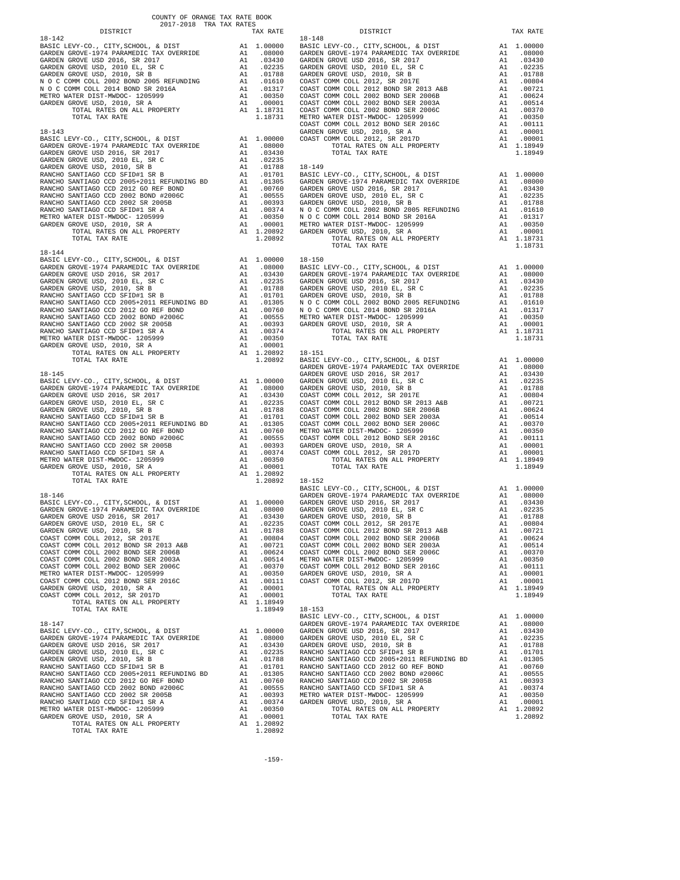COUNTY OF ORANGE TAX RATE BOOK
2017-2018 TRA TAX RATES

| DISTRICT | | TAX RATE |
|---|---|---|
| **18-142** | | |
| BASIC LEVY-CO., CITY,SCHOOL, & DIST | A1 | 1.00000 |
| GARDEN GROVE-1974 PARAMEDIC TAX OVERRIDE | A1 | .08000 |
| GARDEN GROVE USD 2016, SR 2017 | A1 | .03430 |
| GARDEN GROVE USD, 2010 EL, SR C | A1 | .02235 |
| GARDEN GROVE USD, 2010, SR B | A1 | .01788 |
| N O C COMM COLL 2002 BOND 2005 REFUNDING | A1 | .01610 |
| N O C COMM COLL 2014 BOND SR 2016A | A1 | .01317 |
| METRO WATER DIST-MWDOC- 1205999 | A1 | .00350 |
| GARDEN GROVE USD, 2010, SR A | A1 | .00001 |
| TOTAL RATES ON ALL PROPERTY | A1 | 1.18731 |
| TOTAL TAX RATE | | 1.18731 |
| **18-143** | | |
| BASIC LEVY-CO., CITY,SCHOOL, & DIST | A1 | 1.00000 |
| GARDEN GROVE-1974 PARAMEDIC TAX OVERRIDE | A1 | .08000 |
| GARDEN GROVE USD 2016, SR 2017 | A1 | .03430 |
| GARDEN GROVE USD, 2010 EL, SR C | A1 | .02235 |
| GARDEN GROVE USD, 2010, SR B | A1 | .01788 |
| RANCHO SANTIAGO CCD SFID#1 SR B | A1 | .01701 |
| RANCHO SANTIAGO CCD 2005+2011 REFUNDING BD | A1 | .01305 |
| RANCHO SANTIAGO CCD 2012 GO REF BOND | A1 | .00760 |
| RANCHO SANTIAGO CCD 2002 BOND #2006C | A1 | .00555 |
| RANCHO SANTIAGO CCD 2002 SR 2005B | A1 | .00393 |
| RANCHO SANTIAGO CCD SFID#1 SR A | A1 | .00374 |
| METRO WATER DIST-MWDOC- 1205999 | A1 | .00350 |
| GARDEN GROVE USD, 2010, SR A | A1 | .00001 |
| TOTAL RATES ON ALL PROPERTY | A1 | 1.20892 |
| TOTAL TAX RATE | | 1.20892 |
| **18-144** | | |
| BASIC LEVY-CO., CITY,SCHOOL, & DIST | A1 | 1.00000 |
| GARDEN GROVE-1974 PARAMEDIC TAX OVERRIDE | A1 | .08000 |
| GARDEN GROVE USD 2016, SR 2017 | A1 | .03430 |
| GARDEN GROVE USD, 2010 EL, SR C | A1 | .02235 |
| GARDEN GROVE USD, 2010, SR B | A1 | .01788 |
| RANCHO SANTIAGO CCD SFID#1 SR B | A1 | .01701 |
| RANCHO SANTIAGO CCD 2005+2011 REFUNDING BD | A1 | .01305 |
| RANCHO SANTIAGO CCD 2012 GO REF BOND | A1 | .00760 |
| RANCHO SANTIAGO CCD 2002 BOND #2006C | A1 | .00555 |
| RANCHO SANTIAGO CCD 2002 SR 2005B | A1 | .00393 |
| RANCHO SANTIAGO CCD SFID#1 SR A | A1 | .00374 |
| METRO WATER DIST-MWDOC- 1205999 | A1 | .00350 |
| GARDEN GROVE USD, 2010, SR A | A1 | .00001 |
| TOTAL RATES ON ALL PROPERTY | A1 | 1.20892 |
| TOTAL TAX RATE | | 1.20892 |
| **18-145** | | |
| BASIC LEVY-CO., CITY,SCHOOL, & DIST | A1 | 1.00000 |
| GARDEN GROVE-1974 PARAMEDIC TAX OVERRIDE | A1 | .08000 |
| GARDEN GROVE USD 2016, SR 2017 | A1 | .03430 |
| GARDEN GROVE USD, 2010 EL, SR C | A1 | .02235 |
| GARDEN GROVE USD, 2010, SR B | A1 | .01788 |
| RANCHO SANTIAGO CCD SFID#1 SR B | A1 | .01701 |
| RANCHO SANTIAGO CCD 2005+2011 REFUNDING BD | A1 | .01305 |
| RANCHO SANTIAGO CCD 2012 GO REF BOND | A1 | .00760 |
| RANCHO SANTIAGO CCD 2002 BOND #2006C | A1 | .00555 |
| RANCHO SANTIAGO CCD 2002 SR 2005B | A1 | .00393 |
| RANCHO SANTIAGO CCD SFID#1 SR A | A1 | .00374 |
| METRO WATER DIST-MWDOC- 1205999 | A1 | .00350 |
| GARDEN GROVE USD, 2010, SR A | A1 | .00001 |
| TOTAL RATES ON ALL PROPERTY | A1 | 1.20892 |
| TOTAL TAX RATE | | 1.20892 |
| **18-146** | | |
| BASIC LEVY-CO., CITY,SCHOOL, & DIST | A1 | 1.00000 |
| GARDEN GROVE-1974 PARAMEDIC TAX OVERRIDE | A1 | .08000 |
| GARDEN GROVE USD 2016, SR 2017 | A1 | .03430 |
| GARDEN GROVE USD, 2010 EL, SR C | A1 | .02235 |
| GARDEN GROVE USD, 2010, SR B | A1 | .01788 |
| COAST COMM COLL 2012, SR 2017E | A1 | .00804 |
| COAST COMM COLL 2012 BOND SR 2013 A&B | A1 | .00721 |
| COAST COMM COLL 2002 BOND SER 2006B | A1 | .00624 |
| COAST COMM COLL 2002 BOND SER 2003A | A1 | .00514 |
| COAST COMM COLL 2002 BOND SER 2006C | A1 | .00370 |
| METRO WATER DIST-MWDOC- 1205999 | A1 | .00350 |
| COAST COMM COLL 2012 BOND SER 2016C | A1 | .00111 |
| GARDEN GROVE USD, 2010, SR A | A1 | .00001 |
| COAST COMM COLL 2012, SR 2017D | A1 | .00001 |
| TOTAL RATES ON ALL PROPERTY | A1 | 1.18949 |
| TOTAL TAX RATE | | 1.18949 |
| **18-147** | | |
| BASIC LEVY-CO., CITY,SCHOOL, & DIST | A1 | 1.00000 |
| GARDEN GROVE-1974 PARAMEDIC TAX OVERRIDE | A1 | .08000 |
| GARDEN GROVE USD 2016, SR 2017 | A1 | .03430 |
| GARDEN GROVE USD, 2010 EL, SR C | A1 | .02235 |
| GARDEN GROVE USD, 2010, SR B | A1 | .01788 |
| RANCHO SANTIAGO CCD SFID#1 SR B | A1 | .01701 |
| RANCHO SANTIAGO CCD 2005+2011 REFUNDING BD | A1 | .01305 |
| RANCHO SANTIAGO CCD 2012 GO REF BOND | A1 | .00760 |
| RANCHO SANTIAGO CCD 2002 BOND #2006C | A1 | .00555 |
| RANCHO SANTIAGO CCD 2002 SR 2005B | A1 | .00393 |
| RANCHO SANTIAGO CCD SFID#1 SR A | A1 | .00374 |
| METRO WATER DIST-MWDOC- 1205999 | A1 | .00350 |
| GARDEN GROVE USD, 2010, SR A | A1 | .00001 |
| TOTAL RATES ON ALL PROPERTY | A1 | 1.20892 |
| TOTAL TAX RATE | | 1.20892 |
| **18-148** | | |
| BASIC LEVY-CO., CITY,SCHOOL, & DIST | A1 | 1.00000 |
| GARDEN GROVE-1974 PARAMEDIC TAX OVERRIDE | A1 | .08000 |
| GARDEN GROVE USD 2016, SR 2017 | A1 | .03430 |
| GARDEN GROVE USD, 2010 EL, SR C | A1 | .02235 |
| GARDEN GROVE USD, 2010, SR B | A1 | .01788 |
| COAST COMM COLL 2012, SR 2017E | A1 | .00804 |
| COAST COMM COLL 2012 BOND SR 2013 A&B | A1 | .00721 |
| COAST COMM COLL 2002 BOND SER 2006B | A1 | .00624 |
| COAST COMM COLL 2002 BOND SER 2003A | A1 | .00514 |
| COAST COMM COLL 2002 BOND SER 2006C | A1 | .00370 |
| METRO WATER DIST-MWDOC- 1205999 | A1 | .00350 |
| COAST COMM COLL 2012 BOND SER 2016C | A1 | .00111 |
| GARDEN GROVE USD, 2010, SR A | A1 | .00001 |
| COAST COMM COLL 2012, SR 2017D | A1 | .00001 |
| TOTAL RATES ON ALL PROPERTY | A1 | 1.18949 |
| TOTAL TAX RATE | | 1.18949 |
| **18-149** | | |
| BASIC LEVY-CO., CITY,SCHOOL, & DIST | A1 | 1.00000 |
| GARDEN GROVE-1974 PARAMEDIC TAX OVERRIDE | A1 | .08000 |
| GARDEN GROVE USD 2016, SR 2017 | A1 | .03430 |
| GARDEN GROVE USD, 2010 EL, SR C | A1 | .02235 |
| GARDEN GROVE USD, 2010, SR B | A1 | .01788 |
| N O C COMM COLL 2002 BOND 2005 REFUNDING | A1 | .01610 |
| N O C COMM COLL 2014 BOND SR 2016A | A1 | .01317 |
| METRO WATER DIST-MWDOC- 1205999 | A1 | .00350 |
| GARDEN GROVE USD, 2010, SR A | A1 | .00001 |
| TOTAL RATES ON ALL PROPERTY | A1 | 1.18731 |
| TOTAL TAX RATE | | 1.18731 |
| **18-150** | | |
| BASIC LEVY-CO., CITY,SCHOOL, & DIST | A1 | 1.00000 |
| GARDEN GROVE-1974 PARAMEDIC TAX OVERRIDE | A1 | .08000 |
| GARDEN GROVE USD 2016, SR 2017 | A1 | .03430 |
| GARDEN GROVE USD, 2010 EL, SR C | A1 | .02235 |
| GARDEN GROVE USD, 2010, SR B | A1 | .01788 |
| N O C COMM COLL 2002 BOND 2005 REFUNDING | A1 | .01610 |
| N O C COMM COLL 2014 BOND SR 2016A | A1 | .01317 |
| METRO WATER DIST-MWDOC- 1205999 | A1 | .00350 |
| GARDEN GROVE USD, 2010, SR A | A1 | .00001 |
| TOTAL RATES ON ALL PROPERTY | A1 | 1.18731 |
| TOTAL TAX RATE | | 1.18731 |
| **18-151** | | |
| BASIC LEVY-CO., CITY,SCHOOL, & DIST | A1 | 1.00000 |
| GARDEN GROVE-1974 PARAMEDIC TAX OVERRIDE | A1 | .08000 |
| GARDEN GROVE USD 2016, SR 2017 | A1 | .03430 |
| GARDEN GROVE USD, 2010 EL, SR C | A1 | .02235 |
| GARDEN GROVE USD, 2010, SR B | A1 | .01788 |
| COAST COMM COLL 2012, SR 2017E | A1 | .00804 |
| COAST COMM COLL 2012 BOND SR 2013 A&B | A1 | .00721 |
| COAST COMM COLL 2002 BOND SER 2006B | A1 | .00624 |
| COAST COMM COLL 2002 BOND SER 2003A | A1 | .00514 |
| COAST COMM COLL 2002 BOND SER 2006C | A1 | .00370 |
| METRO WATER DIST-MWDOC- 1205999 | A1 | .00350 |
| COAST COMM COLL 2012 BOND SER 2016C | A1 | .00111 |
| GARDEN GROVE USD, 2010, SR A | A1 | .00001 |
| COAST COMM COLL 2012, SR 2017D | A1 | .00001 |
| TOTAL RATES ON ALL PROPERTY | A1 | 1.18949 |
| TOTAL TAX RATE | | 1.18949 |
| **18-152** | | |
| BASIC LEVY-CO., CITY,SCHOOL, & DIST | A1 | 1.00000 |
| GARDEN GROVE-1974 PARAMEDIC TAX OVERRIDE | A1 | .08000 |
| GARDEN GROVE USD 2016, SR 2017 | A1 | .03430 |
| GARDEN GROVE USD, 2010 EL, SR C | A1 | .02235 |
| GARDEN GROVE USD, 2010, SR B | A1 | .01788 |
| COAST COMM COLL 2012, SR 2017E | A1 | .00804 |
| COAST COMM COLL 2012 BOND SR 2013 A&B | A1 | .00721 |
| COAST COMM COLL 2002 BOND SER 2006B | A1 | .00624 |
| COAST COMM COLL 2002 BOND SER 2003A | A1 | .00514 |
| COAST COMM COLL 2002 BOND SER 2006C | A1 | .00370 |
| METRO WATER DIST-MWDOC- 1205999 | A1 | .00350 |
| COAST COMM COLL 2012 BOND SER 2016C | A1 | .00111 |
| GARDEN GROVE USD, 2010, SR A | A1 | .00001 |
| COAST COMM COLL 2012, SR 2017D | A1 | .00001 |
| TOTAL RATES ON ALL PROPERTY | A1 | 1.18949 |
| TOTAL TAX RATE | | 1.18949 |
| **18-153** | | |
| BASIC LEVY-CO., CITY,SCHOOL, & DIST | A1 | 1.00000 |
| GARDEN GROVE-1974 PARAMEDIC TAX OVERRIDE | A1 | .08000 |
| GARDEN GROVE USD 2016, SR 2017 | A1 | .03430 |
| GARDEN GROVE USD, 2010 EL, SR C | A1 | .02235 |
| GARDEN GROVE USD, 2010, SR B | A1 | .01788 |
| RANCHO SANTIAGO CCD SFID#1 SR B | A1 | .01701 |
| RANCHO SANTIAGO CCD 2005+2011 REFUNDING BD | A1 | .01305 |
| RANCHO SANTIAGO CCD 2012 GO REF BOND | A1 | .00760 |
| RANCHO SANTIAGO CCD 2002 BOND #2006C | A1 | .00555 |
| RANCHO SANTIAGO CCD 2002 SR 2005B | A1 | .00393 |
| RANCHO SANTIAGO CCD SFID#1 SR A | A1 | .00374 |
| METRO WATER DIST-MWDOC- 1205999 | A1 | .00350 |
| GARDEN GROVE USD, 2010, SR A | A1 | .00001 |
| TOTAL RATES ON ALL PROPERTY | A1 | 1.20892 |
| TOTAL TAX RATE | | 1.20892 |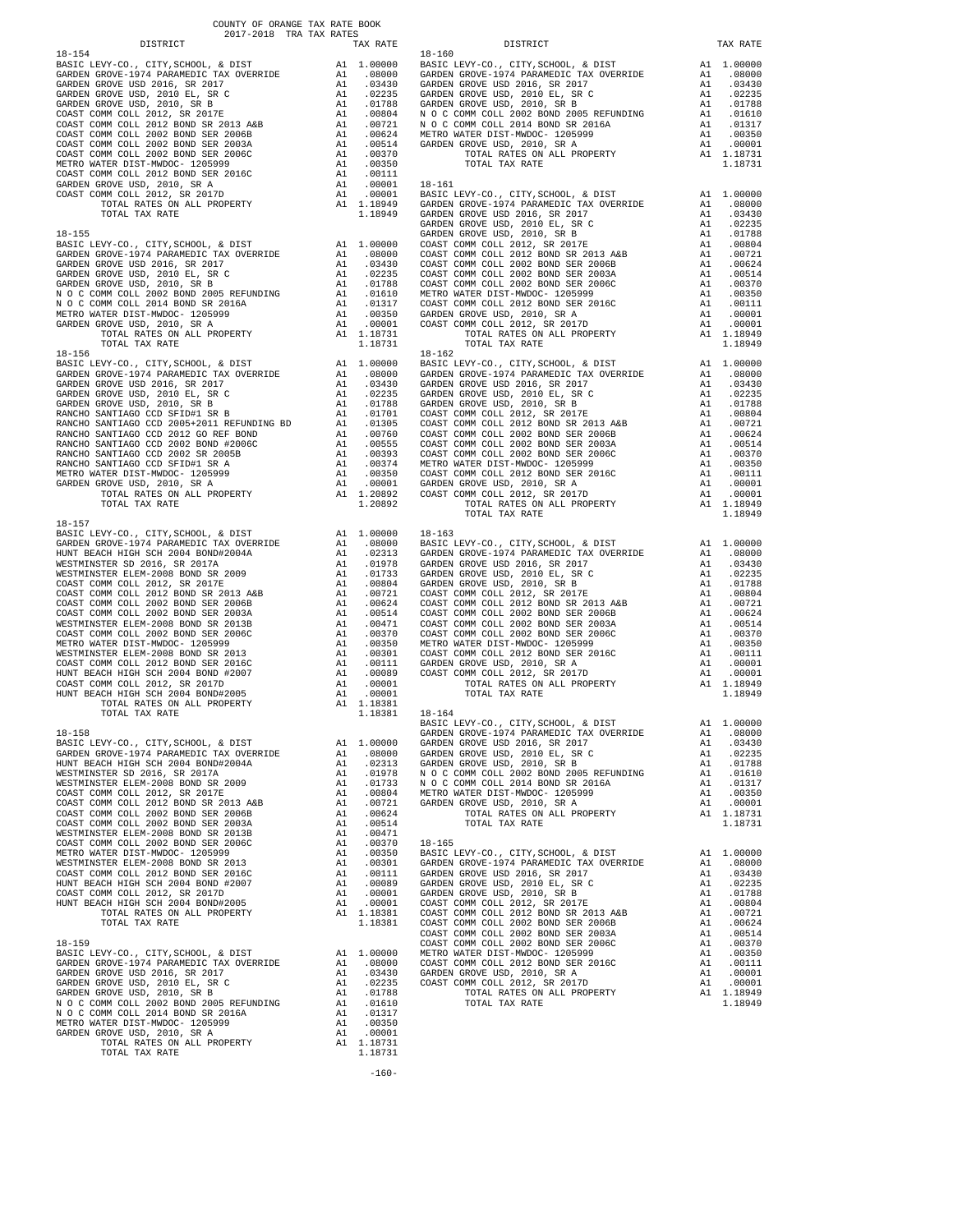COUNTY OF ORANGE TAX RATE BOOK
2017-2018 TRA TAX RATES

| DISTRICT | | TAX RATE |
|---|---|---|
| **18-154** | | |
| BASIC LEVY-CO., CITY,SCHOOL, & DIST | A1 | 1.00000 |
| GARDEN GROVE-1974 PARAMEDIC TAX OVERRIDE | A1 | .08000 |
| GARDEN GROVE USD 2016, SR 2017 | A1 | .03430 |
| GARDEN GROVE USD, 2010 EL, SR C | A1 | .02235 |
| GARDEN GROVE USD, 2010, SR B | A1 | .01788 |
| COAST COMM COLL 2012, SR 2017E | A1 | .00804 |
| COAST COMM COLL 2012 BOND SR 2013 A&B | A1 | .00721 |
| COAST COMM COLL 2002 BOND SER 2006B | A1 | .00624 |
| COAST COMM COLL 2002 BOND SER 2003A | A1 | .00514 |
| COAST COMM COLL 2002 BOND SER 2006C | A1 | .00370 |
| METRO WATER DIST-MWDOC- 1205999 | A1 | .00350 |
| COAST COMM COLL 2012 BOND SER 2016C | A1 | .00111 |
| GARDEN GROVE USD, 2010, SR A | A1 | .00001 |
| COAST COMM COLL 2012, SR 2017D | A1 | .00001 |
| TOTAL RATES ON ALL PROPERTY | A1 | 1.18949 |
| TOTAL TAX RATE | | 1.18949 |
| **18-155** | | |
| BASIC LEVY-CO., CITY,SCHOOL, & DIST | A1 | 1.00000 |
| GARDEN GROVE-1974 PARAMEDIC TAX OVERRIDE | A1 | .08000 |
| GARDEN GROVE USD 2016, SR 2017 | A1 | .03430 |
| GARDEN GROVE USD, 2010 EL, SR C | A1 | .02235 |
| GARDEN GROVE USD, 2010, SR B | A1 | .01788 |
| N O C COMM COLL 2002 BOND 2005 REFUNDING | A1 | .01610 |
| N O C COMM COLL 2014 BOND SR 2016A | A1 | .01317 |
| METRO WATER DIST-MWDOC- 1205999 | A1 | .00350 |
| GARDEN GROVE USD, 2010, SR A | A1 | .00001 |
| TOTAL RATES ON ALL PROPERTY | A1 | 1.18731 |
| TOTAL TAX RATE | | 1.18731 |
| **18-156** | | |
| BASIC LEVY-CO., CITY,SCHOOL, & DIST | A1 | 1.00000 |
| GARDEN GROVE-1974 PARAMEDIC TAX OVERRIDE | A1 | .08000 |
| GARDEN GROVE USD 2016, SR 2017 | A1 | .03430 |
| GARDEN GROVE USD, 2010 EL, SR C | A1 | .02235 |
| GARDEN GROVE USD, 2010, SR B | A1 | .01788 |
| RANCHO SANTIAGO CCD SFID#1 SR B | A1 | .01701 |
| RANCHO SANTIAGO CCD 2005+2011 REFUNDING BD | A1 | .01305 |
| RANCHO SANTIAGO CCD 2012 GO REF BOND | A1 | .00760 |
| RANCHO SANTIAGO CCD 2002 BOND #2006C | A1 | .00555 |
| RANCHO SANTIAGO CCD 2002 SR 2005B | A1 | .00393 |
| RANCHO SANTIAGO CCD SFID#1 SR A | A1 | .00374 |
| METRO WATER DIST-MWDOC- 1205999 | A1 | .00350 |
| GARDEN GROVE USD, 2010, SR A | A1 | .00001 |
| TOTAL RATES ON ALL PROPERTY | A1 | 1.20892 |
| TOTAL TAX RATE | | 1.20892 |
| **18-157** | | |
| BASIC LEVY-CO., CITY,SCHOOL, & DIST | A1 | 1.00000 |
| GARDEN GROVE-1974 PARAMEDIC TAX OVERRIDE | A1 | .08000 |
| HUNT BEACH HIGH SCH 2004 BOND#2004A | A1 | .02313 |
| WESTMINSTER SD 2016, SR 2017A | A1 | .01978 |
| WESTMINSTER ELEM-2008 BOND SR 2009 | A1 | .01733 |
| COAST COMM COLL 2012, SR 2017E | A1 | .00804 |
| COAST COMM COLL 2012 BOND SR 2013 A&B | A1 | .00721 |
| COAST COMM COLL 2002 BOND SER 2006B | A1 | .00624 |
| COAST COMM COLL 2002 BOND SER 2003A | A1 | .00514 |
| WESTMINSTER ELEM-2008 BOND SR 2013B | A1 | .00471 |
| COAST COMM COLL 2002 BOND SER 2006C | A1 | .00370 |
| METRO WATER DIST-MWDOC- 1205999 | A1 | .00350 |
| WESTMINSTER ELEM-2008 BOND SR 2013 | A1 | .00301 |
| COAST COMM COLL 2012 BOND SER 2016C | A1 | .00111 |
| HUNT BEACH HIGH SCH 2004 BOND #2007 | A1 | .00089 |
| COAST COMM COLL 2012, SR 2017D | A1 | .00001 |
| HUNT BEACH HIGH SCH 2004 BOND#2005 | A1 | .00001 |
| TOTAL RATES ON ALL PROPERTY | A1 | 1.18381 |
| TOTAL TAX RATE | | 1.18381 |
| **18-158** | | |
| BASIC LEVY-CO., CITY,SCHOOL, & DIST | A1 | 1.00000 |
| GARDEN GROVE-1974 PARAMEDIC TAX OVERRIDE | A1 | .08000 |
| HUNT BEACH HIGH SCH 2004 BOND#2004A | A1 | .02313 |
| WESTMINSTER SD 2016, SR 2017A | A1 | .01978 |
| WESTMINSTER ELEM-2008 BOND SR 2009 | A1 | .01733 |
| COAST COMM COLL 2012, SR 2017E | A1 | .00804 |
| COAST COMM COLL 2012 BOND SR 2013 A&B | A1 | .00721 |
| COAST COMM COLL 2002 BOND SER 2006B | A1 | .00624 |
| COAST COMM COLL 2002 BOND SER 2003A | A1 | .00514 |
| WESTMINSTER ELEM-2008 BOND SR 2013B | A1 | .00471 |
| COAST COMM COLL 2002 BOND SER 2006C | A1 | .00370 |
| METRO WATER DIST-MWDOC- 1205999 | A1 | .00350 |
| WESTMINSTER ELEM-2008 BOND SR 2013 | A1 | .00301 |
| COAST COMM COLL 2012 BOND SER 2016C | A1 | .00111 |
| HUNT BEACH HIGH SCH 2004 BOND #2007 | A1 | .00089 |
| COAST COMM COLL 2012, SR 2017D | A1 | .00001 |
| HUNT BEACH HIGH SCH 2004 BOND#2005 | A1 | .00001 |
| TOTAL RATES ON ALL PROPERTY | A1 | 1.18381 |
| TOTAL TAX RATE | | 1.18381 |
| **18-159** | | |
| BASIC LEVY-CO., CITY,SCHOOL, & DIST | A1 | 1.00000 |
| GARDEN GROVE-1974 PARAMEDIC TAX OVERRIDE | A1 | .08000 |
| GARDEN GROVE USD 2016, SR 2017 | A1 | .03430 |
| GARDEN GROVE USD, 2010 EL, SR C | A1 | .02235 |
| GARDEN GROVE USD, 2010, SR B | A1 | .01788 |
| N O C COMM COLL 2002 BOND 2005 REFUNDING | A1 | .01610 |
| N O C COMM COLL 2014 BOND SR 2016A | A1 | .01317 |
| METRO WATER DIST-MWDOC- 1205999 | A1 | .00350 |
| GARDEN GROVE USD, 2010, SR A | A1 | .00001 |
| TOTAL RATES ON ALL PROPERTY | A1 | 1.18731 |
| TOTAL TAX RATE | | 1.18731 |
| **18-160** | | |
| BASIC LEVY-CO., CITY,SCHOOL, & DIST | A1 | 1.00000 |
| GARDEN GROVE-1974 PARAMEDIC TAX OVERRIDE | A1 | .08000 |
| GARDEN GROVE USD 2016, SR 2017 | A1 | .03430 |
| GARDEN GROVE USD, 2010 EL, SR C | A1 | .02235 |
| GARDEN GROVE USD, 2010, SR B | A1 | .01788 |
| N O C COMM COLL 2002 BOND 2005 REFUNDING | A1 | .01610 |
| N O C COMM COLL 2014 BOND SR 2016A | A1 | .01317 |
| METRO WATER DIST-MWDOC- 1205999 | A1 | .00350 |
| GARDEN GROVE USD, 2010, SR A | A1 | .00001 |
| TOTAL RATES ON ALL PROPERTY | A1 | 1.18731 |
| TOTAL TAX RATE | | 1.18731 |
| **18-161** | | |
| BASIC LEVY-CO., CITY,SCHOOL, & DIST | A1 | 1.00000 |
| GARDEN GROVE-1974 PARAMEDIC TAX OVERRIDE | A1 | .08000 |
| GARDEN GROVE USD 2016, SR 2017 | A1 | .03430 |
| GARDEN GROVE USD, 2010 EL, SR C | A1 | .02235 |
| GARDEN GROVE USD, 2010, SR B | A1 | .01788 |
| COAST COMM COLL 2012, SR 2017E | A1 | .00804 |
| COAST COMM COLL 2012 BOND SR 2013 A&B | A1 | .00721 |
| COAST COMM COLL 2002 BOND SER 2006B | A1 | .00624 |
| COAST COMM COLL 2002 BOND SER 2003A | A1 | .00514 |
| COAST COMM COLL 2002 BOND SER 2006C | A1 | .00370 |
| METRO WATER DIST-MWDOC- 1205999 | A1 | .00350 |
| COAST COMM COLL 2012 BOND SER 2016C | A1 | .00111 |
| GARDEN GROVE USD, 2010, SR A | A1 | .00001 |
| COAST COMM COLL 2012, SR 2017D | A1 | .00001 |
| TOTAL RATES ON ALL PROPERTY | A1 | 1.18949 |
| TOTAL TAX RATE | | 1.18949 |
| **18-162** | | |
| BASIC LEVY-CO., CITY,SCHOOL, & DIST | A1 | 1.00000 |
| GARDEN GROVE-1974 PARAMEDIC TAX OVERRIDE | A1 | .08000 |
| GARDEN GROVE USD 2016, SR 2017 | A1 | .03430 |
| GARDEN GROVE USD, 2010 EL, SR C | A1 | .02235 |
| GARDEN GROVE USD, 2010, SR B | A1 | .01788 |
| COAST COMM COLL 2012, SR 2017E | A1 | .00804 |
| COAST COMM COLL 2012 BOND SR 2013 A&B | A1 | .00721 |
| COAST COMM COLL 2002 BOND SER 2006B | A1 | .00624 |
| COAST COMM COLL 2002 BOND SER 2003A | A1 | .00514 |
| COAST COMM COLL 2002 BOND SER 2006C | A1 | .00370 |
| METRO WATER DIST-MWDOC- 1205999 | A1 | .00350 |
| COAST COMM COLL 2012 BOND SER 2016C | A1 | .00111 |
| GARDEN GROVE USD, 2010, SR A | A1 | .00001 |
| COAST COMM COLL 2012, SR 2017D | A1 | .00001 |
| TOTAL RATES ON ALL PROPERTY | A1 | 1.18949 |
| TOTAL TAX RATE | | 1.18949 |
| **18-163** | | |
| BASIC LEVY-CO., CITY,SCHOOL, & DIST | A1 | 1.00000 |
| GARDEN GROVE-1974 PARAMEDIC TAX OVERRIDE | A1 | .08000 |
| GARDEN GROVE USD 2016, SR 2017 | A1 | .03430 |
| GARDEN GROVE USD, 2010 EL, SR C | A1 | .02235 |
| GARDEN GROVE USD, 2010, SR B | A1 | .01788 |
| COAST COMM COLL 2012, SR 2017E | A1 | .00804 |
| COAST COMM COLL 2012 BOND SR 2013 A&B | A1 | .00721 |
| COAST COMM COLL 2002 BOND SER 2006B | A1 | .00624 |
| COAST COMM COLL 2002 BOND SER 2003A | A1 | .00514 |
| COAST COMM COLL 2002 BOND SER 2006C | A1 | .00370 |
| METRO WATER DIST-MWDOC- 1205999 | A1 | .00350 |
| COAST COMM COLL 2012 BOND SER 2016C | A1 | .00111 |
| GARDEN GROVE USD, 2010, SR A | A1 | .00001 |
| COAST COMM COLL 2012, SR 2017D | A1 | .00001 |
| TOTAL RATES ON ALL PROPERTY | A1 | 1.18949 |
| TOTAL TAX RATE | | 1.18949 |
| **18-164** | | |
| BASIC LEVY-CO., CITY,SCHOOL, & DIST | A1 | 1.00000 |
| GARDEN GROVE-1974 PARAMEDIC TAX OVERRIDE | A1 | .08000 |
| GARDEN GROVE USD 2016, SR 2017 | A1 | .03430 |
| GARDEN GROVE USD, 2010 EL, SR C | A1 | .02235 |
| GARDEN GROVE USD, 2010, SR B | A1 | .01788 |
| N O C COMM COLL 2002 BOND 2005 REFUNDING | A1 | .01610 |
| N O C COMM COLL 2014 BOND SR 2016A | A1 | .01317 |
| METRO WATER DIST-MWDOC- 1205999 | A1 | .00350 |
| GARDEN GROVE USD, 2010, SR A | A1 | .00001 |
| TOTAL RATES ON ALL PROPERTY | A1 | 1.18731 |
| TOTAL TAX RATE | | 1.18731 |
| **18-165** | | |
| BASIC LEVY-CO., CITY,SCHOOL, & DIST | A1 | 1.00000 |
| GARDEN GROVE-1974 PARAMEDIC TAX OVERRIDE | A1 | .08000 |
| GARDEN GROVE USD 2016, SR 2017 | A1 | .03430 |
| GARDEN GROVE USD, 2010 EL, SR C | A1 | .02235 |
| GARDEN GROVE USD, 2010, SR B | A1 | .01788 |
| COAST COMM COLL 2012, SR 2017E | A1 | .00804 |
| COAST COMM COLL 2012 BOND SR 2013 A&B | A1 | .00721 |
| COAST COMM COLL 2002 BOND SER 2006B | A1 | .00624 |
| COAST COMM COLL 2002 BOND SER 2003A | A1 | .00514 |
| COAST COMM COLL 2002 BOND SER 2006C | A1 | .00370 |
| METRO WATER DIST-MWDOC- 1205999 | A1 | .00350 |
| COAST COMM COLL 2012 BOND SER 2016C | A1 | .00111 |
| GARDEN GROVE USD, 2010, SR A | A1 | .00001 |
| COAST COMM COLL 2012, SR 2017D | A1 | .00001 |
| TOTAL RATES ON ALL PROPERTY | A1 | 1.18949 |
| TOTAL TAX RATE | | 1.18949 |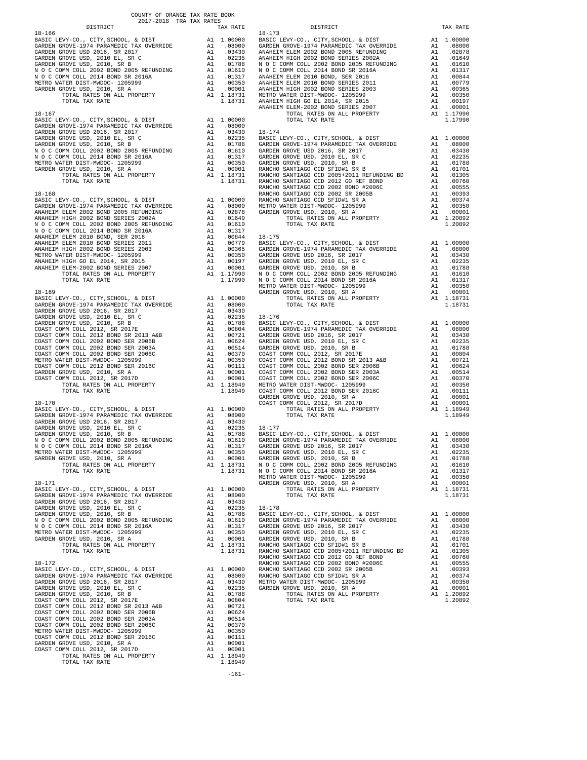COUNTY OF ORANGE TAX RATE BOOK
2017-2018 TRA TAX RATES

| DISTRICT | | TAX RATE |
|---|---|---|
| **18-166** | | |
| BASIC LEVY-CO., CITY,SCHOOL, & DIST | A1 | 1.00000 |
| GARDEN GROVE-1974 PARAMEDIC TAX OVERRIDE | A1 | .08000 |
| GARDEN GROVE USD 2016, SR 2017 | A1 | .03430 |
| GARDEN GROVE USD, 2010 EL, SR C | A1 | .02235 |
| GARDEN GROVE USD, 2010, SR B | A1 | .01788 |
| N O C COMM COLL 2002 BOND 2005 REFUNDING | A1 | .01610 |
| N O C COMM COLL 2014 BOND SR 2016A | A1 | .01317 |
| METRO WATER DIST-MWDOC- 1205999 | A1 | .00350 |
| GARDEN GROVE USD, 2010, SR A | A1 | .00001 |
| TOTAL RATES ON ALL PROPERTY | A1 | 1.18731 |
| TOTAL TAX RATE | | 1.18731 |
| **18-167** | | |
| BASIC LEVY-CO., CITY,SCHOOL, & DIST | A1 | 1.00000 |
| GARDEN GROVE-1974 PARAMEDIC TAX OVERRIDE | A1 | .08000 |
| GARDEN GROVE USD 2016, SR 2017 | A1 | .03430 |
| GARDEN GROVE USD, 2010 EL, SR C | A1 | .02235 |
| GARDEN GROVE USD, 2010, SR B | A1 | .01788 |
| N O C COMM COLL 2002 BOND 2005 REFUNDING | A1 | .01610 |
| N O C COMM COLL 2014 BOND SR 2016A | A1 | .01317 |
| METRO WATER DIST-MWDOC- 1205999 | A1 | .00350 |
| GARDEN GROVE USD, 2010, SR A | A1 | .00001 |
| TOTAL RATES ON ALL PROPERTY | A1 | 1.18731 |
| TOTAL TAX RATE | | 1.18731 |
| **18-168** | | |
| BASIC LEVY-CO., CITY,SCHOOL, & DIST | A1 | 1.00000 |
| GARDEN GROVE-1974 PARAMEDIC TAX OVERRIDE | A1 | .08000 |
| ANAHEIM ELEM 2002 BOND 2005 REFUNDING | A1 | .02878 |
| ANAHEIM HIGH 2002 BOND SERIES 2002A | A1 | .01649 |
| N O C COMM COLL 2002 BOND 2005 REFUNDING | A1 | .01610 |
| N O C COMM COLL 2014 BOND SR 2016A | A1 | .01317 |
| ANAHEIM ELEM 2010 BOND, SER 2016 | A1 | .00844 |
| ANAHEIM ELEM 2010 BOND SERIES 2011 | A1 | .00779 |
| ANAHEIM HIGH 2002 BOND SERIES 2003 | A1 | .00365 |
| METRO WATER DIST-MWDOC- 1205999 | A1 | .00350 |
| ANAHEIM HIGH GO EL 2014, SR 2015 | A1 | .00197 |
| ANAHEIM ELEM-2002 BOND SERIES 2007 | A1 | .00001 |
| TOTAL RATES ON ALL PROPERTY | A1 | 1.17990 |
| TOTAL TAX RATE | | 1.17990 |
| **18-169** | | |
| BASIC LEVY-CO., CITY,SCHOOL, & DIST | A1 | 1.00000 |
| GARDEN GROVE-1974 PARAMEDIC TAX OVERRIDE | A1 | .08000 |
| GARDEN GROVE USD 2016, SR 2017 | A1 | .03430 |
| GARDEN GROVE USD, 2010 EL, SR C | A1 | .02235 |
| GARDEN GROVE USD, 2010, SR B | A1 | .01788 |
| COAST COMM COLL 2012, SR 2017E | A1 | .00804 |
| COAST COMM COLL 2012 BOND SR 2013 A&B | A1 | .00721 |
| COAST COMM COLL 2002 BOND SER 2006B | A1 | .00624 |
| COAST COMM COLL 2002 BOND SER 2003A | A1 | .00514 |
| COAST COMM COLL 2002 BOND SER 2006C | A1 | .00370 |
| METRO WATER DIST-MWDOC- 1205999 | A1 | .00350 |
| COAST COMM COLL 2012 BOND SER 2016C | A1 | .00111 |
| GARDEN GROVE USD, 2010, SR A | A1 | .00001 |
| COAST COMM COLL 2012, SR 2017D | A1 | .00001 |
| TOTAL RATES ON ALL PROPERTY | A1 | 1.18949 |
| TOTAL TAX RATE | | 1.18949 |
| **18-170** | | |
| BASIC LEVY-CO., CITY,SCHOOL, & DIST | A1 | 1.00000 |
| GARDEN GROVE-1974 PARAMEDIC TAX OVERRIDE | A1 | .08000 |
| GARDEN GROVE USD 2016, SR 2017 | A1 | .03430 |
| GARDEN GROVE USD, 2010 EL, SR C | A1 | .02235 |
| GARDEN GROVE USD, 2010, SR B | A1 | .01788 |
| N O C COMM COLL 2002 BOND 2005 REFUNDING | A1 | .01610 |
| N O C COMM COLL 2014 BOND SR 2016A | A1 | .01317 |
| METRO WATER DIST-MWDOC- 1205999 | A1 | .00350 |
| GARDEN GROVE USD, 2010, SR A | A1 | .00001 |
| TOTAL RATES ON ALL PROPERTY | A1 | 1.18731 |
| TOTAL TAX RATE | | 1.18731 |
| **18-171** | | |
| BASIC LEVY-CO., CITY,SCHOOL, & DIST | A1 | 1.00000 |
| GARDEN GROVE-1974 PARAMEDIC TAX OVERRIDE | A1 | .08000 |
| GARDEN GROVE USD 2016, SR 2017 | A1 | .03430 |
| GARDEN GROVE USD, 2010 EL, SR C | A1 | .02235 |
| GARDEN GROVE USD, 2010, SR B | A1 | .01788 |
| N O C COMM COLL 2002 BOND 2005 REFUNDING | A1 | .01610 |
| N O C COMM COLL 2014 BOND SR 2016A | A1 | .01317 |
| METRO WATER DIST-MWDOC- 1205999 | A1 | .00350 |
| GARDEN GROVE USD, 2010, SR A | A1 | .00001 |
| TOTAL RATES ON ALL PROPERTY | A1 | 1.18731 |
| TOTAL TAX RATE | | 1.18731 |
| **18-172** | | |
| BASIC LEVY-CO., CITY,SCHOOL, & DIST | A1 | 1.00000 |
| GARDEN GROVE-1974 PARAMEDIC TAX OVERRIDE | A1 | .08000 |
| GARDEN GROVE USD 2016, SR 2017 | A1 | .03430 |
| GARDEN GROVE USD, 2010 EL, SR C | A1 | .02235 |
| GARDEN GROVE USD, 2010, SR B | A1 | .01788 |
| COAST COMM COLL 2012, SR 2017E | A1 | .00804 |
| COAST COMM COLL 2012 BOND SR 2013 A&B | A1 | .00721 |
| COAST COMM COLL 2002 BOND SER 2006B | A1 | .00624 |
| COAST COMM COLL 2002 BOND SER 2003A | A1 | .00514 |
| COAST COMM COLL 2002 BOND SER 2006C | A1 | .00370 |
| METRO WATER DIST-MWDOC- 1205999 | A1 | .00350 |
| COAST COMM COLL 2012 BOND SER 2016C | A1 | .00111 |
| GARDEN GROVE USD, 2010, SR A | A1 | .00001 |
| COAST COMM COLL 2012, SR 2017D | A1 | .00001 |
| TOTAL RATES ON ALL PROPERTY | A1 | 1.18949 |
| TOTAL TAX RATE | | 1.18949 |
| **18-173** | | |
| BASIC LEVY-CO., CITY,SCHOOL, & DIST | A1 | 1.00000 |
| GARDEN GROVE-1974 PARAMEDIC TAX OVERRIDE | A1 | .08000 |
| ANAHEIM ELEM 2002 BOND 2005 REFUNDING | A1 | .02878 |
| ANAHEIM HIGH 2002 BOND SERIES 2002A | A1 | .01649 |
| N O C COMM COLL 2002 BOND 2005 REFUNDING | A1 | .01610 |
| N O C COMM COLL 2014 BOND SR 2016A | A1 | .01317 |
| ANAHEIM ELEM 2010 BOND, SER 2016 | A1 | .00844 |
| ANAHEIM ELEM 2010 BOND SERIES 2011 | A1 | .00779 |
| ANAHEIM HIGH 2002 BOND SERIES 2003 | A1 | .00365 |
| METRO WATER DIST-MWDOC- 1205999 | A1 | .00350 |
| ANAHEIM HIGH GO EL 2014, SR 2015 | A1 | .00197 |
| ANAHEIM ELEM-2002 BOND SERIES 2007 | A1 | .00001 |
| TOTAL RATES ON ALL PROPERTY | A1 | 1.17990 |
| TOTAL TAX RATE | | 1.17990 |
| **18-174** | | |
| BASIC LEVY-CO., CITY,SCHOOL, & DIST | A1 | 1.00000 |
| GARDEN GROVE-1974 PARAMEDIC TAX OVERRIDE | A1 | .08000 |
| GARDEN GROVE USD 2016, SR 2017 | A1 | .03430 |
| GARDEN GROVE USD, 2010 EL, SR C | A1 | .02235 |
| GARDEN GROVE USD, 2010, SR B | A1 | .01788 |
| RANCHO SANTIAGO CCD SFID#1 SR B | A1 | .01701 |
| RANCHO SANTIAGO CCD 2005+2011 REFUNDING BD | A1 | .01305 |
| RANCHO SANTIAGO CCD 2012 GO REF BOND | A1 | .00760 |
| RANCHO SANTIAGO CCD 2002 BOND #2006C | A1 | .00555 |
| RANCHO SANTIAGO CCD 2002 SR 2005B | A1 | .00393 |
| RANCHO SANTIAGO CCD SFID#1 SR A | A1 | .00374 |
| METRO WATER DIST-MWDOC- 1205999 | A1 | .00350 |
| GARDEN GROVE USD, 2010, SR A | A1 | .00001 |
| TOTAL RATES ON ALL PROPERTY | A1 | 1.20892 |
| TOTAL TAX RATE | | 1.20892 |
| **18-175** | | |
| BASIC LEVY-CO., CITY,SCHOOL, & DIST | A1 | 1.00000 |
| GARDEN GROVE-1974 PARAMEDIC TAX OVERRIDE | A1 | .08000 |
| GARDEN GROVE USD 2016, SR 2017 | A1 | .03430 |
| GARDEN GROVE USD, 2010 EL, SR C | A1 | .02235 |
| GARDEN GROVE USD, 2010, SR B | A1 | .01788 |
| N O C COMM COLL 2002 BOND 2005 REFUNDING | A1 | .01610 |
| N O C COMM COLL 2014 BOND SR 2016A | A1 | .01317 |
| METRO WATER DIST-MWDOC- 1205999 | A1 | .00350 |
| GARDEN GROVE USD, 2010, SR A | A1 | .00001 |
| TOTAL RATES ON ALL PROPERTY | A1 | 1.18731 |
| TOTAL TAX RATE | | 1.18731 |
| **18-176** | | |
| BASIC LEVY-CO., CITY,SCHOOL, & DIST | A1 | 1.00000 |
| GARDEN GROVE-1974 PARAMEDIC TAX OVERRIDE | A1 | .08000 |
| GARDEN GROVE USD 2016, SR 2017 | A1 | .03430 |
| GARDEN GROVE USD, 2010 EL, SR C | A1 | .02235 |
| GARDEN GROVE USD, 2010, SR B | A1 | .01788 |
| COAST COMM COLL 2012, SR 2017E | A1 | .00804 |
| COAST COMM COLL 2012 BOND SR 2013 A&B | A1 | .00721 |
| COAST COMM COLL 2002 BOND SER 2006B | A1 | .00624 |
| COAST COMM COLL 2002 BOND SER 2003A | A1 | .00514 |
| COAST COMM COLL 2002 BOND SER 2006C | A1 | .00370 |
| METRO WATER DIST-MWDOC- 1205999 | A1 | .00350 |
| COAST COMM COLL 2012 BOND SER 2016C | A1 | .00111 |
| GARDEN GROVE USD, 2010, SR A | A1 | .00001 |
| COAST COMM COLL 2012, SR 2017D | A1 | .00001 |
| TOTAL RATES ON ALL PROPERTY | A1 | 1.18949 |
| TOTAL TAX RATE | | 1.18949 |
| **18-177** | | |
| BASIC LEVY-CO., CITY,SCHOOL, & DIST | A1 | 1.00000 |
| GARDEN GROVE-1974 PARAMEDIC TAX OVERRIDE | A1 | .08000 |
| GARDEN GROVE USD 2016, SR 2017 | A1 | .03430 |
| GARDEN GROVE USD, 2010 EL, SR C | A1 | .02235 |
| GARDEN GROVE USD, 2010, SR B | A1 | .01788 |
| N O C COMM COLL 2002 BOND 2005 REFUNDING | A1 | .01610 |
| N O C COMM COLL 2014 BOND SR 2016A | A1 | .01317 |
| METRO WATER DIST-MWDOC- 1205999 | A1 | .00350 |
| GARDEN GROVE USD, 2010, SR A | A1 | .00001 |
| TOTAL RATES ON ALL PROPERTY | A1 | 1.18731 |
| TOTAL TAX RATE | | 1.18731 |
| **18-178** | | |
| BASIC LEVY-CO., CITY,SCHOOL, & DIST | A1 | 1.00000 |
| GARDEN GROVE-1974 PARAMEDIC TAX OVERRIDE | A1 | .08000 |
| GARDEN GROVE USD 2016, SR 2017 | A1 | .03430 |
| GARDEN GROVE USD, 2010 EL, SR C | A1 | .02235 |
| GARDEN GROVE USD, 2010, SR B | A1 | .01788 |
| RANCHO SANTIAGO CCD SFID#1 SR B | A1 | .01701 |
| RANCHO SANTIAGO CCD 2005+2011 REFUNDING BD | A1 | .01305 |
| RANCHO SANTIAGO CCD 2012 GO REF BOND | A1 | .00760 |
| RANCHO SANTIAGO CCD 2002 BOND #2006C | A1 | .00555 |
| RANCHO SANTIAGO CCD 2002 SR 2005B | A1 | .00393 |
| RANCHO SANTIAGO CCD SFID#1 SR A | A1 | .00374 |
| METRO WATER DIST-MWDOC- 1205999 | A1 | .00350 |
| GARDEN GROVE USD, 2010, SR A | A1 | .00001 |
| TOTAL RATES ON ALL PROPERTY | A1 | 1.20892 |
| TOTAL TAX RATE | | 1.20892 |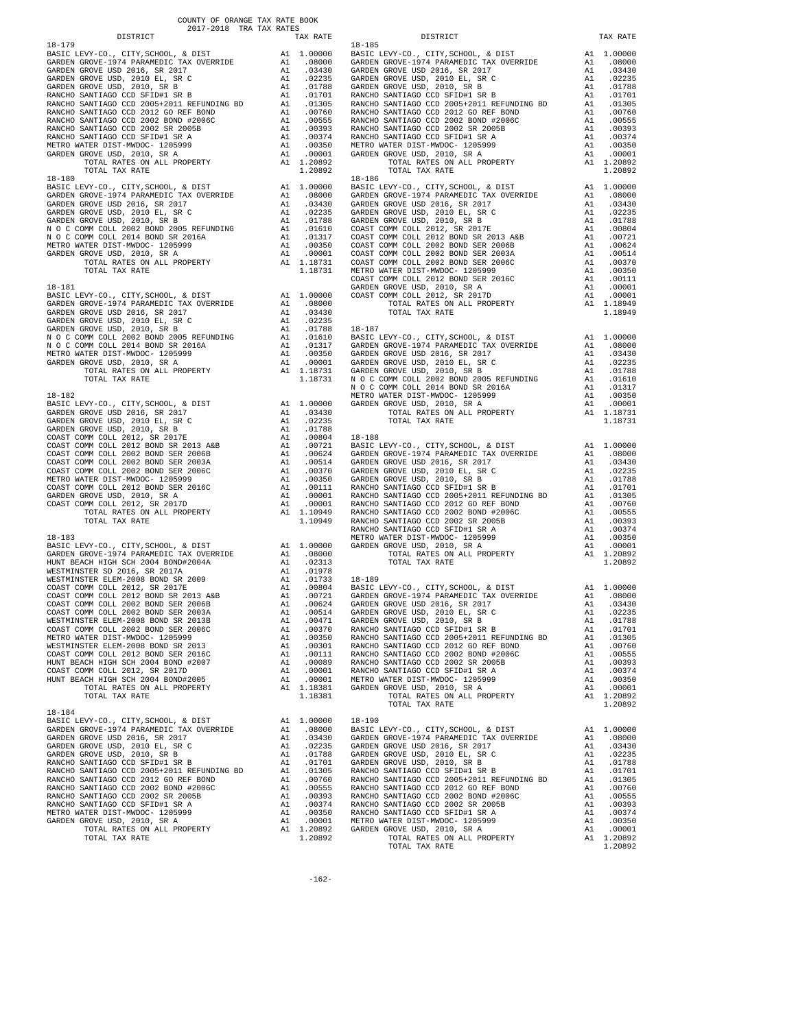COUNTY OF ORANGE TAX RATE BOOK
2017-2018 TRA TAX RATES

| DISTRICT | | TAX RATE |
|---|---|---|
| **18-179** | | |
| BASIC LEVY-CO., CITY,SCHOOL, & DIST | A1 | 1.00000 |
| GARDEN GROVE-1974 PARAMEDIC TAX OVERRIDE | A1 | .08000 |
| GARDEN GROVE USD 2016, SR 2017 | A1 | .03430 |
| GARDEN GROVE USD, 2010 EL, SR C | A1 | .02235 |
| GARDEN GROVE USD, 2010, SR B | A1 | .01788 |
| RANCHO SANTIAGO CCD SFID#1 SR B | A1 | .01701 |
| RANCHO SANTIAGO CCD 2005+2011 REFUNDING BD | A1 | .01305 |
| RANCHO SANTIAGO CCD 2012 GO REF BOND | A1 | .00760 |
| RANCHO SANTIAGO CCD 2002 BOND #2006C | A1 | .00555 |
| RANCHO SANTIAGO CCD 2002 SR 2005B | A1 | .00393 |
| RANCHO SANTIAGO CCD SFID#1 SR A | A1 | .00374 |
| METRO WATER DIST-MWDOC- 1205999 | A1 | .00350 |
| GARDEN GROVE USD, 2010, SR A | A1 | .00001 |
| TOTAL RATES ON ALL PROPERTY | A1 | 1.20892 |
| TOTAL TAX RATE | | 1.20892 |
| **18-180** | | |
| BASIC LEVY-CO., CITY,SCHOOL, & DIST | A1 | 1.00000 |
| GARDEN GROVE-1974 PARAMEDIC TAX OVERRIDE | A1 | .08000 |
| GARDEN GROVE USD 2016, SR 2017 | A1 | .03430 |
| GARDEN GROVE USD, 2010 EL, SR C | A1 | .02235 |
| GARDEN GROVE USD, 2010, SR B | A1 | .01788 |
| N O C COMM COLL 2002 BOND 2005 REFUNDING | A1 | .01610 |
| N O C COMM COLL 2014 BOND SR 2016A | A1 | .01317 |
| METRO WATER DIST-MWDOC- 1205999 | A1 | .00350 |
| GARDEN GROVE USD, 2010, SR A | A1 | .00001 |
| TOTAL RATES ON ALL PROPERTY | A1 | 1.18731 |
| TOTAL TAX RATE | | 1.18731 |
| **18-181** | | |
| BASIC LEVY-CO., CITY,SCHOOL, & DIST | A1 | 1.00000 |
| GARDEN GROVE-1974 PARAMEDIC TAX OVERRIDE | A1 | .08000 |
| GARDEN GROVE USD 2016, SR 2017 | A1 | .03430 |
| GARDEN GROVE USD, 2010 EL, SR C | A1 | .02235 |
| GARDEN GROVE USD, 2010, SR B | A1 | .01788 |
| N O C COMM COLL 2002 BOND 2005 REFUNDING | A1 | .01610 |
| N O C COMM COLL 2014 BOND SR 2016A | A1 | .01317 |
| METRO WATER DIST-MWDOC- 1205999 | A1 | .00350 |
| GARDEN GROVE USD, 2010, SR A | A1 | .00001 |
| TOTAL RATES ON ALL PROPERTY | A1 | 1.18731 |
| TOTAL TAX RATE | | 1.18731 |
| **18-182** | | |
| BASIC LEVY-CO., CITY,SCHOOL, & DIST | A1 | 1.00000 |
| GARDEN GROVE USD 2016, SR 2017 | A1 | .03430 |
| GARDEN GROVE USD, 2010 EL, SR C | A1 | .02235 |
| GARDEN GROVE USD, 2010, SR B | A1 | .01788 |
| COAST COMM COLL 2012, SR 2017E | A1 | .00804 |
| COAST COMM COLL 2012 BOND SR 2013 A&B | A1 | .00721 |
| COAST COMM COLL 2002 BOND SER 2006B | A1 | .00624 |
| COAST COMM COLL 2002 BOND SER 2003A | A1 | .00514 |
| COAST COMM COLL 2002 BOND SER 2006C | A1 | .00370 |
| METRO WATER DIST-MWDOC- 1205999 | A1 | .00350 |
| COAST COMM COLL 2012 BOND SER 2016C | A1 | .00111 |
| GARDEN GROVE USD, 2010, SR A | A1 | .00001 |
| COAST COMM COLL 2012, SR 2017D | A1 | .00001 |
| TOTAL RATES ON ALL PROPERTY | A1 | 1.10949 |
| TOTAL TAX RATE | | 1.10949 |
| **18-183** | | |
| BASIC LEVY-CO., CITY,SCHOOL, & DIST | A1 | 1.00000 |
| GARDEN GROVE-1974 PARAMEDIC TAX OVERRIDE | A1 | .08000 |
| HUNT BEACH HIGH SCH 2004 BOND#2004A | A1 | .02313 |
| WESTMINSTER SD 2016, SR 2017A | A1 | .01978 |
| WESTMINSTER ELEM-2008 BOND SR 2009 | A1 | .01733 |
| COAST COMM COLL 2012, SR 2017E | A1 | .00804 |
| COAST COMM COLL 2012 BOND SR 2013 A&B | A1 | .00721 |
| COAST COMM COLL 2002 BOND SER 2006B | A1 | .00624 |
| COAST COMM COLL 2002 BOND SER 2003A | A1 | .00514 |
| WESTMINSTER ELEM-2008 BOND SR 2013B | A1 | .00471 |
| COAST COMM COLL 2002 BOND SER 2006C | A1 | .00370 |
| METRO WATER DIST-MWDOC- 1205999 | A1 | .00350 |
| WESTMINSTER ELEM-2008 BOND SR 2013 | A1 | .00301 |
| COAST COMM COLL 2012 BOND SER 2016C | A1 | .00111 |
| HUNT BEACH HIGH SCH 2004 BOND #2007 | A1 | .00089 |
| COAST COMM COLL 2012, SR 2017D | A1 | .00001 |
| HUNT BEACH HIGH SCH 2004 BOND#2005 | A1 | .00001 |
| TOTAL RATES ON ALL PROPERTY | A1 | 1.18381 |
| TOTAL TAX RATE | | 1.18381 |
| **18-184** | | |
| BASIC LEVY-CO., CITY,SCHOOL, & DIST | A1 | 1.00000 |
| GARDEN GROVE-1974 PARAMEDIC TAX OVERRIDE | A1 | .08000 |
| GARDEN GROVE USD 2016, SR 2017 | A1 | .03430 |
| GARDEN GROVE USD, 2010 EL, SR C | A1 | .02235 |
| GARDEN GROVE USD, 2010, SR B | A1 | .01788 |
| RANCHO SANTIAGO CCD SFID#1 SR B | A1 | .01701 |
| RANCHO SANTIAGO CCD 2005+2011 REFUNDING BD | A1 | .01305 |
| RANCHO SANTIAGO CCD 2012 GO REF BOND | A1 | .00760 |
| RANCHO SANTIAGO CCD 2002 BOND #2006C | A1 | .00555 |
| RANCHO SANTIAGO CCD 2002 SR 2005B | A1 | .00393 |
| RANCHO SANTIAGO CCD SFID#1 SR A | A1 | .00374 |
| METRO WATER DIST-MWDOC- 1205999 | A1 | .00350 |
| GARDEN GROVE USD, 2010, SR A | A1 | .00001 |
| TOTAL RATES ON ALL PROPERTY | A1 | 1.20892 |
| TOTAL TAX RATE | | 1.20892 |
| **18-185** | | |
| BASIC LEVY-CO., CITY,SCHOOL, & DIST | A1 | 1.00000 |
| GARDEN GROVE-1974 PARAMEDIC TAX OVERRIDE | A1 | .08000 |
| GARDEN GROVE USD 2016, SR 2017 | A1 | .03430 |
| GARDEN GROVE USD, 2010 EL, SR C | A1 | .02235 |
| GARDEN GROVE USD, 2010, SR B | A1 | .01788 |
| RANCHO SANTIAGO CCD SFID#1 SR B | A1 | .01701 |
| RANCHO SANTIAGO CCD 2005+2011 REFUNDING BD | A1 | .01305 |
| RANCHO SANTIAGO CCD 2012 GO REF BOND | A1 | .00760 |
| RANCHO SANTIAGO CCD 2002 BOND #2006C | A1 | .00555 |
| RANCHO SANTIAGO CCD 2002 SR 2005B | A1 | .00393 |
| RANCHO SANTIAGO CCD SFID#1 SR A | A1 | .00374 |
| METRO WATER DIST-MWDOC- 1205999 | A1 | .00350 |
| GARDEN GROVE USD, 2010, SR A | A1 | .00001 |
| TOTAL RATES ON ALL PROPERTY | A1 | 1.20892 |
| TOTAL TAX RATE | | 1.20892 |
| **18-186** | | |
| BASIC LEVY-CO., CITY,SCHOOL, & DIST | A1 | 1.00000 |
| GARDEN GROVE-1974 PARAMEDIC TAX OVERRIDE | A1 | .08000 |
| GARDEN GROVE USD 2016, SR 2017 | A1 | .03430 |
| GARDEN GROVE USD, 2010 EL, SR C | A1 | .02235 |
| GARDEN GROVE USD, 2010, SR B | A1 | .01788 |
| COAST COMM COLL 2012, SR 2017E | A1 | .00804 |
| COAST COMM COLL 2012 BOND SR 2013 A&B | A1 | .00721 |
| COAST COMM COLL 2002 BOND SER 2006B | A1 | .00624 |
| COAST COMM COLL 2002 BOND SER 2003A | A1 | .00514 |
| COAST COMM COLL 2002 BOND SER 2006C | A1 | .00370 |
| METRO WATER DIST-MWDOC- 1205999 | A1 | .00350 |
| COAST COMM COLL 2012 BOND SER 2016C | A1 | .00111 |
| GARDEN GROVE USD, 2010, SR A | A1 | .00001 |
| COAST COMM COLL 2012, SR 2017D | A1 | .00001 |
| TOTAL RATES ON ALL PROPERTY | A1 | 1.18949 |
| TOTAL TAX RATE | | 1.18949 |
| **18-187** | | |
| BASIC LEVY-CO., CITY,SCHOOL, & DIST | A1 | 1.00000 |
| GARDEN GROVE-1974 PARAMEDIC TAX OVERRIDE | A1 | .08000 |
| GARDEN GROVE USD 2016, SR 2017 | A1 | .03430 |
| GARDEN GROVE USD, 2010 EL, SR C | A1 | .02235 |
| GARDEN GROVE USD, 2010, SR B | A1 | .01788 |
| N O C COMM COLL 2002 BOND 2005 REFUNDING | A1 | .01610 |
| N O C COMM COLL 2014 BOND SR 2016A | A1 | .01317 |
| METRO WATER DIST-MWDOC- 1205999 | A1 | .00350 |
| GARDEN GROVE USD, 2010, SR A | A1 | .00001 |
| TOTAL RATES ON ALL PROPERTY | A1 | 1.18731 |
| TOTAL TAX RATE | | 1.18731 |
| **18-188** | | |
| BASIC LEVY-CO., CITY,SCHOOL, & DIST | A1 | 1.00000 |
| GARDEN GROVE-1974 PARAMEDIC TAX OVERRIDE | A1 | .08000 |
| GARDEN GROVE USD 2016, SR 2017 | A1 | .03430 |
| GARDEN GROVE USD, 2010 EL, SR C | A1 | .02235 |
| GARDEN GROVE USD, 2010, SR B | A1 | .01788 |
| RANCHO SANTIAGO CCD SFID#1 SR B | A1 | .01701 |
| RANCHO SANTIAGO CCD 2005+2011 REFUNDING BD | A1 | .01305 |
| RANCHO SANTIAGO CCD 2012 GO REF BOND | A1 | .00760 |
| RANCHO SANTIAGO CCD 2002 BOND #2006C | A1 | .00555 |
| RANCHO SANTIAGO CCD 2002 SR 2005B | A1 | .00393 |
| RANCHO SANTIAGO CCD SFID#1 SR A | A1 | .00374 |
| METRO WATER DIST-MWDOC- 1205999 | A1 | .00350 |
| GARDEN GROVE USD, 2010, SR A | A1 | .00001 |
| TOTAL RATES ON ALL PROPERTY | A1 | 1.20892 |
| TOTAL TAX RATE | | 1.20892 |
| **18-189** | | |
| BASIC LEVY-CO., CITY,SCHOOL, & DIST | A1 | 1.00000 |
| GARDEN GROVE-1974 PARAMEDIC TAX OVERRIDE | A1 | .08000 |
| GARDEN GROVE USD 2016, SR 2017 | A1 | .03430 |
| GARDEN GROVE USD, 2010 EL, SR C | A1 | .02235 |
| GARDEN GROVE USD, 2010, SR B | A1 | .01788 |
| RANCHO SANTIAGO CCD SFID#1 SR B | A1 | .01701 |
| RANCHO SANTIAGO CCD 2005+2011 REFUNDING BD | A1 | .01305 |
| RANCHO SANTIAGO CCD 2012 GO REF BOND | A1 | .00760 |
| RANCHO SANTIAGO CCD 2002 BOND #2006C | A1 | .00555 |
| RANCHO SANTIAGO CCD 2002 SR 2005B | A1 | .00393 |
| RANCHO SANTIAGO CCD SFID#1 SR A | A1 | .00374 |
| METRO WATER DIST-MWDOC- 1205999 | A1 | .00350 |
| GARDEN GROVE USD, 2010, SR A | A1 | .00001 |
| TOTAL RATES ON ALL PROPERTY | A1 | 1.20892 |
| TOTAL TAX RATE | | 1.20892 |
| **18-190** | | |
| BASIC LEVY-CO., CITY,SCHOOL, & DIST | A1 | 1.00000 |
| GARDEN GROVE-1974 PARAMEDIC TAX OVERRIDE | A1 | .08000 |
| GARDEN GROVE USD 2016, SR 2017 | A1 | .03430 |
| GARDEN GROVE USD, 2010 EL, SR C | A1 | .02235 |
| GARDEN GROVE USD, 2010, SR B | A1 | .01788 |
| RANCHO SANTIAGO CCD SFID#1 SR B | A1 | .01701 |
| RANCHO SANTIAGO CCD 2005+2011 REFUNDING BD | A1 | .01305 |
| RANCHO SANTIAGO CCD 2012 GO REF BOND | A1 | .00760 |
| RANCHO SANTIAGO CCD 2002 BOND #2006C | A1 | .00555 |
| RANCHO SANTIAGO CCD 2002 SR 2005B | A1 | .00393 |
| RANCHO SANTIAGO CCD SFID#1 SR A | A1 | .00374 |
| METRO WATER DIST-MWDOC- 1205999 | A1 | .00350 |
| GARDEN GROVE USD, 2010, SR A | A1 | .00001 |
| TOTAL RATES ON ALL PROPERTY | A1 | 1.20892 |
| TOTAL TAX RATE | | 1.20892 |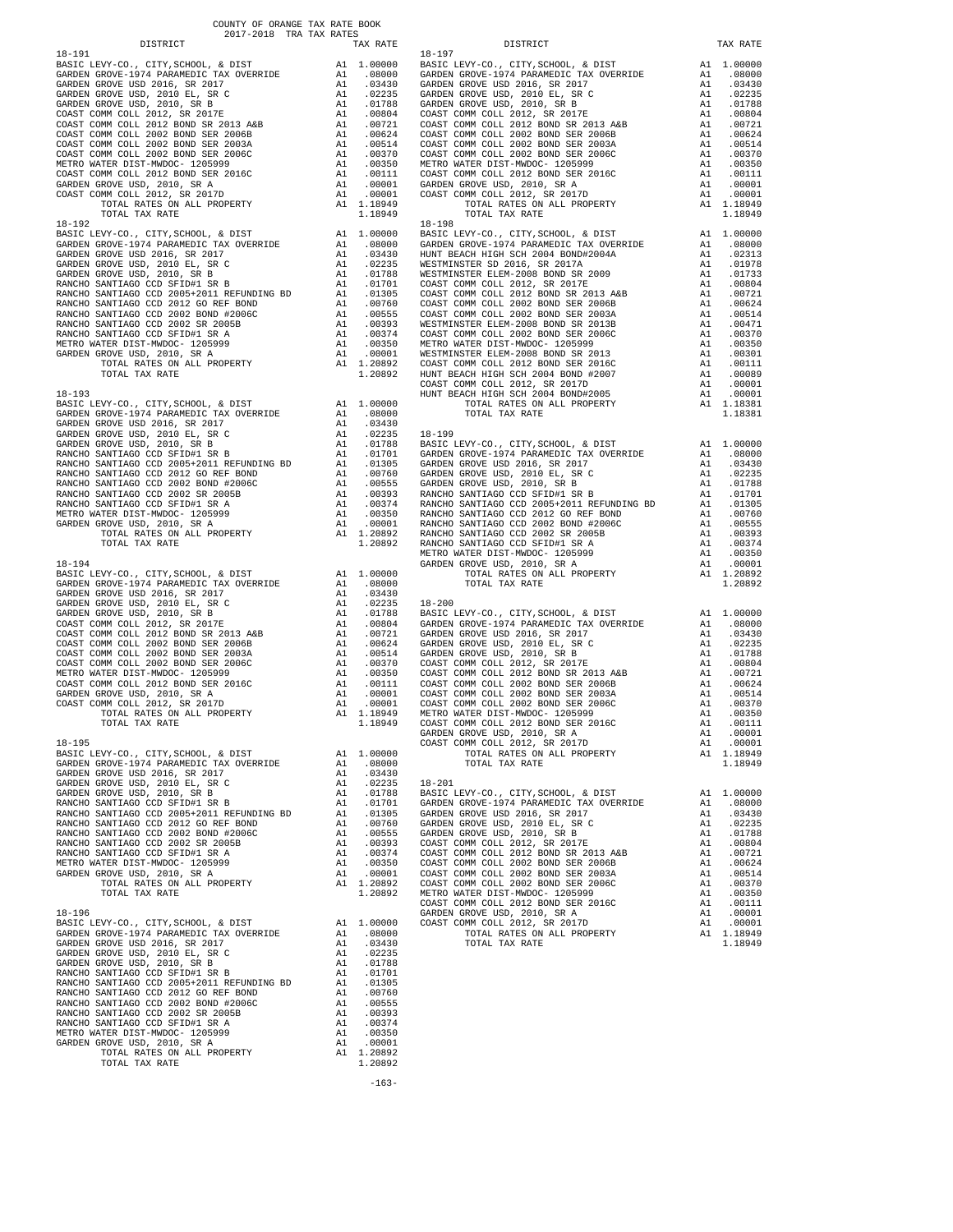COUNTY OF ORANGE TAX RATE BOOK
2017-2018 TRA TAX RATES

| DISTRICT | | TAX RATE |
|---|---|---|
| **18-191** | | |
| BASIC LEVY-CO., CITY,SCHOOL, & DIST | A1 | 1.00000 |
| GARDEN GROVE-1974 PARAMEDIC TAX OVERRIDE | A1 | .08000 |
| GARDEN GROVE USD 2016, SR 2017 | A1 | .03430 |
| GARDEN GROVE USD, 2010 EL, SR C | A1 | .02235 |
| GARDEN GROVE USD, 2010, SR B | A1 | .01788 |
| COAST COMM COLL 2012, SR 2017E | A1 | .00804 |
| COAST COMM COLL 2012 BOND SR 2013 A&B | A1 | .00721 |
| COAST COMM COLL 2002 BOND SER 2006B | A1 | .00624 |
| COAST COMM COLL 2002 BOND SER 2003A | A1 | .00514 |
| COAST COMM COLL 2002 BOND SER 2006C | A1 | .00370 |
| METRO WATER DIST-MWDOC- 1205999 | A1 | .00350 |
| COAST COMM COLL 2012 BOND SER 2016C | A1 | .00111 |
| GARDEN GROVE USD, 2010, SR A | A1 | .00001 |
| COAST COMM COLL 2012, SR 2017D | A1 | .00001 |
| TOTAL RATES ON ALL PROPERTY | A1 | 1.18949 |
| TOTAL TAX RATE | | 1.18949 |
| **18-192** | | |
| BASIC LEVY-CO., CITY,SCHOOL, & DIST | A1 | 1.00000 |
| GARDEN GROVE-1974 PARAMEDIC TAX OVERRIDE | A1 | .08000 |
| GARDEN GROVE USD 2016, SR 2017 | A1 | .03430 |
| GARDEN GROVE USD, 2010 EL, SR C | A1 | .02235 |
| GARDEN GROVE USD, 2010, SR B | A1 | .01788 |
| RANCHO SANTIAGO CCD SFID#1 SR B | A1 | .01701 |
| RANCHO SANTIAGO CCD 2005+2011 REFUNDING BD | A1 | .01305 |
| RANCHO SANTIAGO CCD 2012 GO REF BOND | A1 | .00760 |
| RANCHO SANTIAGO CCD 2002 BOND #2006C | A1 | .00555 |
| RANCHO SANTIAGO CCD 2002 SR 2005B | A1 | .00393 |
| RANCHO SANTIAGO CCD SFID#1 SR A | A1 | .00374 |
| METRO WATER DIST-MWDOC- 1205999 | A1 | .00350 |
| GARDEN GROVE USD, 2010, SR A | A1 | .00001 |
| TOTAL RATES ON ALL PROPERTY | A1 | 1.20892 |
| TOTAL TAX RATE | | 1.20892 |
| **18-193** | | |
| BASIC LEVY-CO., CITY,SCHOOL, & DIST | A1 | 1.00000 |
| GARDEN GROVE-1974 PARAMEDIC TAX OVERRIDE | A1 | .08000 |
| GARDEN GROVE USD 2016, SR 2017 | A1 | .03430 |
| GARDEN GROVE USD, 2010 EL, SR C | A1 | .02235 |
| GARDEN GROVE USD, 2010, SR B | A1 | .01788 |
| RANCHO SANTIAGO CCD SFID#1 SR B | A1 | .01701 |
| RANCHO SANTIAGO CCD 2005+2011 REFUNDING BD | A1 | .01305 |
| RANCHO SANTIAGO CCD 2012 GO REF BOND | A1 | .00760 |
| RANCHO SANTIAGO CCD 2002 BOND #2006C | A1 | .00555 |
| RANCHO SANTIAGO CCD 2002 SR 2005B | A1 | .00393 |
| RANCHO SANTIAGO CCD SFID#1 SR A | A1 | .00374 |
| METRO WATER DIST-MWDOC- 1205999 | A1 | .00350 |
| GARDEN GROVE USD, 2010, SR A | A1 | .00001 |
| TOTAL RATES ON ALL PROPERTY | A1 | 1.20892 |
| TOTAL TAX RATE | | 1.20892 |
| **18-194** | | |
| BASIC LEVY-CO., CITY,SCHOOL, & DIST | A1 | 1.00000 |
| GARDEN GROVE-1974 PARAMEDIC TAX OVERRIDE | A1 | .08000 |
| GARDEN GROVE USD 2016, SR 2017 | A1 | .03430 |
| GARDEN GROVE USD, 2010 EL, SR C | A1 | .02235 |
| GARDEN GROVE USD, 2010, SR B | A1 | .01788 |
| COAST COMM COLL 2012, SR 2017E | A1 | .00804 |
| COAST COMM COLL 2012 BOND SR 2013 A&B | A1 | .00721 |
| COAST COMM COLL 2002 BOND SER 2006B | A1 | .00624 |
| COAST COMM COLL 2002 BOND SER 2003A | A1 | .00514 |
| COAST COMM COLL 2002 BOND SER 2006C | A1 | .00370 |
| METRO WATER DIST-MWDOC- 1205999 | A1 | .00350 |
| COAST COMM COLL 2012 BOND SER 2016C | A1 | .00111 |
| GARDEN GROVE USD, 2010, SR A | A1 | .00001 |
| COAST COMM COLL 2012, SR 2017D | A1 | .00001 |
| TOTAL RATES ON ALL PROPERTY | A1 | 1.18949 |
| TOTAL TAX RATE | | 1.18949 |
| **18-195** | | |
| BASIC LEVY-CO., CITY,SCHOOL, & DIST | A1 | 1.00000 |
| GARDEN GROVE-1974 PARAMEDIC TAX OVERRIDE | A1 | .08000 |
| GARDEN GROVE USD 2016, SR 2017 | A1 | .03430 |
| GARDEN GROVE USD, 2010 EL, SR C | A1 | .02235 |
| GARDEN GROVE USD, 2010, SR B | A1 | .01788 |
| RANCHO SANTIAGO CCD SFID#1 SR B | A1 | .01701 |
| RANCHO SANTIAGO CCD 2005+2011 REFUNDING BD | A1 | .01305 |
| RANCHO SANTIAGO CCD 2012 GO REF BOND | A1 | .00760 |
| RANCHO SANTIAGO CCD 2002 BOND #2006C | A1 | .00555 |
| RANCHO SANTIAGO CCD 2002 SR 2005B | A1 | .00393 |
| RANCHO SANTIAGO CCD SFID#1 SR A | A1 | .00374 |
| METRO WATER DIST-MWDOC- 1205999 | A1 | .00350 |
| GARDEN GROVE USD, 2010, SR A | A1 | .00001 |
| TOTAL RATES ON ALL PROPERTY | A1 | 1.20892 |
| TOTAL TAX RATE | | 1.20892 |
| **18-196** | | |
| BASIC LEVY-CO., CITY,SCHOOL, & DIST | A1 | 1.00000 |
| GARDEN GROVE-1974 PARAMEDIC TAX OVERRIDE | A1 | .08000 |
| GARDEN GROVE USD 2016, SR 2017 | A1 | .03430 |
| GARDEN GROVE USD, 2010 EL, SR C | A1 | .02235 |
| GARDEN GROVE USD, 2010, SR B | A1 | .01788 |
| RANCHO SANTIAGO CCD SFID#1 SR B | A1 | .01701 |
| RANCHO SANTIAGO CCD 2005+2011 REFUNDING BD | A1 | .01305 |
| RANCHO SANTIAGO CCD 2012 GO REF BOND | A1 | .00760 |
| RANCHO SANTIAGO CCD 2002 BOND #2006C | A1 | .00555 |
| RANCHO SANTIAGO CCD 2002 SR 2005B | A1 | .00393 |
| RANCHO SANTIAGO CCD SFID#1 SR A | A1 | .00374 |
| METRO WATER DIST-MWDOC- 1205999 | A1 | .00350 |
| GARDEN GROVE USD, 2010, SR A | A1 | .00001 |
| TOTAL RATES ON ALL PROPERTY | A1 | 1.20892 |
| TOTAL TAX RATE | | 1.20892 |
| **18-197** | | |
| BASIC LEVY-CO., CITY,SCHOOL, & DIST | A1 | 1.00000 |
| GARDEN GROVE-1974 PARAMEDIC TAX OVERRIDE | A1 | .08000 |
| GARDEN GROVE USD 2016, SR 2017 | A1 | .03430 |
| GARDEN GROVE USD, 2010 EL, SR C | A1 | .02235 |
| GARDEN GROVE USD, 2010, SR B | A1 | .01788 |
| COAST COMM COLL 2012, SR 2017E | A1 | .00804 |
| COAST COMM COLL 2012 BOND SR 2013 A&B | A1 | .00721 |
| COAST COMM COLL 2002 BOND SER 2006B | A1 | .00624 |
| COAST COMM COLL 2002 BOND SER 2003A | A1 | .00514 |
| COAST COMM COLL 2002 BOND SER 2006C | A1 | .00370 |
| METRO WATER DIST-MWDOC- 1205999 | A1 | .00350 |
| COAST COMM COLL 2012 BOND SER 2016C | A1 | .00111 |
| GARDEN GROVE USD, 2010, SR A | A1 | .00001 |
| COAST COMM COLL 2012, SR 2017D | A1 | .00001 |
| TOTAL RATES ON ALL PROPERTY | A1 | 1.18949 |
| TOTAL TAX RATE | | 1.18949 |
| **18-198** | | |
| BASIC LEVY-CO., CITY,SCHOOL, & DIST | A1 | 1.00000 |
| GARDEN GROVE-1974 PARAMEDIC TAX OVERRIDE | A1 | .08000 |
| HUNT BEACH HIGH SCH 2004 BOND#2004A | A1 | .02313 |
| WESTMINSTER SD 2016, SR 2017A | A1 | .01978 |
| WESTMINSTER ELEM-2008 BOND SR 2009 | A1 | .01733 |
| COAST COMM COLL 2012, SR 2017E | A1 | .00804 |
| COAST COMM COLL 2012 BOND SR 2013 A&B | A1 | .00721 |
| COAST COMM COLL 2002 BOND SER 2006B | A1 | .00624 |
| COAST COMM COLL 2002 BOND SER 2003A | A1 | .00514 |
| WESTMINSTER ELEM-2008 BOND SR 2013B | A1 | .00471 |
| COAST COMM COLL 2002 BOND SER 2006C | A1 | .00370 |
| METRO WATER DIST-MWDOC- 1205999 | A1 | .00350 |
| WESTMINSTER ELEM-2008 BOND SR 2013 | A1 | .00301 |
| COAST COMM COLL 2012 BOND SER 2016C | A1 | .00111 |
| HUNT BEACH HIGH SCH 2004 BOND #2007 | A1 | .00089 |
| COAST COMM COLL 2012, SR 2017D | A1 | .00001 |
| HUNT BEACH HIGH SCH 2004 BOND#2005 | A1 | .00001 |
| TOTAL RATES ON ALL PROPERTY | A1 | 1.18381 |
| TOTAL TAX RATE | | 1.18381 |
| **18-199** | | |
| BASIC LEVY-CO., CITY,SCHOOL, & DIST | A1 | 1.00000 |
| GARDEN GROVE-1974 PARAMEDIC TAX OVERRIDE | A1 | .08000 |
| GARDEN GROVE USD 2016, SR 2017 | A1 | .03430 |
| GARDEN GROVE USD, 2010 EL, SR C | A1 | .02235 |
| GARDEN GROVE USD, 2010, SR B | A1 | .01788 |
| RANCHO SANTIAGO CCD SFID#1 SR B | A1 | .01701 |
| RANCHO SANTIAGO CCD 2005+2011 REFUNDING BD | A1 | .01305 |
| RANCHO SANTIAGO CCD 2012 GO REF BOND | A1 | .00760 |
| RANCHO SANTIAGO CCD 2002 BOND #2006C | A1 | .00555 |
| RANCHO SANTIAGO CCD 2002 SR 2005B | A1 | .00393 |
| RANCHO SANTIAGO CCD SFID#1 SR A | A1 | .00374 |
| METRO WATER DIST-MWDOC- 1205999 | A1 | .00350 |
| GARDEN GROVE USD, 2010, SR A | A1 | .00001 |
| TOTAL RATES ON ALL PROPERTY | A1 | 1.20892 |
| TOTAL TAX RATE | | 1.20892 |
| **18-200** | | |
| BASIC LEVY-CO., CITY,SCHOOL, & DIST | A1 | 1.00000 |
| GARDEN GROVE-1974 PARAMEDIC TAX OVERRIDE | A1 | .08000 |
| GARDEN GROVE USD 2016, SR 2017 | A1 | .03430 |
| GARDEN GROVE USD, 2010 EL, SR C | A1 | .02235 |
| GARDEN GROVE USD, 2010, SR B | A1 | .01788 |
| COAST COMM COLL 2012, SR 2017E | A1 | .00804 |
| COAST COMM COLL 2012 BOND SR 2013 A&B | A1 | .00721 |
| COAST COMM COLL 2002 BOND SER 2006B | A1 | .00624 |
| COAST COMM COLL 2002 BOND SER 2003A | A1 | .00514 |
| COAST COMM COLL 2002 BOND SER 2006C | A1 | .00370 |
| METRO WATER DIST-MWDOC- 1205999 | A1 | .00350 |
| COAST COMM COLL 2012 BOND SER 2016C | A1 | .00111 |
| GARDEN GROVE USD, 2010, SR A | A1 | .00001 |
| COAST COMM COLL 2012, SR 2017D | A1 | .00001 |
| TOTAL RATES ON ALL PROPERTY | A1 | 1.18949 |
| TOTAL TAX RATE | | 1.18949 |
| **18-201** | | |
| BASIC LEVY-CO., CITY,SCHOOL, & DIST | A1 | 1.00000 |
| GARDEN GROVE-1974 PARAMEDIC TAX OVERRIDE | A1 | .08000 |
| GARDEN GROVE USD 2016, SR 2017 | A1 | .03430 |
| GARDEN GROVE USD, 2010 EL, SR C | A1 | .02235 |
| GARDEN GROVE USD, 2010, SR B | A1 | .01788 |
| COAST COMM COLL 2012, SR 2017E | A1 | .00804 |
| COAST COMM COLL 2012 BOND SR 2013 A&B | A1 | .00721 |
| COAST COMM COLL 2002 BOND SER 2006B | A1 | .00624 |
| COAST COMM COLL 2002 BOND SER 2003A | A1 | .00514 |
| COAST COMM COLL 2002 BOND SER 2006C | A1 | .00370 |
| METRO WATER DIST-MWDOC- 1205999 | A1 | .00350 |
| COAST COMM COLL 2012 BOND SER 2016C | A1 | .00111 |
| GARDEN GROVE USD, 2010, SR A | A1 | .00001 |
| COAST COMM COLL 2012, SR 2017D | A1 | .00001 |
| TOTAL RATES ON ALL PROPERTY | A1 | 1.18949 |
| TOTAL TAX RATE | | 1.18949 |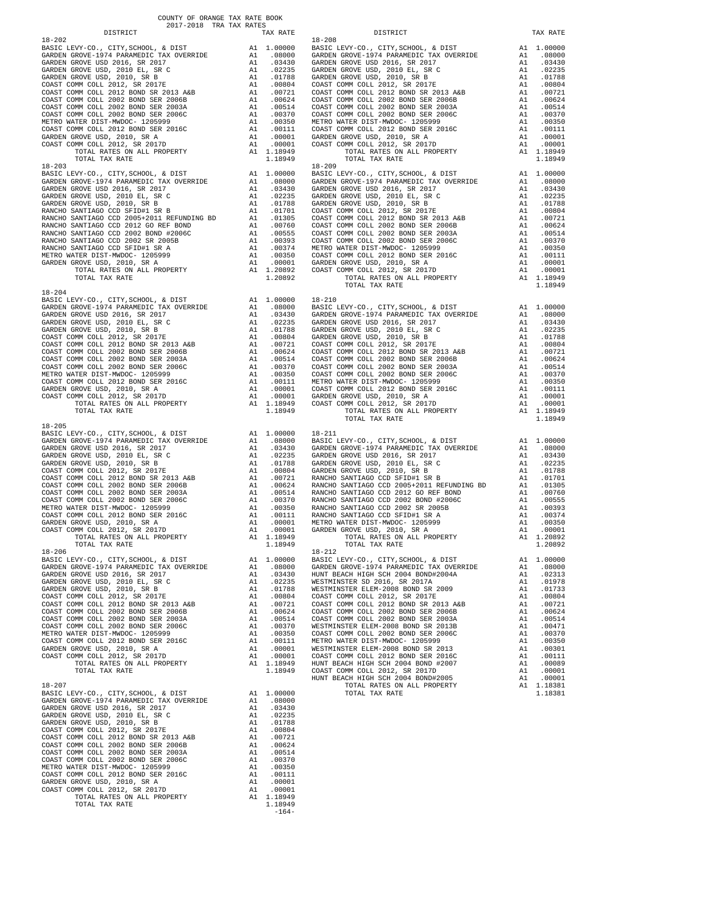COUNTY OF ORANGE TAX RATE BOOK
2017-2018 TRA TAX RATES

| DISTRICT | | TAX RATE |
|---|---|---|
| **18-202** | | |
| BASIC LEVY-CO., CITY,SCHOOL, & DIST | A1 | 1.00000 |
| GARDEN GROVE-1974 PARAMEDIC TAX OVERRIDE | A1 | .08000 |
| GARDEN GROVE USD 2016, SR 2017 | A1 | .03430 |
| GARDEN GROVE USD, 2010 EL, SR C | A1 | .02235 |
| GARDEN GROVE USD, 2010, SR B | A1 | .01788 |
| COAST COMM COLL 2012, SR 2017E | A1 | .00804 |
| COAST COMM COLL 2012 BOND SR 2013 A&B | A1 | .00721 |
| COAST COMM COLL 2002 BOND SER 2006B | A1 | .00624 |
| COAST COMM COLL 2002 BOND SER 2003A | A1 | .00514 |
| COAST COMM COLL 2002 BOND SER 2006C | A1 | .00370 |
| METRO WATER DIST-MWDOC- 1205999 | A1 | .00350 |
| COAST COMM COLL 2012 BOND SER 2016C | A1 | .00111 |
| GARDEN GROVE USD, 2010, SR A | A1 | .00001 |
| COAST COMM COLL 2012, SR 2017D | A1 | .00001 |
| TOTAL RATES ON ALL PROPERTY | A1 | 1.18949 |
| TOTAL TAX RATE | | 1.18949 |
| **18-203** | | |
| BASIC LEVY-CO., CITY,SCHOOL, & DIST | A1 | 1.00000 |
| GARDEN GROVE-1974 PARAMEDIC TAX OVERRIDE | A1 | .08000 |
| GARDEN GROVE USD 2016, SR 2017 | A1 | .03430 |
| GARDEN GROVE USD, 2010 EL, SR C | A1 | .02235 |
| GARDEN GROVE USD, 2010, SR B | A1 | .01788 |
| RANCHO SANTIAGO CCD SFID#1 SR B | A1 | .01701 |
| RANCHO SANTIAGO CCD 2005+2011 REFUNDING BD | A1 | .01305 |
| RANCHO SANTIAGO CCD 2012 GO REF BOND | A1 | .00760 |
| RANCHO SANTIAGO CCD 2002 BOND #2006C | A1 | .00555 |
| RANCHO SANTIAGO CCD 2002 SR 2005B | A1 | .00393 |
| RANCHO SANTIAGO CCD SFID#1 SR A | A1 | .00374 |
| METRO WATER DIST-MWDOC- 1205999 | A1 | .00350 |
| GARDEN GROVE USD, 2010, SR A | A1 | .00001 |
| TOTAL RATES ON ALL PROPERTY | A1 | 1.20892 |
| TOTAL TAX RATE | | 1.20892 |
| **18-204** | | |
| BASIC LEVY-CO., CITY,SCHOOL, & DIST | A1 | 1.00000 |
| GARDEN GROVE-1974 PARAMEDIC TAX OVERRIDE | A1 | .08000 |
| GARDEN GROVE USD 2016, SR 2017 | A1 | .03430 |
| GARDEN GROVE USD, 2010 EL, SR C | A1 | .02235 |
| GARDEN GROVE USD, 2010, SR B | A1 | .01788 |
| COAST COMM COLL 2012, SR 2017E | A1 | .00804 |
| COAST COMM COLL 2012 BOND SR 2013 A&B | A1 | .00721 |
| COAST COMM COLL 2002 BOND SER 2006B | A1 | .00624 |
| COAST COMM COLL 2002 BOND SER 2003A | A1 | .00514 |
| COAST COMM COLL 2002 BOND SER 2006C | A1 | .00370 |
| METRO WATER DIST-MWDOC- 1205999 | A1 | .00350 |
| COAST COMM COLL 2012 BOND SER 2016C | A1 | .00111 |
| GARDEN GROVE USD, 2010, SR A | A1 | .00001 |
| COAST COMM COLL 2012, SR 2017D | A1 | .00001 |
| TOTAL RATES ON ALL PROPERTY | A1 | 1.18949 |
| TOTAL TAX RATE | | 1.18949 |
| **18-205** | | |
| BASIC LEVY-CO., CITY,SCHOOL, & DIST | A1 | 1.00000 |
| GARDEN GROVE-1974 PARAMEDIC TAX OVERRIDE | A1 | .08000 |
| GARDEN GROVE USD 2016, SR 2017 | A1 | .03430 |
| GARDEN GROVE USD, 2010 EL, SR C | A1 | .02235 |
| GARDEN GROVE USD, 2010, SR B | A1 | .01788 |
| COAST COMM COLL 2012, SR 2017E | A1 | .00804 |
| COAST COMM COLL 2012 BOND SR 2013 A&B | A1 | .00721 |
| COAST COMM COLL 2002 BOND SER 2006B | A1 | .00624 |
| COAST COMM COLL 2002 BOND SER 2003A | A1 | .00514 |
| COAST COMM COLL 2002 BOND SER 2006C | A1 | .00370 |
| METRO WATER DIST-MWDOC- 1205999 | A1 | .00350 |
| COAST COMM COLL 2012 BOND SER 2016C | A1 | .00111 |
| GARDEN GROVE USD, 2010, SR A | A1 | .00001 |
| COAST COMM COLL 2012, SR 2017D | A1 | .00001 |
| TOTAL RATES ON ALL PROPERTY | A1 | 1.18949 |
| TOTAL TAX RATE | | 1.18949 |
| **18-206** | | |
| BASIC LEVY-CO., CITY,SCHOOL, & DIST | A1 | 1.00000 |
| GARDEN GROVE-1974 PARAMEDIC TAX OVERRIDE | A1 | .08000 |
| GARDEN GROVE USD 2016, SR 2017 | A1 | .03430 |
| GARDEN GROVE USD, 2010 EL, SR C | A1 | .02235 |
| GARDEN GROVE USD, 2010, SR B | A1 | .01788 |
| COAST COMM COLL 2012, SR 2017E | A1 | .00804 |
| COAST COMM COLL 2012 BOND SR 2013 A&B | A1 | .00721 |
| COAST COMM COLL 2002 BOND SER 2006B | A1 | .00624 |
| COAST COMM COLL 2002 BOND SER 2003A | A1 | .00514 |
| COAST COMM COLL 2002 BOND SER 2006C | A1 | .00370 |
| METRO WATER DIST-MWDOC- 1205999 | A1 | .00350 |
| COAST COMM COLL 2012 BOND SER 2016C | A1 | .00111 |
| GARDEN GROVE USD, 2010, SR A | A1 | .00001 |
| COAST COMM COLL 2012, SR 2017D | A1 | .00001 |
| TOTAL RATES ON ALL PROPERTY | A1 | 1.18949 |
| TOTAL TAX RATE | | 1.18949 |
| **18-207** | | |
| BASIC LEVY-CO., CITY,SCHOOL, & DIST | A1 | 1.00000 |
| GARDEN GROVE-1974 PARAMEDIC TAX OVERRIDE | A1 | .08000 |
| GARDEN GROVE USD 2016, SR 2017 | A1 | .03430 |
| GARDEN GROVE USD, 2010 EL, SR C | A1 | .02235 |
| GARDEN GROVE USD, 2010, SR B | A1 | .01788 |
| COAST COMM COLL 2012, SR 2017E | A1 | .00804 |
| COAST COMM COLL 2012 BOND SR 2013 A&B | A1 | .00721 |
| COAST COMM COLL 2002 BOND SER 2006B | A1 | .00624 |
| COAST COMM COLL 2002 BOND SER 2003A | A1 | .00514 |
| COAST COMM COLL 2002 BOND SER 2006C | A1 | .00370 |
| METRO WATER DIST-MWDOC- 1205999 | A1 | .00350 |
| COAST COMM COLL 2012 BOND SER 2016C | A1 | .00111 |
| GARDEN GROVE USD, 2010, SR A | A1 | .00001 |
| COAST COMM COLL 2012, SR 2017D | A1 | .00001 |
| TOTAL RATES ON ALL PROPERTY | A1 | 1.18949 |
| TOTAL TAX RATE | | 1.18949 |
| **18-208** | | |
| BASIC LEVY-CO., CITY,SCHOOL, & DIST | A1 | 1.00000 |
| GARDEN GROVE-1974 PARAMEDIC TAX OVERRIDE | A1 | .08000 |
| GARDEN GROVE USD 2016, SR 2017 | A1 | .03430 |
| GARDEN GROVE USD, 2010 EL, SR C | A1 | .02235 |
| GARDEN GROVE USD, 2010, SR B | A1 | .01788 |
| COAST COMM COLL 2012, SR 2017E | A1 | .00804 |
| COAST COMM COLL 2012 BOND SR 2013 A&B | A1 | .00721 |
| COAST COMM COLL 2002 BOND SER 2006B | A1 | .00624 |
| COAST COMM COLL 2002 BOND SER 2003A | A1 | .00514 |
| COAST COMM COLL 2002 BOND SER 2006C | A1 | .00370 |
| METRO WATER DIST-MWDOC- 1205999 | A1 | .00350 |
| COAST COMM COLL 2012 BOND SER 2016C | A1 | .00111 |
| GARDEN GROVE USD, 2010, SR A | A1 | .00001 |
| COAST COMM COLL 2012, SR 2017D | A1 | .00001 |
| TOTAL RATES ON ALL PROPERTY | A1 | 1.18949 |
| TOTAL TAX RATE | | 1.18949 |
| **18-209** | | |
| BASIC LEVY-CO., CITY,SCHOOL, & DIST | A1 | 1.00000 |
| GARDEN GROVE-1974 PARAMEDIC TAX OVERRIDE | A1 | .08000 |
| GARDEN GROVE USD 2016, SR 2017 | A1 | .03430 |
| GARDEN GROVE USD, 2010 EL, SR C | A1 | .02235 |
| GARDEN GROVE USD, 2010, SR B | A1 | .01788 |
| COAST COMM COLL 2012, SR 2017E | A1 | .00804 |
| COAST COMM COLL 2012 BOND SR 2013 A&B | A1 | .00721 |
| COAST COMM COLL 2002 BOND SER 2006B | A1 | .00624 |
| COAST COMM COLL 2002 BOND SER 2003A | A1 | .00514 |
| COAST COMM COLL 2002 BOND SER 2006C | A1 | .00370 |
| METRO WATER DIST-MWDOC- 1205999 | A1 | .00350 |
| COAST COMM COLL 2012 BOND SER 2016C | A1 | .00111 |
| GARDEN GROVE USD, 2010, SR A | A1 | .00001 |
| COAST COMM COLL 2012, SR 2017D | A1 | .00001 |
| TOTAL RATES ON ALL PROPERTY | A1 | 1.18949 |
| TOTAL TAX RATE | | 1.18949 |
| **18-210** | | |
| BASIC LEVY-CO., CITY,SCHOOL, & DIST | A1 | 1.00000 |
| GARDEN GROVE-1974 PARAMEDIC TAX OVERRIDE | A1 | .08000 |
| GARDEN GROVE USD 2016, SR 2017 | A1 | .03430 |
| GARDEN GROVE USD, 2010 EL, SR C | A1 | .02235 |
| GARDEN GROVE USD, 2010, SR B | A1 | .01788 |
| COAST COMM COLL 2012, SR 2017E | A1 | .00804 |
| COAST COMM COLL 2012 BOND SR 2013 A&B | A1 | .00721 |
| COAST COMM COLL 2002 BOND SER 2006B | A1 | .00624 |
| COAST COMM COLL 2002 BOND SER 2003A | A1 | .00514 |
| COAST COMM COLL 2002 BOND SER 2006C | A1 | .00370 |
| METRO WATER DIST-MWDOC- 1205999 | A1 | .00350 |
| COAST COMM COLL 2012 BOND SER 2016C | A1 | .00111 |
| GARDEN GROVE USD, 2010, SR A | A1 | .00001 |
| COAST COMM COLL 2012, SR 2017D | A1 | .00001 |
| TOTAL RATES ON ALL PROPERTY | A1 | 1.18949 |
| TOTAL TAX RATE | | 1.18949 |
| **18-211** | | |
| BASIC LEVY-CO., CITY,SCHOOL, & DIST | A1 | 1.00000 |
| GARDEN GROVE-1974 PARAMEDIC TAX OVERRIDE | A1 | .08000 |
| GARDEN GROVE USD 2016, SR 2017 | A1 | .03430 |
| GARDEN GROVE USD, 2010 EL, SR C | A1 | .02235 |
| GARDEN GROVE USD, 2010, SR B | A1 | .01788 |
| RANCHO SANTIAGO CCD SFID#1 SR B | A1 | .01701 |
| RANCHO SANTIAGO CCD 2005+2011 REFUNDING BD | A1 | .01305 |
| RANCHO SANTIAGO CCD 2012 GO REF BOND | A1 | .00760 |
| RANCHO SANTIAGO CCD 2002 BOND #2006C | A1 | .00555 |
| RANCHO SANTIAGO CCD 2002 SR 2005B | A1 | .00393 |
| RANCHO SANTIAGO CCD SFID#1 SR A | A1 | .00374 |
| METRO WATER DIST-MWDOC- 1205999 | A1 | .00350 |
| GARDEN GROVE USD, 2010, SR A | A1 | .00001 |
| TOTAL RATES ON ALL PROPERTY | A1 | 1.20892 |
| TOTAL TAX RATE | | 1.20892 |
| **18-212** | | |
| BASIC LEVY-CO., CITY,SCHOOL, & DIST | A1 | 1.00000 |
| GARDEN GROVE-1974 PARAMEDIC TAX OVERRIDE | A1 | .08000 |
| HUNT BEACH HIGH SCH 2004 BOND#2004A | A1 | .02313 |
| WESTMINSTER SD 2016, SR 2017A | A1 | .01978 |
| WESTMINSTER ELEM-2008 BOND SR 2009 | A1 | .01733 |
| COAST COMM COLL 2012, SR 2017E | A1 | .00804 |
| COAST COMM COLL 2012 BOND SR 2013 A&B | A1 | .00721 |
| COAST COMM COLL 2002 BOND SER 2006B | A1 | .00624 |
| COAST COMM COLL 2002 BOND SER 2003A | A1 | .00514 |
| WESTMINSTER ELEM-2008 BOND SER 2013B | A1 | .00471 |
| COAST COMM COLL 2002 BOND SER 2006C | A1 | .00370 |
| METRO WATER DIST-MWDOC- 1205999 | A1 | .00350 |
| WESTMINSTER ELEM-2008 BOND SR 2013 | A1 | .00301 |
| COAST COMM COLL 2012 BOND SER 2016C | A1 | .00111 |
| HUNT BEACH HIGH SCH 2004 BOND #2007 | A1 | .00089 |
| COAST COMM COLL 2012, SR 2017D | A1 | .00001 |
| HUNT BEACH HIGH SCH 2004 BOND#2005 | A1 | .00001 |
| TOTAL RATES ON ALL PROPERTY | A1 | 1.18381 |
| TOTAL TAX RATE | | 1.18381 |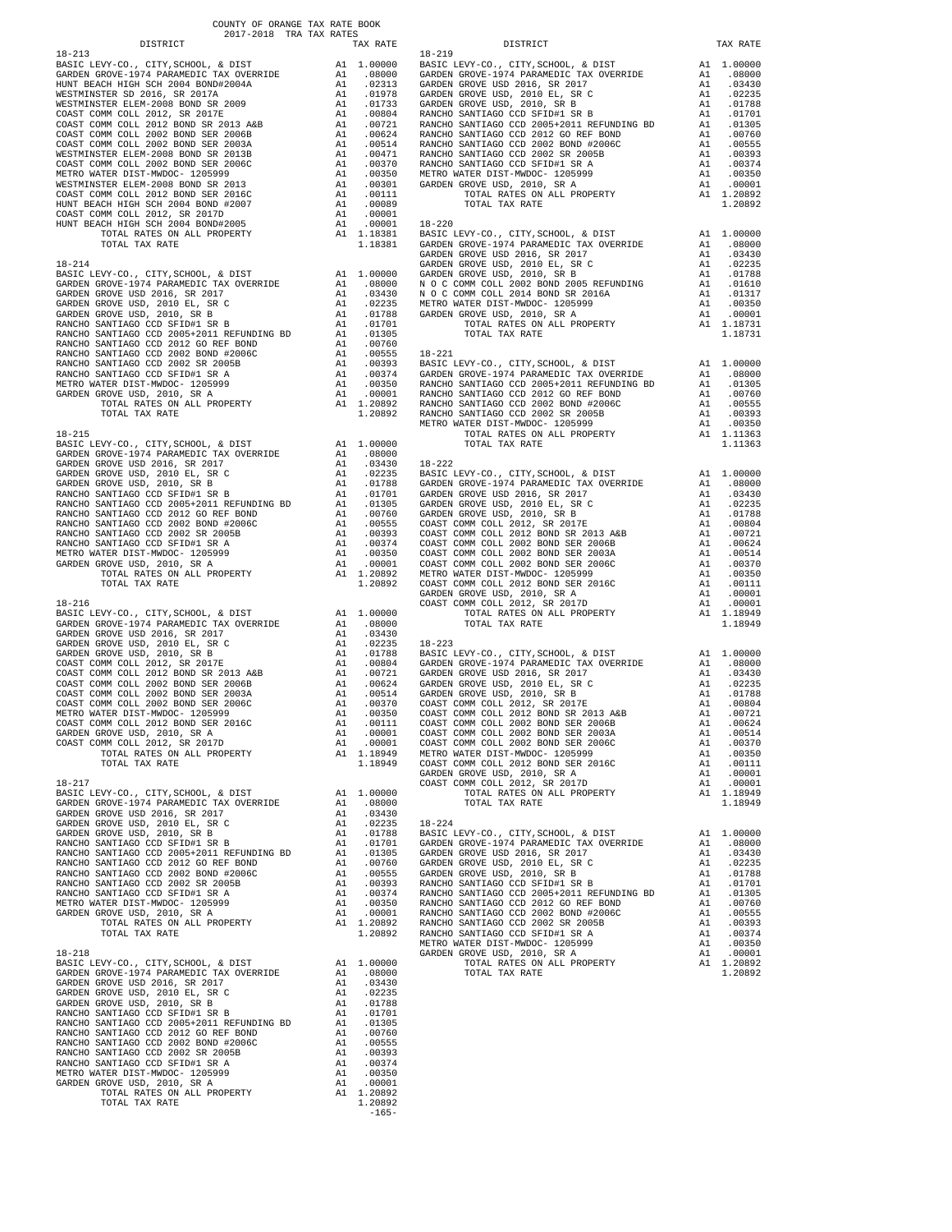COUNTY OF ORANGE TAX RATE BOOK
2017-2018 TRA TAX RATES

### 18-213

| DISTRICT | | TAX RATE |
|---|---|---|
| BASIC LEVY-CO., CITY,SCHOOL, & DIST | A1 | 1.00000 |
| GARDEN GROVE-1974 PARAMEDIC TAX OVERRIDE | A1 | .08000 |
| HUNT BEACH HIGH SCH 2004 BOND#2004A | A1 | .02313 |
| WESTMINSTER SD 2016, SR 2017A | A1 | .01978 |
| WESTMINSTER ELEM-2008 BOND SR 2009 | A1 | .01733 |
| COAST COMM COLL 2012, SR 2017E | A1 | .00804 |
| COAST COMM COLL 2012 BOND SR 2013 A&B | A1 | .00721 |
| COAST COMM COLL 2002 BOND SER 2006B | A1 | .00624 |
| COAST COMM COLL 2002 BOND SER 2003A | A1 | .00514 |
| WESTMINSTER ELEM-2008 BOND SR 2013B | A1 | .00471 |
| COAST COMM COLL 2002 BOND SER 2006C | A1 | .00370 |
| METRO WATER DIST-MWDOC- 1205999 | A1 | .00350 |
| WESTMINSTER ELEM-2008 BOND SR 2013 | A1 | .00301 |
| COAST COMM COLL 2012 BOND SER 2016C | A1 | .00111 |
| HUNT BEACH HIGH SCH 2004 BOND #2007 | A1 | .00089 |
| COAST COMM COLL 2012, SR 2017D | A1 | .00001 |
| HUNT BEACH HIGH SCH 2004 BOND#2005 | A1 | .00001 |
| TOTAL RATES ON ALL PROPERTY | A1 | 1.18381 |
| TOTAL TAX RATE | | 1.18381 |

### 18-214

| DISTRICT | | TAX RATE |
|---|---|---|
| BASIC LEVY-CO., CITY,SCHOOL, & DIST | A1 | 1.00000 |
| GARDEN GROVE-1974 PARAMEDIC TAX OVERRIDE | A1 | .08000 |
| GARDEN GROVE USD 2016, SR 2017 | A1 | .03430 |
| GARDEN GROVE USD, 2010 EL, SR C | A1 | .02235 |
| GARDEN GROVE USD, 2010, SR B | A1 | .01788 |
| RANCHO SANTIAGO CCD SFID#1 SR B | A1 | .01701 |
| RANCHO SANTIAGO CCD 2005+2011 REFUNDING BD | A1 | .01305 |
| RANCHO SANTIAGO CCD 2012 GO REF BOND | A1 | .00760 |
| RANCHO SANTIAGO CCD 2002 BOND #2006C | A1 | .00555 |
| RANCHO SANTIAGO CCD 2002 SR 2005B | A1 | .00393 |
| RANCHO SANTIAGO CCD SFID#1 SR A | A1 | .00374 |
| METRO WATER DIST-MWDOC- 1205999 | A1 | .00350 |
| GARDEN GROVE USD, 2010, SR A | A1 | .00001 |
| TOTAL RATES ON ALL PROPERTY | A1 | 1.20892 |
| TOTAL TAX RATE | | 1.20892 |

### 18-215

| DISTRICT | | TAX RATE |
|---|---|---|
| BASIC LEVY-CO., CITY,SCHOOL, & DIST | A1 | 1.00000 |
| GARDEN GROVE-1974 PARAMEDIC TAX OVERRIDE | A1 | .08000 |
| GARDEN GROVE USD 2016, SR 2017 | A1 | .03430 |
| GARDEN GROVE USD, 2010 EL, SR C | A1 | .02235 |
| GARDEN GROVE USD, 2010, SR B | A1 | .01788 |
| RANCHO SANTIAGO CCD SFID#1 SR B | A1 | .01701 |
| RANCHO SANTIAGO CCD 2005+2011 REFUNDING BD | A1 | .01305 |
| RANCHO SANTIAGO CCD 2012 GO REF BOND | A1 | .00760 |
| RANCHO SANTIAGO CCD 2002 BOND #2006C | A1 | .00555 |
| RANCHO SANTIAGO CCD 2002 SR 2005B | A1 | .00393 |
| RANCHO SANTIAGO CCD SFID#1 SR A | A1 | .00374 |
| METRO WATER DIST-MWDOC- 1205999 | A1 | .00350 |
| GARDEN GROVE USD, 2010, SR A | A1 | .00001 |
| TOTAL RATES ON ALL PROPERTY | A1 | 1.20892 |
| TOTAL TAX RATE | | 1.20892 |

### 18-216

| DISTRICT | | TAX RATE |
|---|---|---|
| BASIC LEVY-CO., CITY,SCHOOL, & DIST | A1 | 1.00000 |
| GARDEN GROVE-1974 PARAMEDIC TAX OVERRIDE | A1 | .08000 |
| GARDEN GROVE USD 2016, SR 2017 | A1 | .03430 |
| GARDEN GROVE USD, 2010 EL, SR C | A1 | .02235 |
| GARDEN GROVE USD, 2010, SR B | A1 | .01788 |
| COAST COMM COLL 2012, SR 2017E | A1 | .00804 |
| COAST COMM COLL 2012 BOND SR 2013 A&B | A1 | .00721 |
| COAST COMM COLL 2002 BOND SER 2006B | A1 | .00624 |
| COAST COMM COLL 2002 BOND SER 2003A | A1 | .00514 |
| COAST COMM COLL 2002 BOND SER 2006C | A1 | .00370 |
| METRO WATER DIST-MWDOC- 1205999 | A1 | .00350 |
| COAST COMM COLL 2012 BOND SER 2016C | A1 | .00111 |
| GARDEN GROVE USD, 2010, SR A | A1 | .00001 |
| COAST COMM COLL 2012, SR 2017D | A1 | .00001 |
| TOTAL RATES ON ALL PROPERTY | A1 | 1.18949 |
| TOTAL TAX RATE | | 1.18949 |

### 18-217

| DISTRICT | | TAX RATE |
|---|---|---|
| BASIC LEVY-CO., CITY,SCHOOL, & DIST | A1 | 1.00000 |
| GARDEN GROVE-1974 PARAMEDIC TAX OVERRIDE | A1 | .08000 |
| GARDEN GROVE USD 2016, SR 2017 | A1 | .03430 |
| GARDEN GROVE USD, 2010 EL, SR C | A1 | .02235 |
| GARDEN GROVE USD, 2010, SR B | A1 | .01788 |
| RANCHO SANTIAGO CCD SFID#1 SR B | A1 | .01701 |
| RANCHO SANTIAGO CCD 2005+2011 REFUNDING BD | A1 | .01305 |
| RANCHO SANTIAGO CCD 2012 GO REF BOND | A1 | .00760 |
| RANCHO SANTIAGO CCD 2002 BOND #2006C | A1 | .00555 |
| RANCHO SANTIAGO CCD 2002 SR 2005B | A1 | .00393 |
| RANCHO SANTIAGO CCD SFID#1 SR A | A1 | .00374 |
| METRO WATER DIST-MWDOC- 1205999 | A1 | .00350 |
| GARDEN GROVE USD, 2010, SR A | A1 | .00001 |
| TOTAL RATES ON ALL PROPERTY | A1 | 1.20892 |
| TOTAL TAX RATE | | 1.20892 |

### 18-218

| DISTRICT | | TAX RATE |
|---|---|---|
| BASIC LEVY-CO., CITY,SCHOOL, & DIST | A1 | 1.00000 |
| GARDEN GROVE-1974 PARAMEDIC TAX OVERRIDE | A1 | .08000 |
| GARDEN GROVE USD 2016, SR 2017 | A1 | .03430 |
| GARDEN GROVE USD, 2010 EL, SR C | A1 | .02235 |
| GARDEN GROVE USD, 2010, SR B | A1 | .01788 |
| RANCHO SANTIAGO CCD SFID#1 SR B | A1 | .01701 |
| RANCHO SANTIAGO CCD 2005+2011 REFUNDING BD | A1 | .01305 |
| RANCHO SANTIAGO CCD 2012 GO REF BOND | A1 | .00760 |
| RANCHO SANTIAGO CCD 2002 BOND #2006C | A1 | .00555 |
| RANCHO SANTIAGO CCD 2002 SR 2005B | A1 | .00393 |
| RANCHO SANTIAGO CCD SFID#1 SR A | A1 | .00374 |
| METRO WATER DIST-MWDOC- 1205999 | A1 | .00350 |
| GARDEN GROVE USD, 2010, SR A | A1 | .00001 |
| TOTAL RATES ON ALL PROPERTY | A1 | 1.20892 |
| TOTAL TAX RATE | | 1.20892 |

### 18-219

| DISTRICT | | TAX RATE |
|---|---|---|
| BASIC LEVY-CO., CITY,SCHOOL, & DIST | A1 | 1.00000 |
| GARDEN GROVE-1974 PARAMEDIC TAX OVERRIDE | A1 | .08000 |
| GARDEN GROVE USD 2016, SR 2017 | A1 | .03430 |
| GARDEN GROVE USD, 2010 EL, SR C | A1 | .02235 |
| GARDEN GROVE USD, 2010, SR B | A1 | .01788 |
| RANCHO SANTIAGO CCD SFID#1 SR B | A1 | .01701 |
| RANCHO SANTIAGO CCD 2005+2011 REFUNDING BD | A1 | .01305 |
| RANCHO SANTIAGO CCD 2012 GO REF BOND | A1 | .00760 |
| RANCHO SANTIAGO CCD 2002 BOND #2006C | A1 | .00555 |
| RANCHO SANTIAGO CCD 2002 SR 2005B | A1 | .00393 |
| RANCHO SANTIAGO CCD SFID#1 SR A | A1 | .00374 |
| METRO WATER DIST-MWDOC- 1205999 | A1 | .00350 |
| GARDEN GROVE USD, 2010, SR A | A1 | .00001 |
| TOTAL RATES ON ALL PROPERTY | A1 | 1.20892 |
| TOTAL TAX RATE | | 1.20892 |

### 18-220

| DISTRICT | | TAX RATE |
|---|---|---|
| BASIC LEVY-CO., CITY,SCHOOL, & DIST | A1 | 1.00000 |
| GARDEN GROVE-1974 PARAMEDIC TAX OVERRIDE | A1 | .08000 |
| GARDEN GROVE USD 2016, SR 2017 | A1 | .03430 |
| GARDEN GROVE USD, 2010 EL, SR C | A1 | .02235 |
| GARDEN GROVE USD, 2010, SR B | A1 | .01788 |
| N O C COMM COLL 2002 BOND 2005 REFUNDING | A1 | .01610 |
| N O C COMM COLL 2014 BOND SR 2016A | A1 | .01317 |
| METRO WATER DIST-MWDOC- 1205999 | A1 | .00350 |
| GARDEN GROVE USD, 2010, SR A | A1 | .00001 |
| TOTAL RATES ON ALL PROPERTY | A1 | 1.18731 |
| TOTAL TAX RATE | | 1.18731 |

### 18-221

| DISTRICT | | TAX RATE |
|---|---|---|
| BASIC LEVY-CO., CITY,SCHOOL, & DIST | A1 | 1.00000 |
| GARDEN GROVE-1974 PARAMEDIC TAX OVERRIDE | A1 | .08000 |
| RANCHO SANTIAGO CCD 2005+2011 REFUNDING BD | A1 | .01305 |
| RANCHO SANTIAGO CCD 2012 GO REF BOND | A1 | .00760 |
| RANCHO SANTIAGO CCD 2002 BOND #2006C | A1 | .00555 |
| RANCHO SANTIAGO CCD 2002 SR 2005B | A1 | .00393 |
| METRO WATER DIST-MWDOC- 1205999 | A1 | .00350 |
| TOTAL RATES ON ALL PROPERTY | A1 | 1.11363 |
| TOTAL TAX RATE | | 1.11363 |

### 18-222

| DISTRICT | | TAX RATE |
|---|---|---|
| BASIC LEVY-CO., CITY,SCHOOL, & DIST | A1 | 1.00000 |
| GARDEN GROVE-1974 PARAMEDIC TAX OVERRIDE | A1 | .08000 |
| GARDEN GROVE USD 2016, SR 2017 | A1 | .03430 |
| GARDEN GROVE USD, 2010 EL, SR C | A1 | .02235 |
| GARDEN GROVE USD, 2010, SR B | A1 | .01788 |
| COAST COMM COLL 2012, SR 2017E | A1 | .00804 |
| COAST COMM COLL 2012 BOND SR 2013 A&B | A1 | .00721 |
| COAST COMM COLL 2002 BOND SER 2006B | A1 | .00624 |
| COAST COMM COLL 2002 BOND SER 2003A | A1 | .00514 |
| COAST COMM COLL 2002 BOND SER 2006C | A1 | .00370 |
| METRO WATER DIST-MWDOC- 1205999 | A1 | .00350 |
| COAST COMM COLL 2012 BOND SER 2016C | A1 | .00111 |
| GARDEN GROVE USD, 2010, SR A | A1 | .00001 |
| COAST COMM COLL 2012, SR 2017D | A1 | .00001 |
| TOTAL RATES ON ALL PROPERTY | A1 | 1.18949 |
| TOTAL TAX RATE | | 1.18949 |

### 18-223

| DISTRICT | | TAX RATE |
|---|---|---|
| BASIC LEVY-CO., CITY,SCHOOL, & DIST | A1 | 1.00000 |
| GARDEN GROVE-1974 PARAMEDIC TAX OVERRIDE | A1 | .08000 |
| GARDEN GROVE USD 2016, SR 2017 | A1 | .03430 |
| GARDEN GROVE USD, 2010 EL, SR C | A1 | .02235 |
| GARDEN GROVE USD, 2010, SR B | A1 | .01788 |
| COAST COMM COLL 2012, SR 2017E | A1 | .00804 |
| COAST COMM COLL 2012 BOND SR 2013 A&B | A1 | .00721 |
| COAST COMM COLL 2002 BOND SER 2006B | A1 | .00624 |
| COAST COMM COLL 2002 BOND SER 2003A | A1 | .00514 |
| COAST COMM COLL 2002 BOND SER 2006C | A1 | .00370 |
| METRO WATER DIST-MWDOC- 1205999 | A1 | .00350 |
| COAST COMM COLL 2012 BOND SER 2016C | A1 | .00111 |
| GARDEN GROVE USD, 2010, SR A | A1 | .00001 |
| COAST COMM COLL 2012, SR 2017D | A1 | .00001 |
| TOTAL RATES ON ALL PROPERTY | A1 | 1.18949 |
| TOTAL TAX RATE | | 1.18949 |

### 18-224

| DISTRICT | | TAX RATE |
|---|---|---|
| BASIC LEVY-CO., CITY,SCHOOL, & DIST | A1 | 1.00000 |
| GARDEN GROVE-1974 PARAMEDIC TAX OVERRIDE | A1 | .08000 |
| GARDEN GROVE USD 2016, SR 2017 | A1 | .03430 |
| GARDEN GROVE USD, 2010 EL, SR C | A1 | .02235 |
| GARDEN GROVE USD, 2010, SR B | A1 | .01788 |
| RANCHO SANTIAGO CCD SFID#1 SR B | A1 | .01701 |
| RANCHO SANTIAGO CCD 2005+2011 REFUNDING BD | A1 | .01305 |
| RANCHO SANTIAGO CCD 2012 GO REF BOND | A1 | .00760 |
| RANCHO SANTIAGO CCD 2002 BOND #2006C | A1 | .00555 |
| RANCHO SANTIAGO CCD 2002 SR 2005B | A1 | .00393 |
| RANCHO SANTIAGO CCD SFID#1 SR A | A1 | .00374 |
| METRO WATER DIST-MWDOC- 1205999 | A1 | .00350 |
| GARDEN GROVE USD, 2010, SR A | A1 | .00001 |
| TOTAL RATES ON ALL PROPERTY | A1 | 1.20892 |
| TOTAL TAX RATE | | 1.20892 |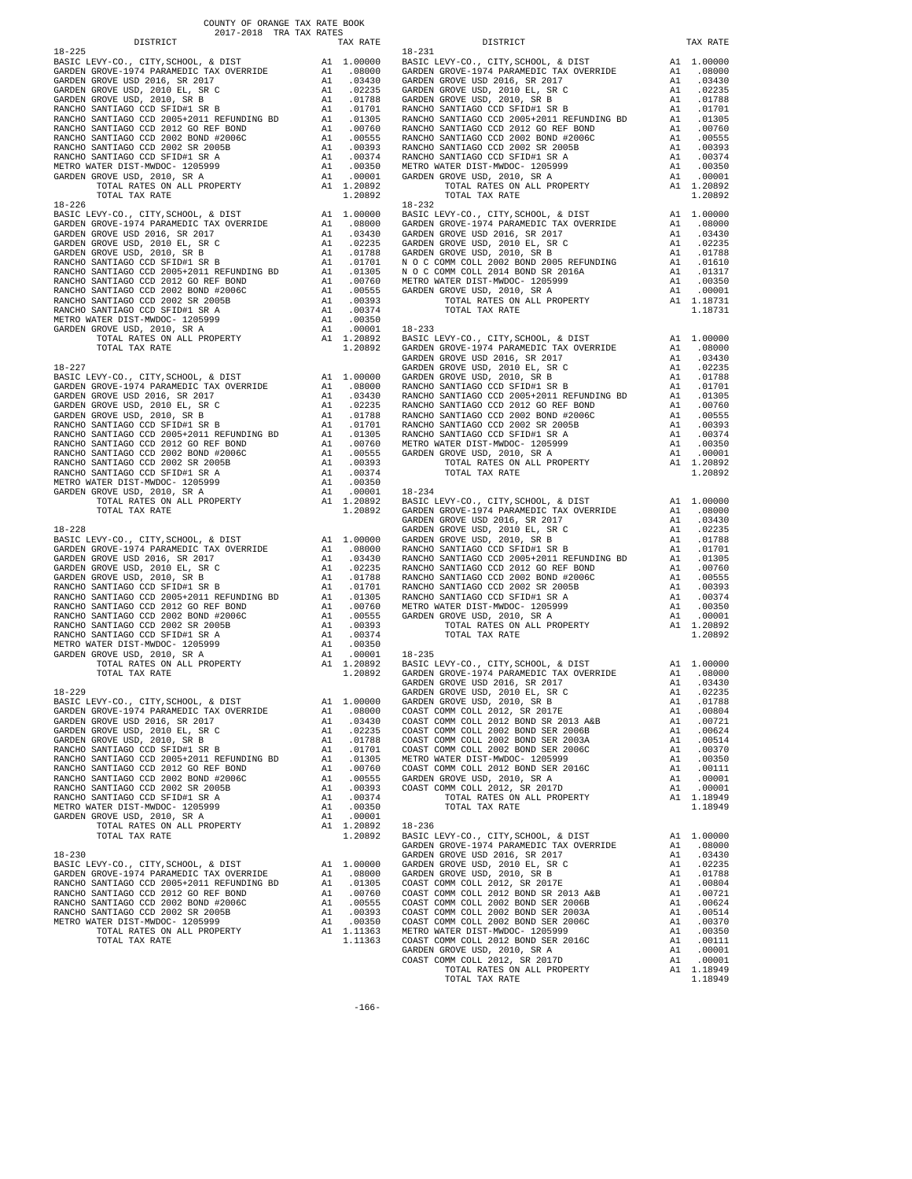COUNTY OF ORANGE TAX RATE BOOK
2017-2018 TRA TAX RATES

| DISTRICT | | TAX RATE |
|---|---|---|
| **18-225** | | |
| BASIC LEVY-CO., CITY,SCHOOL, & DIST | A1 | 1.00000 |
| GARDEN GROVE-1974 PARAMEDIC TAX OVERRIDE | A1 | .08000 |
| GARDEN GROVE USD 2016, SR 2017 | A1 | .03430 |
| GARDEN GROVE USD, 2010 EL, SR C | A1 | .02235 |
| GARDEN GROVE USD, 2010, SR B | A1 | .01788 |
| RANCHO SANTIAGO CCD SFID#1 SR B | A1 | .01701 |
| RANCHO SANTIAGO CCD 2005+2011 REFUNDING BD | A1 | .01305 |
| RANCHO SANTIAGO CCD 2012 GO REF BOND | A1 | .00760 |
| RANCHO SANTIAGO CCD 2002 BOND #2006C | A1 | .00555 |
| RANCHO SANTIAGO CCD 2002 SR 2005B | A1 | .00393 |
| RANCHO SANTIAGO CCD SFID#1 SR A | A1 | .00374 |
| METRO WATER DIST-MWDOC- 1205999 | A1 | .00350 |
| GARDEN GROVE USD, 2010, SR A | A1 | .00001 |
| TOTAL RATES ON ALL PROPERTY | A1 | 1.20892 |
| TOTAL TAX RATE | | 1.20892 |
| **18-226** | | |
| BASIC LEVY-CO., CITY,SCHOOL, & DIST | A1 | 1.00000 |
| GARDEN GROVE-1974 PARAMEDIC TAX OVERRIDE | A1 | .08000 |
| GARDEN GROVE USD 2016, SR 2017 | A1 | .03430 |
| GARDEN GROVE USD, 2010 EL, SR C | A1 | .02235 |
| GARDEN GROVE USD, 2010, SR B | A1 | .01788 |
| RANCHO SANTIAGO CCD SFID#1 SR B | A1 | .01701 |
| RANCHO SANTIAGO CCD 2005+2011 REFUNDING BD | A1 | .01305 |
| RANCHO SANTIAGO CCD 2012 GO REF BOND | A1 | .00760 |
| RANCHO SANTIAGO CCD 2002 BOND #2006C | A1 | .00555 |
| RANCHO SANTIAGO CCD 2002 SR 2005B | A1 | .00393 |
| RANCHO SANTIAGO CCD SFID#1 SR A | A1 | .00374 |
| METRO WATER DIST-MWDOC- 1205999 | A1 | .00350 |
| GARDEN GROVE USD, 2010, SR A | A1 | .00001 |
| TOTAL RATES ON ALL PROPERTY | A1 | 1.20892 |
| TOTAL TAX RATE | | 1.20892 |
| **18-227** | | |
| BASIC LEVY-CO., CITY,SCHOOL, & DIST | A1 | 1.00000 |
| GARDEN GROVE-1974 PARAMEDIC TAX OVERRIDE | A1 | .08000 |
| GARDEN GROVE USD 2016, SR 2017 | A1 | .03430 |
| GARDEN GROVE USD, 2010 EL, SR C | A1 | .02235 |
| GARDEN GROVE USD, 2010, SR B | A1 | .01788 |
| RANCHO SANTIAGO CCD SFID#1 SR B | A1 | .01701 |
| RANCHO SANTIAGO CCD 2005+2011 REFUNDING BD | A1 | .01305 |
| RANCHO SANTIAGO CCD 2012 GO REF BOND | A1 | .00760 |
| RANCHO SANTIAGO CCD 2002 BOND #2006C | A1 | .00555 |
| RANCHO SANTIAGO CCD 2002 SR 2005B | A1 | .00393 |
| RANCHO SANTIAGO CCD SFID#1 SR A | A1 | .00374 |
| METRO WATER DIST-MWDOC- 1205999 | A1 | .00350 |
| GARDEN GROVE USD, 2010, SR A | A1 | .00001 |
| TOTAL RATES ON ALL PROPERTY | A1 | 1.20892 |
| TOTAL TAX RATE | | 1.20892 |
| **18-228** | | |
| BASIC LEVY-CO., CITY,SCHOOL, & DIST | A1 | 1.00000 |
| GARDEN GROVE-1974 PARAMEDIC TAX OVERRIDE | A1 | .08000 |
| GARDEN GROVE USD 2016, SR 2017 | A1 | .03430 |
| GARDEN GROVE USD, 2010 EL, SR C | A1 | .02235 |
| GARDEN GROVE USD, 2010, SR B | A1 | .01788 |
| RANCHO SANTIAGO CCD SFID#1 SR B | A1 | .01701 |
| RANCHO SANTIAGO CCD 2005+2011 REFUNDING BD | A1 | .01305 |
| RANCHO SANTIAGO CCD 2012 GO REF BOND | A1 | .00760 |
| RANCHO SANTIAGO CCD 2002 BOND #2006C | A1 | .00555 |
| RANCHO SANTIAGO CCD 2002 SR 2005B | A1 | .00393 |
| RANCHO SANTIAGO CCD SFID#1 SR A | A1 | .00374 |
| METRO WATER DIST-MWDOC- 1205999 | A1 | .00350 |
| GARDEN GROVE USD, 2010, SR A | A1 | .00001 |
| TOTAL RATES ON ALL PROPERTY | A1 | 1.20892 |
| TOTAL TAX RATE | | 1.20892 |
| **18-229** | | |
| BASIC LEVY-CO., CITY,SCHOOL, & DIST | A1 | 1.00000 |
| GARDEN GROVE-1974 PARAMEDIC TAX OVERRIDE | A1 | .08000 |
| GARDEN GROVE USD 2016, SR 2017 | A1 | .03430 |
| GARDEN GROVE USD, 2010 EL, SR C | A1 | .02235 |
| GARDEN GROVE USD, 2010, SR B | A1 | .01788 |
| RANCHO SANTIAGO CCD SFID#1 SR B | A1 | .01701 |
| RANCHO SANTIAGO CCD 2005+2011 REFUNDING BD | A1 | .01305 |
| RANCHO SANTIAGO CCD 2012 GO REF BOND | A1 | .00760 |
| RANCHO SANTIAGO CCD 2002 BOND #2006C | A1 | .00555 |
| RANCHO SANTIAGO CCD 2002 SR 2005B | A1 | .00393 |
| RANCHO SANTIAGO CCD SFID#1 SR A | A1 | .00374 |
| METRO WATER DIST-MWDOC- 1205999 | A1 | .00350 |
| GARDEN GROVE USD, 2010, SR A | A1 | .00001 |
| TOTAL RATES ON ALL PROPERTY | A1 | 1.20892 |
| TOTAL TAX RATE | | 1.20892 |
| **18-230** | | |
| BASIC LEVY-CO., CITY,SCHOOL, & DIST | A1 | 1.00000 |
| GARDEN GROVE-1974 PARAMEDIC TAX OVERRIDE | A1 | .08000 |
| RANCHO SANTIAGO CCD 2005+2011 REFUNDING BD | A1 | .01305 |
| RANCHO SANTIAGO CCD 2012 GO REF BOND | A1 | .00760 |
| RANCHO SANTIAGO CCD 2002 BOND #2006C | A1 | .00555 |
| RANCHO SANTIAGO CCD 2002 SR 2005B | A1 | .00393 |
| METRO WATER DIST-MWDOC- 1205999 | A1 | .00350 |
| TOTAL RATES ON ALL PROPERTY | A1 | 1.11363 |
| TOTAL TAX RATE | | 1.11363 |
| **18-231** | | |
| BASIC LEVY-CO., CITY,SCHOOL, & DIST | A1 | 1.00000 |
| GARDEN GROVE-1974 PARAMEDIC TAX OVERRIDE | A1 | .08000 |
| GARDEN GROVE USD 2016, SR 2017 | A1 | .03430 |
| GARDEN GROVE USD, 2010 EL, SR C | A1 | .02235 |
| GARDEN GROVE USD, 2010, SR B | A1 | .01788 |
| RANCHO SANTIAGO CCD SFID#1 SR B | A1 | .01701 |
| RANCHO SANTIAGO CCD 2005+2011 REFUNDING BD | A1 | .01305 |
| RANCHO SANTIAGO CCD 2012 GO REF BOND | A1 | .00760 |
| RANCHO SANTIAGO CCD 2002 BOND #2006C | A1 | .00555 |
| RANCHO SANTIAGO CCD 2002 SR 2005B | A1 | .00393 |
| RANCHO SANTIAGO CCD SFID#1 SR A | A1 | .00374 |
| METRO WATER DIST-MWDOC- 1205999 | A1 | .00350 |
| GARDEN GROVE USD, 2010, SR A | A1 | .00001 |
| TOTAL RATES ON ALL PROPERTY | A1 | 1.20892 |
| TOTAL TAX RATE | | 1.20892 |
| **18-232** | | |
| BASIC LEVY-CO., CITY,SCHOOL, & DIST | A1 | 1.00000 |
| GARDEN GROVE-1974 PARAMEDIC TAX OVERRIDE | A1 | .08000 |
| GARDEN GROVE USD 2016, SR 2017 | A1 | .03430 |
| GARDEN GROVE USD, 2010 EL, SR C | A1 | .02235 |
| GARDEN GROVE USD, 2010, SR B | A1 | .01788 |
| N O C COMM COLL 2002 BOND 2005 REFUNDING | A1 | .01610 |
| N O C COMM COLL 2014 BOND SR 2016A | A1 | .01317 |
| METRO WATER DIST-MWDOC- 1205999 | A1 | .00350 |
| GARDEN GROVE USD, 2010, SR A | A1 | .00001 |
| TOTAL RATES ON ALL PROPERTY | A1 | 1.18731 |
| TOTAL TAX RATE | | 1.18731 |
| **18-233** | | |
| BASIC LEVY-CO., CITY,SCHOOL, & DIST | A1 | 1.00000 |
| GARDEN GROVE-1974 PARAMEDIC TAX OVERRIDE | A1 | .08000 |
| GARDEN GROVE USD 2016, SR 2017 | A1 | .03430 |
| GARDEN GROVE USD, 2010 EL, SR C | A1 | .02235 |
| GARDEN GROVE USD, 2010, SR B | A1 | .01788 |
| RANCHO SANTIAGO CCD SFID#1 SR B | A1 | .01701 |
| RANCHO SANTIAGO CCD 2005+2011 REFUNDING BD | A1 | .01305 |
| RANCHO SANTIAGO CCD 2012 GO REF BOND | A1 | .00760 |
| RANCHO SANTIAGO CCD 2002 BOND #2006C | A1 | .00555 |
| RANCHO SANTIAGO CCD 2002 SR 2005B | A1 | .00393 |
| RANCHO SANTIAGO CCD SFID#1 SR A | A1 | .00374 |
| METRO WATER DIST-MWDOC- 1205999 | A1 | .00350 |
| GARDEN GROVE USD, 2010, SR A | A1 | .00001 |
| TOTAL RATES ON ALL PROPERTY | A1 | 1.20892 |
| TOTAL TAX RATE | | 1.20892 |
| **18-234** | | |
| BASIC LEVY-CO., CITY,SCHOOL, & DIST | A1 | 1.00000 |
| GARDEN GROVE-1974 PARAMEDIC TAX OVERRIDE | A1 | .08000 |
| GARDEN GROVE USD 2016, SR 2017 | A1 | .03430 |
| GARDEN GROVE USD, 2010 EL, SR C | A1 | .02235 |
| GARDEN GROVE USD, 2010, SR B | A1 | .01788 |
| RANCHO SANTIAGO CCD SFID#1 SR B | A1 | .01701 |
| RANCHO SANTIAGO CCD 2005+2011 REFUNDING BD | A1 | .01305 |
| RANCHO SANTIAGO CCD 2012 GO REF BOND | A1 | .00760 |
| RANCHO SANTIAGO CCD 2002 BOND #2006C | A1 | .00555 |
| RANCHO SANTIAGO CCD 2002 SR 2005B | A1 | .00393 |
| RANCHO SANTIAGO CCD SFID#1 SR A | A1 | .00374 |
| METRO WATER DIST-MWDOC- 1205999 | A1 | .00350 |
| GARDEN GROVE USD, 2010, SR A | A1 | .00001 |
| TOTAL RATES ON ALL PROPERTY | A1 | 1.20892 |
| TOTAL TAX RATE | | 1.20892 |
| **18-235** | | |
| BASIC LEVY-CO., CITY,SCHOOL, & DIST | A1 | 1.00000 |
| GARDEN GROVE-1974 PARAMEDIC TAX OVERRIDE | A1 | .08000 |
| GARDEN GROVE USD 2016, SR 2017 | A1 | .03430 |
| GARDEN GROVE USD, 2010 EL, SR C | A1 | .02235 |
| GARDEN GROVE USD, 2010, SR B | A1 | .01788 |
| COAST COMM COLL 2012, SR 2017E | A1 | .00804 |
| COAST COMM COLL 2012 BOND SR 2013 A&B | A1 | .00721 |
| COAST COMM COLL 2002 BOND SER 2006B | A1 | .00624 |
| COAST COMM COLL 2002 BOND SER 2003A | A1 | .00514 |
| COAST COMM COLL 2002 BOND SER 2006C | A1 | .00370 |
| METRO WATER DIST-MWDOC- 1205999 | A1 | .00350 |
| COAST COMM COLL 2012 BOND SER 2016C | A1 | .00111 |
| GARDEN GROVE USD, 2010, SR A | A1 | .00001 |
| COAST COMM COLL 2012, SR 2017D | A1 | .00001 |
| TOTAL RATES ON ALL PROPERTY | A1 | 1.18949 |
| TOTAL TAX RATE | | 1.18949 |
| **18-236** | | |
| BASIC LEVY-CO., CITY,SCHOOL, & DIST | A1 | 1.00000 |
| GARDEN GROVE-1974 PARAMEDIC TAX OVERRIDE | A1 | .08000 |
| GARDEN GROVE USD 2016, SR 2017 | A1 | .03430 |
| GARDEN GROVE USD, 2010 EL, SR C | A1 | .02235 |
| GARDEN GROVE USD, 2010, SR B | A1 | .01788 |
| COAST COMM COLL 2012, SR 2017E | A1 | .00804 |
| COAST COMM COLL 2012 BOND SR 2013 A&B | A1 | .00721 |
| COAST COMM COLL 2002 BOND SER 2006B | A1 | .00624 |
| COAST COMM COLL 2002 BOND SER 2003A | A1 | .00514 |
| COAST COMM COLL 2002 BOND SER 2006C | A1 | .00370 |
| METRO WATER DIST-MWDOC- 1205999 | A1 | .00350 |
| COAST COMM COLL 2012 BOND SER 2016C | A1 | .00111 |
| GARDEN GROVE USD, 2010, SR A | A1 | .00001 |
| COAST COMM COLL 2012, SR 2017D | A1 | .00001 |
| TOTAL RATES ON ALL PROPERTY | A1 | 1.18949 |
| TOTAL TAX RATE | | 1.18949 |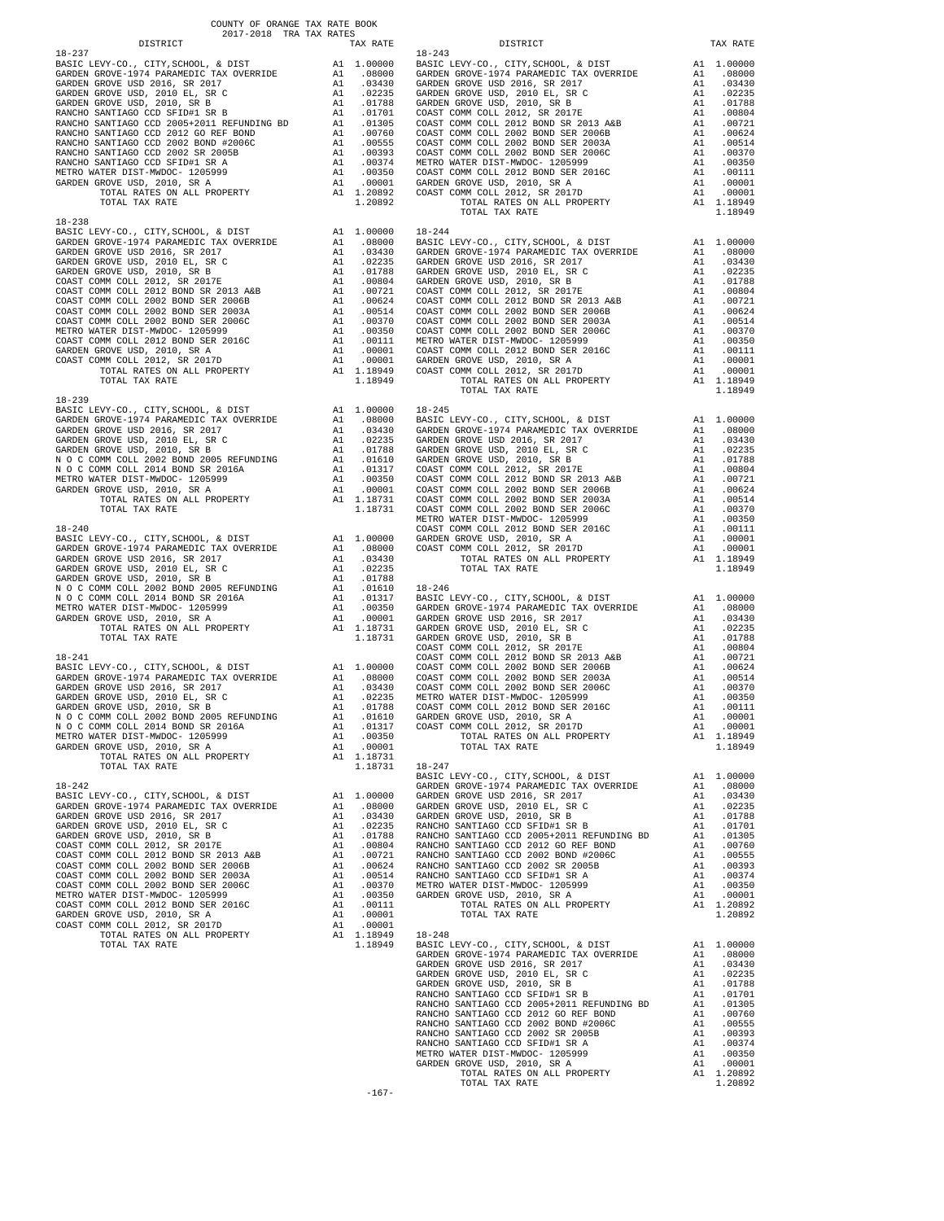COUNTY OF ORANGE TAX RATE BOOK
2017-2018 TRA TAX RATES

| DISTRICT | | TAX RATE |
|---|---|---|
| **18-237** | | |
| BASIC LEVY-CO., CITY,SCHOOL, & DIST | A1 | 1.00000 |
| GARDEN GROVE-1974 PARAMEDIC TAX OVERRIDE | A1 | .08000 |
| GARDEN GROVE USD 2016, SR 2017 | A1 | .03430 |
| GARDEN GROVE USD, 2010 EL, SR C | A1 | .02235 |
| GARDEN GROVE USD, 2010, SR B | A1 | .01788 |
| RANCHO SANTIAGO CCD SFID#1 SR B | A1 | .01701 |
| RANCHO SANTIAGO CCD 2005+2011 REFUNDING BD | A1 | .01305 |
| RANCHO SANTIAGO CCD 2012 GO REF BOND | A1 | .00760 |
| RANCHO SANTIAGO CCD 2002 BOND #2006C | A1 | .00555 |
| RANCHO SANTIAGO CCD 2002 SR 2005B | A1 | .00393 |
| RANCHO SANTIAGO CCD SFID#1 SR A | A1 | .00374 |
| METRO WATER DIST-MWDOC- 1205999 | A1 | .00350 |
| GARDEN GROVE USD, 2010, SR A | A1 | .00001 |
| TOTAL RATES ON ALL PROPERTY | A1 | 1.20892 |
| TOTAL TAX RATE | | 1.20892 |
| **18-238** | | |
| BASIC LEVY-CO., CITY,SCHOOL, & DIST | A1 | 1.00000 |
| GARDEN GROVE-1974 PARAMEDIC TAX OVERRIDE | A1 | .08000 |
| GARDEN GROVE USD 2016, SR 2017 | A1 | .03430 |
| GARDEN GROVE USD, 2010 EL, SR C | A1 | .02235 |
| GARDEN GROVE USD, 2010, SR B | A1 | .01788 |
| COAST COMM COLL 2012, SR 2017E | A1 | .00804 |
| COAST COMM COLL 2012 BOND SR 2013 A&B | A1 | .00721 |
| COAST COMM COLL 2002 BOND SER 2006B | A1 | .00624 |
| COAST COMM COLL 2002 BOND SER 2003A | A1 | .00514 |
| COAST COMM COLL 2002 BOND SER 2006C | A1 | .00370 |
| METRO WATER DIST-MWDOC- 1205999 | A1 | .00350 |
| COAST COMM COLL 2012 BOND SER 2016C | A1 | .00111 |
| GARDEN GROVE USD, 2010, SR A | A1 | .00001 |
| COAST COMM COLL 2012, SR 2017D | A1 | .00001 |
| TOTAL RATES ON ALL PROPERTY | A1 | 1.18949 |
| TOTAL TAX RATE | | 1.18949 |
| **18-239** | | |
| BASIC LEVY-CO., CITY,SCHOOL, & DIST | A1 | 1.00000 |
| GARDEN GROVE-1974 PARAMEDIC TAX OVERRIDE | A1 | .08000 |
| GARDEN GROVE USD 2016, SR 2017 | A1 | .03430 |
| GARDEN GROVE USD, 2010 EL, SR C | A1 | .02235 |
| GARDEN GROVE USD, 2010, SR B | A1 | .01788 |
| N O C COMM COLL 2002 BOND 2005 REFUNDING | A1 | .01610 |
| N O C COMM COLL 2014 BOND SR 2016A | A1 | .01317 |
| METRO WATER DIST-MWDOC- 1205999 | A1 | .00350 |
| GARDEN GROVE USD, 2010, SR A | A1 | .00001 |
| TOTAL RATES ON ALL PROPERTY | A1 | 1.18731 |
| TOTAL TAX RATE | | 1.18731 |
| **18-240** | | |
| BASIC LEVY-CO., CITY,SCHOOL, & DIST | A1 | 1.00000 |
| GARDEN GROVE-1974 PARAMEDIC TAX OVERRIDE | A1 | .08000 |
| GARDEN GROVE USD 2016, SR 2017 | A1 | .03430 |
| GARDEN GROVE USD, 2010 EL, SR C | A1 | .02235 |
| GARDEN GROVE USD, 2010, SR B | A1 | .01788 |
| N O C COMM COLL 2002 BOND 2005 REFUNDING | A1 | .01610 |
| N O C COMM COLL 2014 BOND SR 2016A | A1 | .01317 |
| METRO WATER DIST-MWDOC- 1205999 | A1 | .00350 |
| GARDEN GROVE USD, 2010, SR A | A1 | .00001 |
| TOTAL RATES ON ALL PROPERTY | A1 | 1.18731 |
| TOTAL TAX RATE | | 1.18731 |
| **18-241** | | |
| BASIC LEVY-CO., CITY,SCHOOL, & DIST | A1 | 1.00000 |
| GARDEN GROVE-1974 PARAMEDIC TAX OVERRIDE | A1 | .08000 |
| GARDEN GROVE USD 2016, SR 2017 | A1 | .03430 |
| GARDEN GROVE USD, 2010 EL, SR C | A1 | .02235 |
| GARDEN GROVE USD, 2010, SR B | A1 | .01788 |
| N O C COMM COLL 2002 BOND 2005 REFUNDING | A1 | .01610 |
| N O C COMM COLL 2014 BOND SR 2016A | A1 | .01317 |
| METRO WATER DIST-MWDOC- 1205999 | A1 | .00350 |
| GARDEN GROVE USD, 2010, SR A | A1 | .00001 |
| TOTAL RATES ON ALL PROPERTY | A1 | 1.18731 |
| TOTAL TAX RATE | | 1.18731 |
| **18-242** | | |
| BASIC LEVY-CO., CITY,SCHOOL, & DIST | A1 | 1.00000 |
| GARDEN GROVE-1974 PARAMEDIC TAX OVERRIDE | A1 | .08000 |
| GARDEN GROVE USD 2016, SR 2017 | A1 | .03430 |
| GARDEN GROVE USD, 2010 EL, SR C | A1 | .02235 |
| GARDEN GROVE USD, 2010, SR B | A1 | .01788 |
| COAST COMM COLL 2012, SR 2017E | A1 | .00804 |
| COAST COMM COLL 2012 BOND SR 2013 A&B | A1 | .00721 |
| COAST COMM COLL 2002 BOND SER 2006B | A1 | .00624 |
| COAST COMM COLL 2002 BOND SER 2003A | A1 | .00514 |
| COAST COMM COLL 2002 BOND SER 2006C | A1 | .00370 |
| METRO WATER DIST-MWDOC- 1205999 | A1 | .00350 |
| COAST COMM COLL 2012 BOND SER 2016C | A1 | .00111 |
| GARDEN GROVE USD, 2010, SR A | A1 | .00001 |
| COAST COMM COLL 2012, SR 2017D | A1 | .00001 |
| TOTAL RATES ON ALL PROPERTY | A1 | 1.18949 |
| TOTAL TAX RATE | | 1.18949 |
| **18-243** | | |
| BASIC LEVY-CO., CITY,SCHOOL, & DIST | A1 | 1.00000 |
| GARDEN GROVE-1974 PARAMEDIC TAX OVERRIDE | A1 | .08000 |
| GARDEN GROVE USD 2016, SR 2017 | A1 | .03430 |
| GARDEN GROVE USD, 2010 EL, SR C | A1 | .02235 |
| GARDEN GROVE USD, 2010, SR B | A1 | .01788 |
| COAST COMM COLL 2012, SR 2017E | A1 | .00804 |
| COAST COMM COLL 2012 BOND SR 2013 A&B | A1 | .00721 |
| COAST COMM COLL 2002 BOND SER 2006B | A1 | .00624 |
| COAST COMM COLL 2002 BOND SER 2003A | A1 | .00514 |
| COAST COMM COLL 2002 BOND SER 2006C | A1 | .00370 |
| METRO WATER DIST-MWDOC- 1205999 | A1 | .00350 |
| COAST COMM COLL 2012 BOND SER 2016C | A1 | .00111 |
| GARDEN GROVE USD, 2010, SR A | A1 | .00001 |
| COAST COMM COLL 2012, SR 2017D | A1 | .00001 |
| TOTAL RATES ON ALL PROPERTY | A1 | 1.18949 |
| TOTAL TAX RATE | | 1.18949 |
| **18-244** | | |
| BASIC LEVY-CO., CITY,SCHOOL, & DIST | A1 | 1.00000 |
| GARDEN GROVE-1974 PARAMEDIC TAX OVERRIDE | A1 | .08000 |
| GARDEN GROVE USD 2016, SR 2017 | A1 | .03430 |
| GARDEN GROVE USD, 2010 EL, SR C | A1 | .02235 |
| GARDEN GROVE USD, 2010, SR B | A1 | .01788 |
| COAST COMM COLL 2012, SR 2017E | A1 | .00804 |
| COAST COMM COLL 2012 BOND SR 2013 A&B | A1 | .00721 |
| COAST COMM COLL 2002 BOND SER 2006B | A1 | .00624 |
| COAST COMM COLL 2002 BOND SER 2003A | A1 | .00514 |
| COAST COMM COLL 2002 BOND SER 2006C | A1 | .00370 |
| METRO WATER DIST-MWDOC- 1205999 | A1 | .00350 |
| COAST COMM COLL 2012 BOND SER 2016C | A1 | .00111 |
| GARDEN GROVE USD, 2010, SR A | A1 | .00001 |
| COAST COMM COLL 2012, SR 2017D | A1 | .00001 |
| TOTAL RATES ON ALL PROPERTY | A1 | 1.18949 |
| TOTAL TAX RATE | | 1.18949 |
| **18-245** | | |
| BASIC LEVY-CO., CITY,SCHOOL, & DIST | A1 | 1.00000 |
| GARDEN GROVE-1974 PARAMEDIC TAX OVERRIDE | A1 | .08000 |
| GARDEN GROVE USD 2016, SR 2017 | A1 | .03430 |
| GARDEN GROVE USD, 2010 EL, SR C | A1 | .02235 |
| GARDEN GROVE USD, 2010, SR B | A1 | .01788 |
| COAST COMM COLL 2012, SR 2017E | A1 | .00804 |
| COAST COMM COLL 2012 BOND SR 2013 A&B | A1 | .00721 |
| COAST COMM COLL 2002 BOND SER 2006B | A1 | .00624 |
| COAST COMM COLL 2002 BOND SER 2003A | A1 | .00514 |
| COAST COMM COLL 2002 BOND SER 2006C | A1 | .00370 |
| METRO WATER DIST-MWDOC- 1205999 | A1 | .00350 |
| COAST COMM COLL 2012 BOND SER 2016C | A1 | .00111 |
| GARDEN GROVE USD, 2010, SR A | A1 | .00001 |
| COAST COMM COLL 2012, SR 2017D | A1 | .00001 |
| TOTAL RATES ON ALL PROPERTY | A1 | 1.18949 |
| TOTAL TAX RATE | | 1.18949 |
| **18-246** | | |
| BASIC LEVY-CO., CITY,SCHOOL, & DIST | A1 | 1.00000 |
| GARDEN GROVE-1974 PARAMEDIC TAX OVERRIDE | A1 | .08000 |
| GARDEN GROVE USD 2016, SR 2017 | A1 | .03430 |
| GARDEN GROVE USD, 2010 EL, SR C | A1 | .02235 |
| GARDEN GROVE USD, 2010, SR B | A1 | .01788 |
| COAST COMM COLL 2012, SR 2017E | A1 | .00804 |
| COAST COMM COLL 2012 BOND SR 2013 A&B | A1 | .00721 |
| COAST COMM COLL 2002 BOND SER 2006B | A1 | .00624 |
| COAST COMM COLL 2002 BOND SER 2003A | A1 | .00514 |
| COAST COMM COLL 2002 BOND SER 2006C | A1 | .00370 |
| METRO WATER DIST-MWDOC- 1205999 | A1 | .00350 |
| COAST COMM COLL 2012 BOND SER 2016C | A1 | .00111 |
| GARDEN GROVE USD, 2010, SR A | A1 | .00001 |
| COAST COMM COLL 2012, SR 2017D | A1 | .00001 |
| TOTAL RATES ON ALL PROPERTY | A1 | 1.18949 |
| TOTAL TAX RATE | | 1.18949 |
| **18-247** | | |
| BASIC LEVY-CO., CITY,SCHOOL, & DIST | A1 | 1.00000 |
| GARDEN GROVE-1974 PARAMEDIC TAX OVERRIDE | A1 | .08000 |
| GARDEN GROVE USD 2016, SR 2017 | A1 | .03430 |
| GARDEN GROVE USD, 2010 EL, SR C | A1 | .02235 |
| GARDEN GROVE USD, 2010, SR B | A1 | .01788 |
| RANCHO SANTIAGO CCD SFID#1 SR B | A1 | .01701 |
| RANCHO SANTIAGO CCD 2005+2011 REFUNDING BD | A1 | .01305 |
| RANCHO SANTIAGO CCD 2012 GO REF BOND | A1 | .00760 |
| RANCHO SANTIAGO CCD 2002 BOND #2006C | A1 | .00555 |
| RANCHO SANTIAGO CCD 2002 SR 2005B | A1 | .00393 |
| RANCHO SANTIAGO CCD SFID#1 SR A | A1 | .00374 |
| METRO WATER DIST-MWDOC- 1205999 | A1 | .00350 |
| GARDEN GROVE USD, 2010, SR A | A1 | .00001 |
| TOTAL RATES ON ALL PROPERTY | A1 | 1.20892 |
| TOTAL TAX RATE | | 1.20892 |
| **18-248** | | |
| BASIC LEVY-CO., CITY,SCHOOL, & DIST | A1 | 1.00000 |
| GARDEN GROVE-1974 PARAMEDIC TAX OVERRIDE | A1 | .08000 |
| GARDEN GROVE USD 2016, SR 2017 | A1 | .03430 |
| GARDEN GROVE USD, 2010 EL, SR C | A1 | .02235 |
| GARDEN GROVE USD, 2010, SR B | A1 | .01788 |
| RANCHO SANTIAGO CCD SFID#1 SR B | A1 | .01701 |
| RANCHO SANTIAGO CCD 2005+2011 REFUNDING BD | A1 | .01305 |
| RANCHO SANTIAGO CCD 2012 GO REF BOND | A1 | .00760 |
| RANCHO SANTIAGO CCD 2002 BOND #2006C | A1 | .00555 |
| RANCHO SANTIAGO CCD 2002 SR 2005B | A1 | .00393 |
| RANCHO SANTIAGO CCD SFID#1 SR A | A1 | .00374 |
| METRO WATER DIST-MWDOC- 1205999 | A1 | .00350 |
| GARDEN GROVE USD, 2010, SR A | A1 | .00001 |
| TOTAL RATES ON ALL PROPERTY | A1 | 1.20892 |
| TOTAL TAX RATE | | 1.20892 |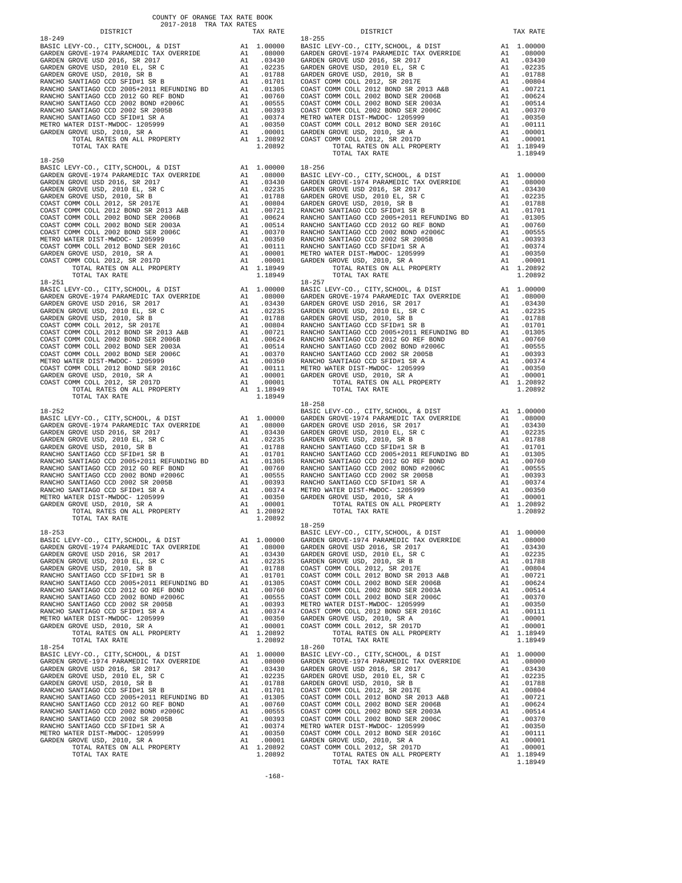COUNTY OF ORANGE TAX RATE BOOK
2017-2018 TRA TAX RATES

**18-249**

| DISTRICT | | TAX RATE |
|---|---|---|
| BASIC LEVY-CO., CITY,SCHOOL, & DIST | A1 | 1.00000 |
| GARDEN GROVE-1974 PARAMEDIC TAX OVERRIDE | A1 | .08000 |
| GARDEN GROVE USD 2016, SR 2017 | A1 | .03430 |
| GARDEN GROVE USD, 2010 EL, SR C | A1 | .02235 |
| GARDEN GROVE USD, 2010, SR B | A1 | .01788 |
| RANCHO SANTIAGO CCD SFID#1 SR B | A1 | .01701 |
| RANCHO SANTIAGO CCD 2005+2011 REFUNDING BD | A1 | .01305 |
| RANCHO SANTIAGO CCD 2012 GO REF BOND | A1 | .00760 |
| RANCHO SANTIAGO CCD 2002 BOND #2006C | A1 | .00555 |
| RANCHO SANTIAGO CCD 2002 SR 2005B | A1 | .00393 |
| RANCHO SANTIAGO CCD SFID#1 SR A | A1 | .00374 |
| METRO WATER DIST-MWDOC- 1205999 | A1 | .00350 |
| GARDEN GROVE USD, 2010, SR A | A1 | .00001 |
| TOTAL RATES ON ALL PROPERTY | A1 | 1.20892 |
| TOTAL TAX RATE | | 1.20892 |

**18-250**

| DISTRICT | | TAX RATE |
|---|---|---|
| BASIC LEVY-CO., CITY,SCHOOL, & DIST | A1 | 1.00000 |
| GARDEN GROVE-1974 PARAMEDIC TAX OVERRIDE | A1 | .08000 |
| GARDEN GROVE USD 2016, SR 2017 | A1 | .03430 |
| GARDEN GROVE USD, 2010 EL, SR C | A1 | .02235 |
| GARDEN GROVE USD, 2010, SR B | A1 | .01788 |
| COAST COMM COLL 2012, SR 2017E | A1 | .00804 |
| COAST COMM COLL 2012 BOND SR 2013 A&B | A1 | .00721 |
| COAST COMM COLL 2002 BOND SER 2006B | A1 | .00624 |
| COAST COMM COLL 2002 BOND SER 2003A | A1 | .00514 |
| COAST COMM COLL 2002 BOND SER 2006C | A1 | .00370 |
| METRO WATER DIST-MWDOC- 1205999 | A1 | .00350 |
| COAST COMM COLL 2012 BOND SER 2016C | A1 | .00111 |
| GARDEN GROVE USD, 2010, SR A | A1 | .00001 |
| COAST COMM COLL 2012, SR 2017D | A1 | .00001 |
| TOTAL RATES ON ALL PROPERTY | A1 | 1.18949 |
| TOTAL TAX RATE | | 1.18949 |

**18-251**

| DISTRICT | | TAX RATE |
|---|---|---|
| BASIC LEVY-CO., CITY,SCHOOL, & DIST | A1 | 1.00000 |
| GARDEN GROVE-1974 PARAMEDIC TAX OVERRIDE | A1 | .08000 |
| GARDEN GROVE USD 2016, SR 2017 | A1 | .03430 |
| GARDEN GROVE USD, 2010 EL, SR C | A1 | .02235 |
| GARDEN GROVE USD, 2010, SR B | A1 | .01788 |
| COAST COMM COLL 2012, SR 2017E | A1 | .00804 |
| COAST COMM COLL 2012 BOND SR 2013 A&B | A1 | .00721 |
| COAST COMM COLL 2002 BOND SER 2006B | A1 | .00624 |
| COAST COMM COLL 2002 BOND SER 2003A | A1 | .00514 |
| COAST COMM COLL 2002 BOND SER 2006C | A1 | .00370 |
| METRO WATER DIST-MWDOC- 1205999 | A1 | .00350 |
| COAST COMM COLL 2012 BOND SER 2016C | A1 | .00111 |
| GARDEN GROVE USD, 2010, SR A | A1 | .00001 |
| COAST COMM COLL 2012, SR 2017D | A1 | .00001 |
| TOTAL RATES ON ALL PROPERTY | A1 | 1.18949 |
| TOTAL TAX RATE | | 1.18949 |

**18-252**

| DISTRICT | | TAX RATE |
|---|---|---|
| BASIC LEVY-CO., CITY,SCHOOL, & DIST | A1 | 1.00000 |
| GARDEN GROVE-1974 PARAMEDIC TAX OVERRIDE | A1 | .08000 |
| GARDEN GROVE USD 2016, SR 2017 | A1 | .03430 |
| GARDEN GROVE USD, 2010 EL, SR C | A1 | .02235 |
| GARDEN GROVE USD, 2010, SR B | A1 | .01788 |
| RANCHO SANTIAGO CCD SFID#1 SR B | A1 | .01701 |
| RANCHO SANTIAGO CCD 2005+2011 REFUNDING BD | A1 | .01305 |
| RANCHO SANTIAGO CCD 2012 GO REF BOND | A1 | .00760 |
| RANCHO SANTIAGO CCD 2002 BOND #2006C | A1 | .00555 |
| RANCHO SANTIAGO CCD 2002 SR 2005B | A1 | .00393 |
| RANCHO SANTIAGO CCD SFID#1 SR A | A1 | .00374 |
| METRO WATER DIST-MWDOC- 1205999 | A1 | .00350 |
| GARDEN GROVE USD, 2010, SR A | A1 | .00001 |
| TOTAL RATES ON ALL PROPERTY | A1 | 1.20892 |
| TOTAL TAX RATE | | 1.20892 |

**18-253**

| DISTRICT | | TAX RATE |
|---|---|---|
| BASIC LEVY-CO., CITY,SCHOOL, & DIST | A1 | 1.00000 |
| GARDEN GROVE-1974 PARAMEDIC TAX OVERRIDE | A1 | .08000 |
| GARDEN GROVE USD 2016, SR 2017 | A1 | .03430 |
| GARDEN GROVE USD, 2010 EL, SR C | A1 | .02235 |
| GARDEN GROVE USD, 2010, SR B | A1 | .01788 |
| RANCHO SANTIAGO CCD SFID#1 SR B | A1 | .01701 |
| RANCHO SANTIAGO CCD 2005+2011 REFUNDING BD | A1 | .01305 |
| RANCHO SANTIAGO CCD 2012 GO REF BOND | A1 | .00760 |
| RANCHO SANTIAGO CCD 2002 BOND #2006C | A1 | .00555 |
| RANCHO SANTIAGO CCD 2002 SR 2005B | A1 | .00393 |
| RANCHO SANTIAGO CCD SFID#1 SR A | A1 | .00374 |
| METRO WATER DIST-MWDOC- 1205999 | A1 | .00350 |
| GARDEN GROVE USD, 2010, SR A | A1 | .00001 |
| TOTAL RATES ON ALL PROPERTY | A1 | 1.20892 |
| TOTAL TAX RATE | | 1.20892 |

**18-254**

| DISTRICT | | TAX RATE |
|---|---|---|
| BASIC LEVY-CO., CITY,SCHOOL, & DIST | A1 | 1.00000 |
| GARDEN GROVE-1974 PARAMEDIC TAX OVERRIDE | A1 | .08000 |
| GARDEN GROVE USD 2016, SR 2017 | A1 | .03430 |
| GARDEN GROVE USD, 2010 EL, SR C | A1 | .02235 |
| GARDEN GROVE USD, 2010, SR B | A1 | .01788 |
| RANCHO SANTIAGO CCD SFID#1 SR B | A1 | .01701 |
| RANCHO SANTIAGO CCD 2005+2011 REFUNDING BD | A1 | .01305 |
| RANCHO SANTIAGO CCD 2012 GO REF BOND | A1 | .00760 |
| RANCHO SANTIAGO CCD 2002 BOND #2006C | A1 | .00555 |
| RANCHO SANTIAGO CCD 2002 SR 2005B | A1 | .00393 |
| RANCHO SANTIAGO CCD SFID#1 SR A | A1 | .00374 |
| METRO WATER DIST-MWDOC- 1205999 | A1 | .00350 |
| GARDEN GROVE USD, 2010, SR A | A1 | .00001 |
| TOTAL RATES ON ALL PROPERTY | A1 | 1.20892 |
| TOTAL TAX RATE | | 1.20892 |

**18-255**

| DISTRICT | | TAX RATE |
|---|---|---|
| BASIC LEVY-CO., CITY,SCHOOL, & DIST | A1 | 1.00000 |
| GARDEN GROVE-1974 PARAMEDIC TAX OVERRIDE | A1 | .08000 |
| GARDEN GROVE USD 2016, SR 2017 | A1 | .03430 |
| GARDEN GROVE USD, 2010 EL, SR C | A1 | .02235 |
| GARDEN GROVE USD, 2010, SR B | A1 | .01788 |
| COAST COMM COLL 2012, SR 2017E | A1 | .00804 |
| COAST COMM COLL 2012 BOND SR 2013 A&B | A1 | .00721 |
| COAST COMM COLL 2002 BOND SER 2006B | A1 | .00624 |
| COAST COMM COLL 2002 BOND SER 2003A | A1 | .00514 |
| COAST COMM COLL 2002 BOND SER 2006C | A1 | .00370 |
| METRO WATER DIST-MWDOC- 1205999 | A1 | .00350 |
| COAST COMM COLL 2012 BOND SER 2016C | A1 | .00111 |
| GARDEN GROVE USD, 2010, SR A | A1 | .00001 |
| COAST COMM COLL 2012, SR 2017D | A1 | .00001 |
| TOTAL RATES ON ALL PROPERTY | A1 | 1.18949 |
| TOTAL TAX RATE | | 1.18949 |

**18-256**

| DISTRICT | | TAX RATE |
|---|---|---|
| BASIC LEVY-CO., CITY,SCHOOL, & DIST | A1 | 1.00000 |
| GARDEN GROVE-1974 PARAMEDIC TAX OVERRIDE | A1 | .08000 |
| GARDEN GROVE USD 2016, SR 2017 | A1 | .03430 |
| GARDEN GROVE USD, 2010 EL, SR C | A1 | .02235 |
| GARDEN GROVE USD, 2010, SR B | A1 | .01788 |
| RANCHO SANTIAGO CCD SFID#1 SR B | A1 | .01701 |
| RANCHO SANTIAGO CCD 2005+2011 REFUNDING BD | A1 | .01305 |
| RANCHO SANTIAGO CCD 2012 GO REF BOND | A1 | .00760 |
| RANCHO SANTIAGO CCD 2002 BOND #2006C | A1 | .00555 |
| RANCHO SANTIAGO CCD 2002 SR 2005B | A1 | .00393 |
| RANCHO SANTIAGO CCD SFID#1 SR A | A1 | .00374 |
| METRO WATER DIST-MWDOC- 1205999 | A1 | .00350 |
| GARDEN GROVE USD, 2010, SR A | A1 | .00001 |
| TOTAL RATES ON ALL PROPERTY | A1 | 1.20892 |
| TOTAL TAX RATE | | 1.20892 |

**18-257**

| DISTRICT | | TAX RATE |
|---|---|---|
| BASIC LEVY-CO., CITY,SCHOOL, & DIST | A1 | 1.00000 |
| GARDEN GROVE-1974 PARAMEDIC TAX OVERRIDE | A1 | .08000 |
| GARDEN GROVE USD 2016, SR 2017 | A1 | .03430 |
| GARDEN GROVE USD, 2010 EL, SR C | A1 | .02235 |
| GARDEN GROVE USD, 2010, SR B | A1 | .01788 |
| RANCHO SANTIAGO CCD SFID#1 SR B | A1 | .01701 |
| RANCHO SANTIAGO CCD 2005+2011 REFUNDING BD | A1 | .01305 |
| RANCHO SANTIAGO CCD 2012 GO REF BOND | A1 | .00760 |
| RANCHO SANTIAGO CCD 2002 BOND #2006C | A1 | .00555 |
| RANCHO SANTIAGO CCD 2002 SR 2005B | A1 | .00393 |
| RANCHO SANTIAGO CCD SFID#1 SR A | A1 | .00374 |
| METRO WATER DIST-MWDOC- 1205999 | A1 | .00350 |
| GARDEN GROVE USD, 2010, SR A | A1 | .00001 |
| TOTAL RATES ON ALL PROPERTY | A1 | 1.20892 |
| TOTAL TAX RATE | | 1.20892 |

**18-258**

| DISTRICT | | TAX RATE |
|---|---|---|
| BASIC LEVY-CO., CITY,SCHOOL, & DIST | A1 | 1.00000 |
| GARDEN GROVE-1974 PARAMEDIC TAX OVERRIDE | A1 | .08000 |
| GARDEN GROVE USD 2016, SR 2017 | A1 | .03430 |
| GARDEN GROVE USD, 2010 EL, SR C | A1 | .02235 |
| GARDEN GROVE USD, 2010, SR B | A1 | .01788 |
| RANCHO SANTIAGO CCD SFID#1 SR B | A1 | .01701 |
| RANCHO SANTIAGO CCD 2005+2011 REFUNDING BD | A1 | .01305 |
| RANCHO SANTIAGO CCD 2012 GO REF BOND | A1 | .00760 |
| RANCHO SANTIAGO CCD 2002 BOND #2006C | A1 | .00555 |
| RANCHO SANTIAGO CCD 2002 SR 2005B | A1 | .00393 |
| RANCHO SANTIAGO CCD SFID#1 SR A | A1 | .00374 |
| METRO WATER DIST-MWDOC- 1205999 | A1 | .00350 |
| GARDEN GROVE USD, 2010, SR A | A1 | .00001 |
| TOTAL RATES ON ALL PROPERTY | A1 | 1.20892 |
| TOTAL TAX RATE | | 1.20892 |

**18-259**

| DISTRICT | | TAX RATE |
|---|---|---|
| BASIC LEVY-CO., CITY,SCHOOL, & DIST | A1 | 1.00000 |
| GARDEN GROVE-1974 PARAMEDIC TAX OVERRIDE | A1 | .08000 |
| GARDEN GROVE USD 2016, SR 2017 | A1 | .03430 |
| GARDEN GROVE USD, 2010 EL, SR C | A1 | .02235 |
| GARDEN GROVE USD, 2010, SR B | A1 | .01788 |
| COAST COMM COLL 2012, SR 2017E | A1 | .00804 |
| COAST COMM COLL 2012 BOND SR 2013 A&B | A1 | .00721 |
| COAST COMM COLL 2002 BOND SER 2006B | A1 | .00624 |
| COAST COMM COLL 2002 BOND SER 2003A | A1 | .00514 |
| COAST COMM COLL 2002 BOND SER 2006C | A1 | .00370 |
| METRO WATER DIST-MWDOC- 1205999 | A1 | .00350 |
| COAST COMM COLL 2012 BOND SER 2016C | A1 | .00111 |
| GARDEN GROVE USD, 2010, SR A | A1 | .00001 |
| COAST COMM COLL 2012, SR 2017D | A1 | .00001 |
| TOTAL RATES ON ALL PROPERTY | A1 | 1.18949 |
| TOTAL TAX RATE | | 1.18949 |

**18-260**

| DISTRICT | | TAX RATE |
|---|---|---|
| BASIC LEVY-CO., CITY,SCHOOL, & DIST | A1 | 1.00000 |
| GARDEN GROVE-1974 PARAMEDIC TAX OVERRIDE | A1 | .08000 |
| GARDEN GROVE USD 2016, SR 2017 | A1 | .03430 |
| GARDEN GROVE USD, 2010 EL, SR C | A1 | .02235 |
| GARDEN GROVE USD, 2010, SR B | A1 | .01788 |
| COAST COMM COLL 2012, SR 2017E | A1 | .00804 |
| COAST COMM COLL 2012 BOND SR 2013 A&B | A1 | .00721 |
| COAST COMM COLL 2002 BOND SER 2006B | A1 | .00624 |
| COAST COMM COLL 2002 BOND SER 2003A | A1 | .00514 |
| COAST COMM COLL 2002 BOND SER 2006C | A1 | .00370 |
| METRO WATER DIST-MWDOC- 1205999 | A1 | .00350 |
| COAST COMM COLL 2012 BOND SER 2016C | A1 | .00111 |
| GARDEN GROVE USD, 2010, SR A | A1 | .00001 |
| COAST COMM COLL 2012, SR 2017D | A1 | .00001 |
| TOTAL RATES ON ALL PROPERTY | A1 | 1.18949 |
| TOTAL TAX RATE | | 1.18949 |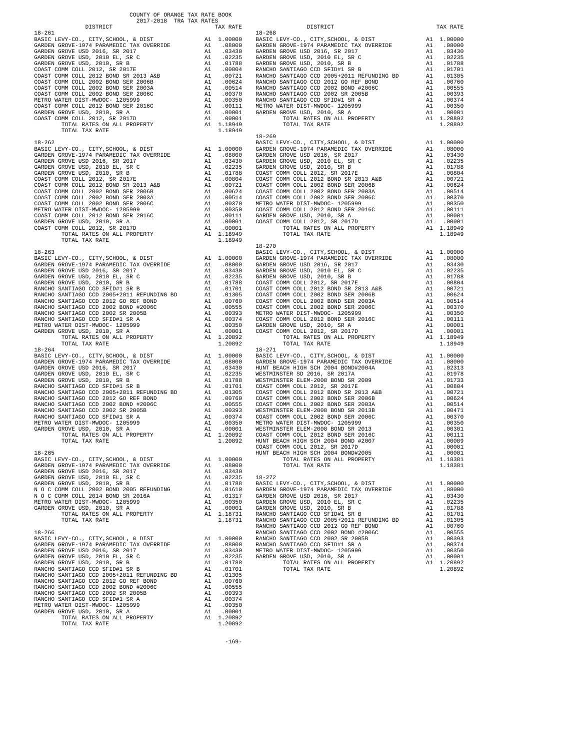COUNTY OF ORANGE TAX RATE BOOK
2017-2018 TRA TAX RATES

| DISTRICT | | TAX RATE |
|---|---|---|
| **18-261** | | |
| BASIC LEVY-CO., CITY,SCHOOL, & DIST | A1 | 1.00000 |
| GARDEN GROVE-1974 PARAMEDIC TAX OVERRIDE | A1 | .08000 |
| GARDEN GROVE USD 2016, SR 2017 | A1 | .03430 |
| GARDEN GROVE USD, 2010 EL, SR C | A1 | .02235 |
| GARDEN GROVE USD, 2010, SR B | A1 | .01788 |
| COAST COMM COLL 2012, SR 2017E | A1 | .00804 |
| COAST COMM COLL 2012 BOND SR 2013 A&B | A1 | .00721 |
| COAST COMM COLL 2002 BOND SER 2006B | A1 | .00624 |
| COAST COMM COLL 2002 BOND SER 2003A | A1 | .00514 |
| COAST COMM COLL 2002 BOND SER 2006C | A1 | .00370 |
| METRO WATER DIST-MWDOC- 1205999 | A1 | .00350 |
| COAST COMM COLL 2012 BOND SER 2016C | A1 | .00111 |
| GARDEN GROVE USD, 2010, SR A | A1 | .00001 |
| COAST COMM COLL 2012, SR 2017D | A1 | .00001 |
| TOTAL RATES ON ALL PROPERTY | A1 | 1.18949 |
| TOTAL TAX RATE | | 1.18949 |
| **18-262** | | |
| BASIC LEVY-CO., CITY,SCHOOL, & DIST | A1 | 1.00000 |
| GARDEN GROVE-1974 PARAMEDIC TAX OVERRIDE | A1 | .08000 |
| GARDEN GROVE USD 2016, SR 2017 | A1 | .03430 |
| GARDEN GROVE USD, 2010 EL, SR C | A1 | .02235 |
| GARDEN GROVE USD, 2010, SR B | A1 | .01788 |
| COAST COMM COLL 2012, SR 2017E | A1 | .00804 |
| COAST COMM COLL 2012 BOND SR 2013 A&B | A1 | .00721 |
| COAST COMM COLL 2002 BOND SER 2006B | A1 | .00624 |
| COAST COMM COLL 2002 BOND SER 2003A | A1 | .00514 |
| COAST COMM COLL 2002 BOND SER 2006C | A1 | .00370 |
| METRO WATER DIST-MWDOC- 1205999 | A1 | .00350 |
| COAST COMM COLL 2012 BOND SER 2016C | A1 | .00111 |
| GARDEN GROVE USD, 2010, SR A | A1 | .00001 |
| COAST COMM COLL 2012, SR 2017D | A1 | .00001 |
| TOTAL RATES ON ALL PROPERTY | A1 | 1.18949 |
| TOTAL TAX RATE | | 1.18949 |
| **18-263** | | |
| BASIC LEVY-CO., CITY,SCHOOL, & DIST | A1 | 1.00000 |
| GARDEN GROVE-1974 PARAMEDIC TAX OVERRIDE | A1 | .08000 |
| GARDEN GROVE USD 2016, SR 2017 | A1 | .03430 |
| GARDEN GROVE USD, 2010 EL, SR C | A1 | .02235 |
| GARDEN GROVE USD, 2010, SR B | A1 | .01788 |
| RANCHO SANTIAGO CCD SFID#1 SR B | A1 | .01701 |
| RANCHO SANTIAGO CCD 2005+2011 REFUNDING BD | A1 | .01305 |
| RANCHO SANTIAGO CCD 2012 GO REF BOND | A1 | .00760 |
| RANCHO SANTIAGO CCD 2002 BOND #2006C | A1 | .00555 |
| RANCHO SANTIAGO CCD 2002 SR 2005B | A1 | .00393 |
| RANCHO SANTIAGO CCD SFID#1 SR A | A1 | .00374 |
| METRO WATER DIST-MWDOC- 1205999 | A1 | .00350 |
| GARDEN GROVE USD, 2010, SR A | A1 | .00001 |
| TOTAL RATES ON ALL PROPERTY | A1 | 1.20892 |
| TOTAL TAX RATE | | 1.20892 |
| **18-264** | | |
| BASIC LEVY-CO., CITY,SCHOOL, & DIST | A1 | 1.00000 |
| GARDEN GROVE-1974 PARAMEDIC TAX OVERRIDE | A1 | .08000 |
| GARDEN GROVE USD 2016, SR 2017 | A1 | .03430 |
| GARDEN GROVE USD, 2010 EL, SR C | A1 | .02235 |
| GARDEN GROVE USD, 2010, SR B | A1 | .01788 |
| RANCHO SANTIAGO CCD SFID#1 SR B | A1 | .01701 |
| RANCHO SANTIAGO CCD 2005+2011 REFUNDING BD | A1 | .01305 |
| RANCHO SANTIAGO CCD 2012 GO REF BOND | A1 | .00760 |
| RANCHO SANTIAGO CCD 2002 BOND #2006C | A1 | .00555 |
| RANCHO SANTIAGO CCD 2002 SR 2005B | A1 | .00393 |
| RANCHO SANTIAGO CCD SFID#1 SR A | A1 | .00374 |
| METRO WATER DIST-MWDOC- 1205999 | A1 | .00350 |
| GARDEN GROVE USD, 2010, SR A | A1 | .00001 |
| TOTAL RATES ON ALL PROPERTY | A1 | 1.20892 |
| TOTAL TAX RATE | | 1.20892 |
| **18-265** | | |
| BASIC LEVY-CO., CITY,SCHOOL, & DIST | A1 | 1.00000 |
| GARDEN GROVE-1974 PARAMEDIC TAX OVERRIDE | A1 | .08000 |
| GARDEN GROVE USD 2016, SR 2017 | A1 | .03430 |
| GARDEN GROVE USD, 2010 EL, SR C | A1 | .02235 |
| GARDEN GROVE USD, 2010, SR B | A1 | .01788 |
| N O C COMM COLL 2002 BOND 2005 REFUNDING | A1 | .01610 |
| N O C COMM COLL 2014 BOND SR 2016A | A1 | .01317 |
| METRO WATER DIST-MWDOC- 1205999 | A1 | .00350 |
| GARDEN GROVE USD, 2010, SR A | A1 | .00001 |
| TOTAL RATES ON ALL PROPERTY | A1 | 1.18731 |
| TOTAL TAX RATE | | 1.18731 |
| **18-266** | | |
| BASIC LEVY-CO., CITY,SCHOOL, & DIST | A1 | 1.00000 |
| GARDEN GROVE-1974 PARAMEDIC TAX OVERRIDE | A1 | .08000 |
| GARDEN GROVE USD 2016, SR 2017 | A1 | .03430 |
| GARDEN GROVE USD, 2010 EL, SR C | A1 | .02235 |
| GARDEN GROVE USD, 2010, SR B | A1 | .01788 |
| RANCHO SANTIAGO CCD SFID#1 SR B | A1 | .01701 |
| RANCHO SANTIAGO CCD 2005+2011 REFUNDING BD | A1 | .01305 |
| RANCHO SANTIAGO CCD 2012 GO REF BOND | A1 | .00760 |
| RANCHO SANTIAGO CCD 2002 BOND #2006C | A1 | .00555 |
| RANCHO SANTIAGO CCD 2002 SR 2005B | A1 | .00393 |
| RANCHO SANTIAGO CCD SFID#1 SR A | A1 | .00374 |
| METRO WATER DIST-MWDOC- 1205999 | A1 | .00350 |
| GARDEN GROVE USD, 2010, SR A | A1 | .00001 |
| TOTAL RATES ON ALL PROPERTY | A1 | 1.20892 |
| TOTAL TAX RATE | | 1.20892 |
| **18-268** | | |
| BASIC LEVY-CO., CITY,SCHOOL, & DIST | A1 | 1.00000 |
| GARDEN GROVE-1974 PARAMEDIC TAX OVERRIDE | A1 | .08000 |
| GARDEN GROVE USD 2016, SR 2017 | A1 | .03430 |
| GARDEN GROVE USD, 2010 EL, SR C | A1 | .02235 |
| GARDEN GROVE USD, 2010, SR B | A1 | .01788 |
| RANCHO SANTIAGO CCD SFID#1 SR B | A1 | .01701 |
| RANCHO SANTIAGO CCD 2005+2011 REFUNDING BD | A1 | .01305 |
| RANCHO SANTIAGO CCD 2012 GO REF BOND | A1 | .00760 |
| RANCHO SANTIAGO CCD 2002 BOND #2006C | A1 | .00555 |
| RANCHO SANTIAGO CCD 2002 SR 2005B | A1 | .00393 |
| RANCHO SANTIAGO CCD SFID#1 SR A | A1 | .00374 |
| METRO WATER DIST-MWDOC- 1205999 | A1 | .00350 |
| GARDEN GROVE USD, 2010, SR A | A1 | .00001 |
| TOTAL RATES ON ALL PROPERTY | A1 | 1.20892 |
| TOTAL TAX RATE | | 1.20892 |
| **18-269** | | |
| BASIC LEVY-CO., CITY,SCHOOL, & DIST | A1 | 1.00000 |
| GARDEN GROVE-1974 PARAMEDIC TAX OVERRIDE | A1 | .08000 |
| GARDEN GROVE USD 2016, SR 2017 | A1 | .03430 |
| GARDEN GROVE USD, 2010 EL, SR C | A1 | .02235 |
| GARDEN GROVE USD, 2010, SR B | A1 | .01788 |
| COAST COMM COLL 2012, SR 2017E | A1 | .00804 |
| COAST COMM COLL 2012 BOND SR 2013 A&B | A1 | .00721 |
| COAST COMM COLL 2002 BOND SER 2006B | A1 | .00624 |
| COAST COMM COLL 2002 BOND SER 2003A | A1 | .00514 |
| COAST COMM COLL 2002 BOND SER 2006C | A1 | .00370 |
| METRO WATER DIST-MWDOC- 1205999 | A1 | .00350 |
| COAST COMM COLL 2012 BOND SER 2016C | A1 | .00111 |
| GARDEN GROVE USD, 2010, SR A | A1 | .00001 |
| COAST COMM COLL 2012, SR 2017D | A1 | .00001 |
| TOTAL RATES ON ALL PROPERTY | A1 | 1.18949 |
| TOTAL TAX RATE | | 1.18949 |
| **18-270** | | |
| BASIC LEVY-CO., CITY,SCHOOL, & DIST | A1 | 1.00000 |
| GARDEN GROVE-1974 PARAMEDIC TAX OVERRIDE | A1 | .08000 |
| GARDEN GROVE USD 2016, SR 2017 | A1 | .03430 |
| GARDEN GROVE USD, 2010 EL, SR C | A1 | .02235 |
| GARDEN GROVE USD, 2010, SR B | A1 | .01788 |
| COAST COMM COLL 2012, SR 2017E | A1 | .00804 |
| COAST COMM COLL 2012 BOND SR 2013 A&B | A1 | .00721 |
| COAST COMM COLL 2002 BOND SER 2006B | A1 | .00624 |
| COAST COMM COLL 2002 BOND SER 2003A | A1 | .00514 |
| COAST COMM COLL 2002 BOND SER 2006C | A1 | .00370 |
| METRO WATER DIST-MWDOC- 1205999 | A1 | .00350 |
| COAST COMM COLL 2012 BOND SER 2016C | A1 | .00111 |
| GARDEN GROVE USD, 2010, SR A | A1 | .00001 |
| COAST COMM COLL 2012, SR 2017D | A1 | .00001 |
| TOTAL RATES ON ALL PROPERTY | A1 | 1.18949 |
| TOTAL TAX RATE | | 1.18949 |
| **18-271** | | |
| BASIC LEVY-CO., CITY,SCHOOL, & DIST | A1 | 1.00000 |
| GARDEN GROVE-1974 PARAMEDIC TAX OVERRIDE | A1 | .08000 |
| HUNT BEACH HIGH SCH 2004 BOND#2004A | A1 | .02313 |
| WESTMINSTER SD 2016, SR 2017A | A1 | .01978 |
| WESTMINSTER ELEM-2008 BOND SR 2009 | A1 | .01733 |
| COAST COMM COLL 2012, SR 2017E | A1 | .00804 |
| COAST COMM COLL 2012 BOND SR 2013 A&B | A1 | .00721 |
| COAST COMM COLL 2002 BOND SER 2006B | A1 | .00624 |
| COAST COMM COLL 2002 BOND SER 2003A | A1 | .00514 |
| WESTMINSTER ELEM-2008 BOND SR 2013B | A1 | .00471 |
| COAST COMM COLL 2002 BOND SER 2006C | A1 | .00370 |
| METRO WATER DIST-MWDOC- 1205999 | A1 | .00350 |
| WESTMINSTER ELEM-2008 BOND SR 2013 | A1 | .00301 |
| COAST COMM COLL 2012 BOND SER 2016C | A1 | .00111 |
| HUNT BEACH HIGH SCH 2004 BOND #2007 | A1 | .00089 |
| COAST COMM COLL 2012, SR 2017D | A1 | .00001 |
| HUNT BEACH HIGH SCH 2004 BOND#2005 | A1 | .00001 |
| TOTAL RATES ON ALL PROPERTY | A1 | 1.18381 |
| TOTAL TAX RATE | | 1.18381 |
| **18-272** | | |
| BASIC LEVY-CO., CITY,SCHOOL, & DIST | A1 | 1.00000 |
| GARDEN GROVE-1974 PARAMEDIC TAX OVERRIDE | A1 | .08000 |
| GARDEN GROVE USD 2016, SR 2017 | A1 | .03430 |
| GARDEN GROVE USD, 2010 EL, SR C | A1 | .02235 |
| GARDEN GROVE USD, 2010, SR B | A1 | .01788 |
| RANCHO SANTIAGO CCD SFID#1 SR B | A1 | .01701 |
| RANCHO SANTIAGO CCD 2005+2011 REFUNDING BD | A1 | .01305 |
| RANCHO SANTIAGO CCD 2012 GO REF BOND | A1 | .00760 |
| RANCHO SANTIAGO CCD 2002 BOND #2006C | A1 | .00555 |
| RANCHO SANTIAGO CCD 2002 SR 2005B | A1 | .00393 |
| RANCHO SANTIAGO CCD SFID#1 SR A | A1 | .00374 |
| METRO WATER DIST-MWDOC- 1205999 | A1 | .00350 |
| GARDEN GROVE USD, 2010, SR A | A1 | .00001 |
| TOTAL RATES ON ALL PROPERTY | A1 | 1.20892 |
| TOTAL TAX RATE | | 1.20892 |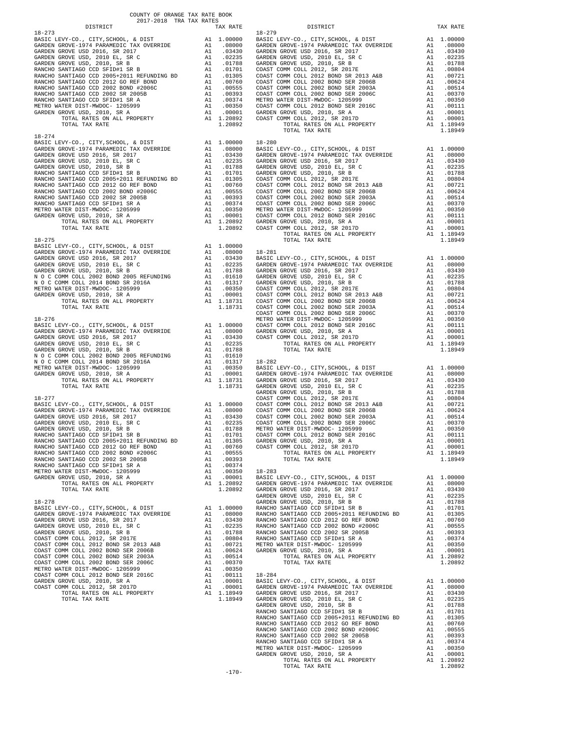COUNTY OF ORANGE TAX RATE BOOK
2017-2018 TRA TAX RATES

| DISTRICT | | TAX RATE |
|---|---|---|
| **18-273** | | |
| BASIC LEVY-CO., CITY,SCHOOL, & DIST | A1 | 1.00000 |
| GARDEN GROVE-1974 PARAMEDIC TAX OVERRIDE | A1 | .08000 |
| GARDEN GROVE USD 2016, SR 2017 | A1 | .03430 |
| GARDEN GROVE USD, 2010 EL, SR C | A1 | .02235 |
| GARDEN GROVE USD, 2010, SR B | A1 | .01788 |
| RANCHO SANTIAGO CCD SFID#1 SR B | A1 | .01701 |
| RANCHO SANTIAGO CCD 2005+2011 REFUNDING BD | A1 | .01305 |
| RANCHO SANTIAGO CCD 2012 GO REF BOND | A1 | .00760 |
| RANCHO SANTIAGO CCD 2002 BOND #2006C | A1 | .00555 |
| RANCHO SANTIAGO CCD 2002 SR 2005B | A1 | .00393 |
| RANCHO SANTIAGO CCD SFID#1 SR A | A1 | .00374 |
| METRO WATER DIST-MWDOC- 1205999 | A1 | .00350 |
| GARDEN GROVE USD, 2010, SR A | A1 | .00001 |
| TOTAL RATES ON ALL PROPERTY | A1 | 1.20892 |
| TOTAL TAX RATE | | 1.20892 |
| **18-274** | | |
| BASIC LEVY-CO., CITY,SCHOOL, & DIST | A1 | 1.00000 |
| GARDEN GROVE-1974 PARAMEDIC TAX OVERRIDE | A1 | .08000 |
| GARDEN GROVE USD 2016, SR 2017 | A1 | .03430 |
| GARDEN GROVE USD, 2010 EL, SR C | A1 | .02235 |
| GARDEN GROVE USD, 2010, SR B | A1 | .01788 |
| RANCHO SANTIAGO CCD SFID#1 SR B | A1 | .01701 |
| RANCHO SANTIAGO CCD 2005+2011 REFUNDING BD | A1 | .01305 |
| RANCHO SANTIAGO CCD 2012 GO REF BOND | A1 | .00760 |
| RANCHO SANTIAGO CCD 2002 BOND #2006C | A1 | .00555 |
| RANCHO SANTIAGO CCD 2002 SR 2005B | A1 | .00393 |
| RANCHO SANTIAGO CCD SFID#1 SR A | A1 | .00374 |
| METRO WATER DIST-MWDOC- 1205999 | A1 | .00350 |
| GARDEN GROVE USD, 2010, SR A | A1 | .00001 |
| TOTAL RATES ON ALL PROPERTY | A1 | 1.20892 |
| TOTAL TAX RATE | | 1.20892 |
| **18-275** | | |
| BASIC LEVY-CO., CITY,SCHOOL, & DIST | A1 | 1.00000 |
| GARDEN GROVE-1974 PARAMEDIC TAX OVERRIDE | A1 | .08000 |
| GARDEN GROVE USD 2016, SR 2017 | A1 | .03430 |
| GARDEN GROVE USD, 2010 EL, SR C | A1 | .02235 |
| GARDEN GROVE USD, 2010, SR B | A1 | .01788 |
| N O C COMM COLL 2002 BOND 2005 REFUNDING | A1 | .01610 |
| N O C COMM COLL 2014 BOND SR 2016A | A1 | .01317 |
| METRO WATER DIST-MWDOC- 1205999 | A1 | .00350 |
| GARDEN GROVE USD, 2010, SR A | A1 | .00001 |
| TOTAL RATES ON ALL PROPERTY | A1 | 1.18731 |
| TOTAL TAX RATE | | 1.18731 |
| **18-276** | | |
| BASIC LEVY-CO., CITY,SCHOOL, & DIST | A1 | 1.00000 |
| GARDEN GROVE-1974 PARAMEDIC TAX OVERRIDE | A1 | .08000 |
| GARDEN GROVE USD 2016, SR 2017 | A1 | .03430 |
| GARDEN GROVE USD, 2010 EL, SR C | A1 | .02235 |
| GARDEN GROVE USD, 2010, SR B | A1 | .01788 |
| N O C COMM COLL 2002 BOND 2005 REFUNDING | A1 | .01610 |
| N O C COMM COLL 2014 BOND SR 2016A | A1 | .01317 |
| METRO WATER DIST-MWDOC- 1205999 | A1 | .00350 |
| GARDEN GROVE USD, 2010, SR A | A1 | .00001 |
| TOTAL RATES ON ALL PROPERTY | A1 | 1.18731 |
| TOTAL TAX RATE | | 1.18731 |
| **18-277** | | |
| BASIC LEVY-CO., CITY,SCHOOL, & DIST | A1 | 1.00000 |
| GARDEN GROVE-1974 PARAMEDIC TAX OVERRIDE | A1 | .08000 |
| GARDEN GROVE USD 2016, SR 2017 | A1 | .03430 |
| GARDEN GROVE USD, 2010 EL, SR C | A1 | .02235 |
| GARDEN GROVE USD, 2010, SR B | A1 | .01788 |
| RANCHO SANTIAGO CCD SFID#1 SR B | A1 | .01701 |
| RANCHO SANTIAGO CCD 2005+2011 REFUNDING BD | A1 | .01305 |
| RANCHO SANTIAGO CCD 2012 GO REF BOND | A1 | .00760 |
| RANCHO SANTIAGO CCD 2002 BOND #2006C | A1 | .00555 |
| RANCHO SANTIAGO CCD 2002 SR 2005B | A1 | .00393 |
| RANCHO SANTIAGO CCD SFID#1 SR A | A1 | .00374 |
| METRO WATER DIST-MWDOC- 1205999 | A1 | .00350 |
| GARDEN GROVE USD, 2010, SR A | A1 | .00001 |
| TOTAL RATES ON ALL PROPERTY | A1 | 1.20892 |
| TOTAL TAX RATE | | 1.20892 |
| **18-278** | | |
| BASIC LEVY-CO., CITY,SCHOOL, & DIST | A1 | 1.00000 |
| GARDEN GROVE-1974 PARAMEDIC TAX OVERRIDE | A1 | .08000 |
| GARDEN GROVE USD 2016, SR 2017 | A1 | .03430 |
| GARDEN GROVE USD, 2010 EL, SR C | A1 | .02235 |
| GARDEN GROVE USD, 2010, SR B | A1 | .01788 |
| COAST COMM COLL 2012, SR 2017E | A1 | .00804 |
| COAST COMM COLL 2012 BOND SR 2013 A&B | A1 | .00721 |
| COAST COMM COLL 2002 BOND SER 2006B | A1 | .00624 |
| COAST COMM COLL 2002 BOND SER 2003A | A1 | .00514 |
| COAST COMM COLL 2002 BOND SER 2006C | A1 | .00370 |
| METRO WATER DIST-MWDOC- 1205999 | A1 | .00350 |
| COAST COMM COLL 2012 BOND SER 2016C | A1 | .00111 |
| GARDEN GROVE USD, 2010, SR A | A1 | .00001 |
| COAST COMM COLL 2012, SR 2017D | A1 | .00001 |
| TOTAL RATES ON ALL PROPERTY | A1 | 1.18949 |
| TOTAL TAX RATE | | 1.18949 |
| **18-279** | | |
| BASIC LEVY-CO., CITY,SCHOOL, & DIST | A1 | 1.00000 |
| GARDEN GROVE-1974 PARAMEDIC TAX OVERRIDE | A1 | .08000 |
| GARDEN GROVE USD 2016, SR 2017 | A1 | .03430 |
| GARDEN GROVE USD, 2010 EL, SR C | A1 | .02235 |
| GARDEN GROVE USD, 2010, SR B | A1 | .01788 |
| COAST COMM COLL 2012, SR 2017E | A1 | .00804 |
| COAST COMM COLL 2012 BOND SR 2013 A&B | A1 | .00721 |
| COAST COMM COLL 2002 BOND SER 2006B | A1 | .00624 |
| COAST COMM COLL 2002 BOND SER 2003A | A1 | .00514 |
| COAST COMM COLL 2002 BOND SER 2006C | A1 | .00370 |
| METRO WATER DIST-MWDOC- 1205999 | A1 | .00350 |
| COAST COMM COLL 2012 BOND SER 2016C | A1 | .00111 |
| GARDEN GROVE USD, 2010, SR A | A1 | .00001 |
| COAST COMM COLL 2012, SR 2017D | A1 | .00001 |
| TOTAL RATES ON ALL PROPERTY | A1 | 1.18949 |
| TOTAL TAX RATE | | 1.18949 |
| **18-280** | | |
| BASIC LEVY-CO., CITY,SCHOOL, & DIST | A1 | 1.00000 |
| GARDEN GROVE-1974 PARAMEDIC TAX OVERRIDE | A1 | .08000 |
| GARDEN GROVE USD 2016, SR 2017 | A1 | .03430 |
| GARDEN GROVE USD, 2010 EL, SR C | A1 | .02235 |
| GARDEN GROVE USD, 2010, SR B | A1 | .01788 |
| COAST COMM COLL 2012, SR 2017E | A1 | .00804 |
| COAST COMM COLL 2012 BOND SR 2013 A&B | A1 | .00721 |
| COAST COMM COLL 2002 BOND SER 2006B | A1 | .00624 |
| COAST COMM COLL 2002 BOND SER 2003A | A1 | .00514 |
| COAST COMM COLL 2002 BOND SER 2006C | A1 | .00370 |
| METRO WATER DIST-MWDOC- 1205999 | A1 | .00350 |
| COAST COMM COLL 2012 BOND SER 2016C | A1 | .00111 |
| GARDEN GROVE USD, 2010, SR A | A1 | .00001 |
| COAST COMM COLL 2012, SR 2017D | A1 | .00001 |
| TOTAL RATES ON ALL PROPERTY | A1 | 1.18949 |
| TOTAL TAX RATE | | 1.18949 |
| **18-281** | | |
| BASIC LEVY-CO., CITY,SCHOOL, & DIST | A1 | 1.00000 |
| GARDEN GROVE-1974 PARAMEDIC TAX OVERRIDE | A1 | .08000 |
| GARDEN GROVE USD 2016, SR 2017 | A1 | .03430 |
| GARDEN GROVE USD, 2010 EL, SR C | A1 | .02235 |
| GARDEN GROVE USD, 2010, SR B | A1 | .01788 |
| COAST COMM COLL 2012, SR 2017E | A1 | .00804 |
| COAST COMM COLL 2012 BOND SR 2013 A&B | A1 | .00721 |
| COAST COMM COLL 2002 BOND SER 2006B | A1 | .00624 |
| COAST COMM COLL 2002 BOND SER 2003A | A1 | .00514 |
| COAST COMM COLL 2002 BOND SER 2006C | A1 | .00370 |
| METRO WATER DIST-MWDOC- 1205999 | A1 | .00350 |
| COAST COMM COLL 2012 BOND SER 2016C | A1 | .00111 |
| GARDEN GROVE USD, 2010, SR A | A1 | .00001 |
| COAST COMM COLL 2012, SR 2017D | A1 | .00001 |
| TOTAL RATES ON ALL PROPERTY | A1 | 1.18949 |
| TOTAL TAX RATE | | 1.18949 |
| **18-282** | | |
| BASIC LEVY-CO., CITY,SCHOOL, & DIST | A1 | 1.00000 |
| GARDEN GROVE-1974 PARAMEDIC TAX OVERRIDE | A1 | .08000 |
| GARDEN GROVE USD 2016, SR 2017 | A1 | .03430 |
| GARDEN GROVE USD, 2010 EL, SR C | A1 | .02235 |
| GARDEN GROVE USD, 2010, SR B | A1 | .01788 |
| COAST COMM COLL 2012, SR 2017E | A1 | .00804 |
| COAST COMM COLL 2012 BOND SR 2013 A&B | A1 | .00721 |
| COAST COMM COLL 2002 BOND SER 2006B | A1 | .00624 |
| COAST COMM COLL 2002 BOND SER 2003A | A1 | .00514 |
| COAST COMM COLL 2002 BOND SER 2006C | A1 | .00370 |
| METRO WATER DIST-MWDOC- 1205999 | A1 | .00350 |
| COAST COMM COLL 2012 BOND SER 2016C | A1 | .00111 |
| GARDEN GROVE USD, 2010, SR A | A1 | .00001 |
| COAST COMM COLL 2012, SR 2017D | A1 | .00001 |
| TOTAL RATES ON ALL PROPERTY | A1 | 1.18949 |
| TOTAL TAX RATE | | 1.18949 |
| **18-283** | | |
| BASIC LEVY-CO., CITY,SCHOOL, & DIST | A1 | 1.00000 |
| GARDEN GROVE-1974 PARAMEDIC TAX OVERRIDE | A1 | .08000 |
| GARDEN GROVE USD 2016, SR 2017 | A1 | .03430 |
| GARDEN GROVE USD, 2010 EL, SR C | A1 | .02235 |
| GARDEN GROVE USD, 2010, SR B | A1 | .01788 |
| RANCHO SANTIAGO CCD SFID#1 SR B | A1 | .01701 |
| RANCHO SANTIAGO CCD 2005+2011 REFUNDING BD | A1 | .01305 |
| RANCHO SANTIAGO CCD 2012 GO REF BOND | A1 | .00760 |
| RANCHO SANTIAGO CCD 2002 BOND #2006C | A1 | .00555 |
| RANCHO SANTIAGO CCD 2002 SR 2005B | A1 | .00393 |
| RANCHO SANTIAGO CCD SFID#1 SR A | A1 | .00374 |
| METRO WATER DIST-MWDOC- 1205999 | A1 | .00350 |
| GARDEN GROVE USD, 2010, SR A | A1 | .00001 |
| TOTAL RATES ON ALL PROPERTY | A1 | 1.20892 |
| TOTAL TAX RATE | | 1.20892 |
| **18-284** | | |
| BASIC LEVY-CO., CITY,SCHOOL, & DIST | A1 | 1.00000 |
| GARDEN GROVE-1974 PARAMEDIC TAX OVERRIDE | A1 | .08000 |
| GARDEN GROVE USD 2016, SR 2017 | A1 | .03430 |
| GARDEN GROVE USD, 2010 EL, SR C | A1 | .02235 |
| GARDEN GROVE USD, 2010, SR B | A1 | .01788 |
| RANCHO SANTIAGO CCD SFID#1 SR B | A1 | .01701 |
| RANCHO SANTIAGO CCD 2005+2011 REFUNDING BD | A1 | .01305 |
| RANCHO SANTIAGO CCD 2012 GO REF BOND | A1 | .00760 |
| RANCHO SANTIAGO CCD 2002 BOND #2006C | A1 | .00555 |
| RANCHO SANTIAGO CCD 2002 SR 2005B | A1 | .00393 |
| RANCHO SANTIAGO CCD SFID#1 SR A | A1 | .00374 |
| METRO WATER DIST-MWDOC- 1205999 | A1 | .00350 |
| GARDEN GROVE USD, 2010, SR A | A1 | .00001 |
| TOTAL RATES ON ALL PROPERTY | A1 | 1.20892 |
| TOTAL TAX RATE | | 1.20892 |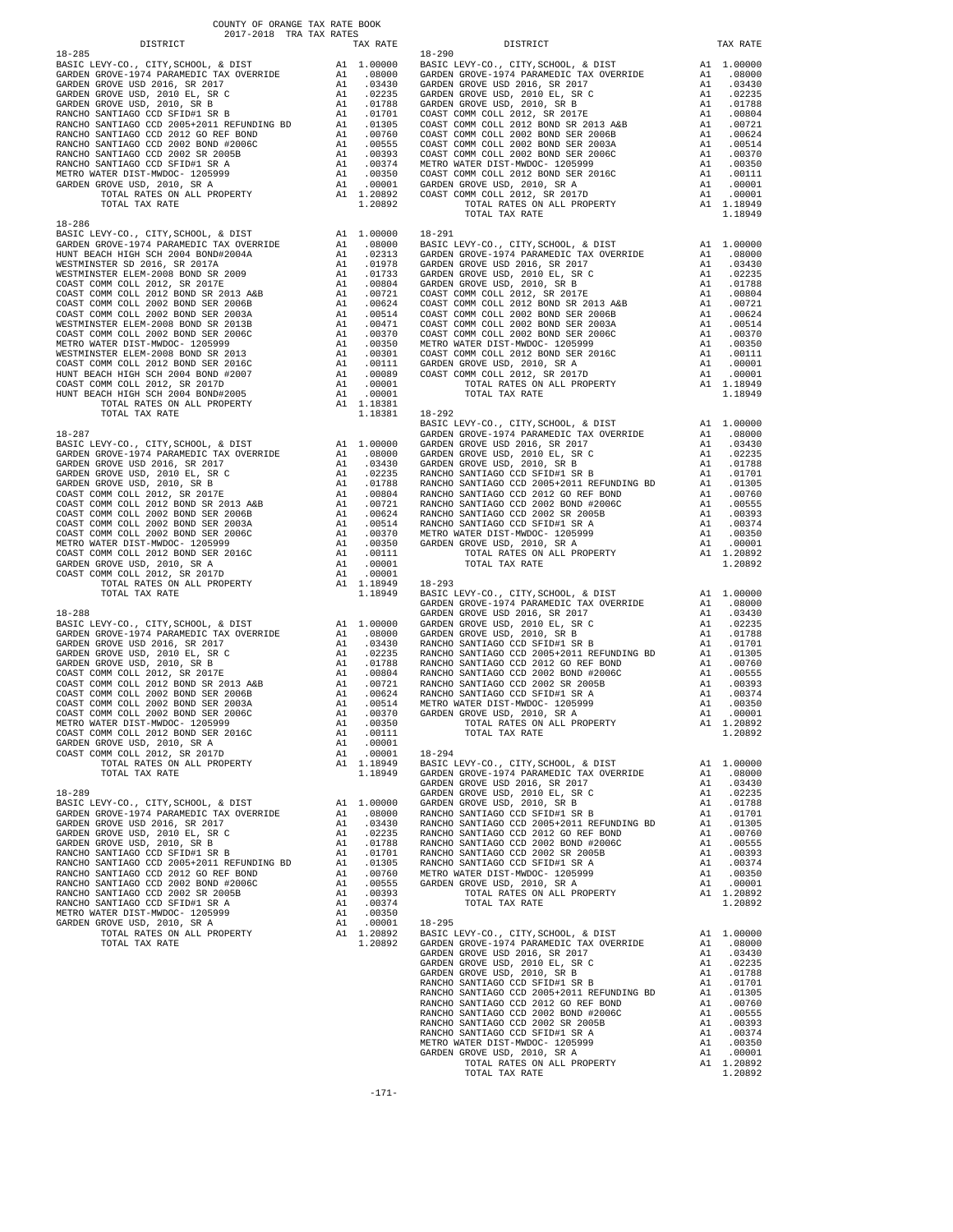COUNTY OF ORANGE TAX RATE BOOK
2017-2018 TRA TAX RATES

| DISTRICT | | TAX RATE |
|---|---|---|
| **18-285** | | |
| BASIC LEVY-CO., CITY,SCHOOL, & DIST | A1 | 1.00000 |
| GARDEN GROVE-1974 PARAMEDIC TAX OVERRIDE | A1 | .08000 |
| GARDEN GROVE USD 2016, SR 2017 | A1 | .03430 |
| GARDEN GROVE USD, 2010 EL, SR C | A1 | .02235 |
| GARDEN GROVE USD, 2010, SR B | A1 | .01788 |
| RANCHO SANTIAGO CCD SFID#1 SR B | A1 | .01701 |
| RANCHO SANTIAGO CCD 2005+2011 REFUNDING BD | A1 | .01305 |
| RANCHO SANTIAGO CCD 2012 GO REF BOND | A1 | .00760 |
| RANCHO SANTIAGO CCD 2002 BOND #2006C | A1 | .00555 |
| RANCHO SANTIAGO CCD 2002 SR 2005B | A1 | .00393 |
| RANCHO SANTIAGO CCD SFID#1 SR A | A1 | .00374 |
| METRO WATER DIST-MWDOC- 1205999 | A1 | .00350 |
| GARDEN GROVE USD, 2010, SR A | A1 | .00001 |
| TOTAL RATES ON ALL PROPERTY | A1 | 1.20892 |
| TOTAL TAX RATE | | 1.20892 |
| **18-286** | | |
| BASIC LEVY-CO., CITY,SCHOOL, & DIST | A1 | 1.00000 |
| GARDEN GROVE-1974 PARAMEDIC TAX OVERRIDE | A1 | .08000 |
| HUNT BEACH HIGH SCH 2004 BOND#2004A | A1 | .02313 |
| WESTMINSTER SD 2016, SR 2017A | A1 | .01978 |
| WESTMINSTER ELEM-2008 BOND SR 2009 | A1 | .01733 |
| COAST COMM COLL 2012, SR 2017E | A1 | .00804 |
| COAST COMM COLL 2012 BOND SR 2013 A&B | A1 | .00721 |
| COAST COMM COLL 2002 BOND SER 2006B | A1 | .00624 |
| COAST COMM COLL 2002 BOND SER 2003A | A1 | .00514 |
| WESTMINSTER ELEM-2008 BOND SR 2013B | A1 | .00471 |
| COAST COMM COLL 2002 BOND SER 2006C | A1 | .00370 |
| METRO WATER DIST-MWDOC- 1205999 | A1 | .00350 |
| WESTMINSTER ELEM-2008 BOND SR 2013 | A1 | .00301 |
| COAST COMM COLL 2012 BOND SER 2016C | A1 | .00111 |
| HUNT BEACH HIGH SCH 2004 BOND #2007 | A1 | .00089 |
| COAST COMM COLL 2012, SR 2017D | A1 | .00001 |
| HUNT BEACH HIGH SCH 2004 BOND#2005 | A1 | .00001 |
| TOTAL RATES ON ALL PROPERTY | A1 | 1.18381 |
| TOTAL TAX RATE | | 1.18381 |
| **18-287** | | |
| BASIC LEVY-CO., CITY,SCHOOL, & DIST | A1 | 1.00000 |
| GARDEN GROVE-1974 PARAMEDIC TAX OVERRIDE | A1 | .08000 |
| GARDEN GROVE USD 2016, SR 2017 | A1 | .03430 |
| GARDEN GROVE USD, 2010 EL, SR C | A1 | .02235 |
| GARDEN GROVE USD, 2010, SR B | A1 | .01788 |
| COAST COMM COLL 2012, SR 2017E | A1 | .00804 |
| COAST COMM COLL 2012 BOND SR 2013 A&B | A1 | .00721 |
| COAST COMM COLL 2002 BOND SER 2006B | A1 | .00624 |
| COAST COMM COLL 2002 BOND SER 2003A | A1 | .00514 |
| COAST COMM COLL 2002 BOND SER 2006C | A1 | .00370 |
| METRO WATER DIST-MWDOC- 1205999 | A1 | .00350 |
| COAST COMM COLL 2012 BOND SER 2016C | A1 | .00111 |
| GARDEN GROVE USD, 2010, SR A | A1 | .00001 |
| COAST COMM COLL 2012, SR 2017D | A1 | .00001 |
| TOTAL RATES ON ALL PROPERTY | A1 | 1.18949 |
| TOTAL TAX RATE | | 1.18949 |
| **18-288** | | |
| BASIC LEVY-CO., CITY,SCHOOL, & DIST | A1 | 1.00000 |
| GARDEN GROVE-1974 PARAMEDIC TAX OVERRIDE | A1 | .08000 |
| GARDEN GROVE USD 2016, SR 2017 | A1 | .03430 |
| GARDEN GROVE USD, 2010 EL, SR C | A1 | .02235 |
| GARDEN GROVE USD, 2010, SR B | A1 | .01788 |
| COAST COMM COLL 2012, SR 2017E | A1 | .00804 |
| COAST COMM COLL 2012 BOND SR 2013 A&B | A1 | .00721 |
| COAST COMM COLL 2002 BOND SER 2006B | A1 | .00624 |
| COAST COMM COLL 2002 BOND SER 2003A | A1 | .00514 |
| COAST COMM COLL 2002 BOND SER 2006C | A1 | .00370 |
| METRO WATER DIST-MWDOC- 1205999 | A1 | .00350 |
| COAST COMM COLL 2012 BOND SER 2016C | A1 | .00111 |
| GARDEN GROVE USD, 2010, SR A | A1 | .00001 |
| COAST COMM COLL 2012, SR 2017D | A1 | .00001 |
| TOTAL RATES ON ALL PROPERTY | A1 | 1.18949 |
| TOTAL TAX RATE | | 1.18949 |
| **18-289** | | |
| BASIC LEVY-CO., CITY,SCHOOL, & DIST | A1 | 1.00000 |
| GARDEN GROVE-1974 PARAMEDIC TAX OVERRIDE | A1 | .08000 |
| GARDEN GROVE USD 2016, SR 2017 | A1 | .03430 |
| GARDEN GROVE USD, 2010 EL, SR C | A1 | .02235 |
| GARDEN GROVE USD, 2010, SR B | A1 | .01788 |
| RANCHO SANTIAGO CCD SFID#1 SR B | A1 | .01701 |
| RANCHO SANTIAGO CCD 2005+2011 REFUNDING BD | A1 | .01305 |
| RANCHO SANTIAGO CCD 2012 GO REF BOND | A1 | .00760 |
| RANCHO SANTIAGO CCD 2002 BOND #2006C | A1 | .00555 |
| RANCHO SANTIAGO CCD 2002 SR 2005B | A1 | .00393 |
| RANCHO SANTIAGO CCD SFID#1 SR A | A1 | .00374 |
| METRO WATER DIST-MWDOC- 1205999 | A1 | .00350 |
| GARDEN GROVE USD, 2010, SR A | A1 | .00001 |
| TOTAL RATES ON ALL PROPERTY | A1 | 1.20892 |
| TOTAL TAX RATE | | 1.20892 |
| **18-290** | | |
| BASIC LEVY-CO., CITY,SCHOOL, & DIST | A1 | 1.00000 |
| GARDEN GROVE-1974 PARAMEDIC TAX OVERRIDE | A1 | .08000 |
| GARDEN GROVE USD 2016, SR 2017 | A1 | .03430 |
| GARDEN GROVE USD, 2010 EL, SR C | A1 | .02235 |
| GARDEN GROVE USD, 2010, SR B | A1 | .01788 |
| COAST COMM COLL 2012, SR 2017E | A1 | .00804 |
| COAST COMM COLL 2012 BOND SR 2013 A&B | A1 | .00721 |
| COAST COMM COLL 2002 BOND SER 2006B | A1 | .00624 |
| COAST COMM COLL 2002 BOND SER 2003A | A1 | .00514 |
| COAST COMM COLL 2002 BOND SER 2006C | A1 | .00370 |
| METRO WATER DIST-MWDOC- 1205999 | A1 | .00350 |
| COAST COMM COLL 2012 BOND SER 2016C | A1 | .00111 |
| GARDEN GROVE USD, 2010, SR A | A1 | .00001 |
| COAST COMM COLL 2012, SR 2017D | A1 | .00001 |
| TOTAL RATES ON ALL PROPERTY | A1 | 1.18949 |
| TOTAL TAX RATE | | 1.18949 |
| **18-291** | | |
| BASIC LEVY-CO., CITY,SCHOOL, & DIST | A1 | 1.00000 |
| GARDEN GROVE-1974 PARAMEDIC TAX OVERRIDE | A1 | .08000 |
| GARDEN GROVE USD 2016, SR 2017 | A1 | .03430 |
| GARDEN GROVE USD, 2010 EL, SR C | A1 | .02235 |
| GARDEN GROVE USD, 2010, SR B | A1 | .01788 |
| COAST COMM COLL 2012, SR 2017E | A1 | .00804 |
| COAST COMM COLL 2012 BOND SR 2013 A&B | A1 | .00721 |
| COAST COMM COLL 2002 BOND SER 2006B | A1 | .00624 |
| COAST COMM COLL 2002 BOND SER 2003A | A1 | .00514 |
| COAST COMM COLL 2002 BOND SER 2006C | A1 | .00370 |
| METRO WATER DIST-MWDOC- 1205999 | A1 | .00350 |
| COAST COMM COLL 2012 BOND SER 2016C | A1 | .00111 |
| GARDEN GROVE USD, 2010, SR A | A1 | .00001 |
| COAST COMM COLL 2012, SR 2017D | A1 | .00001 |
| TOTAL RATES ON ALL PROPERTY | A1 | 1.18949 |
| TOTAL TAX RATE | | 1.18949 |
| **18-292** | | |
| BASIC LEVY-CO., CITY,SCHOOL, & DIST | A1 | 1.00000 |
| GARDEN GROVE-1974 PARAMEDIC TAX OVERRIDE | A1 | .08000 |
| GARDEN GROVE USD 2016, SR 2017 | A1 | .03430 |
| GARDEN GROVE USD, 2010 EL, SR C | A1 | .02235 |
| GARDEN GROVE USD, 2010, SR B | A1 | .01788 |
| RANCHO SANTIAGO CCD SFID#1 SR B | A1 | .01701 |
| RANCHO SANTIAGO CCD 2005+2011 REFUNDING BD | A1 | .01305 |
| RANCHO SANTIAGO CCD 2012 GO REF BOND | A1 | .00760 |
| RANCHO SANTIAGO CCD 2002 BOND #2006C | A1 | .00555 |
| RANCHO SANTIAGO CCD 2002 SR 2005B | A1 | .00393 |
| RANCHO SANTIAGO CCD SFID#1 SR A | A1 | .00374 |
| METRO WATER DIST-MWDOC- 1205999 | A1 | .00350 |
| GARDEN GROVE USD, 2010, SR A | A1 | .00001 |
| TOTAL RATES ON ALL PROPERTY | A1 | 1.20892 |
| TOTAL TAX RATE | | 1.20892 |
| **18-293** | | |
| BASIC LEVY-CO., CITY,SCHOOL, & DIST | A1 | 1.00000 |
| GARDEN GROVE-1974 PARAMEDIC TAX OVERRIDE | A1 | .08000 |
| GARDEN GROVE USD 2016, SR 2017 | A1 | .03430 |
| GARDEN GROVE USD, 2010 EL, SR C | A1 | .02235 |
| GARDEN GROVE USD, 2010, SR B | A1 | .01788 |
| RANCHO SANTIAGO CCD SFID#1 SR B | A1 | .01701 |
| RANCHO SANTIAGO CCD 2005+2011 REFUNDING BD | A1 | .01305 |
| RANCHO SANTIAGO CCD 2012 GO REF BOND | A1 | .00760 |
| RANCHO SANTIAGO CCD 2002 BOND #2006C | A1 | .00555 |
| RANCHO SANTIAGO CCD 2002 SR 2005B | A1 | .00393 |
| RANCHO SANTIAGO CCD SFID#1 SR A | A1 | .00374 |
| METRO WATER DIST-MWDOC- 1205999 | A1 | .00350 |
| GARDEN GROVE USD, 2010, SR A | A1 | .00001 |
| TOTAL RATES ON ALL PROPERTY | A1 | 1.20892 |
| TOTAL TAX RATE | | 1.20892 |
| **18-294** | | |
| BASIC LEVY-CO., CITY,SCHOOL, & DIST | A1 | 1.00000 |
| GARDEN GROVE-1974 PARAMEDIC TAX OVERRIDE | A1 | .08000 |
| GARDEN GROVE USD 2016, SR 2017 | A1 | .03430 |
| GARDEN GROVE USD, 2010 EL, SR C | A1 | .02235 |
| GARDEN GROVE USD, 2010, SR B | A1 | .01788 |
| RANCHO SANTIAGO CCD SFID#1 SR B | A1 | .01701 |
| RANCHO SANTIAGO CCD 2005+2011 REFUNDING BD | A1 | .01305 |
| RANCHO SANTIAGO CCD 2012 GO REF BOND | A1 | .00760 |
| RANCHO SANTIAGO CCD 2002 BOND #2006C | A1 | .00555 |
| RANCHO SANTIAGO CCD 2002 SR 2005B | A1 | .00393 |
| RANCHO SANTIAGO CCD SFID#1 SR A | A1 | .00374 |
| METRO WATER DIST-MWDOC- 1205999 | A1 | .00350 |
| GARDEN GROVE USD, 2010, SR A | A1 | .00001 |
| TOTAL RATES ON ALL PROPERTY | A1 | 1.20892 |
| TOTAL TAX RATE | | 1.20892 |
| **18-295** | | |
| BASIC LEVY-CO., CITY,SCHOOL, & DIST | A1 | 1.00000 |
| GARDEN GROVE-1974 PARAMEDIC TAX OVERRIDE | A1 | .08000 |
| GARDEN GROVE USD 2016, SR 2017 | A1 | .03430 |
| GARDEN GROVE USD, 2010 EL, SR C | A1 | .02235 |
| GARDEN GROVE USD, 2010, SR B | A1 | .01788 |
| RANCHO SANTIAGO CCD SFID#1 SR B | A1 | .01701 |
| RANCHO SANTIAGO CCD 2005+2011 REFUNDING BD | A1 | .01305 |
| RANCHO SANTIAGO CCD 2012 GO REF BOND | A1 | .00760 |
| RANCHO SANTIAGO CCD 2002 BOND #2006C | A1 | .00555 |
| RANCHO SANTIAGO CCD 2002 SR 2005B | A1 | .00393 |
| RANCHO SANTIAGO CCD SFID#1 SR A | A1 | .00374 |
| METRO WATER DIST-MWDOC- 1205999 | A1 | .00350 |
| GARDEN GROVE USD, 2010, SR A | A1 | .00001 |
| TOTAL RATES ON ALL PROPERTY | A1 | 1.20892 |
| TOTAL TAX RATE | | 1.20892 |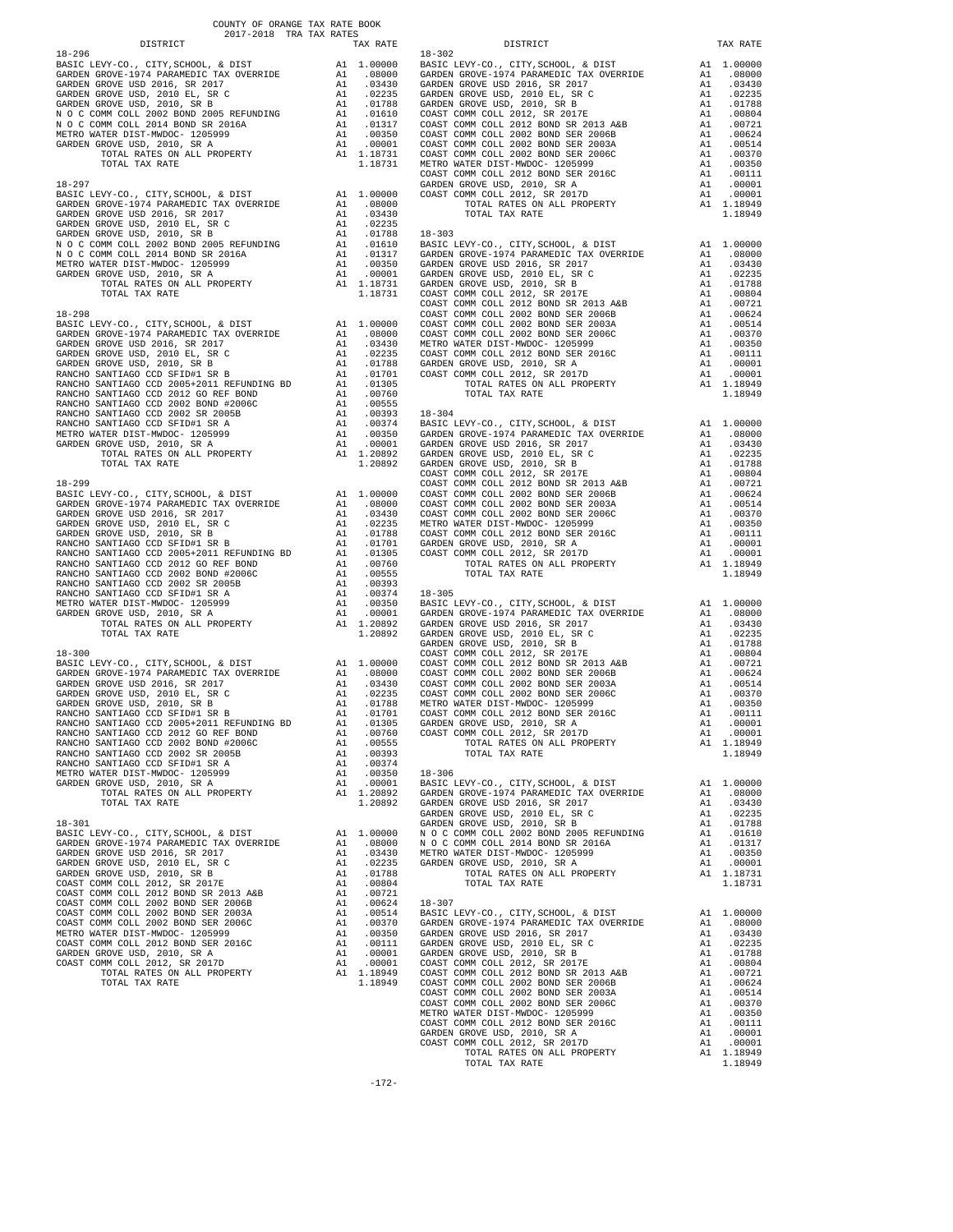COUNTY OF ORANGE TAX RATE BOOK
2017-2018 TRA TAX RATES

| DISTRICT | | TAX RATE |
|---|---|---|
| **18-296** | | |
| BASIC LEVY-CO., CITY,SCHOOL, & DIST | A1 | 1.00000 |
| GARDEN GROVE-1974 PARAMEDIC TAX OVERRIDE | A1 | .08000 |
| GARDEN GROVE USD 2016, SR 2017 | A1 | .03430 |
| GARDEN GROVE USD, 2010 EL, SR C | A1 | .02235 |
| GARDEN GROVE USD, 2010, SR B | A1 | .01788 |
| N O C COMM COLL 2002 BOND 2005 REFUNDING | A1 | .01610 |
| N O C COMM COLL 2014 BOND SR 2016A | A1 | .01317 |
| METRO WATER DIST-MWDOC- 1205999 | A1 | .00350 |
| GARDEN GROVE USD, 2010, SR A | A1 | .00001 |
| TOTAL RATES ON ALL PROPERTY | A1 | 1.18731 |
| TOTAL TAX RATE | | 1.18731 |
| **18-297** | | |
| BASIC LEVY-CO., CITY,SCHOOL, & DIST | A1 | 1.00000 |
| GARDEN GROVE-1974 PARAMEDIC TAX OVERRIDE | A1 | .08000 |
| GARDEN GROVE USD 2016, SR 2017 | A1 | .03430 |
| GARDEN GROVE USD, 2010 EL, SR C | A1 | .02235 |
| GARDEN GROVE USD, 2010, SR B | A1 | .01788 |
| N O C COMM COLL 2002 BOND 2005 REFUNDING | A1 | .01610 |
| N O C COMM COLL 2014 BOND SR 2016A | A1 | .01317 |
| METRO WATER DIST-MWDOC- 1205999 | A1 | .00350 |
| GARDEN GROVE USD, 2010, SR A | A1 | .00001 |
| TOTAL RATES ON ALL PROPERTY | A1 | 1.18731 |
| TOTAL TAX RATE | | 1.18731 |
| **18-298** | | |
| BASIC LEVY-CO., CITY,SCHOOL, & DIST | A1 | 1.00000 |
| GARDEN GROVE-1974 PARAMEDIC TAX OVERRIDE | A1 | .08000 |
| GARDEN GROVE USD 2016, SR 2017 | A1 | .03430 |
| GARDEN GROVE USD, 2010 EL, SR C | A1 | .02235 |
| GARDEN GROVE USD, 2010, SR B | A1 | .01788 |
| RANCHO SANTIAGO CCD SFID#1 SR B | A1 | .01701 |
| RANCHO SANTIAGO CCD 2005+2011 REFUNDING BD | A1 | .01305 |
| RANCHO SANTIAGO CCD 2012 GO REF BOND | A1 | .00760 |
| RANCHO SANTIAGO CCD 2002 BOND #2006C | A1 | .00555 |
| RANCHO SANTIAGO CCD 2002 SR 2005B | A1 | .00393 |
| RANCHO SANTIAGO CCD SFID#1 SR A | A1 | .00374 |
| METRO WATER DIST-MWDOC- 1205999 | A1 | .00350 |
| GARDEN GROVE USD, 2010, SR A | A1 | .00001 |
| TOTAL RATES ON ALL PROPERTY | A1 | 1.20892 |
| TOTAL TAX RATE | | 1.20892 |
| **18-299** | | |
| BASIC LEVY-CO., CITY,SCHOOL, & DIST | A1 | 1.00000 |
| GARDEN GROVE-1974 PARAMEDIC TAX OVERRIDE | A1 | .08000 |
| GARDEN GROVE USD 2016, SR 2017 | A1 | .03430 |
| GARDEN GROVE USD, 2010 EL, SR C | A1 | .02235 |
| GARDEN GROVE USD, 2010, SR B | A1 | .01788 |
| RANCHO SANTIAGO CCD SFID#1 SR B | A1 | .01701 |
| RANCHO SANTIAGO CCD 2005+2011 REFUNDING BD | A1 | .01305 |
| RANCHO SANTIAGO CCD 2012 GO REF BOND | A1 | .00760 |
| RANCHO SANTIAGO CCD 2002 BOND #2006C | A1 | .00555 |
| RANCHO SANTIAGO CCD 2002 SR 2005B | A1 | .00393 |
| RANCHO SANTIAGO CCD SFID#1 SR A | A1 | .00374 |
| METRO WATER DIST-MWDOC- 1205999 | A1 | .00350 |
| GARDEN GROVE USD, 2010, SR A | A1 | .00001 |
| TOTAL RATES ON ALL PROPERTY | A1 | 1.20892 |
| TOTAL TAX RATE | | 1.20892 |
| **18-300** | | |
| BASIC LEVY-CO., CITY,SCHOOL, & DIST | A1 | 1.00000 |
| GARDEN GROVE-1974 PARAMEDIC TAX OVERRIDE | A1 | .08000 |
| GARDEN GROVE USD 2016, SR 2017 | A1 | .03430 |
| GARDEN GROVE USD, 2010 EL, SR C | A1 | .02235 |
| GARDEN GROVE USD, 2010, SR B | A1 | .01788 |
| RANCHO SANTIAGO CCD SFID#1 SR B | A1 | .01701 |
| RANCHO SANTIAGO CCD 2005+2011 REFUNDING BD | A1 | .01305 |
| RANCHO SANTIAGO CCD 2012 GO REF BOND | A1 | .00760 |
| RANCHO SANTIAGO CCD 2002 BOND #2006C | A1 | .00555 |
| RANCHO SANTIAGO CCD 2002 SR 2005B | A1 | .00393 |
| RANCHO SANTIAGO CCD SFID#1 SR A | A1 | .00374 |
| METRO WATER DIST-MWDOC- 1205999 | A1 | .00350 |
| GARDEN GROVE USD, 2010, SR A | A1 | .00001 |
| TOTAL RATES ON ALL PROPERTY | A1 | 1.20892 |
| TOTAL TAX RATE | | 1.20892 |
| **18-301** | | |
| BASIC LEVY-CO., CITY,SCHOOL, & DIST | A1 | 1.00000 |
| GARDEN GROVE-1974 PARAMEDIC TAX OVERRIDE | A1 | .08000 |
| GARDEN GROVE USD 2016, SR 2017 | A1 | .03430 |
| GARDEN GROVE USD, 2010 EL, SR C | A1 | .02235 |
| GARDEN GROVE USD, 2010, SR B | A1 | .01788 |
| COAST COMM COLL 2012, SR 2017E | A1 | .00804 |
| COAST COMM COLL 2012 BOND SR 2013 A&B | A1 | .00721 |
| COAST COMM COLL 2002 BOND SER 2006B | A1 | .00624 |
| COAST COMM COLL 2002 BOND SER 2003A | A1 | .00514 |
| COAST COMM COLL 2002 BOND SER 2006C | A1 | .00370 |
| METRO WATER DIST-MWDOC- 1205999 | A1 | .00350 |
| COAST COMM COLL 2012 BOND SER 2016C | A1 | .00111 |
| GARDEN GROVE USD, 2010, SR A | A1 | .00001 |
| COAST COMM COLL 2012, SR 2017D | A1 | .00001 |
| TOTAL RATES ON ALL PROPERTY | A1 | 1.18949 |
| TOTAL TAX RATE | | 1.18949 |
| **18-302** | | |
| BASIC LEVY-CO., CITY,SCHOOL, & DIST | A1 | 1.00000 |
| GARDEN GROVE-1974 PARAMEDIC TAX OVERRIDE | A1 | .08000 |
| GARDEN GROVE USD 2016, SR 2017 | A1 | .03430 |
| GARDEN GROVE USD, 2010 EL, SR C | A1 | .02235 |
| GARDEN GROVE USD, 2010, SR B | A1 | .01788 |
| COAST COMM COLL 2012, SR 2017E | A1 | .00804 |
| COAST COMM COLL 2012 BOND SR 2013 A&B | A1 | .00721 |
| COAST COMM COLL 2002 BOND SER 2006B | A1 | .00624 |
| COAST COMM COLL 2002 BOND SER 2003A | A1 | .00514 |
| COAST COMM COLL 2002 BOND SER 2006C | A1 | .00370 |
| METRO WATER DIST-MWDOC- 1205999 | A1 | .00350 |
| COAST COMM COLL 2012 BOND SER 2016C | A1 | .00111 |
| GARDEN GROVE USD, 2010, SR A | A1 | .00001 |
| COAST COMM COLL 2012, SR 2017D | A1 | .00001 |
| TOTAL RATES ON ALL PROPERTY | A1 | 1.18949 |
| TOTAL TAX RATE | | 1.18949 |
| **18-303** | | |
| BASIC LEVY-CO., CITY,SCHOOL, & DIST | A1 | 1.00000 |
| GARDEN GROVE-1974 PARAMEDIC TAX OVERRIDE | A1 | .08000 |
| GARDEN GROVE USD 2016, SR 2017 | A1 | .03430 |
| GARDEN GROVE USD, 2010 EL, SR C | A1 | .02235 |
| GARDEN GROVE USD, 2010, SR B | A1 | .01788 |
| COAST COMM COLL 2012, SR 2017E | A1 | .00804 |
| COAST COMM COLL 2012 BOND SR 2013 A&B | A1 | .00721 |
| COAST COMM COLL 2002 BOND SER 2006B | A1 | .00624 |
| COAST COMM COLL 2002 BOND SER 2003A | A1 | .00514 |
| COAST COMM COLL 2002 BOND SER 2006C | A1 | .00370 |
| METRO WATER DIST-MWDOC- 1205999 | A1 | .00350 |
| COAST COMM COLL 2012 BOND SER 2016C | A1 | .00111 |
| GARDEN GROVE USD, 2010, SR A | A1 | .00001 |
| COAST COMM COLL 2012, SR 2017D | A1 | .00001 |
| TOTAL RATES ON ALL PROPERTY | A1 | 1.18949 |
| TOTAL TAX RATE | | 1.18949 |
| **18-304** | | |
| BASIC LEVY-CO., CITY,SCHOOL, & DIST | A1 | 1.00000 |
| GARDEN GROVE-1974 PARAMEDIC TAX OVERRIDE | A1 | .08000 |
| GARDEN GROVE USD 2016, SR 2017 | A1 | .03430 |
| GARDEN GROVE USD, 2010 EL, SR C | A1 | .02235 |
| GARDEN GROVE USD, 2010, SR B | A1 | .01788 |
| COAST COMM COLL 2012, SR 2017E | A1 | .00804 |
| COAST COMM COLL 2012 BOND SR 2013 A&B | A1 | .00721 |
| COAST COMM COLL 2002 BOND SER 2006B | A1 | .00624 |
| COAST COMM COLL 2002 BOND SER 2003A | A1 | .00514 |
| COAST COMM COLL 2002 BOND SER 2006C | A1 | .00370 |
| METRO WATER DIST-MWDOC- 1205999 | A1 | .00350 |
| COAST COMM COLL 2012 BOND SER 2016C | A1 | .00111 |
| GARDEN GROVE USD, 2010, SR A | A1 | .00001 |
| COAST COMM COLL 2012, SR 2017D | A1 | .00001 |
| TOTAL RATES ON ALL PROPERTY | A1 | 1.18949 |
| TOTAL TAX RATE | | 1.18949 |
| **18-305** | | |
| BASIC LEVY-CO., CITY,SCHOOL, & DIST | A1 | 1.00000 |
| GARDEN GROVE-1974 PARAMEDIC TAX OVERRIDE | A1 | .08000 |
| GARDEN GROVE USD 2016, SR 2017 | A1 | .03430 |
| GARDEN GROVE USD, 2010 EL, SR C | A1 | .02235 |
| GARDEN GROVE USD, 2010, SR B | A1 | .01788 |
| COAST COMM COLL 2012, SR 2017E | A1 | .00804 |
| COAST COMM COLL 2012 BOND SR 2013 A&B | A1 | .00721 |
| COAST COMM COLL 2002 BOND SER 2006B | A1 | .00624 |
| COAST COMM COLL 2002 BOND SER 2003A | A1 | .00514 |
| COAST COMM COLL 2002 BOND SER 2006C | A1 | .00370 |
| METRO WATER DIST-MWDOC- 1205999 | A1 | .00350 |
| COAST COMM COLL 2012 BOND SER 2016C | A1 | .00111 |
| GARDEN GROVE USD, 2010, SR A | A1 | .00001 |
| COAST COMM COLL 2012, SR 2017D | A1 | .00001 |
| TOTAL RATES ON ALL PROPERTY | A1 | 1.18949 |
| TOTAL TAX RATE | | 1.18949 |
| **18-306** | | |
| BASIC LEVY-CO., CITY,SCHOOL, & DIST | A1 | 1.00000 |
| GARDEN GROVE-1974 PARAMEDIC TAX OVERRIDE | A1 | .08000 |
| GARDEN GROVE USD 2016, SR 2017 | A1 | .03430 |
| GARDEN GROVE USD, 2010 EL, SR C | A1 | .02235 |
| GARDEN GROVE USD, 2010, SR B | A1 | .01788 |
| N O C COMM COLL 2002 BOND 2005 REFUNDING | A1 | .01610 |
| N O C COMM COLL 2014 BOND SR 2016A | A1 | .01317 |
| METRO WATER DIST-MWDOC- 1205999 | A1 | .00350 |
| GARDEN GROVE USD, 2010, SR A | A1 | .00001 |
| TOTAL RATES ON ALL PROPERTY | A1 | 1.18731 |
| TOTAL TAX RATE | | 1.18731 |
| **18-307** | | |
| BASIC LEVY-CO., CITY,SCHOOL, & DIST | A1 | 1.00000 |
| GARDEN GROVE-1974 PARAMEDIC TAX OVERRIDE | A1 | .08000 |
| GARDEN GROVE USD 2016, SR 2017 | A1 | .03430 |
| GARDEN GROVE USD, 2010 EL, SR C | A1 | .02235 |
| GARDEN GROVE USD, 2010, SR B | A1 | .01788 |
| COAST COMM COLL 2012, SR 2017E | A1 | .00804 |
| COAST COMM COLL 2012 BOND SR 2013 A&B | A1 | .00721 |
| COAST COMM COLL 2002 BOND SER 2006B | A1 | .00624 |
| COAST COMM COLL 2002 BOND SER 2003A | A1 | .00514 |
| COAST COMM COLL 2002 BOND SER 2006C | A1 | .00370 |
| METRO WATER DIST-MWDOC- 1205999 | A1 | .00350 |
| COAST COMM COLL 2012 BOND SER 2016C | A1 | .00111 |
| GARDEN GROVE USD, 2010, SR A | A1 | .00001 |
| COAST COMM COLL 2012, SR 2017D | A1 | .00001 |
| TOTAL RATES ON ALL PROPERTY | A1 | 1.18949 |
| TOTAL TAX RATE | | 1.18949 |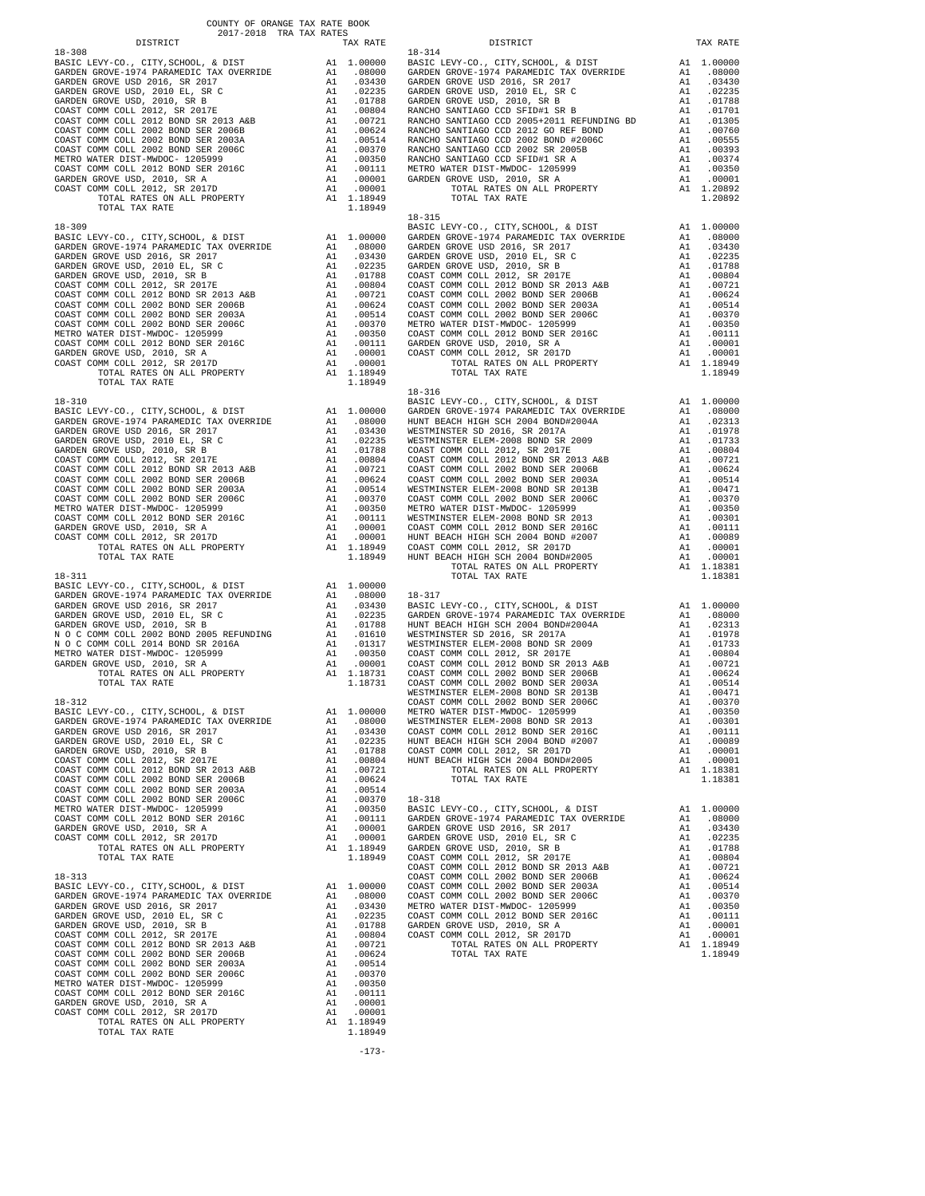COUNTY OF ORANGE TAX RATE BOOK
2017-2018 TRA TAX RATES

| DISTRICT | | TAX RATE |
|---|---|---|
| **18-308** | | |
| BASIC LEVY-CO., CITY,SCHOOL, & DIST | A1 | 1.00000 |
| GARDEN GROVE-1974 PARAMEDIC TAX OVERRIDE | A1 | .08000 |
| GARDEN GROVE USD 2016, SR 2017 | A1 | .03430 |
| GARDEN GROVE USD, 2010 EL, SR C | A1 | .02235 |
| GARDEN GROVE USD, 2010, SR B | A1 | .01788 |
| COAST COMM COLL 2012, SR 2017E | A1 | .00804 |
| COAST COMM COLL 2012 BOND SR 2013 A&B | A1 | .00721 |
| COAST COMM COLL 2002 BOND SER 2006B | A1 | .00624 |
| COAST COMM COLL 2002 BOND SER 2003A | A1 | .00514 |
| COAST COMM COLL 2002 BOND SER 2006C | A1 | .00370 |
| METRO WATER DIST-MWDOC- 1205999 | A1 | .00350 |
| COAST COMM COLL 2012 BOND SER 2016C | A1 | .00111 |
| GARDEN GROVE USD, 2010, SR A | A1 | .00001 |
| COAST COMM COLL 2012, SR 2017D | A1 | .00001 |
| TOTAL RATES ON ALL PROPERTY | A1 | 1.18949 |
| TOTAL TAX RATE | | 1.18949 |
| **18-309** | | |
| BASIC LEVY-CO., CITY,SCHOOL, & DIST | A1 | 1.00000 |
| GARDEN GROVE-1974 PARAMEDIC TAX OVERRIDE | A1 | .08000 |
| GARDEN GROVE USD 2016, SR 2017 | A1 | .03430 |
| GARDEN GROVE USD, 2010 EL, SR C | A1 | .02235 |
| GARDEN GROVE USD, 2010, SR B | A1 | .01788 |
| COAST COMM COLL 2012, SR 2017E | A1 | .00804 |
| COAST COMM COLL 2012 BOND SR 2013 A&B | A1 | .00721 |
| COAST COMM COLL 2002 BOND SER 2006B | A1 | .00624 |
| COAST COMM COLL 2002 BOND SER 2003A | A1 | .00514 |
| COAST COMM COLL 2002 BOND SER 2006C | A1 | .00370 |
| METRO WATER DIST-MWDOC- 1205999 | A1 | .00350 |
| COAST COMM COLL 2012 BOND SER 2016C | A1 | .00111 |
| GARDEN GROVE USD, 2010, SR A | A1 | .00001 |
| COAST COMM COLL 2012, SR 2017D | A1 | .00001 |
| TOTAL RATES ON ALL PROPERTY | A1 | 1.18949 |
| TOTAL TAX RATE | | 1.18949 |
| **18-310** | | |
| BASIC LEVY-CO., CITY,SCHOOL, & DIST | A1 | 1.00000 |
| GARDEN GROVE-1974 PARAMEDIC TAX OVERRIDE | A1 | .08000 |
| GARDEN GROVE USD 2016, SR 2017 | A1 | .03430 |
| GARDEN GROVE USD, 2010 EL, SR C | A1 | .02235 |
| GARDEN GROVE USD, 2010, SR B | A1 | .01788 |
| COAST COMM COLL 2012, SR 2017E | A1 | .00804 |
| COAST COMM COLL 2012 BOND SR 2013 A&B | A1 | .00721 |
| COAST COMM COLL 2002 BOND SER 2006B | A1 | .00624 |
| COAST COMM COLL 2002 BOND SER 2003A | A1 | .00514 |
| COAST COMM COLL 2002 BOND SER 2006C | A1 | .00370 |
| METRO WATER DIST-MWDOC- 1205999 | A1 | .00350 |
| COAST COMM COLL 2012 BOND SER 2016C | A1 | .00111 |
| GARDEN GROVE USD, 2010, SR A | A1 | .00001 |
| COAST COMM COLL 2012, SR 2017D | A1 | .00001 |
| TOTAL RATES ON ALL PROPERTY | A1 | 1.18949 |
| TOTAL TAX RATE | | 1.18949 |
| **18-311** | | |
| BASIC LEVY-CO., CITY,SCHOOL, & DIST | A1 | 1.00000 |
| GARDEN GROVE-1974 PARAMEDIC TAX OVERRIDE | A1 | .08000 |
| GARDEN GROVE USD 2016, SR 2017 | A1 | .03430 |
| GARDEN GROVE USD, 2010 EL, SR C | A1 | .02235 |
| GARDEN GROVE USD, 2010, SR B | A1 | .01788 |
| N O C COMM COLL 2002 BOND 2005 REFUNDING | A1 | .01610 |
| N O C COMM COLL 2014 BOND SER 2016A | A1 | .01317 |
| METRO WATER DIST-MWDOC- 1205999 | A1 | .00350 |
| GARDEN GROVE USD, 2010, SR A | A1 | .00001 |
| TOTAL RATES ON ALL PROPERTY | A1 | 1.18731 |
| TOTAL TAX RATE | | 1.18731 |
| **18-312** | | |
| BASIC LEVY-CO., CITY,SCHOOL, & DIST | A1 | 1.00000 |
| GARDEN GROVE-1974 PARAMEDIC TAX OVERRIDE | A1 | .08000 |
| GARDEN GROVE USD 2016, SR 2017 | A1 | .03430 |
| GARDEN GROVE USD, 2010 EL, SR C | A1 | .02235 |
| GARDEN GROVE USD, 2010, SR B | A1 | .01788 |
| COAST COMM COLL 2012, SR 2017E | A1 | .00804 |
| COAST COMM COLL 2012 BOND SR 2013 A&B | A1 | .00721 |
| COAST COMM COLL 2002 BOND SER 2006B | A1 | .00624 |
| COAST COMM COLL 2002 BOND SER 2003A | A1 | .00514 |
| COAST COMM COLL 2002 BOND SER 2006C | A1 | .00370 |
| METRO WATER DIST-MWDOC- 1205999 | A1 | .00350 |
| COAST COMM COLL 2012 BOND SER 2016C | A1 | .00111 |
| GARDEN GROVE USD, 2010, SR A | A1 | .00001 |
| COAST COMM COLL 2012, SR 2017D | A1 | .00001 |
| TOTAL RATES ON ALL PROPERTY | A1 | 1.18949 |
| TOTAL TAX RATE | | 1.18949 |
| **18-313** | | |
| BASIC LEVY-CO., CITY,SCHOOL, & DIST | A1 | 1.00000 |
| GARDEN GROVE-1974 PARAMEDIC TAX OVERRIDE | A1 | .08000 |
| GARDEN GROVE USD 2016, SR 2017 | A1 | .03430 |
| GARDEN GROVE USD, 2010 EL, SR C | A1 | .02235 |
| GARDEN GROVE USD, 2010, SR B | A1 | .01788 |
| COAST COMM COLL 2012, SR 2017E | A1 | .00804 |
| COAST COMM COLL 2012 BOND SR 2013 A&B | A1 | .00721 |
| COAST COMM COLL 2002 BOND SER 2006B | A1 | .00624 |
| COAST COMM COLL 2002 BOND SER 2003A | A1 | .00514 |
| COAST COMM COLL 2002 BOND SER 2006C | A1 | .00370 |
| METRO WATER DIST-MWDOC- 1205999 | A1 | .00350 |
| COAST COMM COLL 2012 BOND SER 2016C | A1 | .00111 |
| GARDEN GROVE USD, 2010, SR A | A1 | .00001 |
| COAST COMM COLL 2012, SR 2017D | A1 | .00001 |
| TOTAL RATES ON ALL PROPERTY | A1 | 1.18949 |
| TOTAL TAX RATE | | 1.18949 |
| **18-314** | | |
| BASIC LEVY-CO., CITY,SCHOOL, & DIST | A1 | 1.00000 |
| GARDEN GROVE-1974 PARAMEDIC TAX OVERRIDE | A1 | .08000 |
| GARDEN GROVE USD 2016, SR 2017 | A1 | .03430 |
| GARDEN GROVE USD, 2010 EL, SR C | A1 | .02235 |
| GARDEN GROVE USD, 2010, SR B | A1 | .01788 |
| RANCHO SANTIAGO CCD SFID#1 SR B | A1 | .01701 |
| RANCHO SANTIAGO CCD 2005+2011 REFUNDING BD | A1 | .01305 |
| RANCHO SANTIAGO CCD 2012 GO REF BOND | A1 | .00760 |
| RANCHO SANTIAGO CCD 2002 BOND #2006C | A1 | .00555 |
| RANCHO SANTIAGO CCD 2002 SR 2005B | A1 | .00393 |
| RANCHO SANTIAGO CCD SFID#1 SR A | A1 | .00374 |
| METRO WATER DIST-MWDOC- 1205999 | A1 | .00350 |
| GARDEN GROVE USD, 2010, SR A | A1 | .00001 |
| TOTAL RATES ON ALL PROPERTY | A1 | 1.20892 |
| TOTAL TAX RATE | | 1.20892 |
| **18-315** | | |
| BASIC LEVY-CO., CITY,SCHOOL, & DIST | A1 | 1.00000 |
| GARDEN GROVE-1974 PARAMEDIC TAX OVERRIDE | A1 | .08000 |
| GARDEN GROVE USD 2016, SR 2017 | A1 | .03430 |
| GARDEN GROVE USD, 2010 EL, SR C | A1 | .02235 |
| GARDEN GROVE USD, 2010, SR B | A1 | .01788 |
| COAST COMM COLL 2012, SR 2017E | A1 | .00804 |
| COAST COMM COLL 2012 BOND SR 2013 A&B | A1 | .00721 |
| COAST COMM COLL 2002 BOND SER 2006B | A1 | .00624 |
| COAST COMM COLL 2002 BOND SER 2003A | A1 | .00514 |
| COAST COMM COLL 2002 BOND SER 2006C | A1 | .00370 |
| METRO WATER DIST-MWDOC- 1205999 | A1 | .00350 |
| COAST COMM COLL 2012 BOND SER 2016C | A1 | .00111 |
| GARDEN GROVE USD, 2010, SR A | A1 | .00001 |
| COAST COMM COLL 2012, SR 2017D | A1 | .00001 |
| TOTAL RATES ON ALL PROPERTY | A1 | 1.18949 |
| TOTAL TAX RATE | | 1.18949 |
| **18-316** | | |
| BASIC LEVY-CO., CITY,SCHOOL, & DIST | A1 | 1.00000 |
| GARDEN GROVE-1974 PARAMEDIC TAX OVERRIDE | A1 | .08000 |
| HUNT BEACH HIGH SCH 2004 BOND#2004A | A1 | .02313 |
| WESTMINSTER SD 2016, SR 2017A | A1 | .01978 |
| WESTMINSTER ELEM-2008 BOND SER 2009 | A1 | .01733 |
| COAST COMM COLL 2012, SR 2017E | A1 | .00804 |
| COAST COMM COLL 2012 BOND SR 2013 A&B | A1 | .00721 |
| COAST COMM COLL 2002 BOND SER 2006B | A1 | .00624 |
| COAST COMM COLL 2002 BOND SER 2003A | A1 | .00514 |
| WESTMINSTER ELEM-2008 BOND SER 2013B | A1 | .00471 |
| COAST COMM COLL 2002 BOND SER 2006C | A1 | .00370 |
| METRO WATER DIST-MWDOC- 1205999 | A1 | .00350 |
| WESTMINSTER ELEM-2008 BOND SER 2013 | A1 | .00301 |
| COAST COMM COLL 2012 BOND SER 2016C | A1 | .00111 |
| HUNT BEACH HIGH SCH 2004 BOND #2007 | A1 | .00089 |
| COAST COMM COLL 2012, SR 2017D | A1 | .00001 |
| HUNT BEACH HIGH SCH 2004 BOND#2005 | A1 | .00001 |
| TOTAL RATES ON ALL PROPERTY | A1 | 1.18381 |
| TOTAL TAX RATE | | 1.18381 |
| **18-317** | | |
| BASIC LEVY-CO., CITY,SCHOOL, & DIST | A1 | 1.00000 |
| GARDEN GROVE-1974 PARAMEDIC TAX OVERRIDE | A1 | .08000 |
| HUNT BEACH HIGH SCH 2004 BOND#2004A | A1 | .02313 |
| WESTMINSTER SD 2016, SR 2017A | A1 | .01978 |
| WESTMINSTER ELEM-2008 BOND SER 2009 | A1 | .01733 |
| COAST COMM COLL 2012, SR 2017E | A1 | .00804 |
| COAST COMM COLL 2012 BOND SR 2013 A&B | A1 | .00721 |
| COAST COMM COLL 2002 BOND SER 2006B | A1 | .00624 |
| COAST COMM COLL 2002 BOND SER 2003A | A1 | .00514 |
| WESTMINSTER ELEM-2008 BOND SER 2013B | A1 | .00471 |
| COAST COMM COLL 2002 BOND SER 2006C | A1 | .00370 |
| METRO WATER DIST-MWDOC- 1205999 | A1 | .00350 |
| WESTMINSTER ELEM-2008 BOND SER 2013 | A1 | .00301 |
| COAST COMM COLL 2012 BOND SER 2016C | A1 | .00111 |
| HUNT BEACH HIGH SCH 2004 BOND #2007 | A1 | .00089 |
| COAST COMM COLL 2012, SR 2017D | A1 | .00001 |
| HUNT BEACH HIGH SCH 2004 BOND#2005 | A1 | .00001 |
| TOTAL RATES ON ALL PROPERTY | A1 | 1.18381 |
| TOTAL TAX RATE | | 1.18381 |
| **18-318** | | |
| BASIC LEVY-CO., CITY,SCHOOL, & DIST | A1 | 1.00000 |
| GARDEN GROVE-1974 PARAMEDIC TAX OVERRIDE | A1 | .08000 |
| GARDEN GROVE USD 2016, SR 2017 | A1 | .03430 |
| GARDEN GROVE USD, 2010 EL, SR C | A1 | .02235 |
| GARDEN GROVE USD, 2010, SR B | A1 | .01788 |
| COAST COMM COLL 2012, SR 2017E | A1 | .00804 |
| COAST COMM COLL 2012 BOND SR 2013 A&B | A1 | .00721 |
| COAST COMM COLL 2002 BOND SER 2006B | A1 | .00624 |
| COAST COMM COLL 2002 BOND SER 2003A | A1 | .00514 |
| COAST COMM COLL 2002 BOND SER 2006C | A1 | .00370 |
| METRO WATER DIST-MWDOC- 1205999 | A1 | .00350 |
| COAST COMM COLL 2012 BOND SER 2016C | A1 | .00111 |
| GARDEN GROVE USD, 2010, SR A | A1 | .00001 |
| COAST COMM COLL 2012, SR 2017D | A1 | .00001 |
| TOTAL RATES ON ALL PROPERTY | A1 | 1.18949 |
| TOTAL TAX RATE | | 1.18949 |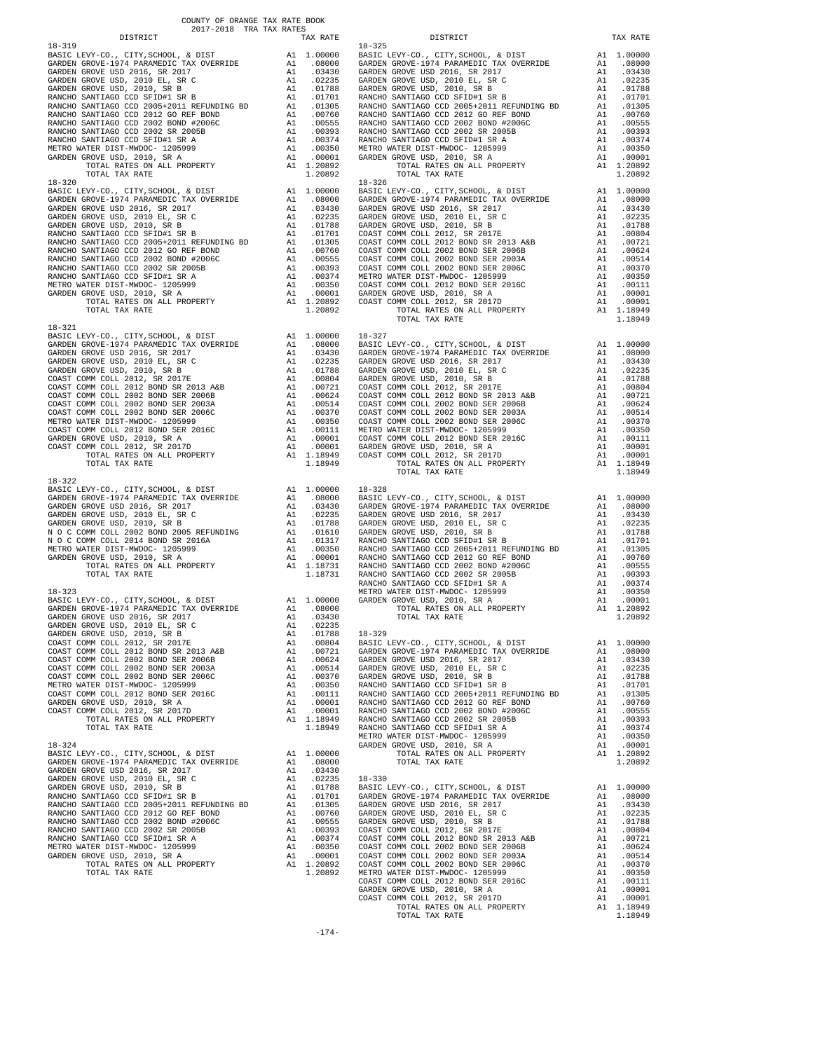COUNTY OF ORANGE TAX RATE BOOK
2017-2018 TRA TAX RATES

| DISTRICT | | TAX RATE |
|---|---|---|
| **18-319** | | |
| BASIC LEVY-CO., CITY,SCHOOL, & DIST | A1 | 1.00000 |
| GARDEN GROVE-1974 PARAMEDIC TAX OVERRIDE | A1 | .08000 |
| GARDEN GROVE USD 2016, SR 2017 | A1 | .03430 |
| GARDEN GROVE USD, 2010 EL, SR C | A1 | .02235 |
| GARDEN GROVE USD, 2010, SR B | A1 | .01788 |
| RANCHO SANTIAGO CCD SFID#1 SR B | A1 | .01701 |
| RANCHO SANTIAGO CCD 2005+2011 REFUNDING BD | A1 | .01305 |
| RANCHO SANTIAGO CCD 2012 GO REF BOND | A1 | .00760 |
| RANCHO SANTIAGO CCD 2002 BOND #2006C | A1 | .00555 |
| RANCHO SANTIAGO CCD 2002 SR 2005B | A1 | .00393 |
| RANCHO SANTIAGO CCD SFID#1 SR A | A1 | .00374 |
| METRO WATER DIST-MWDOC- 1205999 | A1 | .00350 |
| GARDEN GROVE USD, 2010, SR A | A1 | .00001 |
| TOTAL RATES ON ALL PROPERTY | A1 | 1.20892 |
| TOTAL TAX RATE | | 1.20892 |
| **18-320** | | |
| BASIC LEVY-CO., CITY,SCHOOL, & DIST | A1 | 1.00000 |
| GARDEN GROVE-1974 PARAMEDIC TAX OVERRIDE | A1 | .08000 |
| GARDEN GROVE USD 2016, SR 2017 | A1 | .03430 |
| GARDEN GROVE USD, 2010 EL, SR C | A1 | .02235 |
| GARDEN GROVE USD, 2010, SR B | A1 | .01788 |
| RANCHO SANTIAGO CCD SFID#1 SR B | A1 | .01701 |
| RANCHO SANTIAGO CCD 2005+2011 REFUNDING BD | A1 | .01305 |
| RANCHO SANTIAGO CCD 2012 GO REF BOND | A1 | .00760 |
| RANCHO SANTIAGO CCD 2002 BOND #2006C | A1 | .00555 |
| RANCHO SANTIAGO CCD 2002 SR 2005B | A1 | .00393 |
| RANCHO SANTIAGO CCD SFID#1 SR A | A1 | .00374 |
| METRO WATER DIST-MWDOC- 1205999 | A1 | .00350 |
| GARDEN GROVE USD, 2010, SR A | A1 | .00001 |
| TOTAL RATES ON ALL PROPERTY | A1 | 1.20892 |
| TOTAL TAX RATE | | 1.20892 |
| **18-321** | | |
| BASIC LEVY-CO., CITY,SCHOOL, & DIST | A1 | 1.00000 |
| GARDEN GROVE-1974 PARAMEDIC TAX OVERRIDE | A1 | .08000 |
| GARDEN GROVE USD 2016, SR 2017 | A1 | .03430 |
| GARDEN GROVE USD, 2010 EL, SR C | A1 | .02235 |
| GARDEN GROVE USD, 2010, SR B | A1 | .01788 |
| COAST COMM COLL 2012, SR 2017E | A1 | .00804 |
| COAST COMM COLL 2012 BOND SR 2013 A&B | A1 | .00721 |
| COAST COMM COLL 2002 BOND SER 2006B | A1 | .00624 |
| COAST COMM COLL 2002 BOND SER 2003A | A1 | .00514 |
| COAST COMM COLL 2002 BOND SER 2006C | A1 | .00370 |
| METRO WATER DIST-MWDOC- 1205999 | A1 | .00350 |
| COAST COMM COLL 2012 BOND SER 2016C | A1 | .00111 |
| GARDEN GROVE USD, 2010, SR A | A1 | .00001 |
| COAST COMM COLL 2012, SR 2017D | A1 | .00001 |
| TOTAL RATES ON ALL PROPERTY | A1 | 1.18949 |
| TOTAL TAX RATE | | 1.18949 |
| **18-322** | | |
| BASIC LEVY-CO., CITY,SCHOOL, & DIST | A1 | 1.00000 |
| GARDEN GROVE-1974 PARAMEDIC TAX OVERRIDE | A1 | .08000 |
| GARDEN GROVE USD 2016, SR 2017 | A1 | .03430 |
| GARDEN GROVE USD, 2010 EL, SR C | A1 | .02235 |
| GARDEN GROVE USD, 2010, SR B | A1 | .01788 |
| N O C COMM COLL 2002 BOND 2005 REFUNDING | A1 | .01610 |
| N O C COMM COLL 2014 BOND SR 2016A | A1 | .01317 |
| METRO WATER DIST-MWDOC- 1205999 | A1 | .00350 |
| GARDEN GROVE USD, 2010, SR A | A1 | .00001 |
| TOTAL RATES ON ALL PROPERTY | A1 | 1.18731 |
| TOTAL TAX RATE | | 1.18731 |
| **18-323** | | |
| BASIC LEVY-CO., CITY,SCHOOL, & DIST | A1 | 1.00000 |
| GARDEN GROVE-1974 PARAMEDIC TAX OVERRIDE | A1 | .08000 |
| GARDEN GROVE USD 2016, SR 2017 | A1 | .03430 |
| GARDEN GROVE USD, 2010 EL, SR C | A1 | .02235 |
| GARDEN GROVE USD, 2010, SR B | A1 | .01788 |
| COAST COMM COLL 2012, SR 2017E | A1 | .00804 |
| COAST COMM COLL 2012 BOND SR 2013 A&B | A1 | .00721 |
| COAST COMM COLL 2002 BOND SER 2006B | A1 | .00624 |
| COAST COMM COLL 2002 BOND SER 2003A | A1 | .00514 |
| COAST COMM COLL 2002 BOND SER 2006C | A1 | .00370 |
| METRO WATER DIST-MWDOC- 1205999 | A1 | .00350 |
| COAST COMM COLL 2012 BOND SER 2016C | A1 | .00111 |
| GARDEN GROVE USD, 2010, SR A | A1 | .00001 |
| COAST COMM COLL 2012, SR 2017D | A1 | .00001 |
| TOTAL RATES ON ALL PROPERTY | A1 | 1.18949 |
| TOTAL TAX RATE | | 1.18949 |
| **18-324** | | |
| BASIC LEVY-CO., CITY,SCHOOL, & DIST | A1 | 1.00000 |
| GARDEN GROVE-1974 PARAMEDIC TAX OVERRIDE | A1 | .08000 |
| GARDEN GROVE USD 2016, SR 2017 | A1 | .03430 |
| GARDEN GROVE USD, 2010 EL, SR C | A1 | .02235 |
| GARDEN GROVE USD, 2010, SR B | A1 | .01788 |
| RANCHO SANTIAGO CCD SFID#1 SR B | A1 | .01701 |
| RANCHO SANTIAGO CCD 2005+2011 REFUNDING BD | A1 | .01305 |
| RANCHO SANTIAGO CCD 2012 GO REF BOND | A1 | .00760 |
| RANCHO SANTIAGO CCD 2002 BOND #2006C | A1 | .00555 |
| RANCHO SANTIAGO CCD 2002 SR 2005B | A1 | .00393 |
| RANCHO SANTIAGO CCD SFID#1 SR A | A1 | .00374 |
| METRO WATER DIST-MWDOC- 1205999 | A1 | .00350 |
| GARDEN GROVE USD, 2010, SR A | A1 | .00001 |
| TOTAL RATES ON ALL PROPERTY | A1 | 1.20892 |
| TOTAL TAX RATE | | 1.20892 |
| **18-325** | | |
| BASIC LEVY-CO., CITY,SCHOOL, & DIST | A1 | 1.00000 |
| GARDEN GROVE-1974 PARAMEDIC TAX OVERRIDE | A1 | .08000 |
| GARDEN GROVE USD 2016, SR 2017 | A1 | .03430 |
| GARDEN GROVE USD, 2010 EL, SR C | A1 | .02235 |
| GARDEN GROVE USD, 2010, SR B | A1 | .01788 |
| RANCHO SANTIAGO CCD SFID#1 SR B | A1 | .01701 |
| RANCHO SANTIAGO CCD 2005+2011 REFUNDING BD | A1 | .01305 |
| RANCHO SANTIAGO CCD 2012 GO REF BOND | A1 | .00760 |
| RANCHO SANTIAGO CCD 2002 BOND #2006C | A1 | .00555 |
| RANCHO SANTIAGO CCD 2002 SR 2005B | A1 | .00393 |
| RANCHO SANTIAGO CCD SFID#1 SR A | A1 | .00374 |
| METRO WATER DIST-MWDOC- 1205999 | A1 | .00350 |
| GARDEN GROVE USD, 2010, SR A | A1 | .00001 |
| TOTAL RATES ON ALL PROPERTY | A1 | 1.20892 |
| TOTAL TAX RATE | | 1.20892 |
| **18-326** | | |
| BASIC LEVY-CO., CITY,SCHOOL, & DIST | A1 | 1.00000 |
| GARDEN GROVE-1974 PARAMEDIC TAX OVERRIDE | A1 | .08000 |
| GARDEN GROVE USD 2016, SR 2017 | A1 | .03430 |
| GARDEN GROVE USD, 2010 EL, SR C | A1 | .02235 |
| GARDEN GROVE USD, 2010, SR B | A1 | .01788 |
| COAST COMM COLL 2012, SR 2017E | A1 | .00804 |
| COAST COMM COLL 2012 BOND SR 2013 A&B | A1 | .00721 |
| COAST COMM COLL 2002 BOND SER 2006B | A1 | .00624 |
| COAST COMM COLL 2002 BOND SER 2003A | A1 | .00514 |
| COAST COMM COLL 2002 BOND SER 2006C | A1 | .00370 |
| METRO WATER DIST-MWDOC- 1205999 | A1 | .00350 |
| COAST COMM COLL 2012 BOND SER 2016C | A1 | .00111 |
| GARDEN GROVE USD, 2010, SR A | A1 | .00001 |
| COAST COMM COLL 2012, SR 2017D | A1 | .00001 |
| TOTAL RATES ON ALL PROPERTY | A1 | 1.18949 |
| TOTAL TAX RATE | | 1.18949 |
| **18-327** | | |
| BASIC LEVY-CO., CITY,SCHOOL, & DIST | A1 | 1.00000 |
| GARDEN GROVE-1974 PARAMEDIC TAX OVERRIDE | A1 | .08000 |
| GARDEN GROVE USD 2016, SR 2017 | A1 | .03430 |
| GARDEN GROVE USD, 2010 EL, SR C | A1 | .02235 |
| GARDEN GROVE USD, 2010, SR B | A1 | .01788 |
| COAST COMM COLL 2012, SR 2017E | A1 | .00804 |
| COAST COMM COLL 2012 BOND SR 2013 A&B | A1 | .00721 |
| COAST COMM COLL 2002 BOND SER 2006B | A1 | .00624 |
| COAST COMM COLL 2002 BOND SER 2003A | A1 | .00514 |
| COAST COMM COLL 2002 BOND SER 2006C | A1 | .00370 |
| METRO WATER DIST-MWDOC- 1205999 | A1 | .00350 |
| COAST COMM COLL 2012 BOND SER 2016C | A1 | .00111 |
| GARDEN GROVE USD, 2010, SR A | A1 | .00001 |
| COAST COMM COLL 2012, SR 2017D | A1 | .00001 |
| TOTAL RATES ON ALL PROPERTY | A1 | 1.18949 |
| TOTAL TAX RATE | | 1.18949 |
| **18-328** | | |
| BASIC LEVY-CO., CITY,SCHOOL, & DIST | A1 | 1.00000 |
| GARDEN GROVE-1974 PARAMEDIC TAX OVERRIDE | A1 | .08000 |
| GARDEN GROVE USD 2016, SR 2017 | A1 | .03430 |
| GARDEN GROVE USD, 2010 EL, SR C | A1 | .02235 |
| GARDEN GROVE USD, 2010, SR B | A1 | .01788 |
| RANCHO SANTIAGO CCD SFID#1 SR B | A1 | .01701 |
| RANCHO SANTIAGO CCD 2005+2011 REFUNDING BD | A1 | .01305 |
| RANCHO SANTIAGO CCD 2012 GO REF BOND | A1 | .00760 |
| RANCHO SANTIAGO CCD 2002 BOND #2006C | A1 | .00555 |
| RANCHO SANTIAGO CCD 2002 SR 2005B | A1 | .00393 |
| RANCHO SANTIAGO CCD SFID#1 SR A | A1 | .00374 |
| METRO WATER DIST-MWDOC- 1205999 | A1 | .00350 |
| GARDEN GROVE USD, 2010, SR A | A1 | .00001 |
| TOTAL RATES ON ALL PROPERTY | A1 | 1.20892 |
| TOTAL TAX RATE | | 1.20892 |
| **18-329** | | |
| BASIC LEVY-CO., CITY,SCHOOL, & DIST | A1 | 1.00000 |
| GARDEN GROVE-1974 PARAMEDIC TAX OVERRIDE | A1 | .08000 |
| GARDEN GROVE USD 2016, SR 2017 | A1 | .03430 |
| GARDEN GROVE USD, 2010 EL, SR C | A1 | .02235 |
| GARDEN GROVE USD, 2010, SR B | A1 | .01788 |
| RANCHO SANTIAGO CCD SFID#1 SR B | A1 | .01701 |
| RANCHO SANTIAGO CCD 2005+2011 REFUNDING BD | A1 | .01305 |
| RANCHO SANTIAGO CCD 2012 GO REF BOND | A1 | .00760 |
| RANCHO SANTIAGO CCD 2002 BOND #2006C | A1 | .00555 |
| RANCHO SANTIAGO CCD 2002 SR 2005B | A1 | .00393 |
| RANCHO SANTIAGO CCD SFID#1 SR A | A1 | .00374 |
| METRO WATER DIST-MWDOC- 1205999 | A1 | .00350 |
| GARDEN GROVE USD, 2010, SR A | A1 | .00001 |
| TOTAL RATES ON ALL PROPERTY | A1 | 1.20892 |
| TOTAL TAX RATE | | 1.20892 |
| **18-330** | | |
| BASIC LEVY-CO., CITY,SCHOOL, & DIST | A1 | 1.00000 |
| GARDEN GROVE-1974 PARAMEDIC TAX OVERRIDE | A1 | .08000 |
| GARDEN GROVE USD 2016, SR 2017 | A1 | .03430 |
| GARDEN GROVE USD, 2010 EL, SR C | A1 | .02235 |
| GARDEN GROVE USD, 2010, SR B | A1 | .01788 |
| COAST COMM COLL 2012, SR 2017E | A1 | .00804 |
| COAST COMM COLL 2012 BOND SR 2013 A&B | A1 | .00721 |
| COAST COMM COLL 2002 BOND SER 2006B | A1 | .00624 |
| COAST COMM COLL 2002 BOND SER 2003A | A1 | .00514 |
| COAST COMM COLL 2002 BOND SER 2006C | A1 | .00370 |
| METRO WATER DIST-MWDOC- 1205999 | A1 | .00350 |
| COAST COMM COLL 2012 BOND SER 2016C | A1 | .00111 |
| GARDEN GROVE USD, 2010, SR A | A1 | .00001 |
| COAST COMM COLL 2012, SR 2017D | A1 | .00001 |
| TOTAL RATES ON ALL PROPERTY | A1 | 1.18949 |
| TOTAL TAX RATE | | 1.18949 |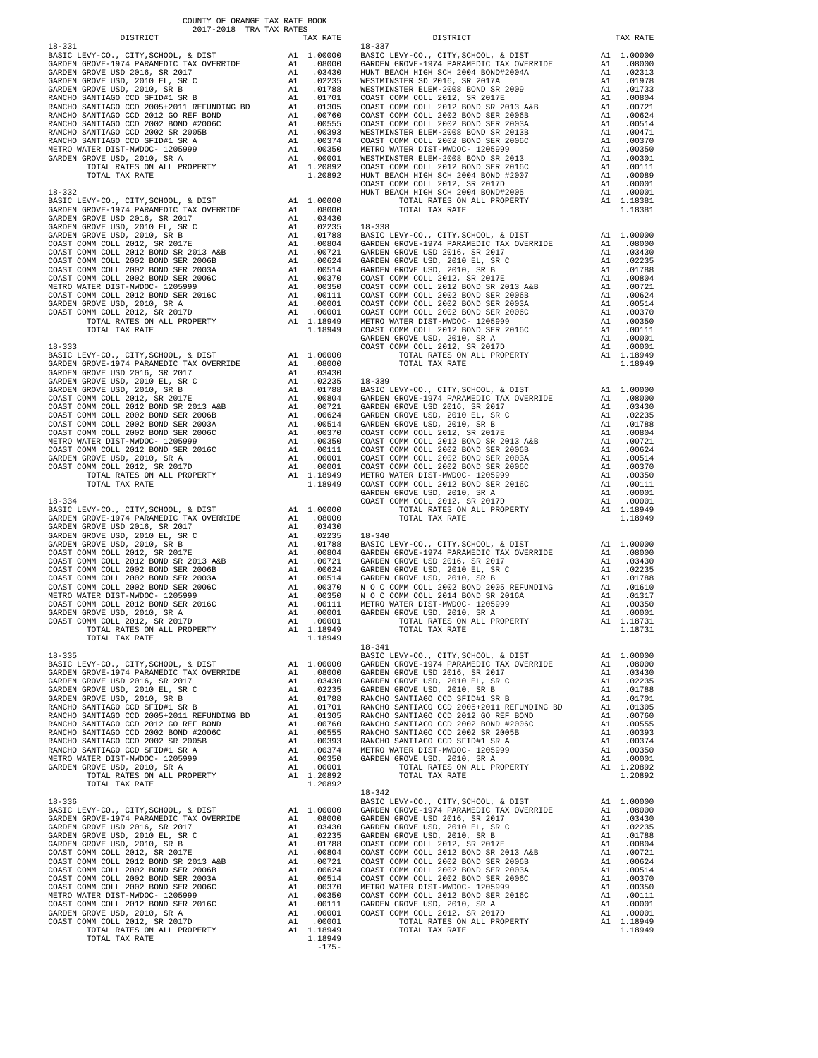COUNTY OF ORANGE TAX RATE BOOK
2017-2018 TRA TAX RATES

| DISTRICT | | TAX RATE |
|---|---|---|
| **18-331** | | |
| BASIC LEVY-CO., CITY,SCHOOL, & DIST | A1 | 1.00000 |
| GARDEN GROVE-1974 PARAMEDIC TAX OVERRIDE | A1 | .08000 |
| GARDEN GROVE USD 2016, SR 2017 | A1 | .03430 |
| GARDEN GROVE USD, 2010 EL, SR C | A1 | .02235 |
| GARDEN GROVE USD, 2010, SR B | A1 | .01788 |
| RANCHO SANTIAGO CCD SFID#1 SR B | A1 | .01701 |
| RANCHO SANTIAGO CCD 2005+2011 REFUNDING BD | A1 | .01305 |
| RANCHO SANTIAGO CCD 2012 GO REF BOND | A1 | .00760 |
| RANCHO SANTIAGO CCD 2002 BOND #2006C | A1 | .00555 |
| RANCHO SANTIAGO CCD 2002 SR 2005B | A1 | .00393 |
| RANCHO SANTIAGO CCD SFID#1 SR A | A1 | .00374 |
| METRO WATER DIST-MWDOC- 1205999 | A1 | .00350 |
| GARDEN GROVE USD, 2010, SR A | A1 | .00001 |
| TOTAL RATES ON ALL PROPERTY | A1 | 1.20892 |
| TOTAL TAX RATE | | 1.20892 |
| **18-332** | | |
| BASIC LEVY-CO., CITY,SCHOOL, & DIST | A1 | 1.00000 |
| GARDEN GROVE-1974 PARAMEDIC TAX OVERRIDE | A1 | .08000 |
| GARDEN GROVE USD 2016, SR 2017 | A1 | .03430 |
| GARDEN GROVE USD, 2010 EL, SR C | A1 | .02235 |
| GARDEN GROVE USD, 2010, SR B | A1 | .01788 |
| COAST COMM COLL 2012, SR 2017E | A1 | .00804 |
| COAST COMM COLL 2012 BOND SR 2013 A&B | A1 | .00721 |
| COAST COMM COLL 2002 BOND SER 2006B | A1 | .00624 |
| COAST COMM COLL 2002 BOND SER 2003A | A1 | .00514 |
| COAST COMM COLL 2002 BOND SER 2006C | A1 | .00370 |
| METRO WATER DIST-MWDOC- 1205999 | A1 | .00350 |
| COAST COMM COLL 2012 BOND SER 2016C | A1 | .00111 |
| GARDEN GROVE USD, 2010, SR A | A1 | .00001 |
| COAST COMM COLL 2012, SR 2017D | A1 | .00001 |
| TOTAL RATES ON ALL PROPERTY | A1 | 1.18949 |
| TOTAL TAX RATE | | 1.18949 |
| **18-333** | | |
| BASIC LEVY-CO., CITY,SCHOOL, & DIST | A1 | 1.00000 |
| GARDEN GROVE-1974 PARAMEDIC TAX OVERRIDE | A1 | .08000 |
| GARDEN GROVE USD 2016, SR 2017 | A1 | .03430 |
| GARDEN GROVE USD, 2010 EL, SR C | A1 | .02235 |
| GARDEN GROVE USD, 2010, SR B | A1 | .01788 |
| COAST COMM COLL 2012, SR 2017E | A1 | .00804 |
| COAST COMM COLL 2012 BOND SR 2013 A&B | A1 | .00721 |
| COAST COMM COLL 2002 BOND SER 2006B | A1 | .00624 |
| COAST COMM COLL 2002 BOND SER 2003A | A1 | .00514 |
| COAST COMM COLL 2002 BOND SER 2006C | A1 | .00370 |
| METRO WATER DIST-MWDOC- 1205999 | A1 | .00350 |
| COAST COMM COLL 2012 BOND SER 2016C | A1 | .00111 |
| GARDEN GROVE USD, 2010, SR A | A1 | .00001 |
| COAST COMM COLL 2012, SR 2017D | A1 | .00001 |
| TOTAL RATES ON ALL PROPERTY | A1 | 1.18949 |
| TOTAL TAX RATE | | 1.18949 |
| **18-334** | | |
| BASIC LEVY-CO., CITY,SCHOOL, & DIST | A1 | 1.00000 |
| GARDEN GROVE-1974 PARAMEDIC TAX OVERRIDE | A1 | .08000 |
| GARDEN GROVE USD 2016, SR 2017 | A1 | .03430 |
| GARDEN GROVE USD, 2010 EL, SR C | A1 | .02235 |
| GARDEN GROVE USD, 2010, SR B | A1 | .01788 |
| COAST COMM COLL 2012, SR 2017E | A1 | .00804 |
| COAST COMM COLL 2012 BOND SR 2013 A&B | A1 | .00721 |
| COAST COMM COLL 2002 BOND SER 2006B | A1 | .00624 |
| COAST COMM COLL 2002 BOND SER 2003A | A1 | .00514 |
| COAST COMM COLL 2002 BOND SER 2006C | A1 | .00370 |
| METRO WATER DIST-MWDOC- 1205999 | A1 | .00350 |
| COAST COMM COLL 2012 BOND SER 2016C | A1 | .00111 |
| GARDEN GROVE USD, 2010, SR A | A1 | .00001 |
| COAST COMM COLL 2012, SR 2017D | A1 | .00001 |
| TOTAL RATES ON ALL PROPERTY | A1 | 1.18949 |
| TOTAL TAX RATE | | 1.18949 |
| **18-335** | | |
| BASIC LEVY-CO., CITY,SCHOOL, & DIST | A1 | 1.00000 |
| GARDEN GROVE-1974 PARAMEDIC TAX OVERRIDE | A1 | .08000 |
| GARDEN GROVE USD 2016, SR 2017 | A1 | .03430 |
| GARDEN GROVE USD, 2010 EL, SR C | A1 | .02235 |
| GARDEN GROVE USD, 2010, SR B | A1 | .01788 |
| RANCHO SANTIAGO CCD SFID#1 SR B | A1 | .01701 |
| RANCHO SANTIAGO CCD 2005+2011 REFUNDING BD | A1 | .01305 |
| RANCHO SANTIAGO CCD 2012 GO REF BOND | A1 | .00760 |
| RANCHO SANTIAGO CCD 2002 BOND #2006C | A1 | .00555 |
| RANCHO SANTIAGO CCD 2002 SR 2005B | A1 | .00393 |
| RANCHO SANTIAGO CCD SFID#1 SR A | A1 | .00374 |
| METRO WATER DIST-MWDOC- 1205999 | A1 | .00350 |
| GARDEN GROVE USD, 2010, SR A | A1 | .00001 |
| TOTAL RATES ON ALL PROPERTY | A1 | 1.20892 |
| TOTAL TAX RATE | | 1.20892 |
| **18-336** | | |
| BASIC LEVY-CO., CITY,SCHOOL, & DIST | A1 | 1.00000 |
| GARDEN GROVE-1974 PARAMEDIC TAX OVERRIDE | A1 | .08000 |
| GARDEN GROVE USD 2016, SR 2017 | A1 | .03430 |
| GARDEN GROVE USD, 2010 EL, SR C | A1 | .02235 |
| GARDEN GROVE USD, 2010, SR B | A1 | .01788 |
| COAST COMM COLL 2012, SR 2017E | A1 | .00804 |
| COAST COMM COLL 2012 BOND SR 2013 A&B | A1 | .00721 |
| COAST COMM COLL 2002 BOND SER 2006B | A1 | .00624 |
| COAST COMM COLL 2002 BOND SER 2003A | A1 | .00514 |
| COAST COMM COLL 2002 BOND SER 2006C | A1 | .00370 |
| METRO WATER DIST-MWDOC- 1205999 | A1 | .00350 |
| COAST COMM COLL 2012 BOND SER 2016C | A1 | .00111 |
| GARDEN GROVE USD, 2010, SR A | A1 | .00001 |
| COAST COMM COLL 2012, SR 2017D | A1 | .00001 |
| TOTAL RATES ON ALL PROPERTY | A1 | 1.18949 |
| TOTAL TAX RATE | | 1.18949 |
| **18-337** | | |
| BASIC LEVY-CO., CITY,SCHOOL, & DIST | A1 | 1.00000 |
| GARDEN GROVE-1974 PARAMEDIC TAX OVERRIDE | A1 | .08000 |
| HUNT BEACH HIGH SCH 2004 BOND#2004A | A1 | .02313 |
| WESTMINSTER SD 2016, SR 2017A | A1 | .01978 |
| WESTMINSTER ELEM-2008 BOND SR 2009 | A1 | .01733 |
| COAST COMM COLL 2012, SR 2017E | A1 | .00804 |
| COAST COMM COLL 2012 BOND SR 2013 A&B | A1 | .00721 |
| COAST COMM COLL 2002 BOND SER 2006B | A1 | .00624 |
| COAST COMM COLL 2002 BOND SER 2003A | A1 | .00514 |
| WESTMINSTER ELEM-2008 BOND SER 2013B | A1 | .00471 |
| COAST COMM COLL 2002 BOND SER 2006C | A1 | .00370 |
| METRO WATER DIST-MWDOC- 1205999 | A1 | .00350 |
| WESTMINSTER ELEM-2008 BOND SR 2013 | A1 | .00301 |
| COAST COMM COLL 2012 BOND SER 2016C | A1 | .00111 |
| HUNT BEACH HIGH SCH 2004 BOND #2007 | A1 | .00089 |
| COAST COMM COLL 2012, SR 2017D | A1 | .00001 |
| HUNT BEACH HIGH SCH 2004 BOND#2005 | A1 | .00001 |
| TOTAL RATES ON ALL PROPERTY | A1 | 1.18381 |
| TOTAL TAX RATE | | 1.18381 |
| **18-338** | | |
| BASIC LEVY-CO., CITY,SCHOOL, & DIST | A1 | 1.00000 |
| GARDEN GROVE-1974 PARAMEDIC TAX OVERRIDE | A1 | .08000 |
| GARDEN GROVE USD 2016, SR 2017 | A1 | .03430 |
| GARDEN GROVE USD, 2010 EL, SR C | A1 | .02235 |
| GARDEN GROVE USD, 2010, SR B | A1 | .01788 |
| COAST COMM COLL 2012, SR 2017E | A1 | .00804 |
| COAST COMM COLL 2012 BOND SR 2013 A&B | A1 | .00721 |
| COAST COMM COLL 2002 BOND SER 2006B | A1 | .00624 |
| COAST COMM COLL 2002 BOND SER 2003A | A1 | .00514 |
| COAST COMM COLL 2002 BOND SER 2006C | A1 | .00370 |
| METRO WATER DIST-MWDOC- 1205999 | A1 | .00350 |
| COAST COMM COLL 2012 BOND SER 2016C | A1 | .00111 |
| GARDEN GROVE USD, 2010, SR A | A1 | .00001 |
| COAST COMM COLL 2012, SR 2017D | A1 | .00001 |
| TOTAL RATES ON ALL PROPERTY | A1 | 1.18949 |
| TOTAL TAX RATE | | 1.18949 |
| **18-339** | | |
| BASIC LEVY-CO., CITY,SCHOOL, & DIST | A1 | 1.00000 |
| GARDEN GROVE-1974 PARAMEDIC TAX OVERRIDE | A1 | .08000 |
| GARDEN GROVE USD 2016, SR 2017 | A1 | .03430 |
| GARDEN GROVE USD, 2010 EL, SR C | A1 | .02235 |
| GARDEN GROVE USD, 2010, SR B | A1 | .01788 |
| COAST COMM COLL 2012, SR 2017E | A1 | .00804 |
| COAST COMM COLL 2012 BOND SR 2013 A&B | A1 | .00721 |
| COAST COMM COLL 2002 BOND SER 2006B | A1 | .00624 |
| COAST COMM COLL 2002 BOND SER 2003A | A1 | .00514 |
| COAST COMM COLL 2002 BOND SER 2006C | A1 | .00370 |
| METRO WATER DIST-MWDOC- 1205999 | A1 | .00350 |
| COAST COMM COLL 2012 BOND SER 2016C | A1 | .00111 |
| GARDEN GROVE USD, 2010, SR A | A1 | .00001 |
| COAST COMM COLL 2012, SR 2017D | A1 | .00001 |
| TOTAL RATES ON ALL PROPERTY | A1 | 1.18949 |
| TOTAL TAX RATE | | 1.18949 |
| **18-340** | | |
| BASIC LEVY-CO., CITY,SCHOOL, & DIST | A1 | 1.00000 |
| GARDEN GROVE-1974 PARAMEDIC TAX OVERRIDE | A1 | .08000 |
| GARDEN GROVE USD 2016, SR 2017 | A1 | .03430 |
| GARDEN GROVE USD, 2010 EL, SR C | A1 | .02235 |
| GARDEN GROVE USD, 2010, SR B | A1 | .01788 |
| N O C COMM COLL 2002 BOND 2005 REFUNDING | A1 | .01610 |
| N O C COMM COLL 2014 BOND SR 2016A | A1 | .01317 |
| METRO WATER DIST-MWDOC- 1205999 | A1 | .00350 |
| GARDEN GROVE USD, 2010, SR A | A1 | .00001 |
| TOTAL RATES ON ALL PROPERTY | A1 | 1.18731 |
| TOTAL TAX RATE | | 1.18731 |
| **18-341** | | |
| BASIC LEVY-CO., CITY,SCHOOL, & DIST | A1 | 1.00000 |
| GARDEN GROVE-1974 PARAMEDIC TAX OVERRIDE | A1 | .08000 |
| GARDEN GROVE USD 2016, SR 2017 | A1 | .03430 |
| GARDEN GROVE USD, 2010 EL, SR C | A1 | .02235 |
| GARDEN GROVE USD, 2010, SR B | A1 | .01788 |
| RANCHO SANTIAGO CCD SFID#1 SR B | A1 | .01701 |
| RANCHO SANTIAGO CCD 2005+2011 REFUNDING BD | A1 | .01305 |
| RANCHO SANTIAGO CCD 2012 GO REF BOND | A1 | .00760 |
| RANCHO SANTIAGO CCD 2002 BOND #2006C | A1 | .00555 |
| RANCHO SANTIAGO CCD 2002 SR 2005B | A1 | .00393 |
| RANCHO SANTIAGO CCD SFID#1 SR A | A1 | .00374 |
| METRO WATER DIST-MWDOC- 1205999 | A1 | .00350 |
| GARDEN GROVE USD, 2010, SR A | A1 | .00001 |
| TOTAL RATES ON ALL PROPERTY | A1 | 1.20892 |
| TOTAL TAX RATE | | 1.20892 |
| **18-342** | | |
| BASIC LEVY-CO., CITY,SCHOOL, & DIST | A1 | 1.00000 |
| GARDEN GROVE-1974 PARAMEDIC TAX OVERRIDE | A1 | .08000 |
| GARDEN GROVE USD 2016, SR 2017 | A1 | .03430 |
| GARDEN GROVE USD, 2010 EL, SR C | A1 | .02235 |
| GARDEN GROVE USD, 2010, SR B | A1 | .01788 |
| COAST COMM COLL 2012, SR 2017E | A1 | .00804 |
| COAST COMM COLL 2012 BOND SR 2013 A&B | A1 | .00721 |
| COAST COMM COLL 2002 BOND SER 2006B | A1 | .00624 |
| COAST COMM COLL 2002 BOND SER 2003A | A1 | .00514 |
| COAST COMM COLL 2002 BOND SER 2006C | A1 | .00370 |
| METRO WATER DIST-MWDOC- 1205999 | A1 | .00350 |
| COAST COMM COLL 2012 BOND SER 2016C | A1 | .00111 |
| GARDEN GROVE USD, 2010, SR A | A1 | .00001 |
| COAST COMM COLL 2012, SR 2017D | A1 | .00001 |
| TOTAL RATES ON ALL PROPERTY | A1 | 1.18949 |
| TOTAL TAX RATE | | 1.18949 |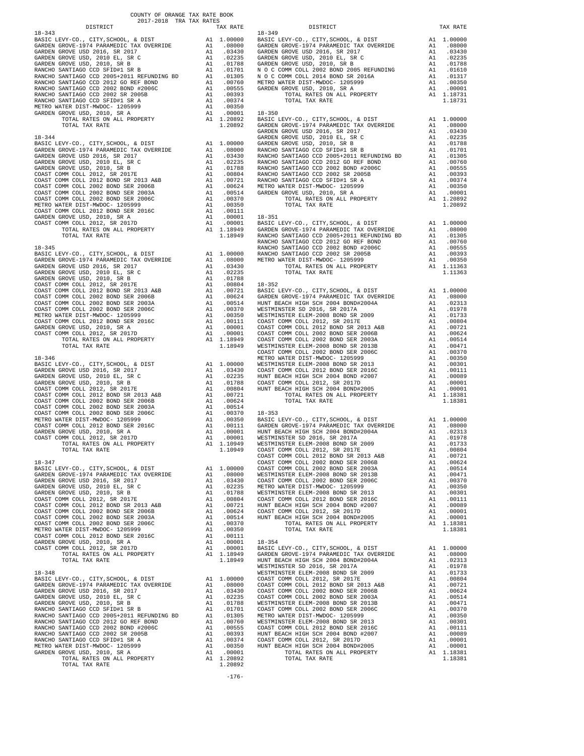COUNTY OF ORANGE TAX RATE BOOK
2017-2018 TRA TAX RATES

| DISTRICT | | TAX RATE |
|---|---|---|
| **18-343** | | |
| BASIC LEVY-CO., CITY,SCHOOL, & DIST | A1 | 1.00000 |
| GARDEN GROVE-1974 PARAMEDIC TAX OVERRIDE | A1 | .08000 |
| GARDEN GROVE USD 2016, SR 2017 | A1 | .03430 |
| GARDEN GROVE USD, 2010 EL, SR C | A1 | .02235 |
| GARDEN GROVE USD, 2010, SR B | A1 | .01788 |
| RANCHO SANTIAGO CCD SFID#1 SR B | A1 | .01701 |
| RANCHO SANTIAGO CCD 2005+2011 REFUNDING BD | A1 | .01305 |
| RANCHO SANTIAGO CCD 2012 GO REF BOND | A1 | .00760 |
| RANCHO SANTIAGO CCD 2002 BOND #2006C | A1 | .00555 |
| RANCHO SANTIAGO CCD 2002 SR 2005B | A1 | .00393 |
| RANCHO SANTIAGO CCD SFID#1 SR A | A1 | .00374 |
| METRO WATER DIST-MWDOC- 1205999 | A1 | .00350 |
| GARDEN GROVE USD, 2010, SR A | A1 | .00001 |
| TOTAL RATES ON ALL PROPERTY | A1 | 1.20892 |
| TOTAL TAX RATE | | 1.20892 |
| **18-344** | | |
| BASIC LEVY-CO., CITY,SCHOOL, & DIST | A1 | 1.00000 |
| GARDEN GROVE-1974 PARAMEDIC TAX OVERRIDE | A1 | .08000 |
| GARDEN GROVE USD 2016, SR 2017 | A1 | .03430 |
| GARDEN GROVE USD, 2010 EL, SR C | A1 | .02235 |
| GARDEN GROVE USD, 2010, SR B | A1 | .01788 |
| COAST COMM COLL 2012, SR 2017E | A1 | .00804 |
| COAST COMM COLL 2012 BOND SR 2013 A&B | A1 | .00721 |
| COAST COMM COLL 2002 BOND SER 2006B | A1 | .00624 |
| COAST COMM COLL 2002 BOND SER 2003A | A1 | .00514 |
| COAST COMM COLL 2002 BOND SER 2006C | A1 | .00370 |
| METRO WATER DIST-MWDOC- 1205999 | A1 | .00350 |
| COAST COMM COLL 2012 BOND SER 2016C | A1 | .00111 |
| GARDEN GROVE USD, 2010, SR A | A1 | .00001 |
| COAST COMM COLL 2012, SR 2017D | A1 | .00001 |
| TOTAL RATES ON ALL PROPERTY | A1 | 1.18949 |
| TOTAL TAX RATE | | 1.18949 |
| **18-345** | | |
| BASIC LEVY-CO., CITY,SCHOOL, & DIST | A1 | 1.00000 |
| GARDEN GROVE-1974 PARAMEDIC TAX OVERRIDE | A1 | .08000 |
| GARDEN GROVE USD 2016, SR 2017 | A1 | .03430 |
| GARDEN GROVE USD, 2010 EL, SR C | A1 | .02235 |
| GARDEN GROVE USD, 2010, SR B | A1 | .01788 |
| COAST COMM COLL 2012, SR 2017E | A1 | .00804 |
| COAST COMM COLL 2012 BOND SR 2013 A&B | A1 | .00721 |
| COAST COMM COLL 2002 BOND SER 2006B | A1 | .00624 |
| COAST COMM COLL 2002 BOND SER 2003A | A1 | .00514 |
| COAST COMM COLL 2002 BOND SER 2006C | A1 | .00370 |
| METRO WATER DIST-MWDOC- 1205999 | A1 | .00350 |
| COAST COMM COLL 2012 BOND SER 2016C | A1 | .00111 |
| GARDEN GROVE USD, 2010, SR A | A1 | .00001 |
| COAST COMM COLL 2012, SR 2017D | A1 | .00001 |
| TOTAL RATES ON ALL PROPERTY | A1 | 1.18949 |
| TOTAL TAX RATE | | 1.18949 |
| **18-346** | | |
| BASIC LEVY-CO., CITY,SCHOOL, & DIST | A1 | 1.00000 |
| GARDEN GROVE USD 2016, SR 2017 | A1 | .03430 |
| GARDEN GROVE USD, 2010 EL, SR C | A1 | .02235 |
| GARDEN GROVE USD, 2010, SR B | A1 | .01788 |
| COAST COMM COLL 2012, SR 2017E | A1 | .00804 |
| COAST COMM COLL 2012 BOND SR 2013 A&B | A1 | .00721 |
| COAST COMM COLL 2002 BOND SER 2006B | A1 | .00624 |
| COAST COMM COLL 2002 BOND SER 2003A | A1 | .00514 |
| COAST COMM COLL 2002 BOND SER 2006C | A1 | .00370 |
| METRO WATER DIST-MWDOC- 1205999 | A1 | .00350 |
| COAST COMM COLL 2012 BOND SER 2016C | A1 | .00111 |
| GARDEN GROVE USD, 2010, SR A | A1 | .00001 |
| COAST COMM COLL 2012, SR 2017D | A1 | .00001 |
| TOTAL RATES ON ALL PROPERTY | A1 | 1.10949 |
| TOTAL TAX RATE | | 1.10949 |
| **18-347** | | |
| BASIC LEVY-CO., CITY,SCHOOL, & DIST | A1 | 1.00000 |
| GARDEN GROVE-1974 PARAMEDIC TAX OVERRIDE | A1 | .08000 |
| GARDEN GROVE USD 2016, SR 2017 | A1 | .03430 |
| GARDEN GROVE USD, 2010 EL, SR C | A1 | .02235 |
| GARDEN GROVE USD, 2010, SR B | A1 | .01788 |
| COAST COMM COLL 2012, SR 2017E | A1 | .00804 |
| COAST COMM COLL 2012 BOND SR 2013 A&B | A1 | .00721 |
| COAST COMM COLL 2002 BOND SER 2006B | A1 | .00624 |
| COAST COMM COLL 2002 BOND SER 2003A | A1 | .00514 |
| COAST COMM COLL 2002 BOND SER 2006C | A1 | .00370 |
| METRO WATER DIST-MWDOC- 1205999 | A1 | .00350 |
| COAST COMM COLL 2012 BOND SER 2016C | A1 | .00111 |
| GARDEN GROVE USD, 2010, SR A | A1 | .00001 |
| COAST COMM COLL 2012, SR 2017D | A1 | .00001 |
| TOTAL RATES ON ALL PROPERTY | A1 | 1.18949 |
| TOTAL TAX RATE | | 1.18949 |
| **18-348** | | |
| BASIC LEVY-CO., CITY,SCHOOL, & DIST | A1 | 1.00000 |
| GARDEN GROVE-1974 PARAMEDIC TAX OVERRIDE | A1 | .08000 |
| GARDEN GROVE USD 2016, SR 2017 | A1 | .03430 |
| GARDEN GROVE USD, 2010 EL, SR C | A1 | .02235 |
| GARDEN GROVE USD, 2010, SR B | A1 | .01788 |
| RANCHO SANTIAGO CCD SFID#1 SR B | A1 | .01701 |
| RANCHO SANTIAGO CCD 2005+2011 REFUNDING BD | A1 | .01305 |
| RANCHO SANTIAGO CCD 2012 GO REF BOND | A1 | .00760 |
| RANCHO SANTIAGO CCD 2002 BOND #2006C | A1 | .00555 |
| RANCHO SANTIAGO CCD 2002 SR 2005B | A1 | .00393 |
| RANCHO SANTIAGO CCD SFID#1 SR A | A1 | .00374 |
| METRO WATER DIST-MWDOC- 1205999 | A1 | .00350 |
| GARDEN GROVE USD, 2010, SR A | A1 | .00001 |
| TOTAL RATES ON ALL PROPERTY | A1 | 1.20892 |
| TOTAL TAX RATE | | 1.20892 |
| **18-349** | | |
| BASIC LEVY-CO., CITY,SCHOOL, & DIST | A1 | 1.00000 |
| GARDEN GROVE-1974 PARAMEDIC TAX OVERRIDE | A1 | .08000 |
| GARDEN GROVE USD 2016, SR 2017 | A1 | .03430 |
| GARDEN GROVE USD, 2010 EL, SR C | A1 | .02235 |
| GARDEN GROVE USD, 2010, SR B | A1 | .01788 |
| N O C COMM COLL 2002 BOND 2005 REFUNDING | A1 | .01610 |
| N O C COMM COLL 2014 BOND SR 2016A | A1 | .01317 |
| METRO WATER DIST-MWDOC- 1205999 | A1 | .00350 |
| GARDEN GROVE USD, 2010, SR A | A1 | .00001 |
| TOTAL RATES ON ALL PROPERTY | A1 | 1.18731 |
| TOTAL TAX RATE | | 1.18731 |
| **18-350** | | |
| BASIC LEVY-CO., CITY,SCHOOL, & DIST | A1 | 1.00000 |
| GARDEN GROVE-1974 PARAMEDIC TAX OVERRIDE | A1 | .08000 |
| GARDEN GROVE USD 2016, SR 2017 | A1 | .03430 |
| GARDEN GROVE USD, 2010 EL, SR C | A1 | .02235 |
| GARDEN GROVE USD, 2010, SR B | A1 | .01788 |
| RANCHO SANTIAGO CCD SFID#1 SR B | A1 | .01701 |
| RANCHO SANTIAGO CCD 2005+2011 REFUNDING BD | A1 | .01305 |
| RANCHO SANTIAGO CCD 2012 GO REF BOND | A1 | .00760 |
| RANCHO SANTIAGO CCD 2002 BOND #2006C | A1 | .00555 |
| RANCHO SANTIAGO CCD 2002 SR 2005B | A1 | .00393 |
| RANCHO SANTIAGO CCD SFID#1 SR A | A1 | .00374 |
| METRO WATER DIST-MWDOC- 1205999 | A1 | .00350 |
| GARDEN GROVE USD, 2010, SR A | A1 | .00001 |
| TOTAL RATES ON ALL PROPERTY | A1 | 1.20892 |
| TOTAL TAX RATE | | 1.20892 |
| **18-351** | | |
| BASIC LEVY-CO., CITY,SCHOOL, & DIST | A1 | 1.00000 |
| GARDEN GROVE-1974 PARAMEDIC TAX OVERRIDE | A1 | .08000 |
| RANCHO SANTIAGO CCD 2005+2011 REFUNDING BD | A1 | .01305 |
| RANCHO SANTIAGO CCD 2012 GO REF BOND | A1 | .00760 |
| RANCHO SANTIAGO CCD 2002 BOND #2006C | A1 | .00555 |
| RANCHO SANTIAGO CCD 2002 SR 2005B | A1 | .00393 |
| METRO WATER DIST-MWDOC- 1205999 | A1 | .00350 |
| TOTAL RATES ON ALL PROPERTY | A1 | 1.11363 |
| TOTAL TAX RATE | | 1.11363 |
| **18-352** | | |
| BASIC LEVY-CO., CITY,SCHOOL, & DIST | A1 | 1.00000 |
| GARDEN GROVE-1974 PARAMEDIC TAX OVERRIDE | A1 | .08000 |
| HUNT BEACH HIGH SCH 2004 BOND#2004A | A1 | .02313 |
| WESTMINSTER SD 2016, SR 2017A | A1 | .01978 |
| WESTMINSTER ELEM-2008 BOND SR 2009 | A1 | .01733 |
| COAST COMM COLL 2012, SR 2017E | A1 | .00804 |
| COAST COMM COLL 2012 BOND SR 2013 A&B | A1 | .00721 |
| COAST COMM COLL 2002 BOND SER 2006B | A1 | .00624 |
| COAST COMM COLL 2002 BOND SER 2003A | A1 | .00514 |
| WESTMINSTER ELEM-2008 BOND SR 2013B | A1 | .00471 |
| COAST COMM COLL 2002 BOND SER 2006C | A1 | .00370 |
| METRO WATER DIST-MWDOC- 1205999 | A1 | .00350 |
| WESTMINSTER ELEM-2008 BOND SR 2013 | A1 | .00301 |
| COAST COMM COLL 2012 BOND SER 2016C | A1 | .00111 |
| HUNT BEACH HIGH SCH 2004 BOND #2007 | A1 | .00089 |
| COAST COMM COLL 2012, SR 2017D | A1 | .00001 |
| HUNT BEACH HIGH SCH 2004 BOND#2005 | A1 | .00001 |
| TOTAL RATES ON ALL PROPERTY | A1 | 1.18381 |
| TOTAL TAX RATE | | 1.18381 |
| **18-353** | | |
| BASIC LEVY-CO., CITY,SCHOOL, & DIST | A1 | 1.00000 |
| GARDEN GROVE-1974 PARAMEDIC TAX OVERRIDE | A1 | .08000 |
| HUNT BEACH HIGH SCH 2004 BOND#2004A | A1 | .02313 |
| WESTMINSTER SD 2016, SR 2017A | A1 | .01978 |
| WESTMINSTER ELEM-2008 BOND SR 2009 | A1 | .01733 |
| COAST COMM COLL 2012, SR 2017E | A1 | .00804 |
| COAST COMM COLL 2012 BOND SR 2013 A&B | A1 | .00721 |
| COAST COMM COLL 2002 BOND SER 2006B | A1 | .00624 |
| COAST COMM COLL 2002 BOND SER 2003A | A1 | .00514 |
| WESTMINSTER ELEM-2008 BOND SR 2013B | A1 | .00471 |
| COAST COMM COLL 2002 BOND SER 2006C | A1 | .00370 |
| METRO WATER DIST-MWDOC- 1205999 | A1 | .00350 |
| WESTMINSTER ELEM-2008 BOND SR 2013 | A1 | .00301 |
| COAST COMM COLL 2012 BOND SER 2016C | A1 | .00111 |
| HUNT BEACH HIGH SCH 2004 BOND #2007 | A1 | .00089 |
| COAST COMM COLL 2012, SR 2017D | A1 | .00001 |
| HUNT BEACH HIGH SCH 2004 BOND#2005 | A1 | .00001 |
| TOTAL RATES ON ALL PROPERTY | A1 | 1.18381 |
| TOTAL TAX RATE | | 1.18381 |
| **18-354** | | |
| BASIC LEVY-CO., CITY,SCHOOL, & DIST | A1 | 1.00000 |
| GARDEN GROVE-1974 PARAMEDIC TAX OVERRIDE | A1 | .08000 |
| HUNT BEACH HIGH SCH 2004 BOND#2004A | A1 | .02313 |
| WESTMINSTER SD 2016, SR 2017A | A1 | .01978 |
| WESTMINSTER ELEM-2008 BOND SR 2009 | A1 | .01733 |
| COAST COMM COLL 2012, SR 2017E | A1 | .00804 |
| COAST COMM COLL 2012 BOND SR 2013 A&B | A1 | .00721 |
| COAST COMM COLL 2002 BOND SER 2006B | A1 | .00624 |
| COAST COMM COLL 2002 BOND SER 2003A | A1 | .00514 |
| WESTMINSTER ELEM-2008 BOND SR 2013B | A1 | .00471 |
| COAST COMM COLL 2002 BOND SER 2006C | A1 | .00370 |
| METRO WATER DIST-MWDOC- 1205999 | A1 | .00350 |
| WESTMINSTER ELEM-2008 BOND SR 2013 | A1 | .00301 |
| COAST COMM COLL 2012 BOND SER 2016C | A1 | .00111 |
| HUNT BEACH HIGH SCH 2004 BOND #2007 | A1 | .00089 |
| COAST COMM COLL 2012, SR 2017D | A1 | .00001 |
| HUNT BEACH HIGH SCH 2004 BOND#2005 | A1 | .00001 |
| TOTAL RATES ON ALL PROPERTY | A1 | 1.18381 |
| TOTAL TAX RATE | | 1.18381 |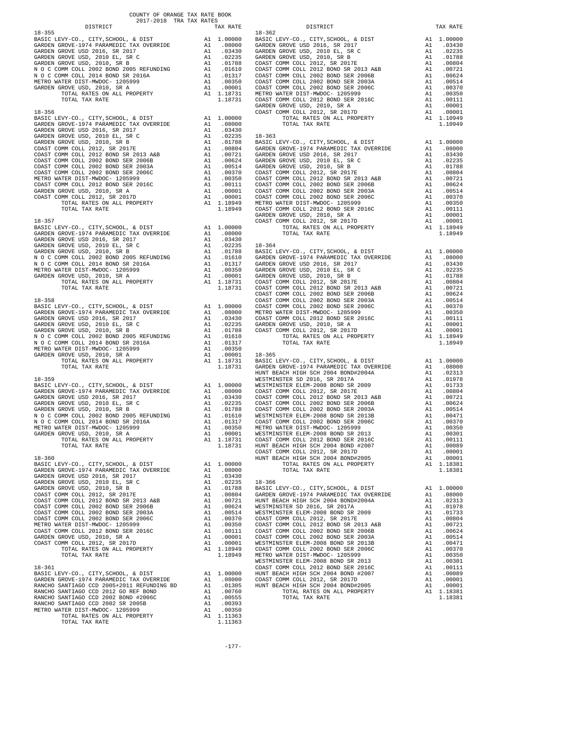COUNTY OF ORANGE TAX RATE BOOK
2017-2018 TRA TAX RATES

| DISTRICT | | TAX RATE |
|---|---|---|
| **18-355** | | |
| BASIC LEVY-CO., CITY,SCHOOL, & DIST | A1 | 1.00000 |
| GARDEN GROVE-1974 PARAMEDIC TAX OVERRIDE | A1 | .08000 |
| GARDEN GROVE USD 2016, SR 2017 | A1 | .03430 |
| GARDEN GROVE USD, 2010 EL, SR C | A1 | .02235 |
| GARDEN GROVE USD, 2010, SR B | A1 | .01788 |
| N O C COMM COLL 2002 BOND 2005 REFUNDING | A1 | .01610 |
| N O C COMM COLL 2014 BOND SR 2016A | A1 | .01317 |
| METRO WATER DIST-MWDOC- 1205999 | A1 | .00350 |
| GARDEN GROVE USD, 2010, SR A | A1 | .00001 |
| TOTAL RATES ON ALL PROPERTY | A1 | 1.18731 |
| TOTAL TAX RATE | | 1.18731 |
| **18-356** | | |
| BASIC LEVY-CO., CITY,SCHOOL, & DIST | A1 | 1.00000 |
| GARDEN GROVE-1974 PARAMEDIC TAX OVERRIDE | A1 | .08000 |
| GARDEN GROVE USD 2016, SR 2017 | A1 | .03430 |
| GARDEN GROVE USD, 2010 EL, SR C | A1 | .02235 |
| GARDEN GROVE USD, 2010, SR B | A1 | .01788 |
| COAST COMM COLL 2012, SR 2017E | A1 | .00804 |
| COAST COMM COLL 2012 BOND SR 2013 A&B | A1 | .00721 |
| COAST COMM COLL 2002 BOND SER 2006B | A1 | .00624 |
| COAST COMM COLL 2002 BOND SER 2003A | A1 | .00514 |
| COAST COMM COLL 2002 BOND SER 2006C | A1 | .00370 |
| METRO WATER DIST-MWDOC- 1205999 | A1 | .00350 |
| COAST COMM COLL 2012 BOND SER 2016C | A1 | .00111 |
| GARDEN GROVE USD, 2010, SR A | A1 | .00001 |
| COAST COMM COLL 2012, SR 2017D | A1 | .00001 |
| TOTAL RATES ON ALL PROPERTY | A1 | 1.18949 |
| TOTAL TAX RATE | | 1.18949 |
| **18-357** | | |
| BASIC LEVY-CO., CITY,SCHOOL, & DIST | A1 | 1.00000 |
| GARDEN GROVE-1974 PARAMEDIC TAX OVERRIDE | A1 | .08000 |
| GARDEN GROVE USD 2016, SR 2017 | A1 | .03430 |
| GARDEN GROVE USD, 2010 EL, SR C | A1 | .02235 |
| GARDEN GROVE USD, 2010, SR B | A1 | .01788 |
| N O C COMM COLL 2002 BOND 2005 REFUNDING | A1 | .01610 |
| N O C COMM COLL 2014 BOND SR 2016A | A1 | .01317 |
| METRO WATER DIST-MWDOC- 1205999 | A1 | .00350 |
| GARDEN GROVE USD, 2010, SR A | A1 | .00001 |
| TOTAL RATES ON ALL PROPERTY | A1 | 1.18731 |
| TOTAL TAX RATE | | 1.18731 |
| **18-358** | | |
| BASIC LEVY-CO., CITY,SCHOOL, & DIST | A1 | 1.00000 |
| GARDEN GROVE-1974 PARAMEDIC TAX OVERRIDE | A1 | .08000 |
| GARDEN GROVE USD 2016, SR 2017 | A1 | .03430 |
| GARDEN GROVE USD, 2010 EL, SR C | A1 | .02235 |
| GARDEN GROVE USD, 2010, SR B | A1 | .01788 |
| N O C COMM COLL 2002 BOND 2005 REFUNDING | A1 | .01610 |
| N O C COMM COLL 2014 BOND SR 2016A | A1 | .01317 |
| METRO WATER DIST-MWDOC- 1205999 | A1 | .00350 |
| GARDEN GROVE USD, 2010, SR A | A1 | .00001 |
| TOTAL RATES ON ALL PROPERTY | A1 | 1.18731 |
| TOTAL TAX RATE | | 1.18731 |
| **18-359** | | |
| BASIC LEVY-CO., CITY,SCHOOL, & DIST | A1 | 1.00000 |
| GARDEN GROVE-1974 PARAMEDIC TAX OVERRIDE | A1 | .08000 |
| GARDEN GROVE USD 2016, SR 2017 | A1 | .03430 |
| GARDEN GROVE USD, 2010 EL, SR C | A1 | .02235 |
| GARDEN GROVE USD, 2010, SR B | A1 | .01788 |
| N O C COMM COLL 2002 BOND 2005 REFUNDING | A1 | .01610 |
| N O C COMM COLL 2014 BOND SR 2016A | A1 | .01317 |
| METRO WATER DIST-MWDOC- 1205999 | A1 | .00350 |
| GARDEN GROVE USD, 2010, SR A | A1 | .00001 |
| TOTAL RATES ON ALL PROPERTY | A1 | 1.18731 |
| TOTAL TAX RATE | | 1.18731 |
| **18-360** | | |
| BASIC LEVY-CO., CITY,SCHOOL, & DIST | A1 | 1.00000 |
| GARDEN GROVE-1974 PARAMEDIC TAX OVERRIDE | A1 | .08000 |
| GARDEN GROVE USD 2016, SR 2017 | A1 | .03430 |
| GARDEN GROVE USD, 2010 EL, SR C | A1 | .02235 |
| GARDEN GROVE USD, 2010, SR B | A1 | .01788 |
| COAST COMM COLL 2012, SR 2017E | A1 | .00804 |
| COAST COMM COLL 2012 BOND SR 2013 A&B | A1 | .00721 |
| COAST COMM COLL 2002 BOND SER 2006B | A1 | .00624 |
| COAST COMM COLL 2002 BOND SER 2003A | A1 | .00514 |
| COAST COMM COLL 2002 BOND SER 2006C | A1 | .00370 |
| METRO WATER DIST-MWDOC- 1205999 | A1 | .00350 |
| COAST COMM COLL 2012 BOND SER 2016C | A1 | .00111 |
| GARDEN GROVE USD, 2010, SR A | A1 | .00001 |
| COAST COMM COLL 2012, SR 2017D | A1 | .00001 |
| TOTAL RATES ON ALL PROPERTY | A1 | 1.18949 |
| TOTAL TAX RATE | | 1.18949 |
| **18-361** | | |
| BASIC LEVY-CO., CITY,SCHOOL, & DIST | A1 | 1.00000 |
| GARDEN GROVE-1974 PARAMEDIC TAX OVERRIDE | A1 | .08000 |
| RANCHO SANTIAGO CCD 2005+2011 REFUNDING BD | A1 | .01305 |
| RANCHO SANTIAGO CCD 2012 GO REF BOND | A1 | .00760 |
| RANCHO SANTIAGO CCD 2002 BOND #2006C | A1 | .00555 |
| RANCHO SANTIAGO CCD 2002 SR 2005B | A1 | .00393 |
| METRO WATER DIST-MWDOC- 1205999 | A1 | .00350 |
| TOTAL RATES ON ALL PROPERTY | A1 | 1.11363 |
| TOTAL TAX RATE | | 1.11363 |
| **18-362** | | |
| BASIC LEVY-CO., CITY,SCHOOL, & DIST | A1 | 1.00000 |
| GARDEN GROVE USD 2016, SR 2017 | A1 | .03430 |
| GARDEN GROVE USD, 2010 EL, SR C | A1 | .02235 |
| GARDEN GROVE USD, 2010, SR B | A1 | .01788 |
| COAST COMM COLL 2012, SR 2017E | A1 | .00804 |
| COAST COMM COLL 2012 BOND SR 2013 A&B | A1 | .00721 |
| COAST COMM COLL 2002 BOND SER 2006B | A1 | .00624 |
| COAST COMM COLL 2002 BOND SER 2003A | A1 | .00514 |
| COAST COMM COLL 2002 BOND SER 2006C | A1 | .00370 |
| METRO WATER DIST-MWDOC- 1205999 | A1 | .00350 |
| COAST COMM COLL 2012 BOND SER 2016C | A1 | .00111 |
| GARDEN GROVE USD, 2010, SR A | A1 | .00001 |
| COAST COMM COLL 2012, SR 2017D | A1 | .00001 |
| TOTAL RATES ON ALL PROPERTY | A1 | 1.10949 |
| TOTAL TAX RATE | | 1.10949 |
| **18-363** | | |
| BASIC LEVY-CO., CITY,SCHOOL, & DIST | A1 | 1.00000 |
| GARDEN GROVE-1974 PARAMEDIC TAX OVERRIDE | A1 | .08000 |
| GARDEN GROVE USD 2016, SR 2017 | A1 | .03430 |
| GARDEN GROVE USD, 2010 EL, SR C | A1 | .02235 |
| GARDEN GROVE USD, 2010, SR B | A1 | .01788 |
| COAST COMM COLL 2012, SR 2017E | A1 | .00804 |
| COAST COMM COLL 2012 BOND SR 2013 A&B | A1 | .00721 |
| COAST COMM COLL 2002 BOND SER 2006B | A1 | .00624 |
| COAST COMM COLL 2002 BOND SER 2003A | A1 | .00514 |
| COAST COMM COLL 2002 BOND SER 2006C | A1 | .00370 |
| METRO WATER DIST-MWDOC- 1205999 | A1 | .00350 |
| COAST COMM COLL 2012 BOND SER 2016C | A1 | .00111 |
| GARDEN GROVE USD, 2010, SR A | A1 | .00001 |
| COAST COMM COLL 2012, SR 2017D | A1 | .00001 |
| TOTAL RATES ON ALL PROPERTY | A1 | 1.18949 |
| TOTAL TAX RATE | | 1.18949 |
| **18-364** | | |
| BASIC LEVY-CO., CITY,SCHOOL, & DIST | A1 | 1.00000 |
| GARDEN GROVE-1974 PARAMEDIC TAX OVERRIDE | A1 | .08000 |
| GARDEN GROVE USD 2016, SR 2017 | A1 | .03430 |
| GARDEN GROVE USD, 2010 EL, SR C | A1 | .02235 |
| GARDEN GROVE USD, 2010, SR B | A1 | .01788 |
| COAST COMM COLL 2012, SR 2017E | A1 | .00804 |
| COAST COMM COLL 2012 BOND SR 2013 A&B | A1 | .00721 |
| COAST COMM COLL 2002 BOND SER 2006B | A1 | .00624 |
| COAST COMM COLL 2002 BOND SER 2003A | A1 | .00514 |
| COAST COMM COLL 2002 BOND SER 2006C | A1 | .00370 |
| METRO WATER DIST-MWDOC- 1205999 | A1 | .00350 |
| COAST COMM COLL 2012 BOND SER 2016C | A1 | .00111 |
| GARDEN GROVE USD, 2010, SR A | A1 | .00001 |
| COAST COMM COLL 2012, SR 2017D | A1 | .00001 |
| TOTAL RATES ON ALL PROPERTY | A1 | 1.18949 |
| TOTAL TAX RATE | | 1.18949 |
| **18-365** | | |
| BASIC LEVY-CO., CITY,SCHOOL, & DIST | A1 | 1.00000 |
| GARDEN GROVE-1974 PARAMEDIC TAX OVERRIDE | A1 | .08000 |
| HUNT BEACH HIGH SCH 2004 BOND#2004A | A1 | .02313 |
| WESTMINSTER SD 2016, SR 2017A | A1 | .01978 |
| WESTMINSTER ELEM-2008 BOND SR 2009 | A1 | .01733 |
| COAST COMM COLL 2012, SR 2017E | A1 | .00804 |
| COAST COMM COLL 2012 BOND SR 2013 A&B | A1 | .00721 |
| COAST COMM COLL 2002 BOND SER 2006B | A1 | .00624 |
| COAST COMM COLL 2002 BOND SER 2003A | A1 | .00514 |
| WESTMINSTER ELEM-2008 BOND SR 2013B | A1 | .00471 |
| COAST COMM COLL 2002 BOND SER 2006C | A1 | .00370 |
| METRO WATER DIST-MWDOC- 1205999 | A1 | .00350 |
| WESTMINSTER ELEM-2008 BOND SR 2013 | A1 | .00301 |
| COAST COMM COLL 2012 BOND SER 2016C | A1 | .00111 |
| HUNT BEACH HIGH SCH 2004 BOND #2007 | A1 | .00089 |
| COAST COMM COLL 2012, SR 2017D | A1 | .00001 |
| HUNT BEACH HIGH SCH 2004 BOND#2005 | A1 | .00001 |
| TOTAL RATES ON ALL PROPERTY | A1 | 1.18381 |
| TOTAL TAX RATE | | 1.18381 |
| **18-366** | | |
| BASIC LEVY-CO., CITY,SCHOOL, & DIST | A1 | 1.00000 |
| GARDEN GROVE-1974 PARAMEDIC TAX OVERRIDE | A1 | .08000 |
| HUNT BEACH HIGH SCH 2004 BOND#2004A | A1 | .02313 |
| WESTMINSTER SD 2016, SR 2017A | A1 | .01978 |
| WESTMINSTER ELEM-2008 BOND SR 2009 | A1 | .01733 |
| COAST COMM COLL 2012, SR 2017E | A1 | .00804 |
| COAST COMM COLL 2012 BOND SR 2013 A&B | A1 | .00721 |
| COAST COMM COLL 2002 BOND SER 2006B | A1 | .00624 |
| COAST COMM COLL 2002 BOND SER 2003A | A1 | .00514 |
| WESTMINSTER ELEM-2008 BOND SR 2013B | A1 | .00471 |
| COAST COMM COLL 2002 BOND SER 2006C | A1 | .00370 |
| METRO WATER DIST-MWDOC- 1205999 | A1 | .00350 |
| WESTMINSTER ELEM-2008 BOND SR 2013 | A1 | .00301 |
| COAST COMM COLL 2012 BOND SER 2016C | A1 | .00111 |
| HUNT BEACH HIGH SCH 2004 BOND #2007 | A1 | .00089 |
| COAST COMM COLL 2012, SR 2017D | A1 | .00001 |
| HUNT BEACH HIGH SCH 2004 BOND#2005 | A1 | .00001 |
| TOTAL RATES ON ALL PROPERTY | A1 | 1.18381 |
| TOTAL TAX RATE | | 1.18381 |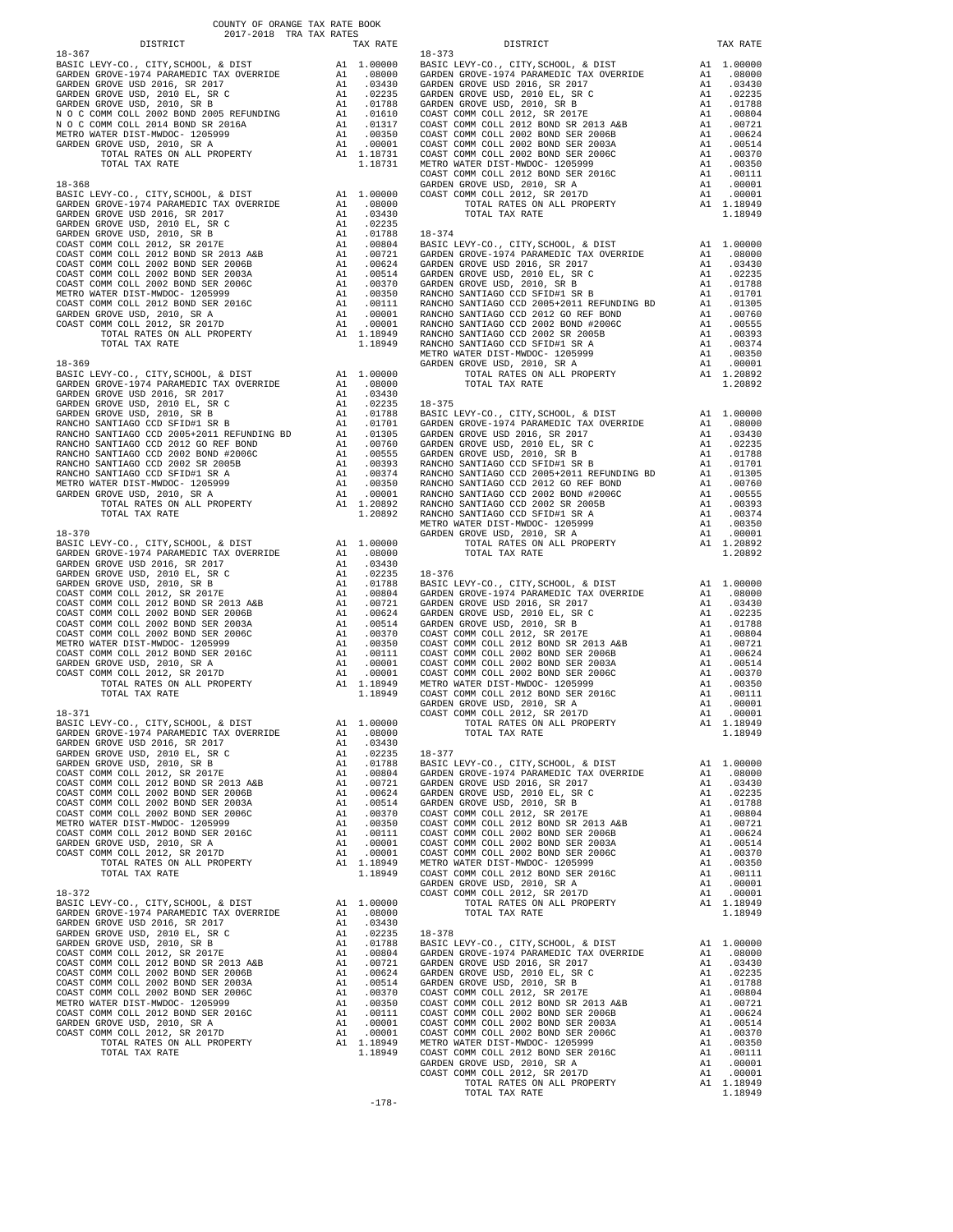COUNTY OF ORANGE TAX RATE BOOK
2017-2018 TRA TAX RATES

**18-367**

| DISTRICT | | TAX RATE |
|---|---|---|
| BASIC LEVY-CO., CITY,SCHOOL, & DIST | A1 | 1.00000 |
| GARDEN GROVE-1974 PARAMEDIC TAX OVERRIDE | A1 | .08000 |
| GARDEN GROVE USD 2016, SR 2017 | A1 | .03430 |
| GARDEN GROVE USD, 2010 EL, SR C | A1 | .02235 |
| GARDEN GROVE USD, 2010, SR B | A1 | .01788 |
| N O C COMM COLL 2002 BOND 2005 REFUNDING | A1 | .01610 |
| N O C COMM COLL 2014 BOND SR 2016A | A1 | .01317 |
| METRO WATER DIST-MWDOC- 1205999 | A1 | .00350 |
| GARDEN GROVE USD, 2010, SR A | A1 | .00001 |
| TOTAL RATES ON ALL PROPERTY | A1 | 1.18731 |
| TOTAL TAX RATE | | 1.18731 |

**18-368**

| DISTRICT | | TAX RATE |
|---|---|---|
| BASIC LEVY-CO., CITY,SCHOOL, & DIST | A1 | 1.00000 |
| GARDEN GROVE-1974 PARAMEDIC TAX OVERRIDE | A1 | .08000 |
| GARDEN GROVE USD 2016, SR 2017 | A1 | .03430 |
| GARDEN GROVE USD, 2010 EL, SR C | A1 | .02235 |
| GARDEN GROVE USD, 2010, SR B | A1 | .01788 |
| COAST COMM COLL 2012, SR 2017E | A1 | .00804 |
| COAST COMM COLL 2012 BOND SR 2013 A&B | A1 | .00721 |
| COAST COMM COLL 2002 BOND SER 2006B | A1 | .00624 |
| COAST COMM COLL 2002 BOND SER 2003A | A1 | .00514 |
| COAST COMM COLL 2002 BOND SER 2006C | A1 | .00370 |
| METRO WATER DIST-MWDOC- 1205999 | A1 | .00350 |
| COAST COMM COLL 2012 BOND SER 2016C | A1 | .00111 |
| GARDEN GROVE USD, 2010, SR A | A1 | .00001 |
| COAST COMM COLL 2012, SR 2017D | A1 | .00001 |
| TOTAL RATES ON ALL PROPERTY | A1 | 1.18949 |
| TOTAL TAX RATE | | 1.18949 |

**18-369**

| DISTRICT | | TAX RATE |
|---|---|---|
| BASIC LEVY-CO., CITY,SCHOOL, & DIST | A1 | 1.00000 |
| GARDEN GROVE-1974 PARAMEDIC TAX OVERRIDE | A1 | .08000 |
| GARDEN GROVE USD 2016, SR 2017 | A1 | .03430 |
| GARDEN GROVE USD, 2010 EL, SR C | A1 | .02235 |
| GARDEN GROVE USD, 2010, SR B | A1 | .01788 |
| RANCHO SANTIAGO CCD SFID#1 SR B | A1 | .01701 |
| RANCHO SANTIAGO CCD 2005+2011 REFUNDING BD | A1 | .01305 |
| RANCHO SANTIAGO CCD 2012 GO REF BOND | A1 | .00760 |
| RANCHO SANTIAGO CCD 2002 BOND #2006C | A1 | .00555 |
| RANCHO SANTIAGO CCD 2002 SR 2005B | A1 | .00393 |
| RANCHO SANTIAGO CCD SFID#1 SR A | A1 | .00374 |
| METRO WATER DIST-MWDOC- 1205999 | A1 | .00350 |
| GARDEN GROVE USD, 2010, SR A | A1 | .00001 |
| TOTAL RATES ON ALL PROPERTY | A1 | 1.20892 |
| TOTAL TAX RATE | | 1.20892 |

**18-370**

| DISTRICT | | TAX RATE |
|---|---|---|
| BASIC LEVY-CO., CITY,SCHOOL, & DIST | A1 | 1.00000 |
| GARDEN GROVE-1974 PARAMEDIC TAX OVERRIDE | A1 | .08000 |
| GARDEN GROVE USD 2016, SR 2017 | A1 | .03430 |
| GARDEN GROVE USD, 2010 EL, SR C | A1 | .02235 |
| GARDEN GROVE USD, 2010, SR B | A1 | .01788 |
| COAST COMM COLL 2012, SR 2017E | A1 | .00804 |
| COAST COMM COLL 2012 BOND SR 2013 A&B | A1 | .00721 |
| COAST COMM COLL 2002 BOND SER 2006B | A1 | .00624 |
| COAST COMM COLL 2002 BOND SER 2003A | A1 | .00514 |
| COAST COMM COLL 2002 BOND SER 2006C | A1 | .00370 |
| METRO WATER DIST-MWDOC- 1205999 | A1 | .00350 |
| COAST COMM COLL 2012 BOND SER 2016C | A1 | .00111 |
| GARDEN GROVE USD, 2010, SR A | A1 | .00001 |
| COAST COMM COLL 2012, SR 2017D | A1 | .00001 |
| TOTAL RATES ON ALL PROPERTY | A1 | 1.18949 |
| TOTAL TAX RATE | | 1.18949 |

**18-371**

| DISTRICT | | TAX RATE |
|---|---|---|
| BASIC LEVY-CO., CITY,SCHOOL, & DIST | A1 | 1.00000 |
| GARDEN GROVE-1974 PARAMEDIC TAX OVERRIDE | A1 | .08000 |
| GARDEN GROVE USD 2016, SR 2017 | A1 | .03430 |
| GARDEN GROVE USD, 2010 EL, SR C | A1 | .02235 |
| GARDEN GROVE USD, 2010, SR B | A1 | .01788 |
| COAST COMM COLL 2012, SR 2017E | A1 | .00804 |
| COAST COMM COLL 2012 BOND SR 2013 A&B | A1 | .00721 |
| COAST COMM COLL 2002 BOND SER 2006B | A1 | .00624 |
| COAST COMM COLL 2002 BOND SER 2003A | A1 | .00514 |
| COAST COMM COLL 2002 BOND SER 2006C | A1 | .00370 |
| METRO WATER DIST-MWDOC- 1205999 | A1 | .00350 |
| COAST COMM COLL 2012 BOND SER 2016C | A1 | .00111 |
| GARDEN GROVE USD, 2010, SR A | A1 | .00001 |
| COAST COMM COLL 2012, SR 2017D | A1 | .00001 |
| TOTAL RATES ON ALL PROPERTY | A1 | 1.18949 |
| TOTAL TAX RATE | | 1.18949 |

**18-372**

| DISTRICT | | TAX RATE |
|---|---|---|
| BASIC LEVY-CO., CITY,SCHOOL, & DIST | A1 | 1.00000 |
| GARDEN GROVE-1974 PARAMEDIC TAX OVERRIDE | A1 | .08000 |
| GARDEN GROVE USD 2016, SR 2017 | A1 | .03430 |
| GARDEN GROVE USD, 2010 EL, SR C | A1 | .02235 |
| GARDEN GROVE USD, 2010, SR B | A1 | .01788 |
| COAST COMM COLL 2012, SR 2017E | A1 | .00804 |
| COAST COMM COLL 2012 BOND SR 2013 A&B | A1 | .00721 |
| COAST COMM COLL 2002 BOND SER 2006B | A1 | .00624 |
| COAST COMM COLL 2002 BOND SER 2003A | A1 | .00514 |
| COAST COMM COLL 2002 BOND SER 2006C | A1 | .00370 |
| METRO WATER DIST-MWDOC- 1205999 | A1 | .00350 |
| COAST COMM COLL 2012 BOND SER 2016C | A1 | .00111 |
| GARDEN GROVE USD, 2010, SR A | A1 | .00001 |
| COAST COMM COLL 2012, SR 2017D | A1 | .00001 |
| TOTAL RATES ON ALL PROPERTY | A1 | 1.18949 |
| TOTAL TAX RATE | | 1.18949 |

**18-373**

| DISTRICT | | TAX RATE |
|---|---|---|
| BASIC LEVY-CO., CITY,SCHOOL, & DIST | A1 | 1.00000 |
| GARDEN GROVE-1974 PARAMEDIC TAX OVERRIDE | A1 | .08000 |
| GARDEN GROVE USD 2016, SR 2017 | A1 | .03430 |
| GARDEN GROVE USD, 2010 EL, SR C | A1 | .02235 |
| GARDEN GROVE USD, 2010, SR B | A1 | .01788 |
| COAST COMM COLL 2012, SR 2017E | A1 | .00804 |
| COAST COMM COLL 2012 BOND SR 2013 A&B | A1 | .00721 |
| COAST COMM COLL 2002 BOND SER 2006B | A1 | .00624 |
| COAST COMM COLL 2002 BOND SER 2003A | A1 | .00514 |
| COAST COMM COLL 2002 BOND SER 2006C | A1 | .00370 |
| METRO WATER DIST-MWDOC- 1205999 | A1 | .00350 |
| COAST COMM COLL 2012 BOND SER 2016C | A1 | .00111 |
| GARDEN GROVE USD, 2010, SR A | A1 | .00001 |
| COAST COMM COLL 2012, SR 2017D | A1 | .00001 |
| TOTAL RATES ON ALL PROPERTY | A1 | 1.18949 |
| TOTAL TAX RATE | | 1.18949 |

**18-374**

| DISTRICT | | TAX RATE |
|---|---|---|
| BASIC LEVY-CO., CITY,SCHOOL, & DIST | A1 | 1.00000 |
| GARDEN GROVE-1974 PARAMEDIC TAX OVERRIDE | A1 | .08000 |
| GARDEN GROVE USD 2016, SR 2017 | A1 | .03430 |
| GARDEN GROVE USD, 2010 EL, SR C | A1 | .02235 |
| GARDEN GROVE USD, 2010, SR B | A1 | .01788 |
| RANCHO SANTIAGO CCD SFID#1 SR B | A1 | .01701 |
| RANCHO SANTIAGO CCD 2005+2011 REFUNDING BD | A1 | .01305 |
| RANCHO SANTIAGO CCD 2012 GO REF BOND | A1 | .00760 |
| RANCHO SANTIAGO CCD 2002 BOND #2006C | A1 | .00555 |
| RANCHO SANTIAGO CCD 2002 SR 2005B | A1 | .00393 |
| RANCHO SANTIAGO CCD SFID#1 SR A | A1 | .00374 |
| METRO WATER DIST-MWDOC- 1205999 | A1 | .00350 |
| GARDEN GROVE USD, 2010, SR A | A1 | .00001 |
| TOTAL RATES ON ALL PROPERTY | A1 | 1.20892 |
| TOTAL TAX RATE | | 1.20892 |

**18-375**

| DISTRICT | | TAX RATE |
|---|---|---|
| BASIC LEVY-CO., CITY,SCHOOL, & DIST | A1 | 1.00000 |
| GARDEN GROVE-1974 PARAMEDIC TAX OVERRIDE | A1 | .08000 |
| GARDEN GROVE USD 2016, SR 2017 | A1 | .03430 |
| GARDEN GROVE USD, 2010 EL, SR C | A1 | .02235 |
| GARDEN GROVE USD, 2010, SR B | A1 | .01788 |
| RANCHO SANTIAGO CCD SFID#1 SR B | A1 | .01701 |
| RANCHO SANTIAGO CCD 2005+2011 REFUNDING BD | A1 | .01305 |
| RANCHO SANTIAGO CCD 2012 GO REF BOND | A1 | .00760 |
| RANCHO SANTIAGO CCD 2002 BOND #2006C | A1 | .00555 |
| RANCHO SANTIAGO CCD 2002 SR 2005B | A1 | .00393 |
| RANCHO SANTIAGO CCD SFID#1 SR A | A1 | .00374 |
| METRO WATER DIST-MWDOC- 1205999 | A1 | .00350 |
| GARDEN GROVE USD, 2010, SR A | A1 | .00001 |
| TOTAL RATES ON ALL PROPERTY | A1 | 1.20892 |
| TOTAL TAX RATE | | 1.20892 |

**18-376**

| DISTRICT | | TAX RATE |
|---|---|---|
| BASIC LEVY-CO., CITY,SCHOOL, & DIST | A1 | 1.00000 |
| GARDEN GROVE-1974 PARAMEDIC TAX OVERRIDE | A1 | .08000 |
| GARDEN GROVE USD 2016, SR 2017 | A1 | .03430 |
| GARDEN GROVE USD, 2010 EL, SR C | A1 | .02235 |
| GARDEN GROVE USD, 2010, SR B | A1 | .01788 |
| COAST COMM COLL 2012, SR 2017E | A1 | .00804 |
| COAST COMM COLL 2012 BOND SR 2013 A&B | A1 | .00721 |
| COAST COMM COLL 2002 BOND SER 2006B | A1 | .00624 |
| COAST COMM COLL 2002 BOND SER 2003A | A1 | .00514 |
| COAST COMM COLL 2002 BOND SER 2006C | A1 | .00370 |
| METRO WATER DIST-MWDOC- 1205999 | A1 | .00350 |
| COAST COMM COLL 2012 BOND SER 2016C | A1 | .00111 |
| GARDEN GROVE USD, 2010, SR A | A1 | .00001 |
| COAST COMM COLL 2012, SR 2017D | A1 | .00001 |
| TOTAL RATES ON ALL PROPERTY | A1 | 1.18949 |
| TOTAL TAX RATE | | 1.18949 |

**18-377**

| DISTRICT | | TAX RATE |
|---|---|---|
| BASIC LEVY-CO., CITY,SCHOOL, & DIST | A1 | 1.00000 |
| GARDEN GROVE-1974 PARAMEDIC TAX OVERRIDE | A1 | .08000 |
| GARDEN GROVE USD 2016, SR 2017 | A1 | .03430 |
| GARDEN GROVE USD, 2010 EL, SR C | A1 | .02235 |
| GARDEN GROVE USD, 2010, SR B | A1 | .01788 |
| COAST COMM COLL 2012, SR 2017E | A1 | .00804 |
| COAST COMM COLL 2012 BOND SR 2013 A&B | A1 | .00721 |
| COAST COMM COLL 2002 BOND SER 2006B | A1 | .00624 |
| COAST COMM COLL 2002 BOND SER 2003A | A1 | .00514 |
| COAST COMM COLL 2002 BOND SER 2006C | A1 | .00370 |
| METRO WATER DIST-MWDOC- 1205999 | A1 | .00350 |
| COAST COMM COLL 2012 BOND SER 2016C | A1 | .00111 |
| GARDEN GROVE USD, 2010, SR A | A1 | .00001 |
| COAST COMM COLL 2012, SR 2017D | A1 | .00001 |
| TOTAL RATES ON ALL PROPERTY | A1 | 1.18949 |
| TOTAL TAX RATE | | 1.18949 |

**18-378**

| DISTRICT | | TAX RATE |
|---|---|---|
| BASIC LEVY-CO., CITY,SCHOOL, & DIST | A1 | 1.00000 |
| GARDEN GROVE-1974 PARAMEDIC TAX OVERRIDE | A1 | .08000 |
| GARDEN GROVE USD 2016, SR 2017 | A1 | .03430 |
| GARDEN GROVE USD, 2010 EL, SR C | A1 | .02235 |
| GARDEN GROVE USD, 2010, SR B | A1 | .01788 |
| COAST COMM COLL 2012, SR 2017E | A1 | .00804 |
| COAST COMM COLL 2012 BOND SR 2013 A&B | A1 | .00721 |
| COAST COMM COLL 2002 BOND SER 2006B | A1 | .00624 |
| COAST COMM COLL 2002 BOND SER 2003A | A1 | .00514 |
| COAST COMM COLL 2002 BOND SER 2006C | A1 | .00370 |
| METRO WATER DIST-MWDOC- 1205999 | A1 | .00350 |
| COAST COMM COLL 2012 BOND SER 2016C | A1 | .00111 |
| GARDEN GROVE USD, 2010, SR A | A1 | .00001 |
| COAST COMM COLL 2012, SR 2017D | A1 | .00001 |
| TOTAL RATES ON ALL PROPERTY | A1 | 1.18949 |
| TOTAL TAX RATE | | 1.18949 |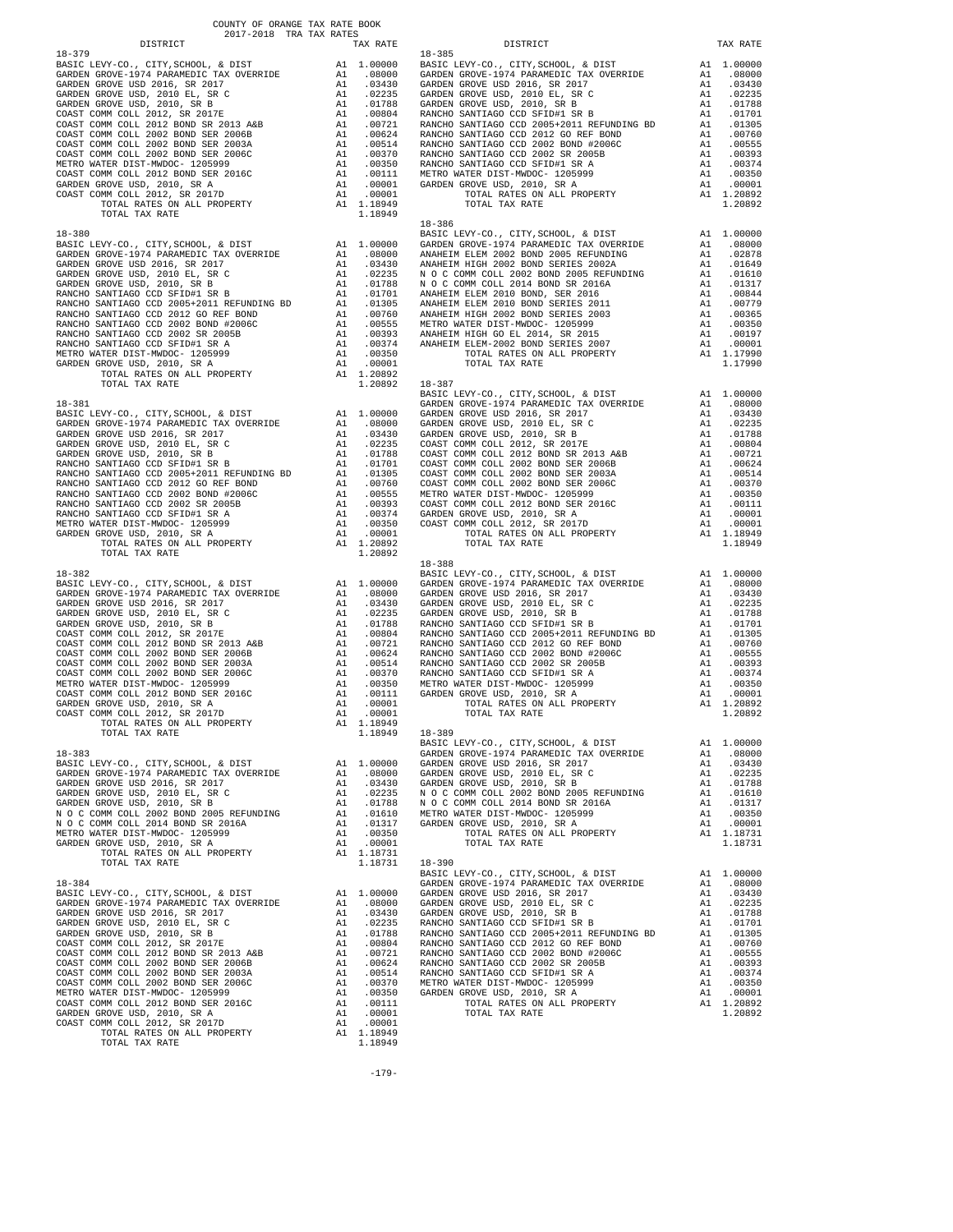COUNTY OF ORANGE TAX RATE BOOK
2017-2018 TRA TAX RATES

**18-379**

| DISTRICT | | TAX RATE |
|---|---|---|
| BASIC LEVY-CO., CITY,SCHOOL, & DIST | A1 | 1.00000 |
| GARDEN GROVE-1974 PARAMEDIC TAX OVERRIDE | A1 | .08000 |
| GARDEN GROVE USD 2016, SR 2017 | A1 | .03430 |
| GARDEN GROVE USD, 2010 EL, SR C | A1 | .02235 |
| GARDEN GROVE USD, 2010, SR B | A1 | .01788 |
| COAST COMM COLL 2012, SR 2017E | A1 | .00804 |
| COAST COMM COLL 2012 BOND SR 2013 A&B | A1 | .00721 |
| COAST COMM COLL 2002 BOND SER 2006B | A1 | .00624 |
| COAST COMM COLL 2002 BOND SER 2003A | A1 | .00514 |
| COAST COMM COLL 2002 BOND SER 2006C | A1 | .00370 |
| METRO WATER DIST-MWDOC- 1205999 | A1 | .00350 |
| COAST COMM COLL 2012 BOND SER 2016C | A1 | .00111 |
| GARDEN GROVE USD, 2010, SR A | A1 | .00001 |
| COAST COMM COLL 2012, SR 2017D | A1 | .00001 |
| TOTAL RATES ON ALL PROPERTY | A1 | 1.18949 |
| TOTAL TAX RATE | | 1.18949 |

**18-380**

| DISTRICT | | TAX RATE |
|---|---|---|
| BASIC LEVY-CO., CITY,SCHOOL, & DIST | A1 | 1.00000 |
| GARDEN GROVE-1974 PARAMEDIC TAX OVERRIDE | A1 | .08000 |
| GARDEN GROVE USD 2016, SR 2017 | A1 | .03430 |
| GARDEN GROVE USD, 2010 EL, SR C | A1 | .02235 |
| GARDEN GROVE USD, 2010, SR B | A1 | .01788 |
| RANCHO SANTIAGO CCD SFID#1 SR B | A1 | .01701 |
| RANCHO SANTIAGO CCD 2005+2011 REFUNDING BD | A1 | .01305 |
| RANCHO SANTIAGO CCD 2012 GO REF BOND | A1 | .00760 |
| RANCHO SANTIAGO CCD 2002 BOND #2006C | A1 | .00555 |
| RANCHO SANTIAGO CCD 2002 SR 2005B | A1 | .00393 |
| RANCHO SANTIAGO CCD SFID#1 SR A | A1 | .00374 |
| METRO WATER DIST-MWDOC- 1205999 | A1 | .00350 |
| GARDEN GROVE USD, 2010, SR A | A1 | .00001 |
| TOTAL RATES ON ALL PROPERTY | A1 | 1.20892 |
| TOTAL TAX RATE | | 1.20892 |

**18-381**

| DISTRICT | | TAX RATE |
|---|---|---|
| BASIC LEVY-CO., CITY,SCHOOL, & DIST | A1 | 1.00000 |
| GARDEN GROVE-1974 PARAMEDIC TAX OVERRIDE | A1 | .08000 |
| GARDEN GROVE USD 2016, SR 2017 | A1 | .03430 |
| GARDEN GROVE USD, 2010 EL, SR C | A1 | .02235 |
| GARDEN GROVE USD, 2010, SR B | A1 | .01788 |
| RANCHO SANTIAGO CCD SFID#1 SR B | A1 | .01701 |
| RANCHO SANTIAGO CCD 2005+2011 REFUNDING BD | A1 | .01305 |
| RANCHO SANTIAGO CCD 2012 GO REF BOND | A1 | .00760 |
| RANCHO SANTIAGO CCD 2002 BOND #2006C | A1 | .00555 |
| RANCHO SANTIAGO CCD 2002 SR 2005B | A1 | .00393 |
| RANCHO SANTIAGO CCD SFID#1 SR A | A1 | .00374 |
| METRO WATER DIST-MWDOC- 1205999 | A1 | .00350 |
| GARDEN GROVE USD, 2010, SR A | A1 | .00001 |
| TOTAL RATES ON ALL PROPERTY | A1 | 1.20892 |
| TOTAL TAX RATE | | 1.20892 |

**18-382**

| DISTRICT | | TAX RATE |
|---|---|---|
| BASIC LEVY-CO., CITY,SCHOOL, & DIST | A1 | 1.00000 |
| GARDEN GROVE-1974 PARAMEDIC TAX OVERRIDE | A1 | .08000 |
| GARDEN GROVE USD 2016, SR 2017 | A1 | .03430 |
| GARDEN GROVE USD, 2010 EL, SR C | A1 | .02235 |
| GARDEN GROVE USD, 2010, SR B | A1 | .01788 |
| COAST COMM COLL 2012, SR 2017E | A1 | .00804 |
| COAST COMM COLL 2012 BOND SR 2013 A&B | A1 | .00721 |
| COAST COMM COLL 2002 BOND SER 2006B | A1 | .00624 |
| COAST COMM COLL 2002 BOND SER 2003A | A1 | .00514 |
| COAST COMM COLL 2002 BOND SER 2006C | A1 | .00370 |
| METRO WATER DIST-MWDOC- 1205999 | A1 | .00350 |
| COAST COMM COLL 2012 BOND SER 2016C | A1 | .00111 |
| GARDEN GROVE USD, 2010, SR A | A1 | .00001 |
| COAST COMM COLL 2012, SR 2017D | A1 | .00001 |
| TOTAL RATES ON ALL PROPERTY | A1 | 1.18949 |
| TOTAL TAX RATE | | 1.18949 |

**18-383**

| DISTRICT | | TAX RATE |
|---|---|---|
| BASIC LEVY-CO., CITY,SCHOOL, & DIST | A1 | 1.00000 |
| GARDEN GROVE-1974 PARAMEDIC TAX OVERRIDE | A1 | .08000 |
| GARDEN GROVE USD 2016, SR 2017 | A1 | .03430 |
| GARDEN GROVE USD, 2010 EL, SR C | A1 | .02235 |
| GARDEN GROVE USD, 2010, SR B | A1 | .01788 |
| N O C COMM COLL 2002 BOND 2005 REFUNDING | A1 | .01610 |
| N O C COMM COLL 2014 BOND SR 2016A | A1 | .01317 |
| METRO WATER DIST-MWDOC- 1205999 | A1 | .00350 |
| GARDEN GROVE USD, 2010, SR A | A1 | .00001 |
| TOTAL RATES ON ALL PROPERTY | A1 | 1.18731 |
| TOTAL TAX RATE | | 1.18731 |

**18-384**

| DISTRICT | | TAX RATE |
|---|---|---|
| BASIC LEVY-CO., CITY,SCHOOL, & DIST | A1 | 1.00000 |
| GARDEN GROVE-1974 PARAMEDIC TAX OVERRIDE | A1 | .08000 |
| GARDEN GROVE USD 2016, SR 2017 | A1 | .03430 |
| GARDEN GROVE USD, 2010 EL, SR C | A1 | .02235 |
| GARDEN GROVE USD, 2010, SR B | A1 | .01788 |
| COAST COMM COLL 2012, SR 2017E | A1 | .00804 |
| COAST COMM COLL 2012 BOND SR 2013 A&B | A1 | .00721 |
| COAST COMM COLL 2002 BOND SER 2006B | A1 | .00624 |
| COAST COMM COLL 2002 BOND SER 2003A | A1 | .00514 |
| COAST COMM COLL 2002 BOND SER 2006C | A1 | .00370 |
| METRO WATER DIST-MWDOC- 1205999 | A1 | .00350 |
| COAST COMM COLL 2012 BOND SER 2016C | A1 | .00111 |
| GARDEN GROVE USD, 2010, SR A | A1 | .00001 |
| COAST COMM COLL 2012, SR 2017D | A1 | .00001 |
| TOTAL RATES ON ALL PROPERTY | A1 | 1.18949 |
| TOTAL TAX RATE | | 1.18949 |

**18-385**

| DISTRICT | | TAX RATE |
|---|---|---|
| BASIC LEVY-CO., CITY,SCHOOL, & DIST | A1 | 1.00000 |
| GARDEN GROVE-1974 PARAMEDIC TAX OVERRIDE | A1 | .08000 |
| GARDEN GROVE USD 2016, SR 2017 | A1 | .03430 |
| GARDEN GROVE USD, 2010 EL, SR C | A1 | .02235 |
| GARDEN GROVE USD, 2010, SR B | A1 | .01788 |
| RANCHO SANTIAGO CCD SFID#1 SR B | A1 | .01701 |
| RANCHO SANTIAGO CCD 2005+2011 REFUNDING BD | A1 | .01305 |
| RANCHO SANTIAGO CCD 2012 GO REF BOND | A1 | .00760 |
| RANCHO SANTIAGO CCD 2002 BOND #2006C | A1 | .00555 |
| RANCHO SANTIAGO CCD 2002 SR 2005B | A1 | .00393 |
| RANCHO SANTIAGO CCD SFID#1 SR A | A1 | .00374 |
| METRO WATER DIST-MWDOC- 1205999 | A1 | .00350 |
| GARDEN GROVE USD, 2010, SR A | A1 | .00001 |
| TOTAL RATES ON ALL PROPERTY | A1 | 1.20892 |
| TOTAL TAX RATE | | 1.20892 |

**18-386**

| DISTRICT | | TAX RATE |
|---|---|---|
| BASIC LEVY-CO., CITY,SCHOOL, & DIST | A1 | 1.00000 |
| GARDEN GROVE-1974 PARAMEDIC TAX OVERRIDE | A1 | .08000 |
| ANAHEIM ELEM 2002 BOND 2005 REFUNDING | A1 | .02878 |
| ANAHEIM HIGH 2002 BOND SERIES 2002A | A1 | .01649 |
| N O C COMM COLL 2002 BOND 2005 REFUNDING | A1 | .01610 |
| N O C COMM COLL 2014 BOND SR 2016A | A1 | .01317 |
| ANAHEIM ELEM 2010 BOND, SER 2016 | A1 | .00844 |
| ANAHEIM ELEM 2010 BOND SERIES 2011 | A1 | .00779 |
| ANAHEIM HIGH 2002 BOND SERIES 2003 | A1 | .00365 |
| METRO WATER DIST-MWDOC- 1205999 | A1 | .00350 |
| ANAHEIM HIGH GO EL 2014, SR 2015 | A1 | .00197 |
| ANAHEIM ELEM-2002 BOND SERIES 2007 | A1 | .00001 |
| TOTAL RATES ON ALL PROPERTY | A1 | 1.17990 |
| TOTAL TAX RATE | | 1.17990 |

**18-387**

| DISTRICT | | TAX RATE |
|---|---|---|
| BASIC LEVY-CO., CITY,SCHOOL, & DIST | A1 | 1.00000 |
| GARDEN GROVE-1974 PARAMEDIC TAX OVERRIDE | A1 | .08000 |
| GARDEN GROVE USD 2016, SR 2017 | A1 | .03430 |
| GARDEN GROVE USD, 2010 EL, SR C | A1 | .02235 |
| GARDEN GROVE USD, 2010, SR B | A1 | .01788 |
| COAST COMM COLL 2012, SR 2017E | A1 | .00804 |
| COAST COMM COLL 2012 BOND SR 2013 A&B | A1 | .00721 |
| COAST COMM COLL 2002 BOND SER 2006B | A1 | .00624 |
| COAST COMM COLL 2002 BOND SER 2003A | A1 | .00514 |
| COAST COMM COLL 2002 BOND SER 2006C | A1 | .00370 |
| METRO WATER DIST-MWDOC- 1205999 | A1 | .00350 |
| COAST COMM COLL 2012 BOND SER 2016C | A1 | .00111 |
| GARDEN GROVE USD, 2010, SR A | A1 | .00001 |
| COAST COMM COLL 2012, SR 2017D | A1 | .00001 |
| TOTAL RATES ON ALL PROPERTY | A1 | 1.18949 |
| TOTAL TAX RATE | | 1.18949 |

**18-388**

| DISTRICT | | TAX RATE |
|---|---|---|
| BASIC LEVY-CO., CITY,SCHOOL, & DIST | A1 | 1.00000 |
| GARDEN GROVE-1974 PARAMEDIC TAX OVERRIDE | A1 | .08000 |
| GARDEN GROVE USD 2016, SR 2017 | A1 | .03430 |
| GARDEN GROVE USD, 2010 EL, SR C | A1 | .02235 |
| GARDEN GROVE USD, 2010, SR B | A1 | .01788 |
| RANCHO SANTIAGO CCD SFID#1 SR B | A1 | .01701 |
| RANCHO SANTIAGO CCD 2005+2011 REFUNDING BD | A1 | .01305 |
| RANCHO SANTIAGO CCD 2012 GO REF BOND | A1 | .00760 |
| RANCHO SANTIAGO CCD 2002 BOND #2006C | A1 | .00555 |
| RANCHO SANTIAGO CCD 2002 SR 2005B | A1 | .00393 |
| RANCHO SANTIAGO CCD SFID#1 SR A | A1 | .00374 |
| METRO WATER DIST-MWDOC- 1205999 | A1 | .00350 |
| GARDEN GROVE USD, 2010, SR A | A1 | .00001 |
| TOTAL RATES ON ALL PROPERTY | A1 | 1.20892 |
| TOTAL TAX RATE | | 1.20892 |

**18-389**

| DISTRICT | | TAX RATE |
|---|---|---|
| BASIC LEVY-CO., CITY,SCHOOL, & DIST | A1 | 1.00000 |
| GARDEN GROVE-1974 PARAMEDIC TAX OVERRIDE | A1 | .08000 |
| GARDEN GROVE USD 2016, SR 2017 | A1 | .03430 |
| GARDEN GROVE USD, 2010 EL, SR C | A1 | .02235 |
| GARDEN GROVE USD, 2010, SR B | A1 | .01788 |
| N O C COMM COLL 2002 BOND 2005 REFUNDING | A1 | .01610 |
| N O C COMM COLL 2014 BOND SR 2016A | A1 | .01317 |
| METRO WATER DIST-MWDOC- 1205999 | A1 | .00350 |
| GARDEN GROVE USD, 2010, SR A | A1 | .00001 |
| TOTAL RATES ON ALL PROPERTY | A1 | 1.18731 |
| TOTAL TAX RATE | | 1.18731 |

**18-390**

| DISTRICT | | TAX RATE |
|---|---|---|
| BASIC LEVY-CO., CITY,SCHOOL, & DIST | A1 | 1.00000 |
| GARDEN GROVE-1974 PARAMEDIC TAX OVERRIDE | A1 | .08000 |
| GARDEN GROVE USD 2016, SR 2017 | A1 | .03430 |
| GARDEN GROVE USD, 2010 EL, SR C | A1 | .02235 |
| GARDEN GROVE USD, 2010, SR B | A1 | .01788 |
| RANCHO SANTIAGO CCD SFID#1 SR B | A1 | .01701 |
| RANCHO SANTIAGO CCD 2005+2011 REFUNDING BD | A1 | .01305 |
| RANCHO SANTIAGO CCD 2012 GO REF BOND | A1 | .00760 |
| RANCHO SANTIAGO CCD 2002 BOND #2006C | A1 | .00555 |
| RANCHO SANTIAGO CCD 2002 SR 2005B | A1 | .00393 |
| RANCHO SANTIAGO CCD SFID#1 SR A | A1 | .00374 |
| METRO WATER DIST-MWDOC- 1205999 | A1 | .00350 |
| GARDEN GROVE USD, 2010, SR A | A1 | .00001 |
| TOTAL RATES ON ALL PROPERTY | A1 | 1.20892 |
| TOTAL TAX RATE | | 1.20892 |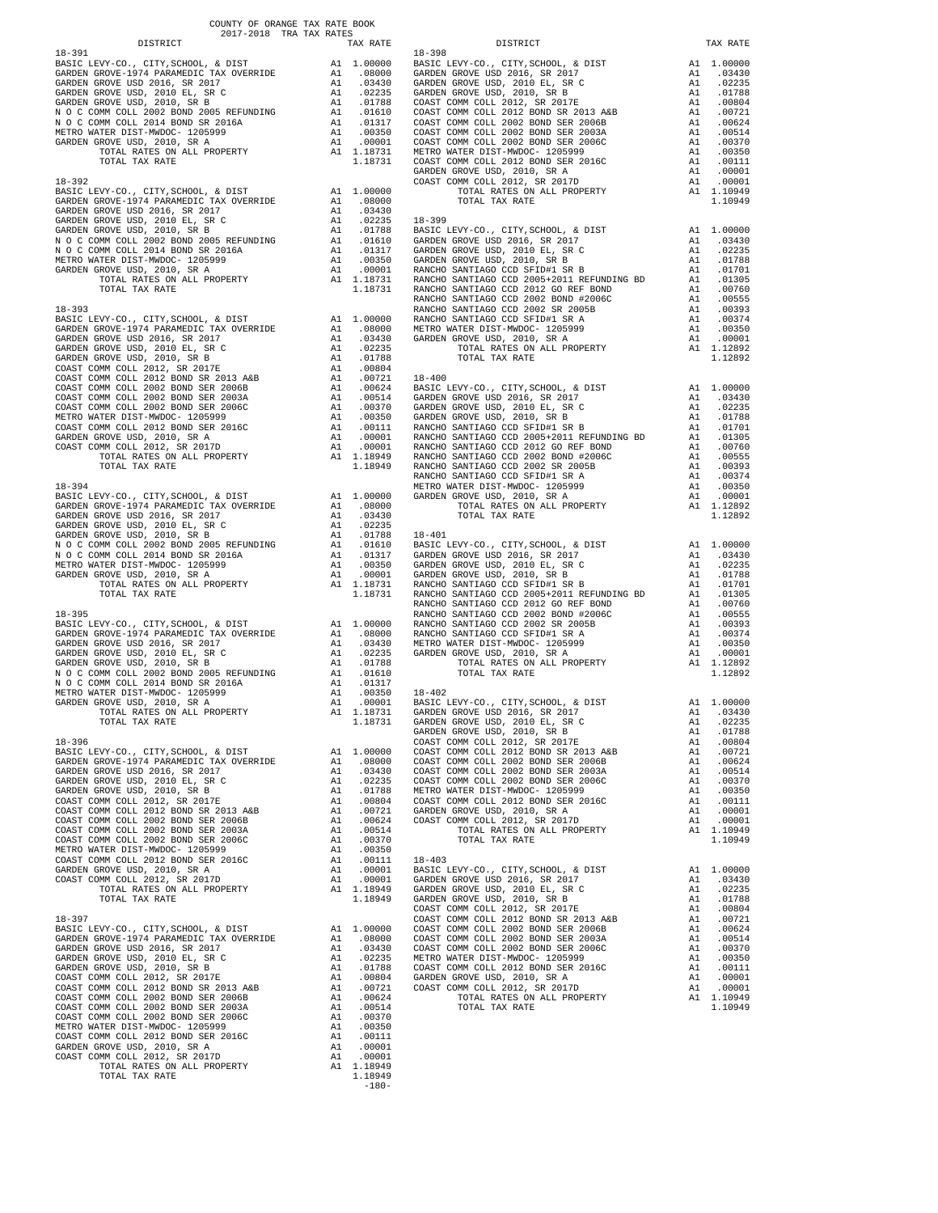COUNTY OF ORANGE TAX RATE BOOK
2017-2018 TRA TAX RATES

| DISTRICT | | TAX RATE |
|---|---|---|
| **18-391** | | |
| BASIC LEVY-CO., CITY,SCHOOL, & DIST | A1 | 1.00000 |
| GARDEN GROVE-1974 PARAMEDIC TAX OVERRIDE | A1 | .08000 |
| GARDEN GROVE USD 2016, SR 2017 | A1 | .03430 |
| GARDEN GROVE USD, 2010 EL, SR C | A1 | .02235 |
| GARDEN GROVE USD, 2010, SR B | A1 | .01788 |
| N O C COMM COLL 2002 BOND 2005 REFUNDING | A1 | .01610 |
| N O C COMM COLL 2014 BOND SR 2016A | A1 | .01317 |
| METRO WATER DIST-MWDOC- 1205999 | A1 | .00350 |
| GARDEN GROVE USD, 2010, SR A | A1 | .00001 |
| TOTAL RATES ON ALL PROPERTY | A1 | 1.18731 |
| TOTAL TAX RATE | | 1.18731 |
| **18-392** | | |
| BASIC LEVY-CO., CITY,SCHOOL, & DIST | A1 | 1.00000 |
| GARDEN GROVE-1974 PARAMEDIC TAX OVERRIDE | A1 | .08000 |
| GARDEN GROVE USD 2016, SR 2017 | A1 | .03430 |
| GARDEN GROVE USD, 2010 EL, SR C | A1 | .02235 |
| GARDEN GROVE USD, 2010, SR B | A1 | .01788 |
| N O C COMM COLL 2002 BOND 2005 REFUNDING | A1 | .01610 |
| N O C COMM COLL 2014 BOND SR 2016A | A1 | .01317 |
| METRO WATER DIST-MWDOC- 1205999 | A1 | .00350 |
| GARDEN GROVE USD, 2010, SR A | A1 | .00001 |
| TOTAL RATES ON ALL PROPERTY | A1 | 1.18731 |
| TOTAL TAX RATE | | 1.18731 |
| **18-393** | | |
| BASIC LEVY-CO., CITY,SCHOOL, & DIST | A1 | 1.00000 |
| GARDEN GROVE-1974 PARAMEDIC TAX OVERRIDE | A1 | .08000 |
| GARDEN GROVE USD 2016, SR 2017 | A1 | .03430 |
| GARDEN GROVE USD, 2010 EL, SR C | A1 | .02235 |
| GARDEN GROVE USD, 2010, SR B | A1 | .01788 |
| COAST COMM COLL 2012, SR 2017E | A1 | .00804 |
| COAST COMM COLL 2012 BOND SER 2013 A&B | A1 | .00721 |
| COAST COMM COLL 2002 BOND SER 2006B | A1 | .00624 |
| COAST COMM COLL 2002 BOND SER 2003A | A1 | .00514 |
| COAST COMM COLL 2002 BOND SER 2006C | A1 | .00370 |
| METRO WATER DIST-MWDOC- 1205999 | A1 | .00350 |
| COAST COMM COLL 2012 BOND SER 2016C | A1 | .00111 |
| GARDEN GROVE USD, 2010, SR A | A1 | .00001 |
| COAST COMM COLL 2012, SR 2017D | A1 | .00001 |
| TOTAL RATES ON ALL PROPERTY | A1 | 1.18949 |
| TOTAL TAX RATE | | 1.18949 |
| **18-394** | | |
| BASIC LEVY-CO., CITY,SCHOOL, & DIST | A1 | 1.00000 |
| GARDEN GROVE-1974 PARAMEDIC TAX OVERRIDE | A1 | .08000 |
| GARDEN GROVE USD 2016, SR 2017 | A1 | .03430 |
| GARDEN GROVE USD, 2010 EL, SR C | A1 | .02235 |
| GARDEN GROVE USD, 2010, SR B | A1 | .01788 |
| N O C COMM COLL 2002 BOND 2005 REFUNDING | A1 | .01610 |
| N O C COMM COLL 2014 BOND SR 2016A | A1 | .01317 |
| METRO WATER DIST-MWDOC- 1205999 | A1 | .00350 |
| GARDEN GROVE USD, 2010, SR A | A1 | .00001 |
| TOTAL RATES ON ALL PROPERTY | A1 | 1.18731 |
| TOTAL TAX RATE | | 1.18731 |
| **18-395** | | |
| BASIC LEVY-CO., CITY,SCHOOL, & DIST | A1 | 1.00000 |
| GARDEN GROVE-1974 PARAMEDIC TAX OVERRIDE | A1 | .08000 |
| GARDEN GROVE USD 2016, SR 2017 | A1 | .03430 |
| GARDEN GROVE USD, 2010 EL, SR C | A1 | .02235 |
| GARDEN GROVE USD, 2010, SR B | A1 | .01788 |
| N O C COMM COLL 2002 BOND 2005 REFUNDING | A1 | .01610 |
| N O C COMM COLL 2014 BOND SR 2016A | A1 | .01317 |
| METRO WATER DIST-MWDOC- 1205999 | A1 | .00350 |
| GARDEN GROVE USD, 2010, SR A | A1 | .00001 |
| TOTAL RATES ON ALL PROPERTY | A1 | 1.18731 |
| TOTAL TAX RATE | | 1.18731 |
| **18-396** | | |
| BASIC LEVY-CO., CITY,SCHOOL, & DIST | A1 | 1.00000 |
| GARDEN GROVE-1974 PARAMEDIC TAX OVERRIDE | A1 | .08000 |
| GARDEN GROVE USD 2016, SR 2017 | A1 | .03430 |
| GARDEN GROVE USD, 2010 EL, SR C | A1 | .02235 |
| GARDEN GROVE USD, 2010, SR B | A1 | .01788 |
| COAST COMM COLL 2012, SR 2017E | A1 | .00804 |
| COAST COMM COLL 2012 BOND SER 2013 A&B | A1 | .00721 |
| COAST COMM COLL 2002 BOND SER 2006B | A1 | .00624 |
| COAST COMM COLL 2002 BOND SER 2003A | A1 | .00514 |
| COAST COMM COLL 2002 BOND SER 2006C | A1 | .00370 |
| METRO WATER DIST-MWDOC- 1205999 | A1 | .00350 |
| COAST COMM COLL 2012 BOND SER 2016C | A1 | .00111 |
| GARDEN GROVE USD, 2010, SR A | A1 | .00001 |
| COAST COMM COLL 2012, SR 2017D | A1 | .00001 |
| TOTAL RATES ON ALL PROPERTY | A1 | 1.18949 |
| TOTAL TAX RATE | | 1.18949 |
| **18-397** | | |
| BASIC LEVY-CO., CITY,SCHOOL, & DIST | A1 | 1.00000 |
| GARDEN GROVE-1974 PARAMEDIC TAX OVERRIDE | A1 | .08000 |
| GARDEN GROVE USD 2016, SR 2017 | A1 | .03430 |
| GARDEN GROVE USD, 2010 EL, SR C | A1 | .02235 |
| GARDEN GROVE USD, 2010, SR B | A1 | .01788 |
| COAST COMM COLL 2012, SR 2017E | A1 | .00804 |
| COAST COMM COLL 2012 BOND SER 2013 A&B | A1 | .00721 |
| COAST COMM COLL 2002 BOND SER 2006B | A1 | .00624 |
| COAST COMM COLL 2002 BOND SER 2003A | A1 | .00514 |
| COAST COMM COLL 2002 BOND SER 2006C | A1 | .00370 |
| METRO WATER DIST-MWDOC- 1205999 | A1 | .00350 |
| COAST COMM COLL 2012 BOND SER 2016C | A1 | .00111 |
| GARDEN GROVE USD, 2010, SR A | A1 | .00001 |
| COAST COMM COLL 2012, SR 2017D | A1 | .00001 |
| TOTAL RATES ON ALL PROPERTY | A1 | 1.18949 |
| TOTAL TAX RATE | | 1.18949 |
| **18-398** | | |
| BASIC LEVY-CO., CITY,SCHOOL, & DIST | A1 | 1.00000 |
| GARDEN GROVE USD 2016, SR 2017 | A1 | .03430 |
| GARDEN GROVE USD, 2010 EL, SR C | A1 | .02235 |
| GARDEN GROVE USD, 2010, SR B | A1 | .01788 |
| COAST COMM COLL 2012, SR 2017E | A1 | .00804 |
| COAST COMM COLL 2012 BOND SER 2013 A&B | A1 | .00721 |
| COAST COMM COLL 2002 BOND SER 2006B | A1 | .00624 |
| COAST COMM COLL 2002 BOND SER 2003A | A1 | .00514 |
| COAST COMM COLL 2002 BOND SER 2006C | A1 | .00370 |
| METRO WATER DIST-MWDOC- 1205999 | A1 | .00350 |
| COAST COMM COLL 2012 BOND SER 2016C | A1 | .00111 |
| GARDEN GROVE USD, 2010, SR A | A1 | .00001 |
| COAST COMM COLL 2012, SR 2017D | A1 | .00001 |
| TOTAL RATES ON ALL PROPERTY | A1 | 1.10949 |
| TOTAL TAX RATE | | 1.10949 |
| **18-399** | | |
| BASIC LEVY-CO., CITY,SCHOOL, & DIST | A1 | 1.00000 |
| GARDEN GROVE USD 2016, SR 2017 | A1 | .03430 |
| GARDEN GROVE USD, 2010 EL, SR C | A1 | .02235 |
| GARDEN GROVE USD, 2010, SR B | A1 | .01788 |
| RANCHO SANTIAGO CCD SFID#1 SR B | A1 | .01701 |
| RANCHO SANTIAGO CCD 2005+2011 REFUNDING BD | A1 | .01305 |
| RANCHO SANTIAGO CCD 2012 GO REF BOND | A1 | .00760 |
| RANCHO SANTIAGO CCD 2002 BOND #2006C | A1 | .00555 |
| RANCHO SANTIAGO CCD 2002 SR 2005B | A1 | .00393 |
| RANCHO SANTIAGO CCD SFID#1 SR A | A1 | .00374 |
| METRO WATER DIST-MWDOC- 1205999 | A1 | .00350 |
| GARDEN GROVE USD, 2010, SR A | A1 | .00001 |
| TOTAL RATES ON ALL PROPERTY | A1 | 1.12892 |
| TOTAL TAX RATE | | 1.12892 |
| **18-400** | | |
| BASIC LEVY-CO., CITY,SCHOOL, & DIST | A1 | 1.00000 |
| GARDEN GROVE USD 2016, SR 2017 | A1 | .03430 |
| GARDEN GROVE USD, 2010 EL, SR C | A1 | .02235 |
| GARDEN GROVE USD, 2010, SR B | A1 | .01788 |
| RANCHO SANTIAGO CCD SFID#1 SR B | A1 | .01701 |
| RANCHO SANTIAGO CCD 2005+2011 REFUNDING BD | A1 | .01305 |
| RANCHO SANTIAGO CCD 2012 GO REF BOND | A1 | .00760 |
| RANCHO SANTIAGO CCD 2002 BOND #2006C | A1 | .00555 |
| RANCHO SANTIAGO CCD 2002 SR 2005B | A1 | .00393 |
| RANCHO SANTIAGO CCD SFID#1 SR A | A1 | .00374 |
| METRO WATER DIST-MWDOC- 1205999 | A1 | .00350 |
| GARDEN GROVE USD, 2010, SR A | A1 | .00001 |
| TOTAL RATES ON ALL PROPERTY | A1 | 1.12892 |
| TOTAL TAX RATE | | 1.12892 |
| **18-401** | | |
| BASIC LEVY-CO., CITY,SCHOOL, & DIST | A1 | 1.00000 |
| GARDEN GROVE USD 2016, SR 2017 | A1 | .03430 |
| GARDEN GROVE USD, 2010 EL, SR C | A1 | .02235 |
| GARDEN GROVE USD, 2010, SR B | A1 | .01788 |
| RANCHO SANTIAGO CCD SFID#1 SR B | A1 | .01701 |
| RANCHO SANTIAGO CCD 2005+2011 REFUNDING BD | A1 | .01305 |
| RANCHO SANTIAGO CCD 2012 GO REF BOND | A1 | .00760 |
| RANCHO SANTIAGO CCD 2002 BOND #2006C | A1 | .00555 |
| RANCHO SANTIAGO CCD 2002 SR 2005B | A1 | .00393 |
| RANCHO SANTIAGO CCD SFID#1 SR A | A1 | .00374 |
| METRO WATER DIST-MWDOC- 1205999 | A1 | .00350 |
| GARDEN GROVE USD, 2010, SR A | A1 | .00001 |
| TOTAL RATES ON ALL PROPERTY | A1 | 1.12892 |
| TOTAL TAX RATE | | 1.12892 |
| **18-402** | | |
| BASIC LEVY-CO., CITY,SCHOOL, & DIST | A1 | 1.00000 |
| GARDEN GROVE USD 2016, SR 2017 | A1 | .03430 |
| GARDEN GROVE USD, 2010 EL, SR C | A1 | .02235 |
| GARDEN GROVE USD, 2010, SR B | A1 | .01788 |
| COAST COMM COLL 2012, SR 2017E | A1 | .00804 |
| COAST COMM COLL 2012 BOND SER 2013 A&B | A1 | .00721 |
| COAST COMM COLL 2002 BOND SER 2006B | A1 | .00624 |
| COAST COMM COLL 2002 BOND SER 2003A | A1 | .00514 |
| COAST COMM COLL 2002 BOND SER 2006C | A1 | .00370 |
| METRO WATER DIST-MWDOC- 1205999 | A1 | .00350 |
| COAST COMM COLL 2012 BOND SER 2016C | A1 | .00111 |
| GARDEN GROVE USD, 2010, SR A | A1 | .00001 |
| COAST COMM COLL 2012, SR 2017D | A1 | .00001 |
| TOTAL RATES ON ALL PROPERTY | A1 | 1.10949 |
| TOTAL TAX RATE | | 1.10949 |
| **18-403** | | |
| BASIC LEVY-CO., CITY,SCHOOL, & DIST | A1 | 1.00000 |
| GARDEN GROVE USD 2016, SR 2017 | A1 | .03430 |
| GARDEN GROVE USD, 2010 EL, SR C | A1 | .02235 |
| GARDEN GROVE USD, 2010, SR B | A1 | .01788 |
| COAST COMM COLL 2012, SR 2017E | A1 | .00804 |
| COAST COMM COLL 2012 BOND SER 2013 A&B | A1 | .00721 |
| COAST COMM COLL 2002 BOND SER 2006B | A1 | .00624 |
| COAST COMM COLL 2002 BOND SER 2003A | A1 | .00514 |
| COAST COMM COLL 2002 BOND SER 2006C | A1 | .00370 |
| METRO WATER DIST-MWDOC- 1205999 | A1 | .00350 |
| COAST COMM COLL 2012 BOND SER 2016C | A1 | .00111 |
| GARDEN GROVE USD, 2010, SR A | A1 | .00001 |
| COAST COMM COLL 2012, SR 2017D | A1 | .00001 |
| TOTAL RATES ON ALL PROPERTY | A1 | 1.10949 |
| TOTAL TAX RATE | | 1.10949 |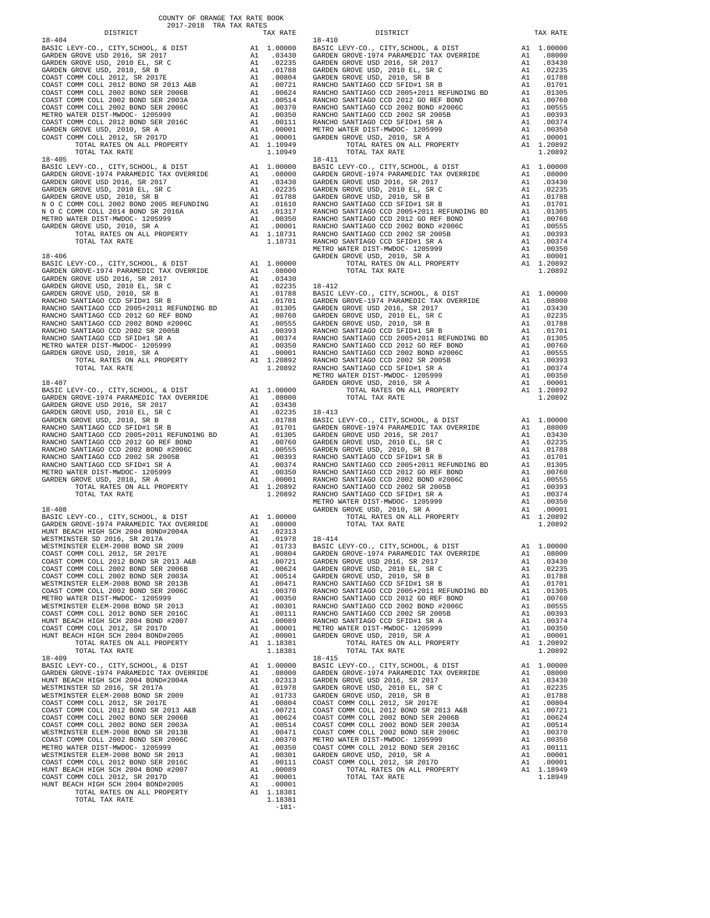COUNTY OF ORANGE TAX RATE BOOK
2017-2018 TRA TAX RATES

| DISTRICT | | TAX RATE |
|---|---|---|
| **18-404** | | |
| BASIC LEVY-CO., CITY,SCHOOL, & DIST | A1 | 1.00000 |
| GARDEN GROVE USD 2016, SR 2017 | A1 | .03430 |
| GARDEN GROVE USD, 2010 EL, SR C | A1 | .02235 |
| GARDEN GROVE USD, 2010, SR B | A1 | .01788 |
| COAST COMM COLL 2012, SR 2017E | A1 | .00804 |
| COAST COMM COLL 2012 BOND SR 2013 A&B | A1 | .00721 |
| COAST COMM COLL 2002 BOND SER 2006B | A1 | .00624 |
| COAST COMM COLL 2002 BOND SER 2003A | A1 | .00514 |
| COAST COMM COLL 2002 BOND SER 2006C | A1 | .00370 |
| METRO WATER DIST-MWDOC- 1205999 | A1 | .00350 |
| COAST COMM COLL 2012 BOND SER 2016C | A1 | .00111 |
| GARDEN GROVE USD, 2010, SR A | A1 | .00001 |
| COAST COMM COLL 2012, SR 2017D | A1 | .00001 |
| TOTAL RATES ON ALL PROPERTY | A1 | 1.10949 |
| TOTAL TAX RATE | | 1.10949 |
| **18-405** | | |
| BASIC LEVY-CO., CITY,SCHOOL, & DIST | A1 | 1.00000 |
| GARDEN GROVE-1974 PARAMEDIC TAX OVERRIDE | A1 | .08000 |
| GARDEN GROVE USD 2016, SR 2017 | A1 | .03430 |
| GARDEN GROVE USD, 2010 EL, SR C | A1 | .02235 |
| GARDEN GROVE USD, 2010, SR B | A1 | .01788 |
| N O C COMM COLL 2002 BOND 2005 REFUNDING | A1 | .01610 |
| N O C COMM COLL 2014 BOND SR 2016A | A1 | .01317 |
| METRO WATER DIST-MWDOC- 1205999 | A1 | .00350 |
| GARDEN GROVE USD, 2010, SR A | A1 | .00001 |
| TOTAL RATES ON ALL PROPERTY | A1 | 1.18731 |
| TOTAL TAX RATE | | 1.18731 |
| **18-406** | | |
| BASIC LEVY-CO., CITY,SCHOOL, & DIST | A1 | 1.00000 |
| GARDEN GROVE-1974 PARAMEDIC TAX OVERRIDE | A1 | .08000 |
| GARDEN GROVE USD 2016, SR 2017 | A1 | .03430 |
| GARDEN GROVE USD, 2010 EL, SR C | A1 | .02235 |
| GARDEN GROVE USD, 2010, SR B | A1 | .01788 |
| RANCHO SANTIAGO CCD SFID#1 SR B | A1 | .01701 |
| RANCHO SANTIAGO CCD 2005+2011 REFUNDING BD | A1 | .01305 |
| RANCHO SANTIAGO CCD 2012 GO REF BOND | A1 | .00760 |
| RANCHO SANTIAGO CCD 2002 BOND #2006C | A1 | .00555 |
| RANCHO SANTIAGO CCD 2002 SR 2005B | A1 | .00393 |
| RANCHO SANTIAGO CCD SFID#1 SR A | A1 | .00374 |
| METRO WATER DIST-MWDOC- 1205999 | A1 | .00350 |
| GARDEN GROVE USD, 2010, SR A | A1 | .00001 |
| TOTAL RATES ON ALL PROPERTY | A1 | 1.20892 |
| TOTAL TAX RATE | | 1.20892 |
| **18-407** | | |
| BASIC LEVY-CO., CITY,SCHOOL, & DIST | A1 | 1.00000 |
| GARDEN GROVE-1974 PARAMEDIC TAX OVERRIDE | A1 | .08000 |
| GARDEN GROVE USD 2016, SR 2017 | A1 | .03430 |
| GARDEN GROVE USD, 2010 EL, SR C | A1 | .02235 |
| GARDEN GROVE USD, 2010, SR B | A1 | .01788 |
| RANCHO SANTIAGO CCD SFID#1 SR B | A1 | .01701 |
| RANCHO SANTIAGO CCD 2005+2011 REFUNDING BD | A1 | .01305 |
| RANCHO SANTIAGO CCD 2012 GO REF BOND | A1 | .00760 |
| RANCHO SANTIAGO CCD 2002 BOND #2006C | A1 | .00555 |
| RANCHO SANTIAGO CCD 2002 SR 2005B | A1 | .00393 |
| RANCHO SANTIAGO CCD SFID#1 SR A | A1 | .00374 |
| METRO WATER DIST-MWDOC- 1205999 | A1 | .00350 |
| GARDEN GROVE USD, 2010, SR A | A1 | .00001 |
| TOTAL RATES ON ALL PROPERTY | A1 | 1.20892 |
| TOTAL TAX RATE | | 1.20892 |
| **18-408** | | |
| BASIC LEVY-CO., CITY,SCHOOL, & DIST | A1 | 1.00000 |
| GARDEN GROVE-1974 PARAMEDIC TAX OVERRIDE | A1 | .08000 |
| HUNT BEACH HIGH SCH 2004 BOND#2004A | A1 | .02313 |
| WESTMINSTER SD 2016, SR 2017A | A1 | .01978 |
| WESTMINSTER ELEM-2008 BOND SR 2009 | A1 | .01733 |
| COAST COMM COLL 2012, SR 2017E | A1 | .00804 |
| COAST COMM COLL 2012 BOND SR 2013 A&B | A1 | .00721 |
| COAST COMM COLL 2002 BOND SER 2006B | A1 | .00624 |
| COAST COMM COLL 2002 BOND SER 2003A | A1 | .00514 |
| WESTMINSTER ELEM-2008 BOND SR 2013B | A1 | .00471 |
| COAST COMM COLL 2002 BOND SER 2006C | A1 | .00370 |
| METRO WATER DIST-MWDOC- 1205999 | A1 | .00350 |
| WESTMINSTER ELEM-2008 BOND SR 2013 | A1 | .00301 |
| COAST COMM COLL 2012 BOND SER 2016C | A1 | .00111 |
| HUNT BEACH HIGH SCH 2004 BOND #2007 | A1 | .00089 |
| COAST COMM COLL 2012, SR 2017D | A1 | .00001 |
| HUNT BEACH HIGH SCH 2004 BOND#2005 | A1 | .00001 |
| TOTAL RATES ON ALL PROPERTY | A1 | 1.18381 |
| TOTAL TAX RATE | | 1.18381 |
| **18-409** | | |
| BASIC LEVY-CO., CITY,SCHOOL, & DIST | A1 | 1.00000 |
| GARDEN GROVE-1974 PARAMEDIC TAX OVERRIDE | A1 | .08000 |
| HUNT BEACH HIGH SCH 2004 BOND#2004A | A1 | .02313 |
| WESTMINSTER SD 2016, SR 2017A | A1 | .01978 |
| WESTMINSTER ELEM-2008 BOND SR 2009 | A1 | .01733 |
| COAST COMM COLL 2012, SR 2017E | A1 | .00804 |
| COAST COMM COLL 2012 BOND SR 2013 A&B | A1 | .00721 |
| COAST COMM COLL 2002 BOND SER 2006B | A1 | .00624 |
| COAST COMM COLL 2002 BOND SER 2003A | A1 | .00514 |
| WESTMINSTER ELEM-2008 BOND SR 2013B | A1 | .00471 |
| COAST COMM COLL 2002 BOND SER 2006C | A1 | .00370 |
| METRO WATER DIST-MWDOC- 1205999 | A1 | .00350 |
| WESTMINSTER ELEM-2008 BOND SR 2013 | A1 | .00301 |
| COAST COMM COLL 2012 BOND SER 2016C | A1 | .00111 |
| HUNT BEACH HIGH SCH 2004 BOND #2007 | A1 | .00089 |
| COAST COMM COLL 2012, SR 2017D | A1 | .00001 |
| HUNT BEACH HIGH SCH 2004 BOND#2005 | A1 | .00001 |
| TOTAL RATES ON ALL PROPERTY | A1 | 1.18381 |
| TOTAL TAX RATE | | 1.18381 |
| **18-410** | | |
| BASIC LEVY-CO., CITY,SCHOOL, & DIST | A1 | 1.00000 |
| GARDEN GROVE-1974 PARAMEDIC TAX OVERRIDE | A1 | .08000 |
| GARDEN GROVE USD 2016, SR 2017 | A1 | .03430 |
| GARDEN GROVE USD, 2010 EL, SR C | A1 | .02235 |
| GARDEN GROVE USD, 2010, SR B | A1 | .01788 |
| RANCHO SANTIAGO CCD SFID#1 SR B | A1 | .01701 |
| RANCHO SANTIAGO CCD 2005+2011 REFUNDING BD | A1 | .01305 |
| RANCHO SANTIAGO CCD 2012 GO REF BOND | A1 | .00760 |
| RANCHO SANTIAGO CCD 2002 BOND #2006C | A1 | .00555 |
| RANCHO SANTIAGO CCD 2002 SR 2005B | A1 | .00393 |
| RANCHO SANTIAGO CCD SFID#1 SR A | A1 | .00374 |
| METRO WATER DIST-MWDOC- 1205999 | A1 | .00350 |
| GARDEN GROVE USD, 2010, SR A | A1 | .00001 |
| TOTAL RATES ON ALL PROPERTY | A1 | 1.20892 |
| TOTAL TAX RATE | | 1.20892 |
| **18-411** | | |
| BASIC LEVY-CO., CITY,SCHOOL, & DIST | A1 | 1.00000 |
| GARDEN GROVE-1974 PARAMEDIC TAX OVERRIDE | A1 | .08000 |
| GARDEN GROVE USD 2016, SR 2017 | A1 | .03430 |
| GARDEN GROVE USD, 2010 EL, SR C | A1 | .02235 |
| GARDEN GROVE USD, 2010, SR B | A1 | .01788 |
| RANCHO SANTIAGO CCD SFID#1 SR B | A1 | .01701 |
| RANCHO SANTIAGO CCD 2005+2011 REFUNDING BD | A1 | .01305 |
| RANCHO SANTIAGO CCD 2012 GO REF BOND | A1 | .00760 |
| RANCHO SANTIAGO CCD 2002 BOND #2006C | A1 | .00555 |
| RANCHO SANTIAGO CCD 2002 SR 2005B | A1 | .00393 |
| RANCHO SANTIAGO CCD SFID#1 SR A | A1 | .00374 |
| METRO WATER DIST-MWDOC- 1205999 | A1 | .00350 |
| GARDEN GROVE USD, 2010, SR A | A1 | .00001 |
| TOTAL RATES ON ALL PROPERTY | A1 | 1.20892 |
| TOTAL TAX RATE | | 1.20892 |
| **18-412** | | |
| BASIC LEVY-CO., CITY,SCHOOL, & DIST | A1 | 1.00000 |
| GARDEN GROVE-1974 PARAMEDIC TAX OVERRIDE | A1 | .08000 |
| GARDEN GROVE USD 2016, SR 2017 | A1 | .03430 |
| GARDEN GROVE USD, 2010 EL, SR C | A1 | .02235 |
| GARDEN GROVE USD, 2010, SR B | A1 | .01788 |
| RANCHO SANTIAGO CCD SFID#1 SR B | A1 | .01701 |
| RANCHO SANTIAGO CCD 2005+2011 REFUNDING BD | A1 | .01305 |
| RANCHO SANTIAGO CCD 2012 GO REF BOND | A1 | .00760 |
| RANCHO SANTIAGO CCD 2002 BOND #2006C | A1 | .00555 |
| RANCHO SANTIAGO CCD 2002 SR 2005B | A1 | .00393 |
| RANCHO SANTIAGO CCD SFID#1 SR A | A1 | .00374 |
| METRO WATER DIST-MWDOC- 1205999 | A1 | .00350 |
| GARDEN GROVE USD, 2010, SR A | A1 | .00001 |
| TOTAL RATES ON ALL PROPERTY | A1 | 1.20892 |
| TOTAL TAX RATE | | 1.20892 |
| **18-413** | | |
| BASIC LEVY-CO., CITY,SCHOOL, & DIST | A1 | 1.00000 |
| GARDEN GROVE-1974 PARAMEDIC TAX OVERRIDE | A1 | .08000 |
| GARDEN GROVE USD 2016, SR 2017 | A1 | .03430 |
| GARDEN GROVE USD, 2010 EL, SR C | A1 | .02235 |
| GARDEN GROVE USD, 2010, SR B | A1 | .01788 |
| RANCHO SANTIAGO CCD SFID#1 SR B | A1 | .01701 |
| RANCHO SANTIAGO CCD 2005+2011 REFUNDING BD | A1 | .01305 |
| RANCHO SANTIAGO CCD 2012 GO REF BOND | A1 | .00760 |
| RANCHO SANTIAGO CCD 2002 BOND #2006C | A1 | .00555 |
| RANCHO SANTIAGO CCD 2002 SR 2005B | A1 | .00393 |
| RANCHO SANTIAGO CCD SFID#1 SR A | A1 | .00374 |
| METRO WATER DIST-MWDOC- 1205999 | A1 | .00350 |
| GARDEN GROVE USD, 2010, SR A | A1 | .00001 |
| TOTAL RATES ON ALL PROPERTY | A1 | 1.20892 |
| TOTAL TAX RATE | | 1.20892 |
| **18-414** | | |
| BASIC LEVY-CO., CITY,SCHOOL, & DIST | A1 | 1.00000 |
| GARDEN GROVE-1974 PARAMEDIC TAX OVERRIDE | A1 | .08000 |
| GARDEN GROVE USD 2016, SR 2017 | A1 | .03430 |
| GARDEN GROVE USD, 2010 EL, SR C | A1 | .02235 |
| GARDEN GROVE USD, 2010, SR B | A1 | .01788 |
| RANCHO SANTIAGO CCD SFID#1 SR B | A1 | .01701 |
| RANCHO SANTIAGO CCD 2005+2011 REFUNDING BD | A1 | .01305 |
| RANCHO SANTIAGO CCD 2012 GO REF BOND | A1 | .00760 |
| RANCHO SANTIAGO CCD 2002 BOND #2006C | A1 | .00555 |
| RANCHO SANTIAGO CCD 2002 SR 2005B | A1 | .00393 |
| RANCHO SANTIAGO CCD SFID#1 SR A | A1 | .00374 |
| METRO WATER DIST-MWDOC- 1205999 | A1 | .00350 |
| GARDEN GROVE USD, 2010, SR A | A1 | .00001 |
| TOTAL RATES ON ALL PROPERTY | A1 | 1.20892 |
| TOTAL TAX RATE | | 1.20892 |
| **18-415** | | |
| BASIC LEVY-CO., CITY,SCHOOL, & DIST | A1 | 1.00000 |
| GARDEN GROVE-1974 PARAMEDIC TAX OVERRIDE | A1 | .08000 |
| GARDEN GROVE USD 2016, SR 2017 | A1 | .03430 |
| GARDEN GROVE USD, 2010 EL, SR C | A1 | .02235 |
| GARDEN GROVE USD, 2010, SR B | A1 | .01788 |
| COAST COMM COLL 2012, SR 2017E | A1 | .00804 |
| COAST COMM COLL 2012 BOND SR 2013 A&B | A1 | .00721 |
| COAST COMM COLL 2002 BOND SER 2006B | A1 | .00624 |
| COAST COMM COLL 2002 BOND SER 2003A | A1 | .00514 |
| COAST COMM COLL 2002 BOND SER 2006C | A1 | .00370 |
| METRO WATER DIST-MWDOC- 1205999 | A1 | .00350 |
| COAST COMM COLL 2012 BOND SER 2016C | A1 | .00111 |
| GARDEN GROVE USD, 2010, SR A | A1 | .00001 |
| COAST COMM COLL 2012, SR 2017D | A1 | .00001 |
| TOTAL RATES ON ALL PROPERTY | A1 | 1.18949 |
| TOTAL TAX RATE | | 1.18949 |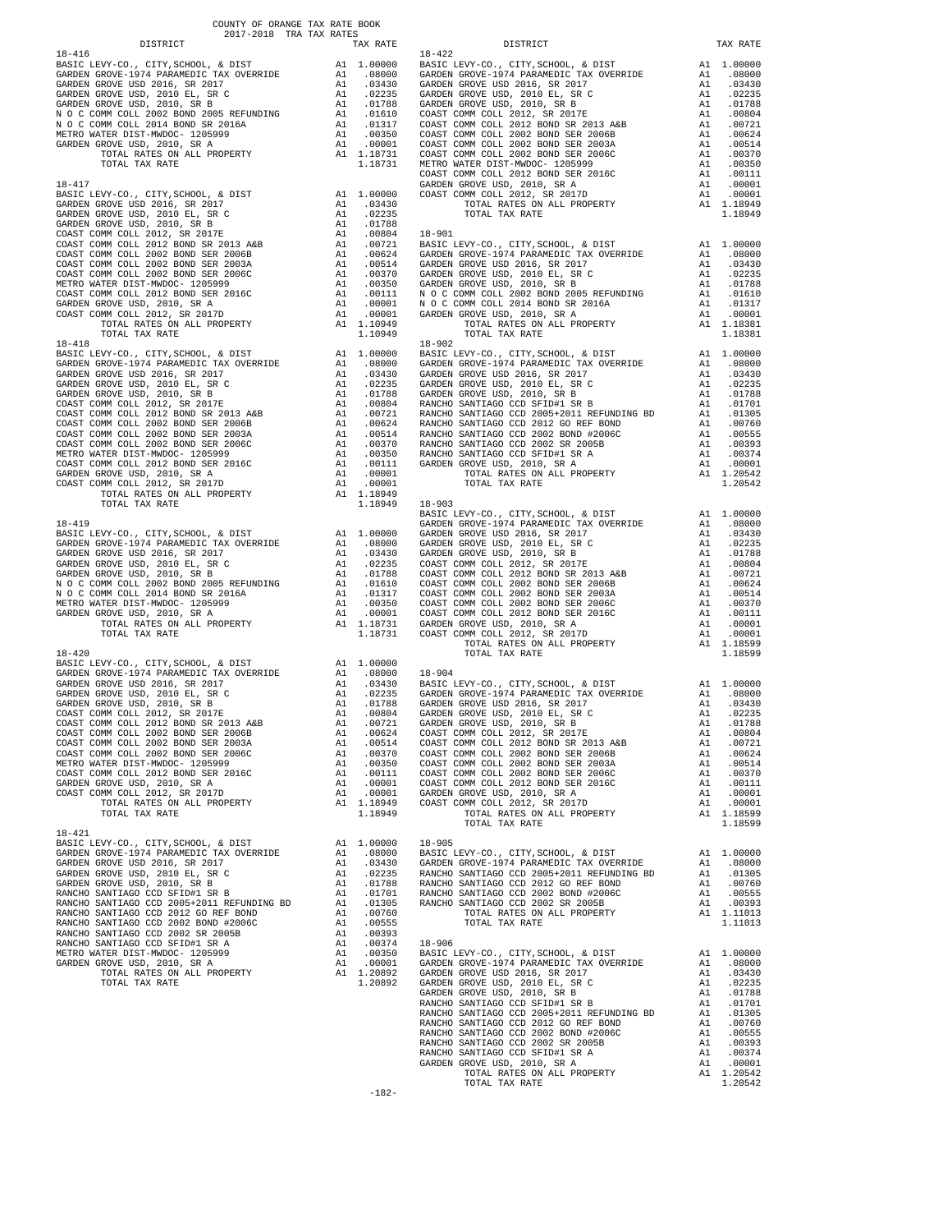COUNTY OF ORANGE TAX RATE BOOK
2017-2018 TRA TAX RATES

### 18-416

| DISTRICT | | TAX RATE |
|---|---|---|
| BASIC LEVY-CO., CITY,SCHOOL, & DIST | A1 | 1.00000 |
| GARDEN GROVE-1974 PARAMEDIC TAX OVERRIDE | A1 | .08000 |
| GARDEN GROVE USD 2016, SR 2017 | A1 | .03430 |
| GARDEN GROVE USD, 2010 EL, SR C | A1 | .02235 |
| GARDEN GROVE USD, 2010, SR B | A1 | .01788 |
| N O C COMM COLL 2002 BOND 2005 REFUNDING | A1 | .01610 |
| N O C COMM COLL 2014 BOND SR 2016A | A1 | .01317 |
| METRO WATER DIST-MWDOC- 1205999 | A1 | .00350 |
| GARDEN GROVE USD, 2010, SR A | A1 | .00001 |
| TOTAL RATES ON ALL PROPERTY | A1 | 1.18731 |
| TOTAL TAX RATE | | 1.18731 |

### 18-417

| DISTRICT | | TAX RATE |
|---|---|---|
| BASIC LEVY-CO., CITY,SCHOOL, & DIST | A1 | 1.00000 |
| GARDEN GROVE USD 2016, SR 2017 | A1 | .03430 |
| GARDEN GROVE USD, 2010 EL, SR C | A1 | .02235 |
| GARDEN GROVE USD, 2010, SR B | A1 | .01788 |
| COAST COMM COLL 2012, SR 2017E | A1 | .00804 |
| COAST COMM COLL 2012 BOND SR 2013 A&B | A1 | .00721 |
| COAST COMM COLL 2002 BOND SER 2006B | A1 | .00624 |
| COAST COMM COLL 2002 BOND SER 2003A | A1 | .00514 |
| COAST COMM COLL 2002 BOND SER 2006C | A1 | .00370 |
| METRO WATER DIST-MWDOC- 1205999 | A1 | .00350 |
| COAST COMM COLL 2012 BOND SER 2016C | A1 | .00111 |
| GARDEN GROVE USD, 2010, SR A | A1 | .00001 |
| COAST COMM COLL 2012, SR 2017D | A1 | .00001 |
| TOTAL RATES ON ALL PROPERTY | A1 | 1.10949 |
| TOTAL TAX RATE | | 1.10949 |

### 18-418

| DISTRICT | | TAX RATE |
|---|---|---|
| BASIC LEVY-CO., CITY,SCHOOL, & DIST | A1 | 1.00000 |
| GARDEN GROVE-1974 PARAMEDIC TAX OVERRIDE | A1 | .08000 |
| GARDEN GROVE USD 2016, SR 2017 | A1 | .03430 |
| GARDEN GROVE USD, 2010 EL, SR C | A1 | .02235 |
| GARDEN GROVE USD, 2010, SR B | A1 | .01788 |
| COAST COMM COLL 2012, SR 2017E | A1 | .00804 |
| COAST COMM COLL 2012 BOND SR 2013 A&B | A1 | .00721 |
| COAST COMM COLL 2002 BOND SER 2006B | A1 | .00624 |
| COAST COMM COLL 2002 BOND SER 2003A | A1 | .00514 |
| COAST COMM COLL 2002 BOND SER 2006C | A1 | .00370 |
| METRO WATER DIST-MWDOC- 1205999 | A1 | .00350 |
| COAST COMM COLL 2012 BOND SER 2016C | A1 | .00111 |
| GARDEN GROVE USD, 2010, SR A | A1 | .00001 |
| COAST COMM COLL 2012, SR 2017D | A1 | .00001 |
| TOTAL RATES ON ALL PROPERTY | A1 | 1.18949 |
| TOTAL TAX RATE | | 1.18949 |

### 18-419

| DISTRICT | | TAX RATE |
|---|---|---|
| BASIC LEVY-CO., CITY,SCHOOL, & DIST | A1 | 1.00000 |
| GARDEN GROVE-1974 PARAMEDIC TAX OVERRIDE | A1 | .08000 |
| GARDEN GROVE USD 2016, SR 2017 | A1 | .03430 |
| GARDEN GROVE USD, 2010 EL, SR C | A1 | .02235 |
| GARDEN GROVE USD, 2010, SR B | A1 | .01788 |
| N O C COMM COLL 2002 BOND 2005 REFUNDING | A1 | .01610 |
| N O C COMM COLL 2014 BOND SR 2016A | A1 | .01317 |
| METRO WATER DIST-MWDOC- 1205999 | A1 | .00350 |
| GARDEN GROVE USD, 2010, SR A | A1 | .00001 |
| TOTAL RATES ON ALL PROPERTY | A1 | 1.18731 |
| TOTAL TAX RATE | | 1.18731 |

### 18-420

| DISTRICT | | TAX RATE |
|---|---|---|
| BASIC LEVY-CO., CITY,SCHOOL, & DIST | A1 | 1.00000 |
| GARDEN GROVE-1974 PARAMEDIC TAX OVERRIDE | A1 | .08000 |
| GARDEN GROVE USD 2016, SR 2017 | A1 | .03430 |
| GARDEN GROVE USD, 2010 EL, SR C | A1 | .02235 |
| GARDEN GROVE USD, 2010, SR B | A1 | .01788 |
| COAST COMM COLL 2012, SR 2017E | A1 | .00804 |
| COAST COMM COLL 2012 BOND SR 2013 A&B | A1 | .00721 |
| COAST COMM COLL 2002 BOND SER 2006B | A1 | .00624 |
| COAST COMM COLL 2002 BOND SER 2003A | A1 | .00514 |
| COAST COMM COLL 2002 BOND SER 2006C | A1 | .00370 |
| METRO WATER DIST-MWDOC- 1205999 | A1 | .00350 |
| COAST COMM COLL 2012 BOND SER 2016C | A1 | .00111 |
| GARDEN GROVE USD, 2010, SR A | A1 | .00001 |
| COAST COMM COLL 2012, SR 2017D | A1 | .00001 |
| TOTAL RATES ON ALL PROPERTY | A1 | 1.18949 |
| TOTAL TAX RATE | | 1.18949 |

### 18-421

| DISTRICT | | TAX RATE |
|---|---|---|
| BASIC LEVY-CO., CITY,SCHOOL, & DIST | A1 | 1.00000 |
| GARDEN GROVE-1974 PARAMEDIC TAX OVERRIDE | A1 | .08000 |
| GARDEN GROVE USD 2016, SR 2017 | A1 | .03430 |
| GARDEN GROVE USD, 2010 EL, SR C | A1 | .02235 |
| GARDEN GROVE USD, 2010, SR B | A1 | .01788 |
| RANCHO SANTIAGO CCD SFID#1 SR B | A1 | .01701 |
| RANCHO SANTIAGO CCD 2005+2011 REFUNDING BD | A1 | .01305 |
| RANCHO SANTIAGO CCD 2012 GO REF BOND | A1 | .00760 |
| RANCHO SANTIAGO CCD 2002 BOND #2006C | A1 | .00555 |
| RANCHO SANTIAGO CCD 2002 SR 2005B | A1 | .00393 |
| RANCHO SANTIAGO CCD SFID#1 SR A | A1 | .00374 |
| METRO WATER DIST-MWDOC- 1205999 | A1 | .00350 |
| GARDEN GROVE USD, 2010, SR A | A1 | .00001 |
| TOTAL RATES ON ALL PROPERTY | A1 | 1.20892 |
| TOTAL TAX RATE | | 1.20892 |

### 18-422

| DISTRICT | | TAX RATE |
|---|---|---|
| BASIC LEVY-CO., CITY,SCHOOL, & DIST | A1 | 1.00000 |
| GARDEN GROVE-1974 PARAMEDIC TAX OVERRIDE | A1 | .08000 |
| GARDEN GROVE USD 2016, SR 2017 | A1 | .03430 |
| GARDEN GROVE USD, 2010 EL, SR C | A1 | .02235 |
| GARDEN GROVE USD, 2010, SR B | A1 | .01788 |
| COAST COMM COLL 2012, SR 2017E | A1 | .00804 |
| COAST COMM COLL 2012 BOND SR 2013 A&B | A1 | .00721 |
| COAST COMM COLL 2002 BOND SER 2006B | A1 | .00624 |
| COAST COMM COLL 2002 BOND SER 2003A | A1 | .00514 |
| COAST COMM COLL 2002 BOND SER 2006C | A1 | .00370 |
| METRO WATER DIST-MWDOC- 1205999 | A1 | .00350 |
| COAST COMM COLL 2012 BOND SER 2016C | A1 | .00111 |
| GARDEN GROVE USD, 2010, SR A | A1 | .00001 |
| COAST COMM COLL 2012, SR 2017D | A1 | .00001 |
| TOTAL RATES ON ALL PROPERTY | A1 | 1.18949 |
| TOTAL TAX RATE | | 1.18949 |

### 18-901

| DISTRICT | | TAX RATE |
|---|---|---|
| BASIC LEVY-CO., CITY,SCHOOL, & DIST | A1 | 1.00000 |
| GARDEN GROVE-1974 PARAMEDIC TAX OVERRIDE | A1 | .08000 |
| GARDEN GROVE USD 2016, SR 2017 | A1 | .03430 |
| GARDEN GROVE USD, 2010 EL, SR C | A1 | .02235 |
| GARDEN GROVE USD, 2010, SR B | A1 | .01788 |
| N O C COMM COLL 2002 BOND 2005 REFUNDING | A1 | .01610 |
| N O C COMM COLL 2014 BOND SR 2016A | A1 | .01317 |
| GARDEN GROVE USD, 2010, SR A | A1 | .00001 |
| TOTAL RATES ON ALL PROPERTY | A1 | 1.18381 |
| TOTAL TAX RATE | | 1.18381 |

### 18-902

| DISTRICT | | TAX RATE |
|---|---|---|
| BASIC LEVY-CO., CITY,SCHOOL, & DIST | A1 | 1.00000 |
| GARDEN GROVE-1974 PARAMEDIC TAX OVERRIDE | A1 | .08000 |
| GARDEN GROVE USD 2016, SR 2017 | A1 | .03430 |
| GARDEN GROVE USD, 2010 EL, SR C | A1 | .02235 |
| GARDEN GROVE USD, 2010, SR B | A1 | .01788 |
| RANCHO SANTIAGO CCD SFID#1 SR B | A1 | .01701 |
| RANCHO SANTIAGO CCD 2005+2011 REFUNDING BD | A1 | .01305 |
| RANCHO SANTIAGO CCD 2012 GO REF BOND | A1 | .00760 |
| RANCHO SANTIAGO CCD 2002 BOND #2006C | A1 | .00555 |
| RANCHO SANTIAGO CCD 2002 SR 2005B | A1 | .00393 |
| RANCHO SANTIAGO CCD SFID#1 SR A | A1 | .00374 |
| GARDEN GROVE USD, 2010, SR A | A1 | .00001 |
| TOTAL RATES ON ALL PROPERTY | A1 | 1.20542 |
| TOTAL TAX RATE | | 1.20542 |

### 18-903

| DISTRICT | | TAX RATE |
|---|---|---|
| BASIC LEVY-CO., CITY,SCHOOL, & DIST | A1 | 1.00000 |
| GARDEN GROVE-1974 PARAMEDIC TAX OVERRIDE | A1 | .08000 |
| GARDEN GROVE USD 2016, SR 2017 | A1 | .03430 |
| GARDEN GROVE USD, 2010 EL, SR C | A1 | .02235 |
| GARDEN GROVE USD, 2010, SR B | A1 | .01788 |
| COAST COMM COLL 2012, SR 2017E | A1 | .00804 |
| COAST COMM COLL 2012 BOND SR 2013 A&B | A1 | .00721 |
| COAST COMM COLL 2002 BOND SER 2006B | A1 | .00624 |
| COAST COMM COLL 2002 BOND SER 2003A | A1 | .00514 |
| COAST COMM COLL 2002 BOND SER 2006C | A1 | .00370 |
| COAST COMM COLL 2012 BOND SER 2016C | A1 | .00111 |
| GARDEN GROVE USD, 2010, SR A | A1 | .00001 |
| COAST COMM COLL 2012, SR 2017D | A1 | .00001 |
| TOTAL RATES ON ALL PROPERTY | A1 | 1.18599 |
| TOTAL TAX RATE | | 1.18599 |

### 18-904

| DISTRICT | | TAX RATE |
|---|---|---|
| BASIC LEVY-CO., CITY,SCHOOL, & DIST | A1 | 1.00000 |
| GARDEN GROVE-1974 PARAMEDIC TAX OVERRIDE | A1 | .08000 |
| GARDEN GROVE USD 2016, SR 2017 | A1 | .03430 |
| GARDEN GROVE USD, 2010 EL, SR C | A1 | .02235 |
| GARDEN GROVE USD, 2010, SR B | A1 | .01788 |
| COAST COMM COLL 2012, SR 2017E | A1 | .00804 |
| COAST COMM COLL 2012 BOND SR 2013 A&B | A1 | .00721 |
| COAST COMM COLL 2002 BOND SER 2006B | A1 | .00624 |
| COAST COMM COLL 2002 BOND SER 2003A | A1 | .00514 |
| COAST COMM COLL 2002 BOND SER 2006C | A1 | .00370 |
| COAST COMM COLL 2012 BOND SER 2016C | A1 | .00111 |
| GARDEN GROVE USD, 2010, SR A | A1 | .00001 |
| COAST COMM COLL 2012, SR 2017D | A1 | .00001 |
| TOTAL RATES ON ALL PROPERTY | A1 | 1.18599 |
| TOTAL TAX RATE | | 1.18599 |

### 18-905

| DISTRICT | | TAX RATE |
|---|---|---|
| BASIC LEVY-CO., CITY,SCHOOL, & DIST | A1 | 1.00000 |
| GARDEN GROVE-1974 PARAMEDIC TAX OVERRIDE | A1 | .08000 |
| RANCHO SANTIAGO CCD 2005+2011 REFUNDING BD | A1 | .01305 |
| RANCHO SANTIAGO CCD 2012 GO REF BOND | A1 | .00760 |
| RANCHO SANTIAGO CCD 2002 BOND #2006C | A1 | .00555 |
| RANCHO SANTIAGO CCD 2002 SR 2005B | A1 | .00393 |
| TOTAL RATES ON ALL PROPERTY | A1 | 1.11013 |
| TOTAL TAX RATE | | 1.11013 |

### 18-906

| DISTRICT | | TAX RATE |
|---|---|---|
| BASIC LEVY-CO., CITY,SCHOOL, & DIST | A1 | 1.00000 |
| GARDEN GROVE-1974 PARAMEDIC TAX OVERRIDE | A1 | .08000 |
| GARDEN GROVE USD 2016, SR 2017 | A1 | .03430 |
| GARDEN GROVE USD, 2010 EL, SR C | A1 | .02235 |
| GARDEN GROVE USD, 2010, SR B | A1 | .01788 |
| RANCHO SANTIAGO CCD SFID#1 SR B | A1 | .01701 |
| RANCHO SANTIAGO CCD 2005+2011 REFUNDING BD | A1 | .01305 |
| RANCHO SANTIAGO CCD 2012 GO REF BOND | A1 | .00760 |
| RANCHO SANTIAGO CCD 2002 BOND #2006C | A1 | .00555 |
| RANCHO SANTIAGO CCD 2002 SR 2005B | A1 | .00393 |
| RANCHO SANTIAGO CCD SFID#1 SR A | A1 | .00374 |
| GARDEN GROVE USD, 2010, SR A | A1 | .00001 |
| TOTAL RATES ON ALL PROPERTY | A1 | 1.20542 |
| TOTAL TAX RATE | | 1.20542 |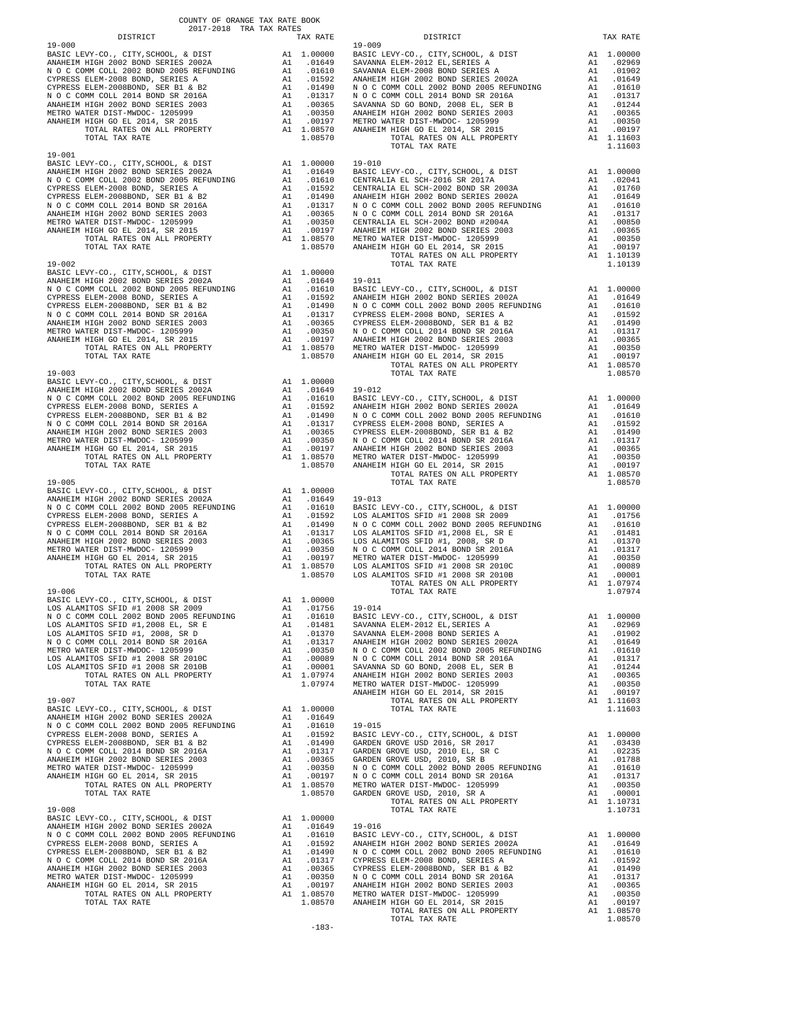COUNTY OF ORANGE TAX RATE BOOK
2017-2018 TRA TAX RATES

| DISTRICT | | TAX RATE |
|---|---|---|
| **19-000** | | |
| BASIC LEVY-CO., CITY,SCHOOL, & DIST | A1 | 1.00000 |
| ANAHEIM HIGH 2002 BOND SERIES 2002A | A1 | .01649 |
| N O C COMM COLL 2002 BOND 2005 REFUNDING | A1 | .01610 |
| CYPRESS ELEM-2008 BOND, SERIES A | A1 | .01592 |
| CYPRESS ELEM-2008BOND, SER B1 & B2 | A1 | .01490 |
| N O C COMM COLL 2014 BOND SR 2016A | A1 | .01317 |
| ANAHEIM HIGH 2002 BOND SERIES 2003 | A1 | .00365 |
| METRO WATER DIST-MWDOC- 1205999 | A1 | .00350 |
| ANAHEIM HIGH GO EL 2014, SR 2015 | A1 | .00197 |
| TOTAL RATES ON ALL PROPERTY | A1 | 1.08570 |
| TOTAL TAX RATE | | 1.08570 |
| **19-001** | | |
| BASIC LEVY-CO., CITY,SCHOOL, & DIST | A1 | 1.00000 |
| ANAHEIM HIGH 2002 BOND SERIES 2002A | A1 | .01649 |
| N O C COMM COLL 2002 BOND 2005 REFUNDING | A1 | .01610 |
| CYPRESS ELEM-2008 BOND, SERIES A | A1 | .01592 |
| CYPRESS ELEM-2008BOND, SER B1 & B2 | A1 | .01490 |
| N O C COMM COLL 2014 BOND SR 2016A | A1 | .01317 |
| ANAHEIM HIGH 2002 BOND SERIES 2003 | A1 | .00365 |
| METRO WATER DIST-MWDOC- 1205999 | A1 | .00350 |
| ANAHEIM HIGH GO EL 2014, SR 2015 | A1 | .00197 |
| TOTAL RATES ON ALL PROPERTY | A1 | 1.08570 |
| TOTAL TAX RATE | | 1.08570 |
| **19-002** | | |
| BASIC LEVY-CO., CITY,SCHOOL, & DIST | A1 | 1.00000 |
| ANAHEIM HIGH 2002 BOND SERIES 2002A | A1 | .01649 |
| N O C COMM COLL 2002 BOND 2005 REFUNDING | A1 | .01610 |
| CYPRESS ELEM-2008 BOND, SERIES A | A1 | .01592 |
| CYPRESS ELEM-2008BOND, SER B1 & B2 | A1 | .01490 |
| N O C COMM COLL 2014 BOND SR 2016A | A1 | .01317 |
| ANAHEIM HIGH 2002 BOND SERIES 2003 | A1 | .00365 |
| METRO WATER DIST-MWDOC- 1205999 | A1 | .00350 |
| ANAHEIM HIGH GO EL 2014, SR 2015 | A1 | .00197 |
| TOTAL RATES ON ALL PROPERTY | A1 | 1.08570 |
| TOTAL TAX RATE | | 1.08570 |
| **19-003** | | |
| BASIC LEVY-CO., CITY,SCHOOL, & DIST | A1 | 1.00000 |
| ANAHEIM HIGH 2002 BOND SERIES 2002A | A1 | .01649 |
| N O C COMM COLL 2002 BOND 2005 REFUNDING | A1 | .01610 |
| CYPRESS ELEM-2008 BOND, SERIES A | A1 | .01592 |
| CYPRESS ELEM-2008BOND, SER B1 & B2 | A1 | .01490 |
| N O C COMM COLL 2014 BOND SR 2016A | A1 | .01317 |
| ANAHEIM HIGH 2002 BOND SERIES 2003 | A1 | .00365 |
| METRO WATER DIST-MWDOC- 1205999 | A1 | .00350 |
| ANAHEIM HIGH GO EL 2014, SR 2015 | A1 | .00197 |
| TOTAL RATES ON ALL PROPERTY | A1 | 1.08570 |
| TOTAL TAX RATE | | 1.08570 |
| **19-005** | | |
| BASIC LEVY-CO., CITY,SCHOOL, & DIST | A1 | 1.00000 |
| ANAHEIM HIGH 2002 BOND SERIES 2002A | A1 | .01649 |
| N O C COMM COLL 2002 BOND 2005 REFUNDING | A1 | .01610 |
| CYPRESS ELEM-2008 BOND, SERIES A | A1 | .01592 |
| CYPRESS ELEM-2008BOND, SER B1 & B2 | A1 | .01490 |
| N O C COMM COLL 2014 BOND SR 2016A | A1 | .01317 |
| ANAHEIM HIGH 2002 BOND SERIES 2003 | A1 | .00365 |
| METRO WATER DIST-MWDOC- 1205999 | A1 | .00350 |
| ANAHEIM HIGH GO EL 2014, SR 2015 | A1 | .00197 |
| TOTAL RATES ON ALL PROPERTY | A1 | 1.08570 |
| TOTAL TAX RATE | | 1.08570 |
| **19-006** | | |
| BASIC LEVY-CO., CITY,SCHOOL, & DIST | A1 | 1.00000 |
| LOS ALAMITOS SFID #1 2008 SR 2009 | A1 | .01756 |
| N O C COMM COLL 2002 BOND 2005 REFUNDING | A1 | .01610 |
| LOS ALAMITOS SFID #1,2008 EL, SR E | A1 | .01481 |
| LOS ALAMITOS SFID #1, 2008, SR D | A1 | .01370 |
| N O C COMM COLL 2014 BOND SR 2016A | A1 | .01317 |
| METRO WATER DIST-MWDOC- 1205999 | A1 | .00350 |
| LOS ALAMITOS SFID #1 2008 SR 2010C | A1 | .00089 |
| LOS ALAMITOS SFID #1 2008 SR 2010B | A1 | .00001 |
| TOTAL RATES ON ALL PROPERTY | A1 | 1.07974 |
| TOTAL TAX RATE | | 1.07974 |
| **19-007** | | |
| BASIC LEVY-CO., CITY,SCHOOL, & DIST | A1 | 1.00000 |
| ANAHEIM HIGH 2002 BOND SERIES 2002A | A1 | .01649 |
| N O C COMM COLL 2002 BOND 2005 REFUNDING | A1 | .01610 |
| CYPRESS ELEM-2008 BOND, SERIES A | A1 | .01592 |
| CYPRESS ELEM-2008BOND, SER B1 & B2 | A1 | .01490 |
| N O C COMM COLL 2014 BOND SR 2016A | A1 | .01317 |
| ANAHEIM HIGH 2002 BOND SERIES 2003 | A1 | .00365 |
| METRO WATER DIST-MWDOC- 1205999 | A1 | .00350 |
| ANAHEIM HIGH GO EL 2014, SR 2015 | A1 | .00197 |
| TOTAL RATES ON ALL PROPERTY | A1 | 1.08570 |
| TOTAL TAX RATE | | 1.08570 |
| **19-008** | | |
| BASIC LEVY-CO., CITY,SCHOOL, & DIST | A1 | 1.00000 |
| ANAHEIM HIGH 2002 BOND SERIES 2002A | A1 | .01649 |
| N O C COMM COLL 2002 BOND 2005 REFUNDING | A1 | .01610 |
| CYPRESS ELEM-2008 BOND, SERIES A | A1 | .01592 |
| CYPRESS ELEM-2008BOND, SER B1 & B2 | A1 | .01490 |
| N O C COMM COLL 2014 BOND SR 2016A | A1 | .01317 |
| ANAHEIM HIGH 2002 BOND SERIES 2003 | A1 | .00365 |
| METRO WATER DIST-MWDOC- 1205999 | A1 | .00350 |
| ANAHEIM HIGH GO EL 2014, SR 2015 | A1 | .00197 |
| TOTAL RATES ON ALL PROPERTY | A1 | 1.08570 |
| TOTAL TAX RATE | | 1.08570 |
| **19-009** | | |
| BASIC LEVY-CO., CITY,SCHOOL, & DIST | A1 | 1.00000 |
| SAVANNA ELEM-2012 EL,SERIES A | A1 | .02969 |
| SAVANNA ELEM-2008 BOND SERIES A | A1 | .01902 |
| ANAHEIM HIGH 2002 BOND SERIES 2002A | A1 | .01649 |
| N O C COMM COLL 2002 BOND 2005 REFUNDING | A1 | .01610 |
| N O C COMM COLL 2014 BOND SR 2016A | A1 | .01317 |
| SAVANNA SD GO BOND, 2008 EL, SER B | A1 | .01244 |
| ANAHEIM HIGH 2002 BOND SERIES 2003 | A1 | .00365 |
| METRO WATER DIST-MWDOC- 1205999 | A1 | .00350 |
| ANAHEIM HIGH GO EL 2014, SR 2015 | A1 | .00197 |
| TOTAL RATES ON ALL PROPERTY | A1 | 1.11603 |
| TOTAL TAX RATE | | 1.11603 |
| **19-010** | | |
| BASIC LEVY-CO., CITY,SCHOOL, & DIST | A1 | 1.00000 |
| CENTRALIA EL SCH-2016 SR 2017A | A1 | .02041 |
| CENTRALIA EL SCH-2002 BOND SR 2003A | A1 | .01760 |
| ANAHEIM HIGH 2002 BOND SERIES 2002A | A1 | .01649 |
| N O C COMM COLL 2002 BOND 2005 REFUNDING | A1 | .01610 |
| N O C COMM COLL 2014 BOND SR 2016A | A1 | .01317 |
| CENTRALIA EL SCH-2002 BOND #2004A | A1 | .00850 |
| ANAHEIM HIGH 2002 BOND SERIES 2003 | A1 | .00365 |
| METRO WATER DIST-MWDOC- 1205999 | A1 | .00350 |
| ANAHEIM HIGH GO EL 2014, SR 2015 | A1 | .00197 |
| TOTAL RATES ON ALL PROPERTY | A1 | 1.10139 |
| TOTAL TAX RATE | | 1.10139 |
| **19-011** | | |
| BASIC LEVY-CO., CITY,SCHOOL, & DIST | A1 | 1.00000 |
| ANAHEIM HIGH 2002 BOND SERIES 2002A | A1 | .01649 |
| N O C COMM COLL 2002 BOND 2005 REFUNDING | A1 | .01610 |
| CYPRESS ELEM-2008 BOND, SERIES A | A1 | .01592 |
| CYPRESS ELEM-2008BOND, SER B1 & B2 | A1 | .01490 |
| N O C COMM COLL 2014 BOND SR 2016A | A1 | .01317 |
| ANAHEIM HIGH 2002 BOND SERIES 2003 | A1 | .00365 |
| METRO WATER DIST-MWDOC- 1205999 | A1 | .00350 |
| ANAHEIM HIGH GO EL 2014, SR 2015 | A1 | .00197 |
| TOTAL RATES ON ALL PROPERTY | A1 | 1.08570 |
| TOTAL TAX RATE | | 1.08570 |
| **19-012** | | |
| BASIC LEVY-CO., CITY,SCHOOL, & DIST | A1 | 1.00000 |
| ANAHEIM HIGH 2002 BOND SERIES 2002A | A1 | .01649 |
| N O C COMM COLL 2002 BOND 2005 REFUNDING | A1 | .01610 |
| CYPRESS ELEM-2008 BOND, SERIES A | A1 | .01592 |
| CYPRESS ELEM-2008BOND, SER B1 & B2 | A1 | .01490 |
| N O C COMM COLL 2014 BOND SR 2016A | A1 | .01317 |
| ANAHEIM HIGH 2002 BOND SERIES 2003 | A1 | .00365 |
| METRO WATER DIST-MWDOC- 1205999 | A1 | .00350 |
| ANAHEIM HIGH GO EL 2014, SR 2015 | A1 | .00197 |
| TOTAL RATES ON ALL PROPERTY | A1 | 1.08570 |
| TOTAL TAX RATE | | 1.08570 |
| **19-013** | | |
| BASIC LEVY-CO., CITY,SCHOOL, & DIST | A1 | 1.00000 |
| LOS ALAMITOS SFID #1 2008 SR 2009 | A1 | .01756 |
| N O C COMM COLL 2002 BOND 2005 REFUNDING | A1 | .01610 |
| LOS ALAMITOS SFID #1,2008 EL, SR E | A1 | .01481 |
| LOS ALAMITOS SFID #1, 2008, SR D | A1 | .01370 |
| N O C COMM COLL 2014 BOND SR 2016A | A1 | .01317 |
| METRO WATER DIST-MWDOC- 1205999 | A1 | .00350 |
| LOS ALAMITOS SFID #1 2008 SR 2010C | A1 | .00089 |
| LOS ALAMITOS SFID #1 2008 SR 2010B | A1 | .00001 |
| TOTAL RATES ON ALL PROPERTY | A1 | 1.07974 |
| TOTAL TAX RATE | | 1.07974 |
| **19-014** | | |
| BASIC LEVY-CO., CITY,SCHOOL, & DIST | A1 | 1.00000 |
| SAVANNA ELEM-2012 EL,SERIES A | A1 | .02969 |
| SAVANNA ELEM-2008 BOND SERIES A | A1 | .01902 |
| ANAHEIM HIGH 2002 BOND SERIES 2002A | A1 | .01649 |
| N O C COMM COLL 2002 BOND 2005 REFUNDING | A1 | .01610 |
| N O C COMM COLL 2014 BOND SR 2016A | A1 | .01317 |
| SAVANNA SD GO BOND, 2008 EL, SER B | A1 | .01244 |
| ANAHEIM HIGH 2002 BOND SERIES 2003 | A1 | .00365 |
| METRO WATER DIST-MWDOC- 1205999 | A1 | .00350 |
| ANAHEIM HIGH GO EL 2014, SR 2015 | A1 | .00197 |
| TOTAL RATES ON ALL PROPERTY | A1 | 1.11603 |
| TOTAL TAX RATE | | 1.11603 |
| **19-015** | | |
| BASIC LEVY-CO., CITY,SCHOOL, & DIST | A1 | 1.00000 |
| GARDEN GROVE USD 2016, SR 2017 | A1 | .03430 |
| GARDEN GROVE USD, 2010 EL, SR C | A1 | .02235 |
| GARDEN GROVE USD, 2010, SR B | A1 | .01788 |
| N O C COMM COLL 2002 BOND 2005 REFUNDING | A1 | .01610 |
| N O C COMM COLL 2014 BOND SR 2016A | A1 | .01317 |
| METRO WATER DIST-MWDOC- 1205999 | A1 | .00350 |
| GARDEN GROVE USD, 2010, SR A | A1 | .00001 |
| TOTAL RATES ON ALL PROPERTY | A1 | 1.10731 |
| TOTAL TAX RATE | | 1.10731 |
| **19-016** | | |
| BASIC LEVY-CO., CITY,SCHOOL, & DIST | A1 | 1.00000 |
| ANAHEIM HIGH 2002 BOND SERIES 2002A | A1 | .01649 |
| N O C COMM COLL 2002 BOND 2005 REFUNDING | A1 | .01610 |
| CYPRESS ELEM-2008 BOND, SERIES A | A1 | .01592 |
| CYPRESS ELEM-2008BOND, SER B1 & B2 | A1 | .01490 |
| N O C COMM COLL 2014 BOND SR 2016A | A1 | .01317 |
| ANAHEIM HIGH 2002 BOND SERIES 2003 | A1 | .00365 |
| METRO WATER DIST-MWDOC- 1205999 | A1 | .00350 |
| ANAHEIM HIGH GO EL 2014, SR 2015 | A1 | .00197 |
| TOTAL RATES ON ALL PROPERTY | A1 | 1.08570 |
| TOTAL TAX RATE | | 1.08570 |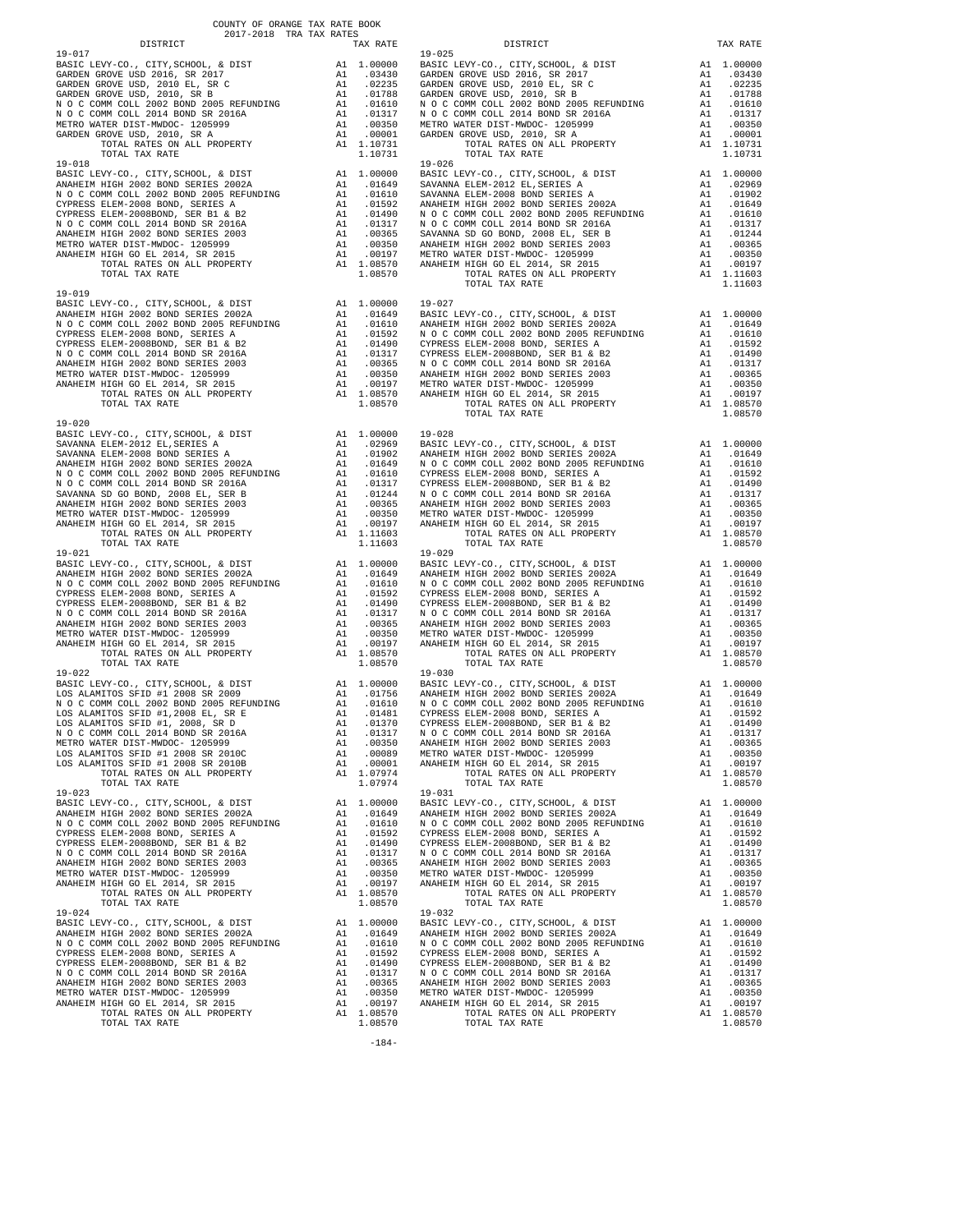COUNTY OF ORANGE TAX RATE BOOK
2017-2018 TRA TAX RATES

| DISTRICT | | TAX RATE |
|---|---|---|
| **19-017** | | |
| BASIC LEVY-CO., CITY,SCHOOL, & DIST | A1 | 1.00000 |
| GARDEN GROVE USD 2016, SR 2017 | A1 | .03430 |
| GARDEN GROVE USD, 2010 EL, SR C | A1 | .02235 |
| GARDEN GROVE USD, 2010, SR B | A1 | .01788 |
| N O C COMM COLL 2002 BOND 2005 REFUNDING | A1 | .01610 |
| N O C COMM COLL 2014 BOND SR 2016A | A1 | .01317 |
| METRO WATER DIST-MWDOC- 1205999 | A1 | .00350 |
| GARDEN GROVE USD, 2010, SR A | A1 | .00001 |
| TOTAL RATES ON ALL PROPERTY | A1 | 1.10731 |
| TOTAL TAX RATE | | 1.10731 |
| **19-018** | | |
| BASIC LEVY-CO., CITY,SCHOOL, & DIST | A1 | 1.00000 |
| ANAHEIM HIGH 2002 BOND SERIES 2002A | A1 | .01649 |
| N O C COMM COLL 2002 BOND 2005 REFUNDING | A1 | .01610 |
| CYPRESS ELEM-2008 BOND, SERIES A | A1 | .01592 |
| CYPRESS ELEM-2008BOND, SER B1 & B2 | A1 | .01490 |
| N O C COMM COLL 2014 BOND SR 2016A | A1 | .01317 |
| ANAHEIM HIGH 2002 BOND SERIES 2003 | A1 | .00365 |
| METRO WATER DIST-MWDOC- 1205999 | A1 | .00350 |
| ANAHEIM HIGH GO EL 2014, SR 2015 | A1 | .00197 |
| TOTAL RATES ON ALL PROPERTY | A1 | 1.08570 |
| TOTAL TAX RATE | | 1.08570 |
| **19-019** | | |
| BASIC LEVY-CO., CITY,SCHOOL, & DIST | A1 | 1.00000 |
| ANAHEIM HIGH 2002 BOND SERIES 2002A | A1 | .01649 |
| N O C COMM COLL 2002 BOND 2005 REFUNDING | A1 | .01610 |
| CYPRESS ELEM-2008 BOND, SERIES A | A1 | .01592 |
| CYPRESS ELEM-2008BOND, SER B1 & B2 | A1 | .01490 |
| N O C COMM COLL 2014 BOND SR 2016A | A1 | .01317 |
| ANAHEIM HIGH 2002 BOND SERIES 2003 | A1 | .00365 |
| METRO WATER DIST-MWDOC- 1205999 | A1 | .00350 |
| ANAHEIM HIGH GO EL 2014, SR 2015 | A1 | .00197 |
| TOTAL RATES ON ALL PROPERTY | A1 | 1.08570 |
| TOTAL TAX RATE | | 1.08570 |
| **19-020** | | |
| BASIC LEVY-CO., CITY,SCHOOL, & DIST | A1 | 1.00000 |
| SAVANNA ELEM-2012 EL,SERIES A | A1 | .02969 |
| SAVANNA ELEM-2008 BOND SERIES A | A1 | .01902 |
| ANAHEIM HIGH 2002 BOND SERIES 2002A | A1 | .01649 |
| N O C COMM COLL 2002 BOND 2005 REFUNDING | A1 | .01610 |
| N O C COMM COLL 2014 BOND SR 2016A | A1 | .01317 |
| SAVANNA SD GO BOND, 2008 EL, SER B | A1 | .01244 |
| ANAHEIM HIGH 2002 BOND SERIES 2003 | A1 | .00365 |
| METRO WATER DIST-MWDOC- 1205999 | A1 | .00350 |
| ANAHEIM HIGH GO EL 2014, SR 2015 | A1 | .00197 |
| TOTAL RATES ON ALL PROPERTY | A1 | 1.11603 |
| TOTAL TAX RATE | | 1.11603 |
| **19-021** | | |
| BASIC LEVY-CO., CITY,SCHOOL, & DIST | A1 | 1.00000 |
| ANAHEIM HIGH 2002 BOND SERIES 2002A | A1 | .01649 |
| N O C COMM COLL 2002 BOND 2005 REFUNDING | A1 | .01610 |
| CYPRESS ELEM-2008 BOND, SERIES A | A1 | .01592 |
| CYPRESS ELEM-2008BOND, SER B1 & B2 | A1 | .01490 |
| N O C COMM COLL 2014 BOND SR 2016A | A1 | .01317 |
| ANAHEIM HIGH 2002 BOND SERIES 2003 | A1 | .00365 |
| METRO WATER DIST-MWDOC- 1205999 | A1 | .00350 |
| ANAHEIM HIGH GO EL 2014, SR 2015 | A1 | .00197 |
| TOTAL RATES ON ALL PROPERTY | A1 | 1.08570 |
| TOTAL TAX RATE | | 1.08570 |
| **19-022** | | |
| BASIC LEVY-CO., CITY,SCHOOL, & DIST | A1 | 1.00000 |
| LOS ALAMITOS SFID #1 2008 SR 2009 | A1 | .01756 |
| N O C COMM COLL 2002 BOND 2005 REFUNDING | A1 | .01610 |
| LOS ALAMITOS SFID #1,2008 EL, SR E | A1 | .01481 |
| LOS ALAMITOS SFID #1, 2008, SR D | A1 | .01370 |
| N O C COMM COLL 2014 BOND SR 2016A | A1 | .01317 |
| METRO WATER DIST-MWDOC- 1205999 | A1 | .00350 |
| LOS ALAMITOS SFID #1 2008 SR 2010C | A1 | .00089 |
| LOS ALAMITOS SFID #1 2008 SR 2010B | A1 | .00001 |
| TOTAL RATES ON ALL PROPERTY | A1 | 1.07974 |
| TOTAL TAX RATE | | 1.07974 |
| **19-023** | | |
| BASIC LEVY-CO., CITY,SCHOOL, & DIST | A1 | 1.00000 |
| ANAHEIM HIGH 2002 BOND SERIES 2002A | A1 | .01649 |
| N O C COMM COLL 2002 BOND 2005 REFUNDING | A1 | .01610 |
| CYPRESS ELEM-2008 BOND, SERIES A | A1 | .01592 |
| CYPRESS ELEM-2008BOND, SER B1 & B2 | A1 | .01490 |
| N O C COMM COLL 2014 BOND SR 2016A | A1 | .01317 |
| ANAHEIM HIGH 2002 BOND SERIES 2003 | A1 | .00365 |
| METRO WATER DIST-MWDOC- 1205999 | A1 | .00350 |
| ANAHEIM HIGH GO EL 2014, SR 2015 | A1 | .00197 |
| TOTAL RATES ON ALL PROPERTY | A1 | 1.08570 |
| TOTAL TAX RATE | | 1.08570 |
| **19-024** | | |
| BASIC LEVY-CO., CITY,SCHOOL, & DIST | A1 | 1.00000 |
| ANAHEIM HIGH 2002 BOND SERIES 2002A | A1 | .01649 |
| N O C COMM COLL 2002 BOND 2005 REFUNDING | A1 | .01610 |
| CYPRESS ELEM-2008 BOND, SERIES A | A1 | .01592 |
| CYPRESS ELEM-2008BOND, SER B1 & B2 | A1 | .01490 |
| N O C COMM COLL 2014 BOND SR 2016A | A1 | .01317 |
| ANAHEIM HIGH 2002 BOND SERIES 2003 | A1 | .00365 |
| METRO WATER DIST-MWDOC- 1205999 | A1 | .00350 |
| ANAHEIM HIGH GO EL 2014, SR 2015 | A1 | .00197 |
| TOTAL RATES ON ALL PROPERTY | A1 | 1.08570 |
| TOTAL TAX RATE | | 1.08570 |
| **19-025** | | |
| BASIC LEVY-CO., CITY,SCHOOL, & DIST | A1 | 1.00000 |
| GARDEN GROVE USD 2016, SR 2017 | A1 | .03430 |
| GARDEN GROVE USD, 2010 EL, SR C | A1 | .02235 |
| GARDEN GROVE USD, 2010, SR B | A1 | .01788 |
| N O C COMM COLL 2002 BOND 2005 REFUNDING | A1 | .01610 |
| N O C COMM COLL 2014 BOND SR 2016A | A1 | .01317 |
| METRO WATER DIST-MWDOC- 1205999 | A1 | .00350 |
| GARDEN GROVE USD, 2010, SR A | A1 | .00001 |
| TOTAL RATES ON ALL PROPERTY | A1 | 1.10731 |
| TOTAL TAX RATE | | 1.10731 |
| **19-026** | | |
| BASIC LEVY-CO., CITY,SCHOOL, & DIST | A1 | 1.00000 |
| SAVANNA ELEM-2012 EL,SERIES A | A1 | .02969 |
| SAVANNA ELEM-2008 BOND SERIES A | A1 | .01902 |
| ANAHEIM HIGH 2002 BOND SERIES 2002A | A1 | .01649 |
| N O C COMM COLL 2002 BOND 2005 REFUNDING | A1 | .01610 |
| N O C COMM COLL 2014 BOND SR 2016A | A1 | .01317 |
| SAVANNA SD GO BOND, 2008 EL, SER B | A1 | .01244 |
| ANAHEIM HIGH 2002 BOND SERIES 2003 | A1 | .00365 |
| METRO WATER DIST-MWDOC- 1205999 | A1 | .00350 |
| ANAHEIM HIGH GO EL 2014, SR 2015 | A1 | .00197 |
| TOTAL RATES ON ALL PROPERTY | A1 | 1.11603 |
| TOTAL TAX RATE | | 1.11603 |
| **19-027** | | |
| BASIC LEVY-CO., CITY,SCHOOL, & DIST | A1 | 1.00000 |
| ANAHEIM HIGH 2002 BOND SERIES 2002A | A1 | .01649 |
| N O C COMM COLL 2002 BOND 2005 REFUNDING | A1 | .01610 |
| CYPRESS ELEM-2008 BOND, SERIES A | A1 | .01592 |
| CYPRESS ELEM-2008BOND, SER B1 & B2 | A1 | .01490 |
| N O C COMM COLL 2014 BOND SR 2016A | A1 | .01317 |
| ANAHEIM HIGH 2002 BOND SERIES 2003 | A1 | .00365 |
| METRO WATER DIST-MWDOC- 1205999 | A1 | .00350 |
| ANAHEIM HIGH GO EL 2014, SR 2015 | A1 | .00197 |
| TOTAL RATES ON ALL PROPERTY | A1 | 1.08570 |
| TOTAL TAX RATE | | 1.08570 |
| **19-028** | | |
| BASIC LEVY-CO., CITY,SCHOOL, & DIST | A1 | 1.00000 |
| ANAHEIM HIGH 2002 BOND SERIES 2002A | A1 | .01649 |
| N O C COMM COLL 2002 BOND 2005 REFUNDING | A1 | .01610 |
| CYPRESS ELEM-2008 BOND, SERIES A | A1 | .01592 |
| CYPRESS ELEM-2008BOND, SER B1 & B2 | A1 | .01490 |
| N O C COMM COLL 2014 BOND SR 2016A | A1 | .01317 |
| ANAHEIM HIGH 2002 BOND SERIES 2003 | A1 | .00365 |
| METRO WATER DIST-MWDOC- 1205999 | A1 | .00350 |
| ANAHEIM HIGH GO EL 2014, SR 2015 | A1 | .00197 |
| TOTAL RATES ON ALL PROPERTY | A1 | 1.08570 |
| TOTAL TAX RATE | | 1.08570 |
| **19-029** | | |
| BASIC LEVY-CO., CITY,SCHOOL, & DIST | A1 | 1.00000 |
| ANAHEIM HIGH 2002 BOND SERIES 2002A | A1 | .01649 |
| N O C COMM COLL 2002 BOND 2005 REFUNDING | A1 | .01610 |
| CYPRESS ELEM-2008 BOND, SERIES A | A1 | .01592 |
| CYPRESS ELEM-2008BOND, SER B1 & B2 | A1 | .01490 |
| N O C COMM COLL 2014 BOND SR 2016A | A1 | .01317 |
| ANAHEIM HIGH 2002 BOND SERIES 2003 | A1 | .00365 |
| METRO WATER DIST-MWDOC- 1205999 | A1 | .00350 |
| ANAHEIM HIGH GO EL 2014, SR 2015 | A1 | .00197 |
| TOTAL RATES ON ALL PROPERTY | A1 | 1.08570 |
| TOTAL TAX RATE | | 1.08570 |
| **19-030** | | |
| BASIC LEVY-CO., CITY,SCHOOL, & DIST | A1 | 1.00000 |
| ANAHEIM HIGH 2002 BOND SERIES 2002A | A1 | .01649 |
| N O C COMM COLL 2002 BOND 2005 REFUNDING | A1 | .01610 |
| CYPRESS ELEM-2008 BOND, SERIES A | A1 | .01592 |
| CYPRESS ELEM-2008BOND, SER B1 & B2 | A1 | .01490 |
| N O C COMM COLL 2014 BOND SR 2016A | A1 | .01317 |
| ANAHEIM HIGH 2002 BOND SERIES 2003 | A1 | .00365 |
| METRO WATER DIST-MWDOC- 1205999 | A1 | .00350 |
| ANAHEIM HIGH GO EL 2014, SR 2015 | A1 | .00197 |
| TOTAL RATES ON ALL PROPERTY | A1 | 1.08570 |
| TOTAL TAX RATE | | 1.08570 |
| **19-031** | | |
| BASIC LEVY-CO., CITY,SCHOOL, & DIST | A1 | 1.00000 |
| ANAHEIM HIGH 2002 BOND SERIES 2002A | A1 | .01649 |
| N O C COMM COLL 2002 BOND 2005 REFUNDING | A1 | .01610 |
| CYPRESS ELEM-2008 BOND, SERIES A | A1 | .01592 |
| CYPRESS ELEM-2008BOND, SER B1 & B2 | A1 | .01490 |
| N O C COMM COLL 2014 BOND SR 2016A | A1 | .01317 |
| ANAHEIM HIGH 2002 BOND SERIES 2003 | A1 | .00365 |
| METRO WATER DIST-MWDOC- 1205999 | A1 | .00350 |
| ANAHEIM HIGH GO EL 2014, SR 2015 | A1 | .00197 |
| TOTAL RATES ON ALL PROPERTY | A1 | 1.08570 |
| TOTAL TAX RATE | | 1.08570 |
| **19-032** | | |
| BASIC LEVY-CO., CITY,SCHOOL, & DIST | A1 | 1.00000 |
| ANAHEIM HIGH 2002 BOND SERIES 2002A | A1 | .01649 |
| N O C COMM COLL 2002 BOND 2005 REFUNDING | A1 | .01610 |
| CYPRESS ELEM-2008 BOND, SERIES A | A1 | .01592 |
| CYPRESS ELEM-2008BOND, SER B1 & B2 | A1 | .01490 |
| N O C COMM COLL 2014 BOND SR 2016A | A1 | .01317 |
| ANAHEIM HIGH 2002 BOND SERIES 2003 | A1 | .00365 |
| METRO WATER DIST-MWDOC- 1205999 | A1 | .00350 |
| ANAHEIM HIGH GO EL 2014, SR 2015 | A1 | .00197 |
| TOTAL RATES ON ALL PROPERTY | A1 | 1.08570 |
| TOTAL TAX RATE | | 1.08570 |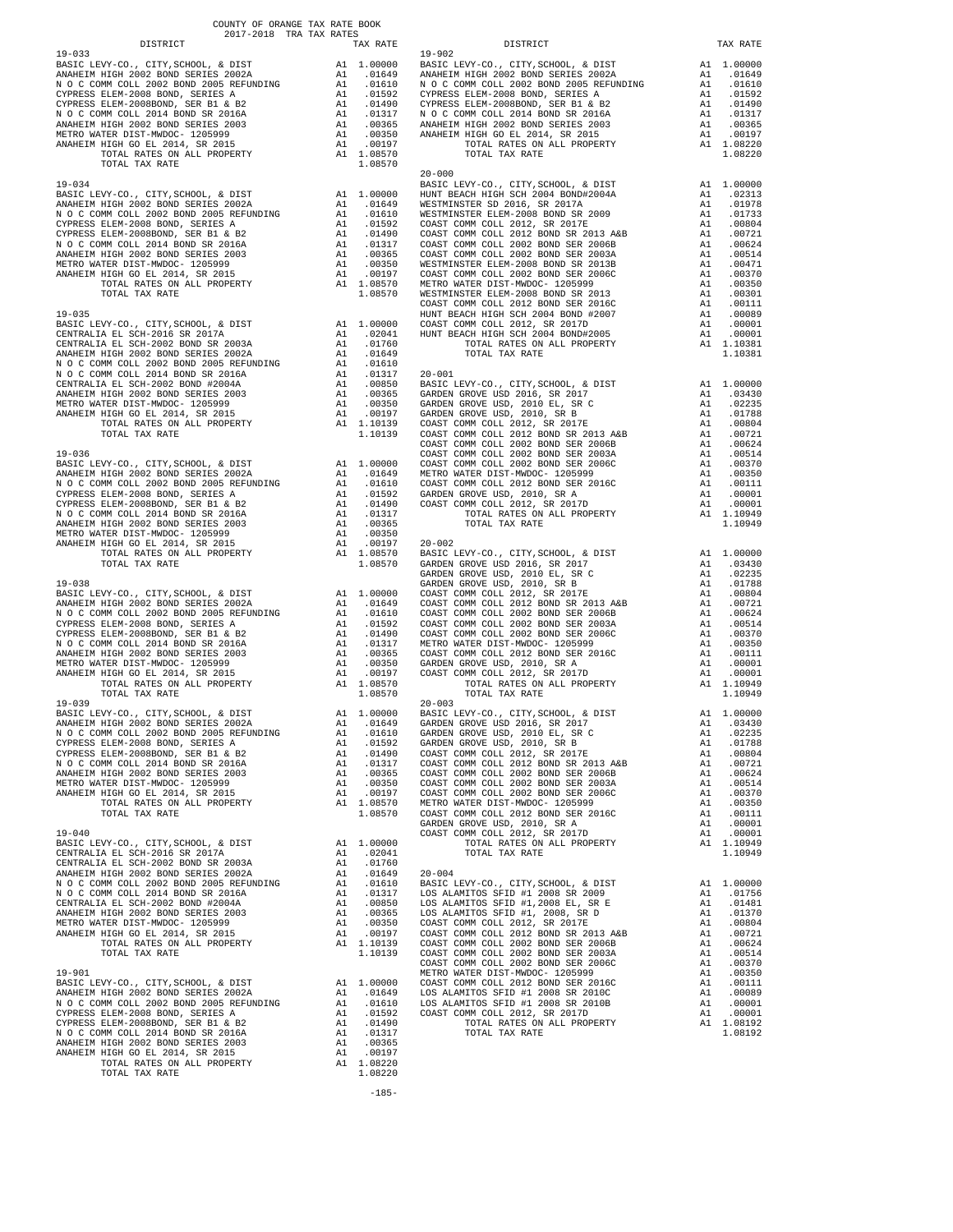COUNTY OF ORANGE TAX RATE BOOK
2017-2018 TRA TAX RATES

| DISTRICT | | TAX RATE |
|---|---|---|
| 19-033 | | |
| BASIC LEVY-CO., CITY,SCHOOL, & DIST | A1 | 1.00000 |
| ANAHEIM HIGH 2002 BOND SERIES 2002A | A1 | .01649 |
| N O C COMM COLL 2002 BOND 2005 REFUNDING | A1 | .01610 |
| CYPRESS ELEM-2008 BOND, SERIES A | A1 | .01592 |
| CYPRESS ELEM-2008BOND, SER B1 & B2 | A1 | .01490 |
| N O C COMM COLL 2014 BOND SR 2016A | A1 | .01317 |
| ANAHEIM HIGH 2002 BOND SERIES 2003 | A1 | .00365 |
| METRO WATER DIST-MWDOC- 1205999 | A1 | .00350 |
| ANAHEIM HIGH GO EL 2014, SR 2015 | A1 | .00197 |
| TOTAL RATES ON ALL PROPERTY | A1 | 1.08570 |
| TOTAL TAX RATE | | 1.08570 |
| 19-034 | | |
| BASIC LEVY-CO., CITY,SCHOOL, & DIST | A1 | 1.00000 |
| ANAHEIM HIGH 2002 BOND SERIES 2002A | A1 | .01649 |
| N O C COMM COLL 2002 BOND 2005 REFUNDING | A1 | .01610 |
| CYPRESS ELEM-2008 BOND, SERIES A | A1 | .01592 |
| CYPRESS ELEM-2008BOND, SER B1 & B2 | A1 | .01490 |
| N O C COMM COLL 2014 BOND SR 2016A | A1 | .01317 |
| ANAHEIM HIGH 2002 BOND SERIES 2003 | A1 | .00365 |
| METRO WATER DIST-MWDOC- 1205999 | A1 | .00350 |
| ANAHEIM HIGH GO EL 2014, SR 2015 | A1 | .00197 |
| TOTAL RATES ON ALL PROPERTY | A1 | 1.08570 |
| TOTAL TAX RATE | | 1.08570 |
| 19-035 | | |
| BASIC LEVY-CO., CITY,SCHOOL, & DIST | A1 | 1.00000 |
| CENTRALIA EL SCH-2016 SR 2017A | A1 | .02041 |
| CENTRALIA EL SCH-2002 BOND SR 2003A | A1 | .01760 |
| ANAHEIM HIGH 2002 BOND SERIES 2002A | A1 | .01649 |
| N O C COMM COLL 2002 BOND 2005 REFUNDING | A1 | .01610 |
| N O C COMM COLL 2014 BOND SR 2016A | A1 | .01317 |
| CENTRALIA EL SCH-2002 BOND #2004A | A1 | .00850 |
| ANAHEIM HIGH 2002 BOND SERIES 2003 | A1 | .00365 |
| METRO WATER DIST-MWDOC- 1205999 | A1 | .00350 |
| ANAHEIM HIGH GO EL 2014, SR 2015 | A1 | .00197 |
| TOTAL RATES ON ALL PROPERTY | A1 | 1.10139 |
| TOTAL TAX RATE | | 1.10139 |
| 19-036 | | |
| BASIC LEVY-CO., CITY,SCHOOL, & DIST | A1 | 1.00000 |
| ANAHEIM HIGH 2002 BOND SERIES 2002A | A1 | .01649 |
| N O C COMM COLL 2002 BOND 2005 REFUNDING | A1 | .01610 |
| CYPRESS ELEM-2008 BOND, SERIES A | A1 | .01592 |
| CYPRESS ELEM-2008BOND, SER B1 & B2 | A1 | .01490 |
| N O C COMM COLL 2014 BOND SR 2016A | A1 | .01317 |
| ANAHEIM HIGH 2002 BOND SERIES 2003 | A1 | .00365 |
| METRO WATER DIST-MWDOC- 1205999 | A1 | .00350 |
| ANAHEIM HIGH GO EL 2014, SR 2015 | A1 | .00197 |
| TOTAL RATES ON ALL PROPERTY | A1 | 1.08570 |
| TOTAL TAX RATE | | 1.08570 |
| 19-038 | | |
| BASIC LEVY-CO., CITY,SCHOOL, & DIST | A1 | 1.00000 |
| ANAHEIM HIGH 2002 BOND SERIES 2002A | A1 | .01649 |
| N O C COMM COLL 2002 BOND 2005 REFUNDING | A1 | .01610 |
| CYPRESS ELEM-2008 BOND, SERIES A | A1 | .01592 |
| CYPRESS ELEM-2008BOND, SER B1 & B2 | A1 | .01490 |
| N O C COMM COLL 2014 BOND SR 2016A | A1 | .01317 |
| ANAHEIM HIGH 2002 BOND SERIES 2003 | A1 | .00365 |
| METRO WATER DIST-MWDOC- 1205999 | A1 | .00350 |
| ANAHEIM HIGH GO EL 2014, SR 2015 | A1 | .00197 |
| TOTAL RATES ON ALL PROPERTY | A1 | 1.08570 |
| TOTAL TAX RATE | | 1.08570 |
| 19-039 | | |
| BASIC LEVY-CO., CITY,SCHOOL, & DIST | A1 | 1.00000 |
| ANAHEIM HIGH 2002 BOND SERIES 2002A | A1 | .01649 |
| N O C COMM COLL 2002 BOND 2005 REFUNDING | A1 | .01610 |
| CYPRESS ELEM-2008 BOND, SERIES A | A1 | .01592 |
| CYPRESS ELEM-2008BOND, SER B1 & B2 | A1 | .01490 |
| N O C COMM COLL 2014 BOND SR 2016A | A1 | .01317 |
| ANAHEIM HIGH 2002 BOND SERIES 2003 | A1 | .00365 |
| METRO WATER DIST-MWDOC- 1205999 | A1 | .00350 |
| ANAHEIM HIGH GO EL 2014, SR 2015 | A1 | .00197 |
| TOTAL RATES ON ALL PROPERTY | A1 | 1.08570 |
| TOTAL TAX RATE | | 1.08570 |
| 19-040 | | |
| BASIC LEVY-CO., CITY,SCHOOL, & DIST | A1 | 1.00000 |
| CENTRALIA EL SCH-2016 SR 2017A | A1 | .02041 |
| CENTRALIA EL SCH-2002 BOND SR 2003A | A1 | .01760 |
| ANAHEIM HIGH 2002 BOND SERIES 2002A | A1 | .01649 |
| N O C COMM COLL 2002 BOND 2005 REFUNDING | A1 | .01610 |
| N O C COMM COLL 2014 BOND SR 2016A | A1 | .01317 |
| CENTRALIA EL SCH-2002 BOND #2004A | A1 | .00850 |
| ANAHEIM HIGH 2002 BOND SERIES 2003 | A1 | .00365 |
| METRO WATER DIST-MWDOC- 1205999 | A1 | .00350 |
| ANAHEIM HIGH GO EL 2014, SR 2015 | A1 | .00197 |
| TOTAL RATES ON ALL PROPERTY | A1 | 1.10139 |
| TOTAL TAX RATE | | 1.10139 |
| 19-901 | | |
| BASIC LEVY-CO., CITY,SCHOOL, & DIST | A1 | 1.00000 |
| ANAHEIM HIGH 2002 BOND SERIES 2002A | A1 | .01649 |
| N O C COMM COLL 2002 BOND 2005 REFUNDING | A1 | .01610 |
| CYPRESS ELEM-2008 BOND, SERIES A | A1 | .01592 |
| CYPRESS ELEM-2008BOND, SER B1 & B2 | A1 | .01490 |
| N O C COMM COLL 2014 BOND SR 2016A | A1 | .01317 |
| ANAHEIM HIGH 2002 BOND SERIES 2003 | A1 | .00365 |
| ANAHEIM HIGH GO EL 2014, SR 2015 | A1 | .00197 |
| TOTAL RATES ON ALL PROPERTY | A1 | 1.08220 |
| TOTAL TAX RATE | | 1.08220 |
| 19-902 | | |
| BASIC LEVY-CO., CITY,SCHOOL, & DIST | A1 | 1.00000 |
| ANAHEIM HIGH 2002 BOND SERIES 2002A | A1 | .01649 |
| N O C COMM COLL 2002 BOND 2005 REFUNDING | A1 | .01610 |
| CYPRESS ELEM-2008 BOND, SERIES A | A1 | .01592 |
| CYPRESS ELEM-2008BOND, SER B1 & B2 | A1 | .01490 |
| N O C COMM COLL 2014 BOND SR 2016A | A1 | .01317 |
| ANAHEIM HIGH 2002 BOND SERIES 2003 | A1 | .00365 |
| ANAHEIM HIGH GO EL 2014, SR 2015 | A1 | .00197 |
| TOTAL RATES ON ALL PROPERTY | A1 | 1.08220 |
| TOTAL TAX RATE | | 1.08220 |
| 20-000 | | |
| BASIC LEVY-CO., CITY,SCHOOL, & DIST | A1 | 1.00000 |
| HUNT BEACH HIGH SCH 2004 BOND#2004A | A1 | .02313 |
| WESTMINSTER SD 2016, SR 2017A | A1 | .01978 |
| WESTMINSTER ELEM-2008 BOND SR 2009 | A1 | .01733 |
| COAST COMM COLL 2012, SR 2017E | A1 | .00804 |
| COAST COMM COLL 2012 BOND SR 2013 A&B | A1 | .00721 |
| COAST COMM COLL 2002 BOND SER 2006B | A1 | .00624 |
| COAST COMM COLL 2002 BOND SER 2003A | A1 | .00514 |
| WESTMINSTER ELEM-2008 BOND SR 2013B | A1 | .00471 |
| COAST COMM COLL 2002 BOND SER 2006C | A1 | .00370 |
| METRO WATER DIST-MWDOC- 1205999 | A1 | .00350 |
| WESTMINSTER ELEM-2008 BOND SR 2013 | A1 | .00301 |
| COAST COMM COLL 2012 BOND SER 2016C | A1 | .00111 |
| HUNT BEACH HIGH SCH 2004 BOND #2007 | A1 | .00089 |
| COAST COMM COLL 2012, SR 2017D | A1 | .00001 |
| HUNT BEACH HIGH SCH 2004 BOND#2005 | A1 | .00001 |
| TOTAL RATES ON ALL PROPERTY | A1 | 1.10381 |
| TOTAL TAX RATE | | 1.10381 |
| 20-001 | | |
| BASIC LEVY-CO., CITY,SCHOOL, & DIST | A1 | 1.00000 |
| GARDEN GROVE USD 2016, SR 2017 | A1 | .03430 |
| GARDEN GROVE USD, 2010 EL, SR C | A1 | .02235 |
| GARDEN GROVE USD, 2010, SR B | A1 | .01788 |
| COAST COMM COLL 2012, SR 2017E | A1 | .00804 |
| COAST COMM COLL 2012 BOND SR 2013 A&B | A1 | .00721 |
| COAST COMM COLL 2002 BOND SER 2006B | A1 | .00624 |
| COAST COMM COLL 2002 BOND SER 2003A | A1 | .00514 |
| COAST COMM COLL 2002 BOND SER 2006C | A1 | .00370 |
| METRO WATER DIST-MWDOC- 1205999 | A1 | .00350 |
| COAST COMM COLL 2012 BOND SER 2016C | A1 | .00111 |
| GARDEN GROVE USD, 2010, SR A | A1 | .00001 |
| COAST COMM COLL 2012, SR 2017D | A1 | .00001 |
| TOTAL RATES ON ALL PROPERTY | A1 | 1.10949 |
| TOTAL TAX RATE | | 1.10949 |
| 20-002 | | |
| BASIC LEVY-CO., CITY,SCHOOL, & DIST | A1 | 1.00000 |
| GARDEN GROVE USD 2016, SR 2017 | A1 | .03430 |
| GARDEN GROVE USD, 2010 EL, SR C | A1 | .02235 |
| GARDEN GROVE USD, 2010, SR B | A1 | .01788 |
| COAST COMM COLL 2012, SR 2017E | A1 | .00804 |
| COAST COMM COLL 2012 BOND SR 2013 A&B | A1 | .00721 |
| COAST COMM COLL 2002 BOND SER 2006B | A1 | .00624 |
| COAST COMM COLL 2002 BOND SER 2003A | A1 | .00514 |
| COAST COMM COLL 2002 BOND SER 2006C | A1 | .00370 |
| METRO WATER DIST-MWDOC- 1205999 | A1 | .00350 |
| COAST COMM COLL 2012 BOND SER 2016C | A1 | .00111 |
| GARDEN GROVE USD, 2010, SR A | A1 | .00001 |
| COAST COMM COLL 2012, SR 2017D | A1 | .00001 |
| TOTAL RATES ON ALL PROPERTY | A1 | 1.10949 |
| TOTAL TAX RATE | | 1.10949 |
| 20-003 | | |
| BASIC LEVY-CO., CITY,SCHOOL, & DIST | A1 | 1.00000 |
| GARDEN GROVE USD 2016, SR 2017 | A1 | .03430 |
| GARDEN GROVE USD, 2010 EL, SR C | A1 | .02235 |
| GARDEN GROVE USD, 2010, SR B | A1 | .01788 |
| COAST COMM COLL 2012, SR 2017E | A1 | .00804 |
| COAST COMM COLL 2012 BOND SR 2013 A&B | A1 | .00721 |
| COAST COMM COLL 2002 BOND SER 2006B | A1 | .00624 |
| COAST COMM COLL 2002 BOND SER 2003A | A1 | .00514 |
| COAST COMM COLL 2002 BOND SER 2006C | A1 | .00370 |
| METRO WATER DIST-MWDOC- 1205999 | A1 | .00350 |
| COAST COMM COLL 2012 BOND SER 2016C | A1 | .00111 |
| GARDEN GROVE USD, 2010, SR A | A1 | .00001 |
| COAST COMM COLL 2012, SR 2017D | A1 | .00001 |
| TOTAL RATES ON ALL PROPERTY | A1 | 1.10949 |
| TOTAL TAX RATE | | 1.10949 |
| 20-004 | | |
| BASIC LEVY-CO., CITY,SCHOOL, & DIST | A1 | 1.00000 |
| LOS ALAMITOS SFID #1 2008 SR 2009 | A1 | .01756 |
| LOS ALAMITOS SFID #1,2008 EL, SR E | A1 | .01481 |
| LOS ALAMITOS SFID #1, 2008, SR D | A1 | .01370 |
| COAST COMM COLL 2012, SR 2017E | A1 | .00804 |
| COAST COMM COLL 2012 BOND SR 2013 A&B | A1 | .00721 |
| COAST COMM COLL 2002 BOND SER 2006B | A1 | .00624 |
| COAST COMM COLL 2002 BOND SER 2003A | A1 | .00514 |
| COAST COMM COLL 2002 BOND SER 2006C | A1 | .00370 |
| METRO WATER DIST-MWDOC- 1205999 | A1 | .00350 |
| COAST COMM COLL 2012 BOND SER 2016C | A1 | .00111 |
| LOS ALAMITOS SFID #1 2008 SR 2010C | A1 | .00089 |
| LOS ALAMITOS SFID #1 2008 SR 2010B | A1 | .00001 |
| COAST COMM COLL 2012, SR 2017D | A1 | .00001 |
| TOTAL RATES ON ALL PROPERTY | A1 | 1.08192 |
| TOTAL TAX RATE | | 1.08192 |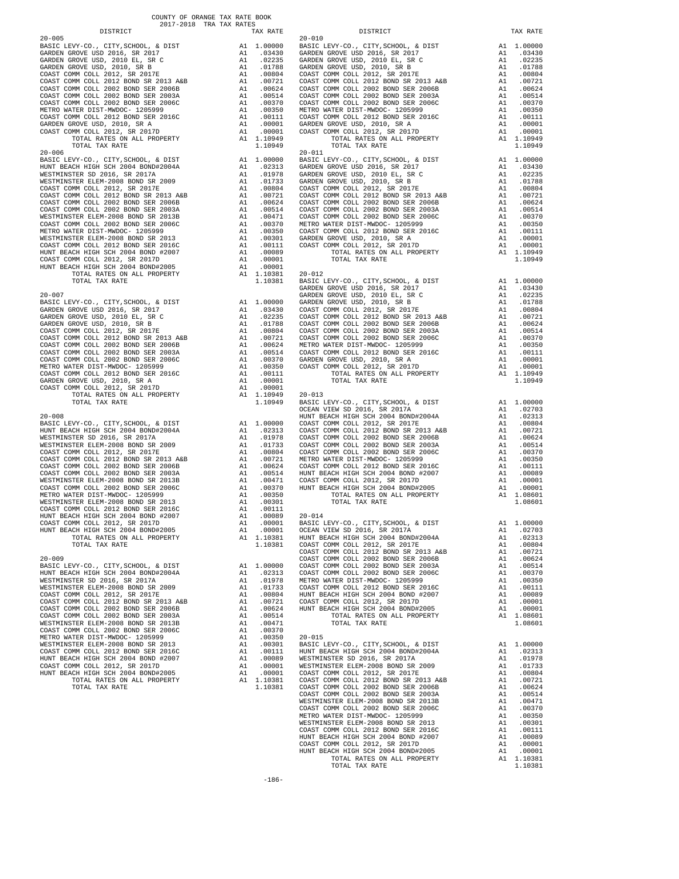COUNTY OF ORANGE TAX RATE BOOK
2017-2018 TRA TAX RATES

| DISTRICT | | TAX RATE |
|---|---|---|
| **20-005** | | |
| BASIC LEVY-CO., CITY,SCHOOL, & DIST | A1 | 1.00000 |
| GARDEN GROVE USD 2016, SR 2017 | A1 | .03430 |
| GARDEN GROVE USD, 2010 EL, SR C | A1 | .02235 |
| GARDEN GROVE USD, 2010, SR B | A1 | .01788 |
| COAST COMM COLL 2012, SR 2017E | A1 | .00804 |
| COAST COMM COLL 2012 BOND SR 2013 A&B | A1 | .00721 |
| COAST COMM COLL 2002 BOND SER 2006B | A1 | .00624 |
| COAST COMM COLL 2002 BOND SER 2003A | A1 | .00514 |
| COAST COMM COLL 2002 BOND SER 2006C | A1 | .00370 |
| METRO WATER DIST-MWDOC- 1205999 | A1 | .00350 |
| COAST COMM COLL 2012 BOND SER 2016C | A1 | .00111 |
| GARDEN GROVE USD, 2010, SR A | A1 | .00001 |
| COAST COMM COLL 2012, SR 2017D | A1 | .00001 |
| TOTAL RATES ON ALL PROPERTY | A1 | 1.10949 |
| TOTAL TAX RATE | | 1.10949 |
| **20-006** | | |
| BASIC LEVY-CO., CITY,SCHOOL, & DIST | A1 | 1.00000 |
| HUNT BEACH HIGH SCH 2004 BOND#2004A | A1 | .02313 |
| WESTMINSTER SD 2016, SR 2017A | A1 | .01978 |
| WESTMINSTER ELEM-2008 BOND SR 2009 | A1 | .01733 |
| COAST COMM COLL 2012, SR 2017E | A1 | .00804 |
| COAST COMM COLL 2012 BOND SR 2013 A&B | A1 | .00721 |
| COAST COMM COLL 2002 BOND SER 2006B | A1 | .00624 |
| COAST COMM COLL 2002 BOND SER 2003A | A1 | .00514 |
| WESTMINSTER ELEM-2008 BOND SR 2013B | A1 | .00471 |
| COAST COMM COLL 2002 BOND SER 2006C | A1 | .00370 |
| METRO WATER DIST-MWDOC- 1205999 | A1 | .00350 |
| WESTMINSTER ELEM-2008 BOND SR 2013 | A1 | .00301 |
| COAST COMM COLL 2012 BOND SER 2016C | A1 | .00111 |
| HUNT BEACH HIGH SCH 2004 BOND #2007 | A1 | .00089 |
| COAST COMM COLL 2012, SR 2017D | A1 | .00001 |
| HUNT BEACH HIGH SCH 2004 BOND#2005 | A1 | .00001 |
| TOTAL RATES ON ALL PROPERTY | A1 | 1.10381 |
| TOTAL TAX RATE | | 1.10381 |
| **20-007** | | |
| BASIC LEVY-CO., CITY,SCHOOL, & DIST | A1 | 1.00000 |
| GARDEN GROVE USD 2016, SR 2017 | A1 | .03430 |
| GARDEN GROVE USD, 2010 EL, SR C | A1 | .02235 |
| GARDEN GROVE USD, 2010, SR B | A1 | .01788 |
| COAST COMM COLL 2012, SR 2017E | A1 | .00804 |
| COAST COMM COLL 2012 BOND SR 2013 A&B | A1 | .00721 |
| COAST COMM COLL 2002 BOND SER 2006B | A1 | .00624 |
| COAST COMM COLL 2002 BOND SER 2003A | A1 | .00514 |
| COAST COMM COLL 2002 BOND SER 2006C | A1 | .00370 |
| METRO WATER DIST-MWDOC- 1205999 | A1 | .00350 |
| COAST COMM COLL 2012 BOND SER 2016C | A1 | .00111 |
| GARDEN GROVE USD, 2010, SR A | A1 | .00001 |
| COAST COMM COLL 2012, SR 2017D | A1 | .00001 |
| TOTAL RATES ON ALL PROPERTY | A1 | 1.10949 |
| TOTAL TAX RATE | | 1.10949 |
| **20-008** | | |
| BASIC LEVY-CO., CITY,SCHOOL, & DIST | A1 | 1.00000 |
| HUNT BEACH HIGH SCH 2004 BOND#2004A | A1 | .02313 |
| WESTMINSTER SD 2016, SR 2017A | A1 | .01978 |
| WESTMINSTER ELEM-2008 BOND SR 2009 | A1 | .01733 |
| COAST COMM COLL 2012, SR 2017E | A1 | .00804 |
| COAST COMM COLL 2012 BOND SR 2013 A&B | A1 | .00721 |
| COAST COMM COLL 2002 BOND SER 2006B | A1 | .00624 |
| COAST COMM COLL 2002 BOND SER 2003A | A1 | .00514 |
| WESTMINSTER ELEM-2008 BOND SR 2013B | A1 | .00471 |
| COAST COMM COLL 2002 BOND SER 2006C | A1 | .00370 |
| METRO WATER DIST-MWDOC- 1205999 | A1 | .00350 |
| WESTMINSTER ELEM-2008 BOND SR 2013 | A1 | .00301 |
| COAST COMM COLL 2012 BOND SER 2016C | A1 | .00111 |
| HUNT BEACH HIGH SCH 2004 BOND #2007 | A1 | .00089 |
| COAST COMM COLL 2012, SR 2017D | A1 | .00001 |
| HUNT BEACH HIGH SCH 2004 BOND#2005 | A1 | .00001 |
| TOTAL RATES ON ALL PROPERTY | A1 | 1.10381 |
| TOTAL TAX RATE | | 1.10381 |
| **20-009** | | |
| BASIC LEVY-CO., CITY,SCHOOL, & DIST | A1 | 1.00000 |
| HUNT BEACH HIGH SCH 2004 BOND#2004A | A1 | .02313 |
| WESTMINSTER SD 2016, SR 2017A | A1 | .01978 |
| WESTMINSTER ELEM-2008 BOND SR 2009 | A1 | .01733 |
| COAST COMM COLL 2012, SR 2017E | A1 | .00804 |
| COAST COMM COLL 2012 BOND SR 2013 A&B | A1 | .00721 |
| COAST COMM COLL 2002 BOND SER 2006B | A1 | .00624 |
| COAST COMM COLL 2002 BOND SER 2003A | A1 | .00514 |
| WESTMINSTER ELEM-2008 BOND SR 2013B | A1 | .00471 |
| COAST COMM COLL 2002 BOND SER 2006C | A1 | .00370 |
| METRO WATER DIST-MWDOC- 1205999 | A1 | .00350 |
| WESTMINSTER ELEM-2008 BOND SR 2013 | A1 | .00301 |
| COAST COMM COLL 2012 BOND SER 2016C | A1 | .00111 |
| HUNT BEACH HIGH SCH 2004 BOND #2007 | A1 | .00089 |
| COAST COMM COLL 2012, SR 2017D | A1 | .00001 |
| HUNT BEACH HIGH SCH 2004 BOND#2005 | A1 | .00001 |
| TOTAL RATES ON ALL PROPERTY | A1 | 1.10381 |
| TOTAL TAX RATE | | 1.10381 |
| **20-010** | | |
| BASIC LEVY-CO., CITY,SCHOOL, & DIST | A1 | 1.00000 |
| GARDEN GROVE USD 2016, SR 2017 | A1 | .03430 |
| GARDEN GROVE USD, 2010 EL, SR C | A1 | .02235 |
| GARDEN GROVE USD, 2010, SR B | A1 | .01788 |
| COAST COMM COLL 2012, SR 2017E | A1 | .00804 |
| COAST COMM COLL 2012 BOND SR 2013 A&B | A1 | .00721 |
| COAST COMM COLL 2002 BOND SER 2006B | A1 | .00624 |
| COAST COMM COLL 2002 BOND SER 2003A | A1 | .00514 |
| COAST COMM COLL 2002 BOND SER 2006C | A1 | .00370 |
| METRO WATER DIST-MWDOC- 1205999 | A1 | .00350 |
| COAST COMM COLL 2012 BOND SER 2016C | A1 | .00111 |
| GARDEN GROVE USD, 2010, SR A | A1 | .00001 |
| COAST COMM COLL 2012, SR 2017D | A1 | .00001 |
| TOTAL RATES ON ALL PROPERTY | A1 | 1.10949 |
| TOTAL TAX RATE | | 1.10949 |
| **20-011** | | |
| BASIC LEVY-CO., CITY,SCHOOL, & DIST | A1 | 1.00000 |
| GARDEN GROVE USD 2016, SR 2017 | A1 | .03430 |
| GARDEN GROVE USD, 2010 EL, SR C | A1 | .02235 |
| GARDEN GROVE USD, 2010, SR B | A1 | .01788 |
| COAST COMM COLL 2012, SR 2017E | A1 | .00804 |
| COAST COMM COLL 2012 BOND SR 2013 A&B | A1 | .00721 |
| COAST COMM COLL 2002 BOND SER 2006B | A1 | .00624 |
| COAST COMM COLL 2002 BOND SER 2003A | A1 | .00514 |
| COAST COMM COLL 2002 BOND SER 2006C | A1 | .00370 |
| METRO WATER DIST-MWDOC- 1205999 | A1 | .00350 |
| COAST COMM COLL 2012 BOND SER 2016C | A1 | .00111 |
| GARDEN GROVE USD, 2010, SR A | A1 | .00001 |
| COAST COMM COLL 2012, SR 2017D | A1 | .00001 |
| TOTAL RATES ON ALL PROPERTY | A1 | 1.10949 |
| TOTAL TAX RATE | | 1.10949 |
| **20-012** | | |
| BASIC LEVY-CO., CITY,SCHOOL, & DIST | A1 | 1.00000 |
| GARDEN GROVE USD 2016, SR 2017 | A1 | .03430 |
| GARDEN GROVE USD, 2010 EL, SR C | A1 | .02235 |
| GARDEN GROVE USD, 2010, SR B | A1 | .01788 |
| COAST COMM COLL 2012, SR 2017E | A1 | .00804 |
| COAST COMM COLL 2012 BOND SR 2013 A&B | A1 | .00721 |
| COAST COMM COLL 2002 BOND SER 2006B | A1 | .00624 |
| COAST COMM COLL 2002 BOND SER 2003A | A1 | .00514 |
| COAST COMM COLL 2002 BOND SER 2006C | A1 | .00370 |
| METRO WATER DIST-MWDOC- 1205999 | A1 | .00350 |
| COAST COMM COLL 2012 BOND SER 2016C | A1 | .00111 |
| GARDEN GROVE USD, 2010, SR A | A1 | .00001 |
| COAST COMM COLL 2012, SR 2017D | A1 | .00001 |
| TOTAL RATES ON ALL PROPERTY | A1 | 1.10949 |
| TOTAL TAX RATE | | 1.10949 |
| **20-013** | | |
| BASIC LEVY-CO., CITY,SCHOOL, & DIST | A1 | 1.00000 |
| OCEAN VIEW SD 2016, SR 2017A | A1 | .02703 |
| HUNT BEACH HIGH SCH 2004 BOND#2004A | A1 | .02313 |
| COAST COMM COLL 2012, SR 2017E | A1 | .00804 |
| COAST COMM COLL 2012 BOND SR 2013 A&B | A1 | .00721 |
| COAST COMM COLL 2002 BOND SER 2006B | A1 | .00624 |
| COAST COMM COLL 2002 BOND SER 2003A | A1 | .00514 |
| COAST COMM COLL 2002 BOND SER 2006C | A1 | .00370 |
| METRO WATER DIST-MWDOC- 1205999 | A1 | .00350 |
| COAST COMM COLL 2012 BOND SER 2016C | A1 | .00111 |
| HUNT BEACH HIGH SCH 2004 BOND #2007 | A1 | .00089 |
| COAST COMM COLL 2012, SR 2017D | A1 | .00001 |
| HUNT BEACH HIGH SCH 2004 BOND#2005 | A1 | .00001 |
| TOTAL RATES ON ALL PROPERTY | A1 | 1.08601 |
| TOTAL TAX RATE | | 1.08601 |
| **20-014** | | |
| BASIC LEVY-CO., CITY,SCHOOL, & DIST | A1 | 1.00000 |
| OCEAN VIEW SD 2016, SR 2017A | A1 | .02703 |
| HUNT BEACH HIGH SCH 2004 BOND#2004A | A1 | .02313 |
| COAST COMM COLL 2012, SR 2017E | A1 | .00804 |
| COAST COMM COLL 2012 BOND SR 2013 A&B | A1 | .00721 |
| COAST COMM COLL 2002 BOND SER 2006B | A1 | .00624 |
| COAST COMM COLL 2002 BOND SER 2003A | A1 | .00514 |
| COAST COMM COLL 2002 BOND SER 2006C | A1 | .00370 |
| METRO WATER DIST-MWDOC- 1205999 | A1 | .00350 |
| COAST COMM COLL 2012 BOND SER 2016C | A1 | .00111 |
| HUNT BEACH HIGH SCH 2004 BOND #2007 | A1 | .00089 |
| COAST COMM COLL 2012, SR 2017D | A1 | .00001 |
| HUNT BEACH HIGH SCH 2004 BOND#2005 | A1 | .00001 |
| TOTAL RATES ON ALL PROPERTY | A1 | 1.08601 |
| TOTAL TAX RATE | | 1.08601 |
| **20-015** | | |
| BASIC LEVY-CO., CITY,SCHOOL, & DIST | A1 | 1.00000 |
| HUNT BEACH HIGH SCH 2004 BOND#2004A | A1 | .02313 |
| WESTMINSTER SD 2016, SR 2017A | A1 | .01978 |
| WESTMINSTER ELEM-2008 BOND SR 2009 | A1 | .01733 |
| COAST COMM COLL 2012, SR 2017E | A1 | .00804 |
| COAST COMM COLL 2012 BOND SR 2013 A&B | A1 | .00721 |
| COAST COMM COLL 2002 BOND SER 2006B | A1 | .00624 |
| COAST COMM COLL 2002 BOND SER 2003A | A1 | .00514 |
| WESTMINSTER ELEM-2008 BOND SR 2013B | A1 | .00471 |
| COAST COMM COLL 2002 BOND SER 2006C | A1 | .00370 |
| METRO WATER DIST-MWDOC- 1205999 | A1 | .00350 |
| WESTMINSTER ELEM-2008 BOND SR 2013 | A1 | .00301 |
| COAST COMM COLL 2012 BOND SER 2016C | A1 | .00111 |
| HUNT BEACH HIGH SCH 2004 BOND #2007 | A1 | .00089 |
| COAST COMM COLL 2012, SR 2017D | A1 | .00001 |
| HUNT BEACH HIGH SCH 2004 BOND#2005 | A1 | .00001 |
| TOTAL RATES ON ALL PROPERTY | A1 | 1.10381 |
| TOTAL TAX RATE | | 1.10381 |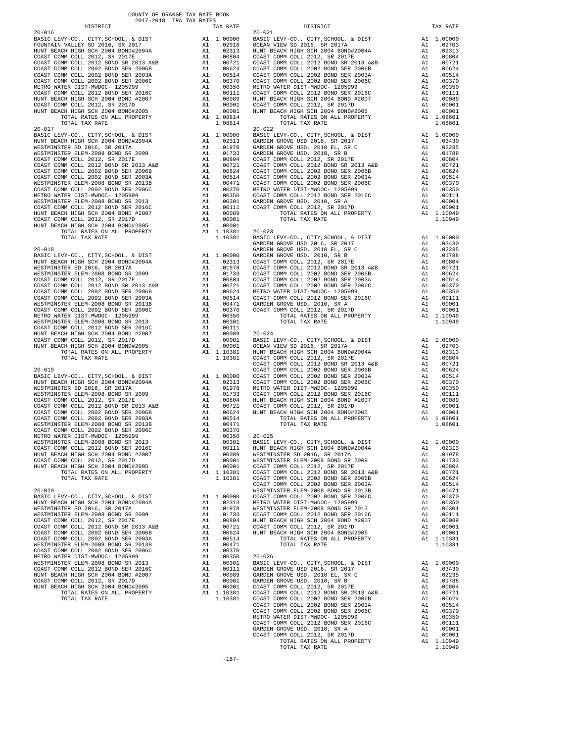COUNTY OF ORANGE TAX RATE BOOK
2017-2018 TRA TAX RATES

| DISTRICT | | TAX RATE |
|---|---|---|
| **20-016** | | |
| BASIC LEVY-CO., CITY,SCHOOL, & DIST | A1 | 1.00000 |
| FOUNTAIN VALLEY SD 2016, SR 2017 | A1 | .02916 |
| HUNT BEACH HIGH SCH 2004 BOND#2004A | A1 | .02313 |
| COAST COMM COLL 2012, SR 2017E | A1 | .00804 |
| COAST COMM COLL 2012 BOND SR 2013 A&B | A1 | .00721 |
| COAST COMM COLL 2002 BOND SER 2006B | A1 | .00624 |
| COAST COMM COLL 2002 BOND SER 2003A | A1 | .00514 |
| COAST COMM COLL 2002 BOND SER 2006C | A1 | .00370 |
| METRO WATER DIST-MWDOC- 1205999 | A1 | .00350 |
| COAST COMM COLL 2012 BOND SER 2016C | A1 | .00111 |
| HUNT BEACH HIGH SCH 2004 BOND #2007 | A1 | .00089 |
| COAST COMM COLL 2012, SR 2017D | A1 | .00001 |
| HUNT BEACH HIGH SCH 2004 BOND#2005 | A1 | .00001 |
| TOTAL RATES ON ALL PROPERTY | A1 | 1.08814 |
| TOTAL TAX RATE | | 1.08814 |
| **20-017** | | |
| BASIC LEVY-CO., CITY,SCHOOL, & DIST | A1 | 1.00000 |
| HUNT BEACH HIGH SCH 2004 BOND#2004A | A1 | .02313 |
| WESTMINSTER SD 2016, SR 2017A | A1 | .01978 |
| WESTMINSTER ELEM-2008 BOND SR 2009 | A1 | .01733 |
| COAST COMM COLL 2012, SR 2017E | A1 | .00804 |
| COAST COMM COLL 2012 BOND SR 2013 A&B | A1 | .00721 |
| COAST COMM COLL 2002 BOND SER 2006B | A1 | .00624 |
| COAST COMM COLL 2002 BOND SER 2003A | A1 | .00514 |
| WESTMINSTER ELEM-2008 BOND SR 2013B | A1 | .00471 |
| COAST COMM COLL 2002 BOND SER 2006C | A1 | .00370 |
| METRO WATER DIST-MWDOC- 1205999 | A1 | .00350 |
| WESTMINSTER ELEM-2008 BOND SR 2013 | A1 | .00301 |
| COAST COMM COLL 2012 BOND SER 2016C | A1 | .00111 |
| HUNT BEACH HIGH SCH 2004 BOND #2007 | A1 | .00089 |
| COAST COMM COLL 2012, SR 2017D | A1 | .00001 |
| HUNT BEACH HIGH SCH 2004 BOND#2005 | A1 | .00001 |
| TOTAL RATES ON ALL PROPERTY | A1 | 1.10381 |
| TOTAL TAX RATE | | 1.10381 |
| **20-018** | | |
| BASIC LEVY-CO., CITY,SCHOOL, & DIST | A1 | 1.00000 |
| HUNT BEACH HIGH SCH 2004 BOND#2004A | A1 | .02313 |
| WESTMINSTER SD 2016, SR 2017A | A1 | .01978 |
| WESTMINSTER ELEM-2008 BOND SR 2009 | A1 | .01733 |
| COAST COMM COLL 2012, SR 2017E | A1 | .00804 |
| COAST COMM COLL 2012 BOND SR 2013 A&B | A1 | .00721 |
| COAST COMM COLL 2002 BOND SER 2006B | A1 | .00624 |
| COAST COMM COLL 2002 BOND SER 2003A | A1 | .00514 |
| WESTMINSTER ELEM-2008 BOND SR 2013B | A1 | .00471 |
| COAST COMM COLL 2002 BOND SER 2006C | A1 | .00370 |
| METRO WATER DIST-MWDOC- 1205999 | A1 | .00350 |
| WESTMINSTER ELEM-2008 BOND SR 2013 | A1 | .00301 |
| COAST COMM COLL 2012 BOND SER 2016C | A1 | .00111 |
| HUNT BEACH HIGH SCH 2004 BOND #2007 | A1 | .00089 |
| COAST COMM COLL 2012, SR 2017D | A1 | .00001 |
| HUNT BEACH HIGH SCH 2004 BOND#2005 | A1 | .00001 |
| TOTAL RATES ON ALL PROPERTY | A1 | 1.10381 |
| TOTAL TAX RATE | | 1.10381 |
| **20-019** | | |
| BASIC LEVY-CO., CITY,SCHOOL, & DIST | A1 | 1.00000 |
| HUNT BEACH HIGH SCH 2004 BOND#2004A | A1 | .02313 |
| WESTMINSTER SD 2016, SR 2017A | A1 | .01978 |
| WESTMINSTER ELEM-2008 BOND SR 2009 | A1 | .01733 |
| COAST COMM COLL 2012, SR 2017E | A1 | .00804 |
| COAST COMM COLL 2012 BOND SR 2013 A&B | A1 | .00721 |
| COAST COMM COLL 2002 BOND SER 2006B | A1 | .00624 |
| COAST COMM COLL 2002 BOND SER 2003A | A1 | .00514 |
| WESTMINSTER ELEM-2008 BOND SR 2013B | A1 | .00471 |
| COAST COMM COLL 2002 BOND SER 2006C | A1 | .00370 |
| METRO WATER DIST-MWDOC- 1205999 | A1 | .00350 |
| WESTMINSTER ELEM-2008 BOND SR 2013 | A1 | .00301 |
| COAST COMM COLL 2012 BOND SER 2016C | A1 | .00111 |
| HUNT BEACH HIGH SCH 2004 BOND #2007 | A1 | .00089 |
| COAST COMM COLL 2012, SR 2017D | A1 | .00001 |
| HUNT BEACH HIGH SCH 2004 BOND#2005 | A1 | .00001 |
| TOTAL RATES ON ALL PROPERTY | A1 | 1.10381 |
| TOTAL TAX RATE | | 1.10381 |
| **20-020** | | |
| BASIC LEVY-CO., CITY,SCHOOL, & DIST | A1 | 1.00000 |
| HUNT BEACH HIGH SCH 2004 BOND#2004A | A1 | .02313 |
| WESTMINSTER SD 2016, SR 2017A | A1 | .01978 |
| WESTMINSTER ELEM-2008 BOND SR 2009 | A1 | .01733 |
| COAST COMM COLL 2012, SR 2017E | A1 | .00804 |
| COAST COMM COLL 2012 BOND SR 2013 A&B | A1 | .00721 |
| COAST COMM COLL 2002 BOND SER 2006B | A1 | .00624 |
| COAST COMM COLL 2002 BOND SER 2003A | A1 | .00514 |
| WESTMINSTER ELEM-2008 BOND SR 2013B | A1 | .00471 |
| COAST COMM COLL 2002 BOND SER 2006C | A1 | .00370 |
| METRO WATER DIST-MWDOC- 1205999 | A1 | .00350 |
| WESTMINSTER ELEM-2008 BOND SR 2013 | A1 | .00301 |
| COAST COMM COLL 2012 BOND SER 2016C | A1 | .00111 |
| HUNT BEACH HIGH SCH 2004 BOND #2007 | A1 | .00089 |
| COAST COMM COLL 2012, SR 2017D | A1 | .00001 |
| HUNT BEACH HIGH SCH 2004 BOND#2005 | A1 | .00001 |
| TOTAL RATES ON ALL PROPERTY | A1 | 1.10381 |
| TOTAL TAX RATE | | 1.10381 |
| **20-021** | | |
| BASIC LEVY-CO., CITY,SCHOOL, & DIST | A1 | 1.00000 |
| OCEAN VIEW SD 2016, SR 2017A | A1 | .02703 |
| HUNT BEACH HIGH SCH 2004 BOND#2004A | A1 | .02313 |
| COAST COMM COLL 2012, SR 2017E | A1 | .00804 |
| COAST COMM COLL 2012 BOND SR 2013 A&B | A1 | .00721 |
| COAST COMM COLL 2002 BOND SER 2006B | A1 | .00624 |
| COAST COMM COLL 2002 BOND SER 2003A | A1 | .00514 |
| COAST COMM COLL 2002 BOND SER 2006C | A1 | .00370 |
| METRO WATER DIST-MWDOC- 1205999 | A1 | .00350 |
| COAST COMM COLL 2012 BOND SER 2016C | A1 | .00111 |
| HUNT BEACH HIGH SCH 2004 BOND #2007 | A1 | .00089 |
| COAST COMM COLL 2012, SR 2017D | A1 | .00001 |
| HUNT BEACH HIGH SCH 2004 BOND#2005 | A1 | .00001 |
| TOTAL RATES ON ALL PROPERTY | A1 | 1.08601 |
| TOTAL TAX RATE | | 1.08601 |
| **20-022** | | |
| BASIC LEVY-CO., CITY,SCHOOL, & DIST | A1 | 1.00000 |
| GARDEN GROVE USD 2016, SR 2017 | A1 | .03430 |
| GARDEN GROVE USD, 2010 EL, SR C | A1 | .02235 |
| GARDEN GROVE USD, 2010, SR B | A1 | .01788 |
| COAST COMM COLL 2012, SR 2017E | A1 | .00804 |
| COAST COMM COLL 2012 BOND SR 2013 A&B | A1 | .00721 |
| COAST COMM COLL 2002 BOND SER 2006B | A1 | .00624 |
| COAST COMM COLL 2002 BOND SER 2003A | A1 | .00514 |
| COAST COMM COLL 2002 BOND SER 2006C | A1 | .00370 |
| METRO WATER DIST-MWDOC- 1205999 | A1 | .00350 |
| COAST COMM COLL 2012 BOND SER 2016C | A1 | .00111 |
| GARDEN GROVE USD, 2010, SR A | A1 | .00001 |
| COAST COMM COLL 2012, SR 2017D | A1 | .00001 |
| TOTAL RATES ON ALL PROPERTY | A1 | 1.10949 |
| TOTAL TAX RATE | | 1.10949 |
| **20-023** | | |
| BASIC LEVY-CO., CITY,SCHOOL, & DIST | A1 | 1.00000 |
| GARDEN GROVE USD 2016, SR 2017 | A1 | .03430 |
| GARDEN GROVE USD, 2010 EL, SR C | A1 | .02235 |
| GARDEN GROVE USD, 2010, SR B | A1 | .01788 |
| COAST COMM COLL 2012, SR 2017E | A1 | .00804 |
| COAST COMM COLL 2012 BOND SR 2013 A&B | A1 | .00721 |
| COAST COMM COLL 2002 BOND SER 2006B | A1 | .00624 |
| COAST COMM COLL 2002 BOND SER 2003A | A1 | .00514 |
| COAST COMM COLL 2002 BOND SER 2006C | A1 | .00370 |
| METRO WATER DIST-MWDOC- 1205999 | A1 | .00350 |
| COAST COMM COLL 2012 BOND SER 2016C | A1 | .00111 |
| GARDEN GROVE USD, 2010, SR A | A1 | .00001 |
| COAST COMM COLL 2012, SR 2017D | A1 | .00001 |
| TOTAL RATES ON ALL PROPERTY | A1 | 1.10949 |
| TOTAL TAX RATE | | 1.10949 |
| **20-024** | | |
| BASIC LEVY-CO., CITY,SCHOOL, & DIST | A1 | 1.00000 |
| OCEAN VIEW SD 2016, SR 2017A | A1 | .02703 |
| HUNT BEACH HIGH SCH 2004 BOND#2004A | A1 | .02313 |
| COAST COMM COLL 2012, SR 2017E | A1 | .00804 |
| COAST COMM COLL 2012 BOND SR 2013 A&B | A1 | .00721 |
| COAST COMM COLL 2002 BOND SER 2006B | A1 | .00624 |
| COAST COMM COLL 2002 BOND SER 2003A | A1 | .00514 |
| COAST COMM COLL 2002 BOND SER 2006C | A1 | .00370 |
| METRO WATER DIST-MWDOC- 1205999 | A1 | .00350 |
| COAST COMM COLL 2012 BOND SER 2016C | A1 | .00111 |
| HUNT BEACH HIGH SCH 2004 BOND #2007 | A1 | .00089 |
| COAST COMM COLL 2012, SR 2017D | A1 | .00001 |
| HUNT BEACH HIGH SCH 2004 BOND#2005 | A1 | .00001 |
| TOTAL RATES ON ALL PROPERTY | A1 | 1.08601 |
| TOTAL TAX RATE | | 1.08601 |
| **20-025** | | |
| BASIC LEVY-CO., CITY,SCHOOL, & DIST | A1 | 1.00000 |
| HUNT BEACH HIGH SCH 2004 BOND#2004A | A1 | .02313 |
| WESTMINSTER SD 2016, SR 2017A | A1 | .01978 |
| WESTMINSTER ELEM-2008 BOND SR 2009 | A1 | .01733 |
| COAST COMM COLL 2012, SR 2017E | A1 | .00804 |
| COAST COMM COLL 2012 BOND SR 2013 A&B | A1 | .00721 |
| COAST COMM COLL 2002 BOND SER 2006B | A1 | .00624 |
| COAST COMM COLL 2002 BOND SER 2003A | A1 | .00514 |
| WESTMINSTER ELEM-2008 BOND SR 2013B | A1 | .00471 |
| COAST COMM COLL 2002 BOND SER 2006C | A1 | .00370 |
| METRO WATER DIST-MWDOC- 1205999 | A1 | .00350 |
| WESTMINSTER ELEM-2008 BOND SR 2013 | A1 | .00301 |
| COAST COMM COLL 2012 BOND SER 2016C | A1 | .00111 |
| HUNT BEACH HIGH SCH 2004 BOND #2007 | A1 | .00089 |
| COAST COMM COLL 2012, SR 2017D | A1 | .00001 |
| HUNT BEACH HIGH SCH 2004 BOND#2005 | A1 | .00001 |
| TOTAL RATES ON ALL PROPERTY | A1 | 1.10381 |
| TOTAL TAX RATE | | 1.10381 |
| **20-026** | | |
| BASIC LEVY-CO., CITY,SCHOOL, & DIST | A1 | 1.00000 |
| GARDEN GROVE USD 2016, SR 2017 | A1 | .03430 |
| GARDEN GROVE USD, 2010 EL, SR C | A1 | .02235 |
| GARDEN GROVE USD, 2010, SR B | A1 | .01788 |
| COAST COMM COLL 2012, SR 2017E | A1 | .00804 |
| COAST COMM COLL 2012 BOND SR 2013 A&B | A1 | .00721 |
| COAST COMM COLL 2002 BOND SER 2006B | A1 | .00624 |
| COAST COMM COLL 2002 BOND SER 2003A | A1 | .00514 |
| COAST COMM COLL 2002 BOND SER 2006C | A1 | .00370 |
| METRO WATER DIST-MWDOC- 1205999 | A1 | .00350 |
| COAST COMM COLL 2012 BOND SER 2016C | A1 | .00111 |
| GARDEN GROVE USD, 2010, SR A | A1 | .00001 |
| COAST COMM COLL 2012, SR 2017D | A1 | .00001 |
| TOTAL RATES ON ALL PROPERTY | A1 | 1.10949 |
| TOTAL TAX RATE | | 1.10949 |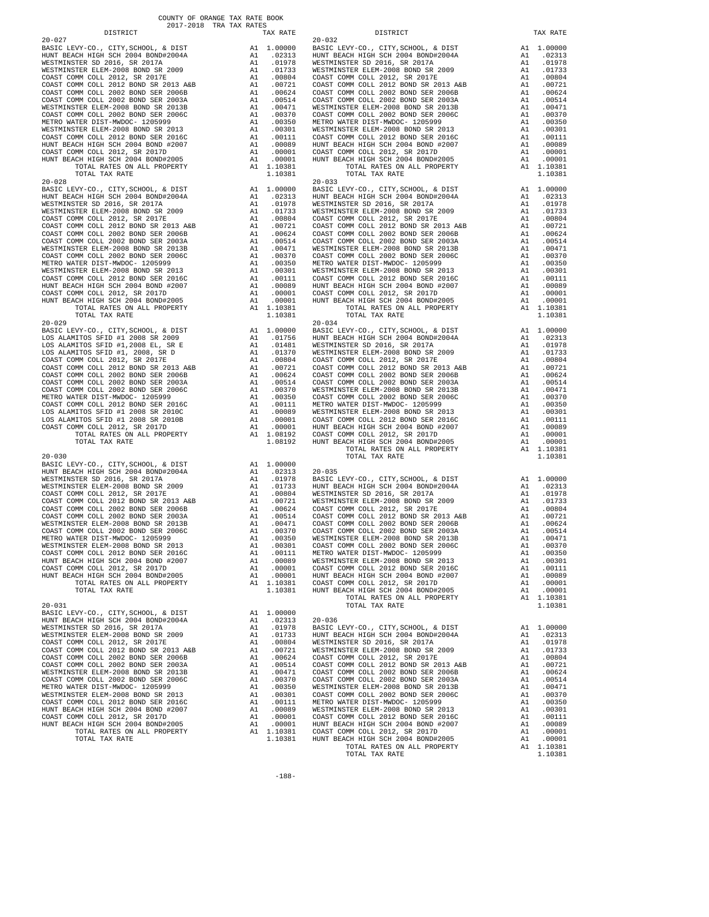COUNTY OF ORANGE TAX RATE BOOK
2017-2018 TRA TAX RATES

| DISTRICT | | TAX RATE |
|---|---|---|
| **20-027** | | |
| BASIC LEVY-CO., CITY,SCHOOL, & DIST | A1 | 1.00000 |
| HUNT BEACH HIGH SCH 2004 BOND#2004A | A1 | .02313 |
| WESTMINSTER SD 2016, SR 2017A | A1 | .01978 |
| WESTMINSTER ELEM-2008 BOND SR 2009 | A1 | .01733 |
| COAST COMM COLL 2012, SR 2017E | A1 | .00804 |
| COAST COMM COLL 2012 BOND SR 2013 A&B | A1 | .00721 |
| COAST COMM COLL 2002 BOND SER 2006B | A1 | .00624 |
| COAST COMM COLL 2002 BOND SER 2003A | A1 | .00514 |
| WESTMINSTER ELEM-2008 BOND SR 2013B | A1 | .00471 |
| COAST COMM COLL 2002 BOND SER 2006C | A1 | .00370 |
| METRO WATER DIST-MWDOC- 1205999 | A1 | .00350 |
| WESTMINSTER ELEM-2008 BOND SR 2013 | A1 | .00301 |
| COAST COMM COLL 2012 BOND SER 2016C | A1 | .00111 |
| HUNT BEACH HIGH SCH 2004 BOND #2007 | A1 | .00089 |
| COAST COMM COLL 2012, SR 2017D | A1 | .00001 |
| HUNT BEACH HIGH SCH 2004 BOND#2005 | A1 | .00001 |
| TOTAL RATES ON ALL PROPERTY | A1 | 1.10381 |
| TOTAL TAX RATE | | 1.10381 |
| **20-028** | | |
| BASIC LEVY-CO., CITY,SCHOOL, & DIST | A1 | 1.00000 |
| HUNT BEACH HIGH SCH 2004 BOND#2004A | A1 | .02313 |
| WESTMINSTER SD 2016, SR 2017A | A1 | .01978 |
| WESTMINSTER ELEM-2008 BOND SR 2009 | A1 | .01733 |
| COAST COMM COLL 2012, SR 2017E | A1 | .00804 |
| COAST COMM COLL 2012 BOND SR 2013 A&B | A1 | .00721 |
| COAST COMM COLL 2002 BOND SER 2006B | A1 | .00624 |
| COAST COMM COLL 2002 BOND SER 2003A | A1 | .00514 |
| WESTMINSTER ELEM-2008 BOND SR 2013B | A1 | .00471 |
| COAST COMM COLL 2002 BOND SER 2006C | A1 | .00370 |
| METRO WATER DIST-MWDOC- 1205999 | A1 | .00350 |
| WESTMINSTER ELEM-2008 BOND SR 2013 | A1 | .00301 |
| COAST COMM COLL 2012 BOND SER 2016C | A1 | .00111 |
| HUNT BEACH HIGH SCH 2004 BOND #2007 | A1 | .00089 |
| COAST COMM COLL 2012, SR 2017D | A1 | .00001 |
| HUNT BEACH HIGH SCH 2004 BOND#2005 | A1 | .00001 |
| TOTAL RATES ON ALL PROPERTY | A1 | 1.10381 |
| TOTAL TAX RATE | | 1.10381 |
| **20-029** | | |
| BASIC LEVY-CO., CITY,SCHOOL, & DIST | A1 | 1.00000 |
| LOS ALAMITOS SFID #1 2008 SR 2009 | A1 | .01756 |
| LOS ALAMITOS SFID #1,2008 EL, SR E | A1 | .01481 |
| LOS ALAMITOS SFID #1, 2008, SR D | A1 | .01370 |
| COAST COMM COLL 2012, SR 2017E | A1 | .00804 |
| COAST COMM COLL 2012 BOND SR 2013 A&B | A1 | .00721 |
| COAST COMM COLL 2002 BOND SER 2006B | A1 | .00624 |
| COAST COMM COLL 2002 BOND SER 2003A | A1 | .00514 |
| COAST COMM COLL 2002 BOND SER 2006C | A1 | .00370 |
| METRO WATER DIST-MWDOC- 1205999 | A1 | .00350 |
| COAST COMM COLL 2012 BOND SER 2016C | A1 | .00111 |
| LOS ALAMITOS SFID #1 2008 SR 2010C | A1 | .00089 |
| LOS ALAMITOS SFID #1 2008 SR 2010B | A1 | .00001 |
| COAST COMM COLL 2012, SR 2017D | A1 | .00001 |
| TOTAL RATES ON ALL PROPERTY | A1 | 1.08192 |
| TOTAL TAX RATE | | 1.08192 |
| **20-030** | | |
| BASIC LEVY-CO., CITY,SCHOOL, & DIST | A1 | 1.00000 |
| HUNT BEACH HIGH SCH 2004 BOND#2004A | A1 | .02313 |
| WESTMINSTER SD 2016, SR 2017A | A1 | .01978 |
| WESTMINSTER ELEM-2008 BOND SR 2009 | A1 | .01733 |
| COAST COMM COLL 2012, SR 2017E | A1 | .00804 |
| COAST COMM COLL 2012 BOND SR 2013 A&B | A1 | .00721 |
| COAST COMM COLL 2002 BOND SER 2006B | A1 | .00624 |
| COAST COMM COLL 2002 BOND SER 2003A | A1 | .00514 |
| WESTMINSTER ELEM-2008 BOND SR 2013B | A1 | .00471 |
| COAST COMM COLL 2002 BOND SER 2006C | A1 | .00370 |
| METRO WATER DIST-MWDOC- 1205999 | A1 | .00350 |
| WESTMINSTER ELEM-2008 BOND SR 2013 | A1 | .00301 |
| COAST COMM COLL 2012 BOND SER 2016C | A1 | .00111 |
| HUNT BEACH HIGH SCH 2004 BOND #2007 | A1 | .00089 |
| COAST COMM COLL 2012, SR 2017D | A1 | .00001 |
| HUNT BEACH HIGH SCH 2004 BOND#2005 | A1 | .00001 |
| TOTAL RATES ON ALL PROPERTY | A1 | 1.10381 |
| TOTAL TAX RATE | | 1.10381 |
| **20-031** | | |
| BASIC LEVY-CO., CITY,SCHOOL, & DIST | A1 | 1.00000 |
| HUNT BEACH HIGH SCH 2004 BOND#2004A | A1 | .02313 |
| WESTMINSTER SD 2016, SR 2017A | A1 | .01978 |
| WESTMINSTER ELEM-2008 BOND SR 2009 | A1 | .01733 |
| COAST COMM COLL 2012, SR 2017E | A1 | .00804 |
| COAST COMM COLL 2012 BOND SR 2013 A&B | A1 | .00721 |
| COAST COMM COLL 2002 BOND SER 2006B | A1 | .00624 |
| COAST COMM COLL 2002 BOND SER 2003A | A1 | .00514 |
| WESTMINSTER ELEM-2008 BOND SR 2013B | A1 | .00471 |
| COAST COMM COLL 2002 BOND SER 2006C | A1 | .00370 |
| METRO WATER DIST-MWDOC- 1205999 | A1 | .00350 |
| WESTMINSTER ELEM-2008 BOND SR 2013 | A1 | .00301 |
| COAST COMM COLL 2012 BOND SER 2016C | A1 | .00111 |
| HUNT BEACH HIGH SCH 2004 BOND #2007 | A1 | .00089 |
| COAST COMM COLL 2012, SR 2017D | A1 | .00001 |
| HUNT BEACH HIGH SCH 2004 BOND#2005 | A1 | .00001 |
| TOTAL RATES ON ALL PROPERTY | A1 | 1.10381 |
| TOTAL TAX RATE | | 1.10381 |
| **20-032** | | |
| BASIC LEVY-CO., CITY,SCHOOL, & DIST | A1 | 1.00000 |
| HUNT BEACH HIGH SCH 2004 BOND#2004A | A1 | .02313 |
| WESTMINSTER SD 2016, SR 2017A | A1 | .01978 |
| WESTMINSTER ELEM-2008 BOND SR 2009 | A1 | .01733 |
| COAST COMM COLL 2012, SR 2017E | A1 | .00804 |
| COAST COMM COLL 2012 BOND SR 2013 A&B | A1 | .00721 |
| COAST COMM COLL 2002 BOND SER 2006B | A1 | .00624 |
| COAST COMM COLL 2002 BOND SER 2003A | A1 | .00514 |
| WESTMINSTER ELEM-2008 BOND SR 2013B | A1 | .00471 |
| COAST COMM COLL 2002 BOND SER 2006C | A1 | .00370 |
| METRO WATER DIST-MWDOC- 1205999 | A1 | .00350 |
| WESTMINSTER ELEM-2008 BOND SR 2013 | A1 | .00301 |
| COAST COMM COLL 2012 BOND SER 2016C | A1 | .00111 |
| HUNT BEACH HIGH SCH 2004 BOND #2007 | A1 | .00089 |
| COAST COMM COLL 2012, SR 2017D | A1 | .00001 |
| HUNT BEACH HIGH SCH 2004 BOND#2005 | A1 | .00001 |
| TOTAL RATES ON ALL PROPERTY | A1 | 1.10381 |
| TOTAL TAX RATE | | 1.10381 |
| **20-033** | | |
| BASIC LEVY-CO., CITY,SCHOOL, & DIST | A1 | 1.00000 |
| HUNT BEACH HIGH SCH 2004 BOND#2004A | A1 | .02313 |
| WESTMINSTER SD 2016, SR 2017A | A1 | .01978 |
| WESTMINSTER ELEM-2008 BOND SR 2009 | A1 | .01733 |
| COAST COMM COLL 2012, SR 2017E | A1 | .00804 |
| COAST COMM COLL 2012 BOND SR 2013 A&B | A1 | .00721 |
| COAST COMM COLL 2002 BOND SER 2006B | A1 | .00624 |
| COAST COMM COLL 2002 BOND SER 2003A | A1 | .00514 |
| WESTMINSTER ELEM-2008 BOND SR 2013B | A1 | .00471 |
| COAST COMM COLL 2002 BOND SER 2006C | A1 | .00370 |
| METRO WATER DIST-MWDOC- 1205999 | A1 | .00350 |
| WESTMINSTER ELEM-2008 BOND SR 2013 | A1 | .00301 |
| COAST COMM COLL 2012 BOND SER 2016C | A1 | .00111 |
| HUNT BEACH HIGH SCH 2004 BOND #2007 | A1 | .00089 |
| COAST COMM COLL 2012, SR 2017D | A1 | .00001 |
| HUNT BEACH HIGH SCH 2004 BOND#2005 | A1 | .00001 |
| TOTAL RATES ON ALL PROPERTY | A1 | 1.10381 |
| TOTAL TAX RATE | | 1.10381 |
| **20-034** | | |
| BASIC LEVY-CO., CITY,SCHOOL, & DIST | A1 | 1.00000 |
| HUNT BEACH HIGH SCH 2004 BOND#2004A | A1 | .02313 |
| WESTMINSTER SD 2016, SR 2017A | A1 | .01978 |
| WESTMINSTER ELEM-2008 BOND SR 2009 | A1 | .01733 |
| COAST COMM COLL 2012, SR 2017E | A1 | .00804 |
| COAST COMM COLL 2012 BOND SR 2013 A&B | A1 | .00721 |
| COAST COMM COLL 2002 BOND SER 2006B | A1 | .00624 |
| COAST COMM COLL 2002 BOND SER 2003A | A1 | .00514 |
| WESTMINSTER ELEM-2008 BOND SR 2013B | A1 | .00471 |
| COAST COMM COLL 2002 BOND SER 2006C | A1 | .00370 |
| METRO WATER DIST-MWDOC- 1205999 | A1 | .00350 |
| WESTMINSTER ELEM-2008 BOND SR 2013 | A1 | .00301 |
| COAST COMM COLL 2012 BOND SER 2016C | A1 | .00111 |
| HUNT BEACH HIGH SCH 2004 BOND #2007 | A1 | .00089 |
| COAST COMM COLL 2012, SR 2017D | A1 | .00001 |
| HUNT BEACH HIGH SCH 2004 BOND#2005 | A1 | .00001 |
| TOTAL RATES ON ALL PROPERTY | A1 | 1.10381 |
| TOTAL TAX RATE | | 1.10381 |
| **20-035** | | |
| BASIC LEVY-CO., CITY,SCHOOL, & DIST | A1 | 1.00000 |
| HUNT BEACH HIGH SCH 2004 BOND#2004A | A1 | .02313 |
| WESTMINSTER SD 2016, SR 2017A | A1 | .01978 |
| WESTMINSTER ELEM-2008 BOND SR 2009 | A1 | .01733 |
| COAST COMM COLL 2012, SR 2017E | A1 | .00804 |
| COAST COMM COLL 2012 BOND SR 2013 A&B | A1 | .00721 |
| COAST COMM COLL 2002 BOND SER 2006B | A1 | .00624 |
| COAST COMM COLL 2002 BOND SER 2003A | A1 | .00514 |
| WESTMINSTER ELEM-2008 BOND SR 2013B | A1 | .00471 |
| COAST COMM COLL 2002 BOND SER 2006C | A1 | .00370 |
| METRO WATER DIST-MWDOC- 1205999 | A1 | .00350 |
| WESTMINSTER ELEM-2008 BOND SR 2013 | A1 | .00301 |
| COAST COMM COLL 2012 BOND SER 2016C | A1 | .00111 |
| HUNT BEACH HIGH SCH 2004 BOND #2007 | A1 | .00089 |
| COAST COMM COLL 2012, SR 2017D | A1 | .00001 |
| HUNT BEACH HIGH SCH 2004 BOND#2005 | A1 | .00001 |
| TOTAL RATES ON ALL PROPERTY | A1 | 1.10381 |
| TOTAL TAX RATE | | 1.10381 |
| **20-036** | | |
| BASIC LEVY-CO., CITY,SCHOOL, & DIST | A1 | 1.00000 |
| HUNT BEACH HIGH SCH 2004 BOND#2004A | A1 | .02313 |
| WESTMINSTER SD 2016, SR 2017A | A1 | .01978 |
| WESTMINSTER ELEM-2008 BOND SR 2009 | A1 | .01733 |
| COAST COMM COLL 2012, SR 2017E | A1 | .00804 |
| COAST COMM COLL 2012 BOND SR 2013 A&B | A1 | .00721 |
| COAST COMM COLL 2002 BOND SER 2006B | A1 | .00624 |
| COAST COMM COLL 2002 BOND SER 2003A | A1 | .00514 |
| WESTMINSTER ELEM-2008 BOND SR 2013B | A1 | .00471 |
| COAST COMM COLL 2002 BOND SER 2006C | A1 | .00370 |
| METRO WATER DIST-MWDOC- 1205999 | A1 | .00350 |
| WESTMINSTER ELEM-2008 BOND SR 2013 | A1 | .00301 |
| COAST COMM COLL 2012 BOND SER 2016C | A1 | .00111 |
| HUNT BEACH HIGH SCH 2004 BOND #2007 | A1 | .00089 |
| COAST COMM COLL 2012, SR 2017D | A1 | .00001 |
| HUNT BEACH HIGH SCH 2004 BOND#2005 | A1 | .00001 |
| TOTAL RATES ON ALL PROPERTY | A1 | 1.10381 |
| TOTAL TAX RATE | | 1.10381 |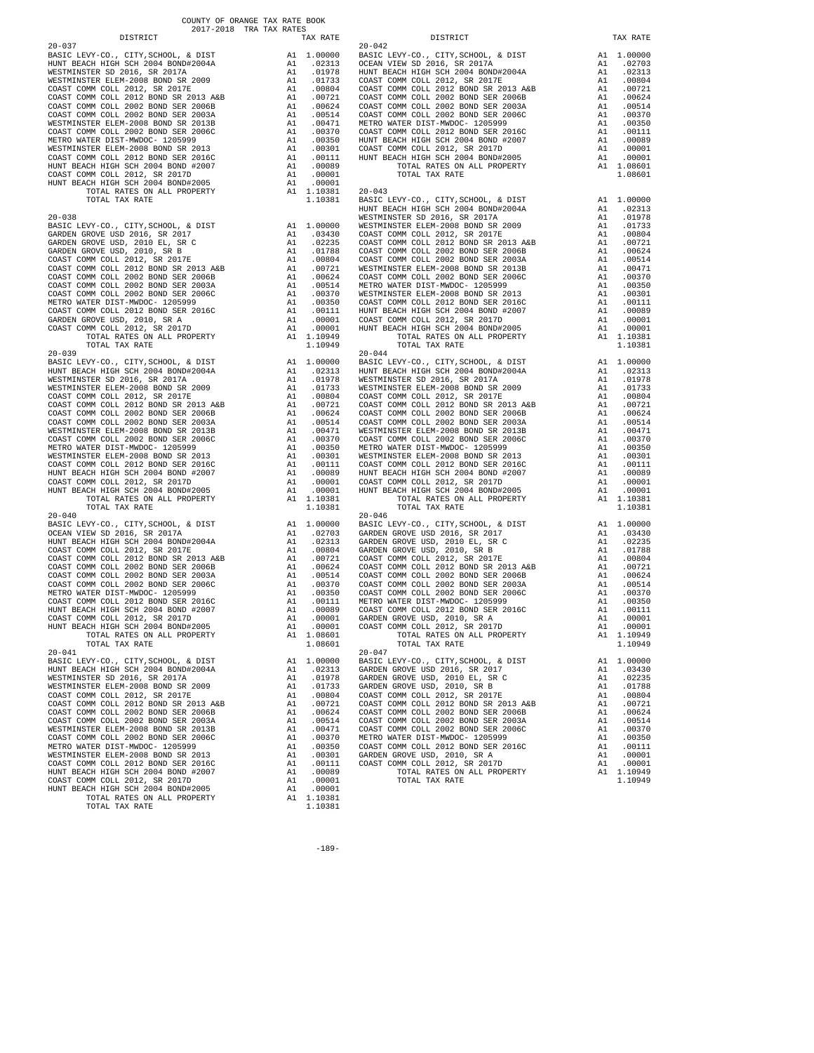COUNTY OF ORANGE TAX RATE BOOK
2017-2018 TRA TAX RATES

| DISTRICT | | TAX RATE |
|---|---|---|
| **20-037** | | |
| BASIC LEVY-CO., CITY,SCHOOL, & DIST | A1 | 1.00000 |
| HUNT BEACH HIGH SCH 2004 BOND#2004A | A1 | .02313 |
| WESTMINSTER SD 2016, SR 2017A | A1 | .01978 |
| WESTMINSTER ELEM-2008 BOND SR 2009 | A1 | .01733 |
| COAST COMM COLL 2012, SR 2017E | A1 | .00804 |
| COAST COMM COLL 2012 BOND SR 2013 A&B | A1 | .00721 |
| COAST COMM COLL 2002 BOND SER 2006B | A1 | .00624 |
| COAST COMM COLL 2002 BOND SER 2003A | A1 | .00514 |
| WESTMINSTER ELEM-2008 BOND SR 2013B | A1 | .00471 |
| COAST COMM COLL 2002 BOND SER 2006C | A1 | .00370 |
| METRO WATER DIST-MWDOC- 1205999 | A1 | .00350 |
| WESTMINSTER ELEM-2008 BOND SR 2013 | A1 | .00301 |
| COAST COMM COLL 2012 BOND SER 2016C | A1 | .00111 |
| HUNT BEACH HIGH SCH 2004 BOND #2007 | A1 | .00089 |
| COAST COMM COLL 2012, SR 2017D | A1 | .00001 |
| HUNT BEACH HIGH SCH 2004 BOND#2005 | A1 | .00001 |
| TOTAL RATES ON ALL PROPERTY | A1 | 1.10381 |
| TOTAL TAX RATE | | 1.10381 |
| **20-038** | | |
| BASIC LEVY-CO., CITY,SCHOOL, & DIST | A1 | 1.00000 |
| GARDEN GROVE USD 2016, SR 2017 | A1 | .03430 |
| GARDEN GROVE USD, 2010 EL, SR C | A1 | .02235 |
| GARDEN GROVE USD, 2010, SR B | A1 | .01788 |
| COAST COMM COLL 2012, SR 2017E | A1 | .00804 |
| COAST COMM COLL 2012 BOND SR 2013 A&B | A1 | .00721 |
| COAST COMM COLL 2002 BOND SER 2006B | A1 | .00624 |
| COAST COMM COLL 2002 BOND SER 2003A | A1 | .00514 |
| COAST COMM COLL 2002 BOND SER 2006C | A1 | .00370 |
| METRO WATER DIST-MWDOC- 1205999 | A1 | .00350 |
| COAST COMM COLL 2012 BOND SER 2016C | A1 | .00111 |
| GARDEN GROVE USD, 2010, SR A | A1 | .00001 |
| COAST COMM COLL 2012, SR 2017D | A1 | .00001 |
| TOTAL RATES ON ALL PROPERTY | A1 | 1.10949 |
| TOTAL TAX RATE | | 1.10949 |
| **20-039** | | |
| BASIC LEVY-CO., CITY,SCHOOL, & DIST | A1 | 1.00000 |
| HUNT BEACH HIGH SCH 2004 BOND#2004A | A1 | .02313 |
| WESTMINSTER SD 2016, SR 2017A | A1 | .01978 |
| WESTMINSTER ELEM-2008 BOND SR 2009 | A1 | .01733 |
| COAST COMM COLL 2012, SR 2017E | A1 | .00804 |
| COAST COMM COLL 2012 BOND SR 2013 A&B | A1 | .00721 |
| COAST COMM COLL 2002 BOND SER 2006B | A1 | .00624 |
| COAST COMM COLL 2002 BOND SER 2003A | A1 | .00514 |
| WESTMINSTER ELEM-2008 BOND SR 2013B | A1 | .00471 |
| COAST COMM COLL 2002 BOND SER 2006C | A1 | .00370 |
| METRO WATER DIST-MWDOC- 1205999 | A1 | .00350 |
| WESTMINSTER ELEM-2008 BOND SR 2013 | A1 | .00301 |
| COAST COMM COLL 2012 BOND SER 2016C | A1 | .00111 |
| HUNT BEACH HIGH SCH 2004 BOND #2007 | A1 | .00089 |
| COAST COMM COLL 2012, SR 2017D | A1 | .00001 |
| HUNT BEACH HIGH SCH 2004 BOND#2005 | A1 | .00001 |
| TOTAL RATES ON ALL PROPERTY | A1 | 1.10381 |
| TOTAL TAX RATE | | 1.10381 |
| **20-040** | | |
| BASIC LEVY-CO., CITY,SCHOOL, & DIST | A1 | 1.00000 |
| OCEAN VIEW SD 2016, SR 2017A | A1 | .02703 |
| HUNT BEACH HIGH SCH 2004 BOND#2004A | A1 | .02313 |
| COAST COMM COLL 2012, SR 2017E | A1 | .00804 |
| COAST COMM COLL 2012 BOND SR 2013 A&B | A1 | .00721 |
| COAST COMM COLL 2002 BOND SER 2006B | A1 | .00624 |
| COAST COMM COLL 2002 BOND SER 2003A | A1 | .00514 |
| COAST COMM COLL 2002 BOND SER 2006C | A1 | .00370 |
| METRO WATER DIST-MWDOC- 1205999 | A1 | .00350 |
| COAST COMM COLL 2012 BOND SER 2016C | A1 | .00111 |
| HUNT BEACH HIGH SCH 2004 BOND #2007 | A1 | .00089 |
| COAST COMM COLL 2012, SR 2017D | A1 | .00001 |
| HUNT BEACH HIGH SCH 2004 BOND#2005 | A1 | .00001 |
| TOTAL RATES ON ALL PROPERTY | A1 | 1.08601 |
| TOTAL TAX RATE | | 1.08601 |
| **20-041** | | |
| BASIC LEVY-CO., CITY,SCHOOL, & DIST | A1 | 1.00000 |
| HUNT BEACH HIGH SCH 2004 BOND#2004A | A1 | .02313 |
| WESTMINSTER SD 2016, SR 2017A | A1 | .01978 |
| WESTMINSTER ELEM-2008 BOND SR 2009 | A1 | .01733 |
| COAST COMM COLL 2012, SR 2017E | A1 | .00804 |
| COAST COMM COLL 2012 BOND SR 2013 A&B | A1 | .00721 |
| COAST COMM COLL 2002 BOND SER 2006B | A1 | .00624 |
| COAST COMM COLL 2002 BOND SER 2003A | A1 | .00514 |
| WESTMINSTER ELEM-2008 BOND SR 2013B | A1 | .00471 |
| COAST COMM COLL 2002 BOND SER 2006C | A1 | .00370 |
| METRO WATER DIST-MWDOC- 1205999 | A1 | .00350 |
| WESTMINSTER ELEM-2008 BOND SR 2013 | A1 | .00301 |
| COAST COMM COLL 2012 BOND SER 2016C | A1 | .00111 |
| HUNT BEACH HIGH SCH 2004 BOND #2007 | A1 | .00089 |
| COAST COMM COLL 2012, SR 2017D | A1 | .00001 |
| HUNT BEACH HIGH SCH 2004 BOND#2005 | A1 | .00001 |
| TOTAL RATES ON ALL PROPERTY | A1 | 1.10381 |
| TOTAL TAX RATE | | 1.10381 |
| **20-042** | | |
| BASIC LEVY-CO., CITY,SCHOOL, & DIST | A1 | 1.00000 |
| OCEAN VIEW SD 2016, SR 2017A | A1 | .02703 |
| HUNT BEACH HIGH SCH 2004 BOND#2004A | A1 | .02313 |
| COAST COMM COLL 2012, SR 2017E | A1 | .00804 |
| COAST COMM COLL 2012 BOND SR 2013 A&B | A1 | .00721 |
| COAST COMM COLL 2002 BOND SER 2006B | A1 | .00624 |
| COAST COMM COLL 2002 BOND SER 2003A | A1 | .00514 |
| COAST COMM COLL 2002 BOND SER 2006C | A1 | .00370 |
| METRO WATER DIST-MWDOC- 1205999 | A1 | .00350 |
| COAST COMM COLL 2012 BOND SER 2016C | A1 | .00111 |
| HUNT BEACH HIGH SCH 2004 BOND #2007 | A1 | .00089 |
| COAST COMM COLL 2012, SR 2017D | A1 | .00001 |
| HUNT BEACH HIGH SCH 2004 BOND#2005 | A1 | .00001 |
| TOTAL RATES ON ALL PROPERTY | A1 | 1.08601 |
| TOTAL TAX RATE | | 1.08601 |
| **20-043** | | |
| BASIC LEVY-CO., CITY,SCHOOL, & DIST | A1 | 1.00000 |
| HUNT BEACH HIGH SCH 2004 BOND#2004A | A1 | .02313 |
| WESTMINSTER SD 2016, SR 2017A | A1 | .01978 |
| WESTMINSTER ELEM-2008 BOND SR 2009 | A1 | .01733 |
| COAST COMM COLL 2012, SR 2017E | A1 | .00804 |
| COAST COMM COLL 2012 BOND SR 2013 A&B | A1 | .00721 |
| COAST COMM COLL 2002 BOND SER 2006B | A1 | .00624 |
| COAST COMM COLL 2002 BOND SER 2003A | A1 | .00514 |
| WESTMINSTER ELEM-2008 BOND SR 2013B | A1 | .00471 |
| COAST COMM COLL 2002 BOND SER 2006C | A1 | .00370 |
| METRO WATER DIST-MWDOC- 1205999 | A1 | .00350 |
| WESTMINSTER ELEM-2008 BOND SR 2013 | A1 | .00301 |
| COAST COMM COLL 2012 BOND SER 2016C | A1 | .00111 |
| HUNT BEACH HIGH SCH 2004 BOND #2007 | A1 | .00089 |
| COAST COMM COLL 2012, SR 2017D | A1 | .00001 |
| HUNT BEACH HIGH SCH 2004 BOND#2005 | A1 | .00001 |
| TOTAL RATES ON ALL PROPERTY | A1 | 1.10381 |
| TOTAL TAX RATE | | 1.10381 |
| **20-044** | | |
| BASIC LEVY-CO., CITY,SCHOOL, & DIST | A1 | 1.00000 |
| HUNT BEACH HIGH SCH 2004 BOND#2004A | A1 | .02313 |
| WESTMINSTER SD 2016, SR 2017A | A1 | .01978 |
| WESTMINSTER ELEM-2008 BOND SR 2009 | A1 | .01733 |
| COAST COMM COLL 2012, SR 2017E | A1 | .00804 |
| COAST COMM COLL 2012 BOND SR 2013 A&B | A1 | .00721 |
| COAST COMM COLL 2002 BOND SER 2006B | A1 | .00624 |
| COAST COMM COLL 2002 BOND SER 2003A | A1 | .00514 |
| WESTMINSTER ELEM-2008 BOND SR 2013B | A1 | .00471 |
| COAST COMM COLL 2002 BOND SER 2006C | A1 | .00370 |
| METRO WATER DIST-MWDOC- 1205999 | A1 | .00350 |
| WESTMINSTER ELEM-2008 BOND SR 2013 | A1 | .00301 |
| COAST COMM COLL 2012 BOND SER 2016C | A1 | .00111 |
| HUNT BEACH HIGH SCH 2004 BOND #2007 | A1 | .00089 |
| COAST COMM COLL 2012, SR 2017D | A1 | .00001 |
| HUNT BEACH HIGH SCH 2004 BOND#2005 | A1 | .00001 |
| TOTAL RATES ON ALL PROPERTY | A1 | 1.10381 |
| TOTAL TAX RATE | | 1.10381 |
| **20-046** | | |
| BASIC LEVY-CO., CITY,SCHOOL, & DIST | A1 | 1.00000 |
| GARDEN GROVE USD 2016, SR 2017 | A1 | .03430 |
| GARDEN GROVE USD, 2010 EL, SR C | A1 | .02235 |
| GARDEN GROVE USD, 2010, SR B | A1 | .01788 |
| COAST COMM COLL 2012, SR 2017E | A1 | .00804 |
| COAST COMM COLL 2012 BOND SR 2013 A&B | A1 | .00721 |
| COAST COMM COLL 2002 BOND SER 2006B | A1 | .00624 |
| COAST COMM COLL 2002 BOND SER 2003A | A1 | .00514 |
| COAST COMM COLL 2002 BOND SER 2006C | A1 | .00370 |
| METRO WATER DIST-MWDOC- 1205999 | A1 | .00350 |
| COAST COMM COLL 2012 BOND SER 2016C | A1 | .00111 |
| GARDEN GROVE USD, 2010, SR A | A1 | .00001 |
| COAST COMM COLL 2012, SR 2017D | A1 | .00001 |
| TOTAL RATES ON ALL PROPERTY | A1 | 1.10949 |
| TOTAL TAX RATE | | 1.10949 |
| **20-047** | | |
| BASIC LEVY-CO., CITY,SCHOOL, & DIST | A1 | 1.00000 |
| GARDEN GROVE USD 2016, SR 2017 | A1 | .03430 |
| GARDEN GROVE USD, 2010 EL, SR C | A1 | .02235 |
| GARDEN GROVE USD, 2010, SR B | A1 | .01788 |
| COAST COMM COLL 2012, SR 2017E | A1 | .00804 |
| COAST COMM COLL 2012 BOND SR 2013 A&B | A1 | .00721 |
| COAST COMM COLL 2002 BOND SER 2006B | A1 | .00624 |
| COAST COMM COLL 2002 BOND SER 2003A | A1 | .00514 |
| COAST COMM COLL 2002 BOND SER 2006C | A1 | .00370 |
| METRO WATER DIST-MWDOC- 1205999 | A1 | .00350 |
| COAST COMM COLL 2012 BOND SER 2016C | A1 | .00111 |
| GARDEN GROVE USD, 2010, SR A | A1 | .00001 |
| COAST COMM COLL 2012, SR 2017D | A1 | .00001 |
| TOTAL RATES ON ALL PROPERTY | A1 | 1.10949 |
| TOTAL TAX RATE | | 1.10949 |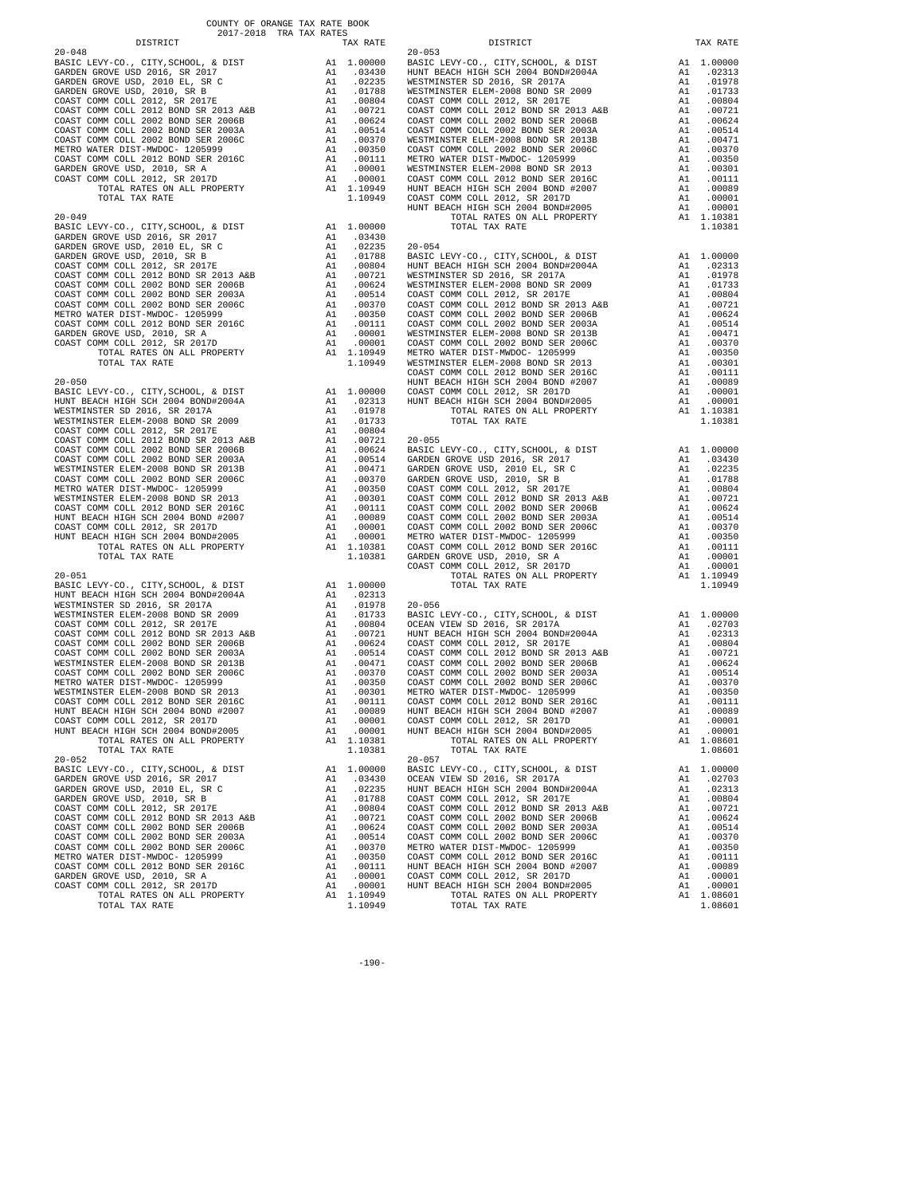COUNTY OF ORANGE TAX RATE BOOK
2017-2018 TRA TAX RATES

| DISTRICT | | TAX RATE |
|---|---|---|
| **20-048** | | |
| BASIC LEVY-CO., CITY,SCHOOL, & DIST | A1 | 1.00000 |
| GARDEN GROVE USD 2016, SR 2017 | A1 | .03430 |
| GARDEN GROVE USD, 2010 EL, SR C | A1 | .02235 |
| GARDEN GROVE USD, 2010, SR B | A1 | .01788 |
| COAST COMM COLL 2012, SR 2017E | A1 | .00804 |
| COAST COMM COLL 2012 BOND SR 2013 A&B | A1 | .00721 |
| COAST COMM COLL 2002 BOND SER 2006B | A1 | .00624 |
| COAST COMM COLL 2002 BOND SER 2003A | A1 | .00514 |
| COAST COMM COLL 2002 BOND SER 2006C | A1 | .00370 |
| METRO WATER DIST-MWDOC- 1205999 | A1 | .00350 |
| COAST COMM COLL 2012 BOND SER 2016C | A1 | .00111 |
| GARDEN GROVE USD, 2010, SR A | A1 | .00001 |
| COAST COMM COLL 2012, SR 2017D | A1 | .00001 |
| TOTAL RATES ON ALL PROPERTY | A1 | 1.10949 |
| TOTAL TAX RATE | | 1.10949 |
| **20-049** | | |
| BASIC LEVY-CO., CITY,SCHOOL, & DIST | A1 | 1.00000 |
| GARDEN GROVE USD 2016, SR 2017 | A1 | .03430 |
| GARDEN GROVE USD, 2010 EL, SR C | A1 | .02235 |
| GARDEN GROVE USD, 2010, SR B | A1 | .01788 |
| COAST COMM COLL 2012, SR 2017E | A1 | .00804 |
| COAST COMM COLL 2012 BOND SR 2013 A&B | A1 | .00721 |
| COAST COMM COLL 2002 BOND SER 2006B | A1 | .00624 |
| COAST COMM COLL 2002 BOND SER 2003A | A1 | .00514 |
| COAST COMM COLL 2002 BOND SER 2006C | A1 | .00370 |
| METRO WATER DIST-MWDOC- 1205999 | A1 | .00350 |
| COAST COMM COLL 2012 BOND SER 2016C | A1 | .00111 |
| GARDEN GROVE USD, 2010, SR A | A1 | .00001 |
| COAST COMM COLL 2012, SR 2017D | A1 | .00001 |
| TOTAL RATES ON ALL PROPERTY | A1 | 1.10949 |
| TOTAL TAX RATE | | 1.10949 |
| **20-050** | | |
| BASIC LEVY-CO., CITY,SCHOOL, & DIST | A1 | 1.00000 |
| HUNT BEACH HIGH SCH 2004 BOND#2004A | A1 | .02313 |
| WESTMINSTER SD 2016, SR 2017A | A1 | .01978 |
| WESTMINSTER ELEM-2008 BOND SR 2009 | A1 | .01733 |
| COAST COMM COLL 2012, SR 2017E | A1 | .00804 |
| COAST COMM COLL 2012 BOND SR 2013 A&B | A1 | .00721 |
| COAST COMM COLL 2002 BOND SER 2006B | A1 | .00624 |
| COAST COMM COLL 2002 BOND SER 2003A | A1 | .00514 |
| WESTMINSTER ELEM-2008 BOND SR 2013B | A1 | .00471 |
| COAST COMM COLL 2002 BOND SER 2006C | A1 | .00370 |
| METRO WATER DIST-MWDOC- 1205999 | A1 | .00350 |
| WESTMINSTER ELEM-2008 BOND SR 2013 | A1 | .00301 |
| COAST COMM COLL 2012 BOND SER 2016C | A1 | .00111 |
| HUNT BEACH HIGH SCH 2004 BOND #2007 | A1 | .00089 |
| COAST COMM COLL 2012, SR 2017D | A1 | .00001 |
| HUNT BEACH HIGH SCH 2004 BOND#2005 | A1 | .00001 |
| TOTAL RATES ON ALL PROPERTY | A1 | 1.10381 |
| TOTAL TAX RATE | | 1.10381 |
| **20-051** | | |
| BASIC LEVY-CO., CITY,SCHOOL, & DIST | A1 | 1.00000 |
| HUNT BEACH HIGH SCH 2004 BOND#2004A | A1 | .02313 |
| WESTMINSTER SD 2016, SR 2017A | A1 | .01978 |
| WESTMINSTER ELEM-2008 BOND SR 2009 | A1 | .01733 |
| COAST COMM COLL 2012, SR 2017E | A1 | .00804 |
| COAST COMM COLL 2012 BOND SR 2013 A&B | A1 | .00721 |
| COAST COMM COLL 2002 BOND SER 2006B | A1 | .00624 |
| COAST COMM COLL 2002 BOND SER 2003A | A1 | .00514 |
| WESTMINSTER ELEM-2008 BOND SR 2013B | A1 | .00471 |
| COAST COMM COLL 2002 BOND SER 2006C | A1 | .00370 |
| METRO WATER DIST-MWDOC- 1205999 | A1 | .00350 |
| WESTMINSTER ELEM-2008 BOND SR 2013 | A1 | .00301 |
| COAST COMM COLL 2012 BOND SER 2016C | A1 | .00111 |
| HUNT BEACH HIGH SCH 2004 BOND #2007 | A1 | .00089 |
| COAST COMM COLL 2012, SR 2017D | A1 | .00001 |
| HUNT BEACH HIGH SCH 2004 BOND#2005 | A1 | .00001 |
| TOTAL RATES ON ALL PROPERTY | A1 | 1.10381 |
| TOTAL TAX RATE | | 1.10381 |
| **20-052** | | |
| BASIC LEVY-CO., CITY,SCHOOL, & DIST | A1 | 1.00000 |
| GARDEN GROVE USD 2016, SR 2017 | A1 | .03430 |
| GARDEN GROVE USD, 2010 EL, SR C | A1 | .02235 |
| GARDEN GROVE USD, 2010, SR B | A1 | .01788 |
| COAST COMM COLL 2012, SR 2017E | A1 | .00804 |
| COAST COMM COLL 2012 BOND SR 2013 A&B | A1 | .00721 |
| COAST COMM COLL 2002 BOND SER 2006B | A1 | .00624 |
| COAST COMM COLL 2002 BOND SER 2003A | A1 | .00514 |
| COAST COMM COLL 2002 BOND SER 2006C | A1 | .00370 |
| METRO WATER DIST-MWDOC- 1205999 | A1 | .00350 |
| COAST COMM COLL 2012 BOND SER 2016C | A1 | .00111 |
| GARDEN GROVE USD, 2010, SR A | A1 | .00001 |
| COAST COMM COLL 2012, SR 2017D | A1 | .00001 |
| TOTAL RATES ON ALL PROPERTY | A1 | 1.10949 |
| TOTAL TAX RATE | | 1.10949 |
| **20-053** | | |
| BASIC LEVY-CO., CITY,SCHOOL, & DIST | A1 | 1.00000 |
| HUNT BEACH HIGH SCH 2004 BOND#2004A | A1 | .02313 |
| WESTMINSTER SD 2016, SR 2017A | A1 | .01978 |
| WESTMINSTER ELEM-2008 BOND SR 2009 | A1 | .01733 |
| COAST COMM COLL 2012, SR 2017E | A1 | .00804 |
| COAST COMM COLL 2012 BOND SR 2013 A&B | A1 | .00721 |
| COAST COMM COLL 2002 BOND SER 2006B | A1 | .00624 |
| COAST COMM COLL 2002 BOND SER 2003A | A1 | .00514 |
| WESTMINSTER ELEM-2008 BOND SR 2013B | A1 | .00471 |
| COAST COMM COLL 2002 BOND SER 2006C | A1 | .00370 |
| METRO WATER DIST-MWDOC- 1205999 | A1 | .00350 |
| WESTMINSTER ELEM-2008 BOND SR 2013 | A1 | .00301 |
| COAST COMM COLL 2012 BOND SER 2016C | A1 | .00111 |
| HUNT BEACH HIGH SCH 2004 BOND #2007 | A1 | .00089 |
| COAST COMM COLL 2012, SR 2017D | A1 | .00001 |
| HUNT BEACH HIGH SCH 2004 BOND#2005 | A1 | .00001 |
| TOTAL RATES ON ALL PROPERTY | A1 | 1.10381 |
| TOTAL TAX RATE | | 1.10381 |
| **20-054** | | |
| BASIC LEVY-CO., CITY,SCHOOL, & DIST | A1 | 1.00000 |
| HUNT BEACH HIGH SCH 2004 BOND#2004A | A1 | .02313 |
| WESTMINSTER SD 2016, SR 2017A | A1 | .01978 |
| WESTMINSTER ELEM-2008 BOND SR 2009 | A1 | .01733 |
| COAST COMM COLL 2012, SR 2017E | A1 | .00804 |
| COAST COMM COLL 2012 BOND SR 2013 A&B | A1 | .00721 |
| COAST COMM COLL 2002 BOND SER 2006B | A1 | .00624 |
| COAST COMM COLL 2002 BOND SER 2003A | A1 | .00514 |
| WESTMINSTER ELEM-2008 BOND SR 2013B | A1 | .00471 |
| COAST COMM COLL 2002 BOND SER 2006C | A1 | .00370 |
| METRO WATER DIST-MWDOC- 1205999 | A1 | .00350 |
| WESTMINSTER ELEM-2008 BOND SR 2013 | A1 | .00301 |
| COAST COMM COLL 2012 BOND SER 2016C | A1 | .00111 |
| HUNT BEACH HIGH SCH 2004 BOND #2007 | A1 | .00089 |
| COAST COMM COLL 2012, SR 2017D | A1 | .00001 |
| HUNT BEACH HIGH SCH 2004 BOND#2005 | A1 | .00001 |
| TOTAL RATES ON ALL PROPERTY | A1 | 1.10381 |
| TOTAL TAX RATE | | 1.10381 |
| **20-055** | | |
| BASIC LEVY-CO., CITY,SCHOOL, & DIST | A1 | 1.00000 |
| GARDEN GROVE USD 2016, SR 2017 | A1 | .03430 |
| GARDEN GROVE USD, 2010 EL, SR C | A1 | .02235 |
| GARDEN GROVE USD, 2010, SR B | A1 | .01788 |
| COAST COMM COLL 2012, SR 2017E | A1 | .00804 |
| COAST COMM COLL 2012 BOND SR 2013 A&B | A1 | .00721 |
| COAST COMM COLL 2002 BOND SER 2006B | A1 | .00624 |
| COAST COMM COLL 2002 BOND SER 2003A | A1 | .00514 |
| COAST COMM COLL 2002 BOND SER 2006C | A1 | .00370 |
| METRO WATER DIST-MWDOC- 1205999 | A1 | .00350 |
| COAST COMM COLL 2012 BOND SER 2016C | A1 | .00111 |
| GARDEN GROVE USD, 2010, SR A | A1 | .00001 |
| COAST COMM COLL 2012, SR 2017D | A1 | .00001 |
| TOTAL RATES ON ALL PROPERTY | A1 | 1.10949 |
| TOTAL TAX RATE | | 1.10949 |
| **20-056** | | |
| BASIC LEVY-CO., CITY,SCHOOL, & DIST | A1 | 1.00000 |
| OCEAN VIEW SD 2016, SR 2017A | A1 | .02703 |
| HUNT BEACH HIGH SCH 2004 BOND#2004A | A1 | .02313 |
| COAST COMM COLL 2012, SR 2017E | A1 | .00804 |
| COAST COMM COLL 2012 BOND SR 2013 A&B | A1 | .00721 |
| COAST COMM COLL 2002 BOND SER 2006B | A1 | .00624 |
| COAST COMM COLL 2002 BOND SER 2003A | A1 | .00514 |
| COAST COMM COLL 2002 BOND SER 2006C | A1 | .00370 |
| METRO WATER DIST-MWDOC- 1205999 | A1 | .00350 |
| COAST COMM COLL 2012 BOND SER 2016C | A1 | .00111 |
| HUNT BEACH HIGH SCH 2004 BOND #2007 | A1 | .00089 |
| COAST COMM COLL 2012, SR 2017D | A1 | .00001 |
| HUNT BEACH HIGH SCH 2004 BOND#2005 | A1 | .00001 |
| TOTAL RATES ON ALL PROPERTY | A1 | 1.08601 |
| TOTAL TAX RATE | | 1.08601 |
| **20-057** | | |
| BASIC LEVY-CO., CITY,SCHOOL, & DIST | A1 | 1.00000 |
| OCEAN VIEW SD 2016, SR 2017A | A1 | .02703 |
| HUNT BEACH HIGH SCH 2004 BOND#2004A | A1 | .02313 |
| COAST COMM COLL 2012, SR 2017E | A1 | .00804 |
| COAST COMM COLL 2012 BOND SR 2013 A&B | A1 | .00721 |
| COAST COMM COLL 2002 BOND SER 2006B | A1 | .00624 |
| COAST COMM COLL 2002 BOND SER 2003A | A1 | .00514 |
| COAST COMM COLL 2002 BOND SER 2006C | A1 | .00370 |
| METRO WATER DIST-MWDOC- 1205999 | A1 | .00350 |
| COAST COMM COLL 2012 BOND SER 2016C | A1 | .00111 |
| HUNT BEACH HIGH SCH 2004 BOND #2007 | A1 | .00089 |
| COAST COMM COLL 2012, SR 2017D | A1 | .00001 |
| HUNT BEACH HIGH SCH 2004 BOND#2005 | A1 | .00001 |
| TOTAL RATES ON ALL PROPERTY | A1 | 1.08601 |
| TOTAL TAX RATE | | 1.08601 |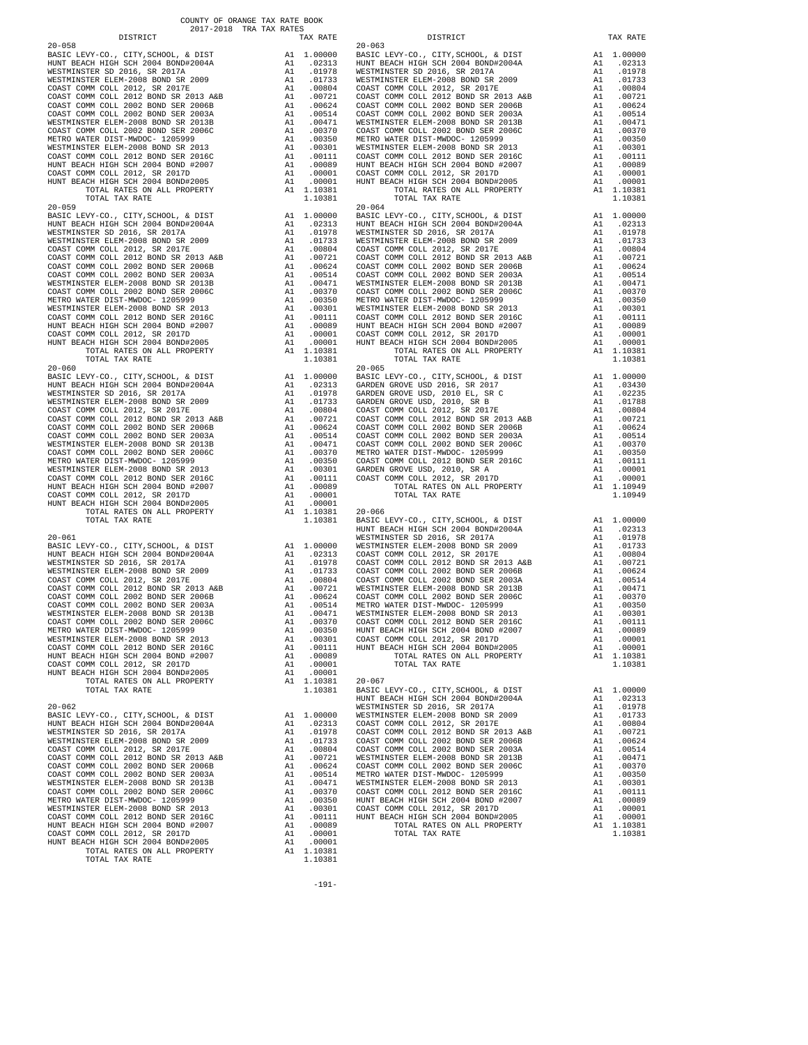COUNTY OF ORANGE TAX RATE BOOK
2017-2018 TRA TAX RATES

| DISTRICT | | TAX RATE |
|---|---|---|
| **20-058** | | |
| BASIC LEVY-CO., CITY,SCHOOL, & DIST | A1 | 1.00000 |
| HUNT BEACH HIGH SCH 2004 BOND#2004A | A1 | .02313 |
| WESTMINSTER SD 2016, SR 2017A | A1 | .01978 |
| WESTMINSTER ELEM-2008 BOND SR 2009 | A1 | .01733 |
| COAST COMM COLL 2012, SR 2017E | A1 | .00804 |
| COAST COMM COLL 2012 BOND SR 2013 A&B | A1 | .00721 |
| COAST COMM COLL 2002 BOND SER 2006B | A1 | .00624 |
| COAST COMM COLL 2002 BOND SER 2003A | A1 | .00514 |
| WESTMINSTER ELEM-2008 BOND SR 2013B | A1 | .00471 |
| COAST COMM COLL 2002 BOND SER 2006C | A1 | .00370 |
| METRO WATER DIST-MWDOC- 1205999 | A1 | .00350 |
| WESTMINSTER ELEM-2008 BOND SR 2013 | A1 | .00301 |
| COAST COMM COLL 2012 BOND SER 2016C | A1 | .00111 |
| HUNT BEACH HIGH SCH 2004 BOND #2007 | A1 | .00089 |
| COAST COMM COLL 2012, SR 2017D | A1 | .00001 |
| HUNT BEACH HIGH SCH 2004 BOND#2005 | A1 | .00001 |
| TOTAL RATES ON ALL PROPERTY | A1 | 1.10381 |
| TOTAL TAX RATE | | 1.10381 |
| **20-059** | | |
| BASIC LEVY-CO., CITY,SCHOOL, & DIST | A1 | 1.00000 |
| HUNT BEACH HIGH SCH 2004 BOND#2004A | A1 | .02313 |
| WESTMINSTER SD 2016, SR 2017A | A1 | .01978 |
| WESTMINSTER ELEM-2008 BOND SR 2009 | A1 | .01733 |
| COAST COMM COLL 2012, SR 2017E | A1 | .00804 |
| COAST COMM COLL 2012 BOND SR 2013 A&B | A1 | .00721 |
| COAST COMM COLL 2002 BOND SER 2006B | A1 | .00624 |
| COAST COMM COLL 2002 BOND SER 2003A | A1 | .00514 |
| WESTMINSTER ELEM-2008 BOND SR 2013B | A1 | .00471 |
| COAST COMM COLL 2002 BOND SER 2006C | A1 | .00370 |
| METRO WATER DIST-MWDOC- 1205999 | A1 | .00350 |
| WESTMINSTER ELEM-2008 BOND SR 2013 | A1 | .00301 |
| COAST COMM COLL 2012 BOND SER 2016C | A1 | .00111 |
| HUNT BEACH HIGH SCH 2004 BOND #2007 | A1 | .00089 |
| COAST COMM COLL 2012, SR 2017D | A1 | .00001 |
| HUNT BEACH HIGH SCH 2004 BOND#2005 | A1 | .00001 |
| TOTAL RATES ON ALL PROPERTY | A1 | 1.10381 |
| TOTAL TAX RATE | | 1.10381 |
| **20-060** | | |
| BASIC LEVY-CO., CITY,SCHOOL, & DIST | A1 | 1.00000 |
| HUNT BEACH HIGH SCH 2004 BOND#2004A | A1 | .02313 |
| WESTMINSTER SD 2016, SR 2017A | A1 | .01978 |
| WESTMINSTER ELEM-2008 BOND SR 2009 | A1 | .01733 |
| COAST COMM COLL 2012, SR 2017E | A1 | .00804 |
| COAST COMM COLL 2012 BOND SR 2013 A&B | A1 | .00721 |
| COAST COMM COLL 2002 BOND SER 2006B | A1 | .00624 |
| COAST COMM COLL 2002 BOND SER 2003A | A1 | .00514 |
| WESTMINSTER ELEM-2008 BOND SR 2013B | A1 | .00471 |
| COAST COMM COLL 2002 BOND SER 2006C | A1 | .00370 |
| METRO WATER DIST-MWDOC- 1205999 | A1 | .00350 |
| WESTMINSTER ELEM-2008 BOND SR 2013 | A1 | .00301 |
| COAST COMM COLL 2012 BOND SER 2016C | A1 | .00111 |
| HUNT BEACH HIGH SCH 2004 BOND #2007 | A1 | .00089 |
| COAST COMM COLL 2012, SR 2017D | A1 | .00001 |
| HUNT BEACH HIGH SCH 2004 BOND#2005 | A1 | .00001 |
| TOTAL RATES ON ALL PROPERTY | A1 | 1.10381 |
| TOTAL TAX RATE | | 1.10381 |
| **20-061** | | |
| BASIC LEVY-CO., CITY,SCHOOL, & DIST | A1 | 1.00000 |
| HUNT BEACH HIGH SCH 2004 BOND#2004A | A1 | .02313 |
| WESTMINSTER SD 2016, SR 2017A | A1 | .01978 |
| WESTMINSTER ELEM-2008 BOND SR 2009 | A1 | .01733 |
| COAST COMM COLL 2012, SR 2017E | A1 | .00804 |
| COAST COMM COLL 2012 BOND SR 2013 A&B | A1 | .00721 |
| COAST COMM COLL 2002 BOND SER 2006B | A1 | .00624 |
| COAST COMM COLL 2002 BOND SER 2003A | A1 | .00514 |
| WESTMINSTER ELEM-2008 BOND SR 2013B | A1 | .00471 |
| COAST COMM COLL 2002 BOND SER 2006C | A1 | .00370 |
| METRO WATER DIST-MWDOC- 1205999 | A1 | .00350 |
| WESTMINSTER ELEM-2008 BOND SR 2013 | A1 | .00301 |
| COAST COMM COLL 2012 BOND SER 2016C | A1 | .00111 |
| HUNT BEACH HIGH SCH 2004 BOND #2007 | A1 | .00089 |
| COAST COMM COLL 2012, SR 2017D | A1 | .00001 |
| HUNT BEACH HIGH SCH 2004 BOND#2005 | A1 | .00001 |
| TOTAL RATES ON ALL PROPERTY | A1 | 1.10381 |
| TOTAL TAX RATE | | 1.10381 |
| **20-062** | | |
| BASIC LEVY-CO., CITY,SCHOOL, & DIST | A1 | 1.00000 |
| HUNT BEACH HIGH SCH 2004 BOND#2004A | A1 | .02313 |
| WESTMINSTER SD 2016, SR 2017A | A1 | .01978 |
| WESTMINSTER ELEM-2008 BOND SR 2009 | A1 | .01733 |
| COAST COMM COLL 2012, SR 2017E | A1 | .00804 |
| COAST COMM COLL 2012 BOND SR 2013 A&B | A1 | .00721 |
| COAST COMM COLL 2002 BOND SER 2006B | A1 | .00624 |
| COAST COMM COLL 2002 BOND SER 2003A | A1 | .00514 |
| WESTMINSTER ELEM-2008 BOND SR 2013B | A1 | .00471 |
| COAST COMM COLL 2002 BOND SER 2006C | A1 | .00370 |
| METRO WATER DIST-MWDOC- 1205999 | A1 | .00350 |
| WESTMINSTER ELEM-2008 BOND SR 2013 | A1 | .00301 |
| COAST COMM COLL 2012 BOND SER 2016C | A1 | .00111 |
| HUNT BEACH HIGH SCH 2004 BOND #2007 | A1 | .00089 |
| COAST COMM COLL 2012, SR 2017D | A1 | .00001 |
| HUNT BEACH HIGH SCH 2004 BOND#2005 | A1 | .00001 |
| TOTAL RATES ON ALL PROPERTY | A1 | 1.10381 |
| TOTAL TAX RATE | | 1.10381 |
| **20-063** | | |
| BASIC LEVY-CO., CITY,SCHOOL, & DIST | A1 | 1.00000 |
| HUNT BEACH HIGH SCH 2004 BOND#2004A | A1 | .02313 |
| WESTMINSTER SD 2016, SR 2017A | A1 | .01978 |
| WESTMINSTER ELEM-2008 BOND SR 2009 | A1 | .01733 |
| COAST COMM COLL 2012, SR 2017E | A1 | .00804 |
| COAST COMM COLL 2012 BOND SR 2013 A&B | A1 | .00721 |
| COAST COMM COLL 2002 BOND SER 2006B | A1 | .00624 |
| COAST COMM COLL 2002 BOND SER 2003A | A1 | .00514 |
| WESTMINSTER ELEM-2008 BOND SR 2013B | A1 | .00471 |
| COAST COMM COLL 2002 BOND SER 2006C | A1 | .00370 |
| METRO WATER DIST-MWDOC- 1205999 | A1 | .00350 |
| WESTMINSTER ELEM-2008 BOND SR 2013 | A1 | .00301 |
| COAST COMM COLL 2012 BOND SER 2016C | A1 | .00111 |
| HUNT BEACH HIGH SCH 2004 BOND #2007 | A1 | .00089 |
| COAST COMM COLL 2012, SR 2017D | A1 | .00001 |
| HUNT BEACH HIGH SCH 2004 BOND#2005 | A1 | .00001 |
| TOTAL RATES ON ALL PROPERTY | A1 | 1.10381 |
| TOTAL TAX RATE | | 1.10381 |
| **20-064** | | |
| BASIC LEVY-CO., CITY,SCHOOL, & DIST | A1 | 1.00000 |
| HUNT BEACH HIGH SCH 2004 BOND#2004A | A1 | .02313 |
| WESTMINSTER SD 2016, SR 2017A | A1 | .01978 |
| WESTMINSTER ELEM-2008 BOND SR 2009 | A1 | .01733 |
| COAST COMM COLL 2012, SR 2017E | A1 | .00804 |
| COAST COMM COLL 2012 BOND SR 2013 A&B | A1 | .00721 |
| COAST COMM COLL 2002 BOND SER 2006B | A1 | .00624 |
| COAST COMM COLL 2002 BOND SER 2003A | A1 | .00514 |
| WESTMINSTER ELEM-2008 BOND SR 2013B | A1 | .00471 |
| COAST COMM COLL 2002 BOND SER 2006C | A1 | .00370 |
| METRO WATER DIST-MWDOC- 1205999 | A1 | .00350 |
| WESTMINSTER ELEM-2008 BOND SR 2013 | A1 | .00301 |
| COAST COMM COLL 2012 BOND SER 2016C | A1 | .00111 |
| HUNT BEACH HIGH SCH 2004 BOND #2007 | A1 | .00089 |
| COAST COMM COLL 2012, SR 2017D | A1 | .00001 |
| HUNT BEACH HIGH SCH 2004 BOND#2005 | A1 | .00001 |
| TOTAL RATES ON ALL PROPERTY | A1 | 1.10381 |
| TOTAL TAX RATE | | 1.10381 |
| **20-065** | | |
| BASIC LEVY-CO., CITY,SCHOOL, & DIST | A1 | 1.00000 |
| GARDEN GROVE USD 2016, SR 2017 | A1 | .03430 |
| GARDEN GROVE USD, 2010 EL, SR C | A1 | .02235 |
| GARDEN GROVE USD, 2010, SR B | A1 | .01788 |
| COAST COMM COLL 2012, SR 2017E | A1 | .00804 |
| COAST COMM COLL 2012 BOND SR 2013 A&B | A1 | .00721 |
| COAST COMM COLL 2002 BOND SER 2006B | A1 | .00624 |
| COAST COMM COLL 2002 BOND SER 2003A | A1 | .00514 |
| COAST COMM COLL 2002 BOND SER 2006C | A1 | .00370 |
| METRO WATER DIST-MWDOC- 1205999 | A1 | .00350 |
| COAST COMM COLL 2012 BOND SER 2016C | A1 | .00111 |
| GARDEN GROVE USD, 2010, SR A | A1 | .00001 |
| COAST COMM COLL 2012, SR 2017D | A1 | .00001 |
| TOTAL RATES ON ALL PROPERTY | A1 | 1.10949 |
| TOTAL TAX RATE | | 1.10949 |
| **20-066** | | |
| BASIC LEVY-CO., CITY,SCHOOL, & DIST | A1 | 1.00000 |
| HUNT BEACH HIGH SCH 2004 BOND#2004A | A1 | .02313 |
| WESTMINSTER SD 2016, SR 2017A | A1 | .01978 |
| WESTMINSTER ELEM-2008 BOND SR 2009 | A1 | .01733 |
| COAST COMM COLL 2012, SR 2017E | A1 | .00804 |
| COAST COMM COLL 2012 BOND SR 2013 A&B | A1 | .00721 |
| COAST COMM COLL 2002 BOND SER 2006B | A1 | .00624 |
| COAST COMM COLL 2002 BOND SER 2003A | A1 | .00514 |
| WESTMINSTER ELEM-2008 BOND SR 2013B | A1 | .00471 |
| COAST COMM COLL 2002 BOND SER 2006C | A1 | .00370 |
| METRO WATER DIST-MWDOC- 1205999 | A1 | .00350 |
| WESTMINSTER ELEM-2008 BOND SR 2013 | A1 | .00301 |
| COAST COMM COLL 2012 BOND SER 2016C | A1 | .00111 |
| HUNT BEACH HIGH SCH 2004 BOND #2007 | A1 | .00089 |
| COAST COMM COLL 2012, SR 2017D | A1 | .00001 |
| HUNT BEACH HIGH SCH 2004 BOND#2005 | A1 | .00001 |
| TOTAL RATES ON ALL PROPERTY | A1 | 1.10381 |
| TOTAL TAX RATE | | 1.10381 |
| **20-067** | | |
| BASIC LEVY-CO., CITY,SCHOOL, & DIST | A1 | 1.00000 |
| HUNT BEACH HIGH SCH 2004 BOND#2004A | A1 | .02313 |
| WESTMINSTER SD 2016, SR 2017A | A1 | .01978 |
| WESTMINSTER ELEM-2008 BOND SR 2009 | A1 | .01733 |
| COAST COMM COLL 2012, SR 2017E | A1 | .00804 |
| COAST COMM COLL 2012 BOND SR 2013 A&B | A1 | .00721 |
| COAST COMM COLL 2002 BOND SER 2006B | A1 | .00624 |
| COAST COMM COLL 2002 BOND SER 2003A | A1 | .00514 |
| WESTMINSTER ELEM-2008 BOND SR 2013B | A1 | .00471 |
| COAST COMM COLL 2002 BOND SER 2006C | A1 | .00370 |
| METRO WATER DIST-MWDOC- 1205999 | A1 | .00350 |
| WESTMINSTER ELEM-2008 BOND SR 2013 | A1 | .00301 |
| COAST COMM COLL 2012 BOND SER 2016C | A1 | .00111 |
| HUNT BEACH HIGH SCH 2004 BOND #2007 | A1 | .00089 |
| COAST COMM COLL 2012, SR 2017D | A1 | .00001 |
| HUNT BEACH HIGH SCH 2004 BOND#2005 | A1 | .00001 |
| TOTAL RATES ON ALL PROPERTY | A1 | 1.10381 |
| TOTAL TAX RATE | | 1.10381 |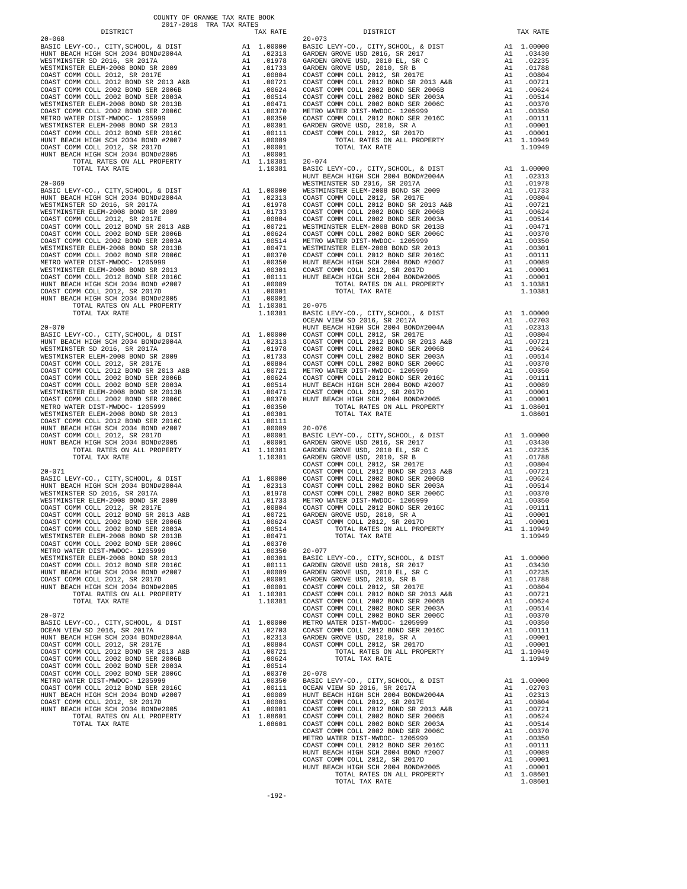COUNTY OF ORANGE TAX RATE BOOK
2017-2018 TRA TAX RATES

| DISTRICT | TAX RATE |
|---|---|
| **20-068** | |
| BASIC LEVY-CO., CITY,SCHOOL, & DIST | A1 1.00000 |
| HUNT BEACH HIGH SCH 2004 BOND#2004A | A1 .02313 |
| WESTMINSTER SD 2016, SR 2017A | A1 .01978 |
| WESTMINSTER ELEM-2008 BOND SR 2009 | A1 .01733 |
| COAST COMM COLL 2012, SR 2017E | A1 .00804 |
| COAST COMM COLL 2012 BOND SR 2013 A&B | A1 .00721 |
| COAST COMM COLL 2002 BOND SER 2006B | A1 .00624 |
| COAST COMM COLL 2002 BOND SER 2003A | A1 .00514 |
| WESTMINSTER ELEM-2008 BOND SR 2013B | A1 .00471 |
| COAST COMM COLL 2002 BOND SER 2006C | A1 .00370 |
| METRO WATER DIST-MWDOC- 1205999 | A1 .00350 |
| WESTMINSTER ELEM-2008 BOND SR 2013 | A1 .00301 |
| COAST COMM COLL 2012 BOND SER 2016C | A1 .00111 |
| HUNT BEACH HIGH SCH 2004 BOND #2007 | A1 .00089 |
| COAST COMM COLL 2012, SR 2017D | A1 .00001 |
| HUNT BEACH HIGH SCH 2004 BOND#2005 | A1 .00001 |
| TOTAL RATES ON ALL PROPERTY | A1 1.10381 |
| TOTAL TAX RATE | 1.10381 |
| **20-069** | |
| BASIC LEVY-CO., CITY,SCHOOL, & DIST | A1 1.00000 |
| HUNT BEACH HIGH SCH 2004 BOND#2004A | A1 .02313 |
| WESTMINSTER SD 2016, SR 2017A | A1 .01978 |
| WESTMINSTER ELEM-2008 BOND SR 2009 | A1 .01733 |
| COAST COMM COLL 2012, SR 2017E | A1 .00804 |
| COAST COMM COLL 2012 BOND SR 2013 A&B | A1 .00721 |
| COAST COMM COLL 2002 BOND SER 2006B | A1 .00624 |
| COAST COMM COLL 2002 BOND SER 2003A | A1 .00514 |
| WESTMINSTER ELEM-2008 BOND SR 2013B | A1 .00471 |
| COAST COMM COLL 2002 BOND SER 2006C | A1 .00370 |
| METRO WATER DIST-MWDOC- 1205999 | A1 .00350 |
| WESTMINSTER ELEM-2008 BOND SR 2013 | A1 .00301 |
| COAST COMM COLL 2012 BOND SER 2016C | A1 .00111 |
| HUNT BEACH HIGH SCH 2004 BOND #2007 | A1 .00089 |
| COAST COMM COLL 2012, SR 2017D | A1 .00001 |
| HUNT BEACH HIGH SCH 2004 BOND#2005 | A1 .00001 |
| TOTAL RATES ON ALL PROPERTY | A1 1.10381 |
| TOTAL TAX RATE | 1.10381 |
| **20-070** | |
| BASIC LEVY-CO., CITY,SCHOOL, & DIST | A1 1.00000 |
| HUNT BEACH HIGH SCH 2004 BOND#2004A | A1 .02313 |
| WESTMINSTER SD 2016, SR 2017A | A1 .01978 |
| WESTMINSTER ELEM-2008 BOND SR 2009 | A1 .01733 |
| COAST COMM COLL 2012, SR 2017E | A1 .00804 |
| COAST COMM COLL 2012 BOND SR 2013 A&B | A1 .00721 |
| COAST COMM COLL 2002 BOND SER 2006B | A1 .00624 |
| COAST COMM COLL 2002 BOND SER 2003A | A1 .00514 |
| WESTMINSTER ELEM-2008 BOND SR 2013B | A1 .00471 |
| COAST COMM COLL 2002 BOND SER 2006C | A1 .00370 |
| METRO WATER DIST-MWDOC- 1205999 | A1 .00350 |
| WESTMINSTER ELEM-2008 BOND SR 2013 | A1 .00301 |
| COAST COMM COLL 2012 BOND SER 2016C | A1 .00111 |
| HUNT BEACH HIGH SCH 2004 BOND #2007 | A1 .00089 |
| COAST COMM COLL 2012, SR 2017D | A1 .00001 |
| HUNT BEACH HIGH SCH 2004 BOND#2005 | A1 .00001 |
| TOTAL RATES ON ALL PROPERTY | A1 1.10381 |
| TOTAL TAX RATE | 1.10381 |
| **20-071** | |
| BASIC LEVY-CO., CITY,SCHOOL, & DIST | A1 1.00000 |
| HUNT BEACH HIGH SCH 2004 BOND#2004A | A1 .02313 |
| WESTMINSTER SD 2016, SR 2017A | A1 .01978 |
| WESTMINSTER ELEM-2008 BOND SR 2009 | A1 .01733 |
| COAST COMM COLL 2012, SR 2017E | A1 .00804 |
| COAST COMM COLL 2012 BOND SR 2013 A&B | A1 .00721 |
| COAST COMM COLL 2002 BOND SER 2006B | A1 .00624 |
| COAST COMM COLL 2002 BOND SER 2003A | A1 .00514 |
| WESTMINSTER ELEM-2008 BOND SR 2013B | A1 .00471 |
| COAST COMM COLL 2002 BOND SER 2006C | A1 .00370 |
| METRO WATER DIST-MWDOC- 1205999 | A1 .00350 |
| WESTMINSTER ELEM-2008 BOND SR 2013 | A1 .00301 |
| COAST COMM COLL 2012 BOND SER 2016C | A1 .00111 |
| HUNT BEACH HIGH SCH 2004 BOND #2007 | A1 .00089 |
| COAST COMM COLL 2012, SR 2017D | A1 .00001 |
| HUNT BEACH HIGH SCH 2004 BOND#2005 | A1 .00001 |
| TOTAL RATES ON ALL PROPERTY | A1 1.10381 |
| TOTAL TAX RATE | 1.10381 |
| **20-072** | |
| BASIC LEVY-CO., CITY,SCHOOL, & DIST | A1 1.00000 |
| OCEAN VIEW SD 2016, SR 2017A | A1 .02703 |
| HUNT BEACH HIGH SCH 2004 BOND#2004A | A1 .02313 |
| COAST COMM COLL 2012, SR 2017E | A1 .00804 |
| COAST COMM COLL 2012 BOND SR 2013 A&B | A1 .00721 |
| COAST COMM COLL 2002 BOND SER 2006B | A1 .00624 |
| COAST COMM COLL 2002 BOND SER 2003A | A1 .00514 |
| COAST COMM COLL 2002 BOND SER 2006C | A1 .00370 |
| METRO WATER DIST-MWDOC- 1205999 | A1 .00350 |
| COAST COMM COLL 2012 BOND SER 2016C | A1 .00111 |
| HUNT BEACH HIGH SCH 2004 BOND #2007 | A1 .00089 |
| COAST COMM COLL 2012, SR 2017D | A1 .00001 |
| HUNT BEACH HIGH SCH 2004 BOND#2005 | A1 .00001 |
| TOTAL RATES ON ALL PROPERTY | A1 1.08601 |
| TOTAL TAX RATE | 1.08601 |
| **20-073** | |
| BASIC LEVY-CO., CITY,SCHOOL, & DIST | A1 1.00000 |
| GARDEN GROVE USD 2016, SR 2017 | A1 .03430 |
| GARDEN GROVE USD, 2010 EL, SR C | A1 .02235 |
| GARDEN GROVE USD, 2010, SR B | A1 .01788 |
| COAST COMM COLL 2012, SR 2017E | A1 .00804 |
| COAST COMM COLL 2012 BOND SR 2013 A&B | A1 .00721 |
| COAST COMM COLL 2002 BOND SER 2006B | A1 .00624 |
| COAST COMM COLL 2002 BOND SER 2003A | A1 .00514 |
| COAST COMM COLL 2002 BOND SER 2006C | A1 .00370 |
| METRO WATER DIST-MWDOC- 1205999 | A1 .00350 |
| COAST COMM COLL 2012 BOND SER 2016C | A1 .00111 |
| GARDEN GROVE USD, 2010, SR A | A1 .00001 |
| COAST COMM COLL 2012, SR 2017D | A1 .00001 |
| TOTAL RATES ON ALL PROPERTY | A1 1.10949 |
| TOTAL TAX RATE | 1.10949 |
| **20-074** | |
| BASIC LEVY-CO., CITY,SCHOOL, & DIST | A1 1.00000 |
| HUNT BEACH HIGH SCH 2004 BOND#2004A | A1 .02313 |
| WESTMINSTER SD 2016, SR 2017A | A1 .01978 |
| WESTMINSTER ELEM-2008 BOND SR 2009 | A1 .01733 |
| COAST COMM COLL 2012, SR 2017E | A1 .00804 |
| COAST COMM COLL 2012 BOND SR 2013 A&B | A1 .00721 |
| COAST COMM COLL 2002 BOND SER 2006B | A1 .00624 |
| COAST COMM COLL 2002 BOND SER 2003A | A1 .00514 |
| WESTMINSTER ELEM-2008 BOND SR 2013B | A1 .00471 |
| COAST COMM COLL 2002 BOND SER 2006C | A1 .00370 |
| METRO WATER DIST-MWDOC- 1205999 | A1 .00350 |
| WESTMINSTER ELEM-2008 BOND SR 2013 | A1 .00301 |
| COAST COMM COLL 2012 BOND SER 2016C | A1 .00111 |
| HUNT BEACH HIGH SCH 2004 BOND #2007 | A1 .00089 |
| COAST COMM COLL 2012, SR 2017D | A1 .00001 |
| HUNT BEACH HIGH SCH 2004 BOND#2005 | A1 .00001 |
| TOTAL RATES ON ALL PROPERTY | A1 1.10381 |
| TOTAL TAX RATE | 1.10381 |
| **20-075** | |
| BASIC LEVY-CO., CITY,SCHOOL, & DIST | A1 1.00000 |
| OCEAN VIEW SD 2016, SR 2017A | A1 .02703 |
| HUNT BEACH HIGH SCH 2004 BOND#2004A | A1 .02313 |
| COAST COMM COLL 2012, SR 2017E | A1 .00804 |
| COAST COMM COLL 2012 BOND SR 2013 A&B | A1 .00721 |
| COAST COMM COLL 2002 BOND SER 2006B | A1 .00624 |
| COAST COMM COLL 2002 BOND SER 2003A | A1 .00514 |
| COAST COMM COLL 2002 BOND SER 2006C | A1 .00370 |
| METRO WATER DIST-MWDOC- 1205999 | A1 .00350 |
| COAST COMM COLL 2012 BOND SER 2016C | A1 .00111 |
| HUNT BEACH HIGH SCH 2004 BOND #2007 | A1 .00089 |
| COAST COMM COLL 2012, SR 2017D | A1 .00001 |
| HUNT BEACH HIGH SCH 2004 BOND#2005 | A1 .00001 |
| TOTAL RATES ON ALL PROPERTY | A1 1.08601 |
| TOTAL TAX RATE | 1.08601 |
| **20-076** | |
| BASIC LEVY-CO., CITY,SCHOOL, & DIST | A1 1.00000 |
| GARDEN GROVE USD 2016, SR 2017 | A1 .03430 |
| GARDEN GROVE USD, 2010 EL, SR C | A1 .02235 |
| GARDEN GROVE USD, 2010, SR B | A1 .01788 |
| COAST COMM COLL 2012, SR 2017E | A1 .00804 |
| COAST COMM COLL 2012 BOND SR 2013 A&B | A1 .00721 |
| COAST COMM COLL 2002 BOND SER 2006B | A1 .00624 |
| COAST COMM COLL 2002 BOND SER 2003A | A1 .00514 |
| COAST COMM COLL 2002 BOND SER 2006C | A1 .00370 |
| METRO WATER DIST-MWDOC- 1205999 | A1 .00350 |
| COAST COMM COLL 2012 BOND SER 2016C | A1 .00111 |
| GARDEN GROVE USD, 2010, SR A | A1 .00001 |
| COAST COMM COLL 2012, SR 2017D | A1 .00001 |
| TOTAL RATES ON ALL PROPERTY | A1 1.10949 |
| TOTAL TAX RATE | 1.10949 |
| **20-077** | |
| BASIC LEVY-CO., CITY,SCHOOL, & DIST | A1 1.00000 |
| GARDEN GROVE USD 2016, SR 2017 | A1 .03430 |
| GARDEN GROVE USD, 2010 EL, SR C | A1 .02235 |
| GARDEN GROVE USD, 2010, SR B | A1 .01788 |
| COAST COMM COLL 2012, SR 2017E | A1 .00804 |
| COAST COMM COLL 2012 BOND SR 2013 A&B | A1 .00721 |
| COAST COMM COLL 2002 BOND SER 2006B | A1 .00624 |
| COAST COMM COLL 2002 BOND SER 2003A | A1 .00514 |
| COAST COMM COLL 2002 BOND SER 2006C | A1 .00370 |
| METRO WATER DIST-MWDOC- 1205999 | A1 .00350 |
| COAST COMM COLL 2012 BOND SER 2016C | A1 .00111 |
| GARDEN GROVE USD, 2010, SR A | A1 .00001 |
| COAST COMM COLL 2012, SR 2017D | A1 .00001 |
| TOTAL RATES ON ALL PROPERTY | A1 1.10949 |
| TOTAL TAX RATE | 1.10949 |
| **20-078** | |
| BASIC LEVY-CO., CITY,SCHOOL, & DIST | A1 1.00000 |
| OCEAN VIEW SD 2016, SR 2017A | A1 .02703 |
| HUNT BEACH HIGH SCH 2004 BOND#2004A | A1 .02313 |
| COAST COMM COLL 2012, SR 2017E | A1 .00804 |
| COAST COMM COLL 2012 BOND SR 2013 A&B | A1 .00721 |
| COAST COMM COLL 2002 BOND SER 2006B | A1 .00624 |
| COAST COMM COLL 2002 BOND SER 2003A | A1 .00514 |
| COAST COMM COLL 2002 BOND SER 2006C | A1 .00370 |
| METRO WATER DIST-MWDOC- 1205999 | A1 .00350 |
| COAST COMM COLL 2012 BOND SER 2016C | A1 .00111 |
| HUNT BEACH HIGH SCH 2004 BOND #2007 | A1 .00089 |
| COAST COMM COLL 2012, SR 2017D | A1 .00001 |
| HUNT BEACH HIGH SCH 2004 BOND#2005 | A1 .00001 |
| TOTAL RATES ON ALL PROPERTY | A1 1.08601 |
| TOTAL TAX RATE | 1.08601 |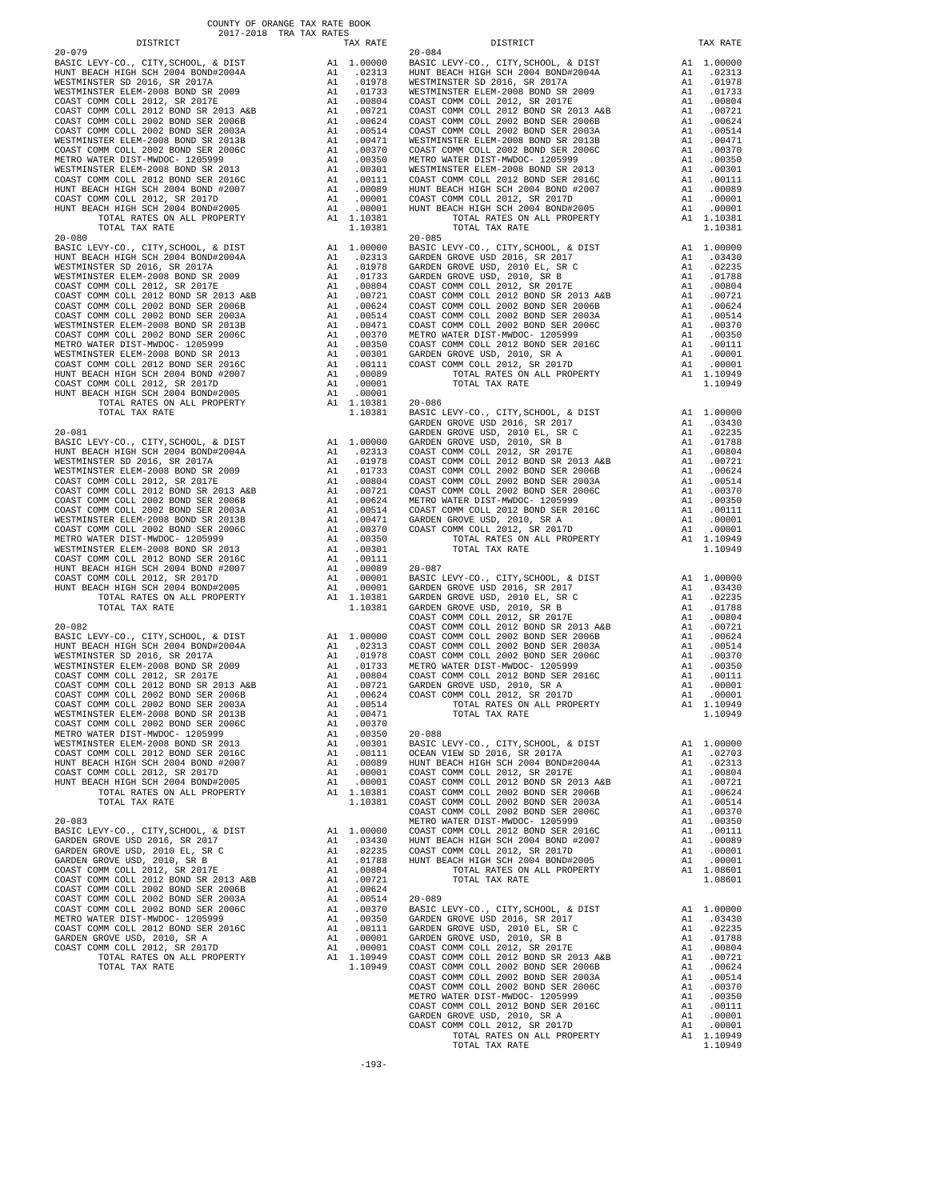COUNTY OF ORANGE TAX RATE BOOK
2017-2018 TRA TAX RATES

| DISTRICT | | TAX RATE |
|---|---|---|
| **20-079** | | |
| BASIC LEVY-CO., CITY,SCHOOL, & DIST | A1 | 1.00000 |
| HUNT BEACH HIGH SCH 2004 BOND#2004A | A1 | .02313 |
| WESTMINSTER SD 2016, SR 2017A | A1 | .01978 |
| WESTMINSTER ELEM-2008 BOND SR 2009 | A1 | .01733 |
| COAST COMM COLL 2012, SR 2017E | A1 | .00804 |
| COAST COMM COLL 2012 BOND SR 2013 A&B | A1 | .00721 |
| COAST COMM COLL 2002 BOND SER 2006B | A1 | .00624 |
| COAST COMM COLL 2002 BOND SER 2003A | A1 | .00514 |
| WESTMINSTER ELEM-2008 BOND SR 2013B | A1 | .00471 |
| COAST COMM COLL 2002 BOND SER 2006C | A1 | .00370 |
| METRO WATER DIST-MWDOC- 1205999 | A1 | .00350 |
| WESTMINSTER ELEM-2008 BOND SR 2013 | A1 | .00301 |
| COAST COMM COLL 2012 BOND SER 2016C | A1 | .00111 |
| HUNT BEACH HIGH SCH 2004 BOND #2007 | A1 | .00089 |
| COAST COMM COLL 2012, SR 2017D | A1 | .00001 |
| HUNT BEACH HIGH SCH 2004 BOND#2005 | A1 | .00001 |
| TOTAL RATES ON ALL PROPERTY | A1 | 1.10381 |
| TOTAL TAX RATE | | 1.10381 |
| **20-080** | | |
| BASIC LEVY-CO., CITY,SCHOOL, & DIST | A1 | 1.00000 |
| HUNT BEACH HIGH SCH 2004 BOND#2004A | A1 | .02313 |
| WESTMINSTER SD 2016, SR 2017A | A1 | .01978 |
| WESTMINSTER ELEM-2008 BOND SR 2009 | A1 | .01733 |
| COAST COMM COLL 2012, SR 2017E | A1 | .00804 |
| COAST COMM COLL 2012 BOND SR 2013 A&B | A1 | .00721 |
| COAST COMM COLL 2002 BOND SER 2006B | A1 | .00624 |
| COAST COMM COLL 2002 BOND SER 2003A | A1 | .00514 |
| WESTMINSTER ELEM-2008 BOND SR 2013B | A1 | .00471 |
| COAST COMM COLL 2002 BOND SER 2006C | A1 | .00370 |
| METRO WATER DIST-MWDOC- 1205999 | A1 | .00350 |
| WESTMINSTER ELEM-2008 BOND SR 2013 | A1 | .00301 |
| COAST COMM COLL 2012 BOND SER 2016C | A1 | .00111 |
| HUNT BEACH HIGH SCH 2004 BOND #2007 | A1 | .00089 |
| COAST COMM COLL 2012, SR 2017D | A1 | .00001 |
| HUNT BEACH HIGH SCH 2004 BOND#2005 | A1 | .00001 |
| TOTAL RATES ON ALL PROPERTY | A1 | 1.10381 |
| TOTAL TAX RATE | | 1.10381 |
| **20-081** | | |
| BASIC LEVY-CO., CITY,SCHOOL, & DIST | A1 | 1.00000 |
| HUNT BEACH HIGH SCH 2004 BOND#2004A | A1 | .02313 |
| WESTMINSTER SD 2016, SR 2017A | A1 | .01978 |
| WESTMINSTER ELEM-2008 BOND SR 2009 | A1 | .01733 |
| COAST COMM COLL 2012, SR 2017E | A1 | .00804 |
| COAST COMM COLL 2012 BOND SR 2013 A&B | A1 | .00721 |
| COAST COMM COLL 2002 BOND SER 2006B | A1 | .00624 |
| COAST COMM COLL 2002 BOND SER 2003A | A1 | .00514 |
| WESTMINSTER ELEM-2008 BOND SR 2013B | A1 | .00471 |
| COAST COMM COLL 2002 BOND SER 2006C | A1 | .00370 |
| METRO WATER DIST-MWDOC- 1205999 | A1 | .00350 |
| WESTMINSTER ELEM-2008 BOND SR 2013 | A1 | .00301 |
| COAST COMM COLL 2012 BOND SER 2016C | A1 | .00111 |
| HUNT BEACH HIGH SCH 2004 BOND #2007 | A1 | .00089 |
| COAST COMM COLL 2012, SR 2017D | A1 | .00001 |
| HUNT BEACH HIGH SCH 2004 BOND#2005 | A1 | .00001 |
| TOTAL RATES ON ALL PROPERTY | A1 | 1.10381 |
| TOTAL TAX RATE | | 1.10381 |
| **20-082** | | |
| BASIC LEVY-CO., CITY,SCHOOL, & DIST | A1 | 1.00000 |
| HUNT BEACH HIGH SCH 2004 BOND#2004A | A1 | .02313 |
| WESTMINSTER SD 2016, SR 2017A | A1 | .01978 |
| WESTMINSTER ELEM-2008 BOND SR 2009 | A1 | .01733 |
| COAST COMM COLL 2012, SR 2017E | A1 | .00804 |
| COAST COMM COLL 2012 BOND SR 2013 A&B | A1 | .00721 |
| COAST COMM COLL 2002 BOND SER 2006B | A1 | .00624 |
| COAST COMM COLL 2002 BOND SER 2003A | A1 | .00514 |
| WESTMINSTER ELEM-2008 BOND SR 2013B | A1 | .00471 |
| COAST COMM COLL 2002 BOND SER 2006C | A1 | .00370 |
| METRO WATER DIST-MWDOC- 1205999 | A1 | .00350 |
| WESTMINSTER ELEM-2008 BOND SR 2013 | A1 | .00301 |
| COAST COMM COLL 2012 BOND SER 2016C | A1 | .00111 |
| HUNT BEACH HIGH SCH 2004 BOND #2007 | A1 | .00089 |
| COAST COMM COLL 2012, SR 2017D | A1 | .00001 |
| HUNT BEACH HIGH SCH 2004 BOND#2005 | A1 | .00001 |
| TOTAL RATES ON ALL PROPERTY | A1 | 1.10381 |
| TOTAL TAX RATE | | 1.10381 |
| **20-083** | | |
| BASIC LEVY-CO., CITY,SCHOOL, & DIST | A1 | 1.00000 |
| GARDEN GROVE USD 2016, SR 2017 | A1 | .03430 |
| GARDEN GROVE USD, 2010 EL, SR C | A1 | .02235 |
| GARDEN GROVE USD, 2010, SR B | A1 | .01788 |
| COAST COMM COLL 2012, SR 2017E | A1 | .00804 |
| COAST COMM COLL 2012 BOND SR 2013 A&B | A1 | .00721 |
| COAST COMM COLL 2002 BOND SER 2006B | A1 | .00624 |
| COAST COMM COLL 2002 BOND SER 2003A | A1 | .00514 |
| COAST COMM COLL 2002 BOND SER 2006C | A1 | .00370 |
| METRO WATER DIST-MWDOC- 1205999 | A1 | .00350 |
| COAST COMM COLL 2012 BOND SER 2016C | A1 | .00111 |
| GARDEN GROVE USD, 2010, SR A | A1 | .00001 |
| COAST COMM COLL 2012, SR 2017D | A1 | .00001 |
| TOTAL RATES ON ALL PROPERTY | A1 | 1.10949 |
| TOTAL TAX RATE | | 1.10949 |
| **20-084** | | |
| BASIC LEVY-CO., CITY,SCHOOL, & DIST | A1 | 1.00000 |
| HUNT BEACH HIGH SCH 2004 BOND#2004A | A1 | .02313 |
| WESTMINSTER SD 2016, SR 2017A | A1 | .01978 |
| WESTMINSTER ELEM-2008 BOND SR 2009 | A1 | .01733 |
| COAST COMM COLL 2012, SR 2017E | A1 | .00804 |
| COAST COMM COLL 2012 BOND SR 2013 A&B | A1 | .00721 |
| COAST COMM COLL 2002 BOND SER 2006B | A1 | .00624 |
| COAST COMM COLL 2002 BOND SER 2003A | A1 | .00514 |
| WESTMINSTER ELEM-2008 BOND SR 2013B | A1 | .00471 |
| COAST COMM COLL 2002 BOND SER 2006C | A1 | .00370 |
| METRO WATER DIST-MWDOC- 1205999 | A1 | .00350 |
| WESTMINSTER ELEM-2008 BOND SR 2013 | A1 | .00301 |
| COAST COMM COLL 2012 BOND SER 2016C | A1 | .00111 |
| HUNT BEACH HIGH SCH 2004 BOND #2007 | A1 | .00089 |
| COAST COMM COLL 2012, SR 2017D | A1 | .00001 |
| HUNT BEACH HIGH SCH 2004 BOND#2005 | A1 | .00001 |
| TOTAL RATES ON ALL PROPERTY | A1 | 1.10381 |
| TOTAL TAX RATE | | 1.10381 |
| **20-085** | | |
| BASIC LEVY-CO., CITY,SCHOOL, & DIST | A1 | 1.00000 |
| GARDEN GROVE USD 2016, SR 2017 | A1 | .03430 |
| GARDEN GROVE USD, 2010 EL, SR C | A1 | .02235 |
| GARDEN GROVE USD, 2010, SR B | A1 | .01788 |
| COAST COMM COLL 2012, SR 2017E | A1 | .00804 |
| COAST COMM COLL 2012 BOND SR 2013 A&B | A1 | .00721 |
| COAST COMM COLL 2002 BOND SER 2006B | A1 | .00624 |
| COAST COMM COLL 2002 BOND SER 2003A | A1 | .00514 |
| COAST COMM COLL 2002 BOND SER 2006C | A1 | .00370 |
| METRO WATER DIST-MWDOC- 1205999 | A1 | .00350 |
| COAST COMM COLL 2012 BOND SER 2016C | A1 | .00111 |
| GARDEN GROVE USD, 2010, SR A | A1 | .00001 |
| COAST COMM COLL 2012, SR 2017D | A1 | .00001 |
| TOTAL RATES ON ALL PROPERTY | A1 | 1.10949 |
| TOTAL TAX RATE | | 1.10949 |
| **20-086** | | |
| BASIC LEVY-CO., CITY,SCHOOL, & DIST | A1 | 1.00000 |
| GARDEN GROVE USD 2016, SR 2017 | A1 | .03430 |
| GARDEN GROVE USD, 2010 EL, SR C | A1 | .02235 |
| GARDEN GROVE USD, 2010, SR B | A1 | .01788 |
| COAST COMM COLL 2012, SR 2017E | A1 | .00804 |
| COAST COMM COLL 2012 BOND SR 2013 A&B | A1 | .00721 |
| COAST COMM COLL 2002 BOND SER 2006B | A1 | .00624 |
| COAST COMM COLL 2002 BOND SER 2003A | A1 | .00514 |
| COAST COMM COLL 2002 BOND SER 2006C | A1 | .00370 |
| METRO WATER DIST-MWDOC- 1205999 | A1 | .00350 |
| COAST COMM COLL 2012 BOND SER 2016C | A1 | .00111 |
| GARDEN GROVE USD, 2010, SR A | A1 | .00001 |
| COAST COMM COLL 2012, SR 2017D | A1 | .00001 |
| TOTAL RATES ON ALL PROPERTY | A1 | 1.10949 |
| TOTAL TAX RATE | | 1.10949 |
| **20-087** | | |
| BASIC LEVY-CO., CITY,SCHOOL, & DIST | A1 | 1.00000 |
| GARDEN GROVE USD 2016, SR 2017 | A1 | .03430 |
| GARDEN GROVE USD, 2010 EL, SR C | A1 | .02235 |
| GARDEN GROVE USD, 2010, SR B | A1 | .01788 |
| COAST COMM COLL 2012, SR 2017E | A1 | .00804 |
| COAST COMM COLL 2012 BOND SR 2013 A&B | A1 | .00721 |
| COAST COMM COLL 2002 BOND SER 2006B | A1 | .00624 |
| COAST COMM COLL 2002 BOND SER 2003A | A1 | .00514 |
| COAST COMM COLL 2002 BOND SER 2006C | A1 | .00370 |
| METRO WATER DIST-MWDOC- 1205999 | A1 | .00350 |
| COAST COMM COLL 2012 BOND SER 2016C | A1 | .00111 |
| GARDEN GROVE USD, 2010, SR A | A1 | .00001 |
| COAST COMM COLL 2012, SR 2017D | A1 | .00001 |
| TOTAL RATES ON ALL PROPERTY | A1 | 1.10949 |
| TOTAL TAX RATE | | 1.10949 |
| **20-088** | | |
| BASIC LEVY-CO., CITY,SCHOOL, & DIST | A1 | 1.00000 |
| OCEAN VIEW SD 2016, SR 2017A | A1 | .02703 |
| HUNT BEACH HIGH SCH 2004 BOND#2004A | A1 | .02313 |
| COAST COMM COLL 2012, SR 2017E | A1 | .00804 |
| COAST COMM COLL 2012 BOND SR 2013 A&B | A1 | .00721 |
| COAST COMM COLL 2002 BOND SER 2006B | A1 | .00624 |
| COAST COMM COLL 2002 BOND SER 2003A | A1 | .00514 |
| COAST COMM COLL 2002 BOND SER 2006C | A1 | .00370 |
| METRO WATER DIST-MWDOC- 1205999 | A1 | .00350 |
| COAST COMM COLL 2012 BOND SER 2016C | A1 | .00111 |
| HUNT BEACH HIGH SCH 2004 BOND #2007 | A1 | .00089 |
| COAST COMM COLL 2012, SR 2017D | A1 | .00001 |
| HUNT BEACH HIGH SCH 2004 BOND#2005 | A1 | .00001 |
| TOTAL RATES ON ALL PROPERTY | A1 | 1.08601 |
| TOTAL TAX RATE | | 1.08601 |
| **20-089** | | |
| BASIC LEVY-CO., CITY,SCHOOL, & DIST | A1 | 1.00000 |
| GARDEN GROVE USD 2016, SR 2017 | A1 | .03430 |
| GARDEN GROVE USD, 2010 EL, SR C | A1 | .02235 |
| GARDEN GROVE USD, 2010, SR B | A1 | .01788 |
| COAST COMM COLL 2012, SR 2017E | A1 | .00804 |
| COAST COMM COLL 2012 BOND SR 2013 A&B | A1 | .00721 |
| COAST COMM COLL 2002 BOND SER 2006B | A1 | .00624 |
| COAST COMM COLL 2002 BOND SER 2003A | A1 | .00514 |
| COAST COMM COLL 2002 BOND SER 2006C | A1 | .00370 |
| METRO WATER DIST-MWDOC- 1205999 | A1 | .00350 |
| COAST COMM COLL 2012 BOND SER 2016C | A1 | .00111 |
| GARDEN GROVE USD, 2010, SR A | A1 | .00001 |
| COAST COMM COLL 2012, SR 2017D | A1 | .00001 |
| TOTAL RATES ON ALL PROPERTY | A1 | 1.10949 |
| TOTAL TAX RATE | | 1.10949 |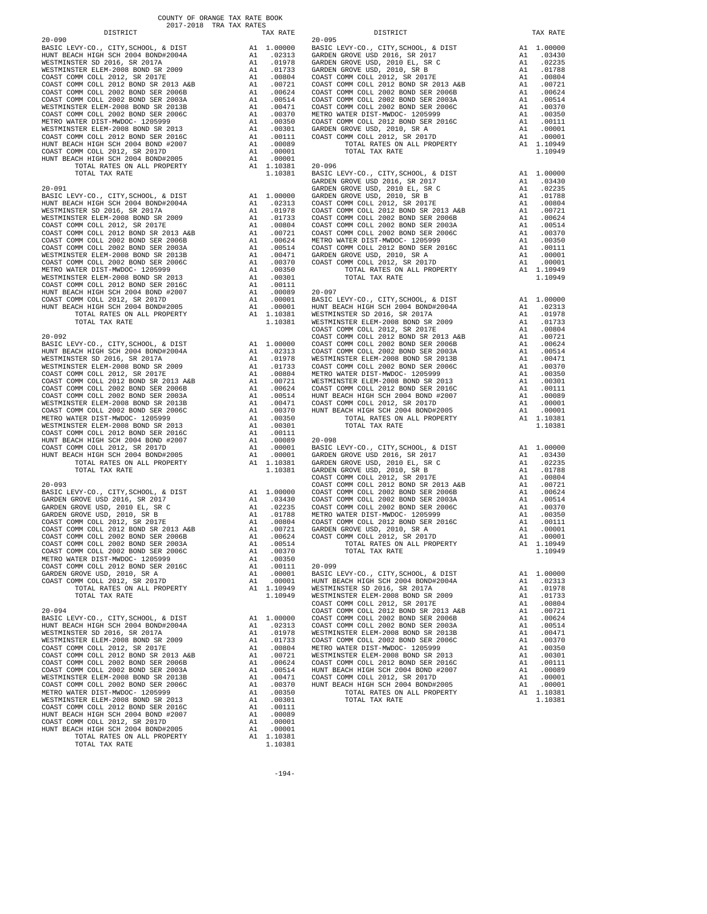COUNTY OF ORANGE TAX RATE BOOK
2017-2018 TRA TAX RATES

| DISTRICT | | TAX RATE |
|---|---|---|
| **20-090** | | |
| BASIC LEVY-CO., CITY,SCHOOL, & DIST | A1 | 1.00000 |
| HUNT BEACH HIGH SCH 2004 BOND#2004A | A1 | .02313 |
| WESTMINSTER SD 2016, SR 2017A | A1 | .01978 |
| WESTMINSTER ELEM-2008 BOND SR 2009 | A1 | .01733 |
| COAST COMM COLL 2012, SR 2017E | A1 | .00804 |
| COAST COMM COLL 2012 BOND SR 2013 A&B | A1 | .00721 |
| COAST COMM COLL 2002 BOND SER 2006B | A1 | .00624 |
| COAST COMM COLL 2002 BOND SER 2003A | A1 | .00514 |
| WESTMINSTER ELEM-2008 BOND SR 2013B | A1 | .00471 |
| COAST COMM COLL 2002 BOND SER 2006C | A1 | .00370 |
| METRO WATER DIST-MWDOC- 1205999 | A1 | .00350 |
| WESTMINSTER ELEM-2008 BOND SR 2013 | A1 | .00301 |
| COAST COMM COLL 2012 BOND SER 2016C | A1 | .00111 |
| HUNT BEACH HIGH SCH 2004 BOND #2007 | A1 | .00089 |
| COAST COMM COLL 2012, SR 2017D | A1 | .00001 |
| HUNT BEACH HIGH SCH 2004 BOND#2005 | A1 | .00001 |
| TOTAL RATES ON ALL PROPERTY | A1 | 1.10381 |
| TOTAL TAX RATE | | 1.10381 |
| **20-091** | | |
| BASIC LEVY-CO., CITY,SCHOOL, & DIST | A1 | 1.00000 |
| HUNT BEACH HIGH SCH 2004 BOND#2004A | A1 | .02313 |
| WESTMINSTER SD 2016, SR 2017A | A1 | .01978 |
| WESTMINSTER ELEM-2008 BOND SR 2009 | A1 | .01733 |
| COAST COMM COLL 2012, SR 2017E | A1 | .00804 |
| COAST COMM COLL 2012 BOND SR 2013 A&B | A1 | .00721 |
| COAST COMM COLL 2002 BOND SER 2006B | A1 | .00624 |
| COAST COMM COLL 2002 BOND SER 2003A | A1 | .00514 |
| WESTMINSTER ELEM-2008 BOND SR 2013B | A1 | .00471 |
| COAST COMM COLL 2002 BOND SER 2006C | A1 | .00370 |
| METRO WATER DIST-MWDOC- 1205999 | A1 | .00350 |
| WESTMINSTER ELEM-2008 BOND SR 2013 | A1 | .00301 |
| COAST COMM COLL 2012 BOND SER 2016C | A1 | .00111 |
| HUNT BEACH HIGH SCH 2004 BOND #2007 | A1 | .00089 |
| COAST COMM COLL 2012, SR 2017D | A1 | .00001 |
| HUNT BEACH HIGH SCH 2004 BOND#2005 | A1 | .00001 |
| TOTAL RATES ON ALL PROPERTY | A1 | 1.10381 |
| TOTAL TAX RATE | | 1.10381 |
| **20-092** | | |
| BASIC LEVY-CO., CITY,SCHOOL, & DIST | A1 | 1.00000 |
| HUNT BEACH HIGH SCH 2004 BOND#2004A | A1 | .02313 |
| WESTMINSTER SD 2016, SR 2017A | A1 | .01978 |
| WESTMINSTER ELEM-2008 BOND SR 2009 | A1 | .01733 |
| COAST COMM COLL 2012, SR 2017E | A1 | .00804 |
| COAST COMM COLL 2012 BOND SR 2013 A&B | A1 | .00721 |
| COAST COMM COLL 2002 BOND SER 2006B | A1 | .00624 |
| COAST COMM COLL 2002 BOND SER 2003A | A1 | .00514 |
| WESTMINSTER ELEM-2008 BOND SR 2013B | A1 | .00471 |
| COAST COMM COLL 2002 BOND SER 2006C | A1 | .00370 |
| METRO WATER DIST-MWDOC- 1205999 | A1 | .00350 |
| WESTMINSTER ELEM-2008 BOND SR 2013 | A1 | .00301 |
| COAST COMM COLL 2012 BOND SER 2016C | A1 | .00111 |
| HUNT BEACH HIGH SCH 2004 BOND #2007 | A1 | .00089 |
| COAST COMM COLL 2012, SR 2017D | A1 | .00001 |
| HUNT BEACH HIGH SCH 2004 BOND#2005 | A1 | .00001 |
| TOTAL RATES ON ALL PROPERTY | A1 | 1.10381 |
| TOTAL TAX RATE | | 1.10381 |
| **20-093** | | |
| BASIC LEVY-CO., CITY,SCHOOL, & DIST | A1 | 1.00000 |
| GARDEN GROVE USD 2016, SR 2017 | A1 | .03430 |
| GARDEN GROVE USD, 2010 EL, SR C | A1 | .02235 |
| GARDEN GROVE USD, 2010, SR B | A1 | .01788 |
| COAST COMM COLL 2012, SR 2017E | A1 | .00804 |
| COAST COMM COLL 2012 BOND SR 2013 A&B | A1 | .00721 |
| COAST COMM COLL 2002 BOND SER 2006B | A1 | .00624 |
| COAST COMM COLL 2002 BOND SER 2003A | A1 | .00514 |
| COAST COMM COLL 2002 BOND SER 2006C | A1 | .00370 |
| METRO WATER DIST-MWDOC- 1205999 | A1 | .00350 |
| COAST COMM COLL 2012 BOND SER 2016C | A1 | .00111 |
| GARDEN GROVE USD, 2010, SR A | A1 | .00001 |
| COAST COMM COLL 2012, SR 2017D | A1 | .00001 |
| TOTAL RATES ON ALL PROPERTY | A1 | 1.10949 |
| TOTAL TAX RATE | | 1.10949 |
| **20-094** | | |
| BASIC LEVY-CO., CITY,SCHOOL, & DIST | A1 | 1.00000 |
| HUNT BEACH HIGH SCH 2004 BOND#2004A | A1 | .02313 |
| WESTMINSTER SD 2016, SR 2017A | A1 | .01978 |
| WESTMINSTER ELEM-2008 BOND SR 2009 | A1 | .01733 |
| COAST COMM COLL 2012, SR 2017E | A1 | .00804 |
| COAST COMM COLL 2012 BOND SR 2013 A&B | A1 | .00721 |
| COAST COMM COLL 2002 BOND SER 2006B | A1 | .00624 |
| COAST COMM COLL 2002 BOND SER 2003A | A1 | .00514 |
| WESTMINSTER ELEM-2008 BOND SR 2013B | A1 | .00471 |
| COAST COMM COLL 2002 BOND SER 2006C | A1 | .00370 |
| METRO WATER DIST-MWDOC- 1205999 | A1 | .00350 |
| WESTMINSTER ELEM-2008 BOND SR 2013 | A1 | .00301 |
| COAST COMM COLL 2012 BOND SER 2016C | A1 | .00111 |
| HUNT BEACH HIGH SCH 2004 BOND #2007 | A1 | .00089 |
| COAST COMM COLL 2012, SR 2017D | A1 | .00001 |
| HUNT BEACH HIGH SCH 2004 BOND#2005 | A1 | .00001 |
| TOTAL RATES ON ALL PROPERTY | A1 | 1.10381 |
| TOTAL TAX RATE | | 1.10381 |
| **20-095** | | |
| BASIC LEVY-CO., CITY,SCHOOL, & DIST | A1 | 1.00000 |
| GARDEN GROVE USD 2016, SR 2017 | A1 | .03430 |
| GARDEN GROVE USD, 2010 EL, SR C | A1 | .02235 |
| GARDEN GROVE USD, 2010, SR B | A1 | .01788 |
| COAST COMM COLL 2012, SR 2017E | A1 | .00804 |
| COAST COMM COLL 2012 BOND SR 2013 A&B | A1 | .00721 |
| COAST COMM COLL 2002 BOND SER 2006B | A1 | .00624 |
| COAST COMM COLL 2002 BOND SER 2003A | A1 | .00514 |
| COAST COMM COLL 2002 BOND SER 2006C | A1 | .00370 |
| METRO WATER DIST-MWDOC- 1205999 | A1 | .00350 |
| COAST COMM COLL 2012 BOND SER 2016C | A1 | .00111 |
| GARDEN GROVE USD, 2010, SR A | A1 | .00001 |
| COAST COMM COLL 2012, SR 2017D | A1 | .00001 |
| TOTAL RATES ON ALL PROPERTY | A1 | 1.10949 |
| TOTAL TAX RATE | | 1.10949 |
| **20-096** | | |
| BASIC LEVY-CO., CITY,SCHOOL, & DIST | A1 | 1.00000 |
| GARDEN GROVE USD 2016, SR 2017 | A1 | .03430 |
| GARDEN GROVE USD, 2010 EL, SR C | A1 | .02235 |
| GARDEN GROVE USD, 2010, SR B | A1 | .01788 |
| COAST COMM COLL 2012, SR 2017E | A1 | .00804 |
| COAST COMM COLL 2012 BOND SR 2013 A&B | A1 | .00721 |
| COAST COMM COLL 2002 BOND SER 2006B | A1 | .00624 |
| COAST COMM COLL 2002 BOND SER 2003A | A1 | .00514 |
| COAST COMM COLL 2002 BOND SER 2006C | A1 | .00370 |
| METRO WATER DIST-MWDOC- 1205999 | A1 | .00350 |
| COAST COMM COLL 2012 BOND SER 2016C | A1 | .00111 |
| GARDEN GROVE USD, 2010, SR A | A1 | .00001 |
| COAST COMM COLL 2012, SR 2017D | A1 | .00001 |
| TOTAL RATES ON ALL PROPERTY | A1 | 1.10949 |
| TOTAL TAX RATE | | 1.10949 |
| **20-097** | | |
| BASIC LEVY-CO., CITY,SCHOOL, & DIST | A1 | 1.00000 |
| HUNT BEACH HIGH SCH 2004 BOND#2004A | A1 | .02313 |
| WESTMINSTER SD 2016, SR 2017A | A1 | .01978 |
| WESTMINSTER ELEM-2008 BOND SR 2009 | A1 | .01733 |
| COAST COMM COLL 2012, SR 2017E | A1 | .00804 |
| COAST COMM COLL 2012 BOND SR 2013 A&B | A1 | .00721 |
| COAST COMM COLL 2002 BOND SER 2006B | A1 | .00624 |
| COAST COMM COLL 2002 BOND SER 2003A | A1 | .00514 |
| WESTMINSTER ELEM-2008 BOND SR 2013B | A1 | .00471 |
| COAST COMM COLL 2002 BOND SER 2006C | A1 | .00370 |
| METRO WATER DIST-MWDOC- 1205999 | A1 | .00350 |
| WESTMINSTER ELEM-2008 BOND SR 2013 | A1 | .00301 |
| COAST COMM COLL 2012 BOND SER 2016C | A1 | .00111 |
| HUNT BEACH HIGH SCH 2004 BOND #2007 | A1 | .00089 |
| COAST COMM COLL 2012, SR 2017D | A1 | .00001 |
| HUNT BEACH HIGH SCH 2004 BOND#2005 | A1 | .00001 |
| TOTAL RATES ON ALL PROPERTY | A1 | 1.10381 |
| TOTAL TAX RATE | | 1.10381 |
| **20-098** | | |
| BASIC LEVY-CO., CITY,SCHOOL, & DIST | A1 | 1.00000 |
| GARDEN GROVE USD 2016, SR 2017 | A1 | .03430 |
| GARDEN GROVE USD, 2010 EL, SR C | A1 | .02235 |
| GARDEN GROVE USD, 2010, SR B | A1 | .01788 |
| COAST COMM COLL 2012, SR 2017E | A1 | .00804 |
| COAST COMM COLL 2012 BOND SR 2013 A&B | A1 | .00721 |
| COAST COMM COLL 2002 BOND SER 2006B | A1 | .00624 |
| COAST COMM COLL 2002 BOND SER 2003A | A1 | .00514 |
| COAST COMM COLL 2002 BOND SER 2006C | A1 | .00370 |
| METRO WATER DIST-MWDOC- 1205999 | A1 | .00350 |
| COAST COMM COLL 2012 BOND SER 2016C | A1 | .00111 |
| GARDEN GROVE USD, 2010, SR A | A1 | .00001 |
| COAST COMM COLL 2012, SR 2017D | A1 | .00001 |
| TOTAL RATES ON ALL PROPERTY | A1 | 1.10949 |
| TOTAL TAX RATE | | 1.10949 |
| **20-099** | | |
| BASIC LEVY-CO., CITY,SCHOOL, & DIST | A1 | 1.00000 |
| HUNT BEACH HIGH SCH 2004 BOND#2004A | A1 | .02313 |
| WESTMINSTER SD 2016, SR 2017A | A1 | .01978 |
| WESTMINSTER ELEM-2008 BOND SR 2009 | A1 | .01733 |
| COAST COMM COLL 2012, SR 2017E | A1 | .00804 |
| COAST COMM COLL 2012 BOND SR 2013 A&B | A1 | .00721 |
| COAST COMM COLL 2002 BOND SER 2006B | A1 | .00624 |
| COAST COMM COLL 2002 BOND SER 2003A | A1 | .00514 |
| WESTMINSTER ELEM-2008 BOND SR 2013B | A1 | .00471 |
| COAST COMM COLL 2002 BOND SER 2006C | A1 | .00370 |
| METRO WATER DIST-MWDOC- 1205999 | A1 | .00350 |
| WESTMINSTER ELEM-2008 BOND SR 2013 | A1 | .00301 |
| COAST COMM COLL 2012 BOND SER 2016C | A1 | .00111 |
| HUNT BEACH HIGH SCH 2004 BOND #2007 | A1 | .00089 |
| COAST COMM COLL 2012, SR 2017D | A1 | .00001 |
| HUNT BEACH HIGH SCH 2004 BOND#2005 | A1 | .00001 |
| TOTAL RATES ON ALL PROPERTY | A1 | 1.10381 |
| TOTAL TAX RATE | | 1.10381 |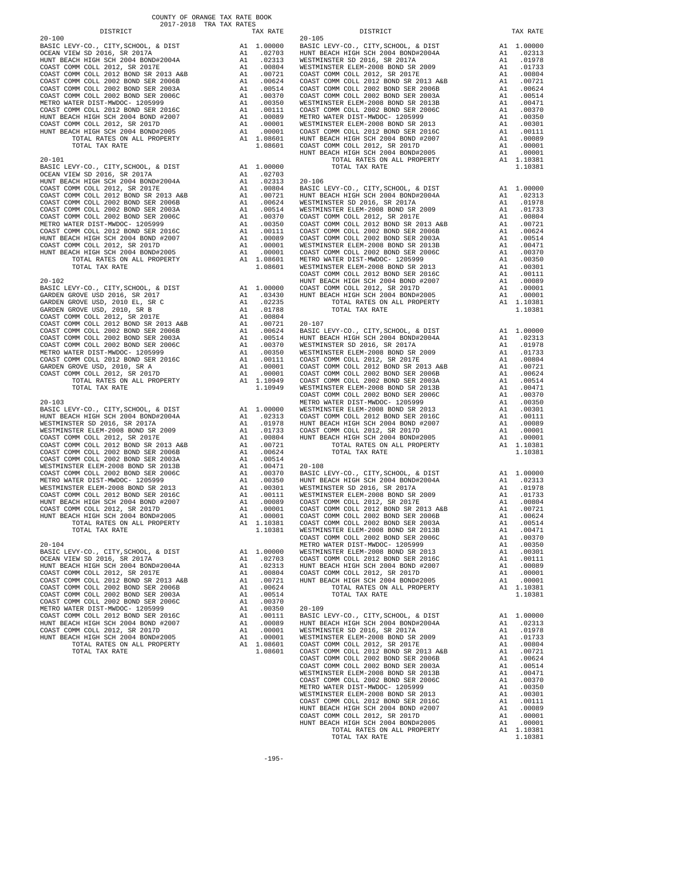COUNTY OF ORANGE TAX RATE BOOK
2017-2018 TRA TAX RATES

### 20-100

| DISTRICT | | TAX RATE |
|---|---|---|
| BASIC LEVY-CO., CITY,SCHOOL, & DIST | A1 | 1.00000 |
| OCEAN VIEW SD 2016, SR 2017A | A1 | .02703 |
| HUNT BEACH HIGH SCH 2004 BOND#2004A | A1 | .02313 |
| COAST COMM COLL 2012, SR 2017E | A1 | .00804 |
| COAST COMM COLL 2012 BOND SR 2013 A&B | A1 | .00721 |
| COAST COMM COLL 2002 BOND SER 2006B | A1 | .00624 |
| COAST COMM COLL 2002 BOND SER 2003A | A1 | .00514 |
| COAST COMM COLL 2002 BOND SER 2006C | A1 | .00370 |
| METRO WATER DIST-MWDOC- 1205999 | A1 | .00350 |
| COAST COMM COLL 2012 BOND SER 2016C | A1 | .00111 |
| HUNT BEACH HIGH SCH 2004 BOND #2007 | A1 | .00089 |
| COAST COMM COLL 2012, SR 2017D | A1 | .00001 |
| HUNT BEACH HIGH SCH 2004 BOND#2005 | A1 | .00001 |
| TOTAL RATES ON ALL PROPERTY | A1 | 1.08601 |
| TOTAL TAX RATE | | 1.08601 |

### 20-101

| DISTRICT | | TAX RATE |
|---|---|---|
| BASIC LEVY-CO., CITY,SCHOOL, & DIST | A1 | 1.00000 |
| OCEAN VIEW SD 2016, SR 2017A | A1 | .02703 |
| HUNT BEACH HIGH SCH 2004 BOND#2004A | A1 | .02313 |
| COAST COMM COLL 2012, SR 2017E | A1 | .00804 |
| COAST COMM COLL 2012 BOND SR 2013 A&B | A1 | .00721 |
| COAST COMM COLL 2002 BOND SER 2006B | A1 | .00624 |
| COAST COMM COLL 2002 BOND SER 2003A | A1 | .00514 |
| COAST COMM COLL 2002 BOND SER 2006C | A1 | .00370 |
| METRO WATER DIST-MWDOC- 1205999 | A1 | .00350 |
| COAST COMM COLL 2012 BOND SER 2016C | A1 | .00111 |
| HUNT BEACH HIGH SCH 2004 BOND #2007 | A1 | .00089 |
| COAST COMM COLL 2012, SR 2017D | A1 | .00001 |
| HUNT BEACH HIGH SCH 2004 BOND#2005 | A1 | .00001 |
| TOTAL RATES ON ALL PROPERTY | A1 | 1.08601 |
| TOTAL TAX RATE | | 1.08601 |

### 20-102

| DISTRICT | | TAX RATE |
|---|---|---|
| BASIC LEVY-CO., CITY,SCHOOL, & DIST | A1 | 1.00000 |
| GARDEN GROVE USD 2016, SR 2017 | A1 | .03430 |
| GARDEN GROVE USD, 2010 EL, SR C | A1 | .02235 |
| GARDEN GROVE USD, 2010, SR B | A1 | .01788 |
| COAST COMM COLL 2012, SR 2017E | A1 | .00804 |
| COAST COMM COLL 2012 BOND SR 2013 A&B | A1 | .00721 |
| COAST COMM COLL 2002 BOND SER 2006B | A1 | .00624 |
| COAST COMM COLL 2002 BOND SER 2003A | A1 | .00514 |
| COAST COMM COLL 2002 BOND SER 2006C | A1 | .00370 |
| METRO WATER DIST-MWDOC- 1205999 | A1 | .00350 |
| COAST COMM COLL 2012 BOND SER 2016C | A1 | .00111 |
| GARDEN GROVE USD, 2010, SR A | A1 | .00001 |
| COAST COMM COLL 2012, SR 2017D | A1 | .00001 |
| TOTAL RATES ON ALL PROPERTY | A1 | 1.10949 |
| TOTAL TAX RATE | | 1.10949 |

### 20-103

| DISTRICT | | TAX RATE |
|---|---|---|
| BASIC LEVY-CO., CITY,SCHOOL, & DIST | A1 | 1.00000 |
| HUNT BEACH HIGH SCH 2004 BOND#2004A | A1 | .02313 |
| WESTMINSTER SD 2016, SR 2017A | A1 | .01978 |
| WESTMINSTER ELEM-2008 BOND SR 2009 | A1 | .01733 |
| COAST COMM COLL 2012, SR 2017E | A1 | .00804 |
| COAST COMM COLL 2012 BOND SR 2013 A&B | A1 | .00721 |
| COAST COMM COLL 2002 BOND SER 2006B | A1 | .00624 |
| COAST COMM COLL 2002 BOND SER 2003A | A1 | .00514 |
| WESTMINSTER ELEM-2008 BOND SR 2013B | A1 | .00471 |
| COAST COMM COLL 2002 BOND SER 2006C | A1 | .00370 |
| METRO WATER DIST-MWDOC- 1205999 | A1 | .00350 |
| WESTMINSTER ELEM-2008 BOND SR 2013 | A1 | .00301 |
| COAST COMM COLL 2012 BOND SER 2016C | A1 | .00111 |
| HUNT BEACH HIGH SCH 2004 BOND #2007 | A1 | .00089 |
| COAST COMM COLL 2012, SR 2017D | A1 | .00001 |
| HUNT BEACH HIGH SCH 2004 BOND#2005 | A1 | .00001 |
| TOTAL RATES ON ALL PROPERTY | A1 | 1.10381 |
| TOTAL TAX RATE | | 1.10381 |

### 20-104

| DISTRICT | | TAX RATE |
|---|---|---|
| BASIC LEVY-CO., CITY,SCHOOL, & DIST | A1 | 1.00000 |
| OCEAN VIEW SD 2016, SR 2017A | A1 | .02703 |
| HUNT BEACH HIGH SCH 2004 BOND#2004A | A1 | .02313 |
| COAST COMM COLL 2012, SR 2017E | A1 | .00804 |
| COAST COMM COLL 2012 BOND SR 2013 A&B | A1 | .00721 |
| COAST COMM COLL 2002 BOND SER 2006B | A1 | .00624 |
| COAST COMM COLL 2002 BOND SER 2003A | A1 | .00514 |
| COAST COMM COLL 2002 BOND SER 2006C | A1 | .00370 |
| METRO WATER DIST-MWDOC- 1205999 | A1 | .00350 |
| COAST COMM COLL 2012 BOND SER 2016C | A1 | .00111 |
| HUNT BEACH HIGH SCH 2004 BOND #2007 | A1 | .00089 |
| COAST COMM COLL 2012, SR 2017D | A1 | .00001 |
| HUNT BEACH HIGH SCH 2004 BOND#2005 | A1 | .00001 |
| TOTAL RATES ON ALL PROPERTY | A1 | 1.08601 |
| TOTAL TAX RATE | | 1.08601 |

### 20-105

| DISTRICT | | TAX RATE |
|---|---|---|
| BASIC LEVY-CO., CITY,SCHOOL, & DIST | A1 | 1.00000 |
| HUNT BEACH HIGH SCH 2004 BOND#2004A | A1 | .02313 |
| WESTMINSTER SD 2016, SR 2017A | A1 | .01978 |
| WESTMINSTER ELEM-2008 BOND SR 2009 | A1 | .01733 |
| COAST COMM COLL 2012, SR 2017E | A1 | .00804 |
| COAST COMM COLL 2012 BOND SR 2013 A&B | A1 | .00721 |
| COAST COMM COLL 2002 BOND SER 2006B | A1 | .00624 |
| COAST COMM COLL 2002 BOND SER 2003A | A1 | .00514 |
| WESTMINSTER ELEM-2008 BOND SR 2013B | A1 | .00471 |
| COAST COMM COLL 2002 BOND SER 2006C | A1 | .00370 |
| METRO WATER DIST-MWDOC- 1205999 | A1 | .00350 |
| WESTMINSTER ELEM-2008 BOND SR 2013 | A1 | .00301 |
| COAST COMM COLL 2012 BOND SER 2016C | A1 | .00111 |
| HUNT BEACH HIGH SCH 2004 BOND #2007 | A1 | .00089 |
| COAST COMM COLL 2012, SR 2017D | A1 | .00001 |
| HUNT BEACH HIGH SCH 2004 BOND#2005 | A1 | .00001 |
| TOTAL RATES ON ALL PROPERTY | A1 | 1.10381 |
| TOTAL TAX RATE | | 1.10381 |

### 20-106

| DISTRICT | | TAX RATE |
|---|---|---|
| BASIC LEVY-CO., CITY,SCHOOL, & DIST | A1 | 1.00000 |
| HUNT BEACH HIGH SCH 2004 BOND#2004A | A1 | .02313 |
| WESTMINSTER SD 2016, SR 2017A | A1 | .01978 |
| WESTMINSTER ELEM-2008 BOND SR 2009 | A1 | .01733 |
| COAST COMM COLL 2012, SR 2017E | A1 | .00804 |
| COAST COMM COLL 2012 BOND SR 2013 A&B | A1 | .00721 |
| COAST COMM COLL 2002 BOND SER 2006B | A1 | .00624 |
| COAST COMM COLL 2002 BOND SER 2003A | A1 | .00514 |
| WESTMINSTER ELEM-2008 BOND SR 2013B | A1 | .00471 |
| COAST COMM COLL 2002 BOND SER 2006C | A1 | .00370 |
| METRO WATER DIST-MWDOC- 1205999 | A1 | .00350 |
| WESTMINSTER ELEM-2008 BOND SR 2013 | A1 | .00301 |
| COAST COMM COLL 2012 BOND SER 2016C | A1 | .00111 |
| HUNT BEACH HIGH SCH 2004 BOND #2007 | A1 | .00089 |
| COAST COMM COLL 2012, SR 2017D | A1 | .00001 |
| HUNT BEACH HIGH SCH 2004 BOND#2005 | A1 | .00001 |
| TOTAL RATES ON ALL PROPERTY | A1 | 1.10381 |
| TOTAL TAX RATE | | 1.10381 |

### 20-107

| DISTRICT | | TAX RATE |
|---|---|---|
| BASIC LEVY-CO., CITY,SCHOOL, & DIST | A1 | 1.00000 |
| HUNT BEACH HIGH SCH 2004 BOND#2004A | A1 | .02313 |
| WESTMINSTER SD 2016, SR 2017A | A1 | .01978 |
| WESTMINSTER ELEM-2008 BOND SR 2009 | A1 | .01733 |
| COAST COMM COLL 2012, SR 2017E | A1 | .00804 |
| COAST COMM COLL 2012 BOND SR 2013 A&B | A1 | .00721 |
| COAST COMM COLL 2002 BOND SER 2006B | A1 | .00624 |
| COAST COMM COLL 2002 BOND SER 2003A | A1 | .00514 |
| WESTMINSTER ELEM-2008 BOND SR 2013B | A1 | .00471 |
| COAST COMM COLL 2002 BOND SER 2006C | A1 | .00370 |
| METRO WATER DIST-MWDOC- 1205999 | A1 | .00350 |
| WESTMINSTER ELEM-2008 BOND SR 2013 | A1 | .00301 |
| COAST COMM COLL 2012 BOND SER 2016C | A1 | .00111 |
| HUNT BEACH HIGH SCH 2004 BOND #2007 | A1 | .00089 |
| COAST COMM COLL 2012, SR 2017D | A1 | .00001 |
| HUNT BEACH HIGH SCH 2004 BOND#2005 | A1 | .00001 |
| TOTAL RATES ON ALL PROPERTY | A1 | 1.10381 |
| TOTAL TAX RATE | | 1.10381 |

### 20-108

| DISTRICT | | TAX RATE |
|---|---|---|
| BASIC LEVY-CO., CITY,SCHOOL, & DIST | A1 | 1.00000 |
| HUNT BEACH HIGH SCH 2004 BOND#2004A | A1 | .02313 |
| WESTMINSTER SD 2016, SR 2017A | A1 | .01978 |
| WESTMINSTER ELEM-2008 BOND SR 2009 | A1 | .01733 |
| COAST COMM COLL 2012, SR 2017E | A1 | .00804 |
| COAST COMM COLL 2012 BOND SR 2013 A&B | A1 | .00721 |
| COAST COMM COLL 2002 BOND SER 2006B | A1 | .00624 |
| COAST COMM COLL 2002 BOND SER 2003A | A1 | .00514 |
| WESTMINSTER ELEM-2008 BOND SR 2013B | A1 | .00471 |
| COAST COMM COLL 2002 BOND SER 2006C | A1 | .00370 |
| METRO WATER DIST-MWDOC- 1205999 | A1 | .00350 |
| WESTMINSTER ELEM-2008 BOND SR 2013 | A1 | .00301 |
| COAST COMM COLL 2012 BOND SER 2016C | A1 | .00111 |
| HUNT BEACH HIGH SCH 2004 BOND #2007 | A1 | .00089 |
| COAST COMM COLL 2012, SR 2017D | A1 | .00001 |
| HUNT BEACH HIGH SCH 2004 BOND#2005 | A1 | .00001 |
| TOTAL RATES ON ALL PROPERTY | A1 | 1.10381 |
| TOTAL TAX RATE | | 1.10381 |

### 20-109

| DISTRICT | | TAX RATE |
|---|---|---|
| BASIC LEVY-CO., CITY,SCHOOL, & DIST | A1 | 1.00000 |
| HUNT BEACH HIGH SCH 2004 BOND#2004A | A1 | .02313 |
| WESTMINSTER SD 2016, SR 2017A | A1 | .01978 |
| WESTMINSTER ELEM-2008 BOND SR 2009 | A1 | .01733 |
| COAST COMM COLL 2012, SR 2017E | A1 | .00804 |
| COAST COMM COLL 2012 BOND SR 2013 A&B | A1 | .00721 |
| COAST COMM COLL 2002 BOND SER 2006B | A1 | .00624 |
| COAST COMM COLL 2002 BOND SER 2003A | A1 | .00514 |
| WESTMINSTER ELEM-2008 BOND SR 2013B | A1 | .00471 |
| COAST COMM COLL 2002 BOND SER 2006C | A1 | .00370 |
| METRO WATER DIST-MWDOC- 1205999 | A1 | .00350 |
| WESTMINSTER ELEM-2008 BOND SR 2013 | A1 | .00301 |
| COAST COMM COLL 2012 BOND SER 2016C | A1 | .00111 |
| HUNT BEACH HIGH SCH 2004 BOND #2007 | A1 | .00089 |
| COAST COMM COLL 2012, SR 2017D | A1 | .00001 |
| HUNT BEACH HIGH SCH 2004 BOND#2005 | A1 | .00001 |
| TOTAL RATES ON ALL PROPERTY | A1 | 1.10381 |
| TOTAL TAX RATE | | 1.10381 |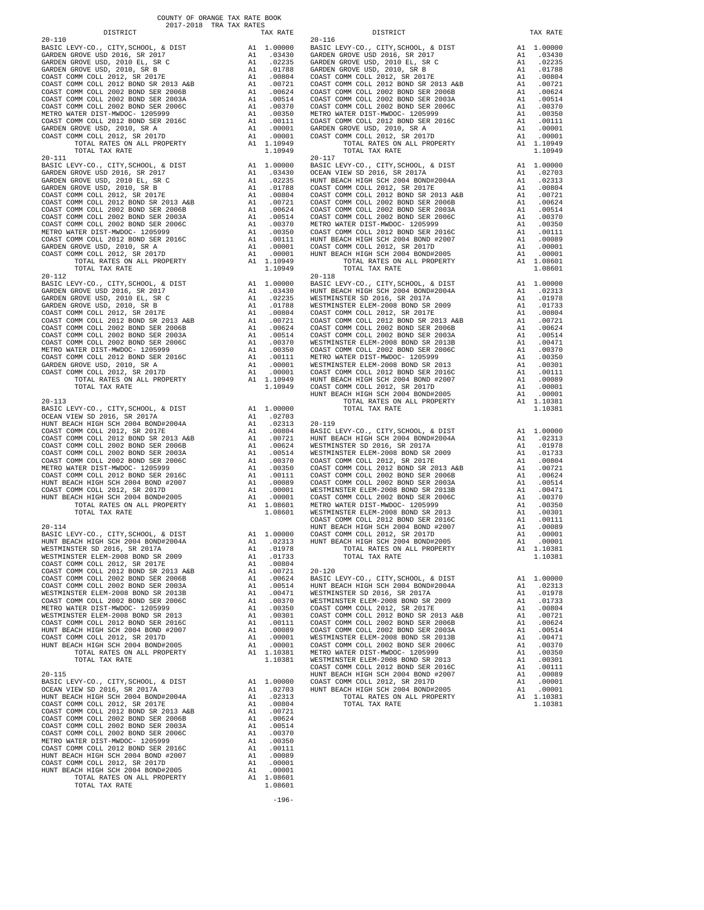COUNTY OF ORANGE TAX RATE BOOK
2017-2018 TRA TAX RATES

**20-110**

| DISTRICT | | TAX RATE |
|---|---|---|
| BASIC LEVY-CO., CITY,SCHOOL, & DIST | A1 | 1.00000 |
| GARDEN GROVE USD 2016, SR 2017 | A1 | .03430 |
| GARDEN GROVE USD, 2010 EL, SR C | A1 | .02235 |
| GARDEN GROVE USD, 2010, SR B | A1 | .01788 |
| COAST COMM COLL 2012, SR 2017E | A1 | .00804 |
| COAST COMM COLL 2012 BOND SR 2013 A&B | A1 | .00721 |
| COAST COMM COLL 2002 BOND SER 2006B | A1 | .00624 |
| COAST COMM COLL 2002 BOND SER 2003A | A1 | .00514 |
| COAST COMM COLL 2002 BOND SER 2006C | A1 | .00370 |
| METRO WATER DIST-MWDOC- 1205999 | A1 | .00350 |
| COAST COMM COLL 2012 BOND SER 2016C | A1 | .00111 |
| GARDEN GROVE USD, 2010, SR A | A1 | .00001 |
| COAST COMM COLL 2012, SR 2017D | A1 | .00001 |
| TOTAL RATES ON ALL PROPERTY | A1 | 1.10949 |
| TOTAL TAX RATE | | 1.10949 |

**20-111**

| DISTRICT | | TAX RATE |
|---|---|---|
| BASIC LEVY-CO., CITY,SCHOOL, & DIST | A1 | 1.00000 |
| GARDEN GROVE USD 2016, SR 2017 | A1 | .03430 |
| GARDEN GROVE USD, 2010 EL, SR C | A1 | .02235 |
| GARDEN GROVE USD, 2010, SR B | A1 | .01788 |
| COAST COMM COLL 2012, SR 2017E | A1 | .00804 |
| COAST COMM COLL 2012 BOND SR 2013 A&B | A1 | .00721 |
| COAST COMM COLL 2002 BOND SER 2006B | A1 | .00624 |
| COAST COMM COLL 2002 BOND SER 2003A | A1 | .00514 |
| COAST COMM COLL 2002 BOND SER 2006C | A1 | .00370 |
| METRO WATER DIST-MWDOC- 1205999 | A1 | .00350 |
| COAST COMM COLL 2012 BOND SER 2016C | A1 | .00111 |
| GARDEN GROVE USD, 2010, SR A | A1 | .00001 |
| COAST COMM COLL 2012, SR 2017D | A1 | .00001 |
| TOTAL RATES ON ALL PROPERTY | A1 | 1.10949 |
| TOTAL TAX RATE | | 1.10949 |

**20-112**

| DISTRICT | | TAX RATE |
|---|---|---|
| BASIC LEVY-CO., CITY,SCHOOL, & DIST | A1 | 1.00000 |
| GARDEN GROVE USD 2016, SR 2017 | A1 | .03430 |
| GARDEN GROVE USD, 2010 EL, SR C | A1 | .02235 |
| GARDEN GROVE USD, 2010, SR B | A1 | .01788 |
| COAST COMM COLL 2012, SR 2017E | A1 | .00804 |
| COAST COMM COLL 2012 BOND SR 2013 A&B | A1 | .00721 |
| COAST COMM COLL 2002 BOND SER 2006B | A1 | .00624 |
| COAST COMM COLL 2002 BOND SER 2003A | A1 | .00514 |
| COAST COMM COLL 2002 BOND SER 2006C | A1 | .00370 |
| METRO WATER DIST-MWDOC- 1205999 | A1 | .00350 |
| COAST COMM COLL 2012 BOND SER 2016C | A1 | .00111 |
| GARDEN GROVE USD, 2010, SR A | A1 | .00001 |
| COAST COMM COLL 2012, SR 2017D | A1 | .00001 |
| TOTAL RATES ON ALL PROPERTY | A1 | 1.10949 |
| TOTAL TAX RATE | | 1.10949 |

**20-113**

| DISTRICT | | TAX RATE |
|---|---|---|
| BASIC LEVY-CO., CITY,SCHOOL, & DIST | A1 | 1.00000 |
| OCEAN VIEW SD 2016, SR 2017A | A1 | .02703 |
| HUNT BEACH HIGH SCH 2004 BOND#2004A | A1 | .02313 |
| COAST COMM COLL 2012, SR 2017E | A1 | .00804 |
| COAST COMM COLL 2012 BOND SR 2013 A&B | A1 | .00721 |
| COAST COMM COLL 2002 BOND SER 2006B | A1 | .00624 |
| COAST COMM COLL 2002 BOND SER 2003A | A1 | .00514 |
| COAST COMM COLL 2002 BOND SER 2006C | A1 | .00370 |
| METRO WATER DIST-MWDOC- 1205999 | A1 | .00350 |
| COAST COMM COLL 2012 BOND SER 2016C | A1 | .00111 |
| HUNT BEACH HIGH SCH 2004 BOND #2007 | A1 | .00089 |
| COAST COMM COLL 2012, SR 2017D | A1 | .00001 |
| HUNT BEACH HIGH SCH 2004 BOND#2005 | A1 | .00001 |
| TOTAL RATES ON ALL PROPERTY | A1 | 1.08601 |
| TOTAL TAX RATE | | 1.08601 |

**20-114**

| DISTRICT | | TAX RATE |
|---|---|---|
| BASIC LEVY-CO., CITY,SCHOOL, & DIST | A1 | 1.00000 |
| HUNT BEACH HIGH SCH 2004 BOND#2004A | A1 | .02313 |
| WESTMINSTER SD 2016, SR 2017A | A1 | .01978 |
| WESTMINSTER ELEM-2008 BOND SR 2009 | A1 | .01733 |
| COAST COMM COLL 2012, SR 2017E | A1 | .00804 |
| COAST COMM COLL 2012 BOND SR 2013 A&B | A1 | .00721 |
| COAST COMM COLL 2002 BOND SER 2006B | A1 | .00624 |
| COAST COMM COLL 2002 BOND SER 2003A | A1 | .00514 |
| WESTMINSTER ELEM-2008 BOND SR 2013B | A1 | .00471 |
| COAST COMM COLL 2002 BOND SER 2006C | A1 | .00370 |
| METRO WATER DIST-MWDOC- 1205999 | A1 | .00350 |
| WESTMINSTER ELEM-2008 BOND SR 2013 | A1 | .00301 |
| COAST COMM COLL 2012 BOND SER 2016C | A1 | .00111 |
| HUNT BEACH HIGH SCH 2004 BOND #2007 | A1 | .00089 |
| COAST COMM COLL 2012, SR 2017D | A1 | .00001 |
| HUNT BEACH HIGH SCH 2004 BOND#2005 | A1 | .00001 |
| TOTAL RATES ON ALL PROPERTY | A1 | 1.10381 |
| TOTAL TAX RATE | | 1.10381 |

**20-115**

| DISTRICT | | TAX RATE |
|---|---|---|
| BASIC LEVY-CO., CITY,SCHOOL, & DIST | A1 | 1.00000 |
| OCEAN VIEW SD 2016, SR 2017A | A1 | .02703 |
| HUNT BEACH HIGH SCH 2004 BOND#2004A | A1 | .02313 |
| COAST COMM COLL 2012, SR 2017E | A1 | .00804 |
| COAST COMM COLL 2012 BOND SR 2013 A&B | A1 | .00721 |
| COAST COMM COLL 2002 BOND SER 2006B | A1 | .00624 |
| COAST COMM COLL 2002 BOND SER 2003A | A1 | .00514 |
| COAST COMM COLL 2002 BOND SER 2006C | A1 | .00370 |
| METRO WATER DIST-MWDOC- 1205999 | A1 | .00350 |
| COAST COMM COLL 2012 BOND SER 2016C | A1 | .00111 |
| HUNT BEACH HIGH SCH 2004 BOND #2007 | A1 | .00089 |
| COAST COMM COLL 2012, SR 2017D | A1 | .00001 |
| HUNT BEACH HIGH SCH 2004 BOND#2005 | A1 | .00001 |
| TOTAL RATES ON ALL PROPERTY | A1 | 1.08601 |
| TOTAL TAX RATE | | 1.08601 |

**20-116**

| DISTRICT | | TAX RATE |
|---|---|---|
| BASIC LEVY-CO., CITY,SCHOOL, & DIST | A1 | 1.00000 |
| GARDEN GROVE USD 2016, SR 2017 | A1 | .03430 |
| GARDEN GROVE USD, 2010 EL, SR C | A1 | .02235 |
| GARDEN GROVE USD, 2010, SR B | A1 | .01788 |
| COAST COMM COLL 2012, SR 2017E | A1 | .00804 |
| COAST COMM COLL 2012 BOND SR 2013 A&B | A1 | .00721 |
| COAST COMM COLL 2002 BOND SER 2006B | A1 | .00624 |
| COAST COMM COLL 2002 BOND SER 2003A | A1 | .00514 |
| COAST COMM COLL 2002 BOND SER 2006C | A1 | .00370 |
| METRO WATER DIST-MWDOC- 1205999 | A1 | .00350 |
| COAST COMM COLL 2012 BOND SER 2016C | A1 | .00111 |
| GARDEN GROVE USD, 2010, SR A | A1 | .00001 |
| COAST COMM COLL 2012, SR 2017D | A1 | .00001 |
| TOTAL RATES ON ALL PROPERTY | A1 | 1.10949 |
| TOTAL TAX RATE | | 1.10949 |

**20-117**

| DISTRICT | | TAX RATE |
|---|---|---|
| BASIC LEVY-CO., CITY,SCHOOL, & DIST | A1 | 1.00000 |
| OCEAN VIEW SD 2016, SR 2017A | A1 | .02703 |
| HUNT BEACH HIGH SCH 2004 BOND#2004A | A1 | .02313 |
| COAST COMM COLL 2012, SR 2017E | A1 | .00804 |
| COAST COMM COLL 2012 BOND SR 2013 A&B | A1 | .00721 |
| COAST COMM COLL 2002 BOND SER 2006B | A1 | .00624 |
| COAST COMM COLL 2002 BOND SER 2003A | A1 | .00514 |
| COAST COMM COLL 2002 BOND SER 2006C | A1 | .00370 |
| METRO WATER DIST-MWDOC- 1205999 | A1 | .00350 |
| COAST COMM COLL 2012 BOND SER 2016C | A1 | .00111 |
| HUNT BEACH HIGH SCH 2004 BOND #2007 | A1 | .00089 |
| COAST COMM COLL 2012, SR 2017D | A1 | .00001 |
| HUNT BEACH HIGH SCH 2004 BOND#2005 | A1 | .00001 |
| TOTAL RATES ON ALL PROPERTY | A1 | 1.08601 |
| TOTAL TAX RATE | | 1.08601 |

**20-118**

| DISTRICT | | TAX RATE |
|---|---|---|
| BASIC LEVY-CO., CITY,SCHOOL, & DIST | A1 | 1.00000 |
| HUNT BEACH HIGH SCH 2004 BOND#2004A | A1 | .02313 |
| WESTMINSTER SD 2016, SR 2017A | A1 | .01978 |
| WESTMINSTER ELEM-2008 BOND SR 2009 | A1 | .01733 |
| COAST COMM COLL 2012, SR 2017E | A1 | .00804 |
| COAST COMM COLL 2012 BOND SR 2013 A&B | A1 | .00721 |
| COAST COMM COLL 2002 BOND SER 2006B | A1 | .00624 |
| COAST COMM COLL 2002 BOND SER 2003A | A1 | .00514 |
| WESTMINSTER ELEM-2008 BOND SR 2013B | A1 | .00471 |
| COAST COMM COLL 2002 BOND SER 2006C | A1 | .00370 |
| METRO WATER DIST-MWDOC- 1205999 | A1 | .00350 |
| WESTMINSTER ELEM-2008 BOND SR 2013 | A1 | .00301 |
| COAST COMM COLL 2012 BOND SER 2016C | A1 | .00111 |
| HUNT BEACH HIGH SCH 2004 BOND #2007 | A1 | .00089 |
| COAST COMM COLL 2012, SR 2017D | A1 | .00001 |
| HUNT BEACH HIGH SCH 2004 BOND#2005 | A1 | .00001 |
| TOTAL RATES ON ALL PROPERTY | A1 | 1.10381 |
| TOTAL TAX RATE | | 1.10381 |

**20-119**

| DISTRICT | | TAX RATE |
|---|---|---|
| BASIC LEVY-CO., CITY,SCHOOL, & DIST | A1 | 1.00000 |
| HUNT BEACH HIGH SCH 2004 BOND#2004A | A1 | .02313 |
| WESTMINSTER SD 2016, SR 2017A | A1 | .01978 |
| WESTMINSTER ELEM-2008 BOND SR 2009 | A1 | .01733 |
| COAST COMM COLL 2012, SR 2017E | A1 | .00804 |
| COAST COMM COLL 2012 BOND SR 2013 A&B | A1 | .00721 |
| COAST COMM COLL 2002 BOND SER 2006B | A1 | .00624 |
| COAST COMM COLL 2002 BOND SER 2003A | A1 | .00514 |
| WESTMINSTER ELEM-2008 BOND SR 2013B | A1 | .00471 |
| COAST COMM COLL 2002 BOND SER 2006C | A1 | .00370 |
| METRO WATER DIST-MWDOC- 1205999 | A1 | .00350 |
| WESTMINSTER ELEM-2008 BOND SR 2013 | A1 | .00301 |
| COAST COMM COLL 2012 BOND SER 2016C | A1 | .00111 |
| HUNT BEACH HIGH SCH 2004 BOND #2007 | A1 | .00089 |
| COAST COMM COLL 2012, SR 2017D | A1 | .00001 |
| HUNT BEACH HIGH SCH 2004 BOND#2005 | A1 | .00001 |
| TOTAL RATES ON ALL PROPERTY | A1 | 1.10381 |
| TOTAL TAX RATE | | 1.10381 |

**20-120**

| DISTRICT | | TAX RATE |
|---|---|---|
| BASIC LEVY-CO., CITY,SCHOOL, & DIST | A1 | 1.00000 |
| HUNT BEACH HIGH SCH 2004 BOND#2004A | A1 | .02313 |
| WESTMINSTER SD 2016, SR 2017A | A1 | .01978 |
| WESTMINSTER ELEM-2008 BOND SR 2009 | A1 | .01733 |
| COAST COMM COLL 2012, SR 2017E | A1 | .00804 |
| COAST COMM COLL 2012 BOND SR 2013 A&B | A1 | .00721 |
| COAST COMM COLL 2002 BOND SER 2006B | A1 | .00624 |
| COAST COMM COLL 2002 BOND SER 2003A | A1 | .00514 |
| WESTMINSTER ELEM-2008 BOND SR 2013B | A1 | .00471 |
| COAST COMM COLL 2002 BOND SER 2006C | A1 | .00370 |
| METRO WATER DIST-MWDOC- 1205999 | A1 | .00350 |
| WESTMINSTER ELEM-2008 BOND SR 2013 | A1 | .00301 |
| COAST COMM COLL 2012 BOND SER 2016C | A1 | .00111 |
| HUNT BEACH HIGH SCH 2004 BOND #2007 | A1 | .00089 |
| COAST COMM COLL 2012, SR 2017D | A1 | .00001 |
| HUNT BEACH HIGH SCH 2004 BOND#2005 | A1 | .00001 |
| TOTAL RATES ON ALL PROPERTY | A1 | 1.10381 |
| TOTAL TAX RATE | | 1.10381 |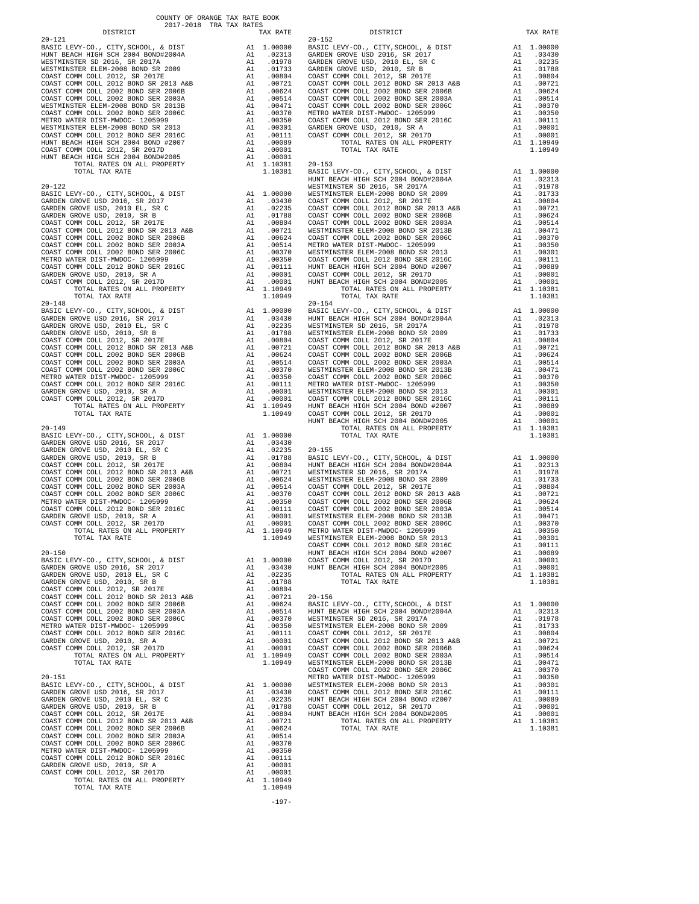COUNTY OF ORANGE TAX RATE BOOK
2017-2018 TRA TAX RATES

| DISTRICT | | TAX RATE |
|---|---|---|
| **20-121** | | |
| BASIC LEVY-CO., CITY,SCHOOL, & DIST | A1 | 1.00000 |
| HUNT BEACH HIGH SCH 2004 BOND#2004A | A1 | .02313 |
| WESTMINSTER SD 2016, SR 2017A | A1 | .01978 |
| WESTMINSTER ELEM-2008 BOND SR 2009 | A1 | .01733 |
| COAST COMM COLL 2012, SR 2017E | A1 | .00804 |
| COAST COMM COLL 2012 BOND SR 2013 A&B | A1 | .00721 |
| COAST COMM COLL 2002 BOND SER 2006B | A1 | .00624 |
| COAST COMM COLL 2002 BOND SER 2003A | A1 | .00514 |
| WESTMINSTER ELEM-2008 BOND SR 2013B | A1 | .00471 |
| COAST COMM COLL 2002 BOND SER 2006C | A1 | .00370 |
| METRO WATER DIST-MWDOC- 1205999 | A1 | .00350 |
| WESTMINSTER ELEM-2008 BOND SR 2013 | A1 | .00301 |
| COAST COMM COLL 2012 BOND SER 2016C | A1 | .00111 |
| HUNT BEACH HIGH SCH 2004 BOND #2007 | A1 | .00089 |
| COAST COMM COLL 2012, SR 2017D | A1 | .00001 |
| HUNT BEACH HIGH SCH 2004 BOND#2005 | A1 | .00001 |
| TOTAL RATES ON ALL PROPERTY | A1 | 1.10381 |
| TOTAL TAX RATE | | 1.10381 |
| **20-122** | | |
| BASIC LEVY-CO., CITY,SCHOOL, & DIST | A1 | 1.00000 |
| GARDEN GROVE USD 2016, SR 2017 | A1 | .03430 |
| GARDEN GROVE USD, 2010 EL, SR C | A1 | .02235 |
| GARDEN GROVE USD, 2010, SR B | A1 | .01788 |
| COAST COMM COLL 2012, SR 2017E | A1 | .00804 |
| COAST COMM COLL 2012 BOND SR 2013 A&B | A1 | .00721 |
| COAST COMM COLL 2002 BOND SER 2006B | A1 | .00624 |
| COAST COMM COLL 2002 BOND SER 2003A | A1 | .00514 |
| COAST COMM COLL 2002 BOND SER 2006C | A1 | .00370 |
| METRO WATER DIST-MWDOC- 1205999 | A1 | .00350 |
| COAST COMM COLL 2012 BOND SER 2016C | A1 | .00111 |
| GARDEN GROVE USD, 2010, SR A | A1 | .00001 |
| COAST COMM COLL 2012, SR 2017D | A1 | .00001 |
| TOTAL RATES ON ALL PROPERTY | A1 | 1.10949 |
| TOTAL TAX RATE | | 1.10949 |
| **20-148** | | |
| BASIC LEVY-CO., CITY,SCHOOL, & DIST | A1 | 1.00000 |
| GARDEN GROVE USD 2016, SR 2017 | A1 | .03430 |
| GARDEN GROVE USD, 2010 EL, SR C | A1 | .02235 |
| GARDEN GROVE USD, 2010, SR B | A1 | .01788 |
| COAST COMM COLL 2012, SR 2017E | A1 | .00804 |
| COAST COMM COLL 2012 BOND SR 2013 A&B | A1 | .00721 |
| COAST COMM COLL 2002 BOND SER 2006B | A1 | .00624 |
| COAST COMM COLL 2002 BOND SER 2003A | A1 | .00514 |
| COAST COMM COLL 2002 BOND SER 2006C | A1 | .00370 |
| METRO WATER DIST-MWDOC- 1205999 | A1 | .00350 |
| COAST COMM COLL 2012 BOND SER 2016C | A1 | .00111 |
| GARDEN GROVE USD, 2010, SR A | A1 | .00001 |
| COAST COMM COLL 2012, SR 2017D | A1 | .00001 |
| TOTAL RATES ON ALL PROPERTY | A1 | 1.10949 |
| TOTAL TAX RATE | | 1.10949 |
| **20-149** | | |
| BASIC LEVY-CO., CITY,SCHOOL, & DIST | A1 | 1.00000 |
| GARDEN GROVE USD 2016, SR 2017 | A1 | .03430 |
| GARDEN GROVE USD, 2010 EL, SR C | A1 | .02235 |
| GARDEN GROVE USD, 2010, SR B | A1 | .01788 |
| COAST COMM COLL 2012, SR 2017E | A1 | .00804 |
| COAST COMM COLL 2012 BOND SR 2013 A&B | A1 | .00721 |
| COAST COMM COLL 2002 BOND SER 2006B | A1 | .00624 |
| COAST COMM COLL 2002 BOND SER 2003A | A1 | .00514 |
| COAST COMM COLL 2002 BOND SER 2006C | A1 | .00370 |
| METRO WATER DIST-MWDOC- 1205999 | A1 | .00350 |
| COAST COMM COLL 2012 BOND SER 2016C | A1 | .00111 |
| GARDEN GROVE USD, 2010, SR A | A1 | .00001 |
| COAST COMM COLL 2012, SR 2017D | A1 | .00001 |
| TOTAL RATES ON ALL PROPERTY | A1 | 1.10949 |
| TOTAL TAX RATE | | 1.10949 |
| **20-150** | | |
| BASIC LEVY-CO., CITY,SCHOOL, & DIST | A1 | 1.00000 |
| GARDEN GROVE USD 2016, SR 2017 | A1 | .03430 |
| GARDEN GROVE USD, 2010 EL, SR C | A1 | .02235 |
| GARDEN GROVE USD, 2010, SR B | A1 | .01788 |
| COAST COMM COLL 2012, SR 2017E | A1 | .00804 |
| COAST COMM COLL 2012 BOND SR 2013 A&B | A1 | .00721 |
| COAST COMM COLL 2002 BOND SER 2006B | A1 | .00624 |
| COAST COMM COLL 2002 BOND SER 2003A | A1 | .00514 |
| COAST COMM COLL 2002 BOND SER 2006C | A1 | .00370 |
| METRO WATER DIST-MWDOC- 1205999 | A1 | .00350 |
| COAST COMM COLL 2012 BOND SER 2016C | A1 | .00111 |
| GARDEN GROVE USD, 2010, SR A | A1 | .00001 |
| COAST COMM COLL 2012, SR 2017D | A1 | .00001 |
| TOTAL RATES ON ALL PROPERTY | A1 | 1.10949 |
| TOTAL TAX RATE | | 1.10949 |
| **20-151** | | |
| BASIC LEVY-CO., CITY,SCHOOL, & DIST | A1 | 1.00000 |
| GARDEN GROVE USD 2016, SR 2017 | A1 | .03430 |
| GARDEN GROVE USD, 2010 EL, SR C | A1 | .02235 |
| GARDEN GROVE USD, 2010, SR B | A1 | .01788 |
| COAST COMM COLL 2012, SR 2017E | A1 | .00804 |
| COAST COMM COLL 2012 BOND SR 2013 A&B | A1 | .00721 |
| COAST COMM COLL 2002 BOND SER 2006B | A1 | .00624 |
| COAST COMM COLL 2002 BOND SER 2003A | A1 | .00514 |
| COAST COMM COLL 2002 BOND SER 2006C | A1 | .00370 |
| METRO WATER DIST-MWDOC- 1205999 | A1 | .00350 |
| COAST COMM COLL 2012 BOND SER 2016C | A1 | .00111 |
| GARDEN GROVE USD, 2010, SR A | A1 | .00001 |
| COAST COMM COLL 2012, SR 2017D | A1 | .00001 |
| TOTAL RATES ON ALL PROPERTY | A1 | 1.10949 |
| TOTAL TAX RATE | | 1.10949 |
| **20-152** | | |
| BASIC LEVY-CO., CITY,SCHOOL, & DIST | A1 | 1.00000 |
| GARDEN GROVE USD 2016, SR 2017 | A1 | .03430 |
| GARDEN GROVE USD, 2010 EL, SR C | A1 | .02235 |
| GARDEN GROVE USD, 2010, SR B | A1 | .01788 |
| COAST COMM COLL 2012, SR 2017E | A1 | .00804 |
| COAST COMM COLL 2012 BOND SR 2013 A&B | A1 | .00721 |
| COAST COMM COLL 2002 BOND SER 2006B | A1 | .00624 |
| COAST COMM COLL 2002 BOND SER 2003A | A1 | .00514 |
| COAST COMM COLL 2002 BOND SER 2006C | A1 | .00370 |
| METRO WATER DIST-MWDOC- 1205999 | A1 | .00350 |
| COAST COMM COLL 2012 BOND SER 2016C | A1 | .00111 |
| GARDEN GROVE USD, 2010, SR A | A1 | .00001 |
| COAST COMM COLL 2012, SR 2017D | A1 | .00001 |
| TOTAL RATES ON ALL PROPERTY | A1 | 1.10949 |
| TOTAL TAX RATE | | 1.10949 |
| **20-153** | | |
| BASIC LEVY-CO., CITY,SCHOOL, & DIST | A1 | 1.00000 |
| HUNT BEACH HIGH SCH 2004 BOND#2004A | A1 | .02313 |
| WESTMINSTER SD 2016, SR 2017A | A1 | .01978 |
| WESTMINSTER ELEM-2008 BOND SR 2009 | A1 | .01733 |
| COAST COMM COLL 2012, SR 2017E | A1 | .00804 |
| COAST COMM COLL 2012 BOND SR 2013 A&B | A1 | .00721 |
| COAST COMM COLL 2002 BOND SER 2006B | A1 | .00624 |
| COAST COMM COLL 2002 BOND SER 2003A | A1 | .00514 |
| WESTMINSTER ELEM-2008 BOND SR 2013B | A1 | .00471 |
| COAST COMM COLL 2002 BOND SER 2006C | A1 | .00370 |
| METRO WATER DIST-MWDOC- 1205999 | A1 | .00350 |
| WESTMINSTER ELEM-2008 BOND SR 2013 | A1 | .00301 |
| COAST COMM COLL 2012 BOND SER 2016C | A1 | .00111 |
| HUNT BEACH HIGH SCH 2004 BOND #2007 | A1 | .00089 |
| COAST COMM COLL 2012, SR 2017D | A1 | .00001 |
| HUNT BEACH HIGH SCH 2004 BOND#2005 | A1 | .00001 |
| TOTAL RATES ON ALL PROPERTY | A1 | 1.10381 |
| TOTAL TAX RATE | | 1.10381 |
| **20-154** | | |
| BASIC LEVY-CO., CITY,SCHOOL, & DIST | A1 | 1.00000 |
| HUNT BEACH HIGH SCH 2004 BOND#2004A | A1 | .02313 |
| WESTMINSTER SD 2016, SR 2017A | A1 | .01978 |
| WESTMINSTER ELEM-2008 BOND SR 2009 | A1 | .01733 |
| COAST COMM COLL 2012, SR 2017E | A1 | .00804 |
| COAST COMM COLL 2012 BOND SR 2013 A&B | A1 | .00721 |
| COAST COMM COLL 2002 BOND SER 2006B | A1 | .00624 |
| COAST COMM COLL 2002 BOND SER 2003A | A1 | .00514 |
| WESTMINSTER ELEM-2008 BOND SR 2013B | A1 | .00471 |
| COAST COMM COLL 2002 BOND SER 2006C | A1 | .00370 |
| METRO WATER DIST-MWDOC- 1205999 | A1 | .00350 |
| WESTMINSTER ELEM-2008 BOND SR 2013 | A1 | .00301 |
| COAST COMM COLL 2012 BOND SER 2016C | A1 | .00111 |
| HUNT BEACH HIGH SCH 2004 BOND #2007 | A1 | .00089 |
| COAST COMM COLL 2012, SR 2017D | A1 | .00001 |
| HUNT BEACH HIGH SCH 2004 BOND#2005 | A1 | .00001 |
| TOTAL RATES ON ALL PROPERTY | A1 | 1.10381 |
| TOTAL TAX RATE | | 1.10381 |
| **20-155** | | |
| BASIC LEVY-CO., CITY,SCHOOL, & DIST | A1 | 1.00000 |
| HUNT BEACH HIGH SCH 2004 BOND#2004A | A1 | .02313 |
| WESTMINSTER SD 2016, SR 2017A | A1 | .01978 |
| WESTMINSTER ELEM-2008 BOND SR 2009 | A1 | .01733 |
| COAST COMM COLL 2012, SR 2017E | A1 | .00804 |
| COAST COMM COLL 2012 BOND SR 2013 A&B | A1 | .00721 |
| COAST COMM COLL 2002 BOND SER 2006B | A1 | .00624 |
| COAST COMM COLL 2002 BOND SER 2003A | A1 | .00514 |
| WESTMINSTER ELEM-2008 BOND SR 2013B | A1 | .00471 |
| COAST COMM COLL 2002 BOND SER 2006C | A1 | .00370 |
| METRO WATER DIST-MWDOC- 1205999 | A1 | .00350 |
| WESTMINSTER ELEM-2008 BOND SR 2013 | A1 | .00301 |
| COAST COMM COLL 2012 BOND SER 2016C | A1 | .00111 |
| HUNT BEACH HIGH SCH 2004 BOND #2007 | A1 | .00089 |
| COAST COMM COLL 2012, SR 2017D | A1 | .00001 |
| HUNT BEACH HIGH SCH 2004 BOND#2005 | A1 | .00001 |
| TOTAL RATES ON ALL PROPERTY | A1 | 1.10381 |
| TOTAL TAX RATE | | 1.10381 |
| **20-156** | | |
| BASIC LEVY-CO., CITY,SCHOOL, & DIST | A1 | 1.00000 |
| HUNT BEACH HIGH SCH 2004 BOND#2004A | A1 | .02313 |
| WESTMINSTER SD 2016, SR 2017A | A1 | .01978 |
| WESTMINSTER ELEM-2008 BOND SR 2009 | A1 | .01733 |
| COAST COMM COLL 2012, SR 2017E | A1 | .00804 |
| COAST COMM COLL 2012 BOND SR 2013 A&B | A1 | .00721 |
| COAST COMM COLL 2002 BOND SER 2006B | A1 | .00624 |
| COAST COMM COLL 2002 BOND SER 2003A | A1 | .00514 |
| WESTMINSTER ELEM-2008 BOND SR 2013B | A1 | .00471 |
| COAST COMM COLL 2002 BOND SER 2006C | A1 | .00370 |
| METRO WATER DIST-MWDOC- 1205999 | A1 | .00350 |
| WESTMINSTER ELEM-2008 BOND SR 2013 | A1 | .00301 |
| COAST COMM COLL 2012 BOND SER 2016C | A1 | .00111 |
| HUNT BEACH HIGH SCH 2004 BOND #2007 | A1 | .00089 |
| COAST COMM COLL 2012, SR 2017D | A1 | .00001 |
| HUNT BEACH HIGH SCH 2004 BOND#2005 | A1 | .00001 |
| TOTAL RATES ON ALL PROPERTY | A1 | 1.10381 |
| TOTAL TAX RATE | | 1.10381 |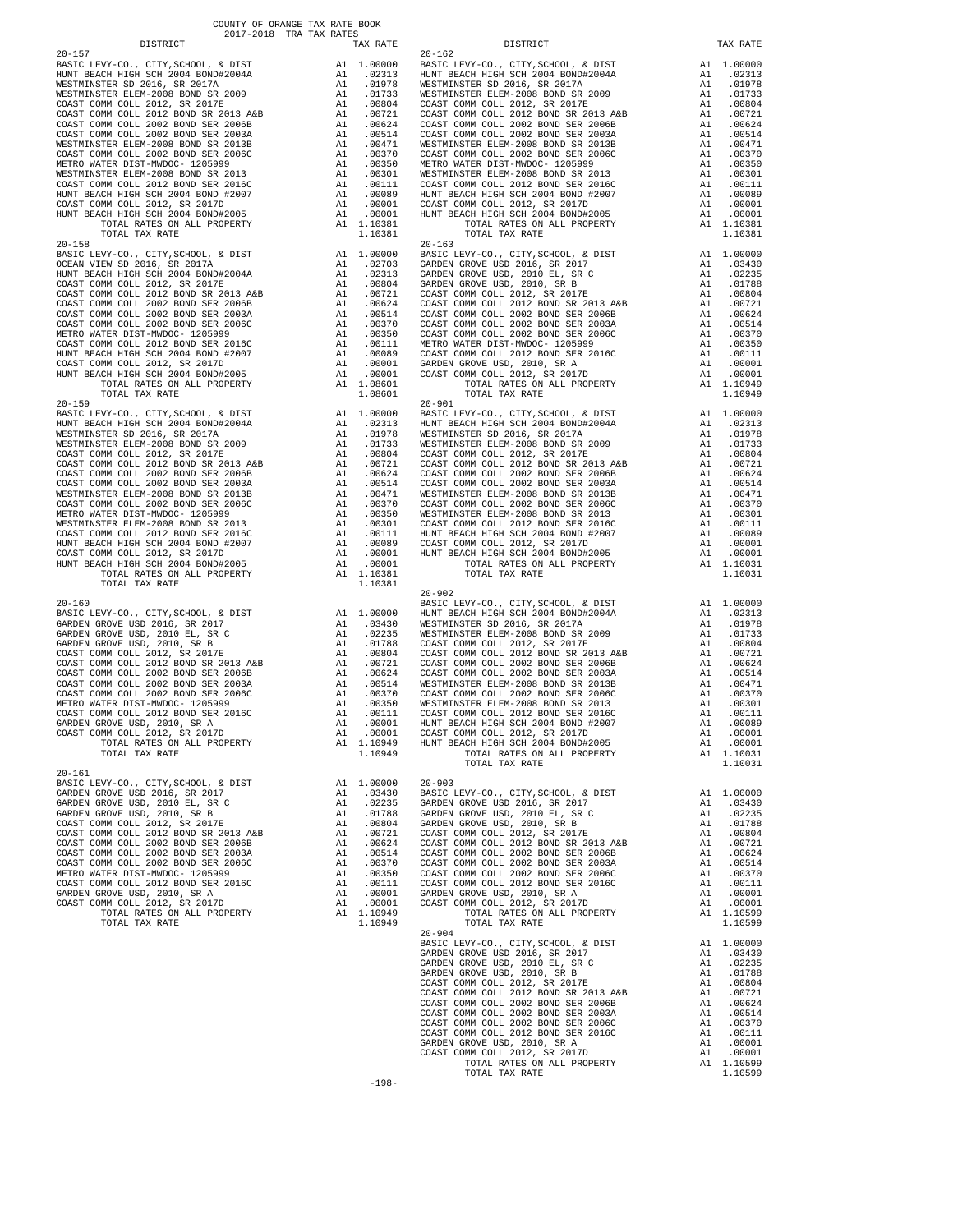COUNTY OF ORANGE TAX RATE BOOK
2017-2018 TRA TAX RATES

### 20-157

| DISTRICT | | TAX RATE |
|---|---|---|
| BASIC LEVY-CO., CITY,SCHOOL, & DIST | A1 | 1.00000 |
| HUNT BEACH HIGH SCH 2004 BOND#2004A | A1 | .02313 |
| WESTMINSTER SD 2016, SR 2017A | A1 | .01978 |
| WESTMINSTER ELEM-2008 BOND SR 2009 | A1 | .01733 |
| COAST COMM COLL 2012, SR 2017E | A1 | .00804 |
| COAST COMM COLL 2012 BOND SR 2013 A&B | A1 | .00721 |
| COAST COMM COLL 2002 BOND SER 2006B | A1 | .00624 |
| COAST COMM COLL 2002 BOND SER 2003A | A1 | .00514 |
| WESTMINSTER ELEM-2008 BOND SR 2013B | A1 | .00471 |
| COAST COMM COLL 2002 BOND SER 2006C | A1 | .00370 |
| METRO WATER DIST-MWDOC- 1205999 | A1 | .00350 |
| WESTMINSTER ELEM-2008 BOND SR 2013 | A1 | .00301 |
| COAST COMM COLL 2012 BOND SER 2016C | A1 | .00111 |
| HUNT BEACH HIGH SCH 2004 BOND #2007 | A1 | .00089 |
| COAST COMM COLL 2012, SR 2017D | A1 | .00001 |
| HUNT BEACH HIGH SCH 2004 BOND#2005 | A1 | .00001 |
| TOTAL RATES ON ALL PROPERTY | A1 | 1.10381 |
| TOTAL TAX RATE | | 1.10381 |

### 20-158

| DISTRICT | | TAX RATE |
|---|---|---|
| BASIC LEVY-CO., CITY,SCHOOL, & DIST | A1 | 1.00000 |
| OCEAN VIEW SD 2016, SR 2017A | A1 | .02703 |
| HUNT BEACH HIGH SCH 2004 BOND#2004A | A1 | .02313 |
| COAST COMM COLL 2012, SR 2017E | A1 | .00804 |
| COAST COMM COLL 2012 BOND SR 2013 A&B | A1 | .00721 |
| COAST COMM COLL 2002 BOND SER 2006B | A1 | .00624 |
| COAST COMM COLL 2002 BOND SER 2003A | A1 | .00514 |
| COAST COMM COLL 2002 BOND SER 2006C | A1 | .00370 |
| METRO WATER DIST-MWDOC- 1205999 | A1 | .00350 |
| COAST COMM COLL 2012 BOND SER 2016C | A1 | .00111 |
| HUNT BEACH HIGH SCH 2004 BOND #2007 | A1 | .00089 |
| COAST COMM COLL 2012, SR 2017D | A1 | .00001 |
| HUNT BEACH HIGH SCH 2004 BOND#2005 | A1 | .00001 |
| TOTAL RATES ON ALL PROPERTY | A1 | 1.08601 |
| TOTAL TAX RATE | | 1.08601 |

### 20-159

| DISTRICT | | TAX RATE |
|---|---|---|
| BASIC LEVY-CO., CITY,SCHOOL, & DIST | A1 | 1.00000 |
| HUNT BEACH HIGH SCH 2004 BOND#2004A | A1 | .02313 |
| WESTMINSTER SD 2016, SR 2017A | A1 | .01978 |
| WESTMINSTER ELEM-2008 BOND SR 2009 | A1 | .01733 |
| COAST COMM COLL 2012, SR 2017E | A1 | .00804 |
| COAST COMM COLL 2012 BOND SR 2013 A&B | A1 | .00721 |
| COAST COMM COLL 2002 BOND SER 2006B | A1 | .00624 |
| COAST COMM COLL 2002 BOND SER 2003A | A1 | .00514 |
| WESTMINSTER ELEM-2008 BOND SR 2013B | A1 | .00471 |
| COAST COMM COLL 2002 BOND SER 2006C | A1 | .00370 |
| METRO WATER DIST-MWDOC- 1205999 | A1 | .00350 |
| WESTMINSTER ELEM-2008 BOND SR 2013 | A1 | .00301 |
| COAST COMM COLL 2012 BOND SER 2016C | A1 | .00111 |
| HUNT BEACH HIGH SCH 2004 BOND #2007 | A1 | .00089 |
| COAST COMM COLL 2012, SR 2017D | A1 | .00001 |
| HUNT BEACH HIGH SCH 2004 BOND#2005 | A1 | .00001 |
| TOTAL RATES ON ALL PROPERTY | A1 | 1.10381 |
| TOTAL TAX RATE | | 1.10381 |

### 20-160

| DISTRICT | | TAX RATE |
|---|---|---|
| BASIC LEVY-CO., CITY,SCHOOL, & DIST | A1 | 1.00000 |
| GARDEN GROVE USD 2016, SR 2017 | A1 | .03430 |
| GARDEN GROVE USD, 2010 EL, SR C | A1 | .02235 |
| GARDEN GROVE USD, 2010, SR B | A1 | .01788 |
| COAST COMM COLL 2012, SR 2017E | A1 | .00804 |
| COAST COMM COLL 2012 BOND SR 2013 A&B | A1 | .00721 |
| COAST COMM COLL 2002 BOND SER 2006B | A1 | .00624 |
| COAST COMM COLL 2002 BOND SER 2003A | A1 | .00514 |
| COAST COMM COLL 2002 BOND SER 2006C | A1 | .00370 |
| METRO WATER DIST-MWDOC- 1205999 | A1 | .00350 |
| COAST COMM COLL 2012 BOND SER 2016C | A1 | .00111 |
| GARDEN GROVE USD, 2010, SR A | A1 | .00001 |
| COAST COMM COLL 2012, SR 2017D | A1 | .00001 |
| TOTAL RATES ON ALL PROPERTY | A1 | 1.10949 |
| TOTAL TAX RATE | | 1.10949 |

### 20-161

| DISTRICT | | TAX RATE |
|---|---|---|
| BASIC LEVY-CO., CITY,SCHOOL, & DIST | A1 | 1.00000 |
| GARDEN GROVE USD 2016, SR 2017 | A1 | .03430 |
| GARDEN GROVE USD, 2010 EL, SR C | A1 | .02235 |
| GARDEN GROVE USD, 2010, SR B | A1 | .01788 |
| COAST COMM COLL 2012, SR 2017E | A1 | .00804 |
| COAST COMM COLL 2012 BOND SR 2013 A&B | A1 | .00721 |
| COAST COMM COLL 2002 BOND SER 2006B | A1 | .00624 |
| COAST COMM COLL 2002 BOND SER 2003A | A1 | .00514 |
| COAST COMM COLL 2002 BOND SER 2006C | A1 | .00370 |
| METRO WATER DIST-MWDOC- 1205999 | A1 | .00350 |
| COAST COMM COLL 2012 BOND SER 2016C | A1 | .00111 |
| GARDEN GROVE USD, 2010, SR A | A1 | .00001 |
| COAST COMM COLL 2012, SR 2017D | A1 | .00001 |
| TOTAL RATES ON ALL PROPERTY | A1 | 1.10949 |
| TOTAL TAX RATE | | 1.10949 |

### 20-162

| DISTRICT | | TAX RATE |
|---|---|---|
| BASIC LEVY-CO., CITY,SCHOOL, & DIST | A1 | 1.00000 |
| HUNT BEACH HIGH SCH 2004 BOND#2004A | A1 | .02313 |
| WESTMINSTER SD 2016, SR 2017A | A1 | .01978 |
| WESTMINSTER ELEM-2008 BOND SR 2009 | A1 | .01733 |
| COAST COMM COLL 2012, SR 2017E | A1 | .00804 |
| COAST COMM COLL 2012 BOND SR 2013 A&B | A1 | .00721 |
| COAST COMM COLL 2002 BOND SER 2006B | A1 | .00624 |
| COAST COMM COLL 2002 BOND SER 2003A | A1 | .00514 |
| WESTMINSTER ELEM-2008 BOND SR 2013B | A1 | .00471 |
| COAST COMM COLL 2002 BOND SER 2006C | A1 | .00370 |
| METRO WATER DIST-MWDOC- 1205999 | A1 | .00350 |
| WESTMINSTER ELEM-2008 BOND SR 2013 | A1 | .00301 |
| COAST COMM COLL 2012 BOND SER 2016C | A1 | .00111 |
| HUNT BEACH HIGH SCH 2004 BOND #2007 | A1 | .00089 |
| COAST COMM COLL 2012, SR 2017D | A1 | .00001 |
| HUNT BEACH HIGH SCH 2004 BOND#2005 | A1 | .00001 |
| TOTAL RATES ON ALL PROPERTY | A1 | 1.10381 |
| TOTAL TAX RATE | | 1.10381 |

### 20-163

| DISTRICT | | TAX RATE |
|---|---|---|
| BASIC LEVY-CO., CITY,SCHOOL, & DIST | A1 | 1.00000 |
| GARDEN GROVE USD 2016, SR 2017 | A1 | .03430 |
| GARDEN GROVE USD, 2010 EL, SR C | A1 | .02235 |
| GARDEN GROVE USD, 2010, SR B | A1 | .01788 |
| COAST COMM COLL 2012, SR 2017E | A1 | .00804 |
| COAST COMM COLL 2012 BOND SR 2013 A&B | A1 | .00721 |
| COAST COMM COLL 2002 BOND SER 2006B | A1 | .00624 |
| COAST COMM COLL 2002 BOND SER 2003A | A1 | .00514 |
| COAST COMM COLL 2002 BOND SER 2006C | A1 | .00370 |
| METRO WATER DIST-MWDOC- 1205999 | A1 | .00350 |
| COAST COMM COLL 2012 BOND SER 2016C | A1 | .00111 |
| GARDEN GROVE USD, 2010, SR A | A1 | .00001 |
| COAST COMM COLL 2012, SR 2017D | A1 | .00001 |
| TOTAL RATES ON ALL PROPERTY | A1 | 1.10949 |
| TOTAL TAX RATE | | 1.10949 |

### 20-901

| DISTRICT | | TAX RATE |
|---|---|---|
| BASIC LEVY-CO., CITY,SCHOOL, & DIST | A1 | 1.00000 |
| HUNT BEACH HIGH SCH 2004 BOND#2004A | A1 | .02313 |
| WESTMINSTER SD 2016, SR 2017A | A1 | .01978 |
| WESTMINSTER ELEM-2008 BOND SR 2009 | A1 | .01733 |
| COAST COMM COLL 2012, SR 2017E | A1 | .00804 |
| COAST COMM COLL 2012 BOND SR 2013 A&B | A1 | .00721 |
| COAST COMM COLL 2002 BOND SER 2006B | A1 | .00624 |
| COAST COMM COLL 2002 BOND SER 2003A | A1 | .00514 |
| WESTMINSTER ELEM-2008 BOND SR 2013B | A1 | .00471 |
| COAST COMM COLL 2002 BOND SER 2006C | A1 | .00370 |
| WESTMINSTER ELEM-2008 BOND SR 2013 | A1 | .00301 |
| COAST COMM COLL 2012 BOND SER 2016C | A1 | .00111 |
| HUNT BEACH HIGH SCH 2004 BOND #2007 | A1 | .00089 |
| COAST COMM COLL 2012, SR 2017D | A1 | .00001 |
| HUNT BEACH HIGH SCH 2004 BOND#2005 | A1 | .00001 |
| TOTAL RATES ON ALL PROPERTY | A1 | 1.10031 |
| TOTAL TAX RATE | | 1.10031 |

### 20-902

| DISTRICT | | TAX RATE |
|---|---|---|
| BASIC LEVY-CO., CITY,SCHOOL, & DIST | A1 | 1.00000 |
| HUNT BEACH HIGH SCH 2004 BOND#2004A | A1 | .02313 |
| WESTMINSTER SD 2016, SR 2017A | A1 | .01978 |
| WESTMINSTER ELEM-2008 BOND SR 2009 | A1 | .01733 |
| COAST COMM COLL 2012, SR 2017E | A1 | .00804 |
| COAST COMM COLL 2012 BOND SR 2013 A&B | A1 | .00721 |
| COAST COMM COLL 2002 BOND SER 2006B | A1 | .00624 |
| COAST COMM COLL 2002 BOND SER 2003A | A1 | .00514 |
| WESTMINSTER ELEM-2008 BOND SR 2013B | A1 | .00471 |
| COAST COMM COLL 2002 BOND SER 2006C | A1 | .00370 |
| WESTMINSTER ELEM-2008 BOND SR 2013 | A1 | .00301 |
| COAST COMM COLL 2012 BOND SER 2016C | A1 | .00111 |
| HUNT BEACH HIGH SCH 2004 BOND #2007 | A1 | .00089 |
| COAST COMM COLL 2012, SR 2017D | A1 | .00001 |
| HUNT BEACH HIGH SCH 2004 BOND#2005 | A1 | .00001 |
| TOTAL RATES ON ALL PROPERTY | A1 | 1.10031 |
| TOTAL TAX RATE | | 1.10031 |

### 20-903

| DISTRICT | | TAX RATE |
|---|---|---|
| BASIC LEVY-CO., CITY,SCHOOL, & DIST | A1 | 1.00000 |
| GARDEN GROVE USD 2016, SR 2017 | A1 | .03430 |
| GARDEN GROVE USD, 2010 EL, SR C | A1 | .02235 |
| GARDEN GROVE USD, 2010, SR B | A1 | .01788 |
| COAST COMM COLL 2012, SR 2017E | A1 | .00804 |
| COAST COMM COLL 2012 BOND SR 2013 A&B | A1 | .00721 |
| COAST COMM COLL 2002 BOND SER 2006B | A1 | .00624 |
| COAST COMM COLL 2002 BOND SER 2003A | A1 | .00514 |
| COAST COMM COLL 2002 BOND SER 2006C | A1 | .00370 |
| COAST COMM COLL 2012 BOND SER 2016C | A1 | .00111 |
| GARDEN GROVE USD, 2010, SR A | A1 | .00001 |
| COAST COMM COLL 2012, SR 2017D | A1 | .00001 |
| TOTAL RATES ON ALL PROPERTY | A1 | 1.10599 |
| TOTAL TAX RATE | | 1.10599 |

### 20-904

| DISTRICT | | TAX RATE |
|---|---|---|
| BASIC LEVY-CO., CITY,SCHOOL, & DIST | A1 | 1.00000 |
| GARDEN GROVE USD 2016, SR 2017 | A1 | .03430 |
| GARDEN GROVE USD, 2010 EL, SR C | A1 | .02235 |
| GARDEN GROVE USD, 2010, SR B | A1 | .01788 |
| COAST COMM COLL 2012, SR 2017E | A1 | .00804 |
| COAST COMM COLL 2012 BOND SR 2013 A&B | A1 | .00721 |
| COAST COMM COLL 2002 BOND SER 2006B | A1 | .00624 |
| COAST COMM COLL 2002 BOND SER 2003A | A1 | .00514 |
| COAST COMM COLL 2002 BOND SER 2006C | A1 | .00370 |
| COAST COMM COLL 2012 BOND SER 2016C | A1 | .00111 |
| GARDEN GROVE USD, 2010, SR A | A1 | .00001 |
| COAST COMM COLL 2012, SR 2017D | A1 | .00001 |
| TOTAL RATES ON ALL PROPERTY | A1 | 1.10599 |
| TOTAL TAX RATE | | 1.10599 |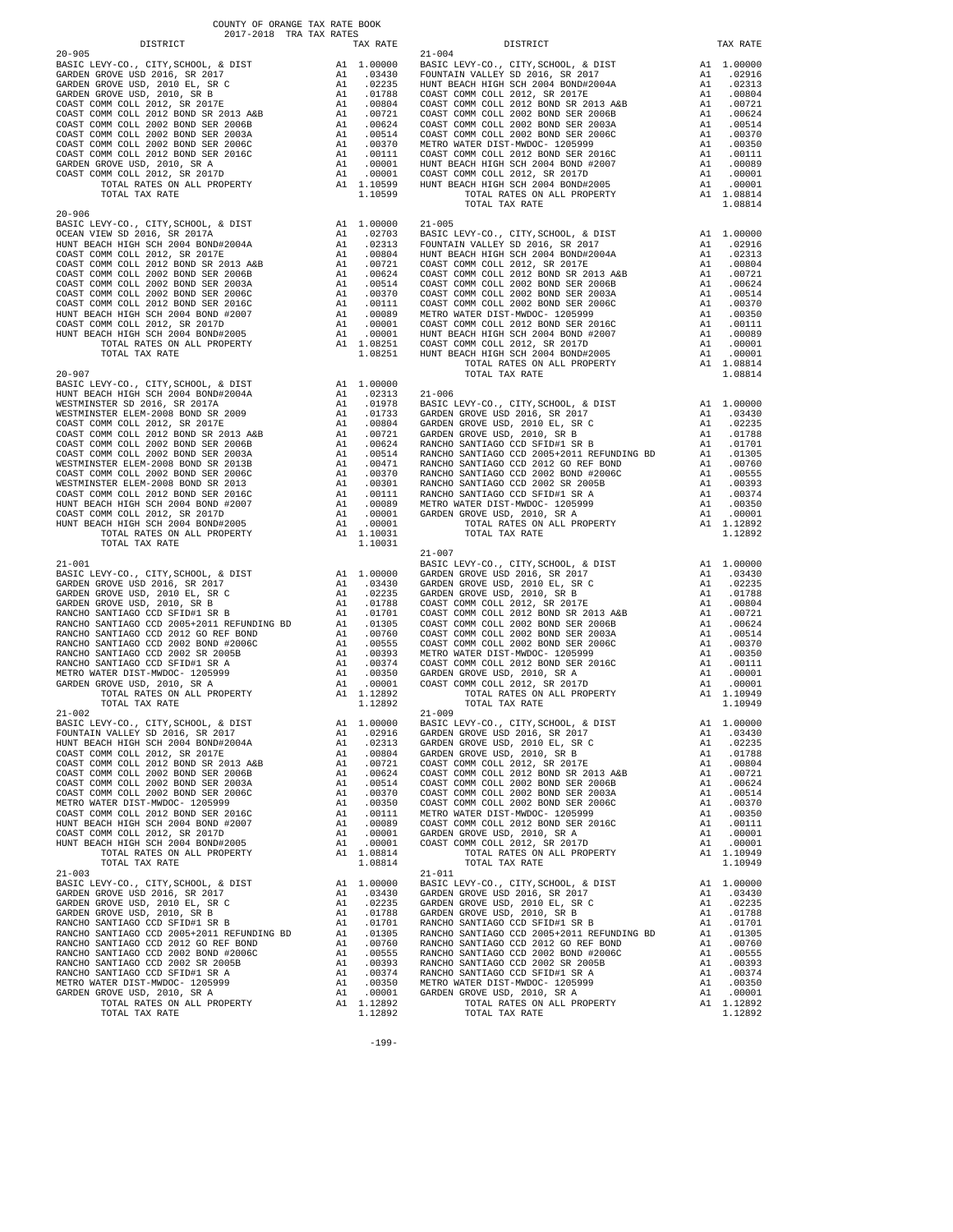COUNTY OF ORANGE TAX RATE BOOK
2017-2018 TRA TAX RATES

| DISTRICT | | TAX RATE |
|---|---|---|
| **20-905** | | |
| BASIC LEVY-CO., CITY,SCHOOL, & DIST | A1 | 1.00000 |
| GARDEN GROVE USD 2016, SR 2017 | A1 | .03430 |
| GARDEN GROVE USD, 2010 EL, SR C | A1 | .02235 |
| GARDEN GROVE USD, 2010, SR B | A1 | .01788 |
| COAST COMM COLL 2012, SR 2017E | A1 | .00804 |
| COAST COMM COLL 2012 BOND SR 2013 A&B | A1 | .00721 |
| COAST COMM COLL 2002 BOND SER 2006B | A1 | .00624 |
| COAST COMM COLL 2002 BOND SER 2003A | A1 | .00514 |
| COAST COMM COLL 2002 BOND SER 2006C | A1 | .00370 |
| COAST COMM COLL 2012 BOND SER 2016C | A1 | .00111 |
| GARDEN GROVE USD, 2010, SR A | A1 | .00001 |
| COAST COMM COLL 2012, SR 2017D | A1 | .00001 |
| TOTAL RATES ON ALL PROPERTY | A1 | 1.10599 |
| TOTAL TAX RATE | | 1.10599 |
| **20-906** | | |
| BASIC LEVY-CO., CITY,SCHOOL, & DIST | A1 | 1.00000 |
| OCEAN VIEW SD 2016, SR 2017A | A1 | .02703 |
| HUNT BEACH HIGH SCH 2004 BOND#2004A | A1 | .02313 |
| COAST COMM COLL 2012, SR 2017E | A1 | .00804 |
| COAST COMM COLL 2012 BOND SR 2013 A&B | A1 | .00721 |
| COAST COMM COLL 2002 BOND SER 2006B | A1 | .00624 |
| COAST COMM COLL 2002 BOND SER 2003A | A1 | .00514 |
| COAST COMM COLL 2002 BOND SER 2006C | A1 | .00370 |
| COAST COMM COLL 2012 BOND SER 2016C | A1 | .00111 |
| HUNT BEACH HIGH SCH 2004 BOND #2007 | A1 | .00089 |
| COAST COMM COLL 2012, SR 2017D | A1 | .00001 |
| HUNT BEACH HIGH SCH 2004 BOND#2005 | A1 | .00001 |
| TOTAL RATES ON ALL PROPERTY | A1 | 1.08251 |
| TOTAL TAX RATE | | 1.08251 |
| **20-907** | | |
| BASIC LEVY-CO., CITY,SCHOOL, & DIST | A1 | 1.00000 |
| HUNT BEACH HIGH SCH 2004 BOND#2004A | A1 | .02313 |
| WESTMINSTER SD 2016, SR 2017A | A1 | .01978 |
| WESTMINSTER ELEM-2008 BOND SR 2009 | A1 | .01733 |
| COAST COMM COLL 2012, SR 2017E | A1 | .00804 |
| COAST COMM COLL 2012 BOND SR 2013 A&B | A1 | .00721 |
| COAST COMM COLL 2002 BOND SER 2006B | A1 | .00624 |
| COAST COMM COLL 2002 BOND SER 2003A | A1 | .00514 |
| WESTMINSTER ELEM-2008 BOND SR 2013B | A1 | .00471 |
| COAST COMM COLL 2002 BOND SER 2006C | A1 | .00370 |
| WESTMINSTER ELEM-2008 BOND SR 2013 | A1 | .00301 |
| COAST COMM COLL 2012 BOND SER 2016C | A1 | .00111 |
| HUNT BEACH HIGH SCH 2004 BOND #2007 | A1 | .00089 |
| COAST COMM COLL 2012, SR 2017D | A1 | .00001 |
| HUNT BEACH HIGH SCH 2004 BOND#2005 | A1 | .00001 |
| TOTAL RATES ON ALL PROPERTY | A1 | 1.10031 |
| TOTAL TAX RATE | | 1.10031 |
| **21-001** | | |
| BASIC LEVY-CO., CITY,SCHOOL, & DIST | A1 | 1.00000 |
| GARDEN GROVE USD 2016, SR 2017 | A1 | .03430 |
| GARDEN GROVE USD, 2010 EL, SR C | A1 | .02235 |
| GARDEN GROVE USD, 2010, SR B | A1 | .01788 |
| RANCHO SANTIAGO CCD SFID#1 SR B | A1 | .01701 |
| RANCHO SANTIAGO CCD 2005+2011 REFUNDING BD | A1 | .01305 |
| RANCHO SANTIAGO CCD 2012 GO REF BOND | A1 | .00760 |
| RANCHO SANTIAGO CCD 2002 BOND #2006C | A1 | .00555 |
| RANCHO SANTIAGO CCD 2002 SR 2005B | A1 | .00393 |
| RANCHO SANTIAGO CCD SFID#1 SR A | A1 | .00374 |
| METRO WATER DIST-MWDOC- 1205999 | A1 | .00350 |
| GARDEN GROVE USD, 2010, SR A | A1 | .00001 |
| TOTAL RATES ON ALL PROPERTY | A1 | 1.12892 |
| TOTAL TAX RATE | | 1.12892 |
| **21-002** | | |
| BASIC LEVY-CO., CITY,SCHOOL, & DIST | A1 | 1.00000 |
| FOUNTAIN VALLEY SD 2016, SR 2017 | A1 | .02916 |
| HUNT BEACH HIGH SCH 2004 BOND#2004A | A1 | .02313 |
| COAST COMM COLL 2012, SR 2017E | A1 | .00804 |
| COAST COMM COLL 2012 BOND SR 2013 A&B | A1 | .00721 |
| COAST COMM COLL 2002 BOND SER 2006B | A1 | .00624 |
| COAST COMM COLL 2002 BOND SER 2003A | A1 | .00514 |
| COAST COMM COLL 2002 BOND SER 2006C | A1 | .00370 |
| METRO WATER DIST-MWDOC- 1205999 | A1 | .00350 |
| COAST COMM COLL 2012 BOND SER 2016C | A1 | .00111 |
| HUNT BEACH HIGH SCH 2004 BOND #2007 | A1 | .00089 |
| COAST COMM COLL 2012, SR 2017D | A1 | .00001 |
| HUNT BEACH HIGH SCH 2004 BOND#2005 | A1 | .00001 |
| TOTAL RATES ON ALL PROPERTY | A1 | 1.08814 |
| TOTAL TAX RATE | | 1.08814 |
| **21-003** | | |
| BASIC LEVY-CO., CITY,SCHOOL, & DIST | A1 | 1.00000 |
| GARDEN GROVE USD 2016, SR 2017 | A1 | .03430 |
| GARDEN GROVE USD, 2010 EL, SR C | A1 | .02235 |
| GARDEN GROVE USD, 2010, SR B | A1 | .01788 |
| RANCHO SANTIAGO CCD SFID#1 SR B | A1 | .01701 |
| RANCHO SANTIAGO CCD 2005+2011 REFUNDING BD | A1 | .01305 |
| RANCHO SANTIAGO CCD 2012 GO REF BOND | A1 | .00760 |
| RANCHO SANTIAGO CCD 2002 BOND #2006C | A1 | .00555 |
| RANCHO SANTIAGO CCD 2002 SR 2005B | A1 | .00393 |
| RANCHO SANTIAGO CCD SFID#1 SR A | A1 | .00374 |
| METRO WATER DIST-MWDOC- 1205999 | A1 | .00350 |
| GARDEN GROVE USD, 2010, SR A | A1 | .00001 |
| TOTAL RATES ON ALL PROPERTY | A1 | 1.12892 |
| TOTAL TAX RATE | | 1.12892 |
| **21-004** | | |
| BASIC LEVY-CO., CITY,SCHOOL, & DIST | A1 | 1.00000 |
| FOUNTAIN VALLEY SD 2016, SR 2017 | A1 | .02916 |
| HUNT BEACH HIGH SCH 2004 BOND#2004A | A1 | .02313 |
| COAST COMM COLL 2012, SR 2017E | A1 | .00804 |
| COAST COMM COLL 2012 BOND SR 2013 A&B | A1 | .00721 |
| COAST COMM COLL 2002 BOND SER 2006B | A1 | .00624 |
| COAST COMM COLL 2002 BOND SER 2003A | A1 | .00514 |
| COAST COMM COLL 2002 BOND SER 2006C | A1 | .00370 |
| METRO WATER DIST-MWDOC- 1205999 | A1 | .00350 |
| COAST COMM COLL 2012 BOND SER 2016C | A1 | .00111 |
| HUNT BEACH HIGH SCH 2004 BOND #2007 | A1 | .00089 |
| COAST COMM COLL 2012, SR 2017D | A1 | .00001 |
| HUNT BEACH HIGH SCH 2004 BOND#2005 | A1 | .00001 |
| TOTAL RATES ON ALL PROPERTY | A1 | 1.08814 |
| TOTAL TAX RATE | | 1.08814 |
| **21-005** | | |
| BASIC LEVY-CO., CITY,SCHOOL, & DIST | A1 | 1.00000 |
| FOUNTAIN VALLEY SD 2016, SR 2017 | A1 | .02916 |
| HUNT BEACH HIGH SCH 2004 BOND#2004A | A1 | .02313 |
| COAST COMM COLL 2012, SR 2017E | A1 | .00804 |
| COAST COMM COLL 2012 BOND SR 2013 A&B | A1 | .00721 |
| COAST COMM COLL 2002 BOND SER 2006B | A1 | .00624 |
| COAST COMM COLL 2002 BOND SER 2003A | A1 | .00514 |
| COAST COMM COLL 2002 BOND SER 2006C | A1 | .00370 |
| METRO WATER DIST-MWDOC- 1205999 | A1 | .00350 |
| COAST COMM COLL 2012 BOND SER 2016C | A1 | .00111 |
| HUNT BEACH HIGH SCH 2004 BOND #2007 | A1 | .00089 |
| COAST COMM COLL 2012, SR 2017D | A1 | .00001 |
| HUNT BEACH HIGH SCH 2004 BOND#2005 | A1 | .00001 |
| TOTAL RATES ON ALL PROPERTY | A1 | 1.08814 |
| TOTAL TAX RATE | | 1.08814 |
| **21-006** | | |
| BASIC LEVY-CO., CITY,SCHOOL, & DIST | A1 | 1.00000 |
| GARDEN GROVE USD 2016, SR 2017 | A1 | .03430 |
| GARDEN GROVE USD, 2010 EL, SR C | A1 | .02235 |
| GARDEN GROVE USD, 2010, SR B | A1 | .01788 |
| RANCHO SANTIAGO CCD SFID#1 SR B | A1 | .01701 |
| RANCHO SANTIAGO CCD 2005+2011 REFUNDING BD | A1 | .01305 |
| RANCHO SANTIAGO CCD 2012 GO REF BOND | A1 | .00760 |
| RANCHO SANTIAGO CCD 2002 BOND #2006C | A1 | .00555 |
| RANCHO SANTIAGO CCD 2002 SR 2005B | A1 | .00393 |
| RANCHO SANTIAGO CCD SFID#1 SR A | A1 | .00374 |
| METRO WATER DIST-MWDOC- 1205999 | A1 | .00350 |
| GARDEN GROVE USD, 2010, SR A | A1 | .00001 |
| TOTAL RATES ON ALL PROPERTY | A1 | 1.12892 |
| TOTAL TAX RATE | | 1.12892 |
| **21-007** | | |
| BASIC LEVY-CO., CITY,SCHOOL, & DIST | A1 | 1.00000 |
| GARDEN GROVE USD 2016, SR 2017 | A1 | .03430 |
| GARDEN GROVE USD, 2010 EL, SR C | A1 | .02235 |
| GARDEN GROVE USD, 2010, SR B | A1 | .01788 |
| COAST COMM COLL 2012, SR 2017E | A1 | .00804 |
| COAST COMM COLL 2012 BOND SR 2013 A&B | A1 | .00721 |
| COAST COMM COLL 2002 BOND SER 2006B | A1 | .00624 |
| COAST COMM COLL 2002 BOND SER 2003A | A1 | .00514 |
| COAST COMM COLL 2002 BOND SER 2006C | A1 | .00370 |
| METRO WATER DIST-MWDOC- 1205999 | A1 | .00350 |
| COAST COMM COLL 2012 BOND SER 2016C | A1 | .00111 |
| GARDEN GROVE USD, 2010, SR A | A1 | .00001 |
| COAST COMM COLL 2012, SR 2017D | A1 | .00001 |
| TOTAL RATES ON ALL PROPERTY | A1 | 1.10949 |
| TOTAL TAX RATE | | 1.10949 |
| **21-009** | | |
| BASIC LEVY-CO., CITY,SCHOOL, & DIST | A1 | 1.00000 |
| GARDEN GROVE USD 2016, SR 2017 | A1 | .03430 |
| GARDEN GROVE USD, 2010 EL, SR C | A1 | .02235 |
| GARDEN GROVE USD, 2010, SR B | A1 | .01788 |
| COAST COMM COLL 2012, SR 2017E | A1 | .00804 |
| COAST COMM COLL 2012 BOND SR 2013 A&B | A1 | .00721 |
| COAST COMM COLL 2002 BOND SER 2006B | A1 | .00624 |
| COAST COMM COLL 2002 BOND SER 2003A | A1 | .00514 |
| COAST COMM COLL 2002 BOND SER 2006C | A1 | .00370 |
| METRO WATER DIST-MWDOC- 1205999 | A1 | .00350 |
| COAST COMM COLL 2012 BOND SER 2016C | A1 | .00111 |
| GARDEN GROVE USD, 2010, SR A | A1 | .00001 |
| COAST COMM COLL 2012, SR 2017D | A1 | .00001 |
| TOTAL RATES ON ALL PROPERTY | A1 | 1.10949 |
| TOTAL TAX RATE | | 1.10949 |
| **21-011** | | |
| BASIC LEVY-CO., CITY,SCHOOL, & DIST | A1 | 1.00000 |
| GARDEN GROVE USD 2016, SR 2017 | A1 | .03430 |
| GARDEN GROVE USD, 2010 EL, SR C | A1 | .02235 |
| GARDEN GROVE USD, 2010, SR B | A1 | .01788 |
| RANCHO SANTIAGO CCD SFID#1 SR B | A1 | .01701 |
| RANCHO SANTIAGO CCD 2005+2011 REFUNDING BD | A1 | .01305 |
| RANCHO SANTIAGO CCD 2012 GO REF BOND | A1 | .00760 |
| RANCHO SANTIAGO CCD 2002 BOND #2006C | A1 | .00555 |
| RANCHO SANTIAGO CCD 2002 SR 2005B | A1 | .00393 |
| RANCHO SANTIAGO CCD SFID#1 SR A | A1 | .00374 |
| METRO WATER DIST-MWDOC- 1205999 | A1 | .00350 |
| GARDEN GROVE USD, 2010, SR A | A1 | .00001 |
| TOTAL RATES ON ALL PROPERTY | A1 | 1.12892 |
| TOTAL TAX RATE | | 1.12892 |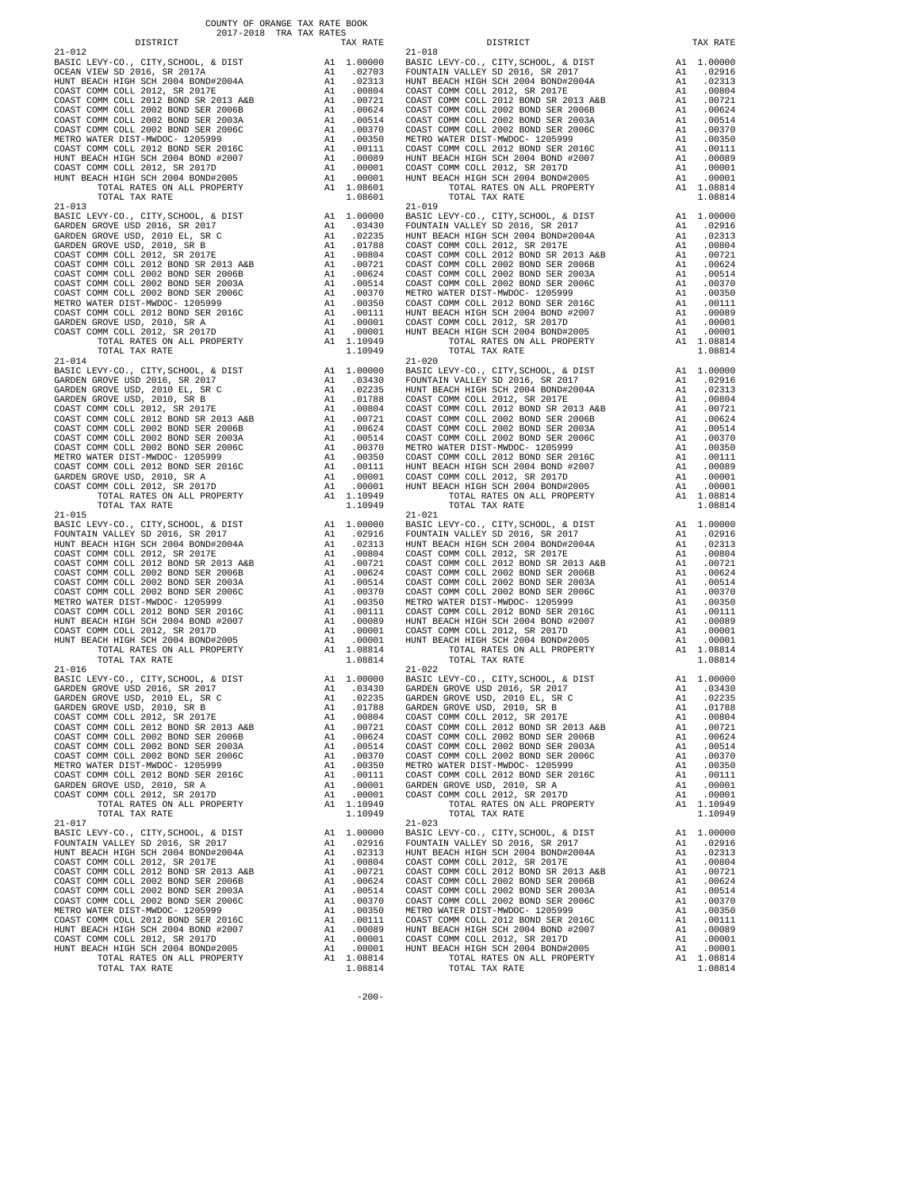COUNTY OF ORANGE TAX RATE BOOK
2017-2018 TRA TAX RATES

| DISTRICT | | TAX RATE |
|---|---|---|
| **21-012** | | |
| BASIC LEVY-CO., CITY,SCHOOL, & DIST | A1 | 1.00000 |
| OCEAN VIEW SD 2016, SR 2017A | A1 | .02703 |
| HUNT BEACH HIGH SCH 2004 BOND#2004A | A1 | .02313 |
| COAST COMM COLL 2012, SR 2017E | A1 | .00804 |
| COAST COMM COLL 2012 BOND SR 2013 A&B | A1 | .00721 |
| COAST COMM COLL 2002 BOND SER 2006B | A1 | .00624 |
| COAST COMM COLL 2002 BOND SER 2003A | A1 | .00514 |
| COAST COMM COLL 2002 BOND SER 2006C | A1 | .00370 |
| METRO WATER DIST-MWDOC- 1205999 | A1 | .00350 |
| COAST COMM COLL 2012 BOND SER 2016C | A1 | .00111 |
| HUNT BEACH HIGH SCH 2004 BOND #2007 | A1 | .00089 |
| COAST COMM COLL 2012, SR 2017D | A1 | .00001 |
| HUNT BEACH HIGH SCH 2004 BOND#2005 | A1 | .00001 |
| TOTAL RATES ON ALL PROPERTY | A1 | 1.08601 |
| TOTAL TAX RATE | | 1.08601 |
| **21-013** | | |
| BASIC LEVY-CO., CITY,SCHOOL, & DIST | A1 | 1.00000 |
| GARDEN GROVE USD 2016, SR 2017 | A1 | .03430 |
| GARDEN GROVE USD, 2010 EL, SR C | A1 | .02235 |
| GARDEN GROVE USD, 2010, SR B | A1 | .01788 |
| COAST COMM COLL 2012, SR 2017E | A1 | .00804 |
| COAST COMM COLL 2012 BOND SR 2013 A&B | A1 | .00721 |
| COAST COMM COLL 2002 BOND SER 2006B | A1 | .00624 |
| COAST COMM COLL 2002 BOND SER 2003A | A1 | .00514 |
| COAST COMM COLL 2002 BOND SER 2006C | A1 | .00370 |
| METRO WATER DIST-MWDOC- 1205999 | A1 | .00350 |
| COAST COMM COLL 2012 BOND SER 2016C | A1 | .00111 |
| GARDEN GROVE USD, 2010, SR A | A1 | .00001 |
| COAST COMM COLL 2012, SR 2017D | A1 | .00001 |
| TOTAL RATES ON ALL PROPERTY | A1 | 1.10949 |
| TOTAL TAX RATE | | 1.10949 |
| **21-014** | | |
| BASIC LEVY-CO., CITY,SCHOOL, & DIST | A1 | 1.00000 |
| GARDEN GROVE USD 2016, SR 2017 | A1 | .03430 |
| GARDEN GROVE USD, 2010 EL, SR C | A1 | .02235 |
| GARDEN GROVE USD, 2010, SR B | A1 | .01788 |
| COAST COMM COLL 2012, SR 2017E | A1 | .00804 |
| COAST COMM COLL 2012 BOND SR 2013 A&B | A1 | .00721 |
| COAST COMM COLL 2002 BOND SER 2006B | A1 | .00624 |
| COAST COMM COLL 2002 BOND SER 2003A | A1 | .00514 |
| COAST COMM COLL 2002 BOND SER 2006C | A1 | .00370 |
| METRO WATER DIST-MWDOC- 1205999 | A1 | .00350 |
| COAST COMM COLL 2012 BOND SER 2016C | A1 | .00111 |
| GARDEN GROVE USD, 2010, SR A | A1 | .00001 |
| COAST COMM COLL 2012, SR 2017D | A1 | .00001 |
| TOTAL RATES ON ALL PROPERTY | A1 | 1.10949 |
| TOTAL TAX RATE | | 1.10949 |
| **21-015** | | |
| BASIC LEVY-CO., CITY,SCHOOL, & DIST | A1 | 1.00000 |
| FOUNTAIN VALLEY SD 2016, SR 2017 | A1 | .02916 |
| HUNT BEACH HIGH SCH 2004 BOND#2004A | A1 | .02313 |
| COAST COMM COLL 2012, SR 2017E | A1 | .00804 |
| COAST COMM COLL 2012 BOND SR 2013 A&B | A1 | .00721 |
| COAST COMM COLL 2002 BOND SER 2006B | A1 | .00624 |
| COAST COMM COLL 2002 BOND SER 2003A | A1 | .00514 |
| COAST COMM COLL 2002 BOND SER 2006C | A1 | .00370 |
| METRO WATER DIST-MWDOC- 1205999 | A1 | .00350 |
| COAST COMM COLL 2012 BOND SER 2016C | A1 | .00111 |
| HUNT BEACH HIGH SCH 2004 BOND #2007 | A1 | .00089 |
| COAST COMM COLL 2012, SR 2017D | A1 | .00001 |
| HUNT BEACH HIGH SCH 2004 BOND#2005 | A1 | .00001 |
| TOTAL RATES ON ALL PROPERTY | A1 | 1.08814 |
| TOTAL TAX RATE | | 1.08814 |
| **21-016** | | |
| BASIC LEVY-CO., CITY,SCHOOL, & DIST | A1 | 1.00000 |
| GARDEN GROVE USD 2016, SR 2017 | A1 | .03430 |
| GARDEN GROVE USD, 2010 EL, SR C | A1 | .02235 |
| GARDEN GROVE USD, 2010, SR B | A1 | .01788 |
| COAST COMM COLL 2012, SR 2017E | A1 | .00804 |
| COAST COMM COLL 2012 BOND SR 2013 A&B | A1 | .00721 |
| COAST COMM COLL 2002 BOND SER 2006B | A1 | .00624 |
| COAST COMM COLL 2002 BOND SER 2003A | A1 | .00514 |
| COAST COMM COLL 2002 BOND SER 2006C | A1 | .00370 |
| METRO WATER DIST-MWDOC- 1205999 | A1 | .00350 |
| COAST COMM COLL 2012 BOND SER 2016C | A1 | .00111 |
| GARDEN GROVE USD, 2010, SR A | A1 | .00001 |
| COAST COMM COLL 2012, SR 2017D | A1 | .00001 |
| TOTAL RATES ON ALL PROPERTY | A1 | 1.10949 |
| TOTAL TAX RATE | | 1.10949 |
| **21-017** | | |
| BASIC LEVY-CO., CITY,SCHOOL, & DIST | A1 | 1.00000 |
| FOUNTAIN VALLEY SD 2016, SR 2017 | A1 | .02916 |
| HUNT BEACH HIGH SCH 2004 BOND#2004A | A1 | .02313 |
| COAST COMM COLL 2012, SR 2017E | A1 | .00804 |
| COAST COMM COLL 2012 BOND SR 2013 A&B | A1 | .00721 |
| COAST COMM COLL 2002 BOND SER 2006B | A1 | .00624 |
| COAST COMM COLL 2002 BOND SER 2003A | A1 | .00514 |
| COAST COMM COLL 2002 BOND SER 2006C | A1 | .00370 |
| METRO WATER DIST-MWDOC- 1205999 | A1 | .00350 |
| COAST COMM COLL 2012 BOND SER 2016C | A1 | .00111 |
| HUNT BEACH HIGH SCH 2004 BOND #2007 | A1 | .00089 |
| COAST COMM COLL 2012, SR 2017D | A1 | .00001 |
| HUNT BEACH HIGH SCH 2004 BOND#2005 | A1 | .00001 |
| TOTAL RATES ON ALL PROPERTY | A1 | 1.08814 |
| TOTAL TAX RATE | | 1.08814 |
| **21-018** | | |
| BASIC LEVY-CO., CITY,SCHOOL, & DIST | A1 | 1.00000 |
| FOUNTAIN VALLEY SD 2016, SR 2017 | A1 | .02916 |
| HUNT BEACH HIGH SCH 2004 BOND#2004A | A1 | .02313 |
| COAST COMM COLL 2012, SR 2017E | A1 | .00804 |
| COAST COMM COLL 2012 BOND SR 2013 A&B | A1 | .00721 |
| COAST COMM COLL 2002 BOND SER 2006B | A1 | .00624 |
| COAST COMM COLL 2002 BOND SER 2003A | A1 | .00514 |
| COAST COMM COLL 2002 BOND SER 2006C | A1 | .00370 |
| METRO WATER DIST-MWDOC- 1205999 | A1 | .00350 |
| COAST COMM COLL 2012 BOND SER 2016C | A1 | .00111 |
| HUNT BEACH HIGH SCH 2004 BOND #2007 | A1 | .00089 |
| COAST COMM COLL 2012, SR 2017D | A1 | .00001 |
| HUNT BEACH HIGH SCH 2004 BOND#2005 | A1 | .00001 |
| TOTAL RATES ON ALL PROPERTY | A1 | 1.08814 |
| TOTAL TAX RATE | | 1.08814 |
| **21-019** | | |
| BASIC LEVY-CO., CITY,SCHOOL, & DIST | A1 | 1.00000 |
| FOUNTAIN VALLEY SD 2016, SR 2017 | A1 | .02916 |
| HUNT BEACH HIGH SCH 2004 BOND#2004A | A1 | .02313 |
| COAST COMM COLL 2012, SR 2017E | A1 | .00804 |
| COAST COMM COLL 2012 BOND SR 2013 A&B | A1 | .00721 |
| COAST COMM COLL 2002 BOND SER 2006B | A1 | .00624 |
| COAST COMM COLL 2002 BOND SER 2003A | A1 | .00514 |
| COAST COMM COLL 2002 BOND SER 2006C | A1 | .00370 |
| METRO WATER DIST-MWDOC- 1205999 | A1 | .00350 |
| COAST COMM COLL 2012 BOND SER 2016C | A1 | .00111 |
| HUNT BEACH HIGH SCH 2004 BOND #2007 | A1 | .00089 |
| COAST COMM COLL 2012, SR 2017D | A1 | .00001 |
| HUNT BEACH HIGH SCH 2004 BOND#2005 | A1 | .00001 |
| TOTAL RATES ON ALL PROPERTY | A1 | 1.08814 |
| TOTAL TAX RATE | | 1.08814 |
| **21-020** | | |
| BASIC LEVY-CO., CITY,SCHOOL, & DIST | A1 | 1.00000 |
| FOUNTAIN VALLEY SD 2016, SR 2017 | A1 | .02916 |
| HUNT BEACH HIGH SCH 2004 BOND#2004A | A1 | .02313 |
| COAST COMM COLL 2012, SR 2017E | A1 | .00804 |
| COAST COMM COLL 2012 BOND SR 2013 A&B | A1 | .00721 |
| COAST COMM COLL 2002 BOND SER 2006B | A1 | .00624 |
| COAST COMM COLL 2002 BOND SER 2003A | A1 | .00514 |
| COAST COMM COLL 2002 BOND SER 2006C | A1 | .00370 |
| METRO WATER DIST-MWDOC- 1205999 | A1 | .00350 |
| COAST COMM COLL 2012 BOND SER 2016C | A1 | .00111 |
| HUNT BEACH HIGH SCH 2004 BOND #2007 | A1 | .00089 |
| COAST COMM COLL 2012, SR 2017D | A1 | .00001 |
| HUNT BEACH HIGH SCH 2004 BOND#2005 | A1 | .00001 |
| TOTAL RATES ON ALL PROPERTY | A1 | 1.08814 |
| TOTAL TAX RATE | | 1.08814 |
| **21-021** | | |
| BASIC LEVY-CO., CITY,SCHOOL, & DIST | A1 | 1.00000 |
| FOUNTAIN VALLEY SD 2016, SR 2017 | A1 | .02916 |
| HUNT BEACH HIGH SCH 2004 BOND#2004A | A1 | .02313 |
| COAST COMM COLL 2012, SR 2017E | A1 | .00804 |
| COAST COMM COLL 2012 BOND SR 2013 A&B | A1 | .00721 |
| COAST COMM COLL 2002 BOND SER 2006B | A1 | .00624 |
| COAST COMM COLL 2002 BOND SER 2003A | A1 | .00514 |
| COAST COMM COLL 2002 BOND SER 2006C | A1 | .00370 |
| METRO WATER DIST-MWDOC- 1205999 | A1 | .00350 |
| COAST COMM COLL 2012 BOND SER 2016C | A1 | .00111 |
| HUNT BEACH HIGH SCH 2004 BOND #2007 | A1 | .00089 |
| COAST COMM COLL 2012, SR 2017D | A1 | .00001 |
| HUNT BEACH HIGH SCH 2004 BOND#2005 | A1 | .00001 |
| TOTAL RATES ON ALL PROPERTY | A1 | 1.08814 |
| TOTAL TAX RATE | | 1.08814 |
| **21-022** | | |
| BASIC LEVY-CO., CITY,SCHOOL, & DIST | A1 | 1.00000 |
| GARDEN GROVE USD 2016, SR 2017 | A1 | .03430 |
| GARDEN GROVE USD, 2010 EL, SR C | A1 | .02235 |
| GARDEN GROVE USD, 2010, SR B | A1 | .01788 |
| COAST COMM COLL 2012, SR 2017E | A1 | .00804 |
| COAST COMM COLL 2012 BOND SR 2013 A&B | A1 | .00721 |
| COAST COMM COLL 2002 BOND SER 2006B | A1 | .00624 |
| COAST COMM COLL 2002 BOND SER 2003A | A1 | .00514 |
| COAST COMM COLL 2002 BOND SER 2006C | A1 | .00370 |
| METRO WATER DIST-MWDOC- 1205999 | A1 | .00350 |
| COAST COMM COLL 2012 BOND SER 2016C | A1 | .00111 |
| GARDEN GROVE USD, 2010, SR A | A1 | .00001 |
| COAST COMM COLL 2012, SR 2017D | A1 | .00001 |
| TOTAL RATES ON ALL PROPERTY | A1 | 1.10949 |
| TOTAL TAX RATE | | 1.10949 |
| **21-023** | | |
| BASIC LEVY-CO., CITY,SCHOOL, & DIST | A1 | 1.00000 |
| FOUNTAIN VALLEY SD 2016, SR 2017 | A1 | .02916 |
| HUNT BEACH HIGH SCH 2004 BOND#2004A | A1 | .02313 |
| COAST COMM COLL 2012, SR 2017E | A1 | .00804 |
| COAST COMM COLL 2012 BOND SR 2013 A&B | A1 | .00721 |
| COAST COMM COLL 2002 BOND SER 2006B | A1 | .00624 |
| COAST COMM COLL 2002 BOND SER 2003A | A1 | .00514 |
| COAST COMM COLL 2002 BOND SER 2006C | A1 | .00370 |
| METRO WATER DIST-MWDOC- 1205999 | A1 | .00350 |
| COAST COMM COLL 2012 BOND SER 2016C | A1 | .00111 |
| HUNT BEACH HIGH SCH 2004 BOND #2007 | A1 | .00089 |
| COAST COMM COLL 2012, SR 2017D | A1 | .00001 |
| HUNT BEACH HIGH SCH 2004 BOND#2005 | A1 | .00001 |
| TOTAL RATES ON ALL PROPERTY | A1 | 1.08814 |
| TOTAL TAX RATE | | 1.08814 |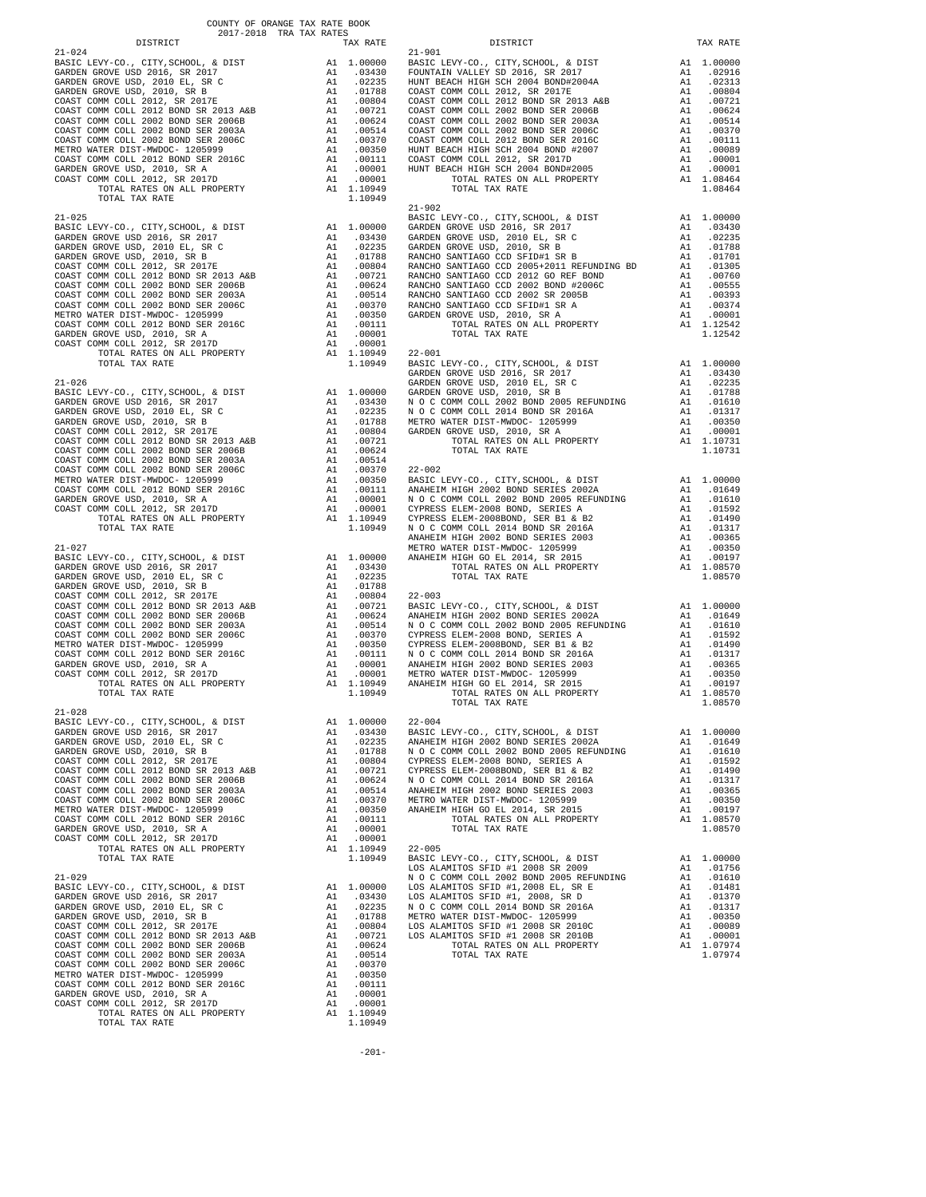COUNTY OF ORANGE TAX RATE BOOK
2017-2018 TRA TAX RATES

| DISTRICT | | TAX RATE |
|---|---|---|
| **21-024** | | |
| BASIC LEVY-CO., CITY,SCHOOL, & DIST | A1 | 1.00000 |
| GARDEN GROVE USD 2016, SR 2017 | A1 | .03430 |
| GARDEN GROVE USD, 2010 EL, SR C | A1 | .02235 |
| GARDEN GROVE USD, 2010, SR B | A1 | .01788 |
| COAST COMM COLL 2012, SR 2017E | A1 | .00804 |
| COAST COMM COLL 2012 BOND SR 2013 A&B | A1 | .00721 |
| COAST COMM COLL 2002 BOND SER 2006B | A1 | .00624 |
| COAST COMM COLL 2002 BOND SER 2003A | A1 | .00514 |
| COAST COMM COLL 2002 BOND SER 2006C | A1 | .00370 |
| METRO WATER DIST-MWDOC- 1205999 | A1 | .00350 |
| COAST COMM COLL 2012 BOND SER 2016C | A1 | .00111 |
| GARDEN GROVE USD, 2010, SR A | A1 | .00001 |
| COAST COMM COLL 2012, SR 2017D | A1 | .00001 |
| TOTAL RATES ON ALL PROPERTY | A1 | 1.10949 |
| TOTAL TAX RATE | | 1.10949 |
| **21-025** | | |
| BASIC LEVY-CO., CITY,SCHOOL, & DIST | A1 | 1.00000 |
| GARDEN GROVE USD 2016, SR 2017 | A1 | .03430 |
| GARDEN GROVE USD, 2010 EL, SR C | A1 | .02235 |
| GARDEN GROVE USD, 2010, SR B | A1 | .01788 |
| COAST COMM COLL 2012, SR 2017E | A1 | .00804 |
| COAST COMM COLL 2012 BOND SR 2013 A&B | A1 | .00721 |
| COAST COMM COLL 2002 BOND SER 2006B | A1 | .00624 |
| COAST COMM COLL 2002 BOND SER 2003A | A1 | .00514 |
| COAST COMM COLL 2002 BOND SER 2006C | A1 | .00370 |
| METRO WATER DIST-MWDOC- 1205999 | A1 | .00350 |
| COAST COMM COLL 2012 BOND SER 2016C | A1 | .00111 |
| GARDEN GROVE USD, 2010, SR A | A1 | .00001 |
| COAST COMM COLL 2012, SR 2017D | A1 | .00001 |
| TOTAL RATES ON ALL PROPERTY | A1 | 1.10949 |
| TOTAL TAX RATE | | 1.10949 |
| **21-026** | | |
| BASIC LEVY-CO., CITY,SCHOOL, & DIST | A1 | 1.00000 |
| GARDEN GROVE USD 2016, SR 2017 | A1 | .03430 |
| GARDEN GROVE USD, 2010 EL, SR C | A1 | .02235 |
| GARDEN GROVE USD, 2010, SR B | A1 | .01788 |
| COAST COMM COLL 2012, SR 2017E | A1 | .00804 |
| COAST COMM COLL 2012 BOND SR 2013 A&B | A1 | .00721 |
| COAST COMM COLL 2002 BOND SER 2006B | A1 | .00624 |
| COAST COMM COLL 2002 BOND SER 2003A | A1 | .00514 |
| COAST COMM COLL 2002 BOND SER 2006C | A1 | .00370 |
| METRO WATER DIST-MWDOC- 1205999 | A1 | .00350 |
| COAST COMM COLL 2012 BOND SER 2016C | A1 | .00111 |
| GARDEN GROVE USD, 2010, SR A | A1 | .00001 |
| COAST COMM COLL 2012, SR 2017D | A1 | .00001 |
| TOTAL RATES ON ALL PROPERTY | A1 | 1.10949 |
| TOTAL TAX RATE | | 1.10949 |
| **21-027** | | |
| BASIC LEVY-CO., CITY,SCHOOL, & DIST | A1 | 1.00000 |
| GARDEN GROVE USD 2016, SR 2017 | A1 | .03430 |
| GARDEN GROVE USD, 2010 EL, SR C | A1 | .02235 |
| GARDEN GROVE USD, 2010, SR B | A1 | .01788 |
| COAST COMM COLL 2012, SR 2017E | A1 | .00804 |
| COAST COMM COLL 2012 BOND SR 2013 A&B | A1 | .00721 |
| COAST COMM COLL 2002 BOND SER 2006B | A1 | .00624 |
| COAST COMM COLL 2002 BOND SER 2003A | A1 | .00514 |
| COAST COMM COLL 2002 BOND SER 2006C | A1 | .00370 |
| METRO WATER DIST-MWDOC- 1205999 | A1 | .00350 |
| COAST COMM COLL 2012 BOND SER 2016C | A1 | .00111 |
| GARDEN GROVE USD, 2010, SR A | A1 | .00001 |
| COAST COMM COLL 2012, SR 2017D | A1 | .00001 |
| TOTAL RATES ON ALL PROPERTY | A1 | 1.10949 |
| TOTAL TAX RATE | | 1.10949 |
| **21-028** | | |
| BASIC LEVY-CO., CITY,SCHOOL, & DIST | A1 | 1.00000 |
| GARDEN GROVE USD 2016, SR 2017 | A1 | .03430 |
| GARDEN GROVE USD, 2010 EL, SR C | A1 | .02235 |
| GARDEN GROVE USD, 2010, SR B | A1 | .01788 |
| COAST COMM COLL 2012, SR 2017E | A1 | .00804 |
| COAST COMM COLL 2012 BOND SR 2013 A&B | A1 | .00721 |
| COAST COMM COLL 2002 BOND SER 2006B | A1 | .00624 |
| COAST COMM COLL 2002 BOND SER 2003A | A1 | .00514 |
| COAST COMM COLL 2002 BOND SER 2006C | A1 | .00370 |
| METRO WATER DIST-MWDOC- 1205999 | A1 | .00350 |
| COAST COMM COLL 2012 BOND SER 2016C | A1 | .00111 |
| GARDEN GROVE USD, 2010, SR A | A1 | .00001 |
| COAST COMM COLL 2012, SR 2017D | A1 | .00001 |
| TOTAL RATES ON ALL PROPERTY | A1 | 1.10949 |
| TOTAL TAX RATE | | 1.10949 |
| **21-029** | | |
| BASIC LEVY-CO., CITY,SCHOOL, & DIST | A1 | 1.00000 |
| GARDEN GROVE USD 2016, SR 2017 | A1 | .03430 |
| GARDEN GROVE USD, 2010 EL, SR C | A1 | .02235 |
| GARDEN GROVE USD, 2010, SR B | A1 | .01788 |
| COAST COMM COLL 2012, SR 2017E | A1 | .00804 |
| COAST COMM COLL 2012 BOND SR 2013 A&B | A1 | .00721 |
| COAST COMM COLL 2002 BOND SER 2006B | A1 | .00624 |
| COAST COMM COLL 2002 BOND SER 2003A | A1 | .00514 |
| COAST COMM COLL 2002 BOND SER 2006C | A1 | .00370 |
| METRO WATER DIST-MWDOC- 1205999 | A1 | .00350 |
| COAST COMM COLL 2012 BOND SER 2016C | A1 | .00111 |
| GARDEN GROVE USD, 2010, SR A | A1 | .00001 |
| COAST COMM COLL 2012, SR 2017D | A1 | .00001 |
| TOTAL RATES ON ALL PROPERTY | A1 | 1.10949 |
| TOTAL TAX RATE | | 1.10949 |

| DISTRICT | | TAX RATE |
|---|---|---|
| **21-901** | | |
| BASIC LEVY-CO., CITY,SCHOOL, & DIST | A1 | 1.00000 |
| FOUNTAIN VALLEY SD 2016, SR 2017 | A1 | .02916 |
| HUNT BEACH HIGH SCH 2004 BOND#2004A | A1 | .02313 |
| COAST COMM COLL 2012, SR 2017E | A1 | .00804 |
| COAST COMM COLL 2012 BOND SR 2013 A&B | A1 | .00721 |
| COAST COMM COLL 2002 BOND SER 2006B | A1 | .00624 |
| COAST COMM COLL 2002 BOND SER 2003A | A1 | .00514 |
| COAST COMM COLL 2002 BOND SER 2006C | A1 | .00370 |
| COAST COMM COLL 2012 BOND SER 2016C | A1 | .00111 |
| HUNT BEACH HIGH SCH 2004 BOND #2007 | A1 | .00089 |
| COAST COMM COLL 2012, SR 2017D | A1 | .00001 |
| HUNT BEACH HIGH SCH 2004 BOND#2005 | A1 | .00001 |
| TOTAL RATES ON ALL PROPERTY | A1 | 1.08464 |
| TOTAL TAX RATE | | 1.08464 |
| **21-902** | | |
| BASIC LEVY-CO., CITY,SCHOOL, & DIST | A1 | 1.00000 |
| GARDEN GROVE USD 2016, SR 2017 | A1 | .03430 |
| GARDEN GROVE USD, 2010 EL, SR C | A1 | .02235 |
| GARDEN GROVE USD, 2010, SR B | A1 | .01788 |
| RANCHO SANTIAGO CCD SFID#1 SR B | A1 | .01701 |
| RANCHO SANTIAGO CCD 2005+2011 REFUNDING BD | A1 | .01305 |
| RANCHO SANTIAGO CCD 2012 GO REF BOND | A1 | .00760 |
| RANCHO SANTIAGO CCD 2002 BOND #2006C | A1 | .00555 |
| RANCHO SANTIAGO CCD 2002 SR 2005B | A1 | .00393 |
| RANCHO SANTIAGO CCD SFID#1 SR A | A1 | .00374 |
| GARDEN GROVE USD, 2010, SR A | A1 | .00001 |
| TOTAL RATES ON ALL PROPERTY | A1 | 1.12542 |
| TOTAL TAX RATE | | 1.12542 |
| **22-001** | | |
| BASIC LEVY-CO., CITY,SCHOOL, & DIST | A1 | 1.00000 |
| GARDEN GROVE USD 2016, SR 2017 | A1 | .03430 |
| GARDEN GROVE USD, 2010 EL, SR C | A1 | .02235 |
| GARDEN GROVE USD, 2010, SR B | A1 | .01788 |
| N O C COMM COLL 2002 BOND 2005 REFUNDING | A1 | .01610 |
| N O C COMM COLL 2014 BOND SR 2016A | A1 | .01317 |
| METRO WATER DIST-MWDOC- 1205999 | A1 | .00350 |
| GARDEN GROVE USD, 2010, SR A | A1 | .00001 |
| TOTAL RATES ON ALL PROPERTY | A1 | 1.10731 |
| TOTAL TAX RATE | | 1.10731 |
| **22-002** | | |
| BASIC LEVY-CO., CITY,SCHOOL, & DIST | A1 | 1.00000 |
| ANAHEIM HIGH 2002 BOND SERIES 2002A | A1 | .01649 |
| N O C COMM COLL 2002 BOND 2005 REFUNDING | A1 | .01610 |
| CYPRESS ELEM-2008 BOND, SERIES A | A1 | .01592 |
| CYPRESS ELEM-2008BOND, SER B1 & B2 | A1 | .01490 |
| N O C COMM COLL 2014 BOND SR 2016A | A1 | .01317 |
| ANAHEIM HIGH 2002 BOND SERIES 2003 | A1 | .00365 |
| METRO WATER DIST-MWDOC- 1205999 | A1 | .00350 |
| ANAHEIM HIGH GO EL 2014, SR 2015 | A1 | .00197 |
| TOTAL RATES ON ALL PROPERTY | A1 | 1.08570 |
| TOTAL TAX RATE | | 1.08570 |
| **22-003** | | |
| BASIC LEVY-CO., CITY,SCHOOL, & DIST | A1 | 1.00000 |
| ANAHEIM HIGH 2002 BOND SERIES 2002A | A1 | .01649 |
| N O C COMM COLL 2002 BOND 2005 REFUNDING | A1 | .01610 |
| CYPRESS ELEM-2008 BOND, SERIES A | A1 | .01592 |
| CYPRESS ELEM-2008BOND, SER B1 & B2 | A1 | .01490 |
| N O C COMM COLL 2014 BOND SR 2016A | A1 | .01317 |
| ANAHEIM HIGH 2002 BOND SERIES 2003 | A1 | .00365 |
| METRO WATER DIST-MWDOC- 1205999 | A1 | .00350 |
| ANAHEIM HIGH GO EL 2014, SR 2015 | A1 | .00197 |
| TOTAL RATES ON ALL PROPERTY | A1 | 1.08570 |
| TOTAL TAX RATE | | 1.08570 |
| **22-004** | | |
| BASIC LEVY-CO., CITY,SCHOOL, & DIST | A1 | 1.00000 |
| ANAHEIM HIGH 2002 BOND SERIES 2002A | A1 | .01649 |
| N O C COMM COLL 2002 BOND 2005 REFUNDING | A1 | .01610 |
| CYPRESS ELEM-2008 BOND, SERIES A | A1 | .01592 |
| CYPRESS ELEM-2008BOND, SER B1 & B2 | A1 | .01490 |
| N O C COMM COLL 2014 BOND SR 2016A | A1 | .01317 |
| ANAHEIM HIGH 2002 BOND SERIES 2003 | A1 | .00365 |
| METRO WATER DIST-MWDOC- 1205999 | A1 | .00350 |
| ANAHEIM HIGH GO EL 2014, SR 2015 | A1 | .00197 |
| TOTAL RATES ON ALL PROPERTY | A1 | 1.08570 |
| TOTAL TAX RATE | | 1.08570 |
| **22-005** | | |
| BASIC LEVY-CO., CITY,SCHOOL, & DIST | A1 | 1.00000 |
| LOS ALAMITOS SFID #1 2008 SR 2009 | A1 | .01756 |
| N O C COMM COLL 2002 BOND 2005 REFUNDING | A1 | .01610 |
| LOS ALAMITOS SFID #1,2008 EL, SR E | A1 | .01481 |
| LOS ALAMITOS SFID #1, 2008, SR D | A1 | .01370 |
| N O C COMM COLL 2014 BOND SR 2016A | A1 | .01317 |
| METRO WATER DIST-MWDOC- 1205999 | A1 | .00350 |
| LOS ALAMITOS SFID #1 2008 SR 2010C | A1 | .00089 |
| LOS ALAMITOS SFID #1 2008 SR 2010B | A1 | .00001 |
| TOTAL RATES ON ALL PROPERTY | A1 | 1.07974 |
| TOTAL TAX RATE | | 1.07974 |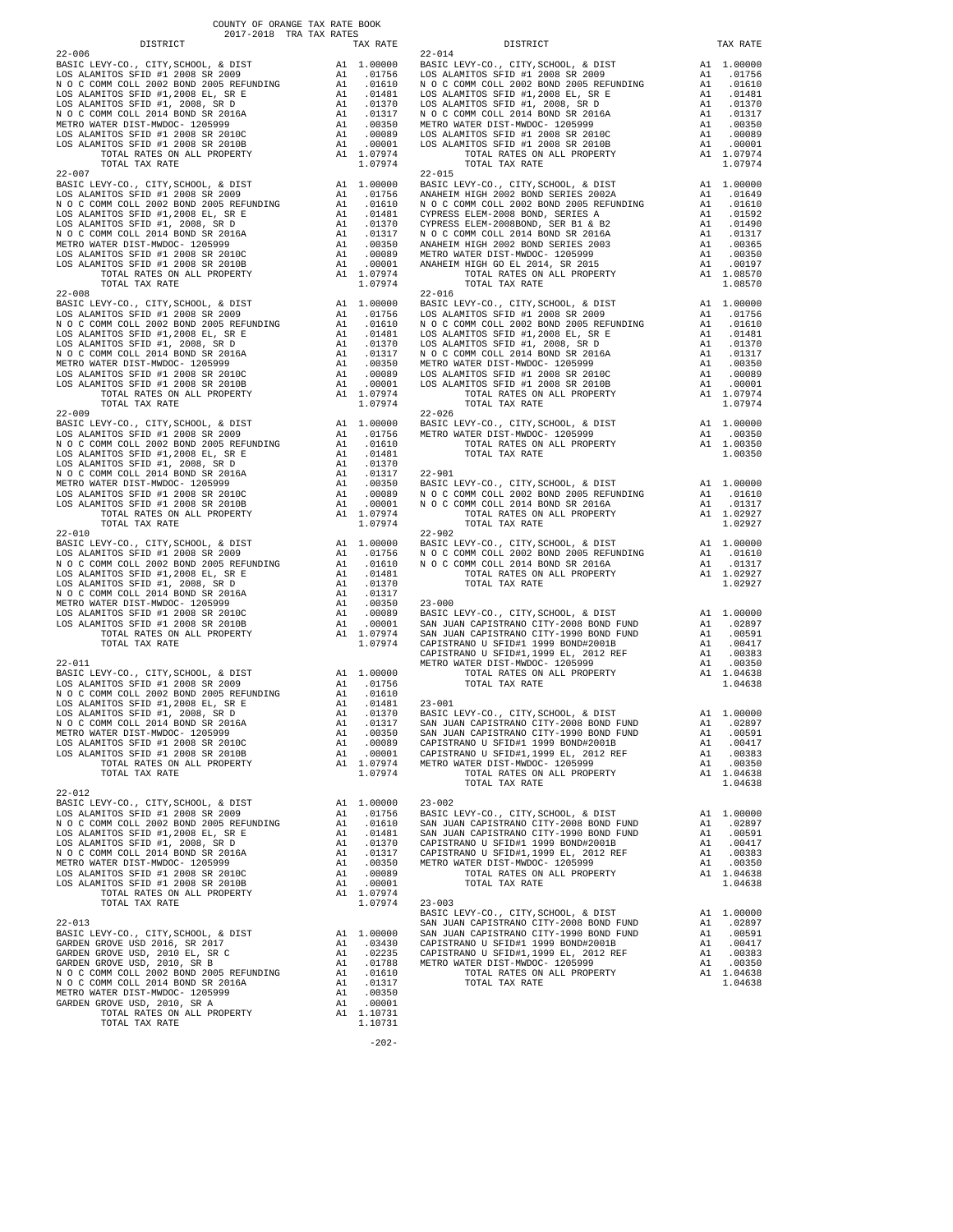COUNTY OF ORANGE TAX RATE BOOK
2017-2018 TRA TAX RATES

| DISTRICT | | TAX RATE |
|---|---|---|
| **22-006** | | |
| BASIC LEVY-CO., CITY,SCHOOL, & DIST | A1 | 1.00000 |
| LOS ALAMITOS SFID #1 2008 SR 2009 | A1 | .01756 |
| N O C COMM COLL 2002 BOND 2005 REFUNDING | A1 | .01610 |
| LOS ALAMITOS SFID #1,2008 EL, SR E | A1 | .01481 |
| LOS ALAMITOS SFID #1, 2008, SR D | A1 | .01370 |
| N O C COMM COLL 2014 BOND SR 2016A | A1 | .01317 |
| METRO WATER DIST-MWDOC- 1205999 | A1 | .00350 |
| LOS ALAMITOS SFID #1 2008 SR 2010C | A1 | .00089 |
| LOS ALAMITOS SFID #1 2008 SR 2010B | A1 | .00001 |
| TOTAL RATES ON ALL PROPERTY | A1 | 1.07974 |
| TOTAL TAX RATE | | 1.07974 |
| **22-007** | | |
| BASIC LEVY-CO., CITY,SCHOOL, & DIST | A1 | 1.00000 |
| LOS ALAMITOS SFID #1 2008 SR 2009 | A1 | .01756 |
| N O C COMM COLL 2002 BOND 2005 REFUNDING | A1 | .01610 |
| LOS ALAMITOS SFID #1,2008 EL, SR E | A1 | .01481 |
| LOS ALAMITOS SFID #1, 2008, SR D | A1 | .01370 |
| N O C COMM COLL 2014 BOND SR 2016A | A1 | .01317 |
| METRO WATER DIST-MWDOC- 1205999 | A1 | .00350 |
| LOS ALAMITOS SFID #1 2008 SR 2010C | A1 | .00089 |
| LOS ALAMITOS SFID #1 2008 SR 2010B | A1 | .00001 |
| TOTAL RATES ON ALL PROPERTY | A1 | 1.07974 |
| TOTAL TAX RATE | | 1.07974 |
| **22-008** | | |
| BASIC LEVY-CO., CITY,SCHOOL, & DIST | A1 | 1.00000 |
| LOS ALAMITOS SFID #1 2008 SR 2009 | A1 | .01756 |
| N O C COMM COLL 2002 BOND 2005 REFUNDING | A1 | .01610 |
| LOS ALAMITOS SFID #1,2008 EL, SR E | A1 | .01481 |
| LOS ALAMITOS SFID #1, 2008, SR D | A1 | .01370 |
| N O C COMM COLL 2014 BOND SR 2016A | A1 | .01317 |
| METRO WATER DIST-MWDOC- 1205999 | A1 | .00350 |
| LOS ALAMITOS SFID #1 2008 SR 2010C | A1 | .00089 |
| LOS ALAMITOS SFID #1 2008 SR 2010B | A1 | .00001 |
| TOTAL RATES ON ALL PROPERTY | A1 | 1.07974 |
| TOTAL TAX RATE | | 1.07974 |
| **22-009** | | |
| BASIC LEVY-CO., CITY,SCHOOL, & DIST | A1 | 1.00000 |
| LOS ALAMITOS SFID #1 2008 SR 2009 | A1 | .01756 |
| N O C COMM COLL 2002 BOND 2005 REFUNDING | A1 | .01610 |
| LOS ALAMITOS SFID #1,2008 EL, SR E | A1 | .01481 |
| LOS ALAMITOS SFID #1, 2008, SR D | A1 | .01370 |
| N O C COMM COLL 2014 BOND SR 2016A | A1 | .01317 |
| METRO WATER DIST-MWDOC- 1205999 | A1 | .00350 |
| LOS ALAMITOS SFID #1 2008 SR 2010C | A1 | .00089 |
| LOS ALAMITOS SFID #1 2008 SR 2010B | A1 | .00001 |
| TOTAL RATES ON ALL PROPERTY | A1 | 1.07974 |
| TOTAL TAX RATE | | 1.07974 |
| **22-010** | | |
| BASIC LEVY-CO., CITY,SCHOOL, & DIST | A1 | 1.00000 |
| LOS ALAMITOS SFID #1 2008 SR 2009 | A1 | .01756 |
| N O C COMM COLL 2002 BOND 2005 REFUNDING | A1 | .01610 |
| LOS ALAMITOS SFID #1,2008 EL, SR E | A1 | .01481 |
| LOS ALAMITOS SFID #1, 2008, SR D | A1 | .01370 |
| N O C COMM COLL 2014 BOND SR 2016A | A1 | .01317 |
| METRO WATER DIST-MWDOC- 1205999 | A1 | .00350 |
| LOS ALAMITOS SFID #1 2008 SR 2010C | A1 | .00089 |
| LOS ALAMITOS SFID #1 2008 SR 2010B | A1 | .00001 |
| TOTAL RATES ON ALL PROPERTY | A1 | 1.07974 |
| TOTAL TAX RATE | | 1.07974 |
| **22-011** | | |
| BASIC LEVY-CO., CITY,SCHOOL, & DIST | A1 | 1.00000 |
| LOS ALAMITOS SFID #1 2008 SR 2009 | A1 | .01756 |
| N O C COMM COLL 2002 BOND 2005 REFUNDING | A1 | .01610 |
| LOS ALAMITOS SFID #1,2008 EL, SR E | A1 | .01481 |
| LOS ALAMITOS SFID #1, 2008, SR D | A1 | .01370 |
| N O C COMM COLL 2014 BOND SR 2016A | A1 | .01317 |
| METRO WATER DIST-MWDOC- 1205999 | A1 | .00350 |
| LOS ALAMITOS SFID #1 2008 SR 2010C | A1 | .00089 |
| LOS ALAMITOS SFID #1 2008 SR 2010B | A1 | .00001 |
| TOTAL RATES ON ALL PROPERTY | A1 | 1.07974 |
| TOTAL TAX RATE | | 1.07974 |
| **22-012** | | |
| BASIC LEVY-CO., CITY,SCHOOL, & DIST | A1 | 1.00000 |
| LOS ALAMITOS SFID #1 2008 SR 2009 | A1 | .01756 |
| N O C COMM COLL 2002 BOND 2005 REFUNDING | A1 | .01610 |
| LOS ALAMITOS SFID #1,2008 EL, SR E | A1 | .01481 |
| LOS ALAMITOS SFID #1, 2008, SR D | A1 | .01370 |
| N O C COMM COLL 2014 BOND SR 2016A | A1 | .01317 |
| METRO WATER DIST-MWDOC- 1205999 | A1 | .00350 |
| LOS ALAMITOS SFID #1 2008 SR 2010C | A1 | .00089 |
| LOS ALAMITOS SFID #1 2008 SR 2010B | A1 | .00001 |
| TOTAL RATES ON ALL PROPERTY | A1 | 1.07974 |
| TOTAL TAX RATE | | 1.07974 |
| **22-013** | | |
| BASIC LEVY-CO., CITY,SCHOOL, & DIST | A1 | 1.00000 |
| GARDEN GROVE USD 2016, SR 2017 | A1 | .03430 |
| GARDEN GROVE USD, 2010 EL, SR C | A1 | .02235 |
| GARDEN GROVE USD, 2010, SR B | A1 | .01788 |
| N O C COMM COLL 2002 BOND 2005 REFUNDING | A1 | .01610 |
| N O C COMM COLL 2014 BOND SR 2016A | A1 | .01317 |
| METRO WATER DIST-MWDOC- 1205999 | A1 | .00350 |
| GARDEN GROVE USD, 2010, SR A | A1 | .00001 |
| TOTAL RATES ON ALL PROPERTY | A1 | 1.10731 |
| TOTAL TAX RATE | | 1.10731 |
| **22-014** | | |
| BASIC LEVY-CO., CITY,SCHOOL, & DIST | A1 | 1.00000 |
| LOS ALAMITOS SFID #1 2008 SR 2009 | A1 | .01756 |
| N O C COMM COLL 2002 BOND 2005 REFUNDING | A1 | .01610 |
| LOS ALAMITOS SFID #1,2008 EL, SR E | A1 | .01481 |
| LOS ALAMITOS SFID #1, 2008, SR D | A1 | .01370 |
| N O C COMM COLL 2014 BOND SR 2016A | A1 | .01317 |
| METRO WATER DIST-MWDOC- 1205999 | A1 | .00350 |
| LOS ALAMITOS SFID #1 2008 SR 2010C | A1 | .00089 |
| LOS ALAMITOS SFID #1 2008 SR 2010B | A1 | .00001 |
| TOTAL RATES ON ALL PROPERTY | A1 | 1.07974 |
| TOTAL TAX RATE | | 1.07974 |
| **22-015** | | |
| BASIC LEVY-CO., CITY,SCHOOL, & DIST | A1 | 1.00000 |
| ANAHEIM HIGH 2002 BOND SERIES 2002A | A1 | .01649 |
| N O C COMM COLL 2002 BOND 2005 REFUNDING | A1 | .01610 |
| CYPRESS ELEM-2008 BOND, SERIES A | A1 | .01592 |
| CYPRESS ELEM-2008BOND, SER B1 & B2 | A1 | .01490 |
| N O C COMM COLL 2014 BOND SR 2016A | A1 | .01317 |
| ANAHEIM HIGH 2002 BOND SERIES 2003 | A1 | .00365 |
| METRO WATER DIST-MWDOC- 1205999 | A1 | .00350 |
| ANAHEIM HIGH GO EL 2014, SR 2015 | A1 | .00197 |
| TOTAL RATES ON ALL PROPERTY | A1 | 1.08570 |
| TOTAL TAX RATE | | 1.08570 |
| **22-016** | | |
| BASIC LEVY-CO., CITY,SCHOOL, & DIST | A1 | 1.00000 |
| LOS ALAMITOS SFID #1 2008 SR 2009 | A1 | .01756 |
| N O C COMM COLL 2002 BOND 2005 REFUNDING | A1 | .01610 |
| LOS ALAMITOS SFID #1,2008 EL, SR E | A1 | .01481 |
| LOS ALAMITOS SFID #1, 2008, SR D | A1 | .01370 |
| N O C COMM COLL 2014 BOND SR 2016A | A1 | .01317 |
| METRO WATER DIST-MWDOC- 1205999 | A1 | .00350 |
| LOS ALAMITOS SFID #1 2008 SR 2010C | A1 | .00089 |
| LOS ALAMITOS SFID #1 2008 SR 2010B | A1 | .00001 |
| TOTAL RATES ON ALL PROPERTY | A1 | 1.07974 |
| TOTAL TAX RATE | | 1.07974 |
| **22-026** | | |
| BASIC LEVY-CO., CITY,SCHOOL, & DIST | A1 | 1.00000 |
| METRO WATER DIST-MWDOC- 1205999 | A1 | .00350 |
| TOTAL RATES ON ALL PROPERTY | A1 | 1.00350 |
| TOTAL TAX RATE | | 1.00350 |
| **22-901** | | |
| BASIC LEVY-CO., CITY,SCHOOL, & DIST | A1 | 1.00000 |
| N O C COMM COLL 2002 BOND 2005 REFUNDING | A1 | .01610 |
| N O C COMM COLL 2014 BOND SR 2016A | A1 | .01317 |
| TOTAL RATES ON ALL PROPERTY | A1 | 1.02927 |
| TOTAL TAX RATE | | 1.02927 |
| **22-902** | | |
| BASIC LEVY-CO., CITY,SCHOOL, & DIST | A1 | 1.00000 |
| N O C COMM COLL 2002 BOND 2005 REFUNDING | A1 | .01610 |
| N O C COMM COLL 2014 BOND SR 2016A | A1 | .01317 |
| TOTAL RATES ON ALL PROPERTY | A1 | 1.02927 |
| TOTAL TAX RATE | | 1.02927 |
| **23-000** | | |
| BASIC LEVY-CO., CITY,SCHOOL, & DIST | A1 | 1.00000 |
| SAN JUAN CAPISTRANO CITY-2008 BOND FUND | A1 | .02897 |
| SAN JUAN CAPISTRANO CITY-1990 BOND FUND | A1 | .00591 |
| CAPISTRANO U SFID#1 1999 BOND#2001B | A1 | .00417 |
| CAPISTRANO U SFID#1,1999 EL, 2012 REF | A1 | .00383 |
| METRO WATER DIST-MWDOC- 1205999 | A1 | .00350 |
| TOTAL RATES ON ALL PROPERTY | A1 | 1.04638 |
| TOTAL TAX RATE | | 1.04638 |
| **23-001** | | |
| BASIC LEVY-CO., CITY,SCHOOL, & DIST | A1 | 1.00000 |
| SAN JUAN CAPISTRANO CITY-2008 BOND FUND | A1 | .02897 |
| SAN JUAN CAPISTRANO CITY-1990 BOND FUND | A1 | .00591 |
| CAPISTRANO U SFID#1 1999 BOND#2001B | A1 | .00417 |
| CAPISTRANO U SFID#1,1999 EL, 2012 REF | A1 | .00383 |
| METRO WATER DIST-MWDOC- 1205999 | A1 | .00350 |
| TOTAL RATES ON ALL PROPERTY | A1 | 1.04638 |
| TOTAL TAX RATE | | 1.04638 |
| **23-002** | | |
| BASIC LEVY-CO., CITY,SCHOOL, & DIST | A1 | 1.00000 |
| SAN JUAN CAPISTRANO CITY-2008 BOND FUND | A1 | .02897 |
| SAN JUAN CAPISTRANO CITY-1990 BOND FUND | A1 | .00591 |
| CAPISTRANO U SFID#1 1999 BOND#2001B | A1 | .00417 |
| CAPISTRANO U SFID#1,1999 EL, 2012 REF | A1 | .00383 |
| METRO WATER DIST-MWDOC- 1205999 | A1 | .00350 |
| TOTAL RATES ON ALL PROPERTY | A1 | 1.04638 |
| TOTAL TAX RATE | | 1.04638 |
| **23-003** | | |
| BASIC LEVY-CO., CITY,SCHOOL, & DIST | A1 | 1.00000 |
| SAN JUAN CAPISTRANO CITY-2008 BOND FUND | A1 | .02897 |
| SAN JUAN CAPISTRANO CITY-1990 BOND FUND | A1 | .00591 |
| CAPISTRANO U SFID#1 1999 BOND#2001B | A1 | .00417 |
| CAPISTRANO U SFID#1,1999 EL, 2012 REF | A1 | .00383 |
| METRO WATER DIST-MWDOC- 1205999 | A1 | .00350 |
| TOTAL RATES ON ALL PROPERTY | A1 | 1.04638 |
| TOTAL TAX RATE | | 1.04638 |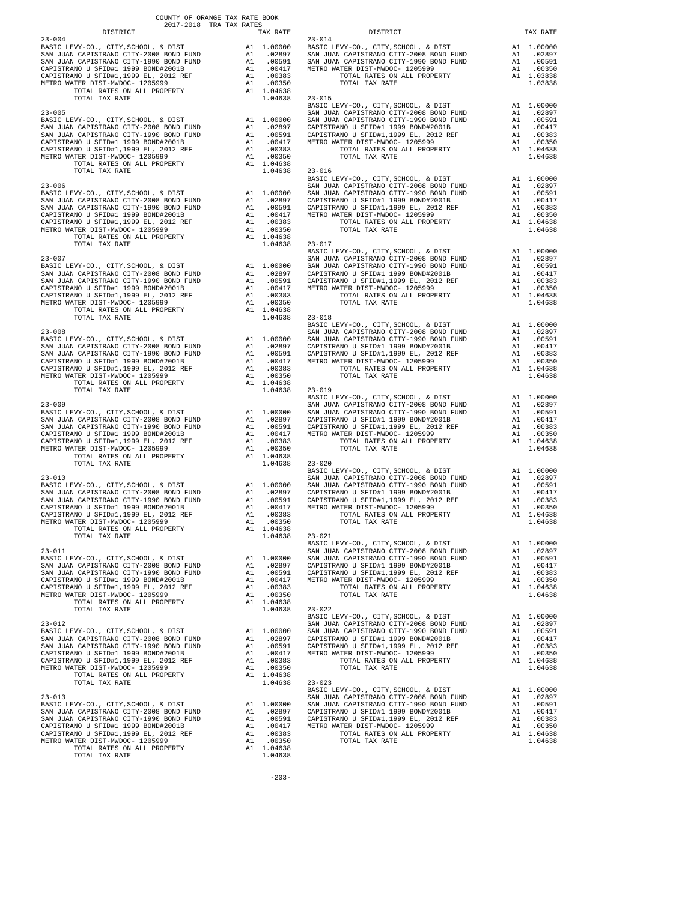COUNTY OF ORANGE TAX RATE BOOK
2017-2018 TRA TAX RATES

| DISTRICT | | TAX RATE |
|---|---|---|
| **23-004** | | |
| BASIC LEVY-CO., CITY,SCHOOL, & DIST | A1 | 1.00000 |
| SAN JUAN CAPISTRANO CITY-2008 BOND FUND | A1 | .02897 |
| SAN JUAN CAPISTRANO CITY-1990 BOND FUND | A1 | .00591 |
| CAPISTRANO U SFID#1 1999 BOND#2001B | A1 | .00417 |
| CAPISTRANO U SFID#1,1999 EL, 2012 REF | A1 | .00383 |
| METRO WATER DIST-MWDOC- 1205999 | A1 | .00350 |
| TOTAL RATES ON ALL PROPERTY | A1 | 1.04638 |
| TOTAL TAX RATE | | 1.04638 |
| **23-005** | | |
| BASIC LEVY-CO., CITY,SCHOOL, & DIST | A1 | 1.00000 |
| SAN JUAN CAPISTRANO CITY-2008 BOND FUND | A1 | .02897 |
| SAN JUAN CAPISTRANO CITY-1990 BOND FUND | A1 | .00591 |
| CAPISTRANO U SFID#1 1999 BOND#2001B | A1 | .00417 |
| CAPISTRANO U SFID#1,1999 EL, 2012 REF | A1 | .00383 |
| METRO WATER DIST-MWDOC- 1205999 | A1 | .00350 |
| TOTAL RATES ON ALL PROPERTY | A1 | 1.04638 |
| TOTAL TAX RATE | | 1.04638 |
| **23-006** | | |
| BASIC LEVY-CO., CITY,SCHOOL, & DIST | A1 | 1.00000 |
| SAN JUAN CAPISTRANO CITY-2008 BOND FUND | A1 | .02897 |
| SAN JUAN CAPISTRANO CITY-1990 BOND FUND | A1 | .00591 |
| CAPISTRANO U SFID#1 1999 BOND#2001B | A1 | .00417 |
| CAPISTRANO U SFID#1,1999 EL, 2012 REF | A1 | .00383 |
| METRO WATER DIST-MWDOC- 1205999 | A1 | .00350 |
| TOTAL RATES ON ALL PROPERTY | A1 | 1.04638 |
| TOTAL TAX RATE | | 1.04638 |
| **23-007** | | |
| BASIC LEVY-CO., CITY,SCHOOL, & DIST | A1 | 1.00000 |
| SAN JUAN CAPISTRANO CITY-2008 BOND FUND | A1 | .02897 |
| SAN JUAN CAPISTRANO CITY-1990 BOND FUND | A1 | .00591 |
| CAPISTRANO U SFID#1 1999 BOND#2001B | A1 | .00417 |
| CAPISTRANO U SFID#1,1999 EL, 2012 REF | A1 | .00383 |
| METRO WATER DIST-MWDOC- 1205999 | A1 | .00350 |
| TOTAL RATES ON ALL PROPERTY | A1 | 1.04638 |
| TOTAL TAX RATE | | 1.04638 |
| **23-008** | | |
| BASIC LEVY-CO., CITY,SCHOOL, & DIST | A1 | 1.00000 |
| SAN JUAN CAPISTRANO CITY-2008 BOND FUND | A1 | .02897 |
| SAN JUAN CAPISTRANO CITY-1990 BOND FUND | A1 | .00591 |
| CAPISTRANO U SFID#1 1999 BOND#2001B | A1 | .00417 |
| CAPISTRANO U SFID#1,1999 EL, 2012 REF | A1 | .00383 |
| METRO WATER DIST-MWDOC- 1205999 | A1 | .00350 |
| TOTAL RATES ON ALL PROPERTY | A1 | 1.04638 |
| TOTAL TAX RATE | | 1.04638 |
| **23-009** | | |
| BASIC LEVY-CO., CITY,SCHOOL, & DIST | A1 | 1.00000 |
| SAN JUAN CAPISTRANO CITY-2008 BOND FUND | A1 | .02897 |
| SAN JUAN CAPISTRANO CITY-1990 BOND FUND | A1 | .00591 |
| CAPISTRANO U SFID#1 1999 BOND#2001B | A1 | .00417 |
| CAPISTRANO U SFID#1,1999 EL, 2012 REF | A1 | .00383 |
| METRO WATER DIST-MWDOC- 1205999 | A1 | .00350 |
| TOTAL RATES ON ALL PROPERTY | A1 | 1.04638 |
| TOTAL TAX RATE | | 1.04638 |
| **23-010** | | |
| BASIC LEVY-CO., CITY,SCHOOL, & DIST | A1 | 1.00000 |
| SAN JUAN CAPISTRANO CITY-2008 BOND FUND | A1 | .02897 |
| SAN JUAN CAPISTRANO CITY-1990 BOND FUND | A1 | .00591 |
| CAPISTRANO U SFID#1 1999 BOND#2001B | A1 | .00417 |
| CAPISTRANO U SFID#1,1999 EL, 2012 REF | A1 | .00383 |
| METRO WATER DIST-MWDOC- 1205999 | A1 | .00350 |
| TOTAL RATES ON ALL PROPERTY | A1 | 1.04638 |
| TOTAL TAX RATE | | 1.04638 |
| **23-011** | | |
| BASIC LEVY-CO., CITY,SCHOOL, & DIST | A1 | 1.00000 |
| SAN JUAN CAPISTRANO CITY-2008 BOND FUND | A1 | .02897 |
| SAN JUAN CAPISTRANO CITY-1990 BOND FUND | A1 | .00591 |
| CAPISTRANO U SFID#1 1999 BOND#2001B | A1 | .00417 |
| CAPISTRANO U SFID#1,1999 EL, 2012 REF | A1 | .00383 |
| METRO WATER DIST-MWDOC- 1205999 | A1 | .00350 |
| TOTAL RATES ON ALL PROPERTY | A1 | 1.04638 |
| TOTAL TAX RATE | | 1.04638 |
| **23-012** | | |
| BASIC LEVY-CO., CITY,SCHOOL, & DIST | A1 | 1.00000 |
| SAN JUAN CAPISTRANO CITY-2008 BOND FUND | A1 | .02897 |
| SAN JUAN CAPISTRANO CITY-1990 BOND FUND | A1 | .00591 |
| CAPISTRANO U SFID#1 1999 BOND#2001B | A1 | .00417 |
| CAPISTRANO U SFID#1,1999 EL, 2012 REF | A1 | .00383 |
| METRO WATER DIST-MWDOC- 1205999 | A1 | .00350 |
| TOTAL RATES ON ALL PROPERTY | A1 | 1.04638 |
| TOTAL TAX RATE | | 1.04638 |
| **23-013** | | |
| BASIC LEVY-CO., CITY,SCHOOL, & DIST | A1 | 1.00000 |
| SAN JUAN CAPISTRANO CITY-2008 BOND FUND | A1 | .02897 |
| SAN JUAN CAPISTRANO CITY-1990 BOND FUND | A1 | .00591 |
| CAPISTRANO U SFID#1 1999 BOND#2001B | A1 | .00417 |
| CAPISTRANO U SFID#1,1999 EL, 2012 REF | A1 | .00383 |
| METRO WATER DIST-MWDOC- 1205999 | A1 | .00350 |
| TOTAL RATES ON ALL PROPERTY | A1 | 1.04638 |
| TOTAL TAX RATE | | 1.04638 |
| **23-014** | | |
| BASIC LEVY-CO., CITY,SCHOOL, & DIST | A1 | 1.00000 |
| SAN JUAN CAPISTRANO CITY-2008 BOND FUND | A1 | .02897 |
| SAN JUAN CAPISTRANO CITY-1990 BOND FUND | A1 | .00591 |
| METRO WATER DIST-MWDOC- 1205999 | A1 | .00350 |
| TOTAL RATES ON ALL PROPERTY | A1 | 1.03838 |
| TOTAL TAX RATE | | 1.03838 |
| **23-015** | | |
| BASIC LEVY-CO., CITY,SCHOOL, & DIST | A1 | 1.00000 |
| SAN JUAN CAPISTRANO CITY-2008 BOND FUND | A1 | .02897 |
| SAN JUAN CAPISTRANO CITY-1990 BOND FUND | A1 | .00591 |
| CAPISTRANO U SFID#1 1999 BOND#2001B | A1 | .00417 |
| CAPISTRANO U SFID#1,1999 EL, 2012 REF | A1 | .00383 |
| METRO WATER DIST-MWDOC- 1205999 | A1 | .00350 |
| TOTAL RATES ON ALL PROPERTY | A1 | 1.04638 |
| TOTAL TAX RATE | | 1.04638 |
| **23-016** | | |
| BASIC LEVY-CO., CITY,SCHOOL, & DIST | A1 | 1.00000 |
| SAN JUAN CAPISTRANO CITY-2008 BOND FUND | A1 | .02897 |
| SAN JUAN CAPISTRANO CITY-1990 BOND FUND | A1 | .00591 |
| CAPISTRANO U SFID#1 1999 BOND#2001B | A1 | .00417 |
| CAPISTRANO U SFID#1,1999 EL, 2012 REF | A1 | .00383 |
| METRO WATER DIST-MWDOC- 1205999 | A1 | .00350 |
| TOTAL RATES ON ALL PROPERTY | A1 | 1.04638 |
| TOTAL TAX RATE | | 1.04638 |
| **23-017** | | |
| BASIC LEVY-CO., CITY,SCHOOL, & DIST | A1 | 1.00000 |
| SAN JUAN CAPISTRANO CITY-2008 BOND FUND | A1 | .02897 |
| SAN JUAN CAPISTRANO CITY-1990 BOND FUND | A1 | .00591 |
| CAPISTRANO U SFID#1 1999 BOND#2001B | A1 | .00417 |
| CAPISTRANO U SFID#1,1999 EL, 2012 REF | A1 | .00383 |
| METRO WATER DIST-MWDOC- 1205999 | A1 | .00350 |
| TOTAL RATES ON ALL PROPERTY | A1 | 1.04638 |
| TOTAL TAX RATE | | 1.04638 |
| **23-018** | | |
| BASIC LEVY-CO., CITY,SCHOOL, & DIST | A1 | 1.00000 |
| SAN JUAN CAPISTRANO CITY-2008 BOND FUND | A1 | .02897 |
| SAN JUAN CAPISTRANO CITY-1990 BOND FUND | A1 | .00591 |
| CAPISTRANO U SFID#1 1999 BOND#2001B | A1 | .00417 |
| CAPISTRANO U SFID#1,1999 EL, 2012 REF | A1 | .00383 |
| METRO WATER DIST-MWDOC- 1205999 | A1 | .00350 |
| TOTAL RATES ON ALL PROPERTY | A1 | 1.04638 |
| TOTAL TAX RATE | | 1.04638 |
| **23-019** | | |
| BASIC LEVY-CO., CITY,SCHOOL, & DIST | A1 | 1.00000 |
| SAN JUAN CAPISTRANO CITY-2008 BOND FUND | A1 | .02897 |
| SAN JUAN CAPISTRANO CITY-1990 BOND FUND | A1 | .00591 |
| CAPISTRANO U SFID#1 1999 BOND#2001B | A1 | .00417 |
| CAPISTRANO U SFID#1,1999 EL, 2012 REF | A1 | .00383 |
| METRO WATER DIST-MWDOC- 1205999 | A1 | .00350 |
| TOTAL RATES ON ALL PROPERTY | A1 | 1.04638 |
| TOTAL TAX RATE | | 1.04638 |
| **23-020** | | |
| BASIC LEVY-CO., CITY,SCHOOL, & DIST | A1 | 1.00000 |
| SAN JUAN CAPISTRANO CITY-2008 BOND FUND | A1 | .02897 |
| SAN JUAN CAPISTRANO CITY-1990 BOND FUND | A1 | .00591 |
| CAPISTRANO U SFID#1 1999 BOND#2001B | A1 | .00417 |
| CAPISTRANO U SFID#1,1999 EL, 2012 REF | A1 | .00383 |
| METRO WATER DIST-MWDOC- 1205999 | A1 | .00350 |
| TOTAL RATES ON ALL PROPERTY | A1 | 1.04638 |
| TOTAL TAX RATE | | 1.04638 |
| **23-021** | | |
| BASIC LEVY-CO., CITY,SCHOOL, & DIST | A1 | 1.00000 |
| SAN JUAN CAPISTRANO CITY-2008 BOND FUND | A1 | .02897 |
| SAN JUAN CAPISTRANO CITY-1990 BOND FUND | A1 | .00591 |
| CAPISTRANO U SFID#1 1999 BOND#2001B | A1 | .00417 |
| CAPISTRANO U SFID#1,1999 EL, 2012 REF | A1 | .00383 |
| METRO WATER DIST-MWDOC- 1205999 | A1 | .00350 |
| TOTAL RATES ON ALL PROPERTY | A1 | 1.04638 |
| TOTAL TAX RATE | | 1.04638 |
| **23-022** | | |
| BASIC LEVY-CO., CITY,SCHOOL, & DIST | A1 | 1.00000 |
| SAN JUAN CAPISTRANO CITY-2008 BOND FUND | A1 | .02897 |
| SAN JUAN CAPISTRANO CITY-1990 BOND FUND | A1 | .00591 |
| CAPISTRANO U SFID#1 1999 BOND#2001B | A1 | .00417 |
| CAPISTRANO U SFID#1,1999 EL, 2012 REF | A1 | .00383 |
| METRO WATER DIST-MWDOC- 1205999 | A1 | .00350 |
| TOTAL RATES ON ALL PROPERTY | A1 | 1.04638 |
| TOTAL TAX RATE | | 1.04638 |
| **23-023** | | |
| BASIC LEVY-CO., CITY,SCHOOL, & DIST | A1 | 1.00000 |
| SAN JUAN CAPISTRANO CITY-2008 BOND FUND | A1 | .02897 |
| SAN JUAN CAPISTRANO CITY-1990 BOND FUND | A1 | .00591 |
| CAPISTRANO U SFID#1 1999 BOND#2001B | A1 | .00417 |
| CAPISTRANO U SFID#1,1999 EL, 2012 REF | A1 | .00383 |
| METRO WATER DIST-MWDOC- 1205999 | A1 | .00350 |
| TOTAL RATES ON ALL PROPERTY | A1 | 1.04638 |
| TOTAL TAX RATE | | 1.04638 |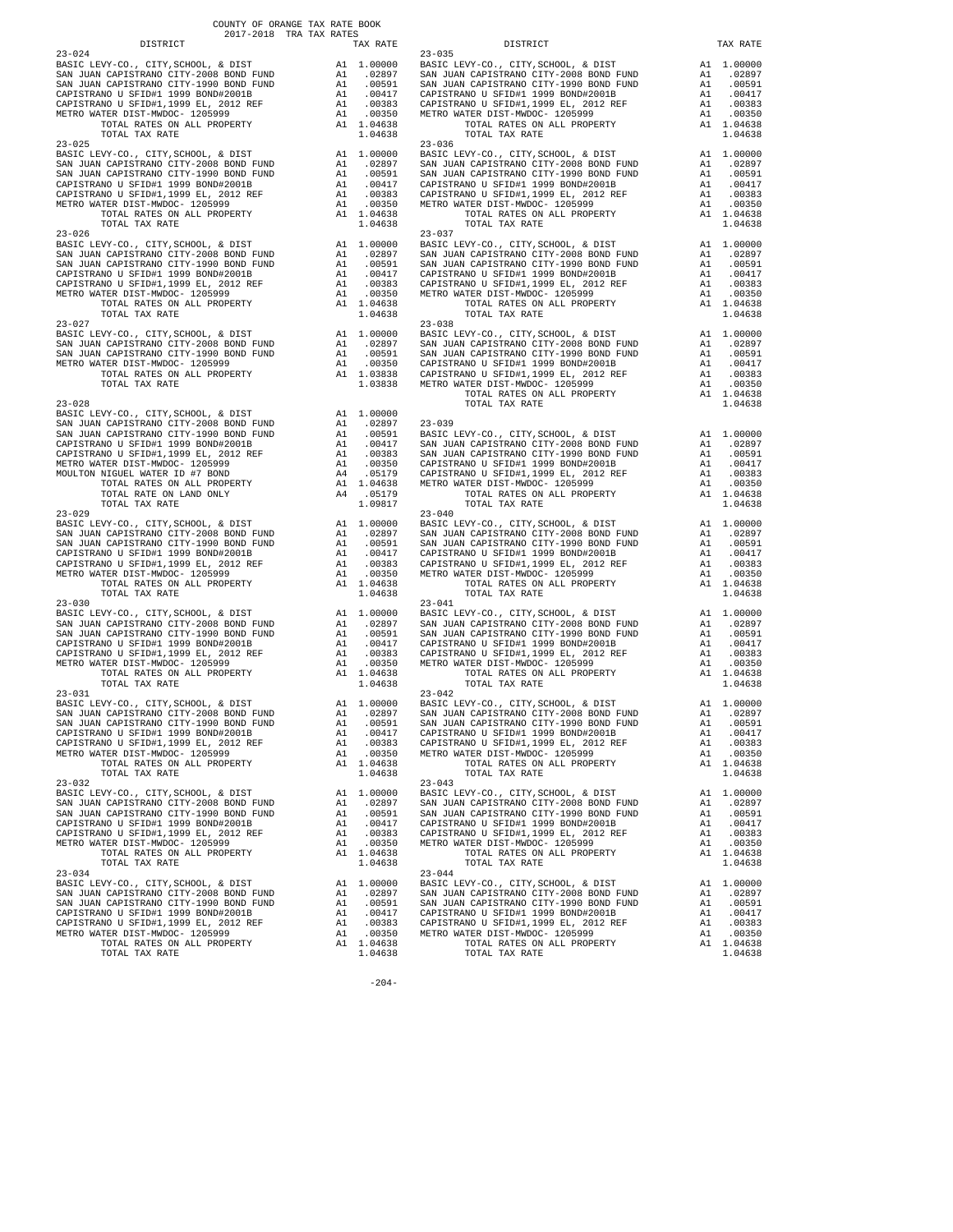COUNTY OF ORANGE TAX RATE BOOK
2017-2018 TRA TAX RATES

| DISTRICT | | TAX RATE |
|---|---|---|
| **23-024** | | |
| BASIC LEVY-CO., CITY,SCHOOL, & DIST | A1 | 1.00000 |
| SAN JUAN CAPISTRANO CITY-2008 BOND FUND | A1 | .02897 |
| SAN JUAN CAPISTRANO CITY-1990 BOND FUND | A1 | .00591 |
| CAPISTRANO U SFID#1 1999 BOND#2001B | A1 | .00417 |
| CAPISTRANO U SFID#1,1999 EL, 2012 REF | A1 | .00383 |
| METRO WATER DIST-MWDOC- 1205999 | A1 | .00350 |
| TOTAL RATES ON ALL PROPERTY | A1 | 1.04638 |
| TOTAL TAX RATE | | 1.04638 |
| **23-025** | | |
| BASIC LEVY-CO., CITY,SCHOOL, & DIST | A1 | 1.00000 |
| SAN JUAN CAPISTRANO CITY-2008 BOND FUND | A1 | .02897 |
| SAN JUAN CAPISTRANO CITY-1990 BOND FUND | A1 | .00591 |
| CAPISTRANO U SFID#1 1999 BOND#2001B | A1 | .00417 |
| CAPISTRANO U SFID#1,1999 EL, 2012 REF | A1 | .00383 |
| METRO WATER DIST-MWDOC- 1205999 | A1 | .00350 |
| TOTAL RATES ON ALL PROPERTY | A1 | 1.04638 |
| TOTAL TAX RATE | | 1.04638 |
| **23-026** | | |
| BASIC LEVY-CO., CITY,SCHOOL, & DIST | A1 | 1.00000 |
| SAN JUAN CAPISTRANO CITY-2008 BOND FUND | A1 | .02897 |
| SAN JUAN CAPISTRANO CITY-1990 BOND FUND | A1 | .00591 |
| CAPISTRANO U SFID#1 1999 BOND#2001B | A1 | .00417 |
| CAPISTRANO U SFID#1,1999 EL, 2012 REF | A1 | .00383 |
| METRO WATER DIST-MWDOC- 1205999 | A1 | .00350 |
| TOTAL RATES ON ALL PROPERTY | A1 | 1.04638 |
| TOTAL TAX RATE | | 1.04638 |
| **23-027** | | |
| BASIC LEVY-CO., CITY,SCHOOL, & DIST | A1 | 1.00000 |
| SAN JUAN CAPISTRANO CITY-2008 BOND FUND | A1 | .02897 |
| SAN JUAN CAPISTRANO CITY-1990 BOND FUND | A1 | .00591 |
| METRO WATER DIST-MWDOC- 1205999 | A1 | .00350 |
| TOTAL RATES ON ALL PROPERTY | A1 | 1.03838 |
| TOTAL TAX RATE | | 1.03838 |
| **23-028** | | |
| BASIC LEVY-CO., CITY,SCHOOL, & DIST | A1 | 1.00000 |
| SAN JUAN CAPISTRANO CITY-2008 BOND FUND | A1 | .02897 |
| SAN JUAN CAPISTRANO CITY-1990 BOND FUND | A1 | .00591 |
| CAPISTRANO U SFID#1 1999 BOND#2001B | A1 | .00417 |
| CAPISTRANO U SFID#1,1999 EL, 2012 REF | A1 | .00383 |
| METRO WATER DIST-MWDOC- 1205999 | A1 | .00350 |
| MOULTON NIGUEL WATER ID #7 BOND | A4 | .05179 |
| TOTAL RATES ON ALL PROPERTY | A1 | 1.04638 |
| TOTAL RATE ON LAND ONLY | A4 | .05179 |
| TOTAL TAX RATE | | 1.09817 |
| **23-029** | | |
| BASIC LEVY-CO., CITY,SCHOOL, & DIST | A1 | 1.00000 |
| SAN JUAN CAPISTRANO CITY-2008 BOND FUND | A1 | .02897 |
| SAN JUAN CAPISTRANO CITY-1990 BOND FUND | A1 | .00591 |
| CAPISTRANO U SFID#1 1999 BOND#2001B | A1 | .00417 |
| CAPISTRANO U SFID#1,1999 EL, 2012 REF | A1 | .00383 |
| METRO WATER DIST-MWDOC- 1205999 | A1 | .00350 |
| TOTAL RATES ON ALL PROPERTY | A1 | 1.04638 |
| TOTAL TAX RATE | | 1.04638 |
| **23-030** | | |
| BASIC LEVY-CO., CITY,SCHOOL, & DIST | A1 | 1.00000 |
| SAN JUAN CAPISTRANO CITY-2008 BOND FUND | A1 | .02897 |
| SAN JUAN CAPISTRANO CITY-1990 BOND FUND | A1 | .00591 |
| CAPISTRANO U SFID#1 1999 BOND#2001B | A1 | .00417 |
| CAPISTRANO U SFID#1,1999 EL, 2012 REF | A1 | .00383 |
| METRO WATER DIST-MWDOC- 1205999 | A1 | .00350 |
| TOTAL RATES ON ALL PROPERTY | A1 | 1.04638 |
| TOTAL TAX RATE | | 1.04638 |
| **23-031** | | |
| BASIC LEVY-CO., CITY,SCHOOL, & DIST | A1 | 1.00000 |
| SAN JUAN CAPISTRANO CITY-2008 BOND FUND | A1 | .02897 |
| SAN JUAN CAPISTRANO CITY-1990 BOND FUND | A1 | .00591 |
| CAPISTRANO U SFID#1 1999 BOND#2001B | A1 | .00417 |
| CAPISTRANO U SFID#1,1999 EL, 2012 REF | A1 | .00383 |
| METRO WATER DIST-MWDOC- 1205999 | A1 | .00350 |
| TOTAL RATES ON ALL PROPERTY | A1 | 1.04638 |
| TOTAL TAX RATE | | 1.04638 |
| **23-032** | | |
| BASIC LEVY-CO., CITY,SCHOOL, & DIST | A1 | 1.00000 |
| SAN JUAN CAPISTRANO CITY-2008 BOND FUND | A1 | .02897 |
| SAN JUAN CAPISTRANO CITY-1990 BOND FUND | A1 | .00591 |
| CAPISTRANO U SFID#1 1999 BOND#2001B | A1 | .00417 |
| CAPISTRANO U SFID#1,1999 EL, 2012 REF | A1 | .00383 |
| METRO WATER DIST-MWDOC- 1205999 | A1 | .00350 |
| TOTAL RATES ON ALL PROPERTY | A1 | 1.04638 |
| TOTAL TAX RATE | | 1.04638 |
| **23-034** | | |
| BASIC LEVY-CO., CITY,SCHOOL, & DIST | A1 | 1.00000 |
| SAN JUAN CAPISTRANO CITY-2008 BOND FUND | A1 | .02897 |
| SAN JUAN CAPISTRANO CITY-1990 BOND FUND | A1 | .00591 |
| CAPISTRANO U SFID#1 1999 BOND#2001B | A1 | .00417 |
| CAPISTRANO U SFID#1,1999 EL, 2012 REF | A1 | .00383 |
| METRO WATER DIST-MWDOC- 1205999 | A1 | .00350 |
| TOTAL RATES ON ALL PROPERTY | A1 | 1.04638 |
| TOTAL TAX RATE | | 1.04638 |
| **23-035** | | |
| BASIC LEVY-CO., CITY,SCHOOL, & DIST | A1 | 1.00000 |
| SAN JUAN CAPISTRANO CITY-2008 BOND FUND | A1 | .02897 |
| SAN JUAN CAPISTRANO CITY-1990 BOND FUND | A1 | .00591 |
| CAPISTRANO U SFID#1 1999 BOND#2001B | A1 | .00417 |
| CAPISTRANO U SFID#1,1999 EL, 2012 REF | A1 | .00383 |
| METRO WATER DIST-MWDOC- 1205999 | A1 | .00350 |
| TOTAL RATES ON ALL PROPERTY | A1 | 1.04638 |
| TOTAL TAX RATE | | 1.04638 |
| **23-036** | | |
| BASIC LEVY-CO., CITY,SCHOOL, & DIST | A1 | 1.00000 |
| SAN JUAN CAPISTRANO CITY-2008 BOND FUND | A1 | .02897 |
| SAN JUAN CAPISTRANO CITY-1990 BOND FUND | A1 | .00591 |
| CAPISTRANO U SFID#1 1999 BOND#2001B | A1 | .00417 |
| CAPISTRANO U SFID#1,1999 EL, 2012 REF | A1 | .00383 |
| METRO WATER DIST-MWDOC- 1205999 | A1 | .00350 |
| TOTAL RATES ON ALL PROPERTY | A1 | 1.04638 |
| TOTAL TAX RATE | | 1.04638 |
| **23-037** | | |
| BASIC LEVY-CO., CITY,SCHOOL, & DIST | A1 | 1.00000 |
| SAN JUAN CAPISTRANO CITY-2008 BOND FUND | A1 | .02897 |
| SAN JUAN CAPISTRANO CITY-1990 BOND FUND | A1 | .00591 |
| CAPISTRANO U SFID#1 1999 BOND#2001B | A1 | .00417 |
| CAPISTRANO U SFID#1,1999 EL, 2012 REF | A1 | .00383 |
| METRO WATER DIST-MWDOC- 1205999 | A1 | .00350 |
| TOTAL RATES ON ALL PROPERTY | A1 | 1.04638 |
| TOTAL TAX RATE | | 1.04638 |
| **23-038** | | |
| BASIC LEVY-CO., CITY,SCHOOL, & DIST | A1 | 1.00000 |
| SAN JUAN CAPISTRANO CITY-2008 BOND FUND | A1 | .02897 |
| SAN JUAN CAPISTRANO CITY-1990 BOND FUND | A1 | .00591 |
| CAPISTRANO U SFID#1 1999 BOND#2001B | A1 | .00417 |
| CAPISTRANO U SFID#1,1999 EL, 2012 REF | A1 | .00383 |
| METRO WATER DIST-MWDOC- 1205999 | A1 | .00350 |
| TOTAL RATES ON ALL PROPERTY | A1 | 1.04638 |
| TOTAL TAX RATE | | 1.04638 |
| **23-039** | | |
| BASIC LEVY-CO., CITY,SCHOOL, & DIST | A1 | 1.00000 |
| SAN JUAN CAPISTRANO CITY-2008 BOND FUND | A1 | .02897 |
| SAN JUAN CAPISTRANO CITY-1990 BOND FUND | A1 | .00591 |
| CAPISTRANO U SFID#1 1999 BOND#2001B | A1 | .00417 |
| CAPISTRANO U SFID#1,1999 EL, 2012 REF | A1 | .00383 |
| METRO WATER DIST-MWDOC- 1205999 | A1 | .00350 |
| TOTAL RATES ON ALL PROPERTY | A1 | 1.04638 |
| TOTAL TAX RATE | | 1.04638 |
| **23-040** | | |
| BASIC LEVY-CO., CITY,SCHOOL, & DIST | A1 | 1.00000 |
| SAN JUAN CAPISTRANO CITY-2008 BOND FUND | A1 | .02897 |
| SAN JUAN CAPISTRANO CITY-1990 BOND FUND | A1 | .00591 |
| CAPISTRANO U SFID#1 1999 BOND#2001B | A1 | .00417 |
| CAPISTRANO U SFID#1,1999 EL, 2012 REF | A1 | .00383 |
| METRO WATER DIST-MWDOC- 1205999 | A1 | .00350 |
| TOTAL RATES ON ALL PROPERTY | A1 | 1.04638 |
| TOTAL TAX RATE | | 1.04638 |
| **23-041** | | |
| BASIC LEVY-CO., CITY,SCHOOL, & DIST | A1 | 1.00000 |
| SAN JUAN CAPISTRANO CITY-2008 BOND FUND | A1 | .02897 |
| SAN JUAN CAPISTRANO CITY-1990 BOND FUND | A1 | .00591 |
| CAPISTRANO U SFID#1 1999 BOND#2001B | A1 | .00417 |
| CAPISTRANO U SFID#1,1999 EL, 2012 REF | A1 | .00383 |
| METRO WATER DIST-MWDOC- 1205999 | A1 | .00350 |
| TOTAL RATES ON ALL PROPERTY | A1 | 1.04638 |
| TOTAL TAX RATE | | 1.04638 |
| **23-042** | | |
| BASIC LEVY-CO., CITY,SCHOOL, & DIST | A1 | 1.00000 |
| SAN JUAN CAPISTRANO CITY-2008 BOND FUND | A1 | .02897 |
| SAN JUAN CAPISTRANO CITY-1990 BOND FUND | A1 | .00591 |
| CAPISTRANO U SFID#1 1999 BOND#2001B | A1 | .00417 |
| CAPISTRANO U SFID#1,1999 EL, 2012 REF | A1 | .00383 |
| METRO WATER DIST-MWDOC- 1205999 | A1 | .00350 |
| TOTAL RATES ON ALL PROPERTY | A1 | 1.04638 |
| TOTAL TAX RATE | | 1.04638 |
| **23-043** | | |
| BASIC LEVY-CO., CITY,SCHOOL, & DIST | A1 | 1.00000 |
| SAN JUAN CAPISTRANO CITY-2008 BOND FUND | A1 | .02897 |
| SAN JUAN CAPISTRANO CITY-1990 BOND FUND | A1 | .00591 |
| CAPISTRANO U SFID#1 1999 BOND#2001B | A1 | .00417 |
| CAPISTRANO U SFID#1,1999 EL, 2012 REF | A1 | .00383 |
| METRO WATER DIST-MWDOC- 1205999 | A1 | .00350 |
| TOTAL RATES ON ALL PROPERTY | A1 | 1.04638 |
| TOTAL TAX RATE | | 1.04638 |
| **23-044** | | |
| BASIC LEVY-CO., CITY,SCHOOL, & DIST | A1 | 1.00000 |
| SAN JUAN CAPISTRANO CITY-2008 BOND FUND | A1 | .02897 |
| SAN JUAN CAPISTRANO CITY-1990 BOND FUND | A1 | .00591 |
| CAPISTRANO U SFID#1 1999 BOND#2001B | A1 | .00417 |
| CAPISTRANO U SFID#1,1999 EL, 2012 REF | A1 | .00383 |
| METRO WATER DIST-MWDOC- 1205999 | A1 | .00350 |
| TOTAL RATES ON ALL PROPERTY | A1 | 1.04638 |
| TOTAL TAX RATE | | 1.04638 |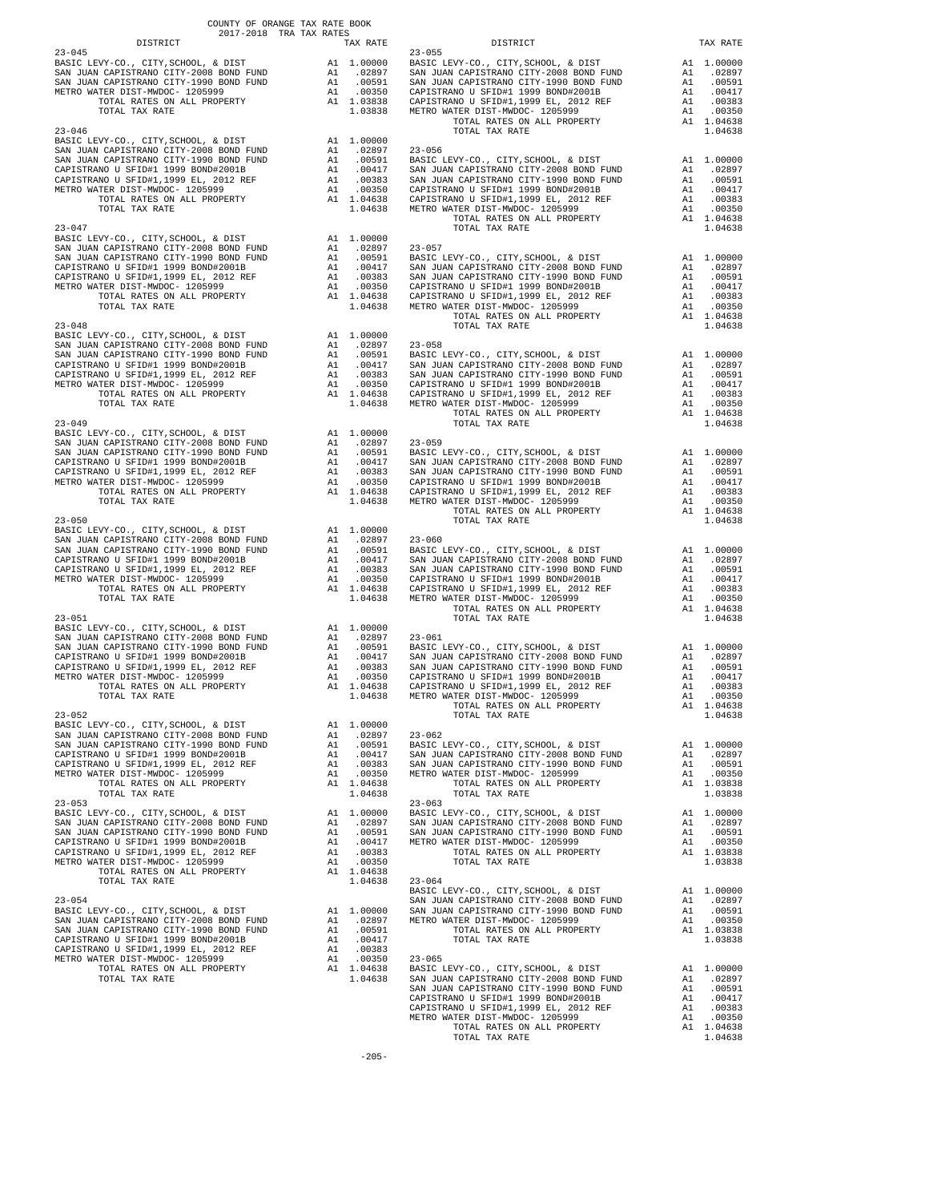COUNTY OF ORANGE TAX RATE BOOK
2017-2018 TRA TAX RATES

| DISTRICT | | TAX RATE |
|---|---|---|
| **23-045** | | |
| BASIC LEVY-CO., CITY,SCHOOL, & DIST | A1 | 1.00000 |
| SAN JUAN CAPISTRANO CITY-2008 BOND FUND | A1 | .02897 |
| SAN JUAN CAPISTRANO CITY-1990 BOND FUND | A1 | .00591 |
| METRO WATER DIST-MWDOC- 1205999 | A1 | .00350 |
| TOTAL RATES ON ALL PROPERTY | A1 | 1.03838 |
| TOTAL TAX RATE | | 1.03838 |
| **23-046** | | |
| BASIC LEVY-CO., CITY,SCHOOL, & DIST | A1 | 1.00000 |
| SAN JUAN CAPISTRANO CITY-2008 BOND FUND | A1 | .02897 |
| SAN JUAN CAPISTRANO CITY-1990 BOND FUND | A1 | .00591 |
| CAPISTRANO U SFID#1 1999 BOND#2001B | A1 | .00417 |
| CAPISTRANO U SFID#1,1999 EL, 2012 REF | A1 | .00383 |
| METRO WATER DIST-MWDOC- 1205999 | A1 | .00350 |
| TOTAL RATES ON ALL PROPERTY | A1 | 1.04638 |
| TOTAL TAX RATE | | 1.04638 |
| **23-047** | | |
| BASIC LEVY-CO., CITY,SCHOOL, & DIST | A1 | 1.00000 |
| SAN JUAN CAPISTRANO CITY-2008 BOND FUND | A1 | .02897 |
| SAN JUAN CAPISTRANO CITY-1990 BOND FUND | A1 | .00591 |
| CAPISTRANO U SFID#1 1999 BOND#2001B | A1 | .00417 |
| CAPISTRANO U SFID#1,1999 EL, 2012 REF | A1 | .00383 |
| METRO WATER DIST-MWDOC- 1205999 | A1 | .00350 |
| TOTAL RATES ON ALL PROPERTY | A1 | 1.04638 |
| TOTAL TAX RATE | | 1.04638 |
| **23-048** | | |
| BASIC LEVY-CO., CITY,SCHOOL, & DIST | A1 | 1.00000 |
| SAN JUAN CAPISTRANO CITY-2008 BOND FUND | A1 | .02897 |
| SAN JUAN CAPISTRANO CITY-1990 BOND FUND | A1 | .00591 |
| CAPISTRANO U SFID#1 1999 BOND#2001B | A1 | .00417 |
| CAPISTRANO U SFID#1,1999 EL, 2012 REF | A1 | .00383 |
| METRO WATER DIST-MWDOC- 1205999 | A1 | .00350 |
| TOTAL RATES ON ALL PROPERTY | A1 | 1.04638 |
| TOTAL TAX RATE | | 1.04638 |
| **23-049** | | |
| BASIC LEVY-CO., CITY,SCHOOL, & DIST | A1 | 1.00000 |
| SAN JUAN CAPISTRANO CITY-2008 BOND FUND | A1 | .02897 |
| SAN JUAN CAPISTRANO CITY-1990 BOND FUND | A1 | .00591 |
| CAPISTRANO U SFID#1 1999 BOND#2001B | A1 | .00417 |
| CAPISTRANO U SFID#1,1999 EL, 2012 REF | A1 | .00383 |
| METRO WATER DIST-MWDOC- 1205999 | A1 | .00350 |
| TOTAL RATES ON ALL PROPERTY | A1 | 1.04638 |
| TOTAL TAX RATE | | 1.04638 |
| **23-050** | | |
| BASIC LEVY-CO., CITY,SCHOOL, & DIST | A1 | 1.00000 |
| SAN JUAN CAPISTRANO CITY-2008 BOND FUND | A1 | .02897 |
| SAN JUAN CAPISTRANO CITY-1990 BOND FUND | A1 | .00591 |
| CAPISTRANO U SFID#1 1999 BOND#2001B | A1 | .00417 |
| CAPISTRANO U SFID#1,1999 EL, 2012 REF | A1 | .00383 |
| METRO WATER DIST-MWDOC- 1205999 | A1 | .00350 |
| TOTAL RATES ON ALL PROPERTY | A1 | 1.04638 |
| TOTAL TAX RATE | | 1.04638 |
| **23-051** | | |
| BASIC LEVY-CO., CITY,SCHOOL, & DIST | A1 | 1.00000 |
| SAN JUAN CAPISTRANO CITY-2008 BOND FUND | A1 | .02897 |
| SAN JUAN CAPISTRANO CITY-1990 BOND FUND | A1 | .00591 |
| CAPISTRANO U SFID#1 1999 BOND#2001B | A1 | .00417 |
| CAPISTRANO U SFID#1,1999 EL, 2012 REF | A1 | .00383 |
| METRO WATER DIST-MWDOC- 1205999 | A1 | .00350 |
| TOTAL RATES ON ALL PROPERTY | A1 | 1.04638 |
| TOTAL TAX RATE | | 1.04638 |
| **23-052** | | |
| BASIC LEVY-CO., CITY,SCHOOL, & DIST | A1 | 1.00000 |
| SAN JUAN CAPISTRANO CITY-2008 BOND FUND | A1 | .02897 |
| SAN JUAN CAPISTRANO CITY-1990 BOND FUND | A1 | .00591 |
| CAPISTRANO U SFID#1 1999 BOND#2001B | A1 | .00417 |
| CAPISTRANO U SFID#1,1999 EL, 2012 REF | A1 | .00383 |
| METRO WATER DIST-MWDOC- 1205999 | A1 | .00350 |
| TOTAL RATES ON ALL PROPERTY | A1 | 1.04638 |
| TOTAL TAX RATE | | 1.04638 |
| **23-053** | | |
| BASIC LEVY-CO., CITY,SCHOOL, & DIST | A1 | 1.00000 |
| SAN JUAN CAPISTRANO CITY-2008 BOND FUND | A1 | .02897 |
| SAN JUAN CAPISTRANO CITY-1990 BOND FUND | A1 | .00591 |
| CAPISTRANO U SFID#1 1999 BOND#2001B | A1 | .00417 |
| CAPISTRANO U SFID#1,1999 EL, 2012 REF | A1 | .00383 |
| METRO WATER DIST-MWDOC- 1205999 | A1 | .00350 |
| TOTAL RATES ON ALL PROPERTY | A1 | 1.04638 |
| TOTAL TAX RATE | | 1.04638 |
| **23-054** | | |
| BASIC LEVY-CO., CITY,SCHOOL, & DIST | A1 | 1.00000 |
| SAN JUAN CAPISTRANO CITY-2008 BOND FUND | A1 | .02897 |
| SAN JUAN CAPISTRANO CITY-1990 BOND FUND | A1 | .00591 |
| CAPISTRANO U SFID#1 1999 BOND#2001B | A1 | .00417 |
| CAPISTRANO U SFID#1,1999 EL, 2012 REF | A1 | .00383 |
| METRO WATER DIST-MWDOC- 1205999 | A1 | .00350 |
| TOTAL RATES ON ALL PROPERTY | A1 | 1.04638 |
| TOTAL TAX RATE | | 1.04638 |
| **23-055** | | |
| BASIC LEVY-CO., CITY,SCHOOL, & DIST | A1 | 1.00000 |
| SAN JUAN CAPISTRANO CITY-2008 BOND FUND | A1 | .02897 |
| SAN JUAN CAPISTRANO CITY-1990 BOND FUND | A1 | .00591 |
| CAPISTRANO U SFID#1 1999 BOND#2001B | A1 | .00417 |
| CAPISTRANO U SFID#1,1999 EL, 2012 REF | A1 | .00383 |
| METRO WATER DIST-MWDOC- 1205999 | A1 | .00350 |
| TOTAL RATES ON ALL PROPERTY | A1 | 1.04638 |
| TOTAL TAX RATE | | 1.04638 |
| **23-056** | | |
| BASIC LEVY-CO., CITY,SCHOOL, & DIST | A1 | 1.00000 |
| SAN JUAN CAPISTRANO CITY-2008 BOND FUND | A1 | .02897 |
| SAN JUAN CAPISTRANO CITY-1990 BOND FUND | A1 | .00591 |
| CAPISTRANO U SFID#1 1999 BOND#2001B | A1 | .00417 |
| CAPISTRANO U SFID#1,1999 EL, 2012 REF | A1 | .00383 |
| METRO WATER DIST-MWDOC- 1205999 | A1 | .00350 |
| TOTAL RATES ON ALL PROPERTY | A1 | 1.04638 |
| TOTAL TAX RATE | | 1.04638 |
| **23-057** | | |
| BASIC LEVY-CO., CITY,SCHOOL, & DIST | A1 | 1.00000 |
| SAN JUAN CAPISTRANO CITY-2008 BOND FUND | A1 | .02897 |
| SAN JUAN CAPISTRANO CITY-1990 BOND FUND | A1 | .00591 |
| CAPISTRANO U SFID#1 1999 BOND#2001B | A1 | .00417 |
| CAPISTRANO U SFID#1,1999 EL, 2012 REF | A1 | .00383 |
| METRO WATER DIST-MWDOC- 1205999 | A1 | .00350 |
| TOTAL RATES ON ALL PROPERTY | A1 | 1.04638 |
| TOTAL TAX RATE | | 1.04638 |
| **23-058** | | |
| BASIC LEVY-CO., CITY,SCHOOL, & DIST | A1 | 1.00000 |
| SAN JUAN CAPISTRANO CITY-2008 BOND FUND | A1 | .02897 |
| SAN JUAN CAPISTRANO CITY-1990 BOND FUND | A1 | .00591 |
| CAPISTRANO U SFID#1 1999 BOND#2001B | A1 | .00417 |
| CAPISTRANO U SFID#1,1999 EL, 2012 REF | A1 | .00383 |
| METRO WATER DIST-MWDOC- 1205999 | A1 | .00350 |
| TOTAL RATES ON ALL PROPERTY | A1 | 1.04638 |
| TOTAL TAX RATE | | 1.04638 |
| **23-059** | | |
| BASIC LEVY-CO., CITY,SCHOOL, & DIST | A1 | 1.00000 |
| SAN JUAN CAPISTRANO CITY-2008 BOND FUND | A1 | .02897 |
| SAN JUAN CAPISTRANO CITY-1990 BOND FUND | A1 | .00591 |
| CAPISTRANO U SFID#1 1999 BOND#2001B | A1 | .00417 |
| CAPISTRANO U SFID#1,1999 EL, 2012 REF | A1 | .00383 |
| METRO WATER DIST-MWDOC- 1205999 | A1 | .00350 |
| TOTAL RATES ON ALL PROPERTY | A1 | 1.04638 |
| TOTAL TAX RATE | | 1.04638 |
| **23-060** | | |
| BASIC LEVY-CO., CITY,SCHOOL, & DIST | A1 | 1.00000 |
| SAN JUAN CAPISTRANO CITY-2008 BOND FUND | A1 | .02897 |
| SAN JUAN CAPISTRANO CITY-1990 BOND FUND | A1 | .00591 |
| CAPISTRANO U SFID#1 1999 BOND#2001B | A1 | .00417 |
| CAPISTRANO U SFID#1,1999 EL, 2012 REF | A1 | .00383 |
| METRO WATER DIST-MWDOC- 1205999 | A1 | .00350 |
| TOTAL RATES ON ALL PROPERTY | A1 | 1.04638 |
| TOTAL TAX RATE | | 1.04638 |
| **23-061** | | |
| BASIC LEVY-CO., CITY,SCHOOL, & DIST | A1 | 1.00000 |
| SAN JUAN CAPISTRANO CITY-2008 BOND FUND | A1 | .02897 |
| SAN JUAN CAPISTRANO CITY-1990 BOND FUND | A1 | .00591 |
| CAPISTRANO U SFID#1 1999 BOND#2001B | A1 | .00417 |
| CAPISTRANO U SFID#1,1999 EL, 2012 REF | A1 | .00383 |
| METRO WATER DIST-MWDOC- 1205999 | A1 | .00350 |
| TOTAL RATES ON ALL PROPERTY | A1 | 1.04638 |
| TOTAL TAX RATE | | 1.04638 |
| **23-062** | | |
| BASIC LEVY-CO., CITY,SCHOOL, & DIST | A1 | 1.00000 |
| SAN JUAN CAPISTRANO CITY-2008 BOND FUND | A1 | .02897 |
| SAN JUAN CAPISTRANO CITY-1990 BOND FUND | A1 | .00591 |
| METRO WATER DIST-MWDOC- 1205999 | A1 | .00350 |
| TOTAL RATES ON ALL PROPERTY | A1 | 1.03838 |
| TOTAL TAX RATE | | 1.03838 |
| **23-063** | | |
| BASIC LEVY-CO., CITY,SCHOOL, & DIST | A1 | 1.00000 |
| SAN JUAN CAPISTRANO CITY-2008 BOND FUND | A1 | .02897 |
| SAN JUAN CAPISTRANO CITY-1990 BOND FUND | A1 | .00591 |
| METRO WATER DIST-MWDOC- 1205999 | A1 | .00350 |
| TOTAL RATES ON ALL PROPERTY | A1 | 1.03838 |
| TOTAL TAX RATE | | 1.03838 |
| **23-064** | | |
| BASIC LEVY-CO., CITY,SCHOOL, & DIST | A1 | 1.00000 |
| SAN JUAN CAPISTRANO CITY-2008 BOND FUND | A1 | .02897 |
| SAN JUAN CAPISTRANO CITY-1990 BOND FUND | A1 | .00591 |
| METRO WATER DIST-MWDOC- 1205999 | A1 | .00350 |
| TOTAL RATES ON ALL PROPERTY | A1 | 1.03838 |
| TOTAL TAX RATE | | 1.03838 |
| **23-065** | | |
| BASIC LEVY-CO., CITY,SCHOOL, & DIST | A1 | 1.00000 |
| SAN JUAN CAPISTRANO CITY-2008 BOND FUND | A1 | .02897 |
| SAN JUAN CAPISTRANO CITY-1990 BOND FUND | A1 | .00591 |
| CAPISTRANO U SFID#1 1999 BOND#2001B | A1 | .00417 |
| CAPISTRANO U SFID#1,1999 EL, 2012 REF | A1 | .00383 |
| METRO WATER DIST-MWDOC- 1205999 | A1 | .00350 |
| TOTAL RATES ON ALL PROPERTY | A1 | 1.04638 |
| TOTAL TAX RATE | | 1.04638 |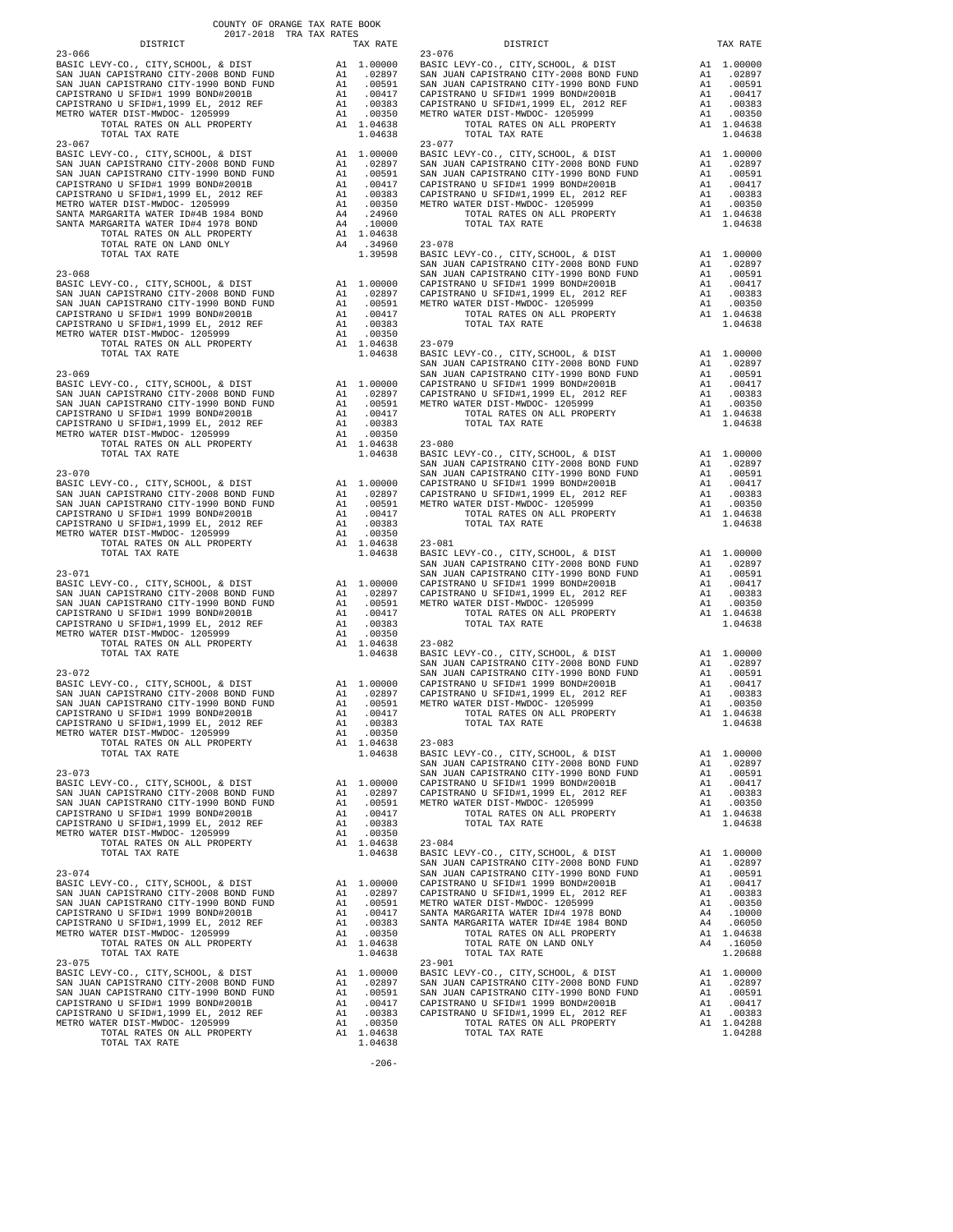COUNTY OF ORANGE TAX RATE BOOK
2017-2018 TRA TAX RATES

| DISTRICT | | TAX RATE |
|---|---|---|
| **23-066** | | |
| BASIC LEVY-CO., CITY,SCHOOL, & DIST | A1 | 1.00000 |
| SAN JUAN CAPISTRANO CITY-2008 BOND FUND | A1 | .02897 |
| SAN JUAN CAPISTRANO CITY-1990 BOND FUND | A1 | .00591 |
| CAPISTRANO U SFID#1 1999 BOND#2001B | A1 | .00417 |
| CAPISTRANO U SFID#1,1999 EL, 2012 REF | A1 | .00383 |
| METRO WATER DIST-MWDOC- 1205999 | A1 | .00350 |
| TOTAL RATES ON ALL PROPERTY | A1 | 1.04638 |
| TOTAL TAX RATE | | 1.04638 |
| **23-067** | | |
| BASIC LEVY-CO., CITY,SCHOOL, & DIST | A1 | 1.00000 |
| SAN JUAN CAPISTRANO CITY-2008 BOND FUND | A1 | .02897 |
| SAN JUAN CAPISTRANO CITY-1990 BOND FUND | A1 | .00591 |
| CAPISTRANO U SFID#1 1999 BOND#2001B | A1 | .00417 |
| CAPISTRANO U SFID#1,1999 EL, 2012 REF | A1 | .00383 |
| METRO WATER DIST-MWDOC- 1205999 | A1 | .00350 |
| SANTA MARGARITA WATER ID#4B 1984 BOND | A4 | .24960 |
| SANTA MARGARITA WATER ID#4 1978 BOND | A4 | .10000 |
| TOTAL RATES ON ALL PROPERTY | A1 | 1.04638 |
| TOTAL RATE ON LAND ONLY | A4 | .34960 |
| TOTAL TAX RATE | | 1.39598 |
| **23-068** | | |
| BASIC LEVY-CO., CITY,SCHOOL, & DIST | A1 | 1.00000 |
| SAN JUAN CAPISTRANO CITY-2008 BOND FUND | A1 | .02897 |
| SAN JUAN CAPISTRANO CITY-1990 BOND FUND | A1 | .00591 |
| CAPISTRANO U SFID#1 1999 BOND#2001B | A1 | .00417 |
| CAPISTRANO U SFID#1,1999 EL, 2012 REF | A1 | .00383 |
| METRO WATER DIST-MWDOC- 1205999 | A1 | .00350 |
| TOTAL RATES ON ALL PROPERTY | A1 | 1.04638 |
| TOTAL TAX RATE | | 1.04638 |
| **23-069** | | |
| BASIC LEVY-CO., CITY,SCHOOL, & DIST | A1 | 1.00000 |
| SAN JUAN CAPISTRANO CITY-2008 BOND FUND | A1 | .02897 |
| SAN JUAN CAPISTRANO CITY-1990 BOND FUND | A1 | .00591 |
| CAPISTRANO U SFID#1 1999 BOND#2001B | A1 | .00417 |
| CAPISTRANO U SFID#1,1999 EL, 2012 REF | A1 | .00383 |
| METRO WATER DIST-MWDOC- 1205999 | A1 | .00350 |
| TOTAL RATES ON ALL PROPERTY | A1 | 1.04638 |
| TOTAL TAX RATE | | 1.04638 |
| **23-070** | | |
| BASIC LEVY-CO., CITY,SCHOOL, & DIST | A1 | 1.00000 |
| SAN JUAN CAPISTRANO CITY-2008 BOND FUND | A1 | .02897 |
| SAN JUAN CAPISTRANO CITY-1990 BOND FUND | A1 | .00591 |
| CAPISTRANO U SFID#1 1999 BOND#2001B | A1 | .00417 |
| CAPISTRANO U SFID#1,1999 EL, 2012 REF | A1 | .00383 |
| METRO WATER DIST-MWDOC- 1205999 | A1 | .00350 |
| TOTAL RATES ON ALL PROPERTY | A1 | 1.04638 |
| TOTAL TAX RATE | | 1.04638 |
| **23-071** | | |
| BASIC LEVY-CO., CITY,SCHOOL, & DIST | A1 | 1.00000 |
| SAN JUAN CAPISTRANO CITY-2008 BOND FUND | A1 | .02897 |
| SAN JUAN CAPISTRANO CITY-1990 BOND FUND | A1 | .00591 |
| CAPISTRANO U SFID#1 1999 BOND#2001B | A1 | .00417 |
| CAPISTRANO U SFID#1,1999 EL, 2012 REF | A1 | .00383 |
| METRO WATER DIST-MWDOC- 1205999 | A1 | .00350 |
| TOTAL RATES ON ALL PROPERTY | A1 | 1.04638 |
| TOTAL TAX RATE | | 1.04638 |
| **23-072** | | |
| BASIC LEVY-CO., CITY,SCHOOL, & DIST | A1 | 1.00000 |
| SAN JUAN CAPISTRANO CITY-2008 BOND FUND | A1 | .02897 |
| SAN JUAN CAPISTRANO CITY-1990 BOND FUND | A1 | .00591 |
| CAPISTRANO U SFID#1 1999 BOND#2001B | A1 | .00417 |
| CAPISTRANO U SFID#1,1999 EL, 2012 REF | A1 | .00383 |
| METRO WATER DIST-MWDOC- 1205999 | A1 | .00350 |
| TOTAL RATES ON ALL PROPERTY | A1 | 1.04638 |
| TOTAL TAX RATE | | 1.04638 |
| **23-073** | | |
| BASIC LEVY-CO., CITY,SCHOOL, & DIST | A1 | 1.00000 |
| SAN JUAN CAPISTRANO CITY-2008 BOND FUND | A1 | .02897 |
| SAN JUAN CAPISTRANO CITY-1990 BOND FUND | A1 | .00591 |
| CAPISTRANO U SFID#1 1999 BOND#2001B | A1 | .00417 |
| CAPISTRANO U SFID#1,1999 EL, 2012 REF | A1 | .00383 |
| METRO WATER DIST-MWDOC- 1205999 | A1 | .00350 |
| TOTAL RATES ON ALL PROPERTY | A1 | 1.04638 |
| TOTAL TAX RATE | | 1.04638 |
| **23-074** | | |
| BASIC LEVY-CO., CITY,SCHOOL, & DIST | A1 | 1.00000 |
| SAN JUAN CAPISTRANO CITY-2008 BOND FUND | A1 | .02897 |
| SAN JUAN CAPISTRANO CITY-1990 BOND FUND | A1 | .00591 |
| CAPISTRANO U SFID#1 1999 BOND#2001B | A1 | .00417 |
| CAPISTRANO U SFID#1,1999 EL, 2012 REF | A1 | .00383 |
| METRO WATER DIST-MWDOC- 1205999 | A1 | .00350 |
| TOTAL RATES ON ALL PROPERTY | A1 | 1.04638 |
| TOTAL TAX RATE | | 1.04638 |
| **23-075** | | |
| BASIC LEVY-CO., CITY,SCHOOL, & DIST | A1 | 1.00000 |
| SAN JUAN CAPISTRANO CITY-2008 BOND FUND | A1 | .02897 |
| SAN JUAN CAPISTRANO CITY-1990 BOND FUND | A1 | .00591 |
| CAPISTRANO U SFID#1 1999 BOND#2001B | A1 | .00417 |
| CAPISTRANO U SFID#1,1999 EL, 2012 REF | A1 | .00383 |
| METRO WATER DIST-MWDOC- 1205999 | A1 | .00350 |
| TOTAL RATES ON ALL PROPERTY | A1 | 1.04638 |
| TOTAL TAX RATE | | 1.04638 |
| **23-076** | | |
| BASIC LEVY-CO., CITY,SCHOOL, & DIST | A1 | 1.00000 |
| SAN JUAN CAPISTRANO CITY-2008 BOND FUND | A1 | .02897 |
| SAN JUAN CAPISTRANO CITY-1990 BOND FUND | A1 | .00591 |
| CAPISTRANO U SFID#1 1999 BOND#2001B | A1 | .00417 |
| CAPISTRANO U SFID#1,1999 EL, 2012 REF | A1 | .00383 |
| METRO WATER DIST-MWDOC- 1205999 | A1 | .00350 |
| TOTAL RATES ON ALL PROPERTY | A1 | 1.04638 |
| TOTAL TAX RATE | | 1.04638 |
| **23-077** | | |
| BASIC LEVY-CO., CITY,SCHOOL, & DIST | A1 | 1.00000 |
| SAN JUAN CAPISTRANO CITY-2008 BOND FUND | A1 | .02897 |
| SAN JUAN CAPISTRANO CITY-1990 BOND FUND | A1 | .00591 |
| CAPISTRANO U SFID#1 1999 BOND#2001B | A1 | .00417 |
| CAPISTRANO U SFID#1,1999 EL, 2012 REF | A1 | .00383 |
| METRO WATER DIST-MWDOC- 1205999 | A1 | .00350 |
| TOTAL RATES ON ALL PROPERTY | A1 | 1.04638 |
| TOTAL TAX RATE | | 1.04638 |
| **23-078** | | |
| BASIC LEVY-CO., CITY,SCHOOL, & DIST | A1 | 1.00000 |
| SAN JUAN CAPISTRANO CITY-2008 BOND FUND | A1 | .02897 |
| SAN JUAN CAPISTRANO CITY-1990 BOND FUND | A1 | .00591 |
| CAPISTRANO U SFID#1 1999 BOND#2001B | A1 | .00417 |
| CAPISTRANO U SFID#1,1999 EL, 2012 REF | A1 | .00383 |
| METRO WATER DIST-MWDOC- 1205999 | A1 | .00350 |
| TOTAL RATES ON ALL PROPERTY | A1 | 1.04638 |
| TOTAL TAX RATE | | 1.04638 |
| **23-079** | | |
| BASIC LEVY-CO., CITY,SCHOOL, & DIST | A1 | 1.00000 |
| SAN JUAN CAPISTRANO CITY-2008 BOND FUND | A1 | .02897 |
| SAN JUAN CAPISTRANO CITY-1990 BOND FUND | A1 | .00591 |
| CAPISTRANO U SFID#1 1999 BOND#2001B | A1 | .00417 |
| CAPISTRANO U SFID#1,1999 EL, 2012 REF | A1 | .00383 |
| METRO WATER DIST-MWDOC- 1205999 | A1 | .00350 |
| TOTAL RATES ON ALL PROPERTY | A1 | 1.04638 |
| TOTAL TAX RATE | | 1.04638 |
| **23-080** | | |
| BASIC LEVY-CO., CITY,SCHOOL, & DIST | A1 | 1.00000 |
| SAN JUAN CAPISTRANO CITY-2008 BOND FUND | A1 | .02897 |
| SAN JUAN CAPISTRANO CITY-1990 BOND FUND | A1 | .00591 |
| CAPISTRANO U SFID#1 1999 BOND#2001B | A1 | .00417 |
| CAPISTRANO U SFID#1,1999 EL, 2012 REF | A1 | .00383 |
| METRO WATER DIST-MWDOC- 1205999 | A1 | .00350 |
| TOTAL RATES ON ALL PROPERTY | A1 | 1.04638 |
| TOTAL TAX RATE | | 1.04638 |
| **23-081** | | |
| BASIC LEVY-CO., CITY,SCHOOL, & DIST | A1 | 1.00000 |
| SAN JUAN CAPISTRANO CITY-2008 BOND FUND | A1 | .02897 |
| SAN JUAN CAPISTRANO CITY-1990 BOND FUND | A1 | .00591 |
| CAPISTRANO U SFID#1 1999 BOND#2001B | A1 | .00417 |
| CAPISTRANO U SFID#1,1999 EL, 2012 REF | A1 | .00383 |
| METRO WATER DIST-MWDOC- 1205999 | A1 | .00350 |
| TOTAL RATES ON ALL PROPERTY | A1 | 1.04638 |
| TOTAL TAX RATE | | 1.04638 |
| **23-082** | | |
| BASIC LEVY-CO., CITY,SCHOOL, & DIST | A1 | 1.00000 |
| SAN JUAN CAPISTRANO CITY-2008 BOND FUND | A1 | .02897 |
| SAN JUAN CAPISTRANO CITY-1990 BOND FUND | A1 | .00591 |
| CAPISTRANO U SFID#1 1999 BOND#2001B | A1 | .00417 |
| CAPISTRANO U SFID#1,1999 EL, 2012 REF | A1 | .00383 |
| METRO WATER DIST-MWDOC- 1205999 | A1 | .00350 |
| TOTAL RATES ON ALL PROPERTY | A1 | 1.04638 |
| TOTAL TAX RATE | | 1.04638 |
| **23-083** | | |
| BASIC LEVY-CO., CITY,SCHOOL, & DIST | A1 | 1.00000 |
| SAN JUAN CAPISTRANO CITY-2008 BOND FUND | A1 | .02897 |
| SAN JUAN CAPISTRANO CITY-1990 BOND FUND | A1 | .00591 |
| CAPISTRANO U SFID#1 1999 BOND#2001B | A1 | .00417 |
| CAPISTRANO U SFID#1,1999 EL, 2012 REF | A1 | .00383 |
| METRO WATER DIST-MWDOC- 1205999 | A1 | .00350 |
| TOTAL RATES ON ALL PROPERTY | A1 | 1.04638 |
| TOTAL TAX RATE | | 1.04638 |
| **23-084** | | |
| BASIC LEVY-CO., CITY,SCHOOL, & DIST | A1 | 1.00000 |
| SAN JUAN CAPISTRANO CITY-2008 BOND FUND | A1 | .02897 |
| SAN JUAN CAPISTRANO CITY-1990 BOND FUND | A1 | .00591 |
| CAPISTRANO U SFID#1 1999 BOND#2001B | A1 | .00417 |
| CAPISTRANO U SFID#1,1999 EL, 2012 REF | A1 | .00383 |
| METRO WATER DIST-MWDOC- 1205999 | A1 | .00350 |
| SANTA MARGARITA WATER ID#4 1978 BOND | A4 | .10000 |
| SANTA MARGARITA WATER ID#4E 1984 BOND | A4 | .06050 |
| TOTAL RATES ON ALL PROPERTY | A1 | 1.04638 |
| TOTAL RATE ON LAND ONLY | A4 | .16050 |
| TOTAL TAX RATE | | 1.20688 |
| **23-901** | | |
| BASIC LEVY-CO., CITY,SCHOOL, & DIST | A1 | 1.00000 |
| SAN JUAN CAPISTRANO CITY-2008 BOND FUND | A1 | .02897 |
| SAN JUAN CAPISTRANO CITY-1990 BOND FUND | A1 | .00591 |
| CAPISTRANO U SFID#1 1999 BOND#2001B | A1 | .00417 |
| CAPISTRANO U SFID#1,1999 EL, 2012 REF | A1 | .00383 |
| TOTAL RATES ON ALL PROPERTY | A1 | 1.04288 |
| TOTAL TAX RATE | | 1.04288 |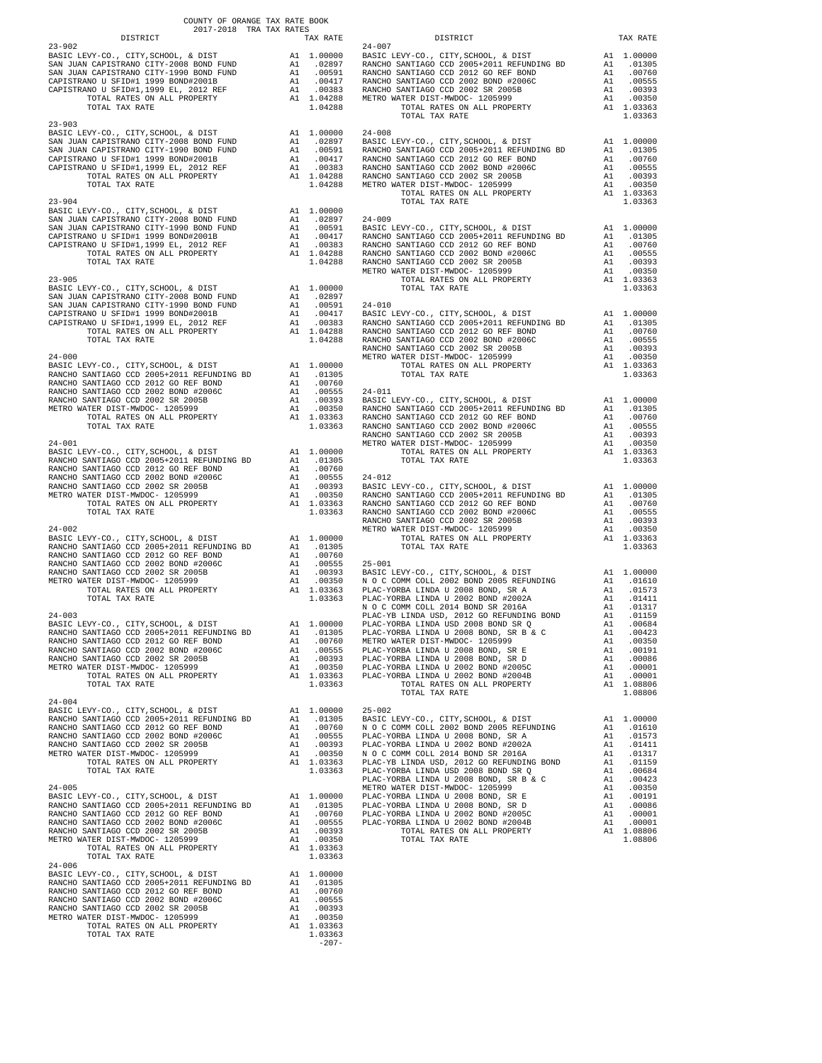COUNTY OF ORANGE TAX RATE BOOK
2017-2018 TRA TAX RATES

| DISTRICT | | TAX RATE |
|---|---|---|
| 23-902 | | |
| BASIC LEVY-CO., CITY,SCHOOL, & DIST | A1 | 1.00000 |
| SAN JUAN CAPISTRANO CITY-2008 BOND FUND | A1 | .02897 |
| SAN JUAN CAPISTRANO CITY-1990 BOND FUND | A1 | .00591 |
| CAPISTRANO U SFID#1 1999 BOND#2001B | A1 | .00417 |
| CAPISTRANO U SFID#1,1999 EL, 2012 REF | A1 | .00383 |
| TOTAL RATES ON ALL PROPERTY | A1 | 1.04288 |
| TOTAL TAX RATE | | 1.04288 |
| 23-903 | | |
| BASIC LEVY-CO., CITY,SCHOOL, & DIST | A1 | 1.00000 |
| SAN JUAN CAPISTRANO CITY-2008 BOND FUND | A1 | .02897 |
| SAN JUAN CAPISTRANO CITY-1990 BOND FUND | A1 | .00591 |
| CAPISTRANO U SFID#1 1999 BOND#2001B | A1 | .00417 |
| CAPISTRANO U SFID#1,1999 EL, 2012 REF | A1 | .00383 |
| TOTAL RATES ON ALL PROPERTY | A1 | 1.04288 |
| TOTAL TAX RATE | | 1.04288 |
| 23-904 | | |
| BASIC LEVY-CO., CITY,SCHOOL, & DIST | A1 | 1.00000 |
| SAN JUAN CAPISTRANO CITY-2008 BOND FUND | A1 | .02897 |
| SAN JUAN CAPISTRANO CITY-1990 BOND FUND | A1 | .00591 |
| CAPISTRANO U SFID#1 1999 BOND#2001B | A1 | .00417 |
| CAPISTRANO U SFID#1,1999 EL, 2012 REF | A1 | .00383 |
| TOTAL RATES ON ALL PROPERTY | A1 | 1.04288 |
| TOTAL TAX RATE | | 1.04288 |
| 23-905 | | |
| BASIC LEVY-CO., CITY,SCHOOL, & DIST | A1 | 1.00000 |
| SAN JUAN CAPISTRANO CITY-2008 BOND FUND | A1 | .02897 |
| SAN JUAN CAPISTRANO CITY-1990 BOND FUND | A1 | .00591 |
| CAPISTRANO U SFID#1 1999 BOND#2001B | A1 | .00417 |
| CAPISTRANO U SFID#1,1999 EL, 2012 REF | A1 | .00383 |
| TOTAL RATES ON ALL PROPERTY | A1 | 1.04288 |
| TOTAL TAX RATE | | 1.04288 |
| 24-000 | | |
| BASIC LEVY-CO., CITY,SCHOOL, & DIST | A1 | 1.00000 |
| RANCHO SANTIAGO CCD 2005+2011 REFUNDING BD | A1 | .01305 |
| RANCHO SANTIAGO CCD 2012 GO REF BOND | A1 | .00760 |
| RANCHO SANTIAGO CCD 2002 BOND #2006C | A1 | .00555 |
| RANCHO SANTIAGO CCD 2002 SR 2005B | A1 | .00393 |
| METRO WATER DIST-MWDOC- 1205999 | A1 | .00350 |
| TOTAL RATES ON ALL PROPERTY | A1 | 1.03363 |
| TOTAL TAX RATE | | 1.03363 |
| 24-001 | | |
| BASIC LEVY-CO., CITY,SCHOOL, & DIST | A1 | 1.00000 |
| RANCHO SANTIAGO CCD 2005+2011 REFUNDING BD | A1 | .01305 |
| RANCHO SANTIAGO CCD 2012 GO REF BOND | A1 | .00760 |
| RANCHO SANTIAGO CCD 2002 BOND #2006C | A1 | .00555 |
| RANCHO SANTIAGO CCD 2002 SR 2005B | A1 | .00393 |
| METRO WATER DIST-MWDOC- 1205999 | A1 | .00350 |
| TOTAL RATES ON ALL PROPERTY | A1 | 1.03363 |
| TOTAL TAX RATE | | 1.03363 |
| 24-002 | | |
| BASIC LEVY-CO., CITY,SCHOOL, & DIST | A1 | 1.00000 |
| RANCHO SANTIAGO CCD 2005+2011 REFUNDING BD | A1 | .01305 |
| RANCHO SANTIAGO CCD 2012 GO REF BOND | A1 | .00760 |
| RANCHO SANTIAGO CCD 2002 BOND #2006C | A1 | .00555 |
| RANCHO SANTIAGO CCD 2002 SR 2005B | A1 | .00393 |
| METRO WATER DIST-MWDOC- 1205999 | A1 | .00350 |
| TOTAL RATES ON ALL PROPERTY | A1 | 1.03363 |
| TOTAL TAX RATE | | 1.03363 |
| 24-003 | | |
| BASIC LEVY-CO., CITY,SCHOOL, & DIST | A1 | 1.00000 |
| RANCHO SANTIAGO CCD 2005+2011 REFUNDING BD | A1 | .01305 |
| RANCHO SANTIAGO CCD 2012 GO REF BOND | A1 | .00760 |
| RANCHO SANTIAGO CCD 2002 BOND #2006C | A1 | .00555 |
| RANCHO SANTIAGO CCD 2002 SR 2005B | A1 | .00393 |
| METRO WATER DIST-MWDOC- 1205999 | A1 | .00350 |
| TOTAL RATES ON ALL PROPERTY | A1 | 1.03363 |
| TOTAL TAX RATE | | 1.03363 |
| 24-004 | | |
| BASIC LEVY-CO., CITY,SCHOOL, & DIST | A1 | 1.00000 |
| RANCHO SANTIAGO CCD 2005+2011 REFUNDING BD | A1 | .01305 |
| RANCHO SANTIAGO CCD 2012 GO REF BOND | A1 | .00760 |
| RANCHO SANTIAGO CCD 2002 BOND #2006C | A1 | .00555 |
| RANCHO SANTIAGO CCD 2002 SR 2005B | A1 | .00393 |
| METRO WATER DIST-MWDOC- 1205999 | A1 | .00350 |
| TOTAL RATES ON ALL PROPERTY | A1 | 1.03363 |
| TOTAL TAX RATE | | 1.03363 |
| 24-005 | | |
| BASIC LEVY-CO., CITY,SCHOOL, & DIST | A1 | 1.00000 |
| RANCHO SANTIAGO CCD 2005+2011 REFUNDING BD | A1 | .01305 |
| RANCHO SANTIAGO CCD 2012 GO REF BOND | A1 | .00760 |
| RANCHO SANTIAGO CCD 2002 BOND #2006C | A1 | .00555 |
| RANCHO SANTIAGO CCD 2002 SR 2005B | A1 | .00393 |
| METRO WATER DIST-MWDOC- 1205999 | A1 | .00350 |
| TOTAL RATES ON ALL PROPERTY | A1 | 1.03363 |
| TOTAL TAX RATE | | 1.03363 |
| 24-006 | | |
| BASIC LEVY-CO., CITY,SCHOOL, & DIST | A1 | 1.00000 |
| RANCHO SANTIAGO CCD 2005+2011 REFUNDING BD | A1 | .01305 |
| RANCHO SANTIAGO CCD 2012 GO REF BOND | A1 | .00760 |
| RANCHO SANTIAGO CCD 2002 BOND #2006C | A1 | .00555 |
| RANCHO SANTIAGO CCD 2002 SR 2005B | A1 | .00393 |
| METRO WATER DIST-MWDOC- 1205999 | A1 | .00350 |
| TOTAL RATES ON ALL PROPERTY | A1 | 1.03363 |
| TOTAL TAX RATE | | 1.03363 |
| 24-007 | | |
| BASIC LEVY-CO., CITY,SCHOOL, & DIST | A1 | 1.00000 |
| RANCHO SANTIAGO CCD 2005+2011 REFUNDING BD | A1 | .01305 |
| RANCHO SANTIAGO CCD 2012 GO REF BOND | A1 | .00760 |
| RANCHO SANTIAGO CCD 2002 BOND #2006C | A1 | .00555 |
| RANCHO SANTIAGO CCD 2002 SR 2005B | A1 | .00393 |
| METRO WATER DIST-MWDOC- 1205999 | A1 | .00350 |
| TOTAL RATES ON ALL PROPERTY | A1 | 1.03363 |
| TOTAL TAX RATE | | 1.03363 |
| 24-008 | | |
| BASIC LEVY-CO., CITY,SCHOOL, & DIST | A1 | 1.00000 |
| RANCHO SANTIAGO CCD 2005+2011 REFUNDING BD | A1 | .01305 |
| RANCHO SANTIAGO CCD 2012 GO REF BOND | A1 | .00760 |
| RANCHO SANTIAGO CCD 2002 BOND #2006C | A1 | .00555 |
| RANCHO SANTIAGO CCD 2002 SR 2005B | A1 | .00393 |
| METRO WATER DIST-MWDOC- 1205999 | A1 | .00350 |
| TOTAL RATES ON ALL PROPERTY | A1 | 1.03363 |
| TOTAL TAX RATE | | 1.03363 |
| 24-009 | | |
| BASIC LEVY-CO., CITY,SCHOOL, & DIST | A1 | 1.00000 |
| RANCHO SANTIAGO CCD 2005+2011 REFUNDING BD | A1 | .01305 |
| RANCHO SANTIAGO CCD 2012 GO REF BOND | A1 | .00760 |
| RANCHO SANTIAGO CCD 2002 BOND #2006C | A1 | .00555 |
| RANCHO SANTIAGO CCD 2002 SR 2005B | A1 | .00393 |
| METRO WATER DIST-MWDOC- 1205999 | A1 | .00350 |
| TOTAL RATES ON ALL PROPERTY | A1 | 1.03363 |
| TOTAL TAX RATE | | 1.03363 |
| 24-010 | | |
| BASIC LEVY-CO., CITY,SCHOOL, & DIST | A1 | 1.00000 |
| RANCHO SANTIAGO CCD 2005+2011 REFUNDING BD | A1 | .01305 |
| RANCHO SANTIAGO CCD 2012 GO REF BOND | A1 | .00760 |
| RANCHO SANTIAGO CCD 2002 BOND #2006C | A1 | .00555 |
| RANCHO SANTIAGO CCD 2002 SR 2005B | A1 | .00393 |
| METRO WATER DIST-MWDOC- 1205999 | A1 | .00350 |
| TOTAL RATES ON ALL PROPERTY | A1 | 1.03363 |
| TOTAL TAX RATE | | 1.03363 |
| 24-011 | | |
| BASIC LEVY-CO., CITY,SCHOOL, & DIST | A1 | 1.00000 |
| RANCHO SANTIAGO CCD 2005+2011 REFUNDING BD | A1 | .01305 |
| RANCHO SANTIAGO CCD 2012 GO REF BOND | A1 | .00760 |
| RANCHO SANTIAGO CCD 2002 BOND #2006C | A1 | .00555 |
| RANCHO SANTIAGO CCD 2002 SR 2005B | A1 | .00393 |
| METRO WATER DIST-MWDOC- 1205999 | A1 | .00350 |
| TOTAL RATES ON ALL PROPERTY | A1 | 1.03363 |
| TOTAL TAX RATE | | 1.03363 |
| 24-012 | | |
| BASIC LEVY-CO., CITY,SCHOOL, & DIST | A1 | 1.00000 |
| RANCHO SANTIAGO CCD 2005+2011 REFUNDING BD | A1 | .01305 |
| RANCHO SANTIAGO CCD 2012 GO REF BOND | A1 | .00760 |
| RANCHO SANTIAGO CCD 2002 BOND #2006C | A1 | .00555 |
| RANCHO SANTIAGO CCD 2002 SR 2005B | A1 | .00393 |
| METRO WATER DIST-MWDOC- 1205999 | A1 | .00350 |
| TOTAL RATES ON ALL PROPERTY | A1 | 1.03363 |
| TOTAL TAX RATE | | 1.03363 |
| 25-001 | | |
| BASIC LEVY-CO., CITY,SCHOOL, & DIST | A1 | 1.00000 |
| N O C COMM COLL 2002 BOND 2005 REFUNDING | A1 | .01610 |
| PLAC-YORBA LINDA U 2008 BOND, SR A | A1 | .01573 |
| PLAC-YORBA LINDA U 2002 BOND #2002A | A1 | .01411 |
| N O C COMM COLL 2014 BOND SR 2016A | A1 | .01317 |
| PLAC-YB LINDA USD, 2012 GO REFUNDING BOND | A1 | .01159 |
| PLAC-YORBA LINDA USD 2008 BOND SR Q | A1 | .00684 |
| PLAC-YORBA LINDA U 2008 BOND, SR B & C | A1 | .00423 |
| METRO WATER DIST-MWDOC- 1205999 | A1 | .00350 |
| PLAC-YORBA LINDA U 2008 BOND, SR E | A1 | .00191 |
| PLAC-YORBA LINDA U 2008 BOND, SR D | A1 | .00086 |
| PLAC-YORBA LINDA U 2002 BOND #2005C | A1 | .00001 |
| PLAC-YORBA LINDA U 2002 BOND #2004B | A1 | .00001 |
| TOTAL RATES ON ALL PROPERTY | A1 | 1.08806 |
| TOTAL TAX RATE | | 1.08806 |
| 25-002 | | |
| BASIC LEVY-CO., CITY,SCHOOL, & DIST | A1 | 1.00000 |
| N O C COMM COLL 2002 BOND 2005 REFUNDING | A1 | .01610 |
| PLAC-YORBA LINDA U 2008 BOND, SR A | A1 | .01573 |
| PLAC-YORBA LINDA U 2002 BOND #2002A | A1 | .01411 |
| N O C COMM COLL 2014 BOND SR 2016A | A1 | .01317 |
| PLAC-YB LINDA USD, 2012 GO REFUNDING BOND | A1 | .01159 |
| PLAC-YORBA LINDA USD 2008 BOND SR Q | A1 | .00684 |
| PLAC-YORBA LINDA U 2008 BOND, SR B & C | A1 | .00423 |
| METRO WATER DIST-MWDOC- 1205999 | A1 | .00350 |
| PLAC-YORBA LINDA U 2008 BOND, SR E | A1 | .00191 |
| PLAC-YORBA LINDA U 2008 BOND, SR D | A1 | .00086 |
| PLAC-YORBA LINDA U 2002 BOND #2005C | A1 | .00001 |
| PLAC-YORBA LINDA U 2002 BOND #2004B | A1 | .00001 |
| TOTAL RATES ON ALL PROPERTY | A1 | 1.08806 |
| TOTAL TAX RATE | | 1.08806 |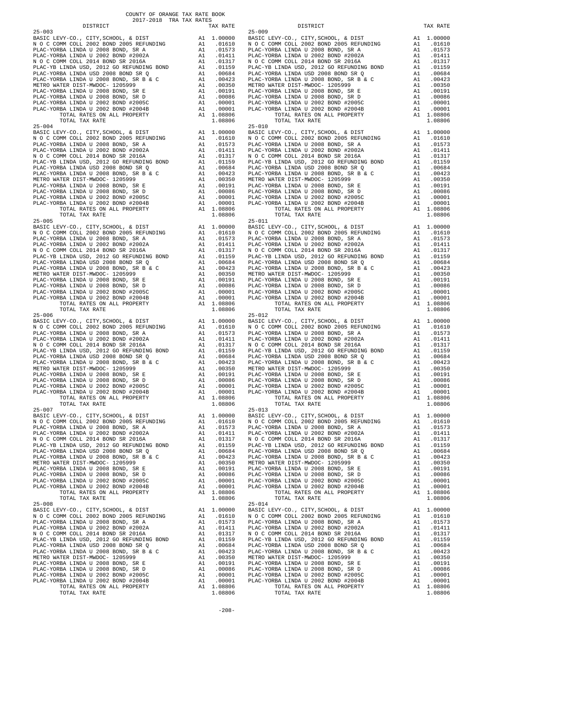COUNTY OF ORANGE TAX RATE BOOK
2017-2018 TRA TAX RATES

| DISTRICT | | TAX RATE |
|---|---|---|
| **25-003** | | |
| BASIC LEVY-CO., CITY,SCHOOL, & DIST | A1 | 1.00000 |
| N O C COMM COLL 2002 BOND 2005 REFUNDING | A1 | .01610 |
| PLAC-YORBA LINDA U 2008 BOND, SR A | A1 | .01573 |
| PLAC-YORBA LINDA U 2002 BOND #2002A | A1 | .01411 |
| N O C COMM COLL 2014 BOND SR 2016A | A1 | .01317 |
| PLAC-YB LINDA USD, 2012 GO REFUNDING BOND | A1 | .01159 |
| PLAC-YORBA LINDA USD 2008 BOND SR Q | A1 | .00684 |
| PLAC-YORBA LINDA U 2008 BOND, SR B & C | A1 | .00423 |
| METRO WATER DIST-MWDOC- 1205999 | A1 | .00350 |
| PLAC-YORBA LINDA U 2008 BOND, SR E | A1 | .00191 |
| PLAC-YORBA LINDA U 2008 BOND, SR D | A1 | .00086 |
| PLAC-YORBA LINDA U 2002 BOND #2005C | A1 | .00001 |
| PLAC-YORBA LINDA U 2002 BOND #2004B | A1 | .00001 |
| TOTAL RATES ON ALL PROPERTY | A1 | 1.08806 |
| TOTAL TAX RATE | | 1.08806 |
| **25-004** | | |
| BASIC LEVY-CO., CITY,SCHOOL, & DIST | A1 | 1.00000 |
| N O C COMM COLL 2002 BOND 2005 REFUNDING | A1 | .01610 |
| PLAC-YORBA LINDA U 2008 BOND, SR A | A1 | .01573 |
| PLAC-YORBA LINDA U 2002 BOND #2002A | A1 | .01411 |
| N O C COMM COLL 2014 BOND SR 2016A | A1 | .01317 |
| PLAC-YB LINDA USD, 2012 GO REFUNDING BOND | A1 | .01159 |
| PLAC-YORBA LINDA USD 2008 BOND SR Q | A1 | .00684 |
| PLAC-YORBA LINDA U 2008 BOND, SR B & C | A1 | .00423 |
| METRO WATER DIST-MWDOC- 1205999 | A1 | .00350 |
| PLAC-YORBA LINDA U 2008 BOND, SR E | A1 | .00191 |
| PLAC-YORBA LINDA U 2008 BOND, SR D | A1 | .00086 |
| PLAC-YORBA LINDA U 2002 BOND #2005C | A1 | .00001 |
| PLAC-YORBA LINDA U 2002 BOND #2004B | A1 | .00001 |
| TOTAL RATES ON ALL PROPERTY | A1 | 1.08806 |
| TOTAL TAX RATE | | 1.08806 |
| **25-005** | | |
| BASIC LEVY-CO., CITY,SCHOOL, & DIST | A1 | 1.00000 |
| N O C COMM COLL 2002 BOND 2005 REFUNDING | A1 | .01610 |
| PLAC-YORBA LINDA U 2008 BOND, SR A | A1 | .01573 |
| PLAC-YORBA LINDA U 2002 BOND #2002A | A1 | .01411 |
| N O C COMM COLL 2014 BOND SR 2016A | A1 | .01317 |
| PLAC-YB LINDA USD, 2012 GO REFUNDING BOND | A1 | .01159 |
| PLAC-YORBA LINDA USD 2008 BOND SR Q | A1 | .00684 |
| PLAC-YORBA LINDA U 2008 BOND, SR B & C | A1 | .00423 |
| METRO WATER DIST-MWDOC- 1205999 | A1 | .00350 |
| PLAC-YORBA LINDA U 2008 BOND, SR E | A1 | .00191 |
| PLAC-YORBA LINDA U 2008 BOND, SR D | A1 | .00086 |
| PLAC-YORBA LINDA U 2002 BOND #2005C | A1 | .00001 |
| PLAC-YORBA LINDA U 2002 BOND #2004B | A1 | .00001 |
| TOTAL RATES ON ALL PROPERTY | A1 | 1.08806 |
| TOTAL TAX RATE | | 1.08806 |
| **25-006** | | |
| BASIC LEVY-CO., CITY,SCHOOL, & DIST | A1 | 1.00000 |
| N O C COMM COLL 2002 BOND 2005 REFUNDING | A1 | .01610 |
| PLAC-YORBA LINDA U 2008 BOND, SR A | A1 | .01573 |
| PLAC-YORBA LINDA U 2002 BOND #2002A | A1 | .01411 |
| N O C COMM COLL 2014 BOND SR 2016A | A1 | .01317 |
| PLAC-YB LINDA USD, 2012 GO REFUNDING BOND | A1 | .01159 |
| PLAC-YORBA LINDA USD 2008 BOND SR Q | A1 | .00684 |
| PLAC-YORBA LINDA U 2008 BOND, SR B & C | A1 | .00423 |
| METRO WATER DIST-MWDOC- 1205999 | A1 | .00350 |
| PLAC-YORBA LINDA U 2008 BOND, SR E | A1 | .00191 |
| PLAC-YORBA LINDA U 2008 BOND, SR D | A1 | .00086 |
| PLAC-YORBA LINDA U 2002 BOND #2005C | A1 | .00001 |
| PLAC-YORBA LINDA U 2002 BOND #2004B | A1 | .00001 |
| TOTAL RATES ON ALL PROPERTY | A1 | 1.08806 |
| TOTAL TAX RATE | | 1.08806 |
| **25-007** | | |
| BASIC LEVY-CO., CITY,SCHOOL, & DIST | A1 | 1.00000 |
| N O C COMM COLL 2002 BOND 2005 REFUNDING | A1 | .01610 |
| PLAC-YORBA LINDA U 2008 BOND, SR A | A1 | .01573 |
| PLAC-YORBA LINDA U 2002 BOND #2002A | A1 | .01411 |
| N O C COMM COLL 2014 BOND SR 2016A | A1 | .01317 |
| PLAC-YB LINDA USD, 2012 GO REFUNDING BOND | A1 | .01159 |
| PLAC-YORBA LINDA USD 2008 BOND SR Q | A1 | .00684 |
| PLAC-YORBA LINDA U 2008 BOND, SR B & C | A1 | .00423 |
| METRO WATER DIST-MWDOC- 1205999 | A1 | .00350 |
| PLAC-YORBA LINDA U 2008 BOND, SR E | A1 | .00191 |
| PLAC-YORBA LINDA U 2008 BOND, SR D | A1 | .00086 |
| PLAC-YORBA LINDA U 2002 BOND #2005C | A1 | .00001 |
| PLAC-YORBA LINDA U 2002 BOND #2004B | A1 | .00001 |
| TOTAL RATES ON ALL PROPERTY | A1 | 1.08806 |
| TOTAL TAX RATE | | 1.08806 |
| **25-008** | | |
| BASIC LEVY-CO., CITY,SCHOOL, & DIST | A1 | 1.00000 |
| N O C COMM COLL 2002 BOND 2005 REFUNDING | A1 | .01610 |
| PLAC-YORBA LINDA U 2008 BOND, SR A | A1 | .01573 |
| PLAC-YORBA LINDA U 2002 BOND #2002A | A1 | .01411 |
| N O C COMM COLL 2014 BOND SR 2016A | A1 | .01317 |
| PLAC-YB LINDA USD, 2012 GO REFUNDING BOND | A1 | .01159 |
| PLAC-YORBA LINDA USD 2008 BOND SR Q | A1 | .00684 |
| PLAC-YORBA LINDA U 2008 BOND, SR B & C | A1 | .00423 |
| METRO WATER DIST-MWDOC- 1205999 | A1 | .00350 |
| PLAC-YORBA LINDA U 2008 BOND, SR E | A1 | .00191 |
| PLAC-YORBA LINDA U 2008 BOND, SR D | A1 | .00086 |
| PLAC-YORBA LINDA U 2002 BOND #2005C | A1 | .00001 |
| PLAC-YORBA LINDA U 2002 BOND #2004B | A1 | .00001 |
| TOTAL RATES ON ALL PROPERTY | A1 | 1.08806 |
| TOTAL TAX RATE | | 1.08806 |
| **25-009** | | |
| BASIC LEVY-CO., CITY,SCHOOL, & DIST | A1 | 1.00000 |
| N O C COMM COLL 2002 BOND 2005 REFUNDING | A1 | .01610 |
| PLAC-YORBA LINDA U 2008 BOND, SR A | A1 | .01573 |
| PLAC-YORBA LINDA U 2002 BOND #2002A | A1 | .01411 |
| N O C COMM COLL 2014 BOND SR 2016A | A1 | .01317 |
| PLAC-YB LINDA USD, 2012 GO REFUNDING BOND | A1 | .01159 |
| PLAC-YORBA LINDA USD 2008 BOND SR Q | A1 | .00684 |
| PLAC-YORBA LINDA U 2008 BOND, SR B & C | A1 | .00423 |
| METRO WATER DIST-MWDOC- 1205999 | A1 | .00350 |
| PLAC-YORBA LINDA U 2008 BOND, SR E | A1 | .00191 |
| PLAC-YORBA LINDA U 2008 BOND, SR D | A1 | .00086 |
| PLAC-YORBA LINDA U 2002 BOND #2005C | A1 | .00001 |
| PLAC-YORBA LINDA U 2002 BOND #2004B | A1 | .00001 |
| TOTAL RATES ON ALL PROPERTY | A1 | 1.08806 |
| TOTAL TAX RATE | | 1.08806 |
| **25-010** | | |
| BASIC LEVY-CO., CITY,SCHOOL, & DIST | A1 | 1.00000 |
| N O C COMM COLL 2002 BOND 2005 REFUNDING | A1 | .01610 |
| PLAC-YORBA LINDA U 2008 BOND, SR A | A1 | .01573 |
| PLAC-YORBA LINDA U 2002 BOND #2002A | A1 | .01411 |
| N O C COMM COLL 2014 BOND SR 2016A | A1 | .01317 |
| PLAC-YB LINDA USD, 2012 GO REFUNDING BOND | A1 | .01159 |
| PLAC-YORBA LINDA USD 2008 BOND SR Q | A1 | .00684 |
| PLAC-YORBA LINDA U 2008 BOND, SR B & C | A1 | .00423 |
| METRO WATER DIST-MWDOC- 1205999 | A1 | .00350 |
| PLAC-YORBA LINDA U 2008 BOND, SR E | A1 | .00191 |
| PLAC-YORBA LINDA U 2008 BOND, SR D | A1 | .00086 |
| PLAC-YORBA LINDA U 2002 BOND #2005C | A1 | .00001 |
| PLAC-YORBA LINDA U 2002 BOND #2004B | A1 | .00001 |
| TOTAL RATES ON ALL PROPERTY | A1 | 1.08806 |
| TOTAL TAX RATE | | 1.08806 |
| **25-011** | | |
| BASIC LEVY-CO., CITY,SCHOOL, & DIST | A1 | 1.00000 |
| N O C COMM COLL 2002 BOND 2005 REFUNDING | A1 | .01610 |
| PLAC-YORBA LINDA U 2008 BOND, SR A | A1 | .01573 |
| PLAC-YORBA LINDA U 2002 BOND #2002A | A1 | .01411 |
| N O C COMM COLL 2014 BOND SR 2016A | A1 | .01317 |
| PLAC-YB LINDA USD, 2012 GO REFUNDING BOND | A1 | .01159 |
| PLAC-YORBA LINDA USD 2008 BOND SR Q | A1 | .00684 |
| PLAC-YORBA LINDA U 2008 BOND, SR B & C | A1 | .00423 |
| METRO WATER DIST-MWDOC- 1205999 | A1 | .00350 |
| PLAC-YORBA LINDA U 2008 BOND, SR E | A1 | .00191 |
| PLAC-YORBA LINDA U 2008 BOND, SR D | A1 | .00086 |
| PLAC-YORBA LINDA U 2002 BOND #2005C | A1 | .00001 |
| PLAC-YORBA LINDA U 2002 BOND #2004B | A1 | .00001 |
| TOTAL RATES ON ALL PROPERTY | A1 | 1.08806 |
| TOTAL TAX RATE | | 1.08806 |
| **25-012** | | |
| BASIC LEVY-CO., CITY,SCHOOL, & DIST | A1 | 1.00000 |
| N O C COMM COLL 2002 BOND 2005 REFUNDING | A1 | .01610 |
| PLAC-YORBA LINDA U 2008 BOND, SR A | A1 | .01573 |
| PLAC-YORBA LINDA U 2002 BOND #2002A | A1 | .01411 |
| N O C COMM COLL 2014 BOND SR 2016A | A1 | .01317 |
| PLAC-YB LINDA USD, 2012 GO REFUNDING BOND | A1 | .01159 |
| PLAC-YORBA LINDA USD 2008 BOND SR Q | A1 | .00684 |
| PLAC-YORBA LINDA U 2008 BOND, SR B & C | A1 | .00423 |
| METRO WATER DIST-MWDOC- 1205999 | A1 | .00350 |
| PLAC-YORBA LINDA U 2008 BOND, SR E | A1 | .00191 |
| PLAC-YORBA LINDA U 2008 BOND, SR D | A1 | .00086 |
| PLAC-YORBA LINDA U 2002 BOND #2005C | A1 | .00001 |
| PLAC-YORBA LINDA U 2002 BOND #2004B | A1 | .00001 |
| TOTAL RATES ON ALL PROPERTY | A1 | 1.08806 |
| TOTAL TAX RATE | | 1.08806 |
| **25-013** | | |
| BASIC LEVY-CO., CITY,SCHOOL, & DIST | A1 | 1.00000 |
| N O C COMM COLL 2002 BOND 2005 REFUNDING | A1 | .01610 |
| PLAC-YORBA LINDA U 2008 BOND, SR A | A1 | .01573 |
| PLAC-YORBA LINDA U 2002 BOND #2002A | A1 | .01411 |
| N O C COMM COLL 2014 BOND SR 2016A | A1 | .01317 |
| PLAC-YB LINDA USD, 2012 GO REFUNDING BOND | A1 | .01159 |
| PLAC-YORBA LINDA USD 2008 BOND SR Q | A1 | .00684 |
| PLAC-YORBA LINDA U 2008 BOND, SR B & C | A1 | .00423 |
| METRO WATER DIST-MWDOC- 1205999 | A1 | .00350 |
| PLAC-YORBA LINDA U 2008 BOND, SR E | A1 | .00191 |
| PLAC-YORBA LINDA U 2008 BOND, SR D | A1 | .00086 |
| PLAC-YORBA LINDA U 2002 BOND #2005C | A1 | .00001 |
| PLAC-YORBA LINDA U 2002 BOND #2004B | A1 | .00001 |
| TOTAL RATES ON ALL PROPERTY | A1 | 1.08806 |
| TOTAL TAX RATE | | 1.08806 |
| **25-014** | | |
| BASIC LEVY-CO., CITY,SCHOOL, & DIST | A1 | 1.00000 |
| N O C COMM COLL 2002 BOND 2005 REFUNDING | A1 | .01610 |
| PLAC-YORBA LINDA U 2008 BOND, SR A | A1 | .01573 |
| PLAC-YORBA LINDA U 2002 BOND #2002A | A1 | .01411 |
| N O C COMM COLL 2014 BOND SR 2016A | A1 | .01317 |
| PLAC-YB LINDA USD, 2012 GO REFUNDING BOND | A1 | .01159 |
| PLAC-YORBA LINDA USD 2008 BOND SR Q | A1 | .00684 |
| PLAC-YORBA LINDA U 2008 BOND, SR B & C | A1 | .00423 |
| METRO WATER DIST-MWDOC- 1205999 | A1 | .00350 |
| PLAC-YORBA LINDA U 2008 BOND, SR E | A1 | .00191 |
| PLAC-YORBA LINDA U 2008 BOND, SR D | A1 | .00086 |
| PLAC-YORBA LINDA U 2002 BOND #2005C | A1 | .00001 |
| PLAC-YORBA LINDA U 2002 BOND #2004B | A1 | .00001 |
| TOTAL RATES ON ALL PROPERTY | A1 | 1.08806 |
| TOTAL TAX RATE | | 1.08806 |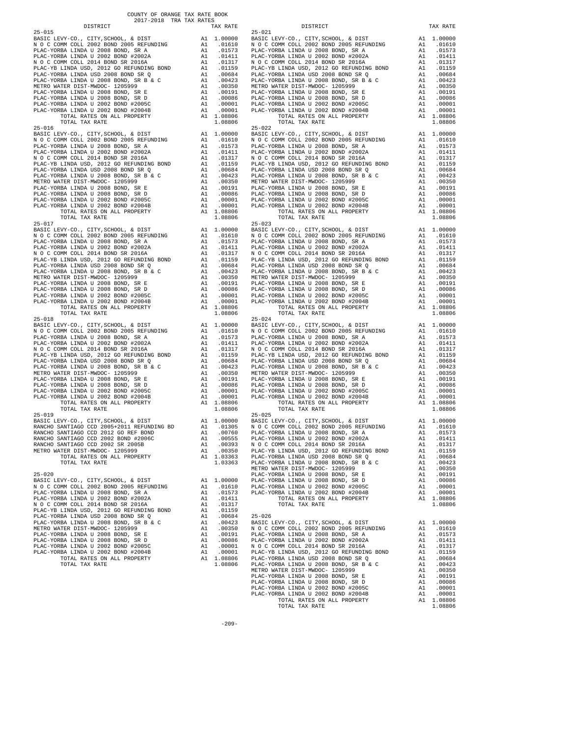COUNTY OF ORANGE TAX RATE BOOK
2017-2018 TRA TAX RATES

| DISTRICT | | TAX RATE |
|---|---|---|
| **25-015** | | |
| BASIC LEVY-CO., CITY,SCHOOL, & DIST | A1 | 1.00000 |
| N O C COMM COLL 2002 BOND 2005 REFUNDING | A1 | .01610 |
| PLAC-YORBA LINDA U 2008 BOND, SR A | A1 | .01573 |
| PLAC-YORBA LINDA U 2002 BOND #2002A | A1 | .01411 |
| N O C COMM COLL 2014 BOND SR 2016A | A1 | .01317 |
| PLAC-YB LINDA USD, 2012 GO REFUNDING BOND | A1 | .01159 |
| PLAC-YORBA LINDA USD 2008 BOND SR Q | A1 | .00684 |
| PLAC-YORBA LINDA U 2008 BOND, SR B & C | A1 | .00423 |
| METRO WATER DIST-MWDOC- 1205999 | A1 | .00350 |
| PLAC-YORBA LINDA U 2008 BOND, SR E | A1 | .00191 |
| PLAC-YORBA LINDA U 2008 BOND, SR D | A1 | .00086 |
| PLAC-YORBA LINDA U 2002 BOND #2005C | A1 | .00001 |
| PLAC-YORBA LINDA U 2002 BOND #2004B | A1 | .00001 |
| TOTAL RATES ON ALL PROPERTY | A1 | 1.08806 |
| TOTAL TAX RATE | | 1.08806 |
| **25-016** | | |
| BASIC LEVY-CO., CITY,SCHOOL, & DIST | A1 | 1.00000 |
| N O C COMM COLL 2002 BOND 2005 REFUNDING | A1 | .01610 |
| PLAC-YORBA LINDA U 2008 BOND, SR A | A1 | .01573 |
| PLAC-YORBA LINDA U 2002 BOND #2002A | A1 | .01411 |
| N O C COMM COLL 2014 BOND SR 2016A | A1 | .01317 |
| PLAC-YB LINDA USD, 2012 GO REFUNDING BOND | A1 | .01159 |
| PLAC-YORBA LINDA USD 2008 BOND SR Q | A1 | .00684 |
| PLAC-YORBA LINDA U 2008 BOND, SR B & C | A1 | .00423 |
| METRO WATER DIST-MWDOC- 1205999 | A1 | .00350 |
| PLAC-YORBA LINDA U 2008 BOND, SR E | A1 | .00191 |
| PLAC-YORBA LINDA U 2008 BOND, SR D | A1 | .00086 |
| PLAC-YORBA LINDA U 2002 BOND #2005C | A1 | .00001 |
| PLAC-YORBA LINDA U 2002 BOND #2004B | A1 | .00001 |
| TOTAL RATES ON ALL PROPERTY | A1 | 1.08806 |
| TOTAL TAX RATE | | 1.08806 |
| **25-017** | | |
| BASIC LEVY-CO., CITY,SCHOOL, & DIST | A1 | 1.00000 |
| N O C COMM COLL 2002 BOND 2005 REFUNDING | A1 | .01610 |
| PLAC-YORBA LINDA U 2008 BOND, SR A | A1 | .01573 |
| PLAC-YORBA LINDA U 2002 BOND #2002A | A1 | .01411 |
| N O C COMM COLL 2014 BOND SR 2016A | A1 | .01317 |
| PLAC-YB LINDA USD, 2012 GO REFUNDING BOND | A1 | .01159 |
| PLAC-YORBA LINDA USD 2008 BOND SR Q | A1 | .00684 |
| PLAC-YORBA LINDA U 2008 BOND, SR B & C | A1 | .00423 |
| METRO WATER DIST-MWDOC- 1205999 | A1 | .00350 |
| PLAC-YORBA LINDA U 2008 BOND, SR E | A1 | .00191 |
| PLAC-YORBA LINDA U 2008 BOND, SR D | A1 | .00086 |
| PLAC-YORBA LINDA U 2002 BOND #2005C | A1 | .00001 |
| PLAC-YORBA LINDA U 2002 BOND #2004B | A1 | .00001 |
| TOTAL RATES ON ALL PROPERTY | A1 | 1.08806 |
| TOTAL TAX RATE | | 1.08806 |
| **25-018** | | |
| BASIC LEVY-CO., CITY,SCHOOL, & DIST | A1 | 1.00000 |
| N O C COMM COLL 2002 BOND 2005 REFUNDING | A1 | .01610 |
| PLAC-YORBA LINDA U 2008 BOND, SR A | A1 | .01573 |
| PLAC-YORBA LINDA U 2002 BOND #2002A | A1 | .01411 |
| N O C COMM COLL 2014 BOND SR 2016A | A1 | .01317 |
| PLAC-YB LINDA USD, 2012 GO REFUNDING BOND | A1 | .01159 |
| PLAC-YORBA LINDA USD 2008 BOND SR Q | A1 | .00684 |
| PLAC-YORBA LINDA U 2008 BOND, SR B & C | A1 | .00423 |
| METRO WATER DIST-MWDOC- 1205999 | A1 | .00350 |
| PLAC-YORBA LINDA U 2008 BOND, SR E | A1 | .00191 |
| PLAC-YORBA LINDA U 2008 BOND, SR D | A1 | .00086 |
| PLAC-YORBA LINDA U 2002 BOND #2005C | A1 | .00001 |
| PLAC-YORBA LINDA U 2002 BOND #2004B | A1 | .00001 |
| TOTAL RATES ON ALL PROPERTY | A1 | 1.08806 |
| TOTAL TAX RATE | | 1.08806 |
| **25-019** | | |
| BASIC LEVY-CO., CITY,SCHOOL, & DIST | A1 | 1.00000 |
| RANCHO SANTIAGO CCD 2005+2011 REFUNDING BD | A1 | .01305 |
| RANCHO SANTIAGO CCD 2012 GO REF BOND | A1 | .00760 |
| RANCHO SANTIAGO CCD 2002 BOND #2006C | A1 | .00555 |
| RANCHO SANTIAGO CCD 2002 SR 2005B | A1 | .00393 |
| METRO WATER DIST-MWDOC- 1205999 | A1 | .00350 |
| TOTAL RATES ON ALL PROPERTY | A1 | 1.03363 |
| TOTAL TAX RATE | | 1.03363 |
| **25-020** | | |
| BASIC LEVY-CO., CITY,SCHOOL, & DIST | A1 | 1.00000 |
| N O C COMM COLL 2002 BOND 2005 REFUNDING | A1 | .01610 |
| PLAC-YORBA LINDA U 2008 BOND, SR A | A1 | .01573 |
| PLAC-YORBA LINDA U 2002 BOND #2002A | A1 | .01411 |
| N O C COMM COLL 2014 BOND SR 2016A | A1 | .01317 |
| PLAC-YB LINDA USD, 2012 GO REFUNDING BOND | A1 | .01159 |
| PLAC-YORBA LINDA USD 2008 BOND SR Q | A1 | .00684 |
| PLAC-YORBA LINDA U 2008 BOND, SR B & C | A1 | .00423 |
| METRO WATER DIST-MWDOC- 1205999 | A1 | .00350 |
| PLAC-YORBA LINDA U 2008 BOND, SR E | A1 | .00191 |
| PLAC-YORBA LINDA U 2008 BOND, SR D | A1 | .00086 |
| PLAC-YORBA LINDA U 2002 BOND #2005C | A1 | .00001 |
| PLAC-YORBA LINDA U 2002 BOND #2004B | A1 | .00001 |
| TOTAL RATES ON ALL PROPERTY | A1 | 1.08806 |
| TOTAL TAX RATE | | 1.08806 |
| **25-021** | | |
| BASIC LEVY-CO., CITY,SCHOOL, & DIST | A1 | 1.00000 |
| N O C COMM COLL 2002 BOND 2005 REFUNDING | A1 | .01610 |
| PLAC-YORBA LINDA U 2008 BOND, SR A | A1 | .01573 |
| PLAC-YORBA LINDA U 2002 BOND #2002A | A1 | .01411 |
| N O C COMM COLL 2014 BOND SR 2016A | A1 | .01317 |
| PLAC-YB LINDA USD, 2012 GO REFUNDING BOND | A1 | .01159 |
| PLAC-YORBA LINDA USD 2008 BOND SR Q | A1 | .00684 |
| PLAC-YORBA LINDA U 2008 BOND, SR B & C | A1 | .00423 |
| METRO WATER DIST-MWDOC- 1205999 | A1 | .00350 |
| PLAC-YORBA LINDA U 2008 BOND, SR E | A1 | .00191 |
| PLAC-YORBA LINDA U 2008 BOND, SR D | A1 | .00086 |
| PLAC-YORBA LINDA U 2002 BOND #2005C | A1 | .00001 |
| PLAC-YORBA LINDA U 2002 BOND #2004B | A1 | .00001 |
| TOTAL RATES ON ALL PROPERTY | A1 | 1.08806 |
| TOTAL TAX RATE | | 1.08806 |
| **25-022** | | |
| BASIC LEVY-CO., CITY,SCHOOL, & DIST | A1 | 1.00000 |
| N O C COMM COLL 2002 BOND 2005 REFUNDING | A1 | .01610 |
| PLAC-YORBA LINDA U 2008 BOND, SR A | A1 | .01573 |
| PLAC-YORBA LINDA U 2002 BOND #2002A | A1 | .01411 |
| N O C COMM COLL 2014 BOND SR 2016A | A1 | .01317 |
| PLAC-YB LINDA USD, 2012 GO REFUNDING BOND | A1 | .01159 |
| PLAC-YORBA LINDA USD 2008 BOND SR Q | A1 | .00684 |
| PLAC-YORBA LINDA U 2008 BOND, SR B & C | A1 | .00423 |
| METRO WATER DIST-MWDOC- 1205999 | A1 | .00350 |
| PLAC-YORBA LINDA U 2008 BOND, SR E | A1 | .00191 |
| PLAC-YORBA LINDA U 2008 BOND, SR D | A1 | .00086 |
| PLAC-YORBA LINDA U 2002 BOND #2005C | A1 | .00001 |
| PLAC-YORBA LINDA U 2002 BOND #2004B | A1 | .00001 |
| TOTAL RATES ON ALL PROPERTY | A1 | 1.08806 |
| TOTAL TAX RATE | | 1.08806 |
| **25-023** | | |
| BASIC LEVY-CO., CITY,SCHOOL, & DIST | A1 | 1.00000 |
| N O C COMM COLL 2002 BOND 2005 REFUNDING | A1 | .01610 |
| PLAC-YORBA LINDA U 2008 BOND, SR A | A1 | .01573 |
| PLAC-YORBA LINDA U 2002 BOND #2002A | A1 | .01411 |
| N O C COMM COLL 2014 BOND SR 2016A | A1 | .01317 |
| PLAC-YB LINDA USD, 2012 GO REFUNDING BOND | A1 | .01159 |
| PLAC-YORBA LINDA USD 2008 BOND SR Q | A1 | .00684 |
| PLAC-YORBA LINDA U 2008 BOND, SR B & C | A1 | .00423 |
| METRO WATER DIST-MWDOC- 1205999 | A1 | .00350 |
| PLAC-YORBA LINDA U 2008 BOND, SR E | A1 | .00191 |
| PLAC-YORBA LINDA U 2008 BOND, SR D | A1 | .00086 |
| PLAC-YORBA LINDA U 2002 BOND #2005C | A1 | .00001 |
| PLAC-YORBA LINDA U 2002 BOND #2004B | A1 | .00001 |
| TOTAL RATES ON ALL PROPERTY | A1 | 1.08806 |
| TOTAL TAX RATE | | 1.08806 |
| **25-024** | | |
| BASIC LEVY-CO., CITY,SCHOOL, & DIST | A1 | 1.00000 |
| N O C COMM COLL 2002 BOND 2005 REFUNDING | A1 | .01610 |
| PLAC-YORBA LINDA U 2008 BOND, SR A | A1 | .01573 |
| PLAC-YORBA LINDA U 2002 BOND #2002A | A1 | .01411 |
| N O C COMM COLL 2014 BOND SR 2016A | A1 | .01317 |
| PLAC-YB LINDA USD, 2012 GO REFUNDING BOND | A1 | .01159 |
| PLAC-YORBA LINDA USD 2008 BOND SR Q | A1 | .00684 |
| PLAC-YORBA LINDA U 2008 BOND, SR B & C | A1 | .00423 |
| METRO WATER DIST-MWDOC- 1205999 | A1 | .00350 |
| PLAC-YORBA LINDA U 2008 BOND, SR E | A1 | .00191 |
| PLAC-YORBA LINDA U 2008 BOND, SR D | A1 | .00086 |
| PLAC-YORBA LINDA U 2002 BOND #2005C | A1 | .00001 |
| PLAC-YORBA LINDA U 2002 BOND #2004B | A1 | .00001 |
| TOTAL RATES ON ALL PROPERTY | A1 | 1.08806 |
| TOTAL TAX RATE | | 1.08806 |
| **25-025** | | |
| BASIC LEVY-CO., CITY,SCHOOL, & DIST | A1 | 1.00000 |
| N O C COMM COLL 2002 BOND 2005 REFUNDING | A1 | .01610 |
| PLAC-YORBA LINDA U 2008 BOND, SR A | A1 | .01573 |
| PLAC-YORBA LINDA U 2002 BOND #2002A | A1 | .01411 |
| N O C COMM COLL 2014 BOND SR 2016A | A1 | .01317 |
| PLAC-YB LINDA USD, 2012 GO REFUNDING BOND | A1 | .01159 |
| PLAC-YORBA LINDA USD 2008 BOND SR Q | A1 | .00684 |
| PLAC-YORBA LINDA U 2008 BOND, SR B & C | A1 | .00423 |
| METRO WATER DIST-MWDOC- 1205999 | A1 | .00350 |
| PLAC-YORBA LINDA U 2008 BOND, SR E | A1 | .00191 |
| PLAC-YORBA LINDA U 2008 BOND, SR D | A1 | .00086 |
| PLAC-YORBA LINDA U 2002 BOND #2005C | A1 | .00001 |
| PLAC-YORBA LINDA U 2002 BOND #2004B | A1 | .00001 |
| TOTAL RATES ON ALL PROPERTY | A1 | 1.08806 |
| TOTAL TAX RATE | | 1.08806 |
| **25-026** | | |
| BASIC LEVY-CO., CITY,SCHOOL, & DIST | A1 | 1.00000 |
| N O C COMM COLL 2002 BOND 2005 REFUNDING | A1 | .01610 |
| PLAC-YORBA LINDA U 2008 BOND, SR A | A1 | .01573 |
| PLAC-YORBA LINDA U 2002 BOND #2002A | A1 | .01411 |
| N O C COMM COLL 2014 BOND SR 2016A | A1 | .01317 |
| PLAC-YB LINDA USD, 2012 GO REFUNDING BOND | A1 | .01159 |
| PLAC-YORBA LINDA USD 2008 BOND SR Q | A1 | .00684 |
| PLAC-YORBA LINDA U 2008 BOND, SR B & C | A1 | .00423 |
| METRO WATER DIST-MWDOC- 1205999 | A1 | .00350 |
| PLAC-YORBA LINDA U 2008 BOND, SR E | A1 | .00191 |
| PLAC-YORBA LINDA U 2008 BOND, SR D | A1 | .00086 |
| PLAC-YORBA LINDA U 2002 BOND #2005C | A1 | .00001 |
| PLAC-YORBA LINDA U 2002 BOND #2004B | A1 | .00001 |
| TOTAL RATES ON ALL PROPERTY | A1 | 1.08806 |
| TOTAL TAX RATE | | 1.08806 |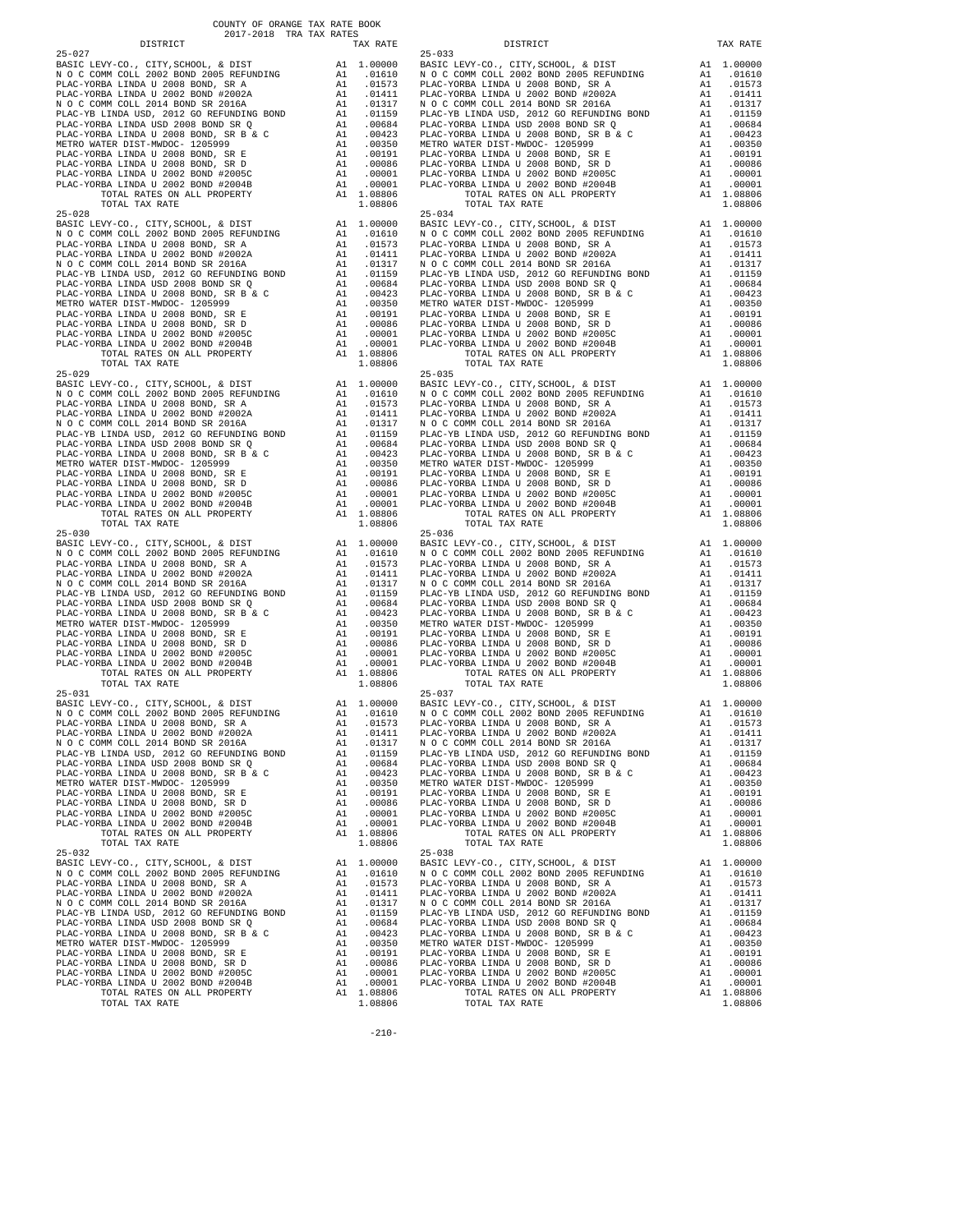COUNTY OF ORANGE TAX RATE BOOK
2017-2018 TRA TAX RATES

| DISTRICT | TAX RATE |
|---|---|
| **25-027** | |
| BASIC LEVY-CO., CITY,SCHOOL, & DIST | A1 1.00000 |
| N O C COMM COLL 2002 BOND 2005 REFUNDING | A1 .01610 |
| PLAC-YORBA LINDA U 2008 BOND, SR A | A1 .01573 |
| PLAC-YORBA LINDA U 2002 BOND #2002A | A1 .01411 |
| N O C COMM COLL 2014 BOND SR 2016A | A1 .01317 |
| PLAC-YB LINDA USD, 2012 GO REFUNDING BOND | A1 .01159 |
| PLAC-YORBA LINDA USD 2008 BOND SR Q | A1 .00684 |
| PLAC-YORBA LINDA U 2008 BOND, SR B & C | A1 .00423 |
| METRO WATER DIST-MWDOC- 1205999 | A1 .00350 |
| PLAC-YORBA LINDA U 2008 BOND, SR E | A1 .00191 |
| PLAC-YORBA LINDA U 2008 BOND, SR D | A1 .00086 |
| PLAC-YORBA LINDA U 2002 BOND #2005C | A1 .00001 |
| PLAC-YORBA LINDA U 2002 BOND #2004B | A1 .00001 |
| TOTAL RATES ON ALL PROPERTY | A1 1.08806 |
| TOTAL TAX RATE | 1.08806 |
| **25-028** | |
| BASIC LEVY-CO., CITY,SCHOOL, & DIST | A1 1.00000 |
| N O C COMM COLL 2002 BOND 2005 REFUNDING | A1 .01610 |
| PLAC-YORBA LINDA U 2008 BOND, SR A | A1 .01573 |
| PLAC-YORBA LINDA U 2002 BOND #2002A | A1 .01411 |
| N O C COMM COLL 2014 BOND SR 2016A | A1 .01317 |
| PLAC-YB LINDA USD, 2012 GO REFUNDING BOND | A1 .01159 |
| PLAC-YORBA LINDA USD 2008 BOND SR Q | A1 .00684 |
| PLAC-YORBA LINDA U 2008 BOND, SR B & C | A1 .00423 |
| METRO WATER DIST-MWDOC- 1205999 | A1 .00350 |
| PLAC-YORBA LINDA U 2008 BOND, SR E | A1 .00191 |
| PLAC-YORBA LINDA U 2008 BOND, SR D | A1 .00086 |
| PLAC-YORBA LINDA U 2002 BOND #2005C | A1 .00001 |
| PLAC-YORBA LINDA U 2002 BOND #2004B | A1 .00001 |
| TOTAL RATES ON ALL PROPERTY | A1 1.08806 |
| TOTAL TAX RATE | 1.08806 |
| **25-029** | |
| BASIC LEVY-CO., CITY,SCHOOL, & DIST | A1 1.00000 |
| N O C COMM COLL 2002 BOND 2005 REFUNDING | A1 .01610 |
| PLAC-YORBA LINDA U 2008 BOND, SR A | A1 .01573 |
| PLAC-YORBA LINDA U 2002 BOND #2002A | A1 .01411 |
| N O C COMM COLL 2014 BOND SR 2016A | A1 .01317 |
| PLAC-YB LINDA USD, 2012 GO REFUNDING BOND | A1 .01159 |
| PLAC-YORBA LINDA USD 2008 BOND SR Q | A1 .00684 |
| PLAC-YORBA LINDA U 2008 BOND, SR B & C | A1 .00423 |
| METRO WATER DIST-MWDOC- 1205999 | A1 .00350 |
| PLAC-YORBA LINDA U 2008 BOND, SR E | A1 .00191 |
| PLAC-YORBA LINDA U 2008 BOND, SR D | A1 .00086 |
| PLAC-YORBA LINDA U 2002 BOND #2005C | A1 .00001 |
| PLAC-YORBA LINDA U 2002 BOND #2004B | A1 .00001 |
| TOTAL RATES ON ALL PROPERTY | A1 1.08806 |
| TOTAL TAX RATE | 1.08806 |
| **25-030** | |
| BASIC LEVY-CO., CITY,SCHOOL, & DIST | A1 1.00000 |
| N O C COMM COLL 2002 BOND 2005 REFUNDING | A1 .01610 |
| PLAC-YORBA LINDA U 2008 BOND, SR A | A1 .01573 |
| PLAC-YORBA LINDA U 2002 BOND #2002A | A1 .01411 |
| N O C COMM COLL 2014 BOND SR 2016A | A1 .01317 |
| PLAC-YB LINDA USD, 2012 GO REFUNDING BOND | A1 .01159 |
| PLAC-YORBA LINDA USD 2008 BOND SR Q | A1 .00684 |
| PLAC-YORBA LINDA U 2008 BOND, SR B & C | A1 .00423 |
| METRO WATER DIST-MWDOC- 1205999 | A1 .00350 |
| PLAC-YORBA LINDA U 2008 BOND, SR E | A1 .00191 |
| PLAC-YORBA LINDA U 2008 BOND, SR D | A1 .00086 |
| PLAC-YORBA LINDA U 2002 BOND #2005C | A1 .00001 |
| PLAC-YORBA LINDA U 2002 BOND #2004B | A1 .00001 |
| TOTAL RATES ON ALL PROPERTY | A1 1.08806 |
| TOTAL TAX RATE | 1.08806 |
| **25-031** | |
| BASIC LEVY-CO., CITY,SCHOOL, & DIST | A1 1.00000 |
| N O C COMM COLL 2002 BOND 2005 REFUNDING | A1 .01610 |
| PLAC-YORBA LINDA U 2008 BOND, SR A | A1 .01573 |
| PLAC-YORBA LINDA U 2002 BOND #2002A | A1 .01411 |
| N O C COMM COLL 2014 BOND SR 2016A | A1 .01317 |
| PLAC-YB LINDA USD, 2012 GO REFUNDING BOND | A1 .01159 |
| PLAC-YORBA LINDA USD 2008 BOND SR Q | A1 .00684 |
| PLAC-YORBA LINDA U 2008 BOND, SR B & C | A1 .00423 |
| METRO WATER DIST-MWDOC- 1205999 | A1 .00350 |
| PLAC-YORBA LINDA U 2008 BOND, SR E | A1 .00191 |
| PLAC-YORBA LINDA U 2008 BOND, SR D | A1 .00086 |
| PLAC-YORBA LINDA U 2002 BOND #2005C | A1 .00001 |
| PLAC-YORBA LINDA U 2002 BOND #2004B | A1 .00001 |
| TOTAL RATES ON ALL PROPERTY | A1 1.08806 |
| TOTAL TAX RATE | 1.08806 |
| **25-032** | |
| BASIC LEVY-CO., CITY,SCHOOL, & DIST | A1 1.00000 |
| N O C COMM COLL 2002 BOND 2005 REFUNDING | A1 .01610 |
| PLAC-YORBA LINDA U 2008 BOND, SR A | A1 .01573 |
| PLAC-YORBA LINDA U 2002 BOND #2002A | A1 .01411 |
| N O C COMM COLL 2014 BOND SR 2016A | A1 .01317 |
| PLAC-YB LINDA USD, 2012 GO REFUNDING BOND | A1 .01159 |
| PLAC-YORBA LINDA USD 2008 BOND SR Q | A1 .00684 |
| PLAC-YORBA LINDA U 2008 BOND, SR B & C | A1 .00423 |
| METRO WATER DIST-MWDOC- 1205999 | A1 .00350 |
| PLAC-YORBA LINDA U 2008 BOND, SR E | A1 .00191 |
| PLAC-YORBA LINDA U 2008 BOND, SR D | A1 .00086 |
| PLAC-YORBA LINDA U 2002 BOND #2005C | A1 .00001 |
| PLAC-YORBA LINDA U 2002 BOND #2004B | A1 .00001 |
| TOTAL RATES ON ALL PROPERTY | A1 1.08806 |
| TOTAL TAX RATE | 1.08806 |
| **25-033** | |
| BASIC LEVY-CO., CITY,SCHOOL, & DIST | A1 1.00000 |
| N O C COMM COLL 2002 BOND 2005 REFUNDING | A1 .01610 |
| PLAC-YORBA LINDA U 2008 BOND, SR A | A1 .01573 |
| PLAC-YORBA LINDA U 2002 BOND #2002A | A1 .01411 |
| N O C COMM COLL 2014 BOND SR 2016A | A1 .01317 |
| PLAC-YB LINDA USD, 2012 GO REFUNDING BOND | A1 .01159 |
| PLAC-YORBA LINDA USD 2008 BOND SR Q | A1 .00684 |
| PLAC-YORBA LINDA U 2008 BOND, SR B & C | A1 .00423 |
| METRO WATER DIST-MWDOC- 1205999 | A1 .00350 |
| PLAC-YORBA LINDA U 2008 BOND, SR E | A1 .00191 |
| PLAC-YORBA LINDA U 2008 BOND, SR D | A1 .00086 |
| PLAC-YORBA LINDA U 2002 BOND #2005C | A1 .00001 |
| PLAC-YORBA LINDA U 2002 BOND #2004B | A1 .00001 |
| TOTAL RATES ON ALL PROPERTY | A1 1.08806 |
| TOTAL TAX RATE | 1.08806 |
| **25-034** | |
| BASIC LEVY-CO., CITY,SCHOOL, & DIST | A1 1.00000 |
| N O C COMM COLL 2002 BOND 2005 REFUNDING | A1 .01610 |
| PLAC-YORBA LINDA U 2008 BOND, SR A | A1 .01573 |
| PLAC-YORBA LINDA U 2002 BOND #2002A | A1 .01411 |
| N O C COMM COLL 2014 BOND SR 2016A | A1 .01317 |
| PLAC-YB LINDA USD, 2012 GO REFUNDING BOND | A1 .01159 |
| PLAC-YORBA LINDA USD 2008 BOND SR Q | A1 .00684 |
| PLAC-YORBA LINDA U 2008 BOND, SR B & C | A1 .00423 |
| METRO WATER DIST-MWDOC- 1205999 | A1 .00350 |
| PLAC-YORBA LINDA U 2008 BOND, SR E | A1 .00191 |
| PLAC-YORBA LINDA U 2008 BOND, SR D | A1 .00086 |
| PLAC-YORBA LINDA U 2002 BOND #2005C | A1 .00001 |
| PLAC-YORBA LINDA U 2002 BOND #2004B | A1 .00001 |
| TOTAL RATES ON ALL PROPERTY | A1 1.08806 |
| TOTAL TAX RATE | 1.08806 |
| **25-035** | |
| BASIC LEVY-CO., CITY,SCHOOL, & DIST | A1 1.00000 |
| N O C COMM COLL 2002 BOND 2005 REFUNDING | A1 .01610 |
| PLAC-YORBA LINDA U 2008 BOND, SR A | A1 .01573 |
| PLAC-YORBA LINDA U 2002 BOND #2002A | A1 .01411 |
| N O C COMM COLL 2014 BOND SR 2016A | A1 .01317 |
| PLAC-YB LINDA USD, 2012 GO REFUNDING BOND | A1 .01159 |
| PLAC-YORBA LINDA USD 2008 BOND SR Q | A1 .00684 |
| PLAC-YORBA LINDA U 2008 BOND, SR B & C | A1 .00423 |
| METRO WATER DIST-MWDOC- 1205999 | A1 .00350 |
| PLAC-YORBA LINDA U 2008 BOND, SR E | A1 .00191 |
| PLAC-YORBA LINDA U 2008 BOND, SR D | A1 .00086 |
| PLAC-YORBA LINDA U 2002 BOND #2005C | A1 .00001 |
| PLAC-YORBA LINDA U 2002 BOND #2004B | A1 .00001 |
| TOTAL RATES ON ALL PROPERTY | A1 1.08806 |
| TOTAL TAX RATE | 1.08806 |
| **25-036** | |
| BASIC LEVY-CO., CITY,SCHOOL, & DIST | A1 1.00000 |
| N O C COMM COLL 2002 BOND 2005 REFUNDING | A1 .01610 |
| PLAC-YORBA LINDA U 2008 BOND, SR A | A1 .01573 |
| PLAC-YORBA LINDA U 2002 BOND #2002A | A1 .01411 |
| N O C COMM COLL 2014 BOND SR 2016A | A1 .01317 |
| PLAC-YB LINDA USD, 2012 GO REFUNDING BOND | A1 .01159 |
| PLAC-YORBA LINDA USD 2008 BOND SR Q | A1 .00684 |
| PLAC-YORBA LINDA U 2008 BOND, SR B & C | A1 .00423 |
| METRO WATER DIST-MWDOC- 1205999 | A1 .00350 |
| PLAC-YORBA LINDA U 2008 BOND, SR E | A1 .00191 |
| PLAC-YORBA LINDA U 2008 BOND, SR D | A1 .00086 |
| PLAC-YORBA LINDA U 2002 BOND #2005C | A1 .00001 |
| PLAC-YORBA LINDA U 2002 BOND #2004B | A1 .00001 |
| TOTAL RATES ON ALL PROPERTY | A1 1.08806 |
| TOTAL TAX RATE | 1.08806 |
| **25-037** | |
| BASIC LEVY-CO., CITY,SCHOOL, & DIST | A1 1.00000 |
| N O C COMM COLL 2002 BOND 2005 REFUNDING | A1 .01610 |
| PLAC-YORBA LINDA U 2008 BOND, SR A | A1 .01573 |
| PLAC-YORBA LINDA U 2002 BOND #2002A | A1 .01411 |
| N O C COMM COLL 2014 BOND SR 2016A | A1 .01317 |
| PLAC-YB LINDA USD, 2012 GO REFUNDING BOND | A1 .01159 |
| PLAC-YORBA LINDA USD 2008 BOND SR Q | A1 .00684 |
| PLAC-YORBA LINDA U 2008 BOND, SR B & C | A1 .00423 |
| METRO WATER DIST-MWDOC- 1205999 | A1 .00350 |
| PLAC-YORBA LINDA U 2008 BOND, SR E | A1 .00191 |
| PLAC-YORBA LINDA U 2008 BOND, SR D | A1 .00086 |
| PLAC-YORBA LINDA U 2002 BOND #2005C | A1 .00001 |
| PLAC-YORBA LINDA U 2002 BOND #2004B | A1 .00001 |
| TOTAL RATES ON ALL PROPERTY | A1 1.08806 |
| TOTAL TAX RATE | 1.08806 |
| **25-038** | |
| BASIC LEVY-CO., CITY,SCHOOL, & DIST | A1 1.00000 |
| N O C COMM COLL 2002 BOND 2005 REFUNDING | A1 .01610 |
| PLAC-YORBA LINDA U 2008 BOND, SR A | A1 .01573 |
| PLAC-YORBA LINDA U 2002 BOND #2002A | A1 .01411 |
| N O C COMM COLL 2014 BOND SR 2016A | A1 .01317 |
| PLAC-YB LINDA USD, 2012 GO REFUNDING BOND | A1 .01159 |
| PLAC-YORBA LINDA USD 2008 BOND SR Q | A1 .00684 |
| PLAC-YORBA LINDA U 2008 BOND, SR B & C | A1 .00423 |
| METRO WATER DIST-MWDOC- 1205999 | A1 .00350 |
| PLAC-YORBA LINDA U 2008 BOND, SR E | A1 .00191 |
| PLAC-YORBA LINDA U 2008 BOND, SR D | A1 .00086 |
| PLAC-YORBA LINDA U 2002 BOND #2005C | A1 .00001 |
| PLAC-YORBA LINDA U 2002 BOND #2004B | A1 .00001 |
| TOTAL RATES ON ALL PROPERTY | A1 1.08806 |
| TOTAL TAX RATE | 1.08806 |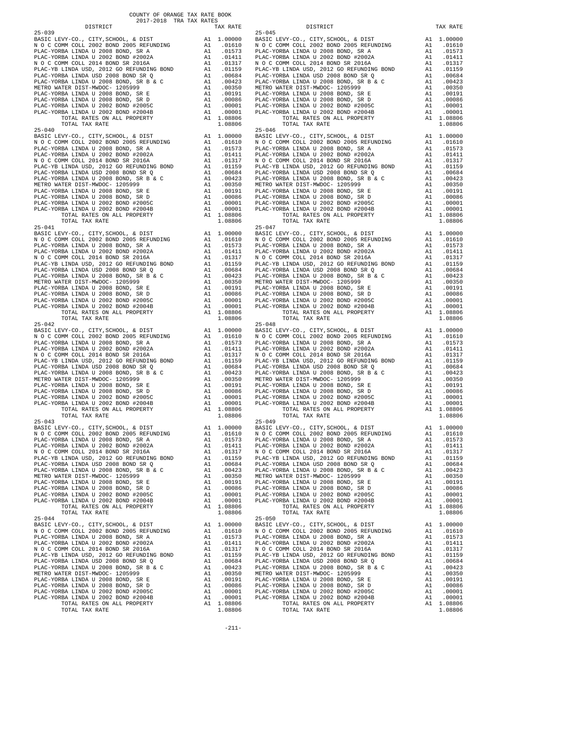COUNTY OF ORANGE TAX RATE BOOK
2017-2018 TRA TAX RATES

| DISTRICT | | TAX RATE |
|---|---|---|
| **25-039** | | |
| BASIC LEVY-CO., CITY,SCHOOL, & DIST | A1 | 1.00000 |
| N O C COMM COLL 2002 BOND 2005 REFUNDING | A1 | .01610 |
| PLAC-YORBA LINDA U 2008 BOND, SR A | A1 | .01573 |
| PLAC-YORBA LINDA U 2002 BOND #2002A | A1 | .01411 |
| N O C COMM COLL 2014 BOND SR 2016A | A1 | .01317 |
| PLAC-YB LINDA USD, 2012 GO REFUNDING BOND | A1 | .01159 |
| PLAC-YORBA LINDA USD 2008 BOND SR Q | A1 | .00684 |
| PLAC-YORBA LINDA U 2008 BOND, SR B & C | A1 | .00423 |
| METRO WATER DIST-MWDOC- 1205999 | A1 | .00350 |
| PLAC-YORBA LINDA U 2008 BOND, SR E | A1 | .00191 |
| PLAC-YORBA LINDA U 2008 BOND, SR D | A1 | .00086 |
| PLAC-YORBA LINDA U 2002 BOND #2005C | A1 | .00001 |
| PLAC-YORBA LINDA U 2002 BOND #2004B | A1 | .00001 |
| TOTAL RATES ON ALL PROPERTY | A1 | 1.08806 |
| TOTAL TAX RATE | | 1.08806 |
| **25-040** | | |
| BASIC LEVY-CO., CITY,SCHOOL, & DIST | A1 | 1.00000 |
| N O C COMM COLL 2002 BOND 2005 REFUNDING | A1 | .01610 |
| PLAC-YORBA LINDA U 2008 BOND, SR A | A1 | .01573 |
| PLAC-YORBA LINDA U 2002 BOND #2002A | A1 | .01411 |
| N O C COMM COLL 2014 BOND SR 2016A | A1 | .01317 |
| PLAC-YB LINDA USD, 2012 GO REFUNDING BOND | A1 | .01159 |
| PLAC-YORBA LINDA USD 2008 BOND SR Q | A1 | .00684 |
| PLAC-YORBA LINDA U 2008 BOND, SR B & C | A1 | .00423 |
| METRO WATER DIST-MWDOC- 1205999 | A1 | .00350 |
| PLAC-YORBA LINDA U 2008 BOND, SR E | A1 | .00191 |
| PLAC-YORBA LINDA U 2008 BOND, SR D | A1 | .00086 |
| PLAC-YORBA LINDA U 2002 BOND #2005C | A1 | .00001 |
| PLAC-YORBA LINDA U 2002 BOND #2004B | A1 | .00001 |
| TOTAL RATES ON ALL PROPERTY | A1 | 1.08806 |
| TOTAL TAX RATE | | 1.08806 |
| **25-041** | | |
| BASIC LEVY-CO., CITY,SCHOOL, & DIST | A1 | 1.00000 |
| N O C COMM COLL 2002 BOND 2005 REFUNDING | A1 | .01610 |
| PLAC-YORBA LINDA U 2008 BOND, SR A | A1 | .01573 |
| PLAC-YORBA LINDA U 2002 BOND #2002A | A1 | .01411 |
| N O C COMM COLL 2014 BOND SR 2016A | A1 | .01317 |
| PLAC-YB LINDA USD, 2012 GO REFUNDING BOND | A1 | .01159 |
| PLAC-YORBA LINDA USD 2008 BOND SR Q | A1 | .00684 |
| PLAC-YORBA LINDA U 2008 BOND, SR B & C | A1 | .00423 |
| METRO WATER DIST-MWDOC- 1205999 | A1 | .00350 |
| PLAC-YORBA LINDA U 2008 BOND, SR E | A1 | .00191 |
| PLAC-YORBA LINDA U 2008 BOND, SR D | A1 | .00086 |
| PLAC-YORBA LINDA U 2002 BOND #2005C | A1 | .00001 |
| PLAC-YORBA LINDA U 2002 BOND #2004B | A1 | .00001 |
| TOTAL RATES ON ALL PROPERTY | A1 | 1.08806 |
| TOTAL TAX RATE | | 1.08806 |
| **25-042** | | |
| BASIC LEVY-CO., CITY,SCHOOL, & DIST | A1 | 1.00000 |
| N O C COMM COLL 2002 BOND 2005 REFUNDING | A1 | .01610 |
| PLAC-YORBA LINDA U 2008 BOND, SR A | A1 | .01573 |
| PLAC-YORBA LINDA U 2002 BOND #2002A | A1 | .01411 |
| N O C COMM COLL 2014 BOND SR 2016A | A1 | .01317 |
| PLAC-YB LINDA USD, 2012 GO REFUNDING BOND | A1 | .01159 |
| PLAC-YORBA LINDA USD 2008 BOND SR Q | A1 | .00684 |
| PLAC-YORBA LINDA U 2008 BOND, SR B & C | A1 | .00423 |
| METRO WATER DIST-MWDOC- 1205999 | A1 | .00350 |
| PLAC-YORBA LINDA U 2008 BOND, SR E | A1 | .00191 |
| PLAC-YORBA LINDA U 2008 BOND, SR D | A1 | .00086 |
| PLAC-YORBA LINDA U 2002 BOND #2005C | A1 | .00001 |
| PLAC-YORBA LINDA U 2002 BOND #2004B | A1 | .00001 |
| TOTAL RATES ON ALL PROPERTY | A1 | 1.08806 |
| TOTAL TAX RATE | | 1.08806 |
| **25-043** | | |
| BASIC LEVY-CO., CITY,SCHOOL, & DIST | A1 | 1.00000 |
| N O C COMM COLL 2002 BOND 2005 REFUNDING | A1 | .01610 |
| PLAC-YORBA LINDA U 2008 BOND, SR A | A1 | .01573 |
| PLAC-YORBA LINDA U 2002 BOND #2002A | A1 | .01411 |
| N O C COMM COLL 2014 BOND SR 2016A | A1 | .01317 |
| PLAC-YB LINDA USD, 2012 GO REFUNDING BOND | A1 | .01159 |
| PLAC-YORBA LINDA USD 2008 BOND SR Q | A1 | .00684 |
| PLAC-YORBA LINDA U 2008 BOND, SR B & C | A1 | .00423 |
| METRO WATER DIST-MWDOC- 1205999 | A1 | .00350 |
| PLAC-YORBA LINDA U 2008 BOND, SR E | A1 | .00191 |
| PLAC-YORBA LINDA U 2008 BOND, SR D | A1 | .00086 |
| PLAC-YORBA LINDA U 2002 BOND #2005C | A1 | .00001 |
| PLAC-YORBA LINDA U 2002 BOND #2004B | A1 | .00001 |
| TOTAL RATES ON ALL PROPERTY | A1 | 1.08806 |
| TOTAL TAX RATE | | 1.08806 |
| **25-044** | | |
| BASIC LEVY-CO., CITY,SCHOOL, & DIST | A1 | 1.00000 |
| N O C COMM COLL 2002 BOND 2005 REFUNDING | A1 | .01610 |
| PLAC-YORBA LINDA U 2008 BOND, SR A | A1 | .01573 |
| PLAC-YORBA LINDA U 2002 BOND #2002A | A1 | .01411 |
| N O C COMM COLL 2014 BOND SR 2016A | A1 | .01317 |
| PLAC-YB LINDA USD, 2012 GO REFUNDING BOND | A1 | .01159 |
| PLAC-YORBA LINDA USD 2008 BOND SR Q | A1 | .00684 |
| PLAC-YORBA LINDA U 2008 BOND, SR B & C | A1 | .00423 |
| METRO WATER DIST-MWDOC- 1205999 | A1 | .00350 |
| PLAC-YORBA LINDA U 2008 BOND, SR E | A1 | .00191 |
| PLAC-YORBA LINDA U 2008 BOND, SR D | A1 | .00086 |
| PLAC-YORBA LINDA U 2002 BOND #2005C | A1 | .00001 |
| PLAC-YORBA LINDA U 2002 BOND #2004B | A1 | .00001 |
| TOTAL RATES ON ALL PROPERTY | A1 | 1.08806 |
| TOTAL TAX RATE | | 1.08806 |
| **25-045** | | |
| BASIC LEVY-CO., CITY,SCHOOL, & DIST | A1 | 1.00000 |
| N O C COMM COLL 2002 BOND 2005 REFUNDING | A1 | .01610 |
| PLAC-YORBA LINDA U 2008 BOND, SR A | A1 | .01573 |
| PLAC-YORBA LINDA U 2002 BOND #2002A | A1 | .01411 |
| N O C COMM COLL 2014 BOND SR 2016A | A1 | .01317 |
| PLAC-YB LINDA USD, 2012 GO REFUNDING BOND | A1 | .01159 |
| PLAC-YORBA LINDA USD 2008 BOND SR Q | A1 | .00684 |
| PLAC-YORBA LINDA U 2008 BOND, SR B & C | A1 | .00423 |
| METRO WATER DIST-MWDOC- 1205999 | A1 | .00350 |
| PLAC-YORBA LINDA U 2008 BOND, SR E | A1 | .00191 |
| PLAC-YORBA LINDA U 2008 BOND, SR D | A1 | .00086 |
| PLAC-YORBA LINDA U 2002 BOND #2005C | A1 | .00001 |
| PLAC-YORBA LINDA U 2002 BOND #2004B | A1 | .00001 |
| TOTAL RATES ON ALL PROPERTY | A1 | 1.08806 |
| TOTAL TAX RATE | | 1.08806 |
| **25-046** | | |
| BASIC LEVY-CO., CITY,SCHOOL, & DIST | A1 | 1.00000 |
| N O C COMM COLL 2002 BOND 2005 REFUNDING | A1 | .01610 |
| PLAC-YORBA LINDA U 2008 BOND, SR A | A1 | .01573 |
| PLAC-YORBA LINDA U 2002 BOND #2002A | A1 | .01411 |
| N O C COMM COLL 2014 BOND SR 2016A | A1 | .01317 |
| PLAC-YB LINDA USD, 2012 GO REFUNDING BOND | A1 | .01159 |
| PLAC-YORBA LINDA USD 2008 BOND SR Q | A1 | .00684 |
| PLAC-YORBA LINDA U 2008 BOND, SR B & C | A1 | .00423 |
| METRO WATER DIST-MWDOC- 1205999 | A1 | .00350 |
| PLAC-YORBA LINDA U 2008 BOND, SR E | A1 | .00191 |
| PLAC-YORBA LINDA U 2008 BOND, SR D | A1 | .00086 |
| PLAC-YORBA LINDA U 2002 BOND #2005C | A1 | .00001 |
| PLAC-YORBA LINDA U 2002 BOND #2004B | A1 | .00001 |
| TOTAL RATES ON ALL PROPERTY | A1 | 1.08806 |
| TOTAL TAX RATE | | 1.08806 |
| **25-047** | | |
| BASIC LEVY-CO., CITY,SCHOOL, & DIST | A1 | 1.00000 |
| N O C COMM COLL 2002 BOND 2005 REFUNDING | A1 | .01610 |
| PLAC-YORBA LINDA U 2008 BOND, SR A | A1 | .01573 |
| PLAC-YORBA LINDA U 2002 BOND #2002A | A1 | .01411 |
| N O C COMM COLL 2014 BOND SR 2016A | A1 | .01317 |
| PLAC-YB LINDA USD, 2012 GO REFUNDING BOND | A1 | .01159 |
| PLAC-YORBA LINDA USD 2008 BOND SR Q | A1 | .00684 |
| PLAC-YORBA LINDA U 2008 BOND, SR B & C | A1 | .00423 |
| METRO WATER DIST-MWDOC- 1205999 | A1 | .00350 |
| PLAC-YORBA LINDA U 2008 BOND, SR E | A1 | .00191 |
| PLAC-YORBA LINDA U 2008 BOND, SR D | A1 | .00086 |
| PLAC-YORBA LINDA U 2002 BOND #2005C | A1 | .00001 |
| PLAC-YORBA LINDA U 2002 BOND #2004B | A1 | .00001 |
| TOTAL RATES ON ALL PROPERTY | A1 | 1.08806 |
| TOTAL TAX RATE | | 1.08806 |
| **25-048** | | |
| BASIC LEVY-CO., CITY,SCHOOL, & DIST | A1 | 1.00000 |
| N O C COMM COLL 2002 BOND 2005 REFUNDING | A1 | .01610 |
| PLAC-YORBA LINDA U 2008 BOND, SR A | A1 | .01573 |
| PLAC-YORBA LINDA U 2002 BOND #2002A | A1 | .01411 |
| N O C COMM COLL 2014 BOND SR 2016A | A1 | .01317 |
| PLAC-YB LINDA USD, 2012 GO REFUNDING BOND | A1 | .01159 |
| PLAC-YORBA LINDA USD 2008 BOND SR Q | A1 | .00684 |
| PLAC-YORBA LINDA U 2008 BOND, SR B & C | A1 | .00423 |
| METRO WATER DIST-MWDOC- 1205999 | A1 | .00350 |
| PLAC-YORBA LINDA U 2008 BOND, SR E | A1 | .00191 |
| PLAC-YORBA LINDA U 2008 BOND, SR D | A1 | .00086 |
| PLAC-YORBA LINDA U 2002 BOND #2005C | A1 | .00001 |
| PLAC-YORBA LINDA U 2002 BOND #2004B | A1 | .00001 |
| TOTAL RATES ON ALL PROPERTY | A1 | 1.08806 |
| TOTAL TAX RATE | | 1.08806 |
| **25-049** | | |
| BASIC LEVY-CO., CITY,SCHOOL, & DIST | A1 | 1.00000 |
| N O C COMM COLL 2002 BOND 2005 REFUNDING | A1 | .01610 |
| PLAC-YORBA LINDA U 2008 BOND, SR A | A1 | .01573 |
| PLAC-YORBA LINDA U 2002 BOND #2002A | A1 | .01411 |
| N O C COMM COLL 2014 BOND SR 2016A | A1 | .01317 |
| PLAC-YB LINDA USD, 2012 GO REFUNDING BOND | A1 | .01159 |
| PLAC-YORBA LINDA USD 2008 BOND SR Q | A1 | .00684 |
| PLAC-YORBA LINDA U 2008 BOND, SR B & C | A1 | .00423 |
| METRO WATER DIST-MWDOC- 1205999 | A1 | .00350 |
| PLAC-YORBA LINDA U 2008 BOND, SR E | A1 | .00191 |
| PLAC-YORBA LINDA U 2008 BOND, SR D | A1 | .00086 |
| PLAC-YORBA LINDA U 2002 BOND #2005C | A1 | .00001 |
| PLAC-YORBA LINDA U 2002 BOND #2004B | A1 | .00001 |
| TOTAL RATES ON ALL PROPERTY | A1 | 1.08806 |
| TOTAL TAX RATE | | 1.08806 |
| **25-050** | | |
| BASIC LEVY-CO., CITY,SCHOOL, & DIST | A1 | 1.00000 |
| N O C COMM COLL 2002 BOND 2005 REFUNDING | A1 | .01610 |
| PLAC-YORBA LINDA U 2008 BOND, SR A | A1 | .01573 |
| PLAC-YORBA LINDA U 2002 BOND #2002A | A1 | .01411 |
| N O C COMM COLL 2014 BOND SR 2016A | A1 | .01317 |
| PLAC-YB LINDA USD, 2012 GO REFUNDING BOND | A1 | .01159 |
| PLAC-YORBA LINDA USD 2008 BOND SR Q | A1 | .00684 |
| PLAC-YORBA LINDA U 2008 BOND, SR B & C | A1 | .00423 |
| METRO WATER DIST-MWDOC- 1205999 | A1 | .00350 |
| PLAC-YORBA LINDA U 2008 BOND, SR E | A1 | .00191 |
| PLAC-YORBA LINDA U 2008 BOND, SR D | A1 | .00086 |
| PLAC-YORBA LINDA U 2002 BOND #2005C | A1 | .00001 |
| PLAC-YORBA LINDA U 2002 BOND #2004B | A1 | .00001 |
| TOTAL RATES ON ALL PROPERTY | A1 | 1.08806 |
| TOTAL TAX RATE | | 1.08806 |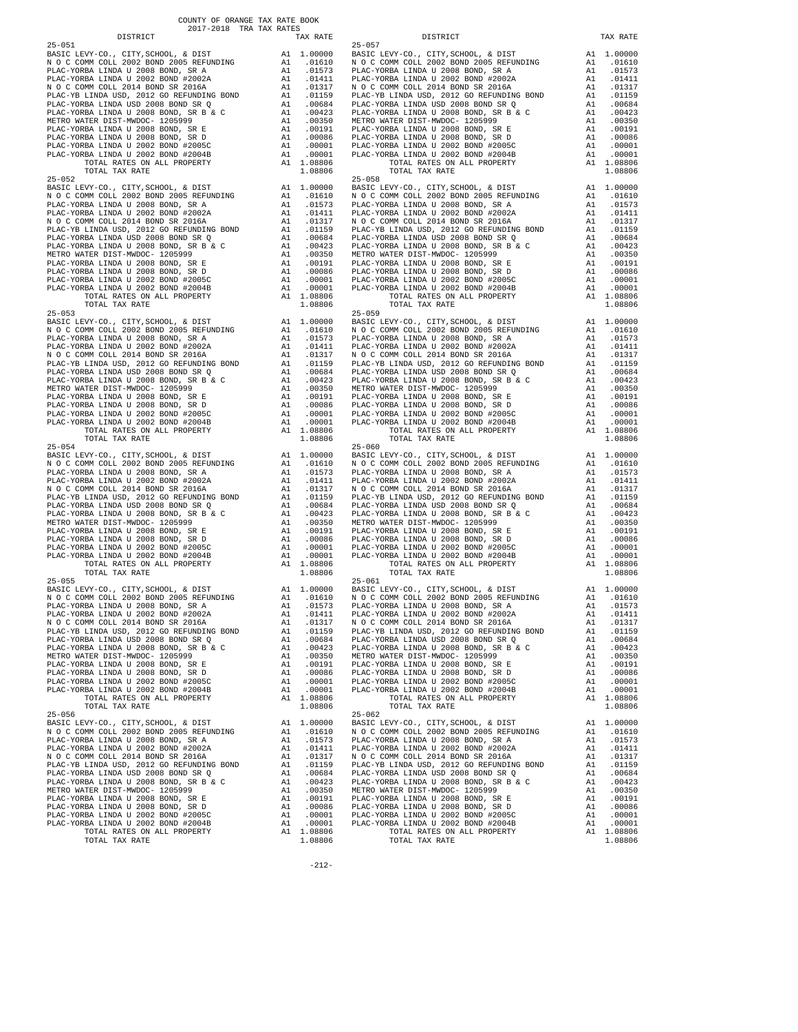COUNTY OF ORANGE TAX RATE BOOK
2017-2018 TRA TAX RATES

| DISTRICT | | TAX RATE | DISTRICT | | TAX RATE |
|---|---|---|---|---|---|
| 25-051 | | | 25-057 | | |
| BASIC LEVY-CO., CITY,SCHOOL, & DIST | A1 | 1.00000 | BASIC LEVY-CO., CITY,SCHOOL, & DIST | A1 | 1.00000 |
| N O C COMM COLL 2002 BOND 2005 REFUNDING | A1 | .01610 | N O C COMM COLL 2002 BOND 2005 REFUNDING | A1 | .01610 |
| PLAC-YORBA LINDA U 2008 BOND, SR A | A1 | .01573 | PLAC-YORBA LINDA U 2008 BOND, SR A | A1 | .01573 |
| PLAC-YORBA LINDA U 2002 BOND #2002A | A1 | .01411 | PLAC-YORBA LINDA U 2002 BOND #2002A | A1 | .01411 |
| N O C COMM COLL 2014 BOND SR 2016A | A1 | .01317 | N O C COMM COLL 2014 BOND SR 2016A | A1 | .01317 |
| PLAC-YB LINDA USD, 2012 GO REFUNDING BOND | A1 | .01159 | PLAC-YB LINDA USD, 2012 GO REFUNDING BOND | A1 | .01159 |
| PLAC-YORBA LINDA USD 2008 BOND SR Q | A1 | .00684 | PLAC-YORBA LINDA USD 2008 BOND SR Q | A1 | .00684 |
| PLAC-YORBA LINDA U 2008 BOND, SR B & C | A1 | .00423 | PLAC-YORBA LINDA U 2008 BOND, SR B & C | A1 | .00423 |
| METRO WATER DIST-MWDOC- 1205999 | A1 | .00350 | METRO WATER DIST-MWDOC- 1205999 | A1 | .00350 |
| PLAC-YORBA LINDA U 2008 BOND, SR E | A1 | .00191 | PLAC-YORBA LINDA U 2008 BOND, SR E | A1 | .00191 |
| PLAC-YORBA LINDA U 2008 BOND, SR D | A1 | .00086 | PLAC-YORBA LINDA U 2008 BOND, SR D | A1 | .00086 |
| PLAC-YORBA LINDA U 2002 BOND #2005C | A1 | .00001 | PLAC-YORBA LINDA U 2002 BOND #2005C | A1 | .00001 |
| PLAC-YORBA LINDA U 2002 BOND #2004B | A1 | .00001 | PLAC-YORBA LINDA U 2002 BOND #2004B | A1 | .00001 |
| TOTAL RATES ON ALL PROPERTY | A1 | 1.08806 | TOTAL RATES ON ALL PROPERTY | A1 | 1.08806 |
| TOTAL TAX RATE | | 1.08806 | TOTAL TAX RATE | | 1.08806 |
| 25-052 | | | 25-058 | | |
| BASIC LEVY-CO., CITY,SCHOOL, & DIST | A1 | 1.00000 | BASIC LEVY-CO., CITY,SCHOOL, & DIST | A1 | 1.00000 |
| N O C COMM COLL 2002 BOND 2005 REFUNDING | A1 | .01610 | N O C COMM COLL 2002 BOND 2005 REFUNDING | A1 | .01610 |
| PLAC-YORBA LINDA U 2008 BOND, SR A | A1 | .01573 | PLAC-YORBA LINDA U 2008 BOND, SR A | A1 | .01573 |
| PLAC-YORBA LINDA U 2002 BOND #2002A | A1 | .01411 | PLAC-YORBA LINDA U 2002 BOND #2002A | A1 | .01411 |
| N O C COMM COLL 2014 BOND SR 2016A | A1 | .01317 | N O C COMM COLL 2014 BOND SR 2016A | A1 | .01317 |
| PLAC-YB LINDA USD, 2012 GO REFUNDING BOND | A1 | .01159 | PLAC-YB LINDA USD, 2012 GO REFUNDING BOND | A1 | .01159 |
| PLAC-YORBA LINDA USD 2008 BOND SR Q | A1 | .00684 | PLAC-YORBA LINDA USD 2008 BOND SR Q | A1 | .00684 |
| PLAC-YORBA LINDA U 2008 BOND, SR B & C | A1 | .00423 | PLAC-YORBA LINDA U 2008 BOND, SR B & C | A1 | .00423 |
| METRO WATER DIST-MWDOC- 1205999 | A1 | .00350 | METRO WATER DIST-MWDOC- 1205999 | A1 | .00350 |
| PLAC-YORBA LINDA U 2008 BOND, SR E | A1 | .00191 | PLAC-YORBA LINDA U 2008 BOND, SR E | A1 | .00191 |
| PLAC-YORBA LINDA U 2008 BOND, SR D | A1 | .00086 | PLAC-YORBA LINDA U 2008 BOND, SR D | A1 | .00086 |
| PLAC-YORBA LINDA U 2002 BOND #2005C | A1 | .00001 | PLAC-YORBA LINDA U 2002 BOND #2005C | A1 | .00001 |
| PLAC-YORBA LINDA U 2002 BOND #2004B | A1 | .00001 | PLAC-YORBA LINDA U 2002 BOND #2004B | A1 | .00001 |
| TOTAL RATES ON ALL PROPERTY | A1 | 1.08806 | TOTAL RATES ON ALL PROPERTY | A1 | 1.08806 |
| TOTAL TAX RATE | | 1.08806 | TOTAL TAX RATE | | 1.08806 |
| 25-053 | | | 25-059 | | |
| BASIC LEVY-CO., CITY,SCHOOL, & DIST | A1 | 1.00000 | BASIC LEVY-CO., CITY,SCHOOL, & DIST | A1 | 1.00000 |
| N O C COMM COLL 2002 BOND 2005 REFUNDING | A1 | .01610 | N O C COMM COLL 2002 BOND 2005 REFUNDING | A1 | .01610 |
| PLAC-YORBA LINDA U 2008 BOND, SR A | A1 | .01573 | PLAC-YORBA LINDA U 2008 BOND, SR A | A1 | .01573 |
| PLAC-YORBA LINDA U 2002 BOND #2002A | A1 | .01411 | PLAC-YORBA LINDA U 2002 BOND #2002A | A1 | .01411 |
| N O C COMM COLL 2014 BOND SR 2016A | A1 | .01317 | N O C COMM COLL 2014 BOND SR 2016A | A1 | .01317 |
| PLAC-YB LINDA USD, 2012 GO REFUNDING BOND | A1 | .01159 | PLAC-YB LINDA USD, 2012 GO REFUNDING BOND | A1 | .01159 |
| PLAC-YORBA LINDA USD 2008 BOND SR Q | A1 | .00684 | PLAC-YORBA LINDA USD 2008 BOND SR Q | A1 | .00684 |
| PLAC-YORBA LINDA U 2008 BOND, SR B & C | A1 | .00423 | PLAC-YORBA LINDA U 2008 BOND, SR B & C | A1 | .00423 |
| METRO WATER DIST-MWDOC- 1205999 | A1 | .00350 | METRO WATER DIST-MWDOC- 1205999 | A1 | .00350 |
| PLAC-YORBA LINDA U 2008 BOND, SR E | A1 | .00191 | PLAC-YORBA LINDA U 2008 BOND, SR E | A1 | .00191 |
| PLAC-YORBA LINDA U 2008 BOND, SR D | A1 | .00086 | PLAC-YORBA LINDA U 2008 BOND, SR D | A1 | .00086 |
| PLAC-YORBA LINDA U 2002 BOND #2005C | A1 | .00001 | PLAC-YORBA LINDA U 2002 BOND #2005C | A1 | .00001 |
| PLAC-YORBA LINDA U 2002 BOND #2004B | A1 | .00001 | PLAC-YORBA LINDA U 2002 BOND #2004B | A1 | .00001 |
| TOTAL RATES ON ALL PROPERTY | A1 | 1.08806 | TOTAL RATES ON ALL PROPERTY | A1 | 1.08806 |
| TOTAL TAX RATE | | 1.08806 | TOTAL TAX RATE | | 1.08806 |
| 25-054 | | | 25-060 | | |
| BASIC LEVY-CO., CITY,SCHOOL, & DIST | A1 | 1.00000 | BASIC LEVY-CO., CITY,SCHOOL, & DIST | A1 | 1.00000 |
| N O C COMM COLL 2002 BOND 2005 REFUNDING | A1 | .01610 | N O C COMM COLL 2002 BOND 2005 REFUNDING | A1 | .01610 |
| PLAC-YORBA LINDA U 2008 BOND, SR A | A1 | .01573 | PLAC-YORBA LINDA U 2008 BOND, SR A | A1 | .01573 |
| PLAC-YORBA LINDA U 2002 BOND #2002A | A1 | .01411 | PLAC-YORBA LINDA U 2002 BOND #2002A | A1 | .01411 |
| N O C COMM COLL 2014 BOND SR 2016A | A1 | .01317 | N O C COMM COLL 2014 BOND SR 2016A | A1 | .01317 |
| PLAC-YB LINDA USD, 2012 GO REFUNDING BOND | A1 | .01159 | PLAC-YB LINDA USD, 2012 GO REFUNDING BOND | A1 | .01159 |
| PLAC-YORBA LINDA USD 2008 BOND SR Q | A1 | .00684 | PLAC-YORBA LINDA USD 2008 BOND SR Q | A1 | .00684 |
| PLAC-YORBA LINDA U 2008 BOND, SR B & C | A1 | .00423 | PLAC-YORBA LINDA U 2008 BOND, SR B & C | A1 | .00423 |
| METRO WATER DIST-MWDOC- 1205999 | A1 | .00350 | METRO WATER DIST-MWDOC- 1205999 | A1 | .00350 |
| PLAC-YORBA LINDA U 2008 BOND, SR E | A1 | .00191 | PLAC-YORBA LINDA U 2008 BOND, SR E | A1 | .00191 |
| PLAC-YORBA LINDA U 2008 BOND, SR D | A1 | .00086 | PLAC-YORBA LINDA U 2008 BOND, SR D | A1 | .00086 |
| PLAC-YORBA LINDA U 2002 BOND #2005C | A1 | .00001 | PLAC-YORBA LINDA U 2002 BOND #2005C | A1 | .00001 |
| PLAC-YORBA LINDA U 2002 BOND #2004B | A1 | .00001 | PLAC-YORBA LINDA U 2002 BOND #2004B | A1 | .00001 |
| TOTAL RATES ON ALL PROPERTY | A1 | 1.08806 | TOTAL RATES ON ALL PROPERTY | A1 | 1.08806 |
| TOTAL TAX RATE | | 1.08806 | TOTAL TAX RATE | | 1.08806 |
| 25-055 | | | 25-061 | | |
| BASIC LEVY-CO., CITY,SCHOOL, & DIST | A1 | 1.00000 | BASIC LEVY-CO., CITY,SCHOOL, & DIST | A1 | 1.00000 |
| N O C COMM COLL 2002 BOND 2005 REFUNDING | A1 | .01610 | N O C COMM COLL 2002 BOND 2005 REFUNDING | A1 | .01610 |
| PLAC-YORBA LINDA U 2008 BOND, SR A | A1 | .01573 | PLAC-YORBA LINDA U 2008 BOND, SR A | A1 | .01573 |
| PLAC-YORBA LINDA U 2002 BOND #2002A | A1 | .01411 | PLAC-YORBA LINDA U 2002 BOND #2002A | A1 | .01411 |
| N O C COMM COLL 2014 BOND SR 2016A | A1 | .01317 | N O C COMM COLL 2014 BOND SR 2016A | A1 | .01317 |
| PLAC-YB LINDA USD, 2012 GO REFUNDING BOND | A1 | .01159 | PLAC-YB LINDA USD, 2012 GO REFUNDING BOND | A1 | .01159 |
| PLAC-YORBA LINDA USD 2008 BOND SR Q | A1 | .00684 | PLAC-YORBA LINDA USD 2008 BOND SR Q | A1 | .00684 |
| PLAC-YORBA LINDA U 2008 BOND, SR B & C | A1 | .00423 | PLAC-YORBA LINDA U 2008 BOND, SR B & C | A1 | .00423 |
| METRO WATER DIST-MWDOC- 1205999 | A1 | .00350 | METRO WATER DIST-MWDOC- 1205999 | A1 | .00350 |
| PLAC-YORBA LINDA U 2008 BOND, SR E | A1 | .00191 | PLAC-YORBA LINDA U 2008 BOND, SR E | A1 | .00191 |
| PLAC-YORBA LINDA U 2008 BOND, SR D | A1 | .00086 | PLAC-YORBA LINDA U 2008 BOND, SR D | A1 | .00086 |
| PLAC-YORBA LINDA U 2002 BOND #2005C | A1 | .00001 | PLAC-YORBA LINDA U 2002 BOND #2005C | A1 | .00001 |
| PLAC-YORBA LINDA U 2002 BOND #2004B | A1 | .00001 | PLAC-YORBA LINDA U 2002 BOND #2004B | A1 | .00001 |
| TOTAL RATES ON ALL PROPERTY | A1 | 1.08806 | TOTAL RATES ON ALL PROPERTY | A1 | 1.08806 |
| TOTAL TAX RATE | | 1.08806 | TOTAL TAX RATE | | 1.08806 |
| 25-056 | | | 25-062 | | |
| BASIC LEVY-CO., CITY,SCHOOL, & DIST | A1 | 1.00000 | BASIC LEVY-CO., CITY,SCHOOL, & DIST | A1 | 1.00000 |
| N O C COMM COLL 2002 BOND 2005 REFUNDING | A1 | .01610 | N O C COMM COLL 2002 BOND 2005 REFUNDING | A1 | .01610 |
| PLAC-YORBA LINDA U 2008 BOND, SR A | A1 | .01573 | PLAC-YORBA LINDA U 2008 BOND, SR A | A1 | .01573 |
| PLAC-YORBA LINDA U 2002 BOND #2002A | A1 | .01411 | PLAC-YORBA LINDA U 2002 BOND #2002A | A1 | .01411 |
| N O C COMM COLL 2014 BOND SR 2016A | A1 | .01317 | N O C COMM COLL 2014 BOND SR 2016A | A1 | .01317 |
| PLAC-YB LINDA USD, 2012 GO REFUNDING BOND | A1 | .01159 | PLAC-YB LINDA USD, 2012 GO REFUNDING BOND | A1 | .01159 |
| PLAC-YORBA LINDA USD 2008 BOND SR Q | A1 | .00684 | PLAC-YORBA LINDA USD 2008 BOND SR Q | A1 | .00684 |
| PLAC-YORBA LINDA U 2008 BOND, SR B & C | A1 | .00423 | PLAC-YORBA LINDA U 2008 BOND, SR B & C | A1 | .00423 |
| METRO WATER DIST-MWDOC- 1205999 | A1 | .00350 | METRO WATER DIST-MWDOC- 1205999 | A1 | .00350 |
| PLAC-YORBA LINDA U 2008 BOND, SR E | A1 | .00191 | PLAC-YORBA LINDA U 2008 BOND, SR E | A1 | .00191 |
| PLAC-YORBA LINDA U 2008 BOND, SR D | A1 | .00086 | PLAC-YORBA LINDA U 2008 BOND, SR D | A1 | .00086 |
| PLAC-YORBA LINDA U 2002 BOND #2005C | A1 | .00001 | PLAC-YORBA LINDA U 2002 BOND #2005C | A1 | .00001 |
| PLAC-YORBA LINDA U 2002 BOND #2004B | A1 | .00001 | PLAC-YORBA LINDA U 2002 BOND #2004B | A1 | .00001 |
| TOTAL RATES ON ALL PROPERTY | A1 | 1.08806 | TOTAL RATES ON ALL PROPERTY | A1 | 1.08806 |
| TOTAL TAX RATE | | 1.08806 | TOTAL TAX RATE | | 1.08806 |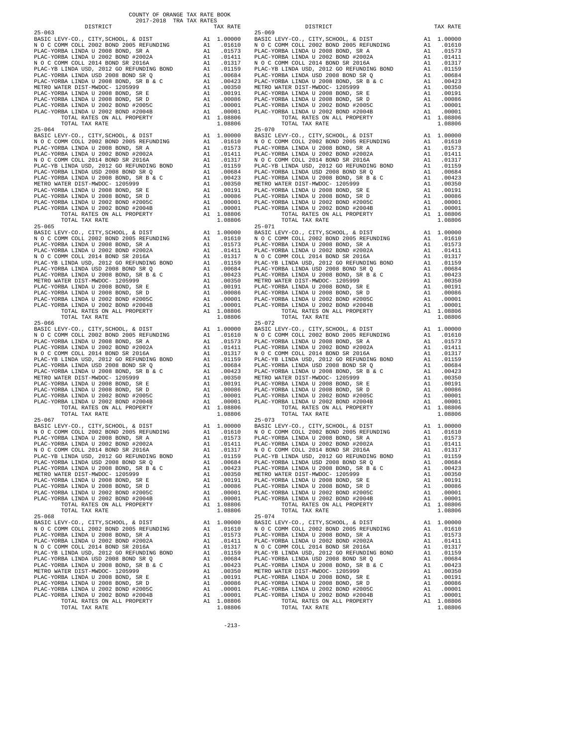COUNTY OF ORANGE TAX RATE BOOK
2017-2018 TRA TAX RATES

| DISTRICT | | TAX RATE | DISTRICT | | TAX RATE |
|---|---|---|---|---|---|
| 25-063 | | | 25-069 | | |
| BASIC LEVY-CO., CITY,SCHOOL, & DIST | A1 | 1.00000 | BASIC LEVY-CO., CITY,SCHOOL, & DIST | A1 | 1.00000 |
| N O C COMM COLL 2002 BOND 2005 REFUNDING | A1 | .01610 | N O C COMM COLL 2002 BOND 2005 REFUNDING | A1 | .01610 |
| PLAC-YORBA LINDA U 2008 BOND, SR A | A1 | .01573 | PLAC-YORBA LINDA U 2008 BOND, SR A | A1 | .01573 |
| PLAC-YORBA LINDA U 2002 BOND #2002A | A1 | .01411 | PLAC-YORBA LINDA U 2002 BOND #2002A | A1 | .01411 |
| N O C COMM COLL 2014 BOND SR 2016A | A1 | .01317 | N O C COMM COLL 2014 BOND SR 2016A | A1 | .01317 |
| PLAC-YB LINDA USD, 2012 GO REFUNDING BOND | A1 | .01159 | PLAC-YB LINDA USD, 2012 GO REFUNDING BOND | A1 | .01159 |
| PLAC-YORBA LINDA USD 2008 BOND SR Q | A1 | .00684 | PLAC-YORBA LINDA USD 2008 BOND SR Q | A1 | .00684 |
| PLAC-YORBA LINDA U 2008 BOND, SR B & C | A1 | .00423 | PLAC-YORBA LINDA U 2008 BOND, SR B & C | A1 | .00423 |
| METRO WATER DIST-MWDOC- 1205999 | A1 | .00350 | METRO WATER DIST-MWDOC- 1205999 | A1 | .00350 |
| PLAC-YORBA LINDA U 2008 BOND, SR E | A1 | .00191 | PLAC-YORBA LINDA U 2008 BOND, SR E | A1 | .00191 |
| PLAC-YORBA LINDA U 2008 BOND, SR D | A1 | .00086 | PLAC-YORBA LINDA U 2008 BOND, SR D | A1 | .00086 |
| PLAC-YORBA LINDA U 2002 BOND #2005C | A1 | .00001 | PLAC-YORBA LINDA U 2002 BOND #2005C | A1 | .00001 |
| PLAC-YORBA LINDA U 2002 BOND #2004B | A1 | .00001 | PLAC-YORBA LINDA U 2002 BOND #2004B | A1 | .00001 |
| TOTAL RATES ON ALL PROPERTY | A1 | 1.08806 | TOTAL RATES ON ALL PROPERTY | A1 | 1.08806 |
| TOTAL TAX RATE | | 1.08806 | TOTAL TAX RATE | | 1.08806 |
| 25-064 | | | 25-070 | | |
| BASIC LEVY-CO., CITY,SCHOOL, & DIST | A1 | 1.00000 | BASIC LEVY-CO., CITY,SCHOOL, & DIST | A1 | 1.00000 |
| N O C COMM COLL 2002 BOND 2005 REFUNDING | A1 | .01610 | N O C COMM COLL 2002 BOND 2005 REFUNDING | A1 | .01610 |
| PLAC-YORBA LINDA U 2008 BOND, SR A | A1 | .01573 | PLAC-YORBA LINDA U 2008 BOND, SR A | A1 | .01573 |
| PLAC-YORBA LINDA U 2002 BOND #2002A | A1 | .01411 | PLAC-YORBA LINDA U 2002 BOND #2002A | A1 | .01411 |
| N O C COMM COLL 2014 BOND SR 2016A | A1 | .01317 | N O C COMM COLL 2014 BOND SR 2016A | A1 | .01317 |
| PLAC-YB LINDA USD, 2012 GO REFUNDING BOND | A1 | .01159 | PLAC-YB LINDA USD, 2012 GO REFUNDING BOND | A1 | .01159 |
| PLAC-YORBA LINDA USD 2008 BOND SR Q | A1 | .00684 | PLAC-YORBA LINDA USD 2008 BOND SR Q | A1 | .00684 |
| PLAC-YORBA LINDA U 2008 BOND, SR B & C | A1 | .00423 | PLAC-YORBA LINDA U 2008 BOND, SR B & C | A1 | .00423 |
| METRO WATER DIST-MWDOC- 1205999 | A1 | .00350 | METRO WATER DIST-MWDOC- 1205999 | A1 | .00350 |
| PLAC-YORBA LINDA U 2008 BOND, SR E | A1 | .00191 | PLAC-YORBA LINDA U 2008 BOND, SR E | A1 | .00191 |
| PLAC-YORBA LINDA U 2008 BOND, SR D | A1 | .00086 | PLAC-YORBA LINDA U 2008 BOND, SR D | A1 | .00086 |
| PLAC-YORBA LINDA U 2002 BOND #2005C | A1 | .00001 | PLAC-YORBA LINDA U 2002 BOND #2005C | A1 | .00001 |
| PLAC-YORBA LINDA U 2002 BOND #2004B | A1 | .00001 | PLAC-YORBA LINDA U 2002 BOND #2004B | A1 | .00001 |
| TOTAL RATES ON ALL PROPERTY | A1 | 1.08806 | TOTAL RATES ON ALL PROPERTY | A1 | 1.08806 |
| TOTAL TAX RATE | | 1.08806 | TOTAL TAX RATE | | 1.08806 |
| 25-065 | | | 25-071 | | |
| BASIC LEVY-CO., CITY,SCHOOL, & DIST | A1 | 1.00000 | BASIC LEVY-CO., CITY,SCHOOL, & DIST | A1 | 1.00000 |
| N O C COMM COLL 2002 BOND 2005 REFUNDING | A1 | .01610 | N O C COMM COLL 2002 BOND 2005 REFUNDING | A1 | .01610 |
| PLAC-YORBA LINDA U 2008 BOND, SR A | A1 | .01573 | PLAC-YORBA LINDA U 2008 BOND, SR A | A1 | .01573 |
| PLAC-YORBA LINDA U 2002 BOND #2002A | A1 | .01411 | PLAC-YORBA LINDA U 2002 BOND #2002A | A1 | .01411 |
| N O C COMM COLL 2014 BOND SR 2016A | A1 | .01317 | N O C COMM COLL 2014 BOND SR 2016A | A1 | .01317 |
| PLAC-YB LINDA USD, 2012 GO REFUNDING BOND | A1 | .01159 | PLAC-YB LINDA USD, 2012 GO REFUNDING BOND | A1 | .01159 |
| PLAC-YORBA LINDA USD 2008 BOND SR Q | A1 | .00684 | PLAC-YORBA LINDA USD 2008 BOND SR Q | A1 | .00684 |
| PLAC-YORBA LINDA U 2008 BOND, SR B & C | A1 | .00423 | PLAC-YORBA LINDA U 2008 BOND, SR B & C | A1 | .00423 |
| METRO WATER DIST-MWDOC- 1205999 | A1 | .00350 | METRO WATER DIST-MWDOC- 1205999 | A1 | .00350 |
| PLAC-YORBA LINDA U 2008 BOND, SR E | A1 | .00191 | PLAC-YORBA LINDA U 2008 BOND, SR E | A1 | .00191 |
| PLAC-YORBA LINDA U 2008 BOND, SR D | A1 | .00086 | PLAC-YORBA LINDA U 2008 BOND, SR D | A1 | .00086 |
| PLAC-YORBA LINDA U 2002 BOND #2005C | A1 | .00001 | PLAC-YORBA LINDA U 2002 BOND #2005C | A1 | .00001 |
| PLAC-YORBA LINDA U 2002 BOND #2004B | A1 | .00001 | PLAC-YORBA LINDA U 2002 BOND #2004B | A1 | .00001 |
| TOTAL RATES ON ALL PROPERTY | A1 | 1.08806 | TOTAL RATES ON ALL PROPERTY | A1 | 1.08806 |
| TOTAL TAX RATE | | 1.08806 | TOTAL TAX RATE | | 1.08806 |
| 25-066 | | | 25-072 | | |
| BASIC LEVY-CO., CITY,SCHOOL, & DIST | A1 | 1.00000 | BASIC LEVY-CO., CITY,SCHOOL, & DIST | A1 | 1.00000 |
| N O C COMM COLL 2002 BOND 2005 REFUNDING | A1 | .01610 | N O C COMM COLL 2002 BOND 2005 REFUNDING | A1 | .01610 |
| PLAC-YORBA LINDA U 2008 BOND, SR A | A1 | .01573 | PLAC-YORBA LINDA U 2008 BOND, SR A | A1 | .01573 |
| PLAC-YORBA LINDA U 2002 BOND #2002A | A1 | .01411 | PLAC-YORBA LINDA U 2002 BOND #2002A | A1 | .01411 |
| N O C COMM COLL 2014 BOND SR 2016A | A1 | .01317 | N O C COMM COLL 2014 BOND SR 2016A | A1 | .01317 |
| PLAC-YB LINDA USD, 2012 GO REFUNDING BOND | A1 | .01159 | PLAC-YB LINDA USD, 2012 GO REFUNDING BOND | A1 | .01159 |
| PLAC-YORBA LINDA USD 2008 BOND SR Q | A1 | .00684 | PLAC-YORBA LINDA USD 2008 BOND SR Q | A1 | .00684 |
| PLAC-YORBA LINDA U 2008 BOND, SR B & C | A1 | .00423 | PLAC-YORBA LINDA U 2008 BOND, SR B & C | A1 | .00423 |
| METRO WATER DIST-MWDOC- 1205999 | A1 | .00350 | METRO WATER DIST-MWDOC- 1205999 | A1 | .00350 |
| PLAC-YORBA LINDA U 2008 BOND, SR E | A1 | .00191 | PLAC-YORBA LINDA U 2008 BOND, SR E | A1 | .00191 |
| PLAC-YORBA LINDA U 2008 BOND, SR D | A1 | .00086 | PLAC-YORBA LINDA U 2008 BOND, SR D | A1 | .00086 |
| PLAC-YORBA LINDA U 2002 BOND #2005C | A1 | .00001 | PLAC-YORBA LINDA U 2002 BOND #2005C | A1 | .00001 |
| PLAC-YORBA LINDA U 2002 BOND #2004B | A1 | .00001 | PLAC-YORBA LINDA U 2002 BOND #2004B | A1 | .00001 |
| TOTAL RATES ON ALL PROPERTY | A1 | 1.08806 | TOTAL RATES ON ALL PROPERTY | A1 | 1.08806 |
| TOTAL TAX RATE | | 1.08806 | TOTAL TAX RATE | | 1.08806 |
| 25-067 | | | 25-073 | | |
| BASIC LEVY-CO., CITY,SCHOOL, & DIST | A1 | 1.00000 | BASIC LEVY-CO., CITY,SCHOOL, & DIST | A1 | 1.00000 |
| N O C COMM COLL 2002 BOND 2005 REFUNDING | A1 | .01610 | N O C COMM COLL 2002 BOND 2005 REFUNDING | A1 | .01610 |
| PLAC-YORBA LINDA U 2008 BOND, SR A | A1 | .01573 | PLAC-YORBA LINDA U 2008 BOND, SR A | A1 | .01573 |
| PLAC-YORBA LINDA U 2002 BOND #2002A | A1 | .01411 | PLAC-YORBA LINDA U 2002 BOND #2002A | A1 | .01411 |
| N O C COMM COLL 2014 BOND SR 2016A | A1 | .01317 | N O C COMM COLL 2014 BOND SR 2016A | A1 | .01317 |
| PLAC-YB LINDA USD, 2012 GO REFUNDING BOND | A1 | .01159 | PLAC-YB LINDA USD, 2012 GO REFUNDING BOND | A1 | .01159 |
| PLAC-YORBA LINDA USD 2008 BOND SR Q | A1 | .00684 | PLAC-YORBA LINDA USD 2008 BOND SR Q | A1 | .00684 |
| PLAC-YORBA LINDA U 2008 BOND, SR B & C | A1 | .00423 | PLAC-YORBA LINDA U 2008 BOND, SR B & C | A1 | .00423 |
| METRO WATER DIST-MWDOC- 1205999 | A1 | .00350 | METRO WATER DIST-MWDOC- 1205999 | A1 | .00350 |
| PLAC-YORBA LINDA U 2008 BOND, SR E | A1 | .00191 | PLAC-YORBA LINDA U 2008 BOND, SR E | A1 | .00191 |
| PLAC-YORBA LINDA U 2008 BOND, SR D | A1 | .00086 | PLAC-YORBA LINDA U 2008 BOND, SR D | A1 | .00086 |
| PLAC-YORBA LINDA U 2002 BOND #2005C | A1 | .00001 | PLAC-YORBA LINDA U 2002 BOND #2005C | A1 | .00001 |
| PLAC-YORBA LINDA U 2002 BOND #2004B | A1 | .00001 | PLAC-YORBA LINDA U 2002 BOND #2004B | A1 | .00001 |
| TOTAL RATES ON ALL PROPERTY | A1 | 1.08806 | TOTAL RATES ON ALL PROPERTY | A1 | 1.08806 |
| TOTAL TAX RATE | | 1.08806 | TOTAL TAX RATE | | 1.08806 |
| 25-068 | | | 25-074 | | |
| BASIC LEVY-CO., CITY,SCHOOL, & DIST | A1 | 1.00000 | BASIC LEVY-CO., CITY,SCHOOL, & DIST | A1 | 1.00000 |
| N O C COMM COLL 2002 BOND 2005 REFUNDING | A1 | .01610 | N O C COMM COLL 2002 BOND 2005 REFUNDING | A1 | .01610 |
| PLAC-YORBA LINDA U 2008 BOND, SR A | A1 | .01573 | PLAC-YORBA LINDA U 2008 BOND, SR A | A1 | .01573 |
| PLAC-YORBA LINDA U 2002 BOND #2002A | A1 | .01411 | PLAC-YORBA LINDA U 2002 BOND #2002A | A1 | .01411 |
| N O C COMM COLL 2014 BOND SR 2016A | A1 | .01317 | N O C COMM COLL 2014 BOND SR 2016A | A1 | .01317 |
| PLAC-YB LINDA USD, 2012 GO REFUNDING BOND | A1 | .01159 | PLAC-YB LINDA USD, 2012 GO REFUNDING BOND | A1 | .01159 |
| PLAC-YORBA LINDA USD 2008 BOND SR Q | A1 | .00684 | PLAC-YORBA LINDA USD 2008 BOND SR Q | A1 | .00684 |
| PLAC-YORBA LINDA U 2008 BOND, SR B & C | A1 | .00423 | PLAC-YORBA LINDA U 2008 BOND, SR B & C | A1 | .00423 |
| METRO WATER DIST-MWDOC- 1205999 | A1 | .00350 | METRO WATER DIST-MWDOC- 1205999 | A1 | .00350 |
| PLAC-YORBA LINDA U 2008 BOND, SR E | A1 | .00191 | PLAC-YORBA LINDA U 2008 BOND, SR E | A1 | .00191 |
| PLAC-YORBA LINDA U 2008 BOND, SR D | A1 | .00086 | PLAC-YORBA LINDA U 2008 BOND, SR D | A1 | .00086 |
| PLAC-YORBA LINDA U 2002 BOND #2005C | A1 | .00001 | PLAC-YORBA LINDA U 2002 BOND #2005C | A1 | .00001 |
| PLAC-YORBA LINDA U 2002 BOND #2004B | A1 | .00001 | PLAC-YORBA LINDA U 2002 BOND #2004B | A1 | .00001 |
| TOTAL RATES ON ALL PROPERTY | A1 | 1.08806 | TOTAL RATES ON ALL PROPERTY | A1 | 1.08806 |
| TOTAL TAX RATE | | 1.08806 | TOTAL TAX RATE | | 1.08806 |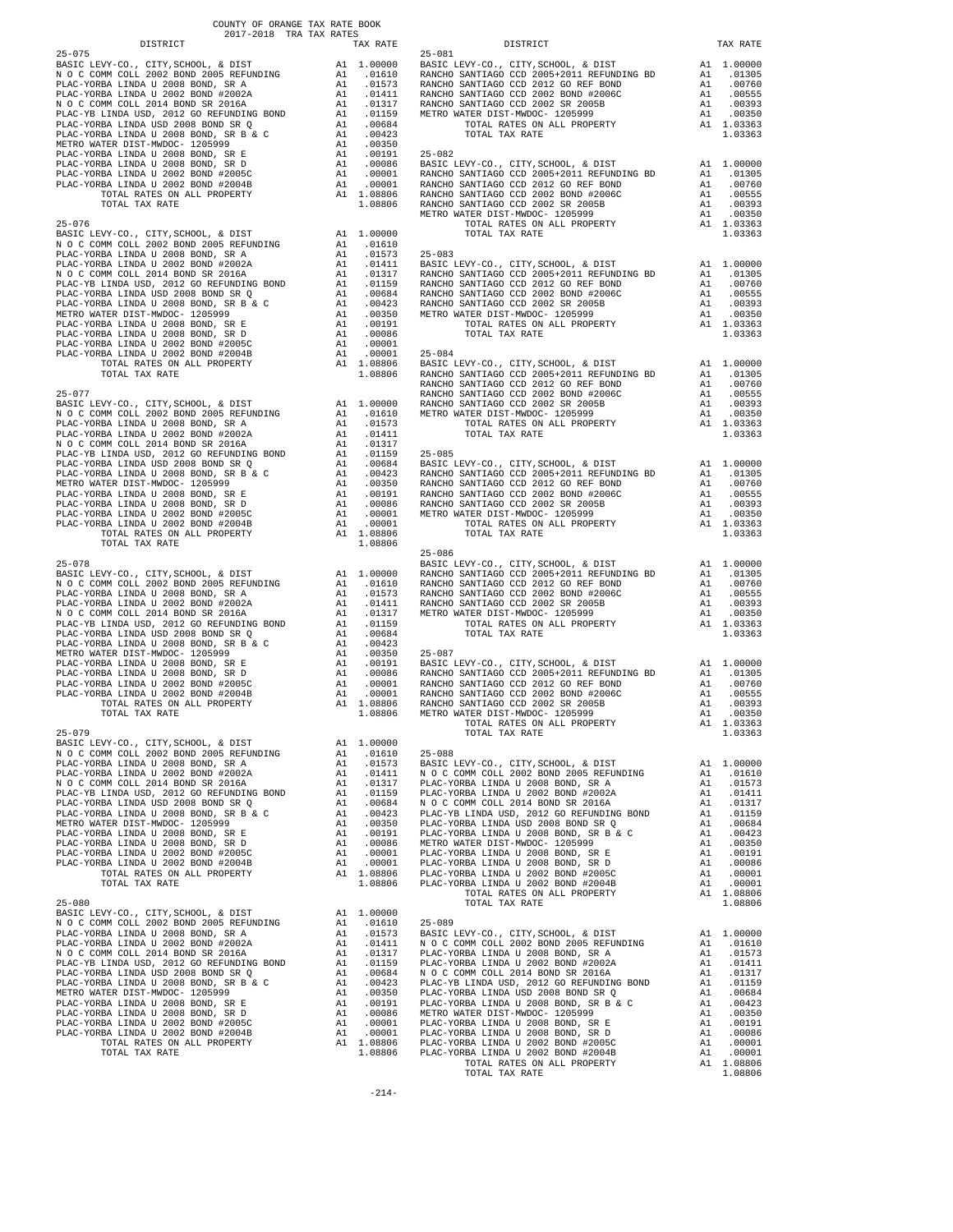COUNTY OF ORANGE TAX RATE BOOK
2017-2018 TRA TAX RATES

| DISTRICT | | TAX RATE |
|---|---|---|
| **25-075** | | |
| BASIC LEVY-CO., CITY,SCHOOL, & DIST | A1 | 1.00000 |
| N O C COMM COLL 2002 BOND 2005 REFUNDING | A1 | .01610 |
| PLAC-YORBA LINDA U 2008 BOND, SR A | A1 | .01573 |
| PLAC-YORBA LINDA U 2002 BOND #2002A | A1 | .01411 |
| N O C COMM COLL 2014 BOND SR 2016A | A1 | .01317 |
| PLAC-YB LINDA USD, 2012 GO REFUNDING BOND | A1 | .01159 |
| PLAC-YORBA LINDA USD 2008 BOND SR Q | A1 | .00684 |
| PLAC-YORBA LINDA U 2008 BOND, SR B & C | A1 | .00423 |
| METRO WATER DIST-MWDOC- 1205999 | A1 | .00350 |
| PLAC-YORBA LINDA U 2008 BOND, SR E | A1 | .00191 |
| PLAC-YORBA LINDA U 2008 BOND, SR D | A1 | .00086 |
| PLAC-YORBA LINDA U 2002 BOND #2005C | A1 | .00001 |
| PLAC-YORBA LINDA U 2002 BOND #2004B | A1 | .00001 |
| TOTAL RATES ON ALL PROPERTY | A1 | 1.08806 |
| TOTAL TAX RATE | | 1.08806 |
| **25-076** | | |
| BASIC LEVY-CO., CITY,SCHOOL, & DIST | A1 | 1.00000 |
| N O C COMM COLL 2002 BOND 2005 REFUNDING | A1 | .01610 |
| PLAC-YORBA LINDA U 2008 BOND, SR A | A1 | .01573 |
| PLAC-YORBA LINDA U 2002 BOND #2002A | A1 | .01411 |
| N O C COMM COLL 2014 BOND SR 2016A | A1 | .01317 |
| PLAC-YB LINDA USD, 2012 GO REFUNDING BOND | A1 | .01159 |
| PLAC-YORBA LINDA USD 2008 BOND SR Q | A1 | .00684 |
| PLAC-YORBA LINDA U 2008 BOND, SR B & C | A1 | .00423 |
| METRO WATER DIST-MWDOC- 1205999 | A1 | .00350 |
| PLAC-YORBA LINDA U 2008 BOND, SR E | A1 | .00191 |
| PLAC-YORBA LINDA U 2008 BOND, SR D | A1 | .00086 |
| PLAC-YORBA LINDA U 2002 BOND #2005C | A1 | .00001 |
| PLAC-YORBA LINDA U 2002 BOND #2004B | A1 | .00001 |
| TOTAL RATES ON ALL PROPERTY | A1 | 1.08806 |
| TOTAL TAX RATE | | 1.08806 |
| **25-077** | | |
| BASIC LEVY-CO., CITY,SCHOOL, & DIST | A1 | 1.00000 |
| N O C COMM COLL 2002 BOND 2005 REFUNDING | A1 | .01610 |
| PLAC-YORBA LINDA U 2008 BOND, SR A | A1 | .01573 |
| PLAC-YORBA LINDA U 2002 BOND #2002A | A1 | .01411 |
| N O C COMM COLL 2014 BOND SR 2016A | A1 | .01317 |
| PLAC-YB LINDA USD, 2012 GO REFUNDING BOND | A1 | .01159 |
| PLAC-YORBA LINDA USD 2008 BOND SR Q | A1 | .00684 |
| PLAC-YORBA LINDA U 2008 BOND, SR B & C | A1 | .00423 |
| METRO WATER DIST-MWDOC- 1205999 | A1 | .00350 |
| PLAC-YORBA LINDA U 2008 BOND, SR E | A1 | .00191 |
| PLAC-YORBA LINDA U 2008 BOND, SR D | A1 | .00086 |
| PLAC-YORBA LINDA U 2002 BOND #2005C | A1 | .00001 |
| PLAC-YORBA LINDA U 2002 BOND #2004B | A1 | .00001 |
| TOTAL RATES ON ALL PROPERTY | A1 | 1.08806 |
| TOTAL TAX RATE | | 1.08806 |
| **25-078** | | |
| BASIC LEVY-CO., CITY,SCHOOL, & DIST | A1 | 1.00000 |
| N O C COMM COLL 2002 BOND 2005 REFUNDING | A1 | .01610 |
| PLAC-YORBA LINDA U 2008 BOND, SR A | A1 | .01573 |
| PLAC-YORBA LINDA U 2002 BOND #2002A | A1 | .01411 |
| N O C COMM COLL 2014 BOND SR 2016A | A1 | .01317 |
| PLAC-YB LINDA USD, 2012 GO REFUNDING BOND | A1 | .01159 |
| PLAC-YORBA LINDA USD 2008 BOND SR Q | A1 | .00684 |
| PLAC-YORBA LINDA U 2008 BOND, SR B & C | A1 | .00423 |
| METRO WATER DIST-MWDOC- 1205999 | A1 | .00350 |
| PLAC-YORBA LINDA U 2008 BOND, SR E | A1 | .00191 |
| PLAC-YORBA LINDA U 2008 BOND, SR D | A1 | .00086 |
| PLAC-YORBA LINDA U 2002 BOND #2005C | A1 | .00001 |
| PLAC-YORBA LINDA U 2002 BOND #2004B | A1 | .00001 |
| TOTAL RATES ON ALL PROPERTY | A1 | 1.08806 |
| TOTAL TAX RATE | | 1.08806 |
| **25-079** | | |
| BASIC LEVY-CO., CITY,SCHOOL, & DIST | A1 | 1.00000 |
| N O C COMM COLL 2002 BOND 2005 REFUNDING | A1 | .01610 |
| PLAC-YORBA LINDA U 2008 BOND, SR A | A1 | .01573 |
| PLAC-YORBA LINDA U 2002 BOND #2002A | A1 | .01411 |
| N O C COMM COLL 2014 BOND SR 2016A | A1 | .01317 |
| PLAC-YB LINDA USD, 2012 GO REFUNDING BOND | A1 | .01159 |
| PLAC-YORBA LINDA USD 2008 BOND SR Q | A1 | .00684 |
| PLAC-YORBA LINDA U 2008 BOND, SR B & C | A1 | .00423 |
| METRO WATER DIST-MWDOC- 1205999 | A1 | .00350 |
| PLAC-YORBA LINDA U 2008 BOND, SR E | A1 | .00191 |
| PLAC-YORBA LINDA U 2008 BOND, SR D | A1 | .00086 |
| PLAC-YORBA LINDA U 2002 BOND #2005C | A1 | .00001 |
| PLAC-YORBA LINDA U 2002 BOND #2004B | A1 | .00001 |
| TOTAL RATES ON ALL PROPERTY | A1 | 1.08806 |
| TOTAL TAX RATE | | 1.08806 |
| **25-080** | | |
| BASIC LEVY-CO., CITY,SCHOOL, & DIST | A1 | 1.00000 |
| N O C COMM COLL 2002 BOND 2005 REFUNDING | A1 | .01610 |
| PLAC-YORBA LINDA U 2008 BOND, SR A | A1 | .01573 |
| PLAC-YORBA LINDA U 2002 BOND #2002A | A1 | .01411 |
| N O C COMM COLL 2014 BOND SR 2016A | A1 | .01317 |
| PLAC-YB LINDA USD, 2012 GO REFUNDING BOND | A1 | .01159 |
| PLAC-YORBA LINDA USD 2008 BOND SR Q | A1 | .00684 |
| PLAC-YORBA LINDA U 2008 BOND, SR B & C | A1 | .00423 |
| METRO WATER DIST-MWDOC- 1205999 | A1 | .00350 |
| PLAC-YORBA LINDA U 2008 BOND, SR E | A1 | .00191 |
| PLAC-YORBA LINDA U 2008 BOND, SR D | A1 | .00086 |
| PLAC-YORBA LINDA U 2002 BOND #2005C | A1 | .00001 |
| PLAC-YORBA LINDA U 2002 BOND #2004B | A1 | .00001 |
| TOTAL RATES ON ALL PROPERTY | A1 | 1.08806 |
| TOTAL TAX RATE | | 1.08806 |
| **25-081** | | |
| BASIC LEVY-CO., CITY,SCHOOL, & DIST | A1 | 1.00000 |
| RANCHO SANTIAGO CCD 2005+2011 REFUNDING BD | A1 | .01305 |
| RANCHO SANTIAGO CCD 2012 GO REF BOND | A1 | .00760 |
| RANCHO SANTIAGO CCD 2002 BOND #2006C | A1 | .00555 |
| RANCHO SANTIAGO CCD 2002 SR 2005B | A1 | .00393 |
| METRO WATER DIST-MWDOC- 1205999 | A1 | .00350 |
| TOTAL RATES ON ALL PROPERTY | A1 | 1.03363 |
| TOTAL TAX RATE | | 1.03363 |
| **25-082** | | |
| BASIC LEVY-CO., CITY,SCHOOL, & DIST | A1 | 1.00000 |
| RANCHO SANTIAGO CCD 2005+2011 REFUNDING BD | A1 | .01305 |
| RANCHO SANTIAGO CCD 2012 GO REF BOND | A1 | .00760 |
| RANCHO SANTIAGO CCD 2002 BOND #2006C | A1 | .00555 |
| RANCHO SANTIAGO CCD 2002 SR 2005B | A1 | .00393 |
| METRO WATER DIST-MWDOC- 1205999 | A1 | .00350 |
| TOTAL RATES ON ALL PROPERTY | A1 | 1.03363 |
| TOTAL TAX RATE | | 1.03363 |
| **25-083** | | |
| BASIC LEVY-CO., CITY,SCHOOL, & DIST | A1 | 1.00000 |
| RANCHO SANTIAGO CCD 2005+2011 REFUNDING BD | A1 | .01305 |
| RANCHO SANTIAGO CCD 2012 GO REF BOND | A1 | .00760 |
| RANCHO SANTIAGO CCD 2002 BOND #2006C | A1 | .00555 |
| RANCHO SANTIAGO CCD 2002 SR 2005B | A1 | .00393 |
| METRO WATER DIST-MWDOC- 1205999 | A1 | .00350 |
| TOTAL RATES ON ALL PROPERTY | A1 | 1.03363 |
| TOTAL TAX RATE | | 1.03363 |
| **25-084** | | |
| BASIC LEVY-CO., CITY,SCHOOL, & DIST | A1 | 1.00000 |
| RANCHO SANTIAGO CCD 2005+2011 REFUNDING BD | A1 | .01305 |
| RANCHO SANTIAGO CCD 2012 GO REF BOND | A1 | .00760 |
| RANCHO SANTIAGO CCD 2002 BOND #2006C | A1 | .00555 |
| RANCHO SANTIAGO CCD 2002 SR 2005B | A1 | .00393 |
| METRO WATER DIST-MWDOC- 1205999 | A1 | .00350 |
| TOTAL RATES ON ALL PROPERTY | A1 | 1.03363 |
| TOTAL TAX RATE | | 1.03363 |
| **25-085** | | |
| BASIC LEVY-CO., CITY,SCHOOL, & DIST | A1 | 1.00000 |
| RANCHO SANTIAGO CCD 2005+2011 REFUNDING BD | A1 | .01305 |
| RANCHO SANTIAGO CCD 2012 GO REF BOND | A1 | .00760 |
| RANCHO SANTIAGO CCD 2002 BOND #2006C | A1 | .00555 |
| RANCHO SANTIAGO CCD 2002 SR 2005B | A1 | .00393 |
| METRO WATER DIST-MWDOC- 1205999 | A1 | .00350 |
| TOTAL RATES ON ALL PROPERTY | A1 | 1.03363 |
| TOTAL TAX RATE | | 1.03363 |
| **25-086** | | |
| BASIC LEVY-CO., CITY,SCHOOL, & DIST | A1 | 1.00000 |
| RANCHO SANTIAGO CCD 2005+2011 REFUNDING BD | A1 | .01305 |
| RANCHO SANTIAGO CCD 2012 GO REF BOND | A1 | .00760 |
| RANCHO SANTIAGO CCD 2002 BOND #2006C | A1 | .00555 |
| RANCHO SANTIAGO CCD 2002 SR 2005B | A1 | .00393 |
| METRO WATER DIST-MWDOC- 1205999 | A1 | .00350 |
| TOTAL RATES ON ALL PROPERTY | A1 | 1.03363 |
| TOTAL TAX RATE | | 1.03363 |
| **25-087** | | |
| BASIC LEVY-CO., CITY,SCHOOL, & DIST | A1 | 1.00000 |
| RANCHO SANTIAGO CCD 2005+2011 REFUNDING BD | A1 | .01305 |
| RANCHO SANTIAGO CCD 2012 GO REF BOND | A1 | .00760 |
| RANCHO SANTIAGO CCD 2002 BOND #2006C | A1 | .00555 |
| RANCHO SANTIAGO CCD 2002 SR 2005B | A1 | .00393 |
| METRO WATER DIST-MWDOC- 1205999 | A1 | .00350 |
| TOTAL RATES ON ALL PROPERTY | A1 | 1.03363 |
| TOTAL TAX RATE | | 1.03363 |
| **25-088** | | |
| BASIC LEVY-CO., CITY,SCHOOL, & DIST | A1 | 1.00000 |
| N O C COMM COLL 2002 BOND 2005 REFUNDING | A1 | .01610 |
| PLAC-YORBA LINDA U 2008 BOND, SR A | A1 | .01573 |
| PLAC-YORBA LINDA U 2002 BOND #2002A | A1 | .01411 |
| N O C COMM COLL 2014 BOND SR 2016A | A1 | .01317 |
| PLAC-YB LINDA USD, 2012 GO REFUNDING BOND | A1 | .01159 |
| PLAC-YORBA LINDA USD 2008 BOND SR Q | A1 | .00684 |
| PLAC-YORBA LINDA U 2008 BOND, SR B & C | A1 | .00423 |
| METRO WATER DIST-MWDOC- 1205999 | A1 | .00350 |
| PLAC-YORBA LINDA U 2008 BOND, SR E | A1 | .00191 |
| PLAC-YORBA LINDA U 2008 BOND, SR D | A1 | .00086 |
| PLAC-YORBA LINDA U 2002 BOND #2005C | A1 | .00001 |
| PLAC-YORBA LINDA U 2002 BOND #2004B | A1 | .00001 |
| TOTAL RATES ON ALL PROPERTY | A1 | 1.08806 |
| TOTAL TAX RATE | | 1.08806 |
| **25-089** | | |
| BASIC LEVY-CO., CITY,SCHOOL, & DIST | A1 | 1.00000 |
| N O C COMM COLL 2002 BOND 2005 REFUNDING | A1 | .01610 |
| PLAC-YORBA LINDA U 2008 BOND, SR A | A1 | .01573 |
| PLAC-YORBA LINDA U 2002 BOND #2002A | A1 | .01411 |
| N O C COMM COLL 2014 BOND SR 2016A | A1 | .01317 |
| PLAC-YB LINDA USD, 2012 GO REFUNDING BOND | A1 | .01159 |
| PLAC-YORBA LINDA USD 2008 BOND SR Q | A1 | .00684 |
| PLAC-YORBA LINDA U 2008 BOND, SR B & C | A1 | .00423 |
| METRO WATER DIST-MWDOC- 1205999 | A1 | .00350 |
| PLAC-YORBA LINDA U 2008 BOND, SR E | A1 | .00191 |
| PLAC-YORBA LINDA U 2008 BOND, SR D | A1 | .00086 |
| PLAC-YORBA LINDA U 2002 BOND #2005C | A1 | .00001 |
| PLAC-YORBA LINDA U 2002 BOND #2004B | A1 | .00001 |
| TOTAL RATES ON ALL PROPERTY | A1 | 1.08806 |
| TOTAL TAX RATE | | 1.08806 |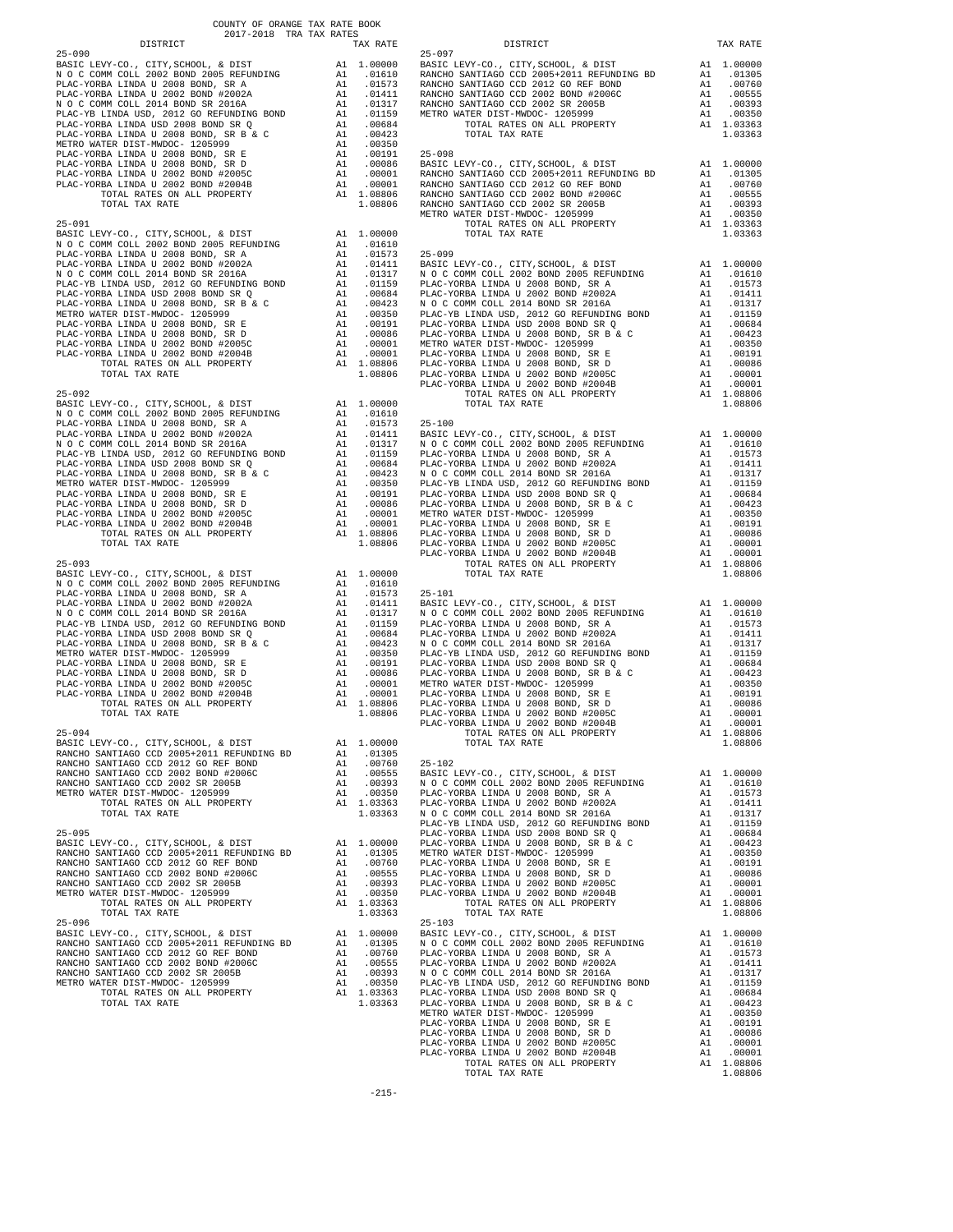COUNTY OF ORANGE TAX RATE BOOK
2017-2018 TRA TAX RATES

| DISTRICT | | TAX RATE |
|---|---|---|
| **25-090** | | |
| BASIC LEVY-CO., CITY,SCHOOL, & DIST | A1 | 1.00000 |
| N O C COMM COLL 2002 BOND 2005 REFUNDING | A1 | .01610 |
| PLAC-YORBA LINDA U 2008 BOND, SR A | A1 | .01573 |
| PLAC-YORBA LINDA U 2002 BOND #2002A | A1 | .01411 |
| N O C COMM COLL 2014 BOND SR 2016A | A1 | .01317 |
| PLAC-YB LINDA USD, 2012 GO REFUNDING BOND | A1 | .01159 |
| PLAC-YORBA LINDA USD 2008 BOND SR Q | A1 | .00684 |
| PLAC-YORBA LINDA U 2008 BOND, SR B & C | A1 | .00423 |
| METRO WATER DIST-MWDOC- 1205999 | A1 | .00350 |
| PLAC-YORBA LINDA U 2008 BOND, SR E | A1 | .00191 |
| PLAC-YORBA LINDA U 2008 BOND, SR D | A1 | .00086 |
| PLAC-YORBA LINDA U 2002 BOND #2005C | A1 | .00001 |
| PLAC-YORBA LINDA U 2002 BOND #2004B | A1 | .00001 |
| TOTAL RATES ON ALL PROPERTY | A1 | 1.08806 |
| TOTAL TAX RATE | | 1.08806 |
| **25-091** | | |
| BASIC LEVY-CO., CITY,SCHOOL, & DIST | A1 | 1.00000 |
| N O C COMM COLL 2002 BOND 2005 REFUNDING | A1 | .01610 |
| PLAC-YORBA LINDA U 2008 BOND, SR A | A1 | .01573 |
| PLAC-YORBA LINDA U 2002 BOND #2002A | A1 | .01411 |
| N O C COMM COLL 2014 BOND SR 2016A | A1 | .01317 |
| PLAC-YB LINDA USD, 2012 GO REFUNDING BOND | A1 | .01159 |
| PLAC-YORBA LINDA USD 2008 BOND SR Q | A1 | .00684 |
| PLAC-YORBA LINDA U 2008 BOND, SR B & C | A1 | .00423 |
| METRO WATER DIST-MWDOC- 1205999 | A1 | .00350 |
| PLAC-YORBA LINDA U 2008 BOND, SR E | A1 | .00191 |
| PLAC-YORBA LINDA U 2008 BOND, SR D | A1 | .00086 |
| PLAC-YORBA LINDA U 2002 BOND #2005C | A1 | .00001 |
| PLAC-YORBA LINDA U 2002 BOND #2004B | A1 | .00001 |
| TOTAL RATES ON ALL PROPERTY | A1 | 1.08806 |
| TOTAL TAX RATE | | 1.08806 |
| **25-092** | | |
| BASIC LEVY-CO., CITY,SCHOOL, & DIST | A1 | 1.00000 |
| N O C COMM COLL 2002 BOND 2005 REFUNDING | A1 | .01610 |
| PLAC-YORBA LINDA U 2008 BOND, SR A | A1 | .01573 |
| PLAC-YORBA LINDA U 2002 BOND #2002A | A1 | .01411 |
| N O C COMM COLL 2014 BOND SR 2016A | A1 | .01317 |
| PLAC-YB LINDA USD, 2012 GO REFUNDING BOND | A1 | .01159 |
| PLAC-YORBA LINDA USD 2008 BOND SR Q | A1 | .00684 |
| PLAC-YORBA LINDA U 2008 BOND, SR B & C | A1 | .00423 |
| METRO WATER DIST-MWDOC- 1205999 | A1 | .00350 |
| PLAC-YORBA LINDA U 2008 BOND, SR E | A1 | .00191 |
| PLAC-YORBA LINDA U 2008 BOND, SR D | A1 | .00086 |
| PLAC-YORBA LINDA U 2002 BOND #2005C | A1 | .00001 |
| PLAC-YORBA LINDA U 2002 BOND #2004B | A1 | .00001 |
| TOTAL RATES ON ALL PROPERTY | A1 | 1.08806 |
| TOTAL TAX RATE | | 1.08806 |
| **25-093** | | |
| BASIC LEVY-CO., CITY,SCHOOL, & DIST | A1 | 1.00000 |
| N O C COMM COLL 2002 BOND 2005 REFUNDING | A1 | .01610 |
| PLAC-YORBA LINDA U 2008 BOND, SR A | A1 | .01573 |
| PLAC-YORBA LINDA U 2002 BOND #2002A | A1 | .01411 |
| N O C COMM COLL 2014 BOND SR 2016A | A1 | .01317 |
| PLAC-YB LINDA USD, 2012 GO REFUNDING BOND | A1 | .01159 |
| PLAC-YORBA LINDA USD 2008 BOND SR Q | A1 | .00684 |
| PLAC-YORBA LINDA U 2008 BOND, SR B & C | A1 | .00423 |
| METRO WATER DIST-MWDOC- 1205999 | A1 | .00350 |
| PLAC-YORBA LINDA U 2008 BOND, SR E | A1 | .00191 |
| PLAC-YORBA LINDA U 2008 BOND, SR D | A1 | .00086 |
| PLAC-YORBA LINDA U 2002 BOND #2005C | A1 | .00001 |
| PLAC-YORBA LINDA U 2002 BOND #2004B | A1 | .00001 |
| TOTAL RATES ON ALL PROPERTY | A1 | 1.08806 |
| TOTAL TAX RATE | | 1.08806 |
| **25-094** | | |
| BASIC LEVY-CO., CITY,SCHOOL, & DIST | A1 | 1.00000 |
| RANCHO SANTIAGO CCD 2005+2011 REFUNDING BD | A1 | .01305 |
| RANCHO SANTIAGO CCD 2012 GO REF BOND | A1 | .00760 |
| RANCHO SANTIAGO CCD 2002 BOND #2006C | A1 | .00555 |
| RANCHO SANTIAGO CCD 2002 SR 2005B | A1 | .00393 |
| METRO WATER DIST-MWDOC- 1205999 | A1 | .00350 |
| TOTAL RATES ON ALL PROPERTY | A1 | 1.03363 |
| TOTAL TAX RATE | | 1.03363 |
| **25-095** | | |
| BASIC LEVY-CO., CITY,SCHOOL, & DIST | A1 | 1.00000 |
| RANCHO SANTIAGO CCD 2005+2011 REFUNDING BD | A1 | .01305 |
| RANCHO SANTIAGO CCD 2012 GO REF BOND | A1 | .00760 |
| RANCHO SANTIAGO CCD 2002 BOND #2006C | A1 | .00555 |
| RANCHO SANTIAGO CCD 2002 SR 2005B | A1 | .00393 |
| METRO WATER DIST-MWDOC- 1205999 | A1 | .00350 |
| TOTAL RATES ON ALL PROPERTY | A1 | 1.03363 |
| TOTAL TAX RATE | | 1.03363 |
| **25-096** | | |
| BASIC LEVY-CO., CITY,SCHOOL, & DIST | A1 | 1.00000 |
| RANCHO SANTIAGO CCD 2005+2011 REFUNDING BD | A1 | .01305 |
| RANCHO SANTIAGO CCD 2012 GO REF BOND | A1 | .00760 |
| RANCHO SANTIAGO CCD 2002 BOND #2006C | A1 | .00555 |
| RANCHO SANTIAGO CCD 2002 SR 2005B | A1 | .00393 |
| METRO WATER DIST-MWDOC- 1205999 | A1 | .00350 |
| TOTAL RATES ON ALL PROPERTY | A1 | 1.03363 |
| TOTAL TAX RATE | | 1.03363 |
| **25-097** | | |
| BASIC LEVY-CO., CITY,SCHOOL, & DIST | A1 | 1.00000 |
| RANCHO SANTIAGO CCD 2005+2011 REFUNDING BD | A1 | .01305 |
| RANCHO SANTIAGO CCD 2012 GO REF BOND | A1 | .00760 |
| RANCHO SANTIAGO CCD 2002 BOND #2006C | A1 | .00555 |
| RANCHO SANTIAGO CCD 2002 SR 2005B | A1 | .00393 |
| METRO WATER DIST-MWDOC- 1205999 | A1 | .00350 |
| TOTAL RATES ON ALL PROPERTY | A1 | 1.03363 |
| TOTAL TAX RATE | | 1.03363 |
| **25-098** | | |
| BASIC LEVY-CO., CITY,SCHOOL, & DIST | A1 | 1.00000 |
| RANCHO SANTIAGO CCD 2005+2011 REFUNDING BD | A1 | .01305 |
| RANCHO SANTIAGO CCD 2012 GO REF BOND | A1 | .00760 |
| RANCHO SANTIAGO CCD 2002 BOND #2006C | A1 | .00555 |
| RANCHO SANTIAGO CCD 2002 SR 2005B | A1 | .00393 |
| METRO WATER DIST-MWDOC- 1205999 | A1 | .00350 |
| TOTAL RATES ON ALL PROPERTY | A1 | 1.03363 |
| TOTAL TAX RATE | | 1.03363 |
| **25-099** | | |
| BASIC LEVY-CO., CITY,SCHOOL, & DIST | A1 | 1.00000 |
| N O C COMM COLL 2002 BOND 2005 REFUNDING | A1 | .01610 |
| PLAC-YORBA LINDA U 2008 BOND, SR A | A1 | .01573 |
| PLAC-YORBA LINDA U 2002 BOND #2002A | A1 | .01411 |
| N O C COMM COLL 2014 BOND SR 2016A | A1 | .01317 |
| PLAC-YB LINDA USD, 2012 GO REFUNDING BOND | A1 | .01159 |
| PLAC-YORBA LINDA USD 2008 BOND SR Q | A1 | .00684 |
| PLAC-YORBA LINDA U 2008 BOND, SR B & C | A1 | .00423 |
| METRO WATER DIST-MWDOC- 1205999 | A1 | .00350 |
| PLAC-YORBA LINDA U 2008 BOND, SR E | A1 | .00191 |
| PLAC-YORBA LINDA U 2008 BOND, SR D | A1 | .00086 |
| PLAC-YORBA LINDA U 2002 BOND #2005C | A1 | .00001 |
| PLAC-YORBA LINDA U 2002 BOND #2004B | A1 | .00001 |
| TOTAL RATES ON ALL PROPERTY | A1 | 1.08806 |
| TOTAL TAX RATE | | 1.08806 |
| **25-100** | | |
| BASIC LEVY-CO., CITY,SCHOOL, & DIST | A1 | 1.00000 |
| N O C COMM COLL 2002 BOND 2005 REFUNDING | A1 | .01610 |
| PLAC-YORBA LINDA U 2008 BOND, SR A | A1 | .01573 |
| PLAC-YORBA LINDA U 2002 BOND #2002A | A1 | .01411 |
| N O C COMM COLL 2014 BOND SR 2016A | A1 | .01317 |
| PLAC-YB LINDA USD, 2012 GO REFUNDING BOND | A1 | .01159 |
| PLAC-YORBA LINDA USD 2008 BOND SR Q | A1 | .00684 |
| PLAC-YORBA LINDA U 2008 BOND, SR B & C | A1 | .00423 |
| METRO WATER DIST-MWDOC- 1205999 | A1 | .00350 |
| PLAC-YORBA LINDA U 2008 BOND, SR E | A1 | .00191 |
| PLAC-YORBA LINDA U 2008 BOND, SR D | A1 | .00086 |
| PLAC-YORBA LINDA U 2002 BOND #2005C | A1 | .00001 |
| PLAC-YORBA LINDA U 2002 BOND #2004B | A1 | .00001 |
| TOTAL RATES ON ALL PROPERTY | A1 | 1.08806 |
| TOTAL TAX RATE | | 1.08806 |
| **25-101** | | |
| BASIC LEVY-CO., CITY,SCHOOL, & DIST | A1 | 1.00000 |
| N O C COMM COLL 2002 BOND 2005 REFUNDING | A1 | .01610 |
| PLAC-YORBA LINDA U 2008 BOND, SR A | A1 | .01573 |
| PLAC-YORBA LINDA U 2002 BOND #2002A | A1 | .01411 |
| N O C COMM COLL 2014 BOND SR 2016A | A1 | .01317 |
| PLAC-YB LINDA USD, 2012 GO REFUNDING BOND | A1 | .01159 |
| PLAC-YORBA LINDA USD 2008 BOND SR Q | A1 | .00684 |
| PLAC-YORBA LINDA U 2008 BOND, SR B & C | A1 | .00423 |
| METRO WATER DIST-MWDOC- 1205999 | A1 | .00350 |
| PLAC-YORBA LINDA U 2008 BOND, SR E | A1 | .00191 |
| PLAC-YORBA LINDA U 2008 BOND, SR D | A1 | .00086 |
| PLAC-YORBA LINDA U 2002 BOND #2005C | A1 | .00001 |
| PLAC-YORBA LINDA U 2002 BOND #2004B | A1 | .00001 |
| TOTAL RATES ON ALL PROPERTY | A1 | 1.08806 |
| TOTAL TAX RATE | | 1.08806 |
| **25-102** | | |
| BASIC LEVY-CO., CITY,SCHOOL, & DIST | A1 | 1.00000 |
| N O C COMM COLL 2002 BOND 2005 REFUNDING | A1 | .01610 |
| PLAC-YORBA LINDA U 2008 BOND, SR A | A1 | .01573 |
| PLAC-YORBA LINDA U 2002 BOND #2002A | A1 | .01411 |
| N O C COMM COLL 2014 BOND SR 2016A | A1 | .01317 |
| PLAC-YB LINDA USD, 2012 GO REFUNDING BOND | A1 | .01159 |
| PLAC-YORBA LINDA USD 2008 BOND SR Q | A1 | .00684 |
| PLAC-YORBA LINDA U 2008 BOND, SR B & C | A1 | .00423 |
| METRO WATER DIST-MWDOC- 1205999 | A1 | .00350 |
| PLAC-YORBA LINDA U 2008 BOND, SR E | A1 | .00191 |
| PLAC-YORBA LINDA U 2008 BOND, SR D | A1 | .00086 |
| PLAC-YORBA LINDA U 2002 BOND #2005C | A1 | .00001 |
| PLAC-YORBA LINDA U 2002 BOND #2004B | A1 | .00001 |
| TOTAL RATES ON ALL PROPERTY | A1 | 1.08806 |
| TOTAL TAX RATE | | 1.08806 |
| **25-103** | | |
| BASIC LEVY-CO., CITY,SCHOOL, & DIST | A1 | 1.00000 |
| N O C COMM COLL 2002 BOND 2005 REFUNDING | A1 | .01610 |
| PLAC-YORBA LINDA U 2008 BOND, SR A | A1 | .01573 |
| PLAC-YORBA LINDA U 2002 BOND #2002A | A1 | .01411 |
| N O C COMM COLL 2014 BOND SR 2016A | A1 | .01317 |
| PLAC-YB LINDA USD, 2012 GO REFUNDING BOND | A1 | .01159 |
| PLAC-YORBA LINDA USD 2008 BOND SR Q | A1 | .00684 |
| PLAC-YORBA LINDA U 2008 BOND, SR B & C | A1 | .00423 |
| METRO WATER DIST-MWDOC- 1205999 | A1 | .00350 |
| PLAC-YORBA LINDA U 2008 BOND, SR E | A1 | .00191 |
| PLAC-YORBA LINDA U 2008 BOND, SR D | A1 | .00086 |
| PLAC-YORBA LINDA U 2002 BOND #2005C | A1 | .00001 |
| PLAC-YORBA LINDA U 2002 BOND #2004B | A1 | .00001 |
| TOTAL RATES ON ALL PROPERTY | A1 | 1.08806 |
| TOTAL TAX RATE | | 1.08806 |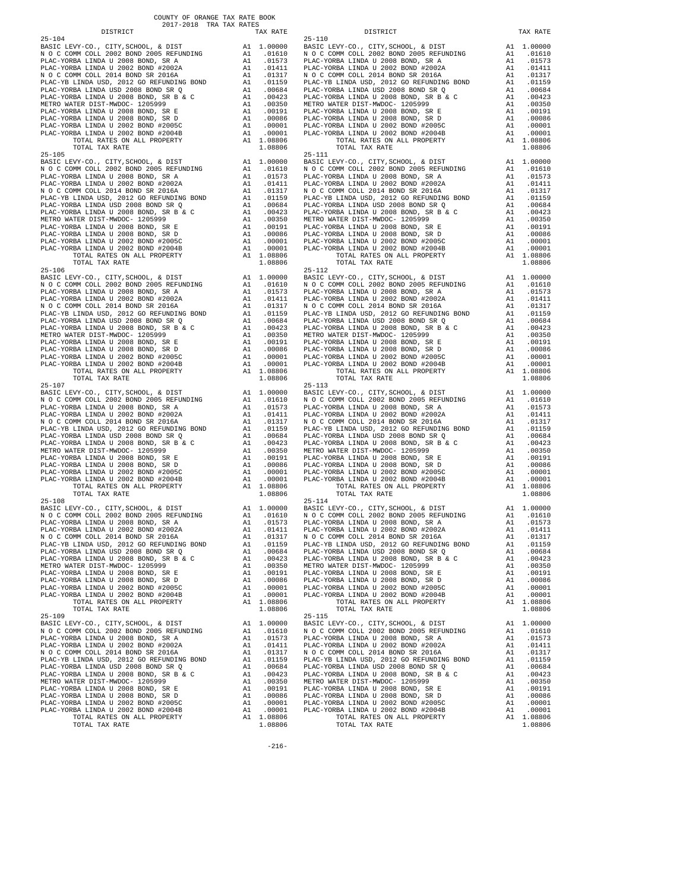COUNTY OF ORANGE TAX RATE BOOK
2017-2018 TRA TAX RATES

| DISTRICT | | TAX RATE |
|---|---|---|
| 25-104 | | |
| BASIC LEVY-CO., CITY,SCHOOL, & DIST | A1 | 1.00000 |
| N O C COMM COLL 2002 BOND 2005 REFUNDING | A1 | .01610 |
| PLAC-YORBA LINDA U 2008 BOND, SR A | A1 | .01573 |
| PLAC-YORBA LINDA U 2002 BOND #2002A | A1 | .01411 |
| N O C COMM COLL 2014 BOND SR 2016A | A1 | .01317 |
| PLAC-YB LINDA USD, 2012 GO REFUNDING BOND | A1 | .01159 |
| PLAC-YORBA LINDA USD 2008 BOND SR Q | A1 | .00684 |
| PLAC-YORBA LINDA U 2008 BOND, SR B & C | A1 | .00423 |
| METRO WATER DIST-MWDOC- 1205999 | A1 | .00350 |
| PLAC-YORBA LINDA U 2008 BOND, SR E | A1 | .00191 |
| PLAC-YORBA LINDA U 2008 BOND, SR D | A1 | .00086 |
| PLAC-YORBA LINDA U 2002 BOND #2005C | A1 | .00001 |
| PLAC-YORBA LINDA U 2002 BOND #2004B | A1 | .00001 |
| TOTAL RATES ON ALL PROPERTY | A1 | 1.08806 |
| TOTAL TAX RATE | | 1.08806 |
| 25-105 | | |
| BASIC LEVY-CO., CITY,SCHOOL, & DIST | A1 | 1.00000 |
| N O C COMM COLL 2002 BOND 2005 REFUNDING | A1 | .01610 |
| PLAC-YORBA LINDA U 2008 BOND, SR A | A1 | .01573 |
| PLAC-YORBA LINDA U 2002 BOND #2002A | A1 | .01411 |
| N O C COMM COLL 2014 BOND SR 2016A | A1 | .01317 |
| PLAC-YB LINDA USD, 2012 GO REFUNDING BOND | A1 | .01159 |
| PLAC-YORBA LINDA USD 2008 BOND SR Q | A1 | .00684 |
| PLAC-YORBA LINDA U 2008 BOND, SR B & C | A1 | .00423 |
| METRO WATER DIST-MWDOC- 1205999 | A1 | .00350 |
| PLAC-YORBA LINDA U 2008 BOND, SR E | A1 | .00191 |
| PLAC-YORBA LINDA U 2008 BOND, SR D | A1 | .00086 |
| PLAC-YORBA LINDA U 2002 BOND #2005C | A1 | .00001 |
| PLAC-YORBA LINDA U 2002 BOND #2004B | A1 | .00001 |
| TOTAL RATES ON ALL PROPERTY | A1 | 1.08806 |
| TOTAL TAX RATE | | 1.08806 |
| 25-106 | | |
| BASIC LEVY-CO., CITY,SCHOOL, & DIST | A1 | 1.00000 |
| N O C COMM COLL 2002 BOND 2005 REFUNDING | A1 | .01610 |
| PLAC-YORBA LINDA U 2008 BOND, SR A | A1 | .01573 |
| PLAC-YORBA LINDA U 2002 BOND #2002A | A1 | .01411 |
| N O C COMM COLL 2014 BOND SR 2016A | A1 | .01317 |
| PLAC-YB LINDA USD, 2012 GO REFUNDING BOND | A1 | .01159 |
| PLAC-YORBA LINDA USD 2008 BOND SR Q | A1 | .00684 |
| PLAC-YORBA LINDA U 2008 BOND, SR B & C | A1 | .00423 |
| METRO WATER DIST-MWDOC- 1205999 | A1 | .00350 |
| PLAC-YORBA LINDA U 2008 BOND, SR E | A1 | .00191 |
| PLAC-YORBA LINDA U 2008 BOND, SR D | A1 | .00086 |
| PLAC-YORBA LINDA U 2002 BOND #2005C | A1 | .00001 |
| PLAC-YORBA LINDA U 2002 BOND #2004B | A1 | .00001 |
| TOTAL RATES ON ALL PROPERTY | A1 | 1.08806 |
| TOTAL TAX RATE | | 1.08806 |
| 25-107 | | |
| BASIC LEVY-CO., CITY,SCHOOL, & DIST | A1 | 1.00000 |
| N O C COMM COLL 2002 BOND 2005 REFUNDING | A1 | .01610 |
| PLAC-YORBA LINDA U 2008 BOND, SR A | A1 | .01573 |
| PLAC-YORBA LINDA U 2002 BOND #2002A | A1 | .01411 |
| N O C COMM COLL 2014 BOND SR 2016A | A1 | .01317 |
| PLAC-YB LINDA USD, 2012 GO REFUNDING BOND | A1 | .01159 |
| PLAC-YORBA LINDA USD 2008 BOND SR Q | A1 | .00684 |
| PLAC-YORBA LINDA U 2008 BOND, SR B & C | A1 | .00423 |
| METRO WATER DIST-MWDOC- 1205999 | A1 | .00350 |
| PLAC-YORBA LINDA U 2008 BOND, SR E | A1 | .00191 |
| PLAC-YORBA LINDA U 2008 BOND, SR D | A1 | .00086 |
| PLAC-YORBA LINDA U 2002 BOND #2005C | A1 | .00001 |
| PLAC-YORBA LINDA U 2002 BOND #2004B | A1 | .00001 |
| TOTAL RATES ON ALL PROPERTY | A1 | 1.08806 |
| TOTAL TAX RATE | | 1.08806 |
| 25-108 | | |
| BASIC LEVY-CO., CITY,SCHOOL, & DIST | A1 | 1.00000 |
| N O C COMM COLL 2002 BOND 2005 REFUNDING | A1 | .01610 |
| PLAC-YORBA LINDA U 2008 BOND, SR A | A1 | .01573 |
| PLAC-YORBA LINDA U 2002 BOND #2002A | A1 | .01411 |
| N O C COMM COLL 2014 BOND SR 2016A | A1 | .01317 |
| PLAC-YB LINDA USD, 2012 GO REFUNDING BOND | A1 | .01159 |
| PLAC-YORBA LINDA USD 2008 BOND SR Q | A1 | .00684 |
| PLAC-YORBA LINDA U 2008 BOND, SR B & C | A1 | .00423 |
| METRO WATER DIST-MWDOC- 1205999 | A1 | .00350 |
| PLAC-YORBA LINDA U 2008 BOND, SR E | A1 | .00191 |
| PLAC-YORBA LINDA U 2008 BOND, SR D | A1 | .00086 |
| PLAC-YORBA LINDA U 2002 BOND #2005C | A1 | .00001 |
| PLAC-YORBA LINDA U 2002 BOND #2004B | A1 | .00001 |
| TOTAL RATES ON ALL PROPERTY | A1 | 1.08806 |
| TOTAL TAX RATE | | 1.08806 |
| 25-109 | | |
| BASIC LEVY-CO., CITY,SCHOOL, & DIST | A1 | 1.00000 |
| N O C COMM COLL 2002 BOND 2005 REFUNDING | A1 | .01610 |
| PLAC-YORBA LINDA U 2008 BOND, SR A | A1 | .01573 |
| PLAC-YORBA LINDA U 2002 BOND #2002A | A1 | .01411 |
| N O C COMM COLL 2014 BOND SR 2016A | A1 | .01317 |
| PLAC-YB LINDA USD, 2012 GO REFUNDING BOND | A1 | .01159 |
| PLAC-YORBA LINDA USD 2008 BOND SR Q | A1 | .00684 |
| PLAC-YORBA LINDA U 2008 BOND, SR B & C | A1 | .00423 |
| METRO WATER DIST-MWDOC- 1205999 | A1 | .00350 |
| PLAC-YORBA LINDA U 2008 BOND, SR E | A1 | .00191 |
| PLAC-YORBA LINDA U 2008 BOND, SR D | A1 | .00086 |
| PLAC-YORBA LINDA U 2002 BOND #2005C | A1 | .00001 |
| PLAC-YORBA LINDA U 2002 BOND #2004B | A1 | .00001 |
| TOTAL RATES ON ALL PROPERTY | A1 | 1.08806 |
| TOTAL TAX RATE | | 1.08806 |
| 25-110 | | |
| BASIC LEVY-CO., CITY,SCHOOL, & DIST | A1 | 1.00000 |
| N O C COMM COLL 2002 BOND 2005 REFUNDING | A1 | .01610 |
| PLAC-YORBA LINDA U 2008 BOND, SR A | A1 | .01573 |
| PLAC-YORBA LINDA U 2002 BOND #2002A | A1 | .01411 |
| N O C COMM COLL 2014 BOND SR 2016A | A1 | .01317 |
| PLAC-YB LINDA USD, 2012 GO REFUNDING BOND | A1 | .01159 |
| PLAC-YORBA LINDA USD 2008 BOND SR Q | A1 | .00684 |
| PLAC-YORBA LINDA U 2008 BOND, SR B & C | A1 | .00423 |
| METRO WATER DIST-MWDOC- 1205999 | A1 | .00350 |
| PLAC-YORBA LINDA U 2008 BOND, SR E | A1 | .00191 |
| PLAC-YORBA LINDA U 2008 BOND, SR D | A1 | .00086 |
| PLAC-YORBA LINDA U 2002 BOND #2005C | A1 | .00001 |
| PLAC-YORBA LINDA U 2002 BOND #2004B | A1 | .00001 |
| TOTAL RATES ON ALL PROPERTY | A1 | 1.08806 |
| TOTAL TAX RATE | | 1.08806 |
| 25-111 | | |
| BASIC LEVY-CO., CITY,SCHOOL, & DIST | A1 | 1.00000 |
| N O C COMM COLL 2002 BOND 2005 REFUNDING | A1 | .01610 |
| PLAC-YORBA LINDA U 2008 BOND, SR A | A1 | .01573 |
| PLAC-YORBA LINDA U 2002 BOND #2002A | A1 | .01411 |
| N O C COMM COLL 2014 BOND SR 2016A | A1 | .01317 |
| PLAC-YB LINDA USD, 2012 GO REFUNDING BOND | A1 | .01159 |
| PLAC-YORBA LINDA USD 2008 BOND SR Q | A1 | .00684 |
| PLAC-YORBA LINDA U 2008 BOND, SR B & C | A1 | .00423 |
| METRO WATER DIST-MWDOC- 1205999 | A1 | .00350 |
| PLAC-YORBA LINDA U 2008 BOND, SR E | A1 | .00191 |
| PLAC-YORBA LINDA U 2008 BOND, SR D | A1 | .00086 |
| PLAC-YORBA LINDA U 2002 BOND #2005C | A1 | .00001 |
| PLAC-YORBA LINDA U 2002 BOND #2004B | A1 | .00001 |
| TOTAL RATES ON ALL PROPERTY | A1 | 1.08806 |
| TOTAL TAX RATE | | 1.08806 |
| 25-112 | | |
| BASIC LEVY-CO., CITY,SCHOOL, & DIST | A1 | 1.00000 |
| N O C COMM COLL 2002 BOND 2005 REFUNDING | A1 | .01610 |
| PLAC-YORBA LINDA U 2008 BOND, SR A | A1 | .01573 |
| PLAC-YORBA LINDA U 2002 BOND #2002A | A1 | .01411 |
| N O C COMM COLL 2014 BOND SR 2016A | A1 | .01317 |
| PLAC-YB LINDA USD, 2012 GO REFUNDING BOND | A1 | .01159 |
| PLAC-YORBA LINDA USD 2008 BOND SR Q | A1 | .00684 |
| PLAC-YORBA LINDA U 2008 BOND, SR B & C | A1 | .00423 |
| METRO WATER DIST-MWDOC- 1205999 | A1 | .00350 |
| PLAC-YORBA LINDA U 2008 BOND, SR E | A1 | .00191 |
| PLAC-YORBA LINDA U 2008 BOND, SR D | A1 | .00086 |
| PLAC-YORBA LINDA U 2002 BOND #2005C | A1 | .00001 |
| PLAC-YORBA LINDA U 2002 BOND #2004B | A1 | .00001 |
| TOTAL RATES ON ALL PROPERTY | A1 | 1.08806 |
| TOTAL TAX RATE | | 1.08806 |
| 25-113 | | |
| BASIC LEVY-CO., CITY,SCHOOL, & DIST | A1 | 1.00000 |
| N O C COMM COLL 2002 BOND 2005 REFUNDING | A1 | .01610 |
| PLAC-YORBA LINDA U 2008 BOND, SR A | A1 | .01573 |
| PLAC-YORBA LINDA U 2002 BOND #2002A | A1 | .01411 |
| N O C COMM COLL 2014 BOND SR 2016A | A1 | .01317 |
| PLAC-YB LINDA USD, 2012 GO REFUNDING BOND | A1 | .01159 |
| PLAC-YORBA LINDA USD 2008 BOND SR Q | A1 | .00684 |
| PLAC-YORBA LINDA U 2008 BOND, SR B & C | A1 | .00423 |
| METRO WATER DIST-MWDOC- 1205999 | A1 | .00350 |
| PLAC-YORBA LINDA U 2008 BOND, SR E | A1 | .00191 |
| PLAC-YORBA LINDA U 2008 BOND, SR D | A1 | .00086 |
| PLAC-YORBA LINDA U 2002 BOND #2005C | A1 | .00001 |
| PLAC-YORBA LINDA U 2002 BOND #2004B | A1 | .00001 |
| TOTAL RATES ON ALL PROPERTY | A1 | 1.08806 |
| TOTAL TAX RATE | | 1.08806 |
| 25-114 | | |
| BASIC LEVY-CO., CITY,SCHOOL, & DIST | A1 | 1.00000 |
| N O C COMM COLL 2002 BOND 2005 REFUNDING | A1 | .01610 |
| PLAC-YORBA LINDA U 2008 BOND, SR A | A1 | .01573 |
| PLAC-YORBA LINDA U 2002 BOND #2002A | A1 | .01411 |
| N O C COMM COLL 2014 BOND SR 2016A | A1 | .01317 |
| PLAC-YB LINDA USD, 2012 GO REFUNDING BOND | A1 | .01159 |
| PLAC-YORBA LINDA USD 2008 BOND SR Q | A1 | .00684 |
| PLAC-YORBA LINDA U 2008 BOND, SR B & C | A1 | .00423 |
| METRO WATER DIST-MWDOC- 1205999 | A1 | .00350 |
| PLAC-YORBA LINDA U 2008 BOND, SR E | A1 | .00191 |
| PLAC-YORBA LINDA U 2008 BOND, SR D | A1 | .00086 |
| PLAC-YORBA LINDA U 2002 BOND #2005C | A1 | .00001 |
| PLAC-YORBA LINDA U 2002 BOND #2004B | A1 | .00001 |
| TOTAL RATES ON ALL PROPERTY | A1 | 1.08806 |
| TOTAL TAX RATE | | 1.08806 |
| 25-115 | | |
| BASIC LEVY-CO., CITY,SCHOOL, & DIST | A1 | 1.00000 |
| N O C COMM COLL 2002 BOND 2005 REFUNDING | A1 | .01610 |
| PLAC-YORBA LINDA U 2008 BOND, SR A | A1 | .01573 |
| PLAC-YORBA LINDA U 2002 BOND #2002A | A1 | .01411 |
| N O C COMM COLL 2014 BOND SR 2016A | A1 | .01317 |
| PLAC-YB LINDA USD, 2012 GO REFUNDING BOND | A1 | .01159 |
| PLAC-YORBA LINDA USD 2008 BOND SR Q | A1 | .00684 |
| PLAC-YORBA LINDA U 2008 BOND, SR B & C | A1 | .00423 |
| METRO WATER DIST-MWDOC- 1205999 | A1 | .00350 |
| PLAC-YORBA LINDA U 2008 BOND, SR E | A1 | .00191 |
| PLAC-YORBA LINDA U 2008 BOND, SR D | A1 | .00086 |
| PLAC-YORBA LINDA U 2002 BOND #2005C | A1 | .00001 |
| PLAC-YORBA LINDA U 2002 BOND #2004B | A1 | .00001 |
| TOTAL RATES ON ALL PROPERTY | A1 | 1.08806 |
| TOTAL TAX RATE | | 1.08806 |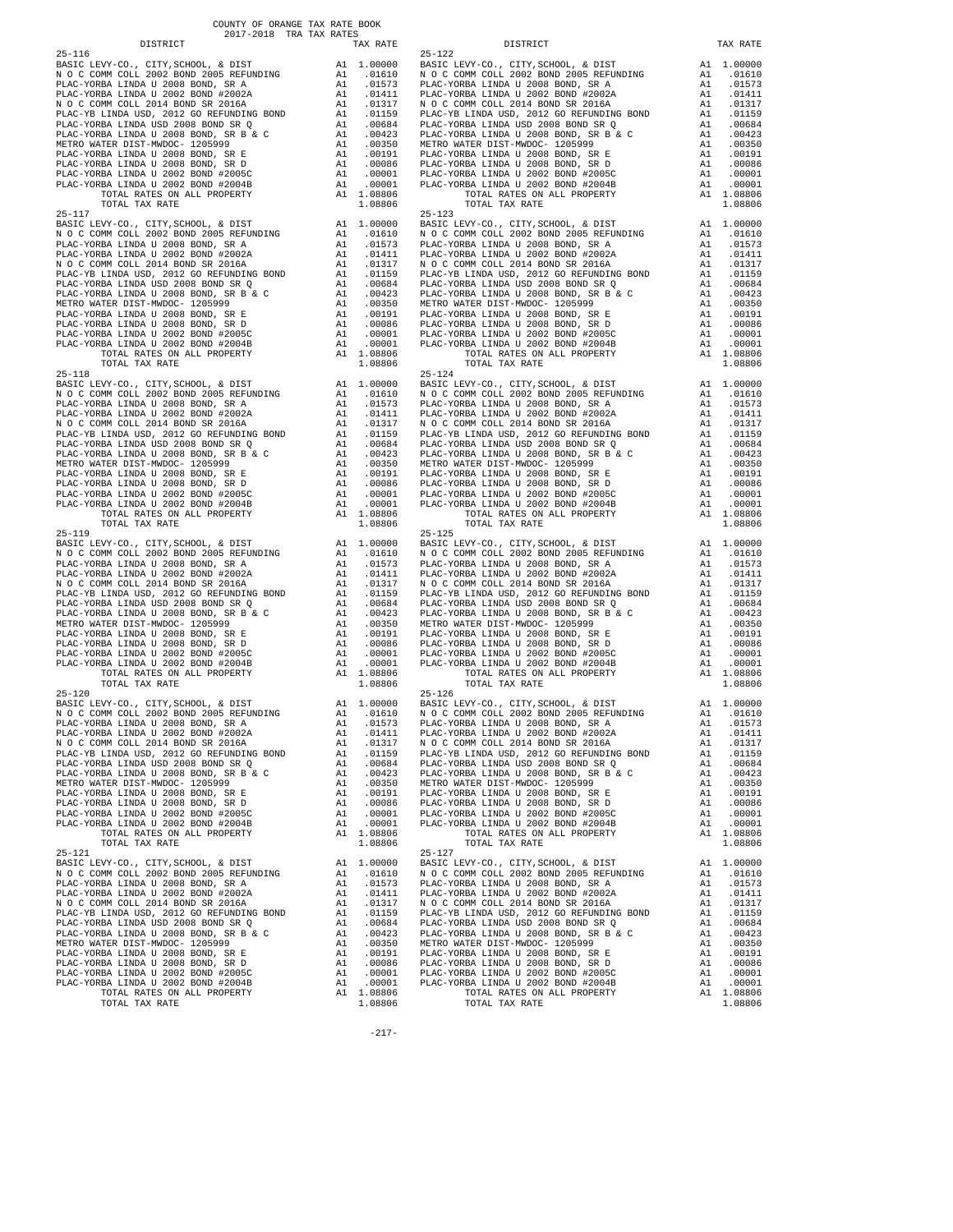COUNTY OF ORANGE TAX RATE BOOK
2017-2018 TRA TAX RATES

| DISTRICT | | TAX RATE |
|---|---|---|
| 25-116 | | |
| BASIC LEVY-CO., CITY,SCHOOL, & DIST | A1 | 1.00000 |
| N O C COMM COLL 2002 BOND 2005 REFUNDING | A1 | .01610 |
| PLAC-YORBA LINDA U 2008 BOND, SR A | A1 | .01573 |
| PLAC-YORBA LINDA U 2002 BOND #2002A | A1 | .01411 |
| N O C COMM COLL 2014 BOND SR 2016A | A1 | .01317 |
| PLAC-YB LINDA USD, 2012 GO REFUNDING BOND | A1 | .01159 |
| PLAC-YORBA LINDA USD 2008 BOND SR Q | A1 | .00684 |
| PLAC-YORBA LINDA U 2008 BOND, SR B & C | A1 | .00423 |
| METRO WATER DIST-MWDOC- 1205999 | A1 | .00350 |
| PLAC-YORBA LINDA U 2008 BOND, SR E | A1 | .00191 |
| PLAC-YORBA LINDA U 2008 BOND, SR D | A1 | .00086 |
| PLAC-YORBA LINDA U 2002 BOND #2005C | A1 | .00001 |
| PLAC-YORBA LINDA U 2002 BOND #2004B | A1 | .00001 |
| TOTAL RATES ON ALL PROPERTY | A1 | 1.08806 |
| TOTAL TAX RATE | | 1.08806 |
| 25-117 | | |
| BASIC LEVY-CO., CITY,SCHOOL, & DIST | A1 | 1.00000 |
| N O C COMM COLL 2002 BOND 2005 REFUNDING | A1 | .01610 |
| PLAC-YORBA LINDA U 2008 BOND, SR A | A1 | .01573 |
| PLAC-YORBA LINDA U 2002 BOND #2002A | A1 | .01411 |
| N O C COMM COLL 2014 BOND SR 2016A | A1 | .01317 |
| PLAC-YB LINDA USD, 2012 GO REFUNDING BOND | A1 | .01159 |
| PLAC-YORBA LINDA USD 2008 BOND SR Q | A1 | .00684 |
| PLAC-YORBA LINDA U 2008 BOND, SR B & C | A1 | .00423 |
| METRO WATER DIST-MWDOC- 1205999 | A1 | .00350 |
| PLAC-YORBA LINDA U 2008 BOND, SR E | A1 | .00191 |
| PLAC-YORBA LINDA U 2008 BOND, SR D | A1 | .00086 |
| PLAC-YORBA LINDA U 2002 BOND #2005C | A1 | .00001 |
| PLAC-YORBA LINDA U 2002 BOND #2004B | A1 | .00001 |
| TOTAL RATES ON ALL PROPERTY | A1 | 1.08806 |
| TOTAL TAX RATE | | 1.08806 |
| 25-118 | | |
| BASIC LEVY-CO., CITY,SCHOOL, & DIST | A1 | 1.00000 |
| N O C COMM COLL 2002 BOND 2005 REFUNDING | A1 | .01610 |
| PLAC-YORBA LINDA U 2008 BOND, SR A | A1 | .01573 |
| PLAC-YORBA LINDA U 2002 BOND #2002A | A1 | .01411 |
| N O C COMM COLL 2014 BOND SR 2016A | A1 | .01317 |
| PLAC-YB LINDA USD, 2012 GO REFUNDING BOND | A1 | .01159 |
| PLAC-YORBA LINDA USD 2008 BOND SR Q | A1 | .00684 |
| PLAC-YORBA LINDA U 2008 BOND, SR B & C | A1 | .00423 |
| METRO WATER DIST-MWDOC- 1205999 | A1 | .00350 |
| PLAC-YORBA LINDA U 2008 BOND, SR E | A1 | .00191 |
| PLAC-YORBA LINDA U 2008 BOND, SR D | A1 | .00086 |
| PLAC-YORBA LINDA U 2002 BOND #2005C | A1 | .00001 |
| PLAC-YORBA LINDA U 2002 BOND #2004B | A1 | .00001 |
| TOTAL RATES ON ALL PROPERTY | A1 | 1.08806 |
| TOTAL TAX RATE | | 1.08806 |
| 25-119 | | |
| BASIC LEVY-CO., CITY,SCHOOL, & DIST | A1 | 1.00000 |
| N O C COMM COLL 2002 BOND 2005 REFUNDING | A1 | .01610 |
| PLAC-YORBA LINDA U 2008 BOND, SR A | A1 | .01573 |
| PLAC-YORBA LINDA U 2002 BOND #2002A | A1 | .01411 |
| N O C COMM COLL 2014 BOND SR 2016A | A1 | .01317 |
| PLAC-YB LINDA USD, 2012 GO REFUNDING BOND | A1 | .01159 |
| PLAC-YORBA LINDA USD 2008 BOND SR Q | A1 | .00684 |
| PLAC-YORBA LINDA U 2008 BOND, SR B & C | A1 | .00423 |
| METRO WATER DIST-MWDOC- 1205999 | A1 | .00350 |
| PLAC-YORBA LINDA U 2008 BOND, SR E | A1 | .00191 |
| PLAC-YORBA LINDA U 2008 BOND, SR D | A1 | .00086 |
| PLAC-YORBA LINDA U 2002 BOND #2005C | A1 | .00001 |
| PLAC-YORBA LINDA U 2002 BOND #2004B | A1 | .00001 |
| TOTAL RATES ON ALL PROPERTY | A1 | 1.08806 |
| TOTAL TAX RATE | | 1.08806 |
| 25-120 | | |
| BASIC LEVY-CO., CITY,SCHOOL, & DIST | A1 | 1.00000 |
| N O C COMM COLL 2002 BOND 2005 REFUNDING | A1 | .01610 |
| PLAC-YORBA LINDA U 2008 BOND, SR A | A1 | .01573 |
| PLAC-YORBA LINDA U 2002 BOND #2002A | A1 | .01411 |
| N O C COMM COLL 2014 BOND SR 2016A | A1 | .01317 |
| PLAC-YB LINDA USD, 2012 GO REFUNDING BOND | A1 | .01159 |
| PLAC-YORBA LINDA USD 2008 BOND SR Q | A1 | .00684 |
| PLAC-YORBA LINDA U 2008 BOND, SR B & C | A1 | .00423 |
| METRO WATER DIST-MWDOC- 1205999 | A1 | .00350 |
| PLAC-YORBA LINDA U 2008 BOND, SR E | A1 | .00191 |
| PLAC-YORBA LINDA U 2008 BOND, SR D | A1 | .00086 |
| PLAC-YORBA LINDA U 2002 BOND #2005C | A1 | .00001 |
| PLAC-YORBA LINDA U 2002 BOND #2004B | A1 | .00001 |
| TOTAL RATES ON ALL PROPERTY | A1 | 1.08806 |
| TOTAL TAX RATE | | 1.08806 |
| 25-121 | | |
| BASIC LEVY-CO., CITY,SCHOOL, & DIST | A1 | 1.00000 |
| N O C COMM COLL 2002 BOND 2005 REFUNDING | A1 | .01610 |
| PLAC-YORBA LINDA U 2008 BOND, SR A | A1 | .01573 |
| PLAC-YORBA LINDA U 2002 BOND #2002A | A1 | .01411 |
| N O C COMM COLL 2014 BOND SR 2016A | A1 | .01317 |
| PLAC-YB LINDA USD, 2012 GO REFUNDING BOND | A1 | .01159 |
| PLAC-YORBA LINDA USD 2008 BOND SR Q | A1 | .00684 |
| PLAC-YORBA LINDA U 2008 BOND, SR B & C | A1 | .00423 |
| METRO WATER DIST-MWDOC- 1205999 | A1 | .00350 |
| PLAC-YORBA LINDA U 2008 BOND, SR E | A1 | .00191 |
| PLAC-YORBA LINDA U 2008 BOND, SR D | A1 | .00086 |
| PLAC-YORBA LINDA U 2002 BOND #2005C | A1 | .00001 |
| PLAC-YORBA LINDA U 2002 BOND #2004B | A1 | .00001 |
| TOTAL RATES ON ALL PROPERTY | A1 | 1.08806 |
| TOTAL TAX RATE | | 1.08806 |
| 25-122 | | |
| BASIC LEVY-CO., CITY,SCHOOL, & DIST | A1 | 1.00000 |
| N O C COMM COLL 2002 BOND 2005 REFUNDING | A1 | .01610 |
| PLAC-YORBA LINDA U 2008 BOND, SR A | A1 | .01573 |
| PLAC-YORBA LINDA U 2002 BOND #2002A | A1 | .01411 |
| N O C COMM COLL 2014 BOND SR 2016A | A1 | .01317 |
| PLAC-YB LINDA USD, 2012 GO REFUNDING BOND | A1 | .01159 |
| PLAC-YORBA LINDA USD 2008 BOND SR Q | A1 | .00684 |
| PLAC-YORBA LINDA U 2008 BOND, SR B & C | A1 | .00423 |
| METRO WATER DIST-MWDOC- 1205999 | A1 | .00350 |
| PLAC-YORBA LINDA U 2008 BOND, SR E | A1 | .00191 |
| PLAC-YORBA LINDA U 2008 BOND, SR D | A1 | .00086 |
| PLAC-YORBA LINDA U 2002 BOND #2005C | A1 | .00001 |
| PLAC-YORBA LINDA U 2002 BOND #2004B | A1 | .00001 |
| TOTAL RATES ON ALL PROPERTY | A1 | 1.08806 |
| TOTAL TAX RATE | | 1.08806 |
| 25-123 | | |
| BASIC LEVY-CO., CITY,SCHOOL, & DIST | A1 | 1.00000 |
| N O C COMM COLL 2002 BOND 2005 REFUNDING | A1 | .01610 |
| PLAC-YORBA LINDA U 2008 BOND, SR A | A1 | .01573 |
| PLAC-YORBA LINDA U 2002 BOND #2002A | A1 | .01411 |
| N O C COMM COLL 2014 BOND SR 2016A | A1 | .01317 |
| PLAC-YB LINDA USD, 2012 GO REFUNDING BOND | A1 | .01159 |
| PLAC-YORBA LINDA USD 2008 BOND SR Q | A1 | .00684 |
| PLAC-YORBA LINDA U 2008 BOND, SR B & C | A1 | .00423 |
| METRO WATER DIST-MWDOC- 1205999 | A1 | .00350 |
| PLAC-YORBA LINDA U 2008 BOND, SR E | A1 | .00191 |
| PLAC-YORBA LINDA U 2008 BOND, SR D | A1 | .00086 |
| PLAC-YORBA LINDA U 2002 BOND #2005C | A1 | .00001 |
| PLAC-YORBA LINDA U 2002 BOND #2004B | A1 | .00001 |
| TOTAL RATES ON ALL PROPERTY | A1 | 1.08806 |
| TOTAL TAX RATE | | 1.08806 |
| 25-124 | | |
| BASIC LEVY-CO., CITY,SCHOOL, & DIST | A1 | 1.00000 |
| N O C COMM COLL 2002 BOND 2005 REFUNDING | A1 | .01610 |
| PLAC-YORBA LINDA U 2008 BOND, SR A | A1 | .01573 |
| PLAC-YORBA LINDA U 2002 BOND #2002A | A1 | .01411 |
| N O C COMM COLL 2014 BOND SR 2016A | A1 | .01317 |
| PLAC-YB LINDA USD, 2012 GO REFUNDING BOND | A1 | .01159 |
| PLAC-YORBA LINDA USD 2008 BOND SR Q | A1 | .00684 |
| PLAC-YORBA LINDA U 2008 BOND, SR B & C | A1 | .00423 |
| METRO WATER DIST-MWDOC- 1205999 | A1 | .00350 |
| PLAC-YORBA LINDA U 2008 BOND, SR E | A1 | .00191 |
| PLAC-YORBA LINDA U 2008 BOND, SR D | A1 | .00086 |
| PLAC-YORBA LINDA U 2002 BOND #2005C | A1 | .00001 |
| PLAC-YORBA LINDA U 2002 BOND #2004B | A1 | .00001 |
| TOTAL RATES ON ALL PROPERTY | A1 | 1.08806 |
| TOTAL TAX RATE | | 1.08806 |
| 25-125 | | |
| BASIC LEVY-CO., CITY,SCHOOL, & DIST | A1 | 1.00000 |
| N O C COMM COLL 2002 BOND 2005 REFUNDING | A1 | .01610 |
| PLAC-YORBA LINDA U 2008 BOND, SR A | A1 | .01573 |
| PLAC-YORBA LINDA U 2002 BOND #2002A | A1 | .01411 |
| N O C COMM COLL 2014 BOND SR 2016A | A1 | .01317 |
| PLAC-YB LINDA USD, 2012 GO REFUNDING BOND | A1 | .01159 |
| PLAC-YORBA LINDA USD 2008 BOND SR Q | A1 | .00684 |
| PLAC-YORBA LINDA U 2008 BOND, SR B & C | A1 | .00423 |
| METRO WATER DIST-MWDOC- 1205999 | A1 | .00350 |
| PLAC-YORBA LINDA U 2008 BOND, SR E | A1 | .00191 |
| PLAC-YORBA LINDA U 2008 BOND, SR D | A1 | .00086 |
| PLAC-YORBA LINDA U 2002 BOND #2005C | A1 | .00001 |
| PLAC-YORBA LINDA U 2002 BOND #2004B | A1 | .00001 |
| TOTAL RATES ON ALL PROPERTY | A1 | 1.08806 |
| TOTAL TAX RATE | | 1.08806 |
| 25-126 | | |
| BASIC LEVY-CO., CITY,SCHOOL, & DIST | A1 | 1.00000 |
| N O C COMM COLL 2002 BOND 2005 REFUNDING | A1 | .01610 |
| PLAC-YORBA LINDA U 2008 BOND, SR A | A1 | .01573 |
| PLAC-YORBA LINDA U 2002 BOND #2002A | A1 | .01411 |
| N O C COMM COLL 2014 BOND SR 2016A | A1 | .01317 |
| PLAC-YB LINDA USD, 2012 GO REFUNDING BOND | A1 | .01159 |
| PLAC-YORBA LINDA USD 2008 BOND SR Q | A1 | .00684 |
| PLAC-YORBA LINDA U 2008 BOND, SR B & C | A1 | .00423 |
| METRO WATER DIST-MWDOC- 1205999 | A1 | .00350 |
| PLAC-YORBA LINDA U 2008 BOND, SR E | A1 | .00191 |
| PLAC-YORBA LINDA U 2008 BOND, SR D | A1 | .00086 |
| PLAC-YORBA LINDA U 2002 BOND #2005C | A1 | .00001 |
| PLAC-YORBA LINDA U 2002 BOND #2004B | A1 | .00001 |
| TOTAL RATES ON ALL PROPERTY | A1 | 1.08806 |
| TOTAL TAX RATE | | 1.08806 |
| 25-127 | | |
| BASIC LEVY-CO., CITY,SCHOOL, & DIST | A1 | 1.00000 |
| N O C COMM COLL 2002 BOND 2005 REFUNDING | A1 | .01610 |
| PLAC-YORBA LINDA U 2008 BOND, SR A | A1 | .01573 |
| PLAC-YORBA LINDA U 2002 BOND #2002A | A1 | .01411 |
| N O C COMM COLL 2014 BOND SR 2016A | A1 | .01317 |
| PLAC-YB LINDA USD, 2012 GO REFUNDING BOND | A1 | .01159 |
| PLAC-YORBA LINDA USD 2008 BOND SR Q | A1 | .00684 |
| PLAC-YORBA LINDA U 2008 BOND, SR B & C | A1 | .00423 |
| METRO WATER DIST-MWDOC- 1205999 | A1 | .00350 |
| PLAC-YORBA LINDA U 2008 BOND, SR E | A1 | .00191 |
| PLAC-YORBA LINDA U 2008 BOND, SR D | A1 | .00086 |
| PLAC-YORBA LINDA U 2002 BOND #2005C | A1 | .00001 |
| PLAC-YORBA LINDA U 2002 BOND #2004B | A1 | .00001 |
| TOTAL RATES ON ALL PROPERTY | A1 | 1.08806 |
| TOTAL TAX RATE | | 1.08806 |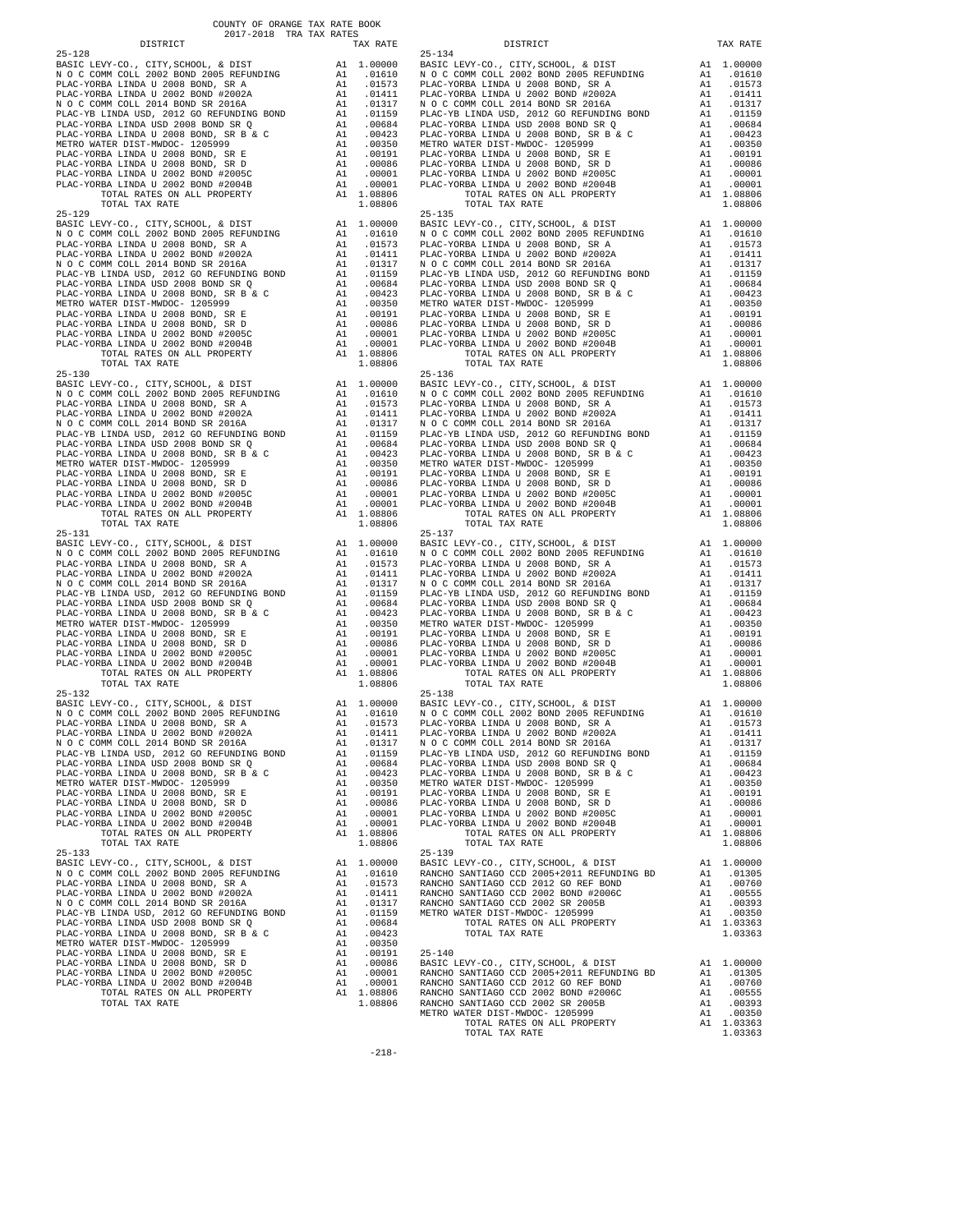COUNTY OF ORANGE TAX RATE BOOK
2017-2018 TRA TAX RATES

| DISTRICT | | TAX RATE |
|---|---|---|
| **25-128** | | |
| BASIC LEVY-CO., CITY,SCHOOL, & DIST | A1 | 1.00000 |
| N O C COMM COLL 2002 BOND 2005 REFUNDING | A1 | .01610 |
| PLAC-YORBA LINDA U 2008 BOND, SR A | A1 | .01573 |
| PLAC-YORBA LINDA U 2002 BOND #2002A | A1 | .01411 |
| N O C COMM COLL 2014 BOND SR 2016A | A1 | .01317 |
| PLAC-YB LINDA USD, 2012 GO REFUNDING BOND | A1 | .01159 |
| PLAC-YORBA LINDA USD 2008 BOND SR Q | A1 | .00684 |
| PLAC-YORBA LINDA U 2008 BOND, SR B & C | A1 | .00423 |
| METRO WATER DIST-MWDOC- 1205999 | A1 | .00350 |
| PLAC-YORBA LINDA U 2008 BOND, SR E | A1 | .00191 |
| PLAC-YORBA LINDA U 2008 BOND, SR D | A1 | .00086 |
| PLAC-YORBA LINDA U 2002 BOND #2005C | A1 | .00001 |
| PLAC-YORBA LINDA U 2002 BOND #2004B | A1 | .00001 |
| TOTAL RATES ON ALL PROPERTY | A1 | 1.08806 |
| TOTAL TAX RATE | | 1.08806 |
| **25-129** | | |
| BASIC LEVY-CO., CITY,SCHOOL, & DIST | A1 | 1.00000 |
| N O C COMM COLL 2002 BOND 2005 REFUNDING | A1 | .01610 |
| PLAC-YORBA LINDA U 2008 BOND, SR A | A1 | .01573 |
| PLAC-YORBA LINDA U 2002 BOND #2002A | A1 | .01411 |
| N O C COMM COLL 2014 BOND SR 2016A | A1 | .01317 |
| PLAC-YB LINDA USD, 2012 GO REFUNDING BOND | A1 | .01159 |
| PLAC-YORBA LINDA USD 2008 BOND SR Q | A1 | .00684 |
| PLAC-YORBA LINDA U 2008 BOND, SR B & C | A1 | .00423 |
| METRO WATER DIST-MWDOC- 1205999 | A1 | .00350 |
| PLAC-YORBA LINDA U 2008 BOND, SR E | A1 | .00191 |
| PLAC-YORBA LINDA U 2008 BOND, SR D | A1 | .00086 |
| PLAC-YORBA LINDA U 2002 BOND #2005C | A1 | .00001 |
| PLAC-YORBA LINDA U 2002 BOND #2004B | A1 | .00001 |
| TOTAL RATES ON ALL PROPERTY | A1 | 1.08806 |
| TOTAL TAX RATE | | 1.08806 |
| **25-130** | | |
| BASIC LEVY-CO., CITY,SCHOOL, & DIST | A1 | 1.00000 |
| N O C COMM COLL 2002 BOND 2005 REFUNDING | A1 | .01610 |
| PLAC-YORBA LINDA U 2008 BOND, SR A | A1 | .01573 |
| PLAC-YORBA LINDA U 2002 BOND #2002A | A1 | .01411 |
| N O C COMM COLL 2014 BOND SR 2016A | A1 | .01317 |
| PLAC-YB LINDA USD, 2012 GO REFUNDING BOND | A1 | .01159 |
| PLAC-YORBA LINDA USD 2008 BOND SR Q | A1 | .00684 |
| PLAC-YORBA LINDA U 2008 BOND, SR B & C | A1 | .00423 |
| METRO WATER DIST-MWDOC- 1205999 | A1 | .00350 |
| PLAC-YORBA LINDA U 2008 BOND, SR E | A1 | .00191 |
| PLAC-YORBA LINDA U 2008 BOND, SR D | A1 | .00086 |
| PLAC-YORBA LINDA U 2002 BOND #2005C | A1 | .00001 |
| PLAC-YORBA LINDA U 2002 BOND #2004B | A1 | .00001 |
| TOTAL RATES ON ALL PROPERTY | A1 | 1.08806 |
| TOTAL TAX RATE | | 1.08806 |
| **25-131** | | |
| BASIC LEVY-CO., CITY,SCHOOL, & DIST | A1 | 1.00000 |
| N O C COMM COLL 2002 BOND 2005 REFUNDING | A1 | .01610 |
| PLAC-YORBA LINDA U 2008 BOND, SR A | A1 | .01573 |
| PLAC-YORBA LINDA U 2002 BOND #2002A | A1 | .01411 |
| N O C COMM COLL 2014 BOND SR 2016A | A1 | .01317 |
| PLAC-YB LINDA USD, 2012 GO REFUNDING BOND | A1 | .01159 |
| PLAC-YORBA LINDA USD 2008 BOND SR Q | A1 | .00684 |
| PLAC-YORBA LINDA U 2008 BOND, SR B & C | A1 | .00423 |
| METRO WATER DIST-MWDOC- 1205999 | A1 | .00350 |
| PLAC-YORBA LINDA U 2008 BOND, SR E | A1 | .00191 |
| PLAC-YORBA LINDA U 2008 BOND, SR D | A1 | .00086 |
| PLAC-YORBA LINDA U 2002 BOND #2005C | A1 | .00001 |
| PLAC-YORBA LINDA U 2002 BOND #2004B | A1 | .00001 |
| TOTAL RATES ON ALL PROPERTY | A1 | 1.08806 |
| TOTAL TAX RATE | | 1.08806 |
| **25-132** | | |
| BASIC LEVY-CO., CITY,SCHOOL, & DIST | A1 | 1.00000 |
| N O C COMM COLL 2002 BOND 2005 REFUNDING | A1 | .01610 |
| PLAC-YORBA LINDA U 2008 BOND, SR A | A1 | .01573 |
| PLAC-YORBA LINDA U 2002 BOND #2002A | A1 | .01411 |
| N O C COMM COLL 2014 BOND SR 2016A | A1 | .01317 |
| PLAC-YB LINDA USD, 2012 GO REFUNDING BOND | A1 | .01159 |
| PLAC-YORBA LINDA USD 2008 BOND SR Q | A1 | .00684 |
| PLAC-YORBA LINDA U 2008 BOND, SR B & C | A1 | .00423 |
| METRO WATER DIST-MWDOC- 1205999 | A1 | .00350 |
| PLAC-YORBA LINDA U 2008 BOND, SR E | A1 | .00191 |
| PLAC-YORBA LINDA U 2008 BOND, SR D | A1 | .00086 |
| PLAC-YORBA LINDA U 2002 BOND #2005C | A1 | .00001 |
| PLAC-YORBA LINDA U 2002 BOND #2004B | A1 | .00001 |
| TOTAL RATES ON ALL PROPERTY | A1 | 1.08806 |
| TOTAL TAX RATE | | 1.08806 |
| **25-133** | | |
| BASIC LEVY-CO., CITY,SCHOOL, & DIST | A1 | 1.00000 |
| N O C COMM COLL 2002 BOND 2005 REFUNDING | A1 | .01610 |
| PLAC-YORBA LINDA U 2008 BOND, SR A | A1 | .01573 |
| PLAC-YORBA LINDA U 2002 BOND #2002A | A1 | .01411 |
| N O C COMM COLL 2014 BOND SR 2016A | A1 | .01317 |
| PLAC-YB LINDA USD, 2012 GO REFUNDING BOND | A1 | .01159 |
| PLAC-YORBA LINDA USD 2008 BOND SR Q | A1 | .00684 |
| PLAC-YORBA LINDA U 2008 BOND, SR B & C | A1 | .00423 |
| METRO WATER DIST-MWDOC- 1205999 | A1 | .00350 |
| PLAC-YORBA LINDA U 2008 BOND, SR E | A1 | .00191 |
| PLAC-YORBA LINDA U 2008 BOND, SR D | A1 | .00086 |
| PLAC-YORBA LINDA U 2002 BOND #2005C | A1 | .00001 |
| PLAC-YORBA LINDA U 2002 BOND #2004B | A1 | .00001 |
| TOTAL RATES ON ALL PROPERTY | A1 | 1.08806 |
| TOTAL TAX RATE | | 1.08806 |
| **25-134** | | |
| BASIC LEVY-CO., CITY,SCHOOL, & DIST | A1 | 1.00000 |
| N O C COMM COLL 2002 BOND 2005 REFUNDING | A1 | .01610 |
| PLAC-YORBA LINDA U 2008 BOND, SR A | A1 | .01573 |
| PLAC-YORBA LINDA U 2002 BOND #2002A | A1 | .01411 |
| N O C COMM COLL 2014 BOND SR 2016A | A1 | .01317 |
| PLAC-YB LINDA USD, 2012 GO REFUNDING BOND | A1 | .01159 |
| PLAC-YORBA LINDA USD 2008 BOND SR Q | A1 | .00684 |
| PLAC-YORBA LINDA U 2008 BOND, SR B & C | A1 | .00423 |
| METRO WATER DIST-MWDOC- 1205999 | A1 | .00350 |
| PLAC-YORBA LINDA U 2008 BOND, SR E | A1 | .00191 |
| PLAC-YORBA LINDA U 2008 BOND, SR D | A1 | .00086 |
| PLAC-YORBA LINDA U 2002 BOND #2005C | A1 | .00001 |
| PLAC-YORBA LINDA U 2002 BOND #2004B | A1 | .00001 |
| TOTAL RATES ON ALL PROPERTY | A1 | 1.08806 |
| TOTAL TAX RATE | | 1.08806 |
| **25-135** | | |
| BASIC LEVY-CO., CITY,SCHOOL, & DIST | A1 | 1.00000 |
| N O C COMM COLL 2002 BOND 2005 REFUNDING | A1 | .01610 |
| PLAC-YORBA LINDA U 2008 BOND, SR A | A1 | .01573 |
| PLAC-YORBA LINDA U 2002 BOND #2002A | A1 | .01411 |
| N O C COMM COLL 2014 BOND SR 2016A | A1 | .01317 |
| PLAC-YB LINDA USD, 2012 GO REFUNDING BOND | A1 | .01159 |
| PLAC-YORBA LINDA USD 2008 BOND SR Q | A1 | .00684 |
| PLAC-YORBA LINDA U 2008 BOND, SR B & C | A1 | .00423 |
| METRO WATER DIST-MWDOC- 1205999 | A1 | .00350 |
| PLAC-YORBA LINDA U 2008 BOND, SR E | A1 | .00191 |
| PLAC-YORBA LINDA U 2008 BOND, SR D | A1 | .00086 |
| PLAC-YORBA LINDA U 2002 BOND #2005C | A1 | .00001 |
| PLAC-YORBA LINDA U 2002 BOND #2004B | A1 | .00001 |
| TOTAL RATES ON ALL PROPERTY | A1 | 1.08806 |
| TOTAL TAX RATE | | 1.08806 |
| **25-136** | | |
| BASIC LEVY-CO., CITY,SCHOOL, & DIST | A1 | 1.00000 |
| N O C COMM COLL 2002 BOND 2005 REFUNDING | A1 | .01610 |
| PLAC-YORBA LINDA U 2008 BOND, SR A | A1 | .01573 |
| PLAC-YORBA LINDA U 2002 BOND #2002A | A1 | .01411 |
| N O C COMM COLL 2014 BOND SR 2016A | A1 | .01317 |
| PLAC-YB LINDA USD, 2012 GO REFUNDING BOND | A1 | .01159 |
| PLAC-YORBA LINDA USD 2008 BOND SR Q | A1 | .00684 |
| PLAC-YORBA LINDA U 2008 BOND, SR B & C | A1 | .00423 |
| METRO WATER DIST-MWDOC- 1205999 | A1 | .00350 |
| PLAC-YORBA LINDA U 2008 BOND, SR E | A1 | .00191 |
| PLAC-YORBA LINDA U 2008 BOND, SR D | A1 | .00086 |
| PLAC-YORBA LINDA U 2002 BOND #2005C | A1 | .00001 |
| PLAC-YORBA LINDA U 2002 BOND #2004B | A1 | .00001 |
| TOTAL RATES ON ALL PROPERTY | A1 | 1.08806 |
| TOTAL TAX RATE | | 1.08806 |
| **25-137** | | |
| BASIC LEVY-CO., CITY,SCHOOL, & DIST | A1 | 1.00000 |
| N O C COMM COLL 2002 BOND 2005 REFUNDING | A1 | .01610 |
| PLAC-YORBA LINDA U 2008 BOND, SR A | A1 | .01573 |
| PLAC-YORBA LINDA U 2002 BOND #2002A | A1 | .01411 |
| N O C COMM COLL 2014 BOND SR 2016A | A1 | .01317 |
| PLAC-YB LINDA USD, 2012 GO REFUNDING BOND | A1 | .01159 |
| PLAC-YORBA LINDA USD 2008 BOND SR Q | A1 | .00684 |
| PLAC-YORBA LINDA U 2008 BOND, SR B & C | A1 | .00423 |
| METRO WATER DIST-MWDOC- 1205999 | A1 | .00350 |
| PLAC-YORBA LINDA U 2008 BOND, SR E | A1 | .00191 |
| PLAC-YORBA LINDA U 2008 BOND, SR D | A1 | .00086 |
| PLAC-YORBA LINDA U 2002 BOND #2005C | A1 | .00001 |
| PLAC-YORBA LINDA U 2002 BOND #2004B | A1 | .00001 |
| TOTAL RATES ON ALL PROPERTY | A1 | 1.08806 |
| TOTAL TAX RATE | | 1.08806 |
| **25-138** | | |
| BASIC LEVY-CO., CITY,SCHOOL, & DIST | A1 | 1.00000 |
| N O C COMM COLL 2002 BOND 2005 REFUNDING | A1 | .01610 |
| PLAC-YORBA LINDA U 2008 BOND, SR A | A1 | .01573 |
| PLAC-YORBA LINDA U 2002 BOND #2002A | A1 | .01411 |
| N O C COMM COLL 2014 BOND SR 2016A | A1 | .01317 |
| PLAC-YB LINDA USD, 2012 GO REFUNDING BOND | A1 | .01159 |
| PLAC-YORBA LINDA USD 2008 BOND SR Q | A1 | .00684 |
| PLAC-YORBA LINDA U 2008 BOND, SR B & C | A1 | .00423 |
| METRO WATER DIST-MWDOC- 1205999 | A1 | .00350 |
| PLAC-YORBA LINDA U 2008 BOND, SR E | A1 | .00191 |
| PLAC-YORBA LINDA U 2008 BOND, SR D | A1 | .00086 |
| PLAC-YORBA LINDA U 2002 BOND #2005C | A1 | .00001 |
| PLAC-YORBA LINDA U 2002 BOND #2004B | A1 | .00001 |
| TOTAL RATES ON ALL PROPERTY | A1 | 1.08806 |
| TOTAL TAX RATE | | 1.08806 |
| **25-139** | | |
| BASIC LEVY-CO., CITY,SCHOOL, & DIST | A1 | 1.00000 |
| RANCHO SANTIAGO CCD 2005+2011 REFUNDING BD | A1 | .01305 |
| RANCHO SANTIAGO CCD 2012 GO REF BOND | A1 | .00760 |
| RANCHO SANTIAGO CCD 2002 BOND #2006C | A1 | .00555 |
| RANCHO SANTIAGO CCD 2002 SR 2005B | A1 | .00393 |
| METRO WATER DIST-MWDOC- 1205999 | A1 | .00350 |
| TOTAL RATES ON ALL PROPERTY | A1 | 1.03363 |
| TOTAL TAX RATE | | 1.03363 |
| **25-140** | | |
| BASIC LEVY-CO., CITY,SCHOOL, & DIST | A1 | 1.00000 |
| RANCHO SANTIAGO CCD 2005+2011 REFUNDING BD | A1 | .01305 |
| RANCHO SANTIAGO CCD 2012 GO REF BOND | A1 | .00760 |
| RANCHO SANTIAGO CCD 2002 BOND #2006C | A1 | .00555 |
| RANCHO SANTIAGO CCD 2002 SR 2005B | A1 | .00393 |
| METRO WATER DIST-MWDOC- 1205999 | A1 | .00350 |
| TOTAL RATES ON ALL PROPERTY | A1 | 1.03363 |
| TOTAL TAX RATE | | 1.03363 |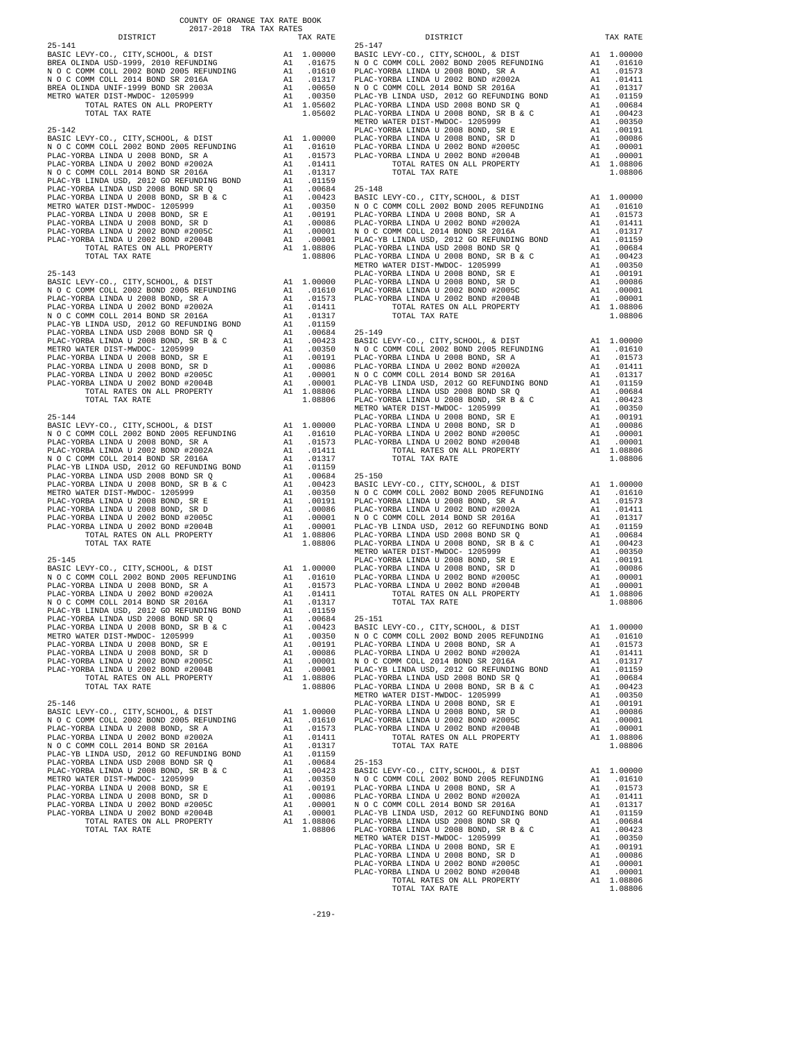# COUNTY OF ORANGE TAX RATE BOOK
## 2017-2018 TRA TAX RATES

### 25-141

| DISTRICT | | TAX RATE |
|---|---|---|
| BASIC LEVY-CO., CITY,SCHOOL, & DIST | A1 | 1.00000 |
| BREA OLINDA USD-1999, 2010 REFUNDING | A1 | .01675 |
| N O C COMM COLL 2002 BOND 2005 REFUNDING | A1 | .01610 |
| N O C COMM COLL 2014 BOND SR 2016A | A1 | .01317 |
| BREA OLINDA UNIF-1999 BOND SR 2003A | A1 | .00650 |
| METRO WATER DIST-MWDOC- 1205999 | A1 | .00350 |
| TOTAL RATES ON ALL PROPERTY | A1 | 1.05602 |
| TOTAL TAX RATE | | 1.05602 |

### 25-142

| DISTRICT | | TAX RATE |
|---|---|---|
| BASIC LEVY-CO., CITY,SCHOOL, & DIST | A1 | 1.00000 |
| N O C COMM COLL 2002 BOND 2005 REFUNDING | A1 | .01610 |
| PLAC-YORBA LINDA U 2008 BOND, SR A | A1 | .01573 |
| PLAC-YORBA LINDA U 2002 BOND #2002A | A1 | .01411 |
| N O C COMM COLL 2014 BOND SR 2016A | A1 | .01317 |
| PLAC-YB LINDA USD, 2012 GO REFUNDING BOND | A1 | .01159 |
| PLAC-YORBA LINDA USD 2008 BOND SR Q | A1 | .00684 |
| PLAC-YORBA LINDA U 2008 BOND, SR B & C | A1 | .00423 |
| METRO WATER DIST-MWDOC- 1205999 | A1 | .00350 |
| PLAC-YORBA LINDA U 2008 BOND, SR E | A1 | .00191 |
| PLAC-YORBA LINDA U 2008 BOND, SR D | A1 | .00086 |
| PLAC-YORBA LINDA U 2002 BOND #2005C | A1 | .00001 |
| PLAC-YORBA LINDA U 2002 BOND #2004B | A1 | .00001 |
| TOTAL RATES ON ALL PROPERTY | A1 | 1.08806 |
| TOTAL TAX RATE | | 1.08806 |

### 25-143

| DISTRICT | | TAX RATE |
|---|---|---|
| BASIC LEVY-CO., CITY,SCHOOL, & DIST | A1 | 1.00000 |
| N O C COMM COLL 2002 BOND 2005 REFUNDING | A1 | .01610 |
| PLAC-YORBA LINDA U 2008 BOND, SR A | A1 | .01573 |
| PLAC-YORBA LINDA U 2002 BOND #2002A | A1 | .01411 |
| N O C COMM COLL 2014 BOND SR 2016A | A1 | .01317 |
| PLAC-YB LINDA USD, 2012 GO REFUNDING BOND | A1 | .01159 |
| PLAC-YORBA LINDA USD 2008 BOND SR Q | A1 | .00684 |
| PLAC-YORBA LINDA U 2008 BOND, SR B & C | A1 | .00423 |
| METRO WATER DIST-MWDOC- 1205999 | A1 | .00350 |
| PLAC-YORBA LINDA U 2008 BOND, SR E | A1 | .00191 |
| PLAC-YORBA LINDA U 2008 BOND, SR D | A1 | .00086 |
| PLAC-YORBA LINDA U 2002 BOND #2005C | A1 | .00001 |
| PLAC-YORBA LINDA U 2002 BOND #2004B | A1 | .00001 |
| TOTAL RATES ON ALL PROPERTY | A1 | 1.08806 |
| TOTAL TAX RATE | | 1.08806 |

### 25-144

| DISTRICT | | TAX RATE |
|---|---|---|
| BASIC LEVY-CO., CITY,SCHOOL, & DIST | A1 | 1.00000 |
| N O C COMM COLL 2002 BOND 2005 REFUNDING | A1 | .01610 |
| PLAC-YORBA LINDA U 2008 BOND, SR A | A1 | .01573 |
| PLAC-YORBA LINDA U 2002 BOND #2002A | A1 | .01411 |
| N O C COMM COLL 2014 BOND SR 2016A | A1 | .01317 |
| PLAC-YB LINDA USD, 2012 GO REFUNDING BOND | A1 | .01159 |
| PLAC-YORBA LINDA USD 2008 BOND SR Q | A1 | .00684 |
| PLAC-YORBA LINDA U 2008 BOND, SR B & C | A1 | .00423 |
| METRO WATER DIST-MWDOC- 1205999 | A1 | .00350 |
| PLAC-YORBA LINDA U 2008 BOND, SR E | A1 | .00191 |
| PLAC-YORBA LINDA U 2008 BOND, SR D | A1 | .00086 |
| PLAC-YORBA LINDA U 2002 BOND #2005C | A1 | .00001 |
| PLAC-YORBA LINDA U 2002 BOND #2004B | A1 | .00001 |
| TOTAL RATES ON ALL PROPERTY | A1 | 1.08806 |
| TOTAL TAX RATE | | 1.08806 |

### 25-145

| DISTRICT | | TAX RATE |
|---|---|---|
| BASIC LEVY-CO., CITY,SCHOOL, & DIST | A1 | 1.00000 |
| N O C COMM COLL 2002 BOND 2005 REFUNDING | A1 | .01610 |
| PLAC-YORBA LINDA U 2008 BOND, SR A | A1 | .01573 |
| PLAC-YORBA LINDA U 2002 BOND #2002A | A1 | .01411 |
| N O C COMM COLL 2014 BOND SR 2016A | A1 | .01317 |
| PLAC-YB LINDA USD, 2012 GO REFUNDING BOND | A1 | .01159 |
| PLAC-YORBA LINDA USD 2008 BOND SR Q | A1 | .00684 |
| PLAC-YORBA LINDA U 2008 BOND, SR B & C | A1 | .00423 |
| METRO WATER DIST-MWDOC- 1205999 | A1 | .00350 |
| PLAC-YORBA LINDA U 2008 BOND, SR E | A1 | .00191 |
| PLAC-YORBA LINDA U 2008 BOND, SR D | A1 | .00086 |
| PLAC-YORBA LINDA U 2002 BOND #2005C | A1 | .00001 |
| PLAC-YORBA LINDA U 2002 BOND #2004B | A1 | .00001 |
| TOTAL RATES ON ALL PROPERTY | A1 | 1.08806 |
| TOTAL TAX RATE | | 1.08806 |

### 25-146

| DISTRICT | | TAX RATE |
|---|---|---|
| BASIC LEVY-CO., CITY,SCHOOL, & DIST | A1 | 1.00000 |
| N O C COMM COLL 2002 BOND 2005 REFUNDING | A1 | .01610 |
| PLAC-YORBA LINDA U 2008 BOND, SR A | A1 | .01573 |
| PLAC-YORBA LINDA U 2002 BOND #2002A | A1 | .01411 |
| N O C COMM COLL 2014 BOND SR 2016A | A1 | .01317 |
| PLAC-YB LINDA USD, 2012 GO REFUNDING BOND | A1 | .01159 |
| PLAC-YORBA LINDA USD 2008 BOND SR Q | A1 | .00684 |
| PLAC-YORBA LINDA U 2008 BOND, SR B & C | A1 | .00423 |
| METRO WATER DIST-MWDOC- 1205999 | A1 | .00350 |
| PLAC-YORBA LINDA U 2008 BOND, SR E | A1 | .00191 |
| PLAC-YORBA LINDA U 2008 BOND, SR D | A1 | .00086 |
| PLAC-YORBA LINDA U 2002 BOND #2005C | A1 | .00001 |
| PLAC-YORBA LINDA U 2002 BOND #2004B | A1 | .00001 |
| TOTAL RATES ON ALL PROPERTY | A1 | 1.08806 |
| TOTAL TAX RATE | | 1.08806 |

### 25-147

| DISTRICT | | TAX RATE |
|---|---|---|
| BASIC LEVY-CO., CITY,SCHOOL, & DIST | A1 | 1.00000 |
| N O C COMM COLL 2002 BOND 2005 REFUNDING | A1 | .01610 |
| PLAC-YORBA LINDA U 2008 BOND, SR A | A1 | .01573 |
| PLAC-YORBA LINDA U 2002 BOND #2002A | A1 | .01411 |
| N O C COMM COLL 2014 BOND SR 2016A | A1 | .01317 |
| PLAC-YB LINDA USD, 2012 GO REFUNDING BOND | A1 | .01159 |
| PLAC-YORBA LINDA USD 2008 BOND SR Q | A1 | .00684 |
| PLAC-YORBA LINDA U 2008 BOND, SR B & C | A1 | .00423 |
| METRO WATER DIST-MWDOC- 1205999 | A1 | .00350 |
| PLAC-YORBA LINDA U 2008 BOND, SR E | A1 | .00191 |
| PLAC-YORBA LINDA U 2008 BOND, SR D | A1 | .00086 |
| PLAC-YORBA LINDA U 2002 BOND #2005C | A1 | .00001 |
| PLAC-YORBA LINDA U 2002 BOND #2004B | A1 | .00001 |
| TOTAL RATES ON ALL PROPERTY | A1 | 1.08806 |
| TOTAL TAX RATE | | 1.08806 |

### 25-148

| DISTRICT | | TAX RATE |
|---|---|---|
| BASIC LEVY-CO., CITY,SCHOOL, & DIST | A1 | 1.00000 |
| N O C COMM COLL 2002 BOND 2005 REFUNDING | A1 | .01610 |
| PLAC-YORBA LINDA U 2008 BOND, SR A | A1 | .01573 |
| PLAC-YORBA LINDA U 2002 BOND #2002A | A1 | .01411 |
| N O C COMM COLL 2014 BOND SR 2016A | A1 | .01317 |
| PLAC-YB LINDA USD, 2012 GO REFUNDING BOND | A1 | .01159 |
| PLAC-YORBA LINDA USD 2008 BOND SR Q | A1 | .00684 |
| PLAC-YORBA LINDA U 2008 BOND, SR B & C | A1 | .00423 |
| METRO WATER DIST-MWDOC- 1205999 | A1 | .00350 |
| PLAC-YORBA LINDA U 2008 BOND, SR E | A1 | .00191 |
| PLAC-YORBA LINDA U 2008 BOND, SR D | A1 | .00086 |
| PLAC-YORBA LINDA U 2002 BOND #2005C | A1 | .00001 |
| PLAC-YORBA LINDA U 2002 BOND #2004B | A1 | .00001 |
| TOTAL RATES ON ALL PROPERTY | A1 | 1.08806 |
| TOTAL TAX RATE | | 1.08806 |

### 25-149

| DISTRICT | | TAX RATE |
|---|---|---|
| BASIC LEVY-CO., CITY,SCHOOL, & DIST | A1 | 1.00000 |
| N O C COMM COLL 2002 BOND 2005 REFUNDING | A1 | .01610 |
| PLAC-YORBA LINDA U 2008 BOND, SR A | A1 | .01573 |
| PLAC-YORBA LINDA U 2002 BOND #2002A | A1 | .01411 |
| N O C COMM COLL 2014 BOND SR 2016A | A1 | .01317 |
| PLAC-YB LINDA USD, 2012 GO REFUNDING BOND | A1 | .01159 |
| PLAC-YORBA LINDA USD 2008 BOND SR Q | A1 | .00684 |
| PLAC-YORBA LINDA U 2008 BOND, SR B & C | A1 | .00423 |
| METRO WATER DIST-MWDOC- 1205999 | A1 | .00350 |
| PLAC-YORBA LINDA U 2008 BOND, SR E | A1 | .00191 |
| PLAC-YORBA LINDA U 2008 BOND, SR D | A1 | .00086 |
| PLAC-YORBA LINDA U 2002 BOND #2005C | A1 | .00001 |
| PLAC-YORBA LINDA U 2002 BOND #2004B | A1 | .00001 |
| TOTAL RATES ON ALL PROPERTY | A1 | 1.08806 |
| TOTAL TAX RATE | | 1.08806 |

### 25-150

| DISTRICT | | TAX RATE |
|---|---|---|
| BASIC LEVY-CO., CITY,SCHOOL, & DIST | A1 | 1.00000 |
| N O C COMM COLL 2002 BOND 2005 REFUNDING | A1 | .01610 |
| PLAC-YORBA LINDA U 2008 BOND, SR A | A1 | .01573 |
| PLAC-YORBA LINDA U 2002 BOND #2002A | A1 | .01411 |
| N O C COMM COLL 2014 BOND SR 2016A | A1 | .01317 |
| PLAC-YB LINDA USD, 2012 GO REFUNDING BOND | A1 | .01159 |
| PLAC-YORBA LINDA USD 2008 BOND SR Q | A1 | .00684 |
| PLAC-YORBA LINDA U 2008 BOND, SR B & C | A1 | .00423 |
| METRO WATER DIST-MWDOC- 1205999 | A1 | .00350 |
| PLAC-YORBA LINDA U 2008 BOND, SR E | A1 | .00191 |
| PLAC-YORBA LINDA U 2008 BOND, SR D | A1 | .00086 |
| PLAC-YORBA LINDA U 2002 BOND #2005C | A1 | .00001 |
| PLAC-YORBA LINDA U 2002 BOND #2004B | A1 | .00001 |
| TOTAL RATES ON ALL PROPERTY | A1 | 1.08806 |
| TOTAL TAX RATE | | 1.08806 |

### 25-151

| DISTRICT | | TAX RATE |
|---|---|---|
| BASIC LEVY-CO., CITY,SCHOOL, & DIST | A1 | 1.00000 |
| N O C COMM COLL 2002 BOND 2005 REFUNDING | A1 | .01610 |
| PLAC-YORBA LINDA U 2008 BOND, SR A | A1 | .01573 |
| PLAC-YORBA LINDA U 2002 BOND #2002A | A1 | .01411 |
| N O C COMM COLL 2014 BOND SR 2016A | A1 | .01317 |
| PLAC-YB LINDA USD, 2012 GO REFUNDING BOND | A1 | .01159 |
| PLAC-YORBA LINDA USD 2008 BOND SR Q | A1 | .00684 |
| PLAC-YORBA LINDA U 2008 BOND, SR B & C | A1 | .00423 |
| METRO WATER DIST-MWDOC- 1205999 | A1 | .00350 |
| PLAC-YORBA LINDA U 2008 BOND, SR E | A1 | .00191 |
| PLAC-YORBA LINDA U 2008 BOND, SR D | A1 | .00086 |
| PLAC-YORBA LINDA U 2002 BOND #2005C | A1 | .00001 |
| PLAC-YORBA LINDA U 2002 BOND #2004B | A1 | .00001 |
| TOTAL RATES ON ALL PROPERTY | A1 | 1.08806 |
| TOTAL TAX RATE | | 1.08806 |

### 25-153

| DISTRICT | | TAX RATE |
|---|---|---|
| BASIC LEVY-CO., CITY,SCHOOL, & DIST | A1 | 1.00000 |
| N O C COMM COLL 2002 BOND 2005 REFUNDING | A1 | .01610 |
| PLAC-YORBA LINDA U 2008 BOND, SR A | A1 | .01573 |
| PLAC-YORBA LINDA U 2002 BOND #2002A | A1 | .01411 |
| N O C COMM COLL 2014 BOND SR 2016A | A1 | .01317 |
| PLAC-YB LINDA USD, 2012 GO REFUNDING BOND | A1 | .01159 |
| PLAC-YORBA LINDA USD 2008 BOND SR Q | A1 | .00684 |
| PLAC-YORBA LINDA U 2008 BOND, SR B & C | A1 | .00423 |
| METRO WATER DIST-MWDOC- 1205999 | A1 | .00350 |
| PLAC-YORBA LINDA U 2008 BOND, SR E | A1 | .00191 |
| PLAC-YORBA LINDA U 2008 BOND, SR D | A1 | .00086 |
| PLAC-YORBA LINDA U 2002 BOND #2005C | A1 | .00001 |
| PLAC-YORBA LINDA U 2002 BOND #2004B | A1 | .00001 |
| TOTAL RATES ON ALL PROPERTY | A1 | 1.08806 |
| TOTAL TAX RATE | | 1.08806 |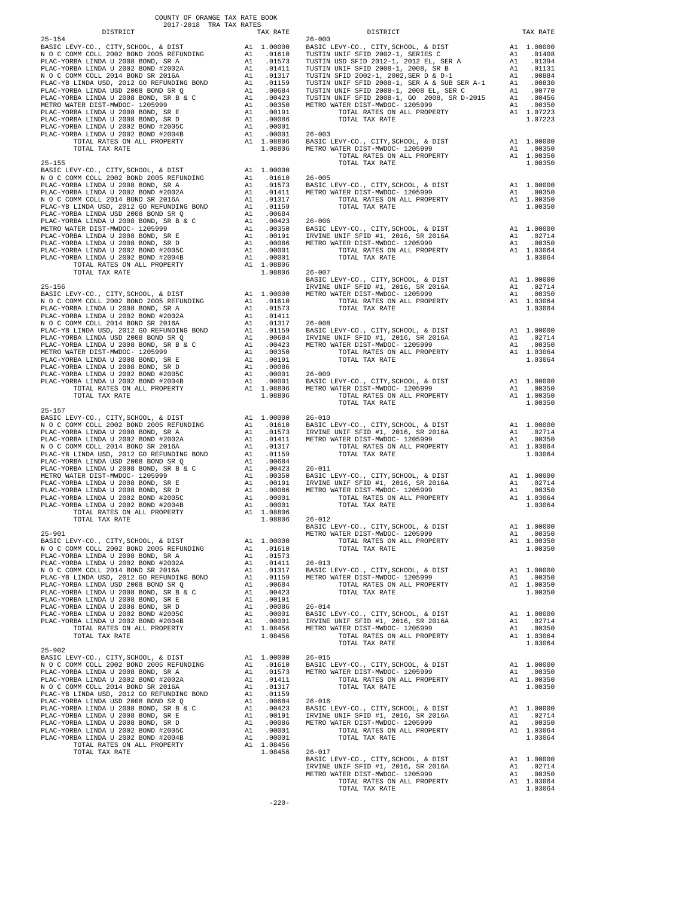COUNTY OF ORANGE TAX RATE BOOK
2017-2018 TRA TAX RATES

| DISTRICT | | TAX RATE |
|---|---|---|
| **25-154** | | |
| BASIC LEVY-CO., CITY,SCHOOL, & DIST | A1 | 1.00000 |
| N O C COMM COLL 2002 BOND 2005 REFUNDING | A1 | .01610 |
| PLAC-YORBA LINDA U 2008 BOND, SR A | A1 | .01573 |
| PLAC-YORBA LINDA U 2002 BOND #2002A | A1 | .01411 |
| N O C COMM COLL 2014 BOND SR 2016A | A1 | .01317 |
| PLAC-YB LINDA USD, 2012 GO REFUNDING BOND | A1 | .01159 |
| PLAC-YORBA LINDA USD 2008 BOND SR Q | A1 | .00684 |
| PLAC-YORBA LINDA U 2008 BOND, SR B & C | A1 | .00423 |
| METRO WATER DIST-MWDOC- 1205999 | A1 | .00350 |
| PLAC-YORBA LINDA U 2008 BOND, SR E | A1 | .00191 |
| PLAC-YORBA LINDA U 2008 BOND, SR D | A1 | .00086 |
| PLAC-YORBA LINDA U 2002 BOND #2005C | A1 | .00001 |
| PLAC-YORBA LINDA U 2002 BOND #2004B | A1 | .00001 |
| TOTAL RATES ON ALL PROPERTY | A1 | 1.08806 |
| TOTAL TAX RATE | | 1.08806 |
| **25-155** | | |
| BASIC LEVY-CO., CITY,SCHOOL, & DIST | A1 | 1.00000 |
| N O C COMM COLL 2002 BOND 2005 REFUNDING | A1 | .01610 |
| PLAC-YORBA LINDA U 2008 BOND, SR A | A1 | .01573 |
| PLAC-YORBA LINDA U 2002 BOND #2002A | A1 | .01411 |
| N O C COMM COLL 2014 BOND SR 2016A | A1 | .01317 |
| PLAC-YB LINDA USD, 2012 GO REFUNDING BOND | A1 | .01159 |
| PLAC-YORBA LINDA USD 2008 BOND SR Q | A1 | .00684 |
| PLAC-YORBA LINDA U 2008 BOND, SR B & C | A1 | .00423 |
| METRO WATER DIST-MWDOC- 1205999 | A1 | .00350 |
| PLAC-YORBA LINDA U 2008 BOND, SR E | A1 | .00191 |
| PLAC-YORBA LINDA U 2008 BOND, SR D | A1 | .00086 |
| PLAC-YORBA LINDA U 2002 BOND #2005C | A1 | .00001 |
| PLAC-YORBA LINDA U 2002 BOND #2004B | A1 | .00001 |
| TOTAL RATES ON ALL PROPERTY | A1 | 1.08806 |
| TOTAL TAX RATE | | 1.08806 |
| **25-156** | | |
| BASIC LEVY-CO., CITY,SCHOOL, & DIST | A1 | 1.00000 |
| N O C COMM COLL 2002 BOND 2005 REFUNDING | A1 | .01610 |
| PLAC-YORBA LINDA U 2008 BOND, SR A | A1 | .01573 |
| PLAC-YORBA LINDA U 2002 BOND #2002A | A1 | .01411 |
| N O C COMM COLL 2014 BOND SR 2016A | A1 | .01317 |
| PLAC-YB LINDA USD, 2012 GO REFUNDING BOND | A1 | .01159 |
| PLAC-YORBA LINDA USD 2008 BOND SR Q | A1 | .00684 |
| PLAC-YORBA LINDA U 2008 BOND, SR B & C | A1 | .00423 |
| METRO WATER DIST-MWDOC- 1205999 | A1 | .00350 |
| PLAC-YORBA LINDA U 2008 BOND, SR E | A1 | .00191 |
| PLAC-YORBA LINDA U 2008 BOND, SR D | A1 | .00086 |
| PLAC-YORBA LINDA U 2002 BOND #2005C | A1 | .00001 |
| PLAC-YORBA LINDA U 2002 BOND #2004B | A1 | .00001 |
| TOTAL RATES ON ALL PROPERTY | A1 | 1.08806 |
| TOTAL TAX RATE | | 1.08806 |
| **25-157** | | |
| BASIC LEVY-CO., CITY,SCHOOL, & DIST | A1 | 1.00000 |
| N O C COMM COLL 2002 BOND 2005 REFUNDING | A1 | .01610 |
| PLAC-YORBA LINDA U 2008 BOND, SR A | A1 | .01573 |
| PLAC-YORBA LINDA U 2002 BOND #2002A | A1 | .01411 |
| N O C COMM COLL 2014 BOND SR 2016A | A1 | .01317 |
| PLAC-YB LINDA USD, 2012 GO REFUNDING BOND | A1 | .01159 |
| PLAC-YORBA LINDA USD 2008 BOND SR Q | A1 | .00684 |
| PLAC-YORBA LINDA U 2008 BOND, SR B & C | A1 | .00423 |
| METRO WATER DIST-MWDOC- 1205999 | A1 | .00350 |
| PLAC-YORBA LINDA U 2008 BOND, SR E | A1 | .00191 |
| PLAC-YORBA LINDA U 2008 BOND, SR D | A1 | .00086 |
| PLAC-YORBA LINDA U 2002 BOND #2005C | A1 | .00001 |
| PLAC-YORBA LINDA U 2002 BOND #2004B | A1 | .00001 |
| TOTAL RATES ON ALL PROPERTY | A1 | 1.08806 |
| TOTAL TAX RATE | | 1.08806 |
| **25-901** | | |
| BASIC LEVY-CO., CITY,SCHOOL, & DIST | A1 | 1.00000 |
| N O C COMM COLL 2002 BOND 2005 REFUNDING | A1 | .01610 |
| PLAC-YORBA LINDA U 2008 BOND, SR A | A1 | .01573 |
| PLAC-YORBA LINDA U 2002 BOND #2002A | A1 | .01411 |
| N O C COMM COLL 2014 BOND SR 2016A | A1 | .01317 |
| PLAC-YB LINDA USD, 2012 GO REFUNDING BOND | A1 | .01159 |
| PLAC-YORBA LINDA USD 2008 BOND SR Q | A1 | .00684 |
| PLAC-YORBA LINDA U 2008 BOND, SR B & C | A1 | .00423 |
| PLAC-YORBA LINDA U 2008 BOND, SR E | A1 | .00191 |
| PLAC-YORBA LINDA U 2008 BOND, SR D | A1 | .00086 |
| PLAC-YORBA LINDA U 2002 BOND #2005C | A1 | .00001 |
| PLAC-YORBA LINDA U 2002 BOND #2004B | A1 | .00001 |
| TOTAL RATES ON ALL PROPERTY | A1 | 1.08456 |
| TOTAL TAX RATE | | 1.08456 |
| **25-902** | | |
| BASIC LEVY-CO., CITY,SCHOOL, & DIST | A1 | 1.00000 |
| N O C COMM COLL 2002 BOND 2005 REFUNDING | A1 | .01610 |
| PLAC-YORBA LINDA U 2008 BOND, SR A | A1 | .01573 |
| PLAC-YORBA LINDA U 2002 BOND #2002A | A1 | .01411 |
| N O C COMM COLL 2014 BOND SR 2016A | A1 | .01317 |
| PLAC-YB LINDA USD, 2012 GO REFUNDING BOND | A1 | .01159 |
| PLAC-YORBA LINDA USD 2008 BOND SR Q | A1 | .00684 |
| PLAC-YORBA LINDA U 2008 BOND, SR B & C | A1 | .00423 |
| PLAC-YORBA LINDA U 2008 BOND, SR E | A1 | .00191 |
| PLAC-YORBA LINDA U 2008 BOND, SR D | A1 | .00086 |
| PLAC-YORBA LINDA U 2002 BOND #2005C | A1 | .00001 |
| PLAC-YORBA LINDA U 2002 BOND #2004B | A1 | .00001 |
| TOTAL RATES ON ALL PROPERTY | A1 | 1.08456 |
| TOTAL TAX RATE | | 1.08456 |

| DISTRICT | | TAX RATE |
|---|---|---|
| **26-000** | | |
| BASIC LEVY-CO., CITY,SCHOOL, & DIST | A1 | 1.00000 |
| TUSTIN UNIF SFID 2002-1, SERIES C | A1 | .01408 |
| TUSTIN USD SFID 2012-1, 2012 EL, SER A | A1 | .01394 |
| TUSTIN UNIF SFID 2008-1, 2008, SR B | A1 | .01131 |
| TUSTIN SFID 2002-1, 2002,SER D & D-1 | A1 | .00884 |
| TUSTIN UNIF SFID 2008-1, SER A & SUB SER A-1 | A1 | .00830 |
| TUSTIN UNIF SFID 2008-1, 2008 EL, SER C | A1 | .00770 |
| TUSTIN UNIF SFID 2008-1, GO 2008, SR D-2015 | A1 | .00456 |
| METRO WATER DIST-MWDOC- 1205999 | A1 | .00350 |
| TOTAL RATES ON ALL PROPERTY | A1 | 1.07223 |
| TOTAL TAX RATE | | 1.07223 |
| **26-003** | | |
| BASIC LEVY-CO., CITY,SCHOOL, & DIST | A1 | 1.00000 |
| METRO WATER DIST-MWDOC- 1205999 | A1 | .00350 |
| TOTAL RATES ON ALL PROPERTY | A1 | 1.00350 |
| TOTAL TAX RATE | | 1.00350 |
| **26-005** | | |
| BASIC LEVY-CO., CITY,SCHOOL, & DIST | A1 | 1.00000 |
| METRO WATER DIST-MWDOC- 1205999 | A1 | .00350 |
| TOTAL RATES ON ALL PROPERTY | A1 | 1.00350 |
| TOTAL TAX RATE | | 1.00350 |
| **26-006** | | |
| BASIC LEVY-CO., CITY,SCHOOL, & DIST | A1 | 1.00000 |
| IRVINE UNIF SFID #1, 2016, SR 2016A | A1 | .02714 |
| METRO WATER DIST-MWDOC- 1205999 | A1 | .00350 |
| TOTAL RATES ON ALL PROPERTY | A1 | 1.03064 |
| TOTAL TAX RATE | | 1.03064 |
| **26-007** | | |
| BASIC LEVY-CO., CITY,SCHOOL, & DIST | A1 | 1.00000 |
| IRVINE UNIF SFID #1, 2016, SR 2016A | A1 | .02714 |
| METRO WATER DIST-MWDOC- 1205999 | A1 | .00350 |
| TOTAL RATES ON ALL PROPERTY | A1 | 1.03064 |
| TOTAL TAX RATE | | 1.03064 |
| **26-008** | | |
| BASIC LEVY-CO., CITY,SCHOOL, & DIST | A1 | 1.00000 |
| IRVINE UNIF SFID #1, 2016, SR 2016A | A1 | .02714 |
| METRO WATER DIST-MWDOC- 1205999 | A1 | .00350 |
| TOTAL RATES ON ALL PROPERTY | A1 | 1.03064 |
| TOTAL TAX RATE | | 1.03064 |
| **26-009** | | |
| BASIC LEVY-CO., CITY,SCHOOL, & DIST | A1 | 1.00000 |
| METRO WATER DIST-MWDOC- 1205999 | A1 | .00350 |
| TOTAL RATES ON ALL PROPERTY | A1 | 1.00350 |
| TOTAL TAX RATE | | 1.00350 |
| **26-010** | | |
| BASIC LEVY-CO., CITY,SCHOOL, & DIST | A1 | 1.00000 |
| IRVINE UNIF SFID #1, 2016, SR 2016A | A1 | .02714 |
| METRO WATER DIST-MWDOC- 1205999 | A1 | .00350 |
| TOTAL RATES ON ALL PROPERTY | A1 | 1.03064 |
| TOTAL TAX RATE | | 1.03064 |
| **26-011** | | |
| BASIC LEVY-CO., CITY,SCHOOL, & DIST | A1 | 1.00000 |
| IRVINE UNIF SFID #1, 2016, SR 2016A | A1 | .02714 |
| METRO WATER DIST-MWDOC- 1205999 | A1 | .00350 |
| TOTAL RATES ON ALL PROPERTY | A1 | 1.03064 |
| TOTAL TAX RATE | | 1.03064 |
| **26-012** | | |
| BASIC LEVY-CO., CITY,SCHOOL, & DIST | A1 | 1.00000 |
| METRO WATER DIST-MWDOC- 1205999 | A1 | .00350 |
| TOTAL RATES ON ALL PROPERTY | A1 | 1.00350 |
| TOTAL TAX RATE | | 1.00350 |
| **26-013** | | |
| BASIC LEVY-CO., CITY,SCHOOL, & DIST | A1 | 1.00000 |
| METRO WATER DIST-MWDOC- 1205999 | A1 | .00350 |
| TOTAL RATES ON ALL PROPERTY | A1 | 1.00350 |
| TOTAL TAX RATE | | 1.00350 |
| **26-014** | | |
| BASIC LEVY-CO., CITY,SCHOOL, & DIST | A1 | 1.00000 |
| IRVINE UNIF SFID #1, 2016, SR 2016A | A1 | .02714 |
| METRO WATER DIST-MWDOC- 1205999 | A1 | .00350 |
| TOTAL RATES ON ALL PROPERTY | A1 | 1.03064 |
| TOTAL TAX RATE | | 1.03064 |
| **26-015** | | |
| BASIC LEVY-CO., CITY,SCHOOL, & DIST | A1 | 1.00000 |
| METRO WATER DIST-MWDOC- 1205999 | A1 | .00350 |
| TOTAL RATES ON ALL PROPERTY | A1 | 1.00350 |
| TOTAL TAX RATE | | 1.00350 |
| **26-016** | | |
| BASIC LEVY-CO., CITY,SCHOOL, & DIST | A1 | 1.00000 |
| IRVINE UNIF SFID #1, 2016, SR 2016A | A1 | .02714 |
| METRO WATER DIST-MWDOC- 1205999 | A1 | .00350 |
| TOTAL RATES ON ALL PROPERTY | A1 | 1.03064 |
| TOTAL TAX RATE | | 1.03064 |
| **26-017** | | |
| BASIC LEVY-CO., CITY,SCHOOL, & DIST | A1 | 1.00000 |
| IRVINE UNIF SFID #1, 2016, SR 2016A | A1 | .02714 |
| METRO WATER DIST-MWDOC- 1205999 | A1 | .00350 |
| TOTAL RATES ON ALL PROPERTY | A1 | 1.03064 |
| TOTAL TAX RATE | | 1.03064 |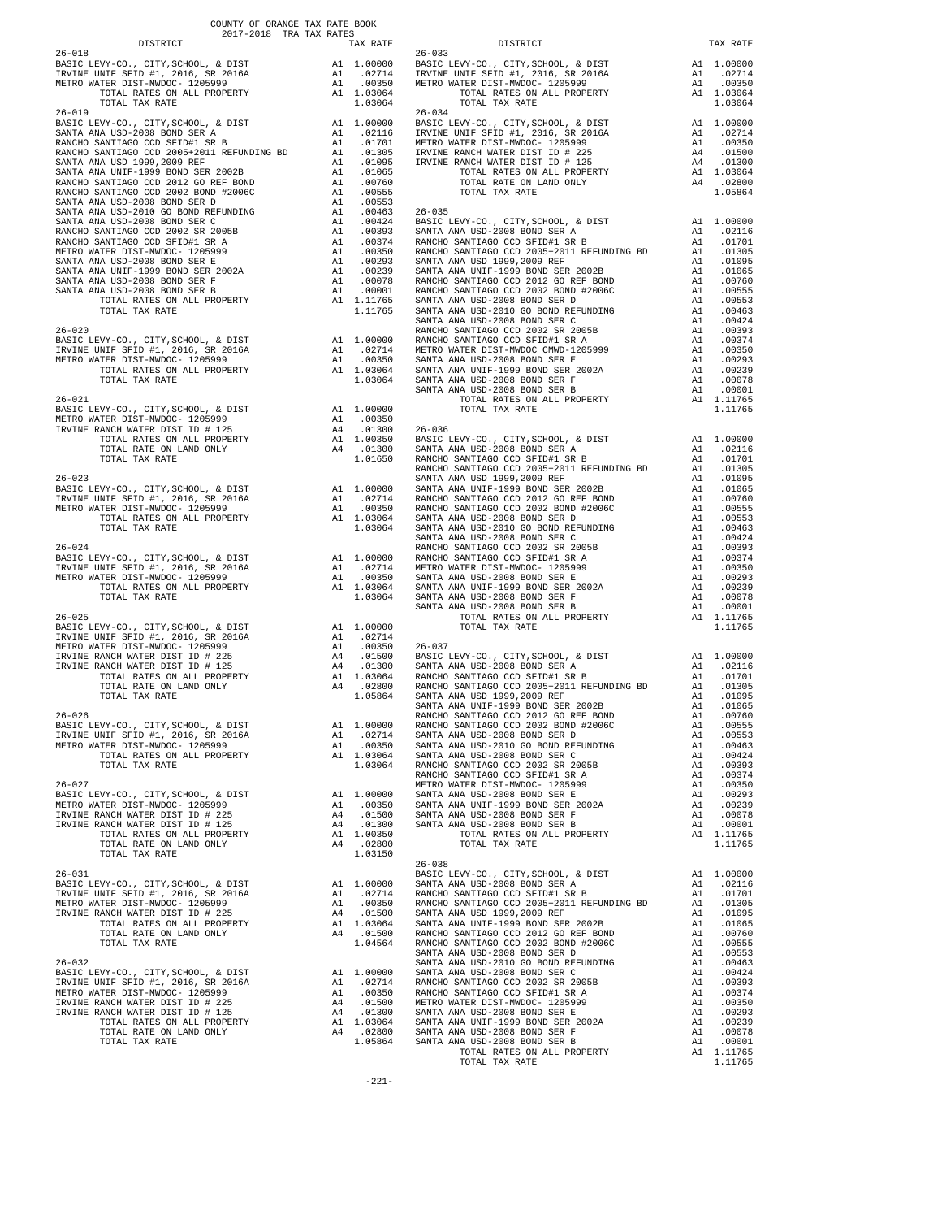COUNTY OF ORANGE TAX RATE BOOK
2017-2018 TRA TAX RATES

| DISTRICT | | TAX RATE |
|---|---|---|
| **26-018** | | |
| BASIC LEVY-CO., CITY,SCHOOL, & DIST | A1 | 1.00000 |
| IRVINE UNIF SFID #1, 2016, SR 2016A | A1 | .02714 |
| METRO WATER DIST-MWDOC- 1205999 | A1 | .00350 |
| TOTAL RATES ON ALL PROPERTY | A1 | 1.03064 |
| TOTAL TAX RATE | | 1.03064 |
| **26-019** | | |
| BASIC LEVY-CO., CITY,SCHOOL, & DIST | A1 | 1.00000 |
| SANTA ANA USD-2008 BOND SER A | A1 | .02116 |
| RANCHO SANTIAGO CCD SFID#1 SR B | A1 | .01701 |
| RANCHO SANTIAGO CCD 2005+2011 REFUNDING BD | A1 | .01305 |
| SANTA ANA USD 1999,2009 REF | A1 | .01095 |
| SANTA ANA UNIF-1999 BOND SER 2002B | A1 | .01065 |
| RANCHO SANTIAGO CCD 2012 GO REF BOND | A1 | .00760 |
| RANCHO SANTIAGO CCD 2002 BOND #2006C | A1 | .00555 |
| SANTA ANA USD-2008 BOND SER D | A1 | .00553 |
| SANTA ANA USD-2010 GO BOND REFUNDING | A1 | .00463 |
| SANTA ANA USD-2008 BOND SER C | A1 | .00424 |
| RANCHO SANTIAGO CCD 2002 SR 2005B | A1 | .00393 |
| RANCHO SANTIAGO CCD SFID#1 SR A | A1 | .00374 |
| METRO WATER DIST-MWDOC- 1205999 | A1 | .00350 |
| SANTA ANA USD-2008 BOND SER E | A1 | .00293 |
| SANTA ANA UNIF-1999 BOND SER 2002A | A1 | .00239 |
| SANTA ANA USD-2008 BOND SER F | A1 | .00078 |
| SANTA ANA USD-2008 BOND SER B | A1 | .00001 |
| TOTAL RATES ON ALL PROPERTY | A1 | 1.11765 |
| TOTAL TAX RATE | | 1.11765 |
| **26-020** | | |
| BASIC LEVY-CO., CITY,SCHOOL, & DIST | A1 | 1.00000 |
| IRVINE UNIF SFID #1, 2016, SR 2016A | A1 | .02714 |
| METRO WATER DIST-MWDOC- 1205999 | A1 | .00350 |
| TOTAL RATES ON ALL PROPERTY | A1 | 1.03064 |
| TOTAL TAX RATE | | 1.03064 |
| **26-021** | | |
| BASIC LEVY-CO., CITY,SCHOOL, & DIST | A1 | 1.00000 |
| METRO WATER DIST-MWDOC- 1205999 | A1 | .00350 |
| IRVINE RANCH WATER DIST ID # 125 | A4 | .01300 |
| TOTAL RATES ON ALL PROPERTY | A1 | 1.00350 |
| TOTAL RATE ON LAND ONLY | A4 | .01300 |
| TOTAL TAX RATE | | 1.01650 |
| **26-023** | | |
| BASIC LEVY-CO., CITY,SCHOOL, & DIST | A1 | 1.00000 |
| IRVINE UNIF SFID #1, 2016, SR 2016A | A1 | .02714 |
| METRO WATER DIST-MWDOC- 1205999 | A1 | .00350 |
| TOTAL RATES ON ALL PROPERTY | A1 | 1.03064 |
| TOTAL TAX RATE | | 1.03064 |
| **26-024** | | |
| BASIC LEVY-CO., CITY,SCHOOL, & DIST | A1 | 1.00000 |
| IRVINE UNIF SFID #1, 2016, SR 2016A | A1 | .02714 |
| METRO WATER DIST-MWDOC- 1205999 | A1 | .00350 |
| TOTAL RATES ON ALL PROPERTY | A1 | 1.03064 |
| TOTAL TAX RATE | | 1.03064 |
| **26-025** | | |
| BASIC LEVY-CO., CITY,SCHOOL, & DIST | A1 | 1.00000 |
| IRVINE UNIF SFID #1, 2016, SR 2016A | A1 | .02714 |
| METRO WATER DIST-MWDOC- 1205999 | A1 | .00350 |
| IRVINE RANCH WATER DIST ID # 225 | A4 | .01500 |
| IRVINE RANCH WATER DIST ID # 125 | A4 | .01300 |
| TOTAL RATES ON ALL PROPERTY | A1 | 1.03064 |
| TOTAL RATE ON LAND ONLY | A4 | .02800 |
| TOTAL TAX RATE | | 1.05864 |
| **26-026** | | |
| BASIC LEVY-CO., CITY,SCHOOL, & DIST | A1 | 1.00000 |
| IRVINE UNIF SFID #1, 2016, SR 2016A | A1 | .02714 |
| METRO WATER DIST-MWDOC- 1205999 | A1 | .00350 |
| TOTAL RATES ON ALL PROPERTY | A1 | 1.03064 |
| TOTAL TAX RATE | | 1.03064 |
| **26-027** | | |
| BASIC LEVY-CO., CITY,SCHOOL, & DIST | A1 | 1.00000 |
| METRO WATER DIST-MWDOC- 1205999 | A1 | .00350 |
| IRVINE RANCH WATER DIST ID # 225 | A4 | .01500 |
| IRVINE RANCH WATER DIST ID # 125 | A4 | .01300 |
| TOTAL RATES ON ALL PROPERTY | A1 | 1.00350 |
| TOTAL RATE ON LAND ONLY | A4 | .02800 |
| TOTAL TAX RATE | | 1.03150 |
| **26-031** | | |
| BASIC LEVY-CO., CITY,SCHOOL, & DIST | A1 | 1.00000 |
| IRVINE UNIF SFID #1, 2016, SR 2016A | A1 | .02714 |
| METRO WATER DIST-MWDOC- 1205999 | A1 | .00350 |
| IRVINE RANCH WATER DIST ID # 225 | A4 | .01500 |
| TOTAL RATES ON ALL PROPERTY | A1 | 1.03064 |
| TOTAL RATE ON LAND ONLY | A4 | .01500 |
| TOTAL TAX RATE | | 1.04564 |
| **26-032** | | |
| BASIC LEVY-CO., CITY,SCHOOL, & DIST | A1 | 1.00000 |
| IRVINE UNIF SFID #1, 2016, SR 2016A | A1 | .02714 |
| METRO WATER DIST-MWDOC- 1205999 | A1 | .00350 |
| IRVINE RANCH WATER DIST ID # 225 | A4 | .01500 |
| IRVINE RANCH WATER DIST ID # 125 | A4 | .01300 |
| TOTAL RATES ON ALL PROPERTY | A1 | 1.03064 |
| TOTAL RATE ON LAND ONLY | A4 | .02800 |
| TOTAL TAX RATE | | 1.05864 |
| **26-033** | | |
| BASIC LEVY-CO., CITY,SCHOOL, & DIST | A1 | 1.00000 |
| IRVINE UNIF SFID #1, 2016, SR 2016A | A1 | .02714 |
| METRO WATER DIST-MWDOC- 1205999 | A1 | .00350 |
| TOTAL RATES ON ALL PROPERTY | A1 | 1.03064 |
| TOTAL TAX RATE | | 1.03064 |
| **26-034** | | |
| BASIC LEVY-CO., CITY,SCHOOL, & DIST | A1 | 1.00000 |
| IRVINE UNIF SFID #1, 2016, SR 2016A | A1 | .02714 |
| METRO WATER DIST-MWDOC- 1205999 | A1 | .00350 |
| IRVINE RANCH WATER DIST ID # 225 | A4 | .01500 |
| IRVINE RANCH WATER DIST ID # 125 | A4 | .01300 |
| TOTAL RATES ON ALL PROPERTY | A1 | 1.03064 |
| TOTAL RATE ON LAND ONLY | A4 | .02800 |
| TOTAL TAX RATE | | 1.05864 |
| **26-035** | | |
| BASIC LEVY-CO., CITY,SCHOOL, & DIST | A1 | 1.00000 |
| SANTA ANA USD-2008 BOND SER A | A1 | .02116 |
| RANCHO SANTIAGO CCD SFID#1 SR B | A1 | .01701 |
| RANCHO SANTIAGO CCD 2005+2011 REFUNDING BD | A1 | .01305 |
| SANTA ANA USD 1999,2009 REF | A1 | .01095 |
| SANTA ANA UNIF-1999 BOND SER 2002B | A1 | .01065 |
| RANCHO SANTIAGO CCD 2012 GO REF BOND | A1 | .00760 |
| RANCHO SANTIAGO CCD 2002 BOND #2006C | A1 | .00555 |
| SANTA ANA USD-2008 BOND SER D | A1 | .00553 |
| SANTA ANA USD-2010 GO BOND REFUNDING | A1 | .00463 |
| SANTA ANA USD-2008 BOND SER C | A1 | .00424 |
| RANCHO SANTIAGO CCD 2002 SR 2005B | A1 | .00393 |
| RANCHO SANTIAGO CCD SFID#1 SR A | A1 | .00374 |
| METRO WATER DIST-MWDOC CMWD-1205999 | A1 | .00350 |
| SANTA ANA USD-2008 BOND SER E | A1 | .00293 |
| SANTA ANA UNIF-1999 BOND SER 2002A | A1 | .00239 |
| SANTA ANA USD-2008 BOND SER F | A1 | .00078 |
| SANTA ANA USD-2008 BOND SER B | A1 | .00001 |
| TOTAL RATES ON ALL PROPERTY | A1 | 1.11765 |
| TOTAL TAX RATE | | 1.11765 |
| **26-036** | | |
| BASIC LEVY-CO., CITY,SCHOOL, & DIST | A1 | 1.00000 |
| SANTA ANA USD-2008 BOND SER A | A1 | .02116 |
| RANCHO SANTIAGO CCD SFID#1 SR B | A1 | .01701 |
| RANCHO SANTIAGO CCD 2005+2011 REFUNDING BD | A1 | .01305 |
| SANTA ANA USD 1999,2009 REF | A1 | .01095 |
| SANTA ANA UNIF-1999 BOND SER 2002B | A1 | .01065 |
| RANCHO SANTIAGO CCD 2012 GO REF BOND | A1 | .00760 |
| RANCHO SANTIAGO CCD 2002 BOND #2006C | A1 | .00555 |
| SANTA ANA USD-2008 BOND SER D | A1 | .00553 |
| SANTA ANA USD-2010 GO BOND REFUNDING | A1 | .00463 |
| SANTA ANA USD-2008 BOND SER C | A1 | .00424 |
| RANCHO SANTIAGO CCD 2002 SR 2005B | A1 | .00393 |
| RANCHO SANTIAGO CCD SFID#1 SR A | A1 | .00374 |
| METRO WATER DIST-MWDOC- 1205999 | A1 | .00350 |
| SANTA ANA USD-2008 BOND SER E | A1 | .00293 |
| SANTA ANA UNIF-1999 BOND SER 2002A | A1 | .00239 |
| SANTA ANA USD-2008 BOND SER F | A1 | .00078 |
| SANTA ANA USD-2008 BOND SER B | A1 | .00001 |
| TOTAL RATES ON ALL PROPERTY | A1 | 1.11765 |
| TOTAL TAX RATE | | 1.11765 |
| **26-037** | | |
| BASIC LEVY-CO., CITY,SCHOOL, & DIST | A1 | 1.00000 |
| SANTA ANA USD-2008 BOND SER A | A1 | .02116 |
| RANCHO SANTIAGO CCD SFID#1 SR B | A1 | .01701 |
| RANCHO SANTIAGO CCD 2005+2011 REFUNDING BD | A1 | .01305 |
| SANTA ANA USD 1999,2009 REF | A1 | .01095 |
| SANTA ANA UNIF-1999 BOND SER 2002B | A1 | .01065 |
| RANCHO SANTIAGO CCD 2012 GO REF BOND | A1 | .00760 |
| RANCHO SANTIAGO CCD 2002 BOND #2006C | A1 | .00555 |
| SANTA ANA USD-2008 BOND SER D | A1 | .00553 |
| SANTA ANA USD-2010 GO BOND REFUNDING | A1 | .00463 |
| SANTA ANA USD-2008 BOND SER C | A1 | .00424 |
| RANCHO SANTIAGO CCD 2002 SR 2005B | A1 | .00393 |
| RANCHO SANTIAGO CCD SFID#1 SR A | A1 | .00374 |
| METRO WATER DIST-MWDOC- 1205999 | A1 | .00350 |
| SANTA ANA USD-2008 BOND SER E | A1 | .00293 |
| SANTA ANA UNIF-1999 BOND SER 2002A | A1 | .00239 |
| SANTA ANA USD-2008 BOND SER F | A1 | .00078 |
| SANTA ANA USD-2008 BOND SER B | A1 | .00001 |
| TOTAL RATES ON ALL PROPERTY | A1 | 1.11765 |
| TOTAL TAX RATE | | 1.11765 |
| **26-038** | | |
| BASIC LEVY-CO., CITY,SCHOOL, & DIST | A1 | 1.00000 |
| SANTA ANA USD-2008 BOND SER A | A1 | .02116 |
| RANCHO SANTIAGO CCD SFID#1 SR B | A1 | .01701 |
| RANCHO SANTIAGO CCD 2005+2011 REFUNDING BD | A1 | .01305 |
| SANTA ANA USD 1999,2009 REF | A1 | .01095 |
| SANTA ANA UNIF-1999 BOND SER 2002B | A1 | .01065 |
| RANCHO SANTIAGO CCD 2012 GO REF BOND | A1 | .00760 |
| RANCHO SANTIAGO CCD 2002 BOND #2006C | A1 | .00555 |
| SANTA ANA USD-2008 BOND SER D | A1 | .00553 |
| SANTA ANA USD-2010 GO BOND REFUNDING | A1 | .00463 |
| SANTA ANA USD-2008 BOND SER C | A1 | .00424 |
| RANCHO SANTIAGO CCD 2002 SR 2005B | A1 | .00393 |
| RANCHO SANTIAGO CCD SFID#1 SR A | A1 | .00374 |
| METRO WATER DIST-MWDOC- 1205999 | A1 | .00350 |
| SANTA ANA USD-2008 BOND SER E | A1 | .00293 |
| SANTA ANA UNIF-1999 BOND SER 2002A | A1 | .00239 |
| SANTA ANA USD-2008 BOND SER F | A1 | .00078 |
| SANTA ANA USD-2008 BOND SER B | A1 | .00001 |
| TOTAL RATES ON ALL PROPERTY | A1 | 1.11765 |
| TOTAL TAX RATE | | 1.11765 |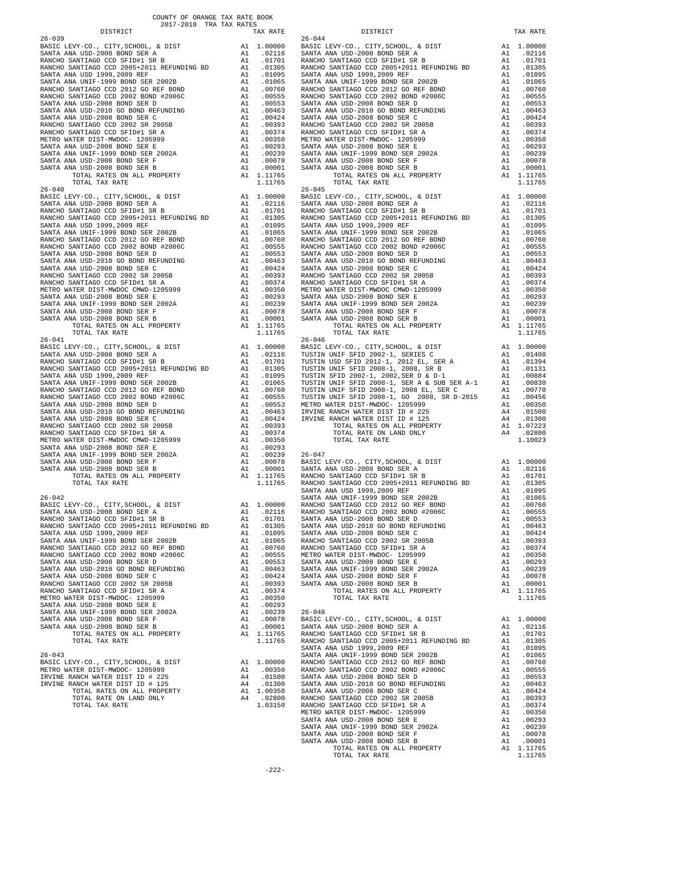COUNTY OF ORANGE TAX RATE BOOK
2017-2018 TRA TAX RATES

| DISTRICT | | TAX RATE |
|---|---|---|
| 26-039 | | |
| BASIC LEVY-CO., CITY,SCHOOL, & DIST | A1 | 1.00000 |
| SANTA ANA USD-2008 BOND SER A | A1 | .02116 |
| RANCHO SANTIAGO CCD SFID#1 SR B | A1 | .01701 |
| RANCHO SANTIAGO CCD 2005+2011 REFUNDING BD | A1 | .01305 |
| SANTA ANA USD 1999,2009 REF | A1 | .01095 |
| SANTA ANA UNIF-1999 BOND SER 2002B | A1 | .01065 |
| RANCHO SANTIAGO CCD 2012 GO REF BOND | A1 | .00760 |
| RANCHO SANTIAGO CCD 2002 BOND #2006C | A1 | .00555 |
| SANTA ANA USD-2008 BOND SER D | A1 | .00553 |
| SANTA ANA USD-2010 GO BOND REFUNDING | A1 | .00463 |
| SANTA ANA USD-2008 BOND SER C | A1 | .00424 |
| RANCHO SANTIAGO CCD 2002 SR 2005B | A1 | .00393 |
| RANCHO SANTIAGO CCD SFID#1 SR A | A1 | .00374 |
| METRO WATER DIST-MWDOC- 1205999 | A1 | .00350 |
| SANTA ANA USD-2008 BOND SER E | A1 | .00293 |
| SANTA ANA UNIF-1999 BOND SER 2002A | A1 | .00239 |
| SANTA ANA USD-2008 BOND SER F | A1 | .00078 |
| SANTA ANA USD-2008 BOND SER B | A1 | .00001 |
| TOTAL RATES ON ALL PROPERTY | A1 | 1.11765 |
| TOTAL TAX RATE | | 1.11765 |
| 26-040 | | |
| BASIC LEVY-CO., CITY,SCHOOL, & DIST | A1 | 1.00000 |
| SANTA ANA USD-2008 BOND SER A | A1 | .02116 |
| RANCHO SANTIAGO CCD SFID#1 SR B | A1 | .01701 |
| RANCHO SANTIAGO CCD 2005+2011 REFUNDING BD | A1 | .01305 |
| SANTA ANA USD 1999,2009 REF | A1 | .01095 |
| SANTA ANA UNIF-1999 BOND SER 2002B | A1 | .01065 |
| RANCHO SANTIAGO CCD 2012 GO REF BOND | A1 | .00760 |
| RANCHO SANTIAGO CCD 2002 BOND #2006C | A1 | .00555 |
| SANTA ANA USD-2008 BOND SER D | A1 | .00553 |
| SANTA ANA USD-2010 GO BOND REFUNDING | A1 | .00463 |
| SANTA ANA USD-2008 BOND SER C | A1 | .00424 |
| RANCHO SANTIAGO CCD 2002 SR 2005B | A1 | .00393 |
| RANCHO SANTIAGO CCD SFID#1 SR A | A1 | .00374 |
| METRO WATER DIST-MWDOC CMWD-1205999 | A1 | .00350 |
| SANTA ANA USD-2008 BOND SER E | A1 | .00293 |
| SANTA ANA UNIF-1999 BOND SER 2002A | A1 | .00239 |
| SANTA ANA USD-2008 BOND SER F | A1 | .00078 |
| SANTA ANA USD-2008 BOND SER B | A1 | .00001 |
| TOTAL RATES ON ALL PROPERTY | A1 | 1.11765 |
| TOTAL TAX RATE | | 1.11765 |
| 26-041 | | |
| BASIC LEVY-CO., CITY,SCHOOL, & DIST | A1 | 1.00000 |
| SANTA ANA USD-2008 BOND SER A | A1 | .02116 |
| RANCHO SANTIAGO CCD SFID#1 SR B | A1 | .01701 |
| RANCHO SANTIAGO CCD 2005+2011 REFUNDING BD | A1 | .01305 |
| SANTA ANA USD 1999,2009 REF | A1 | .01095 |
| SANTA ANA UNIF-1999 BOND SER 2002B | A1 | .01065 |
| RANCHO SANTIAGO CCD 2012 GO REF BOND | A1 | .00760 |
| RANCHO SANTIAGO CCD 2002 BOND #2006C | A1 | .00555 |
| SANTA ANA USD-2008 BOND SER D | A1 | .00553 |
| SANTA ANA USD-2010 GO BOND REFUNDING | A1 | .00463 |
| SANTA ANA USD-2008 BOND SER C | A1 | .00424 |
| RANCHO SANTIAGO CCD 2002 SR 2005B | A1 | .00393 |
| RANCHO SANTIAGO CCD SFID#1 SR A | A1 | .00374 |
| METRO WATER DIST-MWDOC CMWD-1205999 | A1 | .00350 |
| SANTA ANA USD-2008 BOND SER E | A1 | .00293 |
| SANTA ANA UNIF-1999 BOND SER 2002A | A1 | .00239 |
| SANTA ANA USD-2008 BOND SER F | A1 | .00078 |
| SANTA ANA USD-2008 BOND SER B | A1 | .00001 |
| TOTAL RATES ON ALL PROPERTY | A1 | 1.11765 |
| TOTAL TAX RATE | | 1.11765 |
| 26-042 | | |
| BASIC LEVY-CO., CITY,SCHOOL, & DIST | A1 | 1.00000 |
| SANTA ANA USD-2008 BOND SER A | A1 | .02116 |
| RANCHO SANTIAGO CCD SFID#1 SR B | A1 | .01701 |
| RANCHO SANTIAGO CCD 2005+2011 REFUNDING BD | A1 | .01305 |
| SANTA ANA USD 1999,2009 REF | A1 | .01095 |
| SANTA ANA UNIF-1999 BOND SER 2002B | A1 | .01065 |
| RANCHO SANTIAGO CCD 2012 GO REF BOND | A1 | .00760 |
| RANCHO SANTIAGO CCD 2002 BOND #2006C | A1 | .00555 |
| SANTA ANA USD-2008 BOND SER D | A1 | .00553 |
| SANTA ANA USD-2010 GO BOND REFUNDING | A1 | .00463 |
| SANTA ANA USD-2008 BOND SER C | A1 | .00424 |
| RANCHO SANTIAGO CCD 2002 SR 2005B | A1 | .00393 |
| RANCHO SANTIAGO CCD SFID#1 SR A | A1 | .00374 |
| METRO WATER DIST-MWDOC- 1205999 | A1 | .00350 |
| SANTA ANA USD-2008 BOND SER E | A1 | .00293 |
| SANTA ANA UNIF-1999 BOND SER 2002A | A1 | .00239 |
| SANTA ANA USD-2008 BOND SER F | A1 | .00078 |
| SANTA ANA USD-2008 BOND SER B | A1 | .00001 |
| TOTAL RATES ON ALL PROPERTY | A1 | 1.11765 |
| TOTAL TAX RATE | | 1.11765 |
| 26-043 | | |
| BASIC LEVY-CO., CITY,SCHOOL, & DIST | A1 | 1.00000 |
| METRO WATER DIST-MWDOC- 1205999 | A1 | .00350 |
| IRVINE RANCH WATER DIST ID # 225 | A4 | .01500 |
| IRVINE RANCH WATER DIST ID # 125 | A4 | .01300 |
| TOTAL RATES ON ALL PROPERTY | A1 | 1.00350 |
| TOTAL RATE ON LAND ONLY | A4 | .02800 |
| TOTAL TAX RATE | | 1.03150 |
| 26-044 | | |
| BASIC LEVY-CO., CITY,SCHOOL, & DIST | A1 | 1.00000 |
| SANTA ANA USD-2008 BOND SER A | A1 | .02116 |
| RANCHO SANTIAGO CCD SFID#1 SR B | A1 | .01701 |
| RANCHO SANTIAGO CCD 2005+2011 REFUNDING BD | A1 | .01305 |
| SANTA ANA USD 1999,2009 REF | A1 | .01095 |
| SANTA ANA UNIF-1999 BOND SER 2002B | A1 | .01065 |
| RANCHO SANTIAGO CCD 2012 GO REF BOND | A1 | .00760 |
| RANCHO SANTIAGO CCD 2002 BOND #2006C | A1 | .00555 |
| SANTA ANA USD-2008 BOND SER D | A1 | .00553 |
| SANTA ANA USD-2010 GO BOND REFUNDING | A1 | .00463 |
| SANTA ANA USD-2008 BOND SER C | A1 | .00424 |
| RANCHO SANTIAGO CCD 2002 SR 2005B | A1 | .00393 |
| RANCHO SANTIAGO CCD SFID#1 SR A | A1 | .00374 |
| METRO WATER DIST-MWDOC- 1205999 | A1 | .00350 |
| SANTA ANA USD-2008 BOND SER E | A1 | .00293 |
| SANTA ANA UNIF-1999 BOND SER 2002A | A1 | .00239 |
| SANTA ANA USD-2008 BOND SER F | A1 | .00078 |
| SANTA ANA USD-2008 BOND SER B | A1 | .00001 |
| TOTAL RATES ON ALL PROPERTY | A1 | 1.11765 |
| TOTAL TAX RATE | | 1.11765 |
| 26-045 | | |
| BASIC LEVY-CO., CITY,SCHOOL, & DIST | A1 | 1.00000 |
| SANTA ANA USD-2008 BOND SER A | A1 | .02116 |
| RANCHO SANTIAGO CCD SFID#1 SR B | A1 | .01701 |
| RANCHO SANTIAGO CCD 2005+2011 REFUNDING BD | A1 | .01305 |
| SANTA ANA USD 1999,2009 REF | A1 | .01095 |
| SANTA ANA UNIF-1999 BOND SER 2002B | A1 | .01065 |
| RANCHO SANTIAGO CCD 2012 GO REF BOND | A1 | .00760 |
| RANCHO SANTIAGO CCD 2002 BOND #2006C | A1 | .00555 |
| SANTA ANA USD-2008 BOND SER D | A1 | .00553 |
| SANTA ANA USD-2010 GO BOND REFUNDING | A1 | .00463 |
| SANTA ANA USD-2008 BOND SER C | A1 | .00424 |
| RANCHO SANTIAGO CCD 2002 SR 2005B | A1 | .00393 |
| RANCHO SANTIAGO CCD SFID#1 SR A | A1 | .00374 |
| METRO WATER DIST-MWDOC- 1205999 | A1 | .00350 |
| SANTA ANA USD-2008 BOND SER E | A1 | .00293 |
| SANTA ANA UNIF-1999 BOND SER 2002A | A1 | .00239 |
| SANTA ANA USD-2008 BOND SER F | A1 | .00078 |
| SANTA ANA USD-2008 BOND SER B | A1 | .00001 |
| TOTAL RATES ON ALL PROPERTY | A1 | 1.11765 |
| TOTAL TAX RATE | | 1.11765 |
| 26-046 | | |
| BASIC LEVY-CO., CITY,SCHOOL, & DIST | A1 | 1.00000 |
| TUSTIN UNIF SFID 2002-1, SERIES C | A1 | .01408 |
| TUSTIN USD SFID 2012-1, 2012 EL, SER A | A1 | .01394 |
| TUSTIN UNIF SFID 2008-1, 2008, SR B | A1 | .01131 |
| TUSTIN SFID 2002-1, 2002,SER D & D-1 | A1 | .00884 |
| TUSTIN UNIF SFID 2008-1, SER A & SUB SER A-1 | A1 | .00830 |
| TUSTIN UNIF SFID 2008-1, 2008 EL, SER C | A1 | .00770 |
| TUSTIN UNIF SFID 2008-1, GO 2008, SR D-2015 | A1 | .00456 |
| METRO WATER DIST-MWDOC- 1205999 | A1 | .00350 |
| IRVINE RANCH WATER DIST ID # 225 | A4 | .01500 |
| IRVINE RANCH WATER DIST ID # 125 | A4 | .01300 |
| TOTAL RATES ON ALL PROPERTY | A1 | 1.07223 |
| TOTAL RATE ON LAND ONLY | A4 | .02800 |
| TOTAL TAX RATE | | 1.10023 |
| 26-047 | | |
| BASIC LEVY-CO., CITY,SCHOOL, & DIST | A1 | 1.00000 |
| SANTA ANA USD-2008 BOND SER A | A1 | .02116 |
| RANCHO SANTIAGO CCD SFID#1 SR B | A1 | .01701 |
| RANCHO SANTIAGO CCD 2005+2011 REFUNDING BD | A1 | .01305 |
| SANTA ANA USD 1999,2009 REF | A1 | .01095 |
| SANTA ANA UNIF-1999 BOND SER 2002B | A1 | .01065 |
| RANCHO SANTIAGO CCD 2012 GO REF BOND | A1 | .00760 |
| RANCHO SANTIAGO CCD 2002 BOND #2006C | A1 | .00555 |
| SANTA ANA USD-2008 BOND SER D | A1 | .00553 |
| SANTA ANA USD-2010 GO BOND REFUNDING | A1 | .00463 |
| SANTA ANA USD-2008 BOND SER C | A1 | .00424 |
| RANCHO SANTIAGO CCD 2002 SR 2005B | A1 | .00393 |
| RANCHO SANTIAGO CCD SFID#1 SR A | A1 | .00374 |
| METRO WATER DIST-MWDOC- 1205999 | A1 | .00350 |
| SANTA ANA USD-2008 BOND SER E | A1 | .00293 |
| SANTA ANA UNIF-1999 BOND SER 2002A | A1 | .00239 |
| SANTA ANA USD-2008 BOND SER F | A1 | .00078 |
| SANTA ANA USD-2008 BOND SER B | A1 | .00001 |
| TOTAL RATES ON ALL PROPERTY | A1 | 1.11765 |
| TOTAL TAX RATE | | 1.11765 |
| 26-048 | | |
| BASIC LEVY-CO., CITY,SCHOOL, & DIST | A1 | 1.00000 |
| SANTA ANA USD-2008 BOND SER A | A1 | .02116 |
| RANCHO SANTIAGO CCD SFID#1 SR B | A1 | .01701 |
| RANCHO SANTIAGO CCD 2005+2011 REFUNDING BD | A1 | .01305 |
| SANTA ANA USD 1999,2009 REF | A1 | .01095 |
| SANTA ANA UNIF-1999 BOND SER 2002B | A1 | .01065 |
| RANCHO SANTIAGO CCD 2012 GO REF BOND | A1 | .00760 |
| RANCHO SANTIAGO CCD 2002 BOND #2006C | A1 | .00555 |
| SANTA ANA USD-2008 BOND SER D | A1 | .00553 |
| SANTA ANA USD-2010 GO BOND REFUNDING | A1 | .00463 |
| SANTA ANA USD-2008 BOND SER C | A1 | .00424 |
| RANCHO SANTIAGO CCD 2002 SR 2005B | A1 | .00393 |
| RANCHO SANTIAGO CCD SFID#1 SR A | A1 | .00374 |
| METRO WATER DIST-MWDOC- 1205999 | A1 | .00350 |
| SANTA ANA USD-2008 BOND SER E | A1 | .00293 |
| SANTA ANA UNIF-1999 BOND SER 2002A | A1 | .00239 |
| SANTA ANA USD-2008 BOND SER F | A1 | .00078 |
| SANTA ANA USD-2008 BOND SER B | A1 | .00001 |
| TOTAL RATES ON ALL PROPERTY | A1 | 1.11765 |
| TOTAL TAX RATE | | 1.11765 |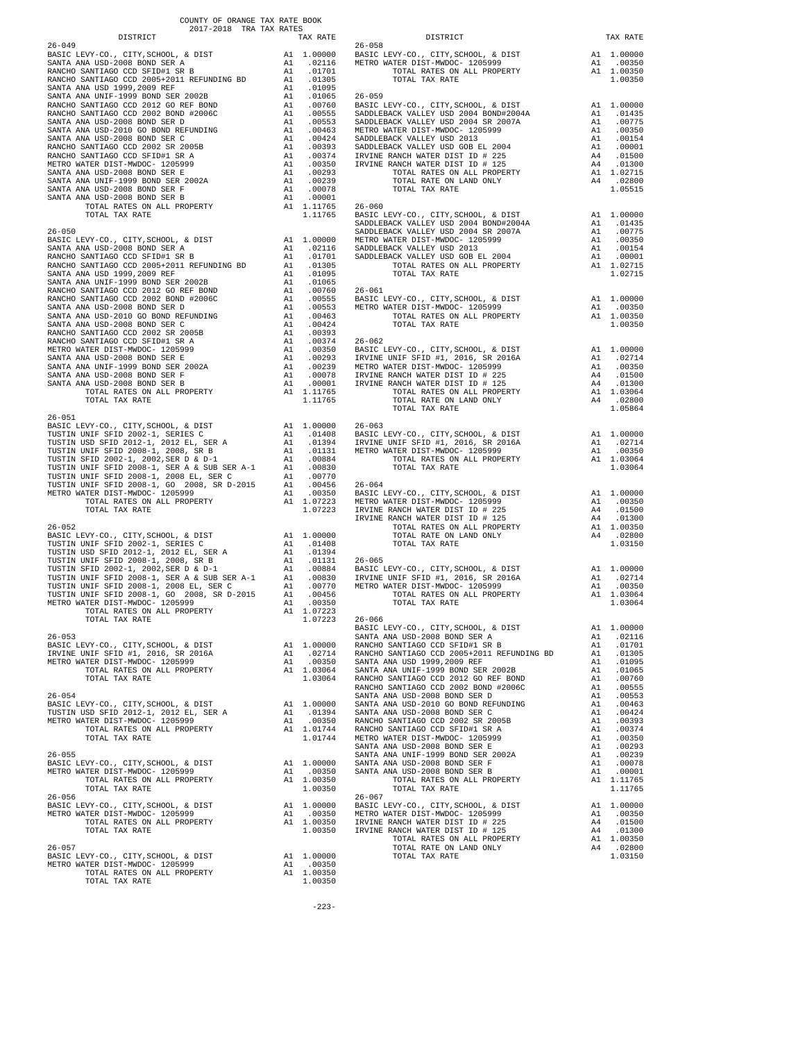COUNTY OF ORANGE TAX RATE BOOK
2017-2018 TRA TAX RATES

| DISTRICT | | TAX RATE |
|---|---|---|
| **26-049** | | |
| BASIC LEVY-CO., CITY,SCHOOL, & DIST | A1 | 1.00000 |
| SANTA ANA USD-2008 BOND SER A | A1 | .02116 |
| RANCHO SANTIAGO CCD SFID#1 SR B | A1 | .01701 |
| RANCHO SANTIAGO CCD 2005+2011 REFUNDING BD | A1 | .01305 |
| SANTA ANA USD 1999,2009 REF | A1 | .01095 |
| SANTA ANA UNIF-1999 BOND SER 2002B | A1 | .01065 |
| RANCHO SANTIAGO CCD 2012 GO REF BOND | A1 | .00760 |
| RANCHO SANTIAGO CCD 2002 BOND #2006C | A1 | .00555 |
| SANTA ANA USD-2008 BOND SER D | A1 | .00553 |
| SANTA ANA USD-2010 GO BOND REFUNDING | A1 | .00463 |
| SANTA ANA USD-2008 BOND SER C | A1 | .00424 |
| RANCHO SANTIAGO CCD 2002 SR 2005B | A1 | .00393 |
| RANCHO SANTIAGO CCD SFID#1 SR A | A1 | .00374 |
| METRO WATER DIST-MWDOC- 1205999 | A1 | .00350 |
| SANTA ANA USD-2008 BOND SER E | A1 | .00293 |
| SANTA ANA UNIF-1999 BOND SER 2002A | A1 | .00239 |
| SANTA ANA USD-2008 BOND SER F | A1 | .00078 |
| SANTA ANA USD-2008 BOND SER B | A1 | .00001 |
| TOTAL RATES ON ALL PROPERTY | A1 | 1.11765 |
| TOTAL TAX RATE | | 1.11765 |
| **26-050** | | |
| BASIC LEVY-CO., CITY,SCHOOL, & DIST | A1 | 1.00000 |
| SANTA ANA USD-2008 BOND SER A | A1 | .02116 |
| RANCHO SANTIAGO CCD SFID#1 SR B | A1 | .01701 |
| RANCHO SANTIAGO CCD 2005+2011 REFUNDING BD | A1 | .01305 |
| SANTA ANA USD 1999,2009 REF | A1 | .01095 |
| SANTA ANA UNIF-1999 BOND SER 2002B | A1 | .01065 |
| RANCHO SANTIAGO CCD 2012 GO REF BOND | A1 | .00760 |
| RANCHO SANTIAGO CCD 2002 BOND #2006C | A1 | .00555 |
| SANTA ANA USD-2008 BOND SER D | A1 | .00553 |
| SANTA ANA USD-2010 GO BOND REFUNDING | A1 | .00463 |
| SANTA ANA USD-2008 BOND SER C | A1 | .00424 |
| RANCHO SANTIAGO CCD 2002 SR 2005B | A1 | .00393 |
| RANCHO SANTIAGO CCD SFID#1 SR A | A1 | .00374 |
| METRO WATER DIST-MWDOC- 1205999 | A1 | .00350 |
| SANTA ANA USD-2008 BOND SER E | A1 | .00293 |
| SANTA ANA UNIF-1999 BOND SER 2002A | A1 | .00239 |
| SANTA ANA USD-2008 BOND SER F | A1 | .00078 |
| SANTA ANA USD-2008 BOND SER B | A1 | .00001 |
| TOTAL RATES ON ALL PROPERTY | A1 | 1.11765 |
| TOTAL TAX RATE | | 1.11765 |
| **26-051** | | |
| BASIC LEVY-CO., CITY,SCHOOL, & DIST | A1 | 1.00000 |
| TUSTIN UNIF SFID 2002-1, SERIES C | A1 | .01408 |
| TUSTIN USD SFID 2012-1, 2012 EL, SER A | A1 | .01394 |
| TUSTIN UNIF SFID 2008-1, 2008, SR B | A1 | .01131 |
| TUSTIN SFID 2002-1, 2002,SER D & D-1 | A1 | .00884 |
| TUSTIN UNIF SFID 2008-1, SER A & SUB SER A-1 | A1 | .00830 |
| TUSTIN UNIF SFID 2008-1, 2008 EL, SER C | A1 | .00770 |
| TUSTIN UNIF SFID 2008-1, GO 2008, SR D-2015 | A1 | .00456 |
| METRO WATER DIST-MWDOC- 1205999 | A1 | .00350 |
| TOTAL RATES ON ALL PROPERTY | A1 | 1.07223 |
| TOTAL TAX RATE | | 1.07223 |
| **26-052** | | |
| BASIC LEVY-CO., CITY,SCHOOL, & DIST | A1 | 1.00000 |
| TUSTIN UNIF SFID 2002-1, SERIES C | A1 | .01408 |
| TUSTIN USD SFID 2012-1, 2012 EL, SER A | A1 | .01394 |
| TUSTIN UNIF SFID 2008-1, 2008, SR B | A1 | .01131 |
| TUSTIN SFID 2002-1, 2002,SER D & D-1 | A1 | .00884 |
| TUSTIN UNIF SFID 2008-1, SER A & SUB SER A-1 | A1 | .00830 |
| TUSTIN UNIF SFID 2008-1, 2008 EL, SER C | A1 | .00770 |
| TUSTIN UNIF SFID 2008-1, GO 2008, SR D-2015 | A1 | .00456 |
| METRO WATER DIST-MWDOC- 1205999 | A1 | .00350 |
| TOTAL RATES ON ALL PROPERTY | A1 | 1.07223 |
| TOTAL TAX RATE | | 1.07223 |
| **26-053** | | |
| BASIC LEVY-CO., CITY,SCHOOL, & DIST | A1 | 1.00000 |
| IRVINE UNIF SFID #1, 2016, SR 2016A | A1 | .02714 |
| METRO WATER DIST-MWDOC- 1205999 | A1 | .00350 |
| TOTAL RATES ON ALL PROPERTY | A1 | 1.03064 |
| TOTAL TAX RATE | | 1.03064 |
| **26-054** | | |
| BASIC LEVY-CO., CITY,SCHOOL, & DIST | A1 | 1.00000 |
| TUSTIN USD SFID 2012-1, 2012 EL, SER A | A1 | .01394 |
| METRO WATER DIST-MWDOC- 1205999 | A1 | .00350 |
| TOTAL RATES ON ALL PROPERTY | A1 | 1.01744 |
| TOTAL TAX RATE | | 1.01744 |
| **26-055** | | |
| BASIC LEVY-CO., CITY,SCHOOL, & DIST | A1 | 1.00000 |
| METRO WATER DIST-MWDOC- 1205999 | A1 | .00350 |
| TOTAL RATES ON ALL PROPERTY | A1 | 1.00350 |
| TOTAL TAX RATE | | 1.00350 |
| **26-056** | | |
| BASIC LEVY-CO., CITY,SCHOOL, & DIST | A1 | 1.00000 |
| METRO WATER DIST-MWDOC- 1205999 | A1 | .00350 |
| TOTAL RATES ON ALL PROPERTY | A1 | 1.00350 |
| TOTAL TAX RATE | | 1.00350 |
| **26-057** | | |
| BASIC LEVY-CO., CITY,SCHOOL, & DIST | A1 | 1.00000 |
| METRO WATER DIST-MWDOC- 1205999 | A1 | .00350 |
| TOTAL RATES ON ALL PROPERTY | A1 | 1.00350 |
| TOTAL TAX RATE | | 1.00350 |
| **26-058** | | |
| BASIC LEVY-CO., CITY,SCHOOL, & DIST | A1 | 1.00000 |
| METRO WATER DIST-MWDOC- 1205999 | A1 | .00350 |
| TOTAL RATES ON ALL PROPERTY | A1 | 1.00350 |
| TOTAL TAX RATE | | 1.00350 |
| **26-059** | | |
| BASIC LEVY-CO., CITY,SCHOOL, & DIST | A1 | 1.00000 |
| SADDLEBACK VALLEY USD 2004 BOND#2004A | A1 | .01435 |
| SADDLEBACK VALLEY USD 2004 SR 2007A | A1 | .00775 |
| METRO WATER DIST-MWDOC- 1205999 | A1 | .00350 |
| SADDLEBACK VALLEY USD 2013 | A1 | .00154 |
| SADDLEBACK VALLEY USD GOB EL 2004 | A1 | .00001 |
| IRVINE RANCH WATER DIST ID # 225 | A4 | .01500 |
| IRVINE RANCH WATER DIST ID # 125 | A4 | .01300 |
| TOTAL RATES ON ALL PROPERTY | A1 | 1.02715 |
| TOTAL RATE ON LAND ONLY | A4 | .02800 |
| TOTAL TAX RATE | | 1.05515 |
| **26-060** | | |
| BASIC LEVY-CO., CITY,SCHOOL, & DIST | A1 | 1.00000 |
| SADDLEBACK VALLEY USD 2004 BOND#2004A | A1 | .01435 |
| SADDLEBACK VALLEY USD 2004 SR 2007A | A1 | .00775 |
| METRO WATER DIST-MWDOC- 1205999 | A1 | .00350 |
| SADDLEBACK VALLEY USD 2013 | A1 | .00154 |
| SADDLEBACK VALLEY USD GOB EL 2004 | A1 | .00001 |
| TOTAL RATES ON ALL PROPERTY | A1 | 1.02715 |
| TOTAL TAX RATE | | 1.02715 |
| **26-061** | | |
| BASIC LEVY-CO., CITY,SCHOOL, & DIST | A1 | 1.00000 |
| METRO WATER DIST-MWDOC- 1205999 | A1 | .00350 |
| TOTAL RATES ON ALL PROPERTY | A1 | 1.00350 |
| TOTAL TAX RATE | | 1.00350 |
| **26-062** | | |
| BASIC LEVY-CO., CITY,SCHOOL, & DIST | A1 | 1.00000 |
| IRVINE UNIF SFID #1, 2016, SR 2016A | A1 | .02714 |
| METRO WATER DIST-MWDOC- 1205999 | A1 | .00350 |
| IRVINE RANCH WATER DIST ID # 225 | A4 | .01500 |
| IRVINE RANCH WATER DIST ID # 125 | A4 | .01300 |
| TOTAL RATES ON ALL PROPERTY | A1 | 1.03064 |
| TOTAL RATE ON LAND ONLY | A4 | .02800 |
| TOTAL TAX RATE | | 1.05864 |
| **26-063** | | |
| BASIC LEVY-CO., CITY,SCHOOL, & DIST | A1 | 1.00000 |
| IRVINE UNIF SFID #1, 2016, SR 2016A | A1 | .02714 |
| METRO WATER DIST-MWDOC- 1205999 | A1 | .00350 |
| TOTAL RATES ON ALL PROPERTY | A1 | 1.03064 |
| TOTAL TAX RATE | | 1.03064 |
| **26-064** | | |
| BASIC LEVY-CO., CITY,SCHOOL, & DIST | A1 | 1.00000 |
| METRO WATER DIST-MWDOC- 1205999 | A1 | .00350 |
| IRVINE RANCH WATER DIST ID # 225 | A4 | .01500 |
| IRVINE RANCH WATER DIST ID # 125 | A4 | .01300 |
| TOTAL RATES ON ALL PROPERTY | A1 | 1.00350 |
| TOTAL RATE ON LAND ONLY | A4 | .02800 |
| TOTAL TAX RATE | | 1.03150 |
| **26-065** | | |
| BASIC LEVY-CO., CITY,SCHOOL, & DIST | A1 | 1.00000 |
| IRVINE UNIF SFID #1, 2016, SR 2016A | A1 | .02714 |
| METRO WATER DIST-MWDOC- 1205999 | A1 | .00350 |
| TOTAL RATES ON ALL PROPERTY | A1 | 1.03064 |
| TOTAL TAX RATE | | 1.03064 |
| **26-066** | | |
| BASIC LEVY-CO., CITY,SCHOOL, & DIST | A1 | 1.00000 |
| SANTA ANA USD-2008 BOND SER A | A1 | .02116 |
| RANCHO SANTIAGO CCD SFID#1 SR B | A1 | .01701 |
| RANCHO SANTIAGO CCD 2005+2011 REFUNDING BD | A1 | .01305 |
| SANTA ANA USD 1999,2009 REF | A1 | .01095 |
| SANTA ANA UNIF-1999 BOND SER 2002B | A1 | .01065 |
| RANCHO SANTIAGO CCD 2012 GO REF BOND | A1 | .00760 |
| RANCHO SANTIAGO CCD 2002 BOND #2006C | A1 | .00555 |
| SANTA ANA USD-2008 BOND SER D | A1 | .00553 |
| SANTA ANA USD-2010 GO BOND REFUNDING | A1 | .00463 |
| SANTA ANA USD-2008 BOND SER C | A1 | .00424 |
| RANCHO SANTIAGO CCD 2002 SR 2005B | A1 | .00393 |
| RANCHO SANTIAGO CCD SFID#1 SR A | A1 | .00374 |
| METRO WATER DIST-MWDOC- 1205999 | A1 | .00350 |
| SANTA ANA USD-2008 BOND SER E | A1 | .00293 |
| SANTA ANA UNIF-1999 BOND SER 2002A | A1 | .00239 |
| SANTA ANA USD-2008 BOND SER F | A1 | .00078 |
| SANTA ANA USD-2008 BOND SER B | A1 | .00001 |
| TOTAL RATES ON ALL PROPERTY | A1 | 1.11765 |
| TOTAL TAX RATE | | 1.11765 |
| **26-067** | | |
| BASIC LEVY-CO., CITY,SCHOOL, & DIST | A1 | 1.00000 |
| METRO WATER DIST-MWDOC- 1205999 | A1 | .00350 |
| IRVINE RANCH WATER DIST ID # 225 | A4 | .01500 |
| IRVINE RANCH WATER DIST ID # 125 | A4 | .01300 |
| TOTAL RATES ON ALL PROPERTY | A1 | 1.00350 |
| TOTAL RATE ON LAND ONLY | A4 | .02800 |
| TOTAL TAX RATE | | 1.03150 |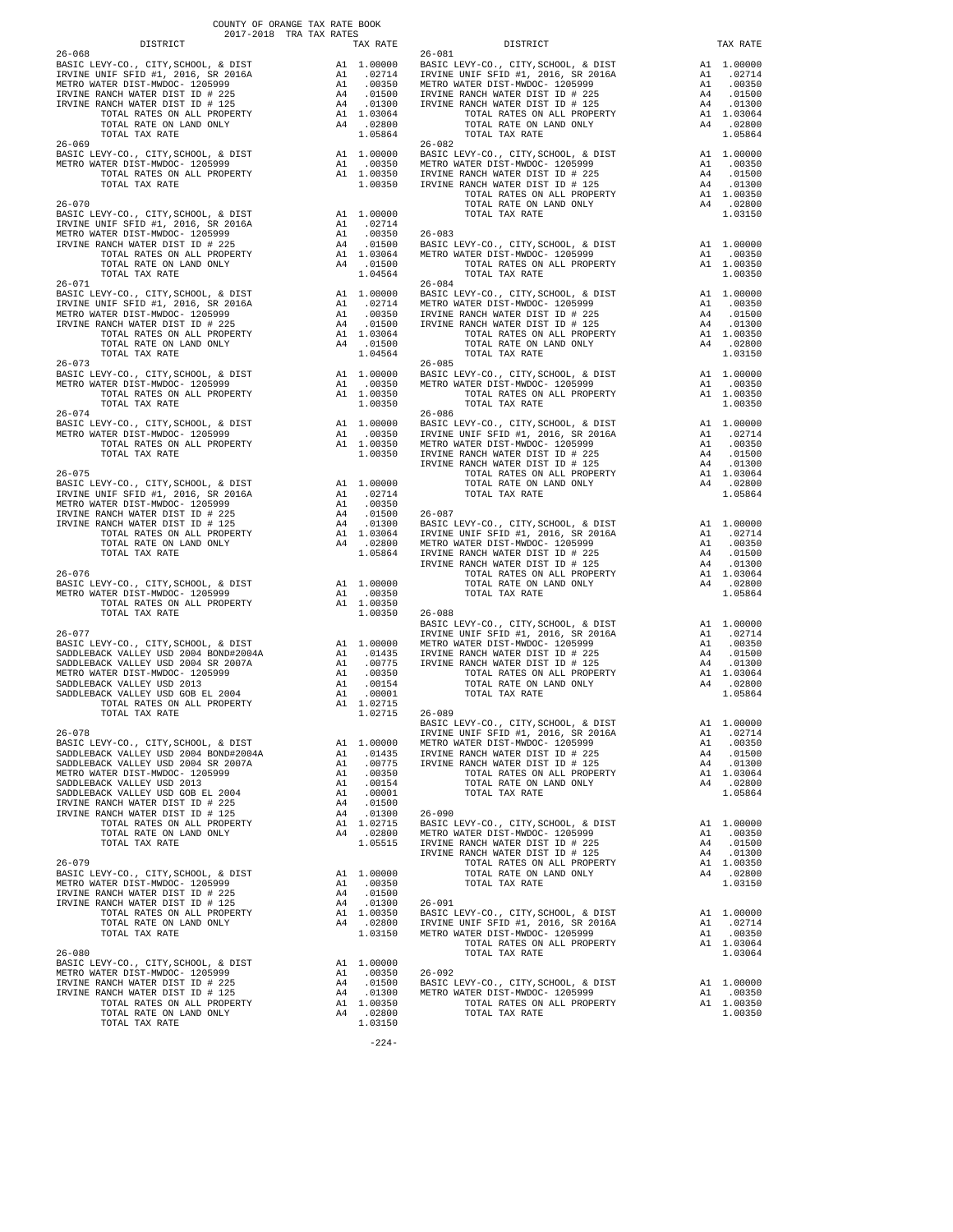COUNTY OF ORANGE TAX RATE BOOK
2017-2018 TRA TAX RATES

| DISTRICT | | TAX RATE |
|---|---|---|
| 26-068 | | |
| BASIC LEVY-CO., CITY,SCHOOL, & DIST | A1 | 1.00000 |
| IRVINE UNIF SFID #1, 2016, SR 2016A | A1 | .02714 |
| METRO WATER DIST-MWDOC- 1205999 | A1 | .00350 |
| IRVINE RANCH WATER DIST ID # 225 | A4 | .01500 |
| IRVINE RANCH WATER DIST ID # 125 | A4 | .01300 |
| TOTAL RATES ON ALL PROPERTY | A1 | 1.03064 |
| TOTAL RATE ON LAND ONLY | A4 | .02800 |
| TOTAL TAX RATE | | 1.05864 |
| 26-069 | | |
| BASIC LEVY-CO., CITY,SCHOOL, & DIST | A1 | 1.00000 |
| METRO WATER DIST-MWDOC- 1205999 | A1 | .00350 |
| TOTAL RATES ON ALL PROPERTY | A1 | 1.00350 |
| TOTAL TAX RATE | | 1.00350 |
| 26-070 | | |
| BASIC LEVY-CO., CITY,SCHOOL, & DIST | A1 | 1.00000 |
| IRVINE UNIF SFID #1, 2016, SR 2016A | A1 | .02714 |
| METRO WATER DIST-MWDOC- 1205999 | A1 | .00350 |
| IRVINE RANCH WATER DIST ID # 225 | A4 | .01500 |
| TOTAL RATES ON ALL PROPERTY | A1 | 1.03064 |
| TOTAL RATE ON LAND ONLY | A4 | .01500 |
| TOTAL TAX RATE | | 1.04564 |
| 26-071 | | |
| BASIC LEVY-CO., CITY,SCHOOL, & DIST | A1 | 1.00000 |
| IRVINE UNIF SFID #1, 2016, SR 2016A | A1 | .02714 |
| METRO WATER DIST-MWDOC- 1205999 | A1 | .00350 |
| IRVINE RANCH WATER DIST ID # 225 | A4 | .01500 |
| TOTAL RATES ON ALL PROPERTY | A1 | 1.03064 |
| TOTAL RATE ON LAND ONLY | A4 | .01500 |
| TOTAL TAX RATE | | 1.04564 |
| 26-073 | | |
| BASIC LEVY-CO., CITY,SCHOOL, & DIST | A1 | 1.00000 |
| METRO WATER DIST-MWDOC- 1205999 | A1 | .00350 |
| TOTAL RATES ON ALL PROPERTY | A1 | 1.00350 |
| TOTAL TAX RATE | | 1.00350 |
| 26-074 | | |
| BASIC LEVY-CO., CITY,SCHOOL, & DIST | A1 | 1.00000 |
| METRO WATER DIST-MWDOC- 1205999 | A1 | .00350 |
| TOTAL RATES ON ALL PROPERTY | A1 | 1.00350 |
| TOTAL TAX RATE | | 1.00350 |
| 26-075 | | |
| BASIC LEVY-CO., CITY,SCHOOL, & DIST | A1 | 1.00000 |
| IRVINE UNIF SFID #1, 2016, SR 2016A | A1 | .02714 |
| METRO WATER DIST-MWDOC- 1205999 | A1 | .00350 |
| IRVINE RANCH WATER DIST ID # 225 | A4 | .01500 |
| IRVINE RANCH WATER DIST ID # 125 | A4 | .01300 |
| TOTAL RATES ON ALL PROPERTY | A1 | 1.03064 |
| TOTAL RATE ON LAND ONLY | A4 | .02800 |
| TOTAL TAX RATE | | 1.05864 |
| 26-076 | | |
| BASIC LEVY-CO., CITY,SCHOOL, & DIST | A1 | 1.00000 |
| METRO WATER DIST-MWDOC- 1205999 | A1 | .00350 |
| TOTAL RATES ON ALL PROPERTY | A1 | 1.00350 |
| TOTAL TAX RATE | | 1.00350 |
| 26-077 | | |
| BASIC LEVY-CO., CITY,SCHOOL, & DIST | A1 | 1.00000 |
| SADDLEBACK VALLEY USD 2004 BOND#2004A | A1 | .01435 |
| SADDLEBACK VALLEY USD 2004 SR 2007A | A1 | .00775 |
| METRO WATER DIST-MWDOC- 1205999 | A1 | .00350 |
| SADDLEBACK VALLEY USD 2013 | A1 | .00154 |
| SADDLEBACK VALLEY USD GOB EL 2004 | A1 | .00001 |
| TOTAL RATES ON ALL PROPERTY | A1 | 1.02715 |
| TOTAL TAX RATE | | 1.02715 |
| 26-078 | | |
| BASIC LEVY-CO., CITY,SCHOOL, & DIST | A1 | 1.00000 |
| SADDLEBACK VALLEY USD 2004 BOND#2004A | A1 | .01435 |
| SADDLEBACK VALLEY USD 2004 SR 2007A | A1 | .00775 |
| METRO WATER DIST-MWDOC- 1205999 | A1 | .00350 |
| SADDLEBACK VALLEY USD 2013 | A1 | .00154 |
| SADDLEBACK VALLEY USD GOB EL 2004 | A1 | .00001 |
| IRVINE RANCH WATER DIST ID # 225 | A4 | .01500 |
| IRVINE RANCH WATER DIST ID # 125 | A4 | .01300 |
| TOTAL RATES ON ALL PROPERTY | A1 | 1.02715 |
| TOTAL RATE ON LAND ONLY | A4 | .02800 |
| TOTAL TAX RATE | | 1.05515 |
| 26-079 | | |
| BASIC LEVY-CO., CITY,SCHOOL, & DIST | A1 | 1.00000 |
| METRO WATER DIST-MWDOC- 1205999 | A1 | .00350 |
| IRVINE RANCH WATER DIST ID # 225 | A4 | .01500 |
| IRVINE RANCH WATER DIST ID # 125 | A4 | .01300 |
| TOTAL RATES ON ALL PROPERTY | A1 | 1.00350 |
| TOTAL RATE ON LAND ONLY | A4 | .02800 |
| TOTAL TAX RATE | | 1.03150 |
| 26-080 | | |
| BASIC LEVY-CO., CITY,SCHOOL, & DIST | A1 | 1.00000 |
| METRO WATER DIST-MWDOC- 1205999 | A1 | .00350 |
| IRVINE RANCH WATER DIST ID # 225 | A4 | .01500 |
| IRVINE RANCH WATER DIST ID # 125 | A4 | .01300 |
| TOTAL RATES ON ALL PROPERTY | A1 | 1.00350 |
| TOTAL RATE ON LAND ONLY | A4 | .02800 |
| TOTAL TAX RATE | | 1.03150 |
| 26-081 | | |
| BASIC LEVY-CO., CITY,SCHOOL, & DIST | A1 | 1.00000 |
| IRVINE UNIF SFID #1, 2016, SR 2016A | A1 | .02714 |
| METRO WATER DIST-MWDOC- 1205999 | A1 | .00350 |
| IRVINE RANCH WATER DIST ID # 225 | A4 | .01500 |
| IRVINE RANCH WATER DIST ID # 125 | A4 | .01300 |
| TOTAL RATES ON ALL PROPERTY | A1 | 1.03064 |
| TOTAL RATE ON LAND ONLY | A4 | .02800 |
| TOTAL TAX RATE | | 1.05864 |
| 26-082 | | |
| BASIC LEVY-CO., CITY,SCHOOL, & DIST | A1 | 1.00000 |
| METRO WATER DIST-MWDOC- 1205999 | A1 | .00350 |
| IRVINE RANCH WATER DIST ID # 225 | A4 | .01500 |
| IRVINE RANCH WATER DIST ID # 125 | A4 | .01300 |
| TOTAL RATES ON ALL PROPERTY | A1 | 1.00350 |
| TOTAL RATE ON LAND ONLY | A4 | .02800 |
| TOTAL TAX RATE | | 1.03150 |
| 26-083 | | |
| BASIC LEVY-CO., CITY,SCHOOL, & DIST | A1 | 1.00000 |
| METRO WATER DIST-MWDOC- 1205999 | A1 | .00350 |
| TOTAL RATES ON ALL PROPERTY | A1 | 1.00350 |
| TOTAL TAX RATE | | 1.00350 |
| 26-084 | | |
| BASIC LEVY-CO., CITY,SCHOOL, & DIST | A1 | 1.00000 |
| METRO WATER DIST-MWDOC- 1205999 | A1 | .00350 |
| IRVINE RANCH WATER DIST ID # 225 | A4 | .01500 |
| IRVINE RANCH WATER DIST ID # 125 | A4 | .01300 |
| TOTAL RATES ON ALL PROPERTY | A1 | 1.00350 |
| TOTAL RATE ON LAND ONLY | A4 | .02800 |
| TOTAL TAX RATE | | 1.03150 |
| 26-085 | | |
| BASIC LEVY-CO., CITY,SCHOOL, & DIST | A1 | 1.00000 |
| METRO WATER DIST-MWDOC- 1205999 | A1 | .00350 |
| TOTAL RATES ON ALL PROPERTY | A1 | 1.00350 |
| TOTAL TAX RATE | | 1.00350 |
| 26-086 | | |
| BASIC LEVY-CO., CITY,SCHOOL, & DIST | A1 | 1.00000 |
| IRVINE UNIF SFID #1, 2016, SR 2016A | A1 | .02714 |
| METRO WATER DIST-MWDOC- 1205999 | A1 | .00350 |
| IRVINE RANCH WATER DIST ID # 225 | A4 | .01500 |
| IRVINE RANCH WATER DIST ID # 125 | A4 | .01300 |
| TOTAL RATES ON ALL PROPERTY | A1 | 1.03064 |
| TOTAL RATE ON LAND ONLY | A4 | .02800 |
| TOTAL TAX RATE | | 1.05864 |
| 26-087 | | |
| BASIC LEVY-CO., CITY,SCHOOL, & DIST | A1 | 1.00000 |
| IRVINE UNIF SFID #1, 2016, SR 2016A | A1 | .02714 |
| METRO WATER DIST-MWDOC- 1205999 | A1 | .00350 |
| IRVINE RANCH WATER DIST ID # 225 | A4 | .01500 |
| IRVINE RANCH WATER DIST ID # 125 | A4 | .01300 |
| TOTAL RATES ON ALL PROPERTY | A1 | 1.03064 |
| TOTAL RATE ON LAND ONLY | A4 | .02800 |
| TOTAL TAX RATE | | 1.05864 |
| 26-088 | | |
| BASIC LEVY-CO., CITY,SCHOOL, & DIST | A1 | 1.00000 |
| IRVINE UNIF SFID #1, 2016, SR 2016A | A1 | .02714 |
| METRO WATER DIST-MWDOC- 1205999 | A1 | .00350 |
| IRVINE RANCH WATER DIST ID # 225 | A4 | .01500 |
| IRVINE RANCH WATER DIST ID # 125 | A4 | .01300 |
| TOTAL RATES ON ALL PROPERTY | A1 | 1.03064 |
| TOTAL RATE ON LAND ONLY | A4 | .02800 |
| TOTAL TAX RATE | | 1.05864 |
| 26-089 | | |
| BASIC LEVY-CO., CITY,SCHOOL, & DIST | A1 | 1.00000 |
| IRVINE UNIF SFID #1, 2016, SR 2016A | A1 | .02714 |
| METRO WATER DIST-MWDOC- 1205999 | A1 | .00350 |
| IRVINE RANCH WATER DIST ID # 225 | A4 | .01500 |
| IRVINE RANCH WATER DIST ID # 125 | A4 | .01300 |
| TOTAL RATES ON ALL PROPERTY | A1 | 1.03064 |
| TOTAL RATE ON LAND ONLY | A4 | .02800 |
| TOTAL TAX RATE | | 1.05864 |
| 26-090 | | |
| BASIC LEVY-CO., CITY,SCHOOL, & DIST | A1 | 1.00000 |
| METRO WATER DIST-MWDOC- 1205999 | A1 | .00350 |
| IRVINE RANCH WATER DIST ID # 225 | A4 | .01500 |
| IRVINE RANCH WATER DIST ID # 125 | A4 | .01300 |
| TOTAL RATES ON ALL PROPERTY | A1 | 1.00350 |
| TOTAL RATE ON LAND ONLY | A4 | .02800 |
| TOTAL TAX RATE | | 1.03150 |
| 26-091 | | |
| BASIC LEVY-CO., CITY,SCHOOL, & DIST | A1 | 1.00000 |
| IRVINE UNIF SFID #1, 2016, SR 2016A | A1 | .02714 |
| METRO WATER DIST-MWDOC- 1205999 | A1 | .00350 |
| TOTAL RATES ON ALL PROPERTY | A1 | 1.03064 |
| TOTAL TAX RATE | | 1.03064 |
| 26-092 | | |
| BASIC LEVY-CO., CITY,SCHOOL, & DIST | A1 | 1.00000 |
| METRO WATER DIST-MWDOC- 1205999 | A1 | .00350 |
| TOTAL RATES ON ALL PROPERTY | A1 | 1.00350 |
| TOTAL TAX RATE | | 1.00350 |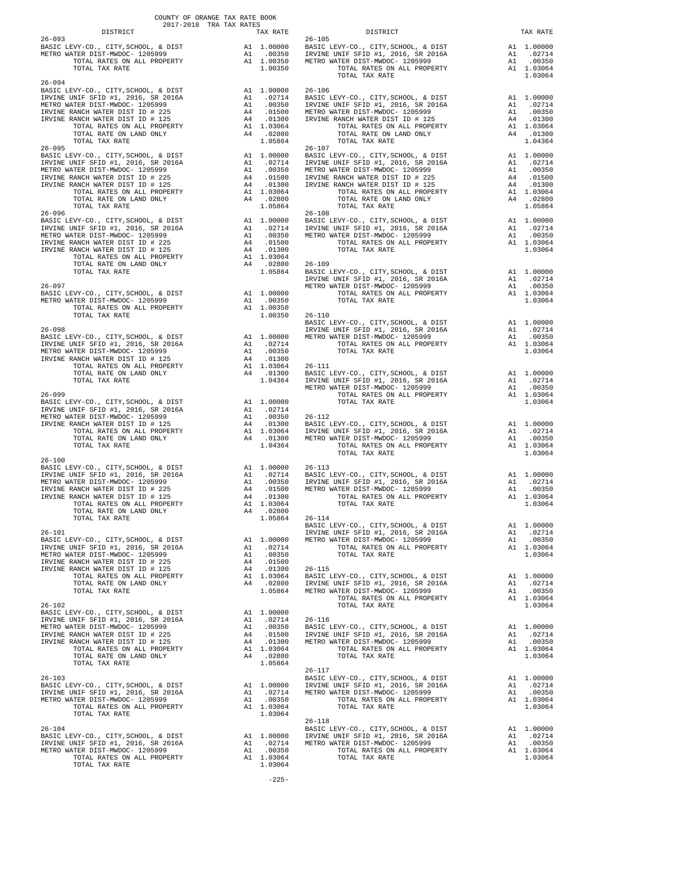COUNTY OF ORANGE TAX RATE BOOK
2017-2018 TRA TAX RATES

| DISTRICT | | TAX RATE |
|---|---|---|
| **26-093** | | |
| BASIC LEVY-CO., CITY,SCHOOL, & DIST | A1 | 1.00000 |
| METRO WATER DIST-MWDOC- 1205999 | A1 | .00350 |
| TOTAL RATES ON ALL PROPERTY | A1 | 1.00350 |
| TOTAL TAX RATE | | 1.00350 |
| **26-094** | | |
| BASIC LEVY-CO., CITY,SCHOOL, & DIST | A1 | 1.00000 |
| IRVINE UNIF SFID #1, 2016, SR 2016A | A1 | .02714 |
| METRO WATER DIST-MWDOC- 1205999 | A1 | .00350 |
| IRVINE RANCH WATER DIST ID # 225 | A4 | .01500 |
| IRVINE RANCH WATER DIST ID # 125 | A4 | .01300 |
| TOTAL RATES ON ALL PROPERTY | A1 | 1.03064 |
| TOTAL RATE ON LAND ONLY | A4 | .02800 |
| TOTAL TAX RATE | | 1.05864 |
| **26-095** | | |
| BASIC LEVY-CO., CITY,SCHOOL, & DIST | A1 | 1.00000 |
| IRVINE UNIF SFID #1, 2016, SR 2016A | A1 | .02714 |
| METRO WATER DIST-MWDOC- 1205999 | A1 | .00350 |
| IRVINE RANCH WATER DIST ID # 225 | A4 | .01500 |
| IRVINE RANCH WATER DIST ID # 125 | A4 | .01300 |
| TOTAL RATES ON ALL PROPERTY | A1 | 1.03064 |
| TOTAL RATE ON LAND ONLY | A4 | .02800 |
| TOTAL TAX RATE | | 1.05864 |
| **26-096** | | |
| BASIC LEVY-CO., CITY,SCHOOL, & DIST | A1 | 1.00000 |
| IRVINE UNIF SFID #1, 2016, SR 2016A | A1 | .02714 |
| METRO WATER DIST-MWDOC- 1205999 | A1 | .00350 |
| IRVINE RANCH WATER DIST ID # 225 | A4 | .01500 |
| IRVINE RANCH WATER DIST ID # 125 | A4 | .01300 |
| TOTAL RATES ON ALL PROPERTY | A1 | 1.03064 |
| TOTAL RATE ON LAND ONLY | A4 | .02800 |
| TOTAL TAX RATE | | 1.05864 |
| **26-097** | | |
| BASIC LEVY-CO., CITY,SCHOOL, & DIST | A1 | 1.00000 |
| METRO WATER DIST-MWDOC- 1205999 | A1 | .00350 |
| TOTAL RATES ON ALL PROPERTY | A1 | 1.00350 |
| TOTAL TAX RATE | | 1.00350 |
| **26-098** | | |
| BASIC LEVY-CO., CITY,SCHOOL, & DIST | A1 | 1.00000 |
| IRVINE UNIF SFID #1, 2016, SR 2016A | A1 | .02714 |
| METRO WATER DIST-MWDOC- 1205999 | A1 | .00350 |
| IRVINE RANCH WATER DIST ID # 125 | A4 | .01300 |
| TOTAL RATES ON ALL PROPERTY | A1 | 1.03064 |
| TOTAL RATE ON LAND ONLY | A4 | .01300 |
| TOTAL TAX RATE | | 1.04364 |
| **26-099** | | |
| BASIC LEVY-CO., CITY,SCHOOL, & DIST | A1 | 1.00000 |
| IRVINE UNIF SFID #1, 2016, SR 2016A | A1 | .02714 |
| METRO WATER DIST-MWDOC- 1205999 | A1 | .00350 |
| IRVINE RANCH WATER DIST ID # 125 | A4 | .01300 |
| TOTAL RATES ON ALL PROPERTY | A1 | 1.03064 |
| TOTAL RATE ON LAND ONLY | A4 | .01300 |
| TOTAL TAX RATE | | 1.04364 |
| **26-100** | | |
| BASIC LEVY-CO., CITY,SCHOOL, & DIST | A1 | 1.00000 |
| IRVINE UNIF SFID #1, 2016, SR 2016A | A1 | .02714 |
| METRO WATER DIST-MWDOC- 1205999 | A1 | .00350 |
| IRVINE RANCH WATER DIST ID # 225 | A4 | .01500 |
| IRVINE RANCH WATER DIST ID # 125 | A4 | .01300 |
| TOTAL RATES ON ALL PROPERTY | A1 | 1.03064 |
| TOTAL RATE ON LAND ONLY | A4 | .02800 |
| TOTAL TAX RATE | | 1.05864 |
| **26-101** | | |
| BASIC LEVY-CO., CITY,SCHOOL, & DIST | A1 | 1.00000 |
| IRVINE UNIF SFID #1, 2016, SR 2016A | A1 | .02714 |
| METRO WATER DIST-MWDOC- 1205999 | A1 | .00350 |
| IRVINE RANCH WATER DIST ID # 225 | A4 | .01500 |
| IRVINE RANCH WATER DIST ID # 125 | A4 | .01300 |
| TOTAL RATES ON ALL PROPERTY | A1 | 1.03064 |
| TOTAL RATE ON LAND ONLY | A4 | .02800 |
| TOTAL TAX RATE | | 1.05864 |
| **26-102** | | |
| BASIC LEVY-CO., CITY,SCHOOL, & DIST | A1 | 1.00000 |
| IRVINE UNIF SFID #1, 2016, SR 2016A | A1 | .02714 |
| METRO WATER DIST-MWDOC- 1205999 | A1 | .00350 |
| IRVINE RANCH WATER DIST ID # 225 | A4 | .01500 |
| IRVINE RANCH WATER DIST ID # 125 | A4 | .01300 |
| TOTAL RATES ON ALL PROPERTY | A1 | 1.03064 |
| TOTAL RATE ON LAND ONLY | A4 | .02800 |
| TOTAL TAX RATE | | 1.05864 |
| **26-103** | | |
| BASIC LEVY-CO., CITY,SCHOOL, & DIST | A1 | 1.00000 |
| IRVINE UNIF SFID #1, 2016, SR 2016A | A1 | .02714 |
| METRO WATER DIST-MWDOC- 1205999 | A1 | .00350 |
| TOTAL RATES ON ALL PROPERTY | A1 | 1.03064 |
| TOTAL TAX RATE | | 1.03064 |
| **26-104** | | |
| BASIC LEVY-CO., CITY,SCHOOL, & DIST | A1 | 1.00000 |
| IRVINE UNIF SFID #1, 2016, SR 2016A | A1 | .02714 |
| METRO WATER DIST-MWDOC- 1205999 | A1 | .00350 |
| TOTAL RATES ON ALL PROPERTY | A1 | 1.03064 |
| TOTAL TAX RATE | | 1.03064 |
| **26-105** | | |
| BASIC LEVY-CO., CITY,SCHOOL, & DIST | A1 | 1.00000 |
| IRVINE UNIF SFID #1, 2016, SR 2016A | A1 | .02714 |
| METRO WATER DIST-MWDOC- 1205999 | A1 | .00350 |
| TOTAL RATES ON ALL PROPERTY | A1 | 1.03064 |
| TOTAL TAX RATE | | 1.03064 |
| **26-106** | | |
| BASIC LEVY-CO., CITY,SCHOOL, & DIST | A1 | 1.00000 |
| IRVINE UNIF SFID #1, 2016, SR 2016A | A1 | .02714 |
| METRO WATER DIST-MWDOC- 1205999 | A1 | .00350 |
| IRVINE RANCH WATER DIST ID # 125 | A4 | .01300 |
| TOTAL RATES ON ALL PROPERTY | A1 | 1.03064 |
| TOTAL RATE ON LAND ONLY | A4 | .01300 |
| TOTAL TAX RATE | | 1.04364 |
| **26-107** | | |
| BASIC LEVY-CO., CITY,SCHOOL, & DIST | A1 | 1.00000 |
| IRVINE UNIF SFID #1, 2016, SR 2016A | A1 | .02714 |
| METRO WATER DIST-MWDOC- 1205999 | A1 | .00350 |
| IRVINE RANCH WATER DIST ID # 225 | A4 | .01500 |
| IRVINE RANCH WATER DIST ID # 125 | A4 | .01300 |
| TOTAL RATES ON ALL PROPERTY | A1 | 1.03064 |
| TOTAL RATE ON LAND ONLY | A4 | .02800 |
| TOTAL TAX RATE | | 1.05864 |
| **26-108** | | |
| BASIC LEVY-CO., CITY,SCHOOL, & DIST | A1 | 1.00000 |
| IRVINE UNIF SFID #1, 2016, SR 2016A | A1 | .02714 |
| METRO WATER DIST-MWDOC- 1205999 | A1 | .00350 |
| TOTAL RATES ON ALL PROPERTY | A1 | 1.03064 |
| TOTAL TAX RATE | | 1.03064 |
| **26-109** | | |
| BASIC LEVY-CO., CITY,SCHOOL, & DIST | A1 | 1.00000 |
| IRVINE UNIF SFID #1, 2016, SR 2016A | A1 | .02714 |
| METRO WATER DIST-MWDOC- 1205999 | A1 | .00350 |
| TOTAL RATES ON ALL PROPERTY | A1 | 1.03064 |
| TOTAL TAX RATE | | 1.03064 |
| **26-110** | | |
| BASIC LEVY-CO., CITY,SCHOOL, & DIST | A1 | 1.00000 |
| IRVINE UNIF SFID #1, 2016, SR 2016A | A1 | .02714 |
| METRO WATER DIST-MWDOC- 1205999 | A1 | .00350 |
| TOTAL RATES ON ALL PROPERTY | A1 | 1.03064 |
| TOTAL TAX RATE | | 1.03064 |
| **26-111** | | |
| BASIC LEVY-CO., CITY,SCHOOL, & DIST | A1 | 1.00000 |
| IRVINE UNIF SFID #1, 2016, SR 2016A | A1 | .02714 |
| METRO WATER DIST-MWDOC- 1205999 | A1 | .00350 |
| TOTAL RATES ON ALL PROPERTY | A1 | 1.03064 |
| TOTAL TAX RATE | | 1.03064 |
| **26-112** | | |
| BASIC LEVY-CO., CITY,SCHOOL, & DIST | A1 | 1.00000 |
| IRVINE UNIF SFID #1, 2016, SR 2016A | A1 | .02714 |
| METRO WATER DIST-MWDOC- 1205999 | A1 | .00350 |
| TOTAL RATES ON ALL PROPERTY | A1 | 1.03064 |
| TOTAL TAX RATE | | 1.03064 |
| **26-113** | | |
| BASIC LEVY-CO., CITY,SCHOOL, & DIST | A1 | 1.00000 |
| IRVINE UNIF SFID #1, 2016, SR 2016A | A1 | .02714 |
| METRO WATER DIST-MWDOC- 1205999 | A1 | .00350 |
| TOTAL RATES ON ALL PROPERTY | A1 | 1.03064 |
| TOTAL TAX RATE | | 1.03064 |
| **26-114** | | |
| BASIC LEVY-CO., CITY,SCHOOL, & DIST | A1 | 1.00000 |
| IRVINE UNIF SFID #1, 2016, SR 2016A | A1 | .02714 |
| METRO WATER DIST-MWDOC- 1205999 | A1 | .00350 |
| TOTAL RATES ON ALL PROPERTY | A1 | 1.03064 |
| TOTAL TAX RATE | | 1.03064 |
| **26-115** | | |
| BASIC LEVY-CO., CITY,SCHOOL, & DIST | A1 | 1.00000 |
| IRVINE UNIF SFID #1, 2016, SR 2016A | A1 | .02714 |
| METRO WATER DIST-MWDOC- 1205999 | A1 | .00350 |
| TOTAL RATES ON ALL PROPERTY | A1 | 1.03064 |
| TOTAL TAX RATE | | 1.03064 |
| **26-116** | | |
| BASIC LEVY-CO., CITY,SCHOOL, & DIST | A1 | 1.00000 |
| IRVINE UNIF SFID #1, 2016, SR 2016A | A1 | .02714 |
| METRO WATER DIST-MWDOC- 1205999 | A1 | .00350 |
| TOTAL RATES ON ALL PROPERTY | A1 | 1.03064 |
| TOTAL TAX RATE | | 1.03064 |
| **26-117** | | |
| BASIC LEVY-CO., CITY,SCHOOL, & DIST | A1 | 1.00000 |
| IRVINE UNIF SFID #1, 2016, SR 2016A | A1 | .02714 |
| METRO WATER DIST-MWDOC- 1205999 | A1 | .00350 |
| TOTAL RATES ON ALL PROPERTY | A1 | 1.03064 |
| TOTAL TAX RATE | | 1.03064 |
| **26-118** | | |
| BASIC LEVY-CO., CITY,SCHOOL, & DIST | A1 | 1.00000 |
| IRVINE UNIF SFID #1, 2016, SR 2016A | A1 | .02714 |
| METRO WATER DIST-MWDOC- 1205999 | A1 | .00350 |
| TOTAL RATES ON ALL PROPERTY | A1 | 1.03064 |
| TOTAL TAX RATE | | 1.03064 |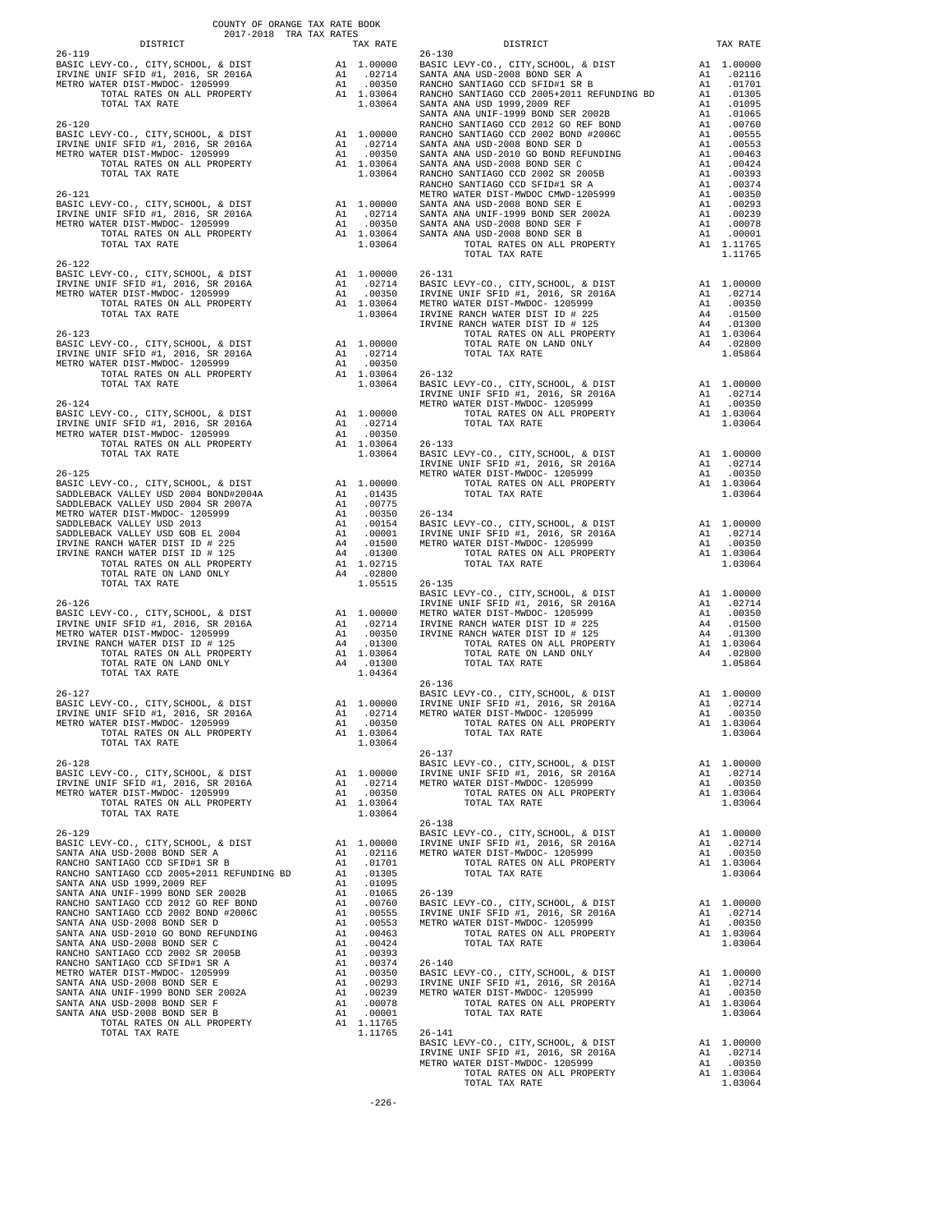COUNTY OF ORANGE TAX RATE BOOK
2017-2018 TRA TAX RATES

| DISTRICT | | TAX RATE |
|---|---|---|
| **26-119** | | |
| BASIC LEVY-CO., CITY,SCHOOL, & DIST | A1 | 1.00000 |
| IRVINE UNIF SFID #1, 2016, SR 2016A | A1 | .02714 |
| METRO WATER DIST-MWDOC- 1205999 | A1 | .00350 |
| TOTAL RATES ON ALL PROPERTY | A1 | 1.03064 |
| TOTAL TAX RATE | | 1.03064 |
| **26-120** | | |
| BASIC LEVY-CO., CITY,SCHOOL, & DIST | A1 | 1.00000 |
| IRVINE UNIF SFID #1, 2016, SR 2016A | A1 | .02714 |
| METRO WATER DIST-MWDOC- 1205999 | A1 | .00350 |
| TOTAL RATES ON ALL PROPERTY | A1 | 1.03064 |
| TOTAL TAX RATE | | 1.03064 |
| **26-121** | | |
| BASIC LEVY-CO., CITY,SCHOOL, & DIST | A1 | 1.00000 |
| IRVINE UNIF SFID #1, 2016, SR 2016A | A1 | .02714 |
| METRO WATER DIST-MWDOC- 1205999 | A1 | .00350 |
| TOTAL RATES ON ALL PROPERTY | A1 | 1.03064 |
| TOTAL TAX RATE | | 1.03064 |
| **26-122** | | |
| BASIC LEVY-CO., CITY,SCHOOL, & DIST | A1 | 1.00000 |
| IRVINE UNIF SFID #1, 2016, SR 2016A | A1 | .02714 |
| METRO WATER DIST-MWDOC- 1205999 | A1 | .00350 |
| TOTAL RATES ON ALL PROPERTY | A1 | 1.03064 |
| TOTAL TAX RATE | | 1.03064 |
| **26-123** | | |
| BASIC LEVY-CO., CITY,SCHOOL, & DIST | A1 | 1.00000 |
| IRVINE UNIF SFID #1, 2016, SR 2016A | A1 | .02714 |
| METRO WATER DIST-MWDOC- 1205999 | A1 | .00350 |
| TOTAL RATES ON ALL PROPERTY | A1 | 1.03064 |
| TOTAL TAX RATE | | 1.03064 |
| **26-124** | | |
| BASIC LEVY-CO., CITY,SCHOOL, & DIST | A1 | 1.00000 |
| IRVINE UNIF SFID #1, 2016, SR 2016A | A1 | .02714 |
| METRO WATER DIST-MWDOC- 1205999 | A1 | .00350 |
| TOTAL RATES ON ALL PROPERTY | A1 | 1.03064 |
| TOTAL TAX RATE | | 1.03064 |
| **26-125** | | |
| BASIC LEVY-CO., CITY,SCHOOL, & DIST | A1 | 1.00000 |
| SADDLEBACK VALLEY USD 2004 BOND#2004A | A1 | .01435 |
| SADDLEBACK VALLEY USD 2004 SR 2007A | A1 | .00775 |
| METRO WATER DIST-MWDOC- 1205999 | A1 | .00350 |
| SADDLEBACK VALLEY USD 2013 | A1 | .00154 |
| SADDLEBACK VALLEY USD GOB EL 2004 | A1 | .00001 |
| IRVINE RANCH WATER DIST ID # 225 | A4 | .01500 |
| IRVINE RANCH WATER DIST ID # 125 | A4 | .01300 |
| TOTAL RATES ON ALL PROPERTY | A1 | 1.02715 |
| TOTAL RATE ON LAND ONLY | A4 | .02800 |
| TOTAL TAX RATE | | 1.05515 |
| **26-126** | | |
| BASIC LEVY-CO., CITY,SCHOOL, & DIST | A1 | 1.00000 |
| IRVINE UNIF SFID #1, 2016, SR 2016A | A1 | .02714 |
| METRO WATER DIST-MWDOC- 1205999 | A1 | .00350 |
| IRVINE RANCH WATER DIST ID # 125 | A4 | .01300 |
| TOTAL RATES ON ALL PROPERTY | A1 | 1.03064 |
| TOTAL RATE ON LAND ONLY | A4 | .01300 |
| TOTAL TAX RATE | | 1.04364 |
| **26-127** | | |
| BASIC LEVY-CO., CITY,SCHOOL, & DIST | A1 | 1.00000 |
| IRVINE UNIF SFID #1, 2016, SR 2016A | A1 | .02714 |
| METRO WATER DIST-MWDOC- 1205999 | A1 | .00350 |
| TOTAL RATES ON ALL PROPERTY | A1 | 1.03064 |
| TOTAL TAX RATE | | 1.03064 |
| **26-128** | | |
| BASIC LEVY-CO., CITY,SCHOOL, & DIST | A1 | 1.00000 |
| IRVINE UNIF SFID #1, 2016, SR 2016A | A1 | .02714 |
| METRO WATER DIST-MWDOC- 1205999 | A1 | .00350 |
| TOTAL RATES ON ALL PROPERTY | A1 | 1.03064 |
| TOTAL TAX RATE | | 1.03064 |
| **26-129** | | |
| BASIC LEVY-CO., CITY,SCHOOL, & DIST | A1 | 1.00000 |
| SANTA ANA USD-2008 BOND SER A | A1 | .02116 |
| RANCHO SANTIAGO CCD SFID#1 SR B | A1 | .01701 |
| RANCHO SANTIAGO CCD 2005+2011 REFUNDING BD | A1 | .01305 |
| SANTA ANA USD 1999,2009 REF | A1 | .01095 |
| SANTA ANA UNIF-1999 BOND SER 2002B | A1 | .01065 |
| RANCHO SANTIAGO CCD 2012 GO REF BOND | A1 | .00760 |
| RANCHO SANTIAGO CCD 2002 BOND #2006C | A1 | .00555 |
| SANTA ANA USD-2008 BOND SER D | A1 | .00553 |
| SANTA ANA USD-2010 GO BOND REFUNDING | A1 | .00463 |
| SANTA ANA USD-2008 BOND SER C | A1 | .00424 |
| RANCHO SANTIAGO CCD 2002 SR 2005B | A1 | .00393 |
| RANCHO SANTIAGO CCD SFID#1 SR A | A1 | .00374 |
| METRO WATER DIST-MWDOC- 1205999 | A1 | .00350 |
| SANTA ANA USD-2008 BOND SER E | A1 | .00293 |
| SANTA ANA UNIF-1999 BOND SER 2002A | A1 | .00239 |
| SANTA ANA USD-2008 BOND SER F | A1 | .00078 |
| SANTA ANA USD-2008 BOND SER B | A1 | .00001 |
| TOTAL RATES ON ALL PROPERTY | A1 | 1.11765 |
| TOTAL TAX RATE | | 1.11765 |
| **26-130** | | |
| BASIC LEVY-CO., CITY,SCHOOL, & DIST | A1 | 1.00000 |
| SANTA ANA USD-2008 BOND SER A | A1 | .02116 |
| RANCHO SANTIAGO CCD SFID#1 SR B | A1 | .01701 |
| RANCHO SANTIAGO CCD 2005+2011 REFUNDING BD | A1 | .01305 |
| SANTA ANA USD 1999,2009 REF | A1 | .01095 |
| SANTA ANA UNIF-1999 BOND SER 2002B | A1 | .01065 |
| RANCHO SANTIAGO CCD 2012 GO REF BOND | A1 | .00760 |
| RANCHO SANTIAGO CCD 2002 BOND #2006C | A1 | .00555 |
| SANTA ANA USD-2008 BOND SER D | A1 | .00553 |
| SANTA ANA USD-2010 GO BOND REFUNDING | A1 | .00463 |
| SANTA ANA USD-2008 BOND SER C | A1 | .00424 |
| RANCHO SANTIAGO CCD 2002 SR 2005B | A1 | .00393 |
| RANCHO SANTIAGO CCD SFID#1 SR A | A1 | .00374 |
| METRO WATER DIST-MWDOC CMWD-1205999 | A1 | .00350 |
| SANTA ANA USD-2008 BOND SER E | A1 | .00293 |
| SANTA ANA UNIF-1999 BOND SER 2002A | A1 | .00239 |
| SANTA ANA USD-2008 BOND SER F | A1 | .00078 |
| SANTA ANA USD-2008 BOND SER B | A1 | .00001 |
| TOTAL RATES ON ALL PROPERTY | A1 | 1.11765 |
| TOTAL TAX RATE | | 1.11765 |
| **26-131** | | |
| BASIC LEVY-CO., CITY,SCHOOL, & DIST | A1 | 1.00000 |
| IRVINE UNIF SFID #1, 2016, SR 2016A | A1 | .02714 |
| METRO WATER DIST-MWDOC- 1205999 | A1 | .00350 |
| IRVINE RANCH WATER DIST ID # 225 | A4 | .01500 |
| IRVINE RANCH WATER DIST ID # 125 | A4 | .01300 |
| TOTAL RATES ON ALL PROPERTY | A1 | 1.03064 |
| TOTAL RATE ON LAND ONLY | A4 | .02800 |
| TOTAL TAX RATE | | 1.05864 |
| **26-132** | | |
| BASIC LEVY-CO., CITY,SCHOOL, & DIST | A1 | 1.00000 |
| IRVINE UNIF SFID #1, 2016, SR 2016A | A1 | .02714 |
| METRO WATER DIST-MWDOC- 1205999 | A1 | .00350 |
| TOTAL RATES ON ALL PROPERTY | A1 | 1.03064 |
| TOTAL TAX RATE | | 1.03064 |
| **26-133** | | |
| BASIC LEVY-CO., CITY,SCHOOL, & DIST | A1 | 1.00000 |
| IRVINE UNIF SFID #1, 2016, SR 2016A | A1 | .02714 |
| METRO WATER DIST-MWDOC- 1205999 | A1 | .00350 |
| TOTAL RATES ON ALL PROPERTY | A1 | 1.03064 |
| TOTAL TAX RATE | | 1.03064 |
| **26-134** | | |
| BASIC LEVY-CO., CITY,SCHOOL, & DIST | A1 | 1.00000 |
| IRVINE UNIF SFID #1, 2016, SR 2016A | A1 | .02714 |
| METRO WATER DIST-MWDOC- 1205999 | A1 | .00350 |
| TOTAL RATES ON ALL PROPERTY | A1 | 1.03064 |
| TOTAL TAX RATE | | 1.03064 |
| **26-135** | | |
| BASIC LEVY-CO., CITY,SCHOOL, & DIST | A1 | 1.00000 |
| IRVINE UNIF SFID #1, 2016, SR 2016A | A1 | .02714 |
| METRO WATER DIST-MWDOC- 1205999 | A1 | .00350 |
| IRVINE RANCH WATER DIST ID # 225 | A4 | .01500 |
| IRVINE RANCH WATER DIST ID # 125 | A4 | .01300 |
| TOTAL RATES ON ALL PROPERTY | A1 | 1.03064 |
| TOTAL RATE ON LAND ONLY | A4 | .02800 |
| TOTAL TAX RATE | | 1.05864 |
| **26-136** | | |
| BASIC LEVY-CO., CITY,SCHOOL, & DIST | A1 | 1.00000 |
| IRVINE UNIF SFID #1, 2016, SR 2016A | A1 | .02714 |
| METRO WATER DIST-MWDOC- 1205999 | A1 | .00350 |
| TOTAL RATES ON ALL PROPERTY | A1 | 1.03064 |
| TOTAL TAX RATE | | 1.03064 |
| **26-137** | | |
| BASIC LEVY-CO., CITY,SCHOOL, & DIST | A1 | 1.00000 |
| IRVINE UNIF SFID #1, 2016, SR 2016A | A1 | .02714 |
| METRO WATER DIST-MWDOC- 1205999 | A1 | .00350 |
| TOTAL RATES ON ALL PROPERTY | A1 | 1.03064 |
| TOTAL TAX RATE | | 1.03064 |
| **26-138** | | |
| BASIC LEVY-CO., CITY,SCHOOL, & DIST | A1 | 1.00000 |
| IRVINE UNIF SFID #1, 2016, SR 2016A | A1 | .02714 |
| METRO WATER DIST-MWDOC- 1205999 | A1 | .00350 |
| TOTAL RATES ON ALL PROPERTY | A1 | 1.03064 |
| TOTAL TAX RATE | | 1.03064 |
| **26-139** | | |
| BASIC LEVY-CO., CITY,SCHOOL, & DIST | A1 | 1.00000 |
| IRVINE UNIF SFID #1, 2016, SR 2016A | A1 | .02714 |
| METRO WATER DIST-MWDOC- 1205999 | A1 | .00350 |
| TOTAL RATES ON ALL PROPERTY | A1 | 1.03064 |
| TOTAL TAX RATE | | 1.03064 |
| **26-140** | | |
| BASIC LEVY-CO., CITY,SCHOOL, & DIST | A1 | 1.00000 |
| IRVINE UNIF SFID #1, 2016, SR 2016A | A1 | .02714 |
| METRO WATER DIST-MWDOC- 1205999 | A1 | .00350 |
| TOTAL RATES ON ALL PROPERTY | A1 | 1.03064 |
| TOTAL TAX RATE | | 1.03064 |
| **26-141** | | |
| BASIC LEVY-CO., CITY,SCHOOL, & DIST | A1 | 1.00000 |
| IRVINE UNIF SFID #1, 2016, SR 2016A | A1 | .02714 |
| METRO WATER DIST-MWDOC- 1205999 | A1 | .00350 |
| TOTAL RATES ON ALL PROPERTY | A1 | 1.03064 |
| TOTAL TAX RATE | | 1.03064 |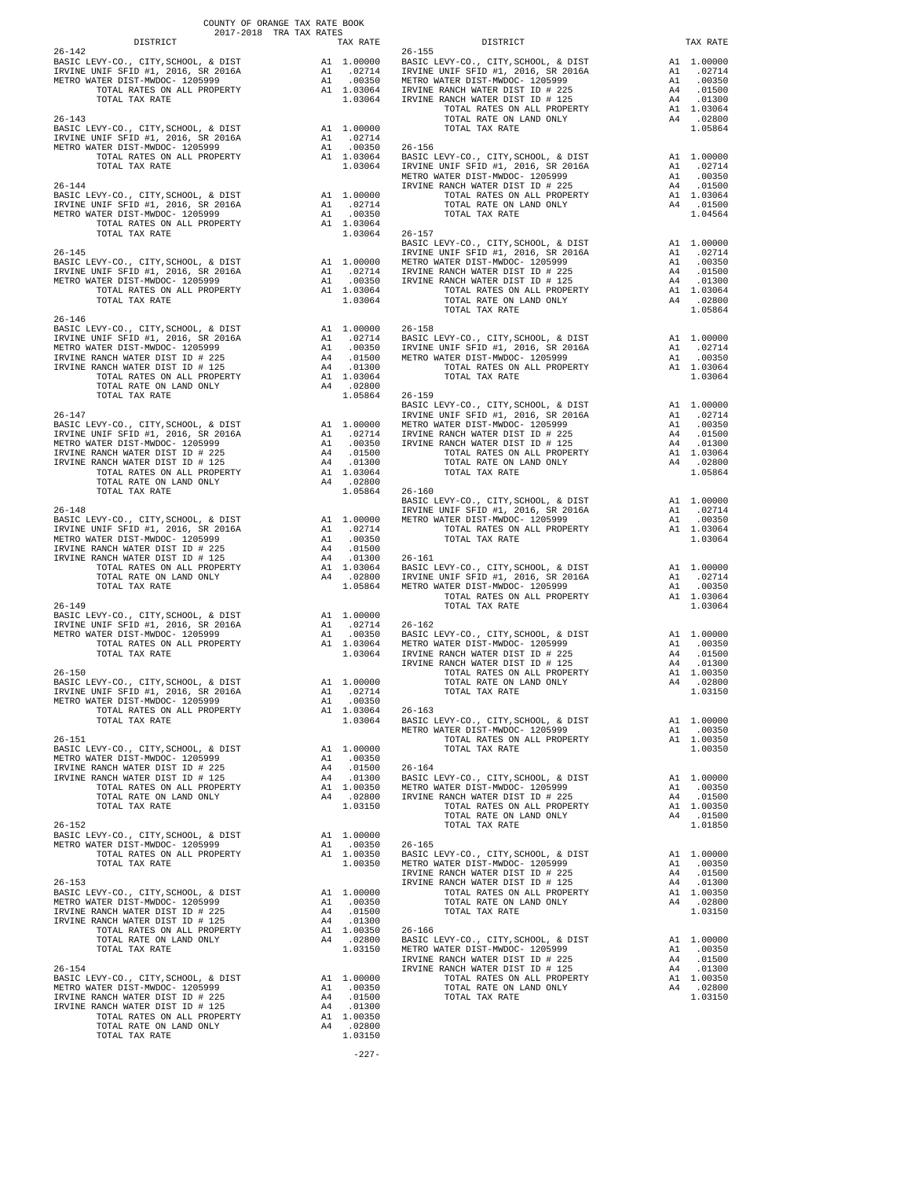COUNTY OF ORANGE TAX RATE BOOK
2017-2018 TRA TAX RATES

| DISTRICT | | TAX RATE |
|---|---|---|
| **26-142** | | |
| BASIC LEVY-CO., CITY,SCHOOL, & DIST | A1 | 1.00000 |
| IRVINE UNIF SFID #1, 2016, SR 2016A | A1 | .02714 |
| METRO WATER DIST-MWDOC- 1205999 | A1 | .00350 |
| TOTAL RATES ON ALL PROPERTY | A1 | 1.03064 |
| TOTAL TAX RATE | | 1.03064 |
| **26-143** | | |
| BASIC LEVY-CO., CITY,SCHOOL, & DIST | A1 | 1.00000 |
| IRVINE UNIF SFID #1, 2016, SR 2016A | A1 | .02714 |
| METRO WATER DIST-MWDOC- 1205999 | A1 | .00350 |
| TOTAL RATES ON ALL PROPERTY | A1 | 1.03064 |
| TOTAL TAX RATE | | 1.03064 |
| **26-144** | | |
| BASIC LEVY-CO., CITY,SCHOOL, & DIST | A1 | 1.00000 |
| IRVINE UNIF SFID #1, 2016, SR 2016A | A1 | .02714 |
| METRO WATER DIST-MWDOC- 1205999 | A1 | .00350 |
| TOTAL RATES ON ALL PROPERTY | A1 | 1.03064 |
| TOTAL TAX RATE | | 1.03064 |
| **26-145** | | |
| BASIC LEVY-CO., CITY,SCHOOL, & DIST | A1 | 1.00000 |
| IRVINE UNIF SFID #1, 2016, SR 2016A | A1 | .02714 |
| METRO WATER DIST-MWDOC- 1205999 | A1 | .00350 |
| TOTAL RATES ON ALL PROPERTY | A1 | 1.03064 |
| TOTAL TAX RATE | | 1.03064 |
| **26-146** | | |
| BASIC LEVY-CO., CITY,SCHOOL, & DIST | A1 | 1.00000 |
| IRVINE UNIF SFID #1, 2016, SR 2016A | A1 | .02714 |
| METRO WATER DIST-MWDOC- 1205999 | A1 | .00350 |
| IRVINE RANCH WATER DIST ID # 225 | A4 | .01500 |
| IRVINE RANCH WATER DIST ID # 125 | A4 | .01300 |
| TOTAL RATES ON ALL PROPERTY | A1 | 1.03064 |
| TOTAL RATE ON LAND ONLY | A4 | .02800 |
| TOTAL TAX RATE | | 1.05864 |
| **26-147** | | |
| BASIC LEVY-CO., CITY,SCHOOL, & DIST | A1 | 1.00000 |
| IRVINE UNIF SFID #1, 2016, SR 2016A | A1 | .02714 |
| METRO WATER DIST-MWDOC- 1205999 | A1 | .00350 |
| IRVINE RANCH WATER DIST ID # 225 | A4 | .01500 |
| IRVINE RANCH WATER DIST ID # 125 | A4 | .01300 |
| TOTAL RATES ON ALL PROPERTY | A1 | 1.03064 |
| TOTAL RATE ON LAND ONLY | A4 | .02800 |
| TOTAL TAX RATE | | 1.05864 |
| **26-148** | | |
| BASIC LEVY-CO., CITY,SCHOOL, & DIST | A1 | 1.00000 |
| IRVINE UNIF SFID #1, 2016, SR 2016A | A1 | .02714 |
| METRO WATER DIST-MWDOC- 1205999 | A1 | .00350 |
| IRVINE RANCH WATER DIST ID # 225 | A4 | .01500 |
| IRVINE RANCH WATER DIST ID # 125 | A4 | .01300 |
| TOTAL RATES ON ALL PROPERTY | A1 | 1.03064 |
| TOTAL RATE ON LAND ONLY | A4 | .02800 |
| TOTAL TAX RATE | | 1.05864 |
| **26-149** | | |
| BASIC LEVY-CO., CITY,SCHOOL, & DIST | A1 | 1.00000 |
| IRVINE UNIF SFID #1, 2016, SR 2016A | A1 | .02714 |
| METRO WATER DIST-MWDOC- 1205999 | A1 | .00350 |
| TOTAL RATES ON ALL PROPERTY | A1 | 1.03064 |
| TOTAL TAX RATE | | 1.03064 |
| **26-150** | | |
| BASIC LEVY-CO., CITY,SCHOOL, & DIST | A1 | 1.00000 |
| IRVINE UNIF SFID #1, 2016, SR 2016A | A1 | .02714 |
| METRO WATER DIST-MWDOC- 1205999 | A1 | .00350 |
| TOTAL RATES ON ALL PROPERTY | A1 | 1.03064 |
| TOTAL TAX RATE | | 1.03064 |
| **26-151** | | |
| BASIC LEVY-CO., CITY,SCHOOL, & DIST | A1 | 1.00000 |
| METRO WATER DIST-MWDOC- 1205999 | A1 | .00350 |
| IRVINE RANCH WATER DIST ID # 225 | A4 | .01500 |
| IRVINE RANCH WATER DIST ID # 125 | A4 | .01300 |
| TOTAL RATES ON ALL PROPERTY | A1 | 1.00350 |
| TOTAL RATE ON LAND ONLY | A4 | .02800 |
| TOTAL TAX RATE | | 1.03150 |
| **26-152** | | |
| BASIC LEVY-CO., CITY,SCHOOL, & DIST | A1 | 1.00000 |
| METRO WATER DIST-MWDOC- 1205999 | A1 | .00350 |
| TOTAL RATES ON ALL PROPERTY | A1 | 1.00350 |
| TOTAL TAX RATE | | 1.00350 |
| **26-153** | | |
| BASIC LEVY-CO., CITY,SCHOOL, & DIST | A1 | 1.00000 |
| METRO WATER DIST-MWDOC- 1205999 | A1 | .00350 |
| IRVINE RANCH WATER DIST ID # 225 | A4 | .01500 |
| IRVINE RANCH WATER DIST ID # 125 | A4 | .01300 |
| TOTAL RATES ON ALL PROPERTY | A1 | 1.00350 |
| TOTAL RATE ON LAND ONLY | A4 | .02800 |
| TOTAL TAX RATE | | 1.03150 |
| **26-154** | | |
| BASIC LEVY-CO., CITY,SCHOOL, & DIST | A1 | 1.00000 |
| METRO WATER DIST-MWDOC- 1205999 | A1 | .00350 |
| IRVINE RANCH WATER DIST ID # 225 | A4 | .01500 |
| IRVINE RANCH WATER DIST ID # 125 | A4 | .01300 |
| TOTAL RATES ON ALL PROPERTY | A1 | 1.00350 |
| TOTAL RATE ON LAND ONLY | A4 | .02800 |
| TOTAL TAX RATE | | 1.03150 |
| **26-155** | | |
| BASIC LEVY-CO., CITY,SCHOOL, & DIST | A1 | 1.00000 |
| IRVINE UNIF SFID #1, 2016, SR 2016A | A1 | .02714 |
| METRO WATER DIST-MWDOC- 1205999 | A1 | .00350 |
| IRVINE RANCH WATER DIST ID # 225 | A4 | .01500 |
| IRVINE RANCH WATER DIST ID # 125 | A4 | .01300 |
| TOTAL RATES ON ALL PROPERTY | A1 | 1.03064 |
| TOTAL RATE ON LAND ONLY | A4 | .02800 |
| TOTAL TAX RATE | | 1.05864 |
| **26-156** | | |
| BASIC LEVY-CO., CITY,SCHOOL, & DIST | A1 | 1.00000 |
| IRVINE UNIF SFID #1, 2016, SR 2016A | A1 | .02714 |
| METRO WATER DIST-MWDOC- 1205999 | A1 | .00350 |
| IRVINE RANCH WATER DIST ID # 225 | A4 | .01500 |
| TOTAL RATES ON ALL PROPERTY | A1 | 1.03064 |
| TOTAL RATE ON LAND ONLY | A4 | .01500 |
| TOTAL TAX RATE | | 1.04564 |
| **26-157** | | |
| BASIC LEVY-CO., CITY,SCHOOL, & DIST | A1 | 1.00000 |
| IRVINE UNIF SFID #1, 2016, SR 2016A | A1 | .02714 |
| METRO WATER DIST-MWDOC- 1205999 | A1 | .00350 |
| IRVINE RANCH WATER DIST ID # 225 | A4 | .01500 |
| IRVINE RANCH WATER DIST ID # 125 | A4 | .01300 |
| TOTAL RATES ON ALL PROPERTY | A1 | 1.03064 |
| TOTAL RATE ON LAND ONLY | A4 | .02800 |
| TOTAL TAX RATE | | 1.05864 |
| **26-158** | | |
| BASIC LEVY-CO., CITY,SCHOOL, & DIST | A1 | 1.00000 |
| IRVINE UNIF SFID #1, 2016, SR 2016A | A1 | .02714 |
| METRO WATER DIST-MWDOC- 1205999 | A1 | .00350 |
| TOTAL RATES ON ALL PROPERTY | A1 | 1.03064 |
| TOTAL TAX RATE | | 1.03064 |
| **26-159** | | |
| BASIC LEVY-CO., CITY,SCHOOL, & DIST | A1 | 1.00000 |
| IRVINE UNIF SFID #1, 2016, SR 2016A | A1 | .02714 |
| METRO WATER DIST-MWDOC- 1205999 | A1 | .00350 |
| IRVINE RANCH WATER DIST ID # 225 | A4 | .01500 |
| IRVINE RANCH WATER DIST ID # 125 | A4 | .01300 |
| TOTAL RATES ON ALL PROPERTY | A1 | 1.03064 |
| TOTAL RATE ON LAND ONLY | A4 | .02800 |
| TOTAL TAX RATE | | 1.05864 |
| **26-160** | | |
| BASIC LEVY-CO., CITY,SCHOOL, & DIST | A1 | 1.00000 |
| IRVINE UNIF SFID #1, 2016, SR 2016A | A1 | .02714 |
| METRO WATER DIST-MWDOC- 1205999 | A1 | .00350 |
| TOTAL RATES ON ALL PROPERTY | A1 | 1.03064 |
| TOTAL TAX RATE | | 1.03064 |
| **26-161** | | |
| BASIC LEVY-CO., CITY,SCHOOL, & DIST | A1 | 1.00000 |
| IRVINE UNIF SFID #1, 2016, SR 2016A | A1 | .02714 |
| METRO WATER DIST-MWDOC- 1205999 | A1 | .00350 |
| TOTAL RATES ON ALL PROPERTY | A1 | 1.03064 |
| TOTAL TAX RATE | | 1.03064 |
| **26-162** | | |
| BASIC LEVY-CO., CITY,SCHOOL, & DIST | A1 | 1.00000 |
| METRO WATER DIST-MWDOC- 1205999 | A1 | .00350 |
| IRVINE RANCH WATER DIST ID # 225 | A4 | .01500 |
| IRVINE RANCH WATER DIST ID # 125 | A4 | .01300 |
| TOTAL RATES ON ALL PROPERTY | A1 | 1.00350 |
| TOTAL RATE ON LAND ONLY | A4 | .02800 |
| TOTAL TAX RATE | | 1.03150 |
| **26-163** | | |
| BASIC LEVY-CO., CITY,SCHOOL, & DIST | A1 | 1.00000 |
| METRO WATER DIST-MWDOC- 1205999 | A1 | .00350 |
| TOTAL RATES ON ALL PROPERTY | A1 | 1.00350 |
| TOTAL TAX RATE | | 1.00350 |
| **26-164** | | |
| BASIC LEVY-CO., CITY,SCHOOL, & DIST | A1 | 1.00000 |
| METRO WATER DIST-MWDOC- 1205999 | A1 | .00350 |
| IRVINE RANCH WATER DIST ID # 225 | A4 | .01500 |
| TOTAL RATES ON ALL PROPERTY | A1 | 1.00350 |
| TOTAL RATE ON LAND ONLY | A4 | .01500 |
| TOTAL TAX RATE | | 1.01850 |
| **26-165** | | |
| BASIC LEVY-CO., CITY,SCHOOL, & DIST | A1 | 1.00000 |
| METRO WATER DIST-MWDOC- 1205999 | A1 | .00350 |
| IRVINE RANCH WATER DIST ID # 225 | A4 | .01500 |
| IRVINE RANCH WATER DIST ID # 125 | A4 | .01300 |
| TOTAL RATES ON ALL PROPERTY | A1 | 1.00350 |
| TOTAL RATE ON LAND ONLY | A4 | .02800 |
| TOTAL TAX RATE | | 1.03150 |
| **26-166** | | |
| BASIC LEVY-CO., CITY,SCHOOL, & DIST | A1 | 1.00000 |
| METRO WATER DIST-MWDOC- 1205999 | A1 | .00350 |
| IRVINE RANCH WATER DIST ID # 225 | A4 | .01500 |
| IRVINE RANCH WATER DIST ID # 125 | A4 | .01300 |
| TOTAL RATES ON ALL PROPERTY | A1 | 1.00350 |
| TOTAL RATE ON LAND ONLY | A4 | .02800 |
| TOTAL TAX RATE | | 1.03150 |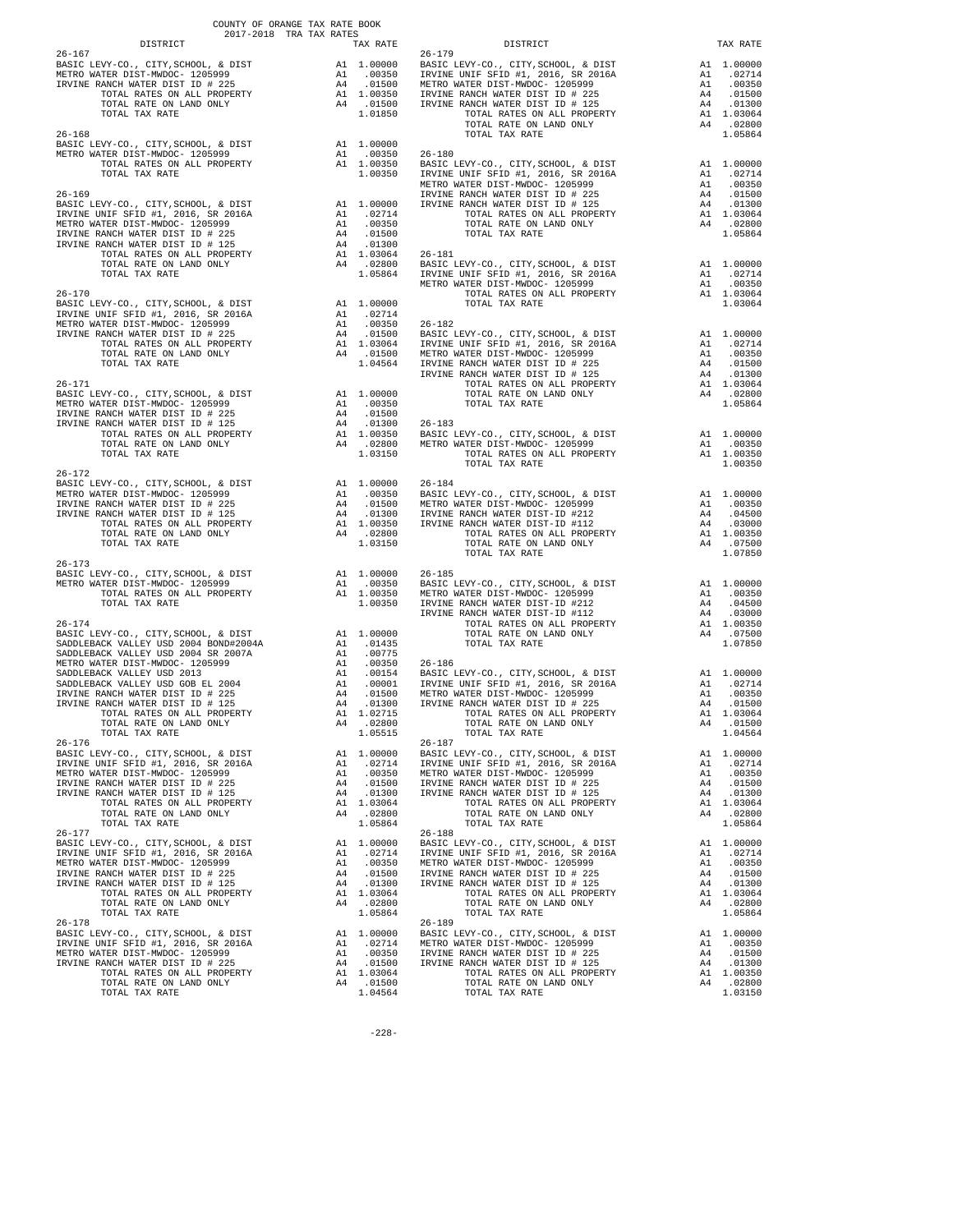COUNTY OF ORANGE TAX RATE BOOK
2017-2018 TRA TAX RATES

| DISTRICT | | TAX RATE |
|---|---|---|
| **26-167** | | |
| BASIC LEVY-CO., CITY,SCHOOL, & DIST | A1 | 1.00000 |
| METRO WATER DIST-MWDOC- 1205999 | A1 | .00350 |
| IRVINE RANCH WATER DIST ID # 225 | A4 | .01500 |
| TOTAL RATES ON ALL PROPERTY | A1 | 1.00350 |
| TOTAL RATE ON LAND ONLY | A4 | .01500 |
| TOTAL TAX RATE | | 1.01850 |
| **26-168** | | |
| BASIC LEVY-CO., CITY,SCHOOL, & DIST | A1 | 1.00000 |
| METRO WATER DIST-MWDOC- 1205999 | A1 | .00350 |
| TOTAL RATES ON ALL PROPERTY | A1 | 1.00350 |
| TOTAL TAX RATE | | 1.00350 |
| **26-169** | | |
| BASIC LEVY-CO., CITY,SCHOOL, & DIST | A1 | 1.00000 |
| IRVINE UNIF SFID #1, 2016, SR 2016A | A1 | .02714 |
| METRO WATER DIST-MWDOC- 1205999 | A1 | .00350 |
| IRVINE RANCH WATER DIST ID # 225 | A4 | .01500 |
| IRVINE RANCH WATER DIST ID # 125 | A4 | .01300 |
| TOTAL RATES ON ALL PROPERTY | A1 | 1.03064 |
| TOTAL RATE ON LAND ONLY | A4 | .02800 |
| TOTAL TAX RATE | | 1.05864 |
| **26-170** | | |
| BASIC LEVY-CO., CITY,SCHOOL, & DIST | A1 | 1.00000 |
| IRVINE UNIF SFID #1, 2016, SR 2016A | A1 | .02714 |
| METRO WATER DIST-MWDOC- 1205999 | A1 | .00350 |
| IRVINE RANCH WATER DIST ID # 225 | A4 | .01500 |
| TOTAL RATES ON ALL PROPERTY | A1 | 1.03064 |
| TOTAL RATE ON LAND ONLY | A4 | .01500 |
| TOTAL TAX RATE | | 1.04564 |
| **26-171** | | |
| BASIC LEVY-CO., CITY,SCHOOL, & DIST | A1 | 1.00000 |
| METRO WATER DIST-MWDOC- 1205999 | A1 | .00350 |
| IRVINE RANCH WATER DIST ID # 225 | A4 | .01500 |
| IRVINE RANCH WATER DIST ID # 125 | A4 | .01300 |
| TOTAL RATES ON ALL PROPERTY | A1 | 1.00350 |
| TOTAL RATE ON LAND ONLY | A4 | .02800 |
| TOTAL TAX RATE | | 1.03150 |
| **26-172** | | |
| BASIC LEVY-CO., CITY,SCHOOL, & DIST | A1 | 1.00000 |
| METRO WATER DIST-MWDOC- 1205999 | A1 | .00350 |
| IRVINE RANCH WATER DIST ID # 225 | A4 | .01500 |
| IRVINE RANCH WATER DIST ID # 125 | A4 | .01300 |
| TOTAL RATES ON ALL PROPERTY | A1 | 1.00350 |
| TOTAL RATE ON LAND ONLY | A4 | .02800 |
| TOTAL TAX RATE | | 1.03150 |
| **26-173** | | |
| BASIC LEVY-CO., CITY,SCHOOL, & DIST | A1 | 1.00000 |
| METRO WATER DIST-MWDOC- 1205999 | A1 | .00350 |
| TOTAL RATES ON ALL PROPERTY | A1 | 1.00350 |
| TOTAL TAX RATE | | 1.00350 |
| **26-174** | | |
| BASIC LEVY-CO., CITY,SCHOOL, & DIST | A1 | 1.00000 |
| SADDLEBACK VALLEY USD 2004 BOND#2004A | A1 | .01435 |
| SADDLEBACK VALLEY USD 2004 SR 2007A | A1 | .00775 |
| METRO WATER DIST-MWDOC- 1205999 | A1 | .00350 |
| SADDLEBACK VALLEY USD 2013 | A1 | .00154 |
| SADDLEBACK VALLEY USD GOB EL 2004 | A1 | .00001 |
| IRVINE RANCH WATER DIST ID # 225 | A4 | .01500 |
| IRVINE RANCH WATER DIST ID # 125 | A4 | .01300 |
| TOTAL RATES ON ALL PROPERTY | A1 | 1.02715 |
| TOTAL RATE ON LAND ONLY | A4 | .02800 |
| TOTAL TAX RATE | | 1.05515 |
| **26-176** | | |
| BASIC LEVY-CO., CITY,SCHOOL, & DIST | A1 | 1.00000 |
| IRVINE UNIF SFID #1, 2016, SR 2016A | A1 | .02714 |
| METRO WATER DIST-MWDOC- 1205999 | A1 | .00350 |
| IRVINE RANCH WATER DIST ID # 225 | A4 | .01500 |
| IRVINE RANCH WATER DIST ID # 125 | A4 | .01300 |
| TOTAL RATES ON ALL PROPERTY | A1 | 1.03064 |
| TOTAL RATE ON LAND ONLY | A4 | .02800 |
| TOTAL TAX RATE | | 1.05864 |
| **26-177** | | |
| BASIC LEVY-CO., CITY,SCHOOL, & DIST | A1 | 1.00000 |
| IRVINE UNIF SFID #1, 2016, SR 2016A | A1 | .02714 |
| METRO WATER DIST-MWDOC- 1205999 | A1 | .00350 |
| IRVINE RANCH WATER DIST ID # 225 | A4 | .01500 |
| IRVINE RANCH WATER DIST ID # 125 | A4 | .01300 |
| TOTAL RATES ON ALL PROPERTY | A1 | 1.03064 |
| TOTAL RATE ON LAND ONLY | A4 | .02800 |
| TOTAL TAX RATE | | 1.05864 |
| **26-178** | | |
| BASIC LEVY-CO., CITY,SCHOOL, & DIST | A1 | 1.00000 |
| IRVINE UNIF SFID #1, 2016, SR 2016A | A1 | .02714 |
| METRO WATER DIST-MWDOC- 1205999 | A1 | .00350 |
| IRVINE RANCH WATER DIST ID # 225 | A4 | .01500 |
| TOTAL RATES ON ALL PROPERTY | A1 | 1.03064 |
| TOTAL RATE ON LAND ONLY | A4 | .01500 |
| TOTAL TAX RATE | | 1.04564 |
| **26-179** | | |
| BASIC LEVY-CO., CITY,SCHOOL, & DIST | A1 | 1.00000 |
| IRVINE UNIF SFID #1, 2016, SR 2016A | A1 | .02714 |
| METRO WATER DIST-MWDOC- 1205999 | A1 | .00350 |
| IRVINE RANCH WATER DIST ID # 225 | A4 | .01500 |
| IRVINE RANCH WATER DIST ID # 125 | A4 | .01300 |
| TOTAL RATES ON ALL PROPERTY | A1 | 1.03064 |
| TOTAL RATE ON LAND ONLY | A4 | .02800 |
| TOTAL TAX RATE | | 1.05864 |
| **26-180** | | |
| BASIC LEVY-CO., CITY,SCHOOL, & DIST | A1 | 1.00000 |
| IRVINE UNIF SFID #1, 2016, SR 2016A | A1 | .02714 |
| METRO WATER DIST-MWDOC- 1205999 | A1 | .00350 |
| IRVINE RANCH WATER DIST ID # 225 | A4 | .01500 |
| IRVINE RANCH WATER DIST ID # 125 | A4 | .01300 |
| TOTAL RATES ON ALL PROPERTY | A1 | 1.03064 |
| TOTAL RATE ON LAND ONLY | A4 | .02800 |
| TOTAL TAX RATE | | 1.05864 |
| **26-181** | | |
| BASIC LEVY-CO., CITY,SCHOOL, & DIST | A1 | 1.00000 |
| IRVINE UNIF SFID #1, 2016, SR 2016A | A1 | .02714 |
| METRO WATER DIST-MWDOC- 1205999 | A1 | .00350 |
| TOTAL RATES ON ALL PROPERTY | A1 | 1.03064 |
| TOTAL TAX RATE | | 1.03064 |
| **26-182** | | |
| BASIC LEVY-CO., CITY,SCHOOL, & DIST | A1 | 1.00000 |
| IRVINE UNIF SFID #1, 2016, SR 2016A | A1 | .02714 |
| METRO WATER DIST-MWDOC- 1205999 | A1 | .00350 |
| IRVINE RANCH WATER DIST ID # 225 | A4 | .01500 |
| IRVINE RANCH WATER DIST ID # 125 | A4 | .01300 |
| TOTAL RATES ON ALL PROPERTY | A1 | 1.03064 |
| TOTAL RATE ON LAND ONLY | A4 | .02800 |
| TOTAL TAX RATE | | 1.05864 |
| **26-183** | | |
| BASIC LEVY-CO., CITY,SCHOOL, & DIST | A1 | 1.00000 |
| METRO WATER DIST-MWDOC- 1205999 | A1 | .00350 |
| TOTAL RATES ON ALL PROPERTY | A1 | 1.00350 |
| TOTAL TAX RATE | | 1.00350 |
| **26-184** | | |
| BASIC LEVY-CO., CITY,SCHOOL, & DIST | A1 | 1.00000 |
| METRO WATER DIST-MWDOC- 1205999 | A1 | .00350 |
| IRVINE RANCH WATER DIST-ID #212 | A4 | .04500 |
| IRVINE RANCH WATER DIST-ID #112 | A4 | .03000 |
| TOTAL RATES ON ALL PROPERTY | A1 | 1.00350 |
| TOTAL RATE ON LAND ONLY | A4 | .07500 |
| TOTAL TAX RATE | | 1.07850 |
| **26-185** | | |
| BASIC LEVY-CO., CITY,SCHOOL, & DIST | A1 | 1.00000 |
| METRO WATER DIST-MWDOC- 1205999 | A1 | .00350 |
| IRVINE RANCH WATER DIST-ID #212 | A4 | .04500 |
| IRVINE RANCH WATER DIST-ID #112 | A4 | .03000 |
| TOTAL RATES ON ALL PROPERTY | A1 | 1.00350 |
| TOTAL RATE ON LAND ONLY | A4 | .07500 |
| TOTAL TAX RATE | | 1.07850 |
| **26-186** | | |
| BASIC LEVY-CO., CITY,SCHOOL, & DIST | A1 | 1.00000 |
| IRVINE UNIF SFID #1, 2016, SR 2016A | A1 | .02714 |
| METRO WATER DIST-MWDOC- 1205999 | A1 | .00350 |
| IRVINE RANCH WATER DIST ID # 225 | A4 | .01500 |
| TOTAL RATES ON ALL PROPERTY | A1 | 1.03064 |
| TOTAL RATE ON LAND ONLY | A4 | .01500 |
| TOTAL TAX RATE | | 1.04564 |
| **26-187** | | |
| BASIC LEVY-CO., CITY,SCHOOL, & DIST | A1 | 1.00000 |
| IRVINE UNIF SFID #1, 2016, SR 2016A | A1 | .02714 |
| METRO WATER DIST-MWDOC- 1205999 | A1 | .00350 |
| IRVINE RANCH WATER DIST ID # 225 | A4 | .01500 |
| IRVINE RANCH WATER DIST ID # 125 | A4 | .01300 |
| TOTAL RATES ON ALL PROPERTY | A1 | 1.03064 |
| TOTAL RATE ON LAND ONLY | A4 | .02800 |
| TOTAL TAX RATE | | 1.05864 |
| **26-188** | | |
| BASIC LEVY-CO., CITY,SCHOOL, & DIST | A1 | 1.00000 |
| IRVINE UNIF SFID #1, 2016, SR 2016A | A1 | .02714 |
| METRO WATER DIST-MWDOC- 1205999 | A1 | .00350 |
| IRVINE RANCH WATER DIST ID # 225 | A4 | .01500 |
| IRVINE RANCH WATER DIST ID # 125 | A4 | .01300 |
| TOTAL RATES ON ALL PROPERTY | A1 | 1.03064 |
| TOTAL RATE ON LAND ONLY | A4 | .02800 |
| TOTAL TAX RATE | | 1.05864 |
| **26-189** | | |
| BASIC LEVY-CO., CITY,SCHOOL, & DIST | A1 | 1.00000 |
| METRO WATER DIST-MWDOC- 1205999 | A1 | .00350 |
| IRVINE RANCH WATER DIST ID # 225 | A4 | .01500 |
| IRVINE RANCH WATER DIST ID # 125 | A4 | .01300 |
| TOTAL RATES ON ALL PROPERTY | A1 | 1.00350 |
| TOTAL RATE ON LAND ONLY | A4 | .02800 |
| TOTAL TAX RATE | | 1.03150 |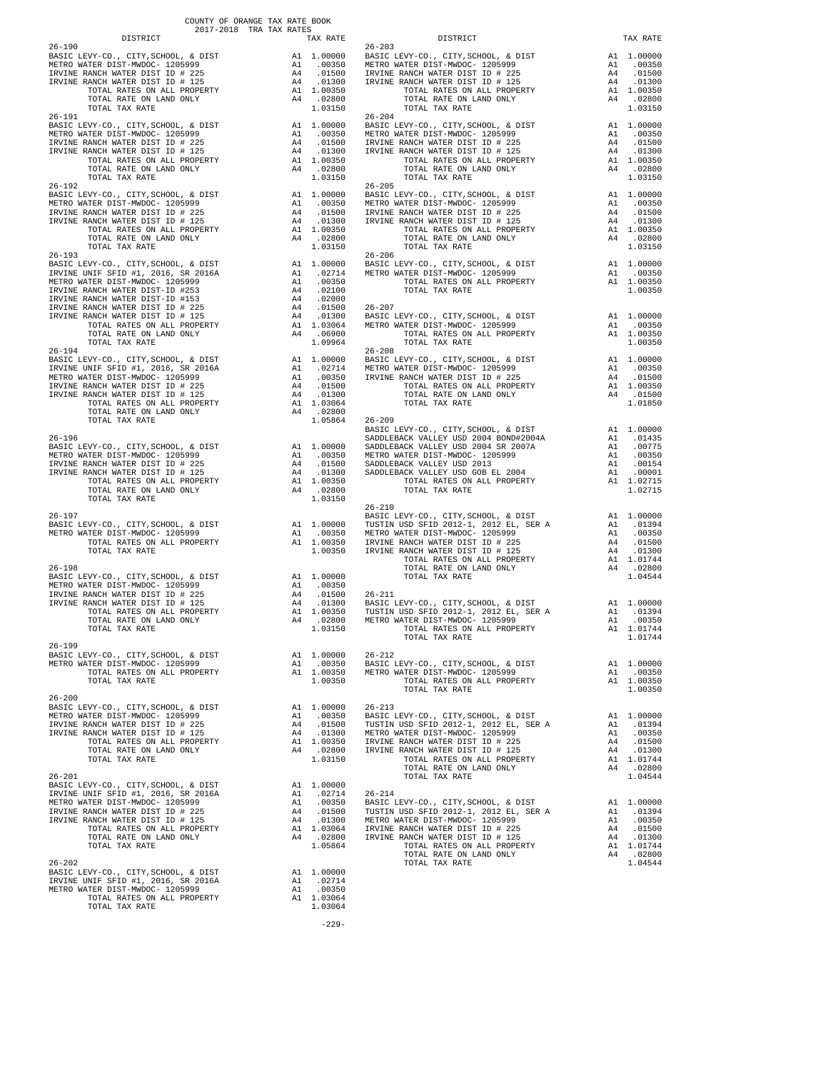COUNTY OF ORANGE TAX RATE BOOK
2017-2018 TRA TAX RATES

| DISTRICT | | TAX RATE |
|---|---|---|
| **26-190** | | |
| BASIC LEVY-CO., CITY,SCHOOL, & DIST | A1 | 1.00000 |
| METRO WATER DIST-MWDOC- 1205999 | A1 | .00350 |
| IRVINE RANCH WATER DIST ID # 225 | A4 | .01500 |
| IRVINE RANCH WATER DIST ID # 125 | A4 | .01300 |
| TOTAL RATES ON ALL PROPERTY | A1 | 1.00350 |
| TOTAL RATE ON LAND ONLY | A4 | .02800 |
| TOTAL TAX RATE | | 1.03150 |
| **26-191** | | |
| BASIC LEVY-CO., CITY,SCHOOL, & DIST | A1 | 1.00000 |
| METRO WATER DIST-MWDOC- 1205999 | A1 | .00350 |
| IRVINE RANCH WATER DIST ID # 225 | A4 | .01500 |
| IRVINE RANCH WATER DIST ID # 125 | A4 | .01300 |
| TOTAL RATES ON ALL PROPERTY | A1 | 1.00350 |
| TOTAL RATE ON LAND ONLY | A4 | .02800 |
| TOTAL TAX RATE | | 1.03150 |
| **26-192** | | |
| BASIC LEVY-CO., CITY,SCHOOL, & DIST | A1 | 1.00000 |
| METRO WATER DIST-MWDOC- 1205999 | A1 | .00350 |
| IRVINE RANCH WATER DIST ID # 225 | A4 | .01500 |
| IRVINE RANCH WATER DIST ID # 125 | A4 | .01300 |
| TOTAL RATES ON ALL PROPERTY | A1 | 1.00350 |
| TOTAL RATE ON LAND ONLY | A4 | .02800 |
| TOTAL TAX RATE | | 1.03150 |
| **26-193** | | |
| BASIC LEVY-CO., CITY,SCHOOL, & DIST | A1 | 1.00000 |
| IRVINE UNIF SFID #1, 2016, SR 2016A | A1 | .02714 |
| METRO WATER DIST-MWDOC- 1205999 | A1 | .00350 |
| IRVINE RANCH WATER DIST-ID #253 | A4 | .02100 |
| IRVINE RANCH WATER DIST-ID #153 | A4 | .02000 |
| IRVINE RANCH WATER DIST ID # 225 | A4 | .01500 |
| IRVINE RANCH WATER DIST ID # 125 | A4 | .01300 |
| TOTAL RATES ON ALL PROPERTY | A1 | 1.03064 |
| TOTAL RATE ON LAND ONLY | A4 | .06900 |
| TOTAL TAX RATE | | 1.09964 |
| **26-194** | | |
| BASIC LEVY-CO., CITY,SCHOOL, & DIST | A1 | 1.00000 |
| IRVINE UNIF SFID #1, 2016, SR 2016A | A1 | .02714 |
| METRO WATER DIST-MWDOC- 1205999 | A1 | .00350 |
| IRVINE RANCH WATER DIST ID # 225 | A4 | .01500 |
| IRVINE RANCH WATER DIST ID # 125 | A4 | .01300 |
| TOTAL RATES ON ALL PROPERTY | A1 | 1.03064 |
| TOTAL RATE ON LAND ONLY | A4 | .02800 |
| TOTAL TAX RATE | | 1.05864 |
| **26-196** | | |
| BASIC LEVY-CO., CITY,SCHOOL, & DIST | A1 | 1.00000 |
| METRO WATER DIST-MWDOC- 1205999 | A1 | .00350 |
| IRVINE RANCH WATER DIST ID # 225 | A4 | .01500 |
| IRVINE RANCH WATER DIST ID # 125 | A4 | .01300 |
| TOTAL RATES ON ALL PROPERTY | A1 | 1.00350 |
| TOTAL RATE ON LAND ONLY | A4 | .02800 |
| TOTAL TAX RATE | | 1.03150 |
| **26-197** | | |
| BASIC LEVY-CO., CITY,SCHOOL, & DIST | A1 | 1.00000 |
| METRO WATER DIST-MWDOC- 1205999 | A1 | .00350 |
| TOTAL RATES ON ALL PROPERTY | A1 | 1.00350 |
| TOTAL TAX RATE | | 1.00350 |
| **26-198** | | |
| BASIC LEVY-CO., CITY,SCHOOL, & DIST | A1 | 1.00000 |
| METRO WATER DIST-MWDOC- 1205999 | A1 | .00350 |
| IRVINE RANCH WATER DIST ID # 225 | A4 | .01500 |
| IRVINE RANCH WATER DIST ID # 125 | A4 | .01300 |
| TOTAL RATES ON ALL PROPERTY | A1 | 1.00350 |
| TOTAL RATE ON LAND ONLY | A4 | .02800 |
| TOTAL TAX RATE | | 1.03150 |
| **26-199** | | |
| BASIC LEVY-CO., CITY,SCHOOL, & DIST | A1 | 1.00000 |
| METRO WATER DIST-MWDOC- 1205999 | A1 | .00350 |
| TOTAL RATES ON ALL PROPERTY | A1 | 1.00350 |
| TOTAL TAX RATE | | 1.00350 |
| **26-200** | | |
| BASIC LEVY-CO., CITY,SCHOOL, & DIST | A1 | 1.00000 |
| METRO WATER DIST-MWDOC- 1205999 | A1 | .00350 |
| IRVINE RANCH WATER DIST ID # 225 | A4 | .01500 |
| IRVINE RANCH WATER DIST ID # 125 | A4 | .01300 |
| TOTAL RATES ON ALL PROPERTY | A1 | 1.00350 |
| TOTAL RATE ON LAND ONLY | A4 | .02800 |
| TOTAL TAX RATE | | 1.03150 |
| **26-201** | | |
| BASIC LEVY-CO., CITY,SCHOOL, & DIST | A1 | 1.00000 |
| IRVINE UNIF SFID #1, 2016, SR 2016A | A1 | .02714 |
| METRO WATER DIST-MWDOC- 1205999 | A1 | .00350 |
| IRVINE RANCH WATER DIST ID # 225 | A4 | .01500 |
| IRVINE RANCH WATER DIST ID # 125 | A4 | .01300 |
| TOTAL RATES ON ALL PROPERTY | A1 | 1.03064 |
| TOTAL RATE ON LAND ONLY | A4 | .02800 |
| TOTAL TAX RATE | | 1.05864 |
| **26-202** | | |
| BASIC LEVY-CO., CITY,SCHOOL, & DIST | A1 | 1.00000 |
| IRVINE UNIF SFID #1, 2016, SR 2016A | A1 | .02714 |
| METRO WATER DIST-MWDOC- 1205999 | A1 | .00350 |
| TOTAL RATES ON ALL PROPERTY | A1 | 1.03064 |
| TOTAL TAX RATE | | 1.03064 |
| **26-203** | | |
| BASIC LEVY-CO., CITY,SCHOOL, & DIST | A1 | 1.00000 |
| METRO WATER DIST-MWDOC- 1205999 | A1 | .00350 |
| IRVINE RANCH WATER DIST ID # 225 | A4 | .01500 |
| IRVINE RANCH WATER DIST ID # 125 | A4 | .01300 |
| TOTAL RATES ON ALL PROPERTY | A1 | 1.00350 |
| TOTAL RATE ON LAND ONLY | A4 | .02800 |
| TOTAL TAX RATE | | 1.03150 |
| **26-204** | | |
| BASIC LEVY-CO., CITY,SCHOOL, & DIST | A1 | 1.00000 |
| METRO WATER DIST-MWDOC- 1205999 | A1 | .00350 |
| IRVINE RANCH WATER DIST ID # 225 | A4 | .01500 |
| IRVINE RANCH WATER DIST ID # 125 | A4 | .01300 |
| TOTAL RATES ON ALL PROPERTY | A1 | 1.00350 |
| TOTAL RATE ON LAND ONLY | A4 | .02800 |
| TOTAL TAX RATE | | 1.03150 |
| **26-205** | | |
| BASIC LEVY-CO., CITY,SCHOOL, & DIST | A1 | 1.00000 |
| METRO WATER DIST-MWDOC- 1205999 | A1 | .00350 |
| IRVINE RANCH WATER DIST ID # 225 | A4 | .01500 |
| IRVINE RANCH WATER DIST ID # 125 | A4 | .01300 |
| TOTAL RATES ON ALL PROPERTY | A1 | 1.00350 |
| TOTAL RATE ON LAND ONLY | A4 | .02800 |
| TOTAL TAX RATE | | 1.03150 |
| **26-206** | | |
| BASIC LEVY-CO., CITY,SCHOOL, & DIST | A1 | 1.00000 |
| METRO WATER DIST-MWDOC- 1205999 | A1 | .00350 |
| TOTAL RATES ON ALL PROPERTY | A1 | 1.00350 |
| TOTAL TAX RATE | | 1.00350 |
| **26-207** | | |
| BASIC LEVY-CO., CITY,SCHOOL, & DIST | A1 | 1.00000 |
| METRO WATER DIST-MWDOC- 1205999 | A1 | .00350 |
| TOTAL RATES ON ALL PROPERTY | A1 | 1.00350 |
| TOTAL TAX RATE | | 1.00350 |
| **26-208** | | |
| BASIC LEVY-CO., CITY,SCHOOL, & DIST | A1 | 1.00000 |
| METRO WATER DIST-MWDOC- 1205999 | A1 | .00350 |
| IRVINE RANCH WATER DIST ID # 225 | A4 | .01500 |
| TOTAL RATES ON ALL PROPERTY | A1 | 1.00350 |
| TOTAL RATE ON LAND ONLY | A4 | .01500 |
| TOTAL TAX RATE | | 1.01850 |
| **26-209** | | |
| BASIC LEVY-CO., CITY,SCHOOL, & DIST | A1 | 1.00000 |
| SADDLEBACK VALLEY USD 2004 BOND#2004A | A1 | .01435 |
| SADDLEBACK VALLEY USD 2004 SR 2007A | A1 | .00775 |
| METRO WATER DIST-MWDOC- 1205999 | A1 | .00350 |
| SADDLEBACK VALLEY USD 2013 | A1 | .00154 |
| SADDLEBACK VALLEY USD GOB EL 2004 | A1 | .00001 |
| TOTAL RATES ON ALL PROPERTY | A1 | 1.02715 |
| TOTAL TAX RATE | | 1.02715 |
| **26-210** | | |
| BASIC LEVY-CO., CITY,SCHOOL, & DIST | A1 | 1.00000 |
| TUSTIN USD SFID 2012-1, 2012 EL, SER A | A1 | .01394 |
| METRO WATER DIST-MWDOC- 1205999 | A1 | .00350 |
| IRVINE RANCH WATER DIST ID # 225 | A4 | .01500 |
| IRVINE RANCH WATER DIST ID # 125 | A4 | .01300 |
| TOTAL RATES ON ALL PROPERTY | A1 | 1.01744 |
| TOTAL RATE ON LAND ONLY | A4 | .02800 |
| TOTAL TAX RATE | | 1.04544 |
| **26-211** | | |
| BASIC LEVY-CO., CITY,SCHOOL, & DIST | A1 | 1.00000 |
| TUSTIN USD SFID 2012-1, 2012 EL, SER A | A1 | .01394 |
| METRO WATER DIST-MWDOC- 1205999 | A1 | .00350 |
| TOTAL RATES ON ALL PROPERTY | A1 | 1.01744 |
| TOTAL TAX RATE | | 1.01744 |
| **26-212** | | |
| BASIC LEVY-CO., CITY,SCHOOL, & DIST | A1 | 1.00000 |
| METRO WATER DIST-MWDOC- 1205999 | A1 | .00350 |
| TOTAL RATES ON ALL PROPERTY | A1 | 1.00350 |
| TOTAL TAX RATE | | 1.00350 |
| **26-213** | | |
| BASIC LEVY-CO., CITY,SCHOOL, & DIST | A1 | 1.00000 |
| TUSTIN USD SFID 2012-1, 2012 EL, SER A | A1 | .01394 |
| METRO WATER DIST-MWDOC- 1205999 | A1 | .00350 |
| IRVINE RANCH WATER DIST ID # 225 | A4 | .01500 |
| IRVINE RANCH WATER DIST ID # 125 | A4 | .01300 |
| TOTAL RATES ON ALL PROPERTY | A1 | 1.01744 |
| TOTAL RATE ON LAND ONLY | A4 | .02800 |
| TOTAL TAX RATE | | 1.04544 |
| **26-214** | | |
| BASIC LEVY-CO., CITY,SCHOOL, & DIST | A1 | 1.00000 |
| TUSTIN USD SFID 2012-1, 2012 EL, SER A | A1 | .01394 |
| METRO WATER DIST-MWDOC- 1205999 | A1 | .00350 |
| IRVINE RANCH WATER DIST ID # 225 | A4 | .01500 |
| IRVINE RANCH WATER DIST ID # 125 | A4 | .01300 |
| TOTAL RATES ON ALL PROPERTY | A1 | 1.01744 |
| TOTAL RATE ON LAND ONLY | A4 | .02800 |
| TOTAL TAX RATE | | 1.04544 |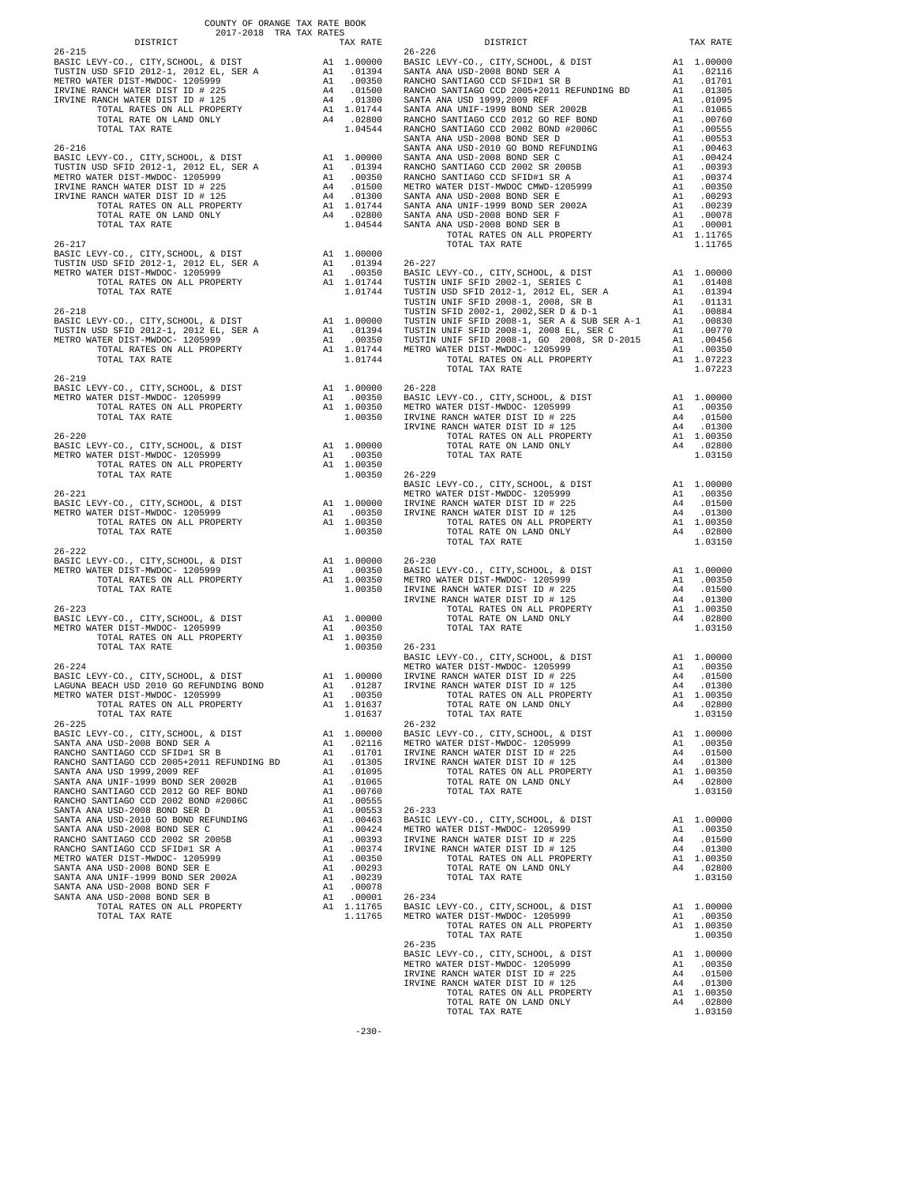COUNTY OF ORANGE TAX RATE BOOK
2017-2018 TRA TAX RATES

| DISTRICT | | TAX RATE |
|---|---|---|
| **26-215** | | |
| BASIC LEVY-CO., CITY,SCHOOL, & DIST | A1 | 1.00000 |
| TUSTIN USD SFID 2012-1, 2012 EL, SER A | A1 | .01394 |
| METRO WATER DIST-MWDOC- 1205999 | A1 | .00350 |
| IRVINE RANCH WATER DIST ID # 225 | A4 | .01500 |
| IRVINE RANCH WATER DIST ID # 125 | A4 | .01300 |
| TOTAL RATES ON ALL PROPERTY | A1 | 1.01744 |
| TOTAL RATE ON LAND ONLY | A4 | .02800 |
| TOTAL TAX RATE | | 1.04544 |
| **26-216** | | |
| BASIC LEVY-CO., CITY,SCHOOL, & DIST | A1 | 1.00000 |
| TUSTIN USD SFID 2012-1, 2012 EL, SER A | A1 | .01394 |
| METRO WATER DIST-MWDOC- 1205999 | A1 | .00350 |
| IRVINE RANCH WATER DIST ID # 225 | A4 | .01500 |
| IRVINE RANCH WATER DIST ID # 125 | A4 | .01300 |
| TOTAL RATES ON ALL PROPERTY | A1 | 1.01744 |
| TOTAL RATE ON LAND ONLY | A4 | .02800 |
| TOTAL TAX RATE | | 1.04544 |
| **26-217** | | |
| BASIC LEVY-CO., CITY,SCHOOL, & DIST | A1 | 1.00000 |
| TUSTIN USD SFID 2012-1, 2012 EL, SER A | A1 | .01394 |
| METRO WATER DIST-MWDOC- 1205999 | A1 | .00350 |
| TOTAL RATES ON ALL PROPERTY | A1 | 1.01744 |
| TOTAL TAX RATE | | 1.01744 |
| **26-218** | | |
| BASIC LEVY-CO., CITY,SCHOOL, & DIST | A1 | 1.00000 |
| TUSTIN USD SFID 2012-1, 2012 EL, SER A | A1 | .01394 |
| METRO WATER DIST-MWDOC- 1205999 | A1 | .00350 |
| TOTAL RATES ON ALL PROPERTY | A1 | 1.01744 |
| TOTAL TAX RATE | | 1.01744 |
| **26-219** | | |
| BASIC LEVY-CO., CITY,SCHOOL, & DIST | A1 | 1.00000 |
| METRO WATER DIST-MWDOC- 1205999 | A1 | .00350 |
| TOTAL RATES ON ALL PROPERTY | A1 | 1.00350 |
| TOTAL TAX RATE | | 1.00350 |
| **26-220** | | |
| BASIC LEVY-CO., CITY,SCHOOL, & DIST | A1 | 1.00000 |
| METRO WATER DIST-MWDOC- 1205999 | A1 | .00350 |
| TOTAL RATES ON ALL PROPERTY | A1 | 1.00350 |
| TOTAL TAX RATE | | 1.00350 |
| **26-221** | | |
| BASIC LEVY-CO., CITY,SCHOOL, & DIST | A1 | 1.00000 |
| METRO WATER DIST-MWDOC- 1205999 | A1 | .00350 |
| TOTAL RATES ON ALL PROPERTY | A1 | 1.00350 |
| TOTAL TAX RATE | | 1.00350 |
| **26-222** | | |
| BASIC LEVY-CO., CITY,SCHOOL, & DIST | A1 | 1.00000 |
| METRO WATER DIST-MWDOC- 1205999 | A1 | .00350 |
| TOTAL RATES ON ALL PROPERTY | A1 | 1.00350 |
| TOTAL TAX RATE | | 1.00350 |
| **26-223** | | |
| BASIC LEVY-CO., CITY,SCHOOL, & DIST | A1 | 1.00000 |
| METRO WATER DIST-MWDOC- 1205999 | A1 | .00350 |
| TOTAL RATES ON ALL PROPERTY | A1 | 1.00350 |
| TOTAL TAX RATE | | 1.00350 |
| **26-224** | | |
| BASIC LEVY-CO., CITY,SCHOOL, & DIST | A1 | 1.00000 |
| LAGUNA BEACH USD 2010 GO REFUNDING BOND | A1 | .01287 |
| METRO WATER DIST-MWDOC- 1205999 | A1 | .00350 |
| TOTAL RATES ON ALL PROPERTY | A1 | 1.01637 |
| TOTAL TAX RATE | | 1.01637 |
| **26-225** | | |
| BASIC LEVY-CO., CITY,SCHOOL, & DIST | A1 | 1.00000 |
| SANTA ANA USD-2008 BOND SER A | A1 | .02116 |
| RANCHO SANTIAGO CCD SFID#1 SR B | A1 | .01701 |
| RANCHO SANTIAGO CCD 2005+2011 REFUNDING BD | A1 | .01305 |
| SANTA ANA USD 1999,2009 REF | A1 | .01095 |
| SANTA ANA UNIF-1999 BOND SER 2002B | A1 | .01065 |
| RANCHO SANTIAGO CCD 2012 GO REF BOND | A1 | .00760 |
| RANCHO SANTIAGO CCD 2002 BOND #2006C | A1 | .00555 |
| SANTA ANA USD-2008 BOND SER D | A1 | .00553 |
| SANTA ANA USD-2010 GO BOND REFUNDING | A1 | .00463 |
| SANTA ANA USD-2008 BOND SER C | A1 | .00424 |
| RANCHO SANTIAGO CCD 2002 SR 2005B | A1 | .00393 |
| RANCHO SANTIAGO CCD SFID#1 SR A | A1 | .00374 |
| METRO WATER DIST-MWDOC- 1205999 | A1 | .00350 |
| SANTA ANA USD-2008 BOND SER E | A1 | .00293 |
| SANTA ANA UNIF-1999 BOND SER 2002A | A1 | .00239 |
| SANTA ANA USD-2008 BOND SER F | A1 | .00078 |
| SANTA ANA USD-2008 BOND SER B | A1 | .00001 |
| TOTAL RATES ON ALL PROPERTY | A1 | 1.11765 |
| TOTAL TAX RATE | | 1.11765 |
| **26-226** | | |
| BASIC LEVY-CO., CITY,SCHOOL, & DIST | A1 | 1.00000 |
| SANTA ANA USD-2008 BOND SER A | A1 | .02116 |
| RANCHO SANTIAGO CCD SFID#1 SR B | A1 | .01701 |
| RANCHO SANTIAGO CCD 2005+2011 REFUNDING BD | A1 | .01305 |
| SANTA ANA USD 1999,2009 REF | A1 | .01095 |
| SANTA ANA UNIF-1999 BOND SER 2002B | A1 | .01065 |
| RANCHO SANTIAGO CCD 2012 GO REF BOND | A1 | .00760 |
| RANCHO SANTIAGO CCD 2002 BOND #2006C | A1 | .00555 |
| SANTA ANA USD-2008 BOND SER D | A1 | .00553 |
| SANTA ANA USD-2010 GO BOND REFUNDING | A1 | .00463 |
| SANTA ANA USD-2008 BOND SER C | A1 | .00424 |
| RANCHO SANTIAGO CCD 2002 SR 2005B | A1 | .00393 |
| RANCHO SANTIAGO CCD SFID#1 SR A | A1 | .00374 |
| METRO WATER DIST-MWDOC CMWD-1205999 | A1 | .00350 |
| SANTA ANA USD-2008 BOND SER E | A1 | .00293 |
| SANTA ANA UNIF-1999 BOND SER 2002A | A1 | .00239 |
| SANTA ANA USD-2008 BOND SER F | A1 | .00078 |
| SANTA ANA USD-2008 BOND SER B | A1 | .00001 |
| TOTAL RATES ON ALL PROPERTY | A1 | 1.11765 |
| TOTAL TAX RATE | | 1.11765 |
| **26-227** | | |
| BASIC LEVY-CO., CITY,SCHOOL, & DIST | A1 | 1.00000 |
| TUSTIN UNIF SFID 2002-1, SERIES C | A1 | .01408 |
| TUSTIN USD SFID 2012-1, 2012 EL, SER A | A1 | .01394 |
| TUSTIN UNIF SFID 2008-1, 2008, SR B | A1 | .01131 |
| TUSTIN SFID 2002-1, 2002,SER D & D-1 | A1 | .00884 |
| TUSTIN UNIF SFID 2008-1, SER A & SUB SER A-1 | A1 | .00830 |
| TUSTIN SFID 2008-1, 2008 EL, SER C | A1 | .00770 |
| TUSTIN UNIF SFID 2008-1, GO 2008, SR D-2015 | A1 | .00456 |
| METRO WATER DIST-MWDOC- 1205999 | A1 | .00350 |
| TOTAL RATES ON ALL PROPERTY | A1 | 1.07223 |
| TOTAL TAX RATE | | 1.07223 |
| **26-228** | | |
| BASIC LEVY-CO., CITY,SCHOOL, & DIST | A1 | 1.00000 |
| METRO WATER DIST-MWDOC- 1205999 | A1 | .00350 |
| IRVINE RANCH WATER DIST ID # 225 | A4 | .01500 |
| IRVINE RANCH WATER DIST ID # 125 | A4 | .01300 |
| TOTAL RATES ON ALL PROPERTY | A1 | 1.00350 |
| TOTAL RATE ON LAND ONLY | A4 | .02800 |
| TOTAL TAX RATE | | 1.03150 |
| **26-229** | | |
| BASIC LEVY-CO., CITY,SCHOOL, & DIST | A1 | 1.00000 |
| METRO WATER DIST-MWDOC- 1205999 | A1 | .00350 |
| IRVINE RANCH WATER DIST ID # 225 | A4 | .01500 |
| IRVINE RANCH WATER DIST ID # 125 | A4 | .01300 |
| TOTAL RATES ON ALL PROPERTY | A1 | 1.00350 |
| TOTAL RATE ON LAND ONLY | A4 | .02800 |
| TOTAL TAX RATE | | 1.03150 |
| **26-230** | | |
| BASIC LEVY-CO., CITY,SCHOOL, & DIST | A1 | 1.00000 |
| METRO WATER DIST-MWDOC- 1205999 | A1 | .00350 |
| IRVINE RANCH WATER DIST ID # 225 | A4 | .01500 |
| IRVINE RANCH WATER DIST ID # 125 | A4 | .01300 |
| TOTAL RATES ON ALL PROPERTY | A1 | 1.00350 |
| TOTAL RATE ON LAND ONLY | A4 | .02800 |
| TOTAL TAX RATE | | 1.03150 |
| **26-231** | | |
| BASIC LEVY-CO., CITY,SCHOOL, & DIST | A1 | 1.00000 |
| METRO WATER DIST-MWDOC- 1205999 | A1 | .00350 |
| IRVINE RANCH WATER DIST ID # 225 | A4 | .01500 |
| IRVINE RANCH WATER DIST ID # 125 | A4 | .01300 |
| TOTAL RATES ON ALL PROPERTY | A1 | 1.00350 |
| TOTAL RATE ON LAND ONLY | A4 | .02800 |
| TOTAL TAX RATE | | 1.03150 |
| **26-232** | | |
| BASIC LEVY-CO., CITY,SCHOOL, & DIST | A1 | 1.00000 |
| METRO WATER DIST-MWDOC- 1205999 | A1 | .00350 |
| IRVINE RANCH WATER DIST ID # 225 | A4 | .01500 |
| IRVINE RANCH WATER DIST ID # 125 | A4 | .01300 |
| TOTAL RATES ON ALL PROPERTY | A1 | 1.00350 |
| TOTAL RATE ON LAND ONLY | A4 | .02800 |
| TOTAL TAX RATE | | 1.03150 |
| **26-233** | | |
| BASIC LEVY-CO., CITY,SCHOOL, & DIST | A1 | 1.00000 |
| METRO WATER DIST-MWDOC- 1205999 | A1 | .00350 |
| IRVINE RANCH WATER DIST ID # 225 | A4 | .01500 |
| IRVINE RANCH WATER DIST ID # 125 | A4 | .01300 |
| TOTAL RATES ON ALL PROPERTY | A1 | 1.00350 |
| TOTAL RATE ON LAND ONLY | A4 | .02800 |
| TOTAL TAX RATE | | 1.03150 |
| **26-234** | | |
| BASIC LEVY-CO., CITY,SCHOOL, & DIST | A1 | 1.00000 |
| METRO WATER DIST-MWDOC- 1205999 | A1 | .00350 |
| TOTAL RATES ON ALL PROPERTY | A1 | 1.00350 |
| TOTAL TAX RATE | | 1.00350 |
| **26-235** | | |
| BASIC LEVY-CO., CITY,SCHOOL, & DIST | A1 | 1.00000 |
| METRO WATER DIST-MWDOC- 1205999 | A1 | .00350 |
| IRVINE RANCH WATER DIST ID # 225 | A4 | .01500 |
| IRVINE RANCH WATER DIST ID # 125 | A4 | .01300 |
| TOTAL RATES ON ALL PROPERTY | A1 | 1.00350 |
| TOTAL RATE ON LAND ONLY | A4 | .02800 |
| TOTAL TAX RATE | | 1.03150 |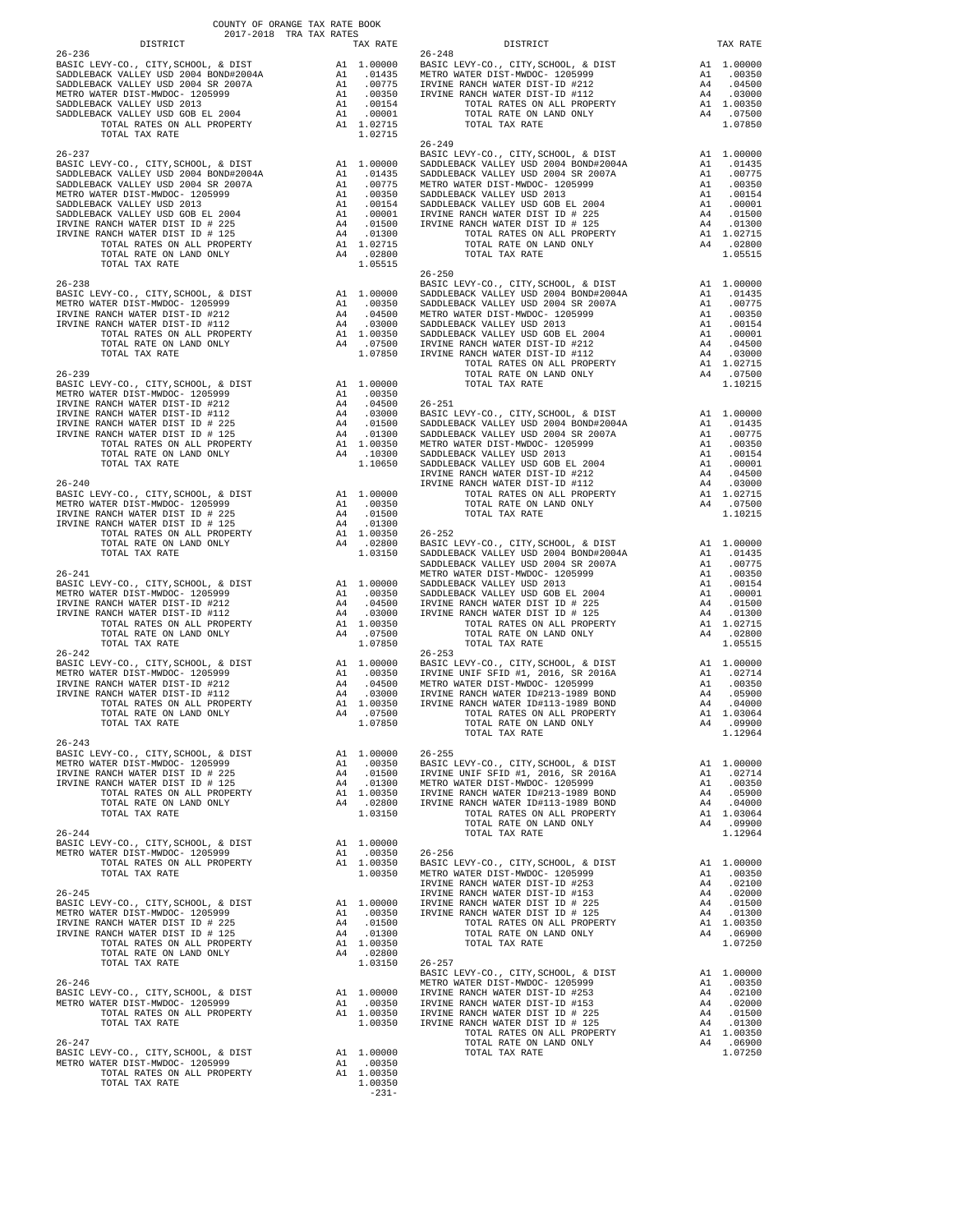COUNTY OF ORANGE TAX RATE BOOK
2017-2018 TRA TAX RATES

| DISTRICT | | TAX RATE |
|---|---|---|
| **26-236** | | |
| BASIC LEVY-CO., CITY,SCHOOL, & DIST | A1 | 1.00000 |
| SADDLEBACK VALLEY USD 2004 BOND#2004A | A1 | .01435 |
| SADDLEBACK VALLEY USD 2004 SR 2007A | A1 | .00775 |
| METRO WATER DIST-MWDOC- 1205999 | A1 | .00350 |
| SADDLEBACK VALLEY USD 2013 | A1 | .00154 |
| SADDLEBACK VALLEY USD GOB EL 2004 | A1 | .00001 |
| TOTAL RATES ON ALL PROPERTY | A1 | 1.02715 |
| TOTAL TAX RATE | | 1.02715 |
| **26-237** | | |
| BASIC LEVY-CO., CITY,SCHOOL, & DIST | A1 | 1.00000 |
| SADDLEBACK VALLEY USD 2004 BOND#2004A | A1 | .01435 |
| SADDLEBACK VALLEY USD 2004 SR 2007A | A1 | .00775 |
| METRO WATER DIST-MWDOC- 1205999 | A1 | .00350 |
| SADDLEBACK VALLEY USD 2013 | A1 | .00154 |
| SADDLEBACK VALLEY USD GOB EL 2004 | A1 | .00001 |
| IRVINE RANCH WATER DIST # 225 | A4 | .01500 |
| IRVINE RANCH WATER DIST # 125 | A4 | .01300 |
| TOTAL RATES ON ALL PROPERTY | A1 | 1.02715 |
| TOTAL RATE ON LAND ONLY | A4 | .02800 |
| TOTAL TAX RATE | | 1.05515 |
| **26-238** | | |
| BASIC LEVY-CO., CITY,SCHOOL, & DIST | A1 | 1.00000 |
| METRO WATER DIST-MWDOC- 1205999 | A1 | .00350 |
| IRVINE RANCH WATER DIST-ID #212 | A4 | .04500 |
| IRVINE RANCH WATER DIST-ID #112 | A4 | .03000 |
| TOTAL RATES ON ALL PROPERTY | A1 | 1.00350 |
| TOTAL RATE ON LAND ONLY | A4 | .07500 |
| TOTAL TAX RATE | | 1.07850 |
| **26-239** | | |
| BASIC LEVY-CO., CITY,SCHOOL, & DIST | A1 | 1.00000 |
| METRO WATER DIST-MWDOC- 1205999 | A1 | .00350 |
| IRVINE RANCH WATER DIST-ID #212 | A4 | .04500 |
| IRVINE RANCH WATER DIST-ID #112 | A4 | .03000 |
| IRVINE RANCH WATER DIST ID # 225 | A4 | .01500 |
| IRVINE RANCH WATER DIST ID # 125 | A4 | .01300 |
| TOTAL RATES ON ALL PROPERTY | A1 | 1.00350 |
| TOTAL RATE ON LAND ONLY | A4 | .10300 |
| TOTAL TAX RATE | | 1.10650 |
| **26-240** | | |
| BASIC LEVY-CO., CITY,SCHOOL, & DIST | A1 | 1.00000 |
| METRO WATER DIST-MWDOC- 1205999 | A1 | .00350 |
| IRVINE RANCH WATER DIST ID # 225 | A4 | .01500 |
| IRVINE RANCH WATER DIST ID # 125 | A4 | .01300 |
| TOTAL RATES ON ALL PROPERTY | A1 | 1.00350 |
| TOTAL RATE ON LAND ONLY | A4 | .02800 |
| TOTAL TAX RATE | | 1.03150 |
| **26-241** | | |
| BASIC LEVY-CO., CITY,SCHOOL, & DIST | A1 | 1.00000 |
| METRO WATER DIST-MWDOC- 1205999 | A1 | .00350 |
| IRVINE RANCH WATER DIST-ID #212 | A4 | .04500 |
| IRVINE RANCH WATER DIST-ID #112 | A4 | .03000 |
| TOTAL RATES ON ALL PROPERTY | A1 | 1.00350 |
| TOTAL RATE ON LAND ONLY | A4 | .07500 |
| TOTAL TAX RATE | | 1.07850 |
| **26-242** | | |
| BASIC LEVY-CO., CITY,SCHOOL, & DIST | A1 | 1.00000 |
| METRO WATER DIST-MWDOC- 1205999 | A1 | .00350 |
| IRVINE RANCH WATER DIST-ID #212 | A4 | .04500 |
| IRVINE RANCH WATER DIST-ID #112 | A4 | .03000 |
| TOTAL RATES ON ALL PROPERTY | A1 | 1.00350 |
| TOTAL RATE ON LAND ONLY | A4 | .07500 |
| TOTAL TAX RATE | | 1.07850 |
| **26-243** | | |
| BASIC LEVY-CO., CITY,SCHOOL, & DIST | A1 | 1.00000 |
| METRO WATER DIST-MWDOC- 1205999 | A1 | .00350 |
| IRVINE RANCH WATER DIST ID # 225 | A4 | .01500 |
| IRVINE RANCH WATER DIST ID # 125 | A4 | .01300 |
| TOTAL RATES ON ALL PROPERTY | A1 | 1.00350 |
| TOTAL RATE ON LAND ONLY | A4 | .02800 |
| TOTAL TAX RATE | | 1.03150 |
| **26-244** | | |
| BASIC LEVY-CO., CITY,SCHOOL, & DIST | A1 | 1.00000 |
| METRO WATER DIST-MWDOC- 1205999 | A1 | .00350 |
| TOTAL RATES ON ALL PROPERTY | A1 | 1.00350 |
| TOTAL TAX RATE | | 1.00350 |
| **26-245** | | |
| BASIC LEVY-CO., CITY,SCHOOL, & DIST | A1 | 1.00000 |
| METRO WATER DIST-MWDOC- 1205999 | A1 | .00350 |
| IRVINE RANCH WATER DIST ID # 225 | A4 | .01500 |
| IRVINE RANCH WATER DIST ID # 125 | A4 | .01300 |
| TOTAL RATES ON ALL PROPERTY | A1 | 1.00350 |
| TOTAL RATE ON LAND ONLY | A4 | .02800 |
| TOTAL TAX RATE | | 1.03150 |
| **26-246** | | |
| BASIC LEVY-CO., CITY,SCHOOL, & DIST | A1 | 1.00000 |
| METRO WATER DIST-MWDOC- 1205999 | A1 | .00350 |
| TOTAL RATES ON ALL PROPERTY | A1 | 1.00350 |
| TOTAL TAX RATE | | 1.00350 |
| **26-247** | | |
| BASIC LEVY-CO., CITY,SCHOOL, & DIST | A1 | 1.00000 |
| METRO WATER DIST-MWDOC- 1205999 | A1 | .00350 |
| TOTAL RATES ON ALL PROPERTY | A1 | 1.00350 |
| TOTAL TAX RATE | | 1.00350 |
| **26-248** | | |
| BASIC LEVY-CO., CITY,SCHOOL, & DIST | A1 | 1.00000 |
| METRO WATER DIST-MWDOC- 1205999 | A1 | .00350 |
| IRVINE RANCH WATER DIST-ID #212 | A4 | .04500 |
| IRVINE RANCH WATER DIST-ID #112 | A4 | .03000 |
| TOTAL RATES ON ALL PROPERTY | A1 | 1.00350 |
| TOTAL RATE ON LAND ONLY | A4 | .07500 |
| TOTAL TAX RATE | | 1.07850 |
| **26-249** | | |
| BASIC LEVY-CO., CITY,SCHOOL, & DIST | A1 | 1.00000 |
| SADDLEBACK VALLEY USD 2004 BOND#2004A | A1 | .01435 |
| SADDLEBACK VALLEY USD 2004 SR 2007A | A1 | .00775 |
| METRO WATER DIST-MWDOC- 1205999 | A1 | .00350 |
| SADDLEBACK VALLEY USD 2013 | A1 | .00154 |
| SADDLEBACK VALLEY USD GOB EL 2004 | A1 | .00001 |
| IRVINE RANCH WATER DIST ID # 225 | A4 | .01500 |
| IRVINE RANCH WATER DIST ID # 125 | A4 | .01300 |
| TOTAL RATES ON ALL PROPERTY | A1 | 1.02715 |
| TOTAL RATE ON LAND ONLY | A4 | .02800 |
| TOTAL TAX RATE | | 1.05515 |
| **26-250** | | |
| BASIC LEVY-CO., CITY,SCHOOL, & DIST | A1 | 1.00000 |
| SADDLEBACK VALLEY USD 2004 BOND#2004A | A1 | .01435 |
| SADDLEBACK VALLEY USD 2004 SR 2007A | A1 | .00775 |
| METRO WATER DIST-MWDOC- 1205999 | A1 | .00350 |
| SADDLEBACK VALLEY USD 2013 | A1 | .00154 |
| SADDLEBACK VALLEY USD GOB EL 2004 | A1 | .00001 |
| IRVINE RANCH WATER DIST-ID #212 | A4 | .04500 |
| IRVINE RANCH WATER DIST-ID #112 | A4 | .03000 |
| TOTAL RATES ON ALL PROPERTY | A1 | 1.02715 |
| TOTAL RATE ON LAND ONLY | A4 | .07500 |
| TOTAL TAX RATE | | 1.10215 |
| **26-251** | | |
| BASIC LEVY-CO., CITY,SCHOOL, & DIST | A1 | 1.00000 |
| SADDLEBACK VALLEY USD 2004 BOND#2004A | A1 | .01435 |
| SADDLEBACK VALLEY USD 2004 SR 2007A | A1 | .00775 |
| METRO WATER DIST-MWDOC- 1205999 | A1 | .00350 |
| SADDLEBACK VALLEY USD 2013 | A1 | .00154 |
| SADDLEBACK VALLEY USD GOB EL 2004 | A1 | .00001 |
| IRVINE RANCH WATER DIST-ID #212 | A4 | .04500 |
| IRVINE RANCH WATER DIST-ID #112 | A4 | .03000 |
| TOTAL RATES ON ALL PROPERTY | A1 | 1.02715 |
| TOTAL RATE ON LAND ONLY | A4 | .07500 |
| TOTAL TAX RATE | | 1.10215 |
| **26-252** | | |
| BASIC LEVY-CO., CITY,SCHOOL, & DIST | A1 | 1.00000 |
| SADDLEBACK VALLEY USD 2004 BOND#2004A | A1 | .01435 |
| SADDLEBACK VALLEY USD 2004 SR 2007A | A1 | .00775 |
| METRO WATER DIST-MWDOC- 1205999 | A1 | .00350 |
| SADDLEBACK VALLEY USD 2013 | A1 | .00154 |
| SADDLEBACK VALLEY USD GOB EL 2004 | A1 | .00001 |
| IRVINE RANCH WATER DIST ID # 225 | A4 | .01500 |
| IRVINE RANCH WATER DIST ID # 125 | A4 | .01300 |
| TOTAL RATES ON ALL PROPERTY | A1 | 1.02715 |
| TOTAL RATE ON LAND ONLY | A4 | .02800 |
| TOTAL TAX RATE | | 1.05515 |
| **26-253** | | |
| BASIC LEVY-CO., CITY,SCHOOL, & DIST | A1 | 1.00000 |
| IRVINE UNIF SFID #1, 2016, SR 2016A | A1 | .02714 |
| METRO WATER DIST-MWDOC- 1205999 | A1 | .00350 |
| IRVINE RANCH WATER ID#213-1989 BOND | A4 | .05900 |
| IRVINE RANCH WATER ID#113-1989 BOND | A4 | .04000 |
| TOTAL RATES ON ALL PROPERTY | A1 | 1.03064 |
| TOTAL RATE ON LAND ONLY | A4 | .09900 |
| TOTAL TAX RATE | | 1.12964 |
| **26-255** | | |
| BASIC LEVY-CO., CITY,SCHOOL, & DIST | A1 | 1.00000 |
| IRVINE UNIF SFID #1, 2016, SR 2016A | A1 | .02714 |
| METRO WATER DIST-MWDOC- 1205999 | A1 | .00350 |
| IRVINE RANCH WATER ID#213-1989 BOND | A4 | .05900 |
| IRVINE RANCH WATER ID#113-1989 BOND | A4 | .04000 |
| TOTAL RATES ON ALL PROPERTY | A1 | 1.03064 |
| TOTAL RATE ON LAND ONLY | A4 | .09900 |
| TOTAL TAX RATE | | 1.12964 |
| **26-256** | | |
| BASIC LEVY-CO., CITY,SCHOOL, & DIST | A1 | 1.00000 |
| METRO WATER DIST-MWDOC- 1205999 | A1 | .00350 |
| IRVINE RANCH WATER DIST-ID #253 | A4 | .02100 |
| IRVINE RANCH WATER DIST-ID #153 | A4 | .02000 |
| IRVINE RANCH WATER DIST ID # 225 | A4 | .01500 |
| IRVINE RANCH WATER DIST ID # 125 | A4 | .01300 |
| TOTAL RATES ON ALL PROPERTY | A1 | 1.00350 |
| TOTAL RATE ON LAND ONLY | A4 | .06900 |
| TOTAL TAX RATE | | 1.07250 |
| **26-257** | | |
| BASIC LEVY-CO., CITY,SCHOOL, & DIST | A1 | 1.00000 |
| METRO WATER DIST-MWDOC- 1205999 | A1 | .00350 |
| IRVINE RANCH WATER DIST-ID #253 | A4 | .02100 |
| IRVINE RANCH WATER DIST-ID #153 | A4 | .02000 |
| IRVINE RANCH WATER DIST ID # 225 | A4 | .01500 |
| IRVINE RANCH WATER DIST ID # 125 | A4 | .01300 |
| TOTAL RATES ON ALL PROPERTY | A1 | 1.00350 |
| TOTAL RATE ON LAND ONLY | A4 | .06900 |
| TOTAL TAX RATE | | 1.07250 |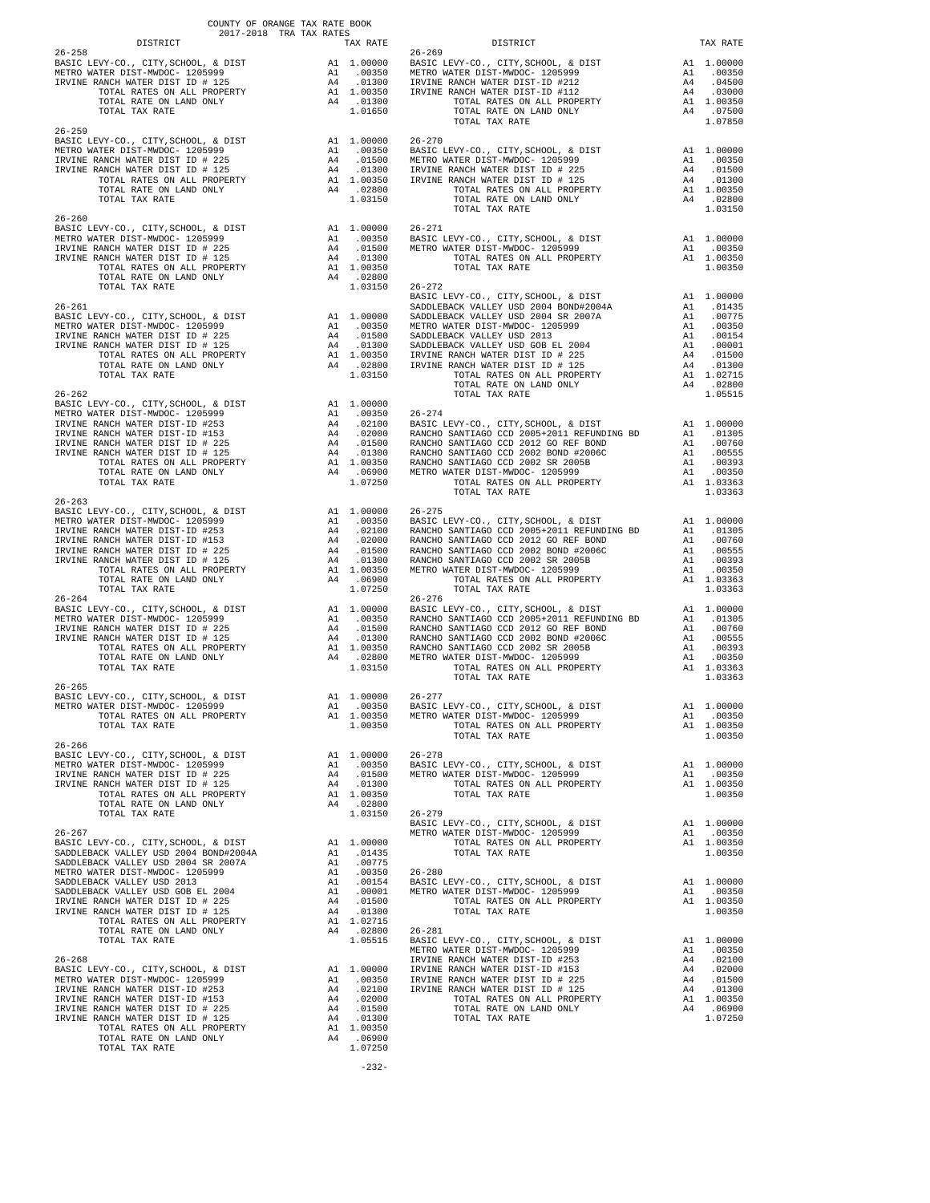COUNTY OF ORANGE TAX RATE BOOK
2017-2018 TRA TAX RATES

| DISTRICT | | TAX RATE |
|---|---|---|
| **26-258** | | |
| BASIC LEVY-CO., CITY,SCHOOL, & DIST | A1 | 1.00000 |
| METRO WATER DIST-MWDOC- 1205999 | A1 | .00350 |
| IRVINE RANCH WATER DIST ID # 125 | A4 | .01300 |
| TOTAL RATES ON ALL PROPERTY | A1 | 1.00350 |
| TOTAL RATE ON LAND ONLY | A4 | .01300 |
| TOTAL TAX RATE | | 1.01650 |
| **26-259** | | |
| BASIC LEVY-CO., CITY,SCHOOL, & DIST | A1 | 1.00000 |
| METRO WATER DIST-MWDOC- 1205999 | A1 | .00350 |
| IRVINE RANCH WATER DIST ID # 225 | A4 | .01500 |
| IRVINE RANCH WATER DIST ID # 125 | A4 | .01300 |
| TOTAL RATES ON ALL PROPERTY | A1 | 1.00350 |
| TOTAL RATE ON LAND ONLY | A4 | .02800 |
| TOTAL TAX RATE | | 1.03150 |
| **26-260** | | |
| BASIC LEVY-CO., CITY,SCHOOL, & DIST | A1 | 1.00000 |
| METRO WATER DIST-MWDOC- 1205999 | A1 | .00350 |
| IRVINE RANCH WATER DIST ID # 225 | A4 | .01500 |
| IRVINE RANCH WATER DIST ID # 125 | A4 | .01300 |
| TOTAL RATES ON ALL PROPERTY | A1 | 1.00350 |
| TOTAL RATE ON LAND ONLY | A4 | .02800 |
| TOTAL TAX RATE | | 1.03150 |
| **26-261** | | |
| BASIC LEVY-CO., CITY,SCHOOL, & DIST | A1 | 1.00000 |
| METRO WATER DIST-MWDOC- 1205999 | A1 | .00350 |
| IRVINE RANCH WATER DIST ID # 225 | A4 | .01500 |
| IRVINE RANCH WATER DIST ID # 125 | A4 | .01300 |
| TOTAL RATES ON ALL PROPERTY | A1 | 1.00350 |
| TOTAL RATE ON LAND ONLY | A4 | .02800 |
| TOTAL TAX RATE | | 1.03150 |
| **26-262** | | |
| BASIC LEVY-CO., CITY,SCHOOL, & DIST | A1 | 1.00000 |
| METRO WATER DIST-MWDOC- 1205999 | A1 | .00350 |
| IRVINE RANCH WATER DIST-ID #253 | A4 | .02100 |
| IRVINE RANCH WATER DIST-ID #153 | A4 | .02000 |
| IRVINE RANCH WATER DIST ID # 225 | A4 | .01500 |
| IRVINE RANCH WATER DIST ID # 125 | A4 | .01300 |
| TOTAL RATES ON ALL PROPERTY | A1 | 1.00350 |
| TOTAL RATE ON LAND ONLY | A4 | .06900 |
| TOTAL TAX RATE | | 1.07250 |
| **26-263** | | |
| BASIC LEVY-CO., CITY,SCHOOL, & DIST | A1 | 1.00000 |
| METRO WATER DIST-MWDOC- 1205999 | A1 | .00350 |
| IRVINE RANCH WATER DIST-ID #253 | A4 | .02100 |
| IRVINE RANCH WATER DIST-ID #153 | A4 | .02000 |
| IRVINE RANCH WATER DIST ID # 225 | A4 | .01500 |
| IRVINE RANCH WATER DIST ID # 125 | A4 | .01300 |
| TOTAL RATES ON ALL PROPERTY | A1 | 1.00350 |
| TOTAL RATE ON LAND ONLY | A4 | .06900 |
| TOTAL TAX RATE | | 1.07250 |
| **26-264** | | |
| BASIC LEVY-CO., CITY,SCHOOL, & DIST | A1 | 1.00000 |
| METRO WATER DIST-MWDOC- 1205999 | A1 | .00350 |
| IRVINE RANCH WATER DIST ID # 225 | A4 | .01500 |
| IRVINE RANCH WATER DIST ID # 125 | A4 | .01300 |
| TOTAL RATES ON ALL PROPERTY | A1 | 1.00350 |
| TOTAL RATE ON LAND ONLY | A4 | .02800 |
| TOTAL TAX RATE | | 1.03150 |
| **26-265** | | |
| BASIC LEVY-CO., CITY,SCHOOL, & DIST | A1 | 1.00000 |
| METRO WATER DIST-MWDOC- 1205999 | A1 | .00350 |
| TOTAL RATES ON ALL PROPERTY | A1 | 1.00350 |
| TOTAL TAX RATE | | 1.00350 |
| **26-266** | | |
| BASIC LEVY-CO., CITY,SCHOOL, & DIST | A1 | 1.00000 |
| METRO WATER DIST-MWDOC- 1205999 | A1 | .00350 |
| IRVINE RANCH WATER DIST ID # 225 | A4 | .01500 |
| IRVINE RANCH WATER DIST ID # 125 | A4 | .01300 |
| TOTAL RATES ON ALL PROPERTY | A1 | 1.00350 |
| TOTAL RATE ON LAND ONLY | A4 | .02800 |
| TOTAL TAX RATE | | 1.03150 |
| **26-267** | | |
| BASIC LEVY-CO., CITY,SCHOOL, & DIST | A1 | 1.00000 |
| SADDLEBACK VALLEY USD 2004 BOND#2004A | A1 | .01435 |
| SADDLEBACK VALLEY USD 2004 SR 2007A | A1 | .00775 |
| METRO WATER DIST-MWDOC- 1205999 | A1 | .00350 |
| SADDLEBACK VALLEY USD 2013 | A1 | .00154 |
| SADDLEBACK VALLEY USD GOB EL 2004 | A1 | .00001 |
| IRVINE RANCH WATER DIST ID # 225 | A4 | .01500 |
| IRVINE RANCH WATER DIST ID # 125 | A4 | .01300 |
| TOTAL RATES ON ALL PROPERTY | A1 | 1.02715 |
| TOTAL RATE ON LAND ONLY | A4 | .02800 |
| TOTAL TAX RATE | | 1.05515 |
| **26-268** | | |
| BASIC LEVY-CO., CITY,SCHOOL, & DIST | A1 | 1.00000 |
| METRO WATER DIST-MWDOC- 1205999 | A1 | .00350 |
| IRVINE RANCH WATER DIST-ID #253 | A4 | .02100 |
| IRVINE RANCH WATER DIST-ID #153 | A4 | .02000 |
| IRVINE RANCH WATER DIST ID # 225 | A4 | .01500 |
| IRVINE RANCH WATER DIST ID # 125 | A4 | .01300 |
| TOTAL RATES ON ALL PROPERTY | A1 | 1.00350 |
| TOTAL RATE ON LAND ONLY | A4 | .06900 |
| TOTAL TAX RATE | | 1.07250 |
| **26-269** | | |
| BASIC LEVY-CO., CITY,SCHOOL, & DIST | A1 | 1.00000 |
| METRO WATER DIST-MWDOC- 1205999 | A1 | .00350 |
| IRVINE RANCH WATER DIST-ID #212 | A4 | .04500 |
| IRVINE RANCH WATER DIST-ID #112 | A4 | .03000 |
| TOTAL RATES ON ALL PROPERTY | A1 | 1.00350 |
| TOTAL RATE ON LAND ONLY | A4 | .07500 |
| TOTAL TAX RATE | | 1.07850 |
| **26-270** | | |
| BASIC LEVY-CO., CITY,SCHOOL, & DIST | A1 | 1.00000 |
| METRO WATER DIST-MWDOC- 1205999 | A1 | .00350 |
| IRVINE RANCH WATER DIST ID # 225 | A4 | .01500 |
| IRVINE RANCH WATER DIST ID # 125 | A4 | .01300 |
| TOTAL RATES ON ALL PROPERTY | A1 | 1.00350 |
| TOTAL RATE ON LAND ONLY | A4 | .02800 |
| TOTAL TAX RATE | | 1.03150 |
| **26-271** | | |
| BASIC LEVY-CO., CITY,SCHOOL, & DIST | A1 | 1.00000 |
| METRO WATER DIST-MWDOC- 1205999 | A1 | .00350 |
| TOTAL RATES ON ALL PROPERTY | A1 | 1.00350 |
| TOTAL TAX RATE | | 1.00350 |
| **26-272** | | |
| BASIC LEVY-CO., CITY,SCHOOL, & DIST | A1 | 1.00000 |
| SADDLEBACK VALLEY USD 2004 BOND#2004A | A1 | .01435 |
| SADDLEBACK VALLEY USD 2004 SR 2007A | A1 | .00775 |
| METRO WATER DIST-MWDOC- 1205999 | A1 | .00350 |
| SADDLEBACK VALLEY USD 2013 | A1 | .00154 |
| SADDLEBACK VALLEY USD GOB EL 2004 | A1 | .00001 |
| IRVINE RANCH WATER DIST ID # 225 | A4 | .01500 |
| IRVINE RANCH WATER DIST ID # 125 | A4 | .01300 |
| TOTAL RATES ON ALL PROPERTY | A1 | 1.02715 |
| TOTAL RATE ON LAND ONLY | A4 | .02800 |
| TOTAL TAX RATE | | 1.05515 |
| **26-274** | | |
| BASIC LEVY-CO., CITY,SCHOOL, & DIST | A1 | 1.00000 |
| RANCHO SANTIAGO CCD 2005+2011 REFUNDING BD | A1 | .01305 |
| RANCHO SANTIAGO CCD 2012 GO REF BOND | A1 | .00760 |
| RANCHO SANTIAGO CCD 2002 BOND #2006C | A1 | .00555 |
| RANCHO SANTIAGO CCD 2002 SR 2005B | A1 | .00393 |
| METRO WATER DIST-MWDOC- 1205999 | A1 | .00350 |
| TOTAL RATES ON ALL PROPERTY | A1 | 1.03363 |
| TOTAL TAX RATE | | 1.03363 |
| **26-275** | | |
| BASIC LEVY-CO., CITY,SCHOOL, & DIST | A1 | 1.00000 |
| RANCHO SANTIAGO CCD 2005+2011 REFUNDING BD | A1 | .01305 |
| RANCHO SANTIAGO CCD 2012 GO REF BOND | A1 | .00760 |
| RANCHO SANTIAGO CCD 2002 BOND #2006C | A1 | .00555 |
| RANCHO SANTIAGO CCD 2002 SR 2005B | A1 | .00393 |
| METRO WATER DIST-MWDOC- 1205999 | A1 | .00350 |
| TOTAL RATES ON ALL PROPERTY | A1 | 1.03363 |
| TOTAL TAX RATE | | 1.03363 |
| **26-276** | | |
| BASIC LEVY-CO., CITY,SCHOOL, & DIST | A1 | 1.00000 |
| RANCHO SANTIAGO CCD 2005+2011 REFUNDING BD | A1 | .01305 |
| RANCHO SANTIAGO CCD 2012 GO REF BOND | A1 | .00760 |
| RANCHO SANTIAGO CCD 2002 BOND #2006C | A1 | .00555 |
| RANCHO SANTIAGO CCD 2002 SR 2005B | A1 | .00393 |
| METRO WATER DIST-MWDOC- 1205999 | A1 | .00350 |
| TOTAL RATES ON ALL PROPERTY | A1 | 1.03363 |
| TOTAL TAX RATE | | 1.03363 |
| **26-277** | | |
| BASIC LEVY-CO., CITY,SCHOOL, & DIST | A1 | 1.00000 |
| METRO WATER DIST-MWDOC- 1205999 | A1 | .00350 |
| TOTAL RATES ON ALL PROPERTY | A1 | 1.00350 |
| TOTAL TAX RATE | | 1.00350 |
| **26-278** | | |
| BASIC LEVY-CO., CITY,SCHOOL, & DIST | A1 | 1.00000 |
| METRO WATER DIST-MWDOC- 1205999 | A1 | .00350 |
| TOTAL RATES ON ALL PROPERTY | A1 | 1.00350 |
| TOTAL TAX RATE | | 1.00350 |
| **26-279** | | |
| BASIC LEVY-CO., CITY,SCHOOL, & DIST | A1 | 1.00000 |
| METRO WATER DIST-MWDOC- 1205999 | A1 | .00350 |
| TOTAL RATES ON ALL PROPERTY | A1 | 1.00350 |
| TOTAL TAX RATE | | 1.00350 |
| **26-280** | | |
| BASIC LEVY-CO., CITY,SCHOOL, & DIST | A1 | 1.00000 |
| METRO WATER DIST-MWDOC- 1205999 | A1 | .00350 |
| TOTAL RATES ON ALL PROPERTY | A1 | 1.00350 |
| TOTAL TAX RATE | | 1.00350 |
| **26-281** | | |
| BASIC LEVY-CO., CITY,SCHOOL, & DIST | A1 | 1.00000 |
| METRO WATER DIST-MWDOC- 1205999 | A1 | .00350 |
| IRVINE RANCH WATER DIST-ID #253 | A4 | .02100 |
| IRVINE RANCH WATER DIST-ID #153 | A4 | .02000 |
| IRVINE RANCH WATER DIST ID # 225 | A4 | .01500 |
| IRVINE RANCH WATER DIST ID # 125 | A4 | .01300 |
| TOTAL RATES ON ALL PROPERTY | A1 | 1.00350 |
| TOTAL RATE ON LAND ONLY | A4 | .06900 |
| TOTAL TAX RATE | | 1.07250 |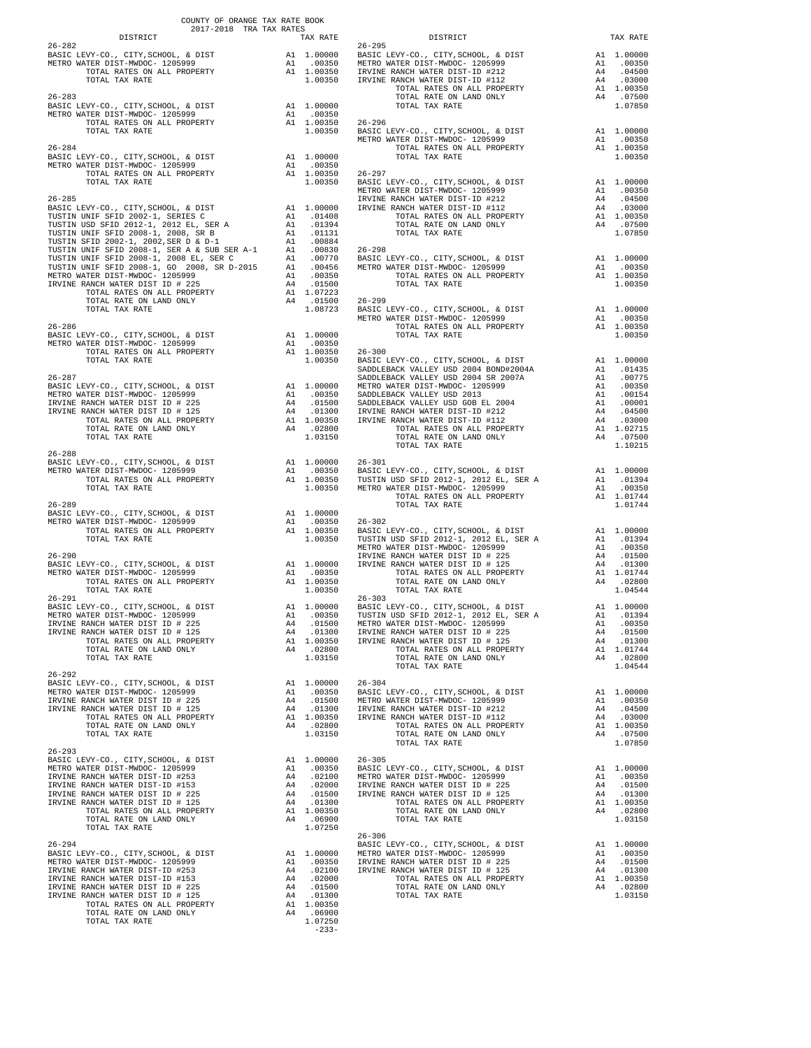COUNTY OF ORANGE TAX RATE BOOK
2017-2018 TRA TAX RATES

| DISTRICT | | TAX RATE |
|---|---|---|
| 26-282 | | |
| BASIC LEVY-CO., CITY,SCHOOL, & DIST | A1 | 1.00000 |
| METRO WATER DIST-MWDOC- 1205999 | A1 | .00350 |
| TOTAL RATES ON ALL PROPERTY | A1 | 1.00350 |
| TOTAL TAX RATE | | 1.00350 |
| 26-283 | | |
| BASIC LEVY-CO., CITY,SCHOOL, & DIST | A1 | 1.00000 |
| METRO WATER DIST-MWDOC- 1205999 | A1 | .00350 |
| TOTAL RATES ON ALL PROPERTY | A1 | 1.00350 |
| TOTAL TAX RATE | | 1.00350 |
| 26-284 | | |
| BASIC LEVY-CO., CITY,SCHOOL, & DIST | A1 | 1.00000 |
| METRO WATER DIST-MWDOC- 1205999 | A1 | .00350 |
| TOTAL RATES ON ALL PROPERTY | A1 | 1.00350 |
| TOTAL TAX RATE | | 1.00350 |
| 26-285 | | |
| BASIC LEVY-CO., CITY,SCHOOL, & DIST | A1 | 1.00000 |
| TUSTIN UNIF SFID 2002-1, SERIES C | A1 | .01408 |
| TUSTIN USD SFID 2012-1, 2012 EL, SER A | A1 | .01394 |
| TUSTIN UNIF SFID 2008-1, 2008, SR B | A1 | .01131 |
| TUSTIN SFID 2002-1, 2002,SER D & D-1 | A1 | .00884 |
| TUSTIN UNIF SFID 2008-1, SER A & SUB SER A-1 | A1 | .00830 |
| TUSTIN UNIF SFID 2008-1, 2008 EL, SER C | A1 | .00770 |
| TUSTIN UNIF SFID 2008-1, GO 2008, SR D-2015 | A1 | .00456 |
| METRO WATER DIST-MWDOC- 1205999 | A1 | .00350 |
| IRVINE RANCH WATER DIST ID # 225 | A4 | .01500 |
| TOTAL RATES ON ALL PROPERTY | A1 | 1.07223 |
| TOTAL RATE ON LAND ONLY | A4 | .01500 |
| TOTAL TAX RATE | | 1.08723 |
| 26-286 | | |
| BASIC LEVY-CO., CITY,SCHOOL, & DIST | A1 | 1.00000 |
| METRO WATER DIST-MWDOC- 1205999 | A1 | .00350 |
| TOTAL RATES ON ALL PROPERTY | A1 | 1.00350 |
| TOTAL TAX RATE | | 1.00350 |
| 26-287 | | |
| BASIC LEVY-CO., CITY,SCHOOL, & DIST | A1 | 1.00000 |
| METRO WATER DIST-MWDOC- 1205999 | A1 | .00350 |
| IRVINE RANCH WATER DIST ID # 225 | A4 | .01500 |
| IRVINE RANCH WATER DIST ID # 125 | A4 | .01300 |
| TOTAL RATES ON ALL PROPERTY | A1 | 1.00350 |
| TOTAL RATE ON LAND ONLY | A4 | .02800 |
| TOTAL TAX RATE | | 1.03150 |
| 26-288 | | |
| BASIC LEVY-CO., CITY,SCHOOL, & DIST | A1 | 1.00000 |
| METRO WATER DIST-MWDOC- 1205999 | A1 | .00350 |
| TOTAL RATES ON ALL PROPERTY | A1 | 1.00350 |
| TOTAL TAX RATE | | 1.00350 |
| 26-289 | | |
| BASIC LEVY-CO., CITY,SCHOOL, & DIST | A1 | 1.00000 |
| METRO WATER DIST-MWDOC- 1205999 | A1 | .00350 |
| TOTAL RATES ON ALL PROPERTY | A1 | 1.00350 |
| TOTAL TAX RATE | | 1.00350 |
| 26-290 | | |
| BASIC LEVY-CO., CITY,SCHOOL, & DIST | A1 | 1.00000 |
| METRO WATER DIST-MWDOC- 1205999 | A1 | .00350 |
| TOTAL RATES ON ALL PROPERTY | A1 | 1.00350 |
| TOTAL TAX RATE | | 1.00350 |
| 26-291 | | |
| BASIC LEVY-CO., CITY,SCHOOL, & DIST | A1 | 1.00000 |
| METRO WATER DIST-MWDOC- 1205999 | A1 | .00350 |
| IRVINE RANCH WATER DIST ID # 225 | A4 | .01500 |
| IRVINE RANCH WATER DIST ID # 125 | A4 | .01300 |
| TOTAL RATES ON ALL PROPERTY | A1 | 1.00350 |
| TOTAL RATE ON LAND ONLY | A4 | .02800 |
| TOTAL TAX RATE | | 1.03150 |
| 26-292 | | |
| BASIC LEVY-CO., CITY,SCHOOL, & DIST | A1 | 1.00000 |
| METRO WATER DIST-MWDOC- 1205999 | A1 | .00350 |
| IRVINE RANCH WATER DIST ID # 225 | A4 | .01500 |
| IRVINE RANCH WATER DIST ID # 125 | A4 | .01300 |
| TOTAL RATES ON ALL PROPERTY | A1 | 1.00350 |
| TOTAL RATE ON LAND ONLY | A4 | .02800 |
| TOTAL TAX RATE | | 1.03150 |
| 26-293 | | |
| BASIC LEVY-CO., CITY,SCHOOL, & DIST | A1 | 1.00000 |
| METRO WATER DIST-MWDOC- 1205999 | A1 | .00350 |
| IRVINE RANCH WATER DIST-ID #253 | A4 | .02100 |
| IRVINE RANCH WATER DIST-ID #153 | A4 | .02000 |
| IRVINE RANCH WATER DIST ID # 225 | A4 | .01500 |
| IRVINE RANCH WATER DIST ID # 125 | A4 | .01300 |
| TOTAL RATES ON ALL PROPERTY | A1 | 1.00350 |
| TOTAL RATE ON LAND ONLY | A4 | .06900 |
| TOTAL TAX RATE | | 1.07250 |
| 26-294 | | |
| BASIC LEVY-CO., CITY,SCHOOL, & DIST | A1 | 1.00000 |
| METRO WATER DIST-MWDOC- 1205999 | A1 | .00350 |
| IRVINE RANCH WATER DIST-ID #253 | A4 | .02100 |
| IRVINE RANCH WATER DIST-ID #153 | A4 | .02000 |
| IRVINE RANCH WATER DIST ID # 225 | A4 | .01500 |
| IRVINE RANCH WATER DIST ID # 125 | A4 | .01300 |
| TOTAL RATES ON ALL PROPERTY | A1 | 1.00350 |
| TOTAL RATE ON LAND ONLY | A4 | .06900 |
| TOTAL TAX RATE | | 1.07250 |
| 26-295 | | |
| BASIC LEVY-CO., CITY,SCHOOL, & DIST | A1 | 1.00000 |
| METRO WATER DIST-MWDOC- 1205999 | A1 | .00350 |
| IRVINE RANCH WATER DIST-ID #212 | A4 | .04500 |
| IRVINE RANCH WATER DIST-ID #112 | A4 | .03000 |
| TOTAL RATES ON ALL PROPERTY | A1 | 1.00350 |
| TOTAL RATE ON LAND ONLY | A4 | .07500 |
| TOTAL TAX RATE | | 1.07850 |
| 26-296 | | |
| BASIC LEVY-CO., CITY,SCHOOL, & DIST | A1 | 1.00000 |
| METRO WATER DIST-MWDOC- 1205999 | A1 | .00350 |
| TOTAL RATES ON ALL PROPERTY | A1 | 1.00350 |
| TOTAL TAX RATE | | 1.00350 |
| 26-297 | | |
| BASIC LEVY-CO., CITY,SCHOOL, & DIST | A1 | 1.00000 |
| METRO WATER DIST-MWDOC- 1205999 | A1 | .00350 |
| IRVINE RANCH WATER DIST-ID #212 | A4 | .04500 |
| IRVINE RANCH WATER DIST-ID #112 | A4 | .03000 |
| TOTAL RATES ON ALL PROPERTY | A1 | 1.00350 |
| TOTAL RATE ON LAND ONLY | A4 | .07500 |
| TOTAL TAX RATE | | 1.07850 |
| 26-298 | | |
| BASIC LEVY-CO., CITY,SCHOOL, & DIST | A1 | 1.00000 |
| METRO WATER DIST-MWDOC- 1205999 | A1 | .00350 |
| TOTAL RATES ON ALL PROPERTY | A1 | 1.00350 |
| TOTAL TAX RATE | | 1.00350 |
| 26-299 | | |
| BASIC LEVY-CO., CITY,SCHOOL, & DIST | A1 | 1.00000 |
| METRO WATER DIST-MWDOC- 1205999 | A1 | .00350 |
| TOTAL RATES ON ALL PROPERTY | A1 | 1.00350 |
| TOTAL TAX RATE | | 1.00350 |
| 26-300 | | |
| BASIC LEVY-CO., CITY,SCHOOL, & DIST | A1 | 1.00000 |
| SADDLEBACK VALLEY USD 2004 BOND#2004A | A1 | .01435 |
| SADDLEBACK VALLEY USD 2004 SR 2007A | A1 | .00775 |
| METRO WATER DIST-MWDOC- 1205999 | A1 | .00350 |
| SADDLEBACK VALLEY USD 2013 | A1 | .00154 |
| SADDLEBACK VALLEY USD GOB EL 2004 | A1 | .00001 |
| IRVINE RANCH WATER DIST-ID #212 | A4 | .04500 |
| IRVINE RANCH WATER DIST-ID #112 | A4 | .03000 |
| TOTAL RATES ON ALL PROPERTY | A1 | 1.02715 |
| TOTAL RATE ON LAND ONLY | A4 | .07500 |
| TOTAL TAX RATE | | 1.10215 |
| 26-301 | | |
| BASIC LEVY-CO., CITY,SCHOOL, & DIST | A1 | 1.00000 |
| TUSTIN USD SFID 2012-1, 2012 EL, SER A | A1 | .01394 |
| METRO WATER DIST-MWDOC- 1205999 | A1 | .00350 |
| TOTAL RATES ON ALL PROPERTY | A1 | 1.01744 |
| TOTAL TAX RATE | | 1.01744 |
| 26-302 | | |
| BASIC LEVY-CO., CITY,SCHOOL, & DIST | A1 | 1.00000 |
| TUSTIN USD SFID 2012-1, 2012 EL, SER A | A1 | .01394 |
| METRO WATER DIST-MWDOC- 1205999 | A1 | .00350 |
| IRVINE RANCH WATER DIST ID # 225 | A4 | .01500 |
| IRVINE RANCH WATER DIST ID # 125 | A4 | .01300 |
| TOTAL RATES ON ALL PROPERTY | A1 | 1.01744 |
| TOTAL RATE ON LAND ONLY | A4 | .02800 |
| TOTAL TAX RATE | | 1.04544 |
| 26-303 | | |
| BASIC LEVY-CO., CITY,SCHOOL, & DIST | A1 | 1.00000 |
| TUSTIN USD SFID 2012-1, 2012 EL, SER A | A1 | .01394 |
| METRO WATER DIST-MWDOC- 1205999 | A1 | .00350 |
| IRVINE RANCH WATER DIST ID # 225 | A4 | .01500 |
| IRVINE RANCH WATER DIST ID # 125 | A4 | .01300 |
| TOTAL RATES ON ALL PROPERTY | A1 | 1.01744 |
| TOTAL RATE ON LAND ONLY | A4 | .02800 |
| TOTAL TAX RATE | | 1.04544 |
| 26-304 | | |
| BASIC LEVY-CO., CITY,SCHOOL, & DIST | A1 | 1.00000 |
| METRO WATER DIST-MWDOC- 1205999 | A1 | .00350 |
| IRVINE RANCH WATER DIST-ID #212 | A4 | .04500 |
| IRVINE RANCH WATER DIST-ID #112 | A4 | .03000 |
| TOTAL RATES ON ALL PROPERTY | A1 | 1.00350 |
| TOTAL RATE ON LAND ONLY | A4 | .07500 |
| TOTAL TAX RATE | | 1.07850 |
| 26-305 | | |
| BASIC LEVY-CO., CITY,SCHOOL, & DIST | A1 | 1.00000 |
| METRO WATER DIST-MWDOC- 1205999 | A1 | .00350 |
| IRVINE RANCH WATER DIST ID # 225 | A4 | .01500 |
| IRVINE RANCH WATER DIST ID # 125 | A4 | .01300 |
| TOTAL RATES ON ALL PROPERTY | A1 | 1.00350 |
| TOTAL RATE ON LAND ONLY | A4 | .02800 |
| TOTAL TAX RATE | | 1.03150 |
| 26-306 | | |
| BASIC LEVY-CO., CITY,SCHOOL, & DIST | A1 | 1.00000 |
| METRO WATER DIST-MWDOC- 1205999 | A1 | .00350 |
| IRVINE RANCH WATER DIST ID # 225 | A4 | .01500 |
| IRVINE RANCH WATER DIST ID # 125 | A4 | .01300 |
| TOTAL RATES ON ALL PROPERTY | A1 | 1.00350 |
| TOTAL RATE ON LAND ONLY | A4 | .02800 |
| TOTAL TAX RATE | | 1.03150 |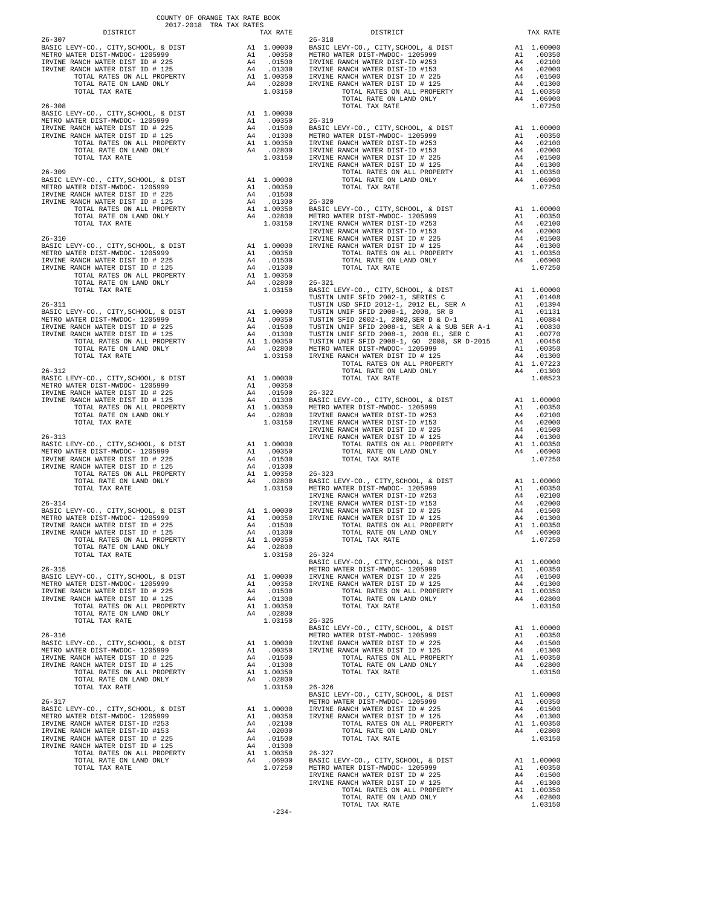COUNTY OF ORANGE TAX RATE BOOK
2017-2018 TRA TAX RATES

| DISTRICT | | TAX RATE |
|---|---|---|
| **26-307** | | |
| BASIC LEVY-CO., CITY, SCHOOL, & DIST | A1 | 1.00000 |
| METRO WATER DIST-MWDOC- 1205999 | A1 | .00350 |
| IRVINE RANCH WATER DIST ID # 225 | A4 | .01500 |
| IRVINE RANCH WATER DIST ID # 125 | A4 | .01300 |
| TOTAL RATES ON ALL PROPERTY | A1 | 1.00350 |
| TOTAL RATE ON LAND ONLY | A4 | .02800 |
| TOTAL TAX RATE | | 1.03150 |
| **26-308** | | |
| BASIC LEVY-CO., CITY, SCHOOL, & DIST | A1 | 1.00000 |
| METRO WATER DIST-MWDOC- 1205999 | A1 | .00350 |
| IRVINE RANCH WATER DIST ID # 225 | A4 | .01500 |
| IRVINE RANCH WATER DIST ID # 125 | A4 | .01300 |
| TOTAL RATES ON ALL PROPERTY | A1 | 1.00350 |
| TOTAL RATE ON LAND ONLY | A4 | .02800 |
| TOTAL TAX RATE | | 1.03150 |
| **26-309** | | |
| BASIC LEVY-CO., CITY, SCHOOL, & DIST | A1 | 1.00000 |
| METRO WATER DIST-MWDOC- 1205999 | A1 | .00350 |
| IRVINE RANCH WATER DIST ID # 225 | A4 | .01500 |
| IRVINE RANCH WATER DIST ID # 125 | A4 | .01300 |
| TOTAL RATES ON ALL PROPERTY | A1 | 1.00350 |
| TOTAL RATE ON LAND ONLY | A4 | .02800 |
| TOTAL TAX RATE | | 1.03150 |
| **26-310** | | |
| BASIC LEVY-CO., CITY, SCHOOL, & DIST | A1 | 1.00000 |
| METRO WATER DIST-MWDOC- 1205999 | A1 | .00350 |
| IRVINE RANCH WATER DIST ID # 225 | A4 | .01500 |
| IRVINE RANCH WATER DIST ID # 125 | A4 | .01300 |
| TOTAL RATES ON ALL PROPERTY | A1 | 1.00350 |
| TOTAL RATE ON LAND ONLY | A4 | .02800 |
| TOTAL TAX RATE | | 1.03150 |
| **26-311** | | |
| BASIC LEVY-CO., CITY, SCHOOL, & DIST | A1 | 1.00000 |
| METRO WATER DIST-MWDOC- 1205999 | A1 | .00350 |
| IRVINE RANCH WATER DIST ID # 225 | A4 | .01500 |
| IRVINE RANCH WATER DIST ID # 125 | A4 | .01300 |
| TOTAL RATES ON ALL PROPERTY | A1 | 1.00350 |
| TOTAL RATE ON LAND ONLY | A4 | .02800 |
| TOTAL TAX RATE | | 1.03150 |
| **26-312** | | |
| BASIC LEVY-CO., CITY, SCHOOL, & DIST | A1 | 1.00000 |
| METRO WATER DIST-MWDOC- 1205999 | A1 | .00350 |
| IRVINE RANCH WATER DIST ID # 225 | A4 | .01500 |
| IRVINE RANCH WATER DIST ID # 125 | A4 | .01300 |
| TOTAL RATES ON ALL PROPERTY | A1 | 1.00350 |
| TOTAL RATE ON LAND ONLY | A4 | .02800 |
| TOTAL TAX RATE | | 1.03150 |
| **26-313** | | |
| BASIC LEVY-CO., CITY, SCHOOL, & DIST | A1 | 1.00000 |
| METRO WATER DIST-MWDOC- 1205999 | A1 | .00350 |
| IRVINE RANCH WATER DIST ID # 225 | A4 | .01500 |
| IRVINE RANCH WATER DIST ID # 125 | A4 | .01300 |
| TOTAL RATES ON ALL PROPERTY | A1 | 1.00350 |
| TOTAL RATE ON LAND ONLY | A4 | .02800 |
| TOTAL TAX RATE | | 1.03150 |
| **26-314** | | |
| BASIC LEVY-CO., CITY, SCHOOL, & DIST | A1 | 1.00000 |
| METRO WATER DIST-MWDOC- 1205999 | A1 | .00350 |
| IRVINE RANCH WATER DIST ID # 225 | A4 | .01500 |
| IRVINE RANCH WATER DIST ID # 125 | A4 | .01300 |
| TOTAL RATES ON ALL PROPERTY | A1 | 1.00350 |
| TOTAL RATE ON LAND ONLY | A4 | .02800 |
| TOTAL TAX RATE | | 1.03150 |
| **26-315** | | |
| BASIC LEVY-CO., CITY, SCHOOL, & DIST | A1 | 1.00000 |
| METRO WATER DIST-MWDOC- 1205999 | A1 | .00350 |
| IRVINE RANCH WATER DIST ID # 225 | A4 | .01500 |
| IRVINE RANCH WATER DIST ID # 125 | A4 | .01300 |
| TOTAL RATES ON ALL PROPERTY | A1 | 1.00350 |
| TOTAL RATE ON LAND ONLY | A4 | .02800 |
| TOTAL TAX RATE | | 1.03150 |
| **26-316** | | |
| BASIC LEVY-CO., CITY, SCHOOL, & DIST | A1 | 1.00000 |
| METRO WATER DIST-MWDOC- 1205999 | A1 | .00350 |
| IRVINE RANCH WATER DIST ID # 225 | A4 | .01500 |
| IRVINE RANCH WATER DIST ID # 125 | A4 | .01300 |
| TOTAL RATES ON ALL PROPERTY | A1 | 1.00350 |
| TOTAL RATE ON LAND ONLY | A4 | .02800 |
| TOTAL TAX RATE | | 1.03150 |
| **26-317** | | |
| BASIC LEVY-CO., CITY, SCHOOL, & DIST | A1 | 1.00000 |
| METRO WATER DIST-MWDOC- 1205999 | A1 | .00350 |
| IRVINE RANCH WATER DIST-ID #253 | A4 | .02100 |
| IRVINE RANCH WATER DIST-ID #153 | A4 | .02000 |
| IRVINE RANCH WATER DIST ID # 225 | A4 | .01500 |
| IRVINE RANCH WATER DIST ID # 125 | A4 | .01300 |
| TOTAL RATES ON ALL PROPERTY | A1 | 1.00350 |
| TOTAL RATE ON LAND ONLY | A4 | .06900 |
| TOTAL TAX RATE | | 1.07250 |
| **26-318** | | |
| BASIC LEVY-CO., CITY, SCHOOL, & DIST | A1 | 1.00000 |
| METRO WATER DIST-MWDOC- 1205999 | A1 | .00350 |
| IRVINE RANCH WATER DIST-ID #253 | A4 | .02100 |
| IRVINE RANCH WATER DIST-ID #153 | A4 | .02000 |
| IRVINE RANCH WATER DIST ID # 225 | A4 | .01500 |
| IRVINE RANCH WATER DIST ID # 125 | A4 | .01300 |
| TOTAL RATES ON ALL PROPERTY | A1 | 1.00350 |
| TOTAL RATE ON LAND ONLY | A4 | .06900 |
| TOTAL TAX RATE | | 1.07250 |
| **26-319** | | |
| BASIC LEVY-CO., CITY, SCHOOL, & DIST | A1 | 1.00000 |
| METRO WATER DIST-MWDOC- 1205999 | A1 | .00350 |
| IRVINE RANCH WATER DIST-ID #253 | A4 | .02100 |
| IRVINE RANCH WATER DIST-ID #153 | A4 | .02000 |
| IRVINE RANCH WATER DIST ID # 225 | A4 | .01500 |
| IRVINE RANCH WATER DIST ID # 125 | A4 | .01300 |
| TOTAL RATES ON ALL PROPERTY | A1 | 1.00350 |
| TOTAL RATE ON LAND ONLY | A4 | .06900 |
| TOTAL TAX RATE | | 1.07250 |
| **26-320** | | |
| BASIC LEVY-CO., CITY, SCHOOL, & DIST | A1 | 1.00000 |
| METRO WATER DIST-MWDOC- 1205999 | A1 | .00350 |
| IRVINE RANCH WATER DIST-ID #253 | A4 | .02100 |
| IRVINE RANCH WATER DIST-ID #153 | A4 | .02000 |
| IRVINE RANCH WATER DIST ID # 225 | A4 | .01500 |
| IRVINE RANCH WATER DIST ID # 125 | A4 | .01300 |
| TOTAL RATES ON ALL PROPERTY | A1 | 1.00350 |
| TOTAL RATE ON LAND ONLY | A4 | .06900 |
| TOTAL TAX RATE | | 1.07250 |
| **26-321** | | |
| BASIC LEVY-CO., CITY, SCHOOL, & DIST | A1 | 1.00000 |
| TUSTIN UNIF SFID 2002-1, SERIES C | A1 | .01408 |
| TUSTIN USD SFID 2012-1, 2012 EL, SER A | A1 | .01394 |
| TUSTIN UNIF SFID 2008-1, 2008, SR B | A1 | .01131 |
| TUSTIN SFID 2002-1, 2002,SER D & D-1 | A1 | .00884 |
| TUSTIN UNIF SFID 2008-1, SER A & SUB SER A-1 | A1 | .00830 |
| TUSTIN UNIF SFID 2008-1, 2008 EL, SER C | A1 | .00770 |
| TUSTIN UNIF SFID 2008-1, GO 2008, SR D-2015 | A1 | .00456 |
| METRO WATER DIST-MWDOC- 1205999 | A1 | .00350 |
| IRVINE RANCH WATER DIST ID # 125 | A4 | .01300 |
| TOTAL RATES ON ALL PROPERTY | A1 | 1.07223 |
| TOTAL RATE ON LAND ONLY | A4 | .01300 |
| TOTAL TAX RATE | | 1.08523 |
| **26-322** | | |
| BASIC LEVY-CO., CITY, SCHOOL, & DIST | A1 | 1.00000 |
| METRO WATER DIST-MWDOC- 1205999 | A1 | .00350 |
| IRVINE RANCH WATER DIST-ID #253 | A4 | .02100 |
| IRVINE RANCH WATER DIST-ID #153 | A4 | .02000 |
| IRVINE RANCH WATER DIST ID # 225 | A4 | .01500 |
| IRVINE RANCH WATER DIST ID # 125 | A4 | .01300 |
| TOTAL RATES ON ALL PROPERTY | A1 | 1.00350 |
| TOTAL RATE ON LAND ONLY | A4 | .06900 |
| TOTAL TAX RATE | | 1.07250 |
| **26-323** | | |
| BASIC LEVY-CO., CITY, SCHOOL, & DIST | A1 | 1.00000 |
| METRO WATER DIST-MWDOC- 1205999 | A1 | .00350 |
| IRVINE RANCH WATER DIST-ID #253 | A4 | .02100 |
| IRVINE RANCH WATER DIST-ID #153 | A4 | .02000 |
| IRVINE RANCH WATER DIST ID # 225 | A4 | .01500 |
| IRVINE RANCH WATER DIST ID # 125 | A4 | .01300 |
| TOTAL RATES ON ALL PROPERTY | A1 | 1.00350 |
| TOTAL RATE ON LAND ONLY | A4 | .06900 |
| TOTAL TAX RATE | | 1.07250 |
| **26-324** | | |
| BASIC LEVY-CO., CITY, SCHOOL, & DIST | A1 | 1.00000 |
| METRO WATER DIST-MWDOC- 1205999 | A1 | .00350 |
| IRVINE RANCH WATER DIST ID # 225 | A4 | .01500 |
| IRVINE RANCH WATER DIST ID # 125 | A4 | .01300 |
| TOTAL RATES ON ALL PROPERTY | A1 | 1.00350 |
| TOTAL RATE ON LAND ONLY | A4 | .02800 |
| TOTAL TAX RATE | | 1.03150 |
| **26-325** | | |
| BASIC LEVY-CO., CITY, SCHOOL, & DIST | A1 | 1.00000 |
| METRO WATER DIST-MWDOC- 1205999 | A1 | .00350 |
| IRVINE RANCH WATER DIST ID # 225 | A4 | .01500 |
| IRVINE RANCH WATER DIST ID # 125 | A4 | .01300 |
| TOTAL RATES ON ALL PROPERTY | A1 | 1.00350 |
| TOTAL RATE ON LAND ONLY | A4 | .02800 |
| TOTAL TAX RATE | | 1.03150 |
| **26-326** | | |
| BASIC LEVY-CO., CITY, SCHOOL, & DIST | A1 | 1.00000 |
| METRO WATER DIST-MWDOC- 1205999 | A1 | .00350 |
| IRVINE RANCH WATER DIST ID # 225 | A4 | .01500 |
| IRVINE RANCH WATER DIST ID # 125 | A4 | .01300 |
| TOTAL RATES ON ALL PROPERTY | A1 | 1.00350 |
| TOTAL RATE ON LAND ONLY | A4 | .02800 |
| TOTAL TAX RATE | | 1.03150 |
| **26-327** | | |
| BASIC LEVY-CO., CITY, SCHOOL, & DIST | A1 | 1.00000 |
| METRO WATER DIST-MWDOC- 1205999 | A1 | .00350 |
| IRVINE RANCH WATER DIST ID # 225 | A4 | .01500 |
| IRVINE RANCH WATER DIST ID # 125 | A4 | .01300 |
| TOTAL RATES ON ALL PROPERTY | A1 | 1.00350 |
| TOTAL RATE ON LAND ONLY | A4 | .02800 |
| TOTAL TAX RATE | | 1.03150 |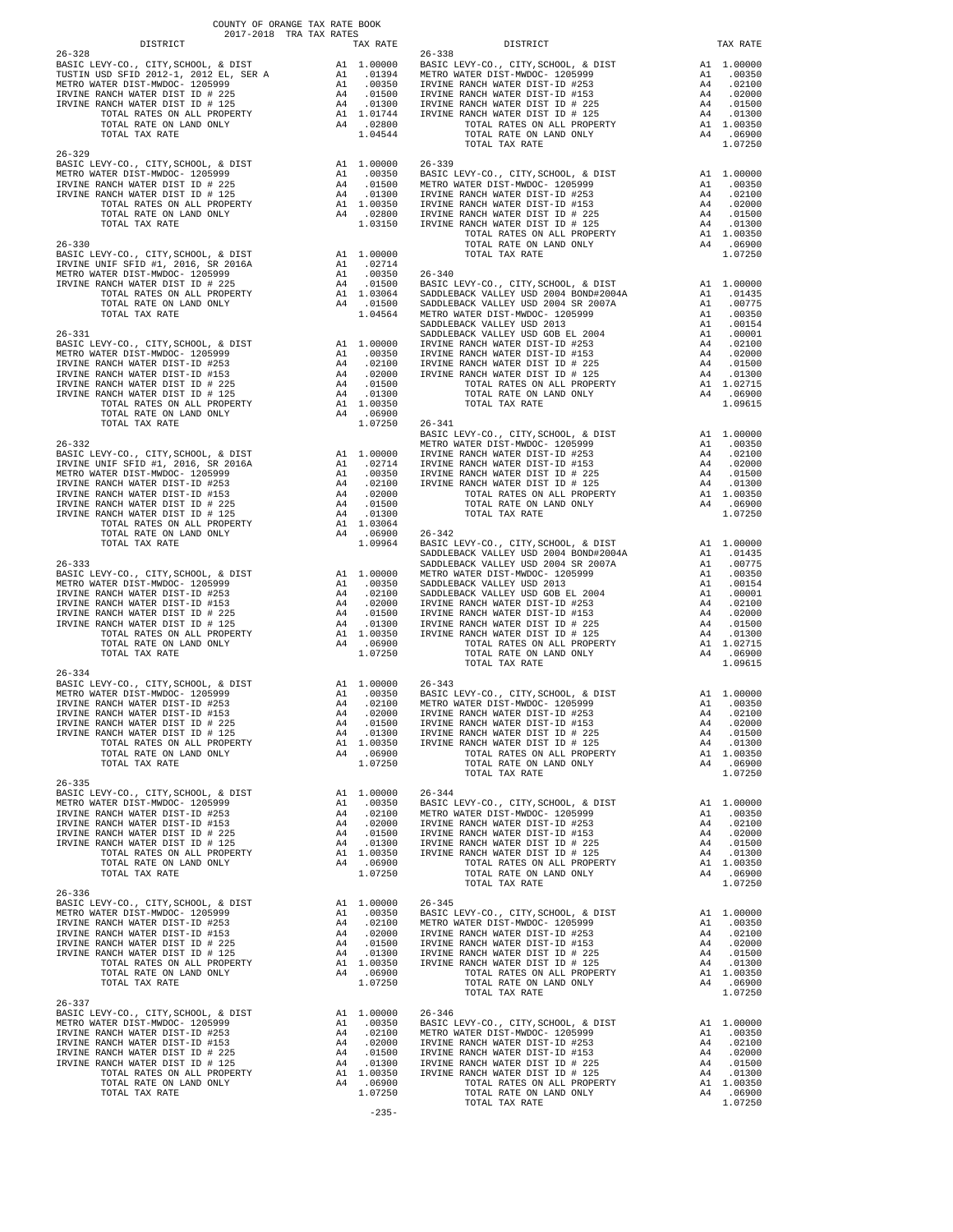COUNTY OF ORANGE TAX RATE BOOK
2017-2018 TRA TAX RATES

**26-328**

| DISTRICT | | TAX RATE |
|---|---|---|
| BASIC LEVY-CO., CITY,SCHOOL, & DIST | A1 | 1.00000 |
| TUSTIN USD SFID 2012-1, 2012 EL, SER A | A1 | .01394 |
| METRO WATER DIST-MWDOC- 1205999 | A1 | .00350 |
| IRVINE RANCH WATER DIST ID # 225 | A4 | .01500 |
| IRVINE RANCH WATER DIST ID # 125 | A4 | .01300 |
| TOTAL RATES ON ALL PROPERTY | A1 | 1.01744 |
| TOTAL RATE ON LAND ONLY | A4 | .02800 |
| TOTAL TAX RATE | | 1.04544 |

**26-329**

| DISTRICT | | TAX RATE |
|---|---|---|
| BASIC LEVY-CO., CITY,SCHOOL, & DIST | A1 | 1.00000 |
| METRO WATER DIST-MWDOC- 1205999 | A1 | .00350 |
| IRVINE RANCH WATER DIST ID # 225 | A4 | .01500 |
| IRVINE RANCH WATER DIST ID # 125 | A4 | .01300 |
| TOTAL RATES ON ALL PROPERTY | A1 | 1.00350 |
| TOTAL RATE ON LAND ONLY | A4 | .02800 |
| TOTAL TAX RATE | | 1.03150 |

**26-330**

| DISTRICT | | TAX RATE |
|---|---|---|
| BASIC LEVY-CO., CITY,SCHOOL, & DIST | A1 | 1.00000 |
| IRVINE UNIF SFID #1, 2016, SR 2016A | A1 | .02714 |
| METRO WATER DIST-MWDOC- 1205999 | A1 | .00350 |
| IRVINE RANCH WATER DIST ID # 225 | A4 | .01500 |
| TOTAL RATES ON ALL PROPERTY | A1 | 1.03064 |
| TOTAL RATE ON LAND ONLY | A4 | .01500 |
| TOTAL TAX RATE | | 1.04564 |

**26-331**

| DISTRICT | | TAX RATE |
|---|---|---|
| BASIC LEVY-CO., CITY,SCHOOL, & DIST | A1 | 1.00000 |
| METRO WATER DIST-MWDOC- 1205999 | A1 | .00350 |
| IRVINE RANCH WATER DIST-ID #253 | A4 | .02100 |
| IRVINE RANCH WATER DIST-ID #153 | A4 | .02000 |
| IRVINE RANCH WATER DIST ID # 225 | A4 | .01500 |
| IRVINE RANCH WATER DIST ID # 125 | A4 | .01300 |
| TOTAL RATES ON ALL PROPERTY | A1 | 1.00350 |
| TOTAL RATE ON LAND ONLY | A4 | .06900 |
| TOTAL TAX RATE | | 1.07250 |

**26-332**

| DISTRICT | | TAX RATE |
|---|---|---|
| BASIC LEVY-CO., CITY,SCHOOL, & DIST | A1 | 1.00000 |
| IRVINE UNIF SFID #1, 2016, SR 2016A | A1 | .02714 |
| METRO WATER DIST-MWDOC- 1205999 | A1 | .00350 |
| IRVINE RANCH WATER DIST-ID #253 | A4 | .02100 |
| IRVINE RANCH WATER DIST-ID #153 | A4 | .02000 |
| IRVINE RANCH WATER DIST ID # 225 | A4 | .01500 |
| IRVINE RANCH WATER DIST ID # 125 | A4 | .01300 |
| TOTAL RATES ON ALL PROPERTY | A1 | 1.03064 |
| TOTAL RATE ON LAND ONLY | A4 | .06900 |
| TOTAL TAX RATE | | 1.09964 |

**26-333**

| DISTRICT | | TAX RATE |
|---|---|---|
| BASIC LEVY-CO., CITY,SCHOOL, & DIST | A1 | 1.00000 |
| METRO WATER DIST-MWDOC- 1205999 | A1 | .00350 |
| IRVINE RANCH WATER DIST-ID #253 | A4 | .02100 |
| IRVINE RANCH WATER DIST-ID #153 | A4 | .02000 |
| IRVINE RANCH WATER DIST ID # 225 | A4 | .01500 |
| IRVINE RANCH WATER DIST ID # 125 | A4 | .01300 |
| TOTAL RATES ON ALL PROPERTY | A1 | 1.00350 |
| TOTAL RATE ON LAND ONLY | A4 | .06900 |
| TOTAL TAX RATE | | 1.07250 |

**26-334**

| DISTRICT | | TAX RATE |
|---|---|---|
| BASIC LEVY-CO., CITY,SCHOOL, & DIST | A1 | 1.00000 |
| METRO WATER DIST-MWDOC- 1205999 | A1 | .00350 |
| IRVINE RANCH WATER DIST-ID #253 | A4 | .02100 |
| IRVINE RANCH WATER DIST-ID #153 | A4 | .02000 |
| IRVINE RANCH WATER DIST ID # 225 | A4 | .01500 |
| IRVINE RANCH WATER DIST ID # 125 | A4 | .01300 |
| TOTAL RATES ON ALL PROPERTY | A1 | 1.00350 |
| TOTAL RATE ON LAND ONLY | A4 | .06900 |
| TOTAL TAX RATE | | 1.07250 |

**26-335**

| DISTRICT | | TAX RATE |
|---|---|---|
| BASIC LEVY-CO., CITY,SCHOOL, & DIST | A1 | 1.00000 |
| METRO WATER DIST-MWDOC- 1205999 | A1 | .00350 |
| IRVINE RANCH WATER DIST-ID #253 | A4 | .02100 |
| IRVINE RANCH WATER DIST-ID #153 | A4 | .02000 |
| IRVINE RANCH WATER DIST ID # 225 | A4 | .01500 |
| IRVINE RANCH WATER DIST ID # 125 | A4 | .01300 |
| TOTAL RATES ON ALL PROPERTY | A1 | 1.00350 |
| TOTAL RATE ON LAND ONLY | A4 | .06900 |
| TOTAL TAX RATE | | 1.07250 |

**26-336**

| DISTRICT | | TAX RATE |
|---|---|---|
| BASIC LEVY-CO., CITY,SCHOOL, & DIST | A1 | 1.00000 |
| METRO WATER DIST-MWDOC- 1205999 | A1 | .00350 |
| IRVINE RANCH WATER DIST-ID #253 | A4 | .02100 |
| IRVINE RANCH WATER DIST-ID #153 | A4 | .02000 |
| IRVINE RANCH WATER DIST ID # 225 | A4 | .01500 |
| IRVINE RANCH WATER DIST ID # 125 | A4 | .01300 |
| TOTAL RATES ON ALL PROPERTY | A1 | 1.00350 |
| TOTAL RATE ON LAND ONLY | A4 | .06900 |
| TOTAL TAX RATE | | 1.07250 |

**26-337**

| DISTRICT | | TAX RATE |
|---|---|---|
| BASIC LEVY-CO., CITY,SCHOOL, & DIST | A1 | 1.00000 |
| METRO WATER DIST-MWDOC- 1205999 | A1 | .00350 |
| IRVINE RANCH WATER DIST-ID #253 | A4 | .02100 |
| IRVINE RANCH WATER DIST-ID #153 | A4 | .02000 |
| IRVINE RANCH WATER DIST ID # 225 | A4 | .01500 |
| IRVINE RANCH WATER DIST ID # 125 | A4 | .01300 |
| TOTAL RATES ON ALL PROPERTY | A1 | 1.00350 |
| TOTAL RATE ON LAND ONLY | A4 | .06900 |
| TOTAL TAX RATE | | 1.07250 |

**26-338**

| DISTRICT | | TAX RATE |
|---|---|---|
| BASIC LEVY-CO., CITY,SCHOOL, & DIST | A1 | 1.00000 |
| METRO WATER DIST-MWDOC- 1205999 | A1 | .00350 |
| IRVINE RANCH WATER DIST-ID #253 | A4 | .02100 |
| IRVINE RANCH WATER DIST-ID #153 | A4 | .02000 |
| IRVINE RANCH WATER DIST ID # 225 | A4 | .01500 |
| IRVINE RANCH WATER DIST ID # 125 | A4 | .01300 |
| TOTAL RATES ON ALL PROPERTY | A1 | 1.00350 |
| TOTAL RATE ON LAND ONLY | A4 | .06900 |
| TOTAL TAX RATE | | 1.07250 |

**26-339**

| DISTRICT | | TAX RATE |
|---|---|---|
| BASIC LEVY-CO., CITY,SCHOOL, & DIST | A1 | 1.00000 |
| METRO WATER DIST-MWDOC- 1205999 | A1 | .00350 |
| IRVINE RANCH WATER DIST-ID #253 | A4 | .02100 |
| IRVINE RANCH WATER DIST-ID #153 | A4 | .02000 |
| IRVINE RANCH WATER DIST ID # 225 | A4 | .01500 |
| IRVINE RANCH WATER DIST ID # 125 | A4 | .01300 |
| TOTAL RATES ON ALL PROPERTY | A1 | 1.00350 |
| TOTAL RATE ON LAND ONLY | A4 | .06900 |
| TOTAL TAX RATE | | 1.07250 |

**26-340**

| DISTRICT | | TAX RATE |
|---|---|---|
| BASIC LEVY-CO., CITY,SCHOOL, & DIST | A1 | 1.00000 |
| SADDLEBACK VALLEY USD 2004 BOND#2004A | A1 | .01435 |
| SADDLEBACK VALLEY USD 2004 SR 2007A | A1 | .00775 |
| METRO WATER DIST-MWDOC- 1205999 | A1 | .00350 |
| SADDLEBACK VALLEY USD 2013 | A1 | .00154 |
| SADDLEBACK VALLEY USD GOB EL 2004 | A1 | .00001 |
| IRVINE RANCH WATER DIST-ID #253 | A4 | .02100 |
| IRVINE RANCH WATER DIST-ID #153 | A4 | .02000 |
| IRVINE RANCH WATER DIST ID # 225 | A4 | .01500 |
| IRVINE RANCH WATER DIST ID # 125 | A4 | .01300 |
| TOTAL RATES ON ALL PROPERTY | A1 | 1.02715 |
| TOTAL RATE ON LAND ONLY | A4 | .06900 |
| TOTAL TAX RATE | | 1.09615 |

**26-341**

| DISTRICT | | TAX RATE |
|---|---|---|
| BASIC LEVY-CO., CITY,SCHOOL, & DIST | A1 | 1.00000 |
| METRO WATER DIST-MWDOC- 1205999 | A1 | .00350 |
| IRVINE RANCH WATER DIST-ID #253 | A4 | .02100 |
| IRVINE RANCH WATER DIST-ID #153 | A4 | .02000 |
| IRVINE RANCH WATER DIST ID # 225 | A4 | .01500 |
| IRVINE RANCH WATER DIST ID # 125 | A4 | .01300 |
| TOTAL RATES ON ALL PROPERTY | A1 | 1.00350 |
| TOTAL RATE ON LAND ONLY | A4 | .06900 |
| TOTAL TAX RATE | | 1.07250 |

**26-342**

| DISTRICT | | TAX RATE |
|---|---|---|
| BASIC LEVY-CO., CITY,SCHOOL, & DIST | A1 | 1.00000 |
| SADDLEBACK VALLEY USD 2004 BOND#2004A | A1 | .01435 |
| SADDLEBACK VALLEY USD 2004 SR 2007A | A1 | .00775 |
| METRO WATER DIST-MWDOC- 1205999 | A1 | .00350 |
| SADDLEBACK VALLEY USD 2013 | A1 | .00154 |
| SADDLEBACK VALLEY USD GOB EL 2004 | A1 | .00001 |
| IRVINE RANCH WATER DIST-ID #253 | A4 | .02100 |
| IRVINE RANCH WATER DIST-ID #153 | A4 | .02000 |
| IRVINE RANCH WATER DIST ID # 225 | A4 | .01500 |
| IRVINE RANCH WATER DIST ID # 125 | A4 | .01300 |
| TOTAL RATES ON ALL PROPERTY | A1 | 1.02715 |
| TOTAL RATE ON LAND ONLY | A4 | .06900 |
| TOTAL TAX RATE | | 1.09615 |

**26-343**

| DISTRICT | | TAX RATE |
|---|---|---|
| BASIC LEVY-CO., CITY,SCHOOL, & DIST | A1 | 1.00000 |
| METRO WATER DIST-MWDOC- 1205999 | A1 | .00350 |
| IRVINE RANCH WATER DIST-ID #253 | A4 | .02100 |
| IRVINE RANCH WATER DIST-ID #153 | A4 | .02000 |
| IRVINE RANCH WATER DIST ID # 225 | A4 | .01500 |
| IRVINE RANCH WATER DIST ID # 125 | A4 | .01300 |
| TOTAL RATES ON ALL PROPERTY | A1 | 1.00350 |
| TOTAL RATE ON LAND ONLY | A4 | .06900 |
| TOTAL TAX RATE | | 1.07250 |

**26-344**

| DISTRICT | | TAX RATE |
|---|---|---|
| BASIC LEVY-CO., CITY,SCHOOL, & DIST | A1 | 1.00000 |
| METRO WATER DIST-MWDOC- 1205999 | A1 | .00350 |
| IRVINE RANCH WATER DIST-ID #253 | A4 | .02100 |
| IRVINE RANCH WATER DIST-ID #153 | A4 | .02000 |
| IRVINE RANCH WATER DIST ID # 225 | A4 | .01500 |
| IRVINE RANCH WATER DIST ID # 125 | A4 | .01300 |
| TOTAL RATES ON ALL PROPERTY | A1 | 1.00350 |
| TOTAL RATE ON LAND ONLY | A4 | .06900 |
| TOTAL TAX RATE | | 1.07250 |

**26-345**

| DISTRICT | | TAX RATE |
|---|---|---|
| BASIC LEVY-CO., CITY,SCHOOL, & DIST | A1 | 1.00000 |
| METRO WATER DIST-MWDOC- 1205999 | A1 | .00350 |
| IRVINE RANCH WATER DIST-ID #253 | A4 | .02100 |
| IRVINE RANCH WATER DIST-ID #153 | A4 | .02000 |
| IRVINE RANCH WATER DIST ID # 225 | A4 | .01500 |
| IRVINE RANCH WATER DIST ID # 125 | A4 | .01300 |
| TOTAL RATES ON ALL PROPERTY | A1 | 1.00350 |
| TOTAL RATE ON LAND ONLY | A4 | .06900 |
| TOTAL TAX RATE | | 1.07250 |

**26-346**

| DISTRICT | | TAX RATE |
|---|---|---|
| BASIC LEVY-CO., CITY,SCHOOL, & DIST | A1 | 1.00000 |
| METRO WATER DIST-MWDOC- 1205999 | A1 | .00350 |
| IRVINE RANCH WATER DIST-ID #253 | A4 | .02100 |
| IRVINE RANCH WATER DIST-ID #153 | A4 | .02000 |
| IRVINE RANCH WATER DIST ID # 225 | A4 | .01500 |
| IRVINE RANCH WATER DIST ID # 125 | A4 | .01300 |
| TOTAL RATES ON ALL PROPERTY | A1 | 1.00350 |
| TOTAL RATE ON LAND ONLY | A4 | .06900 |
| TOTAL TAX RATE | | 1.07250 |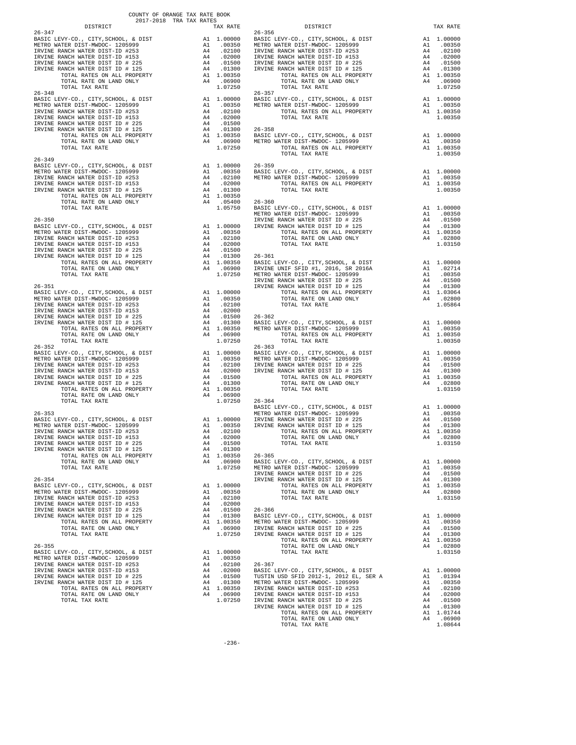COUNTY OF ORANGE TAX RATE BOOK
2017-2018 TRA TAX RATES

| DISTRICT | | TAX RATE |
|---|---|---|
| **26-347** | | |
| BASIC LEVY-CO., CITY,SCHOOL, & DIST | A1 | 1.00000 |
| METRO WATER DIST-MWDOC- 1205999 | A1 | .00350 |
| IRVINE RANCH WATER DIST-ID #253 | A4 | .02100 |
| IRVINE RANCH WATER DIST-ID #153 | A4 | .02000 |
| IRVINE RANCH WATER DIST ID # 225 | A4 | .01500 |
| IRVINE RANCH WATER DIST ID # 125 | A4 | .01300 |
| TOTAL RATES ON ALL PROPERTY | A1 | 1.00350 |
| TOTAL RATE ON LAND ONLY | A4 | .06900 |
| TOTAL TAX RATE | | 1.07250 |
| **26-348** | | |
| BASIC LEVY-CO., CITY,SCHOOL, & DIST | A1 | 1.00000 |
| METRO WATER DIST-MWDOC- 1205999 | A1 | .00350 |
| IRVINE RANCH WATER DIST-ID #253 | A4 | .02100 |
| IRVINE RANCH WATER DIST-ID #153 | A4 | .02000 |
| IRVINE RANCH WATER DIST ID # 225 | A4 | .01500 |
| IRVINE RANCH WATER DIST ID # 125 | A4 | .01300 |
| TOTAL RATES ON ALL PROPERTY | A1 | 1.00350 |
| TOTAL RATE ON LAND ONLY | A4 | .06900 |
| TOTAL TAX RATE | | 1.07250 |
| **26-349** | | |
| BASIC LEVY-CO., CITY,SCHOOL, & DIST | A1 | 1.00000 |
| METRO WATER DIST-MWDOC- 1205999 | A1 | .00350 |
| IRVINE RANCH WATER DIST-ID #253 | A4 | .02100 |
| IRVINE RANCH WATER DIST-ID #153 | A4 | .02000 |
| IRVINE RANCH WATER DIST ID # 125 | A4 | .01300 |
| TOTAL RATES ON ALL PROPERTY | A1 | 1.00350 |
| TOTAL RATE ON LAND ONLY | A4 | .05400 |
| TOTAL TAX RATE | | 1.05750 |
| **26-350** | | |
| BASIC LEVY-CO., CITY,SCHOOL, & DIST | A1 | 1.00000 |
| METRO WATER DIST-MWDOC- 1205999 | A1 | .00350 |
| IRVINE RANCH WATER DIST-ID #253 | A4 | .02100 |
| IRVINE RANCH WATER DIST-ID #153 | A4 | .02000 |
| IRVINE RANCH WATER DIST ID # 225 | A4 | .01500 |
| IRVINE RANCH WATER DIST ID # 125 | A4 | .01300 |
| TOTAL RATES ON ALL PROPERTY | A1 | 1.00350 |
| TOTAL RATE ON LAND ONLY | A4 | .06900 |
| TOTAL TAX RATE | | 1.07250 |
| **26-351** | | |
| BASIC LEVY-CO., CITY,SCHOOL, & DIST | A1 | 1.00000 |
| METRO WATER DIST-MWDOC- 1205999 | A1 | .00350 |
| IRVINE RANCH WATER DIST-ID #253 | A4 | .02100 |
| IRVINE RANCH WATER DIST-ID #153 | A4 | .02000 |
| IRVINE RANCH WATER DIST ID # 225 | A4 | .01500 |
| IRVINE RANCH WATER DIST ID # 125 | A4 | .01300 |
| TOTAL RATES ON ALL PROPERTY | A1 | 1.00350 |
| TOTAL RATE ON LAND ONLY | A4 | .06900 |
| TOTAL TAX RATE | | 1.07250 |
| **26-352** | | |
| BASIC LEVY-CO., CITY,SCHOOL, & DIST | A1 | 1.00000 |
| METRO WATER DIST-MWDOC- 1205999 | A1 | .00350 |
| IRVINE RANCH WATER DIST-ID #253 | A4 | .02100 |
| IRVINE RANCH WATER DIST-ID #153 | A4 | .02000 |
| IRVINE RANCH WATER DIST ID # 225 | A4 | .01500 |
| IRVINE RANCH WATER DIST ID # 125 | A4 | .01300 |
| TOTAL RATES ON ALL PROPERTY | A1 | 1.00350 |
| TOTAL RATE ON LAND ONLY | A4 | .06900 |
| TOTAL TAX RATE | | 1.07250 |
| **26-353** | | |
| BASIC LEVY-CO., CITY,SCHOOL, & DIST | A1 | 1.00000 |
| METRO WATER DIST-MWDOC- 1205999 | A1 | .00350 |
| IRVINE RANCH WATER DIST-ID #253 | A4 | .02100 |
| IRVINE RANCH WATER DIST-ID #153 | A4 | .02000 |
| IRVINE RANCH WATER DIST ID # 225 | A4 | .01500 |
| IRVINE RANCH WATER DIST ID # 125 | A4 | .01300 |
| TOTAL RATES ON ALL PROPERTY | A1 | 1.00350 |
| TOTAL RATE ON LAND ONLY | A4 | .06900 |
| TOTAL TAX RATE | | 1.07250 |
| **26-354** | | |
| BASIC LEVY-CO., CITY,SCHOOL, & DIST | A1 | 1.00000 |
| METRO WATER DIST-MWDOC- 1205999 | A1 | .00350 |
| IRVINE RANCH WATER DIST-ID #253 | A4 | .02100 |
| IRVINE RANCH WATER DIST-ID #153 | A4 | .02000 |
| IRVINE RANCH WATER DIST ID # 225 | A4 | .01500 |
| IRVINE RANCH WATER DIST ID # 125 | A4 | .01300 |
| TOTAL RATES ON ALL PROPERTY | A1 | 1.00350 |
| TOTAL RATE ON LAND ONLY | A4 | .06900 |
| TOTAL TAX RATE | | 1.07250 |
| **26-355** | | |
| BASIC LEVY-CO., CITY,SCHOOL, & DIST | A1 | 1.00000 |
| METRO WATER DIST-MWDOC- 1205999 | A1 | .00350 |
| IRVINE RANCH WATER DIST-ID #253 | A4 | .02100 |
| IRVINE RANCH WATER DIST-ID #153 | A4 | .02000 |
| IRVINE RANCH WATER DIST ID # 225 | A4 | .01500 |
| IRVINE RANCH WATER DIST ID # 125 | A4 | .01300 |
| TOTAL RATES ON ALL PROPERTY | A1 | 1.00350 |
| TOTAL RATE ON LAND ONLY | A4 | .06900 |
| TOTAL TAX RATE | | 1.07250 |
| **26-356** | | |
| BASIC LEVY-CO., CITY,SCHOOL, & DIST | A1 | 1.00000 |
| METRO WATER DIST-MWDOC- 1205999 | A1 | .00350 |
| IRVINE RANCH WATER DIST-ID #253 | A4 | .02100 |
| IRVINE RANCH WATER DIST-ID #153 | A4 | .02000 |
| IRVINE RANCH WATER DIST ID # 225 | A4 | .01500 |
| IRVINE RANCH WATER DIST ID # 125 | A4 | .01300 |
| TOTAL RATES ON ALL PROPERTY | A1 | 1.00350 |
| TOTAL RATE ON LAND ONLY | A4 | .06900 |
| TOTAL TAX RATE | | 1.07250 |
| **26-357** | | |
| BASIC LEVY-CO., CITY,SCHOOL, & DIST | A1 | 1.00000 |
| METRO WATER DIST-MWDOC- 1205999 | A1 | .00350 |
| TOTAL RATES ON ALL PROPERTY | A1 | 1.00350 |
| TOTAL TAX RATE | | 1.00350 |
| **26-358** | | |
| BASIC LEVY-CO., CITY,SCHOOL, & DIST | A1 | 1.00000 |
| METRO WATER DIST-MWDOC- 1205999 | A1 | .00350 |
| TOTAL RATES ON ALL PROPERTY | A1 | 1.00350 |
| TOTAL TAX RATE | | 1.00350 |
| **26-359** | | |
| BASIC LEVY-CO., CITY,SCHOOL, & DIST | A1 | 1.00000 |
| METRO WATER DIST-MWDOC- 1205999 | A1 | .00350 |
| TOTAL RATES ON ALL PROPERTY | A1 | 1.00350 |
| TOTAL TAX RATE | | 1.00350 |
| **26-360** | | |
| BASIC LEVY-CO., CITY,SCHOOL, & DIST | A1 | 1.00000 |
| METRO WATER DIST-MWDOC- 1205999 | A1 | .00350 |
| IRVINE RANCH WATER DIST ID # 225 | A4 | .01500 |
| IRVINE RANCH WATER DIST ID # 125 | A4 | .01300 |
| TOTAL RATES ON ALL PROPERTY | A1 | 1.00350 |
| TOTAL RATE ON LAND ONLY | A4 | .02800 |
| TOTAL TAX RATE | | 1.03150 |
| **26-361** | | |
| BASIC LEVY-CO., CITY,SCHOOL, & DIST | A1 | 1.00000 |
| IRVINE UNIF SFID #1, 2016, SR 2016A | A1 | .02714 |
| METRO WATER DIST-MWDOC- 1205999 | A1 | .00350 |
| IRVINE RANCH WATER DIST ID # 225 | A4 | .01500 |
| IRVINE RANCH WATER DIST ID # 125 | A4 | .01300 |
| TOTAL RATES ON ALL PROPERTY | A1 | 1.03064 |
| TOTAL RATE ON LAND ONLY | A4 | .02800 |
| TOTAL TAX RATE | | 1.05864 |
| **26-362** | | |
| BASIC LEVY-CO., CITY,SCHOOL, & DIST | A1 | 1.00000 |
| METRO WATER DIST-MWDOC- 1205999 | A1 | .00350 |
| TOTAL RATES ON ALL PROPERTY | A1 | 1.00350 |
| TOTAL TAX RATE | | 1.00350 |
| **26-363** | | |
| BASIC LEVY-CO., CITY,SCHOOL, & DIST | A1 | 1.00000 |
| METRO WATER DIST-MWDOC- 1205999 | A1 | .00350 |
| IRVINE RANCH WATER DIST ID # 225 | A4 | .01500 |
| IRVINE RANCH WATER DIST ID # 125 | A4 | .01300 |
| TOTAL RATES ON ALL PROPERTY | A1 | 1.00350 |
| TOTAL RATE ON LAND ONLY | A4 | .02800 |
| TOTAL TAX RATE | | 1.03150 |
| **26-364** | | |
| BASIC LEVY-CO., CITY,SCHOOL, & DIST | A1 | 1.00000 |
| METRO WATER DIST-MWDOC- 1205999 | A1 | .00350 |
| IRVINE RANCH WATER DIST ID # 225 | A4 | .01500 |
| IRVINE RANCH WATER DIST ID # 125 | A4 | .01300 |
| TOTAL RATES ON ALL PROPERTY | A1 | 1.00350 |
| TOTAL RATE ON LAND ONLY | A4 | .02800 |
| TOTAL TAX RATE | | 1.03150 |
| **26-365** | | |
| BASIC LEVY-CO., CITY,SCHOOL, & DIST | A1 | 1.00000 |
| METRO WATER DIST-MWDOC- 1205999 | A1 | .00350 |
| IRVINE RANCH WATER DIST ID # 225 | A4 | .01500 |
| IRVINE RANCH WATER DIST ID # 125 | A4 | .01300 |
| TOTAL RATES ON ALL PROPERTY | A1 | 1.00350 |
| TOTAL RATE ON LAND ONLY | A4 | .02800 |
| TOTAL TAX RATE | | 1.03150 |
| **26-366** | | |
| BASIC LEVY-CO., CITY,SCHOOL, & DIST | A1 | 1.00000 |
| METRO WATER DIST-MWDOC- 1205999 | A1 | .00350 |
| IRVINE RANCH WATER DIST ID # 225 | A4 | .01500 |
| IRVINE RANCH WATER DIST ID # 125 | A4 | .01300 |
| TOTAL RATES ON ALL PROPERTY | A1 | 1.00350 |
| TOTAL RATE ON LAND ONLY | A4 | .02800 |
| TOTAL TAX RATE | | 1.03150 |
| **26-367** | | |
| BASIC LEVY-CO., CITY,SCHOOL, & DIST | A1 | 1.00000 |
| TUSTIN USD SFID 2012-1, 2012 EL, SER A | A1 | .01394 |
| METRO WATER DIST-MWDOC- 1205999 | A1 | .00350 |
| IRVINE RANCH WATER DIST-ID #253 | A4 | .02100 |
| IRVINE RANCH WATER DIST-ID #153 | A4 | .02000 |
| IRVINE RANCH WATER DIST ID # 225 | A4 | .01500 |
| IRVINE RANCH WATER DIST ID # 125 | A4 | .01300 |
| TOTAL RATES ON ALL PROPERTY | A1 | 1.01744 |
| TOTAL RATE ON LAND ONLY | A4 | .06900 |
| TOTAL TAX RATE | | 1.08644 |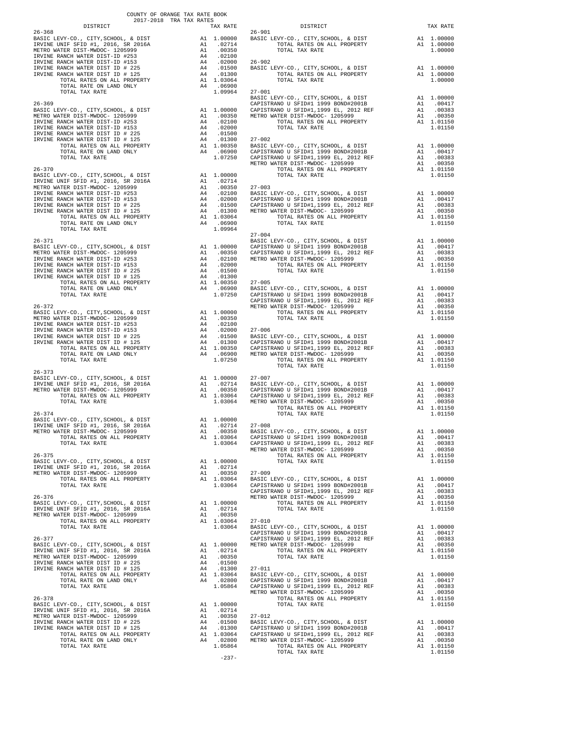COUNTY OF ORANGE TAX RATE BOOK
2017-2018 TRA TAX RATES

| DISTRICT | TAX RATE |
|---|---|
| 26-368 | |
| BASIC LEVY-CO., CITY,SCHOOL, & DIST | A1 1.00000 |
| IRVINE UNIF SFID #1, 2016, SR 2016A | A1 .02714 |
| METRO WATER DIST-MWDOC- 1205999 | A1 .00350 |
| IRVINE RANCH WATER DIST-ID #253 | A4 .02100 |
| IRVINE RANCH WATER DIST-ID #153 | A4 .02000 |
| IRVINE RANCH WATER DIST ID # 225 | A4 .01500 |
| IRVINE RANCH WATER DIST ID # 125 | A4 .01300 |
| TOTAL RATES ON ALL PROPERTY | A1 1.03064 |
| TOTAL RATE ON LAND ONLY | A4 .06900 |
| TOTAL TAX RATE | 1.09964 |
| 26-369 | |
| BASIC LEVY-CO., CITY,SCHOOL, & DIST | A1 1.00000 |
| METRO WATER DIST-MWDOC- 1205999 | A1 .00350 |
| IRVINE RANCH WATER DIST-ID #253 | A4 .02100 |
| IRVINE RANCH WATER DIST-ID #153 | A4 .02000 |
| IRVINE RANCH WATER DIST ID # 225 | A4 .01500 |
| IRVINE RANCH WATER DIST ID # 125 | A4 .01300 |
| TOTAL RATES ON ALL PROPERTY | A1 1.00350 |
| TOTAL RATE ON LAND ONLY | A4 .06900 |
| TOTAL TAX RATE | 1.07250 |
| 26-370 | |
| BASIC LEVY-CO., CITY,SCHOOL, & DIST | A1 1.00000 |
| IRVINE UNIF SFID #1, 2016, SR 2016A | A1 .02714 |
| METRO WATER DIST-MWDOC- 1205999 | A1 .00350 |
| IRVINE RANCH WATER DIST-ID #253 | A4 .02100 |
| IRVINE RANCH WATER DIST-ID #153 | A4 .02000 |
| IRVINE RANCH WATER DIST ID # 225 | A4 .01500 |
| IRVINE RANCH WATER DIST ID # 125 | A4 .01300 |
| TOTAL RATES ON ALL PROPERTY | A1 1.03064 |
| TOTAL RATE ON LAND ONLY | A4 .06900 |
| TOTAL TAX RATE | 1.09964 |
| 26-371 | |
| BASIC LEVY-CO., CITY,SCHOOL, & DIST | A1 1.00000 |
| METRO WATER DIST-MWDOC- 1205999 | A1 .00350 |
| IRVINE RANCH WATER DIST-ID #253 | A4 .02100 |
| IRVINE RANCH WATER DIST-ID #153 | A4 .02000 |
| IRVINE RANCH WATER DIST ID # 225 | A4 .01500 |
| IRVINE RANCH WATER DIST ID # 125 | A4 .01300 |
| TOTAL RATES ON ALL PROPERTY | A1 1.00350 |
| TOTAL RATE ON LAND ONLY | A4 .06900 |
| TOTAL TAX RATE | 1.07250 |
| 26-372 | |
| BASIC LEVY-CO., CITY,SCHOOL, & DIST | A1 1.00000 |
| METRO WATER DIST-MWDOC- 1205999 | A1 .00350 |
| IRVINE RANCH WATER DIST-ID #253 | A4 .02100 |
| IRVINE RANCH WATER DIST-ID #153 | A4 .02000 |
| IRVINE RANCH WATER DIST ID # 225 | A4 .01500 |
| IRVINE RANCH WATER DIST ID # 125 | A4 .01300 |
| TOTAL RATES ON ALL PROPERTY | A1 1.00350 |
| TOTAL RATE ON LAND ONLY | A4 .06900 |
| TOTAL TAX RATE | 1.07250 |
| 26-373 | |
| BASIC LEVY-CO., CITY,SCHOOL, & DIST | A1 1.00000 |
| IRVINE UNIF SFID #1, 2016, SR 2016A | A1 .02714 |
| METRO WATER DIST-MWDOC- 1205999 | A1 .00350 |
| TOTAL RATES ON ALL PROPERTY | A1 1.03064 |
| TOTAL TAX RATE | 1.03064 |
| 26-374 | |
| BASIC LEVY-CO., CITY,SCHOOL, & DIST | A1 1.00000 |
| IRVINE UNIF SFID #1, 2016, SR 2016A | A1 .02714 |
| METRO WATER DIST-MWDOC- 1205999 | A1 .00350 |
| TOTAL RATES ON ALL PROPERTY | A1 1.03064 |
| TOTAL TAX RATE | 1.03064 |
| 26-375 | |
| BASIC LEVY-CO., CITY,SCHOOL, & DIST | A1 1.00000 |
| IRVINE UNIF SFID #1, 2016, SR 2016A | A1 .02714 |
| METRO WATER DIST-MWDOC- 1205999 | A1 .00350 |
| TOTAL RATES ON ALL PROPERTY | A1 1.03064 |
| TOTAL TAX RATE | 1.03064 |
| 26-376 | |
| BASIC LEVY-CO., CITY,SCHOOL, & DIST | A1 1.00000 |
| IRVINE UNIF SFID #1, 2016, SR 2016A | A1 .02714 |
| METRO WATER DIST-MWDOC- 1205999 | A1 .00350 |
| TOTAL RATES ON ALL PROPERTY | A1 1.03064 |
| TOTAL TAX RATE | 1.03064 |
| 26-377 | |
| BASIC LEVY-CO., CITY,SCHOOL, & DIST | A1 1.00000 |
| IRVINE UNIF SFID #1, 2016, SR 2016A | A1 .02714 |
| METRO WATER DIST-MWDOC- 1205999 | A1 .00350 |
| IRVINE RANCH WATER DIST ID # 225 | A4 .01500 |
| IRVINE RANCH WATER DIST ID # 125 | A4 .01300 |
| TOTAL RATES ON ALL PROPERTY | A1 1.03064 |
| TOTAL RATE ON LAND ONLY | A4 .02800 |
| TOTAL TAX RATE | 1.05864 |
| 26-378 | |
| BASIC LEVY-CO., CITY,SCHOOL, & DIST | A1 1.00000 |
| IRVINE UNIF SFID #1, 2016, SR 2016A | A1 .02714 |
| METRO WATER DIST-MWDOC- 1205999 | A1 .00350 |
| IRVINE RANCH WATER DIST ID # 225 | A4 .01500 |
| IRVINE RANCH WATER DIST ID # 125 | A4 .01300 |
| TOTAL RATES ON ALL PROPERTY | A1 1.03064 |
| TOTAL RATE ON LAND ONLY | A4 .02800 |
| TOTAL TAX RATE | 1.05864 |

| DISTRICT | TAX RATE |
|---|---|
| 26-901 | |
| BASIC LEVY-CO., CITY,SCHOOL, & DIST | A1 1.00000 |
| TOTAL RATES ON ALL PROPERTY | A1 1.00000 |
| TOTAL TAX RATE | 1.00000 |
| 26-902 | |
| BASIC LEVY-CO., CITY,SCHOOL, & DIST | A1 1.00000 |
| TOTAL RATES ON ALL PROPERTY | A1 1.00000 |
| TOTAL TAX RATE | 1.00000 |
| 27-001 | |
| BASIC LEVY-CO., CITY,SCHOOL, & DIST | A1 1.00000 |
| CAPISTRANO U SFID#1 1999 BOND#2001B | A1 .00417 |
| CAPISTRANO U SFID#1,1999 EL, 2012 REF | A1 .00383 |
| METRO WATER DIST-MWDOC- 1205999 | A1 .00350 |
| TOTAL RATES ON ALL PROPERTY | A1 1.01150 |
| TOTAL TAX RATE | 1.01150 |
| 27-002 | |
| BASIC LEVY-CO., CITY,SCHOOL, & DIST | A1 1.00000 |
| CAPISTRANO U SFID#1 1999 BOND#2001B | A1 .00417 |
| CAPISTRANO U SFID#1,1999 EL, 2012 REF | A1 .00383 |
| METRO WATER DIST-MWDOC- 1205999 | A1 .00350 |
| TOTAL RATES ON ALL PROPERTY | A1 1.01150 |
| TOTAL TAX RATE | 1.01150 |
| 27-003 | |
| BASIC LEVY-CO., CITY,SCHOOL, & DIST | A1 1.00000 |
| CAPISTRANO U SFID#1 1999 BOND#2001B | A1 .00417 |
| CAPISTRANO U SFID#1,1999 EL, 2012 REF | A1 .00383 |
| METRO WATER DIST-MWDOC- 1205999 | A1 .00350 |
| TOTAL RATES ON ALL PROPERTY | A1 1.01150 |
| TOTAL TAX RATE | 1.01150 |
| 27-004 | |
| BASIC LEVY-CO., CITY,SCHOOL, & DIST | A1 1.00000 |
| CAPISTRANO U SFID#1 1999 BOND#2001B | A1 .00417 |
| CAPISTRANO U SFID#1,1999 EL, 2012 REF | A1 .00383 |
| METRO WATER DIST-MWDOC- 1205999 | A1 .00350 |
| TOTAL RATES ON ALL PROPERTY | A1 1.01150 |
| TOTAL TAX RATE | 1.01150 |
| 27-005 | |
| BASIC LEVY-CO., CITY,SCHOOL, & DIST | A1 1.00000 |
| CAPISTRANO U SFID#1 1999 BOND#2001B | A1 .00417 |
| CAPISTRANO U SFID#1,1999 EL, 2012 REF | A1 .00383 |
| METRO WATER DIST-MWDOC- 1205999 | A1 .00350 |
| TOTAL RATES ON ALL PROPERTY | A1 1.01150 |
| TOTAL TAX RATE | 1.01150 |
| 27-006 | |
| BASIC LEVY-CO., CITY,SCHOOL, & DIST | A1 1.00000 |
| CAPISTRANO U SFID#1 1999 BOND#2001B | A1 .00417 |
| CAPISTRANO U SFID#1,1999 EL, 2012 REF | A1 .00383 |
| METRO WATER DIST-MWDOC- 1205999 | A1 .00350 |
| TOTAL RATES ON ALL PROPERTY | A1 1.01150 |
| TOTAL TAX RATE | 1.01150 |
| 27-007 | |
| BASIC LEVY-CO., CITY,SCHOOL, & DIST | A1 1.00000 |
| CAPISTRANO U SFID#1 1999 BOND#2001B | A1 .00417 |
| CAPISTRANO U SFID#1,1999 EL, 2012 REF | A1 .00383 |
| METRO WATER DIST-MWDOC- 1205999 | A1 .00350 |
| TOTAL RATES ON ALL PROPERTY | A1 1.01150 |
| TOTAL TAX RATE | 1.01150 |
| 27-008 | |
| BASIC LEVY-CO., CITY,SCHOOL, & DIST | A1 1.00000 |
| CAPISTRANO U SFID#1 1999 BOND#2001B | A1 .00417 |
| CAPISTRANO U SFID#1,1999 EL, 2012 REF | A1 .00383 |
| METRO WATER DIST-MWDOC- 1205999 | A1 .00350 |
| TOTAL RATES ON ALL PROPERTY | A1 1.01150 |
| TOTAL TAX RATE | 1.01150 |
| 27-009 | |
| BASIC LEVY-CO., CITY,SCHOOL, & DIST | A1 1.00000 |
| CAPISTRANO U SFID#1 1999 BOND#2001B | A1 .00417 |
| CAPISTRANO U SFID#1,1999 EL, 2012 REF | A1 .00383 |
| METRO WATER DIST-MWDOC- 1205999 | A1 .00350 |
| TOTAL RATES ON ALL PROPERTY | A1 1.01150 |
| TOTAL TAX RATE | 1.01150 |
| 27-010 | |
| BASIC LEVY-CO., CITY,SCHOOL, & DIST | A1 1.00000 |
| CAPISTRANO U SFID#1 1999 BOND#2001B | A1 .00417 |
| CAPISTRANO U SFID#1,1999 EL, 2012 REF | A1 .00383 |
| METRO WATER DIST-MWDOC- 1205999 | A1 .00350 |
| TOTAL RATES ON ALL PROPERTY | A1 1.01150 |
| TOTAL TAX RATE | 1.01150 |
| 27-011 | |
| BASIC LEVY-CO., CITY,SCHOOL, & DIST | A1 1.00000 |
| CAPISTRANO U SFID#1 1999 BOND#2001B | A1 .00417 |
| CAPISTRANO U SFID#1,1999 EL, 2012 REF | A1 .00383 |
| METRO WATER DIST-MWDOC- 1205999 | A1 .00350 |
| TOTAL RATES ON ALL PROPERTY | A1 1.01150 |
| TOTAL TAX RATE | 1.01150 |
| 27-012 | |
| BASIC LEVY-CO., CITY,SCHOOL, & DIST | A1 1.00000 |
| CAPISTRANO U SFID#1 1999 BOND#2001B | A1 .00417 |
| CAPISTRANO U SFID#1,1999 EL, 2012 REF | A1 .00383 |
| METRO WATER DIST-MWDOC- 1205999 | A1 .00350 |
| TOTAL RATES ON ALL PROPERTY | A1 1.01150 |
| TOTAL TAX RATE | 1.01150 |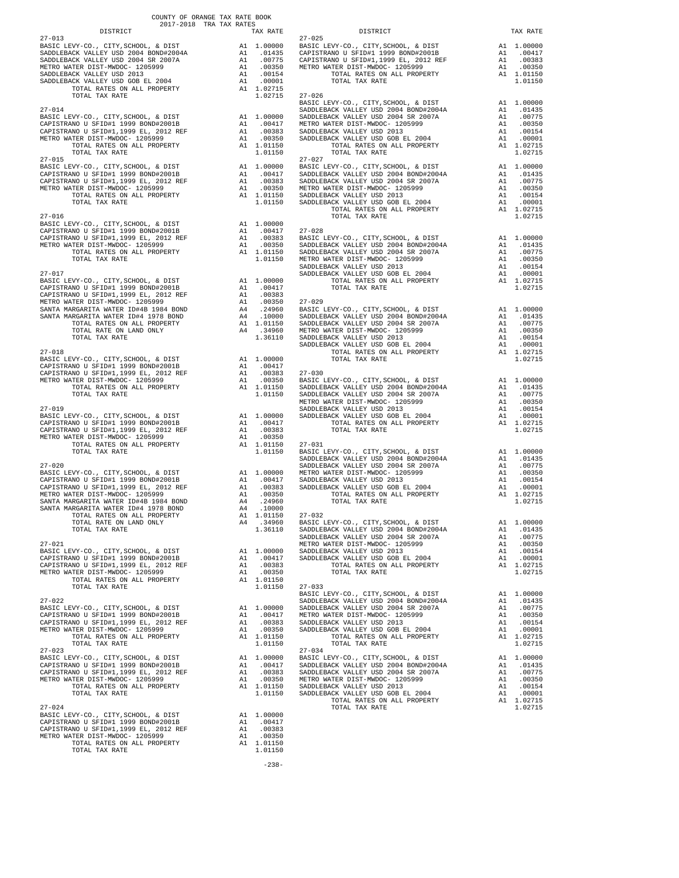COUNTY OF ORANGE TAX RATE BOOK
2017-2018 TRA TAX RATES

| DISTRICT | | TAX RATE |
|---|---|---|
| **27-013** | | |
| BASIC LEVY-CO., CITY,SCHOOL, & DIST | A1 | 1.00000 |
| SADDLEBACK VALLEY USD 2004 BOND#2004A | A1 | .01435 |
| SADDLEBACK VALLEY USD 2004 SR 2007A | A1 | .00775 |
| METRO WATER DIST-MWDOC- 1205999 | A1 | .00350 |
| SADDLEBACK VALLEY USD 2013 | A1 | .00154 |
| SADDLEBACK VALLEY USD GOB EL 2004 | A1 | .00001 |
| TOTAL RATES ON ALL PROPERTY | A1 | 1.02715 |
| TOTAL TAX RATE | | 1.02715 |
| **27-014** | | |
| BASIC LEVY-CO., CITY,SCHOOL, & DIST | A1 | 1.00000 |
| CAPISTRANO U SFID#1 1999 BOND#2001B | A1 | .00417 |
| CAPISTRANO U SFID#1,1999 EL, 2012 REF | A1 | .00383 |
| METRO WATER DIST-MWDOC- 1205999 | A1 | .00350 |
| TOTAL RATES ON ALL PROPERTY | A1 | 1.01150 |
| TOTAL TAX RATE | | 1.01150 |
| **27-015** | | |
| BASIC LEVY-CO., CITY,SCHOOL, & DIST | A1 | 1.00000 |
| CAPISTRANO U SFID#1 1999 BOND#2001B | A1 | .00417 |
| CAPISTRANO U SFID#1,1999 EL, 2012 REF | A1 | .00383 |
| METRO WATER DIST-MWDOC- 1205999 | A1 | .00350 |
| TOTAL RATES ON ALL PROPERTY | A1 | 1.01150 |
| TOTAL TAX RATE | | 1.01150 |
| **27-016** | | |
| BASIC LEVY-CO., CITY,SCHOOL, & DIST | A1 | 1.00000 |
| CAPISTRANO U SFID#1 1999 BOND#2001B | A1 | .00417 |
| CAPISTRANO U SFID#1,1999 EL, 2012 REF | A1 | .00383 |
| METRO WATER DIST-MWDOC- 1205999 | A1 | .00350 |
| TOTAL RATES ON ALL PROPERTY | A1 | 1.01150 |
| TOTAL TAX RATE | | 1.01150 |
| **27-017** | | |
| BASIC LEVY-CO., CITY,SCHOOL, & DIST | A1 | 1.00000 |
| CAPISTRANO U SFID#1 1999 BOND#2001B | A1 | .00417 |
| CAPISTRANO U SFID#1,1999 EL, 2012 REF | A1 | .00383 |
| METRO WATER DIST-MWDOC- 1205999 | A1 | .00350 |
| SANTA MARGARITA WATER ID#4B 1984 BOND | A4 | .24960 |
| SANTA MARGARITA WATER ID#4 1978 BOND | A4 | .10000 |
| TOTAL RATES ON ALL PROPERTY | A1 | 1.01150 |
| TOTAL RATE ON LAND ONLY | A4 | .34960 |
| TOTAL TAX RATE | | 1.36110 |
| **27-018** | | |
| BASIC LEVY-CO., CITY,SCHOOL, & DIST | A1 | 1.00000 |
| CAPISTRANO U SFID#1 1999 BOND#2001B | A1 | .00417 |
| CAPISTRANO U SFID#1,1999 EL, 2012 REF | A1 | .00383 |
| METRO WATER DIST-MWDOC- 1205999 | A1 | .00350 |
| TOTAL RATES ON ALL PROPERTY | A1 | 1.01150 |
| TOTAL TAX RATE | | 1.01150 |
| **27-019** | | |
| BASIC LEVY-CO., CITY,SCHOOL, & DIST | A1 | 1.00000 |
| CAPISTRANO U SFID#1 1999 BOND#2001B | A1 | .00417 |
| CAPISTRANO U SFID#1,1999 EL, 2012 REF | A1 | .00383 |
| METRO WATER DIST-MWDOC- 1205999 | A1 | .00350 |
| TOTAL RATES ON ALL PROPERTY | A1 | 1.01150 |
| TOTAL TAX RATE | | 1.01150 |
| **27-020** | | |
| BASIC LEVY-CO., CITY,SCHOOL, & DIST | A1 | 1.00000 |
| CAPISTRANO U SFID#1 1999 BOND#2001B | A1 | .00417 |
| CAPISTRANO U SFID#1,1999 EL, 2012 REF | A1 | .00383 |
| METRO WATER DIST-MWDOC- 1205999 | A1 | .00350 |
| SANTA MARGARITA WATER ID#4B 1984 BOND | A4 | .24960 |
| SANTA MARGARITA WATER ID#4 1978 BOND | A4 | .10000 |
| TOTAL RATES ON ALL PROPERTY | A1 | 1.01150 |
| TOTAL RATE ON LAND ONLY | A4 | .34960 |
| TOTAL TAX RATE | | 1.36110 |
| **27-021** | | |
| BASIC LEVY-CO., CITY,SCHOOL, & DIST | A1 | 1.00000 |
| CAPISTRANO U SFID#1 1999 BOND#2001B | A1 | .00417 |
| CAPISTRANO U SFID#1,1999 EL, 2012 REF | A1 | .00383 |
| METRO WATER DIST-MWDOC- 1205999 | A1 | .00350 |
| TOTAL RATES ON ALL PROPERTY | A1 | 1.01150 |
| TOTAL TAX RATE | | 1.01150 |
| **27-022** | | |
| BASIC LEVY-CO., CITY,SCHOOL, & DIST | A1 | 1.00000 |
| CAPISTRANO U SFID#1 1999 BOND#2001B | A1 | .00417 |
| CAPISTRANO U SFID#1,1999 EL, 2012 REF | A1 | .00383 |
| METRO WATER DIST-MWDOC- 1205999 | A1 | .00350 |
| TOTAL RATES ON ALL PROPERTY | A1 | 1.01150 |
| TOTAL TAX RATE | | 1.01150 |
| **27-023** | | |
| BASIC LEVY-CO., CITY,SCHOOL, & DIST | A1 | 1.00000 |
| CAPISTRANO U SFID#1 1999 BOND#2001B | A1 | .00417 |
| CAPISTRANO U SFID#1,1999 EL, 2012 REF | A1 | .00383 |
| METRO WATER DIST-MWDOC- 1205999 | A1 | .00350 |
| TOTAL RATES ON ALL PROPERTY | A1 | 1.01150 |
| TOTAL TAX RATE | | 1.01150 |
| **27-024** | | |
| BASIC LEVY-CO., CITY,SCHOOL, & DIST | A1 | 1.00000 |
| CAPISTRANO U SFID#1 1999 BOND#2001B | A1 | .00417 |
| CAPISTRANO U SFID#1,1999 EL, 2012 REF | A1 | .00383 |
| METRO WATER DIST-MWDOC- 1205999 | A1 | .00350 |
| TOTAL RATES ON ALL PROPERTY | A1 | 1.01150 |
| TOTAL TAX RATE | | 1.01150 |
| **27-025** | | |
| BASIC LEVY-CO., CITY,SCHOOL, & DIST | A1 | 1.00000 |
| CAPISTRANO U SFID#1 1999 BOND#2001B | A1 | .00417 |
| CAPISTRANO U SFID#1,1999 EL, 2012 REF | A1 | .00383 |
| METRO WATER DIST-MWDOC- 1205999 | A1 | .00350 |
| TOTAL RATES ON ALL PROPERTY | A1 | 1.01150 |
| TOTAL TAX RATE | | 1.01150 |
| **27-026** | | |
| BASIC LEVY-CO., CITY,SCHOOL, & DIST | A1 | 1.00000 |
| SADDLEBACK VALLEY USD 2004 BOND#2004A | A1 | .01435 |
| SADDLEBACK VALLEY USD 2004 SR 2007A | A1 | .00775 |
| METRO WATER DIST-MWDOC- 1205999 | A1 | .00350 |
| SADDLEBACK VALLEY USD 2013 | A1 | .00154 |
| SADDLEBACK VALLEY USD GOB EL 2004 | A1 | .00001 |
| TOTAL RATES ON ALL PROPERTY | A1 | 1.02715 |
| TOTAL TAX RATE | | 1.02715 |
| **27-027** | | |
| BASIC LEVY-CO., CITY,SCHOOL, & DIST | A1 | 1.00000 |
| SADDLEBACK VALLEY USD 2004 BOND#2004A | A1 | .01435 |
| SADDLEBACK VALLEY USD 2004 SR 2007A | A1 | .00775 |
| METRO WATER DIST-MWDOC- 1205999 | A1 | .00350 |
| SADDLEBACK VALLEY USD 2013 | A1 | .00154 |
| SADDLEBACK VALLEY USD GOB EL 2004 | A1 | .00001 |
| TOTAL RATES ON ALL PROPERTY | A1 | 1.02715 |
| TOTAL TAX RATE | | 1.02715 |
| **27-028** | | |
| BASIC LEVY-CO., CITY,SCHOOL, & DIST | A1 | 1.00000 |
| SADDLEBACK VALLEY USD 2004 BOND#2004A | A1 | .01435 |
| SADDLEBACK VALLEY USD 2004 SR 2007A | A1 | .00775 |
| METRO WATER DIST-MWDOC- 1205999 | A1 | .00350 |
| SADDLEBACK VALLEY USD 2013 | A1 | .00154 |
| SADDLEBACK VALLEY USD GOB EL 2004 | A1 | .00001 |
| TOTAL RATES ON ALL PROPERTY | A1 | 1.02715 |
| TOTAL TAX RATE | | 1.02715 |
| **27-029** | | |
| BASIC LEVY-CO., CITY,SCHOOL, & DIST | A1 | 1.00000 |
| SADDLEBACK VALLEY USD 2004 BOND#2004A | A1 | .01435 |
| SADDLEBACK VALLEY USD 2004 SR 2007A | A1 | .00775 |
| METRO WATER DIST-MWDOC- 1205999 | A1 | .00350 |
| SADDLEBACK VALLEY USD 2013 | A1 | .00154 |
| SADDLEBACK VALLEY USD GOB EL 2004 | A1 | .00001 |
| TOTAL RATES ON ALL PROPERTY | A1 | 1.02715 |
| TOTAL TAX RATE | | 1.02715 |
| **27-030** | | |
| BASIC LEVY-CO., CITY,SCHOOL, & DIST | A1 | 1.00000 |
| SADDLEBACK VALLEY USD 2004 BOND#2004A | A1 | .01435 |
| SADDLEBACK VALLEY USD 2004 SR 2007A | A1 | .00775 |
| METRO WATER DIST-MWDOC- 1205999 | A1 | .00350 |
| SADDLEBACK VALLEY USD 2013 | A1 | .00154 |
| SADDLEBACK VALLEY USD GOB EL 2004 | A1 | .00001 |
| TOTAL RATES ON ALL PROPERTY | A1 | 1.02715 |
| TOTAL TAX RATE | | 1.02715 |
| **27-031** | | |
| BASIC LEVY-CO., CITY,SCHOOL, & DIST | A1 | 1.00000 |
| SADDLEBACK VALLEY USD 2004 BOND#2004A | A1 | .01435 |
| SADDLEBACK VALLEY USD 2004 SR 2007A | A1 | .00775 |
| METRO WATER DIST-MWDOC- 1205999 | A1 | .00350 |
| SADDLEBACK VALLEY USD 2013 | A1 | .00154 |
| SADDLEBACK VALLEY USD GOB EL 2004 | A1 | .00001 |
| TOTAL RATES ON ALL PROPERTY | A1 | 1.02715 |
| TOTAL TAX RATE | | 1.02715 |
| **27-032** | | |
| BASIC LEVY-CO., CITY,SCHOOL, & DIST | A1 | 1.00000 |
| SADDLEBACK VALLEY USD 2004 BOND#2004A | A1 | .01435 |
| SADDLEBACK VALLEY USD 2004 SR 2007A | A1 | .00775 |
| METRO WATER DIST-MWDOC- 1205999 | A1 | .00350 |
| SADDLEBACK VALLEY USD 2013 | A1 | .00154 |
| SADDLEBACK VALLEY USD GOB EL 2004 | A1 | .00001 |
| TOTAL RATES ON ALL PROPERTY | A1 | 1.02715 |
| TOTAL TAX RATE | | 1.02715 |
| **27-033** | | |
| BASIC LEVY-CO., CITY,SCHOOL, & DIST | A1 | 1.00000 |
| SADDLEBACK VALLEY USD 2004 BOND#2004A | A1 | .01435 |
| SADDLEBACK VALLEY USD 2004 SR 2007A | A1 | .00775 |
| METRO WATER DIST-MWDOC- 1205999 | A1 | .00350 |
| SADDLEBACK VALLEY USD 2013 | A1 | .00154 |
| SADDLEBACK VALLEY USD GOB EL 2004 | A1 | .00001 |
| TOTAL RATES ON ALL PROPERTY | A1 | 1.02715 |
| TOTAL TAX RATE | | 1.02715 |
| **27-034** | | |
| BASIC LEVY-CO., CITY,SCHOOL, & DIST | A1 | 1.00000 |
| SADDLEBACK VALLEY USD 2004 BOND#2004A | A1 | .01435 |
| SADDLEBACK VALLEY USD 2004 SR 2007A | A1 | .00775 |
| METRO WATER DIST-MWDOC- 1205999 | A1 | .00350 |
| SADDLEBACK VALLEY USD 2013 | A1 | .00154 |
| SADDLEBACK VALLEY USD GOB EL 2004 | A1 | .00001 |
| TOTAL RATES ON ALL PROPERTY | A1 | 1.02715 |
| TOTAL TAX RATE | | 1.02715 |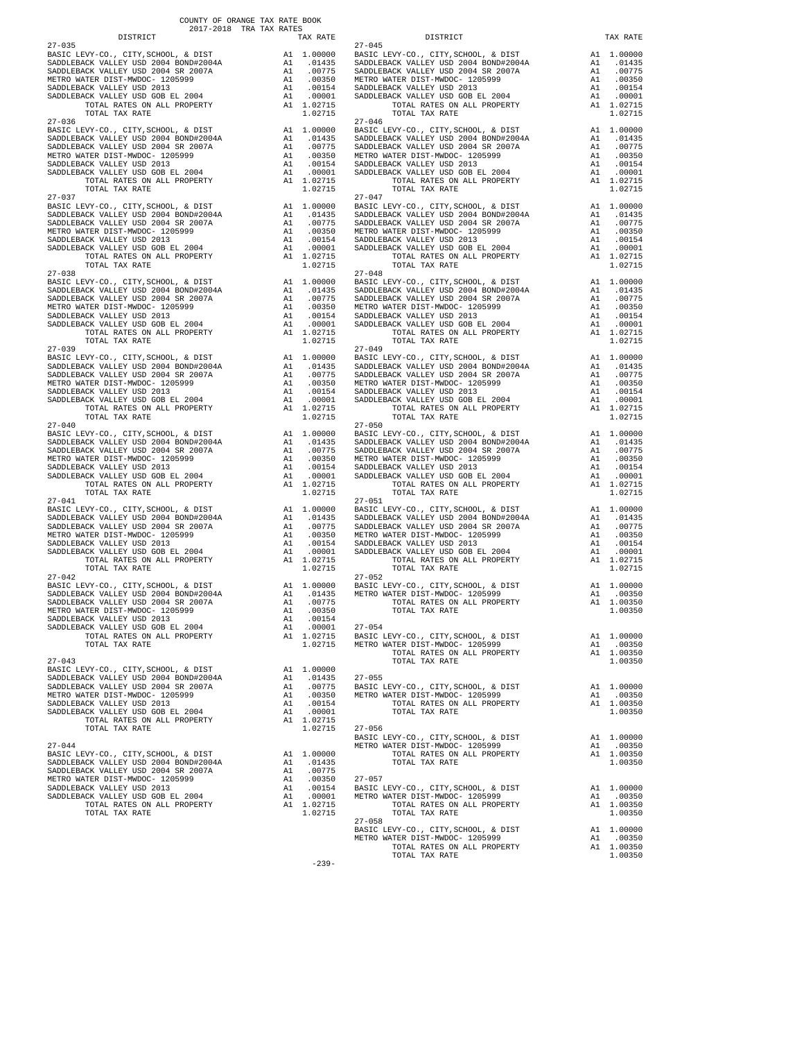COUNTY OF ORANGE TAX RATE BOOK
2017-2018 TRA TAX RATES

| DISTRICT | | TAX RATE |
|---|---|---|
| **27-035** | | |
| BASIC LEVY-CO., CITY,SCHOOL, & DIST | A1 | 1.00000 |
| SADDLEBACK VALLEY USD 2004 BOND#2004A | A1 | .01435 |
| SADDLEBACK VALLEY USD 2004 SR 2007A | A1 | .00775 |
| METRO WATER DIST-MWDOC- 1205999 | A1 | .00350 |
| SADDLEBACK VALLEY USD 2013 | A1 | .00154 |
| SADDLEBACK VALLEY USD GOB EL 2004 | A1 | .00001 |
| TOTAL RATES ON ALL PROPERTY | A1 | 1.02715 |
| TOTAL TAX RATE | | 1.02715 |
| **27-036** | | |
| BASIC LEVY-CO., CITY,SCHOOL, & DIST | A1 | 1.00000 |
| SADDLEBACK VALLEY USD 2004 BOND#2004A | A1 | .01435 |
| SADDLEBACK VALLEY USD 2004 SR 2007A | A1 | .00775 |
| METRO WATER DIST-MWDOC- 1205999 | A1 | .00350 |
| SADDLEBACK VALLEY USD 2013 | A1 | .00154 |
| SADDLEBACK VALLEY USD GOB EL 2004 | A1 | .00001 |
| TOTAL RATES ON ALL PROPERTY | A1 | 1.02715 |
| TOTAL TAX RATE | | 1.02715 |
| **27-037** | | |
| BASIC LEVY-CO., CITY,SCHOOL, & DIST | A1 | 1.00000 |
| SADDLEBACK VALLEY USD 2004 BOND#2004A | A1 | .01435 |
| SADDLEBACK VALLEY USD 2004 SR 2007A | A1 | .00775 |
| METRO WATER DIST-MWDOC- 1205999 | A1 | .00350 |
| SADDLEBACK VALLEY USD 2013 | A1 | .00154 |
| SADDLEBACK VALLEY USD GOB EL 2004 | A1 | .00001 |
| TOTAL RATES ON ALL PROPERTY | A1 | 1.02715 |
| TOTAL TAX RATE | | 1.02715 |
| **27-038** | | |
| BASIC LEVY-CO., CITY,SCHOOL, & DIST | A1 | 1.00000 |
| SADDLEBACK VALLEY USD 2004 BOND#2004A | A1 | .01435 |
| SADDLEBACK VALLEY USD 2004 SR 2007A | A1 | .00775 |
| METRO WATER DIST-MWDOC- 1205999 | A1 | .00350 |
| SADDLEBACK VALLEY USD 2013 | A1 | .00154 |
| SADDLEBACK VALLEY USD GOB EL 2004 | A1 | .00001 |
| TOTAL RATES ON ALL PROPERTY | A1 | 1.02715 |
| TOTAL TAX RATE | | 1.02715 |
| **27-039** | | |
| BASIC LEVY-CO., CITY,SCHOOL, & DIST | A1 | 1.00000 |
| SADDLEBACK VALLEY USD 2004 BOND#2004A | A1 | .01435 |
| SADDLEBACK VALLEY USD 2004 SR 2007A | A1 | .00775 |
| METRO WATER DIST-MWDOC- 1205999 | A1 | .00350 |
| SADDLEBACK VALLEY USD 2013 | A1 | .00154 |
| SADDLEBACK VALLEY USD GOB EL 2004 | A1 | .00001 |
| TOTAL RATES ON ALL PROPERTY | A1 | 1.02715 |
| TOTAL TAX RATE | | 1.02715 |
| **27-040** | | |
| BASIC LEVY-CO., CITY,SCHOOL, & DIST | A1 | 1.00000 |
| SADDLEBACK VALLEY USD 2004 BOND#2004A | A1 | .01435 |
| SADDLEBACK VALLEY USD 2004 SR 2007A | A1 | .00775 |
| METRO WATER DIST-MWDOC- 1205999 | A1 | .00350 |
| SADDLEBACK VALLEY USD 2013 | A1 | .00154 |
| SADDLEBACK VALLEY USD GOB EL 2004 | A1 | .00001 |
| TOTAL RATES ON ALL PROPERTY | A1 | 1.02715 |
| TOTAL TAX RATE | | 1.02715 |
| **27-041** | | |
| BASIC LEVY-CO., CITY,SCHOOL, & DIST | A1 | 1.00000 |
| SADDLEBACK VALLEY USD 2004 BOND#2004A | A1 | .01435 |
| SADDLEBACK VALLEY USD 2004 SR 2007A | A1 | .00775 |
| METRO WATER DIST-MWDOC- 1205999 | A1 | .00350 |
| SADDLEBACK VALLEY USD 2013 | A1 | .00154 |
| SADDLEBACK VALLEY USD GOB EL 2004 | A1 | .00001 |
| TOTAL RATES ON ALL PROPERTY | A1 | 1.02715 |
| TOTAL TAX RATE | | 1.02715 |
| **27-042** | | |
| BASIC LEVY-CO., CITY,SCHOOL, & DIST | A1 | 1.00000 |
| SADDLEBACK VALLEY USD 2004 BOND#2004A | A1 | .01435 |
| SADDLEBACK VALLEY USD 2004 SR 2007A | A1 | .00775 |
| METRO WATER DIST-MWDOC- 1205999 | A1 | .00350 |
| SADDLEBACK VALLEY USD 2013 | A1 | .00154 |
| SADDLEBACK VALLEY USD GOB EL 2004 | A1 | .00001 |
| TOTAL RATES ON ALL PROPERTY | A1 | 1.02715 |
| TOTAL TAX RATE | | 1.02715 |
| **27-043** | | |
| BASIC LEVY-CO., CITY,SCHOOL, & DIST | A1 | 1.00000 |
| SADDLEBACK VALLEY USD 2004 BOND#2004A | A1 | .01435 |
| SADDLEBACK VALLEY USD 2004 SR 2007A | A1 | .00775 |
| METRO WATER DIST-MWDOC- 1205999 | A1 | .00350 |
| SADDLEBACK VALLEY USD 2013 | A1 | .00154 |
| SADDLEBACK VALLEY USD GOB EL 2004 | A1 | .00001 |
| TOTAL RATES ON ALL PROPERTY | A1 | 1.02715 |
| TOTAL TAX RATE | | 1.02715 |
| **27-044** | | |
| BASIC LEVY-CO., CITY,SCHOOL, & DIST | A1 | 1.00000 |
| SADDLEBACK VALLEY USD 2004 BOND#2004A | A1 | .01435 |
| SADDLEBACK VALLEY USD 2004 SR 2007A | A1 | .00775 |
| METRO WATER DIST-MWDOC- 1205999 | A1 | .00350 |
| SADDLEBACK VALLEY USD 2013 | A1 | .00154 |
| SADDLEBACK VALLEY USD GOB EL 2004 | A1 | .00001 |
| TOTAL RATES ON ALL PROPERTY | A1 | 1.02715 |
| TOTAL TAX RATE | | 1.02715 |
| **27-045** | | |
| BASIC LEVY-CO., CITY,SCHOOL, & DIST | A1 | 1.00000 |
| SADDLEBACK VALLEY USD 2004 BOND#2004A | A1 | .01435 |
| SADDLEBACK VALLEY USD 2004 SR 2007A | A1 | .00775 |
| METRO WATER DIST-MWDOC- 1205999 | A1 | .00350 |
| SADDLEBACK VALLEY USD 2013 | A1 | .00154 |
| SADDLEBACK VALLEY USD GOB EL 2004 | A1 | .00001 |
| TOTAL RATES ON ALL PROPERTY | A1 | 1.02715 |
| TOTAL TAX RATE | | 1.02715 |
| **27-046** | | |
| BASIC LEVY-CO., CITY,SCHOOL, & DIST | A1 | 1.00000 |
| SADDLEBACK VALLEY USD 2004 BOND#2004A | A1 | .01435 |
| SADDLEBACK VALLEY USD 2004 SR 2007A | A1 | .00775 |
| METRO WATER DIST-MWDOC- 1205999 | A1 | .00350 |
| SADDLEBACK VALLEY USD 2013 | A1 | .00154 |
| SADDLEBACK VALLEY USD GOB EL 2004 | A1 | .00001 |
| TOTAL RATES ON ALL PROPERTY | A1 | 1.02715 |
| TOTAL TAX RATE | | 1.02715 |
| **27-047** | | |
| BASIC LEVY-CO., CITY,SCHOOL, & DIST | A1 | 1.00000 |
| SADDLEBACK VALLEY USD 2004 BOND#2004A | A1 | .01435 |
| SADDLEBACK VALLEY USD 2004 SR 2007A | A1 | .00775 |
| METRO WATER DIST-MWDOC- 1205999 | A1 | .00350 |
| SADDLEBACK VALLEY USD 2013 | A1 | .00154 |
| SADDLEBACK VALLEY USD GOB EL 2004 | A1 | .00001 |
| TOTAL RATES ON ALL PROPERTY | A1 | 1.02715 |
| TOTAL TAX RATE | | 1.02715 |
| **27-048** | | |
| BASIC LEVY-CO., CITY,SCHOOL, & DIST | A1 | 1.00000 |
| SADDLEBACK VALLEY USD 2004 BOND#2004A | A1 | .01435 |
| SADDLEBACK VALLEY USD 2004 SR 2007A | A1 | .00775 |
| METRO WATER DIST-MWDOC- 1205999 | A1 | .00350 |
| SADDLEBACK VALLEY USD 2013 | A1 | .00154 |
| SADDLEBACK VALLEY USD GOB EL 2004 | A1 | .00001 |
| TOTAL RATES ON ALL PROPERTY | A1 | 1.02715 |
| TOTAL TAX RATE | | 1.02715 |
| **27-049** | | |
| BASIC LEVY-CO., CITY,SCHOOL, & DIST | A1 | 1.00000 |
| SADDLEBACK VALLEY USD 2004 BOND#2004A | A1 | .01435 |
| SADDLEBACK VALLEY USD 2004 SR 2007A | A1 | .00775 |
| METRO WATER DIST-MWDOC- 1205999 | A1 | .00350 |
| SADDLEBACK VALLEY USD 2013 | A1 | .00154 |
| SADDLEBACK VALLEY USD GOB EL 2004 | A1 | .00001 |
| TOTAL RATES ON ALL PROPERTY | A1 | 1.02715 |
| TOTAL TAX RATE | | 1.02715 |
| **27-050** | | |
| BASIC LEVY-CO., CITY,SCHOOL, & DIST | A1 | 1.00000 |
| SADDLEBACK VALLEY USD 2004 BOND#2004A | A1 | .01435 |
| SADDLEBACK VALLEY USD 2004 SR 2007A | A1 | .00775 |
| METRO WATER DIST-MWDOC- 1205999 | A1 | .00350 |
| SADDLEBACK VALLEY USD 2013 | A1 | .00154 |
| SADDLEBACK VALLEY USD GOB EL 2004 | A1 | .00001 |
| TOTAL RATES ON ALL PROPERTY | A1 | 1.02715 |
| TOTAL TAX RATE | | 1.02715 |
| **27-051** | | |
| BASIC LEVY-CO., CITY,SCHOOL, & DIST | A1 | 1.00000 |
| SADDLEBACK VALLEY USD 2004 BOND#2004A | A1 | .01435 |
| SADDLEBACK VALLEY USD 2004 SR 2007A | A1 | .00775 |
| METRO WATER DIST-MWDOC- 1205999 | A1 | .00350 |
| SADDLEBACK VALLEY USD 2013 | A1 | .00154 |
| SADDLEBACK VALLEY USD GOB EL 2004 | A1 | .00001 |
| TOTAL RATES ON ALL PROPERTY | A1 | 1.02715 |
| TOTAL TAX RATE | | 1.02715 |
| **27-052** | | |
| BASIC LEVY-CO., CITY,SCHOOL, & DIST | A1 | 1.00000 |
| METRO WATER DIST-MWDOC- 1205999 | A1 | .00350 |
| TOTAL RATES ON ALL PROPERTY | A1 | 1.00350 |
| TOTAL TAX RATE | | 1.00350 |
| **27-054** | | |
| BASIC LEVY-CO., CITY,SCHOOL, & DIST | A1 | 1.00000 |
| METRO WATER DIST-MWDOC- 1205999 | A1 | .00350 |
| TOTAL RATES ON ALL PROPERTY | A1 | 1.00350 |
| TOTAL TAX RATE | | 1.00350 |
| **27-055** | | |
| BASIC LEVY-CO., CITY,SCHOOL, & DIST | A1 | 1.00000 |
| METRO WATER DIST-MWDOC- 1205999 | A1 | .00350 |
| TOTAL RATES ON ALL PROPERTY | A1 | 1.00350 |
| TOTAL TAX RATE | | 1.00350 |
| **27-056** | | |
| BASIC LEVY-CO., CITY,SCHOOL, & DIST | A1 | 1.00000 |
| METRO WATER DIST-MWDOC- 1205999 | A1 | .00350 |
| TOTAL RATES ON ALL PROPERTY | A1 | 1.00350 |
| TOTAL TAX RATE | | 1.00350 |
| **27-057** | | |
| BASIC LEVY-CO., CITY,SCHOOL, & DIST | A1 | 1.00000 |
| METRO WATER DIST-MWDOC- 1205999 | A1 | .00350 |
| TOTAL RATES ON ALL PROPERTY | A1 | 1.00350 |
| TOTAL TAX RATE | | 1.00350 |
| **27-058** | | |
| BASIC LEVY-CO., CITY,SCHOOL, & DIST | A1 | 1.00000 |
| METRO WATER DIST-MWDOC- 1205999 | A1 | .00350 |
| TOTAL RATES ON ALL PROPERTY | A1 | 1.00350 |
| TOTAL TAX RATE | | 1.00350 |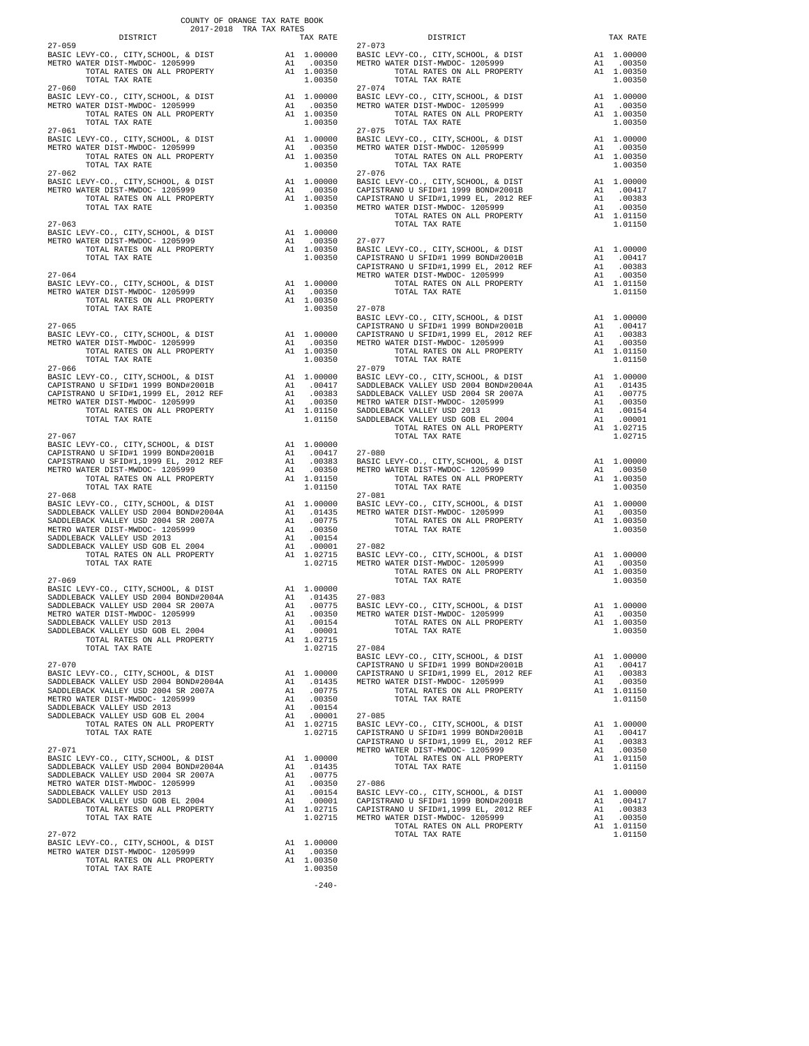COUNTY OF ORANGE TAX RATE BOOK
2017-2018 TRA TAX RATES

| DISTRICT | | TAX RATE |
|---|---|---|
| **27-059** | | |
| BASIC LEVY-CO., CITY,SCHOOL, & DIST | A1 | 1.00000 |
| METRO WATER DIST-MWDOC- 1205999 | A1 | .00350 |
| TOTAL RATES ON ALL PROPERTY | A1 | 1.00350 |
| TOTAL TAX RATE | | 1.00350 |
| **27-060** | | |
| BASIC LEVY-CO., CITY,SCHOOL, & DIST | A1 | 1.00000 |
| METRO WATER DIST-MWDOC- 1205999 | A1 | .00350 |
| TOTAL RATES ON ALL PROPERTY | A1 | 1.00350 |
| TOTAL TAX RATE | | 1.00350 |
| **27-061** | | |
| BASIC LEVY-CO., CITY,SCHOOL, & DIST | A1 | 1.00000 |
| METRO WATER DIST-MWDOC- 1205999 | A1 | .00350 |
| TOTAL RATES ON ALL PROPERTY | A1 | 1.00350 |
| TOTAL TAX RATE | | 1.00350 |
| **27-062** | | |
| BASIC LEVY-CO., CITY,SCHOOL, & DIST | A1 | 1.00000 |
| METRO WATER DIST-MWDOC- 1205999 | A1 | .00350 |
| TOTAL RATES ON ALL PROPERTY | A1 | 1.00350 |
| TOTAL TAX RATE | | 1.00350 |
| **27-063** | | |
| BASIC LEVY-CO., CITY,SCHOOL, & DIST | A1 | 1.00000 |
| METRO WATER DIST-MWDOC- 1205999 | A1 | .00350 |
| TOTAL RATES ON ALL PROPERTY | A1 | 1.00350 |
| TOTAL TAX RATE | | 1.00350 |
| **27-064** | | |
| BASIC LEVY-CO., CITY,SCHOOL, & DIST | A1 | 1.00000 |
| METRO WATER DIST-MWDOC- 1205999 | A1 | .00350 |
| TOTAL RATES ON ALL PROPERTY | A1 | 1.00350 |
| TOTAL TAX RATE | | 1.00350 |
| **27-065** | | |
| BASIC LEVY-CO., CITY,SCHOOL, & DIST | A1 | 1.00000 |
| METRO WATER DIST-MWDOC- 1205999 | A1 | .00350 |
| TOTAL RATES ON ALL PROPERTY | A1 | 1.00350 |
| TOTAL TAX RATE | | 1.00350 |
| **27-066** | | |
| BASIC LEVY-CO., CITY,SCHOOL, & DIST | A1 | 1.00000 |
| CAPISTRANO U SFID#1 1999 BOND#2001B | A1 | .00417 |
| CAPISTRANO U SFID#1,1999 EL, 2012 REF | A1 | .00383 |
| METRO WATER DIST-MWDOC- 1205999 | A1 | .00350 |
| TOTAL RATES ON ALL PROPERTY | A1 | 1.01150 |
| TOTAL TAX RATE | | 1.01150 |
| **27-067** | | |
| BASIC LEVY-CO., CITY,SCHOOL, & DIST | A1 | 1.00000 |
| CAPISTRANO U SFID#1 1999 BOND#2001B | A1 | .00417 |
| CAPISTRANO U SFID#1,1999 EL, 2012 REF | A1 | .00383 |
| METRO WATER DIST-MWDOC- 1205999 | A1 | .00350 |
| TOTAL RATES ON ALL PROPERTY | A1 | 1.01150 |
| TOTAL TAX RATE | | 1.01150 |
| **27-068** | | |
| BASIC LEVY-CO., CITY,SCHOOL, & DIST | A1 | 1.00000 |
| SADDLEBACK VALLEY USD 2004 BOND#2004A | A1 | .01435 |
| SADDLEBACK VALLEY USD 2004 SR 2007A | A1 | .00775 |
| METRO WATER DIST-MWDOC- 1205999 | A1 | .00350 |
| SADDLEBACK VALLEY USD 2013 | A1 | .00154 |
| SADDLEBACK VALLEY USD GOB EL 2004 | A1 | .00001 |
| TOTAL RATES ON ALL PROPERTY | A1 | 1.02715 |
| TOTAL TAX RATE | | 1.02715 |
| **27-069** | | |
| BASIC LEVY-CO., CITY,SCHOOL, & DIST | A1 | 1.00000 |
| SADDLEBACK VALLEY USD 2004 BOND#2004A | A1 | .01435 |
| SADDLEBACK VALLEY USD 2004 SR 2007A | A1 | .00775 |
| METRO WATER DIST-MWDOC- 1205999 | A1 | .00350 |
| SADDLEBACK VALLEY USD 2013 | A1 | .00154 |
| SADDLEBACK VALLEY USD GOB EL 2004 | A1 | .00001 |
| TOTAL RATES ON ALL PROPERTY | A1 | 1.02715 |
| TOTAL TAX RATE | | 1.02715 |
| **27-070** | | |
| BASIC LEVY-CO., CITY,SCHOOL, & DIST | A1 | 1.00000 |
| SADDLEBACK VALLEY USD 2004 BOND#2004A | A1 | .01435 |
| SADDLEBACK VALLEY USD 2004 SR 2007A | A1 | .00775 |
| METRO WATER DIST-MWDOC- 1205999 | A1 | .00350 |
| SADDLEBACK VALLEY USD 2013 | A1 | .00154 |
| SADDLEBACK VALLEY USD GOB EL 2004 | A1 | .00001 |
| TOTAL RATES ON ALL PROPERTY | A1 | 1.02715 |
| TOTAL TAX RATE | | 1.02715 |
| **27-071** | | |
| BASIC LEVY-CO., CITY,SCHOOL, & DIST | A1 | 1.00000 |
| SADDLEBACK VALLEY USD 2004 BOND#2004A | A1 | .01435 |
| SADDLEBACK VALLEY USD 2004 SR 2007A | A1 | .00775 |
| METRO WATER DIST-MWDOC- 1205999 | A1 | .00350 |
| SADDLEBACK VALLEY USD 2013 | A1 | .00154 |
| SADDLEBACK VALLEY USD GOB EL 2004 | A1 | .00001 |
| TOTAL RATES ON ALL PROPERTY | A1 | 1.02715 |
| TOTAL TAX RATE | | 1.02715 |
| **27-072** | | |
| BASIC LEVY-CO., CITY,SCHOOL, & DIST | A1 | 1.00000 |
| METRO WATER DIST-MWDOC- 1205999 | A1 | .00350 |
| TOTAL RATES ON ALL PROPERTY | A1 | 1.00350 |
| TOTAL TAX RATE | | 1.00350 |
| **27-073** | | |
| BASIC LEVY-CO., CITY,SCHOOL, & DIST | A1 | 1.00000 |
| METRO WATER DIST-MWDOC- 1205999 | A1 | .00350 |
| TOTAL RATES ON ALL PROPERTY | A1 | 1.00350 |
| TOTAL TAX RATE | | 1.00350 |
| **27-074** | | |
| BASIC LEVY-CO., CITY,SCHOOL, & DIST | A1 | 1.00000 |
| METRO WATER DIST-MWDOC- 1205999 | A1 | .00350 |
| TOTAL RATES ON ALL PROPERTY | A1 | 1.00350 |
| TOTAL TAX RATE | | 1.00350 |
| **27-075** | | |
| BASIC LEVY-CO., CITY,SCHOOL, & DIST | A1 | 1.00000 |
| METRO WATER DIST-MWDOC- 1205999 | A1 | .00350 |
| TOTAL RATES ON ALL PROPERTY | A1 | 1.00350 |
| TOTAL TAX RATE | | 1.00350 |
| **27-076** | | |
| BASIC LEVY-CO., CITY,SCHOOL, & DIST | A1 | 1.00000 |
| CAPISTRANO U SFID#1 1999 BOND#2001B | A1 | .00417 |
| CAPISTRANO U SFID#1,1999 EL, 2012 REF | A1 | .00383 |
| METRO WATER DIST-MWDOC- 1205999 | A1 | .00350 |
| TOTAL RATES ON ALL PROPERTY | A1 | 1.01150 |
| TOTAL TAX RATE | | 1.01150 |
| **27-077** | | |
| BASIC LEVY-CO., CITY,SCHOOL, & DIST | A1 | 1.00000 |
| CAPISTRANO U SFID#1 1999 BOND#2001B | A1 | .00417 |
| CAPISTRANO U SFID#1,1999 EL, 2012 REF | A1 | .00383 |
| METRO WATER DIST-MWDOC- 1205999 | A1 | .00350 |
| TOTAL RATES ON ALL PROPERTY | A1 | 1.01150 |
| TOTAL TAX RATE | | 1.01150 |
| **27-078** | | |
| BASIC LEVY-CO., CITY,SCHOOL, & DIST | A1 | 1.00000 |
| CAPISTRANO U SFID#1 1999 BOND#2001B | A1 | .00417 |
| CAPISTRANO U SFID#1,1999 EL, 2012 REF | A1 | .00383 |
| METRO WATER DIST-MWDOC- 1205999 | A1 | .00350 |
| TOTAL RATES ON ALL PROPERTY | A1 | 1.01150 |
| TOTAL TAX RATE | | 1.01150 |
| **27-079** | | |
| BASIC LEVY-CO., CITY,SCHOOL, & DIST | A1 | 1.00000 |
| SADDLEBACK VALLEY USD 2004 BOND#2004A | A1 | .01435 |
| SADDLEBACK VALLEY USD 2004 SR 2007A | A1 | .00775 |
| METRO WATER DIST-MWDOC- 1205999 | A1 | .00350 |
| SADDLEBACK VALLEY USD 2013 | A1 | .00154 |
| SADDLEBACK VALLEY USD GOB EL 2004 | A1 | .00001 |
| TOTAL RATES ON ALL PROPERTY | A1 | 1.02715 |
| TOTAL TAX RATE | | 1.02715 |
| **27-080** | | |
| BASIC LEVY-CO., CITY,SCHOOL, & DIST | A1 | 1.00000 |
| METRO WATER DIST-MWDOC- 1205999 | A1 | .00350 |
| TOTAL RATES ON ALL PROPERTY | A1 | 1.00350 |
| TOTAL TAX RATE | | 1.00350 |
| **27-081** | | |
| BASIC LEVY-CO., CITY,SCHOOL, & DIST | A1 | 1.00000 |
| METRO WATER DIST-MWDOC- 1205999 | A1 | .00350 |
| TOTAL RATES ON ALL PROPERTY | A1 | 1.00350 |
| TOTAL TAX RATE | | 1.00350 |
| **27-082** | | |
| BASIC LEVY-CO., CITY,SCHOOL, & DIST | A1 | 1.00000 |
| METRO WATER DIST-MWDOC- 1205999 | A1 | .00350 |
| TOTAL RATES ON ALL PROPERTY | A1 | 1.00350 |
| TOTAL TAX RATE | | 1.00350 |
| **27-083** | | |
| BASIC LEVY-CO., CITY,SCHOOL, & DIST | A1 | 1.00000 |
| METRO WATER DIST-MWDOC- 1205999 | A1 | .00350 |
| TOTAL RATES ON ALL PROPERTY | A1 | 1.00350 |
| TOTAL TAX RATE | | 1.00350 |
| **27-084** | | |
| BASIC LEVY-CO., CITY,SCHOOL, & DIST | A1 | 1.00000 |
| CAPISTRANO U SFID#1 1999 BOND#2001B | A1 | .00417 |
| CAPISTRANO U SFID#1,1999 EL, 2012 REF | A1 | .00383 |
| METRO WATER DIST-MWDOC- 1205999 | A1 | .00350 |
| TOTAL RATES ON ALL PROPERTY | A1 | 1.01150 |
| TOTAL TAX RATE | | 1.01150 |
| **27-085** | | |
| BASIC LEVY-CO., CITY,SCHOOL, & DIST | A1 | 1.00000 |
| CAPISTRANO U SFID#1 1999 BOND#2001B | A1 | .00417 |
| CAPISTRANO U SFID#1,1999 EL, 2012 REF | A1 | .00383 |
| METRO WATER DIST-MWDOC- 1205999 | A1 | .00350 |
| TOTAL RATES ON ALL PROPERTY | A1 | 1.01150 |
| TOTAL TAX RATE | | 1.01150 |
| **27-086** | | |
| BASIC LEVY-CO., CITY,SCHOOL, & DIST | A1 | 1.00000 |
| CAPISTRANO U SFID#1 1999 BOND#2001B | A1 | .00417 |
| CAPISTRANO U SFID#1,1999 EL, 2012 REF | A1 | .00383 |
| METRO WATER DIST-MWDOC- 1205999 | A1 | .00350 |
| TOTAL RATES ON ALL PROPERTY | A1 | 1.01150 |
| TOTAL TAX RATE | | 1.01150 |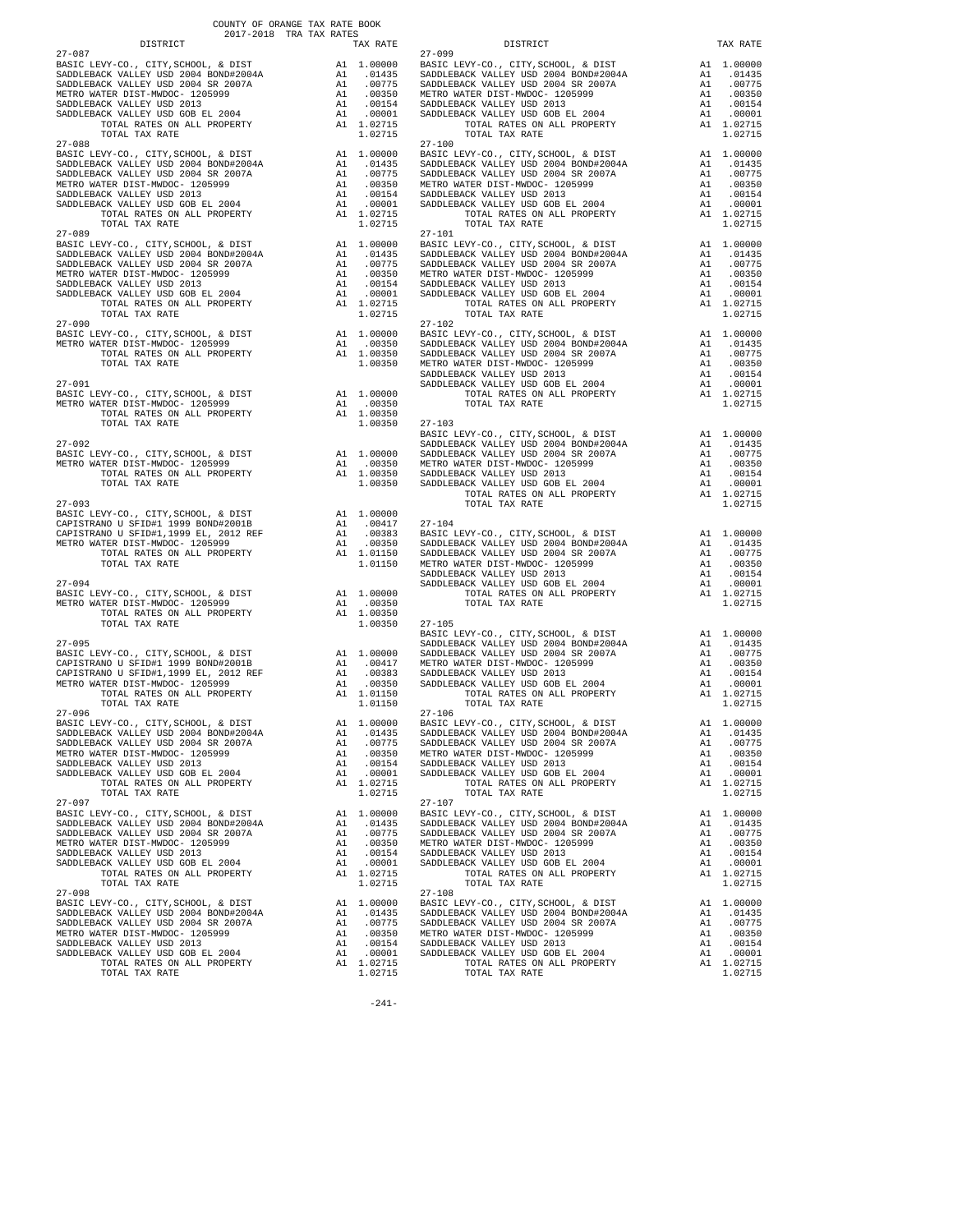COUNTY OF ORANGE TAX RATE BOOK
2017-2018 TRA TAX RATES

| DISTRICT | | TAX RATE |
|---|---|---|
| **27-087** | | |
| BASIC LEVY-CO., CITY,SCHOOL, & DIST | A1 | 1.00000 |
| SADDLEBACK VALLEY USD 2004 BOND#2004A | A1 | .01435 |
| SADDLEBACK VALLEY USD 2004 SR 2007A | A1 | .00775 |
| METRO WATER DIST-MWDOC- 1205999 | A1 | .00350 |
| SADDLEBACK VALLEY USD 2013 | A1 | .00154 |
| SADDLEBACK VALLEY USD GOB EL 2004 | A1 | .00001 |
| TOTAL RATES ON ALL PROPERTY | A1 | 1.02715 |
| TOTAL TAX RATE | | 1.02715 |
| **27-088** | | |
| BASIC LEVY-CO., CITY,SCHOOL, & DIST | A1 | 1.00000 |
| SADDLEBACK VALLEY USD 2004 BOND#2004A | A1 | .01435 |
| SADDLEBACK VALLEY USD 2004 SR 2007A | A1 | .00775 |
| METRO WATER DIST-MWDOC- 1205999 | A1 | .00350 |
| SADDLEBACK VALLEY USD 2013 | A1 | .00154 |
| SADDLEBACK VALLEY USD GOB EL 2004 | A1 | .00001 |
| TOTAL RATES ON ALL PROPERTY | A1 | 1.02715 |
| TOTAL TAX RATE | | 1.02715 |
| **27-089** | | |
| BASIC LEVY-CO., CITY,SCHOOL, & DIST | A1 | 1.00000 |
| SADDLEBACK VALLEY USD 2004 BOND#2004A | A1 | .01435 |
| SADDLEBACK VALLEY USD 2004 SR 2007A | A1 | .00775 |
| METRO WATER DIST-MWDOC- 1205999 | A1 | .00350 |
| SADDLEBACK VALLEY USD 2013 | A1 | .00154 |
| SADDLEBACK VALLEY USD GOB EL 2004 | A1 | .00001 |
| TOTAL RATES ON ALL PROPERTY | A1 | 1.02715 |
| TOTAL TAX RATE | | 1.02715 |
| **27-090** | | |
| BASIC LEVY-CO., CITY,SCHOOL, & DIST | A1 | 1.00000 |
| METRO WATER DIST-MWDOC- 1205999 | A1 | .00350 |
| TOTAL RATES ON ALL PROPERTY | A1 | 1.00350 |
| TOTAL TAX RATE | | 1.00350 |
| **27-091** | | |
| BASIC LEVY-CO., CITY,SCHOOL, & DIST | A1 | 1.00000 |
| METRO WATER DIST-MWDOC- 1205999 | A1 | .00350 |
| TOTAL RATES ON ALL PROPERTY | A1 | 1.00350 |
| TOTAL TAX RATE | | 1.00350 |
| **27-092** | | |
| BASIC LEVY-CO., CITY,SCHOOL, & DIST | A1 | 1.00000 |
| METRO WATER DIST-MWDOC- 1205999 | A1 | .00350 |
| TOTAL RATES ON ALL PROPERTY | A1 | 1.00350 |
| TOTAL TAX RATE | | 1.00350 |
| **27-093** | | |
| BASIC LEVY-CO., CITY,SCHOOL, & DIST | A1 | 1.00000 |
| CAPISTRANO U SFID#1 1999 BOND#2001B | A1 | .00417 |
| CAPISTRANO U SFID#1,1999 EL, 2012 REF | A1 | .00383 |
| METRO WATER DIST-MWDOC- 1205999 | A1 | .00350 |
| TOTAL RATES ON ALL PROPERTY | A1 | 1.01150 |
| TOTAL TAX RATE | | 1.01150 |
| **27-094** | | |
| BASIC LEVY-CO., CITY,SCHOOL, & DIST | A1 | 1.00000 |
| METRO WATER DIST-MWDOC- 1205999 | A1 | .00350 |
| TOTAL RATES ON ALL PROPERTY | A1 | 1.00350 |
| TOTAL TAX RATE | | 1.00350 |
| **27-095** | | |
| BASIC LEVY-CO., CITY,SCHOOL, & DIST | A1 | 1.00000 |
| CAPISTRANO U SFID#1 1999 BOND#2001B | A1 | .00417 |
| CAPISTRANO U SFID#1,1999 EL, 2012 REF | A1 | .00383 |
| METRO WATER DIST-MWDOC- 1205999 | A1 | .00350 |
| TOTAL RATES ON ALL PROPERTY | A1 | 1.01150 |
| TOTAL TAX RATE | | 1.01150 |
| **27-096** | | |
| BASIC LEVY-CO., CITY,SCHOOL, & DIST | A1 | 1.00000 |
| SADDLEBACK VALLEY USD 2004 BOND#2004A | A1 | .01435 |
| SADDLEBACK VALLEY USD 2004 SR 2007A | A1 | .00775 |
| METRO WATER DIST-MWDOC- 1205999 | A1 | .00350 |
| SADDLEBACK VALLEY USD 2013 | A1 | .00154 |
| SADDLEBACK VALLEY USD GOB EL 2004 | A1 | .00001 |
| TOTAL RATES ON ALL PROPERTY | A1 | 1.02715 |
| TOTAL TAX RATE | | 1.02715 |
| **27-097** | | |
| BASIC LEVY-CO., CITY,SCHOOL, & DIST | A1 | 1.00000 |
| SADDLEBACK VALLEY USD 2004 BOND#2004A | A1 | .01435 |
| SADDLEBACK VALLEY USD 2004 SR 2007A | A1 | .00775 |
| METRO WATER DIST-MWDOC- 1205999 | A1 | .00350 |
| SADDLEBACK VALLEY USD 2013 | A1 | .00154 |
| SADDLEBACK VALLEY USD GOB EL 2004 | A1 | .00001 |
| TOTAL RATES ON ALL PROPERTY | A1 | 1.02715 |
| TOTAL TAX RATE | | 1.02715 |
| **27-098** | | |
| BASIC LEVY-CO., CITY,SCHOOL, & DIST | A1 | 1.00000 |
| SADDLEBACK VALLEY USD 2004 BOND#2004A | A1 | .01435 |
| SADDLEBACK VALLEY USD 2004 SR 2007A | A1 | .00775 |
| METRO WATER DIST-MWDOC- 1205999 | A1 | .00350 |
| SADDLEBACK VALLEY USD 2013 | A1 | .00154 |
| SADDLEBACK VALLEY USD GOB EL 2004 | A1 | .00001 |
| TOTAL RATES ON ALL PROPERTY | A1 | 1.02715 |
| TOTAL TAX RATE | | 1.02715 |
| **27-099** | | |
| BASIC LEVY-CO., CITY,SCHOOL, & DIST | A1 | 1.00000 |
| SADDLEBACK VALLEY USD 2004 BOND#2004A | A1 | .01435 |
| SADDLEBACK VALLEY USD 2004 SR 2007A | A1 | .00775 |
| METRO WATER DIST-MWDOC- 1205999 | A1 | .00350 |
| SADDLEBACK VALLEY USD 2013 | A1 | .00154 |
| SADDLEBACK VALLEY USD GOB EL 2004 | A1 | .00001 |
| TOTAL RATES ON ALL PROPERTY | A1 | 1.02715 |
| TOTAL TAX RATE | | 1.02715 |
| **27-100** | | |
| BASIC LEVY-CO., CITY,SCHOOL, & DIST | A1 | 1.00000 |
| SADDLEBACK VALLEY USD 2004 BOND#2004A | A1 | .01435 |
| SADDLEBACK VALLEY USD 2004 SR 2007A | A1 | .00775 |
| METRO WATER DIST-MWDOC- 1205999 | A1 | .00350 |
| SADDLEBACK VALLEY USD 2013 | A1 | .00154 |
| SADDLEBACK VALLEY USD GOB EL 2004 | A1 | .00001 |
| TOTAL RATES ON ALL PROPERTY | A1 | 1.02715 |
| TOTAL TAX RATE | | 1.02715 |
| **27-101** | | |
| BASIC LEVY-CO., CITY,SCHOOL, & DIST | A1 | 1.00000 |
| SADDLEBACK VALLEY USD 2004 BOND#2004A | A1 | .01435 |
| SADDLEBACK VALLEY USD 2004 SR 2007A | A1 | .00775 |
| METRO WATER DIST-MWDOC- 1205999 | A1 | .00350 |
| SADDLEBACK VALLEY USD 2013 | A1 | .00154 |
| SADDLEBACK VALLEY USD GOB EL 2004 | A1 | .00001 |
| TOTAL RATES ON ALL PROPERTY | A1 | 1.02715 |
| TOTAL TAX RATE | | 1.02715 |
| **27-102** | | |
| BASIC LEVY-CO., CITY,SCHOOL, & DIST | A1 | 1.00000 |
| SADDLEBACK VALLEY USD 2004 BOND#2004A | A1 | .01435 |
| SADDLEBACK VALLEY USD 2004 SR 2007A | A1 | .00775 |
| METRO WATER DIST-MWDOC- 1205999 | A1 | .00350 |
| SADDLEBACK VALLEY USD 2013 | A1 | .00154 |
| SADDLEBACK VALLEY USD GOB EL 2004 | A1 | .00001 |
| TOTAL RATES ON ALL PROPERTY | A1 | 1.02715 |
| TOTAL TAX RATE | | 1.02715 |
| **27-103** | | |
| BASIC LEVY-CO., CITY,SCHOOL, & DIST | A1 | 1.00000 |
| SADDLEBACK VALLEY USD 2004 BOND#2004A | A1 | .01435 |
| SADDLEBACK VALLEY USD 2004 SR 2007A | A1 | .00775 |
| METRO WATER DIST-MWDOC- 1205999 | A1 | .00350 |
| SADDLEBACK VALLEY USD 2013 | A1 | .00154 |
| SADDLEBACK VALLEY USD GOB EL 2004 | A1 | .00001 |
| TOTAL RATES ON ALL PROPERTY | A1 | 1.02715 |
| TOTAL TAX RATE | | 1.02715 |
| **27-104** | | |
| BASIC LEVY-CO., CITY,SCHOOL, & DIST | A1 | 1.00000 |
| SADDLEBACK VALLEY USD 2004 BOND#2004A | A1 | .01435 |
| SADDLEBACK VALLEY USD 2004 SR 2007A | A1 | .00775 |
| METRO WATER DIST-MWDOC- 1205999 | A1 | .00350 |
| SADDLEBACK VALLEY USD 2013 | A1 | .00154 |
| SADDLEBACK VALLEY USD GOB EL 2004 | A1 | .00001 |
| TOTAL RATES ON ALL PROPERTY | A1 | 1.02715 |
| TOTAL TAX RATE | | 1.02715 |
| **27-105** | | |
| BASIC LEVY-CO., CITY,SCHOOL, & DIST | A1 | 1.00000 |
| SADDLEBACK VALLEY USD 2004 BOND#2004A | A1 | .01435 |
| SADDLEBACK VALLEY USD 2004 SR 2007A | A1 | .00775 |
| METRO WATER DIST-MWDOC- 1205999 | A1 | .00350 |
| SADDLEBACK VALLEY USD 2013 | A1 | .00154 |
| SADDLEBACK VALLEY USD GOB EL 2004 | A1 | .00001 |
| TOTAL RATES ON ALL PROPERTY | A1 | 1.02715 |
| TOTAL TAX RATE | | 1.02715 |
| **27-106** | | |
| BASIC LEVY-CO., CITY,SCHOOL, & DIST | A1 | 1.00000 |
| SADDLEBACK VALLEY USD 2004 BOND#2004A | A1 | .01435 |
| SADDLEBACK VALLEY USD 2004 SR 2007A | A1 | .00775 |
| METRO WATER DIST-MWDOC- 1205999 | A1 | .00350 |
| SADDLEBACK VALLEY USD 2013 | A1 | .00154 |
| SADDLEBACK VALLEY USD GOB EL 2004 | A1 | .00001 |
| TOTAL RATES ON ALL PROPERTY | A1 | 1.02715 |
| TOTAL TAX RATE | | 1.02715 |
| **27-107** | | |
| BASIC LEVY-CO., CITY,SCHOOL, & DIST | A1 | 1.00000 |
| SADDLEBACK VALLEY USD 2004 BOND#2004A | A1 | .01435 |
| SADDLEBACK VALLEY USD 2004 SR 2007A | A1 | .00775 |
| METRO WATER DIST-MWDOC- 1205999 | A1 | .00350 |
| SADDLEBACK VALLEY USD 2013 | A1 | .00154 |
| SADDLEBACK VALLEY USD GOB EL 2004 | A1 | .00001 |
| TOTAL RATES ON ALL PROPERTY | A1 | 1.02715 |
| TOTAL TAX RATE | | 1.02715 |
| **27-108** | | |
| BASIC LEVY-CO., CITY,SCHOOL, & DIST | A1 | 1.00000 |
| SADDLEBACK VALLEY USD 2004 BOND#2004A | A1 | .01435 |
| SADDLEBACK VALLEY USD 2004 SR 2007A | A1 | .00775 |
| METRO WATER DIST-MWDOC- 1205999 | A1 | .00350 |
| SADDLEBACK VALLEY USD 2013 | A1 | .00154 |
| SADDLEBACK VALLEY USD GOB EL 2004 | A1 | .00001 |
| TOTAL RATES ON ALL PROPERTY | A1 | 1.02715 |
| TOTAL TAX RATE | | 1.02715 |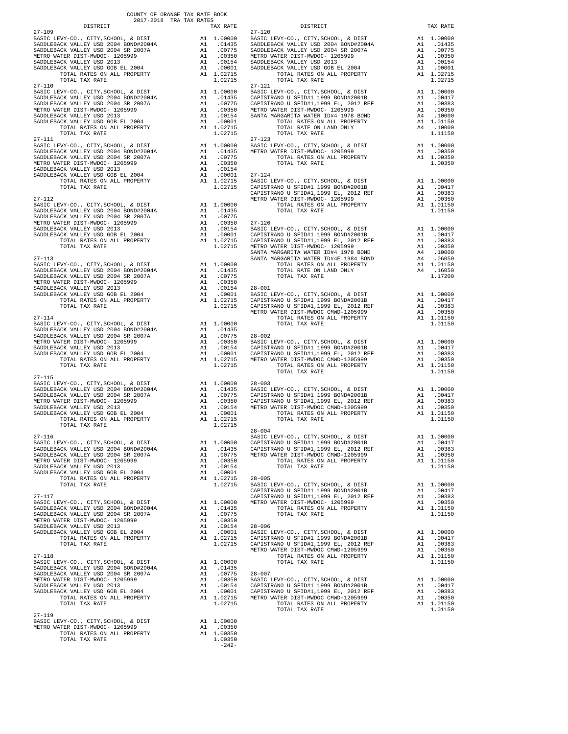COUNTY OF ORANGE TAX RATE BOOK
2017-2018 TRA TAX RATES

| DISTRICT | | TAX RATE |
|---|---|---|
| **27-109** | | |
| BASIC LEVY-CO., CITY,SCHOOL, & DIST | A1 | 1.00000 |
| SADDLEBACK VALLEY USD 2004 BOND#2004A | A1 | .01435 |
| SADDLEBACK VALLEY USD 2004 SR 2007A | A1 | .00775 |
| METRO WATER DIST-MWDOC- 1205999 | A1 | .00350 |
| SADDLEBACK VALLEY USD 2013 | A1 | .00154 |
| SADDLEBACK VALLEY USD GOB EL 2004 | A1 | .00001 |
| TOTAL RATES ON ALL PROPERTY | A1 | 1.02715 |
| TOTAL TAX RATE | | 1.02715 |
| **27-110** | | |
| BASIC LEVY-CO., CITY,SCHOOL, & DIST | A1 | 1.00000 |
| SADDLEBACK VALLEY USD 2004 BOND#2004A | A1 | .01435 |
| SADDLEBACK VALLEY USD 2004 SR 2007A | A1 | .00775 |
| METRO WATER DIST-MWDOC- 1205999 | A1 | .00350 |
| SADDLEBACK VALLEY USD 2013 | A1 | .00154 |
| SADDLEBACK VALLEY USD GOB EL 2004 | A1 | .00001 |
| TOTAL RATES ON ALL PROPERTY | A1 | 1.02715 |
| TOTAL TAX RATE | | 1.02715 |
| **27-111** | | |
| BASIC LEVY-CO., CITY,SCHOOL, & DIST | A1 | 1.00000 |
| SADDLEBACK VALLEY USD 2004 BOND#2004A | A1 | .01435 |
| SADDLEBACK VALLEY USD 2004 SR 2007A | A1 | .00775 |
| METRO WATER DIST-MWDOC- 1205999 | A1 | .00350 |
| SADDLEBACK VALLEY USD 2013 | A1 | .00154 |
| SADDLEBACK VALLEY USD GOB EL 2004 | A1 | .00001 |
| TOTAL RATES ON ALL PROPERTY | A1 | 1.02715 |
| TOTAL TAX RATE | | 1.02715 |
| **27-112** | | |
| BASIC LEVY-CO., CITY,SCHOOL, & DIST | A1 | 1.00000 |
| SADDLEBACK VALLEY USD 2004 BOND#2004A | A1 | .01435 |
| SADDLEBACK VALLEY USD 2004 SR 2007A | A1 | .00775 |
| METRO WATER DIST-MWDOC- 1205999 | A1 | .00350 |
| SADDLEBACK VALLEY USD 2013 | A1 | .00154 |
| SADDLEBACK VALLEY USD GOB EL 2004 | A1 | .00001 |
| TOTAL RATES ON ALL PROPERTY | A1 | 1.02715 |
| TOTAL TAX RATE | | 1.02715 |
| **27-113** | | |
| BASIC LEVY-CO., CITY,SCHOOL, & DIST | A1 | 1.00000 |
| SADDLEBACK VALLEY USD 2004 BOND#2004A | A1 | .01435 |
| SADDLEBACK VALLEY USD 2004 SR 2007A | A1 | .00775 |
| METRO WATER DIST-MWDOC- 1205999 | A1 | .00350 |
| SADDLEBACK VALLEY USD 2013 | A1 | .00154 |
| SADDLEBACK VALLEY USD GOB EL 2004 | A1 | .00001 |
| TOTAL RATES ON ALL PROPERTY | A1 | 1.02715 |
| TOTAL TAX RATE | | 1.02715 |
| **27-114** | | |
| BASIC LEVY-CO., CITY,SCHOOL, & DIST | A1 | 1.00000 |
| SADDLEBACK VALLEY USD 2004 BOND#2004A | A1 | .01435 |
| SADDLEBACK VALLEY USD 2004 SR 2007A | A1 | .00775 |
| METRO WATER DIST-MWDOC- 1205999 | A1 | .00350 |
| SADDLEBACK VALLEY USD 2013 | A1 | .00154 |
| SADDLEBACK VALLEY USD GOB EL 2004 | A1 | .00001 |
| TOTAL RATES ON ALL PROPERTY | A1 | 1.02715 |
| TOTAL TAX RATE | | 1.02715 |
| **27-115** | | |
| BASIC LEVY-CO., CITY,SCHOOL, & DIST | A1 | 1.00000 |
| SADDLEBACK VALLEY USD 2004 BOND#2004A | A1 | .01435 |
| SADDLEBACK VALLEY USD 2004 SR 2007A | A1 | .00775 |
| METRO WATER DIST-MWDOC- 1205999 | A1 | .00350 |
| SADDLEBACK VALLEY USD 2013 | A1 | .00154 |
| SADDLEBACK VALLEY USD GOB EL 2004 | A1 | .00001 |
| TOTAL RATES ON ALL PROPERTY | A1 | 1.02715 |
| TOTAL TAX RATE | | 1.02715 |
| **27-116** | | |
| BASIC LEVY-CO., CITY,SCHOOL, & DIST | A1 | 1.00000 |
| SADDLEBACK VALLEY USD 2004 BOND#2004A | A1 | .01435 |
| SADDLEBACK VALLEY USD 2004 SR 2007A | A1 | .00775 |
| METRO WATER DIST-MWDOC- 1205999 | A1 | .00350 |
| SADDLEBACK VALLEY USD 2013 | A1 | .00154 |
| SADDLEBACK VALLEY USD GOB EL 2004 | A1 | .00001 |
| TOTAL RATES ON ALL PROPERTY | A1 | 1.02715 |
| TOTAL TAX RATE | | 1.02715 |
| **27-117** | | |
| BASIC LEVY-CO., CITY,SCHOOL, & DIST | A1 | 1.00000 |
| SADDLEBACK VALLEY USD 2004 BOND#2004A | A1 | .01435 |
| SADDLEBACK VALLEY USD 2004 SR 2007A | A1 | .00775 |
| METRO WATER DIST-MWDOC- 1205999 | A1 | .00350 |
| SADDLEBACK VALLEY USD 2013 | A1 | .00154 |
| SADDLEBACK VALLEY USD GOB EL 2004 | A1 | .00001 |
| TOTAL RATES ON ALL PROPERTY | A1 | 1.02715 |
| TOTAL TAX RATE | | 1.02715 |
| **27-118** | | |
| BASIC LEVY-CO., CITY,SCHOOL, & DIST | A1 | 1.00000 |
| SADDLEBACK VALLEY USD 2004 BOND#2004A | A1 | .01435 |
| SADDLEBACK VALLEY USD 2004 SR 2007A | A1 | .00775 |
| METRO WATER DIST-MWDOC- 1205999 | A1 | .00350 |
| SADDLEBACK VALLEY USD 2013 | A1 | .00154 |
| SADDLEBACK VALLEY USD GOB EL 2004 | A1 | .00001 |
| TOTAL RATES ON ALL PROPERTY | A1 | 1.02715 |
| TOTAL TAX RATE | | 1.02715 |
| **27-119** | | |
| BASIC LEVY-CO., CITY,SCHOOL, & DIST | A1 | 1.00000 |
| METRO WATER DIST-MWDOC- 1205999 | A1 | .00350 |
| TOTAL RATES ON ALL PROPERTY | A1 | 1.00350 |
| TOTAL TAX RATE | | 1.00350 |
| **27-120** | | |
| BASIC LEVY-CO., CITY,SCHOOL, & DIST | A1 | 1.00000 |
| SADDLEBACK VALLEY USD 2004 BOND#2004A | A1 | .01435 |
| SADDLEBACK VALLEY USD 2004 SR 2007A | A1 | .00775 |
| METRO WATER DIST-MWDOC- 1205999 | A1 | .00350 |
| SADDLEBACK VALLEY USD 2013 | A1 | .00154 |
| SADDLEBACK VALLEY USD GOB EL 2004 | A1 | .00001 |
| TOTAL RATES ON ALL PROPERTY | A1 | 1.02715 |
| TOTAL TAX RATE | | 1.02715 |
| **27-121** | | |
| BASIC LEVY-CO., CITY,SCHOOL, & DIST | A1 | 1.00000 |
| CAPISTRANO U SFID#1 1999 BOND#2001B | A1 | .00417 |
| CAPISTRANO U SFID#1,1999 EL, 2012 REF | A1 | .00383 |
| METRO WATER DIST-MWDOC- 1205999 | A1 | .00350 |
| SANTA MARGARITA WATER ID#4 1978 BOND | A4 | .10000 |
| TOTAL RATES ON ALL PROPERTY | A1 | 1.01150 |
| TOTAL RATE ON LAND ONLY | A4 | .10000 |
| TOTAL TAX RATE | | 1.11150 |
| **27-123** | | |
| BASIC LEVY-CO., CITY,SCHOOL, & DIST | A1 | 1.00000 |
| METRO WATER DIST-MWDOC- 1205999 | A1 | .00350 |
| TOTAL RATES ON ALL PROPERTY | A1 | 1.00350 |
| TOTAL TAX RATE | | 1.00350 |
| **27-124** | | |
| BASIC LEVY-CO., CITY,SCHOOL, & DIST | A1 | 1.00000 |
| CAPISTRANO U SFID#1 1999 BOND#2001B | A1 | .00417 |
| CAPISTRANO U SFID#1,1999 EL, 2012 REF | A1 | .00383 |
| METRO WATER DIST-MWDOC- 1205999 | A1 | .00350 |
| TOTAL RATES ON ALL PROPERTY | A1 | 1.01150 |
| TOTAL TAX RATE | | 1.01150 |
| **27-126** | | |
| BASIC LEVY-CO., CITY,SCHOOL, & DIST | A1 | 1.00000 |
| CAPISTRANO U SFID#1 1999 BOND#2001B | A1 | .00417 |
| CAPISTRANO U SFID#1,1999 EL, 2012 REF | A1 | .00383 |
| METRO WATER DIST-MWDOC- 1205999 | A1 | .00350 |
| SANTA MARGARITA WATER ID#4 1978 BOND | A4 | .10000 |
| SANTA MARGARITA WATER ID#4E 1984 BOND | A4 | .06050 |
| TOTAL RATES ON ALL PROPERTY | A1 | 1.01150 |
| TOTAL RATE ON LAND ONLY | A4 | .16050 |
| TOTAL TAX RATE | | 1.17200 |
| **28-001** | | |
| BASIC LEVY-CO., CITY,SCHOOL, & DIST | A1 | 1.00000 |
| CAPISTRANO U SFID#1 1999 BOND#2001B | A1 | .00417 |
| CAPISTRANO U SFID#1,1999 EL, 2012 REF | A1 | .00383 |
| METRO WATER DIST-MWDOC CMWD-1205999 | A1 | .00350 |
| TOTAL RATES ON ALL PROPERTY | A1 | 1.01150 |
| TOTAL TAX RATE | | 1.01150 |
| **28-002** | | |
| BASIC LEVY-CO., CITY,SCHOOL, & DIST | A1 | 1.00000 |
| CAPISTRANO U SFID#1 1999 BOND#2001B | A1 | .00417 |
| CAPISTRANO U SFID#1,1999 EL, 2012 REF | A1 | .00383 |
| METRO WATER DIST-MWDOC CMWD-1205999 | A1 | .00350 |
| TOTAL RATES ON ALL PROPERTY | A1 | 1.01150 |
| TOTAL TAX RATE | | 1.01150 |
| **28-003** | | |
| BASIC LEVY-CO., CITY,SCHOOL, & DIST | A1 | 1.00000 |
| CAPISTRANO U SFID#1 1999 BOND#2001B | A1 | .00417 |
| CAPISTRANO U SFID#1,1999 EL, 2012 REF | A1 | .00383 |
| METRO WATER DIST-MWDOC CMWD-1205999 | A1 | .00350 |
| TOTAL RATES ON ALL PROPERTY | A1 | 1.01150 |
| TOTAL TAX RATE | | 1.01150 |
| **28-004** | | |
| BASIC LEVY-CO., CITY,SCHOOL, & DIST | A1 | 1.00000 |
| CAPISTRANO U SFID#1 1999 BOND#2001B | A1 | .00417 |
| CAPISTRANO U SFID#1,1999 EL, 2012 REF | A1 | .00383 |
| METRO WATER DIST-MWDOC CMWD-1205999 | A1 | .00350 |
| TOTAL RATES ON ALL PROPERTY | A1 | 1.01150 |
| TOTAL TAX RATE | | 1.01150 |
| **28-005** | | |
| BASIC LEVY-CO., CITY,SCHOOL, & DIST | A1 | 1.00000 |
| CAPISTRANO U SFID#1 1999 BOND#2001B | A1 | .00417 |
| CAPISTRANO U SFID#1,1999 EL, 2012 REF | A1 | .00383 |
| METRO WATER DIST-MWDOC- 1205999 | A1 | .00350 |
| TOTAL RATES ON ALL PROPERTY | A1 | 1.01150 |
| TOTAL TAX RATE | | 1.01150 |
| **28-006** | | |
| BASIC LEVY-CO., CITY,SCHOOL, & DIST | A1 | 1.00000 |
| CAPISTRANO U SFID#1 1999 BOND#2001B | A1 | .00417 |
| CAPISTRANO U SFID#1,1999 EL, 2012 REF | A1 | .00383 |
| METRO WATER DIST-MWDOC CMWD-1205999 | A1 | .00350 |
| TOTAL RATES ON ALL PROPERTY | A1 | 1.01150 |
| TOTAL TAX RATE | | 1.01150 |
| **28-007** | | |
| BASIC LEVY-CO., CITY,SCHOOL, & DIST | A1 | 1.00000 |
| CAPISTRANO U SFID#1 1999 BOND#2001B | A1 | .00417 |
| CAPISTRANO U SFID#1,1999 EL, 2012 REF | A1 | .00383 |
| METRO WATER DIST-MWDOC CMWD-1205999 | A1 | .00350 |
| TOTAL RATES ON ALL PROPERTY | A1 | 1.01150 |
| TOTAL TAX RATE | | 1.01150 |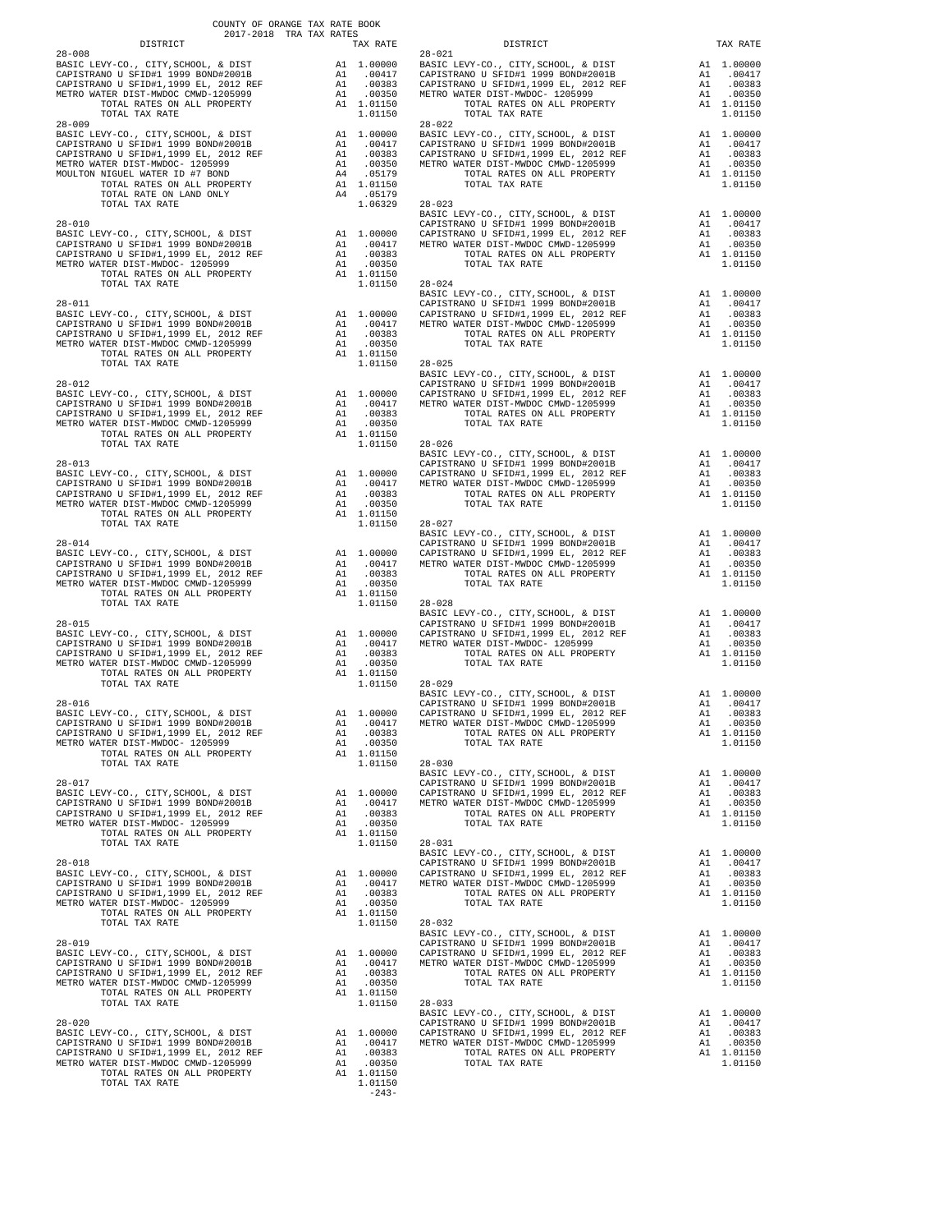COUNTY OF ORANGE TAX RATE BOOK
2017-2018 TRA TAX RATES

| DISTRICT | | TAX RATE |
|---|---|---|
| 28-008 | | |
| BASIC LEVY-CO., CITY,SCHOOL, & DIST | A1 | 1.00000 |
| CAPISTRANO U SFID#1 1999 BOND#2001B | A1 | .00417 |
| CAPISTRANO U SFID#1,1999 EL, 2012 REF | A1 | .00383 |
| METRO WATER DIST-MWDOC CMWD-1205999 | A1 | .00350 |
| TOTAL RATES ON ALL PROPERTY | A1 | 1.01150 |
| TOTAL TAX RATE | | 1.01150 |
| 28-009 | | |
| BASIC LEVY-CO., CITY,SCHOOL, & DIST | A1 | 1.00000 |
| CAPISTRANO U SFID#1 1999 BOND#2001B | A1 | .00417 |
| CAPISTRANO U SFID#1,1999 EL, 2012 REF | A1 | .00383 |
| METRO WATER DIST-MWDOC- 1205999 | A1 | .00350 |
| MOULTON NIGUEL WATER ID #7 BOND | A4 | .05179 |
| TOTAL RATES ON ALL PROPERTY | A1 | 1.01150 |
| TOTAL RATE ON LAND ONLY | A4 | .05179 |
| TOTAL TAX RATE | | 1.06329 |
| 28-010 | | |
| BASIC LEVY-CO., CITY,SCHOOL, & DIST | A1 | 1.00000 |
| CAPISTRANO U SFID#1 1999 BOND#2001B | A1 | .00417 |
| CAPISTRANO U SFID#1,1999 EL, 2012 REF | A1 | .00383 |
| METRO WATER DIST-MWDOC- 1205999 | A1 | .00350 |
| TOTAL RATES ON ALL PROPERTY | A1 | 1.01150 |
| TOTAL TAX RATE | | 1.01150 |
| 28-011 | | |
| BASIC LEVY-CO., CITY,SCHOOL, & DIST | A1 | 1.00000 |
| CAPISTRANO U SFID#1 1999 BOND#2001B | A1 | .00417 |
| CAPISTRANO U SFID#1,1999 EL, 2012 REF | A1 | .00383 |
| METRO WATER DIST-MWDOC CMWD-1205999 | A1 | .00350 |
| TOTAL RATES ON ALL PROPERTY | A1 | 1.01150 |
| TOTAL TAX RATE | | 1.01150 |
| 28-012 | | |
| BASIC LEVY-CO., CITY,SCHOOL, & DIST | A1 | 1.00000 |
| CAPISTRANO U SFID#1 1999 BOND#2001B | A1 | .00417 |
| CAPISTRANO U SFID#1,1999 EL, 2012 REF | A1 | .00383 |
| METRO WATER DIST-MWDOC CMWD-1205999 | A1 | .00350 |
| TOTAL RATES ON ALL PROPERTY | A1 | 1.01150 |
| TOTAL TAX RATE | | 1.01150 |
| 28-013 | | |
| BASIC LEVY-CO., CITY,SCHOOL, & DIST | A1 | 1.00000 |
| CAPISTRANO U SFID#1 1999 BOND#2001B | A1 | .00417 |
| CAPISTRANO U SFID#1,1999 EL, 2012 REF | A1 | .00383 |
| METRO WATER DIST-MWDOC CMWD-1205999 | A1 | .00350 |
| TOTAL RATES ON ALL PROPERTY | A1 | 1.01150 |
| TOTAL TAX RATE | | 1.01150 |
| 28-014 | | |
| BASIC LEVY-CO., CITY,SCHOOL, & DIST | A1 | 1.00000 |
| CAPISTRANO U SFID#1 1999 BOND#2001B | A1 | .00417 |
| CAPISTRANO U SFID#1,1999 EL, 2012 REF | A1 | .00383 |
| METRO WATER DIST-MWDOC CMWD-1205999 | A1 | .00350 |
| TOTAL RATES ON ALL PROPERTY | A1 | 1.01150 |
| TOTAL TAX RATE | | 1.01150 |
| 28-015 | | |
| BASIC LEVY-CO., CITY,SCHOOL, & DIST | A1 | 1.00000 |
| CAPISTRANO U SFID#1 1999 BOND#2001B | A1 | .00417 |
| CAPISTRANO U SFID#1,1999 EL, 2012 REF | A1 | .00383 |
| METRO WATER DIST-MWDOC CMWD-1205999 | A1 | .00350 |
| TOTAL RATES ON ALL PROPERTY | A1 | 1.01150 |
| TOTAL TAX RATE | | 1.01150 |
| 28-016 | | |
| BASIC LEVY-CO., CITY,SCHOOL, & DIST | A1 | 1.00000 |
| CAPISTRANO U SFID#1 1999 BOND#2001B | A1 | .00417 |
| CAPISTRANO U SFID#1,1999 EL, 2012 REF | A1 | .00383 |
| METRO WATER DIST-MWDOC- 1205999 | A1 | .00350 |
| TOTAL RATES ON ALL PROPERTY | A1 | 1.01150 |
| TOTAL TAX RATE | | 1.01150 |
| 28-017 | | |
| BASIC LEVY-CO., CITY,SCHOOL, & DIST | A1 | 1.00000 |
| CAPISTRANO U SFID#1 1999 BOND#2001B | A1 | .00417 |
| CAPISTRANO U SFID#1,1999 EL, 2012 REF | A1 | .00383 |
| METRO WATER DIST-MWDOC- 1205999 | A1 | .00350 |
| TOTAL RATES ON ALL PROPERTY | A1 | 1.01150 |
| TOTAL TAX RATE | | 1.01150 |
| 28-018 | | |
| BASIC LEVY-CO., CITY,SCHOOL, & DIST | A1 | 1.00000 |
| CAPISTRANO U SFID#1 1999 BOND#2001B | A1 | .00417 |
| CAPISTRANO U SFID#1,1999 EL, 2012 REF | A1 | .00383 |
| METRO WATER DIST-MWDOC- 1205999 | A1 | .00350 |
| TOTAL RATES ON ALL PROPERTY | A1 | 1.01150 |
| TOTAL TAX RATE | | 1.01150 |
| 28-019 | | |
| BASIC LEVY-CO., CITY,SCHOOL, & DIST | A1 | 1.00000 |
| CAPISTRANO U SFID#1 1999 BOND#2001B | A1 | .00417 |
| CAPISTRANO U SFID#1,1999 EL, 2012 REF | A1 | .00383 |
| METRO WATER DIST-MWDOC CMWD-1205999 | A1 | .00350 |
| TOTAL RATES ON ALL PROPERTY | A1 | 1.01150 |
| TOTAL TAX RATE | | 1.01150 |
| 28-020 | | |
| BASIC LEVY-CO., CITY,SCHOOL, & DIST | A1 | 1.00000 |
| CAPISTRANO U SFID#1 1999 BOND#2001B | A1 | .00417 |
| CAPISTRANO U SFID#1,1999 EL, 2012 REF | A1 | .00383 |
| METRO WATER DIST-MWDOC CMWD-1205999 | A1 | .00350 |
| TOTAL RATES ON ALL PROPERTY | A1 | 1.01150 |
| TOTAL TAX RATE | | 1.01150 |
| 28-021 | | |
| BASIC LEVY-CO., CITY,SCHOOL, & DIST | A1 | 1.00000 |
| CAPISTRANO U SFID#1 1999 BOND#2001B | A1 | .00417 |
| CAPISTRANO U SFID#1,1999 EL, 2012 REF | A1 | .00383 |
| METRO WATER DIST-MWDOC- 1205999 | A1 | .00350 |
| TOTAL RATES ON ALL PROPERTY | A1 | 1.01150 |
| TOTAL TAX RATE | | 1.01150 |
| 28-022 | | |
| BASIC LEVY-CO., CITY,SCHOOL, & DIST | A1 | 1.00000 |
| CAPISTRANO U SFID#1 1999 BOND#2001B | A1 | .00417 |
| CAPISTRANO U SFID#1,1999 EL, 2012 REF | A1 | .00383 |
| METRO WATER DIST-MWDOC CMWD-1205999 | A1 | .00350 |
| TOTAL RATES ON ALL PROPERTY | A1 | 1.01150 |
| TOTAL TAX RATE | | 1.01150 |
| 28-023 | | |
| BASIC LEVY-CO., CITY,SCHOOL, & DIST | A1 | 1.00000 |
| CAPISTRANO U SFID#1 1999 BOND#2001B | A1 | .00417 |
| CAPISTRANO U SFID#1,1999 EL, 2012 REF | A1 | .00383 |
| METRO WATER DIST-MWDOC CMWD-1205999 | A1 | .00350 |
| TOTAL RATES ON ALL PROPERTY | A1 | 1.01150 |
| TOTAL TAX RATE | | 1.01150 |
| 28-024 | | |
| BASIC LEVY-CO., CITY,SCHOOL, & DIST | A1 | 1.00000 |
| CAPISTRANO U SFID#1 1999 BOND#2001B | A1 | .00417 |
| CAPISTRANO U SFID#1,1999 EL, 2012 REF | A1 | .00383 |
| METRO WATER DIST-MWDOC CMWD-1205999 | A1 | .00350 |
| TOTAL RATES ON ALL PROPERTY | A1 | 1.01150 |
| TOTAL TAX RATE | | 1.01150 |
| 28-025 | | |
| BASIC LEVY-CO., CITY,SCHOOL, & DIST | A1 | 1.00000 |
| CAPISTRANO U SFID#1 1999 BOND#2001B | A1 | .00417 |
| CAPISTRANO U SFID#1,1999 EL, 2012 REF | A1 | .00383 |
| METRO WATER DIST-MWDOC CMWD-1205999 | A1 | .00350 |
| TOTAL RATES ON ALL PROPERTY | A1 | 1.01150 |
| TOTAL TAX RATE | | 1.01150 |
| 28-026 | | |
| BASIC LEVY-CO., CITY,SCHOOL, & DIST | A1 | 1.00000 |
| CAPISTRANO U SFID#1 1999 BOND#2001B | A1 | .00417 |
| CAPISTRANO U SFID#1,1999 EL, 2012 REF | A1 | .00383 |
| METRO WATER DIST-MWDOC CMWD-1205999 | A1 | .00350 |
| TOTAL RATES ON ALL PROPERTY | A1 | 1.01150 |
| TOTAL TAX RATE | | 1.01150 |
| 28-027 | | |
| BASIC LEVY-CO., CITY,SCHOOL, & DIST | A1 | 1.00000 |
| CAPISTRANO U SFID#1 1999 BOND#2001B | A1 | .00417 |
| CAPISTRANO U SFID#1,1999 EL, 2012 REF | A1 | .00383 |
| METRO WATER DIST-MWDOC CMWD-1205999 | A1 | .00350 |
| TOTAL RATES ON ALL PROPERTY | A1 | 1.01150 |
| TOTAL TAX RATE | | 1.01150 |
| 28-028 | | |
| BASIC LEVY-CO., CITY,SCHOOL, & DIST | A1 | 1.00000 |
| CAPISTRANO U SFID#1 1999 BOND#2001B | A1 | .00417 |
| CAPISTRANO U SFID#1,1999 EL, 2012 REF | A1 | .00383 |
| METRO WATER DIST-MWDOC- 1205999 | A1 | .00350 |
| TOTAL RATES ON ALL PROPERTY | A1 | 1.01150 |
| TOTAL TAX RATE | | 1.01150 |
| 28-029 | | |
| BASIC LEVY-CO., CITY,SCHOOL, & DIST | A1 | 1.00000 |
| CAPISTRANO U SFID#1 1999 BOND#2001B | A1 | .00417 |
| CAPISTRANO U SFID#1,1999 EL, 2012 REF | A1 | .00383 |
| METRO WATER DIST-MWDOC CMWD-1205999 | A1 | .00350 |
| TOTAL RATES ON ALL PROPERTY | A1 | 1.01150 |
| TOTAL TAX RATE | | 1.01150 |
| 28-030 | | |
| BASIC LEVY-CO., CITY,SCHOOL, & DIST | A1 | 1.00000 |
| CAPISTRANO U SFID#1 1999 BOND#2001B | A1 | .00417 |
| CAPISTRANO U SFID#1,1999 EL, 2012 REF | A1 | .00383 |
| METRO WATER DIST-MWDOC CMWD-1205999 | A1 | .00350 |
| TOTAL RATES ON ALL PROPERTY | A1 | 1.01150 |
| TOTAL TAX RATE | | 1.01150 |
| 28-031 | | |
| BASIC LEVY-CO., CITY,SCHOOL, & DIST | A1 | 1.00000 |
| CAPISTRANO U SFID#1 1999 BOND#2001B | A1 | .00417 |
| CAPISTRANO U SFID#1,1999 EL, 2012 REF | A1 | .00383 |
| METRO WATER DIST-MWDOC CMWD-1205999 | A1 | .00350 |
| TOTAL RATES ON ALL PROPERTY | A1 | 1.01150 |
| TOTAL TAX RATE | | 1.01150 |
| 28-032 | | |
| BASIC LEVY-CO., CITY,SCHOOL, & DIST | A1 | 1.00000 |
| CAPISTRANO U SFID#1 1999 BOND#2001B | A1 | .00417 |
| CAPISTRANO U SFID#1,1999 EL, 2012 REF | A1 | .00383 |
| METRO WATER DIST-MWDOC CMWD-1205999 | A1 | .00350 |
| TOTAL RATES ON ALL PROPERTY | A1 | 1.01150 |
| TOTAL TAX RATE | | 1.01150 |
| 28-033 | | |
| BASIC LEVY-CO., CITY,SCHOOL, & DIST | A1 | 1.00000 |
| CAPISTRANO U SFID#1 1999 BOND#2001B | A1 | .00417 |
| CAPISTRANO U SFID#1,1999 EL, 2012 REF | A1 | .00383 |
| METRO WATER DIST-MWDOC CMWD-1205999 | A1 | .00350 |
| TOTAL RATES ON ALL PROPERTY | A1 | 1.01150 |
| TOTAL TAX RATE | | 1.01150 |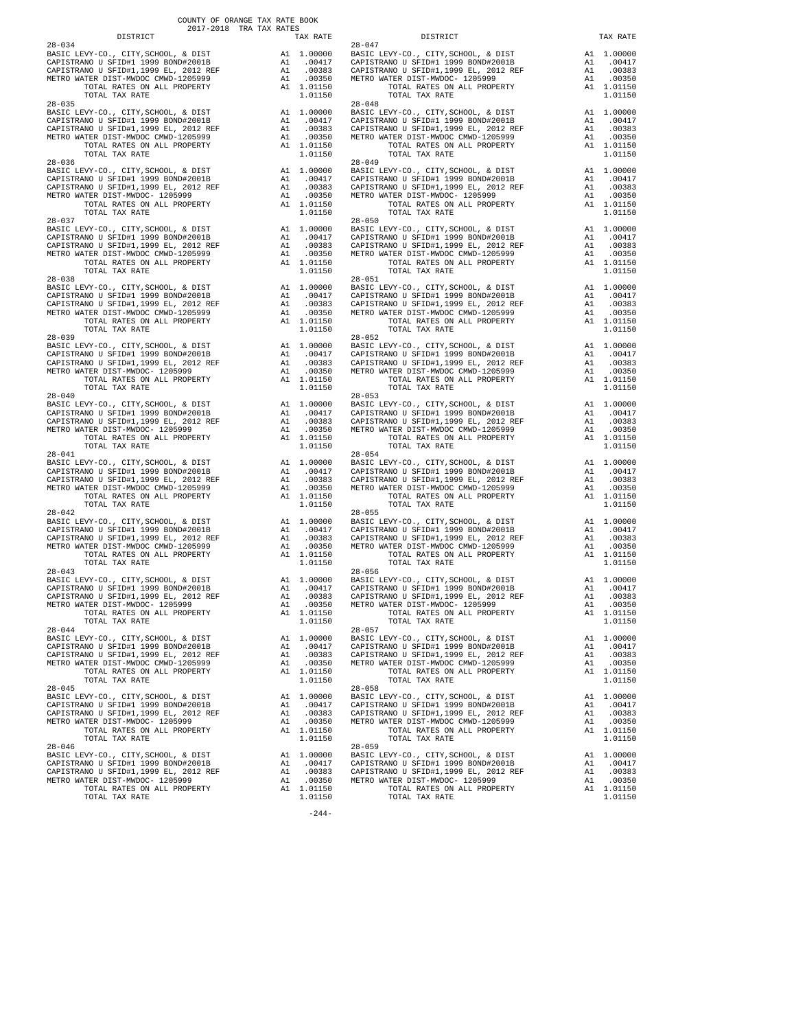COUNTY OF ORANGE TAX RATE BOOK
2017-2018 TRA TAX RATES

| DISTRICT | | TAX RATE |
|---|---|---|
| 28-034 | | |
| BASIC LEVY-CO., CITY,SCHOOL, & DIST | A1 | 1.00000 |
| CAPISTRANO U SFID#1 1999 BOND#2001B | A1 | .00417 |
| CAPISTRANO U SFID#1,1999 EL, 2012 REF | A1 | .00383 |
| METRO WATER DIST-MWDOC CMWD-1205999 | A1 | .00350 |
| TOTAL RATES ON ALL PROPERTY | A1 | 1.01150 |
| TOTAL TAX RATE | | 1.01150 |
| 28-035 | | |
| BASIC LEVY-CO., CITY,SCHOOL, & DIST | A1 | 1.00000 |
| CAPISTRANO U SFID#1 1999 BOND#2001B | A1 | .00417 |
| CAPISTRANO U SFID#1,1999 EL, 2012 REF | A1 | .00383 |
| METRO WATER DIST-MWDOC CMWD-1205999 | A1 | .00350 |
| TOTAL RATES ON ALL PROPERTY | A1 | 1.01150 |
| TOTAL TAX RATE | | 1.01150 |
| 28-036 | | |
| BASIC LEVY-CO., CITY,SCHOOL, & DIST | A1 | 1.00000 |
| CAPISTRANO U SFID#1 1999 BOND#2001B | A1 | .00417 |
| CAPISTRANO U SFID#1,1999 EL, 2012 REF | A1 | .00383 |
| METRO WATER DIST-MWDOC- 1205999 | A1 | .00350 |
| TOTAL RATES ON ALL PROPERTY | A1 | 1.01150 |
| TOTAL TAX RATE | | 1.01150 |
| 28-037 | | |
| BASIC LEVY-CO., CITY,SCHOOL, & DIST | A1 | 1.00000 |
| CAPISTRANO U SFID#1 1999 BOND#2001B | A1 | .00417 |
| CAPISTRANO U SFID#1,1999 EL, 2012 REF | A1 | .00383 |
| METRO WATER DIST-MWDOC CMWD-1205999 | A1 | .00350 |
| TOTAL RATES ON ALL PROPERTY | A1 | 1.01150 |
| TOTAL TAX RATE | | 1.01150 |
| 28-038 | | |
| BASIC LEVY-CO., CITY,SCHOOL, & DIST | A1 | 1.00000 |
| CAPISTRANO U SFID#1 1999 BOND#2001B | A1 | .00417 |
| CAPISTRANO U SFID#1,1999 EL, 2012 REF | A1 | .00383 |
| METRO WATER DIST-MWDOC CMWD-1205999 | A1 | .00350 |
| TOTAL RATES ON ALL PROPERTY | A1 | 1.01150 |
| TOTAL TAX RATE | | 1.01150 |
| 28-039 | | |
| BASIC LEVY-CO., CITY,SCHOOL, & DIST | A1 | 1.00000 |
| CAPISTRANO U SFID#1 1999 BOND#2001B | A1 | .00417 |
| CAPISTRANO U SFID#1,1999 EL, 2012 REF | A1 | .00383 |
| METRO WATER DIST-MWDOC- 1205999 | A1 | .00350 |
| TOTAL RATES ON ALL PROPERTY | A1 | 1.01150 |
| TOTAL TAX RATE | | 1.01150 |
| 28-040 | | |
| BASIC LEVY-CO., CITY,SCHOOL, & DIST | A1 | 1.00000 |
| CAPISTRANO U SFID#1 1999 BOND#2001B | A1 | .00417 |
| CAPISTRANO U SFID#1,1999 EL, 2012 REF | A1 | .00383 |
| METRO WATER DIST-MWDOC- 1205999 | A1 | .00350 |
| TOTAL RATES ON ALL PROPERTY | A1 | 1.01150 |
| TOTAL TAX RATE | | 1.01150 |
| 28-041 | | |
| BASIC LEVY-CO., CITY,SCHOOL, & DIST | A1 | 1.00000 |
| CAPISTRANO U SFID#1 1999 BOND#2001B | A1 | .00417 |
| CAPISTRANO U SFID#1,1999 EL, 2012 REF | A1 | .00383 |
| METRO WATER DIST-MWDOC CMWD-1205999 | A1 | .00350 |
| TOTAL RATES ON ALL PROPERTY | A1 | 1.01150 |
| TOTAL TAX RATE | | 1.01150 |
| 28-042 | | |
| BASIC LEVY-CO., CITY,SCHOOL, & DIST | A1 | 1.00000 |
| CAPISTRANO U SFID#1 1999 BOND#2001B | A1 | .00417 |
| CAPISTRANO U SFID#1,1999 EL, 2012 REF | A1 | .00383 |
| METRO WATER DIST-MWDOC CMWD-1205999 | A1 | .00350 |
| TOTAL RATES ON ALL PROPERTY | A1 | 1.01150 |
| TOTAL TAX RATE | | 1.01150 |
| 28-043 | | |
| BASIC LEVY-CO., CITY,SCHOOL, & DIST | A1 | 1.00000 |
| CAPISTRANO U SFID#1 1999 BOND#2001B | A1 | .00417 |
| CAPISTRANO U SFID#1,1999 EL, 2012 REF | A1 | .00383 |
| METRO WATER DIST-MWDOC- 1205999 | A1 | .00350 |
| TOTAL RATES ON ALL PROPERTY | A1 | 1.01150 |
| TOTAL TAX RATE | | 1.01150 |
| 28-044 | | |
| BASIC LEVY-CO., CITY,SCHOOL, & DIST | A1 | 1.00000 |
| CAPISTRANO U SFID#1 1999 BOND#2001B | A1 | .00417 |
| CAPISTRANO U SFID#1,1999 EL, 2012 REF | A1 | .00383 |
| METRO WATER DIST-MWDOC CMWD-1205999 | A1 | .00350 |
| TOTAL RATES ON ALL PROPERTY | A1 | 1.01150 |
| TOTAL TAX RATE | | 1.01150 |
| 28-045 | | |
| BASIC LEVY-CO., CITY,SCHOOL, & DIST | A1 | 1.00000 |
| CAPISTRANO U SFID#1 1999 BOND#2001B | A1 | .00417 |
| CAPISTRANO U SFID#1,1999 EL, 2012 REF | A1 | .00383 |
| METRO WATER DIST-MWDOC- 1205999 | A1 | .00350 |
| TOTAL RATES ON ALL PROPERTY | A1 | 1.01150 |
| TOTAL TAX RATE | | 1.01150 |
| 28-046 | | |
| BASIC LEVY-CO., CITY,SCHOOL, & DIST | A1 | 1.00000 |
| CAPISTRANO U SFID#1 1999 BOND#2001B | A1 | .00417 |
| CAPISTRANO U SFID#1,1999 EL, 2012 REF | A1 | .00383 |
| METRO WATER DIST-MWDOC- 1205999 | A1 | .00350 |
| TOTAL RATES ON ALL PROPERTY | A1 | 1.01150 |
| TOTAL TAX RATE | | 1.01150 |
| 28-047 | | |
| BASIC LEVY-CO., CITY,SCHOOL, & DIST | A1 | 1.00000 |
| CAPISTRANO U SFID#1 1999 BOND#2001B | A1 | .00417 |
| CAPISTRANO U SFID#1,1999 EL, 2012 REF | A1 | .00383 |
| METRO WATER DIST-MWDOC- 1205999 | A1 | .00350 |
| TOTAL RATES ON ALL PROPERTY | A1 | 1.01150 |
| TOTAL TAX RATE | | 1.01150 |
| 28-048 | | |
| BASIC LEVY-CO., CITY,SCHOOL, & DIST | A1 | 1.00000 |
| CAPISTRANO U SFID#1 1999 BOND#2001B | A1 | .00417 |
| CAPISTRANO U SFID#1,1999 EL, 2012 REF | A1 | .00383 |
| METRO WATER DIST-MWDOC CMWD-1205999 | A1 | .00350 |
| TOTAL RATES ON ALL PROPERTY | A1 | 1.01150 |
| TOTAL TAX RATE | | 1.01150 |
| 28-049 | | |
| BASIC LEVY-CO., CITY,SCHOOL, & DIST | A1 | 1.00000 |
| CAPISTRANO U SFID#1 1999 BOND#2001B | A1 | .00417 |
| CAPISTRANO U SFID#1,1999 EL, 2012 REF | A1 | .00383 |
| METRO WATER DIST-MWDOC- 1205999 | A1 | .00350 |
| TOTAL RATES ON ALL PROPERTY | A1 | 1.01150 |
| TOTAL TAX RATE | | 1.01150 |
| 28-050 | | |
| BASIC LEVY-CO., CITY,SCHOOL, & DIST | A1 | 1.00000 |
| CAPISTRANO U SFID#1 1999 BOND#2001B | A1 | .00417 |
| CAPISTRANO U SFID#1,1999 EL, 2012 REF | A1 | .00383 |
| METRO WATER DIST-MWDOC CMWD-1205999 | A1 | .00350 |
| TOTAL RATES ON ALL PROPERTY | A1 | 1.01150 |
| TOTAL TAX RATE | | 1.01150 |
| 28-051 | | |
| BASIC LEVY-CO., CITY,SCHOOL, & DIST | A1 | 1.00000 |
| CAPISTRANO U SFID#1 1999 BOND#2001B | A1 | .00417 |
| CAPISTRANO U SFID#1,1999 EL, 2012 REF | A1 | .00383 |
| METRO WATER DIST-MWDOC CMWD-1205999 | A1 | .00350 |
| TOTAL RATES ON ALL PROPERTY | A1 | 1.01150 |
| TOTAL TAX RATE | | 1.01150 |
| 28-052 | | |
| BASIC LEVY-CO., CITY,SCHOOL, & DIST | A1 | 1.00000 |
| CAPISTRANO U SFID#1 1999 BOND#2001B | A1 | .00417 |
| CAPISTRANO U SFID#1,1999 EL, 2012 REF | A1 | .00383 |
| METRO WATER DIST-MWDOC CMWD-1205999 | A1 | .00350 |
| TOTAL RATES ON ALL PROPERTY | A1 | 1.01150 |
| TOTAL TAX RATE | | 1.01150 |
| 28-053 | | |
| BASIC LEVY-CO., CITY,SCHOOL, & DIST | A1 | 1.00000 |
| CAPISTRANO U SFID#1 1999 BOND#2001B | A1 | .00417 |
| CAPISTRANO U SFID#1,1999 EL, 2012 REF | A1 | .00383 |
| METRO WATER DIST-MWDOC CMWD-1205999 | A1 | .00350 |
| TOTAL RATES ON ALL PROPERTY | A1 | 1.01150 |
| TOTAL TAX RATE | | 1.01150 |
| 28-054 | | |
| BASIC LEVY-CO., CITY,SCHOOL, & DIST | A1 | 1.00000 |
| CAPISTRANO U SFID#1 1999 BOND#2001B | A1 | .00417 |
| CAPISTRANO U SFID#1,1999 EL, 2012 REF | A1 | .00383 |
| METRO WATER DIST-MWDOC CMWD-1205999 | A1 | .00350 |
| TOTAL RATES ON ALL PROPERTY | A1 | 1.01150 |
| TOTAL TAX RATE | | 1.01150 |
| 28-055 | | |
| BASIC LEVY-CO., CITY,SCHOOL, & DIST | A1 | 1.00000 |
| CAPISTRANO U SFID#1 1999 BOND#2001B | A1 | .00417 |
| CAPISTRANO U SFID#1,1999 EL, 2012 REF | A1 | .00383 |
| METRO WATER DIST-MWDOC CMWD-1205999 | A1 | .00350 |
| TOTAL RATES ON ALL PROPERTY | A1 | 1.01150 |
| TOTAL TAX RATE | | 1.01150 |
| 28-056 | | |
| BASIC LEVY-CO., CITY,SCHOOL, & DIST | A1 | 1.00000 |
| CAPISTRANO U SFID#1 1999 BOND#2001B | A1 | .00417 |
| CAPISTRANO U SFID#1,1999 EL, 2012 REF | A1 | .00383 |
| METRO WATER DIST-MWDOC- 1205999 | A1 | .00350 |
| TOTAL RATES ON ALL PROPERTY | A1 | 1.01150 |
| TOTAL TAX RATE | | 1.01150 |
| 28-057 | | |
| BASIC LEVY-CO., CITY,SCHOOL, & DIST | A1 | 1.00000 |
| CAPISTRANO U SFID#1 1999 BOND#2001B | A1 | .00417 |
| CAPISTRANO U SFID#1,1999 EL, 2012 REF | A1 | .00383 |
| METRO WATER DIST-MWDOC CMWD-1205999 | A1 | .00350 |
| TOTAL RATES ON ALL PROPERTY | A1 | 1.01150 |
| TOTAL TAX RATE | | 1.01150 |
| 28-058 | | |
| BASIC LEVY-CO., CITY,SCHOOL, & DIST | A1 | 1.00000 |
| CAPISTRANO U SFID#1 1999 BOND#2001B | A1 | .00417 |
| CAPISTRANO U SFID#1,1999 EL, 2012 REF | A1 | .00383 |
| METRO WATER DIST-MWDOC CMWD-1205999 | A1 | .00350 |
| TOTAL RATES ON ALL PROPERTY | A1 | 1.01150 |
| TOTAL TAX RATE | | 1.01150 |
| 28-059 | | |
| BASIC LEVY-CO., CITY,SCHOOL, & DIST | A1 | 1.00000 |
| CAPISTRANO U SFID#1 1999 BOND#2001B | A1 | .00417 |
| CAPISTRANO U SFID#1,1999 EL, 2012 REF | A1 | .00383 |
| METRO WATER DIST-MWDOC- 1205999 | A1 | .00350 |
| TOTAL RATES ON ALL PROPERTY | A1 | 1.01150 |
| TOTAL TAX RATE | | 1.01150 |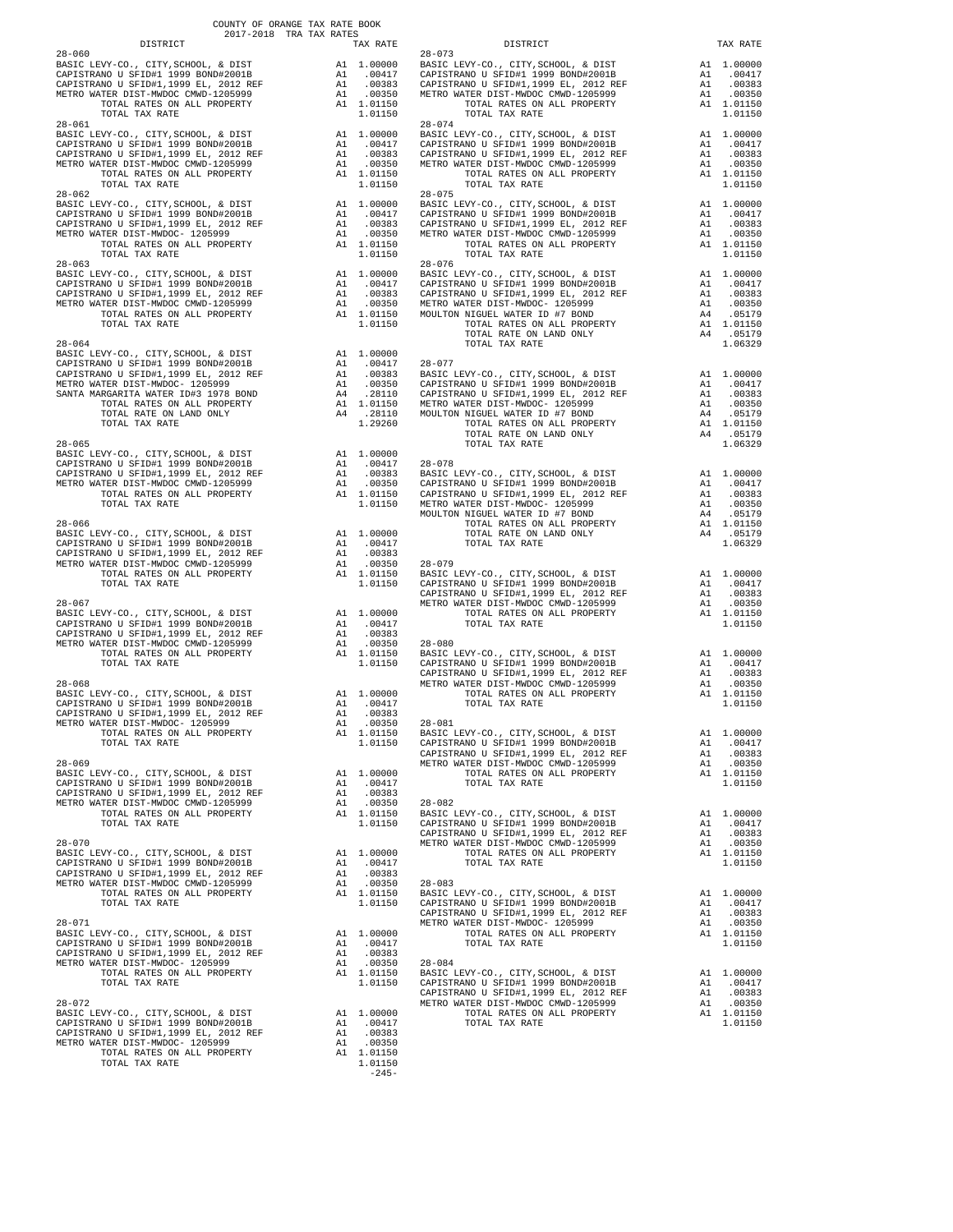COUNTY OF ORANGE TAX RATE BOOK
2017-2018 TRA TAX RATES

| DISTRICT | | TAX RATE |
|---|---|---|
| **28-060** | | |
| BASIC LEVY-CO., CITY,SCHOOL, & DIST | A1 | 1.00000 |
| CAPISTRANO U SFID#1 1999 BOND#2001B | A1 | .00417 |
| CAPISTRANO U SFID#1,1999 EL, 2012 REF | A1 | .00383 |
| METRO WATER DIST-MWDOC CMWD-1205999 | A1 | .00350 |
| TOTAL RATES ON ALL PROPERTY | A1 | 1.01150 |
| TOTAL TAX RATE | | 1.01150 |
| **28-061** | | |
| BASIC LEVY-CO., CITY,SCHOOL, & DIST | A1 | 1.00000 |
| CAPISTRANO U SFID#1 1999 BOND#2001B | A1 | .00417 |
| CAPISTRANO U SFID#1,1999 EL, 2012 REF | A1 | .00383 |
| METRO WATER DIST-MWDOC CMWD-1205999 | A1 | .00350 |
| TOTAL RATES ON ALL PROPERTY | A1 | 1.01150 |
| TOTAL TAX RATE | | 1.01150 |
| **28-062** | | |
| BASIC LEVY-CO., CITY,SCHOOL, & DIST | A1 | 1.00000 |
| CAPISTRANO U SFID#1 1999 BOND#2001B | A1 | .00417 |
| CAPISTRANO U SFID#1,1999 EL, 2012 REF | A1 | .00383 |
| METRO WATER DIST-MWDOC- 1205999 | A1 | .00350 |
| TOTAL RATES ON ALL PROPERTY | A1 | 1.01150 |
| TOTAL TAX RATE | | 1.01150 |
| **28-063** | | |
| BASIC LEVY-CO., CITY,SCHOOL, & DIST | A1 | 1.00000 |
| CAPISTRANO U SFID#1 1999 BOND#2001B | A1 | .00417 |
| CAPISTRANO U SFID#1,1999 EL, 2012 REF | A1 | .00383 |
| METRO WATER DIST-MWDOC CMWD-1205999 | A1 | .00350 |
| TOTAL RATES ON ALL PROPERTY | A1 | 1.01150 |
| TOTAL TAX RATE | | 1.01150 |
| **28-064** | | |
| BASIC LEVY-CO., CITY,SCHOOL, & DIST | A1 | 1.00000 |
| CAPISTRANO U SFID#1 1999 BOND#2001B | A1 | .00417 |
| CAPISTRANO U SFID#1,1999 EL, 2012 REF | A1 | .00383 |
| METRO WATER DIST-MWDOC- 1205999 | A1 | .00350 |
| SANTA MARGARITA WATER ID#3 1978 BOND | A4 | .28110 |
| TOTAL RATES ON ALL PROPERTY | A1 | 1.01150 |
| TOTAL RATE ON LAND ONLY | A4 | .28110 |
| TOTAL TAX RATE | | 1.29260 |
| **28-065** | | |
| BASIC LEVY-CO., CITY,SCHOOL, & DIST | A1 | 1.00000 |
| CAPISTRANO U SFID#1 1999 BOND#2001B | A1 | .00417 |
| CAPISTRANO U SFID#1,1999 EL, 2012 REF | A1 | .00383 |
| METRO WATER DIST-MWDOC CMWD-1205999 | A1 | .00350 |
| TOTAL RATES ON ALL PROPERTY | A1 | 1.01150 |
| TOTAL TAX RATE | | 1.01150 |
| **28-066** | | |
| BASIC LEVY-CO., CITY,SCHOOL, & DIST | A1 | 1.00000 |
| CAPISTRANO U SFID#1 1999 BOND#2001B | A1 | .00417 |
| CAPISTRANO U SFID#1,1999 EL, 2012 REF | A1 | .00383 |
| METRO WATER DIST-MWDOC CMWD-1205999 | A1 | .00350 |
| TOTAL RATES ON ALL PROPERTY | A1 | 1.01150 |
| TOTAL TAX RATE | | 1.01150 |
| **28-067** | | |
| BASIC LEVY-CO., CITY,SCHOOL, & DIST | A1 | 1.00000 |
| CAPISTRANO U SFID#1 1999 BOND#2001B | A1 | .00417 |
| CAPISTRANO U SFID#1,1999 EL, 2012 REF | A1 | .00383 |
| METRO WATER DIST-MWDOC CMWD-1205999 | A1 | .00350 |
| TOTAL RATES ON ALL PROPERTY | A1 | 1.01150 |
| TOTAL TAX RATE | | 1.01150 |
| **28-068** | | |
| BASIC LEVY-CO., CITY,SCHOOL, & DIST | A1 | 1.00000 |
| CAPISTRANO U SFID#1 1999 BOND#2001B | A1 | .00417 |
| CAPISTRANO U SFID#1,1999 EL, 2012 REF | A1 | .00383 |
| METRO WATER DIST-MWDOC- 1205999 | A1 | .00350 |
| TOTAL RATES ON ALL PROPERTY | A1 | 1.01150 |
| TOTAL TAX RATE | | 1.01150 |
| **28-069** | | |
| BASIC LEVY-CO., CITY,SCHOOL, & DIST | A1 | 1.00000 |
| CAPISTRANO U SFID#1 1999 BOND#2001B | A1 | .00417 |
| CAPISTRANO U SFID#1,1999 EL, 2012 REF | A1 | .00383 |
| METRO WATER DIST-MWDOC CMWD-1205999 | A1 | .00350 |
| TOTAL RATES ON ALL PROPERTY | A1 | 1.01150 |
| TOTAL TAX RATE | | 1.01150 |
| **28-070** | | |
| BASIC LEVY-CO., CITY,SCHOOL, & DIST | A1 | 1.00000 |
| CAPISTRANO U SFID#1 1999 BOND#2001B | A1 | .00417 |
| CAPISTRANO U SFID#1,1999 EL, 2012 REF | A1 | .00383 |
| METRO WATER DIST-MWDOC CMWD-1205999 | A1 | .00350 |
| TOTAL RATES ON ALL PROPERTY | A1 | 1.01150 |
| TOTAL TAX RATE | | 1.01150 |
| **28-071** | | |
| BASIC LEVY-CO., CITY,SCHOOL, & DIST | A1 | 1.00000 |
| CAPISTRANO U SFID#1 1999 BOND#2001B | A1 | .00417 |
| CAPISTRANO U SFID#1,1999 EL, 2012 REF | A1 | .00383 |
| METRO WATER DIST-MWDOC- 1205999 | A1 | .00350 |
| TOTAL RATES ON ALL PROPERTY | A1 | 1.01150 |
| TOTAL TAX RATE | | 1.01150 |
| **28-072** | | |
| BASIC LEVY-CO., CITY,SCHOOL, & DIST | A1 | 1.00000 |
| CAPISTRANO U SFID#1 1999 BOND#2001B | A1 | .00417 |
| CAPISTRANO U SFID#1,1999 EL, 2012 REF | A1 | .00383 |
| METRO WATER DIST-MWDOC- 1205999 | A1 | .00350 |
| TOTAL RATES ON ALL PROPERTY | A1 | 1.01150 |
| TOTAL TAX RATE | | 1.01150 |
| **28-073** | | |
| BASIC LEVY-CO., CITY,SCHOOL, & DIST | A1 | 1.00000 |
| CAPISTRANO U SFID#1 1999 BOND#2001B | A1 | .00417 |
| CAPISTRANO U SFID#1,1999 EL, 2012 REF | A1 | .00383 |
| METRO WATER DIST-MWDOC CMWD-1205999 | A1 | .00350 |
| TOTAL RATES ON ALL PROPERTY | A1 | 1.01150 |
| TOTAL TAX RATE | | 1.01150 |
| **28-074** | | |
| BASIC LEVY-CO., CITY,SCHOOL, & DIST | A1 | 1.00000 |
| CAPISTRANO U SFID#1 1999 BOND#2001B | A1 | .00417 |
| CAPISTRANO U SFID#1,1999 EL, 2012 REF | A1 | .00383 |
| METRO WATER DIST-MWDOC CMWD-1205999 | A1 | .00350 |
| TOTAL RATES ON ALL PROPERTY | A1 | 1.01150 |
| TOTAL TAX RATE | | 1.01150 |
| **28-075** | | |
| BASIC LEVY-CO., CITY,SCHOOL, & DIST | A1 | 1.00000 |
| CAPISTRANO U SFID#1 1999 BOND#2001B | A1 | .00417 |
| CAPISTRANO U SFID#1,1999 EL, 2012 REF | A1 | .00383 |
| METRO WATER DIST-MWDOC CMWD-1205999 | A1 | .00350 |
| TOTAL RATES ON ALL PROPERTY | A1 | 1.01150 |
| TOTAL TAX RATE | | 1.01150 |
| **28-076** | | |
| BASIC LEVY-CO., CITY,SCHOOL, & DIST | A1 | 1.00000 |
| CAPISTRANO U SFID#1 1999 BOND#2001B | A1 | .00417 |
| CAPISTRANO U SFID#1,1999 EL, 2012 REF | A1 | .00383 |
| METRO WATER DIST-MWDOC- 1205999 | A1 | .00350 |
| MOULTON NIGUEL WATER ID #7 BOND | A4 | .05179 |
| TOTAL RATES ON ALL PROPERTY | A1 | 1.01150 |
| TOTAL RATE ON LAND ONLY | A4 | .05179 |
| TOTAL TAX RATE | | 1.06329 |
| **28-077** | | |
| BASIC LEVY-CO., CITY,SCHOOL, & DIST | A1 | 1.00000 |
| CAPISTRANO U SFID#1 1999 BOND#2001B | A1 | .00417 |
| CAPISTRANO U SFID#1,1999 EL, 2012 REF | A1 | .00383 |
| METRO WATER DIST-MWDOC- 1205999 | A1 | .00350 |
| MOULTON NIGUEL WATER ID #7 BOND | A4 | .05179 |
| TOTAL RATES ON ALL PROPERTY | A1 | 1.01150 |
| TOTAL RATE ON LAND ONLY | A4 | .05179 |
| TOTAL TAX RATE | | 1.06329 |
| **28-078** | | |
| BASIC LEVY-CO., CITY,SCHOOL, & DIST | A1 | 1.00000 |
| CAPISTRANO U SFID#1 1999 BOND#2001B | A1 | .00417 |
| CAPISTRANO U SFID#1,1999 EL, 2012 REF | A1 | .00383 |
| METRO WATER DIST-MWDOC- 1205999 | A1 | .00350 |
| MOULTON NIGUEL WATER ID #7 BOND | A4 | .05179 |
| TOTAL RATES ON ALL PROPERTY | A1 | 1.01150 |
| TOTAL RATE ON LAND ONLY | A4 | .05179 |
| TOTAL TAX RATE | | 1.06329 |
| **28-079** | | |
| BASIC LEVY-CO., CITY,SCHOOL, & DIST | A1 | 1.00000 |
| CAPISTRANO U SFID#1 1999 BOND#2001B | A1 | .00417 |
| CAPISTRANO U SFID#1,1999 EL, 2012 REF | A1 | .00383 |
| METRO WATER DIST-MWDOC CMWD-1205999 | A1 | .00350 |
| TOTAL RATES ON ALL PROPERTY | A1 | 1.01150 |
| TOTAL TAX RATE | | 1.01150 |
| **28-080** | | |
| BASIC LEVY-CO., CITY,SCHOOL, & DIST | A1 | 1.00000 |
| CAPISTRANO U SFID#1 1999 BOND#2001B | A1 | .00417 |
| CAPISTRANO U SFID#1,1999 EL, 2012 REF | A1 | .00383 |
| METRO WATER DIST-MWDOC CMWD-1205999 | A1 | .00350 |
| TOTAL RATES ON ALL PROPERTY | A1 | 1.01150 |
| TOTAL TAX RATE | | 1.01150 |
| **28-081** | | |
| BASIC LEVY-CO., CITY,SCHOOL, & DIST | A1 | 1.00000 |
| CAPISTRANO U SFID#1 1999 BOND#2001B | A1 | .00417 |
| CAPISTRANO U SFID#1,1999 EL, 2012 REF | A1 | .00383 |
| METRO WATER DIST-MWDOC CMWD-1205999 | A1 | .00350 |
| TOTAL RATES ON ALL PROPERTY | A1 | 1.01150 |
| TOTAL TAX RATE | | 1.01150 |
| **28-082** | | |
| BASIC LEVY-CO., CITY,SCHOOL, & DIST | A1 | 1.00000 |
| CAPISTRANO U SFID#1 1999 BOND#2001B | A1 | .00417 |
| CAPISTRANO U SFID#1,1999 EL, 2012 REF | A1 | .00383 |
| METRO WATER DIST-MWDOC CMWD-1205999 | A1 | .00350 |
| TOTAL RATES ON ALL PROPERTY | A1 | 1.01150 |
| TOTAL TAX RATE | | 1.01150 |
| **28-083** | | |
| BASIC LEVY-CO., CITY,SCHOOL, & DIST | A1 | 1.00000 |
| CAPISTRANO U SFID#1 1999 BOND#2001B | A1 | .00417 |
| CAPISTRANO U SFID#1,1999 EL, 2012 REF | A1 | .00383 |
| METRO WATER DIST-MWDOC- 1205999 | A1 | .00350 |
| TOTAL RATES ON ALL PROPERTY | A1 | 1.01150 |
| TOTAL TAX RATE | | 1.01150 |
| **28-084** | | |
| BASIC LEVY-CO., CITY,SCHOOL, & DIST | A1 | 1.00000 |
| CAPISTRANO U SFID#1 1999 BOND#2001B | A1 | .00417 |
| CAPISTRANO U SFID#1,1999 EL, 2012 REF | A1 | .00383 |
| METRO WATER DIST-MWDOC CMWD-1205999 | A1 | .00350 |
| TOTAL RATES ON ALL PROPERTY | A1 | 1.01150 |
| TOTAL TAX RATE | | 1.01150 |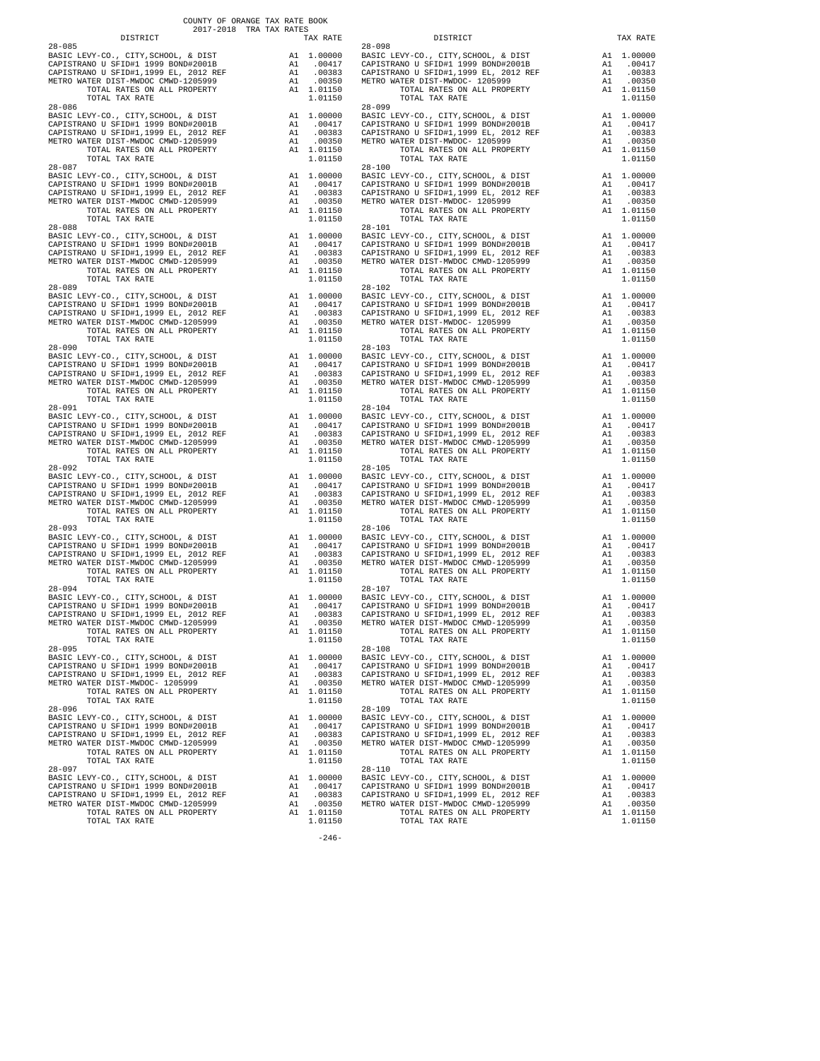COUNTY OF ORANGE TAX RATE BOOK
2017-2018 TRA TAX RATES

| DISTRICT | | TAX RATE |
|---|---|---|
| **28-085** | | |
| BASIC LEVY-CO., CITY,SCHOOL, & DIST | A1 | 1.00000 |
| CAPISTRANO U SFID#1 1999 BOND#2001B | A1 | .00417 |
| CAPISTRANO U SFID#1,1999 EL, 2012 REF | A1 | .00383 |
| METRO WATER DIST-MWDOC CMWD-1205999 | A1 | .00350 |
| TOTAL RATES ON ALL PROPERTY | A1 | 1.01150 |
| TOTAL TAX RATE | | 1.01150 |
| **28-086** | | |
| BASIC LEVY-CO., CITY,SCHOOL, & DIST | A1 | 1.00000 |
| CAPISTRANO U SFID#1 1999 BOND#2001B | A1 | .00417 |
| CAPISTRANO U SFID#1,1999 EL, 2012 REF | A1 | .00383 |
| METRO WATER DIST-MWDOC CMWD-1205999 | A1 | .00350 |
| TOTAL RATES ON ALL PROPERTY | A1 | 1.01150 |
| TOTAL TAX RATE | | 1.01150 |
| **28-087** | | |
| BASIC LEVY-CO., CITY,SCHOOL, & DIST | A1 | 1.00000 |
| CAPISTRANO U SFID#1 1999 BOND#2001B | A1 | .00417 |
| CAPISTRANO U SFID#1,1999 EL, 2012 REF | A1 | .00383 |
| METRO WATER DIST-MWDOC CMWD-1205999 | A1 | .00350 |
| TOTAL RATES ON ALL PROPERTY | A1 | 1.01150 |
| TOTAL TAX RATE | | 1.01150 |
| **28-088** | | |
| BASIC LEVY-CO., CITY,SCHOOL, & DIST | A1 | 1.00000 |
| CAPISTRANO U SFID#1 1999 BOND#2001B | A1 | .00417 |
| CAPISTRANO U SFID#1,1999 EL, 2012 REF | A1 | .00383 |
| METRO WATER DIST-MWDOC CMWD-1205999 | A1 | .00350 |
| TOTAL RATES ON ALL PROPERTY | A1 | 1.01150 |
| TOTAL TAX RATE | | 1.01150 |
| **28-089** | | |
| BASIC LEVY-CO., CITY,SCHOOL, & DIST | A1 | 1.00000 |
| CAPISTRANO U SFID#1 1999 BOND#2001B | A1 | .00417 |
| CAPISTRANO U SFID#1,1999 EL, 2012 REF | A1 | .00383 |
| METRO WATER DIST-MWDOC CMWD-1205999 | A1 | .00350 |
| TOTAL RATES ON ALL PROPERTY | A1 | 1.01150 |
| TOTAL TAX RATE | | 1.01150 |
| **28-090** | | |
| BASIC LEVY-CO., CITY,SCHOOL, & DIST | A1 | 1.00000 |
| CAPISTRANO U SFID#1 1999 BOND#2001B | A1 | .00417 |
| CAPISTRANO U SFID#1,1999 EL, 2012 REF | A1 | .00383 |
| METRO WATER DIST-MWDOC CMWD-1205999 | A1 | .00350 |
| TOTAL RATES ON ALL PROPERTY | A1 | 1.01150 |
| TOTAL TAX RATE | | 1.01150 |
| **28-091** | | |
| BASIC LEVY-CO., CITY,SCHOOL, & DIST | A1 | 1.00000 |
| CAPISTRANO U SFID#1 1999 BOND#2001B | A1 | .00417 |
| CAPISTRANO U SFID#1,1999 EL, 2012 REF | A1 | .00383 |
| METRO WATER DIST-MWDOC CMWD-1205999 | A1 | .00350 |
| TOTAL RATES ON ALL PROPERTY | A1 | 1.01150 |
| TOTAL TAX RATE | | 1.01150 |
| **28-092** | | |
| BASIC LEVY-CO., CITY,SCHOOL, & DIST | A1 | 1.00000 |
| CAPISTRANO U SFID#1 1999 BOND#2001B | A1 | .00417 |
| CAPISTRANO U SFID#1,1999 EL, 2012 REF | A1 | .00383 |
| METRO WATER DIST-MWDOC CMWD-1205999 | A1 | .00350 |
| TOTAL RATES ON ALL PROPERTY | A1 | 1.01150 |
| TOTAL TAX RATE | | 1.01150 |
| **28-093** | | |
| BASIC LEVY-CO., CITY,SCHOOL, & DIST | A1 | 1.00000 |
| CAPISTRANO U SFID#1 1999 BOND#2001B | A1 | .00417 |
| CAPISTRANO U SFID#1,1999 EL, 2012 REF | A1 | .00383 |
| METRO WATER DIST-MWDOC CMWD-1205999 | A1 | .00350 |
| TOTAL RATES ON ALL PROPERTY | A1 | 1.01150 |
| TOTAL TAX RATE | | 1.01150 |
| **28-094** | | |
| BASIC LEVY-CO., CITY,SCHOOL, & DIST | A1 | 1.00000 |
| CAPISTRANO U SFID#1 1999 BOND#2001B | A1 | .00417 |
| CAPISTRANO U SFID#1,1999 EL, 2012 REF | A1 | .00383 |
| METRO WATER DIST-MWDOC CMWD-1205999 | A1 | .00350 |
| TOTAL RATES ON ALL PROPERTY | A1 | 1.01150 |
| TOTAL TAX RATE | | 1.01150 |
| **28-095** | | |
| BASIC LEVY-CO., CITY,SCHOOL, & DIST | A1 | 1.00000 |
| CAPISTRANO U SFID#1 1999 BOND#2001B | A1 | .00417 |
| CAPISTRANO U SFID#1,1999 EL, 2012 REF | A1 | .00383 |
| METRO WATER DIST-MWDOC- 1205999 | A1 | .00350 |
| TOTAL RATES ON ALL PROPERTY | A1 | 1.01150 |
| TOTAL TAX RATE | | 1.01150 |
| **28-096** | | |
| BASIC LEVY-CO., CITY,SCHOOL, & DIST | A1 | 1.00000 |
| CAPISTRANO U SFID#1 1999 BOND#2001B | A1 | .00417 |
| CAPISTRANO U SFID#1,1999 EL, 2012 REF | A1 | .00383 |
| METRO WATER DIST-MWDOC CMWD-1205999 | A1 | .00350 |
| TOTAL RATES ON ALL PROPERTY | A1 | 1.01150 |
| TOTAL TAX RATE | | 1.01150 |
| **28-097** | | |
| BASIC LEVY-CO., CITY,SCHOOL, & DIST | A1 | 1.00000 |
| CAPISTRANO U SFID#1 1999 BOND#2001B | A1 | .00417 |
| CAPISTRANO U SFID#1,1999 EL, 2012 REF | A1 | .00383 |
| METRO WATER DIST-MWDOC CMWD-1205999 | A1 | .00350 |
| TOTAL RATES ON ALL PROPERTY | A1 | 1.01150 |
| TOTAL TAX RATE | | 1.01150 |
| **28-098** | | |
| BASIC LEVY-CO., CITY,SCHOOL, & DIST | A1 | 1.00000 |
| CAPISTRANO U SFID#1 1999 BOND#2001B | A1 | .00417 |
| CAPISTRANO U SFID#1,1999 EL, 2012 REF | A1 | .00383 |
| METRO WATER DIST-MWDOC- 1205999 | A1 | .00350 |
| TOTAL RATES ON ALL PROPERTY | A1 | 1.01150 |
| TOTAL TAX RATE | | 1.01150 |
| **28-099** | | |
| BASIC LEVY-CO., CITY,SCHOOL, & DIST | A1 | 1.00000 |
| CAPISTRANO U SFID#1 1999 BOND#2001B | A1 | .00417 |
| CAPISTRANO U SFID#1,1999 EL, 2012 REF | A1 | .00383 |
| METRO WATER DIST-MWDOC- 1205999 | A1 | .00350 |
| TOTAL RATES ON ALL PROPERTY | A1 | 1.01150 |
| TOTAL TAX RATE | | 1.01150 |
| **28-100** | | |
| BASIC LEVY-CO., CITY,SCHOOL, & DIST | A1 | 1.00000 |
| CAPISTRANO U SFID#1 1999 BOND#2001B | A1 | .00417 |
| CAPISTRANO U SFID#1,1999 EL, 2012 REF | A1 | .00383 |
| METRO WATER DIST-MWDOC- 1205999 | A1 | .00350 |
| TOTAL RATES ON ALL PROPERTY | A1 | 1.01150 |
| TOTAL TAX RATE | | 1.01150 |
| **28-101** | | |
| BASIC LEVY-CO., CITY,SCHOOL, & DIST | A1 | 1.00000 |
| CAPISTRANO U SFID#1 1999 BOND#2001B | A1 | .00417 |
| CAPISTRANO U SFID#1,1999 EL, 2012 REF | A1 | .00383 |
| METRO WATER DIST-MWDOC CMWD-1205999 | A1 | .00350 |
| TOTAL RATES ON ALL PROPERTY | A1 | 1.01150 |
| TOTAL TAX RATE | | 1.01150 |
| **28-102** | | |
| BASIC LEVY-CO., CITY,SCHOOL, & DIST | A1 | 1.00000 |
| CAPISTRANO U SFID#1 1999 BOND#2001B | A1 | .00417 |
| CAPISTRANO U SFID#1,1999 EL, 2012 REF | A1 | .00383 |
| METRO WATER DIST-MWDOC- 1205999 | A1 | .00350 |
| TOTAL RATES ON ALL PROPERTY | A1 | 1.01150 |
| TOTAL TAX RATE | | 1.01150 |
| **28-103** | | |
| BASIC LEVY-CO., CITY,SCHOOL, & DIST | A1 | 1.00000 |
| CAPISTRANO U SFID#1 1999 BOND#2001B | A1 | .00417 |
| CAPISTRANO U SFID#1,1999 EL, 2012 REF | A1 | .00383 |
| METRO WATER DIST-MWDOC CMWD-1205999 | A1 | .00350 |
| TOTAL RATES ON ALL PROPERTY | A1 | 1.01150 |
| TOTAL TAX RATE | | 1.01150 |
| **28-104** | | |
| BASIC LEVY-CO., CITY,SCHOOL, & DIST | A1 | 1.00000 |
| CAPISTRANO U SFID#1 1999 BOND#2001B | A1 | .00417 |
| CAPISTRANO U SFID#1,1999 EL, 2012 REF | A1 | .00383 |
| METRO WATER DIST-MWDOC CMWD-1205999 | A1 | .00350 |
| TOTAL RATES ON ALL PROPERTY | A1 | 1.01150 |
| TOTAL TAX RATE | | 1.01150 |
| **28-105** | | |
| BASIC LEVY-CO., CITY,SCHOOL, & DIST | A1 | 1.00000 |
| CAPISTRANO U SFID#1 1999 BOND#2001B | A1 | .00417 |
| CAPISTRANO U SFID#1,1999 EL, 2012 REF | A1 | .00383 |
| METRO WATER DIST-MWDOC CMWD-1205999 | A1 | .00350 |
| TOTAL RATES ON ALL PROPERTY | A1 | 1.01150 |
| TOTAL TAX RATE | | 1.01150 |
| **28-106** | | |
| BASIC LEVY-CO., CITY,SCHOOL, & DIST | A1 | 1.00000 |
| CAPISTRANO U SFID#1 1999 BOND#2001B | A1 | .00417 |
| CAPISTRANO U SFID#1,1999 EL, 2012 REF | A1 | .00383 |
| METRO WATER DIST-MWDOC CMWD-1205999 | A1 | .00350 |
| TOTAL RATES ON ALL PROPERTY | A1 | 1.01150 |
| TOTAL TAX RATE | | 1.01150 |
| **28-107** | | |
| BASIC LEVY-CO., CITY,SCHOOL, & DIST | A1 | 1.00000 |
| CAPISTRANO U SFID#1 1999 BOND#2001B | A1 | .00417 |
| CAPISTRANO U SFID#1,1999 EL, 2012 REF | A1 | .00383 |
| METRO WATER DIST-MWDOC CMWD-1205999 | A1 | .00350 |
| TOTAL RATES ON ALL PROPERTY | A1 | 1.01150 |
| TOTAL TAX RATE | | 1.01150 |
| **28-108** | | |
| BASIC LEVY-CO., CITY,SCHOOL, & DIST | A1 | 1.00000 |
| CAPISTRANO U SFID#1 1999 BOND#2001B | A1 | .00417 |
| CAPISTRANO U SFID#1,1999 EL, 2012 REF | A1 | .00383 |
| METRO WATER DIST-MWDOC CMWD-1205999 | A1 | .00350 |
| TOTAL RATES ON ALL PROPERTY | A1 | 1.01150 |
| TOTAL TAX RATE | | 1.01150 |
| **28-109** | | |
| BASIC LEVY-CO., CITY,SCHOOL, & DIST | A1 | 1.00000 |
| CAPISTRANO U SFID#1 1999 BOND#2001B | A1 | .00417 |
| CAPISTRANO U SFID#1,1999 EL, 2012 REF | A1 | .00383 |
| METRO WATER DIST-MWDOC CMWD-1205999 | A1 | .00350 |
| TOTAL RATES ON ALL PROPERTY | A1 | 1.01150 |
| TOTAL TAX RATE | | 1.01150 |
| **28-110** | | |
| BASIC LEVY-CO., CITY,SCHOOL, & DIST | A1 | 1.00000 |
| CAPISTRANO U SFID#1 1999 BOND#2001B | A1 | .00417 |
| CAPISTRANO U SFID#1,1999 EL, 2012 REF | A1 | .00383 |
| METRO WATER DIST-MWDOC CMWD-1205999 | A1 | .00350 |
| TOTAL RATES ON ALL PROPERTY | A1 | 1.01150 |
| TOTAL TAX RATE | | 1.01150 |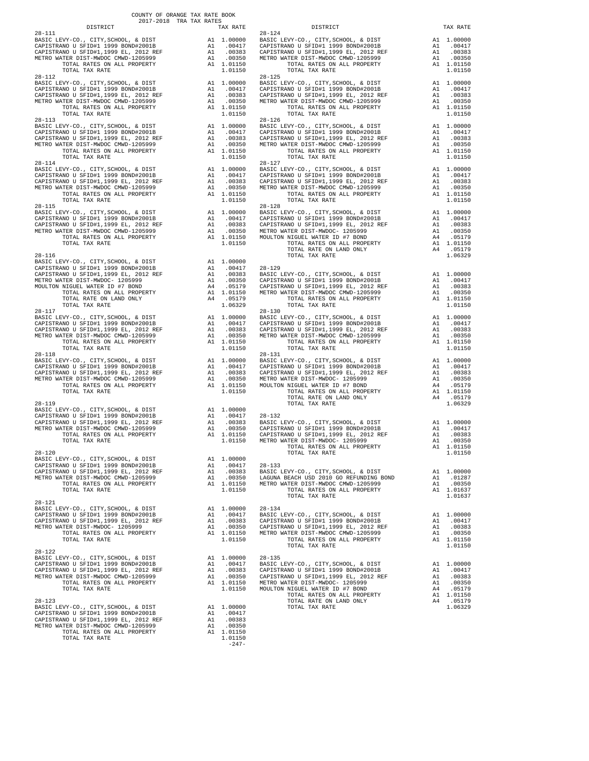COUNTY OF ORANGE TAX RATE BOOK
2017-2018 TRA TAX RATES

| DISTRICT | | TAX RATE |
|---|---|---|
| **28-111** | | |
| BASIC LEVY-CO., CITY,SCHOOL, & DIST | A1 | 1.00000 |
| CAPISTRANO U SFID#1 1999 BOND#2001B | A1 | .00417 |
| CAPISTRANO U SFID#1,1999 EL, 2012 REF | A1 | .00383 |
| METRO WATER DIST-MWDOC CMWD-1205999 | A1 | .00350 |
| TOTAL RATES ON ALL PROPERTY | A1 | 1.01150 |
| TOTAL TAX RATE | | 1.01150 |
| **28-112** | | |
| BASIC LEVY-CO., CITY,SCHOOL, & DIST | A1 | 1.00000 |
| CAPISTRANO U SFID#1 1999 BOND#2001B | A1 | .00417 |
| CAPISTRANO U SFID#1,1999 EL, 2012 REF | A1 | .00383 |
| METRO WATER DIST-MWDOC CMWD-1205999 | A1 | .00350 |
| TOTAL RATES ON ALL PROPERTY | A1 | 1.01150 |
| TOTAL TAX RATE | | 1.01150 |
| **28-113** | | |
| BASIC LEVY-CO., CITY,SCHOOL, & DIST | A1 | 1.00000 |
| CAPISTRANO U SFID#1 1999 BOND#2001B | A1 | .00417 |
| CAPISTRANO U SFID#1,1999 EL, 2012 REF | A1 | .00383 |
| METRO WATER DIST-MWDOC CMWD-1205999 | A1 | .00350 |
| TOTAL RATES ON ALL PROPERTY | A1 | 1.01150 |
| TOTAL TAX RATE | | 1.01150 |
| **28-114** | | |
| BASIC LEVY-CO., CITY,SCHOOL, & DIST | A1 | 1.00000 |
| CAPISTRANO U SFID#1 1999 BOND#2001B | A1 | .00417 |
| CAPISTRANO U SFID#1,1999 EL, 2012 REF | A1 | .00383 |
| METRO WATER DIST-MWDOC CMWD-1205999 | A1 | .00350 |
| TOTAL RATES ON ALL PROPERTY | A1 | 1.01150 |
| TOTAL TAX RATE | | 1.01150 |
| **28-115** | | |
| BASIC LEVY-CO., CITY,SCHOOL, & DIST | A1 | 1.00000 |
| CAPISTRANO U SFID#1 1999 BOND#2001B | A1 | .00417 |
| CAPISTRANO U SFID#1,1999 EL, 2012 REF | A1 | .00383 |
| METRO WATER DIST-MWDOC CMWD-1205999 | A1 | .00350 |
| TOTAL RATES ON ALL PROPERTY | A1 | 1.01150 |
| TOTAL TAX RATE | | 1.01150 |
| **28-116** | | |
| BASIC LEVY-CO., CITY,SCHOOL, & DIST | A1 | 1.00000 |
| CAPISTRANO U SFID#1 1999 BOND#2001B | A1 | .00417 |
| CAPISTRANO U SFID#1,1999 EL, 2012 REF | A1 | .00383 |
| METRO WATER DIST-MWDOC- 1205999 | A1 | .00350 |
| MOULTON NIGUEL WATER ID #7 BOND | A4 | .05179 |
| TOTAL RATES ON ALL PROPERTY | A1 | 1.01150 |
| TOTAL RATE ON LAND ONLY | A4 | .05179 |
| TOTAL TAX RATE | | 1.06329 |
| **28-117** | | |
| BASIC LEVY-CO., CITY,SCHOOL, & DIST | A1 | 1.00000 |
| CAPISTRANO U SFID#1 1999 BOND#2001B | A1 | .00417 |
| CAPISTRANO U SFID#1,1999 EL, 2012 REF | A1 | .00383 |
| METRO WATER DIST-MWDOC CMWD-1205999 | A1 | .00350 |
| TOTAL RATES ON ALL PROPERTY | A1 | 1.01150 |
| TOTAL TAX RATE | | 1.01150 |
| **28-118** | | |
| BASIC LEVY-CO., CITY,SCHOOL, & DIST | A1 | 1.00000 |
| CAPISTRANO U SFID#1 1999 BOND#2001B | A1 | .00417 |
| CAPISTRANO U SFID#1,1999 EL, 2012 REF | A1 | .00383 |
| METRO WATER DIST-MWDOC CMWD-1205999 | A1 | .00350 |
| TOTAL RATES ON ALL PROPERTY | A1 | 1.01150 |
| TOTAL TAX RATE | | 1.01150 |
| **28-119** | | |
| BASIC LEVY-CO., CITY,SCHOOL, & DIST | A1 | 1.00000 |
| CAPISTRANO U SFID#1 1999 BOND#2001B | A1 | .00417 |
| CAPISTRANO U SFID#1,1999 EL, 2012 REF | A1 | .00383 |
| METRO WATER DIST-MWDOC CMWD-1205999 | A1 | .00350 |
| TOTAL RATES ON ALL PROPERTY | A1 | 1.01150 |
| TOTAL TAX RATE | | 1.01150 |
| **28-120** | | |
| BASIC LEVY-CO., CITY,SCHOOL, & DIST | A1 | 1.00000 |
| CAPISTRANO U SFID#1 1999 BOND#2001B | A1 | .00417 |
| CAPISTRANO U SFID#1,1999 EL, 2012 REF | A1 | .00383 |
| METRO WATER DIST-MWDOC CMWD-1205999 | A1 | .00350 |
| TOTAL RATES ON ALL PROPERTY | A1 | 1.01150 |
| TOTAL TAX RATE | | 1.01150 |
| **28-121** | | |
| BASIC LEVY-CO., CITY,SCHOOL, & DIST | A1 | 1.00000 |
| CAPISTRANO U SFID#1 1999 BOND#2001B | A1 | .00417 |
| CAPISTRANO U SFID#1,1999 EL, 2012 REF | A1 | .00383 |
| METRO WATER DIST-MWDOC- 1205999 | A1 | .00350 |
| TOTAL RATES ON ALL PROPERTY | A1 | 1.01150 |
| TOTAL TAX RATE | | 1.01150 |
| **28-122** | | |
| BASIC LEVY-CO., CITY,SCHOOL, & DIST | A1 | 1.00000 |
| CAPISTRANO U SFID#1 1999 BOND#2001B | A1 | .00417 |
| CAPISTRANO U SFID#1,1999 EL, 2012 REF | A1 | .00383 |
| METRO WATER DIST-MWDOC CMWD-1205999 | A1 | .00350 |
| TOTAL RATES ON ALL PROPERTY | A1 | 1.01150 |
| TOTAL TAX RATE | | 1.01150 |
| **28-123** | | |
| BASIC LEVY-CO., CITY,SCHOOL, & DIST | A1 | 1.00000 |
| CAPISTRANO U SFID#1 1999 BOND#2001B | A1 | .00417 |
| CAPISTRANO U SFID#1,1999 EL, 2012 REF | A1 | .00383 |
| METRO WATER DIST-MWDOC CMWD-1205999 | A1 | .00350 |
| TOTAL RATES ON ALL PROPERTY | A1 | 1.01150 |
| TOTAL TAX RATE | | 1.01150 |
| **28-124** | | |
| BASIC LEVY-CO., CITY,SCHOOL, & DIST | A1 | 1.00000 |
| CAPISTRANO U SFID#1 1999 BOND#2001B | A1 | .00417 |
| CAPISTRANO U SFID#1,1999 EL, 2012 REF | A1 | .00383 |
| METRO WATER DIST-MWDOC CMWD-1205999 | A1 | .00350 |
| TOTAL RATES ON ALL PROPERTY | A1 | 1.01150 |
| TOTAL TAX RATE | | 1.01150 |
| **28-125** | | |
| BASIC LEVY-CO., CITY,SCHOOL, & DIST | A1 | 1.00000 |
| CAPISTRANO U SFID#1 1999 BOND#2001B | A1 | .00417 |
| CAPISTRANO U SFID#1,1999 EL, 2012 REF | A1 | .00383 |
| METRO WATER DIST-MWDOC CMWD-1205999 | A1 | .00350 |
| TOTAL RATES ON ALL PROPERTY | A1 | 1.01150 |
| TOTAL TAX RATE | | 1.01150 |
| **28-126** | | |
| BASIC LEVY-CO., CITY,SCHOOL, & DIST | A1 | 1.00000 |
| CAPISTRANO U SFID#1 1999 BOND#2001B | A1 | .00417 |
| CAPISTRANO U SFID#1,1999 EL, 2012 REF | A1 | .00383 |
| METRO WATER DIST-MWDOC CMWD-1205999 | A1 | .00350 |
| TOTAL RATES ON ALL PROPERTY | A1 | 1.01150 |
| TOTAL TAX RATE | | 1.01150 |
| **28-127** | | |
| BASIC LEVY-CO., CITY,SCHOOL, & DIST | A1 | 1.00000 |
| CAPISTRANO U SFID#1 1999 BOND#2001B | A1 | .00417 |
| CAPISTRANO U SFID#1,1999 EL, 2012 REF | A1 | .00383 |
| METRO WATER DIST-MWDOC CMWD-1205999 | A1 | .00350 |
| TOTAL RATES ON ALL PROPERTY | A1 | 1.01150 |
| TOTAL TAX RATE | | 1.01150 |
| **28-128** | | |
| BASIC LEVY-CO., CITY,SCHOOL, & DIST | A1 | 1.00000 |
| CAPISTRANO U SFID#1 1999 BOND#2001B | A1 | .00417 |
| CAPISTRANO U SFID#1,1999 EL, 2012 REF | A1 | .00383 |
| METRO WATER DIST-MWDOC- 1205999 | A1 | .00350 |
| MOULTON NIGUEL WATER ID #7 BOND | A4 | .05179 |
| TOTAL RATES ON ALL PROPERTY | A1 | 1.01150 |
| TOTAL RATE ON LAND ONLY | A4 | .05179 |
| TOTAL TAX RATE | | 1.06329 |
| **28-129** | | |
| BASIC LEVY-CO., CITY,SCHOOL, & DIST | A1 | 1.00000 |
| CAPISTRANO U SFID#1 1999 BOND#2001B | A1 | .00417 |
| CAPISTRANO U SFID#1,1999 EL, 2012 REF | A1 | .00383 |
| METRO WATER DIST-MWDOC CMWD-1205999 | A1 | .00350 |
| TOTAL RATES ON ALL PROPERTY | A1 | 1.01150 |
| TOTAL TAX RATE | | 1.01150 |
| **28-130** | | |
| BASIC LEVY-CO., CITY,SCHOOL, & DIST | A1 | 1.00000 |
| CAPISTRANO U SFID#1 1999 BOND#2001B | A1 | .00417 |
| CAPISTRANO U SFID#1,1999 EL, 2012 REF | A1 | .00383 |
| METRO WATER DIST-MWDOC CMWD-1205999 | A1 | .00350 |
| TOTAL RATES ON ALL PROPERTY | A1 | 1.01150 |
| TOTAL TAX RATE | | 1.01150 |
| **28-131** | | |
| BASIC LEVY-CO., CITY,SCHOOL, & DIST | A1 | 1.00000 |
| CAPISTRANO U SFID#1 1999 BOND#2001B | A1 | .00417 |
| CAPISTRANO U SFID#1,1999 EL, 2012 REF | A1 | .00383 |
| METRO WATER DIST-MWDOC- 1205999 | A1 | .00350 |
| MOULTON NIGUEL WATER ID #7 BOND | A4 | .05179 |
| TOTAL RATES ON ALL PROPERTY | A1 | 1.01150 |
| TOTAL RATE ON LAND ONLY | A4 | .05179 |
| TOTAL TAX RATE | | 1.06329 |
| **28-132** | | |
| BASIC LEVY-CO., CITY,SCHOOL, & DIST | A1 | 1.00000 |
| CAPISTRANO U SFID#1 1999 BOND#2001B | A1 | .00417 |
| CAPISTRANO U SFID#1,1999 EL, 2012 REF | A1 | .00383 |
| METRO WATER DIST-MWDOC- 1205999 | A1 | .00350 |
| TOTAL RATES ON ALL PROPERTY | A1 | 1.01150 |
| TOTAL TAX RATE | | 1.01150 |
| **28-133** | | |
| BASIC LEVY-CO., CITY,SCHOOL, & DIST | A1 | 1.00000 |
| LAGUNA BEACH USD 2010 GO REFUNDING BOND | A1 | .01287 |
| METRO WATER DIST-MWDOC CMWD-1205999 | A1 | .00350 |
| TOTAL RATES ON ALL PROPERTY | A1 | 1.01637 |
| TOTAL TAX RATE | | 1.01637 |
| **28-134** | | |
| BASIC LEVY-CO., CITY,SCHOOL, & DIST | A1 | 1.00000 |
| CAPISTRANO U SFID#1 1999 BOND#2001B | A1 | .00417 |
| CAPISTRANO U SFID#1,1999 EL, 2012 REF | A1 | .00383 |
| METRO WATER DIST-MWDOC CMWD-1205999 | A1 | .00350 |
| TOTAL RATES ON ALL PROPERTY | A1 | 1.01150 |
| TOTAL TAX RATE | | 1.01150 |
| **28-135** | | |
| BASIC LEVY-CO., CITY,SCHOOL, & DIST | A1 | 1.00000 |
| CAPISTRANO U SFID#1 1999 BOND#2001B | A1 | .00417 |
| CAPISTRANO U SFID#1,1999 EL, 2012 REF | A1 | .00383 |
| METRO WATER DIST-MWDOC- 1205999 | A1 | .00350 |
| MOULTON NIGUEL WATER ID #7 BOND | A4 | .05179 |
| TOTAL RATES ON ALL PROPERTY | A1 | 1.01150 |
| TOTAL RATE ON LAND ONLY | A4 | .05179 |
| TOTAL TAX RATE | | 1.06329 |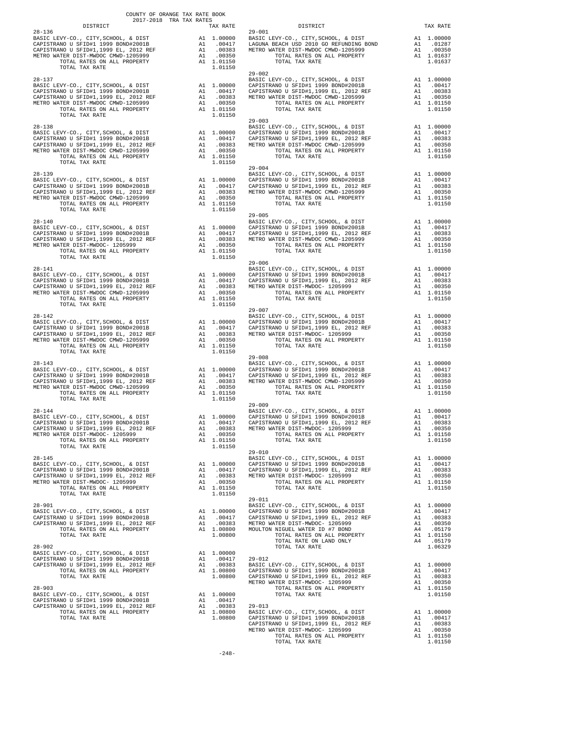COUNTY OF ORANGE TAX RATE BOOK
2017-2018 TRA TAX RATES

| DISTRICT | | TAX RATE |
|---|---|---|
| 28-136 | | |
| BASIC LEVY-CO., CITY,SCHOOL, & DIST | A1 | 1.00000 |
| CAPISTRANO U SFID#1 1999 BOND#2001B | A1 | .00417 |
| CAPISTRANO U SFID#1,1999 EL, 2012 REF | A1 | .00383 |
| METRO WATER DIST-MWDOC CMWD-1205999 | A1 | .00350 |
| TOTAL RATES ON ALL PROPERTY | A1 | 1.01150 |
| TOTAL TAX RATE | | 1.01150 |
| 28-137 | | |
| BASIC LEVY-CO., CITY,SCHOOL, & DIST | A1 | 1.00000 |
| CAPISTRANO U SFID#1 1999 BOND#2001B | A1 | .00417 |
| CAPISTRANO U SFID#1,1999 EL, 2012 REF | A1 | .00383 |
| METRO WATER DIST-MWDOC CMWD-1205999 | A1 | .00350 |
| TOTAL RATES ON ALL PROPERTY | A1 | 1.01150 |
| TOTAL TAX RATE | | 1.01150 |
| 28-138 | | |
| BASIC LEVY-CO., CITY,SCHOOL, & DIST | A1 | 1.00000 |
| CAPISTRANO U SFID#1 1999 BOND#2001B | A1 | .00417 |
| CAPISTRANO U SFID#1,1999 EL, 2012 REF | A1 | .00383 |
| METRO WATER DIST-MWDOC CMWD-1205999 | A1 | .00350 |
| TOTAL RATES ON ALL PROPERTY | A1 | 1.01150 |
| TOTAL TAX RATE | | 1.01150 |
| 28-139 | | |
| BASIC LEVY-CO., CITY,SCHOOL, & DIST | A1 | 1.00000 |
| CAPISTRANO U SFID#1 1999 BOND#2001B | A1 | .00417 |
| CAPISTRANO U SFID#1,1999 EL, 2012 REF | A1 | .00383 |
| METRO WATER DIST-MWDOC CMWD-1205999 | A1 | .00350 |
| TOTAL RATES ON ALL PROPERTY | A1 | 1.01150 |
| TOTAL TAX RATE | | 1.01150 |
| 28-140 | | |
| BASIC LEVY-CO., CITY,SCHOOL, & DIST | A1 | 1.00000 |
| CAPISTRANO U SFID#1 1999 BOND#2001B | A1 | .00417 |
| CAPISTRANO U SFID#1,1999 EL, 2012 REF | A1 | .00383 |
| METRO WATER DIST-MWDOC- 1205999 | A1 | .00350 |
| TOTAL RATES ON ALL PROPERTY | A1 | 1.01150 |
| TOTAL TAX RATE | | 1.01150 |
| 28-141 | | |
| BASIC LEVY-CO., CITY,SCHOOL, & DIST | A1 | 1.00000 |
| CAPISTRANO U SFID#1 1999 BOND#2001B | A1 | .00417 |
| CAPISTRANO U SFID#1,1999 EL, 2012 REF | A1 | .00383 |
| METRO WATER DIST-MWDOC CMWD-1205999 | A1 | .00350 |
| TOTAL RATES ON ALL PROPERTY | A1 | 1.01150 |
| TOTAL TAX RATE | | 1.01150 |
| 28-142 | | |
| BASIC LEVY-CO., CITY,SCHOOL, & DIST | A1 | 1.00000 |
| CAPISTRANO U SFID#1 1999 BOND#2001B | A1 | .00417 |
| CAPISTRANO U SFID#1,1999 EL, 2012 REF | A1 | .00383 |
| METRO WATER DIST-MWDOC CMWD-1205999 | A1 | .00350 |
| TOTAL RATES ON ALL PROPERTY | A1 | 1.01150 |
| TOTAL TAX RATE | | 1.01150 |
| 28-143 | | |
| BASIC LEVY-CO., CITY,SCHOOL, & DIST | A1 | 1.00000 |
| CAPISTRANO U SFID#1 1999 BOND#2001B | A1 | .00417 |
| CAPISTRANO U SFID#1,1999 EL, 2012 REF | A1 | .00383 |
| METRO WATER DIST-MWDOC CMWD-1205999 | A1 | .00350 |
| TOTAL RATES ON ALL PROPERTY | A1 | 1.01150 |
| TOTAL TAX RATE | | 1.01150 |
| 28-144 | | |
| BASIC LEVY-CO., CITY,SCHOOL, & DIST | A1 | 1.00000 |
| CAPISTRANO U SFID#1 1999 BOND#2001B | A1 | .00417 |
| CAPISTRANO U SFID#1,1999 EL, 2012 REF | A1 | .00383 |
| METRO WATER DIST-MWDOC- 1205999 | A1 | .00350 |
| TOTAL RATES ON ALL PROPERTY | A1 | 1.01150 |
| TOTAL TAX RATE | | 1.01150 |
| 28-145 | | |
| BASIC LEVY-CO., CITY,SCHOOL, & DIST | A1 | 1.00000 |
| CAPISTRANO U SFID#1 1999 BOND#2001B | A1 | .00417 |
| CAPISTRANO U SFID#1,1999 EL, 2012 REF | A1 | .00383 |
| METRO WATER DIST-MWDOC- 1205999 | A1 | .00350 |
| TOTAL RATES ON ALL PROPERTY | A1 | 1.01150 |
| TOTAL TAX RATE | | 1.01150 |
| 28-901 | | |
| BASIC LEVY-CO., CITY,SCHOOL, & DIST | A1 | 1.00000 |
| CAPISTRANO U SFID#1 1999 BOND#2001B | A1 | .00417 |
| CAPISTRANO U SFID#1,1999 EL, 2012 REF | A1 | .00383 |
| TOTAL RATES ON ALL PROPERTY | A1 | 1.00800 |
| TOTAL TAX RATE | | 1.00800 |
| 28-902 | | |
| BASIC LEVY-CO., CITY,SCHOOL, & DIST | A1 | 1.00000 |
| CAPISTRANO U SFID#1 1999 BOND#2001B | A1 | .00417 |
| CAPISTRANO U SFID#1,1999 EL, 2012 REF | A1 | .00383 |
| TOTAL RATES ON ALL PROPERTY | A1 | 1.00800 |
| TOTAL TAX RATE | | 1.00800 |
| 28-903 | | |
| BASIC LEVY-CO., CITY,SCHOOL, & DIST | A1 | 1.00000 |
| CAPISTRANO U SFID#1 1999 BOND#2001B | A1 | .00417 |
| CAPISTRANO U SFID#1,1999 EL, 2012 REF | A1 | .00383 |
| TOTAL RATES ON ALL PROPERTY | A1 | 1.00800 |
| TOTAL TAX RATE | | 1.00800 |
| 29-001 | | |
| BASIC LEVY-CO., CITY,SCHOOL, & DIST | A1 | 1.00000 |
| LAGUNA BEACH USD 2010 GO REFUNDING BOND | A1 | .01287 |
| METRO WATER DIST-MWDOC CMWD-1205999 | A1 | .00350 |
| TOTAL RATES ON ALL PROPERTY | A1 | 1.01637 |
| TOTAL TAX RATE | | 1.01637 |
| 29-002 | | |
| BASIC LEVY-CO., CITY,SCHOOL, & DIST | A1 | 1.00000 |
| CAPISTRANO U SFID#1 1999 BOND#2001B | A1 | .00417 |
| CAPISTRANO U SFID#1,1999 EL, 2012 REF | A1 | .00383 |
| METRO WATER DIST-MWDOC CMWD-1205999 | A1 | .00350 |
| TOTAL RATES ON ALL PROPERTY | A1 | 1.01150 |
| TOTAL TAX RATE | | 1.01150 |
| 29-003 | | |
| BASIC LEVY-CO., CITY,SCHOOL, & DIST | A1 | 1.00000 |
| CAPISTRANO U SFID#1 1999 BOND#2001B | A1 | .00417 |
| CAPISTRANO U SFID#1,1999 EL, 2012 REF | A1 | .00383 |
| METRO WATER DIST-MWDOC CMWD-1205999 | A1 | .00350 |
| TOTAL RATES ON ALL PROPERTY | A1 | 1.01150 |
| TOTAL TAX RATE | | 1.01150 |
| 29-004 | | |
| BASIC LEVY-CO., CITY,SCHOOL, & DIST | A1 | 1.00000 |
| CAPISTRANO U SFID#1 1999 BOND#2001B | A1 | .00417 |
| CAPISTRANO U SFID#1,1999 EL, 2012 REF | A1 | .00383 |
| METRO WATER DIST-MWDOC CMWD-1205999 | A1 | .00350 |
| TOTAL RATES ON ALL PROPERTY | A1 | 1.01150 |
| TOTAL TAX RATE | | 1.01150 |
| 29-005 | | |
| BASIC LEVY-CO., CITY,SCHOOL, & DIST | A1 | 1.00000 |
| CAPISTRANO U SFID#1 1999 BOND#2001B | A1 | .00417 |
| CAPISTRANO U SFID#1,1999 EL, 2012 REF | A1 | .00383 |
| METRO WATER DIST-MWDOC CMWD-1205999 | A1 | .00350 |
| TOTAL RATES ON ALL PROPERTY | A1 | 1.01150 |
| TOTAL TAX RATE | | 1.01150 |
| 29-006 | | |
| BASIC LEVY-CO., CITY,SCHOOL, & DIST | A1 | 1.00000 |
| CAPISTRANO U SFID#1 1999 BOND#2001B | A1 | .00417 |
| CAPISTRANO U SFID#1,1999 EL, 2012 REF | A1 | .00383 |
| METRO WATER DIST-MWDOC- 1205999 | A1 | .00350 |
| TOTAL RATES ON ALL PROPERTY | A1 | 1.01150 |
| TOTAL TAX RATE | | 1.01150 |
| 29-007 | | |
| BASIC LEVY-CO., CITY,SCHOOL, & DIST | A1 | 1.00000 |
| CAPISTRANO U SFID#1 1999 BOND#2001B | A1 | .00417 |
| CAPISTRANO U SFID#1,1999 EL, 2012 REF | A1 | .00383 |
| METRO WATER DIST-MWDOC- 1205999 | A1 | .00350 |
| TOTAL RATES ON ALL PROPERTY | A1 | 1.01150 |
| TOTAL TAX RATE | | 1.01150 |
| 29-008 | | |
| BASIC LEVY-CO., CITY,SCHOOL, & DIST | A1 | 1.00000 |
| CAPISTRANO U SFID#1 1999 BOND#2001B | A1 | .00417 |
| CAPISTRANO U SFID#1,1999 EL, 2012 REF | A1 | .00383 |
| METRO WATER DIST-MWDOC CMWD-1205999 | A1 | .00350 |
| TOTAL RATES ON ALL PROPERTY | A1 | 1.01150 |
| TOTAL TAX RATE | | 1.01150 |
| 29-009 | | |
| BASIC LEVY-CO., CITY,SCHOOL, & DIST | A1 | 1.00000 |
| CAPISTRANO U SFID#1 1999 BOND#2001B | A1 | .00417 |
| CAPISTRANO U SFID#1,1999 EL, 2012 REF | A1 | .00383 |
| METRO WATER DIST-MWDOC- 1205999 | A1 | .00350 |
| TOTAL RATES ON ALL PROPERTY | A1 | 1.01150 |
| TOTAL TAX RATE | | 1.01150 |
| 29-010 | | |
| BASIC LEVY-CO., CITY,SCHOOL, & DIST | A1 | 1.00000 |
| CAPISTRANO U SFID#1 1999 BOND#2001B | A1 | .00417 |
| CAPISTRANO U SFID#1,1999 EL, 2012 REF | A1 | .00383 |
| METRO WATER DIST-MWDOC- 1205999 | A1 | .00350 |
| TOTAL RATES ON ALL PROPERTY | A1 | 1.01150 |
| TOTAL TAX RATE | | 1.01150 |
| 29-011 | | |
| BASIC LEVY-CO., CITY,SCHOOL, & DIST | A1 | 1.00000 |
| CAPISTRANO U SFID#1 1999 BOND#2001B | A1 | .00417 |
| CAPISTRANO U SFID#1,1999 EL, 2012 REF | A1 | .00383 |
| METRO WATER DIST-MWDOC- 1205999 | A1 | .00350 |
| MOULTON NIGUEL WATER ID #7 BOND | A4 | .05179 |
| TOTAL RATES ON ALL PROPERTY | A1 | 1.01150 |
| TOTAL RATE ON LAND ONLY | A4 | .05179 |
| TOTAL TAX RATE | | 1.06329 |
| 29-012 | | |
| BASIC LEVY-CO., CITY,SCHOOL, & DIST | A1 | 1.00000 |
| CAPISTRANO U SFID#1 1999 BOND#2001B | A1 | .00417 |
| CAPISTRANO U SFID#1,1999 EL, 2012 REF | A1 | .00383 |
| METRO WATER DIST-MWDOC- 1205999 | A1 | .00350 |
| TOTAL RATES ON ALL PROPERTY | A1 | 1.01150 |
| TOTAL TAX RATE | | 1.01150 |
| 29-013 | | |
| BASIC LEVY-CO., CITY,SCHOOL, & DIST | A1 | 1.00000 |
| CAPISTRANO U SFID#1 1999 BOND#2001B | A1 | .00417 |
| CAPISTRANO U SFID#1,1999 EL, 2012 REF | A1 | .00383 |
| METRO WATER DIST-MWDOC- 1205999 | A1 | .00350 |
| TOTAL RATES ON ALL PROPERTY | A1 | 1.01150 |
| TOTAL TAX RATE | | 1.01150 |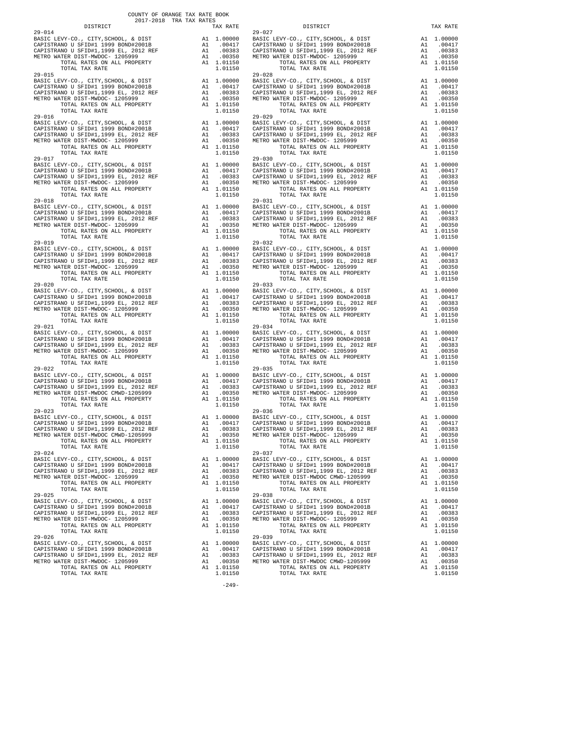COUNTY OF ORANGE TAX RATE BOOK
2017-2018 TRA TAX RATES

| DISTRICT | | TAX RATE |
|---|---|---|
| 29-014 | | |
| BASIC LEVY-CO., CITY,SCHOOL, & DIST | A1 | 1.00000 |
| CAPISTRANO U SFID#1 1999 BOND#2001B | A1 | .00417 |
| CAPISTRANO U SFID#1,1999 EL, 2012 REF | A1 | .00383 |
| METRO WATER DIST-MWDOC- 1205999 | A1 | .00350 |
| TOTAL RATES ON ALL PROPERTY | A1 | 1.01150 |
| TOTAL TAX RATE | | 1.01150 |
| 29-015 | | |
| BASIC LEVY-CO., CITY,SCHOOL, & DIST | A1 | 1.00000 |
| CAPISTRANO U SFID#1 1999 BOND#2001B | A1 | .00417 |
| CAPISTRANO U SFID#1,1999 EL, 2012 REF | A1 | .00383 |
| METRO WATER DIST-MWDOC- 1205999 | A1 | .00350 |
| TOTAL RATES ON ALL PROPERTY | A1 | 1.01150 |
| TOTAL TAX RATE | | 1.01150 |
| 29-016 | | |
| BASIC LEVY-CO., CITY,SCHOOL, & DIST | A1 | 1.00000 |
| CAPISTRANO U SFID#1 1999 BOND#2001B | A1 | .00417 |
| CAPISTRANO U SFID#1,1999 EL, 2012 REF | A1 | .00383 |
| METRO WATER DIST-MWDOC- 1205999 | A1 | .00350 |
| TOTAL RATES ON ALL PROPERTY | A1 | 1.01150 |
| TOTAL TAX RATE | | 1.01150 |
| 29-017 | | |
| BASIC LEVY-CO., CITY,SCHOOL, & DIST | A1 | 1.00000 |
| CAPISTRANO U SFID#1 1999 BOND#2001B | A1 | .00417 |
| CAPISTRANO U SFID#1,1999 EL, 2012 REF | A1 | .00383 |
| METRO WATER DIST-MWDOC- 1205999 | A1 | .00350 |
| TOTAL RATES ON ALL PROPERTY | A1 | 1.01150 |
| TOTAL TAX RATE | | 1.01150 |
| 29-018 | | |
| BASIC LEVY-CO., CITY,SCHOOL, & DIST | A1 | 1.00000 |
| CAPISTRANO U SFID#1 1999 BOND#2001B | A1 | .00417 |
| CAPISTRANO U SFID#1,1999 EL, 2012 REF | A1 | .00383 |
| METRO WATER DIST-MWDOC- 1205999 | A1 | .00350 |
| TOTAL RATES ON ALL PROPERTY | A1 | 1.01150 |
| TOTAL TAX RATE | | 1.01150 |
| 29-019 | | |
| BASIC LEVY-CO., CITY,SCHOOL, & DIST | A1 | 1.00000 |
| CAPISTRANO U SFID#1 1999 BOND#2001B | A1 | .00417 |
| CAPISTRANO U SFID#1,1999 EL, 2012 REF | A1 | .00383 |
| METRO WATER DIST-MWDOC- 1205999 | A1 | .00350 |
| TOTAL RATES ON ALL PROPERTY | A1 | 1.01150 |
| TOTAL TAX RATE | | 1.01150 |
| 29-020 | | |
| BASIC LEVY-CO., CITY,SCHOOL, & DIST | A1 | 1.00000 |
| CAPISTRANO U SFID#1 1999 BOND#2001B | A1 | .00417 |
| CAPISTRANO U SFID#1,1999 EL, 2012 REF | A1 | .00383 |
| METRO WATER DIST-MWDOC- 1205999 | A1 | .00350 |
| TOTAL RATES ON ALL PROPERTY | A1 | 1.01150 |
| TOTAL TAX RATE | | 1.01150 |
| 29-021 | | |
| BASIC LEVY-CO., CITY,SCHOOL, & DIST | A1 | 1.00000 |
| CAPISTRANO U SFID#1 1999 BOND#2001B | A1 | .00417 |
| CAPISTRANO U SFID#1,1999 EL, 2012 REF | A1 | .00383 |
| METRO WATER DIST-MWDOC- 1205999 | A1 | .00350 |
| TOTAL RATES ON ALL PROPERTY | A1 | 1.01150 |
| TOTAL TAX RATE | | 1.01150 |
| 29-022 | | |
| BASIC LEVY-CO., CITY,SCHOOL, & DIST | A1 | 1.00000 |
| CAPISTRANO U SFID#1 1999 BOND#2001B | A1 | .00417 |
| CAPISTRANO U SFID#1,1999 EL, 2012 REF | A1 | .00383 |
| METRO WATER DIST-MWDOC CMWD-1205999 | A1 | .00350 |
| TOTAL RATES ON ALL PROPERTY | A1 | 1.01150 |
| TOTAL TAX RATE | | 1.01150 |
| 29-023 | | |
| BASIC LEVY-CO., CITY,SCHOOL, & DIST | A1 | 1.00000 |
| CAPISTRANO U SFID#1 1999 BOND#2001B | A1 | .00417 |
| CAPISTRANO U SFID#1,1999 EL, 2012 REF | A1 | .00383 |
| METRO WATER DIST-MWDOC CMWD-1205999 | A1 | .00350 |
| TOTAL RATES ON ALL PROPERTY | A1 | 1.01150 |
| TOTAL TAX RATE | | 1.01150 |
| 29-024 | | |
| BASIC LEVY-CO., CITY,SCHOOL, & DIST | A1 | 1.00000 |
| CAPISTRANO U SFID#1 1999 BOND#2001B | A1 | .00417 |
| CAPISTRANO U SFID#1,1999 EL, 2012 REF | A1 | .00383 |
| METRO WATER DIST-MWDOC- 1205999 | A1 | .00350 |
| TOTAL RATES ON ALL PROPERTY | A1 | 1.01150 |
| TOTAL TAX RATE | | 1.01150 |
| 29-025 | | |
| BASIC LEVY-CO., CITY,SCHOOL, & DIST | A1 | 1.00000 |
| CAPISTRANO U SFID#1 1999 BOND#2001B | A1 | .00417 |
| CAPISTRANO U SFID#1,1999 EL, 2012 REF | A1 | .00383 |
| METRO WATER DIST-MWDOC- 1205999 | A1 | .00350 |
| TOTAL RATES ON ALL PROPERTY | A1 | 1.01150 |
| TOTAL TAX RATE | | 1.01150 |
| 29-026 | | |
| BASIC LEVY-CO., CITY,SCHOOL, & DIST | A1 | 1.00000 |
| CAPISTRANO U SFID#1 1999 BOND#2001B | A1 | .00417 |
| CAPISTRANO U SFID#1,1999 EL, 2012 REF | A1 | .00383 |
| METRO WATER DIST-MWDOC- 1205999 | A1 | .00350 |
| TOTAL RATES ON ALL PROPERTY | A1 | 1.01150 |
| TOTAL TAX RATE | | 1.01150 |
| 29-027 | | |
| BASIC LEVY-CO., CITY,SCHOOL, & DIST | A1 | 1.00000 |
| CAPISTRANO U SFID#1 1999 BOND#2001B | A1 | .00417 |
| CAPISTRANO U SFID#1,1999 EL, 2012 REF | A1 | .00383 |
| METRO WATER DIST-MWDOC- 1205999 | A1 | .00350 |
| TOTAL RATES ON ALL PROPERTY | A1 | 1.01150 |
| TOTAL TAX RATE | | 1.01150 |
| 29-028 | | |
| BASIC LEVY-CO., CITY,SCHOOL, & DIST | A1 | 1.00000 |
| CAPISTRANO U SFID#1 1999 BOND#2001B | A1 | .00417 |
| CAPISTRANO U SFID#1,1999 EL, 2012 REF | A1 | .00383 |
| METRO WATER DIST-MWDOC- 1205999 | A1 | .00350 |
| TOTAL RATES ON ALL PROPERTY | A1 | 1.01150 |
| TOTAL TAX RATE | | 1.01150 |
| 29-029 | | |
| BASIC LEVY-CO., CITY,SCHOOL, & DIST | A1 | 1.00000 |
| CAPISTRANO U SFID#1 1999 BOND#2001B | A1 | .00417 |
| CAPISTRANO U SFID#1,1999 EL, 2012 REF | A1 | .00383 |
| METRO WATER DIST-MWDOC- 1205999 | A1 | .00350 |
| TOTAL RATES ON ALL PROPERTY | A1 | 1.01150 |
| TOTAL TAX RATE | | 1.01150 |
| 29-030 | | |
| BASIC LEVY-CO., CITY,SCHOOL, & DIST | A1 | 1.00000 |
| CAPISTRANO U SFID#1 1999 BOND#2001B | A1 | .00417 |
| CAPISTRANO U SFID#1,1999 EL, 2012 REF | A1 | .00383 |
| METRO WATER DIST-MWDOC- 1205999 | A1 | .00350 |
| TOTAL RATES ON ALL PROPERTY | A1 | 1.01150 |
| TOTAL TAX RATE | | 1.01150 |
| 29-031 | | |
| BASIC LEVY-CO., CITY,SCHOOL, & DIST | A1 | 1.00000 |
| CAPISTRANO U SFID#1 1999 BOND#2001B | A1 | .00417 |
| CAPISTRANO U SFID#1,1999 EL, 2012 REF | A1 | .00383 |
| METRO WATER DIST-MWDOC- 1205999 | A1 | .00350 |
| TOTAL RATES ON ALL PROPERTY | A1 | 1.01150 |
| TOTAL TAX RATE | | 1.01150 |
| 29-032 | | |
| BASIC LEVY-CO., CITY,SCHOOL, & DIST | A1 | 1.00000 |
| CAPISTRANO U SFID#1 1999 BOND#2001B | A1 | .00417 |
| CAPISTRANO U SFID#1,1999 EL, 2012 REF | A1 | .00383 |
| METRO WATER DIST-MWDOC- 1205999 | A1 | .00350 |
| TOTAL RATES ON ALL PROPERTY | A1 | 1.01150 |
| TOTAL TAX RATE | | 1.01150 |
| 29-033 | | |
| BASIC LEVY-CO., CITY,SCHOOL, & DIST | A1 | 1.00000 |
| CAPISTRANO U SFID#1 1999 BOND#2001B | A1 | .00417 |
| CAPISTRANO U SFID#1,1999 EL, 2012 REF | A1 | .00383 |
| METRO WATER DIST-MWDOC- 1205999 | A1 | .00350 |
| TOTAL RATES ON ALL PROPERTY | A1 | 1.01150 |
| TOTAL TAX RATE | | 1.01150 |
| 29-034 | | |
| BASIC LEVY-CO., CITY,SCHOOL, & DIST | A1 | 1.00000 |
| CAPISTRANO U SFID#1 1999 BOND#2001B | A1 | .00417 |
| CAPISTRANO U SFID#1,1999 EL, 2012 REF | A1 | .00383 |
| METRO WATER DIST-MWDOC- 1205999 | A1 | .00350 |
| TOTAL RATES ON ALL PROPERTY | A1 | 1.01150 |
| TOTAL TAX RATE | | 1.01150 |
| 29-035 | | |
| BASIC LEVY-CO., CITY,SCHOOL, & DIST | A1 | 1.00000 |
| CAPISTRANO U SFID#1 1999 BOND#2001B | A1 | .00417 |
| CAPISTRANO U SFID#1,1999 EL, 2012 REF | A1 | .00383 |
| METRO WATER DIST-MWDOC- 1205999 | A1 | .00350 |
| TOTAL RATES ON ALL PROPERTY | A1 | 1.01150 |
| TOTAL TAX RATE | | 1.01150 |
| 29-036 | | |
| BASIC LEVY-CO., CITY,SCHOOL, & DIST | A1 | 1.00000 |
| CAPISTRANO U SFID#1 1999 BOND#2001B | A1 | .00417 |
| CAPISTRANO U SFID#1,1999 EL, 2012 REF | A1 | .00383 |
| METRO WATER DIST-MWDOC- 1205999 | A1 | .00350 |
| TOTAL RATES ON ALL PROPERTY | A1 | 1.01150 |
| TOTAL TAX RATE | | 1.01150 |
| 29-037 | | |
| BASIC LEVY-CO., CITY,SCHOOL, & DIST | A1 | 1.00000 |
| CAPISTRANO U SFID#1 1999 BOND#2001B | A1 | .00417 |
| CAPISTRANO U SFID#1,1999 EL, 2012 REF | A1 | .00383 |
| METRO WATER DIST-MWDOC CMWD-1205999 | A1 | .00350 |
| TOTAL RATES ON ALL PROPERTY | A1 | 1.01150 |
| TOTAL TAX RATE | | 1.01150 |
| 29-038 | | |
| BASIC LEVY-CO., CITY,SCHOOL, & DIST | A1 | 1.00000 |
| CAPISTRANO U SFID#1 1999 BOND#2001B | A1 | .00417 |
| CAPISTRANO U SFID#1,1999 EL, 2012 REF | A1 | .00383 |
| METRO WATER DIST-MWDOC- 1205999 | A1 | .00350 |
| TOTAL RATES ON ALL PROPERTY | A1 | 1.01150 |
| TOTAL TAX RATE | | 1.01150 |
| 29-039 | | |
| BASIC LEVY-CO., CITY,SCHOOL, & DIST | A1 | 1.00000 |
| CAPISTRANO U SFID#1 1999 BOND#2001B | A1 | .00417 |
| CAPISTRANO U SFID#1,1999 EL, 2012 REF | A1 | .00383 |
| METRO WATER DIST-MWDOC CMWD-1205999 | A1 | .00350 |
| TOTAL RATES ON ALL PROPERTY | A1 | 1.01150 |
| TOTAL TAX RATE | | 1.01150 |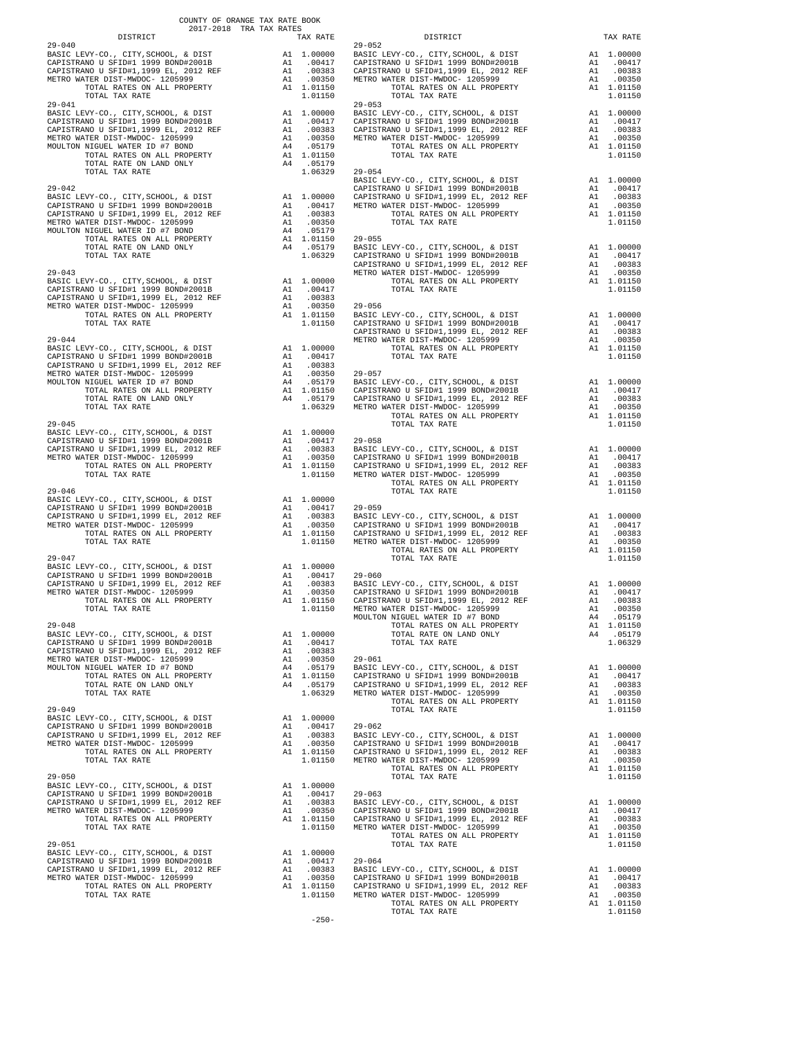COUNTY OF ORANGE TAX RATE BOOK
2017-2018 TRA TAX RATES

| DISTRICT | | TAX RATE |
|---|---|---|
| **29-040** | | |
| BASIC LEVY-CO., CITY,SCHOOL, & DIST | A1 | 1.00000 |
| CAPISTRANO U SFID#1 1999 BOND#2001B | A1 | .00417 |
| CAPISTRANO U SFID#1,1999 EL, 2012 REF | A1 | .00383 |
| METRO WATER DIST-MWDOC- 1205999 | A1 | .00350 |
| TOTAL RATES ON ALL PROPERTY | A1 | 1.01150 |
| TOTAL TAX RATE | | 1.01150 |
| **29-041** | | |
| BASIC LEVY-CO., CITY,SCHOOL, & DIST | A1 | 1.00000 |
| CAPISTRANO U SFID#1 1999 BOND#2001B | A1 | .00417 |
| CAPISTRANO U SFID#1,1999 EL, 2012 REF | A1 | .00383 |
| METRO WATER DIST-MWDOC- 1205999 | A1 | .00350 |
| MOULTON NIGUEL WATER ID #7 BOND | A4 | .05179 |
| TOTAL RATES ON ALL PROPERTY | A1 | 1.01150 |
| TOTAL RATE ON LAND ONLY | A4 | .05179 |
| TOTAL TAX RATE | | 1.06329 |
| **29-042** | | |
| BASIC LEVY-CO., CITY,SCHOOL, & DIST | A1 | 1.00000 |
| CAPISTRANO U SFID#1 1999 BOND#2001B | A1 | .00417 |
| CAPISTRANO U SFID#1,1999 EL, 2012 REF | A1 | .00383 |
| METRO WATER DIST-MWDOC- 1205999 | A1 | .00350 |
| MOULTON NIGUEL WATER ID #7 BOND | A4 | .05179 |
| TOTAL RATES ON ALL PROPERTY | A1 | 1.01150 |
| TOTAL RATE ON LAND ONLY | A4 | .05179 |
| TOTAL TAX RATE | | 1.06329 |
| **29-043** | | |
| BASIC LEVY-CO., CITY,SCHOOL, & DIST | A1 | 1.00000 |
| CAPISTRANO U SFID#1 1999 BOND#2001B | A1 | .00417 |
| CAPISTRANO U SFID#1,1999 EL, 2012 REF | A1 | .00383 |
| METRO WATER DIST-MWDOC- 1205999 | A1 | .00350 |
| TOTAL RATES ON ALL PROPERTY | A1 | 1.01150 |
| TOTAL TAX RATE | | 1.01150 |
| **29-044** | | |
| BASIC LEVY-CO., CITY,SCHOOL, & DIST | A1 | 1.00000 |
| CAPISTRANO U SFID#1 1999 BOND#2001B | A1 | .00417 |
| CAPISTRANO U SFID#1,1999 EL, 2012 REF | A1 | .00383 |
| METRO WATER DIST-MWDOC- 1205999 | A1 | .00350 |
| MOULTON NIGUEL WATER ID #7 BOND | A4 | .05179 |
| TOTAL RATES ON ALL PROPERTY | A1 | 1.01150 |
| TOTAL RATE ON LAND ONLY | A4 | .05179 |
| TOTAL TAX RATE | | 1.06329 |
| **29-045** | | |
| BASIC LEVY-CO., CITY,SCHOOL, & DIST | A1 | 1.00000 |
| CAPISTRANO U SFID#1 1999 BOND#2001B | A1 | .00417 |
| CAPISTRANO U SFID#1,1999 EL, 2012 REF | A1 | .00383 |
| METRO WATER DIST-MWDOC- 1205999 | A1 | .00350 |
| TOTAL RATES ON ALL PROPERTY | A1 | 1.01150 |
| TOTAL TAX RATE | | 1.01150 |
| **29-046** | | |
| BASIC LEVY-CO., CITY,SCHOOL, & DIST | A1 | 1.00000 |
| CAPISTRANO U SFID#1 1999 BOND#2001B | A1 | .00417 |
| CAPISTRANO U SFID#1,1999 EL, 2012 REF | A1 | .00383 |
| METRO WATER DIST-MWDOC- 1205999 | A1 | .00350 |
| TOTAL RATES ON ALL PROPERTY | A1 | 1.01150 |
| TOTAL TAX RATE | | 1.01150 |
| **29-047** | | |
| BASIC LEVY-CO., CITY,SCHOOL, & DIST | A1 | 1.00000 |
| CAPISTRANO U SFID#1 1999 BOND#2001B | A1 | .00417 |
| CAPISTRANO U SFID#1,1999 EL, 2012 REF | A1 | .00383 |
| METRO WATER DIST-MWDOC- 1205999 | A1 | .00350 |
| TOTAL RATES ON ALL PROPERTY | A1 | 1.01150 |
| TOTAL TAX RATE | | 1.01150 |
| **29-048** | | |
| BASIC LEVY-CO., CITY,SCHOOL, & DIST | A1 | 1.00000 |
| CAPISTRANO U SFID#1 1999 BOND#2001B | A1 | .00417 |
| CAPISTRANO U SFID#1,1999 EL, 2012 REF | A1 | .00383 |
| METRO WATER DIST-MWDOC- 1205999 | A1 | .00350 |
| MOULTON NIGUEL WATER ID #7 BOND | A4 | .05179 |
| TOTAL RATES ON ALL PROPERTY | A1 | 1.01150 |
| TOTAL RATE ON LAND ONLY | A4 | .05179 |
| TOTAL TAX RATE | | 1.06329 |
| **29-049** | | |
| BASIC LEVY-CO., CITY,SCHOOL, & DIST | A1 | 1.00000 |
| CAPISTRANO U SFID#1 1999 BOND#2001B | A1 | .00417 |
| CAPISTRANO U SFID#1,1999 EL, 2012 REF | A1 | .00383 |
| METRO WATER DIST-MWDOC- 1205999 | A1 | .00350 |
| TOTAL RATES ON ALL PROPERTY | A1 | 1.01150 |
| TOTAL TAX RATE | | 1.01150 |
| **29-050** | | |
| BASIC LEVY-CO., CITY,SCHOOL, & DIST | A1 | 1.00000 |
| CAPISTRANO U SFID#1 1999 BOND#2001B | A1 | .00417 |
| CAPISTRANO U SFID#1,1999 EL, 2012 REF | A1 | .00383 |
| METRO WATER DIST-MWDOC- 1205999 | A1 | .00350 |
| TOTAL RATES ON ALL PROPERTY | A1 | 1.01150 |
| TOTAL TAX RATE | | 1.01150 |
| **29-051** | | |
| BASIC LEVY-CO., CITY,SCHOOL, & DIST | A1 | 1.00000 |
| CAPISTRANO U SFID#1 1999 BOND#2001B | A1 | .00417 |
| CAPISTRANO U SFID#1,1999 EL, 2012 REF | A1 | .00383 |
| METRO WATER DIST-MWDOC- 1205999 | A1 | .00350 |
| TOTAL RATES ON ALL PROPERTY | A1 | 1.01150 |
| TOTAL TAX RATE | | 1.01150 |
| **29-052** | | |
| BASIC LEVY-CO., CITY,SCHOOL, & DIST | A1 | 1.00000 |
| CAPISTRANO U SFID#1 1999 BOND#2001B | A1 | .00417 |
| CAPISTRANO U SFID#1,1999 EL, 2012 REF | A1 | .00383 |
| METRO WATER DIST-MWDOC- 1205999 | A1 | .00350 |
| TOTAL RATES ON ALL PROPERTY | A1 | 1.01150 |
| TOTAL TAX RATE | | 1.01150 |
| **29-053** | | |
| BASIC LEVY-CO., CITY,SCHOOL, & DIST | A1 | 1.00000 |
| CAPISTRANO U SFID#1 1999 BOND#2001B | A1 | .00417 |
| CAPISTRANO U SFID#1,1999 EL, 2012 REF | A1 | .00383 |
| METRO WATER DIST-MWDOC- 1205999 | A1 | .00350 |
| TOTAL RATES ON ALL PROPERTY | A1 | 1.01150 |
| TOTAL TAX RATE | | 1.01150 |
| **29-054** | | |
| BASIC LEVY-CO., CITY,SCHOOL, & DIST | A1 | 1.00000 |
| CAPISTRANO U SFID#1 1999 BOND#2001B | A1 | .00417 |
| CAPISTRANO U SFID#1,1999 EL, 2012 REF | A1 | .00383 |
| METRO WATER DIST-MWDOC- 1205999 | A1 | .00350 |
| TOTAL RATES ON ALL PROPERTY | A1 | 1.01150 |
| TOTAL TAX RATE | | 1.01150 |
| **29-055** | | |
| BASIC LEVY-CO., CITY,SCHOOL, & DIST | A1 | 1.00000 |
| CAPISTRANO U SFID#1 1999 BOND#2001B | A1 | .00417 |
| CAPISTRANO U SFID#1,1999 EL, 2012 REF | A1 | .00383 |
| METRO WATER DIST-MWDOC- 1205999 | A1 | .00350 |
| TOTAL RATES ON ALL PROPERTY | A1 | 1.01150 |
| TOTAL TAX RATE | | 1.01150 |
| **29-056** | | |
| BASIC LEVY-CO., CITY,SCHOOL, & DIST | A1 | 1.00000 |
| CAPISTRANO U SFID#1 1999 BOND#2001B | A1 | .00417 |
| CAPISTRANO U SFID#1,1999 EL, 2012 REF | A1 | .00383 |
| METRO WATER DIST-MWDOC- 1205999 | A1 | .00350 |
| TOTAL RATES ON ALL PROPERTY | A1 | 1.01150 |
| TOTAL TAX RATE | | 1.01150 |
| **29-057** | | |
| BASIC LEVY-CO., CITY,SCHOOL, & DIST | A1 | 1.00000 |
| CAPISTRANO U SFID#1 1999 BOND#2001B | A1 | .00417 |
| CAPISTRANO U SFID#1,1999 EL, 2012 REF | A1 | .00383 |
| METRO WATER DIST-MWDOC- 1205999 | A1 | .00350 |
| TOTAL RATES ON ALL PROPERTY | A1 | 1.01150 |
| TOTAL TAX RATE | | 1.01150 |
| **29-058** | | |
| BASIC LEVY-CO., CITY,SCHOOL, & DIST | A1 | 1.00000 |
| CAPISTRANO U SFID#1 1999 BOND#2001B | A1 | .00417 |
| CAPISTRANO U SFID#1,1999 EL, 2012 REF | A1 | .00383 |
| METRO WATER DIST-MWDOC- 1205999 | A1 | .00350 |
| TOTAL RATES ON ALL PROPERTY | A1 | 1.01150 |
| TOTAL TAX RATE | | 1.01150 |
| **29-059** | | |
| BASIC LEVY-CO., CITY,SCHOOL, & DIST | A1 | 1.00000 |
| CAPISTRANO U SFID#1 1999 BOND#2001B | A1 | .00417 |
| CAPISTRANO U SFID#1,1999 EL, 2012 REF | A1 | .00383 |
| METRO WATER DIST-MWDOC- 1205999 | A1 | .00350 |
| TOTAL RATES ON ALL PROPERTY | A1 | 1.01150 |
| TOTAL TAX RATE | | 1.01150 |
| **29-060** | | |
| BASIC LEVY-CO., CITY,SCHOOL, & DIST | A1 | 1.00000 |
| CAPISTRANO U SFID#1 1999 BOND#2001B | A1 | .00417 |
| CAPISTRANO U SFID#1,1999 EL, 2012 REF | A1 | .00383 |
| METRO WATER DIST-MWDOC- 1205999 | A1 | .00350 |
| MOULTON NIGUEL WATER ID #7 BOND | A4 | .05179 |
| TOTAL RATES ON ALL PROPERTY | A1 | 1.01150 |
| TOTAL RATE ON LAND ONLY | A4 | .05179 |
| TOTAL TAX RATE | | 1.06329 |
| **29-061** | | |
| BASIC LEVY-CO., CITY,SCHOOL, & DIST | A1 | 1.00000 |
| CAPISTRANO U SFID#1 1999 BOND#2001B | A1 | .00417 |
| CAPISTRANO U SFID#1,1999 EL, 2012 REF | A1 | .00383 |
| METRO WATER DIST-MWDOC- 1205999 | A1 | .00350 |
| TOTAL RATES ON ALL PROPERTY | A1 | 1.01150 |
| TOTAL TAX RATE | | 1.01150 |
| **29-062** | | |
| BASIC LEVY-CO., CITY,SCHOOL, & DIST | A1 | 1.00000 |
| CAPISTRANO U SFID#1 1999 BOND#2001B | A1 | .00417 |
| CAPISTRANO U SFID#1,1999 EL, 2012 REF | A1 | .00383 |
| METRO WATER DIST-MWDOC- 1205999 | A1 | .00350 |
| TOTAL RATES ON ALL PROPERTY | A1 | 1.01150 |
| TOTAL TAX RATE | | 1.01150 |
| **29-063** | | |
| BASIC LEVY-CO., CITY,SCHOOL, & DIST | A1 | 1.00000 |
| CAPISTRANO U SFID#1 1999 BOND#2001B | A1 | .00417 |
| CAPISTRANO U SFID#1,1999 EL, 2012 REF | A1 | .00383 |
| METRO WATER DIST-MWDOC- 1205999 | A1 | .00350 |
| TOTAL RATES ON ALL PROPERTY | A1 | 1.01150 |
| TOTAL TAX RATE | | 1.01150 |
| **29-064** | | |
| BASIC LEVY-CO., CITY,SCHOOL, & DIST | A1 | 1.00000 |
| CAPISTRANO U SFID#1 1999 BOND#2001B | A1 | .00417 |
| CAPISTRANO U SFID#1,1999 EL, 2012 REF | A1 | .00383 |
| METRO WATER DIST-MWDOC- 1205999 | A1 | .00350 |
| TOTAL RATES ON ALL PROPERTY | A1 | 1.01150 |
| TOTAL TAX RATE | | 1.01150 |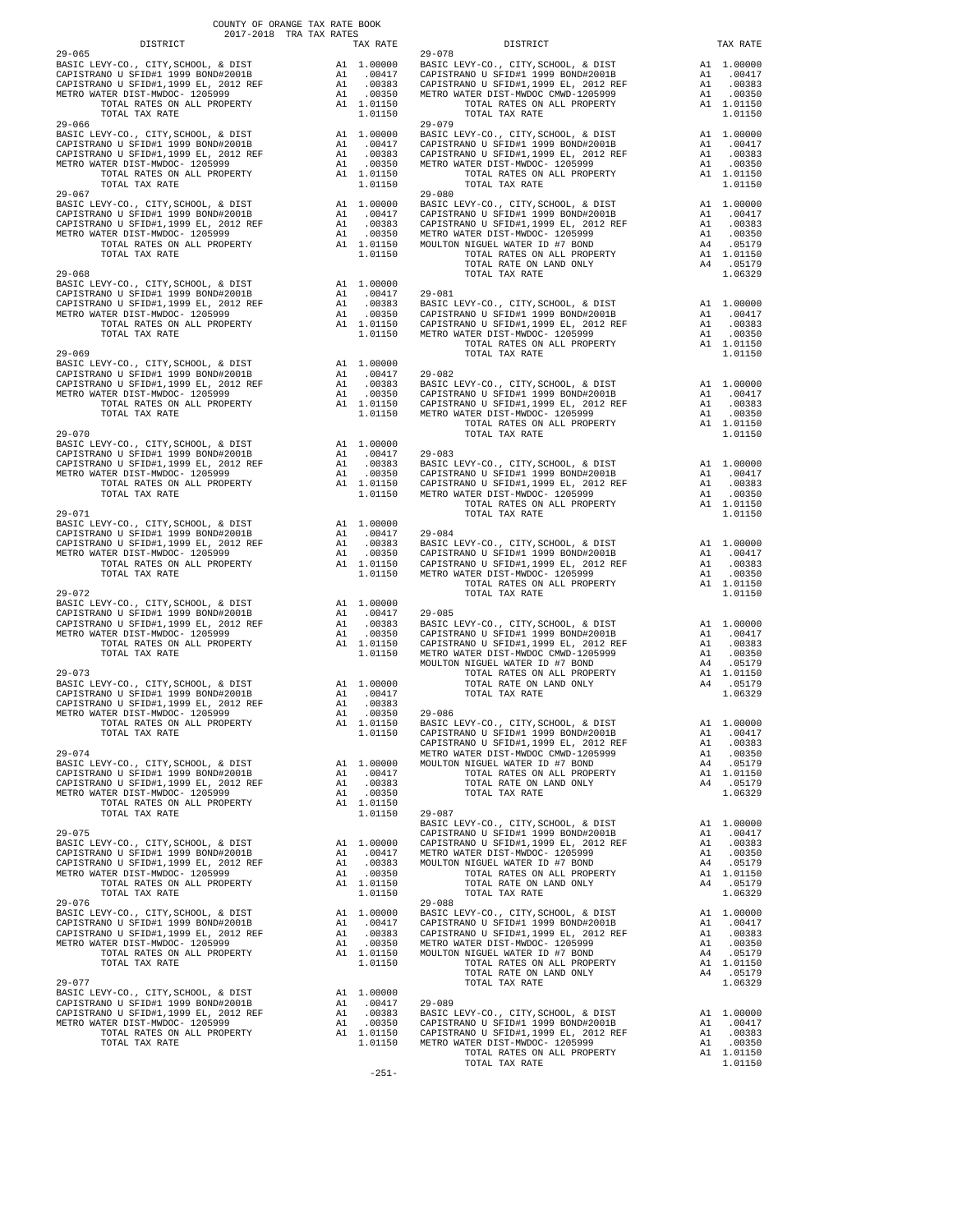COUNTY OF ORANGE TAX RATE BOOK
2017-2018 TRA TAX RATES

| DISTRICT | | TAX RATE |
|---|---|---|
| **29-065** | | |
| BASIC LEVY-CO., CITY,SCHOOL, & DIST | A1 | 1.00000 |
| CAPISTRANO U SFID#1 1999 BOND#2001B | A1 | .00417 |
| CAPISTRANO U SFID#1,1999 EL, 2012 REF | A1 | .00383 |
| METRO WATER DIST-MWDOC- 1205999 | A1 | .00350 |
| TOTAL RATES ON ALL PROPERTY | A1 | 1.01150 |
| TOTAL TAX RATE | | 1.01150 |
| **29-066** | | |
| BASIC LEVY-CO., CITY,SCHOOL, & DIST | A1 | 1.00000 |
| CAPISTRANO U SFID#1 1999 BOND#2001B | A1 | .00417 |
| CAPISTRANO U SFID#1,1999 EL, 2012 REF | A1 | .00383 |
| METRO WATER DIST-MWDOC- 1205999 | A1 | .00350 |
| TOTAL RATES ON ALL PROPERTY | A1 | 1.01150 |
| TOTAL TAX RATE | | 1.01150 |
| **29-067** | | |
| BASIC LEVY-CO., CITY,SCHOOL, & DIST | A1 | 1.00000 |
| CAPISTRANO U SFID#1 1999 BOND#2001B | A1 | .00417 |
| CAPISTRANO U SFID#1,1999 EL, 2012 REF | A1 | .00383 |
| METRO WATER DIST-MWDOC- 1205999 | A1 | .00350 |
| TOTAL RATES ON ALL PROPERTY | A1 | 1.01150 |
| TOTAL TAX RATE | | 1.01150 |
| **29-068** | | |
| BASIC LEVY-CO., CITY,SCHOOL, & DIST | A1 | 1.00000 |
| CAPISTRANO U SFID#1 1999 BOND#2001B | A1 | .00417 |
| CAPISTRANO U SFID#1,1999 EL, 2012 REF | A1 | .00383 |
| METRO WATER DIST-MWDOC- 1205999 | A1 | .00350 |
| TOTAL RATES ON ALL PROPERTY | A1 | 1.01150 |
| TOTAL TAX RATE | | 1.01150 |
| **29-069** | | |
| BASIC LEVY-CO., CITY,SCHOOL, & DIST | A1 | 1.00000 |
| CAPISTRANO U SFID#1 1999 BOND#2001B | A1 | .00417 |
| CAPISTRANO U SFID#1,1999 EL, 2012 REF | A1 | .00383 |
| METRO WATER DIST-MWDOC- 1205999 | A1 | .00350 |
| TOTAL RATES ON ALL PROPERTY | A1 | 1.01150 |
| TOTAL TAX RATE | | 1.01150 |
| **29-070** | | |
| BASIC LEVY-CO., CITY,SCHOOL, & DIST | A1 | 1.00000 |
| CAPISTRANO U SFID#1 1999 BOND#2001B | A1 | .00417 |
| CAPISTRANO U SFID#1,1999 EL, 2012 REF | A1 | .00383 |
| METRO WATER DIST-MWDOC- 1205999 | A1 | .00350 |
| TOTAL RATES ON ALL PROPERTY | A1 | 1.01150 |
| TOTAL TAX RATE | | 1.01150 |
| **29-071** | | |
| BASIC LEVY-CO., CITY,SCHOOL, & DIST | A1 | 1.00000 |
| CAPISTRANO U SFID#1 1999 BOND#2001B | A1 | .00417 |
| CAPISTRANO U SFID#1,1999 EL, 2012 REF | A1 | .00383 |
| METRO WATER DIST-MWDOC- 1205999 | A1 | .00350 |
| TOTAL RATES ON ALL PROPERTY | A1 | 1.01150 |
| TOTAL TAX RATE | | 1.01150 |
| **29-072** | | |
| BASIC LEVY-CO., CITY,SCHOOL, & DIST | A1 | 1.00000 |
| CAPISTRANO U SFID#1 1999 BOND#2001B | A1 | .00417 |
| CAPISTRANO U SFID#1,1999 EL, 2012 REF | A1 | .00383 |
| METRO WATER DIST-MWDOC- 1205999 | A1 | .00350 |
| TOTAL RATES ON ALL PROPERTY | A1 | 1.01150 |
| TOTAL TAX RATE | | 1.01150 |
| **29-073** | | |
| BASIC LEVY-CO., CITY,SCHOOL, & DIST | A1 | 1.00000 |
| CAPISTRANO U SFID#1 1999 BOND#2001B | A1 | .00417 |
| CAPISTRANO U SFID#1,1999 EL, 2012 REF | A1 | .00383 |
| METRO WATER DIST-MWDOC- 1205999 | A1 | .00350 |
| TOTAL RATES ON ALL PROPERTY | A1 | 1.01150 |
| TOTAL TAX RATE | | 1.01150 |
| **29-074** | | |
| BASIC LEVY-CO., CITY,SCHOOL, & DIST | A1 | 1.00000 |
| CAPISTRANO U SFID#1 1999 BOND#2001B | A1 | .00417 |
| CAPISTRANO U SFID#1,1999 EL, 2012 REF | A1 | .00383 |
| METRO WATER DIST-MWDOC- 1205999 | A1 | .00350 |
| TOTAL RATES ON ALL PROPERTY | A1 | 1.01150 |
| TOTAL TAX RATE | | 1.01150 |
| **29-075** | | |
| BASIC LEVY-CO., CITY,SCHOOL, & DIST | A1 | 1.00000 |
| CAPISTRANO U SFID#1 1999 BOND#2001B | A1 | .00417 |
| CAPISTRANO U SFID#1,1999 EL, 2012 REF | A1 | .00383 |
| METRO WATER DIST-MWDOC- 1205999 | A1 | .00350 |
| TOTAL RATES ON ALL PROPERTY | A1 | 1.01150 |
| TOTAL TAX RATE | | 1.01150 |
| **29-076** | | |
| BASIC LEVY-CO., CITY,SCHOOL, & DIST | A1 | 1.00000 |
| CAPISTRANO U SFID#1 1999 BOND#2001B | A1 | .00417 |
| CAPISTRANO U SFID#1,1999 EL, 2012 REF | A1 | .00383 |
| METRO WATER DIST-MWDOC- 1205999 | A1 | .00350 |
| TOTAL RATES ON ALL PROPERTY | A1 | 1.01150 |
| TOTAL TAX RATE | | 1.01150 |
| **29-077** | | |
| BASIC LEVY-CO., CITY,SCHOOL, & DIST | A1 | 1.00000 |
| CAPISTRANO U SFID#1 1999 BOND#2001B | A1 | .00417 |
| CAPISTRANO U SFID#1,1999 EL, 2012 REF | A1 | .00383 |
| METRO WATER DIST-MWDOC- 1205999 | A1 | .00350 |
| TOTAL RATES ON ALL PROPERTY | A1 | 1.01150 |
| TOTAL TAX RATE | | 1.01150 |
| **29-078** | | |
| BASIC LEVY-CO., CITY,SCHOOL, & DIST | A1 | 1.00000 |
| CAPISTRANO U SFID#1 1999 BOND#2001B | A1 | .00417 |
| CAPISTRANO U SFID#1,1999 EL, 2012 REF | A1 | .00383 |
| METRO WATER DIST-MWDOC CMWD-1205999 | A1 | .00350 |
| TOTAL RATES ON ALL PROPERTY | A1 | 1.01150 |
| TOTAL TAX RATE | | 1.01150 |
| **29-079** | | |
| BASIC LEVY-CO., CITY,SCHOOL, & DIST | A1 | 1.00000 |
| CAPISTRANO U SFID#1 1999 BOND#2001B | A1 | .00417 |
| CAPISTRANO U SFID#1,1999 EL, 2012 REF | A1 | .00383 |
| METRO WATER DIST-MWDOC- 1205999 | A1 | .00350 |
| TOTAL RATES ON ALL PROPERTY | A1 | 1.01150 |
| TOTAL TAX RATE | | 1.01150 |
| **29-080** | | |
| BASIC LEVY-CO., CITY,SCHOOL, & DIST | A1 | 1.00000 |
| CAPISTRANO U SFID#1 1999 BOND#2001B | A1 | .00417 |
| CAPISTRANO U SFID#1,1999 EL, 2012 REF | A1 | .00383 |
| METRO WATER DIST-MWDOC- 1205999 | A1 | .00350 |
| MOULTON NIGUEL WATER ID #7 BOND | A4 | .05179 |
| TOTAL RATES ON ALL PROPERTY | A1 | 1.01150 |
| TOTAL RATE ON LAND ONLY | A4 | .05179 |
| TOTAL TAX RATE | | 1.06329 |
| **29-081** | | |
| BASIC LEVY-CO., CITY,SCHOOL, & DIST | A1 | 1.00000 |
| CAPISTRANO U SFID#1 1999 BOND#2001B | A1 | .00417 |
| CAPISTRANO U SFID#1,1999 EL, 2012 REF | A1 | .00383 |
| METRO WATER DIST-MWDOC- 1205999 | A1 | .00350 |
| TOTAL RATES ON ALL PROPERTY | A1 | 1.01150 |
| TOTAL TAX RATE | | 1.01150 |
| **29-082** | | |
| BASIC LEVY-CO., CITY,SCHOOL, & DIST | A1 | 1.00000 |
| CAPISTRANO U SFID#1 1999 BOND#2001B | A1 | .00417 |
| CAPISTRANO U SFID#1,1999 EL, 2012 REF | A1 | .00383 |
| METRO WATER DIST-MWDOC- 1205999 | A1 | .00350 |
| TOTAL RATES ON ALL PROPERTY | A1 | 1.01150 |
| TOTAL TAX RATE | | 1.01150 |
| **29-083** | | |
| BASIC LEVY-CO., CITY,SCHOOL, & DIST | A1 | 1.00000 |
| CAPISTRANO U SFID#1 1999 BOND#2001B | A1 | .00417 |
| CAPISTRANO U SFID#1,1999 EL, 2012 REF | A1 | .00383 |
| METRO WATER DIST-MWDOC- 1205999 | A1 | .00350 |
| TOTAL RATES ON ALL PROPERTY | A1 | 1.01150 |
| TOTAL TAX RATE | | 1.01150 |
| **29-084** | | |
| BASIC LEVY-CO., CITY,SCHOOL, & DIST | A1 | 1.00000 |
| CAPISTRANO U SFID#1 1999 BOND#2001B | A1 | .00417 |
| CAPISTRANO U SFID#1,1999 EL, 2012 REF | A1 | .00383 |
| METRO WATER DIST-MWDOC- 1205999 | A1 | .00350 |
| TOTAL RATES ON ALL PROPERTY | A1 | 1.01150 |
| TOTAL TAX RATE | | 1.01150 |
| **29-085** | | |
| BASIC LEVY-CO., CITY,SCHOOL, & DIST | A1 | 1.00000 |
| CAPISTRANO U SFID#1 1999 BOND#2001B | A1 | .00417 |
| CAPISTRANO U SFID#1,1999 EL, 2012 REF | A1 | .00383 |
| METRO WATER DIST-MWDOC CMWD-1205999 | A1 | .00350 |
| MOULTON NIGUEL WATER ID #7 BOND | A4 | .05179 |
| TOTAL RATES ON ALL PROPERTY | A1 | 1.01150 |
| TOTAL RATE ON LAND ONLY | A4 | .05179 |
| TOTAL TAX RATE | | 1.06329 |
| **29-086** | | |
| BASIC LEVY-CO., CITY,SCHOOL, & DIST | A1 | 1.00000 |
| CAPISTRANO U SFID#1 1999 BOND#2001B | A1 | .00417 |
| CAPISTRANO U SFID#1,1999 EL, 2012 REF | A1 | .00383 |
| METRO WATER DIST-MWDOC CMWD-1205999 | A1 | .00350 |
| MOULTON NIGUEL WATER ID #7 BOND | A4 | .05179 |
| TOTAL RATES ON ALL PROPERTY | A1 | 1.01150 |
| TOTAL RATE ON LAND ONLY | A4 | .05179 |
| TOTAL TAX RATE | | 1.06329 |
| **29-087** | | |
| BASIC LEVY-CO., CITY,SCHOOL, & DIST | A1 | 1.00000 |
| CAPISTRANO U SFID#1 1999 BOND#2001B | A1 | .00417 |
| CAPISTRANO U SFID#1,1999 EL, 2012 REF | A1 | .00383 |
| METRO WATER DIST-MWDOC- 1205999 | A1 | .00350 |
| MOULTON NIGUEL WATER ID #7 BOND | A4 | .05179 |
| TOTAL RATES ON ALL PROPERTY | A1 | 1.01150 |
| TOTAL RATE ON LAND ONLY | A4 | .05179 |
| TOTAL TAX RATE | | 1.06329 |
| **29-088** | | |
| BASIC LEVY-CO., CITY,SCHOOL, & DIST | A1 | 1.00000 |
| CAPISTRANO U SFID#1 1999 BOND#2001B | A1 | .00417 |
| CAPISTRANO U SFID#1,1999 EL, 2012 REF | A1 | .00383 |
| METRO WATER DIST-MWDOC- 1205999 | A1 | .00350 |
| MOULTON NIGUEL WATER ID #7 BOND | A4 | .05179 |
| TOTAL RATES ON ALL PROPERTY | A1 | 1.01150 |
| TOTAL RATE ON LAND ONLY | A4 | .05179 |
| TOTAL TAX RATE | | 1.06329 |
| **29-089** | | |
| BASIC LEVY-CO., CITY,SCHOOL, & DIST | A1 | 1.00000 |
| CAPISTRANO U SFID#1 1999 BOND#2001B | A1 | .00417 |
| CAPISTRANO U SFID#1,1999 EL, 2012 REF | A1 | .00383 |
| METRO WATER DIST-MWDOC- 1205999 | A1 | .00350 |
| TOTAL RATES ON ALL PROPERTY | A1 | 1.01150 |
| TOTAL TAX RATE | | 1.01150 |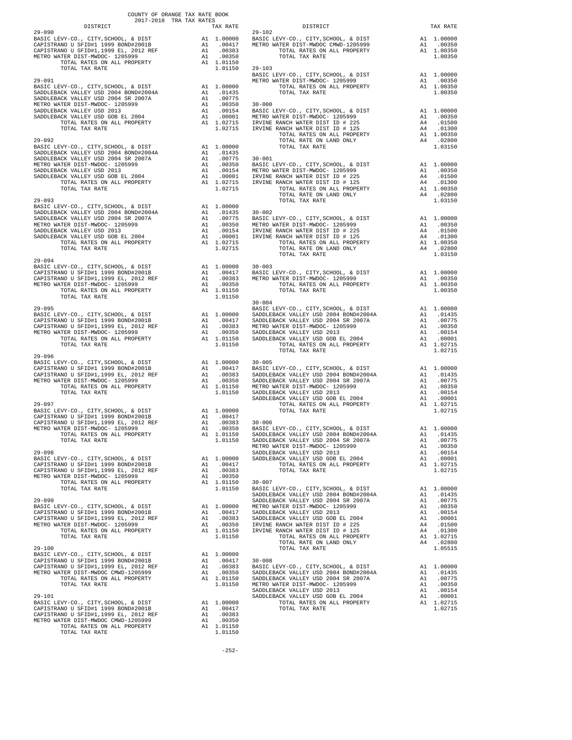COUNTY OF ORANGE TAX RATE BOOK
2017-2018 TRA TAX RATES

| DISTRICT | | TAX RATE |
|---|---|---|
| **29-090** | | |
| BASIC LEVY-CO., CITY,SCHOOL, & DIST | A1 | 1.00000 |
| CAPISTRANO U SFID#1 1999 BOND#2001B | A1 | .00417 |
| CAPISTRANO U SFID#1,1999 EL, 2012 REF | A1 | .00383 |
| METRO WATER DIST-MWDOC- 1205999 | A1 | .00350 |
| TOTAL RATES ON ALL PROPERTY | A1 | 1.01150 |
| TOTAL TAX RATE | | 1.01150 |
| **29-091** | | |
| BASIC LEVY-CO., CITY,SCHOOL, & DIST | A1 | 1.00000 |
| SADDLEBACK VALLEY USD 2004 BOND#2004A | A1 | .01435 |
| SADDLEBACK VALLEY USD 2004 SR 2007A | A1 | .00775 |
| METRO WATER DIST-MWDOC- 1205999 | A1 | .00350 |
| SADDLEBACK VALLEY USD 2013 | A1 | .00154 |
| SADDLEBACK VALLEY USD GOB EL 2004 | A1 | .00001 |
| TOTAL RATES ON ALL PROPERTY | A1 | 1.02715 |
| TOTAL TAX RATE | | 1.02715 |
| **29-092** | | |
| BASIC LEVY-CO., CITY,SCHOOL, & DIST | A1 | 1.00000 |
| SADDLEBACK VALLEY USD 2004 BOND#2004A | A1 | .01435 |
| SADDLEBACK VALLEY USD 2004 SR 2007A | A1 | .00775 |
| METRO WATER DIST-MWDOC- 1205999 | A1 | .00350 |
| SADDLEBACK VALLEY USD 2013 | A1 | .00154 |
| SADDLEBACK VALLEY USD GOB EL 2004 | A1 | .00001 |
| TOTAL RATES ON ALL PROPERTY | A1 | 1.02715 |
| TOTAL TAX RATE | | 1.02715 |
| **29-093** | | |
| BASIC LEVY-CO., CITY,SCHOOL, & DIST | A1 | 1.00000 |
| SADDLEBACK VALLEY USD 2004 BOND#2004A | A1 | .01435 |
| SADDLEBACK VALLEY USD 2004 SR 2007A | A1 | .00775 |
| METRO WATER DIST-MWDOC- 1205999 | A1 | .00350 |
| SADDLEBACK VALLEY USD 2013 | A1 | .00154 |
| SADDLEBACK VALLEY USD GOB EL 2004 | A1 | .00001 |
| TOTAL RATES ON ALL PROPERTY | A1 | 1.02715 |
| TOTAL TAX RATE | | 1.02715 |
| **29-094** | | |
| BASIC LEVY-CO., CITY,SCHOOL, & DIST | A1 | 1.00000 |
| CAPISTRANO U SFID#1 1999 BOND#2001B | A1 | .00417 |
| CAPISTRANO U SFID#1,1999 EL, 2012 REF | A1 | .00383 |
| METRO WATER DIST-MWDOC- 1205999 | A1 | .00350 |
| TOTAL RATES ON ALL PROPERTY | A1 | 1.01150 |
| TOTAL TAX RATE | | 1.01150 |
| **29-095** | | |
| BASIC LEVY-CO., CITY,SCHOOL, & DIST | A1 | 1.00000 |
| CAPISTRANO U SFID#1 1999 BOND#2001B | A1 | .00417 |
| CAPISTRANO U SFID#1,1999 EL, 2012 REF | A1 | .00383 |
| METRO WATER DIST-MWDOC- 1205999 | A1 | .00350 |
| TOTAL RATES ON ALL PROPERTY | A1 | 1.01150 |
| TOTAL TAX RATE | | 1.01150 |
| **29-096** | | |
| BASIC LEVY-CO., CITY,SCHOOL, & DIST | A1 | 1.00000 |
| CAPISTRANO U SFID#1 1999 BOND#2001B | A1 | .00417 |
| CAPISTRANO U SFID#1,1999 EL, 2012 REF | A1 | .00383 |
| METRO WATER DIST-MWDOC- 1205999 | A1 | .00350 |
| TOTAL RATES ON ALL PROPERTY | A1 | 1.01150 |
| TOTAL TAX RATE | | 1.01150 |
| **29-097** | | |
| BASIC LEVY-CO., CITY,SCHOOL, & DIST | A1 | 1.00000 |
| CAPISTRANO U SFID#1 1999 BOND#2001B | A1 | .00417 |
| CAPISTRANO U SFID#1,1999 EL, 2012 REF | A1 | .00383 |
| METRO WATER DIST-MWDOC- 1205999 | A1 | .00350 |
| TOTAL RATES ON ALL PROPERTY | A1 | 1.01150 |
| TOTAL TAX RATE | | 1.01150 |
| **29-098** | | |
| BASIC LEVY-CO., CITY,SCHOOL, & DIST | A1 | 1.00000 |
| CAPISTRANO U SFID#1 1999 BOND#2001B | A1 | .00417 |
| CAPISTRANO U SFID#1,1999 EL, 2012 REF | A1 | .00383 |
| METRO WATER DIST-MWDOC- 1205999 | A1 | .00350 |
| TOTAL RATES ON ALL PROPERTY | A1 | 1.01150 |
| TOTAL TAX RATE | | 1.01150 |
| **29-099** | | |
| BASIC LEVY-CO., CITY,SCHOOL, & DIST | A1 | 1.00000 |
| CAPISTRANO U SFID#1 1999 BOND#2001B | A1 | .00417 |
| CAPISTRANO U SFID#1,1999 EL, 2012 REF | A1 | .00383 |
| METRO WATER DIST-MWDOC- 1205999 | A1 | .00350 |
| TOTAL RATES ON ALL PROPERTY | A1 | 1.01150 |
| TOTAL TAX RATE | | 1.01150 |
| **29-100** | | |
| BASIC LEVY-CO., CITY,SCHOOL, & DIST | A1 | 1.00000 |
| CAPISTRANO U SFID#1 1999 BOND#2001B | A1 | .00417 |
| CAPISTRANO U SFID#1,1999 EL, 2012 REF | A1 | .00383 |
| METRO WATER DIST-MWDOC CMWD-1205999 | A1 | .00350 |
| TOTAL RATES ON ALL PROPERTY | A1 | 1.01150 |
| TOTAL TAX RATE | | 1.01150 |
| **29-101** | | |
| BASIC LEVY-CO., CITY,SCHOOL, & DIST | A1 | 1.00000 |
| CAPISTRANO U SFID#1 1999 BOND#2001B | A1 | .00417 |
| CAPISTRANO U SFID#1,1999 EL, 2012 REF | A1 | .00383 |
| METRO WATER DIST-MWDOC CMWD-1205999 | A1 | .00350 |
| TOTAL RATES ON ALL PROPERTY | A1 | 1.01150 |
| TOTAL TAX RATE | | 1.01150 |
| **29-102** | | |
| BASIC LEVY-CO., CITY,SCHOOL, & DIST | A1 | 1.00000 |
| METRO WATER DIST-MWDOC CMWD-1205999 | A1 | .00350 |
| TOTAL RATES ON ALL PROPERTY | A1 | 1.00350 |
| TOTAL TAX RATE | | 1.00350 |
| **29-103** | | |
| BASIC LEVY-CO., CITY,SCHOOL, & DIST | A1 | 1.00000 |
| METRO WATER DIST-MWDOC- 1205999 | A1 | .00350 |
| TOTAL RATES ON ALL PROPERTY | A1 | 1.00350 |
| TOTAL TAX RATE | | 1.00350 |
| **30-000** | | |
| BASIC LEVY-CO., CITY,SCHOOL, & DIST | A1 | 1.00000 |
| METRO WATER DIST-MWDOC- 1205999 | A1 | .00350 |
| IRVINE RANCH WATER DIST ID # 225 | A4 | .01500 |
| IRVINE RANCH WATER DIST ID # 125 | A4 | .01300 |
| TOTAL RATES ON ALL PROPERTY | A1 | 1.00350 |
| TOTAL RATE ON LAND ONLY | A4 | .02800 |
| TOTAL TAX RATE | | 1.03150 |
| **30-001** | | |
| BASIC LEVY-CO., CITY,SCHOOL, & DIST | A1 | 1.00000 |
| METRO WATER DIST-MWDOC- 1205999 | A1 | .00350 |
| IRVINE RANCH WATER DIST ID # 225 | A4 | .01500 |
| IRVINE RANCH WATER DIST ID # 125 | A4 | .01300 |
| TOTAL RATES ON ALL PROPERTY | A1 | 1.00350 |
| TOTAL RATE ON LAND ONLY | A4 | .02800 |
| TOTAL TAX RATE | | 1.03150 |
| **30-002** | | |
| BASIC LEVY-CO., CITY,SCHOOL, & DIST | A1 | 1.00000 |
| METRO WATER DIST-MWDOC- 1205999 | A1 | .00350 |
| IRVINE RANCH WATER DIST ID # 225 | A4 | .01500 |
| IRVINE RANCH WATER DIST ID # 125 | A4 | .01300 |
| TOTAL RATES ON ALL PROPERTY | A1 | 1.00350 |
| TOTAL RATE ON LAND ONLY | A4 | .02800 |
| TOTAL TAX RATE | | 1.03150 |
| **30-003** | | |
| BASIC LEVY-CO., CITY,SCHOOL, & DIST | A1 | 1.00000 |
| METRO WATER DIST-MWDOC- 1205999 | A1 | .00350 |
| TOTAL RATES ON ALL PROPERTY | A1 | 1.00350 |
| TOTAL TAX RATE | | 1.00350 |
| **30-004** | | |
| BASIC LEVY-CO., CITY,SCHOOL, & DIST | A1 | 1.00000 |
| SADDLEBACK VALLEY USD 2004 BOND#2004A | A1 | .01435 |
| SADDLEBACK VALLEY USD 2004 SR 2007A | A1 | .00775 |
| METRO WATER DIST-MWDOC- 1205999 | A1 | .00350 |
| SADDLEBACK VALLEY USD 2013 | A1 | .00154 |
| SADDLEBACK VALLEY USD GOB EL 2004 | A1 | .00001 |
| TOTAL RATES ON ALL PROPERTY | A1 | 1.02715 |
| TOTAL TAX RATE | | 1.02715 |
| **30-005** | | |
| BASIC LEVY-CO., CITY,SCHOOL, & DIST | A1 | 1.00000 |
| SADDLEBACK VALLEY USD 2004 BOND#2004A | A1 | .01435 |
| SADDLEBACK VALLEY USD 2004 SR 2007A | A1 | .00775 |
| METRO WATER DIST-MWDOC- 1205999 | A1 | .00350 |
| SADDLEBACK VALLEY USD 2013 | A1 | .00154 |
| SADDLEBACK VALLEY USD GOB EL 2004 | A1 | .00001 |
| TOTAL RATES ON ALL PROPERTY | A1 | 1.02715 |
| TOTAL TAX RATE | | 1.02715 |
| **30-006** | | |
| BASIC LEVY-CO., CITY,SCHOOL, & DIST | A1 | 1.00000 |
| SADDLEBACK VALLEY USD 2004 BOND#2004A | A1 | .01435 |
| SADDLEBACK VALLEY USD 2004 SR 2007A | A1 | .00775 |
| METRO WATER DIST-MWDOC- 1205999 | A1 | .00350 |
| SADDLEBACK VALLEY USD 2013 | A1 | .00154 |
| SADDLEBACK VALLEY USD GOB EL 2004 | A1 | .00001 |
| TOTAL RATES ON ALL PROPERTY | A1 | 1.02715 |
| TOTAL TAX RATE | | 1.02715 |
| **30-007** | | |
| BASIC LEVY-CO., CITY,SCHOOL, & DIST | A1 | 1.00000 |
| SADDLEBACK VALLEY USD 2004 BOND#2004A | A1 | .01435 |
| SADDLEBACK VALLEY USD 2004 SR 2007A | A1 | .00775 |
| METRO WATER DIST-MWDOC- 1205999 | A1 | .00350 |
| SADDLEBACK VALLEY USD 2013 | A1 | .00154 |
| SADDLEBACK VALLEY USD GOB EL 2004 | A1 | .00001 |
| IRVINE RANCH WATER DIST ID # 225 | A4 | .01500 |
| IRVINE RANCH WATER DIST ID # 125 | A4 | .01300 |
| TOTAL RATES ON ALL PROPERTY | A1 | 1.02715 |
| TOTAL RATE ON LAND ONLY | A4 | .02800 |
| TOTAL TAX RATE | | 1.05515 |
| **30-008** | | |
| BASIC LEVY-CO., CITY,SCHOOL, & DIST | A1 | 1.00000 |
| SADDLEBACK VALLEY USD 2004 BOND#2004A | A1 | .01435 |
| SADDLEBACK VALLEY USD 2004 SR 2007A | A1 | .00775 |
| METRO WATER DIST-MWDOC- 1205999 | A1 | .00350 |
| SADDLEBACK VALLEY USD 2013 | A1 | .00154 |
| SADDLEBACK VALLEY USD GOB EL 2004 | A1 | .00001 |
| TOTAL RATES ON ALL PROPERTY | A1 | 1.02715 |
| TOTAL TAX RATE | | 1.02715 |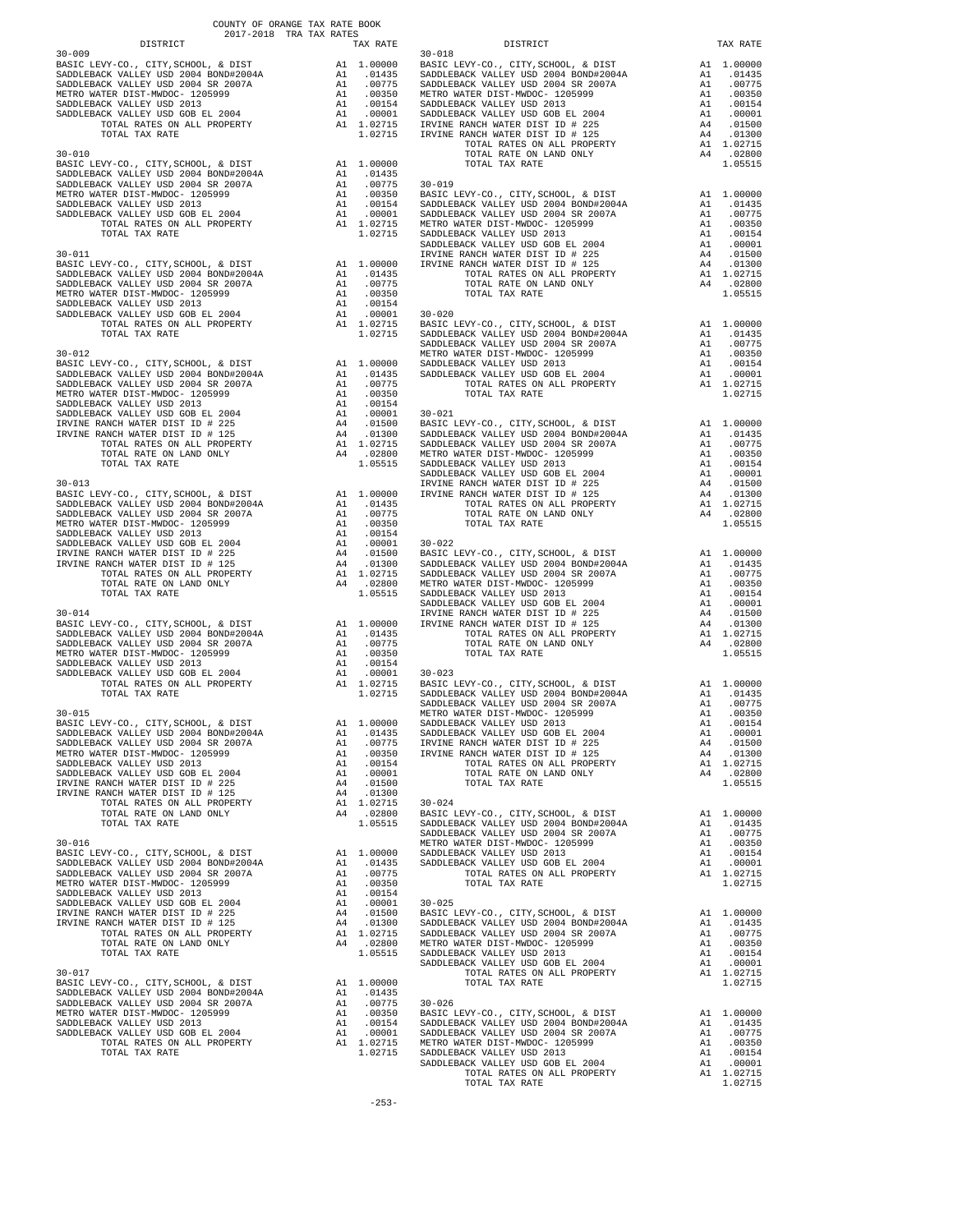COUNTY OF ORANGE TAX RATE BOOK
2017-2018 TRA TAX RATES

| DISTRICT | | TAX RATE |
|---|---|---|
| **30-009** | | |
| BASIC LEVY-CO., CITY,SCHOOL, & DIST | A1 | 1.00000 |
| SADDLEBACK VALLEY USD 2004 BOND#2004A | A1 | .01435 |
| SADDLEBACK VALLEY USD 2004 SR 2007A | A1 | .00775 |
| METRO WATER DIST-MWDOC- 1205999 | A1 | .00350 |
| SADDLEBACK VALLEY USD 2013 | A1 | .00154 |
| SADDLEBACK VALLEY USD GOB EL 2004 | A1 | .00001 |
| TOTAL RATES ON ALL PROPERTY | A1 | 1.02715 |
| TOTAL TAX RATE | | 1.02715 |
| **30-010** | | |
| BASIC LEVY-CO., CITY,SCHOOL, & DIST | A1 | 1.00000 |
| SADDLEBACK VALLEY USD 2004 BOND#2004A | A1 | .01435 |
| SADDLEBACK VALLEY USD 2004 SR 2007A | A1 | .00775 |
| METRO WATER DIST-MWDOC- 1205999 | A1 | .00350 |
| SADDLEBACK VALLEY USD 2013 | A1 | .00154 |
| SADDLEBACK VALLEY USD GOB EL 2004 | A1 | .00001 |
| TOTAL RATES ON ALL PROPERTY | A1 | 1.02715 |
| TOTAL TAX RATE | | 1.02715 |
| **30-011** | | |
| BASIC LEVY-CO., CITY,SCHOOL, & DIST | A1 | 1.00000 |
| SADDLEBACK VALLEY USD 2004 BOND#2004A | A1 | .01435 |
| SADDLEBACK VALLEY USD 2004 SR 2007A | A1 | .00775 |
| METRO WATER DIST-MWDOC- 1205999 | A1 | .00350 |
| SADDLEBACK VALLEY USD 2013 | A1 | .00154 |
| SADDLEBACK VALLEY USD GOB EL 2004 | A1 | .00001 |
| TOTAL RATES ON ALL PROPERTY | A1 | 1.02715 |
| TOTAL TAX RATE | | 1.02715 |
| **30-012** | | |
| BASIC LEVY-CO., CITY,SCHOOL, & DIST | A1 | 1.00000 |
| SADDLEBACK VALLEY USD 2004 BOND#2004A | A1 | .01435 |
| SADDLEBACK VALLEY USD 2004 SR 2007A | A1 | .00775 |
| METRO WATER DIST-MWDOC- 1205999 | A1 | .00350 |
| SADDLEBACK VALLEY USD 2013 | A1 | .00154 |
| SADDLEBACK VALLEY USD GOB EL 2004 | A1 | .00001 |
| IRVINE RANCH WATER DIST ID # 225 | A4 | .01500 |
| IRVINE RANCH WATER DIST ID # 125 | A4 | .01300 |
| TOTAL RATES ON ALL PROPERTY | A1 | 1.02715 |
| TOTAL RATE ON LAND ONLY | A4 | .02800 |
| TOTAL TAX RATE | | 1.05515 |
| **30-013** | | |
| BASIC LEVY-CO., CITY,SCHOOL, & DIST | A1 | 1.00000 |
| SADDLEBACK VALLEY USD 2004 BOND#2004A | A1 | .01435 |
| SADDLEBACK VALLEY USD 2004 SR 2007A | A1 | .00775 |
| METRO WATER DIST-MWDOC- 1205999 | A1 | .00350 |
| SADDLEBACK VALLEY USD 2013 | A1 | .00154 |
| SADDLEBACK VALLEY USD GOB EL 2004 | A1 | .00001 |
| IRVINE RANCH WATER DIST ID # 225 | A4 | .01500 |
| IRVINE RANCH WATER DIST ID # 125 | A4 | .01300 |
| TOTAL RATES ON ALL PROPERTY | A1 | 1.02715 |
| TOTAL RATE ON LAND ONLY | A4 | .02800 |
| TOTAL TAX RATE | | 1.05515 |
| **30-014** | | |
| BASIC LEVY-CO., CITY,SCHOOL, & DIST | A1 | 1.00000 |
| SADDLEBACK VALLEY USD 2004 BOND#2004A | A1 | .01435 |
| SADDLEBACK VALLEY USD 2004 SR 2007A | A1 | .00775 |
| METRO WATER DIST-MWDOC- 1205999 | A1 | .00350 |
| SADDLEBACK VALLEY USD 2013 | A1 | .00154 |
| SADDLEBACK VALLEY USD GOB EL 2004 | A1 | .00001 |
| TOTAL RATES ON ALL PROPERTY | A1 | 1.02715 |
| TOTAL TAX RATE | | 1.02715 |
| **30-015** | | |
| BASIC LEVY-CO., CITY,SCHOOL, & DIST | A1 | 1.00000 |
| SADDLEBACK VALLEY USD 2004 BOND#2004A | A1 | .01435 |
| SADDLEBACK VALLEY USD 2004 SR 2007A | A1 | .00775 |
| METRO WATER DIST-MWDOC- 1205999 | A1 | .00350 |
| SADDLEBACK VALLEY USD 2013 | A1 | .00154 |
| SADDLEBACK VALLEY USD GOB EL 2004 | A1 | .00001 |
| IRVINE RANCH WATER DIST ID # 225 | A4 | .01500 |
| IRVINE RANCH WATER DIST ID # 125 | A4 | .01300 |
| TOTAL RATES ON ALL PROPERTY | A1 | 1.02715 |
| TOTAL RATE ON LAND ONLY | A4 | .02800 |
| TOTAL TAX RATE | | 1.05515 |
| **30-016** | | |
| BASIC LEVY-CO., CITY,SCHOOL, & DIST | A1 | 1.00000 |
| SADDLEBACK VALLEY USD 2004 BOND#2004A | A1 | .01435 |
| SADDLEBACK VALLEY USD 2004 SR 2007A | A1 | .00775 |
| METRO WATER DIST-MWDOC- 1205999 | A1 | .00350 |
| SADDLEBACK VALLEY USD 2013 | A1 | .00154 |
| SADDLEBACK VALLEY USD GOB EL 2004 | A1 | .00001 |
| IRVINE RANCH WATER DIST ID # 225 | A4 | .01500 |
| IRVINE RANCH WATER DIST ID # 125 | A4 | .01300 |
| TOTAL RATES ON ALL PROPERTY | A1 | 1.02715 |
| TOTAL RATE ON LAND ONLY | A4 | .02800 |
| TOTAL TAX RATE | | 1.05515 |
| **30-017** | | |
| BASIC LEVY-CO., CITY,SCHOOL, & DIST | A1 | 1.00000 |
| SADDLEBACK VALLEY USD 2004 BOND#2004A | A1 | .01435 |
| SADDLEBACK VALLEY USD 2004 SR 2007A | A1 | .00775 |
| METRO WATER DIST-MWDOC- 1205999 | A1 | .00350 |
| SADDLEBACK VALLEY USD 2013 | A1 | .00154 |
| SADDLEBACK VALLEY USD GOB EL 2004 | A1 | .00001 |
| TOTAL RATES ON ALL PROPERTY | A1 | 1.02715 |
| TOTAL TAX RATE | | 1.02715 |
| **30-018** | | |
| BASIC LEVY-CO., CITY,SCHOOL, & DIST | A1 | 1.00000 |
| SADDLEBACK VALLEY USD 2004 BOND#2004A | A1 | .01435 |
| SADDLEBACK VALLEY USD 2004 SR 2007A | A1 | .00775 |
| METRO WATER DIST-MWDOC- 1205999 | A1 | .00350 |
| SADDLEBACK VALLEY USD 2013 | A1 | .00154 |
| SADDLEBACK VALLEY USD GOB EL 2004 | A1 | .00001 |
| IRVINE RANCH WATER DIST ID # 225 | A4 | .01500 |
| IRVINE RANCH WATER DIST ID # 125 | A4 | .01300 |
| TOTAL RATES ON ALL PROPERTY | A1 | 1.02715 |
| TOTAL RATE ON LAND ONLY | A4 | .02800 |
| TOTAL TAX RATE | | 1.05515 |
| **30-019** | | |
| BASIC LEVY-CO., CITY,SCHOOL, & DIST | A1 | 1.00000 |
| SADDLEBACK VALLEY USD 2004 BOND#2004A | A1 | .01435 |
| SADDLEBACK VALLEY USD 2004 SR 2007A | A1 | .00775 |
| METRO WATER DIST-MWDOC- 1205999 | A1 | .00350 |
| SADDLEBACK VALLEY USD 2013 | A1 | .00154 |
| SADDLEBACK VALLEY USD GOB EL 2004 | A1 | .00001 |
| IRVINE RANCH WATER DIST ID # 225 | A4 | .01500 |
| IRVINE RANCH WATER DIST ID # 125 | A4 | .01300 |
| TOTAL RATES ON ALL PROPERTY | A1 | 1.02715 |
| TOTAL RATE ON LAND ONLY | A4 | .02800 |
| TOTAL TAX RATE | | 1.05515 |
| **30-020** | | |
| BASIC LEVY-CO., CITY,SCHOOL, & DIST | A1 | 1.00000 |
| SADDLEBACK VALLEY USD 2004 BOND#2004A | A1 | .01435 |
| SADDLEBACK VALLEY USD 2004 SR 2007A | A1 | .00775 |
| METRO WATER DIST-MWDOC- 1205999 | A1 | .00350 |
| SADDLEBACK VALLEY USD 2013 | A1 | .00154 |
| SADDLEBACK VALLEY USD GOB EL 2004 | A1 | .00001 |
| TOTAL RATES ON ALL PROPERTY | A1 | 1.02715 |
| TOTAL TAX RATE | | 1.02715 |
| **30-021** | | |
| BASIC LEVY-CO., CITY,SCHOOL, & DIST | A1 | 1.00000 |
| SADDLEBACK VALLEY USD 2004 BOND#2004A | A1 | .01435 |
| SADDLEBACK VALLEY USD 2004 SR 2007A | A1 | .00775 |
| METRO WATER DIST-MWDOC- 1205999 | A1 | .00350 |
| SADDLEBACK VALLEY USD 2013 | A1 | .00154 |
| SADDLEBACK VALLEY USD GOB EL 2004 | A1 | .00001 |
| IRVINE RANCH WATER DIST ID # 225 | A4 | .01500 |
| IRVINE RANCH WATER DIST ID # 125 | A4 | .01300 |
| TOTAL RATES ON ALL PROPERTY | A1 | 1.02715 |
| TOTAL RATE ON LAND ONLY | A4 | .02800 |
| TOTAL TAX RATE | | 1.05515 |
| **30-022** | | |
| BASIC LEVY-CO., CITY,SCHOOL, & DIST | A1 | 1.00000 |
| SADDLEBACK VALLEY USD 2004 BOND#2004A | A1 | .01435 |
| SADDLEBACK VALLEY USD 2004 SR 2007A | A1 | .00775 |
| METRO WATER DIST-MWDOC- 1205999 | A1 | .00350 |
| SADDLEBACK VALLEY USD 2013 | A1 | .00154 |
| SADDLEBACK VALLEY USD GOB EL 2004 | A1 | .00001 |
| IRVINE RANCH WATER DIST ID # 225 | A4 | .01500 |
| IRVINE RANCH WATER DIST ID # 125 | A4 | .01300 |
| TOTAL RATES ON ALL PROPERTY | A1 | 1.02715 |
| TOTAL RATE ON LAND ONLY | A4 | .02800 |
| TOTAL TAX RATE | | 1.05515 |
| **30-023** | | |
| BASIC LEVY-CO., CITY,SCHOOL, & DIST | A1 | 1.00000 |
| SADDLEBACK VALLEY USD 2004 BOND#2004A | A1 | .01435 |
| SADDLEBACK VALLEY USD 2004 SR 2007A | A1 | .00775 |
| METRO WATER DIST-MWDOC- 1205999 | A1 | .00350 |
| SADDLEBACK VALLEY USD 2013 | A1 | .00154 |
| SADDLEBACK VALLEY USD GOB EL 2004 | A1 | .00001 |
| IRVINE RANCH WATER DIST ID # 225 | A4 | .01500 |
| IRVINE RANCH WATER DIST ID # 125 | A4 | .01300 |
| TOTAL RATES ON ALL PROPERTY | A1 | 1.02715 |
| TOTAL RATE ON LAND ONLY | A4 | .02800 |
| TOTAL TAX RATE | | 1.05515 |
| **30-024** | | |
| BASIC LEVY-CO., CITY,SCHOOL, & DIST | A1 | 1.00000 |
| SADDLEBACK VALLEY USD 2004 BOND#2004A | A1 | .01435 |
| SADDLEBACK VALLEY USD 2004 SR 2007A | A1 | .00775 |
| METRO WATER DIST-MWDOC- 1205999 | A1 | .00350 |
| SADDLEBACK VALLEY USD 2013 | A1 | .00154 |
| SADDLEBACK VALLEY USD GOB EL 2004 | A1 | .00001 |
| TOTAL RATES ON ALL PROPERTY | A1 | 1.02715 |
| TOTAL TAX RATE | | 1.02715 |
| **30-025** | | |
| BASIC LEVY-CO., CITY,SCHOOL, & DIST | A1 | 1.00000 |
| SADDLEBACK VALLEY USD 2004 BOND#2004A | A1 | .01435 |
| SADDLEBACK VALLEY USD 2004 SR 2007A | A1 | .00775 |
| METRO WATER DIST-MWDOC- 1205999 | A1 | .00350 |
| SADDLEBACK VALLEY USD 2013 | A1 | .00154 |
| SADDLEBACK VALLEY USD GOB EL 2004 | A1 | .00001 |
| TOTAL RATES ON ALL PROPERTY | A1 | 1.02715 |
| TOTAL TAX RATE | | 1.02715 |
| **30-026** | | |
| BASIC LEVY-CO., CITY,SCHOOL, & DIST | A1 | 1.00000 |
| SADDLEBACK VALLEY USD 2004 BOND#2004A | A1 | .01435 |
| SADDLEBACK VALLEY USD 2004 SR 2007A | A1 | .00775 |
| METRO WATER DIST-MWDOC- 1205999 | A1 | .00350 |
| SADDLEBACK VALLEY USD 2013 | A1 | .00154 |
| SADDLEBACK VALLEY USD GOB EL 2004 | A1 | .00001 |
| TOTAL RATES ON ALL PROPERTY | A1 | 1.02715 |
| TOTAL TAX RATE | | 1.02715 |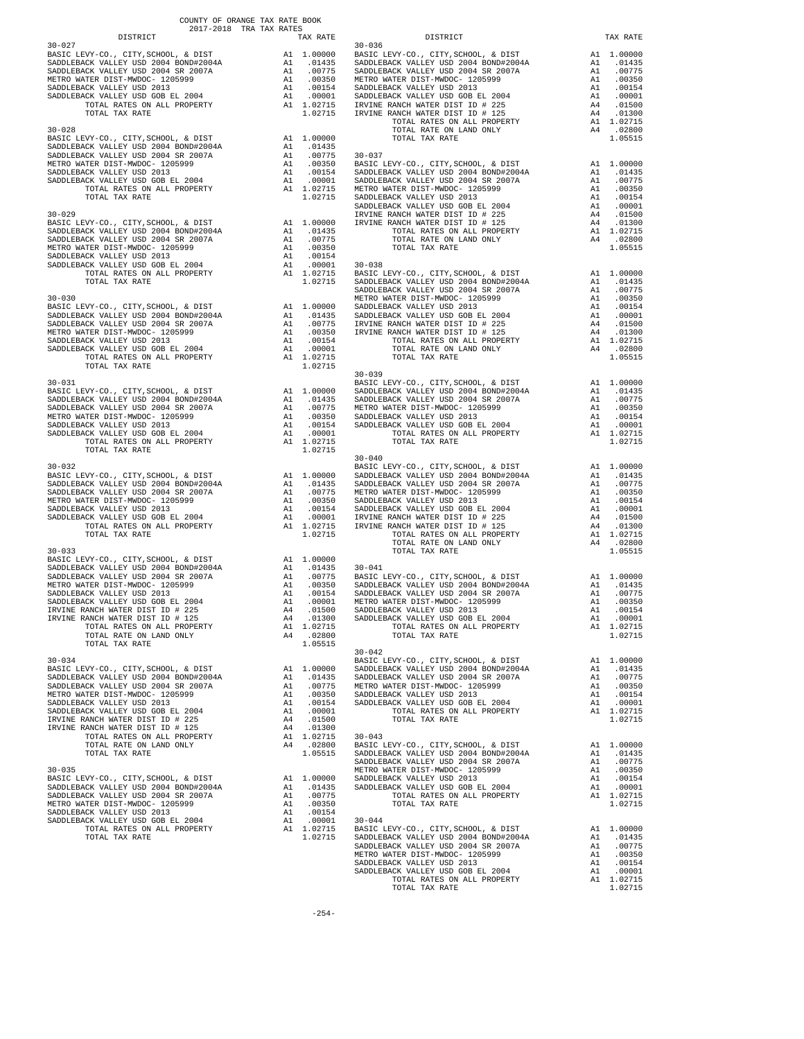COUNTY OF ORANGE TAX RATE BOOK
2017-2018 TRA TAX RATES

| DISTRICT | | TAX RATE |
|---|---|---|
| **30-027** | | |
| BASIC LEVY-CO., CITY,SCHOOL, & DIST | A1 | 1.00000 |
| SADDLEBACK VALLEY USD 2004 BOND#2004A | A1 | .01435 |
| SADDLEBACK VALLEY USD 2004 SR 2007A | A1 | .00775 |
| METRO WATER DIST-MWDOC- 1205999 | A1 | .00350 |
| SADDLEBACK VALLEY USD 2013 | A1 | .00154 |
| SADDLEBACK VALLEY USD GOB EL 2004 | A1 | .00001 |
| TOTAL RATES ON ALL PROPERTY | A1 | 1.02715 |
| TOTAL TAX RATE | | 1.02715 |
| **30-028** | | |
| BASIC LEVY-CO., CITY,SCHOOL, & DIST | A1 | 1.00000 |
| SADDLEBACK VALLEY USD 2004 BOND#2004A | A1 | .01435 |
| SADDLEBACK VALLEY USD 2004 SR 2007A | A1 | .00775 |
| METRO WATER DIST-MWDOC- 1205999 | A1 | .00350 |
| SADDLEBACK VALLEY USD 2013 | A1 | .00154 |
| SADDLEBACK VALLEY USD GOB EL 2004 | A1 | .00001 |
| TOTAL RATES ON ALL PROPERTY | A1 | 1.02715 |
| TOTAL TAX RATE | | 1.02715 |
| **30-029** | | |
| BASIC LEVY-CO., CITY,SCHOOL, & DIST | A1 | 1.00000 |
| SADDLEBACK VALLEY USD 2004 BOND#2004A | A1 | .01435 |
| SADDLEBACK VALLEY USD 2004 SR 2007A | A1 | .00775 |
| METRO WATER DIST-MWDOC- 1205999 | A1 | .00350 |
| SADDLEBACK VALLEY USD 2013 | A1 | .00154 |
| SADDLEBACK VALLEY USD GOB EL 2004 | A1 | .00001 |
| TOTAL RATES ON ALL PROPERTY | A1 | 1.02715 |
| TOTAL TAX RATE | | 1.02715 |
| **30-030** | | |
| BASIC LEVY-CO., CITY,SCHOOL, & DIST | A1 | 1.00000 |
| SADDLEBACK VALLEY USD 2004 BOND#2004A | A1 | .01435 |
| SADDLEBACK VALLEY USD 2004 SR 2007A | A1 | .00775 |
| METRO WATER DIST-MWDOC- 1205999 | A1 | .00350 |
| SADDLEBACK VALLEY USD 2013 | A1 | .00154 |
| SADDLEBACK VALLEY USD GOB EL 2004 | A1 | .00001 |
| TOTAL RATES ON ALL PROPERTY | A1 | 1.02715 |
| TOTAL TAX RATE | | 1.02715 |
| **30-031** | | |
| BASIC LEVY-CO., CITY,SCHOOL, & DIST | A1 | 1.00000 |
| SADDLEBACK VALLEY USD 2004 BOND#2004A | A1 | .01435 |
| SADDLEBACK VALLEY USD 2004 SR 2007A | A1 | .00775 |
| METRO WATER DIST-MWDOC- 1205999 | A1 | .00350 |
| SADDLEBACK VALLEY USD 2013 | A1 | .00154 |
| SADDLEBACK VALLEY USD GOB EL 2004 | A1 | .00001 |
| TOTAL RATES ON ALL PROPERTY | A1 | 1.02715 |
| TOTAL TAX RATE | | 1.02715 |
| **30-032** | | |
| BASIC LEVY-CO., CITY,SCHOOL, & DIST | A1 | 1.00000 |
| SADDLEBACK VALLEY USD 2004 BOND#2004A | A1 | .01435 |
| SADDLEBACK VALLEY USD 2004 SR 2007A | A1 | .00775 |
| METRO WATER DIST-MWDOC- 1205999 | A1 | .00350 |
| SADDLEBACK VALLEY USD 2013 | A1 | .00154 |
| SADDLEBACK VALLEY USD GOB EL 2004 | A1 | .00001 |
| TOTAL RATES ON ALL PROPERTY | A1 | 1.02715 |
| TOTAL TAX RATE | | 1.02715 |
| **30-033** | | |
| BASIC LEVY-CO., CITY,SCHOOL, & DIST | A1 | 1.00000 |
| SADDLEBACK VALLEY USD 2004 BOND#2004A | A1 | .01435 |
| SADDLEBACK VALLEY USD 2004 SR 2007A | A1 | .00775 |
| METRO WATER DIST-MWDOC- 1205999 | A1 | .00350 |
| SADDLEBACK VALLEY USD 2013 | A1 | .00154 |
| SADDLEBACK VALLEY USD GOB EL 2004 | A1 | .00001 |
| IRVINE RANCH WATER DIST ID # 225 | A4 | .01500 |
| IRVINE RANCH WATER DIST ID # 125 | A4 | .01300 |
| TOTAL RATES ON ALL PROPERTY | A1 | 1.02715 |
| TOTAL RATE ON LAND ONLY | A4 | .02800 |
| TOTAL TAX RATE | | 1.05515 |
| **30-034** | | |
| BASIC LEVY-CO., CITY,SCHOOL, & DIST | A1 | 1.00000 |
| SADDLEBACK VALLEY USD 2004 BOND#2004A | A1 | .01435 |
| SADDLEBACK VALLEY USD 2004 SR 2007A | A1 | .00775 |
| METRO WATER DIST-MWDOC- 1205999 | A1 | .00350 |
| SADDLEBACK VALLEY USD 2013 | A1 | .00154 |
| SADDLEBACK VALLEY USD GOB EL 2004 | A1 | .00001 |
| IRVINE RANCH WATER DIST ID # 225 | A4 | .01500 |
| IRVINE RANCH WATER DIST ID # 125 | A4 | .01300 |
| TOTAL RATES ON ALL PROPERTY | A1 | 1.02715 |
| TOTAL RATE ON LAND ONLY | A4 | .02800 |
| TOTAL TAX RATE | | 1.05515 |
| **30-035** | | |
| BASIC LEVY-CO., CITY,SCHOOL, & DIST | A1 | 1.00000 |
| SADDLEBACK VALLEY USD 2004 BOND#2004A | A1 | .01435 |
| SADDLEBACK VALLEY USD 2004 SR 2007A | A1 | .00775 |
| METRO WATER DIST-MWDOC- 1205999 | A1 | .00350 |
| SADDLEBACK VALLEY USD 2013 | A1 | .00154 |
| SADDLEBACK VALLEY USD GOB EL 2004 | A1 | .00001 |
| TOTAL RATES ON ALL PROPERTY | A1 | 1.02715 |
| TOTAL TAX RATE | | 1.02715 |
| **30-036** | | |
| BASIC LEVY-CO., CITY,SCHOOL, & DIST | A1 | 1.00000 |
| SADDLEBACK VALLEY USD 2004 BOND#2004A | A1 | .01435 |
| SADDLEBACK VALLEY USD 2004 SR 2007A | A1 | .00775 |
| METRO WATER DIST-MWDOC- 1205999 | A1 | .00350 |
| SADDLEBACK VALLEY USD 2013 | A1 | .00154 |
| SADDLEBACK VALLEY USD GOB EL 2004 | A1 | .00001 |
| IRVINE RANCH WATER DIST ID # 225 | A4 | .01500 |
| IRVINE RANCH WATER DIST ID # 125 | A4 | .01300 |
| TOTAL RATES ON ALL PROPERTY | A1 | 1.02715 |
| TOTAL RATE ON LAND ONLY | A4 | .02800 |
| TOTAL TAX RATE | | 1.05515 |
| **30-037** | | |
| BASIC LEVY-CO., CITY,SCHOOL, & DIST | A1 | 1.00000 |
| SADDLEBACK VALLEY USD 2004 BOND#2004A | A1 | .01435 |
| SADDLEBACK VALLEY USD 2004 SR 2007A | A1 | .00775 |
| METRO WATER DIST-MWDOC- 1205999 | A1 | .00350 |
| SADDLEBACK VALLEY USD 2013 | A1 | .00154 |
| SADDLEBACK VALLEY USD GOB EL 2004 | A1 | .00001 |
| IRVINE RANCH WATER DIST ID # 225 | A4 | .01500 |
| IRVINE RANCH WATER DIST ID # 125 | A4 | .01300 |
| TOTAL RATES ON ALL PROPERTY | A1 | 1.02715 |
| TOTAL RATE ON LAND ONLY | A4 | .02800 |
| TOTAL TAX RATE | | 1.05515 |
| **30-038** | | |
| BASIC LEVY-CO., CITY,SCHOOL, & DIST | A1 | 1.00000 |
| SADDLEBACK VALLEY USD 2004 BOND#2004A | A1 | .01435 |
| SADDLEBACK VALLEY USD 2004 SR 2007A | A1 | .00775 |
| METRO WATER DIST-MWDOC- 1205999 | A1 | .00350 |
| SADDLEBACK VALLEY USD 2013 | A1 | .00154 |
| SADDLEBACK VALLEY USD GOB EL 2004 | A1 | .00001 |
| IRVINE RANCH WATER DIST ID # 225 | A4 | .01500 |
| IRVINE RANCH WATER DIST ID # 125 | A4 | .01300 |
| TOTAL RATES ON ALL PROPERTY | A1 | 1.02715 |
| TOTAL RATE ON LAND ONLY | A4 | .02800 |
| TOTAL TAX RATE | | 1.05515 |
| **30-039** | | |
| BASIC LEVY-CO., CITY,SCHOOL, & DIST | A1 | 1.00000 |
| SADDLEBACK VALLEY USD 2004 BOND#2004A | A1 | .01435 |
| SADDLEBACK VALLEY USD 2004 SR 2007A | A1 | .00775 |
| METRO WATER DIST-MWDOC- 1205999 | A1 | .00350 |
| SADDLEBACK VALLEY USD 2013 | A1 | .00154 |
| SADDLEBACK VALLEY USD GOB EL 2004 | A1 | .00001 |
| TOTAL RATES ON ALL PROPERTY | A1 | 1.02715 |
| TOTAL TAX RATE | | 1.02715 |
| **30-040** | | |
| BASIC LEVY-CO., CITY,SCHOOL, & DIST | A1 | 1.00000 |
| SADDLEBACK VALLEY USD 2004 BOND#2004A | A1 | .01435 |
| SADDLEBACK VALLEY USD 2004 SR 2007A | A1 | .00775 |
| METRO WATER DIST-MWDOC- 1205999 | A1 | .00350 |
| SADDLEBACK VALLEY USD 2013 | A1 | .00154 |
| SADDLEBACK VALLEY USD GOB EL 2004 | A1 | .00001 |
| IRVINE RANCH WATER DIST ID # 225 | A4 | .01500 |
| IRVINE RANCH WATER DIST ID # 125 | A4 | .01300 |
| TOTAL RATES ON ALL PROPERTY | A1 | 1.02715 |
| TOTAL RATE ON LAND ONLY | A4 | .02800 |
| TOTAL TAX RATE | | 1.05515 |
| **30-041** | | |
| BASIC LEVY-CO., CITY,SCHOOL, & DIST | A1 | 1.00000 |
| SADDLEBACK VALLEY USD 2004 BOND#2004A | A1 | .01435 |
| SADDLEBACK VALLEY USD 2004 SR 2007A | A1 | .00775 |
| METRO WATER DIST-MWDOC- 1205999 | A1 | .00350 |
| SADDLEBACK VALLEY USD 2013 | A1 | .00154 |
| SADDLEBACK VALLEY USD GOB EL 2004 | A1 | .00001 |
| TOTAL RATES ON ALL PROPERTY | A1 | 1.02715 |
| TOTAL TAX RATE | | 1.02715 |
| **30-042** | | |
| BASIC LEVY-CO., CITY,SCHOOL, & DIST | A1 | 1.00000 |
| SADDLEBACK VALLEY USD 2004 BOND#2004A | A1 | .01435 |
| SADDLEBACK VALLEY USD 2004 SR 2007A | A1 | .00775 |
| METRO WATER DIST-MWDOC- 1205999 | A1 | .00350 |
| SADDLEBACK VALLEY USD 2013 | A1 | .00154 |
| SADDLEBACK VALLEY USD GOB EL 2004 | A1 | .00001 |
| TOTAL RATES ON ALL PROPERTY | A1 | 1.02715 |
| TOTAL TAX RATE | | 1.02715 |
| **30-043** | | |
| BASIC LEVY-CO., CITY,SCHOOL, & DIST | A1 | 1.00000 |
| SADDLEBACK VALLEY USD 2004 BOND#2004A | A1 | .01435 |
| SADDLEBACK VALLEY USD 2004 SR 2007A | A1 | .00775 |
| METRO WATER DIST-MWDOC- 1205999 | A1 | .00350 |
| SADDLEBACK VALLEY USD 2013 | A1 | .00154 |
| SADDLEBACK VALLEY USD GOB EL 2004 | A1 | .00001 |
| TOTAL RATES ON ALL PROPERTY | A1 | 1.02715 |
| TOTAL TAX RATE | | 1.02715 |
| **30-044** | | |
| BASIC LEVY-CO., CITY,SCHOOL, & DIST | A1 | 1.00000 |
| SADDLEBACK VALLEY USD 2004 BOND#2004A | A1 | .01435 |
| SADDLEBACK VALLEY USD 2004 SR 2007A | A1 | .00775 |
| METRO WATER DIST-MWDOC- 1205999 | A1 | .00350 |
| SADDLEBACK VALLEY USD 2013 | A1 | .00154 |
| SADDLEBACK VALLEY USD GOB EL 2004 | A1 | .00001 |
| TOTAL RATES ON ALL PROPERTY | A1 | 1.02715 |
| TOTAL TAX RATE | | 1.02715 |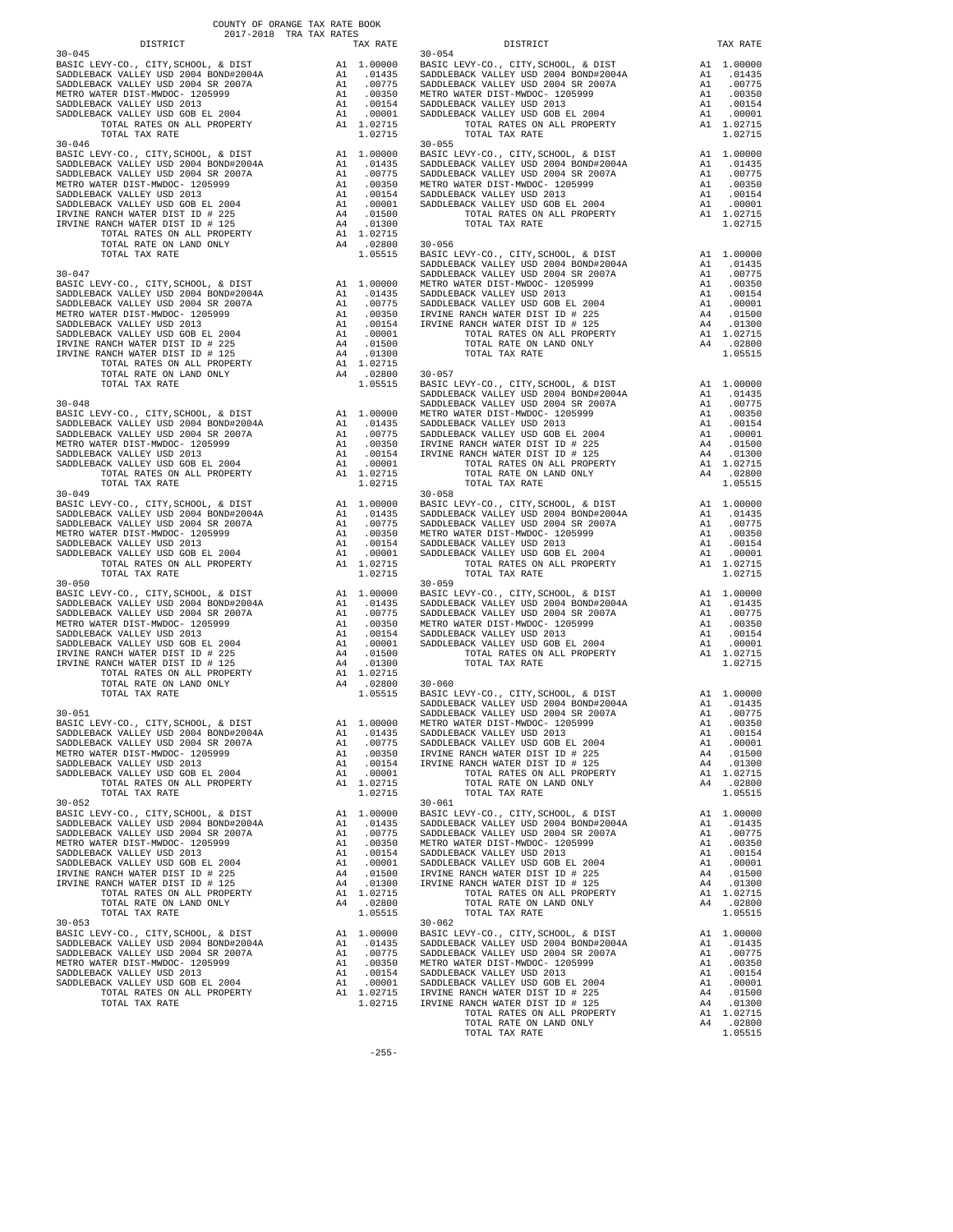COUNTY OF ORANGE TAX RATE BOOK
2017-2018 TRA TAX RATES

| DISTRICT | | TAX RATE |
|---|---|---|
| **30-045** | | |
| BASIC LEVY-CO., CITY,SCHOOL, & DIST | A1 | 1.00000 |
| SADDLEBACK VALLEY USD 2004 BOND#2004A | A1 | .01435 |
| SADDLEBACK VALLEY USD 2004 SR 2007A | A1 | .00775 |
| METRO WATER DIST-MWDOC- 1205999 | A1 | .00350 |
| SADDLEBACK VALLEY USD 2013 | A1 | .00154 |
| SADDLEBACK VALLEY USD GOB EL 2004 | A1 | .00001 |
| TOTAL RATES ON ALL PROPERTY | A1 | 1.02715 |
| TOTAL TAX RATE | | 1.02715 |
| **30-046** | | |
| BASIC LEVY-CO., CITY,SCHOOL, & DIST | A1 | 1.00000 |
| SADDLEBACK VALLEY USD 2004 BOND#2004A | A1 | .01435 |
| SADDLEBACK VALLEY USD 2004 SR 2007A | A1 | .00775 |
| METRO WATER DIST-MWDOC- 1205999 | A1 | .00350 |
| SADDLEBACK VALLEY USD 2013 | A1 | .00154 |
| SADDLEBACK VALLEY USD GOB EL 2004 | A1 | .00001 |
| IRVINE RANCH WATER DIST ID # 225 | A4 | .01500 |
| IRVINE RANCH WATER DIST ID # 125 | A4 | .01300 |
| TOTAL RATES ON ALL PROPERTY | A1 | 1.02715 |
| TOTAL RATE ON LAND ONLY | A4 | .02800 |
| TOTAL TAX RATE | | 1.05515 |
| **30-047** | | |
| BASIC LEVY-CO., CITY,SCHOOL, & DIST | A1 | 1.00000 |
| SADDLEBACK VALLEY USD 2004 BOND#2004A | A1 | .01435 |
| SADDLEBACK VALLEY USD 2004 SR 2007A | A1 | .00775 |
| METRO WATER DIST-MWDOC- 1205999 | A1 | .00350 |
| SADDLEBACK VALLEY USD 2013 | A1 | .00154 |
| SADDLEBACK VALLEY USD GOB EL 2004 | A1 | .00001 |
| IRVINE RANCH WATER DIST ID # 225 | A4 | .01500 |
| IRVINE RANCH WATER DIST ID # 125 | A4 | .01300 |
| TOTAL RATES ON ALL PROPERTY | A1 | 1.02715 |
| TOTAL RATE ON LAND ONLY | A4 | .02800 |
| TOTAL TAX RATE | | 1.05515 |
| **30-048** | | |
| BASIC LEVY-CO., CITY,SCHOOL, & DIST | A1 | 1.00000 |
| SADDLEBACK VALLEY USD 2004 BOND#2004A | A1 | .01435 |
| SADDLEBACK VALLEY USD 2004 SR 2007A | A1 | .00775 |
| METRO WATER DIST-MWDOC- 1205999 | A1 | .00350 |
| SADDLEBACK VALLEY USD 2013 | A1 | .00154 |
| SADDLEBACK VALLEY USD GOB EL 2004 | A1 | .00001 |
| TOTAL RATES ON ALL PROPERTY | A1 | 1.02715 |
| TOTAL TAX RATE | | 1.02715 |
| **30-049** | | |
| BASIC LEVY-CO., CITY,SCHOOL, & DIST | A1 | 1.00000 |
| SADDLEBACK VALLEY USD 2004 BOND#2004A | A1 | .01435 |
| SADDLEBACK VALLEY USD 2004 SR 2007A | A1 | .00775 |
| METRO WATER DIST-MWDOC- 1205999 | A1 | .00350 |
| SADDLEBACK VALLEY USD 2013 | A1 | .00154 |
| SADDLEBACK VALLEY USD GOB EL 2004 | A1 | .00001 |
| TOTAL RATES ON ALL PROPERTY | A1 | 1.02715 |
| TOTAL TAX RATE | | 1.02715 |
| **30-050** | | |
| BASIC LEVY-CO., CITY,SCHOOL, & DIST | A1 | 1.00000 |
| SADDLEBACK VALLEY USD 2004 BOND#2004A | A1 | .01435 |
| SADDLEBACK VALLEY USD 2004 SR 2007A | A1 | .00775 |
| METRO WATER DIST-MWDOC- 1205999 | A1 | .00350 |
| SADDLEBACK VALLEY USD 2013 | A1 | .00154 |
| SADDLEBACK VALLEY USD GOB EL 2004 | A1 | .00001 |
| IRVINE RANCH WATER DIST ID # 225 | A4 | .01500 |
| IRVINE RANCH WATER DIST ID # 125 | A4 | .01300 |
| TOTAL RATES ON ALL PROPERTY | A1 | 1.02715 |
| TOTAL RATE ON LAND ONLY | A4 | .02800 |
| TOTAL TAX RATE | | 1.05515 |
| **30-051** | | |
| BASIC LEVY-CO., CITY,SCHOOL, & DIST | A1 | 1.00000 |
| SADDLEBACK VALLEY USD 2004 BOND#2004A | A1 | .01435 |
| SADDLEBACK VALLEY USD 2004 SR 2007A | A1 | .00775 |
| METRO WATER DIST-MWDOC- 1205999 | A1 | .00350 |
| SADDLEBACK VALLEY USD 2013 | A1 | .00154 |
| SADDLEBACK VALLEY USD GOB EL 2004 | A1 | .00001 |
| TOTAL RATES ON ALL PROPERTY | A1 | 1.02715 |
| TOTAL TAX RATE | | 1.02715 |
| **30-052** | | |
| BASIC LEVY-CO., CITY,SCHOOL, & DIST | A1 | 1.00000 |
| SADDLEBACK VALLEY USD 2004 BOND#2004A | A1 | .01435 |
| SADDLEBACK VALLEY USD 2004 SR 2007A | A1 | .00775 |
| METRO WATER DIST-MWDOC- 1205999 | A1 | .00350 |
| SADDLEBACK VALLEY USD 2013 | A1 | .00154 |
| SADDLEBACK VALLEY USD GOB EL 2004 | A1 | .00001 |
| IRVINE RANCH WATER DIST ID # 225 | A4 | .01500 |
| IRVINE RANCH WATER DIST ID # 125 | A4 | .01300 |
| TOTAL RATES ON ALL PROPERTY | A1 | 1.02715 |
| TOTAL RATE ON LAND ONLY | A4 | .02800 |
| TOTAL TAX RATE | | 1.05515 |
| **30-053** | | |
| BASIC LEVY-CO., CITY,SCHOOL, & DIST | A1 | 1.00000 |
| SADDLEBACK VALLEY USD 2004 BOND#2004A | A1 | .01435 |
| SADDLEBACK VALLEY USD 2004 SR 2007A | A1 | .00775 |
| METRO WATER DIST-MWDOC- 1205999 | A1 | .00350 |
| SADDLEBACK VALLEY USD 2013 | A1 | .00154 |
| SADDLEBACK VALLEY USD GOB EL 2004 | A1 | .00001 |
| TOTAL RATES ON ALL PROPERTY | A1 | 1.02715 |
| TOTAL TAX RATE | | 1.02715 |
| **30-054** | | |
| BASIC LEVY-CO., CITY,SCHOOL, & DIST | A1 | 1.00000 |
| SADDLEBACK VALLEY USD 2004 BOND#2004A | A1 | .01435 |
| SADDLEBACK VALLEY USD 2004 SR 2007A | A1 | .00775 |
| METRO WATER DIST-MWDOC- 1205999 | A1 | .00350 |
| SADDLEBACK VALLEY USD 2013 | A1 | .00154 |
| SADDLEBACK VALLEY USD GOB EL 2004 | A1 | .00001 |
| TOTAL RATES ON ALL PROPERTY | A1 | 1.02715 |
| TOTAL TAX RATE | | 1.02715 |
| **30-055** | | |
| BASIC LEVY-CO., CITY,SCHOOL, & DIST | A1 | 1.00000 |
| SADDLEBACK VALLEY USD 2004 BOND#2004A | A1 | .01435 |
| SADDLEBACK VALLEY USD 2004 SR 2007A | A1 | .00775 |
| METRO WATER DIST-MWDOC- 1205999 | A1 | .00350 |
| SADDLEBACK VALLEY USD 2013 | A1 | .00154 |
| SADDLEBACK VALLEY USD GOB EL 2004 | A1 | .00001 |
| TOTAL RATES ON ALL PROPERTY | A1 | 1.02715 |
| TOTAL TAX RATE | | 1.02715 |
| **30-056** | | |
| BASIC LEVY-CO., CITY,SCHOOL, & DIST | A1 | 1.00000 |
| SADDLEBACK VALLEY USD 2004 BOND#2004A | A1 | .01435 |
| SADDLEBACK VALLEY USD 2004 SR 2007A | A1 | .00775 |
| METRO WATER DIST-MWDOC- 1205999 | A1 | .00350 |
| SADDLEBACK VALLEY USD 2013 | A1 | .00154 |
| SADDLEBACK VALLEY USD GOB EL 2004 | A1 | .00001 |
| IRVINE RANCH WATER DIST ID # 225 | A4 | .01500 |
| IRVINE RANCH WATER DIST ID # 125 | A4 | .01300 |
| TOTAL RATES ON ALL PROPERTY | A1 | 1.02715 |
| TOTAL RATE ON LAND ONLY | A4 | .02800 |
| TOTAL TAX RATE | | 1.05515 |
| **30-057** | | |
| BASIC LEVY-CO., CITY,SCHOOL, & DIST | A1 | 1.00000 |
| SADDLEBACK VALLEY USD 2004 BOND#2004A | A1 | .01435 |
| SADDLEBACK VALLEY USD 2004 SR 2007A | A1 | .00775 |
| METRO WATER DIST-MWDOC- 1205999 | A1 | .00350 |
| SADDLEBACK VALLEY USD 2013 | A1 | .00154 |
| SADDLEBACK VALLEY USD GOB EL 2004 | A1 | .00001 |
| IRVINE RANCH WATER DIST ID # 225 | A4 | .01500 |
| IRVINE RANCH WATER DIST ID # 125 | A4 | .01300 |
| TOTAL RATES ON ALL PROPERTY | A1 | 1.02715 |
| TOTAL RATE ON LAND ONLY | A4 | .02800 |
| TOTAL TAX RATE | | 1.05515 |
| **30-058** | | |
| BASIC LEVY-CO., CITY,SCHOOL, & DIST | A1 | 1.00000 |
| SADDLEBACK VALLEY USD 2004 BOND#2004A | A1 | .01435 |
| SADDLEBACK VALLEY USD 2004 SR 2007A | A1 | .00775 |
| METRO WATER DIST-MWDOC- 1205999 | A1 | .00350 |
| SADDLEBACK VALLEY USD 2013 | A1 | .00154 |
| SADDLEBACK VALLEY USD GOB EL 2004 | A1 | .00001 |
| TOTAL RATES ON ALL PROPERTY | A1 | 1.02715 |
| TOTAL TAX RATE | | 1.02715 |
| **30-059** | | |
| BASIC LEVY-CO., CITY,SCHOOL, & DIST | A1 | 1.00000 |
| SADDLEBACK VALLEY USD 2004 BOND#2004A | A1 | .01435 |
| SADDLEBACK VALLEY USD 2004 SR 2007A | A1 | .00775 |
| METRO WATER DIST-MWDOC- 1205999 | A1 | .00350 |
| SADDLEBACK VALLEY USD 2013 | A1 | .00154 |
| SADDLEBACK VALLEY USD GOB EL 2004 | A1 | .00001 |
| TOTAL RATES ON ALL PROPERTY | A1 | 1.02715 |
| TOTAL TAX RATE | | 1.02715 |
| **30-060** | | |
| BASIC LEVY-CO., CITY,SCHOOL, & DIST | A1 | 1.00000 |
| SADDLEBACK VALLEY USD 2004 BOND#2004A | A1 | .01435 |
| SADDLEBACK VALLEY USD 2004 SR 2007A | A1 | .00775 |
| METRO WATER DIST-MWDOC- 1205999 | A1 | .00350 |
| SADDLEBACK VALLEY USD 2013 | A1 | .00154 |
| SADDLEBACK VALLEY USD GOB EL 2004 | A1 | .00001 |
| IRVINE RANCH WATER DIST ID # 225 | A4 | .01500 |
| IRVINE RANCH WATER DIST ID # 125 | A4 | .01300 |
| TOTAL RATES ON ALL PROPERTY | A1 | 1.02715 |
| TOTAL RATE ON LAND ONLY | A4 | .02800 |
| TOTAL TAX RATE | | 1.05515 |
| **30-061** | | |
| BASIC LEVY-CO., CITY,SCHOOL, & DIST | A1 | 1.00000 |
| SADDLEBACK VALLEY USD 2004 BOND#2004A | A1 | .01435 |
| SADDLEBACK VALLEY USD 2004 SR 2007A | A1 | .00775 |
| METRO WATER DIST-MWDOC- 1205999 | A1 | .00350 |
| SADDLEBACK VALLEY USD 2013 | A1 | .00154 |
| SADDLEBACK VALLEY USD GOB EL 2004 | A1 | .00001 |
| IRVINE RANCH WATER DIST ID # 225 | A4 | .01500 |
| IRVINE RANCH WATER DIST ID # 125 | A4 | .01300 |
| TOTAL RATES ON ALL PROPERTY | A1 | 1.02715 |
| TOTAL RATE ON LAND ONLY | A4 | .02800 |
| TOTAL TAX RATE | | 1.05515 |
| **30-062** | | |
| BASIC LEVY-CO., CITY,SCHOOL, & DIST | A1 | 1.00000 |
| SADDLEBACK VALLEY USD 2004 BOND#2004A | A1 | .01435 |
| SADDLEBACK VALLEY USD 2004 SR 2007A | A1 | .00775 |
| METRO WATER DIST-MWDOC- 1205999 | A1 | .00350 |
| SADDLEBACK VALLEY USD 2013 | A1 | .00154 |
| SADDLEBACK VALLEY USD GOB EL 2004 | A1 | .00001 |
| IRVINE RANCH WATER DIST ID # 225 | A4 | .01500 |
| IRVINE RANCH WATER DIST ID # 125 | A4 | .01300 |
| TOTAL RATES ON ALL PROPERTY | A1 | 1.02715 |
| TOTAL RATE ON LAND ONLY | A4 | .02800 |
| TOTAL TAX RATE | | 1.05515 |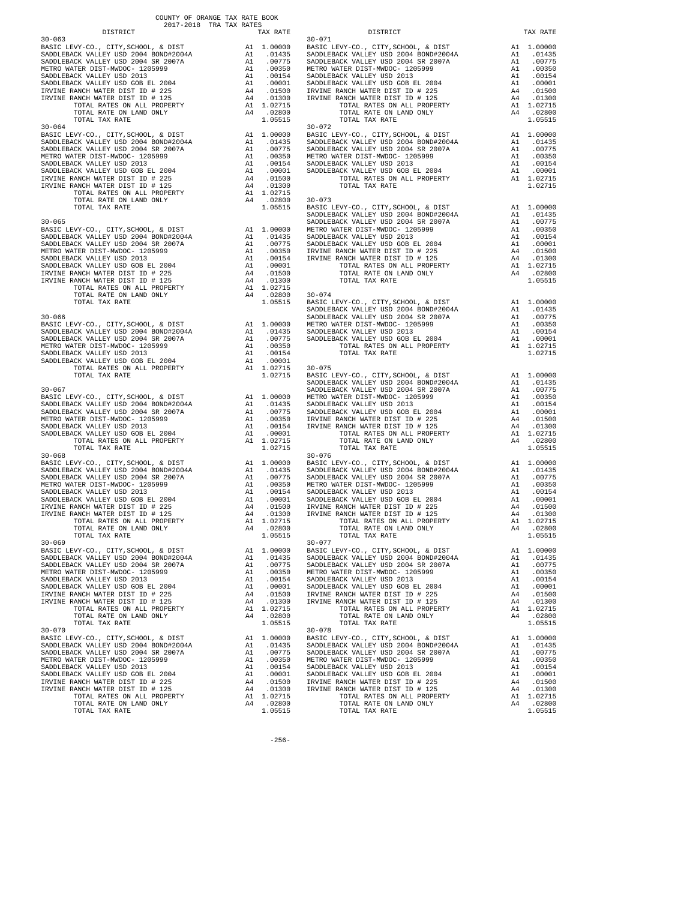COUNTY OF ORANGE TAX RATE BOOK
2017-2018 TRA TAX RATES

| DISTRICT | | TAX RATE |
|---|---|---|
| **30-063** | | |
| BASIC LEVY-CO., CITY,SCHOOL, & DIST | A1 | 1.00000 |
| SADDLEBACK VALLEY USD 2004 BOND#2004A | A1 | .01435 |
| SADDLEBACK VALLEY USD 2004 SR 2007A | A1 | .00775 |
| METRO WATER DIST-MWDOC- 1205999 | A1 | .00350 |
| SADDLEBACK VALLEY USD 2013 | A1 | .00154 |
| SADDLEBACK VALLEY USD GOB EL 2004 | A1 | .00001 |
| IRVINE RANCH WATER DIST ID # 225 | A4 | .01500 |
| IRVINE RANCH WATER DIST ID # 125 | A4 | .01300 |
| TOTAL RATES ON ALL PROPERTY | A1 | 1.02715 |
| TOTAL RATE ON LAND ONLY | A4 | .02800 |
| TOTAL TAX RATE | | 1.05515 |
| **30-064** | | |
| BASIC LEVY-CO., CITY,SCHOOL, & DIST | A1 | 1.00000 |
| SADDLEBACK VALLEY USD 2004 BOND#2004A | A1 | .01435 |
| SADDLEBACK VALLEY USD 2004 SR 2007A | A1 | .00775 |
| METRO WATER DIST-MWDOC- 1205999 | A1 | .00350 |
| SADDLEBACK VALLEY USD 2013 | A1 | .00154 |
| SADDLEBACK VALLEY USD GOB EL 2004 | A1 | .00001 |
| IRVINE RANCH WATER DIST ID # 225 | A4 | .01500 |
| IRVINE RANCH WATER DIST ID # 125 | A4 | .01300 |
| TOTAL RATES ON ALL PROPERTY | A1 | 1.02715 |
| TOTAL RATE ON LAND ONLY | A4 | .02800 |
| TOTAL TAX RATE | | 1.05515 |
| **30-065** | | |
| BASIC LEVY-CO., CITY,SCHOOL, & DIST | A1 | 1.00000 |
| SADDLEBACK VALLEY USD 2004 BOND#2004A | A1 | .01435 |
| SADDLEBACK VALLEY USD 2004 SR 2007A | A1 | .00775 |
| METRO WATER DIST-MWDOC- 1205999 | A1 | .00350 |
| SADDLEBACK VALLEY USD 2013 | A1 | .00154 |
| SADDLEBACK VALLEY USD GOB EL 2004 | A1 | .00001 |
| IRVINE RANCH WATER DIST ID # 225 | A4 | .01500 |
| IRVINE RANCH WATER DIST ID # 125 | A4 | .01300 |
| TOTAL RATES ON ALL PROPERTY | A1 | 1.02715 |
| TOTAL RATE ON LAND ONLY | A4 | .02800 |
| TOTAL TAX RATE | | 1.05515 |
| **30-066** | | |
| BASIC LEVY-CO., CITY,SCHOOL, & DIST | A1 | 1.00000 |
| SADDLEBACK VALLEY USD 2004 BOND#2004A | A1 | .01435 |
| SADDLEBACK VALLEY USD 2004 SR 2007A | A1 | .00775 |
| METRO WATER DIST-MWDOC- 1205999 | A1 | .00350 |
| SADDLEBACK VALLEY USD 2013 | A1 | .00154 |
| SADDLEBACK VALLEY USD GOB EL 2004 | A1 | .00001 |
| TOTAL RATES ON ALL PROPERTY | A1 | 1.02715 |
| TOTAL TAX RATE | | 1.02715 |
| **30-067** | | |
| BASIC LEVY-CO., CITY,SCHOOL, & DIST | A1 | 1.00000 |
| SADDLEBACK VALLEY USD 2004 BOND#2004A | A1 | .01435 |
| SADDLEBACK VALLEY USD 2004 SR 2007A | A1 | .00775 |
| METRO WATER DIST-MWDOC- 1205999 | A1 | .00350 |
| SADDLEBACK VALLEY USD 2013 | A1 | .00154 |
| SADDLEBACK VALLEY USD GOB EL 2004 | A1 | .00001 |
| TOTAL RATES ON ALL PROPERTY | A1 | 1.02715 |
| TOTAL TAX RATE | | 1.02715 |
| **30-068** | | |
| BASIC LEVY-CO., CITY,SCHOOL, & DIST | A1 | 1.00000 |
| SADDLEBACK VALLEY USD 2004 BOND#2004A | A1 | .01435 |
| SADDLEBACK VALLEY USD 2004 SR 2007A | A1 | .00775 |
| METRO WATER DIST-MWDOC- 1205999 | A1 | .00350 |
| SADDLEBACK VALLEY USD 2013 | A1 | .00154 |
| SADDLEBACK VALLEY USD GOB EL 2004 | A1 | .00001 |
| IRVINE RANCH WATER DIST ID # 225 | A4 | .01500 |
| IRVINE RANCH WATER DIST ID # 125 | A4 | .01300 |
| TOTAL RATES ON ALL PROPERTY | A1 | 1.02715 |
| TOTAL RATE ON LAND ONLY | A4 | .02800 |
| TOTAL TAX RATE | | 1.05515 |
| **30-069** | | |
| BASIC LEVY-CO., CITY,SCHOOL, & DIST | A1 | 1.00000 |
| SADDLEBACK VALLEY USD 2004 BOND#2004A | A1 | .01435 |
| SADDLEBACK VALLEY USD 2004 SR 2007A | A1 | .00775 |
| METRO WATER DIST-MWDOC- 1205999 | A1 | .00350 |
| SADDLEBACK VALLEY USD 2013 | A1 | .00154 |
| SADDLEBACK VALLEY USD GOB EL 2004 | A1 | .00001 |
| IRVINE RANCH WATER DIST ID # 225 | A4 | .01500 |
| IRVINE RANCH WATER DIST ID # 125 | A4 | .01300 |
| TOTAL RATES ON ALL PROPERTY | A1 | 1.02715 |
| TOTAL RATE ON LAND ONLY | A4 | .02800 |
| TOTAL TAX RATE | | 1.05515 |
| **30-070** | | |
| BASIC LEVY-CO., CITY,SCHOOL, & DIST | A1 | 1.00000 |
| SADDLEBACK VALLEY USD 2004 BOND#2004A | A1 | .01435 |
| SADDLEBACK VALLEY USD 2004 SR 2007A | A1 | .00775 |
| METRO WATER DIST-MWDOC- 1205999 | A1 | .00350 |
| SADDLEBACK VALLEY USD 2013 | A1 | .00154 |
| SADDLEBACK VALLEY USD GOB EL 2004 | A1 | .00001 |
| IRVINE RANCH WATER DIST ID # 225 | A4 | .01500 |
| IRVINE RANCH WATER DIST ID # 125 | A4 | .01300 |
| TOTAL RATES ON ALL PROPERTY | A1 | 1.02715 |
| TOTAL RATE ON LAND ONLY | A4 | .02800 |
| TOTAL TAX RATE | | 1.05515 |
| **30-071** | | |
| BASIC LEVY-CO., CITY,SCHOOL, & DIST | A1 | 1.00000 |
| SADDLEBACK VALLEY USD 2004 BOND#2004A | A1 | .01435 |
| SADDLEBACK VALLEY USD 2004 SR 2007A | A1 | .00775 |
| METRO WATER DIST-MWDOC- 1205999 | A1 | .00350 |
| SADDLEBACK VALLEY USD 2013 | A1 | .00154 |
| SADDLEBACK VALLEY USD GOB EL 2004 | A1 | .00001 |
| IRVINE RANCH WATER DIST ID # 225 | A4 | .01500 |
| IRVINE RANCH WATER DIST ID # 125 | A4 | .01300 |
| TOTAL RATES ON ALL PROPERTY | A1 | 1.02715 |
| TOTAL RATE ON LAND ONLY | A4 | .02800 |
| TOTAL TAX RATE | | 1.05515 |
| **30-072** | | |
| BASIC LEVY-CO., CITY,SCHOOL, & DIST | A1 | 1.00000 |
| SADDLEBACK VALLEY USD 2004 BOND#2004A | A1 | .01435 |
| SADDLEBACK VALLEY USD 2004 SR 2007A | A1 | .00775 |
| METRO WATER DIST-MWDOC- 1205999 | A1 | .00350 |
| SADDLEBACK VALLEY USD 2013 | A1 | .00154 |
| SADDLEBACK VALLEY USD GOB EL 2004 | A1 | .00001 |
| TOTAL RATES ON ALL PROPERTY | A1 | 1.02715 |
| TOTAL TAX RATE | | 1.02715 |
| **30-073** | | |
| BASIC LEVY-CO., CITY,SCHOOL, & DIST | A1 | 1.00000 |
| SADDLEBACK VALLEY USD 2004 BOND#2004A | A1 | .01435 |
| SADDLEBACK VALLEY USD 2004 SR 2007A | A1 | .00775 |
| METRO WATER DIST-MWDOC- 1205999 | A1 | .00350 |
| SADDLEBACK VALLEY USD 2013 | A1 | .00154 |
| SADDLEBACK VALLEY USD GOB EL 2004 | A1 | .00001 |
| IRVINE RANCH WATER DIST ID # 225 | A4 | .01500 |
| IRVINE RANCH WATER DIST ID # 125 | A4 | .01300 |
| TOTAL RATES ON ALL PROPERTY | A1 | 1.02715 |
| TOTAL RATE ON LAND ONLY | A4 | .02800 |
| TOTAL TAX RATE | | 1.05515 |
| **30-074** | | |
| BASIC LEVY-CO., CITY,SCHOOL, & DIST | A1 | 1.00000 |
| SADDLEBACK VALLEY USD 2004 BOND#2004A | A1 | .01435 |
| SADDLEBACK VALLEY USD 2004 SR 2007A | A1 | .00775 |
| METRO WATER DIST-MWDOC- 1205999 | A1 | .00350 |
| SADDLEBACK VALLEY USD 2013 | A1 | .00154 |
| SADDLEBACK VALLEY USD GOB EL 2004 | A1 | .00001 |
| TOTAL RATES ON ALL PROPERTY | A1 | 1.02715 |
| TOTAL TAX RATE | | 1.02715 |
| **30-075** | | |
| BASIC LEVY-CO., CITY,SCHOOL, & DIST | A1 | 1.00000 |
| SADDLEBACK VALLEY USD 2004 BOND#2004A | A1 | .01435 |
| SADDLEBACK VALLEY USD 2004 SR 2007A | A1 | .00775 |
| METRO WATER DIST-MWDOC- 1205999 | A1 | .00350 |
| SADDLEBACK VALLEY USD 2013 | A1 | .00154 |
| SADDLEBACK VALLEY USD GOB EL 2004 | A1 | .00001 |
| IRVINE RANCH WATER DIST ID # 225 | A4 | .01500 |
| IRVINE RANCH WATER DIST ID # 125 | A4 | .01300 |
| TOTAL RATES ON ALL PROPERTY | A1 | 1.02715 |
| TOTAL RATE ON LAND ONLY | A4 | .02800 |
| TOTAL TAX RATE | | 1.05515 |
| **30-076** | | |
| BASIC LEVY-CO., CITY,SCHOOL, & DIST | A1 | 1.00000 |
| SADDLEBACK VALLEY USD 2004 BOND#2004A | A1 | .01435 |
| SADDLEBACK VALLEY USD 2004 SR 2007A | A1 | .00775 |
| METRO WATER DIST-MWDOC- 1205999 | A1 | .00350 |
| SADDLEBACK VALLEY USD 2013 | A1 | .00154 |
| SADDLEBACK VALLEY USD GOB EL 2004 | A1 | .00001 |
| IRVINE RANCH WATER DIST ID # 225 | A4 | .01500 |
| IRVINE RANCH WATER DIST ID # 125 | A4 | .01300 |
| TOTAL RATES ON ALL PROPERTY | A1 | 1.02715 |
| TOTAL RATE ON LAND ONLY | A4 | .02800 |
| TOTAL TAX RATE | | 1.05515 |
| **30-077** | | |
| BASIC LEVY-CO., CITY,SCHOOL, & DIST | A1 | 1.00000 |
| SADDLEBACK VALLEY USD 2004 BOND#2004A | A1 | .01435 |
| SADDLEBACK VALLEY USD 2004 SR 2007A | A1 | .00775 |
| METRO WATER DIST-MWDOC- 1205999 | A1 | .00350 |
| SADDLEBACK VALLEY USD 2013 | A1 | .00154 |
| SADDLEBACK VALLEY USD GOB EL 2004 | A1 | .00001 |
| IRVINE RANCH WATER DIST ID # 225 | A4 | .01500 |
| IRVINE RANCH WATER DIST ID # 125 | A4 | .01300 |
| TOTAL RATES ON ALL PROPERTY | A1 | 1.02715 |
| TOTAL RATE ON LAND ONLY | A4 | .02800 |
| TOTAL TAX RATE | | 1.05515 |
| **30-078** | | |
| BASIC LEVY-CO., CITY,SCHOOL, & DIST | A1 | 1.00000 |
| SADDLEBACK VALLEY USD 2004 BOND#2004A | A1 | .01435 |
| SADDLEBACK VALLEY USD 2004 SR 2007A | A1 | .00775 |
| METRO WATER DIST-MWDOC- 1205999 | A1 | .00350 |
| SADDLEBACK VALLEY USD 2013 | A1 | .00154 |
| SADDLEBACK VALLEY USD GOB EL 2004 | A1 | .00001 |
| IRVINE RANCH WATER DIST ID # 225 | A4 | .01500 |
| IRVINE RANCH WATER DIST ID # 125 | A4 | .01300 |
| TOTAL RATES ON ALL PROPERTY | A1 | 1.02715 |
| TOTAL RATE ON LAND ONLY | A4 | .02800 |
| TOTAL TAX RATE | | 1.05515 |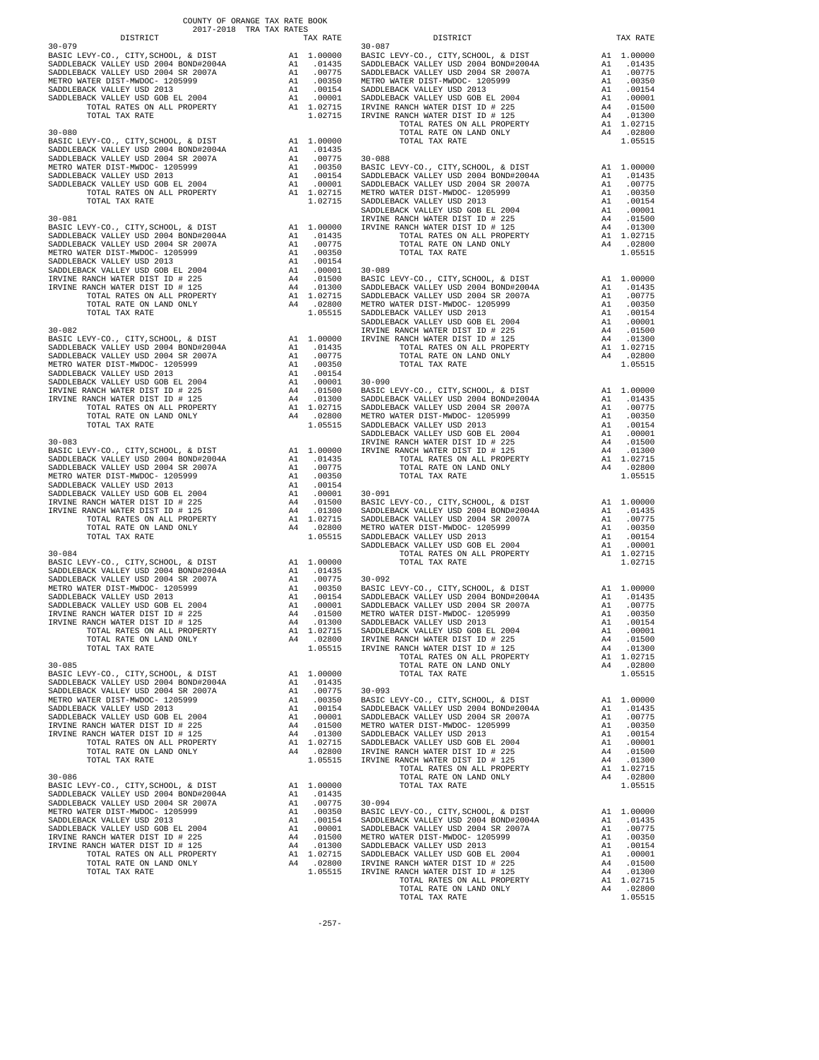COUNTY OF ORANGE TAX RATE BOOK
2017-2018 TRA TAX RATES

| DISTRICT | | TAX RATE |
|---|---|---|
| **30-079** | | |
| BASIC LEVY-CO., CITY,SCHOOL, & DIST | A1 | 1.00000 |
| SADDLEBACK VALLEY USD 2004 BOND#2004A | A1 | .01435 |
| SADDLEBACK VALLEY USD 2004 SR 2007A | A1 | .00775 |
| METRO WATER DIST-MWDOC- 1205999 | A1 | .00350 |
| SADDLEBACK VALLEY USD 2013 | A1 | .00154 |
| SADDLEBACK VALLEY USD GOB EL 2004 | A1 | .00001 |
| TOTAL RATES ON ALL PROPERTY | A1 | 1.02715 |
| TOTAL TAX RATE | | 1.02715 |
| **30-080** | | |
| BASIC LEVY-CO., CITY,SCHOOL, & DIST | A1 | 1.00000 |
| SADDLEBACK VALLEY USD 2004 BOND#2004A | A1 | .01435 |
| SADDLEBACK VALLEY USD 2004 SR 2007A | A1 | .00775 |
| METRO WATER DIST-MWDOC- 1205999 | A1 | .00350 |
| SADDLEBACK VALLEY USD 2013 | A1 | .00154 |
| SADDLEBACK VALLEY USD GOB EL 2004 | A1 | .00001 |
| TOTAL RATES ON ALL PROPERTY | A1 | 1.02715 |
| TOTAL TAX RATE | | 1.02715 |
| **30-081** | | |
| BASIC LEVY-CO., CITY,SCHOOL, & DIST | A1 | 1.00000 |
| SADDLEBACK VALLEY USD 2004 BOND#2004A | A1 | .01435 |
| SADDLEBACK VALLEY USD 2004 SR 2007A | A1 | .00775 |
| METRO WATER DIST-MWDOC- 1205999 | A1 | .00350 |
| SADDLEBACK VALLEY USD 2013 | A1 | .00154 |
| SADDLEBACK VALLEY USD GOB EL 2004 | A1 | .00001 |
| IRVINE RANCH WATER DIST ID # 225 | A4 | .01500 |
| IRVINE RANCH WATER DIST ID # 125 | A4 | .01300 |
| TOTAL RATES ON ALL PROPERTY | A1 | 1.02715 |
| TOTAL RATE ON LAND ONLY | A4 | .02800 |
| TOTAL TAX RATE | | 1.05515 |
| **30-082** | | |
| BASIC LEVY-CO., CITY,SCHOOL, & DIST | A1 | 1.00000 |
| SADDLEBACK VALLEY USD 2004 BOND#2004A | A1 | .01435 |
| SADDLEBACK VALLEY USD 2004 SR 2007A | A1 | .00775 |
| METRO WATER DIST-MWDOC- 1205999 | A1 | .00350 |
| SADDLEBACK VALLEY USD 2013 | A1 | .00154 |
| SADDLEBACK VALLEY USD GOB EL 2004 | A1 | .00001 |
| IRVINE RANCH WATER DIST ID # 225 | A4 | .01500 |
| IRVINE RANCH WATER DIST ID # 125 | A4 | .01300 |
| TOTAL RATES ON ALL PROPERTY | A1 | 1.02715 |
| TOTAL RATE ON LAND ONLY | A4 | .02800 |
| TOTAL TAX RATE | | 1.05515 |
| **30-083** | | |
| BASIC LEVY-CO., CITY,SCHOOL, & DIST | A1 | 1.00000 |
| SADDLEBACK VALLEY USD 2004 BOND#2004A | A1 | .01435 |
| SADDLEBACK VALLEY USD 2004 SR 2007A | A1 | .00775 |
| METRO WATER DIST-MWDOC- 1205999 | A1 | .00350 |
| SADDLEBACK VALLEY USD 2013 | A1 | .00154 |
| SADDLEBACK VALLEY USD GOB EL 2004 | A1 | .00001 |
| IRVINE RANCH WATER DIST ID # 225 | A4 | .01500 |
| IRVINE RANCH WATER DIST ID # 125 | A4 | .01300 |
| TOTAL RATES ON ALL PROPERTY | A1 | 1.02715 |
| TOTAL RATE ON LAND ONLY | A4 | .02800 |
| TOTAL TAX RATE | | 1.05515 |
| **30-084** | | |
| BASIC LEVY-CO., CITY,SCHOOL, & DIST | A1 | 1.00000 |
| SADDLEBACK VALLEY USD 2004 BOND#2004A | A1 | .01435 |
| SADDLEBACK VALLEY USD 2004 SR 2007A | A1 | .00775 |
| METRO WATER DIST-MWDOC- 1205999 | A1 | .00350 |
| SADDLEBACK VALLEY USD 2013 | A1 | .00154 |
| SADDLEBACK VALLEY USD GOB EL 2004 | A1 | .00001 |
| IRVINE RANCH WATER DIST ID # 225 | A4 | .01500 |
| IRVINE RANCH WATER DIST ID # 125 | A4 | .01300 |
| TOTAL RATES ON ALL PROPERTY | A1 | 1.02715 |
| TOTAL RATE ON LAND ONLY | A4 | .02800 |
| TOTAL TAX RATE | | 1.05515 |
| **30-085** | | |
| BASIC LEVY-CO., CITY,SCHOOL, & DIST | A1 | 1.00000 |
| SADDLEBACK VALLEY USD 2004 BOND#2004A | A1 | .01435 |
| SADDLEBACK VALLEY USD 2004 SR 2007A | A1 | .00775 |
| METRO WATER DIST-MWDOC- 1205999 | A1 | .00350 |
| SADDLEBACK VALLEY USD 2013 | A1 | .00154 |
| SADDLEBACK VALLEY USD GOB EL 2004 | A1 | .00001 |
| IRVINE RANCH WATER DIST ID # 225 | A4 | .01500 |
| IRVINE RANCH WATER DIST ID # 125 | A4 | .01300 |
| TOTAL RATES ON ALL PROPERTY | A1 | 1.02715 |
| TOTAL RATE ON LAND ONLY | A4 | .02800 |
| TOTAL TAX RATE | | 1.05515 |
| **30-086** | | |
| BASIC LEVY-CO., CITY,SCHOOL, & DIST | A1 | 1.00000 |
| SADDLEBACK VALLEY USD 2004 BOND#2004A | A1 | .01435 |
| SADDLEBACK VALLEY USD 2004 SR 2007A | A1 | .00775 |
| METRO WATER DIST-MWDOC- 1205999 | A1 | .00350 |
| SADDLEBACK VALLEY USD 2013 | A1 | .00154 |
| SADDLEBACK VALLEY USD GOB EL 2004 | A1 | .00001 |
| IRVINE RANCH WATER DIST ID # 225 | A4 | .01500 |
| IRVINE RANCH WATER DIST ID # 125 | A4 | .01300 |
| TOTAL RATES ON ALL PROPERTY | A1 | 1.02715 |
| TOTAL RATE ON LAND ONLY | A4 | .02800 |
| TOTAL TAX RATE | | 1.05515 |
| **30-087** | | |
| BASIC LEVY-CO., CITY,SCHOOL, & DIST | A1 | 1.00000 |
| SADDLEBACK VALLEY USD 2004 BOND#2004A | A1 | .01435 |
| SADDLEBACK VALLEY USD 2004 SR 2007A | A1 | .00775 |
| METRO WATER DIST-MWDOC- 1205999 | A1 | .00350 |
| SADDLEBACK VALLEY USD 2013 | A1 | .00154 |
| SADDLEBACK VALLEY USD GOB EL 2004 | A1 | .00001 |
| IRVINE RANCH WATER DIST ID # 225 | A4 | .01500 |
| IRVINE RANCH WATER DIST ID # 125 | A4 | .01300 |
| TOTAL RATES ON ALL PROPERTY | A1 | 1.02715 |
| TOTAL RATE ON LAND ONLY | A4 | .02800 |
| TOTAL TAX RATE | | 1.05515 |
| **30-088** | | |
| BASIC LEVY-CO., CITY,SCHOOL, & DIST | A1 | 1.00000 |
| SADDLEBACK VALLEY USD 2004 BOND#2004A | A1 | .01435 |
| SADDLEBACK VALLEY USD 2004 SR 2007A | A1 | .00775 |
| METRO WATER DIST-MWDOC- 1205999 | A1 | .00350 |
| SADDLEBACK VALLEY USD 2013 | A1 | .00154 |
| SADDLEBACK VALLEY USD GOB EL 2004 | A1 | .00001 |
| IRVINE RANCH WATER DIST ID # 225 | A4 | .01500 |
| IRVINE RANCH WATER DIST ID # 125 | A4 | .01300 |
| TOTAL RATES ON ALL PROPERTY | A1 | 1.02715 |
| TOTAL RATE ON LAND ONLY | A4 | .02800 |
| TOTAL TAX RATE | | 1.05515 |
| **30-089** | | |
| BASIC LEVY-CO., CITY,SCHOOL, & DIST | A1 | 1.00000 |
| SADDLEBACK VALLEY USD 2004 BOND#2004A | A1 | .01435 |
| SADDLEBACK VALLEY USD 2004 SR 2007A | A1 | .00775 |
| METRO WATER DIST-MWDOC- 1205999 | A1 | .00350 |
| SADDLEBACK VALLEY USD 2013 | A1 | .00154 |
| SADDLEBACK VALLEY USD GOB EL 2004 | A1 | .00001 |
| IRVINE RANCH WATER DIST ID # 225 | A4 | .01500 |
| IRVINE RANCH WATER DIST ID # 125 | A4 | .01300 |
| TOTAL RATES ON ALL PROPERTY | A1 | 1.02715 |
| TOTAL RATE ON LAND ONLY | A4 | .02800 |
| TOTAL TAX RATE | | 1.05515 |
| **30-090** | | |
| BASIC LEVY-CO., CITY,SCHOOL, & DIST | A1 | 1.00000 |
| SADDLEBACK VALLEY USD 2004 BOND#2004A | A1 | .01435 |
| SADDLEBACK VALLEY USD 2004 SR 2007A | A1 | .00775 |
| METRO WATER DIST-MWDOC- 1205999 | A1 | .00350 |
| SADDLEBACK VALLEY USD 2013 | A1 | .00154 |
| SADDLEBACK VALLEY USD GOB EL 2004 | A1 | .00001 |
| IRVINE RANCH WATER DIST ID # 225 | A4 | .01500 |
| IRVINE RANCH WATER DIST ID # 125 | A4 | .01300 |
| TOTAL RATES ON ALL PROPERTY | A1 | 1.02715 |
| TOTAL RATE ON LAND ONLY | A4 | .02800 |
| TOTAL TAX RATE | | 1.05515 |
| **30-091** | | |
| BASIC LEVY-CO., CITY,SCHOOL, & DIST | A1 | 1.00000 |
| SADDLEBACK VALLEY USD 2004 BOND#2004A | A1 | .01435 |
| SADDLEBACK VALLEY USD 2004 SR 2007A | A1 | .00775 |
| METRO WATER DIST-MWDOC- 1205999 | A1 | .00350 |
| SADDLEBACK VALLEY USD 2013 | A1 | .00154 |
| SADDLEBACK VALLEY USD GOB EL 2004 | A1 | .00001 |
| TOTAL RATES ON ALL PROPERTY | A1 | 1.02715 |
| TOTAL TAX RATE | | 1.02715 |
| **30-092** | | |
| BASIC LEVY-CO., CITY,SCHOOL, & DIST | A1 | 1.00000 |
| SADDLEBACK VALLEY USD 2004 BOND#2004A | A1 | .01435 |
| SADDLEBACK VALLEY USD 2004 SR 2007A | A1 | .00775 |
| METRO WATER DIST-MWDOC- 1205999 | A1 | .00350 |
| SADDLEBACK VALLEY USD 2013 | A1 | .00154 |
| SADDLEBACK VALLEY USD GOB EL 2004 | A1 | .00001 |
| IRVINE RANCH WATER DIST ID # 225 | A4 | .01500 |
| IRVINE RANCH WATER DIST ID # 125 | A4 | .01300 |
| TOTAL RATES ON ALL PROPERTY | A1 | 1.02715 |
| TOTAL RATE ON LAND ONLY | A4 | .02800 |
| TOTAL TAX RATE | | 1.05515 |
| **30-093** | | |
| BASIC LEVY-CO., CITY,SCHOOL, & DIST | A1 | 1.00000 |
| SADDLEBACK VALLEY USD 2004 BOND#2004A | A1 | .01435 |
| SADDLEBACK VALLEY USD 2004 SR 2007A | A1 | .00775 |
| METRO WATER DIST-MWDOC- 1205999 | A1 | .00350 |
| SADDLEBACK VALLEY USD 2013 | A1 | .00154 |
| SADDLEBACK VALLEY USD GOB EL 2004 | A1 | .00001 |
| IRVINE RANCH WATER DIST ID # 225 | A4 | .01500 |
| IRVINE RANCH WATER DIST ID # 125 | A4 | .01300 |
| TOTAL RATES ON ALL PROPERTY | A1 | 1.02715 |
| TOTAL RATE ON LAND ONLY | A4 | .02800 |
| TOTAL TAX RATE | | 1.05515 |
| **30-094** | | |
| BASIC LEVY-CO., CITY,SCHOOL, & DIST | A1 | 1.00000 |
| SADDLEBACK VALLEY USD 2004 BOND#2004A | A1 | .01435 |
| SADDLEBACK VALLEY USD 2004 SR 2007A | A1 | .00775 |
| METRO WATER DIST-MWDOC- 1205999 | A1 | .00350 |
| SADDLEBACK VALLEY USD 2013 | A1 | .00154 |
| SADDLEBACK VALLEY USD GOB EL 2004 | A1 | .00001 |
| IRVINE RANCH WATER DIST ID # 225 | A4 | .01500 |
| IRVINE RANCH WATER DIST ID # 125 | A4 | .01300 |
| TOTAL RATES ON ALL PROPERTY | A1 | 1.02715 |
| TOTAL RATE ON LAND ONLY | A4 | .02800 |
| TOTAL TAX RATE | | 1.05515 |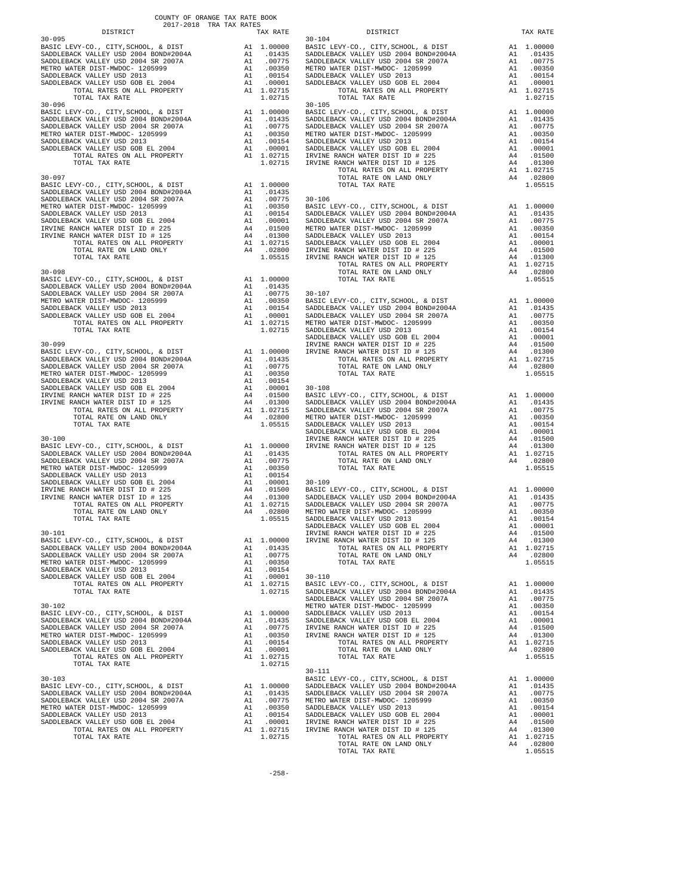COUNTY OF ORANGE TAX RATE BOOK
2017-2018 TRA TAX RATES

| DISTRICT | | TAX RATE |
|---|---|---|
| **30-095** | | |
| BASIC LEVY-CO., CITY,SCHOOL, & DIST | A1 | 1.00000 |
| SADDLEBACK VALLEY USD 2004 BOND#2004A | A1 | .01435 |
| SADDLEBACK VALLEY USD 2004 SR 2007A | A1 | .00775 |
| METRO WATER DIST-MWDOC- 1205999 | A1 | .00350 |
| SADDLEBACK VALLEY USD 2013 | A1 | .00154 |
| SADDLEBACK VALLEY USD GOB EL 2004 | A1 | .00001 |
| TOTAL RATES ON ALL PROPERTY | A1 | 1.02715 |
| TOTAL TAX RATE | | 1.02715 |
| **30-096** | | |
| BASIC LEVY-CO., CITY,SCHOOL, & DIST | A1 | 1.00000 |
| SADDLEBACK VALLEY USD 2004 BOND#2004A | A1 | .01435 |
| SADDLEBACK VALLEY USD 2004 SR 2007A | A1 | .00775 |
| METRO WATER DIST-MWDOC- 1205999 | A1 | .00350 |
| SADDLEBACK VALLEY USD 2013 | A1 | .00154 |
| SADDLEBACK VALLEY USD GOB EL 2004 | A1 | .00001 |
| TOTAL RATES ON ALL PROPERTY | A1 | 1.02715 |
| TOTAL TAX RATE | | 1.02715 |
| **30-097** | | |
| BASIC LEVY-CO., CITY,SCHOOL, & DIST | A1 | 1.00000 |
| SADDLEBACK VALLEY USD 2004 BOND#2004A | A1 | .01435 |
| SADDLEBACK VALLEY USD 2004 SR 2007A | A1 | .00775 |
| METRO WATER DIST-MWDOC- 1205999 | A1 | .00350 |
| SADDLEBACK VALLEY USD 2013 | A1 | .00154 |
| SADDLEBACK VALLEY USD GOB EL 2004 | A1 | .00001 |
| IRVINE RANCH WATER DIST ID # 225 | A4 | .01500 |
| IRVINE RANCH WATER DIST ID # 125 | A4 | .01300 |
| TOTAL RATES ON ALL PROPERTY | A1 | 1.02715 |
| TOTAL RATE ON LAND ONLY | A4 | .02800 |
| TOTAL TAX RATE | | 1.05515 |
| **30-098** | | |
| BASIC LEVY-CO., CITY,SCHOOL, & DIST | A1 | 1.00000 |
| SADDLEBACK VALLEY USD 2004 BOND#2004A | A1 | .01435 |
| SADDLEBACK VALLEY USD 2004 SR 2007A | A1 | .00775 |
| METRO WATER DIST-MWDOC- 1205999 | A1 | .00350 |
| SADDLEBACK VALLEY USD 2013 | A1 | .00154 |
| SADDLEBACK VALLEY USD GOB EL 2004 | A1 | .00001 |
| TOTAL RATES ON ALL PROPERTY | A1 | 1.02715 |
| TOTAL TAX RATE | | 1.02715 |
| **30-099** | | |
| BASIC LEVY-CO., CITY,SCHOOL, & DIST | A1 | 1.00000 |
| SADDLEBACK VALLEY USD 2004 BOND#2004A | A1 | .01435 |
| SADDLEBACK VALLEY USD 2004 SR 2007A | A1 | .00775 |
| METRO WATER DIST-MWDOC- 1205999 | A1 | .00350 |
| SADDLEBACK VALLEY USD 2013 | A1 | .00154 |
| SADDLEBACK VALLEY USD GOB EL 2004 | A1 | .00001 |
| IRVINE RANCH WATER DIST ID # 225 | A4 | .01500 |
| IRVINE RANCH WATER DIST ID # 125 | A4 | .01300 |
| TOTAL RATES ON ALL PROPERTY | A1 | 1.02715 |
| TOTAL RATE ON LAND ONLY | A4 | .02800 |
| TOTAL TAX RATE | | 1.05515 |
| **30-100** | | |
| BASIC LEVY-CO., CITY,SCHOOL, & DIST | A1 | 1.00000 |
| SADDLEBACK VALLEY USD 2004 BOND#2004A | A1 | .01435 |
| SADDLEBACK VALLEY USD 2004 SR 2007A | A1 | .00775 |
| METRO WATER DIST-MWDOC- 1205999 | A1 | .00350 |
| SADDLEBACK VALLEY USD 2013 | A1 | .00154 |
| SADDLEBACK VALLEY USD GOB EL 2004 | A1 | .00001 |
| IRVINE RANCH WATER DIST ID # 225 | A4 | .01500 |
| IRVINE RANCH WATER DIST ID # 125 | A4 | .01300 |
| TOTAL RATES ON ALL PROPERTY | A1 | 1.02715 |
| TOTAL RATE ON LAND ONLY | A4 | .02800 |
| TOTAL TAX RATE | | 1.05515 |
| **30-101** | | |
| BASIC LEVY-CO., CITY,SCHOOL, & DIST | A1 | 1.00000 |
| SADDLEBACK VALLEY USD 2004 BOND#2004A | A1 | .01435 |
| SADDLEBACK VALLEY USD 2004 SR 2007A | A1 | .00775 |
| METRO WATER DIST-MWDOC- 1205999 | A1 | .00350 |
| SADDLEBACK VALLEY USD 2013 | A1 | .00154 |
| SADDLEBACK VALLEY USD GOB EL 2004 | A1 | .00001 |
| TOTAL RATES ON ALL PROPERTY | A1 | 1.02715 |
| TOTAL TAX RATE | | 1.02715 |
| **30-102** | | |
| BASIC LEVY-CO., CITY,SCHOOL, & DIST | A1 | 1.00000 |
| SADDLEBACK VALLEY USD 2004 BOND#2004A | A1 | .01435 |
| SADDLEBACK VALLEY USD 2004 SR 2007A | A1 | .00775 |
| METRO WATER DIST-MWDOC- 1205999 | A1 | .00350 |
| SADDLEBACK VALLEY USD 2013 | A1 | .00154 |
| SADDLEBACK VALLEY USD GOB EL 2004 | A1 | .00001 |
| TOTAL RATES ON ALL PROPERTY | A1 | 1.02715 |
| TOTAL TAX RATE | | 1.02715 |
| **30-103** | | |
| BASIC LEVY-CO., CITY,SCHOOL, & DIST | A1 | 1.00000 |
| SADDLEBACK VALLEY USD 2004 BOND#2004A | A1 | .01435 |
| SADDLEBACK VALLEY USD 2004 SR 2007A | A1 | .00775 |
| METRO WATER DIST-MWDOC- 1205999 | A1 | .00350 |
| SADDLEBACK VALLEY USD 2013 | A1 | .00154 |
| SADDLEBACK VALLEY USD GOB EL 2004 | A1 | .00001 |
| TOTAL RATES ON ALL PROPERTY | A1 | 1.02715 |
| TOTAL TAX RATE | | 1.02715 |
| **30-104** | | |
| BASIC LEVY-CO., CITY,SCHOOL, & DIST | A1 | 1.00000 |
| SADDLEBACK VALLEY USD 2004 BOND#2004A | A1 | .01435 |
| SADDLEBACK VALLEY USD 2004 SR 2007A | A1 | .00775 |
| METRO WATER DIST-MWDOC- 1205999 | A1 | .00350 |
| SADDLEBACK VALLEY USD 2013 | A1 | .00154 |
| SADDLEBACK VALLEY USD GOB EL 2004 | A1 | .00001 |
| TOTAL RATES ON ALL PROPERTY | A1 | 1.02715 |
| TOTAL TAX RATE | | 1.02715 |
| **30-105** | | |
| BASIC LEVY-CO., CITY,SCHOOL, & DIST | A1 | 1.00000 |
| SADDLEBACK VALLEY USD 2004 BOND#2004A | A1 | .01435 |
| SADDLEBACK VALLEY USD 2004 SR 2007A | A1 | .00775 |
| METRO WATER DIST-MWDOC- 1205999 | A1 | .00350 |
| SADDLEBACK VALLEY USD 2013 | A1 | .00154 |
| SADDLEBACK VALLEY USD GOB EL 2004 | A1 | .00001 |
| IRVINE RANCH WATER DIST ID # 225 | A4 | .01500 |
| IRVINE RANCH WATER DIST ID # 125 | A4 | .01300 |
| TOTAL RATES ON ALL PROPERTY | A1 | 1.02715 |
| TOTAL RATE ON LAND ONLY | A4 | .02800 |
| TOTAL TAX RATE | | 1.05515 |
| **30-106** | | |
| BASIC LEVY-CO., CITY,SCHOOL, & DIST | A1 | 1.00000 |
| SADDLEBACK VALLEY USD 2004 BOND#2004A | A1 | .01435 |
| SADDLEBACK VALLEY USD 2004 SR 2007A | A1 | .00775 |
| METRO WATER DIST-MWDOC- 1205999 | A1 | .00350 |
| SADDLEBACK VALLEY USD 2013 | A1 | .00154 |
| SADDLEBACK VALLEY USD GOB EL 2004 | A1 | .00001 |
| IRVINE RANCH WATER DIST ID # 225 | A4 | .01500 |
| IRVINE RANCH WATER DIST ID # 125 | A4 | .01300 |
| TOTAL RATES ON ALL PROPERTY | A1 | 1.02715 |
| TOTAL RATE ON LAND ONLY | A4 | .02800 |
| TOTAL TAX RATE | | 1.05515 |
| **30-107** | | |
| BASIC LEVY-CO., CITY,SCHOOL, & DIST | A1 | 1.00000 |
| SADDLEBACK VALLEY USD 2004 BOND#2004A | A1 | .01435 |
| SADDLEBACK VALLEY USD 2004 SR 2007A | A1 | .00775 |
| METRO WATER DIST-MWDOC- 1205999 | A1 | .00350 |
| SADDLEBACK VALLEY USD 2013 | A1 | .00154 |
| SADDLEBACK VALLEY USD GOB EL 2004 | A1 | .00001 |
| IRVINE RANCH WATER DIST ID # 225 | A4 | .01500 |
| IRVINE RANCH WATER DIST ID # 125 | A4 | .01300 |
| TOTAL RATES ON ALL PROPERTY | A1 | 1.02715 |
| TOTAL RATE ON LAND ONLY | A4 | .02800 |
| TOTAL TAX RATE | | 1.05515 |
| **30-108** | | |
| BASIC LEVY-CO., CITY,SCHOOL, & DIST | A1 | 1.00000 |
| SADDLEBACK VALLEY USD 2004 BOND#2004A | A1 | .01435 |
| SADDLEBACK VALLEY USD 2004 SR 2007A | A1 | .00775 |
| METRO WATER DIST-MWDOC- 1205999 | A1 | .00350 |
| SADDLEBACK VALLEY USD 2013 | A1 | .00154 |
| SADDLEBACK VALLEY USD GOB EL 2004 | A1 | .00001 |
| IRVINE RANCH WATER DIST ID # 225 | A4 | .01500 |
| IRVINE RANCH WATER DIST ID # 125 | A4 | .01300 |
| TOTAL RATES ON ALL PROPERTY | A1 | 1.02715 |
| TOTAL RATE ON LAND ONLY | A4 | .02800 |
| TOTAL TAX RATE | | 1.05515 |
| **30-109** | | |
| BASIC LEVY-CO., CITY,SCHOOL, & DIST | A1 | 1.00000 |
| SADDLEBACK VALLEY USD 2004 BOND#2004A | A1 | .01435 |
| SADDLEBACK VALLEY USD 2004 SR 2007A | A1 | .00775 |
| METRO WATER DIST-MWDOC- 1205999 | A1 | .00350 |
| SADDLEBACK VALLEY USD 2013 | A1 | .00154 |
| SADDLEBACK VALLEY USD GOB EL 2004 | A1 | .00001 |
| IRVINE RANCH WATER DIST ID # 225 | A4 | .01500 |
| IRVINE RANCH WATER DIST ID # 125 | A4 | .01300 |
| TOTAL RATES ON ALL PROPERTY | A1 | 1.02715 |
| TOTAL RATE ON LAND ONLY | A4 | .02800 |
| TOTAL TAX RATE | | 1.05515 |
| **30-110** | | |
| BASIC LEVY-CO., CITY,SCHOOL, & DIST | A1 | 1.00000 |
| SADDLEBACK VALLEY USD 2004 BOND#2004A | A1 | .01435 |
| SADDLEBACK VALLEY USD 2004 SR 2007A | A1 | .00775 |
| METRO WATER DIST-MWDOC- 1205999 | A1 | .00350 |
| SADDLEBACK VALLEY USD 2013 | A1 | .00154 |
| SADDLEBACK VALLEY USD GOB EL 2004 | A1 | .00001 |
| IRVINE RANCH WATER DIST ID # 225 | A4 | .01500 |
| IRVINE RANCH WATER DIST ID # 125 | A4 | .01300 |
| TOTAL RATES ON ALL PROPERTY | A1 | 1.02715 |
| TOTAL RATE ON LAND ONLY | A4 | .02800 |
| TOTAL TAX RATE | | 1.05515 |
| **30-111** | | |
| BASIC LEVY-CO., CITY,SCHOOL, & DIST | A1 | 1.00000 |
| SADDLEBACK VALLEY USD 2004 BOND#2004A | A1 | .01435 |
| SADDLEBACK VALLEY USD 2004 SR 2007A | A1 | .00775 |
| METRO WATER DIST-MWDOC- 1205999 | A1 | .00350 |
| SADDLEBACK VALLEY USD 2013 | A1 | .00154 |
| SADDLEBACK VALLEY USD GOB EL 2004 | A1 | .00001 |
| IRVINE RANCH WATER DIST ID # 225 | A4 | .01500 |
| IRVINE RANCH WATER DIST ID # 125 | A4 | .01300 |
| TOTAL RATES ON ALL PROPERTY | A1 | 1.02715 |
| TOTAL RATE ON LAND ONLY | A4 | .02800 |
| TOTAL TAX RATE | | 1.05515 |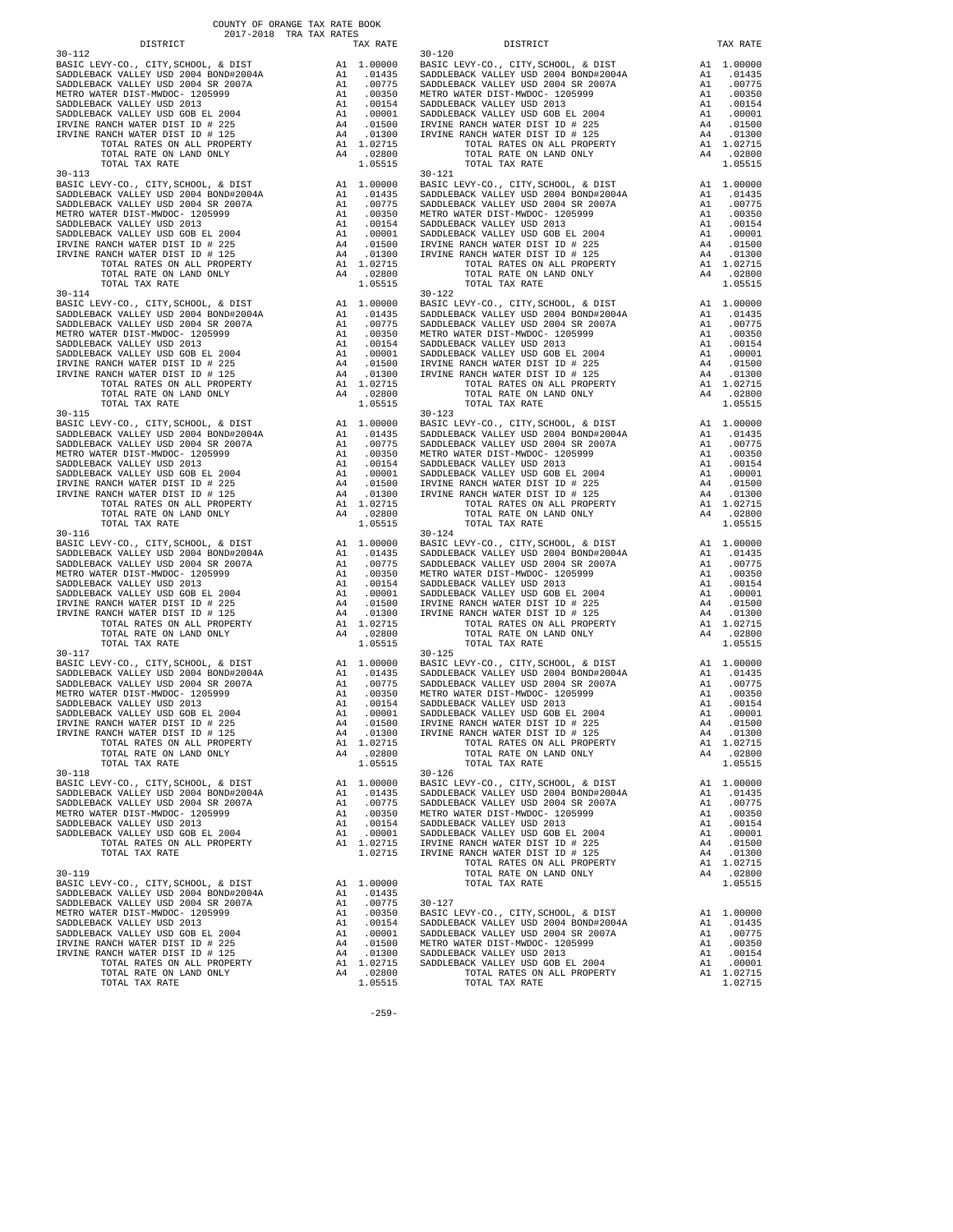COUNTY OF ORANGE TAX RATE BOOK
2017-2018 TRA TAX RATES

| DISTRICT | | TAX RATE |
|---|---|---|
| **30-112** | | |
| BASIC LEVY-CO., CITY,SCHOOL, & DIST | A1 | 1.00000 |
| SADDLEBACK VALLEY USD 2004 BOND#2004A | A1 | .01435 |
| SADDLEBACK VALLEY USD 2004 SR 2007A | A1 | .00775 |
| METRO WATER DIST-MWDOC- 1205999 | A1 | .00350 |
| SADDLEBACK VALLEY USD 2013 | A1 | .00154 |
| SADDLEBACK VALLEY USD GOB EL 2004 | A1 | .00001 |
| IRVINE RANCH WATER DIST ID # 225 | A4 | .01500 |
| IRVINE RANCH WATER DIST ID # 125 | A4 | .01300 |
| TOTAL RATES ON ALL PROPERTY | A1 | 1.02715 |
| TOTAL RATE ON LAND ONLY | A4 | .02800 |
| TOTAL TAX RATE | | 1.05515 |
| **30-113** | | |
| BASIC LEVY-CO., CITY,SCHOOL, & DIST | A1 | 1.00000 |
| SADDLEBACK VALLEY USD 2004 BOND#2004A | A1 | .01435 |
| SADDLEBACK VALLEY USD 2004 SR 2007A | A1 | .00775 |
| METRO WATER DIST-MWDOC- 1205999 | A1 | .00350 |
| SADDLEBACK VALLEY USD 2013 | A1 | .00154 |
| SADDLEBACK VALLEY USD GOB EL 2004 | A1 | .00001 |
| IRVINE RANCH WATER DIST ID # 225 | A4 | .01500 |
| IRVINE RANCH WATER DIST ID # 125 | A4 | .01300 |
| TOTAL RATES ON ALL PROPERTY | A1 | 1.02715 |
| TOTAL RATE ON LAND ONLY | A4 | .02800 |
| TOTAL TAX RATE | | 1.05515 |
| **30-114** | | |
| BASIC LEVY-CO., CITY,SCHOOL, & DIST | A1 | 1.00000 |
| SADDLEBACK VALLEY USD 2004 BOND#2004A | A1 | .01435 |
| SADDLEBACK VALLEY USD 2004 SR 2007A | A1 | .00775 |
| METRO WATER DIST-MWDOC- 1205999 | A1 | .00350 |
| SADDLEBACK VALLEY USD 2013 | A1 | .00154 |
| SADDLEBACK VALLEY USD GOB EL 2004 | A1 | .00001 |
| IRVINE RANCH WATER DIST ID # 225 | A4 | .01500 |
| IRVINE RANCH WATER DIST ID # 125 | A4 | .01300 |
| TOTAL RATES ON ALL PROPERTY | A1 | 1.02715 |
| TOTAL RATE ON LAND ONLY | A4 | .02800 |
| TOTAL TAX RATE | | 1.05515 |
| **30-115** | | |
| BASIC LEVY-CO., CITY,SCHOOL, & DIST | A1 | 1.00000 |
| SADDLEBACK VALLEY USD 2004 BOND#2004A | A1 | .01435 |
| SADDLEBACK VALLEY USD 2004 SR 2007A | A1 | .00775 |
| METRO WATER DIST-MWDOC- 1205999 | A1 | .00350 |
| SADDLEBACK VALLEY USD 2013 | A1 | .00154 |
| SADDLEBACK VALLEY USD GOB EL 2004 | A1 | .00001 |
| IRVINE RANCH WATER DIST ID # 225 | A4 | .01500 |
| IRVINE RANCH WATER DIST ID # 125 | A4 | .01300 |
| TOTAL RATES ON ALL PROPERTY | A1 | 1.02715 |
| TOTAL RATE ON LAND ONLY | A4 | .02800 |
| TOTAL TAX RATE | | 1.05515 |
| **30-116** | | |
| BASIC LEVY-CO., CITY,SCHOOL, & DIST | A1 | 1.00000 |
| SADDLEBACK VALLEY USD 2004 BOND#2004A | A1 | .01435 |
| SADDLEBACK VALLEY USD 2004 SR 2007A | A1 | .00775 |
| METRO WATER DIST-MWDOC- 1205999 | A1 | .00350 |
| SADDLEBACK VALLEY USD 2013 | A1 | .00154 |
| SADDLEBACK VALLEY USD GOB EL 2004 | A1 | .00001 |
| IRVINE RANCH WATER DIST ID # 225 | A4 | .01500 |
| IRVINE RANCH WATER DIST ID # 125 | A4 | .01300 |
| TOTAL RATES ON ALL PROPERTY | A1 | 1.02715 |
| TOTAL RATE ON LAND ONLY | A4 | .02800 |
| TOTAL TAX RATE | | 1.05515 |
| **30-117** | | |
| BASIC LEVY-CO., CITY,SCHOOL, & DIST | A1 | 1.00000 |
| SADDLEBACK VALLEY USD 2004 BOND#2004A | A1 | .01435 |
| SADDLEBACK VALLEY USD 2004 SR 2007A | A1 | .00775 |
| METRO WATER DIST-MWDOC- 1205999 | A1 | .00350 |
| SADDLEBACK VALLEY USD 2013 | A1 | .00154 |
| SADDLEBACK VALLEY USD GOB EL 2004 | A1 | .00001 |
| IRVINE RANCH WATER DIST ID # 225 | A4 | .01500 |
| IRVINE RANCH WATER DIST ID # 125 | A4 | .01300 |
| TOTAL RATES ON ALL PROPERTY | A1 | 1.02715 |
| TOTAL RATE ON LAND ONLY | A4 | .02800 |
| TOTAL TAX RATE | | 1.05515 |
| **30-118** | | |
| BASIC LEVY-CO., CITY,SCHOOL, & DIST | A1 | 1.00000 |
| SADDLEBACK VALLEY USD 2004 BOND#2004A | A1 | .01435 |
| SADDLEBACK VALLEY USD 2004 SR 2007A | A1 | .00775 |
| METRO WATER DIST-MWDOC- 1205999 | A1 | .00350 |
| SADDLEBACK VALLEY USD 2013 | A1 | .00154 |
| SADDLEBACK VALLEY USD GOB EL 2004 | A1 | .00001 |
| TOTAL RATES ON ALL PROPERTY | A1 | 1.02715 |
| TOTAL TAX RATE | | 1.02715 |
| **30-119** | | |
| BASIC LEVY-CO., CITY,SCHOOL, & DIST | A1 | 1.00000 |
| SADDLEBACK VALLEY USD 2004 BOND#2004A | A1 | .01435 |
| SADDLEBACK VALLEY USD 2004 SR 2007A | A1 | .00775 |
| METRO WATER DIST-MWDOC- 1205999 | A1 | .00350 |
| SADDLEBACK VALLEY USD 2013 | A1 | .00154 |
| SADDLEBACK VALLEY USD GOB EL 2004 | A1 | .00001 |
| IRVINE RANCH WATER DIST ID # 225 | A4 | .01500 |
| IRVINE RANCH WATER DIST ID # 125 | A4 | .01300 |
| TOTAL RATES ON ALL PROPERTY | A1 | 1.02715 |
| TOTAL RATE ON LAND ONLY | A4 | .02800 |
| TOTAL TAX RATE | | 1.05515 |
| **30-120** | | |
| BASIC LEVY-CO., CITY,SCHOOL, & DIST | A1 | 1.00000 |
| SADDLEBACK VALLEY USD 2004 BOND#2004A | A1 | .01435 |
| SADDLEBACK VALLEY USD 2004 SR 2007A | A1 | .00775 |
| METRO WATER DIST-MWDOC- 1205999 | A1 | .00350 |
| SADDLEBACK VALLEY USD 2013 | A1 | .00154 |
| SADDLEBACK VALLEY USD GOB EL 2004 | A1 | .00001 |
| IRVINE RANCH WATER DIST ID # 225 | A4 | .01500 |
| IRVINE RANCH WATER DIST ID # 125 | A4 | .01300 |
| TOTAL RATES ON ALL PROPERTY | A1 | 1.02715 |
| TOTAL RATE ON LAND ONLY | A4 | .02800 |
| TOTAL TAX RATE | | 1.05515 |
| **30-121** | | |
| BASIC LEVY-CO., CITY,SCHOOL, & DIST | A1 | 1.00000 |
| SADDLEBACK VALLEY USD 2004 BOND#2004A | A1 | .01435 |
| SADDLEBACK VALLEY USD 2004 SR 2007A | A1 | .00775 |
| METRO WATER DIST-MWDOC- 1205999 | A1 | .00350 |
| SADDLEBACK VALLEY USD 2013 | A1 | .00154 |
| SADDLEBACK VALLEY USD GOB EL 2004 | A1 | .00001 |
| IRVINE RANCH WATER DIST ID # 225 | A4 | .01500 |
| IRVINE RANCH WATER DIST ID # 125 | A4 | .01300 |
| TOTAL RATES ON ALL PROPERTY | A1 | 1.02715 |
| TOTAL RATE ON LAND ONLY | A4 | .02800 |
| TOTAL TAX RATE | | 1.05515 |
| **30-122** | | |
| BASIC LEVY-CO., CITY,SCHOOL, & DIST | A1 | 1.00000 |
| SADDLEBACK VALLEY USD 2004 BOND#2004A | A1 | .01435 |
| SADDLEBACK VALLEY USD 2004 SR 2007A | A1 | .00775 |
| METRO WATER DIST-MWDOC- 1205999 | A1 | .00350 |
| SADDLEBACK VALLEY USD 2013 | A1 | .00154 |
| SADDLEBACK VALLEY USD GOB EL 2004 | A1 | .00001 |
| IRVINE RANCH WATER DIST ID # 225 | A4 | .01500 |
| IRVINE RANCH WATER DIST ID # 125 | A4 | .01300 |
| TOTAL RATES ON ALL PROPERTY | A1 | 1.02715 |
| TOTAL RATE ON LAND ONLY | A4 | .02800 |
| TOTAL TAX RATE | | 1.05515 |
| **30-123** | | |
| BASIC LEVY-CO., CITY,SCHOOL, & DIST | A1 | 1.00000 |
| SADDLEBACK VALLEY USD 2004 BOND#2004A | A1 | .01435 |
| SADDLEBACK VALLEY USD 2004 SR 2007A | A1 | .00775 |
| METRO WATER DIST-MWDOC- 1205999 | A1 | .00350 |
| SADDLEBACK VALLEY USD 2013 | A1 | .00154 |
| SADDLEBACK VALLEY USD GOB EL 2004 | A1 | .00001 |
| IRVINE RANCH WATER DIST ID # 225 | A4 | .01500 |
| IRVINE RANCH WATER DIST ID # 125 | A4 | .01300 |
| TOTAL RATES ON ALL PROPERTY | A1 | 1.02715 |
| TOTAL RATE ON LAND ONLY | A4 | .02800 |
| TOTAL TAX RATE | | 1.05515 |
| **30-124** | | |
| BASIC LEVY-CO., CITY,SCHOOL, & DIST | A1 | 1.00000 |
| SADDLEBACK VALLEY USD 2004 BOND#2004A | A1 | .01435 |
| SADDLEBACK VALLEY USD 2004 SR 2007A | A1 | .00775 |
| METRO WATER DIST-MWDOC- 1205999 | A1 | .00350 |
| SADDLEBACK VALLEY USD 2013 | A1 | .00154 |
| SADDLEBACK VALLEY USD GOB EL 2004 | A1 | .00001 |
| IRVINE RANCH WATER DIST ID # 225 | A4 | .01500 |
| IRVINE RANCH WATER DIST ID # 125 | A4 | .01300 |
| TOTAL RATES ON ALL PROPERTY | A1 | 1.02715 |
| TOTAL RATE ON LAND ONLY | A4 | .02800 |
| TOTAL TAX RATE | | 1.05515 |
| **30-125** | | |
| BASIC LEVY-CO., CITY,SCHOOL, & DIST | A1 | 1.00000 |
| SADDLEBACK VALLEY USD 2004 BOND#2004A | A1 | .01435 |
| SADDLEBACK VALLEY USD 2004 SR 2007A | A1 | .00775 |
| METRO WATER DIST-MWDOC- 1205999 | A1 | .00350 |
| SADDLEBACK VALLEY USD 2013 | A1 | .00154 |
| SADDLEBACK VALLEY USD GOB EL 2004 | A1 | .00001 |
| IRVINE RANCH WATER DIST ID # 225 | A4 | .01500 |
| IRVINE RANCH WATER DIST ID # 125 | A4 | .01300 |
| TOTAL RATES ON ALL PROPERTY | A1 | 1.02715 |
| TOTAL RATE ON LAND ONLY | A4 | .02800 |
| TOTAL TAX RATE | | 1.05515 |
| **30-126** | | |
| BASIC LEVY-CO., CITY,SCHOOL, & DIST | A1 | 1.00000 |
| SADDLEBACK VALLEY USD 2004 BOND#2004A | A1 | .01435 |
| SADDLEBACK VALLEY USD 2004 SR 2007A | A1 | .00775 |
| METRO WATER DIST-MWDOC- 1205999 | A1 | .00350 |
| SADDLEBACK VALLEY USD 2013 | A1 | .00154 |
| SADDLEBACK VALLEY USD GOB EL 2004 | A1 | .00001 |
| IRVINE RANCH WATER DIST ID # 225 | A4 | .01500 |
| IRVINE RANCH WATER DIST ID # 125 | A4 | .01300 |
| TOTAL RATES ON ALL PROPERTY | A1 | 1.02715 |
| TOTAL RATE ON LAND ONLY | A4 | .02800 |
| TOTAL TAX RATE | | 1.05515 |
| **30-127** | | |
| BASIC LEVY-CO., CITY,SCHOOL, & DIST | A1 | 1.00000 |
| SADDLEBACK VALLEY USD 2004 BOND#2004A | A1 | .01435 |
| SADDLEBACK VALLEY USD 2004 SR 2007A | A1 | .00775 |
| METRO WATER DIST-MWDOC- 1205999 | A1 | .00350 |
| SADDLEBACK VALLEY USD 2013 | A1 | .00154 |
| SADDLEBACK VALLEY USD GOB EL 2004 | A1 | .00001 |
| TOTAL RATES ON ALL PROPERTY | A1 | 1.02715 |
| TOTAL TAX RATE | | 1.02715 |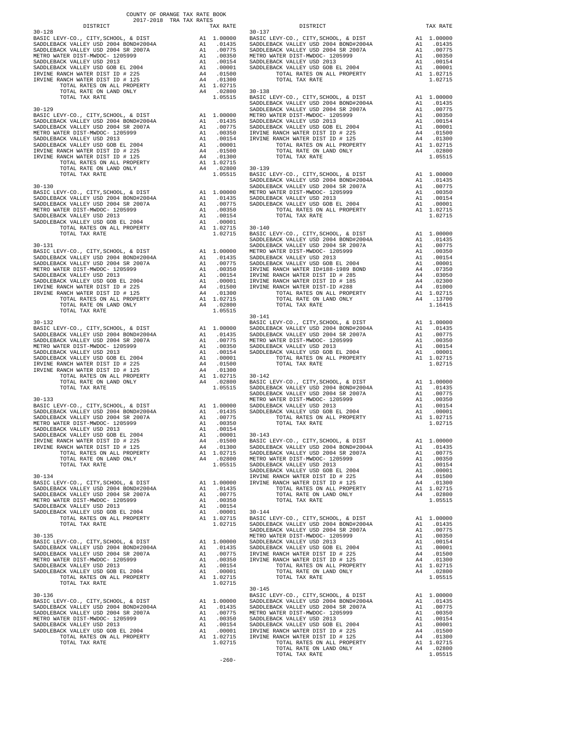COUNTY OF ORANGE TAX RATE BOOK
2017-2018 TRA TAX RATES

| DISTRICT | | TAX RATE |
|---|---|---|
| **30-128** | | |
| BASIC LEVY-CO., CITY,SCHOOL, & DIST | A1 | 1.00000 |
| SADDLEBACK VALLEY USD 2004 BOND#2004A | A1 | .01435 |
| SADDLEBACK VALLEY USD 2004 SR 2007A | A1 | .00775 |
| METRO WATER DIST-MWDOC- 1205999 | A1 | .00350 |
| SADDLEBACK VALLEY USD 2013 | A1 | .00154 |
| SADDLEBACK VALLEY USD GOB EL 2004 | A1 | .00001 |
| IRVINE RANCH WATER DIST ID # 225 | A4 | .01500 |
| IRVINE RANCH WATER DIST ID # 125 | A4 | .01300 |
| TOTAL RATES ON ALL PROPERTY | A1 | 1.02715 |
| TOTAL RATE ON LAND ONLY | A4 | .02800 |
| TOTAL TAX RATE | | 1.05515 |
| **30-129** | | |
| BASIC LEVY-CO., CITY,SCHOOL, & DIST | A1 | 1.00000 |
| SADDLEBACK VALLEY USD 2004 BOND#2004A | A1 | .01435 |
| SADDLEBACK VALLEY USD 2004 SR 2007A | A1 | .00775 |
| METRO WATER DIST-MWDOC- 1205999 | A1 | .00350 |
| SADDLEBACK VALLEY USD 2013 | A1 | .00154 |
| SADDLEBACK VALLEY USD GOB EL 2004 | A1 | .00001 |
| IRVINE RANCH WATER DIST ID # 225 | A4 | .01500 |
| IRVINE RANCH WATER DIST ID # 125 | A4 | .01300 |
| TOTAL RATES ON ALL PROPERTY | A1 | 1.02715 |
| TOTAL RATE ON LAND ONLY | A4 | .02800 |
| TOTAL TAX RATE | | 1.05515 |
| **30-130** | | |
| BASIC LEVY-CO., CITY,SCHOOL, & DIST | A1 | 1.00000 |
| SADDLEBACK VALLEY USD 2004 BOND#2004A | A1 | .01435 |
| SADDLEBACK VALLEY USD 2004 SR 2007A | A1 | .00775 |
| METRO WATER DIST-MWDOC- 1205999 | A1 | .00350 |
| SADDLEBACK VALLEY USD 2013 | A1 | .00154 |
| SADDLEBACK VALLEY USD GOB EL 2004 | A1 | .00001 |
| TOTAL RATES ON ALL PROPERTY | A1 | 1.02715 |
| TOTAL TAX RATE | | 1.02715 |
| **30-131** | | |
| BASIC LEVY-CO., CITY,SCHOOL, & DIST | A1 | 1.00000 |
| SADDLEBACK VALLEY USD 2004 BOND#2004A | A1 | .01435 |
| SADDLEBACK VALLEY USD 2004 SR 2007A | A1 | .00775 |
| METRO WATER DIST-MWDOC- 1205999 | A1 | .00350 |
| SADDLEBACK VALLEY USD 2013 | A1 | .00154 |
| SADDLEBACK VALLEY USD GOB EL 2004 | A1 | .00001 |
| IRVINE RANCH WATER DIST ID # 225 | A4 | .01500 |
| IRVINE RANCH WATER DIST ID # 125 | A4 | .01300 |
| TOTAL RATES ON ALL PROPERTY | A1 | 1.02715 |
| TOTAL RATE ON LAND ONLY | A4 | .02800 |
| TOTAL TAX RATE | | 1.05515 |
| **30-132** | | |
| BASIC LEVY-CO., CITY,SCHOOL, & DIST | A1 | 1.00000 |
| SADDLEBACK VALLEY USD 2004 BOND#2004A | A1 | .01435 |
| SADDLEBACK VALLEY USD 2004 SR 2007A | A1 | .00775 |
| METRO WATER DIST-MWDOC- 1205999 | A1 | .00350 |
| SADDLEBACK VALLEY USD 2013 | A1 | .00154 |
| SADDLEBACK VALLEY USD GOB EL 2004 | A1 | .00001 |
| IRVINE RANCH WATER DIST ID # 225 | A4 | .01500 |
| IRVINE RANCH WATER DIST ID # 125 | A4 | .01300 |
| TOTAL RATES ON ALL PROPERTY | A1 | 1.02715 |
| TOTAL RATE ON LAND ONLY | A4 | .02800 |
| TOTAL TAX RATE | | 1.05515 |
| **30-133** | | |
| BASIC LEVY-CO., CITY,SCHOOL, & DIST | A1 | 1.00000 |
| SADDLEBACK VALLEY USD 2004 BOND#2004A | A1 | .01435 |
| SADDLEBACK VALLEY USD 2004 SR 2007A | A1 | .00775 |
| METRO WATER DIST-MWDOC- 1205999 | A1 | .00350 |
| SADDLEBACK VALLEY USD 2013 | A1 | .00154 |
| SADDLEBACK VALLEY USD GOB EL 2004 | A1 | .00001 |
| IRVINE RANCH WATER DIST ID # 225 | A4 | .01500 |
| IRVINE RANCH WATER DIST ID # 125 | A4 | .01300 |
| TOTAL RATES ON ALL PROPERTY | A1 | 1.02715 |
| TOTAL RATE ON LAND ONLY | A4 | .02800 |
| TOTAL TAX RATE | | 1.05515 |
| **30-134** | | |
| BASIC LEVY-CO., CITY,SCHOOL, & DIST | A1 | 1.00000 |
| SADDLEBACK VALLEY USD 2004 BOND#2004A | A1 | .01435 |
| SADDLEBACK VALLEY USD 2004 SR 2007A | A1 | .00775 |
| METRO WATER DIST-MWDOC- 1205999 | A1 | .00350 |
| SADDLEBACK VALLEY USD 2013 | A1 | .00154 |
| SADDLEBACK VALLEY USD GOB EL 2004 | A1 | .00001 |
| TOTAL RATES ON ALL PROPERTY | A1 | 1.02715 |
| TOTAL TAX RATE | | 1.02715 |
| **30-135** | | |
| BASIC LEVY-CO., CITY,SCHOOL, & DIST | A1 | 1.00000 |
| SADDLEBACK VALLEY USD 2004 BOND#2004A | A1 | .01435 |
| SADDLEBACK VALLEY USD 2004 SR 2007A | A1 | .00775 |
| METRO WATER DIST-MWDOC- 1205999 | A1 | .00350 |
| SADDLEBACK VALLEY USD 2013 | A1 | .00154 |
| SADDLEBACK VALLEY USD GOB EL 2004 | A1 | .00001 |
| TOTAL RATES ON ALL PROPERTY | A1 | 1.02715 |
| TOTAL TAX RATE | | 1.02715 |
| **30-136** | | |
| BASIC LEVY-CO., CITY,SCHOOL, & DIST | A1 | 1.00000 |
| SADDLEBACK VALLEY USD 2004 BOND#2004A | A1 | .01435 |
| SADDLEBACK VALLEY USD 2004 SR 2007A | A1 | .00775 |
| METRO WATER DIST-MWDOC- 1205999 | A1 | .00350 |
| SADDLEBACK VALLEY USD 2013 | A1 | .00154 |
| SADDLEBACK VALLEY USD GOB EL 2004 | A1 | .00001 |
| TOTAL RATES ON ALL PROPERTY | A1 | 1.02715 |
| TOTAL TAX RATE | | 1.02715 |
| **30-137** | | |
| BASIC LEVY-CO., CITY,SCHOOL, & DIST | A1 | 1.00000 |
| SADDLEBACK VALLEY USD 2004 BOND#2004A | A1 | .01435 |
| SADDLEBACK VALLEY USD 2004 SR 2007A | A1 | .00775 |
| METRO WATER DIST-MWDOC- 1205999 | A1 | .00350 |
| SADDLEBACK VALLEY USD 2013 | A1 | .00154 |
| SADDLEBACK VALLEY USD GOB EL 2004 | A1 | .00001 |
| TOTAL RATES ON ALL PROPERTY | A1 | 1.02715 |
| TOTAL TAX RATE | | 1.02715 |
| **30-138** | | |
| BASIC LEVY-CO., CITY,SCHOOL, & DIST | A1 | 1.00000 |
| SADDLEBACK VALLEY USD 2004 BOND#2004A | A1 | .01435 |
| SADDLEBACK VALLEY USD 2004 SR 2007A | A1 | .00775 |
| METRO WATER DIST-MWDOC- 1205999 | A1 | .00350 |
| SADDLEBACK VALLEY USD 2013 | A1 | .00154 |
| SADDLEBACK VALLEY USD GOB EL 2004 | A1 | .00001 |
| IRVINE RANCH WATER DIST ID # 225 | A4 | .01500 |
| IRVINE RANCH WATER DIST ID # 125 | A4 | .01300 |
| TOTAL RATES ON ALL PROPERTY | A1 | 1.02715 |
| TOTAL RATE ON LAND ONLY | A4 | .02800 |
| TOTAL TAX RATE | | 1.05515 |
| **30-139** | | |
| BASIC LEVY-CO., CITY,SCHOOL, & DIST | A1 | 1.00000 |
| SADDLEBACK VALLEY USD 2004 BOND#2004A | A1 | .01435 |
| SADDLEBACK VALLEY USD 2004 SR 2007A | A1 | .00775 |
| METRO WATER DIST-MWDOC- 1205999 | A1 | .00350 |
| SADDLEBACK VALLEY USD 2013 | A1 | .00154 |
| SADDLEBACK VALLEY USD GOB EL 2004 | A1 | .00001 |
| TOTAL RATES ON ALL PROPERTY | A1 | 1.02715 |
| TOTAL TAX RATE | | 1.02715 |
| **30-140** | | |
| BASIC LEVY-CO., CITY,SCHOOL, & DIST | A1 | 1.00000 |
| SADDLEBACK VALLEY USD 2004 BOND#2004A | A1 | .01435 |
| SADDLEBACK VALLEY USD 2004 SR 2007A | A1 | .00775 |
| METRO WATER DIST-MWDOC- 1205999 | A1 | .00350 |
| SADDLEBACK VALLEY USD 2013 | A1 | .00154 |
| SADDLEBACK VALLEY USD GOB EL 2004 | A1 | .00001 |
| IRVINE RANCH WATER ID#188-1989 BOND | A4 | .07350 |
| IRVINE RANCH WATER DIST ID # 285 | A4 | .03050 |
| IRVINE RANCH WATER DIST ID # 185 | A4 | .02300 |
| IRVINE RANCH WATER DIST-ID #288 | A4 | .01000 |
| TOTAL RATES ON ALL PROPERTY | A1 | 1.02715 |
| TOTAL RATE ON LAND ONLY | A4 | .13700 |
| TOTAL TAX RATE | | 1.16415 |
| **30-141** | | |
| BASIC LEVY-CO., CITY,SCHOOL, & DIST | A1 | 1.00000 |
| SADDLEBACK VALLEY USD 2004 BOND#2004A | A1 | .01435 |
| SADDLEBACK VALLEY USD 2004 SR 2007A | A1 | .00775 |
| METRO WATER DIST-MWDOC- 1205999 | A1 | .00350 |
| SADDLEBACK VALLEY USD 2013 | A1 | .00154 |
| SADDLEBACK VALLEY USD GOB EL 2004 | A1 | .00001 |
| TOTAL RATES ON ALL PROPERTY | A1 | 1.02715 |
| TOTAL TAX RATE | | 1.02715 |
| **30-142** | | |
| BASIC LEVY-CO., CITY,SCHOOL, & DIST | A1 | 1.00000 |
| SADDLEBACK VALLEY USD 2004 BOND#2004A | A1 | .01435 |
| SADDLEBACK VALLEY USD 2004 SR 2007A | A1 | .00775 |
| METRO WATER DIST-MWDOC- 1205999 | A1 | .00350 |
| SADDLEBACK VALLEY USD 2013 | A1 | .00154 |
| SADDLEBACK VALLEY USD GOB EL 2004 | A1 | .00001 |
| TOTAL RATES ON ALL PROPERTY | A1 | 1.02715 |
| TOTAL TAX RATE | | 1.02715 |
| **30-143** | | |
| BASIC LEVY-CO., CITY,SCHOOL, & DIST | A1 | 1.00000 |
| SADDLEBACK VALLEY USD 2004 BOND#2004A | A1 | .01435 |
| SADDLEBACK VALLEY USD 2004 SR 2007A | A1 | .00775 |
| METRO WATER DIST-MWDOC- 1205999 | A1 | .00350 |
| SADDLEBACK VALLEY USD 2013 | A1 | .00154 |
| SADDLEBACK VALLEY USD GOB EL 2004 | A1 | .00001 |
| IRVINE RANCH WATER DIST ID # 225 | A4 | .01500 |
| IRVINE RANCH WATER DIST ID # 125 | A4 | .01300 |
| TOTAL RATES ON ALL PROPERTY | A1 | 1.02715 |
| TOTAL RATE ON LAND ONLY | A4 | .02800 |
| TOTAL TAX RATE | | 1.05515 |
| **30-144** | | |
| BASIC LEVY-CO., CITY,SCHOOL, & DIST | A1 | 1.00000 |
| SADDLEBACK VALLEY USD 2004 BOND#2004A | A1 | .01435 |
| SADDLEBACK VALLEY USD 2004 SR 2007A | A1 | .00775 |
| METRO WATER DIST-MWDOC- 1205999 | A1 | .00350 |
| SADDLEBACK VALLEY USD 2013 | A1 | .00154 |
| SADDLEBACK VALLEY USD GOB EL 2004 | A1 | .00001 |
| IRVINE RANCH WATER DIST ID # 225 | A4 | .01500 |
| IRVINE RANCH WATER DIST ID # 125 | A4 | .01300 |
| TOTAL RATES ON ALL PROPERTY | A1 | 1.02715 |
| TOTAL RATE ON LAND ONLY | A4 | .02800 |
| TOTAL TAX RATE | | 1.05515 |
| **30-145** | | |
| BASIC LEVY-CO., CITY,SCHOOL, & DIST | A1 | 1.00000 |
| SADDLEBACK VALLEY USD 2004 BOND#2004A | A1 | .01435 |
| SADDLEBACK VALLEY USD 2004 SR 2007A | A1 | .00775 |
| METRO WATER DIST-MWDOC- 1205999 | A1 | .00350 |
| SADDLEBACK VALLEY USD 2013 | A1 | .00154 |
| SADDLEBACK VALLEY USD GOB EL 2004 | A1 | .00001 |
| IRVINE RANCH WATER DIST ID # 225 | A4 | .01500 |
| IRVINE RANCH WATER DIST ID # 125 | A4 | .01300 |
| TOTAL RATES ON ALL PROPERTY | A1 | 1.02715 |
| TOTAL RATE ON LAND ONLY | A4 | .02800 |
| TOTAL TAX RATE | | 1.05515 |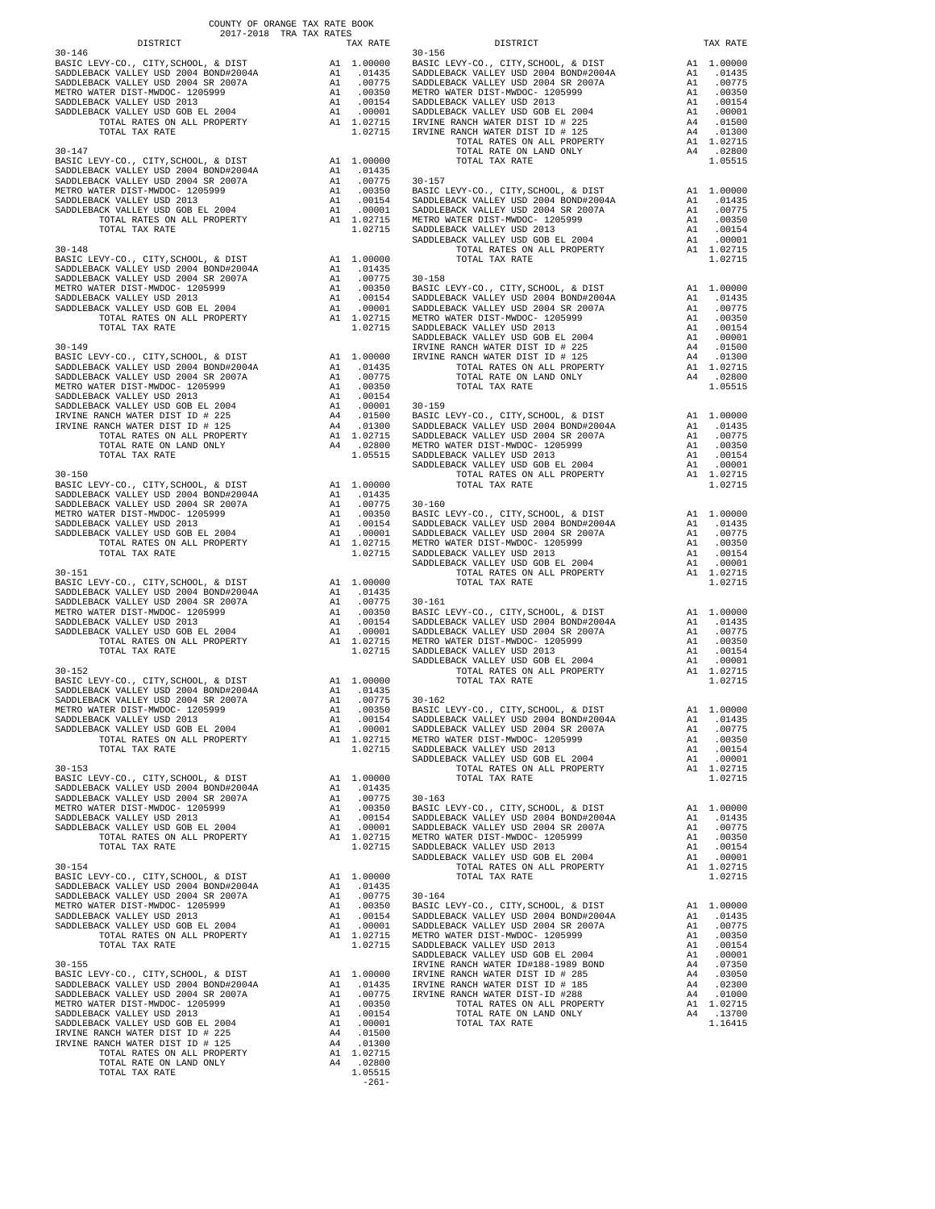COUNTY OF ORANGE TAX RATE BOOK
2017-2018 TRA TAX RATES

| DISTRICT | | TAX RATE |
|---|---|---|
| **30-146** | | |
| BASIC LEVY-CO., CITY,SCHOOL, & DIST | A1 | 1.00000 |
| SADDLEBACK VALLEY USD 2004 BOND#2004A | A1 | .01435 |
| SADDLEBACK VALLEY USD 2004 SR 2007A | A1 | .00775 |
| METRO WATER DIST-MWDOC- 1205999 | A1 | .00350 |
| SADDLEBACK VALLEY USD 2013 | A1 | .00154 |
| SADDLEBACK VALLEY USD GOB EL 2004 | A1 | .00001 |
| TOTAL RATES ON ALL PROPERTY | A1 | 1.02715 |
| TOTAL TAX RATE | | 1.02715 |
| **30-147** | | |
| BASIC LEVY-CO., CITY,SCHOOL, & DIST | A1 | 1.00000 |
| SADDLEBACK VALLEY USD 2004 BOND#2004A | A1 | .01435 |
| SADDLEBACK VALLEY USD 2004 SR 2007A | A1 | .00775 |
| METRO WATER DIST-MWDOC- 1205999 | A1 | .00350 |
| SADDLEBACK VALLEY USD 2013 | A1 | .00154 |
| SADDLEBACK VALLEY USD GOB EL 2004 | A1 | .00001 |
| TOTAL RATES ON ALL PROPERTY | A1 | 1.02715 |
| TOTAL TAX RATE | | 1.02715 |
| **30-148** | | |
| BASIC LEVY-CO., CITY,SCHOOL, & DIST | A1 | 1.00000 |
| SADDLEBACK VALLEY USD 2004 BOND#2004A | A1 | .01435 |
| SADDLEBACK VALLEY USD 2004 SR 2007A | A1 | .00775 |
| METRO WATER DIST-MWDOC- 1205999 | A1 | .00350 |
| SADDLEBACK VALLEY USD 2013 | A1 | .00154 |
| SADDLEBACK VALLEY USD GOB EL 2004 | A1 | .00001 |
| TOTAL RATES ON ALL PROPERTY | A1 | 1.02715 |
| TOTAL TAX RATE | | 1.02715 |
| **30-149** | | |
| BASIC LEVY-CO., CITY,SCHOOL, & DIST | A1 | 1.00000 |
| SADDLEBACK VALLEY USD 2004 BOND#2004A | A1 | .01435 |
| SADDLEBACK VALLEY USD 2004 SR 2007A | A1 | .00775 |
| METRO WATER DIST-MWDOC- 1205999 | A1 | .00350 |
| SADDLEBACK VALLEY USD 2013 | A1 | .00154 |
| SADDLEBACK VALLEY USD GOB EL 2004 | A1 | .00001 |
| IRVINE RANCH WATER DIST ID # 225 | A4 | .01500 |
| IRVINE RANCH WATER DIST ID # 125 | A4 | .01300 |
| TOTAL RATES ON ALL PROPERTY | A1 | 1.02715 |
| TOTAL RATE ON LAND ONLY | A4 | .02800 |
| TOTAL TAX RATE | | 1.05515 |
| **30-150** | | |
| BASIC LEVY-CO., CITY,SCHOOL, & DIST | A1 | 1.00000 |
| SADDLEBACK VALLEY USD 2004 BOND#2004A | A1 | .01435 |
| SADDLEBACK VALLEY USD 2004 SR 2007A | A1 | .00775 |
| METRO WATER DIST-MWDOC- 1205999 | A1 | .00350 |
| SADDLEBACK VALLEY USD 2013 | A1 | .00154 |
| SADDLEBACK VALLEY USD GOB EL 2004 | A1 | .00001 |
| TOTAL RATES ON ALL PROPERTY | A1 | 1.02715 |
| TOTAL TAX RATE | | 1.02715 |
| **30-151** | | |
| BASIC LEVY-CO., CITY,SCHOOL, & DIST | A1 | 1.00000 |
| SADDLEBACK VALLEY USD 2004 BOND#2004A | A1 | .01435 |
| SADDLEBACK VALLEY USD 2004 SR 2007A | A1 | .00775 |
| METRO WATER DIST-MWDOC- 1205999 | A1 | .00350 |
| SADDLEBACK VALLEY USD 2013 | A1 | .00154 |
| SADDLEBACK VALLEY USD GOB EL 2004 | A1 | .00001 |
| TOTAL RATES ON ALL PROPERTY | A1 | 1.02715 |
| TOTAL TAX RATE | | 1.02715 |
| **30-152** | | |
| BASIC LEVY-CO., CITY,SCHOOL, & DIST | A1 | 1.00000 |
| SADDLEBACK VALLEY USD 2004 BOND#2004A | A1 | .01435 |
| SADDLEBACK VALLEY USD 2004 SR 2007A | A1 | .00775 |
| METRO WATER DIST-MWDOC- 1205999 | A1 | .00350 |
| SADDLEBACK VALLEY USD 2013 | A1 | .00154 |
| SADDLEBACK VALLEY USD GOB EL 2004 | A1 | .00001 |
| TOTAL RATES ON ALL PROPERTY | A1 | 1.02715 |
| TOTAL TAX RATE | | 1.02715 |
| **30-153** | | |
| BASIC LEVY-CO., CITY,SCHOOL, & DIST | A1 | 1.00000 |
| SADDLEBACK VALLEY USD 2004 BOND#2004A | A1 | .01435 |
| SADDLEBACK VALLEY USD 2004 SR 2007A | A1 | .00775 |
| METRO WATER DIST-MWDOC- 1205999 | A1 | .00350 |
| SADDLEBACK VALLEY USD 2013 | A1 | .00154 |
| SADDLEBACK VALLEY USD GOB EL 2004 | A1 | .00001 |
| TOTAL RATES ON ALL PROPERTY | A1 | 1.02715 |
| TOTAL TAX RATE | | 1.02715 |
| **30-154** | | |
| BASIC LEVY-CO., CITY,SCHOOL, & DIST | A1 | 1.00000 |
| SADDLEBACK VALLEY USD 2004 BOND#2004A | A1 | .01435 |
| SADDLEBACK VALLEY USD 2004 SR 2007A | A1 | .00775 |
| METRO WATER DIST-MWDOC- 1205999 | A1 | .00350 |
| SADDLEBACK VALLEY USD 2013 | A1 | .00154 |
| SADDLEBACK VALLEY USD GOB EL 2004 | A1 | .00001 |
| TOTAL RATES ON ALL PROPERTY | A1 | 1.02715 |
| TOTAL TAX RATE | | 1.02715 |
| **30-155** | | |
| BASIC LEVY-CO., CITY,SCHOOL, & DIST | A1 | 1.00000 |
| SADDLEBACK VALLEY USD 2004 BOND#2004A | A1 | .01435 |
| SADDLEBACK VALLEY USD 2004 SR 2007A | A1 | .00775 |
| METRO WATER DIST-MWDOC- 1205999 | A1 | .00350 |
| SADDLEBACK VALLEY USD 2013 | A1 | .00154 |
| SADDLEBACK VALLEY USD GOB EL 2004 | A1 | .00001 |
| IRVINE RANCH WATER DIST ID # 225 | A4 | .01500 |
| IRVINE RANCH WATER DIST ID # 125 | A4 | .01300 |
| TOTAL RATES ON ALL PROPERTY | A1 | 1.02715 |
| TOTAL RATE ON LAND ONLY | A4 | .02800 |
| TOTAL TAX RATE | | 1.05515 |
| **30-156** | | |
| BASIC LEVY-CO., CITY,SCHOOL, & DIST | A1 | 1.00000 |
| SADDLEBACK VALLEY USD 2004 BOND#2004A | A1 | .01435 |
| SADDLEBACK VALLEY USD 2004 SR 2007A | A1 | .00775 |
| METRO WATER DIST-MWDOC- 1205999 | A1 | .00350 |
| SADDLEBACK VALLEY USD 2013 | A1 | .00154 |
| SADDLEBACK VALLEY USD GOB EL 2004 | A1 | .00001 |
| IRVINE RANCH WATER DIST ID # 225 | A4 | .01500 |
| IRVINE RANCH WATER DIST ID # 125 | A4 | .01300 |
| TOTAL RATES ON ALL PROPERTY | A1 | 1.02715 |
| TOTAL RATE ON LAND ONLY | A4 | .02800 |
| TOTAL TAX RATE | | 1.05515 |
| **30-157** | | |
| BASIC LEVY-CO., CITY,SCHOOL, & DIST | A1 | 1.00000 |
| SADDLEBACK VALLEY USD 2004 BOND#2004A | A1 | .01435 |
| SADDLEBACK VALLEY USD 2004 SR 2007A | A1 | .00775 |
| METRO WATER DIST-MWDOC- 1205999 | A1 | .00350 |
| SADDLEBACK VALLEY USD 2013 | A1 | .00154 |
| SADDLEBACK VALLEY USD GOB EL 2004 | A1 | .00001 |
| TOTAL RATES ON ALL PROPERTY | A1 | 1.02715 |
| TOTAL TAX RATE | | 1.02715 |
| **30-158** | | |
| BASIC LEVY-CO., CITY,SCHOOL, & DIST | A1 | 1.00000 |
| SADDLEBACK VALLEY USD 2004 BOND#2004A | A1 | .01435 |
| SADDLEBACK VALLEY USD 2004 SR 2007A | A1 | .00775 |
| METRO WATER DIST-MWDOC- 1205999 | A1 | .00350 |
| SADDLEBACK VALLEY USD 2013 | A1 | .00154 |
| SADDLEBACK VALLEY USD GOB EL 2004 | A1 | .00001 |
| IRVINE RANCH WATER DIST ID # 225 | A4 | .01500 |
| IRVINE RANCH WATER DIST ID # 125 | A4 | .01300 |
| TOTAL RATES ON ALL PROPERTY | A1 | 1.02715 |
| TOTAL RATE ON LAND ONLY | A4 | .02800 |
| TOTAL TAX RATE | | 1.05515 |
| **30-159** | | |
| BASIC LEVY-CO., CITY,SCHOOL, & DIST | A1 | 1.00000 |
| SADDLEBACK VALLEY USD 2004 BOND#2004A | A1 | .01435 |
| SADDLEBACK VALLEY USD 2004 SR 2007A | A1 | .00775 |
| METRO WATER DIST-MWDOC- 1205999 | A1 | .00350 |
| SADDLEBACK VALLEY USD 2013 | A1 | .00154 |
| SADDLEBACK VALLEY USD GOB EL 2004 | A1 | .00001 |
| TOTAL RATES ON ALL PROPERTY | A1 | 1.02715 |
| TOTAL TAX RATE | | 1.02715 |
| **30-160** | | |
| BASIC LEVY-CO., CITY,SCHOOL, & DIST | A1 | 1.00000 |
| SADDLEBACK VALLEY USD 2004 BOND#2004A | A1 | .01435 |
| SADDLEBACK VALLEY USD 2004 SR 2007A | A1 | .00775 |
| METRO WATER DIST-MWDOC- 1205999 | A1 | .00350 |
| SADDLEBACK VALLEY USD 2013 | A1 | .00154 |
| SADDLEBACK VALLEY USD GOB EL 2004 | A1 | .00001 |
| TOTAL RATES ON ALL PROPERTY | A1 | 1.02715 |
| TOTAL TAX RATE | | 1.02715 |
| **30-161** | | |
| BASIC LEVY-CO., CITY,SCHOOL, & DIST | A1 | 1.00000 |
| SADDLEBACK VALLEY USD 2004 BOND#2004A | A1 | .01435 |
| SADDLEBACK VALLEY USD 2004 SR 2007A | A1 | .00775 |
| METRO WATER DIST-MWDOC- 1205999 | A1 | .00350 |
| SADDLEBACK VALLEY USD 2013 | A1 | .00154 |
| SADDLEBACK VALLEY USD GOB EL 2004 | A1 | .00001 |
| TOTAL RATES ON ALL PROPERTY | A1 | 1.02715 |
| TOTAL TAX RATE | | 1.02715 |
| **30-162** | | |
| BASIC LEVY-CO., CITY,SCHOOL, & DIST | A1 | 1.00000 |
| SADDLEBACK VALLEY USD 2004 BOND#2004A | A1 | .01435 |
| SADDLEBACK VALLEY USD 2004 SR 2007A | A1 | .00775 |
| METRO WATER DIST-MWDOC- 1205999 | A1 | .00350 |
| SADDLEBACK VALLEY USD 2013 | A1 | .00154 |
| SADDLEBACK VALLEY USD GOB EL 2004 | A1 | .00001 |
| TOTAL RATES ON ALL PROPERTY | A1 | 1.02715 |
| TOTAL TAX RATE | | 1.02715 |
| **30-163** | | |
| BASIC LEVY-CO., CITY,SCHOOL, & DIST | A1 | 1.00000 |
| SADDLEBACK VALLEY USD 2004 BOND#2004A | A1 | .01435 |
| SADDLEBACK VALLEY USD 2004 SR 2007A | A1 | .00775 |
| METRO WATER DIST-MWDOC- 1205999 | A1 | .00350 |
| SADDLEBACK VALLEY USD 2013 | A1 | .00154 |
| SADDLEBACK VALLEY USD GOB EL 2004 | A1 | .00001 |
| TOTAL RATES ON ALL PROPERTY | A1 | 1.02715 |
| TOTAL TAX RATE | | 1.02715 |
| **30-164** | | |
| BASIC LEVY-CO., CITY,SCHOOL, & DIST | A1 | 1.00000 |
| SADDLEBACK VALLEY USD 2004 BOND#2004A | A1 | .01435 |
| SADDLEBACK VALLEY USD 2004 SR 2007A | A1 | .00775 |
| METRO WATER DIST-MWDOC- 1205999 | A1 | .00350 |
| SADDLEBACK VALLEY USD 2013 | A1 | .00154 |
| SADDLEBACK VALLEY USD GOB EL 2004 | A1 | .00001 |
| IRVINE RANCH WATER ID#188-1989 BOND | A4 | .07350 |
| IRVINE RANCH WATER DIST ID # 285 | A4 | .03050 |
| IRVINE RANCH WATER DIST ID # 185 | A4 | .02300 |
| IRVINE RANCH WATER DIST-ID #288 | A4 | .01000 |
| TOTAL RATES ON ALL PROPERTY | A1 | 1.02715 |
| TOTAL RATE ON LAND ONLY | A4 | .13700 |
| TOTAL TAX RATE | | 1.16415 |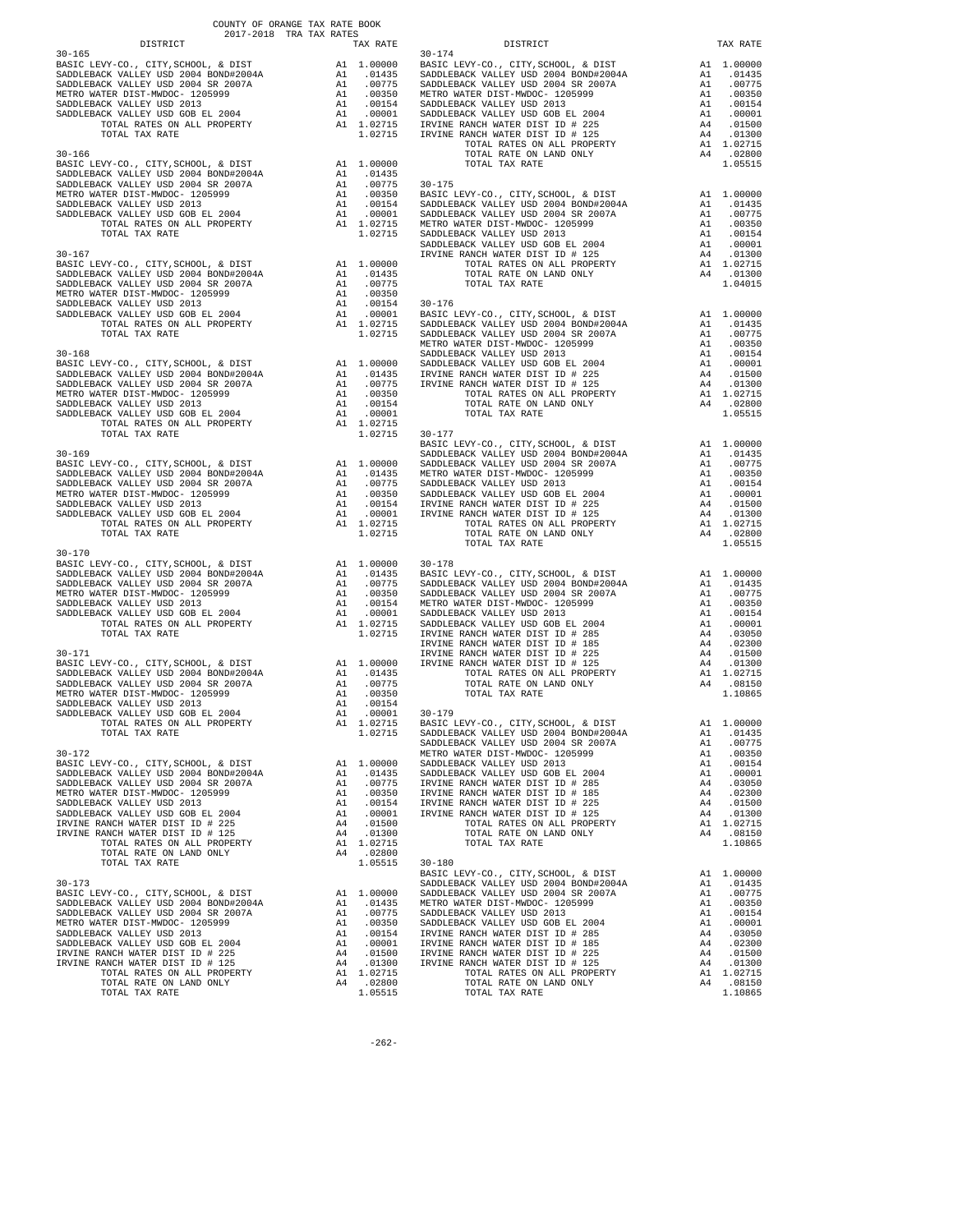COUNTY OF ORANGE TAX RATE BOOK
2017-2018 TRA TAX RATES

| DISTRICT | | TAX RATE |
|---|---|---|
| **30-165** | | |
| BASIC LEVY-CO., CITY,SCHOOL, & DIST | A1 | 1.00000 |
| SADDLEBACK VALLEY USD 2004 BOND#2004A | A1 | .01435 |
| SADDLEBACK VALLEY USD 2004 SR 2007A | A1 | .00775 |
| METRO WATER DIST-MWDOC- 1205999 | A1 | .00350 |
| SADDLEBACK VALLEY USD 2013 | A1 | .00154 |
| SADDLEBACK VALLEY USD GOB EL 2004 | A1 | .00001 |
| TOTAL RATES ON ALL PROPERTY | A1 | 1.02715 |
| TOTAL TAX RATE | | 1.02715 |
| **30-166** | | |
| BASIC LEVY-CO., CITY,SCHOOL, & DIST | A1 | 1.00000 |
| SADDLEBACK VALLEY USD 2004 BOND#2004A | A1 | .01435 |
| SADDLEBACK VALLEY USD 2004 SR 2007A | A1 | .00775 |
| METRO WATER DIST-MWDOC- 1205999 | A1 | .00350 |
| SADDLEBACK VALLEY USD 2013 | A1 | .00154 |
| SADDLEBACK VALLEY USD GOB EL 2004 | A1 | .00001 |
| TOTAL RATES ON ALL PROPERTY | A1 | 1.02715 |
| TOTAL TAX RATE | | 1.02715 |
| **30-167** | | |
| BASIC LEVY-CO., CITY,SCHOOL, & DIST | A1 | 1.00000 |
| SADDLEBACK VALLEY USD 2004 BOND#2004A | A1 | .01435 |
| SADDLEBACK VALLEY USD 2004 SR 2007A | A1 | .00775 |
| METRO WATER DIST-MWDOC- 1205999 | A1 | .00350 |
| SADDLEBACK VALLEY USD 2013 | A1 | .00154 |
| SADDLEBACK VALLEY USD GOB EL 2004 | A1 | .00001 |
| TOTAL RATES ON ALL PROPERTY | A1 | 1.02715 |
| TOTAL TAX RATE | | 1.02715 |
| **30-168** | | |
| BASIC LEVY-CO., CITY,SCHOOL, & DIST | A1 | 1.00000 |
| SADDLEBACK VALLEY USD 2004 BOND#2004A | A1 | .01435 |
| SADDLEBACK VALLEY USD 2004 SR 2007A | A1 | .00775 |
| METRO WATER DIST-MWDOC- 1205999 | A1 | .00350 |
| SADDLEBACK VALLEY USD 2013 | A1 | .00154 |
| SADDLEBACK VALLEY USD GOB EL 2004 | A1 | .00001 |
| TOTAL RATES ON ALL PROPERTY | A1 | 1.02715 |
| TOTAL TAX RATE | | 1.02715 |
| **30-169** | | |
| BASIC LEVY-CO., CITY,SCHOOL, & DIST | A1 | 1.00000 |
| SADDLEBACK VALLEY USD 2004 BOND#2004A | A1 | .01435 |
| SADDLEBACK VALLEY USD 2004 SR 2007A | A1 | .00775 |
| METRO WATER DIST-MWDOC- 1205999 | A1 | .00350 |
| SADDLEBACK VALLEY USD 2013 | A1 | .00154 |
| SADDLEBACK VALLEY USD GOB EL 2004 | A1 | .00001 |
| TOTAL RATES ON ALL PROPERTY | A1 | 1.02715 |
| TOTAL TAX RATE | | 1.02715 |
| **30-170** | | |
| BASIC LEVY-CO., CITY,SCHOOL, & DIST | A1 | 1.00000 |
| SADDLEBACK VALLEY USD 2004 BOND#2004A | A1 | .01435 |
| SADDLEBACK VALLEY USD 2004 SR 2007A | A1 | .00775 |
| METRO WATER DIST-MWDOC- 1205999 | A1 | .00350 |
| SADDLEBACK VALLEY USD 2013 | A1 | .00154 |
| SADDLEBACK VALLEY USD GOB EL 2004 | A1 | .00001 |
| TOTAL RATES ON ALL PROPERTY | A1 | 1.02715 |
| TOTAL TAX RATE | | 1.02715 |
| **30-171** | | |
| BASIC LEVY-CO., CITY,SCHOOL, & DIST | A1 | 1.00000 |
| SADDLEBACK VALLEY USD 2004 BOND#2004A | A1 | .01435 |
| SADDLEBACK VALLEY USD 2004 SR 2007A | A1 | .00775 |
| METRO WATER DIST-MWDOC- 1205999 | A1 | .00350 |
| SADDLEBACK VALLEY USD 2013 | A1 | .00154 |
| SADDLEBACK VALLEY USD GOB EL 2004 | A1 | .00001 |
| TOTAL RATES ON ALL PROPERTY | A1 | 1.02715 |
| TOTAL TAX RATE | | 1.02715 |
| **30-172** | | |
| BASIC LEVY-CO., CITY,SCHOOL, & DIST | A1 | 1.00000 |
| SADDLEBACK VALLEY USD 2004 BOND#2004A | A1 | .01435 |
| SADDLEBACK VALLEY USD 2004 SR 2007A | A1 | .00775 |
| METRO WATER DIST-MWDOC- 1205999 | A1 | .00350 |
| SADDLEBACK VALLEY USD 2013 | A1 | .00154 |
| SADDLEBACK VALLEY USD GOB EL 2004 | A1 | .00001 |
| IRVINE RANCH WATER DIST ID # 225 | A4 | .01500 |
| IRVINE RANCH WATER DIST ID # 125 | A4 | .01300 |
| TOTAL RATES ON ALL PROPERTY | A1 | 1.02715 |
| TOTAL RATE ON LAND ONLY | A4 | .02800 |
| TOTAL TAX RATE | | 1.05515 |
| **30-173** | | |
| BASIC LEVY-CO., CITY,SCHOOL, & DIST | A1 | 1.00000 |
| SADDLEBACK VALLEY USD 2004 BOND#2004A | A1 | .01435 |
| SADDLEBACK VALLEY USD 2004 SR 2007A | A1 | .00775 |
| METRO WATER DIST-MWDOC- 1205999 | A1 | .00350 |
| SADDLEBACK VALLEY USD 2013 | A1 | .00154 |
| SADDLEBACK VALLEY USD GOB EL 2004 | A1 | .00001 |
| IRVINE RANCH WATER DIST ID # 225 | A4 | .01500 |
| IRVINE RANCH WATER DIST ID # 125 | A4 | .01300 |
| TOTAL RATES ON ALL PROPERTY | A1 | 1.02715 |
| TOTAL RATE ON LAND ONLY | A4 | .02800 |
| TOTAL TAX RATE | | 1.05515 |
| **30-174** | | |
| BASIC LEVY-CO., CITY,SCHOOL, & DIST | A1 | 1.00000 |
| SADDLEBACK VALLEY USD 2004 BOND#2004A | A1 | .01435 |
| SADDLEBACK VALLEY USD 2004 SR 2007A | A1 | .00775 |
| METRO WATER DIST-MWDOC- 1205999 | A1 | .00350 |
| SADDLEBACK VALLEY USD 2013 | A1 | .00154 |
| SADDLEBACK VALLEY USD GOB EL 2004 | A1 | .00001 |
| IRVINE RANCH WATER DIST ID # 225 | A4 | .01500 |
| IRVINE RANCH WATER DIST ID # 125 | A4 | .01300 |
| TOTAL RATES ON ALL PROPERTY | A1 | 1.02715 |
| TOTAL RATE ON LAND ONLY | A4 | .02800 |
| TOTAL TAX RATE | | 1.05515 |
| **30-175** | | |
| BASIC LEVY-CO., CITY,SCHOOL, & DIST | A1 | 1.00000 |
| SADDLEBACK VALLEY USD 2004 BOND#2004A | A1 | .01435 |
| SADDLEBACK VALLEY USD 2004 SR 2007A | A1 | .00775 |
| METRO WATER DIST-MWDOC- 1205999 | A1 | .00350 |
| SADDLEBACK VALLEY USD 2013 | A1 | .00154 |
| SADDLEBACK VALLEY USD GOB EL 2004 | A1 | .00001 |
| IRVINE RANCH WATER DIST ID # 125 | A4 | .01300 |
| TOTAL RATES ON ALL PROPERTY | A1 | 1.02715 |
| TOTAL RATE ON LAND ONLY | A4 | .01300 |
| TOTAL TAX RATE | | 1.04015 |
| **30-176** | | |
| BASIC LEVY-CO., CITY,SCHOOL, & DIST | A1 | 1.00000 |
| SADDLEBACK VALLEY USD 2004 BOND#2004A | A1 | .01435 |
| SADDLEBACK VALLEY USD 2004 SR 2007A | A1 | .00775 |
| METRO WATER DIST-MWDOC- 1205999 | A1 | .00350 |
| SADDLEBACK VALLEY USD 2013 | A1 | .00154 |
| SADDLEBACK VALLEY USD GOB EL 2004 | A1 | .00001 |
| IRVINE RANCH WATER DIST ID # 225 | A4 | .01500 |
| IRVINE RANCH WATER DIST ID # 125 | A4 | .01300 |
| TOTAL RATES ON ALL PROPERTY | A1 | 1.02715 |
| TOTAL RATE ON LAND ONLY | A4 | .02800 |
| TOTAL TAX RATE | | 1.05515 |
| **30-177** | | |
| BASIC LEVY-CO., CITY,SCHOOL, & DIST | A1 | 1.00000 |
| SADDLEBACK VALLEY USD 2004 BOND#2004A | A1 | .01435 |
| SADDLEBACK VALLEY USD 2004 SR 2007A | A1 | .00775 |
| METRO WATER DIST-MWDOC- 1205999 | A1 | .00350 |
| SADDLEBACK VALLEY USD 2013 | A1 | .00154 |
| SADDLEBACK VALLEY USD GOB EL 2004 | A1 | .00001 |
| IRVINE RANCH WATER DIST ID # 225 | A4 | .01500 |
| IRVINE RANCH WATER DIST ID # 125 | A4 | .01300 |
| TOTAL RATES ON ALL PROPERTY | A1 | 1.02715 |
| TOTAL RATE ON LAND ONLY | A4 | .02800 |
| TOTAL TAX RATE | | 1.05515 |
| **30-178** | | |
| BASIC LEVY-CO., CITY,SCHOOL, & DIST | A1 | 1.00000 |
| SADDLEBACK VALLEY USD 2004 BOND#2004A | A1 | .01435 |
| SADDLEBACK VALLEY USD 2004 SR 2007A | A1 | .00775 |
| METRO WATER DIST-MWDOC- 1205999 | A1 | .00350 |
| SADDLEBACK VALLEY USD 2013 | A1 | .00154 |
| SADDLEBACK VALLEY USD GOB EL 2004 | A1 | .00001 |
| IRVINE RANCH WATER DIST ID # 285 | A4 | .03050 |
| IRVINE RANCH WATER DIST ID # 185 | A4 | .02300 |
| IRVINE RANCH WATER DIST ID # 225 | A4 | .01500 |
| IRVINE RANCH WATER DIST ID # 125 | A4 | .01300 |
| TOTAL RATES ON ALL PROPERTY | A1 | 1.02715 |
| TOTAL RATE ON LAND ONLY | A4 | .08150 |
| TOTAL TAX RATE | | 1.10865 |
| **30-179** | | |
| BASIC LEVY-CO., CITY,SCHOOL, & DIST | A1 | 1.00000 |
| SADDLEBACK VALLEY USD 2004 BOND#2004A | A1 | .01435 |
| SADDLEBACK VALLEY USD 2004 SR 2007A | A1 | .00775 |
| METRO WATER DIST-MWDOC- 1205999 | A1 | .00350 |
| SADDLEBACK VALLEY USD 2013 | A1 | .00154 |
| SADDLEBACK VALLEY USD GOB EL 2004 | A1 | .00001 |
| IRVINE RANCH WATER DIST ID # 285 | A4 | .03050 |
| IRVINE RANCH WATER DIST ID # 185 | A4 | .02300 |
| IRVINE RANCH WATER DIST ID # 225 | A4 | .01500 |
| IRVINE RANCH WATER DIST ID # 125 | A4 | .01300 |
| TOTAL RATES ON ALL PROPERTY | A1 | 1.02715 |
| TOTAL RATE ON LAND ONLY | A4 | .08150 |
| TOTAL TAX RATE | | 1.10865 |
| **30-180** | | |
| BASIC LEVY-CO., CITY,SCHOOL, & DIST | A1 | 1.00000 |
| SADDLEBACK VALLEY USD 2004 BOND#2004A | A1 | .01435 |
| SADDLEBACK VALLEY USD 2004 SR 2007A | A1 | .00775 |
| METRO WATER DIST-MWDOC- 1205999 | A1 | .00350 |
| SADDLEBACK VALLEY USD 2013 | A1 | .00154 |
| SADDLEBACK VALLEY USD GOB EL 2004 | A1 | .00001 |
| IRVINE RANCH WATER DIST ID # 285 | A4 | .03050 |
| IRVINE RANCH WATER DIST ID # 185 | A4 | .02300 |
| IRVINE RANCH WATER DIST ID # 225 | A4 | .01500 |
| IRVINE RANCH WATER DIST ID # 125 | A4 | .01300 |
| TOTAL RATES ON ALL PROPERTY | A1 | 1.02715 |
| TOTAL RATE ON LAND ONLY | A4 | .08150 |
| TOTAL TAX RATE | | 1.10865 |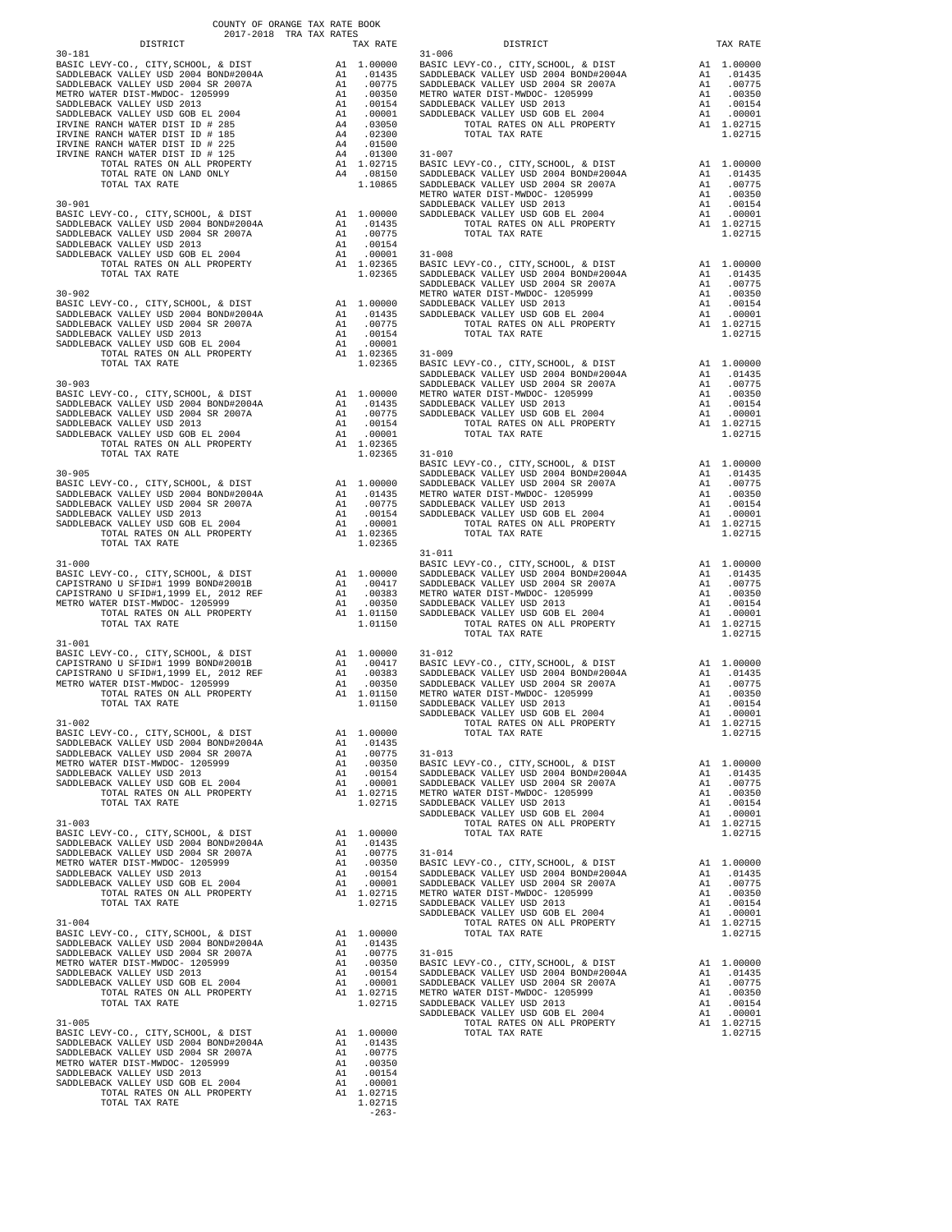COUNTY OF ORANGE TAX RATE BOOK
2017-2018 TRA TAX RATES

| DISTRICT | | TAX RATE |
|---|---|---|
| **30-181** | | |
| BASIC LEVY-CO., CITY,SCHOOL, & DIST | A1 | 1.00000 |
| SADDLEBACK VALLEY USD 2004 BOND#2004A | A1 | .01435 |
| SADDLEBACK VALLEY USD 2004 SR 2007A | A1 | .00775 |
| METRO WATER DIST-MWDOC- 1205999 | A1 | .00350 |
| SADDLEBACK VALLEY USD 2013 | A1 | .00154 |
| SADDLEBACK VALLEY USD GOB EL 2004 | A1 | .00001 |
| IRVINE RANCH WATER DIST ID # 285 | A4 | .03050 |
| IRVINE RANCH WATER DIST ID # 185 | A4 | .02300 |
| IRVINE RANCH WATER DIST ID # 225 | A4 | .01500 |
| IRVINE RANCH WATER DIST ID # 125 | A4 | .01300 |
| TOTAL RATES ON ALL PROPERTY | A1 | 1.02715 |
| TOTAL RATE ON LAND ONLY | A4 | .08150 |
| TOTAL TAX RATE | | 1.10865 |
| **30-901** | | |
| BASIC LEVY-CO., CITY,SCHOOL, & DIST | A1 | 1.00000 |
| SADDLEBACK VALLEY USD 2004 BOND#2004A | A1 | .01435 |
| SADDLEBACK VALLEY USD 2004 SR 2007A | A1 | .00775 |
| SADDLEBACK VALLEY USD 2013 | A1 | .00154 |
| SADDLEBACK VALLEY USD GOB EL 2004 | A1 | .00001 |
| TOTAL RATES ON ALL PROPERTY | A1 | 1.02365 |
| TOTAL TAX RATE | | 1.02365 |
| **30-902** | | |
| BASIC LEVY-CO., CITY,SCHOOL, & DIST | A1 | 1.00000 |
| SADDLEBACK VALLEY USD 2004 BOND#2004A | A1 | .01435 |
| SADDLEBACK VALLEY USD 2004 SR 2007A | A1 | .00775 |
| SADDLEBACK VALLEY USD 2013 | A1 | .00154 |
| SADDLEBACK VALLEY USD GOB EL 2004 | A1 | .00001 |
| TOTAL RATES ON ALL PROPERTY | A1 | 1.02365 |
| TOTAL TAX RATE | | 1.02365 |
| **30-903** | | |
| BASIC LEVY-CO., CITY,SCHOOL, & DIST | A1 | 1.00000 |
| SADDLEBACK VALLEY USD 2004 BOND#2004A | A1 | .01435 |
| SADDLEBACK VALLEY USD 2004 SR 2007A | A1 | .00775 |
| SADDLEBACK VALLEY USD 2013 | A1 | .00154 |
| SADDLEBACK VALLEY USD GOB EL 2004 | A1 | .00001 |
| TOTAL RATES ON ALL PROPERTY | A1 | 1.02365 |
| TOTAL TAX RATE | | 1.02365 |
| **30-905** | | |
| BASIC LEVY-CO., CITY,SCHOOL, & DIST | A1 | 1.00000 |
| SADDLEBACK VALLEY USD 2004 BOND#2004A | A1 | .01435 |
| SADDLEBACK VALLEY USD 2004 SR 2007A | A1 | .00775 |
| SADDLEBACK VALLEY USD 2013 | A1 | .00154 |
| SADDLEBACK VALLEY USD GOB EL 2004 | A1 | .00001 |
| TOTAL RATES ON ALL PROPERTY | A1 | 1.02365 |
| TOTAL TAX RATE | | 1.02365 |
| **31-000** | | |
| BASIC LEVY-CO., CITY,SCHOOL, & DIST | A1 | 1.00000 |
| CAPISTRANO U SFID#1 1999 BOND#2001B | A1 | .00417 |
| CAPISTRANO U SFID#1,1999 EL, 2012 REF | A1 | .00383 |
| METRO WATER DIST-MWDOC- 1205999 | A1 | .00350 |
| TOTAL RATES ON ALL PROPERTY | A1 | 1.01150 |
| TOTAL TAX RATE | | 1.01150 |
| **31-001** | | |
| BASIC LEVY-CO., CITY,SCHOOL, & DIST | A1 | 1.00000 |
| CAPISTRANO U SFID#1 1999 BOND#2001B | A1 | .00417 |
| CAPISTRANO U SFID#1,1999 EL, 2012 REF | A1 | .00383 |
| METRO WATER DIST-MWDOC- 1205999 | A1 | .00350 |
| TOTAL RATES ON ALL PROPERTY | A1 | 1.01150 |
| TOTAL TAX RATE | | 1.01150 |
| **31-002** | | |
| BASIC LEVY-CO., CITY,SCHOOL, & DIST | A1 | 1.00000 |
| SADDLEBACK VALLEY USD 2004 BOND#2004A | A1 | .01435 |
| SADDLEBACK VALLEY USD 2004 SR 2007A | A1 | .00775 |
| METRO WATER DIST-MWDOC- 1205999 | A1 | .00350 |
| SADDLEBACK VALLEY USD 2013 | A1 | .00154 |
| SADDLEBACK VALLEY USD GOB EL 2004 | A1 | .00001 |
| TOTAL RATES ON ALL PROPERTY | A1 | 1.02715 |
| TOTAL TAX RATE | | 1.02715 |
| **31-003** | | |
| BASIC LEVY-CO., CITY,SCHOOL, & DIST | A1 | 1.00000 |
| SADDLEBACK VALLEY USD 2004 BOND#2004A | A1 | .01435 |
| SADDLEBACK VALLEY USD 2004 SR 2007A | A1 | .00775 |
| METRO WATER DIST-MWDOC- 1205999 | A1 | .00350 |
| SADDLEBACK VALLEY USD 2013 | A1 | .00154 |
| SADDLEBACK VALLEY USD GOB EL 2004 | A1 | .00001 |
| TOTAL RATES ON ALL PROPERTY | A1 | 1.02715 |
| TOTAL TAX RATE | | 1.02715 |
| **31-004** | | |
| BASIC LEVY-CO., CITY,SCHOOL, & DIST | A1 | 1.00000 |
| SADDLEBACK VALLEY USD 2004 BOND#2004A | A1 | .01435 |
| SADDLEBACK VALLEY USD 2004 SR 2007A | A1 | .00775 |
| METRO WATER DIST-MWDOC- 1205999 | A1 | .00350 |
| SADDLEBACK VALLEY USD 2013 | A1 | .00154 |
| SADDLEBACK VALLEY USD GOB EL 2004 | A1 | .00001 |
| TOTAL RATES ON ALL PROPERTY | A1 | 1.02715 |
| TOTAL TAX RATE | | 1.02715 |
| **31-005** | | |
| BASIC LEVY-CO., CITY,SCHOOL, & DIST | A1 | 1.00000 |
| SADDLEBACK VALLEY USD 2004 BOND#2004A | A1 | .01435 |
| SADDLEBACK VALLEY USD 2004 SR 2007A | A1 | .00775 |
| METRO WATER DIST-MWDOC- 1205999 | A1 | .00350 |
| SADDLEBACK VALLEY USD 2013 | A1 | .00154 |
| SADDLEBACK VALLEY USD GOB EL 2004 | A1 | .00001 |
| TOTAL RATES ON ALL PROPERTY | A1 | 1.02715 |
| TOTAL TAX RATE | | 1.02715 |
| **31-006** | | |
| BASIC LEVY-CO., CITY,SCHOOL, & DIST | A1 | 1.00000 |
| SADDLEBACK VALLEY USD 2004 BOND#2004A | A1 | .01435 |
| SADDLEBACK VALLEY USD 2004 SR 2007A | A1 | .00775 |
| METRO WATER DIST-MWDOC- 1205999 | A1 | .00350 |
| SADDLEBACK VALLEY USD 2013 | A1 | .00154 |
| SADDLEBACK VALLEY USD GOB EL 2004 | A1 | .00001 |
| TOTAL RATES ON ALL PROPERTY | A1 | 1.02715 |
| TOTAL TAX RATE | | 1.02715 |
| **31-007** | | |
| BASIC LEVY-CO., CITY,SCHOOL, & DIST | A1 | 1.00000 |
| SADDLEBACK VALLEY USD 2004 BOND#2004A | A1 | .01435 |
| SADDLEBACK VALLEY USD 2004 SR 2007A | A1 | .00775 |
| METRO WATER DIST-MWDOC- 1205999 | A1 | .00350 |
| SADDLEBACK VALLEY USD 2013 | A1 | .00154 |
| SADDLEBACK VALLEY USD GOB EL 2004 | A1 | .00001 |
| TOTAL RATES ON ALL PROPERTY | A1 | 1.02715 |
| TOTAL TAX RATE | | 1.02715 |
| **31-008** | | |
| BASIC LEVY-CO., CITY,SCHOOL, & DIST | A1 | 1.00000 |
| SADDLEBACK VALLEY USD 2004 BOND#2004A | A1 | .01435 |
| SADDLEBACK VALLEY USD 2004 SR 2007A | A1 | .00775 |
| METRO WATER DIST-MWDOC- 1205999 | A1 | .00350 |
| SADDLEBACK VALLEY USD 2013 | A1 | .00154 |
| SADDLEBACK VALLEY USD GOB EL 2004 | A1 | .00001 |
| TOTAL RATES ON ALL PROPERTY | A1 | 1.02715 |
| TOTAL TAX RATE | | 1.02715 |
| **31-009** | | |
| BASIC LEVY-CO., CITY,SCHOOL, & DIST | A1 | 1.00000 |
| SADDLEBACK VALLEY USD 2004 BOND#2004A | A1 | .01435 |
| SADDLEBACK VALLEY USD 2004 SR 2007A | A1 | .00775 |
| METRO WATER DIST-MWDOC- 1205999 | A1 | .00350 |
| SADDLEBACK VALLEY USD 2013 | A1 | .00154 |
| SADDLEBACK VALLEY USD GOB EL 2004 | A1 | .00001 |
| TOTAL RATES ON ALL PROPERTY | A1 | 1.02715 |
| TOTAL TAX RATE | | 1.02715 |
| **31-010** | | |
| BASIC LEVY-CO., CITY,SCHOOL, & DIST | A1 | 1.00000 |
| SADDLEBACK VALLEY USD 2004 BOND#2004A | A1 | .01435 |
| SADDLEBACK VALLEY USD 2004 SR 2007A | A1 | .00775 |
| METRO WATER DIST-MWDOC- 1205999 | A1 | .00350 |
| SADDLEBACK VALLEY USD 2013 | A1 | .00154 |
| SADDLEBACK VALLEY USD GOB EL 2004 | A1 | .00001 |
| TOTAL RATES ON ALL PROPERTY | A1 | 1.02715 |
| TOTAL TAX RATE | | 1.02715 |
| **31-011** | | |
| BASIC LEVY-CO., CITY,SCHOOL, & DIST | A1 | 1.00000 |
| SADDLEBACK VALLEY USD 2004 BOND#2004A | A1 | .01435 |
| SADDLEBACK VALLEY USD 2004 SR 2007A | A1 | .00775 |
| METRO WATER DIST-MWDOC- 1205999 | A1 | .00350 |
| SADDLEBACK VALLEY USD 2013 | A1 | .00154 |
| SADDLEBACK VALLEY USD GOB EL 2004 | A1 | .00001 |
| TOTAL RATES ON ALL PROPERTY | A1 | 1.02715 |
| TOTAL TAX RATE | | 1.02715 |
| **31-012** | | |
| BASIC LEVY-CO., CITY,SCHOOL, & DIST | A1 | 1.00000 |
| SADDLEBACK VALLEY USD 2004 BOND#2004A | A1 | .01435 |
| SADDLEBACK VALLEY USD 2004 SR 2007A | A1 | .00775 |
| METRO WATER DIST-MWDOC- 1205999 | A1 | .00350 |
| SADDLEBACK VALLEY USD 2013 | A1 | .00154 |
| SADDLEBACK VALLEY USD GOB EL 2004 | A1 | .00001 |
| TOTAL RATES ON ALL PROPERTY | A1 | 1.02715 |
| TOTAL TAX RATE | | 1.02715 |
| **31-013** | | |
| BASIC LEVY-CO., CITY,SCHOOL, & DIST | A1 | 1.00000 |
| SADDLEBACK VALLEY USD 2004 BOND#2004A | A1 | .01435 |
| SADDLEBACK VALLEY USD 2004 SR 2007A | A1 | .00775 |
| METRO WATER DIST-MWDOC- 1205999 | A1 | .00350 |
| SADDLEBACK VALLEY USD 2013 | A1 | .00154 |
| SADDLEBACK VALLEY USD GOB EL 2004 | A1 | .00001 |
| TOTAL RATES ON ALL PROPERTY | A1 | 1.02715 |
| TOTAL TAX RATE | | 1.02715 |
| **31-014** | | |
| BASIC LEVY-CO., CITY,SCHOOL, & DIST | A1 | 1.00000 |
| SADDLEBACK VALLEY USD 2004 BOND#2004A | A1 | .01435 |
| SADDLEBACK VALLEY USD 2004 SR 2007A | A1 | .00775 |
| METRO WATER DIST-MWDOC- 1205999 | A1 | .00350 |
| SADDLEBACK VALLEY USD 2013 | A1 | .00154 |
| SADDLEBACK VALLEY USD GOB EL 2004 | A1 | .00001 |
| TOTAL RATES ON ALL PROPERTY | A1 | 1.02715 |
| TOTAL TAX RATE | | 1.02715 |
| **31-015** | | |
| BASIC LEVY-CO., CITY,SCHOOL, & DIST | A1 | 1.00000 |
| SADDLEBACK VALLEY USD 2004 BOND#2004A | A1 | .01435 |
| SADDLEBACK VALLEY USD 2004 SR 2007A | A1 | .00775 |
| METRO WATER DIST-MWDOC- 1205999 | A1 | .00350 |
| SADDLEBACK VALLEY USD 2013 | A1 | .00154 |
| SADDLEBACK VALLEY USD GOB EL 2004 | A1 | .00001 |
| TOTAL RATES ON ALL PROPERTY | A1 | 1.02715 |
| TOTAL TAX RATE | | 1.02715 |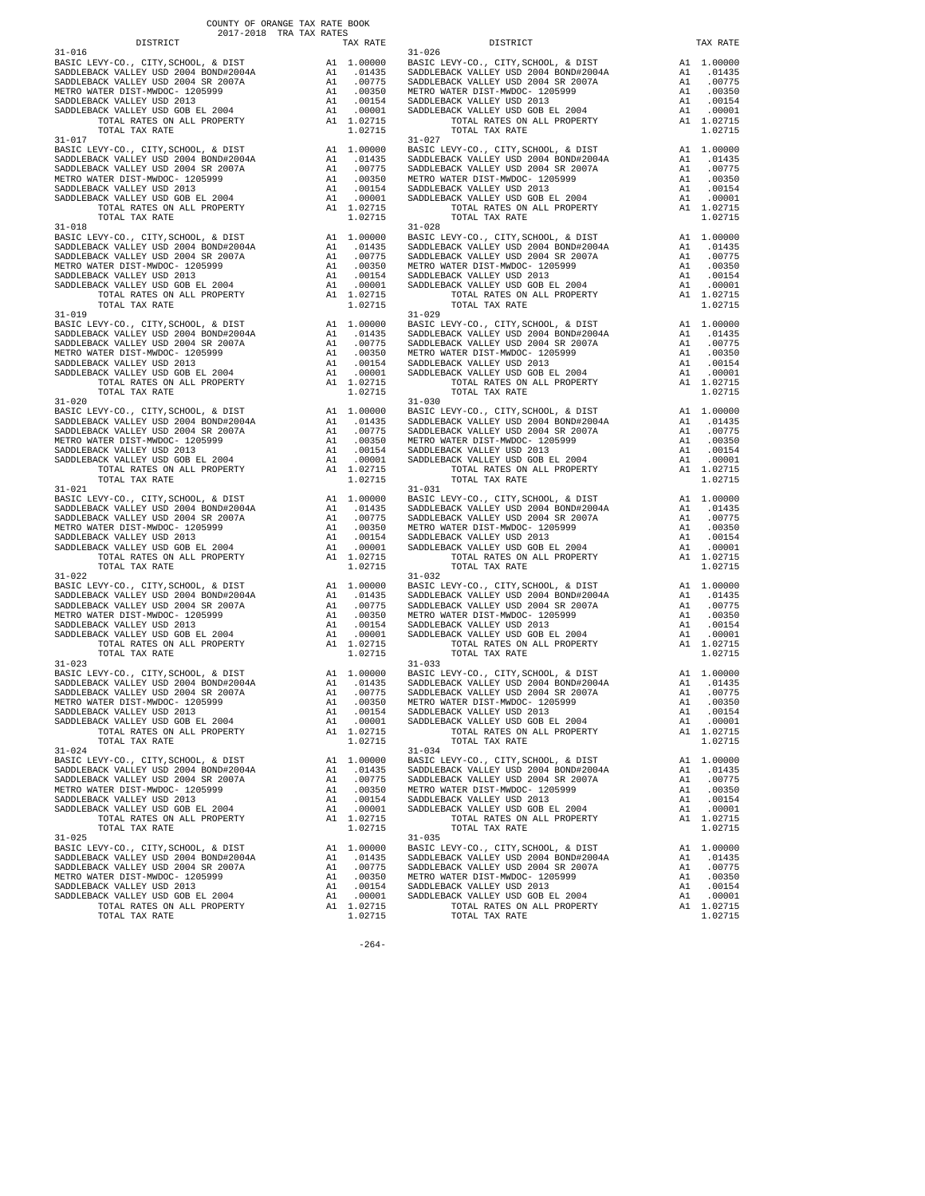## 31-016

| DISTRICT | | TAX RATE |
|---|---|---|
| BASIC LEVY-CO., CITY,SCHOOL, & DIST | A1 | 1.00000 |
| SADDLEBACK VALLEY USD 2004 BOND#2004A | A1 | .01435 |
| SADDLEBACK VALLEY USD 2004 SR 2007A | A1 | .00775 |
| METRO WATER DIST-MWDOC- 1205999 | A1 | .00350 |
| SADDLEBACK VALLEY USD 2013 | A1 | .00154 |
| SADDLEBACK VALLEY USD GOB EL 2004 | A1 | .00001 |
| TOTAL RATES ON ALL PROPERTY | A1 | 1.02715 |
| TOTAL TAX RATE | | 1.02715 |

## 31-017

| DISTRICT | | TAX RATE |
|---|---|---|
| BASIC LEVY-CO., CITY,SCHOOL, & DIST | A1 | 1.00000 |
| SADDLEBACK VALLEY USD 2004 BOND#2004A | A1 | .01435 |
| SADDLEBACK VALLEY USD 2004 SR 2007A | A1 | .00775 |
| METRO WATER DIST-MWDOC- 1205999 | A1 | .00350 |
| SADDLEBACK VALLEY USD 2013 | A1 | .00154 |
| SADDLEBACK VALLEY USD GOB EL 2004 | A1 | .00001 |
| TOTAL RATES ON ALL PROPERTY | A1 | 1.02715 |
| TOTAL TAX RATE | | 1.02715 |

## 31-018

| DISTRICT | | TAX RATE |
|---|---|---|
| BASIC LEVY-CO., CITY,SCHOOL, & DIST | A1 | 1.00000 |
| SADDLEBACK VALLEY USD 2004 BOND#2004A | A1 | .01435 |
| SADDLEBACK VALLEY USD 2004 SR 2007A | A1 | .00775 |
| METRO WATER DIST-MWDOC- 1205999 | A1 | .00350 |
| SADDLEBACK VALLEY USD 2013 | A1 | .00154 |
| SADDLEBACK VALLEY USD GOB EL 2004 | A1 | .00001 |
| TOTAL RATES ON ALL PROPERTY | A1 | 1.02715 |
| TOTAL TAX RATE | | 1.02715 |

## 31-019

| DISTRICT | | TAX RATE |
|---|---|---|
| BASIC LEVY-CO., CITY,SCHOOL, & DIST | A1 | 1.00000 |
| SADDLEBACK VALLEY USD 2004 BOND#2004A | A1 | .01435 |
| SADDLEBACK VALLEY USD 2004 SR 2007A | A1 | .00775 |
| METRO WATER DIST-MWDOC- 1205999 | A1 | .00350 |
| SADDLEBACK VALLEY USD 2013 | A1 | .00154 |
| SADDLEBACK VALLEY USD GOB EL 2004 | A1 | .00001 |
| TOTAL RATES ON ALL PROPERTY | A1 | 1.02715 |
| TOTAL TAX RATE | | 1.02715 |

## 31-020

| DISTRICT | | TAX RATE |
|---|---|---|
| BASIC LEVY-CO., CITY,SCHOOL, & DIST | A1 | 1.00000 |
| SADDLEBACK VALLEY USD 2004 BOND#2004A | A1 | .01435 |
| SADDLEBACK VALLEY USD 2004 SR 2007A | A1 | .00775 |
| METRO WATER DIST-MWDOC- 1205999 | A1 | .00350 |
| SADDLEBACK VALLEY USD 2013 | A1 | .00154 |
| SADDLEBACK VALLEY USD GOB EL 2004 | A1 | .00001 |
| TOTAL RATES ON ALL PROPERTY | A1 | 1.02715 |
| TOTAL TAX RATE | | 1.02715 |

## 31-021

| DISTRICT | | TAX RATE |
|---|---|---|
| BASIC LEVY-CO., CITY,SCHOOL, & DIST | A1 | 1.00000 |
| SADDLEBACK VALLEY USD 2004 BOND#2004A | A1 | .01435 |
| SADDLEBACK VALLEY USD 2004 SR 2007A | A1 | .00775 |
| METRO WATER DIST-MWDOC- 1205999 | A1 | .00350 |
| SADDLEBACK VALLEY USD 2013 | A1 | .00154 |
| SADDLEBACK VALLEY USD GOB EL 2004 | A1 | .00001 |
| TOTAL RATES ON ALL PROPERTY | A1 | 1.02715 |
| TOTAL TAX RATE | | 1.02715 |

## 31-022

| DISTRICT | | TAX RATE |
|---|---|---|
| BASIC LEVY-CO., CITY,SCHOOL, & DIST | A1 | 1.00000 |
| SADDLEBACK VALLEY USD 2004 BOND#2004A | A1 | .01435 |
| SADDLEBACK VALLEY USD 2004 SR 2007A | A1 | .00775 |
| METRO WATER DIST-MWDOC- 1205999 | A1 | .00350 |
| SADDLEBACK VALLEY USD 2013 | A1 | .00154 |
| SADDLEBACK VALLEY USD GOB EL 2004 | A1 | .00001 |
| TOTAL RATES ON ALL PROPERTY | A1 | 1.02715 |
| TOTAL TAX RATE | | 1.02715 |

## 31-023

| DISTRICT | | TAX RATE |
|---|---|---|
| BASIC LEVY-CO., CITY,SCHOOL, & DIST | A1 | 1.00000 |
| SADDLEBACK VALLEY USD 2004 BOND#2004A | A1 | .01435 |
| SADDLEBACK VALLEY USD 2004 SR 2007A | A1 | .00775 |
| METRO WATER DIST-MWDOC- 1205999 | A1 | .00350 |
| SADDLEBACK VALLEY USD 2013 | A1 | .00154 |
| SADDLEBACK VALLEY USD GOB EL 2004 | A1 | .00001 |
| TOTAL RATES ON ALL PROPERTY | A1 | 1.02715 |
| TOTAL TAX RATE | | 1.02715 |

## 31-024

| DISTRICT | | TAX RATE |
|---|---|---|
| BASIC LEVY-CO., CITY,SCHOOL, & DIST | A1 | 1.00000 |
| SADDLEBACK VALLEY USD 2004 BOND#2004A | A1 | .01435 |
| SADDLEBACK VALLEY USD 2004 SR 2007A | A1 | .00775 |
| METRO WATER DIST-MWDOC- 1205999 | A1 | .00350 |
| SADDLEBACK VALLEY USD 2013 | A1 | .00154 |
| SADDLEBACK VALLEY USD GOB EL 2004 | A1 | .00001 |
| TOTAL RATES ON ALL PROPERTY | A1 | 1.02715 |
| TOTAL TAX RATE | | 1.02715 |

## 31-025

| DISTRICT | | TAX RATE |
|---|---|---|
| BASIC LEVY-CO., CITY,SCHOOL, & DIST | A1 | 1.00000 |
| SADDLEBACK VALLEY USD 2004 BOND#2004A | A1 | .01435 |
| SADDLEBACK VALLEY USD 2004 SR 2007A | A1 | .00775 |
| METRO WATER DIST-MWDOC- 1205999 | A1 | .00350 |
| SADDLEBACK VALLEY USD 2013 | A1 | .00154 |
| SADDLEBACK VALLEY USD GOB EL 2004 | A1 | .00001 |
| TOTAL RATES ON ALL PROPERTY | A1 | 1.02715 |
| TOTAL TAX RATE | | 1.02715 |

## 31-026

| DISTRICT | | TAX RATE |
|---|---|---|
| BASIC LEVY-CO., CITY,SCHOOL, & DIST | A1 | 1.00000 |
| SADDLEBACK VALLEY USD 2004 BOND#2004A | A1 | .01435 |
| SADDLEBACK VALLEY USD 2004 SR 2007A | A1 | .00775 |
| METRO WATER DIST-MWDOC- 1205999 | A1 | .00350 |
| SADDLEBACK VALLEY USD 2013 | A1 | .00154 |
| SADDLEBACK VALLEY USD GOB EL 2004 | A1 | .00001 |
| TOTAL RATES ON ALL PROPERTY | A1 | 1.02715 |
| TOTAL TAX RATE | | 1.02715 |

## 31-027

| DISTRICT | | TAX RATE |
|---|---|---|
| BASIC LEVY-CO., CITY,SCHOOL, & DIST | A1 | 1.00000 |
| SADDLEBACK VALLEY USD 2004 BOND#2004A | A1 | .01435 |
| SADDLEBACK VALLEY USD 2004 SR 2007A | A1 | .00775 |
| METRO WATER DIST-MWDOC- 1205999 | A1 | .00350 |
| SADDLEBACK VALLEY USD 2013 | A1 | .00154 |
| SADDLEBACK VALLEY USD GOB EL 2004 | A1 | .00001 |
| TOTAL RATES ON ALL PROPERTY | A1 | 1.02715 |
| TOTAL TAX RATE | | 1.02715 |

## 31-028

| DISTRICT | | TAX RATE |
|---|---|---|
| BASIC LEVY-CO., CITY,SCHOOL, & DIST | A1 | 1.00000 |
| SADDLEBACK VALLEY USD 2004 BOND#2004A | A1 | .01435 |
| SADDLEBACK VALLEY USD 2004 SR 2007A | A1 | .00775 |
| METRO WATER DIST-MWDOC- 1205999 | A1 | .00350 |
| SADDLEBACK VALLEY USD 2013 | A1 | .00154 |
| SADDLEBACK VALLEY USD GOB EL 2004 | A1 | .00001 |
| TOTAL RATES ON ALL PROPERTY | A1 | 1.02715 |
| TOTAL TAX RATE | | 1.02715 |

## 31-029

| DISTRICT | | TAX RATE |
|---|---|---|
| BASIC LEVY-CO., CITY,SCHOOL, & DIST | A1 | 1.00000 |
| SADDLEBACK VALLEY USD 2004 BOND#2004A | A1 | .01435 |
| SADDLEBACK VALLEY USD 2004 SR 2007A | A1 | .00775 |
| METRO WATER DIST-MWDOC- 1205999 | A1 | .00350 |
| SADDLEBACK VALLEY USD 2013 | A1 | .00154 |
| SADDLEBACK VALLEY USD GOB EL 2004 | A1 | .00001 |
| TOTAL RATES ON ALL PROPERTY | A1 | 1.02715 |
| TOTAL TAX RATE | | 1.02715 |

## 31-030

| DISTRICT | | TAX RATE |
|---|---|---|
| BASIC LEVY-CO., CITY,SCHOOL, & DIST | A1 | 1.00000 |
| SADDLEBACK VALLEY USD 2004 BOND#2004A | A1 | .01435 |
| SADDLEBACK VALLEY USD 2004 SR 2007A | A1 | .00775 |
| METRO WATER DIST-MWDOC- 1205999 | A1 | .00350 |
| SADDLEBACK VALLEY USD 2013 | A1 | .00154 |
| SADDLEBACK VALLEY USD GOB EL 2004 | A1 | .00001 |
| TOTAL RATES ON ALL PROPERTY | A1 | 1.02715 |
| TOTAL TAX RATE | | 1.02715 |

## 31-031

| DISTRICT | | TAX RATE |
|---|---|---|
| BASIC LEVY-CO., CITY,SCHOOL, & DIST | A1 | 1.00000 |
| SADDLEBACK VALLEY USD 2004 BOND#2004A | A1 | .01435 |
| SADDLEBACK VALLEY USD 2004 SR 2007A | A1 | .00775 |
| METRO WATER DIST-MWDOC- 1205999 | A1 | .00350 |
| SADDLEBACK VALLEY USD 2013 | A1 | .00154 |
| SADDLEBACK VALLEY USD GOB EL 2004 | A1 | .00001 |
| TOTAL RATES ON ALL PROPERTY | A1 | 1.02715 |
| TOTAL TAX RATE | | 1.02715 |

## 31-032

| DISTRICT | | TAX RATE |
|---|---|---|
| BASIC LEVY-CO., CITY,SCHOOL, & DIST | A1 | 1.00000 |
| SADDLEBACK VALLEY USD 2004 BOND#2004A | A1 | .01435 |
| SADDLEBACK VALLEY USD 2004 SR 2007A | A1 | .00775 |
| METRO WATER DIST-MWDOC- 1205999 | A1 | .00350 |
| SADDLEBACK VALLEY USD 2013 | A1 | .00154 |
| SADDLEBACK VALLEY USD GOB EL 2004 | A1 | .00001 |
| TOTAL RATES ON ALL PROPERTY | A1 | 1.02715 |
| TOTAL TAX RATE | | 1.02715 |

## 31-033

| DISTRICT | | TAX RATE |
|---|---|---|
| BASIC LEVY-CO., CITY,SCHOOL, & DIST | A1 | 1.00000 |
| SADDLEBACK VALLEY USD 2004 BOND#2004A | A1 | .01435 |
| SADDLEBACK VALLEY USD 2004 SR 2007A | A1 | .00775 |
| METRO WATER DIST-MWDOC- 1205999 | A1 | .00350 |
| SADDLEBACK VALLEY USD 2013 | A1 | .00154 |
| SADDLEBACK VALLEY USD GOB EL 2004 | A1 | .00001 |
| TOTAL RATES ON ALL PROPERTY | A1 | 1.02715 |
| TOTAL TAX RATE | | 1.02715 |

## 31-034

| DISTRICT | | TAX RATE |
|---|---|---|
| BASIC LEVY-CO., CITY,SCHOOL, & DIST | A1 | 1.00000 |
| SADDLEBACK VALLEY USD 2004 BOND#2004A | A1 | .01435 |
| SADDLEBACK VALLEY USD 2004 SR 2007A | A1 | .00775 |
| METRO WATER DIST-MWDOC- 1205999 | A1 | .00350 |
| SADDLEBACK VALLEY USD 2013 | A1 | .00154 |
| SADDLEBACK VALLEY USD GOB EL 2004 | A1 | .00001 |
| TOTAL RATES ON ALL PROPERTY | A1 | 1.02715 |
| TOTAL TAX RATE | | 1.02715 |

## 31-035

| DISTRICT | | TAX RATE |
|---|---|---|
| BASIC LEVY-CO., CITY,SCHOOL, & DIST | A1 | 1.00000 |
| SADDLEBACK VALLEY USD 2004 BOND#2004A | A1 | .01435 |
| SADDLEBACK VALLEY USD 2004 SR 2007A | A1 | .00775 |
| METRO WATER DIST-MWDOC- 1205999 | A1 | .00350 |
| SADDLEBACK VALLEY USD 2013 | A1 | .00154 |
| SADDLEBACK VALLEY USD GOB EL 2004 | A1 | .00001 |
| TOTAL RATES ON ALL PROPERTY | A1 | 1.02715 |
| TOTAL TAX RATE | | 1.02715 |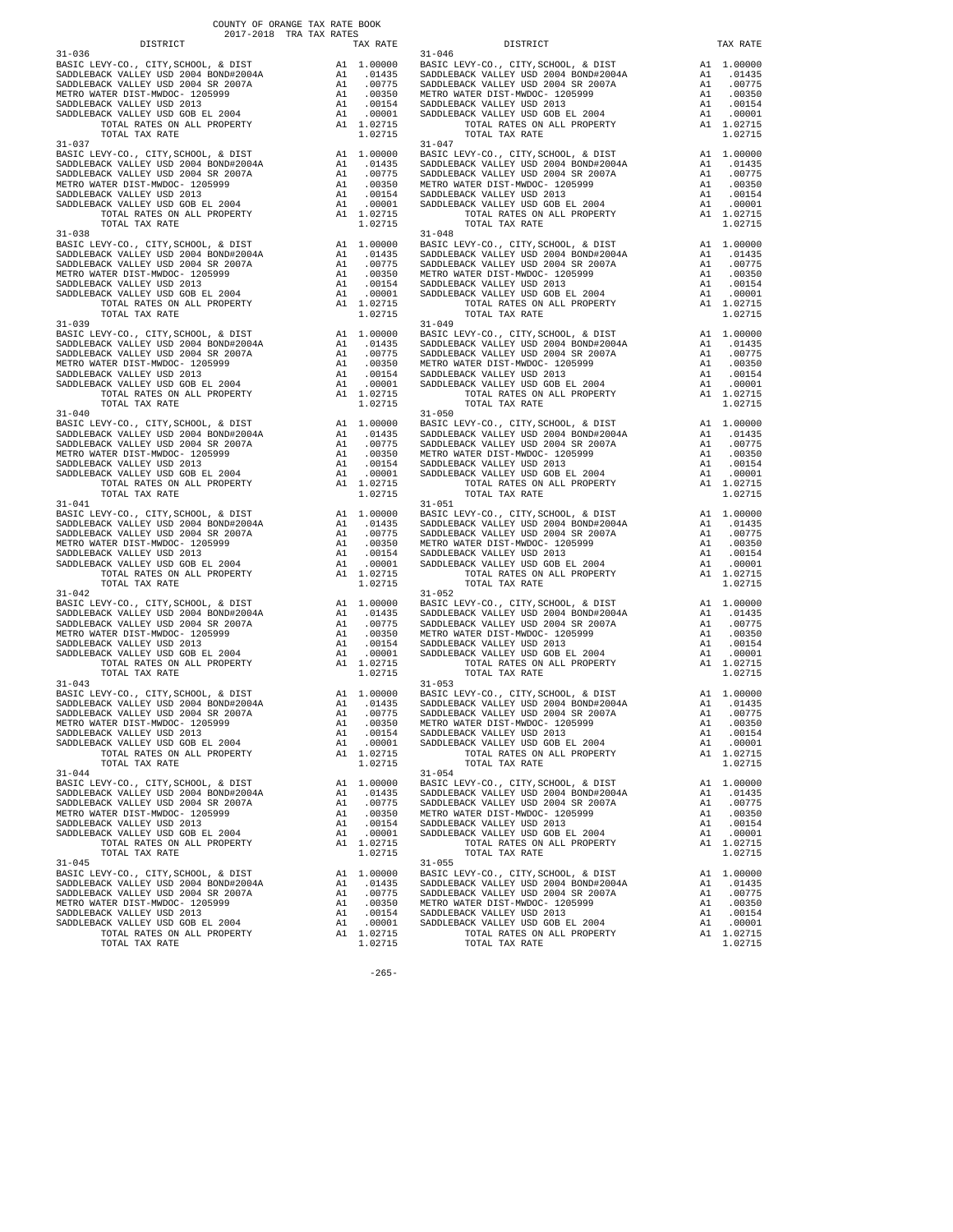COUNTY OF ORANGE TAX RATE BOOK
2017-2018 TRA TAX RATES

| DISTRICT | | TAX RATE |
|---|---|---|
| 31-036 | | |
| BASIC LEVY-CO., CITY,SCHOOL, & DIST | A1 | 1.00000 |
| SADDLEBACK VALLEY USD 2004 BOND#2004A | A1 | .01435 |
| SADDLEBACK VALLEY USD 2004 SR 2007A | A1 | .00775 |
| METRO WATER DIST-MWDOC- 1205999 | A1 | .00350 |
| SADDLEBACK VALLEY USD 2013 | A1 | .00154 |
| SADDLEBACK VALLEY USD GOB EL 2004 | A1 | .00001 |
| TOTAL RATES ON ALL PROPERTY | A1 | 1.02715 |
| TOTAL TAX RATE | | 1.02715 |
| 31-037 | | |
| BASIC LEVY-CO., CITY,SCHOOL, & DIST | A1 | 1.00000 |
| SADDLEBACK VALLEY USD 2004 BOND#2004A | A1 | .01435 |
| SADDLEBACK VALLEY USD 2004 SR 2007A | A1 | .00775 |
| METRO WATER DIST-MWDOC- 1205999 | A1 | .00350 |
| SADDLEBACK VALLEY USD 2013 | A1 | .00154 |
| SADDLEBACK VALLEY USD GOB EL 2004 | A1 | .00001 |
| TOTAL RATES ON ALL PROPERTY | A1 | 1.02715 |
| TOTAL TAX RATE | | 1.02715 |
| 31-038 | | |
| BASIC LEVY-CO., CITY,SCHOOL, & DIST | A1 | 1.00000 |
| SADDLEBACK VALLEY USD 2004 BOND#2004A | A1 | .01435 |
| SADDLEBACK VALLEY USD 2004 SR 2007A | A1 | .00775 |
| METRO WATER DIST-MWDOC- 1205999 | A1 | .00350 |
| SADDLEBACK VALLEY USD 2013 | A1 | .00154 |
| SADDLEBACK VALLEY USD GOB EL 2004 | A1 | .00001 |
| TOTAL RATES ON ALL PROPERTY | A1 | 1.02715 |
| TOTAL TAX RATE | | 1.02715 |
| 31-039 | | |
| BASIC LEVY-CO., CITY,SCHOOL, & DIST | A1 | 1.00000 |
| SADDLEBACK VALLEY USD 2004 BOND#2004A | A1 | .01435 |
| SADDLEBACK VALLEY USD 2004 SR 2007A | A1 | .00775 |
| METRO WATER DIST-MWDOC- 1205999 | A1 | .00350 |
| SADDLEBACK VALLEY USD 2013 | A1 | .00154 |
| SADDLEBACK VALLEY USD GOB EL 2004 | A1 | .00001 |
| TOTAL RATES ON ALL PROPERTY | A1 | 1.02715 |
| TOTAL TAX RATE | | 1.02715 |
| 31-040 | | |
| BASIC LEVY-CO., CITY,SCHOOL, & DIST | A1 | 1.00000 |
| SADDLEBACK VALLEY USD 2004 BOND#2004A | A1 | .01435 |
| SADDLEBACK VALLEY USD 2004 SR 2007A | A1 | .00775 |
| METRO WATER DIST-MWDOC- 1205999 | A1 | .00350 |
| SADDLEBACK VALLEY USD 2013 | A1 | .00154 |
| SADDLEBACK VALLEY USD GOB EL 2004 | A1 | .00001 |
| TOTAL RATES ON ALL PROPERTY | A1 | 1.02715 |
| TOTAL TAX RATE | | 1.02715 |
| 31-041 | | |
| BASIC LEVY-CO., CITY,SCHOOL, & DIST | A1 | 1.00000 |
| SADDLEBACK VALLEY USD 2004 BOND#2004A | A1 | .01435 |
| SADDLEBACK VALLEY USD 2004 SR 2007A | A1 | .00775 |
| METRO WATER DIST-MWDOC- 1205999 | A1 | .00350 |
| SADDLEBACK VALLEY USD 2013 | A1 | .00154 |
| SADDLEBACK VALLEY USD GOB EL 2004 | A1 | .00001 |
| TOTAL RATES ON ALL PROPERTY | A1 | 1.02715 |
| TOTAL TAX RATE | | 1.02715 |
| 31-042 | | |
| BASIC LEVY-CO., CITY,SCHOOL, & DIST | A1 | 1.00000 |
| SADDLEBACK VALLEY USD 2004 BOND#2004A | A1 | .01435 |
| SADDLEBACK VALLEY USD 2004 SR 2007A | A1 | .00775 |
| METRO WATER DIST-MWDOC- 1205999 | A1 | .00350 |
| SADDLEBACK VALLEY USD 2013 | A1 | .00154 |
| SADDLEBACK VALLEY USD GOB EL 2004 | A1 | .00001 |
| TOTAL RATES ON ALL PROPERTY | A1 | 1.02715 |
| TOTAL TAX RATE | | 1.02715 |
| 31-043 | | |
| BASIC LEVY-CO., CITY,SCHOOL, & DIST | A1 | 1.00000 |
| SADDLEBACK VALLEY USD 2004 BOND#2004A | A1 | .01435 |
| SADDLEBACK VALLEY USD 2004 SR 2007A | A1 | .00775 |
| METRO WATER DIST-MWDOC- 1205999 | A1 | .00350 |
| SADDLEBACK VALLEY USD 2013 | A1 | .00154 |
| SADDLEBACK VALLEY USD GOB EL 2004 | A1 | .00001 |
| TOTAL RATES ON ALL PROPERTY | A1 | 1.02715 |
| TOTAL TAX RATE | | 1.02715 |
| 31-044 | | |
| BASIC LEVY-CO., CITY,SCHOOL, & DIST | A1 | 1.00000 |
| SADDLEBACK VALLEY USD 2004 BOND#2004A | A1 | .01435 |
| SADDLEBACK VALLEY USD 2004 SR 2007A | A1 | .00775 |
| METRO WATER DIST-MWDOC- 1205999 | A1 | .00350 |
| SADDLEBACK VALLEY USD 2013 | A1 | .00154 |
| SADDLEBACK VALLEY USD GOB EL 2004 | A1 | .00001 |
| TOTAL RATES ON ALL PROPERTY | A1 | 1.02715 |
| TOTAL TAX RATE | | 1.02715 |
| 31-045 | | |
| BASIC LEVY-CO., CITY,SCHOOL, & DIST | A1 | 1.00000 |
| SADDLEBACK VALLEY USD 2004 BOND#2004A | A1 | .01435 |
| SADDLEBACK VALLEY USD 2004 SR 2007A | A1 | .00775 |
| METRO WATER DIST-MWDOC- 1205999 | A1 | .00350 |
| SADDLEBACK VALLEY USD 2013 | A1 | .00154 |
| SADDLEBACK VALLEY USD GOB EL 2004 | A1 | .00001 |
| TOTAL RATES ON ALL PROPERTY | A1 | 1.02715 |
| TOTAL TAX RATE | | 1.02715 |
| 31-046 | | |
| BASIC LEVY-CO., CITY,SCHOOL, & DIST | A1 | 1.00000 |
| SADDLEBACK VALLEY USD 2004 BOND#2004A | A1 | .01435 |
| SADDLEBACK VALLEY USD 2004 SR 2007A | A1 | .00775 |
| METRO WATER DIST-MWDOC- 1205999 | A1 | .00350 |
| SADDLEBACK VALLEY USD 2013 | A1 | .00154 |
| SADDLEBACK VALLEY USD GOB EL 2004 | A1 | .00001 |
| TOTAL RATES ON ALL PROPERTY | A1 | 1.02715 |
| TOTAL TAX RATE | | 1.02715 |
| 31-047 | | |
| BASIC LEVY-CO., CITY,SCHOOL, & DIST | A1 | 1.00000 |
| SADDLEBACK VALLEY USD 2004 BOND#2004A | A1 | .01435 |
| SADDLEBACK VALLEY USD 2004 SR 2007A | A1 | .00775 |
| METRO WATER DIST-MWDOC- 1205999 | A1 | .00350 |
| SADDLEBACK VALLEY USD 2013 | A1 | .00154 |
| SADDLEBACK VALLEY USD GOB EL 2004 | A1 | .00001 |
| TOTAL RATES ON ALL PROPERTY | A1 | 1.02715 |
| TOTAL TAX RATE | | 1.02715 |
| 31-048 | | |
| BASIC LEVY-CO., CITY,SCHOOL, & DIST | A1 | 1.00000 |
| SADDLEBACK VALLEY USD 2004 BOND#2004A | A1 | .01435 |
| SADDLEBACK VALLEY USD 2004 SR 2007A | A1 | .00775 |
| METRO WATER DIST-MWDOC- 1205999 | A1 | .00350 |
| SADDLEBACK VALLEY USD 2013 | A1 | .00154 |
| SADDLEBACK VALLEY USD GOB EL 2004 | A1 | .00001 |
| TOTAL RATES ON ALL PROPERTY | A1 | 1.02715 |
| TOTAL TAX RATE | | 1.02715 |
| 31-049 | | |
| BASIC LEVY-CO., CITY,SCHOOL, & DIST | A1 | 1.00000 |
| SADDLEBACK VALLEY USD 2004 BOND#2004A | A1 | .01435 |
| SADDLEBACK VALLEY USD 2004 SR 2007A | A1 | .00775 |
| METRO WATER DIST-MWDOC- 1205999 | A1 | .00350 |
| SADDLEBACK VALLEY USD 2013 | A1 | .00154 |
| SADDLEBACK VALLEY USD GOB EL 2004 | A1 | .00001 |
| TOTAL RATES ON ALL PROPERTY | A1 | 1.02715 |
| TOTAL TAX RATE | | 1.02715 |
| 31-050 | | |
| BASIC LEVY-CO., CITY,SCHOOL, & DIST | A1 | 1.00000 |
| SADDLEBACK VALLEY USD 2004 BOND#2004A | A1 | .01435 |
| SADDLEBACK VALLEY USD 2004 SR 2007A | A1 | .00775 |
| METRO WATER DIST-MWDOC- 1205999 | A1 | .00350 |
| SADDLEBACK VALLEY USD 2013 | A1 | .00154 |
| SADDLEBACK VALLEY USD GOB EL 2004 | A1 | .00001 |
| TOTAL RATES ON ALL PROPERTY | A1 | 1.02715 |
| TOTAL TAX RATE | | 1.02715 |
| 31-051 | | |
| BASIC LEVY-CO., CITY,SCHOOL, & DIST | A1 | 1.00000 |
| SADDLEBACK VALLEY USD 2004 BOND#2004A | A1 | .01435 |
| SADDLEBACK VALLEY USD 2004 SR 2007A | A1 | .00775 |
| METRO WATER DIST-MWDOC- 1205999 | A1 | .00350 |
| SADDLEBACK VALLEY USD 2013 | A1 | .00154 |
| SADDLEBACK VALLEY USD GOB EL 2004 | A1 | .00001 |
| TOTAL RATES ON ALL PROPERTY | A1 | 1.02715 |
| TOTAL TAX RATE | | 1.02715 |
| 31-052 | | |
| BASIC LEVY-CO., CITY,SCHOOL, & DIST | A1 | 1.00000 |
| SADDLEBACK VALLEY USD 2004 BOND#2004A | A1 | .01435 |
| SADDLEBACK VALLEY USD 2004 SR 2007A | A1 | .00775 |
| METRO WATER DIST-MWDOC- 1205999 | A1 | .00350 |
| SADDLEBACK VALLEY USD 2013 | A1 | .00154 |
| SADDLEBACK VALLEY USD GOB EL 2004 | A1 | .00001 |
| TOTAL RATES ON ALL PROPERTY | A1 | 1.02715 |
| TOTAL TAX RATE | | 1.02715 |
| 31-053 | | |
| BASIC LEVY-CO., CITY,SCHOOL, & DIST | A1 | 1.00000 |
| SADDLEBACK VALLEY USD 2004 BOND#2004A | A1 | .01435 |
| SADDLEBACK VALLEY USD 2004 SR 2007A | A1 | .00775 |
| METRO WATER DIST-MWDOC- 1205999 | A1 | .00350 |
| SADDLEBACK VALLEY USD 2013 | A1 | .00154 |
| SADDLEBACK VALLEY USD GOB EL 2004 | A1 | .00001 |
| TOTAL RATES ON ALL PROPERTY | A1 | 1.02715 |
| TOTAL TAX RATE | | 1.02715 |
| 31-054 | | |
| BASIC LEVY-CO., CITY,SCHOOL, & DIST | A1 | 1.00000 |
| SADDLEBACK VALLEY USD 2004 BOND#2004A | A1 | .01435 |
| SADDLEBACK VALLEY USD 2004 SR 2007A | A1 | .00775 |
| METRO WATER DIST-MWDOC- 1205999 | A1 | .00350 |
| SADDLEBACK VALLEY USD 2013 | A1 | .00154 |
| SADDLEBACK VALLEY USD GOB EL 2004 | A1 | .00001 |
| TOTAL RATES ON ALL PROPERTY | A1 | 1.02715 |
| TOTAL TAX RATE | | 1.02715 |
| 31-055 | | |
| BASIC LEVY-CO., CITY,SCHOOL, & DIST | A1 | 1.00000 |
| SADDLEBACK VALLEY USD 2004 BOND#2004A | A1 | .01435 |
| SADDLEBACK VALLEY USD 2004 SR 2007A | A1 | .00775 |
| METRO WATER DIST-MWDOC- 1205999 | A1 | .00350 |
| SADDLEBACK VALLEY USD 2013 | A1 | .00154 |
| SADDLEBACK VALLEY USD GOB EL 2004 | A1 | .00001 |
| TOTAL RATES ON ALL PROPERTY | A1 | 1.02715 |
| TOTAL TAX RATE | | 1.02715 |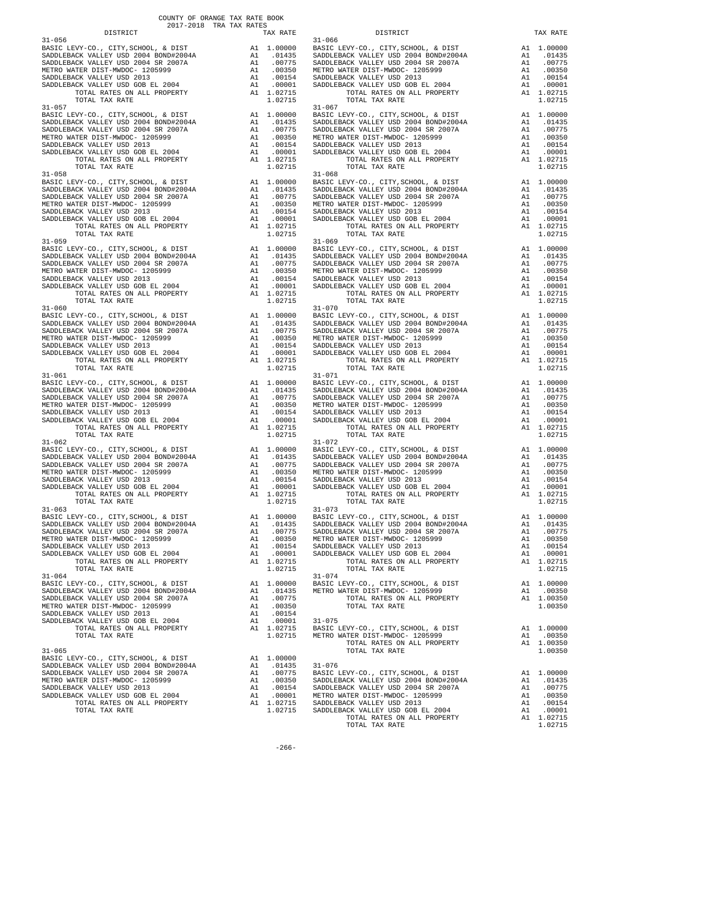COUNTY OF ORANGE TAX RATE BOOK
2017-2018 TRA TAX RATES

| DISTRICT | | TAX RATE |
|---|---|---|
| 31-056 | | |
| BASIC LEVY-CO., CITY,SCHOOL, & DIST | A1 | 1.00000 |
| SADDLEBACK VALLEY USD 2004 BOND#2004A | A1 | .01435 |
| SADDLEBACK VALLEY USD 2004 SR 2007A | A1 | .00775 |
| METRO WATER DIST-MWDOC- 1205999 | A1 | .00350 |
| SADDLEBACK VALLEY USD 2013 | A1 | .00154 |
| SADDLEBACK VALLEY USD GOB EL 2004 | A1 | .00001 |
| TOTAL RATES ON ALL PROPERTY | A1 | 1.02715 |
| TOTAL TAX RATE | | 1.02715 |
| 31-057 | | |
| BASIC LEVY-CO., CITY,SCHOOL, & DIST | A1 | 1.00000 |
| SADDLEBACK VALLEY USD 2004 BOND#2004A | A1 | .01435 |
| SADDLEBACK VALLEY USD 2004 SR 2007A | A1 | .00775 |
| METRO WATER DIST-MWDOC- 1205999 | A1 | .00350 |
| SADDLEBACK VALLEY USD 2013 | A1 | .00154 |
| SADDLEBACK VALLEY USD GOB EL 2004 | A1 | .00001 |
| TOTAL RATES ON ALL PROPERTY | A1 | 1.02715 |
| TOTAL TAX RATE | | 1.02715 |
| 31-058 | | |
| BASIC LEVY-CO., CITY,SCHOOL, & DIST | A1 | 1.00000 |
| SADDLEBACK VALLEY USD 2004 BOND#2004A | A1 | .01435 |
| SADDLEBACK VALLEY USD 2004 SR 2007A | A1 | .00775 |
| METRO WATER DIST-MWDOC- 1205999 | A1 | .00350 |
| SADDLEBACK VALLEY USD 2013 | A1 | .00154 |
| SADDLEBACK VALLEY USD GOB EL 2004 | A1 | .00001 |
| TOTAL RATES ON ALL PROPERTY | A1 | 1.02715 |
| TOTAL TAX RATE | | 1.02715 |
| 31-059 | | |
| BASIC LEVY-CO., CITY,SCHOOL, & DIST | A1 | 1.00000 |
| SADDLEBACK VALLEY USD 2004 BOND#2004A | A1 | .01435 |
| SADDLEBACK VALLEY USD 2004 SR 2007A | A1 | .00775 |
| METRO WATER DIST-MWDOC- 1205999 | A1 | .00350 |
| SADDLEBACK VALLEY USD 2013 | A1 | .00154 |
| SADDLEBACK VALLEY USD GOB EL 2004 | A1 | .00001 |
| TOTAL RATES ON ALL PROPERTY | A1 | 1.02715 |
| TOTAL TAX RATE | | 1.02715 |
| 31-060 | | |
| BASIC LEVY-CO., CITY,SCHOOL, & DIST | A1 | 1.00000 |
| SADDLEBACK VALLEY USD 2004 BOND#2004A | A1 | .01435 |
| SADDLEBACK VALLEY USD 2004 SR 2007A | A1 | .00775 |
| METRO WATER DIST-MWDOC- 1205999 | A1 | .00350 |
| SADDLEBACK VALLEY USD 2013 | A1 | .00154 |
| SADDLEBACK VALLEY USD GOB EL 2004 | A1 | .00001 |
| TOTAL RATES ON ALL PROPERTY | A1 | 1.02715 |
| TOTAL TAX RATE | | 1.02715 |
| 31-061 | | |
| BASIC LEVY-CO., CITY,SCHOOL, & DIST | A1 | 1.00000 |
| SADDLEBACK VALLEY USD 2004 BOND#2004A | A1 | .01435 |
| SADDLEBACK VALLEY USD 2004 SR 2007A | A1 | .00775 |
| METRO WATER DIST-MWDOC- 1205999 | A1 | .00350 |
| SADDLEBACK VALLEY USD 2013 | A1 | .00154 |
| SADDLEBACK VALLEY USD GOB EL 2004 | A1 | .00001 |
| TOTAL RATES ON ALL PROPERTY | A1 | 1.02715 |
| TOTAL TAX RATE | | 1.02715 |
| 31-062 | | |
| BASIC LEVY-CO., CITY,SCHOOL, & DIST | A1 | 1.00000 |
| SADDLEBACK VALLEY USD 2004 BOND#2004A | A1 | .01435 |
| SADDLEBACK VALLEY USD 2004 SR 2007A | A1 | .00775 |
| METRO WATER DIST-MWDOC- 1205999 | A1 | .00350 |
| SADDLEBACK VALLEY USD 2013 | A1 | .00154 |
| SADDLEBACK VALLEY USD GOB EL 2004 | A1 | .00001 |
| TOTAL RATES ON ALL PROPERTY | A1 | 1.02715 |
| TOTAL TAX RATE | | 1.02715 |
| 31-063 | | |
| BASIC LEVY-CO., CITY,SCHOOL, & DIST | A1 | 1.00000 |
| SADDLEBACK VALLEY USD 2004 BOND#2004A | A1 | .01435 |
| SADDLEBACK VALLEY USD 2004 SR 2007A | A1 | .00775 |
| METRO WATER DIST-MWDOC- 1205999 | A1 | .00350 |
| SADDLEBACK VALLEY USD 2013 | A1 | .00154 |
| SADDLEBACK VALLEY USD GOB EL 2004 | A1 | .00001 |
| TOTAL RATES ON ALL PROPERTY | A1 | 1.02715 |
| TOTAL TAX RATE | | 1.02715 |
| 31-064 | | |
| BASIC LEVY-CO., CITY,SCHOOL, & DIST | A1 | 1.00000 |
| SADDLEBACK VALLEY USD 2004 BOND#2004A | A1 | .01435 |
| SADDLEBACK VALLEY USD 2004 SR 2007A | A1 | .00775 |
| METRO WATER DIST-MWDOC- 1205999 | A1 | .00350 |
| SADDLEBACK VALLEY USD 2013 | A1 | .00154 |
| SADDLEBACK VALLEY USD GOB EL 2004 | A1 | .00001 |
| TOTAL RATES ON ALL PROPERTY | A1 | 1.02715 |
| TOTAL TAX RATE | | 1.02715 |
| 31-065 | | |
| BASIC LEVY-CO., CITY,SCHOOL, & DIST | A1 | 1.00000 |
| SADDLEBACK VALLEY USD 2004 BOND#2004A | A1 | .01435 |
| SADDLEBACK VALLEY USD 2004 SR 2007A | A1 | .00775 |
| METRO WATER DIST-MWDOC- 1205999 | A1 | .00350 |
| SADDLEBACK VALLEY USD 2013 | A1 | .00154 |
| SADDLEBACK VALLEY USD GOB EL 2004 | A1 | .00001 |
| TOTAL RATES ON ALL PROPERTY | A1 | 1.02715 |
| TOTAL TAX RATE | | 1.02715 |
| 31-066 | | |
| BASIC LEVY-CO., CITY,SCHOOL, & DIST | A1 | 1.00000 |
| SADDLEBACK VALLEY USD 2004 BOND#2004A | A1 | .01435 |
| SADDLEBACK VALLEY USD 2004 SR 2007A | A1 | .00775 |
| METRO WATER DIST-MWDOC- 1205999 | A1 | .00350 |
| SADDLEBACK VALLEY USD 2013 | A1 | .00154 |
| SADDLEBACK VALLEY USD GOB EL 2004 | A1 | .00001 |
| TOTAL RATES ON ALL PROPERTY | A1 | 1.02715 |
| TOTAL TAX RATE | | 1.02715 |
| 31-067 | | |
| BASIC LEVY-CO., CITY,SCHOOL, & DIST | A1 | 1.00000 |
| SADDLEBACK VALLEY USD 2004 BOND#2004A | A1 | .01435 |
| SADDLEBACK VALLEY USD 2004 SR 2007A | A1 | .00775 |
| METRO WATER DIST-MWDOC- 1205999 | A1 | .00350 |
| SADDLEBACK VALLEY USD 2013 | A1 | .00154 |
| SADDLEBACK VALLEY USD GOB EL 2004 | A1 | .00001 |
| TOTAL RATES ON ALL PROPERTY | A1 | 1.02715 |
| TOTAL TAX RATE | | 1.02715 |
| 31-068 | | |
| BASIC LEVY-CO., CITY,SCHOOL, & DIST | A1 | 1.00000 |
| SADDLEBACK VALLEY USD 2004 BOND#2004A | A1 | .01435 |
| SADDLEBACK VALLEY USD 2004 SR 2007A | A1 | .00775 |
| METRO WATER DIST-MWDOC- 1205999 | A1 | .00350 |
| SADDLEBACK VALLEY USD 2013 | A1 | .00154 |
| SADDLEBACK VALLEY USD GOB EL 2004 | A1 | .00001 |
| TOTAL RATES ON ALL PROPERTY | A1 | 1.02715 |
| TOTAL TAX RATE | | 1.02715 |
| 31-069 | | |
| BASIC LEVY-CO., CITY,SCHOOL, & DIST | A1 | 1.00000 |
| SADDLEBACK VALLEY USD 2004 BOND#2004A | A1 | .01435 |
| SADDLEBACK VALLEY USD 2004 SR 2007A | A1 | .00775 |
| METRO WATER DIST-MWDOC- 1205999 | A1 | .00350 |
| SADDLEBACK VALLEY USD 2013 | A1 | .00154 |
| SADDLEBACK VALLEY USD GOB EL 2004 | A1 | .00001 |
| TOTAL RATES ON ALL PROPERTY | A1 | 1.02715 |
| TOTAL TAX RATE | | 1.02715 |
| 31-070 | | |
| BASIC LEVY-CO., CITY,SCHOOL, & DIST | A1 | 1.00000 |
| SADDLEBACK VALLEY USD 2004 BOND#2004A | A1 | .01435 |
| SADDLEBACK VALLEY USD 2004 SR 2007A | A1 | .00775 |
| METRO WATER DIST-MWDOC- 1205999 | A1 | .00350 |
| SADDLEBACK VALLEY USD 2013 | A1 | .00154 |
| SADDLEBACK VALLEY USD GOB EL 2004 | A1 | .00001 |
| TOTAL RATES ON ALL PROPERTY | A1 | 1.02715 |
| TOTAL TAX RATE | | 1.02715 |
| 31-071 | | |
| BASIC LEVY-CO., CITY,SCHOOL, & DIST | A1 | 1.00000 |
| SADDLEBACK VALLEY USD 2004 BOND#2004A | A1 | .01435 |
| SADDLEBACK VALLEY USD 2004 SR 2007A | A1 | .00775 |
| METRO WATER DIST-MWDOC- 1205999 | A1 | .00350 |
| SADDLEBACK VALLEY USD 2013 | A1 | .00154 |
| SADDLEBACK VALLEY USD GOB EL 2004 | A1 | .00001 |
| TOTAL RATES ON ALL PROPERTY | A1 | 1.02715 |
| TOTAL TAX RATE | | 1.02715 |
| 31-072 | | |
| BASIC LEVY-CO., CITY,SCHOOL, & DIST | A1 | 1.00000 |
| SADDLEBACK VALLEY USD 2004 BOND#2004A | A1 | .01435 |
| SADDLEBACK VALLEY USD 2004 SR 2007A | A1 | .00775 |
| METRO WATER DIST-MWDOC- 1205999 | A1 | .00350 |
| SADDLEBACK VALLEY USD 2013 | A1 | .00154 |
| SADDLEBACK VALLEY USD GOB EL 2004 | A1 | .00001 |
| TOTAL RATES ON ALL PROPERTY | A1 | 1.02715 |
| TOTAL TAX RATE | | 1.02715 |
| 31-073 | | |
| BASIC LEVY-CO., CITY,SCHOOL, & DIST | A1 | 1.00000 |
| SADDLEBACK VALLEY USD 2004 BOND#2004A | A1 | .01435 |
| SADDLEBACK VALLEY USD 2004 SR 2007A | A1 | .00775 |
| METRO WATER DIST-MWDOC- 1205999 | A1 | .00350 |
| SADDLEBACK VALLEY USD 2013 | A1 | .00154 |
| SADDLEBACK VALLEY USD GOB EL 2004 | A1 | .00001 |
| TOTAL RATES ON ALL PROPERTY | A1 | 1.02715 |
| TOTAL TAX RATE | | 1.02715 |
| 31-074 | | |
| BASIC LEVY-CO., CITY,SCHOOL, & DIST | A1 | 1.00000 |
| METRO WATER DIST-MWDOC- 1205999 | A1 | .00350 |
| TOTAL RATES ON ALL PROPERTY | A1 | 1.00350 |
| TOTAL TAX RATE | | 1.00350 |
| 31-075 | | |
| BASIC LEVY-CO., CITY,SCHOOL, & DIST | A1 | 1.00000 |
| METRO WATER DIST-MWDOC- 1205999 | A1 | .00350 |
| TOTAL RATES ON ALL PROPERTY | A1 | 1.00350 |
| TOTAL TAX RATE | | 1.00350 |
| 31-076 | | |
| BASIC LEVY-CO., CITY,SCHOOL, & DIST | A1 | 1.00000 |
| SADDLEBACK VALLEY USD 2004 BOND#2004A | A1 | .01435 |
| SADDLEBACK VALLEY USD 2004 SR 2007A | A1 | .00775 |
| METRO WATER DIST-MWDOC- 1205999 | A1 | .00350 |
| SADDLEBACK VALLEY USD 2013 | A1 | .00154 |
| SADDLEBACK VALLEY USD GOB EL 2004 | A1 | .00001 |
| TOTAL RATES ON ALL PROPERTY | A1 | 1.02715 |
| TOTAL TAX RATE | | 1.02715 |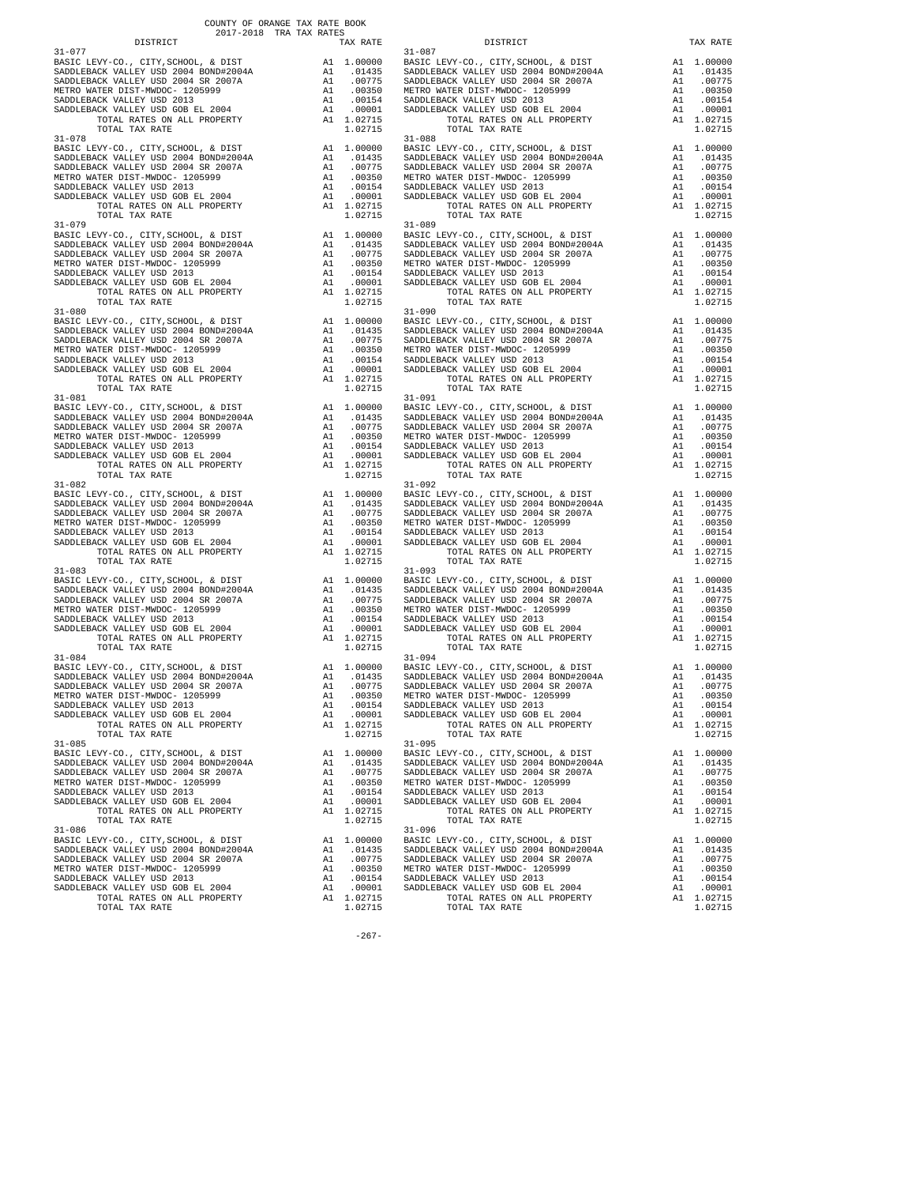| DISTRICT | | TAX RATE |
|---|---|---|
| 31-077 | | |
| BASIC LEVY-CO., CITY,SCHOOL, & DIST | A1 | 1.00000 |
| SADDLEBACK VALLEY USD 2004 BOND#2004A | A1 | .01435 |
| SADDLEBACK VALLEY USD 2004 SR 2007A | A1 | .00775 |
| METRO WATER DIST-MWDOC- 1205999 | A1 | .00350 |
| SADDLEBACK VALLEY USD 2013 | A1 | .00154 |
| SADDLEBACK VALLEY USD GOB EL 2004 | A1 | .00001 |
| TOTAL RATES ON ALL PROPERTY | A1 | 1.02715 |
| TOTAL TAX RATE | | 1.02715 |
| 31-078 | | |
| BASIC LEVY-CO., CITY,SCHOOL, & DIST | A1 | 1.00000 |
| SADDLEBACK VALLEY USD 2004 BOND#2004A | A1 | .01435 |
| SADDLEBACK VALLEY USD 2004 SR 2007A | A1 | .00775 |
| METRO WATER DIST-MWDOC- 1205999 | A1 | .00350 |
| SADDLEBACK VALLEY USD 2013 | A1 | .00154 |
| SADDLEBACK VALLEY USD GOB EL 2004 | A1 | .00001 |
| TOTAL RATES ON ALL PROPERTY | A1 | 1.02715 |
| TOTAL TAX RATE | | 1.02715 |
| 31-079 | | |
| BASIC LEVY-CO., CITY,SCHOOL, & DIST | A1 | 1.00000 |
| SADDLEBACK VALLEY USD 2004 BOND#2004A | A1 | .01435 |
| SADDLEBACK VALLEY USD 2004 SR 2007A | A1 | .00775 |
| METRO WATER DIST-MWDOC- 1205999 | A1 | .00350 |
| SADDLEBACK VALLEY USD 2013 | A1 | .00154 |
| SADDLEBACK VALLEY USD GOB EL 2004 | A1 | .00001 |
| TOTAL RATES ON ALL PROPERTY | A1 | 1.02715 |
| TOTAL TAX RATE | | 1.02715 |
| 31-080 | | |
| BASIC LEVY-CO., CITY,SCHOOL, & DIST | A1 | 1.00000 |
| SADDLEBACK VALLEY USD 2004 BOND#2004A | A1 | .01435 |
| SADDLEBACK VALLEY USD 2004 SR 2007A | A1 | .00775 |
| METRO WATER DIST-MWDOC- 1205999 | A1 | .00350 |
| SADDLEBACK VALLEY USD 2013 | A1 | .00154 |
| SADDLEBACK VALLEY USD GOB EL 2004 | A1 | .00001 |
| TOTAL RATES ON ALL PROPERTY | A1 | 1.02715 |
| TOTAL TAX RATE | | 1.02715 |
| 31-081 | | |
| BASIC LEVY-CO., CITY,SCHOOL, & DIST | A1 | 1.00000 |
| SADDLEBACK VALLEY USD 2004 BOND#2004A | A1 | .01435 |
| SADDLEBACK VALLEY USD 2004 SR 2007A | A1 | .00775 |
| METRO WATER DIST-MWDOC- 1205999 | A1 | .00350 |
| SADDLEBACK VALLEY USD 2013 | A1 | .00154 |
| SADDLEBACK VALLEY USD GOB EL 2004 | A1 | .00001 |
| TOTAL RATES ON ALL PROPERTY | A1 | 1.02715 |
| TOTAL TAX RATE | | 1.02715 |
| 31-082 | | |
| BASIC LEVY-CO., CITY,SCHOOL, & DIST | A1 | 1.00000 |
| SADDLEBACK VALLEY USD 2004 BOND#2004A | A1 | .01435 |
| SADDLEBACK VALLEY USD 2004 SR 2007A | A1 | .00775 |
| METRO WATER DIST-MWDOC- 1205999 | A1 | .00350 |
| SADDLEBACK VALLEY USD 2013 | A1 | .00154 |
| SADDLEBACK VALLEY USD GOB EL 2004 | A1 | .00001 |
| TOTAL RATES ON ALL PROPERTY | A1 | 1.02715 |
| TOTAL TAX RATE | | 1.02715 |
| 31-083 | | |
| BASIC LEVY-CO., CITY,SCHOOL, & DIST | A1 | 1.00000 |
| SADDLEBACK VALLEY USD 2004 BOND#2004A | A1 | .01435 |
| SADDLEBACK VALLEY USD 2004 SR 2007A | A1 | .00775 |
| METRO WATER DIST-MWDOC- 1205999 | A1 | .00350 |
| SADDLEBACK VALLEY USD 2013 | A1 | .00154 |
| SADDLEBACK VALLEY USD GOB EL 2004 | A1 | .00001 |
| TOTAL RATES ON ALL PROPERTY | A1 | 1.02715 |
| TOTAL TAX RATE | | 1.02715 |
| 31-084 | | |
| BASIC LEVY-CO., CITY,SCHOOL, & DIST | A1 | 1.00000 |
| SADDLEBACK VALLEY USD 2004 BOND#2004A | A1 | .01435 |
| SADDLEBACK VALLEY USD 2004 SR 2007A | A1 | .00775 |
| METRO WATER DIST-MWDOC- 1205999 | A1 | .00350 |
| SADDLEBACK VALLEY USD 2013 | A1 | .00154 |
| SADDLEBACK VALLEY USD GOB EL 2004 | A1 | .00001 |
| TOTAL RATES ON ALL PROPERTY | A1 | 1.02715 |
| TOTAL TAX RATE | | 1.02715 |
| 31-085 | | |
| BASIC LEVY-CO., CITY,SCHOOL, & DIST | A1 | 1.00000 |
| SADDLEBACK VALLEY USD 2004 BOND#2004A | A1 | .01435 |
| SADDLEBACK VALLEY USD 2004 SR 2007A | A1 | .00775 |
| METRO WATER DIST-MWDOC- 1205999 | A1 | .00350 |
| SADDLEBACK VALLEY USD 2013 | A1 | .00154 |
| SADDLEBACK VALLEY USD GOB EL 2004 | A1 | .00001 |
| TOTAL RATES ON ALL PROPERTY | A1 | 1.02715 |
| TOTAL TAX RATE | | 1.02715 |
| 31-086 | | |
| BASIC LEVY-CO., CITY,SCHOOL, & DIST | A1 | 1.00000 |
| SADDLEBACK VALLEY USD 2004 BOND#2004A | A1 | .01435 |
| SADDLEBACK VALLEY USD 2004 SR 2007A | A1 | .00775 |
| METRO WATER DIST-MWDOC- 1205999 | A1 | .00350 |
| SADDLEBACK VALLEY USD 2013 | A1 | .00154 |
| SADDLEBACK VALLEY USD GOB EL 2004 | A1 | .00001 |
| TOTAL RATES ON ALL PROPERTY | A1 | 1.02715 |
| TOTAL TAX RATE | | 1.02715 |
| 31-087 | | |
| BASIC LEVY-CO., CITY,SCHOOL, & DIST | A1 | 1.00000 |
| SADDLEBACK VALLEY USD 2004 BOND#2004A | A1 | .01435 |
| SADDLEBACK VALLEY USD 2004 SR 2007A | A1 | .00775 |
| METRO WATER DIST-MWDOC- 1205999 | A1 | .00350 |
| SADDLEBACK VALLEY USD 2013 | A1 | .00154 |
| SADDLEBACK VALLEY USD GOB EL 2004 | A1 | .00001 |
| TOTAL RATES ON ALL PROPERTY | A1 | 1.02715 |
| TOTAL TAX RATE | | 1.02715 |
| 31-088 | | |
| BASIC LEVY-CO., CITY,SCHOOL, & DIST | A1 | 1.00000 |
| SADDLEBACK VALLEY USD 2004 BOND#2004A | A1 | .01435 |
| SADDLEBACK VALLEY USD 2004 SR 2007A | A1 | .00775 |
| METRO WATER DIST-MWDOC- 1205999 | A1 | .00350 |
| SADDLEBACK VALLEY USD 2013 | A1 | .00154 |
| SADDLEBACK VALLEY USD GOB EL 2004 | A1 | .00001 |
| TOTAL RATES ON ALL PROPERTY | A1 | 1.02715 |
| TOTAL TAX RATE | | 1.02715 |
| 31-089 | | |
| BASIC LEVY-CO., CITY,SCHOOL, & DIST | A1 | 1.00000 |
| SADDLEBACK VALLEY USD 2004 BOND#2004A | A1 | .01435 |
| SADDLEBACK VALLEY USD 2004 SR 2007A | A1 | .00775 |
| METRO WATER DIST-MWDOC- 1205999 | A1 | .00350 |
| SADDLEBACK VALLEY USD 2013 | A1 | .00154 |
| SADDLEBACK VALLEY USD GOB EL 2004 | A1 | .00001 |
| TOTAL RATES ON ALL PROPERTY | A1 | 1.02715 |
| TOTAL TAX RATE | | 1.02715 |
| 31-090 | | |
| BASIC LEVY-CO., CITY,SCHOOL, & DIST | A1 | 1.00000 |
| SADDLEBACK VALLEY USD 2004 BOND#2004A | A1 | .01435 |
| SADDLEBACK VALLEY USD 2004 SR 2007A | A1 | .00775 |
| METRO WATER DIST-MWDOC- 1205999 | A1 | .00350 |
| SADDLEBACK VALLEY USD 2013 | A1 | .00154 |
| SADDLEBACK VALLEY USD GOB EL 2004 | A1 | .00001 |
| TOTAL RATES ON ALL PROPERTY | A1 | 1.02715 |
| TOTAL TAX RATE | | 1.02715 |
| 31-091 | | |
| BASIC LEVY-CO., CITY,SCHOOL, & DIST | A1 | 1.00000 |
| SADDLEBACK VALLEY USD 2004 BOND#2004A | A1 | .01435 |
| SADDLEBACK VALLEY USD 2004 SR 2007A | A1 | .00775 |
| METRO WATER DIST-MWDOC- 1205999 | A1 | .00350 |
| SADDLEBACK VALLEY USD 2013 | A1 | .00154 |
| SADDLEBACK VALLEY USD GOB EL 2004 | A1 | .00001 |
| TOTAL RATES ON ALL PROPERTY | A1 | 1.02715 |
| TOTAL TAX RATE | | 1.02715 |
| 31-092 | | |
| BASIC LEVY-CO., CITY,SCHOOL, & DIST | A1 | 1.00000 |
| SADDLEBACK VALLEY USD 2004 BOND#2004A | A1 | .01435 |
| SADDLEBACK VALLEY USD 2004 SR 2007A | A1 | .00775 |
| METRO WATER DIST-MWDOC- 1205999 | A1 | .00350 |
| SADDLEBACK VALLEY USD 2013 | A1 | .00154 |
| SADDLEBACK VALLEY USD GOB EL 2004 | A1 | .00001 |
| TOTAL RATES ON ALL PROPERTY | A1 | 1.02715 |
| TOTAL TAX RATE | | 1.02715 |
| 31-093 | | |
| BASIC LEVY-CO., CITY,SCHOOL, & DIST | A1 | 1.00000 |
| SADDLEBACK VALLEY USD 2004 BOND#2004A | A1 | .01435 |
| SADDLEBACK VALLEY USD 2004 SR 2007A | A1 | .00775 |
| METRO WATER DIST-MWDOC- 1205999 | A1 | .00350 |
| SADDLEBACK VALLEY USD 2013 | A1 | .00154 |
| SADDLEBACK VALLEY USD GOB EL 2004 | A1 | .00001 |
| TOTAL RATES ON ALL PROPERTY | A1 | 1.02715 |
| TOTAL TAX RATE | | 1.02715 |
| 31-094 | | |
| BASIC LEVY-CO., CITY,SCHOOL, & DIST | A1 | 1.00000 |
| SADDLEBACK VALLEY USD 2004 BOND#2004A | A1 | .01435 |
| SADDLEBACK VALLEY USD 2004 SR 2007A | A1 | .00775 |
| METRO WATER DIST-MWDOC- 1205999 | A1 | .00350 |
| SADDLEBACK VALLEY USD 2013 | A1 | .00154 |
| SADDLEBACK VALLEY USD GOB EL 2004 | A1 | .00001 |
| TOTAL RATES ON ALL PROPERTY | A1 | 1.02715 |
| TOTAL TAX RATE | | 1.02715 |
| 31-095 | | |
| BASIC LEVY-CO., CITY,SCHOOL, & DIST | A1 | 1.00000 |
| SADDLEBACK VALLEY USD 2004 BOND#2004A | A1 | .01435 |
| SADDLEBACK VALLEY USD 2004 SR 2007A | A1 | .00775 |
| METRO WATER DIST-MWDOC- 1205999 | A1 | .00350 |
| SADDLEBACK VALLEY USD 2013 | A1 | .00154 |
| SADDLEBACK VALLEY USD GOB EL 2004 | A1 | .00001 |
| TOTAL RATES ON ALL PROPERTY | A1 | 1.02715 |
| TOTAL TAX RATE | | 1.02715 |
| 31-096 | | |
| BASIC LEVY-CO., CITY,SCHOOL, & DIST | A1 | 1.00000 |
| SADDLEBACK VALLEY USD 2004 BOND#2004A | A1 | .01435 |
| SADDLEBACK VALLEY USD 2004 SR 2007A | A1 | .00775 |
| METRO WATER DIST-MWDOC- 1205999 | A1 | .00350 |
| SADDLEBACK VALLEY USD 2013 | A1 | .00154 |
| SADDLEBACK VALLEY USD GOB EL 2004 | A1 | .00001 |
| TOTAL RATES ON ALL PROPERTY | A1 | 1.02715 |
| TOTAL TAX RATE | | 1.02715 |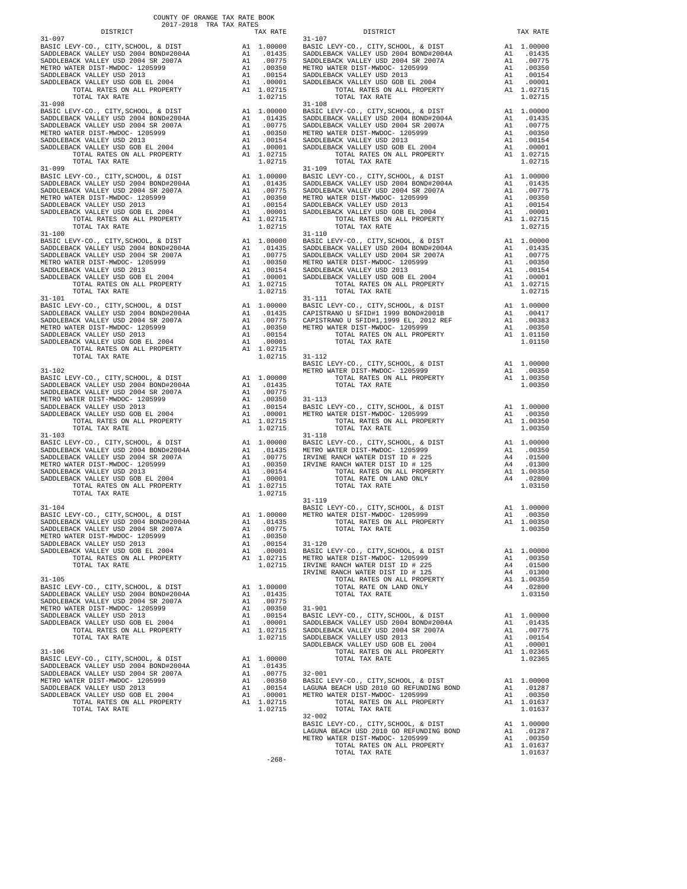COUNTY OF ORANGE TAX RATE BOOK
2017-2018 TRA TAX RATES

| DISTRICT | | TAX RATE |
|---|---|---|
| **31-097** | | |
| BASIC LEVY-CO., CITY,SCHOOL, & DIST | A1 | 1.00000 |
| SADDLEBACK VALLEY USD 2004 BOND#2004A | A1 | .01435 |
| SADDLEBACK VALLEY USD 2004 SR 2007A | A1 | .00775 |
| METRO WATER DIST-MWDOC- 1205999 | A1 | .00350 |
| SADDLEBACK VALLEY USD 2013 | A1 | .00154 |
| SADDLEBACK VALLEY USD GOB EL 2004 | A1 | .00001 |
| TOTAL RATES ON ALL PROPERTY | A1 | 1.02715 |
| TOTAL TAX RATE | | 1.02715 |
| **31-098** | | |
| BASIC LEVY-CO., CITY,SCHOOL, & DIST | A1 | 1.00000 |
| SADDLEBACK VALLEY USD 2004 BOND#2004A | A1 | .01435 |
| SADDLEBACK VALLEY USD 2004 SR 2007A | A1 | .00775 |
| METRO WATER DIST-MWDOC- 1205999 | A1 | .00350 |
| SADDLEBACK VALLEY USD 2013 | A1 | .00154 |
| SADDLEBACK VALLEY USD GOB EL 2004 | A1 | .00001 |
| TOTAL RATES ON ALL PROPERTY | A1 | 1.02715 |
| TOTAL TAX RATE | | 1.02715 |
| **31-099** | | |
| BASIC LEVY-CO., CITY,SCHOOL, & DIST | A1 | 1.00000 |
| SADDLEBACK VALLEY USD 2004 BOND#2004A | A1 | .01435 |
| SADDLEBACK VALLEY USD 2004 SR 2007A | A1 | .00775 |
| METRO WATER DIST-MWDOC- 1205999 | A1 | .00350 |
| SADDLEBACK VALLEY USD 2013 | A1 | .00154 |
| SADDLEBACK VALLEY USD GOB EL 2004 | A1 | .00001 |
| TOTAL RATES ON ALL PROPERTY | A1 | 1.02715 |
| TOTAL TAX RATE | | 1.02715 |
| **31-100** | | |
| BASIC LEVY-CO., CITY,SCHOOL, & DIST | A1 | 1.00000 |
| SADDLEBACK VALLEY USD 2004 BOND#2004A | A1 | .01435 |
| SADDLEBACK VALLEY USD 2004 SR 2007A | A1 | .00775 |
| METRO WATER DIST-MWDOC- 1205999 | A1 | .00350 |
| SADDLEBACK VALLEY USD 2013 | A1 | .00154 |
| SADDLEBACK VALLEY USD GOB EL 2004 | A1 | .00001 |
| TOTAL RATES ON ALL PROPERTY | A1 | 1.02715 |
| TOTAL TAX RATE | | 1.02715 |
| **31-101** | | |
| BASIC LEVY-CO., CITY,SCHOOL, & DIST | A1 | 1.00000 |
| SADDLEBACK VALLEY USD 2004 BOND#2004A | A1 | .01435 |
| SADDLEBACK VALLEY USD 2004 SR 2007A | A1 | .00775 |
| METRO WATER DIST-MWDOC- 1205999 | A1 | .00350 |
| SADDLEBACK VALLEY USD 2013 | A1 | .00154 |
| SADDLEBACK VALLEY USD GOB EL 2004 | A1 | .00001 |
| TOTAL RATES ON ALL PROPERTY | A1 | 1.02715 |
| TOTAL TAX RATE | | 1.02715 |
| **31-102** | | |
| BASIC LEVY-CO., CITY,SCHOOL, & DIST | A1 | 1.00000 |
| SADDLEBACK VALLEY USD 2004 BOND#2004A | A1 | .01435 |
| SADDLEBACK VALLEY USD 2004 SR 2007A | A1 | .00775 |
| METRO WATER DIST-MWDOC- 1205999 | A1 | .00350 |
| SADDLEBACK VALLEY USD 2013 | A1 | .00154 |
| SADDLEBACK VALLEY USD GOB EL 2004 | A1 | .00001 |
| TOTAL RATES ON ALL PROPERTY | A1 | 1.02715 |
| TOTAL TAX RATE | | 1.02715 |
| **31-103** | | |
| BASIC LEVY-CO., CITY,SCHOOL, & DIST | A1 | 1.00000 |
| SADDLEBACK VALLEY USD 2004 BOND#2004A | A1 | .01435 |
| SADDLEBACK VALLEY USD 2004 SR 2007A | A1 | .00775 |
| METRO WATER DIST-MWDOC- 1205999 | A1 | .00350 |
| SADDLEBACK VALLEY USD 2013 | A1 | .00154 |
| SADDLEBACK VALLEY USD GOB EL 2004 | A1 | .00001 |
| TOTAL RATES ON ALL PROPERTY | A1 | 1.02715 |
| TOTAL TAX RATE | | 1.02715 |
| **31-104** | | |
| BASIC LEVY-CO., CITY,SCHOOL, & DIST | A1 | 1.00000 |
| SADDLEBACK VALLEY USD 2004 BOND#2004A | A1 | .01435 |
| SADDLEBACK VALLEY USD 2004 SR 2007A | A1 | .00775 |
| METRO WATER DIST-MWDOC- 1205999 | A1 | .00350 |
| SADDLEBACK VALLEY USD 2013 | A1 | .00154 |
| SADDLEBACK VALLEY USD GOB EL 2004 | A1 | .00001 |
| TOTAL RATES ON ALL PROPERTY | A1 | 1.02715 |
| TOTAL TAX RATE | | 1.02715 |
| **31-105** | | |
| BASIC LEVY-CO., CITY,SCHOOL, & DIST | A1 | 1.00000 |
| SADDLEBACK VALLEY USD 2004 BOND#2004A | A1 | .01435 |
| SADDLEBACK VALLEY USD 2004 SR 2007A | A1 | .00775 |
| METRO WATER DIST-MWDOC- 1205999 | A1 | .00350 |
| SADDLEBACK VALLEY USD 2013 | A1 | .00154 |
| SADDLEBACK VALLEY USD GOB EL 2004 | A1 | .00001 |
| TOTAL RATES ON ALL PROPERTY | A1 | 1.02715 |
| TOTAL TAX RATE | | 1.02715 |
| **31-106** | | |
| BASIC LEVY-CO., CITY,SCHOOL, & DIST | A1 | 1.00000 |
| SADDLEBACK VALLEY USD 2004 BOND#2004A | A1 | .01435 |
| SADDLEBACK VALLEY USD 2004 SR 2007A | A1 | .00775 |
| METRO WATER DIST-MWDOC- 1205999 | A1 | .00350 |
| SADDLEBACK VALLEY USD 2013 | A1 | .00154 |
| SADDLEBACK VALLEY USD GOB EL 2004 | A1 | .00001 |
| TOTAL RATES ON ALL PROPERTY | A1 | 1.02715 |
| TOTAL TAX RATE | | 1.02715 |
| **31-107** | | |
| BASIC LEVY-CO., CITY,SCHOOL, & DIST | A1 | 1.00000 |
| SADDLEBACK VALLEY USD 2004 BOND#2004A | A1 | .01435 |
| SADDLEBACK VALLEY USD 2004 SR 2007A | A1 | .00775 |
| METRO WATER DIST-MWDOC- 1205999 | A1 | .00350 |
| SADDLEBACK VALLEY USD 2013 | A1 | .00154 |
| SADDLEBACK VALLEY USD GOB EL 2004 | A1 | .00001 |
| TOTAL RATES ON ALL PROPERTY | A1 | 1.02715 |
| TOTAL TAX RATE | | 1.02715 |
| **31-108** | | |
| BASIC LEVY-CO., CITY,SCHOOL, & DIST | A1 | 1.00000 |
| SADDLEBACK VALLEY USD 2004 BOND#2004A | A1 | .01435 |
| SADDLEBACK VALLEY USD 2004 SR 2007A | A1 | .00775 |
| METRO WATER DIST-MWDOC- 1205999 | A1 | .00350 |
| SADDLEBACK VALLEY USD 2013 | A1 | .00154 |
| SADDLEBACK VALLEY USD GOB EL 2004 | A1 | .00001 |
| TOTAL RATES ON ALL PROPERTY | A1 | 1.02715 |
| TOTAL TAX RATE | | 1.02715 |
| **31-109** | | |
| BASIC LEVY-CO., CITY,SCHOOL, & DIST | A1 | 1.00000 |
| SADDLEBACK VALLEY USD 2004 BOND#2004A | A1 | .01435 |
| SADDLEBACK VALLEY USD 2004 SR 2007A | A1 | .00775 |
| METRO WATER DIST-MWDOC- 1205999 | A1 | .00350 |
| SADDLEBACK VALLEY USD 2013 | A1 | .00154 |
| SADDLEBACK VALLEY USD GOB EL 2004 | A1 | .00001 |
| TOTAL RATES ON ALL PROPERTY | A1 | 1.02715 |
| TOTAL TAX RATE | | 1.02715 |
| **31-110** | | |
| BASIC LEVY-CO., CITY,SCHOOL, & DIST | A1 | 1.00000 |
| SADDLEBACK VALLEY USD 2004 BOND#2004A | A1 | .01435 |
| SADDLEBACK VALLEY USD 2004 SR 2007A | A1 | .00775 |
| METRO WATER DIST-MWDOC- 1205999 | A1 | .00350 |
| SADDLEBACK VALLEY USD 2013 | A1 | .00154 |
| SADDLEBACK VALLEY USD GOB EL 2004 | A1 | .00001 |
| TOTAL RATES ON ALL PROPERTY | A1 | 1.02715 |
| TOTAL TAX RATE | | 1.02715 |
| **31-111** | | |
| BASIC LEVY-CO., CITY,SCHOOL, & DIST | A1 | 1.00000 |
| CAPISTRANO U SFID#1 1999 BOND#2001B | A1 | .00417 |
| CAPISTRANO U SFID#1,1999 EL, 2012 REF | A1 | .00383 |
| METRO WATER DIST-MWDOC- 1205999 | A1 | .00350 |
| TOTAL RATES ON ALL PROPERTY | A1 | 1.01150 |
| TOTAL TAX RATE | | 1.01150 |
| **31-112** | | |
| BASIC LEVY-CO., CITY,SCHOOL, & DIST | A1 | 1.00000 |
| METRO WATER DIST-MWDOC- 1205999 | A1 | .00350 |
| TOTAL RATES ON ALL PROPERTY | A1 | 1.00350 |
| TOTAL TAX RATE | | 1.00350 |
| **31-113** | | |
| BASIC LEVY-CO., CITY,SCHOOL, & DIST | A1 | 1.00000 |
| METRO WATER DIST-MWDOC- 1205999 | A1 | .00350 |
| TOTAL RATES ON ALL PROPERTY | A1 | 1.00350 |
| TOTAL TAX RATE | | 1.00350 |
| **31-118** | | |
| BASIC LEVY-CO., CITY,SCHOOL, & DIST | A1 | 1.00000 |
| METRO WATER DIST-MWDOC- 1205999 | A1 | .00350 |
| IRVINE RANCH WATER DIST ID # 225 | A4 | .01500 |
| IRVINE RANCH WATER DIST ID # 125 | A4 | .01300 |
| TOTAL RATES ON ALL PROPERTY | A1 | 1.00350 |
| TOTAL RATE ON LAND ONLY | A4 | .02800 |
| TOTAL TAX RATE | | 1.03150 |
| **31-119** | | |
| BASIC LEVY-CO., CITY,SCHOOL, & DIST | A1 | 1.00000 |
| METRO WATER DIST-MWDOC- 1205999 | A1 | .00350 |
| TOTAL RATES ON ALL PROPERTY | A1 | 1.00350 |
| TOTAL TAX RATE | | 1.00350 |
| **31-120** | | |
| BASIC LEVY-CO., CITY,SCHOOL, & DIST | A1 | 1.00000 |
| METRO WATER DIST-MWDOC- 1205999 | A1 | .00350 |
| IRVINE RANCH WATER DIST ID # 225 | A4 | .01500 |
| IRVINE RANCH WATER DIST ID # 125 | A4 | .01300 |
| TOTAL RATES ON ALL PROPERTY | A1 | 1.00350 |
| TOTAL RATE ON LAND ONLY | A4 | .02800 |
| TOTAL TAX RATE | | 1.03150 |
| **31-901** | | |
| BASIC LEVY-CO., CITY,SCHOOL, & DIST | A1 | 1.00000 |
| SADDLEBACK VALLEY USD 2004 BOND#2004A | A1 | .01435 |
| SADDLEBACK VALLEY USD 2004 SR 2007A | A1 | .00775 |
| SADDLEBACK VALLEY USD 2013 | A1 | .00154 |
| SADDLEBACK VALLEY USD GOB EL 2004 | A1 | .00001 |
| TOTAL RATES ON ALL PROPERTY | A1 | 1.02365 |
| TOTAL TAX RATE | | 1.02365 |
| **32-001** | | |
| BASIC LEVY-CO., CITY,SCHOOL, & DIST | A1 | 1.00000 |
| LAGUNA BEACH USD 2010 GO REFUNDING BOND | A1 | .01287 |
| METRO WATER DIST-MWDOC- 1205999 | A1 | .00350 |
| TOTAL RATES ON ALL PROPERTY | A1 | 1.01637 |
| TOTAL TAX RATE | | 1.01637 |
| **32-002** | | |
| BASIC LEVY-CO., CITY,SCHOOL, & DIST | A1 | 1.00000 |
| LAGUNA BEACH USD 2010 GO REFUNDING BOND | A1 | .01287 |
| METRO WATER DIST-MWDOC- 1205999 | A1 | .00350 |
| TOTAL RATES ON ALL PROPERTY | A1 | 1.01637 |
| TOTAL TAX RATE | | 1.01637 |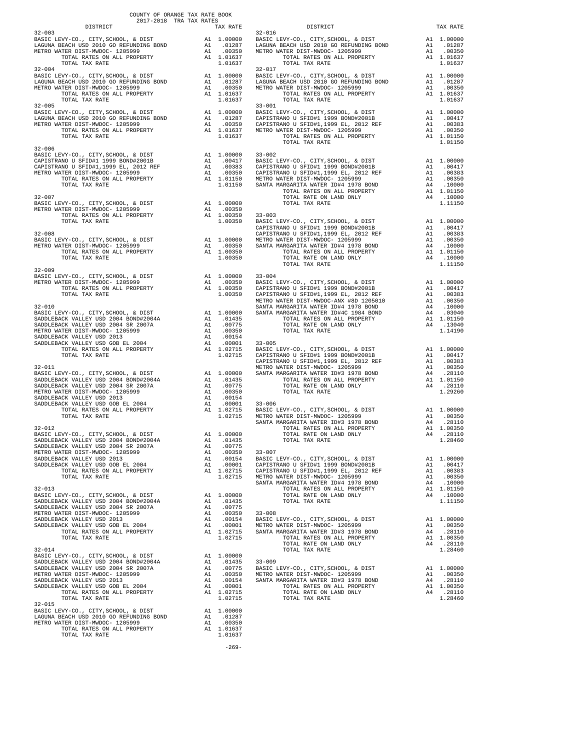COUNTY OF ORANGE TAX RATE BOOK
2017-2018 TRA TAX RATES

| DISTRICT | | TAX RATE |
|---|---|---|
| **32-003** | | |
| BASIC LEVY-CO., CITY,SCHOOL, & DIST | A1 | 1.00000 |
| LAGUNA BEACH USD 2010 GO REFUNDING BOND | A1 | .01287 |
| METRO WATER DIST-MWDOC- 1205999 | A1 | .00350 |
| TOTAL RATES ON ALL PROPERTY | A1 | 1.01637 |
| TOTAL TAX RATE | | 1.01637 |
| **32-004** | | |
| BASIC LEVY-CO., CITY,SCHOOL, & DIST | A1 | 1.00000 |
| LAGUNA BEACH USD 2010 GO REFUNDING BOND | A1 | .01287 |
| METRO WATER DIST-MWDOC- 1205999 | A1 | .00350 |
| TOTAL RATES ON ALL PROPERTY | A1 | 1.01637 |
| TOTAL TAX RATE | | 1.01637 |
| **32-005** | | |
| BASIC LEVY-CO., CITY,SCHOOL, & DIST | A1 | 1.00000 |
| LAGUNA BEACH USD 2010 GO REFUNDING BOND | A1 | .01287 |
| METRO WATER DIST-MWDOC- 1205999 | A1 | .00350 |
| TOTAL RATES ON ALL PROPERTY | A1 | 1.01637 |
| TOTAL TAX RATE | | 1.01637 |
| **32-006** | | |
| BASIC LEVY-CO., CITY,SCHOOL, & DIST | A1 | 1.00000 |
| CAPISTRANO U SFID#1 1999 BOND#2001B | A1 | .00417 |
| CAPISTRANO U SFID#1,1999 EL, 2012 REF | A1 | .00383 |
| METRO WATER DIST-MWDOC- 1205999 | A1 | .00350 |
| TOTAL RATES ON ALL PROPERTY | A1 | 1.01150 |
| TOTAL TAX RATE | | 1.01150 |
| **32-007** | | |
| BASIC LEVY-CO., CITY,SCHOOL, & DIST | A1 | 1.00000 |
| METRO WATER DIST-MWDOC- 1205999 | A1 | .00350 |
| TOTAL RATES ON ALL PROPERTY | A1 | 1.00350 |
| TOTAL TAX RATE | | 1.00350 |
| **32-008** | | |
| BASIC LEVY-CO., CITY,SCHOOL, & DIST | A1 | 1.00000 |
| METRO WATER DIST-MWDOC- 1205999 | A1 | .00350 |
| TOTAL RATES ON ALL PROPERTY | A1 | 1.00350 |
| TOTAL TAX RATE | | 1.00350 |
| **32-009** | | |
| BASIC LEVY-CO., CITY,SCHOOL, & DIST | A1 | 1.00000 |
| METRO WATER DIST-MWDOC- 1205999 | A1 | .00350 |
| TOTAL RATES ON ALL PROPERTY | A1 | 1.00350 |
| TOTAL TAX RATE | | 1.00350 |
| **32-010** | | |
| BASIC LEVY-CO., CITY,SCHOOL, & DIST | A1 | 1.00000 |
| SADDLEBACK VALLEY USD 2004 BOND#2004A | A1 | .01435 |
| SADDLEBACK VALLEY USD 2004 SR 2007A | A1 | .00775 |
| METRO WATER DIST-MWDOC- 1205999 | A1 | .00350 |
| SADDLEBACK VALLEY USD 2013 | A1 | .00154 |
| SADDLEBACK VALLEY USD GOB EL 2004 | A1 | .00001 |
| TOTAL RATES ON ALL PROPERTY | A1 | 1.02715 |
| TOTAL TAX RATE | | 1.02715 |
| **32-011** | | |
| BASIC LEVY-CO., CITY,SCHOOL, & DIST | A1 | 1.00000 |
| SADDLEBACK VALLEY USD 2004 BOND#2004A | A1 | .01435 |
| SADDLEBACK VALLEY USD 2004 SR 2007A | A1 | .00775 |
| METRO WATER DIST-MWDOC- 1205999 | A1 | .00350 |
| SADDLEBACK VALLEY USD 2013 | A1 | .00154 |
| SADDLEBACK VALLEY USD GOB EL 2004 | A1 | .00001 |
| TOTAL RATES ON ALL PROPERTY | A1 | 1.02715 |
| TOTAL TAX RATE | | 1.02715 |
| **32-012** | | |
| BASIC LEVY-CO., CITY,SCHOOL, & DIST | A1 | 1.00000 |
| SADDLEBACK VALLEY USD 2004 BOND#2004A | A1 | .01435 |
| SADDLEBACK VALLEY USD 2004 SR 2007A | A1 | .00775 |
| METRO WATER DIST-MWDOC- 1205999 | A1 | .00350 |
| SADDLEBACK VALLEY USD 2013 | A1 | .00154 |
| SADDLEBACK VALLEY USD GOB EL 2004 | A1 | .00001 |
| TOTAL RATES ON ALL PROPERTY | A1 | 1.02715 |
| TOTAL TAX RATE | | 1.02715 |
| **32-013** | | |
| BASIC LEVY-CO., CITY,SCHOOL, & DIST | A1 | 1.00000 |
| SADDLEBACK VALLEY USD 2004 BOND#2004A | A1 | .01435 |
| SADDLEBACK VALLEY USD 2004 SR 2007A | A1 | .00775 |
| METRO WATER DIST-MWDOC- 1205999 | A1 | .00350 |
| SADDLEBACK VALLEY USD 2013 | A1 | .00154 |
| SADDLEBACK VALLEY USD GOB EL 2004 | A1 | .00001 |
| TOTAL RATES ON ALL PROPERTY | A1 | 1.02715 |
| TOTAL TAX RATE | | 1.02715 |
| **32-014** | | |
| BASIC LEVY-CO., CITY,SCHOOL, & DIST | A1 | 1.00000 |
| SADDLEBACK VALLEY USD 2004 BOND#2004A | A1 | .01435 |
| SADDLEBACK VALLEY USD 2004 SR 2007A | A1 | .00775 |
| METRO WATER DIST-MWDOC- 1205999 | A1 | .00350 |
| SADDLEBACK VALLEY USD 2013 | A1 | .00154 |
| SADDLEBACK VALLEY USD GOB EL 2004 | A1 | .00001 |
| TOTAL RATES ON ALL PROPERTY | A1 | 1.02715 |
| TOTAL TAX RATE | | 1.02715 |
| **32-015** | | |
| BASIC LEVY-CO., CITY,SCHOOL, & DIST | A1 | 1.00000 |
| LAGUNA BEACH USD 2010 GO REFUNDING BOND | A1 | .01287 |
| METRO WATER DIST-MWDOC- 1205999 | A1 | .00350 |
| TOTAL RATES ON ALL PROPERTY | A1 | 1.01637 |
| TOTAL TAX RATE | | 1.01637 |
| **32-016** | | |
| BASIC LEVY-CO., CITY,SCHOOL, & DIST | A1 | 1.00000 |
| LAGUNA BEACH USD 2010 GO REFUNDING BOND | A1 | .01287 |
| METRO WATER DIST-MWDOC- 1205999 | A1 | .00350 |
| TOTAL RATES ON ALL PROPERTY | A1 | 1.01637 |
| TOTAL TAX RATE | | 1.01637 |
| **32-017** | | |
| BASIC LEVY-CO., CITY,SCHOOL, & DIST | A1 | 1.00000 |
| LAGUNA BEACH USD 2010 GO REFUNDING BOND | A1 | .01287 |
| METRO WATER DIST-MWDOC- 1205999 | A1 | .00350 |
| TOTAL RATES ON ALL PROPERTY | A1 | 1.01637 |
| TOTAL TAX RATE | | 1.01637 |
| **33-001** | | |
| BASIC LEVY-CO., CITY,SCHOOL, & DIST | A1 | 1.00000 |
| CAPISTRANO U SFID#1 1999 BOND#2001B | A1 | .00417 |
| CAPISTRANO U SFID#1,1999 EL, 2012 REF | A1 | .00383 |
| METRO WATER DIST-MWDOC- 1205999 | A1 | .00350 |
| TOTAL RATES ON ALL PROPERTY | A1 | 1.01150 |
| TOTAL TAX RATE | | 1.01150 |
| **33-002** | | |
| BASIC LEVY-CO., CITY,SCHOOL, & DIST | A1 | 1.00000 |
| CAPISTRANO U SFID#1 1999 BOND#2001B | A1 | .00417 |
| CAPISTRANO U SFID#1,1999 EL, 2012 REF | A1 | .00383 |
| METRO WATER DIST-MWDOC- 1205999 | A1 | .00350 |
| SANTA MARGARITA WATER ID#4 1978 BOND | A4 | .10000 |
| TOTAL RATES ON ALL PROPERTY | A1 | 1.01150 |
| TOTAL RATE ON LAND ONLY | A4 | .10000 |
| TOTAL TAX RATE | | 1.11150 |
| **33-003** | | |
| BASIC LEVY-CO., CITY,SCHOOL, & DIST | A1 | 1.00000 |
| CAPISTRANO U SFID#1 1999 BOND#2001B | A1 | .00417 |
| CAPISTRANO U SFID#1,1999 EL, 2012 REF | A1 | .00383 |
| METRO WATER DIST-MWDOC- 1205999 | A1 | .00350 |
| SANTA MARGARITA WATER ID#4 1978 BOND | A4 | .10000 |
| TOTAL RATES ON ALL PROPERTY | A1 | 1.01150 |
| TOTAL RATE ON LAND ONLY | A4 | .10000 |
| TOTAL TAX RATE | | 1.11150 |
| **33-004** | | |
| BASIC LEVY-CO., CITY,SCHOOL, & DIST | A1 | 1.00000 |
| CAPISTRANO U SFID#1 1999 BOND#2001B | A1 | .00417 |
| CAPISTRANO U SFID#1,1999 EL, 2012 REF | A1 | .00383 |
| METRO WATER DIST-MWDOC-ANX #8D 1205010 | A1 | .00350 |
| SANTA MARGARITA WATER ID#4 1978 BOND | A4 | .10000 |
| SANTA MARGARITA WATER ID#4C 1984 BOND | A4 | .03040 |
| TOTAL RATES ON ALL PROPERTY | A1 | 1.01150 |
| TOTAL RATE ON LAND ONLY | A4 | .13040 |
| TOTAL TAX RATE | | 1.14190 |
| **33-005** | | |
| BASIC LEVY-CO., CITY,SCHOOL, & DIST | A1 | 1.00000 |
| CAPISTRANO U SFID#1 1999 BOND#2001B | A1 | .00417 |
| CAPISTRANO U SFID#1,1999 EL, 2012 REF | A1 | .00383 |
| METRO WATER DIST-MWDOC- 1205999 | A1 | .00350 |
| SANTA MARGARITA WATER ID#3 1978 BOND | A4 | .28110 |
| TOTAL RATES ON ALL PROPERTY | A1 | 1.01150 |
| TOTAL RATE ON LAND ONLY | A4 | .28110 |
| TOTAL TAX RATE | | 1.29260 |
| **33-006** | | |
| BASIC LEVY-CO., CITY,SCHOOL, & DIST | A1 | 1.00000 |
| METRO WATER DIST-MWDOC- 1205999 | A1 | .00350 |
| SANTA MARGARITA WATER ID#3 1978 BOND | A4 | .28110 |
| TOTAL RATES ON ALL PROPERTY | A1 | 1.00350 |
| TOTAL RATE ON LAND ONLY | A4 | .28110 |
| TOTAL TAX RATE | | 1.28460 |
| **33-007** | | |
| BASIC LEVY-CO., CITY,SCHOOL, & DIST | A1 | 1.00000 |
| CAPISTRANO U SFID#1 1999 BOND#2001B | A1 | .00417 |
| CAPISTRANO U SFID#1,1999 EL, 2012 REF | A1 | .00383 |
| METRO WATER DIST-MWDOC- 1205999 | A1 | .00350 |
| SANTA MARGARITA WATER ID#4 1978 BOND | A4 | .10000 |
| TOTAL RATES ON ALL PROPERTY | A1 | 1.01150 |
| TOTAL RATE ON LAND ONLY | A4 | .10000 |
| TOTAL TAX RATE | | 1.11150 |
| **33-008** | | |
| BASIC LEVY-CO., CITY,SCHOOL, & DIST | A1 | 1.00000 |
| METRO WATER DIST-MWDOC- 1205999 | A1 | .00350 |
| SANTA MARGARITA WATER ID#3 1978 BOND | A4 | .28110 |
| TOTAL RATES ON ALL PROPERTY | A1 | 1.00350 |
| TOTAL RATE ON LAND ONLY | A4 | .28110 |
| TOTAL TAX RATE | | 1.28460 |
| **33-009** | | |
| BASIC LEVY-CO., CITY,SCHOOL, & DIST | A1 | 1.00000 |
| METRO WATER DIST-MWDOC- 1205999 | A1 | .00350 |
| SANTA MARGARITA WATER ID#3 1978 BOND | A4 | .28110 |
| TOTAL RATES ON ALL PROPERTY | A1 | 1.00350 |
| TOTAL RATE ON LAND ONLY | A4 | .28110 |
| TOTAL TAX RATE | | 1.28460 |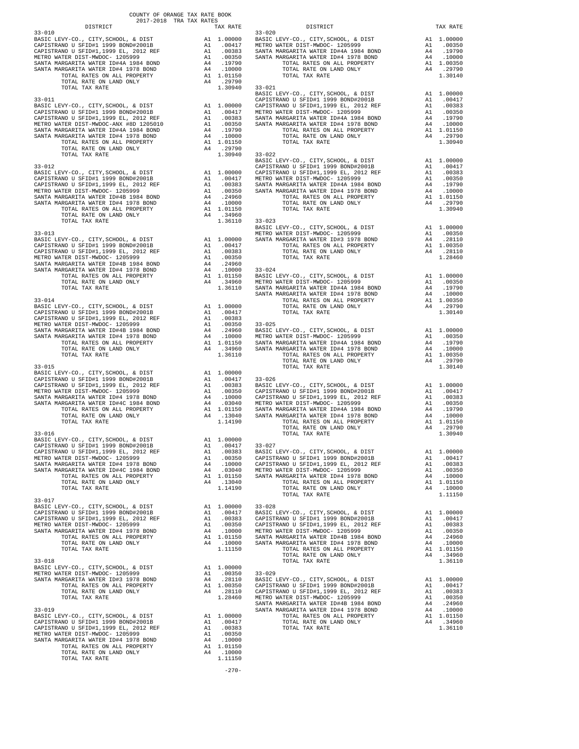COUNTY OF ORANGE TAX RATE BOOK
2017-2018 TRA TAX RATES

| DISTRICT | | TAX RATE |
|---|---|---|
| 33-010 | | |
| BASIC LEVY-CO., CITY,SCHOOL, & DIST | A1 | 1.00000 |
| CAPISTRANO U SFID#1 1999 BOND#2001B | A1 | .00417 |
| CAPISTRANO U SFID#1,1999 EL, 2012 REF | A1 | .00383 |
| METRO WATER DIST-MWDOC- 1205999 | A1 | .00350 |
| SANTA MARGARITA WATER ID#4A 1984 BOND | A4 | .19790 |
| SANTA MARGARITA WATER ID#4 1978 BOND | A4 | .10000 |
| TOTAL RATES ON ALL PROPERTY | A1 | 1.01150 |
| TOTAL RATE ON LAND ONLY | A4 | .29790 |
| TOTAL TAX RATE | | 1.30940 |
| 33-011 | | |
| BASIC LEVY-CO., CITY,SCHOOL, & DIST | A1 | 1.00000 |
| CAPISTRANO U SFID#1 1999 BOND#2001B | A1 | .00417 |
| CAPISTRANO U SFID#1,1999 EL, 2012 REF | A1 | .00383 |
| METRO WATER DIST-MWDOC-ANX #8D 1205010 | A1 | .00350 |
| SANTA MARGARITA WATER ID#4A 1984 BOND | A4 | .19790 |
| SANTA MARGARITA WATER ID#4 1978 BOND | A4 | .10000 |
| TOTAL RATES ON ALL PROPERTY | A1 | 1.01150 |
| TOTAL RATE ON LAND ONLY | A4 | .29790 |
| TOTAL TAX RATE | | 1.30940 |
| 33-012 | | |
| BASIC LEVY-CO., CITY,SCHOOL, & DIST | A1 | 1.00000 |
| CAPISTRANO U SFID#1 1999 BOND#2001B | A1 | .00417 |
| CAPISTRANO U SFID#1,1999 EL, 2012 REF | A1 | .00383 |
| METRO WATER DIST-MWDOC- 1205999 | A1 | .00350 |
| SANTA MARGARITA WATER ID#4B 1984 BOND | A4 | .24960 |
| SANTA MARGARITA WATER ID#4 1978 BOND | A4 | .10000 |
| TOTAL RATES ON ALL PROPERTY | A1 | 1.01150 |
| TOTAL RATE ON LAND ONLY | A4 | .34960 |
| TOTAL TAX RATE | | 1.36110 |
| 33-013 | | |
| BASIC LEVY-CO., CITY,SCHOOL, & DIST | A1 | 1.00000 |
| CAPISTRANO U SFID#1 1999 BOND#2001B | A1 | .00417 |
| CAPISTRANO U SFID#1,1999 EL, 2012 REF | A1 | .00383 |
| METRO WATER DIST-MWDOC- 1205999 | A1 | .00350 |
| SANTA MARGARITA WATER ID#4B 1984 BOND | A4 | .24960 |
| SANTA MARGARITA WATER ID#4 1978 BOND | A4 | .10000 |
| TOTAL RATES ON ALL PROPERTY | A1 | 1.01150 |
| TOTAL RATE ON LAND ONLY | A4 | .34960 |
| TOTAL TAX RATE | | 1.36110 |
| 33-014 | | |
| BASIC LEVY-CO., CITY,SCHOOL, & DIST | A1 | 1.00000 |
| CAPISTRANO U SFID#1 1999 BOND#2001B | A1 | .00417 |
| CAPISTRANO U SFID#1,1999 EL, 2012 REF | A1 | .00383 |
| METRO WATER DIST-MWDOC- 1205999 | A1 | .00350 |
| SANTA MARGARITA WATER ID#4B 1984 BOND | A4 | .24960 |
| SANTA MARGARITA WATER ID#4 1978 BOND | A4 | .10000 |
| TOTAL RATES ON ALL PROPERTY | A1 | 1.01150 |
| TOTAL RATE ON LAND ONLY | A4 | .34960 |
| TOTAL TAX RATE | | 1.36110 |
| 33-015 | | |
| BASIC LEVY-CO., CITY,SCHOOL, & DIST | A1 | 1.00000 |
| CAPISTRANO U SFID#1 1999 BOND#2001B | A1 | .00417 |
| CAPISTRANO U SFID#1,1999 EL, 2012 REF | A1 | .00383 |
| METRO WATER DIST-MWDOC- 1205999 | A1 | .00350 |
| SANTA MARGARITA WATER ID#4 1978 BOND | A4 | .10000 |
| SANTA MARGARITA WATER ID#4C 1984 BOND | A4 | .03040 |
| TOTAL RATES ON ALL PROPERTY | A1 | 1.01150 |
| TOTAL RATE ON LAND ONLY | A4 | .13040 |
| TOTAL TAX RATE | | 1.14190 |
| 33-016 | | |
| BASIC LEVY-CO., CITY,SCHOOL, & DIST | A1 | 1.00000 |
| CAPISTRANO U SFID#1 1999 BOND#2001B | A1 | .00417 |
| CAPISTRANO U SFID#1,1999 EL, 2012 REF | A1 | .00383 |
| METRO WATER DIST-MWDOC- 1205999 | A1 | .00350 |
| SANTA MARGARITA WATER ID#4 1978 BOND | A4 | .10000 |
| SANTA MARGARITA WATER ID#4C 1984 BOND | A4 | .03040 |
| TOTAL RATES ON ALL PROPERTY | A1 | 1.01150 |
| TOTAL RATE ON LAND ONLY | A4 | .13040 |
| TOTAL TAX RATE | | 1.14190 |
| 33-017 | | |
| BASIC LEVY-CO., CITY,SCHOOL, & DIST | A1 | 1.00000 |
| CAPISTRANO U SFID#1 1999 BOND#2001B | A1 | .00417 |
| CAPISTRANO U SFID#1,1999 EL, 2012 REF | A1 | .00383 |
| METRO WATER DIST-MWDOC- 1205999 | A1 | .00350 |
| SANTA MARGARITA WATER ID#4 1978 BOND | A4 | .10000 |
| TOTAL RATES ON ALL PROPERTY | A1 | 1.01150 |
| TOTAL RATE ON LAND ONLY | A4 | .10000 |
| TOTAL TAX RATE | | 1.11150 |
| 33-018 | | |
| BASIC LEVY-CO., CITY,SCHOOL, & DIST | A1 | 1.00000 |
| METRO WATER DIST-MWDOC- 1205999 | A1 | .00350 |
| SANTA MARGARITA WATER ID#3 1978 BOND | A4 | .28110 |
| TOTAL RATES ON ALL PROPERTY | A1 | 1.00350 |
| TOTAL RATE ON LAND ONLY | A4 | .28110 |
| TOTAL TAX RATE | | 1.28460 |
| 33-019 | | |
| BASIC LEVY-CO., CITY,SCHOOL, & DIST | A1 | 1.00000 |
| CAPISTRANO U SFID#1 1999 BOND#2001B | A1 | .00417 |
| CAPISTRANO U SFID#1,1999 EL, 2012 REF | A1 | .00383 |
| METRO WATER DIST-MWDOC- 1205999 | A1 | .00350 |
| SANTA MARGARITA WATER ID#4 1978 BOND | A4 | .10000 |
| TOTAL RATES ON ALL PROPERTY | A1 | 1.01150 |
| TOTAL RATE ON LAND ONLY | A4 | .10000 |
| TOTAL TAX RATE | | 1.11150 |
| 33-020 | | |
| BASIC LEVY-CO., CITY,SCHOOL, & DIST | A1 | 1.00000 |
| METRO WATER DIST-MWDOC- 1205999 | A1 | .00350 |
| SANTA MARGARITA WATER ID#4A 1984 BOND | A4 | .19790 |
| SANTA MARGARITA WATER ID#4 1978 BOND | A4 | .10000 |
| TOTAL RATES ON ALL PROPERTY | A1 | 1.00350 |
| TOTAL RATE ON LAND ONLY | A4 | .29790 |
| TOTAL TAX RATE | | 1.30140 |
| 33-021 | | |
| BASIC LEVY-CO., CITY,SCHOOL, & DIST | A1 | 1.00000 |
| CAPISTRANO U SFID#1 1999 BOND#2001B | A1 | .00417 |
| CAPISTRANO U SFID#1,1999 EL, 2012 REF | A1 | .00383 |
| METRO WATER DIST-MWDOC- 1205999 | A1 | .00350 |
| SANTA MARGARITA WATER ID#4A 1984 BOND | A4 | .19790 |
| SANTA MARGARITA WATER ID#4 1978 BOND | A4 | .10000 |
| TOTAL RATES ON ALL PROPERTY | A1 | 1.01150 |
| TOTAL RATE ON LAND ONLY | A4 | .29790 |
| TOTAL TAX RATE | | 1.30940 |
| 33-022 | | |
| BASIC LEVY-CO., CITY,SCHOOL, & DIST | A1 | 1.00000 |
| CAPISTRANO U SFID#1 1999 BOND#2001B | A1 | .00417 |
| CAPISTRANO U SFID#1,1999 EL, 2012 REF | A1 | .00383 |
| METRO WATER DIST-MWDOC- 1205999 | A1 | .00350 |
| SANTA MARGARITA WATER ID#4A 1984 BOND | A4 | .19790 |
| SANTA MARGARITA WATER ID#4 1978 BOND | A4 | .10000 |
| TOTAL RATES ON ALL PROPERTY | A1 | 1.01150 |
| TOTAL RATE ON LAND ONLY | A4 | .29790 |
| TOTAL TAX RATE | | 1.30940 |
| 33-023 | | |
| BASIC LEVY-CO., CITY,SCHOOL, & DIST | A1 | 1.00000 |
| METRO WATER DIST-MWDOC- 1205999 | A1 | .00350 |
| SANTA MARGARITA WATER ID#3 1978 BOND | A4 | .28110 |
| TOTAL RATES ON ALL PROPERTY | A1 | 1.00350 |
| TOTAL RATE ON LAND ONLY | A4 | .28110 |
| TOTAL TAX RATE | | 1.28460 |
| 33-024 | | |
| BASIC LEVY-CO., CITY,SCHOOL, & DIST | A1 | 1.00000 |
| METRO WATER DIST-MWDOC- 1205999 | A1 | .00350 |
| SANTA MARGARITA WATER ID#4A 1984 BOND | A4 | .19790 |
| SANTA MARGARITA WATER ID#4 1978 BOND | A4 | .10000 |
| TOTAL RATES ON ALL PROPERTY | A1 | 1.00350 |
| TOTAL RATE ON LAND ONLY | A4 | .29790 |
| TOTAL TAX RATE | | 1.30140 |
| 33-025 | | |
| BASIC LEVY-CO., CITY,SCHOOL, & DIST | A1 | 1.00000 |
| METRO WATER DIST-MWDOC- 1205999 | A1 | .00350 |
| SANTA MARGARITA WATER ID#4A 1984 BOND | A4 | .19790 |
| SANTA MARGARITA WATER ID#4 1978 BOND | A4 | .10000 |
| TOTAL RATES ON ALL PROPERTY | A1 | 1.00350 |
| TOTAL RATE ON LAND ONLY | A4 | .29790 |
| TOTAL TAX RATE | | 1.30140 |
| 33-026 | | |
| BASIC LEVY-CO., CITY,SCHOOL, & DIST | A1 | 1.00000 |
| CAPISTRANO U SFID#1 1999 BOND#2001B | A1 | .00417 |
| CAPISTRANO U SFID#1,1999 EL, 2012 REF | A1 | .00383 |
| METRO WATER DIST-MWDOC- 1205999 | A1 | .00350 |
| SANTA MARGARITA WATER ID#4A 1984 BOND | A4 | .19790 |
| SANTA MARGARITA WATER ID#4 1978 BOND | A4 | .10000 |
| TOTAL RATES ON ALL PROPERTY | A1 | 1.01150 |
| TOTAL RATE ON LAND ONLY | A4 | .29790 |
| TOTAL TAX RATE | | 1.30940 |
| 33-027 | | |
| BASIC LEVY-CO., CITY,SCHOOL, & DIST | A1 | 1.00000 |
| CAPISTRANO U SFID#1 1999 BOND#2001B | A1 | .00417 |
| CAPISTRANO U SFID#1,1999 EL, 2012 REF | A1 | .00383 |
| METRO WATER DIST-MWDOC- 1205999 | A1 | .00350 |
| SANTA MARGARITA WATER ID#4 1978 BOND | A4 | .10000 |
| TOTAL RATES ON ALL PROPERTY | A1 | 1.01150 |
| TOTAL RATE ON LAND ONLY | A4 | .10000 |
| TOTAL TAX RATE | | 1.11150 |
| 33-028 | | |
| BASIC LEVY-CO., CITY,SCHOOL, & DIST | A1 | 1.00000 |
| CAPISTRANO U SFID#1 1999 BOND#2001B | A1 | .00417 |
| CAPISTRANO U SFID#1,1999 EL, 2012 REF | A1 | .00383 |
| METRO WATER DIST-MWDOC- 1205999 | A1 | .00350 |
| SANTA MARGARITA WATER ID#4B 1984 BOND | A4 | .24960 |
| SANTA MARGARITA WATER ID#4 1978 BOND | A4 | .10000 |
| TOTAL RATES ON ALL PROPERTY | A1 | 1.01150 |
| TOTAL RATE ON LAND ONLY | A4 | .34960 |
| TOTAL TAX RATE | | 1.36110 |
| 33-029 | | |
| BASIC LEVY-CO., CITY,SCHOOL, & DIST | A1 | 1.00000 |
| CAPISTRANO U SFID#1 1999 BOND#2001B | A1 | .00417 |
| CAPISTRANO U SFID#1,1999 EL, 2012 REF | A1 | .00383 |
| METRO WATER DIST-MWDOC- 1205999 | A1 | .00350 |
| SANTA MARGARITA WATER ID#4B 1984 BOND | A4 | .24960 |
| SANTA MARGARITA WATER ID#4 1978 BOND | A4 | .10000 |
| TOTAL RATES ON ALL PROPERTY | A1 | 1.01150 |
| TOTAL RATE ON LAND ONLY | A4 | .34960 |
| TOTAL TAX RATE | | 1.36110 |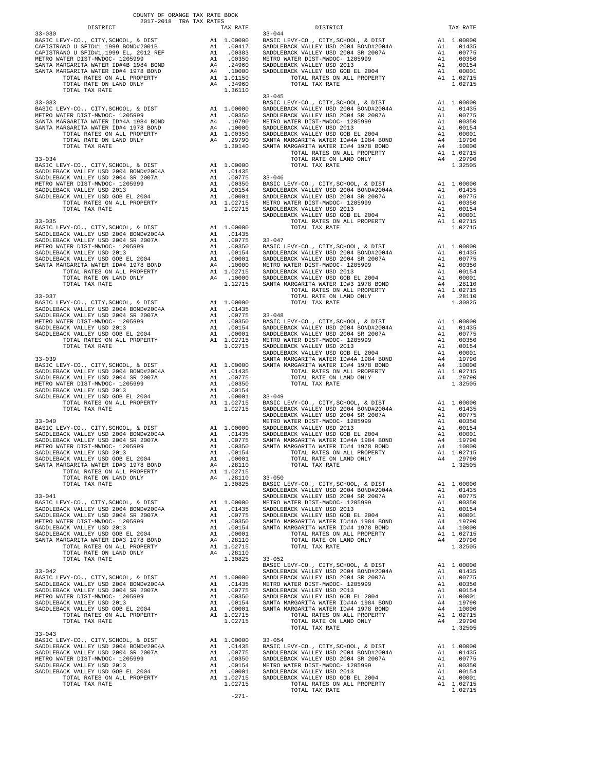COUNTY OF ORANGE TAX RATE BOOK
2017-2018 TRA TAX RATES

| DISTRICT | | TAX RATE |
|---|---|---|
| **33-030** | | |
| BASIC LEVY-CO., CITY,SCHOOL, & DIST | A1 | 1.00000 |
| CAPISTRANO U SFID#1 1999 BOND#2001B | A1 | .00417 |
| CAPISTRANO U SFID#1,1999 EL, 2012 REF | A1 | .00383 |
| METRO WATER DIST-MWDOC- 1205999 | A1 | .00350 |
| SANTA MARGARITA WATER ID#4B 1984 BOND | A4 | .24960 |
| SANTA MARGARITA WATER ID#4 1978 BOND | A4 | .10000 |
| TOTAL RATES ON ALL PROPERTY | A1 | 1.01150 |
| TOTAL RATE ON LAND ONLY | A4 | .34960 |
| TOTAL TAX RATE | | 1.36110 |
| **33-033** | | |
| BASIC LEVY-CO., CITY,SCHOOL, & DIST | A1 | 1.00000 |
| METRO WATER DIST-MWDOC- 1205999 | A1 | .00350 |
| SANTA MARGARITA WATER ID#4A 1984 BOND | A4 | .19790 |
| SANTA MARGARITA WATER ID#4 1978 BOND | A4 | .10000 |
| TOTAL RATES ON ALL PROPERTY | A1 | 1.00350 |
| TOTAL RATE ON LAND ONLY | A4 | .29790 |
| TOTAL TAX RATE | | 1.30140 |
| **33-034** | | |
| BASIC LEVY-CO., CITY,SCHOOL, & DIST | A1 | 1.00000 |
| SADDLEBACK VALLEY USD 2004 BOND#2004A | A1 | .01435 |
| SADDLEBACK VALLEY USD 2004 SR 2007A | A1 | .00775 |
| METRO WATER DIST-MWDOC- 1205999 | A1 | .00350 |
| SADDLEBACK VALLEY USD 2013 | A1 | .00154 |
| SADDLEBACK VALLEY USD GOB EL 2004 | A1 | .00001 |
| TOTAL RATES ON ALL PROPERTY | A1 | 1.02715 |
| TOTAL TAX RATE | | 1.02715 |
| **33-035** | | |
| BASIC LEVY-CO., CITY,SCHOOL, & DIST | A1 | 1.00000 |
| SADDLEBACK VALLEY USD 2004 BOND#2004A | A1 | .01435 |
| SADDLEBACK VALLEY USD 2004 SR 2007A | A1 | .00775 |
| METRO WATER DIST-MWDOC- 1205999 | A1 | .00350 |
| SADDLEBACK VALLEY USD 2013 | A1 | .00154 |
| SADDLEBACK VALLEY USD GOB EL 2004 | A1 | .00001 |
| SANTA MARGARITA WATER ID#4 1978 BOND | A4 | .10000 |
| TOTAL RATES ON ALL PROPERTY | A1 | 1.02715 |
| TOTAL RATE ON LAND ONLY | A4 | .10000 |
| TOTAL TAX RATE | | 1.12715 |
| **33-037** | | |
| BASIC LEVY-CO., CITY,SCHOOL, & DIST | A1 | 1.00000 |
| SADDLEBACK VALLEY USD 2004 BOND#2004A | A1 | .01435 |
| SADDLEBACK VALLEY USD 2004 SR 2007A | A1 | .00775 |
| METRO WATER DIST-MWDOC- 1205999 | A1 | .00350 |
| SADDLEBACK VALLEY USD 2013 | A1 | .00154 |
| SADDLEBACK VALLEY USD GOB EL 2004 | A1 | .00001 |
| TOTAL RATES ON ALL PROPERTY | A1 | 1.02715 |
| TOTAL TAX RATE | | 1.02715 |
| **33-039** | | |
| BASIC LEVY-CO., CITY,SCHOOL, & DIST | A1 | 1.00000 |
| SADDLEBACK VALLEY USD 2004 BOND#2004A | A1 | .01435 |
| SADDLEBACK VALLEY USD 2004 SR 2007A | A1 | .00775 |
| METRO WATER DIST-MWDOC- 1205999 | A1 | .00350 |
| SADDLEBACK VALLEY USD 2013 | A1 | .00154 |
| SADDLEBACK VALLEY USD GOB EL 2004 | A1 | .00001 |
| TOTAL RATES ON ALL PROPERTY | A1 | 1.02715 |
| TOTAL TAX RATE | | 1.02715 |
| **33-040** | | |
| BASIC LEVY-CO., CITY,SCHOOL, & DIST | A1 | 1.00000 |
| SADDLEBACK VALLEY USD 2004 BOND#2004A | A1 | .01435 |
| SADDLEBACK VALLEY USD 2004 SR 2007A | A1 | .00775 |
| METRO WATER DIST-MWDOC- 1205999 | A1 | .00350 |
| SADDLEBACK VALLEY USD 2013 | A1 | .00154 |
| SADDLEBACK VALLEY USD GOB EL 2004 | A1 | .00001 |
| SANTA MARGARITA WATER ID#3 1978 BOND | A4 | .28110 |
| TOTAL RATES ON ALL PROPERTY | A1 | 1.02715 |
| TOTAL RATE ON LAND ONLY | A4 | .28110 |
| TOTAL TAX RATE | | 1.30825 |
| **33-041** | | |
| BASIC LEVY-CO., CITY,SCHOOL, & DIST | A1 | 1.00000 |
| SADDLEBACK VALLEY USD 2004 BOND#2004A | A1 | .01435 |
| SADDLEBACK VALLEY USD 2004 SR 2007A | A1 | .00775 |
| METRO WATER DIST-MWDOC- 1205999 | A1 | .00350 |
| SADDLEBACK VALLEY USD 2013 | A1 | .00154 |
| SADDLEBACK VALLEY USD GOB EL 2004 | A1 | .00001 |
| SANTA MARGARITA WATER ID#3 1978 BOND | A4 | .28110 |
| TOTAL RATES ON ALL PROPERTY | A1 | 1.02715 |
| TOTAL RATE ON LAND ONLY | A4 | .28110 |
| TOTAL TAX RATE | | 1.30825 |
| **33-042** | | |
| BASIC LEVY-CO., CITY,SCHOOL, & DIST | A1 | 1.00000 |
| SADDLEBACK VALLEY USD 2004 BOND#2004A | A1 | .01435 |
| SADDLEBACK VALLEY USD 2004 SR 2007A | A1 | .00775 |
| METRO WATER DIST-MWDOC- 1205999 | A1 | .00350 |
| SADDLEBACK VALLEY USD 2013 | A1 | .00154 |
| SADDLEBACK VALLEY USD GOB EL 2004 | A1 | .00001 |
| TOTAL RATES ON ALL PROPERTY | A1 | 1.02715 |
| TOTAL TAX RATE | | 1.02715 |
| **33-043** | | |
| BASIC LEVY-CO., CITY,SCHOOL, & DIST | A1 | 1.00000 |
| SADDLEBACK VALLEY USD 2004 BOND#2004A | A1 | .01435 |
| SADDLEBACK VALLEY USD 2004 SR 2007A | A1 | .00775 |
| METRO WATER DIST-MWDOC- 1205999 | A1 | .00350 |
| SADDLEBACK VALLEY USD 2013 | A1 | .00154 |
| SADDLEBACK VALLEY USD GOB EL 2004 | A1 | .00001 |
| TOTAL RATES ON ALL PROPERTY | A1 | 1.02715 |
| TOTAL TAX RATE | | 1.02715 |
| **33-044** | | |
| BASIC LEVY-CO., CITY,SCHOOL, & DIST | A1 | 1.00000 |
| SADDLEBACK VALLEY USD 2004 BOND#2004A | A1 | .01435 |
| SADDLEBACK VALLEY USD 2004 SR 2007A | A1 | .00775 |
| METRO WATER DIST-MWDOC- 1205999 | A1 | .00350 |
| SADDLEBACK VALLEY USD 2013 | A1 | .00154 |
| SADDLEBACK VALLEY USD GOB EL 2004 | A1 | .00001 |
| TOTAL RATES ON ALL PROPERTY | A1 | 1.02715 |
| TOTAL TAX RATE | | 1.02715 |
| **33-045** | | |
| BASIC LEVY-CO., CITY,SCHOOL, & DIST | A1 | 1.00000 |
| SADDLEBACK VALLEY USD 2004 BOND#2004A | A1 | .01435 |
| SADDLEBACK VALLEY USD 2004 SR 2007A | A1 | .00775 |
| METRO WATER DIST-MWDOC- 1205999 | A1 | .00350 |
| SADDLEBACK VALLEY USD 2013 | A1 | .00154 |
| SADDLEBACK VALLEY USD GOB EL 2004 | A1 | .00001 |
| SANTA MARGARITA WATER ID#4A 1984 BOND | A4 | .19790 |
| SANTA MARGARITA WATER ID#4 1978 BOND | A4 | .10000 |
| TOTAL RATES ON ALL PROPERTY | A1 | 1.02715 |
| TOTAL RATE ON LAND ONLY | A4 | .29790 |
| TOTAL TAX RATE | | 1.32505 |
| **33-046** | | |
| BASIC LEVY-CO., CITY,SCHOOL, & DIST | A1 | 1.00000 |
| SADDLEBACK VALLEY USD 2004 BOND#2004A | A1 | .01435 |
| SADDLEBACK VALLEY USD 2004 SR 2007A | A1 | .00775 |
| METRO WATER DIST-MWDOC- 1205999 | A1 | .00350 |
| SADDLEBACK VALLEY USD 2013 | A1 | .00154 |
| SADDLEBACK VALLEY USD GOB EL 2004 | A1 | .00001 |
| TOTAL RATES ON ALL PROPERTY | A1 | 1.02715 |
| TOTAL TAX RATE | | 1.02715 |
| **33-047** | | |
| BASIC LEVY-CO., CITY,SCHOOL, & DIST | A1 | 1.00000 |
| SADDLEBACK VALLEY USD 2004 BOND#2004A | A1 | .01435 |
| SADDLEBACK VALLEY USD 2004 SR 2007A | A1 | .00775 |
| METRO WATER DIST-MWDOC- 1205999 | A1 | .00350 |
| SADDLEBACK VALLEY USD 2013 | A1 | .00154 |
| SADDLEBACK VALLEY USD GOB EL 2004 | A1 | .00001 |
| SANTA MARGARITA WATER ID#3 1978 BOND | A4 | .28110 |
| TOTAL RATES ON ALL PROPERTY | A1 | 1.02715 |
| TOTAL RATE ON LAND ONLY | A4 | .28110 |
| TOTAL TAX RATE | | 1.30825 |
| **33-048** | | |
| BASIC LEVY-CO., CITY,SCHOOL, & DIST | A1 | 1.00000 |
| SADDLEBACK VALLEY USD 2004 BOND#2004A | A1 | .01435 |
| SADDLEBACK VALLEY USD 2004 SR 2007A | A1 | .00775 |
| METRO WATER DIST-MWDOC- 1205999 | A1 | .00350 |
| SADDLEBACK VALLEY USD 2013 | A1 | .00154 |
| SADDLEBACK VALLEY USD GOB EL 2004 | A1 | .00001 |
| SANTA MARGARITA WATER ID#4A 1984 BOND | A4 | .19790 |
| SANTA MARGARITA WATER ID#4 1978 BOND | A4 | .10000 |
| TOTAL RATES ON ALL PROPERTY | A1 | 1.02715 |
| TOTAL RATE ON LAND ONLY | A4 | .29790 |
| TOTAL TAX RATE | | 1.32505 |
| **33-049** | | |
| BASIC LEVY-CO., CITY,SCHOOL, & DIST | A1 | 1.00000 |
| SADDLEBACK VALLEY USD 2004 BOND#2004A | A1 | .01435 |
| SADDLEBACK VALLEY USD 2004 SR 2007A | A1 | .00775 |
| METRO WATER DIST-MWDOC- 1205999 | A1 | .00350 |
| SADDLEBACK VALLEY USD 2013 | A1 | .00154 |
| SADDLEBACK VALLEY USD GOB EL 2004 | A1 | .00001 |
| SANTA MARGARITA WATER ID#4A 1984 BOND | A4 | .19790 |
| SANTA MARGARITA WATER ID#4 1978 BOND | A4 | .10000 |
| TOTAL RATES ON ALL PROPERTY | A1 | 1.02715 |
| TOTAL RATE ON LAND ONLY | A4 | .29790 |
| TOTAL TAX RATE | | 1.32505 |
| **33-050** | | |
| BASIC LEVY-CO., CITY,SCHOOL, & DIST | A1 | 1.00000 |
| SADDLEBACK VALLEY USD 2004 BOND#2004A | A1 | .01435 |
| SADDLEBACK VALLEY USD 2004 SR 2007A | A1 | .00775 |
| METRO WATER DIST-MWDOC- 1205999 | A1 | .00350 |
| SADDLEBACK VALLEY USD 2013 | A1 | .00154 |
| SADDLEBACK VALLEY USD GOB EL 2004 | A1 | .00001 |
| SANTA MARGARITA WATER ID#4A 1984 BOND | A4 | .19790 |
| SANTA MARGARITA WATER ID#4 1978 BOND | A4 | .10000 |
| TOTAL RATES ON ALL PROPERTY | A1 | 1.02715 |
| TOTAL RATE ON LAND ONLY | A4 | .29790 |
| TOTAL TAX RATE | | 1.32505 |
| **33-052** | | |
| BASIC LEVY-CO., CITY,SCHOOL, & DIST | A1 | 1.00000 |
| SADDLEBACK VALLEY USD 2004 BOND#2004A | A1 | .01435 |
| SADDLEBACK VALLEY USD 2004 SR 2007A | A1 | .00775 |
| METRO WATER DIST-MWDOC- 1205999 | A1 | .00350 |
| SADDLEBACK VALLEY USD 2013 | A1 | .00154 |
| SADDLEBACK VALLEY USD GOB EL 2004 | A1 | .00001 |
| SANTA MARGARITA WATER ID#4A 1984 BOND | A4 | .19790 |
| SANTA MARGARITA WATER ID#4 1978 BOND | A4 | .10000 |
| TOTAL RATES ON ALL PROPERTY | A1 | 1.02715 |
| TOTAL RATE ON LAND ONLY | A4 | .29790 |
| TOTAL TAX RATE | | 1.32505 |
| **33-054** | | |
| BASIC LEVY-CO., CITY,SCHOOL, & DIST | A1 | 1.00000 |
| SADDLEBACK VALLEY USD 2004 BOND#2004A | A1 | .01435 |
| SADDLEBACK VALLEY USD 2004 SR 2007A | A1 | .00775 |
| METRO WATER DIST-MWDOC- 1205999 | A1 | .00350 |
| SADDLEBACK VALLEY USD 2013 | A1 | .00154 |
| SADDLEBACK VALLEY USD GOB EL 2004 | A1 | .00001 |
| TOTAL RATES ON ALL PROPERTY | A1 | 1.02715 |
| TOTAL TAX RATE | | 1.02715 |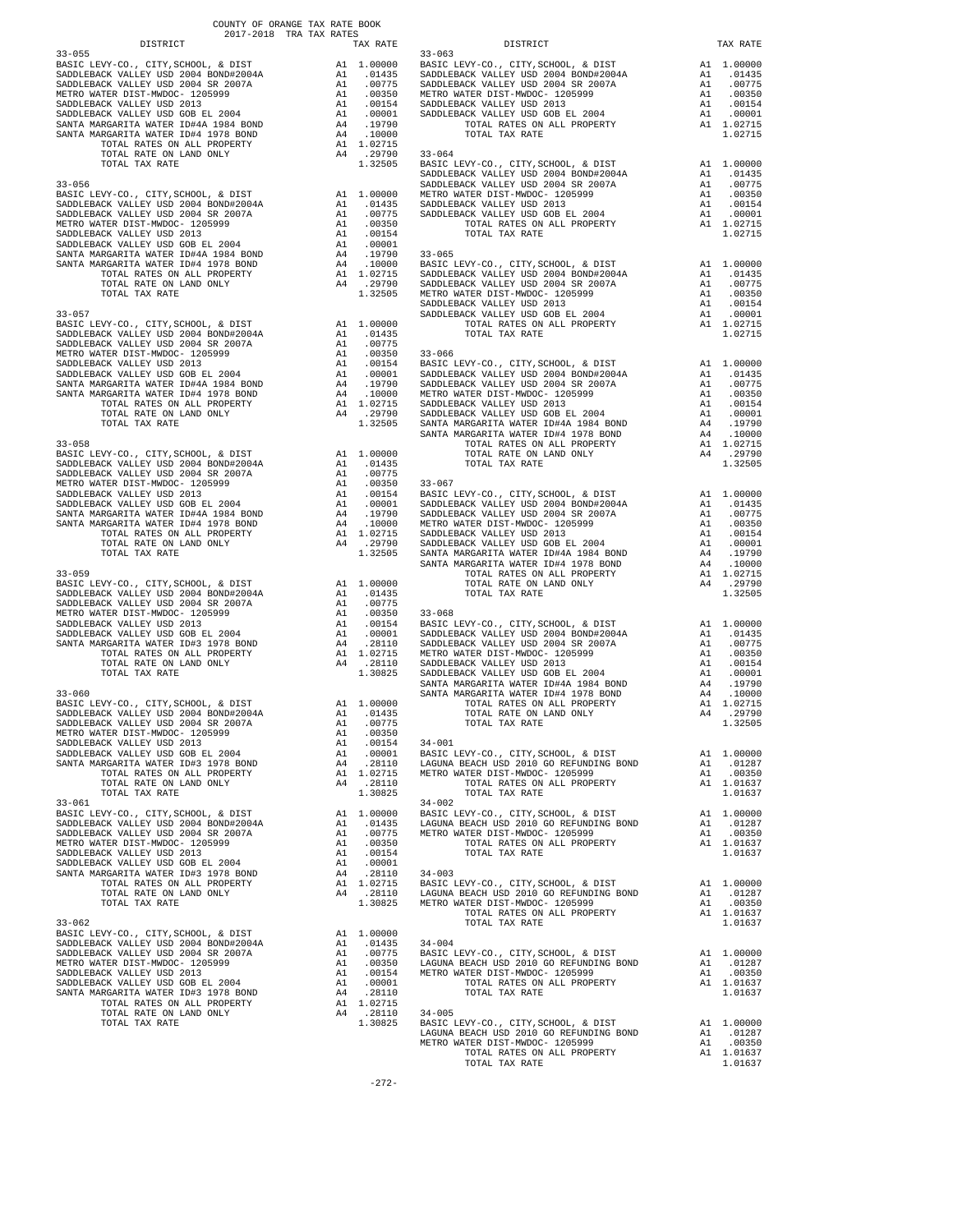COUNTY OF ORANGE TAX RATE BOOK
2017-2018 TRA TAX RATES

| DISTRICT | | TAX RATE |
|---|---|---|
| **33-055** | | |
| BASIC LEVY-CO., CITY,SCHOOL, & DIST | A1 | 1.00000 |
| SADDLEBACK VALLEY USD 2004 BOND#2004A | A1 | .01435 |
| SADDLEBACK VALLEY USD 2004 SR 2007A | A1 | .00775 |
| METRO WATER DIST-MWDOC- 1205999 | A1 | .00350 |
| SADDLEBACK VALLEY USD 2013 | A1 | .00154 |
| SADDLEBACK VALLEY USD GOB EL 2004 | A1 | .00001 |
| SANTA MARGARITA WATER ID#4A 1984 BOND | A4 | .19790 |
| SANTA MARGARITA WATER ID#4 1978 BOND | A4 | .10000 |
| TOTAL RATES ON ALL PROPERTY | A1 | 1.02715 |
| TOTAL RATE ON LAND ONLY | A4 | .29790 |
| TOTAL TAX RATE | | 1.32505 |
| **33-056** | | |
| BASIC LEVY-CO., CITY,SCHOOL, & DIST | A1 | 1.00000 |
| SADDLEBACK VALLEY USD 2004 BOND#2004A | A1 | .01435 |
| SADDLEBACK VALLEY USD 2004 SR 2007A | A1 | .00775 |
| METRO WATER DIST-MWDOC- 1205999 | A1 | .00350 |
| SADDLEBACK VALLEY USD 2013 | A1 | .00154 |
| SADDLEBACK VALLEY USD GOB EL 2004 | A1 | .00001 |
| SANTA MARGARITA WATER ID#4A 1984 BOND | A4 | .19790 |
| SANTA MARGARITA WATER ID#4 1978 BOND | A4 | .10000 |
| TOTAL RATES ON ALL PROPERTY | A1 | 1.02715 |
| TOTAL RATE ON LAND ONLY | A4 | .29790 |
| TOTAL TAX RATE | | 1.32505 |
| **33-057** | | |
| BASIC LEVY-CO., CITY,SCHOOL, & DIST | A1 | 1.00000 |
| SADDLEBACK VALLEY USD 2004 BOND#2004A | A1 | .01435 |
| SADDLEBACK VALLEY USD 2004 SR 2007A | A1 | .00775 |
| METRO WATER DIST-MWDOC- 1205999 | A1 | .00350 |
| SADDLEBACK VALLEY USD 2013 | A1 | .00154 |
| SADDLEBACK VALLEY USD GOB EL 2004 | A1 | .00001 |
| SANTA MARGARITA WATER ID#4A 1984 BOND | A4 | .19790 |
| SANTA MARGARITA WATER ID#4 1978 BOND | A4 | .10000 |
| TOTAL RATES ON ALL PROPERTY | A1 | 1.02715 |
| TOTAL RATE ON LAND ONLY | A4 | .29790 |
| TOTAL TAX RATE | | 1.32505 |
| **33-058** | | |
| BASIC LEVY-CO., CITY,SCHOOL, & DIST | A1 | 1.00000 |
| SADDLEBACK VALLEY USD 2004 BOND#2004A | A1 | .01435 |
| SADDLEBACK VALLEY USD 2004 SR 2007A | A1 | .00775 |
| METRO WATER DIST-MWDOC- 1205999 | A1 | .00350 |
| SADDLEBACK VALLEY USD 2013 | A1 | .00154 |
| SADDLEBACK VALLEY USD GOB EL 2004 | A1 | .00001 |
| SANTA MARGARITA WATER ID#4A 1984 BOND | A4 | .19790 |
| SANTA MARGARITA WATER ID#4 1978 BOND | A4 | .10000 |
| TOTAL RATES ON ALL PROPERTY | A1 | 1.02715 |
| TOTAL RATE ON LAND ONLY | A4 | .29790 |
| TOTAL TAX RATE | | 1.32505 |
| **33-059** | | |
| BASIC LEVY-CO., CITY,SCHOOL, & DIST | A1 | 1.00000 |
| SADDLEBACK VALLEY USD 2004 BOND#2004A | A1 | .01435 |
| SADDLEBACK VALLEY USD 2004 SR 2007A | A1 | .00775 |
| METRO WATER DIST-MWDOC- 1205999 | A1 | .00350 |
| SADDLEBACK VALLEY USD 2013 | A1 | .00154 |
| SADDLEBACK VALLEY USD GOB EL 2004 | A1 | .00001 |
| SANTA MARGARITA WATER ID#3 1978 BOND | A4 | .28110 |
| TOTAL RATES ON ALL PROPERTY | A1 | 1.02715 |
| TOTAL RATE ON LAND ONLY | A4 | .28110 |
| TOTAL TAX RATE | | 1.30825 |
| **33-060** | | |
| BASIC LEVY-CO., CITY,SCHOOL, & DIST | A1 | 1.00000 |
| SADDLEBACK VALLEY USD 2004 BOND#2004A | A1 | .01435 |
| SADDLEBACK VALLEY USD 2004 SR 2007A | A1 | .00775 |
| METRO WATER DIST-MWDOC- 1205999 | A1 | .00350 |
| SADDLEBACK VALLEY USD 2013 | A1 | .00154 |
| SADDLEBACK VALLEY USD GOB EL 2004 | A1 | .00001 |
| SANTA MARGARITA WATER ID#3 1978 BOND | A4 | .28110 |
| TOTAL RATES ON ALL PROPERTY | A1 | 1.02715 |
| TOTAL RATE ON LAND ONLY | A4 | .28110 |
| TOTAL TAX RATE | | 1.30825 |
| **33-061** | | |
| BASIC LEVY-CO., CITY,SCHOOL, & DIST | A1 | 1.00000 |
| SADDLEBACK VALLEY USD 2004 BOND#2004A | A1 | .01435 |
| SADDLEBACK VALLEY USD 2004 SR 2007A | A1 | .00775 |
| METRO WATER DIST-MWDOC- 1205999 | A1 | .00350 |
| SADDLEBACK VALLEY USD 2013 | A1 | .00154 |
| SADDLEBACK VALLEY USD GOB EL 2004 | A1 | .00001 |
| SANTA MARGARITA WATER ID#3 1978 BOND | A4 | .28110 |
| TOTAL RATES ON ALL PROPERTY | A1 | 1.02715 |
| TOTAL RATE ON LAND ONLY | A4 | .28110 |
| TOTAL TAX RATE | | 1.30825 |
| **33-062** | | |
| BASIC LEVY-CO., CITY,SCHOOL, & DIST | A1 | 1.00000 |
| SADDLEBACK VALLEY USD 2004 BOND#2004A | A1 | .01435 |
| SADDLEBACK VALLEY USD 2004 SR 2007A | A1 | .00775 |
| METRO WATER DIST-MWDOC- 1205999 | A1 | .00350 |
| SADDLEBACK VALLEY USD 2013 | A1 | .00154 |
| SADDLEBACK VALLEY USD GOB EL 2004 | A1 | .00001 |
| SANTA MARGARITA WATER ID#3 1978 BOND | A4 | .28110 |
| TOTAL RATES ON ALL PROPERTY | A1 | 1.02715 |
| TOTAL RATE ON LAND ONLY | A4 | .28110 |
| TOTAL TAX RATE | | 1.30825 |
| **33-063** | | |
| BASIC LEVY-CO., CITY,SCHOOL, & DIST | A1 | 1.00000 |
| SADDLEBACK VALLEY USD 2004 BOND#2004A | A1 | .01435 |
| SADDLEBACK VALLEY USD 2004 SR 2007A | A1 | .00775 |
| METRO WATER DIST-MWDOC- 1205999 | A1 | .00350 |
| SADDLEBACK VALLEY USD 2013 | A1 | .00154 |
| SADDLEBACK VALLEY USD GOB EL 2004 | A1 | .00001 |
| TOTAL RATES ON ALL PROPERTY | A1 | 1.02715 |
| TOTAL TAX RATE | | 1.02715 |
| **33-064** | | |
| BASIC LEVY-CO., CITY,SCHOOL, & DIST | A1 | 1.00000 |
| SADDLEBACK VALLEY USD 2004 BOND#2004A | A1 | .01435 |
| SADDLEBACK VALLEY USD 2004 SR 2007A | A1 | .00775 |
| METRO WATER DIST-MWDOC- 1205999 | A1 | .00350 |
| SADDLEBACK VALLEY USD 2013 | A1 | .00154 |
| SADDLEBACK VALLEY USD GOB EL 2004 | A1 | .00001 |
| TOTAL RATES ON ALL PROPERTY | A1 | 1.02715 |
| TOTAL TAX RATE | | 1.02715 |
| **33-065** | | |
| BASIC LEVY-CO., CITY,SCHOOL, & DIST | A1 | 1.00000 |
| SADDLEBACK VALLEY USD 2004 BOND#2004A | A1 | .01435 |
| SADDLEBACK VALLEY USD 2004 SR 2007A | A1 | .00775 |
| METRO WATER DIST-MWDOC- 1205999 | A1 | .00350 |
| SADDLEBACK VALLEY USD 2013 | A1 | .00154 |
| SADDLEBACK VALLEY USD GOB EL 2004 | A1 | .00001 |
| TOTAL RATES ON ALL PROPERTY | A1 | 1.02715 |
| TOTAL TAX RATE | | 1.02715 |
| **33-066** | | |
| BASIC LEVY-CO., CITY,SCHOOL, & DIST | A1 | 1.00000 |
| SADDLEBACK VALLEY USD 2004 BOND#2004A | A1 | .01435 |
| SADDLEBACK VALLEY USD 2004 SR 2007A | A1 | .00775 |
| METRO WATER DIST-MWDOC- 1205999 | A1 | .00350 |
| SADDLEBACK VALLEY USD 2013 | A1 | .00154 |
| SADDLEBACK VALLEY USD GOB EL 2004 | A1 | .00001 |
| SANTA MARGARITA WATER ID#4A 1984 BOND | A4 | .19790 |
| SANTA MARGARITA WATER ID#4 1978 BOND | A4 | .10000 |
| TOTAL RATES ON ALL PROPERTY | A1 | 1.02715 |
| TOTAL RATE ON LAND ONLY | A4 | .29790 |
| TOTAL TAX RATE | | 1.32505 |
| **33-067** | | |
| BASIC LEVY-CO., CITY,SCHOOL, & DIST | A1 | 1.00000 |
| SADDLEBACK VALLEY USD 2004 BOND#2004A | A1 | .01435 |
| SADDLEBACK VALLEY USD 2004 SR 2007A | A1 | .00775 |
| METRO WATER DIST-MWDOC- 1205999 | A1 | .00350 |
| SADDLEBACK VALLEY USD 2013 | A1 | .00154 |
| SADDLEBACK VALLEY USD GOB EL 2004 | A1 | .00001 |
| SANTA MARGARITA WATER ID#4A 1984 BOND | A4 | .19790 |
| SANTA MARGARITA WATER ID#4 1978 BOND | A4 | .10000 |
| TOTAL RATES ON ALL PROPERTY | A1 | 1.02715 |
| TOTAL RATE ON LAND ONLY | A4 | .29790 |
| TOTAL TAX RATE | | 1.32505 |
| **33-068** | | |
| BASIC LEVY-CO., CITY,SCHOOL, & DIST | A1 | 1.00000 |
| SADDLEBACK VALLEY USD 2004 BOND#2004A | A1 | .01435 |
| SADDLEBACK VALLEY USD 2004 SR 2007A | A1 | .00775 |
| METRO WATER DIST-MWDOC- 1205999 | A1 | .00350 |
| SADDLEBACK VALLEY USD 2013 | A1 | .00154 |
| SADDLEBACK VALLEY USD GOB EL 2004 | A1 | .00001 |
| SANTA MARGARITA WATER ID#4A 1984 BOND | A4 | .19790 |
| SANTA MARGARITA WATER ID#4 1978 BOND | A4 | .10000 |
| TOTAL RATES ON ALL PROPERTY | A1 | 1.02715 |
| TOTAL RATE ON LAND ONLY | A4 | .29790 |
| TOTAL TAX RATE | | 1.32505 |
| **34-001** | | |
| BASIC LEVY-CO., CITY,SCHOOL, & DIST | A1 | 1.00000 |
| LAGUNA BEACH USD 2010 GO REFUNDING BOND | A1 | .01287 |
| METRO WATER DIST-MWDOC- 1205999 | A1 | .00350 |
| TOTAL RATES ON ALL PROPERTY | A1 | 1.01637 |
| TOTAL TAX RATE | | 1.01637 |
| **34-002** | | |
| BASIC LEVY-CO., CITY,SCHOOL, & DIST | A1 | 1.00000 |
| LAGUNA BEACH USD 2010 GO REFUNDING BOND | A1 | .01287 |
| METRO WATER DIST-MWDOC- 1205999 | A1 | .00350 |
| TOTAL RATES ON ALL PROPERTY | A1 | 1.01637 |
| TOTAL TAX RATE | | 1.01637 |
| **34-003** | | |
| BASIC LEVY-CO., CITY,SCHOOL, & DIST | A1 | 1.00000 |
| LAGUNA BEACH USD 2010 GO REFUNDING BOND | A1 | .01287 |
| METRO WATER DIST-MWDOC- 1205999 | A1 | .00350 |
| TOTAL RATES ON ALL PROPERTY | A1 | 1.01637 |
| TOTAL TAX RATE | | 1.01637 |
| **34-004** | | |
| BASIC LEVY-CO., CITY,SCHOOL, & DIST | A1 | 1.00000 |
| LAGUNA BEACH USD 2010 GO REFUNDING BOND | A1 | .01287 |
| METRO WATER DIST-MWDOC- 1205999 | A1 | .00350 |
| TOTAL RATES ON ALL PROPERTY | A1 | 1.01637 |
| TOTAL TAX RATE | | 1.01637 |
| **34-005** | | |
| BASIC LEVY-CO., CITY,SCHOOL, & DIST | A1 | 1.00000 |
| LAGUNA BEACH USD 2010 GO REFUNDING BOND | A1 | .01287 |
| METRO WATER DIST-MWDOC- 1205999 | A1 | .00350 |
| TOTAL RATES ON ALL PROPERTY | A1 | 1.01637 |
| TOTAL TAX RATE | | 1.01637 |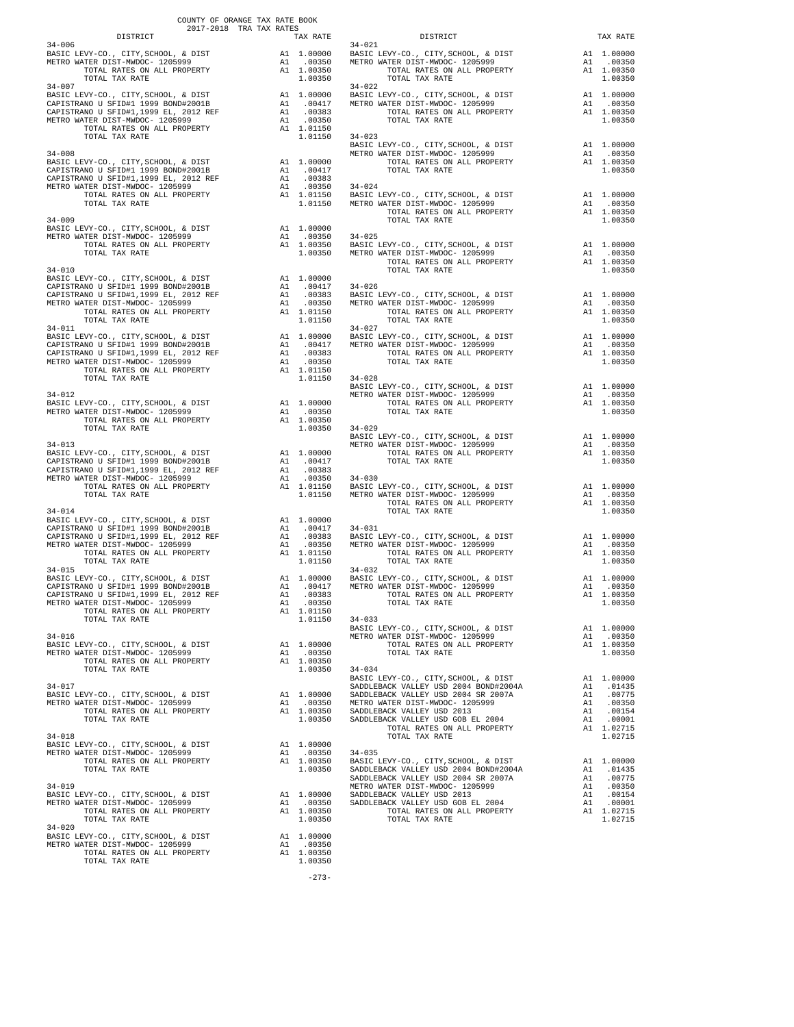COUNTY OF ORANGE TAX RATE BOOK
2017-2018 TRA TAX RATES

| DISTRICT | | TAX RATE |
|---|---|---|
| **34-006** | | |
| BASIC LEVY-CO., CITY,SCHOOL, & DIST | A1 | 1.00000 |
| METRO WATER DIST-MWDOC- 1205999 | A1 | .00350 |
| TOTAL RATES ON ALL PROPERTY | A1 | 1.00350 |
| TOTAL TAX RATE | | 1.00350 |
| **34-007** | | |
| BASIC LEVY-CO., CITY,SCHOOL, & DIST | A1 | 1.00000 |
| CAPISTRANO U SFID#1 1999 BOND#2001B | A1 | .00417 |
| CAPISTRANO U SFID#1,1999 EL, 2012 REF | A1 | .00383 |
| METRO WATER DIST-MWDOC- 1205999 | A1 | .00350 |
| TOTAL RATES ON ALL PROPERTY | A1 | 1.01150 |
| TOTAL TAX RATE | | 1.01150 |
| **34-008** | | |
| BASIC LEVY-CO., CITY,SCHOOL, & DIST | A1 | 1.00000 |
| CAPISTRANO U SFID#1 1999 BOND#2001B | A1 | .00417 |
| CAPISTRANO U SFID#1,1999 EL, 2012 REF | A1 | .00383 |
| METRO WATER DIST-MWDOC- 1205999 | A1 | .00350 |
| TOTAL RATES ON ALL PROPERTY | A1 | 1.01150 |
| TOTAL TAX RATE | | 1.01150 |
| **34-009** | | |
| BASIC LEVY-CO., CITY,SCHOOL, & DIST | A1 | 1.00000 |
| METRO WATER DIST-MWDOC- 1205999 | A1 | .00350 |
| TOTAL RATES ON ALL PROPERTY | A1 | 1.00350 |
| TOTAL TAX RATE | | 1.00350 |
| **34-010** | | |
| BASIC LEVY-CO., CITY,SCHOOL, & DIST | A1 | 1.00000 |
| CAPISTRANO U SFID#1 1999 BOND#2001B | A1 | .00417 |
| CAPISTRANO U SFID#1,1999 EL, 2012 REF | A1 | .00383 |
| METRO WATER DIST-MWDOC- 1205999 | A1 | .00350 |
| TOTAL RATES ON ALL PROPERTY | A1 | 1.01150 |
| TOTAL TAX RATE | | 1.01150 |
| **34-011** | | |
| BASIC LEVY-CO., CITY,SCHOOL, & DIST | A1 | 1.00000 |
| CAPISTRANO U SFID#1 1999 BOND#2001B | A1 | .00417 |
| CAPISTRANO U SFID#1,1999 EL, 2012 REF | A1 | .00383 |
| METRO WATER DIST-MWDOC- 1205999 | A1 | .00350 |
| TOTAL RATES ON ALL PROPERTY | A1 | 1.01150 |
| TOTAL TAX RATE | | 1.01150 |
| **34-012** | | |
| BASIC LEVY-CO., CITY,SCHOOL, & DIST | A1 | 1.00000 |
| METRO WATER DIST-MWDOC- 1205999 | A1 | .00350 |
| TOTAL RATES ON ALL PROPERTY | A1 | 1.00350 |
| TOTAL TAX RATE | | 1.00350 |
| **34-013** | | |
| BASIC LEVY-CO., CITY,SCHOOL, & DIST | A1 | 1.00000 |
| CAPISTRANO U SFID#1 1999 BOND#2001B | A1 | .00417 |
| CAPISTRANO U SFID#1,1999 EL, 2012 REF | A1 | .00383 |
| METRO WATER DIST-MWDOC- 1205999 | A1 | .00350 |
| TOTAL RATES ON ALL PROPERTY | A1 | 1.01150 |
| TOTAL TAX RATE | | 1.01150 |
| **34-014** | | |
| BASIC LEVY-CO., CITY,SCHOOL, & DIST | A1 | 1.00000 |
| CAPISTRANO U SFID#1 1999 BOND#2001B | A1 | .00417 |
| CAPISTRANO U SFID#1,1999 EL, 2012 REF | A1 | .00383 |
| METRO WATER DIST-MWDOC- 1205999 | A1 | .00350 |
| TOTAL RATES ON ALL PROPERTY | A1 | 1.01150 |
| TOTAL TAX RATE | | 1.01150 |
| **34-015** | | |
| BASIC LEVY-CO., CITY,SCHOOL, & DIST | A1 | 1.00000 |
| CAPISTRANO U SFID#1 1999 BOND#2001B | A1 | .00417 |
| CAPISTRANO U SFID#1,1999 EL, 2012 REF | A1 | .00383 |
| METRO WATER DIST-MWDOC- 1205999 | A1 | .00350 |
| TOTAL RATES ON ALL PROPERTY | A1 | 1.01150 |
| TOTAL TAX RATE | | 1.01150 |
| **34-016** | | |
| BASIC LEVY-CO., CITY,SCHOOL, & DIST | A1 | 1.00000 |
| METRO WATER DIST-MWDOC- 1205999 | A1 | .00350 |
| TOTAL RATES ON ALL PROPERTY | A1 | 1.00350 |
| TOTAL TAX RATE | | 1.00350 |
| **34-017** | | |
| BASIC LEVY-CO., CITY,SCHOOL, & DIST | A1 | 1.00000 |
| METRO WATER DIST-MWDOC- 1205999 | A1 | .00350 |
| TOTAL RATES ON ALL PROPERTY | A1 | 1.00350 |
| TOTAL TAX RATE | | 1.00350 |
| **34-018** | | |
| BASIC LEVY-CO., CITY,SCHOOL, & DIST | A1 | 1.00000 |
| METRO WATER DIST-MWDOC- 1205999 | A1 | .00350 |
| TOTAL RATES ON ALL PROPERTY | A1 | 1.00350 |
| TOTAL TAX RATE | | 1.00350 |
| **34-019** | | |
| BASIC LEVY-CO., CITY,SCHOOL, & DIST | A1 | 1.00000 |
| METRO WATER DIST-MWDOC- 1205999 | A1 | .00350 |
| TOTAL RATES ON ALL PROPERTY | A1 | 1.00350 |
| TOTAL TAX RATE | | 1.00350 |
| **34-020** | | |
| BASIC LEVY-CO., CITY,SCHOOL, & DIST | A1 | 1.00000 |
| METRO WATER DIST-MWDOC- 1205999 | A1 | .00350 |
| TOTAL RATES ON ALL PROPERTY | A1 | 1.00350 |
| TOTAL TAX RATE | | 1.00350 |
| **34-021** | | |
| BASIC LEVY-CO., CITY,SCHOOL, & DIST | A1 | 1.00000 |
| METRO WATER DIST-MWDOC- 1205999 | A1 | .00350 |
| TOTAL RATES ON ALL PROPERTY | A1 | 1.00350 |
| TOTAL TAX RATE | | 1.00350 |
| **34-022** | | |
| BASIC LEVY-CO., CITY,SCHOOL, & DIST | A1 | 1.00000 |
| METRO WATER DIST-MWDOC- 1205999 | A1 | .00350 |
| TOTAL RATES ON ALL PROPERTY | A1 | 1.00350 |
| TOTAL TAX RATE | | 1.00350 |
| **34-023** | | |
| BASIC LEVY-CO., CITY,SCHOOL, & DIST | A1 | 1.00000 |
| METRO WATER DIST-MWDOC- 1205999 | A1 | .00350 |
| TOTAL RATES ON ALL PROPERTY | A1 | 1.00350 |
| TOTAL TAX RATE | | 1.00350 |
| **34-024** | | |
| BASIC LEVY-CO., CITY,SCHOOL, & DIST | A1 | 1.00000 |
| METRO WATER DIST-MWDOC- 1205999 | A1 | .00350 |
| TOTAL RATES ON ALL PROPERTY | A1 | 1.00350 |
| TOTAL TAX RATE | | 1.00350 |
| **34-025** | | |
| BASIC LEVY-CO., CITY,SCHOOL, & DIST | A1 | 1.00000 |
| METRO WATER DIST-MWDOC- 1205999 | A1 | .00350 |
| TOTAL RATES ON ALL PROPERTY | A1 | 1.00350 |
| TOTAL TAX RATE | | 1.00350 |
| **34-026** | | |
| BASIC LEVY-CO., CITY,SCHOOL, & DIST | A1 | 1.00000 |
| METRO WATER DIST-MWDOC- 1205999 | A1 | .00350 |
| TOTAL RATES ON ALL PROPERTY | A1 | 1.00350 |
| TOTAL TAX RATE | | 1.00350 |
| **34-027** | | |
| BASIC LEVY-CO., CITY,SCHOOL, & DIST | A1 | 1.00000 |
| METRO WATER DIST-MWDOC- 1205999 | A1 | .00350 |
| TOTAL RATES ON ALL PROPERTY | A1 | 1.00350 |
| TOTAL TAX RATE | | 1.00350 |
| **34-028** | | |
| BASIC LEVY-CO., CITY,SCHOOL, & DIST | A1 | 1.00000 |
| METRO WATER DIST-MWDOC- 1205999 | A1 | .00350 |
| TOTAL RATES ON ALL PROPERTY | A1 | 1.00350 |
| TOTAL TAX RATE | | 1.00350 |
| **34-029** | | |
| BASIC LEVY-CO., CITY,SCHOOL, & DIST | A1 | 1.00000 |
| METRO WATER DIST-MWDOC- 1205999 | A1 | .00350 |
| TOTAL RATES ON ALL PROPERTY | A1 | 1.00350 |
| TOTAL TAX RATE | | 1.00350 |
| **34-030** | | |
| BASIC LEVY-CO., CITY,SCHOOL, & DIST | A1 | 1.00000 |
| METRO WATER DIST-MWDOC- 1205999 | A1 | .00350 |
| TOTAL RATES ON ALL PROPERTY | A1 | 1.00350 |
| TOTAL TAX RATE | | 1.00350 |
| **34-031** | | |
| BASIC LEVY-CO., CITY,SCHOOL, & DIST | A1 | 1.00000 |
| METRO WATER DIST-MWDOC- 1205999 | A1 | .00350 |
| TOTAL RATES ON ALL PROPERTY | A1 | 1.00350 |
| TOTAL TAX RATE | | 1.00350 |
| **34-032** | | |
| BASIC LEVY-CO., CITY,SCHOOL, & DIST | A1 | 1.00000 |
| METRO WATER DIST-MWDOC- 1205999 | A1 | .00350 |
| TOTAL RATES ON ALL PROPERTY | A1 | 1.00350 |
| TOTAL TAX RATE | | 1.00350 |
| **34-033** | | |
| BASIC LEVY-CO., CITY,SCHOOL, & DIST | A1 | 1.00000 |
| METRO WATER DIST-MWDOC- 1205999 | A1 | .00350 |
| TOTAL RATES ON ALL PROPERTY | A1 | 1.00350 |
| TOTAL TAX RATE | | 1.00350 |
| **34-034** | | |
| BASIC LEVY-CO., CITY,SCHOOL, & DIST | A1 | 1.00000 |
| SADDLEBACK VALLEY USD 2004 BOND#2004A | A1 | .01435 |
| SADDLEBACK VALLEY USD 2004 SR 2007A | A1 | .00775 |
| METRO WATER DIST-MWDOC- 1205999 | A1 | .00350 |
| SADDLEBACK VALLEY USD 2013 | A1 | .00154 |
| SADDLEBACK VALLEY USD GOB EL 2004 | A1 | .00001 |
| TOTAL RATES ON ALL PROPERTY | A1 | 1.02715 |
| TOTAL TAX RATE | | 1.02715 |
| **34-035** | | |
| BASIC LEVY-CO., CITY,SCHOOL, & DIST | A1 | 1.00000 |
| SADDLEBACK VALLEY USD 2004 BOND#2004A | A1 | .01435 |
| SADDLEBACK VALLEY USD 2004 SR 2007A | A1 | .00775 |
| METRO WATER DIST-MWDOC- 1205999 | A1 | .00350 |
| SADDLEBACK VALLEY USD 2013 | A1 | .00154 |
| SADDLEBACK VALLEY USD GOB EL 2004 | A1 | .00001 |
| TOTAL RATES ON ALL PROPERTY | A1 | 1.02715 |
| TOTAL TAX RATE | | 1.02715 |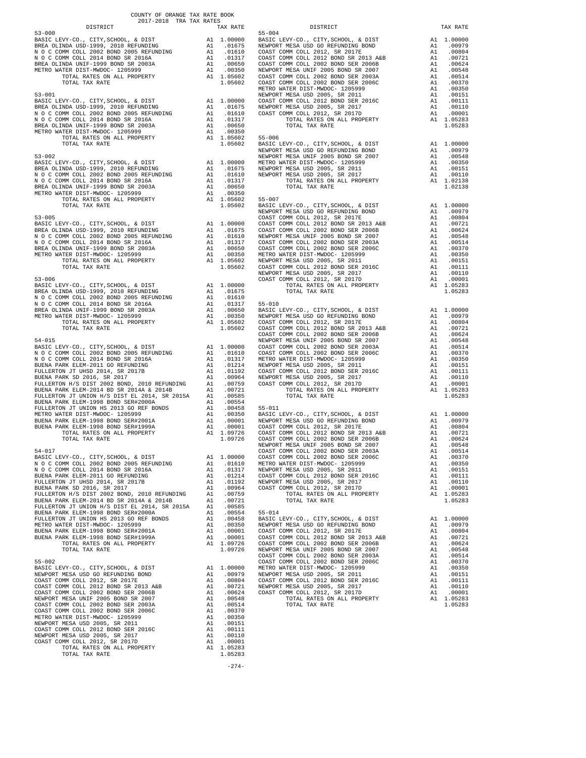COUNTY OF ORANGE TAX RATE BOOK
2017-2018 TRA TAX RATES

| DISTRICT | | TAX RATE |
|---|---|---|
| **53-000** | | |
| BASIC LEVY-CO., CITY,SCHOOL, & DIST | A1 | 1.00000 |
| BREA OLINDA USD-1999, 2010 REFUNDING | A1 | .01675 |
| N O C COMM COLL 2002 BOND 2005 REFUNDING | A1 | .01610 |
| N O C COMM COLL 2014 BOND SR 2016A | A1 | .01317 |
| BREA OLINDA UNIF-1999 BOND SR 2003A | A1 | .00650 |
| METRO WATER DIST-MWDOC- 1205999 | A1 | .00350 |
| TOTAL RATES ON ALL PROPERTY | A1 | 1.05602 |
| TOTAL TAX RATE | | 1.05602 |
| **53-001** | | |
| BASIC LEVY-CO., CITY,SCHOOL, & DIST | A1 | 1.00000 |
| BREA OLINDA USD-1999, 2010 REFUNDING | A1 | .01675 |
| N O C COMM COLL 2002 BOND 2005 REFUNDING | A1 | .01610 |
| N O C COMM COLL 2014 BOND SR 2016A | A1 | .01317 |
| BREA OLINDA UNIF-1999 BOND SR 2003A | A1 | .00650 |
| METRO WATER DIST-MWDOC- 1205999 | A1 | .00350 |
| TOTAL RATES ON ALL PROPERTY | A1 | 1.05602 |
| TOTAL TAX RATE | | 1.05602 |
| **53-002** | | |
| BASIC LEVY-CO., CITY,SCHOOL, & DIST | A1 | 1.00000 |
| BREA OLINDA USD-1999, 2010 REFUNDING | A1 | .01675 |
| N O C COMM COLL 2002 BOND 2005 REFUNDING | A1 | .01610 |
| N O C COMM COLL 2014 BOND SR 2016A | A1 | .01317 |
| BREA OLINDA UNIF-1999 BOND SR 2003A | A1 | .00650 |
| METRO WATER DIST-MWDOC- 1205999 | A1 | .00350 |
| TOTAL RATES ON ALL PROPERTY | A1 | 1.05602 |
| TOTAL TAX RATE | | 1.05602 |
| **53-005** | | |
| BASIC LEVY-CO., CITY,SCHOOL, & DIST | A1 | 1.00000 |
| BREA OLINDA USD-1999, 2010 REFUNDING | A1 | .01675 |
| N O C COMM COLL 2002 BOND 2005 REFUNDING | A1 | .01610 |
| N O C COMM COLL 2014 BOND SR 2016A | A1 | .01317 |
| BREA OLINDA UNIF-1999 BOND SR 2003A | A1 | .00650 |
| METRO WATER DIST-MWDOC- 1205999 | A1 | .00350 |
| TOTAL RATES ON ALL PROPERTY | A1 | 1.05602 |
| TOTAL TAX RATE | | 1.05602 |
| **53-006** | | |
| BASIC LEVY-CO., CITY,SCHOOL, & DIST | A1 | 1.00000 |
| BREA OLINDA USD-1999, 2010 REFUNDING | A1 | .01675 |
| N O C COMM COLL 2002 BOND 2005 REFUNDING | A1 | .01610 |
| N O C COMM COLL 2014 BOND SR 2016A | A1 | .01317 |
| BREA OLINDA UNIF-1999 BOND SR 2003A | A1 | .00650 |
| METRO WATER DIST-MWDOC- 1205999 | A1 | .00350 |
| TOTAL RATES ON ALL PROPERTY | A1 | 1.05602 |
| TOTAL TAX RATE | | 1.05602 |
| **54-015** | | |
| BASIC LEVY-CO., CITY,SCHOOL, & DIST | A1 | 1.00000 |
| N O C COMM COLL 2002 BOND 2005 REFUNDING | A1 | .01610 |
| N O C COMM COLL 2014 BOND SR 2016A | A1 | .01317 |
| BUENA PARK ELEM-2011 GO REFUNDING | A1 | .01214 |
| FULLERTON JT UHSD 2014, SR 2017B | A1 | .01192 |
| BUENA PARK SD 2016, SR 2017 | A1 | .00964 |
| FULLERTON H/S DIST 2002 BOND, 2010 REFUNDING | A1 | .00759 |
| BUENA PARK ELEM-2014 BD SR 2014A & 2014B | A1 | .00721 |
| FULLERTON JT UNION H/S DIST EL 2014, SR 2015A | A1 | .00585 |
| BUENA PARK ELEM-1998 BOND SER#2000A | A1 | .00554 |
| FULLERTON JT UNION HS 2013 GO REF BONDS | A1 | .00458 |
| METRO WATER DIST-MWDOC- 1205999 | A1 | .00350 |
| BUENA PARK ELEM-1998 BOND SER#2001A | A1 | .00001 |
| BUENA PARK ELEM-1998 BOND SER#1999A | A1 | .00001 |
| TOTAL RATES ON ALL PROPERTY | A1 | 1.09726 |
| TOTAL TAX RATE | | 1.09726 |
| **54-017** | | |
| BASIC LEVY-CO., CITY,SCHOOL, & DIST | A1 | 1.00000 |
| N O C COMM COLL 2002 BOND 2005 REFUNDING | A1 | .01610 |
| N O C COMM COLL 2014 BOND SR 2016A | A1 | .01317 |
| BUENA PARK ELEM-2011 GO REFUNDING | A1 | .01214 |
| FULLERTON JT UHSD 2014, SR 2017B | A1 | .01192 |
| BUENA PARK SD 2016, SR 2017 | A1 | .00964 |
| FULLERTON H/S DIST 2002 BOND, 2010 REFUNDING | A1 | .00759 |
| BUENA PARK ELEM-2014 BD SR 2014A & 2014B | A1 | .00721 |
| FULLERTON JT UNION H/S DIST EL 2014, SR 2015A | A1 | .00585 |
| BUENA PARK ELEM-1998 BOND SER#2000A | A1 | .00554 |
| FULLERTON JT UNION HS 2013 GO REF BONDS | A1 | .00458 |
| METRO WATER DIST-MWDOC- 1205999 | A1 | .00350 |
| BUENA PARK ELEM-1998 BOND SER#2001A | A1 | .00001 |
| BUENA PARK ELEM-1998 BOND SER#1999A | A1 | .00001 |
| TOTAL RATES ON ALL PROPERTY | A1 | 1.09726 |
| TOTAL TAX RATE | | 1.09726 |
| **55-002** | | |
| BASIC LEVY-CO., CITY,SCHOOL, & DIST | A1 | 1.00000 |
| NEWPORT MESA USD GO REFUNDING BOND | A1 | .00979 |
| COAST COMM COLL 2012, SR 2017E | A1 | .00804 |
| COAST COMM COLL 2012 BOND SR 2013 A&B | A1 | .00721 |
| COAST COMM COLL 2002 BOND SER 2006B | A1 | .00624 |
| NEWPORT MESA UNIF 2005 BOND SR 2007 | A1 | .00548 |
| COAST COMM COLL 2002 BOND SER 2003A | A1 | .00514 |
| COAST COMM COLL 2002 BOND SER 2006C | A1 | .00370 |
| METRO WATER DIST-MWDOC- 1205999 | A1 | .00350 |
| NEWPORT MESA USD 2005, SR 2011 | A1 | .00151 |
| COAST COMM COLL 2012 BOND SER 2016C | A1 | .00111 |
| NEWPORT MESA USD 2005, SR 2017 | A1 | .00110 |
| COAST COMM COLL 2012, SR 2017D | A1 | .00001 |
| TOTAL RATES ON ALL PROPERTY | A1 | 1.05283 |
| TOTAL TAX RATE | | 1.05283 |
| **55-004** | | |
| BASIC LEVY-CO., CITY,SCHOOL, & DIST | A1 | 1.00000 |
| NEWPORT MESA USD GO REFUNDING BOND | A1 | .00979 |
| COAST COMM COLL 2012, SR 2017E | A1 | .00804 |
| COAST COMM COLL 2012 BOND SR 2013 A&B | A1 | .00721 |
| COAST COMM COLL 2002 BOND SER 2006B | A1 | .00624 |
| NEWPORT MESA UNIF 2005 BOND SR 2007 | A1 | .00548 |
| COAST COMM COLL 2002 BOND SER 2003A | A1 | .00514 |
| COAST COMM COLL 2002 BOND SER 2006C | A1 | .00370 |
| METRO WATER DIST-MWDOC- 1205999 | A1 | .00350 |
| NEWPORT MESA USD 2005, SR 2011 | A1 | .00151 |
| COAST COMM COLL 2012 BOND SER 2016C | A1 | .00111 |
| NEWPORT MESA USD 2005, SR 2017 | A1 | .00110 |
| COAST COMM COLL 2012, SR 2017D | A1 | .00001 |
| TOTAL RATES ON ALL PROPERTY | A1 | 1.05283 |
| TOTAL TAX RATE | | 1.05283 |
| **55-006** | | |
| BASIC LEVY-CO., CITY,SCHOOL, & DIST | A1 | 1.00000 |
| NEWPORT MESA USD GO REFUNDING BOND | A1 | .00979 |
| NEWPORT MESA UNIF 2005 BOND SR 2007 | A1 | .00548 |
| METRO WATER DIST-MWDOC- 1205999 | A1 | .00350 |
| NEWPORT MESA USD 2005, SR 2011 | A1 | .00151 |
| NEWPORT MESA USD 2005, SR 2017 | A1 | .00110 |
| TOTAL RATES ON ALL PROPERTY | A1 | 1.02138 |
| TOTAL TAX RATE | | 1.02138 |
| **55-007** | | |
| BASIC LEVY-CO., CITY,SCHOOL, & DIST | A1 | 1.00000 |
| NEWPORT MESA USD GO REFUNDING BOND | A1 | .00979 |
| COAST COMM COLL 2012, SR 2017E | A1 | .00804 |
| COAST COMM COLL 2012 BOND SR 2013 A&B | A1 | .00721 |
| COAST COMM COLL 2002 BOND SER 2006B | A1 | .00624 |
| NEWPORT MESA UNIF 2005 BOND SR 2007 | A1 | .00548 |
| COAST COMM COLL 2002 BOND SER 2003A | A1 | .00514 |
| COAST COMM COLL 2002 BOND SER 2006C | A1 | .00370 |
| METRO WATER DIST-MWDOC- 1205999 | A1 | .00350 |
| NEWPORT MESA USD 2005, SR 2011 | A1 | .00151 |
| COAST COMM COLL 2012 BOND SER 2016C | A1 | .00111 |
| NEWPORT MESA USD 2005, SR 2017 | A1 | .00110 |
| COAST COMM COLL 2012, SR 2017D | A1 | .00001 |
| TOTAL RATES ON ALL PROPERTY | A1 | 1.05283 |
| TOTAL TAX RATE | | 1.05283 |
| **55-010** | | |
| BASIC LEVY-CO., CITY,SCHOOL, & DIST | A1 | 1.00000 |
| NEWPORT MESA USD GO REFUNDING BOND | A1 | .00979 |
| COAST COMM COLL 2012, SR 2017E | A1 | .00804 |
| COAST COMM COLL 2012 BOND SR 2013 A&B | A1 | .00721 |
| COAST COMM COLL 2002 BOND SER 2006B | A1 | .00624 |
| NEWPORT MESA UNIF 2005 BOND SR 2007 | A1 | .00548 |
| COAST COMM COLL 2002 BOND SER 2003A | A1 | .00514 |
| COAST COMM COLL 2002 BOND SER 2006C | A1 | .00370 |
| METRO WATER DIST-MWDOC- 1205999 | A1 | .00350 |
| NEWPORT MESA USD 2005, SR 2011 | A1 | .00151 |
| COAST COMM COLL 2012 BOND SER 2016C | A1 | .00111 |
| NEWPORT MESA USD 2005, SR 2017 | A1 | .00110 |
| COAST COMM COLL 2012, SR 2017D | A1 | .00001 |
| TOTAL RATES ON ALL PROPERTY | A1 | 1.05283 |
| TOTAL TAX RATE | | 1.05283 |
| **55-011** | | |
| BASIC LEVY-CO., CITY,SCHOOL, & DIST | A1 | 1.00000 |
| NEWPORT MESA USD GO REFUNDING BOND | A1 | .00979 |
| COAST COMM COLL 2012, SR 2017E | A1 | .00804 |
| COAST COMM COLL 2012 BOND SR 2013 A&B | A1 | .00721 |
| COAST COMM COLL 2002 BOND SER 2006B | A1 | .00624 |
| NEWPORT MESA UNIF 2005 BOND SR 2007 | A1 | .00548 |
| COAST COMM COLL 2002 BOND SER 2003A | A1 | .00514 |
| COAST COMM COLL 2002 BOND SER 2006C | A1 | .00370 |
| METRO WATER DIST-MWDOC- 1205999 | A1 | .00350 |
| NEWPORT MESA USD 2005, SR 2011 | A1 | .00151 |
| COAST COMM COLL 2012 BOND SER 2016C | A1 | .00111 |
| NEWPORT MESA USD 2005, SR 2017 | A1 | .00110 |
| COAST COMM COLL 2012, SR 2017D | A1 | .00001 |
| TOTAL RATES ON ALL PROPERTY | A1 | 1.05283 |
| TOTAL TAX RATE | | 1.05283 |
| **55-014** | | |
| BASIC LEVY-CO., CITY,SCHOOL, & DIST | A1 | 1.00000 |
| NEWPORT MESA USD GO REFUNDING BOND | A1 | .00979 |
| COAST COMM COLL 2012, SR 2017E | A1 | .00804 |
| COAST COMM COLL 2012 BOND SR 2013 A&B | A1 | .00721 |
| COAST COMM COLL 2002 BOND SER 2006B | A1 | .00624 |
| NEWPORT MESA UNIF 2005 BOND SR 2007 | A1 | .00548 |
| COAST COMM COLL 2002 BOND SER 2003A | A1 | .00514 |
| COAST COMM COLL 2002 BOND SER 2006C | A1 | .00370 |
| METRO WATER DIST-MWDOC- 1205999 | A1 | .00350 |
| NEWPORT MESA USD 2005, SR 2011 | A1 | .00151 |
| COAST COMM COLL 2012 BOND SER 2016C | A1 | .00111 |
| NEWPORT MESA USD 2005, SR 2017 | A1 | .00110 |
| COAST COMM COLL 2012, SR 2017D | A1 | .00001 |
| TOTAL RATES ON ALL PROPERTY | A1 | 1.05283 |
| TOTAL TAX RATE | | 1.05283 |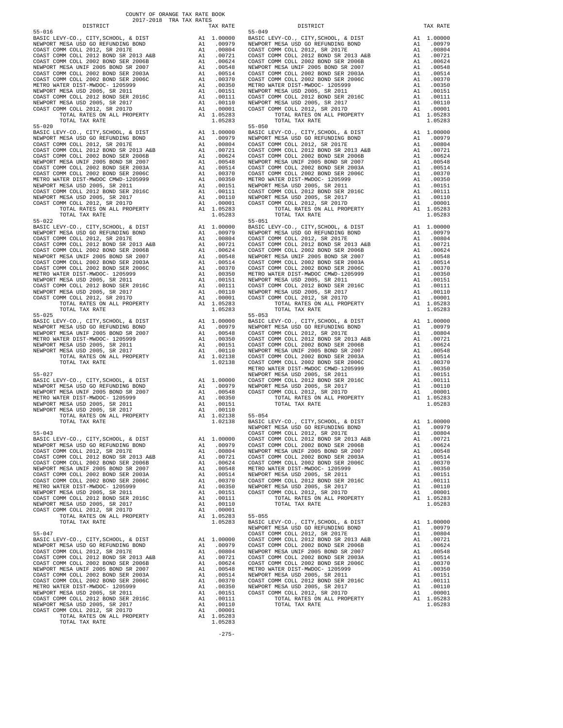COUNTY OF ORANGE TAX RATE BOOK
2017-2018 TRA TAX RATES

| DISTRICT | | TAX RATE |
|---|---|---|
| **55-016** | | |
| BASIC LEVY-CO., CITY,SCHOOL, & DIST | A1 | 1.00000 |
| NEWPORT MESA USD GO REFUNDING BOND | A1 | .00979 |
| COAST COMM COLL 2012, SR 2017E | A1 | .00804 |
| COAST COMM COLL 2012 BOND SR 2013 A&B | A1 | .00721 |
| COAST COMM COLL 2002 BOND SER 2006B | A1 | .00624 |
| NEWPORT MESA UNIF 2005 BOND SR 2007 | A1 | .00548 |
| COAST COMM COLL 2002 BOND SER 2003A | A1 | .00514 |
| COAST COMM COLL 2002 BOND SER 2006C | A1 | .00370 |
| METRO WATER DIST-MWDOC- 1205999 | A1 | .00350 |
| NEWPORT MESA USD 2005, SR 2011 | A1 | .00151 |
| COAST COMM COLL 2012 BOND SER 2016C | A1 | .00111 |
| NEWPORT MESA USD 2005, SR 2017 | A1 | .00110 |
| COAST COMM COLL 2012, SR 2017D | A1 | .00001 |
| TOTAL RATES ON ALL PROPERTY | A1 | 1.05283 |
| TOTAL TAX RATE | | 1.05283 |
| **55-020** | | |
| BASIC LEVY-CO., CITY,SCHOOL, & DIST | A1 | 1.00000 |
| NEWPORT MESA USD GO REFUNDING BOND | A1 | .00979 |
| COAST COMM COLL 2012, SR 2017E | A1 | .00804 |
| COAST COMM COLL 2012 BOND SR 2013 A&B | A1 | .00721 |
| COAST COMM COLL 2002 BOND SER 2006B | A1 | .00624 |
| NEWPORT MESA UNIF 2005 BOND SR 2007 | A1 | .00548 |
| COAST COMM COLL 2002 BOND SER 2003A | A1 | .00514 |
| COAST COMM COLL 2002 BOND SER 2006C | A1 | .00370 |
| METRO WATER DIST-MWDOC CMWD-1205999 | A1 | .00350 |
| NEWPORT MESA USD 2005, SR 2011 | A1 | .00151 |
| COAST COMM COLL 2012 BOND SER 2016C | A1 | .00111 |
| NEWPORT MESA USD 2005, SR 2017 | A1 | .00110 |
| COAST COMM COLL 2012, SR 2017D | A1 | .00001 |
| TOTAL RATES ON ALL PROPERTY | A1 | 1.05283 |
| TOTAL TAX RATE | | 1.05283 |
| **55-022** | | |
| BASIC LEVY-CO., CITY,SCHOOL, & DIST | A1 | 1.00000 |
| NEWPORT MESA USD GO REFUNDING BOND | A1 | .00979 |
| COAST COMM COLL 2012, SR 2017E | A1 | .00804 |
| COAST COMM COLL 2012 BOND SR 2013 A&B | A1 | .00721 |
| COAST COMM COLL 2002 BOND SER 2006B | A1 | .00624 |
| NEWPORT MESA UNIF 2005 BOND SR 2007 | A1 | .00548 |
| COAST COMM COLL 2002 BOND SER 2003A | A1 | .00514 |
| COAST COMM COLL 2002 BOND SER 2006C | A1 | .00370 |
| METRO WATER DIST-MWDOC- 1205999 | A1 | .00350 |
| NEWPORT MESA USD 2005, SR 2011 | A1 | .00151 |
| COAST COMM COLL 2012 BOND SER 2016C | A1 | .00111 |
| NEWPORT MESA USD 2005, SR 2017 | A1 | .00110 |
| COAST COMM COLL 2012, SR 2017D | A1 | .00001 |
| TOTAL RATES ON ALL PROPERTY | A1 | 1.05283 |
| TOTAL TAX RATE | | 1.05283 |
| **55-025** | | |
| BASIC LEVY-CO., CITY,SCHOOL, & DIST | A1 | 1.00000 |
| NEWPORT MESA USD GO REFUNDING BOND | A1 | .00979 |
| NEWPORT MESA UNIF 2005 BOND SR 2007 | A1 | .00548 |
| METRO WATER DIST-MWDOC- 1205999 | A1 | .00350 |
| NEWPORT MESA USD 2005, SR 2011 | A1 | .00151 |
| NEWPORT MESA USD 2005, SR 2017 | A1 | .00110 |
| TOTAL RATES ON ALL PROPERTY | A1 | 1.02138 |
| TOTAL TAX RATE | | 1.02138 |
| **55-027** | | |
| BASIC LEVY-CO., CITY,SCHOOL, & DIST | A1 | 1.00000 |
| NEWPORT MESA USD GO REFUNDING BOND | A1 | .00979 |
| NEWPORT MESA UNIF 2005 BOND SR 2007 | A1 | .00548 |
| METRO WATER DIST-MWDOC- 1205999 | A1 | .00350 |
| NEWPORT MESA USD 2005, SR 2011 | A1 | .00151 |
| NEWPORT MESA USD 2005, SR 2017 | A1 | .00110 |
| TOTAL RATES ON ALL PROPERTY | A1 | 1.02138 |
| TOTAL TAX RATE | | 1.02138 |
| **55-043** | | |
| BASIC LEVY-CO., CITY,SCHOOL, & DIST | A1 | 1.00000 |
| NEWPORT MESA USD GO REFUNDING BOND | A1 | .00979 |
| COAST COMM COLL 2012, SR 2017E | A1 | .00804 |
| COAST COMM COLL 2012 BOND SR 2013 A&B | A1 | .00721 |
| COAST COMM COLL 2002 BOND SER 2006B | A1 | .00624 |
| NEWPORT MESA UNIF 2005 BOND SR 2007 | A1 | .00548 |
| COAST COMM COLL 2002 BOND SER 2003A | A1 | .00514 |
| COAST COMM COLL 2002 BOND SER 2006C | A1 | .00370 |
| METRO WATER DIST-MWDOC- 1205999 | A1 | .00350 |
| NEWPORT MESA USD 2005, SR 2011 | A1 | .00151 |
| COAST COMM COLL 2012 BOND SER 2016C | A1 | .00111 |
| NEWPORT MESA USD 2005, SR 2017 | A1 | .00110 |
| COAST COMM COLL 2012, SR 2017D | A1 | .00001 |
| TOTAL RATES ON ALL PROPERTY | A1 | 1.05283 |
| TOTAL TAX RATE | | 1.05283 |
| **55-047** | | |
| BASIC LEVY-CO., CITY,SCHOOL, & DIST | A1 | 1.00000 |
| NEWPORT MESA USD GO REFUNDING BOND | A1 | .00979 |
| COAST COMM COLL 2012, SR 2017E | A1 | .00804 |
| COAST COMM COLL 2012 BOND SR 2013 A&B | A1 | .00721 |
| COAST COMM COLL 2002 BOND SER 2006B | A1 | .00624 |
| NEWPORT MESA UNIF 2005 BOND SR 2007 | A1 | .00548 |
| COAST COMM COLL 2002 BOND SER 2003A | A1 | .00514 |
| COAST COMM COLL 2002 BOND SER 2006C | A1 | .00370 |
| METRO WATER DIST-MWDOC- 1205999 | A1 | .00350 |
| NEWPORT MESA USD 2005, SR 2011 | A1 | .00151 |
| COAST COMM COLL 2012 BOND SER 2016C | A1 | .00111 |
| NEWPORT MESA USD 2005, SR 2017 | A1 | .00110 |
| COAST COMM COLL 2012, SR 2017D | A1 | .00001 |
| TOTAL RATES ON ALL PROPERTY | A1 | 1.05283 |
| TOTAL TAX RATE | | 1.05283 |
| **55-049** | | |
| BASIC LEVY-CO., CITY,SCHOOL, & DIST | A1 | 1.00000 |
| NEWPORT MESA USD GO REFUNDING BOND | A1 | .00979 |
| COAST COMM COLL 2012, SR 2017E | A1 | .00804 |
| COAST COMM COLL 2012 BOND SR 2013 A&B | A1 | .00721 |
| COAST COMM COLL 2002 BOND SER 2006B | A1 | .00624 |
| NEWPORT MESA UNIF 2005 BOND SR 2007 | A1 | .00548 |
| COAST COMM COLL 2002 BOND SER 2003A | A1 | .00514 |
| COAST COMM COLL 2002 BOND SER 2006C | A1 | .00370 |
| METRO WATER DIST-MWDOC- 1205999 | A1 | .00350 |
| NEWPORT MESA USD 2005, SR 2011 | A1 | .00151 |
| COAST COMM COLL 2012 BOND SER 2016C | A1 | .00111 |
| NEWPORT MESA USD 2005, SR 2017 | A1 | .00110 |
| COAST COMM COLL 2012, SR 2017D | A1 | .00001 |
| TOTAL RATES ON ALL PROPERTY | A1 | 1.05283 |
| TOTAL TAX RATE | | 1.05283 |
| **55-050** | | |
| BASIC LEVY-CO., CITY,SCHOOL, & DIST | A1 | 1.00000 |
| NEWPORT MESA USD GO REFUNDING BOND | A1 | .00979 |
| COAST COMM COLL 2012, SR 2017E | A1 | .00804 |
| COAST COMM COLL 2012 BOND SR 2013 A&B | A1 | .00721 |
| COAST COMM COLL 2002 BOND SER 2006B | A1 | .00624 |
| NEWPORT MESA UNIF 2005 BOND SR 2007 | A1 | .00548 |
| COAST COMM COLL 2002 BOND SER 2003A | A1 | .00514 |
| COAST COMM COLL 2002 BOND SER 2006C | A1 | .00370 |
| METRO WATER DIST-MWDOC- 1205999 | A1 | .00350 |
| NEWPORT MESA USD 2005, SR 2011 | A1 | .00151 |
| COAST COMM COLL 2012 BOND SER 2016C | A1 | .00111 |
| NEWPORT MESA USD 2005, SR 2017 | A1 | .00110 |
| COAST COMM COLL 2012, SR 2017D | A1 | .00001 |
| TOTAL RATES ON ALL PROPERTY | A1 | 1.05283 |
| TOTAL TAX RATE | | 1.05283 |
| **55-051** | | |
| BASIC LEVY-CO., CITY,SCHOOL, & DIST | A1 | 1.00000 |
| NEWPORT MESA USD GO REFUNDING BOND | A1 | .00979 |
| COAST COMM COLL 2012, SR 2017E | A1 | .00804 |
| COAST COMM COLL 2012 BOND SR 2013 A&B | A1 | .00721 |
| COAST COMM COLL 2002 BOND SER 2006B | A1 | .00624 |
| NEWPORT MESA UNIF 2005 BOND SR 2007 | A1 | .00548 |
| COAST COMM COLL 2002 BOND SER 2003A | A1 | .00514 |
| COAST COMM COLL 2002 BOND SER 2006C | A1 | .00370 |
| METRO WATER DIST-MWDOC CMWD-1205999 | A1 | .00350 |
| NEWPORT MESA USD 2005, SR 2011 | A1 | .00151 |
| COAST COMM COLL 2012 BOND SER 2016C | A1 | .00111 |
| NEWPORT MESA USD 2005, SR 2017 | A1 | .00110 |
| COAST COMM COLL 2012, SR 2017D | A1 | .00001 |
| TOTAL RATES ON ALL PROPERTY | A1 | 1.05283 |
| TOTAL TAX RATE | | 1.05283 |
| **55-053** | | |
| BASIC LEVY-CO., CITY,SCHOOL, & DIST | A1 | 1.00000 |
| NEWPORT MESA USD GO REFUNDING BOND | A1 | .00979 |
| COAST COMM COLL 2012, SR 2017E | A1 | .00804 |
| COAST COMM COLL 2012 BOND SR 2013 A&B | A1 | .00721 |
| COAST COMM COLL 2002 BOND SER 2006B | A1 | .00624 |
| NEWPORT MESA UNIF 2005 BOND SR 2007 | A1 | .00548 |
| COAST COMM COLL 2002 BOND SER 2003A | A1 | .00514 |
| COAST COMM COLL 2002 BOND SER 2006C | A1 | .00370 |
| METRO WATER DIST-MWDOC CMWD-1205999 | A1 | .00350 |
| NEWPORT MESA USD 2005, SR 2011 | A1 | .00151 |
| COAST COMM COLL 2012 BOND SER 2016C | A1 | .00111 |
| NEWPORT MESA USD 2005, SR 2017 | A1 | .00110 |
| COAST COMM COLL 2012, SR 2017D | A1 | .00001 |
| TOTAL RATES ON ALL PROPERTY | A1 | 1.05283 |
| TOTAL TAX RATE | | 1.05283 |
| **55-054** | | |
| BASIC LEVY-CO., CITY,SCHOOL, & DIST | A1 | 1.00000 |
| NEWPORT MESA USD GO REFUNDING BOND | A1 | .00979 |
| COAST COMM COLL 2012, SR 2017E | A1 | .00804 |
| COAST COMM COLL 2012 BOND SR 2013 A&B | A1 | .00721 |
| COAST COMM COLL 2002 BOND SER 2006B | A1 | .00624 |
| NEWPORT MESA UNIF 2005 BOND SR 2007 | A1 | .00548 |
| COAST COMM COLL 2002 BOND SER 2003A | A1 | .00514 |
| COAST COMM COLL 2002 BOND SER 2006C | A1 | .00370 |
| METRO WATER DIST-MWDOC- 1205999 | A1 | .00350 |
| NEWPORT MESA USD 2005, SR 2011 | A1 | .00151 |
| COAST COMM COLL 2012 BOND SER 2016C | A1 | .00111 |
| NEWPORT MESA USD 2005, SR 2017 | A1 | .00110 |
| COAST COMM COLL 2012, SR 2017D | A1 | .00001 |
| TOTAL RATES ON ALL PROPERTY | A1 | 1.05283 |
| TOTAL TAX RATE | | 1.05283 |
| **55-055** | | |
| BASIC LEVY-CO., CITY,SCHOOL, & DIST | A1 | 1.00000 |
| NEWPORT MESA USD GO REFUNDING BOND | A1 | .00979 |
| COAST COMM COLL 2012, SR 2017E | A1 | .00804 |
| COAST COMM COLL 2012 BOND SR 2013 A&B | A1 | .00721 |
| COAST COMM COLL 2002 BOND SER 2006B | A1 | .00624 |
| NEWPORT MESA UNIF 2005 BOND SR 2007 | A1 | .00548 |
| COAST COMM COLL 2002 BOND SER 2003A | A1 | .00514 |
| COAST COMM COLL 2002 BOND SER 2006C | A1 | .00370 |
| METRO WATER DIST-MWDOC- 1205999 | A1 | .00350 |
| NEWPORT MESA USD 2005, SR 2011 | A1 | .00151 |
| COAST COMM COLL 2012 BOND SER 2016C | A1 | .00111 |
| NEWPORT MESA USD 2005, SR 2017 | A1 | .00110 |
| COAST COMM COLL 2012, SR 2017D | A1 | .00001 |
| TOTAL RATES ON ALL PROPERTY | A1 | 1.05283 |
| TOTAL TAX RATE | | 1.05283 |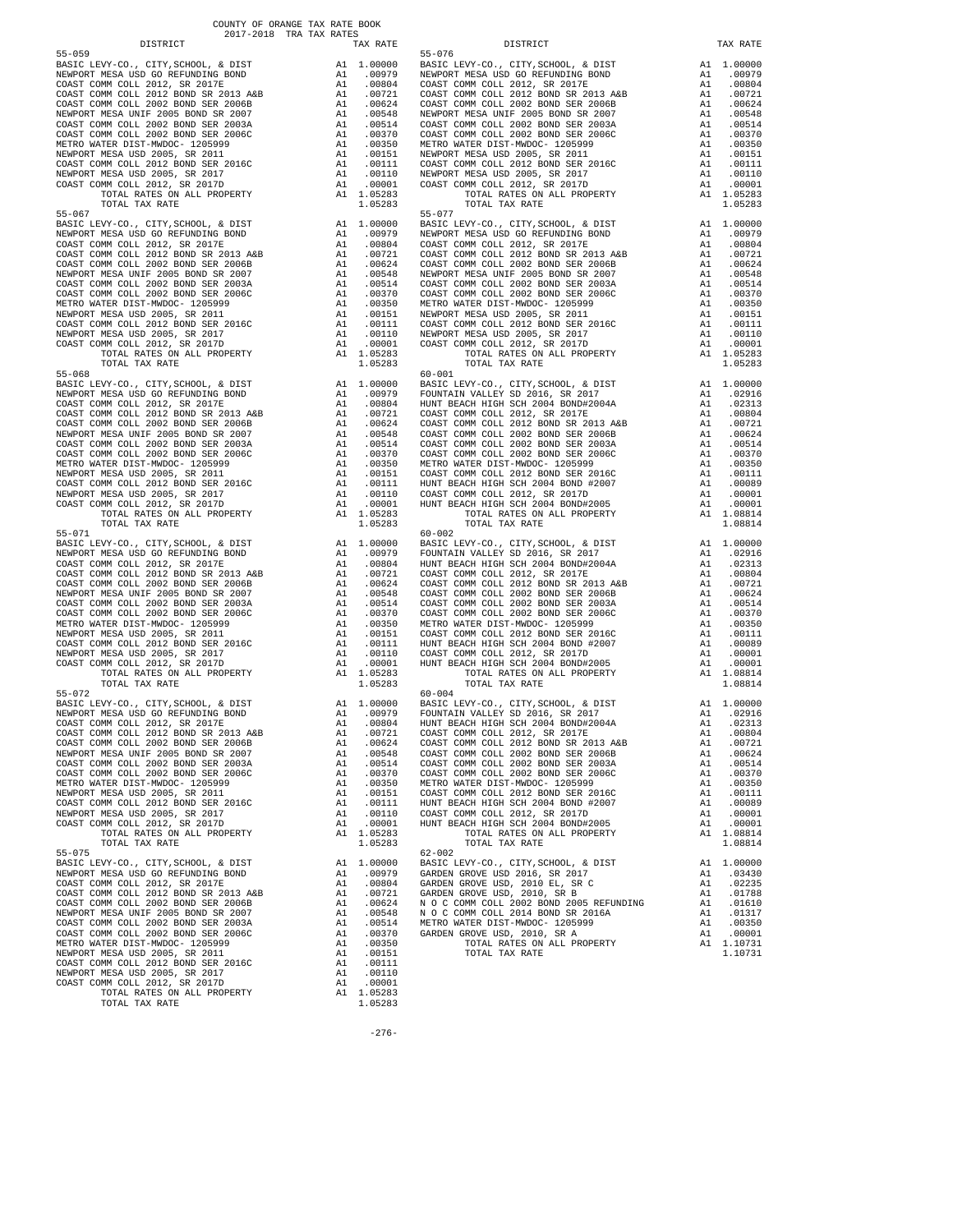COUNTY OF ORANGE TAX RATE BOOK

2017-2018 TRA TAX RATES

| DISTRICT | | TAX RATE |
|---|---|---|
| **55-059** | | |
| BASIC LEVY-CO., CITY,SCHOOL, & DIST | A1 | 1.00000 |
| NEWPORT MESA USD GO REFUNDING BOND | A1 | .00979 |
| COAST COMM COLL 2012, SR 2017E | A1 | .00804 |
| COAST COMM COLL 2012 BOND SR 2013 A&B | A1 | .00721 |
| COAST COMM COLL 2002 BOND SER 2006B | A1 | .00624 |
| NEWPORT MESA UNIF 2005 BOND SR 2007 | A1 | .00548 |
| COAST COMM COLL 2002 BOND SER 2003A | A1 | .00514 |
| COAST COMM COLL 2002 BOND SER 2006C | A1 | .00370 |
| METRO WATER DIST-MWDOC- 1205999 | A1 | .00350 |
| NEWPORT MESA USD 2005, SR 2011 | A1 | .00151 |
| COAST COMM COLL 2012 BOND SER 2016C | A1 | .00111 |
| NEWPORT MESA USD 2005, SR 2017 | A1 | .00110 |
| COAST COMM COLL 2012, SR 2017D | A1 | .00001 |
| TOTAL RATES ON ALL PROPERTY | A1 | 1.05283 |
| TOTAL TAX RATE | | 1.05283 |
| **55-067** | | |
| BASIC LEVY-CO., CITY,SCHOOL, & DIST | A1 | 1.00000 |
| NEWPORT MESA USD GO REFUNDING BOND | A1 | .00979 |
| COAST COMM COLL 2012, SR 2017E | A1 | .00804 |
| COAST COMM COLL 2012 BOND SR 2013 A&B | A1 | .00721 |
| COAST COMM COLL 2002 BOND SER 2006B | A1 | .00624 |
| NEWPORT MESA UNIF 2005 BOND SR 2007 | A1 | .00548 |
| COAST COMM COLL 2002 BOND SER 2003A | A1 | .00514 |
| COAST COMM COLL 2002 BOND SER 2006C | A1 | .00370 |
| METRO WATER DIST-MWDOC- 1205999 | A1 | .00350 |
| NEWPORT MESA USD 2005, SR 2011 | A1 | .00151 |
| COAST COMM COLL 2012 BOND SER 2016C | A1 | .00111 |
| NEWPORT MESA USD 2005, SR 2017 | A1 | .00110 |
| COAST COMM COLL 2012, SR 2017D | A1 | .00001 |
| TOTAL RATES ON ALL PROPERTY | A1 | 1.05283 |
| TOTAL TAX RATE | | 1.05283 |
| **55-068** | | |
| BASIC LEVY-CO., CITY,SCHOOL, & DIST | A1 | 1.00000 |
| NEWPORT MESA USD GO REFUNDING BOND | A1 | .00979 |
| COAST COMM COLL 2012, SR 2017E | A1 | .00804 |
| COAST COMM COLL 2012 BOND SR 2013 A&B | A1 | .00721 |
| COAST COMM COLL 2002 BOND SER 2006B | A1 | .00624 |
| NEWPORT MESA UNIF 2005 BOND SR 2007 | A1 | .00548 |
| COAST COMM COLL 2002 BOND SER 2003A | A1 | .00514 |
| COAST COMM COLL 2002 BOND SER 2006C | A1 | .00370 |
| METRO WATER DIST-MWDOC- 1205999 | A1 | .00350 |
| NEWPORT MESA USD 2005, SR 2011 | A1 | .00151 |
| COAST COMM COLL 2012 BOND SER 2016C | A1 | .00111 |
| NEWPORT MESA USD 2005, SR 2017 | A1 | .00110 |
| COAST COMM COLL 2012, SR 2017D | A1 | .00001 |
| TOTAL RATES ON ALL PROPERTY | A1 | 1.05283 |
| TOTAL TAX RATE | | 1.05283 |
| **55-071** | | |
| BASIC LEVY-CO., CITY,SCHOOL, & DIST | A1 | 1.00000 |
| NEWPORT MESA USD GO REFUNDING BOND | A1 | .00979 |
| COAST COMM COLL 2012, SR 2017E | A1 | .00804 |
| COAST COMM COLL 2012 BOND SR 2013 A&B | A1 | .00721 |
| COAST COMM COLL 2002 BOND SER 2006B | A1 | .00624 |
| NEWPORT MESA UNIF 2005 BOND SR 2007 | A1 | .00548 |
| COAST COMM COLL 2002 BOND SER 2003A | A1 | .00514 |
| COAST COMM COLL 2002 BOND SER 2006C | A1 | .00370 |
| METRO WATER DIST-MWDOC- 1205999 | A1 | .00350 |
| NEWPORT MESA USD 2005, SR 2011 | A1 | .00151 |
| COAST COMM COLL 2012 BOND SER 2016C | A1 | .00111 |
| NEWPORT MESA USD 2005, SR 2017 | A1 | .00110 |
| COAST COMM COLL 2012, SR 2017D | A1 | .00001 |
| TOTAL RATES ON ALL PROPERTY | A1 | 1.05283 |
| TOTAL TAX RATE | | 1.05283 |
| **55-072** | | |
| BASIC LEVY-CO., CITY,SCHOOL, & DIST | A1 | 1.00000 |
| NEWPORT MESA USD GO REFUNDING BOND | A1 | .00979 |
| COAST COMM COLL 2012, SR 2017E | A1 | .00804 |
| COAST COMM COLL 2012 BOND SR 2013 A&B | A1 | .00721 |
| COAST COMM COLL 2002 BOND SER 2006B | A1 | .00624 |
| NEWPORT MESA UNIF 2005 BOND SR 2007 | A1 | .00548 |
| COAST COMM COLL 2002 BOND SER 2003A | A1 | .00514 |
| COAST COMM COLL 2002 BOND SER 2006C | A1 | .00370 |
| METRO WATER DIST-MWDOC- 1205999 | A1 | .00350 |
| NEWPORT MESA USD 2005, SR 2011 | A1 | .00151 |
| COAST COMM COLL 2012 BOND SER 2016C | A1 | .00111 |
| NEWPORT MESA USD 2005, SR 2017 | A1 | .00110 |
| COAST COMM COLL 2012, SR 2017D | A1 | .00001 |
| TOTAL RATES ON ALL PROPERTY | A1 | 1.05283 |
| TOTAL TAX RATE | | 1.05283 |
| **55-075** | | |
| BASIC LEVY-CO., CITY,SCHOOL, & DIST | A1 | 1.00000 |
| NEWPORT MESA USD GO REFUNDING BOND | A1 | .00979 |
| COAST COMM COLL 2012, SR 2017E | A1 | .00804 |
| COAST COMM COLL 2012 BOND SR 2013 A&B | A1 | .00721 |
| COAST COMM COLL 2002 BOND SER 2006B | A1 | .00624 |
| NEWPORT MESA UNIF 2005 BOND SR 2007 | A1 | .00548 |
| COAST COMM COLL 2002 BOND SER 2003A | A1 | .00514 |
| COAST COMM COLL 2002 BOND SER 2006C | A1 | .00370 |
| METRO WATER DIST-MWDOC- 1205999 | A1 | .00350 |
| NEWPORT MESA USD 2005, SR 2011 | A1 | .00151 |
| COAST COMM COLL 2012 BOND SER 2016C | A1 | .00111 |
| NEWPORT MESA USD 2005, SR 2017 | A1 | .00110 |
| COAST COMM COLL 2012, SR 2017D | A1 | .00001 |
| TOTAL RATES ON ALL PROPERTY | A1 | 1.05283 |
| TOTAL TAX RATE | | 1.05283 |
| **55-076** | | |
| BASIC LEVY-CO., CITY,SCHOOL, & DIST | A1 | 1.00000 |
| NEWPORT MESA USD GO REFUNDING BOND | A1 | .00979 |
| COAST COMM COLL 2012, SR 2017E | A1 | .00804 |
| COAST COMM COLL 2012 BOND SR 2013 A&B | A1 | .00721 |
| COAST COMM COLL 2002 BOND SER 2006B | A1 | .00624 |
| NEWPORT MESA UNIF 2005 BOND SR 2007 | A1 | .00548 |
| COAST COMM COLL 2002 BOND SER 2003A | A1 | .00514 |
| COAST COMM COLL 2002 BOND SER 2006C | A1 | .00370 |
| METRO WATER DIST-MWDOC- 1205999 | A1 | .00350 |
| NEWPORT MESA USD 2005, SR 2011 | A1 | .00151 |
| COAST COMM COLL 2012 BOND SER 2016C | A1 | .00111 |
| NEWPORT MESA USD 2005, SR 2017 | A1 | .00110 |
| COAST COMM COLL 2012, SR 2017D | A1 | .00001 |
| TOTAL RATES ON ALL PROPERTY | A1 | 1.05283 |
| TOTAL TAX RATE | | 1.05283 |
| **55-077** | | |
| BASIC LEVY-CO., CITY,SCHOOL, & DIST | A1 | 1.00000 |
| NEWPORT MESA USD GO REFUNDING BOND | A1 | .00979 |
| COAST COMM COLL 2012, SR 2017E | A1 | .00804 |
| COAST COMM COLL 2012 BOND SR 2013 A&B | A1 | .00721 |
| COAST COMM COLL 2002 BOND SER 2006B | A1 | .00624 |
| NEWPORT MESA UNIF 2005 BOND SR 2007 | A1 | .00548 |
| COAST COMM COLL 2002 BOND SER 2003A | A1 | .00514 |
| COAST COMM COLL 2002 BOND SER 2006C | A1 | .00370 |
| METRO WATER DIST-MWDOC- 1205999 | A1 | .00350 |
| NEWPORT MESA USD 2005, SR 2011 | A1 | .00151 |
| COAST COMM COLL 2012 BOND SER 2016C | A1 | .00111 |
| NEWPORT MESA USD 2005, SR 2017 | A1 | .00110 |
| COAST COMM COLL 2012, SR 2017D | A1 | .00001 |
| TOTAL RATES ON ALL PROPERTY | A1 | 1.05283 |
| TOTAL TAX RATE | | 1.05283 |
| **60-001** | | |
| BASIC LEVY-CO., CITY,SCHOOL, & DIST | A1 | 1.00000 |
| FOUNTAIN VALLEY SD 2016, SR 2017 | A1 | .02916 |
| HUNT BEACH HIGH SCH 2004 BOND#2004A | A1 | .02313 |
| COAST COMM COLL 2012, SR 2017E | A1 | .00804 |
| COAST COMM COLL 2012 BOND SR 2013 A&B | A1 | .00721 |
| COAST COMM COLL 2002 BOND SER 2006B | A1 | .00624 |
| COAST COMM COLL 2002 BOND SER 2003A | A1 | .00514 |
| COAST COMM COLL 2002 BOND SER 2006C | A1 | .00370 |
| METRO WATER DIST-MWDOC- 1205999 | A1 | .00350 |
| COAST COMM COLL 2012 BOND SER 2016C | A1 | .00111 |
| HUNT BEACH HIGH SCH 2004 BOND #2007 | A1 | .00089 |
| COAST COMM COLL 2012, SR 2017D | A1 | .00001 |
| HUNT BEACH HIGH SCH 2004 BOND#2005 | A1 | .00001 |
| TOTAL RATES ON ALL PROPERTY | A1 | 1.08814 |
| TOTAL TAX RATE | | 1.08814 |
| **60-002** | | |
| BASIC LEVY-CO., CITY,SCHOOL, & DIST | A1 | 1.00000 |
| FOUNTAIN VALLEY SD 2016, SR 2017 | A1 | .02916 |
| HUNT BEACH HIGH SCH 2004 BOND#2004A | A1 | .02313 |
| COAST COMM COLL 2012, SR 2017E | A1 | .00804 |
| COAST COMM COLL 2012 BOND SR 2013 A&B | A1 | .00721 |
| COAST COMM COLL 2002 BOND SER 2006B | A1 | .00624 |
| COAST COMM COLL 2002 BOND SER 2003A | A1 | .00514 |
| COAST COMM COLL 2002 BOND SER 2006C | A1 | .00370 |
| METRO WATER DIST-MWDOC- 1205999 | A1 | .00350 |
| COAST COMM COLL 2012 BOND SER 2016C | A1 | .00111 |
| HUNT BEACH HIGH SCH 2004 BOND #2007 | A1 | .00089 |
| COAST COMM COLL 2012, SR 2017D | A1 | .00001 |
| HUNT BEACH HIGH SCH 2004 BOND#2005 | A1 | .00001 |
| TOTAL RATES ON ALL PROPERTY | A1 | 1.08814 |
| TOTAL TAX RATE | | 1.08814 |
| **60-004** | | |
| BASIC LEVY-CO., CITY,SCHOOL, & DIST | A1 | 1.00000 |
| FOUNTAIN VALLEY SD 2016, SR 2017 | A1 | .02916 |
| HUNT BEACH HIGH SCH 2004 BOND#2004A | A1 | .02313 |
| COAST COMM COLL 2012, SR 2017E | A1 | .00804 |
| COAST COMM COLL 2012 BOND SR 2013 A&B | A1 | .00721 |
| COAST COMM COLL 2002 BOND SER 2006B | A1 | .00624 |
| COAST COMM COLL 2002 BOND SER 2003A | A1 | .00514 |
| COAST COMM COLL 2002 BOND SER 2006C | A1 | .00370 |
| METRO WATER DIST-MWDOC- 1205999 | A1 | .00350 |
| COAST COMM COLL 2012 BOND SER 2016C | A1 | .00111 |
| HUNT BEACH HIGH SCH 2004 BOND #2007 | A1 | .00089 |
| COAST COMM COLL 2012, SR 2017D | A1 | .00001 |
| HUNT BEACH HIGH SCH 2004 BOND#2005 | A1 | .00001 |
| TOTAL RATES ON ALL PROPERTY | A1 | 1.08814 |
| TOTAL TAX RATE | | 1.08814 |
| **62-002** | | |
| BASIC LEVY-CO., CITY,SCHOOL, & DIST | A1 | 1.00000 |
| GARDEN GROVE USD 2016, SR 2017 | A1 | .03430 |
| GARDEN GROVE USD, 2010 EL, SR C | A1 | .02235 |
| GARDEN GROVE USD, 2010, SR B | A1 | .01788 |
| N O C COMM COLL 2002 BOND 2005 REFUNDING | A1 | .01610 |
| N O C COMM COLL 2014 BOND SR 2016A | A1 | .01317 |
| METRO WATER DIST-MWDOC- 1205999 | A1 | .00350 |
| GARDEN GROVE USD, 2010, SR A | A1 | .00001 |
| TOTAL RATES ON ALL PROPERTY | A1 | 1.10731 |
| TOTAL TAX RATE | | 1.10731 |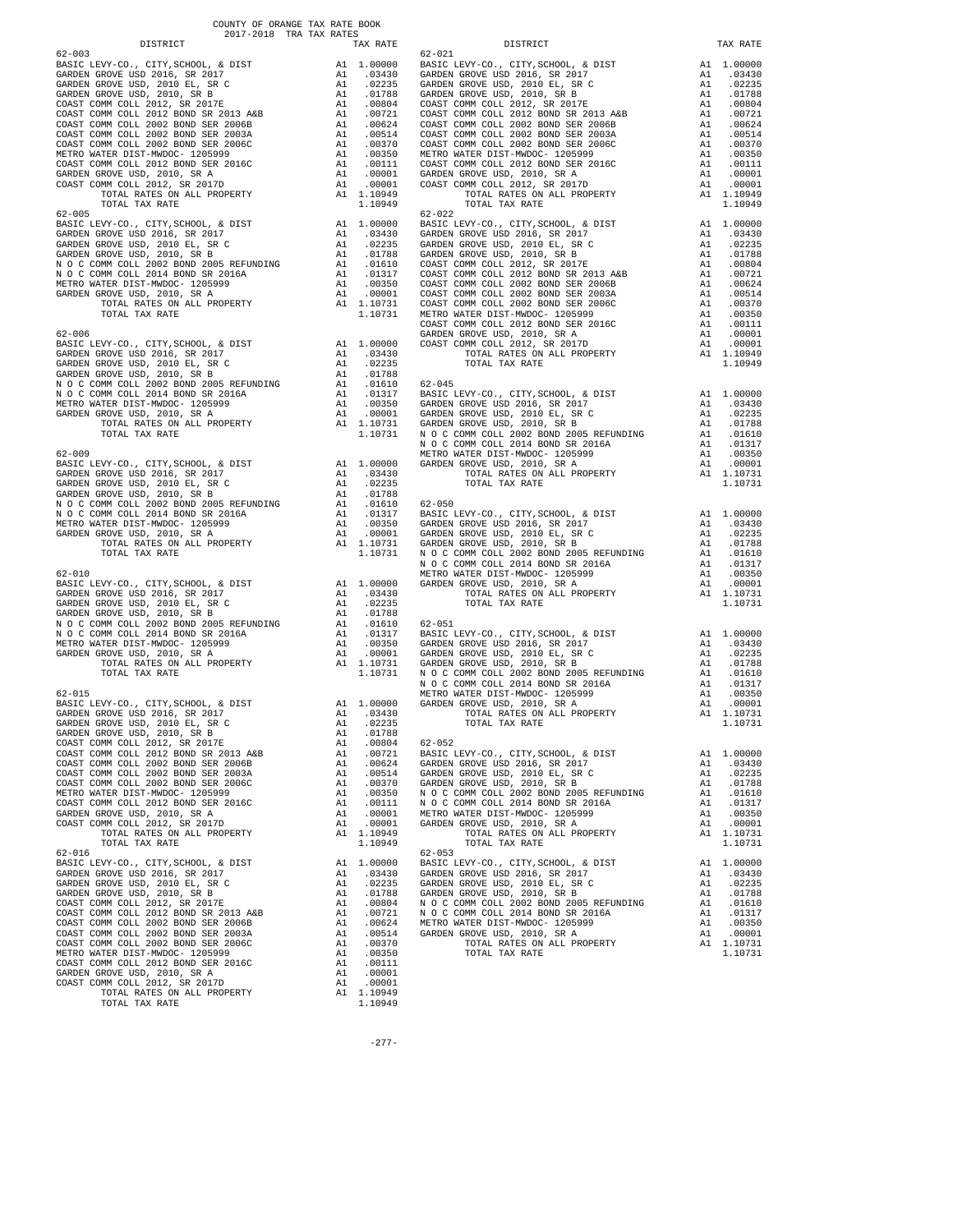COUNTY OF ORANGE TAX RATE BOOK
2017-2018 TRA TAX RATES

| DISTRICT | | TAX RATE |
|---|---|---|
| **62-003** | | |
| BASIC LEVY-CO., CITY,SCHOOL, & DIST | A1 | 1.00000 |
| GARDEN GROVE USD 2016, SR 2017 | A1 | .03430 |
| GARDEN GROVE USD, 2010 EL, SR C | A1 | .02235 |
| GARDEN GROVE USD, 2010, SR B | A1 | .01788 |
| COAST COMM COLL 2012, SR 2017E | A1 | .00804 |
| COAST COMM COLL 2012 BOND SR 2013 A&B | A1 | .00721 |
| COAST COMM COLL 2002 BOND SER 2006B | A1 | .00624 |
| COAST COMM COLL 2002 BOND SER 2003A | A1 | .00514 |
| COAST COMM COLL 2002 BOND SER 2006C | A1 | .00370 |
| METRO WATER DIST-MWDOC- 1205999 | A1 | .00350 |
| COAST COMM COLL 2012 BOND SER 2016C | A1 | .00111 |
| GARDEN GROVE USD, 2010, SR A | A1 | .00001 |
| COAST COMM COLL 2012, SR 2017D | A1 | .00001 |
| TOTAL RATES ON ALL PROPERTY | A1 | 1.10949 |
| TOTAL TAX RATE | | 1.10949 |
| **62-005** | | |
| BASIC LEVY-CO., CITY,SCHOOL, & DIST | A1 | 1.00000 |
| GARDEN GROVE USD 2016, SR 2017 | A1 | .03430 |
| GARDEN GROVE USD, 2010 EL, SR C | A1 | .02235 |
| GARDEN GROVE USD, 2010, SR B | A1 | .01788 |
| N O C COMM COLL 2002 BOND 2005 REFUNDING | A1 | .01610 |
| N O C COMM COLL 2014 BOND SR 2016A | A1 | .01317 |
| METRO WATER DIST-MWDOC- 1205999 | A1 | .00350 |
| GARDEN GROVE USD, 2010, SR A | A1 | .00001 |
| TOTAL RATES ON ALL PROPERTY | A1 | 1.10731 |
| TOTAL TAX RATE | | 1.10731 |
| **62-006** | | |
| BASIC LEVY-CO., CITY,SCHOOL, & DIST | A1 | 1.00000 |
| GARDEN GROVE USD 2016, SR 2017 | A1 | .03430 |
| GARDEN GROVE USD, 2010 EL, SR C | A1 | .02235 |
| GARDEN GROVE USD, 2010, SR B | A1 | .01788 |
| N O C COMM COLL 2002 BOND 2005 REFUNDING | A1 | .01610 |
| N O C COMM COLL 2014 BOND SR 2016A | A1 | .01317 |
| METRO WATER DIST-MWDOC- 1205999 | A1 | .00350 |
| GARDEN GROVE USD, 2010, SR A | A1 | .00001 |
| TOTAL RATES ON ALL PROPERTY | A1 | 1.10731 |
| TOTAL TAX RATE | | 1.10731 |
| **62-009** | | |
| BASIC LEVY-CO., CITY,SCHOOL, & DIST | A1 | 1.00000 |
| GARDEN GROVE USD 2016, SR 2017 | A1 | .03430 |
| GARDEN GROVE USD, 2010 EL, SR C | A1 | .02235 |
| GARDEN GROVE USD, 2010, SR B | A1 | .01788 |
| N O C COMM COLL 2002 BOND 2005 REFUNDING | A1 | .01610 |
| N O C COMM COLL 2014 BOND SR 2016A | A1 | .01317 |
| METRO WATER DIST-MWDOC- 1205999 | A1 | .00350 |
| GARDEN GROVE USD, 2010, SR A | A1 | .00001 |
| TOTAL RATES ON ALL PROPERTY | A1 | 1.10731 |
| TOTAL TAX RATE | | 1.10731 |
| **62-010** | | |
| BASIC LEVY-CO., CITY,SCHOOL, & DIST | A1 | 1.00000 |
| GARDEN GROVE USD 2016, SR 2017 | A1 | .03430 |
| GARDEN GROVE USD, 2010 EL, SR C | A1 | .02235 |
| GARDEN GROVE USD, 2010, SR B | A1 | .01788 |
| N O C COMM COLL 2002 BOND 2005 REFUNDING | A1 | .01610 |
| N O C COMM COLL 2014 BOND SR 2016A | A1 | .01317 |
| METRO WATER DIST-MWDOC- 1205999 | A1 | .00350 |
| GARDEN GROVE USD, 2010, SR A | A1 | .00001 |
| TOTAL RATES ON ALL PROPERTY | A1 | 1.10731 |
| TOTAL TAX RATE | | 1.10731 |
| **62-015** | | |
| BASIC LEVY-CO., CITY,SCHOOL, & DIST | A1 | 1.00000 |
| GARDEN GROVE USD 2016, SR 2017 | A1 | .03430 |
| GARDEN GROVE USD, 2010 EL, SR C | A1 | .02235 |
| GARDEN GROVE USD, 2010, SR B | A1 | .01788 |
| COAST COMM COLL 2012, SR 2017E | A1 | .00804 |
| COAST COMM COLL 2012 BOND SR 2013 A&B | A1 | .00721 |
| COAST COMM COLL 2002 BOND SER 2006B | A1 | .00624 |
| COAST COMM COLL 2002 BOND SER 2003A | A1 | .00514 |
| COAST COMM COLL 2002 BOND SER 2006C | A1 | .00370 |
| METRO WATER DIST-MWDOC- 1205999 | A1 | .00350 |
| COAST COMM COLL 2012 BOND SER 2016C | A1 | .00111 |
| GARDEN GROVE USD, 2010, SR A | A1 | .00001 |
| COAST COMM COLL 2012, SR 2017D | A1 | .00001 |
| TOTAL RATES ON ALL PROPERTY | A1 | 1.10949 |
| TOTAL TAX RATE | | 1.10949 |
| **62-016** | | |
| BASIC LEVY-CO., CITY,SCHOOL, & DIST | A1 | 1.00000 |
| GARDEN GROVE USD 2016, SR 2017 | A1 | .03430 |
| GARDEN GROVE USD, 2010 EL, SR C | A1 | .02235 |
| GARDEN GROVE USD, 2010, SR B | A1 | .01788 |
| COAST COMM COLL 2012, SR 2017E | A1 | .00804 |
| COAST COMM COLL 2012 BOND SR 2013 A&B | A1 | .00721 |
| COAST COMM COLL 2002 BOND SER 2006B | A1 | .00624 |
| COAST COMM COLL 2002 BOND SER 2003A | A1 | .00514 |
| COAST COMM COLL 2002 BOND SER 2006C | A1 | .00370 |
| METRO WATER DIST-MWDOC- 1205999 | A1 | .00350 |
| COAST COMM COLL 2012 BOND SER 2016C | A1 | .00111 |
| GARDEN GROVE USD, 2010, SR A | A1 | .00001 |
| COAST COMM COLL 2012, SR 2017D | A1 | .00001 |
| TOTAL RATES ON ALL PROPERTY | A1 | 1.10949 |
| TOTAL TAX RATE | | 1.10949 |
| **62-021** | | |
| BASIC LEVY-CO., CITY,SCHOOL, & DIST | A1 | 1.00000 |
| GARDEN GROVE USD 2016, SR 2017 | A1 | .03430 |
| GARDEN GROVE USD, 2010 EL, SR C | A1 | .02235 |
| GARDEN GROVE USD, 2010, SR B | A1 | .01788 |
| COAST COMM COLL 2012, SR 2017E | A1 | .00804 |
| COAST COMM COLL 2012 BOND SR 2013 A&B | A1 | .00721 |
| COAST COMM COLL 2002 BOND SER 2006B | A1 | .00624 |
| COAST COMM COLL 2002 BOND SER 2003A | A1 | .00514 |
| COAST COMM COLL 2002 BOND SER 2006C | A1 | .00370 |
| METRO WATER DIST-MWDOC- 1205999 | A1 | .00350 |
| COAST COMM COLL 2012 BOND SER 2016C | A1 | .00111 |
| GARDEN GROVE USD, 2010, SR A | A1 | .00001 |
| COAST COMM COLL 2012, SR 2017D | A1 | .00001 |
| TOTAL RATES ON ALL PROPERTY | A1 | 1.10949 |
| TOTAL TAX RATE | | 1.10949 |
| **62-022** | | |
| BASIC LEVY-CO., CITY,SCHOOL, & DIST | A1 | 1.00000 |
| GARDEN GROVE USD 2016, SR 2017 | A1 | .03430 |
| GARDEN GROVE USD, 2010 EL, SR C | A1 | .02235 |
| GARDEN GROVE USD, 2010, SR B | A1 | .01788 |
| COAST COMM COLL 2012, SR 2017E | A1 | .00804 |
| COAST COMM COLL 2012 BOND SR 2013 A&B | A1 | .00721 |
| COAST COMM COLL 2002 BOND SER 2006B | A1 | .00624 |
| COAST COMM COLL 2002 BOND SER 2003A | A1 | .00514 |
| COAST COMM COLL 2002 BOND SER 2006C | A1 | .00370 |
| METRO WATER DIST-MWDOC- 1205999 | A1 | .00350 |
| COAST COMM COLL 2012 BOND SER 2016C | A1 | .00111 |
| GARDEN GROVE USD, 2010, SR A | A1 | .00001 |
| COAST COMM COLL 2012, SR 2017D | A1 | .00001 |
| TOTAL RATES ON ALL PROPERTY | A1 | 1.10949 |
| TOTAL TAX RATE | | 1.10949 |
| **62-045** | | |
| BASIC LEVY-CO., CITY,SCHOOL, & DIST | A1 | 1.00000 |
| GARDEN GROVE USD 2016, SR 2017 | A1 | .03430 |
| GARDEN GROVE USD, 2010 EL, SR C | A1 | .02235 |
| GARDEN GROVE USD, 2010, SR B | A1 | .01788 |
| N O C COMM COLL 2002 BOND 2005 REFUNDING | A1 | .01610 |
| N O C COMM COLL 2014 BOND SR 2016A | A1 | .01317 |
| METRO WATER DIST-MWDOC- 1205999 | A1 | .00350 |
| GARDEN GROVE USD, 2010, SR A | A1 | .00001 |
| TOTAL RATES ON ALL PROPERTY | A1 | 1.10731 |
| TOTAL TAX RATE | | 1.10731 |
| **62-050** | | |
| BASIC LEVY-CO., CITY,SCHOOL, & DIST | A1 | 1.00000 |
| GARDEN GROVE USD 2016, SR 2017 | A1 | .03430 |
| GARDEN GROVE USD, 2010 EL, SR C | A1 | .02235 |
| GARDEN GROVE USD, 2010, SR B | A1 | .01788 |
| N O C COMM COLL 2002 BOND 2005 REFUNDING | A1 | .01610 |
| N O C COMM COLL 2014 BOND SR 2016A | A1 | .01317 |
| METRO WATER DIST-MWDOC- 1205999 | A1 | .00350 |
| GARDEN GROVE USD, 2010, SR A | A1 | .00001 |
| TOTAL RATES ON ALL PROPERTY | A1 | 1.10731 |
| TOTAL TAX RATE | | 1.10731 |
| **62-051** | | |
| BASIC LEVY-CO., CITY,SCHOOL, & DIST | A1 | 1.00000 |
| GARDEN GROVE USD 2016, SR 2017 | A1 | .03430 |
| GARDEN GROVE USD, 2010 EL, SR C | A1 | .02235 |
| GARDEN GROVE USD, 2010, SR B | A1 | .01788 |
| N O C COMM COLL 2002 BOND 2005 REFUNDING | A1 | .01610 |
| N O C COMM COLL 2014 BOND SR 2016A | A1 | .01317 |
| METRO WATER DIST-MWDOC- 1205999 | A1 | .00350 |
| GARDEN GROVE USD, 2010, SR A | A1 | .00001 |
| TOTAL RATES ON ALL PROPERTY | A1 | 1.10731 |
| TOTAL TAX RATE | | 1.10731 |
| **62-052** | | |
| BASIC LEVY-CO., CITY,SCHOOL, & DIST | A1 | 1.00000 |
| GARDEN GROVE USD 2016, SR 2017 | A1 | .03430 |
| GARDEN GROVE USD, 2010 EL, SR C | A1 | .02235 |
| GARDEN GROVE USD, 2010, SR B | A1 | .01788 |
| N O C COMM COLL 2002 BOND 2005 REFUNDING | A1 | .01610 |
| N O C COMM COLL 2014 BOND SR 2016A | A1 | .01317 |
| METRO WATER DIST-MWDOC- 1205999 | A1 | .00350 |
| GARDEN GROVE USD, 2010, SR A | A1 | .00001 |
| TOTAL RATES ON ALL PROPERTY | A1 | 1.10731 |
| TOTAL TAX RATE | | 1.10731 |
| **62-053** | | |
| BASIC LEVY-CO., CITY,SCHOOL, & DIST | A1 | 1.00000 |
| GARDEN GROVE USD 2016, SR 2017 | A1 | .03430 |
| GARDEN GROVE USD, 2010 EL, SR C | A1 | .02235 |
| GARDEN GROVE USD, 2010, SR B | A1 | .01788 |
| N O C COMM COLL 2002 BOND 2005 REFUNDING | A1 | .01610 |
| N O C COMM COLL 2014 BOND SR 2016A | A1 | .01317 |
| METRO WATER DIST-MWDOC- 1205999 | A1 | .00350 |
| GARDEN GROVE USD, 2010, SR A | A1 | .00001 |
| TOTAL RATES ON ALL PROPERTY | A1 | 1.10731 |
| TOTAL TAX RATE | | 1.10731 |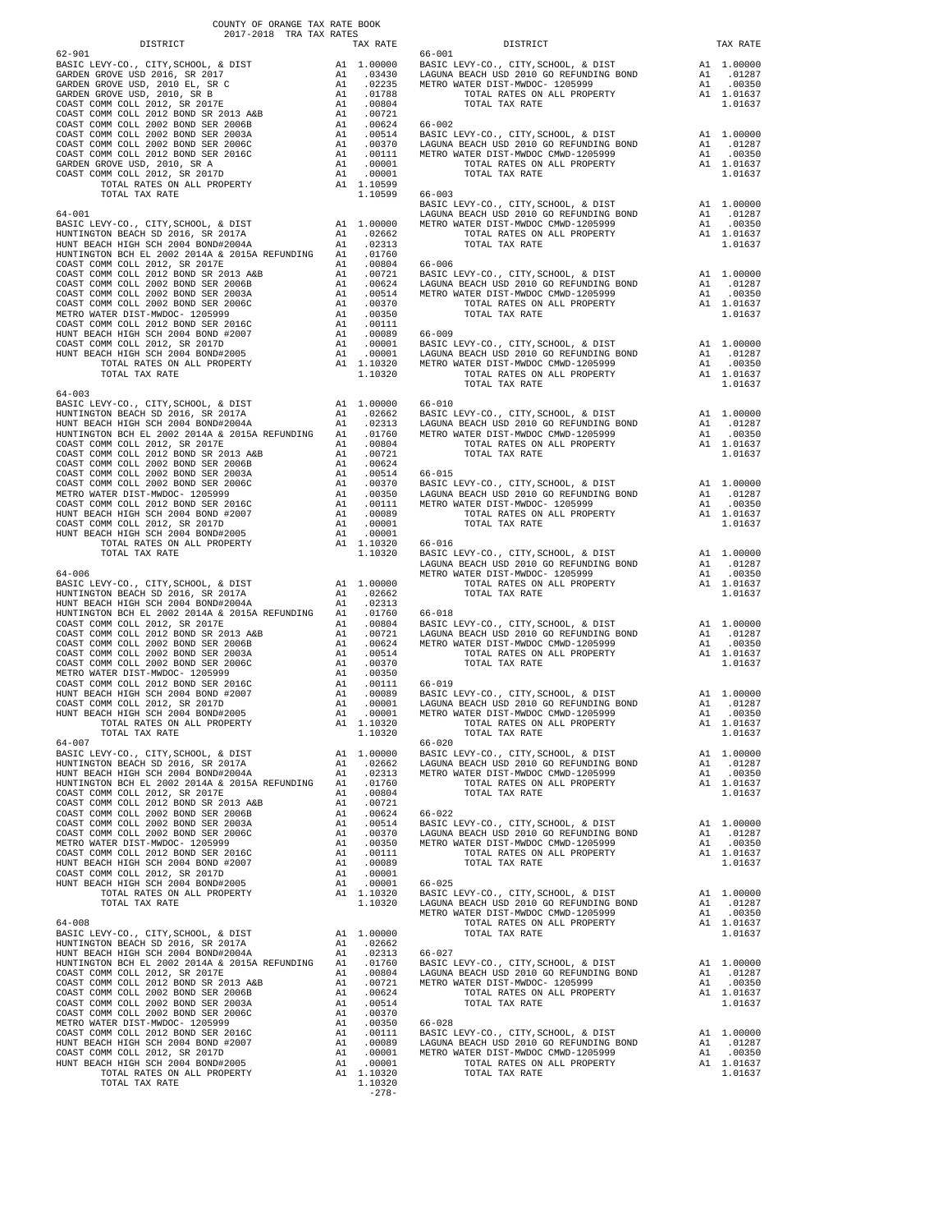COUNTY OF ORANGE TAX RATE BOOK
2017-2018 TRA TAX RATES

| DISTRICT | | TAX RATE |
|---|---|---|
| **62-901** | | |
| BASIC LEVY-CO., CITY,SCHOOL, & DIST | A1 | 1.00000 |
| GARDEN GROVE USD 2016, SR 2017 | A1 | .03430 |
| GARDEN GROVE USD, 2010 EL, SR C | A1 | .02235 |
| GARDEN GROVE USD, 2010, SR B | A1 | .01788 |
| COAST COMM COLL 2012, SR 2017E | A1 | .00804 |
| COAST COMM COLL 2012 BOND SR 2013 A&B | A1 | .00721 |
| COAST COMM COLL 2002 BOND SER 2006B | A1 | .00624 |
| COAST COMM COLL 2002 BOND SER 2003A | A1 | .00514 |
| COAST COMM COLL 2002 BOND SER 2006C | A1 | .00370 |
| COAST COMM COLL 2012 BOND SER 2016C | A1 | .00111 |
| GARDEN GROVE USD, 2010, SR A | A1 | .00001 |
| COAST COMM COLL 2012, SR 2017D | A1 | .00001 |
| TOTAL RATES ON ALL PROPERTY | A1 | 1.10599 |
| TOTAL TAX RATE | | 1.10599 |
| **64-001** | | |
| BASIC LEVY-CO., CITY,SCHOOL, & DIST | A1 | 1.00000 |
| HUNTINGTON BEACH SD 2016, SR 2017A | A1 | .02662 |
| HUNT BEACH HIGH SCH 2004 BOND#2004A | A1 | .02313 |
| HUNTINGTON BCH EL 2002 2014A & 2015A REFUNDING | A1 | .01760 |
| COAST COMM COLL 2012, SR 2017E | A1 | .00804 |
| COAST COMM COLL 2012 BOND SR 2013 A&B | A1 | .00721 |
| COAST COMM COLL 2002 BOND SER 2006B | A1 | .00624 |
| COAST COMM COLL 2002 BOND SER 2003A | A1 | .00514 |
| COAST COMM COLL 2002 BOND SER 2006C | A1 | .00370 |
| METRO WATER DIST-MWDOC- 1205999 | A1 | .00350 |
| COAST COMM COLL 2012 BOND SER 2016C | A1 | .00111 |
| HUNT BEACH HIGH SCH 2004 BOND #2007 | A1 | .00089 |
| COAST COMM COLL 2012, SR 2017D | A1 | .00001 |
| HUNT BEACH HIGH SCH 2004 BOND#2005 | A1 | .00001 |
| TOTAL RATES ON ALL PROPERTY | A1 | 1.10320 |
| TOTAL TAX RATE | | 1.10320 |
| **64-003** | | |
| BASIC LEVY-CO., CITY,SCHOOL, & DIST | A1 | 1.00000 |
| HUNTINGTON BEACH SD 2016, SR 2017A | A1 | .02662 |
| HUNT BEACH HIGH SCH 2004 BOND#2004A | A1 | .02313 |
| HUNTINGTON BCH EL 2002 2014A & 2015A REFUNDING | A1 | .01760 |
| COAST COMM COLL 2012, SR 2017E | A1 | .00804 |
| COAST COMM COLL 2012 BOND SR 2013 A&B | A1 | .00721 |
| COAST COMM COLL 2002 BOND SER 2006B | A1 | .00624 |
| COAST COMM COLL 2002 BOND SER 2003A | A1 | .00514 |
| COAST COMM COLL 2002 BOND SER 2006C | A1 | .00370 |
| METRO WATER DIST-MWDOC- 1205999 | A1 | .00350 |
| COAST COMM COLL 2012 BOND SER 2016C | A1 | .00111 |
| HUNT BEACH HIGH SCH 2004 BOND #2007 | A1 | .00089 |
| COAST COMM COLL 2012, SR 2017D | A1 | .00001 |
| HUNT BEACH HIGH SCH 2004 BOND#2005 | A1 | .00001 |
| TOTAL RATES ON ALL PROPERTY | A1 | 1.10320 |
| TOTAL TAX RATE | | 1.10320 |
| **64-006** | | |
| BASIC LEVY-CO., CITY,SCHOOL, & DIST | A1 | 1.00000 |
| HUNTINGTON BEACH SD 2016, SR 2017A | A1 | .02662 |
| HUNT BEACH HIGH SCH 2004 BOND#2004A | A1 | .02313 |
| HUNTINGTON BCH EL 2002 2014A & 2015A REFUNDING | A1 | .01760 |
| COAST COMM COLL 2012, SR 2017E | A1 | .00804 |
| COAST COMM COLL 2012 BOND SR 2013 A&B | A1 | .00721 |
| COAST COMM COLL 2002 BOND SER 2006B | A1 | .00624 |
| COAST COMM COLL 2002 BOND SER 2003A | A1 | .00514 |
| COAST COMM COLL 2002 BOND SER 2006C | A1 | .00370 |
| METRO WATER DIST-MWDOC- 1205999 | A1 | .00350 |
| COAST COMM COLL 2012 BOND SER 2016C | A1 | .00111 |
| HUNT BEACH HIGH SCH 2004 BOND #2007 | A1 | .00089 |
| COAST COMM COLL 2012, SR 2017D | A1 | .00001 |
| HUNT BEACH HIGH SCH 2004 BOND#2005 | A1 | .00001 |
| TOTAL RATES ON ALL PROPERTY | A1 | 1.10320 |
| TOTAL TAX RATE | | 1.10320 |
| **64-007** | | |
| BASIC LEVY-CO., CITY,SCHOOL, & DIST | A1 | 1.00000 |
| HUNTINGTON BEACH SD 2016, SR 2017A | A1 | .02662 |
| HUNT BEACH HIGH SCH 2004 BOND#2004A | A1 | .02313 |
| HUNTINGTON BCH EL 2002 2014A & 2015A REFUNDING | A1 | .01760 |
| COAST COMM COLL 2012, SR 2017E | A1 | .00804 |
| COAST COMM COLL 2012 BOND SR 2013 A&B | A1 | .00721 |
| COAST COMM COLL 2002 BOND SER 2006B | A1 | .00624 |
| COAST COMM COLL 2002 BOND SER 2003A | A1 | .00514 |
| COAST COMM COLL 2002 BOND SER 2006C | A1 | .00370 |
| METRO WATER DIST-MWDOC- 1205999 | A1 | .00350 |
| COAST COMM COLL 2012 BOND SER 2016C | A1 | .00111 |
| HUNT BEACH HIGH SCH 2004 BOND #2007 | A1 | .00089 |
| COAST COMM COLL 2012, SR 2017D | A1 | .00001 |
| HUNT BEACH HIGH SCH 2004 BOND#2005 | A1 | .00001 |
| TOTAL RATES ON ALL PROPERTY | A1 | 1.10320 |
| TOTAL TAX RATE | | 1.10320 |
| **64-008** | | |
| BASIC LEVY-CO., CITY,SCHOOL, & DIST | A1 | 1.00000 |
| HUNTINGTON BEACH SD 2016, SR 2017A | A1 | .02662 |
| HUNT BEACH HIGH SCH 2004 BOND#2004A | A1 | .02313 |
| HUNTINGTON BCH EL 2002 2014A & 2015A REFUNDING | A1 | .01760 |
| COAST COMM COLL 2012, SR 2017E | A1 | .00804 |
| COAST COMM COLL 2012 BOND SR 2013 A&B | A1 | .00721 |
| COAST COMM COLL 2002 BOND SER 2006B | A1 | .00624 |
| COAST COMM COLL 2002 BOND SER 2003A | A1 | .00514 |
| COAST COMM COLL 2002 BOND SER 2006C | A1 | .00370 |
| METRO WATER DIST-MWDOC- 1205999 | A1 | .00350 |
| COAST COMM COLL 2012 BOND SER 2016C | A1 | .00111 |
| HUNT BEACH HIGH SCH 2004 BOND #2007 | A1 | .00089 |
| COAST COMM COLL 2012, SR 2017D | A1 | .00001 |
| HUNT BEACH HIGH SCH 2004 BOND#2005 | A1 | .00001 |
| TOTAL RATES ON ALL PROPERTY | A1 | 1.10320 |
| TOTAL TAX RATE | | 1.10320 |

| DISTRICT | | TAX RATE |
|---|---|---|
| **66-001** | | |
| BASIC LEVY-CO., CITY,SCHOOL, & DIST | A1 | 1.00000 |
| LAGUNA BEACH USD 2010 GO REFUNDING BOND | A1 | .01287 |
| METRO WATER DIST-MWDOC- 1205999 | A1 | .00350 |
| TOTAL RATES ON ALL PROPERTY | A1 | 1.01637 |
| TOTAL TAX RATE | | 1.01637 |
| **66-002** | | |
| BASIC LEVY-CO., CITY,SCHOOL, & DIST | A1 | 1.00000 |
| LAGUNA BEACH USD 2010 GO REFUNDING BOND | A1 | .01287 |
| METRO WATER DIST-MWDOC CMWD-1205999 | A1 | .00350 |
| TOTAL RATES ON ALL PROPERTY | A1 | 1.01637 |
| TOTAL TAX RATE | | 1.01637 |
| **66-003** | | |
| BASIC LEVY-CO., CITY,SCHOOL, & DIST | A1 | 1.00000 |
| LAGUNA BEACH USD 2010 GO REFUNDING BOND | A1 | .01287 |
| METRO WATER DIST-MWDOC CMWD-1205999 | A1 | .00350 |
| TOTAL RATES ON ALL PROPERTY | A1 | 1.01637 |
| TOTAL TAX RATE | | 1.01637 |
| **66-006** | | |
| BASIC LEVY-CO., CITY,SCHOOL, & DIST | A1 | 1.00000 |
| LAGUNA BEACH USD 2010 GO REFUNDING BOND | A1 | .01287 |
| METRO WATER DIST-MWDOC CMWD-1205999 | A1 | .00350 |
| TOTAL RATES ON ALL PROPERTY | A1 | 1.01637 |
| TOTAL TAX RATE | | 1.01637 |
| **66-009** | | |
| BASIC LEVY-CO., CITY,SCHOOL, & DIST | A1 | 1.00000 |
| LAGUNA BEACH USD 2010 GO REFUNDING BOND | A1 | .01287 |
| METRO WATER DIST-MWDOC CMWD-1205999 | A1 | .00350 |
| TOTAL RATES ON ALL PROPERTY | A1 | 1.01637 |
| TOTAL TAX RATE | | 1.01637 |
| **66-010** | | |
| BASIC LEVY-CO., CITY,SCHOOL, & DIST | A1 | 1.00000 |
| LAGUNA BEACH USD 2010 GO REFUNDING BOND | A1 | .01287 |
| METRO WATER DIST-MWDOC CMWD-1205999 | A1 | .00350 |
| TOTAL RATES ON ALL PROPERTY | A1 | 1.01637 |
| TOTAL TAX RATE | | 1.01637 |
| **66-015** | | |
| BASIC LEVY-CO., CITY,SCHOOL, & DIST | A1 | 1.00000 |
| LAGUNA BEACH USD 2010 GO REFUNDING BOND | A1 | .01287 |
| METRO WATER DIST-MWDOC- 1205999 | A1 | .00350 |
| TOTAL RATES ON ALL PROPERTY | A1 | 1.01637 |
| TOTAL TAX RATE | | 1.01637 |
| **66-016** | | |
| BASIC LEVY-CO., CITY,SCHOOL, & DIST | A1 | 1.00000 |
| LAGUNA BEACH USD 2010 GO REFUNDING BOND | A1 | .01287 |
| METRO WATER DIST-MWDOC- 1205999 | A1 | .00350 |
| TOTAL RATES ON ALL PROPERTY | A1 | 1.01637 |
| TOTAL TAX RATE | | 1.01637 |
| **66-018** | | |
| BASIC LEVY-CO., CITY,SCHOOL, & DIST | A1 | 1.00000 |
| LAGUNA BEACH USD 2010 GO REFUNDING BOND | A1 | .01287 |
| METRO WATER DIST-MWDOC CMWD-1205999 | A1 | .00350 |
| TOTAL RATES ON ALL PROPERTY | A1 | 1.01637 |
| TOTAL TAX RATE | | 1.01637 |
| **66-019** | | |
| BASIC LEVY-CO., CITY,SCHOOL, & DIST | A1 | 1.00000 |
| LAGUNA BEACH USD 2010 GO REFUNDING BOND | A1 | .01287 |
| METRO WATER DIST-MWDOC CMWD-1205999 | A1 | .00350 |
| TOTAL RATES ON ALL PROPERTY | A1 | 1.01637 |
| TOTAL TAX RATE | | 1.01637 |
| **66-020** | | |
| BASIC LEVY-CO., CITY,SCHOOL, & DIST | A1 | 1.00000 |
| LAGUNA BEACH USD 2010 GO REFUNDING BOND | A1 | .01287 |
| METRO WATER DIST-MWDOC CMWD-1205999 | A1 | .00350 |
| TOTAL RATES ON ALL PROPERTY | A1 | 1.01637 |
| TOTAL TAX RATE | | 1.01637 |
| **66-022** | | |
| BASIC LEVY-CO., CITY,SCHOOL, & DIST | A1 | 1.00000 |
| LAGUNA BEACH USD 2010 GO REFUNDING BOND | A1 | .01287 |
| METRO WATER DIST-MWDOC CMWD-1205999 | A1 | .00350 |
| TOTAL RATES ON ALL PROPERTY | A1 | 1.01637 |
| TOTAL TAX RATE | | 1.01637 |
| **66-025** | | |
| BASIC LEVY-CO., CITY,SCHOOL, & DIST | A1 | 1.00000 |
| LAGUNA BEACH USD 2010 GO REFUNDING BOND | A1 | .01287 |
| METRO WATER DIST-MWDOC CMWD-1205999 | A1 | .00350 |
| TOTAL RATES ON ALL PROPERTY | A1 | 1.01637 |
| TOTAL TAX RATE | | 1.01637 |
| **66-027** | | |
| BASIC LEVY-CO., CITY,SCHOOL, & DIST | A1 | 1.00000 |
| LAGUNA BEACH USD 2010 GO REFUNDING BOND | A1 | .01287 |
| METRO WATER DIST-MWDOC- 1205999 | A1 | .00350 |
| TOTAL RATES ON ALL PROPERTY | A1 | 1.01637 |
| TOTAL TAX RATE | | 1.01637 |
| **66-028** | | |
| BASIC LEVY-CO., CITY,SCHOOL, & DIST | A1 | 1.00000 |
| LAGUNA BEACH USD 2010 GO REFUNDING BOND | A1 | .01287 |
| METRO WATER DIST-MWDOC CMWD-1205999 | A1 | .00350 |
| TOTAL RATES ON ALL PROPERTY | A1 | 1.01637 |
| TOTAL TAX RATE | | 1.01637 |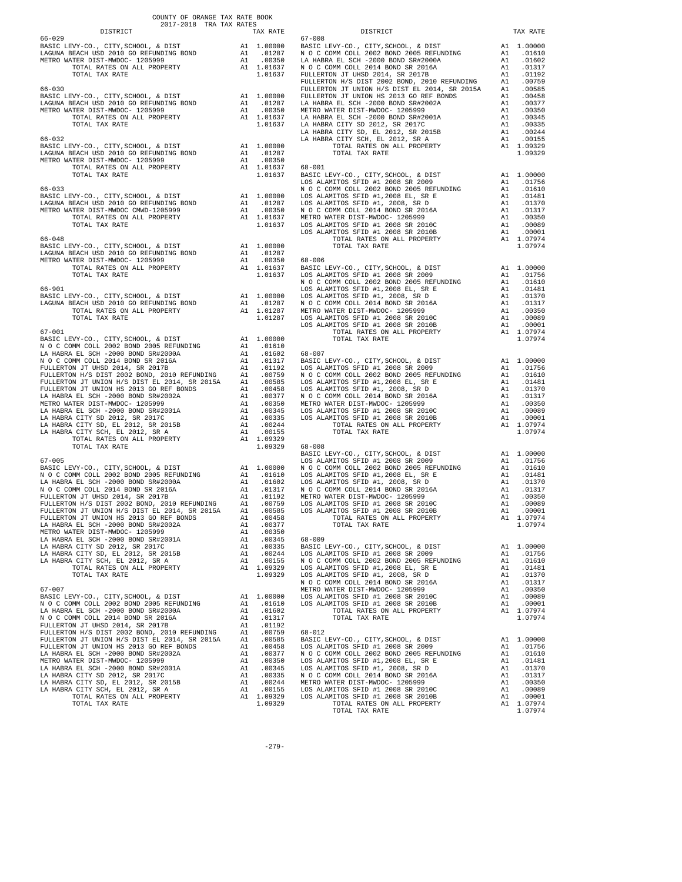COUNTY OF ORANGE TAX RATE BOOK
2017-2018 TRA TAX RATES

| DISTRICT | | TAX RATE |
|---|---|---|
| **66-029** | | |
| BASIC LEVY-CO., CITY,SCHOOL, & DIST | A1 | 1.00000 |
| LAGUNA BEACH USD 2010 GO REFUNDING BOND | A1 | .01287 |
| METRO WATER DIST-MWDOC- 1205999 | A1 | .00350 |
| TOTAL RATES ON ALL PROPERTY | A1 | 1.01637 |
| TOTAL TAX RATE | | 1.01637 |
| **66-030** | | |
| BASIC LEVY-CO., CITY,SCHOOL, & DIST | A1 | 1.00000 |
| LAGUNA BEACH USD 2010 GO REFUNDING BOND | A1 | .01287 |
| METRO WATER DIST-MWDOC- 1205999 | A1 | .00350 |
| TOTAL RATES ON ALL PROPERTY | A1 | 1.01637 |
| TOTAL TAX RATE | | 1.01637 |
| **66-032** | | |
| BASIC LEVY-CO., CITY,SCHOOL, & DIST | A1 | 1.00000 |
| LAGUNA BEACH USD 2010 GO REFUNDING BOND | A1 | .01287 |
| METRO WATER DIST-MWDOC- 1205999 | A1 | .00350 |
| TOTAL RATES ON ALL PROPERTY | A1 | 1.01637 |
| TOTAL TAX RATE | | 1.01637 |
| **66-033** | | |
| BASIC LEVY-CO., CITY,SCHOOL, & DIST | A1 | 1.00000 |
| LAGUNA BEACH USD 2010 GO REFUNDING BOND | A1 | .01287 |
| METRO WATER DIST-MWDOC CMWD-1205999 | A1 | .00350 |
| TOTAL RATES ON ALL PROPERTY | A1 | 1.01637 |
| TOTAL TAX RATE | | 1.01637 |
| **66-048** | | |
| BASIC LEVY-CO., CITY,SCHOOL, & DIST | A1 | 1.00000 |
| LAGUNA BEACH USD 2010 GO REFUNDING BOND | A1 | .01287 |
| METRO WATER DIST-MWDOC- 1205999 | A1 | .00350 |
| TOTAL RATES ON ALL PROPERTY | A1 | 1.01637 |
| TOTAL TAX RATE | | 1.01637 |
| **66-901** | | |
| BASIC LEVY-CO., CITY,SCHOOL, & DIST | A1 | 1.00000 |
| LAGUNA BEACH USD 2010 GO REFUNDING BOND | A1 | .01287 |
| TOTAL RATES ON ALL PROPERTY | A1 | 1.01287 |
| TOTAL TAX RATE | | 1.01287 |
| **67-001** | | |
| BASIC LEVY-CO., CITY,SCHOOL, & DIST | A1 | 1.00000 |
| N O C COMM COLL 2002 BOND 2005 REFUNDING | A1 | .01610 |
| LA HABRA EL SCH -2000 BOND SR#2000A | A1 | .01602 |
| N O C COMM COLL 2014 BOND SR 2016A | A1 | .01317 |
| FULLERTON JT UHSD 2014, SR 2017B | A1 | .01192 |
| FULLERTON H/S DIST 2002 BOND, 2010 REFUNDING | A1 | .00759 |
| FULLERTON JT UNION H/S DIST EL 2014, SR 2015A | A1 | .00585 |
| FULLERTON JT UNION HS 2013 GO REF BONDS | A1 | .00458 |
| LA HABRA EL SCH -2000 BOND SR#2002A | A1 | .00377 |
| METRO WATER DIST-MWDOC- 1205999 | A1 | .00350 |
| LA HABRA EL SCH -2000 BOND SR#2001A | A1 | .00345 |
| LA HABRA CITY SD 2012, SR 2017C | A1 | .00335 |
| LA HABRA CITY SD, EL 2012, SR 2015B | A1 | .00244 |
| LA HABRA CITY SCH, EL 2012, SR A | A1 | .00155 |
| TOTAL RATES ON ALL PROPERTY | A1 | 1.09329 |
| TOTAL TAX RATE | | 1.09329 |
| **67-005** | | |
| BASIC LEVY-CO., CITY,SCHOOL, & DIST | A1 | 1.00000 |
| N O C COMM COLL 2002 BOND 2005 REFUNDING | A1 | .01610 |
| LA HABRA EL SCH -2000 BOND SR#2000A | A1 | .01602 |
| N O C COMM COLL 2014 BOND SR 2016A | A1 | .01317 |
| FULLERTON JT UHSD 2014, SR 2017B | A1 | .01192 |
| FULLERTON H/S DIST 2002 BOND, 2010 REFUNDING | A1 | .00759 |
| FULLERTON JT UNION H/S DIST EL 2014, SR 2015A | A1 | .00585 |
| FULLERTON JT UNION HS 2013 GO REF BONDS | A1 | .00458 |
| LA HABRA EL SCH -2000 BOND SR#2002A | A1 | .00377 |
| METRO WATER DIST-MWDOC- 1205999 | A1 | .00350 |
| LA HABRA EL SCH -2000 BOND SR#2001A | A1 | .00345 |
| LA HABRA CITY SD 2012, SR 2017C | A1 | .00335 |
| LA HABRA CITY SD, EL 2012, SR 2015B | A1 | .00244 |
| LA HABRA CITY SCH, EL 2012, SR A | A1 | .00155 |
| TOTAL RATES ON ALL PROPERTY | A1 | 1.09329 |
| TOTAL TAX RATE | | 1.09329 |
| **67-007** | | |
| BASIC LEVY-CO., CITY,SCHOOL, & DIST | A1 | 1.00000 |
| N O C COMM COLL 2002 BOND 2005 REFUNDING | A1 | .01610 |
| LA HABRA EL SCH -2000 BOND SR#2000A | A1 | .01602 |
| N O C COMM COLL 2014 BOND SR 2016A | A1 | .01317 |
| FULLERTON JT UHSD 2014, SR 2017B | A1 | .01192 |
| FULLERTON H/S DIST 2002 BOND, 2010 REFUNDING | A1 | .00759 |
| FULLERTON JT UNION H/S DIST EL 2014, SR 2015A | A1 | .00585 |
| FULLERTON JT UNION HS 2013 GO REF BONDS | A1 | .00458 |
| LA HABRA EL SCH -2000 BOND SR#2002A | A1 | .00377 |
| METRO WATER DIST-MWDOC- 1205999 | A1 | .00350 |
| LA HABRA EL SCH -2000 BOND SR#2001A | A1 | .00345 |
| LA HABRA CITY SD 2012, SR 2017C | A1 | .00335 |
| LA HABRA CITY SD, EL 2012, SR 2015B | A1 | .00244 |
| LA HABRA CITY SCH, EL 2012, SR A | A1 | .00155 |
| TOTAL RATES ON ALL PROPERTY | A1 | 1.09329 |
| TOTAL TAX RATE | | 1.09329 |
| **67-008** | | |
| BASIC LEVY-CO., CITY,SCHOOL, & DIST | A1 | 1.00000 |
| N O C COMM COLL 2002 BOND 2005 REFUNDING | A1 | .01610 |
| LA HABRA EL SCH -2000 BOND SR#2000A | A1 | .01602 |
| N O C COMM COLL 2014 BOND SR 2016A | A1 | .01317 |
| FULLERTON JT UHSD 2014, SR 2017B | A1 | .01192 |
| FULLERTON H/S DIST 2002 BOND, 2010 REFUNDING | A1 | .00759 |
| FULLERTON JT UNION H/S DIST EL 2014, SR 2015A | A1 | .00585 |
| FULLERTON JT UNION HS 2013 GO REF BONDS | A1 | .00458 |
| LA HABRA EL SCH -2000 BOND SR#2002A | A1 | .00377 |
| METRO WATER DIST-MWDOC- 1205999 | A1 | .00350 |
| LA HABRA EL SCH -2000 BOND SR#2001A | A1 | .00345 |
| LA HABRA CITY SD 2012, SR 2017C | A1 | .00335 |
| LA HABRA CITY SD, EL 2012, SR 2015B | A1 | .00244 |
| LA HABRA CITY SCH, EL 2012, SR A | A1 | .00155 |
| TOTAL RATES ON ALL PROPERTY | A1 | 1.09329 |
| TOTAL TAX RATE | | 1.09329 |
| **68-001** | | |
| BASIC LEVY-CO., CITY,SCHOOL, & DIST | A1 | 1.00000 |
| LOS ALAMITOS SFID #1 2008 SR 2009 | A1 | .01756 |
| N O C COMM COLL 2002 BOND 2005 REFUNDING | A1 | .01610 |
| LOS ALAMITOS SFID #1,2008 EL, SR E | A1 | .01481 |
| LOS ALAMITOS SFID #1, 2008, SR D | A1 | .01370 |
| N O C COMM COLL 2014 BOND SR 2016A | A1 | .01317 |
| METRO WATER DIST-MWDOC- 1205999 | A1 | .00350 |
| LOS ALAMITOS SFID #1 2008 SR 2010C | A1 | .00089 |
| LOS ALAMITOS SFID #1 2008 SR 2010B | A1 | .00001 |
| TOTAL RATES ON ALL PROPERTY | A1 | 1.07974 |
| TOTAL TAX RATE | | 1.07974 |
| **68-006** | | |
| BASIC LEVY-CO., CITY,SCHOOL, & DIST | A1 | 1.00000 |
| LOS ALAMITOS SFID #1 2008 SR 2009 | A1 | .01756 |
| N O C COMM COLL 2002 BOND 2005 REFUNDING | A1 | .01610 |
| LOS ALAMITOS SFID #1,2008 EL, SR E | A1 | .01481 |
| LOS ALAMITOS SFID #1, 2008, SR D | A1 | .01370 |
| N O C COMM COLL 2014 BOND SR 2016A | A1 | .01317 |
| METRO WATER DIST-MWDOC- 1205999 | A1 | .00350 |
| LOS ALAMITOS SFID #1 2008 SR 2010C | A1 | .00089 |
| LOS ALAMITOS SFID #1 2008 SR 2010B | A1 | .00001 |
| TOTAL RATES ON ALL PROPERTY | A1 | 1.07974 |
| TOTAL TAX RATE | | 1.07974 |
| **68-007** | | |
| BASIC LEVY-CO., CITY,SCHOOL, & DIST | A1 | 1.00000 |
| LOS ALAMITOS SFID #1 2008 SR 2009 | A1 | .01756 |
| N O C COMM COLL 2002 BOND 2005 REFUNDING | A1 | .01610 |
| LOS ALAMITOS SFID #1,2008 EL, SR E | A1 | .01481 |
| LOS ALAMITOS SFID #1, 2008, SR D | A1 | .01370 |
| N O C COMM COLL 2014 BOND SR 2016A | A1 | .01317 |
| METRO WATER DIST-MWDOC- 1205999 | A1 | .00350 |
| LOS ALAMITOS SFID #1 2008 SR 2010C | A1 | .00089 |
| LOS ALAMITOS SFID #1 2008 SR 2010B | A1 | .00001 |
| TOTAL RATES ON ALL PROPERTY | A1 | 1.07974 |
| TOTAL TAX RATE | | 1.07974 |
| **68-008** | | |
| BASIC LEVY-CO., CITY,SCHOOL, & DIST | A1 | 1.00000 |
| LOS ALAMITOS SFID #1 2008 SR 2009 | A1 | .01756 |
| N O C COMM COLL 2002 BOND 2005 REFUNDING | A1 | .01610 |
| LOS ALAMITOS SFID #1,2008 EL, SR E | A1 | .01481 |
| LOS ALAMITOS SFID #1, 2008, SR D | A1 | .01370 |
| N O C COMM COLL 2014 BOND SR 2016A | A1 | .01317 |
| METRO WATER DIST-MWDOC- 1205999 | A1 | .00350 |
| LOS ALAMITOS SFID #1 2008 SR 2010C | A1 | .00089 |
| LOS ALAMITOS SFID #1 2008 SR 2010B | A1 | .00001 |
| TOTAL RATES ON ALL PROPERTY | A1 | 1.07974 |
| TOTAL TAX RATE | | 1.07974 |
| **68-009** | | |
| BASIC LEVY-CO., CITY,SCHOOL, & DIST | A1 | 1.00000 |
| LOS ALAMITOS SFID #1 2008 SR 2009 | A1 | .01756 |
| N O C COMM COLL 2002 BOND 2005 REFUNDING | A1 | .01610 |
| LOS ALAMITOS SFID #1,2008 EL, SR E | A1 | .01481 |
| LOS ALAMITOS SFID #1, 2008, SR D | A1 | .01370 |
| N O C COMM COLL 2014 BOND SR 2016A | A1 | .01317 |
| METRO WATER DIST-MWDOC- 1205999 | A1 | .00350 |
| LOS ALAMITOS SFID #1 2008 SR 2010C | A1 | .00089 |
| LOS ALAMITOS SFID #1 2008 SR 2010B | A1 | .00001 |
| TOTAL RATES ON ALL PROPERTY | A1 | 1.07974 |
| TOTAL TAX RATE | | 1.07974 |
| **68-012** | | |
| BASIC LEVY-CO., CITY,SCHOOL, & DIST | A1 | 1.00000 |
| LOS ALAMITOS SFID #1 2008 SR 2009 | A1 | .01756 |
| N O C COMM COLL 2002 BOND 2005 REFUNDING | A1 | .01610 |
| LOS ALAMITOS SFID #1,2008 EL, SR E | A1 | .01481 |
| LOS ALAMITOS SFID #1, 2008, SR D | A1 | .01370 |
| N O C COMM COLL 2014 BOND SR 2016A | A1 | .01317 |
| METRO WATER DIST-MWDOC- 1205999 | A1 | .00350 |
| LOS ALAMITOS SFID #1 2008 SR 2010C | A1 | .00089 |
| LOS ALAMITOS SFID #1 2008 SR 2010B | A1 | .00001 |
| TOTAL RATES ON ALL PROPERTY | A1 | 1.07974 |
| TOTAL TAX RATE | | 1.07974 |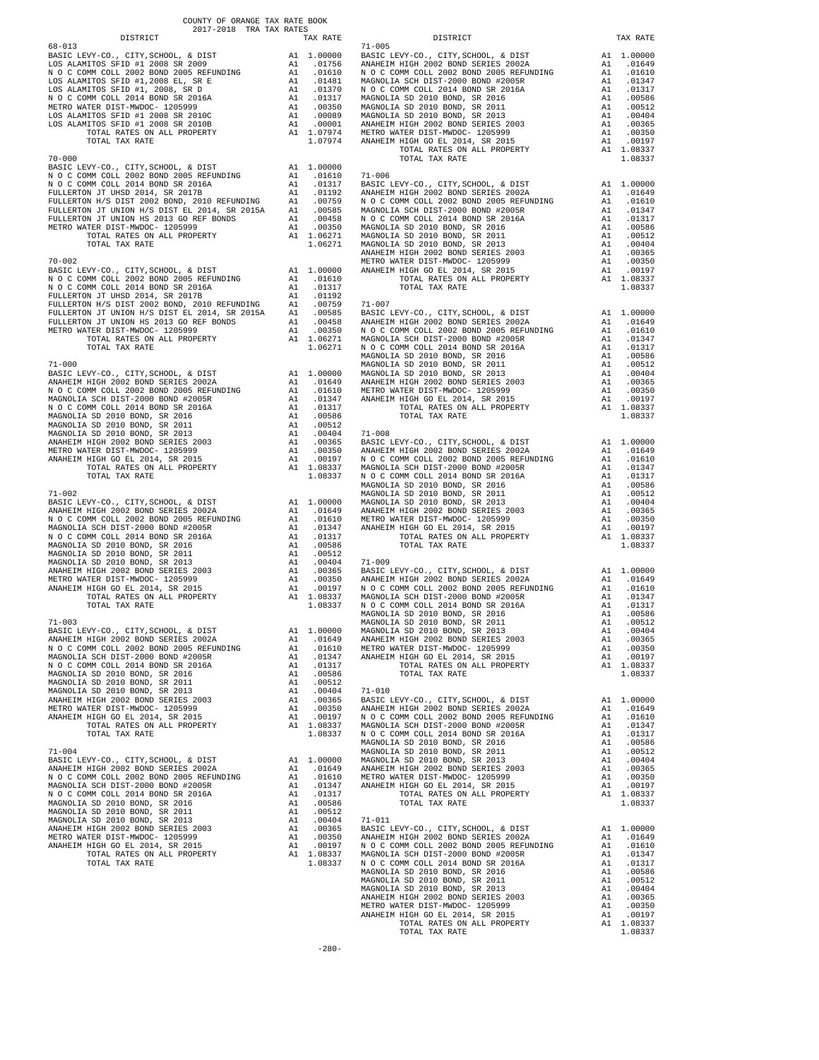COUNTY OF ORANGE TAX RATE BOOK
2017-2018 TRA TAX RATES

| DISTRICT | | TAX RATE |
|---|---|---|
| **68-013** | | |
| BASIC LEVY-CO., CITY,SCHOOL, & DIST | A1 | 1.00000 |
| LOS ALAMITOS SFID #1 2008 SR 2009 | A1 | .01756 |
| N O C COMM COLL 2002 BOND 2005 REFUNDING | A1 | .01610 |
| LOS ALAMITOS SFID #1,2008 EL, SR E | A1 | .01481 |
| LOS ALAMITOS SFID #1, 2008, SR D | A1 | .01370 |
| N O C COMM COLL 2014 BOND SR 2016A | A1 | .01317 |
| METRO WATER DIST-MWDOC- 1205999 | A1 | .00350 |
| LOS ALAMITOS SFID #1 2008 SR 2010C | A1 | .00089 |
| LOS ALAMITOS SFID #1 2008 SR 2010B | A1 | .00001 |
| TOTAL RATES ON ALL PROPERTY | A1 | 1.07974 |
| TOTAL TAX RATE | | 1.07974 |
| **70-000** | | |
| BASIC LEVY-CO., CITY,SCHOOL, & DIST | A1 | 1.00000 |
| N O C COMM COLL 2002 BOND 2005 REFUNDING | A1 | .01610 |
| N O C COMM COLL 2014 BOND SR 2016A | A1 | .01317 |
| FULLERTON JT UHSD 2014, SR 2017B | A1 | .01192 |
| FULLERTON H/S DIST 2002 BOND, 2010 REFUNDING | A1 | .00759 |
| FULLERTON JT UNION H/S DIST EL 2014, SR 2015A | A1 | .00585 |
| FULLERTON JT UNION HS 2013 GO REF BONDS | A1 | .00458 |
| METRO WATER DIST-MWDOC- 1205999 | A1 | .00350 |
| TOTAL RATES ON ALL PROPERTY | A1 | 1.06271 |
| TOTAL TAX RATE | | 1.06271 |
| **70-002** | | |
| BASIC LEVY-CO., CITY,SCHOOL, & DIST | A1 | 1.00000 |
| N O C COMM COLL 2002 BOND 2005 REFUNDING | A1 | .01610 |
| N O C COMM COLL 2014 BOND SR 2016A | A1 | .01317 |
| FULLERTON JT UHSD 2014, SR 2017B | A1 | .01192 |
| FULLERTON H/S DIST 2002 BOND, 2010 REFUNDING | A1 | .00759 |
| FULLERTON JT UNION H/S DIST EL 2014, SR 2015A | A1 | .00585 |
| FULLERTON JT UNION HS 2013 GO REF BONDS | A1 | .00458 |
| METRO WATER DIST-MWDOC- 1205999 | A1 | .00350 |
| TOTAL RATES ON ALL PROPERTY | A1 | 1.06271 |
| TOTAL TAX RATE | | 1.06271 |

| DISTRICT (71-000, 71-002, 71-003, 71-004, 71-005, 71-006, 71-007, 71-008, 71-009, 71-010, 71-011) | | TAX RATE |
|---|---|---|
| BASIC LEVY-CO., CITY,SCHOOL, & DIST | A1 | 1.00000 |
| ANAHEIM HIGH 2002 BOND SERIES 2002A | A1 | .01649 |
| N O C COMM COLL 2002 BOND 2005 REFUNDING | A1 | .01610 |
| MAGNOLIA SCH DIST-2000 BOND #2005R | A1 | .01347 |
| N O C COMM COLL 2014 BOND SR 2016A | A1 | .01317 |
| MAGNOLIA SD 2010 BOND, SR 2016 | A1 | .00586 |
| MAGNOLIA SD 2010 BOND, SR 2011 | A1 | .00512 |
| MAGNOLIA SD 2010 BOND, SR 2013 | A1 | .00404 |
| ANAHEIM HIGH 2002 BOND SERIES 2003 | A1 | .00365 |
| METRO WATER DIST-MWDOC- 1205999 | A1 | .00350 |
| ANAHEIM HIGH GO EL 2014, SR 2015 | A1 | .00197 |
| TOTAL RATES ON ALL PROPERTY | A1 | 1.08337 |
| TOTAL TAX RATE | | 1.08337 |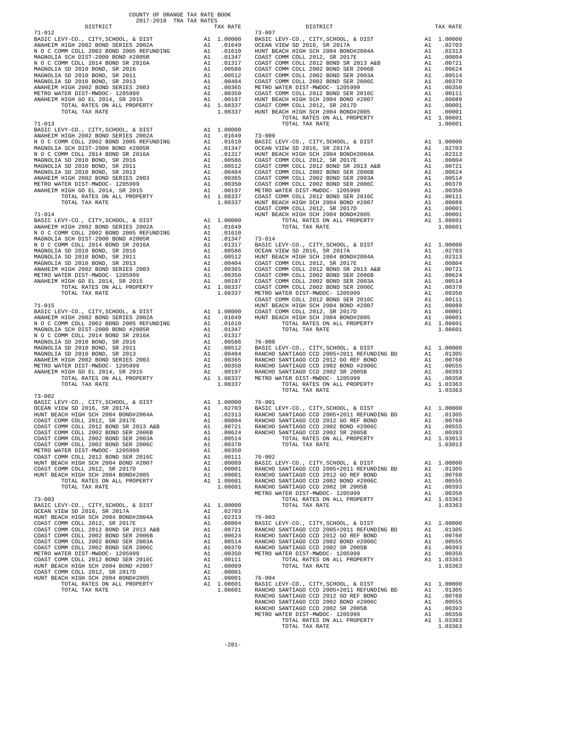COUNTY OF ORANGE TAX RATE BOOK
2017-2018 TRA TAX RATES

| DISTRICT | | TAX RATE |
|---|---|---|
| 71-012 | | |
| BASIC LEVY-CO., CITY,SCHOOL, & DIST | A1 | 1.00000 |
| ANAHEIM HIGH 2002 BOND SERIES 2002A | A1 | .01649 |
| N O C COMM COLL 2002 BOND 2005 REFUNDING | A1 | .01610 |
| MAGNOLIA SCH DIST-2000 BOND #2005R | A1 | .01347 |
| N O C COMM COLL 2014 BOND SR 2016A | A1 | .01317 |
| MAGNOLIA SD 2010 BOND, SR 2016 | A1 | .00586 |
| MAGNOLIA SD 2010 BOND, SR 2011 | A1 | .00512 |
| MAGNOLIA SD 2010 BOND, SR 2013 | A1 | .00404 |
| ANAHEIM HIGH 2002 BOND SERIES 2003 | A1 | .00365 |
| METRO WATER DIST-MWDOC- 1205999 | A1 | .00350 |
| ANAHEIM HIGH GO EL 2014, SR 2015 | A1 | .00197 |
| TOTAL RATES ON ALL PROPERTY | A1 | 1.08337 |
| TOTAL TAX RATE | | 1.08337 |
| 71-013 | | |
| BASIC LEVY-CO., CITY,SCHOOL, & DIST | A1 | 1.00000 |
| ANAHEIM HIGH 2002 BOND SERIES 2002A | A1 | .01649 |
| N O C COMM COLL 2002 BOND 2005 REFUNDING | A1 | .01610 |
| MAGNOLIA SCH DIST-2000 BOND #2005R | A1 | .01347 |
| N O C COMM COLL 2014 BOND SR 2016A | A1 | .01317 |
| MAGNOLIA SD 2010 BOND, SR 2016 | A1 | .00586 |
| MAGNOLIA SD 2010 BOND, SR 2011 | A1 | .00512 |
| MAGNOLIA SD 2010 BOND, SR 2013 | A1 | .00404 |
| ANAHEIM HIGH 2002 BOND SERIES 2003 | A1 | .00365 |
| METRO WATER DIST-MWDOC- 1205999 | A1 | .00350 |
| ANAHEIM HIGH GO EL 2014, SR 2015 | A1 | .00197 |
| TOTAL RATES ON ALL PROPERTY | A1 | 1.08337 |
| TOTAL TAX RATE | | 1.08337 |
| 71-014 | | |
| BASIC LEVY-CO., CITY,SCHOOL, & DIST | A1 | 1.00000 |
| ANAHEIM HIGH 2002 BOND SERIES 2002A | A1 | .01649 |
| N O C COMM COLL 2002 BOND 2005 REFUNDING | A1 | .01610 |
| MAGNOLIA SCH DIST-2000 BOND #2005R | A1 | .01347 |
| N O C COMM COLL 2014 BOND SR 2016A | A1 | .01317 |
| MAGNOLIA SD 2010 BOND, SR 2016 | A1 | .00586 |
| MAGNOLIA SD 2010 BOND, SR 2011 | A1 | .00512 |
| MAGNOLIA SD 2010 BOND, SR 2013 | A1 | .00404 |
| ANAHEIM HIGH 2002 BOND SERIES 2003 | A1 | .00365 |
| METRO WATER DIST-MWDOC- 1205999 | A1 | .00350 |
| ANAHEIM HIGH GO EL 2014, SR 2015 | A1 | .00197 |
| TOTAL RATES ON ALL PROPERTY | A1 | 1.08337 |
| TOTAL TAX RATE | | 1.08337 |
| 71-015 | | |
| BASIC LEVY-CO., CITY,SCHOOL, & DIST | A1 | 1.00000 |
| ANAHEIM HIGH 2002 BOND SERIES 2002A | A1 | .01649 |
| N O C COMM COLL 2002 BOND 2005 REFUNDING | A1 | .01610 |
| MAGNOLIA SCH DIST-2000 BOND #2005R | A1 | .01347 |
| N O C COMM COLL 2014 BOND SR 2016A | A1 | .01317 |
| MAGNOLIA SD 2010 BOND, SR 2016 | A1 | .00586 |
| MAGNOLIA SD 2010 BOND, SR 2011 | A1 | .00512 |
| MAGNOLIA SD 2010 BOND, SR 2013 | A1 | .00404 |
| ANAHEIM HIGH 2002 BOND SERIES 2003 | A1 | .00365 |
| METRO WATER DIST-MWDOC- 1205999 | A1 | .00350 |
| ANAHEIM HIGH GO EL 2014, SR 2015 | A1 | .00197 |
| TOTAL RATES ON ALL PROPERTY | A1 | 1.08337 |
| TOTAL TAX RATE | | 1.08337 |
| 73-002 | | |
| BASIC LEVY-CO., CITY,SCHOOL, & DIST | A1 | 1.00000 |
| OCEAN VIEW SD 2016, SR 2017A | A1 | .02703 |
| HUNT BEACH HIGH SCH 2004 BOND#2004A | A1 | .02313 |
| COAST COMM COLL 2012, SR 2017E | A1 | .00804 |
| COAST COMM COLL 2012 BOND SR 2013 A&B | A1 | .00721 |
| COAST COMM COLL 2002 BOND SER 2006B | A1 | .00624 |
| COAST COMM COLL 2002 BOND SER 2003A | A1 | .00514 |
| COAST COMM COLL 2002 BOND SER 2006C | A1 | .00370 |
| METRO WATER DIST-MWDOC- 1205999 | A1 | .00350 |
| COAST COMM COLL 2012 BOND SER 2016C | A1 | .00111 |
| HUNT BEACH HIGH SCH 2004 BOND #2007 | A1 | .00089 |
| COAST COMM COLL 2012, SR 2017D | A1 | .00001 |
| HUNT BEACH HIGH SCH 2004 BOND#2005 | A1 | .00001 |
| TOTAL RATES ON ALL PROPERTY | A1 | 1.08601 |
| TOTAL TAX RATE | | 1.08601 |
| 73-003 | | |
| BASIC LEVY-CO., CITY,SCHOOL, & DIST | A1 | 1.00000 |
| OCEAN VIEW SD 2016, SR 2017A | A1 | .02703 |
| HUNT BEACH HIGH SCH 2004 BOND#2004A | A1 | .02313 |
| COAST COMM COLL 2012, SR 2017E | A1 | .00804 |
| COAST COMM COLL 2012 BOND SR 2013 A&B | A1 | .00721 |
| COAST COMM COLL 2002 BOND SER 2006B | A1 | .00624 |
| COAST COMM COLL 2002 BOND SER 2003A | A1 | .00514 |
| COAST COMM COLL 2002 BOND SER 2006C | A1 | .00370 |
| METRO WATER DIST-MWDOC- 1205999 | A1 | .00350 |
| COAST COMM COLL 2012 BOND SER 2016C | A1 | .00111 |
| HUNT BEACH HIGH SCH 2004 BOND #2007 | A1 | .00089 |
| COAST COMM COLL 2012, SR 2017D | A1 | .00001 |
| HUNT BEACH HIGH SCH 2004 BOND#2005 | A1 | .00001 |
| TOTAL RATES ON ALL PROPERTY | A1 | 1.08601 |
| TOTAL TAX RATE | | 1.08601 |
| 73-007 | | |
| BASIC LEVY-CO., CITY,SCHOOL, & DIST | A1 | 1.00000 |
| OCEAN VIEW SD 2016, SR 2017A | A1 | .02703 |
| HUNT BEACH HIGH SCH 2004 BOND#2004A | A1 | .02313 |
| COAST COMM COLL 2012, SR 2017E | A1 | .00804 |
| COAST COMM COLL 2012 BOND SR 2013 A&B | A1 | .00721 |
| COAST COMM COLL 2002 BOND SER 2006B | A1 | .00624 |
| COAST COMM COLL 2002 BOND SER 2003A | A1 | .00514 |
| COAST COMM COLL 2002 BOND SER 2006C | A1 | .00370 |
| METRO WATER DIST-MWDOC- 1205999 | A1 | .00350 |
| COAST COMM COLL 2012 BOND SER 2016C | A1 | .00111 |
| HUNT BEACH HIGH SCH 2004 BOND #2007 | A1 | .00089 |
| COAST COMM COLL 2012, SR 2017D | A1 | .00001 |
| HUNT BEACH HIGH SCH 2004 BOND#2005 | A1 | .00001 |
| TOTAL RATES ON ALL PROPERTY | A1 | 1.08601 |
| TOTAL TAX RATE | | 1.08601 |
| 73-009 | | |
| BASIC LEVY-CO., CITY,SCHOOL, & DIST | A1 | 1.00000 |
| OCEAN VIEW SD 2016, SR 2017A | A1 | .02703 |
| HUNT BEACH HIGH SCH 2004 BOND#2004A | A1 | .02313 |
| COAST COMM COLL 2012, SR 2017E | A1 | .00804 |
| COAST COMM COLL 2012 BOND SR 2013 A&B | A1 | .00721 |
| COAST COMM COLL 2002 BOND SER 2006B | A1 | .00624 |
| COAST COMM COLL 2002 BOND SER 2003A | A1 | .00514 |
| COAST COMM COLL 2002 BOND SER 2006C | A1 | .00370 |
| METRO WATER DIST-MWDOC- 1205999 | A1 | .00350 |
| COAST COMM COLL 2012 BOND SER 2016C | A1 | .00111 |
| HUNT BEACH HIGH SCH 2004 BOND #2007 | A1 | .00089 |
| COAST COMM COLL 2012, SR 2017D | A1 | .00001 |
| HUNT BEACH HIGH SCH 2004 BOND#2005 | A1 | .00001 |
| TOTAL RATES ON ALL PROPERTY | A1 | 1.08601 |
| TOTAL TAX RATE | | 1.08601 |
| 73-014 | | |
| BASIC LEVY-CO., CITY,SCHOOL, & DIST | A1 | 1.00000 |
| OCEAN VIEW SD 2016, SR 2017A | A1 | .02703 |
| HUNT BEACH HIGH SCH 2004 BOND#2004A | A1 | .02313 |
| COAST COMM COLL 2012, SR 2017E | A1 | .00804 |
| COAST COMM COLL 2012 BOND SR 2013 A&B | A1 | .00721 |
| COAST COMM COLL 2002 BOND SER 2006B | A1 | .00624 |
| COAST COMM COLL 2002 BOND SER 2003A | A1 | .00514 |
| COAST COMM COLL 2002 BOND SER 2006C | A1 | .00370 |
| METRO WATER DIST-MWDOC- 1205999 | A1 | .00350 |
| COAST COMM COLL 2012 BOND SER 2016C | A1 | .00111 |
| HUNT BEACH HIGH SCH 2004 BOND #2007 | A1 | .00089 |
| COAST COMM COLL 2012, SR 2017D | A1 | .00001 |
| HUNT BEACH HIGH SCH 2004 BOND#2005 | A1 | .00001 |
| TOTAL RATES ON ALL PROPERTY | A1 | 1.08601 |
| TOTAL TAX RATE | | 1.08601 |
| 76-000 | | |
| BASIC LEVY-CO., CITY,SCHOOL, & DIST | A1 | 1.00000 |
| RANCHO SANTIAGO CCD 2005+2011 REFUNDING BD | A1 | .01305 |
| RANCHO SANTIAGO CCD 2012 GO REF BOND | A1 | .00760 |
| RANCHO SANTIAGO CCD 2002 BOND #2006C | A1 | .00555 |
| RANCHO SANTIAGO CCD 2002 SR 2005B | A1 | .00393 |
| METRO WATER DIST-MWDOC- 1205999 | A1 | .00350 |
| TOTAL RATES ON ALL PROPERTY | A1 | 1.03363 |
| TOTAL TAX RATE | | 1.03363 |
| 76-001 | | |
| BASIC LEVY-CO., CITY,SCHOOL, & DIST | A1 | 1.00000 |
| RANCHO SANTIAGO CCD 2005+2011 REFUNDING BD | A1 | .01305 |
| RANCHO SANTIAGO CCD 2012 GO REF BOND | A1 | .00760 |
| RANCHO SANTIAGO CCD 2002 BOND #2006C | A1 | .00555 |
| RANCHO SANTIAGO CCD 2002 SR 2005B | A1 | .00393 |
| TOTAL RATES ON ALL PROPERTY | A1 | 1.03013 |
| TOTAL TAX RATE | | 1.03013 |
| 76-002 | | |
| BASIC LEVY-CO., CITY,SCHOOL, & DIST | A1 | 1.00000 |
| RANCHO SANTIAGO CCD 2005+2011 REFUNDING BD | A1 | .01305 |
| RANCHO SANTIAGO CCD 2012 GO REF BOND | A1 | .00760 |
| RANCHO SANTIAGO CCD 2002 BOND #2006C | A1 | .00555 |
| RANCHO SANTIAGO CCD 2002 SR 2005B | A1 | .00393 |
| METRO WATER DIST-MWDOC- 1205999 | A1 | .00350 |
| TOTAL RATES ON ALL PROPERTY | A1 | 1.03363 |
| TOTAL TAX RATE | | 1.03363 |
| 76-003 | | |
| BASIC LEVY-CO., CITY,SCHOOL, & DIST | A1 | 1.00000 |
| RANCHO SANTIAGO CCD 2005+2011 REFUNDING BD | A1 | .01305 |
| RANCHO SANTIAGO CCD 2012 GO REF BOND | A1 | .00760 |
| RANCHO SANTIAGO CCD 2002 BOND #2006C | A1 | .00555 |
| RANCHO SANTIAGO CCD 2002 SR 2005B | A1 | .00393 |
| METRO WATER DIST-MWDOC- 1205999 | A1 | .00350 |
| TOTAL RATES ON ALL PROPERTY | A1 | 1.03363 |
| TOTAL TAX RATE | | 1.03363 |
| 76-004 | | |
| BASIC LEVY-CO., CITY,SCHOOL, & DIST | A1 | 1.00000 |
| RANCHO SANTIAGO CCD 2005+2011 REFUNDING BD | A1 | .01305 |
| RANCHO SANTIAGO CCD 2012 GO REF BOND | A1 | .00760 |
| RANCHO SANTIAGO CCD 2002 BOND #2006C | A1 | .00555 |
| RANCHO SANTIAGO CCD 2002 SR 2005B | A1 | .00393 |
| METRO WATER DIST-MWDOC- 1205999 | A1 | .00350 |
| TOTAL RATES ON ALL PROPERTY | A1 | 1.03363 |
| TOTAL TAX RATE | | 1.03363 |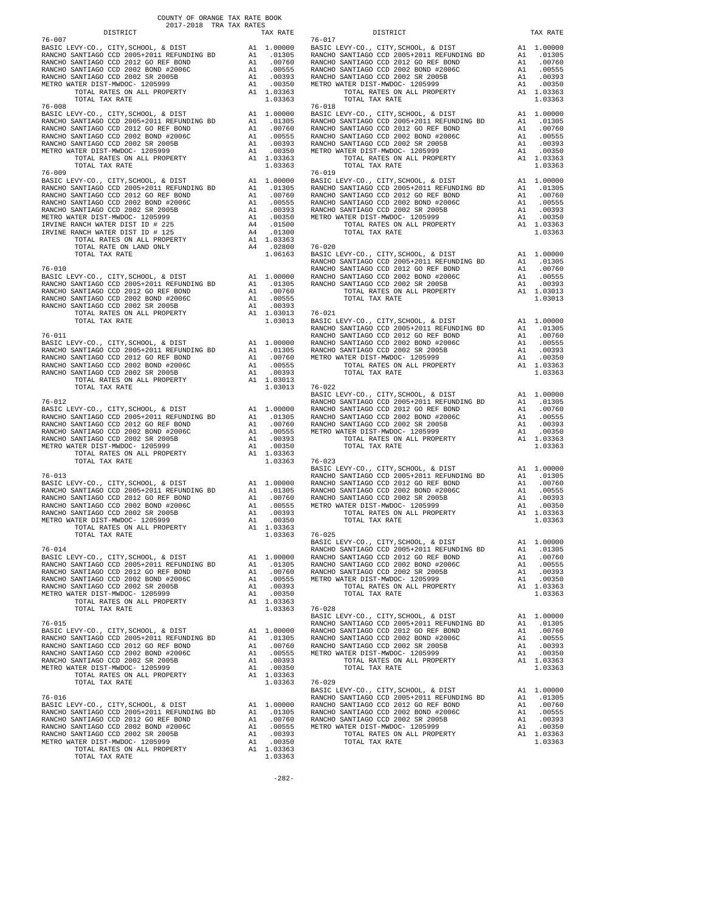COUNTY OF ORANGE TAX RATE BOOK
2017-2018 TRA TAX RATES

| DISTRICT | | TAX RATE |
|---|---|---|
| 76-007 | | |
| BASIC LEVY-CO., CITY,SCHOOL, & DIST | A1 | 1.00000 |
| RANCHO SANTIAGO CCD 2005+2011 REFUNDING BD | A1 | .01305 |
| RANCHO SANTIAGO CCD 2012 GO REF BOND | A1 | .00760 |
| RANCHO SANTIAGO CCD 2002 BOND #2006C | A1 | .00555 |
| RANCHO SANTIAGO CCD 2002 SR 2005B | A1 | .00393 |
| METRO WATER DIST-MWDOC- 1205999 | A1 | .00350 |
| TOTAL RATES ON ALL PROPERTY | A1 | 1.03363 |
| TOTAL TAX RATE | | 1.03363 |
| 76-008 | | |
| BASIC LEVY-CO., CITY,SCHOOL, & DIST | A1 | 1.00000 |
| RANCHO SANTIAGO CCD 2005+2011 REFUNDING BD | A1 | .01305 |
| RANCHO SANTIAGO CCD 2012 GO REF BOND | A1 | .00760 |
| RANCHO SANTIAGO CCD 2002 BOND #2006C | A1 | .00555 |
| RANCHO SANTIAGO CCD 2002 SR 2005B | A1 | .00393 |
| METRO WATER DIST-MWDOC- 1205999 | A1 | .00350 |
| TOTAL RATES ON ALL PROPERTY | A1 | 1.03363 |
| TOTAL TAX RATE | | 1.03363 |
| 76-009 | | |
| BASIC LEVY-CO., CITY,SCHOOL, & DIST | A1 | 1.00000 |
| RANCHO SANTIAGO CCD 2005+2011 REFUNDING BD | A1 | .01305 |
| RANCHO SANTIAGO CCD 2012 GO REF BOND | A1 | .00760 |
| RANCHO SANTIAGO CCD 2002 BOND #2006C | A1 | .00555 |
| RANCHO SANTIAGO CCD 2002 SR 2005B | A1 | .00393 |
| METRO WATER DIST-MWDOC- 1205999 | A1 | .00350 |
| IRVINE RANCH WATER DIST ID # 225 | A4 | .01500 |
| IRVINE RANCH WATER DIST ID # 125 | A4 | .01300 |
| TOTAL RATES ON ALL PROPERTY | A1 | 1.03363 |
| TOTAL RATE ON LAND ONLY | A4 | .02800 |
| TOTAL TAX RATE | | 1.06163 |
| 76-010 | | |
| BASIC LEVY-CO., CITY,SCHOOL, & DIST | A1 | 1.00000 |
| RANCHO SANTIAGO CCD 2005+2011 REFUNDING BD | A1 | .01305 |
| RANCHO SANTIAGO CCD 2012 GO REF BOND | A1 | .00760 |
| RANCHO SANTIAGO CCD 2002 BOND #2006C | A1 | .00555 |
| RANCHO SANTIAGO CCD 2002 SR 2005B | A1 | .00393 |
| TOTAL RATES ON ALL PROPERTY | A1 | 1.03013 |
| TOTAL TAX RATE | | 1.03013 |
| 76-011 | | |
| BASIC LEVY-CO., CITY,SCHOOL, & DIST | A1 | 1.00000 |
| RANCHO SANTIAGO CCD 2005+2011 REFUNDING BD | A1 | .01305 |
| RANCHO SANTIAGO CCD 2012 GO REF BOND | A1 | .00760 |
| RANCHO SANTIAGO CCD 2002 BOND #2006C | A1 | .00555 |
| RANCHO SANTIAGO CCD 2002 SR 2005B | A1 | .00393 |
| TOTAL RATES ON ALL PROPERTY | A1 | 1.03013 |
| TOTAL TAX RATE | | 1.03013 |
| 76-012 | | |
| BASIC LEVY-CO., CITY,SCHOOL, & DIST | A1 | 1.00000 |
| RANCHO SANTIAGO CCD 2005+2011 REFUNDING BD | A1 | .01305 |
| RANCHO SANTIAGO CCD 2012 GO REF BOND | A1 | .00760 |
| RANCHO SANTIAGO CCD 2002 BOND #2006C | A1 | .00555 |
| RANCHO SANTIAGO CCD 2002 SR 2005B | A1 | .00393 |
| METRO WATER DIST-MWDOC- 1205999 | A1 | .00350 |
| TOTAL RATES ON ALL PROPERTY | A1 | 1.03363 |
| TOTAL TAX RATE | | 1.03363 |
| 76-013 | | |
| BASIC LEVY-CO., CITY,SCHOOL, & DIST | A1 | 1.00000 |
| RANCHO SANTIAGO CCD 2005+2011 REFUNDING BD | A1 | .01305 |
| RANCHO SANTIAGO CCD 2012 GO REF BOND | A1 | .00760 |
| RANCHO SANTIAGO CCD 2002 BOND #2006C | A1 | .00555 |
| RANCHO SANTIAGO CCD 2002 SR 2005B | A1 | .00393 |
| METRO WATER DIST-MWDOC- 1205999 | A1 | .00350 |
| TOTAL RATES ON ALL PROPERTY | A1 | 1.03363 |
| TOTAL TAX RATE | | 1.03363 |
| 76-014 | | |
| BASIC LEVY-CO., CITY,SCHOOL, & DIST | A1 | 1.00000 |
| RANCHO SANTIAGO CCD 2005+2011 REFUNDING BD | A1 | .01305 |
| RANCHO SANTIAGO CCD 2012 GO REF BOND | A1 | .00760 |
| RANCHO SANTIAGO CCD 2002 BOND #2006C | A1 | .00555 |
| RANCHO SANTIAGO CCD 2002 SR 2005B | A1 | .00393 |
| METRO WATER DIST-MWDOC- 1205999 | A1 | .00350 |
| TOTAL RATES ON ALL PROPERTY | A1 | 1.03363 |
| TOTAL TAX RATE | | 1.03363 |
| 76-015 | | |
| BASIC LEVY-CO., CITY,SCHOOL, & DIST | A1 | 1.00000 |
| RANCHO SANTIAGO CCD 2005+2011 REFUNDING BD | A1 | .01305 |
| RANCHO SANTIAGO CCD 2012 GO REF BOND | A1 | .00760 |
| RANCHO SANTIAGO CCD 2002 BOND #2006C | A1 | .00555 |
| RANCHO SANTIAGO CCD 2002 SR 2005B | A1 | .00393 |
| METRO WATER DIST-MWDOC- 1205999 | A1 | .00350 |
| TOTAL RATES ON ALL PROPERTY | A1 | 1.03363 |
| TOTAL TAX RATE | | 1.03363 |
| 76-016 | | |
| BASIC LEVY-CO., CITY,SCHOOL, & DIST | A1 | 1.00000 |
| RANCHO SANTIAGO CCD 2005+2011 REFUNDING BD | A1 | .01305 |
| RANCHO SANTIAGO CCD 2012 GO REF BOND | A1 | .00760 |
| RANCHO SANTIAGO CCD 2002 BOND #2006C | A1 | .00555 |
| RANCHO SANTIAGO CCD 2002 SR 2005B | A1 | .00393 |
| METRO WATER DIST-MWDOC- 1205999 | A1 | .00350 |
| TOTAL RATES ON ALL PROPERTY | A1 | 1.03363 |
| TOTAL TAX RATE | | 1.03363 |
| 76-017 | | |
| BASIC LEVY-CO., CITY,SCHOOL, & DIST | A1 | 1.00000 |
| RANCHO SANTIAGO CCD 2005+2011 REFUNDING BD | A1 | .01305 |
| RANCHO SANTIAGO CCD 2012 GO REF BOND | A1 | .00760 |
| RANCHO SANTIAGO CCD 2002 BOND #2006C | A1 | .00555 |
| RANCHO SANTIAGO CCD 2002 SR 2005B | A1 | .00393 |
| METRO WATER DIST-MWDOC- 1205999 | A1 | .00350 |
| TOTAL RATES ON ALL PROPERTY | A1 | 1.03363 |
| TOTAL TAX RATE | | 1.03363 |
| 76-018 | | |
| BASIC LEVY-CO., CITY,SCHOOL, & DIST | A1 | 1.00000 |
| RANCHO SANTIAGO CCD 2005+2011 REFUNDING BD | A1 | .01305 |
| RANCHO SANTIAGO CCD 2012 GO REF BOND | A1 | .00760 |
| RANCHO SANTIAGO CCD 2002 BOND #2006C | A1 | .00555 |
| RANCHO SANTIAGO CCD 2002 SR 2005B | A1 | .00393 |
| METRO WATER DIST-MWDOC- 1205999 | A1 | .00350 |
| TOTAL RATES ON ALL PROPERTY | A1 | 1.03363 |
| TOTAL TAX RATE | | 1.03363 |
| 76-019 | | |
| BASIC LEVY-CO., CITY,SCHOOL, & DIST | A1 | 1.00000 |
| RANCHO SANTIAGO CCD 2005+2011 REFUNDING BD | A1 | .01305 |
| RANCHO SANTIAGO CCD 2012 GO REF BOND | A1 | .00760 |
| RANCHO SANTIAGO CCD 2002 BOND #2006C | A1 | .00555 |
| RANCHO SANTIAGO CCD 2002 SR 2005B | A1 | .00393 |
| METRO WATER DIST-MWDOC- 1205999 | A1 | .00350 |
| TOTAL RATES ON ALL PROPERTY | A1 | 1.03363 |
| TOTAL TAX RATE | | 1.03363 |
| 76-020 | | |
| BASIC LEVY-CO., CITY,SCHOOL, & DIST | A1 | 1.00000 |
| RANCHO SANTIAGO CCD 2005+2011 REFUNDING BD | A1 | .01305 |
| RANCHO SANTIAGO CCD 2012 GO REF BOND | A1 | .00760 |
| RANCHO SANTIAGO CCD 2002 BOND #2006C | A1 | .00555 |
| RANCHO SANTIAGO CCD 2002 SR 2005B | A1 | .00393 |
| TOTAL RATES ON ALL PROPERTY | A1 | 1.03013 |
| TOTAL TAX RATE | | 1.03013 |
| 76-021 | | |
| BASIC LEVY-CO., CITY,SCHOOL, & DIST | A1 | 1.00000 |
| RANCHO SANTIAGO CCD 2005+2011 REFUNDING BD | A1 | .01305 |
| RANCHO SANTIAGO CCD 2012 GO REF BOND | A1 | .00760 |
| RANCHO SANTIAGO CCD 2002 BOND #2006C | A1 | .00555 |
| RANCHO SANTIAGO CCD 2002 SR 2005B | A1 | .00393 |
| METRO WATER DIST-MWDOC- 1205999 | A1 | .00350 |
| TOTAL RATES ON ALL PROPERTY | A1 | 1.03363 |
| TOTAL TAX RATE | | 1.03363 |
| 76-022 | | |
| BASIC LEVY-CO., CITY,SCHOOL, & DIST | A1 | 1.00000 |
| RANCHO SANTIAGO CCD 2005+2011 REFUNDING BD | A1 | .01305 |
| RANCHO SANTIAGO CCD 2012 GO REF BOND | A1 | .00760 |
| RANCHO SANTIAGO CCD 2002 BOND #2006C | A1 | .00555 |
| RANCHO SANTIAGO CCD 2002 SR 2005B | A1 | .00393 |
| METRO WATER DIST-MWDOC- 1205999 | A1 | .00350 |
| TOTAL RATES ON ALL PROPERTY | A1 | 1.03363 |
| TOTAL TAX RATE | | 1.03363 |
| 76-023 | | |
| BASIC LEVY-CO., CITY,SCHOOL, & DIST | A1 | 1.00000 |
| RANCHO SANTIAGO CCD 2005+2011 REFUNDING BD | A1 | .01305 |
| RANCHO SANTIAGO CCD 2012 GO REF BOND | A1 | .00760 |
| RANCHO SANTIAGO CCD 2002 BOND #2006C | A1 | .00555 |
| RANCHO SANTIAGO CCD 2002 SR 2005B | A1 | .00393 |
| METRO WATER DIST-MWDOC- 1205999 | A1 | .00350 |
| TOTAL RATES ON ALL PROPERTY | A1 | 1.03363 |
| TOTAL TAX RATE | | 1.03363 |
| 76-025 | | |
| BASIC LEVY-CO., CITY,SCHOOL, & DIST | A1 | 1.00000 |
| RANCHO SANTIAGO CCD 2005+2011 REFUNDING BD | A1 | .01305 |
| RANCHO SANTIAGO CCD 2012 GO REF BOND | A1 | .00760 |
| RANCHO SANTIAGO CCD 2002 BOND #2006C | A1 | .00555 |
| RANCHO SANTIAGO CCD 2002 SR 2005B | A1 | .00393 |
| METRO WATER DIST-MWDOC- 1205999 | A1 | .00350 |
| TOTAL RATES ON ALL PROPERTY | A1 | 1.03363 |
| TOTAL TAX RATE | | 1.03363 |
| 76-028 | | |
| BASIC LEVY-CO., CITY,SCHOOL, & DIST | A1 | 1.00000 |
| RANCHO SANTIAGO CCD 2005+2011 REFUNDING BD | A1 | .01305 |
| RANCHO SANTIAGO CCD 2012 GO REF BOND | A1 | .00760 |
| RANCHO SANTIAGO CCD 2002 BOND #2006C | A1 | .00555 |
| RANCHO SANTIAGO CCD 2002 SR 2005B | A1 | .00393 |
| METRO WATER DIST-MWDOC- 1205999 | A1 | .00350 |
| TOTAL RATES ON ALL PROPERTY | A1 | 1.03363 |
| TOTAL TAX RATE | | 1.03363 |
| 76-029 | | |
| BASIC LEVY-CO., CITY,SCHOOL, & DIST | A1 | 1.00000 |
| RANCHO SANTIAGO CCD 2005+2011 REFUNDING BD | A1 | .01305 |
| RANCHO SANTIAGO CCD 2012 GO REF BOND | A1 | .00760 |
| RANCHO SANTIAGO CCD 2002 BOND #2006C | A1 | .00555 |
| RANCHO SANTIAGO CCD 2002 SR 2005B | A1 | .00393 |
| METRO WATER DIST-MWDOC- 1205999 | A1 | .00350 |
| TOTAL RATES ON ALL PROPERTY | A1 | 1.03363 |
| TOTAL TAX RATE | | 1.03363 |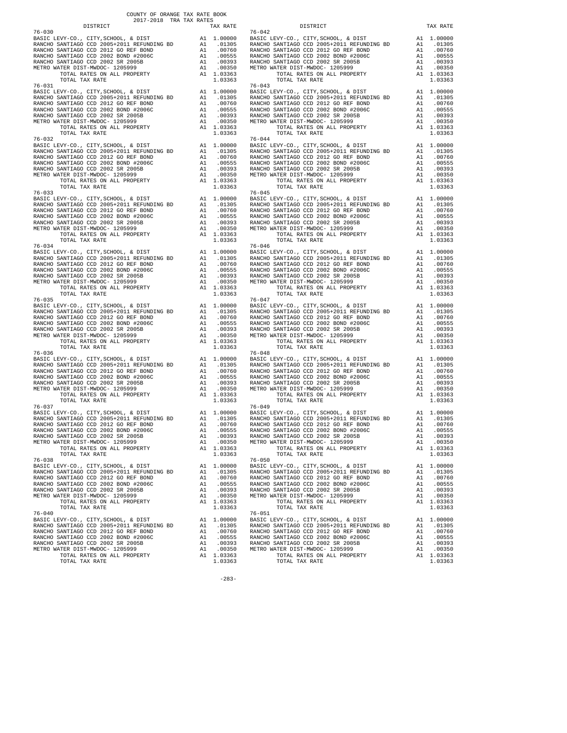COUNTY OF ORANGE TAX RATE BOOK
2017-2018 TRA TAX RATES

| DISTRICT | | TAX RATE |
|---|---|---|
| 76-030 | | |
| BASIC LEVY-CO., CITY,SCHOOL, & DIST | A1 | 1.00000 |
| RANCHO SANTIAGO CCD 2005+2011 REFUNDING BD | A1 | .01305 |
| RANCHO SANTIAGO CCD 2012 GO REF BOND | A1 | .00760 |
| RANCHO SANTIAGO CCD 2002 BOND #2006C | A1 | .00555 |
| RANCHO SANTIAGO CCD 2002 SR 2005B | A1 | .00393 |
| METRO WATER DIST-MWDOC- 1205999 | A1 | .00350 |
| TOTAL RATES ON ALL PROPERTY | A1 | 1.03363 |
| TOTAL TAX RATE | | 1.03363 |
| 76-031 | | |
| BASIC LEVY-CO., CITY,SCHOOL, & DIST | A1 | 1.00000 |
| RANCHO SANTIAGO CCD 2005+2011 REFUNDING BD | A1 | .01305 |
| RANCHO SANTIAGO CCD 2012 GO REF BOND | A1 | .00760 |
| RANCHO SANTIAGO CCD 2002 BOND #2006C | A1 | .00555 |
| RANCHO SANTIAGO CCD 2002 SR 2005B | A1 | .00393 |
| METRO WATER DIST-MWDOC- 1205999 | A1 | .00350 |
| TOTAL RATES ON ALL PROPERTY | A1 | 1.03363 |
| TOTAL TAX RATE | | 1.03363 |
| 76-032 | | |
| BASIC LEVY-CO., CITY,SCHOOL, & DIST | A1 | 1.00000 |
| RANCHO SANTIAGO CCD 2005+2011 REFUNDING BD | A1 | .01305 |
| RANCHO SANTIAGO CCD 2012 GO REF BOND | A1 | .00760 |
| RANCHO SANTIAGO CCD 2002 BOND #2006C | A1 | .00555 |
| RANCHO SANTIAGO CCD 2002 SR 2005B | A1 | .00393 |
| METRO WATER DIST-MWDOC- 1205999 | A1 | .00350 |
| TOTAL RATES ON ALL PROPERTY | A1 | 1.03363 |
| TOTAL TAX RATE | | 1.03363 |
| 76-033 | | |
| BASIC LEVY-CO., CITY,SCHOOL, & DIST | A1 | 1.00000 |
| RANCHO SANTIAGO CCD 2005+2011 REFUNDING BD | A1 | .01305 |
| RANCHO SANTIAGO CCD 2012 GO REF BOND | A1 | .00760 |
| RANCHO SANTIAGO CCD 2002 BOND #2006C | A1 | .00555 |
| RANCHO SANTIAGO CCD 2002 SR 2005B | A1 | .00393 |
| METRO WATER DIST-MWDOC- 1205999 | A1 | .00350 |
| TOTAL RATES ON ALL PROPERTY | A1 | 1.03363 |
| TOTAL TAX RATE | | 1.03363 |
| 76-034 | | |
| BASIC LEVY-CO., CITY,SCHOOL, & DIST | A1 | 1.00000 |
| RANCHO SANTIAGO CCD 2005+2011 REFUNDING BD | A1 | .01305 |
| RANCHO SANTIAGO CCD 2012 GO REF BOND | A1 | .00760 |
| RANCHO SANTIAGO CCD 2002 BOND #2006C | A1 | .00555 |
| RANCHO SANTIAGO CCD 2002 SR 2005B | A1 | .00393 |
| METRO WATER DIST-MWDOC- 1205999 | A1 | .00350 |
| TOTAL RATES ON ALL PROPERTY | A1 | 1.03363 |
| TOTAL TAX RATE | | 1.03363 |
| 76-035 | | |
| BASIC LEVY-CO., CITY,SCHOOL, & DIST | A1 | 1.00000 |
| RANCHO SANTIAGO CCD 2005+2011 REFUNDING BD | A1 | .01305 |
| RANCHO SANTIAGO CCD 2012 GO REF BOND | A1 | .00760 |
| RANCHO SANTIAGO CCD 2002 BOND #2006C | A1 | .00555 |
| RANCHO SANTIAGO CCD 2002 SR 2005B | A1 | .00393 |
| METRO WATER DIST-MWDOC- 1205999 | A1 | .00350 |
| TOTAL RATES ON ALL PROPERTY | A1 | 1.03363 |
| TOTAL TAX RATE | | 1.03363 |
| 76-036 | | |
| BASIC LEVY-CO., CITY,SCHOOL, & DIST | A1 | 1.00000 |
| RANCHO SANTIAGO CCD 2005+2011 REFUNDING BD | A1 | .01305 |
| RANCHO SANTIAGO CCD 2012 GO REF BOND | A1 | .00760 |
| RANCHO SANTIAGO CCD 2002 BOND #2006C | A1 | .00555 |
| RANCHO SANTIAGO CCD 2002 SR 2005B | A1 | .00393 |
| METRO WATER DIST-MWDOC- 1205999 | A1 | .00350 |
| TOTAL RATES ON ALL PROPERTY | A1 | 1.03363 |
| TOTAL TAX RATE | | 1.03363 |
| 76-037 | | |
| BASIC LEVY-CO., CITY,SCHOOL, & DIST | A1 | 1.00000 |
| RANCHO SANTIAGO CCD 2005+2011 REFUNDING BD | A1 | .01305 |
| RANCHO SANTIAGO CCD 2012 GO REF BOND | A1 | .00760 |
| RANCHO SANTIAGO CCD 2002 BOND #2006C | A1 | .00555 |
| RANCHO SANTIAGO CCD 2002 SR 2005B | A1 | .00393 |
| METRO WATER DIST-MWDOC- 1205999 | A1 | .00350 |
| TOTAL RATES ON ALL PROPERTY | A1 | 1.03363 |
| TOTAL TAX RATE | | 1.03363 |
| 76-038 | | |
| BASIC LEVY-CO., CITY,SCHOOL, & DIST | A1 | 1.00000 |
| RANCHO SANTIAGO CCD 2005+2011 REFUNDING BD | A1 | .01305 |
| RANCHO SANTIAGO CCD 2012 GO REF BOND | A1 | .00760 |
| RANCHO SANTIAGO CCD 2002 BOND #2006C | A1 | .00555 |
| RANCHO SANTIAGO CCD 2002 SR 2005B | A1 | .00393 |
| METRO WATER DIST-MWDOC- 1205999 | A1 | .00350 |
| TOTAL RATES ON ALL PROPERTY | A1 | 1.03363 |
| TOTAL TAX RATE | | 1.03363 |
| 76-040 | | |
| BASIC LEVY-CO., CITY,SCHOOL, & DIST | A1 | 1.00000 |
| RANCHO SANTIAGO CCD 2005+2011 REFUNDING BD | A1 | .01305 |
| RANCHO SANTIAGO CCD 2012 GO REF BOND | A1 | .00760 |
| RANCHO SANTIAGO CCD 2002 BOND #2006C | A1 | .00555 |
| RANCHO SANTIAGO CCD 2002 SR 2005B | A1 | .00393 |
| METRO WATER DIST-MWDOC- 1205999 | A1 | .00350 |
| TOTAL RATES ON ALL PROPERTY | A1 | 1.03363 |
| TOTAL TAX RATE | | 1.03363 |
| 76-042 | | |
| BASIC LEVY-CO., CITY,SCHOOL, & DIST | A1 | 1.00000 |
| RANCHO SANTIAGO CCD 2005+2011 REFUNDING BD | A1 | .01305 |
| RANCHO SANTIAGO CCD 2012 GO REF BOND | A1 | .00760 |
| RANCHO SANTIAGO CCD 2002 BOND #2006C | A1 | .00555 |
| RANCHO SANTIAGO CCD 2002 SR 2005B | A1 | .00393 |
| METRO WATER DIST-MWDOC- 1205999 | A1 | .00350 |
| TOTAL RATES ON ALL PROPERTY | A1 | 1.03363 |
| TOTAL TAX RATE | | 1.03363 |
| 76-043 | | |
| BASIC LEVY-CO., CITY,SCHOOL, & DIST | A1 | 1.00000 |
| RANCHO SANTIAGO CCD 2005+2011 REFUNDING BD | A1 | .01305 |
| RANCHO SANTIAGO CCD 2012 GO REF BOND | A1 | .00760 |
| RANCHO SANTIAGO CCD 2002 BOND #2006C | A1 | .00555 |
| RANCHO SANTIAGO CCD 2002 SR 2005B | A1 | .00393 |
| METRO WATER DIST-MWDOC- 1205999 | A1 | .00350 |
| TOTAL RATES ON ALL PROPERTY | A1 | 1.03363 |
| TOTAL TAX RATE | | 1.03363 |
| 76-044 | | |
| BASIC LEVY-CO., CITY,SCHOOL, & DIST | A1 | 1.00000 |
| RANCHO SANTIAGO CCD 2005+2011 REFUNDING BD | A1 | .01305 |
| RANCHO SANTIAGO CCD 2012 GO REF BOND | A1 | .00760 |
| RANCHO SANTIAGO CCD 2002 BOND #2006C | A1 | .00555 |
| RANCHO SANTIAGO CCD 2002 SR 2005B | A1 | .00393 |
| METRO WATER DIST-MWDOC- 1205999 | A1 | .00350 |
| TOTAL RATES ON ALL PROPERTY | A1 | 1.03363 |
| TOTAL TAX RATE | | 1.03363 |
| 76-045 | | |
| BASIC LEVY-CO., CITY,SCHOOL, & DIST | A1 | 1.00000 |
| RANCHO SANTIAGO CCD 2005+2011 REFUNDING BD | A1 | .01305 |
| RANCHO SANTIAGO CCD 2012 GO REF BOND | A1 | .00760 |
| RANCHO SANTIAGO CCD 2002 BOND #2006C | A1 | .00555 |
| RANCHO SANTIAGO CCD 2002 SR 2005B | A1 | .00393 |
| METRO WATER DIST-MWDOC- 1205999 | A1 | .00350 |
| TOTAL RATES ON ALL PROPERTY | A1 | 1.03363 |
| TOTAL TAX RATE | | 1.03363 |
| 76-046 | | |
| BASIC LEVY-CO., CITY,SCHOOL, & DIST | A1 | 1.00000 |
| RANCHO SANTIAGO CCD 2005+2011 REFUNDING BD | A1 | .01305 |
| RANCHO SANTIAGO CCD 2012 GO REF BOND | A1 | .00760 |
| RANCHO SANTIAGO CCD 2002 BOND #2006C | A1 | .00555 |
| RANCHO SANTIAGO CCD 2002 SR 2005B | A1 | .00393 |
| METRO WATER DIST-MWDOC- 1205999 | A1 | .00350 |
| TOTAL RATES ON ALL PROPERTY | A1 | 1.03363 |
| TOTAL TAX RATE | | 1.03363 |
| 76-047 | | |
| BASIC LEVY-CO., CITY,SCHOOL, & DIST | A1 | 1.00000 |
| RANCHO SANTIAGO CCD 2005+2011 REFUNDING BD | A1 | .01305 |
| RANCHO SANTIAGO CCD 2012 GO REF BOND | A1 | .00760 |
| RANCHO SANTIAGO CCD 2002 BOND #2006C | A1 | .00555 |
| RANCHO SANTIAGO CCD 2002 SR 2005B | A1 | .00393 |
| METRO WATER DIST-MWDOC- 1205999 | A1 | .00350 |
| TOTAL RATES ON ALL PROPERTY | A1 | 1.03363 |
| TOTAL TAX RATE | | 1.03363 |
| 76-048 | | |
| BASIC LEVY-CO., CITY,SCHOOL, & DIST | A1 | 1.00000 |
| RANCHO SANTIAGO CCD 2005+2011 REFUNDING BD | A1 | .01305 |
| RANCHO SANTIAGO CCD 2012 GO REF BOND | A1 | .00760 |
| RANCHO SANTIAGO CCD 2002 BOND #2006C | A1 | .00555 |
| RANCHO SANTIAGO CCD 2002 SR 2005B | A1 | .00393 |
| METRO WATER DIST-MWDOC- 1205999 | A1 | .00350 |
| TOTAL RATES ON ALL PROPERTY | A1 | 1.03363 |
| TOTAL TAX RATE | | 1.03363 |
| 76-049 | | |
| BASIC LEVY-CO., CITY,SCHOOL, & DIST | A1 | 1.00000 |
| RANCHO SANTIAGO CCD 2005+2011 REFUNDING BD | A1 | .01305 |
| RANCHO SANTIAGO CCD 2012 GO REF BOND | A1 | .00760 |
| RANCHO SANTIAGO CCD 2002 BOND #2006C | A1 | .00555 |
| RANCHO SANTIAGO CCD 2002 SR 2005B | A1 | .00393 |
| METRO WATER DIST-MWDOC- 1205999 | A1 | .00350 |
| TOTAL RATES ON ALL PROPERTY | A1 | 1.03363 |
| TOTAL TAX RATE | | 1.03363 |
| 76-050 | | |
| BASIC LEVY-CO., CITY,SCHOOL, & DIST | A1 | 1.00000 |
| RANCHO SANTIAGO CCD 2005+2011 REFUNDING BD | A1 | .01305 |
| RANCHO SANTIAGO CCD 2012 GO REF BOND | A1 | .00760 |
| RANCHO SANTIAGO CCD 2002 BOND #2006C | A1 | .00555 |
| RANCHO SANTIAGO CCD 2002 SR 2005B | A1 | .00393 |
| METRO WATER DIST-MWDOC- 1205999 | A1 | .00350 |
| TOTAL RATES ON ALL PROPERTY | A1 | 1.03363 |
| TOTAL TAX RATE | | 1.03363 |
| 76-051 | | |
| BASIC LEVY-CO., CITY,SCHOOL, & DIST | A1 | 1.00000 |
| RANCHO SANTIAGO CCD 2005+2011 REFUNDING BD | A1 | .01305 |
| RANCHO SANTIAGO CCD 2012 GO REF BOND | A1 | .00760 |
| RANCHO SANTIAGO CCD 2002 BOND #2006C | A1 | .00555 |
| RANCHO SANTIAGO CCD 2002 SR 2005B | A1 | .00393 |
| METRO WATER DIST-MWDOC- 1205999 | A1 | .00350 |
| TOTAL RATES ON ALL PROPERTY | A1 | 1.03363 |
| TOTAL TAX RATE | | 1.03363 |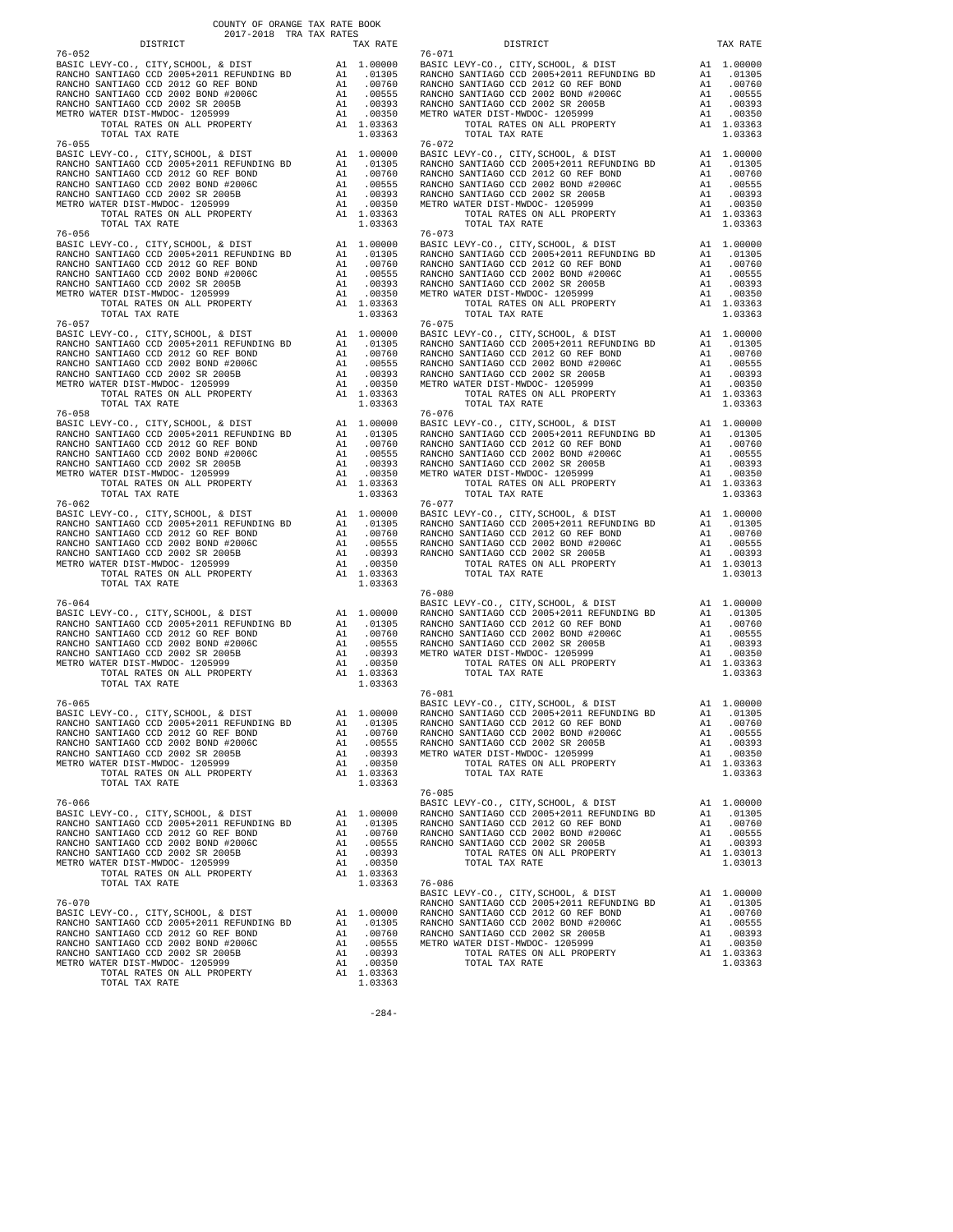COUNTY OF ORANGE TAX RATE BOOK
2017-2018 TRA TAX RATES

| DISTRICT | | TAX RATE |
|---|---|---|
| **76-052** | | |
| BASIC LEVY-CO., CITY,SCHOOL, & DIST | A1 | 1.00000 |
| RANCHO SANTIAGO CCD 2005+2011 REFUNDING BD | A1 | .01305 |
| RANCHO SANTIAGO CCD 2012 GO REF BOND | A1 | .00760 |
| RANCHO SANTIAGO CCD 2002 BOND #2006C | A1 | .00555 |
| RANCHO SANTIAGO CCD 2002 SR 2005B | A1 | .00393 |
| METRO WATER DIST-MWDOC- 1205999 | A1 | .00350 |
| TOTAL RATES ON ALL PROPERTY | A1 | 1.03363 |
| TOTAL TAX RATE | | 1.03363 |
| **76-055** | | |
| BASIC LEVY-CO., CITY,SCHOOL, & DIST | A1 | 1.00000 |
| RANCHO SANTIAGO CCD 2005+2011 REFUNDING BD | A1 | .01305 |
| RANCHO SANTIAGO CCD 2012 GO REF BOND | A1 | .00760 |
| RANCHO SANTIAGO CCD 2002 BOND #2006C | A1 | .00555 |
| RANCHO SANTIAGO CCD 2002 SR 2005B | A1 | .00393 |
| METRO WATER DIST-MWDOC- 1205999 | A1 | .00350 |
| TOTAL RATES ON ALL PROPERTY | A1 | 1.03363 |
| TOTAL TAX RATE | | 1.03363 |
| **76-056** | | |
| BASIC LEVY-CO., CITY,SCHOOL, & DIST | A1 | 1.00000 |
| RANCHO SANTIAGO CCD 2005+2011 REFUNDING BD | A1 | .01305 |
| RANCHO SANTIAGO CCD 2012 GO REF BOND | A1 | .00760 |
| RANCHO SANTIAGO CCD 2002 BOND #2006C | A1 | .00555 |
| RANCHO SANTIAGO CCD 2002 SR 2005B | A1 | .00393 |
| METRO WATER DIST-MWDOC- 1205999 | A1 | .00350 |
| TOTAL RATES ON ALL PROPERTY | A1 | 1.03363 |
| TOTAL TAX RATE | | 1.03363 |
| **76-057** | | |
| BASIC LEVY-CO., CITY,SCHOOL, & DIST | A1 | 1.00000 |
| RANCHO SANTIAGO CCD 2005+2011 REFUNDING BD | A1 | .01305 |
| RANCHO SANTIAGO CCD 2012 GO REF BOND | A1 | .00760 |
| RANCHO SANTIAGO CCD 2002 BOND #2006C | A1 | .00555 |
| RANCHO SANTIAGO CCD 2002 SR 2005B | A1 | .00393 |
| METRO WATER DIST-MWDOC- 1205999 | A1 | .00350 |
| TOTAL RATES ON ALL PROPERTY | A1 | 1.03363 |
| TOTAL TAX RATE | | 1.03363 |
| **76-058** | | |
| BASIC LEVY-CO., CITY,SCHOOL, & DIST | A1 | 1.00000 |
| RANCHO SANTIAGO CCD 2005+2011 REFUNDING BD | A1 | .01305 |
| RANCHO SANTIAGO CCD 2012 GO REF BOND | A1 | .00760 |
| RANCHO SANTIAGO CCD 2002 BOND #2006C | A1 | .00555 |
| RANCHO SANTIAGO CCD 2002 SR 2005B | A1 | .00393 |
| METRO WATER DIST-MWDOC- 1205999 | A1 | .00350 |
| TOTAL RATES ON ALL PROPERTY | A1 | 1.03363 |
| TOTAL TAX RATE | | 1.03363 |
| **76-062** | | |
| BASIC LEVY-CO., CITY,SCHOOL, & DIST | A1 | 1.00000 |
| RANCHO SANTIAGO CCD 2005+2011 REFUNDING BD | A1 | .01305 |
| RANCHO SANTIAGO CCD 2012 GO REF BOND | A1 | .00760 |
| RANCHO SANTIAGO CCD 2002 BOND #2006C | A1 | .00555 |
| RANCHO SANTIAGO CCD 2002 SR 2005B | A1 | .00393 |
| METRO WATER DIST-MWDOC- 1205999 | A1 | .00350 |
| TOTAL RATES ON ALL PROPERTY | A1 | 1.03363 |
| TOTAL TAX RATE | | 1.03363 |
| **76-064** | | |
| BASIC LEVY-CO., CITY,SCHOOL, & DIST | A1 | 1.00000 |
| RANCHO SANTIAGO CCD 2005+2011 REFUNDING BD | A1 | .01305 |
| RANCHO SANTIAGO CCD 2012 GO REF BOND | A1 | .00760 |
| RANCHO SANTIAGO CCD 2002 BOND #2006C | A1 | .00555 |
| RANCHO SANTIAGO CCD 2002 SR 2005B | A1 | .00393 |
| METRO WATER DIST-MWDOC- 1205999 | A1 | .00350 |
| TOTAL RATES ON ALL PROPERTY | A1 | 1.03363 |
| TOTAL TAX RATE | | 1.03363 |
| **76-065** | | |
| BASIC LEVY-CO., CITY,SCHOOL, & DIST | A1 | 1.00000 |
| RANCHO SANTIAGO CCD 2005+2011 REFUNDING BD | A1 | .01305 |
| RANCHO SANTIAGO CCD 2012 GO REF BOND | A1 | .00760 |
| RANCHO SANTIAGO CCD 2002 BOND #2006C | A1 | .00555 |
| RANCHO SANTIAGO CCD 2002 SR 2005B | A1 | .00393 |
| METRO WATER DIST-MWDOC- 1205999 | A1 | .00350 |
| TOTAL RATES ON ALL PROPERTY | A1 | 1.03363 |
| TOTAL TAX RATE | | 1.03363 |
| **76-066** | | |
| BASIC LEVY-CO., CITY,SCHOOL, & DIST | A1 | 1.00000 |
| RANCHO SANTIAGO CCD 2005+2011 REFUNDING BD | A1 | .01305 |
| RANCHO SANTIAGO CCD 2012 GO REF BOND | A1 | .00760 |
| RANCHO SANTIAGO CCD 2002 BOND #2006C | A1 | .00555 |
| RANCHO SANTIAGO CCD 2002 SR 2005B | A1 | .00393 |
| METRO WATER DIST-MWDOC- 1205999 | A1 | .00350 |
| TOTAL RATES ON ALL PROPERTY | A1 | 1.03363 |
| TOTAL TAX RATE | | 1.03363 |
| **76-070** | | |
| BASIC LEVY-CO., CITY,SCHOOL, & DIST | A1 | 1.00000 |
| RANCHO SANTIAGO CCD 2005+2011 REFUNDING BD | A1 | .01305 |
| RANCHO SANTIAGO CCD 2012 GO REF BOND | A1 | .00760 |
| RANCHO SANTIAGO CCD 2002 BOND #2006C | A1 | .00555 |
| RANCHO SANTIAGO CCD 2002 SR 2005B | A1 | .00393 |
| METRO WATER DIST-MWDOC- 1205999 | A1 | .00350 |
| TOTAL RATES ON ALL PROPERTY | A1 | 1.03363 |
| TOTAL TAX RATE | | 1.03363 |
| **76-071** | | |
| BASIC LEVY-CO., CITY,SCHOOL, & DIST | A1 | 1.00000 |
| RANCHO SANTIAGO CCD 2005+2011 REFUNDING BD | A1 | .01305 |
| RANCHO SANTIAGO CCD 2012 GO REF BOND | A1 | .00760 |
| RANCHO SANTIAGO CCD 2002 BOND #2006C | A1 | .00555 |
| RANCHO SANTIAGO CCD 2002 SR 2005B | A1 | .00393 |
| METRO WATER DIST-MWDOC- 1205999 | A1 | .00350 |
| TOTAL RATES ON ALL PROPERTY | A1 | 1.03363 |
| TOTAL TAX RATE | | 1.03363 |
| **76-072** | | |
| BASIC LEVY-CO., CITY,SCHOOL, & DIST | A1 | 1.00000 |
| RANCHO SANTIAGO CCD 2005+2011 REFUNDING BD | A1 | .01305 |
| RANCHO SANTIAGO CCD 2012 GO REF BOND | A1 | .00760 |
| RANCHO SANTIAGO CCD 2002 BOND #2006C | A1 | .00555 |
| RANCHO SANTIAGO CCD 2002 SR 2005B | A1 | .00393 |
| METRO WATER DIST-MWDOC- 1205999 | A1 | .00350 |
| TOTAL RATES ON ALL PROPERTY | A1 | 1.03363 |
| TOTAL TAX RATE | | 1.03363 |
| **76-073** | | |
| BASIC LEVY-CO., CITY,SCHOOL, & DIST | A1 | 1.00000 |
| RANCHO SANTIAGO CCD 2005+2011 REFUNDING BD | A1 | .01305 |
| RANCHO SANTIAGO CCD 2012 GO REF BOND | A1 | .00760 |
| RANCHO SANTIAGO CCD 2002 BOND #2006C | A1 | .00555 |
| RANCHO SANTIAGO CCD 2002 SR 2005B | A1 | .00393 |
| METRO WATER DIST-MWDOC- 1205999 | A1 | .00350 |
| TOTAL RATES ON ALL PROPERTY | A1 | 1.03363 |
| TOTAL TAX RATE | | 1.03363 |
| **76-075** | | |
| BASIC LEVY-CO., CITY,SCHOOL, & DIST | A1 | 1.00000 |
| RANCHO SANTIAGO CCD 2005+2011 REFUNDING BD | A1 | .01305 |
| RANCHO SANTIAGO CCD 2012 GO REF BOND | A1 | .00760 |
| RANCHO SANTIAGO CCD 2002 BOND #2006C | A1 | .00555 |
| RANCHO SANTIAGO CCD 2002 SR 2005B | A1 | .00393 |
| METRO WATER DIST-MWDOC- 1205999 | A1 | .00350 |
| TOTAL RATES ON ALL PROPERTY | A1 | 1.03363 |
| TOTAL TAX RATE | | 1.03363 |
| **76-076** | | |
| BASIC LEVY-CO., CITY,SCHOOL, & DIST | A1 | 1.00000 |
| RANCHO SANTIAGO CCD 2005+2011 REFUNDING BD | A1 | .01305 |
| RANCHO SANTIAGO CCD 2012 GO REF BOND | A1 | .00760 |
| RANCHO SANTIAGO CCD 2002 BOND #2006C | A1 | .00555 |
| RANCHO SANTIAGO CCD 2002 SR 2005B | A1 | .00393 |
| METRO WATER DIST-MWDOC- 1205999 | A1 | .00350 |
| TOTAL RATES ON ALL PROPERTY | A1 | 1.03363 |
| TOTAL TAX RATE | | 1.03363 |
| **76-077** | | |
| BASIC LEVY-CO., CITY,SCHOOL, & DIST | A1 | 1.00000 |
| RANCHO SANTIAGO CCD 2005+2011 REFUNDING BD | A1 | .01305 |
| RANCHO SANTIAGO CCD 2012 GO REF BOND | A1 | .00760 |
| RANCHO SANTIAGO CCD 2002 BOND #2006C | A1 | .00555 |
| RANCHO SANTIAGO CCD 2002 SR 2005B | A1 | .00393 |
| TOTAL RATES ON ALL PROPERTY | A1 | 1.03013 |
| TOTAL TAX RATE | | 1.03013 |
| **76-080** | | |
| BASIC LEVY-CO., CITY,SCHOOL, & DIST | A1 | 1.00000 |
| RANCHO SANTIAGO CCD 2005+2011 REFUNDING BD | A1 | .01305 |
| RANCHO SANTIAGO CCD 2012 GO REF BOND | A1 | .00760 |
| RANCHO SANTIAGO CCD 2002 BOND #2006C | A1 | .00555 |
| RANCHO SANTIAGO CCD 2002 SR 2005B | A1 | .00393 |
| METRO WATER DIST-MWDOC- 1205999 | A1 | .00350 |
| TOTAL RATES ON ALL PROPERTY | A1 | 1.03363 |
| TOTAL TAX RATE | | 1.03363 |
| **76-081** | | |
| BASIC LEVY-CO., CITY,SCHOOL, & DIST | A1 | 1.00000 |
| RANCHO SANTIAGO CCD 2005+2011 REFUNDING BD | A1 | .01305 |
| RANCHO SANTIAGO CCD 2012 GO REF BOND | A1 | .00760 |
| RANCHO SANTIAGO CCD 2002 BOND #2006C | A1 | .00555 |
| RANCHO SANTIAGO CCD 2002 SR 2005B | A1 | .00393 |
| METRO WATER DIST-MWDOC- 1205999 | A1 | .00350 |
| TOTAL RATES ON ALL PROPERTY | A1 | 1.03363 |
| TOTAL TAX RATE | | 1.03363 |
| **76-085** | | |
| BASIC LEVY-CO., CITY,SCHOOL, & DIST | A1 | 1.00000 |
| RANCHO SANTIAGO CCD 2005+2011 REFUNDING BD | A1 | .01305 |
| RANCHO SANTIAGO CCD 2012 GO REF BOND | A1 | .00760 |
| RANCHO SANTIAGO CCD 2002 BOND #2006C | A1 | .00555 |
| RANCHO SANTIAGO CCD 2002 SR 2005B | A1 | .00393 |
| TOTAL RATES ON ALL PROPERTY | A1 | 1.03013 |
| TOTAL TAX RATE | | 1.03013 |
| **76-086** | | |
| BASIC LEVY-CO., CITY,SCHOOL, & DIST | A1 | 1.00000 |
| RANCHO SANTIAGO CCD 2005+2011 REFUNDING BD | A1 | .01305 |
| RANCHO SANTIAGO CCD 2012 GO REF BOND | A1 | .00760 |
| RANCHO SANTIAGO CCD 2002 BOND #2006C | A1 | .00555 |
| RANCHO SANTIAGO CCD 2002 SR 2005B | A1 | .00393 |
| METRO WATER DIST-MWDOC- 1205999 | A1 | .00350 |
| TOTAL RATES ON ALL PROPERTY | A1 | 1.03363 |
| TOTAL TAX RATE | | 1.03363 |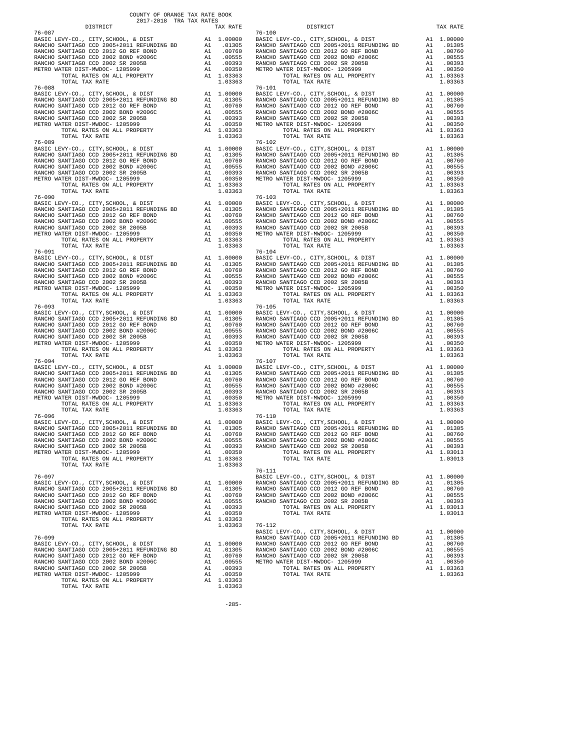COUNTY OF ORANGE TAX RATE BOOK
2017-2018 TRA TAX RATES

| DISTRICT | | TAX RATE |
|---|---|---|
| **76-087** | | |
| BASIC LEVY-CO., CITY,SCHOOL, & DIST | A1 | 1.00000 |
| RANCHO SANTIAGO CCD 2005+2011 REFUNDING BD | A1 | .01305 |
| RANCHO SANTIAGO CCD 2012 GO REF BOND | A1 | .00760 |
| RANCHO SANTIAGO CCD 2002 BOND #2006C | A1 | .00555 |
| RANCHO SANTIAGO CCD 2002 SR 2005B | A1 | .00393 |
| METRO WATER DIST-MWDOC- 1205999 | A1 | .00350 |
| TOTAL RATES ON ALL PROPERTY | A1 | 1.03363 |
| TOTAL TAX RATE | | 1.03363 |
| **76-088** | | |
| BASIC LEVY-CO., CITY,SCHOOL, & DIST | A1 | 1.00000 |
| RANCHO SANTIAGO CCD 2005+2011 REFUNDING BD | A1 | .01305 |
| RANCHO SANTIAGO CCD 2012 GO REF BOND | A1 | .00760 |
| RANCHO SANTIAGO CCD 2002 BOND #2006C | A1 | .00555 |
| RANCHO SANTIAGO CCD 2002 SR 2005B | A1 | .00393 |
| METRO WATER DIST-MWDOC- 1205999 | A1 | .00350 |
| TOTAL RATES ON ALL PROPERTY | A1 | 1.03363 |
| TOTAL TAX RATE | | 1.03363 |
| **76-089** | | |
| BASIC LEVY-CO., CITY,SCHOOL, & DIST | A1 | 1.00000 |
| RANCHO SANTIAGO CCD 2005+2011 REFUNDING BD | A1 | .01305 |
| RANCHO SANTIAGO CCD 2012 GO REF BOND | A1 | .00760 |
| RANCHO SANTIAGO CCD 2002 BOND #2006C | A1 | .00555 |
| RANCHO SANTIAGO CCD 2002 SR 2005B | A1 | .00393 |
| METRO WATER DIST-MWDOC- 1205999 | A1 | .00350 |
| TOTAL RATES ON ALL PROPERTY | A1 | 1.03363 |
| TOTAL TAX RATE | | 1.03363 |
| **76-090** | | |
| BASIC LEVY-CO., CITY,SCHOOL, & DIST | A1 | 1.00000 |
| RANCHO SANTIAGO CCD 2005+2011 REFUNDING BD | A1 | .01305 |
| RANCHO SANTIAGO CCD 2012 GO REF BOND | A1 | .00760 |
| RANCHO SANTIAGO CCD 2002 BOND #2006C | A1 | .00555 |
| RANCHO SANTIAGO CCD 2002 SR 2005B | A1 | .00393 |
| METRO WATER DIST-MWDOC- 1205999 | A1 | .00350 |
| TOTAL RATES ON ALL PROPERTY | A1 | 1.03363 |
| TOTAL TAX RATE | | 1.03363 |
| **76-091** | | |
| BASIC LEVY-CO., CITY,SCHOOL, & DIST | A1 | 1.00000 |
| RANCHO SANTIAGO CCD 2005+2011 REFUNDING BD | A1 | .01305 |
| RANCHO SANTIAGO CCD 2012 GO REF BOND | A1 | .00760 |
| RANCHO SANTIAGO CCD 2002 BOND #2006C | A1 | .00555 |
| RANCHO SANTIAGO CCD 2002 SR 2005B | A1 | .00393 |
| METRO WATER DIST-MWDOC- 1205999 | A1 | .00350 |
| TOTAL RATES ON ALL PROPERTY | A1 | 1.03363 |
| TOTAL TAX RATE | | 1.03363 |
| **76-093** | | |
| BASIC LEVY-CO., CITY,SCHOOL, & DIST | A1 | 1.00000 |
| RANCHO SANTIAGO CCD 2005+2011 REFUNDING BD | A1 | .01305 |
| RANCHO SANTIAGO CCD 2012 GO REF BOND | A1 | .00760 |
| RANCHO SANTIAGO CCD 2002 BOND #2006C | A1 | .00555 |
| RANCHO SANTIAGO CCD 2002 SR 2005B | A1 | .00393 |
| METRO WATER DIST-MWDOC- 1205999 | A1 | .00350 |
| TOTAL RATES ON ALL PROPERTY | A1 | 1.03363 |
| TOTAL TAX RATE | | 1.03363 |
| **76-094** | | |
| BASIC LEVY-CO., CITY,SCHOOL, & DIST | A1 | 1.00000 |
| RANCHO SANTIAGO CCD 2005+2011 REFUNDING BD | A1 | .01305 |
| RANCHO SANTIAGO CCD 2012 GO REF BOND | A1 | .00760 |
| RANCHO SANTIAGO CCD 2002 BOND #2006C | A1 | .00555 |
| RANCHO SANTIAGO CCD 2002 SR 2005B | A1 | .00393 |
| METRO WATER DIST-MWDOC- 1205999 | A1 | .00350 |
| TOTAL RATES ON ALL PROPERTY | A1 | 1.03363 |
| TOTAL TAX RATE | | 1.03363 |
| **76-096** | | |
| BASIC LEVY-CO., CITY,SCHOOL, & DIST | A1 | 1.00000 |
| RANCHO SANTIAGO CCD 2005+2011 REFUNDING BD | A1 | .01305 |
| RANCHO SANTIAGO CCD 2012 GO REF BOND | A1 | .00760 |
| RANCHO SANTIAGO CCD 2002 BOND #2006C | A1 | .00555 |
| RANCHO SANTIAGO CCD 2002 SR 2005B | A1 | .00393 |
| METRO WATER DIST-MWDOC- 1205999 | A1 | .00350 |
| TOTAL RATES ON ALL PROPERTY | A1 | 1.03363 |
| TOTAL TAX RATE | | 1.03363 |
| **76-097** | | |
| BASIC LEVY-CO., CITY,SCHOOL, & DIST | A1 | 1.00000 |
| RANCHO SANTIAGO CCD 2005+2011 REFUNDING BD | A1 | .01305 |
| RANCHO SANTIAGO CCD 2012 GO REF BOND | A1 | .00760 |
| RANCHO SANTIAGO CCD 2002 BOND #2006C | A1 | .00555 |
| RANCHO SANTIAGO CCD 2002 SR 2005B | A1 | .00393 |
| METRO WATER DIST-MWDOC- 1205999 | A1 | .00350 |
| TOTAL RATES ON ALL PROPERTY | A1 | 1.03363 |
| TOTAL TAX RATE | | 1.03363 |
| **76-099** | | |
| BASIC LEVY-CO., CITY,SCHOOL, & DIST | A1 | 1.00000 |
| RANCHO SANTIAGO CCD 2005+2011 REFUNDING BD | A1 | .01305 |
| RANCHO SANTIAGO CCD 2012 GO REF BOND | A1 | .00760 |
| RANCHO SANTIAGO CCD 2002 BOND #2006C | A1 | .00555 |
| RANCHO SANTIAGO CCD 2002 SR 2005B | A1 | .00393 |
| METRO WATER DIST-MWDOC- 1205999 | A1 | .00350 |
| TOTAL RATES ON ALL PROPERTY | A1 | 1.03363 |
| TOTAL TAX RATE | | 1.03363 |
| **76-100** | | |
| BASIC LEVY-CO., CITY,SCHOOL, & DIST | A1 | 1.00000 |
| RANCHO SANTIAGO CCD 2005+2011 REFUNDING BD | A1 | .01305 |
| RANCHO SANTIAGO CCD 2012 GO REF BOND | A1 | .00760 |
| RANCHO SANTIAGO CCD 2002 BOND #2006C | A1 | .00555 |
| RANCHO SANTIAGO CCD 2002 SR 2005B | A1 | .00393 |
| METRO WATER DIST-MWDOC- 1205999 | A1 | .00350 |
| TOTAL RATES ON ALL PROPERTY | A1 | 1.03363 |
| TOTAL TAX RATE | | 1.03363 |
| **76-101** | | |
| BASIC LEVY-CO., CITY,SCHOOL, & DIST | A1 | 1.00000 |
| RANCHO SANTIAGO CCD 2005+2011 REFUNDING BD | A1 | .01305 |
| RANCHO SANTIAGO CCD 2012 GO REF BOND | A1 | .00760 |
| RANCHO SANTIAGO CCD 2002 BOND #2006C | A1 | .00555 |
| RANCHO SANTIAGO CCD 2002 SR 2005B | A1 | .00393 |
| METRO WATER DIST-MWDOC- 1205999 | A1 | .00350 |
| TOTAL RATES ON ALL PROPERTY | A1 | 1.03363 |
| TOTAL TAX RATE | | 1.03363 |
| **76-102** | | |
| BASIC LEVY-CO., CITY,SCHOOL, & DIST | A1 | 1.00000 |
| RANCHO SANTIAGO CCD 2005+2011 REFUNDING BD | A1 | .01305 |
| RANCHO SANTIAGO CCD 2012 GO REF BOND | A1 | .00760 |
| RANCHO SANTIAGO CCD 2002 BOND #2006C | A1 | .00555 |
| RANCHO SANTIAGO CCD 2002 SR 2005B | A1 | .00393 |
| METRO WATER DIST-MWDOC- 1205999 | A1 | .00350 |
| TOTAL RATES ON ALL PROPERTY | A1 | 1.03363 |
| TOTAL TAX RATE | | 1.03363 |
| **76-103** | | |
| BASIC LEVY-CO., CITY,SCHOOL, & DIST | A1 | 1.00000 |
| RANCHO SANTIAGO CCD 2005+2011 REFUNDING BD | A1 | .01305 |
| RANCHO SANTIAGO CCD 2012 GO REF BOND | A1 | .00760 |
| RANCHO SANTIAGO CCD 2002 BOND #2006C | A1 | .00555 |
| RANCHO SANTIAGO CCD 2002 SR 2005B | A1 | .00393 |
| METRO WATER DIST-MWDOC- 1205999 | A1 | .00350 |
| TOTAL RATES ON ALL PROPERTY | A1 | 1.03363 |
| TOTAL TAX RATE | | 1.03363 |
| **76-104** | | |
| BASIC LEVY-CO., CITY,SCHOOL, & DIST | A1 | 1.00000 |
| RANCHO SANTIAGO CCD 2005+2011 REFUNDING BD | A1 | .01305 |
| RANCHO SANTIAGO CCD 2012 GO REF BOND | A1 | .00760 |
| RANCHO SANTIAGO CCD 2002 BOND #2006C | A1 | .00555 |
| RANCHO SANTIAGO CCD 2002 SR 2005B | A1 | .00393 |
| METRO WATER DIST-MWDOC- 1205999 | A1 | .00350 |
| TOTAL RATES ON ALL PROPERTY | A1 | 1.03363 |
| TOTAL TAX RATE | | 1.03363 |
| **76-105** | | |
| BASIC LEVY-CO., CITY,SCHOOL, & DIST | A1 | 1.00000 |
| RANCHO SANTIAGO CCD 2005+2011 REFUNDING BD | A1 | .01305 |
| RANCHO SANTIAGO CCD 2012 GO REF BOND | A1 | .00760 |
| RANCHO SANTIAGO CCD 2002 BOND #2006C | A1 | .00555 |
| RANCHO SANTIAGO CCD 2002 SR 2005B | A1 | .00393 |
| METRO WATER DIST-MWDOC- 1205999 | A1 | .00350 |
| TOTAL RATES ON ALL PROPERTY | A1 | 1.03363 |
| TOTAL TAX RATE | | 1.03363 |
| **76-107** | | |
| BASIC LEVY-CO., CITY,SCHOOL, & DIST | A1 | 1.00000 |
| RANCHO SANTIAGO CCD 2005+2011 REFUNDING BD | A1 | .01305 |
| RANCHO SANTIAGO CCD 2012 GO REF BOND | A1 | .00760 |
| RANCHO SANTIAGO CCD 2002 BOND #2006C | A1 | .00555 |
| RANCHO SANTIAGO CCD 2002 SR 2005B | A1 | .00393 |
| METRO WATER DIST-MWDOC- 1205999 | A1 | .00350 |
| TOTAL RATES ON ALL PROPERTY | A1 | 1.03363 |
| TOTAL TAX RATE | | 1.03363 |
| **76-110** | | |
| BASIC LEVY-CO., CITY,SCHOOL, & DIST | A1 | 1.00000 |
| RANCHO SANTIAGO CCD 2005+2011 REFUNDING BD | A1 | .01305 |
| RANCHO SANTIAGO CCD 2012 GO REF BOND | A1 | .00760 |
| RANCHO SANTIAGO CCD 2002 BOND #2006C | A1 | .00555 |
| RANCHO SANTIAGO CCD 2002 SR 2005B | A1 | .00393 |
| TOTAL RATES ON ALL PROPERTY | A1 | 1.03013 |
| TOTAL TAX RATE | | 1.03013 |
| **76-111** | | |
| BASIC LEVY-CO., CITY,SCHOOL, & DIST | A1 | 1.00000 |
| RANCHO SANTIAGO CCD 2005+2011 REFUNDING BD | A1 | .01305 |
| RANCHO SANTIAGO CCD 2012 GO REF BOND | A1 | .00760 |
| RANCHO SANTIAGO CCD 2002 BOND #2006C | A1 | .00555 |
| RANCHO SANTIAGO CCD 2002 SR 2005B | A1 | .00393 |
| TOTAL RATES ON ALL PROPERTY | A1 | 1.03013 |
| TOTAL TAX RATE | | 1.03013 |
| **76-112** | | |
| BASIC LEVY-CO., CITY,SCHOOL, & DIST | A1 | 1.00000 |
| RANCHO SANTIAGO CCD 2005+2011 REFUNDING BD | A1 | .01305 |
| RANCHO SANTIAGO CCD 2012 GO REF BOND | A1 | .00760 |
| RANCHO SANTIAGO CCD 2002 BOND #2006C | A1 | .00555 |
| RANCHO SANTIAGO CCD 2002 SR 2005B | A1 | .00393 |
| METRO WATER DIST-MWDOC- 1205999 | A1 | .00350 |
| TOTAL RATES ON ALL PROPERTY | A1 | 1.03363 |
| TOTAL TAX RATE | | 1.03363 |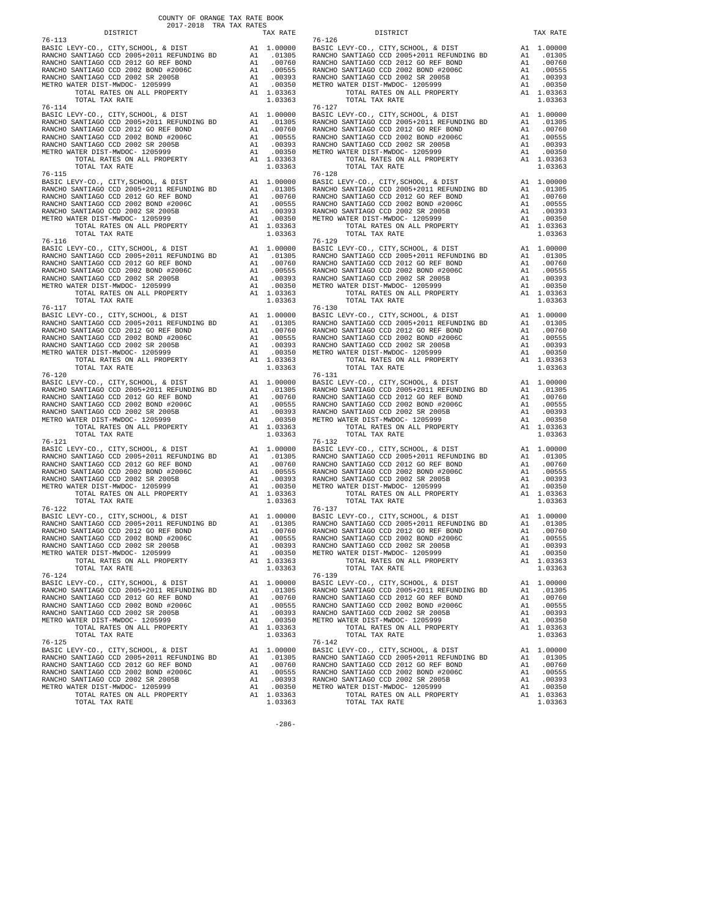COUNTY OF ORANGE TAX RATE BOOK
2017-2018 TRA TAX RATES

| DISTRICT | | TAX RATE |
|---|---|---|
| 76-113 | | |
| BASIC LEVY-CO., CITY,SCHOOL, & DIST | A1 | 1.00000 |
| RANCHO SANTIAGO CCD 2005+2011 REFUNDING BD | A1 | .01305 |
| RANCHO SANTIAGO CCD 2012 GO REF BOND | A1 | .00760 |
| RANCHO SANTIAGO CCD 2002 BOND #2006C | A1 | .00555 |
| RANCHO SANTIAGO CCD 2002 SR 2005B | A1 | .00393 |
| METRO WATER DIST-MWDOC- 1205999 | A1 | .00350 |
| TOTAL RATES ON ALL PROPERTY | A1 | 1.03363 |
| TOTAL TAX RATE | | 1.03363 |
| 76-114 | | |
| BASIC LEVY-CO., CITY,SCHOOL, & DIST | A1 | 1.00000 |
| RANCHO SANTIAGO CCD 2005+2011 REFUNDING BD | A1 | .01305 |
| RANCHO SANTIAGO CCD 2012 GO REF BOND | A1 | .00760 |
| RANCHO SANTIAGO CCD 2002 BOND #2006C | A1 | .00555 |
| RANCHO SANTIAGO CCD 2002 SR 2005B | A1 | .00393 |
| METRO WATER DIST-MWDOC- 1205999 | A1 | .00350 |
| TOTAL RATES ON ALL PROPERTY | A1 | 1.03363 |
| TOTAL TAX RATE | | 1.03363 |
| 76-115 | | |
| BASIC LEVY-CO., CITY,SCHOOL, & DIST | A1 | 1.00000 |
| RANCHO SANTIAGO CCD 2005+2011 REFUNDING BD | A1 | .01305 |
| RANCHO SANTIAGO CCD 2012 GO REF BOND | A1 | .00760 |
| RANCHO SANTIAGO CCD 2002 BOND #2006C | A1 | .00555 |
| RANCHO SANTIAGO CCD 2002 SR 2005B | A1 | .00393 |
| METRO WATER DIST-MWDOC- 1205999 | A1 | .00350 |
| TOTAL RATES ON ALL PROPERTY | A1 | 1.03363 |
| TOTAL TAX RATE | | 1.03363 |
| 76-116 | | |
| BASIC LEVY-CO., CITY,SCHOOL, & DIST | A1 | 1.00000 |
| RANCHO SANTIAGO CCD 2005+2011 REFUNDING BD | A1 | .01305 |
| RANCHO SANTIAGO CCD 2012 GO REF BOND | A1 | .00760 |
| RANCHO SANTIAGO CCD 2002 BOND #2006C | A1 | .00555 |
| RANCHO SANTIAGO CCD 2002 SR 2005B | A1 | .00393 |
| METRO WATER DIST-MWDOC- 1205999 | A1 | .00350 |
| TOTAL RATES ON ALL PROPERTY | A1 | 1.03363 |
| TOTAL TAX RATE | | 1.03363 |
| 76-117 | | |
| BASIC LEVY-CO., CITY,SCHOOL, & DIST | A1 | 1.00000 |
| RANCHO SANTIAGO CCD 2005+2011 REFUNDING BD | A1 | .01305 |
| RANCHO SANTIAGO CCD 2012 GO REF BOND | A1 | .00760 |
| RANCHO SANTIAGO CCD 2002 BOND #2006C | A1 | .00555 |
| RANCHO SANTIAGO CCD 2002 SR 2005B | A1 | .00393 |
| METRO WATER DIST-MWDOC- 1205999 | A1 | .00350 |
| TOTAL RATES ON ALL PROPERTY | A1 | 1.03363 |
| TOTAL TAX RATE | | 1.03363 |
| 76-120 | | |
| BASIC LEVY-CO., CITY,SCHOOL, & DIST | A1 | 1.00000 |
| RANCHO SANTIAGO CCD 2005+2011 REFUNDING BD | A1 | .01305 |
| RANCHO SANTIAGO CCD 2012 GO REF BOND | A1 | .00760 |
| RANCHO SANTIAGO CCD 2002 BOND #2006C | A1 | .00555 |
| RANCHO SANTIAGO CCD 2002 SR 2005B | A1 | .00393 |
| METRO WATER DIST-MWDOC- 1205999 | A1 | .00350 |
| TOTAL RATES ON ALL PROPERTY | A1 | 1.03363 |
| TOTAL TAX RATE | | 1.03363 |
| 76-121 | | |
| BASIC LEVY-CO., CITY,SCHOOL, & DIST | A1 | 1.00000 |
| RANCHO SANTIAGO CCD 2005+2011 REFUNDING BD | A1 | .01305 |
| RANCHO SANTIAGO CCD 2012 GO REF BOND | A1 | .00760 |
| RANCHO SANTIAGO CCD 2002 BOND #2006C | A1 | .00555 |
| RANCHO SANTIAGO CCD 2002 SR 2005B | A1 | .00393 |
| METRO WATER DIST-MWDOC- 1205999 | A1 | .00350 |
| TOTAL RATES ON ALL PROPERTY | A1 | 1.03363 |
| TOTAL TAX RATE | | 1.03363 |
| 76-122 | | |
| BASIC LEVY-CO., CITY,SCHOOL, & DIST | A1 | 1.00000 |
| RANCHO SANTIAGO CCD 2005+2011 REFUNDING BD | A1 | .01305 |
| RANCHO SANTIAGO CCD 2012 GO REF BOND | A1 | .00760 |
| RANCHO SANTIAGO CCD 2002 BOND #2006C | A1 | .00555 |
| RANCHO SANTIAGO CCD 2002 SR 2005B | A1 | .00393 |
| METRO WATER DIST-MWDOC- 1205999 | A1 | .00350 |
| TOTAL RATES ON ALL PROPERTY | A1 | 1.03363 |
| TOTAL TAX RATE | | 1.03363 |
| 76-124 | | |
| BASIC LEVY-CO., CITY,SCHOOL, & DIST | A1 | 1.00000 |
| RANCHO SANTIAGO CCD 2005+2011 REFUNDING BD | A1 | .01305 |
| RANCHO SANTIAGO CCD 2012 GO REF BOND | A1 | .00760 |
| RANCHO SANTIAGO CCD 2002 BOND #2006C | A1 | .00555 |
| RANCHO SANTIAGO CCD 2002 SR 2005B | A1 | .00393 |
| METRO WATER DIST-MWDOC- 1205999 | A1 | .00350 |
| TOTAL RATES ON ALL PROPERTY | A1 | 1.03363 |
| TOTAL TAX RATE | | 1.03363 |
| 76-125 | | |
| BASIC LEVY-CO., CITY,SCHOOL, & DIST | A1 | 1.00000 |
| RANCHO SANTIAGO CCD 2005+2011 REFUNDING BD | A1 | .01305 |
| RANCHO SANTIAGO CCD 2012 GO REF BOND | A1 | .00760 |
| RANCHO SANTIAGO CCD 2002 BOND #2006C | A1 | .00555 |
| RANCHO SANTIAGO CCD 2002 SR 2005B | A1 | .00393 |
| METRO WATER DIST-MWDOC- 1205999 | A1 | .00350 |
| TOTAL RATES ON ALL PROPERTY | A1 | 1.03363 |
| TOTAL TAX RATE | | 1.03363 |
| 76-126 | | |
| BASIC LEVY-CO., CITY,SCHOOL, & DIST | A1 | 1.00000 |
| RANCHO SANTIAGO CCD 2005+2011 REFUNDING BD | A1 | .01305 |
| RANCHO SANTIAGO CCD 2012 GO REF BOND | A1 | .00760 |
| RANCHO SANTIAGO CCD 2002 BOND #2006C | A1 | .00555 |
| RANCHO SANTIAGO CCD 2002 SR 2005B | A1 | .00393 |
| METRO WATER DIST-MWDOC- 1205999 | A1 | .00350 |
| TOTAL RATES ON ALL PROPERTY | A1 | 1.03363 |
| TOTAL TAX RATE | | 1.03363 |
| 76-127 | | |
| BASIC LEVY-CO., CITY,SCHOOL, & DIST | A1 | 1.00000 |
| RANCHO SANTIAGO CCD 2005+2011 REFUNDING BD | A1 | .01305 |
| RANCHO SANTIAGO CCD 2012 GO REF BOND | A1 | .00760 |
| RANCHO SANTIAGO CCD 2002 BOND #2006C | A1 | .00555 |
| RANCHO SANTIAGO CCD 2002 SR 2005B | A1 | .00393 |
| METRO WATER DIST-MWDOC- 1205999 | A1 | .00350 |
| TOTAL RATES ON ALL PROPERTY | A1 | 1.03363 |
| TOTAL TAX RATE | | 1.03363 |
| 76-128 | | |
| BASIC LEVY-CO., CITY,SCHOOL, & DIST | A1 | 1.00000 |
| RANCHO SANTIAGO CCD 2005+2011 REFUNDING BD | A1 | .01305 |
| RANCHO SANTIAGO CCD 2012 GO REF BOND | A1 | .00760 |
| RANCHO SANTIAGO CCD 2002 BOND #2006C | A1 | .00555 |
| RANCHO SANTIAGO CCD 2002 SR 2005B | A1 | .00393 |
| METRO WATER DIST-MWDOC- 1205999 | A1 | .00350 |
| TOTAL RATES ON ALL PROPERTY | A1 | 1.03363 |
| TOTAL TAX RATE | | 1.03363 |
| 76-129 | | |
| BASIC LEVY-CO., CITY,SCHOOL, & DIST | A1 | 1.00000 |
| RANCHO SANTIAGO CCD 2005+2011 REFUNDING BD | A1 | .01305 |
| RANCHO SANTIAGO CCD 2012 GO REF BOND | A1 | .00760 |
| RANCHO SANTIAGO CCD 2002 BOND #2006C | A1 | .00555 |
| RANCHO SANTIAGO CCD 2002 SR 2005B | A1 | .00393 |
| METRO WATER DIST-MWDOC- 1205999 | A1 | .00350 |
| TOTAL RATES ON ALL PROPERTY | A1 | 1.03363 |
| TOTAL TAX RATE | | 1.03363 |
| 76-130 | | |
| BASIC LEVY-CO., CITY,SCHOOL, & DIST | A1 | 1.00000 |
| RANCHO SANTIAGO CCD 2005+2011 REFUNDING BD | A1 | .01305 |
| RANCHO SANTIAGO CCD 2012 GO REF BOND | A1 | .00760 |
| RANCHO SANTIAGO CCD 2002 BOND #2006C | A1 | .00555 |
| RANCHO SANTIAGO CCD 2002 SR 2005B | A1 | .00393 |
| METRO WATER DIST-MWDOC- 1205999 | A1 | .00350 |
| TOTAL RATES ON ALL PROPERTY | A1 | 1.03363 |
| TOTAL TAX RATE | | 1.03363 |
| 76-131 | | |
| BASIC LEVY-CO., CITY,SCHOOL, & DIST | A1 | 1.00000 |
| RANCHO SANTIAGO CCD 2005+2011 REFUNDING BD | A1 | .01305 |
| RANCHO SANTIAGO CCD 2012 GO REF BOND | A1 | .00760 |
| RANCHO SANTIAGO CCD 2002 BOND #2006C | A1 | .00555 |
| RANCHO SANTIAGO CCD 2002 SR 2005B | A1 | .00393 |
| METRO WATER DIST-MWDOC- 1205999 | A1 | .00350 |
| TOTAL RATES ON ALL PROPERTY | A1 | 1.03363 |
| TOTAL TAX RATE | | 1.03363 |
| 76-132 | | |
| BASIC LEVY-CO., CITY,SCHOOL, & DIST | A1 | 1.00000 |
| RANCHO SANTIAGO CCD 2005+2011 REFUNDING BD | A1 | .01305 |
| RANCHO SANTIAGO CCD 2012 GO REF BOND | A1 | .00760 |
| RANCHO SANTIAGO CCD 2002 BOND #2006C | A1 | .00555 |
| RANCHO SANTIAGO CCD 2002 SR 2005B | A1 | .00393 |
| METRO WATER DIST-MWDOC- 1205999 | A1 | .00350 |
| TOTAL RATES ON ALL PROPERTY | A1 | 1.03363 |
| TOTAL TAX RATE | | 1.03363 |
| 76-137 | | |
| BASIC LEVY-CO., CITY,SCHOOL, & DIST | A1 | 1.00000 |
| RANCHO SANTIAGO CCD 2005+2011 REFUNDING BD | A1 | .01305 |
| RANCHO SANTIAGO CCD 2012 GO REF BOND | A1 | .00760 |
| RANCHO SANTIAGO CCD 2002 BOND #2006C | A1 | .00555 |
| RANCHO SANTIAGO CCD 2002 SR 2005B | A1 | .00393 |
| METRO WATER DIST-MWDOC- 1205999 | A1 | .00350 |
| TOTAL RATES ON ALL PROPERTY | A1 | 1.03363 |
| TOTAL TAX RATE | | 1.03363 |
| 76-139 | | |
| BASIC LEVY-CO., CITY,SCHOOL, & DIST | A1 | 1.00000 |
| RANCHO SANTIAGO CCD 2005+2011 REFUNDING BD | A1 | .01305 |
| RANCHO SANTIAGO CCD 2012 GO REF BOND | A1 | .00760 |
| RANCHO SANTIAGO CCD 2002 BOND #2006C | A1 | .00555 |
| RANCHO SANTIAGO CCD 2002 SR 2005B | A1 | .00393 |
| METRO WATER DIST-MWDOC- 1205999 | A1 | .00350 |
| TOTAL RATES ON ALL PROPERTY | A1 | 1.03363 |
| TOTAL TAX RATE | | 1.03363 |
| 76-142 | | |
| BASIC LEVY-CO., CITY,SCHOOL, & DIST | A1 | 1.00000 |
| RANCHO SANTIAGO CCD 2005+2011 REFUNDING BD | A1 | .01305 |
| RANCHO SANTIAGO CCD 2012 GO REF BOND | A1 | .00760 |
| RANCHO SANTIAGO CCD 2002 BOND #2006C | A1 | .00555 |
| RANCHO SANTIAGO CCD 2002 SR 2005B | A1 | .00393 |
| METRO WATER DIST-MWDOC- 1205999 | A1 | .00350 |
| TOTAL RATES ON ALL PROPERTY | A1 | 1.03363 |
| TOTAL TAX RATE | | 1.03363 |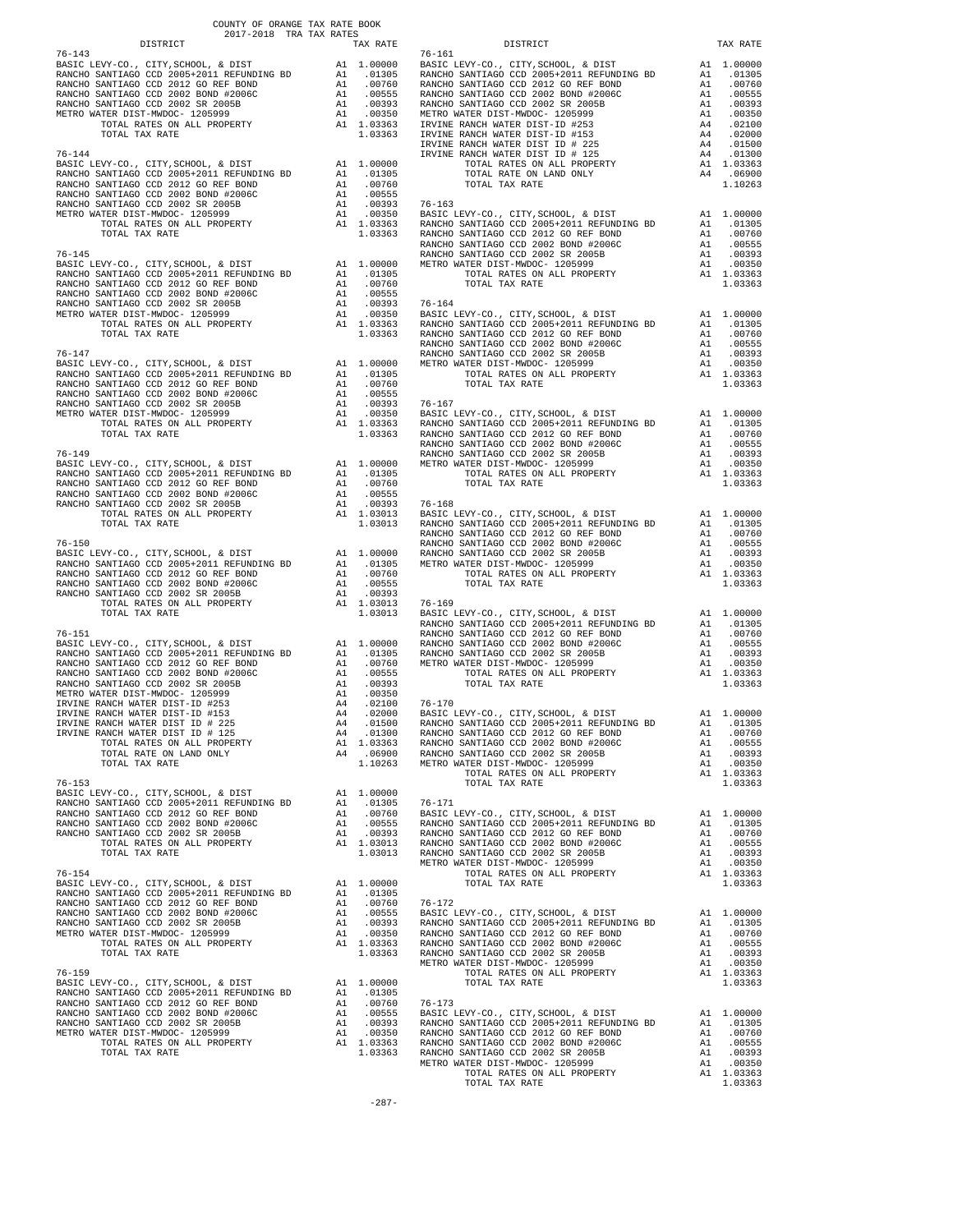COUNTY OF ORANGE TAX RATE BOOK
2017-2018 TRA TAX RATES

| DISTRICT | | TAX RATE |
|---|---|---|
| **76-143** | | |
| BASIC LEVY-CO., CITY,SCHOOL, & DIST | A1 | 1.00000 |
| RANCHO SANTIAGO CCD 2005+2011 REFUNDING BD | A1 | .01305 |
| RANCHO SANTIAGO CCD 2012 GO REF BOND | A1 | .00760 |
| RANCHO SANTIAGO CCD 2002 BOND #2006C | A1 | .00555 |
| RANCHO SANTIAGO CCD 2002 SR 2005B | A1 | .00393 |
| METRO WATER DIST-MWDOC- 1205999 | A1 | .00350 |
| TOTAL RATES ON ALL PROPERTY | A1 | 1.03363 |
| TOTAL TAX RATE | | 1.03363 |
| **76-144** | | |
| BASIC LEVY-CO., CITY,SCHOOL, & DIST | A1 | 1.00000 |
| RANCHO SANTIAGO CCD 2005+2011 REFUNDING BD | A1 | .01305 |
| RANCHO SANTIAGO CCD 2012 GO REF BOND | A1 | .00760 |
| RANCHO SANTIAGO CCD 2002 BOND #2006C | A1 | .00555 |
| RANCHO SANTIAGO CCD 2002 SR 2005B | A1 | .00393 |
| METRO WATER DIST-MWDOC- 1205999 | A1 | .00350 |
| TOTAL RATES ON ALL PROPERTY | A1 | 1.03363 |
| TOTAL TAX RATE | | 1.03363 |
| **76-145** | | |
| BASIC LEVY-CO., CITY,SCHOOL, & DIST | A1 | 1.00000 |
| RANCHO SANTIAGO CCD 2005+2011 REFUNDING BD | A1 | .01305 |
| RANCHO SANTIAGO CCD 2012 GO REF BOND | A1 | .00760 |
| RANCHO SANTIAGO CCD 2002 BOND #2006C | A1 | .00555 |
| RANCHO SANTIAGO CCD 2002 SR 2005B | A1 | .00393 |
| METRO WATER DIST-MWDOC- 1205999 | A1 | .00350 |
| TOTAL RATES ON ALL PROPERTY | A1 | 1.03363 |
| TOTAL TAX RATE | | 1.03363 |
| **76-147** | | |
| BASIC LEVY-CO., CITY,SCHOOL, & DIST | A1 | 1.00000 |
| RANCHO SANTIAGO CCD 2005+2011 REFUNDING BD | A1 | .01305 |
| RANCHO SANTIAGO CCD 2012 GO REF BOND | A1 | .00760 |
| RANCHO SANTIAGO CCD 2002 BOND #2006C | A1 | .00555 |
| RANCHO SANTIAGO CCD 2002 SR 2005B | A1 | .00393 |
| METRO WATER DIST-MWDOC- 1205999 | A1 | .00350 |
| TOTAL RATES ON ALL PROPERTY | A1 | 1.03363 |
| TOTAL TAX RATE | | 1.03363 |
| **76-149** | | |
| BASIC LEVY-CO., CITY,SCHOOL, & DIST | A1 | 1.00000 |
| RANCHO SANTIAGO CCD 2005+2011 REFUNDING BD | A1 | .01305 |
| RANCHO SANTIAGO CCD 2012 GO REF BOND | A1 | .00760 |
| RANCHO SANTIAGO CCD 2002 BOND #2006C | A1 | .00555 |
| RANCHO SANTIAGO CCD 2002 SR 2005B | A1 | .00393 |
| TOTAL RATES ON ALL PROPERTY | A1 | 1.03013 |
| TOTAL TAX RATE | | 1.03013 |
| **76-150** | | |
| BASIC LEVY-CO., CITY,SCHOOL, & DIST | A1 | 1.00000 |
| RANCHO SANTIAGO CCD 2005+2011 REFUNDING BD | A1 | .01305 |
| RANCHO SANTIAGO CCD 2012 GO REF BOND | A1 | .00760 |
| RANCHO SANTIAGO CCD 2002 BOND #2006C | A1 | .00555 |
| RANCHO SANTIAGO CCD 2002 SR 2005B | A1 | .00393 |
| TOTAL RATES ON ALL PROPERTY | A1 | 1.03013 |
| TOTAL TAX RATE | | 1.03013 |
| **76-151** | | |
| BASIC LEVY-CO., CITY,SCHOOL, & DIST | A1 | 1.00000 |
| RANCHO SANTIAGO CCD 2005+2011 REFUNDING BD | A1 | .01305 |
| RANCHO SANTIAGO CCD 2012 GO REF BOND | A1 | .00760 |
| RANCHO SANTIAGO CCD 2002 BOND #2006C | A1 | .00555 |
| RANCHO SANTIAGO CCD 2002 SR 2005B | A1 | .00393 |
| METRO WATER DIST-MWDOC- 1205999 | A1 | .00350 |
| IRVINE RANCH WATER DIST-ID #253 | A4 | .02100 |
| IRVINE RANCH WATER DIST-ID #153 | A4 | .02000 |
| IRVINE RANCH WATER DIST ID # 225 | A4 | .01500 |
| IRVINE RANCH WATER DIST ID # 125 | A4 | .01300 |
| TOTAL RATES ON ALL PROPERTY | A1 | 1.03363 |
| TOTAL RATE ON LAND ONLY | A4 | .06900 |
| TOTAL TAX RATE | | 1.10263 |
| **76-153** | | |
| BASIC LEVY-CO., CITY,SCHOOL, & DIST | A1 | 1.00000 |
| RANCHO SANTIAGO CCD 2005+2011 REFUNDING BD | A1 | .01305 |
| RANCHO SANTIAGO CCD 2012 GO REF BOND | A1 | .00760 |
| RANCHO SANTIAGO CCD 2002 BOND #2006C | A1 | .00555 |
| RANCHO SANTIAGO CCD 2002 SR 2005B | A1 | .00393 |
| TOTAL RATES ON ALL PROPERTY | A1 | 1.03013 |
| TOTAL TAX RATE | | 1.03013 |
| **76-154** | | |
| BASIC LEVY-CO., CITY,SCHOOL, & DIST | A1 | 1.00000 |
| RANCHO SANTIAGO CCD 2005+2011 REFUNDING BD | A1 | .01305 |
| RANCHO SANTIAGO CCD 2012 GO REF BOND | A1 | .00760 |
| RANCHO SANTIAGO CCD 2002 BOND #2006C | A1 | .00555 |
| RANCHO SANTIAGO CCD 2002 SR 2005B | A1 | .00393 |
| METRO WATER DIST-MWDOC- 1205999 | A1 | .00350 |
| TOTAL RATES ON ALL PROPERTY | A1 | 1.03363 |
| TOTAL TAX RATE | | 1.03363 |
| **76-159** | | |
| BASIC LEVY-CO., CITY,SCHOOL, & DIST | A1 | 1.00000 |
| RANCHO SANTIAGO CCD 2005+2011 REFUNDING BD | A1 | .01305 |
| RANCHO SANTIAGO CCD 2012 GO REF BOND | A1 | .00760 |
| RANCHO SANTIAGO CCD 2002 BOND #2006C | A1 | .00555 |
| RANCHO SANTIAGO CCD 2002 SR 2005B | A1 | .00393 |
| METRO WATER DIST-MWDOC- 1205999 | A1 | .00350 |
| TOTAL RATES ON ALL PROPERTY | A1 | 1.03363 |
| TOTAL TAX RATE | | 1.03363 |
| **76-161** | | |
| BASIC LEVY-CO., CITY,SCHOOL, & DIST | A1 | 1.00000 |
| RANCHO SANTIAGO CCD 2005+2011 REFUNDING BD | A1 | .01305 |
| RANCHO SANTIAGO CCD 2012 GO REF BOND | A1 | .00760 |
| RANCHO SANTIAGO CCD 2002 BOND #2006C | A1 | .00555 |
| RANCHO SANTIAGO CCD 2002 SR 2005B | A1 | .00393 |
| METRO WATER DIST-MWDOC- 1205999 | A1 | .00350 |
| IRVINE RANCH WATER DIST-ID #253 | A4 | .02100 |
| IRVINE RANCH WATER DIST-ID #153 | A4 | .02000 |
| IRVINE RANCH WATER DIST ID # 225 | A4 | .01500 |
| IRVINE RANCH WATER DIST ID # 125 | A4 | .01300 |
| TOTAL RATES ON ALL PROPERTY | A1 | 1.03363 |
| TOTAL RATE ON LAND ONLY | A4 | .06900 |
| TOTAL TAX RATE | | 1.10263 |
| **76-163** | | |
| BASIC LEVY-CO., CITY,SCHOOL, & DIST | A1 | 1.00000 |
| RANCHO SANTIAGO CCD 2005+2011 REFUNDING BD | A1 | .01305 |
| RANCHO SANTIAGO CCD 2012 GO REF BOND | A1 | .00760 |
| RANCHO SANTIAGO CCD 2002 BOND #2006C | A1 | .00555 |
| RANCHO SANTIAGO CCD 2002 SR 2005B | A1 | .00393 |
| METRO WATER DIST-MWDOC- 1205999 | A1 | .00350 |
| TOTAL RATES ON ALL PROPERTY | A1 | 1.03363 |
| TOTAL TAX RATE | | 1.03363 |
| **76-164** | | |
| BASIC LEVY-CO., CITY,SCHOOL, & DIST | A1 | 1.00000 |
| RANCHO SANTIAGO CCD 2005+2011 REFUNDING BD | A1 | .01305 |
| RANCHO SANTIAGO CCD 2012 GO REF BOND | A1 | .00760 |
| RANCHO SANTIAGO CCD 2002 BOND #2006C | A1 | .00555 |
| RANCHO SANTIAGO CCD 2002 SR 2005B | A1 | .00393 |
| METRO WATER DIST-MWDOC- 1205999 | A1 | .00350 |
| TOTAL RATES ON ALL PROPERTY | A1 | 1.03363 |
| TOTAL TAX RATE | | 1.03363 |
| **76-167** | | |
| BASIC LEVY-CO., CITY,SCHOOL, & DIST | A1 | 1.00000 |
| RANCHO SANTIAGO CCD 2005+2011 REFUNDING BD | A1 | .01305 |
| RANCHO SANTIAGO CCD 2012 GO REF BOND | A1 | .00760 |
| RANCHO SANTIAGO CCD 2002 BOND #2006C | A1 | .00555 |
| RANCHO SANTIAGO CCD 2002 SR 2005B | A1 | .00393 |
| METRO WATER DIST-MWDOC- 1205999 | A1 | .00350 |
| TOTAL RATES ON ALL PROPERTY | A1 | 1.03363 |
| TOTAL TAX RATE | | 1.03363 |
| **76-168** | | |
| BASIC LEVY-CO., CITY,SCHOOL, & DIST | A1 | 1.00000 |
| RANCHO SANTIAGO CCD 2005+2011 REFUNDING BD | A1 | .01305 |
| RANCHO SANTIAGO CCD 2012 GO REF BOND | A1 | .00760 |
| RANCHO SANTIAGO CCD 2002 BOND #2006C | A1 | .00555 |
| RANCHO SANTIAGO CCD 2002 SR 2005B | A1 | .00393 |
| METRO WATER DIST-MWDOC- 1205999 | A1 | .00350 |
| TOTAL RATES ON ALL PROPERTY | A1 | 1.03363 |
| TOTAL TAX RATE | | 1.03363 |
| **76-169** | | |
| BASIC LEVY-CO., CITY,SCHOOL, & DIST | A1 | 1.00000 |
| RANCHO SANTIAGO CCD 2005+2011 REFUNDING BD | A1 | .01305 |
| RANCHO SANTIAGO CCD 2012 GO REF BOND | A1 | .00760 |
| RANCHO SANTIAGO CCD 2002 BOND #2006C | A1 | .00555 |
| RANCHO SANTIAGO CCD 2002 SR 2005B | A1 | .00393 |
| METRO WATER DIST-MWDOC- 1205999 | A1 | .00350 |
| TOTAL RATES ON ALL PROPERTY | A1 | 1.03363 |
| TOTAL TAX RATE | | 1.03363 |
| **76-170** | | |
| BASIC LEVY-CO., CITY,SCHOOL, & DIST | A1 | 1.00000 |
| RANCHO SANTIAGO CCD 2005+2011 REFUNDING BD | A1 | .01305 |
| RANCHO SANTIAGO CCD 2012 GO REF BOND | A1 | .00760 |
| RANCHO SANTIAGO CCD 2002 BOND #2006C | A1 | .00555 |
| RANCHO SANTIAGO CCD 2002 SR 2005B | A1 | .00393 |
| METRO WATER DIST-MWDOC- 1205999 | A1 | .00350 |
| TOTAL RATES ON ALL PROPERTY | A1 | 1.03363 |
| TOTAL TAX RATE | | 1.03363 |
| **76-171** | | |
| BASIC LEVY-CO., CITY,SCHOOL, & DIST | A1 | 1.00000 |
| RANCHO SANTIAGO CCD 2005+2011 REFUNDING BD | A1 | .01305 |
| RANCHO SANTIAGO CCD 2012 GO REF BOND | A1 | .00760 |
| RANCHO SANTIAGO CCD 2002 BOND #2006C | A1 | .00555 |
| RANCHO SANTIAGO CCD 2002 SR 2005B | A1 | .00393 |
| METRO WATER DIST-MWDOC- 1205999 | A1 | .00350 |
| TOTAL RATES ON ALL PROPERTY | A1 | 1.03363 |
| TOTAL TAX RATE | | 1.03363 |
| **76-172** | | |
| BASIC LEVY-CO., CITY,SCHOOL, & DIST | A1 | 1.00000 |
| RANCHO SANTIAGO CCD 2005+2011 REFUNDING BD | A1 | .01305 |
| RANCHO SANTIAGO CCD 2012 GO REF BOND | A1 | .00760 |
| RANCHO SANTIAGO CCD 2002 BOND #2006C | A1 | .00555 |
| RANCHO SANTIAGO CCD 2002 SR 2005B | A1 | .00393 |
| METRO WATER DIST-MWDOC- 1205999 | A1 | .00350 |
| TOTAL RATES ON ALL PROPERTY | A1 | 1.03363 |
| TOTAL TAX RATE | | 1.03363 |
| **76-173** | | |
| BASIC LEVY-CO., CITY,SCHOOL, & DIST | A1 | 1.00000 |
| RANCHO SANTIAGO CCD 2005+2011 REFUNDING BD | A1 | .01305 |
| RANCHO SANTIAGO CCD 2012 GO REF BOND | A1 | .00760 |
| RANCHO SANTIAGO CCD 2002 BOND #2006C | A1 | .00555 |
| RANCHO SANTIAGO CCD 2002 SR 2005B | A1 | .00393 |
| METRO WATER DIST-MWDOC- 1205999 | A1 | .00350 |
| TOTAL RATES ON ALL PROPERTY | A1 | 1.03363 |
| TOTAL TAX RATE | | 1.03363 |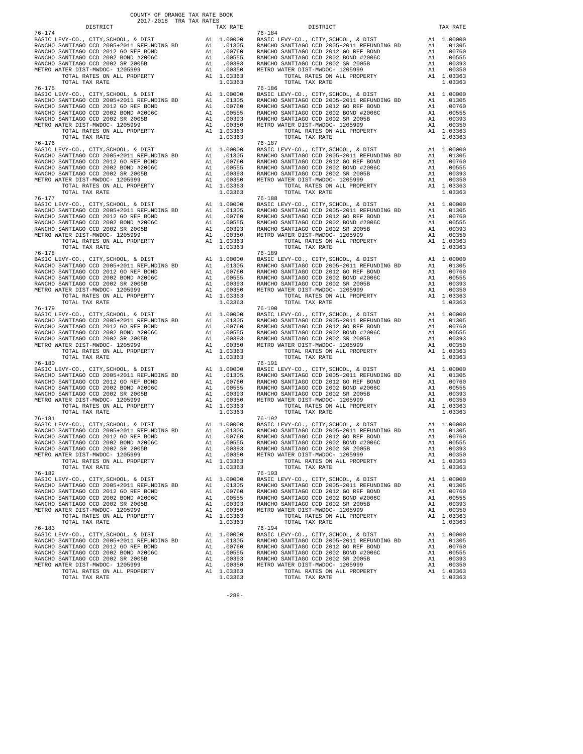COUNTY OF ORANGE TAX RATE BOOK
2017-2018 TRA TAX RATES

| DISTRICT | | TAX RATE |
|---|---|---|
| 76-174 | | |
| BASIC LEVY-CO., CITY,SCHOOL, & DIST | A1 | 1.00000 |
| RANCHO SANTIAGO CCD 2005+2011 REFUNDING BD | A1 | .01305 |
| RANCHO SANTIAGO CCD 2012 GO REF BOND | A1 | .00760 |
| RANCHO SANTIAGO CCD 2002 BOND #2006C | A1 | .00555 |
| RANCHO SANTIAGO CCD 2002 SR 2005B | A1 | .00393 |
| METRO WATER DIST-MWDOC- 1205999 | A1 | .00350 |
| TOTAL RATES ON ALL PROPERTY | A1 | 1.03363 |
| TOTAL TAX RATE | | 1.03363 |
| 76-175 | | |
| BASIC LEVY-CO., CITY,SCHOOL, & DIST | A1 | 1.00000 |
| RANCHO SANTIAGO CCD 2005+2011 REFUNDING BD | A1 | .01305 |
| RANCHO SANTIAGO CCD 2012 GO REF BOND | A1 | .00760 |
| RANCHO SANTIAGO CCD 2002 BOND #2006C | A1 | .00555 |
| RANCHO SANTIAGO CCD 2002 SR 2005B | A1 | .00393 |
| METRO WATER DIST-MWDOC- 1205999 | A1 | .00350 |
| TOTAL RATES ON ALL PROPERTY | A1 | 1.03363 |
| TOTAL TAX RATE | | 1.03363 |
| 76-176 | | |
| BASIC LEVY-CO., CITY,SCHOOL, & DIST | A1 | 1.00000 |
| RANCHO SANTIAGO CCD 2005+2011 REFUNDING BD | A1 | .01305 |
| RANCHO SANTIAGO CCD 2012 GO REF BOND | A1 | .00760 |
| RANCHO SANTIAGO CCD 2002 BOND #2006C | A1 | .00555 |
| RANCHO SANTIAGO CCD 2002 SR 2005B | A1 | .00393 |
| METRO WATER DIST-MWDOC- 1205999 | A1 | .00350 |
| TOTAL RATES ON ALL PROPERTY | A1 | 1.03363 |
| TOTAL TAX RATE | | 1.03363 |
| 76-177 | | |
| BASIC LEVY-CO., CITY,SCHOOL, & DIST | A1 | 1.00000 |
| RANCHO SANTIAGO CCD 2005+2011 REFUNDING BD | A1 | .01305 |
| RANCHO SANTIAGO CCD 2012 GO REF BOND | A1 | .00760 |
| RANCHO SANTIAGO CCD 2002 BOND #2006C | A1 | .00555 |
| RANCHO SANTIAGO CCD 2002 SR 2005B | A1 | .00393 |
| METRO WATER DIST-MWDOC- 1205999 | A1 | .00350 |
| TOTAL RATES ON ALL PROPERTY | A1 | 1.03363 |
| TOTAL TAX RATE | | 1.03363 |
| 76-178 | | |
| BASIC LEVY-CO., CITY,SCHOOL, & DIST | A1 | 1.00000 |
| RANCHO SANTIAGO CCD 2005+2011 REFUNDING BD | A1 | .01305 |
| RANCHO SANTIAGO CCD 2012 GO REF BOND | A1 | .00760 |
| RANCHO SANTIAGO CCD 2002 BOND #2006C | A1 | .00555 |
| RANCHO SANTIAGO CCD 2002 SR 2005B | A1 | .00393 |
| METRO WATER DIST-MWDOC- 1205999 | A1 | .00350 |
| TOTAL RATES ON ALL PROPERTY | A1 | 1.03363 |
| TOTAL TAX RATE | | 1.03363 |
| 76-179 | | |
| BASIC LEVY-CO., CITY,SCHOOL, & DIST | A1 | 1.00000 |
| RANCHO SANTIAGO CCD 2005+2011 REFUNDING BD | A1 | .01305 |
| RANCHO SANTIAGO CCD 2012 GO REF BOND | A1 | .00760 |
| RANCHO SANTIAGO CCD 2002 BOND #2006C | A1 | .00555 |
| RANCHO SANTIAGO CCD 2002 SR 2005B | A1 | .00393 |
| METRO WATER DIST-MWDOC- 1205999 | A1 | .00350 |
| TOTAL RATES ON ALL PROPERTY | A1 | 1.03363 |
| TOTAL TAX RATE | | 1.03363 |
| 76-180 | | |
| BASIC LEVY-CO., CITY,SCHOOL, & DIST | A1 | 1.00000 |
| RANCHO SANTIAGO CCD 2005+2011 REFUNDING BD | A1 | .01305 |
| RANCHO SANTIAGO CCD 2012 GO REF BOND | A1 | .00760 |
| RANCHO SANTIAGO CCD 2002 BOND #2006C | A1 | .00555 |
| RANCHO SANTIAGO CCD 2002 SR 2005B | A1 | .00393 |
| METRO WATER DIST-MWDOC- 1205999 | A1 | .00350 |
| TOTAL RATES ON ALL PROPERTY | A1 | 1.03363 |
| TOTAL TAX RATE | | 1.03363 |
| 76-181 | | |
| BASIC LEVY-CO., CITY,SCHOOL, & DIST | A1 | 1.00000 |
| RANCHO SANTIAGO CCD 2005+2011 REFUNDING BD | A1 | .01305 |
| RANCHO SANTIAGO CCD 2012 GO REF BOND | A1 | .00760 |
| RANCHO SANTIAGO CCD 2002 BOND #2006C | A1 | .00555 |
| RANCHO SANTIAGO CCD 2002 SR 2005B | A1 | .00393 |
| METRO WATER DIST-MWDOC- 1205999 | A1 | .00350 |
| TOTAL RATES ON ALL PROPERTY | A1 | 1.03363 |
| TOTAL TAX RATE | | 1.03363 |
| 76-182 | | |
| BASIC LEVY-CO., CITY,SCHOOL, & DIST | A1 | 1.00000 |
| RANCHO SANTIAGO CCD 2005+2011 REFUNDING BD | A1 | .01305 |
| RANCHO SANTIAGO CCD 2012 GO REF BOND | A1 | .00760 |
| RANCHO SANTIAGO CCD 2002 BOND #2006C | A1 | .00555 |
| RANCHO SANTIAGO CCD 2002 SR 2005B | A1 | .00393 |
| METRO WATER DIST-MWDOC- 1205999 | A1 | .00350 |
| TOTAL RATES ON ALL PROPERTY | A1 | 1.03363 |
| TOTAL TAX RATE | | 1.03363 |
| 76-183 | | |
| BASIC LEVY-CO., CITY,SCHOOL, & DIST | A1 | 1.00000 |
| RANCHO SANTIAGO CCD 2005+2011 REFUNDING BD | A1 | .01305 |
| RANCHO SANTIAGO CCD 2012 GO REF BOND | A1 | .00760 |
| RANCHO SANTIAGO CCD 2002 BOND #2006C | A1 | .00555 |
| RANCHO SANTIAGO CCD 2002 SR 2005B | A1 | .00393 |
| METRO WATER DIST-MWDOC- 1205999 | A1 | .00350 |
| TOTAL RATES ON ALL PROPERTY | A1 | 1.03363 |
| TOTAL TAX RATE | | 1.03363 |
| 76-184 | | |
| BASIC LEVY-CO., CITY,SCHOOL, & DIST | A1 | 1.00000 |
| RANCHO SANTIAGO CCD 2005+2011 REFUNDING BD | A1 | .01305 |
| RANCHO SANTIAGO CCD 2012 GO REF BOND | A1 | .00760 |
| RANCHO SANTIAGO CCD 2002 BOND #2006C | A1 | .00555 |
| RANCHO SANTIAGO CCD 2002 SR 2005B | A1 | .00393 |
| METRO WATER DIST-MWDOC- 1205999 | A1 | .00350 |
| TOTAL RATES ON ALL PROPERTY | A1 | 1.03363 |
| TOTAL TAX RATE | | 1.03363 |
| 76-186 | | |
| BASIC LEVY-CO., CITY,SCHOOL, & DIST | A1 | 1.00000 |
| RANCHO SANTIAGO CCD 2005+2011 REFUNDING BD | A1 | .01305 |
| RANCHO SANTIAGO CCD 2012 GO REF BOND | A1 | .00760 |
| RANCHO SANTIAGO CCD 2002 BOND #2006C | A1 | .00555 |
| RANCHO SANTIAGO CCD 2002 SR 2005B | A1 | .00393 |
| METRO WATER DIST-MWDOC- 1205999 | A1 | .00350 |
| TOTAL RATES ON ALL PROPERTY | A1 | 1.03363 |
| TOTAL TAX RATE | | 1.03363 |
| 76-187 | | |
| BASIC LEVY-CO., CITY,SCHOOL, & DIST | A1 | 1.00000 |
| RANCHO SANTIAGO CCD 2005+2011 REFUNDING BD | A1 | .01305 |
| RANCHO SANTIAGO CCD 2012 GO REF BOND | A1 | .00760 |
| RANCHO SANTIAGO CCD 2002 BOND #2006C | A1 | .00555 |
| RANCHO SANTIAGO CCD 2002 SR 2005B | A1 | .00393 |
| METRO WATER DIST-MWDOC- 1205999 | A1 | .00350 |
| TOTAL RATES ON ALL PROPERTY | A1 | 1.03363 |
| TOTAL TAX RATE | | 1.03363 |
| 76-188 | | |
| BASIC LEVY-CO., CITY,SCHOOL, & DIST | A1 | 1.00000 |
| RANCHO SANTIAGO CCD 2005+2011 REFUNDING BD | A1 | .01305 |
| RANCHO SANTIAGO CCD 2012 GO REF BOND | A1 | .00760 |
| RANCHO SANTIAGO CCD 2002 BOND #2006C | A1 | .00555 |
| RANCHO SANTIAGO CCD 2002 SR 2005B | A1 | .00393 |
| METRO WATER DIST-MWDOC- 1205999 | A1 | .00350 |
| TOTAL RATES ON ALL PROPERTY | A1 | 1.03363 |
| TOTAL TAX RATE | | 1.03363 |
| 76-189 | | |
| BASIC LEVY-CO., CITY,SCHOOL, & DIST | A1 | 1.00000 |
| RANCHO SANTIAGO CCD 2005+2011 REFUNDING BD | A1 | .01305 |
| RANCHO SANTIAGO CCD 2012 GO REF BOND | A1 | .00760 |
| RANCHO SANTIAGO CCD 2002 BOND #2006C | A1 | .00555 |
| RANCHO SANTIAGO CCD 2002 SR 2005B | A1 | .00393 |
| METRO WATER DIST-MWDOC- 1205999 | A1 | .00350 |
| TOTAL RATES ON ALL PROPERTY | A1 | 1.03363 |
| TOTAL TAX RATE | | 1.03363 |
| 76-190 | | |
| BASIC LEVY-CO., CITY,SCHOOL, & DIST | A1 | 1.00000 |
| RANCHO SANTIAGO CCD 2005+2011 REFUNDING BD | A1 | .01305 |
| RANCHO SANTIAGO CCD 2012 GO REF BOND | A1 | .00760 |
| RANCHO SANTIAGO CCD 2002 BOND #2006C | A1 | .00555 |
| RANCHO SANTIAGO CCD 2002 SR 2005B | A1 | .00393 |
| METRO WATER DIST-MWDOC- 1205999 | A1 | .00350 |
| TOTAL RATES ON ALL PROPERTY | A1 | 1.03363 |
| TOTAL TAX RATE | | 1.03363 |
| 76-191 | | |
| BASIC LEVY-CO., CITY,SCHOOL, & DIST | A1 | 1.00000 |
| RANCHO SANTIAGO CCD 2005+2011 REFUNDING BD | A1 | .01305 |
| RANCHO SANTIAGO CCD 2012 GO REF BOND | A1 | .00760 |
| RANCHO SANTIAGO CCD 2002 BOND #2006C | A1 | .00555 |
| RANCHO SANTIAGO CCD 2002 SR 2005B | A1 | .00393 |
| METRO WATER DIST-MWDOC- 1205999 | A1 | .00350 |
| TOTAL RATES ON ALL PROPERTY | A1 | 1.03363 |
| TOTAL TAX RATE | | 1.03363 |
| 76-192 | | |
| BASIC LEVY-CO., CITY,SCHOOL, & DIST | A1 | 1.00000 |
| RANCHO SANTIAGO CCD 2005+2011 REFUNDING BD | A1 | .01305 |
| RANCHO SANTIAGO CCD 2012 GO REF BOND | A1 | .00760 |
| RANCHO SANTIAGO CCD 2002 BOND #2006C | A1 | .00555 |
| RANCHO SANTIAGO CCD 2002 SR 2005B | A1 | .00393 |
| METRO WATER DIST-MWDOC- 1205999 | A1 | .00350 |
| TOTAL RATES ON ALL PROPERTY | A1 | 1.03363 |
| TOTAL TAX RATE | | 1.03363 |
| 76-193 | | |
| BASIC LEVY-CO., CITY,SCHOOL, & DIST | A1 | 1.00000 |
| RANCHO SANTIAGO CCD 2005+2011 REFUNDING BD | A1 | .01305 |
| RANCHO SANTIAGO CCD 2012 GO REF BOND | A1 | .00760 |
| RANCHO SANTIAGO CCD 2002 BOND #2006C | A1 | .00555 |
| RANCHO SANTIAGO CCD 2002 SR 2005B | A1 | .00393 |
| METRO WATER DIST-MWDOC- 1205999 | A1 | .00350 |
| TOTAL RATES ON ALL PROPERTY | A1 | 1.03363 |
| TOTAL TAX RATE | | 1.03363 |
| 76-194 | | |
| BASIC LEVY-CO., CITY,SCHOOL, & DIST | A1 | 1.00000 |
| RANCHO SANTIAGO CCD 2005+2011 REFUNDING BD | A1 | .01305 |
| RANCHO SANTIAGO CCD 2012 GO REF BOND | A1 | .00760 |
| RANCHO SANTIAGO CCD 2002 BOND #2006C | A1 | .00555 |
| RANCHO SANTIAGO CCD 2002 SR 2005B | A1 | .00393 |
| METRO WATER DIST-MWDOC- 1205999 | A1 | .00350 |
| TOTAL RATES ON ALL PROPERTY | A1 | 1.03363 |
| TOTAL TAX RATE | | 1.03363 |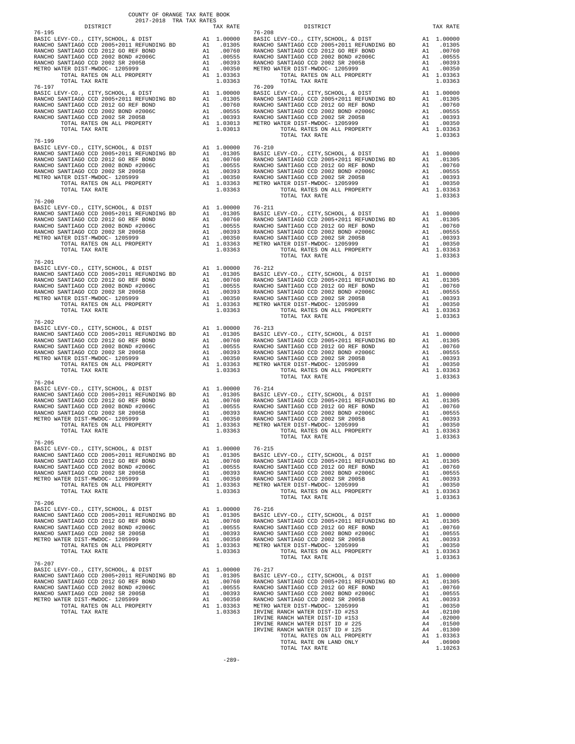COUNTY OF ORANGE TAX RATE BOOK
2017-2018 TRA TAX RATES

| DISTRICT | | TAX RATE |
|---|---|---|
| **76-195** | | |
| BASIC LEVY-CO., CITY,SCHOOL, & DIST | A1 | 1.00000 |
| RANCHO SANTIAGO CCD 2005+2011 REFUNDING BD | A1 | .01305 |
| RANCHO SANTIAGO CCD 2012 GO REF BOND | A1 | .00760 |
| RANCHO SANTIAGO CCD 2002 BOND #2006C | A1 | .00555 |
| RANCHO SANTIAGO CCD 2002 SR 2005B | A1 | .00393 |
| METRO WATER DIST-MWDOC- 1205999 | A1 | .00350 |
| TOTAL RATES ON ALL PROPERTY | A1 | 1.03363 |
| TOTAL TAX RATE | | 1.03363 |
| **76-197** | | |
| BASIC LEVY-CO., CITY,SCHOOL, & DIST | A1 | 1.00000 |
| RANCHO SANTIAGO CCD 2005+2011 REFUNDING BD | A1 | .01305 |
| RANCHO SANTIAGO CCD 2012 GO REF BOND | A1 | .00760 |
| RANCHO SANTIAGO CCD 2002 BOND #2006C | A1 | .00555 |
| RANCHO SANTIAGO CCD 2002 SR 2005B | A1 | .00393 |
| TOTAL RATES ON ALL PROPERTY | A1 | 1.03013 |
| TOTAL TAX RATE | | 1.03013 |
| **76-199** | | |
| BASIC LEVY-CO., CITY,SCHOOL, & DIST | A1 | 1.00000 |
| RANCHO SANTIAGO CCD 2005+2011 REFUNDING BD | A1 | .01305 |
| RANCHO SANTIAGO CCD 2012 GO REF BOND | A1 | .00760 |
| RANCHO SANTIAGO CCD 2002 BOND #2006C | A1 | .00555 |
| RANCHO SANTIAGO CCD 2002 SR 2005B | A1 | .00393 |
| METRO WATER DIST-MWDOC- 1205999 | A1 | .00350 |
| TOTAL RATES ON ALL PROPERTY | A1 | 1.03363 |
| TOTAL TAX RATE | | 1.03363 |
| **76-200** | | |
| BASIC LEVY-CO., CITY,SCHOOL, & DIST | A1 | 1.00000 |
| RANCHO SANTIAGO CCD 2005+2011 REFUNDING BD | A1 | .01305 |
| RANCHO SANTIAGO CCD 2012 GO REF BOND | A1 | .00760 |
| RANCHO SANTIAGO CCD 2002 BOND #2006C | A1 | .00555 |
| RANCHO SANTIAGO CCD 2002 SR 2005B | A1 | .00393 |
| METRO WATER DIST-MWDOC- 1205999 | A1 | .00350 |
| TOTAL RATES ON ALL PROPERTY | A1 | 1.03363 |
| TOTAL TAX RATE | | 1.03363 |
| **76-201** | | |
| BASIC LEVY-CO., CITY,SCHOOL, & DIST | A1 | 1.00000 |
| RANCHO SANTIAGO CCD 2005+2011 REFUNDING BD | A1 | .01305 |
| RANCHO SANTIAGO CCD 2012 GO REF BOND | A1 | .00760 |
| RANCHO SANTIAGO CCD 2002 BOND #2006C | A1 | .00555 |
| RANCHO SANTIAGO CCD 2002 SR 2005B | A1 | .00393 |
| METRO WATER DIST-MWDOC- 1205999 | A1 | .00350 |
| TOTAL RATES ON ALL PROPERTY | A1 | 1.03363 |
| TOTAL TAX RATE | | 1.03363 |
| **76-202** | | |
| BASIC LEVY-CO., CITY,SCHOOL, & DIST | A1 | 1.00000 |
| RANCHO SANTIAGO CCD 2005+2011 REFUNDING BD | A1 | .01305 |
| RANCHO SANTIAGO CCD 2012 GO REF BOND | A1 | .00760 |
| RANCHO SANTIAGO CCD 2002 BOND #2006C | A1 | .00555 |
| RANCHO SANTIAGO CCD 2002 SR 2005B | A1 | .00393 |
| METRO WATER DIST-MWDOC- 1205999 | A1 | .00350 |
| TOTAL RATES ON ALL PROPERTY | A1 | 1.03363 |
| TOTAL TAX RATE | | 1.03363 |
| **76-204** | | |
| BASIC LEVY-CO., CITY,SCHOOL, & DIST | A1 | 1.00000 |
| RANCHO SANTIAGO CCD 2005+2011 REFUNDING BD | A1 | .01305 |
| RANCHO SANTIAGO CCD 2012 GO REF BOND | A1 | .00760 |
| RANCHO SANTIAGO CCD 2002 BOND #2006C | A1 | .00555 |
| RANCHO SANTIAGO CCD 2002 SR 2005B | A1 | .00393 |
| METRO WATER DIST-MWDOC- 1205999 | A1 | .00350 |
| TOTAL RATES ON ALL PROPERTY | A1 | 1.03363 |
| TOTAL TAX RATE | | 1.03363 |
| **76-205** | | |
| BASIC LEVY-CO., CITY,SCHOOL, & DIST | A1 | 1.00000 |
| RANCHO SANTIAGO CCD 2005+2011 REFUNDING BD | A1 | .01305 |
| RANCHO SANTIAGO CCD 2012 GO REF BOND | A1 | .00760 |
| RANCHO SANTIAGO CCD 2002 BOND #2006C | A1 | .00555 |
| RANCHO SANTIAGO CCD 2002 SR 2005B | A1 | .00393 |
| METRO WATER DIST-MWDOC- 1205999 | A1 | .00350 |
| TOTAL RATES ON ALL PROPERTY | A1 | 1.03363 |
| TOTAL TAX RATE | | 1.03363 |
| **76-206** | | |
| BASIC LEVY-CO., CITY,SCHOOL, & DIST | A1 | 1.00000 |
| RANCHO SANTIAGO CCD 2005+2011 REFUNDING BD | A1 | .01305 |
| RANCHO SANTIAGO CCD 2012 GO REF BOND | A1 | .00760 |
| RANCHO SANTIAGO CCD 2002 BOND #2006C | A1 | .00555 |
| RANCHO SANTIAGO CCD 2002 SR 2005B | A1 | .00393 |
| METRO WATER DIST-MWDOC- 1205999 | A1 | .00350 |
| TOTAL RATES ON ALL PROPERTY | A1 | 1.03363 |
| TOTAL TAX RATE | | 1.03363 |
| **76-207** | | |
| BASIC LEVY-CO., CITY,SCHOOL, & DIST | A1 | 1.00000 |
| RANCHO SANTIAGO CCD 2005+2011 REFUNDING BD | A1 | .01305 |
| RANCHO SANTIAGO CCD 2012 GO REF BOND | A1 | .00760 |
| RANCHO SANTIAGO CCD 2002 BOND #2006C | A1 | .00555 |
| RANCHO SANTIAGO CCD 2002 SR 2005B | A1 | .00393 |
| METRO WATER DIST-MWDOC- 1205999 | A1 | .00350 |
| TOTAL RATES ON ALL PROPERTY | A1 | 1.03363 |
| TOTAL TAX RATE | | 1.03363 |
| **76-208** | | |
| BASIC LEVY-CO., CITY,SCHOOL, & DIST | A1 | 1.00000 |
| RANCHO SANTIAGO CCD 2005+2011 REFUNDING BD | A1 | .01305 |
| RANCHO SANTIAGO CCD 2012 GO REF BOND | A1 | .00760 |
| RANCHO SANTIAGO CCD 2002 BOND #2006C | A1 | .00555 |
| RANCHO SANTIAGO CCD 2002 SR 2005B | A1 | .00393 |
| METRO WATER DIST-MWDOC- 1205999 | A1 | .00350 |
| TOTAL RATES ON ALL PROPERTY | A1 | 1.03363 |
| TOTAL TAX RATE | | 1.03363 |
| **76-209** | | |
| BASIC LEVY-CO., CITY,SCHOOL, & DIST | A1 | 1.00000 |
| RANCHO SANTIAGO CCD 2005+2011 REFUNDING BD | A1 | .01305 |
| RANCHO SANTIAGO CCD 2012 GO REF BOND | A1 | .00760 |
| RANCHO SANTIAGO CCD 2002 BOND #2006C | A1 | .00555 |
| RANCHO SANTIAGO CCD 2002 SR 2005B | A1 | .00393 |
| METRO WATER DIST-MWDOC- 1205999 | A1 | .00350 |
| TOTAL RATES ON ALL PROPERTY | A1 | 1.03363 |
| TOTAL TAX RATE | | 1.03363 |
| **76-210** | | |
| BASIC LEVY-CO., CITY,SCHOOL, & DIST | A1 | 1.00000 |
| RANCHO SANTIAGO CCD 2005+2011 REFUNDING BD | A1 | .01305 |
| RANCHO SANTIAGO CCD 2012 GO REF BOND | A1 | .00760 |
| RANCHO SANTIAGO CCD 2002 BOND #2006C | A1 | .00555 |
| RANCHO SANTIAGO CCD 2002 SR 2005B | A1 | .00393 |
| METRO WATER DIST-MWDOC- 1205999 | A1 | .00350 |
| TOTAL RATES ON ALL PROPERTY | A1 | 1.03363 |
| TOTAL TAX RATE | | 1.03363 |
| **76-211** | | |
| BASIC LEVY-CO., CITY,SCHOOL, & DIST | A1 | 1.00000 |
| RANCHO SANTIAGO CCD 2005+2011 REFUNDING BD | A1 | .01305 |
| RANCHO SANTIAGO CCD 2012 GO REF BOND | A1 | .00760 |
| RANCHO SANTIAGO CCD 2002 BOND #2006C | A1 | .00555 |
| RANCHO SANTIAGO CCD 2002 SR 2005B | A1 | .00393 |
| METRO WATER DIST-MWDOC- 1205999 | A1 | .00350 |
| TOTAL RATES ON ALL PROPERTY | A1 | 1.03363 |
| TOTAL TAX RATE | | 1.03363 |
| **76-212** | | |
| BASIC LEVY-CO., CITY,SCHOOL, & DIST | A1 | 1.00000 |
| RANCHO SANTIAGO CCD 2005+2011 REFUNDING BD | A1 | .01305 |
| RANCHO SANTIAGO CCD 2012 GO REF BOND | A1 | .00760 |
| RANCHO SANTIAGO CCD 2002 BOND #2006C | A1 | .00555 |
| RANCHO SANTIAGO CCD 2002 SR 2005B | A1 | .00393 |
| METRO WATER DIST-MWDOC- 1205999 | A1 | .00350 |
| TOTAL RATES ON ALL PROPERTY | A1 | 1.03363 |
| TOTAL TAX RATE | | 1.03363 |
| **76-213** | | |
| BASIC LEVY-CO., CITY,SCHOOL, & DIST | A1 | 1.00000 |
| RANCHO SANTIAGO CCD 2005+2011 REFUNDING BD | A1 | .01305 |
| RANCHO SANTIAGO CCD 2012 GO REF BOND | A1 | .00760 |
| RANCHO SANTIAGO CCD 2002 BOND #2006C | A1 | .00555 |
| RANCHO SANTIAGO CCD 2002 SR 2005B | A1 | .00393 |
| METRO WATER DIST-MWDOC- 1205999 | A1 | .00350 |
| TOTAL RATES ON ALL PROPERTY | A1 | 1.03363 |
| TOTAL TAX RATE | | 1.03363 |
| **76-214** | | |
| BASIC LEVY-CO., CITY,SCHOOL, & DIST | A1 | 1.00000 |
| RANCHO SANTIAGO CCD 2005+2011 REFUNDING BD | A1 | .01305 |
| RANCHO SANTIAGO CCD 2012 GO REF BOND | A1 | .00760 |
| RANCHO SANTIAGO CCD 2002 BOND #2006C | A1 | .00555 |
| RANCHO SANTIAGO CCD 2002 SR 2005B | A1 | .00393 |
| METRO WATER DIST-MWDOC- 1205999 | A1 | .00350 |
| TOTAL RATES ON ALL PROPERTY | A1 | 1.03363 |
| TOTAL TAX RATE | | 1.03363 |
| **76-215** | | |
| BASIC LEVY-CO., CITY,SCHOOL, & DIST | A1 | 1.00000 |
| RANCHO SANTIAGO CCD 2005+2011 REFUNDING BD | A1 | .01305 |
| RANCHO SANTIAGO CCD 2012 GO REF BOND | A1 | .00760 |
| RANCHO SANTIAGO CCD 2002 BOND #2006C | A1 | .00555 |
| RANCHO SANTIAGO CCD 2002 SR 2005B | A1 | .00393 |
| METRO WATER DIST-MWDOC- 1205999 | A1 | .00350 |
| TOTAL RATES ON ALL PROPERTY | A1 | 1.03363 |
| TOTAL TAX RATE | | 1.03363 |
| **76-216** | | |
| BASIC LEVY-CO., CITY,SCHOOL, & DIST | A1 | 1.00000 |
| RANCHO SANTIAGO CCD 2005+2011 REFUNDING BD | A1 | .01305 |
| RANCHO SANTIAGO CCD 2012 GO REF BOND | A1 | .00760 |
| RANCHO SANTIAGO CCD 2002 BOND #2006C | A1 | .00555 |
| RANCHO SANTIAGO CCD 2002 SR 2005B | A1 | .00393 |
| METRO WATER DIST-MWDOC- 1205999 | A1 | .00350 |
| TOTAL RATES ON ALL PROPERTY | A1 | 1.03363 |
| TOTAL TAX RATE | | 1.03363 |
| **76-217** | | |
| BASIC LEVY-CO., CITY,SCHOOL, & DIST | A1 | 1.00000 |
| RANCHO SANTIAGO CCD 2005+2011 REFUNDING BD | A1 | .01305 |
| RANCHO SANTIAGO CCD 2012 GO REF BOND | A1 | .00760 |
| RANCHO SANTIAGO CCD 2002 BOND #2006C | A1 | .00555 |
| RANCHO SANTIAGO CCD 2002 SR 2005B | A1 | .00393 |
| METRO WATER DIST-MWDOC- 1205999 | A1 | .00350 |
| IRVINE RANCH WATER DIST-ID #253 | A4 | .02100 |
| IRVINE RANCH WATER DIST-ID #153 | A4 | .02000 |
| IRVINE RANCH WATER DIST ID # 225 | A4 | .01500 |
| IRVINE RANCH WATER DIST ID # 125 | A4 | .01300 |
| TOTAL RATES ON ALL PROPERTY | A1 | 1.03363 |
| TOTAL RATE ON LAND ONLY | A4 | .06900 |
| TOTAL TAX RATE | | 1.10263 |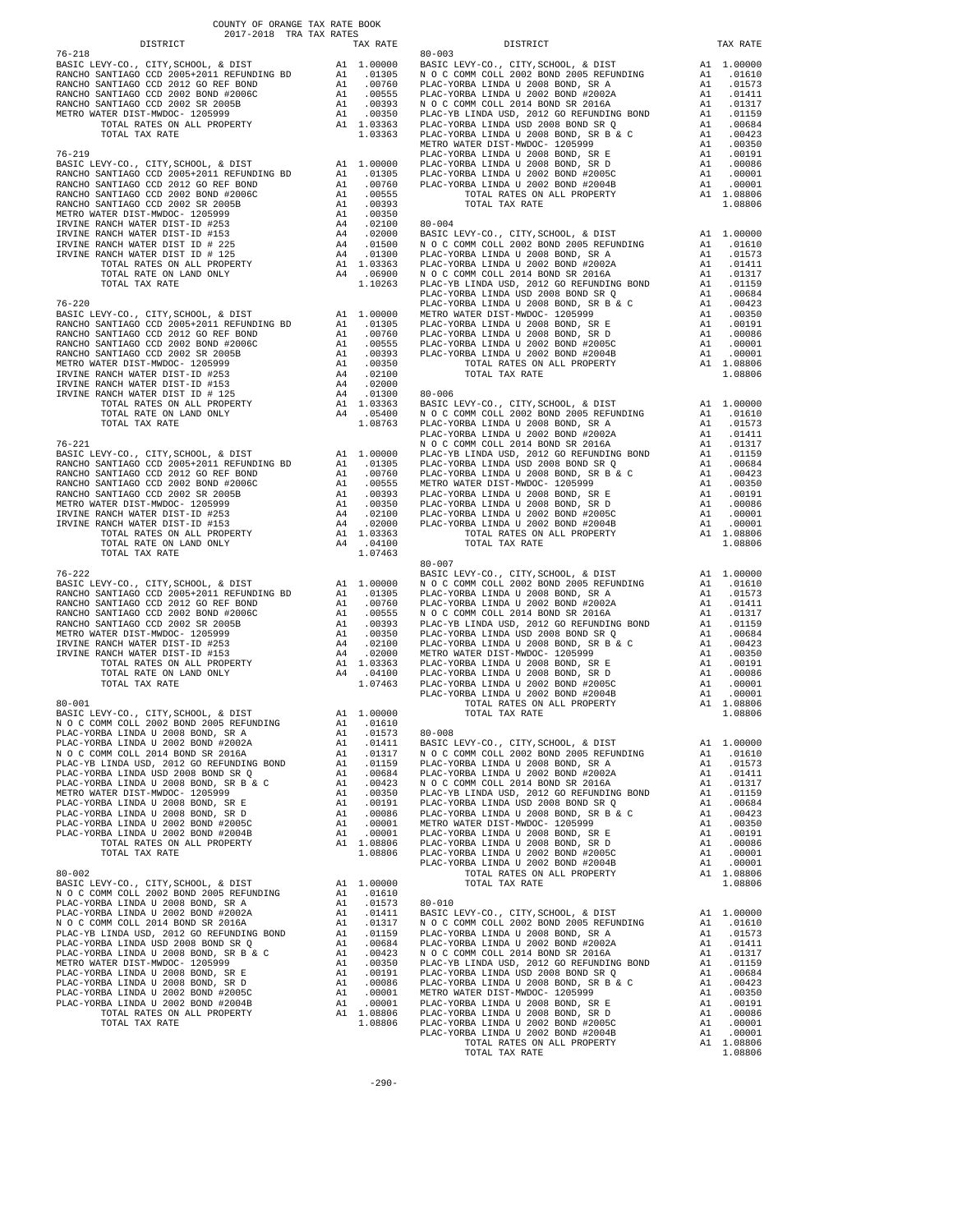COUNTY OF ORANGE TAX RATE BOOK
2017-2018 TRA TAX RATES

| DISTRICT | | TAX RATE |
|---|---|---|
| 76-218 | | |
| BASIC LEVY-CO., CITY,SCHOOL, & DIST | A1 | 1.00000 |
| RANCHO SANTIAGO CCD 2005+2011 REFUNDING BD | A1 | .01305 |
| RANCHO SANTIAGO CCD 2012 GO REF BOND | A1 | .00760 |
| RANCHO SANTIAGO CCD 2002 BOND #2006C | A1 | .00555 |
| RANCHO SANTIAGO CCD 2002 SR 2005B | A1 | .00393 |
| METRO WATER DIST-MWDOC- 1205999 | A1 | .00350 |
| TOTAL RATES ON ALL PROPERTY | A1 | 1.03363 |
| TOTAL TAX RATE | | 1.03363 |
| 76-219 | | |
| BASIC LEVY-CO., CITY,SCHOOL, & DIST | A1 | 1.00000 |
| RANCHO SANTIAGO CCD 2005+2011 REFUNDING BD | A1 | .01305 |
| RANCHO SANTIAGO CCD 2012 GO REF BOND | A1 | .00760 |
| RANCHO SANTIAGO CCD 2002 BOND #2006C | A1 | .00555 |
| RANCHO SANTIAGO CCD 2002 SR 2005B | A1 | .00393 |
| METRO WATER DIST-MWDOC- 1205999 | A1 | .00350 |
| IRVINE RANCH WATER DIST-ID #253 | A4 | .02100 |
| IRVINE RANCH WATER DIST-ID #153 | A4 | .02000 |
| IRVINE RANCH WATER DIST ID # 225 | A4 | .01500 |
| IRVINE RANCH WATER DIST ID # 125 | A4 | .01300 |
| TOTAL RATES ON ALL PROPERTY | A1 | 1.03363 |
| TOTAL RATE ON LAND ONLY | A4 | .06900 |
| TOTAL TAX RATE | | 1.10263 |
| 76-220 | | |
| BASIC LEVY-CO., CITY,SCHOOL, & DIST | A1 | 1.00000 |
| RANCHO SANTIAGO CCD 2005+2011 REFUNDING BD | A1 | .01305 |
| RANCHO SANTIAGO CCD 2012 GO REF BOND | A1 | .00760 |
| RANCHO SANTIAGO CCD 2002 BOND #2006C | A1 | .00555 |
| RANCHO SANTIAGO CCD 2002 SR 2005B | A1 | .00393 |
| METRO WATER DIST-MWDOC- 1205999 | A1 | .00350 |
| IRVINE RANCH WATER DIST-ID #253 | A4 | .02100 |
| IRVINE RANCH WATER DIST-ID #153 | A4 | .02000 |
| IRVINE RANCH WATER DIST ID # 125 | A4 | .01300 |
| TOTAL RATES ON ALL PROPERTY | A1 | 1.03363 |
| TOTAL RATE ON LAND ONLY | A4 | .05400 |
| TOTAL TAX RATE | | 1.08763 |
| 76-221 | | |
| BASIC LEVY-CO., CITY,SCHOOL, & DIST | A1 | 1.00000 |
| RANCHO SANTIAGO CCD 2005+2011 REFUNDING BD | A1 | .01305 |
| RANCHO SANTIAGO CCD 2012 GO REF BOND | A1 | .00760 |
| RANCHO SANTIAGO CCD 2002 BOND #2006C | A1 | .00555 |
| RANCHO SANTIAGO CCD 2002 SR 2005B | A1 | .00393 |
| METRO WATER DIST-MWDOC- 1205999 | A1 | .00350 |
| IRVINE RANCH WATER DIST-ID #253 | A4 | .02100 |
| IRVINE RANCH WATER DIST-ID #153 | A4 | .02000 |
| TOTAL RATES ON ALL PROPERTY | A1 | 1.03363 |
| TOTAL RATE ON LAND ONLY | A4 | .04100 |
| TOTAL TAX RATE | | 1.07463 |
| 76-222 | | |
| BASIC LEVY-CO., CITY,SCHOOL, & DIST | A1 | 1.00000 |
| RANCHO SANTIAGO CCD 2005+2011 REFUNDING BD | A1 | .01305 |
| RANCHO SANTIAGO CCD 2012 GO REF BOND | A1 | .00760 |
| RANCHO SANTIAGO CCD 2002 BOND #2006C | A1 | .00555 |
| RANCHO SANTIAGO CCD 2002 SR 2005B | A1 | .00393 |
| METRO WATER DIST-MWDOC- 1205999 | A1 | .00350 |
| IRVINE RANCH WATER DIST-ID #253 | A4 | .02100 |
| IRVINE RANCH WATER DIST-ID #153 | A4 | .02000 |
| TOTAL RATES ON ALL PROPERTY | A1 | 1.03363 |
| TOTAL RATE ON LAND ONLY | A4 | .04100 |
| TOTAL TAX RATE | | 1.07463 |
| 80-001 | | |
| BASIC LEVY-CO., CITY,SCHOOL, & DIST | A1 | 1.00000 |
| N O C COMM COLL 2002 BOND 2005 REFUNDING | A1 | .01610 |
| PLAC-YORBA LINDA U 2008 BOND, SR A | A1 | .01573 |
| PLAC-YORBA LINDA U 2002 BOND #2002A | A1 | .01411 |
| N O C COMM COLL 2014 BOND SR 2016A | A1 | .01317 |
| PLAC-YB LINDA USD, 2012 GO REFUNDING BOND | A1 | .01159 |
| PLAC-YORBA LINDA USD 2008 BOND SR Q | A1 | .00684 |
| PLAC-YORBA LINDA U 2008 BOND, SR B & C | A1 | .00423 |
| METRO WATER DIST-MWDOC- 1205999 | A1 | .00350 |
| PLAC-YORBA LINDA U 2008 BOND, SR E | A1 | .00191 |
| PLAC-YORBA LINDA U 2008 BOND, SR D | A1 | .00086 |
| PLAC-YORBA LINDA U 2002 BOND #2005C | A1 | .00001 |
| PLAC-YORBA LINDA U 2002 BOND #2004B | A1 | .00001 |
| TOTAL RATES ON ALL PROPERTY | A1 | 1.08806 |
| TOTAL TAX RATE | | 1.08806 |
| 80-002 | | |
| BASIC LEVY-CO., CITY,SCHOOL, & DIST | A1 | 1.00000 |
| N O C COMM COLL 2002 BOND 2005 REFUNDING | A1 | .01610 |
| PLAC-YORBA LINDA U 2008 BOND, SR A | A1 | .01573 |
| PLAC-YORBA LINDA U 2002 BOND #2002A | A1 | .01411 |
| N O C COMM COLL 2014 BOND SR 2016A | A1 | .01317 |
| PLAC-YB LINDA USD, 2012 GO REFUNDING BOND | A1 | .01159 |
| PLAC-YORBA LINDA USD 2008 BOND SR Q | A1 | .00684 |
| PLAC-YORBA LINDA U 2008 BOND, SR B & C | A1 | .00423 |
| METRO WATER DIST-MWDOC- 1205999 | A1 | .00350 |
| PLAC-YORBA LINDA U 2008 BOND, SR E | A1 | .00191 |
| PLAC-YORBA LINDA U 2008 BOND, SR D | A1 | .00086 |
| PLAC-YORBA LINDA U 2002 BOND #2005C | A1 | .00001 |
| PLAC-YORBA LINDA U 2002 BOND #2004B | A1 | .00001 |
| TOTAL RATES ON ALL PROPERTY | A1 | 1.08806 |
| TOTAL TAX RATE | | 1.08806 |
| 80-003 | | |
| BASIC LEVY-CO., CITY,SCHOOL, & DIST | A1 | 1.00000 |
| N O C COMM COLL 2002 BOND 2005 REFUNDING | A1 | .01610 |
| PLAC-YORBA LINDA U 2008 BOND, SR A | A1 | .01573 |
| PLAC-YORBA LINDA U 2002 BOND #2002A | A1 | .01411 |
| N O C COMM COLL 2014 BOND SR 2016A | A1 | .01317 |
| PLAC-YB LINDA USD, 2012 GO REFUNDING BOND | A1 | .01159 |
| PLAC-YORBA LINDA USD 2008 BOND SR Q | A1 | .00684 |
| PLAC-YORBA LINDA U 2008 BOND, SR B & C | A1 | .00423 |
| METRO WATER DIST-MWDOC- 1205999 | A1 | .00350 |
| PLAC-YORBA LINDA U 2008 BOND, SR E | A1 | .00191 |
| PLAC-YORBA LINDA U 2008 BOND, SR D | A1 | .00086 |
| PLAC-YORBA LINDA U 2002 BOND #2005C | A1 | .00001 |
| PLAC-YORBA LINDA U 2002 BOND #2004B | A1 | .00001 |
| TOTAL RATES ON ALL PROPERTY | A1 | 1.08806 |
| TOTAL TAX RATE | | 1.08806 |
| 80-004 | | |
| BASIC LEVY-CO., CITY,SCHOOL, & DIST | A1 | 1.00000 |
| N O C COMM COLL 2002 BOND 2005 REFUNDING | A1 | .01610 |
| PLAC-YORBA LINDA U 2008 BOND, SR A | A1 | .01573 |
| PLAC-YORBA LINDA U 2002 BOND #2002A | A1 | .01411 |
| N O C COMM COLL 2014 BOND SR 2016A | A1 | .01317 |
| PLAC-YB LINDA USD, 2012 GO REFUNDING BOND | A1 | .01159 |
| PLAC-YORBA LINDA USD 2008 BOND SR Q | A1 | .00684 |
| PLAC-YORBA LINDA U 2008 BOND, SR B & C | A1 | .00423 |
| METRO WATER DIST-MWDOC- 1205999 | A1 | .00350 |
| PLAC-YORBA LINDA U 2008 BOND, SR E | A1 | .00191 |
| PLAC-YORBA LINDA U 2008 BOND, SR D | A1 | .00086 |
| PLAC-YORBA LINDA U 2002 BOND #2005C | A1 | .00001 |
| PLAC-YORBA LINDA U 2002 BOND #2004B | A1 | .00001 |
| TOTAL RATES ON ALL PROPERTY | A1 | 1.08806 |
| TOTAL TAX RATE | | 1.08806 |
| 80-006 | | |
| BASIC LEVY-CO., CITY,SCHOOL, & DIST | A1 | 1.00000 |
| N O C COMM COLL 2002 BOND 2005 REFUNDING | A1 | .01610 |
| PLAC-YORBA LINDA U 2008 BOND, SR A | A1 | .01573 |
| PLAC-YORBA LINDA U 2002 BOND #2002A | A1 | .01411 |
| N O C COMM COLL 2014 BOND SR 2016A | A1 | .01317 |
| PLAC-YB LINDA USD, 2012 GO REFUNDING BOND | A1 | .01159 |
| PLAC-YORBA LINDA USD 2008 BOND SR Q | A1 | .00684 |
| PLAC-YORBA LINDA U 2008 BOND, SR B & C | A1 | .00423 |
| METRO WATER DIST-MWDOC- 1205999 | A1 | .00350 |
| PLAC-YORBA LINDA U 2008 BOND, SR E | A1 | .00191 |
| PLAC-YORBA LINDA U 2008 BOND, SR D | A1 | .00086 |
| PLAC-YORBA LINDA U 2002 BOND #2005C | A1 | .00001 |
| PLAC-YORBA LINDA U 2002 BOND #2004B | A1 | .00001 |
| TOTAL RATES ON ALL PROPERTY | A1 | 1.08806 |
| TOTAL TAX RATE | | 1.08806 |
| 80-007 | | |
| BASIC LEVY-CO., CITY,SCHOOL, & DIST | A1 | 1.00000 |
| N O C COMM COLL 2002 BOND 2005 REFUNDING | A1 | .01610 |
| PLAC-YORBA LINDA U 2008 BOND, SR A | A1 | .01573 |
| PLAC-YORBA LINDA U 2002 BOND #2002A | A1 | .01411 |
| N O C COMM COLL 2014 BOND SR 2016A | A1 | .01317 |
| PLAC-YB LINDA USD, 2012 GO REFUNDING BOND | A1 | .01159 |
| PLAC-YORBA LINDA USD 2008 BOND SR Q | A1 | .00684 |
| PLAC-YORBA LINDA U 2008 BOND, SR B & C | A1 | .00423 |
| METRO WATER DIST-MWDOC- 1205999 | A1 | .00350 |
| PLAC-YORBA LINDA U 2008 BOND, SR E | A1 | .00191 |
| PLAC-YORBA LINDA U 2008 BOND, SR D | A1 | .00086 |
| PLAC-YORBA LINDA U 2002 BOND #2005C | A1 | .00001 |
| PLAC-YORBA LINDA U 2002 BOND #2004B | A1 | .00001 |
| TOTAL RATES ON ALL PROPERTY | A1 | 1.08806 |
| TOTAL TAX RATE | | 1.08806 |
| 80-008 | | |
| BASIC LEVY-CO., CITY,SCHOOL, & DIST | A1 | 1.00000 |
| N O C COMM COLL 2002 BOND 2005 REFUNDING | A1 | .01610 |
| PLAC-YORBA LINDA U 2008 BOND, SR A | A1 | .01573 |
| PLAC-YORBA LINDA U 2002 BOND #2002A | A1 | .01411 |
| N O C COMM COLL 2014 BOND SR 2016A | A1 | .01317 |
| PLAC-YB LINDA USD, 2012 GO REFUNDING BOND | A1 | .01159 |
| PLAC-YORBA LINDA USD 2008 BOND SR Q | A1 | .00684 |
| PLAC-YORBA LINDA U 2008 BOND, SR B & C | A1 | .00423 |
| METRO WATER DIST-MWDOC- 1205999 | A1 | .00350 |
| PLAC-YORBA LINDA U 2008 BOND, SR E | A1 | .00191 |
| PLAC-YORBA LINDA U 2008 BOND, SR D | A1 | .00086 |
| PLAC-YORBA LINDA U 2002 BOND #2005C | A1 | .00001 |
| PLAC-YORBA LINDA U 2002 BOND #2004B | A1 | .00001 |
| TOTAL RATES ON ALL PROPERTY | A1 | 1.08806 |
| TOTAL TAX RATE | | 1.08806 |
| 80-010 | | |
| BASIC LEVY-CO., CITY,SCHOOL, & DIST | A1 | 1.00000 |
| N O C COMM COLL 2002 BOND 2005 REFUNDING | A1 | .01610 |
| PLAC-YORBA LINDA U 2008 BOND, SR A | A1 | .01573 |
| PLAC-YORBA LINDA U 2002 BOND #2002A | A1 | .01411 |
| N O C COMM COLL 2014 BOND SR 2016A | A1 | .01317 |
| PLAC-YB LINDA USD, 2012 GO REFUNDING BOND | A1 | .01159 |
| PLAC-YORBA LINDA USD 2008 BOND SR Q | A1 | .00684 |
| PLAC-YORBA LINDA U 2008 BOND, SR B & C | A1 | .00423 |
| METRO WATER DIST-MWDOC- 1205999 | A1 | .00350 |
| PLAC-YORBA LINDA U 2008 BOND, SR E | A1 | .00191 |
| PLAC-YORBA LINDA U 2008 BOND, SR D | A1 | .00086 |
| PLAC-YORBA LINDA U 2002 BOND #2005C | A1 | .00001 |
| PLAC-YORBA LINDA U 2002 BOND #2004B | A1 | .00001 |
| TOTAL RATES ON ALL PROPERTY | A1 | 1.08806 |
| TOTAL TAX RATE | | 1.08806 |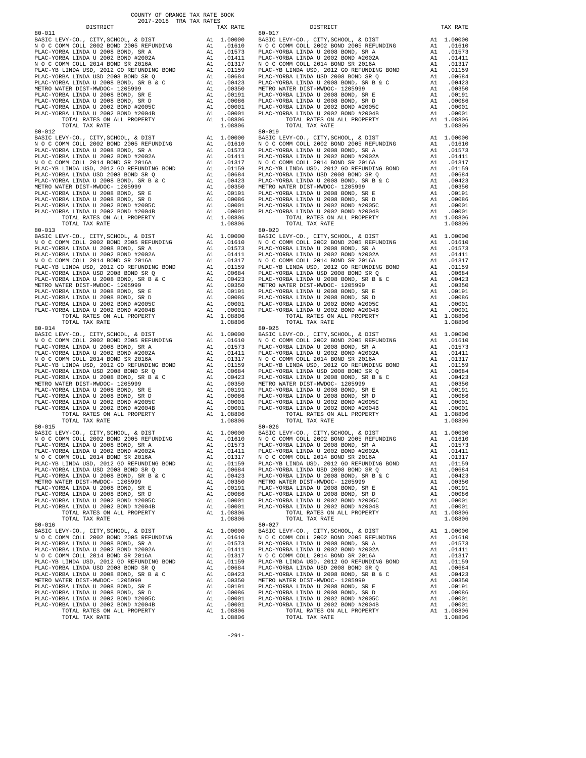COUNTY OF ORANGE TAX RATE BOOK
2017-2018 TRA TAX RATES

| DISTRICT | | TAX RATE |
|---|---|---|
| 80-011 | | |
| BASIC LEVY-CO., CITY,SCHOOL, & DIST | A1 | 1.00000 |
| N O C COMM COLL 2002 BOND 2005 REFUNDING | A1 | .01610 |
| PLAC-YORBA LINDA U 2008 BOND, SR A | A1 | .01573 |
| PLAC-YORBA LINDA U 2002 BOND #2002A | A1 | .01411 |
| N O C COMM COLL 2014 BOND SR 2016A | A1 | .01317 |
| PLAC-YB LINDA USD, 2012 GO REFUNDING BOND | A1 | .01159 |
| PLAC-YORBA LINDA USD 2008 BOND SR Q | A1 | .00684 |
| PLAC-YORBA LINDA U 2008 BOND, SR B & C | A1 | .00423 |
| METRO WATER DIST-MWDOC- 1205999 | A1 | .00350 |
| PLAC-YORBA LINDA U 2008 BOND, SR E | A1 | .00191 |
| PLAC-YORBA LINDA U 2008 BOND, SR D | A1 | .00086 |
| PLAC-YORBA LINDA U 2002 BOND #2005C | A1 | .00001 |
| PLAC-YORBA LINDA U 2002 BOND #2004B | A1 | .00001 |
| TOTAL RATES ON ALL PROPERTY | A1 | 1.08806 |
| TOTAL TAX RATE | | 1.08806 |
| 80-012 | | |
| BASIC LEVY-CO., CITY,SCHOOL, & DIST | A1 | 1.00000 |
| N O C COMM COLL 2002 BOND 2005 REFUNDING | A1 | .01610 |
| PLAC-YORBA LINDA U 2008 BOND, SR A | A1 | .01573 |
| PLAC-YORBA LINDA U 2002 BOND #2002A | A1 | .01411 |
| N O C COMM COLL 2014 BOND SR 2016A | A1 | .01317 |
| PLAC-YB LINDA USD, 2012 GO REFUNDING BOND | A1 | .01159 |
| PLAC-YORBA LINDA USD 2008 BOND SR Q | A1 | .00684 |
| PLAC-YORBA LINDA U 2008 BOND, SR B & C | A1 | .00423 |
| METRO WATER DIST-MWDOC- 1205999 | A1 | .00350 |
| PLAC-YORBA LINDA U 2008 BOND, SR E | A1 | .00191 |
| PLAC-YORBA LINDA U 2008 BOND, SR D | A1 | .00086 |
| PLAC-YORBA LINDA U 2002 BOND #2005C | A1 | .00001 |
| PLAC-YORBA LINDA U 2002 BOND #2004B | A1 | .00001 |
| TOTAL RATES ON ALL PROPERTY | A1 | 1.08806 |
| TOTAL TAX RATE | | 1.08806 |
| 80-013 | | |
| BASIC LEVY-CO., CITY,SCHOOL, & DIST | A1 | 1.00000 |
| N O C COMM COLL 2002 BOND 2005 REFUNDING | A1 | .01610 |
| PLAC-YORBA LINDA U 2008 BOND, SR A | A1 | .01573 |
| PLAC-YORBA LINDA U 2002 BOND #2002A | A1 | .01411 |
| N O C COMM COLL 2014 BOND SR 2016A | A1 | .01317 |
| PLAC-YB LINDA USD, 2012 GO REFUNDING BOND | A1 | .01159 |
| PLAC-YORBA LINDA USD 2008 BOND SR Q | A1 | .00684 |
| PLAC-YORBA LINDA U 2008 BOND, SR B & C | A1 | .00423 |
| METRO WATER DIST-MWDOC- 1205999 | A1 | .00350 |
| PLAC-YORBA LINDA U 2008 BOND, SR E | A1 | .00191 |
| PLAC-YORBA LINDA U 2008 BOND, SR D | A1 | .00086 |
| PLAC-YORBA LINDA U 2002 BOND #2005C | A1 | .00001 |
| PLAC-YORBA LINDA U 2002 BOND #2004B | A1 | .00001 |
| TOTAL RATES ON ALL PROPERTY | A1 | 1.08806 |
| TOTAL TAX RATE | | 1.08806 |
| 80-014 | | |
| BASIC LEVY-CO., CITY,SCHOOL, & DIST | A1 | 1.00000 |
| N O C COMM COLL 2002 BOND 2005 REFUNDING | A1 | .01610 |
| PLAC-YORBA LINDA U 2008 BOND, SR A | A1 | .01573 |
| PLAC-YORBA LINDA U 2002 BOND #2002A | A1 | .01411 |
| N O C COMM COLL 2014 BOND SR 2016A | A1 | .01317 |
| PLAC-YB LINDA USD, 2012 GO REFUNDING BOND | A1 | .01159 |
| PLAC-YORBA LINDA USD 2008 BOND SR Q | A1 | .00684 |
| PLAC-YORBA LINDA U 2008 BOND, SR B & C | A1 | .00423 |
| METRO WATER DIST-MWDOC- 1205999 | A1 | .00350 |
| PLAC-YORBA LINDA U 2008 BOND, SR E | A1 | .00191 |
| PLAC-YORBA LINDA U 2008 BOND, SR D | A1 | .00086 |
| PLAC-YORBA LINDA U 2002 BOND #2005C | A1 | .00001 |
| PLAC-YORBA LINDA U 2002 BOND #2004B | A1 | .00001 |
| TOTAL RATES ON ALL PROPERTY | A1 | 1.08806 |
| TOTAL TAX RATE | | 1.08806 |
| 80-015 | | |
| BASIC LEVY-CO., CITY,SCHOOL, & DIST | A1 | 1.00000 |
| N O C COMM COLL 2002 BOND 2005 REFUNDING | A1 | .01610 |
| PLAC-YORBA LINDA U 2008 BOND, SR A | A1 | .01573 |
| PLAC-YORBA LINDA U 2002 BOND #2002A | A1 | .01411 |
| N O C COMM COLL 2014 BOND SR 2016A | A1 | .01317 |
| PLAC-YB LINDA USD, 2012 GO REFUNDING BOND | A1 | .01159 |
| PLAC-YORBA LINDA USD 2008 BOND SR Q | A1 | .00684 |
| PLAC-YORBA LINDA U 2008 BOND, SR B & C | A1 | .00423 |
| METRO WATER DIST-MWDOC- 1205999 | A1 | .00350 |
| PLAC-YORBA LINDA U 2008 BOND, SR E | A1 | .00191 |
| PLAC-YORBA LINDA U 2008 BOND, SR D | A1 | .00086 |
| PLAC-YORBA LINDA U 2002 BOND #2005C | A1 | .00001 |
| PLAC-YORBA LINDA U 2002 BOND #2004B | A1 | .00001 |
| TOTAL RATES ON ALL PROPERTY | A1 | 1.08806 |
| TOTAL TAX RATE | | 1.08806 |
| 80-016 | | |
| BASIC LEVY-CO., CITY,SCHOOL, & DIST | A1 | 1.00000 |
| N O C COMM COLL 2002 BOND 2005 REFUNDING | A1 | .01610 |
| PLAC-YORBA LINDA U 2008 BOND, SR A | A1 | .01573 |
| PLAC-YORBA LINDA U 2002 BOND #2002A | A1 | .01411 |
| N O C COMM COLL 2014 BOND SR 2016A | A1 | .01317 |
| PLAC-YB LINDA USD, 2012 GO REFUNDING BOND | A1 | .01159 |
| PLAC-YORBA LINDA USD 2008 BOND SR Q | A1 | .00684 |
| PLAC-YORBA LINDA U 2008 BOND, SR B & C | A1 | .00423 |
| METRO WATER DIST-MWDOC- 1205999 | A1 | .00350 |
| PLAC-YORBA LINDA U 2008 BOND, SR E | A1 | .00191 |
| PLAC-YORBA LINDA U 2008 BOND, SR D | A1 | .00086 |
| PLAC-YORBA LINDA U 2002 BOND #2005C | A1 | .00001 |
| PLAC-YORBA LINDA U 2002 BOND #2004B | A1 | .00001 |
| TOTAL RATES ON ALL PROPERTY | A1 | 1.08806 |
| TOTAL TAX RATE | | 1.08806 |
| 80-017 | | |
| BASIC LEVY-CO., CITY,SCHOOL, & DIST | A1 | 1.00000 |
| N O C COMM COLL 2002 BOND 2005 REFUNDING | A1 | .01610 |
| PLAC-YORBA LINDA U 2008 BOND, SR A | A1 | .01573 |
| PLAC-YORBA LINDA U 2002 BOND #2002A | A1 | .01411 |
| N O C COMM COLL 2014 BOND SR 2016A | A1 | .01317 |
| PLAC-YB LINDA USD, 2012 GO REFUNDING BOND | A1 | .01159 |
| PLAC-YORBA LINDA USD 2008 BOND SR Q | A1 | .00684 |
| PLAC-YORBA LINDA U 2008 BOND, SR B & C | A1 | .00423 |
| METRO WATER DIST-MWDOC- 1205999 | A1 | .00350 |
| PLAC-YORBA LINDA U 2008 BOND, SR E | A1 | .00191 |
| PLAC-YORBA LINDA U 2008 BOND, SR D | A1 | .00086 |
| PLAC-YORBA LINDA U 2002 BOND #2005C | A1 | .00001 |
| PLAC-YORBA LINDA U 2002 BOND #2004B | A1 | .00001 |
| TOTAL RATES ON ALL PROPERTY | A1 | 1.08806 |
| TOTAL TAX RATE | | 1.08806 |
| 80-019 | | |
| BASIC LEVY-CO., CITY,SCHOOL, & DIST | A1 | 1.00000 |
| N O C COMM COLL 2002 BOND 2005 REFUNDING | A1 | .01610 |
| PLAC-YORBA LINDA U 2008 BOND, SR A | A1 | .01573 |
| PLAC-YORBA LINDA U 2002 BOND #2002A | A1 | .01411 |
| N O C COMM COLL 2014 BOND SR 2016A | A1 | .01317 |
| PLAC-YB LINDA USD, 2012 GO REFUNDING BOND | A1 | .01159 |
| PLAC-YORBA LINDA USD 2008 BOND SR Q | A1 | .00684 |
| PLAC-YORBA LINDA U 2008 BOND, SR B & C | A1 | .00423 |
| METRO WATER DIST-MWDOC- 1205999 | A1 | .00350 |
| PLAC-YORBA LINDA U 2008 BOND, SR E | A1 | .00191 |
| PLAC-YORBA LINDA U 2008 BOND, SR D | A1 | .00086 |
| PLAC-YORBA LINDA U 2002 BOND #2005C | A1 | .00001 |
| PLAC-YORBA LINDA U 2002 BOND #2004B | A1 | .00001 |
| TOTAL RATES ON ALL PROPERTY | A1 | 1.08806 |
| TOTAL TAX RATE | | 1.08806 |
| 80-020 | | |
| BASIC LEVY-CO., CITY,SCHOOL, & DIST | A1 | 1.00000 |
| N O C COMM COLL 2002 BOND 2005 REFUNDING | A1 | .01610 |
| PLAC-YORBA LINDA U 2008 BOND, SR A | A1 | .01573 |
| PLAC-YORBA LINDA U 2002 BOND #2002A | A1 | .01411 |
| N O C COMM COLL 2014 BOND SR 2016A | A1 | .01317 |
| PLAC-YB LINDA USD, 2012 GO REFUNDING BOND | A1 | .01159 |
| PLAC-YORBA LINDA USD 2008 BOND SR Q | A1 | .00684 |
| PLAC-YORBA LINDA U 2008 BOND, SR B & C | A1 | .00423 |
| METRO WATER DIST-MWDOC- 1205999 | A1 | .00350 |
| PLAC-YORBA LINDA U 2008 BOND, SR E | A1 | .00191 |
| PLAC-YORBA LINDA U 2008 BOND, SR D | A1 | .00086 |
| PLAC-YORBA LINDA U 2002 BOND #2005C | A1 | .00001 |
| PLAC-YORBA LINDA U 2002 BOND #2004B | A1 | .00001 |
| TOTAL RATES ON ALL PROPERTY | A1 | 1.08806 |
| TOTAL TAX RATE | | 1.08806 |
| 80-025 | | |
| BASIC LEVY-CO., CITY,SCHOOL, & DIST | A1 | 1.00000 |
| N O C COMM COLL 2002 BOND 2005 REFUNDING | A1 | .01610 |
| PLAC-YORBA LINDA U 2008 BOND, SR A | A1 | .01573 |
| PLAC-YORBA LINDA U 2002 BOND #2002A | A1 | .01411 |
| N O C COMM COLL 2014 BOND SR 2016A | A1 | .01317 |
| PLAC-YB LINDA USD, 2012 GO REFUNDING BOND | A1 | .01159 |
| PLAC-YORBA LINDA USD 2008 BOND SR Q | A1 | .00684 |
| PLAC-YORBA LINDA U 2008 BOND, SR B & C | A1 | .00423 |
| METRO WATER DIST-MWDOC- 1205999 | A1 | .00350 |
| PLAC-YORBA LINDA U 2008 BOND, SR E | A1 | .00191 |
| PLAC-YORBA LINDA U 2008 BOND, SR D | A1 | .00086 |
| PLAC-YORBA LINDA U 2002 BOND #2005C | A1 | .00001 |
| PLAC-YORBA LINDA U 2002 BOND #2004B | A1 | .00001 |
| TOTAL RATES ON ALL PROPERTY | A1 | 1.08806 |
| TOTAL TAX RATE | | 1.08806 |
| 80-026 | | |
| BASIC LEVY-CO., CITY,SCHOOL, & DIST | A1 | 1.00000 |
| N O C COMM COLL 2002 BOND 2005 REFUNDING | A1 | .01610 |
| PLAC-YORBA LINDA U 2008 BOND, SR A | A1 | .01573 |
| PLAC-YORBA LINDA U 2002 BOND #2002A | A1 | .01411 |
| N O C COMM COLL 2014 BOND SR 2016A | A1 | .01317 |
| PLAC-YB LINDA USD, 2012 GO REFUNDING BOND | A1 | .01159 |
| PLAC-YORBA LINDA USD 2008 BOND SR Q | A1 | .00684 |
| PLAC-YORBA LINDA U 2008 BOND, SR B & C | A1 | .00423 |
| METRO WATER DIST-MWDOC- 1205999 | A1 | .00350 |
| PLAC-YORBA LINDA U 2008 BOND, SR E | A1 | .00191 |
| PLAC-YORBA LINDA U 2008 BOND, SR D | A1 | .00086 |
| PLAC-YORBA LINDA U 2002 BOND #2005C | A1 | .00001 |
| PLAC-YORBA LINDA U 2002 BOND #2004B | A1 | .00001 |
| TOTAL RATES ON ALL PROPERTY | A1 | 1.08806 |
| TOTAL TAX RATE | | 1.08806 |
| 80-027 | | |
| BASIC LEVY-CO., CITY,SCHOOL, & DIST | A1 | 1.00000 |
| N O C COMM COLL 2002 BOND 2005 REFUNDING | A1 | .01610 |
| PLAC-YORBA LINDA U 2008 BOND, SR A | A1 | .01573 |
| PLAC-YORBA LINDA U 2002 BOND #2002A | A1 | .01411 |
| N O C COMM COLL 2014 BOND SR 2016A | A1 | .01317 |
| PLAC-YB LINDA USD, 2012 GO REFUNDING BOND | A1 | .01159 |
| PLAC-YORBA LINDA USD 2008 BOND SR Q | A1 | .00684 |
| PLAC-YORBA LINDA U 2008 BOND, SR B & C | A1 | .00423 |
| METRO WATER DIST-MWDOC- 1205999 | A1 | .00350 |
| PLAC-YORBA LINDA U 2008 BOND, SR E | A1 | .00191 |
| PLAC-YORBA LINDA U 2008 BOND, SR D | A1 | .00086 |
| PLAC-YORBA LINDA U 2002 BOND #2005C | A1 | .00001 |
| PLAC-YORBA LINDA U 2002 BOND #2004B | A1 | .00001 |
| TOTAL RATES ON ALL PROPERTY | A1 | 1.08806 |
| TOTAL TAX RATE | | 1.08806 |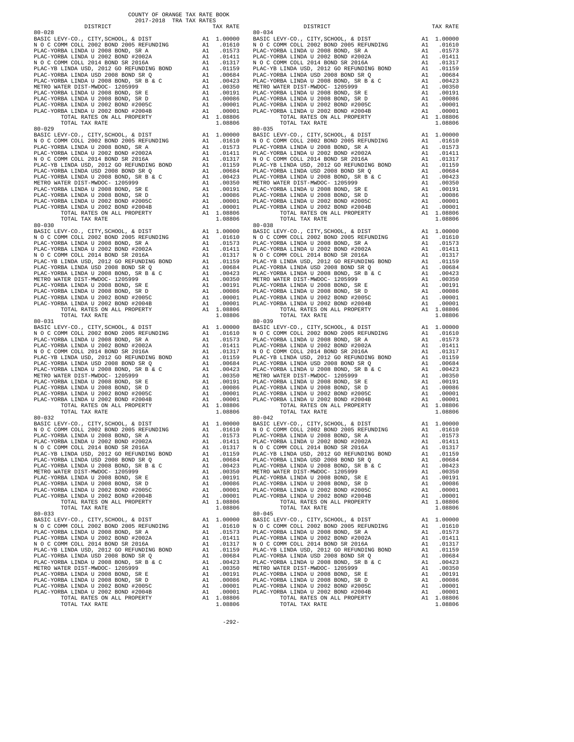COUNTY OF ORANGE TAX RATE BOOK
2017-2018 TRA TAX RATES

| DISTRICT | | TAX RATE |
|---|---|---|
| 80-028 | | |
| BASIC LEVY-CO., CITY,SCHOOL, & DIST | A1 | 1.00000 |
| N O C COMM COLL 2002 BOND 2005 REFUNDING | A1 | .01610 |
| PLAC-YORBA LINDA U 2008 BOND, SR A | A1 | .01573 |
| PLAC-YORBA LINDA U 2002 BOND #2002A | A1 | .01411 |
| N O C COMM COLL 2014 BOND SR 2016A | A1 | .01317 |
| PLAC-YB LINDA USD, 2012 GO REFUNDING BOND | A1 | .01159 |
| PLAC-YORBA LINDA USD 2008 BOND SR Q | A1 | .00684 |
| PLAC-YORBA LINDA U 2008 BOND, SR B & C | A1 | .00423 |
| METRO WATER DIST-MWDOC- 1205999 | A1 | .00350 |
| PLAC-YORBA LINDA U 2008 BOND, SR E | A1 | .00191 |
| PLAC-YORBA LINDA U 2008 BOND, SR D | A1 | .00086 |
| PLAC-YORBA LINDA U 2002 BOND #2005C | A1 | .00001 |
| PLAC-YORBA LINDA U 2002 BOND #2004B | A1 | .00001 |
| TOTAL RATES ON ALL PROPERTY | A1 | 1.08806 |
| TOTAL TAX RATE | | 1.08806 |
| 80-029 | | |
| BASIC LEVY-CO., CITY,SCHOOL, & DIST | A1 | 1.00000 |
| N O C COMM COLL 2002 BOND 2005 REFUNDING | A1 | .01610 |
| PLAC-YORBA LINDA U 2008 BOND, SR A | A1 | .01573 |
| PLAC-YORBA LINDA U 2002 BOND #2002A | A1 | .01411 |
| N O C COMM COLL 2014 BOND SR 2016A | A1 | .01317 |
| PLAC-YB LINDA USD, 2012 GO REFUNDING BOND | A1 | .01159 |
| PLAC-YORBA LINDA USD 2008 BOND SR Q | A1 | .00684 |
| PLAC-YORBA LINDA U 2008 BOND, SR B & C | A1 | .00423 |
| METRO WATER DIST-MWDOC- 1205999 | A1 | .00350 |
| PLAC-YORBA LINDA U 2008 BOND, SR E | A1 | .00191 |
| PLAC-YORBA LINDA U 2008 BOND, SR D | A1 | .00086 |
| PLAC-YORBA LINDA U 2002 BOND #2005C | A1 | .00001 |
| PLAC-YORBA LINDA U 2002 BOND #2004B | A1 | .00001 |
| TOTAL RATES ON ALL PROPERTY | A1 | 1.08806 |
| TOTAL TAX RATE | | 1.08806 |
| 80-030 | | |
| BASIC LEVY-CO., CITY,SCHOOL, & DIST | A1 | 1.00000 |
| N O C COMM COLL 2002 BOND 2005 REFUNDING | A1 | .01610 |
| PLAC-YORBA LINDA U 2008 BOND, SR A | A1 | .01573 |
| PLAC-YORBA LINDA U 2002 BOND #2002A | A1 | .01411 |
| N O C COMM COLL 2014 BOND SR 2016A | A1 | .01317 |
| PLAC-YB LINDA USD, 2012 GO REFUNDING BOND | A1 | .01159 |
| PLAC-YORBA LINDA USD 2008 BOND SR Q | A1 | .00684 |
| PLAC-YORBA LINDA U 2008 BOND, SR B & C | A1 | .00423 |
| METRO WATER DIST-MWDOC- 1205999 | A1 | .00350 |
| PLAC-YORBA LINDA U 2008 BOND, SR E | A1 | .00191 |
| PLAC-YORBA LINDA U 2008 BOND, SR D | A1 | .00086 |
| PLAC-YORBA LINDA U 2002 BOND #2005C | A1 | .00001 |
| PLAC-YORBA LINDA U 2002 BOND #2004B | A1 | .00001 |
| TOTAL RATES ON ALL PROPERTY | A1 | 1.08806 |
| TOTAL TAX RATE | | 1.08806 |
| 80-031 | | |
| BASIC LEVY-CO., CITY,SCHOOL, & DIST | A1 | 1.00000 |
| N O C COMM COLL 2002 BOND 2005 REFUNDING | A1 | .01610 |
| PLAC-YORBA LINDA U 2008 BOND, SR A | A1 | .01573 |
| PLAC-YORBA LINDA U 2002 BOND #2002A | A1 | .01411 |
| N O C COMM COLL 2014 BOND SR 2016A | A1 | .01317 |
| PLAC-YB LINDA USD, 2012 GO REFUNDING BOND | A1 | .01159 |
| PLAC-YORBA LINDA USD 2008 BOND SR Q | A1 | .00684 |
| PLAC-YORBA LINDA U 2008 BOND, SR B & C | A1 | .00423 |
| METRO WATER DIST-MWDOC- 1205999 | A1 | .00350 |
| PLAC-YORBA LINDA U 2008 BOND, SR E | A1 | .00191 |
| PLAC-YORBA LINDA U 2008 BOND, SR D | A1 | .00086 |
| PLAC-YORBA LINDA U 2002 BOND #2005C | A1 | .00001 |
| PLAC-YORBA LINDA U 2002 BOND #2004B | A1 | .00001 |
| TOTAL RATES ON ALL PROPERTY | A1 | 1.08806 |
| TOTAL TAX RATE | | 1.08806 |
| 80-032 | | |
| BASIC LEVY-CO., CITY,SCHOOL, & DIST | A1 | 1.00000 |
| N O C COMM COLL 2002 BOND 2005 REFUNDING | A1 | .01610 |
| PLAC-YORBA LINDA U 2008 BOND, SR A | A1 | .01573 |
| PLAC-YORBA LINDA U 2002 BOND #2002A | A1 | .01411 |
| N O C COMM COLL 2014 BOND SR 2016A | A1 | .01317 |
| PLAC-YB LINDA USD, 2012 GO REFUNDING BOND | A1 | .01159 |
| PLAC-YORBA LINDA USD 2008 BOND SR Q | A1 | .00684 |
| PLAC-YORBA LINDA U 2008 BOND, SR B & C | A1 | .00423 |
| METRO WATER DIST-MWDOC- 1205999 | A1 | .00350 |
| PLAC-YORBA LINDA U 2008 BOND, SR E | A1 | .00191 |
| PLAC-YORBA LINDA U 2008 BOND, SR D | A1 | .00086 |
| PLAC-YORBA LINDA U 2002 BOND #2005C | A1 | .00001 |
| PLAC-YORBA LINDA U 2002 BOND #2004B | A1 | .00001 |
| TOTAL RATES ON ALL PROPERTY | A1 | 1.08806 |
| TOTAL TAX RATE | | 1.08806 |
| 80-033 | | |
| BASIC LEVY-CO., CITY,SCHOOL, & DIST | A1 | 1.00000 |
| N O C COMM COLL 2002 BOND 2005 REFUNDING | A1 | .01610 |
| PLAC-YORBA LINDA U 2008 BOND, SR A | A1 | .01573 |
| PLAC-YORBA LINDA U 2002 BOND #2002A | A1 | .01411 |
| N O C COMM COLL 2014 BOND SR 2016A | A1 | .01317 |
| PLAC-YB LINDA USD, 2012 GO REFUNDING BOND | A1 | .01159 |
| PLAC-YORBA LINDA USD 2008 BOND SR Q | A1 | .00684 |
| PLAC-YORBA LINDA U 2008 BOND, SR B & C | A1 | .00423 |
| METRO WATER DIST-MWDOC- 1205999 | A1 | .00350 |
| PLAC-YORBA LINDA U 2008 BOND, SR E | A1 | .00191 |
| PLAC-YORBA LINDA U 2008 BOND, SR D | A1 | .00086 |
| PLAC-YORBA LINDA U 2002 BOND #2005C | A1 | .00001 |
| PLAC-YORBA LINDA U 2002 BOND #2004B | A1 | .00001 |
| TOTAL RATES ON ALL PROPERTY | A1 | 1.08806 |
| TOTAL TAX RATE | | 1.08806 |
| 80-034 | | |
| BASIC LEVY-CO., CITY,SCHOOL, & DIST | A1 | 1.00000 |
| N O C COMM COLL 2002 BOND 2005 REFUNDING | A1 | .01610 |
| PLAC-YORBA LINDA U 2008 BOND, SR A | A1 | .01573 |
| PLAC-YORBA LINDA U 2002 BOND #2002A | A1 | .01411 |
| N O C COMM COLL 2014 BOND SR 2016A | A1 | .01317 |
| PLAC-YB LINDA USD, 2012 GO REFUNDING BOND | A1 | .01159 |
| PLAC-YORBA LINDA USD 2008 BOND SR Q | A1 | .00684 |
| PLAC-YORBA LINDA U 2008 BOND, SR B & C | A1 | .00423 |
| METRO WATER DIST-MWDOC- 1205999 | A1 | .00350 |
| PLAC-YORBA LINDA U 2008 BOND, SR E | A1 | .00191 |
| PLAC-YORBA LINDA U 2008 BOND, SR D | A1 | .00086 |
| PLAC-YORBA LINDA U 2002 BOND #2005C | A1 | .00001 |
| PLAC-YORBA LINDA U 2002 BOND #2004B | A1 | .00001 |
| TOTAL RATES ON ALL PROPERTY | A1 | 1.08806 |
| TOTAL TAX RATE | | 1.08806 |
| 80-035 | | |
| BASIC LEVY-CO., CITY,SCHOOL, & DIST | A1 | 1.00000 |
| N O C COMM COLL 2002 BOND 2005 REFUNDING | A1 | .01610 |
| PLAC-YORBA LINDA U 2008 BOND, SR A | A1 | .01573 |
| PLAC-YORBA LINDA U 2002 BOND #2002A | A1 | .01411 |
| N O C COMM COLL 2014 BOND SR 2016A | A1 | .01317 |
| PLAC-YB LINDA USD, 2012 GO REFUNDING BOND | A1 | .01159 |
| PLAC-YORBA LINDA USD 2008 BOND SR Q | A1 | .00684 |
| PLAC-YORBA LINDA U 2008 BOND, SR B & C | A1 | .00423 |
| METRO WATER DIST-MWDOC- 1205999 | A1 | .00350 |
| PLAC-YORBA LINDA U 2008 BOND, SR E | A1 | .00191 |
| PLAC-YORBA LINDA U 2008 BOND, SR D | A1 | .00086 |
| PLAC-YORBA LINDA U 2002 BOND #2005C | A1 | .00001 |
| PLAC-YORBA LINDA U 2002 BOND #2004B | A1 | .00001 |
| TOTAL RATES ON ALL PROPERTY | A1 | 1.08806 |
| TOTAL TAX RATE | | 1.08806 |
| 80-038 | | |
| BASIC LEVY-CO., CITY,SCHOOL, & DIST | A1 | 1.00000 |
| N O C COMM COLL 2002 BOND 2005 REFUNDING | A1 | .01610 |
| PLAC-YORBA LINDA U 2008 BOND, SR A | A1 | .01573 |
| PLAC-YORBA LINDA U 2002 BOND #2002A | A1 | .01411 |
| N O C COMM COLL 2014 BOND SR 2016A | A1 | .01317 |
| PLAC-YB LINDA USD, 2012 GO REFUNDING BOND | A1 | .01159 |
| PLAC-YORBA LINDA USD 2008 BOND SR Q | A1 | .00684 |
| PLAC-YORBA LINDA U 2008 BOND, SR B & C | A1 | .00423 |
| METRO WATER DIST-MWDOC- 1205999 | A1 | .00350 |
| PLAC-YORBA LINDA U 2008 BOND, SR E | A1 | .00191 |
| PLAC-YORBA LINDA U 2008 BOND, SR D | A1 | .00086 |
| PLAC-YORBA LINDA U 2002 BOND #2005C | A1 | .00001 |
| PLAC-YORBA LINDA U 2002 BOND #2004B | A1 | .00001 |
| TOTAL RATES ON ALL PROPERTY | A1 | 1.08806 |
| TOTAL TAX RATE | | 1.08806 |
| 80-039 | | |
| BASIC LEVY-CO., CITY,SCHOOL, & DIST | A1 | 1.00000 |
| N O C COMM COLL 2002 BOND 2005 REFUNDING | A1 | .01610 |
| PLAC-YORBA LINDA U 2008 BOND, SR A | A1 | .01573 |
| PLAC-YORBA LINDA U 2002 BOND #2002A | A1 | .01411 |
| N O C COMM COLL 2014 BOND SR 2016A | A1 | .01317 |
| PLAC-YB LINDA USD, 2012 GO REFUNDING BOND | A1 | .01159 |
| PLAC-YORBA LINDA USD 2008 BOND SR Q | A1 | .00684 |
| PLAC-YORBA LINDA U 2008 BOND, SR B & C | A1 | .00423 |
| METRO WATER DIST-MWDOC- 1205999 | A1 | .00350 |
| PLAC-YORBA LINDA U 2008 BOND, SR E | A1 | .00191 |
| PLAC-YORBA LINDA U 2008 BOND, SR D | A1 | .00086 |
| PLAC-YORBA LINDA U 2002 BOND #2005C | A1 | .00001 |
| PLAC-YORBA LINDA U 2002 BOND #2004B | A1 | .00001 |
| TOTAL RATES ON ALL PROPERTY | A1 | 1.08806 |
| TOTAL TAX RATE | | 1.08806 |
| 80-042 | | |
| BASIC LEVY-CO., CITY,SCHOOL, & DIST | A1 | 1.00000 |
| N O C COMM COLL 2002 BOND 2005 REFUNDING | A1 | .01610 |
| PLAC-YORBA LINDA U 2008 BOND, SR A | A1 | .01573 |
| PLAC-YORBA LINDA U 2002 BOND #2002A | A1 | .01411 |
| N O C COMM COLL 2014 BOND SR 2016A | A1 | .01317 |
| PLAC-YB LINDA USD, 2012 GO REFUNDING BOND | A1 | .01159 |
| PLAC-YORBA LINDA USD 2008 BOND SR Q | A1 | .00684 |
| PLAC-YORBA LINDA U 2008 BOND, SR B & C | A1 | .00423 |
| METRO WATER DIST-MWDOC- 1205999 | A1 | .00350 |
| PLAC-YORBA LINDA U 2008 BOND, SR E | A1 | .00191 |
| PLAC-YORBA LINDA U 2008 BOND, SR D | A1 | .00086 |
| PLAC-YORBA LINDA U 2002 BOND #2005C | A1 | .00001 |
| PLAC-YORBA LINDA U 2002 BOND #2004B | A1 | .00001 |
| TOTAL RATES ON ALL PROPERTY | A1 | 1.08806 |
| TOTAL TAX RATE | | 1.08806 |
| 80-045 | | |
| BASIC LEVY-CO., CITY,SCHOOL, & DIST | A1 | 1.00000 |
| N O C COMM COLL 2002 BOND 2005 REFUNDING | A1 | .01610 |
| PLAC-YORBA LINDA U 2008 BOND, SR A | A1 | .01573 |
| PLAC-YORBA LINDA U 2002 BOND #2002A | A1 | .01411 |
| N O C COMM COLL 2014 BOND SR 2016A | A1 | .01317 |
| PLAC-YB LINDA USD, 2012 GO REFUNDING BOND | A1 | .01159 |
| PLAC-YORBA LINDA USD 2008 BOND SR Q | A1 | .00684 |
| PLAC-YORBA LINDA U 2008 BOND, SR B & C | A1 | .00423 |
| METRO WATER DIST-MWDOC- 1205999 | A1 | .00350 |
| PLAC-YORBA LINDA U 2008 BOND, SR E | A1 | .00191 |
| PLAC-YORBA LINDA U 2008 BOND, SR D | A1 | .00086 |
| PLAC-YORBA LINDA U 2002 BOND #2005C | A1 | .00001 |
| PLAC-YORBA LINDA U 2002 BOND #2004B | A1 | .00001 |
| TOTAL RATES ON ALL PROPERTY | A1 | 1.08806 |
| TOTAL TAX RATE | | 1.08806 |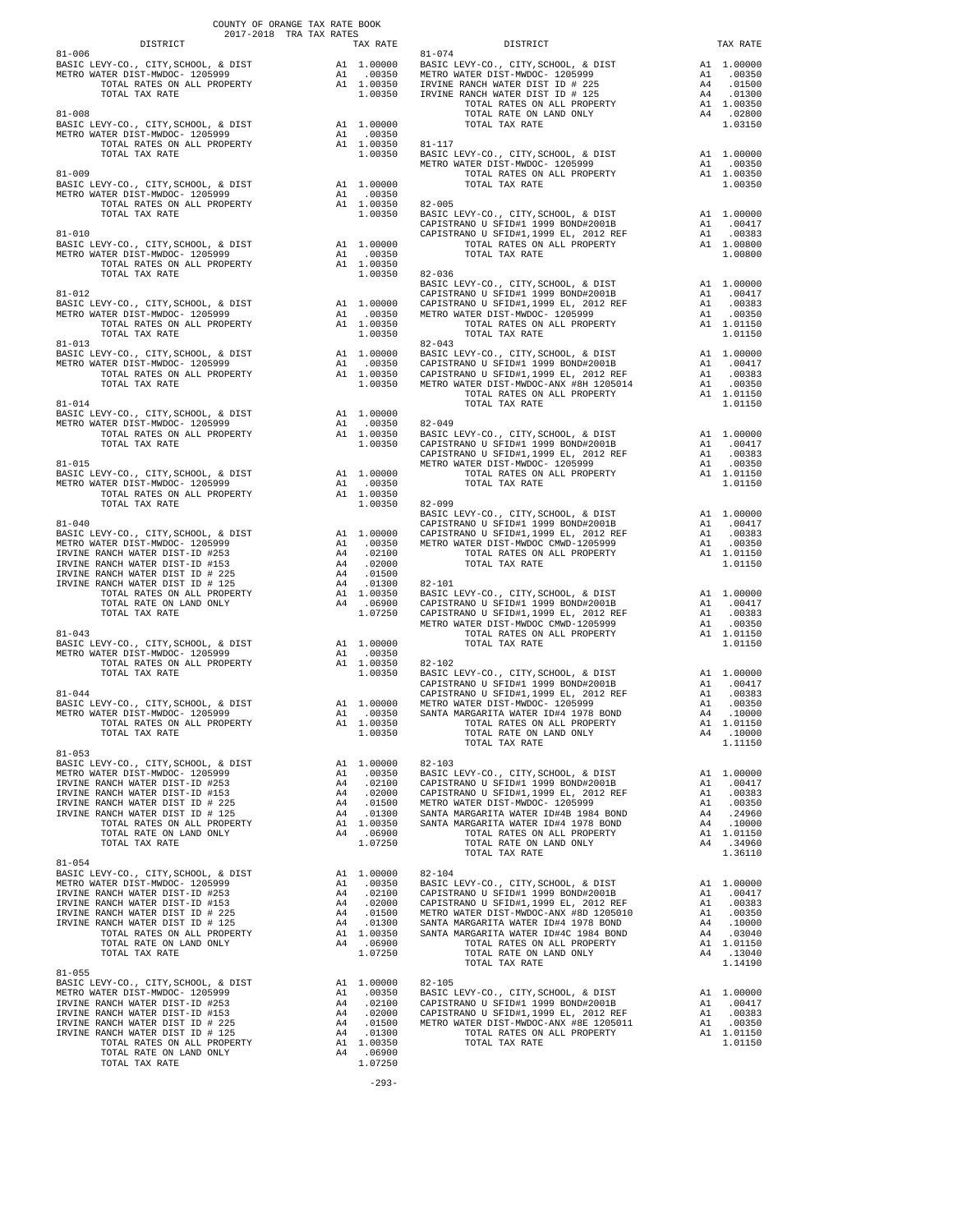COUNTY OF ORANGE TAX RATE BOOK
2017-2018 TRA TAX RATES

| DISTRICT | | TAX RATE |
|---|---|---|
| **81-006** | | |
| BASIC LEVY-CO., CITY,SCHOOL, & DIST | A1 | 1.00000 |
| METRO WATER DIST-MWDOC- 1205999 | A1 | .00350 |
| TOTAL RATES ON ALL PROPERTY | A1 | 1.00350 |
| TOTAL TAX RATE | | 1.00350 |
| **81-008** | | |
| BASIC LEVY-CO., CITY,SCHOOL, & DIST | A1 | 1.00000 |
| METRO WATER DIST-MWDOC- 1205999 | A1 | .00350 |
| TOTAL RATES ON ALL PROPERTY | A1 | 1.00350 |
| TOTAL TAX RATE | | 1.00350 |
| **81-009** | | |
| BASIC LEVY-CO., CITY,SCHOOL, & DIST | A1 | 1.00000 |
| METRO WATER DIST-MWDOC- 1205999 | A1 | .00350 |
| TOTAL RATES ON ALL PROPERTY | A1 | 1.00350 |
| TOTAL TAX RATE | | 1.00350 |
| **81-010** | | |
| BASIC LEVY-CO., CITY,SCHOOL, & DIST | A1 | 1.00000 |
| METRO WATER DIST-MWDOC- 1205999 | A1 | .00350 |
| TOTAL RATES ON ALL PROPERTY | A1 | 1.00350 |
| TOTAL TAX RATE | | 1.00350 |
| **81-012** | | |
| BASIC LEVY-CO., CITY,SCHOOL, & DIST | A1 | 1.00000 |
| METRO WATER DIST-MWDOC- 1205999 | A1 | .00350 |
| TOTAL RATES ON ALL PROPERTY | A1 | 1.00350 |
| TOTAL TAX RATE | | 1.00350 |
| **81-013** | | |
| BASIC LEVY-CO., CITY,SCHOOL, & DIST | A1 | 1.00000 |
| METRO WATER DIST-MWDOC- 1205999 | A1 | .00350 |
| TOTAL RATES ON ALL PROPERTY | A1 | 1.00350 |
| TOTAL TAX RATE | | 1.00350 |
| **81-014** | | |
| BASIC LEVY-CO., CITY,SCHOOL, & DIST | A1 | 1.00000 |
| METRO WATER DIST-MWDOC- 1205999 | A1 | .00350 |
| TOTAL RATES ON ALL PROPERTY | A1 | 1.00350 |
| TOTAL TAX RATE | | 1.00350 |
| **81-015** | | |
| BASIC LEVY-CO., CITY,SCHOOL, & DIST | A1 | 1.00000 |
| METRO WATER DIST-MWDOC- 1205999 | A1 | .00350 |
| TOTAL RATES ON ALL PROPERTY | A1 | 1.00350 |
| TOTAL TAX RATE | | 1.00350 |
| **81-040** | | |
| BASIC LEVY-CO., CITY,SCHOOL, & DIST | A1 | 1.00000 |
| METRO WATER DIST-MWDOC- 1205999 | A1 | .00350 |
| IRVINE RANCH WATER DIST-ID #253 | A4 | .02100 |
| IRVINE RANCH WATER DIST-ID #153 | A4 | .02000 |
| IRVINE RANCH WATER DIST ID # 225 | A4 | .01500 |
| IRVINE RANCH WATER DIST ID # 125 | A4 | .01300 |
| TOTAL RATES ON ALL PROPERTY | A1 | 1.00350 |
| TOTAL RATE ON LAND ONLY | A4 | .06900 |
| TOTAL TAX RATE | | 1.07250 |
| **81-043** | | |
| BASIC LEVY-CO., CITY,SCHOOL, & DIST | A1 | 1.00000 |
| METRO WATER DIST-MWDOC- 1205999 | A1 | .00350 |
| TOTAL RATES ON ALL PROPERTY | A1 | 1.00350 |
| TOTAL TAX RATE | | 1.00350 |
| **81-044** | | |
| BASIC LEVY-CO., CITY,SCHOOL, & DIST | A1 | 1.00000 |
| METRO WATER DIST-MWDOC- 1205999 | A1 | .00350 |
| TOTAL RATES ON ALL PROPERTY | A1 | 1.00350 |
| TOTAL TAX RATE | | 1.00350 |
| **81-053** | | |
| BASIC LEVY-CO., CITY,SCHOOL, & DIST | A1 | 1.00000 |
| METRO WATER DIST-MWDOC- 1205999 | A1 | .00350 |
| IRVINE RANCH WATER DIST-ID #253 | A4 | .02100 |
| IRVINE RANCH WATER DIST-ID #153 | A4 | .02000 |
| IRVINE RANCH WATER DIST ID # 225 | A4 | .01500 |
| IRVINE RANCH WATER DIST ID # 125 | A4 | .01300 |
| TOTAL RATES ON ALL PROPERTY | A1 | 1.00350 |
| TOTAL RATE ON LAND ONLY | A4 | .06900 |
| TOTAL TAX RATE | | 1.07250 |
| **81-054** | | |
| BASIC LEVY-CO., CITY,SCHOOL, & DIST | A1 | 1.00000 |
| METRO WATER DIST-MWDOC- 1205999 | A1 | .00350 |
| IRVINE RANCH WATER DIST-ID #253 | A4 | .02100 |
| IRVINE RANCH WATER DIST-ID #153 | A4 | .02000 |
| IRVINE RANCH WATER DIST ID # 225 | A4 | .01500 |
| IRVINE RANCH WATER DIST ID # 125 | A4 | .01300 |
| TOTAL RATES ON ALL PROPERTY | A1 | 1.00350 |
| TOTAL RATE ON LAND ONLY | A4 | .06900 |
| TOTAL TAX RATE | | 1.07250 |
| **81-055** | | |
| BASIC LEVY-CO., CITY,SCHOOL, & DIST | A1 | 1.00000 |
| METRO WATER DIST-MWDOC- 1205999 | A1 | .00350 |
| IRVINE RANCH WATER DIST-ID #253 | A4 | .02100 |
| IRVINE RANCH WATER DIST-ID #153 | A4 | .02000 |
| IRVINE RANCH WATER DIST ID # 225 | A4 | .01500 |
| IRVINE RANCH WATER DIST ID # 125 | A4 | .01300 |
| TOTAL RATES ON ALL PROPERTY | A1 | 1.00350 |
| TOTAL RATE ON LAND ONLY | A4 | .06900 |
| TOTAL TAX RATE | | 1.07250 |
| **81-074** | | |
| BASIC LEVY-CO., CITY,SCHOOL, & DIST | A1 | 1.00000 |
| METRO WATER DIST-MWDOC- 1205999 | A1 | .00350 |
| IRVINE RANCH WATER DIST ID # 225 | A4 | .01500 |
| IRVINE RANCH WATER DIST ID # 125 | A4 | .01300 |
| TOTAL RATES ON ALL PROPERTY | A1 | 1.00350 |
| TOTAL RATE ON LAND ONLY | A4 | .02800 |
| TOTAL TAX RATE | | 1.03150 |
| **81-117** | | |
| BASIC LEVY-CO., CITY,SCHOOL, & DIST | A1 | 1.00000 |
| METRO WATER DIST-MWDOC- 1205999 | A1 | .00350 |
| TOTAL RATES ON ALL PROPERTY | A1 | 1.00350 |
| TOTAL TAX RATE | | 1.00350 |
| **82-005** | | |
| BASIC LEVY-CO., CITY,SCHOOL, & DIST | A1 | 1.00000 |
| CAPISTRANO U SFID#1 1999 BOND#2001B | A1 | .00417 |
| CAPISTRANO U SFID#1,1999 EL, 2012 REF | A1 | .00383 |
| TOTAL RATES ON ALL PROPERTY | A1 | 1.00800 |
| TOTAL TAX RATE | | 1.00800 |
| **82-036** | | |
| BASIC LEVY-CO., CITY,SCHOOL, & DIST | A1 | 1.00000 |
| CAPISTRANO U SFID#1 1999 BOND#2001B | A1 | .00417 |
| CAPISTRANO U SFID#1,1999 EL, 2012 REF | A1 | .00383 |
| METRO WATER DIST-MWDOC- 1205999 | A1 | .00350 |
| TOTAL RATES ON ALL PROPERTY | A1 | 1.01150 |
| TOTAL TAX RATE | | 1.01150 |
| **82-043** | | |
| BASIC LEVY-CO., CITY,SCHOOL, & DIST | A1 | 1.00000 |
| CAPISTRANO U SFID#1 1999 BOND#2001B | A1 | .00417 |
| CAPISTRANO U SFID#1,1999 EL, 2012 REF | A1 | .00383 |
| METRO WATER DIST-MWDOC-ANX #8H 1205014 | A1 | .00350 |
| TOTAL RATES ON ALL PROPERTY | A1 | 1.01150 |
| TOTAL TAX RATE | | 1.01150 |
| **82-049** | | |
| BASIC LEVY-CO., CITY,SCHOOL, & DIST | A1 | 1.00000 |
| CAPISTRANO U SFID#1 1999 BOND#2001B | A1 | .00417 |
| CAPISTRANO U SFID#1,1999 EL, 2012 REF | A1 | .00383 |
| METRO WATER DIST-MWDOC- 1205999 | A1 | .00350 |
| TOTAL RATES ON ALL PROPERTY | A1 | 1.01150 |
| TOTAL TAX RATE | | 1.01150 |
| **82-099** | | |
| BASIC LEVY-CO., CITY,SCHOOL, & DIST | A1 | 1.00000 |
| CAPISTRANO U SFID#1 1999 BOND#2001B | A1 | .00417 |
| CAPISTRANO U SFID#1,1999 EL, 2012 REF | A1 | .00383 |
| METRO WATER DIST-MWDOC CMWD-1205999 | A1 | .00350 |
| TOTAL RATES ON ALL PROPERTY | A1 | 1.01150 |
| TOTAL TAX RATE | | 1.01150 |
| **82-101** | | |
| BASIC LEVY-CO., CITY,SCHOOL, & DIST | A1 | 1.00000 |
| CAPISTRANO U SFID#1 1999 BOND#2001B | A1 | .00417 |
| CAPISTRANO U SFID#1,1999 EL, 2012 REF | A1 | .00383 |
| METRO WATER DIST-MWDOC CMWD-1205999 | A1 | .00350 |
| TOTAL RATES ON ALL PROPERTY | A1 | 1.01150 |
| TOTAL TAX RATE | | 1.01150 |
| **82-102** | | |
| BASIC LEVY-CO., CITY,SCHOOL, & DIST | A1 | 1.00000 |
| CAPISTRANO U SFID#1 1999 BOND#2001B | A1 | .00417 |
| CAPISTRANO U SFID#1,1999 EL, 2012 REF | A1 | .00383 |
| METRO WATER DIST-MWDOC- 1205999 | A1 | .00350 |
| SANTA MARGARITA WATER ID#4 1978 BOND | A4 | .10000 |
| TOTAL RATES ON ALL PROPERTY | A1 | 1.01150 |
| TOTAL RATE ON LAND ONLY | A4 | .10000 |
| TOTAL TAX RATE | | 1.11150 |
| **82-103** | | |
| BASIC LEVY-CO., CITY,SCHOOL, & DIST | A1 | 1.00000 |
| CAPISTRANO U SFID#1 1999 BOND#2001B | A1 | .00417 |
| CAPISTRANO U SFID#1,1999 EL, 2012 REF | A1 | .00383 |
| METRO WATER DIST-MWDOC- 1205999 | A1 | .00350 |
| SANTA MARGARITA WATER ID#4B 1984 BOND | A4 | .24960 |
| SANTA MARGARITA WATER ID#4 1978 BOND | A4 | .10000 |
| TOTAL RATES ON ALL PROPERTY | A1 | 1.01150 |
| TOTAL RATE ON LAND ONLY | A4 | .34960 |
| TOTAL TAX RATE | | 1.36110 |
| **82-104** | | |
| BASIC LEVY-CO., CITY,SCHOOL, & DIST | A1 | 1.00000 |
| CAPISTRANO U SFID#1 1999 BOND#2001B | A1 | .00417 |
| CAPISTRANO U SFID#1,1999 EL, 2012 REF | A1 | .00383 |
| METRO WATER DIST-MWDOC-ANX #8D 1205010 | A1 | .00350 |
| SANTA MARGARITA WATER ID#4 1978 BOND | A4 | .10000 |
| SANTA MARGARITA WATER ID#4C 1984 BOND | A4 | .03040 |
| TOTAL RATES ON ALL PROPERTY | A1 | 1.01150 |
| TOTAL RATE ON LAND ONLY | A4 | .13040 |
| TOTAL TAX RATE | | 1.14190 |
| **82-105** | | |
| BASIC LEVY-CO., CITY,SCHOOL, & DIST | A1 | 1.00000 |
| CAPISTRANO U SFID#1 1999 BOND#2001B | A1 | .00417 |
| CAPISTRANO U SFID#1,1999 EL, 2012 REF | A1 | .00383 |
| METRO WATER DIST-MWDOC-ANX #8E 1205011 | A1 | .00350 |
| TOTAL RATES ON ALL PROPERTY | A1 | 1.01150 |
| TOTAL TAX RATE | | 1.01150 |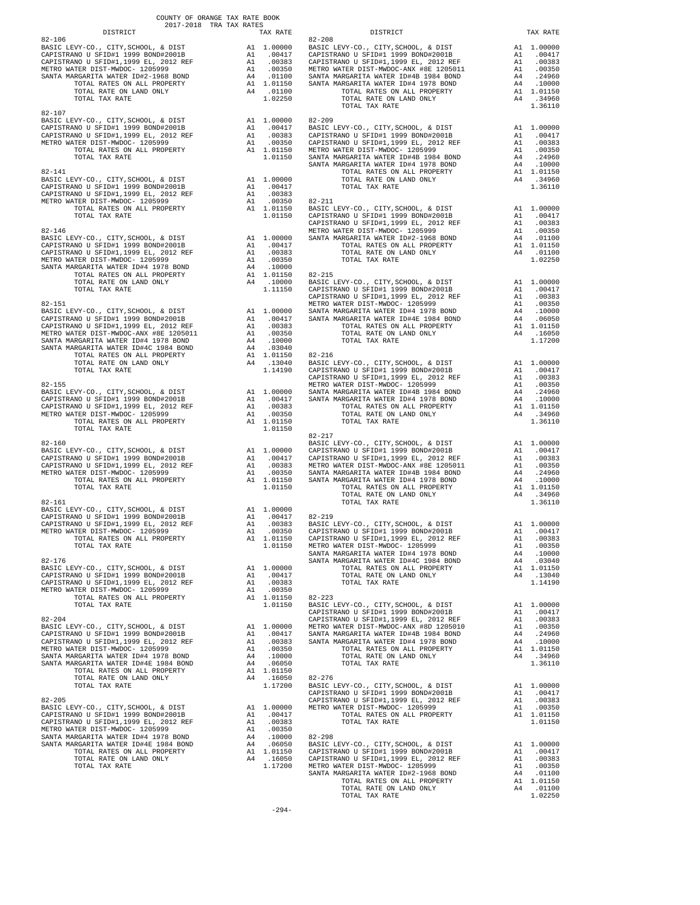COUNTY OF ORANGE TAX RATE BOOK
2017-2018 TRA TAX RATES

| DISTRICT | | TAX RATE |
|---|---|---|
| **82-106** | | |
| BASIC LEVY-CO., CITY,SCHOOL, & DIST | A1 | 1.00000 |
| CAPISTRANO U SFID#1 1999 BOND#2001B | A1 | .00417 |
| CAPISTRANO U SFID#1,1999 EL, 2012 REF | A1 | .00383 |
| METRO WATER DIST-MWDOC- 1205999 | A1 | .00350 |
| SANTA MARGARITA WATER ID#2-1968 BOND | A4 | .01100 |
| TOTAL RATES ON ALL PROPERTY | A1 | 1.01150 |
| TOTAL RATE ON LAND ONLY | A4 | .01100 |
| TOTAL TAX RATE | | 1.02250 |
| **82-107** | | |
| BASIC LEVY-CO., CITY,SCHOOL, & DIST | A1 | 1.00000 |
| CAPISTRANO U SFID#1 1999 BOND#2001B | A1 | .00417 |
| CAPISTRANO U SFID#1,1999 EL, 2012 REF | A1 | .00383 |
| METRO WATER DIST-MWDOC- 1205999 | A1 | .00350 |
| TOTAL RATES ON ALL PROPERTY | A1 | 1.01150 |
| TOTAL TAX RATE | | 1.01150 |
| **82-141** | | |
| BASIC LEVY-CO., CITY,SCHOOL, & DIST | A1 | 1.00000 |
| CAPISTRANO U SFID#1 1999 BOND#2001B | A1 | .00417 |
| CAPISTRANO U SFID#1,1999 EL, 2012 REF | A1 | .00383 |
| METRO WATER DIST-MWDOC- 1205999 | A1 | .00350 |
| TOTAL RATES ON ALL PROPERTY | A1 | 1.01150 |
| TOTAL TAX RATE | | 1.01150 |
| **82-146** | | |
| BASIC LEVY-CO., CITY,SCHOOL, & DIST | A1 | 1.00000 |
| CAPISTRANO U SFID#1 1999 BOND#2001B | A1 | .00417 |
| CAPISTRANO U SFID#1,1999 EL, 2012 REF | A1 | .00383 |
| METRO WATER DIST-MWDOC- 1205999 | A1 | .00350 |
| SANTA MARGARITA WATER ID#4 1978 BOND | A4 | .10000 |
| TOTAL RATES ON ALL PROPERTY | A1 | 1.01150 |
| TOTAL RATE ON LAND ONLY | A4 | .10000 |
| TOTAL TAX RATE | | 1.11150 |
| **82-151** | | |
| BASIC LEVY-CO., CITY,SCHOOL, & DIST | A1 | 1.00000 |
| CAPISTRANO U SFID#1 1999 BOND#2001B | A1 | .00417 |
| CAPISTRANO U SFID#1,1999 EL, 2012 REF | A1 | .00383 |
| METRO WATER DIST-MWDOC-ANX #8E 1205011 | A1 | .00350 |
| SANTA MARGARITA WATER ID#4 1978 BOND | A4 | .10000 |
| SANTA MARGARITA WATER ID#4C 1984 BOND | A4 | .03040 |
| TOTAL RATES ON ALL PROPERTY | A1 | 1.01150 |
| TOTAL RATE ON LAND ONLY | A4 | .13040 |
| TOTAL TAX RATE | | 1.14190 |
| **82-155** | | |
| BASIC LEVY-CO., CITY,SCHOOL, & DIST | A1 | 1.00000 |
| CAPISTRANO U SFID#1 1999 BOND#2001B | A1 | .00417 |
| CAPISTRANO U SFID#1,1999 EL, 2012 REF | A1 | .00383 |
| METRO WATER DIST-MWDOC- 1205999 | A1 | .00350 |
| TOTAL RATES ON ALL PROPERTY | A1 | 1.01150 |
| TOTAL TAX RATE | | 1.01150 |
| **82-160** | | |
| BASIC LEVY-CO., CITY,SCHOOL, & DIST | A1 | 1.00000 |
| CAPISTRANO U SFID#1 1999 BOND#2001B | A1 | .00417 |
| CAPISTRANO U SFID#1,1999 EL, 2012 REF | A1 | .00383 |
| METRO WATER DIST-MWDOC- 1205999 | A1 | .00350 |
| TOTAL RATES ON ALL PROPERTY | A1 | 1.01150 |
| TOTAL TAX RATE | | 1.01150 |
| **82-161** | | |
| BASIC LEVY-CO., CITY,SCHOOL, & DIST | A1 | 1.00000 |
| CAPISTRANO U SFID#1 1999 BOND#2001B | A1 | .00417 |
| CAPISTRANO U SFID#1,1999 EL, 2012 REF | A1 | .00383 |
| METRO WATER DIST-MWDOC- 1205999 | A1 | .00350 |
| TOTAL RATES ON ALL PROPERTY | A1 | 1.01150 |
| TOTAL TAX RATE | | 1.01150 |
| **82-176** | | |
| BASIC LEVY-CO., CITY,SCHOOL, & DIST | A1 | 1.00000 |
| CAPISTRANO U SFID#1 1999 BOND#2001B | A1 | .00417 |
| CAPISTRANO U SFID#1,1999 EL, 2012 REF | A1 | .00383 |
| METRO WATER DIST-MWDOC- 1205999 | A1 | .00350 |
| TOTAL RATES ON ALL PROPERTY | A1 | 1.01150 |
| TOTAL TAX RATE | | 1.01150 |
| **82-204** | | |
| BASIC LEVY-CO., CITY,SCHOOL, & DIST | A1 | 1.00000 |
| CAPISTRANO U SFID#1 1999 BOND#2001B | A1 | .00417 |
| CAPISTRANO U SFID#1,1999 EL, 2012 REF | A1 | .00383 |
| METRO WATER DIST-MWDOC- 1205999 | A1 | .00350 |
| SANTA MARGARITA WATER ID#4 1978 BOND | A4 | .10000 |
| SANTA MARGARITA WATER ID#4E 1984 BOND | A4 | .06050 |
| TOTAL RATES ON ALL PROPERTY | A1 | 1.01150 |
| TOTAL RATE ON LAND ONLY | A4 | .16050 |
| TOTAL TAX RATE | | 1.17200 |
| **82-205** | | |
| BASIC LEVY-CO., CITY,SCHOOL, & DIST | A1 | 1.00000 |
| CAPISTRANO U SFID#1 1999 BOND#2001B | A1 | .00417 |
| CAPISTRANO U SFID#1,1999 EL, 2012 REF | A1 | .00383 |
| METRO WATER DIST-MWDOC- 1205999 | A1 | .00350 |
| SANTA MARGARITA WATER ID#4 1978 BOND | A4 | .10000 |
| SANTA MARGARITA WATER ID#4E 1984 BOND | A4 | .06050 |
| TOTAL RATES ON ALL PROPERTY | A1 | 1.01150 |
| TOTAL RATE ON LAND ONLY | A4 | .16050 |
| TOTAL TAX RATE | | 1.17200 |
| **82-208** | | |
| BASIC LEVY-CO., CITY,SCHOOL, & DIST | A1 | 1.00000 |
| CAPISTRANO U SFID#1 1999 BOND#2001B | A1 | .00417 |
| CAPISTRANO U SFID#1,1999 EL, 2012 REF | A1 | .00383 |
| METRO WATER DIST-MWDOC-ANX #8E 1205011 | A1 | .00350 |
| SANTA MARGARITA WATER ID#4B 1984 BOND | A4 | .24960 |
| SANTA MARGARITA WATER ID#4 1978 BOND | A4 | .10000 |
| TOTAL RATES ON ALL PROPERTY | A1 | 1.01150 |
| TOTAL RATE ON LAND ONLY | A4 | .34960 |
| TOTAL TAX RATE | | 1.36110 |
| **82-209** | | |
| BASIC LEVY-CO., CITY,SCHOOL, & DIST | A1 | 1.00000 |
| CAPISTRANO U SFID#1 1999 BOND#2001B | A1 | .00417 |
| CAPISTRANO U SFID#1,1999 EL, 2012 REF | A1 | .00383 |
| METRO WATER DIST-MWDOC- 1205999 | A1 | .00350 |
| SANTA MARGARITA WATER ID#4B 1984 BOND | A4 | .24960 |
| SANTA MARGARITA WATER ID#4 1978 BOND | A4 | .10000 |
| TOTAL RATES ON ALL PROPERTY | A1 | 1.01150 |
| TOTAL RATE ON LAND ONLY | A4 | .34960 |
| TOTAL TAX RATE | | 1.36110 |
| **82-211** | | |
| BASIC LEVY-CO., CITY,SCHOOL, & DIST | A1 | 1.00000 |
| CAPISTRANO U SFID#1 1999 BOND#2001B | A1 | .00417 |
| CAPISTRANO U SFID#1,1999 EL, 2012 REF | A1 | .00383 |
| METRO WATER DIST-MWDOC- 1205999 | A1 | .00350 |
| SANTA MARGARITA WATER ID#2-1968 BOND | A4 | .01100 |
| TOTAL RATES ON ALL PROPERTY | A1 | 1.01150 |
| TOTAL RATE ON LAND ONLY | A4 | .01100 |
| TOTAL TAX RATE | | 1.02250 |
| **82-215** | | |
| BASIC LEVY-CO., CITY,SCHOOL, & DIST | A1 | 1.00000 |
| CAPISTRANO U SFID#1 1999 BOND#2001B | A1 | .00417 |
| CAPISTRANO U SFID#1,1999 EL, 2012 REF | A1 | .00383 |
| METRO WATER DIST-MWDOC- 1205999 | A1 | .00350 |
| SANTA MARGARITA WATER ID#4 1978 BOND | A4 | .10000 |
| SANTA MARGARITA WATER ID#4E 1984 BOND | A4 | .06050 |
| TOTAL RATES ON ALL PROPERTY | A1 | 1.01150 |
| TOTAL RATE ON LAND ONLY | A4 | .16050 |
| TOTAL TAX RATE | | 1.17200 |
| **82-216** | | |
| BASIC LEVY-CO., CITY,SCHOOL, & DIST | A1 | 1.00000 |
| CAPISTRANO U SFID#1 1999 BOND#2001B | A1 | .00417 |
| CAPISTRANO U SFID#1,1999 EL, 2012 REF | A1 | .00383 |
| METRO WATER DIST-MWDOC- 1205999 | A1 | .00350 |
| SANTA MARGARITA WATER ID#4B 1984 BOND | A4 | .24960 |
| SANTA MARGARITA WATER ID#4 1978 BOND | A4 | .10000 |
| TOTAL RATES ON ALL PROPERTY | A1 | 1.01150 |
| TOTAL RATE ON LAND ONLY | A4 | .34960 |
| TOTAL TAX RATE | | 1.36110 |
| **82-217** | | |
| BASIC LEVY-CO., CITY,SCHOOL, & DIST | A1 | 1.00000 |
| CAPISTRANO U SFID#1 1999 BOND#2001B | A1 | .00417 |
| CAPISTRANO U SFID#1,1999 EL, 2012 REF | A1 | .00383 |
| METRO WATER DIST-MWDOC-ANX #8E 1205011 | A1 | .00350 |
| SANTA MARGARITA WATER ID#4B 1984 BOND | A4 | .24960 |
| SANTA MARGARITA WATER ID#4 1978 BOND | A4 | .10000 |
| TOTAL RATES ON ALL PROPERTY | A1 | 1.01150 |
| TOTAL RATE ON LAND ONLY | A4 | .34960 |
| TOTAL TAX RATE | | 1.36110 |
| **82-219** | | |
| BASIC LEVY-CO., CITY,SCHOOL, & DIST | A1 | 1.00000 |
| CAPISTRANO U SFID#1 1999 BOND#2001B | A1 | .00417 |
| CAPISTRANO U SFID#1,1999 EL, 2012 REF | A1 | .00383 |
| METRO WATER DIST-MWDOC- 1205999 | A1 | .00350 |
| SANTA MARGARITA WATER ID#4 1978 BOND | A4 | .10000 |
| SANTA MARGARITA WATER ID#4C 1984 BOND | A4 | .03040 |
| TOTAL RATES ON ALL PROPERTY | A1 | 1.01150 |
| TOTAL RATE ON LAND ONLY | A4 | .13040 |
| TOTAL TAX RATE | | 1.14190 |
| **82-223** | | |
| BASIC LEVY-CO., CITY,SCHOOL, & DIST | A1 | 1.00000 |
| CAPISTRANO U SFID#1 1999 BOND#2001B | A1 | .00417 |
| CAPISTRANO U SFID#1,1999 EL, 2012 REF | A1 | .00383 |
| METRO WATER DIST-MWDOC-ANX #8D 1205010 | A1 | .00350 |
| SANTA MARGARITA WATER ID#4B 1984 BOND | A4 | .24960 |
| SANTA MARGARITA WATER ID#4 1978 BOND | A4 | .10000 |
| TOTAL RATES ON ALL PROPERTY | A1 | 1.01150 |
| TOTAL RATE ON LAND ONLY | A4 | .34960 |
| TOTAL TAX RATE | | 1.36110 |
| **82-276** | | |
| BASIC LEVY-CO., CITY,SCHOOL, & DIST | A1 | 1.00000 |
| CAPISTRANO U SFID#1 1999 BOND#2001B | A1 | .00417 |
| CAPISTRANO U SFID#1,1999 EL, 2012 REF | A1 | .00383 |
| METRO WATER DIST-MWDOC- 1205999 | A1 | .00350 |
| TOTAL RATES ON ALL PROPERTY | A1 | 1.01150 |
| TOTAL TAX RATE | | 1.01150 |
| **82-298** | | |
| BASIC LEVY-CO., CITY,SCHOOL, & DIST | A1 | 1.00000 |
| CAPISTRANO U SFID#1 1999 BOND#2001B | A1 | .00417 |
| CAPISTRANO U SFID#1,1999 EL, 2012 REF | A1 | .00383 |
| METRO WATER DIST-MWDOC- 1205999 | A1 | .00350 |
| SANTA MARGARITA WATER ID#2-1968 BOND | A4 | .01100 |
| TOTAL RATES ON ALL PROPERTY | A1 | 1.01150 |
| TOTAL RATE ON LAND ONLY | A4 | .01100 |
| TOTAL TAX RATE | | 1.02250 |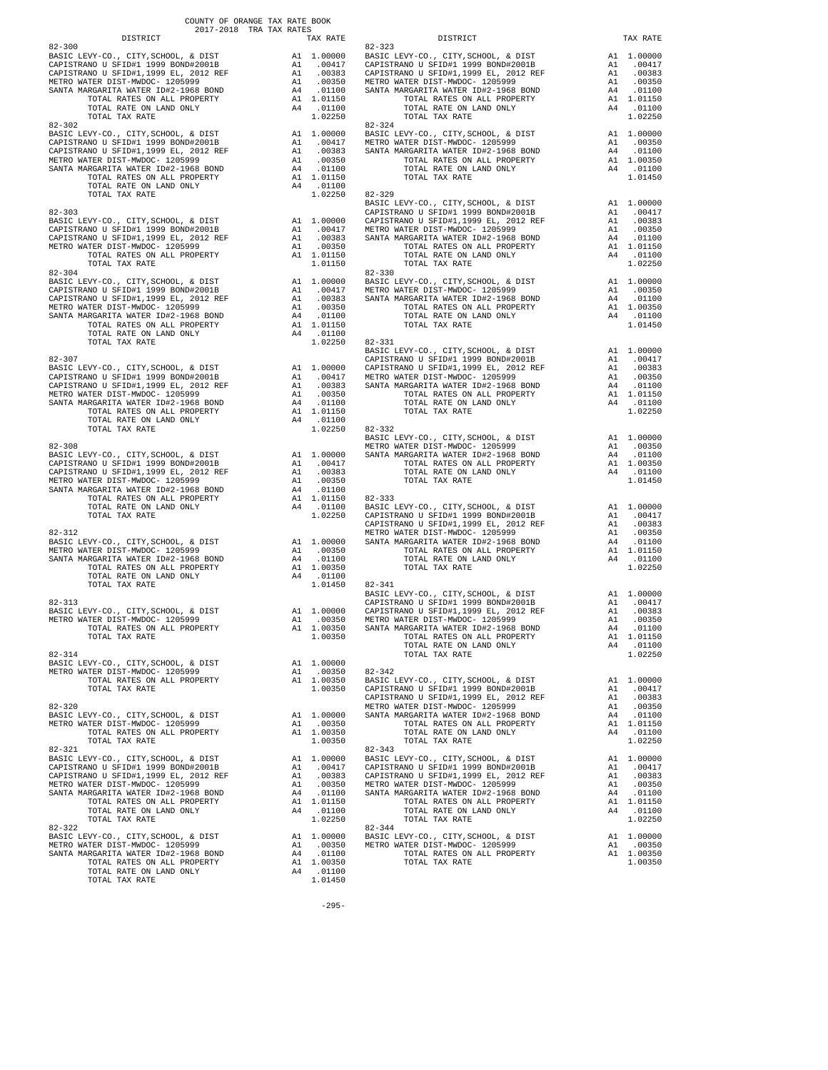COUNTY OF ORANGE TAX RATE BOOK
2017-2018 TRA TAX RATES

| DISTRICT | | TAX RATE |
|---|---|---|
| **82-300** | | |
| BASIC LEVY-CO., CITY,SCHOOL, & DIST | A1 | 1.00000 |
| CAPISTRANO U SFID#1 1999 BOND#2001B | A1 | .00417 |
| CAPISTRANO U SFID#1,1999 EL, 2012 REF | A1 | .00383 |
| METRO WATER DIST-MWDOC- 1205999 | A1 | .00350 |
| SANTA MARGARITA WATER ID#2-1968 BOND | A4 | .01100 |
| TOTAL RATES ON ALL PROPERTY | A1 | 1.01150 |
| TOTAL RATE ON LAND ONLY | A4 | .01100 |
| TOTAL TAX RATE | | 1.02250 |
| **82-302** | | |
| BASIC LEVY-CO., CITY,SCHOOL, & DIST | A1 | 1.00000 |
| CAPISTRANO U SFID#1 1999 BOND#2001B | A1 | .00417 |
| CAPISTRANO U SFID#1,1999 EL, 2012 REF | A1 | .00383 |
| METRO WATER DIST-MWDOC- 1205999 | A1 | .00350 |
| SANTA MARGARITA WATER ID#2-1968 BOND | A4 | .01100 |
| TOTAL RATES ON ALL PROPERTY | A1 | 1.01150 |
| TOTAL RATE ON LAND ONLY | A4 | .01100 |
| TOTAL TAX RATE | | 1.02250 |
| **82-303** | | |
| BASIC LEVY-CO., CITY,SCHOOL, & DIST | A1 | 1.00000 |
| CAPISTRANO U SFID#1 1999 BOND#2001B | A1 | .00417 |
| CAPISTRANO U SFID#1,1999 EL, 2012 REF | A1 | .00383 |
| METRO WATER DIST-MWDOC- 1205999 | A1 | .00350 |
| TOTAL RATES ON ALL PROPERTY | A1 | 1.01150 |
| TOTAL TAX RATE | | 1.01150 |
| **82-304** | | |
| BASIC LEVY-CO., CITY,SCHOOL, & DIST | A1 | 1.00000 |
| CAPISTRANO U SFID#1 1999 BOND#2001B | A1 | .00417 |
| CAPISTRANO U SFID#1,1999 EL, 2012 REF | A1 | .00383 |
| METRO WATER DIST-MWDOC- 1205999 | A1 | .00350 |
| SANTA MARGARITA WATER ID#2-1968 BOND | A4 | .01100 |
| TOTAL RATES ON ALL PROPERTY | A1 | 1.01150 |
| TOTAL RATE ON LAND ONLY | A4 | .01100 |
| TOTAL TAX RATE | | 1.02250 |
| **82-307** | | |
| BASIC LEVY-CO., CITY,SCHOOL, & DIST | A1 | 1.00000 |
| CAPISTRANO U SFID#1 1999 BOND#2001B | A1 | .00417 |
| CAPISTRANO U SFID#1,1999 EL, 2012 REF | A1 | .00383 |
| METRO WATER DIST-MWDOC- 1205999 | A1 | .00350 |
| SANTA MARGARITA WATER ID#2-1968 BOND | A4 | .01100 |
| TOTAL RATES ON ALL PROPERTY | A1 | 1.01150 |
| TOTAL RATE ON LAND ONLY | A4 | .01100 |
| TOTAL TAX RATE | | 1.02250 |
| **82-308** | | |
| BASIC LEVY-CO., CITY,SCHOOL, & DIST | A1 | 1.00000 |
| CAPISTRANO U SFID#1 1999 BOND#2001B | A1 | .00417 |
| CAPISTRANO U SFID#1,1999 EL, 2012 REF | A1 | .00383 |
| METRO WATER DIST-MWDOC- 1205999 | A1 | .00350 |
| SANTA MARGARITA WATER ID#2-1968 BOND | A4 | .01100 |
| TOTAL RATES ON ALL PROPERTY | A1 | 1.01150 |
| TOTAL RATE ON LAND ONLY | A4 | .01100 |
| TOTAL TAX RATE | | 1.02250 |
| **82-312** | | |
| BASIC LEVY-CO., CITY,SCHOOL, & DIST | A1 | 1.00000 |
| METRO WATER DIST-MWDOC- 1205999 | A1 | .00350 |
| SANTA MARGARITA WATER ID#2-1968 BOND | A4 | .01100 |
| TOTAL RATES ON ALL PROPERTY | A1 | 1.00350 |
| TOTAL RATE ON LAND ONLY | A4 | .01100 |
| TOTAL TAX RATE | | 1.01450 |
| **82-313** | | |
| BASIC LEVY-CO., CITY,SCHOOL, & DIST | A1 | 1.00000 |
| METRO WATER DIST-MWDOC- 1205999 | A1 | .00350 |
| TOTAL RATES ON ALL PROPERTY | A1 | 1.00350 |
| TOTAL TAX RATE | | 1.00350 |
| **82-314** | | |
| BASIC LEVY-CO., CITY,SCHOOL, & DIST | A1 | 1.00000 |
| METRO WATER DIST-MWDOC- 1205999 | A1 | .00350 |
| TOTAL RATES ON ALL PROPERTY | A1 | 1.00350 |
| TOTAL TAX RATE | | 1.00350 |
| **82-320** | | |
| BASIC LEVY-CO., CITY,SCHOOL, & DIST | A1 | 1.00000 |
| METRO WATER DIST-MWDOC- 1205999 | A1 | .00350 |
| TOTAL RATES ON ALL PROPERTY | A1 | 1.00350 |
| TOTAL TAX RATE | | 1.00350 |
| **82-321** | | |
| BASIC LEVY-CO., CITY,SCHOOL, & DIST | A1 | 1.00000 |
| CAPISTRANO U SFID#1 1999 BOND#2001B | A1 | .00417 |
| CAPISTRANO U SFID#1,1999 EL, 2012 REF | A1 | .00383 |
| METRO WATER DIST-MWDOC- 1205999 | A1 | .00350 |
| SANTA MARGARITA WATER ID#2-1968 BOND | A4 | .01100 |
| TOTAL RATES ON ALL PROPERTY | A1 | 1.01150 |
| TOTAL RATE ON LAND ONLY | A4 | .01100 |
| TOTAL TAX RATE | | 1.02250 |
| **82-322** | | |
| BASIC LEVY-CO., CITY,SCHOOL, & DIST | A1 | 1.00000 |
| METRO WATER DIST-MWDOC- 1205999 | A1 | .00350 |
| SANTA MARGARITA WATER ID#2-1968 BOND | A4 | .01100 |
| TOTAL RATES ON ALL PROPERTY | A1 | 1.00350 |
| TOTAL RATE ON LAND ONLY | A4 | .01100 |
| TOTAL TAX RATE | | 1.01450 |
| **82-323** | | |
| BASIC LEVY-CO., CITY,SCHOOL, & DIST | A1 | 1.00000 |
| CAPISTRANO U SFID#1 1999 BOND#2001B | A1 | .00417 |
| CAPISTRANO U SFID#1,1999 EL, 2012 REF | A1 | .00383 |
| METRO WATER DIST-MWDOC- 1205999 | A1 | .00350 |
| SANTA MARGARITA WATER ID#2-1968 BOND | A4 | .01100 |
| TOTAL RATES ON ALL PROPERTY | A1 | 1.01150 |
| TOTAL RATE ON LAND ONLY | A4 | .01100 |
| TOTAL TAX RATE | | 1.02250 |
| **82-324** | | |
| BASIC LEVY-CO., CITY,SCHOOL, & DIST | A1 | 1.00000 |
| METRO WATER DIST-MWDOC- 1205999 | A1 | .00350 |
| SANTA MARGARITA WATER ID#2-1968 BOND | A4 | .01100 |
| TOTAL RATES ON ALL PROPERTY | A1 | 1.00350 |
| TOTAL RATE ON LAND ONLY | A4 | .01100 |
| TOTAL TAX RATE | | 1.01450 |
| **82-329** | | |
| BASIC LEVY-CO., CITY,SCHOOL, & DIST | A1 | 1.00000 |
| CAPISTRANO U SFID#1 1999 BOND#2001B | A1 | .00417 |
| CAPISTRANO U SFID#1,1999 EL, 2012 REF | A1 | .00383 |
| METRO WATER DIST-MWDOC- 1205999 | A1 | .00350 |
| SANTA MARGARITA WATER ID#2-1968 BOND | A4 | .01100 |
| TOTAL RATES ON ALL PROPERTY | A1 | 1.01150 |
| TOTAL RATE ON LAND ONLY | A4 | .01100 |
| TOTAL TAX RATE | | 1.02250 |
| **82-330** | | |
| BASIC LEVY-CO., CITY,SCHOOL, & DIST | A1 | 1.00000 |
| METRO WATER DIST-MWDOC- 1205999 | A1 | .00350 |
| SANTA MARGARITA WATER ID#2-1968 BOND | A4 | .01100 |
| TOTAL RATES ON ALL PROPERTY | A1 | 1.00350 |
| TOTAL RATE ON LAND ONLY | A4 | .01100 |
| TOTAL TAX RATE | | 1.01450 |
| **82-331** | | |
| BASIC LEVY-CO., CITY,SCHOOL, & DIST | A1 | 1.00000 |
| CAPISTRANO U SFID#1 1999 BOND#2001B | A1 | .00417 |
| CAPISTRANO U SFID#1,1999 EL, 2012 REF | A1 | .00383 |
| METRO WATER DIST-MWDOC- 1205999 | A1 | .00350 |
| SANTA MARGARITA WATER ID#2-1968 BOND | A4 | .01100 |
| TOTAL RATES ON ALL PROPERTY | A1 | 1.01150 |
| TOTAL RATE ON LAND ONLY | A4 | .01100 |
| TOTAL TAX RATE | | 1.02250 |
| **82-332** | | |
| BASIC LEVY-CO., CITY,SCHOOL, & DIST | A1 | 1.00000 |
| METRO WATER DIST-MWDOC- 1205999 | A1 | .00350 |
| SANTA MARGARITA WATER ID#2-1968 BOND | A4 | .01100 |
| TOTAL RATES ON ALL PROPERTY | A1 | 1.00350 |
| TOTAL RATE ON LAND ONLY | A4 | .01100 |
| TOTAL TAX RATE | | 1.01450 |
| **82-333** | | |
| BASIC LEVY-CO., CITY,SCHOOL, & DIST | A1 | 1.00000 |
| CAPISTRANO U SFID#1 1999 BOND#2001B | A1 | .00417 |
| CAPISTRANO U SFID#1,1999 EL, 2012 REF | A1 | .00383 |
| METRO WATER DIST-MWDOC- 1205999 | A1 | .00350 |
| SANTA MARGARITA WATER ID#2-1968 BOND | A4 | .01100 |
| TOTAL RATES ON ALL PROPERTY | A1 | 1.01150 |
| TOTAL RATE ON LAND ONLY | A4 | .01100 |
| TOTAL TAX RATE | | 1.02250 |
| **82-341** | | |
| BASIC LEVY-CO., CITY,SCHOOL, & DIST | A1 | 1.00000 |
| CAPISTRANO U SFID#1 1999 BOND#2001B | A1 | .00417 |
| CAPISTRANO U SFID#1,1999 EL, 2012 REF | A1 | .00383 |
| METRO WATER DIST-MWDOC- 1205999 | A1 | .00350 |
| SANTA MARGARITA WATER ID#2-1968 BOND | A4 | .01100 |
| TOTAL RATES ON ALL PROPERTY | A1 | 1.01150 |
| TOTAL RATE ON LAND ONLY | A4 | .01100 |
| TOTAL TAX RATE | | 1.02250 |
| **82-342** | | |
| BASIC LEVY-CO., CITY,SCHOOL, & DIST | A1 | 1.00000 |
| CAPISTRANO U SFID#1 1999 BOND#2001B | A1 | .00417 |
| CAPISTRANO U SFID#1,1999 EL, 2012 REF | A1 | .00383 |
| METRO WATER DIST-MWDOC- 1205999 | A1 | .00350 |
| SANTA MARGARITA WATER ID#2-1968 BOND | A4 | .01100 |
| TOTAL RATES ON ALL PROPERTY | A1 | 1.01150 |
| TOTAL RATE ON LAND ONLY | A4 | .01100 |
| TOTAL TAX RATE | | 1.02250 |
| **82-343** | | |
| BASIC LEVY-CO., CITY,SCHOOL, & DIST | A1 | 1.00000 |
| CAPISTRANO U SFID#1 1999 BOND#2001B | A1 | .00417 |
| CAPISTRANO U SFID#1,1999 EL, 2012 REF | A1 | .00383 |
| METRO WATER DIST-MWDOC- 1205999 | A1 | .00350 |
| SANTA MARGARITA WATER ID#2-1968 BOND | A4 | .01100 |
| TOTAL RATES ON ALL PROPERTY | A1 | 1.01150 |
| TOTAL RATE ON LAND ONLY | A4 | .01100 |
| TOTAL TAX RATE | | 1.02250 |
| **82-344** | | |
| BASIC LEVY-CO., CITY,SCHOOL, & DIST | A1 | 1.00000 |
| METRO WATER DIST-MWDOC- 1205999 | A1 | .00350 |
| TOTAL RATES ON ALL PROPERTY | A1 | 1.00350 |
| TOTAL TAX RATE | | 1.00350 |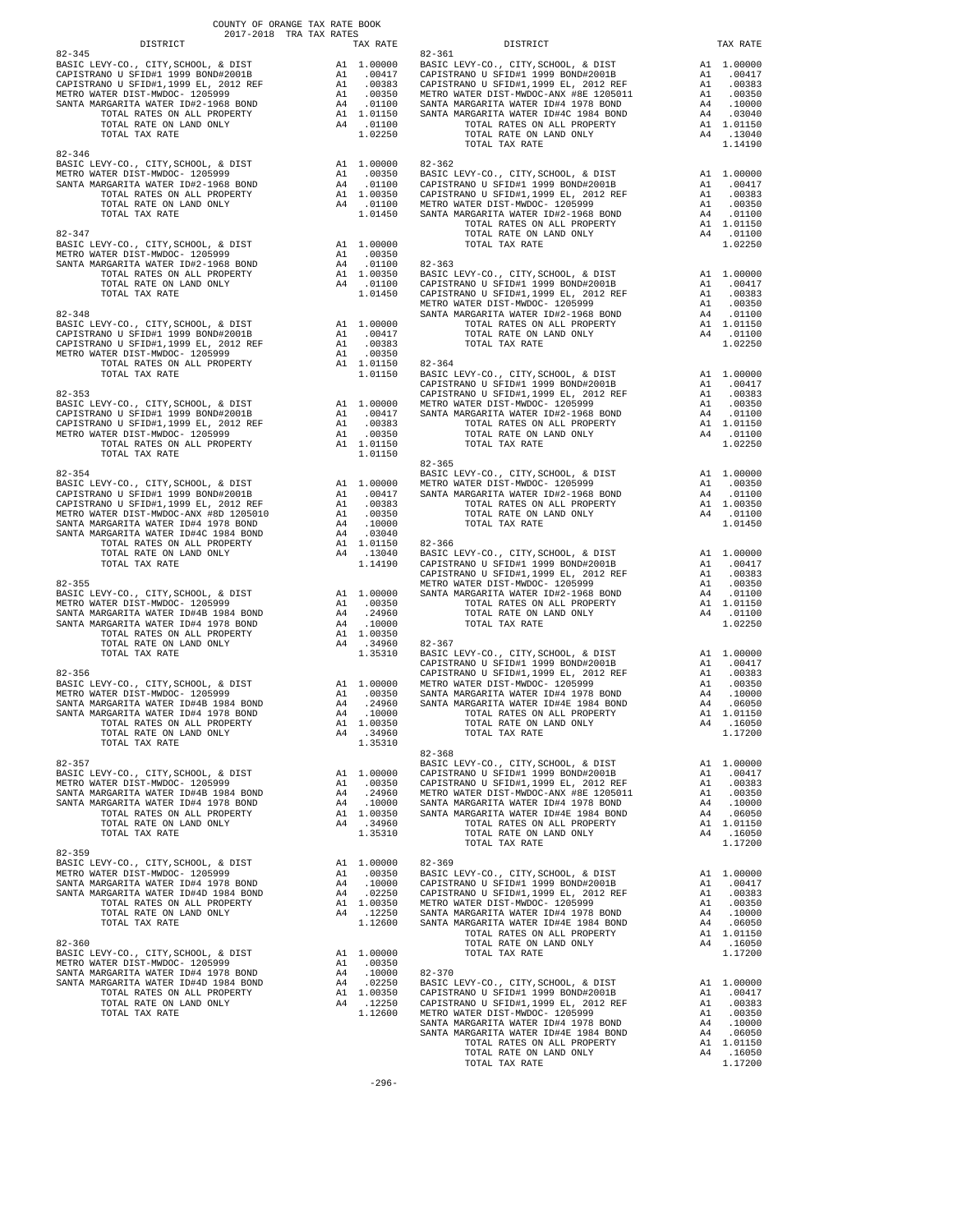COUNTY OF ORANGE TAX RATE BOOK
2017-2018 TRA TAX RATES

| DISTRICT | | TAX RATE |
|---|---|---|
| **82-345** | | |
| BASIC LEVY-CO., CITY,SCHOOL, & DIST | A1 | 1.00000 |
| CAPISTRANO U SFID#1 1999 BOND#2001B | A1 | .00417 |
| CAPISTRANO U SFID#1,1999 EL, 2012 REF | A1 | .00383 |
| METRO WATER DIST-MWDOC- 1205999 | A1 | .00350 |
| SANTA MARGARITA WATER ID#2-1968 BOND | A4 | .01100 |
| TOTAL RATES ON ALL PROPERTY | A1 | 1.01150 |
| TOTAL RATE ON LAND ONLY | A4 | .01100 |
| TOTAL TAX RATE | | 1.02250 |
| **82-346** | | |
| BASIC LEVY-CO., CITY,SCHOOL, & DIST | A1 | 1.00000 |
| METRO WATER DIST-MWDOC- 1205999 | A1 | .00350 |
| SANTA MARGARITA WATER ID#2-1968 BOND | A4 | .01100 |
| TOTAL RATES ON ALL PROPERTY | A1 | 1.00350 |
| TOTAL RATE ON LAND ONLY | A4 | .01100 |
| TOTAL TAX RATE | | 1.01450 |
| **82-347** | | |
| BASIC LEVY-CO., CITY,SCHOOL, & DIST | A1 | 1.00000 |
| METRO WATER DIST-MWDOC- 1205999 | A1 | .00350 |
| SANTA MARGARITA WATER ID#2-1968 BOND | A4 | .01100 |
| TOTAL RATES ON ALL PROPERTY | A1 | 1.00350 |
| TOTAL RATE ON LAND ONLY | A4 | .01100 |
| TOTAL TAX RATE | | 1.01450 |
| **82-348** | | |
| BASIC LEVY-CO., CITY,SCHOOL, & DIST | A1 | 1.00000 |
| CAPISTRANO U SFID#1 1999 BOND#2001B | A1 | .00417 |
| CAPISTRANO U SFID#1,1999 EL, 2012 REF | A1 | .00383 |
| METRO WATER DIST-MWDOC- 1205999 | A1 | .00350 |
| TOTAL RATES ON ALL PROPERTY | A1 | 1.01150 |
| TOTAL TAX RATE | | 1.01150 |
| **82-353** | | |
| BASIC LEVY-CO., CITY,SCHOOL, & DIST | A1 | 1.00000 |
| CAPISTRANO U SFID#1 1999 BOND#2001B | A1 | .00417 |
| CAPISTRANO U SFID#1,1999 EL, 2012 REF | A1 | .00383 |
| METRO WATER DIST-MWDOC- 1205999 | A1 | .00350 |
| TOTAL RATES ON ALL PROPERTY | A1 | 1.01150 |
| TOTAL TAX RATE | | 1.01150 |
| **82-354** | | |
| BASIC LEVY-CO., CITY,SCHOOL, & DIST | A1 | 1.00000 |
| CAPISTRANO U SFID#1 1999 BOND#2001B | A1 | .00417 |
| CAPISTRANO U SFID#1,1999 EL, 2012 REF | A1 | .00383 |
| METRO WATER DIST-MWDOC-ANX #8D 1205010 | A1 | .00350 |
| SANTA MARGARITA WATER ID#4 1978 BOND | A4 | .10000 |
| SANTA MARGARITA WATER ID#4C 1984 BOND | A4 | .03040 |
| TOTAL RATES ON ALL PROPERTY | A1 | 1.01150 |
| TOTAL RATE ON LAND ONLY | A4 | .13040 |
| TOTAL TAX RATE | | 1.14190 |
| **82-355** | | |
| BASIC LEVY-CO., CITY,SCHOOL, & DIST | A1 | 1.00000 |
| METRO WATER DIST-MWDOC- 1205999 | A1 | .00350 |
| SANTA MARGARITA WATER ID#4B 1984 BOND | A4 | .24960 |
| SANTA MARGARITA WATER ID#4 1978 BOND | A4 | .10000 |
| TOTAL RATES ON ALL PROPERTY | A1 | 1.00350 |
| TOTAL RATE ON LAND ONLY | A4 | .34960 |
| TOTAL TAX RATE | | 1.35310 |
| **82-356** | | |
| BASIC LEVY-CO., CITY,SCHOOL, & DIST | A1 | 1.00000 |
| METRO WATER DIST-MWDOC- 1205999 | A1 | .00350 |
| SANTA MARGARITA WATER ID#4B 1984 BOND | A4 | .24960 |
| SANTA MARGARITA WATER ID#4 1978 BOND | A4 | .10000 |
| TOTAL RATES ON ALL PROPERTY | A1 | 1.00350 |
| TOTAL RATE ON LAND ONLY | A4 | .34960 |
| TOTAL TAX RATE | | 1.35310 |
| **82-357** | | |
| BASIC LEVY-CO., CITY,SCHOOL, & DIST | A1 | 1.00000 |
| METRO WATER DIST-MWDOC- 1205999 | A1 | .00350 |
| SANTA MARGARITA WATER ID#4B 1984 BOND | A4 | .24960 |
| SANTA MARGARITA WATER ID#4 1978 BOND | A4 | .10000 |
| TOTAL RATES ON ALL PROPERTY | A1 | 1.00350 |
| TOTAL RATE ON LAND ONLY | A4 | .34960 |
| TOTAL TAX RATE | | 1.35310 |
| **82-359** | | |
| BASIC LEVY-CO., CITY,SCHOOL, & DIST | A1 | 1.00000 |
| METRO WATER DIST-MWDOC- 1205999 | A1 | .00350 |
| SANTA MARGARITA WATER ID#4 1978 BOND | A4 | .10000 |
| SANTA MARGARITA WATER ID#4D 1984 BOND | A4 | .02250 |
| TOTAL RATES ON ALL PROPERTY | A1 | 1.00350 |
| TOTAL RATE ON LAND ONLY | A4 | .12250 |
| TOTAL TAX RATE | | 1.12600 |
| **82-360** | | |
| BASIC LEVY-CO., CITY,SCHOOL, & DIST | A1 | 1.00000 |
| METRO WATER DIST-MWDOC- 1205999 | A1 | .00350 |
| SANTA MARGARITA WATER ID#4 1978 BOND | A4 | .10000 |
| SANTA MARGARITA WATER ID#4D 1984 BOND | A4 | .02250 |
| TOTAL RATES ON ALL PROPERTY | A1 | 1.00350 |
| TOTAL RATE ON LAND ONLY | A4 | .12250 |
| TOTAL TAX RATE | | 1.12600 |
| **82-361** | | |
| BASIC LEVY-CO., CITY,SCHOOL, & DIST | A1 | 1.00000 |
| CAPISTRANO U SFID#1 1999 BOND#2001B | A1 | .00417 |
| CAPISTRANO U SFID#1,1999 EL, 2012 REF | A1 | .00383 |
| METRO WATER DIST-MWDOC-ANX #8E 1205011 | A1 | .00350 |
| SANTA MARGARITA WATER ID#4 1978 BOND | A4 | .10000 |
| SANTA MARGARITA WATER ID#4C 1984 BOND | A4 | .03040 |
| TOTAL RATES ON ALL PROPERTY | A1 | 1.01150 |
| TOTAL RATE ON LAND ONLY | A4 | .13040 |
| TOTAL TAX RATE | | 1.14190 |
| **82-362** | | |
| BASIC LEVY-CO., CITY,SCHOOL, & DIST | A1 | 1.00000 |
| CAPISTRANO U SFID#1 1999 BOND#2001B | A1 | .00417 |
| CAPISTRANO U SFID#1,1999 EL, 2012 REF | A1 | .00383 |
| METRO WATER DIST-MWDOC- 1205999 | A1 | .00350 |
| SANTA MARGARITA WATER ID#2-1968 BOND | A4 | .01100 |
| TOTAL RATES ON ALL PROPERTY | A1 | 1.01150 |
| TOTAL RATE ON LAND ONLY | A4 | .01100 |
| TOTAL TAX RATE | | 1.02250 |
| **82-363** | | |
| BASIC LEVY-CO., CITY,SCHOOL, & DIST | A1 | 1.00000 |
| CAPISTRANO U SFID#1 1999 BOND#2001B | A1 | .00417 |
| CAPISTRANO U SFID#1,1999 EL, 2012 REF | A1 | .00383 |
| METRO WATER DIST-MWDOC- 1205999 | A1 | .00350 |
| SANTA MARGARITA WATER ID#2-1968 BOND | A4 | .01100 |
| TOTAL RATES ON ALL PROPERTY | A1 | 1.01150 |
| TOTAL RATE ON LAND ONLY | A4 | .01100 |
| TOTAL TAX RATE | | 1.02250 |
| **82-364** | | |
| BASIC LEVY-CO., CITY,SCHOOL, & DIST | A1 | 1.00000 |
| CAPISTRANO U SFID#1 1999 BOND#2001B | A1 | .00417 |
| CAPISTRANO U SFID#1,1999 EL, 2012 REF | A1 | .00383 |
| METRO WATER DIST-MWDOC- 1205999 | A1 | .00350 |
| SANTA MARGARITA WATER ID#2-1968 BOND | A4 | .01100 |
| TOTAL RATES ON ALL PROPERTY | A1 | 1.01150 |
| TOTAL RATE ON LAND ONLY | A4 | .01100 |
| TOTAL TAX RATE | | 1.02250 |
| **82-365** | | |
| BASIC LEVY-CO., CITY,SCHOOL, & DIST | A1 | 1.00000 |
| METRO WATER DIST-MWDOC- 1205999 | A1 | .00350 |
| SANTA MARGARITA WATER ID#2-1968 BOND | A4 | .01100 |
| TOTAL RATES ON ALL PROPERTY | A1 | 1.00350 |
| TOTAL RATE ON LAND ONLY | A4 | .01100 |
| TOTAL TAX RATE | | 1.01450 |
| **82-366** | | |
| BASIC LEVY-CO., CITY,SCHOOL, & DIST | A1 | 1.00000 |
| CAPISTRANO U SFID#1 1999 BOND#2001B | A1 | .00417 |
| CAPISTRANO U SFID#1,1999 EL, 2012 REF | A1 | .00383 |
| METRO WATER DIST-MWDOC- 1205999 | A1 | .00350 |
| SANTA MARGARITA WATER ID#2-1968 BOND | A4 | .01100 |
| TOTAL RATES ON ALL PROPERTY | A1 | 1.01150 |
| TOTAL RATE ON LAND ONLY | A4 | .01100 |
| TOTAL TAX RATE | | 1.02250 |
| **82-367** | | |
| BASIC LEVY-CO., CITY,SCHOOL, & DIST | A1 | 1.00000 |
| CAPISTRANO U SFID#1 1999 BOND#2001B | A1 | .00417 |
| CAPISTRANO U SFID#1,1999 EL, 2012 REF | A1 | .00383 |
| METRO WATER DIST-MWDOC- 1205999 | A1 | .00350 |
| SANTA MARGARITA WATER ID#4 1978 BOND | A4 | .10000 |
| SANTA MARGARITA WATER ID#4E 1984 BOND | A4 | .06050 |
| TOTAL RATES ON ALL PROPERTY | A1 | 1.01150 |
| TOTAL RATE ON LAND ONLY | A4 | .16050 |
| TOTAL TAX RATE | | 1.17200 |
| **82-368** | | |
| BASIC LEVY-CO., CITY,SCHOOL, & DIST | A1 | 1.00000 |
| CAPISTRANO U SFID#1 1999 BOND#2001B | A1 | .00417 |
| CAPISTRANO U SFID#1,1999 EL, 2012 REF | A1 | .00383 |
| METRO WATER DIST-MWDOC-ANX #8E 1205011 | A1 | .00350 |
| SANTA MARGARITA WATER ID#4 1978 BOND | A4 | .10000 |
| SANTA MARGARITA WATER ID#4E 1984 BOND | A4 | .06050 |
| TOTAL RATES ON ALL PROPERTY | A1 | 1.01150 |
| TOTAL RATE ON LAND ONLY | A4 | .16050 |
| TOTAL TAX RATE | | 1.17200 |
| **82-369** | | |
| BASIC LEVY-CO., CITY,SCHOOL, & DIST | A1 | 1.00000 |
| CAPISTRANO U SFID#1 1999 BOND#2001B | A1 | .00417 |
| CAPISTRANO U SFID#1,1999 EL, 2012 REF | A1 | .00383 |
| METRO WATER DIST-MWDOC- 1205999 | A1 | .00350 |
| SANTA MARGARITA WATER ID#4 1978 BOND | A4 | .10000 |
| SANTA MARGARITA WATER ID#4E 1984 BOND | A4 | .06050 |
| TOTAL RATES ON ALL PROPERTY | A1 | 1.01150 |
| TOTAL RATE ON LAND ONLY | A4 | .16050 |
| TOTAL TAX RATE | | 1.17200 |
| **82-370** | | |
| BASIC LEVY-CO., CITY,SCHOOL, & DIST | A1 | 1.00000 |
| CAPISTRANO U SFID#1 1999 BOND#2001B | A1 | .00417 |
| CAPISTRANO U SFID#1,1999 EL, 2012 REF | A1 | .00383 |
| METRO WATER DIST-MWDOC- 1205999 | A1 | .00350 |
| SANTA MARGARITA WATER ID#4 1978 BOND | A4 | .10000 |
| SANTA MARGARITA WATER ID#4E 1984 BOND | A4 | .06050 |
| TOTAL RATES ON ALL PROPERTY | A1 | 1.01150 |
| TOTAL RATE ON LAND ONLY | A4 | .16050 |
| TOTAL TAX RATE | | 1.17200 |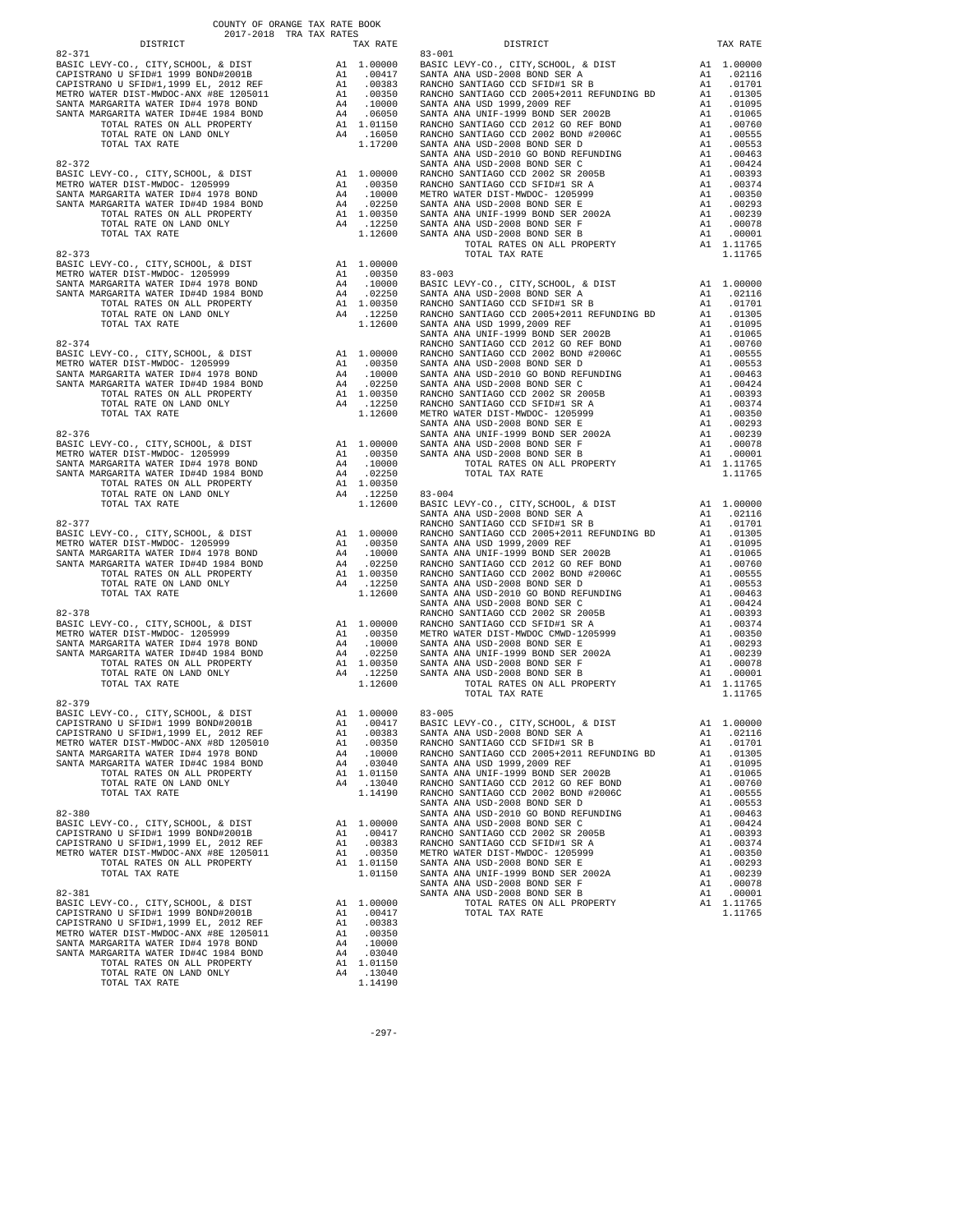COUNTY OF ORANGE TAX RATE BOOK
2017-2018 TRA TAX RATES

| DISTRICT | | TAX RATE |
|---|---|---|
| **82-371** | | |
| BASIC LEVY-CO., CITY,SCHOOL, & DIST | A1 | 1.00000 |
| CAPISTRANO U SFID#1 1999 BOND#2001B | A1 | .00417 |
| CAPISTRANO U SFID#1,1999 EL, 2012 REF | A1 | .00383 |
| METRO WATER DIST-MWDOC-ANX #8E 1205011 | A1 | .00350 |
| SANTA MARGARITA WATER ID#4 1978 BOND | A4 | .10000 |
| SANTA MARGARITA WATER ID#4E 1984 BOND | A4 | .06050 |
| TOTAL RATES ON ALL PROPERTY | A1 | 1.01150 |
| TOTAL RATE ON LAND ONLY | A4 | .16050 |
| TOTAL TAX RATE | | 1.17200 |
| **82-372** | | |
| BASIC LEVY-CO., CITY,SCHOOL, & DIST | A1 | 1.00000 |
| METRO WATER DIST-MWDOC- 1205999 | A1 | .00350 |
| SANTA MARGARITA WATER ID#4 1978 BOND | A4 | .10000 |
| SANTA MARGARITA WATER ID#4D 1984 BOND | A4 | .02250 |
| TOTAL RATES ON ALL PROPERTY | A1 | 1.00350 |
| TOTAL RATE ON LAND ONLY | A4 | .12250 |
| TOTAL TAX RATE | | 1.12600 |
| **82-373** | | |
| BASIC LEVY-CO., CITY,SCHOOL, & DIST | A1 | 1.00000 |
| METRO WATER DIST-MWDOC- 1205999 | A1 | .00350 |
| SANTA MARGARITA WATER ID#4 1978 BOND | A4 | .10000 |
| SANTA MARGARITA WATER ID#4D 1984 BOND | A4 | .02250 |
| TOTAL RATES ON ALL PROPERTY | A1 | 1.00350 |
| TOTAL RATE ON LAND ONLY | A4 | .12250 |
| TOTAL TAX RATE | | 1.12600 |
| **82-374** | | |
| BASIC LEVY-CO., CITY,SCHOOL, & DIST | A1 | 1.00000 |
| METRO WATER DIST-MWDOC- 1205999 | A1 | .00350 |
| SANTA MARGARITA WATER ID#4 1978 BOND | A4 | .10000 |
| SANTA MARGARITA WATER ID#4D 1984 BOND | A4 | .02250 |
| TOTAL RATES ON ALL PROPERTY | A1 | 1.00350 |
| TOTAL RATE ON LAND ONLY | A4 | .12250 |
| TOTAL TAX RATE | | 1.12600 |
| **82-376** | | |
| BASIC LEVY-CO., CITY,SCHOOL, & DIST | A1 | 1.00000 |
| METRO WATER DIST-MWDOC- 1205999 | A1 | .00350 |
| SANTA MARGARITA WATER ID#4 1978 BOND | A4 | .10000 |
| SANTA MARGARITA WATER ID#4D 1984 BOND | A4 | .02250 |
| TOTAL RATES ON ALL PROPERTY | A1 | 1.00350 |
| TOTAL RATE ON LAND ONLY | A4 | .12250 |
| TOTAL TAX RATE | | 1.12600 |
| **82-377** | | |
| BASIC LEVY-CO., CITY,SCHOOL, & DIST | A1 | 1.00000 |
| METRO WATER DIST-MWDOC- 1205999 | A1 | .00350 |
| SANTA MARGARITA WATER ID#4 1978 BOND | A4 | .10000 |
| SANTA MARGARITA WATER ID#4D 1984 BOND | A4 | .02250 |
| TOTAL RATES ON ALL PROPERTY | A1 | 1.00350 |
| TOTAL RATE ON LAND ONLY | A4 | .12250 |
| TOTAL TAX RATE | | 1.12600 |
| **82-378** | | |
| BASIC LEVY-CO., CITY,SCHOOL, & DIST | A1 | 1.00000 |
| METRO WATER DIST-MWDOC- 1205999 | A1 | .00350 |
| SANTA MARGARITA WATER ID#4 1978 BOND | A4 | .10000 |
| SANTA MARGARITA WATER ID#4D 1984 BOND | A4 | .02250 |
| TOTAL RATES ON ALL PROPERTY | A1 | 1.00350 |
| TOTAL RATE ON LAND ONLY | A4 | .12250 |
| TOTAL TAX RATE | | 1.12600 |
| **82-379** | | |
| BASIC LEVY-CO., CITY,SCHOOL, & DIST | A1 | 1.00000 |
| CAPISTRANO U SFID#1 1999 BOND#2001B | A1 | .00417 |
| CAPISTRANO U SFID#1,1999 EL, 2012 REF | A1 | .00383 |
| METRO WATER DIST-MWDOC-ANX #8D 1205010 | A1 | .00350 |
| SANTA MARGARITA WATER ID#4 1978 BOND | A4 | .10000 |
| SANTA MARGARITA WATER ID#4C 1984 BOND | A4 | .03040 |
| TOTAL RATES ON ALL PROPERTY | A1 | 1.01150 |
| TOTAL RATE ON LAND ONLY | A4 | .13040 |
| TOTAL TAX RATE | | 1.14190 |
| **82-380** | | |
| BASIC LEVY-CO., CITY,SCHOOL, & DIST | A1 | 1.00000 |
| CAPISTRANO U SFID#1 1999 BOND#2001B | A1 | .00417 |
| CAPISTRANO U SFID#1,1999 EL, 2012 REF | A1 | .00383 |
| METRO WATER DIST-MWDOC-ANX #8E 1205011 | A1 | .00350 |
| TOTAL RATES ON ALL PROPERTY | A1 | 1.01150 |
| TOTAL TAX RATE | | 1.01150 |
| **82-381** | | |
| BASIC LEVY-CO., CITY,SCHOOL, & DIST | A1 | 1.00000 |
| CAPISTRANO U SFID#1 1999 BOND#2001B | A1 | .00417 |
| CAPISTRANO U SFID#1,1999 EL, 2012 REF | A1 | .00383 |
| METRO WATER DIST-MWDOC-ANX #8E 1205011 | A1 | .00350 |
| SANTA MARGARITA WATER ID#4 1978 BOND | A4 | .10000 |
| SANTA MARGARITA WATER ID#4C 1984 BOND | A4 | .03040 |
| TOTAL RATES ON ALL PROPERTY | A1 | 1.01150 |
| TOTAL RATE ON LAND ONLY | A4 | .13040 |
| TOTAL TAX RATE | | 1.14190 |
| **83-001** | | |
| BASIC LEVY-CO., CITY,SCHOOL, & DIST | A1 | 1.00000 |
| SANTA ANA USD-2008 BOND SER A | A1 | .02116 |
| RANCHO SANTIAGO CCD SFID#1 SR B | A1 | .01701 |
| RANCHO SANTIAGO CCD 2005+2011 REFUNDING BD | A1 | .01305 |
| SANTA ANA USD 1999,2009 REF | A1 | .01095 |
| SANTA ANA UNIF-1999 BOND SER 2002B | A1 | .01065 |
| RANCHO SANTIAGO CCD 2012 GO REF BOND | A1 | .00760 |
| RANCHO SANTIAGO CCD 2002 BOND #2006C | A1 | .00555 |
| SANTA ANA USD-2008 BOND SER D | A1 | .00553 |
| SANTA ANA USD-2010 GO BOND REFUNDING | A1 | .00463 |
| SANTA ANA USD-2008 BOND SER C | A1 | .00424 |
| RANCHO SANTIAGO CCD 2002 SR 2005B | A1 | .00393 |
| RANCHO SANTIAGO CCD SFID#1 SR A | A1 | .00374 |
| METRO WATER DIST-MWDOC- 1205999 | A1 | .00350 |
| SANTA ANA USD-2008 BOND SER E | A1 | .00293 |
| SANTA ANA UNIF-1999 BOND SER 2002A | A1 | .00239 |
| SANTA ANA USD-2008 BOND SER F | A1 | .00078 |
| SANTA ANA USD-2008 BOND SER B | A1 | .00001 |
| TOTAL RATES ON ALL PROPERTY | A1 | 1.11765 |
| TOTAL TAX RATE | | 1.11765 |
| **83-003** | | |
| BASIC LEVY-CO., CITY,SCHOOL, & DIST | A1 | 1.00000 |
| SANTA ANA USD-2008 BOND SER A | A1 | .02116 |
| RANCHO SANTIAGO CCD SFID#1 SR B | A1 | .01701 |
| RANCHO SANTIAGO CCD 2005+2011 REFUNDING BD | A1 | .01305 |
| SANTA ANA USD 1999,2009 REF | A1 | .01095 |
| SANTA ANA UNIF-1999 BOND SER 2002B | A1 | .01065 |
| RANCHO SANTIAGO CCD 2012 GO REF BOND | A1 | .00760 |
| RANCHO SANTIAGO CCD 2002 BOND #2006C | A1 | .00555 |
| SANTA ANA USD-2008 BOND SER D | A1 | .00553 |
| SANTA ANA USD-2010 GO BOND REFUNDING | A1 | .00463 |
| SANTA ANA USD-2008 BOND SER C | A1 | .00424 |
| RANCHO SANTIAGO CCD 2002 SR 2005B | A1 | .00393 |
| RANCHO SANTIAGO CCD SFID#1 SR A | A1 | .00374 |
| METRO WATER DIST-MWDOC- 1205999 | A1 | .00350 |
| SANTA ANA USD-2008 BOND SER E | A1 | .00293 |
| SANTA ANA UNIF-1999 BOND SER 2002A | A1 | .00239 |
| SANTA ANA USD-2008 BOND SER F | A1 | .00078 |
| SANTA ANA USD-2008 BOND SER B | A1 | .00001 |
| TOTAL RATES ON ALL PROPERTY | A1 | 1.11765 |
| TOTAL TAX RATE | | 1.11765 |
| **83-004** | | |
| BASIC LEVY-CO., CITY,SCHOOL, & DIST | A1 | 1.00000 |
| SANTA ANA USD-2008 BOND SER A | A1 | .02116 |
| RANCHO SANTIAGO CCD SFID#1 SR B | A1 | .01701 |
| RANCHO SANTIAGO CCD 2005+2011 REFUNDING BD | A1 | .01305 |
| SANTA ANA USD 1999,2009 REF | A1 | .01095 |
| SANTA ANA UNIF-1999 BOND SER 2002B | A1 | .01065 |
| RANCHO SANTIAGO CCD 2012 GO REF BOND | A1 | .00760 |
| RANCHO SANTIAGO CCD 2002 BOND #2006C | A1 | .00555 |
| SANTA ANA USD-2008 BOND SER D | A1 | .00553 |
| SANTA ANA USD-2010 GO BOND REFUNDING | A1 | .00463 |
| SANTA ANA USD-2008 BOND SER C | A1 | .00424 |
| RANCHO SANTIAGO CCD 2002 SR 2005B | A1 | .00393 |
| RANCHO SANTIAGO CCD SFID#1 SR A | A1 | .00374 |
| METRO WATER DIST-MWDOC CMWD-1205999 | A1 | .00350 |
| SANTA ANA USD-2008 BOND SER E | A1 | .00293 |
| SANTA ANA UNIF-1999 BOND SER 2002A | A1 | .00239 |
| SANTA ANA USD-2008 BOND SER F | A1 | .00078 |
| SANTA ANA USD-2008 BOND SER B | A1 | .00001 |
| TOTAL RATES ON ALL PROPERTY | A1 | 1.11765 |
| TOTAL TAX RATE | | 1.11765 |
| **83-005** | | |
| BASIC LEVY-CO., CITY,SCHOOL, & DIST | A1 | 1.00000 |
| SANTA ANA USD-2008 BOND SER A | A1 | .02116 |
| RANCHO SANTIAGO CCD SFID#1 SR B | A1 | .01701 |
| RANCHO SANTIAGO CCD 2005+2011 REFUNDING BD | A1 | .01305 |
| SANTA ANA USD 1999,2009 REF | A1 | .01095 |
| SANTA ANA UNIF-1999 BOND SER 2002B | A1 | .01065 |
| RANCHO SANTIAGO CCD 2012 GO REF BOND | A1 | .00760 |
| RANCHO SANTIAGO CCD 2002 BOND #2006C | A1 | .00555 |
| SANTA ANA USD-2008 BOND SER D | A1 | .00553 |
| SANTA ANA USD-2010 GO BOND REFUNDING | A1 | .00463 |
| SANTA ANA USD-2008 BOND SER C | A1 | .00424 |
| RANCHO SANTIAGO CCD 2002 SR 2005B | A1 | .00393 |
| RANCHO SANTIAGO CCD SFID#1 SR A | A1 | .00374 |
| METRO WATER DIST-MWDOC- 1205999 | A1 | .00350 |
| SANTA ANA USD-2008 BOND SER E | A1 | .00293 |
| SANTA ANA UNIF-1999 BOND SER 2002A | A1 | .00239 |
| SANTA ANA USD-2008 BOND SER F | A1 | .00078 |
| SANTA ANA USD-2008 BOND SER B | A1 | .00001 |
| TOTAL RATES ON ALL PROPERTY | A1 | 1.11765 |
| TOTAL TAX RATE | | 1.11765 |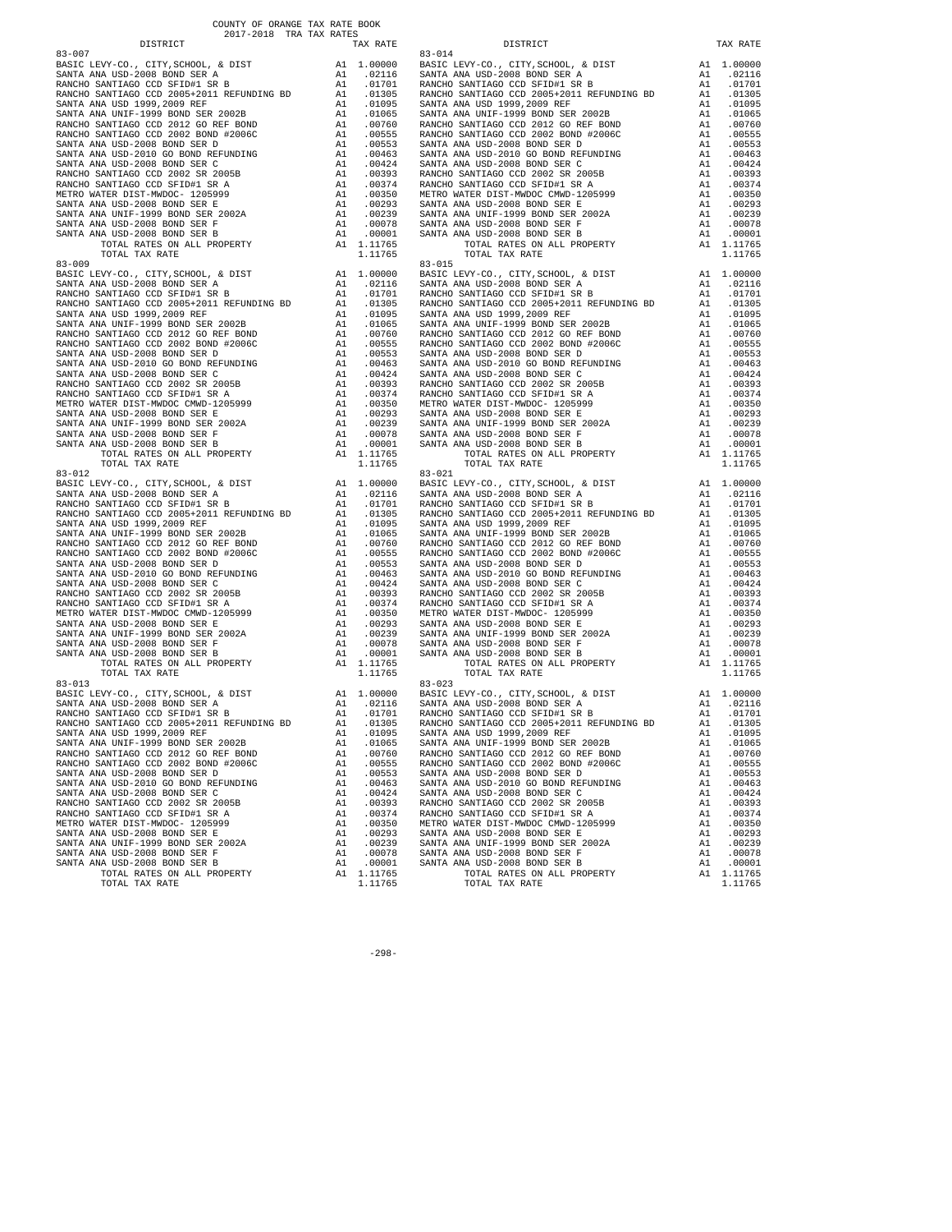COUNTY OF ORANGE TAX RATE BOOK
2017-2018 TRA TAX RATES

| DISTRICT | | TAX RATE |
|---|---|---|
| **83-007** | | |
| BASIC LEVY-CO., CITY,SCHOOL, & DIST | A1 | 1.00000 |
| SANTA ANA USD-2008 BOND SER A | A1 | .02116 |
| RANCHO SANTIAGO CCD SFID#1 SR B | A1 | .01701 |
| RANCHO SANTIAGO CCD 2005+2011 REFUNDING BD | A1 | .01305 |
| SANTA ANA USD 1999,2009 REF | A1 | .01095 |
| SANTA ANA UNIF-1999 BOND SER 2002B | A1 | .01065 |
| RANCHO SANTIAGO CCD 2012 GO REF BOND | A1 | .00760 |
| RANCHO SANTIAGO CCD 2002 BOND #2006C | A1 | .00555 |
| SANTA ANA USD-2008 BOND SER D | A1 | .00553 |
| SANTA ANA USD-2010 GO BOND REFUNDING | A1 | .00463 |
| SANTA ANA USD-2008 BOND SER C | A1 | .00424 |
| RANCHO SANTIAGO CCD 2002 SR 2005B | A1 | .00393 |
| RANCHO SANTIAGO CCD SFID#1 SR A | A1 | .00374 |
| METRO WATER DIST-MWDOC- 1205999 | A1 | .00350 |
| SANTA ANA USD-2008 BOND SER E | A1 | .00293 |
| SANTA ANA UNIF-1999 BOND SER 2002A | A1 | .00239 |
| SANTA ANA USD-2008 BOND SER F | A1 | .00078 |
| SANTA ANA USD-2008 BOND SER B | A1 | .00001 |
| TOTAL RATES ON ALL PROPERTY | A1 | 1.11765 |
| TOTAL TAX RATE | | 1.11765 |
| **83-009** | | |
| BASIC LEVY-CO., CITY,SCHOOL, & DIST | A1 | 1.00000 |
| SANTA ANA USD-2008 BOND SER A | A1 | .02116 |
| RANCHO SANTIAGO CCD SFID#1 SR B | A1 | .01701 |
| RANCHO SANTIAGO CCD 2005+2011 REFUNDING BD | A1 | .01305 |
| SANTA ANA USD 1999,2009 REF | A1 | .01095 |
| SANTA ANA UNIF-1999 BOND SER 2002B | A1 | .01065 |
| RANCHO SANTIAGO CCD 2012 GO REF BOND | A1 | .00760 |
| RANCHO SANTIAGO CCD 2002 BOND #2006C | A1 | .00555 |
| SANTA ANA USD-2008 BOND SER D | A1 | .00553 |
| SANTA ANA USD-2010 GO BOND REFUNDING | A1 | .00463 |
| SANTA ANA USD-2008 BOND SER C | A1 | .00424 |
| RANCHO SANTIAGO CCD 2002 SR 2005B | A1 | .00393 |
| RANCHO SANTIAGO CCD SFID#1 SR A | A1 | .00374 |
| METRO WATER DIST-MWDOC CMWD-1205999 | A1 | .00350 |
| SANTA ANA USD-2008 BOND SER E | A1 | .00293 |
| SANTA ANA UNIF-1999 BOND SER 2002A | A1 | .00239 |
| SANTA ANA USD-2008 BOND SER F | A1 | .00078 |
| SANTA ANA USD-2008 BOND SER B | A1 | .00001 |
| TOTAL RATES ON ALL PROPERTY | A1 | 1.11765 |
| TOTAL TAX RATE | | 1.11765 |
| **83-012** | | |
| BASIC LEVY-CO., CITY,SCHOOL, & DIST | A1 | 1.00000 |
| SANTA ANA USD-2008 BOND SER A | A1 | .02116 |
| RANCHO SANTIAGO CCD SFID#1 SR B | A1 | .01701 |
| RANCHO SANTIAGO CCD 2005+2011 REFUNDING BD | A1 | .01305 |
| SANTA ANA USD 1999,2009 REF | A1 | .01095 |
| SANTA ANA UNIF-1999 BOND SER 2002B | A1 | .01065 |
| RANCHO SANTIAGO CCD 2012 GO REF BOND | A1 | .00760 |
| RANCHO SANTIAGO CCD 2002 BOND #2006C | A1 | .00555 |
| SANTA ANA USD-2008 BOND SER D | A1 | .00553 |
| SANTA ANA USD-2010 GO BOND REFUNDING | A1 | .00463 |
| SANTA ANA USD-2008 BOND SER C | A1 | .00424 |
| RANCHO SANTIAGO CCD 2002 SR 2005B | A1 | .00393 |
| RANCHO SANTIAGO CCD SFID#1 SR A | A1 | .00374 |
| METRO WATER DIST-MWDOC CMWD-1205999 | A1 | .00350 |
| SANTA ANA USD-2008 BOND SER E | A1 | .00293 |
| SANTA ANA UNIF-1999 BOND SER 2002A | A1 | .00239 |
| SANTA ANA USD-2008 BOND SER F | A1 | .00078 |
| SANTA ANA USD-2008 BOND SER B | A1 | .00001 |
| TOTAL RATES ON ALL PROPERTY | A1 | 1.11765 |
| TOTAL TAX RATE | | 1.11765 |
| **83-013** | | |
| BASIC LEVY-CO., CITY,SCHOOL, & DIST | A1 | 1.00000 |
| SANTA ANA USD-2008 BOND SER A | A1 | .02116 |
| RANCHO SANTIAGO CCD SFID#1 SR B | A1 | .01701 |
| RANCHO SANTIAGO CCD 2005+2011 REFUNDING BD | A1 | .01305 |
| SANTA ANA USD 1999,2009 REF | A1 | .01095 |
| SANTA ANA UNIF-1999 BOND SER 2002B | A1 | .01065 |
| RANCHO SANTIAGO CCD 2012 GO REF BOND | A1 | .00760 |
| RANCHO SANTIAGO CCD 2002 BOND #2006C | A1 | .00555 |
| SANTA ANA USD-2008 BOND SER D | A1 | .00553 |
| SANTA ANA USD-2010 GO BOND REFUNDING | A1 | .00463 |
| SANTA ANA USD-2008 BOND SER C | A1 | .00424 |
| RANCHO SANTIAGO CCD 2002 SR 2005B | A1 | .00393 |
| RANCHO SANTIAGO CCD SFID#1 SR A | A1 | .00374 |
| METRO WATER DIST-MWDOC- 1205999 | A1 | .00350 |
| SANTA ANA USD-2008 BOND SER E | A1 | .00293 |
| SANTA ANA UNIF-1999 BOND SER 2002A | A1 | .00239 |
| SANTA ANA USD-2008 BOND SER F | A1 | .00078 |
| SANTA ANA USD-2008 BOND SER B | A1 | .00001 |
| TOTAL RATES ON ALL PROPERTY | A1 | 1.11765 |
| TOTAL TAX RATE | | 1.11765 |
| **83-014** | | |
| BASIC LEVY-CO., CITY,SCHOOL, & DIST | A1 | 1.00000 |
| SANTA ANA USD-2008 BOND SER A | A1 | .02116 |
| RANCHO SANTIAGO CCD SFID#1 SR B | A1 | .01701 |
| RANCHO SANTIAGO CCD 2005+2011 REFUNDING BD | A1 | .01305 |
| SANTA ANA USD 1999,2009 REF | A1 | .01095 |
| SANTA ANA UNIF-1999 BOND SER 2002B | A1 | .01065 |
| RANCHO SANTIAGO CCD 2012 GO REF BOND | A1 | .00760 |
| RANCHO SANTIAGO CCD 2002 BOND #2006C | A1 | .00555 |
| SANTA ANA USD-2008 BOND SER D | A1 | .00553 |
| SANTA ANA USD-2010 GO BOND REFUNDING | A1 | .00463 |
| SANTA ANA USD-2008 BOND SER C | A1 | .00424 |
| RANCHO SANTIAGO CCD 2002 SR 2005B | A1 | .00393 |
| RANCHO SANTIAGO CCD SFID#1 SR A | A1 | .00374 |
| METRO WATER DIST-MWDOC CMWD-1205999 | A1 | .00350 |
| SANTA ANA USD-2008 BOND SER E | A1 | .00293 |
| SANTA ANA UNIF-1999 BOND SER 2002A | A1 | .00239 |
| SANTA ANA USD-2008 BOND SER F | A1 | .00078 |
| SANTA ANA USD-2008 BOND SER B | A1 | .00001 |
| TOTAL RATES ON ALL PROPERTY | A1 | 1.11765 |
| TOTAL TAX RATE | | 1.11765 |
| **83-015** | | |
| BASIC LEVY-CO., CITY,SCHOOL, & DIST | A1 | 1.00000 |
| SANTA ANA USD-2008 BOND SER A | A1 | .02116 |
| RANCHO SANTIAGO CCD SFID#1 SR B | A1 | .01701 |
| RANCHO SANTIAGO CCD 2005+2011 REFUNDING BD | A1 | .01305 |
| SANTA ANA USD 1999,2009 REF | A1 | .01095 |
| SANTA ANA UNIF-1999 BOND SER 2002B | A1 | .01065 |
| RANCHO SANTIAGO CCD 2012 GO REF BOND | A1 | .00760 |
| RANCHO SANTIAGO CCD 2002 BOND #2006C | A1 | .00555 |
| SANTA ANA USD-2008 BOND SER D | A1 | .00553 |
| SANTA ANA USD-2010 GO BOND REFUNDING | A1 | .00463 |
| SANTA ANA USD-2008 BOND SER C | A1 | .00424 |
| RANCHO SANTIAGO CCD 2002 SR 2005B | A1 | .00393 |
| RANCHO SANTIAGO CCD SFID#1 SR A | A1 | .00374 |
| METRO WATER DIST-MWDOC- 1205999 | A1 | .00350 |
| SANTA ANA USD-2008 BOND SER E | A1 | .00293 |
| SANTA ANA UNIF-1999 BOND SER 2002A | A1 | .00239 |
| SANTA ANA USD-2008 BOND SER F | A1 | .00078 |
| SANTA ANA USD-2008 BOND SER B | A1 | .00001 |
| TOTAL RATES ON ALL PROPERTY | A1 | 1.11765 |
| TOTAL TAX RATE | | 1.11765 |
| **83-021** | | |
| BASIC LEVY-CO., CITY,SCHOOL, & DIST | A1 | 1.00000 |
| SANTA ANA USD-2008 BOND SER A | A1 | .02116 |
| RANCHO SANTIAGO CCD SFID#1 SR B | A1 | .01701 |
| RANCHO SANTIAGO CCD 2005+2011 REFUNDING BD | A1 | .01305 |
| SANTA ANA USD 1999,2009 REF | A1 | .01095 |
| SANTA ANA UNIF-1999 BOND SER 2002B | A1 | .01065 |
| RANCHO SANTIAGO CCD 2012 GO REF BOND | A1 | .00760 |
| RANCHO SANTIAGO CCD 2002 BOND #2006C | A1 | .00555 |
| SANTA ANA USD-2008 BOND SER D | A1 | .00553 |
| SANTA ANA USD-2010 GO BOND REFUNDING | A1 | .00463 |
| SANTA ANA USD-2008 BOND SER C | A1 | .00424 |
| RANCHO SANTIAGO CCD 2002 SR 2005B | A1 | .00393 |
| RANCHO SANTIAGO CCD SFID#1 SR A | A1 | .00374 |
| METRO WATER DIST-MWDOC- 1205999 | A1 | .00350 |
| SANTA ANA USD-2008 BOND SER E | A1 | .00293 |
| SANTA ANA UNIF-1999 BOND SER 2002A | A1 | .00239 |
| SANTA ANA USD-2008 BOND SER F | A1 | .00078 |
| SANTA ANA USD-2008 BOND SER B | A1 | .00001 |
| TOTAL RATES ON ALL PROPERTY | A1 | 1.11765 |
| TOTAL TAX RATE | | 1.11765 |
| **83-023** | | |
| BASIC LEVY-CO., CITY,SCHOOL, & DIST | A1 | 1.00000 |
| SANTA ANA USD-2008 BOND SER A | A1 | .02116 |
| RANCHO SANTIAGO CCD SFID#1 SR B | A1 | .01701 |
| RANCHO SANTIAGO CCD 2005+2011 REFUNDING BD | A1 | .01305 |
| SANTA ANA USD 1999,2009 REF | A1 | .01095 |
| SANTA ANA UNIF-1999 BOND SER 2002B | A1 | .01065 |
| RANCHO SANTIAGO CCD 2012 GO REF BOND | A1 | .00760 |
| RANCHO SANTIAGO CCD 2002 BOND #2006C | A1 | .00555 |
| SANTA ANA USD-2008 BOND SER D | A1 | .00553 |
| SANTA ANA USD-2010 GO BOND REFUNDING | A1 | .00463 |
| SANTA ANA USD-2008 BOND SER C | A1 | .00424 |
| RANCHO SANTIAGO CCD 2002 SR 2005B | A1 | .00393 |
| RANCHO SANTIAGO CCD SFID#1 SR A | A1 | .00374 |
| METRO WATER DIST-MWDOC CMWD-1205999 | A1 | .00350 |
| SANTA ANA USD-2008 BOND SER E | A1 | .00293 |
| SANTA ANA UNIF-1999 BOND SER 2002A | A1 | .00239 |
| SANTA ANA USD-2008 BOND SER F | A1 | .00078 |
| SANTA ANA USD-2008 BOND SER B | A1 | .00001 |
| TOTAL RATES ON ALL PROPERTY | A1 | 1.11765 |
| TOTAL TAX RATE | | 1.11765 |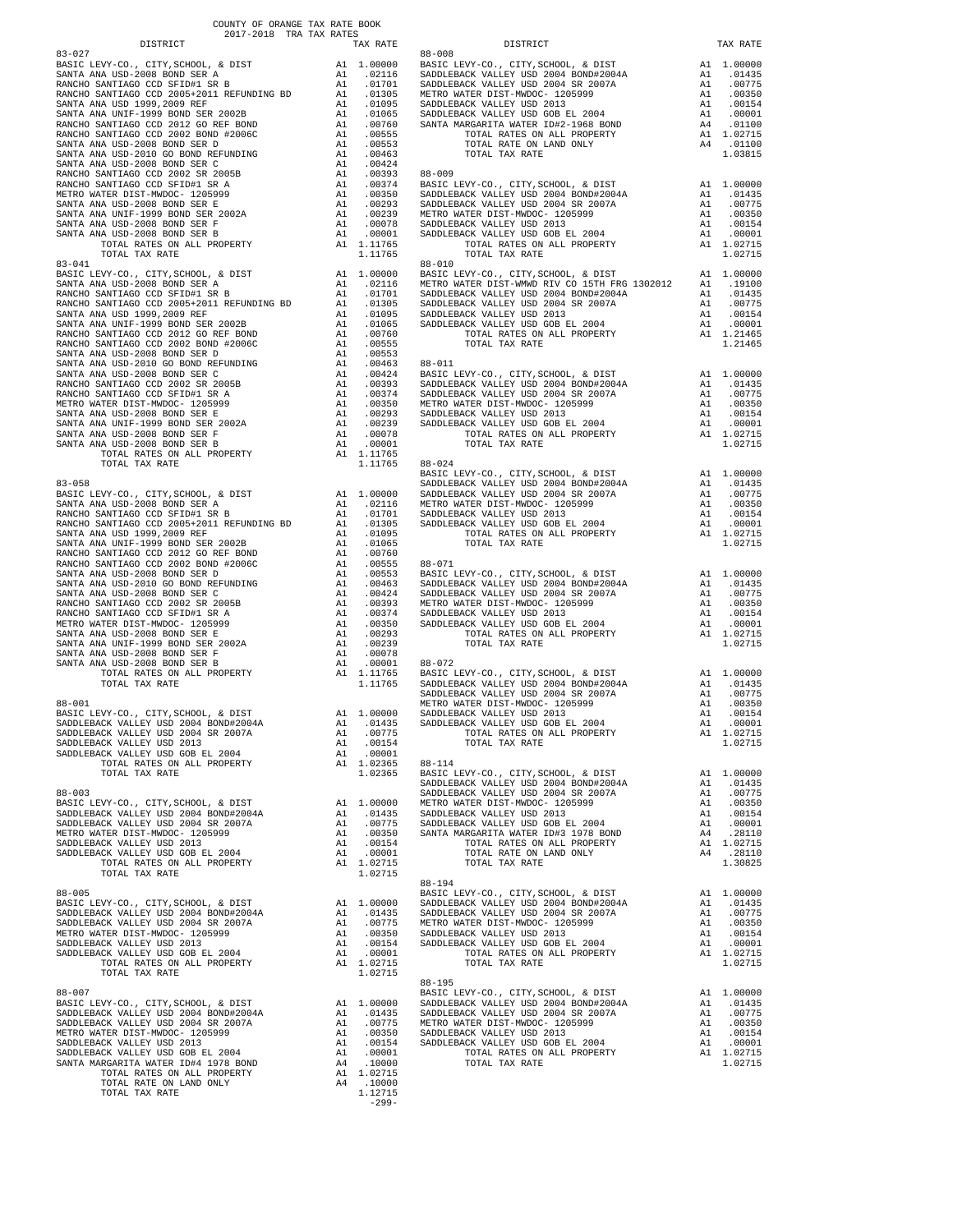COUNTY OF ORANGE TAX RATE BOOK
2017-2018 TRA TAX RATES

| DISTRICT | | TAX RATE |
|---|---|---|
| 83-027 | | |
| BASIC LEVY-CO., CITY,SCHOOL, & DIST | A1 | 1.00000 |
| SANTA ANA USD-2008 BOND SER A | A1 | .02116 |
| RANCHO SANTIAGO CCD SFID#1 SR B | A1 | .01701 |
| RANCHO SANTIAGO CCD 2005+2011 REFUNDING BD | A1 | .01305 |
| SANTA ANA USD 1999,2009 REF | A1 | .01095 |
| SANTA ANA UNIF-1999 BOND SER 2002B | A1 | .01065 |
| RANCHO SANTIAGO CCD 2012 GO REF BOND | A1 | .00760 |
| RANCHO SANTIAGO CCD 2002 BOND #2006C | A1 | .00555 |
| SANTA ANA USD-2008 BOND SER D | A1 | .00553 |
| SANTA ANA USD-2010 GO BOND REFUNDING | A1 | .00463 |
| SANTA ANA USD-2008 BOND SER C | A1 | .00424 |
| RANCHO SANTIAGO CCD 2002 SR 2005B | A1 | .00393 |
| RANCHO SANTIAGO CCD SFID#1 SR A | A1 | .00374 |
| METRO WATER DIST-MWDOC- 1205999 | A1 | .00350 |
| SANTA ANA USD-2008 BOND SER E | A1 | .00293 |
| SANTA ANA UNIF-1999 BOND SER 2002A | A1 | .00239 |
| SANTA ANA USD-2008 BOND SER F | A1 | .00078 |
| SANTA ANA USD-2008 BOND SER B | A1 | .00001 |
| TOTAL RATES ON ALL PROPERTY | A1 | 1.11765 |
| TOTAL TAX RATE | | 1.11765 |
| 83-041 | | |
| BASIC LEVY-CO., CITY,SCHOOL, & DIST | A1 | 1.00000 |
| SANTA ANA USD-2008 BOND SER A | A1 | .02116 |
| RANCHO SANTIAGO CCD SFID#1 SR B | A1 | .01701 |
| RANCHO SANTIAGO CCD 2005+2011 REFUNDING BD | A1 | .01305 |
| SANTA ANA USD 1999,2009 REF | A1 | .01095 |
| SANTA ANA UNIF-1999 BOND SER 2002B | A1 | .01065 |
| RANCHO SANTIAGO CCD 2012 GO REF BOND | A1 | .00760 |
| RANCHO SANTIAGO CCD 2002 BOND #2006C | A1 | .00555 |
| SANTA ANA USD-2008 BOND SER D | A1 | .00553 |
| SANTA ANA USD-2010 GO BOND REFUNDING | A1 | .00463 |
| SANTA ANA USD-2008 BOND SER C | A1 | .00424 |
| RANCHO SANTIAGO CCD 2002 SR 2005B | A1 | .00393 |
| RANCHO SANTIAGO CCD SFID#1 SR A | A1 | .00374 |
| METRO WATER DIST-MWDOC- 1205999 | A1 | .00350 |
| SANTA ANA USD-2008 BOND SER E | A1 | .00293 |
| SANTA ANA UNIF-1999 BOND SER 2002A | A1 | .00239 |
| SANTA ANA USD-2008 BOND SER F | A1 | .00078 |
| SANTA ANA USD-2008 BOND SER B | A1 | .00001 |
| TOTAL RATES ON ALL PROPERTY | A1 | 1.11765 |
| TOTAL TAX RATE | | 1.11765 |
| 83-058 | | |
| BASIC LEVY-CO., CITY,SCHOOL, & DIST | A1 | 1.00000 |
| SANTA ANA USD-2008 BOND SER A | A1 | .02116 |
| RANCHO SANTIAGO CCD SFID#1 SR B | A1 | .01701 |
| RANCHO SANTIAGO CCD 2005+2011 REFUNDING BD | A1 | .01305 |
| SANTA ANA USD 1999,2009 REF | A1 | .01095 |
| SANTA ANA UNIF-1999 BOND SER 2002B | A1 | .01065 |
| RANCHO SANTIAGO CCD 2012 GO REF BOND | A1 | .00760 |
| RANCHO SANTIAGO CCD 2002 BOND #2006C | A1 | .00555 |
| SANTA ANA USD-2008 BOND SER D | A1 | .00553 |
| SANTA ANA USD-2010 GO BOND REFUNDING | A1 | .00463 |
| SANTA ANA USD-2008 BOND SER C | A1 | .00424 |
| RANCHO SANTIAGO CCD 2002 SR 2005B | A1 | .00393 |
| RANCHO SANTIAGO CCD SFID#1 SR A | A1 | .00374 |
| METRO WATER DIST-MWDOC- 1205999 | A1 | .00350 |
| SANTA ANA USD-2008 BOND SER E | A1 | .00293 |
| SANTA ANA UNIF-1999 BOND SER 2002A | A1 | .00239 |
| SANTA ANA USD-2008 BOND SER F | A1 | .00078 |
| SANTA ANA USD-2008 BOND SER B | A1 | .00001 |
| TOTAL RATES ON ALL PROPERTY | A1 | 1.11765 |
| TOTAL TAX RATE | | 1.11765 |
| 88-001 | | |
| BASIC LEVY-CO., CITY,SCHOOL, & DIST | A1 | 1.00000 |
| SADDLEBACK VALLEY USD 2004 BOND#2004A | A1 | .01435 |
| SADDLEBACK VALLEY USD 2004 SR 2007A | A1 | .00775 |
| SADDLEBACK VALLEY USD 2013 | A1 | .00154 |
| SADDLEBACK VALLEY USD GOB EL 2004 | A1 | .00001 |
| TOTAL RATES ON ALL PROPERTY | A1 | 1.02365 |
| TOTAL TAX RATE | | 1.02365 |
| 88-003 | | |
| BASIC LEVY-CO., CITY,SCHOOL, & DIST | A1 | 1.00000 |
| SADDLEBACK VALLEY USD 2004 BOND#2004A | A1 | .01435 |
| SADDLEBACK VALLEY USD 2004 SR 2007A | A1 | .00775 |
| METRO WATER DIST-MWDOC- 1205999 | A1 | .00350 |
| SADDLEBACK VALLEY USD 2013 | A1 | .00154 |
| SADDLEBACK VALLEY USD GOB EL 2004 | A1 | .00001 |
| TOTAL RATES ON ALL PROPERTY | A1 | 1.02715 |
| TOTAL TAX RATE | | 1.02715 |
| 88-005 | | |
| BASIC LEVY-CO., CITY,SCHOOL, & DIST | A1 | 1.00000 |
| SADDLEBACK VALLEY USD 2004 BOND#2004A | A1 | .01435 |
| SADDLEBACK VALLEY USD 2004 SR 2007A | A1 | .00775 |
| METRO WATER DIST-MWDOC- 1205999 | A1 | .00350 |
| SADDLEBACK VALLEY USD 2013 | A1 | .00154 |
| SADDLEBACK VALLEY USD GOB EL 2004 | A1 | .00001 |
| TOTAL RATES ON ALL PROPERTY | A1 | 1.02715 |
| TOTAL TAX RATE | | 1.02715 |
| 88-007 | | |
| BASIC LEVY-CO., CITY,SCHOOL, & DIST | A1 | 1.00000 |
| SADDLEBACK VALLEY USD 2004 BOND#2004A | A1 | .01435 |
| SADDLEBACK VALLEY USD 2004 SR 2007A | A1 | .00775 |
| METRO WATER DIST-MWDOC- 1205999 | A1 | .00350 |
| SADDLEBACK VALLEY USD 2013 | A1 | .00154 |
| SADDLEBACK VALLEY USD GOB EL 2004 | A1 | .00001 |
| SANTA MARGARITA WATER ID#4 1978 BOND | A4 | .10000 |
| TOTAL RATES ON ALL PROPERTY | A1 | 1.02715 |
| TOTAL RATE ON LAND ONLY | A4 | .10000 |
| TOTAL TAX RATE | | 1.12715 |
| 88-008 | | |
| BASIC LEVY-CO., CITY,SCHOOL, & DIST | A1 | 1.00000 |
| SADDLEBACK VALLEY USD 2004 BOND#2004A | A1 | .01435 |
| SADDLEBACK VALLEY USD 2004 SR 2007A | A1 | .00775 |
| METRO WATER DIST-MWDOC- 1205999 | A1 | .00350 |
| SADDLEBACK VALLEY USD 2013 | A1 | .00154 |
| SADDLEBACK VALLEY USD GOB EL 2004 | A1 | .00001 |
| SANTA MARGARITA WATER ID#2-1968 BOND | A4 | .01100 |
| TOTAL RATES ON ALL PROPERTY | A1 | 1.02715 |
| TOTAL RATE ON LAND ONLY | A4 | .01100 |
| TOTAL TAX RATE | | 1.03815 |
| 88-009 | | |
| BASIC LEVY-CO., CITY,SCHOOL, & DIST | A1 | 1.00000 |
| SADDLEBACK VALLEY USD 2004 BOND#2004A | A1 | .01435 |
| SADDLEBACK VALLEY USD 2004 SR 2007A | A1 | .00775 |
| METRO WATER DIST-MWDOC- 1205999 | A1 | .00350 |
| SADDLEBACK VALLEY USD 2013 | A1 | .00154 |
| SADDLEBACK VALLEY USD GOB EL 2004 | A1 | .00001 |
| TOTAL RATES ON ALL PROPERTY | A1 | 1.02715 |
| TOTAL TAX RATE | | 1.02715 |
| 88-010 | | |
| BASIC LEVY-CO., CITY,SCHOOL, & DIST | A1 | 1.00000 |
| METRO WATER DIST-WMWD RIV CO 15TH FRG 1302012 | A1 | .19100 |
| SADDLEBACK VALLEY USD 2004 BOND#2004A | A1 | .01435 |
| SADDLEBACK VALLEY USD 2004 SR 2007A | A1 | .00775 |
| SADDLEBACK VALLEY USD 2013 | A1 | .00154 |
| SADDLEBACK VALLEY USD GOB EL 2004 | A1 | .00001 |
| TOTAL RATES ON ALL PROPERTY | A1 | 1.21465 |
| TOTAL TAX RATE | | 1.21465 |
| 88-011 | | |
| BASIC LEVY-CO., CITY,SCHOOL, & DIST | A1 | 1.00000 |
| SADDLEBACK VALLEY USD 2004 BOND#2004A | A1 | .01435 |
| SADDLEBACK VALLEY USD 2004 SR 2007A | A1 | .00775 |
| METRO WATER DIST-MWDOC- 1205999 | A1 | .00350 |
| SADDLEBACK VALLEY USD 2013 | A1 | .00154 |
| SADDLEBACK VALLEY USD GOB EL 2004 | A1 | .00001 |
| TOTAL RATES ON ALL PROPERTY | A1 | 1.02715 |
| TOTAL TAX RATE | | 1.02715 |
| 88-024 | | |
| BASIC LEVY-CO., CITY,SCHOOL, & DIST | A1 | 1.00000 |
| SADDLEBACK VALLEY USD 2004 BOND#2004A | A1 | .01435 |
| SADDLEBACK VALLEY USD 2004 SR 2007A | A1 | .00775 |
| METRO WATER DIST-MWDOC- 1205999 | A1 | .00350 |
| SADDLEBACK VALLEY USD 2013 | A1 | .00154 |
| SADDLEBACK VALLEY USD GOB EL 2004 | A1 | .00001 |
| TOTAL RATES ON ALL PROPERTY | A1 | 1.02715 |
| TOTAL TAX RATE | | 1.02715 |
| 88-071 | | |
| BASIC LEVY-CO., CITY,SCHOOL, & DIST | A1 | 1.00000 |
| SADDLEBACK VALLEY USD 2004 BOND#2004A | A1 | .01435 |
| SADDLEBACK VALLEY USD 2004 SR 2007A | A1 | .00775 |
| METRO WATER DIST-MWDOC- 1205999 | A1 | .00350 |
| SADDLEBACK VALLEY USD 2013 | A1 | .00154 |
| SADDLEBACK VALLEY USD GOB EL 2004 | A1 | .00001 |
| TOTAL RATES ON ALL PROPERTY | A1 | 1.02715 |
| TOTAL TAX RATE | | 1.02715 |
| 88-072 | | |
| BASIC LEVY-CO., CITY,SCHOOL, & DIST | A1 | 1.00000 |
| SADDLEBACK VALLEY USD 2004 BOND#2004A | A1 | .01435 |
| SADDLEBACK VALLEY USD 2004 SR 2007A | A1 | .00775 |
| METRO WATER DIST-MWDOC- 1205999 | A1 | .00350 |
| SADDLEBACK VALLEY USD 2013 | A1 | .00154 |
| SADDLEBACK VALLEY USD GOB EL 2004 | A1 | .00001 |
| TOTAL RATES ON ALL PROPERTY | A1 | 1.02715 |
| TOTAL TAX RATE | | 1.02715 |
| 88-114 | | |
| BASIC LEVY-CO., CITY,SCHOOL, & DIST | A1 | 1.00000 |
| SADDLEBACK VALLEY USD 2004 BOND#2004A | A1 | .01435 |
| SADDLEBACK VALLEY USD 2004 SR 2007A | A1 | .00775 |
| METRO WATER DIST-MWDOC- 1205999 | A1 | .00350 |
| SADDLEBACK VALLEY USD 2013 | A1 | .00154 |
| SADDLEBACK VALLEY USD GOB EL 2004 | A1 | .00001 |
| SANTA MARGARITA WATER ID#3 1978 BOND | A4 | .28110 |
| TOTAL RATES ON ALL PROPERTY | A1 | 1.02715 |
| TOTAL RATE ON LAND ONLY | A4 | .28110 |
| TOTAL TAX RATE | | 1.30825 |
| 88-194 | | |
| BASIC LEVY-CO., CITY,SCHOOL, & DIST | A1 | 1.00000 |
| SADDLEBACK VALLEY USD 2004 BOND#2004A | A1 | .01435 |
| SADDLEBACK VALLEY USD 2004 SR 2007A | A1 | .00775 |
| METRO WATER DIST-MWDOC- 1205999 | A1 | .00350 |
| SADDLEBACK VALLEY USD 2013 | A1 | .00154 |
| SADDLEBACK VALLEY USD GOB EL 2004 | A1 | .00001 |
| TOTAL RATES ON ALL PROPERTY | A1 | 1.02715 |
| TOTAL TAX RATE | | 1.02715 |
| 88-195 | | |
| BASIC LEVY-CO., CITY,SCHOOL, & DIST | A1 | 1.00000 |
| SADDLEBACK VALLEY USD 2004 BOND#2004A | A1 | .01435 |
| SADDLEBACK VALLEY USD 2004 SR 2007A | A1 | .00775 |
| METRO WATER DIST-MWDOC- 1205999 | A1 | .00350 |
| SADDLEBACK VALLEY USD 2013 | A1 | .00154 |
| SADDLEBACK VALLEY USD GOB EL 2004 | A1 | .00001 |
| TOTAL RATES ON ALL PROPERTY | A1 | 1.02715 |
| TOTAL TAX RATE | | 1.02715 |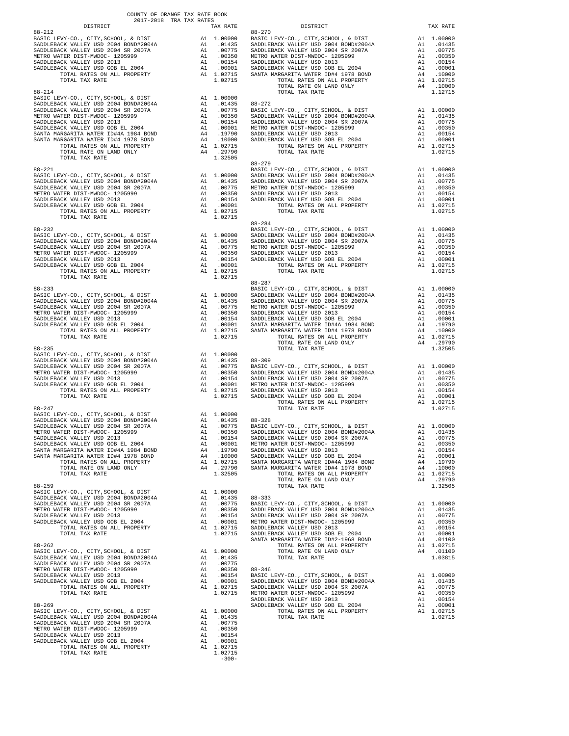COUNTY OF ORANGE TAX RATE BOOK
2017-2018 TRA TAX RATES

| DISTRICT | | TAX RATE |
|---|---|---|
| **88-212** | | |
| BASIC LEVY-CO., CITY,SCHOOL, & DIST | A1 | 1.00000 |
| SADDLEBACK VALLEY USD 2004 BOND#2004A | A1 | .01435 |
| SADDLEBACK VALLEY USD 2004 SR 2007A | A1 | .00775 |
| METRO WATER DIST-MWDOC- 1205999 | A1 | .00350 |
| SADDLEBACK VALLEY USD 2013 | A1 | .00154 |
| SADDLEBACK VALLEY USD GOB EL 2004 | A1 | .00001 |
| TOTAL RATES ON ALL PROPERTY | A1 | 1.02715 |
| TOTAL TAX RATE | | 1.02715 |
| **88-214** | | |
| BASIC LEVY-CO., CITY,SCHOOL, & DIST | A1 | 1.00000 |
| SADDLEBACK VALLEY USD 2004 BOND#2004A | A1 | .01435 |
| SADDLEBACK VALLEY USD 2004 SR 2007A | A1 | .00775 |
| METRO WATER DIST-MWDOC- 1205999 | A1 | .00350 |
| SADDLEBACK VALLEY USD 2013 | A1 | .00154 |
| SADDLEBACK VALLEY USD GOB EL 2004 | A1 | .00001 |
| SANTA MARGARITA WATER ID#4A 1984 BOND | A4 | .19790 |
| SANTA MARGARITA WATER ID#4 1978 BOND | A4 | .10000 |
| TOTAL RATES ON ALL PROPERTY | A1 | 1.02715 |
| TOTAL RATE ON LAND ONLY | A4 | .29790 |
| TOTAL TAX RATE | | 1.32505 |
| **88-221** | | |
| BASIC LEVY-CO., CITY,SCHOOL, & DIST | A1 | 1.00000 |
| SADDLEBACK VALLEY USD 2004 BOND#2004A | A1 | .01435 |
| SADDLEBACK VALLEY USD 2004 SR 2007A | A1 | .00775 |
| METRO WATER DIST-MWDOC- 1205999 | A1 | .00350 |
| SADDLEBACK VALLEY USD 2013 | A1 | .00154 |
| SADDLEBACK VALLEY USD GOB EL 2004 | A1 | .00001 |
| TOTAL RATES ON ALL PROPERTY | A1 | 1.02715 |
| TOTAL TAX RATE | | 1.02715 |
| **88-232** | | |
| BASIC LEVY-CO., CITY,SCHOOL, & DIST | A1 | 1.00000 |
| SADDLEBACK VALLEY USD 2004 BOND#2004A | A1 | .01435 |
| SADDLEBACK VALLEY USD 2004 SR 2007A | A1 | .00775 |
| METRO WATER DIST-MWDOC- 1205999 | A1 | .00350 |
| SADDLEBACK VALLEY USD 2013 | A1 | .00154 |
| SADDLEBACK VALLEY USD GOB EL 2004 | A1 | .00001 |
| TOTAL RATES ON ALL PROPERTY | A1 | 1.02715 |
| TOTAL TAX RATE | | 1.02715 |
| **88-233** | | |
| BASIC LEVY-CO., CITY,SCHOOL, & DIST | A1 | 1.00000 |
| SADDLEBACK VALLEY USD 2004 BOND#2004A | A1 | .01435 |
| SADDLEBACK VALLEY USD 2004 SR 2007A | A1 | .00775 |
| METRO WATER DIST-MWDOC- 1205999 | A1 | .00350 |
| SADDLEBACK VALLEY USD 2013 | A1 | .00154 |
| SADDLEBACK VALLEY USD GOB EL 2004 | A1 | .00001 |
| TOTAL RATES ON ALL PROPERTY | A1 | 1.02715 |
| TOTAL TAX RATE | | 1.02715 |
| **88-235** | | |
| BASIC LEVY-CO., CITY,SCHOOL, & DIST | A1 | 1.00000 |
| SADDLEBACK VALLEY USD 2004 BOND#2004A | A1 | .01435 |
| SADDLEBACK VALLEY USD 2004 SR 2007A | A1 | .00775 |
| METRO WATER DIST-MWDOC- 1205999 | A1 | .00350 |
| SADDLEBACK VALLEY USD 2013 | A1 | .00154 |
| SADDLEBACK VALLEY USD GOB EL 2004 | A1 | .00001 |
| TOTAL RATES ON ALL PROPERTY | A1 | 1.02715 |
| TOTAL TAX RATE | | 1.02715 |
| **88-247** | | |
| BASIC LEVY-CO., CITY,SCHOOL, & DIST | A1 | 1.00000 |
| SADDLEBACK VALLEY USD 2004 BOND#2004A | A1 | .01435 |
| SADDLEBACK VALLEY USD 2004 SR 2007A | A1 | .00775 |
| METRO WATER DIST-MWDOC- 1205999 | A1 | .00350 |
| SADDLEBACK VALLEY USD 2013 | A1 | .00154 |
| SADDLEBACK VALLEY USD GOB EL 2004 | A1 | .00001 |
| SANTA MARGARITA WATER ID#4A 1984 BOND | A4 | .19790 |
| SANTA MARGARITA WATER ID#4 1978 BOND | A4 | .10000 |
| TOTAL RATES ON ALL PROPERTY | A1 | 1.02715 |
| TOTAL RATE ON LAND ONLY | A4 | .29790 |
| TOTAL TAX RATE | | 1.32505 |
| **88-259** | | |
| BASIC LEVY-CO., CITY,SCHOOL, & DIST | A1 | 1.00000 |
| SADDLEBACK VALLEY USD 2004 BOND#2004A | A1 | .01435 |
| SADDLEBACK VALLEY USD 2004 SR 2007A | A1 | .00775 |
| METRO WATER DIST-MWDOC- 1205999 | A1 | .00350 |
| SADDLEBACK VALLEY USD 2013 | A1 | .00154 |
| SADDLEBACK VALLEY USD GOB EL 2004 | A1 | .00001 |
| TOTAL RATES ON ALL PROPERTY | A1 | 1.02715 |
| TOTAL TAX RATE | | 1.02715 |
| **88-262** | | |
| BASIC LEVY-CO., CITY,SCHOOL, & DIST | A1 | 1.00000 |
| SADDLEBACK VALLEY USD 2004 BOND#2004A | A1 | .01435 |
| SADDLEBACK VALLEY USD 2004 SR 2007A | A1 | .00775 |
| METRO WATER DIST-MWDOC- 1205999 | A1 | .00350 |
| SADDLEBACK VALLEY USD 2013 | A1 | .00154 |
| SADDLEBACK VALLEY USD GOB EL 2004 | A1 | .00001 |
| TOTAL RATES ON ALL PROPERTY | A1 | 1.02715 |
| TOTAL TAX RATE | | 1.02715 |
| **88-269** | | |
| BASIC LEVY-CO., CITY,SCHOOL, & DIST | A1 | 1.00000 |
| SADDLEBACK VALLEY USD 2004 BOND#2004A | A1 | .01435 |
| SADDLEBACK VALLEY USD 2004 SR 2007A | A1 | .00775 |
| METRO WATER DIST-MWDOC- 1205999 | A1 | .00350 |
| SADDLEBACK VALLEY USD 2013 | A1 | .00154 |
| SADDLEBACK VALLEY USD GOB EL 2004 | A1 | .00001 |
| TOTAL RATES ON ALL PROPERTY | A1 | 1.02715 |
| TOTAL TAX RATE | | 1.02715 |
| **88-270** | | |
| BASIC LEVY-CO., CITY,SCHOOL, & DIST | A1 | 1.00000 |
| SADDLEBACK VALLEY USD 2004 BOND#2004A | A1 | .01435 |
| SADDLEBACK VALLEY USD 2004 SR 2007A | A1 | .00775 |
| METRO WATER DIST-MWDOC- 1205999 | A1 | .00350 |
| SADDLEBACK VALLEY USD 2013 | A1 | .00154 |
| SADDLEBACK VALLEY USD GOB EL 2004 | A1 | .00001 |
| SANTA MARGARITA WATER ID#4 1978 BOND | A4 | .10000 |
| TOTAL RATES ON ALL PROPERTY | A1 | 1.02715 |
| TOTAL RATE ON LAND ONLY | A4 | .10000 |
| TOTAL TAX RATE | | 1.12715 |
| **88-272** | | |
| BASIC LEVY-CO., CITY,SCHOOL, & DIST | A1 | 1.00000 |
| SADDLEBACK VALLEY USD 2004 BOND#2004A | A1 | .01435 |
| SADDLEBACK VALLEY USD 2004 SR 2007A | A1 | .00775 |
| METRO WATER DIST-MWDOC- 1205999 | A1 | .00350 |
| SADDLEBACK VALLEY USD 2013 | A1 | .00154 |
| SADDLEBACK VALLEY USD GOB EL 2004 | A1 | .00001 |
| TOTAL RATES ON ALL PROPERTY | A1 | 1.02715 |
| TOTAL TAX RATE | | 1.02715 |
| **88-279** | | |
| BASIC LEVY-CO., CITY,SCHOOL, & DIST | A1 | 1.00000 |
| SADDLEBACK VALLEY USD 2004 BOND#2004A | A1 | .01435 |
| SADDLEBACK VALLEY USD 2004 SR 2007A | A1 | .00775 |
| METRO WATER DIST-MWDOC- 1205999 | A1 | .00350 |
| SADDLEBACK VALLEY USD 2013 | A1 | .00154 |
| SADDLEBACK VALLEY USD GOB EL 2004 | A1 | .00001 |
| TOTAL RATES ON ALL PROPERTY | A1 | 1.02715 |
| TOTAL TAX RATE | | 1.02715 |
| **88-284** | | |
| BASIC LEVY-CO., CITY,SCHOOL, & DIST | A1 | 1.00000 |
| SADDLEBACK VALLEY USD 2004 BOND#2004A | A1 | .01435 |
| SADDLEBACK VALLEY USD 2004 SR 2007A | A1 | .00775 |
| METRO WATER DIST-MWDOC- 1205999 | A1 | .00350 |
| SADDLEBACK VALLEY USD 2013 | A1 | .00154 |
| SADDLEBACK VALLEY USD GOB EL 2004 | A1 | .00001 |
| TOTAL RATES ON ALL PROPERTY | A1 | 1.02715 |
| TOTAL TAX RATE | | 1.02715 |
| **88-287** | | |
| BASIC LEVY-CO., CITY,SCHOOL, & DIST | A1 | 1.00000 |
| SADDLEBACK VALLEY USD 2004 BOND#2004A | A1 | .01435 |
| SADDLEBACK VALLEY USD 2004 SR 2007A | A1 | .00775 |
| METRO WATER DIST-MWDOC- 1205999 | A1 | .00350 |
| SADDLEBACK VALLEY USD 2013 | A1 | .00154 |
| SADDLEBACK VALLEY USD GOB EL 2004 | A1 | .00001 |
| SANTA MARGARITA WATER ID#4A 1984 BOND | A4 | .19790 |
| SANTA MARGARITA WATER ID#4 1978 BOND | A4 | .10000 |
| TOTAL RATES ON ALL PROPERTY | A1 | 1.02715 |
| TOTAL RATE ON LAND ONLY | A4 | .29790 |
| TOTAL TAX RATE | | 1.32505 |
| **88-309** | | |
| BASIC LEVY-CO., CITY,SCHOOL, & DIST | A1 | 1.00000 |
| SADDLEBACK VALLEY USD 2004 BOND#2004A | A1 | .01435 |
| SADDLEBACK VALLEY USD 2004 SR 2007A | A1 | .00775 |
| METRO WATER DIST-MWDOC- 1205999 | A1 | .00350 |
| SADDLEBACK VALLEY USD 2013 | A1 | .00154 |
| SADDLEBACK VALLEY USD GOB EL 2004 | A1 | .00001 |
| TOTAL RATES ON ALL PROPERTY | A1 | 1.02715 |
| TOTAL TAX RATE | | 1.02715 |
| **88-328** | | |
| BASIC LEVY-CO., CITY,SCHOOL, & DIST | A1 | 1.00000 |
| SADDLEBACK VALLEY USD 2004 BOND#2004A | A1 | .01435 |
| SADDLEBACK VALLEY USD 2004 SR 2007A | A1 | .00775 |
| METRO WATER DIST-MWDOC- 1205999 | A1 | .00350 |
| SADDLEBACK VALLEY USD 2013 | A1 | .00154 |
| SADDLEBACK VALLEY USD GOB EL 2004 | A1 | .00001 |
| SANTA MARGARITA WATER ID#4A 1984 BOND | A4 | .19790 |
| SANTA MARGARITA WATER ID#4 1978 BOND | A4 | .10000 |
| TOTAL RATES ON ALL PROPERTY | A1 | 1.02715 |
| TOTAL RATE ON LAND ONLY | A4 | .29790 |
| TOTAL TAX RATE | | 1.32505 |
| **88-333** | | |
| BASIC LEVY-CO., CITY,SCHOOL, & DIST | A1 | 1.00000 |
| SADDLEBACK VALLEY USD 2004 BOND#2004A | A1 | .01435 |
| SADDLEBACK VALLEY USD 2004 SR 2007A | A1 | .00775 |
| METRO WATER DIST-MWDOC- 1205999 | A1 | .00350 |
| SADDLEBACK VALLEY USD 2013 | A1 | .00154 |
| SADDLEBACK VALLEY USD GOB EL 2004 | A1 | .00001 |
| SANTA MARGARITA WATER ID#2-1968 BOND | A4 | .01100 |
| TOTAL RATES ON ALL PROPERTY | A1 | 1.02715 |
| TOTAL RATE ON LAND ONLY | A4 | .01100 |
| TOTAL TAX RATE | | 1.03815 |
| **88-346** | | |
| BASIC LEVY-CO., CITY,SCHOOL, & DIST | A1 | 1.00000 |
| SADDLEBACK VALLEY USD 2004 BOND#2004A | A1 | .01435 |
| SADDLEBACK VALLEY USD 2004 SR 2007A | A1 | .00775 |
| METRO WATER DIST-MWDOC- 1205999 | A1 | .00350 |
| SADDLEBACK VALLEY USD 2013 | A1 | .00154 |
| SADDLEBACK VALLEY USD GOB EL 2004 | A1 | .00001 |
| TOTAL RATES ON ALL PROPERTY | A1 | 1.02715 |
| TOTAL TAX RATE | | 1.02715 |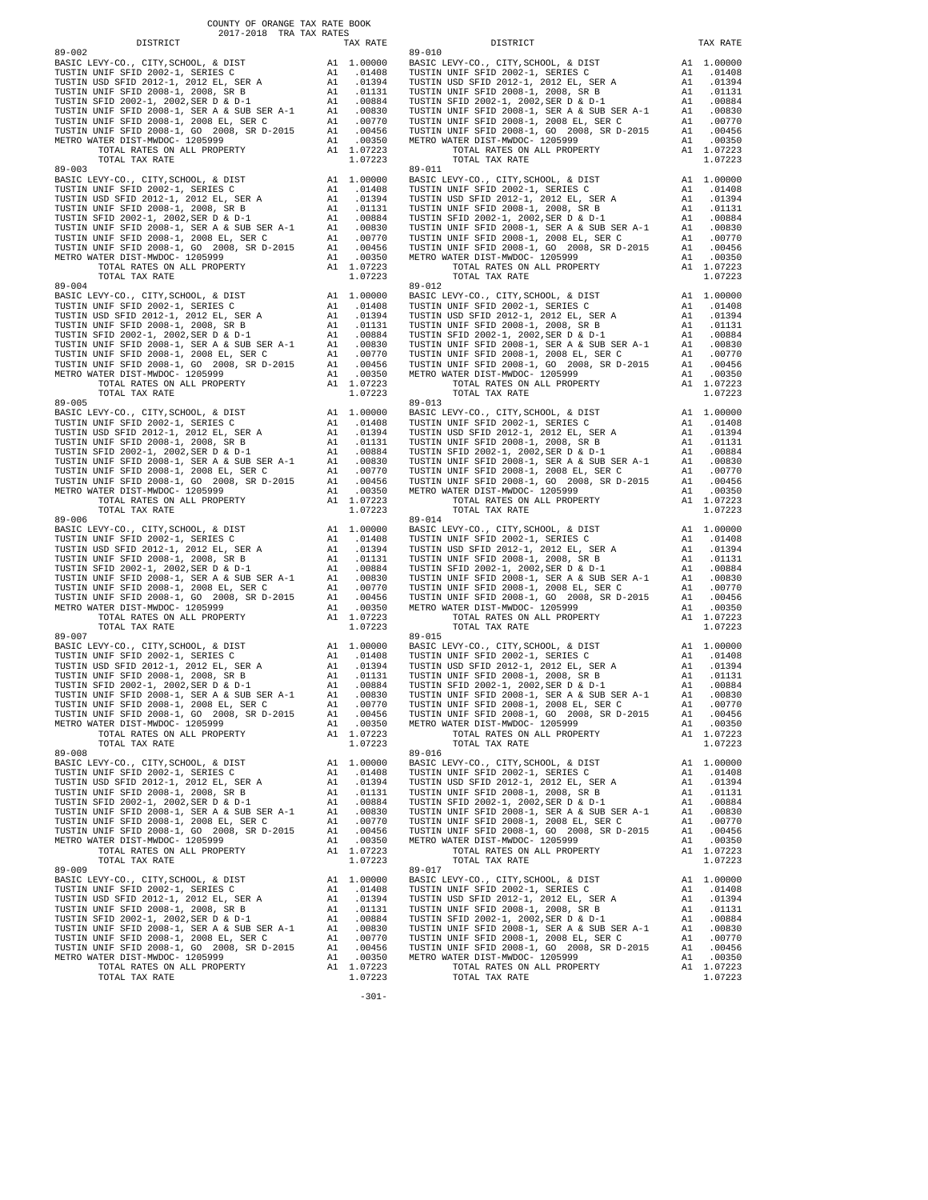COUNTY OF ORANGE TAX RATE BOOK
2017-2018 TRA TAX RATES

| DISTRICT | | TAX RATE |
|---|---|---|
| **89-002** | | |
| BASIC LEVY-CO., CITY,SCHOOL, & DIST | A1 | 1.00000 |
| TUSTIN UNIF SFID 2002-1, SERIES C | A1 | .01408 |
| TUSTIN USD SFID 2012-1, 2012 EL, SER A | A1 | .01394 |
| TUSTIN UNIF SFID 2008-1, 2008, SR B | A1 | .01131 |
| TUSTIN SFID 2002-1, 2002,SER D & D-1 | A1 | .00884 |
| TUSTIN UNIF SFID 2008-1, SER A & SUB SER A-1 | A1 | .00830 |
| TUSTIN UNIF SFID 2008-1, 2008 EL, SER C | A1 | .00770 |
| TUSTIN UNIF SFID 2008-1, GO 2008, SR D-2015 | A1 | .00456 |
| METRO WATER DIST-MWDOC- 1205999 | A1 | .00350 |
| TOTAL RATES ON ALL PROPERTY | A1 | 1.07223 |
| TOTAL TAX RATE | | 1.07223 |
| **89-003** | | |
| BASIC LEVY-CO., CITY,SCHOOL, & DIST | A1 | 1.00000 |
| TUSTIN UNIF SFID 2002-1, SERIES C | A1 | .01408 |
| TUSTIN USD SFID 2012-1, 2012 EL, SER A | A1 | .01394 |
| TUSTIN UNIF SFID 2008-1, 2008, SR B | A1 | .01131 |
| TUSTIN SFID 2002-1, 2002,SER D & D-1 | A1 | .00884 |
| TUSTIN UNIF SFID 2008-1, SER A & SUB SER A-1 | A1 | .00830 |
| TUSTIN UNIF SFID 2008-1, 2008 EL, SER C | A1 | .00770 |
| TUSTIN UNIF SFID 2008-1, GO 2008, SR D-2015 | A1 | .00456 |
| METRO WATER DIST-MWDOC- 1205999 | A1 | .00350 |
| TOTAL RATES ON ALL PROPERTY | A1 | 1.07223 |
| TOTAL TAX RATE | | 1.07223 |
| **89-004** | | |
| BASIC LEVY-CO., CITY,SCHOOL, & DIST | A1 | 1.00000 |
| TUSTIN UNIF SFID 2002-1, SERIES C | A1 | .01408 |
| TUSTIN USD SFID 2012-1, 2012 EL, SER A | A1 | .01394 |
| TUSTIN UNIF SFID 2008-1, 2008, SR B | A1 | .01131 |
| TUSTIN SFID 2002-1, 2002,SER D & D-1 | A1 | .00884 |
| TUSTIN UNIF SFID 2008-1, SER A & SUB SER A-1 | A1 | .00830 |
| TUSTIN UNIF SFID 2008-1, 2008 EL, SER C | A1 | .00770 |
| TUSTIN UNIF SFID 2008-1, GO 2008, SR D-2015 | A1 | .00456 |
| METRO WATER DIST-MWDOC- 1205999 | A1 | .00350 |
| TOTAL RATES ON ALL PROPERTY | A1 | 1.07223 |
| TOTAL TAX RATE | | 1.07223 |
| **89-005** | | |
| BASIC LEVY-CO., CITY,SCHOOL, & DIST | A1 | 1.00000 |
| TUSTIN UNIF SFID 2002-1, SERIES C | A1 | .01408 |
| TUSTIN USD SFID 2012-1, 2012 EL, SER A | A1 | .01394 |
| TUSTIN UNIF SFID 2008-1, 2008, SR B | A1 | .01131 |
| TUSTIN SFID 2002-1, 2002,SER D & D-1 | A1 | .00884 |
| TUSTIN UNIF SFID 2008-1, SER A & SUB SER A-1 | A1 | .00830 |
| TUSTIN UNIF SFID 2008-1, 2008 EL, SER C | A1 | .00770 |
| TUSTIN UNIF SFID 2008-1, GO 2008, SR D-2015 | A1 | .00456 |
| METRO WATER DIST-MWDOC- 1205999 | A1 | .00350 |
| TOTAL RATES ON ALL PROPERTY | A1 | 1.07223 |
| TOTAL TAX RATE | | 1.07223 |
| **89-006** | | |
| BASIC LEVY-CO., CITY,SCHOOL, & DIST | A1 | 1.00000 |
| TUSTIN UNIF SFID 2002-1, SERIES C | A1 | .01408 |
| TUSTIN USD SFID 2012-1, 2012 EL, SER A | A1 | .01394 |
| TUSTIN UNIF SFID 2008-1, 2008, SR B | A1 | .01131 |
| TUSTIN SFID 2002-1, 2002,SER D & D-1 | A1 | .00884 |
| TUSTIN UNIF SFID 2008-1, SER A & SUB SER A-1 | A1 | .00830 |
| TUSTIN UNIF SFID 2008-1, 2008 EL, SER C | A1 | .00770 |
| TUSTIN UNIF SFID 2008-1, GO 2008, SR D-2015 | A1 | .00456 |
| METRO WATER DIST-MWDOC- 1205999 | A1 | .00350 |
| TOTAL RATES ON ALL PROPERTY | A1 | 1.07223 |
| TOTAL TAX RATE | | 1.07223 |
| **89-007** | | |
| BASIC LEVY-CO., CITY,SCHOOL, & DIST | A1 | 1.00000 |
| TUSTIN UNIF SFID 2002-1, SERIES C | A1 | .01408 |
| TUSTIN USD SFID 2012-1, 2012 EL, SER A | A1 | .01394 |
| TUSTIN UNIF SFID 2008-1, 2008, SR B | A1 | .01131 |
| TUSTIN SFID 2002-1, 2002,SER D & D-1 | A1 | .00884 |
| TUSTIN UNIF SFID 2008-1, SER A & SUB SER A-1 | A1 | .00830 |
| TUSTIN UNIF SFID 2008-1, 2008 EL, SER C | A1 | .00770 |
| TUSTIN UNIF SFID 2008-1, GO 2008, SR D-2015 | A1 | .00456 |
| METRO WATER DIST-MWDOC- 1205999 | A1 | .00350 |
| TOTAL RATES ON ALL PROPERTY | A1 | 1.07223 |
| TOTAL TAX RATE | | 1.07223 |
| **89-008** | | |
| BASIC LEVY-CO., CITY,SCHOOL, & DIST | A1 | 1.00000 |
| TUSTIN UNIF SFID 2002-1, SERIES C | A1 | .01408 |
| TUSTIN USD SFID 2012-1, 2012 EL, SER A | A1 | .01394 |
| TUSTIN UNIF SFID 2008-1, 2008, SR B | A1 | .01131 |
| TUSTIN SFID 2002-1, 2002,SER D & D-1 | A1 | .00884 |
| TUSTIN UNIF SFID 2008-1, SER A & SUB SER A-1 | A1 | .00830 |
| TUSTIN UNIF SFID 2008-1, 2008 EL, SER C | A1 | .00770 |
| TUSTIN UNIF SFID 2008-1, GO 2008, SR D-2015 | A1 | .00456 |
| METRO WATER DIST-MWDOC- 1205999 | A1 | .00350 |
| TOTAL RATES ON ALL PROPERTY | A1 | 1.07223 |
| TOTAL TAX RATE | | 1.07223 |
| **89-009** | | |
| BASIC LEVY-CO., CITY,SCHOOL, & DIST | A1 | 1.00000 |
| TUSTIN UNIF SFID 2002-1, SERIES C | A1 | .01408 |
| TUSTIN USD SFID 2012-1, 2012 EL, SER A | A1 | .01394 |
| TUSTIN UNIF SFID 2008-1, 2008, SR B | A1 | .01131 |
| TUSTIN SFID 2002-1, 2002,SER D & D-1 | A1 | .00884 |
| TUSTIN UNIF SFID 2008-1, SER A & SUB SER A-1 | A1 | .00830 |
| TUSTIN UNIF SFID 2008-1, 2008 EL, SER C | A1 | .00770 |
| TUSTIN UNIF SFID 2008-1, GO 2008, SR D-2015 | A1 | .00456 |
| METRO WATER DIST-MWDOC- 1205999 | A1 | .00350 |
| TOTAL RATES ON ALL PROPERTY | A1 | 1.07223 |
| TOTAL TAX RATE | | 1.07223 |
| **89-010** | | |
| BASIC LEVY-CO., CITY,SCHOOL, & DIST | A1 | 1.00000 |
| TUSTIN UNIF SFID 2002-1, SERIES C | A1 | .01408 |
| TUSTIN USD SFID 2012-1, 2012 EL, SER A | A1 | .01394 |
| TUSTIN UNIF SFID 2008-1, 2008, SR B | A1 | .01131 |
| TUSTIN SFID 2002-1, 2002,SER D & D-1 | A1 | .00884 |
| TUSTIN UNIF SFID 2008-1, SER A & SUB SER A-1 | A1 | .00830 |
| TUSTIN UNIF SFID 2008-1, 2008 EL, SER C | A1 | .00770 |
| TUSTIN UNIF SFID 2008-1, GO 2008, SR D-2015 | A1 | .00456 |
| METRO WATER DIST-MWDOC- 1205999 | A1 | .00350 |
| TOTAL RATES ON ALL PROPERTY | A1 | 1.07223 |
| TOTAL TAX RATE | | 1.07223 |
| **89-011** | | |
| BASIC LEVY-CO., CITY,SCHOOL, & DIST | A1 | 1.00000 |
| TUSTIN UNIF SFID 2002-1, SERIES C | A1 | .01408 |
| TUSTIN USD SFID 2012-1, 2012 EL, SER A | A1 | .01394 |
| TUSTIN UNIF SFID 2008-1, 2008, SR B | A1 | .01131 |
| TUSTIN SFID 2002-1, 2002,SER D & D-1 | A1 | .00884 |
| TUSTIN UNIF SFID 2008-1, SER A & SUB SER A-1 | A1 | .00830 |
| TUSTIN UNIF SFID 2008-1, 2008 EL, SER C | A1 | .00770 |
| TUSTIN UNIF SFID 2008-1, GO 2008, SR D-2015 | A1 | .00456 |
| METRO WATER DIST-MWDOC- 1205999 | A1 | .00350 |
| TOTAL RATES ON ALL PROPERTY | A1 | 1.07223 |
| TOTAL TAX RATE | | 1.07223 |
| **89-012** | | |
| BASIC LEVY-CO., CITY,SCHOOL, & DIST | A1 | 1.00000 |
| TUSTIN UNIF SFID 2002-1, SERIES C | A1 | .01408 |
| TUSTIN USD SFID 2012-1, 2012 EL, SER A | A1 | .01394 |
| TUSTIN UNIF SFID 2008-1, 2008, SR B | A1 | .01131 |
| TUSTIN SFID 2002-1, 2002,SER D & D-1 | A1 | .00884 |
| TUSTIN UNIF SFID 2008-1, SER A & SUB SER A-1 | A1 | .00830 |
| TUSTIN UNIF SFID 2008-1, 2008 EL, SER C | A1 | .00770 |
| TUSTIN UNIF SFID 2008-1, GO 2008, SR D-2015 | A1 | .00456 |
| METRO WATER DIST-MWDOC- 1205999 | A1 | .00350 |
| TOTAL RATES ON ALL PROPERTY | A1 | 1.07223 |
| TOTAL TAX RATE | | 1.07223 |
| **89-013** | | |
| BASIC LEVY-CO., CITY,SCHOOL, & DIST | A1 | 1.00000 |
| TUSTIN UNIF SFID 2002-1, SERIES C | A1 | .01408 |
| TUSTIN USD SFID 2012-1, 2012 EL, SER A | A1 | .01394 |
| TUSTIN UNIF SFID 2008-1, 2008, SR B | A1 | .01131 |
| TUSTIN SFID 2002-1, 2002,SER D & D-1 | A1 | .00884 |
| TUSTIN UNIF SFID 2008-1, SER A & SUB SER A-1 | A1 | .00830 |
| TUSTIN UNIF SFID 2008-1, 2008 EL, SER C | A1 | .00770 |
| TUSTIN UNIF SFID 2008-1, GO 2008, SR D-2015 | A1 | .00456 |
| METRO WATER DIST-MWDOC- 1205999 | A1 | .00350 |
| TOTAL RATES ON ALL PROPERTY | A1 | 1.07223 |
| TOTAL TAX RATE | | 1.07223 |
| **89-014** | | |
| BASIC LEVY-CO., CITY,SCHOOL, & DIST | A1 | 1.00000 |
| TUSTIN UNIF SFID 2002-1, SERIES C | A1 | .01408 |
| TUSTIN USD SFID 2012-1, 2012 EL, SER A | A1 | .01394 |
| TUSTIN UNIF SFID 2008-1, 2008, SR B | A1 | .01131 |
| TUSTIN SFID 2002-1, 2002,SER D & D-1 | A1 | .00884 |
| TUSTIN UNIF SFID 2008-1, SER A & SUB SER A-1 | A1 | .00830 |
| TUSTIN UNIF SFID 2008-1, 2008 EL, SER C | A1 | .00770 |
| TUSTIN UNIF SFID 2008-1, GO 2008, SR D-2015 | A1 | .00456 |
| METRO WATER DIST-MWDOC- 1205999 | A1 | .00350 |
| TOTAL RATES ON ALL PROPERTY | A1 | 1.07223 |
| TOTAL TAX RATE | | 1.07223 |
| **89-015** | | |
| BASIC LEVY-CO., CITY,SCHOOL, & DIST | A1 | 1.00000 |
| TUSTIN UNIF SFID 2002-1, SERIES C | A1 | .01408 |
| TUSTIN USD SFID 2012-1, 2012 EL, SER A | A1 | .01394 |
| TUSTIN UNIF SFID 2008-1, 2008, SR B | A1 | .01131 |
| TUSTIN SFID 2002-1, 2002,SER D & D-1 | A1 | .00884 |
| TUSTIN UNIF SFID 2008-1, SER A & SUB SER A-1 | A1 | .00830 |
| TUSTIN UNIF SFID 2008-1, 2008 EL, SER C | A1 | .00770 |
| TUSTIN UNIF SFID 2008-1, GO 2008, SR D-2015 | A1 | .00456 |
| METRO WATER DIST-MWDOC- 1205999 | A1 | .00350 |
| TOTAL RATES ON ALL PROPERTY | A1 | 1.07223 |
| TOTAL TAX RATE | | 1.07223 |
| **89-016** | | |
| BASIC LEVY-CO., CITY,SCHOOL, & DIST | A1 | 1.00000 |
| TUSTIN UNIF SFID 2002-1, SERIES C | A1 | .01408 |
| TUSTIN USD SFID 2012-1, 2012 EL, SER A | A1 | .01394 |
| TUSTIN UNIF SFID 2008-1, 2008, SR B | A1 | .01131 |
| TUSTIN SFID 2002-1, 2002,SER D & D-1 | A1 | .00884 |
| TUSTIN UNIF SFID 2008-1, SER A & SUB SER A-1 | A1 | .00830 |
| TUSTIN UNIF SFID 2008-1, 2008 EL, SER C | A1 | .00770 |
| TUSTIN UNIF SFID 2008-1, GO 2008, SR D-2015 | A1 | .00456 |
| METRO WATER DIST-MWDOC- 1205999 | A1 | .00350 |
| TOTAL RATES ON ALL PROPERTY | A1 | 1.07223 |
| TOTAL TAX RATE | | 1.07223 |
| **89-017** | | |
| BASIC LEVY-CO., CITY,SCHOOL, & DIST | A1 | 1.00000 |
| TUSTIN UNIF SFID 2002-1, SERIES C | A1 | .01408 |
| TUSTIN USD SFID 2012-1, 2012 EL, SER A | A1 | .01394 |
| TUSTIN UNIF SFID 2008-1, 2008, SR B | A1 | .01131 |
| TUSTIN SFID 2002-1, 2002,SER D & D-1 | A1 | .00884 |
| TUSTIN UNIF SFID 2008-1, SER A & SUB SER A-1 | A1 | .00830 |
| TUSTIN UNIF SFID 2008-1, 2008 EL, SER C | A1 | .00770 |
| TUSTIN UNIF SFID 2008-1, GO 2008, SR D-2015 | A1 | .00456 |
| METRO WATER DIST-MWDOC- 1205999 | A1 | .00350 |
| TOTAL RATES ON ALL PROPERTY | A1 | 1.07223 |
| TOTAL TAX RATE | | 1.07223 |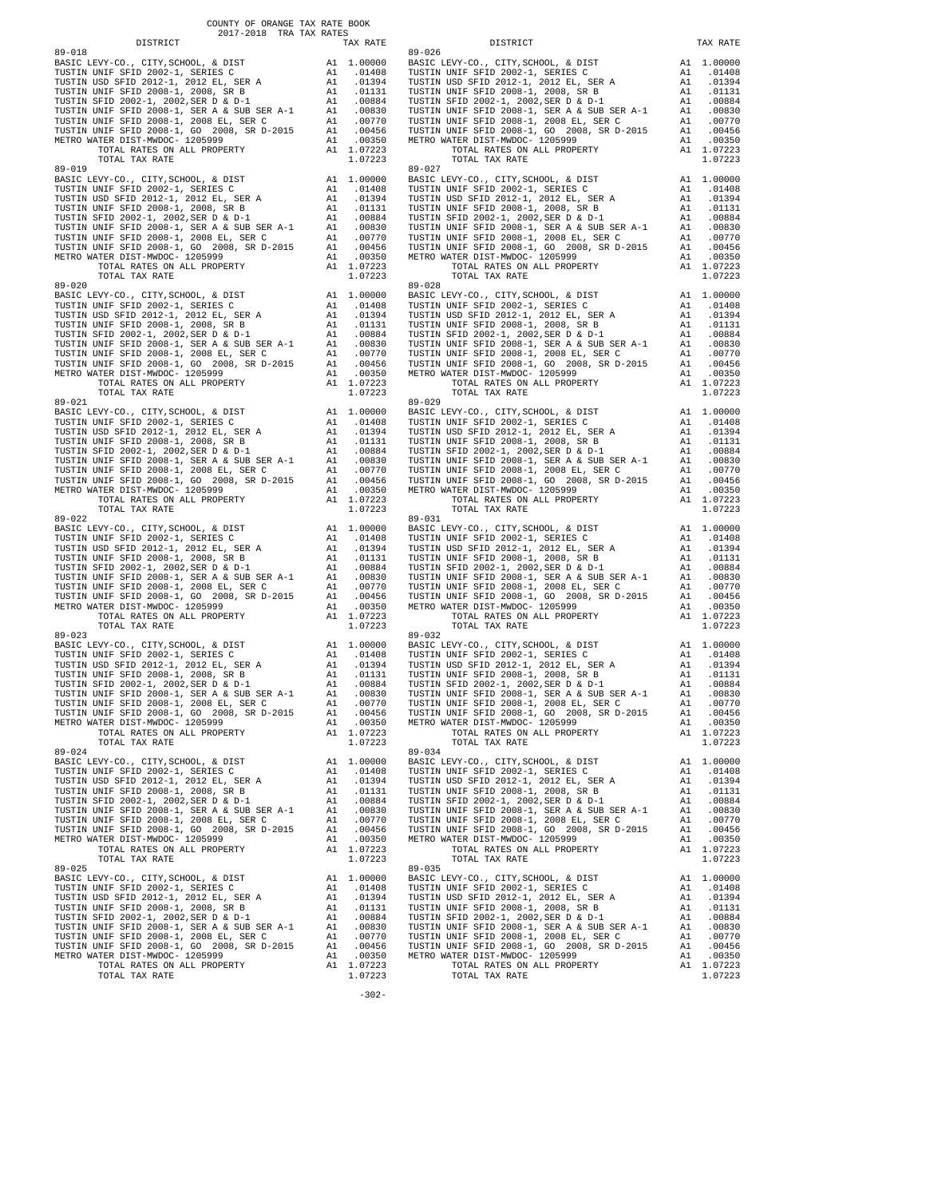COUNTY OF ORANGE TAX RATE BOOK
2017-2018 TRA TAX RATES

| DISTRICT | | TAX RATE | DISTRICT | | TAX RATE |
|---|---|---|---|---|---|
| 89-018 | | | 89-026 | | |
| BASIC LEVY-CO., CITY,SCHOOL, & DIST | A1 | 1.00000 | BASIC LEVY-CO., CITY,SCHOOL, & DIST | A1 | 1.00000 |
| TUSTIN UNIF SFID 2002-1, SERIES C | A1 | .01408 | TUSTIN UNIF SFID 2002-1, SERIES C | A1 | .01408 |
| TUSTIN USD SFID 2012-1, 2012 EL, SER A | A1 | .01394 | TUSTIN USD SFID 2012-1, 2012 EL, SER A | A1 | .01394 |
| TUSTIN UNIF SFID 2008-1, 2008, SR B | A1 | .01131 | TUSTIN UNIF SFID 2008-1, 2008, SR B | A1 | .01131 |
| TUSTIN SFID 2002-1, 2002,SER D & D-1 | A1 | .00884 | TUSTIN SFID 2002-1, 2002,SER D & D-1 | A1 | .00884 |
| TUSTIN UNIF SFID 2008-1, SER A & SUB SER A-1 | A1 | .00830 | TUSTIN UNIF SFID 2008-1, SER A & SUB SER A-1 | A1 | .00830 |
| TUSTIN UNIF SFID 2008-1, 2008 EL, SER C | A1 | .00770 | TUSTIN UNIF SFID 2008-1, 2008 EL, SER C | A1 | .00770 |
| TUSTIN UNIF SFID 2008-1, GO 2008, SR D-2015 | A1 | .00456 | TUSTIN UNIF SFID 2008-1, GO 2008, SR D-2015 | A1 | .00456 |
| METRO WATER DIST-MWDOC- 1205999 | A1 | .00350 | METRO WATER DIST-MWDOC- 1205999 | A1 | .00350 |
| TOTAL RATES ON ALL PROPERTY | A1 | 1.07223 | TOTAL RATES ON ALL PROPERTY | A1 | 1.07223 |
| TOTAL TAX RATE | | 1.07223 | TOTAL TAX RATE | | 1.07223 |
| 89-019 | | | 89-027 | | |
| BASIC LEVY-CO., CITY,SCHOOL, & DIST | A1 | 1.00000 | BASIC LEVY-CO., CITY,SCHOOL, & DIST | A1 | 1.00000 |
| TUSTIN UNIF SFID 2002-1, SERIES C | A1 | .01408 | TUSTIN UNIF SFID 2002-1, SERIES C | A1 | .01408 |
| TUSTIN USD SFID 2012-1, 2012 EL, SER A | A1 | .01394 | TUSTIN USD SFID 2012-1, 2012 EL, SER A | A1 | .01394 |
| TUSTIN UNIF SFID 2008-1, 2008, SR B | A1 | .01131 | TUSTIN UNIF SFID 2008-1, 2008, SR B | A1 | .01131 |
| TUSTIN SFID 2002-1, 2002,SER D & D-1 | A1 | .00884 | TUSTIN SFID 2002-1, 2002,SER D & D-1 | A1 | .00884 |
| TUSTIN UNIF SFID 2008-1, SER A & SUB SER A-1 | A1 | .00830 | TUSTIN UNIF SFID 2008-1, SER A & SUB SER A-1 | A1 | .00830 |
| TUSTIN UNIF SFID 2008-1, 2008 EL, SER C | A1 | .00770 | TUSTIN UNIF SFID 2008-1, 2008 EL, SER C | A1 | .00770 |
| TUSTIN UNIF SFID 2008-1, GO 2008, SR D-2015 | A1 | .00456 | TUSTIN UNIF SFID 2008-1, GO 2008, SR D-2015 | A1 | .00456 |
| METRO WATER DIST-MWDOC- 1205999 | A1 | .00350 | METRO WATER DIST-MWDOC- 1205999 | A1 | .00350 |
| TOTAL RATES ON ALL PROPERTY | A1 | 1.07223 | TOTAL RATES ON ALL PROPERTY | A1 | 1.07223 |
| TOTAL TAX RATE | | 1.07223 | TOTAL TAX RATE | | 1.07223 |
| 89-020 | | | 89-028 | | |
| BASIC LEVY-CO., CITY,SCHOOL, & DIST | A1 | 1.00000 | BASIC LEVY-CO., CITY,SCHOOL, & DIST | A1 | 1.00000 |
| TUSTIN UNIF SFID 2002-1, SERIES C | A1 | .01408 | TUSTIN UNIF SFID 2002-1, SERIES C | A1 | .01408 |
| TUSTIN USD SFID 2012-1, 2012 EL, SER A | A1 | .01394 | TUSTIN USD SFID 2012-1, 2012 EL, SER A | A1 | .01394 |
| TUSTIN UNIF SFID 2008-1, 2008, SR B | A1 | .01131 | TUSTIN UNIF SFID 2008-1, 2008, SR B | A1 | .01131 |
| TUSTIN SFID 2002-1, 2002,SER D & D-1 | A1 | .00884 | TUSTIN SFID 2002-1, 2002,SER D & D-1 | A1 | .00884 |
| TUSTIN UNIF SFID 2008-1, SER A & SUB SER A-1 | A1 | .00830 | TUSTIN UNIF SFID 2008-1, SER A & SUB SER A-1 | A1 | .00830 |
| TUSTIN UNIF SFID 2008-1, 2008 EL, SER C | A1 | .00770 | TUSTIN UNIF SFID 2008-1, 2008 EL, SER C | A1 | .00770 |
| TUSTIN UNIF SFID 2008-1, GO 2008, SR D-2015 | A1 | .00456 | TUSTIN UNIF SFID 2008-1, GO 2008, SR D-2015 | A1 | .00456 |
| METRO WATER DIST-MWDOC- 1205999 | A1 | .00350 | METRO WATER DIST-MWDOC- 1205999 | A1 | .00350 |
| TOTAL RATES ON ALL PROPERTY | A1 | 1.07223 | TOTAL RATES ON ALL PROPERTY | A1 | 1.07223 |
| TOTAL TAX RATE | | 1.07223 | TOTAL TAX RATE | | 1.07223 |
| 89-021 | | | 89-029 | | |
| BASIC LEVY-CO., CITY,SCHOOL, & DIST | A1 | 1.00000 | BASIC LEVY-CO., CITY,SCHOOL, & DIST | A1 | 1.00000 |
| TUSTIN UNIF SFID 2002-1, SERIES C | A1 | .01408 | TUSTIN UNIF SFID 2002-1, SERIES C | A1 | .01408 |
| TUSTIN USD SFID 2012-1, 2012 EL, SER A | A1 | .01394 | TUSTIN USD SFID 2012-1, 2012 EL, SER A | A1 | .01394 |
| TUSTIN UNIF SFID 2008-1, 2008, SR B | A1 | .01131 | TUSTIN UNIF SFID 2008-1, 2008, SR B | A1 | .01131 |
| TUSTIN SFID 2002-1, 2002,SER D & D-1 | A1 | .00884 | TUSTIN SFID 2002-1, 2002,SER D & D-1 | A1 | .00884 |
| TUSTIN UNIF SFID 2008-1, SER A & SUB SER A-1 | A1 | .00830 | TUSTIN UNIF SFID 2008-1, SER A & SUB SER A-1 | A1 | .00830 |
| TUSTIN UNIF SFID 2008-1, 2008 EL, SER C | A1 | .00770 | TUSTIN UNIF SFID 2008-1, 2008 EL, SER C | A1 | .00770 |
| TUSTIN UNIF SFID 2008-1, GO 2008, SR D-2015 | A1 | .00456 | TUSTIN UNIF SFID 2008-1, GO 2008, SR D-2015 | A1 | .00456 |
| METRO WATER DIST-MWDOC- 1205999 | A1 | .00350 | METRO WATER DIST-MWDOC- 1205999 | A1 | .00350 |
| TOTAL RATES ON ALL PROPERTY | A1 | 1.07223 | TOTAL RATES ON ALL PROPERTY | A1 | 1.07223 |
| TOTAL TAX RATE | | 1.07223 | TOTAL TAX RATE | | 1.07223 |
| 89-022 | | | 89-031 | | |
| BASIC LEVY-CO., CITY,SCHOOL, & DIST | A1 | 1.00000 | BASIC LEVY-CO., CITY,SCHOOL, & DIST | A1 | 1.00000 |
| TUSTIN UNIF SFID 2002-1, SERIES C | A1 | .01408 | TUSTIN UNIF SFID 2002-1, SERIES C | A1 | .01408 |
| TUSTIN USD SFID 2012-1, 2012 EL, SER A | A1 | .01394 | TUSTIN USD SFID 2012-1, 2012 EL, SER A | A1 | .01394 |
| TUSTIN UNIF SFID 2008-1, 2008, SR B | A1 | .01131 | TUSTIN UNIF SFID 2008-1, 2008, SR B | A1 | .01131 |
| TUSTIN SFID 2002-1, 2002,SER D & D-1 | A1 | .00884 | TUSTIN SFID 2002-1, 2002,SER D & D-1 | A1 | .00884 |
| TUSTIN UNIF SFID 2008-1, SER A & SUB SER A-1 | A1 | .00830 | TUSTIN UNIF SFID 2008-1, SER A & SUB SER A-1 | A1 | .00830 |
| TUSTIN UNIF SFID 2008-1, 2008 EL, SER C | A1 | .00770 | TUSTIN UNIF SFID 2008-1, 2008 EL, SER C | A1 | .00770 |
| TUSTIN UNIF SFID 2008-1, GO 2008, SR D-2015 | A1 | .00456 | TUSTIN UNIF SFID 2008-1, GO 2008, SR D-2015 | A1 | .00456 |
| METRO WATER DIST-MWDOC- 1205999 | A1 | .00350 | METRO WATER DIST-MWDOC- 1205999 | A1 | .00350 |
| TOTAL RATES ON ALL PROPERTY | A1 | 1.07223 | TOTAL RATES ON ALL PROPERTY | A1 | 1.07223 |
| TOTAL TAX RATE | | 1.07223 | TOTAL TAX RATE | | 1.07223 |
| 89-023 | | | 89-032 | | |
| BASIC LEVY-CO., CITY,SCHOOL, & DIST | A1 | 1.00000 | BASIC LEVY-CO., CITY,SCHOOL, & DIST | A1 | 1.00000 |
| TUSTIN UNIF SFID 2002-1, SERIES C | A1 | .01408 | TUSTIN UNIF SFID 2002-1, SERIES C | A1 | .01408 |
| TUSTIN USD SFID 2012-1, 2012 EL, SER A | A1 | .01394 | TUSTIN USD SFID 2012-1, 2012 EL, SER A | A1 | .01394 |
| TUSTIN UNIF SFID 2008-1, 2008, SR B | A1 | .01131 | TUSTIN UNIF SFID 2008-1, 2008, SR B | A1 | .01131 |
| TUSTIN SFID 2002-1, 2002,SER D & D-1 | A1 | .00884 | TUSTIN SFID 2002-1, 2002,SER D & D-1 | A1 | .00884 |
| TUSTIN UNIF SFID 2008-1, SER A & SUB SER A-1 | A1 | .00830 | TUSTIN UNIF SFID 2008-1, SER A & SUB SER A-1 | A1 | .00830 |
| TUSTIN UNIF SFID 2008-1, 2008 EL, SER C | A1 | .00770 | TUSTIN UNIF SFID 2008-1, 2008 EL, SER C | A1 | .00770 |
| TUSTIN UNIF SFID 2008-1, GO 2008, SR D-2015 | A1 | .00456 | TUSTIN UNIF SFID 2008-1, GO 2008, SR D-2015 | A1 | .00456 |
| METRO WATER DIST-MWDOC- 1205999 | A1 | .00350 | METRO WATER DIST-MWDOC- 1205999 | A1 | .00350 |
| TOTAL RATES ON ALL PROPERTY | A1 | 1.07223 | TOTAL RATES ON ALL PROPERTY | A1 | 1.07223 |
| TOTAL TAX RATE | | 1.07223 | TOTAL TAX RATE | | 1.07223 |
| 89-024 | | | 89-034 | | |
| BASIC LEVY-CO., CITY,SCHOOL, & DIST | A1 | 1.00000 | BASIC LEVY-CO., CITY,SCHOOL, & DIST | A1 | 1.00000 |
| TUSTIN UNIF SFID 2002-1, SERIES C | A1 | .01408 | TUSTIN UNIF SFID 2002-1, SERIES C | A1 | .01408 |
| TUSTIN USD SFID 2012-1, 2012 EL, SER A | A1 | .01394 | TUSTIN USD SFID 2012-1, 2012 EL, SER A | A1 | .01394 |
| TUSTIN UNIF SFID 2008-1, 2008, SR B | A1 | .01131 | TUSTIN UNIF SFID 2008-1, 2008, SR B | A1 | .01131 |
| TUSTIN SFID 2002-1, 2002,SER D & D-1 | A1 | .00884 | TUSTIN SFID 2002-1, 2002,SER D & D-1 | A1 | .00884 |
| TUSTIN UNIF SFID 2008-1, SER A & SUB SER A-1 | A1 | .00830 | TUSTIN UNIF SFID 2008-1, SER A & SUB SER A-1 | A1 | .00830 |
| TUSTIN UNIF SFID 2008-1, 2008 EL, SER C | A1 | .00770 | TUSTIN UNIF SFID 2008-1, 2008 EL, SER C | A1 | .00770 |
| TUSTIN UNIF SFID 2008-1, GO 2008, SR D-2015 | A1 | .00456 | TUSTIN UNIF SFID 2008-1, GO 2008, SR D-2015 | A1 | .00456 |
| METRO WATER DIST-MWDOC- 1205999 | A1 | .00350 | METRO WATER DIST-MWDOC- 1205999 | A1 | .00350 |
| TOTAL RATES ON ALL PROPERTY | A1 | 1.07223 | TOTAL RATES ON ALL PROPERTY | A1 | 1.07223 |
| TOTAL TAX RATE | | 1.07223 | TOTAL TAX RATE | | 1.07223 |
| 89-025 | | | 89-035 | | |
| BASIC LEVY-CO., CITY,SCHOOL, & DIST | A1 | 1.00000 | BASIC LEVY-CO., CITY,SCHOOL, & DIST | A1 | 1.00000 |
| TUSTIN UNIF SFID 2002-1, SERIES C | A1 | .01408 | TUSTIN UNIF SFID 2002-1, SERIES C | A1 | .01408 |
| TUSTIN USD SFID 2012-1, 2012 EL, SER A | A1 | .01394 | TUSTIN USD SFID 2012-1, 2012 EL, SER A | A1 | .01394 |
| TUSTIN UNIF SFID 2008-1, 2008, SR B | A1 | .01131 | TUSTIN UNIF SFID 2008-1, 2008, SR B | A1 | .01131 |
| TUSTIN SFID 2002-1, 2002,SER D & D-1 | A1 | .00884 | TUSTIN SFID 2002-1, 2002,SER D & D-1 | A1 | .00884 |
| TUSTIN UNIF SFID 2008-1, SER A & SUB SER A-1 | A1 | .00830 | TUSTIN UNIF SFID 2008-1, SER A & SUB SER A-1 | A1 | .00830 |
| TUSTIN UNIF SFID 2008-1, 2008 EL, SER C | A1 | .00770 | TUSTIN UNIF SFID 2008-1, 2008 EL, SER C | A1 | .00770 |
| TUSTIN UNIF SFID 2008-1, GO 2008, SR D-2015 | A1 | .00456 | TUSTIN UNIF SFID 2008-1, GO 2008, SR D-2015 | A1 | .00456 |
| METRO WATER DIST-MWDOC- 1205999 | A1 | .00350 | METRO WATER DIST-MWDOC- 1205999 | A1 | .00350 |
| TOTAL RATES ON ALL PROPERTY | A1 | 1.07223 | TOTAL RATES ON ALL PROPERTY | A1 | 1.07223 |
| TOTAL TAX RATE | | 1.07223 | TOTAL TAX RATE | | 1.07223 |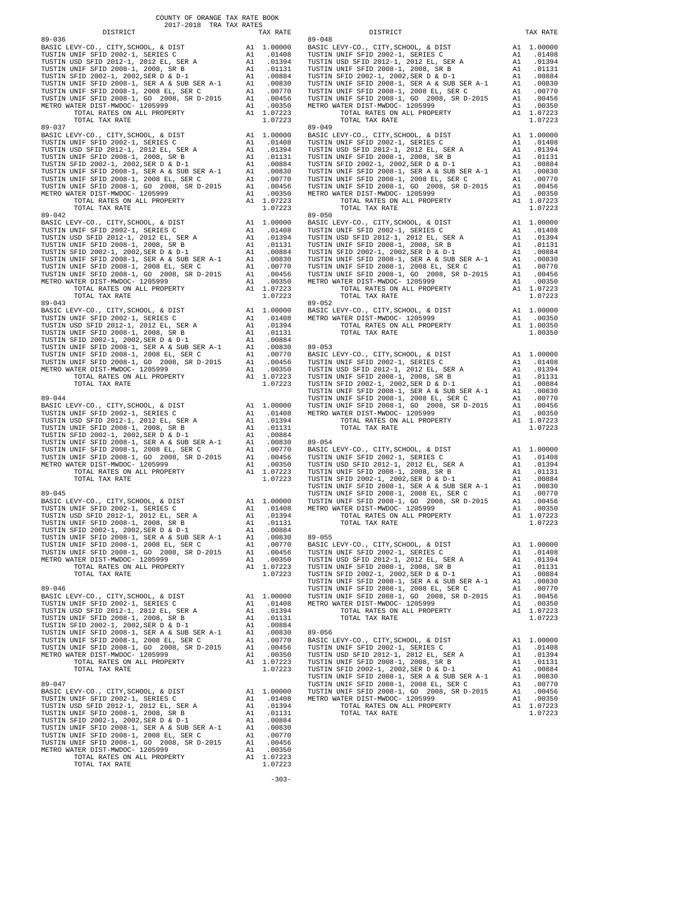COUNTY OF ORANGE TAX RATE BOOK
2017-2018 TRA TAX RATES

| DISTRICT | | TAX RATE |
|---|---|---|
| **89-036** | | |
| BASIC LEVY-CO., CITY,SCHOOL, & DIST | A1 | 1.00000 |
| TUSTIN UNIF SFID 2002-1, SERIES C | A1 | .01408 |
| TUSTIN USD SFID 2012-1, 2012 EL, SER A | A1 | .01394 |
| TUSTIN UNIF SFID 2008-1, 2008, SR B | A1 | .01131 |
| TUSTIN SFID 2002-1, 2002,SER D & D-1 | A1 | .00884 |
| TUSTIN UNIF SFID 2008-1, SER A & SUB SER A-1 | A1 | .00830 |
| TUSTIN UNIF SFID 2008-1, 2008 EL, SER C | A1 | .00770 |
| TUSTIN UNIF SFID 2008-1, GO 2008, SR D-2015 | A1 | .00456 |
| METRO WATER DIST-MWDOC- 1205999 | A1 | .00350 |
| TOTAL RATES ON ALL PROPERTY | A1 | 1.07223 |
| TOTAL TAX RATE | | 1.07223 |
| **89-037** | | |
| BASIC LEVY-CO., CITY,SCHOOL, & DIST | A1 | 1.00000 |
| TUSTIN UNIF SFID 2002-1, SERIES C | A1 | .01408 |
| TUSTIN USD SFID 2012-1, 2012 EL, SER A | A1 | .01394 |
| TUSTIN UNIF SFID 2008-1, 2008, SR B | A1 | .01131 |
| TUSTIN SFID 2002-1, 2002,SER D & D-1 | A1 | .00884 |
| TUSTIN UNIF SFID 2008-1, SER A & SUB SER A-1 | A1 | .00830 |
| TUSTIN UNIF SFID 2008-1, 2008 EL, SER C | A1 | .00770 |
| TUSTIN UNIF SFID 2008-1, GO 2008, SR D-2015 | A1 | .00456 |
| METRO WATER DIST-MWDOC- 1205999 | A1 | .00350 |
| TOTAL RATES ON ALL PROPERTY | A1 | 1.07223 |
| TOTAL TAX RATE | | 1.07223 |
| **89-042** | | |
| BASIC LEVY-CO., CITY,SCHOOL, & DIST | A1 | 1.00000 |
| TUSTIN UNIF SFID 2002-1, SERIES C | A1 | .01408 |
| TUSTIN USD SFID 2012-1, 2012 EL, SER A | A1 | .01394 |
| TUSTIN UNIF SFID 2008-1, 2008, SR B | A1 | .01131 |
| TUSTIN SFID 2002-1, 2002,SER D & D-1 | A1 | .00884 |
| TUSTIN UNIF SFID 2008-1, SER A & SUB SER A-1 | A1 | .00830 |
| TUSTIN UNIF SFID 2008-1, 2008 EL, SER C | A1 | .00770 |
| TUSTIN UNIF SFID 2008-1, GO 2008, SR D-2015 | A1 | .00456 |
| METRO WATER DIST-MWDOC- 1205999 | A1 | .00350 |
| TOTAL RATES ON ALL PROPERTY | A1 | 1.07223 |
| TOTAL TAX RATE | | 1.07223 |
| **89-043** | | |
| BASIC LEVY-CO., CITY,SCHOOL, & DIST | A1 | 1.00000 |
| TUSTIN UNIF SFID 2002-1, SERIES C | A1 | .01408 |
| TUSTIN USD SFID 2012-1, 2012 EL, SER A | A1 | .01394 |
| TUSTIN UNIF SFID 2008-1, 2008, SR B | A1 | .01131 |
| TUSTIN SFID 2002-1, 2002,SER D & D-1 | A1 | .00884 |
| TUSTIN UNIF SFID 2008-1, SER A & SUB SER A-1 | A1 | .00830 |
| TUSTIN UNIF SFID 2008-1, 2008 EL, SER C | A1 | .00770 |
| TUSTIN UNIF SFID 2008-1, GO 2008, SR D-2015 | A1 | .00456 |
| METRO WATER DIST-MWDOC- 1205999 | A1 | .00350 |
| TOTAL RATES ON ALL PROPERTY | A1 | 1.07223 |
| TOTAL TAX RATE | | 1.07223 |
| **89-044** | | |
| BASIC LEVY-CO., CITY,SCHOOL, & DIST | A1 | 1.00000 |
| TUSTIN UNIF SFID 2002-1, SERIES C | A1 | .01408 |
| TUSTIN USD SFID 2012-1, 2012 EL, SER A | A1 | .01394 |
| TUSTIN UNIF SFID 2008-1, 2008, SR B | A1 | .01131 |
| TUSTIN SFID 2002-1, 2002,SER D & D-1 | A1 | .00884 |
| TUSTIN UNIF SFID 2008-1, SER A & SUB SER A-1 | A1 | .00830 |
| TUSTIN UNIF SFID 2008-1, 2008 EL, SER C | A1 | .00770 |
| TUSTIN UNIF SFID 2008-1, GO 2008, SR D-2015 | A1 | .00456 |
| METRO WATER DIST-MWDOC- 1205999 | A1 | .00350 |
| TOTAL RATES ON ALL PROPERTY | A1 | 1.07223 |
| TOTAL TAX RATE | | 1.07223 |
| **89-045** | | |
| BASIC LEVY-CO., CITY,SCHOOL, & DIST | A1 | 1.00000 |
| TUSTIN UNIF SFID 2002-1, SERIES C | A1 | .01408 |
| TUSTIN USD SFID 2012-1, 2012 EL, SER A | A1 | .01394 |
| TUSTIN UNIF SFID 2008-1, 2008, SR B | A1 | .01131 |
| TUSTIN SFID 2002-1, 2002,SER D & D-1 | A1 | .00884 |
| TUSTIN UNIF SFID 2008-1, SER A & SUB SER A-1 | A1 | .00830 |
| TUSTIN UNIF SFID 2008-1, 2008 EL, SER C | A1 | .00770 |
| TUSTIN UNIF SFID 2008-1, GO 2008, SR D-2015 | A1 | .00456 |
| METRO WATER DIST-MWDOC- 1205999 | A1 | .00350 |
| TOTAL RATES ON ALL PROPERTY | A1 | 1.07223 |
| TOTAL TAX RATE | | 1.07223 |
| **89-046** | | |
| BASIC LEVY-CO., CITY,SCHOOL, & DIST | A1 | 1.00000 |
| TUSTIN UNIF SFID 2002-1, SERIES C | A1 | .01408 |
| TUSTIN USD SFID 2012-1, 2012 EL, SER A | A1 | .01394 |
| TUSTIN UNIF SFID 2008-1, 2008, SR B | A1 | .01131 |
| TUSTIN SFID 2002-1, 2002,SER D & D-1 | A1 | .00884 |
| TUSTIN UNIF SFID 2008-1, SER A & SUB SER A-1 | A1 | .00830 |
| TUSTIN UNIF SFID 2008-1, 2008 EL, SER C | A1 | .00770 |
| TUSTIN UNIF SFID 2008-1, GO 2008, SR D-2015 | A1 | .00456 |
| METRO WATER DIST-MWDOC- 1205999 | A1 | .00350 |
| TOTAL RATES ON ALL PROPERTY | A1 | 1.07223 |
| TOTAL TAX RATE | | 1.07223 |
| **89-047** | | |
| BASIC LEVY-CO., CITY,SCHOOL, & DIST | A1 | 1.00000 |
| TUSTIN UNIF SFID 2002-1, SERIES C | A1 | .01408 |
| TUSTIN USD SFID 2012-1, 2012 EL, SER A | A1 | .01394 |
| TUSTIN UNIF SFID 2008-1, 2008, SR B | A1 | .01131 |
| TUSTIN SFID 2002-1, 2002,SER D & D-1 | A1 | .00884 |
| TUSTIN UNIF SFID 2008-1, SER A & SUB SER A-1 | A1 | .00830 |
| TUSTIN UNIF SFID 2008-1, 2008 EL, SER C | A1 | .00770 |
| TUSTIN UNIF SFID 2008-1, GO 2008, SR D-2015 | A1 | .00456 |
| METRO WATER DIST-MWDOC- 1205999 | A1 | .00350 |
| TOTAL RATES ON ALL PROPERTY | A1 | 1.07223 |
| TOTAL TAX RATE | | 1.07223 |
| **89-048** | | |
| BASIC LEVY-CO., CITY,SCHOOL, & DIST | A1 | 1.00000 |
| TUSTIN UNIF SFID 2002-1, SERIES C | A1 | .01408 |
| TUSTIN USD SFID 2012-1, 2012 EL, SER A | A1 | .01394 |
| TUSTIN UNIF SFID 2008-1, 2008, SR B | A1 | .01131 |
| TUSTIN SFID 2002-1, 2002,SER D & D-1 | A1 | .00884 |
| TUSTIN UNIF SFID 2008-1, SER A & SUB SER A-1 | A1 | .00830 |
| TUSTIN UNIF SFID 2008-1, 2008 EL, SER C | A1 | .00770 |
| TUSTIN UNIF SFID 2008-1, GO 2008, SR D-2015 | A1 | .00456 |
| METRO WATER DIST-MWDOC- 1205999 | A1 | .00350 |
| TOTAL RATES ON ALL PROPERTY | A1 | 1.07223 |
| TOTAL TAX RATE | | 1.07223 |
| **89-049** | | |
| BASIC LEVY-CO., CITY,SCHOOL, & DIST | A1 | 1.00000 |
| TUSTIN UNIF SFID 2002-1, SERIES C | A1 | .01408 |
| TUSTIN USD SFID 2012-1, 2012 EL, SER A | A1 | .01394 |
| TUSTIN UNIF SFID 2008-1, 2008, SR B | A1 | .01131 |
| TUSTIN SFID 2002-1, 2002,SER D & D-1 | A1 | .00884 |
| TUSTIN UNIF SFID 2008-1, SER A & SUB SER A-1 | A1 | .00830 |
| TUSTIN UNIF SFID 2008-1, 2008 EL, SER C | A1 | .00770 |
| TUSTIN UNIF SFID 2008-1, GO 2008, SR D-2015 | A1 | .00456 |
| METRO WATER DIST-MWDOC- 1205999 | A1 | .00350 |
| TOTAL RATES ON ALL PROPERTY | A1 | 1.07223 |
| TOTAL TAX RATE | | 1.07223 |
| **89-050** | | |
| BASIC LEVY-CO., CITY,SCHOOL, & DIST | A1 | 1.00000 |
| TUSTIN UNIF SFID 2002-1, SERIES C | A1 | .01408 |
| TUSTIN USD SFID 2012-1, 2012 EL, SER A | A1 | .01394 |
| TUSTIN UNIF SFID 2008-1, 2008, SR B | A1 | .01131 |
| TUSTIN SFID 2002-1, 2002,SER D & D-1 | A1 | .00884 |
| TUSTIN UNIF SFID 2008-1, SER A & SUB SER A-1 | A1 | .00830 |
| TUSTIN UNIF SFID 2008-1, 2008 EL, SER C | A1 | .00770 |
| TUSTIN UNIF SFID 2008-1, GO 2008, SR D-2015 | A1 | .00456 |
| METRO WATER DIST-MWDOC- 1205999 | A1 | .00350 |
| TOTAL RATES ON ALL PROPERTY | A1 | 1.07223 |
| TOTAL TAX RATE | | 1.07223 |
| **89-052** | | |
| BASIC LEVY-CO., CITY,SCHOOL, & DIST | A1 | 1.00000 |
| METRO WATER DIST-MWDOC- 1205999 | A1 | .00350 |
| TOTAL RATES ON ALL PROPERTY | A1 | 1.00350 |
| TOTAL TAX RATE | | 1.00350 |
| **89-053** | | |
| BASIC LEVY-CO., CITY,SCHOOL, & DIST | A1 | 1.00000 |
| TUSTIN UNIF SFID 2002-1, SERIES C | A1 | .01408 |
| TUSTIN USD SFID 2012-1, 2012 EL, SER A | A1 | .01394 |
| TUSTIN UNIF SFID 2008-1, 2008, SR B | A1 | .01131 |
| TUSTIN SFID 2002-1, 2002,SER D & D-1 | A1 | .00884 |
| TUSTIN UNIF SFID 2008-1, SER A & SUB SER A-1 | A1 | .00830 |
| TUSTIN UNIF SFID 2008-1, 2008 EL, SER C | A1 | .00770 |
| TUSTIN UNIF SFID 2008-1, GO 2008, SR D-2015 | A1 | .00456 |
| METRO WATER DIST-MWDOC- 1205999 | A1 | .00350 |
| TOTAL RATES ON ALL PROPERTY | A1 | 1.07223 |
| TOTAL TAX RATE | | 1.07223 |
| **89-054** | | |
| BASIC LEVY-CO., CITY,SCHOOL, & DIST | A1 | 1.00000 |
| TUSTIN UNIF SFID 2002-1, SERIES C | A1 | .01408 |
| TUSTIN USD SFID 2012-1, 2012 EL, SER A | A1 | .01394 |
| TUSTIN UNIF SFID 2008-1, 2008, SR B | A1 | .01131 |
| TUSTIN SFID 2002-1, 2002,SER D & D-1 | A1 | .00884 |
| TUSTIN UNIF SFID 2008-1, SER A & SUB SER A-1 | A1 | .00830 |
| TUSTIN UNIF SFID 2008-1, 2008 EL, SER C | A1 | .00770 |
| TUSTIN UNIF SFID 2008-1, GO 2008, SR D-2015 | A1 | .00456 |
| METRO WATER DIST-MWDOC- 1205999 | A1 | .00350 |
| TOTAL RATES ON ALL PROPERTY | A1 | 1.07223 |
| TOTAL TAX RATE | | 1.07223 |
| **89-055** | | |
| BASIC LEVY-CO., CITY,SCHOOL, & DIST | A1 | 1.00000 |
| TUSTIN UNIF SFID 2002-1, SERIES C | A1 | .01408 |
| TUSTIN USD SFID 2012-1, 2012 EL, SER A | A1 | .01394 |
| TUSTIN UNIF SFID 2008-1, 2008, SR B | A1 | .01131 |
| TUSTIN SFID 2002-1, 2002,SER D & D-1 | A1 | .00884 |
| TUSTIN UNIF SFID 2008-1, SER A & SUB SER A-1 | A1 | .00830 |
| TUSTIN UNIF SFID 2008-1, 2008 EL, SER C | A1 | .00770 |
| TUSTIN UNIF SFID 2008-1, GO 2008, SR D-2015 | A1 | .00456 |
| METRO WATER DIST-MWDOC- 1205999 | A1 | .00350 |
| TOTAL RATES ON ALL PROPERTY | A1 | 1.07223 |
| TOTAL TAX RATE | | 1.07223 |
| **89-056** | | |
| BASIC LEVY-CO., CITY,SCHOOL, & DIST | A1 | 1.00000 |
| TUSTIN UNIF SFID 2002-1, SERIES C | A1 | .01408 |
| TUSTIN USD SFID 2012-1, 2012 EL, SER A | A1 | .01394 |
| TUSTIN UNIF SFID 2008-1, 2008, SR B | A1 | .01131 |
| TUSTIN SFID 2002-1, 2002,SER D & D-1 | A1 | .00884 |
| TUSTIN UNIF SFID 2008-1, SER A & SUB SER A-1 | A1 | .00830 |
| TUSTIN UNIF SFID 2008-1, 2008 EL, SER C | A1 | .00770 |
| TUSTIN UNIF SFID 2008-1, GO 2008, SR D-2015 | A1 | .00456 |
| METRO WATER DIST-MWDOC- 1205999 | A1 | .00350 |
| TOTAL RATES ON ALL PROPERTY | A1 | 1.07223 |
| TOTAL TAX RATE | | 1.07223 |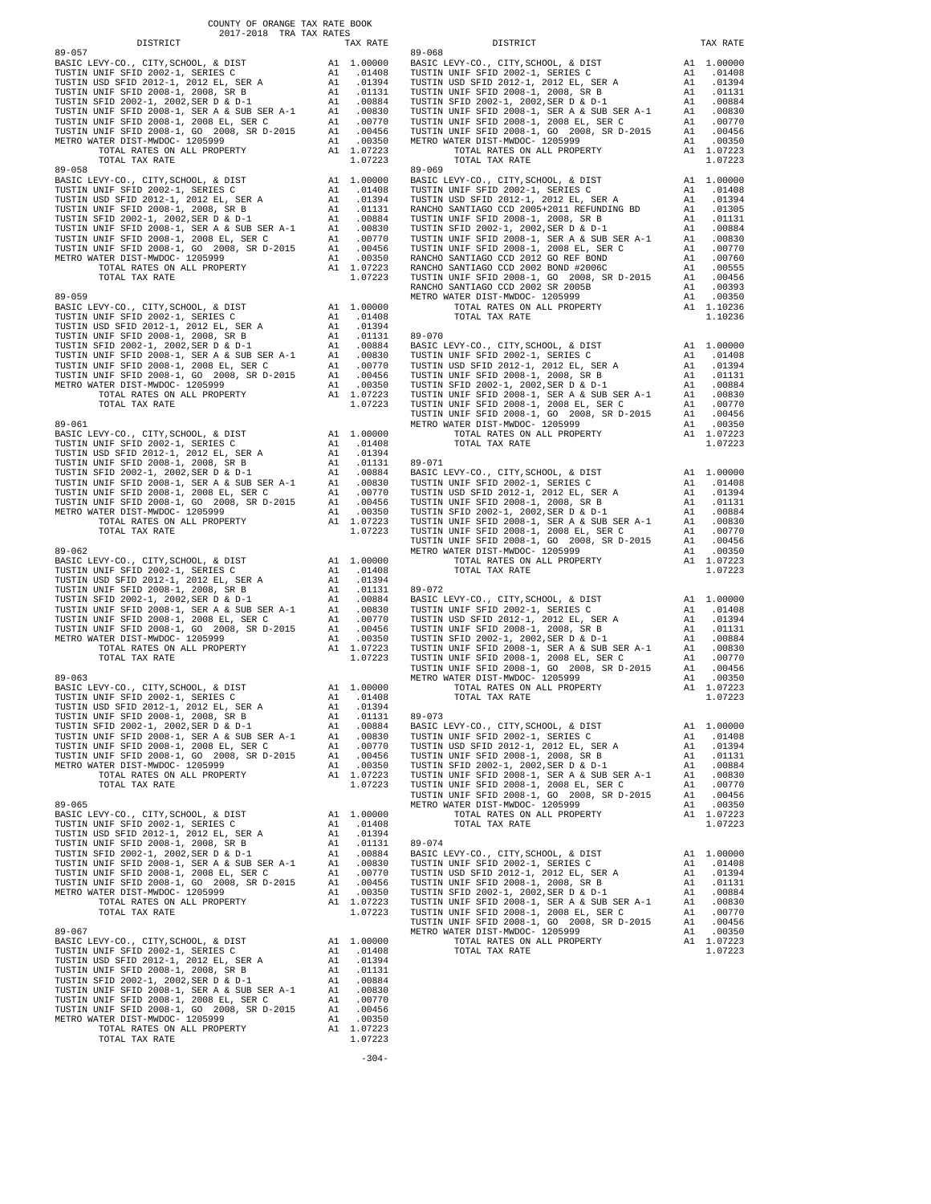COUNTY OF ORANGE TAX RATE BOOK
2017-2018 TRA TAX RATES

| DISTRICT | | TAX RATE |
|---|---|---|
| **89-057** | | |
| BASIC LEVY-CO., CITY,SCHOOL, & DIST | A1 | 1.00000 |
| TUSTIN UNIF SFID 2002-1, SERIES C | A1 | .01408 |
| TUSTIN USD SFID 2012-1, 2012 EL, SER A | A1 | .01394 |
| TUSTIN UNIF SFID 2008-1, 2008, SR B | A1 | .01131 |
| TUSTIN SFID 2002-1, 2002,SER D & D-1 | A1 | .00884 |
| TUSTIN UNIF SFID 2008-1, SER A & SUB SER A-1 | A1 | .00830 |
| TUSTIN UNIF SFID 2008-1, 2008 EL, SER C | A1 | .00770 |
| TUSTIN UNIF SFID 2008-1, GO 2008, SR D-2015 | A1 | .00456 |
| METRO WATER DIST-MWDOC- 1205999 | A1 | .00350 |
| TOTAL RATES ON ALL PROPERTY | A1 | 1.07223 |
| TOTAL TAX RATE | | 1.07223 |
| **89-058** | | |
| BASIC LEVY-CO., CITY,SCHOOL, & DIST | A1 | 1.00000 |
| TUSTIN UNIF SFID 2002-1, SERIES C | A1 | .01408 |
| TUSTIN USD SFID 2012-1, 2012 EL, SER A | A1 | .01394 |
| TUSTIN UNIF SFID 2008-1, 2008, SR B | A1 | .01131 |
| TUSTIN SFID 2002-1, 2002,SER D & D-1 | A1 | .00884 |
| TUSTIN UNIF SFID 2008-1, SER A & SUB SER A-1 | A1 | .00830 |
| TUSTIN UNIF SFID 2008-1, 2008 EL, SER C | A1 | .00770 |
| TUSTIN UNIF SFID 2008-1, GO 2008, SR D-2015 | A1 | .00456 |
| METRO WATER DIST-MWDOC- 1205999 | A1 | .00350 |
| TOTAL RATES ON ALL PROPERTY | A1 | 1.07223 |
| TOTAL TAX RATE | | 1.07223 |
| **89-059** | | |
| BASIC LEVY-CO., CITY,SCHOOL, & DIST | A1 | 1.00000 |
| TUSTIN UNIF SFID 2002-1, SERIES C | A1 | .01408 |
| TUSTIN USD SFID 2012-1, 2012 EL, SER A | A1 | .01394 |
| TUSTIN UNIF SFID 2008-1, 2008, SR B | A1 | .01131 |
| TUSTIN SFID 2002-1, 2002,SER D & D-1 | A1 | .00884 |
| TUSTIN UNIF SFID 2008-1, SER A & SUB SER A-1 | A1 | .00830 |
| TUSTIN UNIF SFID 2008-1, 2008 EL, SER C | A1 | .00770 |
| TUSTIN UNIF SFID 2008-1, GO 2008, SR D-2015 | A1 | .00456 |
| METRO WATER DIST-MWDOC- 1205999 | A1 | .00350 |
| TOTAL RATES ON ALL PROPERTY | A1 | 1.07223 |
| TOTAL TAX RATE | | 1.07223 |
| **89-061** | | |
| BASIC LEVY-CO., CITY,SCHOOL, & DIST | A1 | 1.00000 |
| TUSTIN UNIF SFID 2002-1, SERIES C | A1 | .01408 |
| TUSTIN USD SFID 2012-1, 2012 EL, SER A | A1 | .01394 |
| TUSTIN UNIF SFID 2008-1, 2008, SR B | A1 | .01131 |
| TUSTIN SFID 2002-1, 2002,SER D & D-1 | A1 | .00884 |
| TUSTIN UNIF SFID 2008-1, SER A & SUB SER A-1 | A1 | .00830 |
| TUSTIN UNIF SFID 2008-1, 2008 EL, SER C | A1 | .00770 |
| TUSTIN UNIF SFID 2008-1, GO 2008, SR D-2015 | A1 | .00456 |
| METRO WATER DIST-MWDOC- 1205999 | A1 | .00350 |
| TOTAL RATES ON ALL PROPERTY | A1 | 1.07223 |
| TOTAL TAX RATE | | 1.07223 |
| **89-062** | | |
| BASIC LEVY-CO., CITY,SCHOOL, & DIST | A1 | 1.00000 |
| TUSTIN UNIF SFID 2002-1, SERIES C | A1 | .01408 |
| TUSTIN USD SFID 2012-1, 2012 EL, SER A | A1 | .01394 |
| TUSTIN UNIF SFID 2008-1, 2008, SR B | A1 | .01131 |
| TUSTIN SFID 2002-1, 2002,SER D & D-1 | A1 | .00884 |
| TUSTIN UNIF SFID 2008-1, SER A & SUB SER A-1 | A1 | .00830 |
| TUSTIN UNIF SFID 2008-1, 2008 EL, SER C | A1 | .00770 |
| TUSTIN UNIF SFID 2008-1, GO 2008, SR D-2015 | A1 | .00456 |
| METRO WATER DIST-MWDOC- 1205999 | A1 | .00350 |
| TOTAL RATES ON ALL PROPERTY | A1 | 1.07223 |
| TOTAL TAX RATE | | 1.07223 |
| **89-063** | | |
| BASIC LEVY-CO., CITY,SCHOOL, & DIST | A1 | 1.00000 |
| TUSTIN UNIF SFID 2002-1, SERIES C | A1 | .01408 |
| TUSTIN USD SFID 2012-1, 2012 EL, SER A | A1 | .01394 |
| TUSTIN UNIF SFID 2008-1, 2008, SR B | A1 | .01131 |
| TUSTIN SFID 2002-1, 2002,SER D & D-1 | A1 | .00884 |
| TUSTIN UNIF SFID 2008-1, SER A & SUB SER A-1 | A1 | .00830 |
| TUSTIN UNIF SFID 2008-1, 2008 EL, SER C | A1 | .00770 |
| TUSTIN UNIF SFID 2008-1, GO 2008, SR D-2015 | A1 | .00456 |
| METRO WATER DIST-MWDOC- 1205999 | A1 | .00350 |
| TOTAL RATES ON ALL PROPERTY | A1 | 1.07223 |
| TOTAL TAX RATE | | 1.07223 |
| **89-065** | | |
| BASIC LEVY-CO., CITY,SCHOOL, & DIST | A1 | 1.00000 |
| TUSTIN UNIF SFID 2002-1, SERIES C | A1 | .01408 |
| TUSTIN USD SFID 2012-1, 2012 EL, SER A | A1 | .01394 |
| TUSTIN UNIF SFID 2008-1, 2008, SR B | A1 | .01131 |
| TUSTIN SFID 2002-1, 2002,SER D & D-1 | A1 | .00884 |
| TUSTIN UNIF SFID 2008-1, SER A & SUB SER A-1 | A1 | .00830 |
| TUSTIN UNIF SFID 2008-1, 2008 EL, SER C | A1 | .00770 |
| TUSTIN UNIF SFID 2008-1, GO 2008, SR D-2015 | A1 | .00456 |
| METRO WATER DIST-MWDOC- 1205999 | A1 | .00350 |
| TOTAL RATES ON ALL PROPERTY | A1 | 1.07223 |
| TOTAL TAX RATE | | 1.07223 |
| **89-067** | | |
| BASIC LEVY-CO., CITY,SCHOOL, & DIST | A1 | 1.00000 |
| TUSTIN UNIF SFID 2002-1, SERIES C | A1 | .01408 |
| TUSTIN USD SFID 2012-1, 2012 EL, SER A | A1 | .01394 |
| TUSTIN UNIF SFID 2008-1, 2008, SR B | A1 | .01131 |
| TUSTIN SFID 2002-1, 2002,SER D & D-1 | A1 | .00884 |
| TUSTIN UNIF SFID 2008-1, SER A & SUB SER A-1 | A1 | .00830 |
| TUSTIN UNIF SFID 2008-1, 2008 EL, SER C | A1 | .00770 |
| TUSTIN UNIF SFID 2008-1, GO 2008, SR D-2015 | A1 | .00456 |
| METRO WATER DIST-MWDOC- 1205999 | A1 | .00350 |
| TOTAL RATES ON ALL PROPERTY | A1 | 1.07223 |
| TOTAL TAX RATE | | 1.07223 |
| **89-068** | | |
| BASIC LEVY-CO., CITY,SCHOOL, & DIST | A1 | 1.00000 |
| TUSTIN UNIF SFID 2002-1, SERIES C | A1 | .01408 |
| TUSTIN USD SFID 2012-1, 2012 EL, SER A | A1 | .01394 |
| TUSTIN UNIF SFID 2008-1, 2008, SR B | A1 | .01131 |
| TUSTIN SFID 2002-1, 2002,SER D & D-1 | A1 | .00884 |
| TUSTIN UNIF SFID 2008-1, SER A & SUB SER A-1 | A1 | .00830 |
| TUSTIN UNIF SFID 2008-1, 2008 EL, SER C | A1 | .00770 |
| TUSTIN UNIF SFID 2008-1, GO 2008, SR D-2015 | A1 | .00456 |
| METRO WATER DIST-MWDOC- 1205999 | A1 | .00350 |
| TOTAL RATES ON ALL PROPERTY | A1 | 1.07223 |
| TOTAL TAX RATE | | 1.07223 |
| **89-069** | | |
| BASIC LEVY-CO., CITY,SCHOOL, & DIST | A1 | 1.00000 |
| TUSTIN UNIF SFID 2002-1, SERIES C | A1 | .01408 |
| TUSTIN USD SFID 2012-1, 2012 EL, SER A | A1 | .01394 |
| RANCHO SANTIAGO CCD 2005+2011 REFUNDING BD | A1 | .01305 |
| TUSTIN UNIF SFID 2008-1, 2008, SR B | A1 | .01131 |
| TUSTIN SFID 2002-1, 2002,SER D & D-1 | A1 | .00884 |
| TUSTIN UNIF SFID 2008-1, SER A & SUB SER A-1 | A1 | .00830 |
| TUSTIN UNIF SFID 2008-1, 2008 EL, SER C | A1 | .00770 |
| RANCHO SANTIAGO CCD 2012 GO REF BOND | A1 | .00760 |
| RANCHO SANTIAGO CCD 2002 BOND #2006C | A1 | .00555 |
| TUSTIN UNIF SFID 2008-1, GO 2008, SR D-2015 | A1 | .00456 |
| RANCHO SANTIAGO CCD 2002 SR 2005B | A1 | .00393 |
| METRO WATER DIST-MWDOC- 1205999 | A1 | .00350 |
| TOTAL RATES ON ALL PROPERTY | A1 | 1.10236 |
| TOTAL TAX RATE | | 1.10236 |
| **89-070** | | |
| BASIC LEVY-CO., CITY,SCHOOL, & DIST | A1 | 1.00000 |
| TUSTIN UNIF SFID 2002-1, SERIES C | A1 | .01408 |
| TUSTIN USD SFID 2012-1, 2012 EL, SER A | A1 | .01394 |
| TUSTIN UNIF SFID 2008-1, 2008, SR B | A1 | .01131 |
| TUSTIN SFID 2002-1, 2002,SER D & D-1 | A1 | .00884 |
| TUSTIN UNIF SFID 2008-1, SER A & SUB SER A-1 | A1 | .00830 |
| TUSTIN UNIF SFID 2008-1, 2008 EL, SER C | A1 | .00770 |
| TUSTIN UNIF SFID 2008-1, GO 2008, SR D-2015 | A1 | .00456 |
| METRO WATER DIST-MWDOC- 1205999 | A1 | .00350 |
| TOTAL RATES ON ALL PROPERTY | A1 | 1.07223 |
| TOTAL TAX RATE | | 1.07223 |
| **89-071** | | |
| BASIC LEVY-CO., CITY,SCHOOL, & DIST | A1 | 1.00000 |
| TUSTIN UNIF SFID 2002-1, SERIES C | A1 | .01408 |
| TUSTIN USD SFID 2012-1, 2012 EL, SER A | A1 | .01394 |
| TUSTIN UNIF SFID 2008-1, 2008, SR B | A1 | .01131 |
| TUSTIN SFID 2002-1, 2002,SER D & D-1 | A1 | .00884 |
| TUSTIN UNIF SFID 2008-1, SER A & SUB SER A-1 | A1 | .00830 |
| TUSTIN UNIF SFID 2008-1, 2008 EL, SER C | A1 | .00770 |
| TUSTIN UNIF SFID 2008-1, GO 2008, SR D-2015 | A1 | .00456 |
| METRO WATER DIST-MWDOC- 1205999 | A1 | .00350 |
| TOTAL RATES ON ALL PROPERTY | A1 | 1.07223 |
| TOTAL TAX RATE | | 1.07223 |
| **89-072** | | |
| BASIC LEVY-CO., CITY,SCHOOL, & DIST | A1 | 1.00000 |
| TUSTIN UNIF SFID 2002-1, SERIES C | A1 | .01408 |
| TUSTIN USD SFID 2012-1, 2012 EL, SER A | A1 | .01394 |
| TUSTIN UNIF SFID 2008-1, 2008, SR B | A1 | .01131 |
| TUSTIN SFID 2002-1, 2002,SER D & D-1 | A1 | .00884 |
| TUSTIN UNIF SFID 2008-1, SER A & SUB SER A-1 | A1 | .00830 |
| TUSTIN UNIF SFID 2008-1, 2008 EL, SER C | A1 | .00770 |
| TUSTIN UNIF SFID 2008-1, GO 2008, SR D-2015 | A1 | .00456 |
| METRO WATER DIST-MWDOC- 1205999 | A1 | .00350 |
| TOTAL RATES ON ALL PROPERTY | A1 | 1.07223 |
| TOTAL TAX RATE | | 1.07223 |
| **89-073** | | |
| BASIC LEVY-CO., CITY,SCHOOL, & DIST | A1 | 1.00000 |
| TUSTIN UNIF SFID 2002-1, SERIES C | A1 | .01408 |
| TUSTIN USD SFID 2012-1, 2012 EL, SER A | A1 | .01394 |
| TUSTIN UNIF SFID 2008-1, 2008, SR B | A1 | .01131 |
| TUSTIN SFID 2002-1, 2002,SER D & D-1 | A1 | .00884 |
| TUSTIN UNIF SFID 2008-1, SER A & SUB SER A-1 | A1 | .00830 |
| TUSTIN UNIF SFID 2008-1, 2008 EL, SER C | A1 | .00770 |
| TUSTIN UNIF SFID 2008-1, GO 2008, SR D-2015 | A1 | .00456 |
| METRO WATER DIST-MWDOC- 1205999 | A1 | .00350 |
| TOTAL RATES ON ALL PROPERTY | A1 | 1.07223 |
| TOTAL TAX RATE | | 1.07223 |
| **89-074** | | |
| BASIC LEVY-CO., CITY,SCHOOL, & DIST | A1 | 1.00000 |
| TUSTIN UNIF SFID 2002-1, SERIES C | A1 | .01408 |
| TUSTIN USD SFID 2012-1, 2012 EL, SER A | A1 | .01394 |
| TUSTIN UNIF SFID 2008-1, 2008, SR B | A1 | .01131 |
| TUSTIN SFID 2002-1, 2002,SER D & D-1 | A1 | .00884 |
| TUSTIN UNIF SFID 2008-1, SER A & SUB SER A-1 | A1 | .00830 |
| TUSTIN UNIF SFID 2008-1, 2008 EL, SER C | A1 | .00770 |
| TUSTIN UNIF SFID 2008-1, GO 2008, SR D-2015 | A1 | .00456 |
| METRO WATER DIST-MWDOC- 1205999 | A1 | .00350 |
| TOTAL RATES ON ALL PROPERTY | A1 | 1.07223 |
| TOTAL TAX RATE | | 1.07223 |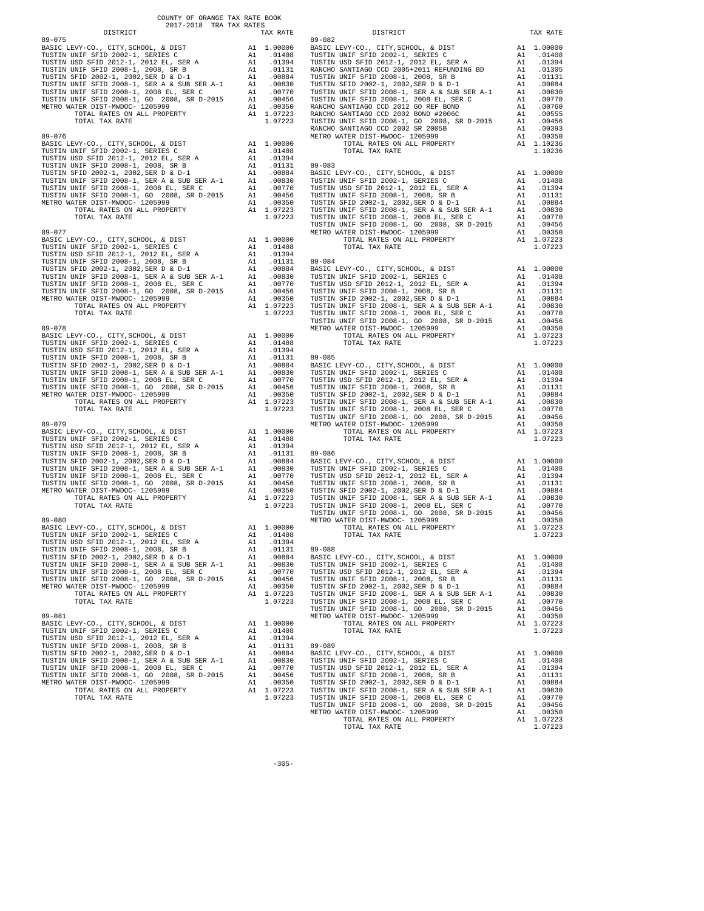COUNTY OF ORANGE TAX RATE BOOK
2017-2018 TRA TAX RATES

| DISTRICT | | TAX RATE |
|---|---|---|
| 89-075 | | |
| BASIC LEVY-CO., CITY,SCHOOL, & DIST | A1 | 1.00000 |
| TUSTIN UNIF SFID 2002-1, SERIES C | A1 | .01408 |
| TUSTIN USD SFID 2012-1, 2012 EL, SER A | A1 | .01394 |
| TUSTIN UNIF SFID 2008-1, 2008, SR B | A1 | .01131 |
| TUSTIN SFID 2002-1, 2002,SER D & D-1 | A1 | .00884 |
| TUSTIN UNIF SFID 2008-1, SER A & SUB SER A-1 | A1 | .00830 |
| TUSTIN UNIF SFID 2008-1, 2008 EL, SER C | A1 | .00770 |
| TUSTIN UNIF SFID 2008-1, GO 2008, SR D-2015 | A1 | .00456 |
| METRO WATER DIST-MWDOC- 1205999 | A1 | .00350 |
| TOTAL RATES ON ALL PROPERTY | A1 | 1.07223 |
| TOTAL TAX RATE | | 1.07223 |
| 89-076 | | |
| BASIC LEVY-CO., CITY,SCHOOL, & DIST | A1 | 1.00000 |
| TUSTIN UNIF SFID 2002-1, SERIES C | A1 | .01408 |
| TUSTIN USD SFID 2012-1, 2012 EL, SER A | A1 | .01394 |
| TUSTIN UNIF SFID 2008-1, 2008, SR B | A1 | .01131 |
| TUSTIN SFID 2002-1, 2002,SER D & D-1 | A1 | .00884 |
| TUSTIN UNIF SFID 2008-1, SER A & SUB SER A-1 | A1 | .00830 |
| TUSTIN UNIF SFID 2008-1, 2008 EL, SER C | A1 | .00770 |
| TUSTIN UNIF SFID 2008-1, GO 2008, SR D-2015 | A1 | .00456 |
| METRO WATER DIST-MWDOC- 1205999 | A1 | .00350 |
| TOTAL RATES ON ALL PROPERTY | A1 | 1.07223 |
| TOTAL TAX RATE | | 1.07223 |
| 89-077 | | |
| BASIC LEVY-CO., CITY,SCHOOL, & DIST | A1 | 1.00000 |
| TUSTIN UNIF SFID 2002-1, SERIES C | A1 | .01408 |
| TUSTIN USD SFID 2012-1, 2012 EL, SER A | A1 | .01394 |
| TUSTIN UNIF SFID 2008-1, 2008, SR B | A1 | .01131 |
| TUSTIN SFID 2002-1, 2002,SER D & D-1 | A1 | .00884 |
| TUSTIN UNIF SFID 2008-1, SER A & SUB SER A-1 | A1 | .00830 |
| TUSTIN UNIF SFID 2008-1, 2008 EL, SER C | A1 | .00770 |
| TUSTIN UNIF SFID 2008-1, GO 2008, SR D-2015 | A1 | .00456 |
| METRO WATER DIST-MWDOC- 1205999 | A1 | .00350 |
| TOTAL RATES ON ALL PROPERTY | A1 | 1.07223 |
| TOTAL TAX RATE | | 1.07223 |
| 89-078 | | |
| BASIC LEVY-CO., CITY,SCHOOL, & DIST | A1 | 1.00000 |
| TUSTIN UNIF SFID 2002-1, SERIES C | A1 | .01408 |
| TUSTIN USD SFID 2012-1, 2012 EL, SER A | A1 | .01394 |
| TUSTIN UNIF SFID 2008-1, 2008, SR B | A1 | .01131 |
| TUSTIN SFID 2002-1, 2002,SER D & D-1 | A1 | .00884 |
| TUSTIN UNIF SFID 2008-1, SER A & SUB SER A-1 | A1 | .00830 |
| TUSTIN UNIF SFID 2008-1, 2008 EL, SER C | A1 | .00770 |
| TUSTIN UNIF SFID 2008-1, GO 2008, SR D-2015 | A1 | .00456 |
| METRO WATER DIST-MWDOC- 1205999 | A1 | .00350 |
| TOTAL RATES ON ALL PROPERTY | A1 | 1.07223 |
| TOTAL TAX RATE | | 1.07223 |
| 89-079 | | |
| BASIC LEVY-CO., CITY,SCHOOL, & DIST | A1 | 1.00000 |
| TUSTIN UNIF SFID 2002-1, SERIES C | A1 | .01408 |
| TUSTIN USD SFID 2012-1, 2012 EL, SER A | A1 | .01394 |
| TUSTIN UNIF SFID 2008-1, 2008, SR B | A1 | .01131 |
| TUSTIN SFID 2002-1, 2002,SER D & D-1 | A1 | .00884 |
| TUSTIN UNIF SFID 2008-1, SER A & SUB SER A-1 | A1 | .00830 |
| TUSTIN UNIF SFID 2008-1, 2008 EL, SER C | A1 | .00770 |
| TUSTIN UNIF SFID 2008-1, GO 2008, SR D-2015 | A1 | .00456 |
| METRO WATER DIST-MWDOC- 1205999 | A1 | .00350 |
| TOTAL RATES ON ALL PROPERTY | A1 | 1.07223 |
| TOTAL TAX RATE | | 1.07223 |
| 89-080 | | |
| BASIC LEVY-CO., CITY,SCHOOL, & DIST | A1 | 1.00000 |
| TUSTIN UNIF SFID 2002-1, SERIES C | A1 | .01408 |
| TUSTIN USD SFID 2012-1, 2012 EL, SER A | A1 | .01394 |
| TUSTIN UNIF SFID 2008-1, 2008, SR B | A1 | .01131 |
| TUSTIN SFID 2002-1, 2002,SER D & D-1 | A1 | .00884 |
| TUSTIN UNIF SFID 2008-1, SER A & SUB SER A-1 | A1 | .00830 |
| TUSTIN UNIF SFID 2008-1, 2008 EL, SER C | A1 | .00770 |
| TUSTIN UNIF SFID 2008-1, GO 2008, SR D-2015 | A1 | .00456 |
| METRO WATER DIST-MWDOC- 1205999 | A1 | .00350 |
| TOTAL RATES ON ALL PROPERTY | A1 | 1.07223 |
| TOTAL TAX RATE | | 1.07223 |
| 89-081 | | |
| BASIC LEVY-CO., CITY,SCHOOL, & DIST | A1 | 1.00000 |
| TUSTIN UNIF SFID 2002-1, SERIES C | A1 | .01408 |
| TUSTIN USD SFID 2012-1, 2012 EL, SER A | A1 | .01394 |
| TUSTIN UNIF SFID 2008-1, 2008, SR B | A1 | .01131 |
| TUSTIN SFID 2002-1, 2002,SER D & D-1 | A1 | .00884 |
| TUSTIN UNIF SFID 2008-1, SER A & SUB SER A-1 | A1 | .00830 |
| TUSTIN UNIF SFID 2008-1, 2008 EL, SER C | A1 | .00770 |
| TUSTIN UNIF SFID 2008-1, GO 2008, SR D-2015 | A1 | .00456 |
| METRO WATER DIST-MWDOC- 1205999 | A1 | .00350 |
| TOTAL RATES ON ALL PROPERTY | A1 | 1.07223 |
| TOTAL TAX RATE | | 1.07223 |
| 89-082 | | |
| BASIC LEVY-CO., CITY,SCHOOL, & DIST | A1 | 1.00000 |
| TUSTIN UNIF SFID 2002-1, SERIES C | A1 | .01408 |
| TUSTIN USD SFID 2012-1, 2012 EL, SER A | A1 | .01394 |
| RANCHO SANTIAGO CCD 2005+2011 REFUNDING BD | A1 | .01305 |
| TUSTIN UNIF SFID 2008-1, 2008, SR B | A1 | .01131 |
| TUSTIN SFID 2002-1, 2002,SER D & D-1 | A1 | .00884 |
| TUSTIN UNIF SFID 2008-1, SER A & SUB SER A-1 | A1 | .00830 |
| TUSTIN UNIF SFID 2008-1, 2008 EL, SER C | A1 | .00770 |
| RANCHO SANTIAGO CCD 2012 GO REF BOND | A1 | .00760 |
| RANCHO SANTIAGO CCD 2002 BOND #2006C | A1 | .00555 |
| TUSTIN UNIF SFID 2008-1, GO 2008, SR D-2015 | A1 | .00456 |
| RANCHO SANTIAGO CCD 2002 SR 2005B | A1 | .00393 |
| METRO WATER DIST-MWDOC- 1205999 | A1 | .00350 |
| TOTAL RATES ON ALL PROPERTY | A1 | 1.10236 |
| TOTAL TAX RATE | | 1.10236 |
| 89-083 | | |
| BASIC LEVY-CO., CITY,SCHOOL, & DIST | A1 | 1.00000 |
| TUSTIN UNIF SFID 2002-1, SERIES C | A1 | .01408 |
| TUSTIN USD SFID 2012-1, 2012 EL, SER A | A1 | .01394 |
| TUSTIN UNIF SFID 2008-1, 2008, SR B | A1 | .01131 |
| TUSTIN SFID 2002-1, 2002,SER D & D-1 | A1 | .00884 |
| TUSTIN UNIF SFID 2008-1, SER A & SUB SER A-1 | A1 | .00830 |
| TUSTIN UNIF SFID 2008-1, 2008 EL, SER C | A1 | .00770 |
| TUSTIN UNIF SFID 2008-1, GO 2008, SR D-2015 | A1 | .00456 |
| METRO WATER DIST-MWDOC- 1205999 | A1 | .00350 |
| TOTAL RATES ON ALL PROPERTY | A1 | 1.07223 |
| TOTAL TAX RATE | | 1.07223 |
| 89-084 | | |
| BASIC LEVY-CO., CITY,SCHOOL, & DIST | A1 | 1.00000 |
| TUSTIN UNIF SFID 2002-1, SERIES C | A1 | .01408 |
| TUSTIN USD SFID 2012-1, 2012 EL, SER A | A1 | .01394 |
| TUSTIN UNIF SFID 2008-1, 2008, SR B | A1 | .01131 |
| TUSTIN SFID 2002-1, 2002,SER D & D-1 | A1 | .00884 |
| TUSTIN UNIF SFID 2008-1, SER A & SUB SER A-1 | A1 | .00830 |
| TUSTIN UNIF SFID 2008-1, 2008 EL, SER C | A1 | .00770 |
| TUSTIN UNIF SFID 2008-1, GO 2008, SR D-2015 | A1 | .00456 |
| METRO WATER DIST-MWDOC- 1205999 | A1 | .00350 |
| TOTAL RATES ON ALL PROPERTY | A1 | 1.07223 |
| TOTAL TAX RATE | | 1.07223 |
| 89-085 | | |
| BASIC LEVY-CO., CITY,SCHOOL, & DIST | A1 | 1.00000 |
| TUSTIN UNIF SFID 2002-1, SERIES C | A1 | .01408 |
| TUSTIN USD SFID 2012-1, 2012 EL, SER A | A1 | .01394 |
| TUSTIN UNIF SFID 2008-1, 2008, SR B | A1 | .01131 |
| TUSTIN SFID 2002-1, 2002,SER D & D-1 | A1 | .00884 |
| TUSTIN UNIF SFID 2008-1, SER A & SUB SER A-1 | A1 | .00830 |
| TUSTIN UNIF SFID 2008-1, 2008 EL, SER C | A1 | .00770 |
| TUSTIN UNIF SFID 2008-1, GO 2008, SR D-2015 | A1 | .00456 |
| METRO WATER DIST-MWDOC- 1205999 | A1 | .00350 |
| TOTAL RATES ON ALL PROPERTY | A1 | 1.07223 |
| TOTAL TAX RATE | | 1.07223 |
| 89-086 | | |
| BASIC LEVY-CO., CITY,SCHOOL, & DIST | A1 | 1.00000 |
| TUSTIN UNIF SFID 2002-1, SERIES C | A1 | .01408 |
| TUSTIN USD SFID 2012-1, 2012 EL, SER A | A1 | .01394 |
| TUSTIN UNIF SFID 2008-1, 2008, SR B | A1 | .01131 |
| TUSTIN SFID 2002-1, 2002,SER D & D-1 | A1 | .00884 |
| TUSTIN UNIF SFID 2008-1, SER A & SUB SER A-1 | A1 | .00830 |
| TUSTIN UNIF SFID 2008-1, 2008 EL, SER C | A1 | .00770 |
| TUSTIN UNIF SFID 2008-1, GO 2008, SR D-2015 | A1 | .00456 |
| METRO WATER DIST-MWDOC- 1205999 | A1 | .00350 |
| TOTAL RATES ON ALL PROPERTY | A1 | 1.07223 |
| TOTAL TAX RATE | | 1.07223 |
| 89-088 | | |
| BASIC LEVY-CO., CITY,SCHOOL, & DIST | A1 | 1.00000 |
| TUSTIN UNIF SFID 2002-1, SERIES C | A1 | .01408 |
| TUSTIN USD SFID 2012-1, 2012 EL, SER A | A1 | .01394 |
| TUSTIN UNIF SFID 2008-1, 2008, SR B | A1 | .01131 |
| TUSTIN SFID 2002-1, 2002,SER D & D-1 | A1 | .00884 |
| TUSTIN UNIF SFID 2008-1, SER A & SUB SER A-1 | A1 | .00830 |
| TUSTIN UNIF SFID 2008-1, 2008 EL, SER C | A1 | .00770 |
| TUSTIN UNIF SFID 2008-1, GO 2008, SR D-2015 | A1 | .00456 |
| METRO WATER DIST-MWDOC- 1205999 | A1 | .00350 |
| TOTAL RATES ON ALL PROPERTY | A1 | 1.07223 |
| TOTAL TAX RATE | | 1.07223 |
| 89-089 | | |
| BASIC LEVY-CO., CITY,SCHOOL, & DIST | A1 | 1.00000 |
| TUSTIN UNIF SFID 2002-1, SERIES C | A1 | .01408 |
| TUSTIN USD SFID 2012-1, 2012 EL, SER A | A1 | .01394 |
| TUSTIN UNIF SFID 2008-1, 2008, SR B | A1 | .01131 |
| TUSTIN SFID 2002-1, 2002,SER D & D-1 | A1 | .00884 |
| TUSTIN UNIF SFID 2008-1, SER A & SUB SER A-1 | A1 | .00830 |
| TUSTIN UNIF SFID 2008-1, 2008 EL, SER C | A1 | .00770 |
| TUSTIN UNIF SFID 2008-1, GO 2008, SR D-2015 | A1 | .00456 |
| METRO WATER DIST-MWDOC- 1205999 | A1 | .00350 |
| TOTAL RATES ON ALL PROPERTY | A1 | 1.07223 |
| TOTAL TAX RATE | | 1.07223 |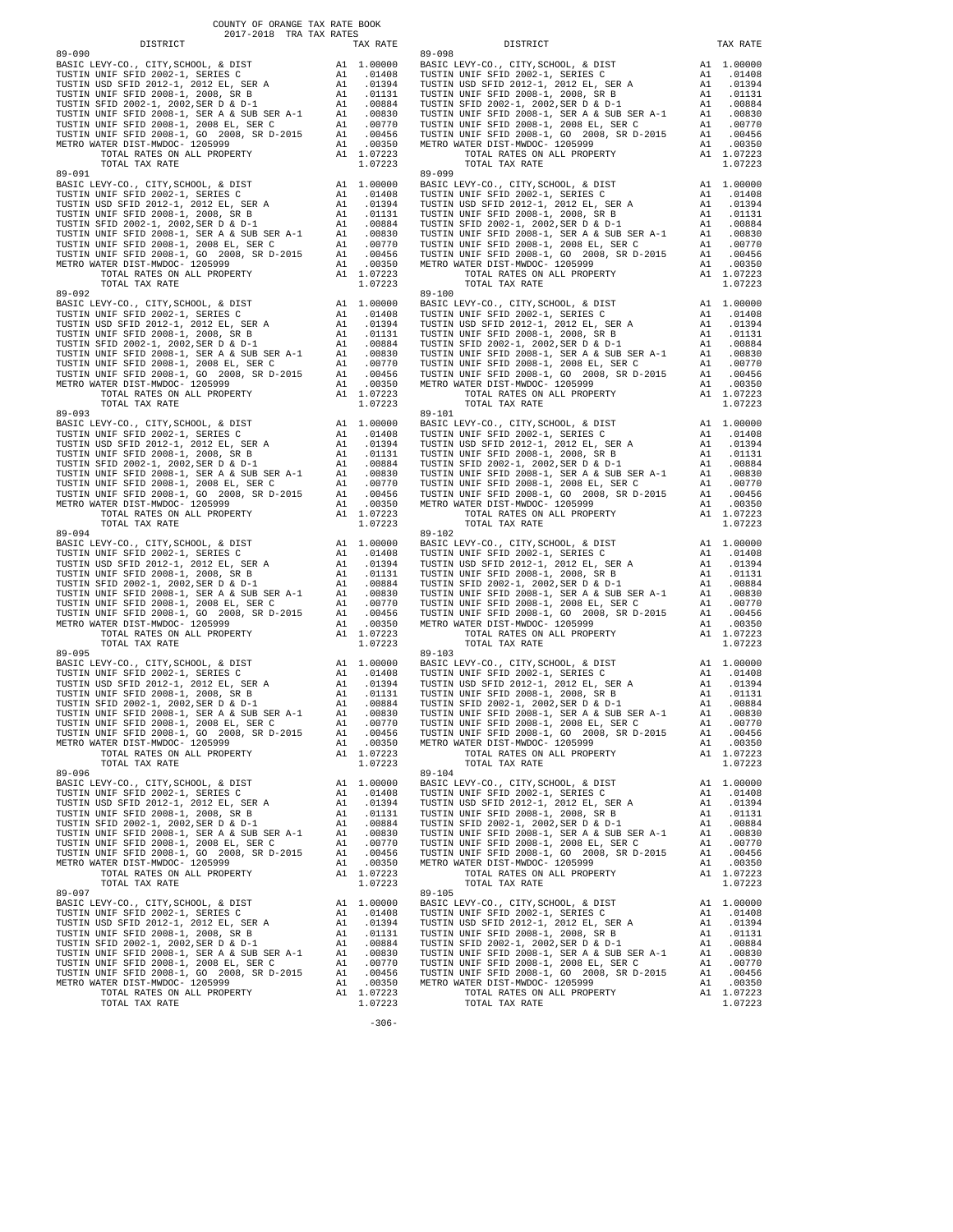COUNTY OF ORANGE TAX RATE BOOK
2017-2018 TRA TAX RATES

| DISTRICT | | TAX RATE | DISTRICT | | TAX RATE |
|---|---|---|---|---|---|
| 89-090 | | | 89-098 | | |
| BASIC LEVY-CO., CITY,SCHOOL, & DIST | A1 | 1.00000 | BASIC LEVY-CO., CITY,SCHOOL, & DIST | A1 | 1.00000 |
| TUSTIN UNIF SFID 2002-1, SERIES C | A1 | .01408 | TUSTIN UNIF SFID 2002-1, SERIES C | A1 | .01408 |
| TUSTIN USD SFID 2012-1, 2012 EL, SER A | A1 | .01394 | TUSTIN USD SFID 2012-1, 2012 EL, SER A | A1 | .01394 |
| TUSTIN UNIF SFID 2008-1, 2008, SR B | A1 | .01131 | TUSTIN UNIF SFID 2008-1, 2008, SR B | A1 | .01131 |
| TUSTIN SFID 2002-1, 2002,SER D & D-1 | A1 | .00884 | TUSTIN SFID 2002-1, 2002,SER D & D-1 | A1 | .00884 |
| TUSTIN UNIF SFID 2008-1, SER A & SUB SER A-1 | A1 | .00830 | TUSTIN UNIF SFID 2008-1, SER A & SUB SER A-1 | A1 | .00830 |
| TUSTIN UNIF SFID 2008-1, 2008 EL, SER C | A1 | .00770 | TUSTIN UNIF SFID 2008-1, 2008 EL, SER C | A1 | .00770 |
| TUSTIN UNIF SFID 2008-1, GO 2008, SR D-2015 | A1 | .00456 | TUSTIN UNIF SFID 2008-1, GO 2008, SR D-2015 | A1 | .00456 |
| METRO WATER DIST-MWDOC- 1205999 | A1 | .00350 | METRO WATER DIST-MWDOC- 1205999 | A1 | .00350 |
| TOTAL RATES ON ALL PROPERTY | A1 | 1.07223 | TOTAL RATES ON ALL PROPERTY | A1 | 1.07223 |
| TOTAL TAX RATE | | 1.07223 | TOTAL TAX RATE | | 1.07223 |
| 89-091 | | | 89-099 | | |
| BASIC LEVY-CO., CITY,SCHOOL, & DIST | A1 | 1.00000 | BASIC LEVY-CO., CITY,SCHOOL, & DIST | A1 | 1.00000 |
| TUSTIN UNIF SFID 2002-1, SERIES C | A1 | .01408 | TUSTIN UNIF SFID 2002-1, SERIES C | A1 | .01408 |
| TUSTIN USD SFID 2012-1, 2012 EL, SER A | A1 | .01394 | TUSTIN USD SFID 2012-1, 2012 EL, SER A | A1 | .01394 |
| TUSTIN UNIF SFID 2008-1, 2008, SR B | A1 | .01131 | TUSTIN UNIF SFID 2008-1, 2008, SR B | A1 | .01131 |
| TUSTIN SFID 2002-1, 2002,SER D & D-1 | A1 | .00884 | TUSTIN SFID 2002-1, 2002,SER D & D-1 | A1 | .00884 |
| TUSTIN UNIF SFID 2008-1, SER A & SUB SER A-1 | A1 | .00830 | TUSTIN UNIF SFID 2008-1, SER A & SUB SER A-1 | A1 | .00830 |
| TUSTIN UNIF SFID 2008-1, 2008 EL, SER C | A1 | .00770 | TUSTIN UNIF SFID 2008-1, 2008 EL, SER C | A1 | .00770 |
| TUSTIN UNIF SFID 2008-1, GO 2008, SR D-2015 | A1 | .00456 | TUSTIN UNIF SFID 2008-1, GO 2008, SR D-2015 | A1 | .00456 |
| METRO WATER DIST-MWDOC- 1205999 | A1 | .00350 | METRO WATER DIST-MWDOC- 1205999 | A1 | .00350 |
| TOTAL RATES ON ALL PROPERTY | A1 | 1.07223 | TOTAL RATES ON ALL PROPERTY | A1 | 1.07223 |
| TOTAL TAX RATE | | 1.07223 | TOTAL TAX RATE | | 1.07223 |
| 89-092 | | | 89-100 | | |
| BASIC LEVY-CO., CITY,SCHOOL, & DIST | A1 | 1.00000 | BASIC LEVY-CO., CITY,SCHOOL, & DIST | A1 | 1.00000 |
| TUSTIN UNIF SFID 2002-1, SERIES C | A1 | .01408 | TUSTIN UNIF SFID 2002-1, SERIES C | A1 | .01408 |
| TUSTIN USD SFID 2012-1, 2012 EL, SER A | A1 | .01394 | TUSTIN USD SFID 2012-1, 2012 EL, SER A | A1 | .01394 |
| TUSTIN UNIF SFID 2008-1, 2008, SR B | A1 | .01131 | TUSTIN UNIF SFID 2008-1, 2008, SR B | A1 | .01131 |
| TUSTIN SFID 2002-1, 2002,SER D & D-1 | A1 | .00884 | TUSTIN SFID 2002-1, 2002,SER D & D-1 | A1 | .00884 |
| TUSTIN UNIF SFID 2008-1, SER A & SUB SER A-1 | A1 | .00830 | TUSTIN UNIF SFID 2008-1, SER A & SUB SER A-1 | A1 | .00830 |
| TUSTIN UNIF SFID 2008-1, 2008 EL, SER C | A1 | .00770 | TUSTIN UNIF SFID 2008-1, 2008 EL, SER C | A1 | .00770 |
| TUSTIN UNIF SFID 2008-1, GO 2008, SR D-2015 | A1 | .00456 | TUSTIN UNIF SFID 2008-1, GO 2008, SR D-2015 | A1 | .00456 |
| METRO WATER DIST-MWDOC- 1205999 | A1 | .00350 | METRO WATER DIST-MWDOC- 1205999 | A1 | .00350 |
| TOTAL RATES ON ALL PROPERTY | A1 | 1.07223 | TOTAL RATES ON ALL PROPERTY | A1 | 1.07223 |
| TOTAL TAX RATE | | 1.07223 | TOTAL TAX RATE | | 1.07223 |
| 89-093 | | | 89-101 | | |
| BASIC LEVY-CO., CITY,SCHOOL, & DIST | A1 | 1.00000 | BASIC LEVY-CO., CITY,SCHOOL, & DIST | A1 | 1.00000 |
| TUSTIN UNIF SFID 2002-1, SERIES C | A1 | .01408 | TUSTIN UNIF SFID 2002-1, SERIES C | A1 | .01408 |
| TUSTIN USD SFID 2012-1, 2012 EL, SER A | A1 | .01394 | TUSTIN USD SFID 2012-1, 2012 EL, SER A | A1 | .01394 |
| TUSTIN UNIF SFID 2008-1, 2008, SR B | A1 | .01131 | TUSTIN UNIF SFID 2008-1, 2008, SR B | A1 | .01131 |
| TUSTIN SFID 2002-1, 2002,SER D & D-1 | A1 | .00884 | TUSTIN SFID 2002-1, 2002,SER D & D-1 | A1 | .00884 |
| TUSTIN UNIF SFID 2008-1, SER A & SUB SER A-1 | A1 | .00830 | TUSTIN UNIF SFID 2008-1, SER A & SUB SER A-1 | A1 | .00830 |
| TUSTIN UNIF SFID 2008-1, 2008 EL, SER C | A1 | .00770 | TUSTIN UNIF SFID 2008-1, 2008 EL, SER C | A1 | .00770 |
| TUSTIN UNIF SFID 2008-1, GO 2008, SR D-2015 | A1 | .00456 | TUSTIN UNIF SFID 2008-1, GO 2008, SR D-2015 | A1 | .00456 |
| METRO WATER DIST-MWDOC- 1205999 | A1 | .00350 | METRO WATER DIST-MWDOC- 1205999 | A1 | .00350 |
| TOTAL RATES ON ALL PROPERTY | A1 | 1.07223 | TOTAL RATES ON ALL PROPERTY | A1 | 1.07223 |
| TOTAL TAX RATE | | 1.07223 | TOTAL TAX RATE | | 1.07223 |
| 89-094 | | | 89-102 | | |
| BASIC LEVY-CO., CITY,SCHOOL, & DIST | A1 | 1.00000 | BASIC LEVY-CO., CITY,SCHOOL, & DIST | A1 | 1.00000 |
| TUSTIN UNIF SFID 2002-1, SERIES C | A1 | .01408 | TUSTIN UNIF SFID 2002-1, SERIES C | A1 | .01408 |
| TUSTIN USD SFID 2012-1, 2012 EL, SER A | A1 | .01394 | TUSTIN USD SFID 2012-1, 2012 EL, SER A | A1 | .01394 |
| TUSTIN UNIF SFID 2008-1, 2008, SR B | A1 | .01131 | TUSTIN UNIF SFID 2008-1, 2008, SR B | A1 | .01131 |
| TUSTIN SFID 2002-1, 2002,SER D & D-1 | A1 | .00884 | TUSTIN SFID 2002-1, 2002,SER D & D-1 | A1 | .00884 |
| TUSTIN UNIF SFID 2008-1, SER A & SUB SER A-1 | A1 | .00830 | TUSTIN UNIF SFID 2008-1, SER A & SUB SER A-1 | A1 | .00830 |
| TUSTIN UNIF SFID 2008-1, 2008 EL, SER C | A1 | .00770 | TUSTIN UNIF SFID 2008-1, 2008 EL, SER C | A1 | .00770 |
| TUSTIN UNIF SFID 2008-1, GO 2008, SR D-2015 | A1 | .00456 | TUSTIN UNIF SFID 2008-1, GO 2008, SR D-2015 | A1 | .00456 |
| METRO WATER DIST-MWDOC- 1205999 | A1 | .00350 | METRO WATER DIST-MWDOC- 1205999 | A1 | .00350 |
| TOTAL RATES ON ALL PROPERTY | A1 | 1.07223 | TOTAL RATES ON ALL PROPERTY | A1 | 1.07223 |
| TOTAL TAX RATE | | 1.07223 | TOTAL TAX RATE | | 1.07223 |
| 89-095 | | | 89-103 | | |
| BASIC LEVY-CO., CITY,SCHOOL, & DIST | A1 | 1.00000 | BASIC LEVY-CO., CITY,SCHOOL, & DIST | A1 | 1.00000 |
| TUSTIN UNIF SFID 2002-1, SERIES C | A1 | .01408 | TUSTIN UNIF SFID 2002-1, SERIES C | A1 | .01408 |
| TUSTIN USD SFID 2012-1, 2012 EL, SER A | A1 | .01394 | TUSTIN USD SFID 2012-1, 2012 EL, SER A | A1 | .01394 |
| TUSTIN UNIF SFID 2008-1, 2008, SR B | A1 | .01131 | TUSTIN UNIF SFID 2008-1, 2008, SR B | A1 | .01131 |
| TUSTIN SFID 2002-1, 2002,SER D & D-1 | A1 | .00884 | TUSTIN SFID 2002-1, 2002,SER D & D-1 | A1 | .00884 |
| TUSTIN UNIF SFID 2008-1, SER A & SUB SER A-1 | A1 | .00830 | TUSTIN UNIF SFID 2008-1, SER A & SUB SER A-1 | A1 | .00830 |
| TUSTIN UNIF SFID 2008-1, 2008 EL, SER C | A1 | .00770 | TUSTIN UNIF SFID 2008-1, 2008 EL, SER C | A1 | .00770 |
| TUSTIN UNIF SFID 2008-1, GO 2008, SR D-2015 | A1 | .00456 | TUSTIN UNIF SFID 2008-1, GO 2008, SR D-2015 | A1 | .00456 |
| METRO WATER DIST-MWDOC- 1205999 | A1 | .00350 | METRO WATER DIST-MWDOC- 1205999 | A1 | .00350 |
| TOTAL RATES ON ALL PROPERTY | A1 | 1.07223 | TOTAL RATES ON ALL PROPERTY | A1 | 1.07223 |
| TOTAL TAX RATE | | 1.07223 | TOTAL TAX RATE | | 1.07223 |
| 89-096 | | | 89-104 | | |
| BASIC LEVY-CO., CITY,SCHOOL, & DIST | A1 | 1.00000 | BASIC LEVY-CO., CITY,SCHOOL, & DIST | A1 | 1.00000 |
| TUSTIN UNIF SFID 2002-1, SERIES C | A1 | .01408 | TUSTIN UNIF SFID 2002-1, SERIES C | A1 | .01408 |
| TUSTIN USD SFID 2012-1, 2012 EL, SER A | A1 | .01394 | TUSTIN USD SFID 2012-1, 2012 EL, SER A | A1 | .01394 |
| TUSTIN UNIF SFID 2008-1, 2008, SR B | A1 | .01131 | TUSTIN UNIF SFID 2008-1, 2008, SR B | A1 | .01131 |
| TUSTIN SFID 2002-1, 2002,SER D & D-1 | A1 | .00884 | TUSTIN SFID 2002-1, 2002,SER D & D-1 | A1 | .00884 |
| TUSTIN UNIF SFID 2008-1, SER A & SUB SER A-1 | A1 | .00830 | TUSTIN UNIF SFID 2008-1, SER A & SUB SER A-1 | A1 | .00830 |
| TUSTIN UNIF SFID 2008-1, 2008 EL, SER C | A1 | .00770 | TUSTIN UNIF SFID 2008-1, 2008 EL, SER C | A1 | .00770 |
| TUSTIN UNIF SFID 2008-1, GO 2008, SR D-2015 | A1 | .00456 | TUSTIN UNIF SFID 2008-1, GO 2008, SR D-2015 | A1 | .00456 |
| METRO WATER DIST-MWDOC- 1205999 | A1 | .00350 | METRO WATER DIST-MWDOC- 1205999 | A1 | .00350 |
| TOTAL RATES ON ALL PROPERTY | A1 | 1.07223 | TOTAL RATES ON ALL PROPERTY | A1 | 1.07223 |
| TOTAL TAX RATE | | 1.07223 | TOTAL TAX RATE | | 1.07223 |
| 89-097 | | | 89-105 | | |
| BASIC LEVY-CO., CITY,SCHOOL, & DIST | A1 | 1.00000 | BASIC LEVY-CO., CITY,SCHOOL, & DIST | A1 | 1.00000 |
| TUSTIN UNIF SFID 2002-1, SERIES C | A1 | .01408 | TUSTIN UNIF SFID 2002-1, SERIES C | A1 | .01408 |
| TUSTIN USD SFID 2012-1, 2012 EL, SER A | A1 | .01394 | TUSTIN USD SFID 2012-1, 2012 EL, SER A | A1 | .01394 |
| TUSTIN UNIF SFID 2008-1, 2008, SR B | A1 | .01131 | TUSTIN UNIF SFID 2008-1, 2008, SR B | A1 | .01131 |
| TUSTIN SFID 2002-1, 2002,SER D & D-1 | A1 | .00884 | TUSTIN SFID 2002-1, 2002,SER D & D-1 | A1 | .00884 |
| TUSTIN UNIF SFID 2008-1, SER A & SUB SER A-1 | A1 | .00830 | TUSTIN UNIF SFID 2008-1, SER A & SUB SER A-1 | A1 | .00830 |
| TUSTIN UNIF SFID 2008-1, 2008 EL, SER C | A1 | .00770 | TUSTIN UNIF SFID 2008-1, 2008 EL, SER C | A1 | .00770 |
| TUSTIN UNIF SFID 2008-1, GO 2008, SR D-2015 | A1 | .00456 | TUSTIN UNIF SFID 2008-1, GO 2008, SR D-2015 | A1 | .00456 |
| METRO WATER DIST-MWDOC- 1205999 | A1 | .00350 | METRO WATER DIST-MWDOC- 1205999 | A1 | .00350 |
| TOTAL RATES ON ALL PROPERTY | A1 | 1.07223 | TOTAL RATES ON ALL PROPERTY | A1 | 1.07223 |
| TOTAL TAX RATE | | 1.07223 | TOTAL TAX RATE | | 1.07223 |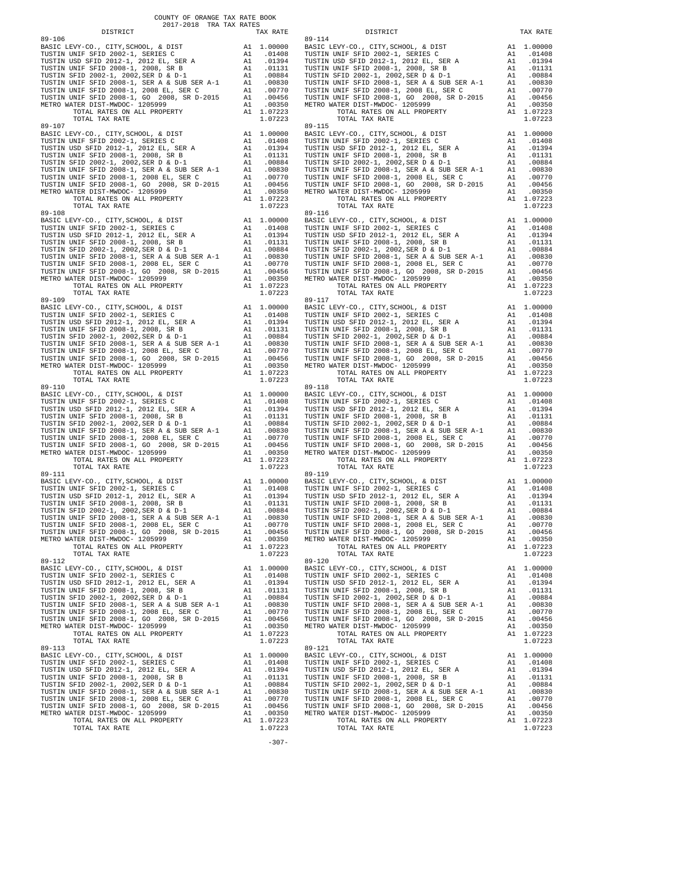COUNTY OF ORANGE TAX RATE BOOK
2017-2018 TRA TAX RATES

| DISTRICT | | TAX RATE |
|---|---|---|
| 89-106 | | |
| BASIC LEVY-CO., CITY,SCHOOL, & DIST | A1 | 1.00000 |
| TUSTIN UNIF SFID 2002-1, SERIES C | A1 | .01408 |
| TUSTIN USD SFID 2012-1, 2012 EL, SER A | A1 | .01394 |
| TUSTIN UNIF SFID 2008-1, 2008, SR B | A1 | .01131 |
| TUSTIN SFID 2002-1, 2002,SER D & D-1 | A1 | .00884 |
| TUSTIN UNIF SFID 2008-1, SER A & SUB SER A-1 | A1 | .00830 |
| TUSTIN UNIF SFID 2008-1, 2008 EL, SER C | A1 | .00770 |
| TUSTIN UNIF SFID 2008-1, GO 2008, SR D-2015 | A1 | .00456 |
| METRO WATER DIST-MWDOC- 1205999 | A1 | .00350 |
| TOTAL RATES ON ALL PROPERTY | A1 | 1.07223 |
| TOTAL TAX RATE | | 1.07223 |
| 89-107 | | |
| BASIC LEVY-CO., CITY,SCHOOL, & DIST | A1 | 1.00000 |
| TUSTIN UNIF SFID 2002-1, SERIES C | A1 | .01408 |
| TUSTIN USD SFID 2012-1, 2012 EL, SER A | A1 | .01394 |
| TUSTIN UNIF SFID 2008-1, 2008, SR B | A1 | .01131 |
| TUSTIN SFID 2002-1, 2002,SER D & D-1 | A1 | .00884 |
| TUSTIN UNIF SFID 2008-1, SER A & SUB SER A-1 | A1 | .00830 |
| TUSTIN UNIF SFID 2008-1, 2008 EL, SER C | A1 | .00770 |
| TUSTIN UNIF SFID 2008-1, GO 2008, SR D-2015 | A1 | .00456 |
| METRO WATER DIST-MWDOC- 1205999 | A1 | .00350 |
| TOTAL RATES ON ALL PROPERTY | A1 | 1.07223 |
| TOTAL TAX RATE | | 1.07223 |
| 89-108 | | |
| BASIC LEVY-CO., CITY,SCHOOL, & DIST | A1 | 1.00000 |
| TUSTIN UNIF SFID 2002-1, SERIES C | A1 | .01408 |
| TUSTIN USD SFID 2012-1, 2012 EL, SER A | A1 | .01394 |
| TUSTIN UNIF SFID 2008-1, 2008, SR B | A1 | .01131 |
| TUSTIN SFID 2002-1, 2002,SER D & D-1 | A1 | .00884 |
| TUSTIN UNIF SFID 2008-1, SER A & SUB SER A-1 | A1 | .00830 |
| TUSTIN UNIF SFID 2008-1, 2008 EL, SER C | A1 | .00770 |
| TUSTIN UNIF SFID 2008-1, GO 2008, SR D-2015 | A1 | .00456 |
| METRO WATER DIST-MWDOC- 1205999 | A1 | .00350 |
| TOTAL RATES ON ALL PROPERTY | A1 | 1.07223 |
| TOTAL TAX RATE | | 1.07223 |
| 89-109 | | |
| BASIC LEVY-CO., CITY,SCHOOL, & DIST | A1 | 1.00000 |
| TUSTIN UNIF SFID 2002-1, SERIES C | A1 | .01408 |
| TUSTIN USD SFID 2012-1, 2012 EL, SER A | A1 | .01394 |
| TUSTIN UNIF SFID 2008-1, 2008, SR B | A1 | .01131 |
| TUSTIN SFID 2002-1, 2002,SER D & D-1 | A1 | .00884 |
| TUSTIN UNIF SFID 2008-1, SER A & SUB SER A-1 | A1 | .00830 |
| TUSTIN UNIF SFID 2008-1, 2008 EL, SER C | A1 | .00770 |
| TUSTIN UNIF SFID 2008-1, GO 2008, SR D-2015 | A1 | .00456 |
| METRO WATER DIST-MWDOC- 1205999 | A1 | .00350 |
| TOTAL RATES ON ALL PROPERTY | A1 | 1.07223 |
| TOTAL TAX RATE | | 1.07223 |
| 89-110 | | |
| BASIC LEVY-CO., CITY,SCHOOL, & DIST | A1 | 1.00000 |
| TUSTIN UNIF SFID 2002-1, SERIES C | A1 | .01408 |
| TUSTIN USD SFID 2012-1, 2012 EL, SER A | A1 | .01394 |
| TUSTIN UNIF SFID 2008-1, 2008, SR B | A1 | .01131 |
| TUSTIN SFID 2002-1, 2002,SER D & D-1 | A1 | .00884 |
| TUSTIN UNIF SFID 2008-1, SER A & SUB SER A-1 | A1 | .00830 |
| TUSTIN UNIF SFID 2008-1, 2008 EL, SER C | A1 | .00770 |
| TUSTIN UNIF SFID 2008-1, GO 2008, SR D-2015 | A1 | .00456 |
| METRO WATER DIST-MWDOC- 1205999 | A1 | .00350 |
| TOTAL RATES ON ALL PROPERTY | A1 | 1.07223 |
| TOTAL TAX RATE | | 1.07223 |
| 89-111 | | |
| BASIC LEVY-CO., CITY,SCHOOL, & DIST | A1 | 1.00000 |
| TUSTIN UNIF SFID 2002-1, SERIES C | A1 | .01408 |
| TUSTIN USD SFID 2012-1, 2012 EL, SER A | A1 | .01394 |
| TUSTIN UNIF SFID 2008-1, 2008, SR B | A1 | .01131 |
| TUSTIN SFID 2002-1, 2002,SER D & D-1 | A1 | .00884 |
| TUSTIN UNIF SFID 2008-1, SER A & SUB SER A-1 | A1 | .00830 |
| TUSTIN UNIF SFID 2008-1, 2008 EL, SER C | A1 | .00770 |
| TUSTIN UNIF SFID 2008-1, GO 2008, SR D-2015 | A1 | .00456 |
| METRO WATER DIST-MWDOC- 1205999 | A1 | .00350 |
| TOTAL RATES ON ALL PROPERTY | A1 | 1.07223 |
| TOTAL TAX RATE | | 1.07223 |
| 89-112 | | |
| BASIC LEVY-CO., CITY,SCHOOL, & DIST | A1 | 1.00000 |
| TUSTIN UNIF SFID 2002-1, SERIES C | A1 | .01408 |
| TUSTIN USD SFID 2012-1, 2012 EL, SER A | A1 | .01394 |
| TUSTIN UNIF SFID 2008-1, 2008, SR B | A1 | .01131 |
| TUSTIN SFID 2002-1, 2002,SER D & D-1 | A1 | .00884 |
| TUSTIN UNIF SFID 2008-1, SER A & SUB SER A-1 | A1 | .00830 |
| TUSTIN UNIF SFID 2008-1, 2008 EL, SER C | A1 | .00770 |
| TUSTIN UNIF SFID 2008-1, GO 2008, SR D-2015 | A1 | .00456 |
| METRO WATER DIST-MWDOC- 1205999 | A1 | .00350 |
| TOTAL RATES ON ALL PROPERTY | A1 | 1.07223 |
| TOTAL TAX RATE | | 1.07223 |
| 89-113 | | |
| BASIC LEVY-CO., CITY,SCHOOL, & DIST | A1 | 1.00000 |
| TUSTIN UNIF SFID 2002-1, SERIES C | A1 | .01408 |
| TUSTIN USD SFID 2012-1, 2012 EL, SER A | A1 | .01394 |
| TUSTIN UNIF SFID 2008-1, 2008, SR B | A1 | .01131 |
| TUSTIN SFID 2002-1, 2002,SER D & D-1 | A1 | .00884 |
| TUSTIN UNIF SFID 2008-1, SER A & SUB SER A-1 | A1 | .00830 |
| TUSTIN UNIF SFID 2008-1, 2008 EL, SER C | A1 | .00770 |
| TUSTIN UNIF SFID 2008-1, GO 2008, SR D-2015 | A1 | .00456 |
| METRO WATER DIST-MWDOC- 1205999 | A1 | .00350 |
| TOTAL RATES ON ALL PROPERTY | A1 | 1.07223 |
| TOTAL TAX RATE | | 1.07223 |
| 89-114 | | |
| BASIC LEVY-CO., CITY,SCHOOL, & DIST | A1 | 1.00000 |
| TUSTIN UNIF SFID 2002-1, SERIES C | A1 | .01408 |
| TUSTIN USD SFID 2012-1, 2012 EL, SER A | A1 | .01394 |
| TUSTIN UNIF SFID 2008-1, 2008, SR B | A1 | .01131 |
| TUSTIN SFID 2002-1, 2002,SER D & D-1 | A1 | .00884 |
| TUSTIN UNIF SFID 2008-1, SER A & SUB SER A-1 | A1 | .00830 |
| TUSTIN UNIF SFID 2008-1, 2008 EL, SER C | A1 | .00770 |
| TUSTIN UNIF SFID 2008-1, GO 2008, SR D-2015 | A1 | .00456 |
| METRO WATER DIST-MWDOC- 1205999 | A1 | .00350 |
| TOTAL RATES ON ALL PROPERTY | A1 | 1.07223 |
| TOTAL TAX RATE | | 1.07223 |
| 89-115 | | |
| BASIC LEVY-CO., CITY,SCHOOL, & DIST | A1 | 1.00000 |
| TUSTIN UNIF SFID 2002-1, SERIES C | A1 | .01408 |
| TUSTIN USD SFID 2012-1, 2012 EL, SER A | A1 | .01394 |
| TUSTIN UNIF SFID 2008-1, 2008, SR B | A1 | .01131 |
| TUSTIN SFID 2002-1, 2002,SER D & D-1 | A1 | .00884 |
| TUSTIN UNIF SFID 2008-1, SER A & SUB SER A-1 | A1 | .00830 |
| TUSTIN UNIF SFID 2008-1, 2008 EL, SER C | A1 | .00770 |
| TUSTIN UNIF SFID 2008-1, GO 2008, SR D-2015 | A1 | .00456 |
| METRO WATER DIST-MWDOC- 1205999 | A1 | .00350 |
| TOTAL RATES ON ALL PROPERTY | A1 | 1.07223 |
| TOTAL TAX RATE | | 1.07223 |
| 89-116 | | |
| BASIC LEVY-CO., CITY,SCHOOL, & DIST | A1 | 1.00000 |
| TUSTIN UNIF SFID 2002-1, SERIES C | A1 | .01408 |
| TUSTIN USD SFID 2012-1, 2012 EL, SER A | A1 | .01394 |
| TUSTIN UNIF SFID 2008-1, 2008, SR B | A1 | .01131 |
| TUSTIN SFID 2002-1, 2002,SER D & D-1 | A1 | .00884 |
| TUSTIN UNIF SFID 2008-1, SER A & SUB SER A-1 | A1 | .00830 |
| TUSTIN UNIF SFID 2008-1, 2008 EL, SER C | A1 | .00770 |
| TUSTIN UNIF SFID 2008-1, GO 2008, SR D-2015 | A1 | .00456 |
| METRO WATER DIST-MWDOC- 1205999 | A1 | .00350 |
| TOTAL RATES ON ALL PROPERTY | A1 | 1.07223 |
| TOTAL TAX RATE | | 1.07223 |
| 89-117 | | |
| BASIC LEVY-CO., CITY,SCHOOL, & DIST | A1 | 1.00000 |
| TUSTIN UNIF SFID 2002-1, SERIES C | A1 | .01408 |
| TUSTIN USD SFID 2012-1, 2012 EL, SER A | A1 | .01394 |
| TUSTIN UNIF SFID 2008-1, 2008, SR B | A1 | .01131 |
| TUSTIN SFID 2002-1, 2002,SER D & D-1 | A1 | .00884 |
| TUSTIN UNIF SFID 2008-1, SER A & SUB SER A-1 | A1 | .00830 |
| TUSTIN UNIF SFID 2008-1, 2008 EL, SER C | A1 | .00770 |
| TUSTIN UNIF SFID 2008-1, GO 2008, SR D-2015 | A1 | .00456 |
| METRO WATER DIST-MWDOC- 1205999 | A1 | .00350 |
| TOTAL RATES ON ALL PROPERTY | A1 | 1.07223 |
| TOTAL TAX RATE | | 1.07223 |
| 89-118 | | |
| BASIC LEVY-CO., CITY,SCHOOL, & DIST | A1 | 1.00000 |
| TUSTIN UNIF SFID 2002-1, SERIES C | A1 | .01408 |
| TUSTIN USD SFID 2012-1, 2012 EL, SER A | A1 | .01394 |
| TUSTIN UNIF SFID 2008-1, 2008, SR B | A1 | .01131 |
| TUSTIN SFID 2002-1, 2002,SER D & D-1 | A1 | .00884 |
| TUSTIN UNIF SFID 2008-1, SER A & SUB SER A-1 | A1 | .00830 |
| TUSTIN UNIF SFID 2008-1, 2008 EL, SER C | A1 | .00770 |
| TUSTIN UNIF SFID 2008-1, GO 2008, SR D-2015 | A1 | .00456 |
| METRO WATER DIST-MWDOC- 1205999 | A1 | .00350 |
| TOTAL RATES ON ALL PROPERTY | A1 | 1.07223 |
| TOTAL TAX RATE | | 1.07223 |
| 89-119 | | |
| BASIC LEVY-CO., CITY,SCHOOL, & DIST | A1 | 1.00000 |
| TUSTIN UNIF SFID 2002-1, SERIES C | A1 | .01408 |
| TUSTIN USD SFID 2012-1, 2012 EL, SER A | A1 | .01394 |
| TUSTIN UNIF SFID 2008-1, 2008, SR B | A1 | .01131 |
| TUSTIN SFID 2002-1, 2002,SER D & D-1 | A1 | .00884 |
| TUSTIN UNIF SFID 2008-1, SER A & SUB SER A-1 | A1 | .00830 |
| TUSTIN UNIF SFID 2008-1, 2008 EL, SER C | A1 | .00770 |
| TUSTIN UNIF SFID 2008-1, GO 2008, SR D-2015 | A1 | .00456 |
| METRO WATER DIST-MWDOC- 1205999 | A1 | .00350 |
| TOTAL RATES ON ALL PROPERTY | A1 | 1.07223 |
| TOTAL TAX RATE | | 1.07223 |
| 89-120 | | |
| BASIC LEVY-CO., CITY,SCHOOL, & DIST | A1 | 1.00000 |
| TUSTIN UNIF SFID 2002-1, SERIES C | A1 | .01408 |
| TUSTIN USD SFID 2012-1, 2012 EL, SER A | A1 | .01394 |
| TUSTIN UNIF SFID 2008-1, 2008, SR B | A1 | .01131 |
| TUSTIN SFID 2002-1, 2002,SER D & D-1 | A1 | .00884 |
| TUSTIN UNIF SFID 2008-1, SER A & SUB SER A-1 | A1 | .00830 |
| TUSTIN UNIF SFID 2008-1, 2008 EL, SER C | A1 | .00770 |
| TUSTIN UNIF SFID 2008-1, GO 2008, SR D-2015 | A1 | .00456 |
| METRO WATER DIST-MWDOC- 1205999 | A1 | .00350 |
| TOTAL RATES ON ALL PROPERTY | A1 | 1.07223 |
| TOTAL TAX RATE | | 1.07223 |
| 89-121 | | |
| BASIC LEVY-CO., CITY,SCHOOL, & DIST | A1 | 1.00000 |
| TUSTIN UNIF SFID 2002-1, SERIES C | A1 | .01408 |
| TUSTIN USD SFID 2012-1, 2012 EL, SER A | A1 | .01394 |
| TUSTIN UNIF SFID 2008-1, 2008, SR B | A1 | .01131 |
| TUSTIN SFID 2002-1, 2002,SER D & D-1 | A1 | .00884 |
| TUSTIN UNIF SFID 2008-1, SER A & SUB SER A-1 | A1 | .00830 |
| TUSTIN UNIF SFID 2008-1, 2008 EL, SER C | A1 | .00770 |
| TUSTIN UNIF SFID 2008-1, GO 2008, SR D-2015 | A1 | .00456 |
| METRO WATER DIST-MWDOC- 1205999 | A1 | .00350 |
| TOTAL RATES ON ALL PROPERTY | A1 | 1.07223 |
| TOTAL TAX RATE | | 1.07223 |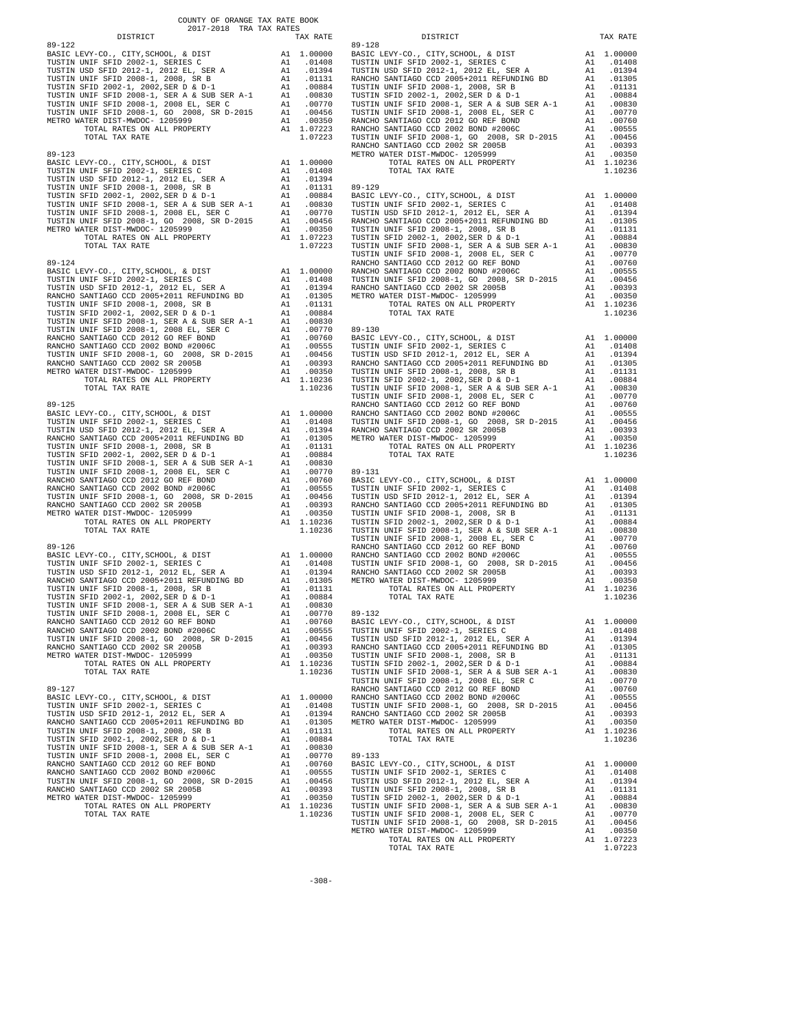COUNTY OF ORANGE TAX RATE BOOK
2017-2018 TRA TAX RATES

**89-122**

| DISTRICT | | TAX RATE |
|---|---|---|
| BASIC LEVY-CO., CITY,SCHOOL, & DIST | A1 | 1.00000 |
| TUSTIN UNIF SFID 2002-1, SERIES C | A1 | .01408 |
| TUSTIN USD SFID 2012-1, 2012 EL, SER A | A1 | .01394 |
| TUSTIN UNIF SFID 2008-1, 2008, SR B | A1 | .01131 |
| TUSTIN SFID 2002-1, 2002,SER D & D-1 | A1 | .00884 |
| TUSTIN UNIF SFID 2008-1, SER A & SUB SER A-1 | A1 | .00830 |
| TUSTIN UNIF SFID 2008-1, 2008 EL, SER C | A1 | .00770 |
| TUSTIN UNIF SFID 2008-1, GO 2008, SR D-2015 | A1 | .00456 |
| METRO WATER DIST-MWDOC- 1205999 | A1 | .00350 |
| TOTAL RATES ON ALL PROPERTY | A1 | 1.07223 |
| TOTAL TAX RATE | | 1.07223 |

**89-123**

| DISTRICT | | TAX RATE |
|---|---|---|
| BASIC LEVY-CO., CITY,SCHOOL, & DIST | A1 | 1.00000 |
| TUSTIN UNIF SFID 2002-1, SERIES C | A1 | .01408 |
| TUSTIN USD SFID 2012-1, 2012 EL, SER A | A1 | .01394 |
| TUSTIN UNIF SFID 2008-1, 2008, SR B | A1 | .01131 |
| TUSTIN SFID 2002-1, 2002,SER D & D-1 | A1 | .00884 |
| TUSTIN UNIF SFID 2008-1, SER A & SUB SER A-1 | A1 | .00830 |
| TUSTIN UNIF SFID 2008-1, 2008 EL, SER C | A1 | .00770 |
| TUSTIN UNIF SFID 2008-1, GO 2008, SR D-2015 | A1 | .00456 |
| METRO WATER DIST-MWDOC- 1205999 | A1 | .00350 |
| TOTAL RATES ON ALL PROPERTY | A1 | 1.07223 |
| TOTAL TAX RATE | | 1.07223 |

**89-124**

| DISTRICT | | TAX RATE |
|---|---|---|
| BASIC LEVY-CO., CITY,SCHOOL, & DIST | A1 | 1.00000 |
| TUSTIN UNIF SFID 2002-1, SERIES C | A1 | .01408 |
| TUSTIN USD SFID 2012-1, 2012 EL, SER A | A1 | .01394 |
| RANCHO SANTIAGO CCD 2005+2011 REFUNDING BD | A1 | .01305 |
| TUSTIN UNIF SFID 2008-1, 2008, SR B | A1 | .01131 |
| TUSTIN SFID 2002-1, 2002,SER D & D-1 | A1 | .00884 |
| TUSTIN UNIF SFID 2008-1, SER A & SUB SER A-1 | A1 | .00830 |
| TUSTIN UNIF SFID 2008-1, 2008 EL, SER C | A1 | .00770 |
| RANCHO SANTIAGO CCD 2012 GO REF BOND | A1 | .00760 |
| RANCHO SANTIAGO CCD 2002 BOND #2006C | A1 | .00555 |
| TUSTIN UNIF SFID 2008-1, GO 2008, SR D-2015 | A1 | .00456 |
| RANCHO SANTIAGO CCD 2002 SR 2005B | A1 | .00393 |
| METRO WATER DIST-MWDOC- 1205999 | A1 | .00350 |
| TOTAL RATES ON ALL PROPERTY | A1 | 1.10236 |
| TOTAL TAX RATE | | 1.10236 |

**89-125**

| DISTRICT | | TAX RATE |
|---|---|---|
| BASIC LEVY-CO., CITY,SCHOOL, & DIST | A1 | 1.00000 |
| TUSTIN UNIF SFID 2002-1, SERIES C | A1 | .01408 |
| TUSTIN USD SFID 2012-1, 2012 EL, SER A | A1 | .01394 |
| RANCHO SANTIAGO CCD 2005+2011 REFUNDING BD | A1 | .01305 |
| TUSTIN UNIF SFID 2008-1, 2008, SR B | A1 | .01131 |
| TUSTIN SFID 2002-1, 2002,SER D & D-1 | A1 | .00884 |
| TUSTIN UNIF SFID 2008-1, SER A & SUB SER A-1 | A1 | .00830 |
| TUSTIN UNIF SFID 2008-1, 2008 EL, SER C | A1 | .00770 |
| RANCHO SANTIAGO CCD 2012 GO REF BOND | A1 | .00760 |
| RANCHO SANTIAGO CCD 2002 BOND #2006C | A1 | .00555 |
| TUSTIN UNIF SFID 2008-1, GO 2008, SR D-2015 | A1 | .00456 |
| RANCHO SANTIAGO CCD 2002 SR 2005B | A1 | .00393 |
| METRO WATER DIST-MWDOC- 1205999 | A1 | .00350 |
| TOTAL RATES ON ALL PROPERTY | A1 | 1.10236 |
| TOTAL TAX RATE | | 1.10236 |

**89-126**

| DISTRICT | | TAX RATE |
|---|---|---|
| BASIC LEVY-CO., CITY,SCHOOL, & DIST | A1 | 1.00000 |
| TUSTIN UNIF SFID 2002-1, SERIES C | A1 | .01408 |
| TUSTIN USD SFID 2012-1, 2012 EL, SER A | A1 | .01394 |
| RANCHO SANTIAGO CCD 2005+2011 REFUNDING BD | A1 | .01305 |
| TUSTIN UNIF SFID 2008-1, 2008, SR B | A1 | .01131 |
| TUSTIN SFID 2002-1, 2002,SER D & D-1 | A1 | .00884 |
| TUSTIN UNIF SFID 2008-1, SER A & SUB SER A-1 | A1 | .00830 |
| TUSTIN UNIF SFID 2008-1, 2008 EL, SER C | A1 | .00770 |
| RANCHO SANTIAGO CCD 2012 GO REF BOND | A1 | .00760 |
| RANCHO SANTIAGO CCD 2002 BOND #2006C | A1 | .00555 |
| TUSTIN UNIF SFID 2008-1, GO 2008, SR D-2015 | A1 | .00456 |
| RANCHO SANTIAGO CCD 2002 SR 2005B | A1 | .00393 |
| METRO WATER DIST-MWDOC- 1205999 | A1 | .00350 |
| TOTAL RATES ON ALL PROPERTY | A1 | 1.10236 |
| TOTAL TAX RATE | | 1.10236 |

**89-127**

| DISTRICT | | TAX RATE |
|---|---|---|
| BASIC LEVY-CO., CITY,SCHOOL, & DIST | A1 | 1.00000 |
| TUSTIN UNIF SFID 2002-1, SERIES C | A1 | .01408 |
| TUSTIN USD SFID 2012-1, 2012 EL, SER A | A1 | .01394 |
| RANCHO SANTIAGO CCD 2005+2011 REFUNDING BD | A1 | .01305 |
| TUSTIN UNIF SFID 2008-1, 2008, SR B | A1 | .01131 |
| TUSTIN SFID 2002-1, 2002,SER D & D-1 | A1 | .00884 |
| TUSTIN UNIF SFID 2008-1, SER A & SUB SER A-1 | A1 | .00830 |
| TUSTIN UNIF SFID 2008-1, 2008 EL, SER C | A1 | .00770 |
| RANCHO SANTIAGO CCD 2012 GO REF BOND | A1 | .00760 |
| RANCHO SANTIAGO CCD 2002 BOND #2006C | A1 | .00555 |
| TUSTIN UNIF SFID 2008-1, GO 2008, SR D-2015 | A1 | .00456 |
| RANCHO SANTIAGO CCD 2002 SR 2005B | A1 | .00393 |
| METRO WATER DIST-MWDOC- 1205999 | A1 | .00350 |
| TOTAL RATES ON ALL PROPERTY | A1 | 1.10236 |
| TOTAL TAX RATE | | 1.10236 |

**89-128**

| DISTRICT | | TAX RATE |
|---|---|---|
| BASIC LEVY-CO., CITY,SCHOOL, & DIST | A1 | 1.00000 |
| TUSTIN UNIF SFID 2002-1, SERIES C | A1 | .01408 |
| TUSTIN USD SFID 2012-1, 2012 EL, SER A | A1 | .01394 |
| RANCHO SANTIAGO CCD 2005+2011 REFUNDING BD | A1 | .01305 |
| TUSTIN UNIF SFID 2008-1, 2008, SR B | A1 | .01131 |
| TUSTIN SFID 2002-1, 2002,SER D & D-1 | A1 | .00884 |
| TUSTIN UNIF SFID 2008-1, SER A & SUB SER A-1 | A1 | .00830 |
| TUSTIN UNIF SFID 2008-1, 2008 EL, SER C | A1 | .00770 |
| RANCHO SANTIAGO CCD 2012 GO REF BOND | A1 | .00760 |
| RANCHO SANTIAGO CCD 2002 BOND #2006C | A1 | .00555 |
| TUSTIN UNIF SFID 2008-1, GO 2008, SR D-2015 | A1 | .00456 |
| RANCHO SANTIAGO CCD 2002 SR 2005B | A1 | .00393 |
| METRO WATER DIST-MWDOC- 1205999 | A1 | .00350 |
| TOTAL RATES ON ALL PROPERTY | A1 | 1.10236 |
| TOTAL TAX RATE | | 1.10236 |

**89-129**

| DISTRICT | | TAX RATE |
|---|---|---|
| BASIC LEVY-CO., CITY,SCHOOL, & DIST | A1 | 1.00000 |
| TUSTIN UNIF SFID 2002-1, SERIES C | A1 | .01408 |
| TUSTIN USD SFID 2012-1, 2012 EL, SER A | A1 | .01394 |
| RANCHO SANTIAGO CCD 2005+2011 REFUNDING BD | A1 | .01305 |
| TUSTIN UNIF SFID 2008-1, 2008, SR B | A1 | .01131 |
| TUSTIN SFID 2002-1, 2002,SER D & D-1 | A1 | .00884 |
| TUSTIN UNIF SFID 2008-1, SER A & SUB SER A-1 | A1 | .00830 |
| TUSTIN UNIF SFID 2008-1, 2008 EL, SER C | A1 | .00770 |
| RANCHO SANTIAGO CCD 2012 GO REF BOND | A1 | .00760 |
| RANCHO SANTIAGO CCD 2002 BOND #2006C | A1 | .00555 |
| TUSTIN UNIF SFID 2008-1, GO 2008, SR D-2015 | A1 | .00456 |
| RANCHO SANTIAGO CCD 2002 SR 2005B | A1 | .00393 |
| METRO WATER DIST-MWDOC- 1205999 | A1 | .00350 |
| TOTAL RATES ON ALL PROPERTY | A1 | 1.10236 |
| TOTAL TAX RATE | | 1.10236 |

**89-130**

| DISTRICT | | TAX RATE |
|---|---|---|
| BASIC LEVY-CO., CITY,SCHOOL, & DIST | A1 | 1.00000 |
| TUSTIN UNIF SFID 2002-1, SERIES C | A1 | .01408 |
| TUSTIN USD SFID 2012-1, 2012 EL, SER A | A1 | .01394 |
| RANCHO SANTIAGO CCD 2005+2011 REFUNDING BD | A1 | .01305 |
| TUSTIN UNIF SFID 2008-1, 2008, SR B | A1 | .01131 |
| TUSTIN SFID 2002-1, 2002,SER D & D-1 | A1 | .00884 |
| TUSTIN UNIF SFID 2008-1, SER A & SUB SER A-1 | A1 | .00830 |
| TUSTIN UNIF SFID 2008-1, 2008 EL, SER C | A1 | .00770 |
| RANCHO SANTIAGO CCD 2012 GO REF BOND | A1 | .00760 |
| RANCHO SANTIAGO CCD 2002 BOND #2006C | A1 | .00555 |
| TUSTIN UNIF SFID 2008-1, GO 2008, SR D-2015 | A1 | .00456 |
| RANCHO SANTIAGO CCD 2002 SR 2005B | A1 | .00393 |
| METRO WATER DIST-MWDOC- 1205999 | A1 | .00350 |
| TOTAL RATES ON ALL PROPERTY | A1 | 1.10236 |
| TOTAL TAX RATE | | 1.10236 |

**89-131**

| DISTRICT | | TAX RATE |
|---|---|---|
| BASIC LEVY-CO., CITY,SCHOOL, & DIST | A1 | 1.00000 |
| TUSTIN UNIF SFID 2002-1, SERIES C | A1 | .01408 |
| TUSTIN USD SFID 2012-1, 2012 EL, SER A | A1 | .01394 |
| RANCHO SANTIAGO CCD 2005+2011 REFUNDING BD | A1 | .01305 |
| TUSTIN UNIF SFID 2008-1, 2008, SR B | A1 | .01131 |
| TUSTIN SFID 2002-1, 2002,SER D & D-1 | A1 | .00884 |
| TUSTIN UNIF SFID 2008-1, SER A & SUB SER A-1 | A1 | .00830 |
| TUSTIN UNIF SFID 2008-1, 2008 EL, SER C | A1 | .00770 |
| RANCHO SANTIAGO CCD 2012 GO REF BOND | A1 | .00760 |
| RANCHO SANTIAGO CCD 2002 BOND #2006C | A1 | .00555 |
| TUSTIN UNIF SFID 2008-1, GO 2008, SR D-2015 | A1 | .00456 |
| RANCHO SANTIAGO CCD 2002 SR 2005B | A1 | .00393 |
| METRO WATER DIST-MWDOC- 1205999 | A1 | .00350 |
| TOTAL RATES ON ALL PROPERTY | A1 | 1.10236 |
| TOTAL TAX RATE | | 1.10236 |

**89-132**

| DISTRICT | | TAX RATE |
|---|---|---|
| BASIC LEVY-CO., CITY,SCHOOL, & DIST | A1 | 1.00000 |
| TUSTIN UNIF SFID 2002-1, SERIES C | A1 | .01408 |
| TUSTIN USD SFID 2012-1, 2012 EL, SER A | A1 | .01394 |
| RANCHO SANTIAGO CCD 2005+2011 REFUNDING BD | A1 | .01305 |
| TUSTIN UNIF SFID 2008-1, 2008, SR B | A1 | .01131 |
| TUSTIN SFID 2002-1, 2002,SER D & D-1 | A1 | .00884 |
| TUSTIN UNIF SFID 2008-1, SER A & SUB SER A-1 | A1 | .00830 |
| TUSTIN UNIF SFID 2008-1, 2008 EL, SER C | A1 | .00770 |
| RANCHO SANTIAGO CCD 2012 GO REF BOND | A1 | .00760 |
| RANCHO SANTIAGO CCD 2002 BOND #2006C | A1 | .00555 |
| TUSTIN UNIF SFID 2008-1, GO 2008, SR D-2015 | A1 | .00456 |
| RANCHO SANTIAGO CCD 2002 SR 2005B | A1 | .00393 |
| METRO WATER DIST-MWDOC- 1205999 | A1 | .00350 |
| TOTAL RATES ON ALL PROPERTY | A1 | 1.10236 |
| TOTAL TAX RATE | | 1.10236 |

**89-133**

| DISTRICT | | TAX RATE |
|---|---|---|
| BASIC LEVY-CO., CITY,SCHOOL, & DIST | A1 | 1.00000 |
| TUSTIN UNIF SFID 2002-1, SERIES C | A1 | .01408 |
| TUSTIN USD SFID 2012-1, 2012 EL, SER A | A1 | .01394 |
| TUSTIN UNIF SFID 2008-1, 2008, SR B | A1 | .01131 |
| TUSTIN SFID 2002-1, 2002,SER D & D-1 | A1 | .00884 |
| TUSTIN UNIF SFID 2008-1, SER A & SUB SER A-1 | A1 | .00830 |
| TUSTIN UNIF SFID 2008-1, 2008 EL, SER C | A1 | .00770 |
| TUSTIN UNIF SFID 2008-1, GO 2008, SR D-2015 | A1 | .00456 |
| METRO WATER DIST-MWDOC- 1205999 | A1 | .00350 |
| TOTAL RATES ON ALL PROPERTY | A1 | 1.07223 |
| TOTAL TAX RATE | | 1.07223 |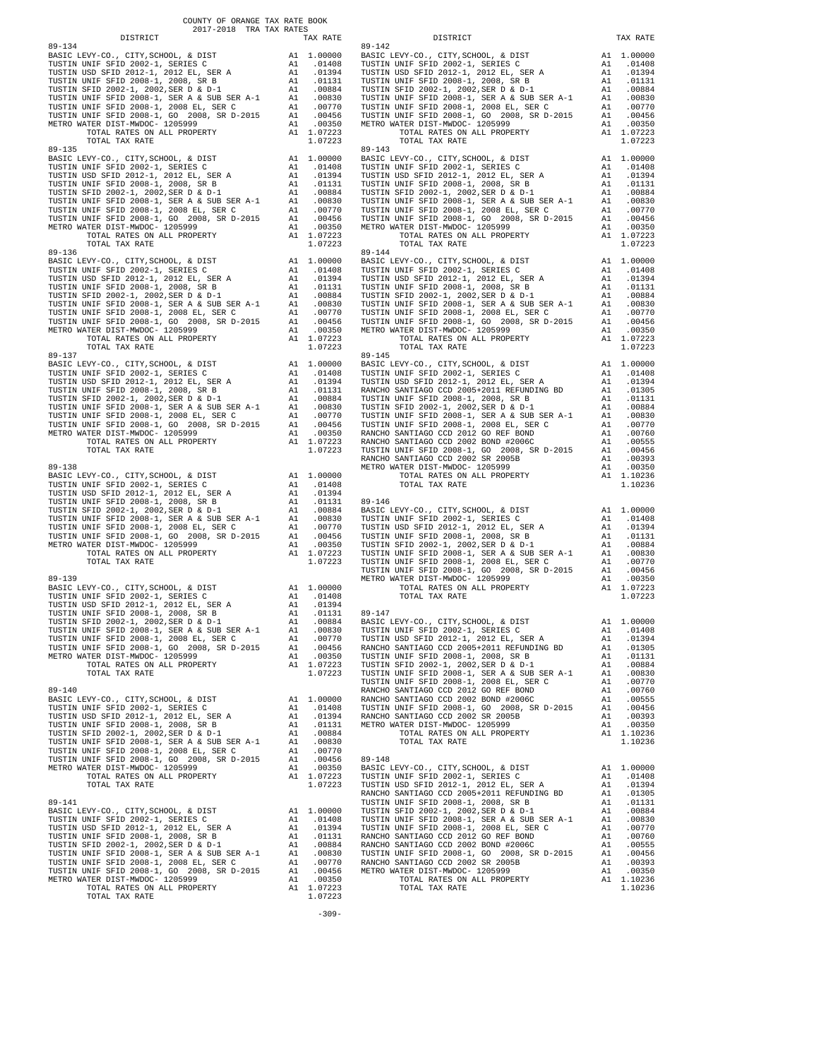COUNTY OF ORANGE TAX RATE BOOK
2017-2018 TRA TAX RATES

| DISTRICT | | TAX RATE |
|---|---|---|
| **89-134** | | |
| BASIC LEVY-CO., CITY,SCHOOL, & DIST | A1 | 1.00000 |
| TUSTIN UNIF SFID 2002-1, SERIES C | A1 | .01408 |
| TUSTIN USD SFID 2012-1, 2012 EL, SER A | A1 | .01394 |
| TUSTIN UNIF SFID 2008-1, 2008, SR B | A1 | .01131 |
| TUSTIN SFID 2002-1, 2002,SER D & D-1 | A1 | .00884 |
| TUSTIN UNIF SFID 2008-1, SER A & SUB SER A-1 | A1 | .00830 |
| TUSTIN UNIF SFID 2008-1, 2008 EL, SER C | A1 | .00770 |
| TUSTIN UNIF SFID 2008-1, GO 2008, SR D-2015 | A1 | .00456 |
| METRO WATER DIST-MWDOC- 1205999 | A1 | .00350 |
| TOTAL RATES ON ALL PROPERTY | A1 | 1.07223 |
| TOTAL TAX RATE | | 1.07223 |
| **89-135** | | |
| BASIC LEVY-CO., CITY,SCHOOL, & DIST | A1 | 1.00000 |
| TUSTIN UNIF SFID 2002-1, SERIES C | A1 | .01408 |
| TUSTIN USD SFID 2012-1, 2012 EL, SER A | A1 | .01394 |
| TUSTIN UNIF SFID 2008-1, 2008, SR B | A1 | .01131 |
| TUSTIN SFID 2002-1, 2002,SER D & D-1 | A1 | .00884 |
| TUSTIN UNIF SFID 2008-1, SER A & SUB SER A-1 | A1 | .00830 |
| TUSTIN UNIF SFID 2008-1, 2008 EL, SER C | A1 | .00770 |
| TUSTIN UNIF SFID 2008-1, GO 2008, SR D-2015 | A1 | .00456 |
| METRO WATER DIST-MWDOC- 1205999 | A1 | .00350 |
| TOTAL RATES ON ALL PROPERTY | A1 | 1.07223 |
| TOTAL TAX RATE | | 1.07223 |
| **89-136** | | |
| BASIC LEVY-CO., CITY,SCHOOL, & DIST | A1 | 1.00000 |
| TUSTIN UNIF SFID 2002-1, SERIES C | A1 | .01408 |
| TUSTIN USD SFID 2012-1, 2012 EL, SER A | A1 | .01394 |
| TUSTIN UNIF SFID 2008-1, 2008, SR B | A1 | .01131 |
| TUSTIN SFID 2002-1, 2002,SER D & D-1 | A1 | .00884 |
| TUSTIN UNIF SFID 2008-1, SER A & SUB SER A-1 | A1 | .00830 |
| TUSTIN UNIF SFID 2008-1, 2008 EL, SER C | A1 | .00770 |
| TUSTIN UNIF SFID 2008-1, GO 2008, SR D-2015 | A1 | .00456 |
| METRO WATER DIST-MWDOC- 1205999 | A1 | .00350 |
| TOTAL RATES ON ALL PROPERTY | A1 | 1.07223 |
| TOTAL TAX RATE | | 1.07223 |
| **89-137** | | |
| BASIC LEVY-CO., CITY,SCHOOL, & DIST | A1 | 1.00000 |
| TUSTIN UNIF SFID 2002-1, SERIES C | A1 | .01408 |
| TUSTIN USD SFID 2012-1, 2012 EL, SER A | A1 | .01394 |
| TUSTIN UNIF SFID 2008-1, 2008, SR B | A1 | .01131 |
| TUSTIN SFID 2002-1, 2002,SER D & D-1 | A1 | .00884 |
| TUSTIN UNIF SFID 2008-1, SER A & SUB SER A-1 | A1 | .00830 |
| TUSTIN UNIF SFID 2008-1, 2008 EL, SER C | A1 | .00770 |
| TUSTIN UNIF SFID 2008-1, GO 2008, SR D-2015 | A1 | .00456 |
| METRO WATER DIST-MWDOC- 1205999 | A1 | .00350 |
| TOTAL RATES ON ALL PROPERTY | A1 | 1.07223 |
| TOTAL TAX RATE | | 1.07223 |
| **89-138** | | |
| BASIC LEVY-CO., CITY,SCHOOL, & DIST | A1 | 1.00000 |
| TUSTIN UNIF SFID 2002-1, SERIES C | A1 | .01408 |
| TUSTIN USD SFID 2012-1, 2012 EL, SER A | A1 | .01394 |
| TUSTIN UNIF SFID 2008-1, 2008, SR B | A1 | .01131 |
| TUSTIN SFID 2002-1, 2002,SER D & D-1 | A1 | .00884 |
| TUSTIN UNIF SFID 2008-1, SER A & SUB SER A-1 | A1 | .00830 |
| TUSTIN UNIF SFID 2008-1, 2008 EL, SER C | A1 | .00770 |
| TUSTIN UNIF SFID 2008-1, GO 2008, SR D-2015 | A1 | .00456 |
| METRO WATER DIST-MWDOC- 1205999 | A1 | .00350 |
| TOTAL RATES ON ALL PROPERTY | A1 | 1.07223 |
| TOTAL TAX RATE | | 1.07223 |
| **89-139** | | |
| BASIC LEVY-CO., CITY,SCHOOL, & DIST | A1 | 1.00000 |
| TUSTIN UNIF SFID 2002-1, SERIES C | A1 | .01408 |
| TUSTIN USD SFID 2012-1, 2012 EL, SER A | A1 | .01394 |
| TUSTIN UNIF SFID 2008-1, 2008, SR B | A1 | .01131 |
| TUSTIN SFID 2002-1, 2002,SER D & D-1 | A1 | .00884 |
| TUSTIN UNIF SFID 2008-1, SER A & SUB SER A-1 | A1 | .00830 |
| TUSTIN UNIF SFID 2008-1, 2008 EL, SER C | A1 | .00770 |
| TUSTIN UNIF SFID 2008-1, GO 2008, SR D-2015 | A1 | .00456 |
| METRO WATER DIST-MWDOC- 1205999 | A1 | .00350 |
| TOTAL RATES ON ALL PROPERTY | A1 | 1.07223 |
| TOTAL TAX RATE | | 1.07223 |
| **89-140** | | |
| BASIC LEVY-CO., CITY,SCHOOL, & DIST | A1 | 1.00000 |
| TUSTIN UNIF SFID 2002-1, SERIES C | A1 | .01408 |
| TUSTIN USD SFID 2012-1, 2012 EL, SER A | A1 | .01394 |
| TUSTIN UNIF SFID 2008-1, 2008, SR B | A1 | .01131 |
| TUSTIN SFID 2002-1, 2002,SER D & D-1 | A1 | .00884 |
| TUSTIN UNIF SFID 2008-1, SER A & SUB SER A-1 | A1 | .00830 |
| TUSTIN UNIF SFID 2008-1, 2008 EL, SER C | A1 | .00770 |
| TUSTIN UNIF SFID 2008-1, GO 2008, SR D-2015 | A1 | .00456 |
| METRO WATER DIST-MWDOC- 1205999 | A1 | .00350 |
| TOTAL RATES ON ALL PROPERTY | A1 | 1.07223 |
| TOTAL TAX RATE | | 1.07223 |
| **89-141** | | |
| BASIC LEVY-CO., CITY,SCHOOL, & DIST | A1 | 1.00000 |
| TUSTIN UNIF SFID 2002-1, SERIES C | A1 | .01408 |
| TUSTIN USD SFID 2012-1, 2012 EL, SER A | A1 | .01394 |
| TUSTIN UNIF SFID 2008-1, 2008, SR B | A1 | .01131 |
| TUSTIN SFID 2002-1, 2002,SER D & D-1 | A1 | .00884 |
| TUSTIN UNIF SFID 2008-1, SER A & SUB SER A-1 | A1 | .00830 |
| TUSTIN UNIF SFID 2008-1, 2008 EL, SER C | A1 | .00770 |
| TUSTIN UNIF SFID 2008-1, GO 2008, SR D-2015 | A1 | .00456 |
| METRO WATER DIST-MWDOC- 1205999 | A1 | .00350 |
| TOTAL RATES ON ALL PROPERTY | A1 | 1.07223 |
| TOTAL TAX RATE | | 1.07223 |
| **89-142** | | |
| BASIC LEVY-CO., CITY,SCHOOL, & DIST | A1 | 1.00000 |
| TUSTIN UNIF SFID 2002-1, SERIES C | A1 | .01408 |
| TUSTIN USD SFID 2012-1, 2012 EL, SER A | A1 | .01394 |
| TUSTIN UNIF SFID 2008-1, 2008, SR B | A1 | .01131 |
| TUSTIN SFID 2002-1, 2002,SER D & D-1 | A1 | .00884 |
| TUSTIN UNIF SFID 2008-1, SER A & SUB SER A-1 | A1 | .00830 |
| TUSTIN UNIF SFID 2008-1, 2008 EL, SER C | A1 | .00770 |
| TUSTIN UNIF SFID 2008-1, GO 2008, SR D-2015 | A1 | .00456 |
| METRO WATER DIST-MWDOC- 1205999 | A1 | .00350 |
| TOTAL RATES ON ALL PROPERTY | A1 | 1.07223 |
| TOTAL TAX RATE | | 1.07223 |
| **89-143** | | |
| BASIC LEVY-CO., CITY,SCHOOL, & DIST | A1 | 1.00000 |
| TUSTIN UNIF SFID 2002-1, SERIES C | A1 | .01408 |
| TUSTIN USD SFID 2012-1, 2012 EL, SER A | A1 | .01394 |
| TUSTIN UNIF SFID 2008-1, 2008, SR B | A1 | .01131 |
| TUSTIN SFID 2002-1, 2002,SER D & D-1 | A1 | .00884 |
| TUSTIN UNIF SFID 2008-1, SER A & SUB SER A-1 | A1 | .00830 |
| TUSTIN UNIF SFID 2008-1, 2008 EL, SER C | A1 | .00770 |
| TUSTIN UNIF SFID 2008-1, GO 2008, SR D-2015 | A1 | .00456 |
| METRO WATER DIST-MWDOC- 1205999 | A1 | .00350 |
| TOTAL RATES ON ALL PROPERTY | A1 | 1.07223 |
| TOTAL TAX RATE | | 1.07223 |
| **89-144** | | |
| BASIC LEVY-CO., CITY,SCHOOL, & DIST | A1 | 1.00000 |
| TUSTIN UNIF SFID 2002-1, SERIES C | A1 | .01408 |
| TUSTIN USD SFID 2012-1, 2012 EL, SER A | A1 | .01394 |
| TUSTIN UNIF SFID 2008-1, 2008, SR B | A1 | .01131 |
| TUSTIN SFID 2002-1, 2002,SER D & D-1 | A1 | .00884 |
| TUSTIN UNIF SFID 2008-1, SER A & SUB SER A-1 | A1 | .00830 |
| TUSTIN UNIF SFID 2008-1, 2008 EL, SER C | A1 | .00770 |
| TUSTIN UNIF SFID 2008-1, GO 2008, SR D-2015 | A1 | .00456 |
| METRO WATER DIST-MWDOC- 1205999 | A1 | .00350 |
| TOTAL RATES ON ALL PROPERTY | A1 | 1.07223 |
| TOTAL TAX RATE | | 1.07223 |
| **89-145** | | |
| BASIC LEVY-CO., CITY,SCHOOL, & DIST | A1 | 1.00000 |
| TUSTIN UNIF SFID 2002-1, SERIES C | A1 | .01408 |
| TUSTIN USD SFID 2012-1, 2012 EL, SER A | A1 | .01394 |
| RANCHO SANTIAGO CCD 2005+2011 REFUNDING BD | A1 | .01305 |
| TUSTIN UNIF SFID 2008-1, 2008, SR B | A1 | .01131 |
| TUSTIN SFID 2002-1, 2002,SER D & D-1 | A1 | .00884 |
| TUSTIN UNIF SFID 2008-1, SER A & SUB SER A-1 | A1 | .00830 |
| TUSTIN UNIF SFID 2008-1, 2008 EL, SER C | A1 | .00770 |
| RANCHO SANTIAGO CCD 2012 GO REF BOND | A1 | .00760 |
| RANCHO SANTIAGO CCD 2002 BOND #2006C | A1 | .00555 |
| TUSTIN UNIF SFID 2008-1, GO 2008, SR D-2015 | A1 | .00456 |
| RANCHO SANTIAGO CCD 2002 SR 2005B | A1 | .00393 |
| METRO WATER DIST-MWDOC- 1205999 | A1 | .00350 |
| TOTAL RATES ON ALL PROPERTY | A1 | 1.10236 |
| TOTAL TAX RATE | | 1.10236 |
| **89-146** | | |
| BASIC LEVY-CO., CITY,SCHOOL, & DIST | A1 | 1.00000 |
| TUSTIN UNIF SFID 2002-1, SERIES C | A1 | .01408 |
| TUSTIN USD SFID 2012-1, 2012 EL, SER A | A1 | .01394 |
| TUSTIN UNIF SFID 2008-1, 2008, SR B | A1 | .01131 |
| TUSTIN SFID 2002-1, 2002,SER D & D-1 | A1 | .00884 |
| TUSTIN UNIF SFID 2008-1, SER A & SUB SER A-1 | A1 | .00830 |
| TUSTIN UNIF SFID 2008-1, 2008 EL, SER C | A1 | .00770 |
| TUSTIN UNIF SFID 2008-1, GO 2008, SR D-2015 | A1 | .00456 |
| METRO WATER DIST-MWDOC- 1205999 | A1 | .00350 |
| TOTAL RATES ON ALL PROPERTY | A1 | 1.07223 |
| TOTAL TAX RATE | | 1.07223 |
| **89-147** | | |
| BASIC LEVY-CO., CITY,SCHOOL, & DIST | A1 | 1.00000 |
| TUSTIN UNIF SFID 2002-1, SERIES C | A1 | .01408 |
| TUSTIN USD SFID 2012-1, 2012 EL, SER A | A1 | .01394 |
| RANCHO SANTIAGO CCD 2005+2011 REFUNDING BD | A1 | .01305 |
| TUSTIN UNIF SFID 2008-1, 2008, SR B | A1 | .01131 |
| TUSTIN SFID 2002-1, 2002,SER D & D-1 | A1 | .00884 |
| TUSTIN UNIF SFID 2008-1, SER A & SUB SER A-1 | A1 | .00830 |
| TUSTIN UNIF SFID 2008-1, 2008 EL, SER C | A1 | .00770 |
| RANCHO SANTIAGO CCD 2012 GO REF BOND | A1 | .00760 |
| RANCHO SANTIAGO CCD 2002 BOND #2006C | A1 | .00555 |
| TUSTIN UNIF SFID 2008-1, GO 2008, SR D-2015 | A1 | .00456 |
| RANCHO SANTIAGO CCD 2002 SR 2005B | A1 | .00393 |
| METRO WATER DIST-MWDOC- 1205999 | A1 | .00350 |
| TOTAL RATES ON ALL PROPERTY | A1 | 1.10236 |
| TOTAL TAX RATE | | 1.10236 |
| **89-148** | | |
| BASIC LEVY-CO., CITY,SCHOOL, & DIST | A1 | 1.00000 |
| TUSTIN UNIF SFID 2002-1, SERIES C | A1 | .01408 |
| TUSTIN USD SFID 2012-1, 2012 EL, SER A | A1 | .01394 |
| RANCHO SANTIAGO CCD 2005+2011 REFUNDING BD | A1 | .01305 |
| TUSTIN UNIF SFID 2008-1, 2008, SR B | A1 | .01131 |
| TUSTIN SFID 2002-1, 2002,SER D & D-1 | A1 | .00884 |
| TUSTIN UNIF SFID 2008-1, SER A & SUB SER A-1 | A1 | .00830 |
| TUSTIN UNIF SFID 2008-1, 2008 EL, SER C | A1 | .00770 |
| RANCHO SANTIAGO CCD 2012 GO REF BOND | A1 | .00760 |
| RANCHO SANTIAGO CCD 2002 BOND #2006C | A1 | .00555 |
| TUSTIN UNIF SFID 2008-1, GO 2008, SR D-2015 | A1 | .00456 |
| RANCHO SANTIAGO CCD 2002 SR 2005B | A1 | .00393 |
| METRO WATER DIST-MWDOC- 1205999 | A1 | .00350 |
| TOTAL RATES ON ALL PROPERTY | A1 | 1.10236 |
| TOTAL TAX RATE | | 1.10236 |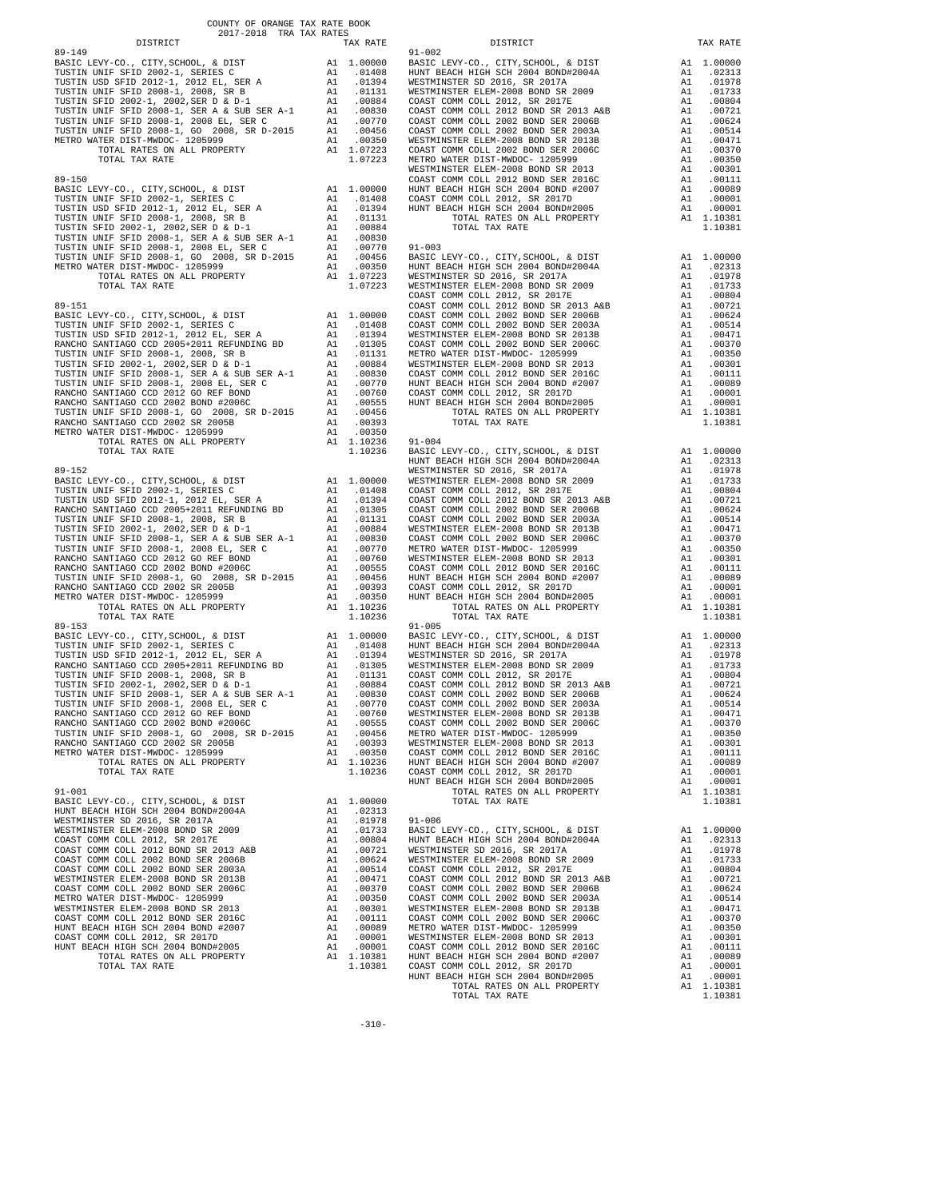# COUNTY OF ORANGE TAX RATE BOOK
## 2017-2018 TRA TAX RATES

### 89-149

| DISTRICT | | TAX RATE |
|---|---|---|
| BASIC LEVY-CO., CITY,SCHOOL, & DIST | A1 | 1.00000 |
| TUSTIN UNIF SFID 2002-1, SERIES C | A1 | .01408 |
| TUSTIN USD SFID 2012-1, 2012 EL, SER A | A1 | .01394 |
| TUSTIN UNIF SFID 2008-1, 2008, SR B | A1 | .01131 |
| TUSTIN SFID 2002-1, 2002,SER D & D-1 | A1 | .00884 |
| TUSTIN UNIF SFID 2008-1, SER A & SUB SER A-1 | A1 | .00830 |
| TUSTIN UNIF SFID 2008-1, 2008 EL, SER C | A1 | .00770 |
| TUSTIN UNIF SFID 2008-1, GO 2008, SR D-2015 | A1 | .00456 |
| METRO WATER DIST-MWDOC- 1205999 | A1 | .00350 |
| TOTAL RATES ON ALL PROPERTY | A1 | 1.07223 |
| TOTAL TAX RATE | | 1.07223 |

### 89-150

| DISTRICT | | TAX RATE |
|---|---|---|
| BASIC LEVY-CO., CITY,SCHOOL, & DIST | A1 | 1.00000 |
| TUSTIN UNIF SFID 2002-1, SERIES C | A1 | .01408 |
| TUSTIN USD SFID 2012-1, 2012 EL, SER A | A1 | .01394 |
| TUSTIN UNIF SFID 2008-1, 2008, SR B | A1 | .01131 |
| TUSTIN SFID 2002-1, 2002,SER D & D-1 | A1 | .00884 |
| TUSTIN UNIF SFID 2008-1, SER A & SUB SER A-1 | A1 | .00830 |
| TUSTIN UNIF SFID 2008-1, 2008 EL, SER C | A1 | .00770 |
| TUSTIN UNIF SFID 2008-1, GO 2008, SR D-2015 | A1 | .00456 |
| METRO WATER DIST-MWDOC- 1205999 | A1 | .00350 |
| TOTAL RATES ON ALL PROPERTY | A1 | 1.07223 |
| TOTAL TAX RATE | | 1.07223 |

### 89-151

| DISTRICT | | TAX RATE |
|---|---|---|
| BASIC LEVY-CO., CITY,SCHOOL, & DIST | A1 | 1.00000 |
| TUSTIN UNIF SFID 2002-1, SERIES C | A1 | .01408 |
| TUSTIN USD SFID 2012-1, 2012 EL, SER A | A1 | .01394 |
| RANCHO SANTIAGO CCD 2005+2011 REFUNDING BD | A1 | .01305 |
| TUSTIN UNIF SFID 2008-1, 2008, SR B | A1 | .01131 |
| TUSTIN SFID 2002-1, 2002,SER D & D-1 | A1 | .00884 |
| TUSTIN UNIF SFID 2008-1, SER A & SUB SER A-1 | A1 | .00830 |
| TUSTIN UNIF SFID 2008-1, 2008 EL, SER C | A1 | .00770 |
| RANCHO SANTIAGO CCD 2012 GO REF BOND | A1 | .00760 |
| RANCHO SANTIAGO CCD 2002 BOND #2006C | A1 | .00555 |
| TUSTIN UNIF SFID 2008-1, GO 2008, SR D-2015 | A1 | .00456 |
| RANCHO SANTIAGO CCD 2002 SR 2005B | A1 | .00393 |
| METRO WATER DIST-MWDOC- 1205999 | A1 | .00350 |
| TOTAL RATES ON ALL PROPERTY | A1 | 1.10236 |
| TOTAL TAX RATE | | 1.10236 |

### 89-152

| DISTRICT | | TAX RATE |
|---|---|---|
| BASIC LEVY-CO., CITY,SCHOOL, & DIST | A1 | 1.00000 |
| TUSTIN UNIF SFID 2002-1, SERIES C | A1 | .01408 |
| TUSTIN USD SFID 2012-1, 2012 EL, SER A | A1 | .01394 |
| RANCHO SANTIAGO CCD 2005+2011 REFUNDING BD | A1 | .01305 |
| TUSTIN UNIF SFID 2008-1, 2008, SR B | A1 | .01131 |
| TUSTIN SFID 2002-1, 2002,SER D & D-1 | A1 | .00884 |
| TUSTIN UNIF SFID 2008-1, SER A & SUB SER A-1 | A1 | .00830 |
| TUSTIN UNIF SFID 2008-1, 2008 EL, SER C | A1 | .00770 |
| RANCHO SANTIAGO CCD 2012 GO REF BOND | A1 | .00760 |
| RANCHO SANTIAGO CCD 2002 BOND #2006C | A1 | .00555 |
| TUSTIN UNIF SFID 2008-1, GO 2008, SR D-2015 | A1 | .00456 |
| RANCHO SANTIAGO CCD 2002 SR 2005B | A1 | .00393 |
| METRO WATER DIST-MWDOC- 1205999 | A1 | .00350 |
| TOTAL RATES ON ALL PROPERTY | A1 | 1.10236 |
| TOTAL TAX RATE | | 1.10236 |

### 89-153

| DISTRICT | | TAX RATE |
|---|---|---|
| BASIC LEVY-CO., CITY,SCHOOL, & DIST | A1 | 1.00000 |
| TUSTIN UNIF SFID 2002-1, SERIES C | A1 | .01408 |
| TUSTIN USD SFID 2012-1, 2012 EL, SER A | A1 | .01394 |
| RANCHO SANTIAGO CCD 2005+2011 REFUNDING BD | A1 | .01305 |
| TUSTIN UNIF SFID 2008-1, 2008, SR B | A1 | .01131 |
| TUSTIN SFID 2002-1, 2002,SER D & D-1 | A1 | .00884 |
| TUSTIN UNIF SFID 2008-1, SER A & SUB SER A-1 | A1 | .00830 |
| TUSTIN UNIF SFID 2008-1, 2008 EL, SER C | A1 | .00770 |
| RANCHO SANTIAGO CCD 2012 GO REF BOND | A1 | .00760 |
| RANCHO SANTIAGO CCD 2002 BOND #2006C | A1 | .00555 |
| TUSTIN UNIF SFID 2008-1, GO 2008, SR D-2015 | A1 | .00456 |
| RANCHO SANTIAGO CCD 2002 SR 2005B | A1 | .00393 |
| METRO WATER DIST-MWDOC- 1205999 | A1 | .00350 |
| TOTAL RATES ON ALL PROPERTY | A1 | 1.10236 |
| TOTAL TAX RATE | | 1.10236 |

### 91-001

| DISTRICT | | TAX RATE |
|---|---|---|
| BASIC LEVY-CO., CITY,SCHOOL, & DIST | A1 | 1.00000 |
| HUNT BEACH HIGH SCH 2004 BOND#2004A | A1 | .02313 |
| WESTMINSTER SD 2016, SR 2017A | A1 | .01978 |
| WESTMINSTER ELEM-2008 BOND SR 2009 | A1 | .01733 |
| COAST COMM COLL 2012, SR 2017E | A1 | .00804 |
| COAST COMM COLL 2012 BOND SR 2013 A&B | A1 | .00721 |
| COAST COMM COLL 2002 BOND SER 2006B | A1 | .00624 |
| COAST COMM COLL 2002 BOND SER 2003A | A1 | .00514 |
| WESTMINSTER ELEM-2008 BOND SR 2013B | A1 | .00471 |
| COAST COMM COLL 2002 BOND SER 2006C | A1 | .00370 |
| METRO WATER DIST-MWDOC- 1205999 | A1 | .00350 |
| WESTMINSTER ELEM-2008 BOND SR 2013 | A1 | .00301 |
| COAST COMM COLL 2012 BOND SER 2016C | A1 | .00111 |
| HUNT BEACH HIGH SCH 2004 BOND #2007 | A1 | .00089 |
| COAST COMM COLL 2012, SR 2017D | A1 | .00001 |
| HUNT BEACH HIGH SCH 2004 BOND#2005 | A1 | .00001 |
| TOTAL RATES ON ALL PROPERTY | A1 | 1.10381 |
| TOTAL TAX RATE | | 1.10381 |

### 91-002

| DISTRICT | | TAX RATE |
|---|---|---|
| BASIC LEVY-CO., CITY,SCHOOL, & DIST | A1 | 1.00000 |
| HUNT BEACH HIGH SCH 2004 BOND#2004A | A1 | .02313 |
| WESTMINSTER SD 2016, SR 2017A | A1 | .01978 |
| WESTMINSTER ELEM-2008 BOND SR 2009 | A1 | .01733 |
| COAST COMM COLL 2012, SR 2017E | A1 | .00804 |
| COAST COMM COLL 2012 BOND SR 2013 A&B | A1 | .00721 |
| COAST COMM COLL 2002 BOND SER 2006B | A1 | .00624 |
| COAST COMM COLL 2002 BOND SER 2003A | A1 | .00514 |
| WESTMINSTER ELEM-2008 BOND SR 2013B | A1 | .00471 |
| COAST COMM COLL 2002 BOND SER 2006C | A1 | .00370 |
| METRO WATER DIST-MWDOC- 1205999 | A1 | .00350 |
| WESTMINSTER ELEM-2008 BOND SR 2013 | A1 | .00301 |
| COAST COMM COLL 2012 BOND SER 2016C | A1 | .00111 |
| HUNT BEACH HIGH SCH 2004 BOND #2007 | A1 | .00089 |
| COAST COMM COLL 2012, SR 2017D | A1 | .00001 |
| HUNT BEACH HIGH SCH 2004 BOND#2005 | A1 | .00001 |
| TOTAL RATES ON ALL PROPERTY | A1 | 1.10381 |
| TOTAL TAX RATE | | 1.10381 |

### 91-003

| DISTRICT | | TAX RATE |
|---|---|---|
| BASIC LEVY-CO., CITY,SCHOOL, & DIST | A1 | 1.00000 |
| HUNT BEACH HIGH SCH 2004 BOND#2004A | A1 | .02313 |
| WESTMINSTER SD 2016, SR 2017A | A1 | .01978 |
| WESTMINSTER ELEM-2008 BOND SR 2009 | A1 | .01733 |
| COAST COMM COLL 2012, SR 2017E | A1 | .00804 |
| COAST COMM COLL 2012 BOND SR 2013 A&B | A1 | .00721 |
| COAST COMM COLL 2002 BOND SER 2006B | A1 | .00624 |
| COAST COMM COLL 2002 BOND SER 2003A | A1 | .00514 |
| WESTMINSTER ELEM-2008 BOND SR 2013B | A1 | .00471 |
| COAST COMM COLL 2002 BOND SER 2006C | A1 | .00370 |
| METRO WATER DIST-MWDOC- 1205999 | A1 | .00350 |
| WESTMINSTER ELEM-2008 BOND SR 2013 | A1 | .00301 |
| COAST COMM COLL 2012 BOND SER 2016C | A1 | .00111 |
| HUNT BEACH HIGH SCH 2004 BOND #2007 | A1 | .00089 |
| COAST COMM COLL 2012, SR 2017D | A1 | .00001 |
| HUNT BEACH HIGH SCH 2004 BOND#2005 | A1 | .00001 |
| TOTAL RATES ON ALL PROPERTY | A1 | 1.10381 |
| TOTAL TAX RATE | | 1.10381 |

### 91-004

| DISTRICT | | TAX RATE |
|---|---|---|
| BASIC LEVY-CO., CITY,SCHOOL, & DIST | A1 | 1.00000 |
| HUNT BEACH HIGH SCH 2004 BOND#2004A | A1 | .02313 |
| WESTMINSTER SD 2016, SR 2017A | A1 | .01978 |
| WESTMINSTER ELEM-2008 BOND SR 2009 | A1 | .01733 |
| COAST COMM COLL 2012, SR 2017E | A1 | .00804 |
| COAST COMM COLL 2012 BOND SR 2013 A&B | A1 | .00721 |
| COAST COMM COLL 2002 BOND SER 2006B | A1 | .00624 |
| COAST COMM COLL 2002 BOND SER 2003A | A1 | .00514 |
| WESTMINSTER ELEM-2008 BOND SR 2013B | A1 | .00471 |
| COAST COMM COLL 2002 BOND SER 2006C | A1 | .00370 |
| METRO WATER DIST-MWDOC- 1205999 | A1 | .00350 |
| WESTMINSTER ELEM-2008 BOND SR 2013 | A1 | .00301 |
| COAST COMM COLL 2012 BOND SER 2016C | A1 | .00111 |
| HUNT BEACH HIGH SCH 2004 BOND #2007 | A1 | .00089 |
| COAST COMM COLL 2012, SR 2017D | A1 | .00001 |
| HUNT BEACH HIGH SCH 2004 BOND#2005 | A1 | .00001 |
| TOTAL RATES ON ALL PROPERTY | A1 | 1.10381 |
| TOTAL TAX RATE | | 1.10381 |

### 91-005

| DISTRICT | | TAX RATE |
|---|---|---|
| BASIC LEVY-CO., CITY,SCHOOL, & DIST | A1 | 1.00000 |
| HUNT BEACH HIGH SCH 2004 BOND#2004A | A1 | .02313 |
| WESTMINSTER SD 2016, SR 2017A | A1 | .01978 |
| WESTMINSTER ELEM-2008 BOND SR 2009 | A1 | .01733 |
| COAST COMM COLL 2012, SR 2017E | A1 | .00804 |
| COAST COMM COLL 2012 BOND SR 2013 A&B | A1 | .00721 |
| COAST COMM COLL 2002 BOND SER 2006B | A1 | .00624 |
| COAST COMM COLL 2002 BOND SER 2003A | A1 | .00514 |
| WESTMINSTER ELEM-2008 BOND SR 2013B | A1 | .00471 |
| COAST COMM COLL 2002 BOND SER 2006C | A1 | .00370 |
| METRO WATER DIST-MWDOC- 1205999 | A1 | .00350 |
| WESTMINSTER ELEM-2008 BOND SR 2013 | A1 | .00301 |
| COAST COMM COLL 2012 BOND SER 2016C | A1 | .00111 |
| HUNT BEACH HIGH SCH 2004 BOND #2007 | A1 | .00089 |
| COAST COMM COLL 2012, SR 2017D | A1 | .00001 |
| HUNT BEACH HIGH SCH 2004 BOND#2005 | A1 | .00001 |
| TOTAL RATES ON ALL PROPERTY | A1 | 1.10381 |
| TOTAL TAX RATE | | 1.10381 |

### 91-006

| DISTRICT | | TAX RATE |
|---|---|---|
| BASIC LEVY-CO., CITY,SCHOOL, & DIST | A1 | 1.00000 |
| HUNT BEACH HIGH SCH 2004 BOND#2004A | A1 | .02313 |
| WESTMINSTER SD 2016, SR 2017A | A1 | .01978 |
| WESTMINSTER ELEM-2008 BOND SR 2009 | A1 | .01733 |
| COAST COMM COLL 2012, SR 2017E | A1 | .00804 |
| COAST COMM COLL 2012 BOND SR 2013 A&B | A1 | .00721 |
| COAST COMM COLL 2002 BOND SER 2006B | A1 | .00624 |
| COAST COMM COLL 2002 BOND SER 2003A | A1 | .00514 |
| WESTMINSTER ELEM-2008 BOND SR 2013B | A1 | .00471 |
| COAST COMM COLL 2002 BOND SER 2006C | A1 | .00370 |
| METRO WATER DIST-MWDOC- 1205999 | A1 | .00350 |
| WESTMINSTER ELEM-2008 BOND SR 2013 | A1 | .00301 |
| COAST COMM COLL 2012 BOND SER 2016C | A1 | .00111 |
| HUNT BEACH HIGH SCH 2004 BOND #2007 | A1 | .00089 |
| COAST COMM COLL 2012, SR 2017D | A1 | .00001 |
| HUNT BEACH HIGH SCH 2004 BOND#2005 | A1 | .00001 |
| TOTAL RATES ON ALL PROPERTY | A1 | 1.10381 |
| TOTAL TAX RATE | | 1.10381 |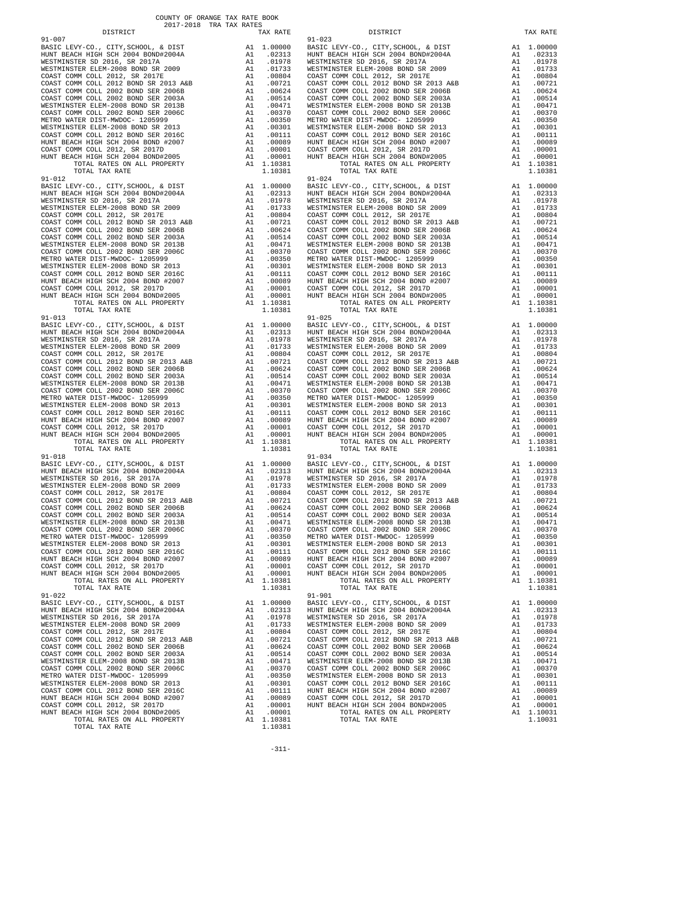COUNTY OF ORANGE TAX RATE BOOK
2017-2018 TRA TAX RATES

| DISTRICT | | TAX RATE |
|---|---|---|
| **91-007** | | |
| BASIC LEVY-CO., CITY,SCHOOL, & DIST | A1 | 1.00000 |
| HUNT BEACH HIGH SCH 2004 BOND#2004A | A1 | .02313 |
| WESTMINSTER SD 2016, SR 2017A | A1 | .01978 |
| WESTMINSTER ELEM-2008 BOND SR 2009 | A1 | .01733 |
| COAST COMM COLL 2012, SR 2017E | A1 | .00804 |
| COAST COMM COLL 2012 BOND SR 2013 A&B | A1 | .00721 |
| COAST COMM COLL 2002 BOND SER 2006B | A1 | .00624 |
| COAST COMM COLL 2002 BOND SER 2003A | A1 | .00514 |
| WESTMINSTER ELEM-2008 BOND SR 2013B | A1 | .00471 |
| COAST COMM COLL 2002 BOND SER 2006C | A1 | .00370 |
| METRO WATER DIST-MWDOC- 1205999 | A1 | .00350 |
| WESTMINSTER ELEM-2008 BOND SR 2013 | A1 | .00301 |
| COAST COMM COLL 2012 BOND SER 2016C | A1 | .00111 |
| HUNT BEACH HIGH SCH 2004 BOND #2007 | A1 | .00089 |
| COAST COMM COLL 2012, SR 2017D | A1 | .00001 |
| HUNT BEACH HIGH SCH 2004 BOND#2005 | A1 | .00001 |
| TOTAL RATES ON ALL PROPERTY | A1 | 1.10381 |
| TOTAL TAX RATE | | 1.10381 |
| **91-012** | | |
| BASIC LEVY-CO., CITY,SCHOOL, & DIST | A1 | 1.00000 |
| HUNT BEACH HIGH SCH 2004 BOND#2004A | A1 | .02313 |
| WESTMINSTER SD 2016, SR 2017A | A1 | .01978 |
| WESTMINSTER ELEM-2008 BOND SR 2009 | A1 | .01733 |
| COAST COMM COLL 2012, SR 2017E | A1 | .00804 |
| COAST COMM COLL 2012 BOND SR 2013 A&B | A1 | .00721 |
| COAST COMM COLL 2002 BOND SER 2006B | A1 | .00624 |
| COAST COMM COLL 2002 BOND SER 2003A | A1 | .00514 |
| WESTMINSTER ELEM-2008 BOND SR 2013B | A1 | .00471 |
| COAST COMM COLL 2002 BOND SER 2006C | A1 | .00370 |
| METRO WATER DIST-MWDOC- 1205999 | A1 | .00350 |
| WESTMINSTER ELEM-2008 BOND SR 2013 | A1 | .00301 |
| COAST COMM COLL 2012 BOND SER 2016C | A1 | .00111 |
| HUNT BEACH HIGH SCH 2004 BOND #2007 | A1 | .00089 |
| COAST COMM COLL 2012, SR 2017D | A1 | .00001 |
| HUNT BEACH HIGH SCH 2004 BOND#2005 | A1 | .00001 |
| TOTAL RATES ON ALL PROPERTY | A1 | 1.10381 |
| TOTAL TAX RATE | | 1.10381 |
| **91-013** | | |
| BASIC LEVY-CO., CITY,SCHOOL, & DIST | A1 | 1.00000 |
| HUNT BEACH HIGH SCH 2004 BOND#2004A | A1 | .02313 |
| WESTMINSTER SD 2016, SR 2017A | A1 | .01978 |
| WESTMINSTER ELEM-2008 BOND SR 2009 | A1 | .01733 |
| COAST COMM COLL 2012, SR 2017E | A1 | .00804 |
| COAST COMM COLL 2012 BOND SR 2013 A&B | A1 | .00721 |
| COAST COMM COLL 2002 BOND SER 2006B | A1 | .00624 |
| COAST COMM COLL 2002 BOND SER 2003A | A1 | .00514 |
| WESTMINSTER ELEM-2008 BOND SR 2013B | A1 | .00471 |
| COAST COMM COLL 2002 BOND SER 2006C | A1 | .00370 |
| METRO WATER DIST-MWDOC- 1205999 | A1 | .00350 |
| WESTMINSTER ELEM-2008 BOND SR 2013 | A1 | .00301 |
| COAST COMM COLL 2012 BOND SER 2016C | A1 | .00111 |
| HUNT BEACH HIGH SCH 2004 BOND #2007 | A1 | .00089 |
| COAST COMM COLL 2012, SR 2017D | A1 | .00001 |
| HUNT BEACH HIGH SCH 2004 BOND#2005 | A1 | .00001 |
| TOTAL RATES ON ALL PROPERTY | A1 | 1.10381 |
| TOTAL TAX RATE | | 1.10381 |
| **91-018** | | |
| BASIC LEVY-CO., CITY,SCHOOL, & DIST | A1 | 1.00000 |
| HUNT BEACH HIGH SCH 2004 BOND#2004A | A1 | .02313 |
| WESTMINSTER SD 2016, SR 2017A | A1 | .01978 |
| WESTMINSTER ELEM-2008 BOND SR 2009 | A1 | .01733 |
| COAST COMM COLL 2012, SR 2017E | A1 | .00804 |
| COAST COMM COLL 2012 BOND SR 2013 A&B | A1 | .00721 |
| COAST COMM COLL 2002 BOND SER 2006B | A1 | .00624 |
| COAST COMM COLL 2002 BOND SER 2003A | A1 | .00514 |
| WESTMINSTER ELEM-2008 BOND SR 2013B | A1 | .00471 |
| COAST COMM COLL 2002 BOND SER 2006C | A1 | .00370 |
| METRO WATER DIST-MWDOC- 1205999 | A1 | .00350 |
| WESTMINSTER ELEM-2008 BOND SR 2013 | A1 | .00301 |
| COAST COMM COLL 2012 BOND SER 2016C | A1 | .00111 |
| HUNT BEACH HIGH SCH 2004 BOND #2007 | A1 | .00089 |
| COAST COMM COLL 2012, SR 2017D | A1 | .00001 |
| HUNT BEACH HIGH SCH 2004 BOND#2005 | A1 | .00001 |
| TOTAL RATES ON ALL PROPERTY | A1 | 1.10381 |
| TOTAL TAX RATE | | 1.10381 |
| **91-022** | | |
| BASIC LEVY-CO., CITY,SCHOOL, & DIST | A1 | 1.00000 |
| HUNT BEACH HIGH SCH 2004 BOND#2004A | A1 | .02313 |
| WESTMINSTER SD 2016, SR 2017A | A1 | .01978 |
| WESTMINSTER ELEM-2008 BOND SR 2009 | A1 | .01733 |
| COAST COMM COLL 2012, SR 2017E | A1 | .00804 |
| COAST COMM COLL 2012 BOND SR 2013 A&B | A1 | .00721 |
| COAST COMM COLL 2002 BOND SER 2006B | A1 | .00624 |
| COAST COMM COLL 2002 BOND SER 2003A | A1 | .00514 |
| WESTMINSTER ELEM-2008 BOND SR 2013B | A1 | .00471 |
| COAST COMM COLL 2002 BOND SER 2006C | A1 | .00370 |
| METRO WATER DIST-MWDOC- 1205999 | A1 | .00350 |
| WESTMINSTER ELEM-2008 BOND SR 2013 | A1 | .00301 |
| COAST COMM COLL 2012 BOND SER 2016C | A1 | .00111 |
| HUNT BEACH HIGH SCH 2004 BOND #2007 | A1 | .00089 |
| COAST COMM COLL 2012, SR 2017D | A1 | .00001 |
| HUNT BEACH HIGH SCH 2004 BOND#2005 | A1 | .00001 |
| TOTAL RATES ON ALL PROPERTY | A1 | 1.10381 |
| TOTAL TAX RATE | | 1.10381 |
| **91-023** | | |
| BASIC LEVY-CO., CITY,SCHOOL, & DIST | A1 | 1.00000 |
| HUNT BEACH HIGH SCH 2004 BOND#2004A | A1 | .02313 |
| WESTMINSTER SD 2016, SR 2017A | A1 | .01978 |
| WESTMINSTER ELEM-2008 BOND SR 2009 | A1 | .01733 |
| COAST COMM COLL 2012, SR 2017E | A1 | .00804 |
| COAST COMM COLL 2012 BOND SR 2013 A&B | A1 | .00721 |
| COAST COMM COLL 2002 BOND SER 2006B | A1 | .00624 |
| COAST COMM COLL 2002 BOND SER 2003A | A1 | .00514 |
| WESTMINSTER ELEM-2008 BOND SR 2013B | A1 | .00471 |
| COAST COMM COLL 2002 BOND SER 2006C | A1 | .00370 |
| METRO WATER DIST-MWDOC- 1205999 | A1 | .00350 |
| WESTMINSTER ELEM-2008 BOND SR 2013 | A1 | .00301 |
| COAST COMM COLL 2012 BOND SER 2016C | A1 | .00111 |
| HUNT BEACH HIGH SCH 2004 BOND #2007 | A1 | .00089 |
| COAST COMM COLL 2012, SR 2017D | A1 | .00001 |
| HUNT BEACH HIGH SCH 2004 BOND#2005 | A1 | .00001 |
| TOTAL RATES ON ALL PROPERTY | A1 | 1.10381 |
| TOTAL TAX RATE | | 1.10381 |
| **91-024** | | |
| BASIC LEVY-CO., CITY,SCHOOL, & DIST | A1 | 1.00000 |
| HUNT BEACH HIGH SCH 2004 BOND#2004A | A1 | .02313 |
| WESTMINSTER SD 2016, SR 2017A | A1 | .01978 |
| WESTMINSTER ELEM-2008 BOND SR 2009 | A1 | .01733 |
| COAST COMM COLL 2012, SR 2017E | A1 | .00804 |
| COAST COMM COLL 2012 BOND SR 2013 A&B | A1 | .00721 |
| COAST COMM COLL 2002 BOND SER 2006B | A1 | .00624 |
| COAST COMM COLL 2002 BOND SER 2003A | A1 | .00514 |
| WESTMINSTER ELEM-2008 BOND SR 2013B | A1 | .00471 |
| COAST COMM COLL 2002 BOND SER 2006C | A1 | .00370 |
| METRO WATER DIST-MWDOC- 1205999 | A1 | .00350 |
| WESTMINSTER ELEM-2008 BOND SR 2013 | A1 | .00301 |
| COAST COMM COLL 2012 BOND SER 2016C | A1 | .00111 |
| HUNT BEACH HIGH SCH 2004 BOND #2007 | A1 | .00089 |
| COAST COMM COLL 2012, SR 2017D | A1 | .00001 |
| HUNT BEACH HIGH SCH 2004 BOND#2005 | A1 | .00001 |
| TOTAL RATES ON ALL PROPERTY | A1 | 1.10381 |
| TOTAL TAX RATE | | 1.10381 |
| **91-025** | | |
| BASIC LEVY-CO., CITY,SCHOOL, & DIST | A1 | 1.00000 |
| HUNT BEACH HIGH SCH 2004 BOND#2004A | A1 | .02313 |
| WESTMINSTER SD 2016, SR 2017A | A1 | .01978 |
| WESTMINSTER ELEM-2008 BOND SR 2009 | A1 | .01733 |
| COAST COMM COLL 2012, SR 2017E | A1 | .00804 |
| COAST COMM COLL 2012 BOND SR 2013 A&B | A1 | .00721 |
| COAST COMM COLL 2002 BOND SER 2006B | A1 | .00624 |
| COAST COMM COLL 2002 BOND SER 2003A | A1 | .00514 |
| WESTMINSTER ELEM-2008 BOND SR 2013B | A1 | .00471 |
| COAST COMM COLL 2002 BOND SER 2006C | A1 | .00370 |
| METRO WATER DIST-MWDOC- 1205999 | A1 | .00350 |
| WESTMINSTER ELEM-2008 BOND SR 2013 | A1 | .00301 |
| COAST COMM COLL 2012 BOND SER 2016C | A1 | .00111 |
| HUNT BEACH HIGH SCH 2004 BOND #2007 | A1 | .00089 |
| COAST COMM COLL 2012, SR 2017D | A1 | .00001 |
| HUNT BEACH HIGH SCH 2004 BOND#2005 | A1 | .00001 |
| TOTAL RATES ON ALL PROPERTY | A1 | 1.10381 |
| TOTAL TAX RATE | | 1.10381 |
| **91-034** | | |
| BASIC LEVY-CO., CITY,SCHOOL, & DIST | A1 | 1.00000 |
| HUNT BEACH HIGH SCH 2004 BOND#2004A | A1 | .02313 |
| WESTMINSTER SD 2016, SR 2017A | A1 | .01978 |
| WESTMINSTER ELEM-2008 BOND SR 2009 | A1 | .01733 |
| COAST COMM COLL 2012, SR 2017E | A1 | .00804 |
| COAST COMM COLL 2012 BOND SR 2013 A&B | A1 | .00721 |
| COAST COMM COLL 2002 BOND SER 2006B | A1 | .00624 |
| COAST COMM COLL 2002 BOND SER 2003A | A1 | .00514 |
| WESTMINSTER ELEM-2008 BOND SR 2013B | A1 | .00471 |
| COAST COMM COLL 2002 BOND SER 2006C | A1 | .00370 |
| METRO WATER DIST-MWDOC- 1205999 | A1 | .00350 |
| WESTMINSTER ELEM-2008 BOND SR 2013 | A1 | .00301 |
| COAST COMM COLL 2012 BOND SER 2016C | A1 | .00111 |
| HUNT BEACH HIGH SCH 2004 BOND #2007 | A1 | .00089 |
| COAST COMM COLL 2012, SR 2017D | A1 | .00001 |
| HUNT BEACH HIGH SCH 2004 BOND#2005 | A1 | .00001 |
| TOTAL RATES ON ALL PROPERTY | A1 | 1.10381 |
| TOTAL TAX RATE | | 1.10381 |
| **91-901** | | |
| BASIC LEVY-CO., CITY,SCHOOL, & DIST | A1 | 1.00000 |
| HUNT BEACH HIGH SCH 2004 BOND#2004A | A1 | .02313 |
| WESTMINSTER SD 2016, SR 2017A | A1 | .01978 |
| WESTMINSTER ELEM-2008 BOND SR 2009 | A1 | .01733 |
| COAST COMM COLL 2012, SR 2017E | A1 | .00804 |
| COAST COMM COLL 2012 BOND SR 2013 A&B | A1 | .00721 |
| COAST COMM COLL 2002 BOND SER 2006B | A1 | .00624 |
| COAST COMM COLL 2002 BOND SER 2003A | A1 | .00514 |
| WESTMINSTER ELEM-2008 BOND SR 2013B | A1 | .00471 |
| COAST COMM COLL 2002 BOND SER 2006C | A1 | .00370 |
| WESTMINSTER ELEM-2008 BOND SR 2013 | A1 | .00301 |
| COAST COMM COLL 2012 BOND SER 2016C | A1 | .00111 |
| HUNT BEACH HIGH SCH 2004 BOND #2007 | A1 | .00089 |
| COAST COMM COLL 2012, SR 2017D | A1 | .00001 |
| HUNT BEACH HIGH SCH 2004 BOND#2005 | A1 | .00001 |
| TOTAL RATES ON ALL PROPERTY | A1 | 1.10031 |
| TOTAL TAX RATE | | 1.10031 |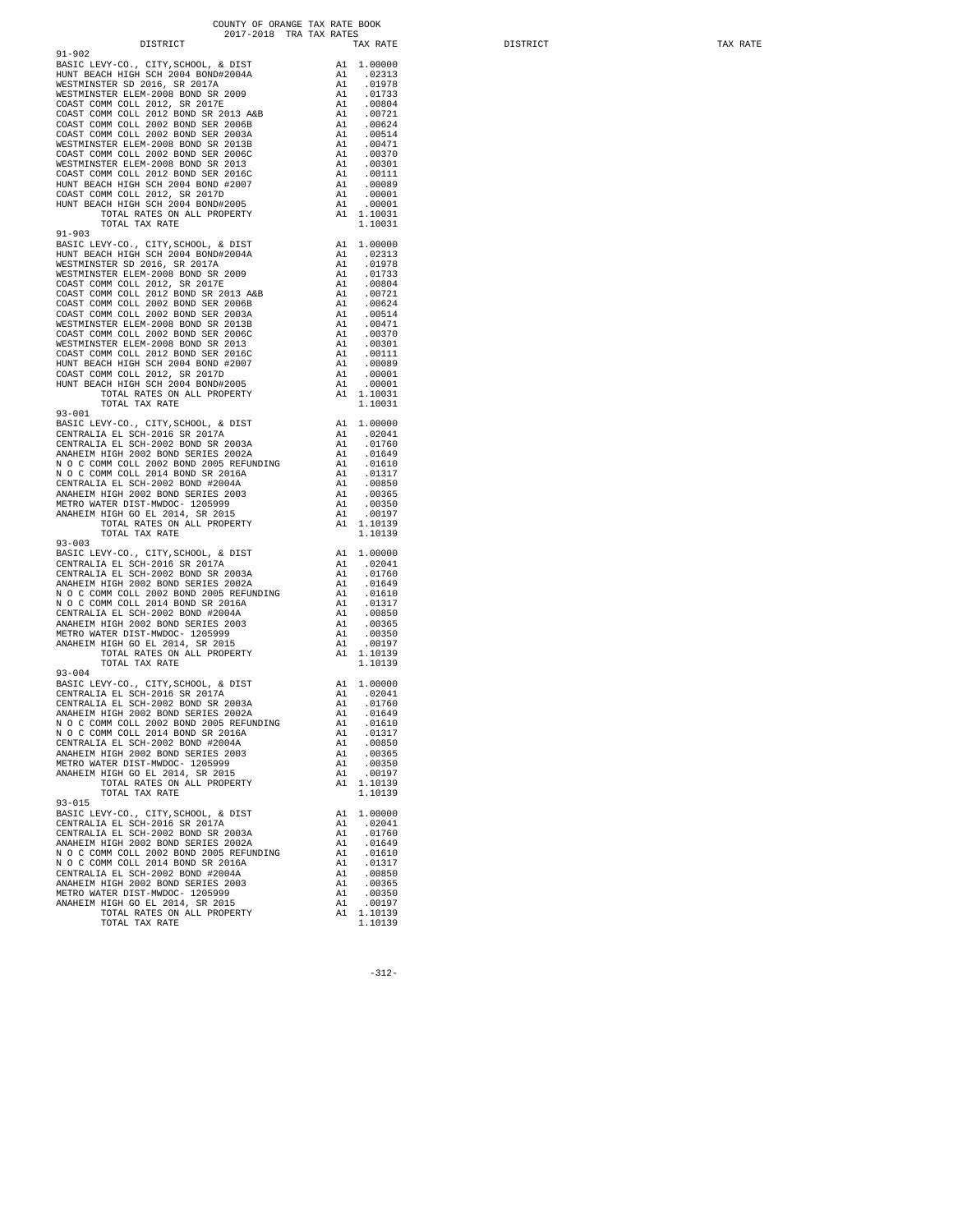COUNTY OF ORANGE TAX RATE BOOK
2017-2018 TRA TAX RATES

| DISTRICT | | TAX RATE |
| --- | --- | --- |
| 91-902 | | |
| BASIC LEVY-CO., CITY,SCHOOL, & DIST | A1 | 1.00000 |
| HUNT BEACH HIGH SCH 2004 BOND#2004A | A1 | .02313 |
| WESTMINSTER SD 2016, SR 2017A | A1 | .01978 |
| WESTMINSTER ELEM-2008 BOND SR 2009 | A1 | .01733 |
| COAST COMM COLL 2012, SR 2017E | A1 | .00804 |
| COAST COMM COLL 2012 BOND SR 2013 A&B | A1 | .00721 |
| COAST COMM COLL 2002 BOND SER 2006B | A1 | .00624 |
| COAST COMM COLL 2002 BOND SER 2003A | A1 | .00514 |
| WESTMINSTER ELEM-2008 BOND SR 2013B | A1 | .00471 |
| COAST COMM COLL 2002 BOND SER 2006C | A1 | .00370 |
| WESTMINSTER ELEM-2008 BOND SR 2013 | A1 | .00301 |
| COAST COMM COLL 2012 BOND SER 2016C | A1 | .00111 |
| HUNT BEACH HIGH SCH 2004 BOND #2007 | A1 | .00089 |
| COAST COMM COLL 2012, SR 2017D | A1 | .00001 |
| HUNT BEACH HIGH SCH 2004 BOND#2005 | A1 | .00001 |
| TOTAL RATES ON ALL PROPERTY | A1 | 1.10031 |
| TOTAL TAX RATE | | 1.10031 |
| 91-903 | | |
| BASIC LEVY-CO., CITY,SCHOOL, & DIST | A1 | 1.00000 |
| HUNT BEACH HIGH SCH 2004 BOND#2004A | A1 | .02313 |
| WESTMINSTER SD 2016, SR 2017A | A1 | .01978 |
| WESTMINSTER ELEM-2008 BOND SR 2009 | A1 | .01733 |
| COAST COMM COLL 2012, SR 2017E | A1 | .00804 |
| COAST COMM COLL 2012 BOND SR 2013 A&B | A1 | .00721 |
| COAST COMM COLL 2002 BOND SER 2006B | A1 | .00624 |
| COAST COMM COLL 2002 BOND SER 2003A | A1 | .00514 |
| WESTMINSTER ELEM-2008 BOND SR 2013B | A1 | .00471 |
| COAST COMM COLL 2002 BOND SER 2006C | A1 | .00370 |
| WESTMINSTER ELEM-2008 BOND SR 2013 | A1 | .00301 |
| COAST COMM COLL 2012 BOND SER 2016C | A1 | .00111 |
| HUNT BEACH HIGH SCH 2004 BOND #2007 | A1 | .00089 |
| COAST COMM COLL 2012, SR 2017D | A1 | .00001 |
| HUNT BEACH HIGH SCH 2004 BOND#2005 | A1 | .00001 |
| TOTAL RATES ON ALL PROPERTY | A1 | 1.10031 |
| TOTAL TAX RATE | | 1.10031 |
| 93-001 | | |
| BASIC LEVY-CO., CITY,SCHOOL, & DIST | A1 | 1.00000 |
| CENTRALIA EL SCH-2016 SR 2017A | A1 | .02041 |
| CENTRALIA EL SCH-2002 BOND SR 2003A | A1 | .01760 |
| ANAHEIM HIGH 2002 BOND SERIES 2002A | A1 | .01649 |
| N O C COMM COLL 2002 BOND 2005 REFUNDING | A1 | .01610 |
| N O C COMM COLL 2014 BOND SR 2016A | A1 | .01317 |
| CENTRALIA EL SCH-2002 BOND #2004A | A1 | .00850 |
| ANAHEIM HIGH 2002 BOND SERIES 2003 | A1 | .00365 |
| METRO WATER DIST-MWDOC- 1205999 | A1 | .00350 |
| ANAHEIM HIGH GO EL 2014, SR 2015 | A1 | .00197 |
| TOTAL RATES ON ALL PROPERTY | A1 | 1.10139 |
| TOTAL TAX RATE | | 1.10139 |
| 93-003 | | |
| BASIC LEVY-CO., CITY,SCHOOL, & DIST | A1 | 1.00000 |
| CENTRALIA EL SCH-2016 SR 2017A | A1 | .02041 |
| CENTRALIA EL SCH-2002 BOND SR 2003A | A1 | .01760 |
| ANAHEIM HIGH 2002 BOND SERIES 2002A | A1 | .01649 |
| N O C COMM COLL 2002 BOND 2005 REFUNDING | A1 | .01610 |
| N O C COMM COLL 2014 BOND SR 2016A | A1 | .01317 |
| CENTRALIA EL SCH-2002 BOND #2004A | A1 | .00850 |
| ANAHEIM HIGH 2002 BOND SERIES 2003 | A1 | .00365 |
| METRO WATER DIST-MWDOC- 1205999 | A1 | .00350 |
| ANAHEIM HIGH GO EL 2014, SR 2015 | A1 | .00197 |
| TOTAL RATES ON ALL PROPERTY | A1 | 1.10139 |
| TOTAL TAX RATE | | 1.10139 |
| 93-004 | | |
| BASIC LEVY-CO., CITY,SCHOOL, & DIST | A1 | 1.00000 |
| CENTRALIA EL SCH-2016 SR 2017A | A1 | .02041 |
| CENTRALIA EL SCH-2002 BOND SR 2003A | A1 | .01760 |
| ANAHEIM HIGH 2002 BOND SERIES 2002A | A1 | .01649 |
| N O C COMM COLL 2002 BOND 2005 REFUNDING | A1 | .01610 |
| N O C COMM COLL 2014 BOND SR 2016A | A1 | .01317 |
| CENTRALIA EL SCH-2002 BOND #2004A | A1 | .00850 |
| ANAHEIM HIGH 2002 BOND SERIES 2003 | A1 | .00365 |
| METRO WATER DIST-MWDOC- 1205999 | A1 | .00350 |
| ANAHEIM HIGH GO EL 2014, SR 2015 | A1 | .00197 |
| TOTAL RATES ON ALL PROPERTY | A1 | 1.10139 |
| TOTAL TAX RATE | | 1.10139 |
| 93-015 | | |
| BASIC LEVY-CO., CITY,SCHOOL, & DIST | A1 | 1.00000 |
| CENTRALIA EL SCH-2016 SR 2017A | A1 | .02041 |
| CENTRALIA EL SCH-2002 BOND SR 2003A | A1 | .01760 |
| ANAHEIM HIGH 2002 BOND SERIES 2002A | A1 | .01649 |
| N O C COMM COLL 2002 BOND 2005 REFUNDING | A1 | .01610 |
| N O C COMM COLL 2014 BOND SR 2016A | A1 | .01317 |
| CENTRALIA EL SCH-2002 BOND #2004A | A1 | .00850 |
| ANAHEIM HIGH 2002 BOND SERIES 2003 | A1 | .00365 |
| METRO WATER DIST-MWDOC- 1205999 | A1 | .00350 |
| ANAHEIM HIGH GO EL 2014, SR 2015 | A1 | .00197 |
| TOTAL RATES ON ALL PROPERTY | A1 | 1.10139 |
| TOTAL TAX RATE | | 1.10139 |